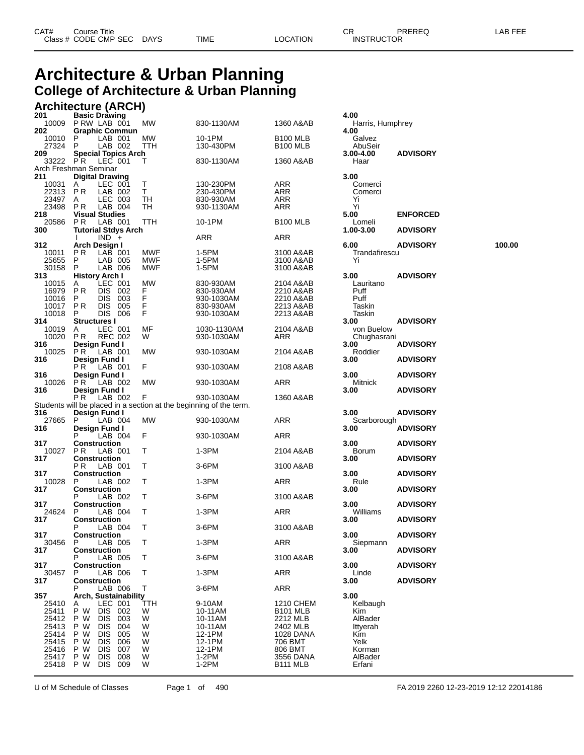# Architecture & Urban Planning

## College of Architecture & Urban Planning

### Architecture (ARCH)

| CAT# / Class # | Course Title / CODE CMP SEC | DAYS | TIME | LOCATION | CR / INSTRUCTOR | PREREQ | LAB FEE |
|---|---|---|---|---|---|---|---|
| **201** | **Basic Drawing** | | | | **4.00** | | |
| 10009 | P RW LAB 001 | MW | 830-1130AM | 1360 A&AB | Harris, Humphrey | | |
| **202** | **Graphic Commun** | | | | **4.00** | | |
| 10010 | P LAB 001 | MW | 10-1PM | B100 MLB | Galvez | | |
| 27324 | P LAB 002 | TTH | 130-430PM | B100 MLB | AbuSeir | | |
| **209** | **Special Topics Arch** | | | | **3.00-4.00** | **ADVISORY** | |
| 33222 | P R LEC 001 | T | 830-1130AM | 1360 A&AB | Haar | | |
| Arch Freshman Seminar | | | | | | | |
| **211** | **Digital Drawing** | | | | **3.00** | | |
| 10031 | A LEC 001 | T | 130-230PM | ARR | Comerci | | |
| 22313 | P R LAB 002 | T | 230-430PM | ARR | Comerci | | |
| 23497 | A LEC 003 | TH | 830-930AM | ARR | Yi | | |
| 23498 | P R LAB 004 | TH | 930-1130AM | ARR | Yi | | |
| **218** | **Visual Studies** | | | | **5.00** | **ENFORCED** | |
| 20586 | P R LAB 001 | TTH | 10-1PM | B100 MLB | Lomeli | | |
| **300** | **Tutorial Stdys Arch** | | | | **1.00-3.00** | **ADVISORY** | |
| | I IND + | | ARR | ARR | | | |
| **312** | **Arch Design I** | | | | **6.00** | **ADVISORY** | **100.00** |
| 10011 | P R LAB 001 | MWF | 1-5PM | 3100 A&AB | Trandafirescu | | |
| 25655 | P LAB 005 | MWF | 1-5PM | 3100 A&AB | Yi | | |
| 30158 | P LAB 006 | MWF | 1-5PM | 3100 A&AB | | | |
| **313** | **History Arch I** | | | | **3.00** | **ADVISORY** | |
| 10015 | A LEC 001 | MW | 830-930AM | 2104 A&AB | Lauritano | | |
| 16979 | P R DIS 002 | F | 830-930AM | 2210 A&AB | Puff | | |
| 10016 | P DIS 003 | F | 930-1030AM | 2210 A&AB | Puff | | |
| 10017 | P R DIS 005 | F | 830-930AM | 2213 A&AB | Taskin | | |
| 10018 | P DIS 006 | F | 930-1030AM | 2213 A&AB | Taskin | | |
| **314** | **Structures I** | | | | **3.00** | **ADVISORY** | |
| 10019 | A LEC 001 | MF | 1030-1130AM | 2104 A&AB | von Buelow | | |
| 10020 | P R REC 002 | W | 930-1030AM | ARR | Chughasrani | | |
| **316** | **Design Fund I** | | | | **3.00** | **ADVISORY** | |
| 10025 | P R LAB 001 | MW | 930-1030AM | 2104 A&AB | Roddier | | |
| **316** | **Design Fund I** | | | | **3.00** | **ADVISORY** | |
| | P R LAB 001 | F | 930-1030AM | 2108 A&AB | | | |
| **316** | **Design Fund I** | | | | **3.00** | **ADVISORY** | |
| 10026 | P R LAB 002 | MW | 930-1030AM | ARR | Mitnick | | |
| **316** | **Design Fund I** | | | | **3.00** | **ADVISORY** | |
| | P R LAB 002 | F | 930-1030AM | 1360 A&AB | | | |
| Students will be placed in a section at the beginning of the term. | | | | | | | |
| **316** | **Design Fund I** | | | | **3.00** | **ADVISORY** | |
| 27665 | P LAB 004 | MW | 930-1030AM | ARR | Scarborough | | |
| **316** | **Design Fund I** | | | | **3.00** | **ADVISORY** | |
| | P LAB 004 | F | 930-1030AM | ARR | | | |
| **317** | **Construction** | | | | **3.00** | **ADVISORY** | |
| 10027 | P R LAB 001 | T | 1-3PM | 2104 A&AB | Borum | | |
| **317** | **Construction** | | | | **3.00** | **ADVISORY** | |
| | P R LAB 001 | T | 3-6PM | 3100 A&AB | | | |
| **317** | **Construction** | | | | **3.00** | **ADVISORY** | |
| 10028 | P LAB 002 | T | 1-3PM | ARR | Rule | | |
| **317** | **Construction** | | | | **3.00** | **ADVISORY** | |
| | P LAB 002 | T | 3-6PM | 3100 A&AB | | | |
| **317** | **Construction** | | | | **3.00** | **ADVISORY** | |
| 24624 | P LAB 004 | T | 1-3PM | ARR | Williams | | |
| **317** | **Construction** | | | | **3.00** | **ADVISORY** | |
| | P LAB 004 | T | 3-6PM | 3100 A&AB | | | |
| **317** | **Construction** | | | | **3.00** | **ADVISORY** | |
| 30456 | P LAB 005 | T | 1-3PM | ARR | Siepmann | | |
| **317** | **Construction** | | | | **3.00** | **ADVISORY** | |
| | P LAB 005 | T | 3-6PM | 3100 A&AB | | | |
| **317** | **Construction** | | | | **3.00** | **ADVISORY** | |
| 30457 | P LAB 006 | T | 1-3PM | ARR | Linde | | |
| **317** | **Construction** | | | | **3.00** | **ADVISORY** | |
| | P LAB 006 | T | 3-6PM | ARR | | | |
| **357** | **Arch, Sustainability** | | | | **3.00** | | |
| 25410 | A LEC 001 | TTH | 9-10AM | 1210 CHEM | Kelbaugh | | |
| 25411 | P W DIS 002 | W | 10-11AM | B101 MLB | Kim | | |
| 25412 | P W DIS 003 | W | 10-11AM | 2212 MLB | AlBader | | |
| 25413 | P W DIS 004 | W | 10-11AM | 2402 MLB | Ittyerah | | |
| 25414 | P W DIS 005 | W | 12-1PM | 1028 DANA | Kim | | |
| 25415 | P W DIS 006 | W | 12-1PM | 706 BMT | Yelk | | |
| 25416 | P W DIS 007 | W | 12-1PM | 806 BMT | Korman | | |
| 25417 | P W DIS 008 | W | 1-2PM | 3556 DANA | AlBader | | |
| 25418 | P W DIS 009 | W | 1-2PM | B111 MLB | Erfani | | |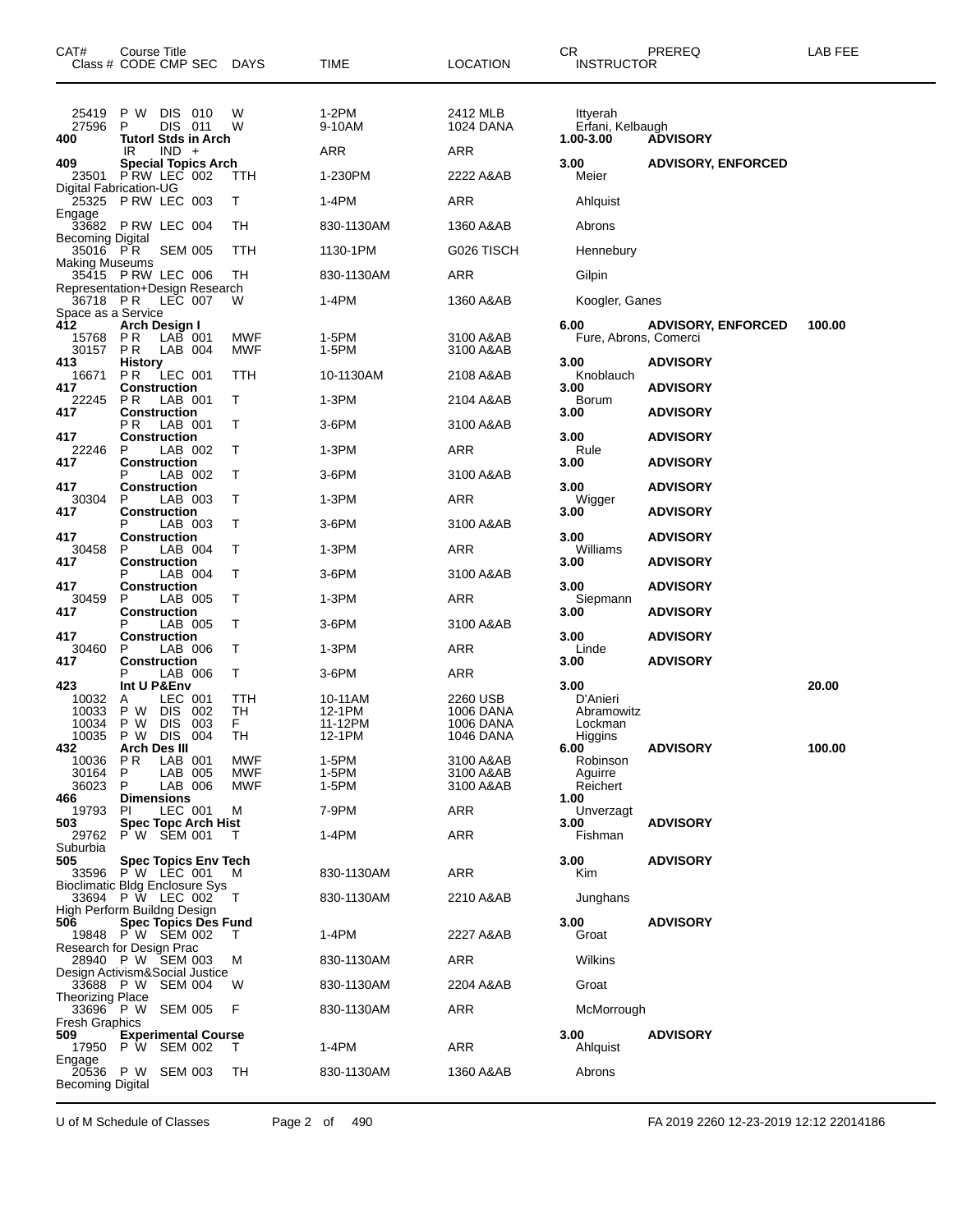| CAT# | Course Title<br>Class # CODE CMP SEC | DAYS | TIME | LOCATION | CR<br>INSTRUCTOR | PREREQ | LAB FEE |
|---|---|---|---|---|---|---|---|
| 25419 | P W DIS 010 | W | 1-2PM | 2412 MLB | Ittyerah | | |
| 27596 | P DIS 011 | W | 9-10AM | 1024 DANA | Erfani, Kelbaugh | | |
| **400** | **Tutorl Stds in Arch** | | | | **1.00-3.00** | **ADVISORY** | |
| | IR IND + | | ARR | ARR | | | |
| **409** | **Special Topics Arch** | | | | **3.00** | **ADVISORY, ENFORCED** | |
| 23501 | P RW LEC 002 | TTH | 1-230PM | 2222 A&AB | Meier | | |
| Digital Fabrication-UG | | | | | | | |
| 25325 | P RW LEC 003 | T | 1-4PM | ARR | Ahlquist | | |
| Engage | | | | | | | |
| 33682 | P RW LEC 004 | TH | 830-1130AM | 1360 A&AB | Abrons | | |
| Becoming Digital | | | | | | | |
| 35016 | P R SEM 005 | TTH | 1130-1PM | G026 TISCH | Hennebury | | |
| Making Museums | | | | | | | |
| 35415 | P RW LEC 006 | TH | 830-1130AM | ARR | Gilpin | | |
| Representation+Design Research | | | | | | | |
| 36718 | P R LEC 007 | W | 1-4PM | 1360 A&AB | Koogler, Ganes | | |
| Space as a Service | | | | | | | |
| **412** | **Arch Design I** | | | | **6.00** | **ADVISORY, ENFORCED** | **100.00** |
| 15768 | P R LAB 001 | MWF | 1-5PM | 3100 A&AB | Fure, Abrons, Comerci | | |
| 30157 | P R LAB 004 | MWF | 1-5PM | 3100 A&AB | | | |
| **413** | **History** | | | | **3.00** | **ADVISORY** | |
| 16671 | P R LEC 001 | TTH | 10-1130AM | 2108 A&AB | Knoblauch | | |
| **417** | **Construction** | | | | **3.00** | **ADVISORY** | |
| 22245 | P R LAB 001 | T | 1-3PM | 2104 A&AB | Borum | | |
| **417** | **Construction** | | | | **3.00** | **ADVISORY** | |
| | P R LAB 001 | T | 3-6PM | 3100 A&AB | | | |
| **417** | **Construction** | | | | **3.00** | **ADVISORY** | |
| 22246 | P LAB 002 | T | 1-3PM | ARR | Rule | | |
| **417** | **Construction** | | | | **3.00** | **ADVISORY** | |
| | P LAB 002 | T | 3-6PM | 3100 A&AB | | | |
| **417** | **Construction** | | | | **3.00** | **ADVISORY** | |
| 30304 | P LAB 003 | T | 1-3PM | ARR | Wigger | | |
| **417** | **Construction** | | | | **3.00** | **ADVISORY** | |
| | P LAB 003 | T | 3-6PM | 3100 A&AB | | | |
| **417** | **Construction** | | | | **3.00** | **ADVISORY** | |
| 30458 | P LAB 004 | T | 1-3PM | ARR | Williams | | |
| **417** | **Construction** | | | | **3.00** | **ADVISORY** | |
| | P LAB 004 | T | 3-6PM | 3100 A&AB | | | |
| **417** | **Construction** | | | | **3.00** | **ADVISORY** | |
| 30459 | P LAB 005 | T | 1-3PM | ARR | Siepmann | | |
| **417** | **Construction** | | | | **3.00** | **ADVISORY** | |
| | P LAB 005 | T | 3-6PM | 3100 A&AB | | | |
| **417** | **Construction** | | | | **3.00** | **ADVISORY** | |
| 30460 | P LAB 006 | T | 1-3PM | ARR | Linde | | |
| **417** | **Construction** | | | | **3.00** | **ADVISORY** | |
| | P LAB 006 | T | 3-6PM | ARR | | | |
| **423** | **Int U P&Env** | | | | **3.00** | | **20.00** |
| 10032 | A LEC 001 | TTH | 10-11AM | 2260 USB | D'Anieri | | |
| 10033 | P W DIS 002 | TH | 12-1PM | 1006 DANA | Abramowitz | | |
| 10034 | P W DIS 003 | F | 11-12PM | 1006 DANA | Lockman | | |
| 10035 | P W DIS 004 | TH | 12-1PM | 1046 DANA | Higgins | | |
| **432** | **Arch Des III** | | | | **6.00** | **ADVISORY** | **100.00** |
| 10036 | P R LAB 001 | MWF | 1-5PM | 3100 A&AB | Robinson | | |
| 30164 | P LAB 005 | MWF | 1-5PM | 3100 A&AB | Aguirre | | |
| 36023 | P LAB 006 | MWF | 1-5PM | 3100 A&AB | Reichert | | |
| **466** | **Dimensions** | | | | **1.00** | | |
| 19793 | PI LEC 001 | M | 7-9PM | ARR | Unverzagt | | |
| **503** | **Spec Topc Arch Hist** | | | | **3.00** | **ADVISORY** | |
| 29762 | P W SEM 001 | T | 1-4PM | ARR | Fishman | | |
| Suburbia | | | | | | | |
| **505** | **Spec Topics Env Tech** | | | | **3.00** | **ADVISORY** | |
| 33596 | P W LEC 001 | M | 830-1130AM | ARR | Kim | | |
| Bioclimatic Bldg Enclosure Sys | | | | | | | |
| 33694 | P W LEC 002 | T | 830-1130AM | 2210 A&AB | Junghans | | |
| High Perform Buildng Design | | | | | | | |
| **506** | **Spec Topics Des Fund** | | | | **3.00** | **ADVISORY** | |
| 19848 | P W SEM 002 | T | 1-4PM | 2227 A&AB | Groat | | |
| Research for Design Prac | | | | | | | |
| 28940 | P W SEM 003 | M | 830-1130AM | ARR | Wilkins | | |
| Design Activism&Social Justice | | | | | | | |
| 33688 | P W SEM 004 | W | 830-1130AM | 2204 A&AB | Groat | | |
| Theorizing Place | | | | | | | |
| 33696 | P W SEM 005 | F | 830-1130AM | ARR | McMorrough | | |
| Fresh Graphics | | | | | | | |
| **509** | **Experimental Course** | | | | **3.00** | **ADVISORY** | |
| 17950 | P W SEM 002 | T | 1-4PM | ARR | Ahlquist | | |
| Engage | | | | | | | |
| 20536 | P W SEM 003 | TH | 830-1130AM | 1360 A&AB | Abrons | | |
| Becoming Digital | | | | | | | |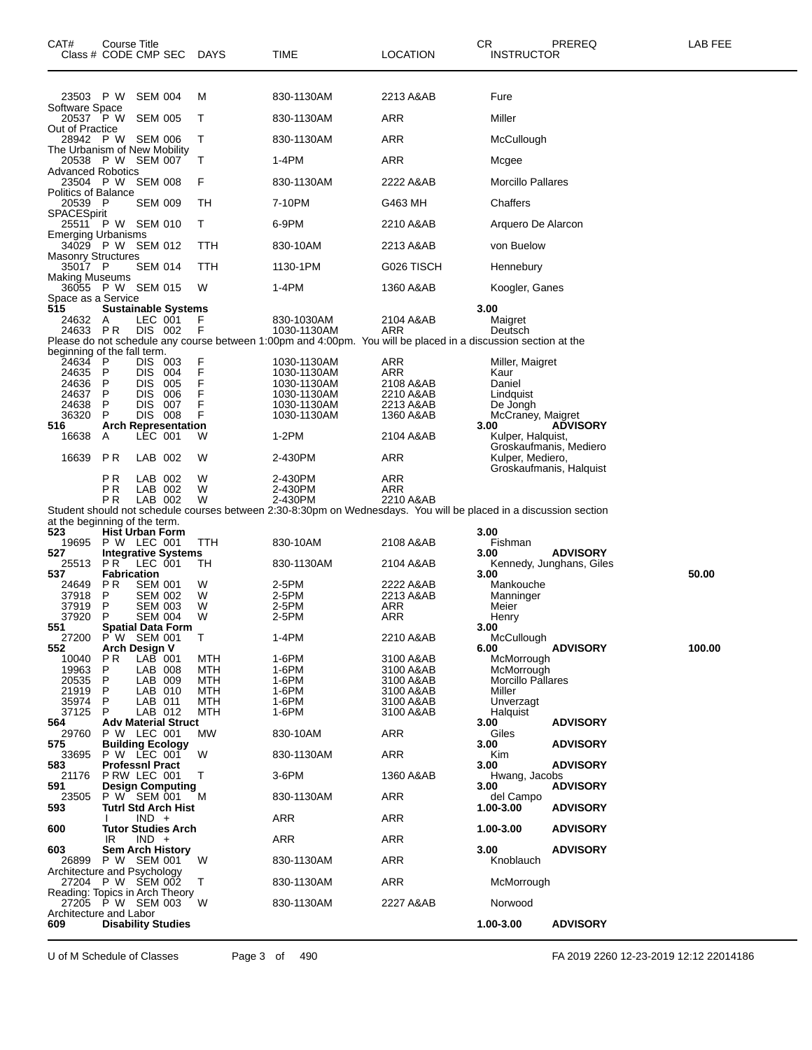| CAT# Class # | Course Title CODE CMP SEC | DAYS | TIME | LOCATION | CR INSTRUCTOR | PREREQ | LAB FEE |
|---|---|---|---|---|---|---|---|
| 23503 | P W SEM 004 | M | 830-1130AM | 2213 A&AB | Fure | | |
| Software Space | | | | | | | |
| 20537 | P W SEM 005 | T | 830-1130AM | ARR | Miller | | |
| Out of Practice | | | | | | | |
| 28942 | P W SEM 006 | T | 830-1130AM | ARR | McCullough | | |
| The Urbanism of New Mobility | | | | | | | |
| 20538 | P W SEM 007 | T | 1-4PM | ARR | Mcgee | | |
| Advanced Robotics | | | | | | | |
| 23504 | P W SEM 008 | F | 830-1130AM | 2222 A&AB | Morcillo Pallares | | |
| Politics of Balance | | | | | | | |
| 20539 | P SEM 009 | TH | 7-10PM | G463 MH | Chaffers | | |
| SPACESpirit | | | | | | | |
| 25511 | P W SEM 010 | T | 6-9PM | 2210 A&AB | Arquero De Alarcon | | |
| Emerging Urbanisms | | | | | | | |
| 34029 | P W SEM 012 | TTH | 830-10AM | 2213 A&AB | von Buelow | | |
| Masonry Structures | | | | | | | |
| 35017 | P SEM 014 | TTH | 1130-1PM | G026 TISCH | Hennebury | | |
| Making Museums | | | | | | | |
| 36055 | P W SEM 015 | W | 1-4PM | 1360 A&AB | Koogler, Ganes | | |
| Space as a Service | | | | | | | |
| **515** | **Sustainable Systems** | | | | **3.00** | | |
| 24632 | A LEC 001 | F | 830-1030AM | 2104 A&AB | Maigret | | |
| 24633 | P R DIS 002 | F | 1030-1130AM | ARR | Deutsch | | |
| Please do not schedule any course between 1:00pm and 4:00pm. You will be placed in a discussion section at the beginning of the fall term. | | | | | | | |
| 24634 | P DIS 003 | F | 1030-1130AM | ARR | Miller, Maigret | | |
| 24635 | P DIS 004 | F | 1030-1130AM | ARR | Kaur | | |
| 24636 | P DIS 005 | F | 1030-1130AM | 2108 A&AB | Daniel | | |
| 24637 | P DIS 006 | F | 1030-1130AM | 2210 A&AB | Lindquist | | |
| 24638 | P DIS 007 | F | 1030-1130AM | 2213 A&AB | De Jongh | | |
| 36320 | P DIS 008 | F | 1030-1130AM | 1360 A&AB | McCraney, Maigret | | |
| **516** | **Arch Representation** | | | | **3.00** | **ADVISORY** | |
| 16638 | A LEC 001 | W | 1-2PM | 2104 A&AB | Kulper, Halquist, Groskaufmanis, Mediero | | |
| 16639 | P R LAB 002 | W | 2-430PM | ARR | Kulper, Mediero, Groskaufmanis, Halquist | | |
| | P R LAB 002 | W | 2-430PM | ARR | | | |
| | P R LAB 002 | W | 2-430PM | ARR | | | |
| | P R LAB 002 | W | 2-430PM | 2210 A&AB | | | |
| Student should not schedule courses between 2:30-8:30pm on Wednesdays. You will be placed in a discussion section at the beginning of the term. | | | | | | | |
| **523** | **Hist Urban Form** | | | | **3.00** | | |
| 19695 | P W LEC 001 | TTH | 830-10AM | 2108 A&AB | Fishman | | |
| **527** | **Integrative Systems** | | | | **3.00** | **ADVISORY** | |
| 25513 | P R LEC 001 | TH | 830-1130AM | 2104 A&AB | Kennedy, Junghans, Giles | | |
| **537** | **Fabrication** | | | | **3.00** | | **50.00** |
| 24649 | P R SEM 001 | W | 2-5PM | 2222 A&AB | Mankouche | | |
| 37918 | P SEM 002 | W | 2-5PM | 2213 A&AB | Manninger | | |
| 37919 | P SEM 003 | W | 2-5PM | ARR | Meier | | |
| 37920 | P SEM 004 | W | 2-5PM | ARR | Henry | | |
| **551** | **Spatial Data Form** | | | | **3.00** | | |
| 27200 | P W SEM 001 | T | 1-4PM | 2210 A&AB | McCullough | | |
| **552** | **Arch Design V** | | | | **6.00** | **ADVISORY** | **100.00** |
| 10040 | P R LAB 001 | MTH | 1-6PM | 3100 A&AB | McMorrough | | |
| 19963 | P LAB 008 | MTH | 1-6PM | 3100 A&AB | McMorrough | | |
| 20535 | P LAB 009 | MTH | 1-6PM | 3100 A&AB | Morcillo Pallares | | |
| 21919 | P LAB 010 | MTH | 1-6PM | 3100 A&AB | Miller | | |
| 35974 | P LAB 011 | MTH | 1-6PM | 3100 A&AB | Unverzagt | | |
| 37125 | P LAB 012 | MTH | 1-6PM | 3100 A&AB | Halquist | | |
| **564** | **Adv Material Struct** | | | | **3.00** | **ADVISORY** | |
| 29760 | P W LEC 001 | MW | 830-10AM | ARR | Giles | | |
| **575** | **Building Ecology** | | | | **3.00** | **ADVISORY** | |
| 33695 | P W LEC 001 | W | 830-1130AM | ARR | Kim | | |
| **583** | **Professnl Pract** | | | | **3.00** | **ADVISORY** | |
| 21176 | P RW LEC 001 | T | 3-6PM | 1360 A&AB | Hwang, Jacobs | | |
| **591** | **Design Computing** | | | | **3.00** | **ADVISORY** | |
| 23505 | P W SEM 001 | M | 830-1130AM | ARR | del Campo | | |
| **593** | **Tutrl Std Arch Hist** | | | | **1.00-3.00** | **ADVISORY** | |
| | I IND + | | ARR | ARR | | | |
| **600** | **Tutor Studies Arch** | | | | **1.00-3.00** | **ADVISORY** | |
| | IR IND + | | ARR | ARR | | | |
| **603** | **Sem Arch History** | | | | **3.00** | **ADVISORY** | |
| 26899 | P W SEM 001 | W | 830-1130AM | ARR | Knoblauch | | |
| Architecture and Psychology | | | | | | | |
| 27204 | P W SEM 002 | T | 830-1130AM | ARR | McMorrough | | |
| Reading: Topics in Arch Theory | | | | | | | |
| 27205 | P W SEM 003 | W | 830-1130AM | 2227 A&AB | Norwood | | |
| Architecture and Labor | | | | | | | |
| **609** | **Disability Studies** | | | | **1.00-3.00** | **ADVISORY** | |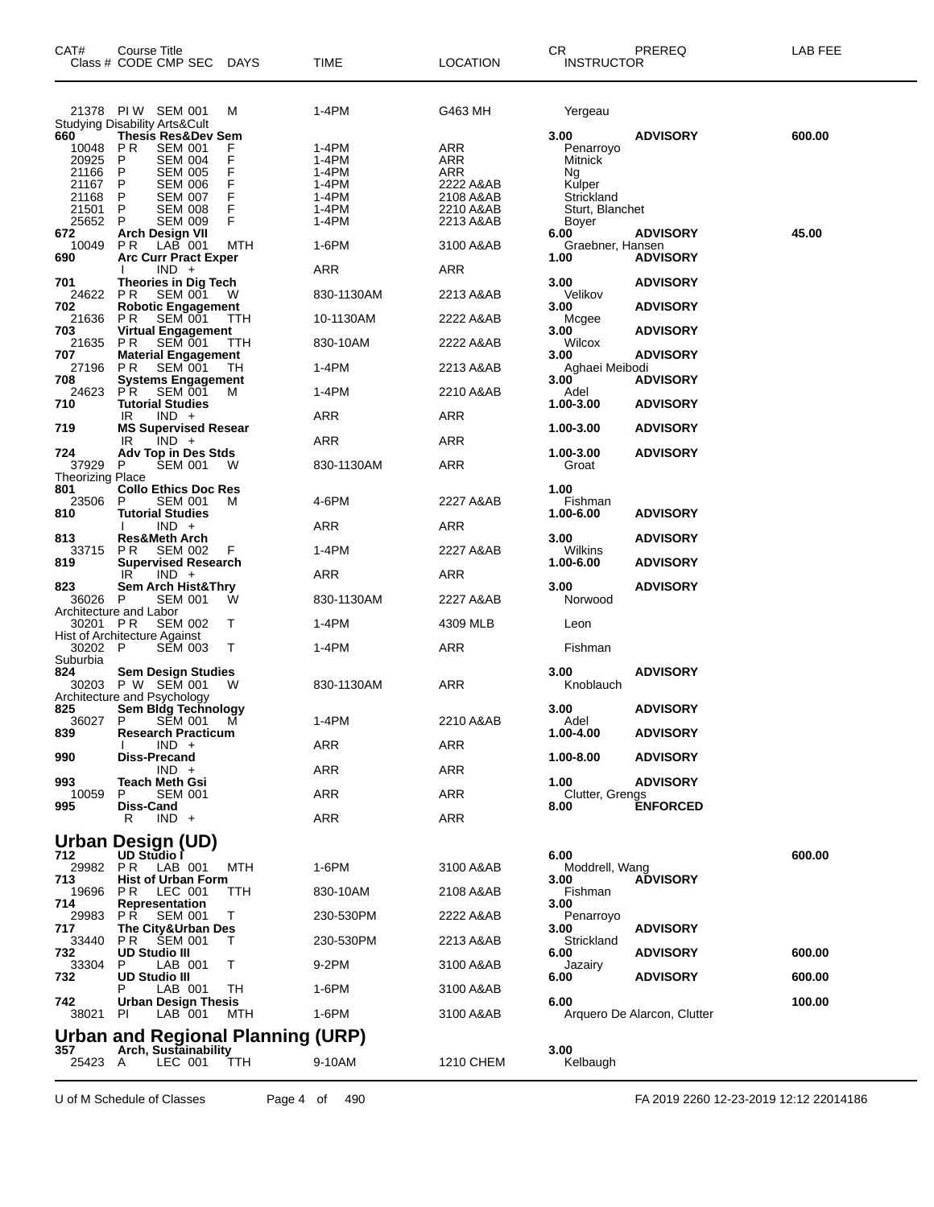| CAT# | Course Title Class # CODE CMP SEC | DAYS | TIME | LOCATION | CR INSTRUCTOR | PREREQ | LAB FEE |
|---|---|---|---|---|---|---|---|
| | 21378 PI W SEM 001 | M | 1-4PM | G463 MH | Yergeau | | |
| | Studying Disability Arts&Cult | | | | | | |
| **660** | **Thesis Res&Dev Sem** | | | | **3.00** | **ADVISORY** | **600.00** |
| | 10048 P R SEM 001 | F | 1-4PM | ARR | Penarroyo | | |
| | 20925 P SEM 004 | F | 1-4PM | ARR | Mitnick | | |
| | 21166 P SEM 005 | F | 1-4PM | ARR | Ng | | |
| | 21167 P SEM 006 | F | 1-4PM | 2222 A&AB | Kulper | | |
| | 21168 P SEM 007 | F | 1-4PM | 2108 A&AB | Strickland | | |
| | 21501 P SEM 008 | F | 1-4PM | 2210 A&AB | Sturt, Blanchet | | |
| | 25652 P SEM 009 | F | 1-4PM | 2213 A&AB | Boyer | | |
| **672** | **Arch Design VII** | | | | **6.00** | **ADVISORY** | **45.00** |
| | 10049 P R LAB 001 | MTH | 1-6PM | 3100 A&AB | Graebner, Hansen | | |
| **690** | **Arc Curr Pract Exper** | | | | **1.00** | **ADVISORY** | |
| | I IND + | | ARR | ARR | | | |
| **701** | **Theories in Dig Tech** | | | | **3.00** | **ADVISORY** | |
| | 24622 P R SEM 001 | W | 830-1130AM | 2213 A&AB | Velikov | | |
| **702** | **Robotic Engagement** | | | | **3.00** | **ADVISORY** | |
| | 21636 P R SEM 001 | TTH | 10-1130AM | 2222 A&AB | Mcgee | | |
| **703** | **Virtual Engagement** | | | | **3.00** | **ADVISORY** | |
| | 21635 P R SEM 001 | TTH | 830-10AM | 2222 A&AB | Wilcox | | |
| **707** | **Material Engagement** | | | | **3.00** | **ADVISORY** | |
| | 27196 P R SEM 001 | TH | 1-4PM | 2213 A&AB | Aghaei Meibodi | | |
| **708** | **Systems Engagement** | | | | **3.00** | **ADVISORY** | |
| | 24623 P R SEM 001 | M | 1-4PM | 2210 A&AB | Adel | | |
| **710** | **Tutorial Studies** | | | | **1.00-3.00** | **ADVISORY** | |
| | IR IND + | | ARR | ARR | | | |
| **719** | **MS Supervised Resear** | | | | **1.00-3.00** | **ADVISORY** | |
| | IR IND + | | ARR | ARR | | | |
| **724** | **Adv Top in Des Stds** | | | | **1.00-3.00** | **ADVISORY** | |
| | 37929 P SEM 001 | W | 830-1130AM | ARR | Groat | | |
| | Theorizing Place | | | | | | |
| **801** | **Collo Ethics Doc Res** | | | | **1.00** | | |
| | 23506 P SEM 001 | M | 4-6PM | 2227 A&AB | Fishman | | |
| **810** | **Tutorial Studies** | | | | **1.00-6.00** | **ADVISORY** | |
| | I IND + | | ARR | ARR | | | |
| **813** | **Res&Meth Arch** | | | | **3.00** | **ADVISORY** | |
| | 33715 P R SEM 002 | F | 1-4PM | 2227 A&AB | Wilkins | | |
| **819** | **Supervised Research** | | | | **1.00-6.00** | **ADVISORY** | |
| | IR IND + | | ARR | ARR | | | |
| **823** | **Sem Arch Hist&Thry** | | | | **3.00** | **ADVISORY** | |
| | 36026 P SEM 001 | W | 830-1130AM | 2227 A&AB | Norwood | | |
| | Architecture and Labor | | | | | | |
| | 30201 P R SEM 002 | T | 1-4PM | 4309 MLB | Leon | | |
| | Hist of Architecture Against | | | | | | |
| | 30202 P SEM 003 | T | 1-4PM | ARR | Fishman | | |
| | Suburbia | | | | | | |
| **824** | **Sem Design Studies** | | | | **3.00** | **ADVISORY** | |
| | 30203 P W SEM 001 | W | 830-1130AM | ARR | Knoblauch | | |
| | Architecture and Psychology | | | | | | |
| **825** | **Sem Bldg Technology** | | | | **3.00** | **ADVISORY** | |
| | 36027 P SEM 001 | M | 1-4PM | 2210 A&AB | Adel | | |
| **839** | **Research Practicum** | | | | **1.00-4.00** | **ADVISORY** | |
| | I IND + | | ARR | ARR | | | |
| **990** | **Diss-Precand** | | | | **1.00-8.00** | **ADVISORY** | |
| | IND + | | ARR | ARR | | | |
| **993** | **Teach Meth Gsi** | | | | **1.00** | **ADVISORY** | |
| | 10059 P SEM 001 | | ARR | ARR | Clutter, Grengs | | |
| **995** | **Diss-Cand** | | | | **8.00** | **ENFORCED** | |
| | R IND + | | ARR | ARR | | | |

## Urban Design (UD)

| CAT# | Course Title Class # CODE CMP SEC | DAYS | TIME | LOCATION | CR INSTRUCTOR | PREREQ | LAB FEE |
|---|---|---|---|---|---|---|---|
| **712** | **UD Studio I** | | | | **6.00** | | **600.00** |
| | 29982 P R LAB 001 | MTH | 1-6PM | 3100 A&AB | Moddrell, Wang | | |
| **713** | **Hist of Urban Form** | | | | **3.00** | **ADVISORY** | |
| | 19696 P R LEC 001 | TTH | 830-10AM | 2108 A&AB | Fishman | | |
| **714** | **Representation** | | | | **3.00** | | |
| | 29983 P R SEM 001 | T | 230-530PM | 2222 A&AB | Penarroyo | | |
| **717** | **The City&Urban Des** | | | | **3.00** | **ADVISORY** | |
| | 33440 P R SEM 001 | T | 230-530PM | 2213 A&AB | Strickland | | |
| **732** | **UD Studio III** | | | | **6.00** | **ADVISORY** | **600.00** |
| | 33304 P LAB 001 | T | 9-2PM | 3100 A&AB | Jazairy | | |
| **732** | **UD Studio III** | | | | **6.00** | **ADVISORY** | **600.00** |
| | P LAB 001 | TH | 1-6PM | 3100 A&AB | | | |
| **742** | **Urban Design Thesis** | | | | **6.00** | | **100.00** |
| | 38021 PI LAB 001 | MTH | 1-6PM | 3100 A&AB | Arquero De Alarcon, Clutter | | |

## Urban and Regional Planning (URP)

| CAT# | Course Title Class # CODE CMP SEC | DAYS | TIME | LOCATION | CR INSTRUCTOR | PREREQ | LAB FEE |
|---|---|---|---|---|---|---|---|
| **357** | **Arch, Sustainability** | | | | **3.00** | | |
| | 25423 A LEC 001 | TTH | 9-10AM | 1210 CHEM | Kelbaugh | | |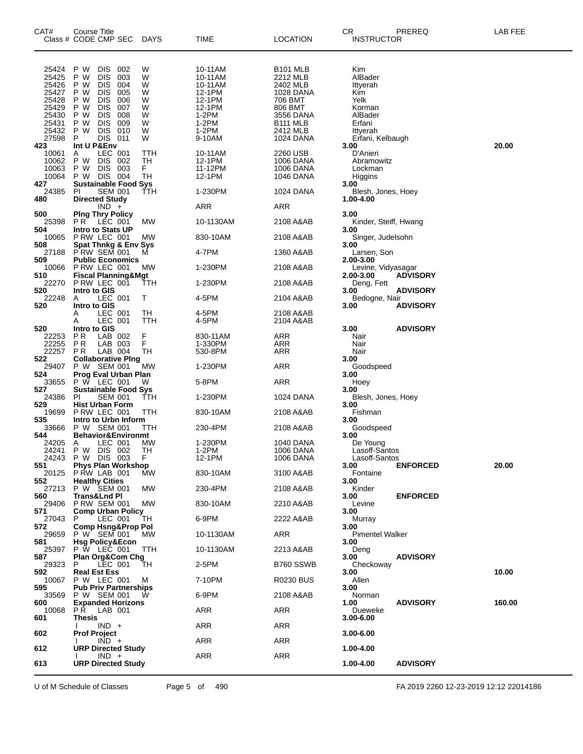| CAT# | Course Title<br>Class # CODE CMP SEC | DAYS | TIME | LOCATION | CR<br>INSTRUCTOR | PREREQ | LAB FEE |
|---|---|---|---|---|---|---|---|
| 25424 | P W DIS 002 | W | 10-11AM | B101 MLB | Kim | | |
| 25425 | P W DIS 003 | W | 10-11AM | 2212 MLB | AlBader | | |
| 25426 | P W DIS 004 | W | 10-11AM | 2402 MLB | Ittyerah | | |
| 25427 | P W DIS 005 | W | 12-1PM | 1028 DANA | Kim | | |
| 25428 | P W DIS 006 | W | 12-1PM | 706 BMT | Yelk | | |
| 25429 | P W DIS 007 | W | 12-1PM | 806 BMT | Korman | | |
| 25430 | P W DIS 008 | W | 1-2PM | 3556 DANA | AlBader | | |
| 25431 | P W DIS 009 | W | 1-2PM | B111 MLB | Erfani | | |
| 25432 | P W DIS 010 | W | 1-2PM | 2412 MLB | Ittyerah | | |
| 27598 | P DIS 011 | W | 9-10AM | 1024 DANA | Erfani, Kelbaugh | | |
| **423** | **Int U P&Env** | | | | **3.00** | | **20.00** |
| 10061 | A LEC 001 | TTH | 10-11AM | 2260 USB | D'Anieri | | |
| 10062 | P W DIS 002 | TH | 12-1PM | 1006 DANA | Abramowitz | | |
| 10063 | P W DIS 003 | F | 11-12PM | 1006 DANA | Lockman | | |
| 10064 | P W DIS 004 | TH | 12-1PM | 1046 DANA | Higgins | | |
| **427** | **Sustainable Food Sys** | | | | **3.00** | | |
| 24385 | PI SEM 001 | TTH | 1-230PM | 1024 DANA | Blesh, Jones, Hoey | | |
| **480** | **Directed Study** | | | | **1.00-4.00** | | |
| | IND + | | ARR | ARR | | | |
| **500** | **Plng Thry Policy** | | | | **3.00** | | |
| 25398 | P R LEC 001 | MW | 10-1130AM | 2108 A&AB | Kinder, Steiff, Hwang | | |
| **504** | **Intro to Stats UP** | | | | **3.00** | | |
| 10065 | P RW LEC 001 | MW | 830-10AM | 2108 A&AB | Singer, Judelsohn | | |
| **508** | **Spat Thnkg & Env Sys** | | | | **3.00** | | |
| 27188 | P RW SEM 001 | M | 4-7PM | 1360 A&AB | Larsen, Son | | |
| **509** | **Public Economics** | | | | **2.00-3.00** | | |
| 10066 | P RW LEC 001 | MW | 1-230PM | 2108 A&AB | Levine, Vidyasagar | | |
| **510** | **Fiscal Planning&Mgt** | | | | **2.00-3.00** | **ADVISORY** | |
| 22270 | P RW LEC 001 | TTH | 1-230PM | 2108 A&AB | Deng, Fett | | |
| **520** | **Intro to GIS** | | | | **3.00** | **ADVISORY** | |
| 22248 | A LEC 001 | T | 4-5PM | 2104 A&AB | Bedogne, Nair | | |
| **520** | **Intro to GIS** | | | | **3.00** | **ADVISORY** | |
| | A LEC 001 | TH | 4-5PM | 2108 A&AB | | | |
| | A LEC 001 | TTH | 4-5PM | 2104 A&AB | | | |
| **520** | **Intro to GIS** | | | | **3.00** | **ADVISORY** | |
| 22253 | P R LAB 002 | F | 830-11AM | ARR | Nair | | |
| 22255 | P R LAB 003 | F | 1-330PM | ARR | Nair | | |
| 22257 | P R LAB 004 | TH | 530-8PM | ARR | Nair | | |
| **522** | **Collaborative Plng** | | | | **3.00** | | |
| 29407 | P W SEM 001 | MW | 1-230PM | ARR | Goodspeed | | |
| **524** | **Prog Eval Urban Plan** | | | | **3.00** | | |
| 33655 | P W LEC 001 | W | 5-8PM | ARR | Hoey | | |
| **527** | **Sustainable Food Sys** | | | | **3.00** | | |
| 24386 | PI SEM 001 | TTH | 1-230PM | 1024 DANA | Blesh, Jones, Hoey | | |
| **529** | **Hist Urban Form** | | | | **3.00** | | |
| 19699 | P RW LEC 001 | TTH | 830-10AM | 2108 A&AB | Fishman | | |
| **535** | **Intro to Urbn Inform** | | | | **3.00** | | |
| 33666 | P W SEM 001 | TTH | 230-4PM | 2108 A&AB | Goodspeed | | |
| **544** | **Behavior&Environmt** | | | | **3.00** | | |
| 24205 | A LEC 001 | MW | 1-230PM | 1040 DANA | De Young | | |
| 24241 | P W DIS 002 | TH | 1-2PM | 1006 DANA | Lasoff-Santos | | |
| 24243 | P W DIS 003 | F | 12-1PM | 1006 DANA | Lasoff-Santos | | |
| **551** | **Phys Plan Workshop** | | | | **3.00** | **ENFORCED** | **20.00** |
| 20125 | P RW LAB 001 | MW | 830-10AM | 3100 A&AB | Fontaine | | |
| **552** | **Healthy Cities** | | | | **3.00** | | |
| 27213 | P W SEM 001 | MW | 230-4PM | 2108 A&AB | Kinder | | |
| **560** | **Trans&Lnd Pl** | | | | **3.00** | **ENFORCED** | |
| 29406 | P RW SEM 001 | MW | 830-10AM | 2210 A&AB | Levine | | |
| **571** | **Comp Urban Policy** | | | | **3.00** | | |
| 27043 | P LEC 001 | TH | 6-9PM | 2222 A&AB | Murray | | |
| **572** | **Comp Hsng&Prop Pol** | | | | **3.00** | | |
| 29659 | P W SEM 001 | MW | 10-1130AM | ARR | Pimentel Walker | | |
| **581** | **Hsg Policy&Econ** | | | | **3.00** | | |
| 25397 | P W LEC 001 | TTH | 10-1130AM | 2213 A&AB | Deng | | |
| **587** | **Plan Org&Com Chg** | | | | **3.00** | **ADVISORY** | |
| 29323 | P LEC 001 | TH | 2-5PM | B760 SSWB | Checkoway | | |
| **592** | **Real Est Ess** | | | | **3.00** | | **10.00** |
| 10067 | P W LEC 001 | M | 7-10PM | R0230 BUS | Allen | | |
| **595** | **Pub Priv Partnerships** | | | | **3.00** | | |
| 33569 | P W SEM 001 | W | 6-9PM | 2108 A&AB | Norman | | |
| **600** | **Expanded Horizons** | | | | **1.00** | **ADVISORY** | **160.00** |
| 10068 | P R LAB 001 | | ARR | ARR | Dueweke | | |
| **601** | **Thesis** | | | | **3.00-6.00** | | |
| | I IND + | | ARR | ARR | | | |
| **602** | **Prof Project** | | | | **3.00-6.00** | | |
| | I IND + | | ARR | ARR | | | |
| **612** | **URP Directed Study** | | | | **1.00-4.00** | | |
| | I IND + | | ARR | ARR | | | |
| **613** | **URP Directed Study** | | | | **1.00-4.00** | **ADVISORY** | |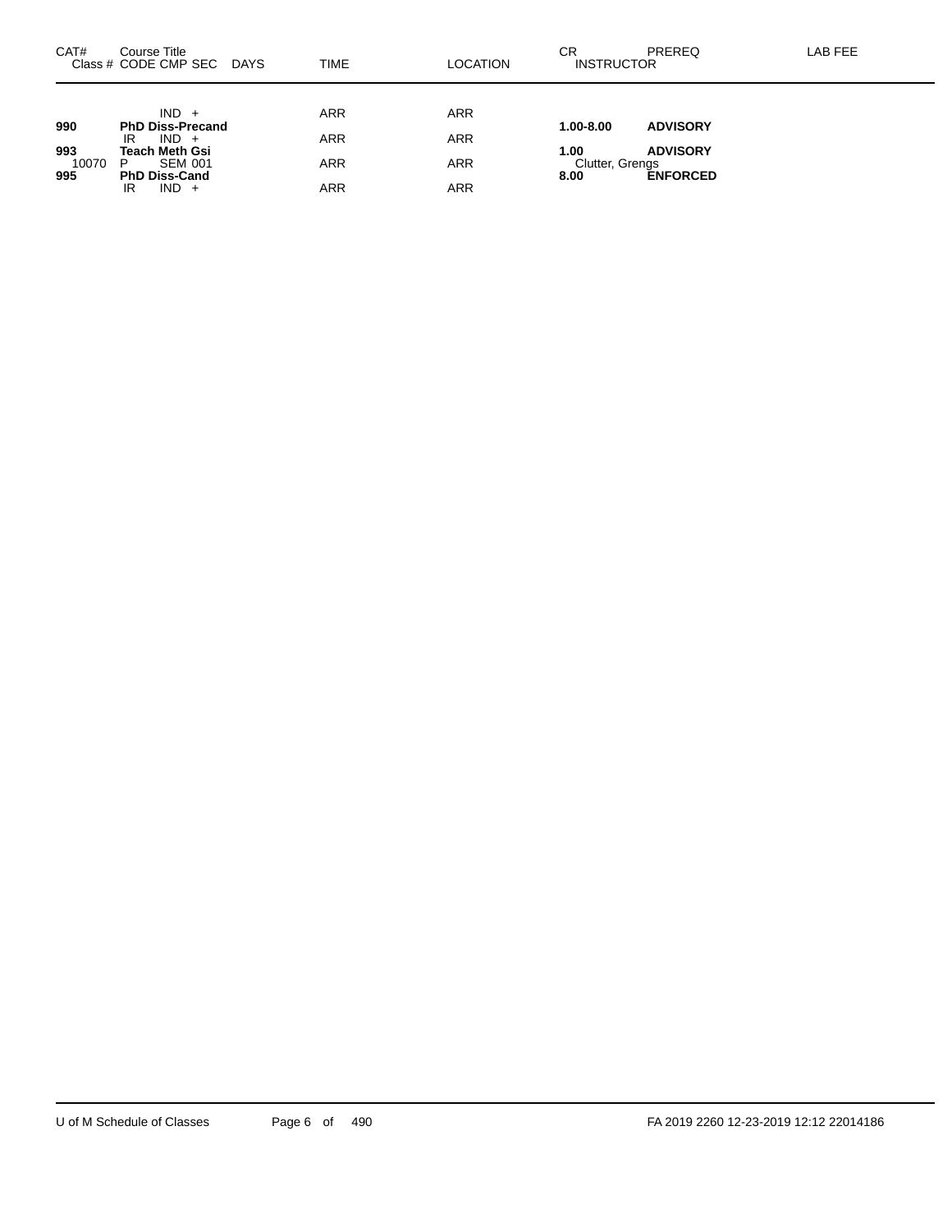| CAT# | Course Title<br>Class # CODE CMP SEC DAYS | TIME | LOCATION | CR<br>INSTRUCTOR | PREREQ | LAB FEE |
|---|---|---|---|---|---|---|
| | IND + | ARR | ARR | | | |
| **990** | **PhD Diss-Precand** | | | **1.00-8.00** | **ADVISORY** | |
| | IR IND + | ARR | ARR | | | |
| **993** | **Teach Meth Gsi** | | | **1.00** | **ADVISORY** | |
| 10070 | P SEM 001 | ARR | ARR | Clutter, Grengs | | |
| **995** | **PhD Diss-Cand** | | | **8.00** | **ENFORCED** | |
| | IR IND + | ARR | ARR | | | |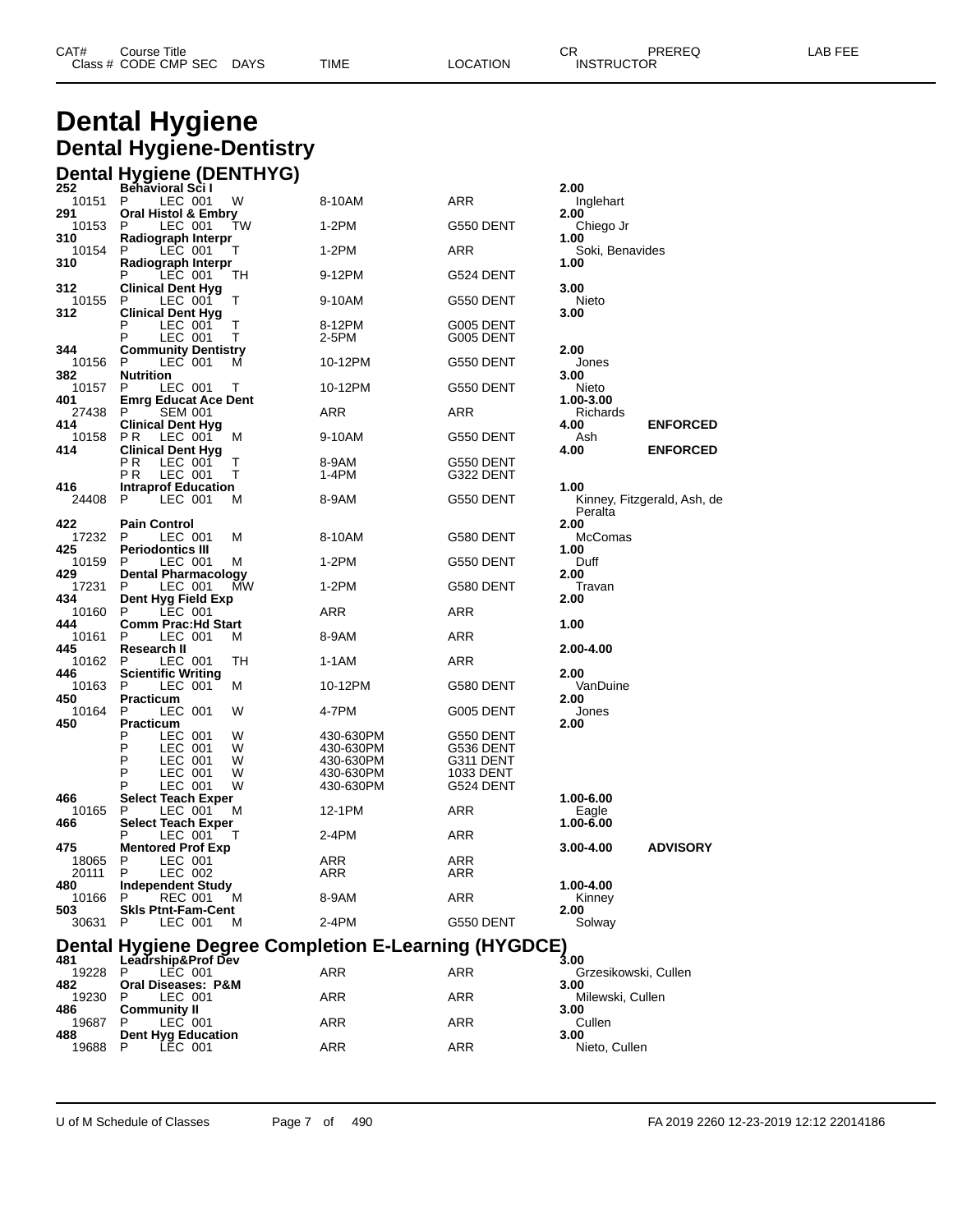# Dental Hygiene

## Dental Hygiene-Dentistry

### Dental Hygiene (DENTHYG)

| CAT# | Course Title | Class # | CODE | CMP | SEC | DAYS | TIME | LOCATION | CR | INSTRUCTOR | PREREQ | LAB FEE |
|---|---|---|---|---|---|---|---|---|---|---|---|---|
| 252 | **Behavioral Sci I** | | | | | | | | 2.00 | | | |
| | | 10151 | P | LEC | 001 | W | 8-10AM | ARR | | Inglehart | | |
| 291 | **Oral Histol & Embry** | | | | | | | | 2.00 | | | |
| | | 10153 | P | LEC | 001 | TW | 1-2PM | G550 DENT | | Chiego Jr | | |
| 310 | **Radiograph Interpr** | | | | | | | | 1.00 | | | |
| | | 10154 | P | LEC | 001 | T | 1-2PM | ARR | | Soki, Benavides | | |
| 310 | **Radiograph Interpr** | | | | | | | | 1.00 | | | |
| | | | P | LEC | 001 | TH | 9-12PM | G524 DENT | | | | |
| 312 | **Clinical Dent Hyg** | | | | | | | | 3.00 | | | |
| | | 10155 | P | LEC | 001 | T | 9-10AM | G550 DENT | | Nieto | | |
| 312 | **Clinical Dent Hyg** | | | | | | | | 3.00 | | | |
| | | | P | LEC | 001 | T | 8-12PM | G005 DENT | | | | |
| | | | P | LEC | 001 | T | 2-5PM | G005 DENT | | | | |
| 344 | **Community Dentistry** | | | | | | | | 2.00 | | | |
| | | 10156 | P | LEC | 001 | M | 10-12PM | G550 DENT | | Jones | | |
| 382 | **Nutrition** | | | | | | | | 3.00 | | | |
| | | 10157 | P | LEC | 001 | T | 10-12PM | G550 DENT | | Nieto | | |
| 401 | **Emrg Educat Ace Dent** | | | | | | | | 1.00-3.00 | | | |
| | | 27438 | P | SEM | 001 | | ARR | ARR | | Richards | | |
| 414 | **Clinical Dent Hyg** | | | | | | | | 4.00 | | **ENFORCED** | |
| | | 10158 | P R | LEC | 001 | M | 9-10AM | G550 DENT | | Ash | | |
| 414 | **Clinical Dent Hyg** | | | | | | | | 4.00 | | **ENFORCED** | |
| | | | P R | LEC | 001 | T | 8-9AM | G550 DENT | | | | |
| | | | P R | LEC | 001 | T | 1-4PM | G322 DENT | | | | |
| 416 | **Intraprof Education** | | | | | | | | 1.00 | | | |
| | | 24408 | P | LEC | 001 | M | 8-9AM | G550 DENT | | Kinney, Fitzgerald, Ash, de Peralta | | |
| 422 | **Pain Control** | | | | | | | | 2.00 | | | |
| | | 17232 | P | LEC | 001 | M | 8-10AM | G580 DENT | | McComas | | |
| 425 | **Periodontics III** | | | | | | | | 1.00 | | | |
| | | 10159 | P | LEC | 001 | M | 1-2PM | G550 DENT | | Duff | | |
| 429 | **Dental Pharmacology** | | | | | | | | 2.00 | | | |
| | | 17231 | P | LEC | 001 | MW | 1-2PM | G580 DENT | | Travan | | |
| 434 | **Dent Hyg Field Exp** | | | | | | | | 2.00 | | | |
| | | 10160 | P | LEC | 001 | | ARR | ARR | | | | |
| 444 | **Comm Prac:Hd Start** | | | | | | | | 1.00 | | | |
| | | 10161 | P | LEC | 001 | M | 8-9AM | ARR | | | | |
| 445 | **Research II** | | | | | | | | 2.00-4.00 | | | |
| | | 10162 | P | LEC | 001 | TH | 1-1AM | ARR | | | | |
| 446 | **Scientific Writing** | | | | | | | | 2.00 | | | |
| | | 10163 | P | LEC | 001 | M | 10-12PM | G580 DENT | | VanDuine | | |
| 450 | **Practicum** | | | | | | | | 2.00 | | | |
| | | 10164 | P | LEC | 001 | W | 4-7PM | G005 DENT | | Jones | | |
| 450 | **Practicum** | | | | | | | | 2.00 | | | |
| | | | P | LEC | 001 | W | 430-630PM | G550 DENT | | | | |
| | | | P | LEC | 001 | W | 430-630PM | G536 DENT | | | | |
| | | | P | LEC | 001 | W | 430-630PM | G311 DENT | | | | |
| | | | P | LEC | 001 | W | 430-630PM | 1033 DENT | | | | |
| | | | P | LEC | 001 | W | 430-630PM | G524 DENT | | | | |
| 466 | **Select Teach Exper** | | | | | | | | 1.00-6.00 | | | |
| | | 10165 | P | LEC | 001 | M | 12-1PM | ARR | | Eagle | | |
| 466 | **Select Teach Exper** | | | | | | | | 1.00-6.00 | | | |
| | | | P | LEC | 001 | T | 2-4PM | ARR | | | | |
| 475 | **Mentored Prof Exp** | | | | | | | | 3.00-4.00 | | **ADVISORY** | |
| | | 18065 | P | LEC | 001 | | ARR | ARR | | | | |
| | | 20111 | P | LEC | 002 | | ARR | ARR | | | | |
| 480 | **Independent Study** | | | | | | | | 1.00-4.00 | | | |
| | | 10166 | P | REC | 001 | M | 8-9AM | ARR | | Kinney | | |
| 503 | **Skls Ptnt-Fam-Cent** | | | | | | | | 2.00 | | | |
| | | 30631 | P | LEC | 001 | M | 2-4PM | G550 DENT | | Solway | | |

### Dental Hygiene Degree Completion E-Learning (HYGDCE)

| CAT# | Course Title | Class # | CODE | CMP | SEC | DAYS | TIME | LOCATION | CR | INSTRUCTOR | PREREQ | LAB FEE |
|---|---|---|---|---|---|---|---|---|---|---|---|---|
| 481 | **Leadrship&Prof Dev** | | | | | | | | 3.00 | | | |
| | | 19228 | P | LEC | 001 | | ARR | ARR | | Grzesikowski, Cullen | | |
| 482 | **Oral Diseases: P&M** | | | | | | | | 3.00 | | | |
| | | 19230 | P | LEC | 001 | | ARR | ARR | | Milewski, Cullen | | |
| 486 | **Community II** | | | | | | | | 3.00 | | | |
| | | 19687 | P | LEC | 001 | | ARR | ARR | | Cullen | | |
| 488 | **Dent Hyg Education** | | | | | | | | 3.00 | | | |
| | | 19688 | P | LEC | 001 | | ARR | ARR | | Nieto, Cullen | | |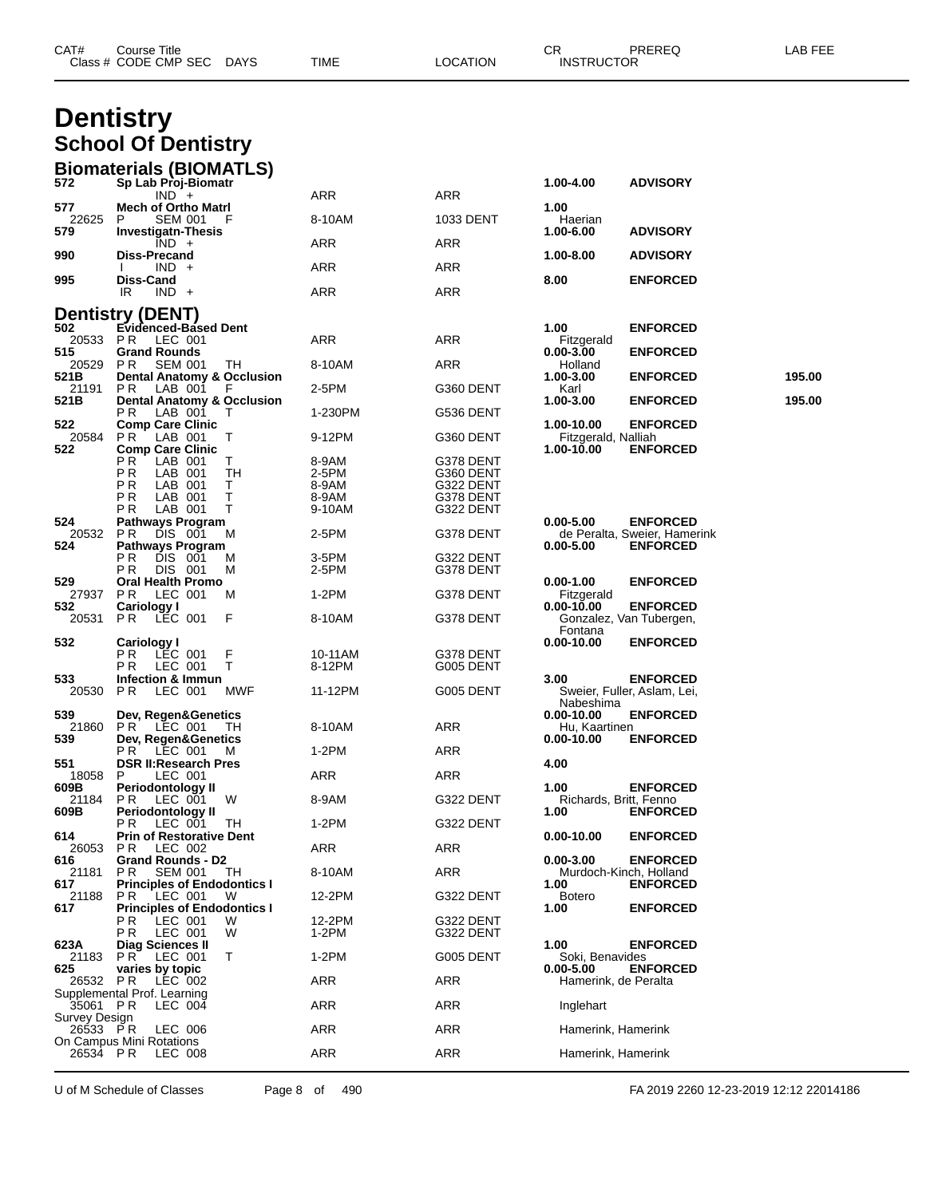# Dentistry

## School Of Dentistry

### Biomaterials (BIOMATLS)

| CAT# / Class # | Course Title / CODE CMP SEC | DAYS | TIME | LOCATION | CR / INSTRUCTOR | PREREQ | LAB FEE |
|---|---|---|---|---|---|---|---|
| 572 | **Sp Lab Proj-Biomatr** | | | | 1.00-4.00 | ADVISORY | |
| | IND + | | ARR | ARR | | | |
| 577 | **Mech of Ortho Matrl** | | | | 1.00 | | |
| 22625 | P SEM 001 | F | 8-10AM | 1033 DENT | Haerian | | |
| 579 | **Investigatn-Thesis** | | | | 1.00-6.00 | ADVISORY | |
| | IND + | | ARR | ARR | | | |
| 990 | **Diss-Precand** | | | | 1.00-8.00 | ADVISORY | |
| | I IND + | | ARR | ARR | | | |
| 995 | **Diss-Cand** | | | | 8.00 | ENFORCED | |
| | IR IND + | | ARR | ARR | | | |

### Dentistry (DENT)

| CAT# / Class # | Course Title / CODE CMP SEC | DAYS | TIME | LOCATION | CR / INSTRUCTOR | PREREQ | LAB FEE |
|---|---|---|---|---|---|---|---|
| 502 | **Evidenced-Based Dent** | | | | 1.00 | ENFORCED | |
| 20533 | PR LEC 001 | | ARR | ARR | Fitzgerald | | |
| 515 | **Grand Rounds** | | | | 0.00-3.00 | ENFORCED | |
| 20529 | PR SEM 001 | TH | 8-10AM | ARR | Holland | | |
| 521B | **Dental Anatomy & Occlusion** | | | | 1.00-3.00 | ENFORCED | 195.00 |
| 21191 | PR LAB 001 | F | 2-5PM | G360 DENT | Karl | | |
| 521B | **Dental Anatomy & Occlusion** | | | | 1.00-3.00 | ENFORCED | 195.00 |
| | PR LAB 001 | T | 1-230PM | G536 DENT | | | |
| 522 | **Comp Care Clinic** | | | | 1.00-10.00 | ENFORCED | |
| 20584 | PR LAB 001 | T | 9-12PM | G360 DENT | Fitzgerald, Nalliah | | |
| 522 | **Comp Care Clinic** | | | | 1.00-10.00 | ENFORCED | |
| | PR LAB 001 | T | 8-9AM | G378 DENT | | | |
| | PR LAB 001 | TH | 2-5PM | G360 DENT | | | |
| | PR LAB 001 | T | 8-9AM | G322 DENT | | | |
| | PR LAB 001 | T | 8-9AM | G378 DENT | | | |
| | PR LAB 001 | T | 9-10AM | G322 DENT | | | |
| 524 | **Pathways Program** | | | | 0.00-5.00 | ENFORCED | |
| 20532 | PR DIS 001 | M | 2-5PM | G378 DENT | de Peralta, Sweier, Hamerink | | |
| 524 | **Pathways Program** | | | | 0.00-5.00 | ENFORCED | |
| | PR DIS 001 | M | 3-5PM | G322 DENT | | | |
| | PR DIS 001 | M | 2-5PM | G378 DENT | | | |
| 529 | **Oral Health Promo** | | | | 0.00-1.00 | ENFORCED | |
| 27937 | PR LEC 001 | M | 1-2PM | G378 DENT | Fitzgerald | | |
| 532 | **Cariology I** | | | | 0.00-10.00 | ENFORCED | |
| 20531 | PR LEC 001 | F | 8-10AM | G378 DENT | Gonzalez, Van Tubergen, Fontana | | |
| 532 | **Cariology I** | | | | 0.00-10.00 | ENFORCED | |
| | PR LEC 001 | F | 10-11AM | G378 DENT | | | |
| | PR LEC 001 | T | 8-12PM | G005 DENT | | | |
| 533 | **Infection & Immun** | | | | 3.00 | ENFORCED | |
| 20530 | PR LEC 001 | MWF | 11-12PM | G005 DENT | Sweier, Fuller, Aslam, Lei, Nabeshima | | |
| 539 | **Dev, Regen&Genetics** | | | | 0.00-10.00 | ENFORCED | |
| 21860 | PR LEC 001 | TH | 8-10AM | ARR | Hu, Kaartinen | | |
| 539 | **Dev, Regen&Genetics** | | | | 0.00-10.00 | ENFORCED | |
| | PR LEC 001 | M | 1-2PM | ARR | | | |
| 551 | **DSR II:Research Pres** | | | | 4.00 | | |
| 18058 | P LEC 001 | | ARR | ARR | | | |
| 609B | **Periodontology II** | | | | 1.00 | ENFORCED | |
| 21184 | PR LEC 001 | W | 8-9AM | G322 DENT | Richards, Britt, Fenno | | |
| 609B | **Periodontology II** | | | | 1.00 | ENFORCED | |
| | PR LEC 001 | TH | 1-2PM | G322 DENT | | | |
| 614 | **Prin of Restorative Dent** | | | | 0.00-10.00 | ENFORCED | |
| 26053 | PR LEC 002 | | ARR | ARR | | | |
| 616 | **Grand Rounds - D2** | | | | 0.00-3.00 | ENFORCED | |
| 21181 | PR SEM 001 | TH | 8-10AM | ARR | Murdoch-Kinch, Holland | | |
| 617 | **Principles of Endodontics I** | | | | 1.00 | ENFORCED | |
| 21188 | PR LEC 001 | W | 12-2PM | G322 DENT | Botero | | |
| 617 | **Principles of Endodontics I** | | | | 1.00 | ENFORCED | |
| | PR LEC 001 | W | 12-2PM | G322 DENT | | | |
| | PR LEC 001 | W | 1-2PM | G322 DENT | | | |
| 623A | **Diag Sciences II** | | | | 1.00 | ENFORCED | |
| 21183 | PR LEC 001 | T | 1-2PM | G005 DENT | Soki, Benavides | | |
| 625 | **varies by topic** | | | | 0.00-5.00 | ENFORCED | |
| 26532 | PR LEC 002 | | ARR | ARR | Hamerink, de Peralta | | |
| | Supplemental Prof. Learning | | | | | | |
| 35061 | PR LEC 004 | | ARR | ARR | Inglehart | | |
| | Survey Design | | | | | | |
| 26533 | PR LEC 006 | | ARR | ARR | Hamerink, Hamerink | | |
| | On Campus Mini Rotations | | | | | | |
| 26534 | PR LEC 008 | | ARR | ARR | Hamerink, Hamerink | | |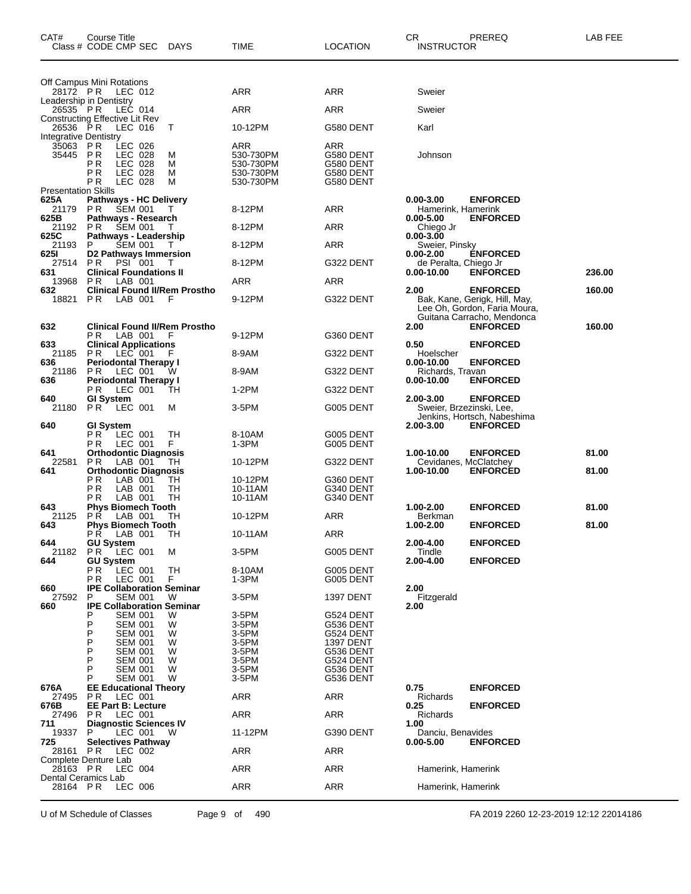| CAT# | Course Title Class # CODE CMP SEC | DAYS | TIME | LOCATION | CR INSTRUCTOR | PREREQ | LAB FEE |
|---|---|---|---|---|---|---|---|
| | Off Campus Mini Rotations | | | | | | |
| 28172 | P R LEC 012 | | ARR | ARR | Sweier | | |
| | Leadership in Dentistry | | | | | | |
| 26535 | P R LEC 014 | | ARR | ARR | Sweier | | |
| | Constructing Effective Lit Rev | | | | | | |
| 26536 | P R LEC 016 | T | 10-12PM | G580 DENT | Karl | | |
| | Integrative Dentistry | | | | | | |
| 35063 | P R LEC 026 | | ARR | ARR | | | |
| 35445 | P R LEC 028 | M | 530-730PM | G580 DENT | Johnson | | |
| | P R LEC 028 | M | 530-730PM | G580 DENT | | | |
| | P R LEC 028 | M | 530-730PM | G580 DENT | | | |
| | P R LEC 028 | M | 530-730PM | G580 DENT | | | |
| | Presentation Skills | | | | | | |
| **625A** | **Pathways - HC Delivery** | | | | **0.00-3.00** | **ENFORCED** | |
| 21179 | P R SEM 001 | T | 8-12PM | ARR | Hamerink, Hamerink | | |
| **625B** | **Pathways - Research** | | | | **0.00-5.00** | **ENFORCED** | |
| 21192 | P R SEM 001 | T | 8-12PM | ARR | Chiego Jr | | |
| **625C** | **Pathways - Leadership** | | | | **0.00-3.00** | | |
| 21193 | P SEM 001 | T | 8-12PM | ARR | Sweier, Pinsky | | |
| **625I** | **D2 Pathways Immersion** | | | | **0.00-2.00** | **ENFORCED** | |
| 27514 | P R PSI 001 | T | 8-12PM | G322 DENT | de Peralta, Chiego Jr | | |
| **631** | **Clinical Foundations II** | | | | **0.00-10.00** | **ENFORCED** | **236.00** |
| 13968 | P R LAB 001 | | ARR | ARR | | | |
| **632** | **Clinical Found II/Rem Prostho** | | | | **2.00** | **ENFORCED** | **160.00** |
| 18821 | P R LAB 001 | F | 9-12PM | G322 DENT | Bak, Kane, Gerigk, Hill, May, Lee Oh, Gordon, Faria Moura, Guitana Carracho, Mendonca | | |
| **632** | **Clinical Found II/Rem Prostho** | | | | **2.00** | **ENFORCED** | **160.00** |
| | P R LAB 001 | F | 9-12PM | G360 DENT | | | |
| **633** | **Clinical Applications** | | | | **0.50** | **ENFORCED** | |
| 21185 | P R LEC 001 | F | 8-9AM | G322 DENT | Hoelscher | | |
| **636** | **Periodontal Therapy I** | | | | **0.00-10.00** | **ENFORCED** | |
| 21186 | P R LEC 001 | W | 8-9AM | G322 DENT | Richards, Travan | | |
| **636** | **Periodontal Therapy I** | | | | **0.00-10.00** | **ENFORCED** | |
| | P R LEC 001 | TH | 1-2PM | G322 DENT | | | |
| **640** | **GI System** | | | | **2.00-3.00** | **ENFORCED** | |
| 21180 | P R LEC 001 | M | 3-5PM | G005 DENT | Sweier, Brzezinski, Lee, Jenkins, Hortsch, Nabeshima | | |
| **640** | **GI System** | | | | **2.00-3.00** | **ENFORCED** | |
| | P R LEC 001 | TH | 8-10AM | G005 DENT | | | |
| | P R LEC 001 | F | 1-3PM | G005 DENT | | | |
| **641** | **Orthodontic Diagnosis** | | | | **1.00-10.00** | **ENFORCED** | **81.00** |
| 22581 | P R LAB 001 | TH | 10-12PM | G322 DENT | Cevidanes, McClatchey | | |
| **641** | **Orthodontic Diagnosis** | | | | **1.00-10.00** | **ENFORCED** | **81.00** |
| | P R LAB 001 | TH | 10-12PM | G360 DENT | | | |
| | P R LAB 001 | TH | 10-11AM | G340 DENT | | | |
| | P R LAB 001 | TH | 10-11AM | G340 DENT | | | |
| **643** | **Phys Biomech Tooth** | | | | **1.00-2.00** | **ENFORCED** | **81.00** |
| 21125 | P R LAB 001 | TH | 10-12PM | ARR | Berkman | | |
| **643** | **Phys Biomech Tooth** | | | | **1.00-2.00** | **ENFORCED** | **81.00** |
| | P R LAB 001 | TH | 10-11AM | ARR | | | |
| **644** | **GU System** | | | | **2.00-4.00** | **ENFORCED** | |
| 21182 | P R LEC 001 | M | 3-5PM | G005 DENT | Tindle | | |
| **644** | **GU System** | | | | **2.00-4.00** | **ENFORCED** | |
| | P R LEC 001 | TH | 8-10AM | G005 DENT | | | |
| | P R LEC 001 | F | 1-3PM | G005 DENT | | | |
| **660** | **IPE Collaboration Seminar** | | | | **2.00** | | |
| 27592 | P SEM 001 | W | 3-5PM | 1397 DENT | Fitzgerald | | |
| **660** | **IPE Collaboration Seminar** | | | | **2.00** | | |
| | P SEM 001 | W | 3-5PM | G524 DENT | | | |
| | P SEM 001 | W | 3-5PM | G536 DENT | | | |
| | P SEM 001 | W | 3-5PM | G524 DENT | | | |
| | P SEM 001 | W | 3-5PM | 1397 DENT | | | |
| | P SEM 001 | W | 3-5PM | G536 DENT | | | |
| | P SEM 001 | W | 3-5PM | G524 DENT | | | |
| | P SEM 001 | W | 3-5PM | G536 DENT | | | |
| | P SEM 001 | W | 3-5PM | G536 DENT | | | |
| **676A** | **EE Educational Theory** | | | | **0.75** | **ENFORCED** | |
| 27495 | P R LEC 001 | | ARR | ARR | Richards | | |
| **676B** | **EE Part B: Lecture** | | | | **0.25** | **ENFORCED** | |
| 27496 | P R LEC 001 | | ARR | ARR | Richards | | |
| **711** | **Diagnostic Sciences IV** | | | | **1.00** | | |
| 19337 | P LEC 001 | W | 11-12PM | G390 DENT | Danciu, Benavides | | |
| **725** | **Selectives Pathway** | | | | **0.00-5.00** | **ENFORCED** | |
| 28161 | P R LEC 002 | | ARR | ARR | | | |
| | Complete Denture Lab | | | | | | |
| 28163 | P R LEC 004 | | ARR | ARR | Hamerink, Hamerink | | |
| | Dental Ceramics Lab | | | | | | |
| 28164 | P R LEC 006 | | ARR | ARR | Hamerink, Hamerink | | |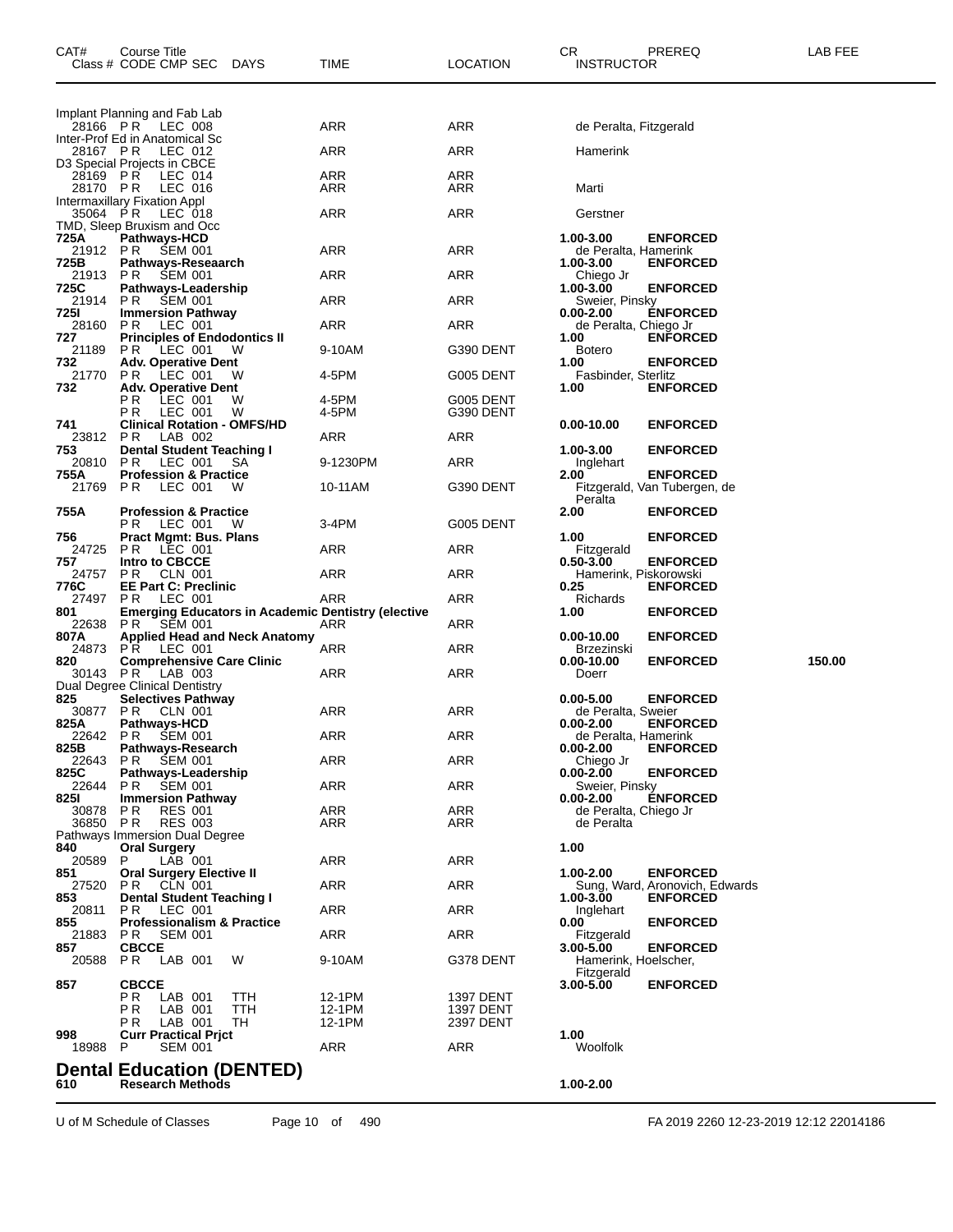| CAT# | Course Title<br>Class # CODE CMP SEC DAYS | TIME | LOCATION | CR<br>INSTRUCTOR | PREREQ | LAB FEE |
|---|---|---|---|---|---|---|
| | Implant Planning and Fab Lab | | | | | |
| 28166 | PR LEC 008 | ARR | ARR | de Peralta, Fitzgerald | | |
| | Inter-Prof Ed in Anatomical Sc | | | | | |
| 28167 | PR LEC 012 | ARR | ARR | Hamerink | | |
| | D3 Special Projects in CBCE | | | | | |
| 28169 | PR LEC 014 | ARR | ARR | | | |
| 28170 | PR LEC 016 | ARR | ARR | Marti | | |
| | Intermaxillary Fixation Appl | | | | | |
| 35064 | PR LEC 018 | ARR | ARR | Gerstner | | |
| | TMD, Sleep Bruxism and Occ | | | | | |
| **725A** | **Pathways-HCD** | | | **1.00-3.00** | **ENFORCED** | |
| 21912 | PR SEM 001 | ARR | ARR | de Peralta, Hamerink | | |
| **725B** | **Pathways-Reseaarch** | | | **1.00-3.00** | **ENFORCED** | |
| 21913 | PR SEM 001 | ARR | ARR | Chiego Jr | | |
| **725C** | **Pathways-Leadership** | | | **1.00-3.00** | **ENFORCED** | |
| 21914 | PR SEM 001 | ARR | ARR | Sweier, Pinsky | | |
| **725I** | **Immersion Pathway** | | | **0.00-2.00** | **ENFORCED** | |
| 28160 | PR LEC 001 | ARR | ARR | de Peralta, Chiego Jr | | |
| **727** | **Principles of Endodontics II** | | | **1.00** | **ENFORCED** | |
| 21189 | PR LEC 001 W | 9-10AM | G390 DENT | Botero | | |
| **732** | **Adv. Operative Dent** | | | **1.00** | **ENFORCED** | |
| 21770 | PR LEC 001 W | 4-5PM | G005 DENT | Fasbinder, Sterlitz | | |
| **732** | **Adv. Operative Dent** | | | **1.00** | **ENFORCED** | |
| | PR LEC 001 W | 4-5PM | G005 DENT | | | |
| | PR LEC 001 W | 4-5PM | G390 DENT | | | |
| **741** | **Clinical Rotation - OMFS/HD** | | | **0.00-10.00** | **ENFORCED** | |
| 23812 | PR LAB 002 | ARR | ARR | | | |
| **753** | **Dental Student Teaching I** | | | **1.00-3.00** | **ENFORCED** | |
| 20810 | PR LEC 001 SA | 9-1230PM | ARR | Inglehart | | |
| **755A** | **Profession & Practice** | | | **2.00** | **ENFORCED** | |
| 21769 | PR LEC 001 W | 10-11AM | G390 DENT | Fitzgerald, Van Tubergen, de Peralta | | |
| **755A** | **Profession & Practice** | | | **2.00** | **ENFORCED** | |
| | PR LEC 001 W | 3-4PM | G005 DENT | | | |
| **756** | **Pract Mgmt: Bus. Plans** | | | **1.00** | **ENFORCED** | |
| 24725 | PR LEC 001 | ARR | ARR | Fitzgerald | | |
| **757** | **Intro to CBCCE** | | | **0.50-3.00** | **ENFORCED** | |
| 24757 | PR CLN 001 | ARR | ARR | Hamerink, Piskorowski | | |
| **776C** | **EE Part C: Preclinic** | | | **0.25** | **ENFORCED** | |
| 27497 | PR LEC 001 | ARR | ARR | Richards | | |
| **801** | **Emerging Educators in Academic Dentistry (elective** | | | **1.00** | **ENFORCED** | |
| 22638 | PR SEM 001 | ARR | ARR | | | |
| **807A** | **Applied Head and Neck Anatomy** | | | **0.00-10.00** | **ENFORCED** | |
| 24873 | PR LEC 001 | ARR | ARR | Brzezinski | | |
| **820** | **Comprehensive Care Clinic** | | | **0.00-10.00** | **ENFORCED** | **150.00** |
| 30143 | PR LAB 003 | ARR | ARR | Doerr | | |
| | Dual Degree Clinical Dentistry | | | | | |
| **825** | **Selectives Pathway** | | | **0.00-5.00** | **ENFORCED** | |
| 30877 | PR CLN 001 | ARR | ARR | de Peralta, Sweier | | |
| **825A** | **Pathways-HCD** | | | **0.00-2.00** | **ENFORCED** | |
| 22642 | PR SEM 001 | ARR | ARR | de Peralta, Hamerink | | |
| **825B** | **Pathways-Research** | | | **0.00-2.00** | **ENFORCED** | |
| 22643 | PR SEM 001 | ARR | ARR | Chiego Jr | | |
| **825C** | **Pathways-Leadership** | | | **0.00-2.00** | **ENFORCED** | |
| 22644 | PR SEM 001 | ARR | ARR | Sweier, Pinsky | | |
| **825I** | **Immersion Pathway** | | | **0.00-2.00** | **ENFORCED** | |
| 30878 | PR RES 001 | ARR | ARR | de Peralta, Chiego Jr | | |
| 36850 | PR RES 003 | ARR | ARR | de Peralta | | |
| | Pathways Immersion Dual Degree | | | | | |
| **840** | **Oral Surgery** | | | **1.00** | | |
| 20589 | P LAB 001 | ARR | ARR | | | |
| **851** | **Oral Surgery Elective II** | | | **1.00-2.00** | **ENFORCED** | |
| 27520 | PR CLN 001 | ARR | ARR | Sung, Ward, Aronovich, Edwards | | |
| **853** | **Dental Student Teaching I** | | | **1.00-3.00** | **ENFORCED** | |
| 20811 | PR LEC 001 | ARR | ARR | Inglehart | | |
| **855** | **Professionalism & Practice** | | | **0.00** | **ENFORCED** | |
| 21883 | PR SEM 001 | ARR | ARR | Fitzgerald | | |
| **857** | **CBCCE** | | | **3.00-5.00** | **ENFORCED** | |
| 20588 | PR LAB 001 W | 9-10AM | G378 DENT | Hamerink, Hoelscher, Fitzgerald | | |
| **857** | **CBCCE** | | | **3.00-5.00** | **ENFORCED** | |
| | PR LAB 001 TTH | 12-1PM | 1397 DENT | | | |
| | PR LAB 001 TTH | 12-1PM | 1397 DENT | | | |
| | PR LAB 001 TH | 12-1PM | 2397 DENT | | | |
| **998** | **Curr Practical Prjct** | | | **1.00** | | |
| 18988 | P SEM 001 | ARR | ARR | Woolfolk | | |

## Dental Education (DENTED)

| CAT# | Course Title | | | CR | | |
|---|---|---|---|---|---|---|
| **610** | **Research Methods** | | | **1.00-2.00** | | |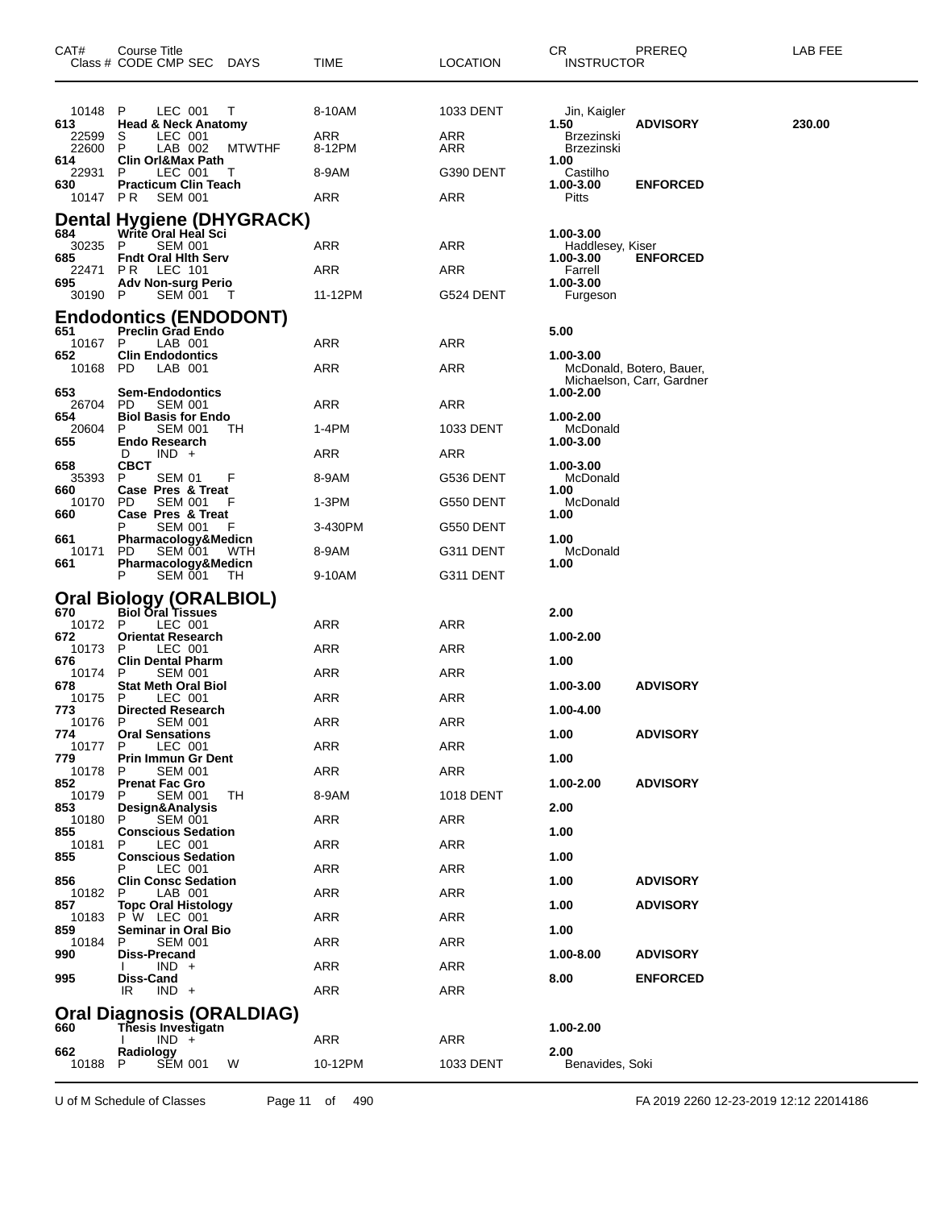| CAT# | Course Title<br>Class # CODE CMP SEC DAYS | TIME | LOCATION | CR INSTRUCTOR | PREREQ | LAB FEE |
|---|---|---|---|---|---|---|
| 10148 | P LEC 001 T | 8-10AM | 1033 DENT | Jin, Kaigler | | |
| 613 | **Head & Neck Anatomy** | | | **1.50** | **ADVISORY** | **230.00** |
| 22599 | S LEC 001 | ARR | ARR | Brzezinski | | |
| 22600 | P LAB 002 MTWTHF | 8-12PM | ARR | Brzezinski | | |
| 614 | **Clin Orl&Max Path** | | | **1.00** | | |
| 22931 | P LEC 001 T | 8-9AM | G390 DENT | Castilho | | |
| 630 | **Practicum Clin Teach** | | | **1.00-3.00** | **ENFORCED** | |
| 10147 | P R SEM 001 | ARR | ARR | Pitts | | |

## Dental Hygiene (DHYGRACK)

| CAT# | Course Title<br>Class # CODE CMP SEC DAYS | TIME | LOCATION | CR INSTRUCTOR | PREREQ | LAB FEE |
|---|---|---|---|---|---|---|
| 684 | **Write Oral Heal Sci** | | | **1.00-3.00** | | |
| 30235 | P SEM 001 | ARR | ARR | Haddlesey, Kiser | | |
| 685 | **Fndt Oral Hlth Serv** | | | **1.00-3.00** | **ENFORCED** | |
| 22471 | P R LEC 101 | ARR | ARR | Farrell | | |
| 695 | **Adv Non-surg Perio** | | | **1.00-3.00** | | |
| 30190 | P SEM 001 T | 11-12PM | G524 DENT | Furgeson | | |

## Endodontics (ENDODONT)

| CAT# | Course Title<br>Class # CODE CMP SEC DAYS | TIME | LOCATION | CR INSTRUCTOR | PREREQ | LAB FEE |
|---|---|---|---|---|---|---|
| 651 | **Preclin Grad Endo** | | | **5.00** | | |
| 10167 | P LAB 001 | ARR | ARR | | | |
| 652 | **Clin Endodontics** | | | **1.00-3.00** | | |
| 10168 | PD LAB 001 | ARR | ARR | McDonald, Botero, Bauer, Michaelson, Carr, Gardner | | |
| 653 | **Sem-Endodontics** | | | **1.00-2.00** | | |
| 26704 | PD SEM 001 | ARR | ARR | | | |
| 654 | **Biol Basis for Endo** | | | **1.00-2.00** | | |
| 20604 | P SEM 001 TH | 1-4PM | 1033 DENT | McDonald | | |
| 655 | **Endo Research** | | | **1.00-3.00** | | |
| | D IND + | ARR | ARR | | | |
| 658 | **CBCT** | | | **1.00-3.00** | | |
| 35393 | P SEM 01 F | 8-9AM | G536 DENT | McDonald | | |
| 660 | **Case Pres & Treat** | | | **1.00** | | |
| 10170 | PD SEM 001 F | 1-3PM | G550 DENT | McDonald | | |
| 660 | **Case Pres & Treat** | | | **1.00** | | |
| | P SEM 001 F | 3-430PM | G550 DENT | | | |
| 661 | **Pharmacology&Medicn** | | | **1.00** | | |
| 10171 | PD SEM 001 WTH | 8-9AM | G311 DENT | McDonald | | |
| 661 | **Pharmacology&Medicn** | | | **1.00** | | |
| | P SEM 001 TH | 9-10AM | G311 DENT | | | |

## Oral Biology (ORALBIOL)

| CAT# | Course Title<br>Class # CODE CMP SEC DAYS | TIME | LOCATION | CR INSTRUCTOR | PREREQ | LAB FEE |
|---|---|---|---|---|---|---|
| 670 | **Biol Oral Tissues** | | | **2.00** | | |
| 10172 | P LEC 001 | ARR | ARR | | | |
| 672 | **Orientat Research** | | | **1.00-2.00** | | |
| 10173 | P LEC 001 | ARR | ARR | | | |
| 676 | **Clin Dental Pharm** | | | **1.00** | | |
| 10174 | P SEM 001 | ARR | ARR | | | |
| 678 | **Stat Meth Oral Biol** | | | **1.00-3.00** | **ADVISORY** | |
| 10175 | P LEC 001 | ARR | ARR | | | |
| 773 | **Directed Research** | | | **1.00-4.00** | | |
| 10176 | P SEM 001 | ARR | ARR | | | |
| 774 | **Oral Sensations** | | | **1.00** | **ADVISORY** | |
| 10177 | P LEC 001 | ARR | ARR | | | |
| 779 | **Prin Immun Gr Dent** | | | **1.00** | | |
| 10178 | P SEM 001 | ARR | ARR | | | |
| 852 | **Prenat Fac Gro** | | | **1.00-2.00** | **ADVISORY** | |
| 10179 | P SEM 001 TH | 8-9AM | 1018 DENT | | | |
| 853 | **Design&Analysis** | | | **2.00** | | |
| 10180 | P SEM 001 | ARR | ARR | | | |
| 855 | **Conscious Sedation** | | | **1.00** | | |
| 10181 | P LEC 001 | ARR | ARR | | | |
| 855 | **Conscious Sedation** | | | **1.00** | | |
| | P LEC 001 | ARR | ARR | | | |
| 856 | **Clin Consc Sedation** | | | **1.00** | **ADVISORY** | |
| 10182 | P LAB 001 | ARR | ARR | | | |
| 857 | **Topc Oral Histology** | | | **1.00** | **ADVISORY** | |
| 10183 | P W LEC 001 | ARR | ARR | | | |
| 859 | **Seminar in Oral Bio** | | | **1.00** | | |
| 10184 | P SEM 001 | ARR | ARR | | | |
| 990 | **Diss-Precand** | | | **1.00-8.00** | **ADVISORY** | |
| | I IND + | ARR | ARR | | | |
| 995 | **Diss-Cand** | | | **8.00** | **ENFORCED** | |
| | IR IND + | ARR | ARR | | | |

## Oral Diagnosis (ORALDIAG)

| CAT# | Course Title<br>Class # CODE CMP SEC DAYS | TIME | LOCATION | CR INSTRUCTOR | PREREQ | LAB FEE |
|---|---|---|---|---|---|---|
| 660 | **Thesis Investigatn** | | | **1.00-2.00** | | |
| | I IND + | ARR | ARR | | | |
| 662 | **Radiology** | | | **2.00** | | |
| 10188 | P SEM 001 W | 10-12PM | 1033 DENT | Benavides, Soki | | |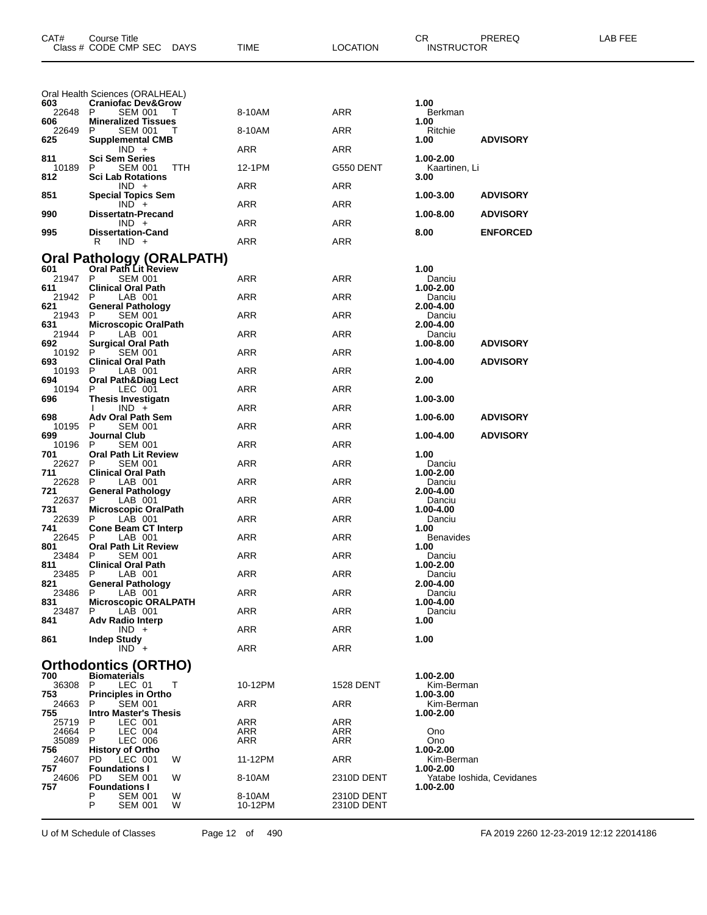| CAT# | Course Title<br>Class # CODE CMP SEC DAYS | TIME | LOCATION | CR<br>INSTRUCTOR | PREREQ | LAB FEE |
|---|---|---|---|---|---|---|

Oral Health Sciences (ORALHEAL)

| CAT# | Course Title / Class # CODE CMP SEC DAYS | TIME | LOCATION | CR / INSTRUCTOR | PREREQ |
|---|---|---|---|---|---|
| **603** | **Craniofac Dev&Grow** | | | **1.00** | |
| 22648 | P SEM 001 T | 8-10AM | ARR | Berkman | |
| **606** | **Mineralized Tissues** | | | **1.00** | |
| 22649 | P SEM 001 T | 8-10AM | ARR | Ritchie | |
| **625** | **Supplemental CMB** | | | **1.00** | **ADVISORY** |
| | IND + | ARR | ARR | | |
| **811** | **Sci Sem Series** | | | **1.00-2.00** | |
| 10189 | P SEM 001 TTH | 12-1PM | G550 DENT | Kaartinen, Li | |
| **812** | **Sci Lab Rotations** | | | **3.00** | |
| | IND + | ARR | ARR | | |
| **851** | **Special Topics Sem** | | | **1.00-3.00** | **ADVISORY** |
| | IND + | ARR | ARR | | |
| **990** | **Dissertatn-Precand** | | | **1.00-8.00** | **ADVISORY** |
| | IND + | ARR | ARR | | |
| **995** | **Dissertation-Cand** | | | **8.00** | **ENFORCED** |
| | R IND + | ARR | ARR | | |

## Oral Pathology (ORALPATH)

| CAT# | Course Title / Class # CODE CMP SEC DAYS | TIME | LOCATION | CR / INSTRUCTOR | PREREQ |
|---|---|---|---|---|---|
| **601** | **Oral Path Lit Review** | | | **1.00** | |
| 21947 | P SEM 001 | ARR | ARR | Danciu | |
| **611** | **Clinical Oral Path** | | | **1.00-2.00** | |
| 21942 | P LAB 001 | ARR | ARR | Danciu | |
| **621** | **General Pathology** | | | **2.00-4.00** | |
| 21943 | P SEM 001 | ARR | ARR | Danciu | |
| **631** | **Microscopic OralPath** | | | **2.00-4.00** | |
| 21944 | P LAB 001 | ARR | ARR | Danciu | |
| **692** | **Surgical Oral Path** | | | **1.00-8.00** | **ADVISORY** |
| 10192 | P SEM 001 | ARR | ARR | | |
| **693** | **Clinical Oral Path** | | | **1.00-4.00** | **ADVISORY** |
| 10193 | P LAB 001 | ARR | ARR | | |
| **694** | **Oral Path&Diag Lect** | | | **2.00** | |
| 10194 | P LEC 001 | ARR | ARR | | |
| **696** | **Thesis Investigatn** | | | **1.00-3.00** | |
| | I IND + | ARR | ARR | | |
| **698** | **Adv Oral Path Sem** | | | **1.00-6.00** | **ADVISORY** |
| 10195 | P SEM 001 | ARR | ARR | | |
| **699** | **Journal Club** | | | **1.00-4.00** | **ADVISORY** |
| 10196 | P SEM 001 | ARR | ARR | | |
| **701** | **Oral Path Lit Review** | | | **1.00** | |
| 22627 | P SEM 001 | ARR | ARR | Danciu | |
| **711** | **Clinical Oral Path** | | | **1.00-2.00** | |
| 22628 | P LAB 001 | ARR | ARR | Danciu | |
| **721** | **General Pathology** | | | **2.00-4.00** | |
| 22637 | P LAB 001 | ARR | ARR | Danciu | |
| **731** | **Microscopic OralPath** | | | **1.00-4.00** | |
| 22639 | P LAB 001 | ARR | ARR | Danciu | |
| **741** | **Cone Beam CT Interp** | | | **1.00** | |
| 22645 | P LAB 001 | ARR | ARR | Benavides | |
| **801** | **Oral Path Lit Review** | | | **1.00** | |
| 23484 | P SEM 001 | ARR | ARR | Danciu | |
| **811** | **Clinical Oral Path** | | | **1.00-2.00** | |
| 23485 | P LAB 001 | ARR | ARR | Danciu | |
| **821** | **General Pathology** | | | **2.00-4.00** | |
| 23486 | P LAB 001 | ARR | ARR | Danciu | |
| **831** | **Microscopic ORALPATH** | | | **1.00-4.00** | |
| 23487 | P LAB 001 | ARR | ARR | Danciu | |
| **841** | **Adv Radio Interp** | | | **1.00** | |
| | IND + | ARR | ARR | | |
| **861** | **Indep Study** | | | **1.00** | |
| | IND + | ARR | ARR | | |

## Orthodontics (ORTHO)

| CAT# | Course Title / Class # CODE CMP SEC DAYS | TIME | LOCATION | CR / INSTRUCTOR | PREREQ |
|---|---|---|---|---|---|
| **700** | **Biomaterials** | | | **1.00-2.00** | |
| 36308 | P LEC 01 T | 10-12PM | 1528 DENT | Kim-Berman | |
| **753** | **Principles in Ortho** | | | **1.00-3.00** | |
| 24663 | P SEM 001 | ARR | ARR | Kim-Berman | |
| **755** | **Intro Master's Thesis** | | | **1.00-2.00** | |
| 25719 | P LEC 001 | ARR | ARR | | |
| 24664 | P LEC 004 | ARR | ARR | Ono | |
| 35089 | P LEC 006 | ARR | ARR | Ono | |
| **756** | **History of Ortho** | | | **1.00-2.00** | |
| 24607 | PD LEC 001 W | 11-12PM | ARR | Kim-Berman | |
| **757** | **Foundations I** | | | **1.00-2.00** | |
| 24606 | PD SEM 001 W | 8-10AM | 2310D DENT | Yatabe Ioshida, Cevidanes | |
| **757** | **Foundations I** | | | **1.00-2.00** | |
| | P SEM 001 W | 8-10AM | 2310D DENT | | |
| | P SEM 001 W | 10-12PM | 2310D DENT | | |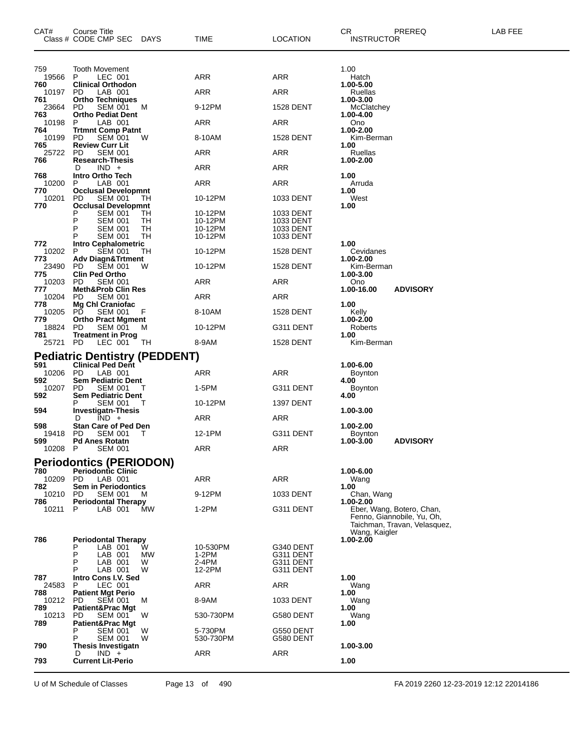| CAT# | Course Title<br>Class # CODE CMP SEC DAYS | TIME | LOCATION | CR<br>INSTRUCTOR | PREREQ | LAB FEE |
|---|---|---|---|---|---|---|
| 759 | Tooth Movement | | | 1.00 | | |
| 19566 | P LEC 001 | ARR | ARR | Hatch | | |
| **760** | **Clinical Orthodon** | | | **1.00-5.00** | | |
| 10197 | PD LAB 001 | ARR | ARR | Ruellas | | |
| **761** | **Ortho Techniques** | | | **1.00-3.00** | | |
| 23664 | PD SEM 001 M | 9-12PM | 1528 DENT | McClatchey | | |
| **763** | **Ortho Pediat Dent** | | | **1.00-4.00** | | |
| 10198 | P LAB 001 | ARR | ARR | Ono | | |
| **764** | **Trtmnt Comp Patnt** | | | **1.00-2.00** | | |
| 10199 | PD SEM 001 W | 8-10AM | 1528 DENT | Kim-Berman | | |
| **765** | **Review Curr Lit** | | | **1.00** | | |
| 25722 | PD SEM 001 | ARR | ARR | Ruellas | | |
| **766** | **Research-Thesis** | | | **1.00-2.00** | | |
| | D IND + | ARR | ARR | | | |
| **768** | **Intro Ortho Tech** | | | **1.00** | | |
| 10200 | P LAB 001 | ARR | ARR | Arruda | | |
| **770** | **Occlusal Developmnt** | | | **1.00** | | |
| 10201 | PD SEM 001 TH | 10-12PM | 1033 DENT | West | | |
| **770** | **Occlusal Developmnt** | | | **1.00** | | |
| | P SEM 001 TH | 10-12PM | 1033 DENT | | | |
| | P SEM 001 TH | 10-12PM | 1033 DENT | | | |
| | P SEM 001 TH | 10-12PM | 1033 DENT | | | |
| | P SEM 001 TH | 10-12PM | 1033 DENT | | | |
| **772** | **Intro Cephalometric** | | | **1.00** | | |
| 10202 | P SEM 001 TH | 10-12PM | 1528 DENT | Cevidanes | | |
| **773** | **Adv Diagn&Trtment** | | | **1.00-2.00** | | |
| 23490 | PD SEM 001 W | 10-12PM | 1528 DENT | Kim-Berman | | |
| **775** | **Clin Ped Ortho** | | | **1.00-3.00** | | |
| 10203 | PD SEM 001 | ARR | ARR | Ono | | |
| **777** | **Meth&Prob Clin Res** | | | **1.00-16.00** | **ADVISORY** | |
| 10204 | PD SEM 001 | ARR | ARR | | | |
| **778** | **Mg Chl Craniofac** | | | **1.00** | | |
| 10205 | PD SEM 001 F | 8-10AM | 1528 DENT | Kelly | | |
| **779** | **Ortho Pract Mgment** | | | **1.00-2.00** | | |
| 18824 | PD SEM 001 M | 10-12PM | G311 DENT | Roberts | | |
| **781** | **Treatment in Prog** | | | **1.00** | | |
| 25721 | PD LEC 001 TH | 8-9AM | 1528 DENT | Kim-Berman | | |

## Pediatric Dentistry (PEDDENT)

| CAT# | Course Title<br>Class # CODE CMP SEC DAYS | TIME | LOCATION | CR<br>INSTRUCTOR | PREREQ | LAB FEE |
|---|---|---|---|---|---|---|
| **591** | **Clinical Ped Dent** | | | **1.00-6.00** | | |
| 10206 | PD LAB 001 | ARR | ARR | Boynton | | |
| **592** | **Sem Pediatric Dent** | | | **4.00** | | |
| 10207 | PD SEM 001 T | 1-5PM | G311 DENT | Boynton | | |
| **592** | **Sem Pediatric Dent** | | | **4.00** | | |
| | P SEM 001 T | 10-12PM | 1397 DENT | | | |
| **594** | **Investigatn-Thesis** | | | **1.00-3.00** | | |
| | D IND + | ARR | ARR | | | |
| **598** | **Stan Care of Ped Den** | | | **1.00-2.00** | | |
| 19418 | PD SEM 001 T | 12-1PM | G311 DENT | Boynton | | |
| **599** | **Pd Anes Rotatn** | | | **1.00-3.00** | **ADVISORY** | |
| 10208 | P SEM 001 | ARR | ARR | | | |

## Periodontics (PERIODON)

| CAT# | Course Title<br>Class # CODE CMP SEC DAYS | TIME | LOCATION | CR<br>INSTRUCTOR | PREREQ | LAB FEE |
|---|---|---|---|---|---|---|
| **780** | **Periodontic Clinic** | | | **1.00-6.00** | | |
| 10209 | PD LAB 001 | ARR | ARR | Wang | | |
| **782** | **Sem in Periodontics** | | | **1.00** | | |
| 10210 | PD SEM 001 M | 9-12PM | 1033 DENT | Chan, Wang | | |
| **786** | **Periodontal Therapy** | | | **1.00-2.00** | | |
| 10211 | P LAB 001 MW | 1-2PM | G311 DENT | Eber, Wang, Botero, Chan, Fenno, Giannobile, Yu, Oh, Taichman, Travan, Velasquez, Wang, Kaigler | | |
| **786** | **Periodontal Therapy** | | | **1.00-2.00** | | |
| | P LAB 001 W | 10-530PM | G340 DENT | | | |
| | P LAB 001 MW | 1-2PM | G311 DENT | | | |
| | P LAB 001 W | 2-4PM | G311 DENT | | | |
| | P LAB 001 W | 12-2PM | G311 DENT | | | |
| **787** | **Intro Cons I.V. Sed** | | | **1.00** | | |
| 24583 | P LEC 001 | ARR | ARR | Wang | | |
| **788** | **Patient Mgt Perio** | | | **1.00** | | |
| 10212 | PD SEM 001 M | 8-9AM | 1033 DENT | Wang | | |
| **789** | **Patient&Prac Mgt** | | | **1.00** | | |
| 10213 | PD SEM 001 W | 530-730PM | G580 DENT | Wang | | |
| **789** | **Patient&Prac Mgt** | | | **1.00** | | |
| | P SEM 001 W | 5-730PM | G550 DENT | | | |
| | P SEM 001 W | 530-730PM | G580 DENT | | | |
| **790** | **Thesis Investigatn** | | | **1.00-3.00** | | |
| | D IND + | ARR | ARR | | | |
| **793** | **Current Lit-Perio** | | | **1.00** | | |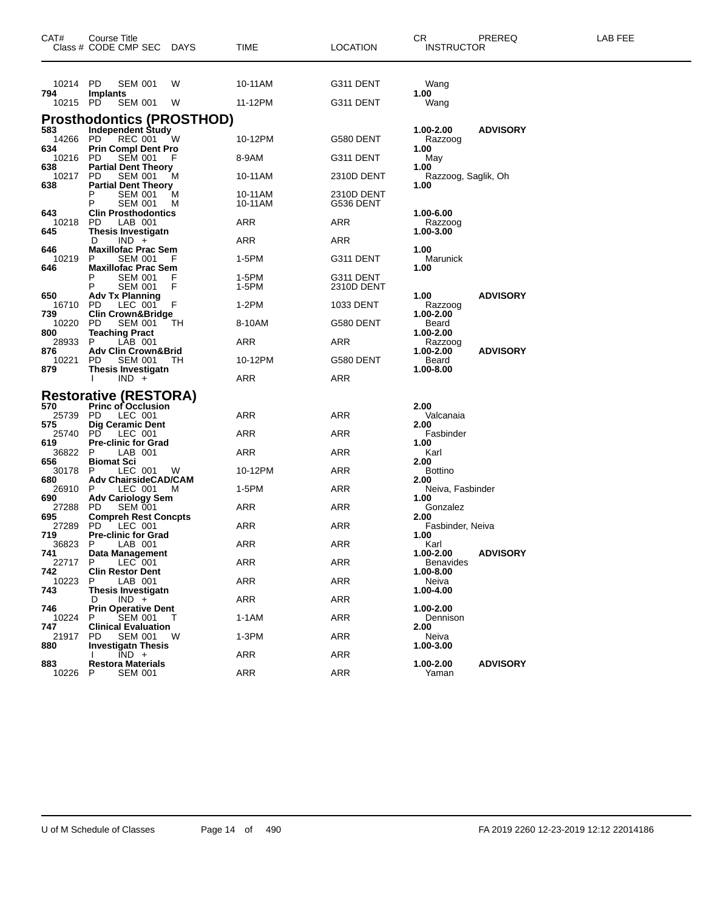| CAT# | Course Title Class # CODE CMP SEC | DAYS | TIME | LOCATION | CR INSTRUCTOR | PREREQ | LAB FEE |
|---|---|---|---|---|---|---|---|
| 10214 | PD SEM 001 | W | 10-11AM | G311 DENT | Wang | | |
| **794** | **Implants** | | | | **1.00** | | |
| 10215 | PD SEM 001 | W | 11-12PM | G311 DENT | Wang | | |

## Prosthodontics (PROSTHOD)

| CAT# | Course Title Class # CODE CMP SEC | DAYS | TIME | LOCATION | CR INSTRUCTOR | PREREQ | LAB FEE |
|---|---|---|---|---|---|---|---|
| **583** | **Independent Study** | | | | **1.00-2.00** | **ADVISORY** | |
| 14266 | PD REC 001 | W | 10-12PM | G580 DENT | Razzoog | | |
| **634** | **Prin Compl Dent Pro** | | | | **1.00** | | |
| 10216 | PD SEM 001 | F | 8-9AM | G311 DENT | May | | |
| **638** | **Partial Dent Theory** | | | | **1.00** | | |
| 10217 | PD SEM 001 | M | 10-11AM | 2310D DENT | Razzoog, Saglik, Oh | | |
| **638** | **Partial Dent Theory** | | | | **1.00** | | |
| | P SEM 001 | M | 10-11AM | 2310D DENT | | | |
| | P SEM 001 | M | 10-11AM | G536 DENT | | | |
| **643** | **Clin Prosthodontics** | | | | **1.00-6.00** | | |
| 10218 | PD LAB 001 | | ARR | ARR | Razzoog | | |
| **645** | **Thesis Investigatn** | | | | **1.00-3.00** | | |
| | D IND + | | ARR | ARR | | | |
| **646** | **Maxillofac Prac Sem** | | | | **1.00** | | |
| 10219 | P SEM 001 | F | 1-5PM | G311 DENT | Marunick | | |
| **646** | **Maxillofac Prac Sem** | | | | **1.00** | | |
| | P SEM 001 | F | 1-5PM | G311 DENT | | | |
| | P SEM 001 | F | 1-5PM | 2310D DENT | | | |
| **650** | **Adv Tx Planning** | | | | **1.00** | **ADVISORY** | |
| 16710 | PD LEC 001 | F | 1-2PM | 1033 DENT | Razzoog | | |
| **739** | **Clin Crown&Bridge** | | | | **1.00-2.00** | | |
| 10220 | PD SEM 001 | TH | 8-10AM | G580 DENT | Beard | | |
| **800** | **Teaching Pract** | | | | **1.00-2.00** | | |
| 28933 | P LAB 001 | | ARR | ARR | Razzoog | | |
| **876** | **Adv Clin Crown&Brid** | | | | **1.00-2.00** | **ADVISORY** | |
| 10221 | PD SEM 001 | TH | 10-12PM | G580 DENT | Beard | | |
| **879** | **Thesis Investigatn** | | | | **1.00-8.00** | | |
| | I IND + | | ARR | ARR | | | |

## Restorative (RESTORA)

| CAT# | Course Title Class # CODE CMP SEC | DAYS | TIME | LOCATION | CR INSTRUCTOR | PREREQ | LAB FEE |
|---|---|---|---|---|---|---|---|
| **570** | **Princ of Occlusion** | | | | **2.00** | | |
| 25739 | PD LEC 001 | | ARR | ARR | Valcanaia | | |
| **575** | **Dig Ceramic Dent** | | | | **2.00** | | |
| 25740 | PD LEC 001 | | ARR | ARR | Fasbinder | | |
| **619** | **Pre-clinic for Grad** | | | | **1.00** | | |
| 36822 | P LAB 001 | | ARR | ARR | Karl | | |
| **656** | **Biomat Sci** | | | | **2.00** | | |
| 30178 | P LEC 001 | W | 10-12PM | ARR | Bottino | | |
| **680** | **Adv ChairsideCAD/CAM** | | | | **2.00** | | |
| 26910 | P LEC 001 | M | 1-5PM | ARR | Neiva, Fasbinder | | |
| **690** | **Adv Cariology Sem** | | | | **1.00** | | |
| 27288 | PD SEM 001 | | ARR | ARR | Gonzalez | | |
| **695** | **Compreh Rest Concpts** | | | | **2.00** | | |
| 27289 | PD LEC 001 | | ARR | ARR | Fasbinder, Neiva | | |
| **719** | **Pre-clinic for Grad** | | | | **1.00** | | |
| 36823 | P LAB 001 | | ARR | ARR | Karl | | |
| **741** | **Data Management** | | | | **1.00-2.00** | **ADVISORY** | |
| 22717 | P LEC 001 | | ARR | ARR | Benavides | | |
| **742** | **Clin Restor Dent** | | | | **1.00-8.00** | | |
| 10223 | P LAB 001 | | ARR | ARR | Neiva | | |
| **743** | **Thesis Investigatn** | | | | **1.00-4.00** | | |
| | D IND + | | ARR | ARR | | | |
| **746** | **Prin Operative Dent** | | | | **1.00-2.00** | | |
| 10224 | P SEM 001 | T | 1-1AM | ARR | Dennison | | |
| **747** | **Clinical Evaluation** | | | | **2.00** | | |
| 21917 | PD SEM 001 | W | 1-3PM | ARR | Neiva | | |
| **880** | **Investigatn Thesis** | | | | **1.00-3.00** | | |
| | I IND + | | ARR | ARR | | | |
| **883** | **Restora Materials** | | | | **1.00-2.00** | **ADVISORY** | |
| 10226 | P SEM 001 | | ARR | ARR | Yaman | | |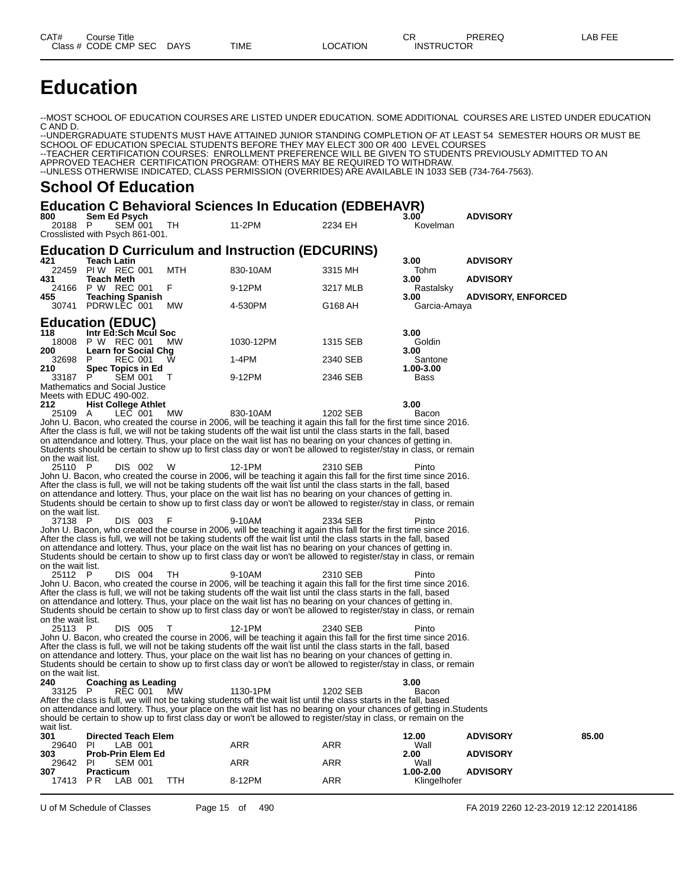| CAT# | Course Title | | | | CR | PREREQ | LAB FEE |
|---|---|---|---|---|---|---|---|
| Class # | CODE CMP SEC | DAYS | TIME | LOCATION | INSTRUCTOR | | |

# Education

--MOST SCHOOL OF EDUCATION COURSES ARE LISTED UNDER EDUCATION. SOME ADDITIONAL COURSES ARE LISTED UNDER EDUCATION C AND D.
--UNDERGRADUATE STUDENTS MUST HAVE ATTAINED JUNIOR STANDING COMPLETION OF AT LEAST 54 SEMESTER HOURS OR MUST BE SCHOOL OF EDUCATION SPECIAL STUDENTS BEFORE THEY MAY ELECT 300 OR 400 LEVEL COURSES
--TEACHER CERTIFICATION COURSES: ENROLLMENT PREFERENCE WILL BE GIVEN TO STUDENTS PREVIOUSLY ADMITTED TO AN APPROVED TEACHER CERTIFICATION PROGRAM: OTHERS MAY BE REQUIRED TO WITHDRAW.
--UNLESS OTHERWISE INDICATED, CLASS PERMISSION (OVERRIDES) ARE AVAILABLE IN 1033 SEB (734-764-7563).

## School Of Education

### Education C Behavioral Sciences In Education (EDBEHAVR)

**800 Sem Ed Psych** — **3.00** — **ADVISORY**
20188 P SEM 001 TH 11-2PM 2234 EH Kovelman
Crosslisted with Psych 861-001.

### Education D Curriculum and Instruction (EDCURINS)

**421 Teach Latin** — **3.00** — **ADVISORY**
22459 PI W REC 001 MTH 830-10AM 3315 MH Tohm

**431 Teach Meth** — **3.00** — **ADVISORY**
24166 P W REC 001 F 9-12PM 3217 MLB Rastalsky

**455 Teaching Spanish** — **3.00** — **ADVISORY, ENFORCED**
30741 PDRW LEC 001 MW 4-530PM G168 AH Garcia-Amaya

### Education (EDUC)

**118 Intr Ed:Sch Mcul Soc** — **3.00**
18008 P W REC 001 MW 1030-12PM 1315 SEB Goldin

**200 Learn for Social Chg** — **3.00**
32698 P REC 001 W 1-4PM 2340 SEB Santone

**210 Spec Topics in Ed** — **1.00-3.00**
33187 P SEM 001 T 9-12PM 2346 SEB Bass
Mathematics and Social Justice
Meets with EDUC 490-002.

**212 Hist College Athlet** — **3.00**
25109 A LEC 001 MW 830-10AM 1202 SEB Bacon
John U. Bacon, who created the course in 2006, will be teaching it again this fall for the first time since 2016. After the class is full, we will not be taking students off the wait list until the class starts in the fall, based on attendance and lottery. Thus, your place on the wait list has no bearing on your chances of getting in. Students should be certain to show up to first class day or won't be allowed to register/stay in class, or remain on the wait list.

25110 P DIS 002 W 12-1PM 2310 SEB Pinto
John U. Bacon, who created the course in 2006, will be teaching it again this fall for the first time since 2016. After the class is full, we will not be taking students off the wait list until the class starts in the fall, based on attendance and lottery. Thus, your place on the wait list has no bearing on your chances of getting in. Students should be certain to show up to first class day or won't be allowed to register/stay in class, or remain on the wait list.

37138 P DIS 003 F 9-10AM 2334 SEB Pinto
John U. Bacon, who created the course in 2006, will be teaching it again this fall for the first time since 2016. After the class is full, we will not be taking students off the wait list until the class starts in the fall, based on attendance and lottery. Thus, your place on the wait list has no bearing on your chances of getting in. Students should be certain to show up to first class day or won't be allowed to register/stay in class, or remain on the wait list.

25112 P DIS 004 TH 9-10AM 2310 SEB Pinto
John U. Bacon, who created the course in 2006, will be teaching it again this fall for the first time since 2016. After the class is full, we will not be taking students off the wait list until the class starts in the fall, based on attendance and lottery. Thus, your place on the wait list has no bearing on your chances of getting in. Students should be certain to show up to first class day or won't be allowed to register/stay in class, or remain on the wait list.

25113 P DIS 005 T 12-1PM 2340 SEB Pinto
John U. Bacon, who created the course in 2006, will be teaching it again this fall for the first time since 2016. After the class is full, we will not be taking students off the wait list until the class starts in the fall, based on attendance and lottery. Thus, your place on the wait list has no bearing on your chances of getting in. Students should be certain to show up to first class day or won't be allowed to register/stay in class, or remain on the wait list.

**240 Coaching as Leading** — **3.00**
33125 P REC 001 MW 1130-1PM 1202 SEB Bacon
After the class is full, we will not be taking students off the wait list until the class starts in the fall, based on attendance and lottery. Thus, your place on the wait list has no bearing on your chances of getting in.Students should be certain to show up to first class day or won't be allowed to register/stay in class, or remain on the wait list.

**301 Directed Teach Elem** — **12.00** — **ADVISORY** — **85.00**
29640 PI LAB 001 ARR ARR Wall

**303 Prob-Prin Elem Ed** — **2.00** — **ADVISORY**
29642 PI SEM 001 ARR ARR Wall

**307 Practicum** — **1.00-2.00** — **ADVISORY**
17413 P R LAB 001 TTH 8-12PM ARR Klingelhofer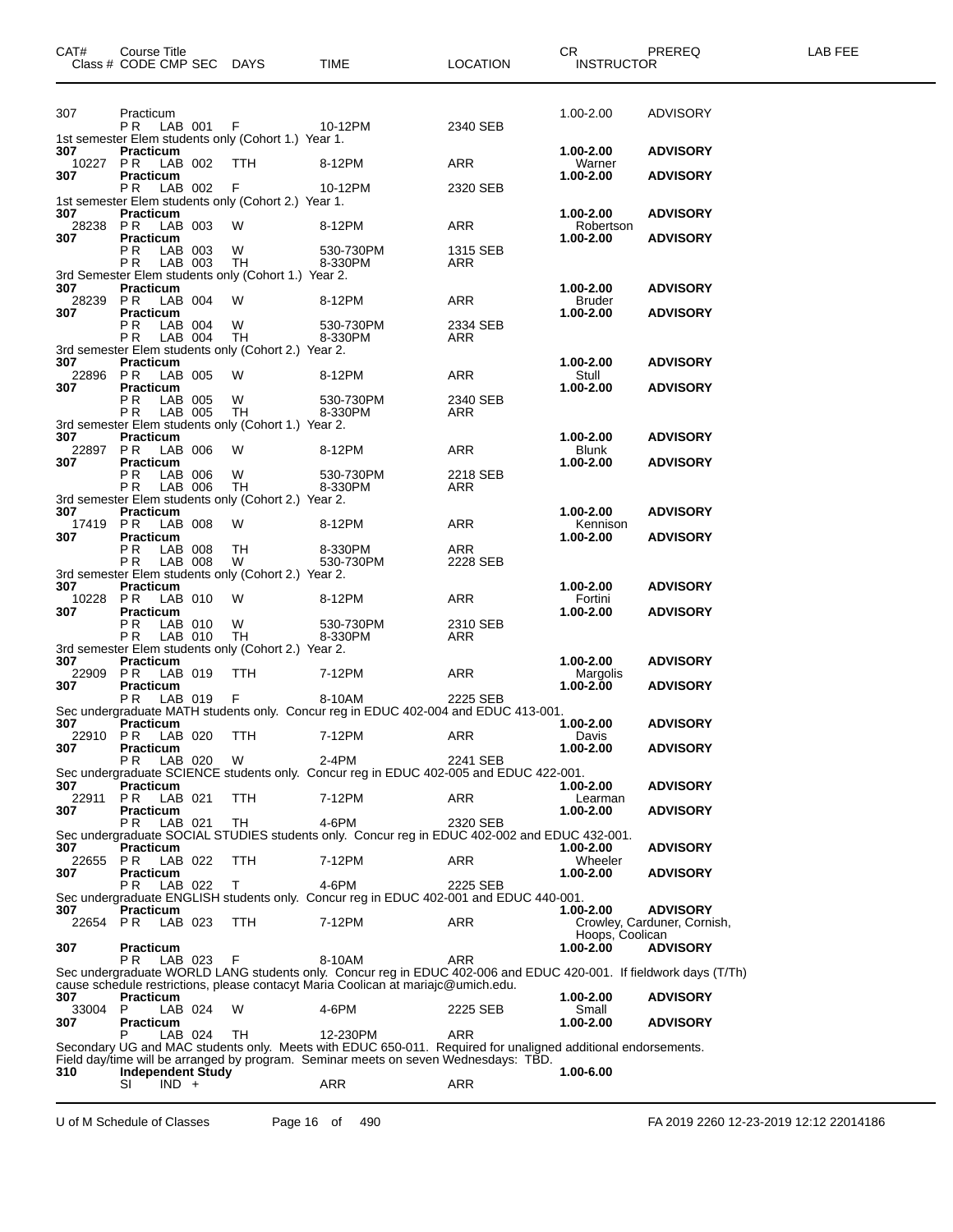| CAT# | Course Title / Class # CODE CMP SEC | DAYS | TIME | LOCATION | CR / INSTRUCTOR | PREREQ | LAB FEE |
|---|---|---|---|---|---|---|---|
| 307 | Practicum | | | | 1.00-2.00 | ADVISORY | |
| | PR LAB 001 | F | 10-12PM | 2340 SEB | | | |
| 1st semester Elem students only (Cohort 1.) Year 1. | | | | | | | |
| **307** | **Practicum** | | | | **1.00-2.00** | **ADVISORY** | |
| 10227 | PR LAB 002 | TTH | 8-12PM | ARR | Warner | | |
| **307** | **Practicum** | | | | **1.00-2.00** | **ADVISORY** | |
| | PR LAB 002 | F | 10-12PM | 2320 SEB | | | |
| 1st semester Elem students only (Cohort 2.) Year 1. | | | | | | | |
| **307** | **Practicum** | | | | **1.00-2.00** | **ADVISORY** | |
| 28238 | PR LAB 003 | W | 8-12PM | ARR | Robertson | | |
| **307** | **Practicum** | | | | **1.00-2.00** | **ADVISORY** | |
| | PR LAB 003 | W | 530-730PM | 1315 SEB | | | |
| | PR LAB 003 | TH | 8-330PM | ARR | | | |
| 3rd Semester Elem students only (Cohort 1.) Year 2. | | | | | | | |
| **307** | **Practicum** | | | | **1.00-2.00** | **ADVISORY** | |
| 28239 | PR LAB 004 | W | 8-12PM | ARR | Bruder | | |
| **307** | **Practicum** | | | | **1.00-2.00** | **ADVISORY** | |
| | PR LAB 004 | W | 530-730PM | 2334 SEB | | | |
| | PR LAB 004 | TH | 8-330PM | ARR | | | |
| 3rd semester Elem students only (Cohort 2.) Year 2. | | | | | | | |
| **307** | **Practicum** | | | | **1.00-2.00** | **ADVISORY** | |
| 22896 | PR LAB 005 | W | 8-12PM | ARR | Stull | | |
| **307** | **Practicum** | | | | **1.00-2.00** | **ADVISORY** | |
| | PR LAB 005 | W | 530-730PM | 2340 SEB | | | |
| | PR LAB 005 | TH | 8-330PM | ARR | | | |
| 3rd semester Elem students only (Cohort 1.) Year 2. | | | | | | | |
| **307** | **Practicum** | | | | **1.00-2.00** | **ADVISORY** | |
| 22897 | PR LAB 006 | W | 8-12PM | ARR | Blunk | | |
| **307** | **Practicum** | | | | **1.00-2.00** | **ADVISORY** | |
| | PR LAB 006 | W | 530-730PM | 2218 SEB | | | |
| | PR LAB 006 | TH | 8-330PM | ARR | | | |
| 3rd semester Elem students only (Cohort 2.) Year 2. | | | | | | | |
| **307** | **Practicum** | | | | **1.00-2.00** | **ADVISORY** | |
| 17419 | PR LAB 008 | W | 8-12PM | ARR | Kennison | | |
| **307** | **Practicum** | | | | **1.00-2.00** | **ADVISORY** | |
| | PR LAB 008 | TH | 8-330PM | ARR | | | |
| | PR LAB 008 | W | 530-730PM | 2228 SEB | | | |
| 3rd semester Elem students only (Cohort 2.) Year 2. | | | | | | | |
| **307** | **Practicum** | | | | **1.00-2.00** | **ADVISORY** | |
| 10228 | PR LAB 010 | W | 8-12PM | ARR | Fortini | | |
| **307** | **Practicum** | | | | **1.00-2.00** | **ADVISORY** | |
| | PR LAB 010 | W | 530-730PM | 2310 SEB | | | |
| | PR LAB 010 | TH | 8-330PM | ARR | | | |
| 3rd semester Elem students only (Cohort 2.) Year 2. | | | | | | | |
| **307** | **Practicum** | | | | **1.00-2.00** | **ADVISORY** | |
| 22909 | PR LAB 019 | TTH | 7-12PM | ARR | Margolis | | |
| **307** | **Practicum** | | | | **1.00-2.00** | **ADVISORY** | |
| | PR LAB 019 | F | 8-10AM | 2225 SEB | | | |
| Sec undergraduate MATH students only. Concur reg in EDUC 402-004 and EDUC 413-001. | | | | | | | |
| **307** | **Practicum** | | | | **1.00-2.00** | **ADVISORY** | |
| 22910 | PR LAB 020 | TTH | 7-12PM | ARR | Davis | | |
| **307** | **Practicum** | | | | **1.00-2.00** | **ADVISORY** | |
| | PR LAB 020 | W | 2-4PM | 2241 SEB | | | |
| Sec undergraduate SCIENCE students only. Concur reg in EDUC 402-005 and EDUC 422-001. | | | | | | | |
| **307** | **Practicum** | | | | **1.00-2.00** | **ADVISORY** | |
| 22911 | PR LAB 021 | TTH | 7-12PM | ARR | Learman | | |
| **307** | **Practicum** | | | | **1.00-2.00** | **ADVISORY** | |
| | PR LAB 021 | TH | 4-6PM | 2320 SEB | | | |
| Sec undergraduate SOCIAL STUDIES students only. Concur reg in EDUC 402-002 and EDUC 432-001. | | | | | | | |
| **307** | **Practicum** | | | | **1.00-2.00** | **ADVISORY** | |
| 22655 | PR LAB 022 | TTH | 7-12PM | ARR | Wheeler | | |
| **307** | **Practicum** | | | | **1.00-2.00** | **ADVISORY** | |
| | PR LAB 022 | T | 4-6PM | 2225 SEB | | | |
| Sec undergraduate ENGLISH students only. Concur reg in EDUC 402-001 and EDUC 440-001. | | | | | | | |
| **307** | **Practicum** | | | | **1.00-2.00** | **ADVISORY** | |
| 22654 | PR LAB 023 | TTH | 7-12PM | ARR | Crowley, Carduner, Cornish, Hoops, Coolican | | |
| **307** | **Practicum** | | | | **1.00-2.00** | **ADVISORY** | |
| | PR LAB 023 | F | 8-10AM | ARR | | | |
| Sec undergraduate WORLD LANG students only. Concur reg in EDUC 402-006 and EDUC 420-001. If fieldwork days (T/Th) cause schedule restrictions, please contacyt Maria Coolican at mariajc@umich.edu. | | | | | | | |
| **307** | **Practicum** | | | | **1.00-2.00** | **ADVISORY** | |
| 33004 | P LAB 024 | W | 4-6PM | 2225 SEB | Small | | |
| **307** | **Practicum** | | | | **1.00-2.00** | **ADVISORY** | |
| | P LAB 024 | TH | 12-230PM | ARR | | | |
| Secondary UG and MAC students only. Meets with EDUC 650-011. Required for unaligned additional endorsements. Field day/time will be arranged by program. Seminar meets on seven Wednesdays: TBD. | | | | | | | |
| **310** | **Independent Study** | | | | **1.00-6.00** | | |
| | SI IND + | | ARR | ARR | | | |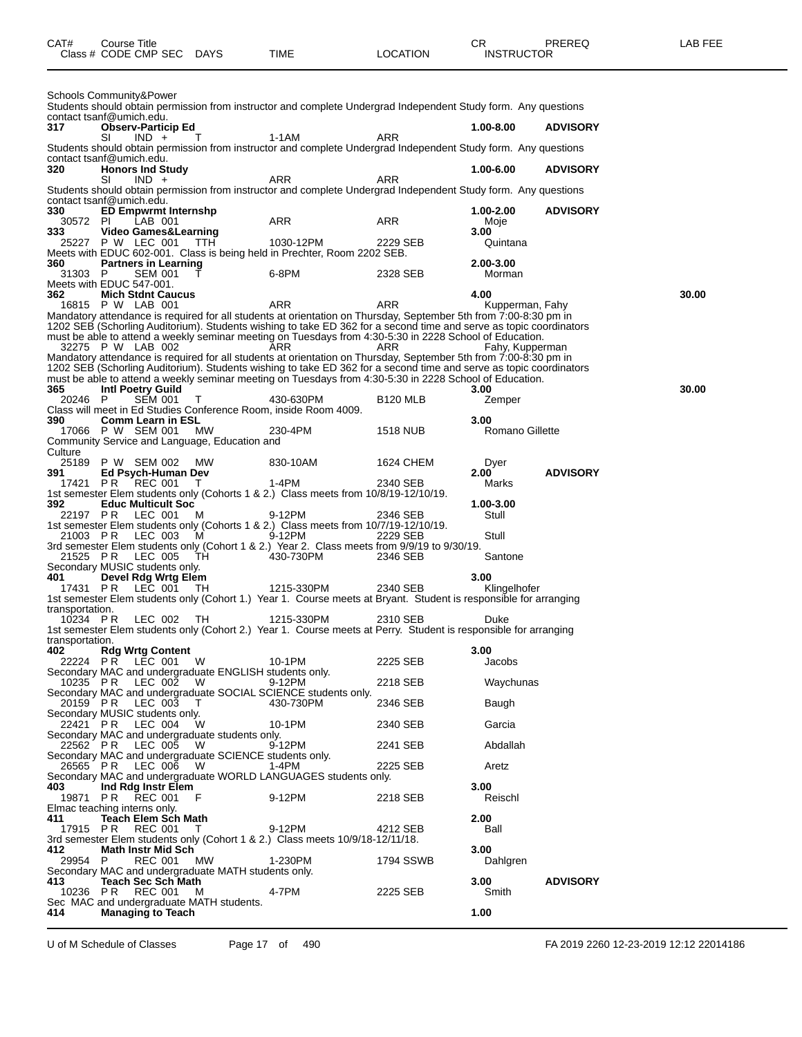| CAT# | Course Title | | | | | CR | PREREQ | LAB FEE |
|---|---|---|---|---|---|---|---|---|
| Class # | CODE CMP SEC | DAYS | TIME | LOCATION | | INSTRUCTOR | | |

Schools Community&Power
Students should obtain permission from instructor and complete Undergrad Independent Study form. Any questions contact tsanf@umich.edu.

**317 Observ-Particip Ed** — 1.00-8.00 — ADVISORY
SI IND + T 1-1AM ARR
Students should obtain permission from instructor and complete Undergrad Independent Study form. Any questions contact tsanf@umich.edu.

**320 Honors Ind Study** — 1.00-6.00 — ADVISORY
SI IND + ARR ARR
Students should obtain permission from instructor and complete Undergrad Independent Study form. Any questions contact tsanf@umich.edu.

**330 ED Empwrmt Internshp** — 1.00-2.00 — ADVISORY
30572 PI LAB 001 ARR ARR Moje

**333 Video Games&Learning** — 3.00
25227 P W LEC 001 TTH 1030-12PM 2229 SEB Quintana
Meets with EDUC 602-001. Class is being held in Prechter, Room 2202 SEB.

**360 Partners in Learning** — 2.00-3.00
31303 P SEM 001 T 6-8PM 2328 SEB Morman
Meets with EDUC 547-001.

**362 Mich Stdnt Caucus** — 4.00 — LAB FEE 30.00
16815 P W LAB 001 ARR ARR Kupperman, Fahy
Mandatory attendance is required for all students at orientation on Thursday, September 5th from 7:00-8:30 pm in 1202 SEB (Schorling Auditorium). Students wishing to take ED 362 for a second time and serve as topic coordinators must be able to attend a weekly seminar meeting on Tuesdays from 4:30-5:30 in 2228 School of Education.
32275 P W LAB 002 ARR ARR Fahy, Kupperman
Mandatory attendance is required for all students at orientation on Thursday, September 5th from 7:00-8:30 pm in 1202 SEB (Schorling Auditorium). Students wishing to take ED 362 for a second time and serve as topic coordinators must be able to attend a weekly seminar meeting on Tuesdays from 4:30-5:30 in 2228 School of Education.

**365 Intl Poetry Guild** — 3.00 — LAB FEE 30.00
20246 P SEM 001 T 430-630PM B120 MLB Zemper
Class will meet in Ed Studies Conference Room, inside Room 4009.

**390 Comm Learn in ESL** — 3.00
17066 P W SEM 001 MW 230-4PM 1518 NUB Romano Gillette
Community Service and Language, Education and Culture
25189 P W SEM 002 MW 830-10AM 1624 CHEM Dyer

**391 Ed Psych-Human Dev** — 2.00 — ADVISORY
17421 P R REC 001 T 1-4PM 2340 SEB Marks
1st semester Elem students only (Cohorts 1 & 2.) Class meets from 10/8/19-12/10/19.

**392 Educ Multicult Soc** — 1.00-3.00
22197 P R LEC 001 M 9-12PM 2346 SEB Stull
1st semester Elem students only (Cohorts 1 & 2.) Class meets from 10/7/19-12/10/19.
21003 P R LEC 003 M 9-12PM 2229 SEB Stull
3rd semester Elem students only (Cohort 1 & 2.) Year 2. Class meets from 9/9/19 to 9/30/19.
21525 P R LEC 005 TH 430-730PM 2346 SEB Santone
Secondary MUSIC students only.

**401 Devel Rdg Wrtg Elem** — 3.00
17431 P R LEC 001 TH 1215-330PM 2340 SEB Klingelhofer
1st semester Elem students only (Cohort 1.) Year 1. Course meets at Bryant. Student is responsible for arranging transportation.
10234 P R LEC 002 TH 1215-330PM 2310 SEB Duke
1st semester Elem students only (Cohort 2.) Year 1. Course meets at Perry. Student is responsible for arranging transportation.

**402 Rdg Wrtg Content** — 3.00
22224 P R LEC 001 W 10-1PM 2225 SEB Jacobs
Secondary MAC and undergraduate ENGLISH students only.
10235 P R LEC 002 W 9-12PM 2218 SEB Waychunas
Secondary MAC and undergraduate SOCIAL SCIENCE students only.
20159 P R LEC 003 T 430-730PM 2346 SEB Baugh
Secondary MUSIC students only.
22421 P R LEC 004 W 10-1PM 2340 SEB Garcia
Secondary MAC and undergraduate students only.
22562 P R LEC 005 W 9-12PM 2241 SEB Abdallah
Secondary MAC and undergraduate SCIENCE students only.
26565 P R LEC 006 W 1-4PM 2225 SEB Aretz
Secondary MAC and undergraduate WORLD LANGUAGES students only.

**403 Ind Rdg Instr Elem** — 3.00
19871 P R REC 001 F 9-12PM 2218 SEB Reischl
Elmac teaching interns only.

**411 Teach Elem Sch Math** — 2.00
17915 P R REC 001 T 9-12PM 4212 SEB Ball
3rd semester Elem students only (Cohort 1 & 2.) Class meets 10/9/18-12/11/18.

**412 Math Instr Mid Sch** — 3.00
29954 P REC 001 MW 1-230PM 1794 SSWB Dahlgren
Secondary MAC and undergraduate MATH students only.

**413 Teach Sec Sch Math** — 3.00 — ADVISORY
10236 P R REC 001 M 4-7PM 2225 SEB Smith
Sec MAC and undergraduate MATH students.

**414 Managing to Teach** — 1.00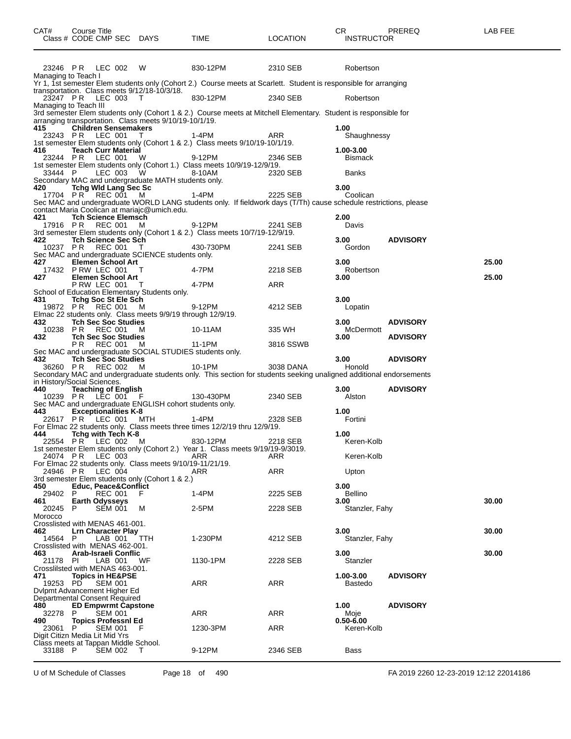| CAT# | Course Title Class # CODE CMP SEC | DAYS | TIME | LOCATION | CR INSTRUCTOR | PREREQ | LAB FEE |
|---|---|---|---|---|---|---|---|
| | 23246 P R LEC 002 | W | 830-12PM | 2310 SEB | Robertson | | |

Managing to Teach I
Yr 1, 1st semester Elem students only (Cohort 2.) Course meets at Scarlett. Student is responsible for arranging transportation. Class meets 9/12/18-10/3/18.

| CAT# | Course Title Class # CODE CMP SEC | DAYS | TIME | LOCATION | CR INSTRUCTOR | PREREQ | LAB FEE |
|---|---|---|---|---|---|---|---|
| | 23247 P R LEC 003 | T | 830-12PM | 2340 SEB | Robertson | | |

Managing to Teach III
3rd semester Elem students only (Cohort 1 & 2.) Course meets at Mitchell Elementary. Student is responsible for arranging transportation. Class meets 9/10/19-10/1/19.

| CAT# | Course Title Class # CODE CMP SEC | DAYS | TIME | LOCATION | CR INSTRUCTOR | PREREQ | LAB FEE |
|---|---|---|---|---|---|---|---|
| 415 | **Children Sensemakers** | | | | 1.00 | | |
| | 23243 P R LEC 001 | T | 1-4PM | ARR | Shaughnessy | | |

1st semester Elem students only (Cohort 1 & 2.) Class meets 9/10/19-10/1/19.

| CAT# | Course Title Class # CODE CMP SEC | DAYS | TIME | LOCATION | CR INSTRUCTOR | PREREQ | LAB FEE |
|---|---|---|---|---|---|---|---|
| 416 | **Teach Curr Material** | | | | 1.00-3.00 | | |
| | 23244 P R LEC 001 | W | 9-12PM | 2346 SEB | Bismack | | |

1st semester Elem students only (Cohort 1.) Class meets 10/9/19-12/9/19.

| CAT# | Course Title Class # CODE CMP SEC | DAYS | TIME | LOCATION | CR INSTRUCTOR | PREREQ | LAB FEE |
|---|---|---|---|---|---|---|---|
| | 33444 P LEC 003 | W | 8-10AM | 2320 SEB | Banks | | |

Secondary MAC and undergraduate MATH students only.

| CAT# | Course Title Class # CODE CMP SEC | DAYS | TIME | LOCATION | CR INSTRUCTOR | PREREQ | LAB FEE |
|---|---|---|---|---|---|---|---|
| 420 | **Tchg Wld Lang Sec Sc** | | | | 3.00 | | |
| | 17704 P R REC 001 | M | 1-4PM | 2225 SEB | Coolican | | |

Sec MAC and undergraduate WORLD LANG students only. If fieldwork days (T/Th) cause schedule restrictions, please contact Maria Coolican at mariajc@umich.edu.

| CAT# | Course Title Class # CODE CMP SEC | DAYS | TIME | LOCATION | CR INSTRUCTOR | PREREQ | LAB FEE |
|---|---|---|---|---|---|---|---|
| 421 | **Tch Science Elemsch** | | | | 2.00 | | |
| | 17916 P R REC 001 | M | 9-12PM | 2241 SEB | Davis | | |

3rd semester Elem students only (Cohort 1 & 2.) Class meets 10/7/19-12/9/19.

| CAT# | Course Title Class # CODE CMP SEC | DAYS | TIME | LOCATION | CR INSTRUCTOR | PREREQ | LAB FEE |
|---|---|---|---|---|---|---|---|
| 422 | **Tch Science Sec Sch** | | | | 3.00 | **ADVISORY** | |
| | 10237 P R REC 001 | T | 430-730PM | 2241 SEB | Gordon | | |

Sec MAC and undergraduate SCIENCE students only.

| CAT# | Course Title Class # CODE CMP SEC | DAYS | TIME | LOCATION | CR INSTRUCTOR | PREREQ | LAB FEE |
|---|---|---|---|---|---|---|---|
| 427 | **Elemen School Art** | | | | 3.00 | | 25.00 |
| | 17432 P RW LEC 001 | T | 4-7PM | 2218 SEB | Robertson | | |
| 427 | **Elemen School Art** | | | | 3.00 | | 25.00 |
| | P RW LEC 001 | T | 4-7PM | ARR | | | |

School of Education Elementary Students only.

| CAT# | Course Title Class # CODE CMP SEC | DAYS | TIME | LOCATION | CR INSTRUCTOR | PREREQ | LAB FEE |
|---|---|---|---|---|---|---|---|
| 431 | **Tchg Soc St Ele Sch** | | | | 3.00 | | |
| | 19872 P R REC 001 | M | 9-12PM | 4212 SEB | Lopatin | | |

Elmac 22 students only. Class meets 9/9/19 through 12/9/19.

| CAT# | Course Title Class # CODE CMP SEC | DAYS | TIME | LOCATION | CR INSTRUCTOR | PREREQ | LAB FEE |
|---|---|---|---|---|---|---|---|
| 432 | **Tch Sec Soc Studies** | | | | 3.00 | **ADVISORY** | |
| | 10238 P R REC 001 | M | 10-11AM | 335 WH | McDermott | | |
| 432 | **Tch Sec Soc Studies** | | | | 3.00 | **ADVISORY** | |
| | P R REC 001 | M | 11-1PM | 3816 SSWB | | | |

Sec MAC and undergraduate SOCIAL STUDIES students only.

| CAT# | Course Title Class # CODE CMP SEC | DAYS | TIME | LOCATION | CR INSTRUCTOR | PREREQ | LAB FEE |
|---|---|---|---|---|---|---|---|
| 432 | **Tch Sec Soc Studies** | | | | 3.00 | **ADVISORY** | |
| | 36260 P R REC 002 | M | 10-1PM | 3038 DANA | Honold | | |

Secondary MAC and undergraduate students only. This section for students seeking unaligned additional endorsements in History/Social Sciences.

| CAT# | Course Title Class # CODE CMP SEC | DAYS | TIME | LOCATION | CR INSTRUCTOR | PREREQ | LAB FEE |
|---|---|---|---|---|---|---|---|
| 440 | **Teaching of English** | | | | 3.00 | **ADVISORY** | |
| | 10239 P R LEC 001 | F | 130-430PM | 2340 SEB | Alston | | |

Sec MAC and undergraduate ENGLISH cohort students only.

| CAT# | Course Title Class # CODE CMP SEC | DAYS | TIME | LOCATION | CR INSTRUCTOR | PREREQ | LAB FEE |
|---|---|---|---|---|---|---|---|
| 443 | **Exceptionalities K-8** | | | | 1.00 | | |
| | 22617 P R LEC 001 | MTH | 1-4PM | 2328 SEB | Fortini | | |

For Elmac 22 students only. Class meets three times 12/2/19 thru 12/9/19.

| CAT# | Course Title Class # CODE CMP SEC | DAYS | TIME | LOCATION | CR INSTRUCTOR | PREREQ | LAB FEE |
|---|---|---|---|---|---|---|---|
| 444 | **Tchg with Tech K-8** | | | | 1.00 | | |
| | 22554 P R LEC 002 | M | 830-12PM | 2218 SEB | Keren-Kolb | | |

1st semester Elem students only (Cohort 2.) Year 1. Class meets 9/19/19-9/3019.

| CAT# | Course Title Class # CODE CMP SEC | DAYS | TIME | LOCATION | CR INSTRUCTOR | PREREQ | LAB FEE |
|---|---|---|---|---|---|---|---|
| | 24074 P R LEC 003 | | ARR | ARR | Keren-Kolb | | |

For Elmac 22 students only. Class meets 9/10/19-11/21/19.

| CAT# | Course Title Class # CODE CMP SEC | DAYS | TIME | LOCATION | CR INSTRUCTOR | PREREQ | LAB FEE |
|---|---|---|---|---|---|---|---|
| | 24946 P R LEC 004 | | ARR | ARR | Upton | | |

3rd semester Elem students only (Cohort 1 & 2.)

| CAT# | Course Title Class # CODE CMP SEC | DAYS | TIME | LOCATION | CR INSTRUCTOR | PREREQ | LAB FEE |
|---|---|---|---|---|---|---|---|
| 450 | **Educ, Peace&Conflict** | | | | 3.00 | | |
| | 29402 P REC 001 | F | 1-4PM | 2225 SEB | Bellino | | |
| 461 | **Earth Odysseys** | | | | 3.00 | | 30.00 |
| | 20245 P SEM 001 | M | 2-5PM | 2228 SEB | Stanzler, Fahy | | |

Morocco
Crosslisted with MENAS 461-001.

| CAT# | Course Title Class # CODE CMP SEC | DAYS | TIME | LOCATION | CR INSTRUCTOR | PREREQ | LAB FEE |
|---|---|---|---|---|---|---|---|
| 462 | **Lrn Character Play** | | | | 3.00 | | 30.00 |
| | 14564 P LAB 001 | TTH | 1-230PM | 4212 SEB | Stanzler, Fahy | | |

Crosslisted with MENAS 462-001.

| CAT# | Course Title Class # CODE CMP SEC | DAYS | TIME | LOCATION | CR INSTRUCTOR | PREREQ | LAB FEE |
|---|---|---|---|---|---|---|---|
| 463 | **Arab-Israeli Conflic** | | | | 3.00 | | 30.00 |
| | 21178 PI LAB 001 | WF | 1130-1PM | 2228 SEB | Stanzler | | |

Crosslilsted with MENAS 463-001.

| CAT# | Course Title Class # CODE CMP SEC | DAYS | TIME | LOCATION | CR INSTRUCTOR | PREREQ | LAB FEE |
|---|---|---|---|---|---|---|---|
| 471 | **Topics in HE&PSE** | | | | 1.00-3.00 | **ADVISORY** | |
| | 19253 PD SEM 001 | | ARR | ARR | Bastedo | | |

Dvlpmt Advancement Higher Ed
Departmental Consent Required

| CAT# | Course Title Class # CODE CMP SEC | DAYS | TIME | LOCATION | CR INSTRUCTOR | PREREQ | LAB FEE |
|---|---|---|---|---|---|---|---|
| 480 | **ED Empwrmt Capstone** | | | | 1.00 | **ADVISORY** | |
| | 32278 P SEM 001 | | ARR | ARR | Moje | | |
| 490 | **Topics Professnl Ed** | | | | 0.50-6.00 | | |
| | 23061 P SEM 001 | F | 1230-3PM | ARR | Keren-Kolb | | |

Digit Citizn Media Lit Mid Yrs
Class meets at Tappan Middle School.

| CAT# | Course Title Class # CODE CMP SEC | DAYS | TIME | LOCATION | CR INSTRUCTOR | PREREQ | LAB FEE |
|---|---|---|---|---|---|---|---|
| | 33188 P SEM 002 | T | 9-12PM | 2346 SEB | Bass | | |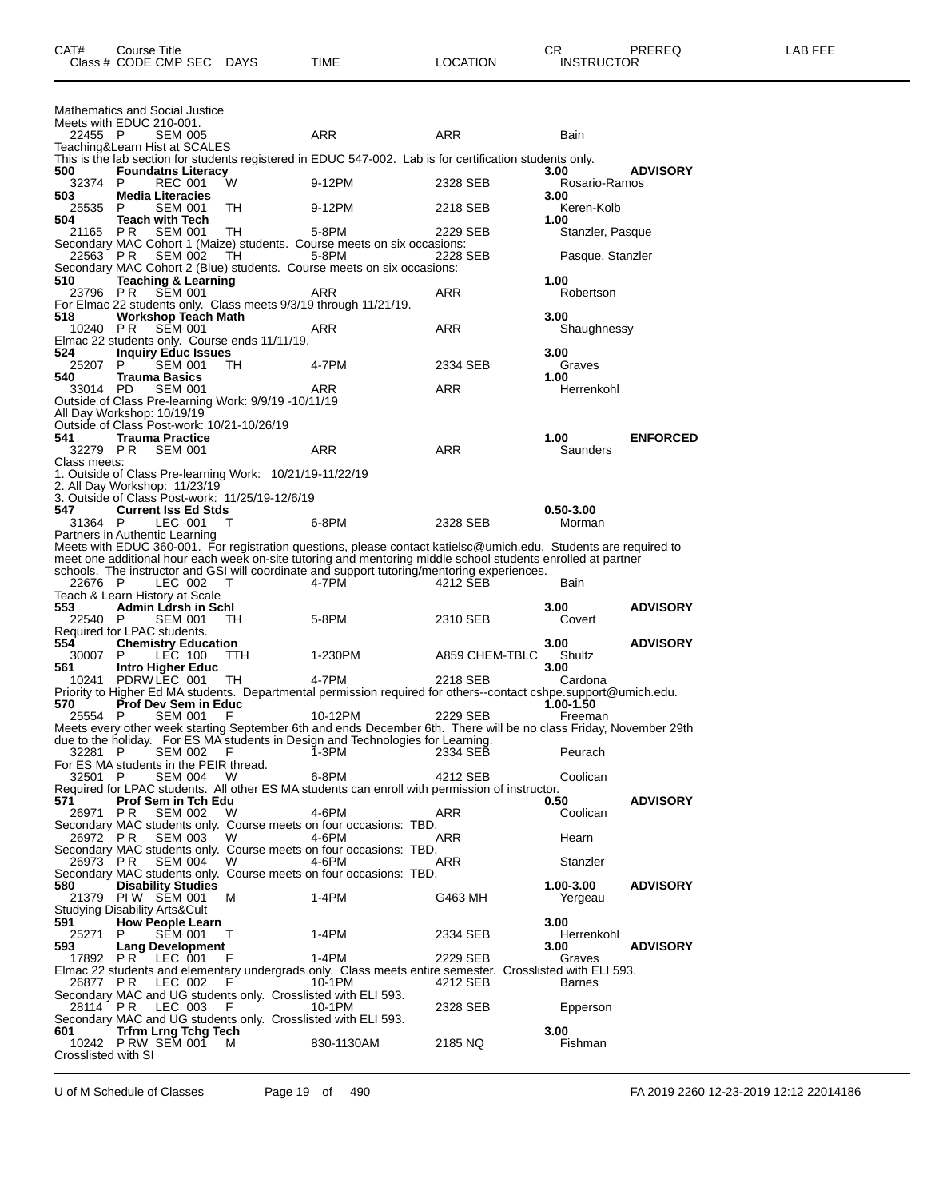| CAT# Class # | Course Title CODE CMP SEC | DAYS | TIME | LOCATION | CR INSTRUCTOR | PREREQ | LAB FEE |
|---|---|---|---|---|---|---|---|

Mathematics and Social Justice
Meets with EDUC 210-001.

| | | | | | | | |
|---|---|---|---|---|---|---|---|
| 22455 | P SEM 005 | | ARR | ARR | Bain | | |

Teaching&Learn Hist at SCALES
This is the lab section for students registered in EDUC 547-002. Lab is for certification students only.

| | | | | | | | |
|---|---|---|---|---|---|---|---|
| **500** | **Foundatns Literacy** | | | | **3.00** | **ADVISORY** | |
| 32374 | P REC 001 | W | 9-12PM | 2328 SEB | Rosario-Ramos | | |
| **503** | **Media Literacies** | | | | **3.00** | | |
| 25535 | P SEM 001 | TH | 9-12PM | 2218 SEB | Keren-Kolb | | |
| **504** | **Teach with Tech** | | | | **1.00** | | |
| 21165 | P R SEM 001 | TH | 5-8PM | 2229 SEB | Stanzler, Pasque | | |

Secondary MAC Cohort 1 (Maize) students. Course meets on six occasions:

| | | | | | | | |
|---|---|---|---|---|---|---|---|
| 22563 | P R SEM 002 | TH | 5-8PM | 2228 SEB | Pasque, Stanzler | | |

Secondary MAC Cohort 2 (Blue) students. Course meets on six occasions:

| | | | | | | | |
|---|---|---|---|---|---|---|---|
| **510** | **Teaching & Learning** | | | | **1.00** | | |
| 23796 | P R SEM 001 | | ARR | ARR | Robertson | | |

For Elmac 22 students only. Class meets 9/3/19 through 11/21/19.

| | | | | | | | |
|---|---|---|---|---|---|---|---|
| **518** | **Workshop Teach Math** | | | | **3.00** | | |
| 10240 | P R SEM 001 | | ARR | ARR | Shaughnessy | | |

Elmac 22 students only. Course ends 11/11/19.

| | | | | | | | |
|---|---|---|---|---|---|---|---|
| **524** | **Inquiry Educ Issues** | | | | **3.00** | | |
| 25207 | P SEM 001 | TH | 4-7PM | 2334 SEB | Graves | | |
| **540** | **Trauma Basics** | | | | **1.00** | | |
| 33014 | PD SEM 001 | | ARR | ARR | Herrenkohl | | |

Outside of Class Pre-learning Work: 9/9/19 -10/11/19
All Day Workshop: 10/19/19
Outside of Class Post-work: 10/21-10/26/19

| | | | | | | | |
|---|---|---|---|---|---|---|---|
| **541** | **Trauma Practice** | | | | **1.00** | **ENFORCED** | |
| 32279 | P R SEM 001 | | ARR | ARR | Saunders | | |

Class meets:
1. Outside of Class Pre-learning Work: 10/21/19-11/22/19
2. All Day Workshop: 11/23/19
3. Outside of Class Post-work: 11/25/19-12/6/19

| | | | | | | | |
|---|---|---|---|---|---|---|---|
| **547** | **Current Iss Ed Stds** | | | | **0.50-3.00** | | |
| 31364 | P LEC 001 | T | 6-8PM | 2328 SEB | Morman | | |

Partners in Authentic Learning
Meets with EDUC 360-001. For registration questions, please contact katielsc@umich.edu. Students are required to meet one additional hour each week on-site tutoring and mentoring middle school students enrolled at partner schools. The instructor and GSI will coordinate and support tutoring/mentoring experiences.

| | | | | | | | |
|---|---|---|---|---|---|---|---|
| 22676 | P LEC 002 | T | 4-7PM | 4212 SEB | Bain | | |

Teach & Learn History at Scale

| | | | | | | | |
|---|---|---|---|---|---|---|---|
| **553** | **Admin Ldrsh in Schl** | | | | **3.00** | **ADVISORY** | |
| 22540 | P SEM 001 | TH | 5-8PM | 2310 SEB | Covert | | |

Required for LPAC students.

| | | | | | | | |
|---|---|---|---|---|---|---|---|
| **554** | **Chemistry Education** | | | | **3.00** | **ADVISORY** | |
| 30007 | P LEC 100 | TTH | 1-230PM | A859 CHEM-TBLC | Shultz | | |
| **561** | **Intro Higher Educ** | | | | **3.00** | | |
| 10241 | PDRW LEC 001 | TH | 4-7PM | 2218 SEB | Cardona | | |

Priority to Higher Ed MA students. Departmental permission required for others--contact cshpe.support@umich.edu.

| | | | | | | | |
|---|---|---|---|---|---|---|---|
| **570** | **Prof Dev Sem in Educ** | | | | **1.00-1.50** | | |
| 25554 | P SEM 001 | F | 10-12PM | 2229 SEB | Freeman | | |

Meets every other week starting September 6th and ends December 6th. There will be no class Friday, November 29th due to the holiday. For ES MA students in Design and Technologies for Learning.

| | | | | | | | |
|---|---|---|---|---|---|---|---|
| 32281 | P SEM 002 | F | 1-3PM | 2334 SEB | Peurach | | |

For ES MA students in the PEIR thread.

| | | | | | | | |
|---|---|---|---|---|---|---|---|
| 32501 | P SEM 004 | W | 6-8PM | 4212 SEB | Coolican | | |

Required for LPAC students. All other ES MA students can enroll with permission of instructor.

| | | | | | | | |
|---|---|---|---|---|---|---|---|
| **571** | **Prof Sem in Tch Edu** | | | | **0.50** | **ADVISORY** | |
| 26971 | P R SEM 002 | W | 4-6PM | ARR | Coolican | | |

Secondary MAC students only. Course meets on four occasions: TBD.

| | | | | | | | |
|---|---|---|---|---|---|---|---|
| 26972 | P R SEM 003 | W | 4-6PM | ARR | Hearn | | |

Secondary MAC students only. Course meets on four occasions: TBD.

| | | | | | | | |
|---|---|---|---|---|---|---|---|
| 26973 | P R SEM 004 | W | 4-6PM | ARR | Stanzler | | |

Secondary MAC students only. Course meets on four occasions: TBD.

| | | | | | | | |
|---|---|---|---|---|---|---|---|
| **580** | **Disability Studies** | | | | **1.00-3.00** | **ADVISORY** | |
| 21379 | PI W SEM 001 | M | 1-4PM | G463 MH | Yergeau | | |

Studying Disability Arts&Cult

| | | | | | | | |
|---|---|---|---|---|---|---|---|
| **591** | **How People Learn** | | | | **3.00** | | |
| 25271 | P SEM 001 | T | 1-4PM | 2334 SEB | Herrenkohl | | |
| **593** | **Lang Development** | | | | **3.00** | **ADVISORY** | |
| 17892 | P R LEC 001 | F | 1-4PM | 2229 SEB | Graves | | |

Elmac 22 students and elementary undergrads only. Class meets entire semester. Crosslisted with ELI 593.

| | | | | | | | |
|---|---|---|---|---|---|---|---|
| 26877 | P R LEC 002 | F | 10-1PM | 4212 SEB | Barnes | | |

Secondary MAC and UG students only. Crosslisted with ELI 593.

| | | | | | | | |
|---|---|---|---|---|---|---|---|
| 28114 | P R LEC 003 | F | 10-1PM | 2328 SEB | Epperson | | |

Secondary MAC and UG students only. Crosslisted with ELI 593.

| | | | | | | | |
|---|---|---|---|---|---|---|---|
| **601** | **Trfrm Lrng Tchg Tech** | | | | **3.00** | | |
| 10242 | P RW SEM 001 | M | 830-1130AM | 2185 NQ | Fishman | | |

Crosslisted with SI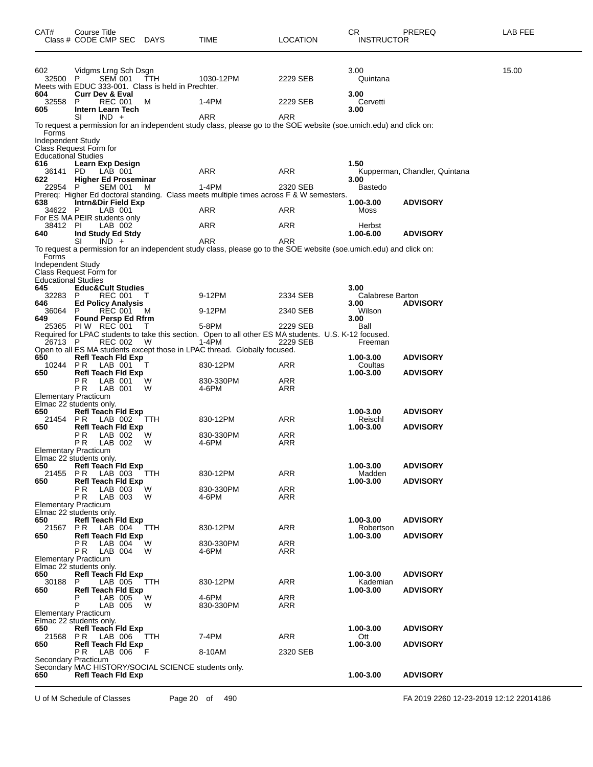| CAT# | Course Title Class # CODE CMP SEC | DAYS | TIME | LOCATION | CR INSTRUCTOR | PREREQ | LAB FEE |
|---|---|---|---|---|---|---|---|
| 602 | Vidgms Lrng Sch Dsgn | | | | 3.00 | | 15.00 |
| 32500 | P SEM 001 | TTH | 1030-12PM | 2229 SEB | Quintana | | |

Meets with EDUC 333-001. Class is held in Prechter.

| CAT# | Course Title Class # CODE CMP SEC | DAYS | TIME | LOCATION | CR INSTRUCTOR | PREREQ |
|---|---|---|---|---|---|---|
| **604** | **Curr Dev & Eval** | | | | **3.00** | |
| 32558 | P REC 001 | M | 1-4PM | 2229 SEB | Cervetti | |
| **605** | **Intern Learn Tech** | | | | **3.00** | |
| | SI IND + | | ARR | ARR | | |

To request a permission for an independent study class, please go to the SOE website (soe.umich.edu) and click on: Forms
Independent Study
Class Request Form for
Educational Studies

| CAT# | Course Title Class # CODE CMP SEC | DAYS | TIME | LOCATION | CR INSTRUCTOR | PREREQ |
|---|---|---|---|---|---|---|
| **616** | **Learn Exp Design** | | | | **1.50** | |
| 36141 | PD LAB 001 | | ARR | ARR | Kupperman, Chandler, Quintana | |
| **622** | **Higher Ed Proseminar** | | | | **3.00** | |
| 22954 | P SEM 001 | M | 1-4PM | 2320 SEB | Bastedo | |

Prereq: Higher Ed doctoral standing. Class meets multiple times across F & W semesters.

| CAT# | Course Title Class # CODE CMP SEC | DAYS | TIME | LOCATION | CR INSTRUCTOR | PREREQ |
|---|---|---|---|---|---|---|
| **638** | **Intrn&Dir Field Exp** | | | | **1.00-3.00** | **ADVISORY** |
| 34622 | P LAB 001 | | ARR | ARR | Moss | |

For ES MA PEIR students only

| CAT# | Course Title Class # CODE CMP SEC | DAYS | TIME | LOCATION | CR INSTRUCTOR | PREREQ |
|---|---|---|---|---|---|---|
| 38412 | PI LAB 002 | | ARR | ARR | Herbst | |
| **640** | **Ind Study Ed Stdy** | | | | **1.00-6.00** | **ADVISORY** |
| | SI IND + | | ARR | ARR | | |

To request a permission for an independent study class, please go to the SOE website (soe.umich.edu) and click on: Forms
Independent Study
Class Request Form for
Educational Studies

| CAT# | Course Title Class # CODE CMP SEC | DAYS | TIME | LOCATION | CR INSTRUCTOR | PREREQ |
|---|---|---|---|---|---|---|
| **645** | **Educ&Cult Studies** | | | | **3.00** | |
| 32283 | P REC 001 | T | 9-12PM | 2334 SEB | Calabrese Barton | |
| **646** | **Ed Policy Analysis** | | | | **3.00** | **ADVISORY** |
| 36064 | P REC 001 | M | 9-12PM | 2340 SEB | Wilson | |
| **649** | **Found Persp Ed Rfrm** | | | | **3.00** | |
| 25365 | PI W REC 001 | T | 5-8PM | 2229 SEB | Ball | |

Required for LPAC students to take this section. Open to all other ES MA students. U.S. K-12 focused.

| CAT# | Course Title Class # CODE CMP SEC | DAYS | TIME | LOCATION | CR INSTRUCTOR | PREREQ |
|---|---|---|---|---|---|---|
| 26713 | P REC 002 | W | 1-4PM | 2229 SEB | Freeman | |

Open to all ES MA students except those in LPAC thread. Globally focused.

| CAT# | Course Title Class # CODE CMP SEC | DAYS | TIME | LOCATION | CR INSTRUCTOR | PREREQ |
|---|---|---|---|---|---|---|
| **650** | **Refl Teach Fld Exp** | | | | **1.00-3.00** | **ADVISORY** |
| 10244 | PR LAB 001 | T | 830-12PM | ARR | Coultas | |
| **650** | **Refl Teach Fld Exp** | | | | **1.00-3.00** | **ADVISORY** |
| | PR LAB 001 | W | 830-330PM | ARR | | |
| | PR LAB 001 | W | 4-6PM | ARR | | |

Elementary Practicum
Elmac 22 students only.

| CAT# | Course Title Class # CODE CMP SEC | DAYS | TIME | LOCATION | CR INSTRUCTOR | PREREQ |
|---|---|---|---|---|---|---|
| **650** | **Refl Teach Fld Exp** | | | | **1.00-3.00** | **ADVISORY** |
| 21454 | PR LAB 002 | TTH | 830-12PM | ARR | Reischl | |
| **650** | **Refl Teach Fld Exp** | | | | **1.00-3.00** | **ADVISORY** |
| | PR LAB 002 | W | 830-330PM | ARR | | |
| | PR LAB 002 | W | 4-6PM | ARR | | |

Elementary Practicum
Elmac 22 students only.

| CAT# | Course Title Class # CODE CMP SEC | DAYS | TIME | LOCATION | CR INSTRUCTOR | PREREQ |
|---|---|---|---|---|---|---|
| **650** | **Refl Teach Fld Exp** | | | | **1.00-3.00** | **ADVISORY** |
| 21455 | PR LAB 003 | TTH | 830-12PM | ARR | Madden | |
| **650** | **Refl Teach Fld Exp** | | | | **1.00-3.00** | **ADVISORY** |
| | PR LAB 003 | W | 830-330PM | ARR | | |
| | PR LAB 003 | W | 4-6PM | ARR | | |

Elementary Practicum
Elmac 22 students only.

| CAT# | Course Title Class # CODE CMP SEC | DAYS | TIME | LOCATION | CR INSTRUCTOR | PREREQ |
|---|---|---|---|---|---|---|
| **650** | **Refl Teach Fld Exp** | | | | **1.00-3.00** | **ADVISORY** |
| 21567 | PR LAB 004 | TTH | 830-12PM | ARR | Robertson | |
| **650** | **Refl Teach Fld Exp** | | | | **1.00-3.00** | **ADVISORY** |
| | PR LAB 004 | W | 830-330PM | ARR | | |
| | PR LAB 004 | W | 4-6PM | ARR | | |

Elementary Practicum
Elmac 22 students only.

| CAT# | Course Title Class # CODE CMP SEC | DAYS | TIME | LOCATION | CR INSTRUCTOR | PREREQ |
|---|---|---|---|---|---|---|
| **650** | **Refl Teach Fld Exp** | | | | **1.00-3.00** | **ADVISORY** |
| 30188 | P LAB 005 | TTH | 830-12PM | ARR | Kademian | |
| **650** | **Refl Teach Fld Exp** | | | | **1.00-3.00** | **ADVISORY** |
| | P LAB 005 | W | 4-6PM | ARR | | |
| | P LAB 005 | W | 830-330PM | ARR | | |

Elementary Practicum
Elmac 22 students only.

| CAT# | Course Title Class # CODE CMP SEC | DAYS | TIME | LOCATION | CR INSTRUCTOR | PREREQ |
|---|---|---|---|---|---|---|
| **650** | **Refl Teach Fld Exp** | | | | **1.00-3.00** | **ADVISORY** |
| 21568 | PR LAB 006 | TTH | 7-4PM | ARR | Ott | |
| **650** | **Refl Teach Fld Exp** | | | | **1.00-3.00** | **ADVISORY** |
| | PR LAB 006 | F | 8-10AM | 2320 SEB | | |

Secondary Practicum
Secondary MAC HISTORY/SOCIAL SCIENCE students only.

| CAT# | Course Title Class # CODE CMP SEC | DAYS | TIME | LOCATION | CR INSTRUCTOR | PREREQ |
|---|---|---|---|---|---|---|
| **650** | **Refl Teach Fld Exp** | | | | **1.00-3.00** | **ADVISORY** |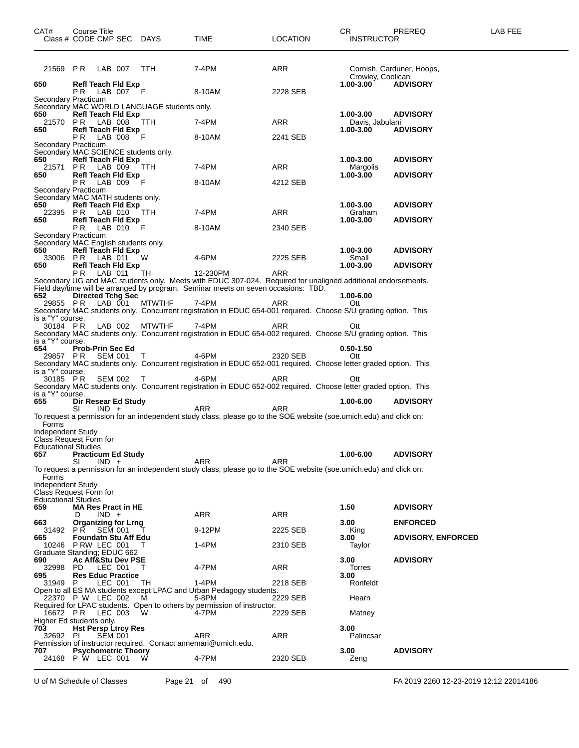| CAT# | Course Title | | | | | | CR | PREREQ | LAB FEE |
|---|---|---|---|---|---|---|---|---|---|
| Class # | CODE CMP SEC | DAYS | TIME | LOCATION | | | INSTRUCTOR | | |

21569 P R LAB 007 TTH 7-4PM ARR Cornish, Carduner, Hoops, Crowley, Coolican

**650 Refl Teach Fld Exp** 1.00-3.00 **ADVISORY**
P R LAB 007 F 8-10AM 2228 SEB
Secondary Practicum
Secondary MAC WORLD LANGUAGE students only.

**650 Refl Teach Fld Exp** 1.00-3.00 **ADVISORY**
21570 P R LAB 008 TTH 7-4PM ARR Davis, Jabulani

**650 Refl Teach Fld Exp** 1.00-3.00 **ADVISORY**
P R LAB 008 F 8-10AM 2241 SEB
Secondary Practicum
Secondary MAC SCIENCE students only.

**650 Refl Teach Fld Exp** 1.00-3.00 **ADVISORY**
21571 P R LAB 009 TTH 7-4PM ARR Margolis

**650 Refl Teach Fld Exp** 1.00-3.00 **ADVISORY**
P R LAB 009 F 8-10AM 4212 SEB
Secondary Practicum
Secondary MAC MATH students only.

**650 Refl Teach Fld Exp** 1.00-3.00 **ADVISORY**
22395 P R LAB 010 TTH 7-4PM ARR Graham

**650 Refl Teach Fld Exp** 1.00-3.00 **ADVISORY**
P R LAB 010 F 8-10AM 2340 SEB
Secondary Practicum
Secondary MAC English students only.

**650 Refl Teach Fld Exp** 1.00-3.00 **ADVISORY**
33006 P R LAB 011 W 4-6PM 2225 SEB Small

**650 Refl Teach Fld Exp** 1.00-3.00 **ADVISORY**
P R LAB 011 TH 12-230PM ARR
Secondary UG and MAC students only. Meets with EDUC 307-024. Required for unaligned additional endorsements.
Field day/time will be arranged by program. Seminar meets on seven occasions: TBD.

**652 Directed Tchg Sec** 1.00-6.00
29855 P R LAB 001 MTWTHF 7-4PM ARR Ott
Secondary MAC students only. Concurrent registration in EDUC 654-001 required. Choose S/U grading option. This is a "Y" course.
30184 P R LAB 002 MTWTHF 7-4PM ARR Ott
Secondary MAC students only. Concurrent registration in EDUC 654-002 required. Choose S/U grading option. This is a "Y" course.

**654 Prob-Prin Sec Ed** 0.50-1.50
29857 P R SEM 001 T 4-6PM 2320 SEB Ott
Secondary MAC students only. Concurrent registration in EDUC 652-001 required. Choose letter graded option. This is a "Y" course.
30185 P R SEM 002 T 4-6PM ARR Ott
Secondary MAC students only. Concurrent registration in EDUC 652-002 required. Choose letter graded option. This is a "Y" course.

**655 Dir Resear Ed Study** 1.00-6.00 **ADVISORY**
SI IND + ARR ARR
To request a permission for an independent study class, please go to the SOE website (soe.umich.edu) and click on: Forms
Independent Study
Class Request Form for
Educational Studies

**657 Practicum Ed Study** 1.00-6.00 **ADVISORY**
SI IND + ARR ARR
To request a permission for an independent study class, please go to the SOE website (soe.umich.edu) and click on: Forms
Independent Study
Class Request Form for
Educational Studies

**659 MA Res Pract in HE** 1.50 **ADVISORY**
D IND + ARR ARR

**663 Organizing for Lrng** 3.00 **ENFORCED**
31492 P R SEM 001 T 9-12PM 2225 SEB King

**665 Foundatn Stu Aff Edu** 3.00 **ADVISORY, ENFORCED**
10246 P RW LEC 001 T 1-4PM 2310 SEB Taylor
Graduate Standing; EDUC 662

**690 Ac Aff&Stu Dev PSE** 3.00 **ADVISORY**
32998 PD LEC 001 T 4-7PM ARR Torres

**695 Res Educ Practice** 3.00
31949 P LEC 001 TH 1-4PM 2218 SEB Ronfeldt
Open to all ES MA students except LPAC and Urban Pedagogy students.
22370 P W LEC 002 M 5-8PM 2229 SEB Hearn
Required for LPAC students. Open to others by permission of instructor.
16672 P R LEC 003 W 4-7PM 2229 SEB Matney
Higher Ed students only.

**703 Hst Persp Ltrcy Res** 3.00
32692 PI SEM 001 ARR ARR Palincsar
Permission of instructor required. Contact annemari@umich.edu.

**707 Psychometric Theory** 3.00 **ADVISORY**
24168 P W LEC 001 W 4-7PM 2320 SEB Zeng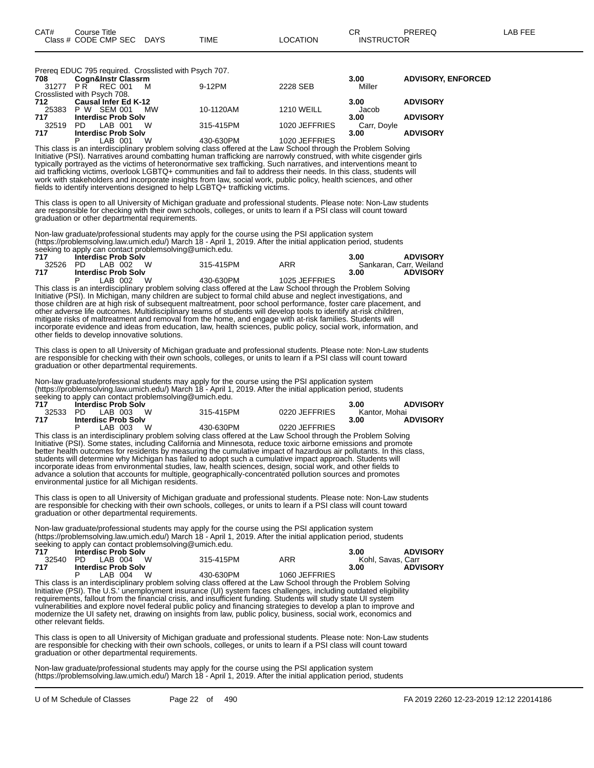| CAT# Class # | Course Title CODE CMP SEC | DAYS | TIME | LOCATION | CR INSTRUCTOR | PREREQ | LAB FEE |
|---|---|---|---|---|---|---|---|

Prereq EDUC 795 required. Crosslisted with Psych 707.

| | | | | | | | |
|---|---|---|---|---|---|---|---|
| 708 | Cogn&Instr Classrm | | | | 3.00 | ADVISORY, ENFORCED | |
| 31277 | P R REC 001 | M | 9-12PM | 2228 SEB | Miller | | |

Crosslisted with Psych 708.

| | | | | | | | |
|---|---|---|---|---|---|---|---|
| 712 | Causal Infer Ed K-12 | | | | 3.00 | ADVISORY | |
| 25383 | P W SEM 001 | MW | 10-1120AM | 1210 WEILL | Jacob | | |
| 717 | Interdisc Prob Solv | | | | 3.00 | ADVISORY | |
| 32519 | PD LAB 001 | W | 315-415PM | 1020 JEFFRIES | Carr, Doyle | | |
| 717 | Interdisc Prob Solv | | | | 3.00 | ADVISORY | |
| | P LAB 001 | W | 430-630PM | 1020 JEFFRIES | | | |

This class is an interdisciplinary problem solving class offered at the Law School through the Problem Solving Initiative (PSI). Narratives around combatting human trafficking are narrowly construed, with white cisgender girls typically portrayed as the victims of heteronormative sex trafficking. Such narratives, and interventions meant to aid trafficking victims, overlook LGBTQ+ communities and fail to address their needs. In this class, students will work with stakeholders and incorporate insights from law, social work, public policy, health sciences, and other fields to identify interventions designed to help LGBTQ+ trafficking victims.

This class is open to all University of Michigan graduate and professional students. Please note: Non-Law students are responsible for checking with their own schools, colleges, or units to learn if a PSI class will count toward graduation or other departmental requirements.

Non-law graduate/professional students may apply for the course using the PSI application system (https://problemsolving.law.umich.edu/) March 18 - April 1, 2019. After the initial application period, students seeking to apply can contact problemsolving@umich.edu.

| | | | | | | | |
|---|---|---|---|---|---|---|---|
| 717 | Interdisc Prob Solv | | | | 3.00 | ADVISORY | |
| 32526 | PD LAB 002 | W | 315-415PM | ARR | Sankaran, Carr, Weiland | | |
| 717 | Interdisc Prob Solv | | | | 3.00 | ADVISORY | |
| | P LAB 002 | W | 430-630PM | 1025 JEFFRIES | | | |

This class is an interdisciplinary problem solving class offered at the Law School through the Problem Solving Initiative (PSI). In Michigan, many children are subject to formal child abuse and neglect investigations, and those children are at high risk of subsequent maltreatment, poor school performance, foster care placement, and other adverse life outcomes. Multidisciplinary teams of students will develop tools to identify at-risk children, mitigate risks of maltreatment and removal from the home, and engage with at-risk families. Students will incorporate evidence and ideas from education, law, health sciences, public policy, social work, information, and other fields to develop innovative solutions.

This class is open to all University of Michigan graduate and professional students. Please note: Non-Law students are responsible for checking with their own schools, colleges, or units to learn if a PSI class will count toward graduation or other departmental requirements.

Non-law graduate/professional students may apply for the course using the PSI application system (https://problemsolving.law.umich.edu/) March 18 - April 1, 2019. After the initial application period, students seeking to apply can contact problemsolving@umich.edu.

| | | | | | | | |
|---|---|---|---|---|---|---|---|
| 717 | Interdisc Prob Solv | | | | 3.00 | ADVISORY | |
| 32533 | PD LAB 003 | W | 315-415PM | 0220 JEFFRIES | Kantor, Mohai | | |
| 717 | Interdisc Prob Solv | | | | 3.00 | ADVISORY | |
| | P LAB 003 | W | 430-630PM | 0220 JEFFRIES | | | |

This class is an interdisciplinary problem solving class offered at the Law School through the Problem Solving Initiative (PSI). Some states, including California and Minnesota, reduce toxic airborne emissions and promote better health outcomes for residents by measuring the cumulative impact of hazardous air pollutants. In this class, students will determine why Michigan has failed to adopt such a cumulative impact approach. Students will incorporate ideas from environmental studies, law, health sciences, design, social work, and other fields to advance a solution that accounts for multiple, geographically-concentrated pollution sources and promotes environmental justice for all Michigan residents.

This class is open to all University of Michigan graduate and professional students. Please note: Non-Law students are responsible for checking with their own schools, colleges, or units to learn if a PSI class will count toward graduation or other departmental requirements.

Non-law graduate/professional students may apply for the course using the PSI application system (https://problemsolving.law.umich.edu/) March 18 - April 1, 2019. After the initial application period, students seeking to apply can contact problemsolving@umich.edu.

| | | | | | | | |
|---|---|---|---|---|---|---|---|
| 717 | Interdisc Prob Solv | | | | 3.00 | ADVISORY | |
| 32540 | PD LAB 004 | W | 315-415PM | ARR | Kohl, Savas, Carr | | |
| 717 | Interdisc Prob Solv | | | | 3.00 | ADVISORY | |
| | P LAB 004 | W | 430-630PM | 1060 JEFFRIES | | | |

This class is an interdisciplinary problem solving class offered at the Law School through the Problem Solving Initiative (PSI). The U.S.' unemployment insurance (UI) system faces challenges, including outdated eligibility requirements, fallout from the financial crisis, and insufficient funding. Students will study state UI system vulnerabilities and explore novel federal public policy and financing strategies to develop a plan to improve and modernize the UI safety net, drawing on insights from law, public policy, business, social work, economics and other relevant fields.

This class is open to all University of Michigan graduate and professional students. Please note: Non-Law students are responsible for checking with their own schools, colleges, or units to learn if a PSI class will count toward graduation or other departmental requirements.

Non-law graduate/professional students may apply for the course using the PSI application system (https://problemsolving.law.umich.edu/) March 18 - April 1, 2019. After the initial application period, students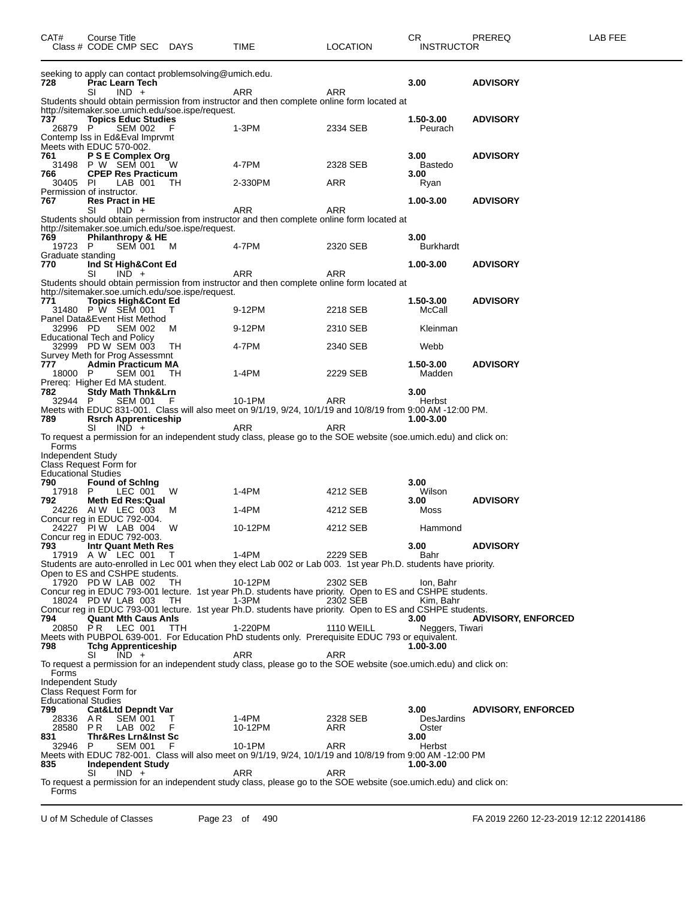| CAT# | Course Title / Class # CODE CMP SEC | DAYS | TIME | LOCATION | CR / INSTRUCTOR | PREREQ | LAB FEE |
|---|---|---|---|---|---|---|---|

seeking to apply can contact problemsolving@umich.edu.

**728 Prac Learn Tech** — 3.00 — **ADVISORY**
SI IND + ARR ARR
Students should obtain permission from instructor and then complete online form located at http://sitemaker.soe.umich.edu/soe.ispe/request.

**737 Topics Educ Studies** — 1.50-3.00 — **ADVISORY**
26879 P SEM 002 F 1-3PM 2334 SEB Peurach
Contemp Iss in Ed&Eval Imprvmt
Meets with EDUC 570-002.

**761 P S E Complex Org** — 3.00 — **ADVISORY**
31498 P W SEM 001 W 4-7PM 2328 SEB Bastedo

**766 CPEP Res Practicum** — 3.00
30405 PI LAB 001 TH 2-330PM ARR Ryan
Permission of instructor.

**767 Res Pract in HE** — 1.00-3.00 — **ADVISORY**
SI IND + ARR ARR
Students should obtain permission from instructor and then complete online form located at http://sitemaker.soe.umich.edu/soe.ispe/request.

**769 Philanthropy & HE** — 3.00
19723 P SEM 001 M 4-7PM 2320 SEB Burkhardt
Graduate standing

**770 Ind St High&Cont Ed** — 1.00-3.00 — **ADVISORY**
SI IND + ARR ARR
Students should obtain permission from instructor and then complete online form located at http://sitemaker.soe.umich.edu/soe.ispe/request.

**771 Topics High&Cont Ed** — 1.50-3.00 — **ADVISORY**
31480 P W SEM 001 T 9-12PM 2218 SEB McCall
Panel Data&Event Hist Method
32996 PD SEM 002 M 9-12PM 2310 SEB Kleinman
Educational Tech and Policy
32999 PD W SEM 003 TH 4-7PM 2340 SEB Webb
Survey Meth for Prog Assessmnt

**777 Admin Practicum MA** — 1.50-3.00 — **ADVISORY**
18000 P SEM 001 TH 1-4PM 2229 SEB Madden
Prereq: Higher Ed MA student.

**782 Stdy Math Thnk&Lrn** — 3.00
32944 P SEM 001 F 10-1PM ARR Herbst
Meets with EDUC 831-001. Class will also meet on 9/1/19, 9/24, 10/1/19 and 10/8/19 from 9:00 AM -12:00 PM.

**789 Rsrch Apprenticeship** — 1.00-3.00
SI IND + ARR ARR
To request a permission for an independent study class, please go to the SOE website (soe.umich.edu) and click on: Forms
Independent Study
Class Request Form for
Educational Studies

**790 Found of Schlng** — 3.00
17918 P LEC 001 W 1-4PM 4212 SEB Wilson

**792 Meth Ed Res:Qual** — 3.00 — **ADVISORY**
24226 AI W LEC 003 M 1-4PM 4212 SEB Moss
Concur reg in EDUC 792-004.
24227 PI W LAB 004 W 10-12PM 4212 SEB Hammond
Concur reg in EDUC 792-003.

**793 Intr Quant Meth Res** — 3.00 — **ADVISORY**
17919 A W LEC 001 T 1-4PM 2229 SEB Bahr
Students are auto-enrolled in Lec 001 when they elect Lab 002 or Lab 003. 1st year Ph.D. students have priority. Open to ES and CSHPE students.
17920 PD W LAB 002 TH 10-12PM 2302 SEB Ion, Bahr
Concur reg in EDUC 793-001 lecture. 1st year Ph.D. students have priority. Open to ES and CSHPE students.
18024 PD W LAB 003 TH 1-3PM 2302 SEB Kim, Bahr
Concur reg in EDUC 793-001 lecture. 1st year Ph.D. students have priority. Open to ES and CSHPE students.

**794 Quant Mth Caus Anls** — 3.00 — **ADVISORY, ENFORCED**
20850 P R LEC 001 TTH 1-220PM 1110 WEILL Neggers, Tiwari
Meets with PUBPOL 639-001. For Education PhD students only. Prerequisite EDUC 793 or equivalent.

**798 Tchg Apprenticeship** — 1.00-3.00
SI IND + ARR ARR
To request a permission for an independent study class, please go to the SOE website (soe.umich.edu) and click on: Forms
Independent Study
Class Request Form for
Educational Studies

**799 Cat&Ltd Depndt Var** — 3.00 — **ADVISORY, ENFORCED**
28336 A R SEM 001 T 1-4PM 2328 SEB DesJardins
28580 P R LAB 002 F 10-12PM ARR Oster

**831 Thr&Res Lrn&Inst Sc** — 3.00
32946 P SEM 001 F 10-1PM ARR Herbst
Meets with EDUC 782-001. Class will also meet on 9/1/19, 9/24, 10/1/19 and 10/8/19 from 9:00 AM -12:00 PM

**835 Independent Study** — 1.00-3.00
SI IND + ARR ARR
To request a permission for an independent study class, please go to the SOE website (soe.umich.edu) and click on: Forms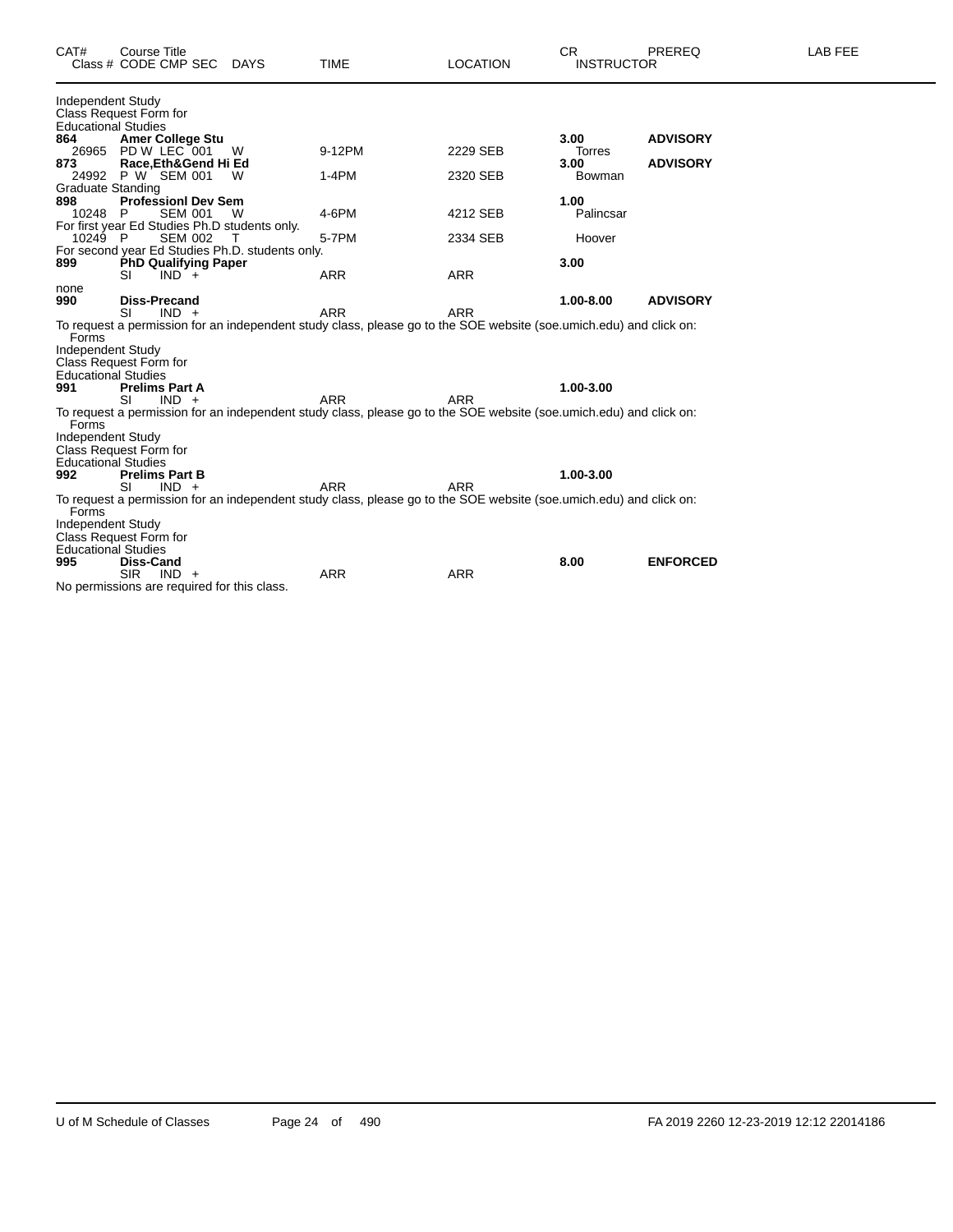| CAT# | Course Title<br>Class # CODE CMP SEC DAYS | TIME | LOCATION | CR<br>INSTRUCTOR | PREREQ | LAB FEE |
|---|---|---|---|---|---|---|

Independent Study
Class Request Form for
Educational Studies

| CAT# | Course Title / Class # CODE CMP SEC DAYS | TIME | LOCATION | CR / INSTRUCTOR | PREREQ | LAB FEE |
|---|---|---|---|---|---|---|
| **864** | **Amer College Stu** | | | **3.00** | **ADVISORY** | |
| 26965 | PD W LEC 001 W | 9-12PM | 2229 SEB | Torres | | |
| **873** | **Race,Eth&Gend Hi Ed** | | | **3.00** | **ADVISORY** | |
| 24992 | P W SEM 001 W | 1-4PM | 2320 SEB | Bowman | | |

Graduate Standing

| CAT# | Course Title / Class # CODE CMP SEC DAYS | TIME | LOCATION | CR / INSTRUCTOR | PREREQ | LAB FEE |
|---|---|---|---|---|---|---|
| **898** | **Professionl Dev Sem** | | | **1.00** | | |
| 10248 | P SEM 001 W | 4-6PM | 4212 SEB | Palincsar | | |

For first year Ed Studies Ph.D students only.

| CAT# | Course Title / Class # CODE CMP SEC DAYS | TIME | LOCATION | CR / INSTRUCTOR | PREREQ | LAB FEE |
|---|---|---|---|---|---|---|
| 10249 | P SEM 002 T | 5-7PM | 2334 SEB | Hoover | | |

For second year Ed Studies Ph.D. students only.

| CAT# | Course Title / Class # CODE CMP SEC DAYS | TIME | LOCATION | CR / INSTRUCTOR | PREREQ | LAB FEE |
|---|---|---|---|---|---|---|
| **899** | **PhD Qualifying Paper** | | | **3.00** | | |
| | SI IND + | ARR | ARR | | | |

none

| CAT# | Course Title / Class # CODE CMP SEC DAYS | TIME | LOCATION | CR / INSTRUCTOR | PREREQ | LAB FEE |
|---|---|---|---|---|---|---|
| **990** | **Diss-Precand** | | | **1.00-8.00** | **ADVISORY** | |
| | SI IND + | ARR | ARR | | | |

To request a permission for an independent study class, please go to the SOE website (soe.umich.edu) and click on: Forms
Independent Study
Class Request Form for
Educational Studies

| CAT# | Course Title / Class # CODE CMP SEC DAYS | TIME | LOCATION | CR / INSTRUCTOR | PREREQ | LAB FEE |
|---|---|---|---|---|---|---|
| **991** | **Prelims Part A** | | | **1.00-3.00** | | |
| | SI IND + | ARR | ARR | | | |

To request a permission for an independent study class, please go to the SOE website (soe.umich.edu) and click on: Forms
Independent Study
Class Request Form for
Educational Studies

| CAT# | Course Title / Class # CODE CMP SEC DAYS | TIME | LOCATION | CR / INSTRUCTOR | PREREQ | LAB FEE |
|---|---|---|---|---|---|---|
| **992** | **Prelims Part B** | | | **1.00-3.00** | | |
| | SI IND + | ARR | ARR | | | |

To request a permission for an independent study class, please go to the SOE website (soe.umich.edu) and click on: Forms
Independent Study
Class Request Form for
Educational Studies

| CAT# | Course Title / Class # CODE CMP SEC DAYS | TIME | LOCATION | CR / INSTRUCTOR | PREREQ | LAB FEE |
|---|---|---|---|---|---|---|
| **995** | **Diss-Cand** | | | **8.00** | **ENFORCED** | |
| | SIR IND + | ARR | ARR | | | |

No permissions are required for this class.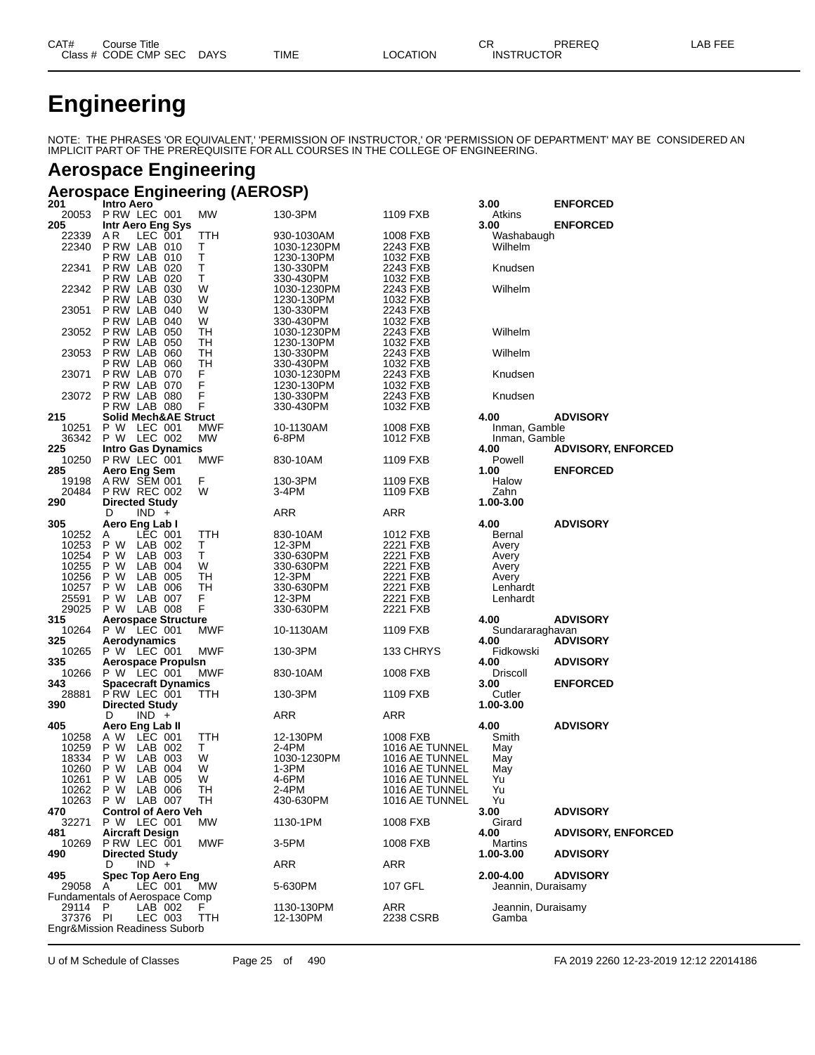# Engineering

NOTE: THE PHRASES 'OR EQUIVALENT,' 'PERMISSION OF INSTRUCTOR,' OR 'PERMISSION OF DEPARTMENT' MAY BE CONSIDERED AN IMPLICIT PART OF THE PREREQUISITE FOR ALL COURSES IN THE COLLEGE OF ENGINEERING.

## Aerospace Engineering

### Aerospace Engineering (AEROSP)

| CAT# / Class # | Course Title / CODE CMP SEC | DAYS | TIME | LOCATION | CR / INSTRUCTOR | PREREQ | LAB FEE |
|---|---|---|---|---|---|---|---|
| **201** | **Intro Aero** | | | | **3.00** | **ENFORCED** | |
| 20053 | P RW LEC 001 | MW | 130-3PM | 1109 FXB | Atkins | | |
| **205** | **Intr Aero Eng Sys** | | | | **3.00** | **ENFORCED** | |
| 22339 | A R LEC 001 | TTH | 930-1030AM | 1008 FXB | Washabaugh | | |
| 22340 | P RW LAB 010 | T | 1030-1230PM | 2243 FXB | Wilhelm | | |
| | P RW LAB 010 | T | 1230-130PM | 1032 FXB | | | |
| 22341 | P RW LAB 020 | T | 130-330PM | 2243 FXB | Knudsen | | |
| | P RW LAB 020 | T | 330-430PM | 1032 FXB | | | |
| 22342 | P RW LAB 030 | W | 1030-1230PM | 2243 FXB | Wilhelm | | |
| | P RW LAB 030 | W | 1230-130PM | 1032 FXB | | | |
| 23051 | P RW LAB 040 | W | 130-330PM | 2243 FXB | | | |
| | P RW LAB 040 | W | 330-430PM | 1032 FXB | | | |
| 23052 | P RW LAB 050 | TH | 1030-1230PM | 2243 FXB | Wilhelm | | |
| | P RW LAB 050 | TH | 1230-130PM | 1032 FXB | | | |
| 23053 | P RW LAB 060 | TH | 130-330PM | 2243 FXB | Wilhelm | | |
| | P RW LAB 060 | TH | 330-430PM | 1032 FXB | | | |
| 23071 | P RW LAB 070 | F | 1030-1230PM | 2243 FXB | Knudsen | | |
| | P RW LAB 070 | F | 1230-130PM | 1032 FXB | | | |
| 23072 | P RW LAB 080 | F | 130-330PM | 2243 FXB | Knudsen | | |
| | P RW LAB 080 | F | 330-430PM | 1032 FXB | | | |
| **215** | **Solid Mech&AE Struct** | | | | **4.00** | **ADVISORY** | |
| 10251 | P W LEC 001 | MWF | 10-1130AM | 1008 FXB | Inman, Gamble | | |
| 36342 | P W LEC 002 | MW | 6-8PM | 1012 FXB | Inman, Gamble | | |
| **225** | **Intro Gas Dynamics** | | | | **4.00** | **ADVISORY, ENFORCED** | |
| 10250 | P RW LEC 001 | MWF | 830-10AM | 1109 FXB | Powell | | |
| **285** | **Aero Eng Sem** | | | | **1.00** | **ENFORCED** | |
| 19198 | A RW SEM 001 | F | 130-3PM | 1109 FXB | Halow | | |
| 20484 | P RW REC 002 | W | 3-4PM | 1109 FXB | Zahn | | |
| **290** | **Directed Study** | | | | **1.00-3.00** | | |
| | D IND + | | ARR | ARR | | | |
| **305** | **Aero Eng Lab I** | | | | **4.00** | **ADVISORY** | |
| 10252 | A LEC 001 | TTH | 830-10AM | 1012 FXB | Bernal | | |
| 10253 | P W LAB 002 | T | 12-3PM | 2221 FXB | Avery | | |
| 10254 | P W LAB 003 | T | 330-630PM | 2221 FXB | Avery | | |
| 10255 | P W LAB 004 | W | 330-630PM | 2221 FXB | Avery | | |
| 10256 | P W LAB 005 | TH | 12-3PM | 2221 FXB | Avery | | |
| 10257 | P W LAB 006 | TH | 330-630PM | 2221 FXB | Lenhardt | | |
| 25591 | P W LAB 007 | F | 12-3PM | 2221 FXB | Lenhardt | | |
| 29025 | P W LAB 008 | F | 330-630PM | 2221 FXB | | | |
| **315** | **Aerospace Structure** | | | | **4.00** | **ADVISORY** | |
| 10264 | P W LEC 001 | MWF | 10-1130AM | 1109 FXB | Sundararaghavan | | |
| **325** | **Aerodynamics** | | | | **4.00** | **ADVISORY** | |
| 10265 | P W LEC 001 | MWF | 130-3PM | 133 CHRYS | Fidkowski | | |
| **335** | **Aerospace Propulsn** | | | | **4.00** | **ADVISORY** | |
| 10266 | P W LEC 001 | MWF | 830-10AM | 1008 FXB | Driscoll | | |
| **343** | **Spacecraft Dynamics** | | | | **3.00** | **ENFORCED** | |
| 28881 | P RW LEC 001 | TTH | 130-3PM | 1109 FXB | Cutler | | |
| **390** | **Directed Study** | | | | **1.00-3.00** | | |
| | D IND + | | ARR | ARR | | | |
| **405** | **Aero Eng Lab II** | | | | **4.00** | **ADVISORY** | |
| 10258 | A W LEC 001 | TTH | 12-130PM | 1008 FXB | Smith | | |
| 10259 | P W LAB 002 | T | 2-4PM | 1016 AE TUNNEL | May | | |
| 18334 | P W LAB 003 | W | 1030-1230PM | 1016 AE TUNNEL | May | | |
| 10260 | P W LAB 004 | W | 1-3PM | 1016 AE TUNNEL | May | | |
| 10261 | P W LAB 005 | W | 4-6PM | 1016 AE TUNNEL | Yu | | |
| 10262 | P W LAB 006 | TH | 2-4PM | 1016 AE TUNNEL | Yu | | |
| 10263 | P W LAB 007 | TH | 430-630PM | 1016 AE TUNNEL | Yu | | |
| **470** | **Control of Aero Veh** | | | | **3.00** | **ADVISORY** | |
| 32271 | P W LEC 001 | MW | 1130-1PM | 1008 FXB | Girard | | |
| **481** | **Aircraft Design** | | | | **4.00** | **ADVISORY, ENFORCED** | |
| 10269 | P RW LEC 001 | MWF | 3-5PM | 1008 FXB | Martins | | |
| **490** | **Directed Study** | | | | **1.00-3.00** | **ADVISORY** | |
| | D IND + | | ARR | ARR | | | |
| **495** | **Spec Top Aero Eng** | | | | **2.00-4.00** | **ADVISORY** | |
| 29058 | A LEC 001 | MW | 5-630PM | 107 GFL | Jeannin, Duraisamy | | |
| | Fundamentals of Aerospace Comp | | | | | | |
| 29114 | P LAB 002 | F | 1130-130PM | ARR | Jeannin, Duraisamy | | |
| 37376 | PI LEC 003 | TTH | 12-130PM | 2238 CSRB | Gamba | | |
| | Engr&Mission Readiness Suborb | | | | | | |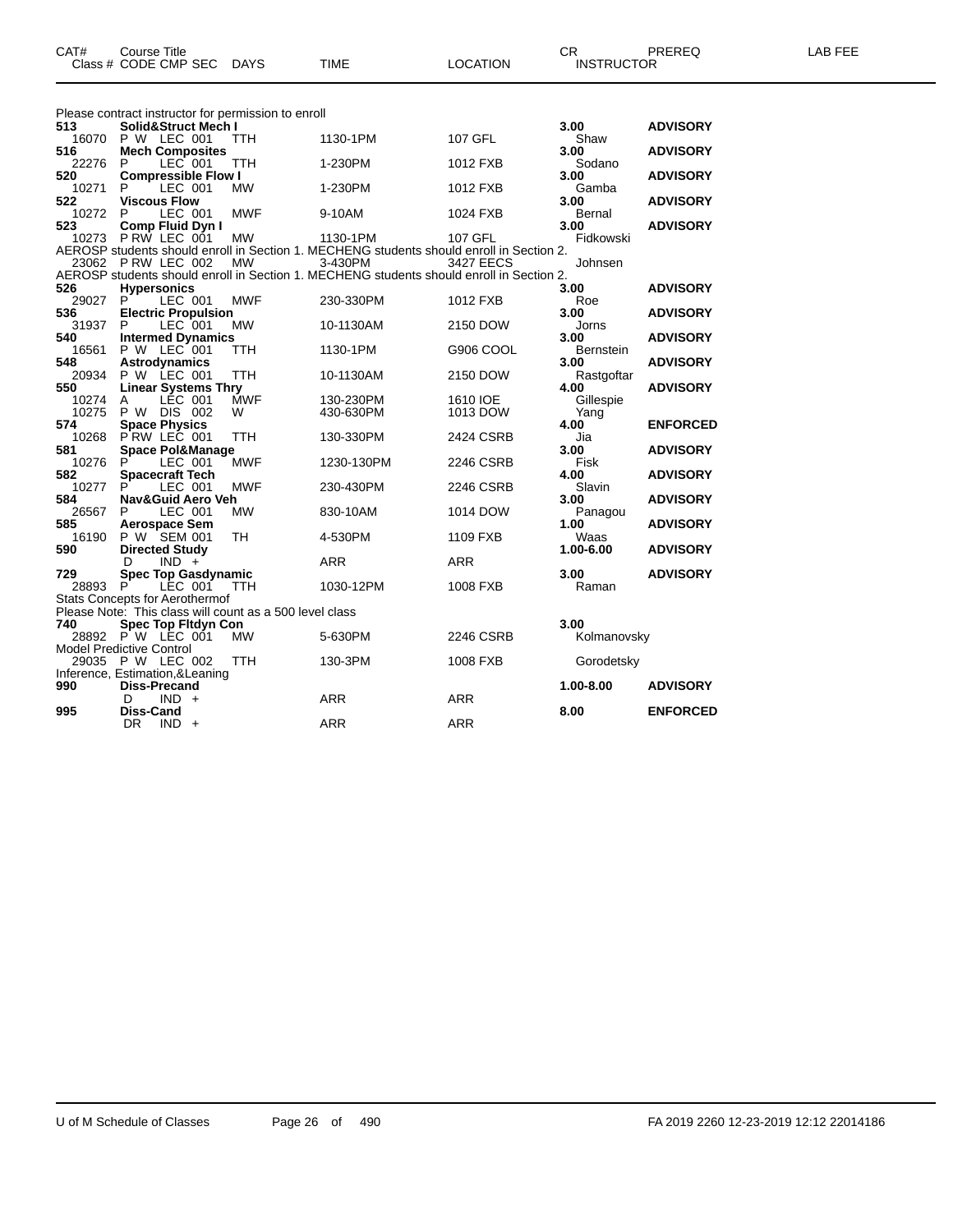| CAT# Class # | Course Title CODE CMP SEC | DAYS | TIME | LOCATION | CR INSTRUCTOR | PREREQ | LAB FEE |
|---|---|---|---|---|---|---|---|
| Please contract instructor for permission to enroll | | | | | | | |
| **513** | **Solid&Struct Mech I** | | | | **3.00** | **ADVISORY** | |
| 16070 | P W LEC 001 | TTH | 1130-1PM | 107 GFL | Shaw | | |
| **516** | **Mech Composites** | | | | **3.00** | **ADVISORY** | |
| 22276 | P LEC 001 | TTH | 1-230PM | 1012 FXB | Sodano | | |
| **520** | **Compressible Flow I** | | | | **3.00** | **ADVISORY** | |
| 10271 | P LEC 001 | MW | 1-230PM | 1012 FXB | Gamba | | |
| **522** | **Viscous Flow** | | | | **3.00** | **ADVISORY** | |
| 10272 | P LEC 001 | MWF | 9-10AM | 1024 FXB | Bernal | | |
| **523** | **Comp Fluid Dyn I** | | | | **3.00** | **ADVISORY** | |
| 10273 | P RW LEC 001 | MW | 1130-1PM | 107 GFL | Fidkowski | | |
| AEROSP students should enroll in Section 1. MECHENG students should enroll in Section 2. | | | | | | | |
| 23062 | P RW LEC 002 | MW | 3-430PM | 3427 EECS | Johnsen | | |
| AEROSP students should enroll in Section 1. MECHENG students should enroll in Section 2. | | | | | | | |
| **526** | **Hypersonics** | | | | **3.00** | **ADVISORY** | |
| 29027 | P LEC 001 | MWF | 230-330PM | 1012 FXB | Roe | | |
| **536** | **Electric Propulsion** | | | | **3.00** | **ADVISORY** | |
| 31937 | P LEC 001 | MW | 10-1130AM | 2150 DOW | Jorns | | |
| **540** | **Intermed Dynamics** | | | | **3.00** | **ADVISORY** | |
| 16561 | P W LEC 001 | TTH | 1130-1PM | G906 COOL | Bernstein | | |
| **548** | **Astrodynamics** | | | | **3.00** | **ADVISORY** | |
| 20934 | P W LEC 001 | TTH | 10-1130AM | 2150 DOW | Rastgoftar | | |
| **550** | **Linear Systems Thry** | | | | **4.00** | **ADVISORY** | |
| 10274 | A LEC 001 | MWF | 130-230PM | 1610 IOE | Gillespie | | |
| 10275 | P W DIS 002 | W | 430-630PM | 1013 DOW | Yang | | |
| **574** | **Space Physics** | | | | **4.00** | **ENFORCED** | |
| 10268 | P RW LEC 001 | TTH | 130-330PM | 2424 CSRB | Jia | | |
| **581** | **Space Pol&Manage** | | | | **3.00** | **ADVISORY** | |
| 10276 | P LEC 001 | MWF | 1230-130PM | 2246 CSRB | Fisk | | |
| **582** | **Spacecraft Tech** | | | | **4.00** | **ADVISORY** | |
| 10277 | P LEC 001 | MWF | 230-430PM | 2246 CSRB | Slavin | | |
| **584** | **Nav&Guid Aero Veh** | | | | **3.00** | **ADVISORY** | |
| 26567 | P LEC 001 | MW | 830-10AM | 1014 DOW | Panagou | | |
| **585** | **Aerospace Sem** | | | | **1.00** | **ADVISORY** | |
| 16190 | P W SEM 001 | TH | 4-530PM | 1109 FXB | Waas | | |
| **590** | **Directed Study** | | | | **1.00-6.00** | **ADVISORY** | |
| | D IND + | | ARR | ARR | | | |
| **729** | **Spec Top Gasdynamic** | | | | **3.00** | **ADVISORY** | |
| 28893 | P LEC 001 | TTH | 1030-12PM | 1008 FXB | Raman | | |
| Stats Concepts for Aerothermof | | | | | | | |
| Please Note: This class will count as a 500 level class | | | | | | | |
| **740** | **Spec Top Fltdyn Con** | | | | **3.00** | | |
| 28892 | P W LEC 001 | MW | 5-630PM | 2246 CSRB | Kolmanovsky | | |
| Model Predictive Control | | | | | | | |
| 29035 | P W LEC 002 | TTH | 130-3PM | 1008 FXB | Gorodetsky | | |
| Inference, Estimation,&Leaning | | | | | | | |
| **990** | **Diss-Precand** | | | | **1.00-8.00** | **ADVISORY** | |
| | D IND + | | ARR | ARR | | | |
| **995** | **Diss-Cand** | | | | **8.00** | **ENFORCED** | |
| | DR IND + | | ARR | ARR | | | |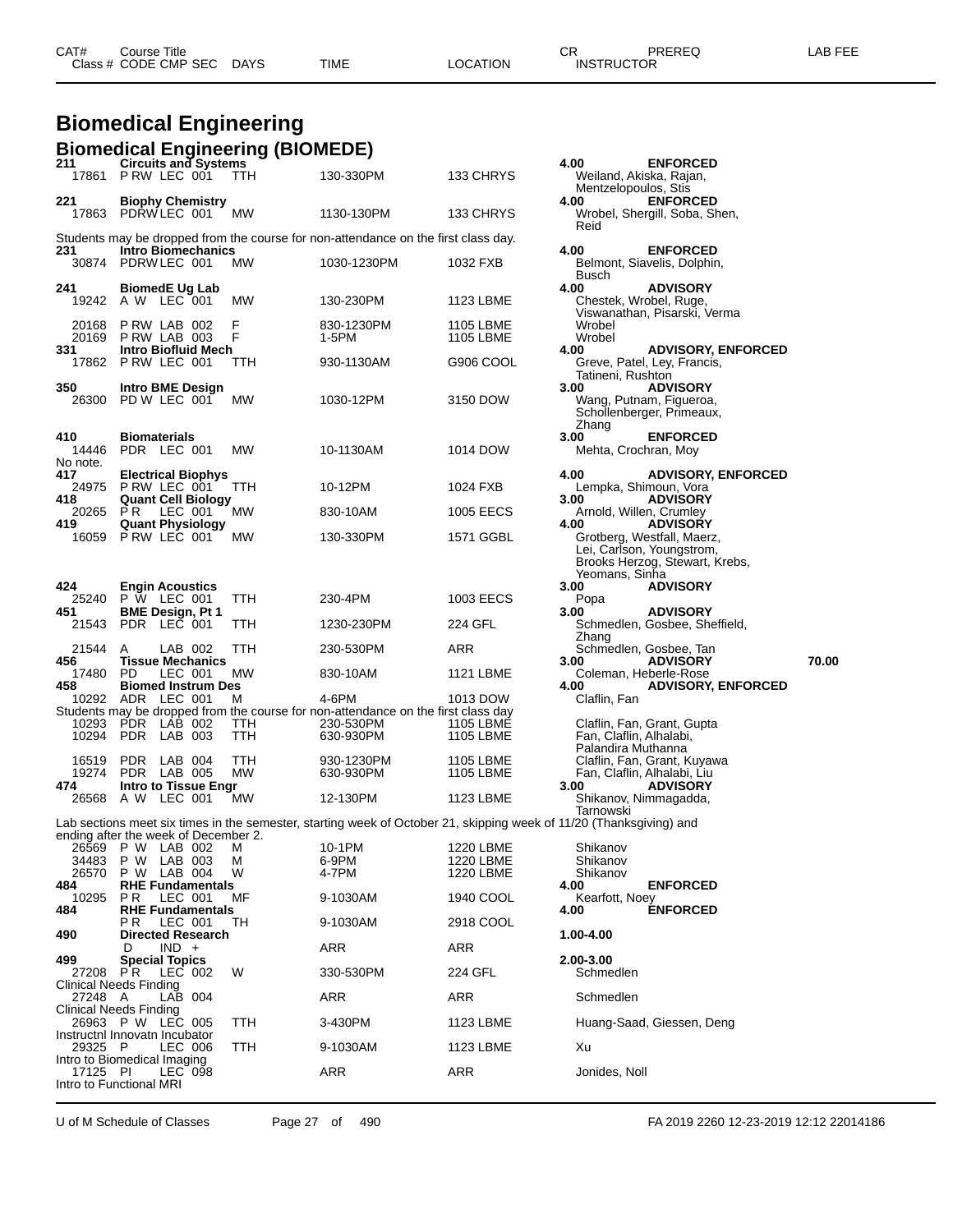# Biomedical Engineering

## Biomedical Engineering (BIOMEDE)

| CAT# / Class # | Course Title / CODE CMP SEC | DAYS | TIME | LOCATION | CR / INSTRUCTOR | PREREQ | LAB FEE |
|---|---|---|---|---|---|---|---|
| 211 | Circuits and Systems | | | | 4.00 | ENFORCED | |
| 17861 | P RW LEC 001 | TTH | 130-330PM | 133 CHRYS | Weiland, Akiska, Rajan, Mentzelopoulos, Stis | | |
| 221 | Biophy Chemistry | | | | 4.00 | ENFORCED | |
| 17863 | PDRW LEC 001 | MW | 1130-130PM | 133 CHRYS | Wrobel, Shergill, Soba, Shen, Reid | | |
| | Students may be dropped from the course for non-attendance on the first class day. | | | | | | |
| 231 | Intro Biomechanics | | | | 4.00 | ENFORCED | |
| 30874 | PDRW LEC 001 | MW | 1030-1230PM | 1032 FXB | Belmont, Siavelis, Dolphin, Busch | | |
| 241 | BiomedE Ug Lab | | | | 4.00 | ADVISORY | |
| 19242 | A W LEC 001 | MW | 130-230PM | 1123 LBME | Chestek, Wrobel, Ruge, Viswanathan, Pisarski, Verma | | |
| 20168 | P RW LAB 002 | F | 830-1230PM | 1105 LBME | Wrobel | | |
| 20169 | P RW LAB 003 | F | 1-5PM | 1105 LBME | Wrobel | | |
| 331 | Intro Biofluid Mech | | | | 4.00 | ADVISORY, ENFORCED | |
| 17862 | P RW LEC 001 | TTH | 930-1130AM | G906 COOL | Greve, Patel, Ley, Francis, Tatineni, Rushton | | |
| 350 | Intro BME Design | | | | 3.00 | ADVISORY | |
| 26300 | PD W LEC 001 | MW | 1030-12PM | 3150 DOW | Wang, Putnam, Figueroa, Schollenberger, Primeaux, Zhang | | |
| 410 | Biomaterials | | | | 3.00 | ENFORCED | |
| 14446 | PDR LEC 001 | MW | 10-1130AM | 1014 DOW | Mehta, Crochran, Moy | | |
| | No note. | | | | | | |
| 417 | Electrical Biophys | | | | 4.00 | ADVISORY, ENFORCED | |
| 24975 | P RW LEC 001 | TTH | 10-12PM | 1024 FXB | Lempka, Shimoun, Vora | | |
| 418 | Quant Cell Biology | | | | 3.00 | ADVISORY | |
| 20265 | P R LEC 001 | MW | 830-10AM | 1005 EECS | Arnold, Willen, Crumley | | |
| 419 | Quant Physiology | | | | 4.00 | ADVISORY | |
| 16059 | P RW LEC 001 | MW | 130-330PM | 1571 GGBL | Grotberg, Westfall, Maerz, Lei, Carlson, Youngstrom, Brooks Herzog, Stewart, Krebs, Yeomans, Sinha | | |
| 424 | Engin Acoustics | | | | 3.00 | ADVISORY | |
| 25240 | P W LEC 001 | TTH | 230-4PM | 1003 EECS | Popa | | |
| 451 | BME Design, Pt 1 | | | | 3.00 | ADVISORY | |
| 21543 | PDR LEC 001 | TTH | 1230-230PM | 224 GFL | Schmedlen, Gosbee, Sheffield, Zhang | | |
| 21544 | A LAB 002 | TTH | 230-530PM | ARR | Schmedlen, Gosbee, Tan | | |
| 456 | Tissue Mechanics | | | | 3.00 | ADVISORY | 70.00 |
| 17480 | PD LEC 001 | MW | 830-10AM | 1121 LBME | Coleman, Heberle-Rose | | |
| 458 | Biomed Instrum Des | | | | 4.00 | ADVISORY, ENFORCED | |
| 10292 | ADR LEC 001 | M | 4-6PM | 1013 DOW | Claflin, Fan | | |
| | Students may be dropped from the course for non-attendance on the first class day | | | | | | |
| 10293 | PDR LAB 002 | TTH | 230-530PM | 1105 LBME | Claflin, Fan, Grant, Gupta | | |
| 10294 | PDR LAB 003 | TTH | 630-930PM | 1105 LBME | Fan, Claflin, Alhalabi, Palandira Muthanna | | |
| 16519 | PDR LAB 004 | TTH | 930-1230PM | 1105 LBME | Claflin, Fan, Grant, Kuyawa | | |
| 19274 | PDR LAB 005 | MW | 630-930PM | 1105 LBME | Fan, Claflin, Alhalabi, Liu | | |
| 474 | Intro to Tissue Engr | | | | 3.00 | ADVISORY | |
| 26568 | A W LEC 001 | MW | 12-130PM | 1123 LBME | Shikanov, Nimmagadda, Tarnowski | | |
| | Lab sections meet six times in the semester, starting week of October 21, skipping week of 11/20 (Thanksgiving) and ending after the week of December 2. | | | | | | |
| 26569 | P W LAB 002 | M | 10-1PM | 1220 LBME | Shikanov | | |
| 34483 | P W LAB 003 | M | 6-9PM | 1220 LBME | Shikanov | | |
| 26570 | P W LAB 004 | W | 4-7PM | 1220 LBME | Shikanov | | |
| 484 | RHE Fundamentals | | | | 4.00 | ENFORCED | |
| 10295 | P R LEC 001 | MF | 9-1030AM | 1940 COOL | Kearfott, Noey | | |
| 484 | RHE Fundamentals | | | | 4.00 | ENFORCED | |
| | P R LEC 001 | TH | 9-1030AM | 2918 COOL | | | |
| 490 | Directed Research | | | | 1.00-4.00 | | |
| | D IND + | | ARR | ARR | | | |
| 499 | Special Topics | | | | 2.00-3.00 | | |
| 27208 | P R LEC 002 | W | 330-530PM | 224 GFL | Schmedlen | | |
| | Clinical Needs Finding | | | | | | |
| 27248 | A LAB 004 | | ARR | ARR | Schmedlen | | |
| | Clinical Needs Finding | | | | | | |
| 26963 | P W LEC 005 | TTH | 3-430PM | 1123 LBME | Huang-Saad, Giessen, Deng | | |
| | Instructnl Innovatn Incubator | | | | | | |
| 29325 | P LEC 006 | TTH | 9-1030AM | 1123 LBME | Xu | | |
| | Intro to Biomedical Imaging | | | | | | |
| 17125 | PI LEC 098 | | ARR | ARR | Jonides, Noll | | |
| | Intro to Functional MRI | | | | | | |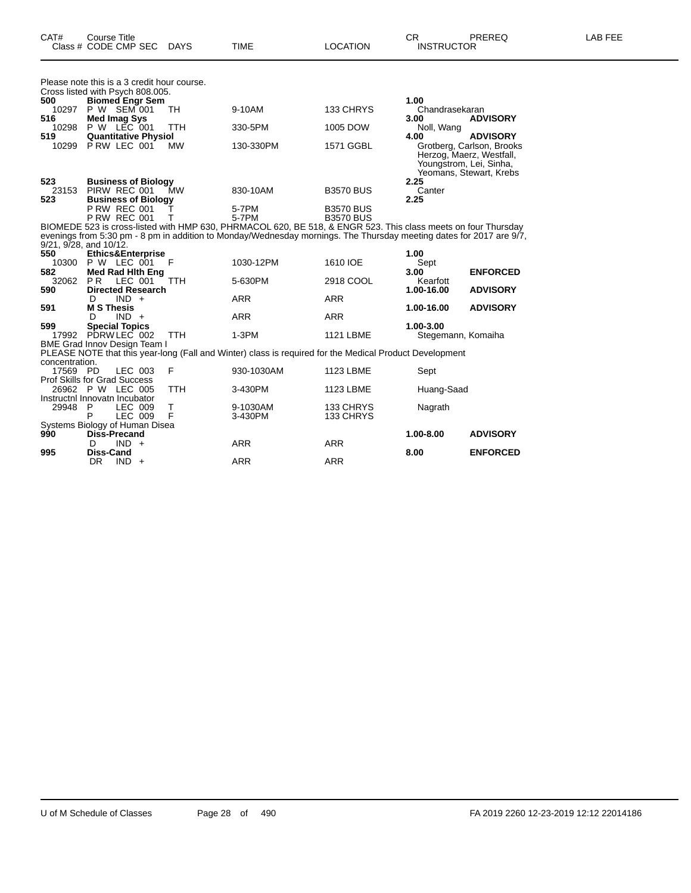| CAT# | Course Title<br>Class # CODE CMP SEC | DAYS | TIME | LOCATION | CR<br>INSTRUCTOR | PREREQ | LAB FEE |
|---|---|---|---|---|---|---|---|

Please note this is a 3 credit hour course.
Cross listed with Psych 808.005.

| CAT# | Course Title / Class # CODE CMP SEC | DAYS | TIME | LOCATION | CR / INSTRUCTOR | PREREQ |
|---|---|---|---|---|---|---|
| **500** | **Biomed Engr Sem** | | | | **1.00** | |
| 10297 | P W SEM 001 | TH | 9-10AM | 133 CHRYS | Chandrasekaran | |
| **516** | **Med Imag Sys** | | | | **3.00** | **ADVISORY** |
| 10298 | P W LEC 001 | TTH | 330-5PM | 1005 DOW | Noll, Wang | |
| **519** | **Quantitative Physiol** | | | | **4.00** | **ADVISORY** |
| 10299 | P RW LEC 001 | MW | 130-330PM | 1571 GGBL | Grotberg, Carlson, Brooks Herzog, Maerz, Westfall, Youngstrom, Lei, Sinha, Yeomans, Stewart, Krebs | |
| **523** | **Business of Biology** | | | | **2.25** | |
| 23153 | PIRW REC 001 | MW | 830-10AM | B3570 BUS | Canter | |
| **523** | **Business of Biology** | | | | **2.25** | |
| | P RW REC 001 | T | 5-7PM | B3570 BUS | | |
| | P RW REC 001 | T | 5-7PM | B3570 BUS | | |

BIOMEDE 523 is cross-listed with HMP 630, PHRMACOL 620, BE 518, & ENGR 523. This class meets on four Thursday evenings from 5:30 pm - 8 pm in addition to Monday/Wednesday mornings. The Thursday meeting dates for 2017 are 9/7, 9/21, 9/28, and 10/12.

| CAT# | Course Title / Class # CODE CMP SEC | DAYS | TIME | LOCATION | CR / INSTRUCTOR | PREREQ |
|---|---|---|---|---|---|---|
| **550** | **Ethics&Enterprise** | | | | **1.00** | |
| 10300 | P W LEC 001 | F | 1030-12PM | 1610 IOE | Sept | |
| **582** | **Med Rad Hlth Eng** | | | | **3.00** | **ENFORCED** |
| 32062 | P R LEC 001 | TTH | 5-630PM | 2918 COOL | Kearfott | |
| **590** | **Directed Research** | | | | **1.00-16.00** | **ADVISORY** |
| | D IND + | | ARR | ARR | | |
| **591** | **M S Thesis** | | | | **1.00-16.00** | **ADVISORY** |
| | D IND + | | ARR | ARR | | |
| **599** | **Special Topics** | | | | **1.00-3.00** | |
| 17992 | PDRW LEC 002 | TTH | 1-3PM | 1121 LBME | Stegemann, Komaiha | |

BME Grad Innov Design Team I
PLEASE NOTE that this year-long (Fall and Winter) class is required for the Medical Product Development concentration.

| CAT# | Course Title / Class # CODE CMP SEC | DAYS | TIME | LOCATION | CR / INSTRUCTOR | PREREQ |
|---|---|---|---|---|---|---|
| 17569 | PD LEC 003 | F | 930-1030AM | 1123 LBME | Sept | |

Prof Skills for Grad Success

| CAT# | Course Title / Class # CODE CMP SEC | DAYS | TIME | LOCATION | CR / INSTRUCTOR | PREREQ |
|---|---|---|---|---|---|---|
| 26962 | P W LEC 005 | TTH | 3-430PM | 1123 LBME | Huang-Saad | |

Instructnl Innovatn Incubator

| CAT# | Course Title / Class # CODE CMP SEC | DAYS | TIME | LOCATION | CR / INSTRUCTOR | PREREQ |
|---|---|---|---|---|---|---|
| 29948 | P LEC 009 | T | 9-1030AM | 133 CHRYS | Nagrath | |
| | P LEC 009 | F | 3-430PM | 133 CHRYS | | |

Systems Biology of Human Disea

| CAT# | Course Title / Class # CODE CMP SEC | DAYS | TIME | LOCATION | CR / INSTRUCTOR | PREREQ |
|---|---|---|---|---|---|---|
| **990** | **Diss-Precand** | | | | **1.00-8.00** | **ADVISORY** |
| | D IND + | | ARR | ARR | | |
| **995** | **Diss-Cand** | | | | **8.00** | **ENFORCED** |
| | DR IND + | | ARR | ARR | | |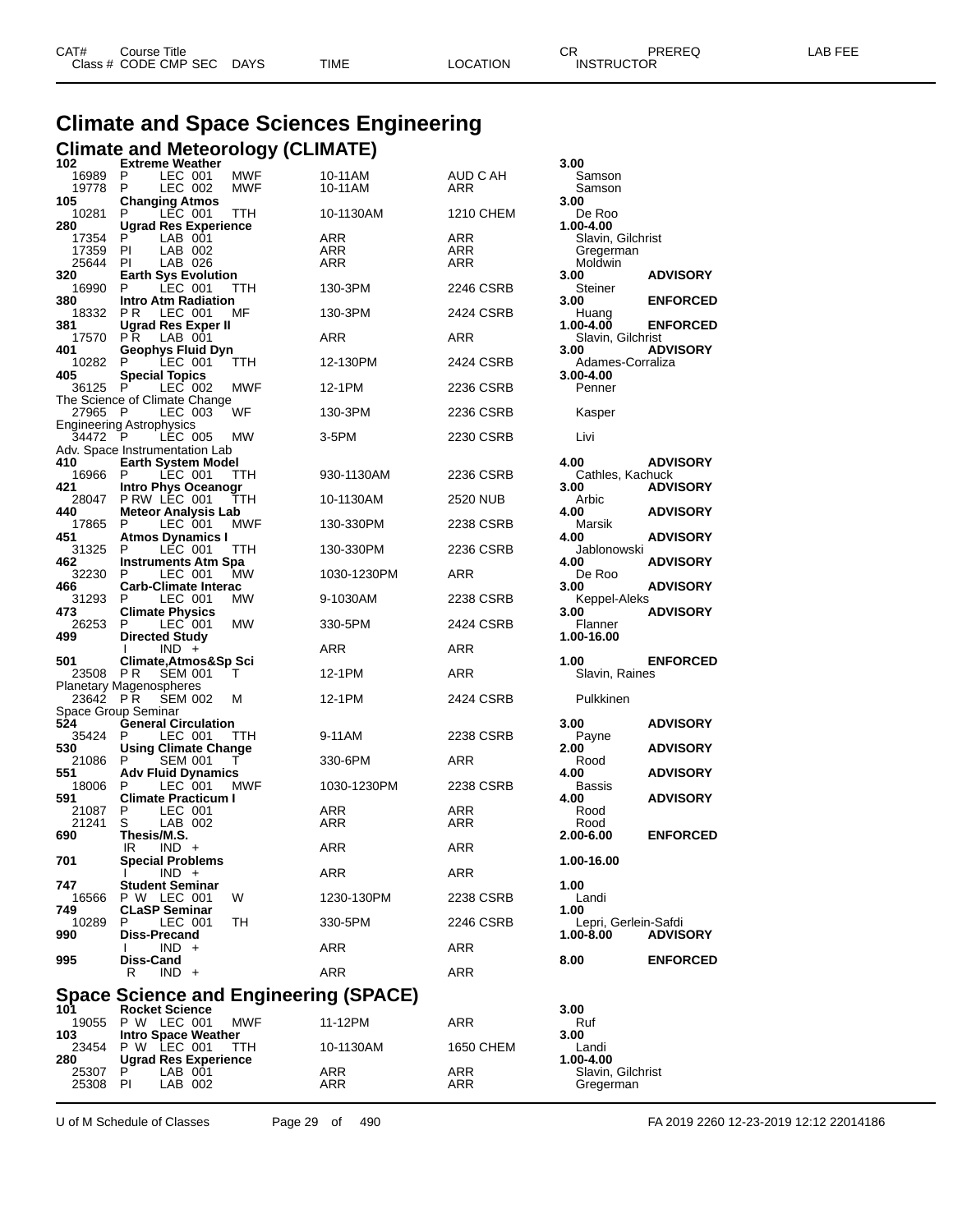# Climate and Space Sciences Engineering

## Climate and Meteorology (CLIMATE)

| CAT# / Class # | Course Title / CODE CMP SEC | DAYS | TIME | LOCATION | CR / INSTRUCTOR | PREREQ | LAB FEE |
|---|---|---|---|---|---|---|---|
| **102** | **Extreme Weather** | | | | **3.00** | | |
| 16989 | P LEC 001 | MWF | 10-11AM | AUD C AH | Samson | | |
| 19778 | P LEC 002 | MWF | 10-11AM | ARR | Samson | | |
| **105** | **Changing Atmos** | | | | **3.00** | | |
| 10281 | P LEC 001 | TTH | 10-1130AM | 1210 CHEM | De Roo | | |
| **280** | **Ugrad Res Experience** | | | | **1.00-4.00** | | |
| 17354 | P LAB 001 | | ARR | ARR | Slavin, Gilchrist | | |
| 17359 | PI LAB 002 | | ARR | ARR | Gregerman | | |
| 25644 | PI LAB 026 | | ARR | ARR | Moldwin | | |
| **320** | **Earth Sys Evolution** | | | | **3.00** | **ADVISORY** | |
| 16990 | P LEC 001 | TTH | 130-3PM | 2246 CSRB | Steiner | | |
| **380** | **Intro Atm Radiation** | | | | **3.00** | **ENFORCED** | |
| 18332 | P R LEC 001 | MF | 130-3PM | 2424 CSRB | Huang | | |
| **381** | **Ugrad Res Exper II** | | | | **1.00-4.00** | **ENFORCED** | |
| 17570 | P R LAB 001 | | ARR | ARR | Slavin, Gilchrist | | |
| **401** | **Geophys Fluid Dyn** | | | | **3.00** | **ADVISORY** | |
| 10282 | P LEC 001 | TTH | 12-130PM | 2424 CSRB | Adames-Corraliza | | |
| **405** | **Special Topics** | | | | **3.00-4.00** | | |
| 36125 | P LEC 002 | MWF | 12-1PM | 2236 CSRB | Penner | | |
| | The Science of Climate Change | | | | | | |
| 27965 | P LEC 003 | WF | 130-3PM | 2236 CSRB | Kasper | | |
| | Engineering Astrophysics | | | | | | |
| 34472 | P LEC 005 | MW | 3-5PM | 2230 CSRB | Livi | | |
| | Adv. Space Instrumentation Lab | | | | | | |
| **410** | **Earth System Model** | | | | **4.00** | **ADVISORY** | |
| 16966 | P LEC 001 | TTH | 930-1130AM | 2236 CSRB | Cathles, Kachuck | | |
| **421** | **Intro Phys Oceanogr** | | | | **3.00** | **ADVISORY** | |
| 28047 | P RW LEC 001 | TTH | 10-1130AM | 2520 NUB | Arbic | | |
| **440** | **Meteor Analysis Lab** | | | | **4.00** | **ADVISORY** | |
| 17865 | P LEC 001 | MWF | 130-330PM | 2238 CSRB | Marsik | | |
| **451** | **Atmos Dynamics I** | | | | **4.00** | **ADVISORY** | |
| 31325 | P LEC 001 | TTH | 130-330PM | 2236 CSRB | Jablonowski | | |
| **462** | **Instruments Atm Spa** | | | | **4.00** | **ADVISORY** | |
| 32230 | P LEC 001 | MW | 1030-1230PM | ARR | De Roo | | |
| **466** | **Carb-Climate Interac** | | | | **3.00** | **ADVISORY** | |
| 31293 | P LEC 001 | MW | 9-1030AM | 2238 CSRB | Keppel-Aleks | | |
| **473** | **Climate Physics** | | | | **3.00** | **ADVISORY** | |
| 26253 | P LEC 001 | MW | 330-5PM | 2424 CSRB | Flanner | | |
| **499** | **Directed Study** | | | | **1.00-16.00** | | |
| | I IND + | | ARR | ARR | | | |
| **501** | **Climate,Atmos&Sp Sci** | | | | **1.00** | **ENFORCED** | |
| 23508 | P R SEM 001 | T | 12-1PM | ARR | Slavin, Raines | | |
| | Planetary Magenospheres | | | | | | |
| 23642 | P R SEM 002 | M | 12-1PM | 2424 CSRB | Pulkkinen | | |
| | Space Group Seminar | | | | | | |
| **524** | **General Circulation** | | | | **3.00** | **ADVISORY** | |
| 35424 | P LEC 001 | TTH | 9-11AM | 2238 CSRB | Payne | | |
| **530** | **Using Climate Change** | | | | **2.00** | **ADVISORY** | |
| 21086 | P SEM 001 | T | 330-6PM | ARR | Rood | | |
| **551** | **Adv Fluid Dynamics** | | | | **4.00** | **ADVISORY** | |
| 18006 | P LEC 001 | MWF | 1030-1230PM | 2238 CSRB | Bassis | | |
| **591** | **Climate Practicum I** | | | | **4.00** | **ADVISORY** | |
| 21087 | P LEC 001 | | ARR | ARR | Rood | | |
| 21241 | S LAB 002 | | ARR | ARR | Rood | | |
| **690** | **Thesis/M.S.** | | | | **2.00-6.00** | **ENFORCED** | |
| | IR IND + | | ARR | ARR | | | |
| **701** | **Special Problems** | | | | **1.00-16.00** | | |
| | I IND + | | ARR | ARR | | | |
| **747** | **Student Seminar** | | | | **1.00** | | |
| 16566 | P W LEC 001 | W | 1230-130PM | 2238 CSRB | Landi | | |
| **749** | **CLaSP Seminar** | | | | **1.00** | | |
| 10289 | P LEC 001 | TH | 330-5PM | 2246 CSRB | Lepri, Gerlein-Safdi | | |
| **990** | **Diss-Precand** | | | | **1.00-8.00** | **ADVISORY** | |
| | I IND + | | ARR | ARR | | | |
| **995** | **Diss-Cand** | | | | **8.00** | **ENFORCED** | |
| | R IND + | | ARR | ARR | | | |

## Space Science and Engineering (SPACE)

| CAT# / Class # | Course Title / CODE CMP SEC | DAYS | TIME | LOCATION | CR / INSTRUCTOR | PREREQ | LAB FEE |
|---|---|---|---|---|---|---|---|
| **101** | **Rocket Science** | | | | **3.00** | | |
| 19055 | P W LEC 001 | MWF | 11-12PM | ARR | Ruf | | |
| **103** | **Intro Space Weather** | | | | **3.00** | | |
| 23454 | P W LEC 001 | TTH | 10-1130AM | 1650 CHEM | Landi | | |
| **280** | **Ugrad Res Experience** | | | | **1.00-4.00** | | |
| 25307 | P LAB 001 | | ARR | ARR | Slavin, Gilchrist | | |
| 25308 | PI LAB 002 | | ARR | ARR | Gregerman | | |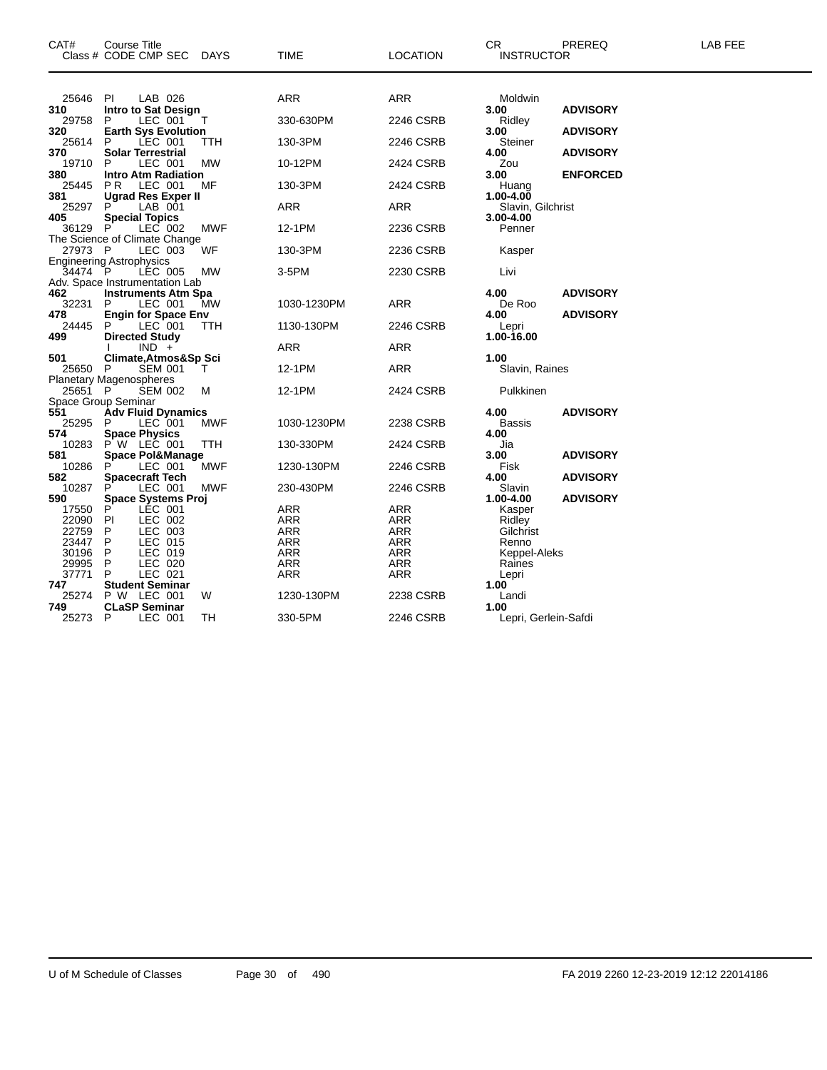| CAT# | Course Title Class # CODE CMP SEC | DAYS | TIME | LOCATION | CR INSTRUCTOR | PREREQ | LAB FEE |
|---|---|---|---|---|---|---|---|
| 25646 | PI LAB 026 | | ARR | ARR | Moldwin | | |
| **310** | **Intro to Sat Design** | | | | **3.00** | **ADVISORY** | |
| 29758 | P LEC 001 | T | 330-630PM | 2246 CSRB | Ridley | | |
| **320** | **Earth Sys Evolution** | | | | **3.00** | **ADVISORY** | |
| 25614 | P LEC 001 | TTH | 130-3PM | 2246 CSRB | Steiner | | |
| **370** | **Solar Terrestrial** | | | | **4.00** | **ADVISORY** | |
| 19710 | P LEC 001 | MW | 10-12PM | 2424 CSRB | Zou | | |
| **380** | **Intro Atm Radiation** | | | | **3.00** | **ENFORCED** | |
| 25445 | P R LEC 001 | MF | 130-3PM | 2424 CSRB | Huang | | |
| **381** | **Ugrad Res Exper II** | | | | **1.00-4.00** | | |
| 25297 | P LAB 001 | | ARR | ARR | Slavin, Gilchrist | | |
| **405** | **Special Topics** | | | | **3.00-4.00** | | |
| 36129 | P LEC 002 | MWF | 12-1PM | 2236 CSRB | Penner | | |
| | The Science of Climate Change | | | | | | |
| 27973 | P LEC 003 | WF | 130-3PM | 2236 CSRB | Kasper | | |
| | Engineering Astrophysics | | | | | | |
| 34474 | P LEC 005 | MW | 3-5PM | 2230 CSRB | Livi | | |
| | Adv. Space Instrumentation Lab | | | | | | |
| **462** | **Instruments Atm Spa** | | | | **4.00** | **ADVISORY** | |
| 32231 | P LEC 001 | MW | 1030-1230PM | ARR | De Roo | | |
| **478** | **Engin for Space Env** | | | | **4.00** | **ADVISORY** | |
| 24445 | P LEC 001 | TTH | 1130-130PM | 2246 CSRB | Lepri | | |
| **499** | **Directed Study** | | | | **1.00-16.00** | | |
| | I IND + | | ARR | ARR | | | |
| **501** | **Climate,Atmos&Sp Sci** | | | | **1.00** | | |
| 25650 | P SEM 001 | T | 12-1PM | ARR | Slavin, Raines | | |
| | Planetary Magenospheres | | | | | | |
| 25651 | P SEM 002 | M | 12-1PM | 2424 CSRB | Pulkkinen | | |
| | Space Group Seminar | | | | | | |
| **551** | **Adv Fluid Dynamics** | | | | **4.00** | **ADVISORY** | |
| 25295 | P LEC 001 | MWF | 1030-1230PM | 2238 CSRB | Bassis | | |
| **574** | **Space Physics** | | | | **4.00** | | |
| 10283 | P W LEC 001 | TTH | 130-330PM | 2424 CSRB | Jia | | |
| **581** | **Space Pol&Manage** | | | | **3.00** | **ADVISORY** | |
| 10286 | P LEC 001 | MWF | 1230-130PM | 2246 CSRB | Fisk | | |
| **582** | **Spacecraft Tech** | | | | **4.00** | **ADVISORY** | |
| 10287 | P LEC 001 | MWF | 230-430PM | 2246 CSRB | Slavin | | |
| **590** | **Space Systems Proj** | | | | **1.00-4.00** | **ADVISORY** | |
| 17550 | P LEC 001 | | ARR | ARR | Kasper | | |
| 22090 | PI LEC 002 | | ARR | ARR | Ridley | | |
| 22759 | P LEC 003 | | ARR | ARR | Gilchrist | | |
| 23447 | P LEC 015 | | ARR | ARR | Renno | | |
| 30196 | P LEC 019 | | ARR | ARR | Keppel-Aleks | | |
| 29995 | P LEC 020 | | ARR | ARR | Raines | | |
| 37771 | P LEC 021 | | ARR | ARR | Lepri | | |
| **747** | **Student Seminar** | | | | **1.00** | | |
| 25274 | P W LEC 001 | W | 1230-130PM | 2238 CSRB | Landi | | |
| **749** | **CLaSP Seminar** | | | | **1.00** | | |
| 25273 | P LEC 001 | TH | 330-5PM | 2246 CSRB | Lepri, Gerlein-Safdi | | |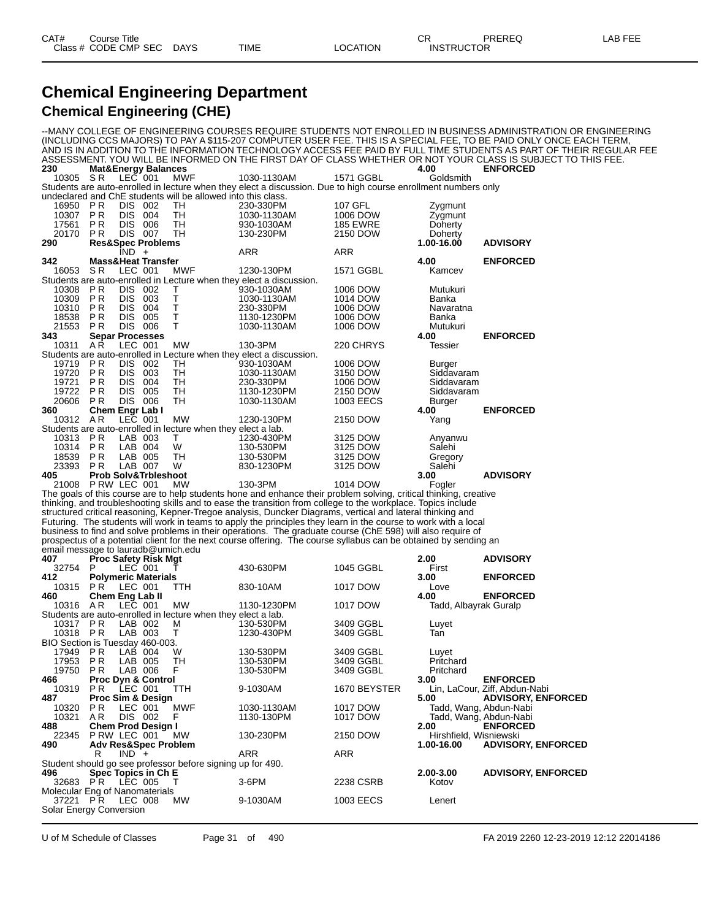| CAT# | Course Title | | | | | | CR | PREREQ | LAB FEE |
|---|---|---|---|---|---|---|---|---|---|
| Class # | CODE | CMP | SEC | DAYS | TIME | LOCATION | INSTRUCTOR | | |

# Chemical Engineering Department

## Chemical Engineering (CHE)

--MANY COLLEGE OF ENGINEERING COURSES REQUIRE STUDENTS NOT ENROLLED IN BUSINESS ADMINISTRATION OR ENGINEERING (INCLUDING CCS MAJORS) TO PAY A $115-207 COMPUTER USER FEE. THIS IS A SPECIAL FEE, TO BE PAID ONLY ONCE EACH TERM, AND IS IN ADDITION TO THE INFORMATION TECHNOLOGY ACCESS FEE PAID BY FULL TIME STUDENTS AS PART OF THEIR REGULAR FEE ASSESSMENT. YOU WILL BE INFORMED ON THE FIRST DAY OF CLASS WHETHER OR NOT YOUR CLASS IS SUBJECT TO THIS FEE.

**230 Mat&Energy Balances** — 4.00 — ENFORCED

| Class # | CODE | CMP | SEC | DAYS | TIME | LOCATION | INSTRUCTOR |
|---|---|---|---|---|---|---|---|
| 10305 | S R | LEC | 001 | MWF | 1030-1130AM | 1571 GGBL | Goldsmith |

Students are auto-enrolled in lecture when they elect a discussion. Due to high course enrollment numbers only undeclared and ChE students will be allowed into this class.

| Class # | CODE | CMP | SEC | DAYS | TIME | LOCATION | INSTRUCTOR |
|---|---|---|---|---|---|---|---|
| 16950 | P R | DIS | 002 | TH | 230-330PM | 107 GFL | Zygmunt |
| 10307 | P R | DIS | 004 | TH | 1030-1130AM | 1006 DOW | Zygmunt |
| 17561 | P R | DIS | 006 | TH | 930-1030AM | 185 EWRE | Doherty |
| 20170 | P R | DIS | 007 | TH | 130-230PM | 2150 DOW | Doherty |

**290 Res&Spec Problems** — 1.00-16.00 — ADVISORY

| Class # | CODE | CMP | SEC | DAYS | TIME | LOCATION | INSTRUCTOR |
|---|---|---|---|---|---|---|---|
| | | IND | + | | ARR | ARR | |

**342 Mass&Heat Transfer** — 4.00 — ENFORCED

| Class # | CODE | CMP | SEC | DAYS | TIME | LOCATION | INSTRUCTOR |
|---|---|---|---|---|---|---|---|
| 16053 | S R | LEC | 001 | MWF | 1230-130PM | 1571 GGBL | Kamcev |

Students are auto-enrolled in Lecture when they elect a discussion.

| Class # | CODE | CMP | SEC | DAYS | TIME | LOCATION | INSTRUCTOR |
|---|---|---|---|---|---|---|---|
| 10308 | P R | DIS | 002 | T | 930-1030AM | 1006 DOW | Mutukuri |
| 10309 | P R | DIS | 003 | T | 1030-1130AM | 1014 DOW | Banka |
| 10310 | P R | DIS | 004 | T | 230-330PM | 1006 DOW | Navaratna |
| 18538 | P R | DIS | 005 | T | 1130-1230PM | 1006 DOW | Banka |
| 21553 | P R | DIS | 006 | T | 1030-1130AM | 1006 DOW | Mutukuri |

**343 Separ Processes** — 4.00 — ENFORCED

| Class # | CODE | CMP | SEC | DAYS | TIME | LOCATION | INSTRUCTOR |
|---|---|---|---|---|---|---|---|
| 10311 | A R | LEC | 001 | MW | 130-3PM | 220 CHRYS | Tessier |

Students are auto-enrolled in Lecture when they elect a discussion.

| Class # | CODE | CMP | SEC | DAYS | TIME | LOCATION | INSTRUCTOR |
|---|---|---|---|---|---|---|---|
| 19719 | P R | DIS | 002 | TH | 930-1030AM | 1006 DOW | Burger |
| 19720 | P R | DIS | 003 | TH | 1030-1130AM | 3150 DOW | Siddavaram |
| 19721 | P R | DIS | 004 | TH | 230-330PM | 1006 DOW | Siddavaram |
| 19722 | P R | DIS | 005 | TH | 1130-1230PM | 2150 DOW | Siddavaram |
| 20606 | P R | DIS | 006 | TH | 1030-1130AM | 1003 EECS | Burger |

**360 Chem Engr Lab I** — 4.00 — ENFORCED

| Class # | CODE | CMP | SEC | DAYS | TIME | LOCATION | INSTRUCTOR |
|---|---|---|---|---|---|---|---|
| 10312 | A R | LEC | 001 | MW | 1230-130PM | 2150 DOW | Yang |

Students are auto-enrolled in lecture when they elect a lab.

| Class # | CODE | CMP | SEC | DAYS | TIME | LOCATION | INSTRUCTOR |
|---|---|---|---|---|---|---|---|
| 10313 | P R | LAB | 003 | T | 1230-430PM | 3125 DOW | Anyanwu |
| 10314 | P R | LAB | 004 | W | 130-530PM | 3125 DOW | Salehi |
| 18539 | P R | LAB | 005 | TH | 130-530PM | 3125 DOW | Gregory |
| 23393 | P R | LAB | 007 | W | 830-1230PM | 3125 DOW | Salehi |

**405 Prob Solv&Trbleshoot** — 3.00 — ADVISORY

| Class # | CODE | CMP | SEC | DAYS | TIME | LOCATION | INSTRUCTOR |
|---|---|---|---|---|---|---|---|
| 21008 | P RW | LEC | 001 | MW | 130-3PM | 1014 DOW | Fogler |

The goals of this course are to help students hone and enhance their problem solving, critical thinking, creative thinking, and troubleshooting skills and to ease the transition from college to the workplace. Topics include structured critical reasoning, Kepner-Tregoe analysis, Duncker Diagrams, vertical and lateral thinking and Futuring. The students will work in teams to apply the principles they learn in the course to work with a local business to find and solve problems in their operations. The graduate course (ChE 598) will also require of prospectus of a potential client for the next course offering. The course syllabus can be obtained by sending an email message to lauradb@umich.edu

**407 Proc Safety Risk Mgt** — 2.00 — ADVISORY

| Class # | CODE | CMP | SEC | DAYS | TIME | LOCATION | INSTRUCTOR |
|---|---|---|---|---|---|---|---|
| 32754 | P | LEC | 001 | T | 430-630PM | 1045 GGBL | First |

**412 Polymeric Materials** — 3.00 — ENFORCED

| Class # | CODE | CMP | SEC | DAYS | TIME | LOCATION | INSTRUCTOR |
|---|---|---|---|---|---|---|---|
| 10315 | P R | LEC | 001 | TTH | 830-10AM | 1017 DOW | Love |

**460 Chem Eng Lab II** — 4.00 — ENFORCED

| Class # | CODE | CMP | SEC | DAYS | TIME | LOCATION | INSTRUCTOR |
|---|---|---|---|---|---|---|---|
| 10316 | A R | LEC | 001 | MW | 1130-1230PM | 1017 DOW | Tadd, Albayrak Guralp |

Students are auto-enrolled in lecture when they elect a lab.

| Class # | CODE | CMP | SEC | DAYS | TIME | LOCATION | INSTRUCTOR |
|---|---|---|---|---|---|---|---|
| 10317 | P R | LAB | 002 | M | 130-530PM | 3409 GGBL | Luyet |
| 10318 | P R | LAB | 003 | T | 1230-430PM | 3409 GGBL | Tan |

BIO Section is Tuesday 460-003.

| Class # | CODE | CMP | SEC | DAYS | TIME | LOCATION | INSTRUCTOR |
|---|---|---|---|---|---|---|---|
| 17949 | P R | LAB | 004 | W | 130-530PM | 3409 GGBL | Luyet |
| 17953 | P R | LAB | 005 | TH | 130-530PM | 3409 GGBL | Pritchard |
| 19750 | P R | LAB | 006 | F | 130-530PM | 3409 GGBL | Pritchard |

**466 Proc Dyn & Control** — 3.00 — ENFORCED

| Class # | CODE | CMP | SEC | DAYS | TIME | LOCATION | INSTRUCTOR |
|---|---|---|---|---|---|---|---|
| 10319 | P R | LEC | 001 | TTH | 9-1030AM | 1670 BEYSTER | Lin, LaCour, Ziff, Abdun-Nabi |

**487 Proc Sim & Design** — 5.00 — ADVISORY, ENFORCED

| Class # | CODE | CMP | SEC | DAYS | TIME | LOCATION | INSTRUCTOR |
|---|---|---|---|---|---|---|---|
| 10320 | P R | LEC | 001 | MWF | 1030-1130AM | 1017 DOW | Tadd, Wang, Abdun-Nabi |
| 10321 | A R | DIS | 002 | F | 1130-130PM | 1017 DOW | Tadd, Wang, Abdun-Nabi |

**488 Chem Prod Design I** — 2.00 — ENFORCED

| Class # | CODE | CMP | SEC | DAYS | TIME | LOCATION | INSTRUCTOR |
|---|---|---|---|---|---|---|---|
| 22345 | P RW | LEC | 001 | MW | 130-230PM | 2150 DOW | Hirshfield, Wisniewski |

**490 Adv Res&Spec Problem** — 1.00-16.00 — ADVISORY, ENFORCED

| Class # | CODE | CMP | SEC | DAYS | TIME | LOCATION | INSTRUCTOR |
|---|---|---|---|---|---|---|---|
| | R | IND | + | | ARR | ARR | |

Student should go see professor before signing up for 490.

**496 Spec Topics in Ch E** — 2.00-3.00 — ADVISORY, ENFORCED

| Class # | CODE | CMP | SEC | DAYS | TIME | LOCATION | INSTRUCTOR |
|---|---|---|---|---|---|---|---|
| 32683 | P R | LEC | 005 | T | 3-6PM | 2238 CSRB | Kotov |

Molecular Eng of Nanomaterials

| Class # | CODE | CMP | SEC | DAYS | TIME | LOCATION | INSTRUCTOR |
|---|---|---|---|---|---|---|---|
| 37221 | P R | LEC | 008 | MW | 9-1030AM | 1003 EECS | Lenert |

Solar Energy Conversion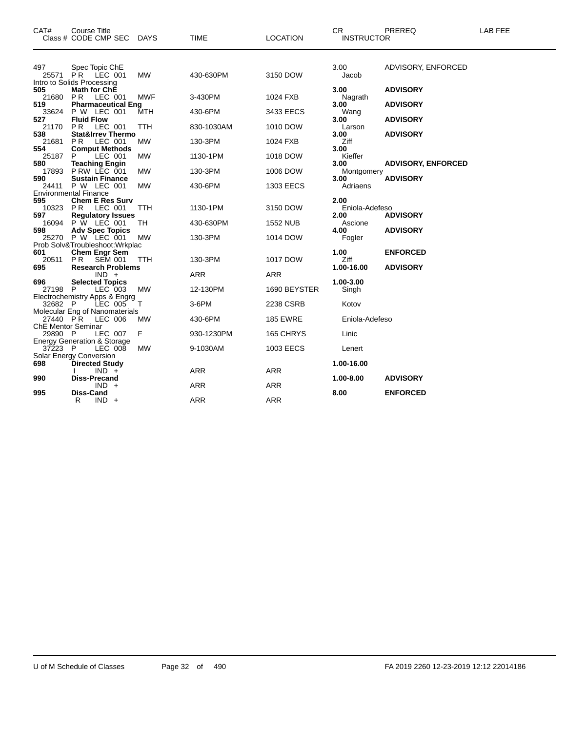| CAT# | Course Title<br>Class # CODE CMP SEC | DAYS | TIME | LOCATION | CR<br>INSTRUCTOR | PREREQ | LAB FEE |
|---|---|---|---|---|---|---|---|
| 497 | Spec Topic ChE | | | | 3.00 | ADVISORY, ENFORCED | |
| 25571 | P R LEC 001 | MW | 430-630PM | 3150 DOW | Jacob | | |
| | Intro to Solids Processing | | | | | | |
| **505** | **Math for ChE** | | | | **3.00** | **ADVISORY** | |
| 21680 | P R LEC 001 | MWF | 3-430PM | 1024 FXB | Nagrath | | |
| **519** | **Pharmaceutical Eng** | | | | **3.00** | **ADVISORY** | |
| 33624 | P W LEC 001 | MTH | 430-6PM | 3433 EECS | Wang | | |
| **527** | **Fluid Flow** | | | | **3.00** | **ADVISORY** | |
| 21170 | P R LEC 001 | TTH | 830-1030AM | 1010 DOW | Larson | | |
| **538** | **Stat&Irrev Thermo** | | | | **3.00** | **ADVISORY** | |
| 21681 | P R LEC 001 | MW | 130-3PM | 1024 FXB | Ziff | | |
| **554** | **Comput Methods** | | | | **3.00** | | |
| 25187 | P LEC 001 | MW | 1130-1PM | 1018 DOW | Kieffer | | |
| **580** | **Teaching Engin** | | | | **3.00** | **ADVISORY, ENFORCED** | |
| 17893 | P RW LEC 001 | MW | 130-3PM | 1006 DOW | Montgomery | | |
| **590** | **Sustain Finance** | | | | **3.00** | **ADVISORY** | |
| 24411 | P W LEC 001 | MW | 430-6PM | 1303 EECS | Adriaens | | |
| | Environmental Finance | | | | | | |
| **595** | **Chem E Res Surv** | | | | **2.00** | | |
| 10323 | P R LEC 001 | TTH | 1130-1PM | 3150 DOW | Eniola-Adefeso | | |
| **597** | **Regulatory Issues** | | | | **2.00** | **ADVISORY** | |
| 16094 | P W LEC 001 | TH | 430-630PM | 1552 NUB | Ascione | | |
| **598** | **Adv Spec Topics** | | | | **4.00** | **ADVISORY** | |
| 25270 | P W LEC 001 | MW | 130-3PM | 1014 DOW | Fogler | | |
| | Prob Solv&Troubleshoot:Wrkplac | | | | | | |
| **601** | **Chem Engr Sem** | | | | **1.00** | **ENFORCED** | |
| 20511 | P R SEM 001 | TTH | 130-3PM | 1017 DOW | Ziff | | |
| **695** | **Research Problems** | | | | **1.00-16.00** | **ADVISORY** | |
| | IND + | | ARR | ARR | | | |
| **696** | **Selected Topics** | | | | **1.00-3.00** | | |
| 27198 | P LEC 003 | MW | 12-130PM | 1690 BEYSTER | Singh | | |
| | Electrochemistry Apps & Engrg | | | | | | |
| 32682 | P LEC 005 | T | 3-6PM | 2238 CSRB | Kotov | | |
| | Molecular Eng of Nanomaterials | | | | | | |
| 27440 | P R LEC 006 | MW | 430-6PM | 185 EWRE | Eniola-Adefeso | | |
| | ChE Mentor Seminar | | | | | | |
| 29890 | P LEC 007 | F | 930-1230PM | 165 CHRYS | Linic | | |
| | Energy Generation & Storage | | | | | | |
| 37223 | P LEC 008 | MW | 9-1030AM | 1003 EECS | Lenert | | |
| | Solar Energy Conversion | | | | | | |
| **698** | **Directed Study** | | | | **1.00-16.00** | | |
| | I IND + | | ARR | ARR | | | |
| **990** | **Diss-Precand** | | | | **1.00-8.00** | **ADVISORY** | |
| | IND + | | ARR | ARR | | | |
| **995** | **Diss-Cand** | | | | **8.00** | **ENFORCED** | |
| | R IND + | | ARR | ARR | | | |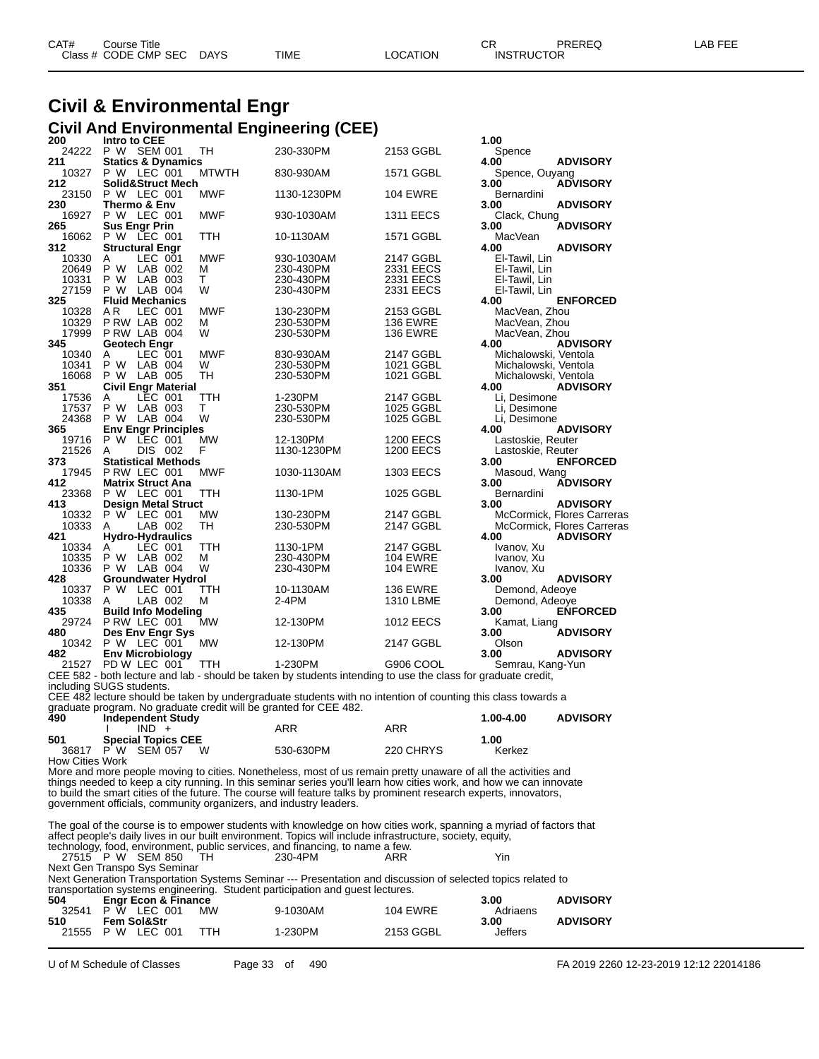# Civil & Environmental Engr

## Civil And Environmental Engineering (CEE)

| CAT# / Class # | Course Title / CODE CMP SEC | DAYS | TIME | LOCATION | CR / INSTRUCTOR | PREREQ | LAB FEE |
|---|---|---|---|---|---|---|---|
| **200** | **Intro to CEE** | | | | **1.00** | | |
| 24222 | P W SEM 001 | TH | 230-330PM | 2153 GGBL | Spence | | |
| **211** | **Statics & Dynamics** | | | | **4.00** | **ADVISORY** | |
| 10327 | P W LEC 001 | MTWTH | 830-930AM | 1571 GGBL | Spence, Ouyang | | |
| **212** | **Solid&Struct Mech** | | | | **3.00** | **ADVISORY** | |
| 23150 | P W LEC 001 | MWF | 1130-1230PM | 104 EWRE | Bernardini | | |
| **230** | **Thermo & Env** | | | | **3.00** | **ADVISORY** | |
| 16927 | P W LEC 001 | MWF | 930-1030AM | 1311 EECS | Clack, Chung | | |
| **265** | **Sus Engr Prin** | | | | **3.00** | **ADVISORY** | |
| 16062 | P W LEC 001 | TTH | 10-1130AM | 1571 GGBL | MacVean | | |
| **312** | **Structural Engr** | | | | **4.00** | **ADVISORY** | |
| 10330 | A LEC 001 | MWF | 930-1030AM | 2147 GGBL | El-Tawil, Lin | | |
| 20649 | P W LAB 002 | M | 230-430PM | 2331 EECS | El-Tawil, Lin | | |
| 10331 | P W LAB 003 | T | 230-430PM | 2331 EECS | El-Tawil, Lin | | |
| 27159 | P W LAB 004 | W | 230-430PM | 2331 EECS | El-Tawil, Lin | | |
| **325** | **Fluid Mechanics** | | | | **4.00** | **ENFORCED** | |
| 10328 | A R LEC 001 | MWF | 130-230PM | 2153 GGBL | MacVean, Zhou | | |
| 10329 | P RW LAB 002 | M | 230-530PM | 136 EWRE | MacVean, Zhou | | |
| 17999 | P RW LAB 004 | W | 230-530PM | 136 EWRE | MacVean, Zhou | | |
| **345** | **Geotech Engr** | | | | **4.00** | **ADVISORY** | |
| 10340 | A LEC 001 | MWF | 830-930AM | 2147 GGBL | Michalowski, Ventola | | |
| 10341 | P W LAB 004 | W | 230-530PM | 1021 GGBL | Michalowski, Ventola | | |
| 16068 | P W LAB 005 | TH | 230-530PM | 1021 GGBL | Michalowski, Ventola | | |
| **351** | **Civil Engr Material** | | | | **4.00** | **ADVISORY** | |
| 17536 | A LEC 001 | TTH | 1-230PM | 2147 GGBL | Li, Desimone | | |
| 17537 | P W LAB 003 | T | 230-530PM | 1025 GGBL | Li, Desimone | | |
| 24368 | P W LAB 004 | W | 230-530PM | 1025 GGBL | Li, Desimone | | |
| **365** | **Env Engr Principles** | | | | **4.00** | **ADVISORY** | |
| 19716 | P W LEC 001 | MW | 12-130PM | 1200 EECS | Lastoskie, Reuter | | |
| 21526 | A DIS 002 | F | 1130-1230PM | 1200 EECS | Lastoskie, Reuter | | |
| **373** | **Statistical Methods** | | | | **3.00** | **ENFORCED** | |
| 17945 | P RW LEC 001 | MWF | 1030-1130AM | 1303 EECS | Masoud, Wang | | |
| **412** | **Matrix Struct Ana** | | | | **3.00** | **ADVISORY** | |
| 23368 | P W LEC 001 | TTH | 1130-1PM | 1025 GGBL | Bernardini | | |
| **413** | **Design Metal Struct** | | | | **3.00** | **ADVISORY** | |
| 10332 | P W LEC 001 | MW | 130-230PM | 2147 GGBL | McCormick, Flores Carreras | | |
| 10333 | A LAB 002 | TH | 230-530PM | 2147 GGBL | McCormick, Flores Carreras | | |
| **421** | **Hydro-Hydraulics** | | | | **4.00** | **ADVISORY** | |
| 10334 | A LEC 001 | TTH | 1130-1PM | 2147 GGBL | Ivanov, Xu | | |
| 10335 | P W LAB 002 | M | 230-430PM | 104 EWRE | Ivanov, Xu | | |
| 10336 | P W LAB 004 | W | 230-430PM | 104 EWRE | Ivanov, Xu | | |
| **428** | **Groundwater Hydrol** | | | | **3.00** | **ADVISORY** | |
| 10337 | P W LEC 001 | TTH | 10-1130AM | 136 EWRE | Demond, Adeoye | | |
| 10338 | A LAB 002 | M | 2-4PM | 1310 LBME | Demond, Adeoye | | |
| **435** | **Build Info Modeling** | | | | **3.00** | **ENFORCED** | |
| 29724 | P RW LEC 001 | MW | 12-130PM | 1012 EECS | Kamat, Liang | | |
| **480** | **Des Env Engr Sys** | | | | **3.00** | **ADVISORY** | |
| 10342 | P W LEC 001 | MW | 12-130PM | 2147 GGBL | Olson | | |
| **482** | **Env Microbiology** | | | | **3.00** | **ADVISORY** | |
| 21527 | PD W LEC 001 | TTH | 1-230PM | G906 COOL | Semrau, Kang-Yun | | |

CEE 582 - both lecture and lab - should be taken by students intending to use the class for graduate credit, including SUGS students.
CEE 482 lecture should be taken by undergraduate students with no intention of counting this class towards a graduate program. No graduate credit will be granted for CEE 482.

| CAT# / Class # | Course Title / CODE CMP SEC | DAYS | TIME | LOCATION | CR / INSTRUCTOR | PREREQ | LAB FEE |
|---|---|---|---|---|---|---|---|
| **490** | **Independent Study** | | | | **1.00-4.00** | **ADVISORY** | |
| | I IND + | | ARR | ARR | | | |
| **501** | **Special Topics CEE** | | | | **1.00** | | |
| 36817 | P W SEM 057 | W | 530-630PM | 220 CHRYS | Kerkez | | |

How Cities Work
More and more people moving to cities. Nonetheless, most of us remain pretty unaware of all the activities and things needed to keep a city running. In this seminar series you'll learn how cities work, and how we can innovate to build the smart cities of the future. The course will feature talks by prominent research experts, innovators, government officials, community organizers, and industry leaders.

The goal of the course is to empower students with knowledge on how cities work, spanning a myriad of factors that affect people's daily lives in our built environment. Topics will include infrastructure, society, equity, technology, food, environment, public services, and financing, to name a few.

| CAT# / Class # | Course Title / CODE CMP SEC | DAYS | TIME | LOCATION | CR / INSTRUCTOR | PREREQ | LAB FEE |
|---|---|---|---|---|---|---|---|
| 27515 | P W SEM 850 | TH | 230-4PM | ARR | Yin | | |

Next Gen Transpo Sys Seminar
Next Generation Transportation Systems Seminar --- Presentation and discussion of selected topics related to transportation systems engineering. Student participation and guest lectures.

| CAT# / Class # | Course Title / CODE CMP SEC | DAYS | TIME | LOCATION | CR / INSTRUCTOR | PREREQ | LAB FEE |
|---|---|---|---|---|---|---|---|
| **504** | **Engr Econ & Finance** | | | | **3.00** | **ADVISORY** | |
| 32541 | P W LEC 001 | MW | 9-1030AM | 104 EWRE | Adriaens | | |
| **510** | **Fem Sol&Str** | | | | **3.00** | **ADVISORY** | |
| 21555 | P W LEC 001 | TTH | 1-230PM | 2153 GGBL | Jeffers | | |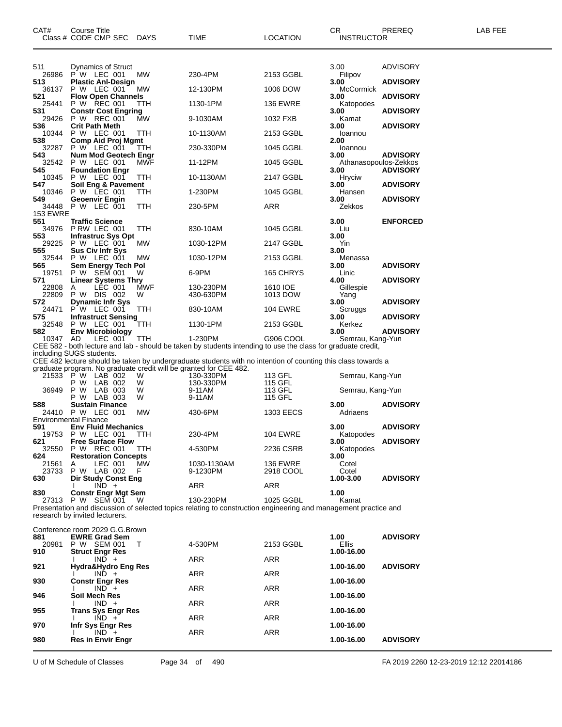| CAT# | Course Title<br>Class # CODE CMP SEC | DAYS | TIME | LOCATION | CR<br>INSTRUCTOR | PREREQ | LAB FEE |
|---|---|---|---|---|---|---|---|
| 511 | Dynamics of Struct | | | | 3.00 | ADVISORY | |
| 26986 | P W LEC 001 | MW | 230-4PM | 2153 GGBL | Filipov | | |
| **513** | **Plastic Anl-Design** | | | | **3.00** | **ADVISORY** | |
| 36137 | P W LEC 001 | MW | 12-130PM | 1006 DOW | McCormick | | |
| **521** | **Flow Open Channels** | | | | **3.00** | **ADVISORY** | |
| 25441 | P W REC 001 | TTH | 1130-1PM | 136 EWRE | Katopodes | | |
| **531** | **Constr Cost Engring** | | | | **3.00** | **ADVISORY** | |
| 29426 | P W REC 001 | MW | 9-1030AM | 1032 FXB | Kamat | | |
| **536** | **Crit Path Meth** | | | | **3.00** | **ADVISORY** | |
| 10344 | P W LEC 001 | TTH | 10-1130AM | 2153 GGBL | Ioannou | | |
| **538** | **Comp Aid Proj Mgmt** | | | | **2.00** | | |
| 32287 | P W LEC 001 | TTH | 230-330PM | 1045 GGBL | Ioannou | | |
| **543** | **Num Mod Geotech Engr** | | | | **3.00** | **ADVISORY** | |
| 32542 | P W LEC 001 | MWF | 11-12PM | 1045 GGBL | Athanasopoulos-Zekkos | | |
| **545** | **Foundation Engr** | | | | **3.00** | **ADVISORY** | |
| 10345 | P W LEC 001 | TTH | 10-1130AM | 2147 GGBL | Hryciw | | |
| **547** | **Soil Eng & Pavement** | | | | **3.00** | **ADVISORY** | |
| 10346 | P W LEC 001 | TTH | 1-230PM | 1045 GGBL | Hansen | | |
| **549** | **Geoenvir Engin** | | | | **3.00** | **ADVISORY** | |
| 34448 | P W LEC 001 | TTH | 230-5PM | ARR | Zekkos | | |
| 153 EWRE | | | | | | | |
| **551** | **Traffic Science** | | | | **3.00** | **ENFORCED** | |
| 34976 | P RW LEC 001 | TTH | 830-10AM | 1045 GGBL | Liu | | |
| **553** | **Infrastruc Sys Opt** | | | | **3.00** | | |
| 29225 | P W LEC 001 | MW | 1030-12PM | 2147 GGBL | Yin | | |
| **555** | **Sus Civ Infr Sys** | | | | **3.00** | | |
| 32544 | P W LEC 001 | MW | 1030-12PM | 2153 GGBL | Menassa | | |
| **565** | **Sem Energy Tech Pol** | | | | **3.00** | **ADVISORY** | |
| 19751 | P W SEM 001 | W | 6-9PM | 165 CHRYS | Linic | | |
| **571** | **Linear Systems Thry** | | | | **4.00** | **ADVISORY** | |
| 22808 | A LEC 001 | MWF | 130-230PM | 1610 IOE | Gillespie | | |
| 22809 | P W DIS 002 | W | 430-630PM | 1013 DOW | Yang | | |
| **572** | **Dynamic Infr Sys** | | | | **3.00** | **ADVISORY** | |
| 24471 | P W LEC 001 | TTH | 830-10AM | 104 EWRE | Scruggs | | |
| **575** | **Infrastruct Sensing** | | | | **3.00** | **ADVISORY** | |
| 32548 | P W LEC 001 | TTH | 1130-1PM | 2153 GGBL | Kerkez | | |
| **582** | **Env Microbiology** | | | | **3.00** | **ADVISORY** | |
| 10347 | AD LEC 001 | TTH | 1-230PM | G906 COOL | Semrau, Kang-Yun | | |

CEE 582 - both lecture and lab - should be taken by students intending to use the class for graduate credit, including SUGS students.
CEE 482 lecture should be taken by undergraduate students with no intention of counting this class towards a graduate program. No graduate credit will be granted for CEE 482.

| CAT# | Class # CODE CMP SEC | DAYS | TIME | LOCATION | CR / INSTRUCTOR | PREREQ | LAB FEE |
|---|---|---|---|---|---|---|---|
| 21533 | P W LAB 002 | W | 130-330PM | 113 GFL | Semrau, Kang-Yun | | |
| | P W LAB 002 | W | 130-330PM | 115 GFL | | | |
| 36949 | P W LAB 003 | W | 9-11AM | 113 GFL | Semrau, Kang-Yun | | |
| | P W LAB 003 | W | 9-11AM | 115 GFL | | | |
| **588** | **Sustain Finance** | | | | **3.00** | **ADVISORY** | |
| 24410 | P W LEC 001 | MW | 430-6PM | 1303 EECS | Adriaens | | |
| Environmental Finance | | | | | | | |
| **591** | **Env Fluid Mechanics** | | | | **3.00** | **ADVISORY** | |
| 19753 | P W LEC 001 | TTH | 230-4PM | 104 EWRE | Katopodes | | |
| **621** | **Free Surface Flow** | | | | **3.00** | **ADVISORY** | |
| 32550 | P W REC 001 | TTH | 4-530PM | 2236 CSRB | Katopodes | | |
| **624** | **Restoration Concepts** | | | | **3.00** | | |
| 21561 | A LEC 001 | MW | 1030-1130AM | 136 EWRE | Cotel | | |
| 23733 | P W LAB 002 | F | 9-1230PM | 2918 COOL | Cotel | | |
| **630** | **Dir Study Const Eng** | | | | **1.00-3.00** | **ADVISORY** | |
| | I IND + | | ARR | ARR | | | |
| **830** | **Constr Engr Mgt Sem** | | | | **1.00** | | |
| 27313 | P W SEM 001 | W | 130-230PM | 1025 GGBL | Kamat | | |

Presentation and discussion of selected topics relating to construction engineering and management practice and research by invited lecturers.

Conference room 2029 G.G.Brown

| CAT# | Class # CODE CMP SEC | DAYS | TIME | LOCATION | CR / INSTRUCTOR | PREREQ | LAB FEE |
|---|---|---|---|---|---|---|---|
| **881** | **EWRE Grad Sem** | | | | **1.00** | **ADVISORY** | |
| 20981 | P W SEM 001 | T | 4-530PM | 2153 GGBL | Ellis | | |
| **910** | **Struct Engr Res** | | | | **1.00-16.00** | | |
| | I IND + | | ARR | ARR | | | |
| **921** | **Hydra&Hydro Eng Res** | | | | **1.00-16.00** | **ADVISORY** | |
| | I IND + | | ARR | ARR | | | |
| **930** | **Constr Engr Res** | | | | **1.00-16.00** | | |
| | I IND + | | ARR | ARR | | | |
| **946** | **Soil Mech Res** | | | | **1.00-16.00** | | |
| | I IND + | | ARR | ARR | | | |
| **955** | **Trans Sys Engr Res** | | | | **1.00-16.00** | | |
| | I IND + | | ARR | ARR | | | |
| **970** | **Infr Sys Engr Res** | | | | **1.00-16.00** | | |
| | I IND + | | ARR | ARR | | | |
| **980** | **Res in Envir Engr** | | | | **1.00-16.00** | **ADVISORY** | |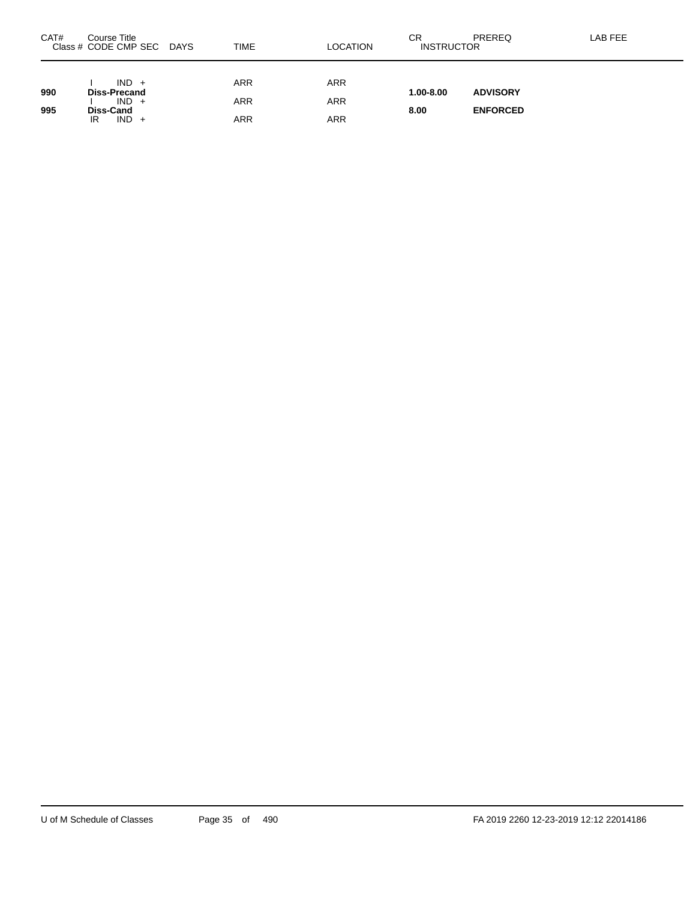| CAT# | Course Title<br>Class # CODE CMP SEC DAYS | TIME | LOCATION | CR<br>INSTRUCTOR | PREREQ | LAB FEE |
|---|---|---|---|---|---|---|
| | I IND + | ARR | ARR | | | |
| **990** | **Diss-Precand** | | | **1.00-8.00** | **ADVISORY** | |
| | I IND + | ARR | ARR | | | |
| **995** | **Diss-Cand** | | | **8.00** | **ENFORCED** | |
| | IR IND + | ARR | ARR | | | |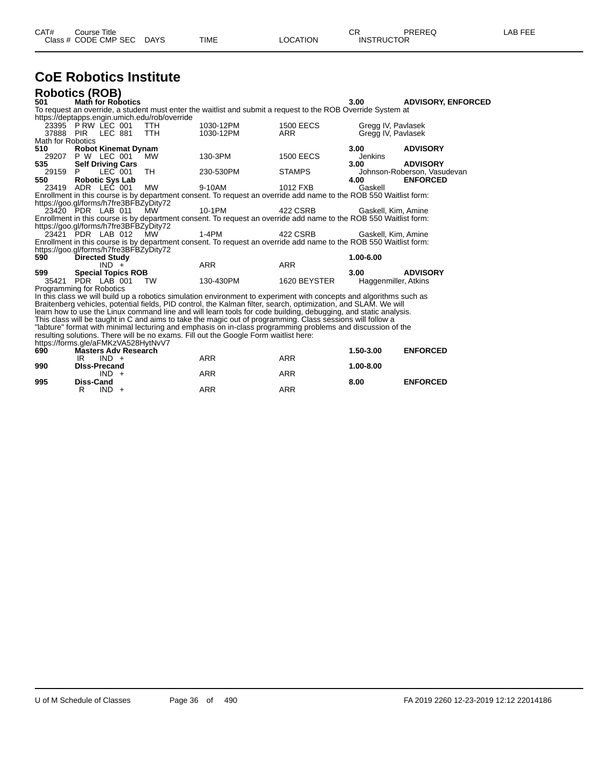# CoE Robotics Institute

## Robotics (ROB)

| CAT# | Course Title | | | | | | CR | PREREQ | LAB FEE |
|---|---|---|---|---|---|---|---|---|---|
| Class # | CODE CMP SEC | DAYS | TIME | LOCATION | INSTRUCTOR | | | | |

**501 Math for Robotics** — **3.00** — **ADVISORY, ENFORCED**

To request an override, a student must enter the waitlist and submit a request to the ROB Override System at https://deptapps.engin.umich.edu/rob/override

| Class # | CODE CMP SEC | DAYS | TIME | LOCATION | INSTRUCTOR |
|---|---|---|---|---|---|
| 23395 | P RW LEC 001 | TTH | 1030-12PM | 1500 EECS | Gregg IV, Pavlasek |
| 37888 | PIR LEC 881 | TTH | 1030-12PM | ARR | Gregg IV, Pavlasek |

Math for Robotics

**510 Robot Kinemat Dynam** — **3.00** — **ADVISORY**

| Class # | CODE CMP SEC | DAYS | TIME | LOCATION | INSTRUCTOR |
|---|---|---|---|---|---|
| 29207 | P W LEC 001 | MW | 130-3PM | 1500 EECS | Jenkins |

**535 Self Driving Cars** — **3.00** — **ADVISORY**

| Class # | CODE CMP SEC | DAYS | TIME | LOCATION | INSTRUCTOR |
|---|---|---|---|---|---|
| 29159 | P LEC 001 | TH | 230-530PM | STAMPS | Johnson-Roberson, Vasudevan |

**550 Robotic Sys Lab** — **4.00** — **ENFORCED**

| Class # | CODE CMP SEC | DAYS | TIME | LOCATION | INSTRUCTOR |
|---|---|---|---|---|---|
| 23419 | ADR LEC 001 | MW | 9-10AM | 1012 FXB | Gaskell |

Enrollment in this course is by department consent. To request an override add name to the ROB 550 Waitlist form: https://goo.gl/forms/h7fre3BFBZyDity72

| Class # | CODE CMP SEC | DAYS | TIME | LOCATION | INSTRUCTOR |
|---|---|---|---|---|---|
| 23420 | PDR LAB 011 | MW | 10-1PM | 422 CSRB | Gaskell, Kim, Amine |

Enrollment in this course is by department consent. To request an override add name to the ROB 550 Waitlist form: https://goo.gl/forms/h7fre3BFBZyDity72

| Class # | CODE CMP SEC | DAYS | TIME | LOCATION | INSTRUCTOR |
|---|---|---|---|---|---|
| 23421 | PDR LAB 012 | MW | 1-4PM | 422 CSRB | Gaskell, Kim, Amine |

Enrollment in this course is by department consent. To request an override add name to the ROB 550 Waitlist form: https://goo.gl/forms/h7fre3BFBZyDity72

**590 Directed Study** — **1.00-6.00**

| Class # | CODE CMP SEC | DAYS | TIME | LOCATION | INSTRUCTOR |
|---|---|---|---|---|---|
| | IND + | | ARR | ARR | |

**599 Special Topics ROB** — **3.00** — **ADVISORY**

| Class # | CODE CMP SEC | DAYS | TIME | LOCATION | INSTRUCTOR |
|---|---|---|---|---|---|
| 35421 | PDR LAB 001 | TW | 130-430PM | 1620 BEYSTER | Haggenmiller, Atkins |

Programming for Robotics

In this class we will build up a robotics simulation environment to experiment with concepts and algorithms such as Braitenberg vehicles, potential fields, PID control, the Kalman filter, search, optimization, and SLAM. We will learn how to use the Linux command line and will learn tools for code building, debugging, and static analysis. This class will be taught in C and aims to take the magic out of programming. Class sessions will follow a "labture" format with minimal lecturing and emphasis on in-class programming problems and discussion of the resulting solutions. There will be no exams. Fill out the Google Form waitlist here: https://forms.gle/aFMKzVA528HytNvV7

**690 Masters Adv Research** — **1.50-3.00** — **ENFORCED**

| Class # | CODE CMP SEC | DAYS | TIME | LOCATION | INSTRUCTOR |
|---|---|---|---|---|---|
| | IR IND + | | ARR | ARR | |

**990 DIss-Precand** — **1.00-8.00**

| Class # | CODE CMP SEC | DAYS | TIME | LOCATION | INSTRUCTOR |
|---|---|---|---|---|---|
| | IND + | | ARR | ARR | |

**995 Diss-Cand** — **8.00** — **ENFORCED**

| Class # | CODE CMP SEC | DAYS | TIME | LOCATION | INSTRUCTOR |
|---|---|---|---|---|---|
| | R IND + | | ARR | ARR | |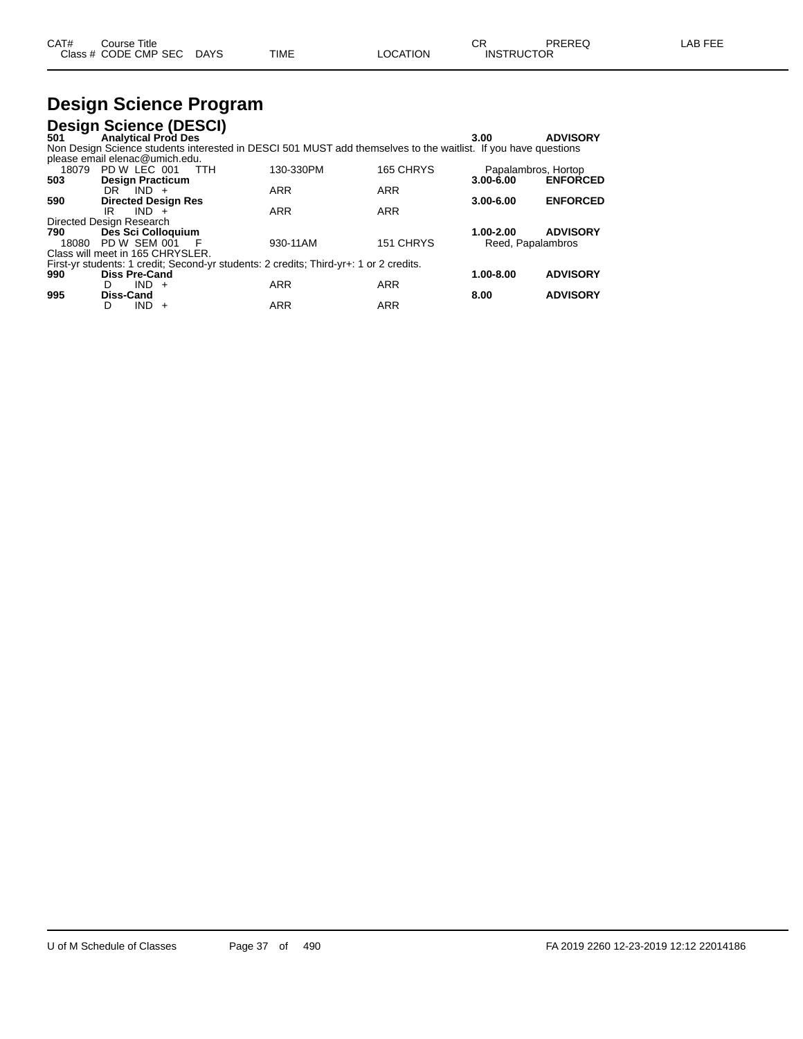| CAT# | Course Title | | | | CR | PREREQ | LAB FEE |
|---|---|---|---|---|---|---|---|
| Class # | CODE CMP SEC | DAYS | TIME | LOCATION | INSTRUCTOR | | |

# Design Science Program

## Design Science (DESCI)

**501 Analytical Prod Des** **3.00** **ADVISORY**

Non Design Science students interested in DESCI 501 MUST add themselves to the waitlist. If you have questions please email elenac@umich.edu.

| Class # | CODE CMP SEC | DAYS | TIME | LOCATION | INSTRUCTOR |
|---|---|---|---|---|---|
| 18079 | PD W LEC 001 | TTH | 130-330PM | 165 CHRYS | Papalambros, Hortop |

**503 Design Practicum** **3.00-6.00** **ENFORCED**

| Class # | CODE CMP SEC | DAYS | TIME | LOCATION | INSTRUCTOR |
|---|---|---|---|---|---|
| | DR IND + | | ARR | ARR | |

**590 Directed Design Res** **3.00-6.00** **ENFORCED**

| Class # | CODE CMP SEC | DAYS | TIME | LOCATION | INSTRUCTOR |
|---|---|---|---|---|---|
| | IR IND + | | ARR | ARR | |

Directed Design Research

**790 Des Sci Colloquium** **1.00-2.00** **ADVISORY**

| Class # | CODE CMP SEC | DAYS | TIME | LOCATION | INSTRUCTOR |
|---|---|---|---|---|---|
| 18080 | PD W SEM 001 | F | 930-11AM | 151 CHRYS | Reed, Papalambros |

Class will meet in 165 CHRYSLER.

First-yr students: 1 credit; Second-yr students: 2 credits; Third-yr+: 1 or 2 credits.

**990 Diss Pre-Cand** **1.00-8.00** **ADVISORY**

| Class # | CODE CMP SEC | DAYS | TIME | LOCATION | INSTRUCTOR |
|---|---|---|---|---|---|
| | D IND + | | ARR | ARR | |

**995 Diss-Cand** **8.00** **ADVISORY**

| Class # | CODE CMP SEC | DAYS | TIME | LOCATION | INSTRUCTOR |
|---|---|---|---|---|---|
| | D IND + | | ARR | ARR | |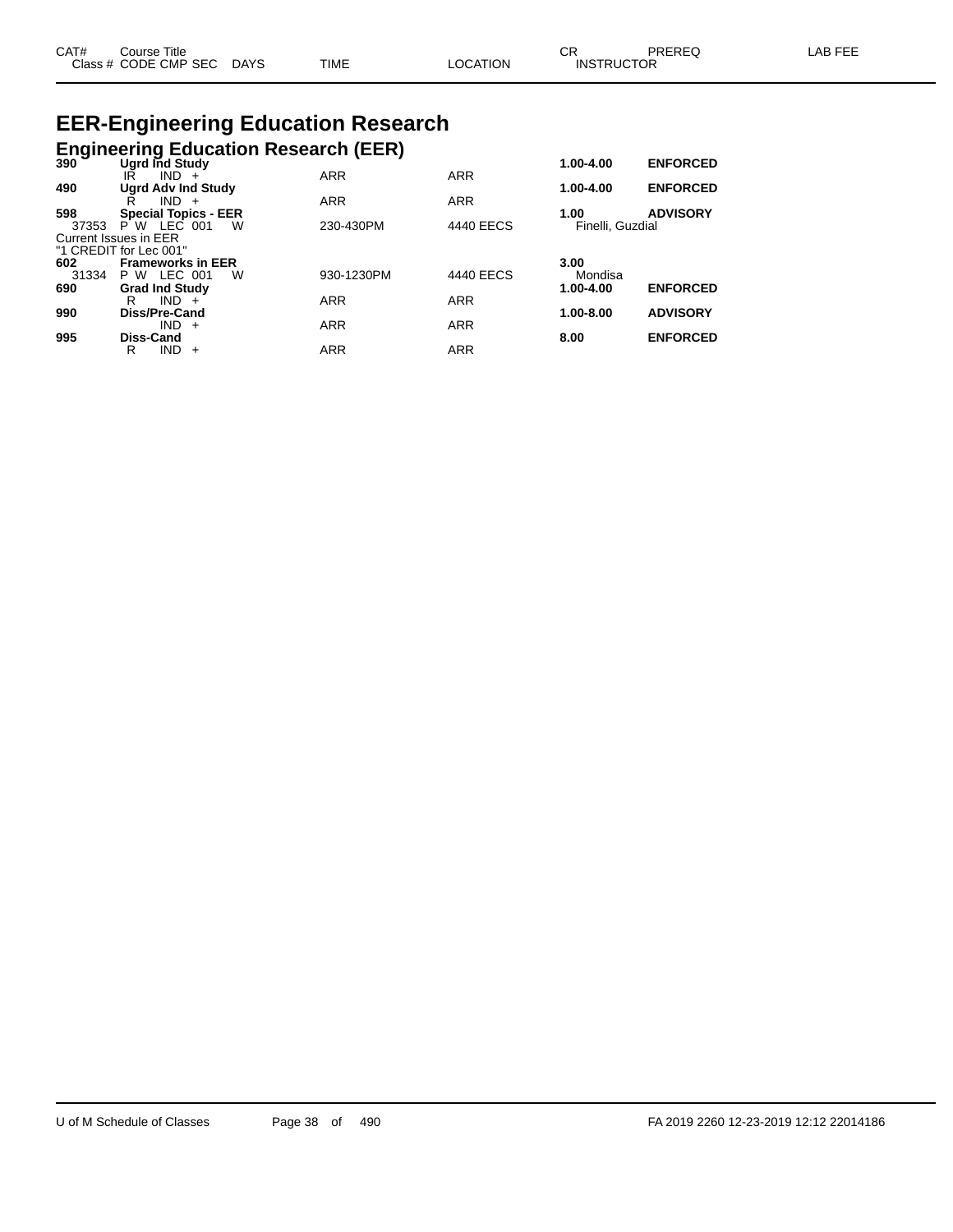# EER-Engineering Education Research

## Engineering Education Research (EER)

| CAT# | Course Title / Class # CODE CMP SEC DAYS | TIME | LOCATION | CR / INSTRUCTOR | PREREQ | LAB FEE |
|---|---|---|---|---|---|---|
| **390** | **Ugrd Ind Study** | | | **1.00-4.00** | **ENFORCED** | |
| | IR IND + | ARR | ARR | | | |
| **490** | **Ugrd Adv Ind Study** | | | **1.00-4.00** | **ENFORCED** | |
| | R IND + | ARR | ARR | | | |
| **598** | **Special Topics - EER** | | | **1.00** | **ADVISORY** | |
| 37353 | P W LEC 001 W | 230-430PM | 4440 EECS | Finelli, Guzdial | | |
| Current Issues in EER | | | | | | |
| "1 CREDIT for Lec 001" | | | | | | |
| **602** | **Frameworks in EER** | | | **3.00** | | |
| 31334 | P W LEC 001 W | 930-1230PM | 4440 EECS | Mondisa | | |
| **690** | **Grad Ind Study** | | | **1.00-4.00** | **ENFORCED** | |
| | R IND + | ARR | ARR | | | |
| **990** | **Diss/Pre-Cand** | | | **1.00-8.00** | **ADVISORY** | |
| | IND + | ARR | ARR | | | |
| **995** | **Diss-Cand** | | | **8.00** | **ENFORCED** | |
| | R IND + | ARR | ARR | | | |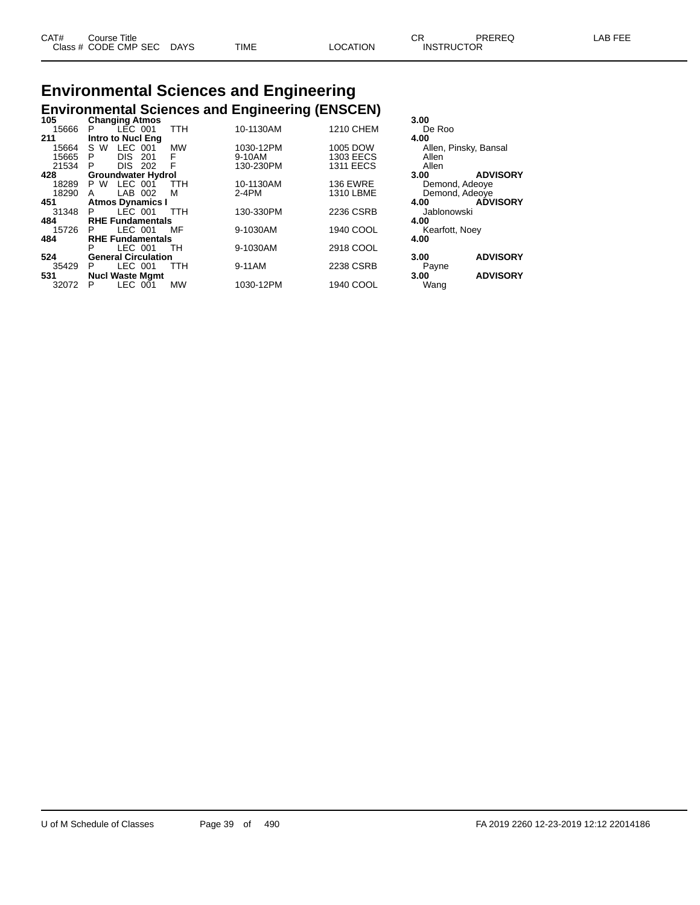# Environmental Sciences and Engineering

## Environmental Sciences and Engineering (ENSCEN)

| CAT# / Class # | Course Title / CODE | CMP | SEC | DAYS | TIME | LOCATION | CR / INSTRUCTOR | PREREQ | LAB FEE |
|---|---|---|---|---|---|---|---|---|---|
| **105** | **Changing Atmos** | | | | | | **3.00** | | |
| 15666 | P | LEC | 001 | TTH | 10-1130AM | 1210 CHEM | De Roo | | |
| **211** | **Intro to Nucl Eng** | | | | | | **4.00** | | |
| 15664 | S W | LEC | 001 | MW | 1030-12PM | 1005 DOW | Allen, Pinsky, Bansal | | |
| 15665 | P | DIS | 201 | F | 9-10AM | 1303 EECS | Allen | | |
| 21534 | P | DIS | 202 | F | 130-230PM | 1311 EECS | Allen | | |
| **428** | **Groundwater Hydrol** | | | | | | **3.00** | **ADVISORY** | |
| 18289 | P W | LEC | 001 | TTH | 10-1130AM | 136 EWRE | Demond, Adeoye | | |
| 18290 | A | LAB | 002 | M | 2-4PM | 1310 LBME | Demond, Adeoye | | |
| **451** | **Atmos Dynamics I** | | | | | | **4.00** | **ADVISORY** | |
| 31348 | P | LEC | 001 | TTH | 130-330PM | 2236 CSRB | Jablonowski | | |
| **484** | **RHE Fundamentals** | | | | | | **4.00** | | |
| 15726 | P | LEC | 001 | MF | 9-1030AM | 1940 COOL | Kearfott, Noey | | |
| **484** | **RHE Fundamentals** | | | | | | **4.00** | | |
| | P | LEC | 001 | TH | 9-1030AM | 2918 COOL | | | |
| **524** | **General Circulation** | | | | | | **3.00** | **ADVISORY** | |
| 35429 | P | LEC | 001 | TTH | 9-11AM | 2238 CSRB | Payne | | |
| **531** | **Nucl Waste Mgmt** | | | | | | **3.00** | **ADVISORY** | |
| 32072 | P | LEC | 001 | MW | 1030-12PM | 1940 COOL | Wang | | |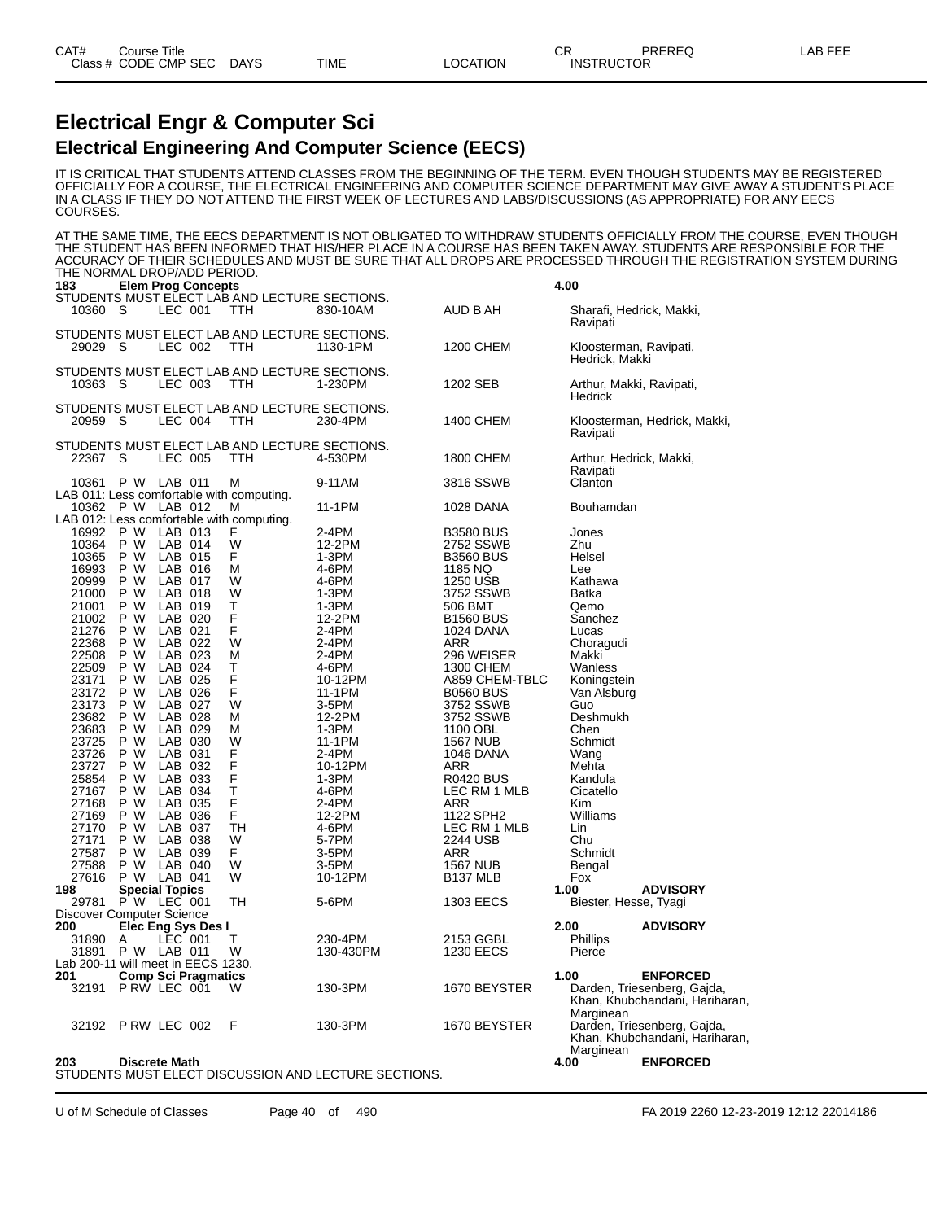# Electrical Engr & Computer Sci

## Electrical Engineering And Computer Science (EECS)

IT IS CRITICAL THAT STUDENTS ATTEND CLASSES FROM THE BEGINNING OF THE TERM. EVEN THOUGH STUDENTS MAY BE REGISTERED OFFICIALLY FOR A COURSE, THE ELECTRICAL ENGINEERING AND COMPUTER SCIENCE DEPARTMENT MAY GIVE AWAY A STUDENT'S PLACE IN A CLASS IF THEY DO NOT ATTEND THE FIRST WEEK OF LECTURES AND LABS/DISCUSSIONS (AS APPROPRIATE) FOR ANY EECS COURSES.

AT THE SAME TIME, THE EECS DEPARTMENT IS NOT OBLIGATED TO WITHDRAW STUDENTS OFFICIALLY FROM THE COURSE, EVEN THOUGH THE STUDENT HAS BEEN INFORMED THAT HIS/HER PLACE IN A COURSE HAS BEEN TAKEN AWAY. STUDENTS ARE RESPONSIBLE FOR THE ACCURACY OF THEIR SCHEDULES AND MUST BE SURE THAT ALL DROPS ARE PROCESSED THROUGH THE REGISTRATION SYSTEM DURING THE NORMAL DROP/ADD PERIOD.

| Class # | CODE | CMP | SEC | DAYS | TIME | LOCATION | INSTRUCTOR | CR | PREREQ |
|---|---|---|---|---|---|---|---|---|---|
| **183** | **Elem Prog Concepts** | | | | | | | 4.00 | |
| STUDENTS MUST ELECT LAB AND LECTURE SECTIONS. | | | | | | | | | |
| 10360 | S | LEC | 001 | TTH | 830-10AM | AUD B AH | Sharafi, Hedrick, Makki, Ravipati | | |
| STUDENTS MUST ELECT LAB AND LECTURE SECTIONS. | | | | | | | | | |
| 29029 | S | LEC | 002 | TTH | 1130-1PM | 1200 CHEM | Kloosterman, Ravipati, Hedrick, Makki | | |
| STUDENTS MUST ELECT LAB AND LECTURE SECTIONS. | | | | | | | | | |
| 10363 | S | LEC | 003 | TTH | 1-230PM | 1202 SEB | Arthur, Makki, Ravipati, Hedrick | | |
| STUDENTS MUST ELECT LAB AND LECTURE SECTIONS. | | | | | | | | | |
| 20959 | S | LEC | 004 | TTH | 230-4PM | 1400 CHEM | Kloosterman, Hedrick, Makki, Ravipati | | |
| STUDENTS MUST ELECT LAB AND LECTURE SECTIONS. | | | | | | | | | |
| 22367 | S | LEC | 005 | TTH | 4-530PM | 1800 CHEM | Arthur, Hedrick, Makki, Ravipati | | |
| 10361 | P W | LAB | 011 | M | 9-11AM | 3816 SSWB | Clanton | | |
| LAB 011: Less comfortable with computing. | | | | | | | | | |
| 10362 | P W | LAB | 012 | M | 11-1PM | 1028 DANA | Bouhamdan | | |
| LAB 012: Less comfortable with computing. | | | | | | | | | |
| 16992 | P W | LAB | 013 | F | 2-4PM | B3580 BUS | Jones | | |
| 10364 | P W | LAB | 014 | W | 12-2PM | 2752 SSWB | Zhu | | |
| 10365 | P W | LAB | 015 | F | 1-3PM | B3560 BUS | Helsel | | |
| 16993 | P W | LAB | 016 | M | 4-6PM | 1185 NQ | Lee | | |
| 20999 | P W | LAB | 017 | W | 4-6PM | 1250 USB | Kathawa | | |
| 21000 | P W | LAB | 018 | W | 1-3PM | 3752 SSWB | Batka | | |
| 21001 | P W | LAB | 019 | T | 1-3PM | 506 BMT | Qemo | | |
| 21002 | P W | LAB | 020 | F | 12-2PM | B1560 BUS | Sanchez | | |
| 21276 | P W | LAB | 021 | F | 2-4PM | 1024 DANA | Lucas | | |
| 22368 | P W | LAB | 022 | W | 2-4PM | ARR | Choragudi | | |
| 22508 | P W | LAB | 023 | M | 2-4PM | 296 WEISER | Makki | | |
| 22509 | P W | LAB | 024 | T | 4-6PM | 1300 CHEM | Wanless | | |
| 23171 | P W | LAB | 025 | F | 10-12PM | A859 CHEM-TBLC | Koningstein | | |
| 23172 | P W | LAB | 026 | F | 11-1PM | B0560 BUS | Van Alsburg | | |
| 23173 | P W | LAB | 027 | W | 3-5PM | 3752 SSWB | Guo | | |
| 23682 | P W | LAB | 028 | M | 12-2PM | 3752 SSWB | Deshmukh | | |
| 23683 | P W | LAB | 029 | M | 1-3PM | 1100 OBL | Chen | | |
| 23725 | P W | LAB | 030 | W | 11-1PM | 1567 NUB | Schmidt | | |
| 23726 | P W | LAB | 031 | F | 2-4PM | 1046 DANA | Wang | | |
| 23727 | P W | LAB | 032 | F | 10-12PM | ARR | Mehta | | |
| 25854 | P W | LAB | 033 | F | 1-3PM | R0420 BUS | Kandula | | |
| 27167 | P W | LAB | 034 | T | 4-6PM | LEC RM 1 MLB | Cicatello | | |
| 27168 | P W | LAB | 035 | F | 2-4PM | ARR | Kim | | |
| 27169 | P W | LAB | 036 | F | 12-2PM | 1122 SPH2 | Williams | | |
| 27170 | P W | LAB | 037 | TH | 4-6PM | LEC RM 1 MLB | Lin | | |
| 27171 | P W | LAB | 038 | W | 5-7PM | 2244 USB | Chu | | |
| 27587 | P W | LAB | 039 | F | 3-5PM | ARR | Schmidt | | |
| 27588 | P W | LAB | 040 | W | 3-5PM | 1567 NUB | Bengal | | |
| 27616 | P W | LAB | 041 | W | 10-12PM | B137 MLB | Fox | | |
| **198** | **Special Topics** | | | | | | | 1.00 | **ADVISORY** |
| 29781 | P W | LEC | 001 | TH | 5-6PM | 1303 EECS | Biester, Hesse, Tyagi | | |
| Discover Computer Science | | | | | | | | | |
| **200** | **Elec Eng Sys Des I** | | | | | | | 2.00 | **ADVISORY** |
| 31890 | A | LEC | 001 | T | 230-4PM | 2153 GGBL | Phillips | | |
| 31891 | P W | LAB | 011 | W | 130-430PM | 1230 EECS | Pierce | | |
| Lab 200-11 will meet in EECS 1230. | | | | | | | | | |
| **201** | **Comp Sci Pragmatics** | | | | | | | 1.00 | **ENFORCED** |
| 32191 | P RW | LEC | 001 | W | 130-3PM | 1670 BEYSTER | Darden, Triesenberg, Gajda, Khan, Khubchandani, Hariharan, Marginean | | |
| 32192 | P RW | LEC | 002 | F | 130-3PM | 1670 BEYSTER | Darden, Triesenberg, Gajda, Khan, Khubchandani, Hariharan, Marginean | | |
| **203** | **Discrete Math** | | | | | | | 4.00 | **ENFORCED** |
| STUDENTS MUST ELECT DISCUSSION AND LECTURE SECTIONS. | | | | | | | | | |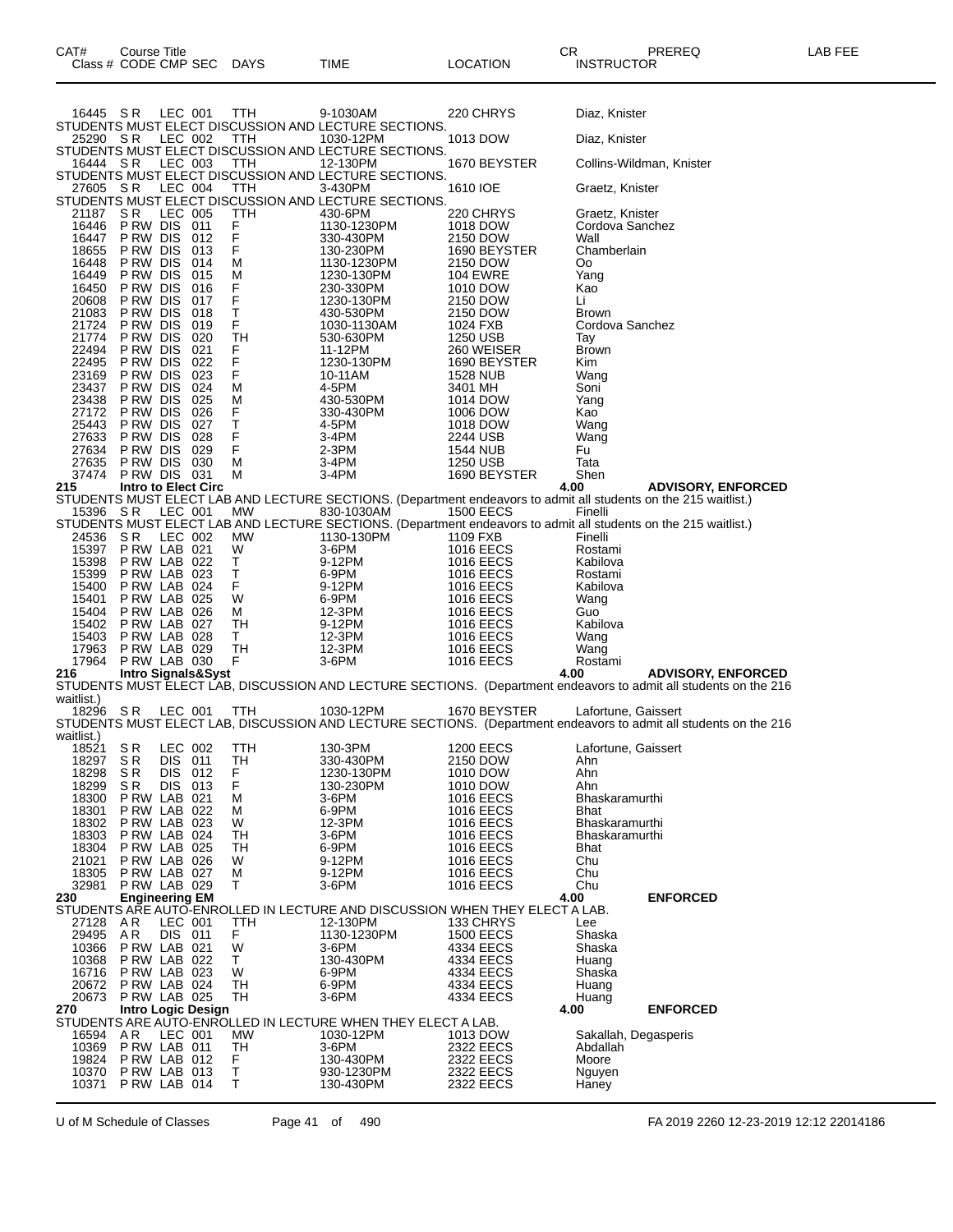| CAT# Class # | Course Title CODE CMP SEC | DAYS | TIME | LOCATION | CR INSTRUCTOR | PREREQ | LAB FEE |
|---|---|---|---|---|---|---|---|
| 16445 | S R LEC 001 | TTH | 9-1030AM | 220 CHRYS | Diaz, Knister | | |
| STUDENTS MUST ELECT DISCUSSION AND LECTURE SECTIONS. | | | | | | | |
| 25290 | S R LEC 002 | TTH | 1030-12PM | 1013 DOW | Diaz, Knister | | |
| STUDENTS MUST ELECT DISCUSSION AND LECTURE SECTIONS. | | | | | | | |
| 16444 | S R LEC 003 | TTH | 12-130PM | 1670 BEYSTER | Collins-Wildman, Knister | | |
| STUDENTS MUST ELECT DISCUSSION AND LECTURE SECTIONS. | | | | | | | |
| 27605 | S R LEC 004 | TTH | 3-430PM | 1610 IOE | Graetz, Knister | | |
| STUDENTS MUST ELECT DISCUSSION AND LECTURE SECTIONS. | | | | | | | |
| 21187 | S R LEC 005 | TTH | 430-6PM | 220 CHRYS | Graetz, Knister | | |
| 16446 | P RW DIS 011 | F | 1130-1230PM | 1018 DOW | Cordova Sanchez | | |
| 16447 | P RW DIS 012 | F | 330-430PM | 2150 DOW | Wall | | |
| 18655 | P RW DIS 013 | F | 130-230PM | 1690 BEYSTER | Chamberlain | | |
| 16448 | P RW DIS 014 | M | 1130-1230PM | 2150 DOW | Oo | | |
| 16449 | P RW DIS 015 | M | 1230-130PM | 104 EWRE | Yang | | |
| 16450 | P RW DIS 016 | F | 230-330PM | 1010 DOW | Kao | | |
| 20608 | P RW DIS 017 | F | 1230-130PM | 2150 DOW | Li | | |
| 21083 | P RW DIS 018 | T | 430-530PM | 2150 DOW | Brown | | |
| 21724 | P RW DIS 019 | F | 1030-1130AM | 1024 FXB | Cordova Sanchez | | |
| 21774 | P RW DIS 020 | TH | 530-630PM | 1250 USB | Tay | | |
| 22494 | P RW DIS 021 | F | 11-12PM | 260 WEISER | Brown | | |
| 22495 | P RW DIS 022 | F | 1230-130PM | 1690 BEYSTER | Kim | | |
| 23169 | P RW DIS 023 | F | 10-11AM | 1528 NUB | Wang | | |
| 23437 | P RW DIS 024 | M | 4-5PM | 3401 MH | Soni | | |
| 23438 | P RW DIS 025 | M | 430-530PM | 1014 DOW | Yang | | |
| 27172 | P RW DIS 026 | F | 330-430PM | 1006 DOW | Kao | | |
| 25443 | P RW DIS 027 | T | 4-5PM | 1018 DOW | Wang | | |
| 27633 | P RW DIS 028 | F | 3-4PM | 2244 USB | Wang | | |
| 27634 | P RW DIS 029 | F | 2-3PM | 1544 NUB | Fu | | |
| 27635 | P RW DIS 030 | M | 3-4PM | 1250 USB | Tata | | |
| 37474 | P RW DIS 031 | M | 3-4PM | 1690 BEYSTER | Shen | | |
| **215** | **Intro to Elect Circ** | | | | **4.00** | **ADVISORY, ENFORCED** | |
| STUDENTS MUST ELECT LAB AND LECTURE SECTIONS. (Department endeavors to admit all students on the 215 waitlist.) | | | | | | | |
| 15396 | S R LEC 001 | MW | 830-1030AM | 1500 EECS | Finelli | | |
| STUDENTS MUST ELECT LAB AND LECTURE SECTIONS. (Department endeavors to admit all students on the 215 waitlist.) | | | | | | | |
| 24536 | S R LEC 002 | MW | 1130-130PM | 1109 FXB | Finelli | | |
| 15397 | P RW LAB 021 | W | 3-6PM | 1016 EECS | Rostami | | |
| 15398 | P RW LAB 022 | T | 9-12PM | 1016 EECS | Kabilova | | |
| 15399 | P RW LAB 023 | T | 6-9PM | 1016 EECS | Rostami | | |
| 15400 | P RW LAB 024 | F | 9-12PM | 1016 EECS | Kabilova | | |
| 15401 | P RW LAB 025 | W | 6-9PM | 1016 EECS | Wang | | |
| 15404 | P RW LAB 026 | M | 12-3PM | 1016 EECS | Guo | | |
| 15402 | P RW LAB 027 | TH | 9-12PM | 1016 EECS | Kabilova | | |
| 15403 | P RW LAB 028 | T | 12-3PM | 1016 EECS | Wang | | |
| 17963 | P RW LAB 029 | TH | 12-3PM | 1016 EECS | Wang | | |
| 17964 | P RW LAB 030 | F | 3-6PM | 1016 EECS | Rostami | | |
| **216** | **Intro Signals&Syst** | | | | **4.00** | **ADVISORY, ENFORCED** | |
| STUDENTS MUST ELECT LAB, DISCUSSION AND LECTURE SECTIONS. (Department endeavors to admit all students on the 216 waitlist.) | | | | | | | |
| 18296 | S R LEC 001 | TTH | 1030-12PM | 1670 BEYSTER | Lafortune, Gaissert | | |
| STUDENTS MUST ELECT LAB, DISCUSSION AND LECTURE SECTIONS. (Department endeavors to admit all students on the 216 waitlist.) | | | | | | | |
| 18521 | S R LEC 002 | TTH | 130-3PM | 1200 EECS | Lafortune, Gaissert | | |
| 18297 | S R DIS 011 | TH | 330-430PM | 2150 DOW | Ahn | | |
| 18298 | S R DIS 012 | F | 1230-130PM | 1010 DOW | Ahn | | |
| 18299 | S R DIS 013 | F | 130-230PM | 1010 DOW | Ahn | | |
| 18300 | P RW LAB 021 | M | 3-6PM | 1016 EECS | Bhaskaramurthi | | |
| 18301 | P RW LAB 022 | M | 6-9PM | 1016 EECS | Bhat | | |
| 18302 | P RW LAB 023 | W | 12-3PM | 1016 EECS | Bhaskaramurthi | | |
| 18303 | P RW LAB 024 | TH | 3-6PM | 1016 EECS | Bhaskaramurthi | | |
| 18304 | P RW LAB 025 | TH | 6-9PM | 1016 EECS | Bhat | | |
| 21021 | P RW LAB 026 | W | 9-12PM | 1016 EECS | Chu | | |
| 18305 | P RW LAB 027 | M | 9-12PM | 1016 EECS | Chu | | |
| 32981 | P RW LAB 029 | T | 3-6PM | 1016 EECS | Chu | | |
| **230** | **Engineering EM** | | | | **4.00** | **ENFORCED** | |
| STUDENTS ARE AUTO-ENROLLED IN LECTURE AND DISCUSSION WHEN THEY ELECT A LAB. | | | | | | | |
| 27128 | A R LEC 001 | TTH | 12-130PM | 133 CHRYS | Lee | | |
| 29495 | A R DIS 011 | F | 1130-1230PM | 1500 EECS | Shaska | | |
| 10366 | P RW LAB 021 | W | 3-6PM | 4334 EECS | Shaska | | |
| 10368 | P RW LAB 022 | T | 130-430PM | 4334 EECS | Huang | | |
| 16716 | P RW LAB 023 | W | 6-9PM | 4334 EECS | Shaska | | |
| 20672 | P RW LAB 024 | TH | 6-9PM | 4334 EECS | Huang | | |
| 20673 | P RW LAB 025 | TH | 3-6PM | 4334 EECS | Huang | | |
| **270** | **Intro Logic Design** | | | | **4.00** | **ENFORCED** | |
| STUDENTS ARE AUTO-ENROLLED IN LECTURE WHEN THEY ELECT A LAB. | | | | | | | |
| 16594 | A R LEC 001 | MW | 1030-12PM | 1013 DOW | Sakallah, Degasperis | | |
| 10369 | P RW LAB 011 | TH | 3-6PM | 2322 EECS | Abdallah | | |
| 19824 | P RW LAB 012 | F | 130-430PM | 2322 EECS | Moore | | |
| 10370 | P RW LAB 013 | T | 930-1230PM | 2322 EECS | Nguyen | | |
| 10371 | P RW LAB 014 | T | 130-430PM | 2322 EECS | Haney | | |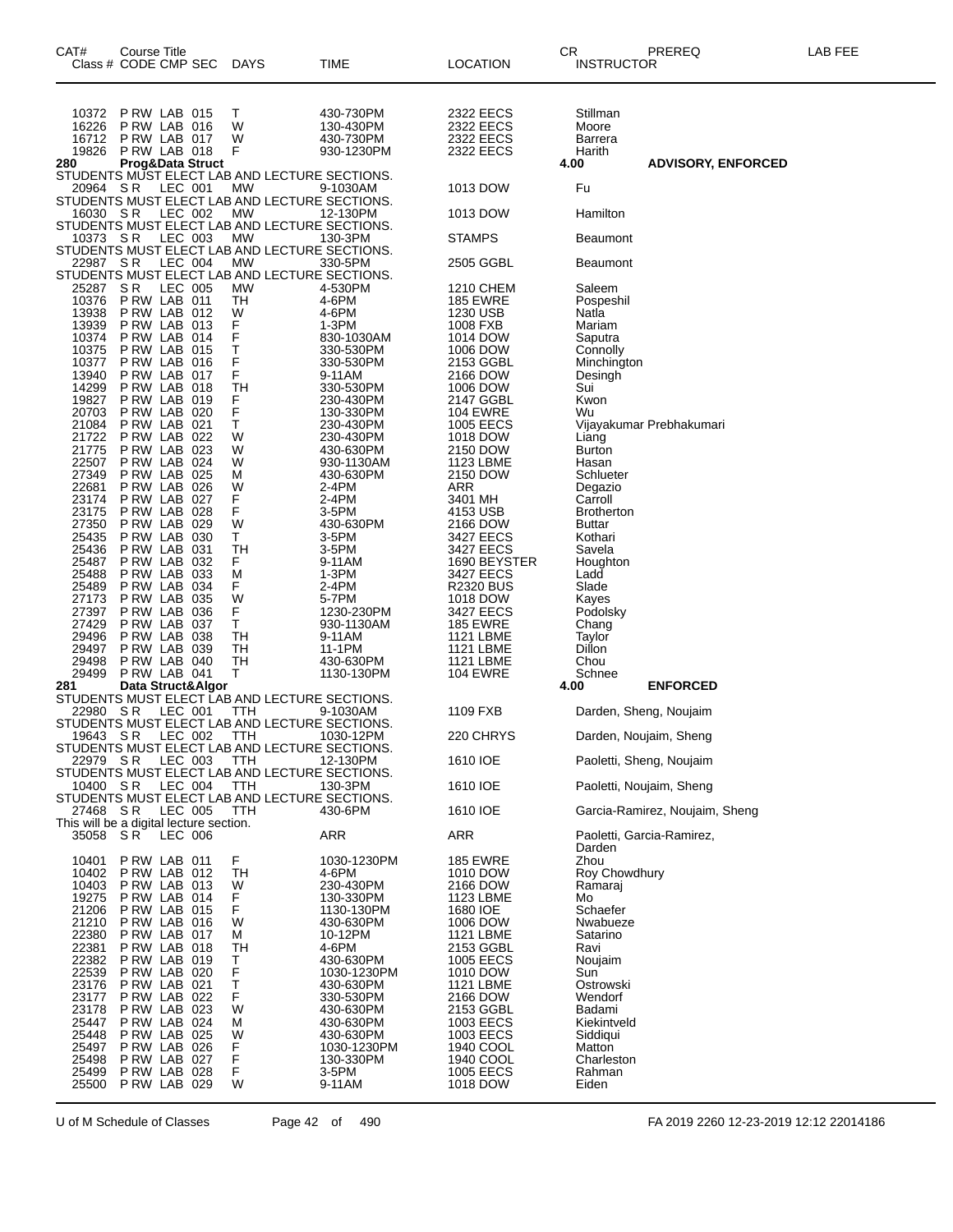| CAT# | Course Title | | | | | | | CR | PREREQ | LAB FEE |
|---|---|---|---|---|---|---|---|---|---|---|
| Class # | CODE | CMP | SEC | DAYS | TIME | LOCATION | INSTRUCTOR | | | |
| 10372 | P RW | LAB | 015 | T | 430-730PM | 2322 EECS | Stillman | | | |
| 16226 | P RW | LAB | 016 | W | 130-430PM | 2322 EECS | Moore | | | |
| 16712 | P RW | LAB | 017 | W | 430-730PM | 2322 EECS | Barrera | | | |
| 19826 | P RW | LAB | 018 | F | 930-1230PM | 2322 EECS | Harith | | | |
| **280** | **Prog&Data Struct** | | | | | | | **4.00** | **ADVISORY, ENFORCED** | |
| STUDENTS MUST ELECT LAB AND LECTURE SECTIONS. | | | | | | | | | | |
| 20964 | S R | LEC | 001 | MW | 9-1030AM | 1013 DOW | Fu | | | |
| STUDENTS MUST ELECT LAB AND LECTURE SECTIONS. | | | | | | | | | | |
| 16030 | S R | LEC | 002 | MW | 12-130PM | 1013 DOW | Hamilton | | | |
| STUDENTS MUST ELECT LAB AND LECTURE SECTIONS. | | | | | | | | | | |
| 10373 | S R | LEC | 003 | MW | 130-3PM | STAMPS | Beaumont | | | |
| STUDENTS MUST ELECT LAB AND LECTURE SECTIONS. | | | | | | | | | | |
| 22987 | S R | LEC | 004 | MW | 330-5PM | 2505 GGBL | Beaumont | | | |
| STUDENTS MUST ELECT LAB AND LECTURE SECTIONS. | | | | | | | | | | |
| 25287 | S R | LEC | 005 | MW | 4-530PM | 1210 CHEM | Saleem | | | |
| 10376 | P RW | LAB | 011 | TH | 4-6PM | 185 EWRE | Pospeshil | | | |
| 13938 | P RW | LAB | 012 | W | 4-6PM | 1230 USB | Natla | | | |
| 13939 | P RW | LAB | 013 | F | 1-3PM | 1008 FXB | Mariam | | | |
| 10374 | P RW | LAB | 014 | F | 830-1030AM | 1014 DOW | Saputra | | | |
| 10375 | P RW | LAB | 015 | T | 330-530PM | 1006 DOW | Connolly | | | |
| 10377 | P RW | LAB | 016 | F | 330-530PM | 2153 GGBL | Minchington | | | |
| 13940 | P RW | LAB | 017 | F | 9-11AM | 2166 DOW | Desingh | | | |
| 14299 | P RW | LAB | 018 | TH | 330-530PM | 1006 DOW | Sui | | | |
| 19827 | P RW | LAB | 019 | F | 230-430PM | 2147 GGBL | Kwon | | | |
| 20703 | P RW | LAB | 020 | F | 130-330PM | 104 EWRE | Wu | | | |
| 21084 | P RW | LAB | 021 | T | 230-430PM | 1005 EECS | Vijayakumar Prebhakumari | | | |
| 21722 | P RW | LAB | 022 | W | 230-430PM | 1018 DOW | Liang | | | |
| 21775 | P RW | LAB | 023 | W | 430-630PM | 2150 DOW | Burton | | | |
| 22507 | P RW | LAB | 024 | W | 930-1130AM | 1123 LBME | Hasan | | | |
| 27349 | P RW | LAB | 025 | M | 430-630PM | 2150 DOW | Schlueter | | | |
| 22681 | P RW | LAB | 026 | W | 2-4PM | ARR | Degazio | | | |
| 23174 | P RW | LAB | 027 | F | 2-4PM | 3401 MH | Carroll | | | |
| 23175 | P RW | LAB | 028 | F | 3-5PM | 4153 USB | Brotherton | | | |
| 27350 | P RW | LAB | 029 | W | 430-630PM | 2166 DOW | Buttar | | | |
| 25435 | P RW | LAB | 030 | T | 3-5PM | 3427 EECS | Kothari | | | |
| 25436 | P RW | LAB | 031 | TH | 3-5PM | 3427 EECS | Savela | | | |
| 25487 | P RW | LAB | 032 | F | 9-11AM | 1690 BEYSTER | Houghton | | | |
| 25488 | P RW | LAB | 033 | M | 1-3PM | 3427 EECS | Ladd | | | |
| 25489 | P RW | LAB | 034 | F | 2-4PM | R2320 BUS | Slade | | | |
| 27173 | P RW | LAB | 035 | W | 5-7PM | 1018 DOW | Kayes | | | |
| 27397 | P RW | LAB | 036 | F | 1230-230PM | 3427 EECS | Podolsky | | | |
| 27429 | P RW | LAB | 037 | T | 930-1130AM | 185 EWRE | Chang | | | |
| 29496 | P RW | LAB | 038 | TH | 9-11AM | 1121 LBME | Taylor | | | |
| 29497 | P RW | LAB | 039 | TH | 11-1PM | 1121 LBME | Dillon | | | |
| 29498 | P RW | LAB | 040 | TH | 430-630PM | 1121 LBME | Chou | | | |
| 29499 | P RW | LAB | 041 | T | 1130-130PM | 104 EWRE | Schnee | | | |
| **281** | **Data Struct&Algor** | | | | | | | **4.00** | **ENFORCED** | |
| STUDENTS MUST ELECT LAB AND LECTURE SECTIONS. | | | | | | | | | | |
| 22980 | S R | LEC | 001 | TTH | 9-1030AM | 1109 FXB | Darden, Sheng, Noujaim | | | |
| STUDENTS MUST ELECT LAB AND LECTURE SECTIONS. | | | | | | | | | | |
| 19643 | S R | LEC | 002 | TTH | 1030-12PM | 220 CHRYS | Darden, Noujaim, Sheng | | | |
| STUDENTS MUST ELECT LAB AND LECTURE SECTIONS. | | | | | | | | | | |
| 22979 | S R | LEC | 003 | TTH | 12-130PM | 1610 IOE | Paoletti, Sheng, Noujaim | | | |
| STUDENTS MUST ELECT LAB AND LECTURE SECTIONS. | | | | | | | | | | |
| 10400 | S R | LEC | 004 | TTH | 130-3PM | 1610 IOE | Paoletti, Noujaim, Sheng | | | |
| STUDENTS MUST ELECT LAB AND LECTURE SECTIONS. | | | | | | | | | | |
| 27468 | S R | LEC | 005 | TTH | 430-6PM | 1610 IOE | Garcia-Ramirez, Noujaim, Sheng | | | |
| This will be a digital lecture section. | | | | | | | | | | |
| 35058 | S R | LEC | 006 | | ARR | ARR | Paoletti, Garcia-Ramirez, Darden | | | |
| 10401 | P RW | LAB | 011 | F | 1030-1230PM | 185 EWRE | Zhou | | | |
| 10402 | P RW | LAB | 012 | TH | 4-6PM | 1010 DOW | Roy Chowdhury | | | |
| 10403 | P RW | LAB | 013 | W | 230-430PM | 2166 DOW | Ramaraj | | | |
| 19275 | P RW | LAB | 014 | F | 130-330PM | 1123 LBME | Mo | | | |
| 21206 | P RW | LAB | 015 | F | 1130-130PM | 1680 IOE | Schaefer | | | |
| 21210 | P RW | LAB | 016 | W | 430-630PM | 1006 DOW | Nwabueze | | | |
| 22380 | P RW | LAB | 017 | M | 10-12PM | 1121 LBME | Satarino | | | |
| 22381 | P RW | LAB | 018 | TH | 4-6PM | 2153 GGBL | Ravi | | | |
| 22382 | P RW | LAB | 019 | T | 430-630PM | 1005 EECS | Noujaim | | | |
| 22539 | P RW | LAB | 020 | F | 1030-1230PM | 1010 DOW | Sun | | | |
| 23176 | P RW | LAB | 021 | T | 430-630PM | 1121 LBME | Ostrowski | | | |
| 23177 | P RW | LAB | 022 | F | 330-530PM | 2166 DOW | Wendorf | | | |
| 23178 | P RW | LAB | 023 | W | 430-630PM | 2153 GGBL | Badami | | | |
| 25447 | P RW | LAB | 024 | M | 430-630PM | 1003 EECS | Kiekintveld | | | |
| 25448 | P RW | LAB | 025 | W | 430-630PM | 1003 EECS | Siddiqui | | | |
| 25497 | P RW | LAB | 026 | F | 1030-1230PM | 1940 COOL | Matton | | | |
| 25498 | P RW | LAB | 027 | F | 130-330PM | 1940 COOL | Charleston | | | |
| 25499 | P RW | LAB | 028 | F | 3-5PM | 1005 EECS | Rahman | | | |
| 25500 | P RW | LAB | 029 | W | 9-11AM | 1018 DOW | Eiden | | | |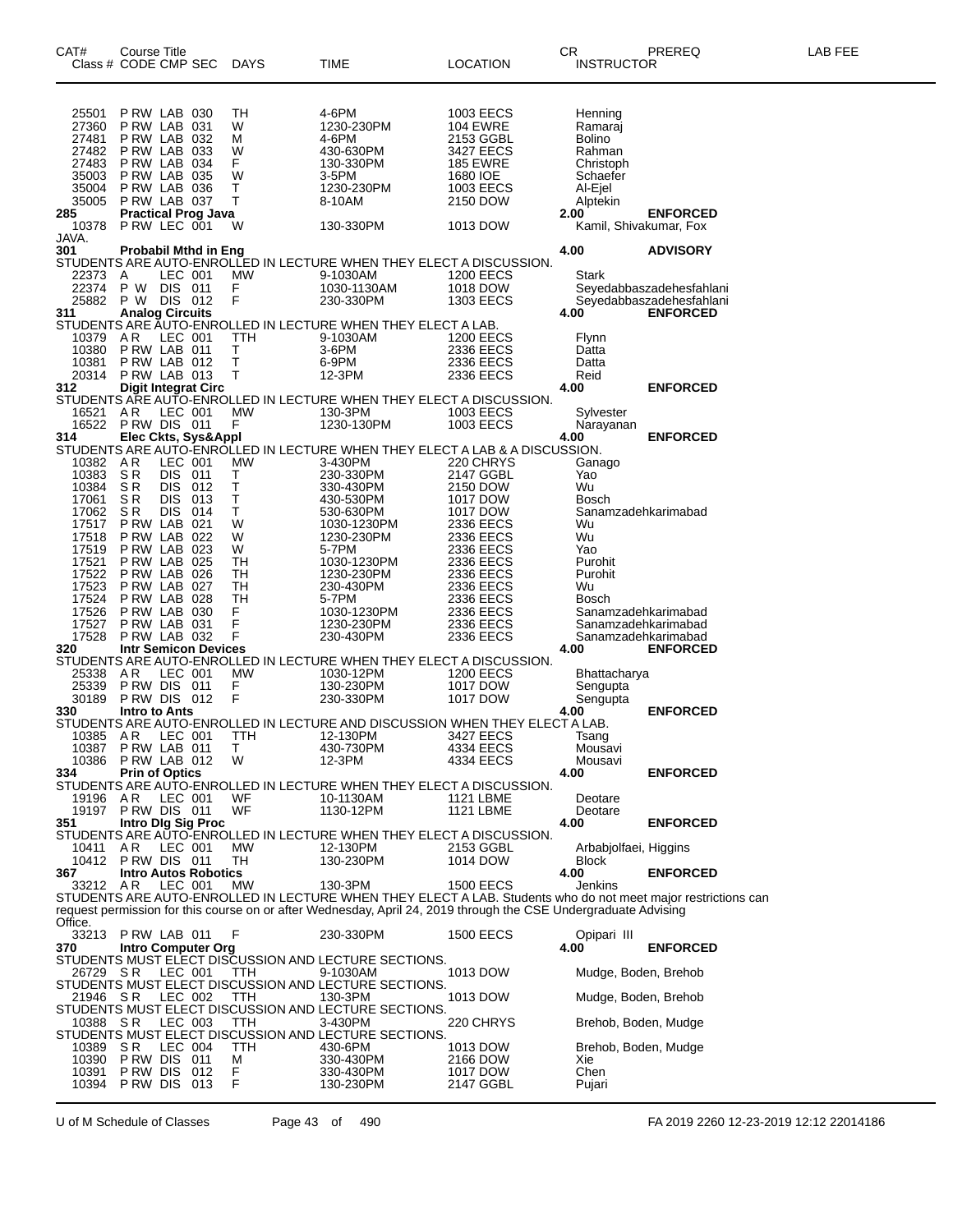| CAT# | Course Title<br>Class # CODE CMP SEC | DAYS | TIME | LOCATION | CR<br>INSTRUCTOR | PREREQ | LAB FEE |
|---|---|---|---|---|---|---|---|
| 25501 | P RW LAB 030 | TH | 4-6PM | 1003 EECS | Henning | | |
| 27360 | P RW LAB 031 | W | 1230-230PM | 104 EWRE | Ramaraj | | |
| 27481 | P RW LAB 032 | M | 4-6PM | 2153 GGBL | Bolino | | |
| 27482 | P RW LAB 033 | W | 430-630PM | 3427 EECS | Rahman | | |
| 27483 | P RW LAB 034 | F | 130-330PM | 185 EWRE | Christoph | | |
| 35003 | P RW LAB 035 | W | 3-5PM | 1680 IOE | Schaefer | | |
| 35004 | P RW LAB 036 | T | 1230-230PM | 1003 EECS | Al-Ejel | | |
| 35005 | P RW LAB 037 | T | 8-10AM | 2150 DOW | Alptekin | | |
| **285** | **Practical Prog Java** | | | | **2.00** | **ENFORCED** | |
| 10378 | P RW LEC 001 | W | 130-330PM | 1013 DOW | Kamil, Shivakumar, Fox | | |
| JAVA. | | | | | | | |
| **301** | **Probabil Mthd in Eng** | | | | **4.00** | **ADVISORY** | |
| STUDENTS ARE AUTO-ENROLLED IN LECTURE WHEN THEY ELECT A DISCUSSION. | | | | | | | |
| 22373 | A LEC 001 | MW | 9-1030AM | 1200 EECS | Stark | | |
| 22374 | P W DIS 011 | F | 1030-1130AM | 1018 DOW | Seyedabbaszadehesfahlani | | |
| 25882 | P W DIS 012 | F | 230-330PM | 1303 EECS | Seyedabbaszadehesfahlani | | |
| **311** | **Analog Circuits** | | | | **4.00** | **ENFORCED** | |
| STUDENTS ARE AUTO-ENROLLED IN LECTURE WHEN THEY ELECT A LAB. | | | | | | | |
| 10379 | A R LEC 001 | TTH | 9-1030AM | 1200 EECS | Flynn | | |
| 10380 | P RW LAB 011 | T | 3-6PM | 2336 EECS | Datta | | |
| 10381 | P RW LAB 012 | T | 6-9PM | 2336 EECS | Datta | | |
| 20314 | P RW LAB 013 | T | 12-3PM | 2336 EECS | Reid | | |
| **312** | **Digit Integrat Circ** | | | | **4.00** | **ENFORCED** | |
| STUDENTS ARE AUTO-ENROLLED IN LECTURE WHEN THEY ELECT A DISCUSSION. | | | | | | | |
| 16521 | A R LEC 001 | MW | 130-3PM | 1003 EECS | Sylvester | | |
| 16522 | P RW DIS 011 | F | 1230-130PM | 1003 EECS | Narayanan | | |
| **314** | **Elec Ckts, Sys&Appl** | | | | **4.00** | **ENFORCED** | |
| STUDENTS ARE AUTO-ENROLLED IN LECTURE WHEN THEY ELECT A LAB & A DISCUSSION. | | | | | | | |
| 10382 | A R LEC 001 | MW | 3-430PM | 220 CHRYS | Ganago | | |
| 10383 | S R DIS 011 | T | 230-330PM | 2147 GGBL | Yao | | |
| 10384 | S R DIS 012 | T | 330-430PM | 2150 DOW | Wu | | |
| 17061 | S R DIS 013 | T | 430-530PM | 1017 DOW | Bosch | | |
| 17062 | S R DIS 014 | T | 530-630PM | 1017 DOW | Sanamzadehkarimabad | | |
| 17517 | P RW LAB 021 | W | 1030-1230PM | 2336 EECS | Wu | | |
| 17518 | P RW LAB 022 | W | 1230-230PM | 2336 EECS | Wu | | |
| 17519 | P RW LAB 023 | W | 5-7PM | 2336 EECS | Yao | | |
| 17521 | P RW LAB 025 | TH | 1030-1230PM | 2336 EECS | Purohit | | |
| 17522 | P RW LAB 026 | TH | 1230-230PM | 2336 EECS | Purohit | | |
| 17523 | P RW LAB 027 | TH | 230-430PM | 2336 EECS | Wu | | |
| 17524 | P RW LAB 028 | TH | 5-7PM | 2336 EECS | Bosch | | |
| 17526 | P RW LAB 030 | F | 1030-1230PM | 2336 EECS | Sanamzadehkarimabad | | |
| 17527 | P RW LAB 031 | F | 1230-230PM | 2336 EECS | Sanamzadehkarimabad | | |
| 17528 | P RW LAB 032 | F | 230-430PM | 2336 EECS | Sanamzadehkarimabad | | |
| **320** | **Intr Semicon Devices** | | | | **4.00** | **ENFORCED** | |
| STUDENTS ARE AUTO-ENROLLED IN LECTURE WHEN THEY ELECT A DISCUSSION. | | | | | | | |
| 25338 | A R LEC 001 | MW | 1030-12PM | 1200 EECS | Bhattacharya | | |
| 25339 | P RW DIS 011 | F | 130-230PM | 1017 DOW | Sengupta | | |
| 30189 | P RW DIS 012 | F | 230-330PM | 1017 DOW | Sengupta | | |
| **330** | **Intro to Ants** | | | | **4.00** | **ENFORCED** | |
| STUDENTS ARE AUTO-ENROLLED IN LECTURE AND DISCUSSION WHEN THEY ELECT A LAB. | | | | | | | |
| 10385 | A R LEC 001 | TTH | 12-130PM | 3427 EECS | Tsang | | |
| 10387 | P RW LAB 011 | T | 430-730PM | 4334 EECS | Mousavi | | |
| 10386 | P RW LAB 012 | W | 12-3PM | 4334 EECS | Mousavi | | |
| **334** | **Prin of Optics** | | | | **4.00** | **ENFORCED** | |
| STUDENTS ARE AUTO-ENROLLED IN LECTURE WHEN THEY ELECT A DISCUSSION. | | | | | | | |
| 19196 | A R LEC 001 | WF | 10-1130AM | 1121 LBME | Deotare | | |
| 19197 | P RW DIS 011 | WF | 1130-12PM | 1121 LBME | Deotare | | |
| **351** | **Intro Dlg Sig Proc** | | | | **4.00** | **ENFORCED** | |
| STUDENTS ARE AUTO-ENROLLED IN LECTURE WHEN THEY ELECT A DISCUSSION. | | | | | | | |
| 10411 | A R LEC 001 | MW | 12-130PM | 2153 GGBL | Arbabjolfaei, Higgins | | |
| 10412 | P RW DIS 011 | TH | 130-230PM | 1014 DOW | Block | | |
| **367** | **Intro Autos Robotics** | | | | **4.00** | **ENFORCED** | |
| 33212 | A R LEC 001 | MW | 130-3PM | 1500 EECS | Jenkins | | |
| STUDENTS ARE AUTO-ENROLLED IN LECTURE WHEN THEY ELECT A LAB. Students who do not meet major restrictions can request permission for this course on or after Wednesday, April 24, 2019 through the CSE Undergraduate Advising Office. | | | | | | | |
| 33213 | P RW LAB 011 | F | 230-330PM | 1500 EECS | Opipari III | | |
| **370** | **Intro Computer Org** | | | | **4.00** | **ENFORCED** | |
| STUDENTS MUST ELECT DISCUSSION AND LECTURE SECTIONS. | | | | | | | |
| 26729 | S R LEC 001 | TTH | 9-1030AM | 1013 DOW | Mudge, Boden, Brehob | | |
| STUDENTS MUST ELECT DISCUSSION AND LECTURE SECTIONS. | | | | | | | |
| 21946 | S R LEC 002 | TTH | 130-3PM | 1013 DOW | Mudge, Boden, Brehob | | |
| STUDENTS MUST ELECT DISCUSSION AND LECTURE SECTIONS. | | | | | | | |
| 10388 | S R LEC 003 | TTH | 3-430PM | 220 CHRYS | Brehob, Boden, Mudge | | |
| STUDENTS MUST ELECT DISCUSSION AND LECTURE SECTIONS. | | | | | | | |
| 10389 | S R LEC 004 | TTH | 430-6PM | 1013 DOW | Brehob, Boden, Mudge | | |
| 10390 | P RW DIS 011 | M | 330-430PM | 2166 DOW | Xie | | |
| 10391 | P RW DIS 012 | F | 330-430PM | 1017 DOW | Chen | | |
| 10394 | P RW DIS 013 | F | 130-230PM | 2147 GGBL | Pujari | | |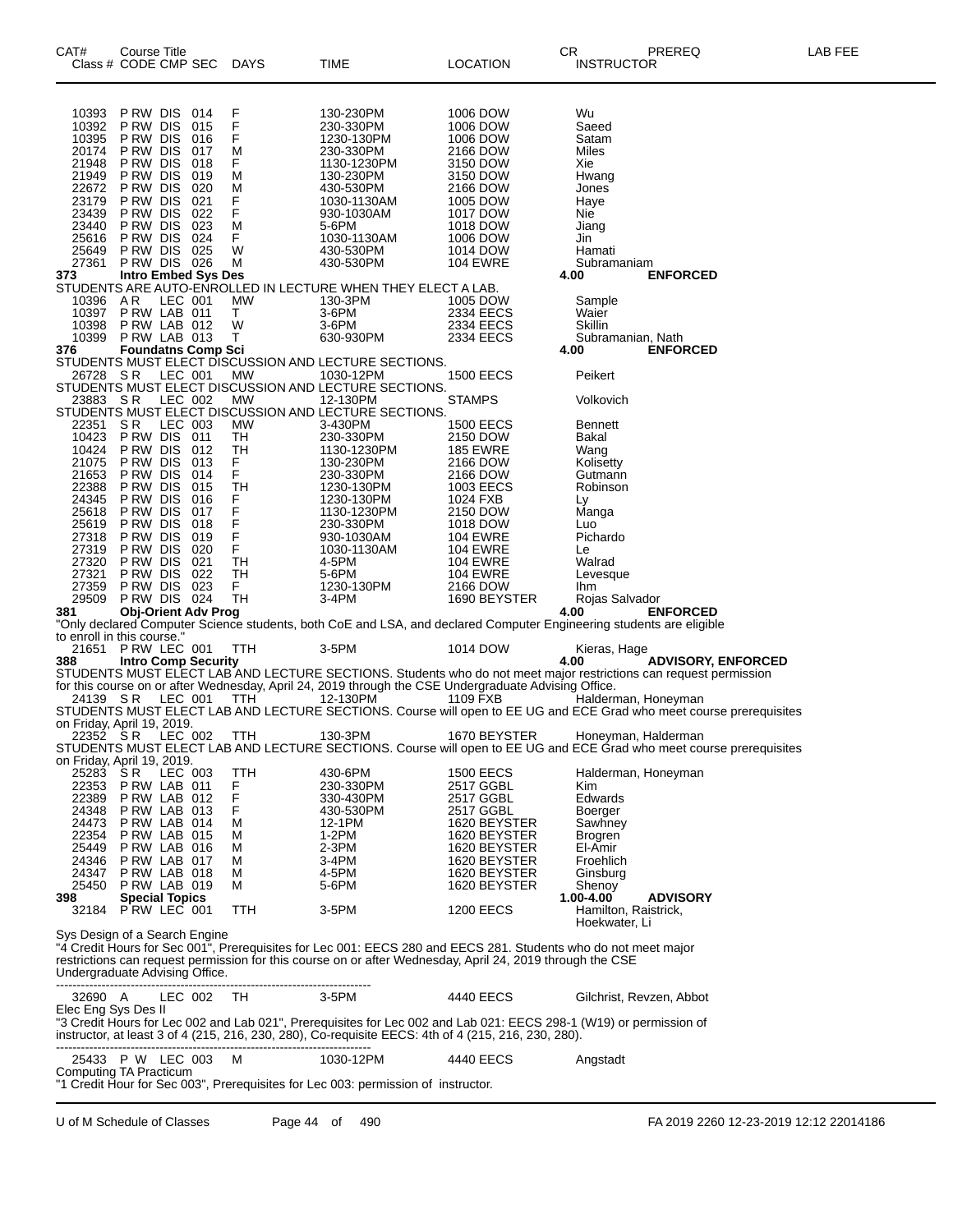| CAT# Class # | Course Title CODE CMP SEC | DAYS | TIME | LOCATION | CR INSTRUCTOR | PREREQ | LAB FEE |
|---|---|---|---|---|---|---|---|
| 10393 | P RW DIS 014 | F | 130-230PM | 1006 DOW | Wu | | |
| 10392 | P RW DIS 015 | F | 230-330PM | 1006 DOW | Saeed | | |
| 10395 | P RW DIS 016 | F | 1230-130PM | 1006 DOW | Satam | | |
| 20174 | P RW DIS 017 | M | 230-330PM | 2166 DOW | Miles | | |
| 21948 | P RW DIS 018 | F | 1130-1230PM | 3150 DOW | Xie | | |
| 21949 | P RW DIS 019 | M | 130-230PM | 3150 DOW | Hwang | | |
| 22672 | P RW DIS 020 | M | 430-530PM | 2166 DOW | Jones | | |
| 23179 | P RW DIS 021 | F | 1030-1130AM | 1005 DOW | Haye | | |
| 23439 | P RW DIS 022 | F | 930-1030AM | 1017 DOW | Nie | | |
| 23440 | P RW DIS 023 | M | 5-6PM | 1018 DOW | Jiang | | |
| 25616 | P RW DIS 024 | F | 1030-1130AM | 1006 DOW | Jin | | |
| 25649 | P RW DIS 025 | W | 430-530PM | 1014 DOW | Hamati | | |
| 27361 | P RW DIS 026 | M | 430-530PM | 104 EWRE | Subramaniam | | |
| **373** | **Intro Embed Sys Des** | | | | **4.00** | **ENFORCED** | |

STUDENTS ARE AUTO-ENROLLED IN LECTURE WHEN THEY ELECT A LAB.

| Class # | CODE CMP SEC | DAYS | TIME | LOCATION | INSTRUCTOR | PREREQ |
|---|---|---|---|---|---|---|
| 10396 | A R LEC 001 | MW | 130-3PM | 1005 DOW | Sample | |
| 10397 | P RW LAB 011 | T | 3-6PM | 2334 EECS | Waier | |
| 10398 | P RW LAB 012 | W | 3-6PM | 2334 EECS | Skillin | |
| 10399 | P RW LAB 013 | T | 630-930PM | 2334 EECS | Subramanian, Nath | |
| **376** | **Foundatns Comp Sci** | | | | **4.00** | **ENFORCED** |

STUDENTS MUST ELECT DISCUSSION AND LECTURE SECTIONS.

| 26728 | S R LEC 001 | MW | 1030-12PM | 1500 EECS | Peikert |
|---|---|---|---|---|---|

STUDENTS MUST ELECT DISCUSSION AND LECTURE SECTIONS.

| 23883 | S R LEC 002 | MW | 12-130PM | STAMPS | Volkovich |
|---|---|---|---|---|---|

STUDENTS MUST ELECT DISCUSSION AND LECTURE SECTIONS.

| Class # | CODE CMP SEC | DAYS | TIME | LOCATION | INSTRUCTOR | PREREQ |
|---|---|---|---|---|---|---|
| 22351 | S R LEC 003 | MW | 3-430PM | 1500 EECS | Bennett | |
| 10423 | P RW DIS 011 | TH | 230-330PM | 2150 DOW | Bakal | |
| 10424 | P RW DIS 012 | TH | 1130-1230PM | 185 EWRE | Wang | |
| 21075 | P RW DIS 013 | F | 130-230PM | 2166 DOW | Kolisetty | |
| 21653 | P RW DIS 014 | F | 230-330PM | 2166 DOW | Gutmann | |
| 22388 | P RW DIS 015 | TH | 1230-130PM | 1003 EECS | Robinson | |
| 24345 | P RW DIS 016 | F | 1230-130PM | 1024 FXB | Ly | |
| 25618 | P RW DIS 017 | F | 1130-1230PM | 2150 DOW | Manga | |
| 25619 | P RW DIS 018 | F | 230-330PM | 1018 DOW | Luo | |
| 27318 | P RW DIS 019 | F | 930-1030AM | 104 EWRE | Pichardo | |
| 27319 | P RW DIS 020 | F | 1030-1130AM | 104 EWRE | Le | |
| 27320 | P RW DIS 021 | TH | 4-5PM | 104 EWRE | Walrad | |
| 27321 | P RW DIS 022 | TH | 5-6PM | 104 EWRE | Levesque | |
| 27359 | P RW DIS 023 | F | 1230-130PM | 2166 DOW | Ihm | |
| 29509 | P RW DIS 024 | TH | 3-4PM | 1690 BEYSTER | Rojas Salvador | |
| **381** | **Obj-Orient Adv Prog** | | | | **4.00** | **ENFORCED** |

"Only declared Computer Science students, both CoE and LSA, and declared Computer Engineering students are eligible to enroll in this course."

| 21651 | P RW LEC 001 | TTH | 3-5PM | 1014 DOW | Kieras, Hage | |
|---|---|---|---|---|---|---|
| **388** | **Intro Comp Security** | | | | **4.00** | **ADVISORY, ENFORCED** |

STUDENTS MUST ELECT LAB AND LECTURE SECTIONS. Students who do not meet major restrictions can request permission for this course on or after Wednesday, April 24, 2019 through the CSE Undergraduate Advising Office.

| 24139 | S R LEC 001 | TTH | 12-130PM | 1109 FXB | Halderman, Honeyman |
|---|---|---|---|---|---|

STUDENTS MUST ELECT LAB AND LECTURE SECTIONS. Course will open to EE UG and ECE Grad who meet course prerequisites on Friday, April 19, 2019.

| 22352 | S R LEC 002 | TTH | 130-3PM | 1670 BEYSTER | Honeyman, Halderman |
|---|---|---|---|---|---|

STUDENTS MUST ELECT LAB AND LECTURE SECTIONS. Course will open to EE UG and ECE Grad who meet course prerequisites on Friday, April 19, 2019.

| Class # | CODE CMP SEC | DAYS | TIME | LOCATION | INSTRUCTOR | PREREQ |
|---|---|---|---|---|---|---|
| 25283 | S R LEC 003 | TTH | 430-6PM | 1500 EECS | Halderman, Honeyman | |
| 22353 | P RW LAB 011 | F | 230-330PM | 2517 GGBL | Kim | |
| 22389 | P RW LAB 012 | F | 330-430PM | 2517 GGBL | Edwards | |
| 24348 | P RW LAB 013 | F | 430-530PM | 2517 GGBL | Boerger | |
| 24473 | P RW LAB 014 | M | 12-1PM | 1620 BEYSTER | Sawhney | |
| 22354 | P RW LAB 015 | M | 1-2PM | 1620 BEYSTER | Brogren | |
| 25449 | P RW LAB 016 | M | 2-3PM | 1620 BEYSTER | El-Amir | |
| 24346 | P RW LAB 017 | M | 3-4PM | 1620 BEYSTER | Froehlich | |
| 24347 | P RW LAB 018 | M | 4-5PM | 1620 BEYSTER | Ginsburg | |
| 25450 | P RW LAB 019 | M | 5-6PM | 1620 BEYSTER | Shenoy | |
| **398** | **Special Topics** | | | | **1.00-4.00** | **ADVISORY** |
| 32184 | P RW LEC 001 | TTH | 3-5PM | 1200 EECS | Hamilton, Raistrick, Hoekwater, Li | |

Sys Design of a Search Engine
"4 Credit Hours for Sec 001", Prerequisites for Lec 001: EECS 280 and EECS 281. Students who do not meet major restrictions can request permission for this course on or after Wednesday, April 24, 2019 through the CSE Undergraduate Advising Office.

---

| 32690 | A LEC 002 | TH | 3-5PM | 4440 EECS | Gilchrist, Revzen, Abbot |
|---|---|---|---|---|---|

Elec Eng Sys Des II
"3 Credit Hours for Lec 002 and Lab 021", Prerequisites for Lec 002 and Lab 021: EECS 298-1 (W19) or permission of instructor, at least 3 of 4 (215, 216, 230, 280), Co-requisite EECS: 4th of 4 (215, 216, 230, 280).

---

| 25433 | P W LEC 003 | M | 1030-12PM | 4440 EECS | Angstadt |
|---|---|---|---|---|---|

Computing TA Practicum
"1 Credit Hour for Sec 003", Prerequisites for Lec 003: permission of instructor.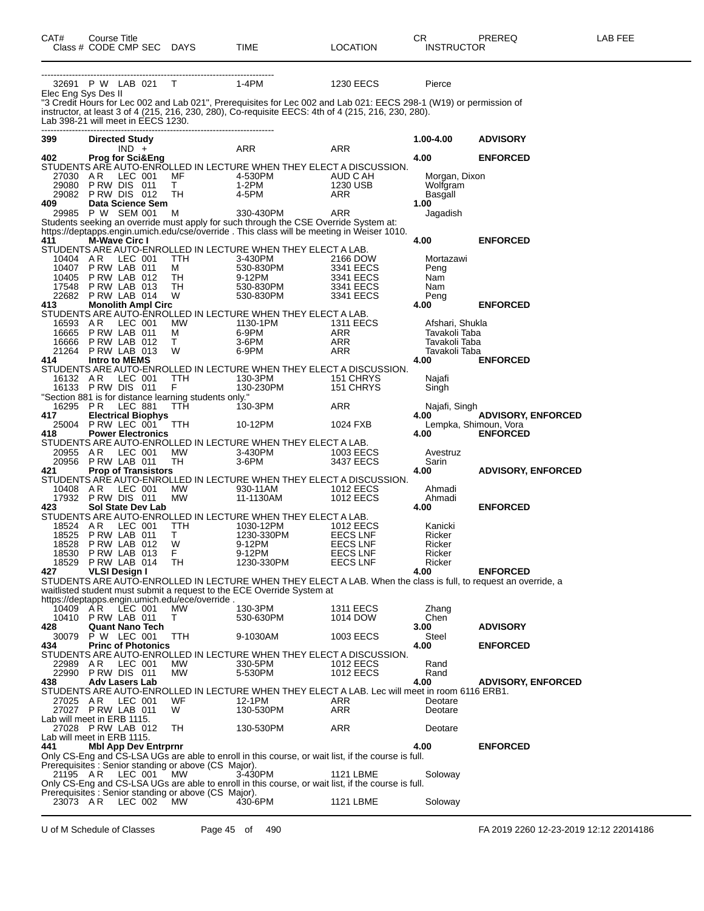| CAT# | Course Title<br>Class # CODE CMP SEC | DAYS | TIME | LOCATION | CR<br>INSTRUCTOR | PREREQ | LAB FEE |
|---|---|---|---|---|---|---|---|
| | 32691 P W LAB 021 | T | 1-4PM | 1230 EECS | Pierce | | |

Elec Eng Sys Des II
"3 Credit Hours for Lec 002 and Lab 021", Prerequisites for Lec 002 and Lab 021: EECS 298-1 (W19) or permission of instructor, at least 3 of 4 (215, 216, 230, 280), Co-requisite EECS: 4th of 4 (215, 216, 230, 280).
Lab 398-21 will meet in EECS 1230.

| CAT# | Course Title / Class # CODE CMP SEC | DAYS | TIME | LOCATION | CR / INSTRUCTOR | PREREQ |
|---|---|---|---|---|---|---|
| **399** | **Directed Study** | | | | **1.00-4.00** | **ADVISORY** |
| | IND + | | ARR | ARR | | |
| **402** | **Prog for Sci&Eng** | | | | **4.00** | **ENFORCED** |

STUDENTS ARE AUTO-ENROLLED IN LECTURE WHEN THEY ELECT A DISCUSSION.

| Class # | CODE CMP SEC | DAYS | TIME | LOCATION | INSTRUCTOR |
|---|---|---|---|---|---|
| 27030 | A R LEC 001 | MF | 4-530PM | AUD C AH | Morgan, Dixon |
| 29080 | P RW DIS 011 | T | 1-2PM | 1230 USB | Wolfgram |
| 29082 | P RW DIS 012 | TH | 4-5PM | ARR | Basgall |

**409 Data Science Sem** — **1.00**

| Class # | CODE CMP SEC | DAYS | TIME | LOCATION | INSTRUCTOR |
|---|---|---|---|---|---|
| 29985 | P W SEM 001 | M | 330-430PM | ARR | Jagadish |

Students seeking an override must apply for such through the CSE Override System at:
https://deptapps.engin.umich.edu/cse/override . This class will be meeting in Weiser 1010.

**411 M-Wave Circ I** — **4.00** **ENFORCED**

STUDENTS ARE AUTO-ENROLLED IN LECTURE WHEN THEY ELECT A LAB.

| Class # | CODE CMP SEC | DAYS | TIME | LOCATION | INSTRUCTOR |
|---|---|---|---|---|---|
| 10404 | A R LEC 001 | TTH | 3-430PM | 2166 DOW | Mortazawi |
| 10407 | P RW LAB 011 | M | 530-830PM | 3341 EECS | Peng |
| 10405 | P RW LAB 012 | TH | 9-12PM | 3341 EECS | Nam |
| 17548 | P RW LAB 013 | TH | 530-830PM | 3341 EECS | Nam |
| 22682 | P RW LAB 014 | W | 530-830PM | 3341 EECS | Peng |

**413 Monolith Ampl Circ** — **4.00** **ENFORCED**

STUDENTS ARE AUTO-ENROLLED IN LECTURE WHEN THEY ELECT A LAB.

| Class # | CODE CMP SEC | DAYS | TIME | LOCATION | INSTRUCTOR |
|---|---|---|---|---|---|
| 16593 | A R LEC 001 | MW | 1130-1PM | 1311 EECS | Afshari, Shukla |
| 16665 | P RW LAB 011 | M | 6-9PM | ARR | Tavakoli Taba |
| 16666 | P RW LAB 012 | T | 3-6PM | ARR | Tavakoli Taba |
| 21264 | P RW LAB 013 | W | 6-9PM | ARR | Tavakoli Taba |

**414 Intro to MEMS** — **4.00** **ENFORCED**

STUDENTS ARE AUTO-ENROLLED IN LECTURE WHEN THEY ELECT A DISCUSSION.

| Class # | CODE CMP SEC | DAYS | TIME | LOCATION | INSTRUCTOR |
|---|---|---|---|---|---|
| 16132 | A R LEC 001 | TTH | 130-3PM | 151 CHRYS | Najafi |
| 16133 | P RW DIS 011 | F | 130-230PM | 151 CHRYS | Singh |

"Section 881 is for distance learning students only."

| Class # | CODE CMP SEC | DAYS | TIME | LOCATION | INSTRUCTOR |
|---|---|---|---|---|---|
| 16295 | P R LEC 881 | TTH | 130-3PM | ARR | Najafi, Singh |

**417 Electrical Biophys** — **4.00** **ADVISORY, ENFORCED**

| Class # | CODE CMP SEC | DAYS | TIME | LOCATION | INSTRUCTOR |
|---|---|---|---|---|---|
| 25004 | P RW LEC 001 | TTH | 10-12PM | 1024 FXB | Lempka, Shimoun, Vora |

**418 Power Electronics** — **4.00** **ENFORCED**

STUDENTS ARE AUTO-ENROLLED IN LECTURE WHEN THEY ELECT A LAB.

| Class # | CODE CMP SEC | DAYS | TIME | LOCATION | INSTRUCTOR |
|---|---|---|---|---|---|
| 20955 | A R LEC 001 | MW | 3-430PM | 1003 EECS | Avestruz |
| 20956 | P RW LAB 011 | TH | 3-6PM | 3437 EECS | Sarin |

**421 Prop of Transistors** — **4.00** **ADVISORY, ENFORCED**

STUDENTS ARE AUTO-ENROLLED IN LECTURE WHEN THEY ELECT A DISCUSSION.

| Class # | CODE CMP SEC | DAYS | TIME | LOCATION | INSTRUCTOR |
|---|---|---|---|---|---|
| 10408 | A R LEC 001 | MW | 930-11AM | 1012 EECS | Ahmadi |
| 17932 | P RW DIS 011 | MW | 11-1130AM | 1012 EECS | Ahmadi |

**423 Sol State Dev Lab** — **4.00** **ENFORCED**

STUDENTS ARE AUTO-ENROLLED IN LECTURE WHEN THEY ELECT A LAB.

| Class # | CODE CMP SEC | DAYS | TIME | LOCATION | INSTRUCTOR |
|---|---|---|---|---|---|
| 18524 | A R LEC 001 | TTH | 1030-12PM | 1012 EECS | Kanicki |
| 18525 | P RW LAB 011 | T | 1230-330PM | EECS LNF | Ricker |
| 18528 | P RW LAB 012 | W | 9-12PM | EECS LNF | Ricker |
| 18530 | P RW LAB 013 | F | 9-12PM | EECS LNF | Ricker |
| 18529 | P RW LAB 014 | TH | 1230-330PM | EECS LNF | Ricker |

**427 VLSI Design I** — **4.00** **ENFORCED**

STUDENTS ARE AUTO-ENROLLED IN LECTURE WHEN THEY ELECT A LAB. When the class is full, to request an override, a waitlisted student must submit a request to the ECE Override System at
https://deptapps.engin.umich.edu/ece/override .

| Class # | CODE CMP SEC | DAYS | TIME | LOCATION | INSTRUCTOR |
|---|---|---|---|---|---|
| 10409 | A R LEC 001 | MW | 130-3PM | 1311 EECS | Zhang |
| 10410 | P RW LAB 011 | T | 530-630PM | 1014 DOW | Chen |

**428 Quant Nano Tech** — **3.00** **ADVISORY**

| Class # | CODE CMP SEC | DAYS | TIME | LOCATION | INSTRUCTOR |
|---|---|---|---|---|---|
| 30079 | P W LEC 001 | TTH | 9-1030AM | 1003 EECS | Steel |

**434 Princ of Photonics** — **4.00** **ENFORCED**

STUDENTS ARE AUTO-ENROLLED IN LECTURE WHEN THEY ELECT A DISCUSSION.

| Class # | CODE CMP SEC | DAYS | TIME | LOCATION | INSTRUCTOR |
|---|---|---|---|---|---|
| 22989 | A R LEC 001 | MW | 330-5PM | 1012 EECS | Rand |
| 22990 | P RW DIS 011 | MW | 5-530PM | 1012 EECS | Rand |

**438 Adv Lasers Lab** — **4.00** **ADVISORY, ENFORCED**

STUDENTS ARE AUTO-ENROLLED IN LECTURE WHEN THEY ELECT A LAB. Lec will meet in room 6116 ERB1.

| Class # | CODE CMP SEC | DAYS | TIME | LOCATION | INSTRUCTOR |
|---|---|---|---|---|---|
| 27025 | A R LEC 001 | WF | 12-1PM | ARR | Deotare |
| 27027 | P RW LAB 011 | W | 130-530PM | ARR | Deotare |

Lab will meet in ERB 1115.

| Class # | CODE CMP SEC | DAYS | TIME | LOCATION | INSTRUCTOR |
|---|---|---|---|---|---|
| 27028 | P RW LAB 012 | TH | 130-530PM | ARR | Deotare |

Lab will meet in ERB 1115.

**441 Mbl App Dev Entrprnr** — **4.00** **ENFORCED**

Only CS-Eng and CS-LSA UGs are able to enroll in this course, or wait list, if the course is full.
Prerequisites : Senior standing or above (CS Major).

| Class # | CODE CMP SEC | DAYS | TIME | LOCATION | INSTRUCTOR |
|---|---|---|---|---|---|
| 21195 | A R LEC 001 | MW | 3-430PM | 1121 LBME | Soloway |

Only CS-Eng and CS-LSA UGs are able to enroll in this course, or wait list, if the course is full.
Prerequisites : Senior standing or above (CS Major).

| Class # | CODE CMP SEC | DAYS | TIME | LOCATION | INSTRUCTOR |
|---|---|---|---|---|---|
| 23073 | A R LEC 002 | MW | 430-6PM | 1121 LBME | Soloway |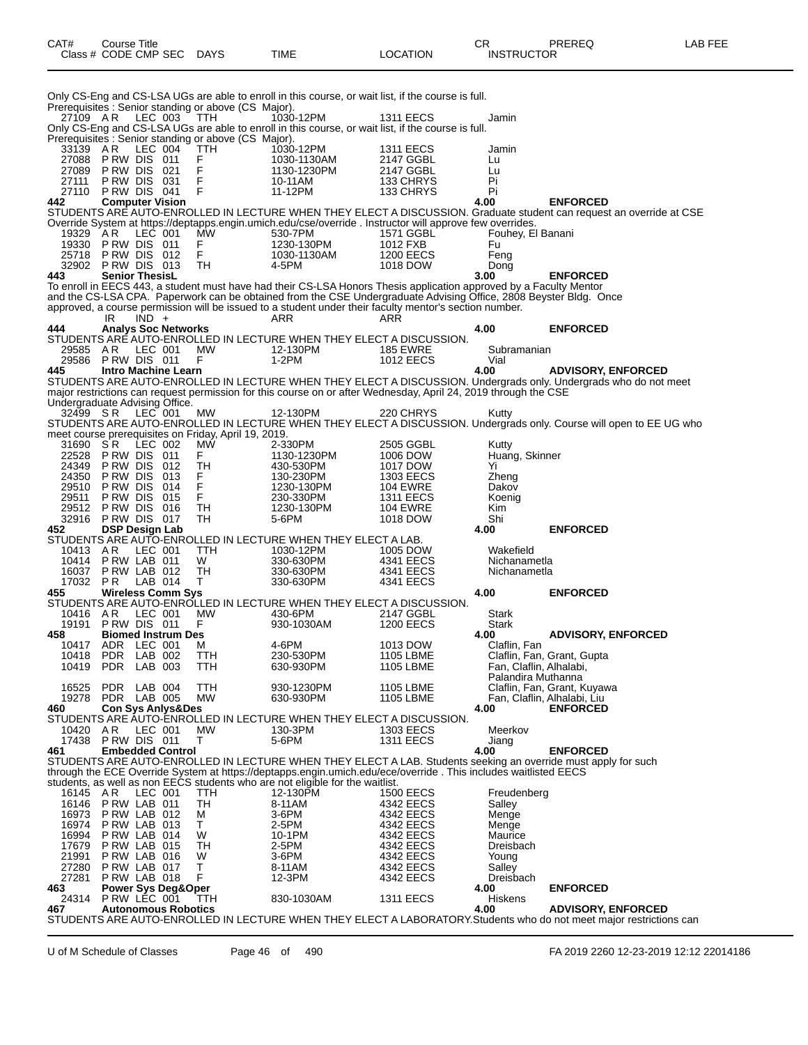| CAT# | Course Title | | | | | | CR | PREREQ | LAB FEE |
|---|---|---|---|---|---|---|---|---|---|
| Class # | CODE | CMP | SEC | DAYS | TIME | LOCATION | INSTRUCTOR | | |

Only CS-Eng and CS-LSA UGs are able to enroll in this course, or wait list, if the course is full.
Prerequisites : Senior standing or above (CS Major).

| | | | | | | | |
|---|---|---|---|---|---|---|---|
| 27109 | A R | LEC | 003 | TTH | 1030-12PM | 1311 EECS | Jamin |

Only CS-Eng and CS-LSA UGs are able to enroll in this course, or wait list, if the course is full.
Prerequisites : Senior standing or above (CS Major).

| | | | | | | | |
|---|---|---|---|---|---|---|---|
| 33139 | A R | LEC | 004 | TTH | 1030-12PM | 1311 EECS | Jamin |
| 27088 | P RW | DIS | 011 | F | 1030-1130AM | 2147 GGBL | Lu |
| 27089 | P RW | DIS | 021 | F | 1130-1230PM | 2147 GGBL | Lu |
| 27111 | P RW | DIS | 031 | F | 10-11AM | 133 CHRYS | Pi |
| 27110 | P RW | DIS | 041 | F | 11-12PM | 133 CHRYS | Pi |

**442 Computer Vision** — 4.00 — **ENFORCED**

STUDENTS ARE AUTO-ENROLLED IN LECTURE WHEN THEY ELECT A DISCUSSION. Graduate student can request an override at CSE Override System at https://deptapps.engin.umich.edu/cse/override . Instructor will approve few overrides.

| | | | | | | | |
|---|---|---|---|---|---|---|---|
| 19329 | A R | LEC | 001 | MW | 530-7PM | 1571 GGBL | Fouhey, El Banani |
| 19330 | P RW | DIS | 011 | F | 1230-130PM | 1012 FXB | Fu |
| 25718 | P RW | DIS | 012 | F | 1030-1130AM | 1200 EECS | Feng |
| 32902 | P RW | DIS | 013 | TH | 4-5PM | 1018 DOW | Dong |

**443 Senior ThesisL** — 3.00 — **ENFORCED**

To enroll in EECS 443, a student must have had their CS-LSA Honors Thesis application approved by a Faculty Mentor and the CS-LSA CPA. Paperwork can be obtained from the CSE Undergraduate Advising Office, 2808 Beyster Bldg. Once approved, a course permission will be issued to a student under their faculty mentor's section number.

| | | | | | | | |
|---|---|---|---|---|---|---|---|
| | IR | IND | + | | ARR | ARR | |

**444 Analys Soc Networks** — 4.00 — **ENFORCED**

STUDENTS ARE AUTO-ENROLLED IN LECTURE WHEN THEY ELECT A DISCUSSION.

| | | | | | | | |
|---|---|---|---|---|---|---|---|
| 29585 | A R | LEC | 001 | MW | 12-130PM | 185 EWRE | Subramanian |
| 29586 | P RW | DIS | 011 | F | 1-2PM | 1012 EECS | Vial |

**445 Intro Machine Learn** — 4.00 — **ADVISORY, ENFORCED**

STUDENTS ARE AUTO-ENROLLED IN LECTURE WHEN THEY ELECT A DISCUSSION. Undergrads only. Undergrads who do not meet major restrictions can request permission for this course on or after Wednesday, April 24, 2019 through the CSE Undergraduate Advising Office.

| | | | | | | | |
|---|---|---|---|---|---|---|---|
| 32499 | S R | LEC | 001 | MW | 12-130PM | 220 CHRYS | Kutty |

STUDENTS ARE AUTO-ENROLLED IN LECTURE WHEN THEY ELECT A DISCUSSION. Undergrads only. Course will open to EE UG who meet course prerequisites on Friday, April 19, 2019.

| | | | | | | | |
|---|---|---|---|---|---|---|---|
| 31690 | S R | LEC | 002 | MW | 2-330PM | 2505 GGBL | Kutty |
| 22528 | P RW | DIS | 011 | F | 1130-1230PM | 1006 DOW | Huang, Skinner |
| 24349 | P RW | DIS | 012 | TH | 430-530PM | 1017 DOW | Yi |
| 24350 | P RW | DIS | 013 | F | 130-230PM | 1303 EECS | Zheng |
| 29510 | P RW | DIS | 014 | F | 1230-130PM | 104 EWRE | Dakov |
| 29511 | P RW | DIS | 015 | F | 230-330PM | 1311 EECS | Koenig |
| 29512 | P RW | DIS | 016 | TH | 1230-130PM | 104 EWRE | Kim |
| 32916 | P RW | DIS | 017 | TH | 5-6PM | 1018 DOW | Shi |

**452 DSP Design Lab** — 4.00 — **ENFORCED**

STUDENTS ARE AUTO-ENROLLED IN LECTURE WHEN THEY ELECT A LAB.

| | | | | | | | |
|---|---|---|---|---|---|---|---|
| 10413 | A R | LEC | 001 | TTH | 1030-12PM | 1005 DOW | Wakefield |
| 10414 | P RW | LAB | 011 | W | 330-630PM | 4341 EECS | Nichanametla |
| 16037 | P RW | LAB | 012 | TH | 330-630PM | 4341 EECS | Nichanametla |
| 17032 | P R | LAB | 014 | T | 330-630PM | 4341 EECS | |

**455 Wireless Comm Sys** — 4.00 — **ENFORCED**

STUDENTS ARE AUTO-ENROLLED IN LECTURE WHEN THEY ELECT A DISCUSSION.

| | | | | | | | |
|---|---|---|---|---|---|---|---|
| 10416 | A R | LEC | 001 | MW | 430-6PM | 2147 GGBL | Stark |
| 19191 | P RW | DIS | 011 | F | 930-1030AM | 1200 EECS | Stark |

**458 Biomed Instrum Des** — 4.00 — **ADVISORY, ENFORCED**

| | | | | | | | |
|---|---|---|---|---|---|---|---|
| 10417 | ADR | LEC | 001 | M | 4-6PM | 1013 DOW | Claflin, Fan |
| 10418 | PDR | LAB | 002 | TTH | 230-530PM | 1105 LBME | Claflin, Fan, Grant, Gupta |
| 10419 | PDR | LAB | 003 | TTH | 630-930PM | 1105 LBME | Fan, Claflin, Alhalabi, Palandira Muthanna |
| 16525 | PDR | LAB | 004 | TTH | 930-1230PM | 1105 LBME | Claflin, Fan, Grant, Kuyawa |
| 19278 | PDR | LAB | 005 | MW | 630-930PM | 1105 LBME | Fan, Claflin, Alhalabi, Liu |

**460 Con Sys Anlys&Des** — 4.00 — **ENFORCED**

STUDENTS ARE AUTO-ENROLLED IN LECTURE WHEN THEY ELECT A DISCUSSION.

| | | | | | | | |
|---|---|---|---|---|---|---|---|
| 10420 | A R | LEC | 001 | MW | 130-3PM | 1303 EECS | Meerkov |
| 17438 | P RW | DIS | 011 | T | 5-6PM | 1311 EECS | Jiang |

**461 Embedded Control** — 4.00 — **ENFORCED**

STUDENTS ARE AUTO-ENROLLED IN LECTURE WHEN THEY ELECT A LAB. Students seeking an override must apply for such through the ECE Override System at https://deptapps.engin.umich.edu/ece/override . This includes waitlisted EECS students, as well as non EECS students who are not eligible for the waitlist.

| | | | | | | | |
|---|---|---|---|---|---|---|---|
| 16145 | A R | LEC | 001 | TTH | 12-130PM | 1500 EECS | Freudenberg |
| 16146 | P RW | LAB | 011 | TH | 8-11AM | 4342 EECS | Salley |
| 16973 | P RW | LAB | 012 | M | 3-6PM | 4342 EECS | Menge |
| 16974 | P RW | LAB | 013 | T | 2-5PM | 4342 EECS | Menge |
| 16994 | P RW | LAB | 014 | W | 10-1PM | 4342 EECS | Maurice |
| 17679 | P RW | LAB | 015 | TH | 2-5PM | 4342 EECS | Dreisbach |
| 21991 | P RW | LAB | 016 | W | 3-6PM | 4342 EECS | Young |
| 27280 | P RW | LAB | 017 | T | 8-11AM | 4342 EECS | Salley |
| 27281 | P RW | LAB | 018 | F | 12-3PM | 4342 EECS | Dreisbach |

**463 Power Sys Deg&Oper** — 4.00 — **ENFORCED**

| | | | | | | | |
|---|---|---|---|---|---|---|---|
| 24314 | P RW | LEC | 001 | TTH | 830-1030AM | 1311 EECS | Hiskens |

**467 Autonomous Robotics** — 4.00 — **ADVISORY, ENFORCED**

STUDENTS ARE AUTO-ENROLLED IN LECTURE WHEN THEY ELECT A LABORATORY.Students who do not meet major restrictions can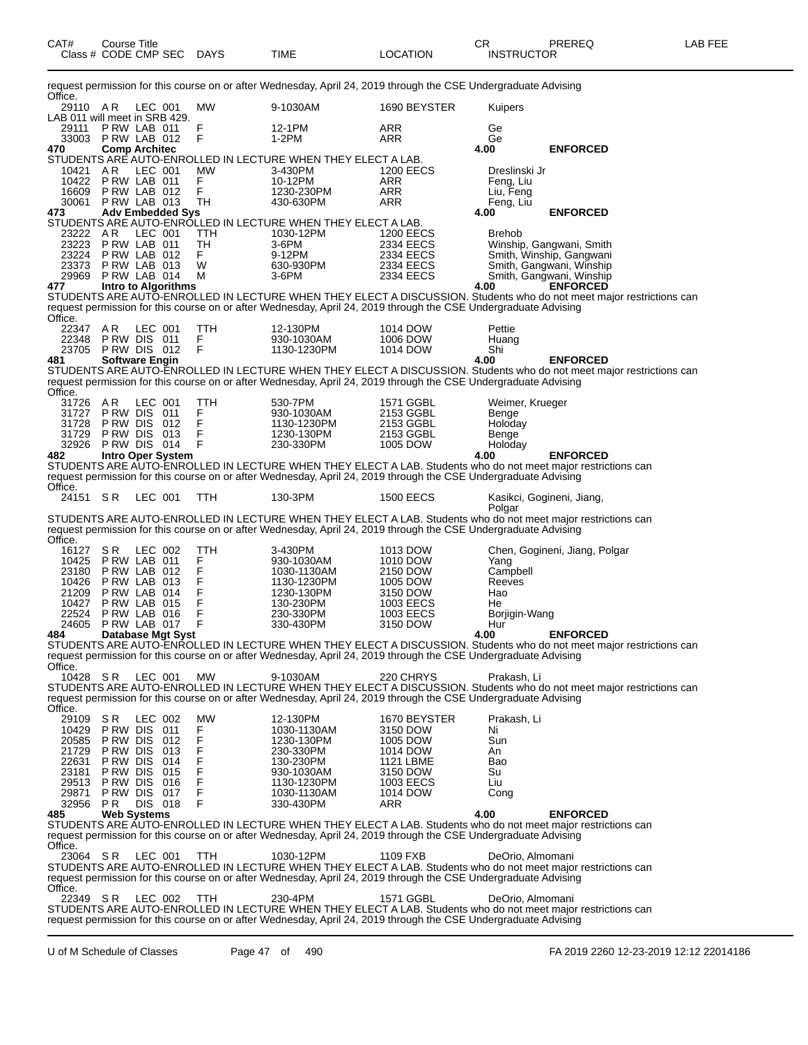| CAT# | Course Title | | | | | | | CR | PREREQ | LAB FEE |
|---|---|---|---|---|---|---|---|---|---|---|
| Class # | CODE | CMP | SEC | DAYS | TIME | LOCATION | INSTRUCTOR | | | |

request permission for this course on or after Wednesday, April 24, 2019 through the CSE Undergraduate Advising Office.

| Class # | CODE | CMP | SEC | DAYS | TIME | LOCATION | INSTRUCTOR |
|---|---|---|---|---|---|---|---|
| 29110 | A R | LEC | 001 | MW | 9-1030AM | 1690 BEYSTER | Kuipers |

LAB 011 will meet in SRB 429.

| Class # | CODE | CMP | SEC | DAYS | TIME | LOCATION | INSTRUCTOR |
|---|---|---|---|---|---|---|---|
| 29111 | P RW | LAB | 011 | F | 12-1PM | ARR | Ge |
| 33003 | P RW | LAB | 012 | F | 1-2PM | ARR | Ge |

**470 Comp Architec** 4.00 **ENFORCED**

STUDENTS ARE AUTO-ENROLLED IN LECTURE WHEN THEY ELECT A LAB.

| Class # | CODE | CMP | SEC | DAYS | TIME | LOCATION | INSTRUCTOR |
|---|---|---|---|---|---|---|---|
| 10421 | A R | LEC | 001 | MW | 3-430PM | 1200 EECS | Dreslinski Jr |
| 10422 | P RW | LAB | 011 | F | 10-12PM | ARR | Feng, Liu |
| 16609 | P RW | LAB | 012 | F | 1230-230PM | ARR | Liu, Feng |
| 30061 | P RW | LAB | 013 | TH | 430-630PM | ARR | Feng, Liu |

**473 Adv Embedded Sys** 4.00 **ENFORCED**

STUDENTS ARE AUTO-ENROLLED IN LECTURE WHEN THEY ELECT A LAB.

| Class # | CODE | CMP | SEC | DAYS | TIME | LOCATION | INSTRUCTOR |
|---|---|---|---|---|---|---|---|
| 23222 | A R | LEC | 001 | TTH | 1030-12PM | 1200 EECS | Brehob |
| 23223 | P RW | LAB | 011 | TH | 3-6PM | 2334 EECS | Winship, Gangwani, Smith |
| 23224 | P RW | LAB | 012 | F | 9-12PM | 2334 EECS | Smith, Winship, Gangwani |
| 23373 | P RW | LAB | 013 | W | 630-930PM | 2334 EECS | Smith, Gangwani, Winship |
| 29969 | P RW | LAB | 014 | M | 3-6PM | 2334 EECS | Smith, Gangwani, Winship |

**477 Intro to Algorithms** 4.00 **ENFORCED**

STUDENTS ARE AUTO-ENROLLED IN LECTURE WHEN THEY ELECT A DISCUSSION. Students who do not meet major restrictions can request permission for this course on or after Wednesday, April 24, 2019 through the CSE Undergraduate Advising Office.

| Class # | CODE | CMP | SEC | DAYS | TIME | LOCATION | INSTRUCTOR |
|---|---|---|---|---|---|---|---|
| 22347 | A R | LEC | 001 | TTH | 12-130PM | 1014 DOW | Pettie |
| 22348 | P RW | DIS | 011 | F | 930-1030AM | 1006 DOW | Huang |
| 23705 | P RW | DIS | 012 | F | 1130-1230PM | 1014 DOW | Shi |

**481 Software Engin** 4.00 **ENFORCED**

STUDENTS ARE AUTO-ENROLLED IN LECTURE WHEN THEY ELECT A DISCUSSION. Students who do not meet major restrictions can request permission for this course on or after Wednesday, April 24, 2019 through the CSE Undergraduate Advising Office.

| Class # | CODE | CMP | SEC | DAYS | TIME | LOCATION | INSTRUCTOR |
|---|---|---|---|---|---|---|---|
| 31726 | A R | LEC | 001 | TTH | 530-7PM | 1571 GGBL | Weimer, Krueger |
| 31727 | P RW | DIS | 011 | F | 930-1030AM | 2153 GGBL | Benge |
| 31728 | P RW | DIS | 012 | F | 1130-1230PM | 2153 GGBL | Holoday |
| 31729 | P RW | DIS | 013 | F | 1230-130PM | 2153 GGBL | Benge |
| 32926 | P RW | DIS | 014 | F | 230-330PM | 1005 DOW | Holoday |

**482 Intro Oper System** 4.00 **ENFORCED**

STUDENTS ARE AUTO-ENROLLED IN LECTURE WHEN THEY ELECT A LAB. Students who do not meet major restrictions can request permission for this course on or after Wednesday, April 24, 2019 through the CSE Undergraduate Advising Office.

| Class # | CODE | CMP | SEC | DAYS | TIME | LOCATION | INSTRUCTOR |
|---|---|---|---|---|---|---|---|
| 24151 | S R | LEC | 001 | TTH | 130-3PM | 1500 EECS | Kasikci, Gogineni, Jiang, Polgar |

STUDENTS ARE AUTO-ENROLLED IN LECTURE WHEN THEY ELECT A LAB. Students who do not meet major restrictions can request permission for this course on or after Wednesday, April 24, 2019 through the CSE Undergraduate Advising Office.

| Class # | CODE | CMP | SEC | DAYS | TIME | LOCATION | INSTRUCTOR |
|---|---|---|---|---|---|---|---|
| 16127 | S R | LEC | 002 | TTH | 3-430PM | 1013 DOW | Chen, Gogineni, Jiang, Polgar |
| 10425 | P RW | LAB | 011 | F | 930-1030AM | 1010 DOW | Yang |
| 23180 | P RW | LAB | 012 | F | 1030-1130AM | 2150 DOW | Campbell |
| 10426 | P RW | LAB | 013 | F | 1130-1230PM | 1005 DOW | Reeves |
| 21209 | P RW | LAB | 014 | F | 1230-130PM | 3150 DOW | Hao |
| 10427 | P RW | LAB | 015 | F | 130-230PM | 1003 EECS | He |
| 22524 | P RW | LAB | 016 | F | 230-330PM | 1003 EECS | Borjigin-Wang |
| 24605 | P RW | LAB | 017 | F | 330-430PM | 3150 DOW | Hur |

**484 Database Mgt Syst** 4.00 **ENFORCED**

STUDENTS ARE AUTO-ENROLLED IN LECTURE WHEN THEY ELECT A DISCUSSION. Students who do not meet major restrictions can request permission for this course on or after Wednesday, April 24, 2019 through the CSE Undergraduate Advising Office.

| Class # | CODE | CMP | SEC | DAYS | TIME | LOCATION | INSTRUCTOR |
|---|---|---|---|---|---|---|---|
| 10428 | S R | LEC | 001 | MW | 9-1030AM | 220 CHRYS | Prakash, Li |

STUDENTS ARE AUTO-ENROLLED IN LECTURE WHEN THEY ELECT A DISCUSSION. Students who do not meet major restrictions can request permission for this course on or after Wednesday, April 24, 2019 through the CSE Undergraduate Advising Office.

| Class # | CODE | CMP | SEC | DAYS | TIME | LOCATION | INSTRUCTOR |
|---|---|---|---|---|---|---|---|
| 29109 | S R | LEC | 002 | MW | 12-130PM | 1670 BEYSTER | Prakash, Li |
| 10429 | P RW | DIS | 011 | F | 1030-1130AM | 3150 DOW | Ni |
| 20585 | P RW | DIS | 012 | F | 1230-130PM | 1005 DOW | Sun |
| 21729 | P RW | DIS | 013 | F | 230-330PM | 1014 DOW | An |
| 22631 | P RW | DIS | 014 | F | 130-230PM | 1121 LBME | Bao |
| 23181 | P RW | DIS | 015 | F | 930-1030AM | 3150 DOW | Su |
| 29513 | P RW | DIS | 016 | F | 1130-1230PM | 1003 EECS | Liu |
| 29871 | P RW | DIS | 017 | F | 1030-1130AM | 1014 DOW | Cong |
| 32956 | P R | DIS | 018 | F | 330-430PM | ARR | |

**485 Web Systems** 4.00 **ENFORCED**

STUDENTS ARE AUTO-ENROLLED IN LECTURE WHEN THEY ELECT A LAB. Students who do not meet major restrictions can request permission for this course on or after Wednesday, April 24, 2019 through the CSE Undergraduate Advising Office.

| Class # | CODE | CMP | SEC | DAYS | TIME | LOCATION | INSTRUCTOR |
|---|---|---|---|---|---|---|---|
| 23064 | S R | LEC | 001 | TTH | 1030-12PM | 1109 FXB | DeOrio, Almomani |

STUDENTS ARE AUTO-ENROLLED IN LECTURE WHEN THEY ELECT A LAB. Students who do not meet major restrictions can request permission for this course on or after Wednesday, April 24, 2019 through the CSE Undergraduate Advising Office.

| Class # | CODE | CMP | SEC | DAYS | TIME | LOCATION | INSTRUCTOR |
|---|---|---|---|---|---|---|---|
| 22349 | S R | LEC | 002 | TTH | 230-4PM | 1571 GGBL | DeOrio, Almomani |

STUDENTS ARE AUTO-ENROLLED IN LECTURE WHEN THEY ELECT A LAB. Students who do not meet major restrictions can request permission for this course on or after Wednesday, April 24, 2019 through the CSE Undergraduate Advising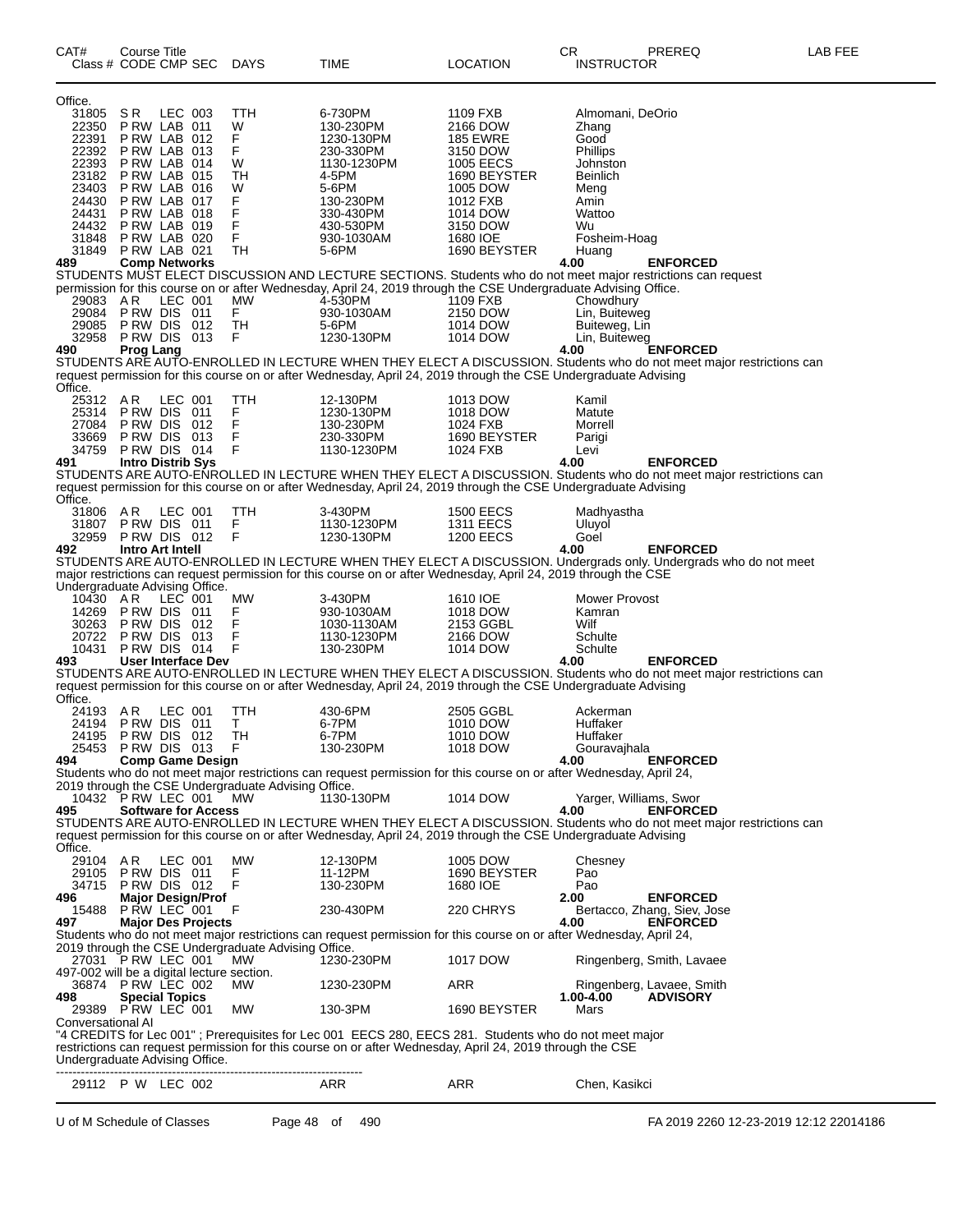| CAT# Class # | Course Title CODE CMP SEC | DAYS | TIME | LOCATION | CR INSTRUCTOR | PREREQ | LAB FEE |
|---|---|---|---|---|---|---|---|

Office.

| | | | | | | | |
|---|---|---|---|---|---|---|---|
| 31805 | S R LEC 003 | TTH | 6-730PM | 1109 FXB | Almomani, DeOrio | | |
| 22350 | P RW LAB 011 | W | 130-230PM | 2166 DOW | Zhang | | |
| 22391 | P RW LAB 012 | F | 1230-130PM | 185 EWRE | Good | | |
| 22392 | P RW LAB 013 | F | 230-330PM | 3150 DOW | Phillips | | |
| 22393 | P RW LAB 014 | W | 1130-1230PM | 1005 EECS | Johnston | | |
| 23182 | P RW LAB 015 | TH | 4-5PM | 1690 BEYSTER | Beinlich | | |
| 23403 | P RW LAB 016 | W | 5-6PM | 1005 DOW | Meng | | |
| 24430 | P RW LAB 017 | F | 130-230PM | 1012 FXB | Amin | | |
| 24431 | P RW LAB 018 | F | 330-430PM | 1014 DOW | Wattoo | | |
| 24432 | P RW LAB 019 | F | 430-530PM | 3150 DOW | Wu | | |
| 31848 | P RW LAB 020 | F | 930-1030AM | 1680 IOE | Fosheim-Hoag | | |
| 31849 | P RW LAB 021 | TH | 5-6PM | 1690 BEYSTER | Huang | | |

**489 Comp Networks** 4.00 **ENFORCED**

STUDENTS MUST ELECT DISCUSSION AND LECTURE SECTIONS. Students who do not meet major restrictions can request permission for this course on or after Wednesday, April 24, 2019 through the CSE Undergraduate Advising Office.

| | | | | | |
|---|---|---|---|---|---|
| 29083 | A R LEC 001 | MW | 4-530PM | 1109 FXB | Chowdhury |
| 29084 | P RW DIS 011 | F | 930-1030AM | 2150 DOW | Lin, Buiteweg |
| 29085 | P RW DIS 012 | TH | 5-6PM | 1014 DOW | Buiteweg, Lin |
| 32958 | P RW DIS 013 | F | 1230-130PM | 1014 DOW | Lin, Buiteweg |

**490 Prog Lang** 4.00 **ENFORCED**

STUDENTS ARE AUTO-ENROLLED IN LECTURE WHEN THEY ELECT A DISCUSSION. Students who do not meet major restrictions can request permission for this course on or after Wednesday, April 24, 2019 through the CSE Undergraduate Advising Office.

| | | | | | |
|---|---|---|---|---|---|
| 25312 | A R LEC 001 | TTH | 12-130PM | 1013 DOW | Kamil |
| 25314 | P RW DIS 011 | F | 1230-130PM | 1018 DOW | Matute |
| 27084 | P RW DIS 012 | F | 130-230PM | 1024 FXB | Morrell |
| 33669 | P RW DIS 013 | F | 230-330PM | 1690 BEYSTER | Parigi |
| 34759 | P RW DIS 014 | F | 1130-1230PM | 1024 FXB | Levi |

**491 Intro Distrib Sys** 4.00 **ENFORCED**

STUDENTS ARE AUTO-ENROLLED IN LECTURE WHEN THEY ELECT A DISCUSSION. Students who do not meet major restrictions can request permission for this course on or after Wednesday, April 24, 2019 through the CSE Undergraduate Advising Office.

| | | | | | |
|---|---|---|---|---|---|
| 31806 | A R LEC 001 | TTH | 3-430PM | 1500 EECS | Madhyastha |
| 31807 | P RW DIS 011 | F | 1130-1230PM | 1311 EECS | Uluyol |
| 32959 | P RW DIS 012 | F | 1230-130PM | 1200 EECS | Goel |

**492 Intro Art Intell** 4.00 **ENFORCED**

STUDENTS ARE AUTO-ENROLLED IN LECTURE WHEN THEY ELECT A DISCUSSION. Undergrads only. Undergrads who do not meet major restrictions can request permission for this course on or after Wednesday, April 24, 2019 through the CSE Undergraduate Advising Office.

| | | | | | |
|---|---|---|---|---|---|
| 10430 | A R LEC 001 | MW | 3-430PM | 1610 IOE | Mower Provost |
| 14269 | P RW DIS 011 | F | 930-1030AM | 1018 DOW | Kamran |
| 30263 | P RW DIS 012 | F | 1030-1130AM | 2153 GGBL | Wilf |
| 20722 | P RW DIS 013 | F | 1130-1230PM | 2166 DOW | Schulte |
| 10431 | P RW DIS 014 | F | 130-230PM | 1014 DOW | Schulte |

**493 User Interface Dev** 4.00 **ENFORCED**

STUDENTS ARE AUTO-ENROLLED IN LECTURE WHEN THEY ELECT A DISCUSSION. Students who do not meet major restrictions can request permission for this course on or after Wednesday, April 24, 2019 through the CSE Undergraduate Advising Office.

| | | | | | |
|---|---|---|---|---|---|
| 24193 | A R LEC 001 | TTH | 430-6PM | 2505 GGBL | Ackerman |
| 24194 | P RW DIS 011 | T | 6-7PM | 1010 DOW | Huffaker |
| 24195 | P RW DIS 012 | TH | 6-7PM | 1010 DOW | Huffaker |
| 25453 | P RW DIS 013 | F | 130-230PM | 1018 DOW | Gouravajhala |

**494 Comp Game Design** 4.00 **ENFORCED**

Students who do not meet major restrictions can request permission for this course on or after Wednesday, April 24, 2019 through the CSE Undergraduate Advising Office.

| | | | | | |
|---|---|---|---|---|---|
| 10432 | P RW LEC 001 | MW | 1130-130PM | 1014 DOW | Yarger, Williams, Swor |

**495 Software for Access** 4.00 **ENFORCED**

STUDENTS ARE AUTO-ENROLLED IN LECTURE WHEN THEY ELECT A DISCUSSION. Students who do not meet major restrictions can request permission for this course on or after Wednesday, April 24, 2019 through the CSE Undergraduate Advising Office.

| | | | | | |
|---|---|---|---|---|---|
| 29104 | A R LEC 001 | MW | 12-130PM | 1005 DOW | Chesney |
| 29105 | P RW DIS 011 | F | 11-12PM | 1690 BEYSTER | Pao |
| 34715 | P RW DIS 012 | F | 130-230PM | 1680 IOE | Pao |

**496 Major Design/Prof** 2.00 **ENFORCED**

| | | | | | |
|---|---|---|---|---|---|
| 15488 | P RW LEC 001 | F | 230-430PM | 220 CHRYS | Bertacco, Zhang, Siev, Jose |

**497 Major Des Projects** 4.00 **ENFORCED**

Students who do not meet major restrictions can request permission for this course on or after Wednesday, April 24, 2019 through the CSE Undergraduate Advising Office.

| | | | | | |
|---|---|---|---|---|---|
| 27031 | P RW LEC 001 | MW | 1230-230PM | 1017 DOW | Ringenberg, Smith, Lavaee |

497-002 will be a digital lecture section.

| | | | | | |
|---|---|---|---|---|---|
| 36874 | P RW LEC 002 | MW | 1230-230PM | ARR | Ringenberg, Lavaee, Smith |

**498 Special Topics** 1.00-4.00 **ADVISORY**

| | | | | | |
|---|---|---|---|---|---|
| 29389 | P RW LEC 001 | MW | 130-3PM | 1690 BEYSTER | Mars |

Conversational AI

"4 CREDITS for Lec 001" ; Prerequisites for Lec 001 EECS 280, EECS 281. Students who do not meet major restrictions can request permission for this course on or after Wednesday, April 24, 2019 through the CSE Undergraduate Advising Office.

---

| | | | | | |
|---|---|---|---|---|---|
| 29112 | P W LEC 002 | | ARR | ARR | Chen, Kasikci |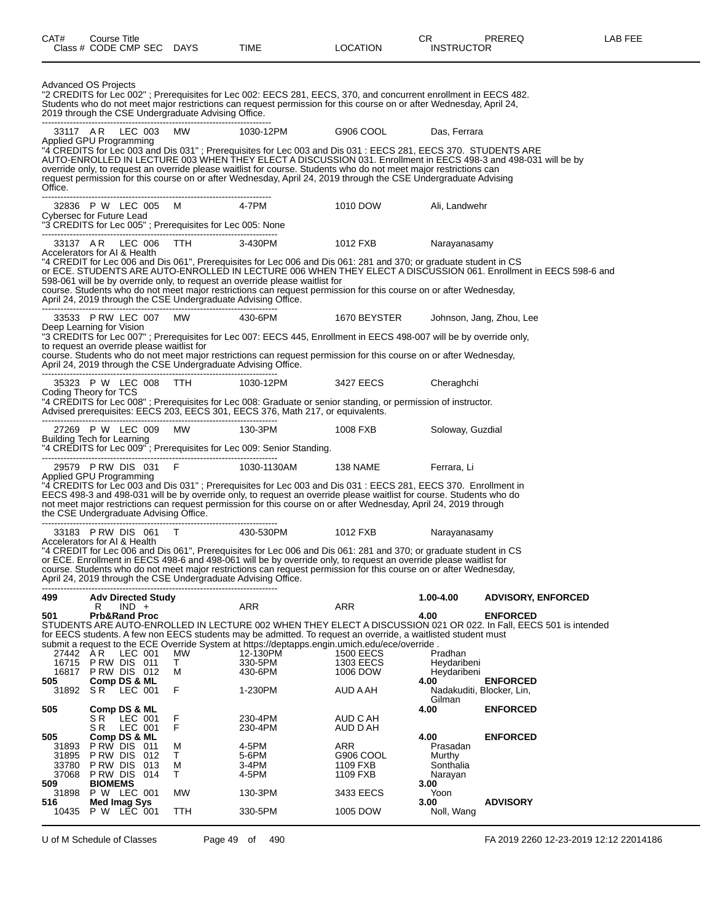| CAT# | Course Title | | | | | CR | PREREQ | LAB FEE |
|---|---|---|---|---|---|---|---|---|
| Class # | CODE CMP SEC | DAYS | TIME | LOCATION | | INSTRUCTOR | | |

Advanced OS Projects
"2 CREDITS for Lec 002" ; Prerequisites for Lec 002: EECS 281, EECS, 370, and concurrent enrollment in EECS 482. Students who do not meet major restrictions can request permission for this course on or after Wednesday, April 24, 2019 through the CSE Undergraduate Advising Office.

---

33117 A R LEC 003 MW 1030-12PM G906 COOL Das, Ferrara
Applied GPU Programming
"4 CREDITS for Lec 003 and Dis 031" ; Prerequisites for Lec 003 and Dis 031 : EECS 281, EECS 370. STUDENTS ARE AUTO-ENROLLED IN LECTURE 003 WHEN THEY ELECT A DISCUSSION 031. Enrollment in EECS 498-3 and 498-031 will be by override only, to request an override please waitlist for course. Students who do not meet major restrictions can request permission for this course on or after Wednesday, April 24, 2019 through the CSE Undergraduate Advising Office.

---

32836 P W LEC 005 M 4-7PM 1010 DOW Ali, Landwehr
Cybersec for Future Lead
"3 CREDITS for Lec 005" ; Prerequisites for Lec 005: None

---

33137 A R LEC 006 TTH 3-430PM 1012 FXB Narayanasamy
Accelerators for AI & Health
"4 CREDIT for Lec 006 and Dis 061", Prerequisites for Lec 006 and Dis 061: 281 and 370; or graduate student in CS or ECE. STUDENTS ARE AUTO-ENROLLED IN LECTURE 006 WHEN THEY ELECT A DISCUSSION 061. Enrollment in EECS 598-6 and 598-061 will be by override only, to request an override please waitlist for course. Students who do not meet major restrictions can request permission for this course on or after Wednesday, April 24, 2019 through the CSE Undergraduate Advising Office.

---

33533 P RW LEC 007 MW 430-6PM 1670 BEYSTER Johnson, Jang, Zhou, Lee
Deep Learning for Vision
"3 CREDITS for Lec 007" ; Prerequisites for Lec 007: EECS 445, Enrollment in EECS 498-007 will be by override only, to request an override please waitlist for course. Students who do not meet major restrictions can request permission for this course on or after Wednesday, April 24, 2019 through the CSE Undergraduate Advising Office.

---

35323 P W LEC 008 TTH 1030-12PM 3427 EECS Cheraghchi
Coding Theory for TCS
"4 CREDITS for Lec 008" ; Prerequisites for Lec 008: Graduate or senior standing, or permission of instructor. Advised prerequisites: EECS 203, EECS 301, EECS 376, Math 217, or equivalents.

---

27269 P W LEC 009 MW 130-3PM 1008 FXB Soloway, Guzdial
Building Tech for Learning
"4 CREDITS for Lec 009" ; Prerequisites for Lec 009: Senior Standing.

---

29579 P RW DIS 031 F 1030-1130AM 138 NAME Ferrara, Li
Applied GPU Programming
"4 CREDITS for Lec 003 and Dis 031" ; Prerequisites for Lec 003 and Dis 031 : EECS 281, EECS 370. Enrollment in EECS 498-3 and 498-031 will be by override only, to request an override please waitlist for course. Students who do not meet major restrictions can request permission for this course on or after Wednesday, April 24, 2019 through the CSE Undergraduate Advising Office.

---

33183 P RW DIS 061 T 430-530PM 1012 FXB Narayanasamy
Accelerators for AI & Health
"4 CREDIT for Lec 006 and Dis 061", Prerequisites for Lec 006 and Dis 061: 281 and 370; or graduate student in CS or ECE. Enrollment in EECS 498-6 and 498-061 will be by override only, to request an override please waitlist for course. Students who do not meet major restrictions can request permission for this course on or after Wednesday, April 24, 2019 through the CSE Undergraduate Advising Office.

---

| CAT# / Class # | CODE CMP SEC | DAYS | TIME | LOCATION | INSTRUCTOR / CR | PREREQ |
|---|---|---|---|---|---|---|
| **499** | **Adv Directed Study** | | | | **1.00-4.00** | **ADVISORY, ENFORCED** |
| | R IND + | | ARR | ARR | | |
| **501** | **Prb&Rand Proc** | | | | **4.00** | **ENFORCED** |

STUDENTS ARE AUTO-ENROLLED IN LECTURE 002 WHEN THEY ELECT A DISCUSSION 021 OR 022. In Fall, EECS 501 is intended for EECS students. A few non EECS students may be admitted. To request an override, a waitlisted student must submit a request to the ECE Override System at https://deptapps.engin.umich.edu/ece/override .

| CAT# / Class # | CODE CMP SEC | DAYS | TIME | LOCATION | INSTRUCTOR / CR | PREREQ |
|---|---|---|---|---|---|---|
| 27442 | A R LEC 001 | MW | 12-130PM | 1500 EECS | Pradhan | |
| 16715 | P RW DIS 011 | T | 330-5PM | 1303 EECS | Heydaribeni | |
| 16817 | P RW DIS 012 | M | 430-6PM | 1006 DOW | Heydaribeni | |
| **505** | **Comp DS & ML** | | | | **4.00** | **ENFORCED** |
| 31892 | S R LEC 001 | F | 1-230PM | AUD A AH | Nadakuditi, Blocker, Lin, Gilman | |
| **505** | **Comp DS & ML** | | | | **4.00** | **ENFORCED** |
| | S R LEC 001 | F | 230-4PM | AUD C AH | | |
| | S R LEC 001 | F | 230-4PM | AUD D AH | | |
| **505** | **Comp DS & ML** | | | | **4.00** | **ENFORCED** |
| 31893 | P RW DIS 011 | M | 4-5PM | ARR | Prasadan | |
| 31895 | P RW DIS 012 | T | 5-6PM | G906 COOL | Murthy | |
| 33780 | P RW DIS 013 | M | 3-4PM | 1109 FXB | Sonthalia | |
| 37068 | P RW DIS 014 | T | 4-5PM | 1109 FXB | Narayan | |
| **509** | **BIOMEMS** | | | | **3.00** | |
| 31898 | P W LEC 001 | MW | 130-3PM | 3433 EECS | Yoon | |
| **516** | **Med Imag Sys** | | | | **3.00** | **ADVISORY** |
| 10435 | P W LEC 001 | TTH | 330-5PM | 1005 DOW | Noll, Wang | |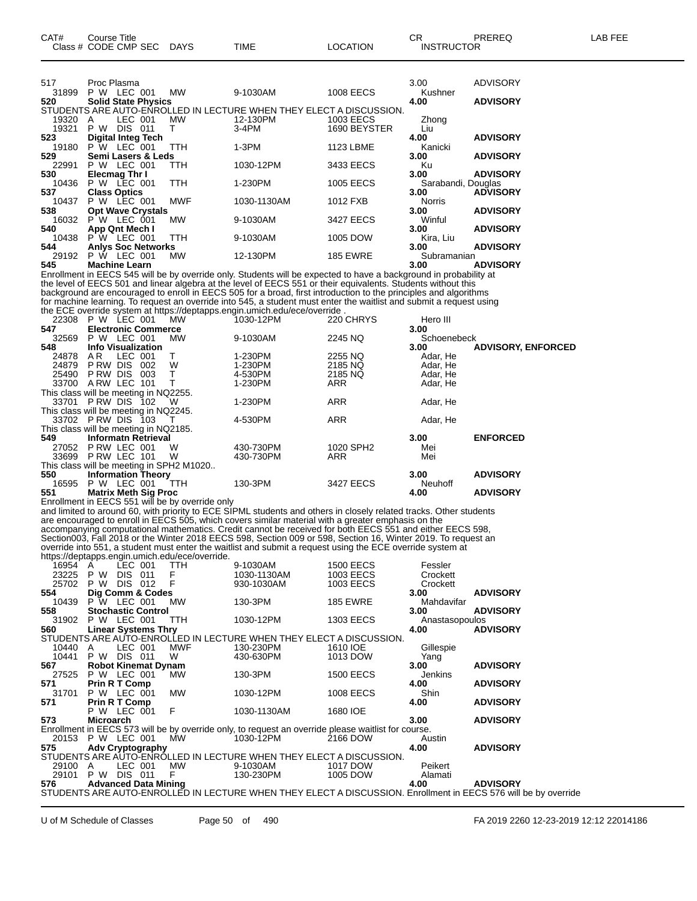| CAT# | Course Title<br>Class # CODE CMP SEC | DAYS | TIME | LOCATION | CR<br>INSTRUCTOR | PREREQ | LAB FEE |
|---|---|---|---|---|---|---|---|
| 517 | Proc Plasma | | | | 3.00 | ADVISORY | |
| 31899 | P W LEC 001 | MW | 9-1030AM | 1008 EECS | Kushner | | |
| **520** | **Solid State Physics** | | | | **4.00** | **ADVISORY** | |
| STUDENTS ARE AUTO-ENROLLED IN LECTURE WHEN THEY ELECT A DISCUSSION. | | | | | | | |
| 19320 | A LEC 001 | MW | 12-130PM | 1003 EECS | Zhong | | |
| 19321 | P W DIS 011 | T | 3-4PM | 1690 BEYSTER | Liu | | |
| **523** | **Digital Integ Tech** | | | | **4.00** | **ADVISORY** | |
| 19180 | P W LEC 001 | TTH | 1-3PM | 1123 LBME | Kanicki | | |
| **529** | **Semi Lasers & Leds** | | | | **3.00** | **ADVISORY** | |
| 22991 | P W LEC 001 | TTH | 1030-12PM | 3433 EECS | Ku | | |
| **530** | **Elecmag Thr I** | | | | **3.00** | **ADVISORY** | |
| 10436 | P W LEC 001 | TTH | 1-230PM | 1005 EECS | Sarabandi, Douglas | | |
| **537** | **Class Optics** | | | | **3.00** | **ADVISORY** | |
| 10437 | P W LEC 001 | MWF | 1030-1130AM | 1012 FXB | Norris | | |
| **538** | **Opt Wave Crystals** | | | | **3.00** | **ADVISORY** | |
| 16032 | P W LEC 001 | MW | 9-1030AM | 3427 EECS | Winful | | |
| **540** | **App Qnt Mech I** | | | | **3.00** | **ADVISORY** | |
| 10438 | P W LEC 001 | TTH | 9-1030AM | 1005 DOW | Kira, Liu | | |
| **544** | **Anlys Soc Networks** | | | | **3.00** | **ADVISORY** | |
| 29192 | P W LEC 001 | MW | 12-130PM | 185 EWRE | Subramanian | | |
| **545** | **Machine Learn** | | | | **3.00** | **ADVISORY** | |
| Enrollment in EECS 545 will be by override only. Students will be expected to have a background in probability at the level of EECS 501 and linear algebra at the level of EECS 551 or their equivalents. Students without this background are encouraged to enroll in EECS 505 for a broad, first introduction to the principles and algorithms for machine learning. To request an override into 545, a student must enter the waitlist and submit a request using the ECE override system at https://deptapps.engin.umich.edu/ece/override . | | | | | | | |
| 22308 | P W LEC 001 | MW | 1030-12PM | 220 CHRYS | Hero III | | |
| **547** | **Electronic Commerce** | | | | **3.00** | | |
| 32569 | P W LEC 001 | MW | 9-1030AM | 2245 NQ | Schoenebeck | | |
| **548** | **Info Visualization** | | | | **3.00** | **ADVISORY, ENFORCED** | |
| 24878 | A R LEC 001 | T | 1-230PM | 2255 NQ | Adar, He | | |
| 24879 | P RW DIS 002 | W | 1-230PM | 2185 NQ | Adar, He | | |
| 25490 | P RW DIS 003 | T | 4-530PM | 2185 NQ | Adar, He | | |
| 33700 | A RW LEC 101 | T | 1-230PM | ARR | Adar, He | | |
| This class will be meeting in NQ2255. | | | | | | | |
| 33701 | P RW DIS 102 | W | 1-230PM | ARR | Adar, He | | |
| This class will be meeting in NQ2245. | | | | | | | |
| 33702 | P RW DIS 103 | T | 4-530PM | ARR | Adar, He | | |
| This class will be meeting in NQ2185. | | | | | | | |
| **549** | **Informatn Retrieval** | | | | **3.00** | **ENFORCED** | |
| 27052 | P RW LEC 001 | W | 430-730PM | 1020 SPH2 | Mei | | |
| 33699 | P RW LEC 101 | W | 430-730PM | ARR | Mei | | |
| This class will be meeting in SPH2 M1020.. | | | | | | | |
| **550** | **Information Theory** | | | | **3.00** | **ADVISORY** | |
| 16595 | P W LEC 001 | TTH | 130-3PM | 3427 EECS | Neuhoff | | |
| **551** | **Matrix Meth Sig Proc** | | | | **4.00** | **ADVISORY** | |
| Enrollment in EECS 551 will be by override only and limited to around 60, with priority to ECE SIPML students and others in closely related tracks. Other students are encouraged to enroll in EECS 505, which covers similar material with a greater emphasis on the accompanying computational mathematics. Credit cannot be received for both EECS 551 and either EECS 598, Section003, Fall 2018 or the Winter 2018 EECS 598, Section 009 or 598, Section 16, Winter 2019. To request an override into 551, a student must enter the waitlist and submit a request using the ECE override system at https://deptapps.engin.umich.edu/ece/override. | | | | | | | |
| 16954 | A LEC 001 | TTH | 9-1030AM | 1500 EECS | Fessler | | |
| 23225 | P W DIS 011 | F | 1030-1130AM | 1003 EECS | Crockett | | |
| 25702 | P W DIS 012 | F | 930-1030AM | 1003 EECS | Crockett | | |
| **554** | **Dig Comm & Codes** | | | | **3.00** | **ADVISORY** | |
| 10439 | P W LEC 001 | MW | 130-3PM | 185 EWRE | Mahdavifar | | |
| **558** | **Stochastic Control** | | | | **3.00** | **ADVISORY** | |
| 31902 | P W LEC 001 | TTH | 1030-12PM | 1303 EECS | Anastasopoulos | | |
| **560** | **Linear Systems Thry** | | | | **4.00** | **ADVISORY** | |
| STUDENTS ARE AUTO-ENROLLED IN LECTURE WHEN THEY ELECT A DISCUSSION. | | | | | | | |
| 10440 | A LEC 001 | MWF | 130-230PM | 1610 IOE | Gillespie | | |
| 10441 | P W DIS 011 | W | 430-630PM | 1013 DOW | Yang | | |
| **567** | **Robot Kinemat Dynam** | | | | **3.00** | **ADVISORY** | |
| 27525 | P W LEC 001 | MW | 130-3PM | 1500 EECS | Jenkins | | |
| **571** | **Prin R T Comp** | | | | **4.00** | **ADVISORY** | |
| 31701 | P W LEC 001 | MW | 1030-12PM | 1008 EECS | Shin | | |
| **571** | **Prin R T Comp** | | | | **4.00** | **ADVISORY** | |
| | P W LEC 001 | F | 1030-1130AM | 1680 IOE | | | |
| **573** | **Microarch** | | | | **3.00** | **ADVISORY** | |
| Enrollment in EECS 573 will be by override only, to request an override please waitlist for course. | | | | | | | |
| 20153 | P W LEC 001 | MW | 1030-12PM | 2166 DOW | Austin | | |
| **575** | **Adv Cryptography** | | | | **4.00** | **ADVISORY** | |
| STUDENTS ARE AUTO-ENROLLED IN LECTURE WHEN THEY ELECT A DISCUSSION. | | | | | | | |
| 29100 | A LEC 001 | MW | 9-1030AM | 1017 DOW | Peikert | | |
| 29101 | P W DIS 011 | F | 130-230PM | 1005 DOW | Alamati | | |
| **576** | **Advanced Data Mining** | | | | **4.00** | **ADVISORY** | |
| STUDENTS ARE AUTO-ENROLLED IN LECTURE WHEN THEY ELECT A DISCUSSION. Enrollment in EECS 576 will be by override | | | | | | | |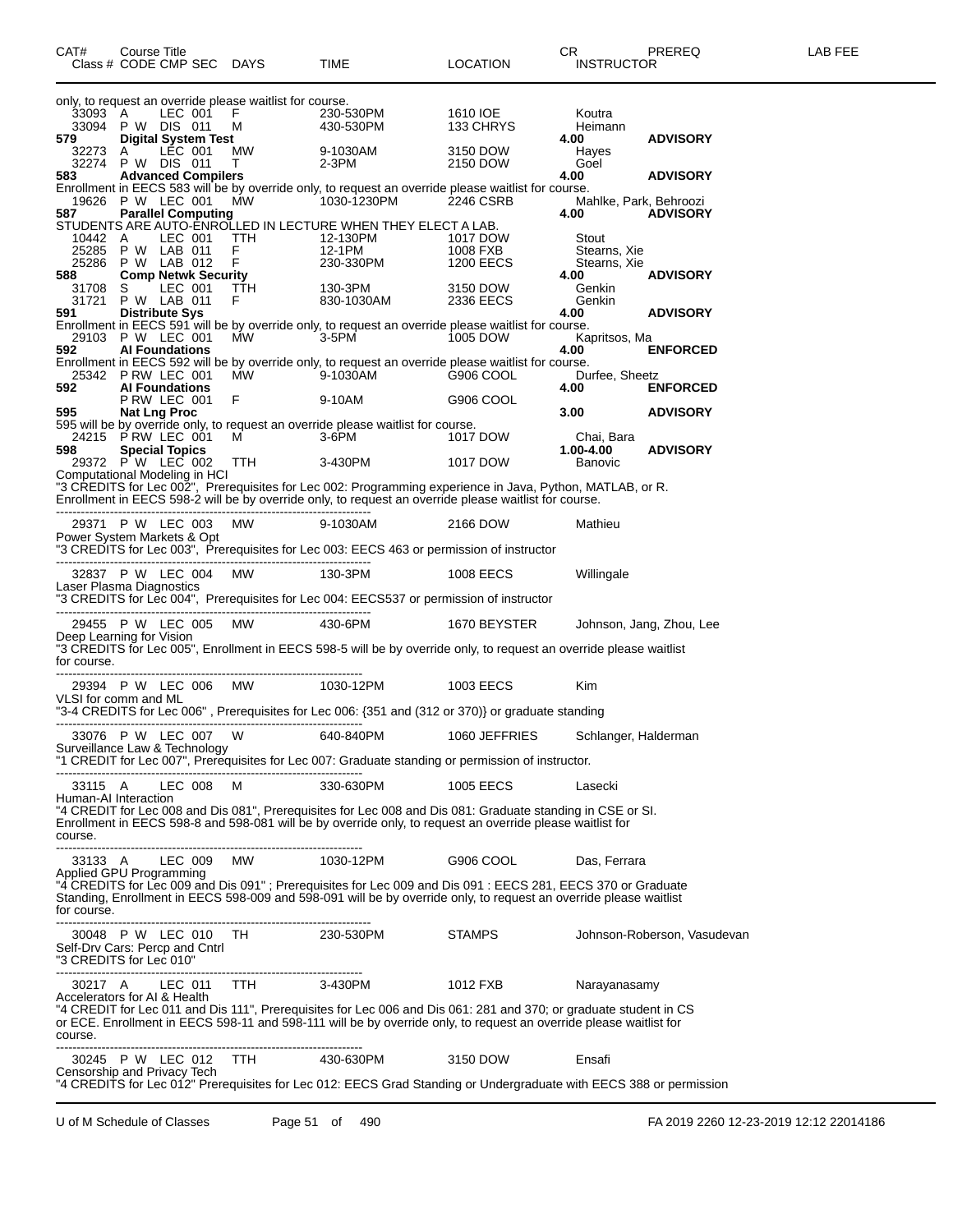| CAT# Class # | Course Title CODE CMP SEC | DAYS | TIME | LOCATION | CR INSTRUCTOR | PREREQ | LAB FEE |
|---|---|---|---|---|---|---|---|

only, to request an override please waitlist for course.

| | | | | | | | |
|---|---|---|---|---|---|---|---|
| 33093 | A LEC 001 | F | 230-530PM | 1610 IOE | Koutra | | |
| 33094 | P W DIS 011 | M | 430-530PM | 133 CHRYS | Heimann | | |
| **579** | **Digital System Test** | | | | **4.00** | **ADVISORY** | |
| 32273 | A LEC 001 | MW | 9-1030AM | 3150 DOW | Hayes | | |
| 32274 | P W DIS 011 | T | 2-3PM | 2150 DOW | Goel | | |
| **583** | **Advanced Compilers** | | | | **4.00** | **ADVISORY** | |

Enrollment in EECS 583 will be by override only, to request an override please waitlist for course.

| | | | | | | | |
|---|---|---|---|---|---|---|---|
| 19626 | P W LEC 001 | MW | 1030-1230PM | 2246 CSRB | Mahlke, Park, Behroozi | | |
| **587** | **Parallel Computing** | | | | **4.00** | **ADVISORY** | |

STUDENTS ARE AUTO-ENROLLED IN LECTURE WHEN THEY ELECT A LAB.

| | | | | | | | |
|---|---|---|---|---|---|---|---|
| 10442 | A LEC 001 | TTH | 12-130PM | 1017 DOW | Stout | | |
| 25285 | P W LAB 011 | F | 12-1PM | 1008 FXB | Stearns, Xie | | |
| 25286 | P W LAB 012 | F | 230-330PM | 1200 EECS | Stearns, Xie | | |
| **588** | **Comp Netwk Security** | | | | **4.00** | **ADVISORY** | |
| 31708 | S LEC 001 | TTH | 130-3PM | 3150 DOW | Genkin | | |
| 31721 | P W LAB 011 | F | 830-1030AM | 2336 EECS | Genkin | | |
| **591** | **Distribute Sys** | | | | **4.00** | **ADVISORY** | |

Enrollment in EECS 591 will be by override only, to request an override please waitlist for course.

| | | | | | | | |
|---|---|---|---|---|---|---|---|
| 29103 | P W LEC 001 | MW | 3-5PM | 1005 DOW | Kapritsos, Ma | | |
| **592** | **AI Foundations** | | | | **4.00** | **ENFORCED** | |

Enrollment in EECS 592 will be by override only, to request an override please waitlist for course.

| | | | | | | | |
|---|---|---|---|---|---|---|---|
| 25342 | P RW LEC 001 | MW | 9-1030AM | G906 COOL | Durfee, Sheetz | | |
| **592** | **AI Foundations** | | | | **4.00** | **ENFORCED** | |
| | P RW LEC 001 | F | 9-10AM | G906 COOL | | | |
| **595** | **Nat Lng Proc** | | | | **3.00** | **ADVISORY** | |

595 will be by override only, to request an override please waitlist for course.

| | | | | | | | |
|---|---|---|---|---|---|---|---|
| 24215 | P RW LEC 001 | M | 3-6PM | 1017 DOW | Chai, Bara | | |
| **598** | **Special Topics** | | | | **1.00-4.00** | **ADVISORY** | |
| 29372 | P W LEC 002 | TTH | 3-430PM | 1017 DOW | Banovic | | |

Computational Modeling in HCI
"3 CREDITS for Lec 002", Prerequisites for Lec 002: Programming experience in Java, Python, MATLAB, or R.
Enrollment in EECS 598-2 will be by override only, to request an override please waitlist for course.

---

| | | | | | |
|---|---|---|---|---|---|
| 29371 | P W LEC 003 | MW | 9-1030AM | 2166 DOW | Mathieu |

Power System Markets & Opt
"3 CREDITS for Lec 003", Prerequisites for Lec 003: EECS 463 or permission of instructor

---

| | | | | | |
|---|---|---|---|---|---|
| 32837 | P W LEC 004 | MW | 130-3PM | 1008 EECS | Willingale |

Laser Plasma Diagnostics
"3 CREDITS for Lec 004", Prerequisites for Lec 004: EECS537 or permission of instructor

---

| | | | | | |
|---|---|---|---|---|---|
| 29455 | P W LEC 005 | MW | 430-6PM | 1670 BEYSTER | Johnson, Jang, Zhou, Lee |

Deep Learning for Vision
"3 CREDITS for Lec 005", Enrollment in EECS 598-5 will be by override only, to request an override please waitlist for course.

---

| | | | | | |
|---|---|---|---|---|---|
| 29394 | P W LEC 006 | MW | 1030-12PM | 1003 EECS | Kim |

VLSI for comm and ML
"3-4 CREDITS for Lec 006" , Prerequisites for Lec 006: {351 and (312 or 370)} or graduate standing

---

| | | | | | |
|---|---|---|---|---|---|
| 33076 | P W LEC 007 | W | 640-840PM | 1060 JEFFRIES | Schlanger, Halderman |

Surveillance Law & Technology
"1 CREDIT for Lec 007", Prerequisites for Lec 007: Graduate standing or permission of instructor.

---

| | | | | | |
|---|---|---|---|---|---|
| 33115 | A LEC 008 | M | 330-630PM | 1005 EECS | Lasecki |

Human-AI Interaction
"4 CREDIT for Lec 008 and Dis 081", Prerequisites for Lec 008 and Dis 081: Graduate standing in CSE or SI.
Enrollment in EECS 598-8 and 598-081 will be by override only, to request an override please waitlist for course.

---

| | | | | | |
|---|---|---|---|---|---|
| 33133 | A LEC 009 | MW | 1030-12PM | G906 COOL | Das, Ferrara |

Applied GPU Programming
"4 CREDITS for Lec 009 and Dis 091" ; Prerequisites for Lec 009 and Dis 091 : EECS 281, EECS 370 or Graduate Standing, Enrollment in EECS 598-009 and 598-091 will be by override only, to request an override please waitlist for course.

---

| | | | | | |
|---|---|---|---|---|---|
| 30048 | P W LEC 010 | TH | 230-530PM | STAMPS | Johnson-Roberson, Vasudevan |

Self-Drv Cars: Percp and Cntrl
"3 CREDITS for Lec 010"

---

| | | | | | |
|---|---|---|---|---|---|
| 30217 | A LEC 011 | TTH | 3-430PM | 1012 FXB | Narayanasamy |

Accelerators for AI & Health
"4 CREDIT for Lec 011 and Dis 111", Prerequisites for Lec 006 and Dis 061: 281 and 370; or graduate student in CS or ECE. Enrollment in EECS 598-11 and 598-111 will be by override only, to request an override please waitlist for course.

---

| | | | | | |
|---|---|---|---|---|---|
| 30245 | P W LEC 012 | TTH | 430-630PM | 3150 DOW | Ensafi |

Censorship and Privacy Tech
"4 CREDITS for Lec 012" Prerequisites for Lec 012: EECS Grad Standing or Undergraduate with EECS 388 or permission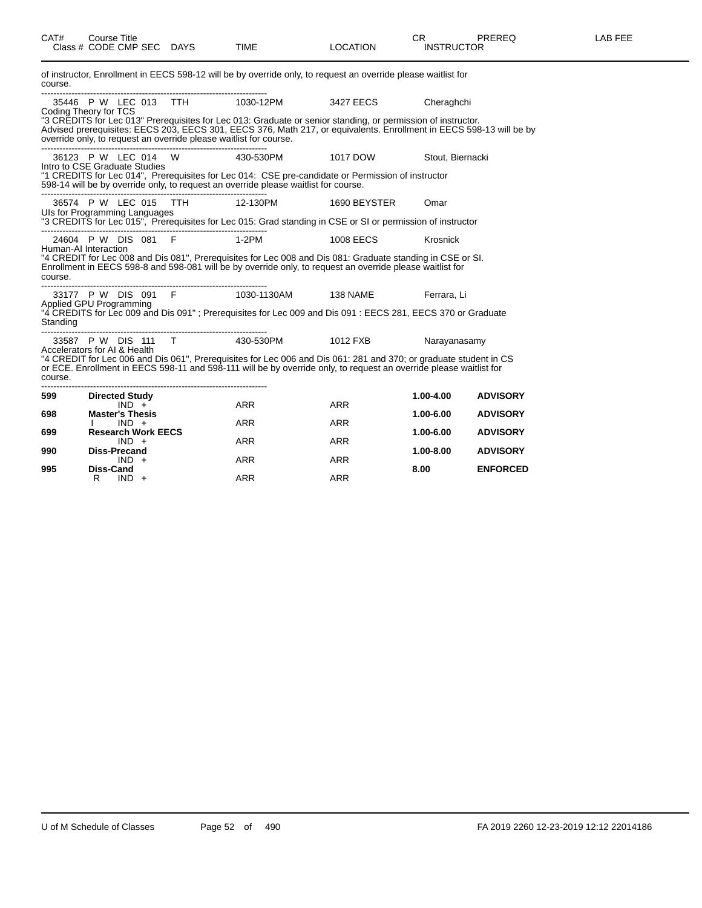| CAT# | Course Title Class # CODE CMP SEC | DAYS | TIME | LOCATION | CR INSTRUCTOR | PREREQ | LAB FEE |
|---|---|---|---|---|---|---|---|

of instructor, Enrollment in EECS 598-12 will be by override only, to request an override please waitlist for course.

---

35446 P W LEC 013 TTH 1030-12PM 3427 EECS Cheraghchi
Coding Theory for TCS
"3 CREDITS for Lec 013" Prerequisites for Lec 013: Graduate or senior standing, or permission of instructor. Advised prerequisites: EECS 203, EECS 301, EECS 376, Math 217, or equivalents. Enrollment in EECS 598-13 will be by override only, to request an override please waitlist for course.

---

36123 P W LEC 014 W 430-530PM 1017 DOW Stout, Biernacki
Intro to CSE Graduate Studies
"1 CREDITS for Lec 014", Prerequisites for Lec 014: CSE pre-candidate or Permission of instructor 598-14 will be by override only, to request an override please waitlist for course.

---

36574 P W LEC 015 TTH 12-130PM 1690 BEYSTER Omar
UIs for Programming Languages
"3 CREDITS for Lec 015", Prerequisites for Lec 015: Grad standing in CSE or SI or permission of instructor

---

24604 P W DIS 081 F 1-2PM 1008 EECS Krosnick
Human-AI Interaction
"4 CREDIT for Lec 008 and Dis 081", Prerequisites for Lec 008 and Dis 081: Graduate standing in CSE or SI. Enrollment in EECS 598-8 and 598-081 will be by override only, to request an override please waitlist for course.

---

33177 P W DIS 091 F 1030-1130AM 138 NAME Ferrara, Li
Applied GPU Programming
"4 CREDITS for Lec 009 and Dis 091" ; Prerequisites for Lec 009 and Dis 091 : EECS 281, EECS 370 or Graduate Standing

---

33587 P W DIS 111 T 430-530PM 1012 FXB Narayanasamy
Accelerators for AI & Health
"4 CREDIT for Lec 006 and Dis 061", Prerequisites for Lec 006 and Dis 061: 281 and 370; or graduate student in CS or ECE. Enrollment in EECS 598-11 and 598-111 will be by override only, to request an override please waitlist for course.

---

| CAT# | Course Title | DAYS | TIME | LOCATION | CR | PREREQ | LAB FEE |
|---|---|---|---|---|---|---|---|
| **599** | **Directed Study** | | | | **1.00-4.00** | **ADVISORY** | |
| | IND + | | ARR | ARR | | | |
| **698** | **Master's Thesis** | | | | **1.00-6.00** | **ADVISORY** | |
| | I IND + | | ARR | ARR | | | |
| **699** | **Research Work EECS** | | | | **1.00-6.00** | **ADVISORY** | |
| | IND + | | ARR | ARR | | | |
| **990** | **Diss-Precand** | | | | **1.00-8.00** | **ADVISORY** | |
| | IND + | | ARR | ARR | | | |
| **995** | **Diss-Cand** | | | | **8.00** | **ENFORCED** | |
| | R IND + | | ARR | ARR | | | |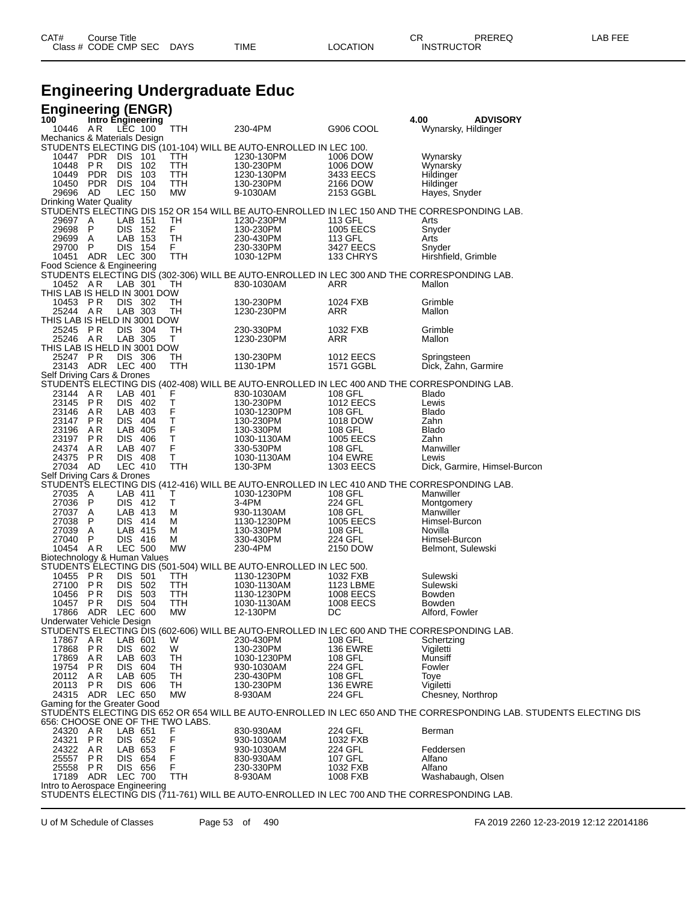| CAT# | Course Title | | | | | | CR | PREREQ | LAB FEE |
|---|---|---|---|---|---|---|---|---|---|
| Class # | CODE | CMP | SEC | DAYS | TIME | LOCATION | INSTRUCTOR | | |

# Engineering Undergraduate Educ

## Engineering (ENGR)

**100 Intro Engineering** **4.00** **ADVISORY**

| Class # | CODE | CMP | SEC | DAYS | TIME | LOCATION | INSTRUCTOR |
|---|---|---|---|---|---|---|---|
| 10446 | AR | LEC | 100 | TTH | 230-4PM | G906 COOL | Wynarsky, Hildinger |

Mechanics & Materials Design
STUDENTS ELECTING DIS (101-104) WILL BE AUTO-ENROLLED IN LEC 100.

| Class # | CODE | CMP | SEC | DAYS | TIME | LOCATION | INSTRUCTOR |
|---|---|---|---|---|---|---|---|
| 10447 | PDR | DIS | 101 | TTH | 1230-130PM | 1006 DOW | Wynarsky |
| 10448 | PR | DIS | 102 | TTH | 130-230PM | 1006 DOW | Wynarsky |
| 10449 | PDR | DIS | 103 | TTH | 1230-130PM | 3433 EECS | Hildinger |
| 10450 | PDR | DIS | 104 | TTH | 130-230PM | 2166 DOW | Hildinger |
| 29696 | AD | LEC | 150 | MW | 9-1030AM | 2153 GGBL | Hayes, Snyder |

Drinking Water Quality
STUDENTS ELECTING DIS 152 OR 154 WILL BE AUTO-ENROLLED IN LEC 150 AND THE CORRESPONDING LAB.

| Class # | CODE | CMP | SEC | DAYS | TIME | LOCATION | INSTRUCTOR |
|---|---|---|---|---|---|---|---|
| 29697 | A | LAB | 151 | TH | 1230-230PM | 113 GFL | Arts |
| 29698 | P | DIS | 152 | F | 130-230PM | 1005 EECS | Snyder |
| 29699 | A | LAB | 153 | TH | 230-430PM | 113 GFL | Arts |
| 29700 | P | DIS | 154 | F | 230-330PM | 3427 EECS | Snyder |
| 10451 | ADR | LEC | 300 | TTH | 1030-12PM | 133 CHRYS | Hirshfield, Grimble |

Food Science & Engineering
STUDENTS ELECTING DIS (302-306) WILL BE AUTO-ENROLLED IN LEC 300 AND THE CORRESPONDING LAB.

| Class # | CODE | CMP | SEC | DAYS | TIME | LOCATION | INSTRUCTOR |
|---|---|---|---|---|---|---|---|
| 10452 | AR | LAB | 301 | TH | 830-1030AM | ARR | Mallon |

THIS LAB IS HELD IN 3001 DOW

| Class # | CODE | CMP | SEC | DAYS | TIME | LOCATION | INSTRUCTOR |
|---|---|---|---|---|---|---|---|
| 10453 | PR | DIS | 302 | TH | 130-230PM | 1024 FXB | Grimble |
| 25244 | AR | LAB | 303 | TH | 1230-230PM | ARR | Mallon |

THIS LAB IS HELD IN 3001 DOW

| Class # | CODE | CMP | SEC | DAYS | TIME | LOCATION | INSTRUCTOR |
|---|---|---|---|---|---|---|---|
| 25245 | PR | DIS | 304 | TH | 230-330PM | 1032 FXB | Grimble |
| 25246 | AR | LAB | 305 | T | 1230-230PM | ARR | Mallon |

THIS LAB IS HELD IN 3001 DOW

| Class # | CODE | CMP | SEC | DAYS | TIME | LOCATION | INSTRUCTOR |
|---|---|---|---|---|---|---|---|
| 25247 | PR | DIS | 306 | TH | 130-230PM | 1012 EECS | Springsteen |
| 23143 | ADR | LEC | 400 | TTH | 1130-1PM | 1571 GGBL | Dick, Zahn, Garmire |

Self Driving Cars & Drones
STUDENTS ELECTING DIS (402-408) WILL BE AUTO-ENROLLED IN LEC 400 AND THE CORRESPONDING LAB.

| Class # | CODE | CMP | SEC | DAYS | TIME | LOCATION | INSTRUCTOR |
|---|---|---|---|---|---|---|---|
| 23144 | AR | LAB | 401 | F | 830-1030AM | 108 GFL | Blado |
| 23145 | PR | DIS | 402 | T | 130-230PM | 1012 EECS | Lewis |
| 23146 | AR | LAB | 403 | F | 1030-1230PM | 108 GFL | Blado |
| 23147 | PR | DIS | 404 | T | 130-230PM | 1018 DOW | Zahn |
| 23196 | AR | LAB | 405 | F | 130-330PM | 108 GFL | Blado |
| 23197 | PR | DIS | 406 | T | 1030-1130AM | 1005 EECS | Zahn |
| 24374 | AR | LAB | 407 | F | 330-530PM | 108 GFL | Manwiller |
| 24375 | PR | DIS | 408 | T | 1030-1130AM | 104 EWRE | Lewis |
| 27034 | AD | LEC | 410 | TTH | 130-3PM | 1303 EECS | Dick, Garmire, Himsel-Burcon |

Self Driving Cars & Drones
STUDENTS ELECTING DIS (412-416) WILL BE AUTO-ENROLLED IN LEC 410 AND THE CORRESPONDING LAB.

| Class # | CODE | CMP | SEC | DAYS | TIME | LOCATION | INSTRUCTOR |
|---|---|---|---|---|---|---|---|
| 27035 | A | LAB | 411 | T | 1030-1230PM | 108 GFL | Manwiller |
| 27036 | P | DIS | 412 | T | 3-4PM | 224 GFL | Montgomery |
| 27037 | A | LAB | 413 | M | 930-1130AM | 108 GFL | Manwiller |
| 27038 | P | DIS | 414 | M | 1130-1230PM | 1005 EECS | Himsel-Burcon |
| 27039 | A | LAB | 415 | M | 130-330PM | 108 GFL | Novilla |
| 27040 | P | DIS | 416 | M | 330-430PM | 224 GFL | Himsel-Burcon |
| 10454 | AR | LEC | 500 | MW | 230-4PM | 2150 DOW | Belmont, Sulewski |

Biotechnology & Human Values
STUDENTS ELECTING DIS (501-504) WILL BE AUTO-ENROLLED IN LEC 500.

| Class # | CODE | CMP | SEC | DAYS | TIME | LOCATION | INSTRUCTOR |
|---|---|---|---|---|---|---|---|
| 10455 | PR | DIS | 501 | TTH | 1130-1230PM | 1032 FXB | Sulewski |
| 27100 | PR | DIS | 502 | TTH | 1030-1130AM | 1123 LBME | Sulewski |
| 10456 | PR | DIS | 503 | TTH | 1130-1230PM | 1008 EECS | Bowden |
| 10457 | PR | DIS | 504 | TTH | 1030-1130AM | 1008 EECS | Bowden |
| 17866 | ADR | LEC | 600 | MW | 12-130PM | DC | Alford, Fowler |

Underwater Vehicle Design
STUDENTS ELECTING DIS (602-606) WILL BE AUTO-ENROLLED IN LEC 600 AND THE CORRESPONDING LAB.

| Class # | CODE | CMP | SEC | DAYS | TIME | LOCATION | INSTRUCTOR |
|---|---|---|---|---|---|---|---|
| 17867 | AR | LAB | 601 | W | 230-430PM | 108 GFL | Schertzing |
| 17868 | PR | DIS | 602 | W | 130-230PM | 136 EWRE | Vigiletti |
| 17869 | AR | LAB | 603 | TH | 1030-1230PM | 108 GFL | Munsiff |
| 19754 | PR | DIS | 604 | TH | 930-1030AM | 224 GFL | Fowler |
| 20112 | AR | LAB | 605 | TH | 230-430PM | 108 GFL | Toye |
| 20113 | PR | DIS | 606 | TH | 130-230PM | 136 EWRE | Vigiletti |
| 24315 | ADR | LEC | 650 | MW | 8-930AM | 224 GFL | Chesney, Northrop |

Gaming for the Greater Good
STUDENTS ELECTING DIS 652 OR 654 WILL BE AUTO-ENROLLED IN LEC 650 AND THE CORRESPONDING LAB. STUDENTS ELECTING DIS 656: CHOOSE ONE OF THE TWO LABS.

| Class # | CODE | CMP | SEC | DAYS | TIME | LOCATION | INSTRUCTOR |
|---|---|---|---|---|---|---|---|
| 24320 | AR | LAB | 651 | F | 830-930AM | 224 GFL | Berman |
| 24321 | PR | DIS | 652 | F | 930-1030AM | 1032 FXB | |
| 24322 | AR | LAB | 653 | F | 930-1030AM | 224 GFL | Feddersen |
| 25557 | PR | DIS | 654 | F | 830-930AM | 107 GFL | Alfano |
| 25558 | PR | DIS | 656 | F | 230-330PM | 1032 FXB | Alfano |
| 17189 | ADR | LEC | 700 | TTH | 8-930AM | 1008 FXB | Washabaugh, Olsen |

Intro to Aerospace Engineering
STUDENTS ELECTING DIS (711-761) WILL BE AUTO-ENROLLED IN LEC 700 AND THE CORRESPONDING LAB.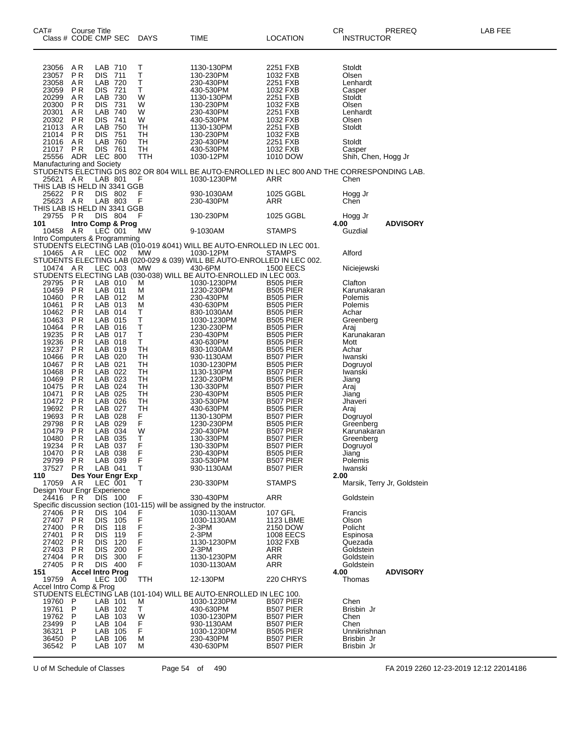| CAT# Class # | Course Title CODE | CMP | SEC | DAYS | TIME | LOCATION | CR INSTRUCTOR | PREREQ | LAB FEE |
|---|---|---|---|---|---|---|---|---|---|
| 23056 | A R | LAB | 710 | T | 1130-130PM | 2251 FXB | Stoldt | | |
| 23057 | P R | DIS | 711 | T | 130-230PM | 1032 FXB | Olsen | | |
| 23058 | A R | LAB | 720 | T | 230-430PM | 2251 FXB | Lenhardt | | |
| 23059 | P R | DIS | 721 | T | 430-530PM | 1032 FXB | Casper | | |
| 20299 | A R | LAB | 730 | W | 1130-130PM | 2251 FXB | Stoldt | | |
| 20300 | P R | DIS | 731 | W | 130-230PM | 1032 FXB | Olsen | | |
| 20301 | A R | LAB | 740 | W | 230-430PM | 2251 FXB | Lenhardt | | |
| 20302 | P R | DIS | 741 | W | 430-530PM | 1032 FXB | Olsen | | |
| 21013 | A R | LAB | 750 | TH | 1130-130PM | 2251 FXB | Stoldt | | |
| 21014 | P R | DIS | 751 | TH | 130-230PM | 1032 FXB | | | |
| 21016 | A R | LAB | 760 | TH | 230-430PM | 2251 FXB | Stoldt | | |
| 21017 | P R | DIS | 761 | TH | 430-530PM | 1032 FXB | Casper | | |
| 25556 | ADR | LEC | 800 | TTH | 1030-12PM | 1010 DOW | Shih, Chen, Hogg Jr | | |
| Manufacturing and Society | | | | | | | | | |
| STUDENTS ELECTING DIS 802 OR 804 WILL BE AUTO-ENROLLED IN LEC 800 AND THE CORRESPONDING LAB. | | | | | | | | | |
| 25621 | A R | LAB | 801 | F | 1030-1230PM | ARR | Chen | | |
| THIS LAB IS HELD IN 3341 GGB | | | | | | | | | |
| 25622 | P R | DIS | 802 | F | 930-1030AM | 1025 GGBL | Hogg Jr | | |
| 25623 | A R | LAB | 803 | F | 230-430PM | ARR | Chen | | |
| THIS LAB IS HELD IN 3341 GGB | | | | | | | | | |
| 29755 | P R | DIS | 804 | F | 130-230PM | 1025 GGBL | Hogg Jr | | |
| **101** | **Intro Comp & Prog** | | | | | | **4.00** | **ADVISORY** | |
| 10458 | A R | LEC | 001 | MW | 9-1030AM | STAMPS | Guzdial | | |
| Intro Computers & Programming | | | | | | | | | |
| STUDENTS ELECTING LAB (010-019 &041) WILL BE AUTO-ENROLLED IN LEC 001. | | | | | | | | | |
| 10465 | A R | LEC | 002 | MW | 1030-12PM | STAMPS | Alford | | |
| STUDENTS ELECTING LAB (020-029 & 039) WILL BE AUTO-ENROLLED IN LEC 002. | | | | | | | | | |
| 10474 | A R | LEC | 003 | MW | 430-6PM | 1500 EECS | Niciejewski | | |
| STUDENTS ELECTING LAB (030-038) WILL BE AUTO-ENROLLED IN LEC 003. | | | | | | | | | |
| 29795 | P R | LAB | 010 | M | 1030-1230PM | B505 PIER | Clafton | | |
| 10459 | P R | LAB | 011 | M | 1230-230PM | B505 PIER | Karunakaran | | |
| 10460 | P R | LAB | 012 | M | 230-430PM | B505 PIER | Polemis | | |
| 10461 | P R | LAB | 013 | M | 430-630PM | B505 PIER | Polemis | | |
| 10462 | P R | LAB | 014 | T | 830-1030AM | B505 PIER | Achar | | |
| 10463 | P R | LAB | 015 | T | 1030-1230PM | B505 PIER | Greenberg | | |
| 10464 | P R | LAB | 016 | T | 1230-230PM | B505 PIER | Araj | | |
| 19235 | P R | LAB | 017 | T | 230-430PM | B505 PIER | Karunakaran | | |
| 19236 | P R | LAB | 018 | T | 430-630PM | B505 PIER | Mott | | |
| 19237 | P R | LAB | 019 | TH | 830-1030AM | B505 PIER | Achar | | |
| 10466 | P R | LAB | 020 | TH | 930-1130AM | B507 PIER | Iwanski | | |
| 10467 | P R | LAB | 021 | TH | 1030-1230PM | B505 PIER | Dogruyol | | |
| 10468 | P R | LAB | 022 | TH | 1130-130PM | B507 PIER | Iwanski | | |
| 10469 | P R | LAB | 023 | TH | 1230-230PM | B505 PIER | Jiang | | |
| 10475 | P R | LAB | 024 | TH | 130-330PM | B507 PIER | Araj | | |
| 10471 | P R | LAB | 025 | TH | 230-430PM | B505 PIER | Jiang | | |
| 10472 | P R | LAB | 026 | TH | 330-530PM | B507 PIER | Jhaveri | | |
| 19692 | P R | LAB | 027 | TH | 430-630PM | B505 PIER | Araj | | |
| 19693 | P R | LAB | 028 | F | 1130-130PM | B507 PIER | Dogruyol | | |
| 29798 | P R | LAB | 029 | F | 1230-230PM | B505 PIER | Greenberg | | |
| 10479 | P R | LAB | 034 | W | 230-430PM | B507 PIER | Karunakaran | | |
| 10480 | P R | LAB | 035 | T | 130-330PM | B507 PIER | Greenberg | | |
| 19234 | P R | LAB | 037 | F | 130-330PM | B507 PIER | Dogruyol | | |
| 10470 | P R | LAB | 038 | F | 230-430PM | B505 PIER | Jiang | | |
| 29799 | P R | LAB | 039 | F | 330-530PM | B507 PIER | Polemis | | |
| 37527 | P R | LAB | 041 | T | 930-1130AM | B507 PIER | Iwanski | | |
| **110** | **Des Your Engr Exp** | | | | | | **2.00** | | |
| 17059 | A R | LEC | 001 | T | 230-330PM | STAMPS | Marsik, Terry Jr, Goldstein | | |
| Design Your Engr Experience | | | | | | | | | |
| 24416 | P R | DIS | 100 | F | 330-430PM | ARR | Goldstein | | |
| Specific discussion section (101-115) will be assigned by the instructor. | | | | | | | | | |
| 27406 | P R | DIS | 104 | F | 1030-1130AM | 107 GFL | Francis | | |
| 27407 | P R | DIS | 105 | F | 1030-1130AM | 1123 LBME | Olson | | |
| 27400 | P R | DIS | 118 | F | 2-3PM | 2150 DOW | Policht | | |
| 27401 | P R | DIS | 119 | F | 2-3PM | 1008 EECS | Espinosa | | |
| 27402 | P R | DIS | 120 | F | 1130-1230PM | 1032 FXB | Quezada | | |
| 27403 | P R | DIS | 200 | F | 2-3PM | ARR | Goldstein | | |
| 27404 | P R | DIS | 300 | F | 1130-1230PM | ARR | Goldstein | | |
| 27405 | P R | DIS | 400 | F | 1030-1130AM | ARR | Goldstein | | |
| **151** | **Accel Intro Prog** | | | | | | **4.00** | **ADVISORY** | |
| 19759 | A | LEC | 100 | TTH | 12-130PM | 220 CHRYS | Thomas | | |
| Accel Intro Comp & Prog | | | | | | | | | |
| STUDENTS ELECTING LAB (101-104) WILL BE AUTO-ENROLLED IN LEC 100. | | | | | | | | | |
| 19760 | P | LAB | 101 | M | 1030-1230PM | B507 PIER | Chen | | |
| 19761 | P | LAB | 102 | T | 430-630PM | B507 PIER | Brisbin Jr | | |
| 19762 | P | LAB | 103 | W | 1030-1230PM | B507 PIER | Chen | | |
| 23499 | P | LAB | 104 | F | 930-1130AM | B507 PIER | Chen | | |
| 36321 | P | LAB | 105 | F | 1030-1230PM | B505 PIER | Unnikrishnan | | |
| 36450 | P | LAB | 106 | M | 230-430PM | B507 PIER | Brisbin Jr | | |
| 36542 | P | LAB | 107 | M | 430-630PM | B507 PIER | Brisbin Jr | | |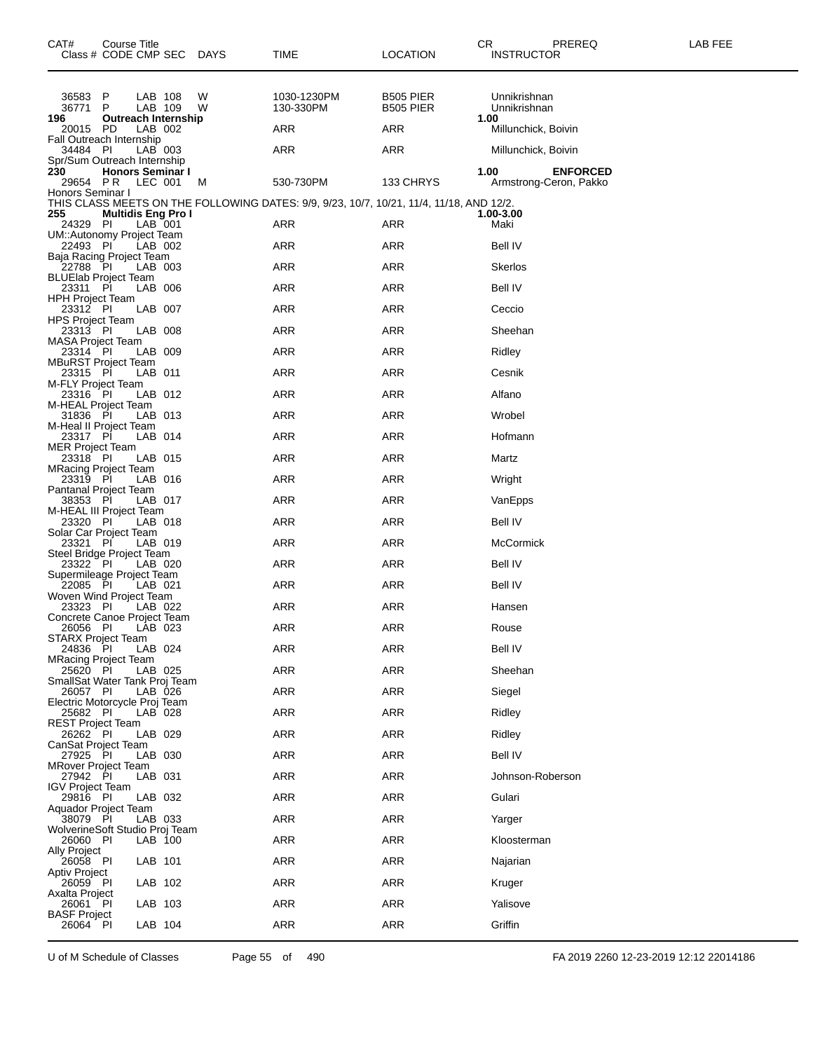| CAT# Class # | Course Title CODE | CMP | SEC | DAYS | TIME | LOCATION | CR INSTRUCTOR | PREREQ | LAB FEE |
|---|---|---|---|---|---|---|---|---|---|
| 36583 | P | LAB | 108 | W | 1030-1230PM | B505 PIER | Unnikrishnan | | |
| 36771 | P | LAB | 109 | W | 130-330PM | B505 PIER | Unnikrishnan | | |
| **196** | **Outreach Internship** | | | | | | **1.00** | | |
| 20015 | PD | LAB | 002 | | ARR | ARR | Millunchick, Boivin | | |
| Fall Outreach Internship | | | | | | | | | |
| 34484 | PI | LAB | 003 | | ARR | ARR | Millunchick, Boivin | | |
| Spr/Sum Outreach Internship | | | | | | | | | |
| **230** | **Honors Seminar I** | | | | | | **1.00** | **ENFORCED** | |
| 29654 | P R | LEC | 001 | M | 530-730PM | 133 CHRYS | Armstrong-Ceron, Pakko | | |
| Honors Seminar I | | | | | | | | | |
| THIS CLASS MEETS ON THE FOLLOWING DATES: 9/9, 9/23, 10/7, 10/21, 11/4, 11/18, AND 12/2. | | | | | | | | | |
| **255** | **Multidis Eng Pro I** | | | | | | **1.00-3.00** | | |
| 24329 | PI | LAB | 001 | | ARR | ARR | Maki | | |
| UM::Autonomy Project Team | | | | | | | | | |
| 22493 | PI | LAB | 002 | | ARR | ARR | Bell IV | | |
| Baja Racing Project Team | | | | | | | | | |
| 22788 | PI | LAB | 003 | | ARR | ARR | Skerlos | | |
| BLUElab Project Team | | | | | | | | | |
| 23311 | PI | LAB | 006 | | ARR | ARR | Bell IV | | |
| HPH Project Team | | | | | | | | | |
| 23312 | PI | LAB | 007 | | ARR | ARR | Ceccio | | |
| HPS Project Team | | | | | | | | | |
| 23313 | PI | LAB | 008 | | ARR | ARR | Sheehan | | |
| MASA Project Team | | | | | | | | | |
| 23314 | PI | LAB | 009 | | ARR | ARR | Ridley | | |
| MBuRST Project Team | | | | | | | | | |
| 23315 | PI | LAB | 011 | | ARR | ARR | Cesnik | | |
| M-FLY Project Team | | | | | | | | | |
| 23316 | PI | LAB | 012 | | ARR | ARR | Alfano | | |
| M-HEAL Project Team | | | | | | | | | |
| 31836 | PI | LAB | 013 | | ARR | ARR | Wrobel | | |
| M-Heal II Project Team | | | | | | | | | |
| 23317 | PI | LAB | 014 | | ARR | ARR | Hofmann | | |
| MER Project Team | | | | | | | | | |
| 23318 | PI | LAB | 015 | | ARR | ARR | Martz | | |
| MRacing Project Team | | | | | | | | | |
| 23319 | PI | LAB | 016 | | ARR | ARR | Wright | | |
| Pantanal Project Team | | | | | | | | | |
| 38353 | PI | LAB | 017 | | ARR | ARR | VanEpps | | |
| M-HEAL III Project Team | | | | | | | | | |
| 23320 | PI | LAB | 018 | | ARR | ARR | Bell IV | | |
| Solar Car Project Team | | | | | | | | | |
| 23321 | PI | LAB | 019 | | ARR | ARR | McCormick | | |
| Steel Bridge Project Team | | | | | | | | | |
| 23322 | PI | LAB | 020 | | ARR | ARR | Bell IV | | |
| Supermileage Project Team | | | | | | | | | |
| 22085 | PI | LAB | 021 | | ARR | ARR | Bell IV | | |
| Woven Wind Project Team | | | | | | | | | |
| 23323 | PI | LAB | 022 | | ARR | ARR | Hansen | | |
| Concrete Canoe Project Team | | | | | | | | | |
| 26056 | PI | LAB | 023 | | ARR | ARR | Rouse | | |
| STARX Project Team | | | | | | | | | |
| 24836 | PI | LAB | 024 | | ARR | ARR | Bell IV | | |
| MRacing Project Team | | | | | | | | | |
| 25620 | PI | LAB | 025 | | ARR | ARR | Sheehan | | |
| SmallSat Water Tank Proj Team | | | | | | | | | |
| 26057 | PI | LAB | 026 | | ARR | ARR | Siegel | | |
| Electric Motorcycle Proj Team | | | | | | | | | |
| 25682 | PI | LAB | 028 | | ARR | ARR | Ridley | | |
| REST Project Team | | | | | | | | | |
| 26262 | PI | LAB | 029 | | ARR | ARR | Ridley | | |
| CanSat Project Team | | | | | | | | | |
| 27925 | PI | LAB | 030 | | ARR | ARR | Bell IV | | |
| MRover Project Team | | | | | | | | | |
| 27942 | PI | LAB | 031 | | ARR | ARR | Johnson-Roberson | | |
| IGV Project Team | | | | | | | | | |
| 29816 | PI | LAB | 032 | | ARR | ARR | Gulari | | |
| Aquador Project Team | | | | | | | | | |
| 38079 | PI | LAB | 033 | | ARR | ARR | Yarger | | |
| WolverineSoft Studio Proj Team | | | | | | | | | |
| 26060 | PI | LAB | 100 | | ARR | ARR | Kloosterman | | |
| Ally Project | | | | | | | | | |
| 26058 | PI | LAB | 101 | | ARR | ARR | Najarian | | |
| Aptiv Project | | | | | | | | | |
| 26059 | PI | LAB | 102 | | ARR | ARR | Kruger | | |
| Axalta Project | | | | | | | | | |
| 26061 | PI | LAB | 103 | | ARR | ARR | Yalisove | | |
| BASF Project | | | | | | | | | |
| 26064 | PI | LAB | 104 | | ARR | ARR | Griffin | | |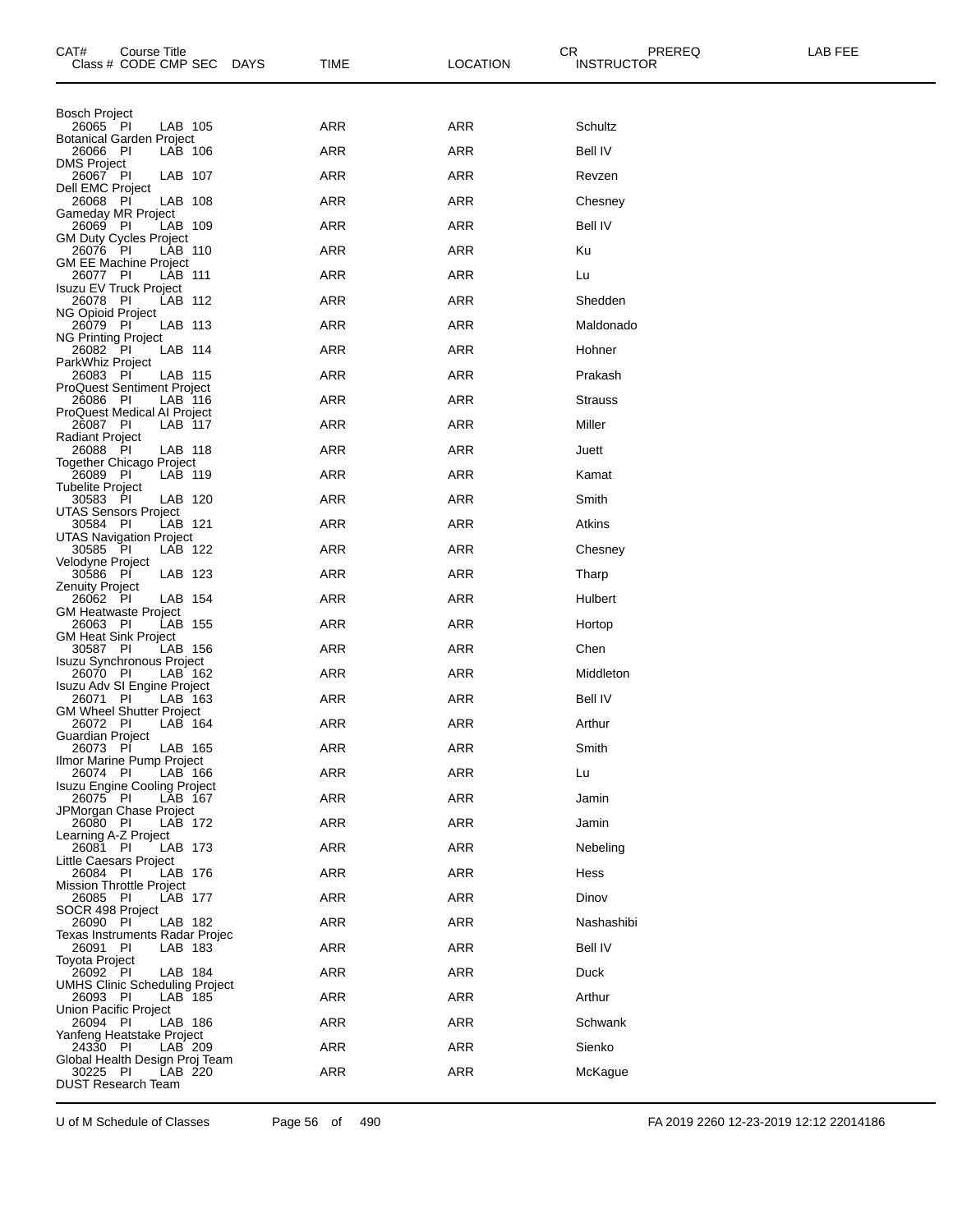| CAT# Course Title Class # | CODE | CMP | SEC | DAYS | TIME | LOCATION | CR INSTRUCTOR | PREREQ | LAB FEE |
|---|---|---|---|---|---|---|---|---|---|
| Bosch Project | | | | | | | | | |
| 26065 | PI | LAB | 105 | | ARR | ARR | Schultz | | |
| Botanical Garden Project | | | | | | | | | |
| 26066 | PI | LAB | 106 | | ARR | ARR | Bell IV | | |
| DMS Project | | | | | | | | | |
| 26067 | PI | LAB | 107 | | ARR | ARR | Revzen | | |
| Dell EMC Project | | | | | | | | | |
| 26068 | PI | LAB | 108 | | ARR | ARR | Chesney | | |
| Gameday MR Project | | | | | | | | | |
| 26069 | PI | LAB | 109 | | ARR | ARR | Bell IV | | |
| GM Duty Cycles Project | | | | | | | | | |
| 26076 | PI | LAB | 110 | | ARR | ARR | Ku | | |
| GM EE Machine Project | | | | | | | | | |
| 26077 | PI | LAB | 111 | | ARR | ARR | Lu | | |
| Isuzu EV Truck Project | | | | | | | | | |
| 26078 | PI | LAB | 112 | | ARR | ARR | Shedden | | |
| NG Opioid Project | | | | | | | | | |
| 26079 | PI | LAB | 113 | | ARR | ARR | Maldonado | | |
| NG Printing Project | | | | | | | | | |
| 26082 | PI | LAB | 114 | | ARR | ARR | Hohner | | |
| ParkWhiz Project | | | | | | | | | |
| 26083 | PI | LAB | 115 | | ARR | ARR | Prakash | | |
| ProQuest Sentiment Project | | | | | | | | | |
| 26086 | PI | LAB | 116 | | ARR | ARR | Strauss | | |
| ProQuest Medical AI Project | | | | | | | | | |
| 26087 | PI | LAB | 117 | | ARR | ARR | Miller | | |
| Radiant Project | | | | | | | | | |
| 26088 | PI | LAB | 118 | | ARR | ARR | Juett | | |
| Together Chicago Project | | | | | | | | | |
| 26089 | PI | LAB | 119 | | ARR | ARR | Kamat | | |
| Tubelite Project | | | | | | | | | |
| 30583 | PI | LAB | 120 | | ARR | ARR | Smith | | |
| UTAS Sensors Project | | | | | | | | | |
| 30584 | PI | LAB | 121 | | ARR | ARR | Atkins | | |
| UTAS Navigation Project | | | | | | | | | |
| 30585 | PI | LAB | 122 | | ARR | ARR | Chesney | | |
| Velodyne Project | | | | | | | | | |
| 30586 | PI | LAB | 123 | | ARR | ARR | Tharp | | |
| Zenuity Project | | | | | | | | | |
| 26062 | PI | LAB | 154 | | ARR | ARR | Hulbert | | |
| GM Heatwaste Project | | | | | | | | | |
| 26063 | PI | LAB | 155 | | ARR | ARR | Hortop | | |
| GM Heat Sink Project | | | | | | | | | |
| 30587 | PI | LAB | 156 | | ARR | ARR | Chen | | |
| Isuzu Synchronous Project | | | | | | | | | |
| 26070 | PI | LAB | 162 | | ARR | ARR | Middleton | | |
| Isuzu Adv SI Engine Project | | | | | | | | | |
| 26071 | PI | LAB | 163 | | ARR | ARR | Bell IV | | |
| GM Wheel Shutter Project | | | | | | | | | |
| 26072 | PI | LAB | 164 | | ARR | ARR | Arthur | | |
| Guardian Project | | | | | | | | | |
| 26073 | PI | LAB | 165 | | ARR | ARR | Smith | | |
| Ilmor Marine Pump Project | | | | | | | | | |
| 26074 | PI | LAB | 166 | | ARR | ARR | Lu | | |
| Isuzu Engine Cooling Project | | | | | | | | | |
| 26075 | PI | LAB | 167 | | ARR | ARR | Jamin | | |
| JPMorgan Chase Project | | | | | | | | | |
| 26080 | PI | LAB | 172 | | ARR | ARR | Jamin | | |
| Learning A-Z Project | | | | | | | | | |
| 26081 | PI | LAB | 173 | | ARR | ARR | Nebeling | | |
| Little Caesars Project | | | | | | | | | |
| 26084 | PI | LAB | 176 | | ARR | ARR | Hess | | |
| Mission Throttle Project | | | | | | | | | |
| 26085 | PI | LAB | 177 | | ARR | ARR | Dinov | | |
| SOCR 498 Project | | | | | | | | | |
| 26090 | PI | LAB | 182 | | ARR | ARR | Nashashibi | | |
| Texas Instruments Radar Projec | | | | | | | | | |
| 26091 | PI | LAB | 183 | | ARR | ARR | Bell IV | | |
| Toyota Project | | | | | | | | | |
| 26092 | PI | LAB | 184 | | ARR | ARR | Duck | | |
| UMHS Clinic Scheduling Project | | | | | | | | | |
| 26093 | PI | LAB | 185 | | ARR | ARR | Arthur | | |
| Union Pacific Project | | | | | | | | | |
| 26094 | PI | LAB | 186 | | ARR | ARR | Schwank | | |
| Yanfeng Heatstake Project | | | | | | | | | |
| 24330 | PI | LAB | 209 | | ARR | ARR | Sienko | | |
| Global Health Design Proj Team | | | | | | | | | |
| 30225 | PI | LAB | 220 | | ARR | ARR | McKague | | |
| DUST Research Team | | | | | | | | | |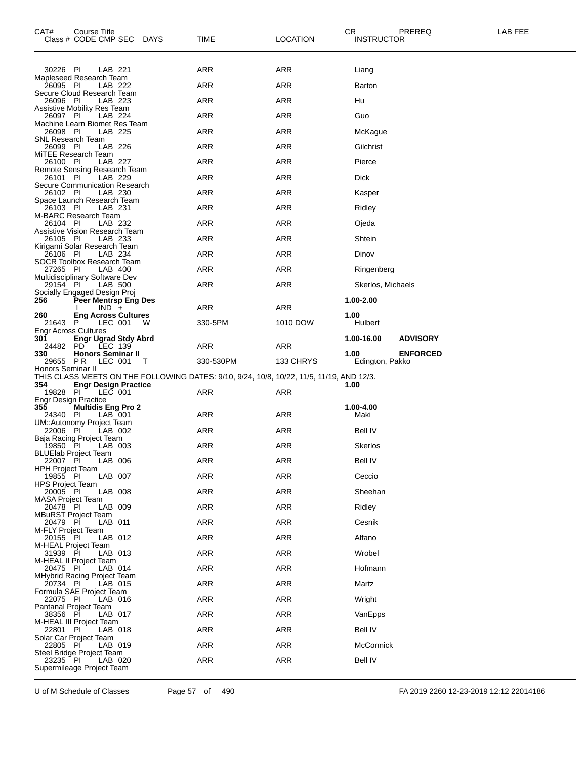| CAT# Class # | Course Title CODE CMP SEC | DAYS | TIME | LOCATION | CR INSTRUCTOR | PREREQ | LAB FEE |
|---|---|---|---|---|---|---|---|
| 30226 | PI LAB 221 | | ARR | ARR | Liang | | |
| Mapleseed Research Team | | | | | | | |
| 26095 | PI LAB 222 | | ARR | ARR | Barton | | |
| Secure Cloud Research Team | | | | | | | |
| 26096 | PI LAB 223 | | ARR | ARR | Hu | | |
| Assistive Mobility Res Team | | | | | | | |
| 26097 | PI LAB 224 | | ARR | ARR | Guo | | |
| Machine Learn Biomet Res Team | | | | | | | |
| 26098 | PI LAB 225 | | ARR | ARR | McKague | | |
| SNL Research Team | | | | | | | |
| 26099 | PI LAB 226 | | ARR | ARR | Gilchrist | | |
| MiTEE Research Team | | | | | | | |
| 26100 | PI LAB 227 | | ARR | ARR | Pierce | | |
| Remote Sensing Research Team | | | | | | | |
| 26101 | PI LAB 229 | | ARR | ARR | Dick | | |
| Secure Communication Research | | | | | | | |
| 26102 | PI LAB 230 | | ARR | ARR | Kasper | | |
| Space Launch Research Team | | | | | | | |
| 26103 | PI LAB 231 | | ARR | ARR | Ridley | | |
| M-BARC Research Team | | | | | | | |
| 26104 | PI LAB 232 | | ARR | ARR | Ojeda | | |
| Assistive Vision Research Team | | | | | | | |
| 26105 | PI LAB 233 | | ARR | ARR | Shtein | | |
| Kirigami Solar Research Team | | | | | | | |
| 26106 | PI LAB 234 | | ARR | ARR | Dinov | | |
| SOCR Toolbox Research Team | | | | | | | |
| 27265 | PI LAB 400 | | ARR | ARR | Ringenberg | | |
| Multidisciplinary Software Dev | | | | | | | |
| 29154 | PI LAB 500 | | ARR | ARR | Skerlos, Michaels | | |
| Socially Engaged Design Proj | | | | | | | |
| **256** | **Peer Mentrsp Eng Des** | | | | **1.00-2.00** | | |
| | I IND + | | ARR | ARR | | | |
| **260** | **Eng Across Cultures** | | | | **1.00** | | |
| 21643 | P LEC 001 | W | 330-5PM | 1010 DOW | Hulbert | | |
| Engr Across Cultures | | | | | | | |
| **301** | **Engr Ugrad Stdy Abrd** | | | | **1.00-16.00** | **ADVISORY** | |
| 24482 | PD LEC 139 | | ARR | ARR | | | |
| **330** | **Honors Seminar II** | | | | **1.00** | **ENFORCED** | |
| 29655 | P R LEC 001 | T | 330-530PM | 133 CHRYS | Edington, Pakko | | |
| Honors Seminar II | | | | | | | |
| THIS CLASS MEETS ON THE FOLLOWING DATES: 9/10, 9/24, 10/8, 10/22, 11/5, 11/19, AND 12/3. | | | | | | | |
| **354** | **Engr Design Practice** | | | | **1.00** | | |
| 19828 | PI LEC 001 | | ARR | ARR | | | |
| Engr Design Practice | | | | | | | |
| **355** | **Multidis Eng Pro 2** | | | | **1.00-4.00** | | |
| 24340 | PI LAB 001 | | ARR | ARR | Maki | | |
| UM::Autonomy Project Team | | | | | | | |
| 22006 | PI LAB 002 | | ARR | ARR | Bell IV | | |
| Baja Racing Project Team | | | | | | | |
| 19850 | PI LAB 003 | | ARR | ARR | Skerlos | | |
| BLUElab Project Team | | | | | | | |
| 22007 | PI LAB 006 | | ARR | ARR | Bell IV | | |
| HPH Project Team | | | | | | | |
| 19855 | PI LAB 007 | | ARR | ARR | Ceccio | | |
| HPS Project Team | | | | | | | |
| 20005 | PI LAB 008 | | ARR | ARR | Sheehan | | |
| MASA Project Team | | | | | | | |
| 20478 | PI LAB 009 | | ARR | ARR | Ridley | | |
| MBuRST Project Team | | | | | | | |
| 20479 | PI LAB 011 | | ARR | ARR | Cesnik | | |
| M-FLY Project Team | | | | | | | |
| 20155 | PI LAB 012 | | ARR | ARR | Alfano | | |
| M-HEAL Project Team | | | | | | | |
| 31939 | PI LAB 013 | | ARR | ARR | Wrobel | | |
| M-HEAL II Project Team | | | | | | | |
| 20475 | PI LAB 014 | | ARR | ARR | Hofmann | | |
| MHybrid Racing Project Team | | | | | | | |
| 20734 | PI LAB 015 | | ARR | ARR | Martz | | |
| Formula SAE Project Team | | | | | | | |
| 22075 | PI LAB 016 | | ARR | ARR | Wright | | |
| Pantanal Project Team | | | | | | | |
| 38356 | PI LAB 017 | | ARR | ARR | VanEpps | | |
| M-HEAL III Project Team | | | | | | | |
| 22801 | PI LAB 018 | | ARR | ARR | Bell IV | | |
| Solar Car Project Team | | | | | | | |
| 22805 | PI LAB 019 | | ARR | ARR | McCormick | | |
| Steel Bridge Project Team | | | | | | | |
| 23235 | PI LAB 020 | | ARR | ARR | Bell IV | | |
| Supermileage Project Team | | | | | | | |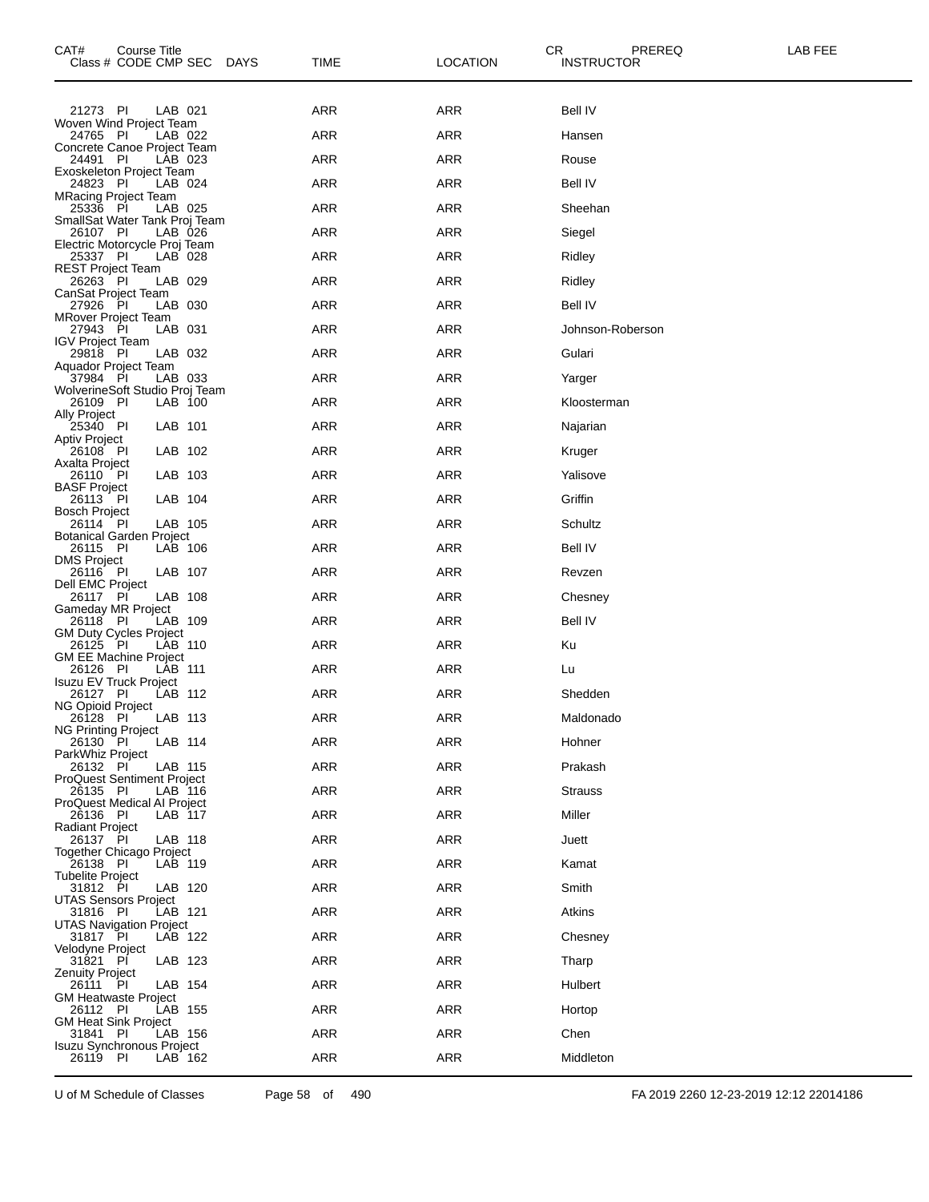| CAT# Class # | Course Title CODE | CMP | SEC | DAYS | TIME | LOCATION | CR INSTRUCTOR | PREREQ | LAB FEE |
|---|---|---|---|---|---|---|---|---|---|
| 21273 | PI | LAB | 021 | | ARR | ARR | Bell IV | | |
| Woven Wind Project Team | | | | | | | | | |
| 24765 | PI | LAB | 022 | | ARR | ARR | Hansen | | |
| Concrete Canoe Project Team | | | | | | | | | |
| 24491 | PI | LAB | 023 | | ARR | ARR | Rouse | | |
| Exoskeleton Project Team | | | | | | | | | |
| 24823 | PI | LAB | 024 | | ARR | ARR | Bell IV | | |
| MRacing Project Team | | | | | | | | | |
| 25336 | PI | LAB | 025 | | ARR | ARR | Sheehan | | |
| SmallSat Water Tank Proj Team | | | | | | | | | |
| 26107 | PI | LAB | 026 | | ARR | ARR | Siegel | | |
| Electric Motorcycle Proj Team | | | | | | | | | |
| 25337 | PI | LAB | 028 | | ARR | ARR | Ridley | | |
| REST Project Team | | | | | | | | | |
| 26263 | PI | LAB | 029 | | ARR | ARR | Ridley | | |
| CanSat Project Team | | | | | | | | | |
| 27926 | PI | LAB | 030 | | ARR | ARR | Bell IV | | |
| MRover Project Team | | | | | | | | | |
| 27943 | PI | LAB | 031 | | ARR | ARR | Johnson-Roberson | | |
| IGV Project Team | | | | | | | | | |
| 29818 | PI | LAB | 032 | | ARR | ARR | Gulari | | |
| Aquador Project Team | | | | | | | | | |
| 37984 | PI | LAB | 033 | | ARR | ARR | Yarger | | |
| WolverineSoft Studio Proj Team | | | | | | | | | |
| 26109 | PI | LAB | 100 | | ARR | ARR | Kloosterman | | |
| Ally Project | | | | | | | | | |
| 25340 | PI | LAB | 101 | | ARR | ARR | Najarian | | |
| Aptiv Project | | | | | | | | | |
| 26108 | PI | LAB | 102 | | ARR | ARR | Kruger | | |
| Axalta Project | | | | | | | | | |
| 26110 | PI | LAB | 103 | | ARR | ARR | Yalisove | | |
| BASF Project | | | | | | | | | |
| 26113 | PI | LAB | 104 | | ARR | ARR | Griffin | | |
| Bosch Project | | | | | | | | | |
| 26114 | PI | LAB | 105 | | ARR | ARR | Schultz | | |
| Botanical Garden Project | | | | | | | | | |
| 26115 | PI | LAB | 106 | | ARR | ARR | Bell IV | | |
| DMS Project | | | | | | | | | |
| 26116 | PI | LAB | 107 | | ARR | ARR | Revzen | | |
| Dell EMC Project | | | | | | | | | |
| 26117 | PI | LAB | 108 | | ARR | ARR | Chesney | | |
| Gameday MR Project | | | | | | | | | |
| 26118 | PI | LAB | 109 | | ARR | ARR | Bell IV | | |
| GM Duty Cycles Project | | | | | | | | | |
| 26125 | PI | LAB | 110 | | ARR | ARR | Ku | | |
| GM EE Machine Project | | | | | | | | | |
| 26126 | PI | LAB | 111 | | ARR | ARR | Lu | | |
| Isuzu EV Truck Project | | | | | | | | | |
| 26127 | PI | LAB | 112 | | ARR | ARR | Shedden | | |
| NG Opioid Project | | | | | | | | | |
| 26128 | PI | LAB | 113 | | ARR | ARR | Maldonado | | |
| NG Printing Project | | | | | | | | | |
| 26130 | PI | LAB | 114 | | ARR | ARR | Hohner | | |
| ParkWhiz Project | | | | | | | | | |
| 26132 | PI | LAB | 115 | | ARR | ARR | Prakash | | |
| ProQuest Sentiment Project | | | | | | | | | |
| 26135 | PI | LAB | 116 | | ARR | ARR | Strauss | | |
| ProQuest Medical AI Project | | | | | | | | | |
| 26136 | PI | LAB | 117 | | ARR | ARR | Miller | | |
| Radiant Project | | | | | | | | | |
| 26137 | PI | LAB | 118 | | ARR | ARR | Juett | | |
| Together Chicago Project | | | | | | | | | |
| 26138 | PI | LAB | 119 | | ARR | ARR | Kamat | | |
| Tubelite Project | | | | | | | | | |
| 31812 | PI | LAB | 120 | | ARR | ARR | Smith | | |
| UTAS Sensors Project | | | | | | | | | |
| 31816 | PI | LAB | 121 | | ARR | ARR | Atkins | | |
| UTAS Navigation Project | | | | | | | | | |
| 31817 | PI | LAB | 122 | | ARR | ARR | Chesney | | |
| Velodyne Project | | | | | | | | | |
| 31821 | PI | LAB | 123 | | ARR | ARR | Tharp | | |
| Zenuity Project | | | | | | | | | |
| 26111 | PI | LAB | 154 | | ARR | ARR | Hulbert | | |
| GM Heatwaste Project | | | | | | | | | |
| 26112 | PI | LAB | 155 | | ARR | ARR | Hortop | | |
| GM Heat Sink Project | | | | | | | | | |
| 31841 | PI | LAB | 156 | | ARR | ARR | Chen | | |
| Isuzu Synchronous Project | | | | | | | | | |
| 26119 | PI | LAB | 162 | | ARR | ARR | Middleton | | |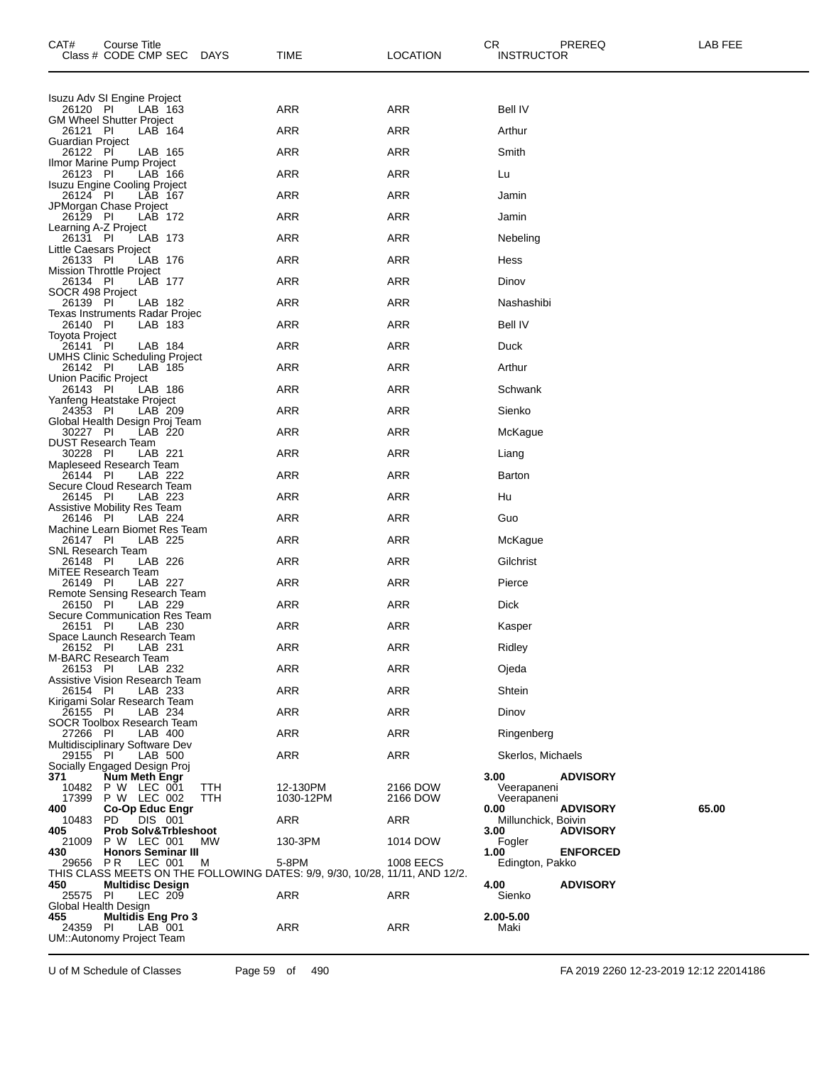| CAT# Class # | Course Title CODE | CMP | SEC | DAYS | TIME | LOCATION | CR INSTRUCTOR | PREREQ | LAB FEE |
|---|---|---|---|---|---|---|---|---|---|
| Isuzu Adv SI Engine Project | | | | | | | | | |
| 26120 | PI | LAB | 163 | | ARR | ARR | Bell IV | | |
| GM Wheel Shutter Project | | | | | | | | | |
| 26121 | PI | LAB | 164 | | ARR | ARR | Arthur | | |
| Guardian Project | | | | | | | | | |
| 26122 | PI | LAB | 165 | | ARR | ARR | Smith | | |
| Ilmor Marine Pump Project | | | | | | | | | |
| 26123 | PI | LAB | 166 | | ARR | ARR | Lu | | |
| Isuzu Engine Cooling Project | | | | | | | | | |
| 26124 | PI | LAB | 167 | | ARR | ARR | Jamin | | |
| JPMorgan Chase Project | | | | | | | | | |
| 26129 | PI | LAB | 172 | | ARR | ARR | Jamin | | |
| Learning A-Z Project | | | | | | | | | |
| 26131 | PI | LAB | 173 | | ARR | ARR | Nebeling | | |
| Little Caesars Project | | | | | | | | | |
| 26133 | PI | LAB | 176 | | ARR | ARR | Hess | | |
| Mission Throttle Project | | | | | | | | | |
| 26134 | PI | LAB | 177 | | ARR | ARR | Dinov | | |
| SOCR 498 Project | | | | | | | | | |
| 26139 | PI | LAB | 182 | | ARR | ARR | Nashashibi | | |
| Texas Instruments Radar Projec | | | | | | | | | |
| 26140 | PI | LAB | 183 | | ARR | ARR | Bell IV | | |
| Toyota Project | | | | | | | | | |
| 26141 | PI | LAB | 184 | | ARR | ARR | Duck | | |
| UMHS Clinic Scheduling Project | | | | | | | | | |
| 26142 | PI | LAB | 185 | | ARR | ARR | Arthur | | |
| Union Pacific Project | | | | | | | | | |
| 26143 | PI | LAB | 186 | | ARR | ARR | Schwank | | |
| Yanfeng Heatstake Project | | | | | | | | | |
| 24353 | PI | LAB | 209 | | ARR | ARR | Sienko | | |
| Global Health Design Proj Team | | | | | | | | | |
| 30227 | PI | LAB | 220 | | ARR | ARR | McKague | | |
| DUST Research Team | | | | | | | | | |
| 30228 | PI | LAB | 221 | | ARR | ARR | Liang | | |
| Mapleseed Research Team | | | | | | | | | |
| 26144 | PI | LAB | 222 | | ARR | ARR | Barton | | |
| Secure Cloud Research Team | | | | | | | | | |
| 26145 | PI | LAB | 223 | | ARR | ARR | Hu | | |
| Assistive Mobility Res Team | | | | | | | | | |
| 26146 | PI | LAB | 224 | | ARR | ARR | Guo | | |
| Machine Learn Biomet Res Team | | | | | | | | | |
| 26147 | PI | LAB | 225 | | ARR | ARR | McKague | | |
| SNL Research Team | | | | | | | | | |
| 26148 | PI | LAB | 226 | | ARR | ARR | Gilchrist | | |
| MiTEE Research Team | | | | | | | | | |
| 26149 | PI | LAB | 227 | | ARR | ARR | Pierce | | |
| Remote Sensing Research Team | | | | | | | | | |
| 26150 | PI | LAB | 229 | | ARR | ARR | Dick | | |
| Secure Communication Res Team | | | | | | | | | |
| 26151 | PI | LAB | 230 | | ARR | ARR | Kasper | | |
| Space Launch Research Team | | | | | | | | | |
| 26152 | PI | LAB | 231 | | ARR | ARR | Ridley | | |
| M-BARC Research Team | | | | | | | | | |
| 26153 | PI | LAB | 232 | | ARR | ARR | Ojeda | | |
| Assistive Vision Research Team | | | | | | | | | |
| 26154 | PI | LAB | 233 | | ARR | ARR | Shtein | | |
| Kirigami Solar Research Team | | | | | | | | | |
| 26155 | PI | LAB | 234 | | ARR | ARR | Dinov | | |
| SOCR Toolbox Research Team | | | | | | | | | |
| 27266 | PI | LAB | 400 | | ARR | ARR | Ringenberg | | |
| Multidisciplinary Software Dev | | | | | | | | | |
| 29155 | PI | LAB | 500 | | ARR | ARR | Skerlos, Michaels | | |
| Socially Engaged Design Proj | | | | | | | | | |
| **371** | **Num Meth Engr** | | | | | | **3.00** | **ADVISORY** | |
| 10482 | P W | LEC | 001 | TTH | 12-130PM | 2166 DOW | Veerapaneni | | |
| 17399 | P W | LEC | 002 | TTH | 1030-12PM | 2166 DOW | Veerapaneni | | |
| **400** | **Co-Op Educ Engr** | | | | | | **0.00** | **ADVISORY** | **65.00** |
| 10483 | PD | DIS | 001 | | ARR | ARR | Millunchick, Boivin | | |
| **405** | **Prob Solv&Trbleshoot** | | | | | | **3.00** | **ADVISORY** | |
| 21009 | P W | LEC | 001 | MW | 130-3PM | 1014 DOW | Fogler | | |
| **430** | **Honors Seminar III** | | | | | | **1.00** | **ENFORCED** | |
| 29656 | P R | LEC | 001 | M | 5-8PM | 1008 EECS | Edington, Pakko | | |
| THIS CLASS MEETS ON THE FOLLOWING DATES: 9/9, 9/30, 10/28, 11/11, AND 12/2. | | | | | | | | | |
| **450** | **Multidisc Design** | | | | | | **4.00** | **ADVISORY** | |
| 25575 | PI | LEC | 209 | | ARR | ARR | Sienko | | |
| Global Health Design | | | | | | | | | |
| **455** | **Multidis Eng Pro 3** | | | | | | **2.00-5.00** | | |
| 24359 | PI | LAB | 001 | | ARR | ARR | Maki | | |
| UM::Autonomy Project Team | | | | | | | | | |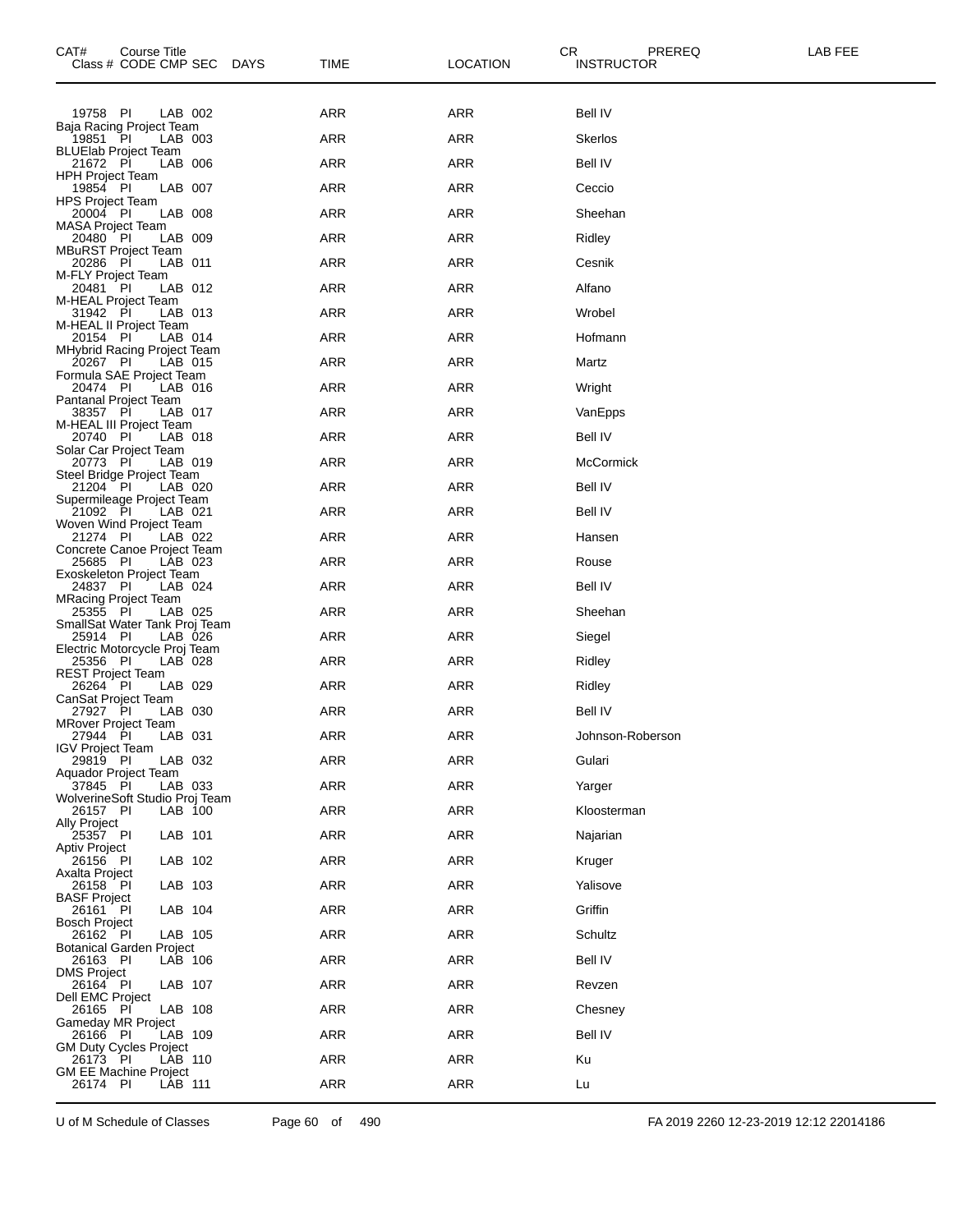| CAT# | Course Title<br>Class # CODE CMP SEC | DAYS | TIME | LOCATION | CR<br>INSTRUCTOR | PREREQ | LAB FEE |
|---|---|---|---|---|---|---|---|
| 19758 | PI LAB 002 | | ARR | ARR | Bell IV | | |
| | Baja Racing Project Team | | | | | | |
| 19851 | PI LAB 003 | | ARR | ARR | Skerlos | | |
| | BLUElab Project Team | | | | | | |
| 21672 | PI LAB 006 | | ARR | ARR | Bell IV | | |
| | HPH Project Team | | | | | | |
| 19854 | PI LAB 007 | | ARR | ARR | Ceccio | | |
| | HPS Project Team | | | | | | |
| 20004 | PI LAB 008 | | ARR | ARR | Sheehan | | |
| | MASA Project Team | | | | | | |
| 20480 | PI LAB 009 | | ARR | ARR | Ridley | | |
| | MBuRST Project Team | | | | | | |
| 20286 | PI LAB 011 | | ARR | ARR | Cesnik | | |
| | M-FLY Project Team | | | | | | |
| 20481 | PI LAB 012 | | ARR | ARR | Alfano | | |
| | M-HEAL Project Team | | | | | | |
| 31942 | PI LAB 013 | | ARR | ARR | Wrobel | | |
| | M-HEAL II Project Team | | | | | | |
| 20154 | PI LAB 014 | | ARR | ARR | Hofmann | | |
| | MHybrid Racing Project Team | | | | | | |
| 20267 | PI LAB 015 | | ARR | ARR | Martz | | |
| | Formula SAE Project Team | | | | | | |
| 20474 | PI LAB 016 | | ARR | ARR | Wright | | |
| | Pantanal Project Team | | | | | | |
| 38357 | PI LAB 017 | | ARR | ARR | VanEpps | | |
| | M-HEAL III Project Team | | | | | | |
| 20740 | PI LAB 018 | | ARR | ARR | Bell IV | | |
| | Solar Car Project Team | | | | | | |
| 20773 | PI LAB 019 | | ARR | ARR | McCormick | | |
| | Steel Bridge Project Team | | | | | | |
| 21204 | PI LAB 020 | | ARR | ARR | Bell IV | | |
| | Supermileage Project Team | | | | | | |
| 21092 | PI LAB 021 | | ARR | ARR | Bell IV | | |
| | Woven Wind Project Team | | | | | | |
| 21274 | PI LAB 022 | | ARR | ARR | Hansen | | |
| | Concrete Canoe Project Team | | | | | | |
| 25685 | PI LAB 023 | | ARR | ARR | Rouse | | |
| | Exoskeleton Project Team | | | | | | |
| 24837 | PI LAB 024 | | ARR | ARR | Bell IV | | |
| | MRacing Project Team | | | | | | |
| 25355 | PI LAB 025 | | ARR | ARR | Sheehan | | |
| | SmallSat Water Tank Proj Team | | | | | | |
| 25914 | PI LAB 026 | | ARR | ARR | Siegel | | |
| | Electric Motorcycle Proj Team | | | | | | |
| 25356 | PI LAB 028 | | ARR | ARR | Ridley | | |
| | REST Project Team | | | | | | |
| 26264 | PI LAB 029 | | ARR | ARR | Ridley | | |
| | CanSat Project Team | | | | | | |
| 27927 | PI LAB 030 | | ARR | ARR | Bell IV | | |
| | MRover Project Team | | | | | | |
| 27944 | PI LAB 031 | | ARR | ARR | Johnson-Roberson | | |
| | IGV Project Team | | | | | | |
| 29819 | PI LAB 032 | | ARR | ARR | Gulari | | |
| | Aquador Project Team | | | | | | |
| 37845 | PI LAB 033 | | ARR | ARR | Yarger | | |
| | WolverineSoft Studio Proj Team | | | | | | |
| 26157 | PI LAB 100 | | ARR | ARR | Kloosterman | | |
| | Ally Project | | | | | | |
| 25357 | PI LAB 101 | | ARR | ARR | Najarian | | |
| | Aptiv Project | | | | | | |
| 26156 | PI LAB 102 | | ARR | ARR | Kruger | | |
| | Axalta Project | | | | | | |
| 26158 | PI LAB 103 | | ARR | ARR | Yalisove | | |
| | BASF Project | | | | | | |
| 26161 | PI LAB 104 | | ARR | ARR | Griffin | | |
| | Bosch Project | | | | | | |
| 26162 | PI LAB 105 | | ARR | ARR | Schultz | | |
| | Botanical Garden Project | | | | | | |
| 26163 | PI LAB 106 | | ARR | ARR | Bell IV | | |
| | DMS Project | | | | | | |
| 26164 | PI LAB 107 | | ARR | ARR | Revzen | | |
| | Dell EMC Project | | | | | | |
| 26165 | PI LAB 108 | | ARR | ARR | Chesney | | |
| | Gameday MR Project | | | | | | |
| 26166 | PI LAB 109 | | ARR | ARR | Bell IV | | |
| | GM Duty Cycles Project | | | | | | |
| 26173 | PI LAB 110 | | ARR | ARR | Ku | | |
| | GM EE Machine Project | | | | | | |
| 26174 | PI LAB 111 | | ARR | ARR | Lu | | |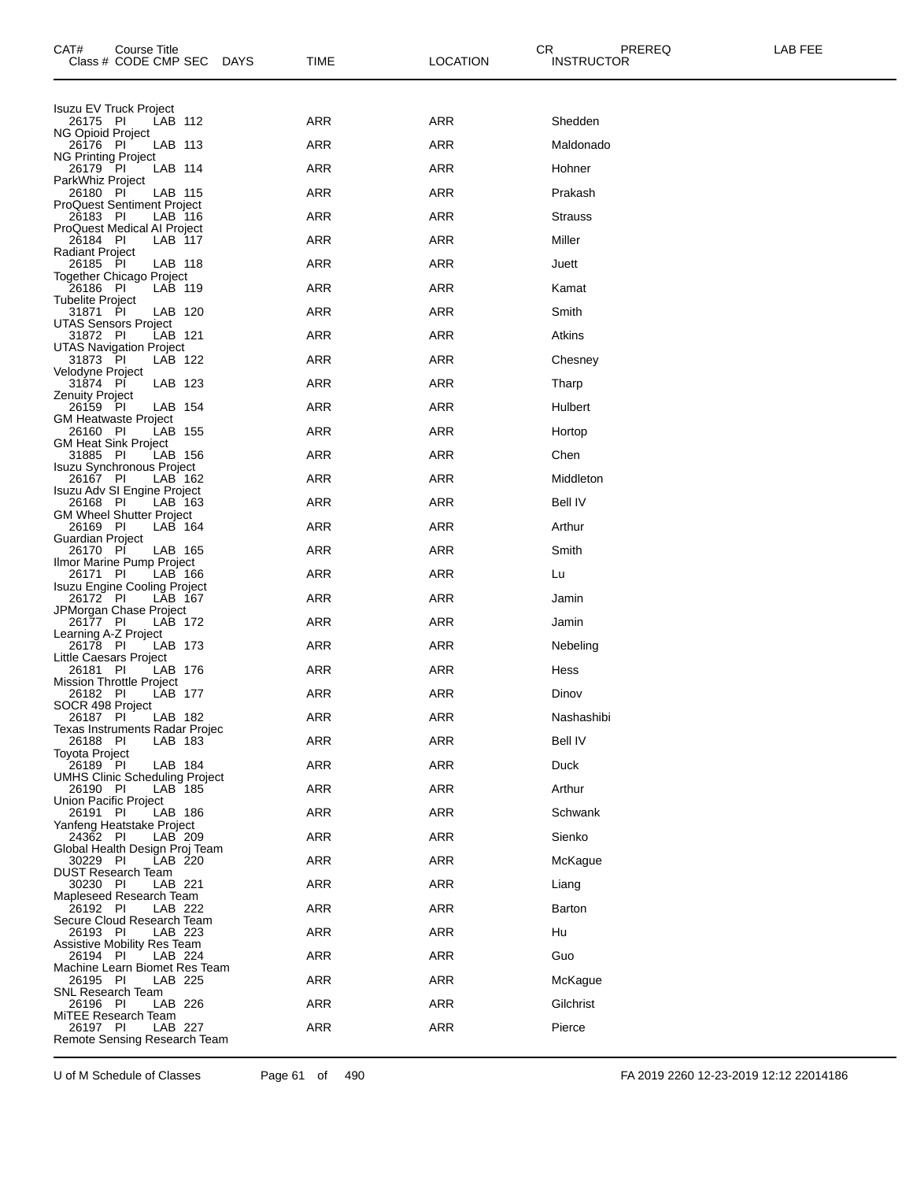| CAT# Course Title Class # CODE CMP SEC | DAYS | TIME | LOCATION | CR INSTRUCTOR | PREREQ | LAB FEE |
|---|---|---|---|---|---|---|
| Isuzu EV Truck Project | | | | | | |
| 26175 PI LAB 112 | | ARR | ARR | Shedden | | |
| NG Opioid Project | | | | | | |
| 26176 PI LAB 113 | | ARR | ARR | Maldonado | | |
| NG Printing Project | | | | | | |
| 26179 PI LAB 114 | | ARR | ARR | Hohner | | |
| ParkWhiz Project | | | | | | |
| 26180 PI LAB 115 | | ARR | ARR | Prakash | | |
| ProQuest Sentiment Project | | | | | | |
| 26183 PI LAB 116 | | ARR | ARR | Strauss | | |
| ProQuest Medical AI Project | | | | | | |
| 26184 PI LAB 117 | | ARR | ARR | Miller | | |
| Radiant Project | | | | | | |
| 26185 PI LAB 118 | | ARR | ARR | Juett | | |
| Together Chicago Project | | | | | | |
| 26186 PI LAB 119 | | ARR | ARR | Kamat | | |
| Tubelite Project | | | | | | |
| 31871 PI LAB 120 | | ARR | ARR | Smith | | |
| UTAS Sensors Project | | | | | | |
| 31872 PI LAB 121 | | ARR | ARR | Atkins | | |
| UTAS Navigation Project | | | | | | |
| 31873 PI LAB 122 | | ARR | ARR | Chesney | | |
| Velodyne Project | | | | | | |
| 31874 PI LAB 123 | | ARR | ARR | Tharp | | |
| Zenuity Project | | | | | | |
| 26159 PI LAB 154 | | ARR | ARR | Hulbert | | |
| GM Heatwaste Project | | | | | | |
| 26160 PI LAB 155 | | ARR | ARR | Hortop | | |
| GM Heat Sink Project | | | | | | |
| 31885 PI LAB 156 | | ARR | ARR | Chen | | |
| Isuzu Synchronous Project | | | | | | |
| 26167 PI LAB 162 | | ARR | ARR | Middleton | | |
| Isuzu Adv SI Engine Project | | | | | | |
| 26168 PI LAB 163 | | ARR | ARR | Bell IV | | |
| GM Wheel Shutter Project | | | | | | |
| 26169 PI LAB 164 | | ARR | ARR | Arthur | | |
| Guardian Project | | | | | | |
| 26170 PI LAB 165 | | ARR | ARR | Smith | | |
| Ilmor Marine Pump Project | | | | | | |
| 26171 PI LAB 166 | | ARR | ARR | Lu | | |
| Isuzu Engine Cooling Project | | | | | | |
| 26172 PI LAB 167 | | ARR | ARR | Jamin | | |
| JPMorgan Chase Project | | | | | | |
| 26177 PI LAB 172 | | ARR | ARR | Jamin | | |
| Learning A-Z Project | | | | | | |
| 26178 PI LAB 173 | | ARR | ARR | Nebeling | | |
| Little Caesars Project | | | | | | |
| 26181 PI LAB 176 | | ARR | ARR | Hess | | |
| Mission Throttle Project | | | | | | |
| 26182 PI LAB 177 | | ARR | ARR | Dinov | | |
| SOCR 498 Project | | | | | | |
| 26187 PI LAB 182 | | ARR | ARR | Nashashibi | | |
| Texas Instruments Radar Projec | | | | | | |
| 26188 PI LAB 183 | | ARR | ARR | Bell IV | | |
| Toyota Project | | | | | | |
| 26189 PI LAB 184 | | ARR | ARR | Duck | | |
| UMHS Clinic Scheduling Project | | | | | | |
| 26190 PI LAB 185 | | ARR | ARR | Arthur | | |
| Union Pacific Project | | | | | | |
| 26191 PI LAB 186 | | ARR | ARR | Schwank | | |
| Yanfeng Heatstake Project | | | | | | |
| 24362 PI LAB 209 | | ARR | ARR | Sienko | | |
| Global Health Design Proj Team | | | | | | |
| 30229 PI LAB 220 | | ARR | ARR | McKague | | |
| DUST Research Team | | | | | | |
| 30230 PI LAB 221 | | ARR | ARR | Liang | | |
| Mapleseed Research Team | | | | | | |
| 26192 PI LAB 222 | | ARR | ARR | Barton | | |
| Secure Cloud Research Team | | | | | | |
| 26193 PI LAB 223 | | ARR | ARR | Hu | | |
| Assistive Mobility Res Team | | | | | | |
| 26194 PI LAB 224 | | ARR | ARR | Guo | | |
| Machine Learn Biomet Res Team | | | | | | |
| 26195 PI LAB 225 | | ARR | ARR | McKague | | |
| SNL Research Team | | | | | | |
| 26196 PI LAB 226 | | ARR | ARR | Gilchrist | | |
| MiTEE Research Team | | | | | | |
| 26197 PI LAB 227 | | ARR | ARR | Pierce | | |
| Remote Sensing Research Team | | | | | | |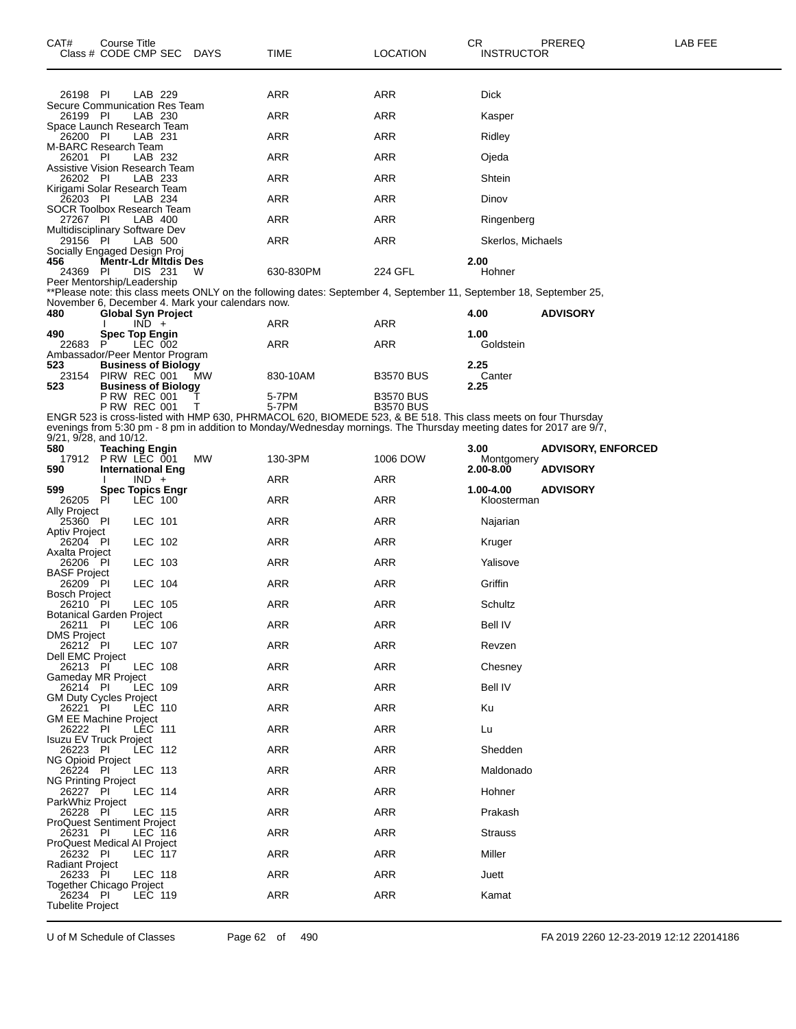| CAT# | Course Title<br>Class # CODE CMP SEC | DAYS | TIME | LOCATION | CR<br>INSTRUCTOR | PREREQ | LAB FEE |
|---|---|---|---|---|---|---|---|
| | 26198 PI LAB 229 | | ARR | ARR | Dick | | |
| | Secure Communication Res Team | | | | | | |
| | 26199 PI LAB 230 | | ARR | ARR | Kasper | | |
| | Space Launch Research Team | | | | | | |
| | 26200 PI LAB 231 | | ARR | ARR | Ridley | | |
| | M-BARC Research Team | | | | | | |
| | 26201 PI LAB 232 | | ARR | ARR | Ojeda | | |
| | Assistive Vision Research Team | | | | | | |
| | 26202 PI LAB 233 | | ARR | ARR | Shtein | | |
| | Kirigami Solar Research Team | | | | | | |
| | 26203 PI LAB 234 | | ARR | ARR | Dinov | | |
| | SOCR Toolbox Research Team | | | | | | |
| | 27267 PI LAB 400 | | ARR | ARR | Ringenberg | | |
| | Multidisciplinary Software Dev | | | | | | |
| | 29156 PI LAB 500 | | ARR | ARR | Skerlos, Michaels | | |
| | Socially Engaged Design Proj | | | | | | |
| **456** | **Mentr-Ldr Mltdis Des** | | | | **2.00** | | |
| | 24369 PI DIS 231 | W | 630-830PM | 224 GFL | Hohner | | |
| | Peer Mentorship/Leadership | | | | | | |

**Please note: this class meets ONLY on the following dates: September 4, September 11, September 18, September 25, November 6, December 4. Mark your calendars now.

| CAT# | Course Title<br>Class # CODE CMP SEC | DAYS | TIME | LOCATION | CR<br>INSTRUCTOR | PREREQ | LAB FEE |
|---|---|---|---|---|---|---|---|
| **480** | **Global Syn Project** | | | | **4.00** | **ADVISORY** | |
| | I IND + | | ARR | ARR | | | |
| **490** | **Spec Top Engin** | | | | **1.00** | | |
| | 22683 P LEC 002 | | ARR | ARR | Goldstein | | |
| | Ambassador/Peer Mentor Program | | | | | | |
| **523** | **Business of Biology** | | | | **2.25** | | |
| | 23154 PIRW REC 001 | MW | 830-10AM | B3570 BUS | Canter | | |
| **523** | **Business of Biology** | | | | **2.25** | | |
| | P RW REC 001 | T | 5-7PM | B3570 BUS | | | |
| | P RW REC 001 | T | 5-7PM | B3570 BUS | | | |

ENGR 523 is cross-listed with HMP 630, PHRMACOL 620, BIOMEDE 523, & BE 518. This class meets on four Thursday evenings from 5:30 pm - 8 pm in addition to Monday/Wednesday mornings. The Thursday meeting dates for 2017 are 9/7, 9/21, 9/28, and 10/12.

| CAT# | Course Title<br>Class # CODE CMP SEC | DAYS | TIME | LOCATION | CR<br>INSTRUCTOR | PREREQ | LAB FEE |
|---|---|---|---|---|---|---|---|
| **580** | **Teaching Engin** | | | | **3.00** | **ADVISORY, ENFORCED** | |
| | 17912 P RW LEC 001 | MW | 130-3PM | 1006 DOW | Montgomery | | |
| **590** | **International Eng** | | | | **2.00-8.00** | **ADVISORY** | |
| | I IND + | | ARR | ARR | | | |
| **599** | **Spec Topics Engr** | | | | **1.00-4.00** | **ADVISORY** | |
| | 26205 PI LEC 100 | | ARR | ARR | Kloosterman | | |
| | Ally Project | | | | | | |
| | 25360 PI LEC 101 | | ARR | ARR | Najarian | | |
| | Aptiv Project | | | | | | |
| | 26204 PI LEC 102 | | ARR | ARR | Kruger | | |
| | Axalta Project | | | | | | |
| | 26206 PI LEC 103 | | ARR | ARR | Yalisove | | |
| | BASF Project | | | | | | |
| | 26209 PI LEC 104 | | ARR | ARR | Griffin | | |
| | Bosch Project | | | | | | |
| | 26210 PI LEC 105 | | ARR | ARR | Schultz | | |
| | Botanical Garden Project | | | | | | |
| | 26211 PI LEC 106 | | ARR | ARR | Bell IV | | |
| | DMS Project | | | | | | |
| | 26212 PI LEC 107 | | ARR | ARR | Revzen | | |
| | Dell EMC Project | | | | | | |
| | 26213 PI LEC 108 | | ARR | ARR | Chesney | | |
| | Gameday MR Project | | | | | | |
| | 26214 PI LEC 109 | | ARR | ARR | Bell IV | | |
| | GM Duty Cycles Project | | | | | | |
| | 26221 PI LEC 110 | | ARR | ARR | Ku | | |
| | GM EE Machine Project | | | | | | |
| | 26222 PI LEC 111 | | ARR | ARR | Lu | | |
| | Isuzu EV Truck Project | | | | | | |
| | 26223 PI LEC 112 | | ARR | ARR | Shedden | | |
| | NG Opioid Project | | | | | | |
| | 26224 PI LEC 113 | | ARR | ARR | Maldonado | | |
| | NG Printing Project | | | | | | |
| | 26227 PI LEC 114 | | ARR | ARR | Hohner | | |
| | ParkWhiz Project | | | | | | |
| | 26228 PI LEC 115 | | ARR | ARR | Prakash | | |
| | ProQuest Sentiment Project | | | | | | |
| | 26231 PI LEC 116 | | ARR | ARR | Strauss | | |
| | ProQuest Medical AI Project | | | | | | |
| | 26232 PI LEC 117 | | ARR | ARR | Miller | | |
| | Radiant Project | | | | | | |
| | 26233 PI LEC 118 | | ARR | ARR | Juett | | |
| | Together Chicago Project | | | | | | |
| | 26234 PI LEC 119 | | ARR | ARR | Kamat | | |
| | Tubelite Project | | | | | | |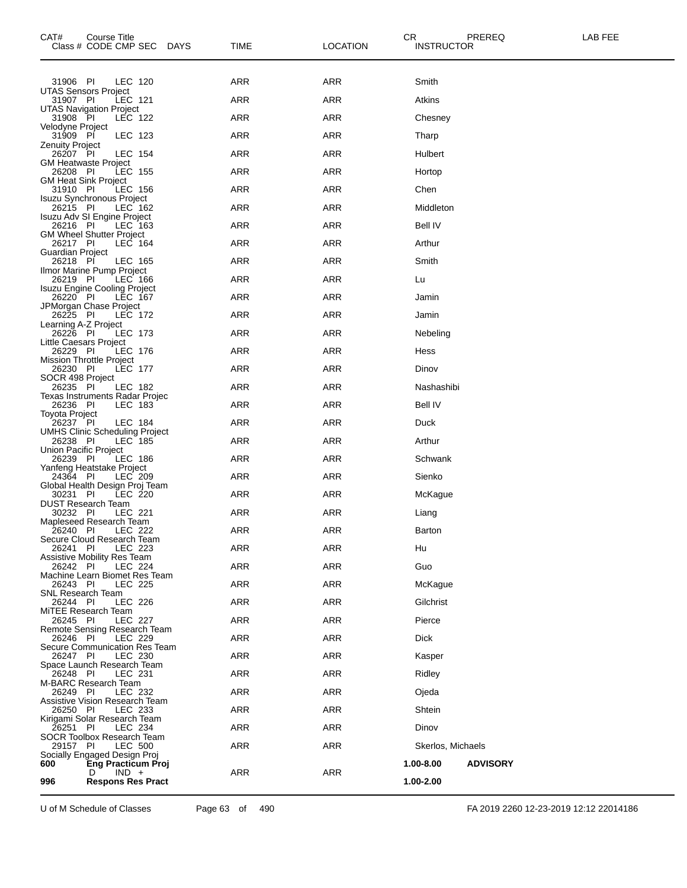| CAT# | Course Title<br>Class # CODE CMP SEC DAYS | TIME | LOCATION | CR<br>INSTRUCTOR | PREREQ | LAB FEE |
|---|---|---|---|---|---|---|
| | 31906 PI LEC 120 | ARR | ARR | Smith | | |
| | UTAS Sensors Project<br>31907 PI LEC 121 | ARR | ARR | Atkins | | |
| | UTAS Navigation Project<br>31908 PI LEC 122 | ARR | ARR | Chesney | | |
| | Velodyne Project<br>31909 PI LEC 123 | ARR | ARR | Tharp | | |
| | Zenuity Project<br>26207 PI LEC 154 | ARR | ARR | Hulbert | | |
| | GM Heatwaste Project<br>26208 PI LEC 155 | ARR | ARR | Hortop | | |
| | GM Heat Sink Project<br>31910 PI LEC 156 | ARR | ARR | Chen | | |
| | Isuzu Synchronous Project<br>26215 PI LEC 162 | ARR | ARR | Middleton | | |
| | Isuzu Adv SI Engine Project<br>26216 PI LEC 163 | ARR | ARR | Bell IV | | |
| | GM Wheel Shutter Project<br>26217 PI LEC 164 | ARR | ARR | Arthur | | |
| | Guardian Project<br>26218 PI LEC 165 | ARR | ARR | Smith | | |
| | Ilmor Marine Pump Project<br>26219 PI LEC 166 | ARR | ARR | Lu | | |
| | Isuzu Engine Cooling Project<br>26220 PI LEC 167 | ARR | ARR | Jamin | | |
| | JPMorgan Chase Project<br>26225 PI LEC 172 | ARR | ARR | Jamin | | |
| | Learning A-Z Project<br>26226 PI LEC 173 | ARR | ARR | Nebeling | | |
| | Little Caesars Project<br>26229 PI LEC 176 | ARR | ARR | Hess | | |
| | Mission Throttle Project<br>26230 PI LEC 177 | ARR | ARR | Dinov | | |
| | SOCR 498 Project<br>26235 PI LEC 182 | ARR | ARR | Nashashibi | | |
| | Texas Instruments Radar Projec<br>26236 PI LEC 183 | ARR | ARR | Bell IV | | |
| | Toyota Project<br>26237 PI LEC 184 | ARR | ARR | Duck | | |
| | UMHS Clinic Scheduling Project<br>26238 PI LEC 185 | ARR | ARR | Arthur | | |
| | Union Pacific Project<br>26239 PI LEC 186 | ARR | ARR | Schwank | | |
| | Yanfeng Heatstake Project<br>24364 PI LEC 209 | ARR | ARR | Sienko | | |
| | Global Health Design Proj Team<br>30231 PI LEC 220 | ARR | ARR | McKague | | |
| | DUST Research Team<br>30232 PI LEC 221 | ARR | ARR | Liang | | |
| | Mapleseed Research Team<br>26240 PI LEC 222 | ARR | ARR | Barton | | |
| | Secure Cloud Research Team<br>26241 PI LEC 223 | ARR | ARR | Hu | | |
| | Assistive Mobility Res Team<br>26242 PI LEC 224 | ARR | ARR | Guo | | |
| | Machine Learn Biomet Res Team<br>26243 PI LEC 225 | ARR | ARR | McKague | | |
| | SNL Research Team<br>26244 PI LEC 226 | ARR | ARR | Gilchrist | | |
| | MiTEE Research Team<br>26245 PI LEC 227 | ARR | ARR | Pierce | | |
| | Remote Sensing Research Team<br>26246 PI LEC 229 | ARR | ARR | Dick | | |
| | Secure Communication Res Team<br>26247 PI LEC 230 | ARR | ARR | Kasper | | |
| | Space Launch Research Team<br>26248 PI LEC 231 | ARR | ARR | Ridley | | |
| | M-BARC Research Team<br>26249 PI LEC 232 | ARR | ARR | Ojeda | | |
| | Assistive Vision Research Team<br>26250 PI LEC 233 | ARR | ARR | Shtein | | |
| | Kirigami Solar Research Team<br>26251 PI LEC 234 | ARR | ARR | Dinov | | |
| | SOCR Toolbox Research Team<br>29157 PI LEC 500 | ARR | ARR | Skerlos, Michaels | | |
| | Socially Engaged Design Proj | | | | | |
| **600** | **Eng Practicum Proj** | | | **1.00-8.00** | **ADVISORY** | |
| | D IND + | ARR | ARR | | | |
| **996** | **Respons Res Pract** | | | **1.00-2.00** | | |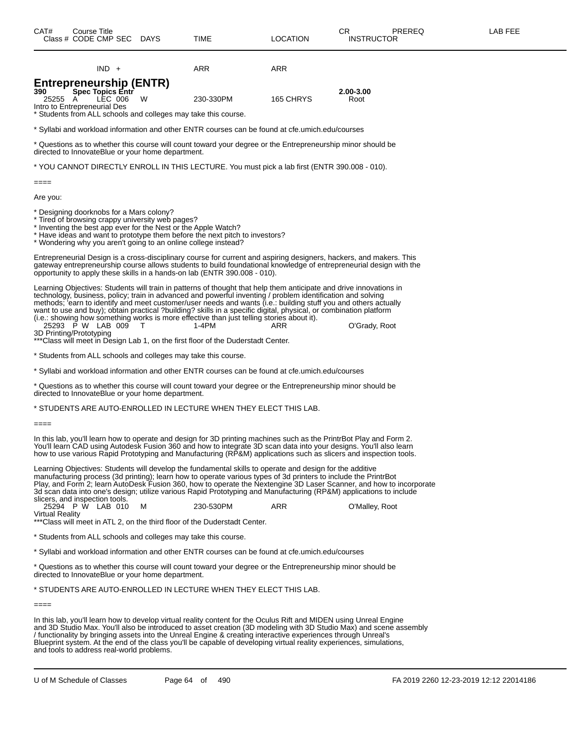| CAT# | Course Title | | | | | | CR | PREREQ | LAB FEE |
|---|---|---|---|---|---|---|---|---|---|
| Class # | CODE CMP SEC | DAYS | TIME | LOCATION | INSTRUCTOR | | | | |

IND + ARR ARR

## Entrepreneurship (ENTR)

**390 Spec Topics Entr** **2.00-3.00**

25255 A LEC 006 W 230-330PM 165 CHRYS Root

Intro to Entrepreneurial Des

* Students from ALL schools and colleges may take this course.

* Syllabi and workload information and other ENTR courses can be found at cfe.umich.edu/courses

* Questions as to whether this course will count toward your degree or the Entrepreneurship minor should be directed to InnovateBlue or your home department.

* YOU CANNOT DIRECTLY ENROLL IN THIS LECTURE. You must pick a lab first (ENTR 390.008 - 010).

====

Are you:

* Designing doorknobs for a Mars colony?
* Tired of browsing crappy university web pages?
* Inventing the best app ever for the Nest or the Apple Watch?
* Have ideas and want to prototype them before the next pitch to investors?
* Wondering why you aren't going to an online college instead?

Entrepreneurial Design is a cross-disciplinary course for current and aspiring designers, hackers, and makers. This gateway entrepreneurship course allows students to build foundational knowledge of entrepreneurial design with the opportunity to apply these skills in a hands-on lab (ENTR 390.008 - 010).

Learning Objectives: Students will train in patterns of thought that help them anticipate and drive innovations in technology, business, policy; train in advanced and powerful inventing / problem identification and solving methods; 'earn to identify and meet customer/user needs and wants (i.e.: building stuff you and others actually want to use and buy); obtain practical ?building? skills in a specific digital, physical, or combination platform (i.e.: showing how something works is more effective than just telling stories about it).

25293 P W LAB 009 T 1-4PM ARR O'Grady, Root

3D Printing/Prototyping

***Class will meet in Design Lab 1, on the first floor of the Duderstadt Center.

* Students from ALL schools and colleges may take this course.

* Syllabi and workload information and other ENTR courses can be found at cfe.umich.edu/courses

* Questions as to whether this course will count toward your degree or the Entrepreneurship minor should be directed to InnovateBlue or your home department.

* STUDENTS ARE AUTO-ENROLLED IN LECTURE WHEN THEY ELECT THIS LAB.

====

In this lab, you'll learn how to operate and design for 3D printing machines such as the PrintrBot Play and Form 2. You'll learn CAD using Autodesk Fusion 360 and how to integrate 3D scan data into your designs. You'll also learn how to use various Rapid Prototyping and Manufacturing (RP&M) applications such as slicers and inspection tools.

Learning Objectives: Students will develop the fundamental skills to operate and design for the additive manufacturing process (3d printing); learn how to operate various types of 3d printers to include the PrintrBot Play, and Form 2; learn AutoDesk Fusion 360, how to operate the Nextengine 3D Laser Scanner, and how to incorporate 3d scan data into one's design; utilize various Rapid Prototyping and Manufacturing (RP&M) applications to include slicers, and inspection tools.

25294 P W LAB 010 M 230-530PM ARR O'Malley, Root

Virtual Reality

***Class will meet in ATL 2, on the third floor of the Duderstadt Center.

* Students from ALL schools and colleges may take this course.

* Syllabi and workload information and other ENTR courses can be found at cfe.umich.edu/courses

* Questions as to whether this course will count toward your degree or the Entrepreneurship minor should be directed to InnovateBlue or your home department.

* STUDENTS ARE AUTO-ENROLLED IN LECTURE WHEN THEY ELECT THIS LAB.

====

In this lab, you'll learn how to develop virtual reality content for the Oculus Rift and MIDEN using Unreal Engine and 3D Studio Max. You'll also be introduced to asset creation (3D modeling with 3D Studio Max) and scene assembly / functionality by bringing assets into the Unreal Engine & creating interactive experiences through Unreal's Blueprint system. At the end of the class you'll be capable of developing virtual reality experiences, simulations, and tools to address real-world problems.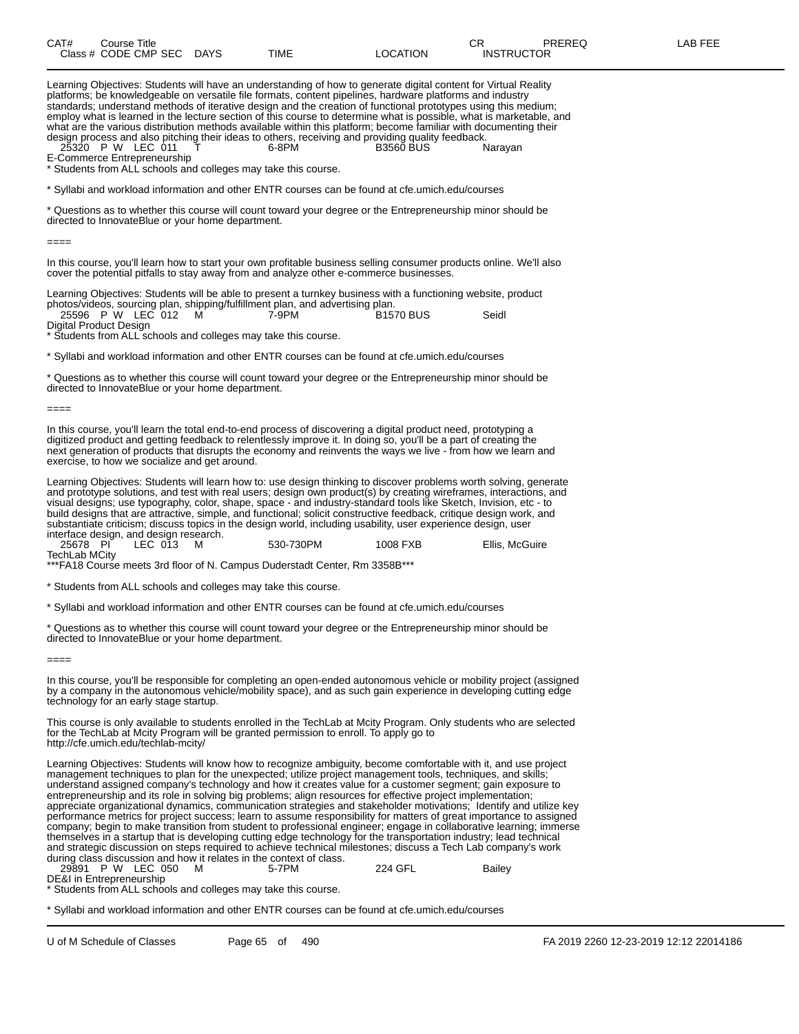Learning Objectives: Students will have an understanding of how to generate digital content for Virtual Reality platforms; be knowledgeable on versatile file formats, content pipelines, hardware platforms and industry standards; understand methods of iterative design and the creation of functional prototypes using this medium; employ what is learned in the lecture section of this course to determine what is possible, what is marketable, and what are the various distribution methods available within this platform; become familiar with documenting their design process and also pitching their ideas to others, receiving and providing quality feedback.

| Class # | CODE | CMP | SEC | DAYS | TIME | LOCATION | INSTRUCTOR |
|---|---|---|---|---|---|---|---|
| 25320 | P W | LEC | 011 | T | 6-8PM | B3560 BUS | Narayan |

E-Commerce Entrepreneurship

* Students from ALL schools and colleges may take this course.

* Syllabi and workload information and other ENTR courses can be found at cfe.umich.edu/courses

* Questions as to whether this course will count toward your degree or the Entrepreneurship minor should be directed to InnovateBlue or your home department.

====

In this course, you'll learn how to start your own profitable business selling consumer products online. We'll also cover the potential pitfalls to stay away from and analyze other e-commerce businesses.

Learning Objectives: Students will be able to present a turnkey business with a functioning website, product photos/videos, sourcing plan, shipping/fulfillment plan, and advertising plan.

| Class # | CODE | CMP | SEC | DAYS | TIME | LOCATION | INSTRUCTOR |
|---|---|---|---|---|---|---|---|
| 25596 | P W | LEC | 012 | M | 7-9PM | B1570 BUS | Seidl |

Digital Product Design

* Students from ALL schools and colleges may take this course.

* Syllabi and workload information and other ENTR courses can be found at cfe.umich.edu/courses

* Questions as to whether this course will count toward your degree or the Entrepreneurship minor should be directed to InnovateBlue or your home department.

====

In this course, you'll learn the total end-to-end process of discovering a digital product need, prototyping a digitized product and getting feedback to relentlessly improve it. In doing so, you'll be a part of creating the next generation of products that disrupts the economy and reinvents the ways we live - from how we learn and exercise, to how we socialize and get around.

Learning Objectives: Students will learn how to: use design thinking to discover problems worth solving, generate and prototype solutions, and test with real users; design own product(s) by creating wireframes, interactions, and visual designs; use typography, color, shape, space - and industry-standard tools like Sketch, Invision, etc - to build designs that are attractive, simple, and functional; solicit constructive feedback, critique design work, and substantiate criticism; discuss topics in the design world, including usability, user experience design, user interface design, and design research.

| Class # | CODE | CMP | SEC | DAYS | TIME | LOCATION | INSTRUCTOR |
|---|---|---|---|---|---|---|---|
| 25678 | PI | LEC | 013 | M | 530-730PM | 1008 FXB | Ellis, McGuire |

TechLab MCity

***FA18 Course meets 3rd floor of N. Campus Duderstadt Center, Rm 3358B***

* Students from ALL schools and colleges may take this course.

* Syllabi and workload information and other ENTR courses can be found at cfe.umich.edu/courses

* Questions as to whether this course will count toward your degree or the Entrepreneurship minor should be directed to InnovateBlue or your home department.

====

In this course, you'll be responsible for completing an open-ended autonomous vehicle or mobility project (assigned by a company in the autonomous vehicle/mobility space), and as such gain experience in developing cutting edge technology for an early stage startup.

This course is only available to students enrolled in the TechLab at Mcity Program. Only students who are selected for the TechLab at Mcity Program will be granted permission to enroll. To apply go to http://cfe.umich.edu/techlab-mcity/

Learning Objectives: Students will know how to recognize ambiguity, become comfortable with it, and use project management techniques to plan for the unexpected; utilize project management tools, techniques, and skills; understand assigned company's technology and how it creates value for a customer segment; gain exposure to entrepreneurship and its role in solving big problems; align resources for effective project implementation; appreciate organizational dynamics, communication strategies and stakeholder motivations; Identify and utilize key performance metrics for project success; learn to assume responsibility for matters of great importance to assigned company; begin to make transition from student to professional engineer; engage in collaborative learning; immerse themselves in a startup that is developing cutting edge technology for the transportation industry; lead technical and strategic discussion on steps required to achieve technical milestones; discuss a Tech Lab company's work during class discussion and how it relates in the context of class.

| Class # | CODE | CMP | SEC | DAYS | TIME | LOCATION | INSTRUCTOR |
|---|---|---|---|---|---|---|---|
| 29891 | P W | LEC | 050 | M | 5-7PM | 224 GFL | Bailey |

DE&I in Entrepreneurship

* Students from ALL schools and colleges may take this course.

* Syllabi and workload information and other ENTR courses can be found at cfe.umich.edu/courses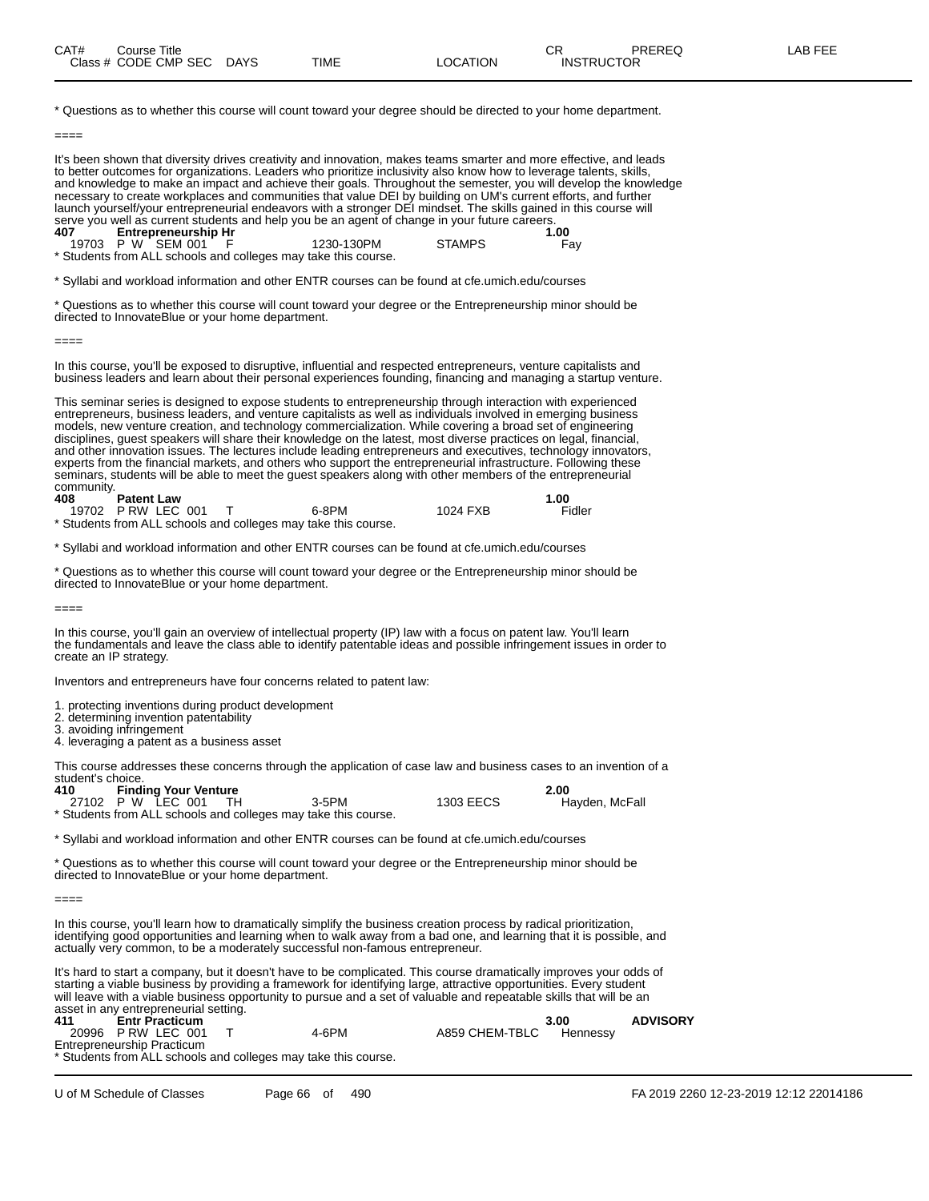* Questions as to whether this course will count toward your degree should be directed to your home department.

====

It's been shown that diversity drives creativity and innovation, makes teams smarter and more effective, and leads to better outcomes for organizations. Leaders who prioritize inclusivity also know how to leverage talents, skills, and knowledge to make an impact and achieve their goals. Throughout the semester, you will develop the knowledge necessary to create workplaces and communities that value DEI by building on UM's current efforts, and further launch yourself/your entrepreneurial endeavors with a stronger DEI mindset. The skills gained in this course will serve you well as current students and help you be an agent of change in your future careers.

**407 Entrepreneurship Hr** **1.00**

19703 P W SEM 001 F 1230-130PM STAMPS Fay

* Students from ALL schools and colleges may take this course.

* Syllabi and workload information and other ENTR courses can be found at cfe.umich.edu/courses

* Questions as to whether this course will count toward your degree or the Entrepreneurship minor should be directed to InnovateBlue or your home department.

====

In this course, you'll be exposed to disruptive, influential and respected entrepreneurs, venture capitalists and business leaders and learn about their personal experiences founding, financing and managing a startup venture.

This seminar series is designed to expose students to entrepreneurship through interaction with experienced entrepreneurs, business leaders, and venture capitalists as well as individuals involved in emerging business models, new venture creation, and technology commercialization. While covering a broad set of engineering disciplines, guest speakers will share their knowledge on the latest, most diverse practices on legal, financial, and other innovation issues. The lectures include leading entrepreneurs and executives, technology innovators, experts from the financial markets, and others who support the entrepreneurial infrastructure. Following these seminars, students will be able to meet the guest speakers along with other members of the entrepreneurial community.

**408 Patent Law** **1.00**

19702 P RW LEC 001 T 6-8PM 1024 FXB Fidler

* Students from ALL schools and colleges may take this course.

* Syllabi and workload information and other ENTR courses can be found at cfe.umich.edu/courses

* Questions as to whether this course will count toward your degree or the Entrepreneurship minor should be directed to InnovateBlue or your home department.

====

In this course, you'll gain an overview of intellectual property (IP) law with a focus on patent law. You'll learn the fundamentals and leave the class able to identify patentable ideas and possible infringement issues in order to create an IP strategy.

Inventors and entrepreneurs have four concerns related to patent law:

1. protecting inventions during product development
2. determining invention patentability
3. avoiding infringement
4. leveraging a patent as a business asset

This course addresses these concerns through the application of case law and business cases to an invention of a student's choice.

**410 Finding Your Venture** **2.00**

27102 P W LEC 001 TH 3-5PM 1303 EECS Hayden, McFall

* Students from ALL schools and colleges may take this course.

* Syllabi and workload information and other ENTR courses can be found at cfe.umich.edu/courses

* Questions as to whether this course will count toward your degree or the Entrepreneurship minor should be directed to InnovateBlue or your home department.

====

In this course, you'll learn how to dramatically simplify the business creation process by radical prioritization, identifying good opportunities and learning when to walk away from a bad one, and learning that it is possible, and actually very common, to be a moderately successful non-famous entrepreneur.

It's hard to start a company, but it doesn't have to be complicated. This course dramatically improves your odds of starting a viable business by providing a framework for identifying large, attractive opportunities. Every student will leave with a viable business opportunity to pursue and a set of valuable and repeatable skills that will be an asset in any entrepreneurial setting.

**411 Entr Practicum** **3.00** **ADVISORY**

20996 P RW LEC 001 T 4-6PM A859 CHEM-TBLC Hennessy

Entrepreneurship Practicum

* Students from ALL schools and colleges may take this course.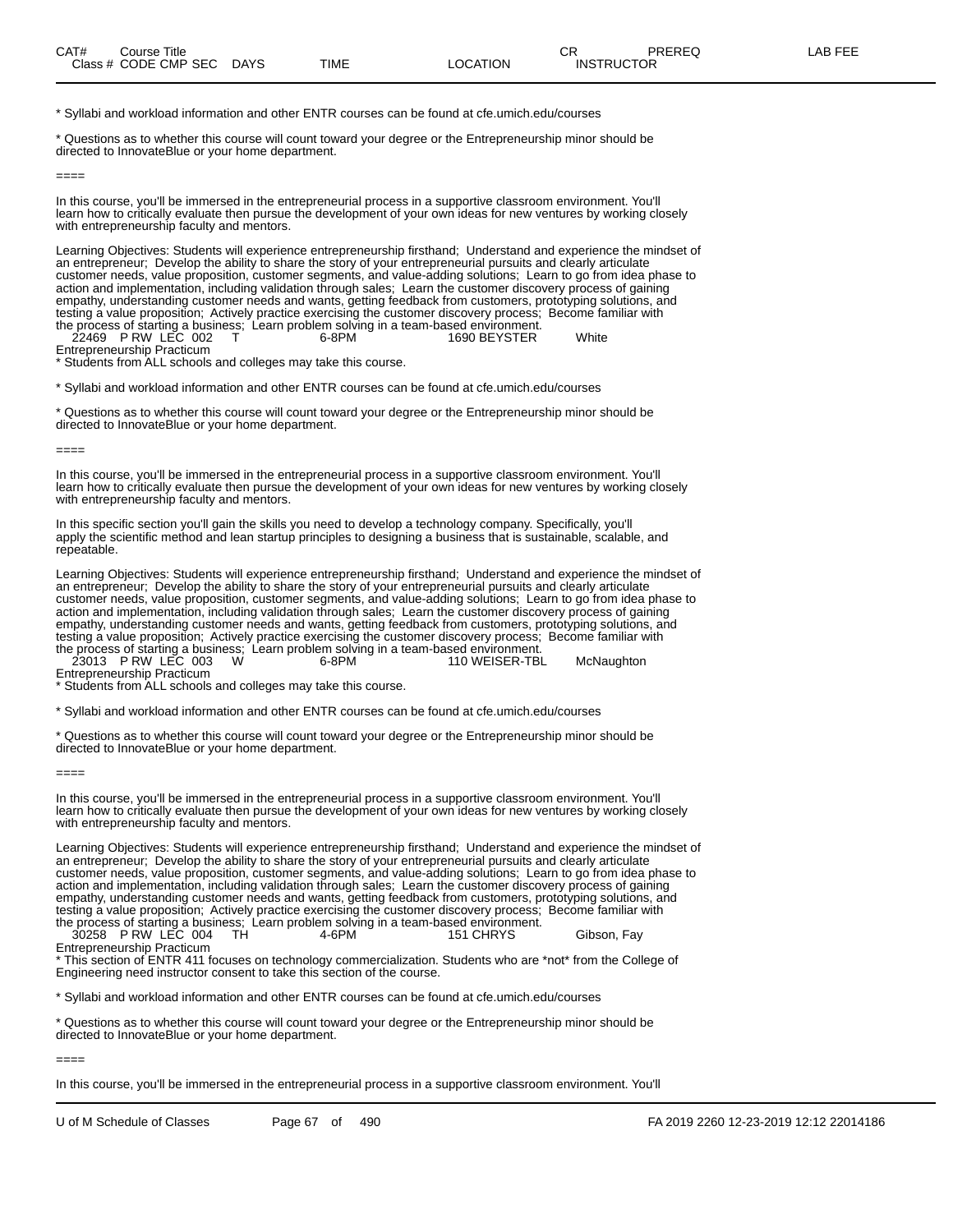| CAT# | Course Title | | | | | CR | PREREQ | LAB FEE |
|---|---|---|---|---|---|---|---|---|
| Class # | CODE CMP SEC | DAYS | TIME | LOCATION | INSTRUCTOR | | | |

* Syllabi and workload information and other ENTR courses can be found at cfe.umich.edu/courses

* Questions as to whether this course will count toward your degree or the Entrepreneurship minor should be directed to InnovateBlue or your home department.

====

In this course, you'll be immersed in the entrepreneurial process in a supportive classroom environment. You'll learn how to critically evaluate then pursue the development of your own ideas for new ventures by working closely with entrepreneurship faculty and mentors.

Learning Objectives: Students will experience entrepreneurship firsthand; Understand and experience the mindset of an entrepreneur; Develop the ability to share the story of your entrepreneurial pursuits and clearly articulate customer needs, value proposition, customer segments, and value-adding solutions; Learn to go from idea phase to action and implementation, including validation through sales; Learn the customer discovery process of gaining empathy, understanding customer needs and wants, getting feedback from customers, prototyping solutions, and testing a value proposition; Actively practice exercising the customer discovery process; Become familiar with the process of starting a business; Learn problem solving in a team-based environment.

22469 P RW LEC 002 T 6-8PM 1690 BEYSTER White

Entrepreneurship Practicum

* Students from ALL schools and colleges may take this course.

* Syllabi and workload information and other ENTR courses can be found at cfe.umich.edu/courses

* Questions as to whether this course will count toward your degree or the Entrepreneurship minor should be directed to InnovateBlue or your home department.

====

In this course, you'll be immersed in the entrepreneurial process in a supportive classroom environment. You'll learn how to critically evaluate then pursue the development of your own ideas for new ventures by working closely with entrepreneurship faculty and mentors.

In this specific section you'll gain the skills you need to develop a technology company. Specifically, you'll apply the scientific method and lean startup principles to designing a business that is sustainable, scalable, and repeatable.

Learning Objectives: Students will experience entrepreneurship firsthand; Understand and experience the mindset of an entrepreneur; Develop the ability to share the story of your entrepreneurial pursuits and clearly articulate customer needs, value proposition, customer segments, and value-adding solutions; Learn to go from idea phase to action and implementation, including validation through sales; Learn the customer discovery process of gaining empathy, understanding customer needs and wants, getting feedback from customers, prototyping solutions, and testing a value proposition; Actively practice exercising the customer discovery process; Become familiar with the process of starting a business; Learn problem solving in a team-based environment.

23013 P RW LEC 003 W 6-8PM 110 WEISER-TBL McNaughton

Entrepreneurship Practicum

* Students from ALL schools and colleges may take this course.

* Syllabi and workload information and other ENTR courses can be found at cfe.umich.edu/courses

* Questions as to whether this course will count toward your degree or the Entrepreneurship minor should be directed to InnovateBlue or your home department.

====

In this course, you'll be immersed in the entrepreneurial process in a supportive classroom environment. You'll learn how to critically evaluate then pursue the development of your own ideas for new ventures by working closely with entrepreneurship faculty and mentors.

Learning Objectives: Students will experience entrepreneurship firsthand; Understand and experience the mindset of an entrepreneur; Develop the ability to share the story of your entrepreneurial pursuits and clearly articulate customer needs, value proposition, customer segments, and value-adding solutions; Learn to go from idea phase to action and implementation, including validation through sales; Learn the customer discovery process of gaining empathy, understanding customer needs and wants, getting feedback from customers, prototyping solutions, and testing a value proposition; Actively practice exercising the customer discovery process; Become familiar with the process of starting a business; Learn problem solving in a team-based environment.

30258 P RW LEC 004 TH 4-6PM 151 CHRYS Gibson, Fay

Entrepreneurship Practicum

* This section of ENTR 411 focuses on technology commercialization. Students who are *not* from the College of Engineering need instructor consent to take this section of the course.

* Syllabi and workload information and other ENTR courses can be found at cfe.umich.edu/courses

* Questions as to whether this course will count toward your degree or the Entrepreneurship minor should be directed to InnovateBlue or your home department.

====

In this course, you'll be immersed in the entrepreneurial process in a supportive classroom environment. You'll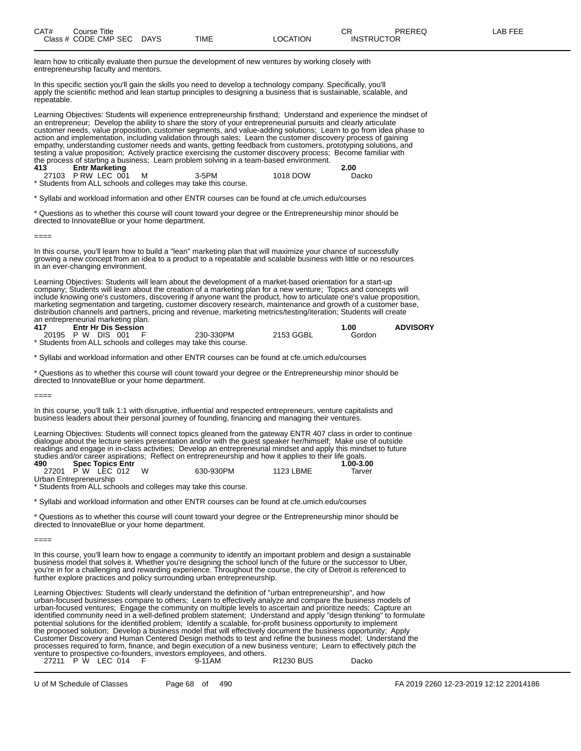| CAT# | Course Title | | | | | CR | PREREQ | LAB FEE |
|---|---|---|---|---|---|---|---|---|
| Class # | CODE CMP SEC | DAYS | TIME | LOCATION | INSTRUCTOR | | | |

learn how to critically evaluate then pursue the development of new ventures by working closely with entrepreneurship faculty and mentors.

In this specific section you'll gain the skills you need to develop a technology company. Specifically, you'll apply the scientific method and lean startup principles to designing a business that is sustainable, scalable, and repeatable.

Learning Objectives: Students will experience entrepreneurship firsthand; Understand and experience the mindset of an entrepreneur; Develop the ability to share the story of your entrepreneurial pursuits and clearly articulate customer needs, value proposition, customer segments, and value-adding solutions; Learn to go from idea phase to action and implementation, including validation through sales; Learn the customer discovery process of gaining empathy, understanding customer needs and wants, getting feedback from customers, prototyping solutions, and testing a value proposition; Actively practice exercising the customer discovery process; Become familiar with the process of starting a business; Learn problem solving in a team-based environment.

**413 Entr Marketing** **2.00**

27103 P RW LEC 001 M 3-5PM 1018 DOW Dacko

* Students from ALL schools and colleges may take this course.

* Syllabi and workload information and other ENTR courses can be found at cfe.umich.edu/courses

* Questions as to whether this course will count toward your degree or the Entrepreneurship minor should be directed to InnovateBlue or your home department.

====

In this course, you'll learn how to build a "lean" marketing plan that will maximize your chance of successfully growing a new concept from an idea to a product to a repeatable and scalable business with little or no resources in an ever-changing environment.

Learning Objectives: Students will learn about the development of a market-based orientation for a start-up company; Students will learn about the creation of a marketing plan for a new venture; Topics and concepts will include knowing one's customers, discovering if anyone want the product, how to articulate one's value proposition, marketing segmentation and targeting, customer discovery research, maintenance and growth of a customer base, distribution channels and partners, pricing and revenue, marketing metrics/testing/iteration; Students will create an entrepreneurial marketing plan.

**417 Entr Hr Dis Session** **1.00** **ADVISORY**

20195 P W DIS 001 F 230-330PM 2153 GGBL Gordon

* Students from ALL schools and colleges may take this course.

* Syllabi and workload information and other ENTR courses can be found at cfe.umich.edu/courses

* Questions as to whether this course will count toward your degree or the Entrepreneurship minor should be directed to InnovateBlue or your home department.

====

In this course, you'll talk 1:1 with disruptive, influential and respected entrepreneurs, venture capitalists and business leaders about their personal journey of founding, financing and managing their ventures.

Learning Objectives: Students will connect topics gleaned from the gateway ENTR 407 class in order to continue dialogue about the lecture series presentation and/or with the guest speaker her/himself; Make use of outside readings and engage in in-class activities; Develop an entrepreneurial mindset and apply this mindset to future studies and/or career aspirations; Reflect on entrepreneurship and how it applies to their life goals.

**490 Spec Topics Entr** **1.00-3.00**

27201 P W LEC 012 W 630-930PM 1123 LBME Tarver

Urban Entrepreneurship

* Students from ALL schools and colleges may take this course.

* Syllabi and workload information and other ENTR courses can be found at cfe.umich.edu/courses

* Questions as to whether this course will count toward your degree or the Entrepreneurship minor should be directed to InnovateBlue or your home department.

====

In this course, you'll learn how to engage a community to identify an important problem and design a sustainable business model that solves it. Whether you're designing the school lunch of the future or the successor to Uber, you're in for a challenging and rewarding experience. Throughout the course, the city of Detroit is referenced to further explore practices and policy surrounding urban entrepreneurship.

Learning Objectives: Students will clearly understand the definition of "urban entrepreneurship", and how urban-focused businesses compare to others; Learn to effectively analyze and compare the business models of urban-focused ventures; Engage the community on multiple levels to ascertain and prioritize needs; Capture an identified community need in a well-defined problem statement; Understand and apply "design thinking" to formulate potential solutions for the identified problem; Identify a scalable, for-profit business opportunity to implement the proposed solution; Develop a business model that will effectively document the business opportunity; Apply Customer Discovery and Human Centered Design methods to test and refine the business model; Understand the processes required to form, finance, and begin execution of a new business venture; Learn to effectively pitch the venture to prospective co-founders, investors employees, and others.

27211 P W LEC 014 F 9-11AM R1230 BUS Dacko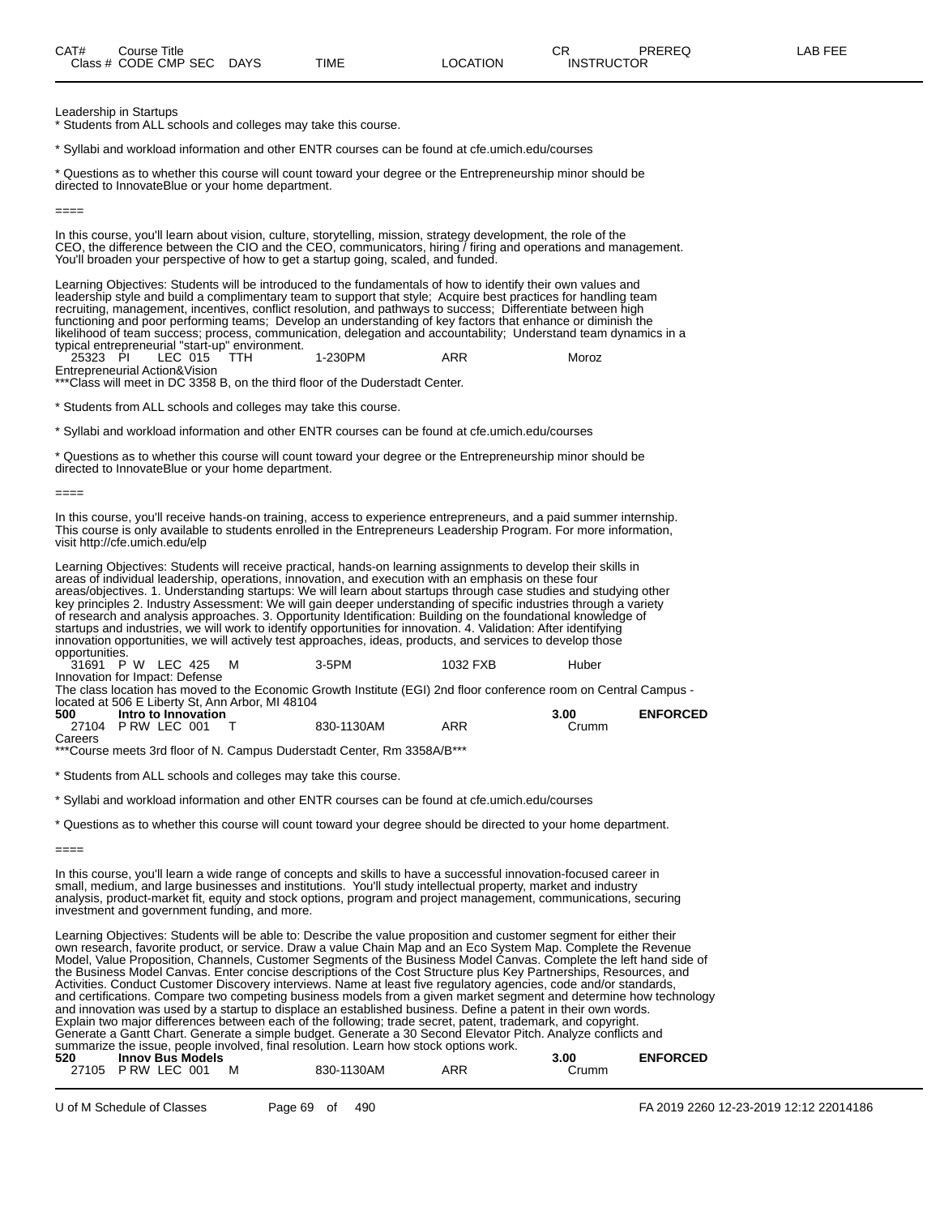| CAT# | Course Title | | | | | CR | PREREQ | LAB FEE |
|---|---|---|---|---|---|---|---|---|
| Class # | CODE CMP SEC | DAYS | TIME | LOCATION | | INSTRUCTOR | | |

Leadership in Startups

\* Students from ALL schools and colleges may take this course.

\* Syllabi and workload information and other ENTR courses can be found at cfe.umich.edu/courses

\* Questions as to whether this course will count toward your degree or the Entrepreneurship minor should be directed to InnovateBlue or your home department.

====

In this course, you'll learn about vision, culture, storytelling, mission, strategy development, the role of the CEO, the difference between the CIO and the CEO, communicators, hiring / firing and operations and management. You'll broaden your perspective of how to get a startup going, scaled, and funded.

Learning Objectives: Students will be introduced to the fundamentals of how to identify their own values and leadership style and build a complimentary team to support that style; Acquire best practices for handling team recruiting, management, incentives, conflict resolution, and pathways to success; Differentiate between high functioning and poor performing teams; Develop an understanding of key factors that enhance or diminish the likelihood of team success; process, communication, delegation and accountability; Understand team dynamics in a typical entrepreneurial "start-up" environment.

| 25323 | PI | LEC 015 | TTH | 1-230PM | ARR | Moroz |
|---|---|---|---|---|---|---|

Entrepreneurial Action&Vision

\*\*\*Class will meet in DC 3358 B, on the third floor of the Duderstadt Center.

\* Students from ALL schools and colleges may take this course.

\* Syllabi and workload information and other ENTR courses can be found at cfe.umich.edu/courses

\* Questions as to whether this course will count toward your degree or the Entrepreneurship minor should be directed to InnovateBlue or your home department.

====

In this course, you'll receive hands-on training, access to experience entrepreneurs, and a paid summer internship. This course is only available to students enrolled in the Entrepreneurs Leadership Program. For more information, visit http://cfe.umich.edu/elp

Learning Objectives: Students will receive practical, hands-on learning assignments to develop their skills in areas of individual leadership, operations, innovation, and execution with an emphasis on these four areas/objectives. 1. Understanding startups: We will learn about startups through case studies and studying other key principles 2. Industry Assessment: We will gain deeper understanding of specific industries through a variety of research and analysis approaches. 3. Opportunity Identification: Building on the foundational knowledge of startups and industries, we will work to identify opportunities for innovation. 4. Validation: After identifying innovation opportunities, we will actively test approaches, ideas, products, and services to develop those opportunities.

| 31691 | P W | LEC 425 | M | 3-5PM | 1032 FXB | Huber |
|---|---|---|---|---|---|---|

Innovation for Impact: Defense

The class location has moved to the Economic Growth Institute (EGI) 2nd floor conference room on Central Campus - located at 506 E Liberty St, Ann Arbor, MI 48104

**500 Intro to Innovation** — **3.00** — **ENFORCED**

| 27104 | P RW | LEC 001 | T | 830-1130AM | ARR | Crumm |
|---|---|---|---|---|---|---|

Careers

\*\*\*Course meets 3rd floor of N. Campus Duderstadt Center, Rm 3358A/B\*\*\*

\* Students from ALL schools and colleges may take this course.

\* Syllabi and workload information and other ENTR courses can be found at cfe.umich.edu/courses

\* Questions as to whether this course will count toward your degree should be directed to your home department.

====

In this course, you'll learn a wide range of concepts and skills to have a successful innovation-focused career in small, medium, and large businesses and institutions. You'll study intellectual property, market and industry analysis, product-market fit, equity and stock options, program and project management, communications, securing investment and government funding, and more.

Learning Objectives: Students will be able to: Describe the value proposition and customer segment for either their own research, favorite product, or service. Draw a value Chain Map and an Eco System Map. Complete the Revenue Model, Value Proposition, Channels, Customer Segments of the Business Model Canvas. Complete the left hand side of the Business Model Canvas. Enter concise descriptions of the Cost Structure plus Key Partnerships, Resources, and Activities. Conduct Customer Discovery interviews. Name at least five regulatory agencies, code and/or standards, and certifications. Compare two competing business models from a given market segment and determine how technology and innovation was used by a startup to displace an established business. Define a patent in their own words. Explain two major differences between each of the following; trade secret, patent, trademark, and copyright. Generate a Gantt Chart. Generate a simple budget. Generate a 30 Second Elevator Pitch. Analyze conflicts and summarize the issue, people involved, final resolution. Learn how stock options work.

**520 Innov Bus Models** — **3.00** — **ENFORCED**

| 27105 | P RW | LEC 001 | M | 830-1130AM | ARR | Crumm |
|---|---|---|---|---|---|---|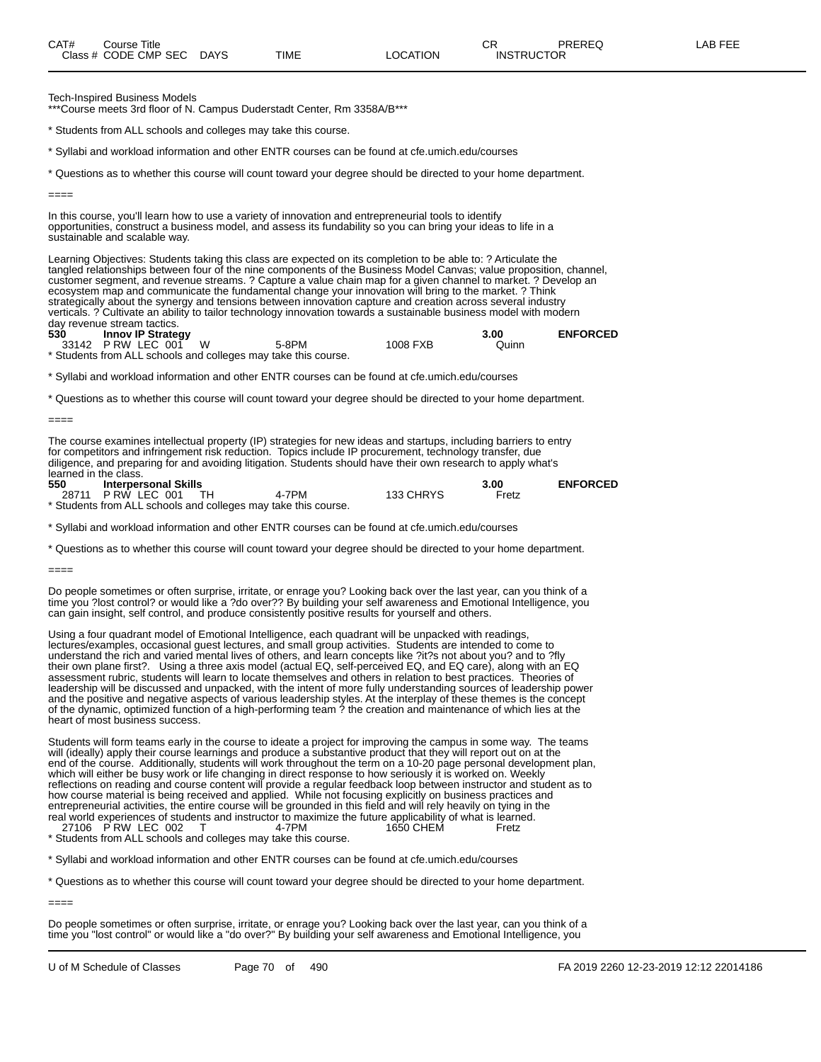Tech-Inspired Business Models
***Course meets 3rd floor of N. Campus Duderstadt Center, Rm 3358A/B***

* Students from ALL schools and colleges may take this course.

* Syllabi and workload information and other ENTR courses can be found at cfe.umich.edu/courses

* Questions as to whether this course will count toward your degree should be directed to your home department.

====

In this course, you'll learn how to use a variety of innovation and entrepreneurial tools to identify opportunities, construct a business model, and assess its fundability so you can bring your ideas to life in a sustainable and scalable way.

Learning Objectives: Students taking this class are expected on its completion to be able to: ? Articulate the tangled relationships between four of the nine components of the Business Model Canvas; value proposition, channel, customer segment, and revenue streams. ? Capture a value chain map for a given channel to market. ? Develop an ecosystem map and communicate the fundamental change your innovation will bring to the market. ? Think strategically about the synergy and tensions between innovation capture and creation across several industry verticals. ? Cultivate an ability to tailor technology innovation towards a sustainable business model with modern day revenue stream tactics.

| CAT# | Course Title | | | CR | PREREQ |
|---|---|---|---|---|---|
| **530** | **Innov IP Strategy** | | | **3.00** | **ENFORCED** |
| 33142 P RW LEC 001 | W | 5-8PM | 1008 FXB | Quinn | |

* Students from ALL schools and colleges may take this course.

* Syllabi and workload information and other ENTR courses can be found at cfe.umich.edu/courses

* Questions as to whether this course will count toward your degree should be directed to your home department.

====

The course examines intellectual property (IP) strategies for new ideas and startups, including barriers to entry for competitors and infringement risk reduction. Topics include IP procurement, technology transfer, due diligence, and preparing for and avoiding litigation. Students should have their own research to apply what's learned in the class.

| CAT# | Course Title | | | CR | PREREQ |
|---|---|---|---|---|---|
| **550** | **Interpersonal Skills** | | | **3.00** | **ENFORCED** |
| 28711 P RW LEC 001 | TH | 4-7PM | 133 CHRYS | Fretz | |

* Students from ALL schools and colleges may take this course.

* Syllabi and workload information and other ENTR courses can be found at cfe.umich.edu/courses

* Questions as to whether this course will count toward your degree should be directed to your home department.

====

Do people sometimes or often surprise, irritate, or enrage you? Looking back over the last year, can you think of a time you ?lost control? or would like a ?do over?? By building your self awareness and Emotional Intelligence, you can gain insight, self control, and produce consistently positive results for yourself and others.

Using a four quadrant model of Emotional Intelligence, each quadrant will be unpacked with readings, lectures/examples, occasional guest lectures, and small group activities. Students are intended to come to understand the rich and varied mental lives of others, and learn concepts like ?it?s not about you? and to ?fly their own plane first?. Using a three axis model (actual EQ, self-perceived EQ, and EQ care), along with an EQ assessment rubric, students will learn to locate themselves and others in relation to best practices. Theories of leadership will be discussed and unpacked, with the intent of more fully understanding sources of leadership power and the positive and negative aspects of various leadership styles. At the interplay of these themes is the concept of the dynamic, optimized function of a high-performing team ? the creation and maintenance of which lies at the heart of most business success.

Students will form teams early in the course to ideate a project for improving the campus in some way. The teams will (ideally) apply their course learnings and produce a substantive product that they will report out on at the end of the course. Additionally, students will work throughout the term on a 10-20 page personal development plan, which will either be busy work or life changing in direct response to how seriously it is worked on. Weekly reflections on reading and course content will provide a regular feedback loop between instructor and student as to how course material is being received and applied. While not focusing explicitly on business practices and entrepreneurial activities, the entire course will be grounded in this field and will rely heavily on tying in the real world experiences of students and instructor to maximize the future applicability of what is learned.

| Class # | DAYS | TIME | LOCATION | INSTRUCTOR |
|---|---|---|---|---|
| 27106 P RW LEC 002 | T | 4-7PM | 1650 CHEM | Fretz |

* Students from ALL schools and colleges may take this course.

* Syllabi and workload information and other ENTR courses can be found at cfe.umich.edu/courses

* Questions as to whether this course will count toward your degree should be directed to your home department.

====

Do people sometimes or often surprise, irritate, or enrage you? Looking back over the last year, can you think of a time you "lost control" or would like a "do over?" By building your self awareness and Emotional Intelligence, you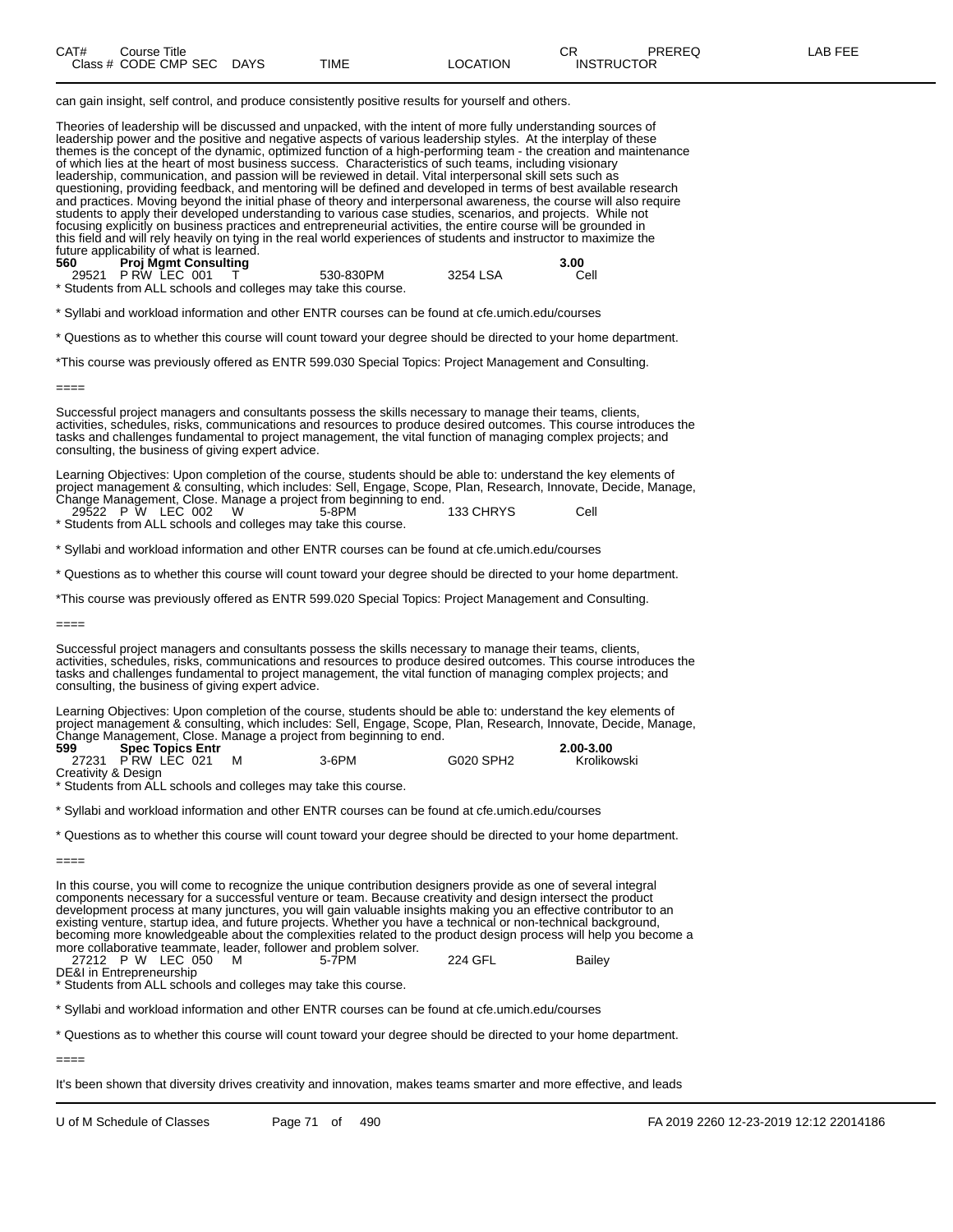can gain insight, self control, and produce consistently positive results for yourself and others.

Theories of leadership will be discussed and unpacked, with the intent of more fully understanding sources of leadership power and the positive and negative aspects of various leadership styles. At the interplay of these themes is the concept of the dynamic, optimized function of a high-performing team - the creation and maintenance of which lies at the heart of most business success. Characteristics of such teams, including visionary leadership, communication, and passion will be reviewed in detail. Vital interpersonal skill sets such as questioning, providing feedback, and mentoring will be defined and developed in terms of best available research and practices. Moving beyond the initial phase of theory and interpersonal awareness, the course will also require students to apply their developed understanding to various case studies, scenarios, and projects. While not focusing explicitly on business practices and entrepreneurial activities, the entire course will be grounded in this field and will rely heavily on tying in the real world experiences of students and instructor to maximize the future applicability of what is learned.

**560 Proj Mgmt Consulting** **3.00**

| Class # | CODE CMP SEC | DAYS | TIME | LOCATION | INSTRUCTOR |
|---|---|---|---|---|---|
| 29521 | P RW LEC 001 | T | 530-830PM | 3254 LSA | Cell |

\* Students from ALL schools and colleges may take this course.

\* Syllabi and workload information and other ENTR courses can be found at cfe.umich.edu/courses

\* Questions as to whether this course will count toward your degree should be directed to your home department.

*This course was previously offered as ENTR 599.030 Special Topics: Project Management and Consulting.

====

Successful project managers and consultants possess the skills necessary to manage their teams, clients, activities, schedules, risks, communications and resources to produce desired outcomes. This course introduces the tasks and challenges fundamental to project management, the vital function of managing complex projects; and consulting, the business of giving expert advice.

Learning Objectives: Upon completion of the course, students should be able to: understand the key elements of project management & consulting, which includes: Sell, Engage, Scope, Plan, Research, Innovate, Decide, Manage, Change Management, Close. Manage a project from beginning to end.

| Class # | CODE CMP SEC | DAYS | TIME | LOCATION | INSTRUCTOR |
|---|---|---|---|---|---|
| 29522 | P W LEC 002 | W | 5-8PM | 133 CHRYS | Cell |

\* Students from ALL schools and colleges may take this course.

\* Syllabi and workload information and other ENTR courses can be found at cfe.umich.edu/courses

\* Questions as to whether this course will count toward your degree should be directed to your home department.

*This course was previously offered as ENTR 599.020 Special Topics: Project Management and Consulting.

====

Successful project managers and consultants possess the skills necessary to manage their teams, clients, activities, schedules, risks, communications and resources to produce desired outcomes. This course introduces the tasks and challenges fundamental to project management, the vital function of managing complex projects; and consulting, the business of giving expert advice.

Learning Objectives: Upon completion of the course, students should be able to: understand the key elements of project management & consulting, which includes: Sell, Engage, Scope, Plan, Research, Innovate, Decide, Manage, Change Management, Close. Manage a project from beginning to end.

**599 Spec Topics Entr** **2.00-3.00**

| Class # | CODE CMP SEC | DAYS | TIME | LOCATION | INSTRUCTOR |
|---|---|---|---|---|---|
| 27231 | P RW LEC 021 | M | 3-6PM | G020 SPH2 | Krolikowski |

Creativity & Design

\* Students from ALL schools and colleges may take this course.

\* Syllabi and workload information and other ENTR courses can be found at cfe.umich.edu/courses

\* Questions as to whether this course will count toward your degree should be directed to your home department.

====

In this course, you will come to recognize the unique contribution designers provide as one of several integral components necessary for a successful venture or team. Because creativity and design intersect the product development process at many junctures, you will gain valuable insights making you an effective contributor to an existing venture, startup idea, and future projects. Whether you have a technical or non-technical background, becoming more knowledgeable about the complexities related to the product design process will help you become a more collaborative teammate, leader, follower and problem solver.

| Class # | CODE CMP SEC | DAYS | TIME | LOCATION | INSTRUCTOR |
|---|---|---|---|---|---|
| 27212 | P W LEC 050 | M | 5-7PM | 224 GFL | Bailey |

DE&I in Entrepreneurship

\* Students from ALL schools and colleges may take this course.

\* Syllabi and workload information and other ENTR courses can be found at cfe.umich.edu/courses

\* Questions as to whether this course will count toward your degree should be directed to your home department.

====

It's been shown that diversity drives creativity and innovation, makes teams smarter and more effective, and leads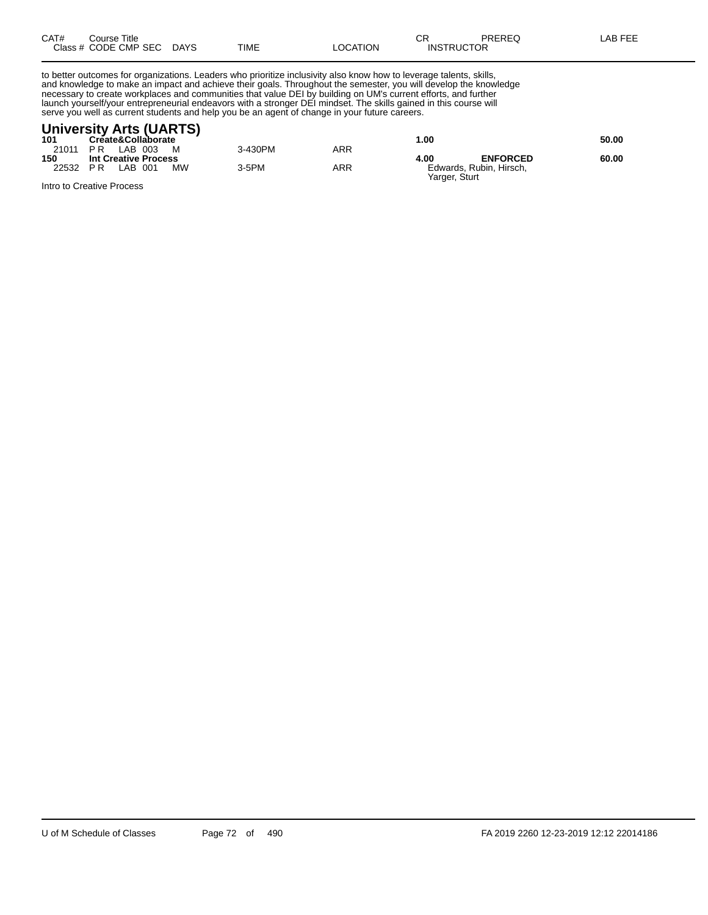| CAT# | Course Title | | | | | | CR | PREREQ | LAB FEE |
|---|---|---|---|---|---|---|---|---|---|
| Class # | CODE | CMP | SEC | DAYS | TIME | LOCATION | INSTRUCTOR | | |

to better outcomes for organizations. Leaders who prioritize inclusivity also know how to leverage talents, skills, and knowledge to make an impact and achieve their goals. Throughout the semester, you will develop the knowledge necessary to create workplaces and communities that value DEI by building on UM's current efforts, and further launch yourself/your entrepreneurial endeavors with a stronger DEI mindset. The skills gained in this course will serve you well as current students and help you be an agent of change in your future careers.

## University Arts (UARTS)

| CAT# | Course Title | | | | | | CR | PREREQ | LAB FEE |
|---|---|---|---|---|---|---|---|---|---|
| **101** | **Create&Collaborate** | | | | | | **1.00** | | **50.00** |
| 21011 | P R | LAB | 003 | M | 3-430PM | ARR | | | |
| **150** | **Int Creative Process** | | | | | | **4.00** | **ENFORCED** | **60.00** |
| 22532 | P R | LAB | 001 | MW | 3-5PM | ARR | Edwards, Rubin, Hirsch, Yarger, Sturt | | |

Intro to Creative Process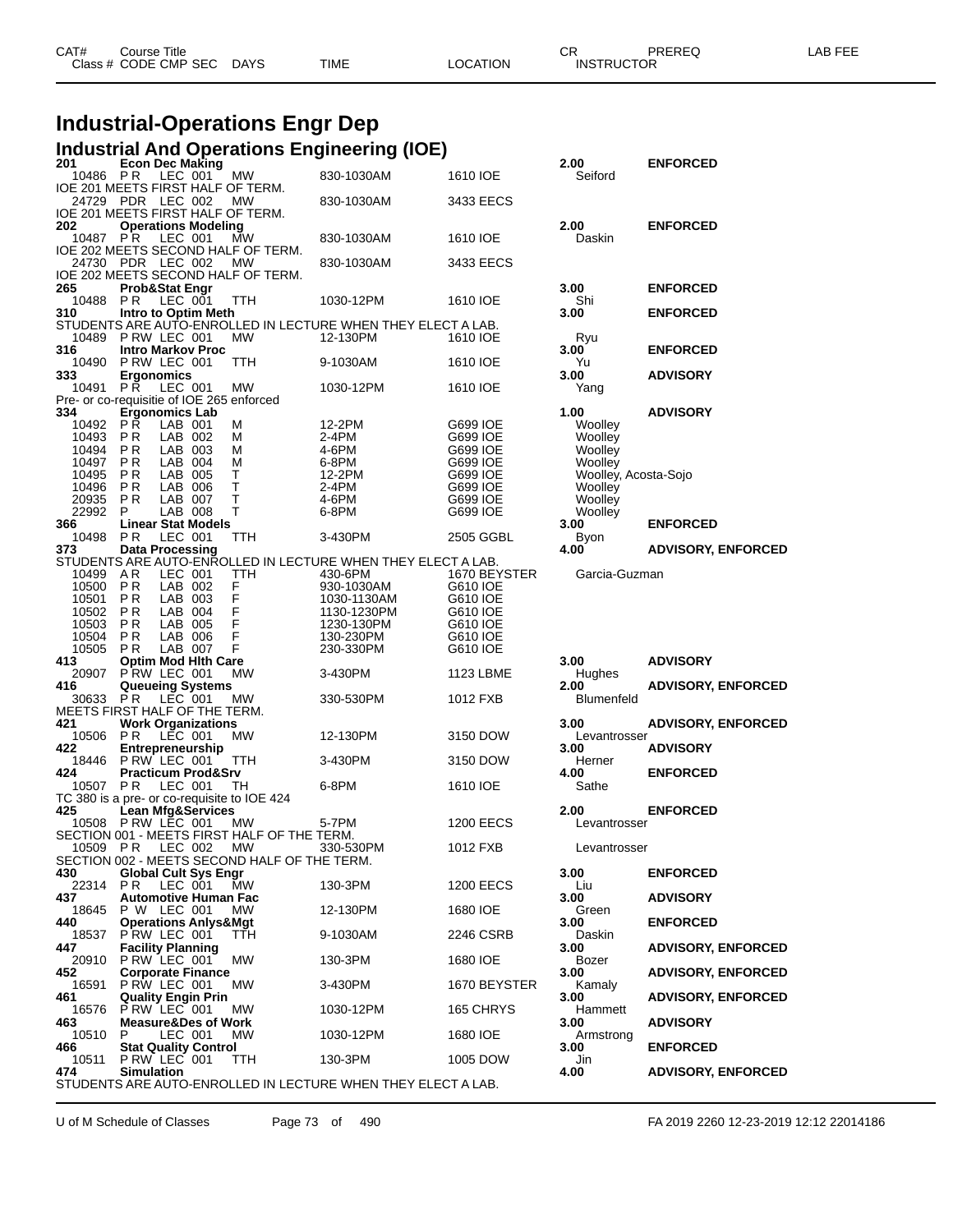| CAT# | Course Title | | | | | CR | PREREQ | LAB FEE |
|---|---|---|---|---|---|---|---|---|
| Class # | CODE CMP SEC | DAYS | TIME | LOCATION | INSTRUCTOR | | | |

# Industrial-Operations Engr Dep

## Industrial And Operations Engineering (IOE)

**201 Econ Dec Making** — 2.00 — ENFORCED

| Class # | CODE | CMP SEC | DAYS | TIME | LOCATION | INSTRUCTOR |
|---|---|---|---|---|---|---|
| 10486 | P R | LEC 001 | MW | 830-1030AM | 1610 IOE | Seiford |

IOE 201 MEETS FIRST HALF OF TERM.

| Class # | CODE | CMP SEC | DAYS | TIME | LOCATION | INSTRUCTOR |
|---|---|---|---|---|---|---|
| 24729 | PDR | LEC 002 | MW | 830-1030AM | 3433 EECS | |

IOE 201 MEETS FIRST HALF OF TERM.

**202 Operations Modeling** — 2.00 — ENFORCED

| Class # | CODE | CMP SEC | DAYS | TIME | LOCATION | INSTRUCTOR |
|---|---|---|---|---|---|---|
| 10487 | P R | LEC 001 | MW | 830-1030AM | 1610 IOE | Daskin |

IOE 202 MEETS SECOND HALF OF TERM.

| Class # | CODE | CMP SEC | DAYS | TIME | LOCATION | INSTRUCTOR |
|---|---|---|---|---|---|---|
| 24730 | PDR | LEC 002 | MW | 830-1030AM | 3433 EECS | |

IOE 202 MEETS SECOND HALF OF TERM.

**265 Prob&Stat Engr** — 3.00 — ENFORCED

| Class # | CODE | CMP SEC | DAYS | TIME | LOCATION | INSTRUCTOR |
|---|---|---|---|---|---|---|
| 10488 | P R | LEC 001 | TTH | 1030-12PM | 1610 IOE | Shi |

**310 Intro to Optim Meth** — 3.00 — ENFORCED

STUDENTS ARE AUTO-ENROLLED IN LECTURE WHEN THEY ELECT A LAB.

| Class # | CODE | CMP SEC | DAYS | TIME | LOCATION | INSTRUCTOR |
|---|---|---|---|---|---|---|
| 10489 | P RW | LEC 001 | MW | 12-130PM | 1610 IOE | Ryu |

**316 Intro Markov Proc** — 3.00 — ENFORCED

| Class # | CODE | CMP SEC | DAYS | TIME | LOCATION | INSTRUCTOR |
|---|---|---|---|---|---|---|
| 10490 | P RW | LEC 001 | TTH | 9-1030AM | 1610 IOE | Yu |

**333 Ergonomics** — 3.00 — ADVISORY

| Class # | CODE | CMP SEC | DAYS | TIME | LOCATION | INSTRUCTOR |
|---|---|---|---|---|---|---|
| 10491 | P R | LEC 001 | MW | 1030-12PM | 1610 IOE | Yang |

Pre- or co-requisitie of IOE 265 enforced

**334 Ergonomics Lab** — 1.00 — ADVISORY

| Class # | CODE | CMP SEC | DAYS | TIME | LOCATION | INSTRUCTOR |
|---|---|---|---|---|---|---|
| 10492 | P R | LAB 001 | M | 12-2PM | G699 IOE | Woolley |
| 10493 | P R | LAB 002 | M | 2-4PM | G699 IOE | Woolley |
| 10494 | P R | LAB 003 | M | 4-6PM | G699 IOE | Woolley |
| 10497 | P R | LAB 004 | M | 6-8PM | G699 IOE | Woolley |
| 10495 | P R | LAB 005 | T | 12-2PM | G699 IOE | Woolley, Acosta-Sojo |
| 10496 | P R | LAB 006 | T | 2-4PM | G699 IOE | Woolley |
| 20935 | P R | LAB 007 | T | 4-6PM | G699 IOE | Woolley |
| 22992 | P | LAB 008 | T | 6-8PM | G699 IOE | Woolley |

**366 Linear Stat Models** — 3.00 — ENFORCED

| Class # | CODE | CMP SEC | DAYS | TIME | LOCATION | INSTRUCTOR |
|---|---|---|---|---|---|---|
| 10498 | P R | LEC 001 | TTH | 3-430PM | 2505 GGBL | Byon |

**373 Data Processing** — 4.00 — ADVISORY, ENFORCED

STUDENTS ARE AUTO-ENROLLED IN LECTURE WHEN THEY ELECT A LAB.

| Class # | CODE | CMP SEC | DAYS | TIME | LOCATION | INSTRUCTOR |
|---|---|---|---|---|---|---|
| 10499 | A R | LEC 001 | TTH | 430-6PM | 1670 BEYSTER | Garcia-Guzman |
| 10500 | P R | LAB 002 | F | 930-1030AM | G610 IOE | |
| 10501 | P R | LAB 003 | F | 1030-1130AM | G610 IOE | |
| 10502 | P R | LAB 004 | F | 1130-1230PM | G610 IOE | |
| 10503 | P R | LAB 005 | F | 1230-130PM | G610 IOE | |
| 10504 | P R | LAB 006 | F | 130-230PM | G610 IOE | |
| 10505 | P R | LAB 007 | F | 230-330PM | G610 IOE | |

**413 Optim Mod Hlth Care** — 3.00 — ADVISORY

| Class # | CODE | CMP SEC | DAYS | TIME | LOCATION | INSTRUCTOR |
|---|---|---|---|---|---|---|
| 20907 | P RW | LEC 001 | MW | 3-430PM | 1123 LBME | Hughes |

**416 Queueing Systems** — 2.00 — ADVISORY, ENFORCED

| Class # | CODE | CMP SEC | DAYS | TIME | LOCATION | INSTRUCTOR |
|---|---|---|---|---|---|---|
| 30633 | P R | LEC 001 | MW | 330-530PM | 1012 FXB | Blumenfeld |

MEETS FIRST HALF OF THE TERM.

**421 Work Organizations** — 3.00 — ADVISORY, ENFORCED

| Class # | CODE | CMP SEC | DAYS | TIME | LOCATION | INSTRUCTOR |
|---|---|---|---|---|---|---|
| 10506 | P R | LEC 001 | MW | 12-130PM | 3150 DOW | Levantrosser |

**422 Entrepreneurship** — 3.00 — ADVISORY

| Class # | CODE | CMP SEC | DAYS | TIME | LOCATION | INSTRUCTOR |
|---|---|---|---|---|---|---|
| 18446 | P RW | LEC 001 | TTH | 3-430PM | 3150 DOW | Herner |

**424 Practicum Prod&Srv** — 4.00 — ENFORCED

| Class # | CODE | CMP SEC | DAYS | TIME | LOCATION | INSTRUCTOR |
|---|---|---|---|---|---|---|
| 10507 | P R | LEC 001 | TH | 6-8PM | 1610 IOE | Sathe |

TC 380 is a pre- or co-requisite to IOE 424

**425 Lean Mfg&Services** — 2.00 — ENFORCED

| Class # | CODE | CMP SEC | DAYS | TIME | LOCATION | INSTRUCTOR |
|---|---|---|---|---|---|---|
| 10508 | P RW | LEC 001 | MW | 5-7PM | 1200 EECS | Levantrosser |

SECTION 001 - MEETS FIRST HALF OF THE TERM.

| Class # | CODE | CMP SEC | DAYS | TIME | LOCATION | INSTRUCTOR |
|---|---|---|---|---|---|---|
| 10509 | P R | LEC 002 | MW | 330-530PM | 1012 FXB | Levantrosser |

SECTION 002 - MEETS SECOND HALF OF THE TERM.

**430 Global Cult Sys Engr** — 3.00 — ENFORCED

| Class # | CODE | CMP SEC | DAYS | TIME | LOCATION | INSTRUCTOR |
|---|---|---|---|---|---|---|
| 22314 | P R | LEC 001 | MW | 130-3PM | 1200 EECS | Liu |

**437 Automotive Human Fac** — 3.00 — ADVISORY

| Class # | CODE | CMP SEC | DAYS | TIME | LOCATION | INSTRUCTOR |
|---|---|---|---|---|---|---|
| 18645 | P W | LEC 001 | MW | 12-130PM | 1680 IOE | Green |

**440 Operations Anlys&Mgt** — 3.00 — ENFORCED

| Class # | CODE | CMP SEC | DAYS | TIME | LOCATION | INSTRUCTOR |
|---|---|---|---|---|---|---|
| 18537 | P RW | LEC 001 | TTH | 9-1030AM | 2246 CSRB | Daskin |

**447 Facility Planning** — 3.00 — ADVISORY, ENFORCED

| Class # | CODE | CMP SEC | DAYS | TIME | LOCATION | INSTRUCTOR |
|---|---|---|---|---|---|---|
| 20910 | P RW | LEC 001 | MW | 130-3PM | 1680 IOE | Bozer |

**452 Corporate Finance** — 3.00 — ADVISORY, ENFORCED

| Class # | CODE | CMP SEC | DAYS | TIME | LOCATION | INSTRUCTOR |
|---|---|---|---|---|---|---|
| 16591 | P RW | LEC 001 | MW | 3-430PM | 1670 BEYSTER | Kamaly |

**461 Quality Engin Prin** — 3.00 — ADVISORY, ENFORCED

| Class # | CODE | CMP SEC | DAYS | TIME | LOCATION | INSTRUCTOR |
|---|---|---|---|---|---|---|
| 16576 | P RW | LEC 001 | MW | 1030-12PM | 165 CHRYS | Hammett |

**463 Measure&Des of Work** — 3.00 — ADVISORY

| Class # | CODE | CMP SEC | DAYS | TIME | LOCATION | INSTRUCTOR |
|---|---|---|---|---|---|---|
| 10510 | P | LEC 001 | MW | 1030-12PM | 1680 IOE | Armstrong |

**466 Stat Quality Control** — 3.00 — ENFORCED

| Class # | CODE | CMP SEC | DAYS | TIME | LOCATION | INSTRUCTOR |
|---|---|---|---|---|---|---|
| 10511 | P RW | LEC 001 | TTH | 130-3PM | 1005 DOW | Jin |

**474 Simulation** — 4.00 — ADVISORY, ENFORCED

STUDENTS ARE AUTO-ENROLLED IN LECTURE WHEN THEY ELECT A LAB.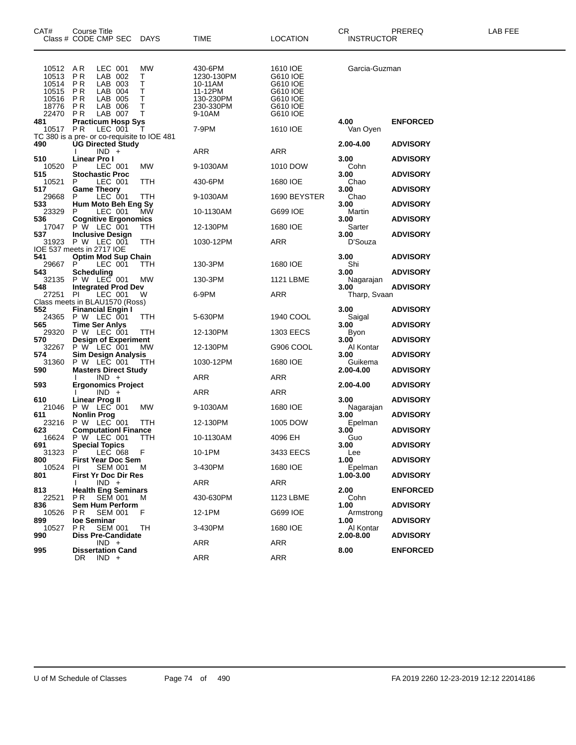| CAT# | Class # | CODE | CMP | SEC | DAYS | TIME | LOCATION | CR | INSTRUCTOR | PREREQ | LAB FEE |
|---|---|---|---|---|---|---|---|---|---|---|---|
| | 10512 | A R | LEC | 001 | MW | 430-6PM | 1610 IOE | | Garcia-Guzman | | |
| | 10513 | P R | LAB | 002 | T | 1230-130PM | G610 IOE | | | | |
| | 10514 | P R | LAB | 003 | T | 10-11AM | G610 IOE | | | | |
| | 10515 | P R | LAB | 004 | T | 11-12PM | G610 IOE | | | | |
| | 10516 | P R | LAB | 005 | T | 130-230PM | G610 IOE | | | | |
| | 18776 | P R | LAB | 006 | T | 230-330PM | G610 IOE | | | | |
| | 22470 | P R | LAB | 007 | T | 9-10AM | G610 IOE | | | | |
| **481** | **Practicum Hosp Sys** | | | | | | | **4.00** | | **ENFORCED** | |
| | 10517 | P R | LEC | 001 | T | 7-9PM | 1610 IOE | | Van Oyen | | |
| TC 380 is a pre- or co-requisite to IOE 481 | | | | | | | | | | | |
| **490** | **UG Directed Study** | | | | | | | **2.00-4.00** | | **ADVISORY** | |
| | | I | IND | + | | ARR | ARR | | | | |
| **510** | **Linear Pro I** | | | | | | | **3.00** | | **ADVISORY** | |
| | 10520 | P | LEC | 001 | MW | 9-1030AM | 1010 DOW | | Cohn | | |
| **515** | **Stochastic Proc** | | | | | | | **3.00** | | **ADVISORY** | |
| | 10521 | P | LEC | 001 | TTH | 430-6PM | 1680 IOE | | Chao | | |
| **517** | **Game Theory** | | | | | | | **3.00** | | **ADVISORY** | |
| | 29668 | P | LEC | 001 | TTH | 9-1030AM | 1690 BEYSTER | | Chao | | |
| **533** | **Hum Moto Beh Eng Sy** | | | | | | | **3.00** | | **ADVISORY** | |
| | 23329 | P | LEC | 001 | MW | 10-1130AM | G699 IOE | | Martin | | |
| **536** | **Cognitive Ergonomics** | | | | | | | **3.00** | | **ADVISORY** | |
| | 17047 | P W | LEC | 001 | TTH | 12-130PM | 1680 IOE | | Sarter | | |
| **537** | **Inclusive Design** | | | | | | | **3.00** | | **ADVISORY** | |
| | 31923 | P W | LEC | 001 | TTH | 1030-12PM | ARR | | D'Souza | | |
| IOE 537 meets in 2717 IOE | | | | | | | | | | | |
| **541** | **Optim Mod Sup Chain** | | | | | | | **3.00** | | **ADVISORY** | |
| | 29667 | P | LEC | 001 | TTH | 130-3PM | 1680 IOE | | Shi | | |
| **543** | **Scheduling** | | | | | | | **3.00** | | **ADVISORY** | |
| | 32135 | P W | LEC | 001 | MW | 130-3PM | 1121 LBME | | Nagarajan | | |
| **548** | **Integrated Prod Dev** | | | | | | | **3.00** | | **ADVISORY** | |
| | 27251 | PI | LEC | 001 | W | 6-9PM | ARR | | Tharp, Svaan | | |
| Class meets in BLAU1570 (Ross) | | | | | | | | | | | |
| **552** | **Financial Engin I** | | | | | | | **3.00** | | **ADVISORY** | |
| | 24365 | P W | LEC | 001 | TTH | 5-630PM | 1940 COOL | | Saigal | | |
| **565** | **Time Ser Anlys** | | | | | | | **3.00** | | **ADVISORY** | |
| | 29320 | P W | LEC | 001 | TTH | 12-130PM | 1303 EECS | | Byon | | |
| **570** | **Design of Experiment** | | | | | | | **3.00** | | **ADVISORY** | |
| | 32267 | P W | LEC | 001 | MW | 12-130PM | G906 COOL | | Al Kontar | | |
| **574** | **Sim Design Analysis** | | | | | | | **3.00** | | **ADVISORY** | |
| | 31360 | P W | LEC | 001 | TTH | 1030-12PM | 1680 IOE | | Guikema | | |
| **590** | **Masters Direct Study** | | | | | | | **2.00-4.00** | | **ADVISORY** | |
| | | I | IND | + | | ARR | ARR | | | | |
| **593** | **Ergonomics Project** | | | | | | | **2.00-4.00** | | **ADVISORY** | |
| | | I | IND | + | | ARR | ARR | | | | |
| **610** | **Linear Prog II** | | | | | | | **3.00** | | **ADVISORY** | |
| | 21046 | P W | LEC | 001 | MW | 9-1030AM | 1680 IOE | | Nagarajan | | |
| **611** | **Nonlin Prog** | | | | | | | **3.00** | | **ADVISORY** | |
| | 23216 | P W | LEC | 001 | TTH | 12-130PM | 1005 DOW | | Epelman | | |
| **623** | **Computationl Finance** | | | | | | | **3.00** | | **ADVISORY** | |
| | 16624 | P W | LEC | 001 | TTH | 10-1130AM | 4096 EH | | Guo | | |
| **691** | **Special Topics** | | | | | | | **3.00** | | **ADVISORY** | |
| | 31323 | P | LEC | 068 | F | 10-1PM | 3433 EECS | | Lee | | |
| **800** | **First Year Doc Sem** | | | | | | | **1.00** | | **ADVISORY** | |
| | 10524 | PI | SEM | 001 | M | 3-430PM | 1680 IOE | | Epelman | | |
| **801** | **First Yr Doc Dir Res** | | | | | | | **1.00-3.00** | | **ADVISORY** | |
| | | I | IND | + | | ARR | ARR | | | | |
| **813** | **Health Eng Seminars** | | | | | | | **2.00** | | **ENFORCED** | |
| | 22521 | P R | SEM | 001 | M | 430-630PM | 1123 LBME | | Cohn | | |
| **836** | **Sem Hum Perform** | | | | | | | **1.00** | | **ADVISORY** | |
| | 10526 | P R | SEM | 001 | F | 12-1PM | G699 IOE | | Armstrong | | |
| **899** | **Ioe Seminar** | | | | | | | **1.00** | | **ADVISORY** | |
| | 10527 | P R | SEM | 001 | TH | 3-430PM | 1680 IOE | | Al Kontar | | |
| **990** | **Diss Pre-Candidate** | | | | | | | **2.00-8.00** | | **ADVISORY** | |
| | | | IND | + | | ARR | ARR | | | | |
| **995** | **Dissertation Cand** | | | | | | | **8.00** | | **ENFORCED** | |
| | | DR | IND | + | | ARR | ARR | | | | |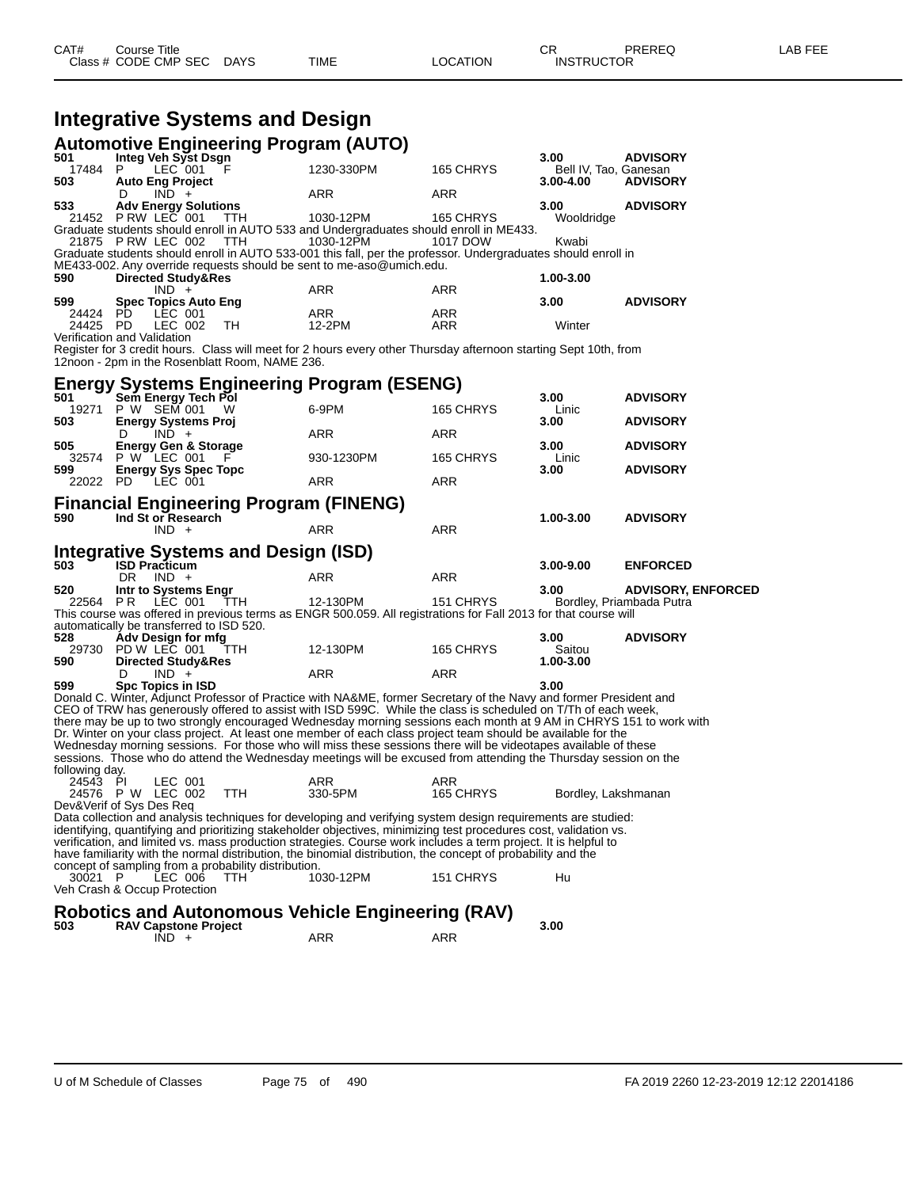| CAT# | Course Title | | | | | CR | PREREQ | LAB FEE |
|---|---|---|---|---|---|---|---|---|
| Class # | CODE CMP SEC | DAYS | TIME | LOCATION | | INSTRUCTOR | | |

# Integrative Systems and Design

## Automotive Engineering Program (AUTO)

**501 Integ Veh Syst Dsgn** — 3.00 — **ADVISORY**

17484 P LEC 001 F 1230-330PM 165 CHRYS Bell IV, Tao, Ganesan

**503 Auto Eng Project** — 3.00-4.00 — **ADVISORY**

D IND + ARR ARR

**533 Adv Energy Solutions** — 3.00 — **ADVISORY**

21452 P RW LEC 001 TTH 1030-12PM 165 CHRYS Wooldridge

Graduate students should enroll in AUTO 533 and Undergraduates should enroll in ME433.

21875 P RW LEC 002 TTH 1030-12PM 1017 DOW Kwabi

Graduate students should enroll in AUTO 533-001 this fall, per the professor. Undergraduates should enroll in ME433-002. Any override requests should be sent to me-aso@umich.edu.

**590 Directed Study&Res** — 1.00-3.00

IND + ARR ARR

**599 Spec Topics Auto Eng** — 3.00 — **ADVISORY**

24424 PD LEC 001 ARR ARR

24425 PD LEC 002 TH 12-2PM ARR Winter

Verification and Validation

Register for 3 credit hours. Class will meet for 2 hours every other Thursday afternoon starting Sept 10th, from 12noon - 2pm in the Rosenblatt Room, NAME 236.

## Energy Systems Engineering Program (ESENG)

**501 Sem Energy Tech Pol** — 3.00 — **ADVISORY**

19271 P W SEM 001 W 6-9PM 165 CHRYS Linic

**503 Energy Systems Proj** — 3.00 — **ADVISORY**

D IND + ARR ARR

**505 Energy Gen & Storage** — 3.00 — **ADVISORY**

32574 P W LEC 001 F 930-1230PM 165 CHRYS Linic

**599 Energy Sys Spec Topc** — 3.00 — **ADVISORY**

22022 PD LEC 001 ARR ARR

## Financial Engineering Program (FINENG)

**590 Ind St or Research** — 1.00-3.00 — **ADVISORY**

IND + ARR ARR

## Integrative Systems and Design (ISD)

**503 ISD Practicum** — 3.00-9.00 — **ENFORCED**

DR IND + ARR ARR

**520 Intr to Systems Engr** — 3.00 — **ADVISORY, ENFORCED**

22564 P R LEC 001 TTH 12-130PM 151 CHRYS Bordley, Priambada Putra

This course was offered in previous terms as ENGR 500.059. All registrations for Fall 2013 for that course will automatically be transferred to ISD 520.

**528 Adv Design for mfg** — 3.00 — **ADVISORY**

29730 PD W LEC 001 TTH 12-130PM 165 CHRYS Saitou

**590 Directed Study&Res** — 1.00-3.00

D IND + ARR ARR

**599 Spc Topics in ISD** — 3.00

Donald C. Winter, Adjunct Professor of Practice with NA&ME, former Secretary of the Navy and former President and CEO of TRW has generously offered to assist with ISD 599C. While the class is scheduled on T/Th of each week, there may be up to two strongly encouraged Wednesday morning sessions each month at 9 AM in CHRYS 151 to work with Dr. Winter on your class project. At least one member of each class project team should be available for the Wednesday morning sessions. For those who will miss these sessions there will be videotapes available of these sessions. Those who do attend the Wednesday meetings will be excused from attending the Thursday session on the following day.

24543 PI LEC 001 ARR ARR

24576 P W LEC 002 TTH 330-5PM 165 CHRYS Bordley, Lakshmanan

Dev&Verif of Sys Des Req

Data collection and analysis techniques for developing and verifying system design requirements are studied: identifying, quantifying and prioritizing stakeholder objectives, minimizing test procedures cost, validation vs. verification, and limited vs. mass production strategies. Course work includes a term project. It is helpful to have familiarity with the normal distribution, the binomial distribution, the concept of probability and the concept of sampling from a probability distribution.

30021 P LEC 006 TTH 1030-12PM 151 CHRYS Hu

Veh Crash & Occup Protection

## Robotics and Autonomous Vehicle Engineering (RAV)

**503 RAV Capstone Project** — 3.00

IND + ARR ARR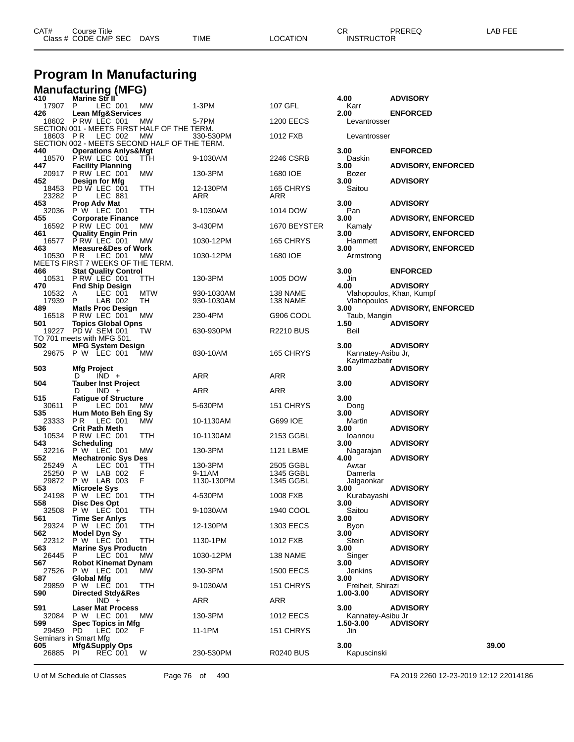# Program In Manufacturing

## Manufacturing (MFG)

| CAT# / Class # | Course Title / CODE CMP SEC | DAYS | TIME | LOCATION | CR / INSTRUCTOR | PREREQ | LAB FEE |
|---|---|---|---|---|---|---|---|
| **410** | **Marine Str II** | | | | 4.00 | **ADVISORY** | |
| 17907 | P LEC 001 | MW | 1-3PM | 107 GFL | Karr | | |
| **426** | **Lean Mfg&Services** | | | | 2.00 | **ENFORCED** | |
| 18602 | P RW LEC 001 | MW | 5-7PM | 1200 EECS | Levantrosser | | |
| SECTION 001 - MEETS FIRST HALF OF THE TERM. | | | | | | | |
| 18603 | P R LEC 002 | MW | 330-530PM | 1012 FXB | Levantrosser | | |
| SECTION 002 - MEETS SECOND HALF OF THE TERM. | | | | | | | |
| **440** | **Operations Anlys&Mgt** | | | | 3.00 | **ENFORCED** | |
| 18570 | P RW LEC 001 | TTH | 9-1030AM | 2246 CSRB | Daskin | | |
| **447** | **Facility Planning** | | | | 3.00 | **ADVISORY, ENFORCED** | |
| 20917 | P RW LEC 001 | MW | 130-3PM | 1680 IOE | Bozer | | |
| **452** | **Design for Mfg** | | | | 3.00 | **ADVISORY** | |
| 18453 | PD W LEC 001 | TTH | 12-130PM | 165 CHRYS | Saitou | | |
| 23282 | P LEC 881 | | ARR | ARR | | | |
| **453** | **Prop Adv Mat** | | | | 3.00 | **ADVISORY** | |
| 32036 | P W LEC 001 | TTH | 9-1030AM | 1014 DOW | Pan | | |
| **455** | **Corporate Finance** | | | | 3.00 | **ADVISORY, ENFORCED** | |
| 16592 | P RW LEC 001 | MW | 3-430PM | 1670 BEYSTER | Kamaly | | |
| **461** | **Quality Engin Prin** | | | | 3.00 | **ADVISORY, ENFORCED** | |
| 16577 | P RW LEC 001 | MW | 1030-12PM | 165 CHRYS | Hammett | | |
| **463** | **Measure&Des of Work** | | | | 3.00 | **ADVISORY, ENFORCED** | |
| 10530 | P R LEC 001 | MW | 1030-12PM | 1680 IOE | Armstrong | | |
| MEETS FIRST 7 WEEKS OF THE TERM. | | | | | | | |
| **466** | **Stat Quality Control** | | | | 3.00 | **ENFORCED** | |
| 10531 | P RW LEC 001 | TTH | 130-3PM | 1005 DOW | Jin | | |
| **470** | **Fnd Ship Design** | | | | 4.00 | **ADVISORY** | |
| 10532 | A LEC 001 | MTW | 930-1030AM | 138 NAME | Vlahopoulos, Khan, Kumpf | | |
| 17939 | P LAB 002 | TH | 930-1030AM | 138 NAME | Vlahopoulos | | |
| **489** | **Matls Proc Design** | | | | 3.00 | **ADVISORY, ENFORCED** | |
| 16518 | P RW LEC 001 | MW | 230-4PM | G906 COOL | Taub, Mangin | | |
| **501** | **Topics Global Opns** | | | | 1.50 | **ADVISORY** | |
| 19227 | PD W SEM 001 | TW | 630-930PM | R2210 BUS | Beil | | |
| TO 701 meets with MFG 501. | | | | | | | |
| **502** | **MFG System Design** | | | | 3.00 | **ADVISORY** | |
| 29675 | P W LEC 001 | MW | 830-10AM | 165 CHRYS | Kannatey-Asibu Jr, Kayitmazbatir | | |
| **503** | **Mfg Project** | | | | 3.00 | **ADVISORY** | |
| | D IND + | | ARR | ARR | | | |
| **504** | **Tauber Inst Project** | | | | 3.00 | **ADVISORY** | |
| | D IND + | | ARR | ARR | | | |
| **515** | **Fatigue of Structure** | | | | 3.00 | | |
| 30611 | P LEC 001 | MW | 5-630PM | 151 CHRYS | Dong | | |
| **535** | **Hum Moto Beh Eng Sy** | | | | 3.00 | **ADVISORY** | |
| 23333 | P R LEC 001 | MW | 10-1130AM | G699 IOE | Martin | | |
| **536** | **Crit Path Meth** | | | | 3.00 | **ADVISORY** | |
| 10534 | P RW LEC 001 | TTH | 10-1130AM | 2153 GGBL | Ioannou | | |
| **543** | **Scheduling** | | | | 3.00 | **ADVISORY** | |
| 32216 | P W LEC 001 | MW | 130-3PM | 1121 LBME | Nagarajan | | |
| **552** | **Mechatronic Sys Des** | | | | 4.00 | **ADVISORY** | |
| 25249 | A LEC 001 | TTH | 130-3PM | 2505 GGBL | Awtar | | |
| 25250 | P W LAB 002 | F | 9-11AM | 1345 GGBL | Damerla | | |
| 29872 | P W LAB 003 | F | 1130-130PM | 1345 GGBL | Jalgaonkar | | |
| **553** | **Microele Sys** | | | | 3.00 | **ADVISORY** | |
| 24198 | P W LEC 001 | TTH | 4-530PM | 1008 FXB | Kurabayashi | | |
| **558** | **Disc Des Opt** | | | | 3.00 | **ADVISORY** | |
| 32508 | P W LEC 001 | TTH | 9-1030AM | 1940 COOL | Saitou | | |
| **561** | **Time Ser Anlys** | | | | 3.00 | **ADVISORY** | |
| 29324 | P W LEC 001 | TTH | 12-130PM | 1303 EECS | Byon | | |
| **562** | **Model Dyn Sy** | | | | 3.00 | **ADVISORY** | |
| 22312 | P W LEC 001 | TTH | 1130-1PM | 1012 FXB | Stein | | |
| **563** | **Marine Sys Productn** | | | | 3.00 | **ADVISORY** | |
| 26445 | P LEC 001 | MW | 1030-12PM | 138 NAME | Singer | | |
| **567** | **Robot Kinemat Dynam** | | | | 3.00 | **ADVISORY** | |
| 27526 | P W LEC 001 | MW | 130-3PM | 1500 EECS | Jenkins | | |
| **587** | **Global Mfg** | | | | 3.00 | **ADVISORY** | |
| 29859 | P W LEC 001 | TTH | 9-1030AM | 151 CHRYS | Freiheit, Shirazi | | |
| **590** | **Directed Stdy&Res** | | | | 1.00-3.00 | **ADVISORY** | |
| | IND + | | ARR | ARR | | | |
| **591** | **Laser Mat Process** | | | | 3.00 | **ADVISORY** | |
| 32084 | P W LEC 001 | MW | 130-3PM | 1012 EECS | Kannatey-Asibu Jr | | |
| **599** | **Spec Topics in Mfg** | | | | 1.50-3.00 | **ADVISORY** | |
| 29459 | PD LEC 002 | F | 11-1PM | 151 CHRYS | Jin | | |
| Seminars in Smart Mfg | | | | | | | |
| **605** | **Mfg&Supply Ops** | | | | 3.00 | | 39.00 |
| 26885 | PI REC 001 | W | 230-530PM | R0240 BUS | Kapuscinski | | |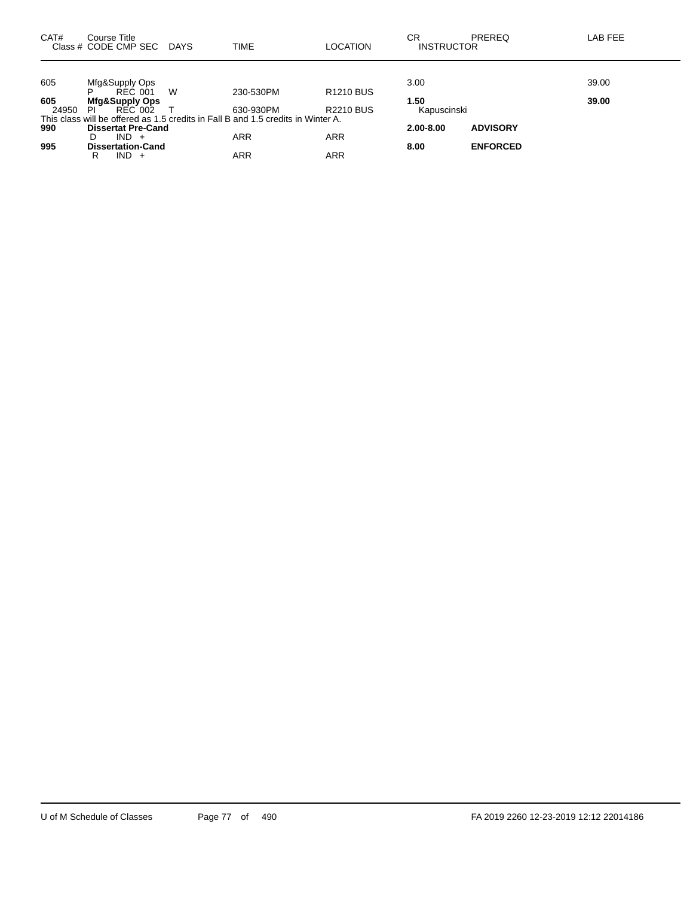| CAT# | Course Title<br>Class # CODE CMP SEC | DAYS | TIME | LOCATION | CR<br>INSTRUCTOR | PREREQ | LAB FEE |
|---|---|---|---|---|---|---|---|
| 605 | Mfg&Supply Ops | | | | 3.00 | | 39.00 |
| | P REC 001 | W | 230-530PM | R1210 BUS | | | |
| **605** | **Mfg&Supply Ops** | | | | **1.50** | | **39.00** |
| 24950 | PI REC 002 | T | 630-930PM | R2210 BUS | Kapuscinski | | |
| | This class will be offered as 1.5 credits in Fall B and 1.5 credits in Winter A. | | | | | | |
| **990** | **Dissertat Pre-Cand** | | | | **2.00-8.00** | **ADVISORY** | |
| | D IND + | | ARR | ARR | | | |
| **995** | **Dissertation-Cand** | | | | **8.00** | **ENFORCED** | |
| | R IND + | | ARR | ARR | | | |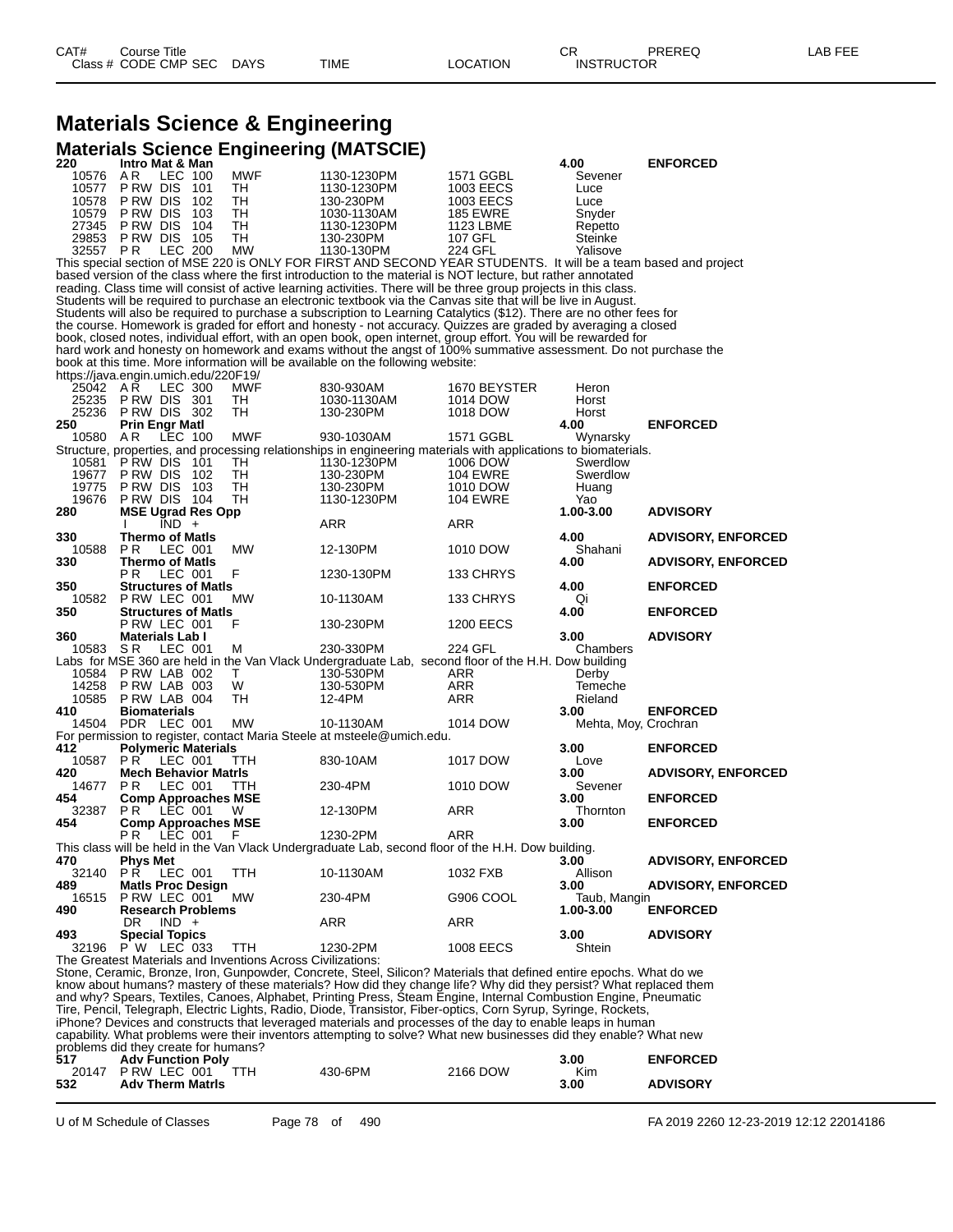# Materials Science & Engineering

## Materials Science Engineering (MATSCIE)

| CAT# / Class # | Course Title / CODE CMP SEC | DAYS | TIME | LOCATION | CR / INSTRUCTOR | PREREQ | LAB FEE |
|---|---|---|---|---|---|---|---|
| **220** | **Intro Mat & Man** | | | | **4.00** | **ENFORCED** | |
| 10576 | A R LEC 100 | MWF | 1130-1230PM | 1571 GGBL | Sevener | | |
| 10577 | P RW DIS 101 | TH | 1130-1230PM | 1003 EECS | Luce | | |
| 10578 | P RW DIS 102 | TH | 130-230PM | 1003 EECS | Luce | | |
| 10579 | P RW DIS 103 | TH | 1030-1130AM | 185 EWRE | Snyder | | |
| 27345 | P RW DIS 104 | TH | 1130-1230PM | 1123 LBME | Repetto | | |
| 29853 | P RW DIS 105 | TH | 130-230PM | 107 GFL | Steinke | | |
| 32557 | P R LEC 200 | MW | 1130-130PM | 224 GFL | Yalisove | | |

This special section of MSE 220 is ONLY FOR FIRST AND SECOND YEAR STUDENTS. It will be a team based and project based version of the class where the first introduction to the material is NOT lecture, but rather annotated reading. Class time will consist of active learning activities. There will be three group projects in this class. Students will be required to purchase an electronic textbook via the Canvas site that will be live in August. Students will also be required to purchase a subscription to Learning Catalytics ($12). There are no other fees for the course. Homework is graded for effort and honesty - not accuracy. Quizzes are graded by averaging a closed book, closed notes, individual effort, with an open book, open internet, group effort. You will be rewarded for hard work and honesty on homework and exams without the angst of 100% summative assessment. Do not purchase the book at this time. More information will be available on the following website:
https://java.engin.umich.edu/220F19/

| CAT# / Class # | Course Title / CODE CMP SEC | DAYS | TIME | LOCATION | CR / INSTRUCTOR | PREREQ | LAB FEE |
|---|---|---|---|---|---|---|---|
| 25042 | A R LEC 300 | MWF | 830-930AM | 1670 BEYSTER | Heron | | |
| 25235 | P RW DIS 301 | TH | 1030-1130AM | 1014 DOW | Horst | | |
| 25236 | P RW DIS 302 | TH | 130-230PM | 1018 DOW | Horst | | |
| **250** | **Prin Engr Matl** | | | | **4.00** | **ENFORCED** | |
| 10580 | A R LEC 100 | MWF | 930-1030AM | 1571 GGBL | Wynarsky | | |

Structure, properties, and processing relationships in engineering materials with applications to biomaterials.

| CAT# / Class # | Course Title / CODE CMP SEC | DAYS | TIME | LOCATION | CR / INSTRUCTOR | PREREQ | LAB FEE |
|---|---|---|---|---|---|---|---|
| 10581 | P RW DIS 101 | TH | 1130-1230PM | 1006 DOW | Swerdlow | | |
| 19677 | P RW DIS 102 | TH | 130-230PM | 104 EWRE | Swerdlow | | |
| 19775 | P RW DIS 103 | TH | 130-230PM | 1010 DOW | Huang | | |
| 19676 | P RW DIS 104 | TH | 1130-1230PM | 104 EWRE | Yao | | |
| **280** | **MSE Ugrad Res Opp** | | | | **1.00-3.00** | **ADVISORY** | |
| | I IND + | | ARR | ARR | | | |
| **330** | **Thermo of Matls** | | | | **4.00** | **ADVISORY, ENFORCED** | |
| 10588 | P R LEC 001 | MW | 12-130PM | 1010 DOW | Shahani | | |
| **330** | **Thermo of Matls** | | | | **4.00** | **ADVISORY, ENFORCED** | |
| | P R LEC 001 | F | 1230-130PM | 133 CHRYS | | | |
| **350** | **Structures of Matls** | | | | **4.00** | **ENFORCED** | |
| 10582 | P RW LEC 001 | MW | 10-1130AM | 133 CHRYS | Qi | | |
| **350** | **Structures of Matls** | | | | **4.00** | **ENFORCED** | |
| | P RW LEC 001 | F | 130-230PM | 1200 EECS | | | |
| **360** | **Materials Lab I** | | | | **3.00** | **ADVISORY** | |
| 10583 | S R LEC 001 | M | 230-330PM | 224 GFL | Chambers | | |

Labs for MSE 360 are held in the Van Vlack Undergraduate Lab, second floor of the H.H. Dow building

| CAT# / Class # | Course Title / CODE CMP SEC | DAYS | TIME | LOCATION | CR / INSTRUCTOR | PREREQ | LAB FEE |
|---|---|---|---|---|---|---|---|
| 10584 | P RW LAB 002 | T | 130-530PM | ARR | Derby | | |
| 14258 | P RW LAB 003 | W | 130-530PM | ARR | Temeche | | |
| 10585 | P RW LAB 004 | TH | 12-4PM | ARR | Rieland | | |
| **410** | **Biomaterials** | | | | **3.00** | **ENFORCED** | |
| 14504 | PDR LEC 001 | MW | 10-1130AM | 1014 DOW | Mehta, Moy, Crochran | | |

For permission to register, contact Maria Steele at msteele@umich.edu.

| CAT# / Class # | Course Title / CODE CMP SEC | DAYS | TIME | LOCATION | CR / INSTRUCTOR | PREREQ | LAB FEE |
|---|---|---|---|---|---|---|---|
| **412** | **Polymeric Materials** | | | | **3.00** | **ENFORCED** | |
| 10587 | P R LEC 001 | TTH | 830-10AM | 1017 DOW | Love | | |
| **420** | **Mech Behavior Matrls** | | | | **3.00** | **ADVISORY, ENFORCED** | |
| 14677 | P R LEC 001 | TTH | 230-4PM | 1010 DOW | Sevener | | |
| **454** | **Comp Approaches MSE** | | | | **3.00** | **ENFORCED** | |
| 32387 | P R LEC 001 | W | 12-130PM | ARR | Thornton | | |
| **454** | **Comp Approaches MSE** | | | | **3.00** | **ENFORCED** | |
| | P R LEC 001 | F | 1230-2PM | ARR | | | |

This class will be held in the Van Vlack Undergraduate Lab, second floor of the H.H. Dow building.

| CAT# / Class # | Course Title / CODE CMP SEC | DAYS | TIME | LOCATION | CR / INSTRUCTOR | PREREQ | LAB FEE |
|---|---|---|---|---|---|---|---|
| **470** | **Phys Met** | | | | **3.00** | **ADVISORY, ENFORCED** | |
| 32140 | P R LEC 001 | TTH | 10-1130AM | 1032 FXB | Allison | | |
| **489** | **Matls Proc Design** | | | | **3.00** | **ADVISORY, ENFORCED** | |
| 16515 | P RW LEC 001 | MW | 230-4PM | G906 COOL | Taub, Mangin | | |
| **490** | **Research Problems** | | | | **1.00-3.00** | **ENFORCED** | |
| | DR IND + | | ARR | ARR | | | |
| **493** | **Special Topics** | | | | **3.00** | **ADVISORY** | |
| 32196 | P W LEC 033 | TTH | 1230-2PM | 1008 EECS | Shtein | | |

The Greatest Materials and Inventions Across Civilizations:
Stone, Ceramic, Bronze, Iron, Gunpowder, Concrete, Steel, Silicon? Materials that defined entire epochs. What do we know about humans? mastery of these materials? How did they change life? Why did they persist? What replaced them and why? Spears, Textiles, Canoes, Alphabet, Printing Press, Steam Engine, Internal Combustion Engine, Pneumatic Tire, Pencil, Telegraph, Electric Lights, Radio, Diode, Transistor, Fiber-optics, Corn Syrup, Syringe, Rockets, iPhone? Devices and constructs that leveraged materials and processes of the day to enable leaps in human capability. What problems were their inventors attempting to solve? What new businesses did they enable? What new problems did they create for humans?

| CAT# / Class # | Course Title / CODE CMP SEC | DAYS | TIME | LOCATION | CR / INSTRUCTOR | PREREQ | LAB FEE |
|---|---|---|---|---|---|---|---|
| **517** | **Adv Function Poly** | | | | **3.00** | **ENFORCED** | |
| 20147 | P RW LEC 001 | TTH | 430-6PM | 2166 DOW | Kim | | |
| **532** | **Adv Therm Matrls** | | | | **3.00** | **ADVISORY** | |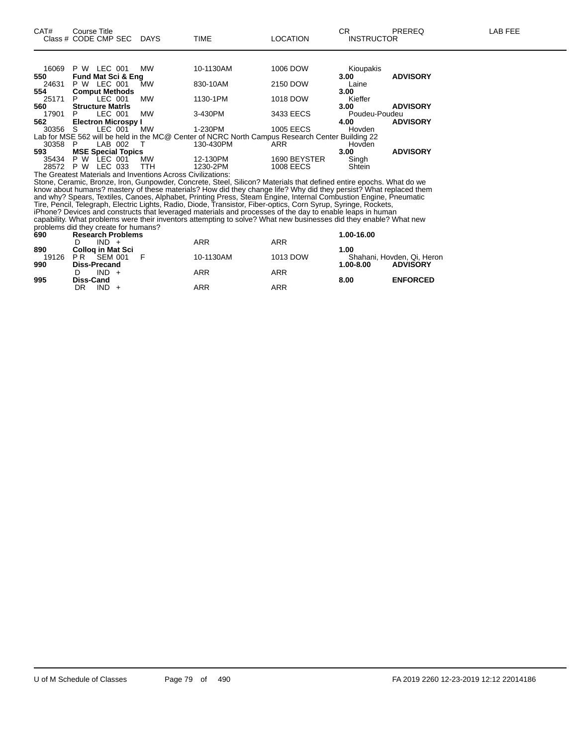| CAT# Class # | Course Title CODE CMP SEC | DAYS | TIME | LOCATION | CR INSTRUCTOR | PREREQ | LAB FEE |
|---|---|---|---|---|---|---|---|
| 16069 | P W LEC 001 | MW | 10-1130AM | 1006 DOW | Kioupakis | | |
| **550** | **Fund Mat Sci & Eng** | | | | **3.00** | **ADVISORY** | |
| 24631 | P W LEC 001 | MW | 830-10AM | 2150 DOW | Laine | | |
| **554** | **Comput Methods** | | | | **3.00** | | |
| 25171 | P LEC 001 | MW | 1130-1PM | 1018 DOW | Kieffer | | |
| **560** | **Structure Matrls** | | | | **3.00** | **ADVISORY** | |
| 17901 | P LEC 001 | MW | 3-430PM | 3433 EECS | Poudeu-Poudeu | | |
| **562** | **Electron Microspy I** | | | | **4.00** | **ADVISORY** | |
| 30356 | S LEC 001 | MW | 1-230PM | 1005 EECS | Hovden | | |

Lab for MSE 562 will be held in the MC@ Center of NCRC North Campus Research Center Building 22

| CAT# Class # | Course Title CODE CMP SEC | DAYS | TIME | LOCATION | CR INSTRUCTOR | PREREQ | LAB FEE |
|---|---|---|---|---|---|---|---|
| 30358 | P LAB 002 | T | 130-430PM | ARR | Hovden | | |
| **593** | **MSE Special Topics** | | | | **3.00** | **ADVISORY** | |
| 35434 | P W LEC 001 | MW | 12-130PM | 1690 BEYSTER | Singh | | |
| 28572 | P W LEC 033 | TTH | 1230-2PM | 1008 EECS | Shtein | | |

The Greatest Materials and Inventions Across Civilizations:
Stone, Ceramic, Bronze, Iron, Gunpowder, Concrete, Steel, Silicon? Materials that defined entire epochs. What do we know about humans? mastery of these materials? How did they change life? Why did they persist? What replaced them and why? Spears, Textiles, Canoes, Alphabet, Printing Press, Steam Engine, Internal Combustion Engine, Pneumatic Tire, Pencil, Telegraph, Electric Lights, Radio, Diode, Transistor, Fiber-optics, Corn Syrup, Syringe, Rockets, iPhone? Devices and constructs that leveraged materials and processes of the day to enable leaps in human capability. What problems were their inventors attempting to solve? What new businesses did they enable? What new problems did they create for humans?

| CAT# Class # | Course Title CODE CMP SEC | DAYS | TIME | LOCATION | CR INSTRUCTOR | PREREQ | LAB FEE |
|---|---|---|---|---|---|---|---|
| **690** | **Research Problems** | | | | **1.00-16.00** | | |
| | D IND + | | ARR | ARR | | | |
| **890** | **Colloq in Mat Sci** | | | | **1.00** | | |
| 19126 | P R SEM 001 | F | 10-1130AM | 1013 DOW | Shahani, Hovden, Qi, Heron | | |
| **990** | **Diss-Precand** | | | | **1.00-8.00** | **ADVISORY** | |
| | D IND + | | ARR | ARR | | | |
| **995** | **Diss-Cand** | | | | **8.00** | **ENFORCED** | |
| | DR IND + | | ARR | ARR | | | |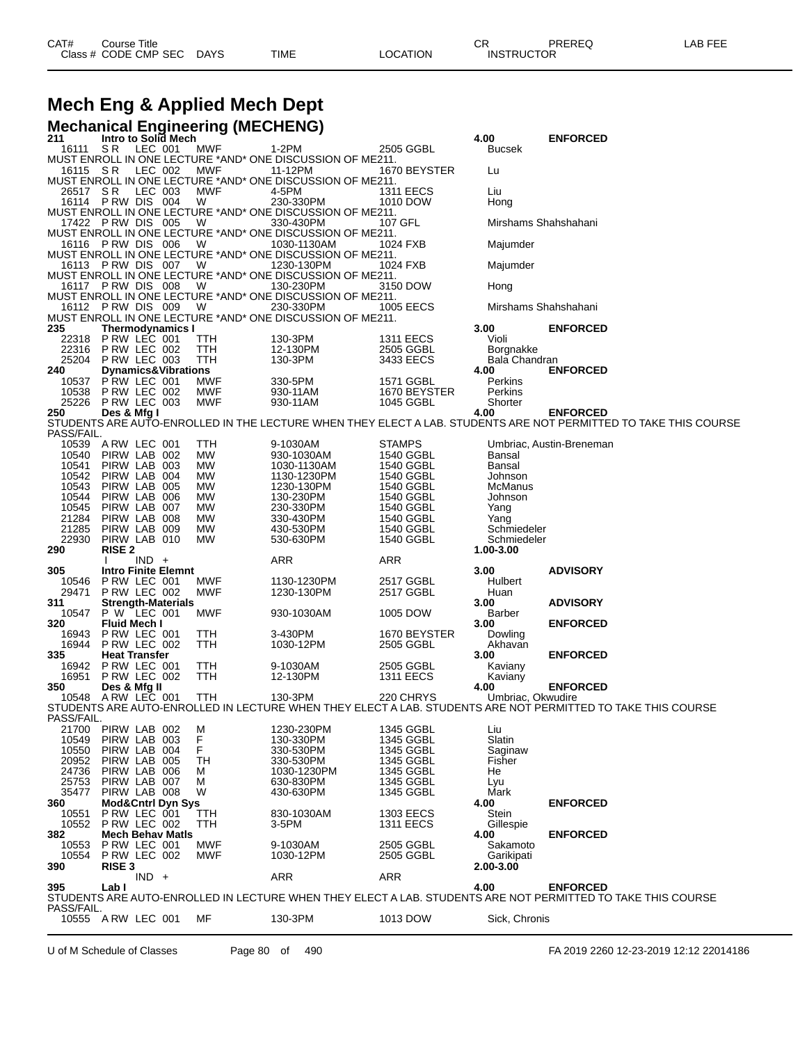# Mech Eng & Applied Mech Dept

## Mechanical Engineering (MECHENG)

| CAT# / Class # | Course Title / CODE CMP SEC | DAYS | TIME | LOCATION | CR / INSTRUCTOR | PREREQ | LAB FEE |
|---|---|---|---|---|---|---|---|
| **211** | **Intro to Solid Mech** | | | | **4.00** | **ENFORCED** | |
| 16111 | S R LEC 001 | MWF | 1-2PM | 2505 GGBL | Bucsek | | |
| MUST ENROLL IN ONE LECTURE *AND* ONE DISCUSSION OF ME211. | | | | | | | |
| 16115 | S R LEC 002 | MWF | 11-12PM | 1670 BEYSTER | Lu | | |
| MUST ENROLL IN ONE LECTURE *AND* ONE DISCUSSION OF ME211. | | | | | | | |
| 26517 | S R LEC 003 | MWF | 4-5PM | 1311 EECS | Liu | | |
| 16114 | P RW DIS 004 | W | 230-330PM | 1010 DOW | Hong | | |
| MUST ENROLL IN ONE LECTURE *AND* ONE DISCUSSION OF ME211. | | | | | | | |
| 17422 | P RW DIS 005 | W | 330-430PM | 107 GFL | Mirshams Shahshahani | | |
| MUST ENROLL IN ONE LECTURE *AND* ONE DISCUSSION OF ME211. | | | | | | | |
| 16116 | P RW DIS 006 | W | 1030-1130AM | 1024 FXB | Majumder | | |
| MUST ENROLL IN ONE LECTURE *AND* ONE DISCUSSION OF ME211. | | | | | | | |
| 16113 | P RW DIS 007 | W | 1230-130PM | 1024 FXB | Majumder | | |
| MUST ENROLL IN ONE LECTURE *AND* ONE DISCUSSION OF ME211. | | | | | | | |
| 16117 | P RW DIS 008 | W | 130-230PM | 3150 DOW | Hong | | |
| MUST ENROLL IN ONE LECTURE *AND* ONE DISCUSSION OF ME211. | | | | | | | |
| 16112 | P RW DIS 009 | W | 230-330PM | 1005 EECS | Mirshams Shahshahani | | |
| MUST ENROLL IN ONE LECTURE *AND* ONE DISCUSSION OF ME211. | | | | | | | |
| **235** | **Thermodynamics I** | | | | **3.00** | **ENFORCED** | |
| 22318 | P RW LEC 001 | TTH | 130-3PM | 1311 EECS | Violi | | |
| 22316 | P RW LEC 002 | TTH | 12-130PM | 2505 GGBL | Borgnakke | | |
| 25204 | P RW LEC 003 | TTH | 130-3PM | 3433 EECS | Bala Chandran | | |
| **240** | **Dynamics&Vibrations** | | | | **4.00** | **ENFORCED** | |
| 10537 | P RW LEC 001 | MWF | 330-5PM | 1571 GGBL | Perkins | | |
| 10538 | P RW LEC 002 | MWF | 930-11AM | 1670 BEYSTER | Perkins | | |
| 25226 | P RW LEC 003 | MWF | 930-11AM | 1045 GGBL | Shorter | | |
| **250** | **Des & Mfg I** | | | | **4.00** | **ENFORCED** | |
| STUDENTS ARE AUTO-ENROLLED IN THE LECTURE WHEN THEY ELECT A LAB. STUDENTS ARE NOT PERMITTED TO TAKE THIS COURSE PASS/FAIL. | | | | | | | |
| 10539 | A RW LEC 001 | TTH | 9-1030AM | STAMPS | Umbriac, Austin-Breneman | | |
| 10540 | PIRW LAB 002 | MW | 930-1030AM | 1540 GGBL | Bansal | | |
| 10541 | PIRW LAB 003 | MW | 1030-1130AM | 1540 GGBL | Bansal | | |
| 10542 | PIRW LAB 004 | MW | 1130-1230PM | 1540 GGBL | Johnson | | |
| 10543 | PIRW LAB 005 | MW | 1230-130PM | 1540 GGBL | McManus | | |
| 10544 | PIRW LAB 006 | MW | 130-230PM | 1540 GGBL | Johnson | | |
| 10545 | PIRW LAB 007 | MW | 230-330PM | 1540 GGBL | Yang | | |
| 21284 | PIRW LAB 008 | MW | 330-430PM | 1540 GGBL | Yang | | |
| 21285 | PIRW LAB 009 | MW | 430-530PM | 1540 GGBL | Schmiedeler | | |
| 22930 | PIRW LAB 010 | MW | 530-630PM | 1540 GGBL | Schmiedeler | | |
| **290** | **RISE 2** | | | | **1.00-3.00** | | |
| | I IND + | | ARR | ARR | | | |
| **305** | **Intro Finite Elemnt** | | | | **3.00** | **ADVISORY** | |
| 10546 | P RW LEC 001 | MWF | 1130-1230PM | 2517 GGBL | Hulbert | | |
| 29471 | P RW LEC 002 | MWF | 1230-130PM | 2517 GGBL | Huan | | |
| **311** | **Strength-Materials** | | | | **3.00** | **ADVISORY** | |
| 10547 | P W LEC 001 | MWF | 930-1030AM | 1005 DOW | Barber | | |
| **320** | **Fluid Mech I** | | | | **3.00** | **ENFORCED** | |
| 16943 | P RW LEC 001 | TTH | 3-430PM | 1670 BEYSTER | Dowling | | |
| 16944 | P RW LEC 002 | TTH | 1030-12PM | 2505 GGBL | Akhavan | | |
| **335** | **Heat Transfer** | | | | **3.00** | **ENFORCED** | |
| 16942 | P RW LEC 001 | TTH | 9-1030AM | 2505 GGBL | Kaviany | | |
| 16951 | P RW LEC 002 | TTH | 12-130PM | 1311 EECS | Kaviany | | |
| **350** | **Des & Mfg II** | | | | **4.00** | **ENFORCED** | |
| 10548 | A RW LEC 001 | TTH | 130-3PM | 220 CHRYS | Umbriac, Okwudire | | |
| STUDENTS ARE AUTO-ENROLLED IN LECTURE WHEN THEY ELECT A LAB. STUDENTS ARE NOT PERMITTED TO TAKE THIS COURSE PASS/FAIL. | | | | | | | |
| 21700 | PIRW LAB 002 | M | 1230-230PM | 1345 GGBL | Liu | | |
| 10549 | PIRW LAB 003 | F | 130-330PM | 1345 GGBL | Slatin | | |
| 10550 | PIRW LAB 004 | F | 330-530PM | 1345 GGBL | Saginaw | | |
| 20952 | PIRW LAB 005 | TH | 330-530PM | 1345 GGBL | Fisher | | |
| 24736 | PIRW LAB 006 | M | 1030-1230PM | 1345 GGBL | He | | |
| 25753 | PIRW LAB 007 | M | 630-830PM | 1345 GGBL | Lyu | | |
| 35477 | PIRW LAB 008 | W | 430-630PM | 1345 GGBL | Mark | | |
| **360** | **Mod&Cntrl Dyn Sys** | | | | **4.00** | **ENFORCED** | |
| 10551 | P RW LEC 001 | TTH | 830-1030AM | 1303 EECS | Stein | | |
| 10552 | P RW LEC 002 | TTH | 3-5PM | 1311 EECS | Gillespie | | |
| **382** | **Mech Behav Matls** | | | | **4.00** | **ENFORCED** | |
| 10553 | P RW LEC 001 | MWF | 9-1030AM | 2505 GGBL | Sakamoto | | |
| 10554 | P RW LEC 002 | MWF | 1030-12PM | 2505 GGBL | Garikipati | | |
| **390** | **RISE 3** | | | | **2.00-3.00** | | |
| | IND + | | ARR | ARR | | | |
| **395** | **Lab I** | | | | **4.00** | **ENFORCED** | |
| STUDENTS ARE AUTO-ENROLLED IN LECTURE WHEN THEY ELECT A LAB. STUDENTS ARE NOT PERMITTED TO TAKE THIS COURSE PASS/FAIL. | | | | | | | |
| 10555 | A RW LEC 001 | MF | 130-3PM | 1013 DOW | Sick, Chronis | | |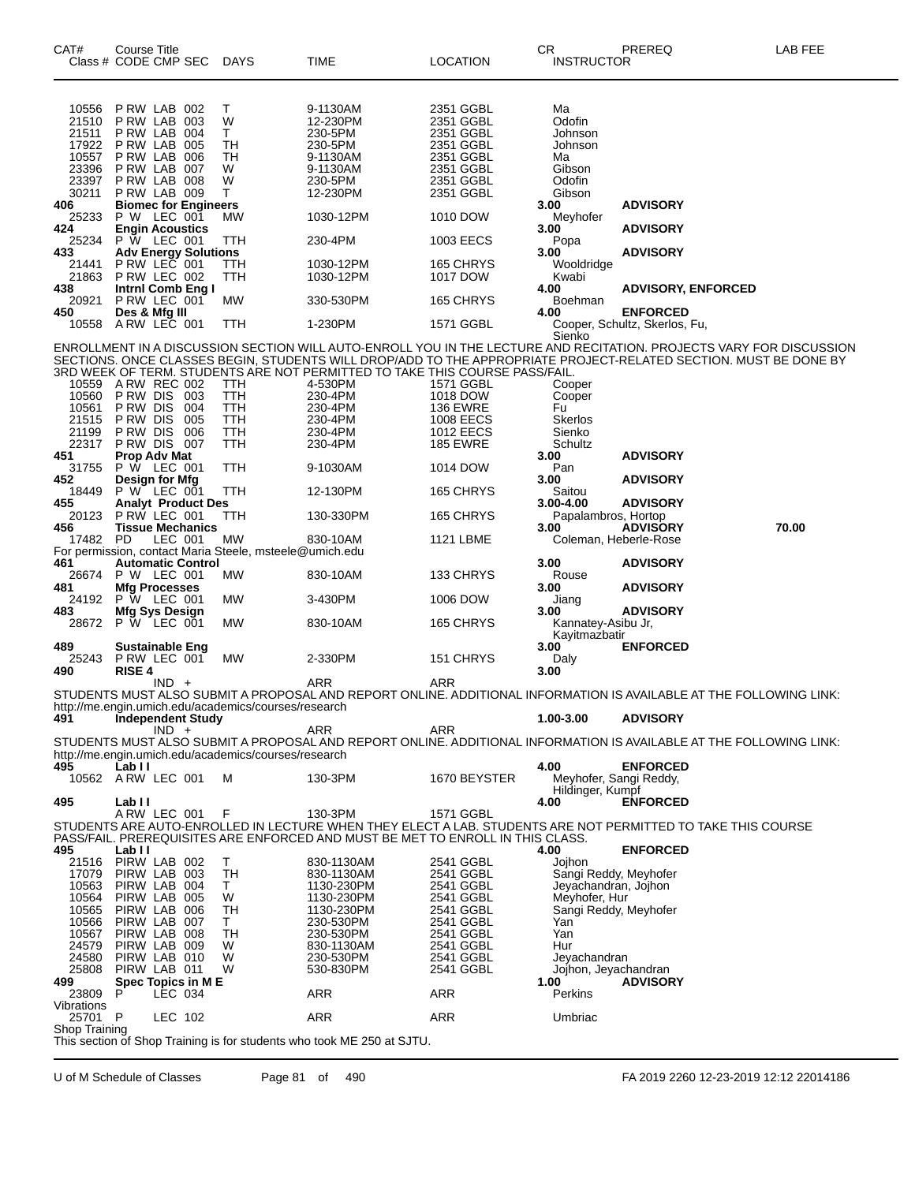| CAT# | Course Title<br>Class # CODE CMP SEC | DAYS | TIME | LOCATION | CR<br>INSTRUCTOR | PREREQ | LAB FEE |
|---|---|---|---|---|---|---|---|
| 10556 | P RW LAB 002 | T | 9-1130AM | 2351 GGBL | Ma | | |
| 21510 | P RW LAB 003 | W | 12-230PM | 2351 GGBL | Odofin | | |
| 21511 | P RW LAB 004 | T | 230-5PM | 2351 GGBL | Johnson | | |
| 17922 | P RW LAB 005 | TH | 230-5PM | 2351 GGBL | Johnson | | |
| 10557 | P RW LAB 006 | TH | 9-1130AM | 2351 GGBL | Ma | | |
| 23396 | P RW LAB 007 | W | 9-1130AM | 2351 GGBL | Gibson | | |
| 23397 | P RW LAB 008 | W | 230-5PM | 2351 GGBL | Odofin | | |
| 30211 | P RW LAB 009 | T | 12-230PM | 2351 GGBL | Gibson | | |
| **406** | **Biomec for Engineers** | | | | **3.00** | **ADVISORY** | |
| 25233 | P W LEC 001 | MW | 1030-12PM | 1010 DOW | Meyhofer | | |
| **424** | **Engin Acoustics** | | | | **3.00** | **ADVISORY** | |
| 25234 | P W LEC 001 | TTH | 230-4PM | 1003 EECS | Popa | | |
| **433** | **Adv Energy Solutions** | | | | **3.00** | **ADVISORY** | |
| 21441 | P RW LEC 001 | TTH | 1030-12PM | 165 CHRYS | Wooldridge | | |
| 21863 | P RW LEC 002 | TTH | 1030-12PM | 1017 DOW | Kwabi | | |
| **438** | **Intrnl Comb Eng I** | | | | **4.00** | **ADVISORY, ENFORCED** | |
| 20921 | P RW LEC 001 | MW | 330-530PM | 165 CHRYS | Boehman | | |
| **450** | **Des & Mfg III** | | | | **4.00** | **ENFORCED** | |
| 10558 | A RW LEC 001 | TTH | 1-230PM | 1571 GGBL | Cooper, Schultz, Skerlos, Fu, Sienko | | |

ENROLLMENT IN A DISCUSSION SECTION WILL AUTO-ENROLL YOU IN THE LECTURE AND RECITATION. PROJECTS VARY FOR DISCUSSION SECTIONS. ONCE CLASSES BEGIN, STUDENTS WILL DROP/ADD TO THE APPROPRIATE PROJECT-RELATED SECTION. MUST BE DONE BY 3RD WEEK OF TERM. STUDENTS ARE NOT PERMITTED TO TAKE THIS COURSE PASS/FAIL.

| CAT# | Course Title<br>Class # CODE CMP SEC | DAYS | TIME | LOCATION | CR<br>INSTRUCTOR | PREREQ | LAB FEE |
|---|---|---|---|---|---|---|---|
| 10559 | A RW REC 002 | TTH | 4-530PM | 1571 GGBL | Cooper | | |
| 10560 | P RW DIS 003 | TTH | 230-4PM | 1018 DOW | Cooper | | |
| 10561 | P RW DIS 004 | TTH | 230-4PM | 136 EWRE | Fu | | |
| 21515 | P RW DIS 005 | TTH | 230-4PM | 1008 EECS | Skerlos | | |
| 21199 | P RW DIS 006 | TTH | 230-4PM | 1012 EECS | Sienko | | |
| 22317 | P RW DIS 007 | TTH | 230-4PM | 185 EWRE | Schultz | | |
| **451** | **Prop Adv Mat** | | | | **3.00** | **ADVISORY** | |
| 31755 | P W LEC 001 | TTH | 9-1030AM | 1014 DOW | Pan | | |
| **452** | **Design for Mfg** | | | | **3.00** | **ADVISORY** | |
| 18449 | P W LEC 001 | TTH | 12-130PM | 165 CHRYS | Saitou | | |
| **455** | **Analyt Product Des** | | | | **3.00-4.00** | **ADVISORY** | |
| 20123 | P RW LEC 001 | TTH | 130-330PM | 165 CHRYS | Papalambros, Hortop | | |
| **456** | **Tissue Mechanics** | | | | **3.00** | **ADVISORY** | **70.00** |
| 17482 | PD LEC 001 | MW | 830-10AM | 1121 LBME | Coleman, Heberle-Rose | | |

For permission, contact Maria Steele, msteele@umich.edu

| CAT# | Course Title<br>Class # CODE CMP SEC | DAYS | TIME | LOCATION | CR<br>INSTRUCTOR | PREREQ | LAB FEE |
|---|---|---|---|---|---|---|---|
| **461** | **Automatic Control** | | | | **3.00** | **ADVISORY** | |
| 26674 | P W LEC 001 | MW | 830-10AM | 133 CHRYS | Rouse | | |
| **481** | **Mfg Processes** | | | | **3.00** | **ADVISORY** | |
| 24192 | P W LEC 001 | MW | 3-430PM | 1006 DOW | Jiang | | |
| **483** | **Mfg Sys Design** | | | | **3.00** | **ADVISORY** | |
| 28672 | P W LEC 001 | MW | 830-10AM | 165 CHRYS | Kannatey-Asibu Jr, Kayitmazbatir | | |
| **489** | **Sustainable Eng** | | | | **3.00** | **ENFORCED** | |
| 25243 | P RW LEC 001 | MW | 2-330PM | 151 CHRYS | Daly | | |
| **490** | **RISE 4** | | | | **3.00** | | |
| | IND + | | ARR | ARR | | | |

STUDENTS MUST ALSO SUBMIT A PROPOSAL AND REPORT ONLINE. ADDITIONAL INFORMATION IS AVAILABLE AT THE FOLLOWING LINK: http://me.engin.umich.edu/academics/courses/research

| CAT# | Course Title<br>Class # CODE CMP SEC | DAYS | TIME | LOCATION | CR<br>INSTRUCTOR | PREREQ | LAB FEE |
|---|---|---|---|---|---|---|---|
| **491** | **Independent Study** | | | | **1.00-3.00** | **ADVISORY** | |
| | IND + | | ARR | ARR | | | |

STUDENTS MUST ALSO SUBMIT A PROPOSAL AND REPORT ONLINE. ADDITIONAL INFORMATION IS AVAILABLE AT THE FOLLOWING LINK: http://me.engin.umich.edu/academics/courses/research

| CAT# | Course Title<br>Class # CODE CMP SEC | DAYS | TIME | LOCATION | CR<br>INSTRUCTOR | PREREQ | LAB FEE |
|---|---|---|---|---|---|---|---|
| **495** | **Lab I I** | | | | **4.00** | **ENFORCED** | |
| 10562 | A RW LEC 001 | M | 130-3PM | 1670 BEYSTER | Meyhofer, Sangi Reddy, Hildinger, Kumpf | | |
| **495** | **Lab I I** | | | | **4.00** | **ENFORCED** | |
| | A RW LEC 001 | F | 130-3PM | 1571 GGBL | | | |

STUDENTS ARE AUTO-ENROLLED IN LECTURE WHEN THEY ELECT A LAB. STUDENTS ARE NOT PERMITTED TO TAKE THIS COURSE PASS/FAIL. PREREQUISITES ARE ENFORCED AND MUST BE MET TO ENROLL IN THIS CLASS.

| CAT# | Course Title<br>Class # CODE CMP SEC | DAYS | TIME | LOCATION | CR<br>INSTRUCTOR | PREREQ | LAB FEE |
|---|---|---|---|---|---|---|---|
| **495** | **Lab I I** | | | | **4.00** | **ENFORCED** | |
| 21516 | PIRW LAB 002 | T | 830-1130AM | 2541 GGBL | Jojhon | | |
| 17079 | PIRW LAB 003 | TH | 830-1130AM | 2541 GGBL | Sangi Reddy, Meyhofer | | |
| 10563 | PIRW LAB 004 | T | 1130-230PM | 2541 GGBL | Jeyachandran, Jojhon | | |
| 10564 | PIRW LAB 005 | W | 1130-230PM | 2541 GGBL | Meyhofer, Hur | | |
| 10565 | PIRW LAB 006 | TH | 1130-230PM | 2541 GGBL | Sangi Reddy, Meyhofer | | |
| 10566 | PIRW LAB 007 | T | 230-530PM | 2541 GGBL | Yan | | |
| 10567 | PIRW LAB 008 | TH | 230-530PM | 2541 GGBL | Yan | | |
| 24579 | PIRW LAB 009 | W | 830-1130AM | 2541 GGBL | Hur | | |
| 24580 | PIRW LAB 010 | W | 230-530PM | 2541 GGBL | Jeyachandran | | |
| 25808 | PIRW LAB 011 | W | 530-830PM | 2541 GGBL | Jojhon, Jeyachandran | | |
| **499** | **Spec Topics in M E** | | | | **1.00** | **ADVISORY** | |
| 23809 | P LEC 034 | | ARR | ARR | Perkins | | |
| Vibrations | | | | | | | |
| 25701 | P LEC 102 | | ARR | ARR | Umbriac | | |
| Shop Training | | | | | | | |

This section of Shop Training is for students who took ME 250 at SJTU.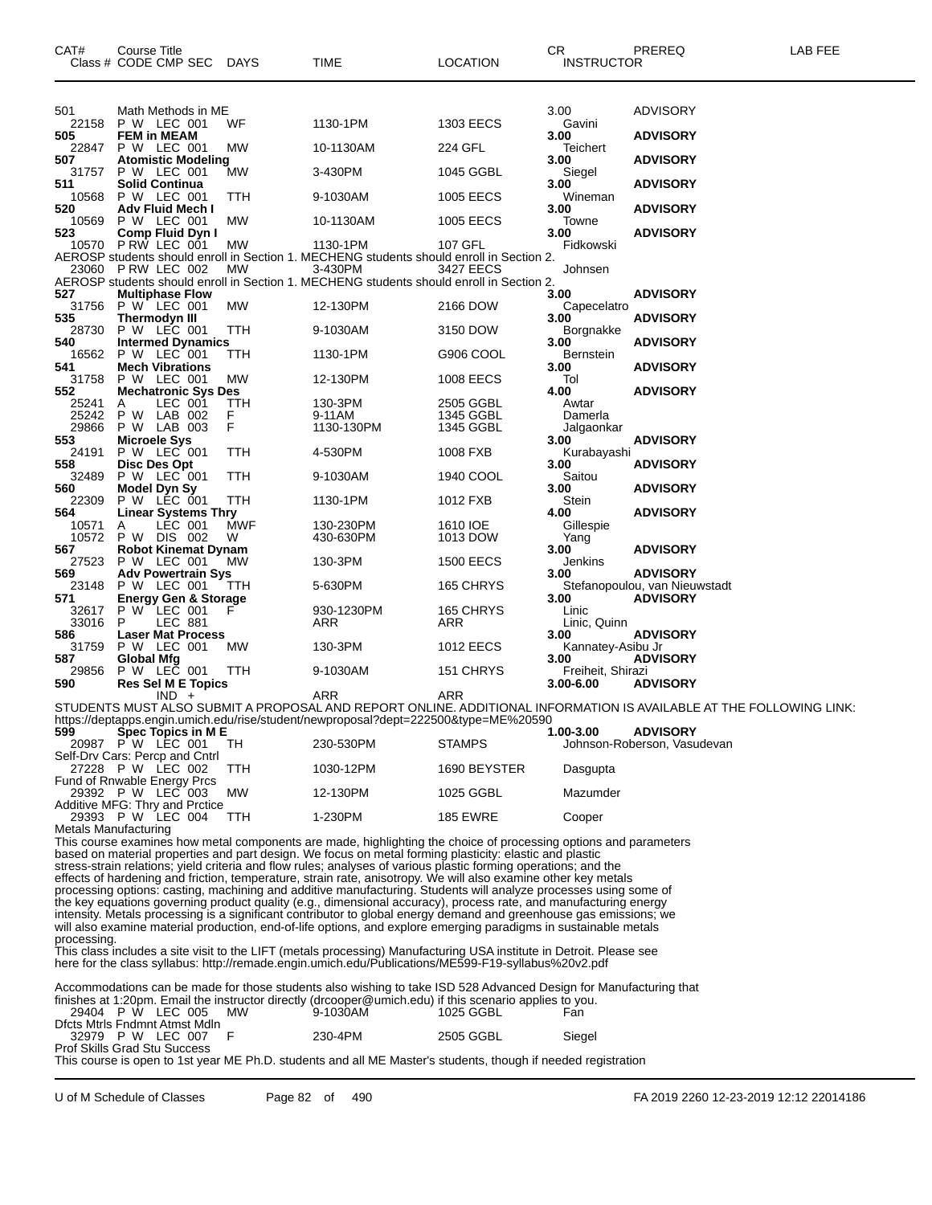| CAT# | Course Title Class # CODE CMP SEC | DAYS | TIME | LOCATION | CR INSTRUCTOR | PREREQ | LAB FEE |
|---|---|---|---|---|---|---|---|
| 501 | Math Methods in ME | | | | 3.00 | ADVISORY | |
| 22158 | P W LEC 001 | WF | 1130-1PM | 1303 EECS | Gavini | | |
| **505** | **FEM in MEAM** | | | | **3.00** | **ADVISORY** | |
| 22847 | P W LEC 001 | MW | 10-1130AM | 224 GFL | Teichert | | |
| **507** | **Atomistic Modeling** | | | | **3.00** | **ADVISORY** | |
| 31757 | P W LEC 001 | MW | 3-430PM | 1045 GGBL | Siegel | | |
| **511** | **Solid Continua** | | | | **3.00** | **ADVISORY** | |
| 10568 | P W LEC 001 | TTH | 9-1030AM | 1005 EECS | Wineman | | |
| **520** | **Adv Fluid Mech I** | | | | **3.00** | **ADVISORY** | |
| 10569 | P W LEC 001 | MW | 10-1130AM | 1005 EECS | Towne | | |
| **523** | **Comp Fluid Dyn I** | | | | **3.00** | **ADVISORY** | |
| 10570 | P RW LEC 001 | MW | 1130-1PM | 107 GFL | Fidkowski | | |
| | AEROSP students should enroll in Section 1. MECHENG students should enroll in Section 2. | | | | | | |
| 23060 | P RW LEC 002 | MW | 3-430PM | 3427 EECS | Johnsen | | |
| | AEROSP students should enroll in Section 1. MECHENG students should enroll in Section 2. | | | | | | |
| **527** | **Multiphase Flow** | | | | **3.00** | **ADVISORY** | |
| 31756 | P W LEC 001 | MW | 12-130PM | 2166 DOW | Capecelatro | | |
| **535** | **Thermodyn III** | | | | **3.00** | **ADVISORY** | |
| 28730 | P W LEC 001 | TTH | 9-1030AM | 3150 DOW | Borgnakke | | |
| **540** | **Intermed Dynamics** | | | | **3.00** | **ADVISORY** | |
| 16562 | P W LEC 001 | TTH | 1130-1PM | G906 COOL | Bernstein | | |
| **541** | **Mech Vibrations** | | | | **3.00** | **ADVISORY** | |
| 31758 | P W LEC 001 | MW | 12-130PM | 1008 EECS | Tol | | |
| **552** | **Mechatronic Sys Des** | | | | **4.00** | **ADVISORY** | |
| 25241 | A LEC 001 | TTH | 130-3PM | 2505 GGBL | Awtar | | |
| 25242 | P W LAB 002 | F | 9-11AM | 1345 GGBL | Damerla | | |
| 29866 | P W LAB 003 | F | 1130-130PM | 1345 GGBL | Jalgaonkar | | |
| **553** | **Microele Sys** | | | | **3.00** | **ADVISORY** | |
| 24191 | P W LEC 001 | TTH | 4-530PM | 1008 FXB | Kurabayashi | | |
| **558** | **Disc Des Opt** | | | | **3.00** | **ADVISORY** | |
| 32489 | P W LEC 001 | TTH | 9-1030AM | 1940 COOL | Saitou | | |
| **560** | **Model Dyn Sy** | | | | **3.00** | **ADVISORY** | |
| 22309 | P W LEC 001 | TTH | 1130-1PM | 1012 FXB | Stein | | |
| **564** | **Linear Systems Thry** | | | | **4.00** | **ADVISORY** | |
| 10571 | A LEC 001 | MWF | 130-230PM | 1610 IOE | Gillespie | | |
| 10572 | P W DIS 002 | W | 430-630PM | 1013 DOW | Yang | | |
| **567** | **Robot Kinemat Dynam** | | | | **3.00** | **ADVISORY** | |
| 27523 | P W LEC 001 | MW | 130-3PM | 1500 EECS | Jenkins | | |
| **569** | **Adv Powertrain Sys** | | | | **3.00** | **ADVISORY** | |
| 23148 | P W LEC 001 | TTH | 5-630PM | 165 CHRYS | Stefanopoulou, van Nieuwstadt | | |
| **571** | **Energy Gen & Storage** | | | | **3.00** | **ADVISORY** | |
| 32617 | P W LEC 001 | F | 930-1230PM | 165 CHRYS | Linic | | |
| 33016 | P LEC 881 | | ARR | ARR | Linic, Quinn | | |
| **586** | **Laser Mat Process** | | | | **3.00** | **ADVISORY** | |
| 31759 | P W LEC 001 | MW | 130-3PM | 1012 EECS | Kannatey-Asibu Jr | | |
| **587** | **Global Mfg** | | | | **3.00** | **ADVISORY** | |
| 29856 | P W LEC 001 | TTH | 9-1030AM | 151 CHRYS | Freiheit, Shirazi | | |
| **590** | **Res Sel M E Topics** | | | | **3.00-6.00** | **ADVISORY** | |
| | IND + | | ARR | ARR | | | |

STUDENTS MUST ALSO SUBMIT A PROPOSAL AND REPORT ONLINE. ADDITIONAL INFORMATION IS AVAILABLE AT THE FOLLOWING LINK: https://deptapps.engin.umich.edu/rise/student/newproposal?dept=222500&type=ME%20590

| CAT# | Course Title Class # CODE CMP SEC | DAYS | TIME | LOCATION | CR INSTRUCTOR | PREREQ | LAB FEE |
|---|---|---|---|---|---|---|---|
| **599** | **Spec Topics in M E** | | | | **1.00-3.00** | **ADVISORY** | |
| 20987 | P W LEC 001 | TH | 230-530PM | STAMPS | Johnson-Roberson, Vasudevan | | |
| | Self-Drv Cars: Percp and Cntrl | | | | | | |
| 27228 | P W LEC 002 | TTH | 1030-12PM | 1690 BEYSTER | Dasgupta | | |
| | Fund of Rnwable Energy Prcs | | | | | | |
| 29392 | P W LEC 003 | MW | 12-130PM | 1025 GGBL | Mazumder | | |
| | Additive MFG: Thry and Prctice | | | | | | |
| 29393 | P W LEC 004 | TTH | 1-230PM | 185 EWRE | Cooper | | |

Metals Manufacturing

This course examines how metal components are made, highlighting the choice of processing options and parameters based on material properties and part design. We focus on metal forming plasticity: elastic and plastic stress-strain relations; yield criteria and flow rules; analyses of various plastic forming operations; and the effects of hardening and friction, temperature, strain rate, anisotropy. We will also examine other key metals processing options: casting, machining and additive manufacturing. Students will analyze processes using some of the key equations governing product quality (e.g., dimensional accuracy), process rate, and manufacturing energy intensity. Metals processing is a significant contributor to global energy demand and greenhouse gas emissions; we will also examine material production, end-of-life options, and explore emerging paradigms in sustainable metals processing.

This class includes a site visit to the LIFT (metals processing) Manufacturing USA institute in Detroit. Please see here for the class syllabus: http://remade.engin.umich.edu/Publications/ME599-F19-syllabus%20v2.pdf

Accommodations can be made for those students also wishing to take ISD 528 Advanced Design for Manufacturing that finishes at 1:20pm. Email the instructor directly (drcooper@umich.edu) if this scenario applies to you.

| Class # | CODE CMP SEC | DAYS | TIME | LOCATION | INSTRUCTOR |
|---|---|---|---|---|---|
| 29404 | P W LEC 005 | MW | 9-1030AM | 1025 GGBL | Fan |
| | Dfcts Mtrls Fndmnt Atmst Mdln | | | | |
| 32979 | P W LEC 007 | F | 230-4PM | 2505 GGBL | Siegel |
| | Prof Skills Grad Stu Success | | | | |

This course is open to 1st year ME Ph.D. students and all ME Master's students, though if needed registration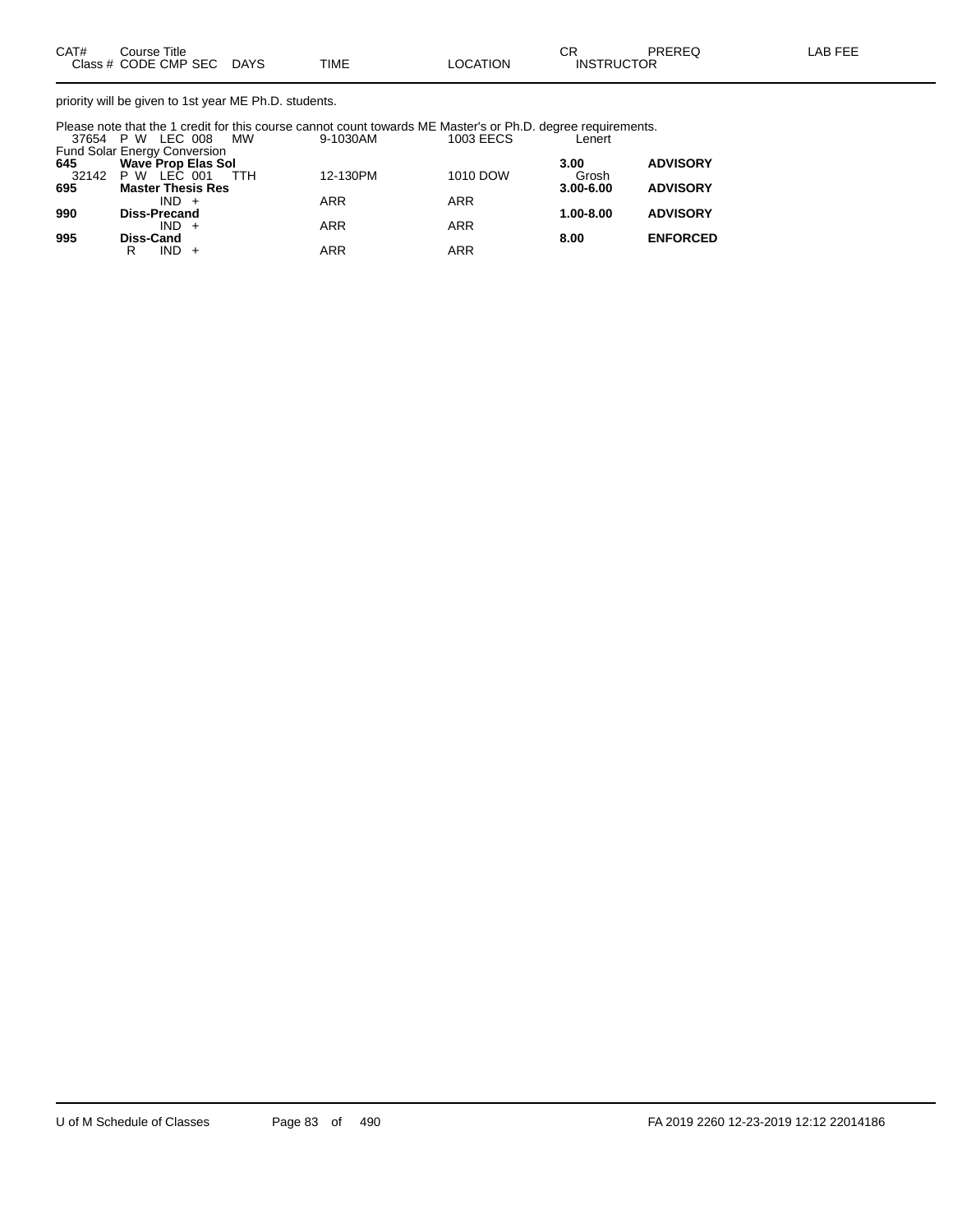| CAT# | Course Title | | | | | CR | PREREQ | LAB FEE |
|---|---|---|---|---|---|---|---|---|
| Class # | CODE CMP SEC | DAYS | TIME | LOCATION | INSTRUCTOR | | | |

priority will be given to 1st year ME Ph.D. students.

Please note that the 1 credit for this course cannot count towards ME Master's or Ph.D. degree requirements.

| CAT# / Class # | CODE CMP SEC | DAYS | TIME | LOCATION | INSTRUCTOR / CR | PREREQ |
|---|---|---|---|---|---|---|
| 37654 | P W LEC 008 | MW | 9-1030AM | 1003 EECS | Lenert | |
| Fund Solar Energy Conversion | | | | | | |
| **645** | **Wave Prop Elas Sol** | | | | **3.00** | **ADVISORY** |
| 32142 | P W LEC 001 | TTH | 12-130PM | 1010 DOW | Grosh | |
| **695** | **Master Thesis Res** | | | | **3.00-6.00** | **ADVISORY** |
| | IND + | | ARR | ARR | | |
| **990** | **Diss-Precand** | | | | **1.00-8.00** | **ADVISORY** |
| | IND + | | ARR | ARR | | |
| **995** | **Diss-Cand** | | | | **8.00** | **ENFORCED** |
| | R IND + | | ARR | ARR | | |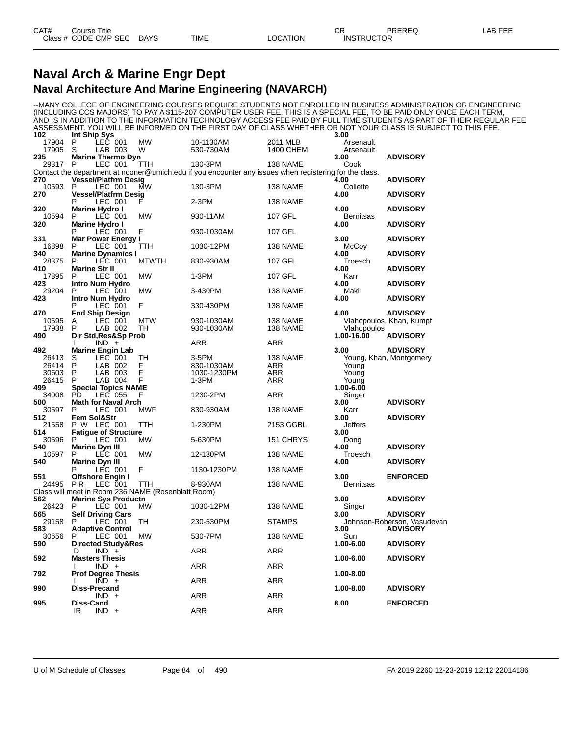# Naval Arch & Marine Engr Dept

## Naval Architecture And Marine Engineering (NAVARCH)

--MANY COLLEGE OF ENGINEERING COURSES REQUIRE STUDENTS NOT ENROLLED IN BUSINESS ADMINISTRATION OR ENGINEERING (INCLUDING CCS MAJORS) TO PAY A $115-207 COMPUTER USER FEE. THIS IS A SPECIAL FEE, TO BE PAID ONLY ONCE EACH TERM, AND IS IN ADDITION TO THE INFORMATION TECHNOLOGY ACCESS FEE PAID BY FULL TIME STUDENTS AS PART OF THEIR REGULAR FEE ASSESSMENT. YOU WILL BE INFORMED ON THE FIRST DAY OF CLASS WHETHER OR NOT YOUR CLASS IS SUBJECT TO THIS FEE.

| CAT# / Class # | Course Title / CODE CMP SEC | DAYS | TIME | LOCATION | CR / INSTRUCTOR | PREREQ | LAB FEE |
|---|---|---|---|---|---|---|---|
| **102** | **Int Ship Sys** | | | | **3.00** | | |
| 17904 | P LEC 001 | MW | 10-1130AM | 2011 MLB | Arsenault | | |
| 17905 | S LAB 003 | W | 530-730AM | 1400 CHEM | Arsenault | | |
| **235** | **Marine Thermo Dyn** | | | | **3.00** | **ADVISORY** | |
| 29317 | P LEC 001 | TTH | 130-3PM | 138 NAME | Cook | | |
| Contact the department at nooner@umich.edu if you encounter any issues when registering for the class. | | | | | | | |
| **270** | **Vessel/Platfrm Desig** | | | | **4.00** | **ADVISORY** | |
| 10593 | P LEC 001 | MW | 130-3PM | 138 NAME | Collette | | |
| **270** | **Vessel/Platfrm Desig** | | | | **4.00** | **ADVISORY** | |
| | P LEC 001 | F | 2-3PM | 138 NAME | | | |
| **320** | **Marine Hydro I** | | | | **4.00** | **ADVISORY** | |
| 10594 | P LEC 001 | MW | 930-11AM | 107 GFL | Bernitsas | | |
| **320** | **Marine Hydro I** | | | | **4.00** | **ADVISORY** | |
| | P LEC 001 | F | 930-1030AM | 107 GFL | | | |
| **331** | **Mar Power Energy I** | | | | **3.00** | **ADVISORY** | |
| 16898 | P LEC 001 | TTH | 1030-12PM | 138 NAME | McCoy | | |
| **340** | **Marine Dynamics I** | | | | **4.00** | **ADVISORY** | |
| 28375 | P LEC 001 | MTWTH | 830-930AM | 107 GFL | Troesch | | |
| **410** | **Marine Str II** | | | | **4.00** | **ADVISORY** | |
| 17895 | P LEC 001 | MW | 1-3PM | 107 GFL | Karr | | |
| **423** | **Intro Num Hydro** | | | | **4.00** | **ADVISORY** | |
| 29204 | P LEC 001 | MW | 3-430PM | 138 NAME | Maki | | |
| **423** | **Intro Num Hydro** | | | | **4.00** | **ADVISORY** | |
| | P LEC 001 | F | 330-430PM | 138 NAME | | | |
| **470** | **Fnd Ship Design** | | | | **4.00** | **ADVISORY** | |
| 10595 | A LEC 001 | MTW | 930-1030AM | 138 NAME | Vlahopoulos, Khan, Kumpf | | |
| 17938 | P LAB 002 | TH | 930-1030AM | 138 NAME | Vlahopoulos | | |
| **490** | **Dir Std,Res&Sp Prob** | | | | **1.00-16.00** | **ADVISORY** | |
| | I IND + | | ARR | ARR | | | |
| **492** | **Marine Engin Lab** | | | | **3.00** | **ADVISORY** | |
| 26413 | S LEC 001 | TH | 3-5PM | 138 NAME | Young, Khan, Montgomery | | |
| 26414 | P LAB 002 | F | 830-1030AM | ARR | Young | | |
| 30603 | P LAB 003 | F | 1030-1230PM | ARR | Young | | |
| 26415 | P LAB 004 | F | 1-3PM | ARR | Young | | |
| **499** | **Special Topics NAME** | | | | **1.00-6.00** | | |
| 34008 | PD LEC 055 | F | 1230-2PM | ARR | Singer | | |
| **500** | **Math for Naval Arch** | | | | **3.00** | **ADVISORY** | |
| 30597 | P LEC 001 | MWF | 830-930AM | 138 NAME | Karr | | |
| **512** | **Fem Sol&Str** | | | | **3.00** | **ADVISORY** | |
| 21558 | P W LEC 001 | TTH | 1-230PM | 2153 GGBL | Jeffers | | |
| **514** | **Fatigue of Structure** | | | | **3.00** | | |
| 30596 | P LEC 001 | MW | 5-630PM | 151 CHRYS | Dong | | |
| **540** | **Marine Dyn III** | | | | **4.00** | **ADVISORY** | |
| 10597 | P LEC 001 | MW | 12-130PM | 138 NAME | Troesch | | |
| **540** | **Marine Dyn III** | | | | **4.00** | **ADVISORY** | |
| | P LEC 001 | F | 1130-1230PM | 138 NAME | | | |
| **551** | **Offshore Engin I** | | | | **3.00** | **ENFORCED** | |
| 24495 | P R LEC 001 | TTH | 8-930AM | 138 NAME | Bernitsas | | |
| Class will meet in Room 236 NAME (Rosenblatt Room) | | | | | | | |
| **562** | **Marine Sys Productn** | | | | **3.00** | **ADVISORY** | |
| 26423 | P LEC 001 | MW | 1030-12PM | 138 NAME | Singer | | |
| **565** | **Self Driving Cars** | | | | **3.00** | **ADVISORY** | |
| 29158 | P LEC 001 | TH | 230-530PM | STAMPS | Johnson-Roberson, Vasudevan | | |
| **583** | **Adaptive Control** | | | | **3.00** | **ADVISORY** | |
| 30656 | P LEC 001 | MW | 530-7PM | 138 NAME | Sun | | |
| **590** | **Directed Study&Res** | | | | **1.00-6.00** | **ADVISORY** | |
| | D IND + | | ARR | ARR | | | |
| **592** | **Masters Thesis** | | | | **1.00-6.00** | **ADVISORY** | |
| | I IND + | | ARR | ARR | | | |
| **792** | **Prof Degree Thesis** | | | | **1.00-8.00** | | |
| | I IND + | | ARR | ARR | | | |
| **990** | **Diss-Precand** | | | | **1.00-8.00** | **ADVISORY** | |
| | IND + | | ARR | ARR | | | |
| **995** | **Diss-Cand** | | | | **8.00** | **ENFORCED** | |
| | IR IND + | | ARR | ARR | | | |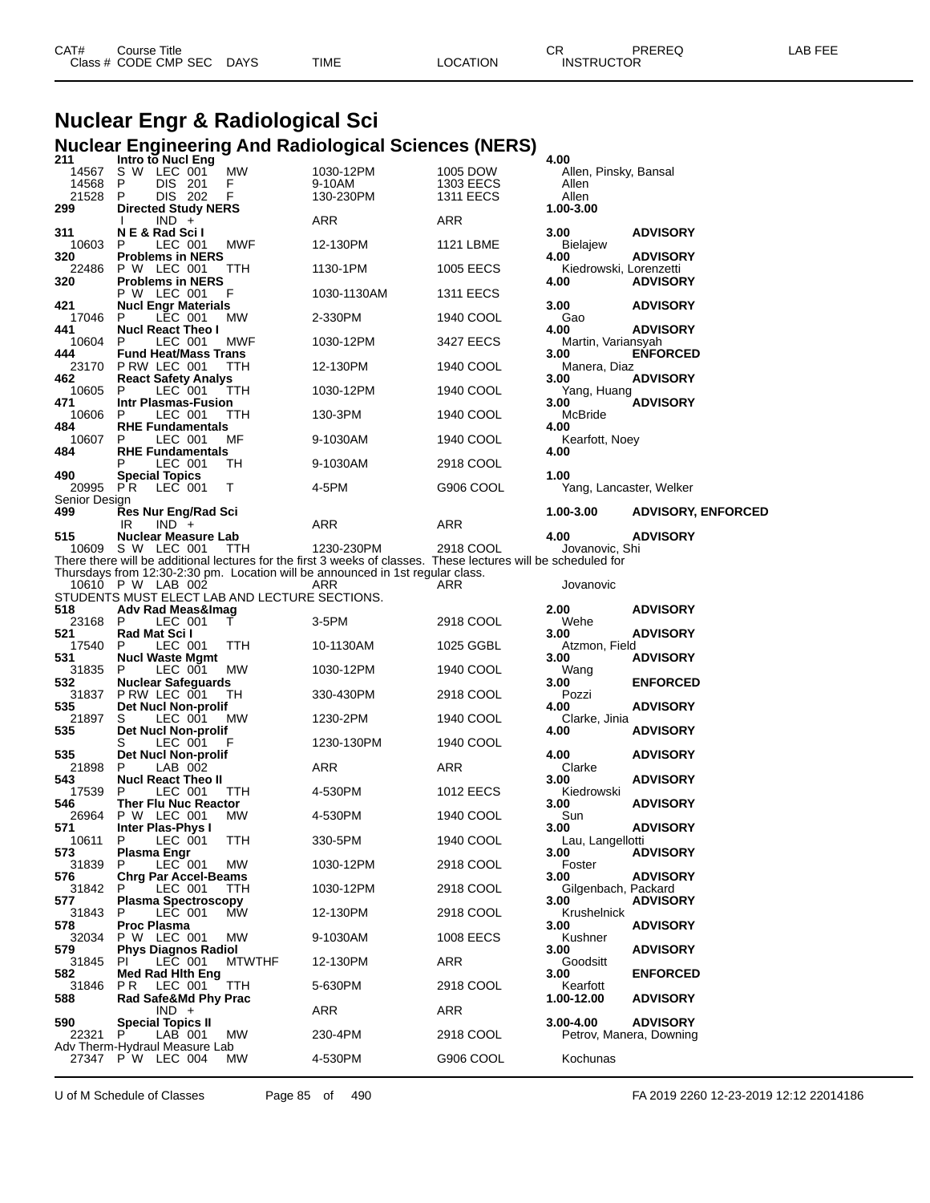# Nuclear Engr & Radiological Sci

## Nuclear Engineering And Radiological Sciences (NERS)

| CAT# / Class # | Course Title / CODE CMP SEC | DAYS | TIME | LOCATION | CR / INSTRUCTOR | PREREQ | LAB FEE |
|---|---|---|---|---|---|---|---|
| **211** | **Intro to Nucl Eng** | | | | **4.00** | | |
| 14567 | S W LEC 001 | MW | 1030-12PM | 1005 DOW | Allen, Pinsky, Bansal | | |
| 14568 | P DIS 201 | F | 9-10AM | 1303 EECS | Allen | | |
| 21528 | P DIS 202 | F | 130-230PM | 1311 EECS | Allen | | |
| **299** | **Directed Study NERS** | | | | **1.00-3.00** | | |
| | I IND + | | ARR | ARR | | | |
| **311** | **N E & Rad Sci I** | | | | **3.00** | **ADVISORY** | |
| 10603 | P LEC 001 | MWF | 12-130PM | 1121 LBME | Bielajew | | |
| **320** | **Problems in NERS** | | | | **4.00** | **ADVISORY** | |
| 22486 | P W LEC 001 | TTH | 1130-1PM | 1005 EECS | Kiedrowski, Lorenzetti | | |
| **320** | **Problems in NERS** | | | | **4.00** | **ADVISORY** | |
| | P W LEC 001 | F | 1030-1130AM | 1311 EECS | | | |
| **421** | **Nucl Engr Materials** | | | | **3.00** | **ADVISORY** | |
| 17046 | P LEC 001 | MW | 2-330PM | 1940 COOL | Gao | | |
| **441** | **Nucl React Theo I** | | | | **4.00** | **ADVISORY** | |
| 10604 | P LEC 001 | MWF | 1030-12PM | 3427 EECS | Martin, Variansyah | | |
| **444** | **Fund Heat/Mass Trans** | | | | **3.00** | **ENFORCED** | |
| 23170 | P RW LEC 001 | TTH | 12-130PM | 1940 COOL | Manera, Diaz | | |
| **462** | **React Safety Analys** | | | | **3.00** | **ADVISORY** | |
| 10605 | P LEC 001 | TTH | 1030-12PM | 1940 COOL | Yang, Huang | | |
| **471** | **Intr Plasmas-Fusion** | | | | **3.00** | **ADVISORY** | |
| 10606 | P LEC 001 | TTH | 130-3PM | 1940 COOL | McBride | | |
| **484** | **RHE Fundamentals** | | | | **4.00** | | |
| 10607 | P LEC 001 | MF | 9-1030AM | 1940 COOL | Kearfott, Noey | | |
| **484** | **RHE Fundamentals** | | | | **4.00** | | |
| | P LEC 001 | TH | 9-1030AM | 2918 COOL | | | |
| **490** | **Special Topics** | | | | **1.00** | | |
| 20995 | P R LEC 001 | T | 4-5PM | G906 COOL | Yang, Lancaster, Welker | | |
| Senior Design | | | | | | | |
| **499** | **Res Nur Eng/Rad Sci** | | | | **1.00-3.00** | **ADVISORY, ENFORCED** | |
| | IR IND + | | ARR | ARR | | | |
| **515** | **Nuclear Measure Lab** | | | | **4.00** | **ADVISORY** | |
| 10609 | S W LEC 001 | TTH | 1230-230PM | 2918 COOL | Jovanovic, Shi | | |
| There there will be additional lectures for the first 3 weeks of classes. These lectures will be scheduled for Thursdays from 12:30-2:30 pm. Location will be announced in 1st regular class. | | | | | | | |
| 10610 | P W LAB 002 | | ARR | ARR | Jovanovic | | |
| STUDENTS MUST ELECT LAB AND LECTURE SECTIONS. | | | | | | | |
| **518** | **Adv Rad Meas&Imag** | | | | **2.00** | **ADVISORY** | |
| 23168 | P LEC 001 | T | 3-5PM | 2918 COOL | Wehe | | |
| **521** | **Rad Mat Sci I** | | | | **3.00** | **ADVISORY** | |
| 17540 | P LEC 001 | TTH | 10-1130AM | 1025 GGBL | Atzmon, Field | | |
| **531** | **Nucl Waste Mgmt** | | | | **3.00** | **ADVISORY** | |
| 31835 | P LEC 001 | MW | 1030-12PM | 1940 COOL | Wang | | |
| **532** | **Nuclear Safeguards** | | | | **3.00** | **ENFORCED** | |
| 31837 | P RW LEC 001 | TH | 330-430PM | 2918 COOL | Pozzi | | |
| **535** | **Det Nucl Non-prolif** | | | | **4.00** | **ADVISORY** | |
| 21897 | S LEC 001 | MW | 1230-2PM | 1940 COOL | Clarke, Jinia | | |
| **535** | **Det Nucl Non-prolif** | | | | **4.00** | **ADVISORY** | |
| | S LEC 001 | F | 1230-130PM | 1940 COOL | | | |
| **535** | **Det Nucl Non-prolif** | | | | **4.00** | **ADVISORY** | |
| 21898 | P LAB 002 | | ARR | ARR | Clarke | | |
| **543** | **Nucl React Theo II** | | | | **3.00** | **ADVISORY** | |
| 17539 | P LEC 001 | TTH | 4-530PM | 1012 EECS | Kiedrowski | | |
| **546** | **Ther Flu Nuc Reactor** | | | | **3.00** | **ADVISORY** | |
| 26964 | P W LEC 001 | MW | 4-530PM | 1940 COOL | Sun | | |
| **571** | **Inter Plas-Phys I** | | | | **3.00** | **ADVISORY** | |
| 10611 | P LEC 001 | TTH | 330-5PM | 1940 COOL | Lau, Langellotti | | |
| **573** | **Plasma Engr** | | | | **3.00** | **ADVISORY** | |
| 31839 | P LEC 001 | MW | 1030-12PM | 2918 COOL | Foster | | |
| **576** | **Chrg Par Accel-Beams** | | | | **3.00** | **ADVISORY** | |
| 31842 | P LEC 001 | TTH | 1030-12PM | 2918 COOL | Gilgenbach, Packard | | |
| **577** | **Plasma Spectroscopy** | | | | **3.00** | **ADVISORY** | |
| 31843 | P LEC 001 | MW | 12-130PM | 2918 COOL | Krushelnick | | |
| **578** | **Proc Plasma** | | | | **3.00** | **ADVISORY** | |
| 32034 | P W LEC 001 | MW | 9-1030AM | 1008 EECS | Kushner | | |
| **579** | **Phys Diagnos Radiol** | | | | **3.00** | **ADVISORY** | |
| 31845 | PI LEC 001 | MTWTHF | 12-130PM | ARR | Goodsitt | | |
| **582** | **Med Rad Hlth Eng** | | | | **3.00** | **ENFORCED** | |
| 31846 | P R LEC 001 | TTH | 5-630PM | 2918 COOL | Kearfott | | |
| **588** | **Rad Safe&Md Phy Prac** | | | | **1.00-12.00** | **ADVISORY** | |
| | IND + | | ARR | ARR | | | |
| **590** | **Special Topics II** | | | | **3.00-4.00** | **ADVISORY** | |
| 22321 | P LAB 001 | MW | 230-4PM | 2918 COOL | Petrov, Manera, Downing | | |
| Adv Therm-Hydraul Measure Lab | | | | | | | |
| 27347 | P W LEC 004 | MW | 4-530PM | G906 COOL | Kochunas | | |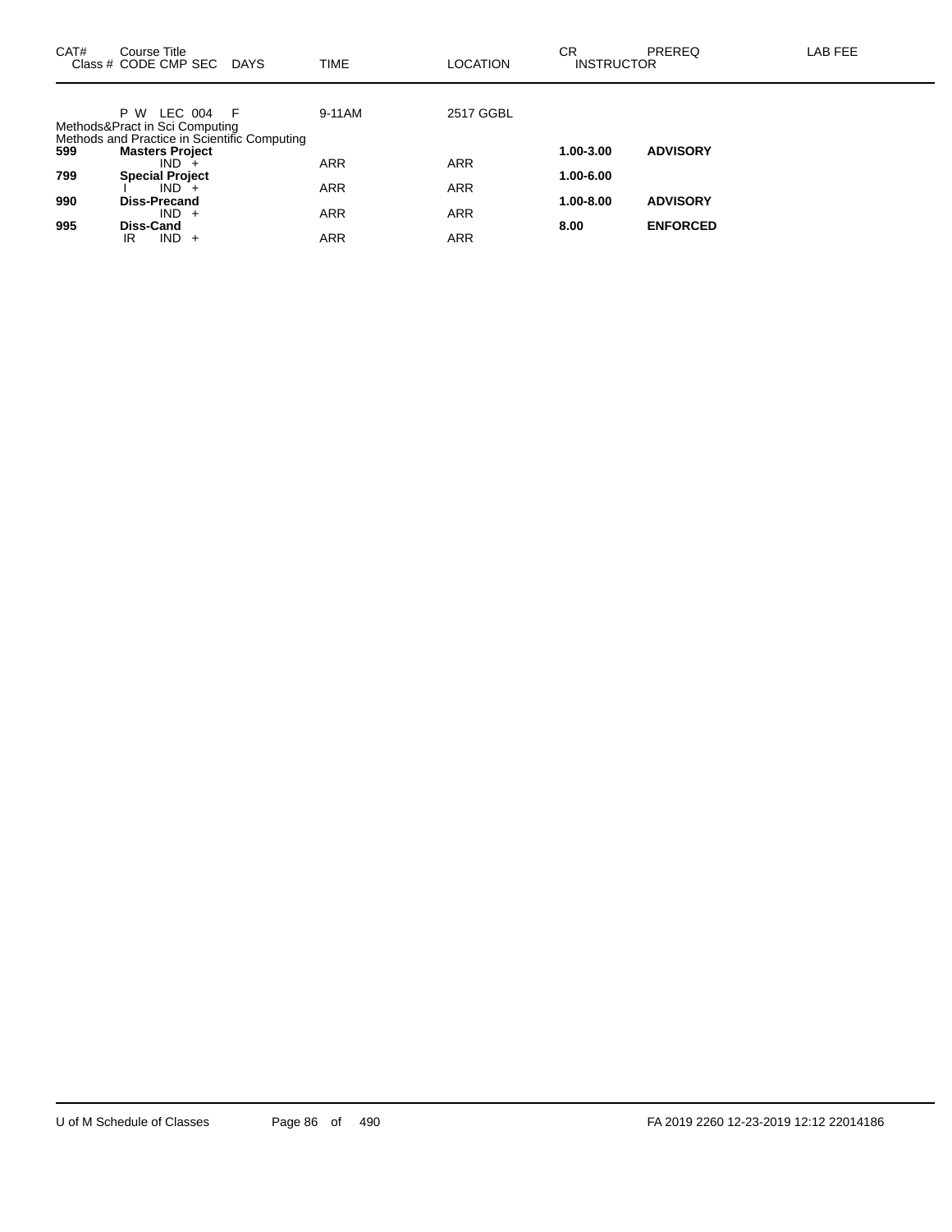| CAT# | Course Title<br>Class # CODE CMP SEC DAYS | TIME | LOCATION | CR<br>INSTRUCTOR | PREREQ | LAB FEE |
|---|---|---|---|---|---|---|
| | P W LEC 004 F | 9-11AM | 2517 GGBL | | | |
| | Methods&Pract in Sci Computing<br>Methods and Practice in Scientific Computing | | | | | |
| **599** | **Masters Project** | | | **1.00-3.00** | **ADVISORY** | |
| | IND + | ARR | ARR | | | |
| **799** | **Special Project** | | | **1.00-6.00** | | |
| | I IND + | ARR | ARR | | | |
| **990** | **Diss-Precand** | | | **1.00-8.00** | **ADVISORY** | |
| | IND + | ARR | ARR | | | |
| **995** | **Diss-Cand** | | | **8.00** | **ENFORCED** | |
| | IR IND + | ARR | ARR | | | |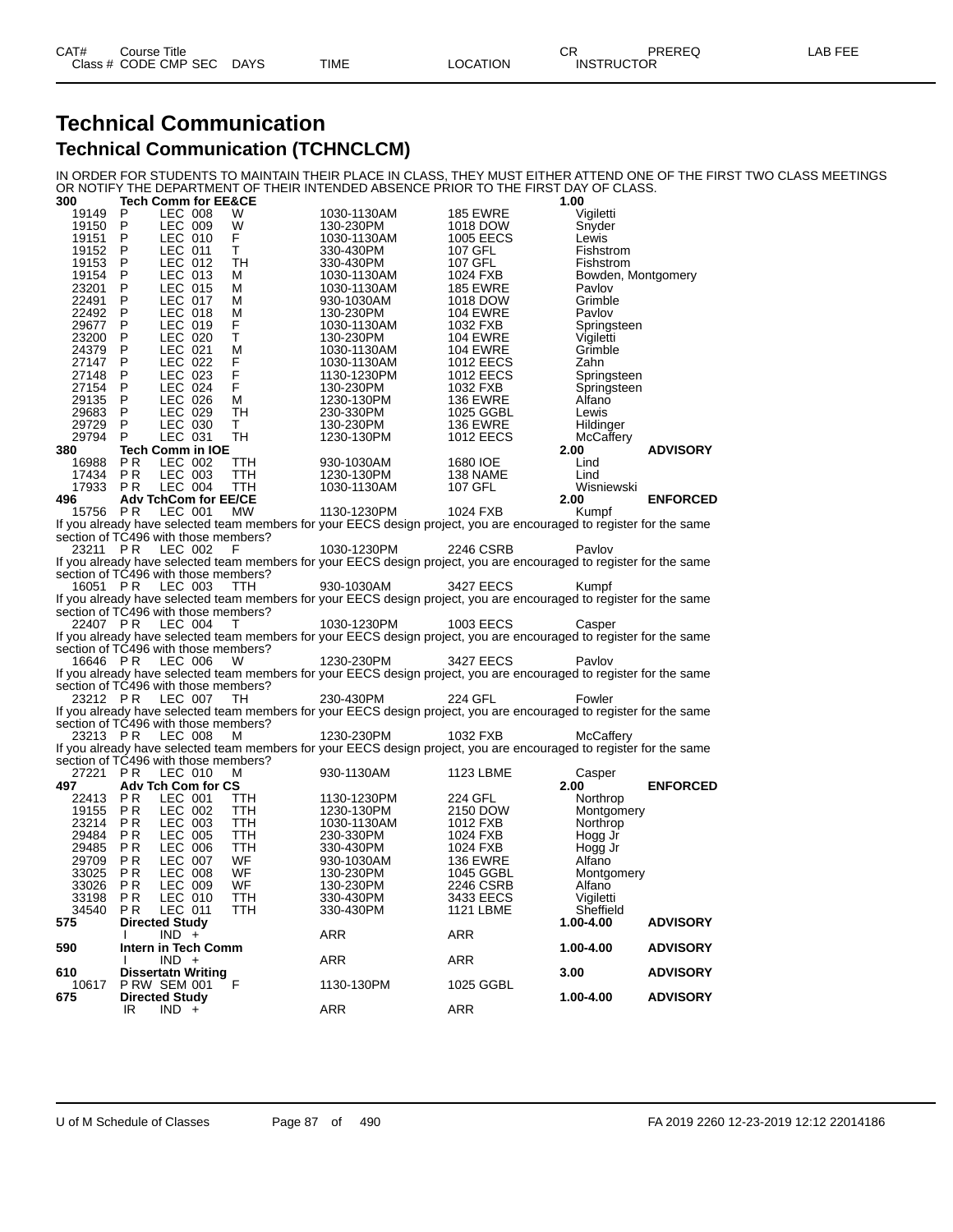# Technical Communication

## Technical Communication (TCHNCLCM)

IN ORDER FOR STUDENTS TO MAINTAIN THEIR PLACE IN CLASS, THEY MUST EITHER ATTEND ONE OF THE FIRST TWO CLASS MEETINGS OR NOTIFY THE DEPARTMENT OF THEIR INTENDED ABSENCE PRIOR TO THE FIRST DAY OF CLASS.

| CAT# / Class # | Course Title / CODE | CMP | SEC | DAYS | TIME | LOCATION | CR / INSTRUCTOR | PREREQ | LAB FEE |
|---|---|---|---|---|---|---|---|---|---|
| **300** | **Tech Comm for EE&CE** | | | | | | **1.00** | | |
| 19149 | P | LEC | 008 | W | 1030-1130AM | 185 EWRE | Vigiletti | | |
| 19150 | P | LEC | 009 | W | 130-230PM | 1018 DOW | Snyder | | |
| 19151 | P | LEC | 010 | F | 1030-1130AM | 1005 EECS | Lewis | | |
| 19152 | P | LEC | 011 | T | 330-430PM | 107 GFL | Fishstrom | | |
| 19153 | P | LEC | 012 | TH | 330-430PM | 107 GFL | Fishstrom | | |
| 19154 | P | LEC | 013 | M | 1030-1130AM | 1024 FXB | Bowden, Montgomery | | |
| 23201 | P | LEC | 015 | M | 1030-1130AM | 185 EWRE | Pavlov | | |
| 22491 | P | LEC | 017 | M | 930-1030AM | 1018 DOW | Grimble | | |
| 22492 | P | LEC | 018 | M | 130-230PM | 104 EWRE | Pavlov | | |
| 29677 | P | LEC | 019 | F | 1030-1130AM | 1032 FXB | Springsteen | | |
| 23200 | P | LEC | 020 | T | 130-230PM | 104 EWRE | Vigiletti | | |
| 24379 | P | LEC | 021 | M | 1030-1130AM | 104 EWRE | Grimble | | |
| 27147 | P | LEC | 022 | F | 1030-1130AM | 1012 EECS | Zahn | | |
| 27148 | P | LEC | 023 | F | 1130-1230PM | 1012 EECS | Springsteen | | |
| 27154 | P | LEC | 024 | F | 130-230PM | 1032 FXB | Springsteen | | |
| 29135 | P | LEC | 026 | M | 1230-130PM | 136 EWRE | Alfano | | |
| 29683 | P | LEC | 029 | TH | 230-330PM | 1025 GGBL | Lewis | | |
| 29729 | P | LEC | 030 | T | 130-230PM | 136 EWRE | Hildinger | | |
| 29794 | P | LEC | 031 | TH | 1230-130PM | 1012 EECS | McCaffery | | |
| **380** | **Tech Comm in IOE** | | | | | | **2.00** | **ADVISORY** | |
| 16988 | P R | LEC | 002 | TTH | 930-1030AM | 1680 IOE | Lind | | |
| 17434 | P R | LEC | 003 | TTH | 1230-130PM | 138 NAME | Lind | | |
| 17933 | P R | LEC | 004 | TTH | 1030-1130AM | 107 GFL | Wisniewski | | |
| **496** | **Adv TchCom for EE/CE** | | | | | | **2.00** | **ENFORCED** | |
| 15756 | P R | LEC | 001 | MW | 1130-1230PM | 1024 FXB | Kumpf | | |
| | If you already have selected team members for your EECS design project, you are encouraged to register for the same section of TC496 with those members? | | | | | | | | |
| 23211 | P R | LEC | 002 | F | 1030-1230PM | 2246 CSRB | Pavlov | | |
| | If you already have selected team members for your EECS design project, you are encouraged to register for the same section of TC496 with those members? | | | | | | | | |
| 16051 | P R | LEC | 003 | TTH | 930-1030AM | 3427 EECS | Kumpf | | |
| | If you already have selected team members for your EECS design project, you are encouraged to register for the same section of TC496 with those members? | | | | | | | | |
| 22407 | P R | LEC | 004 | T | 1030-1230PM | 1003 EECS | Casper | | |
| | If you already have selected team members for your EECS design project, you are encouraged to register for the same section of TC496 with those members? | | | | | | | | |
| 16646 | P R | LEC | 006 | W | 1230-230PM | 3427 EECS | Pavlov | | |
| | If you already have selected team members for your EECS design project, you are encouraged to register for the same section of TC496 with those members? | | | | | | | | |
| 23212 | P R | LEC | 007 | TH | 230-430PM | 224 GFL | Fowler | | |
| | If you already have selected team members for your EECS design project, you are encouraged to register for the same section of TC496 with those members? | | | | | | | | |
| 23213 | P R | LEC | 008 | M | 1230-230PM | 1032 FXB | McCaffery | | |
| | If you already have selected team members for your EECS design project, you are encouraged to register for the same section of TC496 with those members? | | | | | | | | |
| 27221 | P R | LEC | 010 | M | 930-1130AM | 1123 LBME | Casper | | |
| **497** | **Adv Tch Com for CS** | | | | | | **2.00** | **ENFORCED** | |
| 22413 | P R | LEC | 001 | TTH | 1130-1230PM | 224 GFL | Northrop | | |
| 19155 | P R | LEC | 002 | TTH | 1230-130PM | 2150 DOW | Montgomery | | |
| 23214 | P R | LEC | 003 | TTH | 1030-1130AM | 1012 FXB | Northrop | | |
| 29484 | P R | LEC | 005 | TTH | 230-330PM | 1024 FXB | Hogg Jr | | |
| 29485 | P R | LEC | 006 | TTH | 330-430PM | 1024 FXB | Hogg Jr | | |
| 29709 | P R | LEC | 007 | WF | 930-1030AM | 136 EWRE | Alfano | | |
| 33025 | P R | LEC | 008 | WF | 130-230PM | 1045 GGBL | Montgomery | | |
| 33026 | P R | LEC | 009 | WF | 130-230PM | 2246 CSRB | Alfano | | |
| 33198 | P R | LEC | 010 | TTH | 330-430PM | 3433 EECS | Vigiletti | | |
| 34540 | P R | LEC | 011 | TTH | 330-430PM | 1121 LBME | Sheffield | | |
| **575** | **Directed Study** | | | | | | **1.00-4.00** | **ADVISORY** | |
| | I | IND | + | | ARR | ARR | | | |
| **590** | **Intern in Tech Comm** | | | | | | **1.00-4.00** | **ADVISORY** | |
| | I | IND | + | | ARR | ARR | | | |
| **610** | **Dissertatn Writing** | | | | | | **3.00** | **ADVISORY** | |
| 10617 | P RW | SEM | 001 | F | 1130-130PM | 1025 GGBL | | | |
| **675** | **Directed Study** | | | | | | **1.00-4.00** | **ADVISORY** | |
| | IR | IND | + | | ARR | ARR | | | |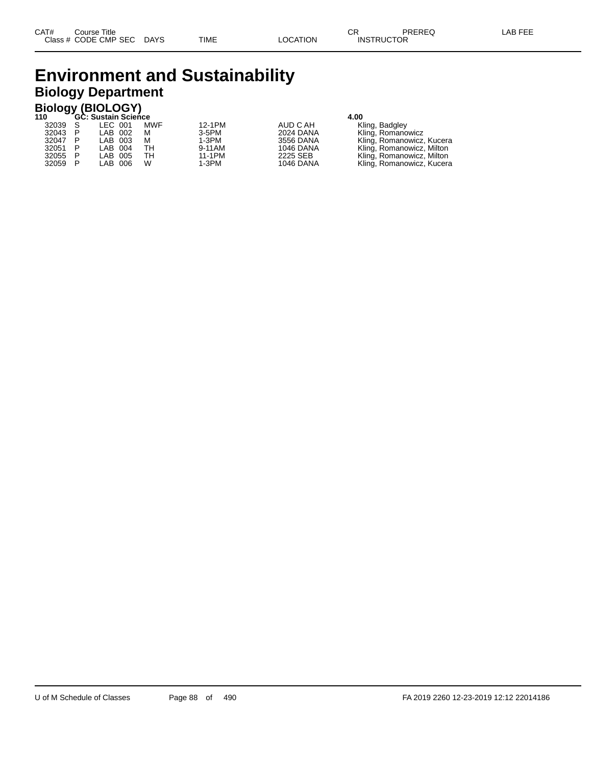# Environment and Sustainability

## Biology Department

### Biology (BIOLOGY)

| CAT# Class # | CODE | CMP | SEC | DAYS | TIME | LOCATION | CR | INSTRUCTOR | PREREQ | LAB FEE |
|---|---|---|---|---|---|---|---|---|---|---|
| **110** | **GC: Sustain Science** | | | | | | **4.00** | | | |
| 32039 | S | LEC | 001 | MWF | 12-1PM | AUD C AH | | Kling, Badgley | | |
| 32043 | P | LAB | 002 | M | 3-5PM | 2024 DANA | | Kling, Romanowicz | | |
| 32047 | P | LAB | 003 | M | 1-3PM | 3556 DANA | | Kling, Romanowicz, Kucera | | |
| 32051 | P | LAB | 004 | TH | 9-11AM | 1046 DANA | | Kling, Romanowicz, Milton | | |
| 32055 | P | LAB | 005 | TH | 11-1PM | 2225 SEB | | Kling, Romanowicz, Milton | | |
| 32059 | P | LAB | 006 | W | 1-3PM | 1046 DANA | | Kling, Romanowicz, Kucera | | |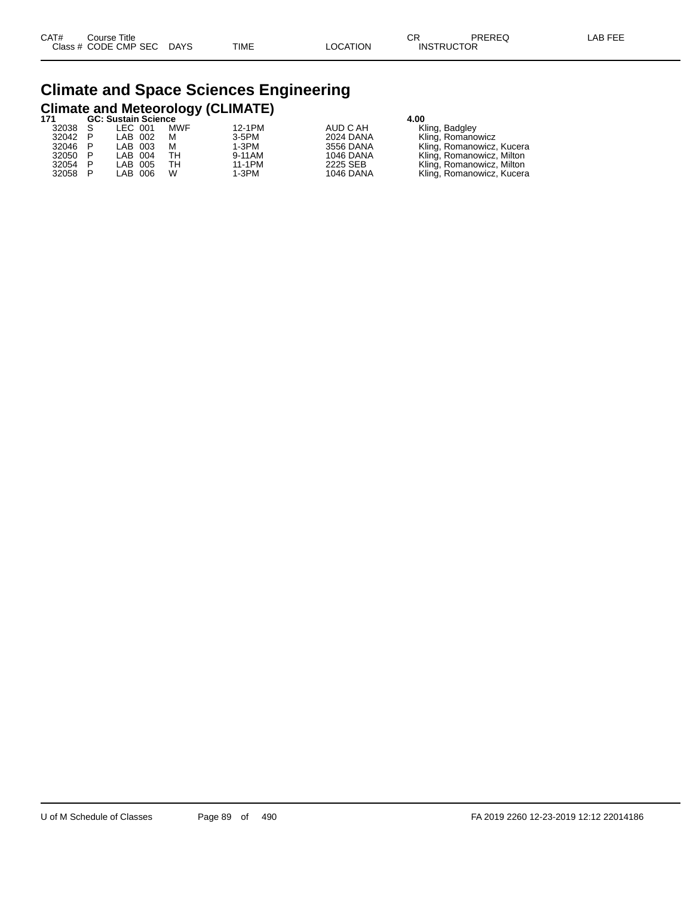| CAT# | Course Title | | | | | | CR | PREREQ | LAB FEE |
|---|---|---|---|---|---|---|---|---|---|
| Class # | CODE | CMP | SEC | DAYS | TIME | LOCATION | INSTRUCTOR | | |

# Climate and Space Sciences Engineering

## Climate and Meteorology (CLIMATE)

| CAT# / Class # | CODE | CMP | SEC | DAYS | TIME | LOCATION | CR / INSTRUCTOR |
|---|---|---|---|---|---|---|---|
| **171** | **GC: Sustain Science** | | | | | | **4.00** |
| 32038 | S | LEC | 001 | MWF | 12-1PM | AUD C AH | Kling, Badgley |
| 32042 | P | LAB | 002 | M | 3-5PM | 2024 DANA | Kling, Romanowicz |
| 32046 | P | LAB | 003 | M | 1-3PM | 3556 DANA | Kling, Romanowicz, Kucera |
| 32050 | P | LAB | 004 | TH | 9-11AM | 1046 DANA | Kling, Romanowicz, Milton |
| 32054 | P | LAB | 005 | TH | 11-1PM | 2225 SEB | Kling, Romanowicz, Milton |
| 32058 | P | LAB | 006 | W | 1-3PM | 1046 DANA | Kling, Romanowicz, Kucera |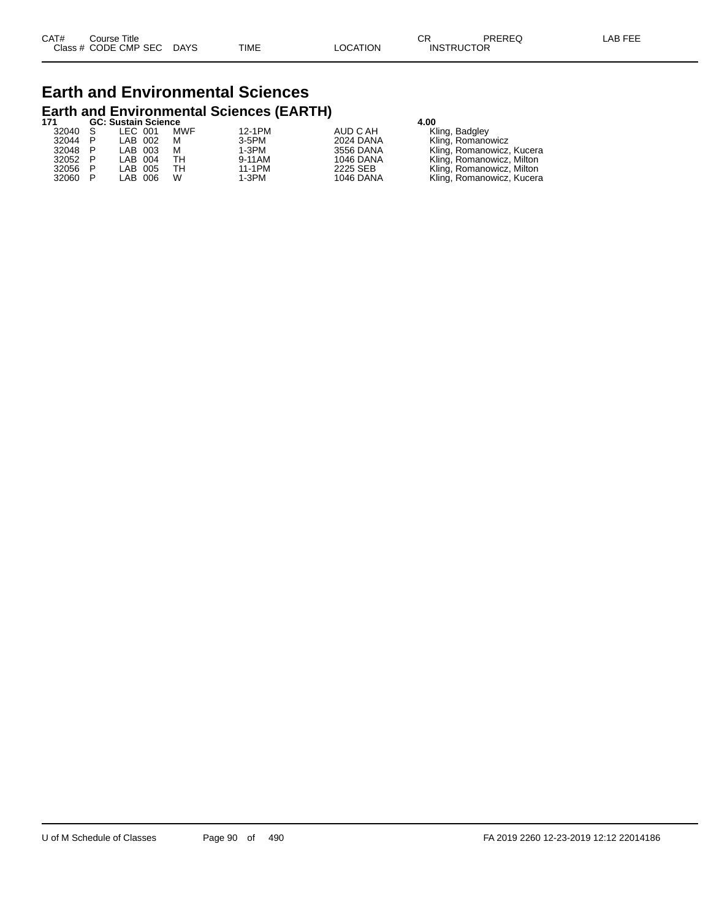| CAT# | Course Title | | | | | | CR | PREREQ | LAB FEE |
|---|---|---|---|---|---|---|---|---|---|
| Class # | CODE | CMP | SEC | DAYS | TIME | LOCATION | INSTRUCTOR | | |

# Earth and Environmental Sciences

## Earth and Environmental Sciences (EARTH)

| CAT# / Class # | CODE | CMP | SEC | DAYS | TIME | LOCATION | CR / INSTRUCTOR |
|---|---|---|---|---|---|---|---|
| **171** | **GC: Sustain Science** | | | | | | **4.00** |
| 32040 | S | LEC | 001 | MWF | 12-1PM | AUD C AH | Kling, Badgley |
| 32044 | P | LAB | 002 | M | 3-5PM | 2024 DANA | Kling, Romanowicz |
| 32048 | P | LAB | 003 | M | 1-3PM | 3556 DANA | Kling, Romanowicz, Kucera |
| 32052 | P | LAB | 004 | TH | 9-11AM | 1046 DANA | Kling, Romanowicz, Milton |
| 32056 | P | LAB | 005 | TH | 11-1PM | 2225 SEB | Kling, Romanowicz, Milton |
| 32060 | P | LAB | 006 | W | 1-3PM | 1046 DANA | Kling, Romanowicz, Kucera |

U of M Schedule of Classes FA 2019 2260 12-23-2019 12:12 22014186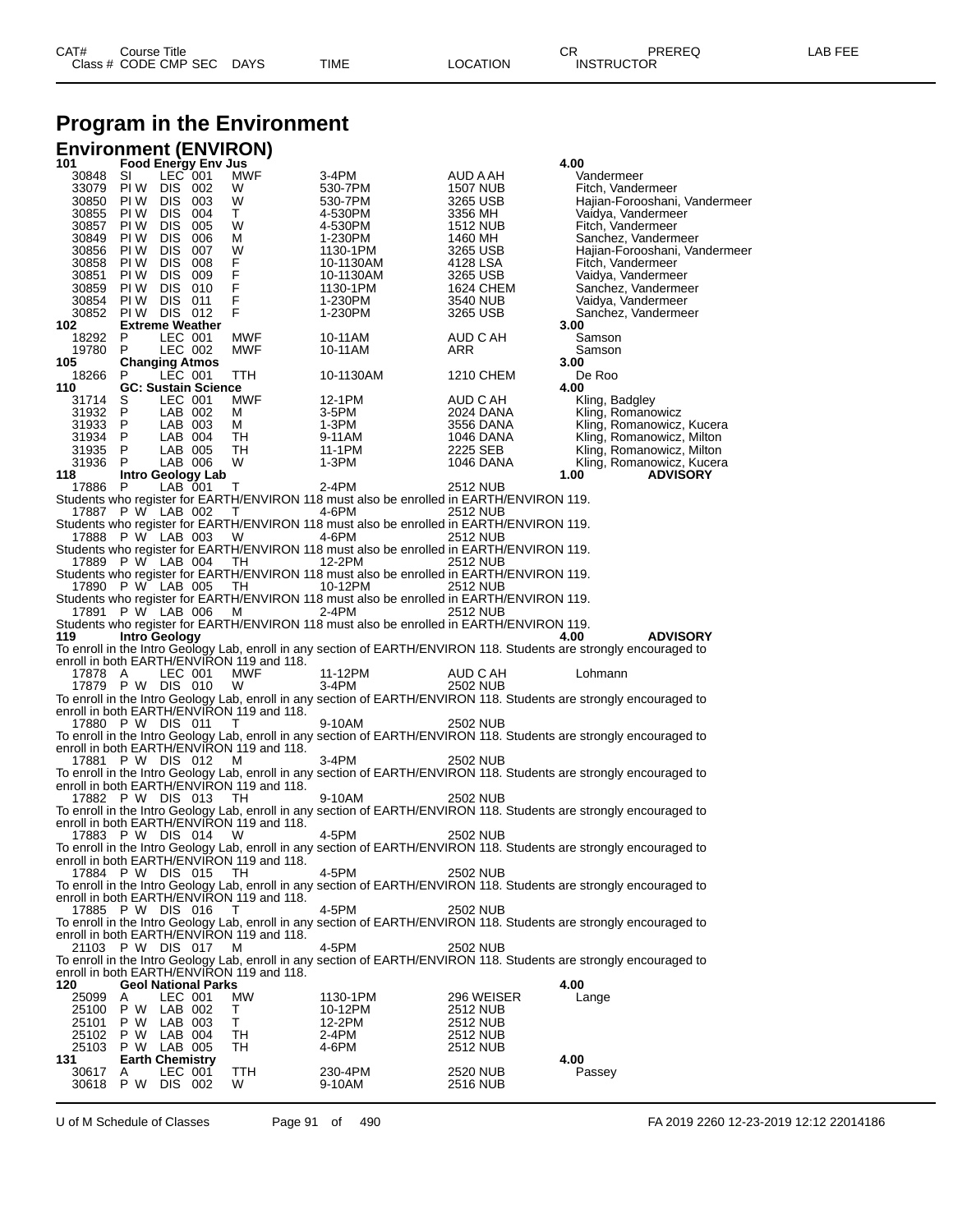# Program in the Environment

## Environment (ENVIRON)

| CAT# / Class # | Course Title / CODE | CMP | SEC | DAYS | TIME | LOCATION | CR / INSTRUCTOR | PREREQ | LAB FEE |
|---|---|---|---|---|---|---|---|---|---|
| **101** | **Food Energy Env Jus** | | | | | | **4.00** | | |
| 30848 | SI | LEC | 001 | MWF | 3-4PM | AUD A AH | Vandermeer | | |
| 33079 | PI W | DIS | 002 | W | 530-7PM | 1507 NUB | Fitch, Vandermeer | | |
| 30850 | PI W | DIS | 003 | W | 530-7PM | 3265 USB | Hajian-Forooshani, Vandermeer | | |
| 30855 | PI W | DIS | 004 | T | 4-530PM | 3356 MH | Vaidya, Vandermeer | | |
| 30857 | PI W | DIS | 005 | W | 4-530PM | 1512 NUB | Fitch, Vandermeer | | |
| 30849 | PI W | DIS | 006 | M | 1-230PM | 1460 MH | Sanchez, Vandermeer | | |
| 30856 | PI W | DIS | 007 | W | 1130-1PM | 3265 USB | Hajian-Forooshani, Vandermeer | | |
| 30858 | PI W | DIS | 008 | F | 10-1130AM | 4128 LSA | Fitch, Vandermeer | | |
| 30851 | PI W | DIS | 009 | F | 10-1130AM | 3265 USB | Vaidya, Vandermeer | | |
| 30859 | PI W | DIS | 010 | F | 1130-1PM | 1624 CHEM | Sanchez, Vandermeer | | |
| 30854 | PI W | DIS | 011 | F | 1-230PM | 3540 NUB | Vaidya, Vandermeer | | |
| 30852 | PI W | DIS | 012 | F | 1-230PM | 3265 USB | Sanchez, Vandermeer | | |
| **102** | **Extreme Weather** | | | | | | **3.00** | | |
| 18292 | P | LEC | 001 | MWF | 10-11AM | AUD C AH | Samson | | |
| 19780 | P | LEC | 002 | MWF | 10-11AM | ARR | Samson | | |
| **105** | **Changing Atmos** | | | | | | **3.00** | | |
| 18266 | P | LEC | 001 | TTH | 10-1130AM | 1210 CHEM | De Roo | | |
| **110** | **GC: Sustain Science** | | | | | | **4.00** | | |
| 31714 | S | LEC | 001 | MWF | 12-1PM | AUD C AH | Kling, Badgley | | |
| 31932 | P | LAB | 002 | M | 3-5PM | 2024 DANA | Kling, Romanowicz | | |
| 31933 | P | LAB | 003 | M | 1-3PM | 3556 DANA | Kling, Romanowicz, Kucera | | |
| 31934 | P | LAB | 004 | TH | 9-11AM | 1046 DANA | Kling, Romanowicz, Milton | | |
| 31935 | P | LAB | 005 | TH | 11-1PM | 2225 SEB | Kling, Romanowicz, Milton | | |
| 31936 | P | LAB | 006 | W | 1-3PM | 1046 DANA | Kling, Romanowicz, Kucera | | |
| **118** | **Intro Geology Lab** | | | | | | **1.00** | **ADVISORY** | |
| 17886 | P | LAB | 001 | T | 2-4PM | 2512 NUB | | | |
| | Students who register for EARTH/ENVIRON 118 must also be enrolled in EARTH/ENVIRON 119. | | | | | | | | |
| 17887 | P W | LAB | 002 | T | 4-6PM | 2512 NUB | | | |
| | Students who register for EARTH/ENVIRON 118 must also be enrolled in EARTH/ENVIRON 119. | | | | | | | | |
| 17888 | P W | LAB | 003 | W | 4-6PM | 2512 NUB | | | |
| | Students who register for EARTH/ENVIRON 118 must also be enrolled in EARTH/ENVIRON 119. | | | | | | | | |
| 17889 | P W | LAB | 004 | TH | 12-2PM | 2512 NUB | | | |
| | Students who register for EARTH/ENVIRON 118 must also be enrolled in EARTH/ENVIRON 119. | | | | | | | | |
| 17890 | P W | LAB | 005 | TH | 10-12PM | 2512 NUB | | | |
| | Students who register for EARTH/ENVIRON 118 must also be enrolled in EARTH/ENVIRON 119. | | | | | | | | |
| 17891 | P W | LAB | 006 | M | 2-4PM | 2512 NUB | | | |
| | Students who register for EARTH/ENVIRON 118 must also be enrolled in EARTH/ENVIRON 119. | | | | | | | | |
| **119** | **Intro Geology** | | | | | | **4.00** | **ADVISORY** | |
| | To enroll in the Intro Geology Lab, enroll in any section of EARTH/ENVIRON 118. Students are strongly encouraged to enroll in both EARTH/ENVIRON 119 and 118. | | | | | | | | |
| 17878 | A | LEC | 001 | MWF | 11-12PM | AUD C AH | Lohmann | | |
| 17879 | P W | DIS | 010 | W | 3-4PM | 2502 NUB | | | |
| | To enroll in the Intro Geology Lab, enroll in any section of EARTH/ENVIRON 118. Students are strongly encouraged to enroll in both EARTH/ENVIRON 119 and 118. | | | | | | | | |
| 17880 | P W | DIS | 011 | T | 9-10AM | 2502 NUB | | | |
| | To enroll in the Intro Geology Lab, enroll in any section of EARTH/ENVIRON 118. Students are strongly encouraged to enroll in both EARTH/ENVIRON 119 and 118. | | | | | | | | |
| 17881 | P W | DIS | 012 | M | 3-4PM | 2502 NUB | | | |
| | To enroll in the Intro Geology Lab, enroll in any section of EARTH/ENVIRON 118. Students are strongly encouraged to enroll in both EARTH/ENVIRON 119 and 118. | | | | | | | | |
| 17882 | P W | DIS | 013 | TH | 9-10AM | 2502 NUB | | | |
| | To enroll in the Intro Geology Lab, enroll in any section of EARTH/ENVIRON 118. Students are strongly encouraged to enroll in both EARTH/ENVIRON 119 and 118. | | | | | | | | |
| 17883 | P W | DIS | 014 | W | 4-5PM | 2502 NUB | | | |
| | To enroll in the Intro Geology Lab, enroll in any section of EARTH/ENVIRON 118. Students are strongly encouraged to enroll in both EARTH/ENVIRON 119 and 118. | | | | | | | | |
| 17884 | P W | DIS | 015 | TH | 4-5PM | 2502 NUB | | | |
| | To enroll in the Intro Geology Lab, enroll in any section of EARTH/ENVIRON 118. Students are strongly encouraged to enroll in both EARTH/ENVIRON 119 and 118. | | | | | | | | |
| 17885 | P W | DIS | 016 | T | 4-5PM | 2502 NUB | | | |
| | To enroll in the Intro Geology Lab, enroll in any section of EARTH/ENVIRON 118. Students are strongly encouraged to enroll in both EARTH/ENVIRON 119 and 118. | | | | | | | | |
| 21103 | P W | DIS | 017 | M | 4-5PM | 2502 NUB | | | |
| | To enroll in the Intro Geology Lab, enroll in any section of EARTH/ENVIRON 118. Students are strongly encouraged to enroll in both EARTH/ENVIRON 119 and 118. | | | | | | | | |
| **120** | **Geol National Parks** | | | | | | **4.00** | | |
| 25099 | A | LEC | 001 | MW | 1130-1PM | 296 WEISER | Lange | | |
| 25100 | P W | LAB | 002 | T | 10-12PM | 2512 NUB | | | |
| 25101 | P W | LAB | 003 | T | 12-2PM | 2512 NUB | | | |
| 25102 | P W | LAB | 004 | TH | 2-4PM | 2512 NUB | | | |
| 25103 | P W | LAB | 005 | TH | 4-6PM | 2512 NUB | | | |
| **131** | **Earth Chemistry** | | | | | | **4.00** | | |
| 30617 | A | LEC | 001 | TTH | 230-4PM | 2520 NUB | Passey | | |
| 30618 | P W | DIS | 002 | W | 9-10AM | 2516 NUB | | | |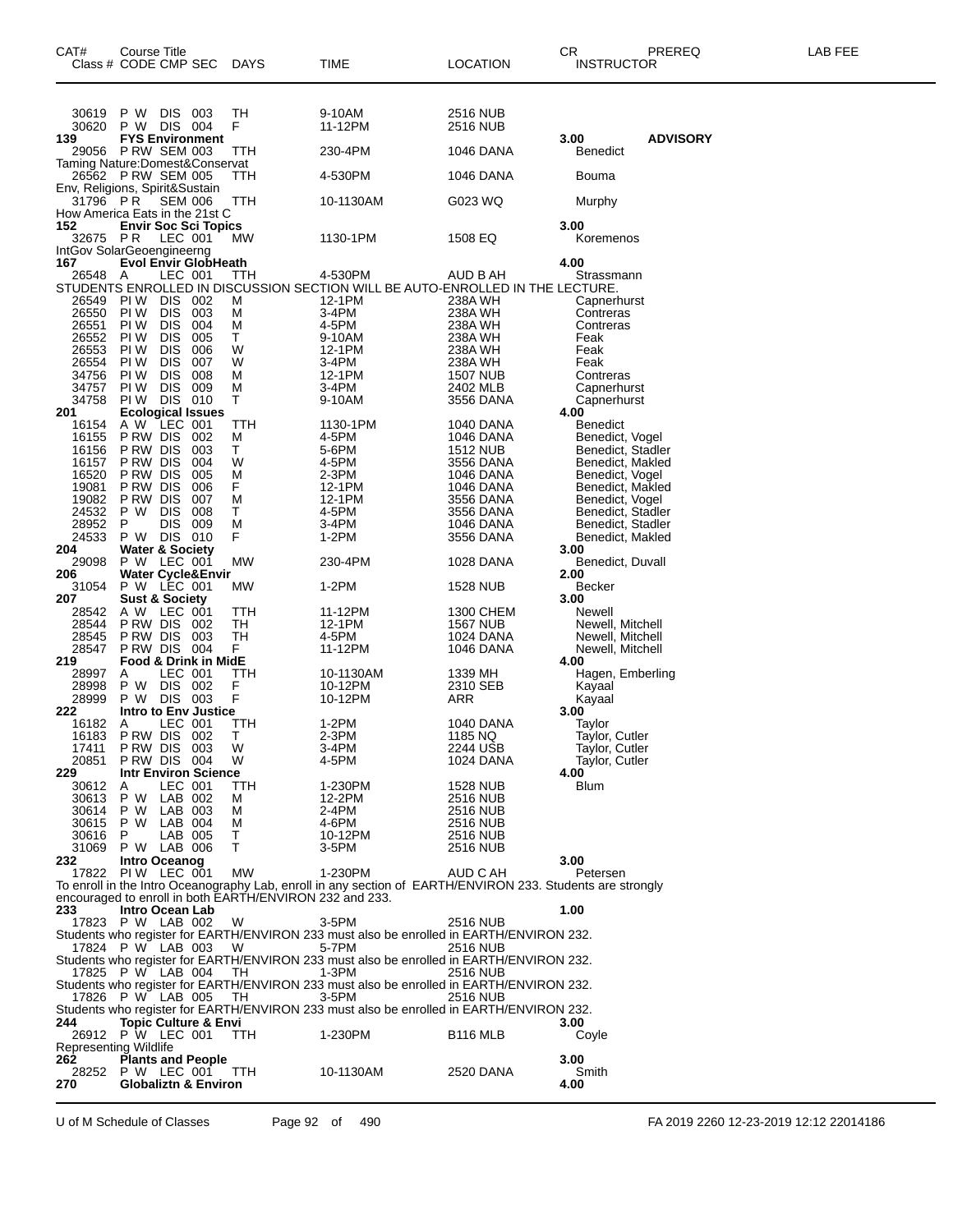| CAT# | Course Title Class # CODE CMP SEC | DAYS | TIME | LOCATION | CR INSTRUCTOR | PREREQ | LAB FEE |
|---|---|---|---|---|---|---|---|
| | 30619 P W DIS 003 | TH | 9-10AM | 2516 NUB | | | |
| | 30620 P W DIS 004 | F | 11-12PM | 2516 NUB | | | |
| 139 | **FYS Environment** | | | | 3.00 | ADVISORY | |
| | 29056 P RW SEM 003 | TTH | 230-4PM | 1046 DANA | Benedict | | |
| | Taming Nature:Domest&Conservat | | | | | | |
| | 26562 P RW SEM 005 | TTH | 4-530PM | 1046 DANA | Bouma | | |
| | Env, Religions, Spirit&Sustain | | | | | | |
| | 31796 P R SEM 006 | TTH | 10-1130AM | G023 WQ | Murphy | | |
| | How America Eats in the 21st C | | | | | | |
| 152 | **Envir Soc Sci Topics** | | | | 3.00 | | |
| | 32675 P R LEC 001 | MW | 1130-1PM | 1508 EQ | Koremenos | | |
| | IntGov SolarGeoengineerng | | | | | | |
| 167 | **Evol Envir GlobHeath** | | | | 4.00 | | |
| | 26548 A LEC 001 | TTH | 4-530PM | AUD B AH | Strassmann | | |
| | STUDENTS ENROLLED IN DISCUSSION SECTION WILL BE AUTO-ENROLLED IN THE LECTURE. | | | | | | |
| | 26549 PI W DIS 002 | M | 12-1PM | 238A WH | Capnerhurst | | |
| | 26550 PI W DIS 003 | M | 3-4PM | 238A WH | Contreras | | |
| | 26551 PI W DIS 004 | M | 4-5PM | 238A WH | Contreras | | |
| | 26552 PI W DIS 005 | T | 9-10AM | 238A WH | Feak | | |
| | 26553 PI W DIS 006 | W | 12-1PM | 238A WH | Feak | | |
| | 26554 PI W DIS 007 | W | 3-4PM | 238A WH | Feak | | |
| | 34756 PI W DIS 008 | M | 12-1PM | 1507 NUB | Contreras | | |
| | 34757 PI W DIS 009 | M | 3-4PM | 2402 MLB | Capnerhurst | | |
| | 34758 PI W DIS 010 | T | 9-10AM | 3556 DANA | Capnerhurst | | |
| 201 | **Ecological Issues** | | | | 4.00 | | |
| | 16154 A W LEC 001 | TTH | 1130-1PM | 1040 DANA | Benedict | | |
| | 16155 P RW DIS 002 | M | 4-5PM | 1046 DANA | Benedict, Vogel | | |
| | 16156 P RW DIS 003 | T | 5-6PM | 1512 NUB | Benedict, Stadler | | |
| | 16157 P RW DIS 004 | W | 4-5PM | 3556 DANA | Benedict, Makled | | |
| | 16520 P RW DIS 005 | M | 2-3PM | 1046 DANA | Benedict, Vogel | | |
| | 19081 P RW DIS 006 | F | 12-1PM | 1046 DANA | Benedict, Makled | | |
| | 19082 P RW DIS 007 | M | 12-1PM | 3556 DANA | Benedict, Vogel | | |
| | 24532 P W DIS 008 | T | 4-5PM | 3556 DANA | Benedict, Stadler | | |
| | 28952 P DIS 009 | M | 3-4PM | 1046 DANA | Benedict, Stadler | | |
| | 24533 P W DIS 010 | F | 1-2PM | 3556 DANA | Benedict, Makled | | |
| 204 | **Water & Society** | | | | 3.00 | | |
| | 29098 P W LEC 001 | MW | 230-4PM | 1028 DANA | Benedict, Duvall | | |
| 206 | **Water Cycle&Envir** | | | | 2.00 | | |
| | 31054 P W LEC 001 | MW | 1-2PM | 1528 NUB | Becker | | |
| 207 | **Sust & Society** | | | | 3.00 | | |
| | 28542 A W LEC 001 | TTH | 11-12PM | 1300 CHEM | Newell | | |
| | 28544 P RW DIS 002 | TH | 12-1PM | 1567 NUB | Newell, Mitchell | | |
| | 28545 P RW DIS 003 | TH | 4-5PM | 1024 DANA | Newell, Mitchell | | |
| | 28547 P RW DIS 004 | F | 11-12PM | 1046 DANA | Newell, Mitchell | | |
| 219 | **Food & Drink in MidE** | | | | 4.00 | | |
| | 28997 A LEC 001 | TTH | 10-1130AM | 1339 MH | Hagen, Emberling | | |
| | 28998 P W DIS 002 | F | 10-12PM | 2310 SEB | Kayaal | | |
| | 28999 P W DIS 003 | F | 10-12PM | ARR | Kayaal | | |
| 222 | **Intro to Env Justice** | | | | 3.00 | | |
| | 16182 A LEC 001 | TTH | 1-2PM | 1040 DANA | Taylor | | |
| | 16183 P RW DIS 002 | T | 2-3PM | 1185 NQ | Taylor, Cutler | | |
| | 17411 P RW DIS 003 | W | 3-4PM | 2244 USB | Taylor, Cutler | | |
| | 20851 P RW DIS 004 | W | 4-5PM | 1024 DANA | Taylor, Cutler | | |
| 229 | **Intr Environ Science** | | | | 4.00 | | |
| | 30612 A LEC 001 | TTH | 1-230PM | 1528 NUB | Blum | | |
| | 30613 P W LAB 002 | M | 12-2PM | 2516 NUB | | | |
| | 30614 P W LAB 003 | M | 2-4PM | 2516 NUB | | | |
| | 30615 P W LAB 004 | M | 4-6PM | 2516 NUB | | | |
| | 30616 P LAB 005 | T | 10-12PM | 2516 NUB | | | |
| | 31069 P W LAB 006 | T | 3-5PM | 2516 NUB | | | |
| 232 | **Intro Oceanog** | | | | 3.00 | | |
| | 17822 PI W LEC 001 | MW | 1-230PM | AUD C AH | Petersen | | |
| | To enroll in the Intro Oceanography Lab, enroll in any section of EARTH/ENVIRON 233. Students are strongly encouraged to enroll in both EARTH/ENVIRON 232 and 233. | | | | | | |
| 233 | **Intro Ocean Lab** | | | | 1.00 | | |
| | 17823 P W LAB 002 | W | 3-5PM | 2516 NUB | | | |
| | Students who register for EARTH/ENVIRON 233 must also be enrolled in EARTH/ENVIRON 232. | | | | | | |
| | 17824 P W LAB 003 | W | 5-7PM | 2516 NUB | | | |
| | Students who register for EARTH/ENVIRON 233 must also be enrolled in EARTH/ENVIRON 232. | | | | | | |
| | 17825 P W LAB 004 | TH | 1-3PM | 2516 NUB | | | |
| | Students who register for EARTH/ENVIRON 233 must also be enrolled in EARTH/ENVIRON 232. | | | | | | |
| | 17826 P W LAB 005 | TH | 3-5PM | 2516 NUB | | | |
| | Students who register for EARTH/ENVIRON 233 must also be enrolled in EARTH/ENVIRON 232. | | | | | | |
| 244 | **Topic Culture & Envi** | | | | 3.00 | | |
| | 26912 P W LEC 001 | TTH | 1-230PM | B116 MLB | Coyle | | |
| | Representing Wildlife | | | | | | |
| 262 | **Plants and People** | | | | 3.00 | | |
| | 28252 P W LEC 001 | TTH | 10-1130AM | 2520 DANA | Smith | | |
| 270 | **Globaliztn & Environ** | | | | 4.00 | | |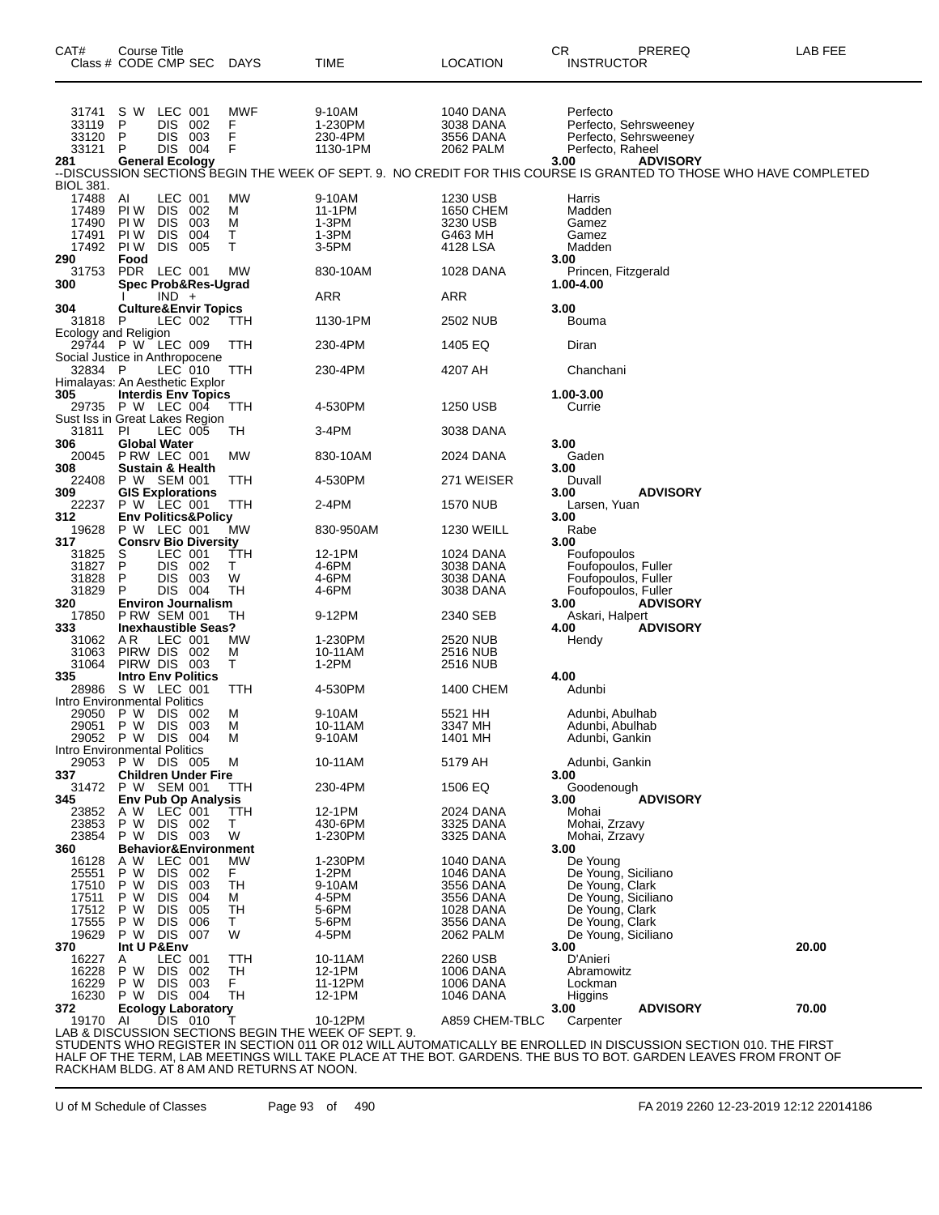| CAT# | Course Title | | | | | | | | |
|---|---|---|---|---|---|---|---|---|---|
| Class # | CODE | CMP | SEC | DAYS | TIME | LOCATION | CR / INSTRUCTOR | PREREQ | LAB FEE |
| 31741 | S W | LEC | 001 | MWF | 9-10AM | 1040 DANA | Perfecto | | |
| 33119 | P | DIS | 002 | F | 1-230PM | 3038 DANA | Perfecto, Sehrsweeney | | |
| 33120 | P | DIS | 003 | F | 230-4PM | 3556 DANA | Perfecto, Sehrsweeney | | |
| 33121 | P | DIS | 004 | F | 1130-1PM | 2062 PALM | Perfecto, Raheel | | |
| **281** | **General Ecology** | | | | | | **3.00** | **ADVISORY** | |

--DISCUSSION SECTIONS BEGIN THE WEEK OF SEPT. 9. NO CREDIT FOR THIS COURSE IS GRANTED TO THOSE WHO HAVE COMPLETED BIOL 381.

| Class # | CODE | CMP | SEC | DAYS | TIME | LOCATION | CR / INSTRUCTOR | PREREQ | LAB FEE |
|---|---|---|---|---|---|---|---|---|---|
| 17488 | AI | LEC | 001 | MW | 9-10AM | 1230 USB | Harris | | |
| 17489 | PI W | DIS | 002 | M | 11-1PM | 1650 CHEM | Madden | | |
| 17490 | PI W | DIS | 003 | M | 1-3PM | 3230 USB | Gamez | | |
| 17491 | PI W | DIS | 004 | T | 1-3PM | G463 MH | Gamez | | |
| 17492 | PI W | DIS | 005 | T | 3-5PM | 4128 LSA | Madden | | |
| **290** | **Food** | | | | | | **3.00** | | |
| 31753 | PDR | LEC | 001 | MW | 830-10AM | 1028 DANA | Princen, Fitzgerald | | |
| **300** | **Spec Prob&Res-Ugrad** | | | | | | **1.00-4.00** | | |
| | I | IND | + | | ARR | ARR | | | |
| **304** | **Culture&Envir Topics** | | | | | | **3.00** | | |
| 31818 | P | LEC | 002 | TTH | 1130-1PM | 2502 NUB | Bouma | | |
| Ecology and Religion | | | | | | | | | |
| 29744 | P W | LEC | 009 | TTH | 230-4PM | 1405 EQ | Diran | | |
| Social Justice in Anthropocene | | | | | | | | | |
| 32834 | P | LEC | 010 | TTH | 230-4PM | 4207 AH | Chanchani | | |
| Himalayas: An Aesthetic Explor | | | | | | | | | |
| **305** | **Interdis Env Topics** | | | | | | **1.00-3.00** | | |
| 29735 | P W | LEC | 004 | TTH | 4-530PM | 1250 USB | Currie | | |
| Sust Iss in Great Lakes Region | | | | | | | | | |
| 31811 | PI | LEC | 005 | TH | 3-4PM | 3038 DANA | | | |
| **306** | **Global Water** | | | | | | **3.00** | | |
| 20045 | P RW | LEC | 001 | MW | 830-10AM | 2024 DANA | Gaden | | |
| **308** | **Sustain & Health** | | | | | | **3.00** | | |
| 22408 | P W | SEM | 001 | TTH | 4-530PM | 271 WEISER | Duvall | | |
| **309** | **GIS Explorations** | | | | | | **3.00** | **ADVISORY** | |
| 22237 | P W | LEC | 001 | TTH | 2-4PM | 1570 NUB | Larsen, Yuan | | |
| **312** | **Env Politics&Policy** | | | | | | **3.00** | | |
| 19628 | P W | LEC | 001 | MW | 830-950AM | 1230 WEILL | Rabe | | |
| **317** | **Consrv Bio Diversity** | | | | | | **3.00** | | |
| 31825 | S | LEC | 001 | TTH | 12-1PM | 1024 DANA | Foufopoulos | | |
| 31827 | P | DIS | 002 | T | 4-6PM | 3038 DANA | Foufopoulos, Fuller | | |
| 31828 | P | DIS | 003 | W | 4-6PM | 3038 DANA | Foufopoulos, Fuller | | |
| 31829 | P | DIS | 004 | TH | 4-6PM | 3038 DANA | Foufopoulos, Fuller | | |
| **320** | **Environ Journalism** | | | | | | **3.00** | **ADVISORY** | |
| 17850 | P RW | SEM | 001 | TH | 9-12PM | 2340 SEB | Askari, Halpert | | |
| **333** | **Inexhaustible Seas?** | | | | | | **4.00** | **ADVISORY** | |
| 31062 | A R | LEC | 001 | MW | 1-230PM | 2520 NUB | Hendy | | |
| 31063 | PIRW | DIS | 002 | M | 10-11AM | 2516 NUB | | | |
| 31064 | PIRW | DIS | 003 | T | 1-2PM | 2516 NUB | | | |
| **335** | **Intro Env Politics** | | | | | | **4.00** | | |
| 28986 | S W | LEC | 001 | TTH | 4-530PM | 1400 CHEM | Adunbi | | |
| Intro Environmental Politics | | | | | | | | | |
| 29050 | P W | DIS | 002 | M | 9-10AM | 5521 HH | Adunbi, Abulhab | | |
| 29051 | P W | DIS | 003 | M | 10-11AM | 3347 MH | Adunbi, Abulhab | | |
| 29052 | P W | DIS | 004 | M | 9-10AM | 1401 MH | Adunbi, Gankin | | |
| Intro Environmental Politics | | | | | | | | | |
| 29053 | P W | DIS | 005 | M | 10-11AM | 5179 AH | Adunbi, Gankin | | |
| **337** | **Children Under Fire** | | | | | | **3.00** | | |
| 31472 | P W | SEM | 001 | TTH | 230-4PM | 1506 EQ | Goodenough | | |
| **345** | **Env Pub Op Analysis** | | | | | | **3.00** | **ADVISORY** | |
| 23852 | A W | LEC | 001 | TTH | 12-1PM | 2024 DANA | Mohai | | |
| 23853 | P W | DIS | 002 | T | 430-6PM | 3325 DANA | Mohai, Zrzavy | | |
| 23854 | P W | DIS | 003 | W | 1-230PM | 3325 DANA | Mohai, Zrzavy | | |
| **360** | **Behavior&Environment** | | | | | | **3.00** | | |
| 16128 | A W | LEC | 001 | MW | 1-230PM | 1040 DANA | De Young | | |
| 25551 | P W | DIS | 002 | F | 1-2PM | 1046 DANA | De Young, Siciliano | | |
| 17510 | P W | DIS | 003 | TH | 9-10AM | 3556 DANA | De Young, Clark | | |
| 17511 | P W | DIS | 004 | M | 4-5PM | 3556 DANA | De Young, Siciliano | | |
| 17512 | P W | DIS | 005 | TH | 5-6PM | 1028 DANA | De Young, Clark | | |
| 17555 | P W | DIS | 006 | T | 5-6PM | 3556 DANA | De Young, Clark | | |
| 19629 | P W | DIS | 007 | W | 4-5PM | 2062 PALM | De Young, Siciliano | | |
| **370** | **Int U P&Env** | | | | | | **3.00** | | **20.00** |
| 16227 | A | LEC | 001 | TTH | 10-11AM | 2260 USB | D'Anieri | | |
| 16228 | P W | DIS | 002 | TH | 12-1PM | 1006 DANA | Abramowitz | | |
| 16229 | P W | DIS | 003 | F | 11-12PM | 1006 DANA | Lockman | | |
| 16230 | P W | DIS | 004 | TH | 12-1PM | 1046 DANA | Higgins | | |
| **372** | **Ecology Laboratory** | | | | | | **3.00** | **ADVISORY** | **70.00** |
| 19170 | AI | DIS | 010 | T | 10-12PM | A859 CHEM-TBLC | Carpenter | | |

LAB & DISCUSSION SECTIONS BEGIN THE WEEK OF SEPT. 9.
STUDENTS WHO REGISTER IN SECTION 011 OR 012 WILL AUTOMATICALLY BE ENROLLED IN DISCUSSION SECTION 010. THE FIRST HALF OF THE TERM, LAB MEETINGS WILL TAKE PLACE AT THE BOT. GARDENS. THE BUS TO BOT. GARDEN LEAVES FROM FRONT OF RACKHAM BLDG. AT 8 AM AND RETURNS AT NOON.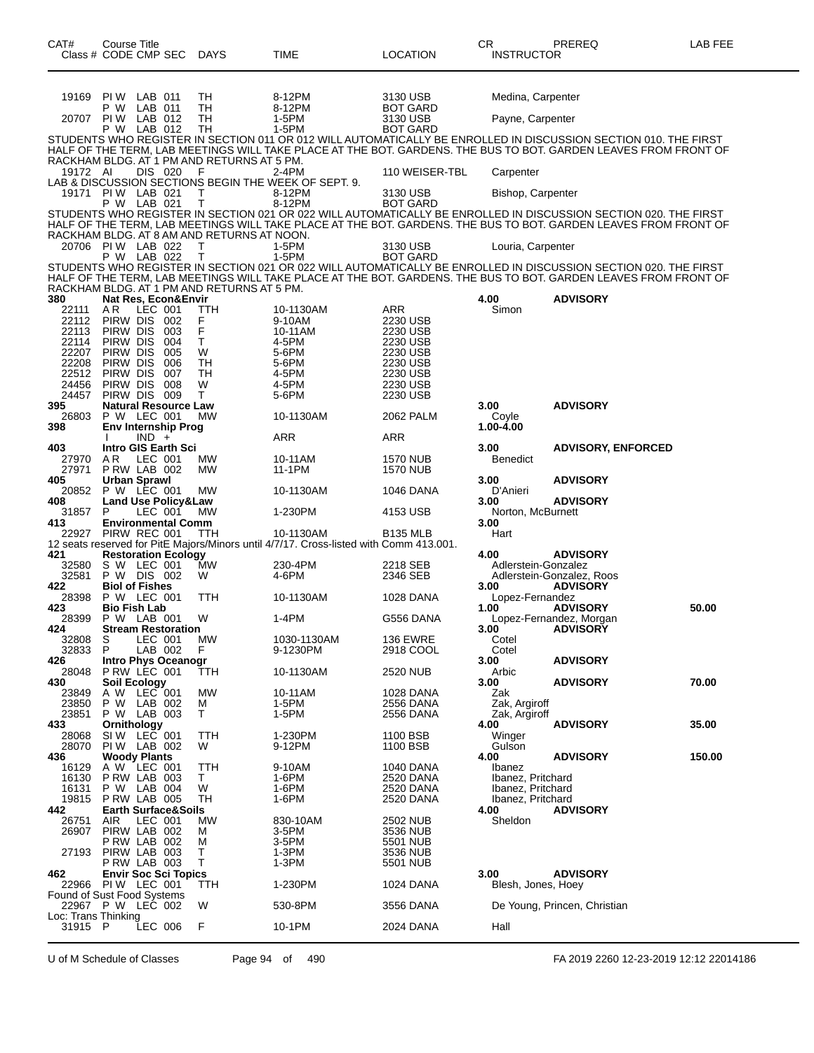| CAT# | Course Title Class # CODE CMP SEC | DAYS | TIME | LOCATION | CR INSTRUCTOR | PREREQ | LAB FEE |
|---|---|---|---|---|---|---|---|
| 19169 | PI W LAB 011 | TH | 8-12PM | 3130 USB | Medina, Carpenter | | |
| | P W LAB 011 | TH | 8-12PM | BOT GARD | | | |
| 20707 | PI W LAB 012 | TH | 1-5PM | 3130 USB | Payne, Carpenter | | |
| | P W LAB 012 | TH | 1-5PM | BOT GARD | | | |

STUDENTS WHO REGISTER IN SECTION 011 OR 012 WILL AUTOMATICALLY BE ENROLLED IN DISCUSSION SECTION 010. THE FIRST HALF OF THE TERM, LAB MEETINGS WILL TAKE PLACE AT THE BOT. GARDENS. THE BUS TO BOT. GARDEN LEAVES FROM FRONT OF RACKHAM BLDG. AT 1 PM AND RETURNS AT 5 PM.

| CAT# | Course Title Class # CODE CMP SEC | DAYS | TIME | LOCATION | CR INSTRUCTOR | PREREQ | LAB FEE |
|---|---|---|---|---|---|---|---|
| 19172 | AI DIS 020 | F | 2-4PM | 110 WEISER-TBL | Carpenter | | |

LAB & DISCUSSION SECTIONS BEGIN THE WEEK OF SEPT. 9.

| CAT# | Course Title Class # CODE CMP SEC | DAYS | TIME | LOCATION | CR INSTRUCTOR | PREREQ | LAB FEE |
|---|---|---|---|---|---|---|---|
| 19171 | PI W LAB 021 | T | 8-12PM | 3130 USB | Bishop, Carpenter | | |
| | P W LAB 021 | T | 8-12PM | BOT GARD | | | |

STUDENTS WHO REGISTER IN SECTION 021 OR 022 WILL AUTOMATICALLY BE ENROLLED IN DISCUSSION SECTION 020. THE FIRST HALF OF THE TERM, LAB MEETINGS WILL TAKE PLACE AT THE BOT. GARDENS. THE BUS TO BOT. GARDEN LEAVES FROM FRONT OF RACKHAM BLDG. AT 8 AM AND RETURNS AT NOON.

| CAT# | Course Title Class # CODE CMP SEC | DAYS | TIME | LOCATION | CR INSTRUCTOR | PREREQ | LAB FEE |
|---|---|---|---|---|---|---|---|
| 20706 | PI W LAB 022 | T | 1-5PM | 3130 USB | Louria, Carpenter | | |
| | P W LAB 022 | T | 1-5PM | BOT GARD | | | |

STUDENTS WHO REGISTER IN SECTION 021 OR 022 WILL AUTOMATICALLY BE ENROLLED IN DISCUSSION SECTION 020. THE FIRST HALF OF THE TERM, LAB MEETINGS WILL TAKE PLACE AT THE BOT. GARDENS. THE BUS TO BOT. GARDEN LEAVES FROM FRONT OF RACKHAM BLDG. AT 1 PM AND RETURNS AT 5 PM.

| CAT# | Course Title Class # CODE CMP SEC | DAYS | TIME | LOCATION | CR INSTRUCTOR | PREREQ | LAB FEE |
|---|---|---|---|---|---|---|---|
| **380** | **Nat Res, Econ&Envir** | | | | **4.00** | **ADVISORY** | |
| 22111 | A R LEC 001 | TTH | 10-1130AM | ARR | Simon | | |
| 22112 | PIRW DIS 002 | F | 9-10AM | 2230 USB | | | |
| 22113 | PIRW DIS 003 | F | 10-11AM | 2230 USB | | | |
| 22114 | PIRW DIS 004 | T | 4-5PM | 2230 USB | | | |
| 22207 | PIRW DIS 005 | W | 5-6PM | 2230 USB | | | |
| 22208 | PIRW DIS 006 | TH | 5-6PM | 2230 USB | | | |
| 22512 | PIRW DIS 007 | TH | 4-5PM | 2230 USB | | | |
| 24456 | PIRW DIS 008 | W | 4-5PM | 2230 USB | | | |
| 24457 | PIRW DIS 009 | T | 5-6PM | 2230 USB | | | |
| **395** | **Natural Resource Law** | | | | **3.00** | **ADVISORY** | |
| 26803 | P W LEC 001 | MW | 10-1130AM | 2062 PALM | Coyle | | |
| **398** | **Env Internship Prog** | | | | **1.00-4.00** | | |
| | I IND + | | ARR | ARR | | | |
| **403** | **Intro GIS Earth Sci** | | | | **3.00** | **ADVISORY, ENFORCED** | |
| 27970 | A R LEC 001 | MW | 10-11AM | 1570 NUB | Benedict | | |
| 27971 | P RW LAB 002 | MW | 11-1PM | 1570 NUB | | | |
| **405** | **Urban Sprawl** | | | | **3.00** | **ADVISORY** | |
| 20852 | P W LEC 001 | MW | 10-1130AM | 1046 DANA | D'Anieri | | |
| **408** | **Land Use Policy&Law** | | | | **3.00** | **ADVISORY** | |
| 31857 | P LEC 001 | MW | 1-230PM | 4153 USB | Norton, McBurnett | | |
| **413** | **Environmental Comm** | | | | **3.00** | | |
| 22927 | PIRW REC 001 | TTH | 10-1130AM | B135 MLB | Hart | | |

12 seats reserved for PitE Majors/Minors until 4/7/17. Cross-listed with Comm 413.001.

| CAT# | Course Title Class # CODE CMP SEC | DAYS | TIME | LOCATION | CR INSTRUCTOR | PREREQ | LAB FEE |
|---|---|---|---|---|---|---|---|
| **421** | **Restoration Ecology** | | | | **4.00** | **ADVISORY** | |
| 32580 | S W LEC 001 | MW | 230-4PM | 2218 SEB | Adlerstein-Gonzalez | | |
| 32581 | P W DIS 002 | W | 4-6PM | 2346 SEB | Adlerstein-Gonzalez, Roos | | |
| **422** | **Biol of Fishes** | | | | **3.00** | **ADVISORY** | |
| 28398 | P W LEC 001 | TTH | 10-1130AM | 1028 DANA | Lopez-Fernandez | | |
| **423** | **Bio Fish Lab** | | | | **1.00** | **ADVISORY** | **50.00** |
| 28399 | P W LAB 001 | W | 1-4PM | G556 DANA | Lopez-Fernandez, Morgan | | |
| **424** | **Stream Restoration** | | | | **3.00** | **ADVISORY** | |
| 32808 | S LEC 001 | MW | 1030-1130AM | 136 EWRE | Cotel | | |
| 32833 | P LAB 002 | F | 9-1230PM | 2918 COOL | Cotel | | |
| **426** | **Intro Phys Oceanogr** | | | | **3.00** | **ADVISORY** | |
| 28048 | P RW LEC 001 | TTH | 10-1130AM | 2520 NUB | Arbic | | |
| **430** | **Soil Ecology** | | | | **3.00** | **ADVISORY** | **70.00** |
| 23849 | A W LEC 001 | MW | 10-11AM | 1028 DANA | Zak | | |
| 23850 | P W LAB 002 | M | 1-5PM | 2556 DANA | Zak, Argiroff | | |
| 23851 | P W LAB 003 | T | 1-5PM | 2556 DANA | Zak, Argiroff | | |
| **433** | **Ornithology** | | | | **4.00** | **ADVISORY** | **35.00** |
| 28068 | SI W LEC 001 | TTH | 1-230PM | 1100 BSB | Winger | | |
| 28070 | PI W LAB 002 | W | 9-12PM | 1100 BSB | Gulson | | |
| **436** | **Woody Plants** | | | | **4.00** | **ADVISORY** | **150.00** |
| 16129 | A W LEC 001 | TTH | 9-10AM | 1040 DANA | Ibanez | | |
| 16130 | P RW LAB 003 | T | 1-6PM | 2520 DANA | Ibanez, Pritchard | | |
| 16131 | P W LAB 004 | W | 1-6PM | 2520 DANA | Ibanez, Pritchard | | |
| 19815 | P RW LAB 005 | TH | 1-6PM | 2520 DANA | Ibanez, Pritchard | | |
| **442** | **Earth Surface&Soils** | | | | **4.00** | **ADVISORY** | |
| 26751 | AIR LEC 001 | MW | 830-10AM | 2502 NUB | Sheldon | | |
| 26907 | PIRW LAB 002 | M | 3-5PM | 3536 NUB | | | |
| | P RW LAB 002 | M | 3-5PM | 5501 NUB | | | |
| 27193 | PIRW LAB 003 | T | 1-3PM | 3536 NUB | | | |
| | P RW LAB 003 | T | 1-3PM | 5501 NUB | | | |
| **462** | **Envir Soc Sci Topics** | | | | **3.00** | **ADVISORY** | |
| 22966 | PI W LEC 001 | TTH | 1-230PM | 1024 DANA | Blesh, Jones, Hoey | | |

Found of Sust Food Systems

| CAT# | Course Title Class # CODE CMP SEC | DAYS | TIME | LOCATION | CR INSTRUCTOR | PREREQ | LAB FEE |
|---|---|---|---|---|---|---|---|
| 22967 | P W LEC 002 | W | 530-8PM | 3556 DANA | De Young, Princen, Christian | | |

Loc: Trans Thinking

| CAT# | Course Title Class # CODE CMP SEC | DAYS | TIME | LOCATION | CR INSTRUCTOR | PREREQ | LAB FEE |
|---|---|---|---|---|---|---|---|
| 31915 | P LEC 006 | F | 10-1PM | 2024 DANA | Hall | | |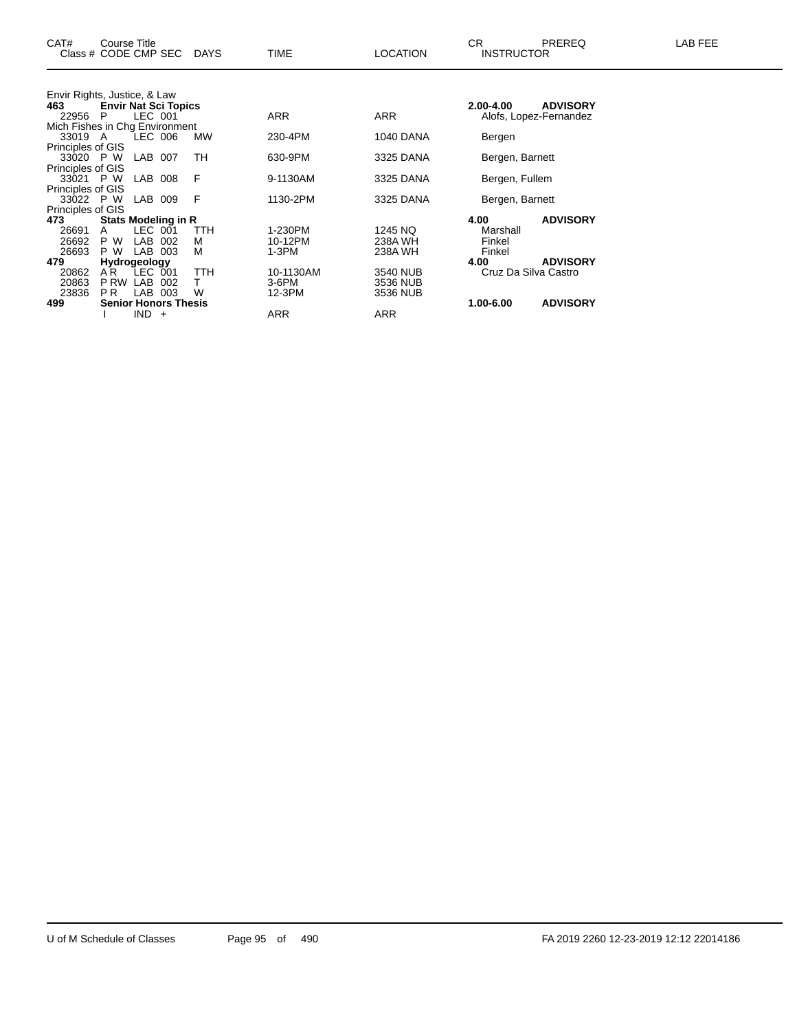| CAT# | Course Title | | | | | | | |
|---|---|---|---|---|---|---|---|---|
| Class # | CODE | CMP SEC | DAYS | TIME | LOCATION | CR / INSTRUCTOR | PREREQ | LAB FEE |
| Envir Rights, Justice, & Law | | | | | | | | |
| **463** | **Envir Nat Sci Topics** | | | | | **2.00-4.00** | **ADVISORY** | |
| 22956 | P | LEC 001 | | ARR | ARR | Alofs, Lopez-Fernandez | | |
| Mich Fishes in Chg Environment | | | | | | | | |
| 33019 | A | LEC 006 | MW | 230-4PM | 1040 DANA | Bergen | | |
| Principles of GIS | | | | | | | | |
| 33020 | P W | LAB 007 | TH | 630-9PM | 3325 DANA | Bergen, Barnett | | |
| Principles of GIS | | | | | | | | |
| 33021 | P W | LAB 008 | F | 9-1130AM | 3325 DANA | Bergen, Fullem | | |
| Principles of GIS | | | | | | | | |
| 33022 | P W | LAB 009 | F | 1130-2PM | 3325 DANA | Bergen, Barnett | | |
| Principles of GIS | | | | | | | | |
| **473** | **Stats Modeling in R** | | | | | **4.00** | **ADVISORY** | |
| 26691 | A | LEC 001 | TTH | 1-230PM | 1245 NQ | Marshall | | |
| 26692 | P W | LAB 002 | M | 10-12PM | 238A WH | Finkel | | |
| 26693 | P W | LAB 003 | M | 1-3PM | 238A WH | Finkel | | |
| **479** | **Hydrogeology** | | | | | **4.00** | **ADVISORY** | |
| 20862 | A R | LEC 001 | TTH | 10-1130AM | 3540 NUB | Cruz Da Silva Castro | | |
| 20863 | P RW | LAB 002 | T | 3-6PM | 3536 NUB | | | |
| 23836 | P R | LAB 003 | W | 12-3PM | 3536 NUB | | | |
| **499** | **Senior Honors Thesis** | | | | | **1.00-6.00** | **ADVISORY** | |
| | I | IND + | | ARR | ARR | | | |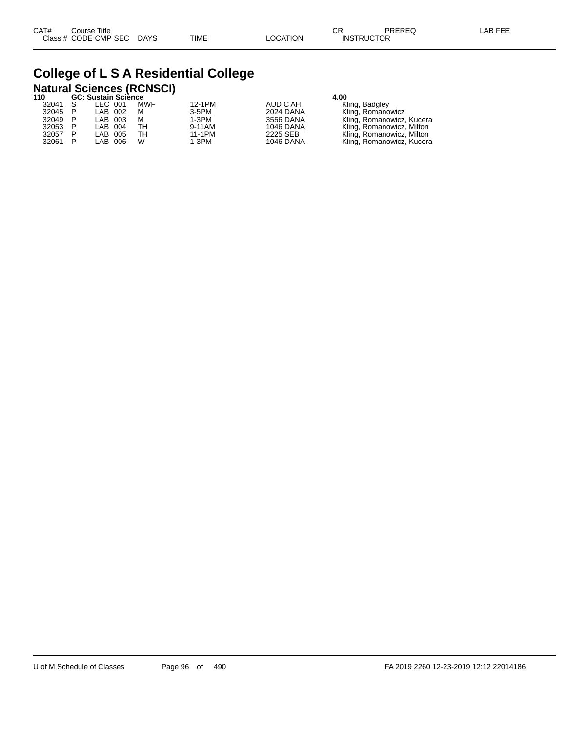# College of L S A Residential College

## Natural Sciences (RCNSCI)

**110 GC: Sustain Science** **4.00**

| Class # | CODE | CMP | SEC | DAYS | TIME | LOCATION | INSTRUCTOR |
|---|---|---|---|---|---|---|---|
| 32041 | S | LEC | 001 | MWF | 12-1PM | AUD C AH | Kling, Badgley |
| 32045 | P | LAB | 002 | M | 3-5PM | 2024 DANA | Kling, Romanowicz |
| 32049 | P | LAB | 003 | M | 1-3PM | 3556 DANA | Kling, Romanowicz, Kucera |
| 32053 | P | LAB | 004 | TH | 9-11AM | 1046 DANA | Kling, Romanowicz, Milton |
| 32057 | P | LAB | 005 | TH | 11-1PM | 2225 SEB | Kling, Romanowicz, Milton |
| 32061 | P | LAB | 006 | W | 1-3PM | 1046 DANA | Kling, Romanowicz, Kucera |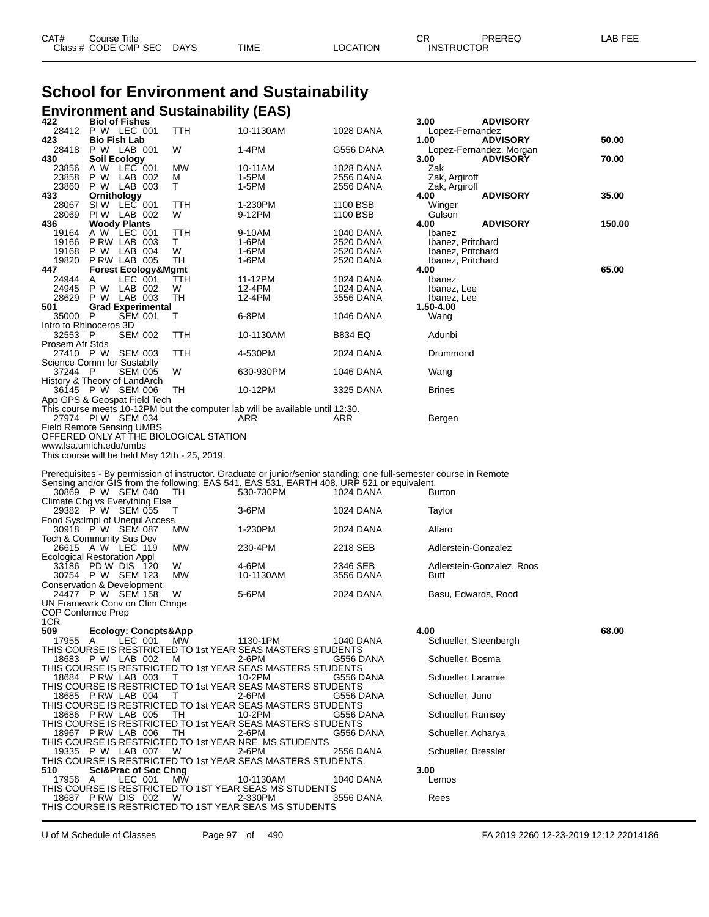# School for Environment and Sustainability

## Environment and Sustainability (EAS)

| CAT# / Class # | Course Title / CODE CMP SEC | DAYS | TIME | LOCATION | CR / INSTRUCTOR | PREREQ | LAB FEE |
|---|---|---|---|---|---|---|---|
| **422** | **Biol of Fishes** | | | | **3.00** | **ADVISORY** | |
| 28412 | P W LEC 001 | TTH | 10-1130AM | 1028 DANA | Lopez-Fernandez | | |
| **423** | **Bio Fish Lab** | | | | **1.00** | **ADVISORY** | **50.00** |
| 28418 | P W LAB 001 | W | 1-4PM | G556 DANA | Lopez-Fernandez, Morgan | | |
| **430** | **Soil Ecology** | | | | **3.00** | **ADVISORY** | **70.00** |
| 23856 | A W LEC 001 | MW | 10-11AM | 1028 DANA | Zak | | |
| 23858 | P W LAB 002 | M | 1-5PM | 2556 DANA | Zak, Argiroff | | |
| 23860 | P W LAB 003 | T | 1-5PM | 2556 DANA | Zak, Argiroff | | |
| **433** | **Ornithology** | | | | **4.00** | **ADVISORY** | **35.00** |
| 28067 | SI W LEC 001 | TTH | 1-230PM | 1100 BSB | Winger | | |
| 28069 | PI W LAB 002 | W | 9-12PM | 1100 BSB | Gulson | | |
| **436** | **Woody Plants** | | | | **4.00** | **ADVISORY** | **150.00** |
| 19164 | A W LEC 001 | TTH | 9-10AM | 1040 DANA | Ibanez | | |
| 19166 | P RW LAB 003 | T | 1-6PM | 2520 DANA | Ibanez, Pritchard | | |
| 19168 | P W LAB 004 | W | 1-6PM | 2520 DANA | Ibanez, Pritchard | | |
| 19820 | P RW LAB 005 | TH | 1-6PM | 2520 DANA | Ibanez, Pritchard | | |
| **447** | **Forest Ecology&Mgmt** | | | | **4.00** | | **65.00** |
| 24944 | A LEC 001 | TTH | 11-12PM | 1024 DANA | Ibanez | | |
| 24945 | P W LAB 002 | W | 12-4PM | 1024 DANA | Ibanez, Lee | | |
| 28629 | P W LAB 003 | TH | 12-4PM | 3556 DANA | Ibanez, Lee | | |
| **501** | **Grad Experimental** | | | | **1.50-4.00** | | |
| 35000 | P SEM 001 | T | 6-8PM | 1046 DANA | Wang | | |

Intro to Rhinoceros 3D

| Class # | CODE CMP SEC | DAYS | TIME | LOCATION | INSTRUCTOR |
|---|---|---|---|---|---|
| 32553 | P SEM 002 | TTH | 10-1130AM | B834 EQ | Adunbi |

Prosem Afr Stds

| Class # | CODE CMP SEC | DAYS | TIME | LOCATION | INSTRUCTOR |
|---|---|---|---|---|---|
| 27410 | P W SEM 003 | TTH | 4-530PM | 2024 DANA | Drummond |

Science Comm for Sustablty

| Class # | CODE CMP SEC | DAYS | TIME | LOCATION | INSTRUCTOR |
|---|---|---|---|---|---|
| 37244 | P SEM 005 | W | 630-930PM | 1046 DANA | Wang |

History & Theory of LandArch

| Class # | CODE CMP SEC | DAYS | TIME | LOCATION | INSTRUCTOR |
|---|---|---|---|---|---|
| 36145 | P W SEM 006 | TH | 10-12PM | 3325 DANA | Brines |

App GPS & Geospat Field Tech
This course meets 10-12PM but the computer lab will be available until 12:30.

| Class # | CODE CMP SEC | DAYS | TIME | LOCATION | INSTRUCTOR |
|---|---|---|---|---|---|
| 27974 | PI W SEM 034 | | ARR | ARR | Bergen |

Field Remote Sensing UMBS
OFFERED ONLY AT THE BIOLOGICAL STATION
www.lsa.umich.edu/umbs
This course will be held May 12th - 25, 2019.

Prerequisites - By permission of instructor. Graduate or junior/senior standing; one full-semester course in Remote Sensing and/or GIS from the following: EAS 541, EAS 531, EARTH 408, URP 521 or equivalent.

| Class # | CODE CMP SEC | DAYS | TIME | LOCATION | INSTRUCTOR |
|---|---|---|---|---|---|
| 30869 | P W SEM 040 | TH | 530-730PM | 1024 DANA | Burton |

Climate Chg vs Everything Else

| Class # | CODE CMP SEC | DAYS | TIME | LOCATION | INSTRUCTOR |
|---|---|---|---|---|---|
| 29382 | P W SEM 055 | T | 3-6PM | 1024 DANA | Taylor |

Food Sys:Impl of Unequl Access

| Class # | CODE CMP SEC | DAYS | TIME | LOCATION | INSTRUCTOR |
|---|---|---|---|---|---|
| 30918 | P W SEM 087 | MW | 1-230PM | 2024 DANA | Alfaro |

Tech & Community Sus Dev

| Class # | CODE CMP SEC | DAYS | TIME | LOCATION | INSTRUCTOR |
|---|---|---|---|---|---|
| 26615 | A W LEC 119 | MW | 230-4PM | 2218 SEB | Adlerstein-Gonzalez |

Ecological Restoration Appl

| Class # | CODE CMP SEC | DAYS | TIME | LOCATION | INSTRUCTOR |
|---|---|---|---|---|---|
| 33186 | PD W DIS 120 | W | 4-6PM | 2346 SEB | Adlerstein-Gonzalez, Roos |
| 30754 | P W SEM 123 | MW | 10-1130AM | 3556 DANA | Butt |

Conservation & Development

| Class # | CODE CMP SEC | DAYS | TIME | LOCATION | INSTRUCTOR |
|---|---|---|---|---|---|
| 24477 | P W SEM 158 | W | 5-6PM | 2024 DANA | Basu, Edwards, Rood |

UN Framewrk Conv on Clim Chnge
COP Confernce Prep
1CR

| CAT# / Class # | Course Title / CODE CMP SEC | DAYS | TIME | LOCATION | CR / INSTRUCTOR | LAB FEE |
|---|---|---|---|---|---|---|
| **509** | **Ecology: Concpts&App** | | | | **4.00** | **68.00** |
| 17955 | A LEC 001 | MW | 1130-1PM | 1040 DANA | Schueller, Steenbergh | |

THIS COURSE IS RESTRICTED TO 1st YEAR SEAS MASTERS STUDENTS

| Class # | CODE CMP SEC | DAYS | TIME | LOCATION | INSTRUCTOR |
|---|---|---|---|---|---|
| 18683 | P W LAB 002 | M | 2-6PM | G556 DANA | Schueller, Bosma |

THIS COURSE IS RESTRICTED TO 1st YEAR SEAS MASTERS STUDENTS

| Class # | CODE CMP SEC | DAYS | TIME | LOCATION | INSTRUCTOR |
|---|---|---|---|---|---|
| 18684 | P RW LAB 003 | T | 10-2PM | G556 DANA | Schueller, Laramie |

THIS COURSE IS RESTRICTED TO 1st YEAR SEAS MASTERS STUDENTS

| Class # | CODE CMP SEC | DAYS | TIME | LOCATION | INSTRUCTOR |
|---|---|---|---|---|---|
| 18685 | P RW LAB 004 | T | 2-6PM | G556 DANA | Schueller, Juno |

THIS COURSE IS RESTRICTED TO 1st YEAR SEAS MASTERS STUDENTS

| Class # | CODE CMP SEC | DAYS | TIME | LOCATION | INSTRUCTOR |
|---|---|---|---|---|---|
| 18686 | P RW LAB 005 | TH | 10-2PM | G556 DANA | Schueller, Ramsey |

THIS COURSE IS RESTRICTED TO 1st YEAR SEAS MASTERS STUDENTS

| Class # | CODE CMP SEC | DAYS | TIME | LOCATION | INSTRUCTOR |
|---|---|---|---|---|---|
| 18967 | P RW LAB 006 | TH | 2-6PM | G556 DANA | Schueller, Acharya |

THIS COURSE IS RESTRICTED TO 1st YEAR NRE MS STUDENTS

| Class # | CODE CMP SEC | DAYS | TIME | LOCATION | INSTRUCTOR |
|---|---|---|---|---|---|
| 19335 | P W LAB 007 | W | 2-6PM | 2556 DANA | Schueller, Bressler |

THIS COURSE IS RESTRICTED TO 1st YEAR SEAS MASTERS STUDENTS.

| CAT# / Class # | Course Title / CODE CMP SEC | DAYS | TIME | LOCATION | CR / INSTRUCTOR |
|---|---|---|---|---|---|
| **510** | **Sci&Prac of Soc Chng** | | | | **3.00** |
| 17956 | A LEC 001 | MW | 10-1130AM | 1040 DANA | Lemos |

THIS COURSE IS RESTRICTED TO 1ST YEAR SEAS MS STUDENTS

| Class # | CODE CMP SEC | DAYS | TIME | LOCATION | INSTRUCTOR |
|---|---|---|---|---|---|
| 18687 | P RW DIS 002 | W | 2-330PM | 3556 DANA | Rees |

THIS COURSE IS RESTRICTED TO 1ST YEAR SEAS MS STUDENTS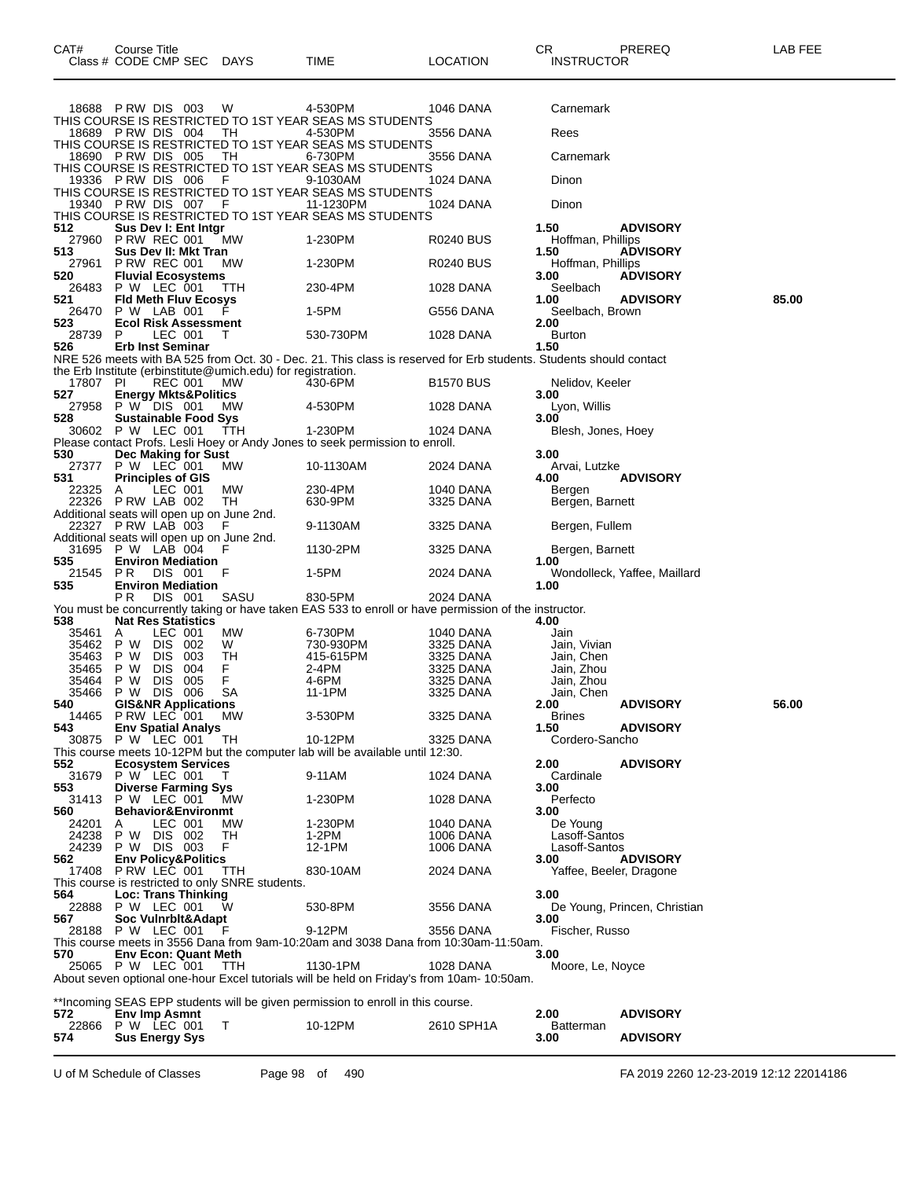| CAT# | Course Title<br>Class # CODE CMP SEC | DAYS | TIME | LOCATION | CR<br>INSTRUCTOR | PREREQ | LAB FEE |
|---|---|---|---|---|---|---|---|
| | 18688 P RW DIS 003 | W | 4-530PM | 1046 DANA | Carnemark | | |
| THIS COURSE IS RESTRICTED TO 1ST YEAR SEAS MS STUDENTS | | | | | | | |
| | 18689 P RW DIS 004 | TH | 4-530PM | 3556 DANA | Rees | | |
| THIS COURSE IS RESTRICTED TO 1ST YEAR SEAS MS STUDENTS | | | | | | | |
| | 18690 P RW DIS 005 | TH | 6-730PM | 3556 DANA | Carnemark | | |
| THIS COURSE IS RESTRICTED TO 1ST YEAR SEAS MS STUDENTS | | | | | | | |
| | 19336 P RW DIS 006 | F | 9-1030AM | 1024 DANA | Dinon | | |
| THIS COURSE IS RESTRICTED TO 1ST YEAR SEAS MS STUDENTS | | | | | | | |
| | 19340 P RW DIS 007 | F | 11-1230PM | 1024 DANA | Dinon | | |
| THIS COURSE IS RESTRICTED TO 1ST YEAR SEAS MS STUDENTS | | | | | | | |
| **512** | **Sus Dev I: Ent Intgr** | | | | **1.50** | **ADVISORY** | |
| | 27960 P RW REC 001 | MW | 1-230PM | R0240 BUS | Hoffman, Phillips | | |
| **513** | **Sus Dev II: Mkt Tran** | | | | **1.50** | **ADVISORY** | |
| | 27961 P RW REC 001 | MW | 1-230PM | R0240 BUS | Hoffman, Phillips | | |
| **520** | **Fluvial Ecosystems** | | | | **3.00** | **ADVISORY** | |
| | 26483 P W LEC 001 | TTH | 230-4PM | 1028 DANA | Seelbach | | |
| **521** | **Fld Meth Fluv Ecosys** | | | | **1.00** | **ADVISORY** | **85.00** |
| | 26470 P W LAB 001 | F | 1-5PM | G556 DANA | Seelbach, Brown | | |
| **523** | **Ecol Risk Assessment** | | | | **2.00** | | |
| | 28739 P LEC 001 | T | 530-730PM | 1028 DANA | Burton | | |
| **526** | **Erb Inst Seminar** | | | | **1.50** | | |
| NRE 526 meets with BA 525 from Oct. 30 - Dec. 21. This class is reserved for Erb students. Students should contact the Erb Institute (erbinstitute@umich.edu) for registration. | | | | | | | |
| | 17807 PI REC 001 | MW | 430-6PM | B1570 BUS | Nelidov, Keeler | | |
| **527** | **Energy Mkts&Politics** | | | | **3.00** | | |
| | 27958 P W DIS 001 | MW | 4-530PM | 1028 DANA | Lyon, Willis | | |
| **528** | **Sustainable Food Sys** | | | | **3.00** | | |
| | 30602 P W LEC 001 | TTH | 1-230PM | 1024 DANA | Blesh, Jones, Hoey | | |
| Please contact Profs. Lesli Hoey or Andy Jones to seek permission to enroll. | | | | | | | |
| **530** | **Dec Making for Sust** | | | | **3.00** | | |
| | 27377 P W LEC 001 | MW | 10-1130AM | 2024 DANA | Arvai, Lutzke | | |
| **531** | **Principles of GIS** | | | | **4.00** | **ADVISORY** | |
| | 22325 A LEC 001 | MW | 230-4PM | 1040 DANA | Bergen | | |
| | 22326 P RW LAB 002 | TH | 630-9PM | 3325 DANA | Bergen, Barnett | | |
| Additional seats will open up on June 2nd. | | | | | | | |
| | 22327 P RW LAB 003 | F | 9-1130AM | 3325 DANA | Bergen, Fullem | | |
| Additional seats will open up on June 2nd. | | | | | | | |
| | 31695 P W LAB 004 | F | 1130-2PM | 3325 DANA | Bergen, Barnett | | |
| **535** | **Environ Mediation** | | | | **1.00** | | |
| | 21545 P R DIS 001 | F | 1-5PM | 2024 DANA | Wondolleck, Yaffee, Maillard | | |
| **535** | **Environ Mediation** | | | | **1.00** | | |
| | P R DIS 001 | SASU | 830-5PM | 2024 DANA | | | |
| You must be concurrently taking or have taken EAS 533 to enroll or have permission of the instructor. | | | | | | | |
| **538** | **Nat Res Statistics** | | | | **4.00** | | |
| | 35461 A LEC 001 | MW | 6-730PM | 1040 DANA | Jain | | |
| | 35462 P W DIS 002 | W | 730-930PM | 3325 DANA | Jain, Vivian | | |
| | 35463 P W DIS 003 | TH | 415-615PM | 3325 DANA | Jain, Chen | | |
| | 35465 P W DIS 004 | F | 2-4PM | 3325 DANA | Jain, Zhou | | |
| | 35464 P W DIS 005 | F | 4-6PM | 3325 DANA | Jain, Zhou | | |
| | 35466 P W DIS 006 | SA | 11-1PM | 3325 DANA | Jain, Chen | | |
| **540** | **GIS&NR Applications** | | | | **2.00** | **ADVISORY** | **56.00** |
| | 14465 P RW LEC 001 | MW | 3-530PM | 3325 DANA | Brines | | |
| **543** | **Env Spatial Analys** | | | | **1.50** | **ADVISORY** | |
| | 30875 P W LEC 001 | TH | 10-12PM | 3325 DANA | Cordero-Sancho | | |
| This course meets 10-12PM but the computer lab will be available until 12:30. | | | | | | | |
| **552** | **Ecosystem Services** | | | | **2.00** | **ADVISORY** | |
| | 31679 P W LEC 001 | T | 9-11AM | 1024 DANA | Cardinale | | |
| **553** | **Diverse Farming Sys** | | | | **3.00** | | |
| | 31413 P W LEC 001 | MW | 1-230PM | 1028 DANA | Perfecto | | |
| **560** | **Behavior&Environmt** | | | | **3.00** | | |
| | 24201 A LEC 001 | MW | 1-230PM | 1040 DANA | De Young | | |
| | 24238 P W DIS 002 | TH | 1-2PM | 1006 DANA | Lasoff-Santos | | |
| | 24239 P W DIS 003 | F | 12-1PM | 1006 DANA | Lasoff-Santos | | |
| **562** | **Env Policy&Politics** | | | | **3.00** | **ADVISORY** | |
| | 17408 P RW LEC 001 | TTH | 830-10AM | 2024 DANA | Yaffee, Beeler, Dragone | | |
| This course is restricted to only SNRE students. | | | | | | | |
| **564** | **Loc: Trans Thinking** | | | | **3.00** | | |
| | 22888 P W LEC 001 | W | 530-8PM | 3556 DANA | De Young, Princen, Christian | | |
| **567** | **Soc Vulnrblt&Adapt** | | | | **3.00** | | |
| | 28188 P W LEC 001 | F | 9-12PM | 3556 DANA | Fischer, Russo | | |
| This course meets in 3556 Dana from 9am-10:20am and 3038 Dana from 10:30am-11:50am. | | | | | | | |
| **570** | **Env Econ: Quant Meth** | | | | **3.00** | | |
| | 25065 P W LEC 001 | TTH | 1130-1PM | 1028 DANA | Moore, Le, Noyce | | |
| About seven optional one-hour Excel tutorials will be held on Friday's from 10am- 10:50am.<br><br>**Incoming SEAS EPP students will be given permission to enroll in this course. | | | | | | | |
| **572** | **Env Imp Asmnt** | | | | **2.00** | **ADVISORY** | |
| | 22866 P W LEC 001 | T | 10-12PM | 2610 SPH1A | Batterman | | |
| **574** | **Sus Energy Sys** | | | | **3.00** | **ADVISORY** | |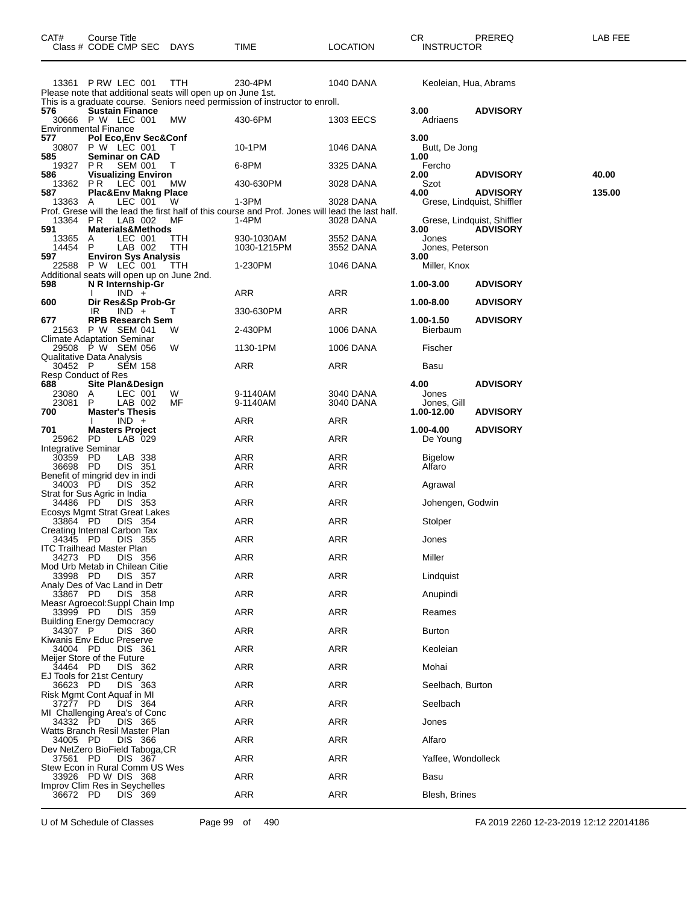| CAT# | Course Title<br>Class # CODE CMP SEC | DAYS | TIME | LOCATION | CR<br>INSTRUCTOR | PREREQ | LAB FEE |
|---|---|---|---|---|---|---|---|
| | 13361 P RW LEC 001 | TTH | 230-4PM | 1040 DANA | Keoleian, Hua, Abrams | | |
| | Please note that additional seats will open up on June 1st. | | | | | | |
| | This is a graduate course. Seniors need permission of instructor to enroll. | | | | | | |
| **576** | **Sustain Finance** | | | | **3.00** | **ADVISORY** | |
| | 30666 P W LEC 001 | MW | 430-6PM | 1303 EECS | Adriaens | | |
| | Environmental Finance | | | | | | |
| **577** | **Pol Eco,Env Sec&Conf** | | | | **3.00** | | |
| | 30807 P W LEC 001 | T | 10-1PM | 1046 DANA | Butt, De Jong | | |
| **585** | **Seminar on CAD** | | | | **1.00** | | |
| | 19327 P R SEM 001 | T | 6-8PM | 3325 DANA | Fercho | | |
| **586** | **Visualizing Environ** | | | | **2.00** | **ADVISORY** | **40.00** |
| | 13362 P R LEC 001 | MW | 430-630PM | 3028 DANA | Szot | | |
| **587** | **Plac&Env Makng Place** | | | | **4.00** | **ADVISORY** | **135.00** |
| | 13363 A LEC 001 | W | 1-3PM | 3028 DANA | Grese, Lindquist, Shiffler | | |
| | Prof. Grese will the lead the first half of this course and Prof. Jones will lead the last half. | | | | | | |
| | 13364 P R LAB 002 | MF | 1-4PM | 3028 DANA | Grese, Lindquist, Shiffler | | |
| **591** | **Materials&Methods** | | | | **3.00** | **ADVISORY** | |
| | 13365 A LEC 001 | TTH | 930-1030AM | 3552 DANA | Jones | | |
| | 14454 P LAB 002 | TTH | 1030-1215PM | 3552 DANA | Jones, Peterson | | |
| **597** | **Environ Sys Analysis** | | | | **3.00** | | |
| | 22588 P W LEC 001 | TTH | 1-230PM | 1046 DANA | Miller, Knox | | |
| | Additional seats will open up on June 2nd. | | | | | | |
| **598** | **N R Internship-Gr** | | | | **1.00-3.00** | **ADVISORY** | |
| | I IND + | | ARR | ARR | | | |
| **600** | **Dir Res&Sp Prob-Gr** | | | | **1.00-8.00** | **ADVISORY** | |
| | IR IND + | T | 330-630PM | ARR | | | |
| **677** | **RPB Research Sem** | | | | **1.00-1.50** | **ADVISORY** | |
| | 21563 P W SEM 041 | W | 2-430PM | 1006 DANA | Bierbaum | | |
| | Climate Adaptation Seminar | | | | | | |
| | 29508 P W SEM 056 | W | 1130-1PM | 1006 DANA | Fischer | | |
| | Qualitative Data Analysis | | | | | | |
| | 30452 P SEM 158 | | ARR | ARR | Basu | | |
| | Resp Conduct of Res | | | | | | |
| **688** | **Site Plan&Design** | | | | **4.00** | **ADVISORY** | |
| | 23080 A LEC 001 | W | 9-1140AM | 3040 DANA | Jones | | |
| | 23081 P LAB 002 | MF | 9-1140AM | 3040 DANA | Jones, Gill | | |
| **700** | **Master's Thesis** | | | | **1.00-12.00** | **ADVISORY** | |
| | I IND + | | ARR | ARR | | | |
| **701** | **Masters Project** | | | | **1.00-4.00** | **ADVISORY** | |
| | 25962 PD LAB 029 | | ARR | ARR | De Young | | |
| | Integrative Seminar | | | | | | |
| | 30359 PD LAB 338 | | ARR | ARR | Bigelow | | |
| | 36698 PD DIS 351 | | ARR | ARR | Alfaro | | |
| | Benefit of mingrid dev in indi | | | | | | |
| | 34003 PD DIS 352 | | ARR | ARR | Agrawal | | |
| | Strat for Sus Agric in India | | | | | | |
| | 34486 PD DIS 353 | | ARR | ARR | Johengen, Godwin | | |
| | Ecosys Mgmt Strat Great Lakes | | | | | | |
| | 33864 PD DIS 354 | | ARR | ARR | Stolper | | |
| | Creating Internal Carbon Tax | | | | | | |
| | 34345 PD DIS 355 | | ARR | ARR | Jones | | |
| | ITC Trailhead Master Plan | | | | | | |
| | 34273 PD DIS 356 | | ARR | ARR | Miller | | |
| | Mod Urb Metab in Chilean Citie | | | | | | |
| | 33998 PD DIS 357 | | ARR | ARR | Lindquist | | |
| | Analy Des of Vac Land in Detr | | | | | | |
| | 33867 PD DIS 358 | | ARR | ARR | Anupindi | | |
| | Measr Agroecol:Suppl Chain Imp | | | | | | |
| | 33999 PD DIS 359 | | ARR | ARR | Reames | | |
| | Building Energy Democracy | | | | | | |
| | 34307 P DIS 360 | | ARR | ARR | Burton | | |
| | Kiwanis Env Educ Preserve | | | | | | |
| | 34004 PD DIS 361 | | ARR | ARR | Keoleian | | |
| | Meijer Store of the Future | | | | | | |
| | 34464 PD DIS 362 | | ARR | ARR | Mohai | | |
| | EJ Tools for 21st Century | | | | | | |
| | 36623 PD DIS 363 | | ARR | ARR | Seelbach, Burton | | |
| | Risk Mgmt Cont Aquaf in MI | | | | | | |
| | 37277 PD DIS 364 | | ARR | ARR | Seelbach | | |
| | MI Challenging Area's of Conc | | | | | | |
| | 34332 PD DIS 365 | | ARR | ARR | Jones | | |
| | Watts Branch Resil Master Plan | | | | | | |
| | 34005 PD DIS 366 | | ARR | ARR | Alfaro | | |
| | Dev NetZero BioField Taboga,CR | | | | | | |
| | 37561 PD DIS 367 | | ARR | ARR | Yaffee, Wondolleck | | |
| | Stew Econ in Rural Comm US Wes | | | | | | |
| | 33926 PD W DIS 368 | | ARR | ARR | Basu | | |
| | Improv Clim Res in Seychelles | | | | | | |
| | 36672 PD DIS 369 | | ARR | ARR | Blesh, Brines | | |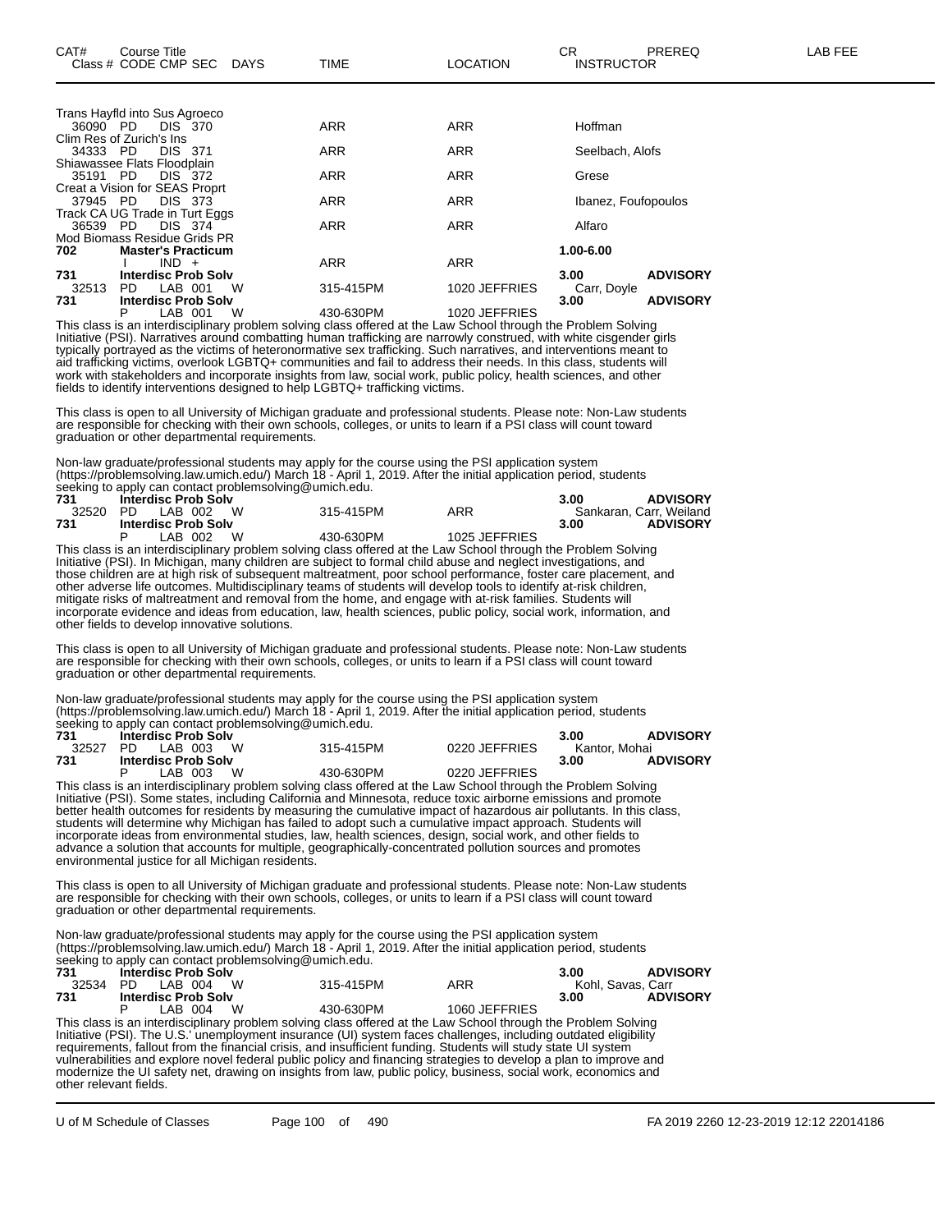| CAT# Class # | Course Title CODE CMP SEC | DAYS | TIME | LOCATION | CR INSTRUCTOR | PREREQ | LAB FEE |
|---|---|---|---|---|---|---|---|
| | Trans Hayfld into Sus Agroeco | | | | | | |
| 36090 | PD DIS 370 | | ARR | ARR | Hoffman | | |
| | Clim Res of Zurich's Ins | | | | | | |
| 34333 | PD DIS 371 | | ARR | ARR | Seelbach, Alofs | | |
| | Shiawassee Flats Floodplain | | | | | | |
| 35191 | PD DIS 372 | | ARR | ARR | Grese | | |
| | Creat a Vision for SEAS Propt | | | | | | |
| 37945 | PD DIS 373 | | ARR | ARR | Ibanez, Foufopoulos | | |
| | Track CA UG Trade in Turt Eggs | | | | | | |
| 36539 | PD DIS 374 | | ARR | ARR | Alfaro | | |
| | Mod Biomass Residue Grids PR | | | | | | |
| **702** | **Master's Practicum** | | | | **1.00-6.00** | | |
| | I IND + | | ARR | ARR | | | |
| **731** | **Interdisc Prob Solv** | | | | **3.00** | **ADVISORY** | |
| 32513 | PD LAB 001 | W | 315-415PM | 1020 JEFFRIES | Carr, Doyle | | |
| **731** | **Interdisc Prob Solv** | | | | **3.00** | **ADVISORY** | |
| | P LAB 001 | W | 430-630PM | 1020 JEFFRIES | | | |

This class is an interdisciplinary problem solving class offered at the Law School through the Problem Solving Initiative (PSI). Narratives around combatting human trafficking are narrowly construed, with white cisgender girls typically portrayed as the victims of heteronormative sex trafficking. Such narratives, and interventions meant to aid trafficking victims, overlook LGBTQ+ communities and fail to address their needs. In this class, students will work with stakeholders and incorporate insights from law, social work, public policy, health sciences, and other fields to identify interventions designed to help LGBTQ+ trafficking victims.

This class is open to all University of Michigan graduate and professional students. Please note: Non-Law students are responsible for checking with their own schools, colleges, or units to learn if a PSI class will count toward graduation or other departmental requirements.

Non-law graduate/professional students may apply for the course using the PSI application system (https://problemsolving.law.umich.edu/) March 18 - April 1, 2019. After the initial application period, students seeking to apply can contact problemsolving@umich.edu.

| CAT# Class # | Course Title CODE CMP SEC | DAYS | TIME | LOCATION | CR INSTRUCTOR | PREREQ |
|---|---|---|---|---|---|---|
| **731** | **Interdisc Prob Solv** | | | | **3.00** | **ADVISORY** |
| 32520 | PD LAB 002 | W | 315-415PM | ARR | Sankaran, Carr, Weiland | |
| **731** | **Interdisc Prob Solv** | | | | **3.00** | **ADVISORY** |
| | P LAB 002 | W | 430-630PM | 1025 JEFFRIES | | |

This class is an interdisciplinary problem solving class offered at the Law School through the Problem Solving Initiative (PSI). In Michigan, many children are subject to formal child abuse and neglect investigations, and those children are at high risk of subsequent maltreatment, poor school performance, foster care placement, and other adverse life outcomes. Multidisciplinary teams of students will develop tools to identify at-risk children, mitigate risks of maltreatment and removal from the home, and engage with at-risk families. Students will incorporate evidence and ideas from education, law, health sciences, public policy, social work, information, and other fields to develop innovative solutions.

This class is open to all University of Michigan graduate and professional students. Please note: Non-Law students are responsible for checking with their own schools, colleges, or units to learn if a PSI class will count toward graduation or other departmental requirements.

Non-law graduate/professional students may apply for the course using the PSI application system (https://problemsolving.law.umich.edu/) March 18 - April 1, 2019. After the initial application period, students seeking to apply can contact problemsolving@umich.edu.

| CAT# Class # | Course Title CODE CMP SEC | DAYS | TIME | LOCATION | CR INSTRUCTOR | PREREQ |
|---|---|---|---|---|---|---|
| **731** | **Interdisc Prob Solv** | | | | **3.00** | **ADVISORY** |
| 32527 | PD LAB 003 | W | 315-415PM | 0220 JEFFRIES | Kantor, Mohai | |
| **731** | **Interdisc Prob Solv** | | | | **3.00** | **ADVISORY** |
| | P LAB 003 | W | 430-630PM | 0220 JEFFRIES | | |

This class is an interdisciplinary problem solving class offered at the Law School through the Problem Solving Initiative (PSI). Some states, including California and Minnesota, reduce toxic airborne emissions and promote better health outcomes for residents by measuring the cumulative impact of hazardous air pollutants. In this class, students will determine why Michigan has failed to adopt such a cumulative impact approach. Students will incorporate ideas from environmental studies, law, health sciences, design, social work, and other fields to advance a solution that accounts for multiple, geographically-concentrated pollution sources and promotes environmental justice for all Michigan residents.

This class is open to all University of Michigan graduate and professional students. Please note: Non-Law students are responsible for checking with their own schools, colleges, or units to learn if a PSI class will count toward graduation or other departmental requirements.

Non-law graduate/professional students may apply for the course using the PSI application system (https://problemsolving.law.umich.edu/) March 18 - April 1, 2019. After the initial application period, students seeking to apply can contact problemsolving@umich.edu.

| CAT# Class # | Course Title CODE CMP SEC | DAYS | TIME | LOCATION | CR INSTRUCTOR | PREREQ |
|---|---|---|---|---|---|---|
| **731** | **Interdisc Prob Solv** | | | | **3.00** | **ADVISORY** |
| 32534 | PD LAB 004 | W | 315-415PM | ARR | Kohl, Savas, Carr | |
| **731** | **Interdisc Prob Solv** | | | | **3.00** | **ADVISORY** |
| | P LAB 004 | W | 430-630PM | 1060 JEFFRIES | | |

This class is an interdisciplinary problem solving class offered at the Law School through the Problem Solving Initiative (PSI). The U.S.' unemployment insurance (UI) system faces challenges, including outdated eligibility requirements, fallout from the financial crisis, and insufficient funding. Students will study state UI system vulnerabilities and explore novel federal public policy and financing strategies to develop a plan to improve and modernize the UI safety net, drawing on insights from law, public policy, business, social work, economics and other relevant fields.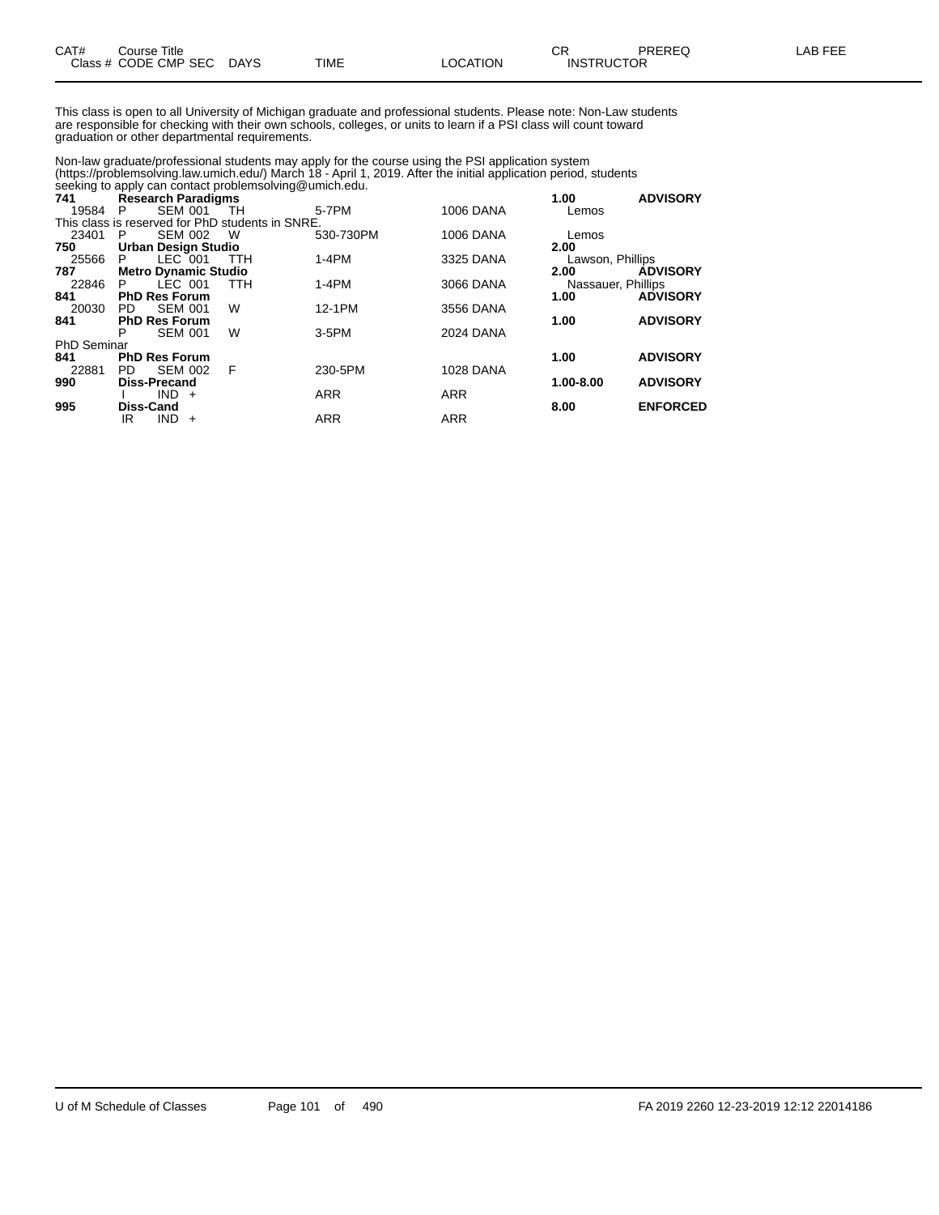| CAT# | Course Title | | | | | CR | PREREQ | LAB FEE |
|---|---|---|---|---|---|---|---|---|
| Class # | CODE CMP SEC | DAYS | TIME | LOCATION | | INSTRUCTOR | | |

This class is open to all University of Michigan graduate and professional students. Please note: Non-Law students are responsible for checking with their own schools, colleges, or units to learn if a PSI class will count toward graduation or other departmental requirements.

Non-law graduate/professional students may apply for the course using the PSI application system (https://problemsolving.law.umich.edu/) March 18 - April 1, 2019. After the initial application period, students seeking to apply can contact problemsolving@umich.edu.

| CAT# / Class # | CODE CMP SEC | DAYS | TIME | LOCATION | CR / INSTRUCTOR | PREREQ |
|---|---|---|---|---|---|---|
| **741** | **Research Paradigms** | | | | **1.00** | **ADVISORY** |
| 19584 | P SEM 001 | TH | 5-7PM | 1006 DANA | Lemos | |
| This class is reserved for PhD students in SNRE. | | | | | | |
| 23401 | P SEM 002 | W | 530-730PM | 1006 DANA | Lemos | |
| **750** | **Urban Design Studio** | | | | **2.00** | |
| 25566 | P LEC 001 | TTH | 1-4PM | 3325 DANA | Lawson, Phillips | |
| **787** | **Metro Dynamic Studio** | | | | **2.00** | **ADVISORY** |
| 22846 | P LEC 001 | TTH | 1-4PM | 3066 DANA | Nassauer, Phillips | |
| **841** | **PhD Res Forum** | | | | **1.00** | **ADVISORY** |
| 20030 | PD SEM 001 | W | 12-1PM | 3556 DANA | | |
| **841** | **PhD Res Forum** | | | | **1.00** | **ADVISORY** |
| | P SEM 001 | W | 3-5PM | 2024 DANA | | |
| PhD Seminar | | | | | | |
| **841** | **PhD Res Forum** | | | | **1.00** | **ADVISORY** |
| 22881 | PD SEM 002 | F | 230-5PM | 1028 DANA | | |
| **990** | **Diss-Precand** | | | | **1.00-8.00** | **ADVISORY** |
| | I IND + | | ARR | ARR | | |
| **995** | **Diss-Cand** | | | | **8.00** | **ENFORCED** |
| | IR IND + | | ARR | ARR | | |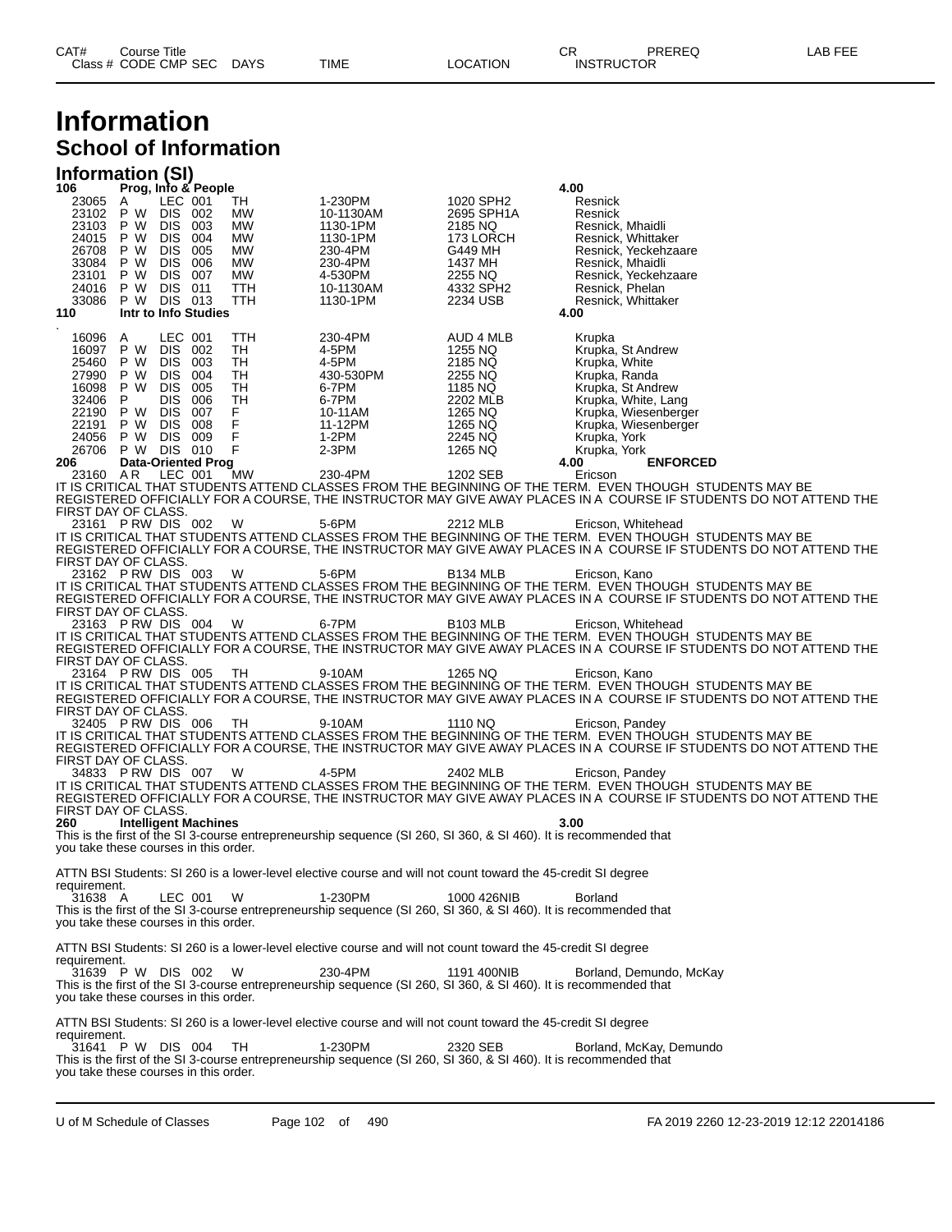# Information

## School of Information

### Information (SI)

| CAT# Class # | Course Title CODE CMP SEC | DAYS | TIME | LOCATION | CR INSTRUCTOR | PREREQ | LAB FEE |
|---|---|---|---|---|---|---|---|
| **106** | **Prog, Info & People** | | | | **4.00** | | |
| 23065 | A LEC 001 | TH | 1-230PM | 1020 SPH2 | Resnick | | |
| 23102 | P W DIS 002 | MW | 10-1130AM | 2695 SPH1A | Resnick | | |
| 23103 | P W DIS 003 | MW | 1130-1PM | 2185 NQ | Resnick, Mhaidli | | |
| 24015 | P W DIS 004 | MW | 1130-1PM | 173 LORCH | Resnick, Whittaker | | |
| 26708 | P W DIS 005 | MW | 230-4PM | G449 MH | Resnick, Yeckehzaare | | |
| 33084 | P W DIS 006 | MW | 230-4PM | 1437 MH | Resnick, Mhaidli | | |
| 23101 | P W DIS 007 | MW | 4-530PM | 2255 NQ | Resnick, Yeckehzaare | | |
| 24016 | P W DIS 011 | TTH | 10-1130AM | 4332 SPH2 | Resnick, Phelan | | |
| 33086 | P W DIS 013 | TTH | 1130-1PM | 2234 USB | Resnick, Whittaker | | |
| **110** | **Intr to Info Studies** | | | | **4.00** | | |
| . | | | | | | | |
| 16096 | A LEC 001 | TTH | 230-4PM | AUD 4 MLB | Krupka | | |
| 16097 | P W DIS 002 | TH | 4-5PM | 1255 NQ | Krupka, St Andrew | | |
| 25460 | P W DIS 003 | TH | 4-5PM | 2185 NQ | Krupka, White | | |
| 27990 | P W DIS 004 | TH | 430-530PM | 2255 NQ | Krupka, Randa | | |
| 16098 | P W DIS 005 | TH | 6-7PM | 1185 NQ | Krupka, St Andrew | | |
| 32406 | P DIS 006 | TH | 6-7PM | 2202 MLB | Krupka, White, Lang | | |
| 22190 | P W DIS 007 | F | 10-11AM | 1265 NQ | Krupka, Wiesenberger | | |
| 22191 | P W DIS 008 | F | 11-12PM | 1265 NQ | Krupka, Wiesenberger | | |
| 24056 | P W DIS 009 | F | 1-2PM | 2245 NQ | Krupka, York | | |
| 26706 | P W DIS 010 | F | 2-3PM | 1265 NQ | Krupka, York | | |
| **206** | **Data-Oriented Prog** | | | | **4.00** | **ENFORCED** | |
| 23160 | A R LEC 001 | MW | 230-4PM | 1202 SEB | Ericson | | |

IT IS CRITICAL THAT STUDENTS ATTEND CLASSES FROM THE BEGINNING OF THE TERM. EVEN THOUGH STUDENTS MAY BE REGISTERED OFFICIALLY FOR A COURSE, THE INSTRUCTOR MAY GIVE AWAY PLACES IN A COURSE IF STUDENTS DO NOT ATTEND THE FIRST DAY OF CLASS.

| | | | | | |
|---|---|---|---|---|---|
| 23161 | P RW DIS 002 | W | 5-6PM | 2212 MLB | Ericson, Whitehead |

IT IS CRITICAL THAT STUDENTS ATTEND CLASSES FROM THE BEGINNING OF THE TERM. EVEN THOUGH STUDENTS MAY BE REGISTERED OFFICIALLY FOR A COURSE, THE INSTRUCTOR MAY GIVE AWAY PLACES IN A COURSE IF STUDENTS DO NOT ATTEND THE FIRST DAY OF CLASS.

| | | | | | |
|---|---|---|---|---|---|
| 23162 | P RW DIS 003 | W | 5-6PM | B134 MLB | Ericson, Kano |

IT IS CRITICAL THAT STUDENTS ATTEND CLASSES FROM THE BEGINNING OF THE TERM. EVEN THOUGH STUDENTS MAY BE REGISTERED OFFICIALLY FOR A COURSE, THE INSTRUCTOR MAY GIVE AWAY PLACES IN A COURSE IF STUDENTS DO NOT ATTEND THE FIRST DAY OF CLASS.

| | | | | | |
|---|---|---|---|---|---|
| 23163 | P RW DIS 004 | W | 6-7PM | B103 MLB | Ericson, Whitehead |

IT IS CRITICAL THAT STUDENTS ATTEND CLASSES FROM THE BEGINNING OF THE TERM. EVEN THOUGH STUDENTS MAY BE REGISTERED OFFICIALLY FOR A COURSE, THE INSTRUCTOR MAY GIVE AWAY PLACES IN A COURSE IF STUDENTS DO NOT ATTEND THE FIRST DAY OF CLASS.

| | | | | | |
|---|---|---|---|---|---|
| 23164 | P RW DIS 005 | TH | 9-10AM | 1265 NQ | Ericson, Kano |

IT IS CRITICAL THAT STUDENTS ATTEND CLASSES FROM THE BEGINNING OF THE TERM. EVEN THOUGH STUDENTS MAY BE REGISTERED OFFICIALLY FOR A COURSE, THE INSTRUCTOR MAY GIVE AWAY PLACES IN A COURSE IF STUDENTS DO NOT ATTEND THE FIRST DAY OF CLASS.

| | | | | | |
|---|---|---|---|---|---|
| 32405 | P RW DIS 006 | TH | 9-10AM | 1110 NQ | Ericson, Pandey |

IT IS CRITICAL THAT STUDENTS ATTEND CLASSES FROM THE BEGINNING OF THE TERM. EVEN THOUGH STUDENTS MAY BE REGISTERED OFFICIALLY FOR A COURSE, THE INSTRUCTOR MAY GIVE AWAY PLACES IN A COURSE IF STUDENTS DO NOT ATTEND THE FIRST DAY OF CLASS.

| | | | | | |
|---|---|---|---|---|---|
| 34833 | P RW DIS 007 | W | 4-5PM | 2402 MLB | Ericson, Pandey |

IT IS CRITICAL THAT STUDENTS ATTEND CLASSES FROM THE BEGINNING OF THE TERM. EVEN THOUGH STUDENTS MAY BE REGISTERED OFFICIALLY FOR A COURSE, THE INSTRUCTOR MAY GIVE AWAY PLACES IN A COURSE IF STUDENTS DO NOT ATTEND THE FIRST DAY OF CLASS.

**260 Intelligent Machines** **3.00**

This is the first of the SI 3-course entrepreneurship sequence (SI 260, SI 360, & SI 460). It is recommended that you take these courses in this order.

ATTN BSI Students: SI 260 is a lower-level elective course and will not count toward the 45-credit SI degree requirement.

| | | | | | |
|---|---|---|---|---|---|
| 31638 | A LEC 001 | W | 1-230PM | 1000 426NIB | Borland |

This is the first of the SI 3-course entrepreneurship sequence (SI 260, SI 360, & SI 460). It is recommended that you take these courses in this order.

ATTN BSI Students: SI 260 is a lower-level elective course and will not count toward the 45-credit SI degree requirement.

| | | | | | |
|---|---|---|---|---|---|
| 31639 | P W DIS 002 | W | 230-4PM | 1191 400NIB | Borland, Demundo, McKay |

This is the first of the SI 3-course entrepreneurship sequence (SI 260, SI 360, & SI 460). It is recommended that you take these courses in this order.

ATTN BSI Students: SI 260 is a lower-level elective course and will not count toward the 45-credit SI degree requirement.

| | | | | | |
|---|---|---|---|---|---|
| 31641 | P W DIS 004 | TH | 1-230PM | 2320 SEB | Borland, McKay, Demundo |

This is the first of the SI 3-course entrepreneurship sequence (SI 260, SI 360, & SI 460). It is recommended that you take these courses in this order.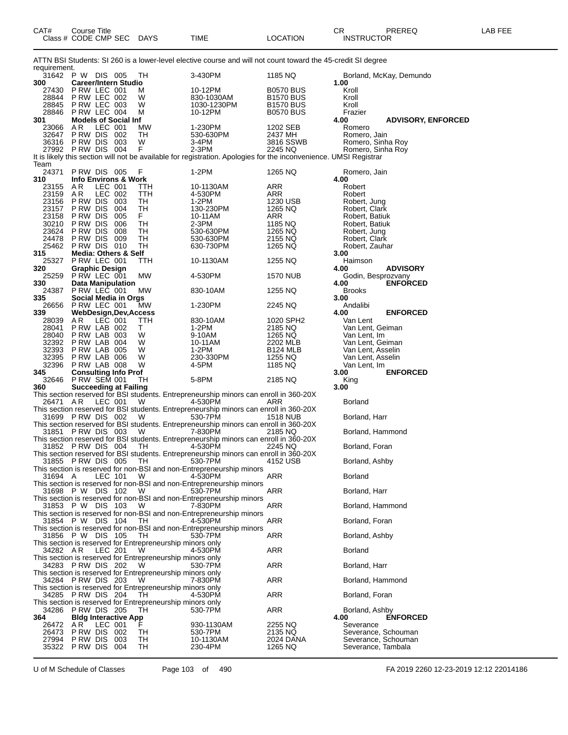| CAT# Class # | Course Title CODE CMP SEC | DAYS | TIME | LOCATION | CR INSTRUCTOR | PREREQ | LAB FEE |
|---|---|---|---|---|---|---|---|
| ATTN BSI Students: SI 260 is a lower-level elective course and will not count toward the 45-credit SI degree requirement. | | | | | | | |
| 31642 | P W DIS 005 | TH | 3-430PM | 1185 NQ | Borland, McKay, Demundo | | |
| 300 | Career/Intern Studio | | | | 1.00 | | |
| 27430 | P RW LEC 001 | M | 10-12PM | B0570 BUS | Kroll | | |
| 28844 | P RW LEC 002 | W | 830-1030AM | B1570 BUS | Kroll | | |
| 28845 | P RW LEC 003 | W | 1030-1230PM | B1570 BUS | Kroll | | |
| 28846 | P RW LEC 004 | M | 10-12PM | B0570 BUS | Frazier | | |
| 301 | Models of Social Inf | | | | 4.00 | ADVISORY, ENFORCED | |
| 23066 | A R LEC 001 | MW | 1-230PM | 1202 SEB | Romero | | |
| 32647 | P RW DIS 002 | TH | 530-630PM | 2437 MH | Romero, Jain | | |
| 36316 | P RW DIS 003 | W | 3-4PM | 3816 SSWB | Romero, Sinha Roy | | |
| 27992 | P RW DIS 004 | F | 2-3PM | 2245 NQ | Romero, Sinha Roy | | |
| It is likely this section will not be available for registration. Apologies for the inconvenience. UMSI Registrar Team | | | | | | | |
| 24371 | P RW DIS 005 | F | 1-2PM | 1265 NQ | Romero, Jain | | |
| 310 | Info Environs & Work | | | | 4.00 | | |
| 23155 | A R LEC 001 | TTH | 10-1130AM | ARR | Robert | | |
| 23159 | A R LEC 002 | TTH | 4-530PM | ARR | Robert | | |
| 23156 | P RW DIS 003 | TH | 1-2PM | 1230 USB | Robert, Jung | | |
| 23157 | P RW DIS 004 | TH | 130-230PM | 1265 NQ | Robert, Clark | | |
| 23158 | P RW DIS 005 | F | 10-11AM | ARR | Robert, Batiuk | | |
| 30210 | P RW DIS 006 | TH | 2-3PM | 1185 NQ | Robert, Batiuk | | |
| 23624 | P RW DIS 008 | TH | 530-630PM | 1265 NQ | Robert, Jung | | |
| 24478 | P RW DIS 009 | TH | 530-630PM | 2155 NQ | Robert, Clark | | |
| 25462 | P RW DIS 010 | TH | 630-730PM | 1265 NQ | Robert, Zauhar | | |
| 315 | Media: Others & Self | | | | 3.00 | | |
| 25327 | P RW LEC 001 | TTH | 10-1130AM | 1255 NQ | Haimson | | |
| 320 | Graphic Design | | | | 4.00 | ADVISORY | |
| 25259 | P RW LEC 001 | MW | 4-530PM | 1570 NUB | Godin, Besprozvany | | |
| 330 | Data Manipulation | | | | 4.00 | ENFORCED | |
| 24387 | P RW LEC 001 | MW | 830-10AM | 1255 NQ | Brooks | | |
| 335 | Social Media in Orgs | | | | 3.00 | | |
| 26656 | P RW LEC 001 | MW | 1-230PM | 2245 NQ | Andalibi | | |
| 339 | WebDesign,Dev,Access | | | | 4.00 | ENFORCED | |
| 28039 | A R LEC 001 | TTH | 830-10AM | 1020 SPH2 | Van Lent | | |
| 28041 | P RW LAB 002 | T | 1-2PM | 2185 NQ | Van Lent, Geiman | | |
| 28040 | P RW LAB 003 | W | 9-10AM | 1265 NQ | Van Lent, Im | | |
| 32392 | P RW LAB 004 | W | 10-11AM | 2202 MLB | Van Lent, Geiman | | |
| 32393 | P RW LAB 005 | W | 1-2PM | B124 MLB | Van Lent, Asselin | | |
| 32395 | P RW LAB 006 | W | 230-330PM | 1255 NQ | Van Lent, Asselin | | |
| 32396 | P RW LAB 008 | W | 4-5PM | 1185 NQ | Van Lent, Im | | |
| 345 | Consulting Info Prof | | | | 3.00 | ENFORCED | |
| 32646 | P RW SEM 001 | TH | 5-8PM | 2185 NQ | King | | |
| 360 | Succeeding at Failing | | | | 3.00 | | |
| This section reserved for BSI students. Entrepreneurship minors can enroll in 360-20X | | | | | | | |
| 26471 | A R LEC 001 | W | 4-530PM | ARR | Borland | | |
| This section reserved for BSI students. Entrepreneurship minors can enroll in 360-20X | | | | | | | |
| 31699 | P RW DIS 002 | W | 530-7PM | 1518 NUB | Borland, Harr | | |
| This section reserved for BSI students. Entrepreneurship minors can enroll in 360-20X | | | | | | | |
| 31851 | P RW DIS 003 | W | 7-830PM | 2185 NQ | Borland, Hammond | | |
| This section reserved for BSI students. Entrepreneurship minors can enroll in 360-20X | | | | | | | |
| 31852 | P RW DIS 004 | TH | 4-530PM | 2245 NQ | Borland, Foran | | |
| This section reserved for BSI students. Entrepreneurship minors can enroll in 360-20X | | | | | | | |
| 31855 | P RW DIS 005 | TH | 530-7PM | 4152 USB | Borland, Ashby | | |
| This section is reserved for non-BSI and non-Entrepreneurship minors | | | | | | | |
| 31694 | A LEC 101 | W | 4-530PM | ARR | Borland | | |
| This section is reserved for non-BSI and non-Entrepreneurship minors | | | | | | | |
| 31698 | P W DIS 102 | W | 530-7PM | ARR | Borland, Harr | | |
| This section is reserved for non-BSI and non-Entrepreneurship minors | | | | | | | |
| 31853 | P W DIS 103 | W | 7-830PM | ARR | Borland, Hammond | | |
| This section is reserved for non-BSI and non-Entrepreneurship minors | | | | | | | |
| 31854 | P W DIS 104 | TH | 4-530PM | ARR | Borland, Foran | | |
| This section is reserved for non-BSI and non-Entrepreneurship minors | | | | | | | |
| 31856 | P W DIS 105 | TH | 530-7PM | ARR | Borland, Ashby | | |
| This section is reserved for Entrepreneurship minors only | | | | | | | |
| 34282 | A R LEC 201 | W | 4-530PM | ARR | Borland | | |
| This section is reserved for Entrepreneurship minors only | | | | | | | |
| 34283 | P RW DIS 202 | W | 530-7PM | ARR | Borland, Harr | | |
| This section is reserved for Entrepreneurship minors only | | | | | | | |
| 34284 | P RW DIS 203 | W | 7-830PM | ARR | Borland, Hammond | | |
| This section is reserved for Entrepreneurship minors only | | | | | | | |
| 34285 | P RW DIS 204 | TH | 4-530PM | ARR | Borland, Foran | | |
| This section is reserved for Entrepreneurship minors only | | | | | | | |
| 34286 | P RW DIS 205 | TH | 530-7PM | ARR | Borland, Ashby | | |
| 364 | Bldg Interactive App | | | | 4.00 | ENFORCED | |
| 26472 | A R LEC 001 | F | 930-1130AM | 2255 NQ | Severance | | |
| 26473 | P RW DIS 002 | TH | 530-7PM | 2135 NQ | Severance, Schouman | | |
| 27994 | P RW DIS 003 | TH | 10-1130AM | 2024 DANA | Severance, Schouman | | |
| 35322 | P RW DIS 004 | TH | 230-4PM | 1265 NQ | Severance, Tambala | | |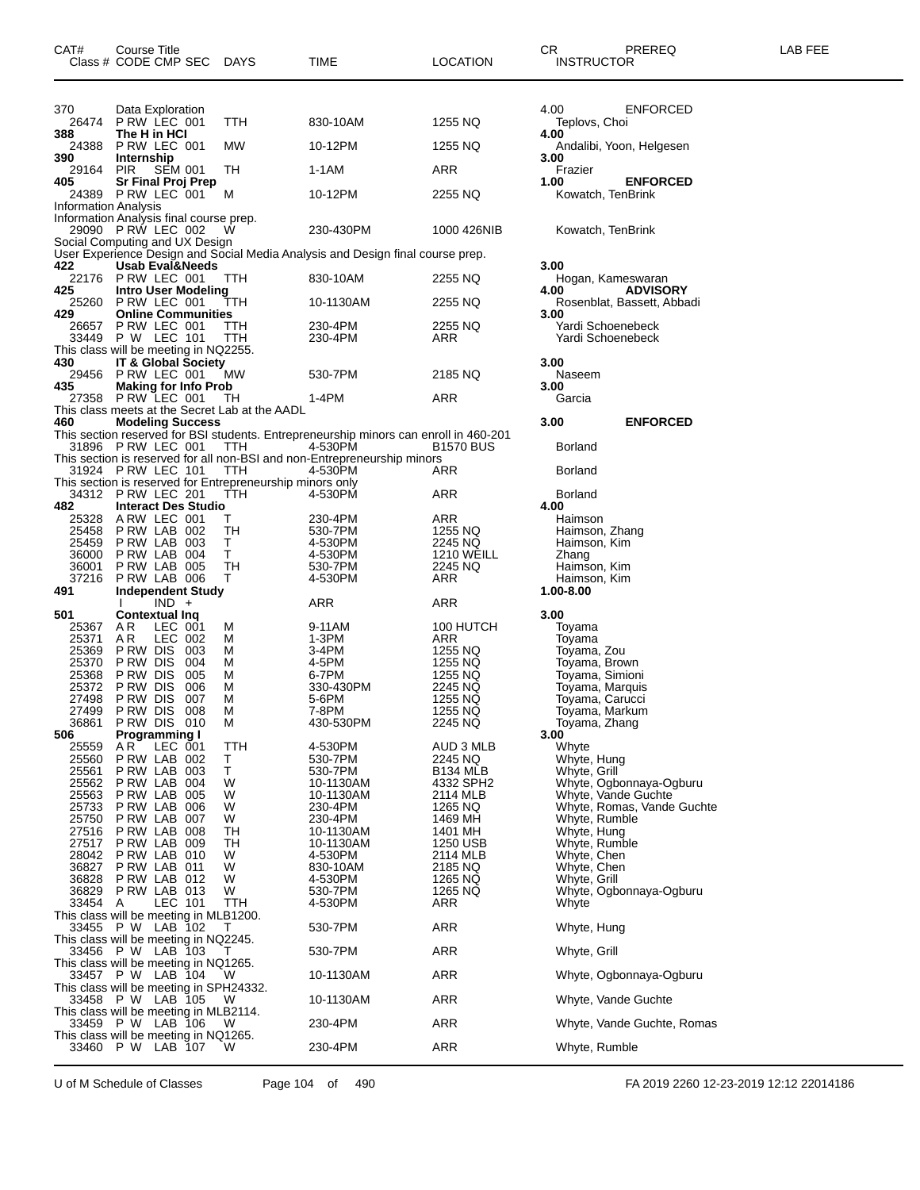| CAT# Class # | Course Title CODE CMP SEC | DAYS | TIME | LOCATION | CR INSTRUCTOR | PREREQ | LAB FEE |
|---|---|---|---|---|---|---|---|
| 370 | Data Exploration | | | | 4.00 | ENFORCED | |
| 26474 | P RW LEC 001 | TTH | 830-10AM | 1255 NQ | Teplovs, Choi | | |
| **388** | **The H in HCI** | | | | **4.00** | | |
| 24388 | P RW LEC 001 | MW | 10-12PM | 1255 NQ | Andalibi, Yoon, Helgesen | | |
| **390** | **Internship** | | | | **3.00** | | |
| 29164 | PIR SEM 001 | TH | 1-1AM | ARR | Frazier | | |
| **405** | **Sr Final Proj Prep** | | | | **1.00** | **ENFORCED** | |
| 24389 | P RW LEC 001 | M | 10-12PM | 2255 NQ | Kowatch, TenBrink | | |
| Information Analysis | | | | | | | |
| Information Analysis final course prep. | | | | | | | |
| 29090 | P RW LEC 002 | W | 230-430PM | 1000 426NIB | Kowatch, TenBrink | | |
| Social Computing and UX Design | | | | | | | |
| User Experience Design and Social Media Analysis and Design final course prep. | | | | | | | |
| **422** | **Usab Eval&Needs** | | | | **3.00** | | |
| 22176 | P RW LEC 001 | TTH | 830-10AM | 2255 NQ | Hogan, Kameswaran | | |
| **425** | **Intro User Modeling** | | | | **4.00** | **ADVISORY** | |
| 25260 | P RW LEC 001 | TTH | 10-1130AM | 2255 NQ | Rosenblat, Bassett, Abbadi | | |
| **429** | **Online Communities** | | | | **3.00** | | |
| 26657 | P RW LEC 001 | TTH | 230-4PM | 2255 NQ | Yardi Schoenebeck | | |
| 33449 | P W LEC 101 | TTH | 230-4PM | ARR | Yardi Schoenebeck | | |
| This class will be meeting in NQ2255. | | | | | | | |
| **430** | **IT & Global Society** | | | | **3.00** | | |
| 29456 | P RW LEC 001 | MW | 530-7PM | 2185 NQ | Naseem | | |
| **435** | **Making for Info Prob** | | | | **3.00** | | |
| 27358 | P RW LEC 001 | TH | 1-4PM | ARR | Garcia | | |
| This class meets at the Secret Lab at the AADL | | | | | | | |
| **460** | **Modeling Success** | | | | **3.00** | **ENFORCED** | |
| This section reserved for BSI students. Entrepreneurship minors can enroll in 460-201 | | | | | | | |
| 31896 | P RW LEC 001 | TTH | 4-530PM | B1570 BUS | Borland | | |
| This section is reserved for all non-BSI and non-Entrepreneurship minors | | | | | | | |
| 31924 | P RW LEC 101 | TTH | 4-530PM | ARR | Borland | | |
| This section is reserved for Entrepreneurship minors only | | | | | | | |
| 34312 | P RW LEC 201 | TTH | 4-530PM | ARR | Borland | | |
| **482** | **Interact Des Studio** | | | | **4.00** | | |
| 25328 | A RW LEC 001 | T | 230-4PM | ARR | Haimson | | |
| 25458 | P RW LAB 002 | TH | 530-7PM | 1255 NQ | Haimson, Zhang | | |
| 25459 | P RW LAB 003 | T | 4-530PM | 2245 NQ | Haimson, Kim | | |
| 36000 | P RW LAB 004 | T | 4-530PM | 1210 WEILL | Zhang | | |
| 36001 | P RW LAB 005 | TH | 530-7PM | 2245 NQ | Haimson, Kim | | |
| 37216 | P RW LAB 006 | T | 4-530PM | ARR | Haimson, Kim | | |
| **491** | **Independent Study** | | | | **1.00-8.00** | | |
| | I IND + | | ARR | ARR | | | |
| **501** | **Contextual Inq** | | | | **3.00** | | |
| 25367 | A R LEC 001 | M | 9-11AM | 100 HUTCH | Toyama | | |
| 25371 | A R LEC 002 | M | 1-3PM | ARR | Toyama | | |
| 25369 | P RW DIS 003 | M | 3-4PM | 1255 NQ | Toyama, Zou | | |
| 25370 | P RW DIS 004 | M | 4-5PM | 1255 NQ | Toyama, Brown | | |
| 25368 | P RW DIS 005 | M | 6-7PM | 1255 NQ | Toyama, Simioni | | |
| 25372 | P RW DIS 006 | M | 330-430PM | 2245 NQ | Toyama, Marquis | | |
| 27498 | P RW DIS 007 | M | 5-6PM | 1255 NQ | Toyama, Carucci | | |
| 27499 | P RW DIS 008 | M | 7-8PM | 1255 NQ | Toyama, Markum | | |
| 36861 | P RW DIS 010 | M | 430-530PM | 2245 NQ | Toyama, Zhang | | |
| **506** | **Programming I** | | | | **3.00** | | |
| 25559 | A R LEC 001 | TTH | 4-530PM | AUD 3 MLB | Whyte | | |
| 25560 | P RW LAB 002 | T | 530-7PM | 2245 NQ | Whyte, Hung | | |
| 25561 | P RW LAB 003 | T | 530-7PM | B134 MLB | Whyte, Grill | | |
| 25562 | P RW LAB 004 | W | 10-1130AM | 4332 SPH2 | Whyte, Ogbonnaya-Ogburu | | |
| 25563 | P RW LAB 005 | W | 10-1130AM | 2114 MLB | Whyte, Vande Guchte | | |
| 25733 | P RW LAB 006 | W | 230-4PM | 1265 NQ | Whyte, Romas, Vande Guchte | | |
| 25750 | P RW LAB 007 | W | 230-4PM | 1469 MH | Whyte, Rumble | | |
| 27516 | P RW LAB 008 | TH | 10-1130AM | 1401 MH | Whyte, Hung | | |
| 27517 | P RW LAB 009 | TH | 10-1130AM | 1250 USB | Whyte, Rumble | | |
| 28042 | P RW LAB 010 | W | 4-530PM | 2114 MLB | Whyte, Chen | | |
| 36827 | P RW LAB 011 | W | 830-10AM | 2185 NQ | Whyte, Chen | | |
| 36828 | P RW LAB 012 | W | 4-530PM | 1265 NQ | Whyte, Grill | | |
| 36829 | P RW LAB 013 | W | 530-7PM | 1265 NQ | Whyte, Ogbonnaya-Ogburu | | |
| 33454 | A LEC 101 | TTH | 4-530PM | ARR | Whyte | | |
| This class will be meeting in MLB1200. | | | | | | | |
| 33455 | P W LAB 102 | T | 530-7PM | ARR | Whyte, Hung | | |
| This class will be meeting in NQ2245. | | | | | | | |
| 33456 | P W LAB 103 | T | 530-7PM | ARR | Whyte, Grill | | |
| This class will be meeting in NQ1265. | | | | | | | |
| 33457 | P W LAB 104 | W | 10-1130AM | ARR | Whyte, Ogbonnaya-Ogburu | | |
| This class will be meeting in SPH24332. | | | | | | | |
| 33458 | P W LAB 105 | W | 10-1130AM | ARR | Whyte, Vande Guchte | | |
| This class will be meeting in MLB2114. | | | | | | | |
| 33459 | P W LAB 106 | W | 230-4PM | ARR | Whyte, Vande Guchte, Romas | | |
| This class will be meeting in NQ1265. | | | | | | | |
| 33460 | P W LAB 107 | W | 230-4PM | ARR | Whyte, Rumble | | |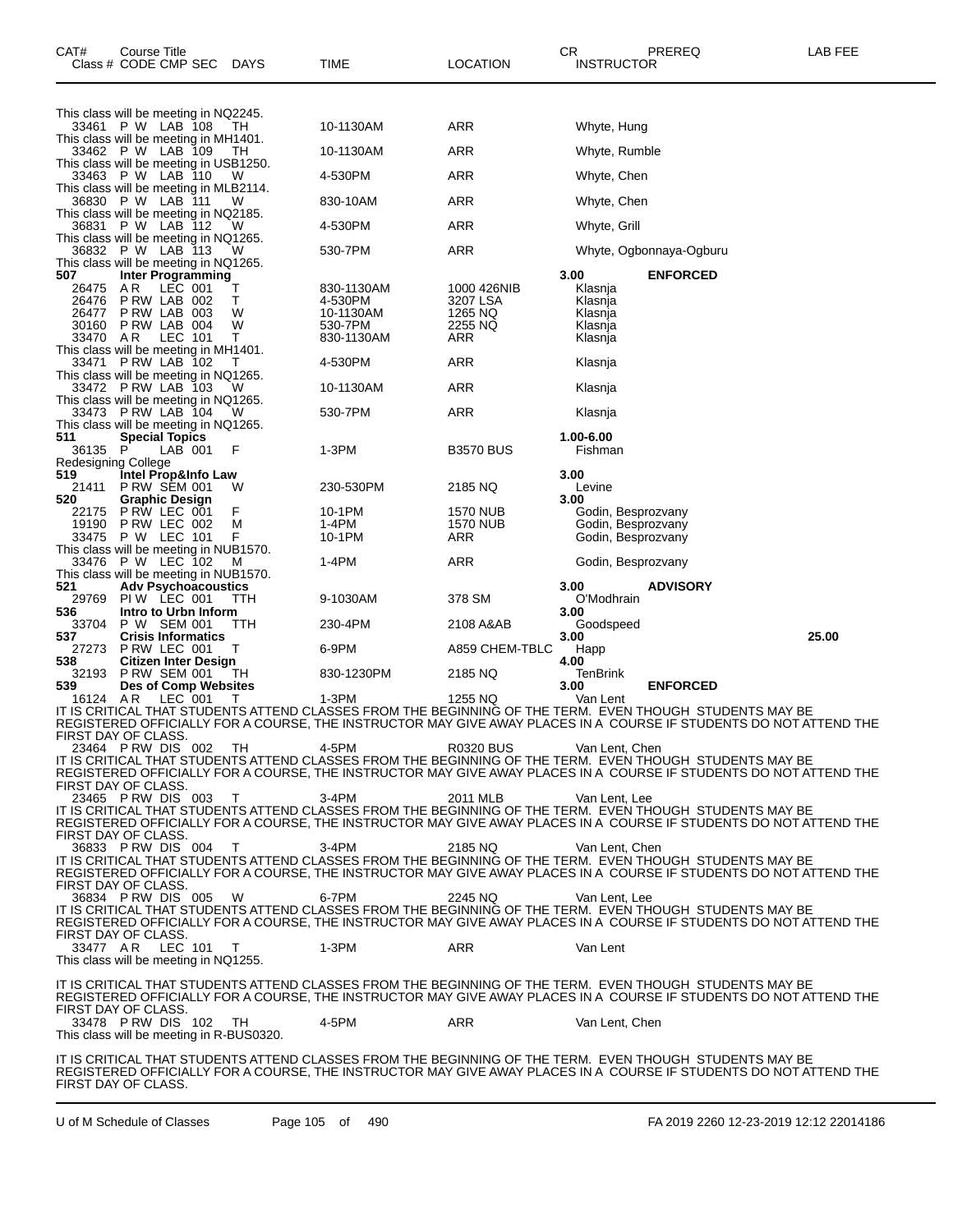| CAT# | Course Title<br>Class # CODE CMP SEC DAYS | TIME | LOCATION | CR INSTRUCTOR | PREREQ | LAB FEE |
|---|---|---|---|---|---|---|
| | This class will be meeting in NQ2245. | | | | | |
| | 33461 P W LAB 108 TH | 10-1130AM | ARR | Whyte, Hung | | |
| | This class will be meeting in MH1401. | | | | | |
| | 33462 P W LAB 109 TH | 10-1130AM | ARR | Whyte, Rumble | | |
| | This class will be meeting in USB1250. | | | | | |
| | 33463 P W LAB 110 W | 4-530PM | ARR | Whyte, Chen | | |
| | This class will be meeting in MLB2114. | | | | | |
| | 36830 P W LAB 111 W | 830-10AM | ARR | Whyte, Chen | | |
| | This class will be meeting in NQ2185. | | | | | |
| | 36831 P W LAB 112 W | 4-530PM | ARR | Whyte, Grill | | |
| | This class will be meeting in NQ1265. | | | | | |
| | 36832 P W LAB 113 W | 530-7PM | ARR | Whyte, Ogbonnaya-Ogburu | | |
| | This class will be meeting in NQ1265. | | | | | |
| **507** | **Inter Programming** | | | 3.00 | **ENFORCED** | |
| | 26475 A R LEC 001 T | 830-1130AM | 1000 426NIB | Klasnja | | |
| | 26476 P RW LAB 002 T | 4-530PM | 3207 LSA | Klasnja | | |
| | 26477 P RW LAB 003 W | 10-1130AM | 1265 NQ | Klasnja | | |
| | 30160 P RW LAB 004 W | 530-7PM | 2255 NQ | Klasnja | | |
| | 33470 A R LEC 101 T | 830-1130AM | ARR | Klasnja | | |
| | This class will be meeting in MH1401. | | | | | |
| | 33471 P RW LAB 102 T | 4-530PM | ARR | Klasnja | | |
| | This class will be meeting in NQ1265. | | | | | |
| | 33472 P RW LAB 103 W | 10-1130AM | ARR | Klasnja | | |
| | This class will be meeting in NQ1265. | | | | | |
| | 33473 P RW LAB 104 W | 530-7PM | ARR | Klasnja | | |
| | This class will be meeting in NQ1265. | | | | | |
| **511** | **Special Topics** | | | 1.00-6.00 | | |
| | 36135 P LAB 001 F | 1-3PM | B3570 BUS | Fishman | | |
| | Redesigning College | | | | | |
| **519** | **Intel Prop&Info Law** | | | 3.00 | | |
| | 21411 P RW SEM 001 W | 230-530PM | 2185 NQ | Levine | | |
| **520** | **Graphic Design** | | | 3.00 | | |
| | 22175 P RW LEC 001 F | 10-1PM | 1570 NUB | Godin, Besprozvany | | |
| | 19190 P RW LEC 002 M | 1-4PM | 1570 NUB | Godin, Besprozvany | | |
| | 33475 P W LEC 101 F | 10-1PM | ARR | Godin, Besprozvany | | |
| | This class will be meeting in NUB1570. | | | | | |
| | 33476 P W LEC 102 M | 1-4PM | ARR | Godin, Besprozvany | | |
| | This class will be meeting in NUB1570. | | | | | |
| **521** | **Adv Psychoacoustics** | | | 3.00 | **ADVISORY** | |
| | 29769 PI W LEC 001 TTH | 9-1030AM | 378 SM | O'Modhrain | | |
| **536** | **Intro to Urbn Inform** | | | 3.00 | | |
| | 33704 P W SEM 001 TTH | 230-4PM | 2108 A&AB | Goodspeed | | |
| **537** | **Crisis Informatics** | | | 3.00 | | 25.00 |
| | 27273 P RW LEC 001 T | 6-9PM | A859 CHEM-TBLC | Happ | | |
| **538** | **Citizen Inter Design** | | | 4.00 | | |
| | 32193 P RW SEM 001 TH | 830-1230PM | 2185 NQ | TenBrink | | |
| **539** | **Des of Comp Websites** | | | 3.00 | **ENFORCED** | |
| | 16124 A R LEC 001 T | 1-3PM | 1255 NQ | Van Lent | | |
| | IT IS CRITICAL THAT STUDENTS ATTEND CLASSES FROM THE BEGINNING OF THE TERM. EVEN THOUGH STUDENTS MAY BE REGISTERED OFFICIALLY FOR A COURSE, THE INSTRUCTOR MAY GIVE AWAY PLACES IN A COURSE IF STUDENTS DO NOT ATTEND THE FIRST DAY OF CLASS. | | | | | |
| | 23464 P RW DIS 002 TH | 4-5PM | R0320 BUS | Van Lent, Chen | | |
| | IT IS CRITICAL THAT STUDENTS ATTEND CLASSES FROM THE BEGINNING OF THE TERM. EVEN THOUGH STUDENTS MAY BE REGISTERED OFFICIALLY FOR A COURSE, THE INSTRUCTOR MAY GIVE AWAY PLACES IN A COURSE IF STUDENTS DO NOT ATTEND THE FIRST DAY OF CLASS. | | | | | |
| | 23465 P RW DIS 003 T | 3-4PM | 2011 MLB | Van Lent, Lee | | |
| | IT IS CRITICAL THAT STUDENTS ATTEND CLASSES FROM THE BEGINNING OF THE TERM. EVEN THOUGH STUDENTS MAY BE REGISTERED OFFICIALLY FOR A COURSE, THE INSTRUCTOR MAY GIVE AWAY PLACES IN A COURSE IF STUDENTS DO NOT ATTEND THE FIRST DAY OF CLASS. | | | | | |
| | 36833 P RW DIS 004 T | 3-4PM | 2185 NQ | Van Lent, Chen | | |
| | IT IS CRITICAL THAT STUDENTS ATTEND CLASSES FROM THE BEGINNING OF THE TERM. EVEN THOUGH STUDENTS MAY BE REGISTERED OFFICIALLY FOR A COURSE, THE INSTRUCTOR MAY GIVE AWAY PLACES IN A COURSE IF STUDENTS DO NOT ATTEND THE FIRST DAY OF CLASS. | | | | | |
| | 36834 P RW DIS 005 W | 6-7PM | 2245 NQ | Van Lent, Lee | | |
| | IT IS CRITICAL THAT STUDENTS ATTEND CLASSES FROM THE BEGINNING OF THE TERM. EVEN THOUGH STUDENTS MAY BE REGISTERED OFFICIALLY FOR A COURSE, THE INSTRUCTOR MAY GIVE AWAY PLACES IN A COURSE IF STUDENTS DO NOT ATTEND THE FIRST DAY OF CLASS. | | | | | |
| | 33477 A R LEC 101 T | 1-3PM | ARR | Van Lent | | |
| | This class will be meeting in NQ1255. | | | | | |
| | IT IS CRITICAL THAT STUDENTS ATTEND CLASSES FROM THE BEGINNING OF THE TERM. EVEN THOUGH STUDENTS MAY BE REGISTERED OFFICIALLY FOR A COURSE, THE INSTRUCTOR MAY GIVE AWAY PLACES IN A COURSE IF STUDENTS DO NOT ATTEND THE FIRST DAY OF CLASS. | | | | | |
| | 33478 P RW DIS 102 TH | 4-5PM | ARR | Van Lent, Chen | | |
| | This class will be meeting in R-BUS0320. | | | | | |
| | IT IS CRITICAL THAT STUDENTS ATTEND CLASSES FROM THE BEGINNING OF THE TERM. EVEN THOUGH STUDENTS MAY BE REGISTERED OFFICIALLY FOR A COURSE, THE INSTRUCTOR MAY GIVE AWAY PLACES IN A COURSE IF STUDENTS DO NOT ATTEND THE FIRST DAY OF CLASS. | | | | | |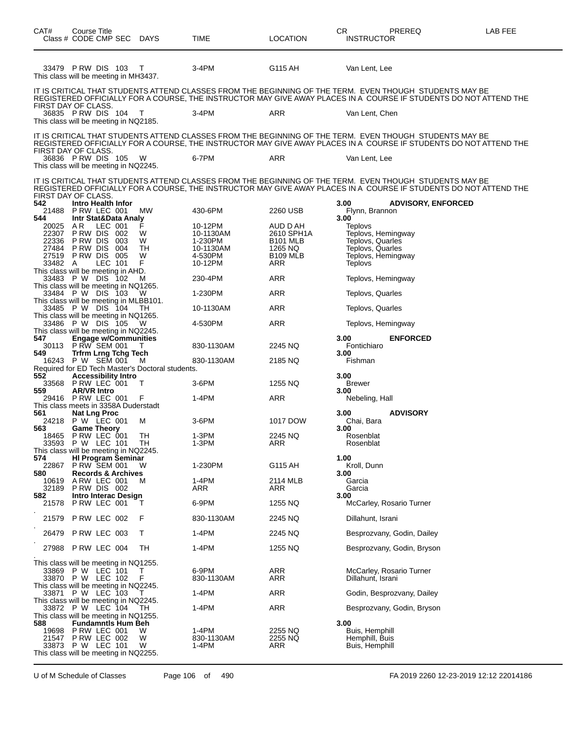| CAT# | Course Title<br>Class # CODE CMP SEC | DAYS | TIME | LOCATION | CR INSTRUCTOR | PREREQ | LAB FEE |
|---|---|---|---|---|---|---|---|
| | 33479 P RW DIS 103 | T | 3-4PM | G115 AH | Van Lent, Lee | | |

This class will be meeting in MH3437.

IT IS CRITICAL THAT STUDENTS ATTEND CLASSES FROM THE BEGINNING OF THE TERM. EVEN THOUGH STUDENTS MAY BE REGISTERED OFFICIALLY FOR A COURSE, THE INSTRUCTOR MAY GIVE AWAY PLACES IN A COURSE IF STUDENTS DO NOT ATTEND THE FIRST DAY OF CLASS.

| | 36835 P RW DIS 104 | T | 3-4PM | ARR | Van Lent, Chen | | |
|---|---|---|---|---|---|---|---|

This class will be meeting in NQ2185.

IT IS CRITICAL THAT STUDENTS ATTEND CLASSES FROM THE BEGINNING OF THE TERM. EVEN THOUGH STUDENTS MAY BE REGISTERED OFFICIALLY FOR A COURSE, THE INSTRUCTOR MAY GIVE AWAY PLACES IN A COURSE IF STUDENTS DO NOT ATTEND THE FIRST DAY OF CLASS.

| | 36836 P RW DIS 105 | W | 6-7PM | ARR | Van Lent, Lee | | |
|---|---|---|---|---|---|---|---|

This class will be meeting in NQ2245.

IT IS CRITICAL THAT STUDENTS ATTEND CLASSES FROM THE BEGINNING OF THE TERM. EVEN THOUGH STUDENTS MAY BE REGISTERED OFFICIALLY FOR A COURSE, THE INSTRUCTOR MAY GIVE AWAY PLACES IN A COURSE IF STUDENTS DO NOT ATTEND THE FIRST DAY OF CLASS.

| CAT# | Course Title / Class # CODE CMP SEC | DAYS | TIME | LOCATION | CR / INSTRUCTOR | PREREQ |
|---|---|---|---|---|---|---|
| **542** | **Intro Health Infor** | | | | **3.00** | **ADVISORY, ENFORCED** |
| | 21488 P RW LEC 001 | MW | 430-6PM | 2260 USB | Flynn, Brannon | |
| **544** | **Intr Stat&Data Analy** | | | | **3.00** | |
| | 20025 A R LEC 001 | F | 10-12PM | AUD D AH | Teplovs | |
| | 22307 P RW DIS 002 | W | 10-1130AM | 2610 SPH1A | Teplovs, Hemingway | |
| | 22336 P RW DIS 003 | W | 1-230PM | B101 MLB | Teplovs, Quarles | |
| | 27484 P RW DIS 004 | TH | 10-1130AM | 1265 NQ | Teplovs, Quarles | |
| | 27519 P RW DIS 005 | W | 4-530PM | B109 MLB | Teplovs, Hemingway | |
| | 33482 A LEC 101 | F | 10-12PM | ARR | Teplovs | |
| | This class will be meeting in AHD. | | | | | |
| | 33483 P W DIS 102 | M | 230-4PM | ARR | Teplovs, Hemingway | |
| | This class will be meeting in NQ1265. | | | | | |
| | 33484 P W DIS 103 | W | 1-230PM | ARR | Teplovs, Quarles | |
| | This class will be meeting in MLBB101. | | | | | |
| | 33485 P W DIS 104 | TH | 10-1130AM | ARR | Teplovs, Quarles | |
| | This class will be meeting in NQ1265. | | | | | |
| | 33486 P W DIS 105 | W | 4-530PM | ARR | Teplovs, Hemingway | |
| | This class will be meeting in NQ2245. | | | | | |
| **547** | **Engage w/Communities** | | | | **3.00** | **ENFORCED** |
| | 30113 P RW SEM 001 | T | 830-1130AM | 2245 NQ | Fontichiaro | |
| **549** | **Trfrm Lrng Tchg Tech** | | | | **3.00** | |
| | 16243 P W SEM 001 | M | 830-1130AM | 2185 NQ | Fishman | |
| | Required for ED Tech Master's Doctoral students. | | | | | |
| **552** | **Accessibility Intro** | | | | **3.00** | |
| | 33568 P RW LEC 001 | T | 3-6PM | 1255 NQ | Brewer | |
| **559** | **AR/VR Intro** | | | | **3.00** | |
| | 29416 P RW LEC 001 | F | 1-4PM | ARR | Nebeling, Hall | |
| | This class meets in 3358A Duderstadt | | | | | |
| **561** | **Nat Lng Proc** | | | | **3.00** | **ADVISORY** |
| | 24218 P W LEC 001 | M | 3-6PM | 1017 DOW | Chai, Bara | |
| **563** | **Game Theory** | | | | **3.00** | |
| | 18465 P RW LEC 001 | TH | 1-3PM | 2245 NQ | Rosenblat | |
| | 33593 P W LEC 101 | TH | 1-3PM | ARR | Rosenblat | |
| | This class will be meeting in NQ2245. | | | | | |
| **574** | **HI Program Seminar** | | | | **1.00** | |
| | 22867 P RW SEM 001 | W | 1-230PM | G115 AH | Kroll, Dunn | |
| **580** | **Records & Archives** | | | | **3.00** | |
| | 10619 A RW LEC 001 | M | 1-4PM | 2114 MLB | Garcia | |
| | 32189 P RW DIS 002 | | ARR | ARR | Garcia | |
| **582** | **Intro Interac Design** | | | | **3.00** | |
| | 21578 P RW LEC 001 | T | 6-9PM | 1255 NQ | McCarley, Rosario Turner | |
| | 21579 P RW LEC 002 | F | 830-1130AM | 2245 NQ | Dillahunt, Israni | |
| | 26479 P RW LEC 003 | T | 1-4PM | 2245 NQ | Besprozvany, Godin, Dailey | |
| | 27988 P RW LEC 004 | TH | 1-4PM | 1255 NQ | Besprozvany, Godin, Bryson | |
| | This class will be meeting in NQ1255. | | | | | |
| | 33869 P W LEC 101 | T | 6-9PM | ARR | McCarley, Rosario Turner | |
| | 33870 P W LEC 102 | F | 830-1130AM | ARR | Dillahunt, Israni | |
| | This class will be meeting in NQ2245. | | | | | |
| | 33871 P W LEC 103 | T | 1-4PM | ARR | Godin, Besprozvany, Dailey | |
| | This class will be meeting in NQ2245. | | | | | |
| | 33872 P W LEC 104 | TH | 1-4PM | ARR | Besprozvany, Godin, Bryson | |
| | This class will be meeting in NQ1255. | | | | | |
| **588** | **Fundamntls Hum Beh** | | | | **3.00** | |
| | 19698 P RW LEC 001 | W | 1-4PM | 2255 NQ | Buis, Hemphill | |
| | 21547 P RW LEC 002 | W | 830-1130AM | 2255 NQ | Hemphill, Buis | |
| | 33873 P W LEC 101 | W | 1-4PM | ARR | Buis, Hemphill | |
| | This class will be meeting in NQ2255. | | | | | |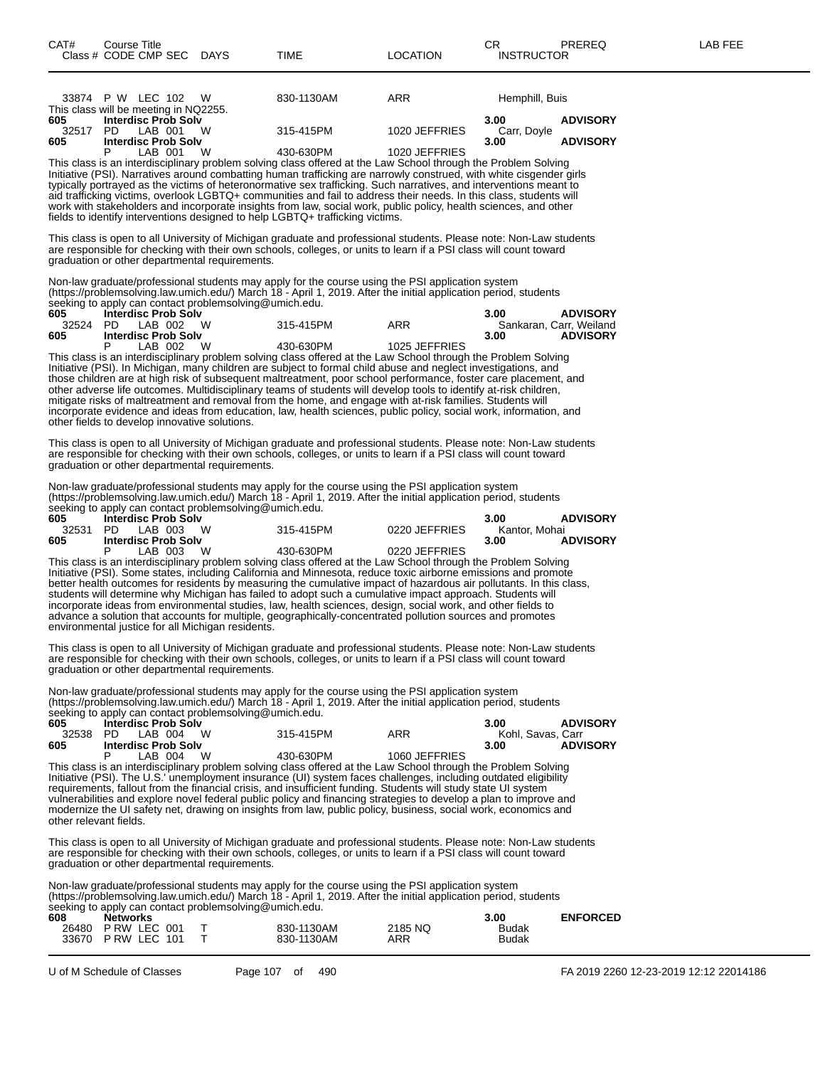| CAT# | Course Title Class # CODE CMP SEC | DAYS | TIME | LOCATION | CR INSTRUCTOR | PREREQ | LAB FEE |
|---|---|---|---|---|---|---|---|
| 33874 | P W LEC 102 | W | 830-1130AM | ARR | Hemphill, Buis | | |

This class will be meeting in NQ2255.

| CAT# | Course Title Class # CODE CMP SEC | DAYS | TIME | LOCATION | CR INSTRUCTOR | PREREQ |
|---|---|---|---|---|---|---|
| 605 | **Interdisc Prob Solv** | | | | 3.00 | **ADVISORY** |
| 32517 | PD LAB 001 | W | 315-415PM | 1020 JEFFRIES | Carr, Doyle | |
| 605 | **Interdisc Prob Solv** | | | | 3.00 | **ADVISORY** |
| | P LAB 001 | W | 430-630PM | 1020 JEFFRIES | | |

This class is an interdisciplinary problem solving class offered at the Law School through the Problem Solving Initiative (PSI). Narratives around combatting human trafficking are narrowly construed, with white cisgender girls typically portrayed as the victims of heteronormative sex trafficking. Such narratives, and interventions meant to aid trafficking victims, overlook LGBTQ+ communities and fail to address their needs. In this class, students will work with stakeholders and incorporate insights from law, social work, public policy, health sciences, and other fields to identify interventions designed to help LGBTQ+ trafficking victims.

This class is open to all University of Michigan graduate and professional students. Please note: Non-Law students are responsible for checking with their own schools, colleges, or units to learn if a PSI class will count toward graduation or other departmental requirements.

Non-law graduate/professional students may apply for the course using the PSI application system (https://problemsolving.law.umich.edu/) March 18 - April 1, 2019. After the initial application period, students seeking to apply can contact problemsolving@umich.edu.

| CAT# | Course Title Class # CODE CMP SEC | DAYS | TIME | LOCATION | CR INSTRUCTOR | PREREQ |
|---|---|---|---|---|---|---|
| 605 | **Interdisc Prob Solv** | | | | 3.00 | **ADVISORY** |
| 32524 | PD LAB 002 | W | 315-415PM | ARR | Sankaran, Carr, Weiland | |
| 605 | **Interdisc Prob Solv** | | | | 3.00 | **ADVISORY** |
| | P LAB 002 | W | 430-630PM | 1025 JEFFRIES | | |

This class is an interdisciplinary problem solving class offered at the Law School through the Problem Solving Initiative (PSI). In Michigan, many children are subject to formal child abuse and neglect investigations, and those children are at high risk of subsequent maltreatment, poor school performance, foster care placement, and other adverse life outcomes. Multidisciplinary teams of students will develop tools to identify at-risk children, mitigate risks of maltreatment and removal from the home, and engage with at-risk families. Students will incorporate evidence and ideas from education, law, health sciences, public policy, social work, information, and other fields to develop innovative solutions.

This class is open to all University of Michigan graduate and professional students. Please note: Non-Law students are responsible for checking with their own schools, colleges, or units to learn if a PSI class will count toward graduation or other departmental requirements.

Non-law graduate/professional students may apply for the course using the PSI application system (https://problemsolving.law.umich.edu/) March 18 - April 1, 2019. After the initial application period, students seeking to apply can contact problemsolving@umich.edu.

| CAT# | Course Title Class # CODE CMP SEC | DAYS | TIME | LOCATION | CR INSTRUCTOR | PREREQ |
|---|---|---|---|---|---|---|
| 605 | **Interdisc Prob Solv** | | | | 3.00 | **ADVISORY** |
| 32531 | PD LAB 003 | W | 315-415PM | 0220 JEFFRIES | Kantor, Mohai | |
| 605 | **Interdisc Prob Solv** | | | | 3.00 | **ADVISORY** |
| | P LAB 003 | W | 430-630PM | 0220 JEFFRIES | | |

This class is an interdisciplinary problem solving class offered at the Law School through the Problem Solving Initiative (PSI). Some states, including California and Minnesota, reduce toxic airborne emissions and promote better health outcomes for residents by measuring the cumulative impact of hazardous air pollutants. In this class, students will determine why Michigan has failed to adopt such a cumulative impact approach. Students will incorporate ideas from environmental studies, law, health sciences, design, social work, and other fields to advance a solution that accounts for multiple, geographically-concentrated pollution sources and promotes environmental justice for all Michigan residents.

This class is open to all University of Michigan graduate and professional students. Please note: Non-Law students are responsible for checking with their own schools, colleges, or units to learn if a PSI class will count toward graduation or other departmental requirements.

Non-law graduate/professional students may apply for the course using the PSI application system (https://problemsolving.law.umich.edu/) March 18 - April 1, 2019. After the initial application period, students seeking to apply can contact problemsolving@umich.edu.

| CAT# | Course Title Class # CODE CMP SEC | DAYS | TIME | LOCATION | CR INSTRUCTOR | PREREQ |
|---|---|---|---|---|---|---|
| 605 | **Interdisc Prob Solv** | | | | 3.00 | **ADVISORY** |
| 32538 | PD LAB 004 | W | 315-415PM | ARR | Kohl, Savas, Carr | |
| 605 | **Interdisc Prob Solv** | | | | 3.00 | **ADVISORY** |
| | P LAB 004 | W | 430-630PM | 1060 JEFFRIES | | |

This class is an interdisciplinary problem solving class offered at the Law School through the Problem Solving Initiative (PSI). The U.S.' unemployment insurance (UI) system faces challenges, including outdated eligibility requirements, fallout from the financial crisis, and insufficient funding. Students will study state UI system vulnerabilities and explore novel federal public policy and financing strategies to develop a plan to improve and modernize the UI safety net, drawing on insights from law, public policy, business, social work, economics and other relevant fields.

This class is open to all University of Michigan graduate and professional students. Please note: Non-Law students are responsible for checking with their own schools, colleges, or units to learn if a PSI class will count toward graduation or other departmental requirements.

Non-law graduate/professional students may apply for the course using the PSI application system (https://problemsolving.law.umich.edu/) March 18 - April 1, 2019. After the initial application period, students seeking to apply can contact problemsolving@umich.edu.

| CAT# | Course Title Class # CODE CMP SEC | DAYS | TIME | LOCATION | CR INSTRUCTOR | PREREQ |
|---|---|---|---|---|---|---|
| 608 | **Networks** | | | | 3.00 | **ENFORCED** |
| 26480 | P RW LEC 001 | T | 830-1130AM | 2185 NQ | Budak | |
| 33670 | P RW LEC 101 | T | 830-1130AM | ARR | Budak | |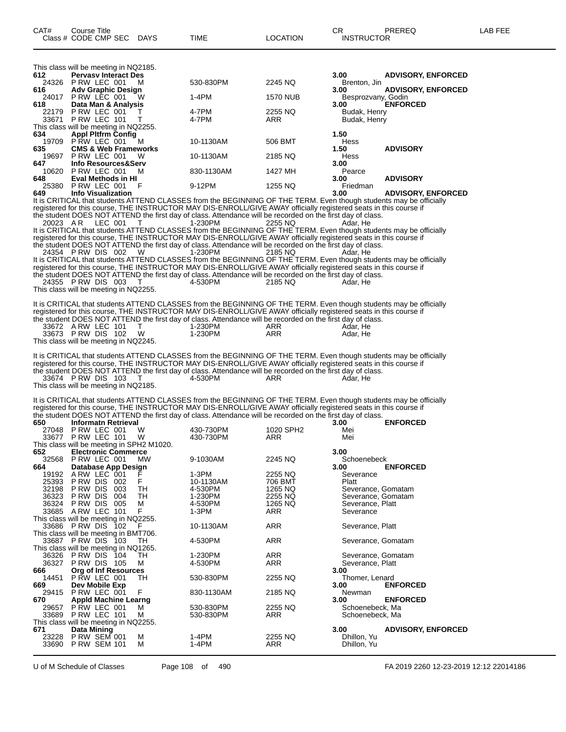| CAT# | Course Title Class # CODE CMP SEC | DAYS | TIME | LOCATION | CR INSTRUCTOR | PREREQ | LAB FEE |
|---|---|---|---|---|---|---|---|

This class will be meeting in NQ2185.

**612 Pervasv Interact Des** **3.00** **ADVISORY, ENFORCED**
24326 P RW LEC 001 M 530-830PM 2245 NQ Brenton, Jin

**616 Adv Graphic Design** **3.00** **ADVISORY, ENFORCED**
24017 P RW LEC 001 W 1-4PM 1570 NUB Besprozvany, Godin

**618 Data Man & Analysis** **3.00** **ENFORCED**
22179 P RW LEC 001 T 4-7PM 2255 NQ Budak, Henry
33671 P RW LEC 101 T 4-7PM ARR Budak, Henry
This class will be meeting in NQ2255.

**634 Appl Pltfrm Config** **1.50**
19709 P RW LEC 001 M 10-1130AM 506 BMT Hess

**635 CMS & Web Frameworks** **1.50** **ADVISORY**
19697 P RW LEC 001 W 10-1130AM 2185 NQ Hess

**647 Info Resources&Serv** **3.00**
10620 P RW LEC 001 M 830-1130AM 1427 MH Pearce

**648 Eval Methods in HI** **3.00** **ADVISORY**
25380 P RW LEC 001 F 9-12PM 1255 NQ Friedman

**649 Info Visualization** **3.00** **ADVISORY, ENFORCED**
It is CRITICAL that students ATTEND CLASSES from the BEGINNING OF THE TERM. Even though students may be officially registered for this course, THE INSTRUCTOR MAY DIS-ENROLL/GIVE AWAY officially registered seats in this course if the student DOES NOT ATTEND the first day of class. Attendance will be recorded on the first day of class.
20023 A R LEC 001 T 1-230PM 2255 NQ Adar, He
It is CRITICAL that students ATTEND CLASSES from the BEGINNING OF THE TERM. Even though students may be officially registered for this course, THE INSTRUCTOR MAY DIS-ENROLL/GIVE AWAY officially registered seats in this course if the student DOES NOT ATTEND the first day of class. Attendance will be recorded on the first day of class.
24354 P RW DIS 002 W 1-230PM 2185 NQ Adar, He
It is CRITICAL that students ATTEND CLASSES from the BEGINNING OF THE TERM. Even though students may be officially registered for this course, THE INSTRUCTOR MAY DIS-ENROLL/GIVE AWAY officially registered seats in this course if the student DOES NOT ATTEND the first day of class. Attendance will be recorded on the first day of class.
24355 P RW DIS 003 T 4-530PM 2185 NQ Adar, He
This class will be meeting in NQ2255.

It is CRITICAL that students ATTEND CLASSES from the BEGINNING OF THE TERM. Even though students may be officially registered for this course, THE INSTRUCTOR MAY DIS-ENROLL/GIVE AWAY officially registered seats in this course if the student DOES NOT ATTEND the first day of class. Attendance will be recorded on the first day of class.
33672 A RW LEC 101 T 1-230PM ARR Adar, He
33673 P RW DIS 102 W 1-230PM ARR Adar, He
This class will be meeting in NQ2245.

It is CRITICAL that students ATTEND CLASSES from the BEGINNING OF THE TERM. Even though students may be officially registered for this course, THE INSTRUCTOR MAY DIS-ENROLL/GIVE AWAY officially registered seats in this course if the student DOES NOT ATTEND the first day of class. Attendance will be recorded on the first day of class.
33674 P RW DIS 103 T 4-530PM ARR Adar, He
This class will be meeting in NQ2185.

It is CRITICAL that students ATTEND CLASSES from the BEGINNING OF THE TERM. Even though students may be officially registered for this course, THE INSTRUCTOR MAY DIS-ENROLL/GIVE AWAY officially registered seats in this course if the student DOES NOT ATTEND the first day of class. Attendance will be recorded on the first day of class.

**650 Informatn Retrieval** **3.00** **ENFORCED**
27048 P RW LEC 001 W 430-730PM 1020 SPH2 Mei
33677 P RW LEC 101 W 430-730PM ARR Mei
This class will be meeting in SPH2 M1020.

**652 Electronic Commerce** **3.00**
32568 P RW LEC 001 MW 9-1030AM 2245 NQ Schoenebeck

**664 Database App Design** **3.00** **ENFORCED**
19192 A RW LEC 001 F 1-3PM 2255 NQ Severance
25393 P RW DIS 002 F 10-1130AM 706 BMT Platt
32198 P RW DIS 003 TH 4-530PM 1265 NQ Severance, Gomatam
36323 P RW DIS 004 TH 1-230PM 2255 NQ Severance, Gomatam
36324 P RW DIS 005 M 4-530PM 1265 NQ Severance, Platt
33685 A RW LEC 101 F 1-3PM ARR Severance
This class will be meeting in NQ2255.
33686 P RW DIS 102 F 10-1130AM ARR Severance, Platt
This class will be meeting in BMT706.
33687 P RW DIS 103 TH 4-530PM ARR Severance, Gomatam
This class will be meeting in NQ1265.
36326 P RW DIS 104 TH 1-230PM ARR Severance, Gomatam
36327 P RW DIS 105 M 4-530PM ARR Severance, Platt

**666 Org of Inf Resources** **3.00**
14451 P RW LEC 001 TH 530-830PM 2255 NQ Thomer, Lenard

**669 Dev Mobile Exp** **3.00** **ENFORCED**
29415 P RW LEC 001 F 830-1130AM 2185 NQ Newman

**670 Appld Machine Learng** **3.00** **ENFORCED**
29657 P RW LEC 001 M 530-830PM 2255 NQ Schoenebeck, Ma
33689 P RW LEC 101 M 530-830PM ARR Schoenebeck, Ma
This class will be meeting in NQ2255.

**671 Data Mining** **3.00** **ADVISORY, ENFORCED**
23228 P RW SEM 001 M 1-4PM 2255 NQ Dhillon, Yu
33690 P RW SEM 101 M 1-4PM ARR Dhillon, Yu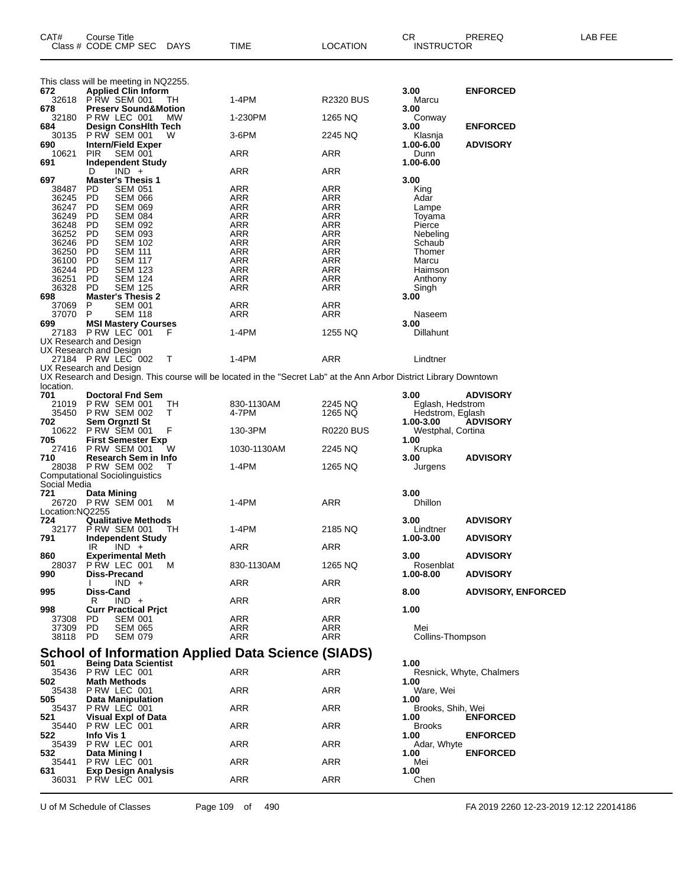| CAT# | Course Title<br>Class # CODE CMP SEC DAYS | TIME | LOCATION | CR<br>INSTRUCTOR | PREREQ | LAB FEE |
|---|---|---|---|---|---|---|
| | This class will be meeting in NQ2255. | | | | | |
| 672 | **Applied Clin Inform** | | | **3.00** | **ENFORCED** | |
| 32618 | P RW SEM 001 TH | 1-4PM | R2320 BUS | Marcu | | |
| 678 | **Preserv Sound&Motion** | | | **3.00** | | |
| 32180 | P RW LEC 001 MW | 1-230PM | 1265 NQ | Conway | | |
| 684 | **Design ConsHlth Tech** | | | **3.00** | **ENFORCED** | |
| 30135 | P RW SEM 001 W | 3-6PM | 2245 NQ | Klasnja | | |
| 690 | **Intern/Field Exper** | | | **1.00-6.00** | **ADVISORY** | |
| 10621 | PIR SEM 001 | ARR | ARR | Dunn | | |
| 691 | **Independent Study** | | | **1.00-6.00** | | |
| | D IND + | ARR | ARR | | | |
| 697 | **Master's Thesis 1** | | | **3.00** | | |
| 38487 | PD SEM 051 | ARR | ARR | King | | |
| 36245 | PD SEM 066 | ARR | ARR | Adar | | |
| 36247 | PD SEM 069 | ARR | ARR | Lampe | | |
| 36249 | PD SEM 084 | ARR | ARR | Toyama | | |
| 36248 | PD SEM 092 | ARR | ARR | Pierce | | |
| 36252 | PD SEM 093 | ARR | ARR | Nebeling | | |
| 36246 | PD SEM 102 | ARR | ARR | Schaub | | |
| 36250 | PD SEM 111 | ARR | ARR | Thomer | | |
| 36100 | PD SEM 117 | ARR | ARR | Marcu | | |
| 36244 | PD SEM 123 | ARR | ARR | Haimson | | |
| 36251 | PD SEM 124 | ARR | ARR | Anthony | | |
| 36328 | PD SEM 125 | ARR | ARR | Singh | | |
| 698 | **Master's Thesis 2** | | | **3.00** | | |
| 37069 | P SEM 001 | ARR | ARR | | | |
| 37070 | P SEM 118 | ARR | ARR | Naseem | | |
| 699 | **MSI Mastery Courses** | | | **3.00** | | |
| 27183 | P RW LEC 001 F | 1-4PM | 1255 NQ | Dillahunt | | |
| | UX Research and Design | | | | | |
| | UX Research and Design | | | | | |
| 27184 | P RW LEC 002 T | 1-4PM | ARR | Lindtner | | |
| | UX Research and Design | | | | | |
| | UX Research and Design. This course will be located in the "Secret Lab" at the Ann Arbor District Library Downtown location. | | | | | |
| 701 | **Doctoral Fnd Sem** | | | **3.00** | **ADVISORY** | |
| 21019 | P RW SEM 001 TH | 830-1130AM | 2245 NQ | Eglash, Hedstrom | | |
| 35450 | P RW SEM 002 T | 4-7PM | 1265 NQ | Hedstrom, Eglash | | |
| 702 | **Sem Orgnztl St** | | | **1.00-3.00** | **ADVISORY** | |
| 10622 | P RW SEM 001 F | 130-3PM | R0220 BUS | Westphal, Cortina | | |
| 705 | **First Semester Exp** | | | **1.00** | | |
| 27416 | P RW SEM 001 W | 1030-1130AM | 2245 NQ | Krupka | | |
| 710 | **Research Sem in Info** | | | **3.00** | **ADVISORY** | |
| 28038 | P RW SEM 002 T | 1-4PM | 1265 NQ | Jurgens | | |
| | Computational Sociolinguistics | | | | | |
| | Social Media | | | | | |
| 721 | **Data Mining** | | | **3.00** | | |
| 26720 | P RW SEM 001 M | 1-4PM | ARR | Dhillon | | |
| | Location:NQ2255 | | | | | |
| 724 | **Qualitative Methods** | | | **3.00** | **ADVISORY** | |
| 32177 | P RW SEM 001 TH | 1-4PM | 2185 NQ | Lindtner | | |
| 791 | **Independent Study** | | | **1.00-3.00** | **ADVISORY** | |
| | IR IND + | ARR | ARR | | | |
| 860 | **Experimental Meth** | | | **3.00** | **ADVISORY** | |
| 28037 | P RW LEC 001 M | 830-1130AM | 1265 NQ | Rosenblat | | |
| 990 | **Diss-Precand** | | | **1.00-8.00** | **ADVISORY** | |
| | I IND + | ARR | ARR | | | |
| 995 | **Diss-Cand** | | | **8.00** | **ADVISORY, ENFORCED** | |
| | R IND + | ARR | ARR | | | |
| 998 | **Curr Practical Prjct** | | | **1.00** | | |
| 37308 | PD SEM 001 | ARR | ARR | | | |
| 37309 | PD SEM 065 | ARR | ARR | Mei | | |
| 38118 | PD SEM 079 | ARR | ARR | Collins-Thompson | | |

## School of Information Applied Data Science (SIADS)

| CAT# | Course Title<br>Class # CODE CMP SEC DAYS | TIME | LOCATION | CR<br>INSTRUCTOR | PREREQ | LAB FEE |
|---|---|---|---|---|---|---|
| 501 | **Being Data Scientist** | | | **1.00** | | |
| 35436 | P RW LEC 001 | ARR | ARR | Resnick, Whyte, Chalmers | | |
| 502 | **Math Methods** | | | **1.00** | | |
| 35438 | P RW LEC 001 | ARR | ARR | Ware, Wei | | |
| 505 | **Data Manipulation** | | | **1.00** | | |
| 35437 | P RW LEC 001 | ARR | ARR | Brooks, Shih, Wei | | |
| 521 | **Visual Expl of Data** | | | **1.00** | **ENFORCED** | |
| 35440 | P RW LEC 001 | ARR | ARR | Brooks | | |
| 522 | **Info Vis 1** | | | **1.00** | **ENFORCED** | |
| 35439 | P RW LEC 001 | ARR | ARR | Adar, Whyte | | |
| 532 | **Data Mining I** | | | **1.00** | **ENFORCED** | |
| 35441 | P RW LEC 001 | ARR | ARR | Mei | | |
| 631 | **Exp Design Analysis** | | | **1.00** | | |
| 36031 | P RW LEC 001 | ARR | ARR | Chen | | |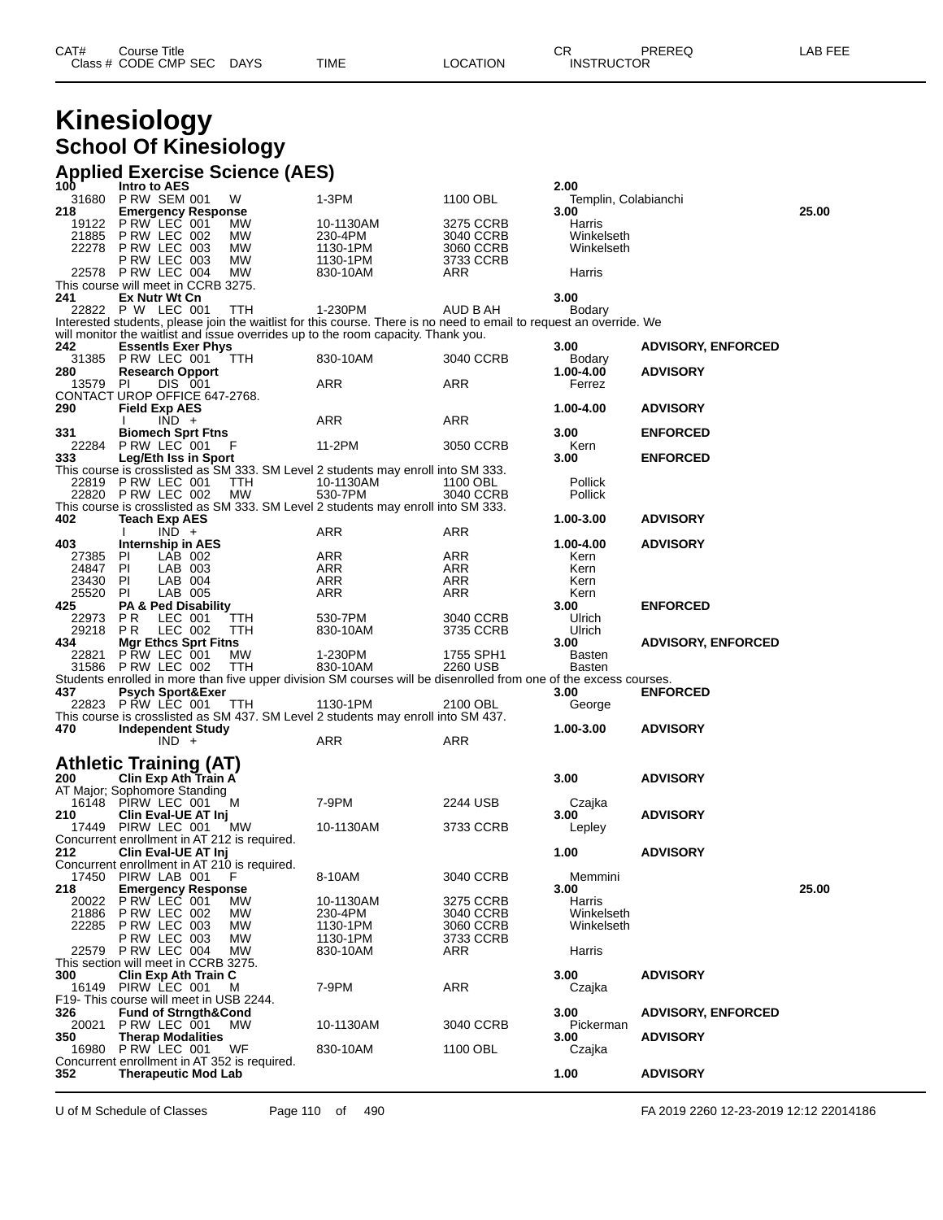# Kinesiology

## School Of Kinesiology

### Applied Exercise Science (AES)

| CAT# | Course Title / Class # CODE CMP SEC | DAYS | TIME | LOCATION | CR / INSTRUCTOR | PREREQ | LAB FEE |
|---|---|---|---|---|---|---|---|
| 100 | Intro to AES | | | | 2.00 | | |
| 31680 | P RW SEM 001 | W | 1-3PM | 1100 OBL | Templin, Colabianchi | | |
| 218 | Emergency Response | | | | 3.00 | | 25.00 |
| 19122 | P RW LEC 001 | MW | 10-1130AM | 3275 CCRB | Harris | | |
| 21885 | P RW LEC 002 | MW | 230-4PM | 3040 CCRB | Winkelseth | | |
| 22278 | P RW LEC 003 | MW | 1130-1PM | 3060 CCRB | Winkelseth | | |
| | P RW LEC 003 | MW | 1130-1PM | 3733 CCRB | | | |
| 22578 | P RW LEC 004 | MW | 830-10AM | ARR | Harris | | |

This course will meet in CCRB 3275.

| CAT# | Course Title / Class # CODE CMP SEC | DAYS | TIME | LOCATION | CR / INSTRUCTOR | PREREQ | LAB FEE |
|---|---|---|---|---|---|---|---|
| 241 | Ex Nutr Wt Cn | | | | 3.00 | | |
| 22822 | P W LEC 001 | TTH | 1-230PM | AUD B AH | Bodary | | |

Interested students, please join the waitlist for this course. There is no need to email to request an override. We will monitor the waitlist and issue overrides up to the room capacity. Thank you.

| CAT# | Course Title / Class # CODE CMP SEC | DAYS | TIME | LOCATION | CR / INSTRUCTOR | PREREQ | LAB FEE |
|---|---|---|---|---|---|---|---|
| 242 | Essentls Exer Phys | | | | 3.00 | ADVISORY, ENFORCED | |
| 31385 | P RW LEC 001 | TTH | 830-10AM | 3040 CCRB | Bodary | | |
| 280 | Research Opport | | | | 1.00-4.00 | ADVISORY | |
| 13579 | PI DIS 001 | | ARR | ARR | Ferrez | | |

CONTACT UROP OFFICE 647-2768.

| CAT# | Course Title / Class # CODE CMP SEC | DAYS | TIME | LOCATION | CR / INSTRUCTOR | PREREQ | LAB FEE |
|---|---|---|---|---|---|---|---|
| 290 | Field Exp AES | | | | 1.00-4.00 | ADVISORY | |
| | I IND + | | ARR | ARR | | | |
| 331 | Biomech Sprt Ftns | | | | 3.00 | ENFORCED | |
| 22284 | P RW LEC 001 | F | 11-2PM | 3050 CCRB | Kern | | |
| 333 | Leg/Eth Iss in Sport | | | | 3.00 | ENFORCED | |

This course is crosslisted as SM 333. SM Level 2 students may enroll into SM 333.

| CAT# | Course Title / Class # CODE CMP SEC | DAYS | TIME | LOCATION | CR / INSTRUCTOR | PREREQ | LAB FEE |
|---|---|---|---|---|---|---|---|
| 22819 | P RW LEC 001 | TTH | 10-1130AM | 1100 OBL | Pollick | | |
| 22820 | P RW LEC 002 | MW | 530-7PM | 3040 CCRB | Pollick | | |

This course is crosslisted as SM 333. SM Level 2 students may enroll into SM 333.

| CAT# | Course Title / Class # CODE CMP SEC | DAYS | TIME | LOCATION | CR / INSTRUCTOR | PREREQ | LAB FEE |
|---|---|---|---|---|---|---|---|
| 402 | Teach Exp AES | | | | 1.00-3.00 | ADVISORY | |
| | I IND + | | ARR | ARR | | | |
| 403 | Internship in AES | | | | 1.00-4.00 | ADVISORY | |
| 27385 | PI LAB 002 | | ARR | ARR | Kern | | |
| 24847 | PI LAB 003 | | ARR | ARR | Kern | | |
| 23430 | PI LAB 004 | | ARR | ARR | Kern | | |
| 25520 | PI LAB 005 | | ARR | ARR | Kern | | |
| 425 | PA & Ped Disability | | | | 3.00 | ENFORCED | |
| 22973 | P R LEC 001 | TTH | 530-7PM | 3040 CCRB | Ulrich | | |
| 29218 | P R LEC 002 | TTH | 830-10AM | 3735 CCRB | Ulrich | | |
| 434 | Mgr Ethcs Sprt Ftns | | | | 3.00 | ADVISORY, ENFORCED | |
| 22821 | P RW LEC 001 | MW | 1-230PM | 1755 SPH1 | Basten | | |
| 31586 | P RW LEC 002 | TTH | 830-10AM | 2260 USB | Basten | | |

Students enrolled in more than five upper division SM courses will be disenrolled from one of the excess courses.

| CAT# | Course Title / Class # CODE CMP SEC | DAYS | TIME | LOCATION | CR / INSTRUCTOR | PREREQ | LAB FEE |
|---|---|---|---|---|---|---|---|
| 437 | Psych Sport&Exer | | | | 3.00 | ENFORCED | |
| 22823 | P RW LEC 001 | TTH | 1130-1PM | 2100 OBL | George | | |

This course is crosslisted as SM 437. SM Level 2 students may enroll into SM 437.

| CAT# | Course Title / Class # CODE CMP SEC | DAYS | TIME | LOCATION | CR / INSTRUCTOR | PREREQ | LAB FEE |
|---|---|---|---|---|---|---|---|
| 470 | Independent Study | | | | 1.00-3.00 | ADVISORY | |
| | IND + | | ARR | ARR | | | |

### Athletic Training (AT)

| CAT# | Course Title / Class # CODE CMP SEC | DAYS | TIME | LOCATION | CR / INSTRUCTOR | PREREQ | LAB FEE |
|---|---|---|---|---|---|---|---|
| 200 | Clin Exp Ath Train A | | | | 3.00 | ADVISORY | |

AT Major; Sophomore Standing

| CAT# | Course Title / Class # CODE CMP SEC | DAYS | TIME | LOCATION | CR / INSTRUCTOR | PREREQ | LAB FEE |
|---|---|---|---|---|---|---|---|
| 16148 | PIRW LEC 001 | M | 7-9PM | 2244 USB | Czajka | | |
| 210 | Clin Eval-UE AT Inj | | | | 3.00 | ADVISORY | |
| 17449 | PIRW LEC 001 | MW | 10-1130AM | 3733 CCRB | Lepley | | |

Concurrent enrollment in AT 212 is required.

| CAT# | Course Title / Class # CODE CMP SEC | DAYS | TIME | LOCATION | CR / INSTRUCTOR | PREREQ | LAB FEE |
|---|---|---|---|---|---|---|---|
| 212 | Clin Eval-UE AT Inj | | | | 1.00 | ADVISORY | |

Concurrent enrollment in AT 210 is required.

| CAT# | Course Title / Class # CODE CMP SEC | DAYS | TIME | LOCATION | CR / INSTRUCTOR | PREREQ | LAB FEE |
|---|---|---|---|---|---|---|---|
| 17450 | PIRW LAB 001 | F | 8-10AM | 3040 CCRB | Memmini | | |
| 218 | Emergency Response | | | | 3.00 | | 25.00 |
| 20022 | P RW LEC 001 | MW | 10-1130AM | 3275 CCRB | Harris | | |
| 21886 | P RW LEC 002 | MW | 230-4PM | 3040 CCRB | Winkelseth | | |
| 22285 | P RW LEC 003 | MW | 1130-1PM | 3060 CCRB | Winkelseth | | |
| | P RW LEC 003 | MW | 1130-1PM | 3733 CCRB | | | |
| 22579 | P RW LEC 004 | MW | 830-10AM | ARR | Harris | | |

This section will meet in CCRB 3275.

| CAT# | Course Title / Class # CODE CMP SEC | DAYS | TIME | LOCATION | CR / INSTRUCTOR | PREREQ | LAB FEE |
|---|---|---|---|---|---|---|---|
| 300 | Clin Exp Ath Train C | | | | 3.00 | ADVISORY | |
| 16149 | PIRW LEC 001 | M | 7-9PM | ARR | Czajka | | |

F19- This course will meet in USB 2244.

| CAT# | Course Title / Class # CODE CMP SEC | DAYS | TIME | LOCATION | CR / INSTRUCTOR | PREREQ | LAB FEE |
|---|---|---|---|---|---|---|---|
| 326 | Fund of Strngth&Cond | | | | 3.00 | ADVISORY, ENFORCED | |
| 20021 | P RW LEC 001 | MW | 10-1130AM | 3040 CCRB | Pickerman | | |
| 350 | Therap Modalities | | | | 3.00 | ADVISORY | |
| 16980 | P RW LEC 001 | WF | 830-10AM | 1100 OBL | Czajka | | |

Concurrent enrollment in AT 352 is required.

| CAT# | Course Title / Class # CODE CMP SEC | DAYS | TIME | LOCATION | CR / INSTRUCTOR | PREREQ | LAB FEE |
|---|---|---|---|---|---|---|---|
| 352 | Therapeutic Mod Lab | | | | 1.00 | ADVISORY | |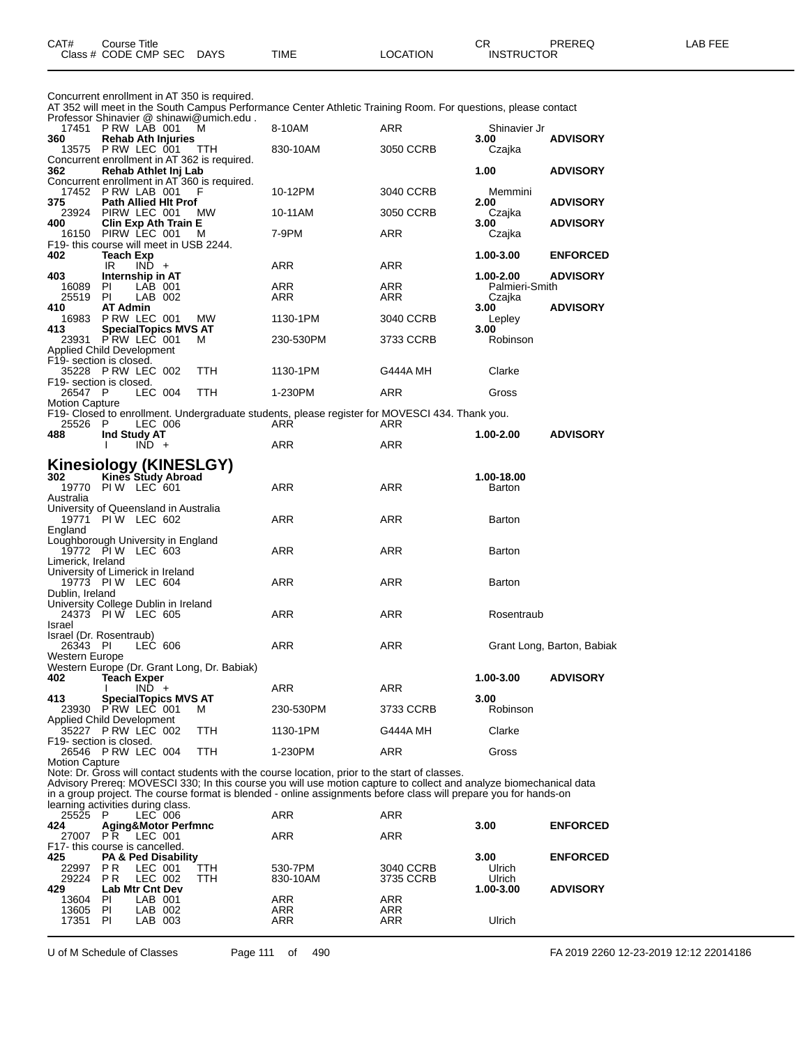| CAT# | Course Title | | | | | CR | PREREQ | LAB FEE |
|---|---|---|---|---|---|---|---|---|
| Class # | CODE CMP SEC | DAYS | TIME | LOCATION | | INSTRUCTOR | | |

Concurrent enrollment in AT 350 is required.
AT 352 will meet in the South Campus Performance Center Athletic Training Room. For questions, please contact Professor Shinavier @ shinawi@umich.edu .

| | | | | | | |
|---|---|---|---|---|---|---|
| 17451 | P RW LAB 001 | M | 8-10AM | ARR | Shinavier Jr | |
| **360** | **Rehab Ath Injuries** | | | | **3.00** | **ADVISORY** |
| 13575 | P RW LEC 001 | TTH | 830-10AM | 3050 CCRB | Czajka | |

Concurrent enrollment in AT 362 is required.

| | | | | | | |
|---|---|---|---|---|---|---|
| **362** | **Rehab Athlet Inj Lab** | | | | **1.00** | **ADVISORY** |

Concurrent enrollment in AT 360 is required.

| | | | | | | |
|---|---|---|---|---|---|---|
| 17452 | P RW LAB 001 | F | 10-12PM | 3040 CCRB | Memmini | |
| **375** | **Path Allied Hlt Prof** | | | | **2.00** | **ADVISORY** |
| 23924 | PIRW LEC 001 | MW | 10-11AM | 3050 CCRB | Czajka | |
| **400** | **Clin Exp Ath Train E** | | | | **3.00** | **ADVISORY** |
| 16150 | PIRW LEC 001 | M | 7-9PM | ARR | Czajka | |

F19- this course will meet in USB 2244.

| | | | | | | |
|---|---|---|---|---|---|---|
| **402** | **Teach Exp** | | | | **1.00-3.00** | **ENFORCED** |
| | IR IND + | | ARR | ARR | | |
| **403** | **Internship in AT** | | | | **1.00-2.00** | **ADVISORY** |
| 16089 | PI LAB 001 | | ARR | ARR | Palmieri-Smith | |
| 25519 | PI LAB 002 | | ARR | ARR | Czajka | |
| **410** | **AT Admin** | | | | **3.00** | **ADVISORY** |
| 16983 | P RW LEC 001 | MW | 1130-1PM | 3040 CCRB | Lepley | |
| **413** | **SpecialTopics MVS AT** | | | | **3.00** | |
| 23931 | P RW LEC 001 | M | 230-530PM | 3733 CCRB | Robinson | |

Applied Child Development
F19- section is closed.

| | | | | | | |
|---|---|---|---|---|---|---|
| 35228 | P RW LEC 002 | TTH | 1130-1PM | G444A MH | Clarke | |

F19- section is closed.

| | | | | | | |
|---|---|---|---|---|---|---|
| 26547 | P LEC 004 | TTH | 1-230PM | ARR | Gross | |

Motion Capture
F19- Closed to enrollment. Undergraduate students, please register for MOVESCI 434. Thank you.

| | | | | | | |
|---|---|---|---|---|---|---|
| 25526 | P LEC 006 | | ARR | ARR | | |
| **488** | **Ind Study AT** | | | | **1.00-2.00** | **ADVISORY** |
| | I IND + | | ARR | ARR | | |

## Kinesiology (KINESLGY)

| | | | | | | |
|---|---|---|---|---|---|---|
| **302** | **Kines Study Abroad** | | | | **1.00-18.00** | |
| 19770 | PI W LEC 601 | | ARR | ARR | Barton | |

Australia
University of Queensland in Australia

| | | | | | | |
|---|---|---|---|---|---|---|
| 19771 | PI W LEC 602 | | ARR | ARR | Barton | |

England
Loughborough University in England

| | | | | | | |
|---|---|---|---|---|---|---|
| 19772 | PI W LEC 603 | | ARR | ARR | Barton | |

Limerick, Ireland
University of Limerick in Ireland

| | | | | | | |
|---|---|---|---|---|---|---|
| 19773 | PI W LEC 604 | | ARR | ARR | Barton | |

Dublin, Ireland
University College Dublin in Ireland

| | | | | | | |
|---|---|---|---|---|---|---|
| 24373 | PI W LEC 605 | | ARR | ARR | Rosentraub | |

Israel
Israel (Dr. Rosentraub)

| | | | | | | |
|---|---|---|---|---|---|---|
| 26343 | PI LEC 606 | | ARR | ARR | Grant Long, Barton, Babiak | |

Western Europe
Western Europe (Dr. Grant Long, Dr. Babiak)

| | | | | | | |
|---|---|---|---|---|---|---|
| **402** | **Teach Exper** | | | | **1.00-3.00** | **ADVISORY** |
| | I IND + | | ARR | ARR | | |
| **413** | **SpecialTopics MVS AT** | | | | **3.00** | |
| 23930 | P RW LEC 001 | M | 230-530PM | 3733 CCRB | Robinson | |

Applied Child Development

| | | | | | | |
|---|---|---|---|---|---|---|
| 35227 | P RW LEC 002 | TTH | 1130-1PM | G444A MH | Clarke | |

F19- section is closed.

| | | | | | | |
|---|---|---|---|---|---|---|
| 26546 | P RW LEC 004 | TTH | 1-230PM | ARR | Gross | |

Motion Capture
Note: Dr. Gross will contact students with the course location, prior to the start of classes.
Advisory Prereq: MOVESCI 330; In this course you will use motion capture to collect and analyze biomechanical data in a group project. The course format is blended - online assignments before class will prepare you for hands-on learning activities during class.

| | | | | | | |
|---|---|---|---|---|---|---|
| 25525 | P LEC 006 | | ARR | ARR | | |
| **424** | **Aging&Motor Perfmnc** | | | | **3.00** | **ENFORCED** |
| 27007 | P R LEC 001 | | ARR | ARR | | |

F17- this course is cancelled.

| | | | | | | |
|---|---|---|---|---|---|---|
| **425** | **PA & Ped Disability** | | | | **3.00** | **ENFORCED** |
| 22997 | P R LEC 001 | TTH | 530-7PM | 3040 CCRB | Ulrich | |
| 29224 | P R LEC 002 | TTH | 830-10AM | 3735 CCRB | Ulrich | |
| **429** | **Lab Mtr Cnt Dev** | | | | **1.00-3.00** | **ADVISORY** |
| 13604 | PI LAB 001 | | ARR | ARR | | |
| 13605 | PI LAB 002 | | ARR | ARR | | |
| 17351 | PI LAB 003 | | ARR | ARR | Ulrich | |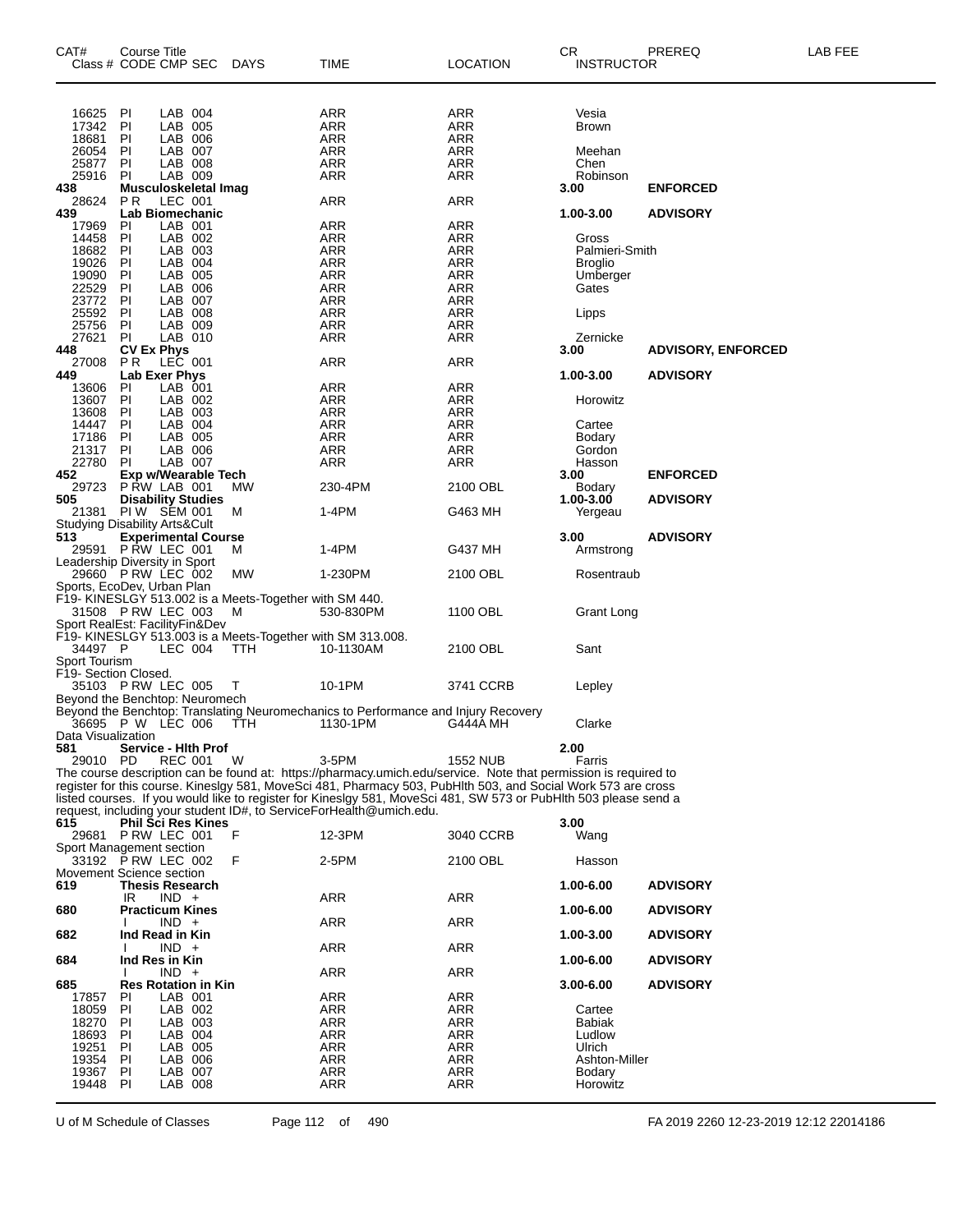| CAT# | Course Title<br>Class # CODE CMP SEC | DAYS | TIME | LOCATION | CR<br>INSTRUCTOR | PREREQ | LAB FEE |
|---|---|---|---|---|---|---|---|
| 16625 | PI LAB 004 | | ARR | ARR | Vesia | | |
| 17342 | PI LAB 005 | | ARR | ARR | Brown | | |
| 18681 | PI LAB 006 | | ARR | ARR | | | |
| 26054 | PI LAB 007 | | ARR | ARR | Meehan | | |
| 25877 | PI LAB 008 | | ARR | ARR | Chen | | |
| 25916 | PI LAB 009 | | ARR | ARR | Robinson | | |
| **438** | **Musculoskeletal Imag** | | | | **3.00** | **ENFORCED** | |
| 28624 | P R LEC 001 | | ARR | ARR | | | |
| **439** | **Lab Biomechanic** | | | | **1.00-3.00** | **ADVISORY** | |
| 17969 | PI LAB 001 | | ARR | ARR | | | |
| 14458 | PI LAB 002 | | ARR | ARR | Gross | | |
| 18682 | PI LAB 003 | | ARR | ARR | Palmieri-Smith | | |
| 19026 | PI LAB 004 | | ARR | ARR | Broglio | | |
| 19090 | PI LAB 005 | | ARR | ARR | Umberger | | |
| 22529 | PI LAB 006 | | ARR | ARR | Gates | | |
| 23772 | PI LAB 007 | | ARR | ARR | | | |
| 25592 | PI LAB 008 | | ARR | ARR | Lipps | | |
| 25756 | PI LAB 009 | | ARR | ARR | | | |
| 27621 | PI LAB 010 | | ARR | ARR | Zernicke | | |
| **448** | **CV Ex Phys** | | | | **3.00** | **ADVISORY, ENFORCED** | |
| 27008 | P R LEC 001 | | ARR | ARR | | | |
| **449** | **Lab Exer Phys** | | | | **1.00-3.00** | **ADVISORY** | |
| 13606 | PI LAB 001 | | ARR | ARR | | | |
| 13607 | PI LAB 002 | | ARR | ARR | Horowitz | | |
| 13608 | PI LAB 003 | | ARR | ARR | | | |
| 14447 | PI LAB 004 | | ARR | ARR | Cartee | | |
| 17186 | PI LAB 005 | | ARR | ARR | Bodary | | |
| 21317 | PI LAB 006 | | ARR | ARR | Gordon | | |
| 22780 | PI LAB 007 | | ARR | ARR | Hasson | | |
| **452** | **Exp w/Wearable Tech** | | | | **3.00** | **ENFORCED** | |
| 29723 | P RW LAB 001 | MW | 230-4PM | 2100 OBL | Bodary | | |
| **505** | **Disability Studies** | | | | **1.00-3.00** | **ADVISORY** | |
| 21381 | PI W SEM 001 | M | 1-4PM | G463 MH | Yergeau | | |
| Studying Disability Arts&Cult | | | | | | | |
| **513** | **Experimental Course** | | | | **3.00** | **ADVISORY** | |
| 29591 | P RW LEC 001 | M | 1-4PM | G437 MH | Armstrong | | |
| Leadership Diversity in Sport | | | | | | | |
| 29660 | P RW LEC 002 | MW | 1-230PM | 2100 OBL | Rosentraub | | |
| Sports, EcoDev, Urban Plan | | | | | | | |
| F19- KINESLGY 513.002 is a Meets-Together with SM 440. | | | | | | | |
| 31508 | P RW LEC 003 | M | 530-830PM | 1100 OBL | Grant Long | | |
| Sport RealEst: FacilityFin&Dev | | | | | | | |
| F19- KINESLGY 513.003 is a Meets-Together with SM 313.008. | | | | | | | |
| 34497 | P LEC 004 | TTH | 10-1130AM | 2100 OBL | Sant | | |
| Sport Tourism | | | | | | | |
| F19- Section Closed. | | | | | | | |
| 35103 | P RW LEC 005 | T | 10-1PM | 3741 CCRB | Lepley | | |
| Beyond the Benchtop: Neuromech | | | | | | | |
| Beyond the Benchtop: Translating Neuromechanics to Performance and Injury Recovery | | | | | | | |
| 36695 | P W LEC 006 | TTH | 1130-1PM | G444A MH | Clarke | | |
| Data Visualization | | | | | | | |
| **581** | **Service - Hlth Prof** | | | | **2.00** | | |
| 29010 | PD REC 001 | W | 3-5PM | 1552 NUB | Farris | | |
| The course description can be found at: https://pharmacy.umich.edu/service. Note that permission is required to register for this course. Kineslgy 581, MoveSci 481, Pharmacy 503, PubHlth 503, and Social Work 573 are cross listed courses. If you would like to register for Kineslgy 581, MoveSci 481, SW 573 or PubHlth 503 please send a request, including your student ID#, to ServiceForHealth@umich.edu. | | | | | | | |
| **615** | **Phil Sci Res Kines** | | | | **3.00** | | |
| 29681 | P RW LEC 001 | F | 12-3PM | 3040 CCRB | Wang | | |
| Sport Management section | | | | | | | |
| 33192 | P RW LEC 002 | F | 2-5PM | 2100 OBL | Hasson | | |
| Movement Science section | | | | | | | |
| **619** | **Thesis Research** | | | | **1.00-6.00** | **ADVISORY** | |
| | IR IND + | | ARR | ARR | | | |
| **680** | **Practicum Kines** | | | | **1.00-6.00** | **ADVISORY** | |
| | I IND + | | ARR | ARR | | | |
| **682** | **Ind Read in Kin** | | | | **1.00-3.00** | **ADVISORY** | |
| | I IND + | | ARR | ARR | | | |
| **684** | **Ind Res in Kin** | | | | **1.00-6.00** | **ADVISORY** | |
| | I IND + | | ARR | ARR | | | |
| **685** | **Res Rotation in Kin** | | | | **3.00-6.00** | **ADVISORY** | |
| 17857 | PI LAB 001 | | ARR | ARR | | | |
| 18059 | PI LAB 002 | | ARR | ARR | Cartee | | |
| 18270 | PI LAB 003 | | ARR | ARR | Babiak | | |
| 18693 | PI LAB 004 | | ARR | ARR | Ludlow | | |
| 19251 | PI LAB 005 | | ARR | ARR | Ulrich | | |
| 19354 | PI LAB 006 | | ARR | ARR | Ashton-Miller | | |
| 19367 | PI LAB 007 | | ARR | ARR | Bodary | | |
| 19448 | PI LAB 008 | | ARR | ARR | Horowitz | | |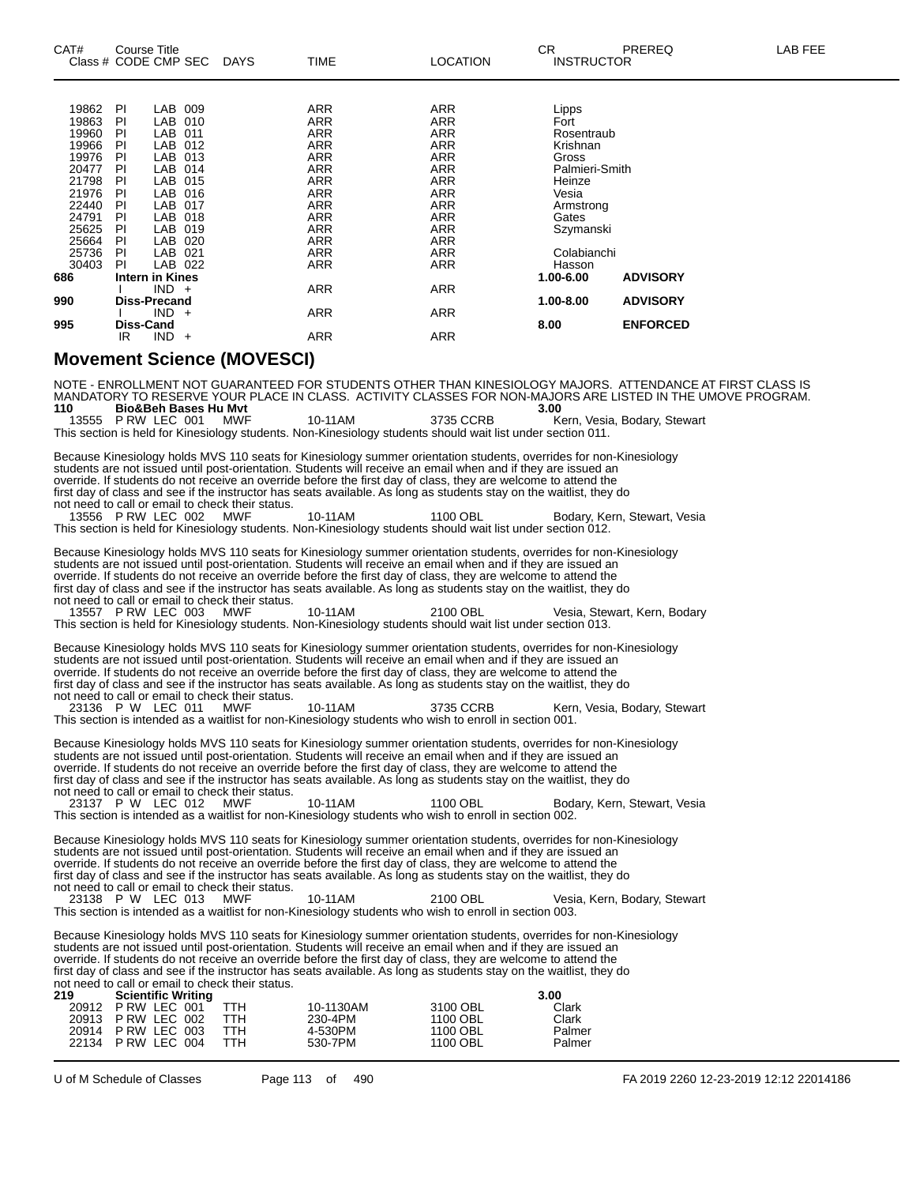| CAT# Class # | Course Title CODE CMP SEC | DAYS | TIME | LOCATION | CR INSTRUCTOR | PREREQ | LAB FEE |
|---|---|---|---|---|---|---|---|
| 19862 | PI LAB 009 | | ARR | ARR | Lipps | | |
| 19863 | PI LAB 010 | | ARR | ARR | Fort | | |
| 19960 | PI LAB 011 | | ARR | ARR | Rosentraub | | |
| 19966 | PI LAB 012 | | ARR | ARR | Krishnan | | |
| 19976 | PI LAB 013 | | ARR | ARR | Gross | | |
| 20477 | PI LAB 014 | | ARR | ARR | Palmieri-Smith | | |
| 21798 | PI LAB 015 | | ARR | ARR | Heinze | | |
| 21976 | PI LAB 016 | | ARR | ARR | Vesia | | |
| 22440 | PI LAB 017 | | ARR | ARR | Armstrong | | |
| 24791 | PI LAB 018 | | ARR | ARR | Gates | | |
| 25625 | PI LAB 019 | | ARR | ARR | Szymanski | | |
| 25664 | PI LAB 020 | | ARR | ARR | | | |
| 25736 | PI LAB 021 | | ARR | ARR | Colabianchi | | |
| 30403 | PI LAB 022 | | ARR | ARR | Hasson | | |
| **686** | **Intern in Kines** | | | | **1.00-6.00** | **ADVISORY** | |
| | I IND + | | ARR | ARR | | | |
| **990** | **Diss-Precand** | | | | **1.00-8.00** | **ADVISORY** | |
| | I IND + | | ARR | ARR | | | |
| **995** | **Diss-Cand** | | | | **8.00** | **ENFORCED** | |
| | IR IND + | | ARR | ARR | | | |

## Movement Science (MOVESCI)

NOTE - ENROLLMENT NOT GUARANTEED FOR STUDENTS OTHER THAN KINESIOLOGY MAJORS. ATTENDANCE AT FIRST CLASS IS MANDATORY TO RESERVE YOUR PLACE IN CLASS. ACTIVITY CLASSES FOR NON-MAJORS ARE LISTED IN THE UMOVE PROGRAM.

**110 Bio&Beh Bases Hu Mvt** **3.00**

13555 P RW LEC 001 MWF 10-11AM 3735 CCRB Kern, Vesia, Bodary, Stewart

This section is held for Kinesiology students. Non-Kinesiology students should wait list under section 011.

Because Kinesiology holds MVS 110 seats for Kinesiology summer orientation students, overrides for non-Kinesiology students are not issued until post-orientation. Students will receive an email when and if they are issued an override. If students do not receive an override before the first day of class, they are welcome to attend the first day of class and see if the instructor has seats available. As long as students stay on the waitlist, they do not need to call or email to check their status.

13556 P RW LEC 002 MWF 10-11AM 1100 OBL Bodary, Kern, Stewart, Vesia

This section is held for Kinesiology students. Non-Kinesiology students should wait list under section 012.

Because Kinesiology holds MVS 110 seats for Kinesiology summer orientation students, overrides for non-Kinesiology students are not issued until post-orientation. Students will receive an email when and if they are issued an override. If students do not receive an override before the first day of class, they are welcome to attend the first day of class and see if the instructor has seats available. As long as students stay on the waitlist, they do not need to call or email to check their status.

13557 P RW LEC 003 MWF 10-11AM 2100 OBL Vesia, Stewart, Kern, Bodary

This section is held for Kinesiology students. Non-Kinesiology students should wait list under section 013.

Because Kinesiology holds MVS 110 seats for Kinesiology summer orientation students, overrides for non-Kinesiology students are not issued until post-orientation. Students will receive an email when and if they are issued an override. If students do not receive an override before the first day of class, they are welcome to attend the first day of class and see if the instructor has seats available. As long as students stay on the waitlist, they do not need to call or email to check their status.

23136 P W LEC 011 MWF 10-11AM 3735 CCRB Kern, Vesia, Bodary, Stewart

This section is intended as a waitlist for non-Kinesiology students who wish to enroll in section 001.

Because Kinesiology holds MVS 110 seats for Kinesiology summer orientation students, overrides for non-Kinesiology students are not issued until post-orientation. Students will receive an email when and if they are issued an override. If students do not receive an override before the first day of class, they are welcome to attend the first day of class and see if the instructor has seats available. As long as students stay on the waitlist, they do not need to call or email to check their status.

23137 P W LEC 012 MWF 10-11AM 1100 OBL Bodary, Kern, Stewart, Vesia

This section is intended as a waitlist for non-Kinesiology students who wish to enroll in section 002.

Because Kinesiology holds MVS 110 seats for Kinesiology summer orientation students, overrides for non-Kinesiology students are not issued until post-orientation. Students will receive an email when and if they are issued an override. If students do not receive an override before the first day of class, they are welcome to attend the first day of class and see if the instructor has seats available. As long as students stay on the waitlist, they do not need to call or email to check their status.

23138 P W LEC 013 MWF 10-11AM 2100 OBL Vesia, Kern, Bodary, Stewart

This section is intended as a waitlist for non-Kinesiology students who wish to enroll in section 003.

Because Kinesiology holds MVS 110 seats for Kinesiology summer orientation students, overrides for non-Kinesiology students are not issued until post-orientation. Students will receive an email when and if they are issued an override. If students do not receive an override before the first day of class, they are welcome to attend the first day of class and see if the instructor has seats available. As long as students stay on the waitlist, they do not need to call or email to check their status.

**219 Scientific Writing** **3.00**

| Class # | CODE CMP SEC | DAYS | TIME | LOCATION | INSTRUCTOR |
|---|---|---|---|---|---|
| 20912 | P RW LEC 001 | TTH | 10-1130AM | 3100 OBL | Clark |
| 20913 | P RW LEC 002 | TTH | 230-4PM | 1100 OBL | Clark |
| 20914 | P RW LEC 003 | TTH | 4-530PM | 1100 OBL | Palmer |
| 22134 | P RW LEC 004 | TTH | 530-7PM | 1100 OBL | Palmer |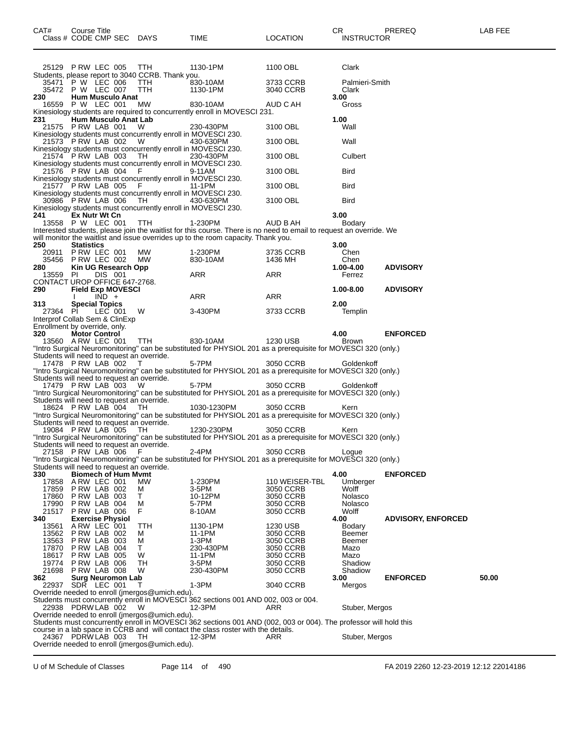| CAT# | Course Title Class # CODE CMP SEC | DAYS | TIME | LOCATION | CR INSTRUCTOR | PREREQ | LAB FEE |
|---|---|---|---|---|---|---|---|
| | 25129 P RW LEC 005 | TTH | 1130-1PM | 1100 OBL | Clark | | |

Students, please report to 3040 CCRB. Thank you.

| | | | | | | | |
|---|---|---|---|---|---|---|---|
| | 35471 P W LEC 006 | TTH | 830-10AM | 3733 CCRB | Palmieri-Smith | | |
| | 35472 P W LEC 007 | TTH | 1130-1PM | 3040 CCRB | Clark | | |
| 230 | **Hum Musculo Anat** | | | | 3.00 | | |
| | 16559 P W LEC 001 | MW | 830-10AM | AUD C AH | Gross | | |

Kinesiology students are required to concurrently enroll in MOVESCI 231.

| | | | | | | | |
|---|---|---|---|---|---|---|---|
| 231 | **Hum Musculo Anat Lab** | | | | 1.00 | | |
| | 21575 P RW LAB 001 | W | 230-430PM | 3100 OBL | Wall | | |

Kinesiology students must concurrently enroll in MOVESCI 230.

| | | | | | | | |
|---|---|---|---|---|---|---|---|
| | 21573 P RW LAB 002 | W | 430-630PM | 3100 OBL | Wall | | |

Kinesiology students must concurrently enroll in MOVESCI 230.

| | | | | | | | |
|---|---|---|---|---|---|---|---|
| | 21574 P RW LAB 003 | TH | 230-430PM | 3100 OBL | Culbert | | |

Kinesiology students must concurrently enroll in MOVESCI 230.

| | | | | | | | |
|---|---|---|---|---|---|---|---|
| | 21576 P RW LAB 004 | F | 9-11AM | 3100 OBL | Bird | | |

Kinesiology students must concurrently enroll in MOVESCI 230.

| | | | | | | | |
|---|---|---|---|---|---|---|---|
| | 21577 P RW LAB 005 | F | 11-1PM | 3100 OBL | Bird | | |

Kinesiology students must concurrently enroll in MOVESCI 230.

| | | | | | | | |
|---|---|---|---|---|---|---|---|
| | 30986 P RW LAB 006 | TH | 430-630PM | 3100 OBL | Bird | | |

Kinesiology students must concurrently enroll in MOVESCI 230.

| | | | | | | | |
|---|---|---|---|---|---|---|---|
| 241 | **Ex Nutr Wt Cn** | | | | 3.00 | | |
| | 13558 P W LEC 001 | TTH | 1-230PM | AUD B AH | Bodary | | |

Interested students, please join the waitlist for this course. There is no need to email to request an override. We will monitor the waitlist and issue overrides up to the room capacity. Thank you.

| | | | | | | | |
|---|---|---|---|---|---|---|---|
| 250 | **Statistics** | | | | 3.00 | | |
| | 20911 P RW LEC 001 | MW | 1-230PM | 3735 CCRB | Chen | | |
| | 35456 P RW LEC 002 | MW | 830-10AM | 1436 MH | Chen | | |
| 280 | **Kin UG Research Opp** | | | | 1.00-4.00 | **ADVISORY** | |
| | 13559 PI DIS 001 | | ARR | ARR | Ferrez | | |

CONTACT UROP OFFICE 647-2768.

| | | | | | | | |
|---|---|---|---|---|---|---|---|
| 290 | **Field Exp MOVESCI** | | | | 1.00-8.00 | **ADVISORY** | |
| | I IND + | | ARR | ARR | | | |
| 313 | **Special Topics** | | | | 2.00 | | |
| | 27364 PI LEC 001 | W | 3-430PM | 3733 CCRB | Templin | | |

Interprof Collab Sem & ClinExp
Enrollment by override, only.

| | | | | | | | |
|---|---|---|---|---|---|---|---|
| 320 | **Motor Control** | | | | 4.00 | **ENFORCED** | |
| | 13560 A RW LEC 001 | TTH | 830-10AM | 1230 USB | Brown | | |

"Intro Surgical Neuromonitoring" can be substituted for PHYSIOL 201 as a prerequisite for MOVESCI 320 (only.) Students will need to request an override.

| | | | | | | | |
|---|---|---|---|---|---|---|---|
| | 17478 P RW LAB 002 | T | 5-7PM | 3050 CCRB | Goldenkoff | | |

"Intro Surgical Neuromonitoring" can be substituted for PHYSIOL 201 as a prerequisite for MOVESCI 320 (only.) Students will need to request an override.

| | | | | | | | |
|---|---|---|---|---|---|---|---|
| | 17479 P RW LAB 003 | W | 5-7PM | 3050 CCRB | Goldenkoff | | |

"Intro Surgical Neuromonitoring" can be substituted for PHYSIOL 201 as a prerequisite for MOVESCI 320 (only.) Students will need to request an override.

| | | | | | | | |
|---|---|---|---|---|---|---|---|
| | 18624 P RW LAB 004 | TH | 1030-1230PM | 3050 CCRB | Kern | | |

"Intro Surgical Neuromonitoring" can be substituted for PHYSIOL 201 as a prerequisite for MOVESCI 320 (only.) Students will need to request an override.

| | | | | | | | |
|---|---|---|---|---|---|---|---|
| | 19084 P RW LAB 005 | TH | 1230-230PM | 3050 CCRB | Kern | | |

"Intro Surgical Neuromonitoring" can be substituted for PHYSIOL 201 as a prerequisite for MOVESCI 320 (only.) Students will need to request an override.

| | | | | | | | |
|---|---|---|---|---|---|---|---|
| | 27158 P RW LAB 006 | F | 2-4PM | 3050 CCRB | Logue | | |

"Intro Surgical Neuromonitoring" can be substituted for PHYSIOL 201 as a prerequisite for MOVESCI 320 (only.) Students will need to request an override.

| | | | | | | | |
|---|---|---|---|---|---|---|---|
| 330 | **Biomech of Hum Mvmt** | | | | 4.00 | **ENFORCED** | |
| | 17858 A RW LEC 001 | MW | 1-230PM | 110 WEISER-TBL | Umberger | | |
| | 17859 P RW LAB 002 | M | 3-5PM | 3050 CCRB | Wolff | | |
| | 17860 P RW LAB 003 | T | 10-12PM | 3050 CCRB | Nolasco | | |
| | 17990 P RW LAB 004 | M | 5-7PM | 3050 CCRB | Nolasco | | |
| | 21517 P RW LAB 006 | F | 8-10AM | 3050 CCRB | Wolff | | |
| 340 | **Exercise Physiol** | | | | 4.00 | **ADVISORY, ENFORCED** | |
| | 13561 A RW LEC 001 | TTH | 1130-1PM | 1230 USB | Bodary | | |
| | 13562 P RW LAB 002 | M | 11-1PM | 3050 CCRB | Beemer | | |
| | 13563 P RW LAB 003 | M | 1-3PM | 3050 CCRB | Beemer | | |
| | 17870 P RW LAB 004 | T | 230-430PM | 3050 CCRB | Mazo | | |
| | 18617 P RW LAB 005 | W | 11-1PM | 3050 CCRB | Mazo | | |
| | 19774 P RW LAB 006 | TH | 3-5PM | 3050 CCRB | Shadiow | | |
| | 21698 P RW LAB 008 | W | 230-430PM | 3050 CCRB | Shadiow | | |
| 362 | **Surg Neuromon Lab** | | | | 3.00 | **ENFORCED** | 50.00 |
| | 22937 SDR LEC 001 | T | 1-3PM | 3040 CCRB | Mergos | | |

Override needed to enroll (jmergos@umich.edu).
Students must concurrently enroll in MOVESCI 362 sections 001 AND 002, 003 or 004.

| | | | | | | | |
|---|---|---|---|---|---|---|---|
| | 22938 PDRW LAB 002 | W | 12-3PM | ARR | Stuber, Mergos | | |

Override needed to enroll (jmergos@umich.edu).
Students must concurrently enroll in MOVESCI 362 sections 001 AND (002, 003 or 004). The professor will hold this course in a lab space in CCRB and will contact the class roster with the details.

| | | | | | | | |
|---|---|---|---|---|---|---|---|
| | 24367 PDRW LAB 003 | TH | 12-3PM | ARR | Stuber, Mergos | | |

Override needed to enroll (jmergos@umich.edu).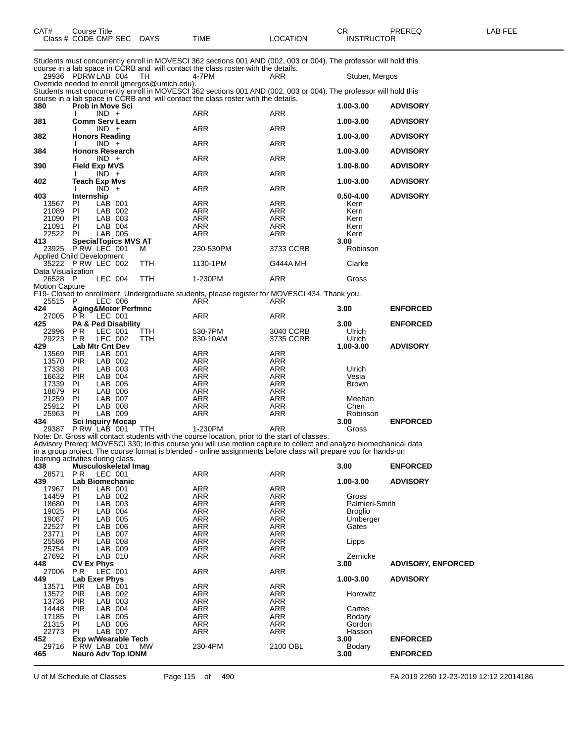| CAT# | Course Title Class # CODE CMP SEC | DAYS | TIME | LOCATION | CR INSTRUCTOR | PREREQ | LAB FEE |
|---|---|---|---|---|---|---|---|

Students must concurrently enroll in MOVESCI 362 sections 001 AND (002, 003 or 004). The professor will hold this course in a lab space in CCRB and will contact the class roster with the details.

| CAT# | Course Title / Class # CODE CMP SEC | DAYS | TIME | LOCATION | CR / INSTRUCTOR | PREREQ |
|---|---|---|---|---|---|---|
| 29936 | PDRW LAB 004 | TH | 4-7PM | ARR | Stuber, Mergos | |

Override needed to enroll (jmergos@umich.edu).
Students must concurrently enroll in MOVESCI 362 sections 001 AND (002, 003 or 004). The professor will hold this course in a lab space in CCRB and will contact the class roster with the details.

| CAT# | Course Title / Class # CODE CMP SEC | DAYS | TIME | LOCATION | CR / INSTRUCTOR | PREREQ |
|---|---|---|---|---|---|---|
| **380** | **Prob in Move Sci** | | | | **1.00-3.00** | **ADVISORY** |
| | I IND + | | ARR | ARR | | |
| **381** | **Comm Serv Learn** | | | | **1.00-3.00** | **ADVISORY** |
| | I IND + | | ARR | ARR | | |
| **382** | **Honors Reading** | | | | **1.00-3.00** | **ADVISORY** |
| | I IND + | | ARR | ARR | | |
| **384** | **Honors Research** | | | | **1.00-3.00** | **ADVISORY** |
| | I IND + | | ARR | ARR | | |
| **390** | **Field Exp MVS** | | | | **1.00-8.00** | **ADVISORY** |
| | I IND + | | ARR | ARR | | |
| **402** | **Teach Exp Mvs** | | | | **1.00-3.00** | **ADVISORY** |
| | I IND + | | ARR | ARR | | |
| **403** | **Internship** | | | | **0.50-4.00** | **ADVISORY** |
| 13567 | PI LAB 001 | | ARR | ARR | Kern | |
| 21089 | PI LAB 002 | | ARR | ARR | Kern | |
| 21090 | PI LAB 003 | | ARR | ARR | Kern | |
| 21091 | PI LAB 004 | | ARR | ARR | Kern | |
| 22522 | PI LAB 005 | | ARR | ARR | Kern | |
| **413** | **SpecialTopics MVS AT** | | | | **3.00** | |
| 23925 | P RW LEC 001 | M | 230-530PM | 3733 CCRB | Robinson | |

Applied Child Development

| CAT# | Course Title / Class # CODE CMP SEC | DAYS | TIME | LOCATION | CR / INSTRUCTOR | PREREQ |
|---|---|---|---|---|---|---|
| 35222 | P RW LEC 002 | TTH | 1130-1PM | G444A MH | Clarke | |

Data Visualization

| CAT# | Course Title / Class # CODE CMP SEC | DAYS | TIME | LOCATION | CR / INSTRUCTOR | PREREQ |
|---|---|---|---|---|---|---|
| 26528 | P LEC 004 | TTH | 1-230PM | ARR | Gross | |

Motion Capture
F19- Closed to enrollment. Undergraduate students, please register for MOVESCI 434. Thank you.

| CAT# | Course Title / Class # CODE CMP SEC | DAYS | TIME | LOCATION | CR / INSTRUCTOR | PREREQ |
|---|---|---|---|---|---|---|
| 25515 | P LEC 006 | | ARR | ARR | | |
| **424** | **Aging&Motor Perfmnc** | | | | **3.00** | **ENFORCED** |
| 27005 | P R LEC 001 | | ARR | ARR | | |
| **425** | **PA & Ped Disability** | | | | **3.00** | **ENFORCED** |
| 22996 | P R LEC 001 | TTH | 530-7PM | 3040 CCRB | Ulrich | |
| 29223 | P R LEC 002 | TTH | 830-10AM | 3735 CCRB | Ulrich | |
| **429** | **Lab Mtr Cnt Dev** | | | | **1.00-3.00** | **ADVISORY** |
| 13569 | PIR LAB 001 | | ARR | ARR | | |
| 13570 | PIR LAB 002 | | ARR | ARR | | |
| 17338 | PI LAB 003 | | ARR | ARR | Ulrich | |
| 16632 | PIR LAB 004 | | ARR | ARR | Vesia | |
| 17339 | PI LAB 005 | | ARR | ARR | Brown | |
| 18679 | PI LAB 006 | | ARR | ARR | | |
| 21259 | PI LAB 007 | | ARR | ARR | Meehan | |
| 25912 | PI LAB 008 | | ARR | ARR | Chen | |
| 25963 | PI LAB 009 | | ARR | ARR | Robinson | |
| **434** | **Sci Inquiry Mocap** | | | | **3.00** | **ENFORCED** |
| 29387 | P RW LAB 001 | TTH | 1-230PM | ARR | Gross | |

Note: Dr. Gross will contact students with the course location, prior to the start of classes.
Advisory Prereq: MOVESCI 330; In this course you will use motion capture to collect and analyze biomechanical data in a group project. The course format is blended - online assignments before class will prepare you for hands-on learning activities during class.

| CAT# | Course Title / Class # CODE CMP SEC | DAYS | TIME | LOCATION | CR / INSTRUCTOR | PREREQ |
|---|---|---|---|---|---|---|
| **438** | **Musculoskeletal Imag** | | | | **3.00** | **ENFORCED** |
| 28571 | P R LEC 001 | | ARR | ARR | | |
| **439** | **Lab Biomechanic** | | | | **1.00-3.00** | **ADVISORY** |
| 17967 | PI LAB 001 | | ARR | ARR | | |
| 14459 | PI LAB 002 | | ARR | ARR | Gross | |
| 18680 | PI LAB 003 | | ARR | ARR | Palmieri-Smith | |
| 19025 | PI LAB 004 | | ARR | ARR | Broglio | |
| 19087 | PI LAB 005 | | ARR | ARR | Umberger | |
| 22527 | PI LAB 006 | | ARR | ARR | Gates | |
| 23771 | PI LAB 007 | | ARR | ARR | | |
| 25586 | PI LAB 008 | | ARR | ARR | Lipps | |
| 25754 | PI LAB 009 | | ARR | ARR | | |
| 27692 | PI LAB 010 | | ARR | ARR | Zernicke | |
| **448** | **CV Ex Phys** | | | | **3.00** | **ADVISORY, ENFORCED** |
| 27006 | P R LEC 001 | | ARR | ARR | | |
| **449** | **Lab Exer Phys** | | | | **1.00-3.00** | **ADVISORY** |
| 13571 | PIR LAB 001 | | ARR | ARR | | |
| 13572 | PIR LAB 002 | | ARR | ARR | Horowitz | |
| 13736 | PIR LAB 003 | | ARR | ARR | | |
| 14448 | PIR LAB 004 | | ARR | ARR | Cartee | |
| 17185 | PI LAB 005 | | ARR | ARR | Bodary | |
| 21315 | PI LAB 006 | | ARR | ARR | Gordon | |
| 22773 | PI LAB 007 | | ARR | ARR | Hasson | |
| **452** | **Exp w/Wearable Tech** | | | | **3.00** | **ENFORCED** |
| 29716 | P RW LAB 001 | MW | 230-4PM | 2100 OBL | Bodary | |
| **465** | **Neuro Adv Top IONM** | | | | **3.00** | **ENFORCED** |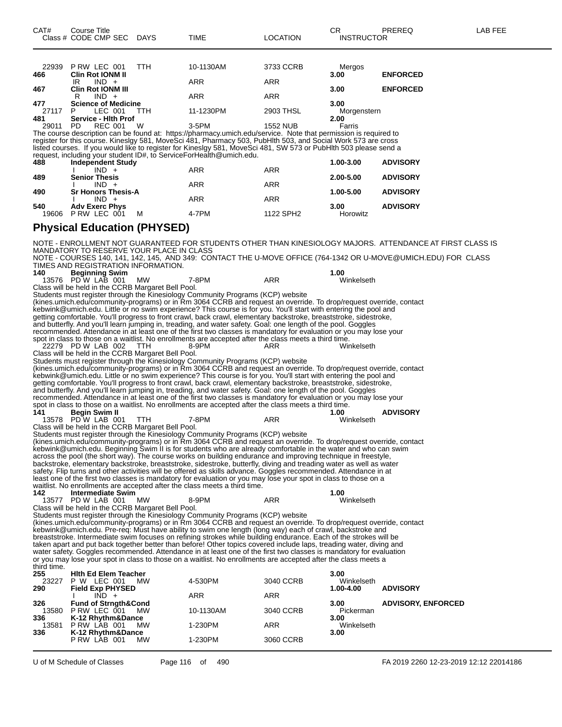| CAT# | Course Title<br>Class # CODE CMP SEC | DAYS | TIME | LOCATION | CR<br>INSTRUCTOR | PREREQ | LAB FEE |
|---|---|---|---|---|---|---|---|
| 22939 | P RW LEC 001 | TTH | 10-1130AM | 3733 CCRB | Mergos | | |
| **466** | **Clin Rot IONM II** | | | | **3.00** | **ENFORCED** | |
| | IR IND + | | ARR | ARR | | | |
| **467** | **Clin Rot IONM III** | | | | **3.00** | **ENFORCED** | |
| | R IND + | | ARR | ARR | | | |
| **477** | **Science of Medicine** | | | | **3.00** | | |
| 27117 | P LEC 001 | TTH | 11-1230PM | 2903 THSL | Morgenstern | | |
| **481** | **Service - Hlth Prof** | | | | **2.00** | | |
| 29011 | PD REC 001 | W | 3-5PM | 1552 NUB | Farris | | |

The course description can be found at: https://pharmacy.umich.edu/service. Note that permission is required to register for this course. Kineslgy 581, MoveSci 481, Pharmacy 503, PubHlth 503, and Social Work 573 are cross listed courses. If you would like to register for Kineslgy 581, MoveSci 481, SW 573 or PubHlth 503 please send a request, including your student ID#, to ServiceForHealth@umich.edu.

| CAT# | Course Title<br>Class # CODE CMP SEC | DAYS | TIME | LOCATION | CR<br>INSTRUCTOR | PREREQ | LAB FEE |
|---|---|---|---|---|---|---|---|
| **488** | **Independent Study** | | | | **1.00-3.00** | **ADVISORY** | |
| | I IND + | | ARR | ARR | | | |
| **489** | **Senior Thesis** | | | | **2.00-5.00** | **ADVISORY** | |
| | I IND + | | ARR | ARR | | | |
| **490** | **Sr Honors Thesis-A** | | | | **1.00-5.00** | **ADVISORY** | |
| | I IND + | | ARR | ARR | | | |
| **540** | **Adv Exerc Phys** | | | | **3.00** | **ADVISORY** | |
| 19606 | P RW LEC 001 | M | 4-7PM | 1122 SPH2 | Horowitz | | |

## Physical Education (PHYSED)

NOTE - ENROLLMENT NOT GUARANTEED FOR STUDENTS OTHER THAN KINESIOLOGY MAJORS. ATTENDANCE AT FIRST CLASS IS MANDATORY TO RESERVE YOUR PLACE IN CLASS
NOTE - COURSES 140, 141, 142, 145, AND 349: CONTACT THE U-MOVE OFFICE (764-1342 OR U-MOVE@UMICH.EDU) FOR CLASS TIMES AND REGISTRATION INFORMATION.

| CAT# | Course Title<br>Class # CODE CMP SEC | DAYS | TIME | LOCATION | CR<br>INSTRUCTOR | PREREQ | LAB FEE |
|---|---|---|---|---|---|---|---|
| **140** | **Beginning Swim** | | | | **1.00** | | |
| 13576 | PD W LAB 001 | MW | 7-8PM | ARR | Winkelseth | | |

Class will be held in the CCRB Margaret Bell Pool.
Students must register through the Kinesiology Community Programs (KCP) website (kines.umich.edu/community-programs) or in Rm 3064 CCRB and request an override. To drop/request override, contact kebwink@umich.edu. Little or no swim experience? This course is for you. You'll start with entering the pool and getting comfortable. You'll progress to front crawl, back crawl, elementary backstroke, breaststroke, sidestroke, and butterfly. And you'll learn jumping in, treading, and water safety. Goal: one length of the pool. Goggles recommended. Attendance in at least one of the first two classes is mandatory for evaluation or you may lose your spot in class to those on a waitlist. No enrollments are accepted after the class meets a third time.

| CAT# | Course Title<br>Class # CODE CMP SEC | DAYS | TIME | LOCATION | CR<br>INSTRUCTOR | PREREQ | LAB FEE |
|---|---|---|---|---|---|---|---|
| 22279 | PD W LAB 002 | TTH | 8-9PM | ARR | Winkelseth | | |

Class will be held in the CCRB Margaret Bell Pool.
Students must register through the Kinesiology Community Programs (KCP) website (kines.umich.edu/community-programs) or in Rm 3064 CCRB and request an override. To drop/request override, contact kebwink@umich.edu. Little or no swim experience? This course is for you. You'll start with entering the pool and getting comfortable. You'll progress to front crawl, back crawl, elementary backstroke, breaststroke, sidestroke, and butterfly. And you'll learn jumping in, treading, and water safety. Goal: one length of the pool. Goggles recommended. Attendance in at least one of the first two classes is mandatory for evaluation or you may lose your spot in class to those on a waitlist. No enrollments are accepted after the class meets a third time.

| CAT# | Course Title<br>Class # CODE CMP SEC | DAYS | TIME | LOCATION | CR<br>INSTRUCTOR | PREREQ | LAB FEE |
|---|---|---|---|---|---|---|---|
| **141** | **Begin Swim II** | | | | **1.00** | **ADVISORY** | |
| 13578 | PD W LAB 001 | TTH | 7-8PM | ARR | Winkelseth | | |

Class will be held in the CCRB Margaret Bell Pool.
Students must register through the Kinesiology Community Programs (KCP) website (kines.umich.edu/community-programs) or in Rm 3064 CCRB and request an override. To drop/request override, contact kebwink@umich.edu. Beginning Swim II is for students who are already comfortable in the water and who can swim across the pool (the short way). The course works on building endurance and improving technique in freestyle, backstroke, elementary backstroke, breaststroke, sidestroke, butterfly, diving and treading water as well as water safety. Flip turns and other activities will be offered as skills advance. Goggles recommended. Attendance in at least one of the first two classes is mandatory for evaluation or you may lose your spot in class to those on a waitlist. No enrollments are accepted after the class meets a third time.

| CAT# | Course Title<br>Class # CODE CMP SEC | DAYS | TIME | LOCATION | CR<br>INSTRUCTOR | PREREQ | LAB FEE |
|---|---|---|---|---|---|---|---|
| **142** | **Intermediate Swim** | | | | **1.00** | | |
| 13577 | PD W LAB 001 | MW | 8-9PM | ARR | Winkelseth | | |

Class will be held in the CCRB Margaret Bell Pool.
Students must register through the Kinesiology Community Programs (KCP) website (kines.umich.edu/community-programs) or in Rm 3064 CCRB and request an override. To drop/request override, contact kebwink@umich.edu. Pre-req: Must have ability to swim one length (long way) each of crawl, backstroke and breaststroke. Intermediate swim focuses on refining strokes while building endurance. Each of the strokes will be taken apart and put back together better than before! Other topics covered include laps, treading water, diving and water safety. Goggles recommended. Attendance in at least one of the first two classes is mandatory for evaluation or you may lose your spot in class to those on a waitlist. No enrollments are accepted after the class meets a third time.

| CAT# | Course Title<br>Class # CODE CMP SEC | DAYS | TIME | LOCATION | CR<br>INSTRUCTOR | PREREQ | LAB FEE |
|---|---|---|---|---|---|---|---|
| **255** | **Hlth Ed Elem Teacher** | | | | **3.00** | | |
| 23227 | P W LEC 001 | MW | 4-530PM | 3040 CCRB | Winkelseth | | |
| **290** | **Field Exp PHYSED** | | | | **1.00-4.00** | **ADVISORY** | |
| | I IND + | | ARR | ARR | | | |
| **326** | **Fund of Strngth&Cond** | | | | **3.00** | **ADVISORY, ENFORCED** | |
| 13580 | P RW LEC 001 | MW | 10-1130AM | 3040 CCRB | Pickerman | | |
| **336** | **K-12 Rhythm&Dance** | | | | **3.00** | | |
| 13581 | P RW LAB 001 | MW | 1-230PM | ARR | Winkelseth | | |
| **336** | **K-12 Rhythm&Dance** | | | | **3.00** | | |
| | P RW LAB 001 | MW | 1-230PM | 3060 CCRB | | | |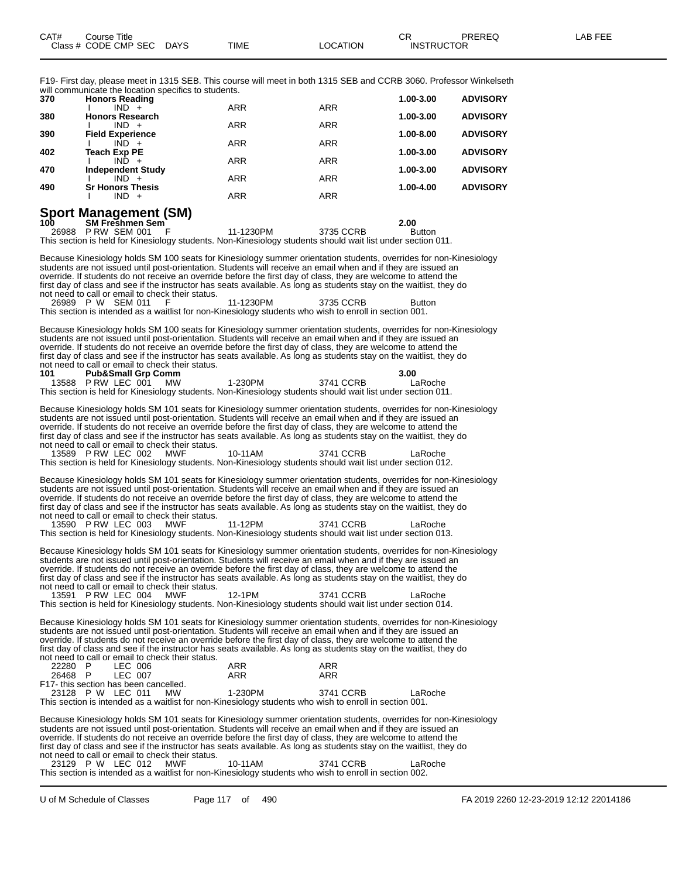| CAT# | Course Title | | | CR | PREREQ | LAB FEE |
|---|---|---|---|---|---|---|
| Class # CODE CMP SEC | DAYS | TIME | LOCATION | INSTRUCTOR | | |

F19- First day, please meet in 1315 SEB. This course will meet in both 1315 SEB and CCRB 3060. Professor Winkelseth will communicate the location specifics to students.

| CAT# | Course Title | DAYS | TIME | LOCATION | CR | PREREQ |
|---|---|---|---|---|---|---|
| **370** | **Honors Reading** | | | | **1.00-3.00** | **ADVISORY** |
| | I IND + | | ARR | ARR | | |
| **380** | **Honors Research** | | | | **1.00-3.00** | **ADVISORY** |
| | I IND + | | ARR | ARR | | |
| **390** | **Field Experience** | | | | **1.00-8.00** | **ADVISORY** |
| | I IND + | | ARR | ARR | | |
| **402** | **Teach Exp PE** | | | | **1.00-3.00** | **ADVISORY** |
| | I IND + | | ARR | ARR | | |
| **470** | **Independent Study** | | | | **1.00-3.00** | **ADVISORY** |
| | I IND + | | ARR | ARR | | |
| **490** | **Sr Honors Thesis** | | | | **1.00-4.00** | **ADVISORY** |
| | I IND + | | ARR | ARR | | |

## Sport Management (SM)

**100 SM Freshmen Sem** **2.00**

26988 P RW SEM 001 F 11-1230PM 3735 CCRB Button

This section is held for Kinesiology students. Non-Kinesiology students should wait list under section 011.

Because Kinesiology holds SM 100 seats for Kinesiology summer orientation students, overrides for non-Kinesiology students are not issued until post-orientation. Students will receive an email when and if they are issued an override. If students do not receive an override before the first day of class, they are welcome to attend the first day of class and see if the instructor has seats available. As long as students stay on the waitlist, they do not need to call or email to check their status.

26989 P W SEM 011 F 11-1230PM 3735 CCRB Button

This section is intended as a waitlist for non-Kinesiology students who wish to enroll in section 001.

Because Kinesiology holds SM 100 seats for Kinesiology summer orientation students, overrides for non-Kinesiology students are not issued until post-orientation. Students will receive an email when and if they are issued an override. If students do not receive an override before the first day of class, they are welcome to attend the first day of class and see if the instructor has seats available. As long as students stay on the waitlist, they do not need to call or email to check their status.

**101 Pub&Small Grp Comm** **3.00**

13588 P RW LEC 001 MW 1-230PM 3741 CCRB LaRoche

This section is held for Kinesiology students. Non-Kinesiology students should wait list under section 011.

Because Kinesiology holds SM 101 seats for Kinesiology summer orientation students, overrides for non-Kinesiology students are not issued until post-orientation. Students will receive an email when and if they are issued an override. If students do not receive an override before the first day of class, they are welcome to attend the first day of class and see if the instructor has seats available. As long as students stay on the waitlist, they do not need to call or email to check their status.

13589 P RW LEC 002 MWF 10-11AM 3741 CCRB LaRoche

This section is held for Kinesiology students. Non-Kinesiology students should wait list under section 012.

Because Kinesiology holds SM 101 seats for Kinesiology summer orientation students, overrides for non-Kinesiology students are not issued until post-orientation. Students will receive an email when and if they are issued an override. If students do not receive an override before the first day of class, they are welcome to attend the first day of class and see if the instructor has seats available. As long as students stay on the waitlist, they do not need to call or email to check their status.

13590 P RW LEC 003 MWF 11-12PM 3741 CCRB LaRoche

This section is held for Kinesiology students. Non-Kinesiology students should wait list under section 013.

Because Kinesiology holds SM 101 seats for Kinesiology summer orientation students, overrides for non-Kinesiology students are not issued until post-orientation. Students will receive an email when and if they are issued an override. If students do not receive an override before the first day of class, they are welcome to attend the first day of class and see if the instructor has seats available. As long as students stay on the waitlist, they do not need to call or email to check their status.

13591 P RW LEC 004 MWF 12-1PM 3741 CCRB LaRoche

This section is held for Kinesiology students. Non-Kinesiology students should wait list under section 014.

Because Kinesiology holds SM 101 seats for Kinesiology summer orientation students, overrides for non-Kinesiology students are not issued until post-orientation. Students will receive an email when and if they are issued an override. If students do not receive an override before the first day of class, they are welcome to attend the first day of class and see if the instructor has seats available. As long as students stay on the waitlist, they do not need to call or email to check their status.

22280 P LEC 006 ARR ARR

26468 P LEC 007 ARR ARR

F17- this section has been cancelled.

23128 P W LEC 011 MW 1-230PM 3741 CCRB LaRoche

This section is intended as a waitlist for non-Kinesiology students who wish to enroll in section 001.

Because Kinesiology holds SM 101 seats for Kinesiology summer orientation students, overrides for non-Kinesiology students are not issued until post-orientation. Students will receive an email when and if they are issued an override. If students do not receive an override before the first day of class, they are welcome to attend the first day of class and see if the instructor has seats available. As long as students stay on the waitlist, they do not need to call or email to check their status.

23129 P W LEC 012 MWF 10-11AM 3741 CCRB LaRoche

This section is intended as a waitlist for non-Kinesiology students who wish to enroll in section 002.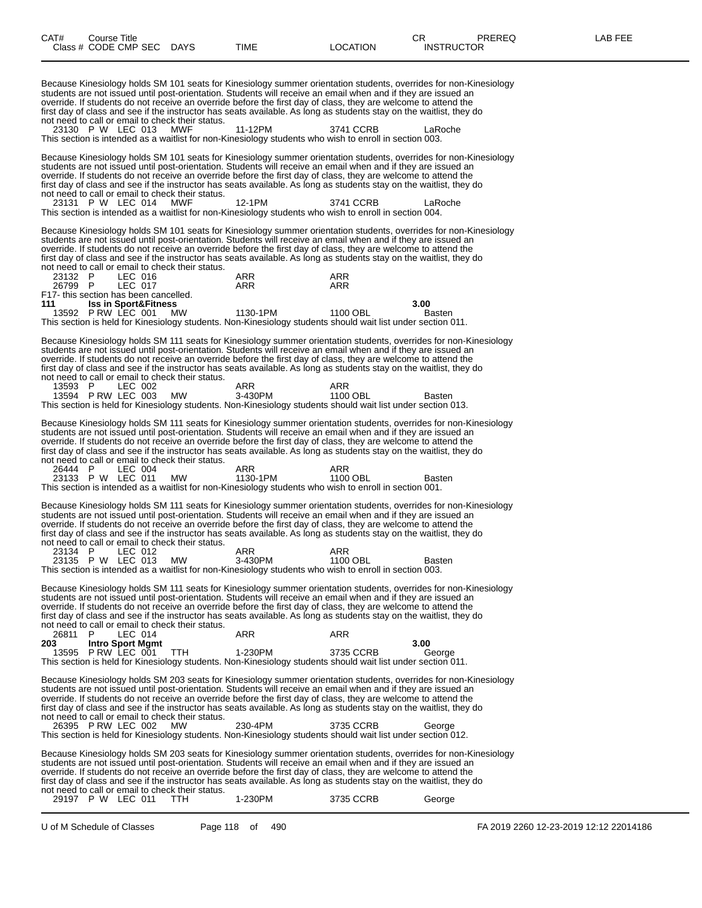| CAT# | Course Title | | | | | | | CR | PREREQ | LAB FEE |
|---|---|---|---|---|---|---|---|---|---|---|
| Class # | CODE | CMP | SEC | DAYS | TIME | LOCATION | INSTRUCTOR | | | |

Because Kinesiology holds SM 101 seats for Kinesiology summer orientation students, overrides for non-Kinesiology students are not issued until post-orientation. Students will receive an email when and if they are issued an override. If students do not receive an override before the first day of class, they are welcome to attend the first day of class and see if the instructor has seats available. As long as students stay on the waitlist, they do not need to call or email to check their status.

23130 P W LEC 013 MWF 11-12PM 3741 CCRB LaRoche

This section is intended as a waitlist for non-Kinesiology students who wish to enroll in section 003.

Because Kinesiology holds SM 101 seats for Kinesiology summer orientation students, overrides for non-Kinesiology students are not issued until post-orientation. Students will receive an email when and if they are issued an override. If students do not receive an override before the first day of class, they are welcome to attend the first day of class and see if the instructor has seats available. As long as students stay on the waitlist, they do not need to call or email to check their status.

23131 P W LEC 014 MWF 12-1PM 3741 CCRB LaRoche

This section is intended as a waitlist for non-Kinesiology students who wish to enroll in section 004.

Because Kinesiology holds SM 101 seats for Kinesiology summer orientation students, overrides for non-Kinesiology students are not issued until post-orientation. Students will receive an email when and if they are issued an override. If students do not receive an override before the first day of class, they are welcome to attend the first day of class and see if the instructor has seats available. As long as students stay on the waitlist, they do not need to call or email to check their status.

23132 P LEC 016 ARR ARR
26799 P LEC 017 ARR ARR

F17- this section has been cancelled.

**111 Iss in Sport&Fitness 3.00**

13592 P RW LEC 001 MW 1130-1PM 1100 OBL Basten

This section is held for Kinesiology students. Non-Kinesiology students should wait list under section 011.

Because Kinesiology holds SM 111 seats for Kinesiology summer orientation students, overrides for non-Kinesiology students are not issued until post-orientation. Students will receive an email when and if they are issued an override. If students do not receive an override before the first day of class, they are welcome to attend the first day of class and see if the instructor has seats available. As long as students stay on the waitlist, they do not need to call or email to check their status.

13593 P LEC 002 ARR ARR
13594 P RW LEC 003 MW 3-430PM 1100 OBL Basten

This section is held for Kinesiology students. Non-Kinesiology students should wait list under section 013.

Because Kinesiology holds SM 111 seats for Kinesiology summer orientation students, overrides for non-Kinesiology students are not issued until post-orientation. Students will receive an email when and if they are issued an override. If students do not receive an override before the first day of class, they are welcome to attend the first day of class and see if the instructor has seats available. As long as students stay on the waitlist, they do not need to call or email to check their status.

26444 P LEC 004 ARR ARR
23133 P W LEC 011 MW 1130-1PM 1100 OBL Basten

This section is intended as a waitlist for non-Kinesiology students who wish to enroll in section 001.

Because Kinesiology holds SM 111 seats for Kinesiology summer orientation students, overrides for non-Kinesiology students are not issued until post-orientation. Students will receive an email when and if they are issued an override. If students do not receive an override before the first day of class, they are welcome to attend the first day of class and see if the instructor has seats available. As long as students stay on the waitlist, they do not need to call or email to check their status.

23134 P LEC 012 ARR ARR
23135 P W LEC 013 MW 3-430PM 1100 OBL Basten

This section is intended as a waitlist for non-Kinesiology students who wish to enroll in section 003.

Because Kinesiology holds SM 111 seats for Kinesiology summer orientation students, overrides for non-Kinesiology students are not issued until post-orientation. Students will receive an email when and if they are issued an override. If students do not receive an override before the first day of class, they are welcome to attend the first day of class and see if the instructor has seats available. As long as students stay on the waitlist, they do not need to call or email to check their status.

26811 P LEC 014 ARR ARR

**203 Intro Sport Mgmt 3.00**

13595 P RW LEC 001 TTH 1-230PM 3735 CCRB George

This section is held for Kinesiology students. Non-Kinesiology students should wait list under section 011.

Because Kinesiology holds SM 203 seats for Kinesiology summer orientation students, overrides for non-Kinesiology students are not issued until post-orientation. Students will receive an email when and if they are issued an override. If students do not receive an override before the first day of class, they are welcome to attend the first day of class and see if the instructor has seats available. As long as students stay on the waitlist, they do not need to call or email to check their status.

26395 P RW LEC 002 MW 230-4PM 3735 CCRB George

This section is held for Kinesiology students. Non-Kinesiology students should wait list under section 012.

Because Kinesiology holds SM 203 seats for Kinesiology summer orientation students, overrides for non-Kinesiology students are not issued until post-orientation. Students will receive an email when and if they are issued an override. If students do not receive an override before the first day of class, they are welcome to attend the first day of class and see if the instructor has seats available. As long as students stay on the waitlist, they do not need to call or email to check their status.

29197 P W LEC 011 TTH 1-230PM 3735 CCRB George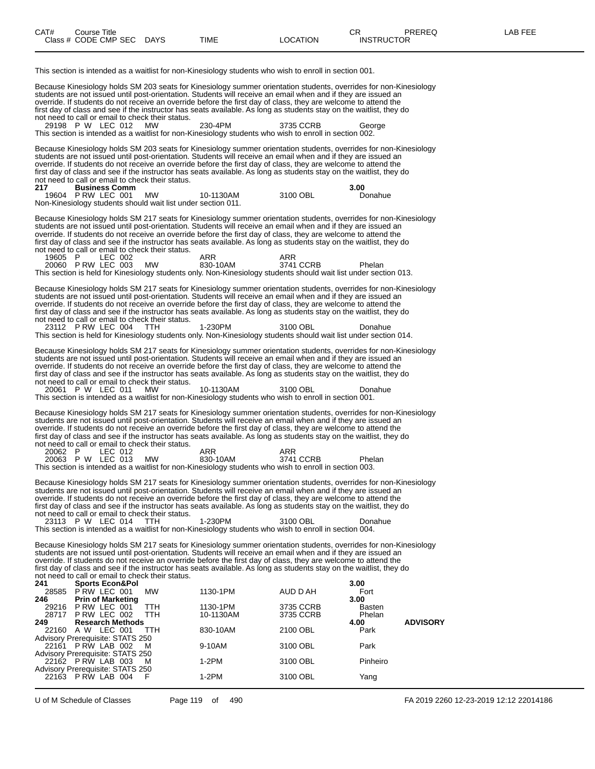| CAT# | Course Title | | | | CR | PREREQ | LAB FEE |
|---|---|---|---|---|---|---|---|
| Class # | CODE CMP SEC | DAYS | TIME | LOCATION | INSTRUCTOR | | |

This section is intended as a waitlist for non-Kinesiology students who wish to enroll in section 001.

Because Kinesiology holds SM 203 seats for Kinesiology summer orientation students, overrides for non-Kinesiology students are not issued until post-orientation. Students will receive an email when and if they are issued an override. If students do not receive an override before the first day of class, they are welcome to attend the first day of class and see if the instructor has seats available. As long as students stay on the waitlist, they do not need to call or email to check their status.

29198 P W LEC 012 MW 230-4PM 3735 CCRB George

This section is intended as a waitlist for non-Kinesiology students who wish to enroll in section 002.

Because Kinesiology holds SM 203 seats for Kinesiology summer orientation students, overrides for non-Kinesiology students are not issued until post-orientation. Students will receive an email when and if they are issued an override. If students do not receive an override before the first day of class, they are welcome to attend the first day of class and see if the instructor has seats available. As long as students stay on the waitlist, they do not need to call or email to check their status.

**217 Business Comm** **3.00**

19604 P RW LEC 001 MW 10-1130AM 3100 OBL Donahue

Non-Kinesiology students should wait list under section 011.

Because Kinesiology holds SM 217 seats for Kinesiology summer orientation students, overrides for non-Kinesiology students are not issued until post-orientation. Students will receive an email when and if they are issued an override. If students do not receive an override before the first day of class, they are welcome to attend the first day of class and see if the instructor has seats available. As long as students stay on the waitlist, they do not need to call or email to check their status.

19605 P LEC 002 ARR ARR

20060 P RW LEC 003 MW 830-10AM 3741 CCRB Phelan

This section is held for Kinesiology students only. Non-Kinesiology students should wait list under section 013.

Because Kinesiology holds SM 217 seats for Kinesiology summer orientation students, overrides for non-Kinesiology students are not issued until post-orientation. Students will receive an email when and if they are issued an override. If students do not receive an override before the first day of class, they are welcome to attend the first day of class and see if the instructor has seats available. As long as students stay on the waitlist, they do not need to call or email to check their status.

23112 P RW LEC 004 TTH 1-230PM 3100 OBL Donahue

This section is held for Kinesiology students only. Non-Kinesiology students should wait list under section 014.

Because Kinesiology holds SM 217 seats for Kinesiology summer orientation students, overrides for non-Kinesiology students are not issued until post-orientation. Students will receive an email when and if they are issued an override. If students do not receive an override before the first day of class, they are welcome to attend the first day of class and see if the instructor has seats available. As long as students stay on the waitlist, they do not need to call or email to check their status.

20061 P W LEC 011 MW 10-1130AM 3100 OBL Donahue

This section is intended as a waitlist for non-Kinesiology students who wish to enroll in section 001.

Because Kinesiology holds SM 217 seats for Kinesiology summer orientation students, overrides for non-Kinesiology students are not issued until post-orientation. Students will receive an email when and if they are issued an override. If students do not receive an override before the first day of class, they are welcome to attend the first day of class and see if the instructor has seats available. As long as students stay on the waitlist, they do not need to call or email to check their status.

20062 P LEC 012 ARR ARR

20063 P W LEC 013 MW 830-10AM 3741 CCRB Phelan

This section is intended as a waitlist for non-Kinesiology students who wish to enroll in section 003.

Because Kinesiology holds SM 217 seats for Kinesiology summer orientation students, overrides for non-Kinesiology students are not issued until post-orientation. Students will receive an email when and if they are issued an override. If students do not receive an override before the first day of class, they are welcome to attend the first day of class and see if the instructor has seats available. As long as students stay on the waitlist, they do not need to call or email to check their status.

23113 P W LEC 014 TTH 1-230PM 3100 OBL Donahue

This section is intended as a waitlist for non-Kinesiology students who wish to enroll in section 004.

Because Kinesiology holds SM 217 seats for Kinesiology summer orientation students, overrides for non-Kinesiology students are not issued until post-orientation. Students will receive an email when and if they are issued an override. If students do not receive an override before the first day of class, they are welcome to attend the first day of class and see if the instructor has seats available. As long as students stay on the waitlist, they do not need to call or email to check their status.

**241 Sports Econ&Pol** **3.00**

28585 P RW LEC 001 MW 1130-1PM AUD D AH Fort

**246 Prin of Marketing** **3.00**

29216 P RW LEC 001 TTH 1130-1PM 3735 CCRB Basten

28717 P RW LEC 002 TTH 10-1130AM 3735 CCRB Phelan

**249 Research Methods** **4.00** **ADVISORY**

22160 A W LEC 001 TTH 830-10AM 2100 OBL Park

Advisory Prerequisite: STATS 250

22161 P RW LAB 002 M 9-10AM 3100 OBL Park

Advisory Prerequisite: STATS 250

22162 P RW LAB 003 M 1-2PM 3100 OBL Pinheiro

Advisory Prerequisite: STATS 250

22163 P RW LAB 004 F 1-2PM 3100 OBL Yang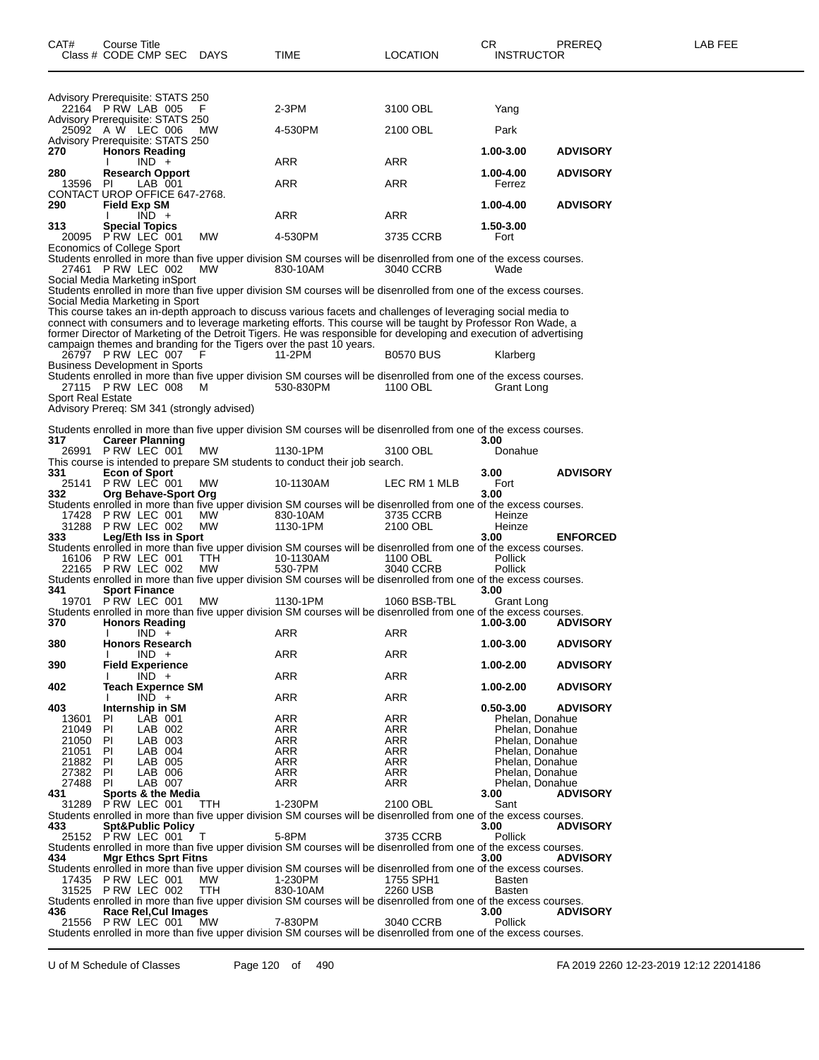| CAT# | Course Title Class # CODE CMP SEC | DAYS | TIME | LOCATION | CR INSTRUCTOR | PREREQ | LAB FEE |
|---|---|---|---|---|---|---|---|
| | Advisory Prerequisite: STATS 250 | | | | | | |
| | 22164 P RW LAB 005 | F | 2-3PM | 3100 OBL | Yang | | |
| | Advisory Prerequisite: STATS 250 | | | | | | |
| | 25092 A W LEC 006 | MW | 4-530PM | 2100 OBL | Park | | |
| | Advisory Prerequisite: STATS 250 | | | | | | |
| 270 | **Honors Reading** | | | | 1.00-3.00 | ADVISORY | |
| | I IND + | | ARR | ARR | | | |
| 280 | **Research Opport** | | | | 1.00-4.00 | ADVISORY | |
| | 13596 PI LAB 001 | | ARR | ARR | Ferrez | | |
| | CONTACT UROP OFFICE 647-2768. | | | | | | |
| 290 | **Field Exp SM** | | | | 1.00-4.00 | ADVISORY | |
| | I IND + | | ARR | ARR | | | |
| 313 | **Special Topics** | | | | 1.50-3.00 | | |
| | 20095 P RW LEC 001 | MW | 4-530PM | 3735 CCRB | Fort | | |

Economics of College Sport
Students enrolled in more than five upper division SM courses will be disenrolled from one of the excess courses.

| | | | | | |
|---|---|---|---|---|---|
| 27461 P RW LEC 002 | MW | 830-10AM | 3040 CCRB | Wade | |

Social Media Marketing inSport
Students enrolled in more than five upper division SM courses will be disenrolled from one of the excess courses.
Social Media Marketing in Sport
This course takes an in-depth approach to discuss various facets and challenges of leveraging social media to connect with consumers and to leverage marketing efforts. This course will be taught by Professor Ron Wade, a former Director of Marketing of the Detroit Tigers. He was responsible for developing and execution of advertising campaign themes and branding for the Tigers over the past 10 years.

| | | | | |
|---|---|---|---|---|
| 26797 P RW LEC 007 | F | 11-2PM | B0570 BUS | Klarberg |

Business Development in Sports
Students enrolled in more than five upper division SM courses will be disenrolled from one of the excess courses.

| | | | | |
|---|---|---|---|---|
| 27115 P RW LEC 008 | M | 530-830PM | 1100 OBL | Grant Long |

Sport Real Estate
Advisory Prereq: SM 341 (strongly advised)

Students enrolled in more than five upper division SM courses will be disenrolled from one of the excess courses.

| CAT# | Course Title Class # CODE CMP SEC | DAYS | TIME | LOCATION | CR INSTRUCTOR | PREREQ |
|---|---|---|---|---|---|---|
| 317 | **Career Planning** | | | | 3.00 | |
| | 26991 P RW LEC 001 | MW | 1130-1PM | 3100 OBL | Donahue | |
| | This course is intended to prepare SM students to conduct their job search. | | | | | |
| 331 | **Econ of Sport** | | | | 3.00 | ADVISORY |
| | 25141 P RW LEC 001 | MW | 10-1130AM | LEC RM 1 MLB | Fort | |
| 332 | **Org Behave-Sport Org** | | | | 3.00 | |
| | Students enrolled in more than five upper division SM courses will be disenrolled from one of the excess courses. | | | | | |
| | 17428 P RW LEC 001 | MW | 830-10AM | 3735 CCRB | Heinze | |
| | 31288 P RW LEC 002 | MW | 1130-1PM | 2100 OBL | Heinze | |
| 333 | **Leg/Eth Iss in Sport** | | | | 3.00 | ENFORCED |
| | Students enrolled in more than five upper division SM courses will be disenrolled from one of the excess courses. | | | | | |
| | 16106 P RW LEC 001 | TTH | 10-1130AM | 1100 OBL | Pollick | |
| | 22165 P RW LEC 002 | MW | 530-7PM | 3040 CCRB | Pollick | |
| | Students enrolled in more than five upper division SM courses will be disenrolled from one of the excess courses. | | | | | |
| 341 | **Sport Finance** | | | | 3.00 | |
| | 19701 P RW LEC 001 | MW | 1130-1PM | 1060 BSB-TBL | Grant Long | |
| | Students enrolled in more than five upper division SM courses will be disenrolled from one of the excess courses. | | | | | |
| 370 | **Honors Reading** | | | | 1.00-3.00 | ADVISORY |
| | I IND + | | ARR | ARR | | |
| 380 | **Honors Research** | | | | 1.00-3.00 | ADVISORY |
| | I IND + | | ARR | ARR | | |
| 390 | **Field Experience** | | | | 1.00-2.00 | ADVISORY |
| | I IND + | | ARR | ARR | | |
| 402 | **Teach Expernce SM** | | | | 1.00-2.00 | ADVISORY |
| | I IND + | | ARR | ARR | | |
| 403 | **Internship in SM** | | | | 0.50-3.00 | ADVISORY |
| | 13601 PI LAB 001 | | ARR | ARR | Phelan, Donahue | |
| | 21049 PI LAB 002 | | ARR | ARR | Phelan, Donahue | |
| | 21050 PI LAB 003 | | ARR | ARR | Phelan, Donahue | |
| | 21051 PI LAB 004 | | ARR | ARR | Phelan, Donahue | |
| | 21882 PI LAB 005 | | ARR | ARR | Phelan, Donahue | |
| | 27382 PI LAB 006 | | ARR | ARR | Phelan, Donahue | |
| | 27488 PI LAB 007 | | ARR | ARR | Phelan, Donahue | |
| 431 | **Sports & the Media** | | | | 3.00 | ADVISORY |
| | 31289 P RW LEC 001 | TTH | 1-230PM | 2100 OBL | Sant | |
| | Students enrolled in more than five upper division SM courses will be disenrolled from one of the excess courses. | | | | | |
| 433 | **Spt&Public Policy** | | | | 3.00 | ADVISORY |
| | 25152 P RW LEC 001 | T | 5-8PM | 3735 CCRB | Pollick | |
| | Students enrolled in more than five upper division SM courses will be disenrolled from one of the excess courses. | | | | | |
| 434 | **Mgr Ethcs Sprt Fitns** | | | | 3.00 | ADVISORY |
| | Students enrolled in more than five upper division SM courses will be disenrolled from one of the excess courses. | | | | | |
| | 17435 P RW LEC 001 | MW | 1-230PM | 1755 SPH1 | Basten | |
| | 31525 P RW LEC 002 | TTH | 830-10AM | 2260 USB | Basten | |
| | Students enrolled in more than five upper division SM courses will be disenrolled from one of the excess courses. | | | | | |
| 436 | **Race Rel,Cul Images** | | | | 3.00 | ADVISORY |
| | 21556 P RW LEC 001 | MW | 7-830PM | 3040 CCRB | Pollick | |
| | Students enrolled in more than five upper division SM courses will be disenrolled from one of the excess courses. | | | | | |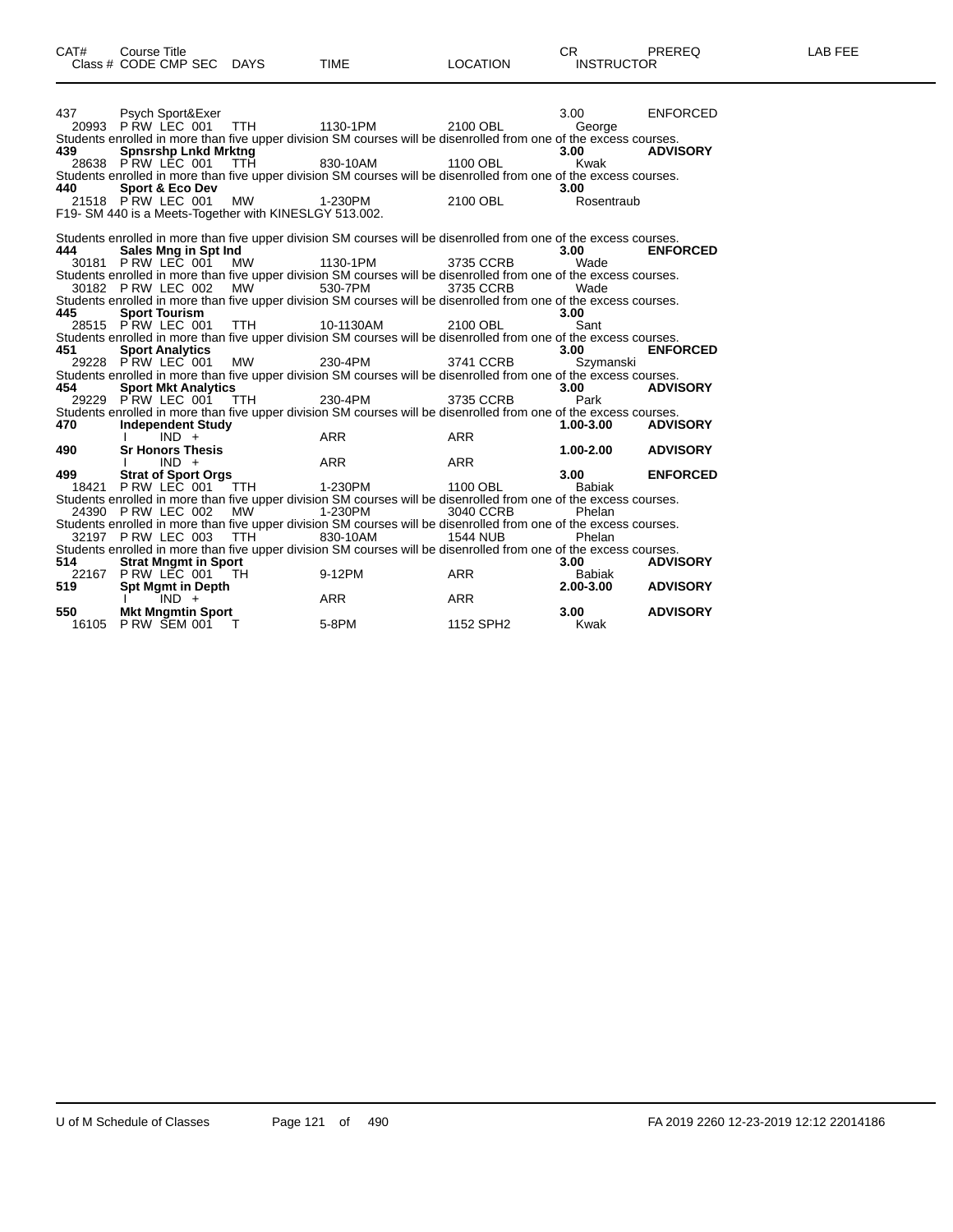| CAT# | Course Title Class # CODE CMP SEC | DAYS | TIME | LOCATION | CR INSTRUCTOR | PREREQ | LAB FEE |
|---|---|---|---|---|---|---|---|
| 437 | Psych Sport&Exer | | | | 3.00 | ENFORCED | |
| 20993 | P RW LEC 001 | TTH | 1130-1PM | 2100 OBL | George | | |

Students enrolled in more than five upper division SM courses will be disenrolled from one of the excess courses.

| CAT# | Course Title Class # CODE CMP SEC | DAYS | TIME | LOCATION | CR INSTRUCTOR | PREREQ | LAB FEE |
|---|---|---|---|---|---|---|---|
| **439** | **Spnsrshp Lnkd Mrktng** | | | | **3.00** | **ADVISORY** | |
| 28638 | P RW LEC 001 | TTH | 830-10AM | 1100 OBL | Kwak | | |

Students enrolled in more than five upper division SM courses will be disenrolled from one of the excess courses.

| CAT# | Course Title Class # CODE CMP SEC | DAYS | TIME | LOCATION | CR INSTRUCTOR | PREREQ | LAB FEE |
|---|---|---|---|---|---|---|---|
| **440** | **Sport & Eco Dev** | | | | **3.00** | | |
| 21518 | P RW LEC 001 | MW | 1-230PM | 2100 OBL | Rosentraub | | |

F19- SM 440 is a Meets-Together with KINESLGY 513.002.

Students enrolled in more than five upper division SM courses will be disenrolled from one of the excess courses.

| CAT# | Course Title Class # CODE CMP SEC | DAYS | TIME | LOCATION | CR INSTRUCTOR | PREREQ | LAB FEE |
|---|---|---|---|---|---|---|---|
| **444** | **Sales Mng in Spt Ind** | | | | **3.00** | **ENFORCED** | |
| 30181 | P RW LEC 001 | MW | 1130-1PM | 3735 CCRB | Wade | | |

Students enrolled in more than five upper division SM courses will be disenrolled from one of the excess courses.

| CAT# | Course Title Class # CODE CMP SEC | DAYS | TIME | LOCATION | CR INSTRUCTOR | PREREQ | LAB FEE |
|---|---|---|---|---|---|---|---|
| 30182 | P RW LEC 002 | MW | 530-7PM | 3735 CCRB | Wade | | |

Students enrolled in more than five upper division SM courses will be disenrolled from one of the excess courses.

| CAT# | Course Title Class # CODE CMP SEC | DAYS | TIME | LOCATION | CR INSTRUCTOR | PREREQ | LAB FEE |
|---|---|---|---|---|---|---|---|
| **445** | **Sport Tourism** | | | | **3.00** | | |
| 28515 | P RW LEC 001 | TTH | 10-1130AM | 2100 OBL | Sant | | |

Students enrolled in more than five upper division SM courses will be disenrolled from one of the excess courses.

| CAT# | Course Title Class # CODE CMP SEC | DAYS | TIME | LOCATION | CR INSTRUCTOR | PREREQ | LAB FEE |
|---|---|---|---|---|---|---|---|
| **451** | **Sport Analytics** | | | | **3.00** | **ENFORCED** | |
| 29228 | P RW LEC 001 | MW | 230-4PM | 3741 CCRB | Szymanski | | |

Students enrolled in more than five upper division SM courses will be disenrolled from one of the excess courses.

| CAT# | Course Title Class # CODE CMP SEC | DAYS | TIME | LOCATION | CR INSTRUCTOR | PREREQ | LAB FEE |
|---|---|---|---|---|---|---|---|
| **454** | **Sport Mkt Analytics** | | | | **3.00** | **ADVISORY** | |
| 29229 | P RW LEC 001 | TTH | 230-4PM | 3735 CCRB | Park | | |

Students enrolled in more than five upper division SM courses will be disenrolled from one of the excess courses.

| CAT# | Course Title Class # CODE CMP SEC | DAYS | TIME | LOCATION | CR INSTRUCTOR | PREREQ | LAB FEE |
|---|---|---|---|---|---|---|---|
| **470** | **Independent Study** | | | | **1.00-3.00** | **ADVISORY** | |
| | I IND + | | ARR | ARR | | | |
| **490** | **Sr Honors Thesis** | | | | **1.00-2.00** | **ADVISORY** | |
| | I IND + | | ARR | ARR | | | |
| **499** | **Strat of Sport Orgs** | | | | **3.00** | **ENFORCED** | |
| 18421 | P RW LEC 001 | TTH | 1-230PM | 1100 OBL | Babiak | | |

Students enrolled in more than five upper division SM courses will be disenrolled from one of the excess courses.

| CAT# | Course Title Class # CODE CMP SEC | DAYS | TIME | LOCATION | CR INSTRUCTOR | PREREQ | LAB FEE |
|---|---|---|---|---|---|---|---|
| 24390 | P RW LEC 002 | MW | 1-230PM | 3040 CCRB | Phelan | | |

Students enrolled in more than five upper division SM courses will be disenrolled from one of the excess courses.

| CAT# | Course Title Class # CODE CMP SEC | DAYS | TIME | LOCATION | CR INSTRUCTOR | PREREQ | LAB FEE |
|---|---|---|---|---|---|---|---|
| 32197 | P RW LEC 003 | TTH | 830-10AM | 1544 NUB | Phelan | | |

Students enrolled in more than five upper division SM courses will be disenrolled from one of the excess courses.

| CAT# | Course Title Class # CODE CMP SEC | DAYS | TIME | LOCATION | CR INSTRUCTOR | PREREQ | LAB FEE |
|---|---|---|---|---|---|---|---|
| **514** | **Strat Mngmt in Sport** | | | | **3.00** | **ADVISORY** | |
| 22167 | P RW LEC 001 | TH | 9-12PM | ARR | Babiak | | |
| **519** | **Spt Mgmt in Depth** | | | | **2.00-3.00** | **ADVISORY** | |
| | I IND + | | ARR | ARR | | | |
| **550** | **Mkt Mngmtin Sport** | | | | **3.00** | **ADVISORY** | |
| 16105 | P RW SEM 001 | T | 5-8PM | 1152 SPH2 | Kwak | | |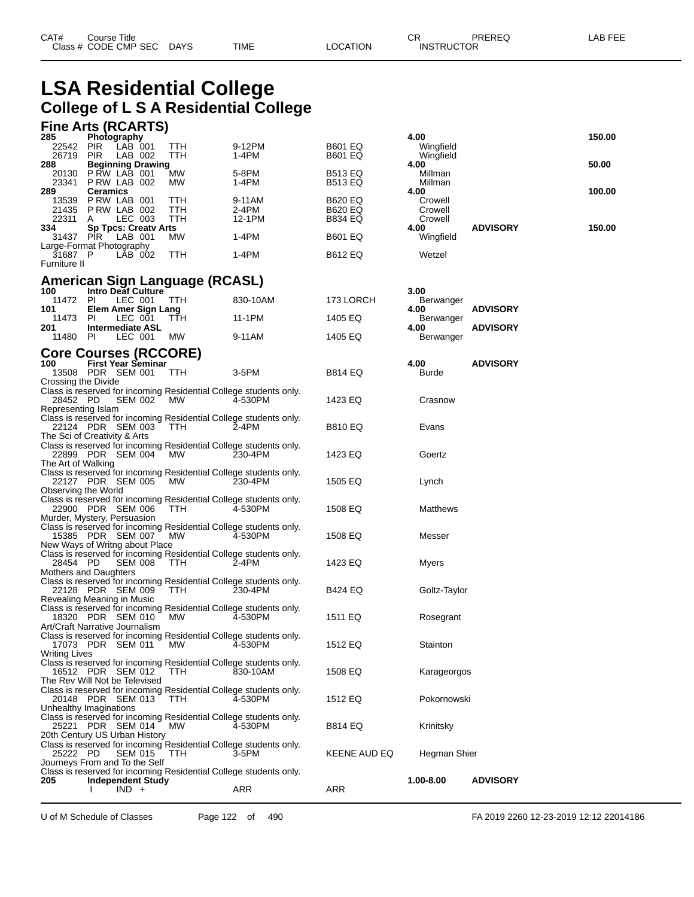| CAT# Class # | Course Title CODE CMP SEC | DAYS | TIME | LOCATION | CR INSTRUCTOR | PREREQ | LAB FEE |
|---|---|---|---|---|---|---|---|

# LSA Residential College

## College of L S A Residential College

### Fine Arts (RCARTS)

| CAT# Class # | Course Title CODE CMP SEC | DAYS | TIME | LOCATION | CR INSTRUCTOR | PREREQ | LAB FEE |
|---|---|---|---|---|---|---|---|
| **285** | **Photography** | | | | **4.00** | | **150.00** |
| 22542 | PIR LAB 001 | TTH | 9-12PM | B601 EQ | Wingfield | | |
| 26719 | PIR LAB 002 | TTH | 1-4PM | B601 EQ | Wingfield | | |
| **288** | **Beginning Drawing** | | | | **4.00** | | **50.00** |
| 20130 | P RW LAB 001 | MW | 5-8PM | B513 EQ | Millman | | |
| 23341 | P RW LAB 002 | MW | 1-4PM | B513 EQ | Millman | | |
| **289** | **Ceramics** | | | | **4.00** | | **100.00** |
| 13539 | P RW LAB 001 | TTH | 9-11AM | B620 EQ | Crowell | | |
| 21435 | P RW LAB 002 | TTH | 2-4PM | B620 EQ | Crowell | | |
| 22311 | A LEC 003 | TTH | 12-1PM | B834 EQ | Crowell | | |
| **334** | **Sp Tpcs: Creatv Arts** | | | | **4.00** | **ADVISORY** | **150.00** |
| 31437 | PIR LAB 001 | MW | 1-4PM | B601 EQ | Wingfield | | |
| Large-Format Photography | | | | | | | |
| 31687 | P LAB 002 | TTH | 1-4PM | B612 EQ | Wetzel | | |
| Furniture II | | | | | | | |

### American Sign Language (RCASL)

| CAT# Class # | Course Title CODE CMP SEC | DAYS | TIME | LOCATION | CR INSTRUCTOR | PREREQ | LAB FEE |
|---|---|---|---|---|---|---|---|
| **100** | **Intro Deaf Culture** | | | | **3.00** | | |
| 11472 | PI LEC 001 | TTH | 830-10AM | 173 LORCH | Berwanger | | |
| **101** | **Elem Amer Sign Lang** | | | | **4.00** | **ADVISORY** | |
| 11473 | PI LEC 001 | TTH | 11-1PM | 1405 EQ | Berwanger | | |
| **201** | **Intermediate ASL** | | | | **4.00** | **ADVISORY** | |
| 11480 | PI LEC 001 | MW | 9-11AM | 1405 EQ | Berwanger | | |

### Core Courses (RCCORE)

| CAT# Class # | Course Title CODE CMP SEC | DAYS | TIME | LOCATION | CR INSTRUCTOR | PREREQ | LAB FEE |
|---|---|---|---|---|---|---|---|
| **100** | **First Year Seminar** | | | | **4.00** | **ADVISORY** | |
| 13508 | PDR SEM 001 | TTH | 3-5PM | B814 EQ | Burde | | |
| Crossing the Divide | | | | | | | |
| Class is reserved for incoming Residential College students only. | | | | | | | |
| 28452 | PD SEM 002 | MW | 4-530PM | 1423 EQ | Crasnow | | |
| Representing Islam | | | | | | | |
| Class is reserved for incoming Residential College students only. | | | | | | | |
| 22124 | PDR SEM 003 | TTH | 2-4PM | B810 EQ | Evans | | |
| The Sci of Creativity & Arts | | | | | | | |
| Class is reserved for incoming Residential College students only. | | | | | | | |
| 22899 | PDR SEM 004 | MW | 230-4PM | 1423 EQ | Goertz | | |
| The Art of Walking | | | | | | | |
| Class is reserved for incoming Residential College students only. | | | | | | | |
| 22127 | PDR SEM 005 | MW | 230-4PM | 1505 EQ | Lynch | | |
| Observing the World | | | | | | | |
| Class is reserved for incoming Residential College students only. | | | | | | | |
| 22900 | PDR SEM 006 | TTH | 4-530PM | 1508 EQ | Matthews | | |
| Murder, Mystery, Persuasion | | | | | | | |
| Class is reserved for incoming Residential College students only. | | | | | | | |
| 15385 | PDR SEM 007 | MW | 4-530PM | 1508 EQ | Messer | | |
| New Ways of Writng about Place | | | | | | | |
| Class is reserved for incoming Residential College students only. | | | | | | | |
| 28454 | PD SEM 008 | TTH | 2-4PM | 1423 EQ | Myers | | |
| Mothers and Daughters | | | | | | | |
| Class is reserved for incoming Residential College students only. | | | | | | | |
| 22128 | PDR SEM 009 | TTH | 230-4PM | B424 EQ | Goltz-Taylor | | |
| Revealing Meaning in Music | | | | | | | |
| Class is reserved for incoming Residential College students only. | | | | | | | |
| 18320 | PDR SEM 010 | MW | 4-530PM | 1511 EQ | Rosegrant | | |
| Art/Craft Narrative Journalism | | | | | | | |
| Class is reserved for incoming Residential College students only. | | | | | | | |
| 17073 | PDR SEM 011 | MW | 4-530PM | 1512 EQ | Stainton | | |
| Writing Lives | | | | | | | |
| Class is reserved for incoming Residential College students only. | | | | | | | |
| 16512 | PDR SEM 012 | TTH | 830-10AM | 1508 EQ | Karageorgos | | |
| The Rev Will Not be Televised | | | | | | | |
| Class is reserved for incoming Residential College students only. | | | | | | | |
| 20148 | PDR SEM 013 | TTH | 4-530PM | 1512 EQ | Pokornowski | | |
| Unhealthy Imaginations | | | | | | | |
| Class is reserved for incoming Residential College students only. | | | | | | | |
| 25221 | PDR SEM 014 | MW | 4-530PM | B814 EQ | Krinitsky | | |
| 20th Century US Urban History | | | | | | | |
| Class is reserved for incoming Residential College students only. | | | | | | | |
| 25222 | PD SEM 015 | TTH | 3-5PM | KEENE AUD EQ | Hegman Shier | | |
| Journeys From and To the Self | | | | | | | |
| Class is reserved for incoming Residential College students only. | | | | | | | |
| **205** | **Independent Study** | | | | **1.00-8.00** | **ADVISORY** | |
| | I IND + | | ARR | ARR | | | |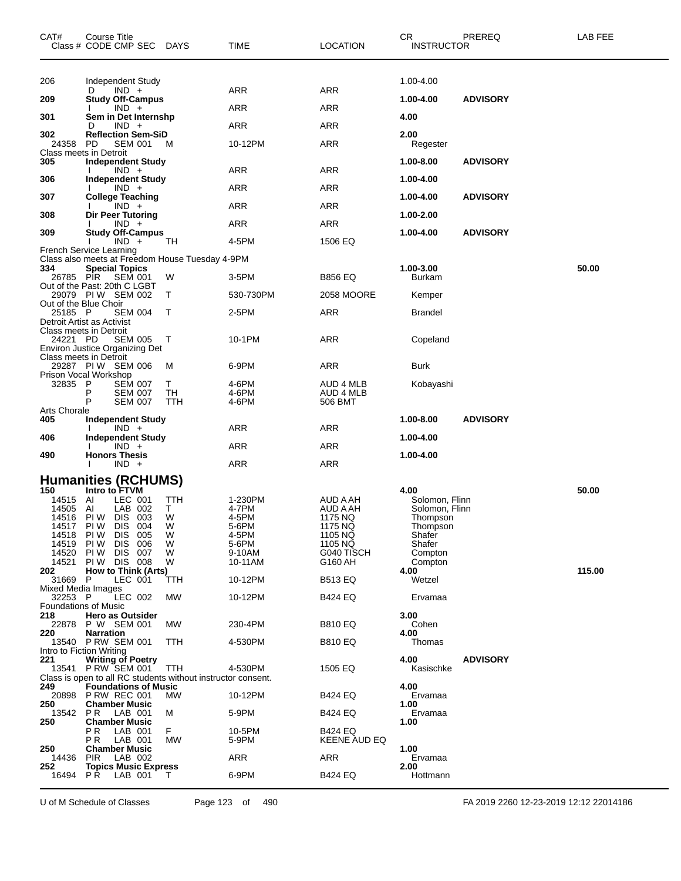| CAT# | Course Title Class # CODE CMP SEC | DAYS | TIME | LOCATION | CR INSTRUCTOR | PREREQ | LAB FEE |
|---|---|---|---|---|---|---|---|
| 206 | Independent Study | | | | 1.00-4.00 | | |
| | D IND + | | ARR | ARR | | | |
| **209** | **Study Off-Campus** | | | | **1.00-4.00** | **ADVISORY** | |
| | I IND + | | ARR | ARR | | | |
| **301** | **Sem in Det Internshp** | | | | **4.00** | | |
| | D IND + | | ARR | ARR | | | |
| **302** | **Reflection Sem-SiD** | | | | **2.00** | | |
| 24358 | PD SEM 001 | M | 10-12PM | ARR | Regester | | |
| Class meets in Detroit | | | | | | | |
| **305** | **Independent Study** | | | | **1.00-8.00** | **ADVISORY** | |
| | I IND + | | ARR | ARR | | | |
| **306** | **Independent Study** | | | | **1.00-4.00** | | |
| | I IND + | | ARR | ARR | | | |
| **307** | **College Teaching** | | | | **1.00-4.00** | **ADVISORY** | |
| | I IND + | | ARR | ARR | | | |
| **308** | **Dir Peer Tutoring** | | | | **1.00-2.00** | | |
| | I IND + | | ARR | ARR | | | |
| **309** | **Study Off-Campus** | | | | **1.00-4.00** | **ADVISORY** | |
| | I IND + | TH | 4-5PM | 1506 EQ | | | |
| French Service Learning | | | | | | | |
| Class also meets at Freedom House Tuesday 4-9PM | | | | | | | |
| **334** | **Special Topics** | | | | **1.00-3.00** | | **50.00** |
| 26785 | PIR SEM 001 | W | 3-5PM | B856 EQ | Burkam | | |
| Out of the Past: 20th C LGBT | | | | | | | |
| 29079 | PI W SEM 002 | T | 530-730PM | 2058 MOORE | Kemper | | |
| Out of the Blue Choir | | | | | | | |
| 25185 | P SEM 004 | T | 2-5PM | ARR | Brandel | | |
| Detroit Artist as Activist | | | | | | | |
| Class meets in Detroit | | | | | | | |
| 24221 | PD SEM 005 | T | 10-1PM | ARR | Copeland | | |
| Environ Justice Organizing Det | | | | | | | |
| Class meets in Detroit | | | | | | | |
| 29287 | PI W SEM 006 | M | 6-9PM | ARR | Burk | | |
| Prison Vocal Workshop | | | | | | | |
| 32835 | P SEM 007 | T | 4-6PM | AUD 4 MLB | Kobayashi | | |
| | P SEM 007 | TH | 4-6PM | AUD 4 MLB | | | |
| | P SEM 007 | TTH | 4-6PM | 506 BMT | | | |
| Arts Chorale | | | | | | | |
| **405** | **Independent Study** | | | | **1.00-8.00** | **ADVISORY** | |
| | I IND + | | ARR | ARR | | | |
| **406** | **Independent Study** | | | | **1.00-4.00** | | |
| | I IND + | | ARR | ARR | | | |
| **490** | **Honors Thesis** | | | | **1.00-4.00** | | |
| | I IND + | | ARR | ARR | | | |

## Humanities (RCHUMS)

| CAT# | Course Title Class # CODE CMP SEC | DAYS | TIME | LOCATION | CR INSTRUCTOR | PREREQ | LAB FEE |
|---|---|---|---|---|---|---|---|
| **150** | **Intro to FTVM** | | | | **4.00** | | **50.00** |
| 14515 | AI LEC 001 | TTH | 1-230PM | AUD A AH | Solomon, Flinn | | |
| 14505 | AI LAB 002 | T | 4-7PM | AUD A AH | Solomon, Flinn | | |
| 14516 | PI W DIS 003 | W | 4-5PM | 1175 NQ | Thompson | | |
| 14517 | PI W DIS 004 | W | 5-6PM | 1175 NQ | Thompson | | |
| 14518 | PI W DIS 005 | W | 4-5PM | 1105 NQ | Shafer | | |
| 14519 | PI W DIS 006 | W | 5-6PM | 1105 NQ | Shafer | | |
| 14520 | PI W DIS 007 | W | 9-10AM | G040 TISCH | Compton | | |
| 14521 | PI W DIS 008 | W | 10-11AM | G160 AH | Compton | | |
| **202** | **How to Think (Arts)** | | | | **4.00** | | **115.00** |
| 31669 | P LEC 001 | TTH | 10-12PM | B513 EQ | Wetzel | | |
| Mixed Media Images | | | | | | | |
| 32253 | P LEC 002 | MW | 10-12PM | B424 EQ | Ervamaa | | |
| Foundations of Music | | | | | | | |
| **218** | **Hero as Outsider** | | | | **3.00** | | |
| 22878 | P W SEM 001 | MW | 230-4PM | B810 EQ | Cohen | | |
| **220** | **Narration** | | | | **4.00** | | |
| 13540 | P RW SEM 001 | TTH | 4-530PM | B810 EQ | Thomas | | |
| Intro to Fiction Writing | | | | | | | |
| **221** | **Writing of Poetry** | | | | **4.00** | **ADVISORY** | |
| 13541 | P RW SEM 001 | TTH | 4-530PM | 1505 EQ | Kasischke | | |
| Class is open to all RC students without instructor consent. | | | | | | | |
| **249** | **Foundations of Music** | | | | **4.00** | | |
| 20898 | P RW REC 001 | MW | 10-12PM | B424 EQ | Ervamaa | | |
| **250** | **Chamber Music** | | | | **1.00** | | |
| 13542 | P R LAB 001 | M | 5-9PM | B424 EQ | Ervamaa | | |
| **250** | **Chamber Music** | | | | **1.00** | | |
| | P R LAB 001 | F | 10-5PM | B424 EQ | | | |
| | P R LAB 001 | MW | 5-9PM | KEENE AUD EQ | | | |
| **250** | **Chamber Music** | | | | **1.00** | | |
| 14436 | PIR LAB 002 | | ARR | ARR | Ervamaa | | |
| **252** | **Topics Music Express** | | | | **2.00** | | |
| 16494 | P R LAB 001 | T | 6-9PM | B424 EQ | Hottmann | | |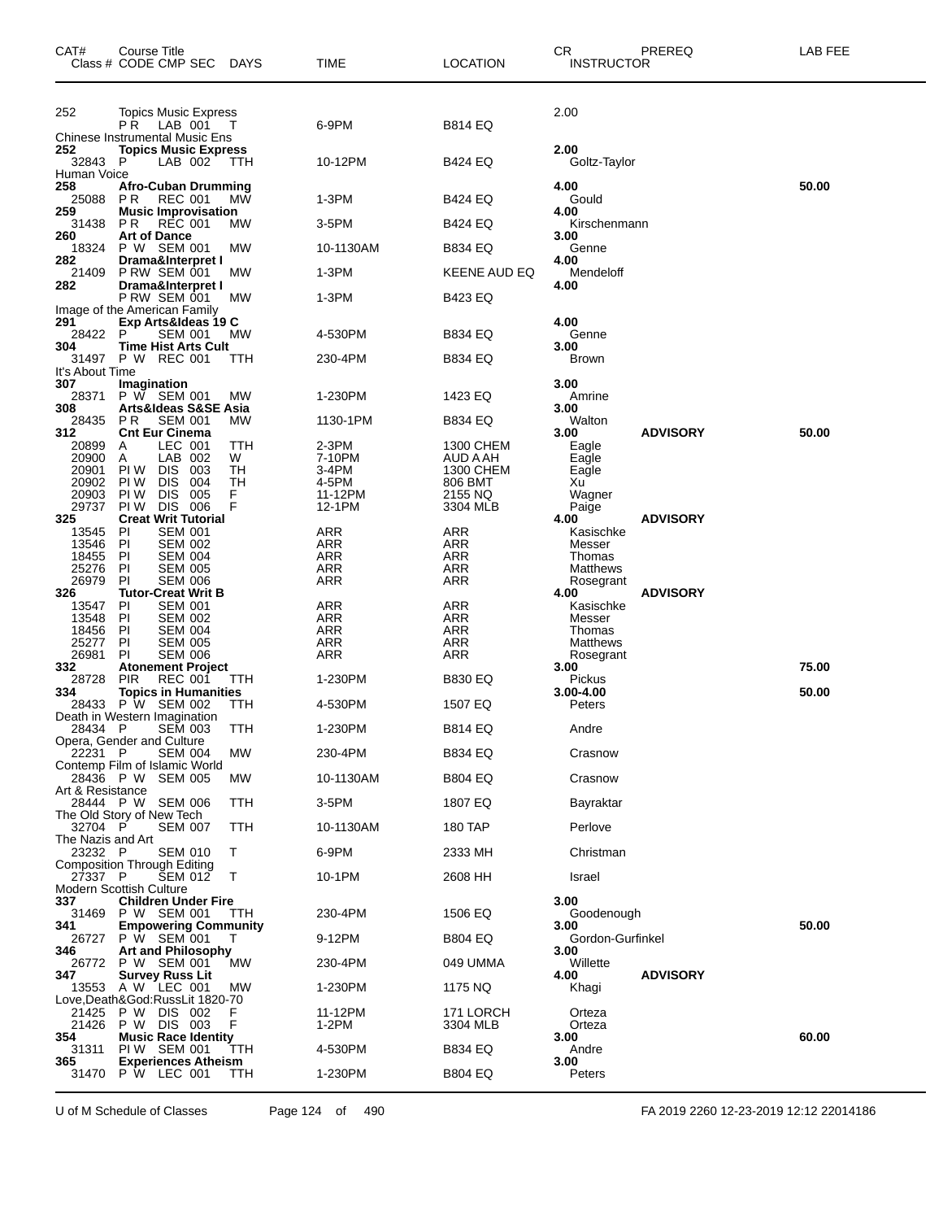| CAT# | Course Title | | | | | | CR | PREREQ | LAB FEE |
|---|---|---|---|---|---|---|---|---|---|
| Class # | CODE | CMP SEC | DAYS | TIME | LOCATION | | INSTRUCTOR | | |
| 252 | Topics Music Express | | | | | | 2.00 | | |
| | P R | LAB 001 | T | 6-9PM | B814 EQ | | | | |
| Chinese Instrumental Music Ens | | | | | | | | | |
| **252** | **Topics Music Express** | | | | | | **2.00** | | |
| 32843 | P | LAB 002 | TTH | 10-12PM | B424 EQ | | Goltz-Taylor | | |
| Human Voice | | | | | | | | | |
| **258** | **Afro-Cuban Drumming** | | | | | | **4.00** | | **50.00** |
| 25088 | P R | REC 001 | MW | 1-3PM | B424 EQ | | Gould | | |
| **259** | **Music Improvisation** | | | | | | **4.00** | | |
| 31438 | P R | REC 001 | MW | 3-5PM | B424 EQ | | Kirschenmann | | |
| **260** | **Art of Dance** | | | | | | **3.00** | | |
| 18324 | P W | SEM 001 | MW | 10-1130AM | B834 EQ | | Genne | | |
| **282** | **Drama&Interpret I** | | | | | | **4.00** | | |
| 21409 | P RW | SEM 001 | MW | 1-3PM | KEENE AUD EQ | | Mendeloff | | |
| **282** | **Drama&Interpret I** | | | | | | **4.00** | | |
| | P RW | SEM 001 | MW | 1-3PM | B423 EQ | | | | |
| Image of the American Family | | | | | | | | | |
| **291** | **Exp Arts&Ideas 19 C** | | | | | | **4.00** | | |
| 28422 | P | SEM 001 | MW | 4-530PM | B834 EQ | | Genne | | |
| **304** | **Time Hist Arts Cult** | | | | | | **3.00** | | |
| 31497 | P W | REC 001 | TTH | 230-4PM | B834 EQ | | Brown | | |
| It's About Time | | | | | | | | | |
| **307** | **Imagination** | | | | | | **3.00** | | |
| 28371 | P W | SEM 001 | MW | 1-230PM | 1423 EQ | | Amrine | | |
| **308** | **Arts&Ideas S&SE Asia** | | | | | | **3.00** | | |
| 28435 | P R | SEM 001 | MW | 1130-1PM | B834 EQ | | Walton | | |
| **312** | **Cnt Eur Cinema** | | | | | | **3.00** | **ADVISORY** | **50.00** |
| 20899 | A | LEC 001 | TTH | 2-3PM | 1300 CHEM | | Eagle | | |
| 20900 | A | LAB 002 | W | 7-10PM | AUD A AH | | Eagle | | |
| 20901 | PI W | DIS 003 | TH | 3-4PM | 1300 CHEM | | Eagle | | |
| 20902 | PI W | DIS 004 | TH | 4-5PM | 806 BMT | | Xu | | |
| 20903 | PI W | DIS 005 | F | 11-12PM | 2155 NQ | | Wagner | | |
| 29737 | PI W | DIS 006 | F | 12-1PM | 3304 MLB | | Paige | | |
| **325** | **Creat Writ Tutorial** | | | | | | **4.00** | **ADVISORY** | |
| 13545 | PI | SEM 001 | | ARR | ARR | | Kasischke | | |
| 13546 | PI | SEM 002 | | ARR | ARR | | Messer | | |
| 18455 | PI | SEM 004 | | ARR | ARR | | Thomas | | |
| 25276 | PI | SEM 005 | | ARR | ARR | | Matthews | | |
| 26979 | PI | SEM 006 | | ARR | ARR | | Rosegrant | | |
| **326** | **Tutor-Creat Writ B** | | | | | | **4.00** | **ADVISORY** | |
| 13547 | PI | SEM 001 | | ARR | ARR | | Kasischke | | |
| 13548 | PI | SEM 002 | | ARR | ARR | | Messer | | |
| 18456 | PI | SEM 004 | | ARR | ARR | | Thomas | | |
| 25277 | PI | SEM 005 | | ARR | ARR | | Matthews | | |
| 26981 | PI | SEM 006 | | ARR | ARR | | Rosegrant | | |
| **332** | **Atonement Project** | | | | | | **3.00** | | **75.00** |
| 28728 | PIR | REC 001 | TTH | 1-230PM | B830 EQ | | Pickus | | |
| **334** | **Topics in Humanities** | | | | | | **3.00-4.00** | | **50.00** |
| 28433 | P W | SEM 002 | TTH | 4-530PM | 1507 EQ | | Peters | | |
| Death in Western Imagination | | | | | | | | | |
| 28434 | P | SEM 003 | TTH | 1-230PM | B814 EQ | | Andre | | |
| Opera, Gender and Culture | | | | | | | | | |
| 22231 | P | SEM 004 | MW | 230-4PM | B834 EQ | | Crasnow | | |
| Contemp Film of Islamic World | | | | | | | | | |
| 28436 | P W | SEM 005 | MW | 10-1130AM | B804 EQ | | Crasnow | | |
| Art & Resistance | | | | | | | | | |
| 28444 | P W | SEM 006 | TTH | 3-5PM | 1807 EQ | | Bayraktar | | |
| The Old Story of New Tech | | | | | | | | | |
| 32704 | P | SEM 007 | TTH | 10-1130AM | 180 TAP | | Perlove | | |
| The Nazis and Art | | | | | | | | | |
| 23232 | P | SEM 010 | T | 6-9PM | 2333 MH | | Christman | | |
| Composition Through Editing | | | | | | | | | |
| 27337 | P | SEM 012 | T | 10-1PM | 2608 HH | | Israel | | |
| Modern Scottish Culture | | | | | | | | | |
| **337** | **Children Under Fire** | | | | | | **3.00** | | |
| 31469 | P W | SEM 001 | TTH | 230-4PM | 1506 EQ | | Goodenough | | |
| **341** | **Empowering Community** | | | | | | **3.00** | | **50.00** |
| 26727 | P W | SEM 001 | T | 9-12PM | B804 EQ | | Gordon-Gurfinkel | | |
| **346** | **Art and Philosophy** | | | | | | **3.00** | | |
| 26772 | P W | SEM 001 | MW | 230-4PM | 049 UMMA | | Willette | | |
| **347** | **Survey Russ Lit** | | | | | | **4.00** | **ADVISORY** | |
| 13553 | A W | LEC 001 | MW | 1-230PM | 1175 NQ | | Khagi | | |
| Love,Death&God:RussLit 1820-70 | | | | | | | | | |
| 21425 | P W | DIS 002 | F | 11-12PM | 171 LORCH | | Orteza | | |
| 21426 | P W | DIS 003 | F | 1-2PM | 3304 MLB | | Orteza | | |
| **354** | **Music Race Identity** | | | | | | **3.00** | | **60.00** |
| 31311 | PI W | SEM 001 | TTH | 4-530PM | B834 EQ | | Andre | | |
| **365** | **Experiences Atheism** | | | | | | **3.00** | | |
| 31470 | P W | LEC 001 | TTH | 1-230PM | B804 EQ | | Peters | | |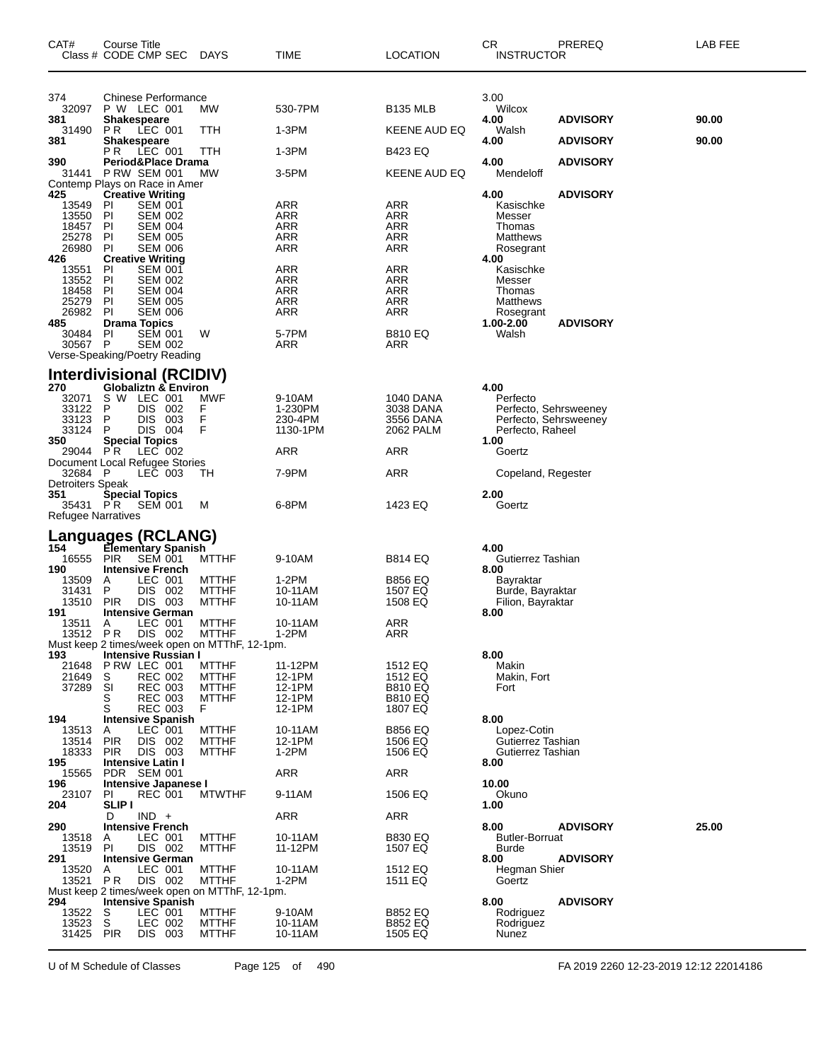| CAT# | Course Title Class # CODE CMP SEC | DAYS | TIME | LOCATION | CR INSTRUCTOR | PREREQ | LAB FEE |
|---|---|---|---|---|---|---|---|
| 374 | Chinese Performance | | | | 3.00 | | |
| 32097 | P W LEC 001 | MW | 530-7PM | B135 MLB | Wilcox | | |
| **381** | **Shakespeare** | | | | **4.00** | **ADVISORY** | **90.00** |
| 31490 | P R LEC 001 | TTH | 1-3PM | KEENE AUD EQ | Walsh | | |
| **381** | **Shakespeare** | | | | **4.00** | **ADVISORY** | **90.00** |
| | P R LEC 001 | TTH | 1-3PM | B423 EQ | | | |
| **390** | **Period&Place Drama** | | | | **4.00** | **ADVISORY** | |
| 31441 | P RW SEM 001 | MW | 3-5PM | KEENE AUD EQ | Mendeloff | | |
| Contemp Plays on Race in Amer | | | | | | | |
| **425** | **Creative Writing** | | | | **4.00** | **ADVISORY** | |
| 13549 | PI SEM 001 | | ARR | ARR | Kasischke | | |
| 13550 | PI SEM 002 | | ARR | ARR | Messer | | |
| 18457 | PI SEM 004 | | ARR | ARR | Thomas | | |
| 25278 | PI SEM 005 | | ARR | ARR | Matthews | | |
| 26980 | PI SEM 006 | | ARR | ARR | Rosegrant | | |
| **426** | **Creative Writing** | | | | **4.00** | | |
| 13551 | PI SEM 001 | | ARR | ARR | Kasischke | | |
| 13552 | PI SEM 002 | | ARR | ARR | Messer | | |
| 18458 | PI SEM 004 | | ARR | ARR | Thomas | | |
| 25279 | PI SEM 005 | | ARR | ARR | Matthews | | |
| 26982 | PI SEM 006 | | ARR | ARR | Rosegrant | | |
| **485** | **Drama Topics** | | | | **1.00-2.00** | **ADVISORY** | |
| 30484 | PI SEM 001 | W | 5-7PM | B810 EQ | Walsh | | |
| 30567 | P SEM 002 | | ARR | ARR | | | |
| Verse-Speaking/Poetry Reading | | | | | | | |

## Interdivisional (RCIDIV)

| CAT# | Course Title Class # CODE CMP SEC | DAYS | TIME | LOCATION | CR INSTRUCTOR | PREREQ | LAB FEE |
|---|---|---|---|---|---|---|---|
| **270** | **Globaliztn & Environ** | | | | **4.00** | | |
| 32071 | S W LEC 001 | MWF | 9-10AM | 1040 DANA | Perfecto | | |
| 33122 | P DIS 002 | F | 1-230PM | 3038 DANA | Perfecto, Sehrsweeney | | |
| 33123 | P DIS 003 | F | 230-4PM | 3556 DANA | Perfecto, Sehrsweeney | | |
| 33124 | P DIS 004 | F | 1130-1PM | 2062 PALM | Perfecto, Raheel | | |
| **350** | **Special Topics** | | | | **1.00** | | |
| 29044 | P R LEC 002 | | ARR | ARR | Goertz | | |
| Document Local Refugee Stories | | | | | | | |
| 32684 | P LEC 003 | TH | 7-9PM | ARR | Copeland, Regester | | |
| Detroiters Speak | | | | | | | |
| **351** | **Special Topics** | | | | **2.00** | | |
| 35431 | P R SEM 001 | M | 6-8PM | 1423 EQ | Goertz | | |
| Refugee Narratives | | | | | | | |

## Languages (RCLANG)

| CAT# | Course Title Class # CODE CMP SEC | DAYS | TIME | LOCATION | CR INSTRUCTOR | PREREQ | LAB FEE |
|---|---|---|---|---|---|---|---|
| **154** | **Elementary Spanish** | | | | **4.00** | | |
| 16555 | PIR SEM 001 | MTTHF | 9-10AM | B814 EQ | Gutierrez Tashian | | |
| **190** | **Intensive French** | | | | **8.00** | | |
| 13509 | A LEC 001 | MTTHF | 1-2PM | B856 EQ | Bayraktar | | |
| 31431 | P DIS 002 | MTTHF | 10-11AM | 1507 EQ | Burde, Bayraktar | | |
| 13510 | PIR DIS 003 | MTTHF | 10-11AM | 1508 EQ | Filion, Bayraktar | | |
| **191** | **Intensive German** | | | | **8.00** | | |
| 13511 | A LEC 001 | MTTHF | 10-11AM | ARR | | | |
| 13512 | P R DIS 002 | MTTHF | 1-2PM | ARR | | | |
| Must keep 2 times/week open on MTThF, 12-1pm. | | | | | | | |
| **193** | **Intensive Russian I** | | | | **8.00** | | |
| 21648 | P RW LEC 001 | MTTHF | 11-12PM | 1512 EQ | Makin | | |
| 21649 | S REC 002 | MTTHF | 12-1PM | 1512 EQ | Makin, Fort | | |
| 37289 | SI REC 003 | MTTHF | 12-1PM | B810 EQ | Fort | | |
| | S REC 003 | MTTHF | 12-1PM | B810 EQ | | | |
| | S REC 003 | F | 12-1PM | 1807 EQ | | | |
| **194** | **Intensive Spanish** | | | | **8.00** | | |
| 13513 | A LEC 001 | MTTHF | 10-11AM | B856 EQ | Lopez-Cotin | | |
| 13514 | PIR DIS 002 | MTTHF | 12-1PM | 1506 EQ | Gutierrez Tashian | | |
| 18333 | PIR DIS 003 | MTTHF | 1-2PM | 1506 EQ | Gutierrez Tashian | | |
| **195** | **Intensive Latin I** | | | | **8.00** | | |
| 15565 | PDR SEM 001 | | ARR | ARR | | | |
| **196** | **Intensive Japanese I** | | | | **10.00** | | |
| 23107 | PI REC 001 | MTWTHF | 9-11AM | 1506 EQ | Okuno | | |
| **204** | **SLIP I** | | | | **1.00** | | |
| | D IND + | | ARR | ARR | | | |
| **290** | **Intensive French** | | | | **8.00** | **ADVISORY** | **25.00** |
| 13518 | A LEC 001 | MTTHF | 10-11AM | B830 EQ | Butler-Borruat | | |
| 13519 | PI DIS 002 | MTTHF | 11-12PM | 1507 EQ | Burde | | |
| **291** | **Intensive German** | | | | **8.00** | **ADVISORY** | |
| 13520 | A LEC 001 | MTTHF | 10-11AM | 1512 EQ | Hegman Shier | | |
| 13521 | P R DIS 002 | MTTHF | 1-2PM | 1511 EQ | Goertz | | |
| Must keep 2 times/week open on MTThF, 12-1pm. | | | | | | | |
| **294** | **Intensive Spanish** | | | | **8.00** | **ADVISORY** | |
| 13522 | S LEC 001 | MTTHF | 9-10AM | B852 EQ | Rodriguez | | |
| 13523 | S LEC 002 | MTTHF | 10-11AM | B852 EQ | Rodriguez | | |
| 31425 | PIR DIS 003 | MTTHF | 10-11AM | 1505 EQ | Nunez | | |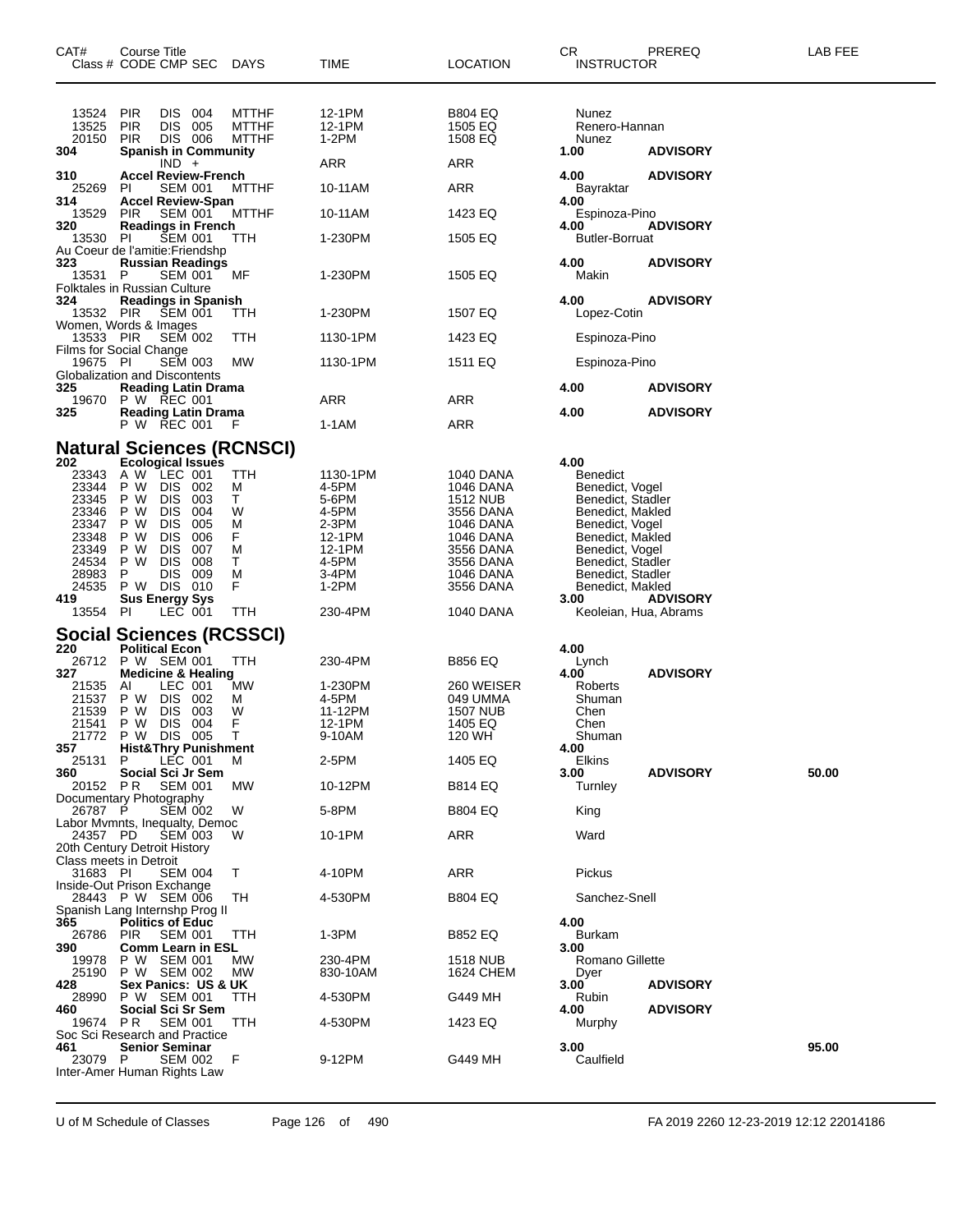| CAT# Class # | Course Title CODE CMP SEC | DAYS | TIME | LOCATION | CR INSTRUCTOR | PREREQ | LAB FEE |
|---|---|---|---|---|---|---|---|
| 13524 | PIR DIS 004 | MTTHF | 12-1PM | B804 EQ | Nunez | | |
| 13525 | PIR DIS 005 | MTTHF | 12-1PM | 1505 EQ | Renero-Hannan | | |
| 20150 | PIR DIS 006 | MTTHF | 1-2PM | 1508 EQ | Nunez | | |
| **304** | **Spanish in Community** | | | | **1.00** | **ADVISORY** | |
| | IND + | | ARR | ARR | | | |
| **310** | **Accel Review-French** | | | | **4.00** | **ADVISORY** | |
| 25269 | PI SEM 001 | MTTHF | 10-11AM | ARR | Bayraktar | | |
| **314** | **Accel Review-Span** | | | | **4.00** | | |
| 13529 | PIR SEM 001 | MTTHF | 10-11AM | 1423 EQ | Espinoza-Pino | | |
| **320** | **Readings in French** | | | | **4.00** | **ADVISORY** | |
| 13530 | PI SEM 001 | TTH | 1-230PM | 1505 EQ | Butler-Borruat | | |
| | Au Coeur de l'amitie:Friendshp | | | | | | |
| **323** | **Russian Readings** | | | | **4.00** | **ADVISORY** | |
| 13531 | P SEM 001 | MF | 1-230PM | 1505 EQ | Makin | | |
| | Folktales in Russian Culture | | | | | | |
| **324** | **Readings in Spanish** | | | | **4.00** | **ADVISORY** | |
| 13532 | PIR SEM 001 | TTH | 1-230PM | 1507 EQ | Lopez-Cotin | | |
| | Women, Words & Images | | | | | | |
| 13533 | PIR SEM 002 | TTH | 1130-1PM | 1423 EQ | Espinoza-Pino | | |
| | Films for Social Change | | | | | | |
| 19675 | PI SEM 003 | MW | 1130-1PM | 1511 EQ | Espinoza-Pino | | |
| | Globalization and Discontents | | | | | | |
| **325** | **Reading Latin Drama** | | | | **4.00** | **ADVISORY** | |
| 19670 | P W REC 001 | | ARR | ARR | | | |
| **325** | **Reading Latin Drama** | | | | **4.00** | **ADVISORY** | |
| | P W REC 001 | F | 1-1AM | ARR | | | |

## Natural Sciences (RCNSCI)

| CAT# Class # | Course Title CODE CMP SEC | DAYS | TIME | LOCATION | CR INSTRUCTOR | PREREQ | LAB FEE |
|---|---|---|---|---|---|---|---|
| **202** | **Ecological Issues** | | | | **4.00** | | |
| 23343 | A W LEC 001 | TTH | 1130-1PM | 1040 DANA | Benedict | | |
| 23344 | P W DIS 002 | M | 4-5PM | 1046 DANA | Benedict, Vogel | | |
| 23345 | P W DIS 003 | T | 5-6PM | 1512 NUB | Benedict, Stadler | | |
| 23346 | P W DIS 004 | W | 4-5PM | 3556 DANA | Benedict, Makled | | |
| 23347 | P W DIS 005 | M | 2-3PM | 1046 DANA | Benedict, Vogel | | |
| 23348 | P W DIS 006 | F | 12-1PM | 1046 DANA | Benedict, Makled | | |
| 23349 | P W DIS 007 | M | 12-1PM | 3556 DANA | Benedict, Vogel | | |
| 24534 | P W DIS 008 | T | 4-5PM | 3556 DANA | Benedict, Stadler | | |
| 28983 | P DIS 009 | M | 3-4PM | 1046 DANA | Benedict, Stadler | | |
| 24535 | P W DIS 010 | F | 1-2PM | 3556 DANA | Benedict, Makled | | |
| **419** | **Sus Energy Sys** | | | | **3.00** | **ADVISORY** | |
| 13554 | PI LEC 001 | TTH | 230-4PM | 1040 DANA | Keoleian, Hua, Abrams | | |

## Social Sciences (RCSSCI)

| CAT# Class # | Course Title CODE CMP SEC | DAYS | TIME | LOCATION | CR INSTRUCTOR | PREREQ | LAB FEE |
|---|---|---|---|---|---|---|---|
| **220** | **Political Econ** | | | | **4.00** | | |
| 26712 | P W SEM 001 | TTH | 230-4PM | B856 EQ | Lynch | | |
| **327** | **Medicine & Healing** | | | | **4.00** | **ADVISORY** | |
| 21535 | AI LEC 001 | MW | 1-230PM | 260 WEISER | Roberts | | |
| 21537 | P W DIS 002 | M | 4-5PM | 049 UMMA | Shuman | | |
| 21539 | P W DIS 003 | W | 11-12PM | 1507 NUB | Chen | | |
| 21541 | P W DIS 004 | F | 12-1PM | 1405 EQ | Chen | | |
| 21772 | P W DIS 005 | T | 9-10AM | 120 WH | Shuman | | |
| **357** | **Hist&Thry Punishment** | | | | **4.00** | | |
| 25131 | P LEC 001 | M | 2-5PM | 1405 EQ | Elkins | | |
| **360** | **Social Sci Jr Sem** | | | | **3.00** | **ADVISORY** | **50.00** |
| 20152 | P R SEM 001 | MW | 10-12PM | B814 EQ | Turnley | | |
| | Documentary Photography | | | | | | |
| 26787 | P SEM 002 | W | 5-8PM | B804 EQ | King | | |
| | Labor Mvmnts, Inequalty, Democ | | | | | | |
| 24357 | PD SEM 003 | W | 10-1PM | ARR | Ward | | |
| | 20th Century Detroit History | | | | | | |
| | Class meets in Detroit | | | | | | |
| 31683 | PI SEM 004 | T | 4-10PM | ARR | Pickus | | |
| | Inside-Out Prison Exchange | | | | | | |
| 28443 | P W SEM 006 | TH | 4-530PM | B804 EQ | Sanchez-Snell | | |
| | Spanish Lang Internshp Prog II | | | | | | |
| **365** | **Politics of Educ** | | | | **4.00** | | |
| 26786 | PIR SEM 001 | TTH | 1-3PM | B852 EQ | Burkam | | |
| **390** | **Comm Learn in ESL** | | | | **3.00** | | |
| 19978 | P W SEM 001 | MW | 230-4PM | 1518 NUB | Romano Gillette | | |
| 25190 | P W SEM 002 | MW | 830-10AM | 1624 CHEM | Dyer | | |
| **428** | **Sex Panics: US & UK** | | | | **3.00** | **ADVISORY** | |
| 28990 | P W SEM 001 | TTH | 4-530PM | G449 MH | Rubin | | |
| **460** | **Social Sci Sr Sem** | | | | **4.00** | **ADVISORY** | |
| 19674 | P R SEM 001 | TTH | 4-530PM | 1423 EQ | Murphy | | |
| | Soc Sci Research and Practice | | | | | | |
| **461** | **Senior Seminar** | | | | **3.00** | | **95.00** |
| 23079 | P SEM 002 | F | 9-12PM | G449 MH | Caulfield | | |
| | Inter-Amer Human Rights Law | | | | | | |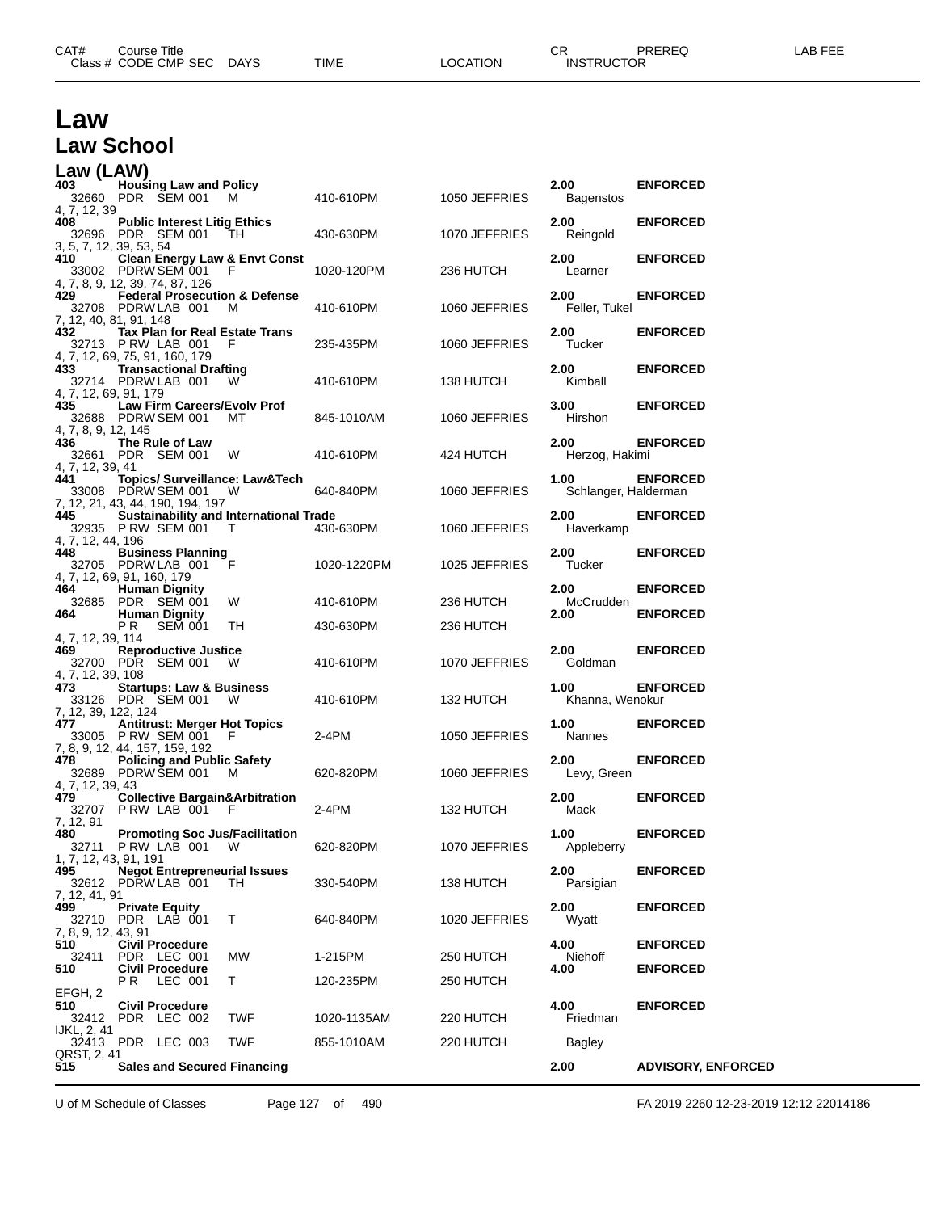# Law

## Law School

### Law (LAW)

| CAT# / Class # | Course Title / CODE CMP SEC | DAYS | TIME | LOCATION | CR / INSTRUCTOR | PREREQ | LAB FEE |
|---|---|---|---|---|---|---|---|
| **403** | **Housing Law and Policy** | | | | **2.00** | **ENFORCED** | |
| 32660 | PDR SEM 001 | M | 410-610PM | 1050 JEFFRIES | Bagenstos | | |
| 4, 7, 12, 39 | | | | | | | |
| **408** | **Public Interest Litig Ethics** | | | | **2.00** | **ENFORCED** | |
| 32696 | PDR SEM 001 | TH | 430-630PM | 1070 JEFFRIES | Reingold | | |
| 3, 5, 7, 12, 39, 53, 54 | | | | | | | |
| **410** | **Clean Energy Law & Envt Const** | | | | **2.00** | **ENFORCED** | |
| 33002 | PDRW SEM 001 | F | 1020-120PM | 236 HUTCH | Learner | | |
| 4, 7, 8, 9, 12, 39, 74, 87, 126 | | | | | | | |
| **429** | **Federal Prosecution & Defense** | | | | **2.00** | **ENFORCED** | |
| 32708 | PDRW LAB 001 | M | 410-610PM | 1060 JEFFRIES | Feller, Tukel | | |
| 7, 12, 40, 81, 91, 148 | | | | | | | |
| **432** | **Tax Plan for Real Estate Trans** | | | | **2.00** | **ENFORCED** | |
| 32713 | P RW LAB 001 | F | 235-435PM | 1060 JEFFRIES | Tucker | | |
| 4, 7, 12, 69, 75, 91, 160, 179 | | | | | | | |
| **433** | **Transactional Drafting** | | | | **2.00** | **ENFORCED** | |
| 32714 | PDRW LAB 001 | W | 410-610PM | 138 HUTCH | Kimball | | |
| 4, 7, 12, 69, 91, 179 | | | | | | | |
| **435** | **Law Firm Careers/Evolv Prof** | | | | **3.00** | **ENFORCED** | |
| 32688 | PDRW SEM 001 | MT | 845-1010AM | 1060 JEFFRIES | Hirshon | | |
| 4, 7, 8, 9, 12, 145 | | | | | | | |
| **436** | **The Rule of Law** | | | | **2.00** | **ENFORCED** | |
| 32661 | PDR SEM 001 | W | 410-610PM | 424 HUTCH | Herzog, Hakimi | | |
| 4, 7, 12, 39, 41 | | | | | | | |
| **441** | **Topics/ Surveillance: Law&Tech** | | | | **1.00** | **ENFORCED** | |
| 33008 | PDRW SEM 001 | W | 640-840PM | 1060 JEFFRIES | Schlanger, Halderman | | |
| 7, 12, 21, 43, 44, 190, 194, 197 | | | | | | | |
| **445** | **Sustainability and International Trade** | | | | **2.00** | **ENFORCED** | |
| 32935 | P RW SEM 001 | T | 430-630PM | 1060 JEFFRIES | Haverkamp | | |
| 4, 7, 12, 44, 196 | | | | | | | |
| **448** | **Business Planning** | | | | **2.00** | **ENFORCED** | |
| 32705 | PDRW LAB 001 | F | 1020-1220PM | 1025 JEFFRIES | Tucker | | |
| 4, 7, 12, 69, 91, 160, 179 | | | | | | | |
| **464** | **Human Dignity** | | | | **2.00** | **ENFORCED** | |
| 32685 | PDR SEM 001 | W | 410-610PM | 236 HUTCH | McCrudden | | |
| **464** | **Human Dignity** | | | | **2.00** | **ENFORCED** | |
| | P R SEM 001 | TH | 430-630PM | 236 HUTCH | | | |
| 4, 7, 12, 39, 114 | | | | | | | |
| **469** | **Reproductive Justice** | | | | **2.00** | **ENFORCED** | |
| 32700 | PDR SEM 001 | W | 410-610PM | 1070 JEFFRIES | Goldman | | |
| 4, 7, 12, 39, 108 | | | | | | | |
| **473** | **Startups: Law & Business** | | | | **1.00** | **ENFORCED** | |
| 33126 | PDR SEM 001 | W | 410-610PM | 132 HUTCH | Khanna, Wenokur | | |
| 7, 12, 39, 122, 124 | | | | | | | |
| **477** | **Antitrust: Merger Hot Topics** | | | | **1.00** | **ENFORCED** | |
| 33005 | P RW SEM 001 | F | 2-4PM | 1050 JEFFRIES | Nannes | | |
| 7, 8, 9, 12, 44, 157, 159, 192 | | | | | | | |
| **478** | **Policing and Public Safety** | | | | **2.00** | **ENFORCED** | |
| 32689 | PDRW SEM 001 | M | 620-820PM | 1060 JEFFRIES | Levy, Green | | |
| 4, 7, 12, 39, 43 | | | | | | | |
| **479** | **Collective Bargain&Arbitration** | | | | **2.00** | **ENFORCED** | |
| 32707 | P RW LAB 001 | F | 2-4PM | 132 HUTCH | Mack | | |
| 7, 12, 91 | | | | | | | |
| **480** | **Promoting Soc Jus/Facilitation** | | | | **1.00** | **ENFORCED** | |
| 32711 | P RW LAB 001 | W | 620-820PM | 1070 JEFFRIES | Appleberry | | |
| 1, 7, 12, 43, 91, 191 | | | | | | | |
| **495** | **Negot Entrepreneurial Issues** | | | | **2.00** | **ENFORCED** | |
| 32612 | PDRW LAB 001 | TH | 330-540PM | 138 HUTCH | Parsigian | | |
| 7, 12, 41, 91 | | | | | | | |
| **499** | **Private Equity** | | | | **2.00** | **ENFORCED** | |
| 32710 | PDR LAB 001 | T | 640-840PM | 1020 JEFFRIES | Wyatt | | |
| 7, 8, 9, 12, 43, 91 | | | | | | | |
| **510** | **Civil Procedure** | | | | **4.00** | **ENFORCED** | |
| 32411 | PDR LEC 001 | MW | 1-215PM | 250 HUTCH | Niehoff | | |
| **510** | **Civil Procedure** | | | | **4.00** | **ENFORCED** | |
| | P R LEC 001 | T | 120-235PM | 250 HUTCH | | | |
| EFGH, 2 | | | | | | | |
| **510** | **Civil Procedure** | | | | **4.00** | **ENFORCED** | |
| 32412 | PDR LEC 002 | TWF | 1020-1135AM | 220 HUTCH | Friedman | | |
| IJKL, 2, 41 | | | | | | | |
| 32413 | PDR LEC 003 | TWF | 855-1010AM | 220 HUTCH | Bagley | | |
| QRST, 2, 41 | | | | | | | |
| **515** | **Sales and Secured Financing** | | | | **2.00** | **ADVISORY, ENFORCED** | |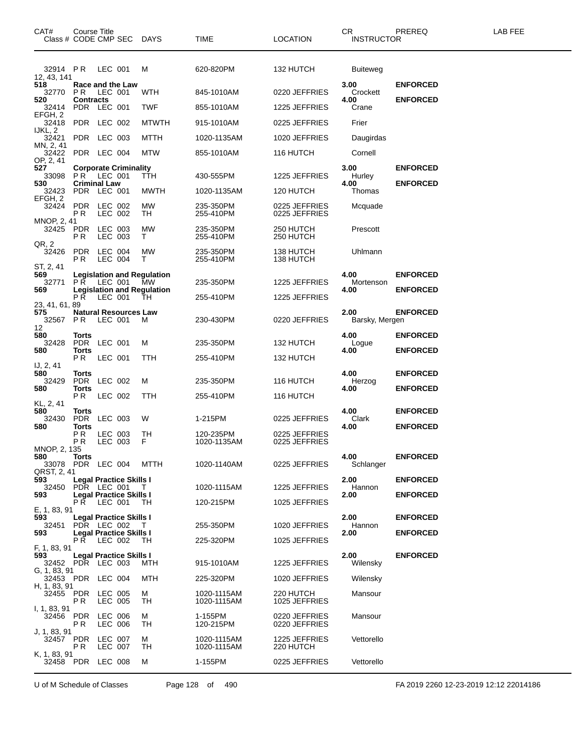| CAT# | Course Title Class # CODE CMP SEC | DAYS | TIME | LOCATION | CR INSTRUCTOR | PREREQ | LAB FEE |
|---|---|---|---|---|---|---|---|
| | 32914 P R LEC 001 | M | 620-820PM | 132 HUTCH | Buiteweg | | |
| 12, 43, 141 | | | | | | | |
| 518 | Race and the Law | | | | 3.00 | ENFORCED | |
| | 32770 P R LEC 001 | WTH | 845-1010AM | 0220 JEFFRIES | Crockett | | |
| 520 | Contracts | | | | 4.00 | ENFORCED | |
| | 32414 PDR LEC 001 | TWF | 855-1010AM | 1225 JEFFRIES | Crane | | |
| EFGH, 2 | | | | | | | |
| | 32418 PDR LEC 002 | MTWTH | 915-1010AM | 0225 JEFFRIES | Frier | | |
| IJKL, 2 | | | | | | | |
| | 32421 PDR LEC 003 | MTTH | 1020-1135AM | 1020 JEFFRIES | Daugirdas | | |
| MN, 2, 41 | | | | | | | |
| | 32422 PDR LEC 004 | MTW | 855-1010AM | 116 HUTCH | Cornell | | |
| OP, 2, 41 | | | | | | | |
| 527 | Corporate Criminality | | | | 3.00 | ENFORCED | |
| | 33098 P R LEC 001 | TTH | 430-555PM | 1225 JEFFRIES | Hurley | | |
| 530 | Criminal Law | | | | 4.00 | ENFORCED | |
| | 32423 PDR LEC 001 | MWTH | 1020-1135AM | 120 HUTCH | Thomas | | |
| EFGH, 2 | | | | | | | |
| | 32424 PDR LEC 002 | MW | 235-350PM | 0225 JEFFRIES | Mcquade | | |
| | P R LEC 002 | TH | 255-410PM | 0225 JEFFRIES | | | |
| MNOP, 2, 41 | | | | | | | |
| | 32425 PDR LEC 003 | MW | 235-350PM | 250 HUTCH | Prescott | | |
| | P R LEC 003 | T | 255-410PM | 250 HUTCH | | | |
| QR, 2 | | | | | | | |
| | 32426 PDR LEC 004 | MW | 235-350PM | 138 HUTCH | Uhlmann | | |
| | P R LEC 004 | T | 255-410PM | 138 HUTCH | | | |
| ST, 2, 41 | | | | | | | |
| 569 | Legislation and Regulation | | | | 4.00 | ENFORCED | |
| | 32771 P R LEC 001 | MW | 235-350PM | 1225 JEFFRIES | Mortenson | | |
| 569 | Legislation and Regulation | | | | 4.00 | ENFORCED | |
| | P R LEC 001 | TH | 255-410PM | 1225 JEFFRIES | | | |
| 23, 41, 61, 89 | | | | | | | |
| 575 | Natural Resources Law | | | | 2.00 | ENFORCED | |
| | 32567 P R LEC 001 | M | 230-430PM | 0220 JEFFRIES | Barsky, Mergen | | |
| 12 | | | | | | | |
| 580 | Torts | | | | 4.00 | ENFORCED | |
| | 32428 PDR LEC 001 | M | 235-350PM | 132 HUTCH | Logue | | |
| 580 | Torts | | | | 4.00 | ENFORCED | |
| | P R LEC 001 | TTH | 255-410PM | 132 HUTCH | | | |
| IJ, 2, 41 | | | | | | | |
| 580 | Torts | | | | 4.00 | ENFORCED | |
| | 32429 PDR LEC 002 | M | 235-350PM | 116 HUTCH | Herzog | | |
| 580 | Torts | | | | 4.00 | ENFORCED | |
| | P R LEC 002 | TTH | 255-410PM | 116 HUTCH | | | |
| KL, 2, 41 | | | | | | | |
| 580 | Torts | | | | 4.00 | ENFORCED | |
| | 32430 PDR LEC 003 | W | 1-215PM | 0225 JEFFRIES | Clark | | |
| 580 | Torts | | | | 4.00 | ENFORCED | |
| | P R LEC 003 | TH | 120-235PM | 0225 JEFFRIES | | | |
| | P R LEC 003 | F | 1020-1135AM | 0225 JEFFRIES | | | |
| MNOP, 2, 135 | | | | | | | |
| 580 | Torts | | | | 4.00 | ENFORCED | |
| | 33078 PDR LEC 004 | MTTH | 1020-1140AM | 0225 JEFFRIES | Schlanger | | |
| QRST, 2, 41 | | | | | | | |
| 593 | Legal Practice Skills I | | | | 2.00 | ENFORCED | |
| | 32450 PDR LEC 001 | T | 1020-1115AM | 1225 JEFFRIES | Hannon | | |
| 593 | Legal Practice Skills I | | | | 2.00 | ENFORCED | |
| | P R LEC 001 | TH | 120-215PM | 1025 JEFFRIES | | | |
| E, 1, 83, 91 | | | | | | | |
| 593 | Legal Practice Skills I | | | | 2.00 | ENFORCED | |
| | 32451 PDR LEC 002 | T | 255-350PM | 1020 JEFFRIES | Hannon | | |
| 593 | Legal Practice Skills I | | | | 2.00 | ENFORCED | |
| | P R LEC 002 | TH | 225-320PM | 1025 JEFFRIES | | | |
| F, 1, 83, 91 | | | | | | | |
| 593 | Legal Practice Skills I | | | | 2.00 | ENFORCED | |
| | 32452 PDR LEC 003 | MTH | 915-1010AM | 1225 JEFFRIES | Wilensky | | |
| G, 1, 83, 91 | | | | | | | |
| | 32453 PDR LEC 004 | MTH | 225-320PM | 1020 JEFFRIES | Wilensky | | |
| H, 1, 83, 91 | | | | | | | |
| | 32455 PDR LEC 005 | M | 1020-1115AM | 220 HUTCH | Mansour | | |
| | P R LEC 005 | TH | 1020-1115AM | 1025 JEFFRIES | | | |
| I, 1, 83, 91 | | | | | | | |
| | 32456 PDR LEC 006 | M | 1-155PM | 0220 JEFFRIES | Mansour | | |
| | P R LEC 006 | TH | 120-215PM | 0220 JEFFRIES | | | |
| J, 1, 83, 91 | | | | | | | |
| | 32457 PDR LEC 007 | M | 1020-1115AM | 1225 JEFFRIES | Vettorello | | |
| | P R LEC 007 | TH | 1020-1115AM | 220 HUTCH | | | |
| K, 1, 83, 91 | | | | | | | |
| | 32458 PDR LEC 008 | M | 1-155PM | 0225 JEFFRIES | Vettorello | | |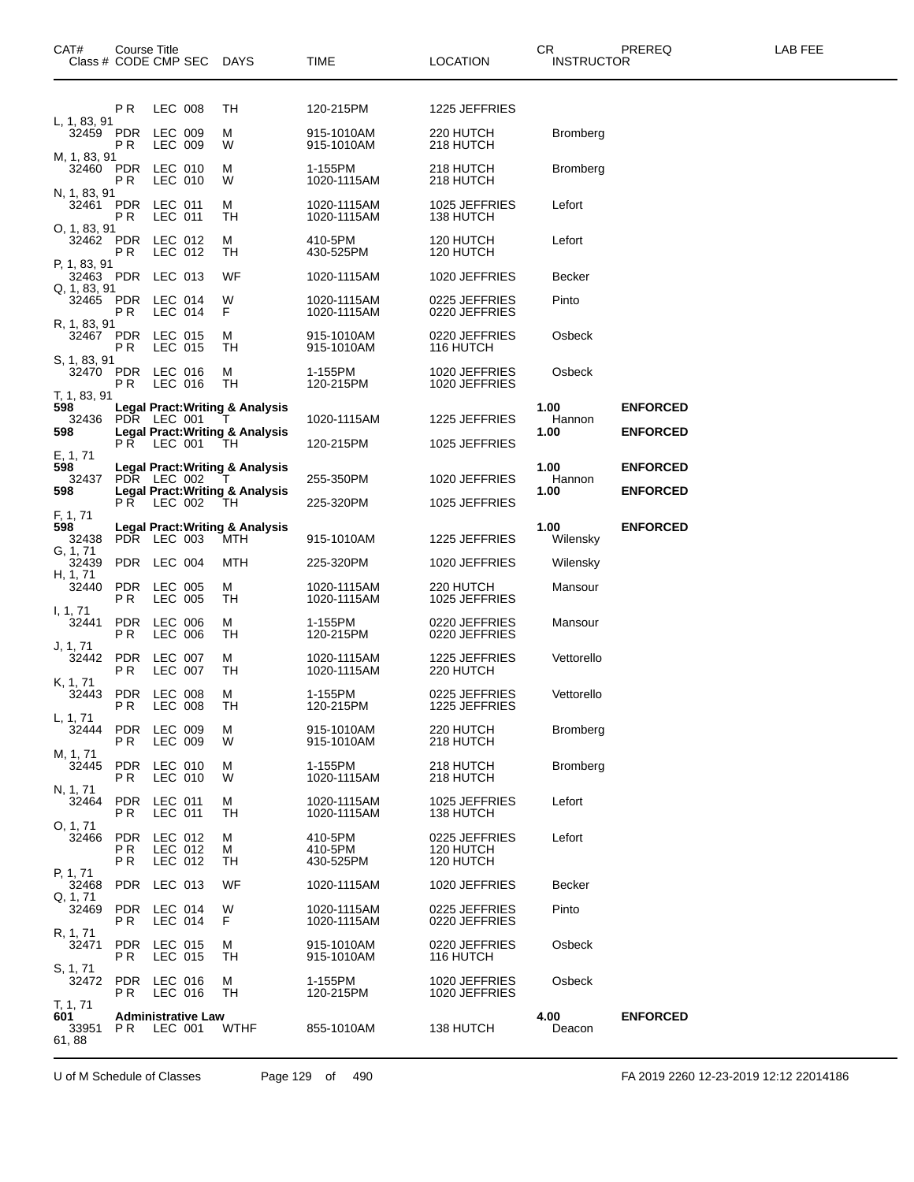| CAT# Class # | Course Title CODE CMP SEC | DAYS | TIME | LOCATION | CR INSTRUCTOR | PREREQ | LAB FEE |
|---|---|---|---|---|---|---|---|
| | P R LEC 008 | TH | 120-215PM | 1225 JEFFRIES | | | |
| L, 1, 83, 91 | | | | | | | |
| 32459 | PDR LEC 009 | M | 915-1010AM | 220 HUTCH | Bromberg | | |
| | P R LEC 009 | W | 915-1010AM | 218 HUTCH | | | |
| M, 1, 83, 91 | | | | | | | |
| 32460 | PDR LEC 010 | M | 1-155PM | 218 HUTCH | Bromberg | | |
| | P R LEC 010 | W | 1020-1115AM | 218 HUTCH | | | |
| N, 1, 83, 91 | | | | | | | |
| 32461 | PDR LEC 011 | M | 1020-1115AM | 1025 JEFFRIES | Lefort | | |
| | P R LEC 011 | TH | 1020-1115AM | 138 HUTCH | | | |
| O, 1, 83, 91 | | | | | | | |
| 32462 | PDR LEC 012 | M | 410-5PM | 120 HUTCH | Lefort | | |
| | P R LEC 012 | TH | 430-525PM | 120 HUTCH | | | |
| P, 1, 83, 91 | | | | | | | |
| 32463 | PDR LEC 013 | WF | 1020-1115AM | 1020 JEFFRIES | Becker | | |
| Q, 1, 83, 91 | | | | | | | |
| 32465 | PDR LEC 014 | W | 1020-1115AM | 0225 JEFFRIES | Pinto | | |
| | P R LEC 014 | F | 1020-1115AM | 0220 JEFFRIES | | | |
| R, 1, 83, 91 | | | | | | | |
| 32467 | PDR LEC 015 | M | 915-1010AM | 0220 JEFFRIES | Osbeck | | |
| | P R LEC 015 | TH | 915-1010AM | 116 HUTCH | | | |
| S, 1, 83, 91 | | | | | | | |
| 32470 | PDR LEC 016 | M | 1-155PM | 1020 JEFFRIES | Osbeck | | |
| | P R LEC 016 | TH | 120-215PM | 1020 JEFFRIES | | | |
| T, 1, 83, 91 | | | | | | | |
| **598** | **Legal Pract:Writing & Analysis** | | | | **1.00** | **ENFORCED** | |
| 32436 | PDR LEC 001 | T | 1020-1115AM | 1225 JEFFRIES | Hannon | | |
| **598** | **Legal Pract:Writing & Analysis** | | | | **1.00** | **ENFORCED** | |
| | P R LEC 001 | TH | 120-215PM | 1025 JEFFRIES | | | |
| E, 1, 71 | | | | | | | |
| **598** | **Legal Pract:Writing & Analysis** | | | | **1.00** | **ENFORCED** | |
| 32437 | PDR LEC 002 | T | 255-350PM | 1020 JEFFRIES | Hannon | | |
| **598** | **Legal Pract:Writing & Analysis** | | | | **1.00** | **ENFORCED** | |
| | P R LEC 002 | TH | 225-320PM | 1025 JEFFRIES | | | |
| F, 1, 71 | | | | | | | |
| **598** | **Legal Pract:Writing & Analysis** | | | | **1.00** | **ENFORCED** | |
| 32438 | PDR LEC 003 | MTH | 915-1010AM | 1225 JEFFRIES | Wilensky | | |
| G, 1, 71 | | | | | | | |
| 32439 | PDR LEC 004 | MTH | 225-320PM | 1020 JEFFRIES | Wilensky | | |
| H, 1, 71 | | | | | | | |
| 32440 | PDR LEC 005 | M | 1020-1115AM | 220 HUTCH | Mansour | | |
| | P R LEC 005 | TH | 1020-1115AM | 1025 JEFFRIES | | | |
| I, 1, 71 | | | | | | | |
| 32441 | PDR LEC 006 | M | 1-155PM | 0220 JEFFRIES | Mansour | | |
| | P R LEC 006 | TH | 120-215PM | 0220 JEFFRIES | | | |
| J, 1, 71 | | | | | | | |
| 32442 | PDR LEC 007 | M | 1020-1115AM | 1225 JEFFRIES | Vettorello | | |
| | P R LEC 007 | TH | 1020-1115AM | 220 HUTCH | | | |
| K, 1, 71 | | | | | | | |
| 32443 | PDR LEC 008 | M | 1-155PM | 0225 JEFFRIES | Vettorello | | |
| | P R LEC 008 | TH | 120-215PM | 1225 JEFFRIES | | | |
| L, 1, 71 | | | | | | | |
| 32444 | PDR LEC 009 | M | 915-1010AM | 220 HUTCH | Bromberg | | |
| | P R LEC 009 | W | 915-1010AM | 218 HUTCH | | | |
| M, 1, 71 | | | | | | | |
| 32445 | PDR LEC 010 | M | 1-155PM | 218 HUTCH | Bromberg | | |
| | P R LEC 010 | W | 1020-1115AM | 218 HUTCH | | | |
| N, 1, 71 | | | | | | | |
| 32464 | PDR LEC 011 | M | 1020-1115AM | 1025 JEFFRIES | Lefort | | |
| | P R LEC 011 | TH | 1020-1115AM | 138 HUTCH | | | |
| O, 1, 71 | | | | | | | |
| 32466 | PDR LEC 012 | M | 410-5PM | 0225 JEFFRIES | Lefort | | |
| | P R LEC 012 | M | 410-5PM | 120 HUTCH | | | |
| | P R LEC 012 | TH | 430-525PM | 120 HUTCH | | | |
| P, 1, 71 | | | | | | | |
| 32468 | PDR LEC 013 | WF | 1020-1115AM | 1020 JEFFRIES | Becker | | |
| Q, 1, 71 | | | | | | | |
| 32469 | PDR LEC 014 | W | 1020-1115AM | 0225 JEFFRIES | Pinto | | |
| | P R LEC 014 | F | 1020-1115AM | 0220 JEFFRIES | | | |
| R, 1, 71 | | | | | | | |
| 32471 | PDR LEC 015 | M | 915-1010AM | 0220 JEFFRIES | Osbeck | | |
| | P R LEC 015 | TH | 915-1010AM | 116 HUTCH | | | |
| S, 1, 71 | | | | | | | |
| 32472 | PDR LEC 016 | M | 1-155PM | 1020 JEFFRIES | Osbeck | | |
| | P R LEC 016 | TH | 120-215PM | 1020 JEFFRIES | | | |
| T, 1, 71 | | | | | | | |
| **601** | **Administrative Law** | | | | **4.00** | **ENFORCED** | |
| 33951 | P R LEC 001 | WTHF | 855-1010AM | 138 HUTCH | Deacon | | |
| 61, 88 | | | | | | | |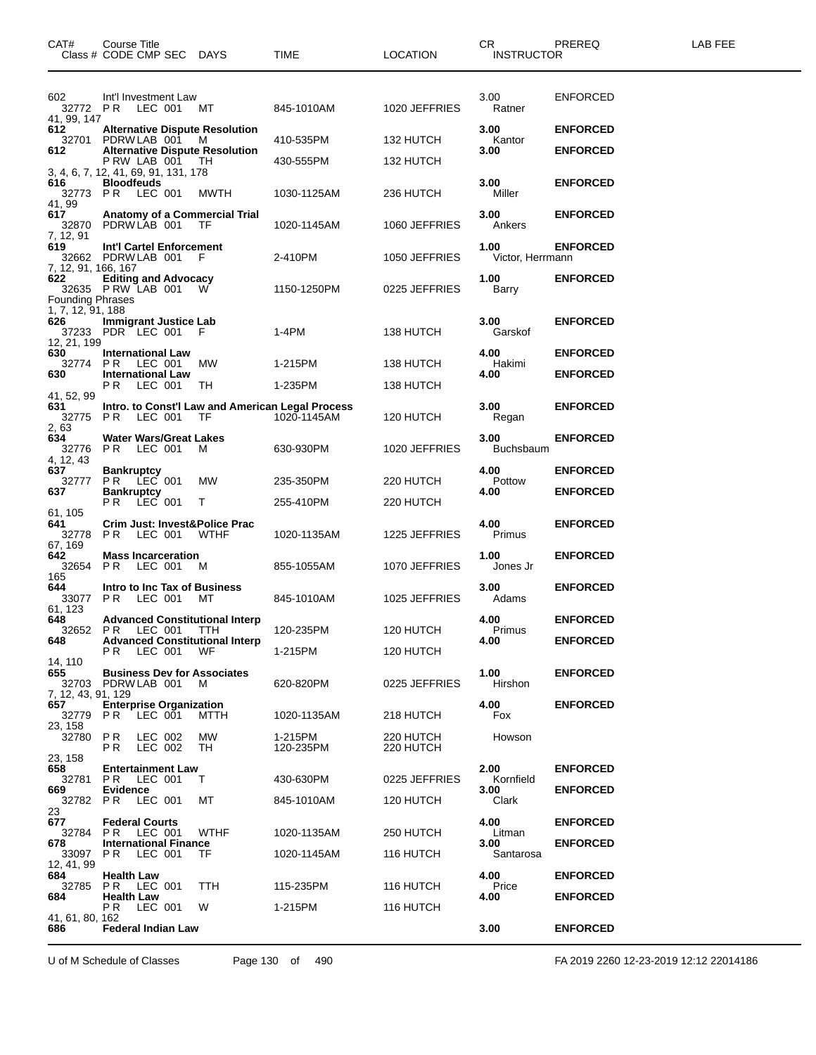| CAT# | Course Title | | | | | | | CR | PREREQ | LAB FEE |
|---|---|---|---|---|---|---|---|---|---|---|
| Class # | CODE | CMP | SEC | DAYS | TIME | LOCATION | | INSTRUCTOR | | |
| 602 | Int'l Investment Law | | | | | | | 3.00 | ENFORCED | |
| 32772 | P R | LEC | 001 | MT | 845-1010AM | 1020 JEFFRIES | | Ratner | | |
| 41, 99, 147 | | | | | | | | | | |
| **612** | **Alternative Dispute Resolution** | | | | | | | **3.00** | **ENFORCED** | |
| 32701 | PDRW | LAB | 001 | M | 410-535PM | 132 HUTCH | | Kantor | | |
| **612** | **Alternative Dispute Resolution** | | | | | | | **3.00** | **ENFORCED** | |
| | P RW | LAB | 001 | TH | 430-555PM | 132 HUTCH | | | | |
| 3, 4, 6, 7, 12, 41, 69, 91, 131, 178 | | | | | | | | | | |
| **616** | **Bloodfeuds** | | | | | | | **3.00** | **ENFORCED** | |
| 32773 | P R | LEC | 001 | MWTH | 1030-1125AM | 236 HUTCH | | Miller | | |
| 41, 99 | | | | | | | | | | |
| **617** | **Anatomy of a Commercial Trial** | | | | | | | **3.00** | **ENFORCED** | |
| 32870 | PDRW | LAB | 001 | TF | 1020-1145AM | 1060 JEFFRIES | | Ankers | | |
| 7, 12, 91 | | | | | | | | | | |
| **619** | **Int'l Cartel Enforcement** | | | | | | | **1.00** | **ENFORCED** | |
| 32662 | PDRW | LAB | 001 | F | 2-410PM | 1050 JEFFRIES | | Victor, Herrmann | | |
| 7, 12, 91, 166, 167 | | | | | | | | | | |
| **622** | **Editing and Advocacy** | | | | | | | **1.00** | **ENFORCED** | |
| 32635 | P RW | LAB | 001 | W | 1150-1250PM | 0225 JEFFRIES | | Barry | | |
| Founding Phrases | | | | | | | | | | |
| 1, 7, 12, 91, 188 | | | | | | | | | | |
| **626** | **Immigrant Justice Lab** | | | | | | | **3.00** | **ENFORCED** | |
| 37233 | PDR | LEC | 001 | F | 1-4PM | 138 HUTCH | | Garskof | | |
| 12, 21, 199 | | | | | | | | | | |
| **630** | **International Law** | | | | | | | **4.00** | **ENFORCED** | |
| 32774 | P R | LEC | 001 | MW | 1-215PM | 138 HUTCH | | Hakimi | | |
| **630** | **International Law** | | | | | | | **4.00** | **ENFORCED** | |
| | P R | LEC | 001 | TH | 1-235PM | 138 HUTCH | | | | |
| 41, 52, 99 | | | | | | | | | | |
| **631** | **Intro. to Const'l Law and American Legal Process** | | | | | | | **3.00** | **ENFORCED** | |
| 32775 | P R | LEC | 001 | TF | 1020-1145AM | 120 HUTCH | | Regan | | |
| 2, 63 | | | | | | | | | | |
| **634** | **Water Wars/Great Lakes** | | | | | | | **3.00** | **ENFORCED** | |
| 32776 | P R | LEC | 001 | M | 630-930PM | 1020 JEFFRIES | | Buchsbaum | | |
| 4, 12, 43 | | | | | | | | | | |
| **637** | **Bankruptcy** | | | | | | | **4.00** | **ENFORCED** | |
| 32777 | P R | LEC | 001 | MW | 235-350PM | 220 HUTCH | | Pottow | | |
| **637** | **Bankruptcy** | | | | | | | **4.00** | **ENFORCED** | |
| | P R | LEC | 001 | T | 255-410PM | 220 HUTCH | | | | |
| 61, 105 | | | | | | | | | | |
| **641** | **Crim Just: Invest&Police Prac** | | | | | | | **4.00** | **ENFORCED** | |
| 32778 | P R | LEC | 001 | WTHF | 1020-1135AM | 1225 JEFFRIES | | Primus | | |
| 67, 169 | | | | | | | | | | |
| **642** | **Mass Incarceration** | | | | | | | **1.00** | **ENFORCED** | |
| 32654 | P R | LEC | 001 | M | 855-1055AM | 1070 JEFFRIES | | Jones Jr | | |
| 165 | | | | | | | | | | |
| **644** | **Intro to Inc Tax of Business** | | | | | | | **3.00** | **ENFORCED** | |
| 33077 | P R | LEC | 001 | MT | 845-1010AM | 1025 JEFFRIES | | Adams | | |
| 61, 123 | | | | | | | | | | |
| **648** | **Advanced Constitutional Interp** | | | | | | | **4.00** | **ENFORCED** | |
| 32652 | P R | LEC | 001 | TTH | 120-235PM | 120 HUTCH | | Primus | | |
| **648** | **Advanced Constitutional Interp** | | | | | | | **4.00** | **ENFORCED** | |
| | P R | LEC | 001 | WF | 1-215PM | 120 HUTCH | | | | |
| 14, 110 | | | | | | | | | | |
| **655** | **Business Dev for Associates** | | | | | | | **1.00** | **ENFORCED** | |
| 32703 | PDRW | LAB | 001 | M | 620-820PM | 0225 JEFFRIES | | Hirshon | | |
| 7, 12, 43, 91, 129 | | | | | | | | | | |
| **657** | **Enterprise Organization** | | | | | | | **4.00** | **ENFORCED** | |
| 32779 | P R | LEC | 001 | MTTH | 1020-1135AM | 218 HUTCH | | Fox | | |
| 23, 158 | | | | | | | | | | |
| 32780 | P R | LEC | 002 | MW | 1-215PM | 220 HUTCH | | Howson | | |
| | P R | LEC | 002 | TH | 120-235PM | 220 HUTCH | | | | |
| 23, 158 | | | | | | | | | | |
| **658** | **Entertainment Law** | | | | | | | **2.00** | **ENFORCED** | |
| 32781 | P R | LEC | 001 | T | 430-630PM | 0225 JEFFRIES | | Kornfield | | |
| **669** | **Evidence** | | | | | | | **3.00** | **ENFORCED** | |
| 32782 | P R | LEC | 001 | MT | 845-1010AM | 120 HUTCH | | Clark | | |
| 23 | | | | | | | | | | |
| **677** | **Federal Courts** | | | | | | | **4.00** | **ENFORCED** | |
| 32784 | P R | LEC | 001 | WTHF | 1020-1135AM | 250 HUTCH | | Litman | | |
| **678** | **International Finance** | | | | | | | **3.00** | **ENFORCED** | |
| 33097 | P R | LEC | 001 | TF | 1020-1145AM | 116 HUTCH | | Santarosa | | |
| 12, 41, 99 | | | | | | | | | | |
| **684** | **Health Law** | | | | | | | **4.00** | **ENFORCED** | |
| 32785 | P R | LEC | 001 | TTH | 115-235PM | 116 HUTCH | | Price | | |
| **684** | **Health Law** | | | | | | | **4.00** | **ENFORCED** | |
| | P R | LEC | 001 | W | 1-215PM | 116 HUTCH | | | | |
| 41, 61, 80, 162 | | | | | | | | | | |
| **686** | **Federal Indian Law** | | | | | | | **3.00** | **ENFORCED** | |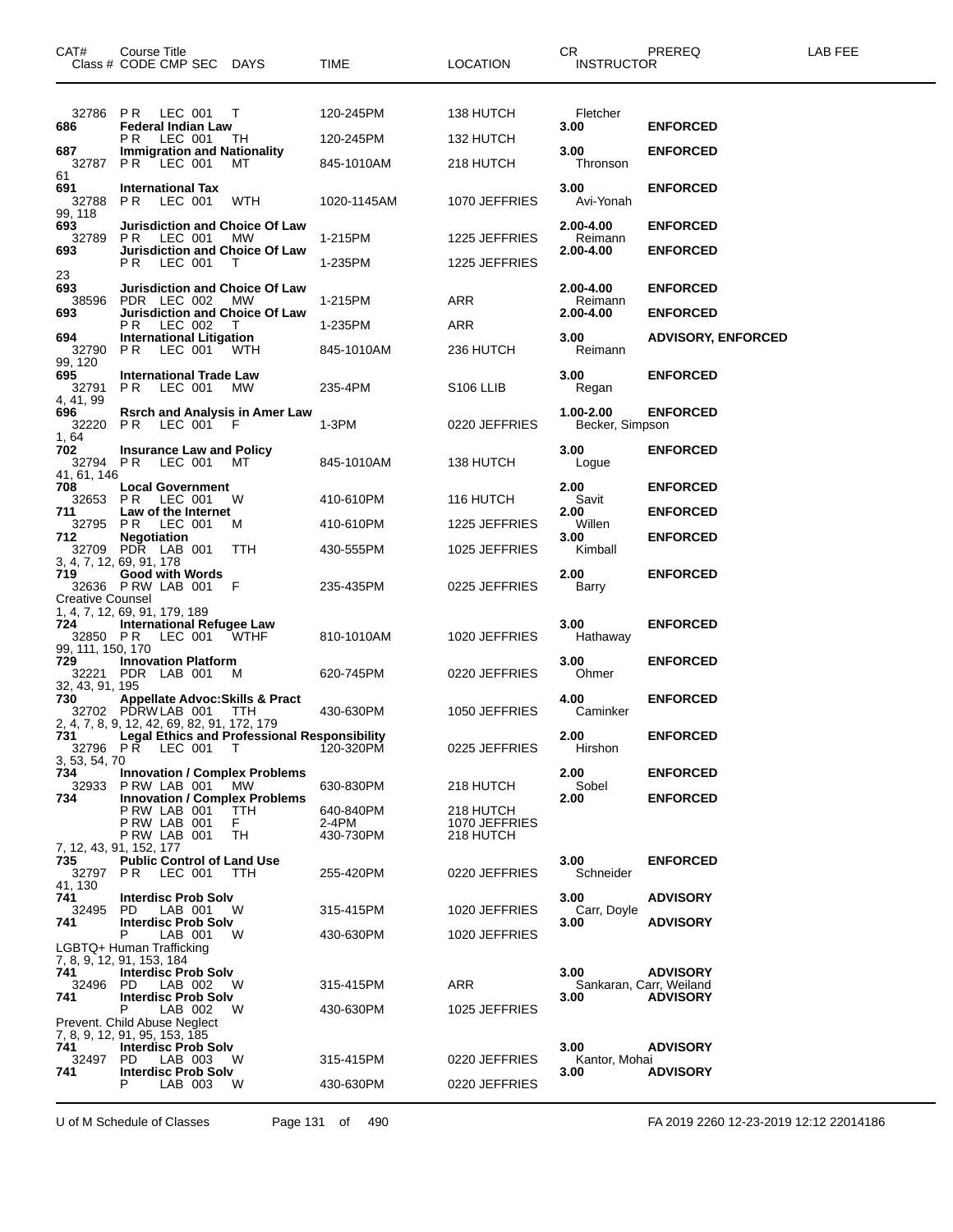| CAT# | Course Title Class # CODE CMP SEC DAYS | TIME | LOCATION | CR INSTRUCTOR | PREREQ | LAB FEE |
|---|---|---|---|---|---|---|
| | 32786 P R LEC 001 T | 120-245PM | 138 HUTCH | Fletcher | | |
| 686 | **Federal Indian Law** | | | 3.00 | **ENFORCED** | |
| | P R LEC 001 TH | 120-245PM | 132 HUTCH | | | |
| 687 | **Immigration and Nationality** | | | 3.00 | **ENFORCED** | |
| | 32787 P R LEC 001 MT | 845-1010AM | 218 HUTCH | Thronson | | |
| 61 | | | | | | |
| 691 | **International Tax** | | | 3.00 | **ENFORCED** | |
| | 32788 P R LEC 001 WTH | 1020-1145AM | 1070 JEFFRIES | Avi-Yonah | | |
| 99, 118 | | | | | | |
| 693 | **Jurisdiction and Choice Of Law** | | | 2.00-4.00 | **ENFORCED** | |
| | 32789 P R LEC 001 MW | 1-215PM | 1225 JEFFRIES | Reimann | | |
| 693 | **Jurisdiction and Choice Of Law** | | | 2.00-4.00 | **ENFORCED** | |
| | P R LEC 001 T | 1-235PM | 1225 JEFFRIES | | | |
| 23 | | | | | | |
| 693 | **Jurisdiction and Choice Of Law** | | | 2.00-4.00 | **ENFORCED** | |
| | 38596 PDR LEC 002 MW | 1-215PM | ARR | Reimann | | |
| 693 | **Jurisdiction and Choice Of Law** | | | 2.00-4.00 | **ENFORCED** | |
| | P R LEC 002 T | 1-235PM | ARR | | | |
| 694 | **International Litigation** | | | 3.00 | **ADVISORY, ENFORCED** | |
| | 32790 P R LEC 001 WTH | 845-1010AM | 236 HUTCH | Reimann | | |
| 99, 120 | | | | | | |
| 695 | **International Trade Law** | | | 3.00 | **ENFORCED** | |
| | 32791 P R LEC 001 MW | 235-4PM | S106 LLIB | Regan | | |
| 4, 41, 99 | | | | | | |
| 696 | **Rsrch and Analysis in Amer Law** | | | 1.00-2.00 | **ENFORCED** | |
| | 32220 P R LEC 001 F | 1-3PM | 0220 JEFFRIES | Becker, Simpson | | |
| 1, 64 | | | | | | |
| 702 | **Insurance Law and Policy** | | | 3.00 | **ENFORCED** | |
| | 32794 P R LEC 001 MT | 845-1010AM | 138 HUTCH | Logue | | |
| 41, 61, 146 | | | | | | |
| 708 | **Local Government** | | | 2.00 | **ENFORCED** | |
| | 32653 P R LEC 001 W | 410-610PM | 116 HUTCH | Savit | | |
| 711 | **Law of the Internet** | | | 2.00 | **ENFORCED** | |
| | 32795 P R LEC 001 M | 410-610PM | 1225 JEFFRIES | Willen | | |
| 712 | **Negotiation** | | | 3.00 | **ENFORCED** | |
| | 32709 PDR LAB 001 TTH | 430-555PM | 1025 JEFFRIES | Kimball | | |
| 3, 4, 7, 12, 69, 91, 178 | | | | | | |
| 719 | **Good with Words** | | | 2.00 | **ENFORCED** | |
| | 32636 P RW LAB 001 F | 235-435PM | 0225 JEFFRIES | Barry | | |
| Creative Counsel | | | | | | |
| 1, 4, 7, 12, 69, 91, 179, 189 | | | | | | |
| 724 | **International Refugee Law** | | | 3.00 | **ENFORCED** | |
| | 32850 P R LEC 001 WTHF | 810-1010AM | 1020 JEFFRIES | Hathaway | | |
| 99, 111, 150, 170 | | | | | | |
| 729 | **Innovation Platform** | | | 3.00 | **ENFORCED** | |
| | 32221 PDR LAB 001 M | 620-745PM | 0220 JEFFRIES | Ohmer | | |
| 32, 43, 91, 195 | | | | | | |
| 730 | **Appellate Advoc:Skills & Pract** | | | 4.00 | **ENFORCED** | |
| | 32702 PDRW LAB 001 TTH | 430-630PM | 1050 JEFFRIES | Caminker | | |
| 2, 4, 7, 8, 9, 12, 42, 69, 82, 91, 172, 179 | | | | | | |
| 731 | **Legal Ethics and Professional Responsibility** | | | 2.00 | **ENFORCED** | |
| | 32796 P R LEC 001 T | 120-320PM | 0225 JEFFRIES | Hirshon | | |
| 3, 53, 54, 70 | | | | | | |
| 734 | **Innovation / Complex Problems** | | | 2.00 | **ENFORCED** | |
| | 32933 P RW LAB 001 MW | 630-830PM | 218 HUTCH | Sobel | | |
| 734 | **Innovation / Complex Problems** | | | 2.00 | **ENFORCED** | |
| | P RW LAB 001 TTH | 640-840PM | 218 HUTCH | | | |
| | P RW LAB 001 F | 2-4PM | 1070 JEFFRIES | | | |
| | P RW LAB 001 TH | 430-730PM | 218 HUTCH | | | |
| 7, 12, 43, 91, 152, 177 | | | | | | |
| 735 | **Public Control of Land Use** | | | 3.00 | **ENFORCED** | |
| | 32797 P R LEC 001 TTH | 255-420PM | 0220 JEFFRIES | Schneider | | |
| 41, 130 | | | | | | |
| 741 | **Interdisc Prob Solv** | | | 3.00 | **ADVISORY** | |
| | 32495 PD LAB 001 W | 315-415PM | 1020 JEFFRIES | Carr, Doyle | | |
| 741 | **Interdisc Prob Solv** | | | 3.00 | **ADVISORY** | |
| | P LAB 001 W | 430-630PM | 1020 JEFFRIES | | | |
| LGBTQ+ Human Trafficking | | | | | | |
| 7, 8, 9, 12, 91, 153, 184 | | | | | | |
| 741 | **Interdisc Prob Solv** | | | 3.00 | **ADVISORY** | |
| | 32496 PD LAB 002 W | 315-415PM | ARR | Sankaran, Carr, Weiland | | |
| 741 | **Interdisc Prob Solv** | | | 3.00 | **ADVISORY** | |
| | P LAB 002 W | 430-630PM | 1025 JEFFRIES | | | |
| Prevent. Child Abuse Neglect | | | | | | |
| 7, 8, 9, 12, 91, 95, 153, 185 | | | | | | |
| 741 | **Interdisc Prob Solv** | | | 3.00 | **ADVISORY** | |
| | 32497 PD LAB 003 W | 315-415PM | 0220 JEFFRIES | Kantor, Mohai | | |
| 741 | **Interdisc Prob Solv** | | | 3.00 | **ADVISORY** | |
| | P LAB 003 W | 430-630PM | 0220 JEFFRIES | | | |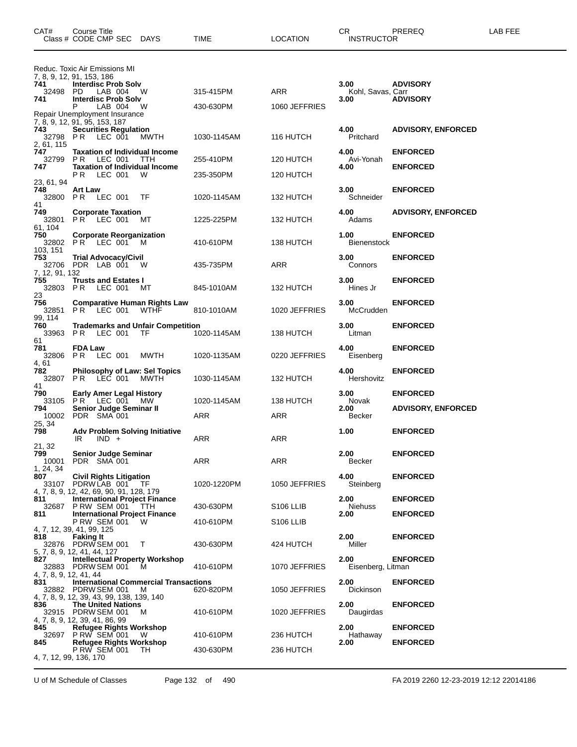| CAT# | Course Title<br>Class # CODE CMP SEC DAYS | TIME | LOCATION | CR<br>INSTRUCTOR | PREREQ | LAB FEE |
|---|---|---|---|---|---|---|
| | Reduc. Toxic Air Emissions MI | | | | | |
| 7, 8, 9, 12, 91, 153, 186 | | | | | | |
| **741** | **Interdisc Prob Solv** | | | **3.00** | **ADVISORY** | |
| 32498 | PD LAB 004 W | 315-415PM | ARR | Kohl, Savas, Carr | | |
| **741** | **Interdisc Prob Solv** | | | **3.00** | **ADVISORY** | |
| | P LAB 004 W | 430-630PM | 1060 JEFFRIES | | | |
| | Repair Unemployment Insurance | | | | | |
| 7, 8, 9, 12, 91, 95, 153, 187 | | | | | | |
| **743** | **Securities Regulation** | | | **4.00** | **ADVISORY, ENFORCED** | |
| 32798 | P R LEC 001 MWTH | 1030-1145AM | 116 HUTCH | Pritchard | | |
| 2, 61, 115 | | | | | | |
| **747** | **Taxation of Individual Income** | | | **4.00** | **ENFORCED** | |
| 32799 | P R LEC 001 TTH | 255-410PM | 120 HUTCH | Avi-Yonah | | |
| **747** | **Taxation of Individual Income** | | | **4.00** | **ENFORCED** | |
| | P R LEC 001 W | 235-350PM | 120 HUTCH | | | |
| 23, 61, 94 | | | | | | |
| **748** | **Art Law** | | | **3.00** | **ENFORCED** | |
| 32800 | P R LEC 001 TF | 1020-1145AM | 132 HUTCH | Schneider | | |
| 41 | | | | | | |
| **749** | **Corporate Taxation** | | | **4.00** | **ADVISORY, ENFORCED** | |
| 32801 | P R LEC 001 MT | 1225-225PM | 132 HUTCH | Adams | | |
| 61, 104 | | | | | | |
| **750** | **Corporate Reorganization** | | | **1.00** | **ENFORCED** | |
| 32802 | P R LEC 001 M | 410-610PM | 138 HUTCH | Bienenstock | | |
| 103, 151 | | | | | | |
| **753** | **Trial Advocacy/Civil** | | | **3.00** | **ENFORCED** | |
| 32706 | PDR LAB 001 W | 435-735PM | ARR | Connors | | |
| 7, 12, 91, 132 | | | | | | |
| **755** | **Trusts and Estates I** | | | **3.00** | **ENFORCED** | |
| 32803 | P R LEC 001 MT | 845-1010AM | 132 HUTCH | Hines Jr | | |
| 23 | | | | | | |
| **756** | **Comparative Human Rights Law** | | | **3.00** | **ENFORCED** | |
| 32851 | P R LEC 001 WTHF | 810-1010AM | 1020 JEFFRIES | McCrudden | | |
| 99, 114 | | | | | | |
| **760** | **Trademarks and Unfair Competition** | | | **3.00** | **ENFORCED** | |
| 33963 | P R LEC 001 TF | 1020-1145AM | 138 HUTCH | Litman | | |
| 61 | | | | | | |
| **781** | **FDA Law** | | | **4.00** | **ENFORCED** | |
| 32806 | P R LEC 001 MWTH | 1020-1135AM | 0220 JEFFRIES | Eisenberg | | |
| 4, 61 | | | | | | |
| **782** | **Philosophy of Law: Sel Topics** | | | **4.00** | **ENFORCED** | |
| 32807 | P R LEC 001 MWTH | 1030-1145AM | 132 HUTCH | Hershovitz | | |
| 41 | | | | | | |
| **790** | **Early Amer Legal History** | | | **3.00** | **ENFORCED** | |
| 33105 | P R LEC 001 MW | 1020-1145AM | 138 HUTCH | Novak | | |
| **794** | **Senior Judge Seminar II** | | | **2.00** | **ADVISORY, ENFORCED** | |
| 10002 | PDR SMA 001 | ARR | ARR | Becker | | |
| 25, 34 | | | | | | |
| **798** | **Adv Problem Solving Initiative** | | | **1.00** | **ENFORCED** | |
| | IR IND + | ARR | ARR | | | |
| 21, 32 | | | | | | |
| **799** | **Senior Judge Seminar** | | | **2.00** | **ENFORCED** | |
| 10001 | PDR SMA 001 | ARR | ARR | Becker | | |
| 1, 24, 34 | | | | | | |
| **807** | **Civil Rights Litigation** | | | **4.00** | **ENFORCED** | |
| 33107 | PDRW LAB 001 TF | 1020-1220PM | 1050 JEFFRIES | Steinberg | | |
| 4, 7, 8, 9, 12, 42, 69, 90, 91, 128, 179 | | | | | | |
| **811** | **International Project Finance** | | | **2.00** | **ENFORCED** | |
| 32687 | P RW SEM 001 TTH | 430-630PM | S106 LLIB | Niehuss | | |
| **811** | **International Project Finance** | | | **2.00** | **ENFORCED** | |
| | P RW SEM 001 W | 410-610PM | S106 LLIB | | | |
| 4, 7, 12, 39, 41, 99, 125 | | | | | | |
| **818** | **Faking It** | | | **2.00** | **ENFORCED** | |
| 32876 | PDRW SEM 001 T | 430-630PM | 424 HUTCH | Miller | | |
| 5, 7, 8, 9, 12, 41, 44, 127 | | | | | | |
| **827** | **Intellectual Property Workshop** | | | **2.00** | **ENFORCED** | |
| 32883 | PDRW SEM 001 M | 410-610PM | 1070 JEFFRIES | Eisenberg, Litman | | |
| 4, 7, 8, 9, 12, 41, 44 | | | | | | |
| **831** | **International Commercial Transactions** | | | **2.00** | **ENFORCED** | |
| 32882 | PDRW SEM 001 M | 620-820PM | 1050 JEFFRIES | Dickinson | | |
| 4, 7, 8, 9, 12, 39, 43, 99, 138, 139, 140 | | | | | | |
| **836** | **The United Nations** | | | **2.00** | **ENFORCED** | |
| 32915 | PDRW SEM 001 M | 410-610PM | 1020 JEFFRIES | Daugirdas | | |
| 4, 7, 8, 9, 12, 39, 41, 86, 99 | | | | | | |
| **845** | **Refugee Rights Workshop** | | | **2.00** | **ENFORCED** | |
| 32697 | P RW SEM 001 W | 410-610PM | 236 HUTCH | Hathaway | | |
| **845** | **Refugee Rights Workshop** | | | **2.00** | **ENFORCED** | |
| | P RW SEM 001 TH | 430-630PM | 236 HUTCH | | | |
| 4, 7, 12, 99, 136, 170 | | | | | | |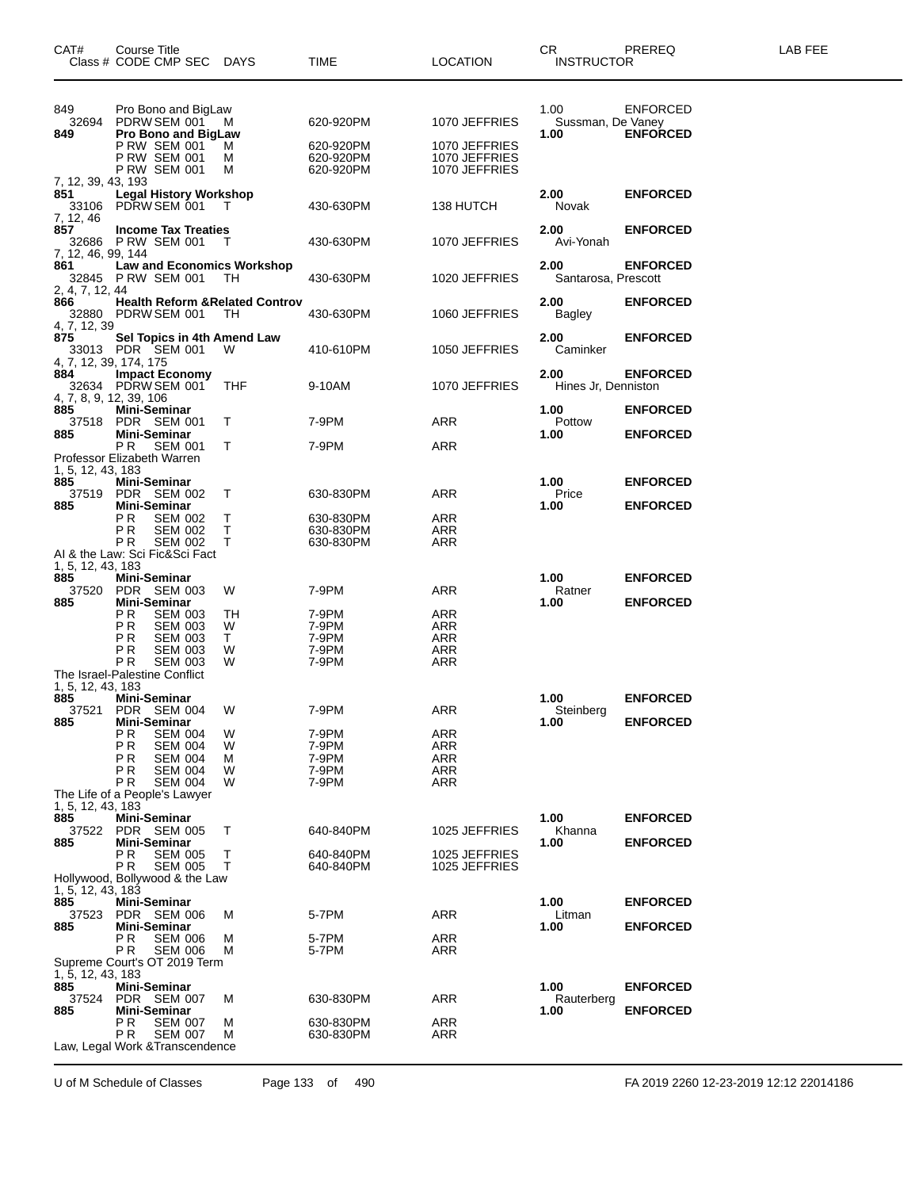| CAT# | Course Title Class # CODE CMP SEC | DAYS | TIME | LOCATION | CR INSTRUCTOR | PREREQ | LAB FEE |
|---|---|---|---|---|---|---|---|
| 849 | Pro Bono and BigLaw | | | | 1.00 | ENFORCED | |
| 32694 | PDRW SEM 001 | M | 620-920PM | 1070 JEFFRIES | Sussman, De Vaney | | |
| **849** | **Pro Bono and BigLaw** | | | | **1.00** | **ENFORCED** | |
| | P RW SEM 001 | M | 620-920PM | 1070 JEFFRIES | | | |
| | P RW SEM 001 | M | 620-920PM | 1070 JEFFRIES | | | |
| | P RW SEM 001 | M | 620-920PM | 1070 JEFFRIES | | | |
| 7, 12, 39, 43, 193 | | | | | | | |
| **851** | **Legal History Workshop** | | | | **2.00** | **ENFORCED** | |
| 33106 | PDRW SEM 001 | T | 430-630PM | 138 HUTCH | Novak | | |
| 7, 12, 46 | | | | | | | |
| **857** | **Income Tax Treaties** | | | | **2.00** | **ENFORCED** | |
| 32686 | P RW SEM 001 | T | 430-630PM | 1070 JEFFRIES | Avi-Yonah | | |
| 7, 12, 46, 99, 144 | | | | | | | |
| **861** | **Law and Economics Workshop** | | | | **2.00** | **ENFORCED** | |
| 32845 | P RW SEM 001 | TH | 430-630PM | 1020 JEFFRIES | Santarosa, Prescott | | |
| 2, 4, 7, 12, 44 | | | | | | | |
| **866** | **Health Reform &Related Controv** | | | | **2.00** | **ENFORCED** | |
| 32880 | PDRW SEM 001 | TH | 430-630PM | 1060 JEFFRIES | Bagley | | |
| 4, 7, 12, 39 | | | | | | | |
| **875** | **Sel Topics in 4th Amend Law** | | | | **2.00** | **ENFORCED** | |
| 33013 | PDR SEM 001 | W | 410-610PM | 1050 JEFFRIES | Caminker | | |
| 4, 7, 12, 39, 174, 175 | | | | | | | |
| **884** | **Impact Economy** | | | | **2.00** | **ENFORCED** | |
| 32634 | PDRW SEM 001 | THF | 9-10AM | 1070 JEFFRIES | Hines Jr, Denniston | | |
| 4, 7, 8, 9, 12, 39, 106 | | | | | | | |
| **885** | **Mini-Seminar** | | | | **1.00** | **ENFORCED** | |
| 37518 | PDR SEM 001 | T | 7-9PM | ARR | Pottow | | |
| **885** | **Mini-Seminar** | | | | **1.00** | **ENFORCED** | |
| | P R SEM 001 | T | 7-9PM | ARR | | | |
| Professor Elizabeth Warren | | | | | | | |
| 1, 5, 12, 43, 183 | | | | | | | |
| **885** | **Mini-Seminar** | | | | **1.00** | **ENFORCED** | |
| 37519 | PDR SEM 002 | T | 630-830PM | ARR | Price | | |
| **885** | **Mini-Seminar** | | | | **1.00** | **ENFORCED** | |
| | P R SEM 002 | T | 630-830PM | ARR | | | |
| | P R SEM 002 | T | 630-830PM | ARR | | | |
| | P R SEM 002 | T | 630-830PM | ARR | | | |
| AI & the Law: Sci Fic&Sci Fact | | | | | | | |
| 1, 5, 12, 43, 183 | | | | | | | |
| **885** | **Mini-Seminar** | | | | **1.00** | **ENFORCED** | |
| 37520 | PDR SEM 003 | W | 7-9PM | ARR | Ratner | | |
| **885** | **Mini-Seminar** | | | | **1.00** | **ENFORCED** | |
| | P R SEM 003 | TH | 7-9PM | ARR | | | |
| | P R SEM 003 | W | 7-9PM | ARR | | | |
| | P R SEM 003 | T | 7-9PM | ARR | | | |
| | P R SEM 003 | W | 7-9PM | ARR | | | |
| | P R SEM 003 | W | 7-9PM | ARR | | | |
| The Israel-Palestine Conflict | | | | | | | |
| 1, 5, 12, 43, 183 | | | | | | | |
| **885** | **Mini-Seminar** | | | | **1.00** | **ENFORCED** | |
| 37521 | PDR SEM 004 | W | 7-9PM | ARR | Steinberg | | |
| **885** | **Mini-Seminar** | | | | **1.00** | **ENFORCED** | |
| | P R SEM 004 | W | 7-9PM | ARR | | | |
| | P R SEM 004 | W | 7-9PM | ARR | | | |
| | P R SEM 004 | M | 7-9PM | ARR | | | |
| | P R SEM 004 | W | 7-9PM | ARR | | | |
| | P R SEM 004 | W | 7-9PM | ARR | | | |
| The Life of a People's Lawyer | | | | | | | |
| 1, 5, 12, 43, 183 | | | | | | | |
| **885** | **Mini-Seminar** | | | | **1.00** | **ENFORCED** | |
| 37522 | PDR SEM 005 | T | 640-840PM | 1025 JEFFRIES | Khanna | | |
| **885** | **Mini-Seminar** | | | | **1.00** | **ENFORCED** | |
| | P R SEM 005 | T | 640-840PM | 1025 JEFFRIES | | | |
| | P R SEM 005 | T | 640-840PM | 1025 JEFFRIES | | | |
| Hollywood, Bollywood & the Law | | | | | | | |
| 1, 5, 12, 43, 183 | | | | | | | |
| **885** | **Mini-Seminar** | | | | **1.00** | **ENFORCED** | |
| 37523 | PDR SEM 006 | M | 5-7PM | ARR | Litman | | |
| **885** | **Mini-Seminar** | | | | **1.00** | **ENFORCED** | |
| | P R SEM 006 | M | 5-7PM | ARR | | | |
| | P R SEM 006 | M | 5-7PM | ARR | | | |
| Supreme Court's OT 2019 Term | | | | | | | |
| 1, 5, 12, 43, 183 | | | | | | | |
| **885** | **Mini-Seminar** | | | | **1.00** | **ENFORCED** | |
| 37524 | PDR SEM 007 | M | 630-830PM | ARR | Rauterberg | | |
| **885** | **Mini-Seminar** | | | | **1.00** | **ENFORCED** | |
| | P R SEM 007 | M | 630-830PM | ARR | | | |
| | P R SEM 007 | M | 630-830PM | ARR | | | |
| Law, Legal Work &Transcendence | | | | | | | |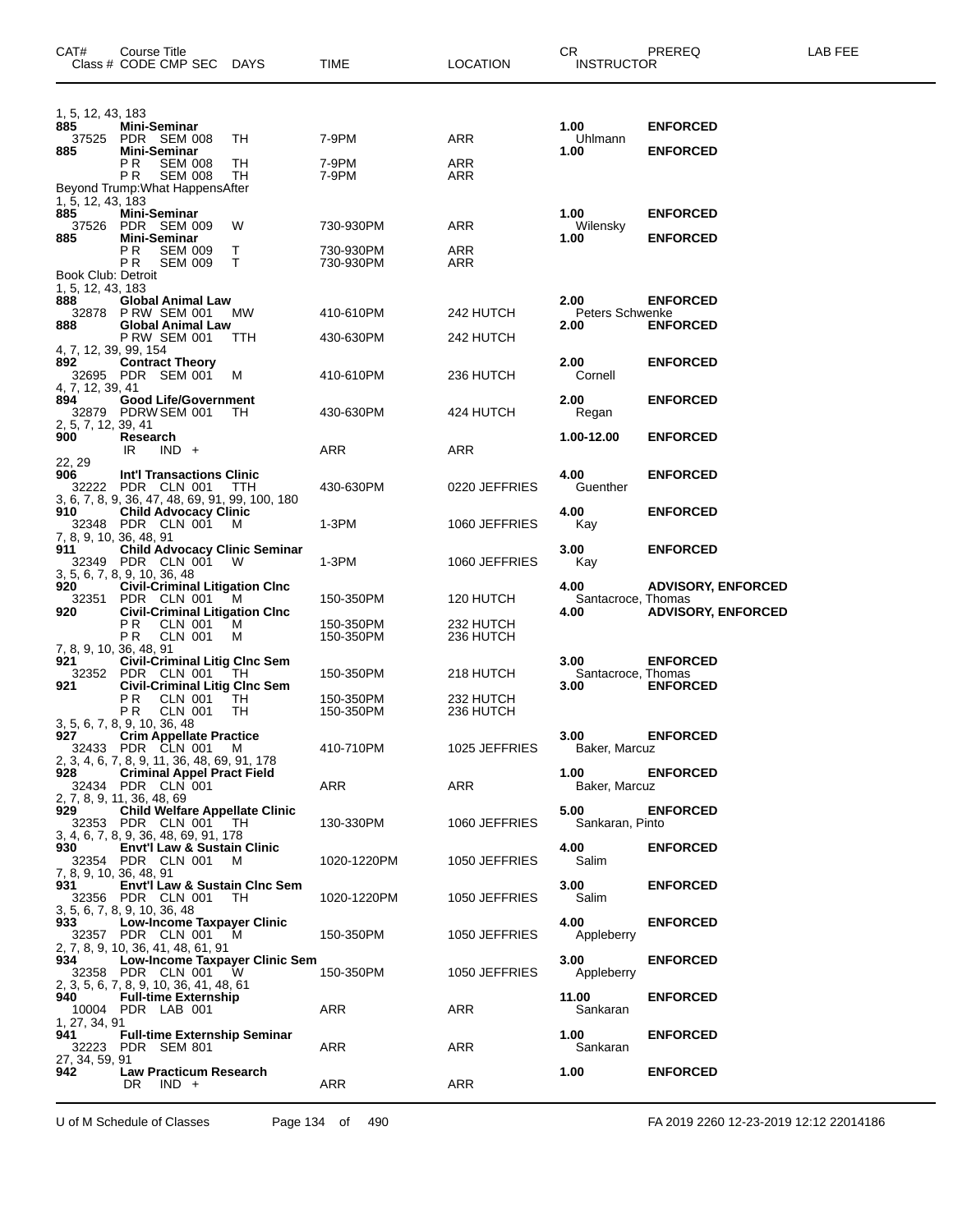| CAT# | Course Title<br>Class # CODE CMP SEC | DAYS | TIME | LOCATION | CR<br>INSTRUCTOR | PREREQ | LAB FEE |
|---|---|---|---|---|---|---|---|
| 1, 5, 12, 43, 183 | | | | | | | |
| **885** | **Mini-Seminar** | | | | **1.00** | **ENFORCED** | |
| 37525 | PDR SEM 008 | TH | 7-9PM | ARR | Uhlmann | | |
| **885** | **Mini-Seminar** | | | | **1.00** | **ENFORCED** | |
| | P R SEM 008 | TH | 7-9PM | ARR | | | |
| | P R SEM 008 | TH | 7-9PM | ARR | | | |
| Beyond Trump:What HappensAfter | | | | | | | |
| 1, 5, 12, 43, 183 | | | | | | | |
| **885** | **Mini-Seminar** | | | | **1.00** | **ENFORCED** | |
| 37526 | PDR SEM 009 | W | 730-930PM | ARR | Wilensky | | |
| **885** | **Mini-Seminar** | | | | **1.00** | **ENFORCED** | |
| | P R SEM 009 | T | 730-930PM | ARR | | | |
| | P R SEM 009 | T | 730-930PM | ARR | | | |
| Book Club: Detroit | | | | | | | |
| 1, 5, 12, 43, 183 | | | | | | | |
| **888** | **Global Animal Law** | | | | **2.00** | **ENFORCED** | |
| 32878 | P RW SEM 001 | MW | 410-610PM | 242 HUTCH | Peters Schwenke | | |
| **888** | **Global Animal Law** | | | | **2.00** | **ENFORCED** | |
| | P RW SEM 001 | TTH | 430-630PM | 242 HUTCH | | | |
| 4, 7, 12, 39, 99, 154 | | | | | | | |
| **892** | **Contract Theory** | | | | **2.00** | **ENFORCED** | |
| 32695 | PDR SEM 001 | M | 410-610PM | 236 HUTCH | Cornell | | |
| 4, 7, 12, 39, 41 | | | | | | | |
| **894** | **Good Life/Government** | | | | **2.00** | **ENFORCED** | |
| 32879 | PDRW SEM 001 | TH | 430-630PM | 424 HUTCH | Regan | | |
| 2, 5, 7, 12, 39, 41 | | | | | | | |
| **900** | **Research** | | | | **1.00-12.00** | **ENFORCED** | |
| | IR IND + | | ARR | ARR | | | |
| 22, 29 | | | | | | | |
| **906** | **Int'l Transactions Clinic** | | | | **4.00** | **ENFORCED** | |
| 32222 | PDR CLN 001 | TTH | 430-630PM | 0220 JEFFRIES | Guenther | | |
| 3, 6, 7, 8, 9, 36, 47, 48, 69, 91, 99, 100, 180 | | | | | | | |
| **910** | **Child Advocacy Clinic** | | | | **4.00** | **ENFORCED** | |
| 32348 | PDR CLN 001 | M | 1-3PM | 1060 JEFFRIES | Kay | | |
| 7, 8, 9, 10, 36, 48, 91 | | | | | | | |
| **911** | **Child Advocacy Clinic Seminar** | | | | **3.00** | **ENFORCED** | |
| 32349 | PDR CLN 001 | W | 1-3PM | 1060 JEFFRIES | Kay | | |
| 3, 5, 6, 7, 8, 9, 10, 36, 48 | | | | | | | |
| **920** | **Civil-Criminal Litigation Clnc** | | | | **4.00** | **ADVISORY, ENFORCED** | |
| 32351 | PDR CLN 001 | M | 150-350PM | 120 HUTCH | Santacroce, Thomas | | |
| **920** | **Civil-Criminal Litigation Clnc** | | | | **4.00** | **ADVISORY, ENFORCED** | |
| | P R CLN 001 | M | 150-350PM | 232 HUTCH | | | |
| | P R CLN 001 | M | 150-350PM | 236 HUTCH | | | |
| 7, 8, 9, 10, 36, 48, 91 | | | | | | | |
| **921** | **Civil-Criminal Litig Clnc Sem** | | | | **3.00** | **ENFORCED** | |
| 32352 | PDR CLN 001 | TH | 150-350PM | 218 HUTCH | Santacroce, Thomas | | |
| **921** | **Civil-Criminal Litig Clnc Sem** | | | | **3.00** | **ENFORCED** | |
| | P R CLN 001 | TH | 150-350PM | 232 HUTCH | | | |
| | P R CLN 001 | TH | 150-350PM | 236 HUTCH | | | |
| 3, 5, 6, 7, 8, 9, 10, 36, 48 | | | | | | | |
| **927** | **Crim Appellate Practice** | | | | **3.00** | **ENFORCED** | |
| 32433 | PDR CLN 001 | M | 410-710PM | 1025 JEFFRIES | Baker, Marcuz | | |
| 2, 3, 4, 6, 7, 8, 9, 11, 36, 48, 69, 91, 178 | | | | | | | |
| **928** | **Criminal Appel Pract Field** | | | | **1.00** | **ENFORCED** | |
| 32434 | PDR CLN 001 | | ARR | ARR | Baker, Marcuz | | |
| 2, 7, 8, 9, 11, 36, 48, 69 | | | | | | | |
| **929** | **Child Welfare Appellate Clinic** | | | | **5.00** | **ENFORCED** | |
| 32353 | PDR CLN 001 | TH | 130-330PM | 1060 JEFFRIES | Sankaran, Pinto | | |
| 3, 4, 6, 7, 8, 9, 36, 48, 69, 91, 178 | | | | | | | |
| **930** | **Envt'l Law & Sustain Clinic** | | | | **4.00** | **ENFORCED** | |
| 32354 | PDR CLN 001 | M | 1020-1220PM | 1050 JEFFRIES | Salim | | |
| 7, 8, 9, 10, 36, 48, 91 | | | | | | | |
| **931** | **Envt'l Law & Sustain Clnc Sem** | | | | **3.00** | **ENFORCED** | |
| 32356 | PDR CLN 001 | TH | 1020-1220PM | 1050 JEFFRIES | Salim | | |
| 3, 5, 6, 7, 8, 9, 10, 36, 48 | | | | | | | |
| **933** | **Low-Income Taxpayer Clinic** | | | | **4.00** | **ENFORCED** | |
| 32357 | PDR CLN 001 | M | 150-350PM | 1050 JEFFRIES | Appleberry | | |
| 2, 7, 8, 9, 10, 36, 41, 48, 61, 91 | | | | | | | |
| **934** | **Low-Income Taxpayer Clinic Sem** | | | | **3.00** | **ENFORCED** | |
| 32358 | PDR CLN 001 | W | 150-350PM | 1050 JEFFRIES | Appleberry | | |
| 2, 3, 5, 6, 7, 8, 9, 10, 36, 41, 48, 61 | | | | | | | |
| **940** | **Full-time Externship** | | | | **11.00** | **ENFORCED** | |
| 10004 | PDR LAB 001 | | ARR | ARR | Sankaran | | |
| 1, 27, 34, 91 | | | | | | | |
| **941** | **Full-time Externship Seminar** | | | | **1.00** | **ENFORCED** | |
| 32223 | PDR SEM 801 | | ARR | ARR | Sankaran | | |
| 27, 34, 59, 91 | | | | | | | |
| **942** | **Law Practicum Research** | | | | **1.00** | **ENFORCED** | |
| | DR IND + | | ARR | ARR | | | |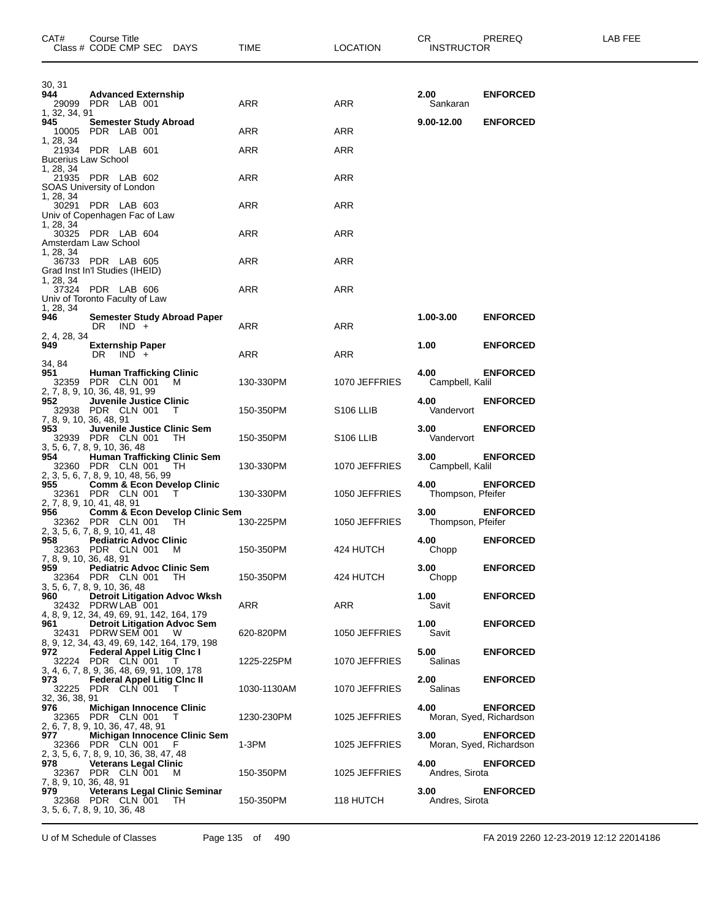| CAT# | Course Title Class # CODE CMP SEC DAYS | TIME | LOCATION | CR INSTRUCTOR | PREREQ | LAB FEE |
|---|---|---|---|---|---|---|
| 30, 31 | | | | | | |
| **944** | **Advanced Externship** | | | **2.00** | **ENFORCED** | |
| | 29099 PDR LAB 001 | ARR | ARR | Sankaran | | |
| 1, 32, 34, 91 | | | | | | |
| **945** | **Semester Study Abroad** | | | **9.00-12.00** | **ENFORCED** | |
| | 10005 PDR LAB 001 | ARR | ARR | | | |
| 1, 28, 34 | | | | | | |
| | 21934 PDR LAB 601 | ARR | ARR | | | |
| Bucerius Law School | | | | | | |
| 1, 28, 34 | | | | | | |
| | 21935 PDR LAB 602 | ARR | ARR | | | |
| SOAS University of London | | | | | | |
| 1, 28, 34 | | | | | | |
| | 30291 PDR LAB 603 | ARR | ARR | | | |
| Univ of Copenhagen Fac of Law | | | | | | |
| 1, 28, 34 | | | | | | |
| | 30325 PDR LAB 604 | ARR | ARR | | | |
| Amsterdam Law School | | | | | | |
| 1, 28, 34 | | | | | | |
| | 36733 PDR LAB 605 | ARR | ARR | | | |
| Grad Inst In'l Studies (IHEID) | | | | | | |
| 1, 28, 34 | | | | | | |
| | 37324 PDR LAB 606 | ARR | ARR | | | |
| Univ of Toronto Faculty of Law | | | | | | |
| 1, 28, 34 | | | | | | |
| **946** | **Semester Study Abroad Paper** | | | **1.00-3.00** | **ENFORCED** | |
| | DR IND + | ARR | ARR | | | |
| 2, 4, 28, 34 | | | | | | |
| **949** | **Externship Paper** | | | **1.00** | **ENFORCED** | |
| | DR IND + | ARR | ARR | | | |
| 34, 84 | | | | | | |
| **951** | **Human Trafficking Clinic** | | | **4.00** | **ENFORCED** | |
| | 32359 PDR CLN 001 M | 130-330PM | 1070 JEFFRIES | Campbell, Kalil | | |
| 2, 7, 8, 9, 10, 36, 48, 91, 99 | | | | | | |
| **952** | **Juvenile Justice Clinic** | | | **4.00** | **ENFORCED** | |
| | 32938 PDR CLN 001 T | 150-350PM | S106 LLIB | Vandervort | | |
| 7, 8, 9, 10, 36, 48, 91 | | | | | | |
| **953** | **Juvenile Justice Clinic Sem** | | | **3.00** | **ENFORCED** | |
| | 32939 PDR CLN 001 TH | 150-350PM | S106 LLIB | Vandervort | | |
| 3, 5, 6, 7, 8, 9, 10, 36, 48 | | | | | | |
| **954** | **Human Trafficking Clinic Sem** | | | **3.00** | **ENFORCED** | |
| | 32360 PDR CLN 001 TH | 130-330PM | 1070 JEFFRIES | Campbell, Kalil | | |
| 2, 3, 5, 6, 7, 8, 9, 10, 48, 56, 99 | | | | | | |
| **955** | **Comm & Econ Develop Clinic** | | | **4.00** | **ENFORCED** | |
| | 32361 PDR CLN 001 T | 130-330PM | 1050 JEFFRIES | Thompson, Pfeifer | | |
| 2, 7, 8, 9, 10, 41, 48, 91 | | | | | | |
| **956** | **Comm & Econ Develop Clinic Sem** | | | **3.00** | **ENFORCED** | |
| | 32362 PDR CLN 001 TH | 130-225PM | 1050 JEFFRIES | Thompson, Pfeifer | | |
| 2, 3, 5, 6, 7, 8, 9, 10, 41, 48 | | | | | | |
| **958** | **Pediatric Advoc Clinic** | | | **4.00** | **ENFORCED** | |
| | 32363 PDR CLN 001 M | 150-350PM | 424 HUTCH | Chopp | | |
| 7, 8, 9, 10, 36, 48, 91 | | | | | | |
| **959** | **Pediatric Advoc Clinic Sem** | | | **3.00** | **ENFORCED** | |
| | 32364 PDR CLN 001 TH | 150-350PM | 424 HUTCH | Chopp | | |
| 3, 5, 6, 7, 8, 9, 10, 36, 48 | | | | | | |
| **960** | **Detroit Litigation Advoc Wksh** | | | **1.00** | **ENFORCED** | |
| | 32432 PDRW LAB 001 | ARR | ARR | Savit | | |
| 4, 8, 9, 12, 34, 49, 69, 91, 142, 164, 179 | | | | | | |
| **961** | **Detroit Litigation Advoc Sem** | | | **1.00** | **ENFORCED** | |
| | 32431 PDRW SEM 001 W | 620-820PM | 1050 JEFFRIES | Savit | | |
| 8, 9, 12, 34, 43, 49, 69, 142, 164, 179, 198 | | | | | | |
| **972** | **Federal Appel Litig Clnc I** | | | **5.00** | **ENFORCED** | |
| | 32224 PDR CLN 001 T | 1225-225PM | 1070 JEFFRIES | Salinas | | |
| 3, 4, 6, 7, 8, 9, 36, 48, 69, 91, 109, 178 | | | | | | |
| **973** | **Federal Appel Litig Clnc II** | | | **2.00** | **ENFORCED** | |
| | 32225 PDR CLN 001 T | 1030-1130AM | 1070 JEFFRIES | Salinas | | |
| 32, 36, 38, 91 | | | | | | |
| **976** | **Michigan Innocence Clinic** | | | **4.00** | **ENFORCED** | |
| | 32365 PDR CLN 001 T | 1230-230PM | 1025 JEFFRIES | Moran, Syed, Richardson | | |
| 2, 6, 7, 8, 9, 10, 36, 47, 48, 91 | | | | | | |
| **977** | **Michigan Innocence Clinic Sem** | | | **3.00** | **ENFORCED** | |
| | 32366 PDR CLN 001 F | 1-3PM | 1025 JEFFRIES | Moran, Syed, Richardson | | |
| 2, 3, 5, 6, 7, 8, 9, 10, 36, 38, 47, 48 | | | | | | |
| **978** | **Veterans Legal Clinic** | | | **4.00** | **ENFORCED** | |
| | 32367 PDR CLN 001 M | 150-350PM | 1025 JEFFRIES | Andres, Sirota | | |
| 7, 8, 9, 10, 36, 48, 91 | | | | | | |
| **979** | **Veterans Legal Clinic Seminar** | | | **3.00** | **ENFORCED** | |
| | 32368 PDR CLN 001 TH | 150-350PM | 118 HUTCH | Andres, Sirota | | |
| 3, 5, 6, 7, 8, 9, 10, 36, 48 | | | | | | |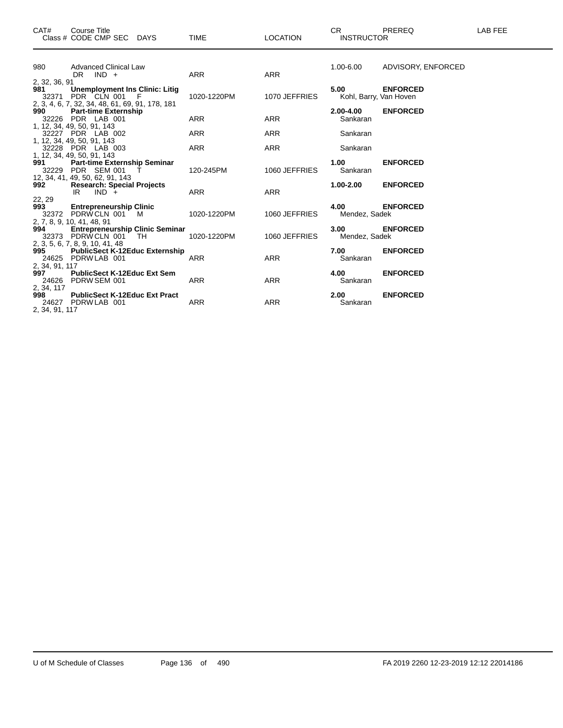| CAT# | Course Title<br>Class # CODE CMP SEC DAYS | TIME | LOCATION | CR<br>INSTRUCTOR | PREREQ | LAB FEE |
|---|---|---|---|---|---|---|
| 980 | Advanced Clinical Law | | | 1.00-6.00 | ADVISORY, ENFORCED | |
| | DR IND + | ARR | ARR | | | |
| 2, 32, 36, 91 | | | | | | |
| **981** | **Unemployment Ins Clinic: Litig** | | | **5.00** | **ENFORCED** | |
| | 32371 PDR CLN 001 F | 1020-1220PM | 1070 JEFFRIES | Kohl, Barry, Van Hoven | | |
| 2, 3, 4, 6, 7, 32, 34, 48, 61, 69, 91, 178, 181 | | | | | | |
| **990** | **Part-time Externship** | | | **2.00-4.00** | **ENFORCED** | |
| | 32226 PDR LAB 001 | ARR | ARR | Sankaran | | |
| 1, 12, 34, 49, 50, 91, 143 | | | | | | |
| | 32227 PDR LAB 002 | ARR | ARR | Sankaran | | |
| 1, 12, 34, 49, 50, 91, 143 | | | | | | |
| | 32228 PDR LAB 003 | ARR | ARR | Sankaran | | |
| 1, 12, 34, 49, 50, 91, 143 | | | | | | |
| **991** | **Part-time Externship Seminar** | | | **1.00** | **ENFORCED** | |
| | 32229 PDR SEM 001 T | 120-245PM | 1060 JEFFRIES | Sankaran | | |
| 12, 34, 41, 49, 50, 62, 91, 143 | | | | | | |
| **992** | **Research: Special Projects** | | | **1.00-2.00** | **ENFORCED** | |
| | IR IND + | ARR | ARR | | | |
| 22, 29 | | | | | | |
| **993** | **Entrepreneurship Clinic** | | | **4.00** | **ENFORCED** | |
| | 32372 PDRW CLN 001 M | 1020-1220PM | 1060 JEFFRIES | Mendez, Sadek | | |
| 2, 7, 8, 9, 10, 41, 48, 91 | | | | | | |
| **994** | **Entrepreneurship Clinic Seminar** | | | **3.00** | **ENFORCED** | |
| | 32373 PDRW CLN 001 TH | 1020-1220PM | 1060 JEFFRIES | Mendez, Sadek | | |
| 2, 3, 5, 6, 7, 8, 9, 10, 41, 48 | | | | | | |
| **995** | **PublicSect K-12Educ Externship** | | | **7.00** | **ENFORCED** | |
| | 24625 PDRW LAB 001 | ARR | ARR | Sankaran | | |
| 2, 34, 91, 117 | | | | | | |
| **997** | **PublicSect K-12Educ Ext Sem** | | | **4.00** | **ENFORCED** | |
| | 24626 PDRW SEM 001 | ARR | ARR | Sankaran | | |
| 2, 34, 117 | | | | | | |
| **998** | **PublicSect K-12Educ Ext Pract** | | | **2.00** | **ENFORCED** | |
| | 24627 PDRW LAB 001 | ARR | ARR | Sankaran | | |
| 2, 34, 91, 117 | | | | | | |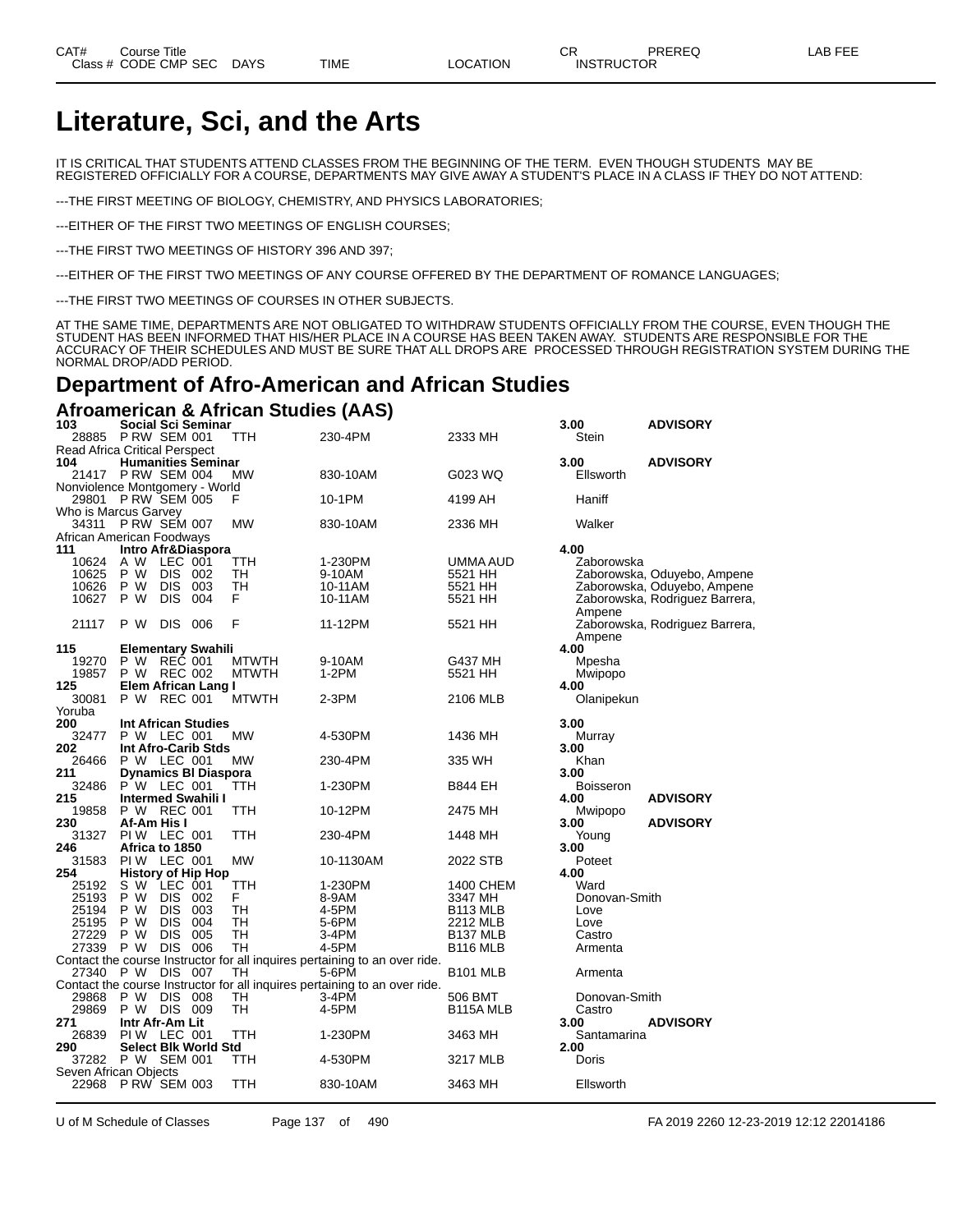# Literature, Sci, and the Arts

IT IS CRITICAL THAT STUDENTS ATTEND CLASSES FROM THE BEGINNING OF THE TERM. EVEN THOUGH STUDENTS MAY BE REGISTERED OFFICIALLY FOR A COURSE, DEPARTMENTS MAY GIVE AWAY A STUDENT'S PLACE IN A CLASS IF THEY DO NOT ATTEND:

---THE FIRST MEETING OF BIOLOGY, CHEMISTRY, AND PHYSICS LABORATORIES;

---EITHER OF THE FIRST TWO MEETINGS OF ENGLISH COURSES;

---THE FIRST TWO MEETINGS OF HISTORY 396 AND 397;

---EITHER OF THE FIRST TWO MEETINGS OF ANY COURSE OFFERED BY THE DEPARTMENT OF ROMANCE LANGUAGES;

---THE FIRST TWO MEETINGS OF COURSES IN OTHER SUBJECTS.

AT THE SAME TIME, DEPARTMENTS ARE NOT OBLIGATED TO WITHDRAW STUDENTS OFFICIALLY FROM THE COURSE, EVEN THOUGH THE STUDENT HAS BEEN INFORMED THAT HIS/HER PLACE IN A COURSE HAS BEEN TAKEN AWAY. STUDENTS ARE RESPONSIBLE FOR THE ACCURACY OF THEIR SCHEDULES AND MUST BE SURE THAT ALL DROPS ARE PROCESSED THROUGH REGISTRATION SYSTEM DURING THE NORMAL DROP/ADD PERIOD.

## Department of Afro-American and African Studies

### Afroamerican & African Studies (AAS)

| CAT# Class # | Course Title CODE CMP SEC | DAYS | TIME | LOCATION | CR INSTRUCTOR | PREREQ | LAB FEE |
|---|---|---|---|---|---|---|---|
| **103** | **Social Sci Seminar** | | | | **3.00** | **ADVISORY** | |
| 28885 | P RW SEM 001 | TTH | 230-4PM | 2333 MH | Stein | | |
| Read Africa Critical Perspect | | | | | | | |
| **104** | **Humanities Seminar** | | | | **3.00** | **ADVISORY** | |
| 21417 | P RW SEM 004 | MW | 830-10AM | G023 WQ | Ellsworth | | |
| Nonviolence Montgomery - World | | | | | | | |
| 29801 | P RW SEM 005 | F | 10-1PM | 4199 AH | Haniff | | |
| Who is Marcus Garvey | | | | | | | |
| 34311 | P RW SEM 007 | MW | 830-10AM | 2336 MH | Walker | | |
| African American Foodways | | | | | | | |
| **111** | **Intro Afr&Diaspora** | | | | **4.00** | | |
| 10624 | A W LEC 001 | TTH | 1-230PM | UMMA AUD | Zaborowska | | |
| 10625 | P W DIS 002 | TH | 9-10AM | 5521 HH | Zaborowska, Oduyebo, Ampene | | |
| 10626 | P W DIS 003 | TH | 10-11AM | 5521 HH | Zaborowska, Oduyebo, Ampene | | |
| 10627 | P W DIS 004 | F | 10-11AM | 5521 HH | Zaborowska, Rodriguez Barrera, Ampene | | |
| 21117 | P W DIS 006 | F | 11-12PM | 5521 HH | Zaborowska, Rodriguez Barrera, Ampene | | |
| **115** | **Elementary Swahili** | | | | **4.00** | | |
| 19270 | P W REC 001 | MTWTH | 9-10AM | G437 MH | Mpesha | | |
| 19857 | P W REC 002 | MTWTH | 1-2PM | 5521 HH | Mwipopo | | |
| **125** | **Elem African Lang I** | | | | **4.00** | | |
| 30081 | P W REC 001 | MTWTH | 2-3PM | 2106 MLB | Olanipekun | | |
| Yoruba | | | | | | | |
| **200** | **Int African Studies** | | | | **3.00** | | |
| 32477 | P W LEC 001 | MW | 4-530PM | 1436 MH | Murray | | |
| **202** | **Int Afro-Carib Stds** | | | | **3.00** | | |
| 26466 | P W LEC 001 | MW | 230-4PM | 335 WH | Khan | | |
| **211** | **Dynamics Bl Diaspora** | | | | **3.00** | | |
| 32486 | P W LEC 001 | TTH | 1-230PM | B844 EH | Boisseron | | |
| **215** | **Intermed Swahili I** | | | | **4.00** | **ADVISORY** | |
| 19858 | P W REC 001 | TTH | 10-12PM | 2475 MH | Mwipopo | | |
| **230** | **Af-Am His I** | | | | **3.00** | **ADVISORY** | |
| 31327 | PI W LEC 001 | TTH | 230-4PM | 1448 MH | Young | | |
| **246** | **Africa to 1850** | | | | **3.00** | | |
| 31583 | PI W LEC 001 | MW | 10-1130AM | 2022 STB | Poteet | | |
| **254** | **History of Hip Hop** | | | | **4.00** | | |
| 25192 | S W LEC 001 | TTH | 1-230PM | 1400 CHEM | Ward | | |
| 25193 | P W DIS 002 | F | 8-9AM | 3347 MH | Donovan-Smith | | |
| 25194 | P W DIS 003 | TH | 4-5PM | B113 MLB | Love | | |
| 25195 | P W DIS 004 | TH | 5-6PM | 2212 MLB | Love | | |
| 27229 | P W DIS 005 | TH | 3-4PM | B137 MLB | Castro | | |
| 27339 | P W DIS 006 | TH | 4-5PM | B116 MLB | Armenta | | |
| Contact the course Instructor for all inquires pertaining to an over ride. | | | | | | | |
| 27340 | P W DIS 007 | TH | 5-6PM | B101 MLB | Armenta | | |
| Contact the course Instructor for all inquires pertaining to an over ride. | | | | | | | |
| 29868 | P W DIS 008 | TH | 3-4PM | 506 BMT | Donovan-Smith | | |
| 29869 | P W DIS 009 | TH | 4-5PM | B115A MLB | Castro | | |
| **271** | **Intr Afr-Am Lit** | | | | **3.00** | **ADVISORY** | |
| 26839 | PI W LEC 001 | TTH | 1-230PM | 3463 MH | Santamarina | | |
| **290** | **Select Blk World Std** | | | | **2.00** | | |
| 37282 | P W SEM 001 | TTH | 4-530PM | 3217 MLB | Doris | | |
| Seven African Objects | | | | | | | |
| 22968 | P RW SEM 003 | TTH | 830-10AM | 3463 MH | Ellsworth | | |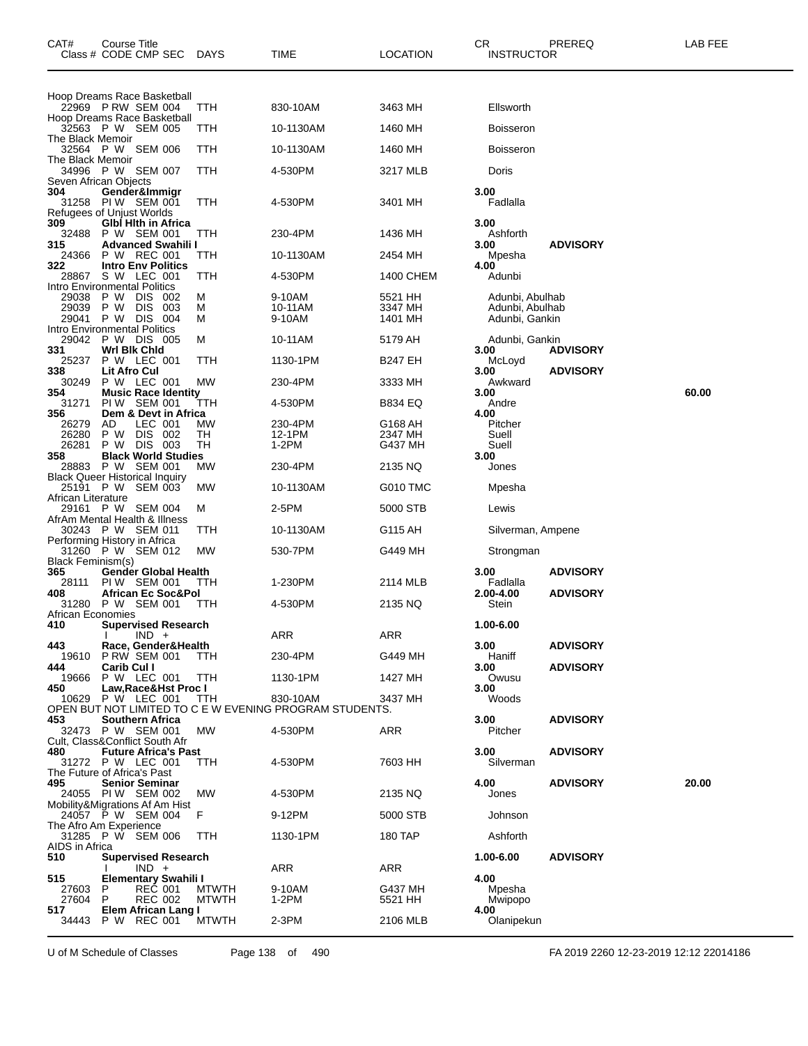| CAT# Class # | Course Title CODE CMP SEC | DAYS | TIME | LOCATION | CR INSTRUCTOR | PREREQ | LAB FEE |
|---|---|---|---|---|---|---|---|
| | Hoop Dreams Race Basketball | | | | | | |
| 22969 | P RW SEM 004 | TTH | 830-10AM | 3463 MH | Ellsworth | | |
| | Hoop Dreams Race Basketball | | | | | | |
| 32563 | P W SEM 005 | TTH | 10-1130AM | 1460 MH | Boisseron | | |
| | The Black Memoir | | | | | | |
| 32564 | P W SEM 006 | TTH | 10-1130AM | 1460 MH | Boisseron | | |
| | The Black Memoir | | | | | | |
| 34996 | P W SEM 007 | TTH | 4-530PM | 3217 MLB | Doris | | |
| | Seven African Objects | | | | | | |
| **304** | **Gender&Immigr** | | | | **3.00** | | |
| 31258 | PI W SEM 001 | TTH | 4-530PM | 3401 MH | Fadlalla | | |
| | Refugees of Unjust Worlds | | | | | | |
| **309** | **Glbl Hlth in Africa** | | | | **3.00** | | |
| 32488 | P W SEM 001 | TTH | 230-4PM | 1436 MH | Ashforth | | |
| **315** | **Advanced Swahili I** | | | | **3.00** | **ADVISORY** | |
| 24366 | P W REC 001 | TTH | 10-1130AM | 2454 MH | Mpesha | | |
| **322** | **Intro Env Politics** | | | | **4.00** | | |
| 28867 | S W LEC 001 | TTH | 4-530PM | 1400 CHEM | Adunbi | | |
| | Intro Environmental Politics | | | | | | |
| 29038 | P W DIS 002 | M | 9-10AM | 5521 HH | Adunbi, Abulhab | | |
| 29039 | P W DIS 003 | M | 10-11AM | 3347 MH | Adunbi, Abulhab | | |
| 29041 | P W DIS 004 | M | 9-10AM | 1401 MH | Adunbi, Gankin | | |
| | Intro Environmental Politics | | | | | | |
| 29042 | P W DIS 005 | M | 10-11AM | 5179 AH | Adunbi, Gankin | | |
| **331** | **Wrl Blk Chld** | | | | **3.00** | **ADVISORY** | |
| 25237 | P W LEC 001 | TTH | 1130-1PM | B247 EH | McLoyd | | |
| **338** | **Lit Afro Cul** | | | | **3.00** | **ADVISORY** | |
| 30249 | P W LEC 001 | MW | 230-4PM | 3333 MH | Awkward | | |
| **354** | **Music Race Identity** | | | | **3.00** | | **60.00** |
| 31271 | PI W SEM 001 | TTH | 4-530PM | B834 EQ | Andre | | |
| **356** | **Dem & Devt in Africa** | | | | **4.00** | | |
| 26279 | AD LEC 001 | MW | 230-4PM | G168 AH | Pitcher | | |
| 26280 | P W DIS 002 | TH | 12-1PM | 2347 MH | Suell | | |
| 26281 | P W DIS 003 | TH | 1-2PM | G437 MH | Suell | | |
| **358** | **Black World Studies** | | | | **3.00** | | |
| 28883 | P W SEM 001 | MW | 230-4PM | 2135 NQ | Jones | | |
| | Black Queer Historical Inquiry | | | | | | |
| 25191 | P W SEM 003 | MW | 10-1130AM | G010 TMC | Mpesha | | |
| | African Literature | | | | | | |
| 29161 | P W SEM 004 | M | 2-5PM | 5000 STB | Lewis | | |
| | AfrAm Mental Health & Illness | | | | | | |
| 30243 | P W SEM 011 | TTH | 10-1130AM | G115 AH | Silverman, Ampene | | |
| | Performing History in Africa | | | | | | |
| 31260 | P W SEM 012 | MW | 530-7PM | G449 MH | Strongman | | |
| | Black Feminism(s) | | | | | | |
| **365** | **Gender Global Health** | | | | **3.00** | **ADVISORY** | |
| 28111 | PI W SEM 001 | TTH | 1-230PM | 2114 MLB | Fadlalla | | |
| **408** | **African Ec Soc&Pol** | | | | **2.00-4.00** | **ADVISORY** | |
| 31280 | P W SEM 001 | TTH | 4-530PM | 2135 NQ | Stein | | |
| | African Economies | | | | | | |
| **410** | **Supervised Research** | | | | **1.00-6.00** | | |
| | I IND + | | ARR | ARR | | | |
| **443** | **Race, Gender&Health** | | | | **3.00** | **ADVISORY** | |
| 19610 | P RW SEM 001 | TTH | 230-4PM | G449 MH | Haniff | | |
| **444** | **Carib Cul I** | | | | **3.00** | **ADVISORY** | |
| 19666 | P W LEC 001 | TTH | 1130-1PM | 1427 MH | Owusu | | |
| **450** | **Law,Race&Hst Proc I** | | | | **3.00** | | |
| 10629 | P W LEC 001 | TTH | 830-10AM | 3437 MH | Woods | | |
| | OPEN BUT NOT LIMITED TO C E W EVENING PROGRAM STUDENTS. | | | | | | |
| **453** | **Southern Africa** | | | | **3.00** | **ADVISORY** | |
| 32473 | P W SEM 001 | MW | 4-530PM | ARR | Pitcher | | |
| | Cult, Class&Conflict South Afr | | | | | | |
| **480** | **Future Africa's Past** | | | | **3.00** | **ADVISORY** | |
| 31272 | P W LEC 001 | TTH | 4-530PM | 7603 HH | Silverman | | |
| | The Future of Africa's Past | | | | | | |
| **495** | **Senior Seminar** | | | | **4.00** | **ADVISORY** | **20.00** |
| 24055 | PI W SEM 002 | MW | 4-530PM | 2135 NQ | Jones | | |
| | Mobility&Migrations Af Am Hist | | | | | | |
| 24057 | P W SEM 004 | F | 9-12PM | 5000 STB | Johnson | | |
| | The Afro Am Experience | | | | | | |
| 31285 | P W SEM 006 | TTH | 1130-1PM | 180 TAP | Ashforth | | |
| | AIDS in Africa | | | | | | |
| **510** | **Supervised Research** | | | | **1.00-6.00** | **ADVISORY** | |
| | I IND + | | ARR | ARR | | | |
| **515** | **Elementary Swahili I** | | | | **4.00** | | |
| 27603 | P REC 001 | MTWTH | 9-10AM | G437 MH | Mpesha | | |
| 27604 | P REC 002 | MTWTH | 1-2PM | 5521 HH | Mwipopo | | |
| **517** | **Elem African Lang I** | | | | **4.00** | | |
| 34443 | P W REC 001 | MTWTH | 2-3PM | 2106 MLB | Olanipekun | | |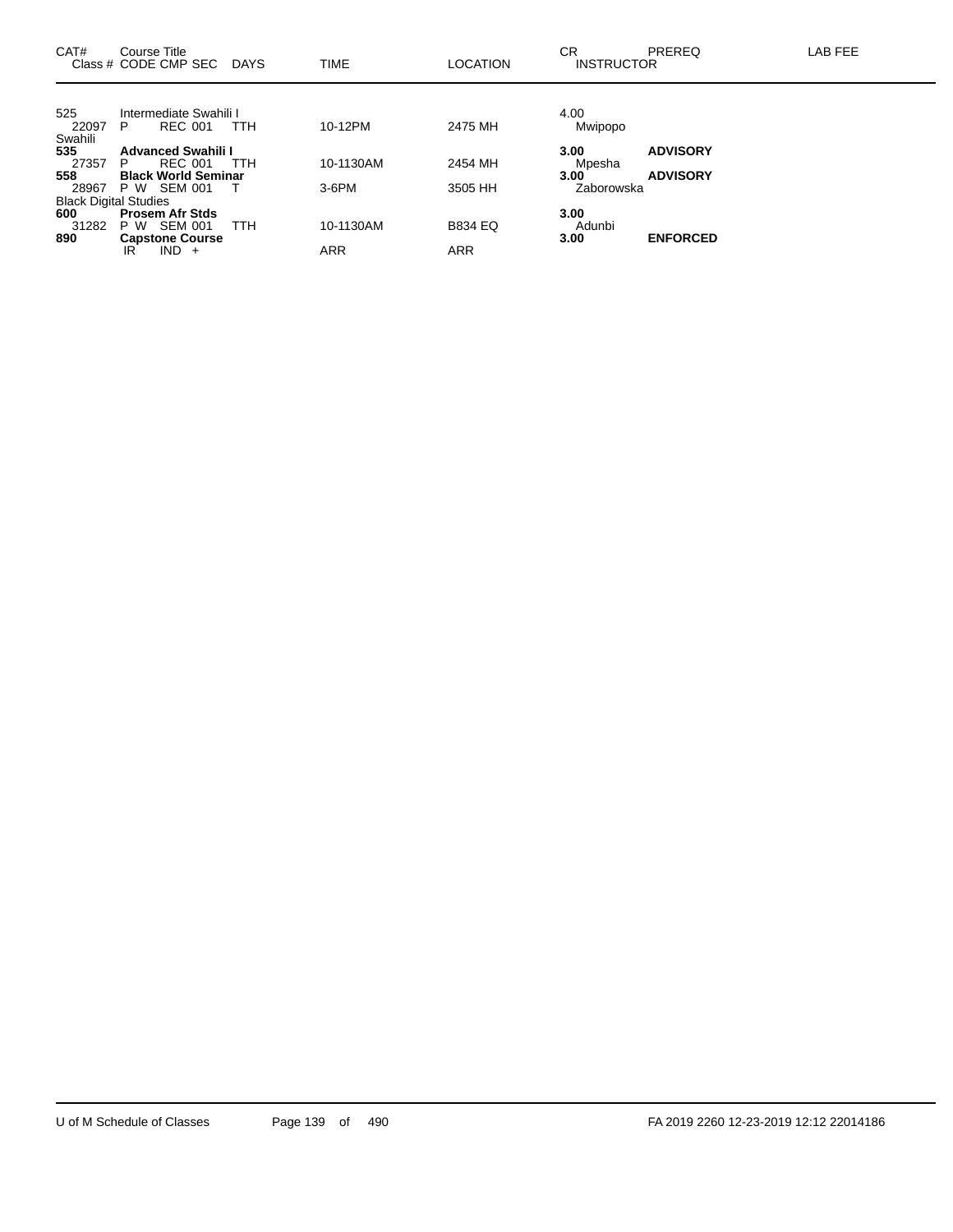| CAT# | Course Title<br>Class # CODE CMP SEC DAYS | TIME | LOCATION | CR<br>INSTRUCTOR | PREREQ | LAB FEE |
|---|---|---|---|---|---|---|
| 525 | Intermediate Swahili I | | | 4.00 | | |
| 22097 | P REC 001 TTH | 10-12PM | 2475 MH | Mwipopo | | |
| Swahili | | | | | | |
| **535** | **Advanced Swahili I** | | | **3.00** | **ADVISORY** | |
| 27357 | P REC 001 TTH | 10-1130AM | 2454 MH | Mpesha | | |
| **558** | **Black World Seminar** | | | **3.00** | **ADVISORY** | |
| 28967 | P W SEM 001 T | 3-6PM | 3505 HH | Zaborowska | | |
| Black Digital Studies | | | | | | |
| **600** | **Prosem Afr Stds** | | | **3.00** | | |
| 31282 | P W SEM 001 TTH | 10-1130AM | B834 EQ | Adunbi | | |
| **890** | **Capstone Course** | | | **3.00** | **ENFORCED** | |
| | IR IND + | ARR | ARR | | | |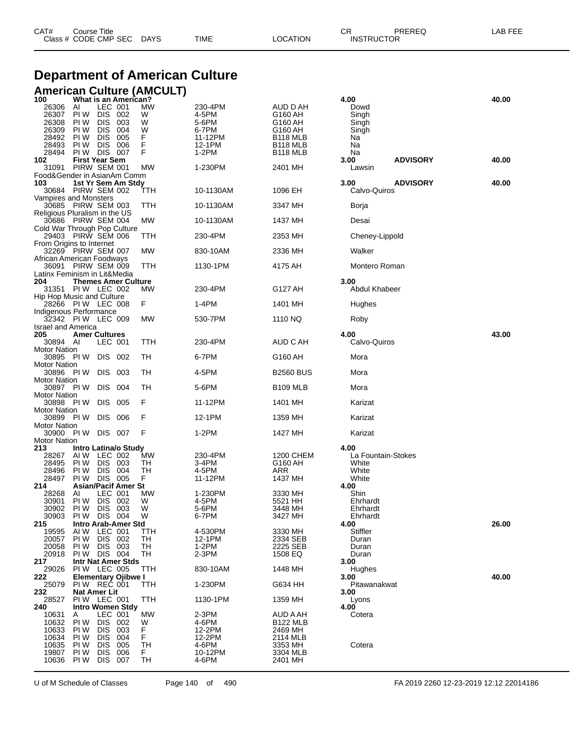# Department of American Culture

## American Culture (AMCULT)

| CAT# | Course Title | | | | | | CR | PREREQ | LAB FEE |
|---|---|---|---|---|---|---|---|---|---|
| Class # | CODE CMP | SEC | DAYS | TIME | LOCATION | INSTRUCTOR | | | |
| **100** | **What is an American?** | | | | | | **4.00** | | **40.00** |
| 26306 | AI LEC | 001 | MW | 230-4PM | AUD D AH | Dowd | | | |
| 26307 | PI W DIS | 002 | W | 4-5PM | G160 AH | Singh | | | |
| 26308 | PI W DIS | 003 | W | 5-6PM | G160 AH | Singh | | | |
| 26309 | PI W DIS | 004 | W | 6-7PM | G160 AH | Singh | | | |
| 28492 | PI W DIS | 005 | F | 11-12PM | B118 MLB | Na | | | |
| 28493 | PI W DIS | 006 | F | 12-1PM | B118 MLB | Na | | | |
| 28494 | PI W DIS | 007 | F | 1-2PM | B118 MLB | Na | | | |
| **102** | **First Year Sem** | | | | | | **3.00** | **ADVISORY** | **40.00** |
| 31091 | PIRW SEM | 001 | MW | 1-230PM | 2401 MH | Lawsin | | | |
| | Food&Gender in AsianAm Comm | | | | | | | | |
| **103** | **1st Yr Sem Am Stdy** | | | | | | **3.00** | **ADVISORY** | **40.00** |
| 30684 | PIRW SEM | 002 | TTH | 10-1130AM | 1096 EH | Calvo-Quiros | | | |
| | Vampires and Monsters | | | | | | | | |
| 30685 | PIRW SEM | 003 | TTH | 10-1130AM | 3347 MH | Borja | | | |
| | Religious Pluralism in the US | | | | | | | | |
| 30686 | PIRW SEM | 004 | MW | 10-1130AM | 1437 MH | Desai | | | |
| | Cold War Through Pop Culture | | | | | | | | |
| 29403 | PIRW SEM | 006 | TTH | 230-4PM | 2353 MH | Cheney-Lippold | | | |
| | From Origins to Internet | | | | | | | | |
| 32269 | PIRW SEM | 007 | MW | 830-10AM | 2336 MH | Walker | | | |
| | African American Foodways | | | | | | | | |
| 36091 | PIRW SEM | 009 | TTH | 1130-1PM | 4175 AH | Montero Roman | | | |
| | Latinx Feminism in Lit&Media | | | | | | | | |
| **204** | **Themes Amer Culture** | | | | | | **3.00** | | |
| 31351 | PI W LEC | 002 | MW | 230-4PM | G127 AH | Abdul Khabeer | | | |
| | Hip Hop Music and Culture | | | | | | | | |
| 28266 | PI W LEC | 008 | F | 1-4PM | 1401 MH | Hughes | | | |
| | Indigenous Performance | | | | | | | | |
| 32342 | PI W LEC | 009 | MW | 530-7PM | 1110 NQ | Roby | | | |
| | Israel and America | | | | | | | | |
| **205** | **Amer Cultures** | | | | | | **4.00** | | **43.00** |
| 30894 | AI LEC | 001 | TTH | 230-4PM | AUD C AH | Calvo-Quiros | | | |
| | Motor Nation | | | | | | | | |
| 30895 | PI W DIS | 002 | TH | 6-7PM | G160 AH | Mora | | | |
| | Motor Nation | | | | | | | | |
| 30896 | PI W DIS | 003 | TH | 4-5PM | B2560 BUS | Mora | | | |
| | Motor Nation | | | | | | | | |
| 30897 | PI W DIS | 004 | TH | 5-6PM | B109 MLB | Mora | | | |
| | Motor Nation | | | | | | | | |
| 30898 | PI W DIS | 005 | F | 11-12PM | 1401 MH | Karizat | | | |
| | Motor Nation | | | | | | | | |
| 30899 | PI W DIS | 006 | F | 12-1PM | 1359 MH | Karizat | | | |
| | Motor Nation | | | | | | | | |
| 30900 | PI W DIS | 007 | F | 1-2PM | 1427 MH | Karizat | | | |
| | Motor Nation | | | | | | | | |
| **213** | **Intro Latina/o Study** | | | | | | **4.00** | | |
| 28267 | AI W LEC | 002 | MW | 230-4PM | 1200 CHEM | La Fountain-Stokes | | | |
| 28495 | PI W DIS | 003 | TH | 3-4PM | G160 AH | White | | | |
| 28496 | PI W DIS | 004 | TH | 4-5PM | ARR | White | | | |
| 28497 | PI W DIS | 005 | F | 11-12PM | 1437 MH | White | | | |
| **214** | **Asian/Pacif Amer St** | | | | | | **4.00** | | |
| 28268 | AI LEC | 001 | MW | 1-230PM | 3330 MH | Shin | | | |
| 30901 | PI W DIS | 002 | W | 4-5PM | 5521 HH | Ehrhardt | | | |
| 30902 | PI W DIS | 003 | W | 5-6PM | 3448 MH | Ehrhardt | | | |
| 30903 | PI W DIS | 004 | W | 6-7PM | 3427 MH | Ehrhardt | | | |
| **215** | **Intro Arab-Amer Std** | | | | | | **4.00** | | **26.00** |
| 19595 | AI W LEC | 001 | TTH | 4-530PM | 3330 MH | Stiffler | | | |
| 20057 | PI W DIS | 002 | TH | 12-1PM | 2334 SEB | Duran | | | |
| 20058 | PI W DIS | 003 | TH | 1-2PM | 2225 SEB | Duran | | | |
| 20918 | PI W DIS | 004 | TH | 2-3PM | 1508 EQ | Duran | | | |
| **217** | **Intr Nat Amer Stds** | | | | | | **3.00** | | |
| 29026 | PI W LEC | 005 | TTH | 830-10AM | 1448 MH | Hughes | | | |
| **222** | **Elementary Ojibwe I** | | | | | | **3.00** | | **40.00** |
| 25079 | PI W REC | 001 | TTH | 1-230PM | G634 HH | Pitawanakwat | | | |
| **232** | **Nat Amer Lit** | | | | | | **3.00** | | |
| 28527 | PI W LEC | 001 | TTH | 1130-1PM | 1359 MH | Lyons | | | |
| **240** | **Intro Women Stdy** | | | | | | **4.00** | | |
| 10631 | A LEC | 001 | MW | 2-3PM | AUD A AH | Cotera | | | |
| 10632 | PI W DIS | 002 | W | 4-6PM | B122 MLB | | | | |
| 10633 | PI W DIS | 003 | F | 12-2PM | 2469 MH | | | | |
| 10634 | PI W DIS | 004 | F | 12-2PM | 2114 MLB | | | | |
| 10635 | PI W DIS | 005 | TH | 4-6PM | 3353 MH | Cotera | | | |
| 19807 | PI W DIS | 006 | F | 10-12PM | 3304 MLB | | | | |
| 10636 | PI W DIS | 007 | TH | 4-6PM | 2401 MH | | | | |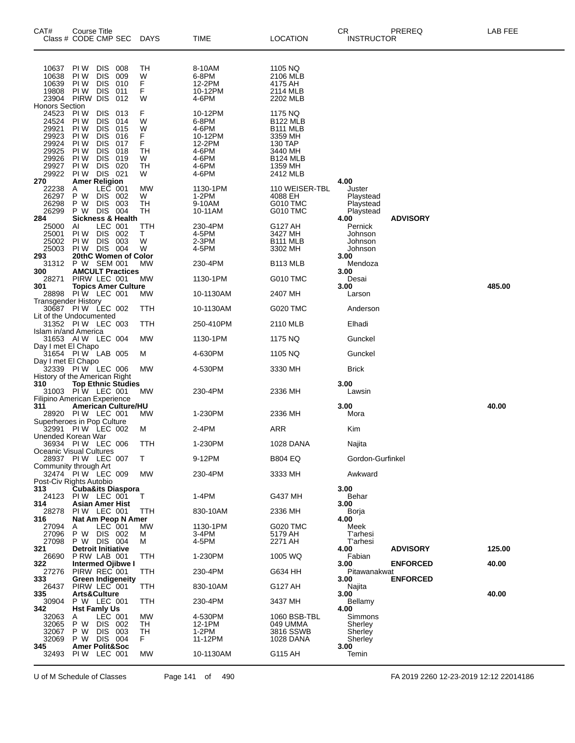| CAT# Class # | Course Title CODE CMP SEC | DAYS | TIME | LOCATION | CR INSTRUCTOR | PREREQ | LAB FEE |
|---|---|---|---|---|---|---|---|
| 10637 | PI W DIS 008 | TH | 8-10AM | 1105 NQ | | | |
| 10638 | PI W DIS 009 | W | 6-8PM | 2106 MLB | | | |
| 10639 | PI W DIS 010 | F | 12-2PM | 4175 AH | | | |
| 19808 | PI W DIS 011 | F | 10-12PM | 2114 MLB | | | |
| 23904 | PIRW DIS 012 | W | 4-6PM | 2202 MLB | | | |
| Honors Section | | | | | | | |
| 24523 | PI W DIS 013 | F | 10-12PM | 1175 NQ | | | |
| 24524 | PI W DIS 014 | W | 6-8PM | B122 MLB | | | |
| 29921 | PI W DIS 015 | W | 4-6PM | B111 MLB | | | |
| 29923 | PI W DIS 016 | F | 10-12PM | 3359 MH | | | |
| 29924 | PI W DIS 017 | F | 12-2PM | 130 TAP | | | |
| 29925 | PI W DIS 018 | TH | 4-6PM | 3440 MH | | | |
| 29926 | PI W DIS 019 | W | 4-6PM | B124 MLB | | | |
| 29927 | PI W DIS 020 | TH | 4-6PM | 1359 MH | | | |
| 29922 | PI W DIS 021 | W | 4-6PM | 2412 MLB | | | |
| **270** | **Amer Religion** | | | | **4.00** | | |
| 22238 | A LEC 001 | MW | 1130-1PM | 110 WEISER-TBL | Juster | | |
| 26297 | P W DIS 002 | W | 1-2PM | 4088 EH | Playstead | | |
| 26298 | P W DIS 003 | TH | 9-10AM | G010 TMC | Playstead | | |
| 26299 | P W DIS 004 | TH | 10-11AM | G010 TMC | Playstead | | |
| **284** | **Sickness & Health** | | | | **4.00** | **ADVISORY** | |
| 25000 | AI LEC 001 | TTH | 230-4PM | G127 AH | Pernick | | |
| 25001 | PI W DIS 002 | T | 4-5PM | 3427 MH | Johnson | | |
| 25002 | PI W DIS 003 | W | 2-3PM | B111 MLB | Johnson | | |
| 25003 | PI W DIS 004 | W | 4-5PM | 3302 MH | Johnson | | |
| **293** | **20thC Women of Color** | | | | **3.00** | | |
| 31312 | P W SEM 001 | MW | 230-4PM | B113 MLB | Mendoza | | |
| **300** | **AMCULT Practices** | | | | **3.00** | | |
| 28271 | PIRW LEC 001 | MW | 1130-1PM | G010 TMC | Desai | | |
| **301** | **Topics Amer Culture** | | | | **3.00** | | **485.00** |
| 28898 | PI W LEC 001 | MW | 10-1130AM | 2407 MH | Larson | | |
| Transgender History | | | | | | | |
| 30687 | PI W LEC 002 | TTH | 10-1130AM | G020 TMC | Anderson | | |
| Lit of the Undocumented | | | | | | | |
| 31352 | PI W LEC 003 | TTH | 250-410PM | 2110 MLB | Elhadi | | |
| Islam in/and America | | | | | | | |
| 31653 | AI W LEC 004 | MW | 1130-1PM | 1175 NQ | Gunckel | | |
| Day I met El Chapo | | | | | | | |
| 31654 | PI W LAB 005 | M | 4-630PM | 1105 NQ | Gunckel | | |
| Day I met El Chapo | | | | | | | |
| 32339 | PI W LEC 006 | MW | 4-530PM | 3330 MH | Brick | | |
| History of the American Right | | | | | | | |
| **310** | **Top Ethnic Studies** | | | | **3.00** | | |
| 31003 | PI W LEC 001 | MW | 230-4PM | 2336 MH | Lawsin | | |
| Filipino American Experience | | | | | | | |
| **311** | **American Culture/HU** | | | | **3.00** | | **40.00** |
| 28920 | PI W LEC 001 | MW | 1-230PM | 2336 MH | Mora | | |
| Superheroes in Pop Culture | | | | | | | |
| 32991 | PI W LEC 002 | M | 2-4PM | ARR | Kim | | |
| Unended Korean War | | | | | | | |
| 36934 | PI W LEC 006 | TTH | 1-230PM | 1028 DANA | Najita | | |
| Oceanic Visual Cultures | | | | | | | |
| 28937 | PI W LEC 007 | T | 9-12PM | B804 EQ | Gordon-Gurfinkel | | |
| Community through Art | | | | | | | |
| 32474 | PI W LEC 009 | MW | 230-4PM | 3333 MH | Awkward | | |
| Post-Civ Rights Autobio | | | | | | | |
| **313** | **Cuba&its Diaspora** | | | | **3.00** | | |
| 24123 | PI W LEC 001 | T | 1-4PM | G437 MH | Behar | | |
| **314** | **Asian Amer Hist** | | | | **3.00** | | |
| 28278 | PI W LEC 001 | TTH | 830-10AM | 2336 MH | Borja | | |
| **316** | **Nat Am Peop N Amer** | | | | **4.00** | | |
| 27094 | A LEC 001 | MW | 1130-1PM | G020 TMC | Meek | | |
| 27096 | P W DIS 002 | M | 3-4PM | 5179 AH | T'arhesi | | |
| 27098 | P W DIS 004 | M | 4-5PM | 2271 AH | T'arhesi | | |
| **321** | **Detroit Initiative** | | | | **4.00** | **ADVISORY** | **125.00** |
| 26690 | P RW LAB 001 | TTH | 1-230PM | 1005 WQ | Fabian | | |
| **322** | **Intermed Ojibwe I** | | | | **3.00** | **ENFORCED** | **40.00** |
| 27276 | PIRW REC 001 | TTH | 230-4PM | G634 HH | Pitawanakwat | | |
| **333** | **Green Indigeneity** | | | | **3.00** | **ENFORCED** | |
| 26437 | PIRW LEC 001 | TTH | 830-10AM | G127 AH | Najita | | |
| **335** | **Arts&Culture** | | | | **3.00** | | **40.00** |
| 30904 | P W LEC 001 | TTH | 230-4PM | 3437 MH | Bellamy | | |
| **342** | **Hst Famly Us** | | | | **4.00** | | |
| 32063 | A LEC 001 | MW | 4-530PM | 1060 BSB-TBL | Simmons | | |
| 32065 | P W DIS 002 | TH | 12-1PM | 049 UMMA | Sherley | | |
| 32067 | P W DIS 003 | TH | 1-2PM | 3816 SSWB | Sherley | | |
| 32069 | P W DIS 004 | F | 11-12PM | 1028 DANA | Sherley | | |
| **345** | **Amer Polit&Soc** | | | | **3.00** | | |
| 32493 | PI W LEC 001 | MW | 10-1130AM | G115 AH | Temin | | |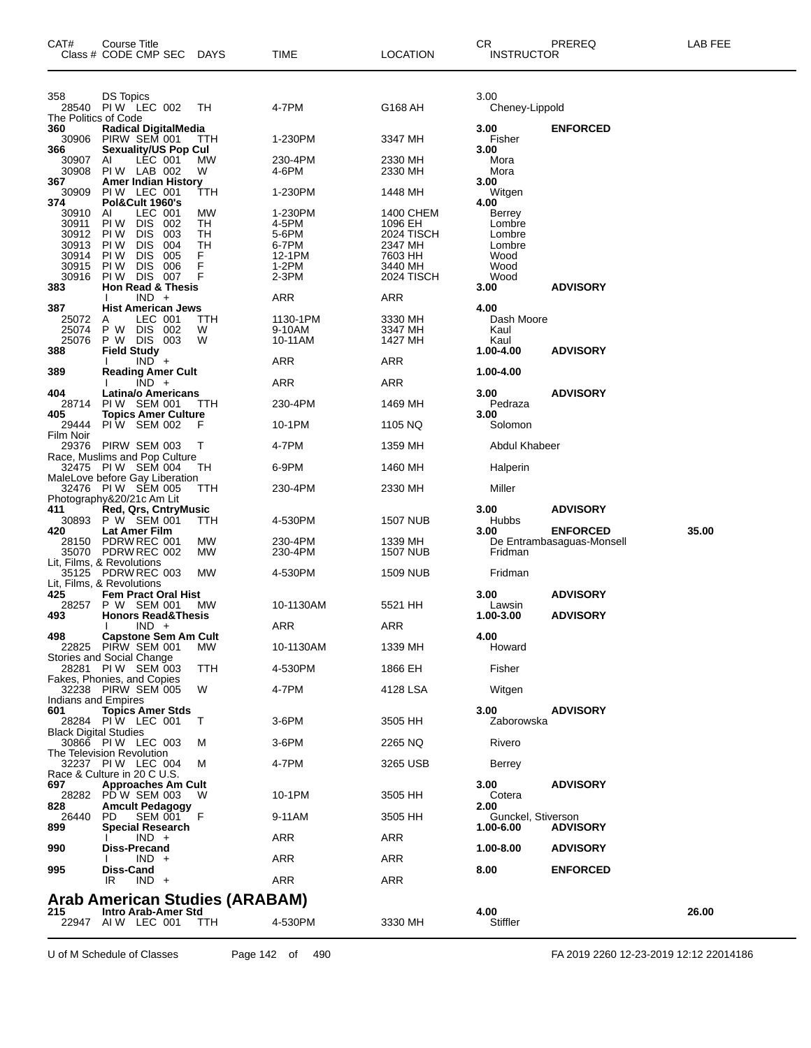| CAT# | Course Title Class # CODE CMP SEC | DAYS | TIME | LOCATION | CR INSTRUCTOR | PREREQ | LAB FEE |
|---|---|---|---|---|---|---|---|
| 358 | DS Topics | | | | 3.00 | | |
| 28540 | PI W LEC 002 | TH | 4-7PM | G168 AH | Cheney-Lippold | | |
| The Politics of Code | | | | | | | |
| 360 | Radical DigitalMedia | | | | 3.00 | ENFORCED | |
| 30906 | PIRW SEM 001 | TTH | 1-230PM | 3347 MH | Fisher | | |
| 366 | Sexuality/US Pop Cul | | | | 3.00 | | |
| 30907 | AI LEC 001 | MW | 230-4PM | 2330 MH | Mora | | |
| 30908 | PI W LAB 002 | W | 4-6PM | 2330 MH | Mora | | |
| 367 | Amer Indian History | | | | 3.00 | | |
| 30909 | PI W LEC 001 | TTH | 1-230PM | 1448 MH | Witgen | | |
| 374 | Pol&Cult 1960's | | | | 4.00 | | |
| 30910 | AI LEC 001 | MW | 1-230PM | 1400 CHEM | Berrey | | |
| 30911 | PI W DIS 002 | TH | 4-5PM | 1096 EH | Lombre | | |
| 30912 | PI W DIS 003 | TH | 5-6PM | 2024 TISCH | Lombre | | |
| 30913 | PI W DIS 004 | TH | 6-7PM | 2347 MH | Lombre | | |
| 30914 | PI W DIS 005 | F | 12-1PM | 7603 HH | Wood | | |
| 30915 | PI W DIS 006 | F | 1-2PM | 3440 MH | Wood | | |
| 30916 | PI W DIS 007 | F | 2-3PM | 2024 TISCH | Wood | | |
| 383 | Hon Read & Thesis | | | | 3.00 | ADVISORY | |
| | I IND + | | ARR | ARR | | | |
| 387 | Hist American Jews | | | | 4.00 | | |
| 25072 | A LEC 001 | TTH | 1130-1PM | 3330 MH | Dash Moore | | |
| 25074 | P W DIS 002 | W | 9-10AM | 3347 MH | Kaul | | |
| 25076 | P W DIS 003 | W | 10-11AM | 1427 MH | Kaul | | |
| 388 | Field Study | | | | 1.00-4.00 | ADVISORY | |
| | I IND + | | ARR | ARR | | | |
| 389 | Reading Amer Cult | | | | 1.00-4.00 | | |
| | I IND + | | ARR | ARR | | | |
| 404 | Latina/o Americans | | | | 3.00 | ADVISORY | |
| 28714 | PI W SEM 001 | TTH | 230-4PM | 1469 MH | Pedraza | | |
| 405 | Topics Amer Culture | | | | 3.00 | | |
| 29444 | PI W SEM 002 | F | 10-1PM | 1105 NQ | Solomon | | |
| Film Noir | | | | | | | |
| 29376 | PIRW SEM 003 | T | 4-7PM | 1359 MH | Abdul Khabeer | | |
| Race, Muslims and Pop Culture | | | | | | | |
| 32475 | PI W SEM 004 | TH | 6-9PM | 1460 MH | Halperin | | |
| MaleLove before Gay Liberation | | | | | | | |
| 32476 | PI W SEM 005 | TTH | 230-4PM | 2330 MH | Miller | | |
| Photography&20/21c Am Lit | | | | | | | |
| 411 | Red, Qrs, CntryMusic | | | | 3.00 | ADVISORY | |
| 30893 | P W SEM 001 | TTH | 4-530PM | 1507 NUB | Hubbs | | |
| 420 | Lat Amer Film | | | | 3.00 | ENFORCED | 35.00 |
| 28150 | PDRW REC 001 | MW | 230-4PM | 1339 MH | De Entrambasaguas-Monsell | | |
| 35070 | PDRW REC 002 | MW | 230-4PM | 1507 NUB | Fridman | | |
| Lit, Films, & Revolutions | | | | | | | |
| 35125 | PDRW REC 003 | MW | 4-530PM | 1509 NUB | Fridman | | |
| Lit, Films, & Revolutions | | | | | | | |
| 425 | Fem Pract Oral Hist | | | | 3.00 | ADVISORY | |
| 28257 | P W SEM 001 | MW | 10-1130AM | 5521 HH | Lawsin | | |
| 493 | Honors Read&Thesis | | | | 1.00-3.00 | ADVISORY | |
| | I IND + | | ARR | ARR | | | |
| 498 | Capstone Sem Am Cult | | | | 4.00 | | |
| 22825 | PIRW SEM 001 | MW | 10-1130AM | 1339 MH | Howard | | |
| Stories and Social Change | | | | | | | |
| 28281 | PI W SEM 003 | TTH | 4-530PM | 1866 EH | Fisher | | |
| Fakes, Phonies, and Copies | | | | | | | |
| 32238 | PIRW SEM 005 | W | 4-7PM | 4128 LSA | Witgen | | |
| Indians and Empires | | | | | | | |
| 601 | Topics Amer Stds | | | | 3.00 | ADVISORY | |
| 28284 | PI W LEC 001 | T | 3-6PM | 3505 HH | Zaborowska | | |
| Black Digital Studies | | | | | | | |
| 30866 | PI W LEC 003 | M | 3-6PM | 2265 NQ | Rivero | | |
| The Television Revolution | | | | | | | |
| 32237 | PI W LEC 004 | M | 4-7PM | 3265 USB | Berrey | | |
| Race & Culture in 20 C U.S. | | | | | | | |
| 697 | Approaches Am Cult | | | | 3.00 | ADVISORY | |
| 28282 | PD W SEM 003 | W | 10-1PM | 3505 HH | Cotera | | |
| 828 | Amcult Pedagogy | | | | 2.00 | | |
| 26440 | PD SEM 001 | F | 9-11AM | 3505 HH | Gunckel, Stiverson | | |
| 899 | Special Research | | | | 1.00-6.00 | ADVISORY | |
| | I IND + | | ARR | ARR | | | |
| 990 | Diss-Precand | | | | 1.00-8.00 | ADVISORY | |
| | I IND + | | ARR | ARR | | | |
| 995 | Diss-Cand | | | | 8.00 | ENFORCED | |
| | IR IND + | | ARR | ARR | | | |

## Arab American Studies (ARABAM)

| CAT# | Course Title Class # CODE CMP SEC | DAYS | TIME | LOCATION | CR INSTRUCTOR | PREREQ | LAB FEE |
|---|---|---|---|---|---|---|---|
| 215 | Intro Arab-Amer Std | | | | 4.00 | | 26.00 |
| 22947 | AI W LEC 001 | TTH | 4-530PM | 3330 MH | Stiffler | | |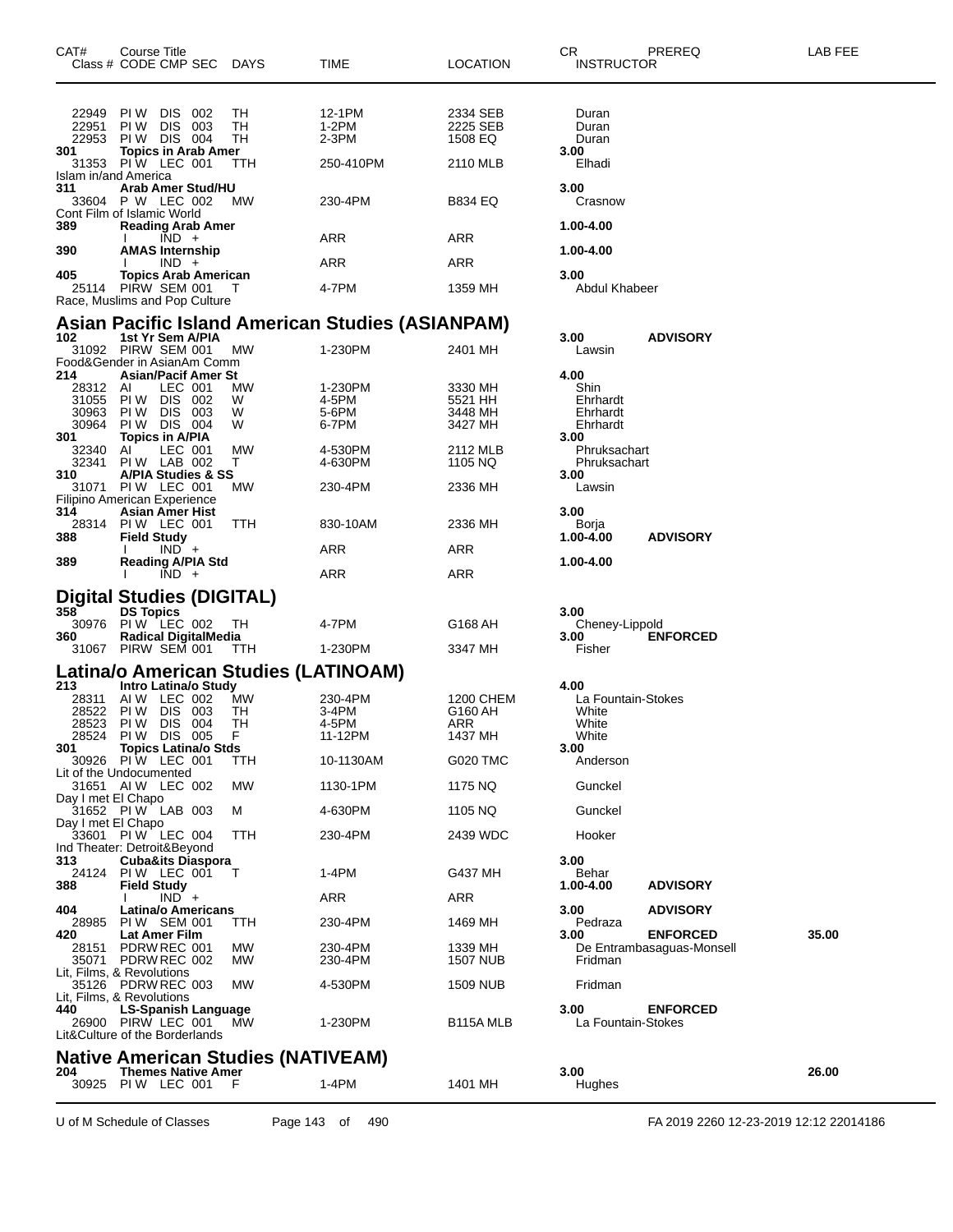| CAT# | Course Title Class # CODE CMP SEC | DAYS | TIME | LOCATION | CR INSTRUCTOR | PREREQ | LAB FEE |
|---|---|---|---|---|---|---|---|
| | 22949 PI W DIS 002 | TH | 12-1PM | 2334 SEB | Duran | | |
| | 22951 PI W DIS 003 | TH | 1-2PM | 2225 SEB | Duran | | |
| | 22953 PI W DIS 004 | TH | 2-3PM | 1508 EQ | Duran | | |
| 301 | Topics in Arab Amer | | | | 3.00 | | |
| | 31353 PI W LEC 001 | TTH | 250-410PM | 2110 MLB | Elhadi | | |
| | Islam in/and America | | | | | | |
| 311 | Arab Amer Stud/HU | | | | 3.00 | | |
| | 33604 P W LEC 002 | MW | 230-4PM | B834 EQ | Crasnow | | |
| | Cont Film of Islamic World | | | | | | |
| 389 | Reading Arab Amer | | | | 1.00-4.00 | | |
| | I IND + | | ARR | ARR | | | |
| 390 | AMAS Internship | | | | 1.00-4.00 | | |
| | I IND + | | ARR | ARR | | | |
| 405 | Topics Arab American | | | | 3.00 | | |
| | 25114 PIRW SEM 001 | T | 4-7PM | 1359 MH | Abdul Khabeer | | |
| | Race, Muslims and Pop Culture | | | | | | |

## Asian Pacific Island American Studies (ASIANPAM)

| CAT# | Course Title Class # CODE CMP SEC | DAYS | TIME | LOCATION | CR INSTRUCTOR | PREREQ | LAB FEE |
|---|---|---|---|---|---|---|---|
| 102 | 1st Yr Sem A/PIA | | | | 3.00 | ADVISORY | |
| | 31092 PIRW SEM 001 | MW | 1-230PM | 2401 MH | Lawsin | | |
| | Food&Gender in AsianAm Comm | | | | | | |
| 214 | Asian/Pacif Amer St | | | | 4.00 | | |
| | 28312 AI LEC 001 | MW | 1-230PM | 3330 MH | Shin | | |
| | 31055 PI W DIS 002 | W | 4-5PM | 5521 HH | Ehrhardt | | |
| | 30963 PI W DIS 003 | W | 5-6PM | 3448 MH | Ehrhardt | | |
| | 30964 PI W DIS 004 | W | 6-7PM | 3427 MH | Ehrhardt | | |
| 301 | Topics in A/PIA | | | | 3.00 | | |
| | 32340 AI LEC 001 | MW | 4-530PM | 2112 MLB | Phruksachart | | |
| | 32341 PI W LAB 002 | T | 4-630PM | 1105 NQ | Phruksachart | | |
| 310 | A/PIA Studies & SS | | | | 3.00 | | |
| | 31071 PI W LEC 001 | MW | 230-4PM | 2336 MH | Lawsin | | |
| | Filipino American Experience | | | | | | |
| 314 | Asian Amer Hist | | | | 3.00 | | |
| | 28314 PI W LEC 001 | TTH | 830-10AM | 2336 MH | Borja | | |
| 388 | Field Study | | | | 1.00-4.00 | ADVISORY | |
| | I IND + | | ARR | ARR | | | |
| 389 | Reading A/PIA Std | | | | 1.00-4.00 | | |
| | I IND + | | ARR | ARR | | | |

## Digital Studies (DIGITAL)

| CAT# | Course Title Class # CODE CMP SEC | DAYS | TIME | LOCATION | CR INSTRUCTOR | PREREQ | LAB FEE |
|---|---|---|---|---|---|---|---|
| 358 | DS Topics | | | | 3.00 | | |
| | 30976 PI W LEC 002 | TH | 4-7PM | G168 AH | Cheney-Lippold | | |
| 360 | Radical DigitalMedia | | | | 3.00 | ENFORCED | |
| | 31067 PIRW SEM 001 | TTH | 1-230PM | 3347 MH | Fisher | | |

## Latina/o American Studies (LATINOAM)

| CAT# | Course Title Class # CODE CMP SEC | DAYS | TIME | LOCATION | CR INSTRUCTOR | PREREQ | LAB FEE |
|---|---|---|---|---|---|---|---|
| 213 | Intro Latina/o Study | | | | 4.00 | | |
| | 28311 AI W LEC 002 | MW | 230-4PM | 1200 CHEM | La Fountain-Stokes | | |
| | 28522 PI W DIS 003 | TH | 3-4PM | G160 AH | White | | |
| | 28523 PI W DIS 004 | TH | 4-5PM | ARR | White | | |
| | 28524 PI W DIS 005 | F | 11-12PM | 1437 MH | White | | |
| 301 | Topics Latina/o Stds | | | | 3.00 | | |
| | 30926 PI W LEC 001 | TTH | 10-1130AM | G020 TMC | Anderson | | |
| | Lit of the Undocumented | | | | | | |
| | 31651 AI W LEC 002 | MW | 1130-1PM | 1175 NQ | Gunckel | | |
| | Day I met El Chapo | | | | | | |
| | 31652 PI W LAB 003 | M | 4-630PM | 1105 NQ | Gunckel | | |
| | Day I met El Chapo | | | | | | |
| | 33601 PI W LEC 004 | TTH | 230-4PM | 2439 WDC | Hooker | | |
| | Ind Theater: Detroit&Beyond | | | | | | |
| 313 | Cuba&its Diaspora | | | | 3.00 | | |
| | 24124 PI W LEC 001 | T | 1-4PM | G437 MH | Behar | | |
| 388 | Field Study | | | | 1.00-4.00 | ADVISORY | |
| | I IND + | | ARR | ARR | | | |
| 404 | Latina/o Americans | | | | 3.00 | ADVISORY | |
| | 28985 PI W SEM 001 | TTH | 230-4PM | 1469 MH | Pedraza | | |
| 420 | Lat Amer Film | | | | 3.00 | ENFORCED | 35.00 |
| | 28151 PDRW REC 001 | MW | 230-4PM | 1339 MH | De Entrambasaguas-Monsell | | |
| | 35071 PDRW REC 002 | MW | 230-4PM | 1507 NUB | Fridman | | |
| | Lit, Films, & Revolutions | | | | | | |
| | 35126 PDRW REC 003 | MW | 4-530PM | 1509 NUB | Fridman | | |
| | Lit, Films, & Revolutions | | | | | | |
| 440 | LS-Spanish Language | | | | 3.00 | ENFORCED | |
| | 26900 PIRW LEC 001 | MW | 1-230PM | B115A MLB | La Fountain-Stokes | | |
| | Lit&Culture of the Borderlands | | | | | | |

## Native American Studies (NATIVEAM)

| CAT# | Course Title Class # CODE CMP SEC | DAYS | TIME | LOCATION | CR INSTRUCTOR | PREREQ | LAB FEE |
|---|---|---|---|---|---|---|---|
| 204 | Themes Native Amer | | | | 3.00 | | 26.00 |
| | 30925 PI W LEC 001 | F | 1-4PM | 1401 MH | Hughes | | |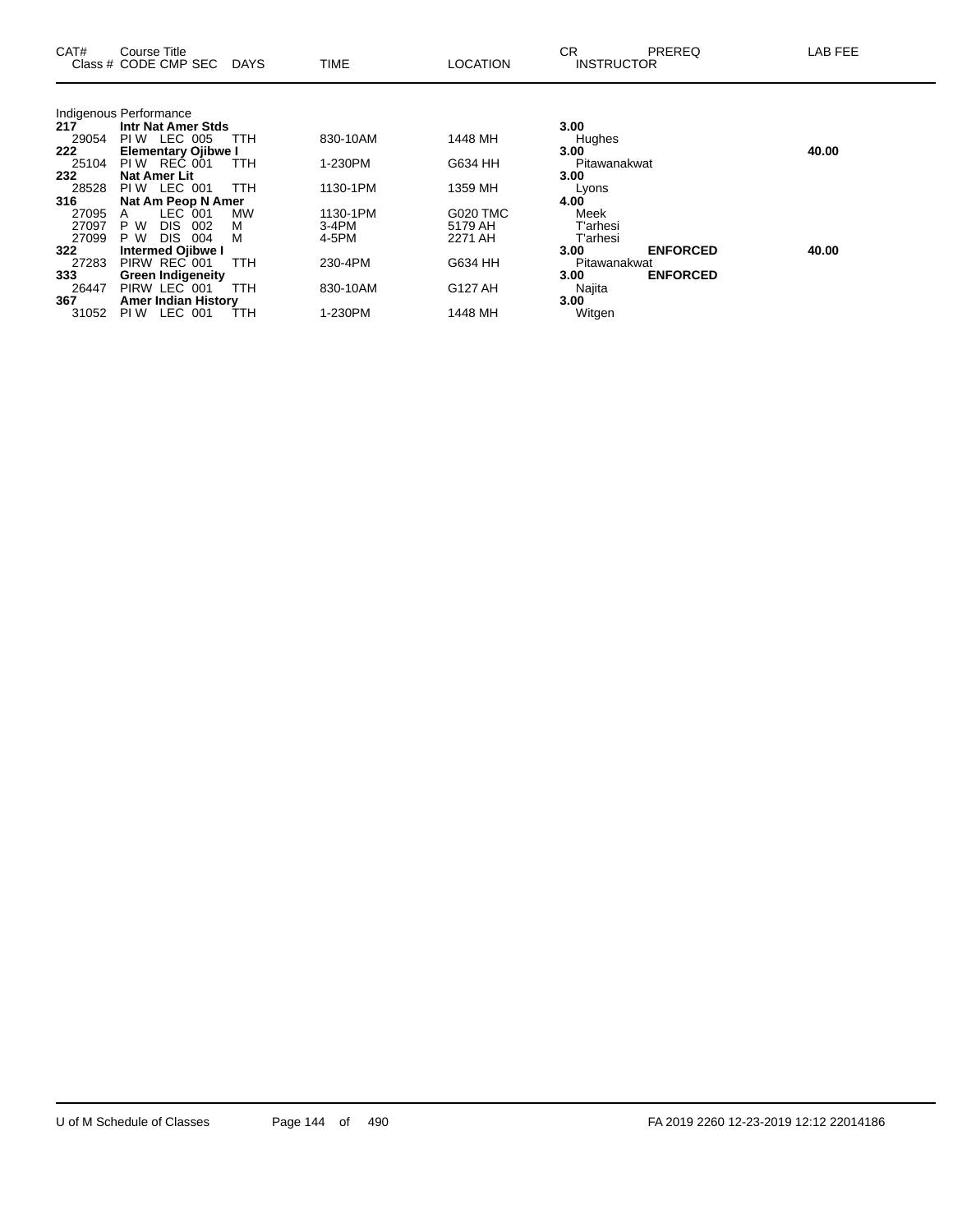| CAT# Class # | Course Title CODE CMP SEC | DAYS | TIME | LOCATION | CR INSTRUCTOR | PREREQ | LAB FEE |
|---|---|---|---|---|---|---|---|
| Indigenous Performance | | | | | | | |
| **217** | **Intr Nat Amer Stds** | | | | **3.00** | | |
| 29054 | PI W LEC 005 | TTH | 830-10AM | 1448 MH | Hughes | | |
| **222** | **Elementary Ojibwe I** | | | | **3.00** | | **40.00** |
| 25104 | PI W REC 001 | TTH | 1-230PM | G634 HH | Pitawanakwat | | |
| **232** | **Nat Amer Lit** | | | | **3.00** | | |
| 28528 | PI W LEC 001 | TTH | 1130-1PM | 1359 MH | Lyons | | |
| **316** | **Nat Am Peop N Amer** | | | | **4.00** | | |
| 27095 | A LEC 001 | MW | 1130-1PM | G020 TMC | Meek | | |
| 27097 | P W DIS 002 | M | 3-4PM | 5179 AH | T'arhesi | | |
| 27099 | P W DIS 004 | M | 4-5PM | 2271 AH | T'arhesi | | |
| **322** | **Intermed Ojibwe I** | | | | **3.00** | **ENFORCED** | **40.00** |
| 27283 | PIRW REC 001 | TTH | 230-4PM | G634 HH | Pitawanakwat | | |
| **333** | **Green Indigeneity** | | | | **3.00** | **ENFORCED** | |
| 26447 | PIRW LEC 001 | TTH | 830-10AM | G127 AH | Najita | | |
| **367** | **Amer Indian History** | | | | **3.00** | | |
| 31052 | PI W LEC 001 | TTH | 1-230PM | 1448 MH | Witgen | | |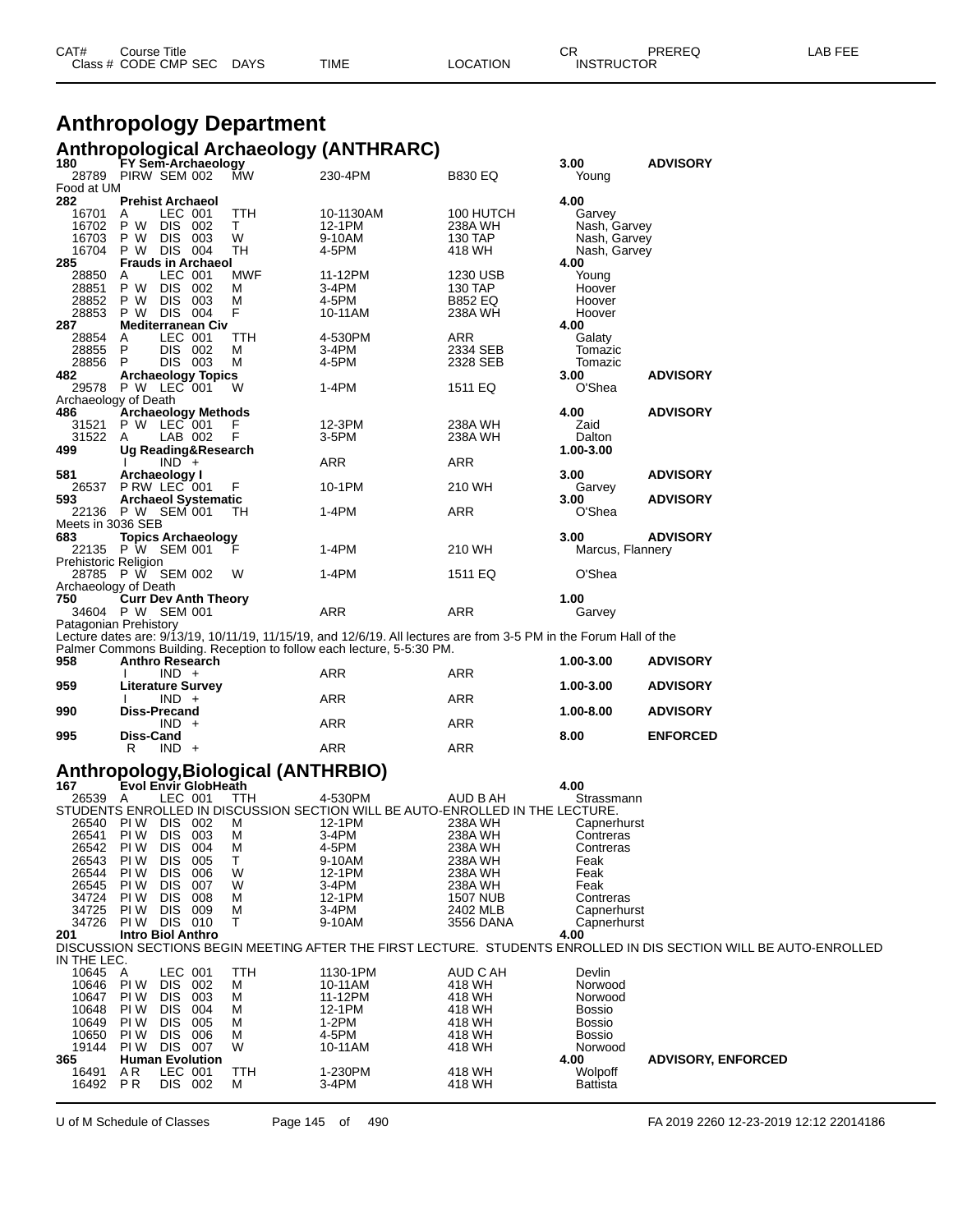# Anthropology Department

## Anthropological Archaeology (ANTHRARC)

| CAT# / Class # | Course Title / CODE CMP SEC | DAYS | TIME | LOCATION | CR / INSTRUCTOR | PREREQ | LAB FEE |
|---|---|---|---|---|---|---|---|
| **180** | **FY Sem-Archaeology** | | | | **3.00** | **ADVISORY** | |
| 28789 | PIRW SEM 002 | MW | 230-4PM | B830 EQ | Young | | |
| Food at UM | | | | | | | |
| **282** | **Prehist Archaeol** | | | | **4.00** | | |
| 16701 | A LEC 001 | TTH | 10-1130AM | 100 HUTCH | Garvey | | |
| 16702 | P W DIS 002 | T | 12-1PM | 238A WH | Nash, Garvey | | |
| 16703 | P W DIS 003 | W | 9-10AM | 130 TAP | Nash, Garvey | | |
| 16704 | P W DIS 004 | TH | 4-5PM | 418 WH | Nash, Garvey | | |
| **285** | **Frauds in Archaeol** | | | | **4.00** | | |
| 28850 | A LEC 001 | MWF | 11-12PM | 1230 USB | Young | | |
| 28851 | P W DIS 002 | M | 3-4PM | 130 TAP | Hoover | | |
| 28852 | P W DIS 003 | M | 4-5PM | B852 EQ | Hoover | | |
| 28853 | P W DIS 004 | F | 10-11AM | 238A WH | Hoover | | |
| **287** | **Mediterranean Civ** | | | | **4.00** | | |
| 28854 | A LEC 001 | TTH | 4-530PM | ARR | Galaty | | |
| 28855 | P DIS 002 | M | 3-4PM | 2334 SEB | Tomazic | | |
| 28856 | P DIS 003 | M | 4-5PM | 2328 SEB | Tomazic | | |
| **482** | **Archaeology Topics** | | | | **3.00** | **ADVISORY** | |
| 29578 | P W LEC 001 | W | 1-4PM | 1511 EQ | O'Shea | | |
| Archaeology of Death | | | | | | | |
| **486** | **Archaeology Methods** | | | | **4.00** | **ADVISORY** | |
| 31521 | P W LEC 001 | F | 12-3PM | 238A WH | Zaid | | |
| 31522 | A LAB 002 | F | 3-5PM | 238A WH | Dalton | | |
| **499** | **Ug Reading&Research** | | | | **1.00-3.00** | | |
| | I IND + | | ARR | ARR | | | |
| **581** | **Archaeology I** | | | | **3.00** | **ADVISORY** | |
| 26537 | P RW LEC 001 | F | 10-1PM | 210 WH | Garvey | | |
| **593** | **Archaeol Systematic** | | | | **3.00** | **ADVISORY** | |
| 22136 | P W SEM 001 | TH | 1-4PM | ARR | O'Shea | | |
| Meets in 3036 SEB | | | | | | | |
| **683** | **Topics Archaeology** | | | | **3.00** | **ADVISORY** | |
| 22135 | P W SEM 001 | F | 1-4PM | 210 WH | Marcus, Flannery | | |
| Prehistoric Religion | | | | | | | |
| 28785 | P W SEM 002 | W | 1-4PM | 1511 EQ | O'Shea | | |
| Archaeology of Death | | | | | | | |
| **750** | **Curr Dev Anth Theory** | | | | **1.00** | | |
| 34604 | P W SEM 001 | | ARR | ARR | Garvey | | |
| Patagonian Prehistory | | | | | | | |
| Lecture dates are: 9/13/19, 10/11/19, 11/15/19, and 12/6/19. All lectures are from 3-5 PM in the Forum Hall of the Palmer Commons Building. Reception to follow each lecture, 5-5:30 PM. | | | | | | | |
| **958** | **Anthro Research** | | | | **1.00-3.00** | **ADVISORY** | |
| | I IND + | | ARR | ARR | | | |
| **959** | **Literature Survey** | | | | **1.00-3.00** | **ADVISORY** | |
| | I IND + | | ARR | ARR | | | |
| **990** | **Diss-Precand** | | | | **1.00-8.00** | **ADVISORY** | |
| | IND + | | ARR | ARR | | | |
| **995** | **Diss-Cand** | | | | **8.00** | **ENFORCED** | |
| | R IND + | | ARR | ARR | | | |

## Anthropology,Biological (ANTHRBIO)

| CAT# / Class # | Course Title / CODE CMP SEC | DAYS | TIME | LOCATION | CR / INSTRUCTOR | PREREQ | LAB FEE |
|---|---|---|---|---|---|---|---|
| **167** | **Evol Envir GlobHeath** | | | | **4.00** | | |
| 26539 | A LEC 001 | TTH | 4-530PM | AUD B AH | Strassmann | | |
| STUDENTS ENROLLED IN DISCUSSION SECTION WILL BE AUTO-ENROLLED IN THE LECTURE. | | | | | | | |
| 26540 | PI W DIS 002 | M | 12-1PM | 238A WH | Capnerhurst | | |
| 26541 | PI W DIS 003 | M | 3-4PM | 238A WH | Contreras | | |
| 26542 | PI W DIS 004 | M | 4-5PM | 238A WH | Contreras | | |
| 26543 | PI W DIS 005 | T | 9-10AM | 238A WH | Feak | | |
| 26544 | PI W DIS 006 | W | 12-1PM | 238A WH | Feak | | |
| 26545 | PI W DIS 007 | W | 3-4PM | 238A WH | Feak | | |
| 34724 | PI W DIS 008 | M | 12-1PM | 1507 NUB | Contreras | | |
| 34725 | PI W DIS 009 | M | 3-4PM | 2402 MLB | Capnerhurst | | |
| 34726 | PI W DIS 010 | T | 9-10AM | 3556 DANA | Capnerhurst | | |
| **201** | **Intro Biol Anthro** | | | | **4.00** | | |
| DISCUSSION SECTIONS BEGIN MEETING AFTER THE FIRST LECTURE. STUDENTS ENROLLED IN DIS SECTION WILL BE AUTO-ENROLLED IN THE LEC. | | | | | | | |
| 10645 | A LEC 001 | TTH | 1130-1PM | AUD C AH | Devlin | | |
| 10646 | PI W DIS 002 | M | 10-11AM | 418 WH | Norwood | | |
| 10647 | PI W DIS 003 | M | 11-12PM | 418 WH | Norwood | | |
| 10648 | PI W DIS 004 | M | 12-1PM | 418 WH | Bossio | | |
| 10649 | PI W DIS 005 | M | 1-2PM | 418 WH | Bossio | | |
| 10650 | PI W DIS 006 | M | 4-5PM | 418 WH | Bossio | | |
| 19144 | PI W DIS 007 | W | 10-11AM | 418 WH | Norwood | | |
| **365** | **Human Evolution** | | | | **4.00** | **ADVISORY, ENFORCED** | |
| 16491 | A R LEC 001 | TTH | 1-230PM | 418 WH | Wolpoff | | |
| 16492 | P R DIS 002 | M | 3-4PM | 418 WH | Battista | | |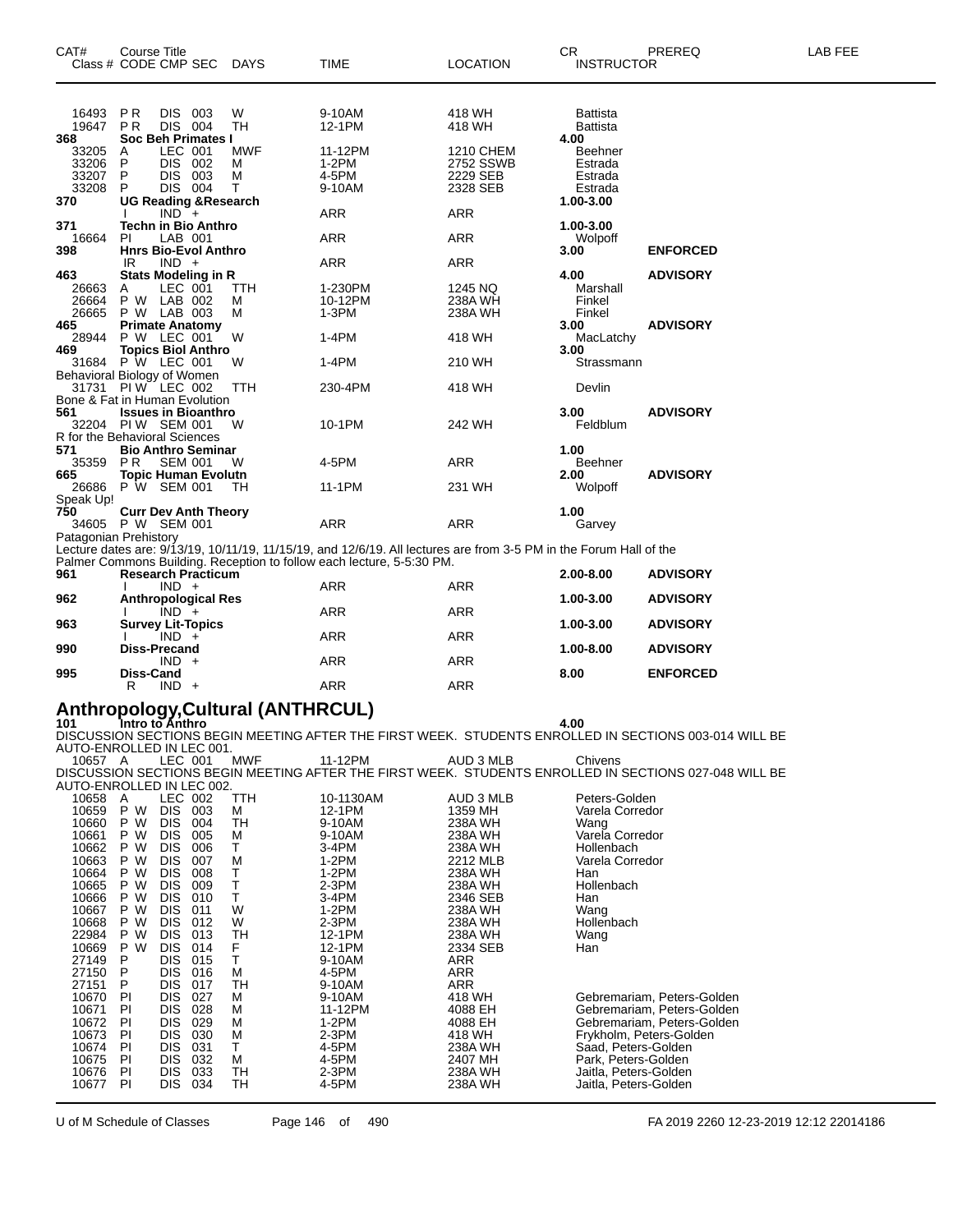| CAT# | Course Title<br>Class # CODE CMP SEC | DAYS | TIME | LOCATION | CR<br>INSTRUCTOR | PREREQ | LAB FEE |
|---|---|---|---|---|---|---|---|
| 16493 | P R DIS 003 | W | 9-10AM | 418 WH | Battista | | |
| 19647 | P R DIS 004 | TH | 12-1PM | 418 WH | Battista | | |
| **368** | **Soc Beh Primates I** | | | | **4.00** | | |
| 33205 | A LEC 001 | MWF | 11-12PM | 1210 CHEM | Beehner | | |
| 33206 | P DIS 002 | M | 1-2PM | 2752 SSWB | Estrada | | |
| 33207 | P DIS 003 | M | 4-5PM | 2229 SEB | Estrada | | |
| 33208 | P DIS 004 | T | 9-10AM | 2328 SEB | Estrada | | |
| **370** | **UG Reading &Research** | | | | **1.00-3.00** | | |
| | I IND + | | ARR | ARR | | | |
| **371** | **Techn in Bio Anthro** | | | | **1.00-3.00** | | |
| 16664 | PI LAB 001 | | ARR | ARR | Wolpoff | | |
| **398** | **Hnrs Bio-Evol Anthro** | | | | **3.00** | **ENFORCED** | |
| | IR IND + | | ARR | ARR | | | |
| **463** | **Stats Modeling in R** | | | | **4.00** | **ADVISORY** | |
| 26663 | A LEC 001 | TTH | 1-230PM | 1245 NQ | Marshall | | |
| 26664 | P W LAB 002 | M | 10-12PM | 238A WH | Finkel | | |
| 26665 | P W LAB 003 | M | 1-3PM | 238A WH | Finkel | | |
| **465** | **Primate Anatomy** | | | | **3.00** | **ADVISORY** | |
| 28944 | P W LEC 001 | W | 1-4PM | 418 WH | MacLatchy | | |
| **469** | **Topics Biol Anthro** | | | | **3.00** | | |
| 31684 | P W LEC 001 | W | 1-4PM | 210 WH | Strassmann | | |
| Behavioral Biology of Women | | | | | | | |
| 31731 | PI W LEC 002 | TTH | 230-4PM | 418 WH | Devlin | | |
| Bone & Fat in Human Evolution | | | | | | | |
| **561** | **Issues in Bioanthro** | | | | **3.00** | **ADVISORY** | |
| 32204 | PI W SEM 001 | W | 10-1PM | 242 WH | Feldblum | | |
| R for the Behavioral Sciences | | | | | | | |
| **571** | **Bio Anthro Seminar** | | | | **1.00** | | |
| 35359 | P R SEM 001 | W | 4-5PM | ARR | Beehner | | |
| **665** | **Topic Human Evolutn** | | | | **2.00** | **ADVISORY** | |
| 26686 | P W SEM 001 | TH | 11-1PM | 231 WH | Wolpoff | | |
| Speak Up! | | | | | | | |
| **750** | **Curr Dev Anth Theory** | | | | **1.00** | | |
| 34605 | P W SEM 001 | | ARR | ARR | Garvey | | |
| Patagonian Prehistory | | | | | | | |

Lecture dates are: 9/13/19, 10/11/19, 11/15/19, and 12/6/19. All lectures are from 3-5 PM in the Forum Hall of the Palmer Commons Building. Reception to follow each lecture, 5-5:30 PM.

| CAT# | Course Title<br>Class # CODE CMP SEC | DAYS | TIME | LOCATION | CR<br>INSTRUCTOR | PREREQ | LAB FEE |
|---|---|---|---|---|---|---|---|
| **961** | **Research Practicum** | | | | **2.00-8.00** | **ADVISORY** | |
| | I IND + | | ARR | ARR | | | |
| **962** | **Anthropological Res** | | | | **1.00-3.00** | **ADVISORY** | |
| | I IND + | | ARR | ARR | | | |
| **963** | **Survey Lit-Topics** | | | | **1.00-3.00** | **ADVISORY** | |
| | I IND + | | ARR | ARR | | | |
| **990** | **Diss-Precand** | | | | **1.00-8.00** | **ADVISORY** | |
| | IND + | | ARR | ARR | | | |
| **995** | **Diss-Cand** | | | | **8.00** | **ENFORCED** | |
| | R IND + | | ARR | ARR | | | |

## Anthropology,Cultural (ANTHRCUL)

**101 Intro to Anthro** **4.00**

DISCUSSION SECTIONS BEGIN MEETING AFTER THE FIRST WEEK. STUDENTS ENROLLED IN SECTIONS 003-014 WILL BE AUTO-ENROLLED IN LEC 001.

| Class # | CODE CMP SEC | DAYS | TIME | LOCATION | INSTRUCTOR |
|---|---|---|---|---|---|
| 10657 | A LEC 001 | MWF | 11-12PM | AUD 3 MLB | Chivens |

DISCUSSION SECTIONS BEGIN MEETING AFTER THE FIRST WEEK. STUDENTS ENROLLED IN SECTIONS 027-048 WILL BE AUTO-ENROLLED IN LEC 002.

| Class # | CODE CMP SEC | DAYS | TIME | LOCATION | INSTRUCTOR |
|---|---|---|---|---|---|
| 10658 | A LEC 002 | TTH | 10-1130AM | AUD 3 MLB | Peters-Golden |
| 10659 | P W DIS 003 | M | 12-1PM | 1359 MH | Varela Corredor |
| 10660 | P W DIS 004 | TH | 9-10AM | 238A WH | Wang |
| 10661 | P W DIS 005 | M | 9-10AM | 238A WH | Varela Corredor |
| 10662 | P W DIS 006 | T | 3-4PM | 238A WH | Hollenbach |
| 10663 | P W DIS 007 | M | 1-2PM | 2212 MLB | Varela Corredor |
| 10664 | P W DIS 008 | T | 1-2PM | 238A WH | Han |
| 10665 | P W DIS 009 | T | 2-3PM | 238A WH | Hollenbach |
| 10666 | P W DIS 010 | T | 3-4PM | 2346 SEB | Han |
| 10667 | P W DIS 011 | W | 1-2PM | 238A WH | Wang |
| 10668 | P W DIS 012 | W | 2-3PM | 238A WH | Hollenbach |
| 22984 | P W DIS 013 | TH | 12-1PM | 238A WH | Wang |
| 10669 | P W DIS 014 | F | 12-1PM | 2334 SEB | Han |
| 27149 | P DIS 015 | T | 9-10AM | ARR | |
| 27150 | P DIS 016 | M | 4-5PM | ARR | |
| 27151 | P DIS 017 | TH | 9-10AM | ARR | |
| 10670 | PI DIS 027 | M | 9-10AM | 418 WH | Gebremariam, Peters-Golden |
| 10671 | PI DIS 028 | M | 11-12PM | 4088 EH | Gebremariam, Peters-Golden |
| 10672 | PI DIS 029 | M | 1-2PM | 4088 EH | Gebremariam, Peters-Golden |
| 10673 | PI DIS 030 | M | 2-3PM | 418 WH | Frykholm, Peters-Golden |
| 10674 | PI DIS 031 | T | 4-5PM | 238A WH | Saad, Peters-Golden |
| 10675 | PI DIS 032 | M | 4-5PM | 2407 MH | Park, Peters-Golden |
| 10676 | PI DIS 033 | TH | 2-3PM | 238A WH | Jaitla, Peters-Golden |
| 10677 | PI DIS 034 | TH | 4-5PM | 238A WH | Jaitla, Peters-Golden |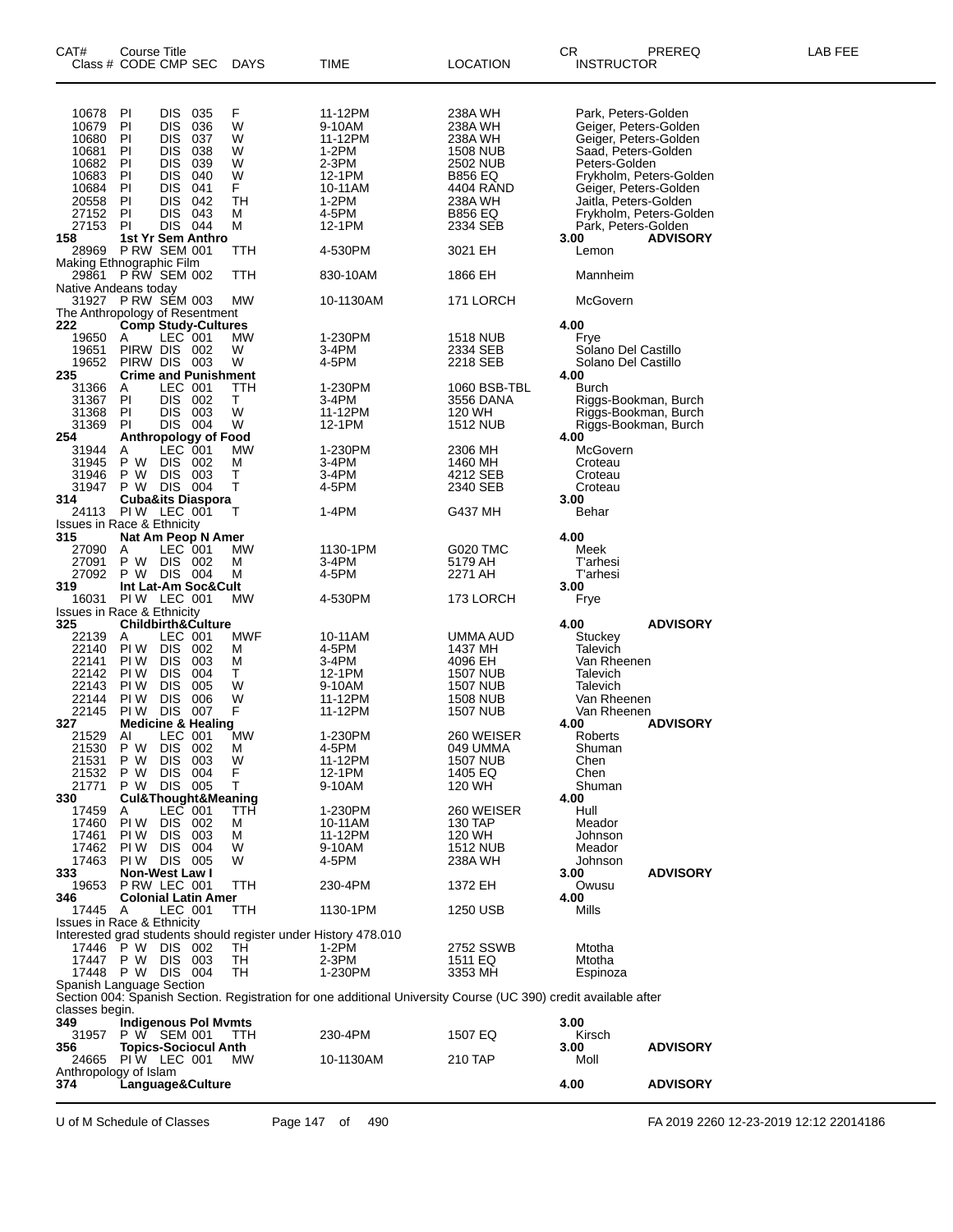| CAT# Class # | Course Title CODE CMP SEC | DAYS | TIME | LOCATION | CR INSTRUCTOR | PREREQ | LAB FEE |
|---|---|---|---|---|---|---|---|
| 10678 | PI DIS 035 | F | 11-12PM | 238A WH | Park, Peters-Golden | | |
| 10679 | PI DIS 036 | W | 9-10AM | 238A WH | Geiger, Peters-Golden | | |
| 10680 | PI DIS 037 | W | 11-12PM | 238A WH | Geiger, Peters-Golden | | |
| 10681 | PI DIS 038 | W | 1-2PM | 1508 NUB | Saad, Peters-Golden | | |
| 10682 | PI DIS 039 | W | 2-3PM | 2502 NUB | Peters-Golden | | |
| 10683 | PI DIS 040 | W | 12-1PM | B856 EQ | Frykholm, Peters-Golden | | |
| 10684 | PI DIS 041 | F | 10-11AM | 4404 RAND | Geiger, Peters-Golden | | |
| 20558 | PI DIS 042 | TH | 1-2PM | 238A WH | Jaitla, Peters-Golden | | |
| 27152 | PI DIS 043 | M | 4-5PM | B856 EQ | Frykholm, Peters-Golden | | |
| 27153 | PI DIS 044 | M | 12-1PM | 2334 SEB | Park, Peters-Golden | | |
| **158** | **1st Yr Sem Anthro** | | | | **3.00** | **ADVISORY** | |
| 28969 | P RW SEM 001 | TTH | 4-530PM | 3021 EH | Lemon | | |
| Making Ethnographic Film | | | | | | | |
| 29861 | P RW SEM 002 | TTH | 830-10AM | 1866 EH | Mannheim | | |
| Native Andeans today | | | | | | | |
| 31927 | P RW SEM 003 | MW | 10-1130AM | 171 LORCH | McGovern | | |
| The Anthropology of Resentment | | | | | | | |
| **222** | **Comp Study-Cultures** | | | | **4.00** | | |
| 19650 | A LEC 001 | MW | 1-230PM | 1518 NUB | Frye | | |
| 19651 | PIRW DIS 002 | W | 3-4PM | 2334 SEB | Solano Del Castillo | | |
| 19652 | PIRW DIS 003 | W | 4-5PM | 2218 SEB | Solano Del Castillo | | |
| **235** | **Crime and Punishment** | | | | **4.00** | | |
| 31366 | A LEC 001 | TTH | 1-230PM | 1060 BSB-TBL | Burch | | |
| 31367 | PI DIS 002 | T | 3-4PM | 3556 DANA | Riggs-Bookman, Burch | | |
| 31368 | PI DIS 003 | W | 11-12PM | 120 WH | Riggs-Bookman, Burch | | |
| 31369 | PI DIS 004 | W | 12-1PM | 1512 NUB | Riggs-Bookman, Burch | | |
| **254** | **Anthropology of Food** | | | | **4.00** | | |
| 31944 | A LEC 001 | MW | 1-230PM | 2306 MH | McGovern | | |
| 31945 | P W DIS 002 | M | 3-4PM | 1460 MH | Croteau | | |
| 31946 | P W DIS 003 | T | 3-4PM | 4212 SEB | Croteau | | |
| 31947 | P W DIS 004 | T | 4-5PM | 2340 SEB | Croteau | | |
| **314** | **Cuba&its Diaspora** | | | | **3.00** | | |
| 24113 | PI W LEC 001 | T | 1-4PM | G437 MH | Behar | | |
| Issues in Race & Ethnicity | | | | | | | |
| **315** | **Nat Am Peop N Amer** | | | | **4.00** | | |
| 27090 | A LEC 001 | MW | 1130-1PM | G020 TMC | Meek | | |
| 27091 | P W DIS 002 | M | 3-4PM | 5179 AH | T'arhesi | | |
| 27092 | P W DIS 004 | M | 4-5PM | 2271 AH | T'arhesi | | |
| **319** | **Int Lat-Am Soc&Cult** | | | | **3.00** | | |
| 16031 | PI W LEC 001 | MW | 4-530PM | 173 LORCH | Frye | | |
| Issues in Race & Ethnicity | | | | | | | |
| **325** | **Childbirth&Culture** | | | | **4.00** | **ADVISORY** | |
| 22139 | A LEC 001 | MWF | 10-11AM | UMMA AUD | Stuckey | | |
| 22140 | PI W DIS 002 | M | 4-5PM | 1437 MH | Talevich | | |
| 22141 | PI W DIS 003 | M | 3-4PM | 4096 EH | Van Rheenen | | |
| 22142 | PI W DIS 004 | T | 12-1PM | 1507 NUB | Talevich | | |
| 22143 | PI W DIS 005 | W | 9-10AM | 1507 NUB | Talevich | | |
| 22144 | PI W DIS 006 | W | 11-12PM | 1508 NUB | Van Rheenen | | |
| 22145 | PI W DIS 007 | F | 11-12PM | 1507 NUB | Van Rheenen | | |
| **327** | **Medicine & Healing** | | | | **4.00** | **ADVISORY** | |
| 21529 | AI LEC 001 | MW | 1-230PM | 260 WEISER | Roberts | | |
| 21530 | P W DIS 002 | M | 4-5PM | 049 UMMA | Shuman | | |
| 21531 | P W DIS 003 | W | 11-12PM | 1507 NUB | Chen | | |
| 21532 | P W DIS 004 | F | 12-1PM | 1405 EQ | Chen | | |
| 21771 | P W DIS 005 | T | 9-10AM | 120 WH | Shuman | | |
| **330** | **Cul&Thought&Meaning** | | | | **4.00** | | |
| 17459 | A LEC 001 | TTH | 1-230PM | 260 WEISER | Hull | | |
| 17460 | PI W DIS 002 | M | 10-11AM | 130 TAP | Meador | | |
| 17461 | PI W DIS 003 | M | 11-12PM | 120 WH | Johnson | | |
| 17462 | PI W DIS 004 | W | 9-10AM | 1512 NUB | Meador | | |
| 17463 | PI W DIS 005 | W | 4-5PM | 238A WH | Johnson | | |
| **333** | **Non-West Law I** | | | | **3.00** | **ADVISORY** | |
| 19653 | P RW LEC 001 | TTH | 230-4PM | 1372 EH | Owusu | | |
| **346** | **Colonial Latin Amer** | | | | **4.00** | | |
| 17445 | A LEC 001 | TTH | 1130-1PM | 1250 USB | Mills | | |
| Issues in Race & Ethnicity | | | | | | | |
| Interested grad students should register under History 478.010 | | | | | | | |
| 17446 | P W DIS 002 | TH | 1-2PM | 2752 SSWB | Mtotha | | |
| 17447 | P W DIS 003 | TH | 2-3PM | 1511 EQ | Mtotha | | |
| 17448 | P W DIS 004 | TH | 1-230PM | 3353 MH | Espinoza | | |
| Spanish Language Section | | | | | | | |
| Section 004: Spanish Section. Registration for one additional University Course (UC 390) credit available after classes begin. | | | | | | | |
| **349** | **Indigenous Pol Mvmts** | | | | **3.00** | | |
| 31957 | P W SEM 001 | TTH | 230-4PM | 1507 EQ | Kirsch | | |
| **356** | **Topics-Sociocul Anth** | | | | **3.00** | **ADVISORY** | |
| 24665 | PI W LEC 001 | MW | 10-1130AM | 210 TAP | Moll | | |
| Anthropology of Islam | | | | | | | |
| **374** | **Language&Culture** | | | | **4.00** | **ADVISORY** | |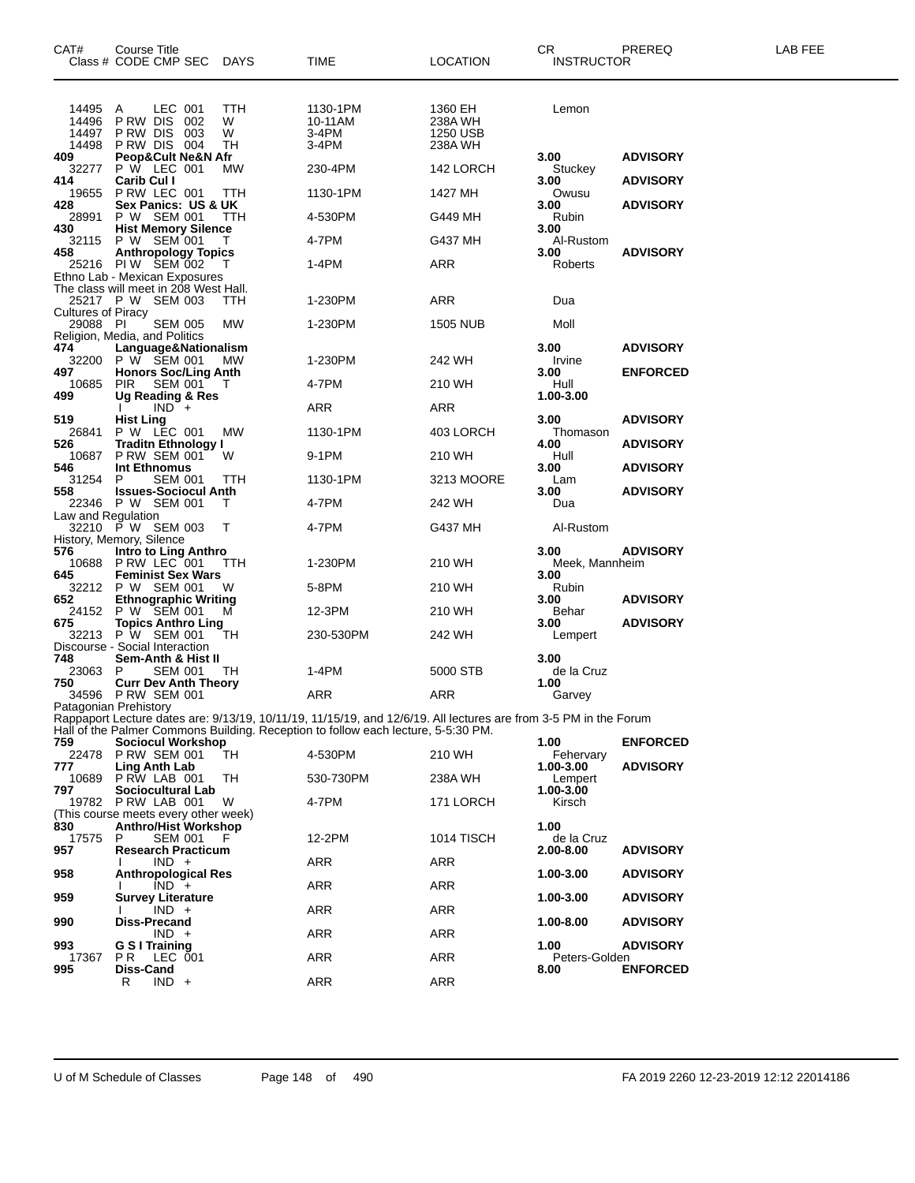| CAT# | Course Title<br>Class # CODE CMP SEC | DAYS | TIME | LOCATION | CR<br>INSTRUCTOR | PREREQ | LAB FEE |
|---|---|---|---|---|---|---|---|
| 14495 | A LEC 001 | TTH | 1130-1PM | 1360 EH | Lemon | | |
| 14496 | P RW DIS 002 | W | 10-11AM | 238A WH | | | |
| 14497 | P RW DIS 003 | W | 3-4PM | 1250 USB | | | |
| 14498 | P RW DIS 004 | TH | 3-4PM | 238A WH | | | |
| **409** | **Peop&Cult Ne&N Afr** | | | | **3.00** | **ADVISORY** | |
| 32277 | P W LEC 001 | MW | 230-4PM | 142 LORCH | Stuckey | | |
| **414** | **Carib Cul I** | | | | **3.00** | **ADVISORY** | |
| 19655 | P RW LEC 001 | TTH | 1130-1PM | 1427 MH | Owusu | | |
| **428** | **Sex Panics: US & UK** | | | | **3.00** | **ADVISORY** | |
| 28991 | P W SEM 001 | TTH | 4-530PM | G449 MH | Rubin | | |
| **430** | **Hist Memory Silence** | | | | **3.00** | | |
| 32115 | P W SEM 001 | T | 4-7PM | G437 MH | Al-Rustom | | |
| **458** | **Anthropology Topics** | | | | **3.00** | **ADVISORY** | |
| 25216 | PI W SEM 002 | T | 1-4PM | ARR | Roberts | | |
| Ethno Lab - Mexican Exposures<br>The class will meet in 208 West Hall. | | | | | | | |
| 25217 | P W SEM 003 | TTH | 1-230PM | ARR | Dua | | |
| Cultures of Piracy | | | | | | | |
| 29088 | PI SEM 005 | MW | 1-230PM | 1505 NUB | Moll | | |
| Religion, Media, and Politics | | | | | | | |
| **474** | **Language&Nationalism** | | | | **3.00** | **ADVISORY** | |
| 32200 | P W SEM 001 | MW | 1-230PM | 242 WH | Irvine | | |
| **497** | **Honors Soc/Ling Anth** | | | | **3.00** | **ENFORCED** | |
| 10685 | PIR SEM 001 | T | 4-7PM | 210 WH | Hull | | |
| **499** | **Ug Reading & Res** | | | | **1.00-3.00** | | |
| | I IND + | | ARR | ARR | | | |
| **519** | **Hist Ling** | | | | **3.00** | **ADVISORY** | |
| 26841 | P W LEC 001 | MW | 1130-1PM | 403 LORCH | Thomason | | |
| **526** | **Traditn Ethnology I** | | | | **4.00** | **ADVISORY** | |
| 10687 | P RW SEM 001 | W | 9-1PM | 210 WH | Hull | | |
| **546** | **Int Ethnomus** | | | | **3.00** | **ADVISORY** | |
| 31254 | P SEM 001 | TTH | 1130-1PM | 3213 MOORE | Lam | | |
| **558** | **Issues-Sociocul Anth** | | | | **3.00** | **ADVISORY** | |
| 22346 | P W SEM 001 | T | 4-7PM | 242 WH | Dua | | |
| Law and Regulation | | | | | | | |
| 32210 | P W SEM 003 | T | 4-7PM | G437 MH | Al-Rustom | | |
| History, Memory, Silence | | | | | | | |
| **576** | **Intro to Ling Anthro** | | | | **3.00** | **ADVISORY** | |
| 10688 | P RW LEC 001 | TTH | 1-230PM | 210 WH | Meek, Mannheim | | |
| **645** | **Feminist Sex Wars** | | | | **3.00** | | |
| 32212 | P W SEM 001 | W | 5-8PM | 210 WH | Rubin | | |
| **652** | **Ethnographic Writing** | | | | **3.00** | **ADVISORY** | |
| 24152 | P W SEM 001 | M | 12-3PM | 210 WH | Behar | | |
| **675** | **Topics Anthro Ling** | | | | **3.00** | **ADVISORY** | |
| 32213 | P W SEM 001 | TH | 230-530PM | 242 WH | Lempert | | |
| Discourse - Social Interaction | | | | | | | |
| **748** | **Sem-Anth & Hist II** | | | | **3.00** | | |
| 23063 | P SEM 001 | TH | 1-4PM | 5000 STB | de la Cruz | | |
| **750** | **Curr Dev Anth Theory** | | | | **1.00** | | |
| 34596 | P RW SEM 001 | | ARR | ARR | Garvey | | |
| Patagonian Prehistory<br>Rappaport Lecture dates are: 9/13/19, 10/11/19, 11/15/19, and 12/6/19. All lectures are from 3-5 PM in the Forum Hall of the Palmer Commons Building. Reception to follow each lecture, 5-5:30 PM. | | | | | | | |
| **759** | **Sociocul Workshop** | | | | **1.00** | **ENFORCED** | |
| 22478 | P RW SEM 001 | TH | 4-530PM | 210 WH | Fehervary | | |
| **777** | **Ling Anth Lab** | | | | **1.00-3.00** | **ADVISORY** | |
| 10689 | P RW LAB 001 | TH | 530-730PM | 238A WH | Lempert | | |
| **797** | **Sociocultural Lab** | | | | **1.00-3.00** | | |
| 19782 | P RW LAB 001 | W | 4-7PM | 171 LORCH | Kirsch | | |
| (This course meets every other week) | | | | | | | |
| **830** | **Anthro/Hist Workshop** | | | | **1.00** | | |
| 17575 | P SEM 001 | F | 12-2PM | 1014 TISCH | de la Cruz | | |
| **957** | **Research Practicum** | | | | **2.00-8.00** | **ADVISORY** | |
| | I IND + | | ARR | ARR | | | |
| **958** | **Anthropological Res** | | | | **1.00-3.00** | **ADVISORY** | |
| | I IND + | | ARR | ARR | | | |
| **959** | **Survey Literature** | | | | **1.00-3.00** | **ADVISORY** | |
| | I IND + | | ARR | ARR | | | |
| **990** | **Diss-Precand** | | | | **1.00-8.00** | **ADVISORY** | |
| | IND + | | ARR | ARR | | | |
| **993** | **G S I Training** | | | | **1.00** | **ADVISORY** | |
| 17367 | P R LEC 001 | | ARR | ARR | Peters-Golden | | |
| **995** | **Diss-Cand** | | | | **8.00** | **ENFORCED** | |
| | R IND + | | ARR | ARR | | | |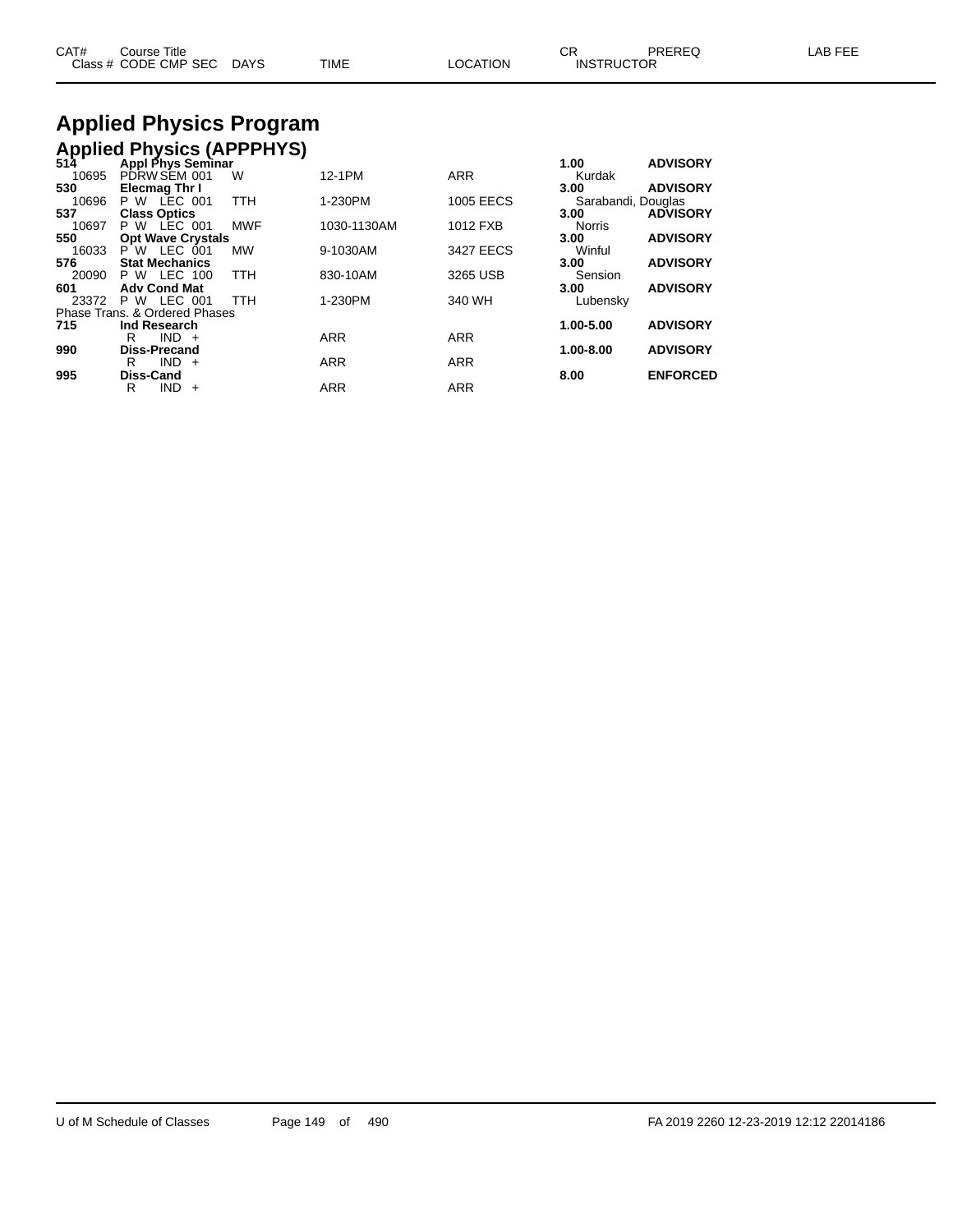# Applied Physics Program

## Applied Physics (APPPHYS)

| CAT# / Class # | Course Title / CODE CMP SEC | DAYS | TIME | LOCATION | CR / INSTRUCTOR | PREREQ | LAB FEE |
|---|---|---|---|---|---|---|---|
| **514** | **Appl Phys Seminar** | | | | **1.00** | **ADVISORY** | |
| 10695 | PDRW SEM 001 | W | 12-1PM | ARR | Kurdak | | |
| **530** | **Elecmag Thr I** | | | | **3.00** | **ADVISORY** | |
| 10696 | P W LEC 001 | TTH | 1-230PM | 1005 EECS | Sarabandi, Douglas | | |
| **537** | **Class Optics** | | | | **3.00** | **ADVISORY** | |
| 10697 | P W LEC 001 | MWF | 1030-1130AM | 1012 FXB | Norris | | |
| **550** | **Opt Wave Crystals** | | | | **3.00** | **ADVISORY** | |
| 16033 | P W LEC 001 | MW | 9-1030AM | 3427 EECS | Winful | | |
| **576** | **Stat Mechanics** | | | | **3.00** | **ADVISORY** | |
| 20090 | P W LEC 100 | TTH | 830-10AM | 3265 USB | Sension | | |
| **601** | **Adv Cond Mat** | | | | **3.00** | **ADVISORY** | |
| 23372 | P W LEC 001 | TTH | 1-230PM | 340 WH | Lubensky | | |
| | Phase Trans. & Ordered Phases | | | | | | |
| **715** | **Ind Research** | | | | **1.00-5.00** | **ADVISORY** | |
| | R IND + | | ARR | ARR | | | |
| **990** | **Diss-Precand** | | | | **1.00-8.00** | **ADVISORY** | |
| | R IND + | | ARR | ARR | | | |
| **995** | **Diss-Cand** | | | | **8.00** | **ENFORCED** | |
| | R IND + | | ARR | ARR | | | |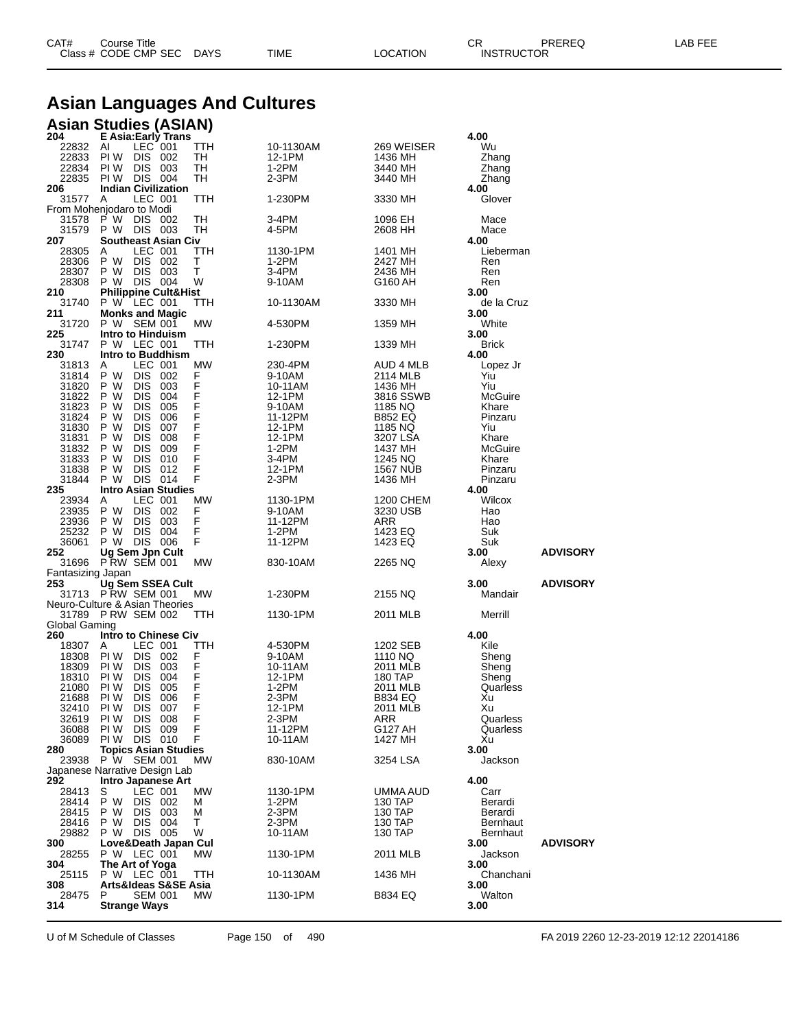# Asian Languages And Cultures

## Asian Studies (ASIAN)

| CAT# / Class # | Course Title / CODE CMP SEC | DAYS | TIME | LOCATION | CR / INSTRUCTOR | PREREQ | LAB FEE |
|---|---|---|---|---|---|---|---|
| **204** | **E Asia:Early Trans** | | | | **4.00** | | |
| 22832 | AI LEC 001 | TTH | 10-1130AM | 269 WEISER | Wu | | |
| 22833 | PI W DIS 002 | TH | 12-1PM | 1436 MH | Zhang | | |
| 22834 | PI W DIS 003 | TH | 1-2PM | 3440 MH | Zhang | | |
| 22835 | PI W DIS 004 | TH | 2-3PM | 3440 MH | Zhang | | |
| **206** | **Indian Civilization** | | | | **4.00** | | |
| 31577 | A LEC 001 | TTH | 1-230PM | 3330 MH | Glover | | |
| From Mohenjodaro to Modi | | | | | | | |
| 31578 | P W DIS 002 | TH | 3-4PM | 1096 EH | Mace | | |
| 31579 | P W DIS 003 | TH | 4-5PM | 2608 HH | Mace | | |
| **207** | **Southeast Asian Civ** | | | | **4.00** | | |
| 28305 | A LEC 001 | TTH | 1130-1PM | 1401 MH | Lieberman | | |
| 28306 | P W DIS 002 | T | 1-2PM | 2427 MH | Ren | | |
| 28307 | P W DIS 003 | T | 3-4PM | 2436 MH | Ren | | |
| 28308 | P W DIS 004 | W | 9-10AM | G160 AH | Ren | | |
| **210** | **Philippine Cult&Hist** | | | | **3.00** | | |
| 31740 | P W LEC 001 | TTH | 10-1130AM | 3330 MH | de la Cruz | | |
| **211** | **Monks and Magic** | | | | **3.00** | | |
| 31720 | P W SEM 001 | MW | 4-530PM | 1359 MH | White | | |
| **225** | **Intro to Hinduism** | | | | **3.00** | | |
| 31747 | P W LEC 001 | TTH | 1-230PM | 1339 MH | Brick | | |
| **230** | **Intro to Buddhism** | | | | **4.00** | | |
| 31813 | A LEC 001 | MW | 230-4PM | AUD 4 MLB | Lopez Jr | | |
| 31814 | P W DIS 002 | F | 9-10AM | 2114 MLB | Yiu | | |
| 31820 | P W DIS 003 | F | 10-11AM | 1436 MH | Yiu | | |
| 31822 | P W DIS 004 | F | 12-1PM | 3816 SSWB | McGuire | | |
| 31823 | P W DIS 005 | F | 9-10AM | 1185 NQ | Khare | | |
| 31824 | P W DIS 006 | F | 11-12PM | B852 EQ | Pinzaru | | |
| 31830 | P W DIS 007 | F | 12-1PM | 1185 NQ | Yiu | | |
| 31831 | P W DIS 008 | F | 12-1PM | 3207 LSA | Khare | | |
| 31832 | P W DIS 009 | F | 1-2PM | 1437 MH | McGuire | | |
| 31833 | P W DIS 010 | F | 3-4PM | 1245 NQ | Khare | | |
| 31838 | P W DIS 012 | F | 12-1PM | 1567 NUB | Pinzaru | | |
| 31844 | P W DIS 014 | F | 2-3PM | 1436 MH | Pinzaru | | |
| **235** | **Intro Asian Studies** | | | | **4.00** | | |
| 23934 | A LEC 001 | MW | 1130-1PM | 1200 CHEM | Wilcox | | |
| 23935 | P W DIS 002 | F | 9-10AM | 3230 USB | Hao | | |
| 23936 | P W DIS 003 | F | 11-12PM | ARR | Hao | | |
| 25232 | P W DIS 004 | F | 1-2PM | 1423 EQ | Suk | | |
| 36061 | P W DIS 006 | F | 11-12PM | 1423 EQ | Suk | | |
| **252** | **Ug Sem Jpn Cult** | | | | **3.00** | **ADVISORY** | |
| 31696 | P RW SEM 001 | MW | 830-10AM | 2265 NQ | Alexy | | |
| Fantasizing Japan | | | | | | | |
| **253** | **Ug Sem SSEA Cult** | | | | **3.00** | **ADVISORY** | |
| 31713 | P RW SEM 001 | MW | 1-230PM | 2155 NQ | Mandair | | |
| Neuro-Culture & Asian Theories | | | | | | | |
| 31789 | P RW SEM 002 | TTH | 1130-1PM | 2011 MLB | Merrill | | |
| Global Gaming | | | | | | | |
| **260** | **Intro to Chinese Civ** | | | | **4.00** | | |
| 18307 | A LEC 001 | TTH | 4-530PM | 1202 SEB | Kile | | |
| 18308 | PI W DIS 002 | F | 9-10AM | 1110 NQ | Sheng | | |
| 18309 | PI W DIS 003 | F | 10-11AM | 2011 MLB | Sheng | | |
| 18310 | PI W DIS 004 | F | 12-1PM | 180 TAP | Sheng | | |
| 21080 | PI W DIS 005 | F | 1-2PM | 2011 MLB | Quarless | | |
| 21688 | PI W DIS 006 | F | 2-3PM | B834 EQ | Xu | | |
| 32410 | PI W DIS 007 | F | 12-1PM | 2011 MLB | Xu | | |
| 32619 | PI W DIS 008 | F | 2-3PM | ARR | Quarless | | |
| 36088 | PI W DIS 009 | F | 11-12PM | G127 AH | Quarless | | |
| 36089 | PI W DIS 010 | F | 10-11AM | 1427 MH | Xu | | |
| **280** | **Topics Asian Studies** | | | | **3.00** | | |
| 23938 | P W SEM 001 | MW | 830-10AM | 3254 LSA | Jackson | | |
| Japanese Narrative Design Lab | | | | | | | |
| **292** | **Intro Japanese Art** | | | | **4.00** | | |
| 28413 | S LEC 001 | MW | 1130-1PM | UMMA AUD | Carr | | |
| 28414 | P W DIS 002 | M | 1-2PM | 130 TAP | Berardi | | |
| 28415 | P W DIS 003 | M | 2-3PM | 130 TAP | Berardi | | |
| 28416 | P W DIS 004 | T | 2-3PM | 130 TAP | Bernhaut | | |
| 29882 | P W DIS 005 | W | 10-11AM | 130 TAP | Bernhaut | | |
| **300** | **Love&Death Japan Cul** | | | | **3.00** | **ADVISORY** | |
| 28255 | P W LEC 001 | MW | 1130-1PM | 2011 MLB | Jackson | | |
| **304** | **The Art of Yoga** | | | | **3.00** | | |
| 25115 | P W LEC 001 | TTH | 10-1130AM | 1436 MH | Chanchani | | |
| **308** | **Arts&Ideas S&SE Asia** | | | | **3.00** | | |
| 28475 | P SEM 001 | MW | 1130-1PM | B834 EQ | Walton | | |
| **314** | **Strange Ways** | | | | **3.00** | | |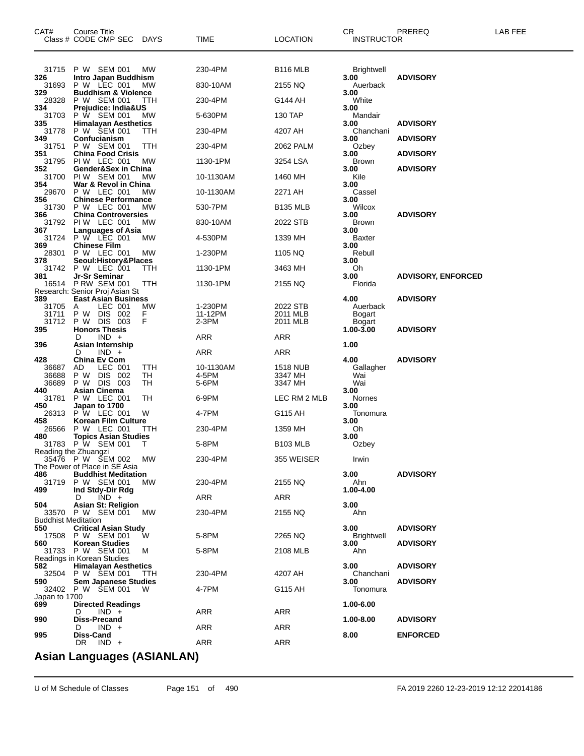| CAT# | Course Title Class # CODE CMP SEC | DAYS | TIME | LOCATION | CR INSTRUCTOR | PREREQ | LAB FEE |
|---|---|---|---|---|---|---|---|
| 31715 | P W SEM 001 | MW | 230-4PM | B116 MLB | Brightwell | | |
| **326** | **Intro Japan Buddhism** | | | | **3.00** | **ADVISORY** | |
| 31693 | P W LEC 001 | MW | 830-10AM | 2155 NQ | Auerback | | |
| **329** | **Buddhism & Violence** | | | | **3.00** | | |
| 28328 | P W SEM 001 | TTH | 230-4PM | G144 AH | White | | |
| **334** | **Prejudice: India&US** | | | | **3.00** | | |
| 31703 | P W SEM 001 | MW | 5-630PM | 130 TAP | Mandair | | |
| **335** | **Himalayan Aesthetics** | | | | **3.00** | **ADVISORY** | |
| 31778 | P W SEM 001 | TTH | 230-4PM | 4207 AH | Chanchani | | |
| **349** | **Confucianism** | | | | **3.00** | **ADVISORY** | |
| 31751 | P W SEM 001 | TTH | 230-4PM | 2062 PALM | Ozbey | | |
| **351** | **China Food Crisis** | | | | **3.00** | **ADVISORY** | |
| 31795 | PI W LEC 001 | MW | 1130-1PM | 3254 LSA | Brown | | |
| **352** | **Gender&Sex in China** | | | | **3.00** | **ADVISORY** | |
| 31700 | PI W SEM 001 | MW | 10-1130AM | 1460 MH | Kile | | |
| **354** | **War & Revol in China** | | | | **3.00** | | |
| 29670 | P W LEC 001 | MW | 10-1130AM | 2271 AH | Cassel | | |
| **356** | **Chinese Performance** | | | | **3.00** | | |
| 31730 | P W LEC 001 | MW | 530-7PM | B135 MLB | Wilcox | | |
| **366** | **China Controversies** | | | | **3.00** | **ADVISORY** | |
| 31792 | PI W LEC 001 | MW | 830-10AM | 2022 STB | Brown | | |
| **367** | **Languages of Asia** | | | | **3.00** | | |
| 31724 | P W LEC 001 | MW | 4-530PM | 1339 MH | Baxter | | |
| **369** | **Chinese Film** | | | | **3.00** | | |
| 28301 | P W LEC 001 | MW | 1-230PM | 1105 NQ | Rebull | | |
| **378** | **Seoul:History&Places** | | | | **3.00** | | |
| 31742 | P W LEC 001 | TTH | 1130-1PM | 3463 MH | Oh | | |
| **381** | **Jr-Sr Seminar** | | | | **3.00** | **ADVISORY, ENFORCED** | |
| 16514 | P RW SEM 001 | TTH | 1130-1PM | 2155 NQ | Florida | | |
| Research: Senior Proj Asian St | | | | | | | |
| **389** | **East Asian Business** | | | | **4.00** | **ADVISORY** | |
| 31705 | A LEC 001 | MW | 1-230PM | 2022 STB | Auerback | | |
| 31711 | P W DIS 002 | F | 11-12PM | 2011 MLB | Bogart | | |
| 31712 | P W DIS 003 | F | 2-3PM | 2011 MLB | Bogart | | |
| **395** | **Honors Thesis** | | | | **1.00-3.00** | **ADVISORY** | |
| | D IND + | | ARR | ARR | | | |
| **396** | **Asian Internship** | | | | **1.00** | | |
| | D IND + | | ARR | ARR | | | |
| **428** | **China Ev Com** | | | | **4.00** | **ADVISORY** | |
| 36687 | AD LEC 001 | TTH | 10-1130AM | 1518 NUB | Gallagher | | |
| 36688 | P W DIS 002 | TH | 4-5PM | 3347 MH | Wai | | |
| 36689 | P W DIS 003 | TH | 5-6PM | 3347 MH | Wai | | |
| **440** | **Asian Cinema** | | | | **3.00** | | |
| 31781 | P W LEC 001 | TH | 6-9PM | LEC RM 2 MLB | Nornes | | |
| **450** | **Japan to 1700** | | | | **3.00** | | |
| 26313 | P W LEC 001 | W | 4-7PM | G115 AH | Tonomura | | |
| **458** | **Korean Film Culture** | | | | **3.00** | | |
| 26566 | P W LEC 001 | TTH | 230-4PM | 1359 MH | Oh | | |
| **480** | **Topics Asian Studies** | | | | **3.00** | | |
| 31783 | P W SEM 001 | T | 5-8PM | B103 MLB | Ozbey | | |
| Reading the Zhuangzi | | | | | | | |
| 35476 | P W SEM 002 | MW | 230-4PM | 355 WEISER | Irwin | | |
| The Power of Place in SE Asia | | | | | | | |
| **486** | **Buddhist Meditation** | | | | **3.00** | **ADVISORY** | |
| 31719 | P W SEM 001 | MW | 230-4PM | 2155 NQ | Ahn | | |
| **499** | **Ind Stdy-Dir Rdg** | | | | **1.00-4.00** | | |
| | D IND + | | ARR | ARR | | | |
| **504** | **Asian St: Religion** | | | | **3.00** | | |
| 33570 | P W SEM 001 | MW | 230-4PM | 2155 NQ | Ahn | | |
| Buddhist Meditation | | | | | | | |
| **550** | **Critical Asian Study** | | | | **3.00** | **ADVISORY** | |
| 17508 | P W SEM 001 | W | 5-8PM | 2265 NQ | Brightwell | | |
| **560** | **Korean Studies** | | | | **3.00** | **ADVISORY** | |
| 31733 | P W SEM 001 | M | 5-8PM | 2108 MLB | Ahn | | |
| Readings in Korean Studies | | | | | | | |
| **582** | **Himalayan Aesthetics** | | | | **3.00** | **ADVISORY** | |
| 32504 | P W SEM 001 | TTH | 230-4PM | 4207 AH | Chanchani | | |
| **590** | **Sem Japanese Studies** | | | | **3.00** | **ADVISORY** | |
| 32402 | P W SEM 001 | W | 4-7PM | G115 AH | Tonomura | | |
| Japan to 1700 | | | | | | | |
| **699** | **Directed Readings** | | | | **1.00-6.00** | | |
| | D IND + | | ARR | ARR | | | |
| **990** | **Diss-Precand** | | | | **1.00-8.00** | **ADVISORY** | |
| | D IND + | | ARR | ARR | | | |
| **995** | **Diss-Cand** | | | | **8.00** | **ENFORCED** | |
| | DR IND + | | ARR | ARR | | | |

## Asian Languages (ASIANLAN)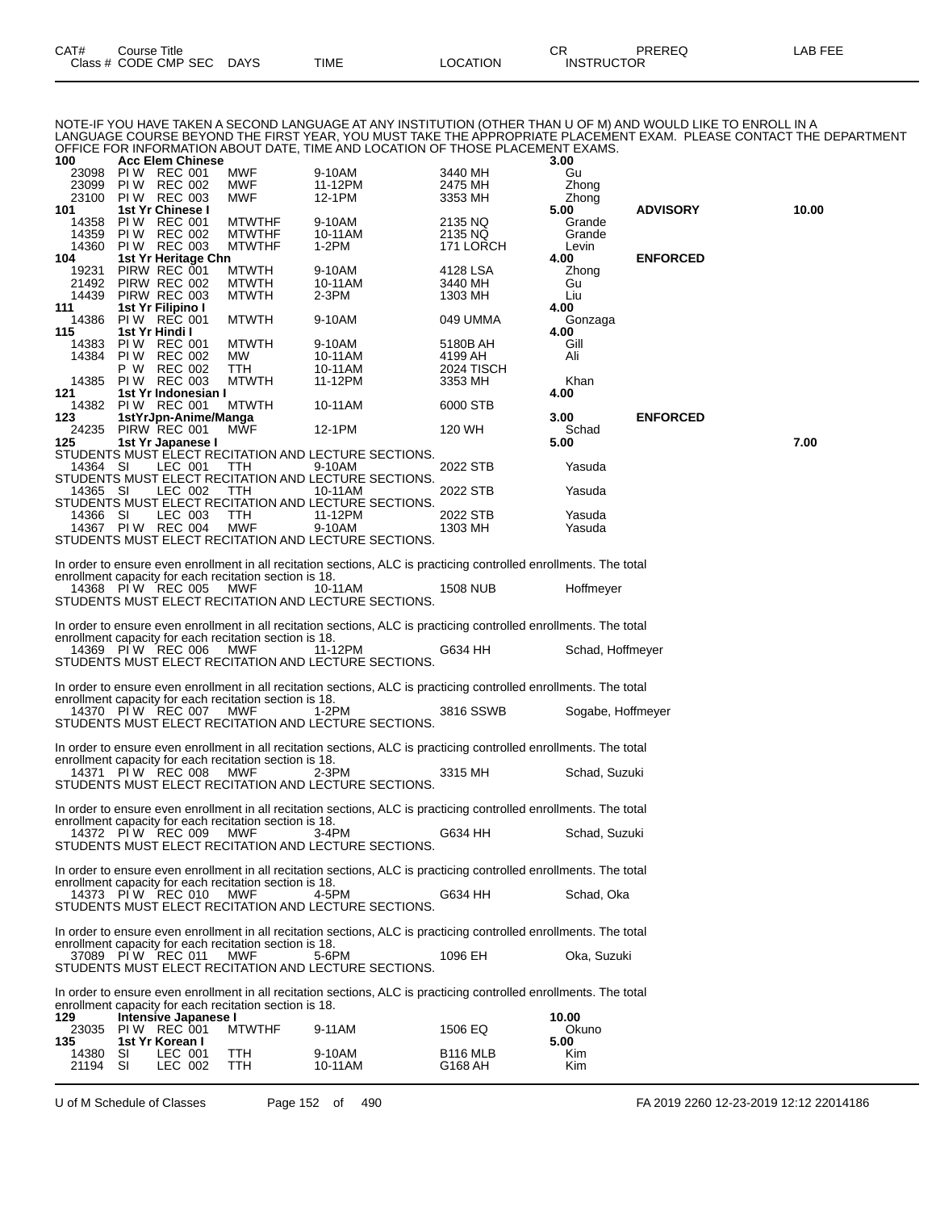| CAT# | Course Title | | | | CR | PREREQ | LAB FEE |
|---|---|---|---|---|---|---|---|
| Class # | CODE CMP SEC | DAYS | TIME | LOCATION | INSTRUCTOR | | |

NOTE-IF YOU HAVE TAKEN A SECOND LANGUAGE AT ANY INSTITUTION (OTHER THAN U OF M) AND WOULD LIKE TO ENROLL IN A LANGUAGE COURSE BEYOND THE FIRST YEAR, YOU MUST TAKE THE APPROPRIATE PLACEMENT EXAM. PLEASE CONTACT THE DEPARTMENT OFFICE FOR INFORMATION ABOUT DATE, TIME AND LOCATION OF THOSE PLACEMENT EXAMS.

| CAT# / Class # | Course Title / CODE CMP SEC | DAYS | TIME | LOCATION | CR / INSTRUCTOR | PREREQ | LAB FEE |
|---|---|---|---|---|---|---|---|
| **100** | **Acc Elem Chinese** | | | | **3.00** | | |
| 23098 | PI W REC 001 | MWF | 9-10AM | 3440 MH | Gu | | |
| 23099 | PI W REC 002 | MWF | 11-12PM | 2475 MH | Zhong | | |
| 23100 | PI W REC 003 | MWF | 12-1PM | 3353 MH | Zhong | | |
| **101** | **1st Yr Chinese I** | | | | **5.00** | **ADVISORY** | **10.00** |
| 14358 | PI W REC 001 | MTWTHF | 9-10AM | 2135 NQ | Grande | | |
| 14359 | PI W REC 002 | MTWTHF | 10-11AM | 2135 NQ | Grande | | |
| 14360 | PI W REC 003 | MTWTHF | 1-2PM | 171 LORCH | Levin | | |
| **104** | **1st Yr Heritage Chn** | | | | **4.00** | **ENFORCED** | |
| 19231 | PIRW REC 001 | MTWTH | 9-10AM | 4128 LSA | Zhong | | |
| 21492 | PIRW REC 002 | MTWTH | 10-11AM | 3440 MH | Gu | | |
| 14439 | PIRW REC 003 | MTWTH | 2-3PM | 1303 MH | Liu | | |
| **111** | **1st Yr Filipino I** | | | | **4.00** | | |
| 14386 | PI W REC 001 | MTWTH | 9-10AM | 049 UMMA | Gonzaga | | |
| **115** | **1st Yr Hindi I** | | | | **4.00** | | |
| 14383 | PI W REC 001 | MTWTH | 9-10AM | 5180B AH | Gill | | |
| 14384 | PI W REC 002 | MW | 10-11AM | 4199 AH | Ali | | |
| | P W REC 002 | TTH | 10-11AM | 2024 TISCH | | | |
| 14385 | PI W REC 003 | MTWTH | 11-12PM | 3353 MH | Khan | | |
| **121** | **1st Yr Indonesian I** | | | | **4.00** | | |
| 14382 | PI W REC 001 | MTWTH | 10-11AM | 6000 STB | | | |
| **123** | **1stYrJpn-Anime/Manga** | | | | **3.00** | **ENFORCED** | |
| 24235 | PIRW REC 001 | MWF | 12-1PM | 120 WH | Schad | | |
| **125** | **1st Yr Japanese I** | | | | **5.00** | | **7.00** |

STUDENTS MUST ELECT RECITATION AND LECTURE SECTIONS.

| Class # | CODE CMP SEC | DAYS | TIME | LOCATION | INSTRUCTOR |
|---|---|---|---|---|---|
| 14364 | SI LEC 001 | TTH | 9-10AM | 2022 STB | Yasuda |

STUDENTS MUST ELECT RECITATION AND LECTURE SECTIONS.

| Class # | CODE CMP SEC | DAYS | TIME | LOCATION | INSTRUCTOR |
|---|---|---|---|---|---|
| 14365 | SI LEC 002 | TTH | 10-11AM | 2022 STB | Yasuda |

STUDENTS MUST ELECT RECITATION AND LECTURE SECTIONS.

| Class # | CODE CMP SEC | DAYS | TIME | LOCATION | INSTRUCTOR |
|---|---|---|---|---|---|
| 14366 | SI LEC 003 | TTH | 11-12PM | 2022 STB | Yasuda |
| 14367 | PI W REC 004 | MWF | 9-10AM | 1303 MH | Yasuda |

STUDENTS MUST ELECT RECITATION AND LECTURE SECTIONS.

In order to ensure even enrollment in all recitation sections, ALC is practicing controlled enrollments. The total enrollment capacity for each recitation section is 18.

| Class # | CODE CMP SEC | DAYS | TIME | LOCATION | INSTRUCTOR |
|---|---|---|---|---|---|
| 14368 | PI W REC 005 | MWF | 10-11AM | 1508 NUB | Hoffmeyer |

STUDENTS MUST ELECT RECITATION AND LECTURE SECTIONS.

In order to ensure even enrollment in all recitation sections, ALC is practicing controlled enrollments. The total enrollment capacity for each recitation section is 18.

| Class # | CODE CMP SEC | DAYS | TIME | LOCATION | INSTRUCTOR |
|---|---|---|---|---|---|
| 14369 | PI W REC 006 | MWF | 11-12PM | G634 HH | Schad, Hoffmeyer |

STUDENTS MUST ELECT RECITATION AND LECTURE SECTIONS.

In order to ensure even enrollment in all recitation sections, ALC is practicing controlled enrollments. The total enrollment capacity for each recitation section is 18.

| Class # | CODE CMP SEC | DAYS | TIME | LOCATION | INSTRUCTOR |
|---|---|---|---|---|---|
| 14370 | PI W REC 007 | MWF | 1-2PM | 3816 SSWB | Sogabe, Hoffmeyer |

STUDENTS MUST ELECT RECITATION AND LECTURE SECTIONS.

In order to ensure even enrollment in all recitation sections, ALC is practicing controlled enrollments. The total enrollment capacity for each recitation section is 18.

| Class # | CODE CMP SEC | DAYS | TIME | LOCATION | INSTRUCTOR |
|---|---|---|---|---|---|
| 14371 | PI W REC 008 | MWF | 2-3PM | 3315 MH | Schad, Suzuki |

STUDENTS MUST ELECT RECITATION AND LECTURE SECTIONS.

In order to ensure even enrollment in all recitation sections, ALC is practicing controlled enrollments. The total enrollment capacity for each recitation section is 18.

| Class # | CODE CMP SEC | DAYS | TIME | LOCATION | INSTRUCTOR |
|---|---|---|---|---|---|
| 14372 | PI W REC 009 | MWF | 3-4PM | G634 HH | Schad, Suzuki |

STUDENTS MUST ELECT RECITATION AND LECTURE SECTIONS.

In order to ensure even enrollment in all recitation sections, ALC is practicing controlled enrollments. The total enrollment capacity for each recitation section is 18.

| Class # | CODE CMP SEC | DAYS | TIME | LOCATION | INSTRUCTOR |
|---|---|---|---|---|---|
| 14373 | PI W REC 010 | MWF | 4-5PM | G634 HH | Schad, Oka |

STUDENTS MUST ELECT RECITATION AND LECTURE SECTIONS.

In order to ensure even enrollment in all recitation sections, ALC is practicing controlled enrollments. The total enrollment capacity for each recitation section is 18.

| Class # | CODE CMP SEC | DAYS | TIME | LOCATION | INSTRUCTOR |
|---|---|---|---|---|---|
| 37089 | PI W REC 011 | MWF | 5-6PM | 1096 EH | Oka, Suzuki |

STUDENTS MUST ELECT RECITATION AND LECTURE SECTIONS.

In order to ensure even enrollment in all recitation sections, ALC is practicing controlled enrollments. The total enrollment capacity for each recitation section is 18.

| CAT# / Class # | Course Title / CODE CMP SEC | DAYS | TIME | LOCATION | CR / INSTRUCTOR |
|---|---|---|---|---|---|
| **129** | **Intensive Japanese I** | | | | **10.00** |
| 23035 | PI W REC 001 | MTWTHF | 9-11AM | 1506 EQ | Okuno |
| **135** | **1st Yr Korean I** | | | | **5.00** |
| 14380 | SI LEC 001 | TTH | 9-10AM | B116 MLB | Kim |
| 21194 | SI LEC 002 | TTH | 10-11AM | G168 AH | Kim |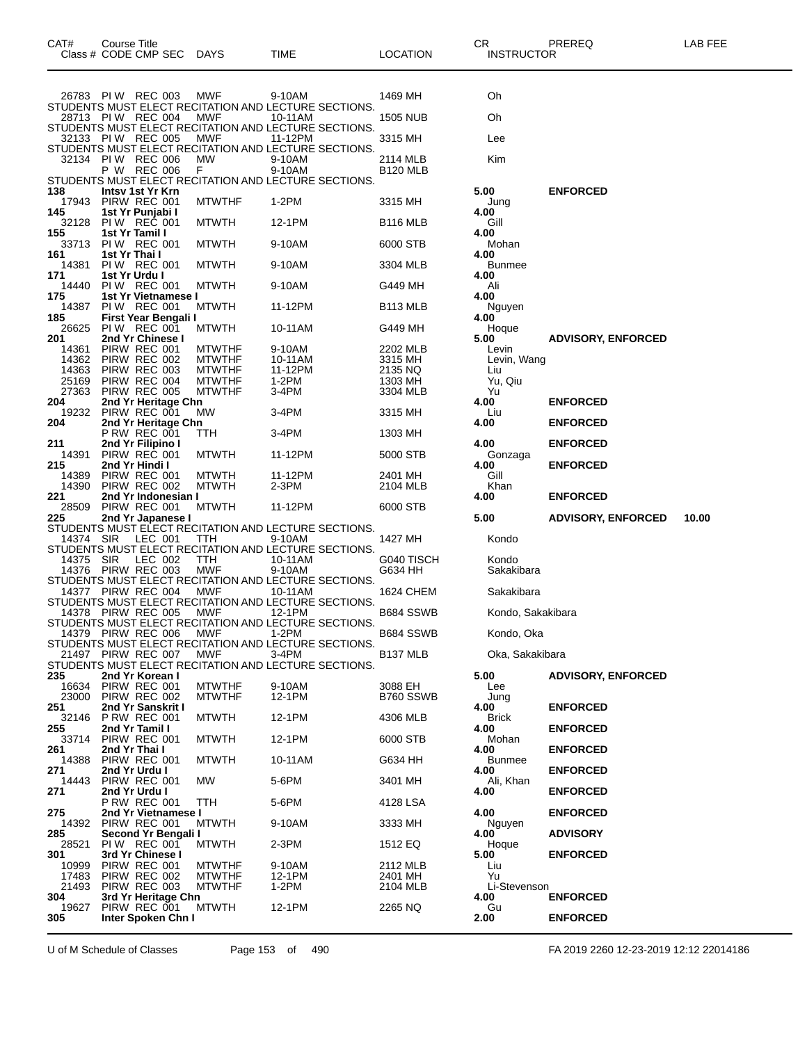| CAT# | Course Title<br>Class # CODE CMP SEC | DAYS | TIME | LOCATION | CR<br>INSTRUCTOR | PREREQ | LAB FEE |
|---|---|---|---|---|---|---|---|
| | 26783 PI W REC 003 | MWF | 9-10AM | 1469 MH | Oh | | |
| | STUDENTS MUST ELECT RECITATION AND LECTURE SECTIONS. | | | | | | |
| | 28713 PI W REC 004 | MWF | 10-11AM | 1505 NUB | Oh | | |
| | STUDENTS MUST ELECT RECITATION AND LECTURE SECTIONS. | | | | | | |
| | 32133 PI W REC 005 | MWF | 11-12PM | 3315 MH | Lee | | |
| | STUDENTS MUST ELECT RECITATION AND LECTURE SECTIONS. | | | | | | |
| | 32134 PI W REC 006 | MW | 9-10AM | 2114 MLB | Kim | | |
| | P W REC 006 | F | 9-10AM | B120 MLB | | | |
| | STUDENTS MUST ELECT RECITATION AND LECTURE SECTIONS. | | | | | | |
| **138** | **Intsv 1st Yr Krn** | | | | **5.00** | **ENFORCED** | |
| | 17943 PIRW REC 001 | MTWTHF | 1-2PM | 3315 MH | Jung | | |
| **145** | **1st Yr Punjabi I** | | | | **4.00** | | |
| | 32128 PI W REC 001 | MTWTH | 12-1PM | B116 MLB | Gill | | |
| **155** | **1st Yr Tamil I** | | | | **4.00** | | |
| | 33713 PI W REC 001 | MTWTH | 9-10AM | 6000 STB | Mohan | | |
| **161** | **1st Yr Thai I** | | | | **4.00** | | |
| | 14381 PI W REC 001 | MTWTH | 9-10AM | 3304 MLB | Bunmee | | |
| **171** | **1st Yr Urdu I** | | | | **4.00** | | |
| | 14440 PI W REC 001 | MTWTH | 9-10AM | G449 MH | Ali | | |
| **175** | **1st Yr Vietnamese I** | | | | **4.00** | | |
| | 14387 PI W REC 001 | MTWTH | 11-12PM | B113 MLB | Nguyen | | |
| **185** | **First Year Bengali I** | | | | **4.00** | | |
| | 26625 PI W REC 001 | MTWTH | 10-11AM | G449 MH | Hoque | | |
| **201** | **2nd Yr Chinese I** | | | | **5.00** | **ADVISORY, ENFORCED** | |
| | 14361 PIRW REC 001 | MTWTHF | 9-10AM | 2202 MLB | Levin | | |
| | 14362 PIRW REC 002 | MTWTHF | 10-11AM | 3315 MH | Levin, Wang | | |
| | 14363 PIRW REC 003 | MTWTHF | 11-12PM | 2135 NQ | Liu | | |
| | 25169 PIRW REC 004 | MTWTHF | 1-2PM | 1303 MH | Yu, Qiu | | |
| | 27363 PIRW REC 005 | MTWTHF | 3-4PM | 3304 MLB | Yu | | |
| **204** | **2nd Yr Heritage Chn** | | | | **4.00** | **ENFORCED** | |
| | 19232 PIRW REC 001 | MW | 3-4PM | 3315 MH | Liu | | |
| **204** | **2nd Yr Heritage Chn** | | | | **4.00** | **ENFORCED** | |
| | P RW REC 001 | TTH | 3-4PM | 1303 MH | | | |
| **211** | **2nd Yr Filipino I** | | | | **4.00** | **ENFORCED** | |
| | 14391 PIRW REC 001 | MTWTH | 11-12PM | 5000 STB | Gonzaga | | |
| **215** | **2nd Yr Hindi I** | | | | **4.00** | **ENFORCED** | |
| | 14389 PIRW REC 001 | MTWTH | 11-12PM | 2401 MH | Gill | | |
| | 14390 PIRW REC 002 | MTWTH | 2-3PM | 2104 MLB | Khan | | |
| **221** | **2nd Yr Indonesian I** | | | | **4.00** | **ENFORCED** | |
| | 28509 PIRW REC 001 | MTWTH | 11-12PM | 6000 STB | | | |
| **225** | **2nd Yr Japanese I** | | | | **5.00** | **ADVISORY, ENFORCED** | **10.00** |
| | STUDENTS MUST ELECT RECITATION AND LECTURE SECTIONS. | | | | | | |
| | 14374 SIR LEC 001 | TTH | 9-10AM | 1427 MH | Kondo | | |
| | STUDENTS MUST ELECT RECITATION AND LECTURE SECTIONS. | | | | | | |
| | 14375 SIR LEC 002 | TTH | 10-11AM | G040 TISCH | Kondo | | |
| | 14376 PIRW REC 003 | MWF | 9-10AM | G634 HH | Sakakibara | | |
| | STUDENTS MUST ELECT RECITATION AND LECTURE SECTIONS. | | | | | | |
| | 14377 PIRW REC 004 | MWF | 10-11AM | 1624 CHEM | Sakakibara | | |
| | STUDENTS MUST ELECT RECITATION AND LECTURE SECTIONS. | | | | | | |
| | 14378 PIRW REC 005 | MWF | 12-1PM | B684 SSWB | Kondo, Sakakibara | | |
| | STUDENTS MUST ELECT RECITATION AND LECTURE SECTIONS. | | | | | | |
| | 14379 PIRW REC 006 | MWF | 1-2PM | B684 SSWB | Kondo, Oka | | |
| | STUDENTS MUST ELECT RECITATION AND LECTURE SECTIONS. | | | | | | |
| | 21497 PIRW REC 007 | MWF | 3-4PM | B137 MLB | Oka, Sakakibara | | |
| | STUDENTS MUST ELECT RECITATION AND LECTURE SECTIONS. | | | | | | |
| **235** | **2nd Yr Korean I** | | | | **5.00** | **ADVISORY, ENFORCED** | |
| | 16634 PIRW REC 001 | MTWTHF | 9-10AM | 3088 EH | Lee | | |
| | 23000 PIRW REC 002 | MTWTHF | 12-1PM | B760 SSWB | Jung | | |
| **251** | **2nd Yr Sanskrit I** | | | | **4.00** | **ENFORCED** | |
| | 32146 P RW REC 001 | MTWTH | 12-1PM | 4306 MLB | Brick | | |
| **255** | **2nd Yr Tamil I** | | | | **4.00** | **ENFORCED** | |
| | 33714 PIRW REC 001 | MTWTH | 12-1PM | 6000 STB | Mohan | | |
| **261** | **2nd Yr Thai I** | | | | **4.00** | **ENFORCED** | |
| | 14388 PIRW REC 001 | MTWTH | 10-11AM | G634 HH | Bunmee | | |
| **271** | **2nd Yr Urdu I** | | | | **4.00** | **ENFORCED** | |
| | 14443 PIRW REC 001 | MW | 5-6PM | 3401 MH | Ali, Khan | | |
| **271** | **2nd Yr Urdu I** | | | | **4.00** | **ENFORCED** | |
| | P RW REC 001 | TTH | 5-6PM | 4128 LSA | | | |
| **275** | **2nd Yr Vietnamese I** | | | | **4.00** | **ENFORCED** | |
| | 14392 PIRW REC 001 | MTWTH | 9-10AM | 3333 MH | Nguyen | | |
| **285** | **Second Yr Bengali I** | | | | **4.00** | **ADVISORY** | |
| | 28521 PI W REC 001 | MTWTH | 2-3PM | 1512 EQ | Hoque | | |
| **301** | **3rd Yr Chinese I** | | | | **5.00** | **ENFORCED** | |
| | 10999 PIRW REC 001 | MTWTHF | 9-10AM | 2112 MLB | Liu | | |
| | 17483 PIRW REC 002 | MTWTHF | 12-1PM | 2401 MH | Yu | | |
| | 21493 PIRW REC 003 | MTWTHF | 1-2PM | 2104 MLB | Li-Stevenson | | |
| **304** | **3rd Yr Heritage Chn** | | | | **4.00** | **ENFORCED** | |
| | 19627 PIRW REC 001 | MTWTH | 12-1PM | 2265 NQ | Gu | | |
| **305** | **Inter Spoken Chn I** | | | | **2.00** | **ENFORCED** | |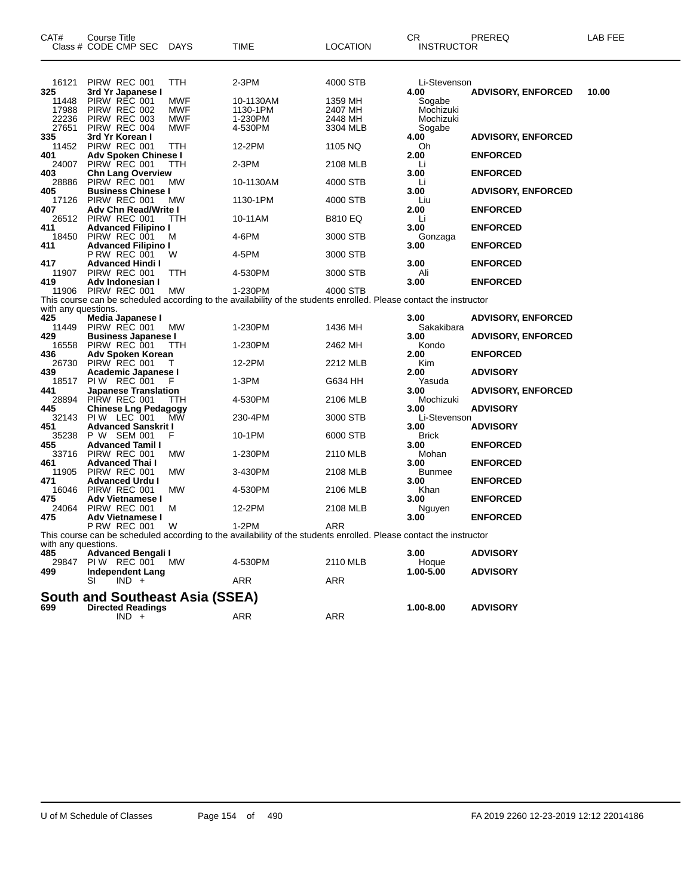| CAT# | Course Title Class # CODE CMP SEC | DAYS | TIME | LOCATION | CR INSTRUCTOR | PREREQ | LAB FEE |
|---|---|---|---|---|---|---|---|
| 16121 | PIRW REC 001 | TTH | 2-3PM | 4000 STB | Li-Stevenson | | |
| **325** | **3rd Yr Japanese I** | | | | **4.00** | **ADVISORY, ENFORCED** | **10.00** |
| 11448 | PIRW REC 001 | MWF | 10-1130AM | 1359 MH | Sogabe | | |
| 17988 | PIRW REC 002 | MWF | 1130-1PM | 2407 MH | Mochizuki | | |
| 22236 | PIRW REC 003 | MWF | 1-230PM | 2448 MH | Mochizuki | | |
| 27651 | PIRW REC 004 | MWF | 4-530PM | 3304 MLB | Sogabe | | |
| **335** | **3rd Yr Korean I** | | | | **4.00** | **ADVISORY, ENFORCED** | |
| 11452 | PIRW REC 001 | TTH | 12-2PM | 1105 NQ | Oh | | |
| **401** | **Adv Spoken Chinese I** | | | | **2.00** | **ENFORCED** | |
| 24007 | PIRW REC 001 | TTH | 2-3PM | 2108 MLB | Li | | |
| **403** | **Chn Lang Overview** | | | | **3.00** | **ENFORCED** | |
| 28886 | PIRW REC 001 | MW | 10-1130AM | 4000 STB | Li | | |
| **405** | **Business Chinese I** | | | | **3.00** | **ADVISORY, ENFORCED** | |
| 17126 | PIRW REC 001 | MW | 1130-1PM | 4000 STB | Liu | | |
| **407** | **Adv Chn Read/Write I** | | | | **2.00** | **ENFORCED** | |
| 26512 | PIRW REC 001 | TTH | 10-11AM | B810 EQ | Li | | |
| **411** | **Advanced Filipino I** | | | | **3.00** | **ENFORCED** | |
| 18450 | PIRW REC 001 | M | 4-6PM | 3000 STB | Gonzaga | | |
| **411** | **Advanced Filipino I** | | | | **3.00** | **ENFORCED** | |
| | P RW REC 001 | W | 4-5PM | 3000 STB | | | |
| **417** | **Advanced Hindi I** | | | | **3.00** | **ENFORCED** | |
| 11907 | PIRW REC 001 | TTH | 4-530PM | 3000 STB | Ali | | |
| **419** | **Adv Indonesian I** | | | | **3.00** | **ENFORCED** | |
| 11906 | PIRW REC 001 | MW | 1-230PM | 4000 STB | | | |

This course can be scheduled according to the availability of the students enrolled. Please contact the instructor with any questions.

| CAT# | Course Title Class # CODE CMP SEC | DAYS | TIME | LOCATION | CR INSTRUCTOR | PREREQ | LAB FEE |
|---|---|---|---|---|---|---|---|
| **425** | **Media Japanese I** | | | | **3.00** | **ADVISORY, ENFORCED** | |
| 11449 | PIRW REC 001 | MW | 1-230PM | 1436 MH | Sakakibara | | |
| **429** | **Business Japanese I** | | | | **3.00** | **ADVISORY, ENFORCED** | |
| 16558 | PIRW REC 001 | TTH | 1-230PM | 2462 MH | Kondo | | |
| **436** | **Adv Spoken Korean** | | | | **2.00** | **ENFORCED** | |
| 26730 | PIRW REC 001 | T | 12-2PM | 2212 MLB | Kim | | |
| **439** | **Academic Japanese I** | | | | **2.00** | **ADVISORY** | |
| 18517 | PI W REC 001 | F | 1-3PM | G634 HH | Yasuda | | |
| **441** | **Japanese Translation** | | | | **3.00** | **ADVISORY, ENFORCED** | |
| 28894 | PIRW REC 001 | TTH | 4-530PM | 2106 MLB | Mochizuki | | |
| **445** | **Chinese Lng Pedagogy** | | | | **3.00** | **ADVISORY** | |
| 32143 | PI W LEC 001 | MW | 230-4PM | 3000 STB | Li-Stevenson | | |
| **451** | **Advanced Sanskrit I** | | | | **3.00** | **ADVISORY** | |
| 35238 | P W SEM 001 | F | 10-1PM | 6000 STB | Brick | | |
| **455** | **Advanced Tamil I** | | | | **3.00** | **ENFORCED** | |
| 33716 | PIRW REC 001 | MW | 1-230PM | 2110 MLB | Mohan | | |
| **461** | **Advanced Thai I** | | | | **3.00** | **ENFORCED** | |
| 11905 | PIRW REC 001 | MW | 3-430PM | 2108 MLB | Bunmee | | |
| **471** | **Advanced Urdu I** | | | | **3.00** | **ENFORCED** | |
| 16046 | PIRW REC 001 | MW | 4-530PM | 2106 MLB | Khan | | |
| **475** | **Adv Vietnamese I** | | | | **3.00** | **ENFORCED** | |
| 24064 | PIRW REC 001 | M | 12-2PM | 2108 MLB | Nguyen | | |
| **475** | **Adv Vietnamese I** | | | | **3.00** | **ENFORCED** | |
| | P RW REC 001 | W | 1-2PM | ARR | | | |

This course can be scheduled according to the availability of the students enrolled. Please contact the instructor with any questions.

| CAT# | Course Title Class # CODE CMP SEC | DAYS | TIME | LOCATION | CR INSTRUCTOR | PREREQ | LAB FEE |
|---|---|---|---|---|---|---|---|
| **485** | **Advanced Bengali I** | | | | **3.00** | **ADVISORY** | |
| 29847 | PI W REC 001 | MW | 4-530PM | 2110 MLB | Hoque | | |
| **499** | **Independent Lang** | | | | **1.00-5.00** | **ADVISORY** | |
| | SI IND + | | ARR | ARR | | | |

## South and Southeast Asia (SSEA)

| CAT# | Course Title Class # CODE CMP SEC | DAYS | TIME | LOCATION | CR INSTRUCTOR | PREREQ | LAB FEE |
|---|---|---|---|---|---|---|---|
| **699** | **Directed Readings** | | | | **1.00-8.00** | **ADVISORY** | |
| | IND + | | ARR | ARR | | | |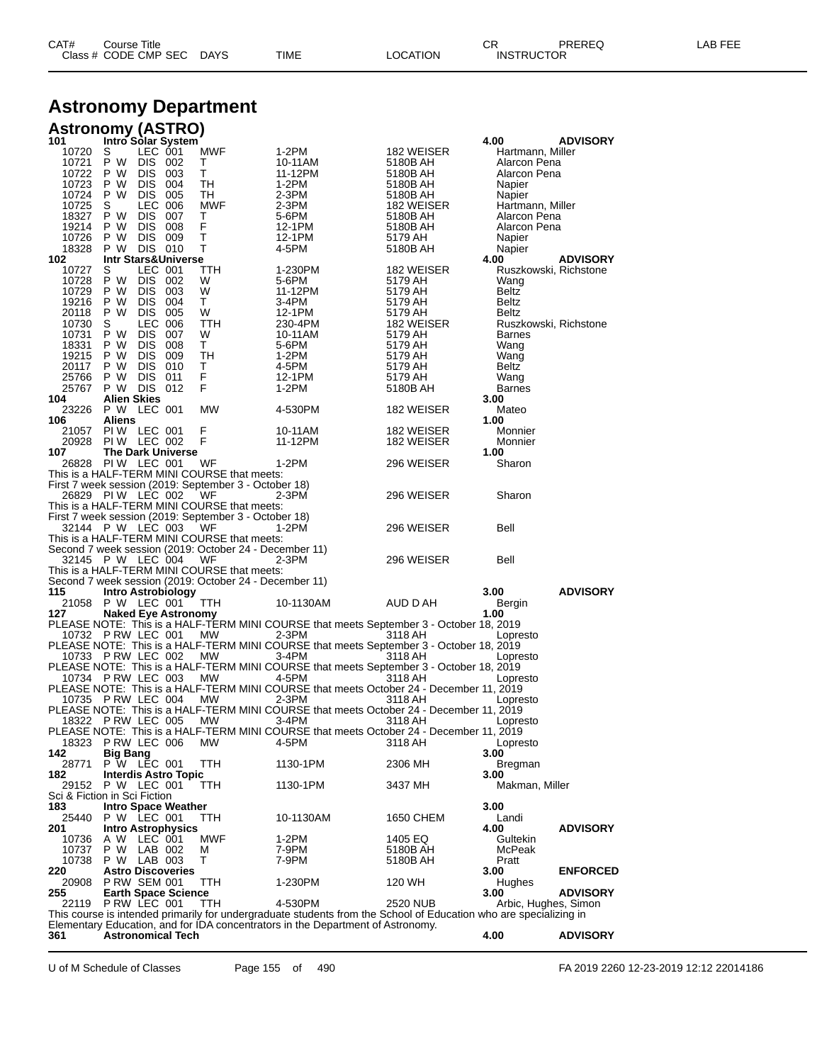# Astronomy Department

## Astronomy (ASTRO)

| CAT# / Class # | Course Title / CODE CMP SEC | DAYS | TIME | LOCATION | CR / INSTRUCTOR | PREREQ | LAB FEE |
|---|---|---|---|---|---|---|---|
| **101** | **Intro Solar System** | | | | **4.00** | **ADVISORY** | |
| 10720 | S LEC 001 | MWF | 1-2PM | 182 WEISER | Hartmann, Miller | | |
| 10721 | P W DIS 002 | T | 10-11AM | 5180B AH | Alarcon Pena | | |
| 10722 | P W DIS 003 | T | 11-12PM | 5180B AH | Alarcon Pena | | |
| 10723 | P W DIS 004 | TH | 1-2PM | 5180B AH | Napier | | |
| 10724 | P W DIS 005 | TH | 2-3PM | 5180B AH | Napier | | |
| 10725 | S LEC 006 | MWF | 2-3PM | 182 WEISER | Hartmann, Miller | | |
| 18327 | P W DIS 007 | T | 5-6PM | 5180B AH | Alarcon Pena | | |
| 19214 | P W DIS 008 | F | 12-1PM | 5180B AH | Alarcon Pena | | |
| 10726 | P W DIS 009 | T | 12-1PM | 5179 AH | Napier | | |
| 18328 | P W DIS 010 | T | 4-5PM | 5180B AH | Napier | | |
| **102** | **Intr Stars&Universe** | | | | **4.00** | **ADVISORY** | |
| 10727 | S LEC 001 | TTH | 1-230PM | 182 WEISER | Ruszkowski, Richstone | | |
| 10728 | P W DIS 002 | W | 5-6PM | 5179 AH | Wang | | |
| 10729 | P W DIS 003 | W | 11-12PM | 5179 AH | Beltz | | |
| 19216 | P W DIS 004 | T | 3-4PM | 5179 AH | Beltz | | |
| 20118 | P W DIS 005 | W | 12-1PM | 5179 AH | Beltz | | |
| 10730 | S LEC 006 | TTH | 230-4PM | 182 WEISER | Ruszkowski, Richstone | | |
| 10731 | P W DIS 007 | W | 10-11AM | 5179 AH | Barnes | | |
| 18331 | P W DIS 008 | T | 5-6PM | 5179 AH | Wang | | |
| 19215 | P W DIS 009 | TH | 1-2PM | 5179 AH | Wang | | |
| 20117 | P W DIS 010 | T | 4-5PM | 5179 AH | Beltz | | |
| 25766 | P W DIS 011 | F | 12-1PM | 5179 AH | Wang | | |
| 25767 | P W DIS 012 | F | 1-2PM | 5180B AH | Barnes | | |
| **104** | **Alien Skies** | | | | **3.00** | | |
| 23226 | P W LEC 001 | MW | 4-530PM | 182 WEISER | Mateo | | |
| **106** | **Aliens** | | | | **1.00** | | |
| 21057 | PI W LEC 001 | F | 10-11AM | 182 WEISER | Monnier | | |
| 20928 | PI W LEC 002 | F | 11-12PM | 182 WEISER | Monnier | | |
| **107** | **The Dark Universe** | | | | **1.00** | | |
| 26828 | PI W LEC 001 | WF | 1-2PM | 296 WEISER | Sharon | | |
| | This is a HALF-TERM MINI COURSE that meets: First 7 week session (2019: September 3 - October 18) | | | | | | |
| 26829 | PI W LEC 002 | WF | 2-3PM | 296 WEISER | Sharon | | |
| | This is a HALF-TERM MINI COURSE that meets: First 7 week session (2019: September 3 - October 18) | | | | | | |
| 32144 | P W LEC 003 | WF | 1-2PM | 296 WEISER | Bell | | |
| | This is a HALF-TERM MINI COURSE that meets: Second 7 week session (2019: October 24 - December 11) | | | | | | |
| 32145 | P W LEC 004 | WF | 2-3PM | 296 WEISER | Bell | | |
| | This is a HALF-TERM MINI COURSE that meets: Second 7 week session (2019: October 24 - December 11) | | | | | | |
| **115** | **Intro Astrobiology** | | | | **3.00** | **ADVISORY** | |
| 21058 | P W LEC 001 | TTH | 10-1130AM | AUD D AH | Bergin | | |
| **127** | **Naked Eye Astronomy** | | | | **1.00** | | |
| | PLEASE NOTE: This is a HALF-TERM MINI COURSE that meets September 3 - October 18, 2019 | | | | | | |
| 10732 | P RW LEC 001 | MW | 2-3PM | 3118 AH | Lopresto | | |
| | PLEASE NOTE: This is a HALF-TERM MINI COURSE that meets September 3 - October 18, 2019 | | | | | | |
| 10733 | P RW LEC 002 | MW | 3-4PM | 3118 AH | Lopresto | | |
| | PLEASE NOTE: This is a HALF-TERM MINI COURSE that meets September 3 - October 18, 2019 | | | | | | |
| 10734 | P RW LEC 003 | MW | 4-5PM | 3118 AH | Lopresto | | |
| | PLEASE NOTE: This is a HALF-TERM MINI COURSE that meets October 24 - December 11, 2019 | | | | | | |
| 10735 | P RW LEC 004 | MW | 2-3PM | 3118 AH | Lopresto | | |
| | PLEASE NOTE: This is a HALF-TERM MINI COURSE that meets October 24 - December 11, 2019 | | | | | | |
| 18322 | P RW LEC 005 | MW | 3-4PM | 3118 AH | Lopresto | | |
| | PLEASE NOTE: This is a HALF-TERM MINI COURSE that meets October 24 - December 11, 2019 | | | | | | |
| 18323 | P RW LEC 006 | MW | 4-5PM | 3118 AH | Lopresto | | |
| **142** | **Big Bang** | | | | **3.00** | | |
| 28771 | P W LEC 001 | TTH | 1130-1PM | 2306 MH | Bregman | | |
| **182** | **Interdis Astro Topic** | | | | **3.00** | | |
| 29152 | P W LEC 001 | TTH | 1130-1PM | 3437 MH | Makman, Miller | | |
| | Sci & Fiction in Sci Fiction | | | | | | |
| **183** | **Intro Space Weather** | | | | **3.00** | | |
| 25440 | P W LEC 001 | TTH | 10-1130AM | 1650 CHEM | Landi | | |
| **201** | **Intro Astrophysics** | | | | **4.00** | **ADVISORY** | |
| 10736 | A W LEC 001 | MWF | 1-2PM | 1405 EQ | Gultekin | | |
| 10737 | P W LAB 002 | M | 7-9PM | 5180B AH | McPeak | | |
| 10738 | P W LAB 003 | T | 7-9PM | 5180B AH | Pratt | | |
| **220** | **Astro Discoveries** | | | | **3.00** | **ENFORCED** | |
| 20908 | P RW SEM 001 | TTH | 1-230PM | 120 WH | Hughes | | |
| **255** | **Earth Space Science** | | | | **3.00** | **ADVISORY** | |
| 22119 | P RW LEC 001 | TTH | 4-530PM | 2520 NUB | Arbic, Hughes, Simon | | |
| | This course is intended primarily for undergraduate students from the School of Education who are specializing in Elementary Education, and for IDA concentrators in the Department of Astronomy. | | | | | | |
| **361** | **Astronomical Tech** | | | | **4.00** | **ADVISORY** | |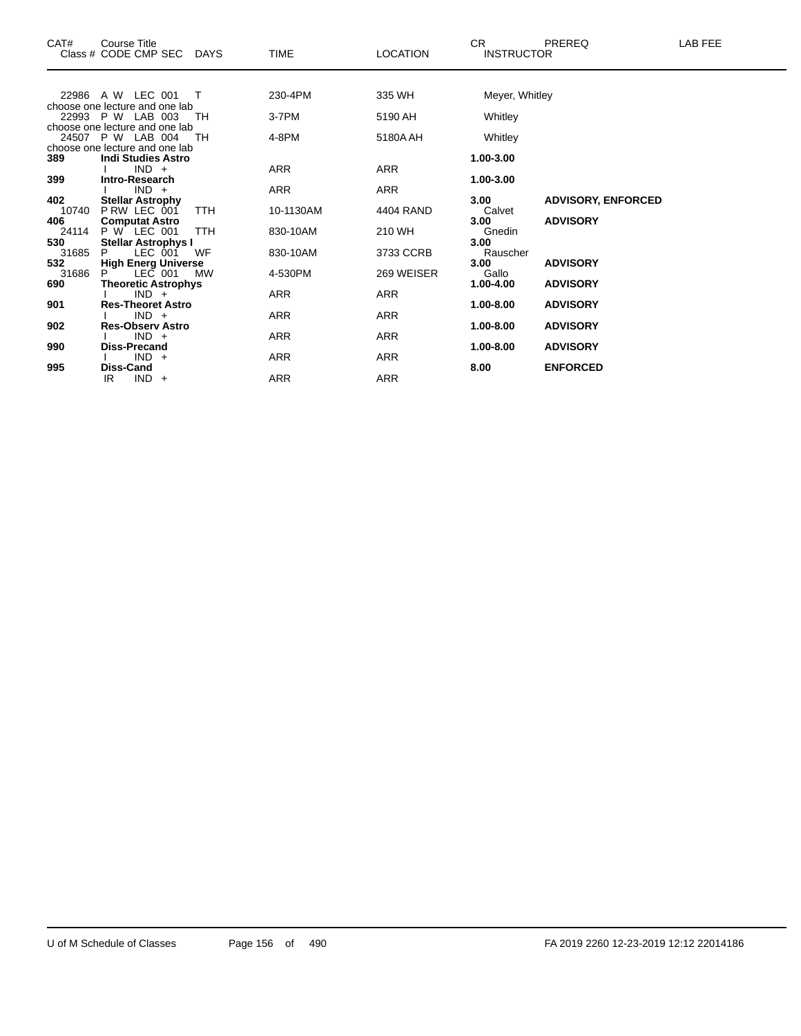| CAT# | Course Title<br>Class # CODE CMP SEC DAYS | TIME | LOCATION | CR<br>INSTRUCTOR | PREREQ | LAB FEE |
|---|---|---|---|---|---|---|
| | 22986 A W LEC 001 T | 230-4PM | 335 WH | Meyer, Whitley | | |
| | choose one lecture and one lab | | | | | |
| | 22993 P W LAB 003 TH | 3-7PM | 5190 AH | Whitley | | |
| | choose one lecture and one lab | | | | | |
| | 24507 P W LAB 004 TH | 4-8PM | 5180A AH | Whitley | | |
| | choose one lecture and one lab | | | | | |
| **389** | **Indi Studies Astro** | | | **1.00-3.00** | | |
| | I IND + | ARR | ARR | | | |
| **399** | **Intro-Research** | | | **1.00-3.00** | | |
| | I IND + | ARR | ARR | | | |
| **402** | **Stellar Astrophy** | | | **3.00** | **ADVISORY, ENFORCED** | |
| 10740 | P RW LEC 001 TTH | 10-1130AM | 4404 RAND | Calvet | | |
| **406** | **Computat Astro** | | | **3.00** | **ADVISORY** | |
| 24114 | P W LEC 001 TTH | 830-10AM | 210 WH | Gnedin | | |
| **530** | **Stellar Astrophys I** | | | **3.00** | | |
| 31685 | P LEC 001 WF | 830-10AM | 3733 CCRB | Rauscher | | |
| **532** | **High Energ Universe** | | | **3.00** | **ADVISORY** | |
| 31686 | P LEC 001 MW | 4-530PM | 269 WEISER | Gallo | | |
| **690** | **Theoretic Astrophys** | | | **1.00-4.00** | **ADVISORY** | |
| | I IND + | ARR | ARR | | | |
| **901** | **Res-Theoret Astro** | | | **1.00-8.00** | **ADVISORY** | |
| | I IND + | ARR | ARR | | | |
| **902** | **Res-Observ Astro** | | | **1.00-8.00** | **ADVISORY** | |
| | I IND + | ARR | ARR | | | |
| **990** | **Diss-Precand** | | | **1.00-8.00** | **ADVISORY** | |
| | I IND + | ARR | ARR | | | |
| **995** | **Diss-Cand** | | | **8.00** | **ENFORCED** | |
| | IR IND + | ARR | ARR | | | |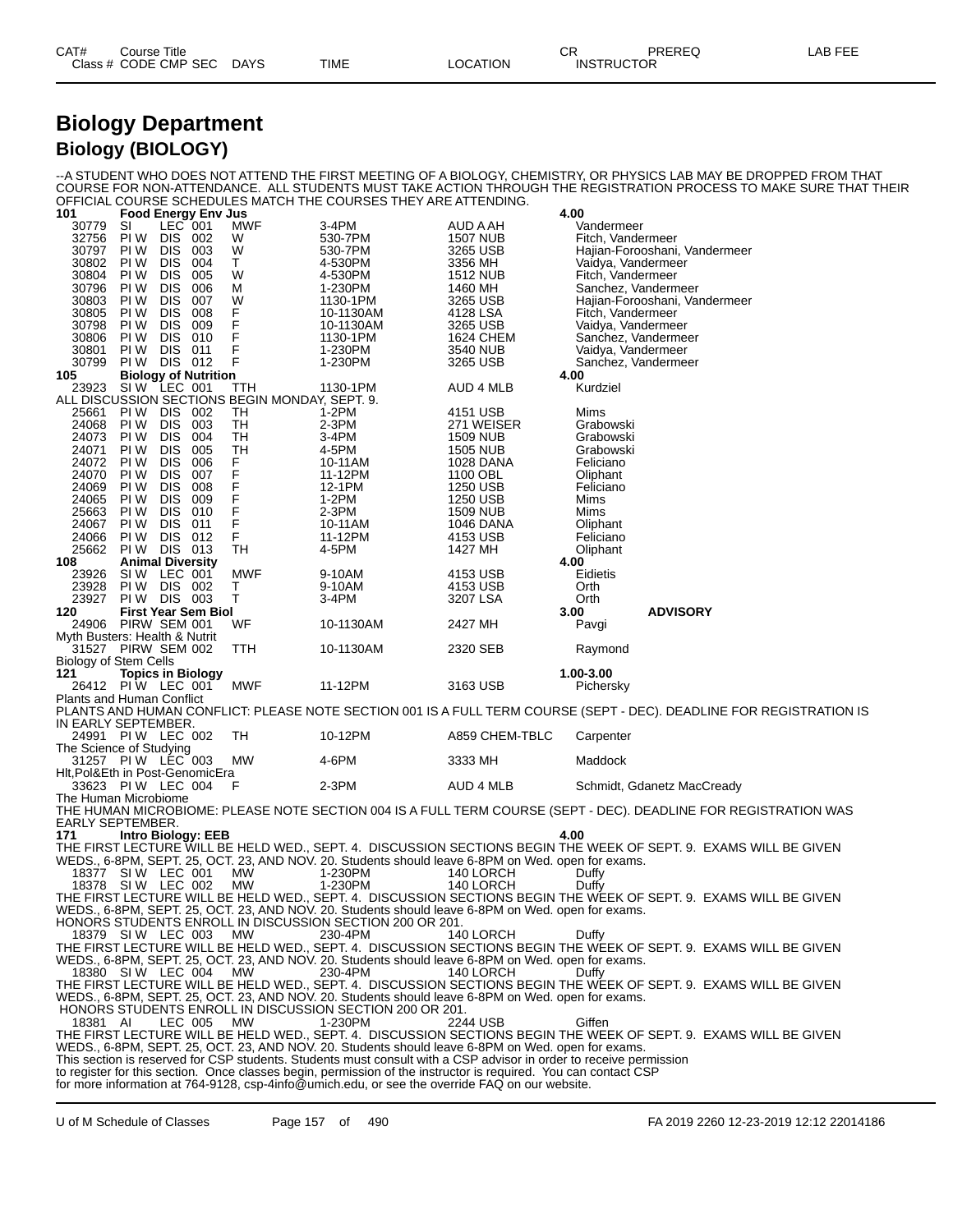# Biology Department

## Biology (BIOLOGY)

--A STUDENT WHO DOES NOT ATTEND THE FIRST MEETING OF A BIOLOGY, CHEMISTRY, OR PHYSICS LAB MAY BE DROPPED FROM THAT COURSE FOR NON-ATTENDANCE. ALL STUDENTS MUST TAKE ACTION THROUGH THE REGISTRATION PROCESS TO MAKE SURE THAT THEIR OFFICIAL COURSE SCHEDULES MATCH THE COURSES THEY ARE ATTENDING.

| CAT# / Class # | CODE | CMP | SEC | DAYS | TIME | LOCATION | CR / INSTRUCTOR | PREREQ |
|---|---|---|---|---|---|---|---|---|
| **101** | **Food Energy Env Jus** | | | | | | **4.00** | |
| 30779 | SI | LEC | 001 | MWF | 3-4PM | AUD A AH | Vandermeer | |
| 32756 | PI W | DIS | 002 | W | 530-7PM | 1507 NUB | Fitch, Vandermeer | |
| 30797 | PI W | DIS | 003 | W | 530-7PM | 3265 USB | Hajian-Forooshani, Vandermeer | |
| 30802 | PI W | DIS | 004 | T | 4-530PM | 3356 MH | Vaidya, Vandermeer | |
| 30804 | PI W | DIS | 005 | W | 4-530PM | 1512 NUB | Fitch, Vandermeer | |
| 30796 | PI W | DIS | 006 | M | 1-230PM | 1460 MH | Sanchez, Vandermeer | |
| 30803 | PI W | DIS | 007 | W | 1130-1PM | 3265 USB | Hajian-Forooshani, Vandermeer | |
| 30805 | PI W | DIS | 008 | F | 10-1130AM | 4128 LSA | Fitch, Vandermeer | |
| 30798 | PI W | DIS | 009 | F | 10-1130AM | 3265 USB | Vaidya, Vandermeer | |
| 30806 | PI W | DIS | 010 | F | 1130-1PM | 1624 CHEM | Sanchez, Vandermeer | |
| 30801 | PI W | DIS | 011 | F | 1-230PM | 3540 NUB | Vaidya, Vandermeer | |
| 30799 | PI W | DIS | 012 | F | 1-230PM | 3265 USB | Sanchez, Vandermeer | |
| **105** | **Biology of Nutrition** | | | | | | **4.00** | |
| 23923 | SI W | LEC | 001 | TTH | 1130-1PM | AUD 4 MLB | Kurdziel | |
| ALL DISCUSSION SECTIONS BEGIN MONDAY, SEPT. 9. | | | | | | | | |
| 25661 | PI W | DIS | 002 | TH | 1-2PM | 4151 USB | Mims | |
| 24068 | PI W | DIS | 003 | TH | 2-3PM | 271 WEISER | Grabowski | |
| 24073 | PI W | DIS | 004 | TH | 3-4PM | 1509 NUB | Grabowski | |
| 24071 | PI W | DIS | 005 | TH | 4-5PM | 1505 NUB | Grabowski | |
| 24072 | PI W | DIS | 006 | F | 10-11AM | 1028 DANA | Feliciano | |
| 24070 | PI W | DIS | 007 | F | 11-12PM | 1100 OBL | Oliphant | |
| 24069 | PI W | DIS | 008 | F | 12-1PM | 1250 USB | Feliciano | |
| 24065 | PI W | DIS | 009 | F | 1-2PM | 1250 USB | Mims | |
| 25663 | PI W | DIS | 010 | F | 2-3PM | 1509 NUB | Mims | |
| 24067 | PI W | DIS | 011 | F | 10-11AM | 1046 DANA | Oliphant | |
| 24066 | PI W | DIS | 012 | F | 11-12PM | 4153 USB | Feliciano | |
| 25662 | PI W | DIS | 013 | TH | 4-5PM | 1427 MH | Oliphant | |
| **108** | **Animal Diversity** | | | | | | **4.00** | |
| 23926 | SI W | LEC | 001 | MWF | 9-10AM | 4153 USB | Eidietis | |
| 23928 | PI W | DIS | 002 | T | 9-10AM | 4153 USB | Orth | |
| 23927 | PI W | DIS | 003 | T | 3-4PM | 3207 LSA | Orth | |
| **120** | **First Year Sem Biol** | | | | | | **3.00** | **ADVISORY** |
| 24906 | PIRW | SEM | 001 | WF | 10-1130AM | 2427 MH | Pavgi | |
| Myth Busters: Health & Nutrit | | | | | | | | |
| 31527 | PIRW | SEM | 002 | TTH | 10-1130AM | 2320 SEB | Raymond | |
| Biology of Stem Cells | | | | | | | | |
| **121** | **Topics in Biology** | | | | | | **1.00-3.00** | |
| 26412 | PI W | LEC | 001 | MWF | 11-12PM | 3163 USB | Pichersky | |
| Plants and Human Conflict | | | | | | | | |
| PLANTS AND HUMAN CONFLICT: PLEASE NOTE SECTION 001 IS A FULL TERM COURSE (SEPT - DEC). DEADLINE FOR REGISTRATION IS IN EARLY SEPTEMBER. | | | | | | | | |
| 24991 | PI W | LEC | 002 | TH | 10-12PM | A859 CHEM-TBLC | Carpenter | |
| The Science of Studying | | | | | | | | |
| 31257 | PI W | LEC | 003 | MW | 4-6PM | 3333 MH | Maddock | |
| Hlt,Pol&Eth in Post-GenomicEra | | | | | | | | |
| 33623 | PI W | LEC | 004 | F | 2-3PM | AUD 4 MLB | Schmidt, Gdanetz MacCready | |
| The Human Microbiome | | | | | | | | |
| THE HUMAN MICROBIOME: PLEASE NOTE SECTION 004 IS A FULL TERM COURSE (SEPT - DEC). DEADLINE FOR REGISTRATION WAS EARLY SEPTEMBER. | | | | | | | | |
| **171** | **Intro Biology: EEB** | | | | | | **4.00** | |
| THE FIRST LECTURE WILL BE HELD WED., SEPT. 4. DISCUSSION SECTIONS BEGIN THE WEEK OF SEPT. 9. EXAMS WILL BE GIVEN WEDS., 6-8PM, SEPT. 25, OCT. 23, AND NOV. 20. Students should leave 6-8PM on Wed. open for exams. | | | | | | | | |
| 18377 | SI W | LEC | 001 | MW | 1-230PM | 140 LORCH | Duffy | |
| 18378 | SI W | LEC | 002 | MW | 1-230PM | 140 LORCH | Duffy | |
| THE FIRST LECTURE WILL BE HELD WED., SEPT. 4. DISCUSSION SECTIONS BEGIN THE WEEK OF SEPT. 9. EXAMS WILL BE GIVEN WEDS., 6-8PM, SEPT. 25, OCT. 23, AND NOV. 20. Students should leave 6-8PM on Wed. open for exams. HONORS STUDENTS ENROLL IN DISCUSSION SECTION 200 OR 201. | | | | | | | | |
| 18379 | SI W | LEC | 003 | MW | 230-4PM | 140 LORCH | Duffy | |
| THE FIRST LECTURE WILL BE HELD WED., SEPT. 4. DISCUSSION SECTIONS BEGIN THE WEEK OF SEPT. 9. EXAMS WILL BE GIVEN WEDS., 6-8PM, SEPT. 25, OCT. 23, AND NOV. 20. Students should leave 6-8PM on Wed. open for exams. | | | | | | | | |
| 18380 | SI W | LEC | 004 | MW | 230-4PM | 140 LORCH | Duffy | |
| THE FIRST LECTURE WILL BE HELD WED., SEPT. 4. DISCUSSION SECTIONS BEGIN THE WEEK OF SEPT. 9. EXAMS WILL BE GIVEN WEDS., 6-8PM, SEPT. 25, OCT. 23, AND NOV. 20. Students should leave 6-8PM on Wed. open for exams. HONORS STUDENTS ENROLL IN DISCUSSION SECTION 200 OR 201. | | | | | | | | |
| 18381 | AI | LEC | 005 | MW | 1-230PM | 2244 USB | Giffen | |
| THE FIRST LECTURE WILL BE HELD WED., SEPT. 4. DISCUSSION SECTIONS BEGIN THE WEEK OF SEPT. 9. EXAMS WILL BE GIVEN WEDS., 6-8PM, SEPT. 25, OCT. 23, AND NOV. 20. Students should leave 6-8PM on Wed. open for exams. This section is reserved for CSP students. Students must consult with a CSP advisor in order to receive permission to register for this section. Once classes begin, permission of the instructor is required. You can contact CSP for more information at 764-9128, csp-4info@umich.edu, or see the override FAQ on our website. | | | | | | | | |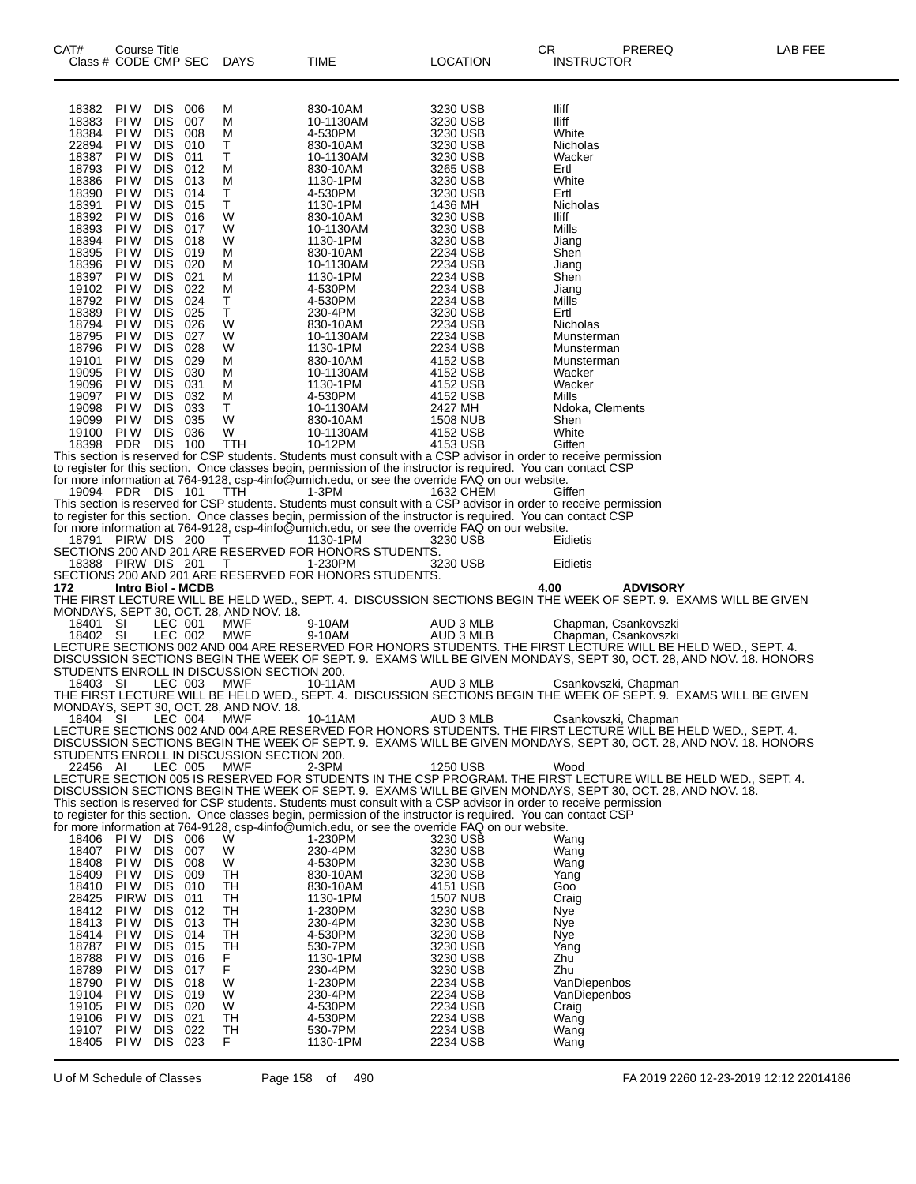| CAT# Class # | Course Title CODE | CMP | SEC | DAYS | TIME | LOCATION | CR INSTRUCTOR | PREREQ | LAB FEE |
|---|---|---|---|---|---|---|---|---|---|
| 18382 | PI W | DIS | 006 | M | 830-10AM | 3230 USB | Iliff | | |
| 18383 | PI W | DIS | 007 | M | 10-1130AM | 3230 USB | Iliff | | |
| 18384 | PI W | DIS | 008 | M | 4-530PM | 3230 USB | White | | |
| 22894 | PI W | DIS | 010 | T | 830-10AM | 3230 USB | Nicholas | | |
| 18387 | PI W | DIS | 011 | T | 10-1130AM | 3230 USB | Wacker | | |
| 18793 | PI W | DIS | 012 | M | 830-10AM | 3265 USB | Ertl | | |
| 18386 | PI W | DIS | 013 | M | 1130-1PM | 3230 USB | White | | |
| 18390 | PI W | DIS | 014 | T | 4-530PM | 3230 USB | Ertl | | |
| 18391 | PI W | DIS | 015 | T | 1130-1PM | 1436 MH | Nicholas | | |
| 18392 | PI W | DIS | 016 | W | 830-10AM | 3230 USB | Iliff | | |
| 18393 | PI W | DIS | 017 | W | 10-1130AM | 3230 USB | Mills | | |
| 18394 | PI W | DIS | 018 | W | 1130-1PM | 3230 USB | Jiang | | |
| 18395 | PI W | DIS | 019 | M | 830-10AM | 2234 USB | Shen | | |
| 18396 | PI W | DIS | 020 | M | 10-1130AM | 2234 USB | Jiang | | |
| 18397 | PI W | DIS | 021 | M | 1130-1PM | 2234 USB | Shen | | |
| 19102 | PI W | DIS | 022 | M | 4-530PM | 2234 USB | Jiang | | |
| 18792 | PI W | DIS | 024 | T | 4-530PM | 2234 USB | Mills | | |
| 18389 | PI W | DIS | 025 | T | 230-4PM | 3230 USB | Ertl | | |
| 18794 | PI W | DIS | 026 | W | 830-10AM | 2234 USB | Nicholas | | |
| 18795 | PI W | DIS | 027 | W | 10-1130AM | 2234 USB | Munsterman | | |
| 18796 | PI W | DIS | 028 | W | 1130-1PM | 2234 USB | Munsterman | | |
| 19101 | PI W | DIS | 029 | M | 830-10AM | 4152 USB | Munsterman | | |
| 19095 | PI W | DIS | 030 | M | 10-1130AM | 4152 USB | Wacker | | |
| 19096 | PI W | DIS | 031 | M | 1130-1PM | 4152 USB | Wacker | | |
| 19097 | PI W | DIS | 032 | M | 4-530PM | 4152 USB | Mills | | |
| 19098 | PI W | DIS | 033 | T | 10-1130AM | 2427 MH | Ndoka, Clements | | |
| 19099 | PI W | DIS | 035 | W | 830-10AM | 1508 NUB | Shen | | |
| 19100 | PI W | DIS | 036 | W | 10-1130AM | 4152 USB | White | | |
| 18398 | PDR | DIS | 100 | TTH | 10-12PM | 4153 USB | Giffen | | |

This section is reserved for CSP students. Students must consult with a CSP advisor in order to receive permission to register for this section. Once classes begin, permission of the instructor is required. You can contact CSP for more information at 764-9128, csp-4info@umich.edu, or see the override FAQ on our website.

| | | | | | | | |
|---|---|---|---|---|---|---|---|
| 19094 | PDR | DIS | 101 | TTH | 1-3PM | 1632 CHEM | Giffen |

This section is reserved for CSP students. Students must consult with a CSP advisor in order to receive permission to register for this section. Once classes begin, permission of the instructor is required. You can contact CSP for more information at 764-9128, csp-4info@umich.edu, or see the override FAQ on our website.

| | | | | | | | |
|---|---|---|---|---|---|---|---|
| 18791 | PIRW | DIS | 200 | T | 1130-1PM | 3230 USB | Eidietis |

SECTIONS 200 AND 201 ARE RESERVED FOR HONORS STUDENTS.

| | | | | | | | |
|---|---|---|---|---|---|---|---|
| 18388 | PIRW | DIS | 201 | T | 1-230PM | 3230 USB | Eidietis |

SECTIONS 200 AND 201 ARE RESERVED FOR HONORS STUDENTS.

**172 Intro Biol - MCDB** — **4.00** — **ADVISORY**

THE FIRST LECTURE WILL BE HELD WED., SEPT. 4. DISCUSSION SECTIONS BEGIN THE WEEK OF SEPT. 9. EXAMS WILL BE GIVEN MONDAYS, SEPT 30, OCT. 28, AND NOV. 18.

| | | | | | | | |
|---|---|---|---|---|---|---|---|
| 18401 | SI | LEC | 001 | MWF | 9-10AM | AUD 3 MLB | Chapman, Csankovszki |
| 18402 | SI | LEC | 002 | MWF | 9-10AM | AUD 3 MLB | Chapman, Csankovszki |

LECTURE SECTIONS 002 AND 004 ARE RESERVED FOR HONORS STUDENTS. THE FIRST LECTURE WILL BE HELD WED., SEPT. 4. DISCUSSION SECTIONS BEGIN THE WEEK OF SEPT. 9. EXAMS WILL BE GIVEN MONDAYS, SEPT 30, OCT. 28, AND NOV. 18. HONORS STUDENTS ENROLL IN DISCUSSION SECTION 200.

| | | | | | | | |
|---|---|---|---|---|---|---|---|
| 18403 | SI | LEC | 003 | MWF | 10-11AM | AUD 3 MLB | Csankovszki, Chapman |

THE FIRST LECTURE WILL BE HELD WED., SEPT. 4. DISCUSSION SECTIONS BEGIN THE WEEK OF SEPT. 9. EXAMS WILL BE GIVEN MONDAYS, SEPT 30, OCT. 28, AND NOV. 18.

| | | | | | | | |
|---|---|---|---|---|---|---|---|
| 18404 | SI | LEC | 004 | MWF | 10-11AM | AUD 3 MLB | Csankovszki, Chapman |

LECTURE SECTIONS 002 AND 004 ARE RESERVED FOR HONORS STUDENTS. THE FIRST LECTURE WILL BE HELD WED., SEPT. 4. DISCUSSION SECTIONS BEGIN THE WEEK OF SEPT. 9. EXAMS WILL BE GIVEN MONDAYS, SEPT 30, OCT. 28, AND NOV. 18. HONORS STUDENTS ENROLL IN DISCUSSION SECTION 200.

| | | | | | | | |
|---|---|---|---|---|---|---|---|
| 22456 | AI | LEC | 005 | MWF | 2-3PM | 1250 USB | Wood |

LECTURE SECTION 005 IS RESERVED FOR STUDENTS IN THE CSP PROGRAM. THE FIRST LECTURE WILL BE HELD WED., SEPT. 4. DISCUSSION SECTIONS BEGIN THE WEEK OF SEPT. 9. EXAMS WILL BE GIVEN MONDAYS, SEPT 30, OCT. 28, AND NOV. 18.
This section is reserved for CSP students. Students must consult with a CSP advisor in order to receive permission to register for this section. Once classes begin, permission of the instructor is required. You can contact CSP for more information at 764-9128, csp-4info@umich.edu, or see the override FAQ on our website.

| | | | | | | | |
|---|---|---|---|---|---|---|---|
| 18406 | PI W | DIS | 006 | W | 1-230PM | 3230 USB | Wang |
| 18407 | PI W | DIS | 007 | W | 230-4PM | 3230 USB | Wang |
| 18408 | PI W | DIS | 008 | W | 4-530PM | 3230 USB | Wang |
| 18409 | PI W | DIS | 009 | TH | 830-10AM | 3230 USB | Yang |
| 18410 | PI W | DIS | 010 | TH | 830-10AM | 4151 USB | Goo |
| 28425 | PIRW | DIS | 011 | TH | 1130-1PM | 1507 NUB | Craig |
| 18412 | PI W | DIS | 012 | TH | 1-230PM | 3230 USB | Nye |
| 18413 | PI W | DIS | 013 | TH | 230-4PM | 3230 USB | Nye |
| 18414 | PI W | DIS | 014 | TH | 4-530PM | 3230 USB | Nye |
| 18787 | PI W | DIS | 015 | TH | 530-7PM | 3230 USB | Yang |
| 18788 | PI W | DIS | 016 | F | 1130-1PM | 3230 USB | Zhu |
| 18789 | PI W | DIS | 017 | F | 230-4PM | 3230 USB | Zhu |
| 18790 | PI W | DIS | 018 | W | 1-230PM | 2234 USB | VanDiepenbos |
| 19104 | PI W | DIS | 019 | W | 230-4PM | 2234 USB | VanDiepenbos |
| 19105 | PI W | DIS | 020 | W | 4-530PM | 2234 USB | Craig |
| 19106 | PI W | DIS | 021 | TH | 4-530PM | 2234 USB | Wang |
| 19107 | PI W | DIS | 022 | TH | 530-7PM | 2234 USB | Wang |
| 18405 | PI W | DIS | 023 | F | 1130-1PM | 2234 USB | Wang |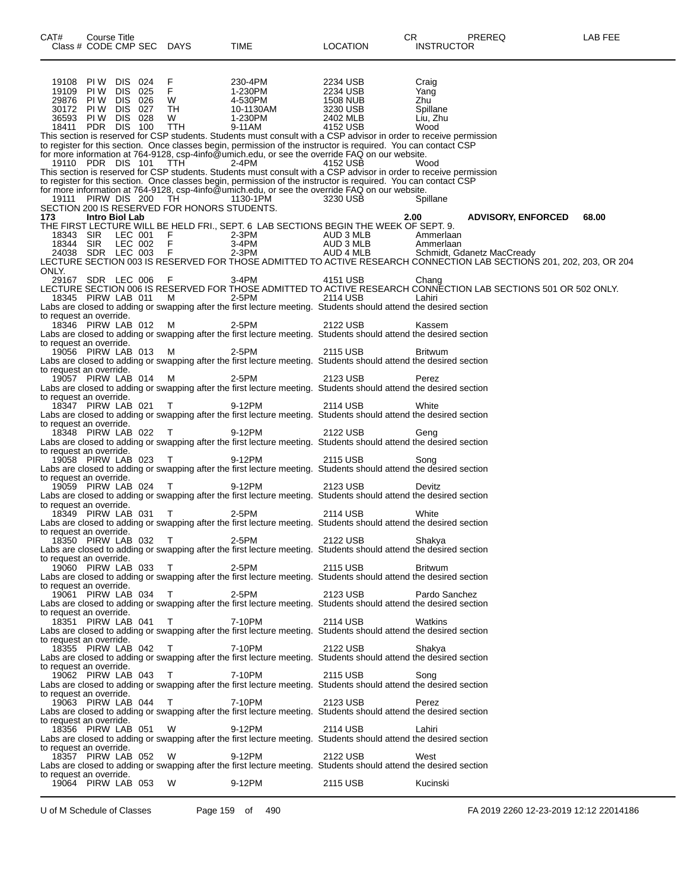| CAT# | Course Title | | | | | | CR | PREREQ | LAB FEE |
|---|---|---|---|---|---|---|---|---|---|
| Class # | CODE | CMP | SEC | DAYS | TIME | LOCATION | INSTRUCTOR | | |
| 19108 | PI W | DIS | 024 | F | 230-4PM | 2234 USB | Craig | | |
| 19109 | PI W | DIS | 025 | F | 1-230PM | 2234 USB | Yang | | |
| 29876 | PI W | DIS | 026 | W | 4-530PM | 1508 NUB | Zhu | | |
| 30172 | PI W | DIS | 027 | TH | 10-1130AM | 3230 USB | Spillane | | |
| 36593 | PI W | DIS | 028 | W | 1-230PM | 2402 MLB | Liu, Zhu | | |
| 18411 | PDR | DIS | 100 | TTH | 9-11AM | 4152 USB | Wood | | |

This section is reserved for CSP students. Students must consult with a CSP advisor in order to receive permission to register for this section. Once classes begin, permission of the instructor is required. You can contact CSP for more information at 764-9128, csp-4info@umich.edu, or see the override FAQ on our website.

| | | | | | | | |
|---|---|---|---|---|---|---|---|
| 19110 | PDR | DIS | 101 | TTH | 2-4PM | 4152 USB | Wood |

This section is reserved for CSP students. Students must consult with a CSP advisor in order to receive permission to register for this section. Once classes begin, permission of the instructor is required. You can contact CSP for more information at 764-9128, csp-4info@umich.edu, or see the override FAQ on our website.

| | | | | | | | |
|---|---|---|---|---|---|---|---|
| 19111 | PIRW | DIS | 200 | TH | 1130-1PM | 3230 USB | Spillane |

SECTION 200 IS RESERVED FOR HONORS STUDENTS.

**173 Intro Biol Lab** — 2.00 — **ADVISORY, ENFORCED** — **68.00**

THE FIRST LECTURE WILL BE HELD FRI., SEPT. 6 LAB SECTIONS BEGIN THE WEEK OF SEPT. 9.

| | | | | | | | |
|---|---|---|---|---|---|---|---|
| 18343 | SIR | LEC | 001 | F | 2-3PM | AUD 3 MLB | Ammerlaan |
| 18344 | SIR | LEC | 002 | F | 3-4PM | AUD 3 MLB | Ammerlaan |
| 24038 | SDR | LEC | 003 | F | 2-3PM | AUD 4 MLB | Schmidt, Gdanetz MacCready |

LECTURE SECTION 003 IS RESERVED FOR THOSE ADMITTED TO ACTIVE RESEARCH CONNECTION LAB SECTIONS 201, 202, 203, OR 204 ONLY.

| | | | | | | | |
|---|---|---|---|---|---|---|---|
| 29167 | SDR | LEC | 006 | F | 3-4PM | 4151 USB | Chang |

LECTURE SECTION 006 IS RESERVED FOR THOSE ADMITTED TO ACTIVE RESEARCH CONNECTION LAB SECTIONS 501 OR 502 ONLY.

| | | | | | | | |
|---|---|---|---|---|---|---|---|
| 18345 | PIRW | LAB | 011 | M | 2-5PM | 2114 USB | Lahiri |

Labs are closed to adding or swapping after the first lecture meeting. Students should attend the desired section to request an override.

| | | | | | | | |
|---|---|---|---|---|---|---|---|
| 18346 | PIRW | LAB | 012 | M | 2-5PM | 2122 USB | Kassem |

Labs are closed to adding or swapping after the first lecture meeting. Students should attend the desired section to request an override.

| | | | | | | | |
|---|---|---|---|---|---|---|---|
| 19056 | PIRW | LAB | 013 | M | 2-5PM | 2115 USB | Britwum |

Labs are closed to adding or swapping after the first lecture meeting. Students should attend the desired section to request an override.

| | | | | | | | |
|---|---|---|---|---|---|---|---|
| 19057 | PIRW | LAB | 014 | M | 2-5PM | 2123 USB | Perez |

Labs are closed to adding or swapping after the first lecture meeting. Students should attend the desired section to request an override.

| | | | | | | | |
|---|---|---|---|---|---|---|---|
| 18347 | PIRW | LAB | 021 | T | 9-12PM | 2114 USB | White |

Labs are closed to adding or swapping after the first lecture meeting. Students should attend the desired section to request an override.

| | | | | | | | |
|---|---|---|---|---|---|---|---|
| 18348 | PIRW | LAB | 022 | T | 9-12PM | 2122 USB | Geng |

Labs are closed to adding or swapping after the first lecture meeting. Students should attend the desired section to request an override.

| | | | | | | | |
|---|---|---|---|---|---|---|---|
| 19058 | PIRW | LAB | 023 | T | 9-12PM | 2115 USB | Song |

Labs are closed to adding or swapping after the first lecture meeting. Students should attend the desired section to request an override.

| | | | | | | | |
|---|---|---|---|---|---|---|---|
| 19059 | PIRW | LAB | 024 | T | 9-12PM | 2123 USB | Devitz |

Labs are closed to adding or swapping after the first lecture meeting. Students should attend the desired section to request an override.

| | | | | | | | |
|---|---|---|---|---|---|---|---|
| 18349 | PIRW | LAB | 031 | T | 2-5PM | 2114 USB | White |

Labs are closed to adding or swapping after the first lecture meeting. Students should attend the desired section to request an override.

| | | | | | | | |
|---|---|---|---|---|---|---|---|
| 18350 | PIRW | LAB | 032 | T | 2-5PM | 2122 USB | Shakya |

Labs are closed to adding or swapping after the first lecture meeting. Students should attend the desired section to request an override.

| | | | | | | | |
|---|---|---|---|---|---|---|---|
| 19060 | PIRW | LAB | 033 | T | 2-5PM | 2115 USB | Britwum |

Labs are closed to adding or swapping after the first lecture meeting. Students should attend the desired section to request an override.

| | | | | | | | |
|---|---|---|---|---|---|---|---|
| 19061 | PIRW | LAB | 034 | T | 2-5PM | 2123 USB | Pardo Sanchez |

Labs are closed to adding or swapping after the first lecture meeting. Students should attend the desired section to request an override.

| | | | | | | | |
|---|---|---|---|---|---|---|---|
| 18351 | PIRW | LAB | 041 | T | 7-10PM | 2114 USB | Watkins |

Labs are closed to adding or swapping after the first lecture meeting. Students should attend the desired section to request an override.

| | | | | | | | |
|---|---|---|---|---|---|---|---|
| 18355 | PIRW | LAB | 042 | T | 7-10PM | 2122 USB | Shakya |

Labs are closed to adding or swapping after the first lecture meeting. Students should attend the desired section to request an override.

| | | | | | | | |
|---|---|---|---|---|---|---|---|
| 19062 | PIRW | LAB | 043 | T | 7-10PM | 2115 USB | Song |

Labs are closed to adding or swapping after the first lecture meeting. Students should attend the desired section to request an override.

| | | | | | | | |
|---|---|---|---|---|---|---|---|
| 19063 | PIRW | LAB | 044 | T | 7-10PM | 2123 USB | Perez |

Labs are closed to adding or swapping after the first lecture meeting. Students should attend the desired section to request an override.

| | | | | | | | |
|---|---|---|---|---|---|---|---|
| 18356 | PIRW | LAB | 051 | W | 9-12PM | 2114 USB | Lahiri |

Labs are closed to adding or swapping after the first lecture meeting. Students should attend the desired section to request an override.

| | | | | | | | |
|---|---|---|---|---|---|---|---|
| 18357 | PIRW | LAB | 052 | W | 9-12PM | 2122 USB | West |

Labs are closed to adding or swapping after the first lecture meeting. Students should attend the desired section to request an override.

| | | | | | | | |
|---|---|---|---|---|---|---|---|
| 19064 | PIRW | LAB | 053 | W | 9-12PM | 2115 USB | Kucinski |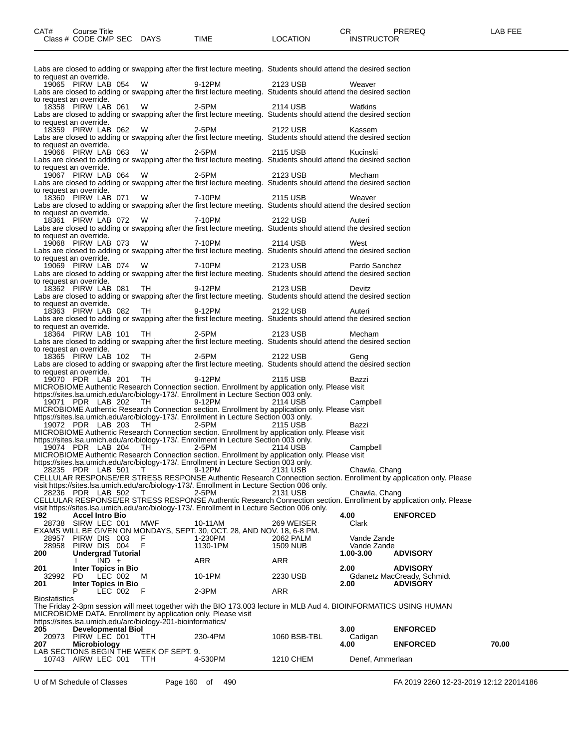Labs are closed to adding or swapping after the first lecture meeting. Students should attend the desired section to request an override.

| Class # | CODE | CMP | SEC | DAYS | TIME | LOCATION | INSTRUCTOR |
|---|---|---|---|---|---|---|---|
| 19065 | PIRW | LAB | 054 | W | 9-12PM | 2123 USB | Weaver |

Labs are closed to adding or swapping after the first lecture meeting. Students should attend the desired section to request an override.

| Class # | CODE | CMP | SEC | DAYS | TIME | LOCATION | INSTRUCTOR |
|---|---|---|---|---|---|---|---|
| 18358 | PIRW | LAB | 061 | W | 2-5PM | 2114 USB | Watkins |

Labs are closed to adding or swapping after the first lecture meeting. Students should attend the desired section to request an override.

| Class # | CODE | CMP | SEC | DAYS | TIME | LOCATION | INSTRUCTOR |
|---|---|---|---|---|---|---|---|
| 18359 | PIRW | LAB | 062 | W | 2-5PM | 2122 USB | Kassem |

Labs are closed to adding or swapping after the first lecture meeting. Students should attend the desired section to request an override.

| Class # | CODE | CMP | SEC | DAYS | TIME | LOCATION | INSTRUCTOR |
|---|---|---|---|---|---|---|---|
| 19066 | PIRW | LAB | 063 | W | 2-5PM | 2115 USB | Kucinski |

Labs are closed to adding or swapping after the first lecture meeting. Students should attend the desired section to request an override.

| Class # | CODE | CMP | SEC | DAYS | TIME | LOCATION | INSTRUCTOR |
|---|---|---|---|---|---|---|---|
| 19067 | PIRW | LAB | 064 | W | 2-5PM | 2123 USB | Mecham |

Labs are closed to adding or swapping after the first lecture meeting. Students should attend the desired section to request an override.

| Class # | CODE | CMP | SEC | DAYS | TIME | LOCATION | INSTRUCTOR |
|---|---|---|---|---|---|---|---|
| 18360 | PIRW | LAB | 071 | W | 7-10PM | 2115 USB | Weaver |

Labs are closed to adding or swapping after the first lecture meeting. Students should attend the desired section to request an override.

| Class # | CODE | CMP | SEC | DAYS | TIME | LOCATION | INSTRUCTOR |
|---|---|---|---|---|---|---|---|
| 18361 | PIRW | LAB | 072 | W | 7-10PM | 2122 USB | Auteri |

Labs are closed to adding or swapping after the first lecture meeting. Students should attend the desired section to request an override.

| Class # | CODE | CMP | SEC | DAYS | TIME | LOCATION | INSTRUCTOR |
|---|---|---|---|---|---|---|---|
| 19068 | PIRW | LAB | 073 | W | 7-10PM | 2114 USB | West |

Labs are closed to adding or swapping after the first lecture meeting. Students should attend the desired section to request an override.

| Class # | CODE | CMP | SEC | DAYS | TIME | LOCATION | INSTRUCTOR |
|---|---|---|---|---|---|---|---|
| 19069 | PIRW | LAB | 074 | W | 7-10PM | 2123 USB | Pardo Sanchez |

Labs are closed to adding or swapping after the first lecture meeting. Students should attend the desired section to request an override.

| Class # | CODE | CMP | SEC | DAYS | TIME | LOCATION | INSTRUCTOR |
|---|---|---|---|---|---|---|---|
| 18362 | PIRW | LAB | 081 | TH | 9-12PM | 2123 USB | Devitz |

Labs are closed to adding or swapping after the first lecture meeting. Students should attend the desired section to request an override.

| Class # | CODE | CMP | SEC | DAYS | TIME | LOCATION | INSTRUCTOR |
|---|---|---|---|---|---|---|---|
| 18363 | PIRW | LAB | 082 | TH | 9-12PM | 2122 USB | Auteri |

Labs are closed to adding or swapping after the first lecture meeting. Students should attend the desired section to request an override.

| Class # | CODE | CMP | SEC | DAYS | TIME | LOCATION | INSTRUCTOR |
|---|---|---|---|---|---|---|---|
| 18364 | PIRW | LAB | 101 | TH | 2-5PM | 2123 USB | Mecham |

Labs are closed to adding or swapping after the first lecture meeting. Students should attend the desired section to request an override.

| Class # | CODE | CMP | SEC | DAYS | TIME | LOCATION | INSTRUCTOR |
|---|---|---|---|---|---|---|---|
| 18365 | PIRW | LAB | 102 | TH | 2-5PM | 2122 USB | Geng |

Labs are closed to adding or swapping after the first lecture meeting. Students should attend the desired section to request an override.

| Class # | CODE | CMP | SEC | DAYS | TIME | LOCATION | INSTRUCTOR |
|---|---|---|---|---|---|---|---|
| 19070 | PDR | LAB | 201 | TH | 9-12PM | 2115 USB | Bazzi |

MICROBIOME Authentic Research Connection section. Enrollment by application only. Please visit https://sites.lsa.umich.edu/arc/biology-173/. Enrollment in Lecture Section 003 only.

| Class # | CODE | CMP | SEC | DAYS | TIME | LOCATION | INSTRUCTOR |
|---|---|---|---|---|---|---|---|
| 19071 | PDR | LAB | 202 | TH | 9-12PM | 2114 USB | Campbell |

MICROBIOME Authentic Research Connection section. Enrollment by application only. Please visit https://sites.lsa.umich.edu/arc/biology-173/. Enrollment in Lecture Section 003 only.

| Class # | CODE | CMP | SEC | DAYS | TIME | LOCATION | INSTRUCTOR |
|---|---|---|---|---|---|---|---|
| 19072 | PDR | LAB | 203 | TH | 2-5PM | 2115 USB | Bazzi |

MICROBIOME Authentic Research Connection section. Enrollment by application only. Please visit https://sites.lsa.umich.edu/arc/biology-173/. Enrollment in Lecture Section 003 only.

| Class # | CODE | CMP | SEC | DAYS | TIME | LOCATION | INSTRUCTOR |
|---|---|---|---|---|---|---|---|
| 19074 | PDR | LAB | 204 | TH | 2-5PM | 2114 USB | Campbell |

MICROBIOME Authentic Research Connection section. Enrollment by application only. Please visit https://sites.lsa.umich.edu/arc/biology-173/. Enrollment in Lecture Section 003 only.

| Class # | CODE | CMP | SEC | DAYS | TIME | LOCATION | INSTRUCTOR |
|---|---|---|---|---|---|---|---|
| 28235 | PDR | LAB | 501 | T | 9-12PM | 2131 USB | Chawla, Chang |

CELLULAR RESPONSE/ER STRESS RESPONSE Authentic Research Connection section. Enrollment by application only. Please visit https://sites.lsa.umich.edu/arc/biology-173/. Enrollment in Lecture Section 006 only.

| Class # | CODE | CMP | SEC | DAYS | TIME | LOCATION | INSTRUCTOR |
|---|---|---|---|---|---|---|---|
| 28236 | PDR | LAB | 502 | T | 2-5PM | 2131 USB | Chawla, Chang |

CELLULAR RESPONSE/ER STRESS RESPONSE Authentic Research Connection section. Enrollment by application only. Please visit https://sites.lsa.umich.edu/arc/biology-173/. Enrollment in Lecture Section 006 only.

**192 Accel Intro Bio** — CR 4.00 — PREREQ **ENFORCED**

| Class # | CODE | CMP | SEC | DAYS | TIME | LOCATION | INSTRUCTOR |
|---|---|---|---|---|---|---|---|
| 28738 | SIRW | LEC | 001 | MWF | 10-11AM | 269 WEISER | Clark |

EXAMS WILL BE GIVEN ON MONDAYS, SEPT. 30, OCT. 28, AND NOV. 18, 6-8 PM.

| Class # | CODE | CMP | SEC | DAYS | TIME | LOCATION | INSTRUCTOR |
|---|---|---|---|---|---|---|---|
| 28957 | PIRW | DIS | 003 | F | 1-230PM | 2062 PALM | Vande Zande |
| 28958 | PIRW | DIS | 004 | F | 1130-1PM | 1509 NUB | Vande Zande |

**200 Undergrad Tutorial** — CR 1.00-3.00 — PREREQ **ADVISORY**

| Class # | CODE | CMP | SEC | DAYS | TIME | LOCATION | INSTRUCTOR |
|---|---|---|---|---|---|---|---|
| | I | IND | + | | ARR | ARR | |

**201 Inter Topics in Bio** — CR 2.00 — PREREQ **ADVISORY**

| Class # | CODE | CMP | SEC | DAYS | TIME | LOCATION | INSTRUCTOR |
|---|---|---|---|---|---|---|---|
| 32992 | PD | LEC | 002 | M | 10-1PM | 2230 USB | Gdanetz MacCready, Schmidt |

**201 Inter Topics in Bio** — CR 2.00 — PREREQ **ADVISORY**

| Class # | CODE | CMP | SEC | DAYS | TIME | LOCATION | INSTRUCTOR |
|---|---|---|---|---|---|---|---|
| | P | LEC | 002 | F | 2-3PM | ARR | |

Biostatistics

The Friday 2-3pm session will meet together with the BIO 173.003 lecture in MLB Aud 4. BIOINFORMATICS USING HUMAN MICROBIOME DATA. Enrollment by application only. Please visit https://sites.lsa.umich.edu/arc/biology-201-bioinformatics/

**205 Developmental Biol** — CR 3.00 — PREREQ **ENFORCED**

| Class # | CODE | CMP | SEC | DAYS | TIME | LOCATION | INSTRUCTOR |
|---|---|---|---|---|---|---|---|
| 20973 | PIRW | LEC | 001 | TTH | 230-4PM | 1060 BSB-TBL | Cadigan |

**207 Microbiology** — CR 4.00 — PREREQ **ENFORCED** — LAB FEE 70.00

LAB SECTIONS BEGIN THE WEEK OF SEPT. 9.

| Class # | CODE | CMP | SEC | DAYS | TIME | LOCATION | INSTRUCTOR |
|---|---|---|---|---|---|---|---|
| 10743 | AIRW | LEC | 001 | TTH | 4-530PM | 1210 CHEM | Denef, Ammerlaan |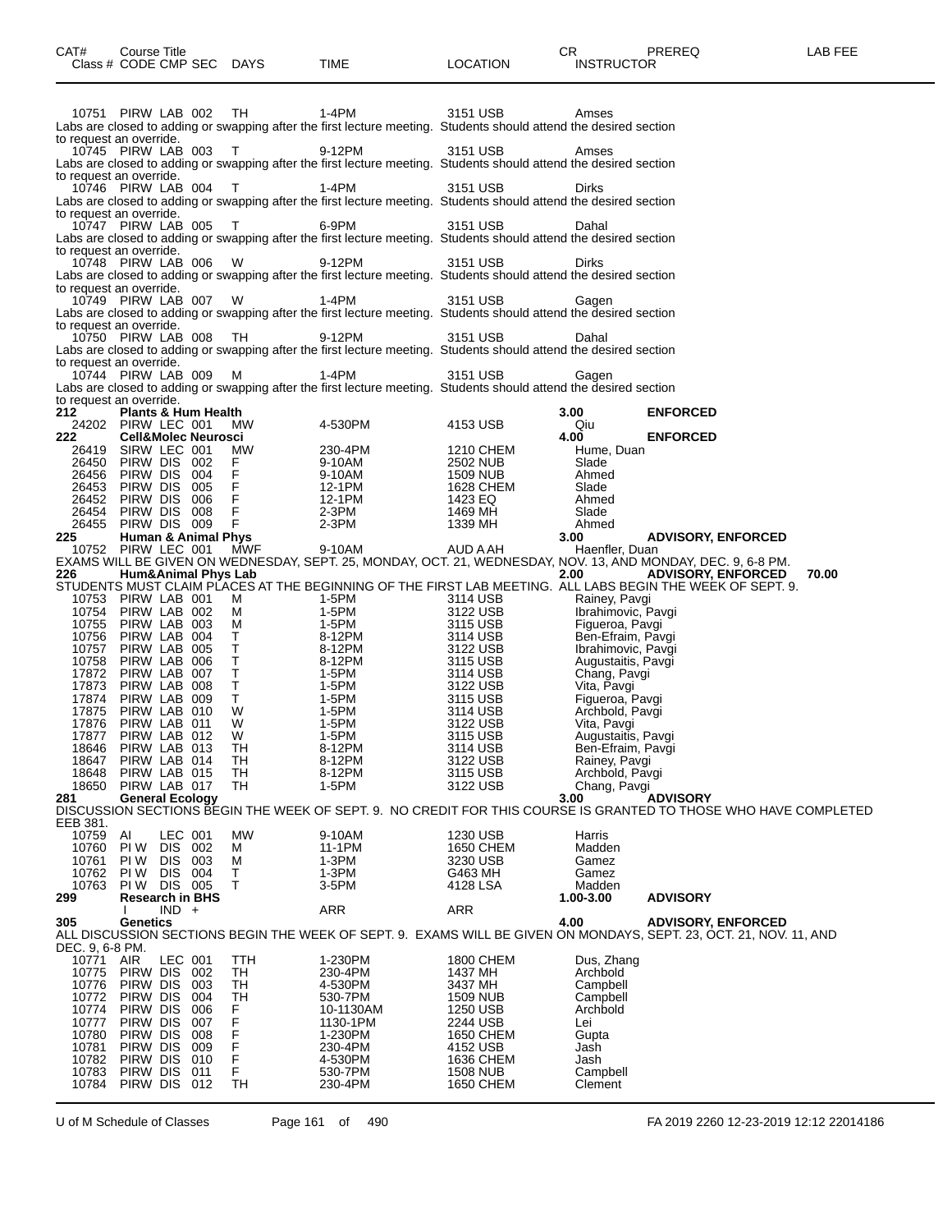| CAT# | Course Title<br>Class # CODE CMP SEC | DAYS | TIME | LOCATION | CR<br>INSTRUCTOR | PREREQ | LAB FEE |
|---|---|---|---|---|---|---|---|
| | 10751 PIRW LAB 002 | TH | 1-4PM | 3151 USB | Amses | | |

Labs are closed to adding or swapping after the first lecture meeting. Students should attend the desired section to request an override.

| | | | | | | | |
|---|---|---|---|---|---|---|---|
| | 10745 PIRW LAB 003 | T | 9-12PM | 3151 USB | Amses | | |

Labs are closed to adding or swapping after the first lecture meeting. Students should attend the desired section to request an override.

| | | | | | | | |
|---|---|---|---|---|---|---|---|
| | 10746 PIRW LAB 004 | T | 1-4PM | 3151 USB | Dirks | | |

Labs are closed to adding or swapping after the first lecture meeting. Students should attend the desired section to request an override.

| | | | | | | | |
|---|---|---|---|---|---|---|---|
| | 10747 PIRW LAB 005 | T | 6-9PM | 3151 USB | Dahal | | |

Labs are closed to adding or swapping after the first lecture meeting. Students should attend the desired section to request an override.

| | | | | | | | |
|---|---|---|---|---|---|---|---|
| | 10748 PIRW LAB 006 | W | 9-12PM | 3151 USB | Dirks | | |

Labs are closed to adding or swapping after the first lecture meeting. Students should attend the desired section to request an override.

| | | | | | | | |
|---|---|---|---|---|---|---|---|
| | 10749 PIRW LAB 007 | W | 1-4PM | 3151 USB | Gagen | | |

Labs are closed to adding or swapping after the first lecture meeting. Students should attend the desired section to request an override.

| | | | | | | | |
|---|---|---|---|---|---|---|---|
| | 10750 PIRW LAB 008 | TH | 9-12PM | 3151 USB | Dahal | | |

Labs are closed to adding or swapping after the first lecture meeting. Students should attend the desired section to request an override.

| | | | | | | | |
|---|---|---|---|---|---|---|---|
| | 10744 PIRW LAB 009 | M | 1-4PM | 3151 USB | Gagen | | |

Labs are closed to adding or swapping after the first lecture meeting. Students should attend the desired section to request an override.

| | | | | | | | |
|---|---|---|---|---|---|---|---|
| **212** | **Plants & Hum Health** | | | | **3.00** | **ENFORCED** | |
| | 24202 PIRW LEC 001 | MW | 4-530PM | 4153 USB | Qiu | | |
| **222** | **Cell&Molec Neurosci** | | | | **4.00** | **ENFORCED** | |
| | 26419 SIRW LEC 001 | MW | 230-4PM | 1210 CHEM | Hume, Duan | | |
| | 26450 PIRW DIS 002 | F | 9-10AM | 2502 NUB | Slade | | |
| | 26456 PIRW DIS 004 | F | 9-10AM | 1509 NUB | Ahmed | | |
| | 26453 PIRW DIS 005 | F | 12-1PM | 1628 CHEM | Slade | | |
| | 26452 PIRW DIS 006 | F | 12-1PM | 1423 EQ | Ahmed | | |
| | 26454 PIRW DIS 008 | F | 2-3PM | 1469 MH | Slade | | |
| | 26455 PIRW DIS 009 | F | 2-3PM | 1339 MH | Ahmed | | |
| **225** | **Human & Animal Phys** | | | | **3.00** | **ADVISORY, ENFORCED** | |
| | 10752 PIRW LEC 001 | MWF | 9-10AM | AUD A AH | Haenfler, Duan | | |

EXAMS WILL BE GIVEN ON WEDNESDAY, SEPT. 25, MONDAY, OCT. 21, WEDNESDAY, NOV. 13, AND MONDAY, DEC. 9, 6-8 PM.

| | | | | | | | |
|---|---|---|---|---|---|---|---|
| **226** | **Hum&Animal Phys Lab** | | | | **2.00** | **ADVISORY, ENFORCED** | **70.00** |

STUDENTS MUST CLAIM PLACES AT THE BEGINNING OF THE FIRST LAB MEETING. ALL LABS BEGIN THE WEEK OF SEPT. 9.

| | | | | | | | |
|---|---|---|---|---|---|---|---|
| | 10753 PIRW LAB 001 | M | 1-5PM | 3114 USB | Rainey, Pavgi | | |
| | 10754 PIRW LAB 002 | M | 1-5PM | 3122 USB | Ibrahimovic, Pavgi | | |
| | 10755 PIRW LAB 003 | M | 1-5PM | 3115 USB | Figueroa, Pavgi | | |
| | 10756 PIRW LAB 004 | T | 8-12PM | 3114 USB | Ben-Efraim, Pavgi | | |
| | 10757 PIRW LAB 005 | T | 8-12PM | 3122 USB | Ibrahimovic, Pavgi | | |
| | 10758 PIRW LAB 006 | T | 8-12PM | 3115 USB | Augustaitis, Pavgi | | |
| | 17872 PIRW LAB 007 | T | 1-5PM | 3114 USB | Chang, Pavgi | | |
| | 17873 PIRW LAB 008 | T | 1-5PM | 3122 USB | Vita, Pavgi | | |
| | 17874 PIRW LAB 009 | T | 1-5PM | 3115 USB | Figueroa, Pavgi | | |
| | 17875 PIRW LAB 010 | W | 1-5PM | 3114 USB | Archbold, Pavgi | | |
| | 17876 PIRW LAB 011 | W | 1-5PM | 3122 USB | Vita, Pavgi | | |
| | 17877 PIRW LAB 012 | W | 1-5PM | 3115 USB | Augustaitis, Pavgi | | |
| | 18646 PIRW LAB 013 | TH | 8-12PM | 3114 USB | Ben-Efraim, Pavgi | | |
| | 18647 PIRW LAB 014 | TH | 8-12PM | 3122 USB | Rainey, Pavgi | | |
| | 18648 PIRW LAB 015 | TH | 8-12PM | 3115 USB | Archbold, Pavgi | | |
| | 18650 PIRW LAB 017 | TH | 1-5PM | 3122 USB | Chang, Pavgi | | |
| **281** | **General Ecology** | | | | **3.00** | **ADVISORY** | |

DISCUSSION SECTIONS BEGIN THE WEEK OF SEPT. 9. NO CREDIT FOR THIS COURSE IS GRANTED TO THOSE WHO HAVE COMPLETED EEB 381.

| | | | | | | | |
|---|---|---|---|---|---|---|---|
| | 10759 AI LEC 001 | MW | 9-10AM | 1230 USB | Harris | | |
| | 10760 PI W DIS 002 | M | 11-1PM | 1650 CHEM | Madden | | |
| | 10761 PI W DIS 003 | M | 1-3PM | 3230 USB | Gamez | | |
| | 10762 PI W DIS 004 | T | 1-3PM | G463 MH | Gamez | | |
| | 10763 PI W DIS 005 | T | 3-5PM | 4128 LSA | Madden | | |
| **299** | **Research in BHS** | | | | **1.00-3.00** | **ADVISORY** | |
| | I IND + | | ARR | ARR | | | |
| **305** | **Genetics** | | | | **4.00** | **ADVISORY, ENFORCED** | |

ALL DISCUSSION SECTIONS BEGIN THE WEEK OF SEPT. 9. EXAMS WILL BE GIVEN ON MONDAYS, SEPT. 23, OCT. 21, NOV. 11, AND DEC. 9, 6-8 PM.

| | | | | | | | |
|---|---|---|---|---|---|---|---|
| | 10771 AIR LEC 001 | TTH | 1-230PM | 1800 CHEM | Dus, Zhang | | |
| | 10775 PIRW DIS 002 | TH | 230-4PM | 1437 MH | Archbold | | |
| | 10776 PIRW DIS 003 | TH | 4-530PM | 3437 MH | Campbell | | |
| | 10772 PIRW DIS 004 | TH | 530-7PM | 1509 NUB | Campbell | | |
| | 10774 PIRW DIS 006 | F | 10-1130AM | 1250 USB | Archbold | | |
| | 10777 PIRW DIS 007 | F | 1130-1PM | 2244 USB | Lei | | |
| | 10780 PIRW DIS 008 | F | 1-230PM | 1650 CHEM | Gupta | | |
| | 10781 PIRW DIS 009 | F | 230-4PM | 4152 USB | Jash | | |
| | 10782 PIRW DIS 010 | F | 4-530PM | 1636 CHEM | Jash | | |
| | 10783 PIRW DIS 011 | F | 530-7PM | 1508 NUB | Campbell | | |
| | 10784 PIRW DIS 012 | TH | 230-4PM | 1650 CHEM | Clement | | |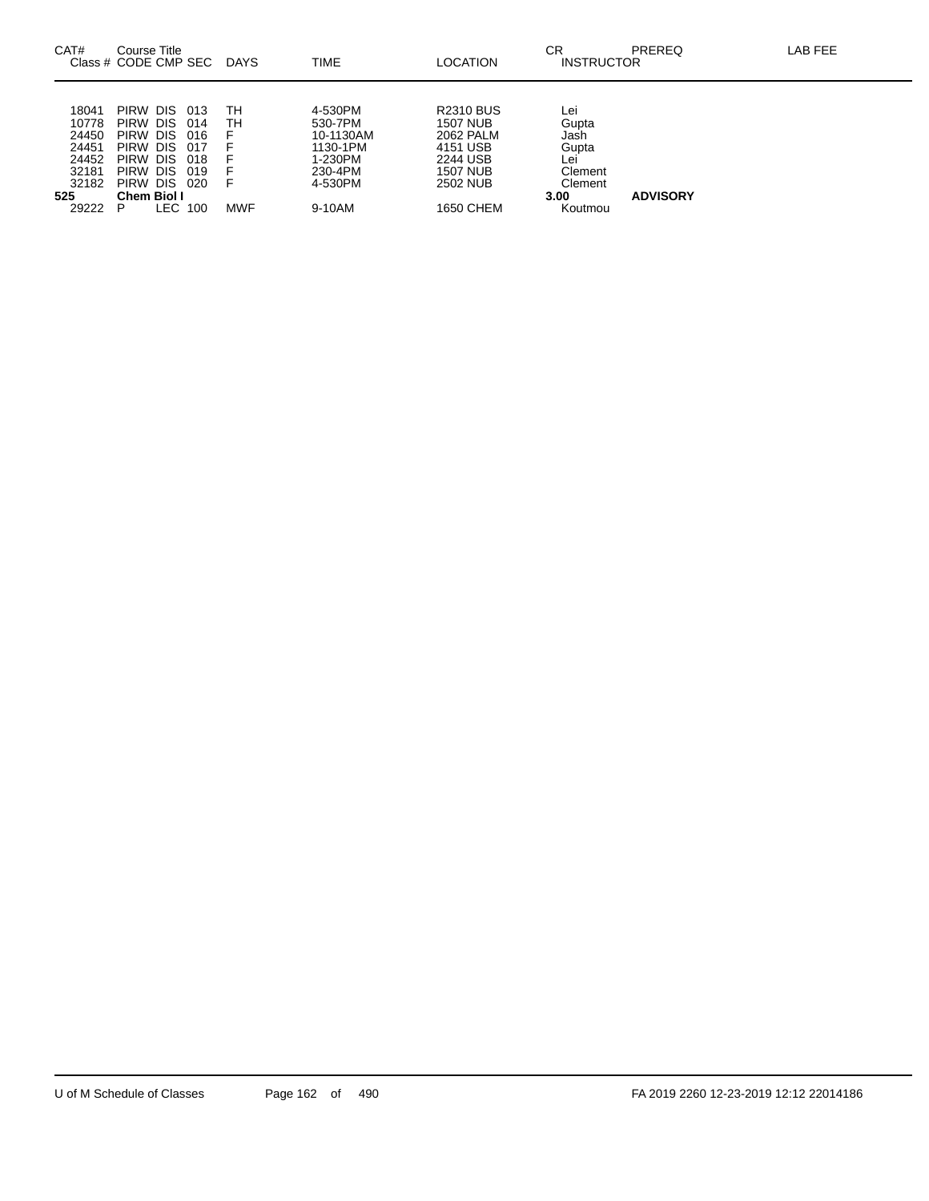| CAT# Class # | Course Title CODE | CMP | SEC | DAYS | TIME | LOCATION | CR INSTRUCTOR | PREREQ | LAB FEE |
|---|---|---|---|---|---|---|---|---|---|
| 18041 | PIRW | DIS | 013 | TH | 4-530PM | R2310 BUS | Lei | | |
| 10778 | PIRW | DIS | 014 | TH | 530-7PM | 1507 NUB | Gupta | | |
| 24450 | PIRW | DIS | 016 | F | 10-1130AM | 2062 PALM | Jash | | |
| 24451 | PIRW | DIS | 017 | F | 1130-1PM | 4151 USB | Gupta | | |
| 24452 | PIRW | DIS | 018 | F | 1-230PM | 2244 USB | Lei | | |
| 32181 | PIRW | DIS | 019 | F | 230-4PM | 1507 NUB | Clement | | |
| 32182 | PIRW | DIS | 020 | F | 4-530PM | 2502 NUB | Clement | | |
| **525** | **Chem Biol I** | | | | | | **3.00** | **ADVISORY** | |
| 29222 | P | LEC | 100 | MWF | 9-10AM | 1650 CHEM | Koutmou | | |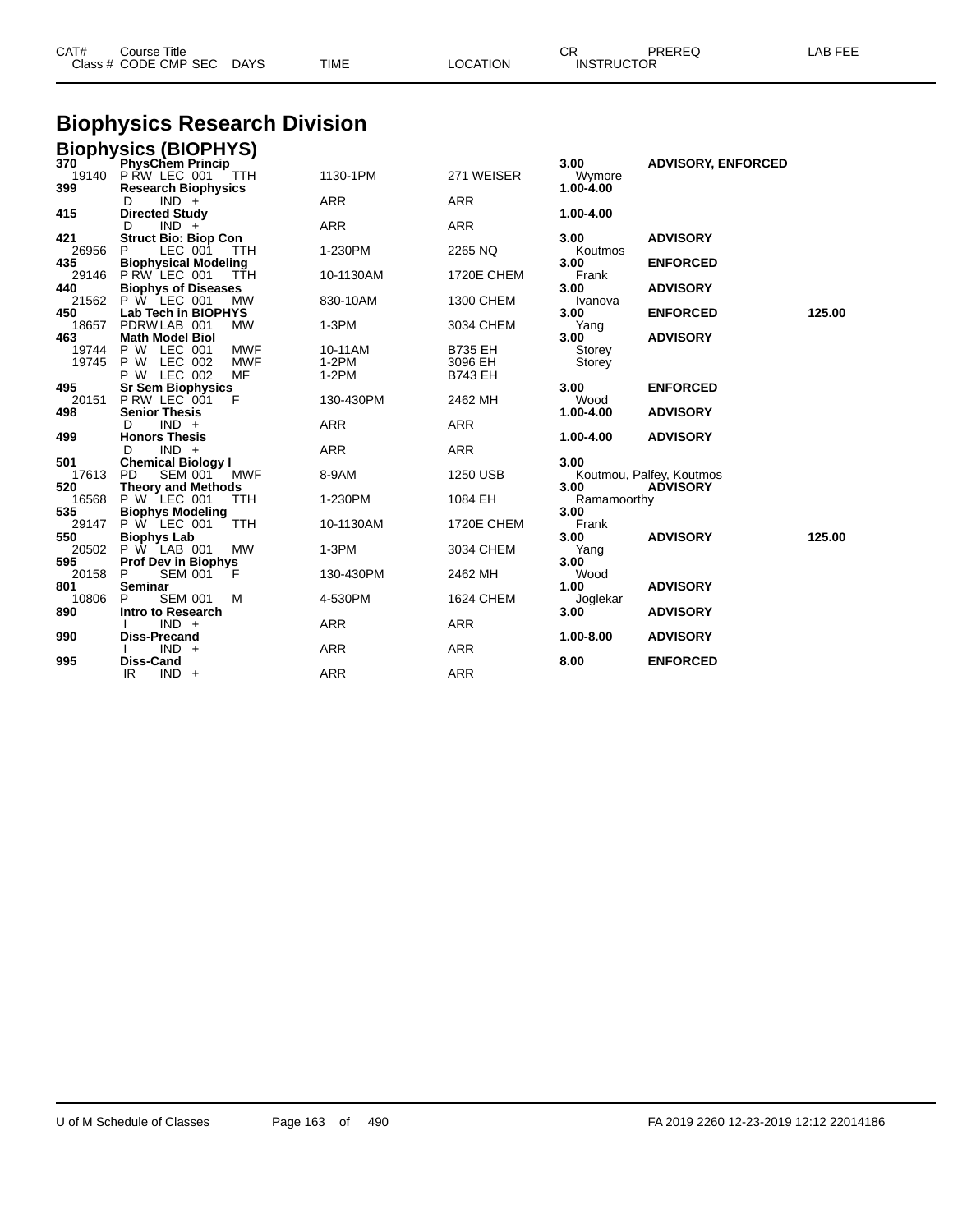# Biophysics Research Division

## Biophysics (BIOPHYS)

| CAT# / Class # | Course Title / CODE CMP SEC | DAYS | TIME | LOCATION | CR / INSTRUCTOR | PREREQ | LAB FEE |
|---|---|---|---|---|---|---|---|
| **370** | **PhysChem Princip** | | | | **3.00** | **ADVISORY, ENFORCED** | |
| 19140 | P RW LEC 001 | TTH | 1130-1PM | 271 WEISER | Wymore | | |
| **399** | **Research Biophysics** | | | | **1.00-4.00** | | |
| | D IND + | | ARR | ARR | | | |
| **415** | **Directed Study** | | | | **1.00-4.00** | | |
| | D IND + | | ARR | ARR | | | |
| **421** | **Struct Bio: Biop Con** | | | | **3.00** | **ADVISORY** | |
| 26956 | P LEC 001 | TTH | 1-230PM | 2265 NQ | Koutmos | | |
| **435** | **Biophysical Modeling** | | | | **3.00** | **ENFORCED** | |
| 29146 | P RW LEC 001 | TTH | 10-1130AM | 1720E CHEM | Frank | | |
| **440** | **Biophys of Diseases** | | | | **3.00** | **ADVISORY** | |
| 21562 | P W LEC 001 | MW | 830-10AM | 1300 CHEM | Ivanova | | |
| **450** | **Lab Tech in BIOPHYS** | | | | **3.00** | **ENFORCED** | **125.00** |
| 18657 | PDRW LAB 001 | MW | 1-3PM | 3034 CHEM | Yang | | |
| **463** | **Math Model Biol** | | | | **3.00** | **ADVISORY** | |
| 19744 | P W LEC 001 | MWF | 10-11AM | B735 EH | Storey | | |
| 19745 | P W LEC 002 | MWF | 1-2PM | 3096 EH | Storey | | |
| | P W LEC 002 | MF | 1-2PM | B743 EH | | | |
| **495** | **Sr Sem Biophysics** | | | | **3.00** | **ENFORCED** | |
| 20151 | P RW LEC 001 | F | 130-430PM | 2462 MH | Wood | | |
| **498** | **Senior Thesis** | | | | **1.00-4.00** | **ADVISORY** | |
| | D IND + | | ARR | ARR | | | |
| **499** | **Honors Thesis** | | | | **1.00-4.00** | **ADVISORY** | |
| | D IND + | | ARR | ARR | | | |
| **501** | **Chemical Biology I** | | | | **3.00** | | |
| 17613 | PD SEM 001 | MWF | 8-9AM | 1250 USB | Koutmou, Palfey, Koutmos | | |
| **520** | **Theory and Methods** | | | | **3.00** | **ADVISORY** | |
| 16568 | P W LEC 001 | TTH | 1-230PM | 1084 EH | Ramamoorthy | | |
| **535** | **Biophys Modeling** | | | | **3.00** | | |
| 29147 | P W LEC 001 | TTH | 10-1130AM | 1720E CHEM | Frank | | |
| **550** | **Biophys Lab** | | | | **3.00** | **ADVISORY** | **125.00** |
| 20502 | P W LAB 001 | MW | 1-3PM | 3034 CHEM | Yang | | |
| **595** | **Prof Dev in Biophys** | | | | **3.00** | | |
| 20158 | P SEM 001 | F | 130-430PM | 2462 MH | Wood | | |
| **801** | **Seminar** | | | | **1.00** | **ADVISORY** | |
| 10806 | P SEM 001 | M | 4-530PM | 1624 CHEM | Joglekar | | |
| **890** | **Intro to Research** | | | | **3.00** | **ADVISORY** | |
| | I IND + | | ARR | ARR | | | |
| **990** | **Diss-Precand** | | | | **1.00-8.00** | **ADVISORY** | |
| | I IND + | | ARR | ARR | | | |
| **995** | **Diss-Cand** | | | | **8.00** | **ENFORCED** | |
| | IR IND + | | ARR | ARR | | | |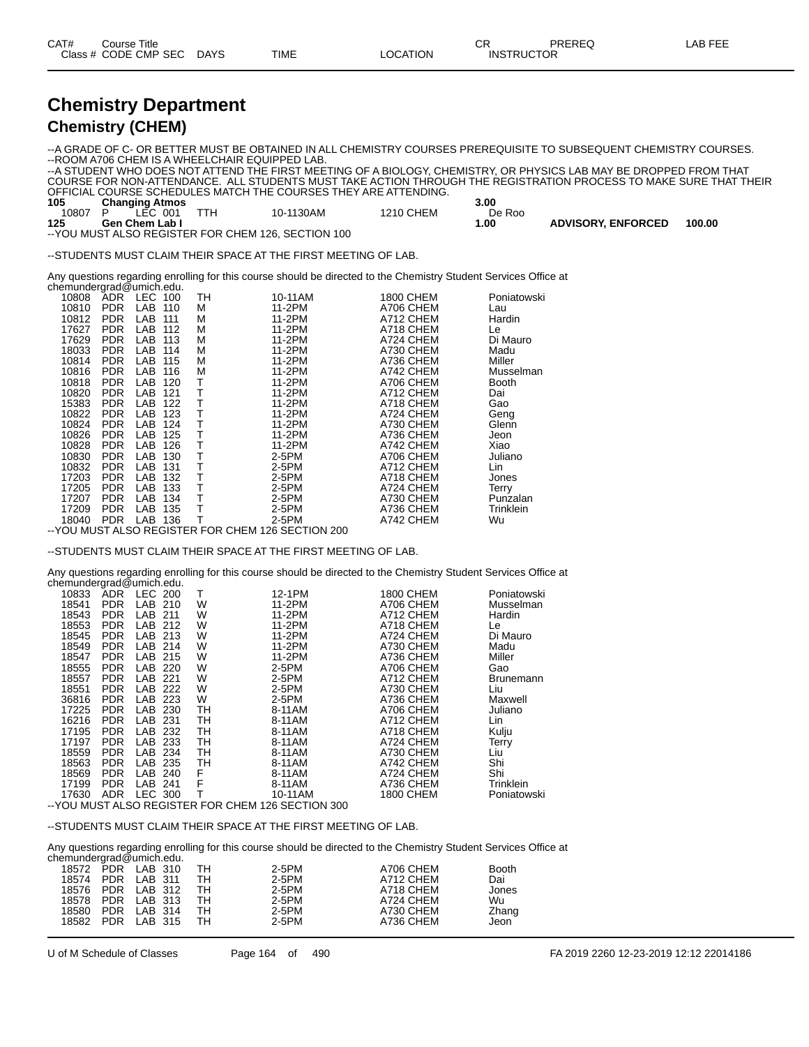| CAT# | Course Title | | | | | | CR | PREREQ | LAB FEE |
|---|---|---|---|---|---|---|---|---|---|
| Class # | CODE | CMP | SEC | DAYS | TIME | LOCATION | INSTRUCTOR | | |

# Chemistry Department

## Chemistry (CHEM)

--A GRADE OF C- OR BETTER MUST BE OBTAINED IN ALL CHEMISTRY COURSES PREREQUISITE TO SUBSEQUENT CHEMISTRY COURSES.
--ROOM A706 CHEM IS A WHEELCHAIR EQUIPPED LAB.
--A STUDENT WHO DOES NOT ATTEND THE FIRST MEETING OF A BIOLOGY, CHEMISTRY, OR PHYSICS LAB MAY BE DROPPED FROM THAT COURSE FOR NON-ATTENDANCE. ALL STUDENTS MUST TAKE ACTION THROUGH THE REGISTRATION PROCESS TO MAKE SURE THAT THEIR OFFICIAL COURSE SCHEDULES MATCH THE COURSES THEY ARE ATTENDING.

**105 Changing Atmos** **3.00**

| Class # | CODE | CMP | SEC | DAYS | TIME | LOCATION | INSTRUCTOR |
|---|---|---|---|---|---|---|---|
| 10807 | P | LEC | 001 | TTH | 10-1130AM | 1210 CHEM | De Roo |

**125 Gen Chem Lab I** **1.00** **ADVISORY, ENFORCED** **100.00**

--YOU MUST ALSO REGISTER FOR CHEM 126, SECTION 100

--STUDENTS MUST CLAIM THEIR SPACE AT THE FIRST MEETING OF LAB.

Any questions regarding enrolling for this course should be directed to the Chemistry Student Services Office at chemundergrad@umich.edu.

| Class # | CODE | CMP | SEC | DAYS | TIME | LOCATION | INSTRUCTOR |
|---|---|---|---|---|---|---|---|
| 10808 | ADR | LEC | 100 | TH | 10-11AM | 1800 CHEM | Poniatowski |
| 10810 | PDR | LAB | 110 | M | 11-2PM | A706 CHEM | Lau |
| 10812 | PDR | LAB | 111 | M | 11-2PM | A712 CHEM | Hardin |
| 17627 | PDR | LAB | 112 | M | 11-2PM | A718 CHEM | Le |
| 17629 | PDR | LAB | 113 | M | 11-2PM | A724 CHEM | Di Mauro |
| 18033 | PDR | LAB | 114 | M | 11-2PM | A730 CHEM | Madu |
| 10814 | PDR | LAB | 115 | M | 11-2PM | A736 CHEM | Miller |
| 10816 | PDR | LAB | 116 | M | 11-2PM | A742 CHEM | Musselman |
| 10818 | PDR | LAB | 120 | T | 11-2PM | A706 CHEM | Booth |
| 10820 | PDR | LAB | 121 | T | 11-2PM | A712 CHEM | Dai |
| 15383 | PDR | LAB | 122 | T | 11-2PM | A718 CHEM | Gao |
| 10822 | PDR | LAB | 123 | T | 11-2PM | A724 CHEM | Geng |
| 10824 | PDR | LAB | 124 | T | 11-2PM | A730 CHEM | Glenn |
| 10826 | PDR | LAB | 125 | T | 11-2PM | A736 CHEM | Jeon |
| 10828 | PDR | LAB | 126 | T | 11-2PM | A742 CHEM | Xiao |
| 10830 | PDR | LAB | 130 | T | 2-5PM | A706 CHEM | Juliano |
| 10832 | PDR | LAB | 131 | T | 2-5PM | A712 CHEM | Lin |
| 17203 | PDR | LAB | 132 | T | 2-5PM | A718 CHEM | Jones |
| 17205 | PDR | LAB | 133 | T | 2-5PM | A724 CHEM | Terry |
| 17207 | PDR | LAB | 134 | T | 2-5PM | A730 CHEM | Punzalan |
| 17209 | PDR | LAB | 135 | T | 2-5PM | A736 CHEM | Trinklein |
| 18040 | PDR | LAB | 136 | T | 2-5PM | A742 CHEM | Wu |

--YOU MUST ALSO REGISTER FOR CHEM 126 SECTION 200

--STUDENTS MUST CLAIM THEIR SPACE AT THE FIRST MEETING OF LAB.

Any questions regarding enrolling for this course should be directed to the Chemistry Student Services Office at chemundergrad@umich.edu.

| Class # | CODE | CMP | SEC | DAYS | TIME | LOCATION | INSTRUCTOR |
|---|---|---|---|---|---|---|---|
| 10833 | ADR | LEC | 200 | T | 12-1PM | 1800 CHEM | Poniatowski |
| 18541 | PDR | LAB | 210 | W | 11-2PM | A706 CHEM | Musselman |
| 18543 | PDR | LAB | 211 | W | 11-2PM | A712 CHEM | Hardin |
| 18553 | PDR | LAB | 212 | W | 11-2PM | A718 CHEM | Le |
| 18545 | PDR | LAB | 213 | W | 11-2PM | A724 CHEM | Di Mauro |
| 18549 | PDR | LAB | 214 | W | 11-2PM | A730 CHEM | Madu |
| 18547 | PDR | LAB | 215 | W | 11-2PM | A736 CHEM | Miller |
| 18555 | PDR | LAB | 220 | W | 2-5PM | A706 CHEM | Gao |
| 18557 | PDR | LAB | 221 | W | 2-5PM | A712 CHEM | Brunemann |
| 18551 | PDR | LAB | 222 | W | 2-5PM | A730 CHEM | Liu |
| 36816 | PDR | LAB | 223 | W | 2-5PM | A736 CHEM | Maxwell |
| 17225 | PDR | LAB | 230 | TH | 8-11AM | A706 CHEM | Juliano |
| 16216 | PDR | LAB | 231 | TH | 8-11AM | A712 CHEM | Lin |
| 17195 | PDR | LAB | 232 | TH | 8-11AM | A718 CHEM | Kulju |
| 17197 | PDR | LAB | 233 | TH | 8-11AM | A724 CHEM | Terry |
| 18559 | PDR | LAB | 234 | TH | 8-11AM | A730 CHEM | Liu |
| 18563 | PDR | LAB | 235 | TH | 8-11AM | A742 CHEM | Shi |
| 18569 | PDR | LAB | 240 | F | 8-11AM | A724 CHEM | Shi |
| 17199 | PDR | LAB | 241 | F | 8-11AM | A736 CHEM | Trinklein |
| 17630 | ADR | LEC | 300 | T | 10-11AM | 1800 CHEM | Poniatowski |

--YOU MUST ALSO REGISTER FOR CHEM 126 SECTION 300

--STUDENTS MUST CLAIM THEIR SPACE AT THE FIRST MEETING OF LAB.

Any questions regarding enrolling for this course should be directed to the Chemistry Student Services Office at chemundergrad@umich.edu.

| Class # | CODE | CMP | SEC | DAYS | TIME | LOCATION | INSTRUCTOR |
|---|---|---|---|---|---|---|---|
| 18572 | PDR | LAB | 310 | TH | 2-5PM | A706 CHEM | Booth |
| 18574 | PDR | LAB | 311 | TH | 2-5PM | A712 CHEM | Dai |
| 18576 | PDR | LAB | 312 | TH | 2-5PM | A718 CHEM | Jones |
| 18578 | PDR | LAB | 313 | TH | 2-5PM | A724 CHEM | Wu |
| 18580 | PDR | LAB | 314 | TH | 2-5PM | A730 CHEM | Zhang |
| 18582 | PDR | LAB | 315 | TH | 2-5PM | A736 CHEM | Jeon |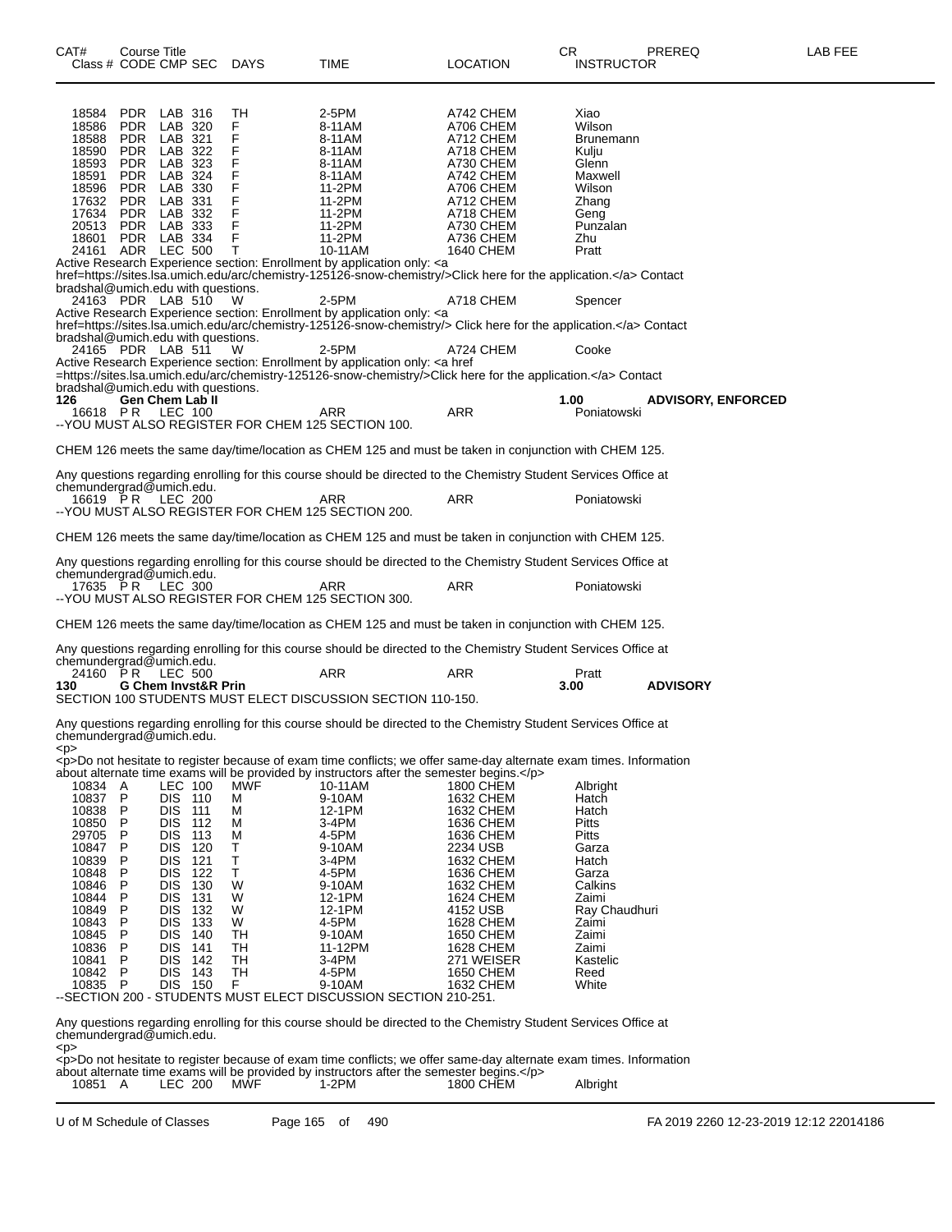| CAT# Class # | Course Title CODE | CMP | SEC | DAYS | TIME | LOCATION | CR INSTRUCTOR | PREREQ | LAB FEE |
|---|---|---|---|---|---|---|---|---|---|
| 18584 | PDR | LAB | 316 | TH | 2-5PM | A742 CHEM | Xiao | | |
| 18586 | PDR | LAB | 320 | F | 8-11AM | A706 CHEM | Wilson | | |
| 18588 | PDR | LAB | 321 | F | 8-11AM | A712 CHEM | Brunemann | | |
| 18590 | PDR | LAB | 322 | F | 8-11AM | A718 CHEM | Kulju | | |
| 18593 | PDR | LAB | 323 | F | 8-11AM | A730 CHEM | Glenn | | |
| 18591 | PDR | LAB | 324 | F | 8-11AM | A742 CHEM | Maxwell | | |
| 18596 | PDR | LAB | 330 | F | 11-2PM | A706 CHEM | Wilson | | |
| 17632 | PDR | LAB | 331 | F | 11-2PM | A712 CHEM | Zhang | | |
| 17634 | PDR | LAB | 332 | F | 11-2PM | A718 CHEM | Geng | | |
| 20513 | PDR | LAB | 333 | F | 11-2PM | A730 CHEM | Punzalan | | |
| 18601 | PDR | LAB | 334 | F | 11-2PM | A736 CHEM | Zhu | | |
| 24161 | ADR | LEC | 500 | T | 10-11AM | 1640 CHEM | Pratt | | |

Active Research Experience section: Enrollment by application only: <a href=https://sites.lsa.umich.edu/arc/chemistry-125126-snow-chemistry/>Click here for the application.</a> Contact bradshal@umich.edu with questions.

| | | | | | | | | | |
|---|---|---|---|---|---|---|---|---|---|
| 24163 | PDR | LAB | 510 | W | 2-5PM | A718 CHEM | Spencer | | |

Active Research Experience section: Enrollment by application only: <a href=https://sites.lsa.umich.edu/arc/chemistry-125126-snow-chemistry/> Click here for the application.</a> Contact bradshal@umich.edu with questions.

| | | | | | | | | | |
|---|---|---|---|---|---|---|---|---|---|
| 24165 | PDR | LAB | 511 | W | 2-5PM | A724 CHEM | Cooke | | |

Active Research Experience section: Enrollment by application only: <a href =https://sites.lsa.umich.edu/arc/chemistry-125126-snow-chemistry/>Click here for the application.</a> Contact bradshal@umich.edu with questions.

**126 Gen Chem Lab II** — 1.00 — **ADVISORY, ENFORCED**

| | | | | | | | | | |
|---|---|---|---|---|---|---|---|---|---|
| 16618 | P R | LEC | 100 | | ARR | ARR | Poniatowski | | |

--YOU MUST ALSO REGISTER FOR CHEM 125 SECTION 100.

CHEM 126 meets the same day/time/location as CHEM 125 and must be taken in conjunction with CHEM 125.

Any questions regarding enrolling for this course should be directed to the Chemistry Student Services Office at chemundergrad@umich.edu.

| | | | | | | | | | |
|---|---|---|---|---|---|---|---|---|---|
| 16619 | P R | LEC | 200 | | ARR | ARR | Poniatowski | | |

--YOU MUST ALSO REGISTER FOR CHEM 125 SECTION 200.

CHEM 126 meets the same day/time/location as CHEM 125 and must be taken in conjunction with CHEM 125.

Any questions regarding enrolling for this course should be directed to the Chemistry Student Services Office at chemundergrad@umich.edu.

| | | | | | | | | | |
|---|---|---|---|---|---|---|---|---|---|
| 17635 | P R | LEC | 300 | | ARR | ARR | Poniatowski | | |

--YOU MUST ALSO REGISTER FOR CHEM 125 SECTION 300.

CHEM 126 meets the same day/time/location as CHEM 125 and must be taken in conjunction with CHEM 125.

Any questions regarding enrolling for this course should be directed to the Chemistry Student Services Office at chemundergrad@umich.edu.

| | | | | | | | | | |
|---|---|---|---|---|---|---|---|---|---|
| 24160 | P R | LEC | 500 | | ARR | ARR | Pratt | | |

**130 G Chem Invst&R Prin** — 3.00 — **ADVISORY**

SECTION 100 STUDENTS MUST ELECT DISCUSSION SECTION 110-150.

Any questions regarding enrolling for this course should be directed to the Chemistry Student Services Office at chemundergrad@umich.edu.
<p>
<p>Do not hesitate to register because of exam time conflicts; we offer same-day alternate exam times. Information about alternate time exams will be provided by instructors after the semester begins.</p>

| | | | | | | | | | |
|---|---|---|---|---|---|---|---|---|---|
| 10834 | A | LEC | 100 | MWF | 10-11AM | 1800 CHEM | Albright | | |
| 10837 | P | DIS | 110 | M | 9-10AM | 1632 CHEM | Hatch | | |
| 10838 | P | DIS | 111 | M | 12-1PM | 1632 CHEM | Hatch | | |
| 10850 | P | DIS | 112 | M | 3-4PM | 1636 CHEM | Pitts | | |
| 29705 | P | DIS | 113 | M | 4-5PM | 1636 CHEM | Pitts | | |
| 10847 | P | DIS | 120 | T | 9-10AM | 2234 USB | Garza | | |
| 10839 | P | DIS | 121 | T | 3-4PM | 1632 CHEM | Hatch | | |
| 10848 | P | DIS | 122 | T | 4-5PM | 1636 CHEM | Garza | | |
| 10846 | P | DIS | 130 | W | 9-10AM | 1632 CHEM | Calkins | | |
| 10844 | P | DIS | 131 | W | 12-1PM | 1624 CHEM | Zaimi | | |
| 10849 | P | DIS | 132 | W | 12-1PM | 4152 USB | Ray Chaudhuri | | |
| 10843 | P | DIS | 133 | W | 4-5PM | 1628 CHEM | Zaimi | | |
| 10845 | P | DIS | 140 | TH | 9-10AM | 1650 CHEM | Zaimi | | |
| 10836 | P | DIS | 141 | TH | 11-12PM | 1628 CHEM | Zaimi | | |
| 10841 | P | DIS | 142 | TH | 3-4PM | 271 WEISER | Kastelic | | |
| 10842 | P | DIS | 143 | TH | 4-5PM | 1650 CHEM | Reed | | |
| 10835 | P | DIS | 150 | F | 9-10AM | 1632 CHEM | White | | |

--SECTION 200 - STUDENTS MUST ELECT DISCUSSION SECTION 210-251.

Any questions regarding enrolling for this course should be directed to the Chemistry Student Services Office at chemundergrad@umich.edu.
<p>
<p>Do not hesitate to register because of exam time conflicts; we offer same-day alternate exam times. Information about alternate time exams will be provided by instructors after the semester begins.</p>

| | | | | | | | | | |
|---|---|---|---|---|---|---|---|---|---|
| 10851 | A | LEC | 200 | MWF | 1-2PM | 1800 CHEM | Albright | | |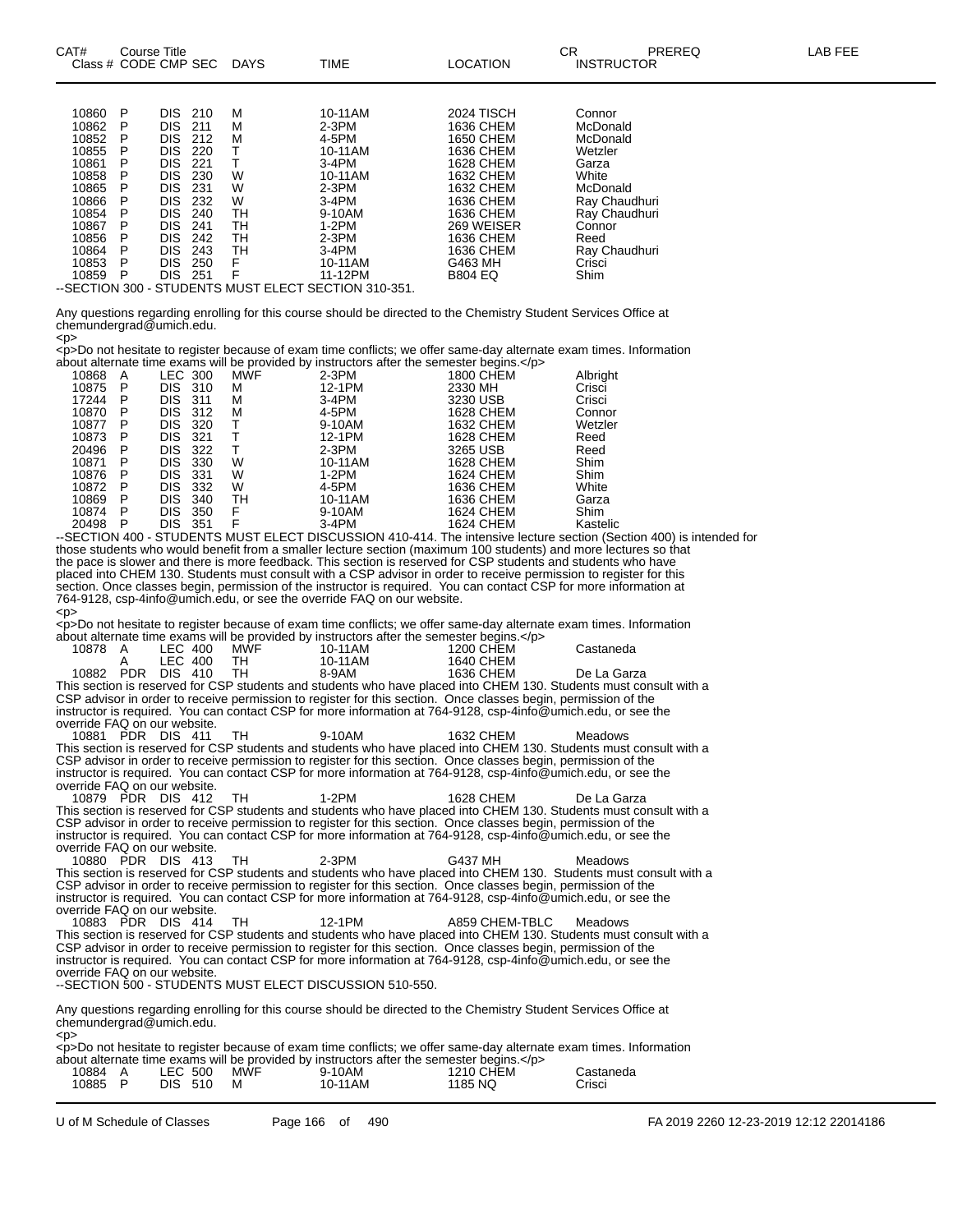| CAT# Class # | Course Title CODE | CMP | SEC | DAYS | TIME | LOCATION | CR INSTRUCTOR | PREREQ | LAB FEE |
|---|---|---|---|---|---|---|---|---|---|
| 10860 | P | DIS | 210 | M | 10-11AM | 2024 TISCH | Connor | | |
| 10862 | P | DIS | 211 | M | 2-3PM | 1636 CHEM | McDonald | | |
| 10852 | P | DIS | 212 | M | 4-5PM | 1650 CHEM | McDonald | | |
| 10855 | P | DIS | 220 | T | 10-11AM | 1636 CHEM | Wetzler | | |
| 10861 | P | DIS | 221 | T | 3-4PM | 1628 CHEM | Garza | | |
| 10858 | P | DIS | 230 | W | 10-11AM | 1632 CHEM | White | | |
| 10865 | P | DIS | 231 | W | 2-3PM | 1632 CHEM | McDonald | | |
| 10866 | P | DIS | 232 | W | 3-4PM | 1636 CHEM | Ray Chaudhuri | | |
| 10854 | P | DIS | 240 | TH | 9-10AM | 1636 CHEM | Ray Chaudhuri | | |
| 10867 | P | DIS | 241 | TH | 1-2PM | 269 WEISER | Connor | | |
| 10856 | P | DIS | 242 | TH | 2-3PM | 1636 CHEM | Reed | | |
| 10864 | P | DIS | 243 | TH | 3-4PM | 1636 CHEM | Ray Chaudhuri | | |
| 10853 | P | DIS | 250 | F | 10-11AM | G463 MH | Crisci | | |
| 10859 | P | DIS | 251 | F | 11-12PM | B804 EQ | Shim | | |

--SECTION 300 - STUDENTS MUST ELECT SECTION 310-351.

Any questions regarding enrolling for this course should be directed to the Chemistry Student Services Office at chemundergrad@umich.edu.
<p>
<p>Do not hesitate to register because of exam time conflicts; we offer same-day alternate exam times. Information about alternate time exams will be provided by instructors after the semester begins.</p>

| | | | | | | | |
|---|---|---|---|---|---|---|---|
| 10868 | A | LEC | 300 | MWF | 2-3PM | 1800 CHEM | Albright |
| 10875 | P | DIS | 310 | M | 12-1PM | 2330 MH | Crisci |
| 17244 | P | DIS | 311 | M | 3-4PM | 3230 USB | Crisci |
| 10870 | P | DIS | 312 | M | 4-5PM | 1628 CHEM | Connor |
| 10877 | P | DIS | 320 | T | 9-10AM | 1632 CHEM | Wetzler |
| 10873 | P | DIS | 321 | T | 12-1PM | 1628 CHEM | Reed |
| 20496 | P | DIS | 322 | T | 2-3PM | 3265 USB | Reed |
| 10871 | P | DIS | 330 | W | 10-11AM | 1628 CHEM | Shim |
| 10876 | P | DIS | 331 | W | 1-2PM | 1624 CHEM | Shim |
| 10872 | P | DIS | 332 | W | 4-5PM | 1636 CHEM | White |
| 10869 | P | DIS | 340 | TH | 10-11AM | 1636 CHEM | Garza |
| 10874 | P | DIS | 350 | F | 9-10AM | 1624 CHEM | Shim |
| 20498 | P | DIS | 351 | F | 3-4PM | 1624 CHEM | Kastelic |

--SECTION 400 - STUDENTS MUST ELECT DISCUSSION 410-414. The intensive lecture section (Section 400) is intended for those students who would benefit from a smaller lecture section (maximum 100 students) and more lectures so that the pace is slower and there is more feedback. This section is reserved for CSP students and students who have placed into CHEM 130. Students must consult with a CSP advisor in order to receive permission to register for this section. Once classes begin, permission of the instructor is required. You can contact CSP for more information at 764-9128, csp-4info@umich.edu, or see the override FAQ on our website.
<p>
<p>Do not hesitate to register because of exam time conflicts; we offer same-day alternate exam times. Information about alternate time exams will be provided by instructors after the semester begins.</p>

| | | | | | | | |
|---|---|---|---|---|---|---|---|
| 10878 | A | LEC | 400 | MWF | 10-11AM | 1200 CHEM | Castaneda |
| | A | LEC | 400 | TH | 10-11AM | 1640 CHEM | |
| 10882 | PDR | DIS | 410 | TH | 8-9AM | 1636 CHEM | De La Garza |

This section is reserved for CSP students and students who have placed into CHEM 130. Students must consult with a CSP advisor in order to receive permission to register for this section. Once classes begin, permission of the instructor is required. You can contact CSP for more information at 764-9128, csp-4info@umich.edu, or see the override FAQ on our website.

| | | | | | | | |
|---|---|---|---|---|---|---|---|
| 10881 | PDR | DIS | 411 | TH | 9-10AM | 1632 CHEM | Meadows |

This section is reserved for CSP students and students who have placed into CHEM 130. Students must consult with a CSP advisor in order to receive permission to register for this section. Once classes begin, permission of the instructor is required. You can contact CSP for more information at 764-9128, csp-4info@umich.edu, or see the override FAQ on our website.

| | | | | | | | |
|---|---|---|---|---|---|---|---|
| 10879 | PDR | DIS | 412 | TH | 1-2PM | 1628 CHEM | De La Garza |

This section is reserved for CSP students and students who have placed into CHEM 130. Students must consult with a CSP advisor in order to receive permission to register for this section. Once classes begin, permission of the instructor is required. You can contact CSP for more information at 764-9128, csp-4info@umich.edu, or see the override FAQ on our website.

| | | | | | | | |
|---|---|---|---|---|---|---|---|
| 10880 | PDR | DIS | 413 | TH | 2-3PM | G437 MH | Meadows |

This section is reserved for CSP students and students who have placed into CHEM 130. Students must consult with a CSP advisor in order to receive permission to register for this section. Once classes begin, permission of the instructor is required. You can contact CSP for more information at 764-9128, csp-4info@umich.edu, or see the override FAQ on our website.

| | | | | | | | |
|---|---|---|---|---|---|---|---|
| 10883 | PDR | DIS | 414 | TH | 12-1PM | A859 CHEM-TBLC | Meadows |

This section is reserved for CSP students and students who have placed into CHEM 130. Students must consult with a CSP advisor in order to receive permission to register for this section. Once classes begin, permission of the instructor is required. You can contact CSP for more information at 764-9128, csp-4info@umich.edu, or see the override FAQ on our website.

--SECTION 500 - STUDENTS MUST ELECT DISCUSSION 510-550.

Any questions regarding enrolling for this course should be directed to the Chemistry Student Services Office at chemundergrad@umich.edu.
<p>
<p>Do not hesitate to register because of exam time conflicts; we offer same-day alternate exam times. Information about alternate time exams will be provided by instructors after the semester begins.</p>

| | | | | | | | |
|---|---|---|---|---|---|---|---|
| 10884 | A | LEC | 500 | MWF | 9-10AM | 1210 CHEM | Castaneda |
| 10885 | P | DIS | 510 | M | 10-11AM | 1185 NQ | Crisci |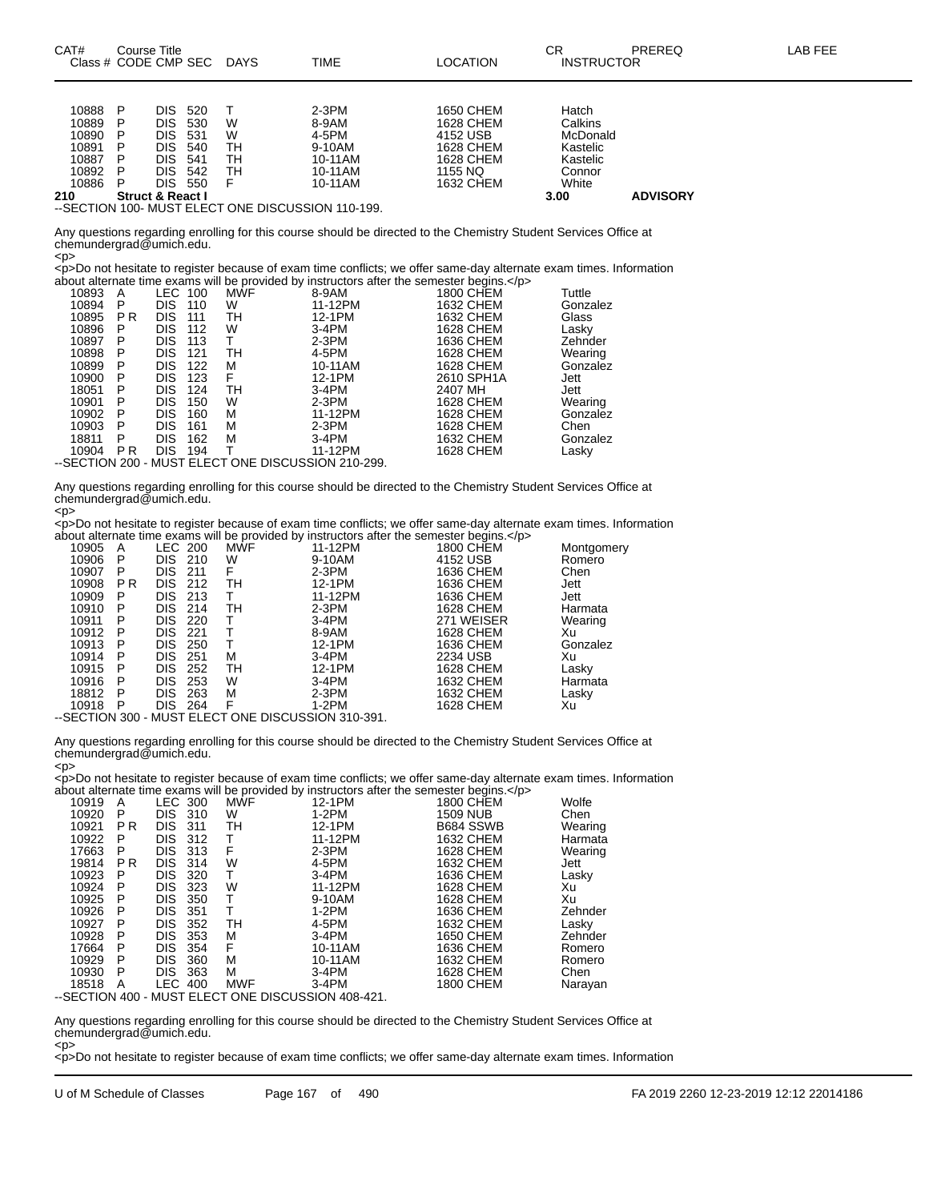| CAT# Class # | Course Title CODE | CMP | SEC | DAYS | TIME | LOCATION | CR INSTRUCTOR | PREREQ | LAB FEE |
|---|---|---|---|---|---|---|---|---|---|
| 10888 | P | DIS | 520 | T | 2-3PM | 1650 CHEM | Hatch | | |
| 10889 | P | DIS | 530 | W | 8-9AM | 1628 CHEM | Calkins | | |
| 10890 | P | DIS | 531 | W | 4-5PM | 4152 USB | McDonald | | |
| 10891 | P | DIS | 540 | TH | 9-10AM | 1628 CHEM | Kastelic | | |
| 10887 | P | DIS | 541 | TH | 10-11AM | 1628 CHEM | Kastelic | | |
| 10892 | P | DIS | 542 | TH | 10-11AM | 1155 NQ | Connor | | |
| 10886 | P | DIS | 550 | F | 10-11AM | 1632 CHEM | White | | |

**210 Struct & React I** — 3.00 — **ADVISORY**

--SECTION 100- MUST ELECT ONE DISCUSSION 110-199.

Any questions regarding enrolling for this course should be directed to the Chemistry Student Services Office at chemundergrad@umich.edu.
<p>
<p>Do not hesitate to register because of exam time conflicts; we offer same-day alternate exam times. Information about alternate time exams will be provided by instructors after the semester begins.</p>

| Class # | CODE | CMP | SEC | DAYS | TIME | LOCATION | INSTRUCTOR |
|---|---|---|---|---|---|---|---|
| 10893 | A | LEC | 100 | MWF | 8-9AM | 1800 CHEM | Tuttle |
| 10894 | P | DIS | 110 | W | 11-12PM | 1632 CHEM | Gonzalez |
| 10895 | P R | DIS | 111 | TH | 12-1PM | 1632 CHEM | Glass |
| 10896 | P | DIS | 112 | W | 3-4PM | 1628 CHEM | Lasky |
| 10897 | P | DIS | 113 | T | 2-3PM | 1636 CHEM | Zehnder |
| 10898 | P | DIS | 121 | TH | 4-5PM | 1628 CHEM | Wearing |
| 10899 | P | DIS | 122 | M | 10-11AM | 1628 CHEM | Gonzalez |
| 10900 | P | DIS | 123 | F | 12-1PM | 2610 SPH1A | Jett |
| 18051 | P | DIS | 124 | TH | 3-4PM | 2407 MH | Jett |
| 10901 | P | DIS | 150 | W | 2-3PM | 1628 CHEM | Wearing |
| 10902 | P | DIS | 160 | M | 11-12PM | 1628 CHEM | Gonzalez |
| 10903 | P | DIS | 161 | M | 2-3PM | 1628 CHEM | Chen |
| 18811 | P | DIS | 162 | M | 3-4PM | 1632 CHEM | Gonzalez |
| 10904 | P R | DIS | 194 | T | 11-12PM | 1628 CHEM | Lasky |

--SECTION 200 - MUST ELECT ONE DISCUSSION 210-299.

Any questions regarding enrolling for this course should be directed to the Chemistry Student Services Office at chemundergrad@umich.edu.
<p>
<p>Do not hesitate to register because of exam time conflicts; we offer same-day alternate exam times. Information about alternate time exams will be provided by instructors after the semester begins.</p>

| Class # | CODE | CMP | SEC | DAYS | TIME | LOCATION | INSTRUCTOR |
|---|---|---|---|---|---|---|---|
| 10905 | A | LEC | 200 | MWF | 11-12PM | 1800 CHEM | Montgomery |
| 10906 | P | DIS | 210 | W | 9-10AM | 4152 USB | Romero |
| 10907 | P | DIS | 211 | F | 2-3PM | 1636 CHEM | Chen |
| 10908 | P R | DIS | 212 | TH | 12-1PM | 1636 CHEM | Jett |
| 10909 | P | DIS | 213 | T | 11-12PM | 1636 CHEM | Jett |
| 10910 | P | DIS | 214 | TH | 2-3PM | 1628 CHEM | Harmata |
| 10911 | P | DIS | 220 | T | 3-4PM | 271 WEISER | Wearing |
| 10912 | P | DIS | 221 | T | 8-9AM | 1628 CHEM | Xu |
| 10913 | P | DIS | 250 | T | 12-1PM | 1636 CHEM | Gonzalez |
| 10914 | P | DIS | 251 | M | 3-4PM | 2234 USB | Xu |
| 10915 | P | DIS | 252 | TH | 12-1PM | 1628 CHEM | Lasky |
| 10916 | P | DIS | 253 | W | 3-4PM | 1632 CHEM | Harmata |
| 18812 | P | DIS | 263 | M | 2-3PM | 1632 CHEM | Lasky |
| 10918 | P | DIS | 264 | F | 1-2PM | 1628 CHEM | Xu |

--SECTION 300 - MUST ELECT ONE DISCUSSION 310-391.

Any questions regarding enrolling for this course should be directed to the Chemistry Student Services Office at chemundergrad@umich.edu.
<p>
<p>Do not hesitate to register because of exam time conflicts; we offer same-day alternate exam times. Information about alternate time exams will be provided by instructors after the semester begins.</p>

| Class # | CODE | CMP | SEC | DAYS | TIME | LOCATION | INSTRUCTOR |
|---|---|---|---|---|---|---|---|
| 10919 | A | LEC | 300 | MWF | 12-1PM | 1800 CHEM | Wolfe |
| 10920 | P | DIS | 310 | W | 1-2PM | 1509 NUB | Chen |
| 10921 | P R | DIS | 311 | TH | 12-1PM | B684 SSWB | Wearing |
| 10922 | P | DIS | 312 | T | 11-12PM | 1632 CHEM | Harmata |
| 17663 | P | DIS | 313 | F | 2-3PM | 1628 CHEM | Wearing |
| 19814 | P R | DIS | 314 | W | 4-5PM | 1632 CHEM | Jett |
| 10923 | P | DIS | 320 | T | 3-4PM | 1636 CHEM | Lasky |
| 10924 | P | DIS | 323 | W | 11-12PM | 1628 CHEM | Xu |
| 10925 | P | DIS | 350 | T | 9-10AM | 1628 CHEM | Xu |
| 10926 | P | DIS | 351 | T | 1-2PM | 1636 CHEM | Zehnder |
| 10927 | P | DIS | 352 | TH | 4-5PM | 1632 CHEM | Lasky |
| 10928 | P | DIS | 353 | M | 3-4PM | 1650 CHEM | Zehnder |
| 17664 | P | DIS | 354 | F | 10-11AM | 1636 CHEM | Romero |
| 10929 | P | DIS | 360 | M | 10-11AM | 1632 CHEM | Romero |
| 10930 | P | DIS | 363 | M | 3-4PM | 1628 CHEM | Chen |
| 18518 | A | LEC | 400 | MWF | 3-4PM | 1800 CHEM | Narayan |

--SECTION 400 - MUST ELECT ONE DISCUSSION 408-421.

Any questions regarding enrolling for this course should be directed to the Chemistry Student Services Office at chemundergrad@umich.edu.
<p>
<p>Do not hesitate to register because of exam time conflicts; we offer same-day alternate exam times. Information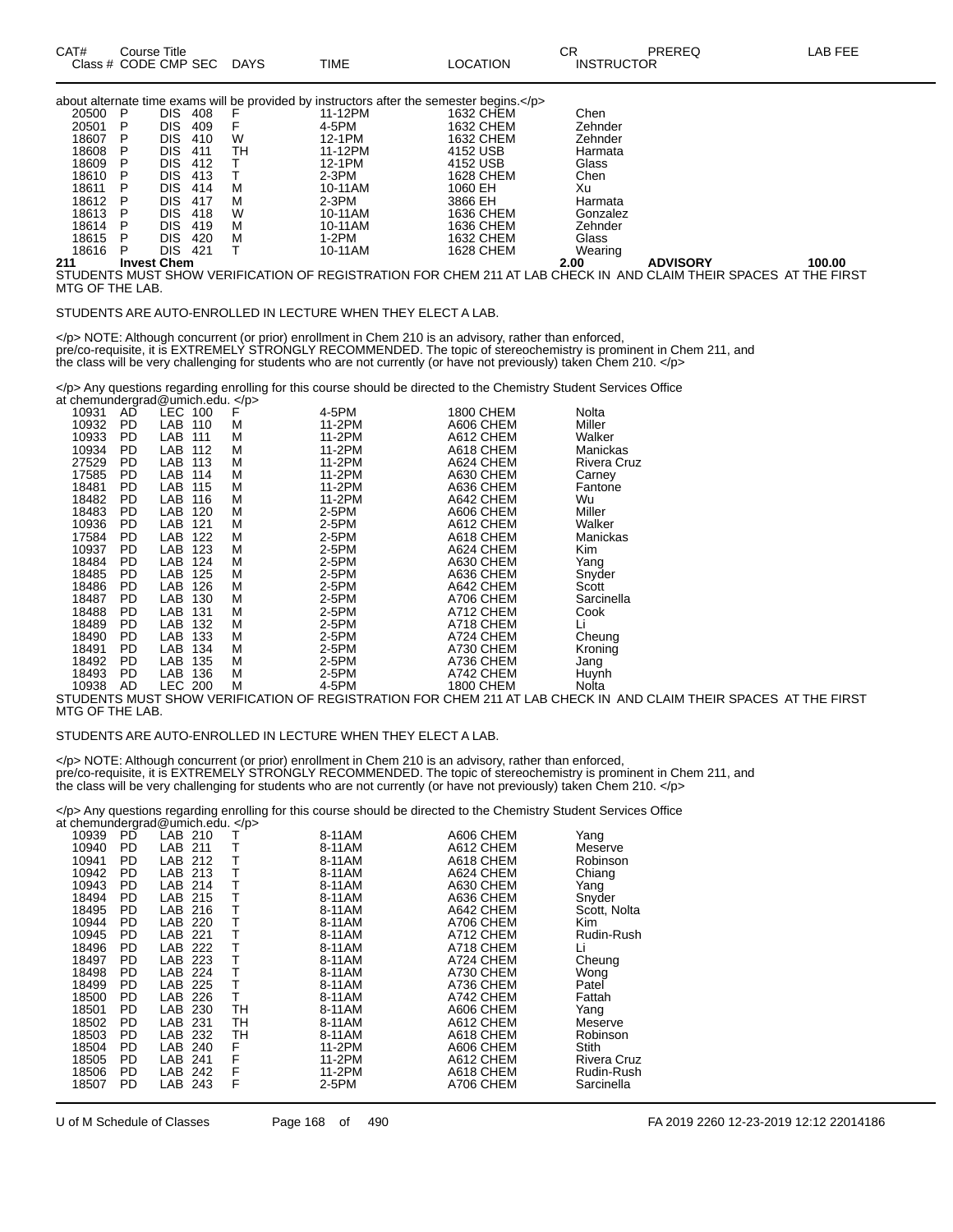| CAT# Class # | Course Title CODE | CMP | SEC | DAYS | TIME | LOCATION | CR INSTRUCTOR | PREREQ | LAB FEE |
|---|---|---|---|---|---|---|---|---|---|

about alternate time exams will be provided by instructors after the semester begins.</p>

| Class # | CODE | CMP | SEC | DAYS | TIME | LOCATION | INSTRUCTOR |
|---|---|---|---|---|---|---|---|
| 20500 | P | DIS | 408 | F | 11-12PM | 1632 CHEM | Chen |
| 20501 | P | DIS | 409 | F | 4-5PM | 1632 CHEM | Zehnder |
| 18607 | P | DIS | 410 | W | 12-1PM | 1632 CHEM | Zehnder |
| 18608 | P | DIS | 411 | TH | 11-12PM | 4152 USB | Harmata |
| 18609 | P | DIS | 412 | T | 12-1PM | 4152 USB | Glass |
| 18610 | P | DIS | 413 | T | 2-3PM | 1628 CHEM | Chen |
| 18611 | P | DIS | 414 | M | 10-11AM | 1060 EH | Xu |
| 18612 | P | DIS | 417 | M | 2-3PM | 3866 EH | Harmata |
| 18613 | P | DIS | 418 | W | 10-11AM | 1636 CHEM | Gonzalez |
| 18614 | P | DIS | 419 | M | 10-11AM | 1636 CHEM | Zehnder |
| 18615 | P | DIS | 420 | M | 1-2PM | 1632 CHEM | Glass |
| 18616 | P | DIS | 421 | T | 10-11AM | 1628 CHEM | Wearing |

**211 Invest Chem** — 2.00 — ADVISORY — 100.00

STUDENTS MUST SHOW VERIFICATION OF REGISTRATION FOR CHEM 211 AT LAB CHECK IN AND CLAIM THEIR SPACES AT THE FIRST MTG OF THE LAB.

STUDENTS ARE AUTO-ENROLLED IN LECTURE WHEN THEY ELECT A LAB.

</p> NOTE: Although concurrent (or prior) enrollment in Chem 210 is an advisory, rather than enforced, pre/co-requisite, it is EXTREMELY STRONGLY RECOMMENDED. The topic of stereochemistry is prominent in Chem 211, and the class will be very challenging for students who are not currently (or have not previously) taken Chem 210. </p>

</p> Any questions regarding enrolling for this course should be directed to the Chemistry Student Services Office at chemundergrad@umich.edu. </p>

| Class # | CODE | CMP | SEC | DAYS | TIME | LOCATION | INSTRUCTOR |
|---|---|---|---|---|---|---|---|
| 10931 | AD | LEC | 100 | F | 4-5PM | 1800 CHEM | Nolta |
| 10932 | PD | LAB | 110 | M | 11-2PM | A606 CHEM | Miller |
| 10933 | PD | LAB | 111 | M | 11-2PM | A612 CHEM | Walker |
| 10934 | PD | LAB | 112 | M | 11-2PM | A618 CHEM | Manickas |
| 27529 | PD | LAB | 113 | M | 11-2PM | A624 CHEM | Rivera Cruz |
| 17585 | PD | LAB | 114 | M | 11-2PM | A630 CHEM | Carney |
| 18481 | PD | LAB | 115 | M | 11-2PM | A636 CHEM | Fantone |
| 18482 | PD | LAB | 116 | M | 11-2PM | A642 CHEM | Wu |
| 18483 | PD | LAB | 120 | M | 2-5PM | A606 CHEM | Miller |
| 10936 | PD | LAB | 121 | M | 2-5PM | A612 CHEM | Walker |
| 17584 | PD | LAB | 122 | M | 2-5PM | A618 CHEM | Manickas |
| 10937 | PD | LAB | 123 | M | 2-5PM | A624 CHEM | Kim |
| 18484 | PD | LAB | 124 | M | 2-5PM | A630 CHEM | Yang |
| 18485 | PD | LAB | 125 | M | 2-5PM | A636 CHEM | Snyder |
| 18486 | PD | LAB | 126 | M | 2-5PM | A642 CHEM | Scott |
| 18487 | PD | LAB | 130 | M | 2-5PM | A706 CHEM | Sarcinella |
| 18488 | PD | LAB | 131 | M | 2-5PM | A712 CHEM | Cook |
| 18489 | PD | LAB | 132 | M | 2-5PM | A718 CHEM | Li |
| 18490 | PD | LAB | 133 | M | 2-5PM | A724 CHEM | Cheung |
| 18491 | PD | LAB | 134 | M | 2-5PM | A730 CHEM | Kroning |
| 18492 | PD | LAB | 135 | M | 2-5PM | A736 CHEM | Jang |
| 18493 | PD | LAB | 136 | M | 2-5PM | A742 CHEM | Huynh |
| 10938 | AD | LEC | 200 | M | 4-5PM | 1800 CHEM | Nolta |

STUDENTS MUST SHOW VERIFICATION OF REGISTRATION FOR CHEM 211 AT LAB CHECK IN AND CLAIM THEIR SPACES AT THE FIRST MTG OF THE LAB.

STUDENTS ARE AUTO-ENROLLED IN LECTURE WHEN THEY ELECT A LAB.

</p> NOTE: Although concurrent (or prior) enrollment in Chem 210 is an advisory, rather than enforced, pre/co-requisite, it is EXTREMELY STRONGLY RECOMMENDED. The topic of stereochemistry is prominent in Chem 211, and the class will be very challenging for students who are not currently (or have not previously) taken Chem 210. </p>

</p> Any questions regarding enrolling for this course should be directed to the Chemistry Student Services Office at chemundergrad@umich.edu. </p>

| Class # | CODE | CMP | SEC | DAYS | TIME | LOCATION | INSTRUCTOR |
|---|---|---|---|---|---|---|---|
| 10939 | PD | LAB | 210 | T | 8-11AM | A606 CHEM | Yang |
| 10940 | PD | LAB | 211 | T | 8-11AM | A612 CHEM | Meserve |
| 10941 | PD | LAB | 212 | T | 8-11AM | A618 CHEM | Robinson |
| 10942 | PD | LAB | 213 | T | 8-11AM | A624 CHEM | Chiang |
| 10943 | PD | LAB | 214 | T | 8-11AM | A630 CHEM | Yang |
| 18494 | PD | LAB | 215 | T | 8-11AM | A636 CHEM | Snyder |
| 18495 | PD | LAB | 216 | T | 8-11AM | A642 CHEM | Scott, Nolta |
| 10944 | PD | LAB | 220 | T | 8-11AM | A706 CHEM | Kim |
| 10945 | PD | LAB | 221 | T | 8-11AM | A712 CHEM | Rudin-Rush |
| 18496 | PD | LAB | 222 | T | 8-11AM | A718 CHEM | Li |
| 18497 | PD | LAB | 223 | T | 8-11AM | A724 CHEM | Cheung |
| 18498 | PD | LAB | 224 | T | 8-11AM | A730 CHEM | Wong |
| 18499 | PD | LAB | 225 | T | 8-11AM | A736 CHEM | Patel |
| 18500 | PD | LAB | 226 | T | 8-11AM | A742 CHEM | Fattah |
| 18501 | PD | LAB | 230 | TH | 8-11AM | A606 CHEM | Yang |
| 18502 | PD | LAB | 231 | TH | 8-11AM | A612 CHEM | Meserve |
| 18503 | PD | LAB | 232 | TH | 8-11AM | A618 CHEM | Robinson |
| 18504 | PD | LAB | 240 | F | 11-2PM | A606 CHEM | Stith |
| 18505 | PD | LAB | 241 | F | 11-2PM | A612 CHEM | Rivera Cruz |
| 18506 | PD | LAB | 242 | F | 11-2PM | A618 CHEM | Rudin-Rush |
| 18507 | PD | LAB | 243 | F | 2-5PM | A706 CHEM | Sarcinella |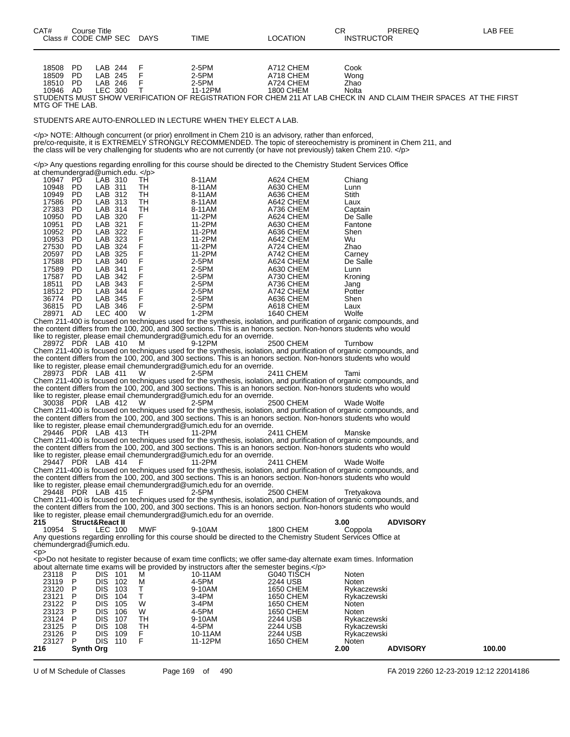| CAT# Class # | Course Title CODE | CMP | SEC | DAYS | TIME | LOCATION | CR INSTRUCTOR | PREREQ | LAB FEE |
|---|---|---|---|---|---|---|---|---|---|
| 18508 | PD | LAB | 244 | F | 2-5PM | A712 CHEM | Cook | | |
| 18509 | PD | LAB | 245 | F | 2-5PM | A718 CHEM | Wong | | |
| 18510 | PD | LAB | 246 | F | 2-5PM | A724 CHEM | Zhao | | |
| 10946 | AD | LEC | 300 | T | 11-12PM | 1800 CHEM | Nolta | | |

STUDENTS MUST SHOW VERIFICATION OF REGISTRATION FOR CHEM 211 AT LAB CHECK IN AND CLAIM THEIR SPACES AT THE FIRST MTG OF THE LAB.

STUDENTS ARE AUTO-ENROLLED IN LECTURE WHEN THEY ELECT A LAB.

</p> NOTE: Although concurrent (or prior) enrollment in Chem 210 is an advisory, rather than enforced, pre/co-requisite, it is EXTREMELY STRONGLY RECOMMENDED. The topic of stereochemistry is prominent in Chem 211, and the class will be very challenging for students who are not currently (or have not previously) taken Chem 210. </p>

</p> Any questions regarding enrolling for this course should be directed to the Chemistry Student Services Office at chemundergrad@umich.edu. </p>

| Class # | CODE | CMP | SEC | DAYS | TIME | LOCATION | INSTRUCTOR |
|---|---|---|---|---|---|---|---|
| 10947 | PD | LAB | 310 | TH | 8-11AM | A624 CHEM | Chiang |
| 10948 | PD | LAB | 311 | TH | 8-11AM | A630 CHEM | Lunn |
| 10949 | PD | LAB | 312 | TH | 8-11AM | A636 CHEM | Stith |
| 17586 | PD | LAB | 313 | TH | 8-11AM | A642 CHEM | Laux |
| 27383 | PD | LAB | 314 | TH | 8-11AM | A736 CHEM | Captain |
| 10950 | PD | LAB | 320 | F | 11-2PM | A624 CHEM | De Salle |
| 10951 | PD | LAB | 321 | F | 11-2PM | A630 CHEM | Fantone |
| 10952 | PD | LAB | 322 | F | 11-2PM | A636 CHEM | Shen |
| 10953 | PD | LAB | 323 | F | 11-2PM | A642 CHEM | Wu |
| 27530 | PD | LAB | 324 | F | 11-2PM | A724 CHEM | Zhao |
| 20597 | PD | LAB | 325 | F | 11-2PM | A742 CHEM | Carney |
| 17588 | PD | LAB | 340 | F | 2-5PM | A624 CHEM | De Salle |
| 17589 | PD | LAB | 341 | F | 2-5PM | A630 CHEM | Lunn |
| 17587 | PD | LAB | 342 | F | 2-5PM | A730 CHEM | Kroning |
| 18511 | PD | LAB | 343 | F | 2-5PM | A736 CHEM | Jang |
| 18512 | PD | LAB | 344 | F | 2-5PM | A742 CHEM | Potter |
| 36774 | PD | LAB | 345 | F | 2-5PM | A636 CHEM | Shen |
| 36815 | PD | LAB | 346 | F | 2-5PM | A618 CHEM | Laux |
| 28971 | AD | LEC | 400 | W | 1-2PM | 1640 CHEM | Wolfe |

Chem 211-400 is focused on techniques used for the synthesis, isolation, and purification of organic compounds, and the content differs from the 100, 200, and 300 sections. This is an honors section. Non-honors students who would like to register, please email chemundergrad@umich.edu for an override.

| 28972 | PDR | LAB | 410 | M | 9-12PM | 2500 CHEM | Turnbow |
|---|---|---|---|---|---|---|---|

Chem 211-400 is focused on techniques used for the synthesis, isolation, and purification of organic compounds, and the content differs from the 100, 200, and 300 sections. This is an honors section. Non-honors students who would like to register, please email chemundergrad@umich.edu for an override.

| 28973 | PDR | LAB | 411 | W | 2-5PM | 2411 CHEM | Tami |
|---|---|---|---|---|---|---|---|

Chem 211-400 is focused on techniques used for the synthesis, isolation, and purification of organic compounds, and the content differs from the 100, 200, and 300 sections. This is an honors section. Non-honors students who would like to register, please email chemundergrad@umich.edu for an override.

| 30038 | PDR | LAB | 412 | W | 2-5PM | 2500 CHEM | Wade Wolfe |
|---|---|---|---|---|---|---|---|

Chem 211-400 is focused on techniques used for the synthesis, isolation, and purification of organic compounds, and the content differs from the 100, 200, and 300 sections. This is an honors section. Non-honors students who would like to register, please email chemundergrad@umich.edu for an override.

| 29446 | PDR | LAB | 413 | TH | 11-2PM | 2411 CHEM | Manske |
|---|---|---|---|---|---|---|---|

Chem 211-400 is focused on techniques used for the synthesis, isolation, and purification of organic compounds, and the content differs from the 100, 200, and 300 sections. This is an honors section. Non-honors students who would like to register, please email chemundergrad@umich.edu for an override.

| 29447 | PDR | LAB | 414 | F | 11-2PM | 2411 CHEM | Wade Wolfe |
|---|---|---|---|---|---|---|---|

Chem 211-400 is focused on techniques used for the synthesis, isolation, and purification of organic compounds, and the content differs from the 100, 200, and 300 sections. This is an honors section. Non-honors students who would like to register, please email chemundergrad@umich.edu for an override.

| 29448 | PDR | LAB | 415 | F | 2-5PM | 2500 CHEM | Tretyakova |
|---|---|---|---|---|---|---|---|

Chem 211-400 is focused on techniques used for the synthesis, isolation, and purification of organic compounds, and the content differs from the 100, 200, and 300 sections. This is an honors section. Non-honors students who would like to register, please email chemundergrad@umich.edu for an override.

**215 Struct&React II** — **3.00** — **ADVISORY**

| 10954 | S | LEC | 100 | MWF | 9-10AM | 1800 CHEM | Coppola |
|---|---|---|---|---|---|---|---|

Any questions regarding enrolling for this course should be directed to the Chemistry Student Services Office at chemundergrad@umich.edu.
<p>
<p>Do not hesitate to register because of exam time conflicts; we offer same-day alternate exam times. Information about alternate time exams will be provided by instructors after the semester begins.</p>

| Class # | CODE | CMP | SEC | DAYS | TIME | LOCATION | INSTRUCTOR |
|---|---|---|---|---|---|---|---|
| 23118 | P | DIS | 101 | M | 10-11AM | G040 TISCH | Noten |
| 23119 | P | DIS | 102 | M | 4-5PM | 2244 USB | Noten |
| 23120 | P | DIS | 103 | T | 9-10AM | 1650 CHEM | Rykaczewski |
| 23121 | P | DIS | 104 | T | 3-4PM | 1650 CHEM | Rykaczewski |
| 23122 | P | DIS | 105 | W | 3-4PM | 1650 CHEM | Noten |
| 23123 | P | DIS | 106 | W | 4-5PM | 1650 CHEM | Noten |
| 23124 | P | DIS | 107 | TH | 9-10AM | 2244 USB | Rykaczewski |
| 23125 | P | DIS | 108 | TH | 4-5PM | 2244 USB | Rykaczewski |
| 23126 | P | DIS | 109 | F | 10-11AM | 2244 USB | Rykaczewski |
| 23127 | P | DIS | 110 | F | 11-12PM | 1650 CHEM | Noten |

**216 Synth Org** — **2.00** — **ADVISORY** — **100.00**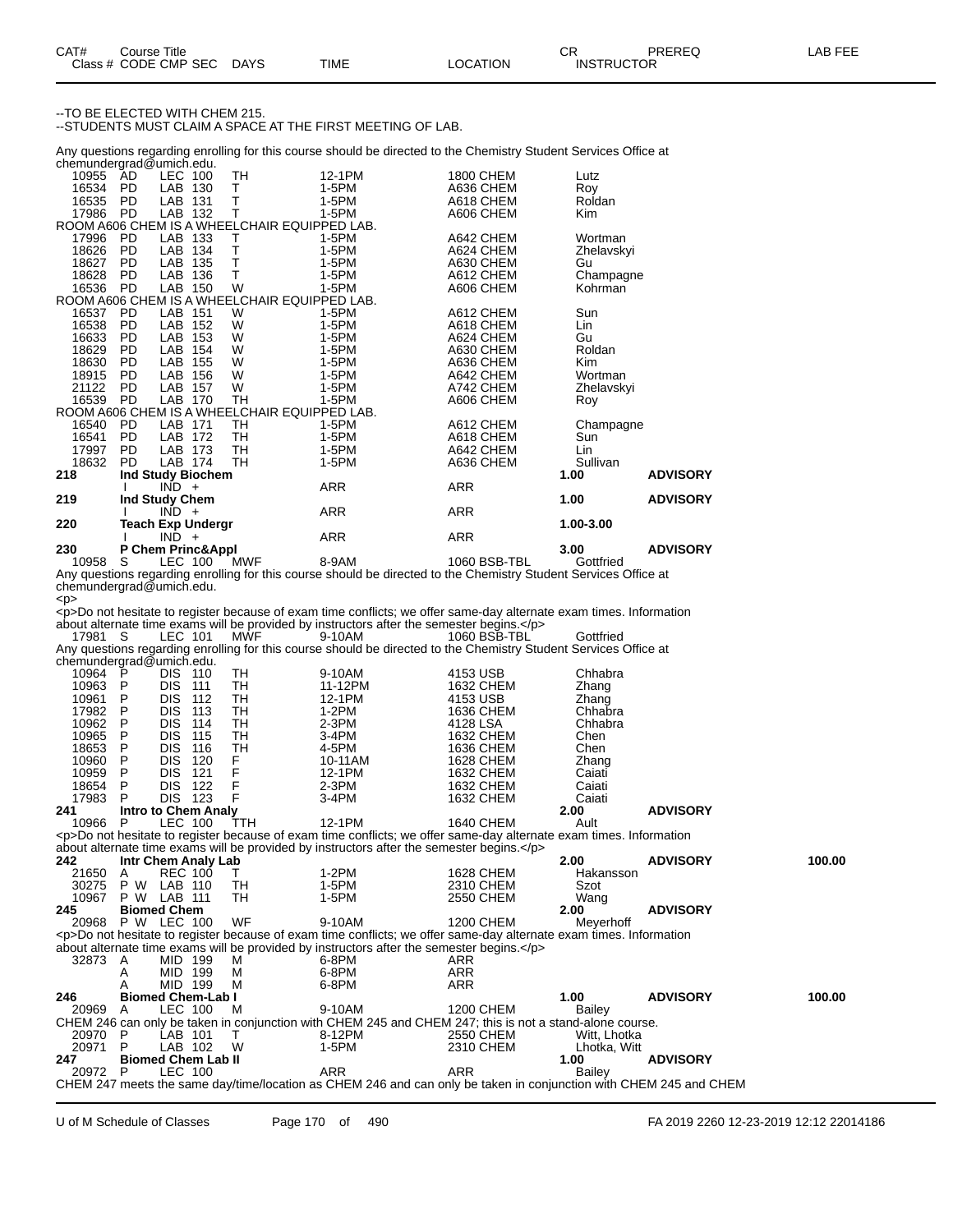| CAT# | Course Title | | | | | | CR | PREREQ | LAB FEE |
|---|---|---|---|---|---|---|---|---|---|
| Class # | CODE | CMP SEC | DAYS | TIME | LOCATION | INSTRUCTOR | | | |

--TO BE ELECTED WITH CHEM 215.
--STUDENTS MUST CLAIM A SPACE AT THE FIRST MEETING OF LAB.

Any questions regarding enrolling for this course should be directed to the Chemistry Student Services Office at chemundergrad@umich.edu.

| Class # | CODE | CMP SEC | DAYS | TIME | LOCATION | INSTRUCTOR |
|---|---|---|---|---|---|---|
| 10955 | AD | LEC 100 | TH | 12-1PM | 1800 CHEM | Lutz |
| 16534 | PD | LAB 130 | T | 1-5PM | A636 CHEM | Roy |
| 16535 | PD | LAB 131 | T | 1-5PM | A618 CHEM | Roldan |
| 17986 | PD | LAB 132 | T | 1-5PM | A606 CHEM | Kim |

ROOM A606 CHEM IS A WHEELCHAIR EQUIPPED LAB.

| Class # | CODE | CMP SEC | DAYS | TIME | LOCATION | INSTRUCTOR |
|---|---|---|---|---|---|---|
| 17996 | PD | LAB 133 | T | 1-5PM | A642 CHEM | Wortman |
| 18626 | PD | LAB 134 | T | 1-5PM | A624 CHEM | Zhelavskyi |
| 18627 | PD | LAB 135 | T | 1-5PM | A630 CHEM | Gu |
| 18628 | PD | LAB 136 | T | 1-5PM | A612 CHEM | Champagne |
| 16536 | PD | LAB 150 | W | 1-5PM | A606 CHEM | Kohrman |

ROOM A606 CHEM IS A WHEELCHAIR EQUIPPED LAB.

| Class # | CODE | CMP SEC | DAYS | TIME | LOCATION | INSTRUCTOR |
|---|---|---|---|---|---|---|
| 16537 | PD | LAB 151 | W | 1-5PM | A612 CHEM | Sun |
| 16538 | PD | LAB 152 | W | 1-5PM | A618 CHEM | Lin |
| 16633 | PD | LAB 153 | W | 1-5PM | A624 CHEM | Gu |
| 18629 | PD | LAB 154 | W | 1-5PM | A630 CHEM | Roldan |
| 18630 | PD | LAB 155 | W | 1-5PM | A636 CHEM | Kim |
| 18915 | PD | LAB 156 | W | 1-5PM | A642 CHEM | Wortman |
| 21122 | PD | LAB 157 | W | 1-5PM | A742 CHEM | Zhelavskyi |
| 16539 | PD | LAB 170 | TH | 1-5PM | A606 CHEM | Roy |

ROOM A606 CHEM IS A WHEELCHAIR EQUIPPED LAB.

| Class # | CODE | CMP SEC | DAYS | TIME | LOCATION | INSTRUCTOR |
|---|---|---|---|---|---|---|
| 16540 | PD | LAB 171 | TH | 1-5PM | A612 CHEM | Champagne |
| 16541 | PD | LAB 172 | TH | 1-5PM | A618 CHEM | Sun |
| 17997 | PD | LAB 173 | TH | 1-5PM | A642 CHEM | Lin |
| 18632 | PD | LAB 174 | TH | 1-5PM | A636 CHEM | Sullivan |

**218 Ind Study Biochem** — 1.00 — ADVISORY

| | I | IND + | | ARR | ARR | |
|---|---|---|---|---|---|---|

**219 Ind Study Chem** — 1.00 — ADVISORY

| | I | IND + | | ARR | ARR | |
|---|---|---|---|---|---|---|

**220 Teach Exp Undergr** — 1.00-3.00

| | I | IND + | | ARR | ARR | |
|---|---|---|---|---|---|---|

**230 P Chem Princ&Appl** — 3.00 — ADVISORY

| Class # | CODE | CMP SEC | DAYS | TIME | LOCATION | INSTRUCTOR |
|---|---|---|---|---|---|---|
| 10958 | S | LEC 100 | MWF | 8-9AM | 1060 BSB-TBL | Gottfried |

Any questions regarding enrolling for this course should be directed to the Chemistry Student Services Office at chemundergrad@umich.edu.
<p>
<p>Do not hesitate to register because of exam time conflicts; we offer same-day alternate exam times. Information about alternate time exams will be provided by instructors after the semester begins.</p>

| Class # | CODE | CMP SEC | DAYS | TIME | LOCATION | INSTRUCTOR |
|---|---|---|---|---|---|---|
| 17981 | S | LEC 101 | MWF | 9-10AM | 1060 BSB-TBL | Gottfried |

Any questions regarding enrolling for this course should be directed to the Chemistry Student Services Office at chemundergrad@umich.edu.

| Class # | CODE | CMP SEC | DAYS | TIME | LOCATION | INSTRUCTOR |
|---|---|---|---|---|---|---|
| 10964 | P | DIS 110 | TH | 9-10AM | 4153 USB | Chhabra |
| 10963 | P | DIS 111 | TH | 11-12PM | 1632 CHEM | Zhang |
| 10961 | P | DIS 112 | TH | 12-1PM | 4153 USB | Zhang |
| 17982 | P | DIS 113 | TH | 1-2PM | 1636 CHEM | Chhabra |
| 10962 | P | DIS 114 | TH | 2-3PM | 4128 LSA | Chhabra |
| 10965 | P | DIS 115 | TH | 3-4PM | 1632 CHEM | Chen |
| 18653 | P | DIS 116 | TH | 4-5PM | 1636 CHEM | Chen |
| 10960 | P | DIS 120 | F | 10-11AM | 1628 CHEM | Zhang |
| 10959 | P | DIS 121 | F | 12-1PM | 1632 CHEM | Caiati |
| 18654 | P | DIS 122 | F | 2-3PM | 1632 CHEM | Caiati |
| 17983 | P | DIS 123 | F | 3-4PM | 1632 CHEM | Caiati |

**241 Intro to Chem Analy** — 2.00 — ADVISORY

| Class # | CODE | CMP SEC | DAYS | TIME | LOCATION | INSTRUCTOR |
|---|---|---|---|---|---|---|
| 10966 | P | LEC 100 | TTH | 12-1PM | 1640 CHEM | Ault |

<p>Do not hesitate to register because of exam time conflicts; we offer same-day alternate exam times. Information about alternate time exams will be provided by instructors after the semester begins.</p>

**242 Intr Chem Analy Lab** — 2.00 — ADVISORY — LAB FEE 100.00

| Class # | CODE | CMP SEC | DAYS | TIME | LOCATION | INSTRUCTOR |
|---|---|---|---|---|---|---|
| 21650 | A | REC 100 | T | 1-2PM | 1628 CHEM | Hakansson |
| 30275 | P W | LAB 110 | TH | 1-5PM | 2310 CHEM | Szot |
| 10967 | P W | LAB 111 | TH | 1-5PM | 2550 CHEM | Wang |

**245 Biomed Chem** — 2.00 — ADVISORY

| Class # | CODE | CMP SEC | DAYS | TIME | LOCATION | INSTRUCTOR |
|---|---|---|---|---|---|---|
| 20968 | P W | LEC 100 | WF | 9-10AM | 1200 CHEM | Meyerhoff |

<p>Do not hesitate to register because of exam time conflicts; we offer same-day alternate exam times. Information about alternate time exams will be provided by instructors after the semester begins.</p>

| Class # | CODE | CMP SEC | DAYS | TIME | LOCATION | INSTRUCTOR |
|---|---|---|---|---|---|---|
| 32873 | A | MID 199 | M | 6-8PM | ARR | |
| | A | MID 199 | M | 6-8PM | ARR | |
| | A | MID 199 | M | 6-8PM | ARR | |

**246 Biomed Chem-Lab I** — 1.00 — ADVISORY — LAB FEE 100.00

| Class # | CODE | CMP SEC | DAYS | TIME | LOCATION | INSTRUCTOR |
|---|---|---|---|---|---|---|
| 20969 | A | LEC 100 | M | 9-10AM | 1200 CHEM | Bailey |

CHEM 246 can only be taken in conjunction with CHEM 245 and CHEM 247; this is not a stand-alone course.

| Class # | CODE | CMP SEC | DAYS | TIME | LOCATION | INSTRUCTOR |
|---|---|---|---|---|---|---|
| 20970 | P | LAB 101 | T | 8-12PM | 2550 CHEM | Witt, Lhotka |
| 20971 | P | LAB 102 | W | 1-5PM | 2310 CHEM | Lhotka, Witt |

**247 Biomed Chem Lab II** — 1.00 — ADVISORY

| Class # | CODE | CMP SEC | DAYS | TIME | LOCATION | INSTRUCTOR |
|---|---|---|---|---|---|---|
| 20972 | P | LEC 100 | | ARR | ARR | Bailey |

CHEM 247 meets the same day/time/location as CHEM 246 and can only be taken in conjunction with CHEM 245 and CHEM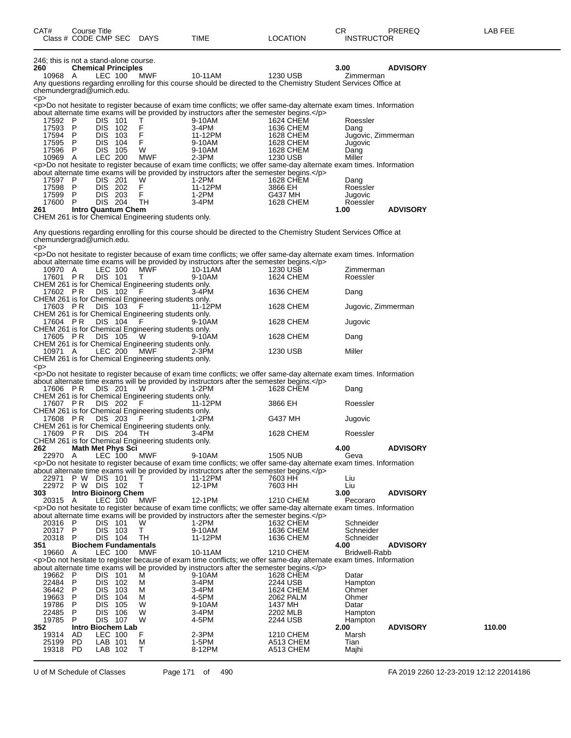| CAT# | Course Title | | | | | | CR | PREREQ | LAB FEE |
|---|---|---|---|---|---|---|---|---|---|
| Class # | CODE | CMP SEC | DAYS | TIME | LOCATION | | INSTRUCTOR | | |

246; this is not a stand-alone course.

**260 Chemical Principles** — 3.00 — **ADVISORY**

| Class # | CODE | CMP SEC | DAYS | TIME | LOCATION | INSTRUCTOR |
|---|---|---|---|---|---|---|
| 10968 | A | LEC 100 | MWF | 10-11AM | 1230 USB | Zimmerman |

Any questions regarding enrolling for this course should be directed to the Chemistry Student Services Office at chemundergrad@umich.edu.
<p>
<p>Do not hesitate to register because of exam time conflicts; we offer same-day alternate exam times. Information about alternate time exams will be provided by instructors after the semester begins.</p>

| Class # | CODE | CMP SEC | DAYS | TIME | LOCATION | INSTRUCTOR |
|---|---|---|---|---|---|---|
| 17592 | P | DIS 101 | T | 9-10AM | 1624 CHEM | Roessler |
| 17593 | P | DIS 102 | F | 3-4PM | 1636 CHEM | Dang |
| 17594 | P | DIS 103 | F | 11-12PM | 1628 CHEM | Jugovic, Zimmerman |
| 17595 | P | DIS 104 | F | 9-10AM | 1628 CHEM | Jugovic |
| 17596 | P | DIS 105 | W | 9-10AM | 1628 CHEM | Dang |
| 10969 | A | LEC 200 | MWF | 2-3PM | 1230 USB | Miller |

<p>Do not hesitate to register because of exam time conflicts; we offer same-day alternate exam times. Information about alternate time exams will be provided by instructors after the semester begins.</p>

| Class # | CODE | CMP SEC | DAYS | TIME | LOCATION | INSTRUCTOR |
|---|---|---|---|---|---|---|
| 17597 | P | DIS 201 | W | 1-2PM | 1628 CHEM | Dang |
| 17598 | P | DIS 202 | F | 11-12PM | 3866 EH | Roessler |
| 17599 | P | DIS 203 | F | 1-2PM | G437 MH | Jugovic |
| 17600 | P | DIS 204 | TH | 3-4PM | 1628 CHEM | Roessler |

**261 Intro Quantum Chem** — 1.00 — **ADVISORY**

CHEM 261 is for Chemical Engineering students only.

Any questions regarding enrolling for this course should be directed to the Chemistry Student Services Office at chemundergrad@umich.edu.
<p>
<p>Do not hesitate to register because of exam time conflicts; we offer same-day alternate exam times. Information about alternate time exams will be provided by instructors after the semester begins.</p>

| Class # | CODE | CMP SEC | DAYS | TIME | LOCATION | INSTRUCTOR |
|---|---|---|---|---|---|---|
| 10970 | A | LEC 100 | MWF | 10-11AM | 1230 USB | Zimmerman |
| 17601 | P R | DIS 101 | T | 9-10AM | 1624 CHEM | Roessler |

CHEM 261 is for Chemical Engineering students only.

| Class # | CODE | CMP SEC | DAYS | TIME | LOCATION | INSTRUCTOR |
|---|---|---|---|---|---|---|
| 17602 | P R | DIS 102 | F | 3-4PM | 1636 CHEM | Dang |

CHEM 261 is for Chemical Engineering students only.

| Class # | CODE | CMP SEC | DAYS | TIME | LOCATION | INSTRUCTOR |
|---|---|---|---|---|---|---|
| 17603 | P R | DIS 103 | F | 11-12PM | 1628 CHEM | Jugovic, Zimmerman |

CHEM 261 is for Chemical Engineering students only.

| Class # | CODE | CMP SEC | DAYS | TIME | LOCATION | INSTRUCTOR |
|---|---|---|---|---|---|---|
| 17604 | P R | DIS 104 | F | 9-10AM | 1628 CHEM | Jugovic |

CHEM 261 is for Chemical Engineering students only.

| Class # | CODE | CMP SEC | DAYS | TIME | LOCATION | INSTRUCTOR |
|---|---|---|---|---|---|---|
| 17605 | P R | DIS 105 | W | 9-10AM | 1628 CHEM | Dang |

CHEM 261 is for Chemical Engineering students only.

| Class # | CODE | CMP SEC | DAYS | TIME | LOCATION | INSTRUCTOR |
|---|---|---|---|---|---|---|
| 10971 | A | LEC 200 | MWF | 2-3PM | 1230 USB | Miller |

CHEM 261 is for Chemical Engineering students only.
<p>
<p>Do not hesitate to register because of exam time conflicts; we offer same-day alternate exam times. Information about alternate time exams will be provided by instructors after the semester begins.</p>

| Class # | CODE | CMP SEC | DAYS | TIME | LOCATION | INSTRUCTOR |
|---|---|---|---|---|---|---|
| 17606 | P R | DIS 201 | W | 1-2PM | 1628 CHEM | Dang |

CHEM 261 is for Chemical Engineering students only.

| Class # | CODE | CMP SEC | DAYS | TIME | LOCATION | INSTRUCTOR |
|---|---|---|---|---|---|---|
| 17607 | P R | DIS 202 | F | 11-12PM | 3866 EH | Roessler |

CHEM 261 is for Chemical Engineering students only.

| Class # | CODE | CMP SEC | DAYS | TIME | LOCATION | INSTRUCTOR |
|---|---|---|---|---|---|---|
| 17608 | P R | DIS 203 | F | 1-2PM | G437 MH | Jugovic |

CHEM 261 is for Chemical Engineering students only.

| Class # | CODE | CMP SEC | DAYS | TIME | LOCATION | INSTRUCTOR |
|---|---|---|---|---|---|---|
| 17609 | P R | DIS 204 | TH | 3-4PM | 1628 CHEM | Roessler |

CHEM 261 is for Chemical Engineering students only.

**262 Math Met Phys Sci** — 4.00 — **ADVISORY**

| Class # | CODE | CMP SEC | DAYS | TIME | LOCATION | INSTRUCTOR |
|---|---|---|---|---|---|---|
| 22970 | A | LEC 100 | MWF | 9-10AM | 1505 NUB | Geva |

<p>Do not hesitate to register because of exam time conflicts; we offer same-day alternate exam times. Information about alternate time exams will be provided by instructors after the semester begins.</p>

| Class # | CODE | CMP SEC | DAYS | TIME | LOCATION | INSTRUCTOR |
|---|---|---|---|---|---|---|
| 22971 | P W | DIS 101 | T | 11-12PM | 7603 HH | Liu |
| 22972 | P W | DIS 102 | T | 12-1PM | 7603 HH | Liu |

**303 Intro Bioinorg Chem** — 3.00 — **ADVISORY**

| Class # | CODE | CMP SEC | DAYS | TIME | LOCATION | INSTRUCTOR |
|---|---|---|---|---|---|---|
| 20315 | A | LEC 100 | MWF | 12-1PM | 1210 CHEM | Pecoraro |

<p>Do not hesitate to register because of exam time conflicts; we offer same-day alternate exam times. Information about alternate time exams will be provided by instructors after the semester begins.</p>

| Class # | CODE | CMP SEC | DAYS | TIME | LOCATION | INSTRUCTOR |
|---|---|---|---|---|---|---|
| 20316 | P | DIS 101 | W | 1-2PM | 1632 CHEM | Schneider |
| 20317 | P | DIS 103 | T | 9-10AM | 1636 CHEM | Schneider |
| 20318 | P | DIS 104 | TH | 11-12PM | 1636 CHEM | Schneider |

**351 Biochem Fundamentals** — 4.00 — **ADVISORY**

| Class # | CODE | CMP SEC | DAYS | TIME | LOCATION | INSTRUCTOR |
|---|---|---|---|---|---|---|
| 19660 | A | LEC 100 | MWF | 10-11AM | 1210 CHEM | Bridwell-Rabb |

<p>Do not hesitate to register because of exam time conflicts; we offer same-day alternate exam times. Information about alternate time exams will be provided by instructors after the semester begins.</p>

| Class # | CODE | CMP SEC | DAYS | TIME | LOCATION | INSTRUCTOR |
|---|---|---|---|---|---|---|
| 19662 | P | DIS 101 | M | 9-10AM | 1628 CHEM | Datar |
| 22484 | P | DIS 102 | M | 3-4PM | 2244 USB | Hampton |
| 36442 | P | DIS 103 | M | 3-4PM | 1624 CHEM | Ohmer |
| 19663 | P | DIS 104 | M | 4-5PM | 2062 PALM | Ohmer |
| 19786 | P | DIS 105 | W | 9-10AM | 1437 MH | Datar |
| 22485 | P | DIS 106 | W | 3-4PM | 2202 MLB | Hampton |
| 19785 | P | DIS 107 | W | 4-5PM | 2244 USB | Hampton |

**352 Intro Biochem Lab** — 2.00 — **ADVISORY** — LAB FEE: 110.00

| Class # | CODE | CMP SEC | DAYS | TIME | LOCATION | INSTRUCTOR |
|---|---|---|---|---|---|---|
| 19314 | AD | LEC 100 | F | 2-3PM | 1210 CHEM | Marsh |
| 25199 | PD | LAB 101 | M | 1-5PM | A513 CHEM | Tian |
| 19318 | PD | LAB 102 | T | 8-12PM | A513 CHEM | Majhi |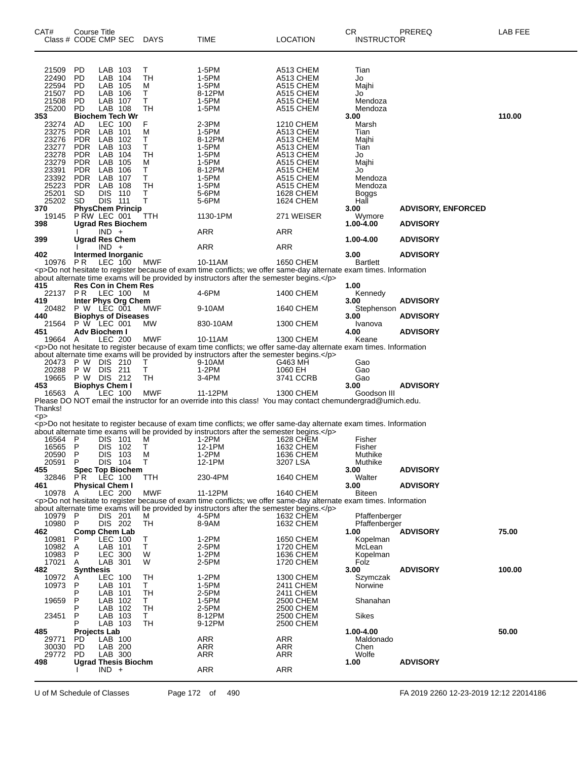| CAT# Class # | Course Title CODE | CMP | SEC | DAYS | TIME | LOCATION | CR INSTRUCTOR | PREREQ | LAB FEE |
|---|---|---|---|---|---|---|---|---|---|
| 21509 | PD | LAB | 103 | T | 1-5PM | A513 CHEM | Tian | | |
| 22490 | PD | LAB | 104 | TH | 1-5PM | A513 CHEM | Jo | | |
| 22594 | PD | LAB | 105 | M | 1-5PM | A515 CHEM | Majhi | | |
| 21507 | PD | LAB | 106 | T | 8-12PM | A515 CHEM | Jo | | |
| 21508 | PD | LAB | 107 | T | 1-5PM | A515 CHEM | Mendoza | | |
| 25200 | PD | LAB | 108 | TH | 1-5PM | A515 CHEM | Mendoza | | |
| **353** | **Biochem Tech Wr** | | | | | | **3.00** | | **110.00** |
| 23274 | AD | LEC | 100 | F | 2-3PM | 1210 CHEM | Marsh | | |
| 23275 | PDR | LAB | 101 | M | 1-5PM | A513 CHEM | Tian | | |
| 23276 | PDR | LAB | 102 | T | 8-12PM | A513 CHEM | Majhi | | |
| 23277 | PDR | LAB | 103 | T | 1-5PM | A513 CHEM | Tian | | |
| 23278 | PDR | LAB | 104 | TH | 1-5PM | A513 CHEM | Jo | | |
| 23279 | PDR | LAB | 105 | M | 1-5PM | A515 CHEM | Majhi | | |
| 23391 | PDR | LAB | 106 | T | 8-12PM | A515 CHEM | Jo | | |
| 23392 | PDR | LAB | 107 | T | 1-5PM | A515 CHEM | Mendoza | | |
| 25223 | PDR | LAB | 108 | TH | 1-5PM | A515 CHEM | Mendoza | | |
| 25201 | SD | DIS | 110 | T | 5-6PM | 1628 CHEM | Boggs | | |
| 25202 | SD | DIS | 111 | T | 5-6PM | 1624 CHEM | Hall | | |
| **370** | **PhysChem Princip** | | | | | | **3.00** | **ADVISORY, ENFORCED** | |
| 19145 | P RW | LEC | 001 | TTH | 1130-1PM | 271 WEISER | Wymore | | |
| **398** | **Ugrad Res Biochem** | | | | | | **1.00-4.00** | **ADVISORY** | |
| | I | IND | + | | ARR | ARR | | | |
| **399** | **Ugrad Res Chem** | | | | | | **1.00-4.00** | **ADVISORY** | |
| | I | IND | + | | ARR | ARR | | | |
| **402** | **Intermed Inorganic** | | | | | | **3.00** | **ADVISORY** | |
| 10976 | P R | LEC | 100 | MWF | 10-11AM | 1650 CHEM | Bartlett | | |

<p>Do not hesitate to register because of exam time conflicts; we offer same-day alternate exam times. Information about alternate time exams will be provided by instructors after the semester begins.</p>

| CAT# Class # | Course Title CODE | CMP | SEC | DAYS | TIME | LOCATION | CR INSTRUCTOR | PREREQ | LAB FEE |
|---|---|---|---|---|---|---|---|---|---|
| **415** | **Res Con in Chem Res** | | | | | | **1.00** | | |
| 22137 | P R | LEC | 100 | M | 4-6PM | 1400 CHEM | Kennedy | | |
| **419** | **Inter Phys Org Chem** | | | | | | **3.00** | **ADVISORY** | |
| 20482 | P W | LEC | 001 | MWF | 9-10AM | 1640 CHEM | Stephenson | | |
| **440** | **Biophys of Diseases** | | | | | | **3.00** | **ADVISORY** | |
| 21564 | P W | LEC | 001 | MW | 830-10AM | 1300 CHEM | Ivanova | | |
| **451** | **Adv Biochem I** | | | | | | **4.00** | **ADVISORY** | |
| 19664 | A | LEC | 200 | MWF | 10-11AM | 1300 CHEM | Keane | | |

<p>Do not hesitate to register because of exam time conflicts; we offer same-day alternate exam times. Information about alternate time exams will be provided by instructors after the semester begins.</p>

| CAT# Class # | Course Title CODE | CMP | SEC | DAYS | TIME | LOCATION | CR INSTRUCTOR | PREREQ | LAB FEE |
|---|---|---|---|---|---|---|---|---|---|
| 20473 | P W | DIS | 210 | T | 9-10AM | G463 MH | Gao | | |
| 20288 | P W | DIS | 211 | T | 1-2PM | 1060 EH | Gao | | |
| 19665 | P W | DIS | 212 | TH | 3-4PM | 3741 CCRB | Gao | | |
| **453** | **Biophys Chem I** | | | | | | **3.00** | **ADVISORY** | |
| 16563 | A | LEC | 100 | MWF | 11-12PM | 1300 CHEM | Goodson III | | |

Please DO NOT email the instructor for an override into this class! You may contact chemundergrad@umich.edu. Thanks!
<p>
<p>Do not hesitate to register because of exam time conflicts; we offer same-day alternate exam times. Information about alternate time exams will be provided by instructors after the semester begins.</p>

| CAT# Class # | Course Title CODE | CMP | SEC | DAYS | TIME | LOCATION | CR INSTRUCTOR | PREREQ | LAB FEE |
|---|---|---|---|---|---|---|---|---|---|
| 16564 | P | DIS | 101 | M | 1-2PM | 1628 CHEM | Fisher | | |
| 16565 | P | DIS | 102 | T | 12-1PM | 1632 CHEM | Fisher | | |
| 20590 | P | DIS | 103 | M | 1-2PM | 1636 CHEM | Muthike | | |
| 20591 | P | DIS | 104 | T | 12-1PM | 3207 LSA | Muthike | | |
| **455** | **Spec Top Biochem** | | | | | | **3.00** | **ADVISORY** | |
| 32846 | P R | LEC | 100 | TTH | 230-4PM | 1640 CHEM | Walter | | |
| **461** | **Physical Chem I** | | | | | | **3.00** | **ADVISORY** | |
| 10978 | A | LEC | 200 | MWF | 11-12PM | 1640 CHEM | Biteen | | |

<p>Do not hesitate to register because of exam time conflicts; we offer same-day alternate exam times. Information about alternate time exams will be provided by instructors after the semester begins.</p>

| CAT# Class # | Course Title CODE | CMP | SEC | DAYS | TIME | LOCATION | CR INSTRUCTOR | PREREQ | LAB FEE |
|---|---|---|---|---|---|---|---|---|---|
| 10979 | P | DIS | 201 | M | 4-5PM | 1632 CHEM | Pfaffenberger | | |
| 10980 | P | DIS | 202 | TH | 8-9AM | 1632 CHEM | Pfaffenberger | | |
| **462** | **Comp Chem Lab** | | | | | | **1.00** | **ADVISORY** | **75.00** |
| 10981 | P | LEC | 100 | T | 1-2PM | 1650 CHEM | Kopelman | | |
| 10982 | A | LAB | 101 | T | 2-5PM | 1720 CHEM | McLean | | |
| 10983 | P | LEC | 300 | W | 1-2PM | 1636 CHEM | Kopelman | | |
| 17021 | A | LAB | 301 | W | 2-5PM | 1720 CHEM | Folz | | |
| **482** | **Synthesis** | | | | | | **3.00** | **ADVISORY** | **100.00** |
| 10972 | A | LEC | 100 | TH | 1-2PM | 1300 CHEM | Szymczak | | |
| 10973 | P | LAB | 101 | T | 1-5PM | 2411 CHEM | Norwine | | |
| | P | LAB | 101 | TH | 2-5PM | 2411 CHEM | | | |
| 19659 | P | LAB | 102 | T | 1-5PM | 2500 CHEM | Shanahan | | |
| | P | LAB | 102 | TH | 2-5PM | 2500 CHEM | | | |
| 23451 | P | LAB | 103 | T | 8-12PM | 2500 CHEM | Sikes | | |
| | P | LAB | 103 | TH | 9-12PM | 2500 CHEM | | | |
| **485** | **Projects Lab** | | | | | | **1.00-4.00** | | **50.00** |
| 29771 | PD | LAB | 100 | | ARR | ARR | Maldonado | | |
| 30030 | PD | LAB | 200 | | ARR | ARR | Chen | | |
| 29772 | PD | LAB | 300 | | ARR | ARR | Wolfe | | |
| **498** | **Ugrad Thesis Biochm** | | | | | | **1.00** | **ADVISORY** | |
| | I | IND | + | | ARR | ARR | | | |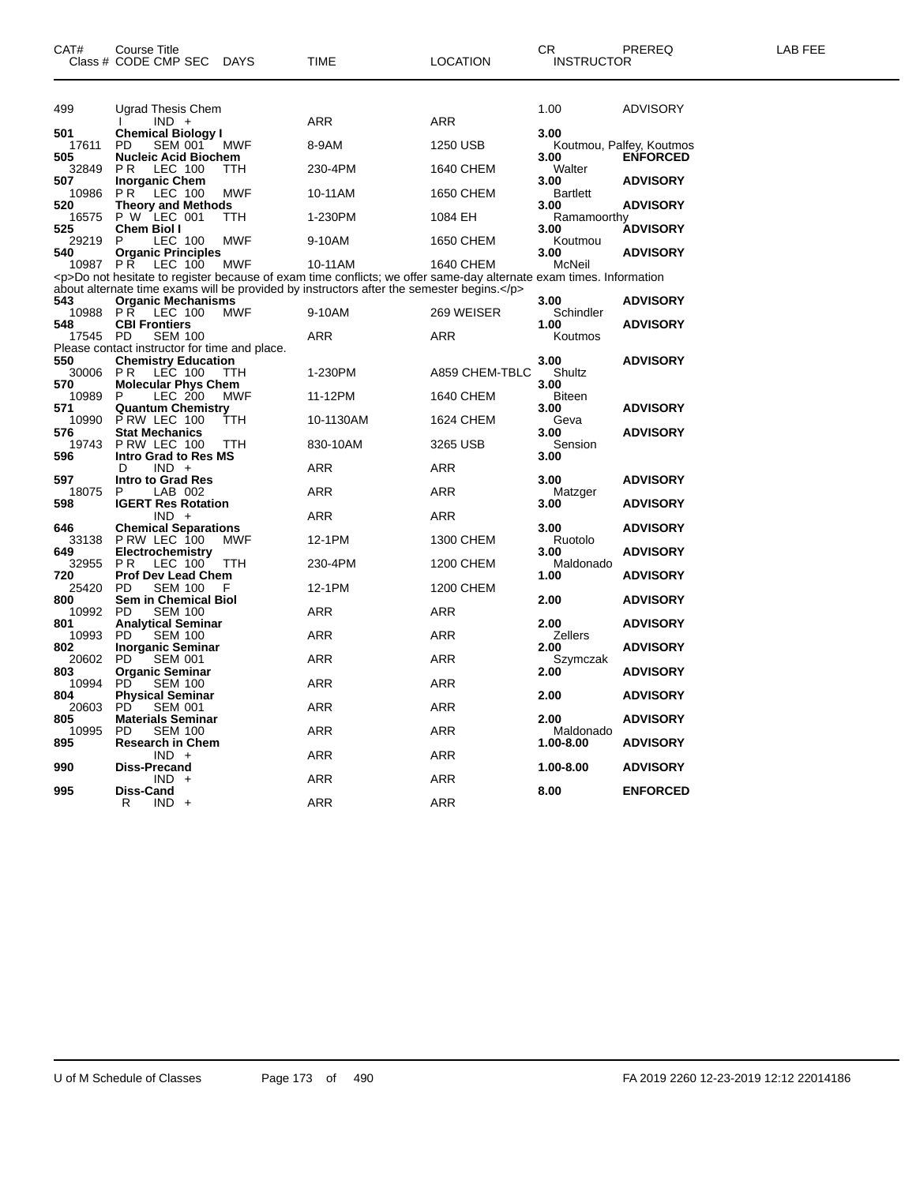| CAT# Class # | Course Title CODE CMP SEC | DAYS | TIME | LOCATION | CR INSTRUCTOR | PREREQ | LAB FEE |
|---|---|---|---|---|---|---|---|
| 499 | Ugrad Thesis Chem | | | | 1.00 | ADVISORY | |
| | I IND + | | ARR | ARR | | | |
| **501** | **Chemical Biology I** | | | | **3.00** | | |
| 17611 | PD SEM 001 | MWF | 8-9AM | 1250 USB | Koutmou, Palfey, Koutmos | | |
| **505** | **Nucleic Acid Biochem** | | | | **3.00** | **ENFORCED** | |
| 32849 | P R LEC 100 | TTH | 230-4PM | 1640 CHEM | Walter | | |
| **507** | **Inorganic Chem** | | | | **3.00** | **ADVISORY** | |
| 10986 | P R LEC 100 | MWF | 10-11AM | 1650 CHEM | Bartlett | | |
| **520** | **Theory and Methods** | | | | **3.00** | **ADVISORY** | |
| 16575 | P W LEC 001 | TTH | 1-230PM | 1084 EH | Ramamoorthy | | |
| **525** | **Chem Biol I** | | | | **3.00** | **ADVISORY** | |
| 29219 | P LEC 100 | MWF | 9-10AM | 1650 CHEM | Koutmou | | |
| **540** | **Organic Principles** | | | | **3.00** | **ADVISORY** | |
| 10987 | P R LEC 100 | MWF | 10-11AM | 1640 CHEM | McNeil | | |

<p>Do not hesitate to register because of exam time conflicts; we offer same-day alternate exam times. Information about alternate time exams will be provided by instructors after the semester begins.</p>

| CAT# Class # | Course Title CODE CMP SEC | DAYS | TIME | LOCATION | CR INSTRUCTOR | PREREQ | LAB FEE |
|---|---|---|---|---|---|---|---|
| **543** | **Organic Mechanisms** | | | | **3.00** | **ADVISORY** | |
| 10988 | P R LEC 100 | MWF | 9-10AM | 269 WEISER | Schindler | | |
| **548** | **CBI Frontiers** | | | | **1.00** | **ADVISORY** | |
| 17545 | PD SEM 100 | | ARR | ARR | Koutmos | | |

Please contact instructor for time and place.

| CAT# Class # | Course Title CODE CMP SEC | DAYS | TIME | LOCATION | CR INSTRUCTOR | PREREQ | LAB FEE |
|---|---|---|---|---|---|---|---|
| **550** | **Chemistry Education** | | | | **3.00** | **ADVISORY** | |
| 30006 | P R LEC 100 | TTH | 1-230PM | A859 CHEM-TBLC | Shultz | | |
| **570** | **Molecular Phys Chem** | | | | **3.00** | | |
| 10989 | P LEC 200 | MWF | 11-12PM | 1640 CHEM | Biteen | | |
| **571** | **Quantum Chemistry** | | | | **3.00** | **ADVISORY** | |
| 10990 | P RW LEC 100 | TTH | 10-1130AM | 1624 CHEM | Geva | | |
| **576** | **Stat Mechanics** | | | | **3.00** | **ADVISORY** | |
| 19743 | P RW LEC 100 | TTH | 830-10AM | 3265 USB | Sension | | |
| **596** | **Intro Grad to Res MS** | | | | **3.00** | | |
| | D IND + | | ARR | ARR | | | |
| **597** | **Intro to Grad Res** | | | | **3.00** | **ADVISORY** | |
| 18075 | P LAB 002 | | ARR | ARR | Matzger | | |
| **598** | **IGERT Res Rotation** | | | | **3.00** | **ADVISORY** | |
| | IND + | | ARR | ARR | | | |
| **646** | **Chemical Separations** | | | | **3.00** | **ADVISORY** | |
| 33138 | P RW LEC 100 | MWF | 12-1PM | 1300 CHEM | Ruotolo | | |
| **649** | **Electrochemistry** | | | | **3.00** | **ADVISORY** | |
| 32955 | P R LEC 100 | TTH | 230-4PM | 1200 CHEM | Maldonado | | |
| **720** | **Prof Dev Lead Chem** | | | | **1.00** | **ADVISORY** | |
| 25420 | PD SEM 100 | F | 12-1PM | 1200 CHEM | | | |
| **800** | **Sem in Chemical Biol** | | | | **2.00** | **ADVISORY** | |
| 10992 | PD SEM 100 | | ARR | ARR | | | |
| **801** | **Analytical Seminar** | | | | **2.00** | **ADVISORY** | |
| 10993 | PD SEM 100 | | ARR | ARR | Zellers | | |
| **802** | **Inorganic Seminar** | | | | **2.00** | **ADVISORY** | |
| 20602 | PD SEM 001 | | ARR | ARR | Szymczak | | |
| **803** | **Organic Seminar** | | | | **2.00** | **ADVISORY** | |
| 10994 | PD SEM 100 | | ARR | ARR | | | |
| **804** | **Physical Seminar** | | | | **2.00** | **ADVISORY** | |
| 20603 | PD SEM 001 | | ARR | ARR | | | |
| **805** | **Materials Seminar** | | | | **2.00** | **ADVISORY** | |
| 10995 | PD SEM 100 | | ARR | ARR | Maldonado | | |
| **895** | **Research in Chem** | | | | **1.00-8.00** | **ADVISORY** | |
| | IND + | | ARR | ARR | | | |
| **990** | **Diss-Precand** | | | | **1.00-8.00** | **ADVISORY** | |
| | IND + | | ARR | ARR | | | |
| **995** | **Diss-Cand** | | | | **8.00** | **ENFORCED** | |
| | R IND + | | ARR | ARR | | | |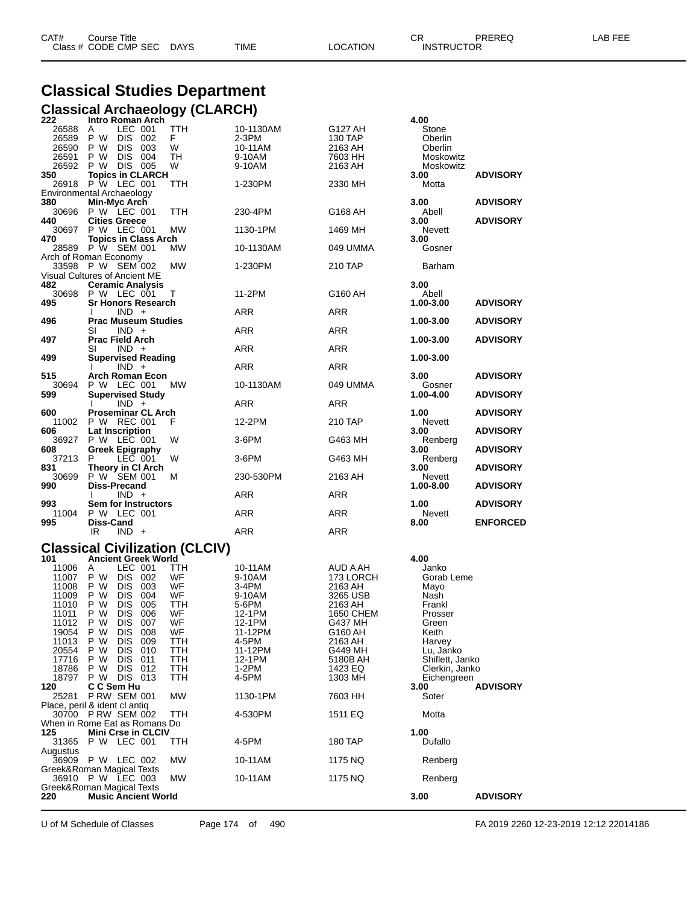| CAT# | Course Title | | | | | | CR | PREREQ | LAB FEE |
|---|---|---|---|---|---|---|---|---|---|
| Class # | CODE | CMP | SEC | DAYS | TIME | LOCATION | INSTRUCTOR | | |

# Classical Studies Department

## Classical Archaeology (CLARCH)

| CAT# / Class # | CODE | CMP | SEC | DAYS | TIME | LOCATION | CR / INSTRUCTOR | PREREQ |
|---|---|---|---|---|---|---|---|---|
| **222** | **Intro Roman Arch** | | | | | | **4.00** | |
| 26588 | A | LEC | 001 | TTH | 10-1130AM | G127 AH | Stone | |
| 26589 | P W | DIS | 002 | F | 2-3PM | 130 TAP | Oberlin | |
| 26590 | P W | DIS | 003 | W | 10-11AM | 2163 AH | Oberlin | |
| 26591 | P W | DIS | 004 | TH | 9-10AM | 7603 HH | Moskowitz | |
| 26592 | P W | DIS | 005 | W | 9-10AM | 2163 AH | Moskowitz | |
| **350** | **Topics in CLARCH** | | | | | | **3.00** | **ADVISORY** |
| 26918 | P W | LEC | 001 | TTH | 1-230PM | 2330 MH | Motta | |
| Environmental Archaeology | | | | | | | | |
| **380** | **Min-Myc Arch** | | | | | | **3.00** | **ADVISORY** |
| 30696 | P W | LEC | 001 | TTH | 230-4PM | G168 AH | Abell | |
| **440** | **Cities Greece** | | | | | | **3.00** | **ADVISORY** |
| 30697 | P W | LEC | 001 | MW | 1130-1PM | 1469 MH | Nevett | |
| **470** | **Topics in Class Arch** | | | | | | **3.00** | |
| 28589 | P W | SEM | 001 | MW | 10-1130AM | 049 UMMA | Gosner | |
| Arch of Roman Economy | | | | | | | | |
| 33598 | P W | SEM | 002 | MW | 1-230PM | 210 TAP | Barham | |
| Visual Cultures of Ancient ME | | | | | | | | |
| **482** | **Ceramic Analysis** | | | | | | **3.00** | |
| 30698 | P W | LEC | 001 | T | 11-2PM | G160 AH | Abell | |
| **495** | **Sr Honors Research** | | | | | | **1.00-3.00** | **ADVISORY** |
| | I | IND | + | | ARR | ARR | | |
| **496** | **Prac Museum Studies** | | | | | | **1.00-3.00** | **ADVISORY** |
| | SI | IND | + | | ARR | ARR | | |
| **497** | **Prac Field Arch** | | | | | | **1.00-3.00** | **ADVISORY** |
| | SI | IND | + | | ARR | ARR | | |
| **499** | **Supervised Reading** | | | | | | **1.00-3.00** | |
| | I | IND | + | | ARR | ARR | | |
| **515** | **Arch Roman Econ** | | | | | | **3.00** | **ADVISORY** |
| 30694 | P W | LEC | 001 | MW | 10-1130AM | 049 UMMA | Gosner | |
| **599** | **Supervised Study** | | | | | | **1.00-4.00** | **ADVISORY** |
| | I | IND | + | | ARR | ARR | | |
| **600** | **Proseminar CL Arch** | | | | | | **1.00** | **ADVISORY** |
| 11002 | P W | REC | 001 | F | 12-2PM | 210 TAP | Nevett | |
| **606** | **Lat Inscription** | | | | | | **3.00** | **ADVISORY** |
| 36927 | P W | LEC | 001 | W | 3-6PM | G463 MH | Renberg | |
| **608** | **Greek Epigraphy** | | | | | | **3.00** | **ADVISORY** |
| 37213 | P | LEC | 001 | W | 3-6PM | G463 MH | Renberg | |
| **831** | **Theory in Cl Arch** | | | | | | **3.00** | **ADVISORY** |
| 30699 | P W | SEM | 001 | M | 230-530PM | 2163 AH | Nevett | |
| **990** | **Diss-Precand** | | | | | | **1.00-8.00** | **ADVISORY** |
| | I | IND | + | | ARR | ARR | | |
| **993** | **Sem for Instructors** | | | | | | **1.00** | **ADVISORY** |
| 11004 | P W | LEC | 001 | | ARR | ARR | Nevett | |
| **995** | **Diss-Cand** | | | | | | **8.00** | **ENFORCED** |
| | IR | IND | + | | ARR | ARR | | |

## Classical Civilization (CLCIV)

| CAT# / Class # | CODE | CMP | SEC | DAYS | TIME | LOCATION | CR / INSTRUCTOR | PREREQ |
|---|---|---|---|---|---|---|---|---|
| **101** | **Ancient Greek World** | | | | | | **4.00** | |
| 11006 | A | LEC | 001 | TTH | 10-11AM | AUD A AH | Janko | |
| 11007 | P W | DIS | 002 | WF | 9-10AM | 173 LORCH | Gorab Leme | |
| 11008 | P W | DIS | 003 | WF | 3-4PM | 2163 AH | Mayo | |
| 11009 | P W | DIS | 004 | WF | 9-10AM | 3265 USB | Nash | |
| 11010 | P W | DIS | 005 | TTH | 5-6PM | 2163 AH | Frankl | |
| 11011 | P W | DIS | 006 | WF | 12-1PM | 1650 CHEM | Prosser | |
| 11012 | P W | DIS | 007 | WF | 12-1PM | G437 MH | Green | |
| 19054 | P W | DIS | 008 | WF | 11-12PM | G160 AH | Keith | |
| 11013 | P W | DIS | 009 | TTH | 4-5PM | 2163 AH | Harvey | |
| 20554 | P W | DIS | 010 | TTH | 11-12PM | G449 MH | Lu, Janko | |
| 17716 | P W | DIS | 011 | TTH | 12-1PM | 5180B AH | Shiflett, Janko | |
| 18786 | P W | DIS | 012 | TTH | 1-2PM | 1423 EQ | Clerkin, Janko | |
| 18797 | P W | DIS | 013 | TTH | 4-5PM | 1303 MH | Eichengreen | |
| **120** | **C C Sem Hu** | | | | | | **3.00** | **ADVISORY** |
| 25281 | P RW | SEM | 001 | MW | 1130-1PM | 7603 HH | Soter | |
| Place, peril & ident cl antiq | | | | | | | | |
| 30700 | P RW | SEM | 002 | TTH | 4-530PM | 1511 EQ | Motta | |
| When in Rome Eat as Romans Do | | | | | | | | |
| **125** | **Mini Crse in CLCIV** | | | | | | **1.00** | |
| 31365 | P W | LEC | 001 | TTH | 4-5PM | 180 TAP | Dufallo | |
| Augustus | | | | | | | | |
| 36909 | P W | LEC | 002 | MW | 10-11AM | 1175 NQ | Renberg | |
| Greek&Roman Magical Texts | | | | | | | | |
| 36910 | P W | LEC | 003 | MW | 10-11AM | 1175 NQ | Renberg | |
| Greek&Roman Magical Texts | | | | | | | | |
| **220** | **Music Ancient World** | | | | | | **3.00** | **ADVISORY** |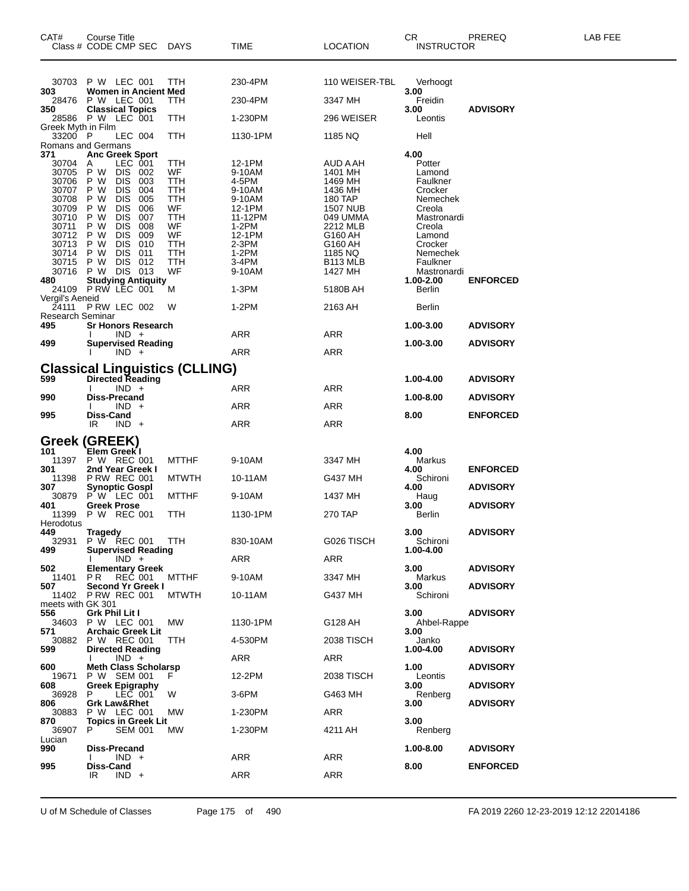| CAT# | Course Title<br>Class # CODE CMP SEC | DAYS | TIME | LOCATION | CR<br>INSTRUCTOR | PREREQ | LAB FEE |
|---|---|---|---|---|---|---|---|
| 30703 | P W LEC 001 | TTH | 230-4PM | 110 WEISER-TBL | Verhoogt | | |
| **303** | **Women in Ancient Med** | | | | **3.00** | | |
| 28476 | P W LEC 001 | TTH | 230-4PM | 3347 MH | Freidin | | |
| **350** | **Classical Topics** | | | | **3.00** | **ADVISORY** | |
| 28586 | P W LEC 001 | TTH | 1-230PM | 296 WEISER | Leontis | | |
| Greek Myth in Film | | | | | | | |
| 33200 | P LEC 004 | TTH | 1130-1PM | 1185 NQ | Hell | | |
| Romans and Germans | | | | | | | |
| **371** | **Anc Greek Sport** | | | | **4.00** | | |
| 30704 | A LEC 001 | TTH | 12-1PM | AUD A AH | Potter | | |
| 30705 | P W DIS 002 | WF | 9-10AM | 1401 MH | Lamond | | |
| 30706 | P W DIS 003 | TTH | 4-5PM | 1469 MH | Faulkner | | |
| 30707 | P W DIS 004 | TTH | 9-10AM | 1436 MH | Crocker | | |
| 30708 | P W DIS 005 | TTH | 9-10AM | 180 TAP | Nemechek | | |
| 30709 | P W DIS 006 | WF | 12-1PM | 1507 NUB | Creola | | |
| 30710 | P W DIS 007 | TTH | 11-12PM | 049 UMMA | Mastronardi | | |
| 30711 | P W DIS 008 | WF | 1-2PM | 2212 MLB | Creola | | |
| 30712 | P W DIS 009 | WF | 12-1PM | G160 AH | Lamond | | |
| 30713 | P W DIS 010 | TTH | 2-3PM | G160 AH | Crocker | | |
| 30714 | P W DIS 011 | TTH | 1-2PM | 1185 NQ | Nemechek | | |
| 30715 | P W DIS 012 | TTH | 3-4PM | B113 MLB | Faulkner | | |
| 30716 | P W DIS 013 | WF | 9-10AM | 1427 MH | Mastronardi | | |
| **480** | **Studying Antiquity** | | | | **1.00-2.00** | **ENFORCED** | |
| 24109 | P RW LEC 001 | M | 1-3PM | 5180B AH | Berlin | | |
| Vergil's Aeneid | | | | | | | |
| 24111 | P RW LEC 002 | W | 1-2PM | 2163 AH | Berlin | | |
| Research Seminar | | | | | | | |
| **495** | **Sr Honors Research** | | | | **1.00-3.00** | **ADVISORY** | |
| | I IND + | | ARR | ARR | | | |
| **499** | **Supervised Reading** | | | | **1.00-3.00** | **ADVISORY** | |
| | I IND + | | ARR | ARR | | | |

## Classical Linguistics (CLLING)

| CAT# | Course Title<br>Class # CODE CMP SEC | DAYS | TIME | LOCATION | CR<br>INSTRUCTOR | PREREQ | LAB FEE |
|---|---|---|---|---|---|---|---|
| **599** | **Directed Reading** | | | | **1.00-4.00** | **ADVISORY** | |
| | I IND + | | ARR | ARR | | | |
| **990** | **Diss-Precand** | | | | **1.00-8.00** | **ADVISORY** | |
| | I IND + | | ARR | ARR | | | |
| **995** | **Diss-Cand** | | | | **8.00** | **ENFORCED** | |
| | IR IND + | | ARR | ARR | | | |

## Greek (GREEK)

| CAT# | Course Title<br>Class # CODE CMP SEC | DAYS | TIME | LOCATION | CR<br>INSTRUCTOR | PREREQ | LAB FEE |
|---|---|---|---|---|---|---|---|
| **101** | **Elem Greek I** | | | | **4.00** | | |
| 11397 | P W REC 001 | MTTHF | 9-10AM | 3347 MH | Markus | | |
| **301** | **2nd Year Greek I** | | | | **4.00** | **ENFORCED** | |
| 11398 | P RW REC 001 | MTWTH | 10-11AM | G437 MH | Schironi | | |
| **307** | **Synoptic Gospl** | | | | **4.00** | **ADVISORY** | |
| 30879 | P W LEC 001 | MTTHF | 9-10AM | 1437 MH | Haug | | |
| **401** | **Greek Prose** | | | | **3.00** | **ADVISORY** | |
| 11399 | P W REC 001 | TTH | 1130-1PM | 270 TAP | Berlin | | |
| Herodotus | | | | | | | |
| **449** | **Tragedy** | | | | **3.00** | **ADVISORY** | |
| 32931 | P W REC 001 | TTH | 830-10AM | G026 TISCH | Schironi | | |
| **499** | **Supervised Reading** | | | | **1.00-4.00** | | |
| | I IND + | | ARR | ARR | | | |
| **502** | **Elementary Greek** | | | | **3.00** | **ADVISORY** | |
| 11401 | P R REC 001 | MTTHF | 9-10AM | 3347 MH | Markus | | |
| **507** | **Second Yr Greek I** | | | | **3.00** | **ADVISORY** | |
| 11402 | P RW REC 001 | MTWTH | 10-11AM | G437 MH | Schironi | | |
| meets with GK 301 | | | | | | | |
| **556** | **Grk Phil Lit I** | | | | **3.00** | **ADVISORY** | |
| 34603 | P W LEC 001 | MW | 1130-1PM | G128 AH | Ahbel-Rappe | | |
| **571** | **Archaic Greek Lit** | | | | **3.00** | | |
| 30882 | P W REC 001 | TTH | 4-530PM | 2038 TISCH | Janko | | |
| **599** | **Directed Reading** | | | | **1.00-4.00** | **ADVISORY** | |
| | I IND + | | ARR | ARR | | | |
| **600** | **Meth Class Scholarsp** | | | | **1.00** | **ADVISORY** | |
| 19671 | P W SEM 001 | F | 12-2PM | 2038 TISCH | Leontis | | |
| **608** | **Greek Epigraphy** | | | | **3.00** | **ADVISORY** | |
| 36928 | P LEC 001 | W | 3-6PM | G463 MH | Renberg | | |
| **806** | **Grk Law&Rhet** | | | | **3.00** | **ADVISORY** | |
| 30883 | P W LEC 001 | MW | 1-230PM | ARR | | | |
| **870** | **Topics in Greek Lit** | | | | **3.00** | | |
| 36907 | P SEM 001 | MW | 1-230PM | 4211 AH | Renberg | | |
| Lucian | | | | | | | |
| **990** | **Diss-Precand** | | | | **1.00-8.00** | **ADVISORY** | |
| | I IND + | | ARR | ARR | | | |
| **995** | **Diss-Cand** | | | | **8.00** | **ENFORCED** | |
| | IR IND + | | ARR | ARR | | | |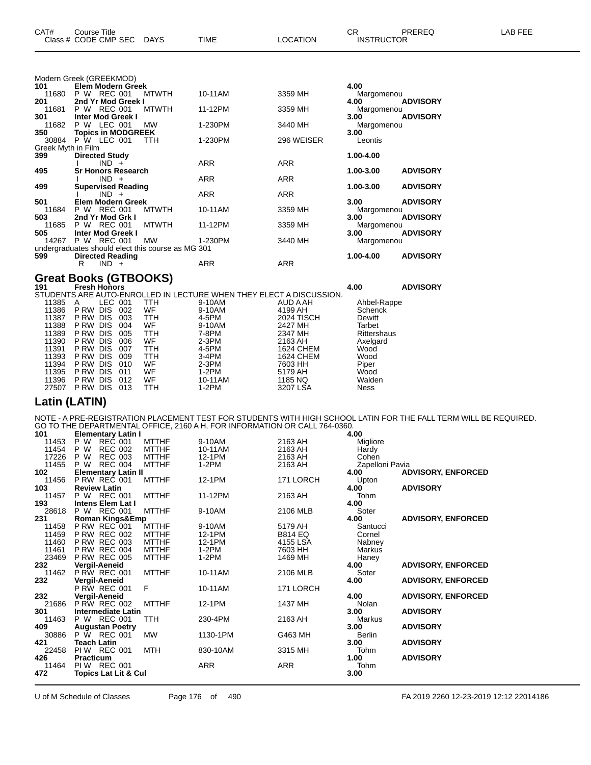| CAT# | Course Title | | | CR | PREREQ | LAB FEE |
|---|---|---|---|---|---|---|
| Class # CODE CMP SEC | DAYS | TIME | LOCATION | INSTRUCTOR | | |

Modern Greek (GREEKMOD)

| CAT# / Class # | Course / CODE CMP SEC | DAYS | TIME | LOCATION | CR / INSTRUCTOR | PREREQ |
|---|---|---|---|---|---|---|
| 101 | **Elem Modern Greek** | | | | 4.00 | |
| 11680 | P W REC 001 | MTWTH | 10-11AM | 3359 MH | Margomenou | |
| 201 | **2nd Yr Mod Greek I** | | | | 4.00 | **ADVISORY** |
| 11681 | P W REC 001 | MTWTH | 11-12PM | 3359 MH | Margomenou | |
| 301 | **Inter Mod Greek I** | | | | 3.00 | **ADVISORY** |
| 11682 | P W LEC 001 | MW | 1-230PM | 3440 MH | Margomenou | |
| 350 | **Topics in MODGREEK** | | | | 3.00 | |
| 30884 | P W LEC 001 | TTH | 1-230PM | 296 WEISER | Leontis | |
| Greek Myth in Film | | | | | | |
| 399 | **Directed Study** | | | | 1.00-4.00 | |
| | I IND + | | ARR | ARR | | |
| 495 | **Sr Honors Research** | | | | 1.00-3.00 | **ADVISORY** |
| | I IND + | | ARR | ARR | | |
| 499 | **Supervised Reading** | | | | 1.00-3.00 | **ADVISORY** |
| | I IND + | | ARR | ARR | | |
| 501 | **Elem Modern Greek** | | | | 3.00 | **ADVISORY** |
| 11684 | P W REC 001 | MTWTH | 10-11AM | 3359 MH | Margomenou | |
| 503 | **2nd Yr Mod Grk I** | | | | 3.00 | **ADVISORY** |
| 11685 | P W REC 001 | MTWTH | 11-12PM | 3359 MH | Margomenou | |
| 505 | **Inter Mod Greek I** | | | | 3.00 | **ADVISORY** |
| 14267 | P W REC 001 | MW | 1-230PM | 3440 MH | Margomenou | |
| undergraduates should elect this course as MG 301 | | | | | | |
| 599 | **Directed Reading** | | | | 1.00-4.00 | **ADVISORY** |
| | R IND + | | ARR | ARR | | |

## Great Books (GTBOOKS)

| CAT# / Class # | Course / CODE CMP SEC | DAYS | TIME | LOCATION | CR / INSTRUCTOR | PREREQ |
|---|---|---|---|---|---|---|
| 191 | **Fresh Honors** | | | | 4.00 | **ADVISORY** |
| STUDENTS ARE AUTO-ENROLLED IN LECTURE WHEN THEY ELECT A DISCUSSION. | | | | | | |
| 11385 | A LEC 001 | TTH | 9-10AM | AUD A AH | Ahbel-Rappe | |
| 11386 | P RW DIS 002 | WF | 9-10AM | 4199 AH | Schenck | |
| 11387 | P RW DIS 003 | TTH | 4-5PM | 2024 TISCH | Dewitt | |
| 11388 | P RW DIS 004 | WF | 9-10AM | 2427 MH | Tarbet | |
| 11389 | P RW DIS 005 | TTH | 7-8PM | 2347 MH | Rittershaus | |
| 11390 | P RW DIS 006 | WF | 2-3PM | 2163 AH | Axelgard | |
| 11391 | P RW DIS 007 | TTH | 4-5PM | 1624 CHEM | Wood | |
| 11393 | P RW DIS 009 | TTH | 3-4PM | 1624 CHEM | Wood | |
| 11394 | P RW DIS 010 | WF | 2-3PM | 7603 HH | Piper | |
| 11395 | P RW DIS 011 | WF | 1-2PM | 5179 AH | Wood | |
| 11396 | P RW DIS 012 | WF | 10-11AM | 1185 NQ | Walden | |
| 27507 | P RW DIS 013 | TTH | 1-2PM | 3207 LSA | Ness | |

## Latin (LATIN)

NOTE - A PRE-REGISTRATION PLACEMENT TEST FOR STUDENTS WITH HIGH SCHOOL LATIN FOR THE FALL TERM WILL BE REQUIRED. GO TO THE DEPARTMENTAL OFFICE, 2160 A H, FOR INFORMATION OR CALL 764-0360.

| CAT# / Class # | Course / CODE CMP SEC | DAYS | TIME | LOCATION | CR / INSTRUCTOR | PREREQ |
|---|---|---|---|---|---|---|
| 101 | **Elementary Latin I** | | | | 4.00 | |
| 11453 | P W REC 001 | MTTHF | 9-10AM | 2163 AH | Migliore | |
| 11454 | P W REC 002 | MTTHF | 10-11AM | 2163 AH | Hardy | |
| 17226 | P W REC 003 | MTTHF | 12-1PM | 2163 AH | Cohen | |
| 11455 | P W REC 004 | MTTHF | 1-2PM | 2163 AH | Zapelloni Pavia | |
| 102 | **Elementary Latin II** | | | | 4.00 | **ADVISORY, ENFORCED** |
| 11456 | P RW REC 001 | MTTHF | 12-1PM | 171 LORCH | Upton | |
| 103 | **Review Latin** | | | | 4.00 | **ADVISORY** |
| 11457 | P W REC 001 | MTTHF | 11-12PM | 2163 AH | Tohm | |
| 193 | **Intens Elem Lat I** | | | | 4.00 | |
| 28618 | P W REC 001 | MTTHF | 9-10AM | 2106 MLB | Soter | |
| 231 | **Roman Kings&Emp** | | | | 4.00 | **ADVISORY, ENFORCED** |
| 11458 | P RW REC 001 | MTTHF | 9-10AM | 5179 AH | Santucci | |
| 11459 | P RW REC 002 | MTTHF | 12-1PM | B814 EQ | Cornel | |
| 11460 | P RW REC 003 | MTTHF | 12-1PM | 4155 LSA | Nabney | |
| 11461 | P RW REC 004 | MTTHF | 1-2PM | 7603 HH | Markus | |
| 23469 | P RW REC 005 | MTTHF | 1-2PM | 1469 MH | Haney | |
| 232 | **Vergil-Aeneid** | | | | 4.00 | **ADVISORY, ENFORCED** |
| 11462 | P RW REC 001 | MTTHF | 10-11AM | 2106 MLB | Soter | |
| 232 | **Vergil-Aeneid** | | | | 4.00 | **ADVISORY, ENFORCED** |
| | P RW REC 001 | F | 10-11AM | 171 LORCH | | |
| 232 | **Vergil-Aeneid** | | | | 4.00 | **ADVISORY, ENFORCED** |
| 21686 | P RW REC 002 | MTTHF | 12-1PM | 1437 MH | Nolan | |
| 301 | **Intermediate Latin** | | | | 3.00 | **ADVISORY** |
| 11463 | P W REC 001 | TTH | 230-4PM | 2163 AH | Markus | |
| 409 | **Augustan Poetry** | | | | 3.00 | **ADVISORY** |
| 30886 | P W REC 001 | MW | 1130-1PM | G463 MH | Berlin | |
| 421 | **Teach Latin** | | | | 3.00 | **ADVISORY** |
| 22458 | PI W REC 001 | MTH | 830-10AM | 3315 MH | Tohm | |
| 426 | **Practicum** | | | | 1.00 | **ADVISORY** |
| 11464 | PI W REC 001 | | ARR | ARR | Tohm | |
| 472 | **Topics Lat Lit & Cul** | | | | 3.00 | |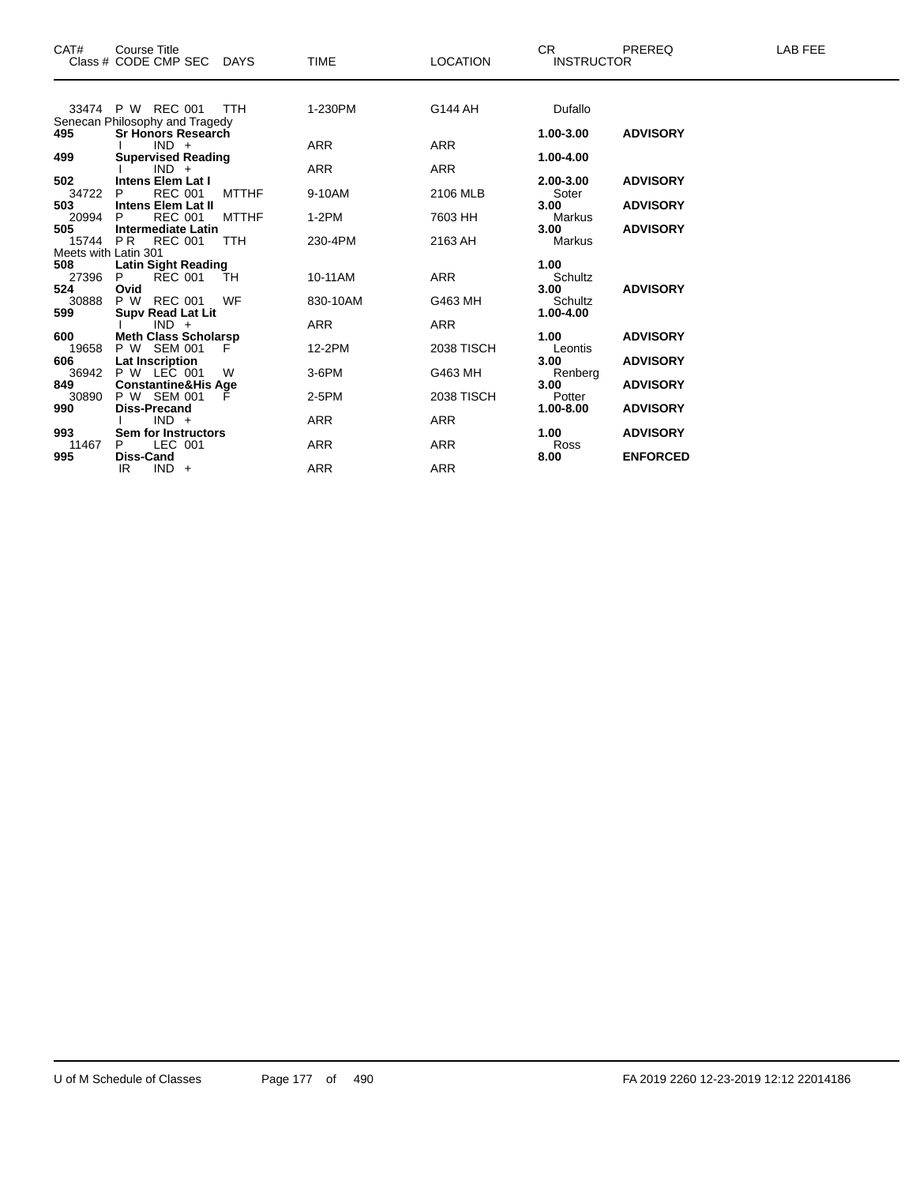| CAT# | Course Title<br>Class # CODE CMP SEC | DAYS | TIME | LOCATION | CR<br>INSTRUCTOR | PREREQ | LAB FEE |
|---|---|---|---|---|---|---|---|
| 33474 | P W REC 001 | TTH | 1-230PM | G144 AH | Dufallo | | |
| | Senecan Philosophy and Tragedy | | | | | | |
| **495** | **Sr Honors Research** | | | | **1.00-3.00** | **ADVISORY** | |
| | I IND + | | ARR | ARR | | | |
| **499** | **Supervised Reading** | | | | **1.00-4.00** | | |
| | I IND + | | ARR | ARR | | | |
| **502** | **Intens Elem Lat I** | | | | **2.00-3.00** | **ADVISORY** | |
| 34722 | P REC 001 | MTTHF | 9-10AM | 2106 MLB | Soter | | |
| **503** | **Intens Elem Lat II** | | | | **3.00** | **ADVISORY** | |
| 20994 | P REC 001 | MTTHF | 1-2PM | 7603 HH | Markus | | |
| **505** | **Intermediate Latin** | | | | **3.00** | **ADVISORY** | |
| 15744 | P R REC 001 | TTH | 230-4PM | 2163 AH | Markus | | |
| | Meets with Latin 301 | | | | | | |
| **508** | **Latin Sight Reading** | | | | **1.00** | | |
| 27396 | P REC 001 | TH | 10-11AM | ARR | Schultz | | |
| **524** | **Ovid** | | | | **3.00** | **ADVISORY** | |
| 30888 | P W REC 001 | WF | 830-10AM | G463 MH | Schultz | | |
| **599** | **Supv Read Lat Lit** | | | | **1.00-4.00** | | |
| | I IND + | | ARR | ARR | | | |
| **600** | **Meth Class Scholarsp** | | | | **1.00** | **ADVISORY** | |
| 19658 | P W SEM 001 | F | 12-2PM | 2038 TISCH | Leontis | | |
| **606** | **Lat Inscription** | | | | **3.00** | **ADVISORY** | |
| 36942 | P W LEC 001 | W | 3-6PM | G463 MH | Renberg | | |
| **849** | **Constantine&His Age** | | | | **3.00** | **ADVISORY** | |
| 30890 | P W SEM 001 | F | 2-5PM | 2038 TISCH | Potter | | |
| **990** | **Diss-Precand** | | | | **1.00-8.00** | **ADVISORY** | |
| | I IND + | | ARR | ARR | | | |
| **993** | **Sem for Instructors** | | | | **1.00** | **ADVISORY** | |
| 11467 | P LEC 001 | | ARR | ARR | Ross | | |
| **995** | **Diss-Cand** | | | | **8.00** | **ENFORCED** | |
| | IR IND + | | ARR | ARR | | | |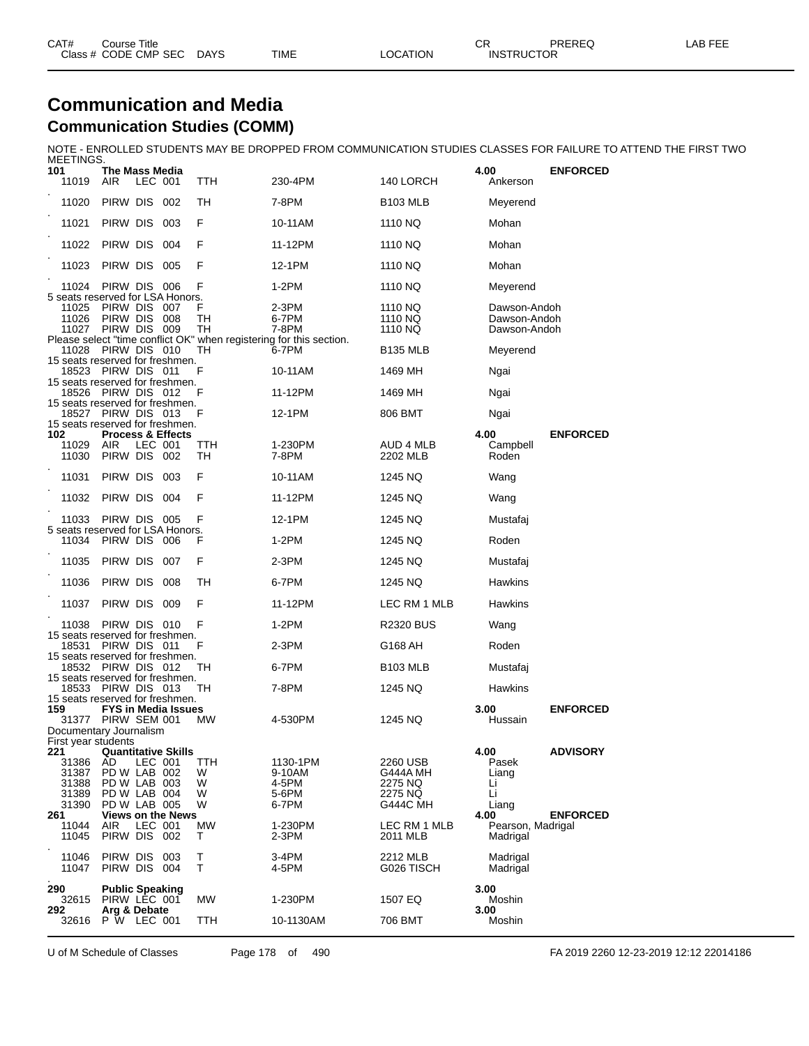# Communication and Media

## Communication Studies (COMM)

NOTE - ENROLLED STUDENTS MAY BE DROPPED FROM COMMUNICATION STUDIES CLASSES FOR FAILURE TO ATTEND THE FIRST TWO MEETINGS.

| CAT# / Class # | Course Title / CODE | CMP | SEC | DAYS | TIME | LOCATION | CR / INSTRUCTOR | PREREQ | LAB FEE |
|---|---|---|---|---|---|---|---|---|---|
| **101** | **The Mass Media** | | | | | | **4.00** | **ENFORCED** | |
| 11019 | AIR | LEC | 001 | TTH | 230-4PM | 140 LORCH | Ankerson | | |
| 11020 | PIRW | DIS | 002 | TH | 7-8PM | B103 MLB | Meyerend | | |
| 11021 | PIRW | DIS | 003 | F | 10-11AM | 1110 NQ | Mohan | | |
| 11022 | PIRW | DIS | 004 | F | 11-12PM | 1110 NQ | Mohan | | |
| 11023 | PIRW | DIS | 005 | F | 12-1PM | 1110 NQ | Mohan | | |
| 11024 | PIRW | DIS | 006 | F | 1-2PM | 1110 NQ | Meyerend | | |
| 5 seats reserved for LSA Honors. | | | | | | | | | |
| 11025 | PIRW | DIS | 007 | F | 2-3PM | 1110 NQ | Dawson-Andoh | | |
| 11026 | PIRW | DIS | 008 | TH | 6-7PM | 1110 NQ | Dawson-Andoh | | |
| 11027 | PIRW | DIS | 009 | TH | 7-8PM | 1110 NQ | Dawson-Andoh | | |
| Please select "time conflict OK" when registering for this section. | | | | | | | | | |
| 11028 | PIRW | DIS | 010 | TH | 6-7PM | B135 MLB | Meyerend | | |
| 15 seats reserved for freshmen. | | | | | | | | | |
| 18523 | PIRW | DIS | 011 | F | 10-11AM | 1469 MH | Ngai | | |
| 15 seats reserved for freshmen. | | | | | | | | | |
| 18526 | PIRW | DIS | 012 | F | 11-12PM | 1469 MH | Ngai | | |
| 15 seats reserved for freshmen. | | | | | | | | | |
| 18527 | PIRW | DIS | 013 | F | 12-1PM | 806 BMT | Ngai | | |
| 15 seats reserved for freshmen. | | | | | | | | | |
| **102** | **Process & Effects** | | | | | | **4.00** | **ENFORCED** | |
| 11029 | AIR | LEC | 001 | TTH | 1-230PM | AUD 4 MLB | Campbell | | |
| 11030 | PIRW | DIS | 002 | TH | 7-8PM | 2202 MLB | Roden | | |
| 11031 | PIRW | DIS | 003 | F | 10-11AM | 1245 NQ | Wang | | |
| 11032 | PIRW | DIS | 004 | F | 11-12PM | 1245 NQ | Wang | | |
| 11033 | PIRW | DIS | 005 | F | 12-1PM | 1245 NQ | Mustafaj | | |
| 5 seats reserved for LSA Honors. | | | | | | | | | |
| 11034 | PIRW | DIS | 006 | F | 1-2PM | 1245 NQ | Roden | | |
| 11035 | PIRW | DIS | 007 | F | 2-3PM | 1245 NQ | Mustafaj | | |
| 11036 | PIRW | DIS | 008 | TH | 6-7PM | 1245 NQ | Hawkins | | |
| 11037 | PIRW | DIS | 009 | F | 11-12PM | LEC RM 1 MLB | Hawkins | | |
| 11038 | PIRW | DIS | 010 | F | 1-2PM | R2320 BUS | Wang | | |
| 15 seats reserved for freshmen. | | | | | | | | | |
| 18531 | PIRW | DIS | 011 | F | 2-3PM | G168 AH | Roden | | |
| 15 seats reserved for freshmen. | | | | | | | | | |
| 18532 | PIRW | DIS | 012 | TH | 6-7PM | B103 MLB | Mustafaj | | |
| 15 seats reserved for freshmen. | | | | | | | | | |
| 18533 | PIRW | DIS | 013 | TH | 7-8PM | 1245 NQ | Hawkins | | |
| 15 seats reserved for freshmen. | | | | | | | | | |
| **159** | **FYS in Media Issues** | | | | | | **3.00** | **ENFORCED** | |
| 31377 | PIRW | SEM | 001 | MW | 4-530PM | 1245 NQ | Hussain | | |
| Documentary Journalism | | | | | | | | | |
| First year students | | | | | | | | | |
| **221** | **Quantitative Skills** | | | | | | **4.00** | **ADVISORY** | |
| 31386 | AD | LEC | 001 | TTH | 1130-1PM | 2260 USB | Pasek | | |
| 31387 | PD W | LAB | 002 | W | 9-10AM | G444A MH | Liang | | |
| 31388 | PD W | LAB | 003 | W | 4-5PM | 2275 NQ | Li | | |
| 31389 | PD W | LAB | 004 | W | 5-6PM | 2275 NQ | Li | | |
| 31390 | PD W | LAB | 005 | W | 6-7PM | G444C MH | Liang | | |
| **261** | **Views on the News** | | | | | | **4.00** | **ENFORCED** | |
| 11044 | AIR | LEC | 001 | MW | 1-230PM | LEC RM 1 MLB | Pearson, Madrigal | | |
| 11045 | PIRW | DIS | 002 | T | 2-3PM | 2011 MLB | Madrigal | | |
| 11046 | PIRW | DIS | 003 | T | 3-4PM | 2212 MLB | Madrigal | | |
| 11047 | PIRW | DIS | 004 | T | 4-5PM | G026 TISCH | Madrigal | | |
| **290** | **Public Speaking** | | | | | | **3.00** | | |
| 32615 | PIRW | LEC | 001 | MW | 1-230PM | 1507 EQ | Moshin | | |
| **292** | **Arg & Debate** | | | | | | **3.00** | | |
| 32616 | P W | LEC | 001 | TTH | 10-1130AM | 706 BMT | Moshin | | |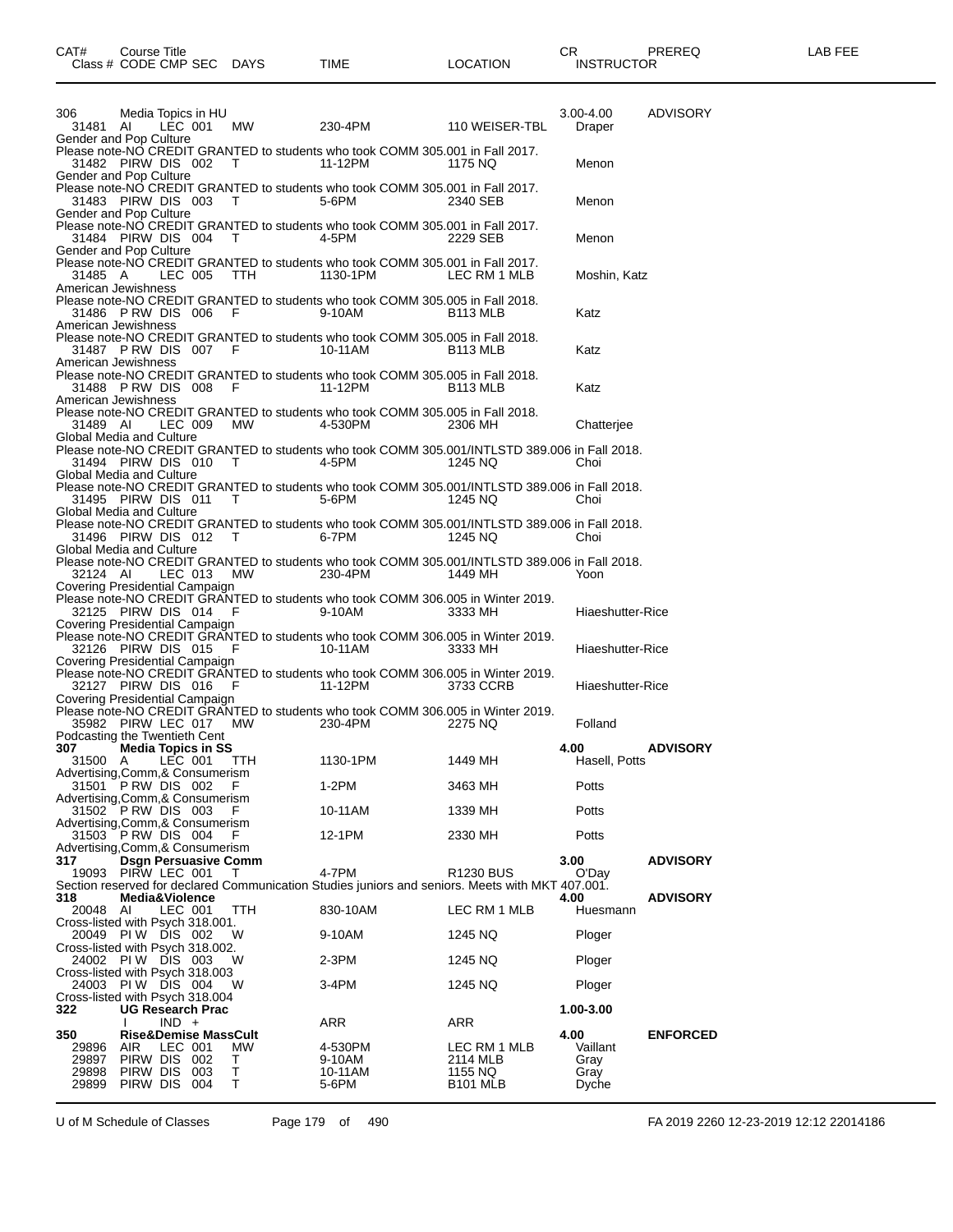| CAT# | Course Title | | | | | | CR | PREREQ | LAB FEE |
|---|---|---|---|---|---|---|---|---|---|
| Class # | CODE | CMP SEC | DAYS | TIME | LOCATION | INSTRUCTOR | | | |

306 Media Topics in HU — 3.00-4.00 — ADVISORY

31481 AI LEC 001 MW 230-4PM 110 WEISER-TBL Draper
Gender and Pop Culture
Please note-NO CREDIT GRANTED to students who took COMM 305.001 in Fall 2017.

31482 PIRW DIS 002 T 11-12PM 1175 NQ Menon
Gender and Pop Culture
Please note-NO CREDIT GRANTED to students who took COMM 305.001 in Fall 2017.

31483 PIRW DIS 003 T 5-6PM 2340 SEB Menon
Gender and Pop Culture
Please note-NO CREDIT GRANTED to students who took COMM 305.001 in Fall 2017.

31484 PIRW DIS 004 T 4-5PM 2229 SEB Menon
Gender and Pop Culture
Please note-NO CREDIT GRANTED to students who took COMM 305.001 in Fall 2017.

31485 A LEC 005 TTH 1130-1PM LEC RM 1 MLB Moshin, Katz
American Jewishness
Please note-NO CREDIT GRANTED to students who took COMM 305.005 in Fall 2018.

31486 P RW DIS 006 F 9-10AM B113 MLB Katz
American Jewishness
Please note-NO CREDIT GRANTED to students who took COMM 305.005 in Fall 2018.

31487 P RW DIS 007 F 10-11AM B113 MLB Katz
American Jewishness
Please note-NO CREDIT GRANTED to students who took COMM 305.005 in Fall 2018.

31488 P RW DIS 008 F 11-12PM B113 MLB Katz
American Jewishness
Please note-NO CREDIT GRANTED to students who took COMM 305.005 in Fall 2018.

31489 AI LEC 009 MW 4-530PM 2306 MH Chatterjee
Global Media and Culture
Please note-NO CREDIT GRANTED to students who took COMM 305.001/INTLSTD 389.006 in Fall 2018.

31494 PIRW DIS 010 T 4-5PM 1245 NQ Choi
Global Media and Culture
Please note-NO CREDIT GRANTED to students who took COMM 305.001/INTLSTD 389.006 in Fall 2018.

31495 PIRW DIS 011 T 5-6PM 1245 NQ Choi
Global Media and Culture
Please note-NO CREDIT GRANTED to students who took COMM 305.001/INTLSTD 389.006 in Fall 2018.

31496 PIRW DIS 012 T 6-7PM 1245 NQ Choi
Global Media and Culture
Please note-NO CREDIT GRANTED to students who took COMM 305.001/INTLSTD 389.006 in Fall 2018.

32124 AI LEC 013 MW 230-4PM 1449 MH Yoon
Covering Presidential Campaign
Please note-NO CREDIT GRANTED to students who took COMM 306.005 in Winter 2019.

32125 PIRW DIS 014 F 9-10AM 3333 MH Hiaeshutter-Rice
Covering Presidential Campaign
Please note-NO CREDIT GRANTED to students who took COMM 306.005 in Winter 2019.

32126 PIRW DIS 015 F 10-11AM 3333 MH Hiaeshutter-Rice
Covering Presidential Campaign
Please note-NO CREDIT GRANTED to students who took COMM 306.005 in Winter 2019.

32127 PIRW DIS 016 F 11-12PM 3733 CCRB Hiaeshutter-Rice
Covering Presidential Campaign
Please note-NO CREDIT GRANTED to students who took COMM 306.005 in Winter 2019.

35982 PIRW LEC 017 MW 230-4PM 2275 NQ Folland
Podcasting the Twentieth Cent

**307 Media Topics in SS — 4.00 — ADVISORY**

31500 A LEC 001 TTH 1130-1PM 1449 MH Hasell, Potts
Advertising,Comm,& Consumerism

31501 P RW DIS 002 F 1-2PM 3463 MH Potts
Advertising,Comm,& Consumerism

31502 P RW DIS 003 F 10-11AM 1339 MH Potts
Advertising,Comm,& Consumerism

31503 P RW DIS 004 F 12-1PM 2330 MH Potts
Advertising,Comm,& Consumerism

**317 Dsgn Persuasive Comm — 3.00 — ADVISORY**

19093 PIRW LEC 001 T 4-7PM R1230 BUS O'Day
Section reserved for declared Communication Studies juniors and seniors. Meets with MKT 407.001.

**318 Media&Violence — 4.00 — ADVISORY**

20048 AI LEC 001 TTH 830-10AM LEC RM 1 MLB Huesmann
Cross-listed with Psych 318.001.

20049 PI W DIS 002 W 9-10AM 1245 NQ Ploger
Cross-listed with Psych 318.002.

24002 PI W DIS 003 W 2-3PM 1245 NQ Ploger
Cross-listed with Psych 318.003

24003 PI W DIS 004 W 3-4PM 1245 NQ Ploger
Cross-listed with Psych 318.004

**322 UG Research Prac — 1.00-3.00**

I IND + ARR ARR

**350 Rise&Demise MassCult — 4.00 — ENFORCED**

| Class # | CODE | CMP SEC | DAYS | TIME | LOCATION | INSTRUCTOR |
|---|---|---|---|---|---|---|
| 29896 | AIR | LEC 001 | MW | 4-530PM | LEC RM 1 MLB | Vaillant |
| 29897 | PIRW | DIS 002 | T | 9-10AM | 2114 MLB | Gray |
| 29898 | PIRW | DIS 003 | T | 10-11AM | 1155 NQ | Gray |
| 29899 | PIRW | DIS 004 | T | 5-6PM | B101 MLB | Dyche |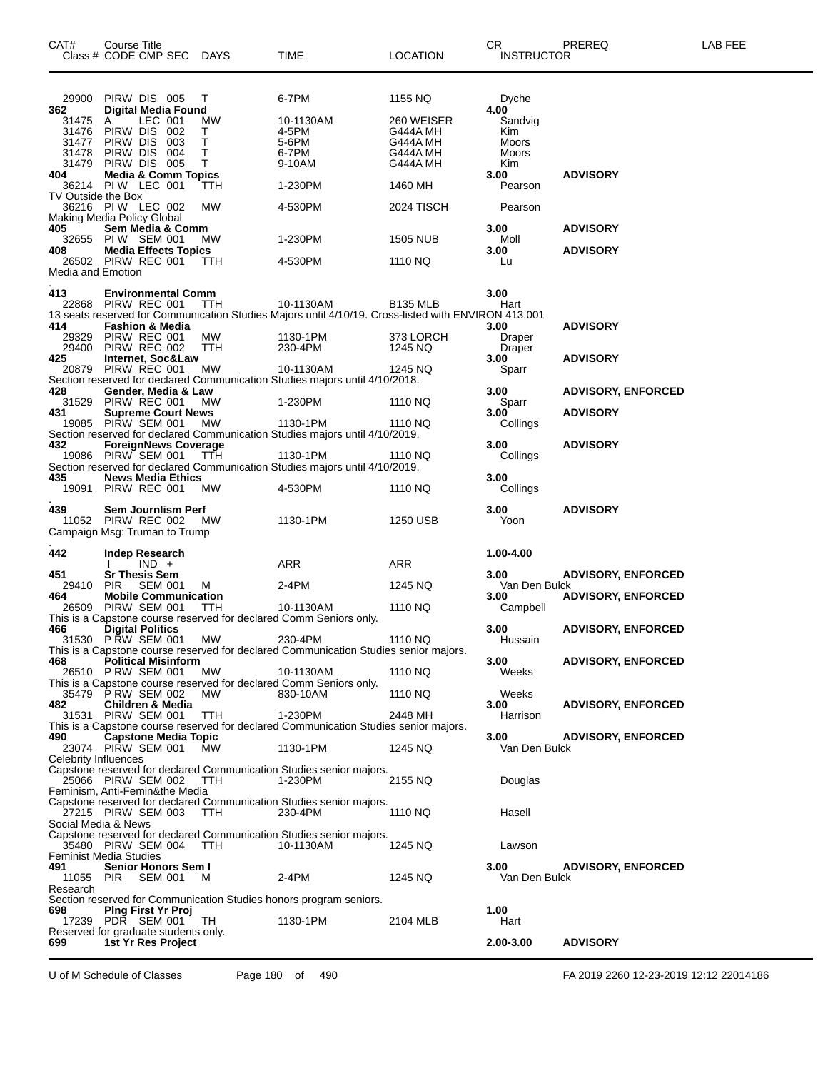| CAT# | Course Title Class # CODE CMP SEC | DAYS | TIME | LOCATION | CR INSTRUCTOR | PREREQ | LAB FEE |
|---|---|---|---|---|---|---|---|
| 29900 | PIRW DIS 005 | T | 6-7PM | 1155 NQ | Dyche | | |
| **362** | **Digital Media Found** | | | | **4.00** | | |
| 31475 | A LEC 001 | MW | 10-1130AM | 260 WEISER | Sandvig | | |
| 31476 | PIRW DIS 002 | T | 4-5PM | G444A MH | Kim | | |
| 31477 | PIRW DIS 003 | T | 5-6PM | G444A MH | Moors | | |
| 31478 | PIRW DIS 004 | T | 6-7PM | G444A MH | Moors | | |
| 31479 | PIRW DIS 005 | T | 9-10AM | G444A MH | Kim | | |
| **404** | **Media & Comm Topics** | | | | **3.00** | **ADVISORY** | |
| 36214 | PI W LEC 001 | TTH | 1-230PM | 1460 MH | Pearson | | |
| TV Outside the Box | | | | | | | |
| 36216 | PI W LEC 002 | MW | 4-530PM | 2024 TISCH | Pearson | | |
| Making Media Policy Global | | | | | | | |
| **405** | **Sem Media & Comm** | | | | **3.00** | **ADVISORY** | |
| 32655 | PI W SEM 001 | MW | 1-230PM | 1505 NUB | Moll | | |
| **408** | **Media Effects Topics** | | | | **3.00** | **ADVISORY** | |
| 26502 | PIRW REC 001 | TTH | 4-530PM | 1110 NQ | Lu | | |
| Media and Emotion | | | | | | | |
| . | | | | | | | |
| **413** | **Environmental Comm** | | | | **3.00** | | |
| 22868 | PIRW REC 001 | TTH | 10-1130AM | B135 MLB | Hart | | |
| 13 seats reserved for Communication Studies Majors until 4/10/19. Cross-listed with ENVIRON 413.001 | | | | | | | |
| **414** | **Fashion & Media** | | | | **3.00** | **ADVISORY** | |
| 29329 | PIRW REC 001 | MW | 1130-1PM | 373 LORCH | Draper | | |
| 29400 | PIRW REC 002 | TTH | 230-4PM | 1245 NQ | Draper | | |
| **425** | **Internet, Soc&Law** | | | | **3.00** | **ADVISORY** | |
| 20879 | PIRW REC 001 | MW | 10-1130AM | 1245 NQ | Sparr | | |
| Section reserved for declared Communication Studies majors until 4/10/2018. | | | | | | | |
| **428** | **Gender, Media & Law** | | | | **3.00** | **ADVISORY, ENFORCED** | |
| 31529 | PIRW REC 001 | MW | 1-230PM | 1110 NQ | Sparr | | |
| **431** | **Supreme Court News** | | | | **3.00** | **ADVISORY** | |
| 19085 | PIRW SEM 001 | MW | 1130-1PM | 1110 NQ | Collings | | |
| Section reserved for declared Communication Studies majors until 4/10/2019. | | | | | | | |
| **432** | **ForeignNews Coverage** | | | | **3.00** | **ADVISORY** | |
| 19086 | PIRW SEM 001 | TTH | 1130-1PM | 1110 NQ | Collings | | |
| Section reserved for declared Communication Studies majors until 4/10/2019. | | | | | | | |
| **435** | **News Media Ethics** | | | | **3.00** | | |
| 19091 | PIRW REC 001 | MW | 4-530PM | 1110 NQ | Collings | | |
| . | | | | | | | |
| **439** | **Sem Journlism Perf** | | | | **3.00** | **ADVISORY** | |
| 11052 | PIRW REC 002 | MW | 1130-1PM | 1250 USB | Yoon | | |
| Campaign Msg: Truman to Trump | | | | | | | |
| . | | | | | | | |
| **442** | **Indep Research** | | | | **1.00-4.00** | | |
| | I IND + | | ARR | ARR | | | |
| **451** | **Sr Thesis Sem** | | | | **3.00** | **ADVISORY, ENFORCED** | |
| 29410 | PIR SEM 001 | M | 2-4PM | 1245 NQ | Van Den Bulck | | |
| **464** | **Mobile Communication** | | | | **3.00** | **ADVISORY, ENFORCED** | |
| 26509 | PIRW SEM 001 | TTH | 10-1130AM | 1110 NQ | Campbell | | |
| This is a Capstone course reserved for declared Comm Seniors only. | | | | | | | |
| **466** | **Digital Politics** | | | | **3.00** | **ADVISORY, ENFORCED** | |
| 31530 | P RW SEM 001 | MW | 230-4PM | 1110 NQ | Hussain | | |
| This is a Capstone course reserved for declared Communication Studies senior majors. | | | | | | | |
| **468** | **Political Misinform** | | | | **3.00** | **ADVISORY, ENFORCED** | |
| 26510 | P RW SEM 001 | MW | 10-1130AM | 1110 NQ | Weeks | | |
| This is a Capstone course reserved for declared Comm Seniors only. | | | | | | | |
| 35479 | P RW SEM 002 | MW | 830-10AM | 1110 NQ | Weeks | | |
| **482** | **Children & Media** | | | | **3.00** | **ADVISORY, ENFORCED** | |
| 31531 | PIRW SEM 001 | TTH | 1-230PM | 2448 MH | Harrison | | |
| This is a Capstone course reserved for declared Communication Studies senior majors. | | | | | | | |
| **490** | **Capstone Media Topic** | | | | **3.00** | **ADVISORY, ENFORCED** | |
| 23074 | PIRW SEM 001 | MW | 1130-1PM | 1245 NQ | Van Den Bulck | | |
| Celebrity Influences | | | | | | | |
| Capstone reserved for declared Communication Studies senior majors. | | | | | | | |
| 25066 | PIRW SEM 002 | TTH | 1-230PM | 2155 NQ | Douglas | | |
| Feminism, Anti-Femin&the Media | | | | | | | |
| Capstone reserved for declared Communication Studies senior majors. | | | | | | | |
| 27215 | PIRW SEM 003 | TTH | 230-4PM | 1110 NQ | Hasell | | |
| Social Media & News | | | | | | | |
| Capstone reserved for declared Communication Studies senior majors. | | | | | | | |
| 35480 | PIRW SEM 004 | TTH | 10-1130AM | 1245 NQ | Lawson | | |
| Feminist Media Studies | | | | | | | |
| **491** | **Senior Honors Sem I** | | | | **3.00** | **ADVISORY, ENFORCED** | |
| 11055 | PIR SEM 001 | M | 2-4PM | 1245 NQ | Van Den Bulck | | |
| Research | | | | | | | |
| Section reserved for Communication Studies honors program seniors. | | | | | | | |
| **698** | **Plng First Yr Proj** | | | | **1.00** | | |
| 17239 | PDR SEM 001 | TH | 1130-1PM | 2104 MLB | Hart | | |
| Reserved for graduate students only. | | | | | | | |
| **699** | **1st Yr Res Project** | | | | **2.00-3.00** | **ADVISORY** | |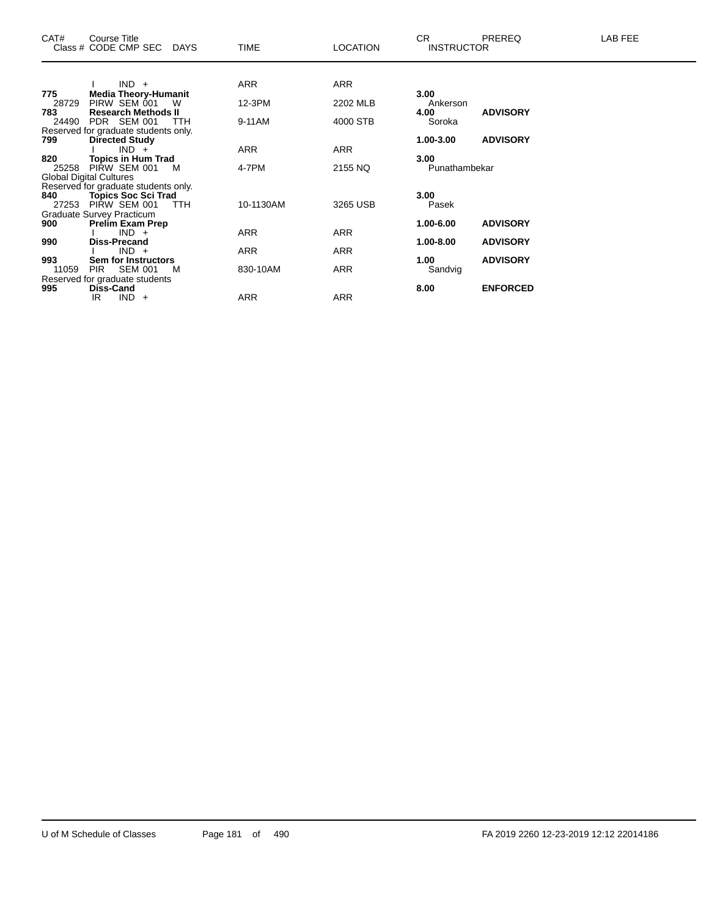| CAT# | Course Title<br>Class # CODE CMP SEC DAYS | TIME | LOCATION | CR<br>INSTRUCTOR | PREREQ | LAB FEE |
|---|---|---|---|---|---|---|
| | I IND + | ARR | ARR | | | |
| **775** | **Media Theory-Humanit** | | | **3.00** | | |
| 28729 | PIRW SEM 001 W | 12-3PM | 2202 MLB | Ankerson | | |
| **783** | **Research Methods II** | | | **4.00** | **ADVISORY** | |
| 24490 | PDR SEM 001 TTH | 9-11AM | 4000 STB | Soroka | | |
| Reserved for graduate students only. | | | | | | |
| **799** | **Directed Study** | | | **1.00-3.00** | **ADVISORY** | |
| | I IND + | ARR | ARR | | | |
| **820** | **Topics in Hum Trad** | | | **3.00** | | |
| 25258 | PIRW SEM 001 M | 4-7PM | 2155 NQ | Punathambekar | | |
| Global Digital Cultures | | | | | | |
| Reserved for graduate students only. | | | | | | |
| **840** | **Topics Soc Sci Trad** | | | **3.00** | | |
| 27253 | PIRW SEM 001 TTH | 10-1130AM | 3265 USB | Pasek | | |
| Graduate Survey Practicum | | | | | | |
| **900** | **Prelim Exam Prep** | | | **1.00-6.00** | **ADVISORY** | |
| | I IND + | ARR | ARR | | | |
| **990** | **Diss-Precand** | | | **1.00-8.00** | **ADVISORY** | |
| | I IND + | ARR | ARR | | | |
| **993** | **Sem for Instructors** | | | **1.00** | **ADVISORY** | |
| 11059 | PIR SEM 001 M | 830-10AM | ARR | Sandvig | | |
| Reserved for graduate students | | | | | | |
| **995** | **Diss-Cand** | | | **8.00** | **ENFORCED** | |
| | IR IND + | ARR | ARR | | | |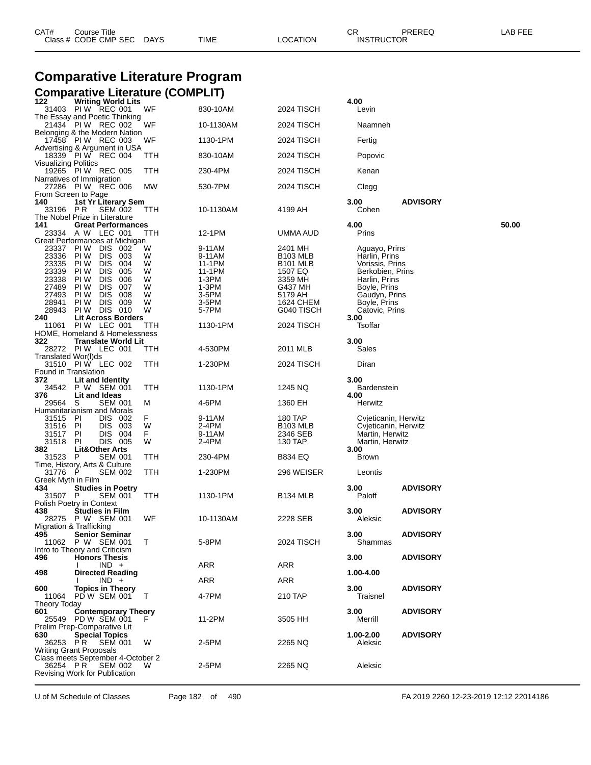# Comparative Literature Program

## Comparative Literature (COMPLIT)

| CAT# / Class # | Course Title / CODE CMP SEC | DAYS | TIME | LOCATION | CR / INSTRUCTOR | PREREQ | LAB FEE |
|---|---|---|---|---|---|---|---|
| **122** | **Writing World Lits** | | | | **4.00** | | |
| 31403 | PI W REC 001 | WF | 830-10AM | 2024 TISCH | Levin | | |
| The Essay and Poetic Thinking | | | | | | | |
| 21434 | PI W REC 002 | WF | 10-1130AM | 2024 TISCH | Naamneh | | |
| Belonging & the Modern Nation | | | | | | | |
| 17458 | PI W REC 003 | WF | 1130-1PM | 2024 TISCH | Fertig | | |
| Advertising & Argument in USA | | | | | | | |
| 18339 | PI W REC 004 | TTH | 830-10AM | 2024 TISCH | Popovic | | |
| Visualizing Politics | | | | | | | |
| 19265 | PI W REC 005 | TTH | 230-4PM | 2024 TISCH | Kenan | | |
| Narratives of Immigration | | | | | | | |
| 27286 | PI W REC 006 | MW | 530-7PM | 2024 TISCH | Clegg | | |
| From Screen to Page | | | | | | | |
| **140** | **1st Yr Literary Sem** | | | | **3.00** | **ADVISORY** | |
| 33196 | P R SEM 002 | TTH | 10-1130AM | 4199 AH | Cohen | | |
| The Nobel Prize in Literature | | | | | | | |
| **141** | **Great Performances** | | | | **4.00** | | **50.00** |
| 23334 | A W LEC 001 | TTH | 12-1PM | UMMA AUD | Prins | | |
| Great Performances at Michigan | | | | | | | |
| 23337 | PI W DIS 002 | W | 9-11AM | 2401 MH | Aguayo, Prins | | |
| 23336 | PI W DIS 003 | W | 9-11AM | B103 MLB | Harlin, Prins | | |
| 23335 | PI W DIS 004 | W | 11-1PM | B101 MLB | Vorissis, Prins | | |
| 23339 | PI W DIS 005 | W | 11-1PM | 1507 EQ | Berkobien, Prins | | |
| 23338 | PI W DIS 006 | W | 1-3PM | 3359 MH | Harlin, Prins | | |
| 27489 | PI W DIS 007 | W | 1-3PM | G437 MH | Boyle, Prins | | |
| 27493 | PI W DIS 008 | W | 3-5PM | 5179 AH | Gaudyn, Prins | | |
| 28941 | PI W DIS 009 | W | 3-5PM | 1624 CHEM | Boyle, Prins | | |
| 28943 | PI W DIS 010 | W | 5-7PM | G040 TISCH | Catovic, Prins | | |
| **240** | **Lit Across Borders** | | | | **3.00** | | |
| 11061 | PI W LEC 001 | TTH | 1130-1PM | 2024 TISCH | Tsoffar | | |
| HOME, Homeland & Homelessness | | | | | | | |
| **322** | **Translate World Lit** | | | | **3.00** | | |
| 28272 | PI W LEC 001 | TTH | 4-530PM | 2011 MLB | Sales | | |
| Translated Wor(l)ds | | | | | | | |
| 31510 | PI W LEC 002 | TTH | 1-230PM | 2024 TISCH | Diran | | |
| Found in Translation | | | | | | | |
| **372** | **Lit and Identity** | | | | **3.00** | | |
| 34542 | P W SEM 001 | TTH | 1130-1PM | 1245 NQ | Bardenstein | | |
| **376** | **Lit and Ideas** | | | | **4.00** | | |
| 29564 | S SEM 001 | M | 4-6PM | 1360 EH | Herwitz | | |
| Humanitarianism and Morals | | | | | | | |
| 31515 | PI DIS 002 | F | 9-11AM | 180 TAP | Cvjeticanin, Herwitz | | |
| 31516 | PI DIS 003 | W | 2-4PM | B103 MLB | Cvjeticanin, Herwitz | | |
| 31517 | PI DIS 004 | F | 9-11AM | 2346 SEB | Martin, Herwitz | | |
| 31518 | PI DIS 005 | W | 2-4PM | 130 TAP | Martin, Herwitz | | |
| **382** | **Lit&Other Arts** | | | | **3.00** | | |
| 31523 | P SEM 001 | TTH | 230-4PM | B834 EQ | Brown | | |
| Time, History, Arts & Culture | | | | | | | |
| 31776 | P SEM 002 | TTH | 1-230PM | 296 WEISER | Leontis | | |
| Greek Myth in Film | | | | | | | |
| **434** | **Studies in Poetry** | | | | **3.00** | **ADVISORY** | |
| 31507 | P SEM 001 | TTH | 1130-1PM | B134 MLB | Paloff | | |
| Polish Poetry in Context | | | | | | | |
| **438** | **Studies in Film** | | | | **3.00** | **ADVISORY** | |
| 28275 | P W SEM 001 | WF | 10-1130AM | 2228 SEB | Aleksic | | |
| Migration & Trafficking | | | | | | | |
| **495** | **Senior Seminar** | | | | **3.00** | **ADVISORY** | |
| 11062 | P W SEM 001 | T | 5-8PM | 2024 TISCH | Shammas | | |
| Intro to Theory and Criticism | | | | | | | |
| **496** | **Honors Thesis** | | | | **3.00** | **ADVISORY** | |
| | I IND + | | ARR | ARR | | | |
| **498** | **Directed Reading** | | | | **1.00-4.00** | | |
| | I IND + | | ARR | ARR | | | |
| **600** | **Topics in Theory** | | | | **3.00** | **ADVISORY** | |
| 11064 | PD W SEM 001 | T | 4-7PM | 210 TAP | Traisnel | | |
| Theory Today | | | | | | | |
| **601** | **Contemporary Theory** | | | | **3.00** | **ADVISORY** | |
| 25549 | PD W SEM 001 | F | 11-2PM | 3505 HH | Merrill | | |
| Prelim Prep-Comparative Lit | | | | | | | |
| **630** | **Special Topics** | | | | **1.00-2.00** | **ADVISORY** | |
| 36253 | P R SEM 001 | W | 2-5PM | 2265 NQ | Aleksic | | |
| Writing Grant Proposals | | | | | | | |
| Class meets September 4-October 2 | | | | | | | |
| 36254 | P R SEM 002 | W | 2-5PM | 2265 NQ | Aleksic | | |
| Revising Work for Publication | | | | | | | |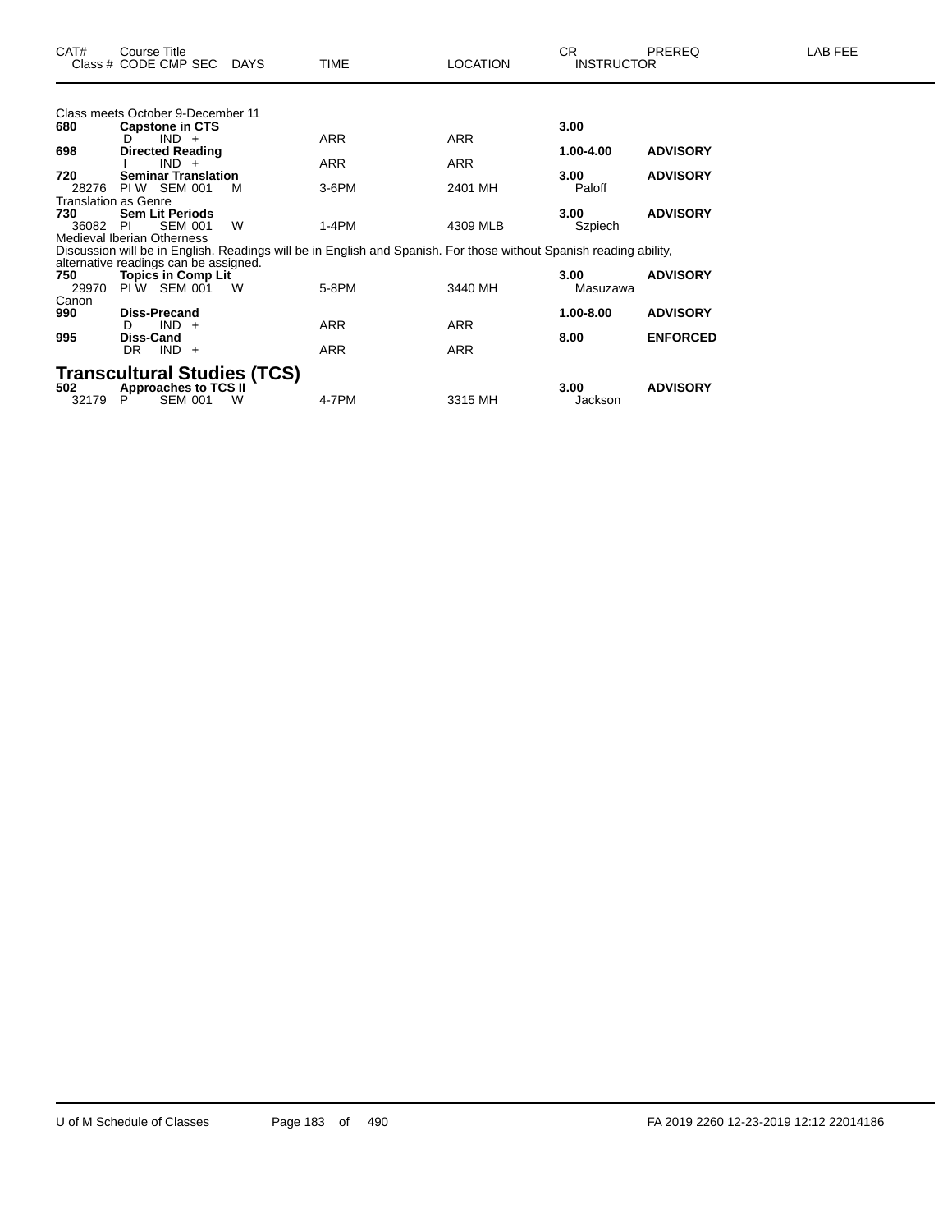| CAT# | Course Title | | | | | | CR | PREREQ | LAB FEE |
|---|---|---|---|---|---|---|---|---|---|
| Class # | CODE | CMP | SEC | DAYS | TIME | LOCATION | INSTRUCTOR | | |

Class meets October 9-December 11

| | | | | | | | | | |
|---|---|---|---|---|---|---|---|---|---|
| **680** | **Capstone in CTS** | | | | | | **3.00** | | |
| | D | IND | + | | ARR | ARR | | | |
| **698** | **Directed Reading** | | | | | | **1.00-4.00** | **ADVISORY** | |
| | I | IND | + | | ARR | ARR | | | |
| **720** | **Seminar Translation** | | | | | | **3.00** | **ADVISORY** | |
| 28276 | PI W | SEM | 001 | M | 3-6PM | 2401 MH | Paloff | | |

Translation as Genre

| | | | | | | | | | |
|---|---|---|---|---|---|---|---|---|---|
| **730** | **Sem Lit Periods** | | | | | | **3.00** | **ADVISORY** | |
| 36082 | PI | SEM | 001 | W | 1-4PM | 4309 MLB | Szpiech | | |

Medieval Iberian Otherness
Discussion will be in English. Readings will be in English and Spanish. For those without Spanish reading ability, alternative readings can be assigned.

| | | | | | | | | | |
|---|---|---|---|---|---|---|---|---|---|
| **750** | **Topics in Comp Lit** | | | | | | **3.00** | **ADVISORY** | |
| 29970 | PI W | SEM | 001 | W | 5-8PM | 3440 MH | Masuzawa | | |

Canon

| | | | | | | | | | |
|---|---|---|---|---|---|---|---|---|---|
| **990** | **Diss-Precand** | | | | | | **1.00-8.00** | **ADVISORY** | |
| | D | IND | + | | ARR | ARR | | | |
| **995** | **Diss-Cand** | | | | | | **8.00** | **ENFORCED** | |
| | DR | IND | + | | ARR | ARR | | | |

## Transcultural Studies (TCS)

| | | | | | | | | | |
|---|---|---|---|---|---|---|---|---|---|
| **502** | **Approaches to TCS II** | | | | | | **3.00** | **ADVISORY** | |
| 32179 | P | SEM | 001 | W | 4-7PM | 3315 MH | Jackson | | |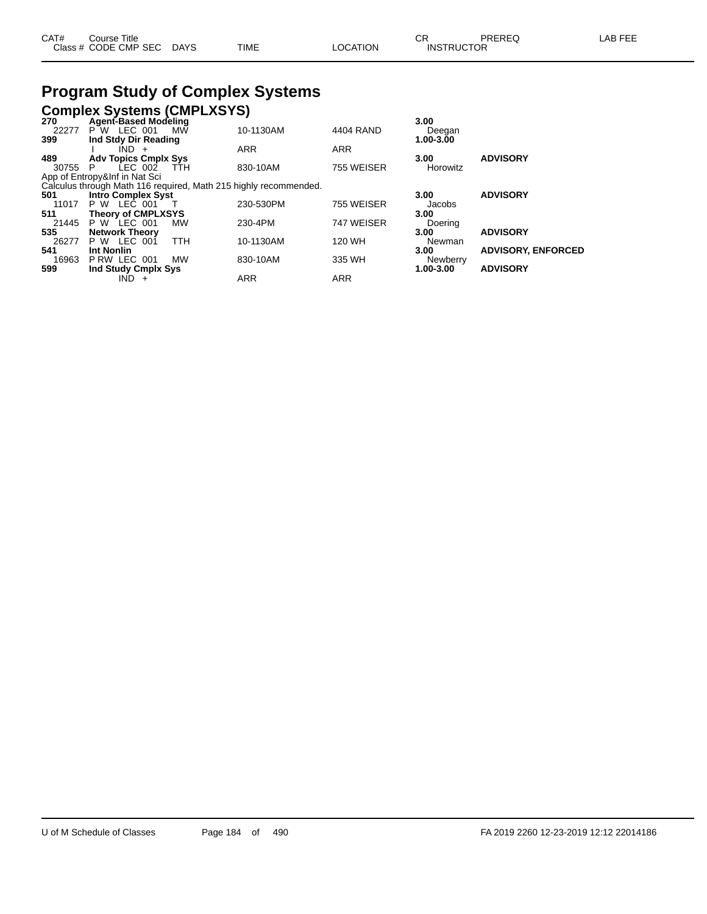| CAT# Class # | Course Title CODE CMP SEC | DAYS | TIME | LOCATION | CR INSTRUCTOR | PREREQ | LAB FEE |
|---|---|---|---|---|---|---|---|

# Program Study of Complex Systems

## Complex Systems (CMPLXSYS)

| CAT# Class # | Course Title CODE CMP SEC | DAYS | TIME | LOCATION | CR INSTRUCTOR | PREREQ | LAB FEE |
|---|---|---|---|---|---|---|---|
| **270** | **Agent-Based Modeling** | | | | **3.00** | | |
| 22277 | P W LEC 001 | MW | 10-1130AM | 4404 RAND | Deegan | | |
| **399** | **Ind Stdy Dir Reading** | | | | **1.00-3.00** | | |
| | I IND + | | ARR | ARR | | | |
| **489** | **Adv Topics Cmplx Sys** | | | | **3.00** | **ADVISORY** | |
| 30755 | P LEC 002 | TTH | 830-10AM | 755 WEISER | Horowitz | | |
| App of Entropy&Inf in Nat Sci | | | | | | | |
| Calculus through Math 116 required, Math 215 highly recommended. | | | | | | | |
| **501** | **Intro Complex Syst** | | | | **3.00** | **ADVISORY** | |
| 11017 | P W LEC 001 | T | 230-530PM | 755 WEISER | Jacobs | | |
| **511** | **Theory of CMPLXSYS** | | | | **3.00** | | |
| 21445 | P W LEC 001 | MW | 230-4PM | 747 WEISER | Doering | | |
| **535** | **Network Theory** | | | | **3.00** | **ADVISORY** | |
| 26277 | P W LEC 001 | TTH | 10-1130AM | 120 WH | Newman | | |
| **541** | **Int Nonlin** | | | | **3.00** | **ADVISORY, ENFORCED** | |
| 16963 | P RW LEC 001 | MW | 830-10AM | 335 WH | Newberry | | |
| **599** | **Ind Study Cmplx Sys** | | | | **1.00-3.00** | **ADVISORY** | |
| | IND + | | ARR | ARR | | | |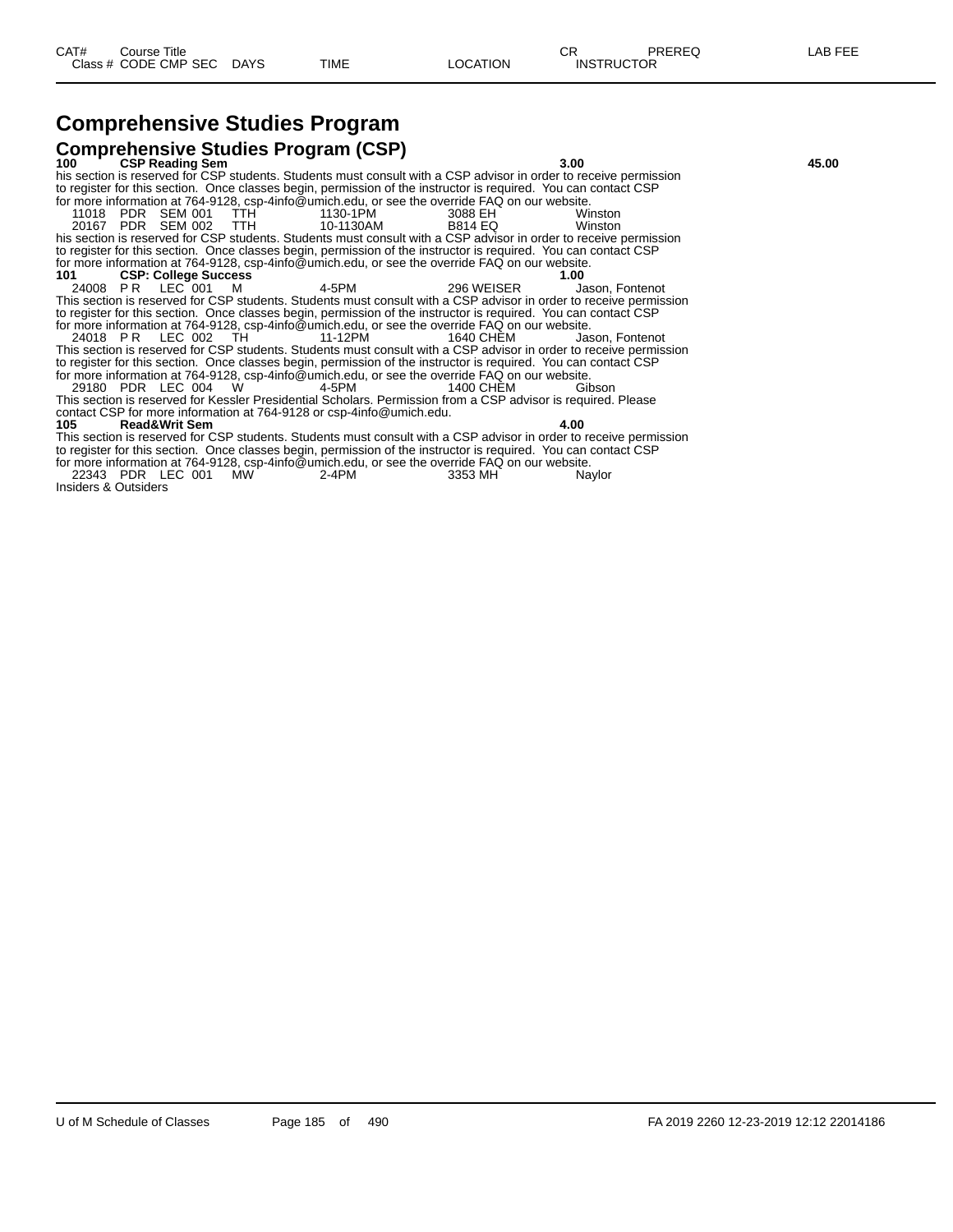# Comprehensive Studies Program

## Comprehensive Studies Program (CSP)

| CAT# | Course Title | | | | | | CR | PREREQ | LAB FEE |
|---|---|---|---|---|---|---|---|---|---|
| Class # | CODE | CMP SEC | DAYS | TIME | LOCATION | INSTRUCTOR | | | |
| **100** | **CSP Reading Sem** | | | | | | **3.00** | | **45.00** |

his section is reserved for CSP students. Students must consult with a CSP advisor in order to receive permission to register for this section. Once classes begin, permission of the instructor is required. You can contact CSP for more information at 764-9128, csp-4info@umich.edu, or see the override FAQ on our website.

| Class # | CODE | CMP SEC | DAYS | TIME | LOCATION | INSTRUCTOR |
|---|---|---|---|---|---|---|
| 11018 | PDR | SEM 001 | TTH | 1130-1PM | 3088 EH | Winston |
| 20167 | PDR | SEM 002 | TTH | 10-1130AM | B814 EQ | Winston |

his section is reserved for CSP students. Students must consult with a CSP advisor in order to receive permission to register for this section. Once classes begin, permission of the instructor is required. You can contact CSP for more information at 764-9128, csp-4info@umich.edu, or see the override FAQ on our website.

**101 CSP: College Success** **1.00**

| Class # | CODE | CMP SEC | DAYS | TIME | LOCATION | INSTRUCTOR |
|---|---|---|---|---|---|---|
| 24008 | P R | LEC 001 | M | 4-5PM | 296 WEISER | Jason, Fontenot |

This section is reserved for CSP students. Students must consult with a CSP advisor in order to receive permission to register for this section. Once classes begin, permission of the instructor is required. You can contact CSP for more information at 764-9128, csp-4info@umich.edu, or see the override FAQ on our website.

| Class # | CODE | CMP SEC | DAYS | TIME | LOCATION | INSTRUCTOR |
|---|---|---|---|---|---|---|
| 24018 | P R | LEC 002 | TH | 11-12PM | 1640 CHEM | Jason, Fontenot |

This section is reserved for CSP students. Students must consult with a CSP advisor in order to receive permission to register for this section. Once classes begin, permission of the instructor is required. You can contact CSP for more information at 764-9128, csp-4info@umich.edu, or see the override FAQ on our website.

| Class # | CODE | CMP SEC | DAYS | TIME | LOCATION | INSTRUCTOR |
|---|---|---|---|---|---|---|
| 29180 | PDR | LEC 004 | W | 4-5PM | 1400 CHEM | Gibson |

This section is reserved for Kessler Presidential Scholars. Permission from a CSP advisor is required. Please contact CSP for more information at 764-9128 or csp-4info@umich.edu.

**105 Read&Writ Sem** **4.00**

This section is reserved for CSP students. Students must consult with a CSP advisor in order to receive permission to register for this section. Once classes begin, permission of the instructor is required. You can contact CSP for more information at 764-9128, csp-4info@umich.edu, or see the override FAQ on our website.

| Class # | CODE | CMP SEC | DAYS | TIME | LOCATION | INSTRUCTOR |
|---|---|---|---|---|---|---|
| 22343 | PDR | LEC 001 | MW | 2-4PM | 3353 MH | Naylor |

Insiders & Outsiders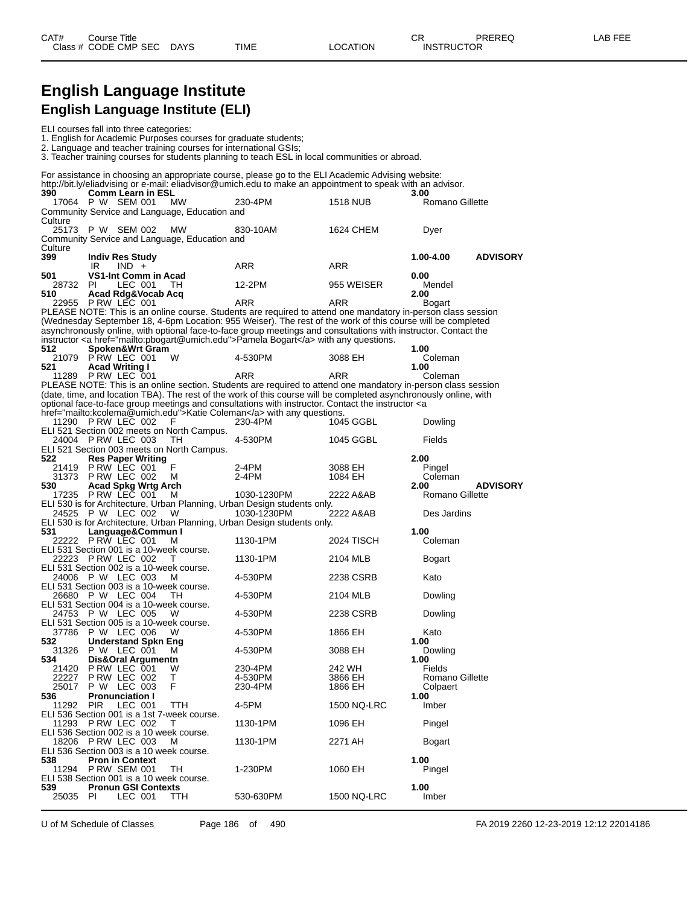# English Language Institute

## English Language Institute (ELI)

ELI courses fall into three categories:
1. English for Academic Purposes courses for graduate students;
2. Language and teacher training courses for international GSIs;
3. Teacher training courses for students planning to teach ESL in local communities or abroad.

For assistance in choosing an appropriate course, please go to the ELI Academic Advising website: http://bit.ly/eliadvising or e-mail: eliadvisor@umich.edu to make an appointment to speak with an advisor.

| CAT# / Class # | Course Title / CODE CMP SEC | DAYS | TIME | LOCATION | CR / INSTRUCTOR | PREREQ | LAB FEE |
|---|---|---|---|---|---|---|---|
| **390** | **Comm Learn in ESL** | | | | **3.00** | | |
| 17064 | P W SEM 001 | MW | 230-4PM | 1518 NUB | Romano Gillette | | |
| Community Service and Language, Education and Culture | | | | | | | |
| 25173 | P W SEM 002 | MW | 830-10AM | 1624 CHEM | Dyer | | |
| Community Service and Language, Education and Culture | | | | | | | |
| **399** | **Indiv Res Study** | | | | **1.00-4.00** | **ADVISORY** | |
| | IR IND + | | ARR | ARR | | | |
| **501** | **VS1-Int Comm in Acad** | | | | **0.00** | | |
| 28732 | PI LEC 001 | TH | 12-2PM | 955 WEISER | Mendel | | |
| **510** | **Acad Rdg&Vocab Acq** | | | | **2.00** | | |
| 22955 | P RW LEC 001 | | ARR | ARR | Bogart | | |
| PLEASE NOTE: This is an online course. Students are required to attend one mandatory in-person class session (Wednesday September 18, 4-6pm Location: 955 Weiser). The rest of the work of this course will be completed asynchronously online, with optional face-to-face group meetings and consultations with instructor. Contact the instructor <a href="mailto:pbogart@umich.edu">Pamela Bogart</a> with any questions. | | | | | | | |
| **512** | **Spoken&Wrt Gram** | | | | **1.00** | | |
| 21079 | P RW LEC 001 | W | 4-530PM | 3088 EH | Coleman | | |
| **521** | **Acad Writing I** | | | | **1.00** | | |
| 11289 | P RW LEC 001 | | ARR | ARR | Coleman | | |
| PLEASE NOTE: This is an online section. Students are required to attend one mandatory in-person class session (date, time, and location TBA). The rest of the work of this course will be completed asynchronously online, with optional face-to-face group meetings and consultations with instructor. Contact the instructor <a href="mailto:kcolema@umich.edu">Katie Coleman</a> with any questions. | | | | | | | |
| 11290 | P RW LEC 002 | F | 230-4PM | 1045 GGBL | Dowling | | |
| ELI 521 Section 002 meets on North Campus. | | | | | | | |
| 24004 | P RW LEC 003 | TH | 4-530PM | 1045 GGBL | Fields | | |
| ELI 521 Section 003 meets on North Campus. | | | | | | | |
| **522** | **Res Paper Writing** | | | | **2.00** | | |
| 21419 | P RW LEC 001 | F | 2-4PM | 3088 EH | Pingel | | |
| 31373 | P RW LEC 002 | M | 2-4PM | 1084 EH | Coleman | | |
| **530** | **Acad Spkg Wrtg Arch** | | | | **2.00** | **ADVISORY** | |
| 17235 | P RW LEC 001 | M | 1030-1230PM | 2222 A&AB | Romano Gillette | | |
| ELI 530 is for Architecture, Urban Planning, Urban Design students only. | | | | | | | |
| 24525 | P W LEC 002 | W | 1030-1230PM | 2222 A&AB | Des Jardins | | |
| ELI 530 is for Architecture, Urban Planning, Urban Design students only. | | | | | | | |
| **531** | **Language&Commun I** | | | | **1.00** | | |
| 22222 | P RW LEC 001 | M | 1130-1PM | 2024 TISCH | Coleman | | |
| ELI 531 Section 001 is a 10-week course. | | | | | | | |
| 22223 | P RW LEC 002 | T | 1130-1PM | 2104 MLB | Bogart | | |
| ELI 531 Section 002 is a 10-week course. | | | | | | | |
| 24006 | P W LEC 003 | M | 4-530PM | 2238 CSRB | Kato | | |
| ELI 531 Section 003 is a 10-week course. | | | | | | | |
| 26680 | P W LEC 004 | TH | 4-530PM | 2104 MLB | Dowling | | |
| ELI 531 Section 004 is a 10-week course. | | | | | | | |
| 24753 | P W LEC 005 | W | 4-530PM | 2238 CSRB | Dowling | | |
| ELI 531 Section 005 is a 10-week course. | | | | | | | |
| 37786 | P W LEC 006 | W | 4-530PM | 1866 EH | Kato | | |
| **532** | **Understand Spkn Eng** | | | | **1.00** | | |
| 31326 | P W LEC 001 | M | 4-530PM | 3088 EH | Dowling | | |
| **534** | **Dis&Oral Argumentn** | | | | **1.00** | | |
| 21420 | P RW LEC 001 | W | 230-4PM | 242 WH | Fields | | |
| 22227 | P RW LEC 002 | T | 4-530PM | 3866 EH | Romano Gillette | | |
| 25017 | P W LEC 003 | F | 230-4PM | 1866 EH | Colpaert | | |
| **536** | **Pronunciation I** | | | | **1.00** | | |
| 11292 | PIR LEC 001 | TTH | 4-5PM | 1500 NQ-LRC | Imber | | |
| ELI 536 Section 001 is a 1st 7-week course. | | | | | | | |
| 11293 | P RW LEC 002 | T | 1130-1PM | 1096 EH | Pingel | | |
| ELI 536 Section 002 is a 10 week course. | | | | | | | |
| 18206 | P RW LEC 003 | M | 1130-1PM | 2271 AH | Bogart | | |
| ELI 536 Section 003 is a 10 week course. | | | | | | | |
| **538** | **Pron in Context** | | | | **1.00** | | |
| 11294 | P RW SEM 001 | TH | 1-230PM | 1060 EH | Pingel | | |
| ELI 538 Section 001 is a 10 week course. | | | | | | | |
| **539** | **Pronun GSI Contexts** | | | | **1.00** | | |
| 25035 | PI LEC 001 | TTH | 530-630PM | 1500 NQ-LRC | Imber | | |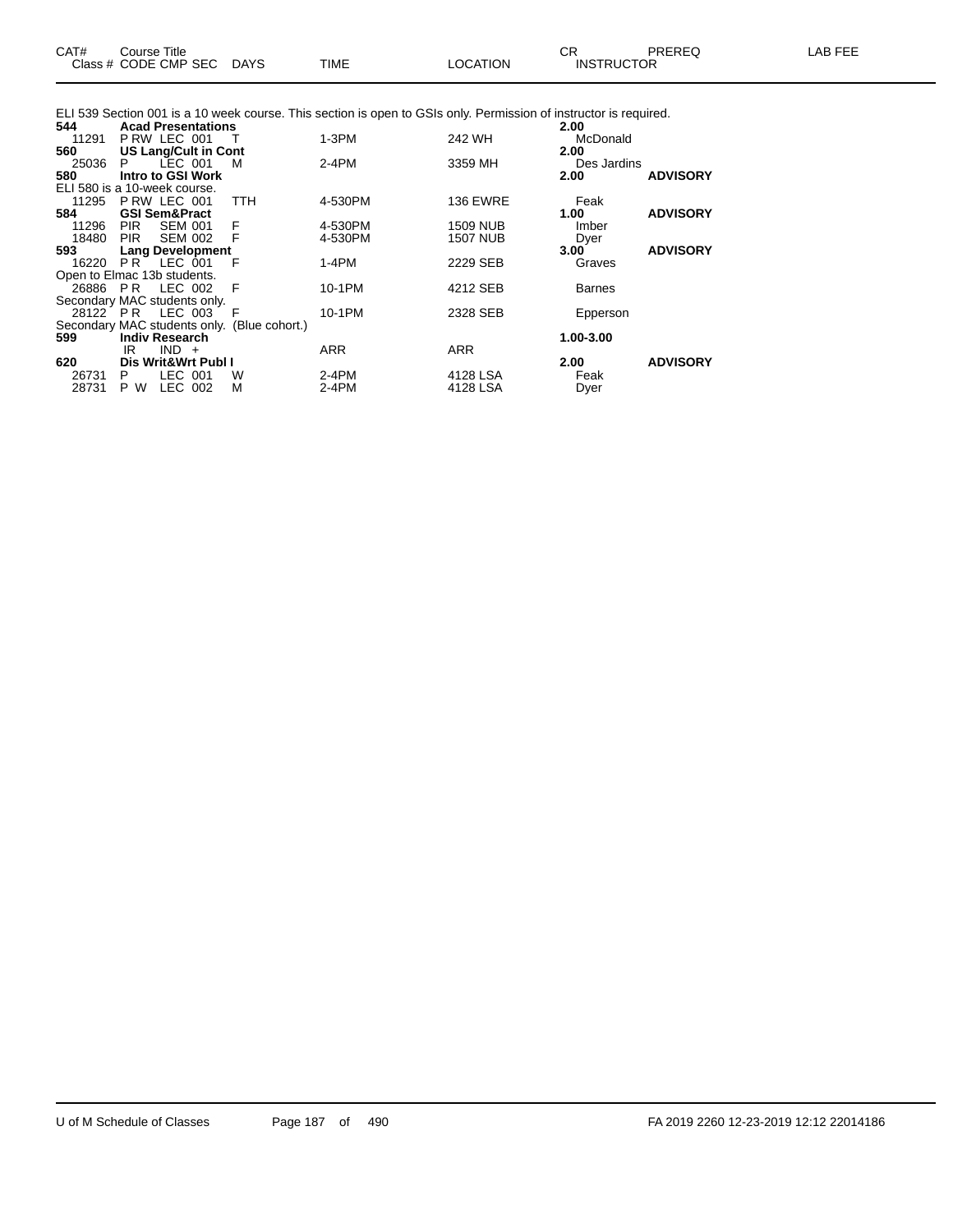| CAT# Class # | Course Title CODE CMP SEC | DAYS | TIME | LOCATION | CR INSTRUCTOR | PREREQ | LAB FEE |
|---|---|---|---|---|---|---|---|

ELI 539 Section 001 is a 10 week course. This section is open to GSIs only. Permission of instructor is required.

| CAT# Class # | Course Title CODE CMP SEC | DAYS | TIME | LOCATION | CR INSTRUCTOR | PREREQ | LAB FEE |
|---|---|---|---|---|---|---|---|
| **544** | **Acad Presentations** | | | | **2.00** | | |
| 11291 | P RW LEC 001 | T | 1-3PM | 242 WH | McDonald | | |
| **560** | **US Lang/Cult in Cont** | | | | **2.00** | | |
| 25036 | P LEC 001 | M | 2-4PM | 3359 MH | Des Jardins | | |
| **580** | **Intro to GSI Work** | | | | **2.00** | **ADVISORY** | |
| ELI 580 is a 10-week course. | | | | | | | |
| 11295 | P RW LEC 001 | TTH | 4-530PM | 136 EWRE | Feak | | |
| **584** | **GSI Sem&Pract** | | | | **1.00** | **ADVISORY** | |
| 11296 | PIR SEM 001 | F | 4-530PM | 1509 NUB | Imber | | |
| 18480 | PIR SEM 002 | F | 4-530PM | 1507 NUB | Dyer | | |
| **593** | **Lang Development** | | | | **3.00** | **ADVISORY** | |
| 16220 | P R LEC 001 | F | 1-4PM | 2229 SEB | Graves | | |
| Open to Elmac 13b students. | | | | | | | |
| 26886 | P R LEC 002 | F | 10-1PM | 4212 SEB | Barnes | | |
| Secondary MAC students only. | | | | | | | |
| 28122 | P R LEC 003 | F | 10-1PM | 2328 SEB | Epperson | | |
| Secondary MAC students only. (Blue cohort.) | | | | | | | |
| **599** | **Indiv Research** | | | | **1.00-3.00** | | |
| | IR IND + | | ARR | ARR | | | |
| **620** | **Dis Writ&Wrt Publ I** | | | | **2.00** | **ADVISORY** | |
| 26731 | P LEC 001 | W | 2-4PM | 4128 LSA | Feak | | |
| 28731 | P W LEC 002 | M | 2-4PM | 4128 LSA | Dyer | | |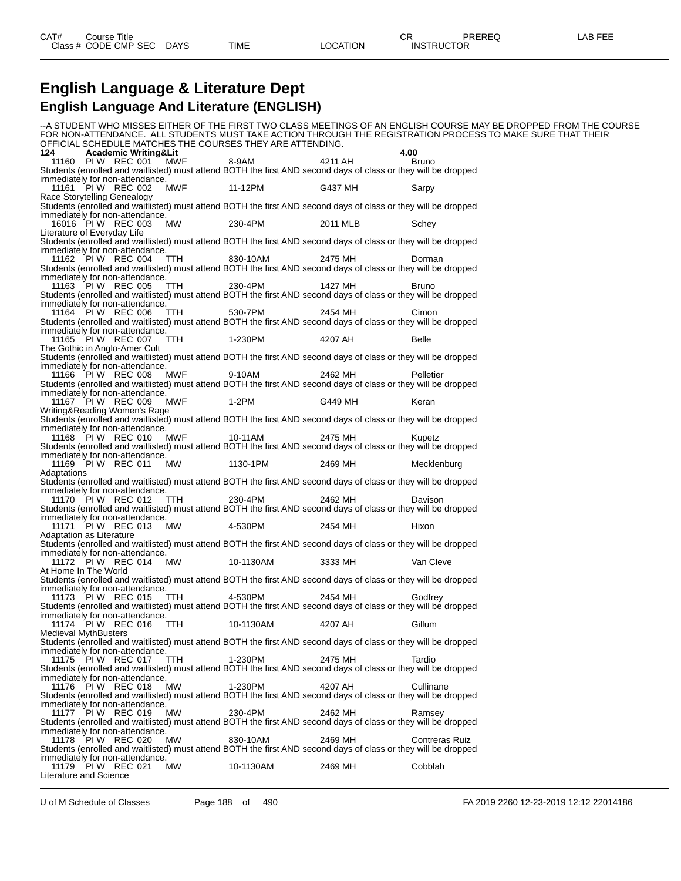# English Language & Literature Dept

## English Language And Literature (ENGLISH)

--A STUDENT WHO MISSES EITHER OF THE FIRST TWO CLASS MEETINGS OF AN ENGLISH COURSE MAY BE DROPPED FROM THE COURSE FOR NON-ATTENDANCE. ALL STUDENTS MUST TAKE ACTION THROUGH THE REGISTRATION PROCESS TO MAKE SURE THAT THEIR OFFICIAL SCHEDULE MATCHES THE COURSES THEY ARE ATTENDING.

**124 Academic Writing&Lit** **4.00**

| Class # | CODE | CMP | SEC | DAYS | TIME | LOCATION | INSTRUCTOR |
|---|---|---|---|---|---|---|---|
| 11160 | PI W | REC | 001 | MWF | 8-9AM | 4211 AH | Bruno |

Students (enrolled and waitlisted) must attend BOTH the first AND second days of class or they will be dropped immediately for non-attendance.

| Class # | CODE | CMP | SEC | DAYS | TIME | LOCATION | INSTRUCTOR |
|---|---|---|---|---|---|---|---|
| 11161 | PI W | REC | 002 | MWF | 11-12PM | G437 MH | Sarpy |

Race Storytelling Genealogy
Students (enrolled and waitlisted) must attend BOTH the first AND second days of class or they will be dropped immediately for non-attendance.

| Class # | CODE | CMP | SEC | DAYS | TIME | LOCATION | INSTRUCTOR |
|---|---|---|---|---|---|---|---|
| 16016 | PI W | REC | 003 | MW | 230-4PM | 2011 MLB | Schey |

Literature of Everyday Life
Students (enrolled and waitlisted) must attend BOTH the first AND second days of class or they will be dropped immediately for non-attendance.

| Class # | CODE | CMP | SEC | DAYS | TIME | LOCATION | INSTRUCTOR |
|---|---|---|---|---|---|---|---|
| 11162 | PI W | REC | 004 | TTH | 830-10AM | 2475 MH | Dorman |

Students (enrolled and waitlisted) must attend BOTH the first AND second days of class or they will be dropped immediately for non-attendance.

| Class # | CODE | CMP | SEC | DAYS | TIME | LOCATION | INSTRUCTOR |
|---|---|---|---|---|---|---|---|
| 11163 | PI W | REC | 005 | TTH | 230-4PM | 1427 MH | Bruno |

Students (enrolled and waitlisted) must attend BOTH the first AND second days of class or they will be dropped immediately for non-attendance.

| Class # | CODE | CMP | SEC | DAYS | TIME | LOCATION | INSTRUCTOR |
|---|---|---|---|---|---|---|---|
| 11164 | PI W | REC | 006 | TTH | 530-7PM | 2454 MH | Cimon |

Students (enrolled and waitlisted) must attend BOTH the first AND second days of class or they will be dropped immediately for non-attendance.

| Class # | CODE | CMP | SEC | DAYS | TIME | LOCATION | INSTRUCTOR |
|---|---|---|---|---|---|---|---|
| 11165 | PI W | REC | 007 | TTH | 1-230PM | 4207 AH | Belle |

The Gothic in Anglo-Amer Cult
Students (enrolled and waitlisted) must attend BOTH the first AND second days of class or they will be dropped immediately for non-attendance.

| Class # | CODE | CMP | SEC | DAYS | TIME | LOCATION | INSTRUCTOR |
|---|---|---|---|---|---|---|---|
| 11166 | PI W | REC | 008 | MWF | 9-10AM | 2462 MH | Pelletier |

Students (enrolled and waitlisted) must attend BOTH the first AND second days of class or they will be dropped immediately for non-attendance.

| Class # | CODE | CMP | SEC | DAYS | TIME | LOCATION | INSTRUCTOR |
|---|---|---|---|---|---|---|---|
| 11167 | PI W | REC | 009 | MWF | 1-2PM | G449 MH | Keran |

Writing&Reading Women's Rage
Students (enrolled and waitlisted) must attend BOTH the first AND second days of class or they will be dropped immediately for non-attendance.

| Class # | CODE | CMP | SEC | DAYS | TIME | LOCATION | INSTRUCTOR |
|---|---|---|---|---|---|---|---|
| 11168 | PI W | REC | 010 | MWF | 10-11AM | 2475 MH | Kupetz |

Students (enrolled and waitlisted) must attend BOTH the first AND second days of class or they will be dropped immediately for non-attendance.

| Class # | CODE | CMP | SEC | DAYS | TIME | LOCATION | INSTRUCTOR |
|---|---|---|---|---|---|---|---|
| 11169 | PI W | REC | 011 | MW | 1130-1PM | 2469 MH | Mecklenburg |

Adaptations
Students (enrolled and waitlisted) must attend BOTH the first AND second days of class or they will be dropped immediately for non-attendance.

| Class # | CODE | CMP | SEC | DAYS | TIME | LOCATION | INSTRUCTOR |
|---|---|---|---|---|---|---|---|
| 11170 | PI W | REC | 012 | TTH | 230-4PM | 2462 MH | Davison |

Students (enrolled and waitlisted) must attend BOTH the first AND second days of class or they will be dropped immediately for non-attendance.

| Class # | CODE | CMP | SEC | DAYS | TIME | LOCATION | INSTRUCTOR |
|---|---|---|---|---|---|---|---|
| 11171 | PI W | REC | 013 | MW | 4-530PM | 2454 MH | Hixon |

Adaptation as Literature
Students (enrolled and waitlisted) must attend BOTH the first AND second days of class or they will be dropped immediately for non-attendance.

| Class # | CODE | CMP | SEC | DAYS | TIME | LOCATION | INSTRUCTOR |
|---|---|---|---|---|---|---|---|
| 11172 | PI W | REC | 014 | MW | 10-1130AM | 3333 MH | Van Cleve |

At Home In The World
Students (enrolled and waitlisted) must attend BOTH the first AND second days of class or they will be dropped immediately for non-attendance.

| Class # | CODE | CMP | SEC | DAYS | TIME | LOCATION | INSTRUCTOR |
|---|---|---|---|---|---|---|---|
| 11173 | PI W | REC | 015 | TTH | 4-530PM | 2454 MH | Godfrey |

Students (enrolled and waitlisted) must attend BOTH the first AND second days of class or they will be dropped immediately for non-attendance.

| Class # | CODE | CMP | SEC | DAYS | TIME | LOCATION | INSTRUCTOR |
|---|---|---|---|---|---|---|---|
| 11174 | PI W | REC | 016 | TTH | 10-1130AM | 4207 AH | Gillum |

Medieval MythBusters
Students (enrolled and waitlisted) must attend BOTH the first AND second days of class or they will be dropped immediately for non-attendance.

| Class # | CODE | CMP | SEC | DAYS | TIME | LOCATION | INSTRUCTOR |
|---|---|---|---|---|---|---|---|
| 11175 | PI W | REC | 017 | TTH | 1-230PM | 2475 MH | Tardio |

Students (enrolled and waitlisted) must attend BOTH the first AND second days of class or they will be dropped immediately for non-attendance.

| Class # | CODE | CMP | SEC | DAYS | TIME | LOCATION | INSTRUCTOR |
|---|---|---|---|---|---|---|---|
| 11176 | PI W | REC | 018 | MW | 1-230PM | 4207 AH | Cullinane |

Students (enrolled and waitlisted) must attend BOTH the first AND second days of class or they will be dropped immediately for non-attendance.

| Class # | CODE | CMP | SEC | DAYS | TIME | LOCATION | INSTRUCTOR |
|---|---|---|---|---|---|---|---|
| 11177 | PI W | REC | 019 | MW | 230-4PM | 2462 MH | Ramsey |

Students (enrolled and waitlisted) must attend BOTH the first AND second days of class or they will be dropped immediately for non-attendance.

| Class # | CODE | CMP | SEC | DAYS | TIME | LOCATION | INSTRUCTOR |
|---|---|---|---|---|---|---|---|
| 11178 | PI W | REC | 020 | MW | 830-10AM | 2469 MH | Contreras Ruiz |

Students (enrolled and waitlisted) must attend BOTH the first AND second days of class or they will be dropped immediately for non-attendance.

| Class # | CODE | CMP | SEC | DAYS | TIME | LOCATION | INSTRUCTOR |
|---|---|---|---|---|---|---|---|
| 11179 | PI W | REC | 021 | MW | 10-1130AM | 2469 MH | Cobblah |

Literature and Science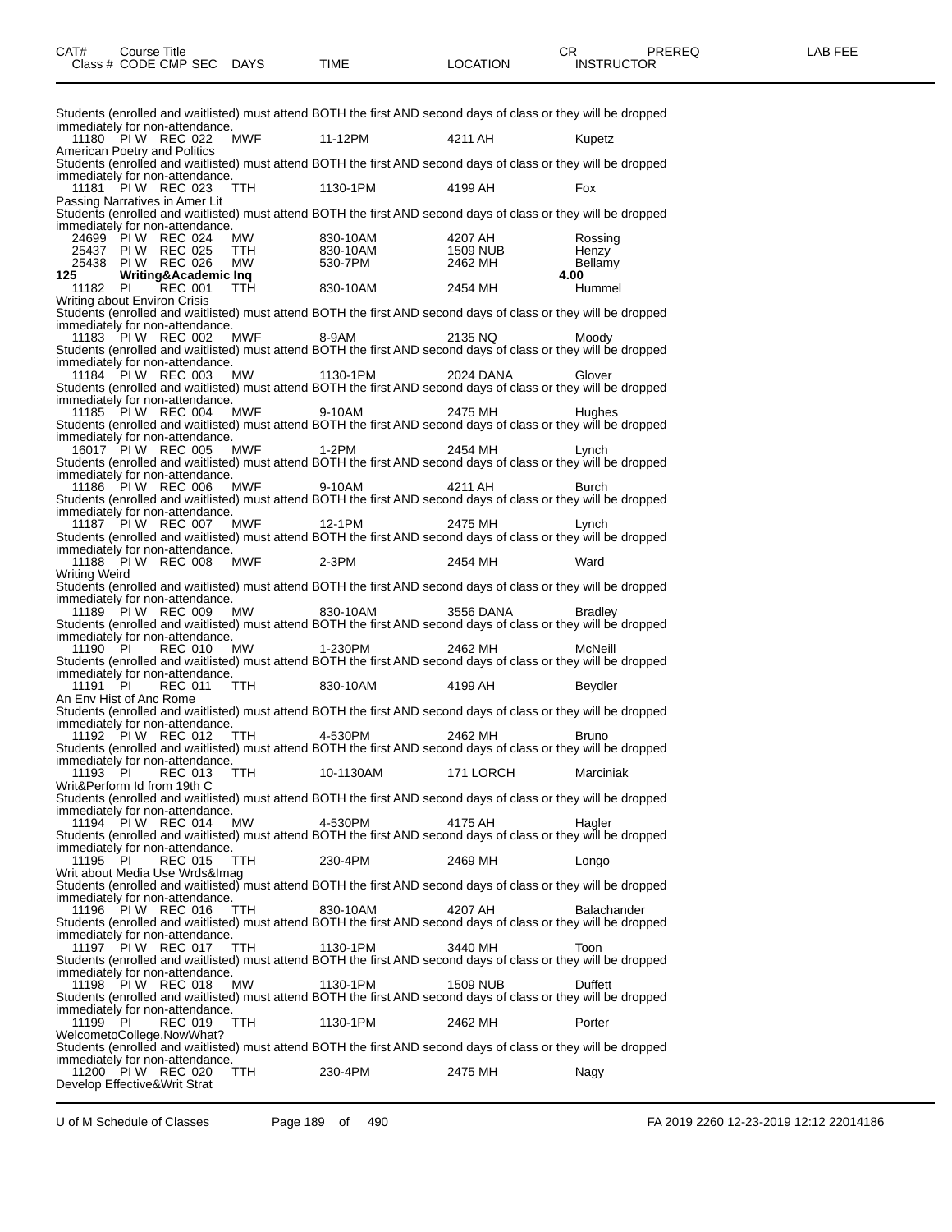| CAT# Class # | Course Title CODE | CMP | SEC | DAYS | TIME | LOCATION | CR INSTRUCTOR | PREREQ | LAB FEE |
|---|---|---|---|---|---|---|---|---|---|

Students (enrolled and waitlisted) must attend BOTH the first AND second days of class or they will be dropped immediately for non-attendance.

| 11180 | PI W | REC | 022 | MWF | 11-12PM | 4211 AH | Kupetz |
|---|---|---|---|---|---|---|---|

American Poetry and Politics

Students (enrolled and waitlisted) must attend BOTH the first AND second days of class or they will be dropped immediately for non-attendance.

| 11181 | PI W | REC | 023 | TTH | 1130-1PM | 4199 AH | Fox |
|---|---|---|---|---|---|---|---|

Passing Narratives in Amer Lit

Students (enrolled and waitlisted) must attend BOTH the first AND second days of class or they will be dropped immediately for non-attendance.

| 24699 | PI W | REC | 024 | MW | 830-10AM | 4207 AH | Rossing |
|---|---|---|---|---|---|---|---|
| 25437 | PI W | REC | 025 | TTH | 830-10AM | 1509 NUB | Henzy |
| 25438 | PI W | REC | 026 | MW | 530-7PM | 2462 MH | Bellamy |

**125 Writing&Academic Inq** **4.00**

| 11182 | PI | REC | 001 | TTH | 830-10AM | 2454 MH | Hummel |
|---|---|---|---|---|---|---|---|

Writing about Environ Crisis

Students (enrolled and waitlisted) must attend BOTH the first AND second days of class or they will be dropped immediately for non-attendance.

| 11183 | PI W | REC | 002 | MWF | 8-9AM | 2135 NQ | Moody |
|---|---|---|---|---|---|---|---|

Students (enrolled and waitlisted) must attend BOTH the first AND second days of class or they will be dropped immediately for non-attendance.

| 11184 | PI W | REC | 003 | MW | 1130-1PM | 2024 DANA | Glover |
|---|---|---|---|---|---|---|---|

Students (enrolled and waitlisted) must attend BOTH the first AND second days of class or they will be dropped immediately for non-attendance.

| 11185 | PI W | REC | 004 | MWF | 9-10AM | 2475 MH | Hughes |
|---|---|---|---|---|---|---|---|

Students (enrolled and waitlisted) must attend BOTH the first AND second days of class or they will be dropped immediately for non-attendance.

| 16017 | PI W | REC | 005 | MWF | 1-2PM | 2454 MH | Lynch |
|---|---|---|---|---|---|---|---|

Students (enrolled and waitlisted) must attend BOTH the first AND second days of class or they will be dropped immediately for non-attendance.

| 11186 | PI W | REC | 006 | MWF | 9-10AM | 4211 AH | Burch |
|---|---|---|---|---|---|---|---|

Students (enrolled and waitlisted) must attend BOTH the first AND second days of class or they will be dropped immediately for non-attendance.

| 11187 | PI W | REC | 007 | MWF | 12-1PM | 2475 MH | Lynch |
|---|---|---|---|---|---|---|---|

Students (enrolled and waitlisted) must attend BOTH the first AND second days of class or they will be dropped immediately for non-attendance.

| 11188 | PI W | REC | 008 | MWF | 2-3PM | 2454 MH | Ward |
|---|---|---|---|---|---|---|---|

Writing Weird

Students (enrolled and waitlisted) must attend BOTH the first AND second days of class or they will be dropped immediately for non-attendance.

| 11189 | PI W | REC | 009 | MW | 830-10AM | 3556 DANA | Bradley |
|---|---|---|---|---|---|---|---|

Students (enrolled and waitlisted) must attend BOTH the first AND second days of class or they will be dropped immediately for non-attendance.

| 11190 | PI | REC | 010 | MW | 1-230PM | 2462 MH | McNeill |
|---|---|---|---|---|---|---|---|

Students (enrolled and waitlisted) must attend BOTH the first AND second days of class or they will be dropped immediately for non-attendance.

| 11191 | PI | REC | 011 | TTH | 830-10AM | 4199 AH | Beydler |
|---|---|---|---|---|---|---|---|

An Env Hist of Anc Rome

Students (enrolled and waitlisted) must attend BOTH the first AND second days of class or they will be dropped immediately for non-attendance.

| 11192 | PI W | REC | 012 | TTH | 4-530PM | 2462 MH | Bruno |
|---|---|---|---|---|---|---|---|

Students (enrolled and waitlisted) must attend BOTH the first AND second days of class or they will be dropped immediately for non-attendance.

| 11193 | PI | REC | 013 | TTH | 10-1130AM | 171 LORCH | Marciniak |
|---|---|---|---|---|---|---|---|

Writ&Perform Id from 19th C

Students (enrolled and waitlisted) must attend BOTH the first AND second days of class or they will be dropped immediately for non-attendance.

| 11194 | PI W | REC | 014 | MW | 4-530PM | 4175 AH | Hagler |
|---|---|---|---|---|---|---|---|

Students (enrolled and waitlisted) must attend BOTH the first AND second days of class or they will be dropped immediately for non-attendance.

| 11195 | PI | REC | 015 | TTH | 230-4PM | 2469 MH | Longo |
|---|---|---|---|---|---|---|---|

Writ about Media Use Wrds&Imag

Students (enrolled and waitlisted) must attend BOTH the first AND second days of class or they will be dropped immediately for non-attendance.

| 11196 | PI W | REC | 016 | TTH | 830-10AM | 4207 AH | Balachander |
|---|---|---|---|---|---|---|---|

Students (enrolled and waitlisted) must attend BOTH the first AND second days of class or they will be dropped immediately for non-attendance.

| 11197 | PI W | REC | 017 | TTH | 1130-1PM | 3440 MH | Toon |
|---|---|---|---|---|---|---|---|

Students (enrolled and waitlisted) must attend BOTH the first AND second days of class or they will be dropped immediately for non-attendance.

| 11198 | PI W | REC | 018 | MW | 1130-1PM | 1509 NUB | Duffett |
|---|---|---|---|---|---|---|---|

Students (enrolled and waitlisted) must attend BOTH the first AND second days of class or they will be dropped immediately for non-attendance.

| 11199 | PI | REC | 019 | TTH | 1130-1PM | 2462 MH | Porter |
|---|---|---|---|---|---|---|---|

WelcometoCollege.NowWhat?

Students (enrolled and waitlisted) must attend BOTH the first AND second days of class or they will be dropped immediately for non-attendance.

| 11200 | PI W | REC | 020 | TTH | 230-4PM | 2475 MH | Nagy |
|---|---|---|---|---|---|---|---|

Develop Effective&Writ Strat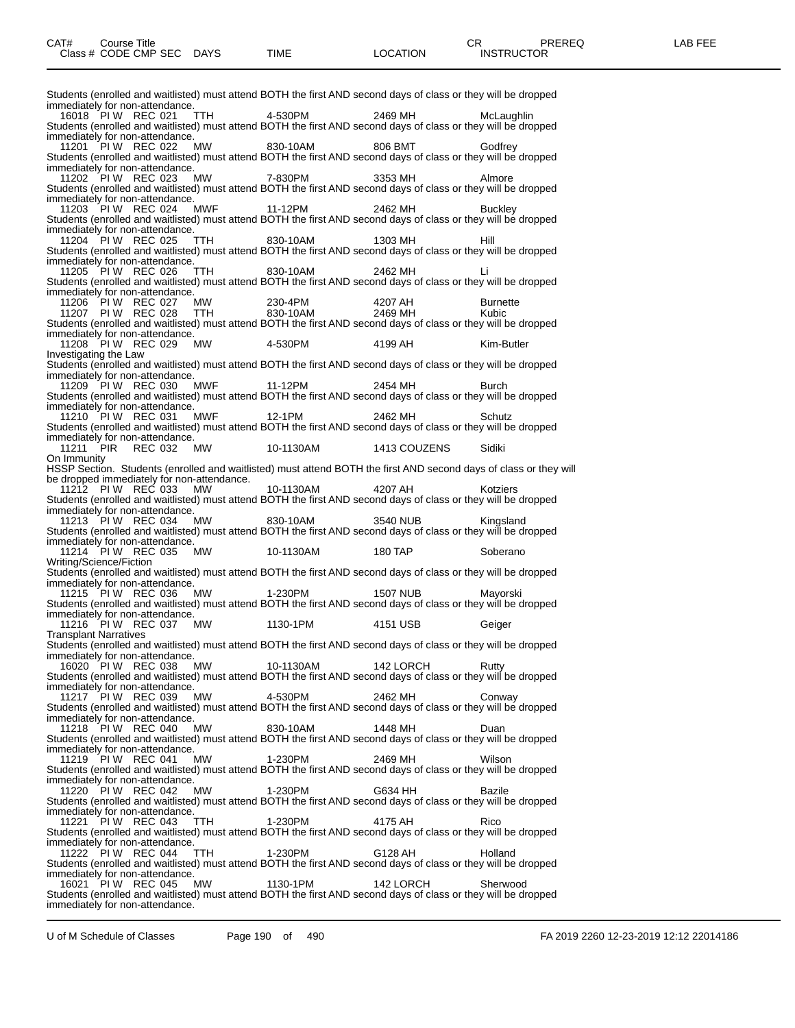| CAT# | Course Title | | | | | | CR | PREREQ | LAB FEE |
|---|---|---|---|---|---|---|---|---|---|
| Class # | CODE | CMP | SEC | DAYS | TIME | LOCATION | INSTRUCTOR | | |

Students (enrolled and waitlisted) must attend BOTH the first AND second days of class or they will be dropped immediately for non-attendance.

| | | | | | | | |
|---|---|---|---|---|---|---|---|
| 16018 | PI W | REC | 021 | TTH | 4-530PM | 2469 MH | McLaughlin |

Students (enrolled and waitlisted) must attend BOTH the first AND second days of class or they will be dropped immediately for non-attendance.

| | | | | | | | |
|---|---|---|---|---|---|---|---|
| 11201 | PI W | REC | 022 | MW | 830-10AM | 806 BMT | Godfrey |

Students (enrolled and waitlisted) must attend BOTH the first AND second days of class or they will be dropped immediately for non-attendance.

| | | | | | | | |
|---|---|---|---|---|---|---|---|
| 11202 | PI W | REC | 023 | MW | 7-830PM | 3353 MH | Almore |

Students (enrolled and waitlisted) must attend BOTH the first AND second days of class or they will be dropped immediately for non-attendance.

| | | | | | | | |
|---|---|---|---|---|---|---|---|
| 11203 | PI W | REC | 024 | MWF | 11-12PM | 2462 MH | Buckley |

Students (enrolled and waitlisted) must attend BOTH the first AND second days of class or they will be dropped immediately for non-attendance.

| | | | | | | | |
|---|---|---|---|---|---|---|---|
| 11204 | PI W | REC | 025 | TTH | 830-10AM | 1303 MH | Hill |

Students (enrolled and waitlisted) must attend BOTH the first AND second days of class or they will be dropped immediately for non-attendance.

| | | | | | | | |
|---|---|---|---|---|---|---|---|
| 11205 | PI W | REC | 026 | TTH | 830-10AM | 2462 MH | Li |

Students (enrolled and waitlisted) must attend BOTH the first AND second days of class or they will be dropped immediately for non-attendance.

| | | | | | | | |
|---|---|---|---|---|---|---|---|
| 11206 | PI W | REC | 027 | MW | 230-4PM | 4207 AH | Burnette |
| 11207 | PI W | REC | 028 | TTH | 830-10AM | 2469 MH | Kubic |

Students (enrolled and waitlisted) must attend BOTH the first AND second days of class or they will be dropped immediately for non-attendance.

| | | | | | | | |
|---|---|---|---|---|---|---|---|
| 11208 | PI W | REC | 029 | MW | 4-530PM | 4199 AH | Kim-Butler |

Investigating the Law

Students (enrolled and waitlisted) must attend BOTH the first AND second days of class or they will be dropped immediately for non-attendance.

| | | | | | | | |
|---|---|---|---|---|---|---|---|
| 11209 | PI W | REC | 030 | MWF | 11-12PM | 2454 MH | Burch |

Students (enrolled and waitlisted) must attend BOTH the first AND second days of class or they will be dropped immediately for non-attendance.

| | | | | | | | |
|---|---|---|---|---|---|---|---|
| 11210 | PI W | REC | 031 | MWF | 12-1PM | 2462 MH | Schutz |

Students (enrolled and waitlisted) must attend BOTH the first AND second days of class or they will be dropped immediately for non-attendance.

| | | | | | | | |
|---|---|---|---|---|---|---|---|
| 11211 | PIR | REC | 032 | MW | 10-1130AM | 1413 COUZENS | Sidiki |

On Immunity

HSSP Section. Students (enrolled and waitlisted) must attend BOTH the first AND second days of class or they will be dropped immediately for non-attendance.

| | | | | | | | |
|---|---|---|---|---|---|---|---|
| 11212 | PI W | REC | 033 | MW | 10-1130AM | 4207 AH | Kotziers |

Students (enrolled and waitlisted) must attend BOTH the first AND second days of class or they will be dropped immediately for non-attendance.

| | | | | | | | |
|---|---|---|---|---|---|---|---|
| 11213 | PI W | REC | 034 | MW | 830-10AM | 3540 NUB | Kingsland |

Students (enrolled and waitlisted) must attend BOTH the first AND second days of class or they will be dropped immediately for non-attendance.

| | | | | | | | |
|---|---|---|---|---|---|---|---|
| 11214 | PI W | REC | 035 | MW | 10-1130AM | 180 TAP | Soberano |

Writing/Science/Fiction

Students (enrolled and waitlisted) must attend BOTH the first AND second days of class or they will be dropped immediately for non-attendance.

| | | | | | | | |
|---|---|---|---|---|---|---|---|
| 11215 | PI W | REC | 036 | MW | 1-230PM | 1507 NUB | Mayorski |

Students (enrolled and waitlisted) must attend BOTH the first AND second days of class or they will be dropped immediately for non-attendance.

| | | | | | | | |
|---|---|---|---|---|---|---|---|
| 11216 | PI W | REC | 037 | MW | 1130-1PM | 4151 USB | Geiger |

Transplant Narratives

Students (enrolled and waitlisted) must attend BOTH the first AND second days of class or they will be dropped immediately for non-attendance.

| | | | | | | | |
|---|---|---|---|---|---|---|---|
| 16020 | PI W | REC | 038 | MW | 10-1130AM | 142 LORCH | Rutty |

Students (enrolled and waitlisted) must attend BOTH the first AND second days of class or they will be dropped immediately for non-attendance.

| | | | | | | | |
|---|---|---|---|---|---|---|---|
| 11217 | PI W | REC | 039 | MW | 4-530PM | 2462 MH | Conway |

Students (enrolled and waitlisted) must attend BOTH the first AND second days of class or they will be dropped immediately for non-attendance.

| | | | | | | | |
|---|---|---|---|---|---|---|---|
| 11218 | PI W | REC | 040 | MW | 830-10AM | 1448 MH | Duan |

Students (enrolled and waitlisted) must attend BOTH the first AND second days of class or they will be dropped immediately for non-attendance.

| | | | | | | | |
|---|---|---|---|---|---|---|---|
| 11219 | PI W | REC | 041 | MW | 1-230PM | 2469 MH | Wilson |

Students (enrolled and waitlisted) must attend BOTH the first AND second days of class or they will be dropped immediately for non-attendance.

| | | | | | | | |
|---|---|---|---|---|---|---|---|
| 11220 | PI W | REC | 042 | MW | 1-230PM | G634 HH | Bazile |

Students (enrolled and waitlisted) must attend BOTH the first AND second days of class or they will be dropped immediately for non-attendance.

| | | | | | | | |
|---|---|---|---|---|---|---|---|
| 11221 | PI W | REC | 043 | TTH | 1-230PM | 4175 AH | Rico |

Students (enrolled and waitlisted) must attend BOTH the first AND second days of class or they will be dropped immediately for non-attendance.

| | | | | | | | |
|---|---|---|---|---|---|---|---|
| 11222 | PI W | REC | 044 | TTH | 1-230PM | G128 AH | Holland |

Students (enrolled and waitlisted) must attend BOTH the first AND second days of class or they will be dropped immediately for non-attendance.

| | | | | | | | |
|---|---|---|---|---|---|---|---|
| 16021 | PI W | REC | 045 | MW | 1130-1PM | 142 LORCH | Sherwood |

Students (enrolled and waitlisted) must attend BOTH the first AND second days of class or they will be dropped immediately for non-attendance.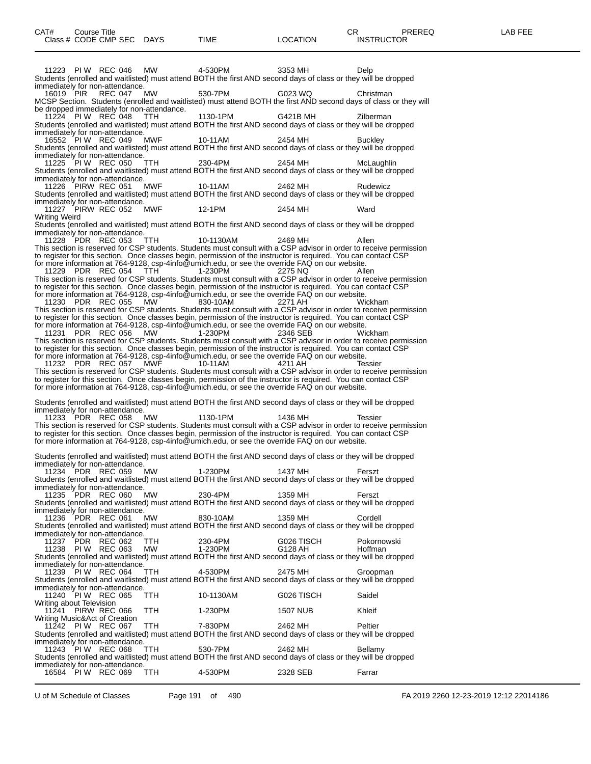| CAT# Class # | Course Title CODE | CMP | SEC | DAYS | TIME | LOCATION | CR INSTRUCTOR | PREREQ | LAB FEE |
|---|---|---|---|---|---|---|---|---|---|

11223 PI W REC 046 MW 4-530PM 3353 MH Delp
Students (enrolled and waitlisted) must attend BOTH the first AND second days of class or they will be dropped immediately for non-attendance.

16019 PIR REC 047 MW 530-7PM G023 WQ Christman
MCSP Section. Students (enrolled and waitlisted) must attend BOTH the first AND second days of class or they will be dropped immediately for non-attendance.

11224 PI W REC 048 TTH 1130-1PM G421B MH Zilberman
Students (enrolled and waitlisted) must attend BOTH the first AND second days of class or they will be dropped immediately for non-attendance.

16552 PI W REC 049 MWF 10-11AM 2454 MH Buckley
Students (enrolled and waitlisted) must attend BOTH the first AND second days of class or they will be dropped immediately for non-attendance.

11225 PI W REC 050 TTH 230-4PM 2454 MH McLaughlin
Students (enrolled and waitlisted) must attend BOTH the first AND second days of class or they will be dropped immediately for non-attendance.

11226 PIRW REC 051 MWF 10-11AM 2462 MH Rudewicz
Students (enrolled and waitlisted) must attend BOTH the first AND second days of class or they will be dropped immediately for non-attendance.

11227 PIRW REC 052 MWF 12-1PM 2454 MH Ward
Writing Weird
Students (enrolled and waitlisted) must attend BOTH the first AND second days of class or they will be dropped immediately for non-attendance.

11228 PDR REC 053 TTH 10-1130AM 2469 MH Allen
This section is reserved for CSP students. Students must consult with a CSP advisor in order to receive permission to register for this section. Once classes begin, permission of the instructor is required. You can contact CSP for more information at 764-9128, csp-4info@umich.edu, or see the override FAQ on our website.

11229 PDR REC 054 TTH 1-230PM 2275 NQ Allen
This section is reserved for CSP students. Students must consult with a CSP advisor in order to receive permission to register for this section. Once classes begin, permission of the instructor is required. You can contact CSP for more information at 764-9128, csp-4info@umich.edu, or see the override FAQ on our website.

11230 PDR REC 055 MW 830-10AM 2271 AH Wickham
This section is reserved for CSP students. Students must consult with a CSP advisor in order to receive permission to register for this section. Once classes begin, permission of the instructor is required. You can contact CSP for more information at 764-9128, csp-4info@umich.edu, or see the override FAQ on our website.

11231 PDR REC 056 MW 1-230PM 2346 SEB Wickham
This section is reserved for CSP students. Students must consult with a CSP advisor in order to receive permission to register for this section. Once classes begin, permission of the instructor is required. You can contact CSP for more information at 764-9128, csp-4info@umich.edu, or see the override FAQ on our website.

11232 PDR REC 057 MWF 10-11AM 4211 AH Tessier
This section is reserved for CSP students. Students must consult with a CSP advisor in order to receive permission to register for this section. Once classes begin, permission of the instructor is required. You can contact CSP for more information at 764-9128, csp-4info@umich.edu, or see the override FAQ on our website.

Students (enrolled and waitlisted) must attend BOTH the first AND second days of class or they will be dropped immediately for non-attendance.

11233 PDR REC 058 MW 1130-1PM 1436 MH Tessier
This section is reserved for CSP students. Students must consult with a CSP advisor in order to receive permission to register for this section. Once classes begin, permission of the instructor is required. You can contact CSP for more information at 764-9128, csp-4info@umich.edu, or see the override FAQ on our website.

Students (enrolled and waitlisted) must attend BOTH the first AND second days of class or they will be dropped immediately for non-attendance.

11234 PDR REC 059 MW 1-230PM 1437 MH Ferszt
Students (enrolled and waitlisted) must attend BOTH the first AND second days of class or they will be dropped immediately for non-attendance.

11235 PDR REC 060 MW 230-4PM 1359 MH Ferszt
Students (enrolled and waitlisted) must attend BOTH the first AND second days of class or they will be dropped immediately for non-attendance.

11236 PDR REC 061 MW 830-10AM 1359 MH Cordell
Students (enrolled and waitlisted) must attend BOTH the first AND second days of class or they will be dropped immediately for non-attendance.

11237 PDR REC 062 TTH 230-4PM G026 TISCH Pokornowski
11238 PI W REC 063 MW 1-230PM G128 AH Hoffman
Students (enrolled and waitlisted) must attend BOTH the first AND second days of class or they will be dropped immediately for non-attendance.

11239 PI W REC 064 TTH 4-530PM 2475 MH Groopman
Students (enrolled and waitlisted) must attend BOTH the first AND second days of class or they will be dropped immediately for non-attendance.

11240 PI W REC 065 TTH 10-1130AM G026 TISCH Saidel
Writing about Television

11241 PIRW REC 066 TTH 1-230PM 1507 NUB Khleif
Writing Music&Act of Creation

11242 PI W REC 067 TTH 7-830PM 2462 MH Peltier
Students (enrolled and waitlisted) must attend BOTH the first AND second days of class or they will be dropped immediately for non-attendance.

11243 PI W REC 068 TTH 530-7PM 2462 MH Bellamy
Students (enrolled and waitlisted) must attend BOTH the first AND second days of class or they will be dropped immediately for non-attendance.

16584 PI W REC 069 TTH 4-530PM 2328 SEB Farrar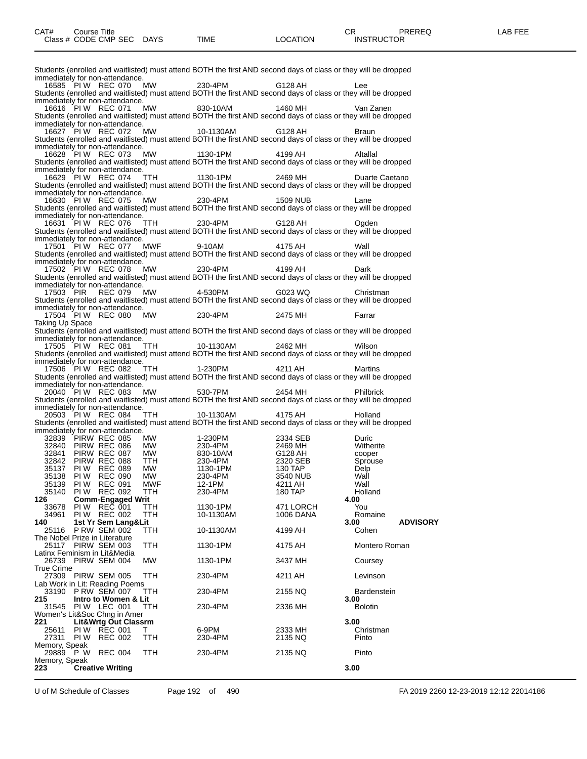| CAT# | Course Title | | | | | | CR | PREREQ | LAB FEE |
|---|---|---|---|---|---|---|---|---|---|
| Class # | CODE CMP SEC | DAYS | TIME | LOCATION | INSTRUCTOR | | | | |

Students (enrolled and waitlisted) must attend BOTH the first AND second days of class or they will be dropped immediately for non-attendance.

16585 PI W REC 070 MW 230-4PM G128 AH Lee

Students (enrolled and waitlisted) must attend BOTH the first AND second days of class or they will be dropped immediately for non-attendance.

16616 PI W REC 071 MW 830-10AM 1460 MH Van Zanen

Students (enrolled and waitlisted) must attend BOTH the first AND second days of class or they will be dropped immediately for non-attendance.

16627 PI W REC 072 MW 10-1130AM G128 AH Braun

Students (enrolled and waitlisted) must attend BOTH the first AND second days of class or they will be dropped immediately for non-attendance.

16628 PI W REC 073 MW 1130-1PM 4199 AH Altallal

Students (enrolled and waitlisted) must attend BOTH the first AND second days of class or they will be dropped immediately for non-attendance.

16629 PI W REC 074 TTH 1130-1PM 2469 MH Duarte Caetano

Students (enrolled and waitlisted) must attend BOTH the first AND second days of class or they will be dropped immediately for non-attendance.

16630 PI W REC 075 MW 230-4PM 1509 NUB Lane

Students (enrolled and waitlisted) must attend BOTH the first AND second days of class or they will be dropped immediately for non-attendance.

16631 PI W REC 076 TTH 230-4PM G128 AH Ogden

Students (enrolled and waitlisted) must attend BOTH the first AND second days of class or they will be dropped immediately for non-attendance.

17501 PI W REC 077 MWF 9-10AM 4175 AH Wall

Students (enrolled and waitlisted) must attend BOTH the first AND second days of class or they will be dropped immediately for non-attendance.

17502 PI W REC 078 MW 230-4PM 4199 AH Dark

Students (enrolled and waitlisted) must attend BOTH the first AND second days of class or they will be dropped immediately for non-attendance.

17503 PIR REC 079 MW 4-530PM G023 WQ Christman

Students (enrolled and waitlisted) must attend BOTH the first AND second days of class or they will be dropped immediately for non-attendance.

17504 PI W REC 080 MW 230-4PM 2475 MH Farrar

Taking Up Space

Students (enrolled and waitlisted) must attend BOTH the first AND second days of class or they will be dropped immediately for non-attendance.

17505 PI W REC 081 TTH 10-1130AM 2462 MH Wilson

Students (enrolled and waitlisted) must attend BOTH the first AND second days of class or they will be dropped immediately for non-attendance.

17506 PI W REC 082 TTH 1-230PM 4211 AH Martins

Students (enrolled and waitlisted) must attend BOTH the first AND second days of class or they will be dropped immediately for non-attendance.

20040 PI W REC 083 MW 530-7PM 2454 MH Philbrick

Students (enrolled and waitlisted) must attend BOTH the first AND second days of class or they will be dropped immediately for non-attendance.

20503 PI W REC 084 TTH 10-1130AM 4175 AH Holland

Students (enrolled and waitlisted) must attend BOTH the first AND second days of class or they will be dropped immediately for non-attendance.

| Class # | CODE CMP SEC | DAYS | TIME | LOCATION | INSTRUCTOR |
|---|---|---|---|---|---|
| 32839 | PIRW REC 085 | MW | 1-230PM | 2334 SEB | Duric |
| 32840 | PIRW REC 086 | MW | 230-4PM | 2469 MH | Witherite |
| 32841 | PIRW REC 087 | MW | 830-10AM | G128 AH | cooper |
| 32842 | PIRW REC 088 | TTH | 230-4PM | 2320 SEB | Sprouse |
| 35137 | PI W REC 089 | MW | 1130-1PM | 130 TAP | Delp |
| 35138 | PI W REC 090 | MW | 230-4PM | 3540 NUB | Wall |
| 35139 | PI W REC 091 | MWF | 12-1PM | 4211 AH | Wall |
| 35140 | PI W REC 092 | TTH | 230-4PM | 180 TAP | Holland |

**126 Comm-Engaged Writ** — 4.00

| Class # | CODE CMP SEC | DAYS | TIME | LOCATION | INSTRUCTOR |
|---|---|---|---|---|---|
| 33678 | PI W REC 001 | TTH | 1130-1PM | 471 LORCH | You |
| 34961 | PI W REC 002 | TTH | 10-1130AM | 1006 DANA | Romaine |

**140 1st Yr Sem Lang&Lit** — 3.00 — **ADVISORY**

25116 P RW SEM 002 TTH 10-1130AM 4199 AH Cohen

The Nobel Prize in Literature

25117 PIRW SEM 003 TTH 1130-1PM 4175 AH Montero Roman

Latinx Feminism in Lit&Media

26739 PIRW SEM 004 MW 1130-1PM 3437 MH Coursey

True Crime

27309 PIRW SEM 005 TTH 230-4PM 4211 AH Levinson

Lab Work in Lit: Reading Poems

33190 P RW SEM 007 TTH 230-4PM 2155 NQ Bardenstein

**215 Intro to Women & Lit** — 3.00

31545 PI W LEC 001 TTH 230-4PM 2336 MH Bolotin

Women's Lit&Soc Chng in Amer

**221 Lit&Wrtg Out Classrm** — 3.00

25611 PI W REC 001 T 6-9PM 2333 MH Christman

27311 PI W REC 002 TTH 230-4PM 2135 NQ Pinto

Memory, Speak

29889 P W REC 004 TTH 230-4PM 2135 NQ Pinto

Memory, Speak

**223 Creative Writing** — 3.00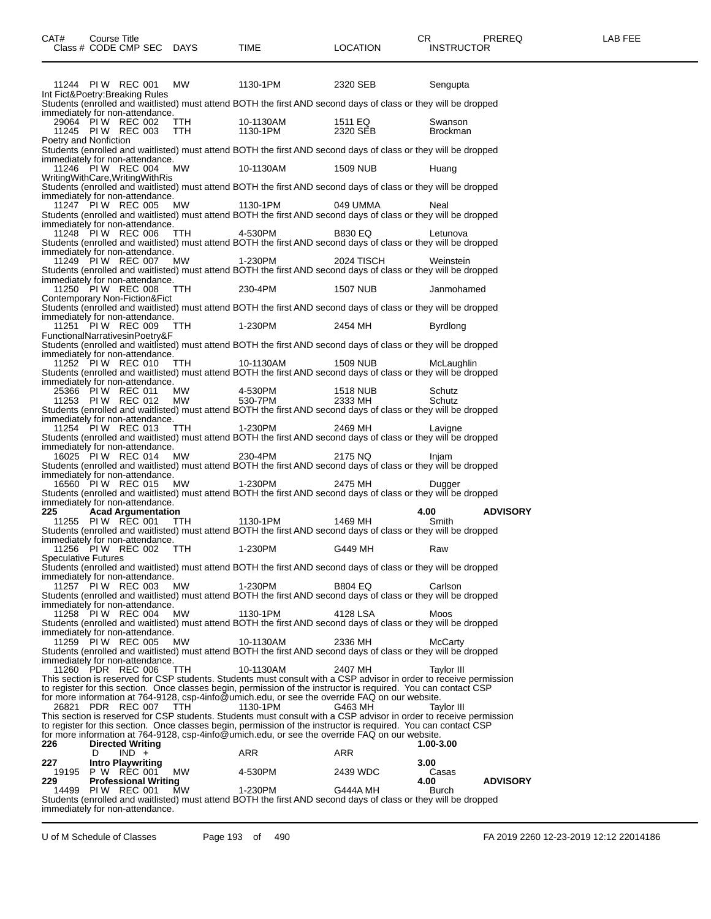| CAT# | Course Title<br>Class # CODE CMP SEC | DAYS | TIME | LOCATION | CR<br>INSTRUCTOR | PREREQ | LAB FEE |
|---|---|---|---|---|---|---|---|
| 11244 | PI W REC 001 | MW | 1130-1PM | 2320 SEB | Sengupta | | |

Int Fict&Poetry:Breaking Rules
Students (enrolled and waitlisted) must attend BOTH the first AND second days of class or they will be dropped immediately for non-attendance.

| Class # | CODE CMP SEC | DAYS | TIME | LOCATION | INSTRUCTOR |
|---|---|---|---|---|---|
| 29064 | PI W REC 002 | TTH | 10-1130AM | 1511 EQ | Swanson |
| 11245 | PI W REC 003 | TTH | 1130-1PM | 2320 SEB | Brockman |

Poetry and Nonfiction
Students (enrolled and waitlisted) must attend BOTH the first AND second days of class or they will be dropped immediately for non-attendance.

| 11246 | PI W REC 004 | MW | 10-1130AM | 1509 NUB | Huang |
|---|---|---|---|---|---|

WritingWithCare,WritingWithRis
Students (enrolled and waitlisted) must attend BOTH the first AND second days of class or they will be dropped immediately for non-attendance.

| 11247 | PI W REC 005 | MW | 1130-1PM | 049 UMMA | Neal |
|---|---|---|---|---|---|

Students (enrolled and waitlisted) must attend BOTH the first AND second days of class or they will be dropped immediately for non-attendance.

| 11248 | PI W REC 006 | TTH | 4-530PM | B830 EQ | Letunova |
|---|---|---|---|---|---|

Students (enrolled and waitlisted) must attend BOTH the first AND second days of class or they will be dropped immediately for non-attendance.

| 11249 | PI W REC 007 | MW | 1-230PM | 2024 TISCH | Weinstein |
|---|---|---|---|---|---|

Students (enrolled and waitlisted) must attend BOTH the first AND second days of class or they will be dropped immediately for non-attendance.

| 11250 | PI W REC 008 | TTH | 230-4PM | 1507 NUB | Janmohamed |
|---|---|---|---|---|---|

Contemporary Non-Fiction&Fict
Students (enrolled and waitlisted) must attend BOTH the first AND second days of class or they will be dropped immediately for non-attendance.

| 11251 | PI W REC 009 | TTH | 1-230PM | 2454 MH | Byrdlong |
|---|---|---|---|---|---|

FunctionalNarrativesinPoetry&F
Students (enrolled and waitlisted) must attend BOTH the first AND second days of class or they will be dropped immediately for non-attendance.

| 11252 | PI W REC 010 | TTH | 10-1130AM | 1509 NUB | McLaughlin |
|---|---|---|---|---|---|

Students (enrolled and waitlisted) must attend BOTH the first AND second days of class or they will be dropped immediately for non-attendance.

| 25366 | PI W REC 011 | MW | 4-530PM | 1518 NUB | Schutz |
|---|---|---|---|---|---|
| 11253 | PI W REC 012 | MW | 530-7PM | 2333 MH | Schutz |

Students (enrolled and waitlisted) must attend BOTH the first AND second days of class or they will be dropped immediately for non-attendance.

| 11254 | PI W REC 013 | TTH | 1-230PM | 2469 MH | Lavigne |
|---|---|---|---|---|---|

Students (enrolled and waitlisted) must attend BOTH the first AND second days of class or they will be dropped immediately for non-attendance.

| 16025 | PI W REC 014 | MW | 230-4PM | 2175 NQ | Injam |
|---|---|---|---|---|---|

Students (enrolled and waitlisted) must attend BOTH the first AND second days of class or they will be dropped immediately for non-attendance.

| 16560 | PI W REC 015 | MW | 1-230PM | 2475 MH | Dugger |
|---|---|---|---|---|---|

Students (enrolled and waitlisted) must attend BOTH the first AND second days of class or they will be dropped immediately for non-attendance.

**225 Acad Argumentation** — **4.00** — **ADVISORY**

| 11255 | PI W REC 001 | TTH | 1130-1PM | 1469 MH | Smith |
|---|---|---|---|---|---|

Students (enrolled and waitlisted) must attend BOTH the first AND second days of class or they will be dropped immediately for non-attendance.

| 11256 | PI W REC 002 | TTH | 1-230PM | G449 MH | Raw |
|---|---|---|---|---|---|

Speculative Futures
Students (enrolled and waitlisted) must attend BOTH the first AND second days of class or they will be dropped immediately for non-attendance.

| 11257 | PI W REC 003 | MW | 1-230PM | B804 EQ | Carlson |
|---|---|---|---|---|---|

Students (enrolled and waitlisted) must attend BOTH the first AND second days of class or they will be dropped immediately for non-attendance.

| 11258 | PI W REC 004 | MW | 1130-1PM | 4128 LSA | Moos |
|---|---|---|---|---|---|

Students (enrolled and waitlisted) must attend BOTH the first AND second days of class or they will be dropped immediately for non-attendance.

| 11259 | PI W REC 005 | MW | 10-1130AM | 2336 MH | McCarty |
|---|---|---|---|---|---|

Students (enrolled and waitlisted) must attend BOTH the first AND second days of class or they will be dropped immediately for non-attendance.

| 11260 | PDR REC 006 | TTH | 10-1130AM | 2407 MH | Taylor III |
|---|---|---|---|---|---|

This section is reserved for CSP students. Students must consult with a CSP advisor in order to receive permission to register for this section. Once classes begin, permission of the instructor is required. You can contact CSP for more information at 764-9128, csp-4info@umich.edu, or see the override FAQ on our website.

| 26821 | PDR REC 007 | TTH | 1130-1PM | G463 MH | Taylor III |
|---|---|---|---|---|---|

This section is reserved for CSP students. Students must consult with a CSP advisor in order to receive permission to register for this section. Once classes begin, permission of the instructor is required. You can contact CSP for more information at 764-9128, csp-4info@umich.edu, or see the override FAQ on our website.

**226 Directed Writing** — **1.00-3.00**

| | D IND + | | ARR | ARR | |
|---|---|---|---|---|---|

**227 Intro Playwriting** — **3.00**

| 19195 | P W REC 001 | MW | 4-530PM | 2439 WDC | Casas |
|---|---|---|---|---|---|

**229 Professional Writing** — **4.00** — **ADVISORY**

| 14499 | PI W REC 001 | MW | 1-230PM | G444A MH | Burch |
|---|---|---|---|---|---|

Students (enrolled and waitlisted) must attend BOTH the first AND second days of class or they will be dropped immediately for non-attendance.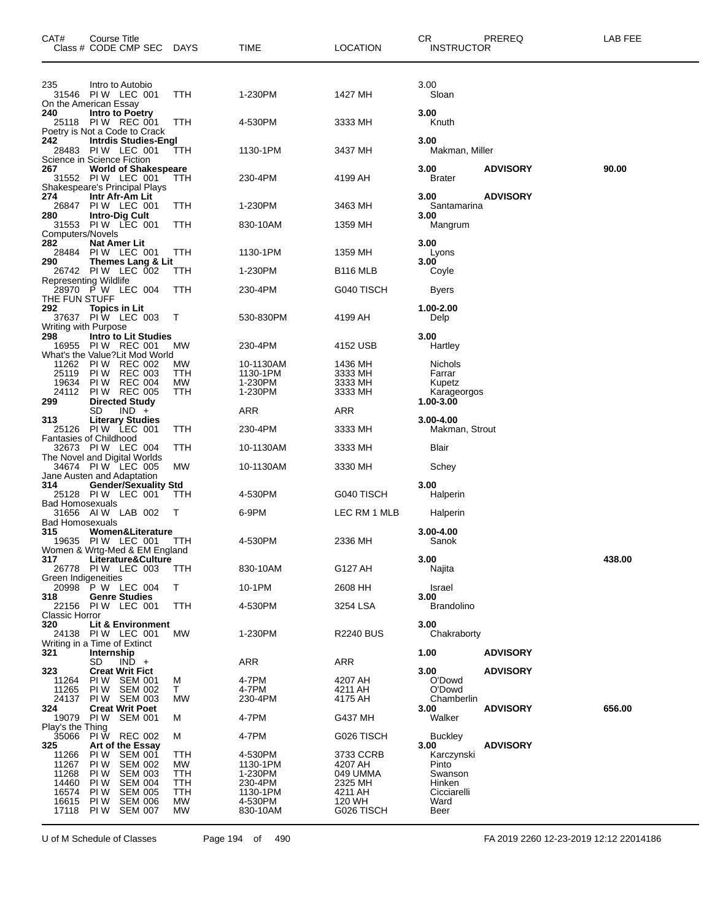| CAT# | Course Title Class # CODE CMP SEC | DAYS | TIME | LOCATION | CR INSTRUCTOR | PREREQ | LAB FEE |
|---|---|---|---|---|---|---|---|
| 235 | Intro to Autobio | | | | 3.00 | | |
| 31546 | PI W LEC 001 | TTH | 1-230PM | 1427 MH | Sloan | | |
| On the American Essay | | | | | | | |
| **240** | **Intro to Poetry** | | | | **3.00** | | |
| 25118 | PI W REC 001 | TTH | 4-530PM | 3333 MH | Knuth | | |
| Poetry is Not a Code to Crack | | | | | | | |
| **242** | **Intrdis Studies-Engl** | | | | **3.00** | | |
| 28483 | PI W LEC 001 | TTH | 1130-1PM | 3437 MH | Makman, Miller | | |
| Science in Science Fiction | | | | | | | |
| **267** | **World of Shakespeare** | | | | **3.00** | **ADVISORY** | **90.00** |
| 31552 | PI W LEC 001 | TTH | 230-4PM | 4199 AH | Brater | | |
| Shakespeare's Principal Plays | | | | | | | |
| **274** | **Intr Afr-Am Lit** | | | | **3.00** | **ADVISORY** | |
| 26847 | PI W LEC 001 | TTH | 1-230PM | 3463 MH | Santamarina | | |
| **280** | **Intro-Dig Cult** | | | | **3.00** | | |
| 31553 | PI W LEC 001 | TTH | 830-10AM | 1359 MH | Mangrum | | |
| Computers/Novels | | | | | | | |
| **282** | **Nat Amer Lit** | | | | **3.00** | | |
| 28484 | PI W LEC 001 | TTH | 1130-1PM | 1359 MH | Lyons | | |
| **290** | **Themes Lang & Lit** | | | | **3.00** | | |
| 26742 | PI W LEC 002 | TTH | 1-230PM | B116 MLB | Coyle | | |
| Representing Wildlife | | | | | | | |
| 28970 | P W LEC 004 | TTH | 230-4PM | G040 TISCH | Byers | | |
| THE FUN STUFF | | | | | | | |
| **292** | **Topics in Lit** | | | | **1.00-2.00** | | |
| 37637 | PI W LEC 003 | T | 530-830PM | 4199 AH | Delp | | |
| Writing with Purpose | | | | | | | |
| **298** | **Intro to Lit Studies** | | | | **3.00** | | |
| 16955 | PI W REC 001 | MW | 230-4PM | 4152 USB | Hartley | | |
| What's the Value?Lit Mod World | | | | | | | |
| 11262 | PI W REC 002 | MW | 10-1130AM | 1436 MH | Nichols | | |
| 25119 | PI W REC 003 | TTH | 1130-1PM | 3333 MH | Farrar | | |
| 19634 | PI W REC 004 | MW | 1-230PM | 3333 MH | Kupetz | | |
| 24112 | PI W REC 005 | TTH | 1-230PM | 3333 MH | Karageorgos | | |
| **299** | **Directed Study** | | | | **1.00-3.00** | | |
| | SD IND + | | ARR | ARR | | | |
| **313** | **Literary Studies** | | | | **3.00-4.00** | | |
| 25126 | PI W LEC 001 | TTH | 230-4PM | 3333 MH | Makman, Strout | | |
| Fantasies of Childhood | | | | | | | |
| 32673 | PI W LEC 004 | TTH | 10-1130AM | 3333 MH | Blair | | |
| The Novel and Digital Worlds | | | | | | | |
| 34674 | PI W LEC 005 | MW | 10-1130AM | 3330 MH | Schey | | |
| Jane Austen and Adaptation | | | | | | | |
| **314** | **Gender/Sexuality Std** | | | | **3.00** | | |
| 25128 | PI W LEC 001 | TTH | 4-530PM | G040 TISCH | Halperin | | |
| Bad Homosexuals | | | | | | | |
| 31656 | AI W LAB 002 | T | 6-9PM | LEC RM 1 MLB | Halperin | | |
| Bad Homosexuals | | | | | | | |
| **315** | **Women&Literature** | | | | **3.00-4.00** | | |
| 19635 | PI W LEC 001 | TTH | 4-530PM | 2336 MH | Sanok | | |
| Women & Wrtg-Med & EM England | | | | | | | |
| **317** | **Literature&Culture** | | | | **3.00** | | **438.00** |
| 26778 | PI W LEC 003 | TTH | 830-10AM | G127 AH | Najita | | |
| Green Indigeneities | | | | | | | |
| 20998 | P W LEC 004 | T | 10-1PM | 2608 HH | Israel | | |
| **318** | **Genre Studies** | | | | **3.00** | | |
| 22156 | PI W LEC 001 | TTH | 4-530PM | 3254 LSA | Brandolino | | |
| Classic Horror | | | | | | | |
| **320** | **Lit & Environment** | | | | **3.00** | | |
| 24138 | PI W LEC 001 | MW | 1-230PM | R2240 BUS | Chakraborty | | |
| Writing in a Time of Extinct | | | | | | | |
| **321** | **Internship** | | | | **1.00** | **ADVISORY** | |
| | SD IND + | | ARR | ARR | | | |
| **323** | **Creat Writ Fict** | | | | **3.00** | **ADVISORY** | |
| 11264 | PI W SEM 001 | M | 4-7PM | 4207 AH | O'Dowd | | |
| 11265 | PI W SEM 002 | T | 4-7PM | 4211 AH | O'Dowd | | |
| 24137 | PI W SEM 003 | MW | 230-4PM | 4175 AH | Chamberlin | | |
| **324** | **Creat Writ Poet** | | | | **3.00** | **ADVISORY** | **656.00** |
| 19079 | PI W SEM 001 | M | 4-7PM | G437 MH | Walker | | |
| Play's the Thing | | | | | | | |
| 35066 | PI W REC 002 | M | 4-7PM | G026 TISCH | Buckley | | |
| **325** | **Art of the Essay** | | | | **3.00** | **ADVISORY** | |
| 11266 | PI W SEM 001 | TTH | 4-530PM | 3733 CCRB | Karczynski | | |
| 11267 | PI W SEM 002 | MW | 1130-1PM | 4207 AH | Pinto | | |
| 11268 | PI W SEM 003 | TTH | 1-230PM | 049 UMMA | Swanson | | |
| 14460 | PI W SEM 004 | TTH | 230-4PM | 2325 MH | Hinken | | |
| 16574 | PI W SEM 005 | TTH | 1130-1PM | 4211 AH | Cicciarelli | | |
| 16615 | PI W SEM 006 | MW | 4-530PM | 120 WH | Ward | | |
| 17118 | PI W SEM 007 | MW | 830-10AM | G026 TISCH | Beer | | |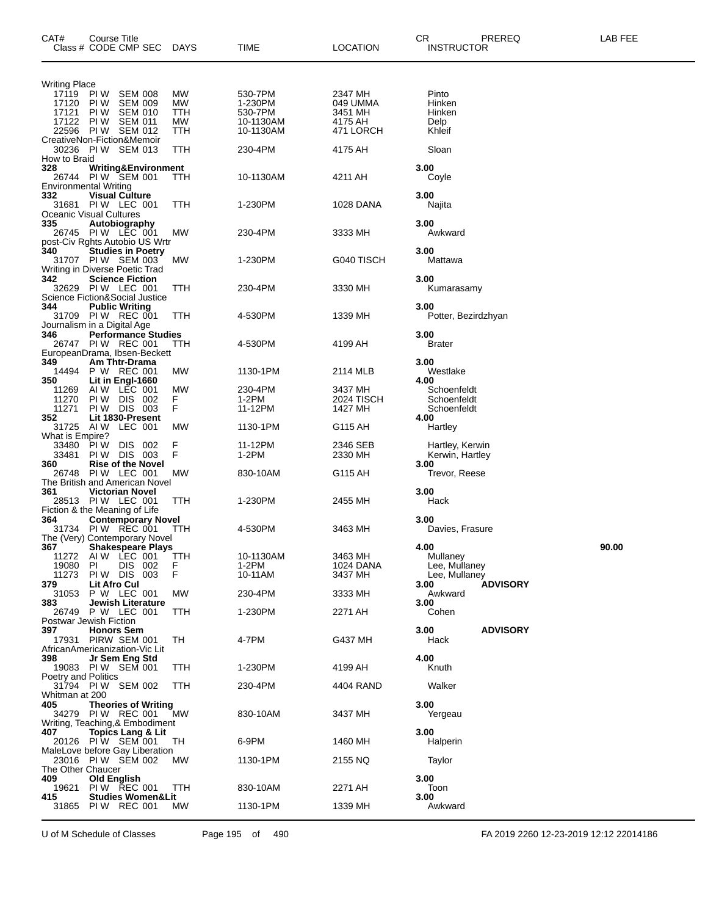| CAT# Class # | Course Title CODE CMP SEC | DAYS | TIME | LOCATION | CR INSTRUCTOR | PREREQ | LAB FEE |
|---|---|---|---|---|---|---|---|
| Writing Place | | | | | | | |
| 17119 | PI W SEM 008 | MW | 530-7PM | 2347 MH | Pinto | | |
| 17120 | PI W SEM 009 | MW | 1-230PM | 049 UMMA | Hinken | | |
| 17121 | PI W SEM 010 | TTH | 530-7PM | 3451 MH | Hinken | | |
| 17122 | PI W SEM 011 | MW | 10-1130AM | 4175 AH | Delp | | |
| 22596 | PI W SEM 012 | TTH | 10-1130AM | 471 LORCH | Khleif | | |
| CreativeNon-Fiction&Memoir | | | | | | | |
| 30236 | PI W SEM 013 | TTH | 230-4PM | 4175 AH | Sloan | | |
| How to Braid | | | | | | | |
| **328** | **Writing&Environment** | | | | **3.00** | | |
| 26744 | PI W SEM 001 | TTH | 10-1130AM | 4211 AH | Coyle | | |
| Environmental Writing | | | | | | | |
| **332** | **Visual Culture** | | | | **3.00** | | |
| 31681 | PI W LEC 001 | TTH | 1-230PM | 1028 DANA | Najita | | |
| Oceanic Visual Cultures | | | | | | | |
| **335** | **Autobiography** | | | | **3.00** | | |
| 26745 | PI W LEC 001 | MW | 230-4PM | 3333 MH | Awkward | | |
| post-Civ Rghts Autobio US Wrtr | | | | | | | |
| **340** | **Studies in Poetry** | | | | **3.00** | | |
| 31707 | PI W SEM 003 | MW | 1-230PM | G040 TISCH | Mattawa | | |
| Writing in Diverse Poetic Trad | | | | | | | |
| **342** | **Science Fiction** | | | | **3.00** | | |
| 32629 | PI W LEC 001 | TTH | 230-4PM | 3330 MH | Kumarasamy | | |
| Science Fiction&Social Justice | | | | | | | |
| **344** | **Public Writing** | | | | **3.00** | | |
| 31709 | PI W REC 001 | TTH | 4-530PM | 1339 MH | Potter, Bezirdzhyan | | |
| Journalism in a Digital Age | | | | | | | |
| **346** | **Performance Studies** | | | | **3.00** | | |
| 26747 | PI W REC 001 | TTH | 4-530PM | 4199 AH | Brater | | |
| EuropeanDrama, Ibsen-Beckett | | | | | | | |
| **349** | **Am Thtr-Drama** | | | | **3.00** | | |
| 14494 | P W REC 001 | MW | 1130-1PM | 2114 MLB | Westlake | | |
| **350** | **Lit in Engl-1660** | | | | **4.00** | | |
| 11269 | AI W LEC 001 | MW | 230-4PM | 3437 MH | Schoenfeldt | | |
| 11270 | PI W DIS 002 | F | 1-2PM | 2024 TISCH | Schoenfeldt | | |
| 11271 | PI W DIS 003 | F | 11-12PM | 1427 MH | Schoenfeldt | | |
| **352** | **Lit 1830-Present** | | | | **4.00** | | |
| 31725 | AI W LEC 001 | MW | 1130-1PM | G115 AH | Hartley | | |
| What is Empire? | | | | | | | |
| 33480 | PI W DIS 002 | F | 11-12PM | 2346 SEB | Hartley, Kerwin | | |
| 33481 | PI W DIS 003 | F | 1-2PM | 2330 MH | Kerwin, Hartley | | |
| **360** | **Rise of the Novel** | | | | **3.00** | | |
| 26748 | PI W LEC 001 | MW | 830-10AM | G115 AH | Trevor, Reese | | |
| The British and American Novel | | | | | | | |
| **361** | **Victorian Novel** | | | | **3.00** | | |
| 28513 | PI W LEC 001 | TTH | 1-230PM | 2455 MH | Hack | | |
| Fiction & the Meaning of Life | | | | | | | |
| **364** | **Contemporary Novel** | | | | **3.00** | | |
| 31734 | PI W REC 001 | TTH | 4-530PM | 3463 MH | Davies, Frasure | | |
| The (Very) Contemporary Novel | | | | | | | |
| **367** | **Shakespeare Plays** | | | | **4.00** | | **90.00** |
| 11272 | AI W LEC 001 | TTH | 10-1130AM | 3463 MH | Mullaney | | |
| 19080 | PI DIS 002 | F | 1-2PM | 1024 DANA | Lee, Mullaney | | |
| 11273 | PI W DIS 003 | F | 10-11AM | 3437 MH | Lee, Mullaney | | |
| **379** | **Lit Afro Cul** | | | | **3.00** | **ADVISORY** | |
| 31053 | P W LEC 001 | MW | 230-4PM | 3333 MH | Awkward | | |
| **383** | **Jewish Literature** | | | | **3.00** | | |
| 26749 | P W LEC 001 | TTH | 1-230PM | 2271 AH | Cohen | | |
| Postwar Jewish Fiction | | | | | | | |
| **397** | **Honors Sem** | | | | **3.00** | **ADVISORY** | |
| 17931 | PIRW SEM 001 | TH | 4-7PM | G437 MH | Hack | | |
| AfricanAmericanization-Vic Lit | | | | | | | |
| **398** | **Jr Sem Eng Std** | | | | **4.00** | | |
| 19083 | PI W SEM 001 | TTH | 1-230PM | 4199 AH | Knuth | | |
| Poetry and Politics | | | | | | | |
| 31794 | PI W SEM 002 | TTH | 230-4PM | 4404 RAND | Walker | | |
| Whitman at 200 | | | | | | | |
| **405** | **Theories of Writing** | | | | **3.00** | | |
| 34279 | PI W REC 001 | MW | 830-10AM | 3437 MH | Yergeau | | |
| Writing, Teaching,& Embodiment | | | | | | | |
| **407** | **Topics Lang & Lit** | | | | **3.00** | | |
| 20126 | PI W SEM 001 | TH | 6-9PM | 1460 MH | Halperin | | |
| MaleLove before Gay Liberation | | | | | | | |
| 23016 | PI W SEM 002 | MW | 1130-1PM | 2155 NQ | Taylor | | |
| The Other Chaucer | | | | | | | |
| **409** | **Old English** | | | | **3.00** | | |
| 19621 | PI W REC 001 | TTH | 830-10AM | 2271 AH | Toon | | |
| **415** | **Studies Women&Lit** | | | | **3.00** | | |
| 31865 | PI W REC 001 | MW | 1130-1PM | 1339 MH | Awkward | | |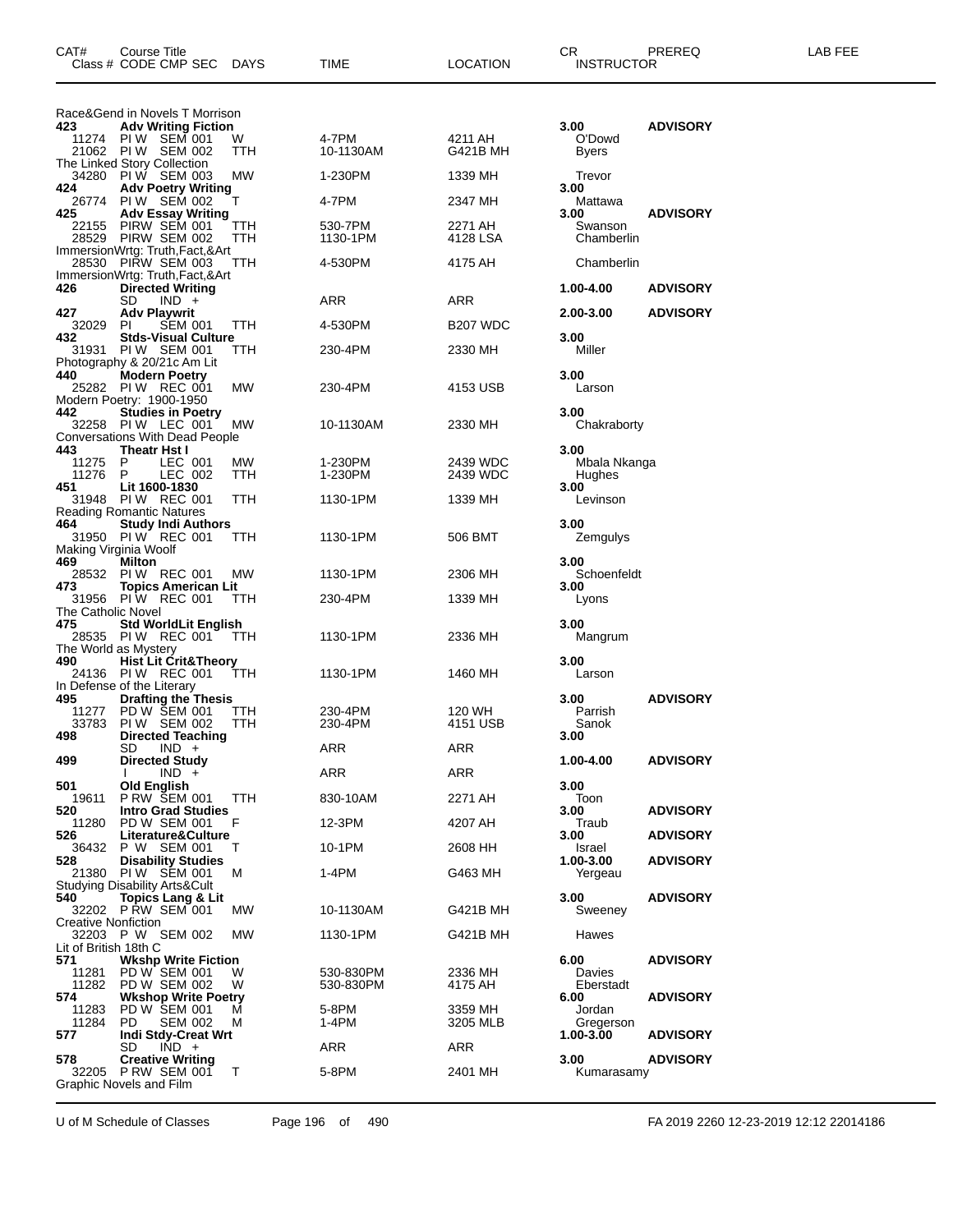| CAT# | Course Title Class # CODE CMP SEC | DAYS | TIME | LOCATION | CR INSTRUCTOR | PREREQ | LAB FEE |
|---|---|---|---|---|---|---|---|
| | Race&Gend in Novels T Morrison | | | | | | |
| 423 | **Adv Writing Fiction** | | | | **3.00** | **ADVISORY** | |
| | 11274 PI W SEM 001 | W | 4-7PM | 4211 AH | O'Dowd | | |
| | 21062 PI W SEM 002 | TTH | 10-1130AM | G421B MH | Byers | | |
| | The Linked Story Collection | | | | | | |
| | 34280 PI W SEM 003 | MW | 1-230PM | 1339 MH | Trevor | | |
| 424 | **Adv Poetry Writing** | | | | **3.00** | | |
| | 26774 PI W SEM 002 | T | 4-7PM | 2347 MH | Mattawa | | |
| 425 | **Adv Essay Writing** | | | | **3.00** | **ADVISORY** | |
| | 22155 PIRW SEM 001 | TTH | 530-7PM | 2271 AH | Swanson | | |
| | 28529 PIRW SEM 002 | TTH | 1130-1PM | 4128 LSA | Chamberlin | | |
| | ImmersionWrtg: Truth,Fact,&Art | | | | | | |
| | 28530 PIRW SEM 003 | TTH | 4-530PM | 4175 AH | Chamberlin | | |
| | ImmersionWrtg: Truth,Fact,&Art | | | | | | |
| 426 | **Directed Writing** | | | | **1.00-4.00** | **ADVISORY** | |
| | SD IND + | | ARR | ARR | | | |
| 427 | **Adv Playwrit** | | | | **2.00-3.00** | **ADVISORY** | |
| | 32029 PI SEM 001 | TTH | 4-530PM | B207 WDC | | | |
| 432 | **Stds-Visual Culture** | | | | **3.00** | | |
| | 31931 PI W SEM 001 | TTH | 230-4PM | 2330 MH | Miller | | |
| | Photography & 20/21c Am Lit | | | | | | |
| 440 | **Modern Poetry** | | | | **3.00** | | |
| | 25282 PI W REC 001 | MW | 230-4PM | 4153 USB | Larson | | |
| | Modern Poetry: 1900-1950 | | | | | | |
| 442 | **Studies in Poetry** | | | | **3.00** | | |
| | 32258 PI W LEC 001 | MW | 10-1130AM | 2330 MH | Chakraborty | | |
| | Conversations With Dead People | | | | | | |
| 443 | **Theatr Hst I** | | | | **3.00** | | |
| | 11275 P LEC 001 | MW | 1-230PM | 2439 WDC | Mbala Nkanga | | |
| | 11276 P LEC 002 | TTH | 1-230PM | 2439 WDC | Hughes | | |
| 451 | **Lit 1600-1830** | | | | **3.00** | | |
| | 31948 PI W REC 001 | TTH | 1130-1PM | 1339 MH | Levinson | | |
| | Reading Romantic Natures | | | | | | |
| 464 | **Study Indi Authors** | | | | **3.00** | | |
| | 31950 PI W REC 001 | TTH | 1130-1PM | 506 BMT | Zemgulys | | |
| | Making Virginia Woolf | | | | | | |
| 469 | **Milton** | | | | **3.00** | | |
| | 28532 PI W REC 001 | MW | 1130-1PM | 2306 MH | Schoenfeldt | | |
| 473 | **Topics American Lit** | | | | **3.00** | | |
| | 31956 PI W REC 001 | TTH | 230-4PM | 1339 MH | Lyons | | |
| | The Catholic Novel | | | | | | |
| 475 | **Std WorldLit English** | | | | **3.00** | | |
| | 28535 PI W REC 001 | TTH | 1130-1PM | 2336 MH | Mangrum | | |
| | The World as Mystery | | | | | | |
| 490 | **Hist Lit Crit&Theory** | | | | **3.00** | | |
| | 24136 PI W REC 001 | TTH | 1130-1PM | 1460 MH | Larson | | |
| | In Defense of the Literary | | | | | | |
| 495 | **Drafting the Thesis** | | | | **3.00** | **ADVISORY** | |
| | 11277 PD W SEM 001 | TTH | 230-4PM | 120 WH | Parrish | | |
| | 33783 PI W SEM 002 | TTH | 230-4PM | 4151 USB | Sanok | | |
| 498 | **Directed Teaching** | | | | **3.00** | | |
| | SD IND + | | ARR | ARR | | | |
| 499 | **Directed Study** | | | | **1.00-4.00** | **ADVISORY** | |
| | I IND + | | ARR | ARR | | | |
| 501 | **Old English** | | | | **3.00** | | |
| | 19611 P RW SEM 001 | TTH | 830-10AM | 2271 AH | Toon | | |
| 520 | **Intro Grad Studies** | | | | **3.00** | **ADVISORY** | |
| | 11280 PD W SEM 001 | F | 12-3PM | 4207 AH | Traub | | |
| 526 | **Literature&Culture** | | | | **3.00** | **ADVISORY** | |
| | 36432 P W SEM 001 | T | 10-1PM | 2608 HH | Israel | | |
| 528 | **Disability Studies** | | | | **1.00-3.00** | **ADVISORY** | |
| | 21380 PI W SEM 001 | M | 1-4PM | G463 MH | Yergeau | | |
| | Studying Disability Arts&Cult | | | | | | |
| 540 | **Topics Lang & Lit** | | | | **3.00** | **ADVISORY** | |
| | 32202 P RW SEM 001 | MW | 10-1130AM | G421B MH | Sweeney | | |
| | Creative Nonfiction | | | | | | |
| | 32203 P W SEM 002 | MW | 1130-1PM | G421B MH | Hawes | | |
| | Lit of British 18th C | | | | | | |
| 571 | **Wkshp Write Fiction** | | | | **6.00** | **ADVISORY** | |
| | 11281 PD W SEM 001 | W | 530-830PM | 2336 MH | Davies | | |
| | 11282 PD W SEM 002 | W | 530-830PM | 4175 AH | Eberstadt | | |
| 574 | **Wkshop Write Poetry** | | | | **6.00** | **ADVISORY** | |
| | 11283 PD W SEM 001 | M | 5-8PM | 3359 MH | Jordan | | |
| | 11284 PD SEM 002 | M | 1-4PM | 3205 MLB | Gregerson | | |
| 577 | **Indi Stdy-Creat Wrt** | | | | **1.00-3.00** | **ADVISORY** | |
| | SD IND + | | ARR | ARR | | | |
| 578 | **Creative Writing** | | | | **3.00** | **ADVISORY** | |
| | 32205 P RW SEM 001 | T | 5-8PM | 2401 MH | Kumarasamy | | |
| | Graphic Novels and Film | | | | | | |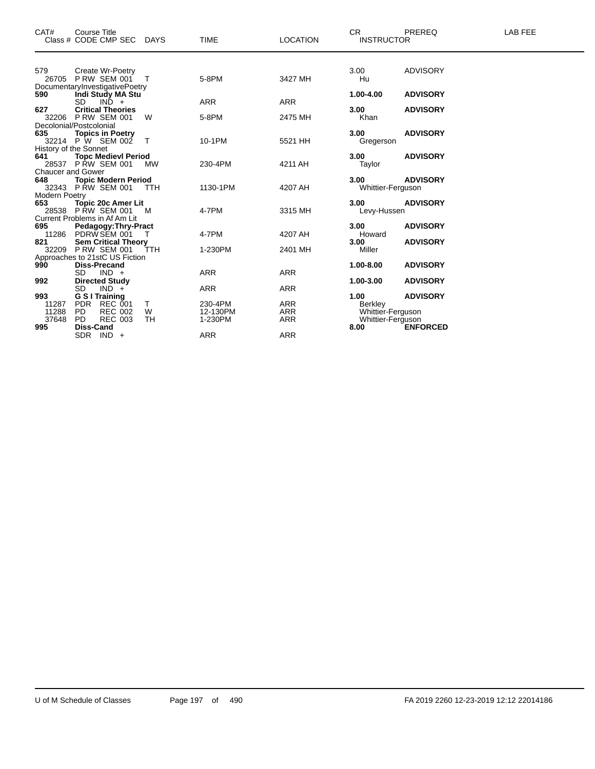| CAT# | Course Title Class # CODE CMP SEC | DAYS | TIME | LOCATION | CR INSTRUCTOR | PREREQ | LAB FEE |
|---|---|---|---|---|---|---|---|
| 579 | Create Wr-Poetry | | | | 3.00 | ADVISORY | |
| 26705 | P RW SEM 001 | T | 5-8PM | 3427 MH | Hu | | |
| | DocumentaryInvestigativePoetry | | | | | | |
| **590** | **Indi Study MA Stu** | | | | **1.00-4.00** | **ADVISORY** | |
| | SD IND + | | ARR | ARR | | | |
| **627** | **Critical Theories** | | | | **3.00** | **ADVISORY** | |
| 32206 | P RW SEM 001 | W | 5-8PM | 2475 MH | Khan | | |
| | Decolonial/Postcolonial | | | | | | |
| **635** | **Topics in Poetry** | | | | **3.00** | **ADVISORY** | |
| 32214 | P W SEM 002 | T | 10-1PM | 5521 HH | Gregerson | | |
| | History of the Sonnet | | | | | | |
| **641** | **Topc Medievl Period** | | | | **3.00** | **ADVISORY** | |
| 28537 | P RW SEM 001 | MW | 230-4PM | 4211 AH | Taylor | | |
| | Chaucer and Gower | | | | | | |
| **648** | **Topic Modern Period** | | | | **3.00** | **ADVISORY** | |
| 32343 | P RW SEM 001 | TTH | 1130-1PM | 4207 AH | Whittier-Ferguson | | |
| | Modern Poetry | | | | | | |
| **653** | **Topic 20c Amer Lit** | | | | **3.00** | **ADVISORY** | |
| 28538 | P RW SEM 001 | M | 4-7PM | 3315 MH | Levy-Hussen | | |
| | Current Problems in Af Am Lit | | | | | | |
| **695** | **Pedagogy:Thry-Pract** | | | | **3.00** | **ADVISORY** | |
| 11286 | PDRW SEM 001 | T | 4-7PM | 4207 AH | Howard | | |
| **821** | **Sem Critical Theory** | | | | **3.00** | **ADVISORY** | |
| 32209 | P RW SEM 001 | TTH | 1-230PM | 2401 MH | Miller | | |
| | Approaches to 21stC US Fiction | | | | | | |
| **990** | **Diss-Precand** | | | | **1.00-8.00** | **ADVISORY** | |
| | SD IND + | | ARR | ARR | | | |
| **992** | **Directed Study** | | | | **1.00-3.00** | **ADVISORY** | |
| | SD IND + | | ARR | ARR | | | |
| **993** | **G S I Training** | | | | **1.00** | **ADVISORY** | |
| 11287 | PDR REC 001 | T | 230-4PM | ARR | Berkley | | |
| 11288 | PD REC 002 | W | 12-130PM | ARR | Whittier-Ferguson | | |
| 37648 | PD REC 003 | TH | 1-230PM | ARR | Whittier-Ferguson | | |
| **995** | **Diss-Cand** | | | | **8.00** | **ENFORCED** | |
| | SDR IND + | | ARR | ARR | | | |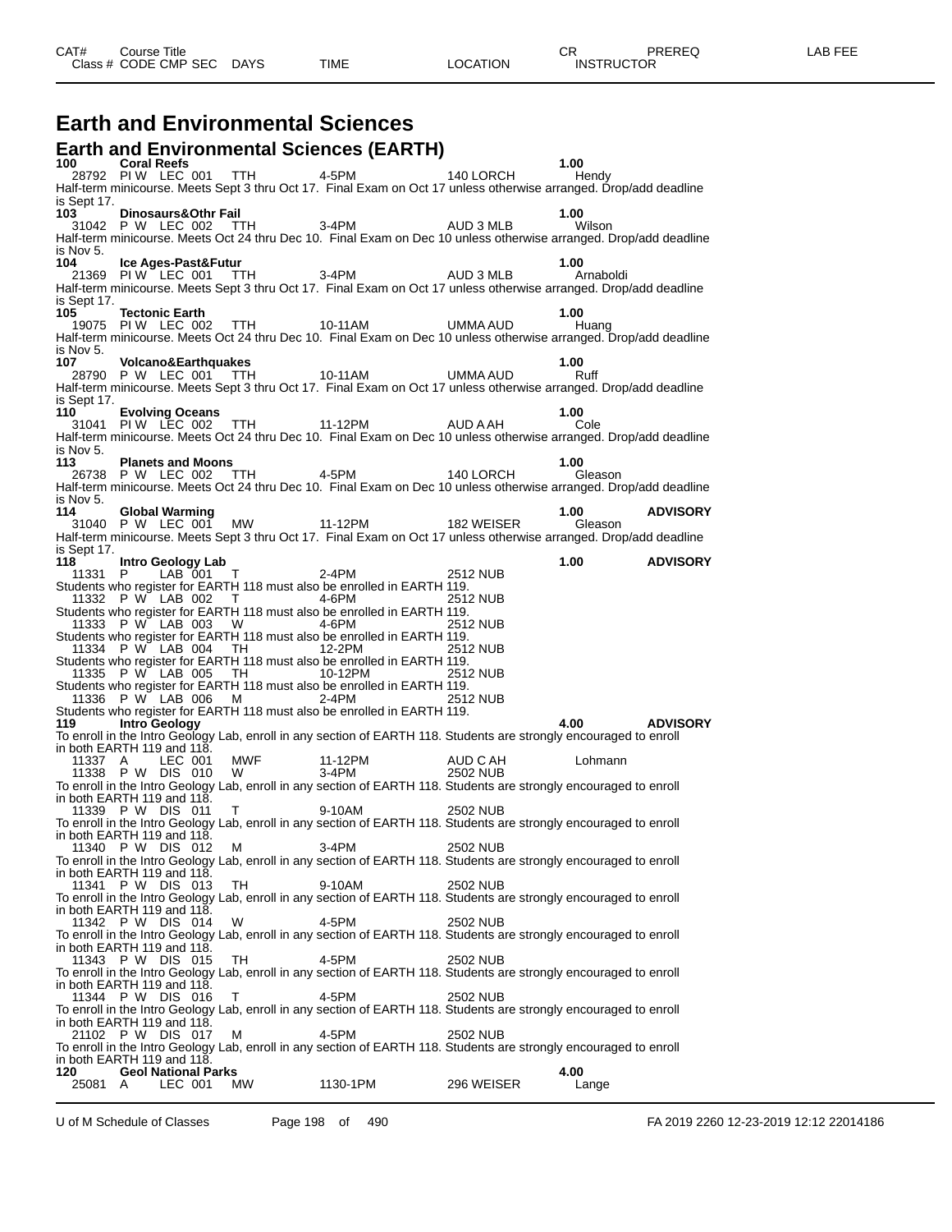| CAT# | Course Title | | | | | CR | PREREQ | LAB FEE |
|---|---|---|---|---|---|---|---|---|
| Class # | CODE CMP SEC | DAYS | TIME | LOCATION | INSTRUCTOR | | | |

# Earth and Environmental Sciences

## Earth and Environmental Sciences (EARTH)

**100 Coral Reefs** **1.00**
28792 PI W LEC 001 TTH 4-5PM 140 LORCH Hendy
Half-term minicourse. Meets Sept 3 thru Oct 17. Final Exam on Oct 17 unless otherwise arranged. Drop/add deadline is Sept 17.

**103 Dinosaurs&Othr Fail** **1.00**
31042 P W LEC 002 TTH 3-4PM AUD 3 MLB Wilson
Half-term minicourse. Meets Oct 24 thru Dec 10. Final Exam on Dec 10 unless otherwise arranged. Drop/add deadline is Nov 5.

**104 Ice Ages-Past&Futur** **1.00**
21369 PI W LEC 001 TTH 3-4PM AUD 3 MLB Arnaboldi
Half-term minicourse. Meets Sept 3 thru Oct 17. Final Exam on Oct 17 unless otherwise arranged. Drop/add deadline is Sept 17.

**105 Tectonic Earth** **1.00**
19075 PI W LEC 002 TTH 10-11AM UMMA AUD Huang
Half-term minicourse. Meets Oct 24 thru Dec 10. Final Exam on Dec 10 unless otherwise arranged. Drop/add deadline is Nov 5.

**107 Volcano&Earthquakes** **1.00**
28790 P W LEC 001 TTH 10-11AM UMMA AUD Ruff
Half-term minicourse. Meets Sept 3 thru Oct 17. Final Exam on Oct 17 unless otherwise arranged. Drop/add deadline is Sept 17.

**110 Evolving Oceans** **1.00**
31041 PI W LEC 002 TTH 11-12PM AUD A AH Cole
Half-term minicourse. Meets Oct 24 thru Dec 10. Final Exam on Dec 10 unless otherwise arranged. Drop/add deadline is Nov 5.

**113 Planets and Moons** **1.00**
26738 P W LEC 002 TTH 4-5PM 140 LORCH Gleason
Half-term minicourse. Meets Oct 24 thru Dec 10. Final Exam on Dec 10 unless otherwise arranged. Drop/add deadline is Nov 5.

**114 Global Warming** **1.00** **ADVISORY**
31040 P W LEC 001 MW 11-12PM 182 WEISER Gleason
Half-term minicourse. Meets Sept 3 thru Oct 17. Final Exam on Oct 17 unless otherwise arranged. Drop/add deadline is Sept 17.

**118 Intro Geology Lab** **1.00** **ADVISORY**
11331 P LAB 001 T 2-4PM 2512 NUB
Students who register for EARTH 118 must also be enrolled in EARTH 119.
11332 P W LAB 002 T 4-6PM 2512 NUB
Students who register for EARTH 118 must also be enrolled in EARTH 119.
11333 P W LAB 003 W 4-6PM 2512 NUB
Students who register for EARTH 118 must also be enrolled in EARTH 119.
11334 P W LAB 004 TH 12-2PM 2512 NUB
Students who register for EARTH 118 must also be enrolled in EARTH 119.
11335 P W LAB 005 TH 10-12PM 2512 NUB
Students who register for EARTH 118 must also be enrolled in EARTH 119.
11336 P W LAB 006 M 2-4PM 2512 NUB
Students who register for EARTH 118 must also be enrolled in EARTH 119.

**119 Intro Geology** **4.00** **ADVISORY**
To enroll in the Intro Geology Lab, enroll in any section of EARTH 118. Students are strongly encouraged to enroll in both EARTH 119 and 118.
11337 A LEC 001 MWF 11-12PM AUD C AH Lohmann
11338 P W DIS 010 W 3-4PM 2502 NUB
To enroll in the Intro Geology Lab, enroll in any section of EARTH 118. Students are strongly encouraged to enroll in both EARTH 119 and 118.
11339 P W DIS 011 T 9-10AM 2502 NUB
To enroll in the Intro Geology Lab, enroll in any section of EARTH 118. Students are strongly encouraged to enroll in both EARTH 119 and 118.
11340 P W DIS 012 M 3-4PM 2502 NUB
To enroll in the Intro Geology Lab, enroll in any section of EARTH 118. Students are strongly encouraged to enroll in both EARTH 119 and 118.
11341 P W DIS 013 TH 9-10AM 2502 NUB
To enroll in the Intro Geology Lab, enroll in any section of EARTH 118. Students are strongly encouraged to enroll in both EARTH 119 and 118.
11342 P W DIS 014 W 4-5PM 2502 NUB
To enroll in the Intro Geology Lab, enroll in any section of EARTH 118. Students are strongly encouraged to enroll in both EARTH 119 and 118.
11343 P W DIS 015 TH 4-5PM 2502 NUB
To enroll in the Intro Geology Lab, enroll in any section of EARTH 118. Students are strongly encouraged to enroll in both EARTH 119 and 118.
11344 P W DIS 016 T 4-5PM 2502 NUB
To enroll in the Intro Geology Lab, enroll in any section of EARTH 118. Students are strongly encouraged to enroll in both EARTH 119 and 118.
21102 P W DIS 017 M 4-5PM 2502 NUB
To enroll in the Intro Geology Lab, enroll in any section of EARTH 118. Students are strongly encouraged to enroll in both EARTH 119 and 118.

**120 Geol National Parks** **4.00**
25081 A LEC 001 MW 1130-1PM 296 WEISER Lange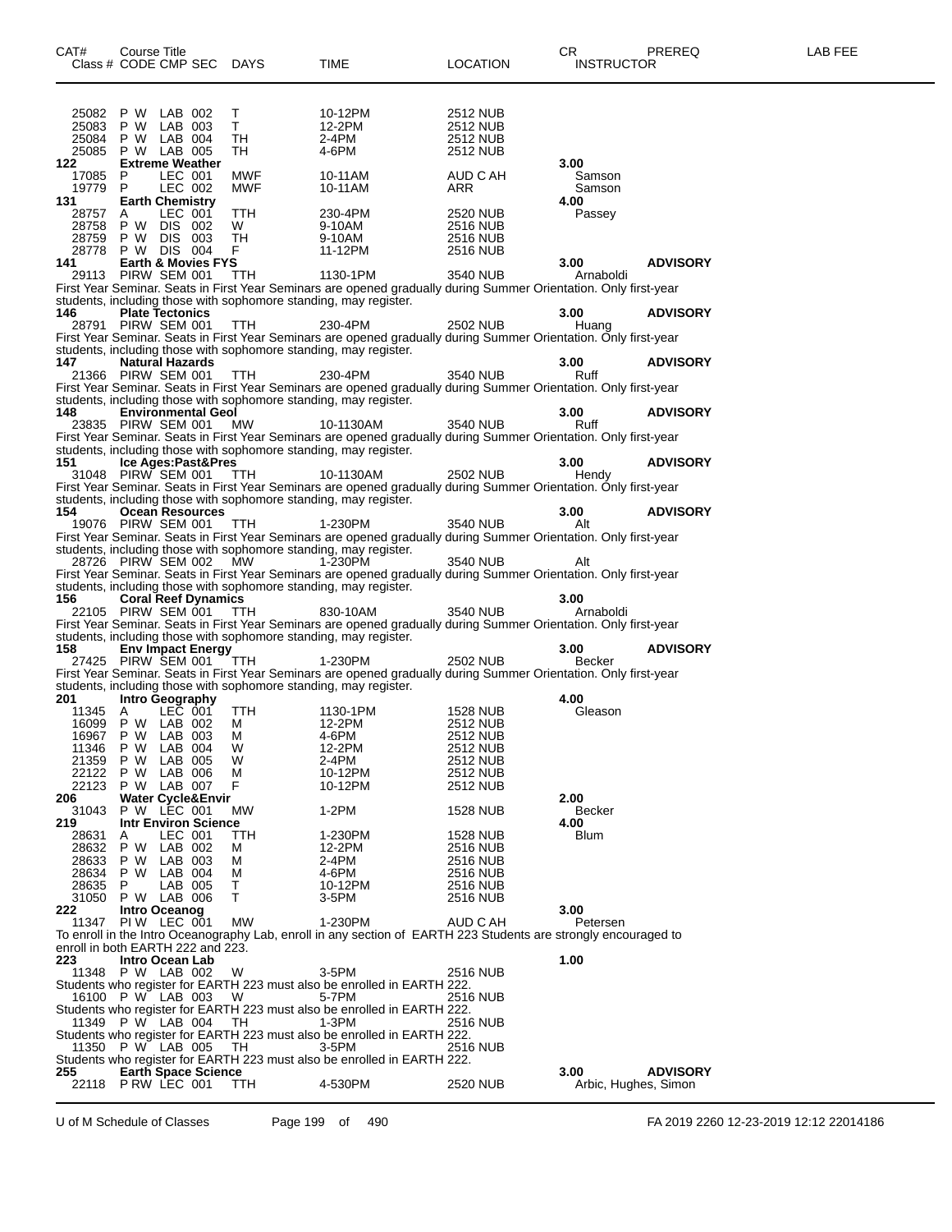| CAT# | Course Title<br>Class # CODE CMP SEC | DAYS | TIME | LOCATION | CR<br>INSTRUCTOR | PREREQ | LAB FEE |
|---|---|---|---|---|---|---|---|
| | 25082 P W LAB 002 | T | 10-12PM | 2512 NUB | | | |
| | 25083 P W LAB 003 | T | 12-2PM | 2512 NUB | | | |
| | 25084 P W LAB 004 | TH | 2-4PM | 2512 NUB | | | |
| | 25085 P W LAB 005 | TH | 4-6PM | 2512 NUB | | | |
| **122** | **Extreme Weather** | | | | **3.00** | | |
| | 17085 P LEC 001 | MWF | 10-11AM | AUD C AH | Samson | | |
| | 19779 P LEC 002 | MWF | 10-11AM | ARR | Samson | | |
| **131** | **Earth Chemistry** | | | | **4.00** | | |
| | 28757 A LEC 001 | TTH | 230-4PM | 2520 NUB | Passey | | |
| | 28758 P W DIS 002 | W | 9-10AM | 2516 NUB | | | |
| | 28759 P W DIS 003 | TH | 9-10AM | 2516 NUB | | | |
| | 28778 P W DIS 004 | F | 11-12PM | 2516 NUB | | | |
| **141** | **Earth & Movies FYS** | | | | **3.00** | **ADVISORY** | |
| | 29113 PIRW SEM 001 | TTH | 1130-1PM | 3540 NUB | Arnaboldi | | |
| | First Year Seminar. Seats in First Year Seminars are opened gradually during Summer Orientation. Only first-year students, including those with sophomore standing, may register. | | | | | | |
| **146** | **Plate Tectonics** | | | | **3.00** | **ADVISORY** | |
| | 28791 PIRW SEM 001 | TTH | 230-4PM | 2502 NUB | Huang | | |
| | First Year Seminar. Seats in First Year Seminars are opened gradually during Summer Orientation. Only first-year students, including those with sophomore standing, may register. | | | | | | |
| **147** | **Natural Hazards** | | | | **3.00** | **ADVISORY** | |
| | 21366 PIRW SEM 001 | TTH | 230-4PM | 3540 NUB | Ruff | | |
| | First Year Seminar. Seats in First Year Seminars are opened gradually during Summer Orientation. Only first-year students, including those with sophomore standing, may register. | | | | | | |
| **148** | **Environmental Geol** | | | | **3.00** | **ADVISORY** | |
| | 23835 PIRW SEM 001 | MW | 10-1130AM | 3540 NUB | Ruff | | |
| | First Year Seminar. Seats in First Year Seminars are opened gradually during Summer Orientation. Only first-year students, including those with sophomore standing, may register. | | | | | | |
| **151** | **Ice Ages:Past&Pres** | | | | **3.00** | **ADVISORY** | |
| | 31048 PIRW SEM 001 | TTH | 10-1130AM | 2502 NUB | Hendy | | |
| | First Year Seminar. Seats in First Year Seminars are opened gradually during Summer Orientation. Only first-year students, including those with sophomore standing, may register. | | | | | | |
| **154** | **Ocean Resources** | | | | **3.00** | **ADVISORY** | |
| | 19076 PIRW SEM 001 | TTH | 1-230PM | 3540 NUB | Alt | | |
| | First Year Seminar. Seats in First Year Seminars are opened gradually during Summer Orientation. Only first-year students, including those with sophomore standing, may register. | | | | | | |
| | 28726 PIRW SEM 002 | MW | 1-230PM | 3540 NUB | Alt | | |
| | First Year Seminar. Seats in First Year Seminars are opened gradually during Summer Orientation. Only first-year students, including those with sophomore standing, may register. | | | | | | |
| **156** | **Coral Reef Dynamics** | | | | **3.00** | | |
| | 22105 PIRW SEM 001 | TTH | 830-10AM | 3540 NUB | Arnaboldi | | |
| | First Year Seminar. Seats in First Year Seminars are opened gradually during Summer Orientation. Only first-year students, including those with sophomore standing, may register. | | | | | | |
| **158** | **Env Impact Energy** | | | | **3.00** | **ADVISORY** | |
| | 27425 PIRW SEM 001 | TTH | 1-230PM | 2502 NUB | Becker | | |
| | First Year Seminar. Seats in First Year Seminars are opened gradually during Summer Orientation. Only first-year students, including those with sophomore standing, may register. | | | | | | |
| **201** | **Intro Geography** | | | | **4.00** | | |
| | 11345 A LEC 001 | TTH | 1130-1PM | 1528 NUB | Gleason | | |
| | 16099 P W LAB 002 | M | 12-2PM | 2512 NUB | | | |
| | 16967 P W LAB 003 | M | 4-6PM | 2512 NUB | | | |
| | 11346 P W LAB 004 | W | 12-2PM | 2512 NUB | | | |
| | 21359 P W LAB 005 | W | 2-4PM | 2512 NUB | | | |
| | 22122 P W LAB 006 | M | 10-12PM | 2512 NUB | | | |
| | 22123 P W LAB 007 | F | 10-12PM | 2512 NUB | | | |
| **206** | **Water Cycle&Envir** | | | | **2.00** | | |
| | 31043 P W LEC 001 | MW | 1-2PM | 1528 NUB | Becker | | |
| **219** | **Intr Environ Science** | | | | **4.00** | | |
| | 28631 A LEC 001 | TTH | 1-230PM | 1528 NUB | Blum | | |
| | 28632 P W LAB 002 | M | 12-2PM | 2516 NUB | | | |
| | 28633 P W LAB 003 | M | 2-4PM | 2516 NUB | | | |
| | 28634 P W LAB 004 | M | 4-6PM | 2516 NUB | | | |
| | 28635 P LAB 005 | T | 10-12PM | 2516 NUB | | | |
| | 31050 P W LAB 006 | T | 3-5PM | 2516 NUB | | | |
| **222** | **Intro Oceanog** | | | | **3.00** | | |
| | 11347 PI W LEC 001 | MW | 1-230PM | AUD C AH | Petersen | | |
| | To enroll in the Intro Oceanography Lab, enroll in any section of EARTH 223 Students are strongly encouraged to enroll in both EARTH 222 and 223. | | | | | | |
| **223** | **Intro Ocean Lab** | | | | **1.00** | | |
| | 11348 P W LAB 002 | W | 3-5PM | 2516 NUB | | | |
| | Students who register for EARTH 223 must also be enrolled in EARTH 222. | | | | | | |
| | 16100 P W LAB 003 | W | 5-7PM | 2516 NUB | | | |
| | Students who register for EARTH 223 must also be enrolled in EARTH 222. | | | | | | |
| | 11349 P W LAB 004 | TH | 1-3PM | 2516 NUB | | | |
| | Students who register for EARTH 223 must also be enrolled in EARTH 222. | | | | | | |
| | 11350 P W LAB 005 | TH | 3-5PM | 2516 NUB | | | |
| | Students who register for EARTH 223 must also be enrolled in EARTH 222. | | | | | | |
| **255** | **Earth Space Science** | | | | **3.00** | **ADVISORY** | |
| | 22118 P RW LEC 001 | TTH | 4-530PM | 2520 NUB | Arbic, Hughes, Simon | | |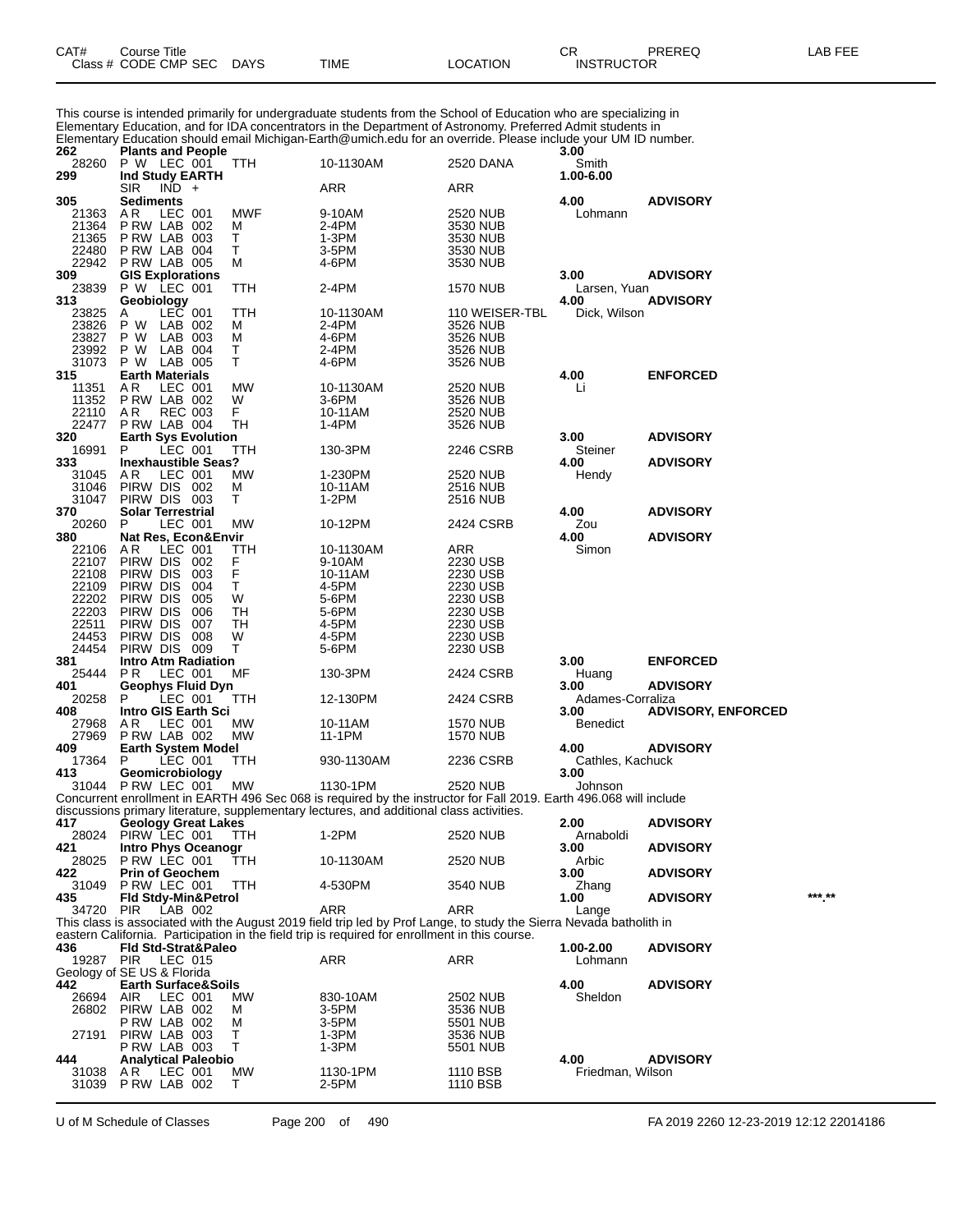| CAT# Class # | Course Title CODE CMP SEC | DAYS | TIME | LOCATION | CR INSTRUCTOR | PREREQ | LAB FEE |
|---|---|---|---|---|---|---|---|

This course is intended primarily for undergraduate students from the School of Education who are specializing in Elementary Education, and for IDA concentrators in the Department of Astronomy. Preferred Admit students in Elementary Education should email Michigan-Earth@umich.edu for an override. Please include your UM ID number.

| CAT# Class # | Course Title CODE CMP SEC | DAYS | TIME | LOCATION | CR INSTRUCTOR | PREREQ | LAB FEE |
|---|---|---|---|---|---|---|---|
| **262** | **Plants and People** | | | | **3.00** | | |
| 28260 | P W LEC 001 | TTH | 10-1130AM | 2520 DANA | Smith | | |
| **299** | **Ind Study EARTH** | | | | **1.00-6.00** | | |
| | SIR IND + | | ARR | ARR | | | |
| **305** | **Sediments** | | | | **4.00** | **ADVISORY** | |
| 21363 | A R LEC 001 | MWF | 9-10AM | 2520 NUB | Lohmann | | |
| 21364 | P RW LAB 002 | M | 2-4PM | 3530 NUB | | | |
| 21365 | P RW LAB 003 | T | 1-3PM | 3530 NUB | | | |
| 22480 | P RW LAB 004 | T | 3-5PM | 3530 NUB | | | |
| 22942 | P RW LAB 005 | M | 4-6PM | 3530 NUB | | | |
| **309** | **GIS Explorations** | | | | **3.00** | **ADVISORY** | |
| 23839 | P W LEC 001 | TTH | 2-4PM | 1570 NUB | Larsen, Yuan | | |
| **313** | **Geobiology** | | | | **4.00** | **ADVISORY** | |
| 23825 | A LEC 001 | TTH | 10-1130AM | 110 WEISER-TBL | Dick, Wilson | | |
| 23826 | P W LAB 002 | M | 2-4PM | 3526 NUB | | | |
| 23827 | P W LAB 003 | M | 4-6PM | 3526 NUB | | | |
| 23992 | P W LAB 004 | T | 2-4PM | 3526 NUB | | | |
| 31073 | P W LAB 005 | T | 4-6PM | 3526 NUB | | | |
| **315** | **Earth Materials** | | | | **4.00** | **ENFORCED** | |
| 11351 | A R LEC 001 | MW | 10-1130AM | 2520 NUB | Li | | |
| 11352 | P RW LAB 002 | W | 3-6PM | 3526 NUB | | | |
| 22110 | A R REC 003 | F | 10-11AM | 2520 NUB | | | |
| 22477 | P RW LAB 004 | TH | 1-4PM | 3526 NUB | | | |
| **320** | **Earth Sys Evolution** | | | | **3.00** | **ADVISORY** | |
| 16991 | P LEC 001 | TTH | 130-3PM | 2246 CSRB | Steiner | | |
| **333** | **Inexhaustible Seas?** | | | | **4.00** | **ADVISORY** | |
| 31045 | A R LEC 001 | MW | 1-230PM | 2520 NUB | Hendy | | |
| 31046 | PIRW DIS 002 | M | 10-11AM | 2516 NUB | | | |
| 31047 | PIRW DIS 003 | T | 1-2PM | 2516 NUB | | | |
| **370** | **Solar Terrestrial** | | | | **4.00** | **ADVISORY** | |
| 20260 | P LEC 001 | MW | 10-12PM | 2424 CSRB | Zou | | |
| **380** | **Nat Res, Econ&Envir** | | | | **4.00** | **ADVISORY** | |
| 22106 | A R LEC 001 | TTH | 10-1130AM | ARR | Simon | | |
| 22107 | PIRW DIS 002 | F | 9-10AM | 2230 USB | | | |
| 22108 | PIRW DIS 003 | F | 10-11AM | 2230 USB | | | |
| 22109 | PIRW DIS 004 | T | 4-5PM | 2230 USB | | | |
| 22202 | PIRW DIS 005 | W | 5-6PM | 2230 USB | | | |
| 22203 | PIRW DIS 006 | TH | 5-6PM | 2230 USB | | | |
| 22511 | PIRW DIS 007 | TH | 4-5PM | 2230 USB | | | |
| 24453 | PIRW DIS 008 | W | 4-5PM | 2230 USB | | | |
| 24454 | PIRW DIS 009 | T | 5-6PM | 2230 USB | | | |
| **381** | **Intro Atm Radiation** | | | | **3.00** | **ENFORCED** | |
| 25444 | P R LEC 001 | MF | 130-3PM | 2424 CSRB | Huang | | |
| **401** | **Geophys Fluid Dyn** | | | | **3.00** | **ADVISORY** | |
| 20258 | P LEC 001 | TTH | 12-130PM | 2424 CSRB | Adames-Corraliza | | |
| **408** | **Intro GIS Earth Sci** | | | | **3.00** | **ADVISORY, ENFORCED** | |
| 27968 | A R LEC 001 | MW | 10-11AM | 1570 NUB | Benedict | | |
| 27969 | P RW LAB 002 | MW | 11-1PM | 1570 NUB | | | |
| **409** | **Earth System Model** | | | | **4.00** | **ADVISORY** | |
| 17364 | P LEC 001 | TTH | 930-1130AM | 2236 CSRB | Cathles, Kachuck | | |
| **413** | **Geomicrobiology** | | | | **3.00** | | |
| 31044 | P RW LEC 001 | MW | 1130-1PM | 2520 NUB | Johnson | | |

Concurrent enrollment in EARTH 496 Sec 068 is required by the instructor for Fall 2019. Earth 496.068 will include discussions primary literature, supplementary lectures, and additional class activities.

| CAT# Class # | Course Title CODE CMP SEC | DAYS | TIME | LOCATION | CR INSTRUCTOR | PREREQ | LAB FEE |
|---|---|---|---|---|---|---|---|
| **417** | **Geology Great Lakes** | | | | **2.00** | **ADVISORY** | |
| 28024 | PIRW LEC 001 | TTH | 1-2PM | 2520 NUB | Arnaboldi | | |
| **421** | **Intro Phys Oceanogr** | | | | **3.00** | **ADVISORY** | |
| 28025 | P RW LEC 001 | TTH | 10-1130AM | 2520 NUB | Arbic | | |
| **422** | **Prin of Geochem** | | | | **3.00** | **ADVISORY** | |
| 31049 | P RW LEC 001 | TTH | 4-530PM | 3540 NUB | Zhang | | |
| **435** | **Fld Stdy-Min&Petrol** | | | | **1.00** | **ADVISORY** | ***.** |
| 34720 | PIR LAB 002 | | ARR | ARR | Lange | | |

This class is associated with the August 2019 field trip led by Prof Lange, to study the Sierra Nevada batholith in eastern California. Participation in the field trip is required for enrollment in this course.

| CAT# Class # | Course Title CODE CMP SEC | DAYS | TIME | LOCATION | CR INSTRUCTOR | PREREQ | LAB FEE |
|---|---|---|---|---|---|---|---|
| **436** | **Fld Std-Strat&Paleo** | | | | **1.00-2.00** | **ADVISORY** | |
| 19287 | PIR LEC 015 | | ARR | ARR | Lohmann | | |

Geology of SE US & Florida

| CAT# Class # | Course Title CODE CMP SEC | DAYS | TIME | LOCATION | CR INSTRUCTOR | PREREQ | LAB FEE |
|---|---|---|---|---|---|---|---|
| **442** | **Earth Surface&Soils** | | | | **4.00** | **ADVISORY** | |
| 26694 | AIR LEC 001 | MW | 830-10AM | 2502 NUB | Sheldon | | |
| 26802 | PIRW LAB 002 | M | 3-5PM | 3536 NUB | | | |
| | P RW LAB 002 | M | 3-5PM | 5501 NUB | | | |
| 27191 | PIRW LAB 003 | T | 1-3PM | 3536 NUB | | | |
| | P RW LAB 003 | T | 1-3PM | 5501 NUB | | | |
| **444** | **Analytical Paleobio** | | | | **4.00** | **ADVISORY** | |
| 31038 | A R LEC 001 | MW | 1130-1PM | 1110 BSB | Friedman, Wilson | | |
| 31039 | P RW LAB 002 | T | 2-5PM | 1110 BSB | | | |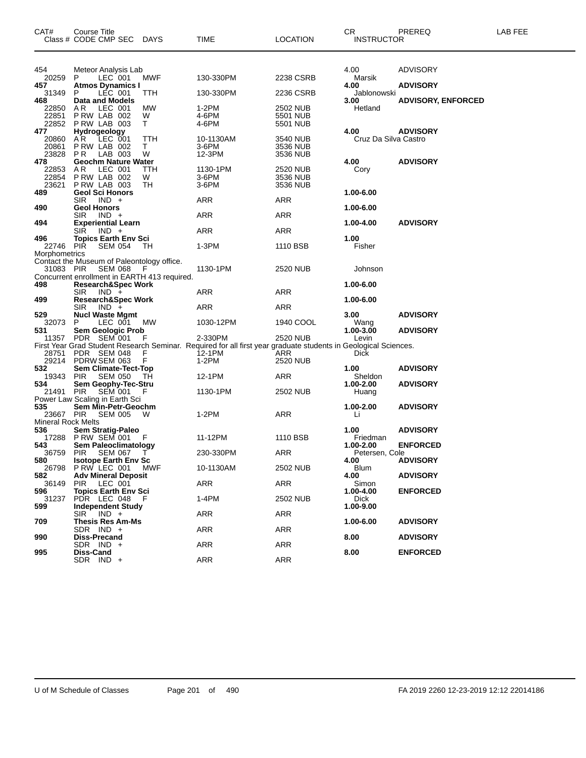| CAT# | Course Title<br>Class # CODE CMP SEC | DAYS | TIME | LOCATION | CR<br>INSTRUCTOR | PREREQ | LAB FEE |
|---|---|---|---|---|---|---|---|
| 454 | Meteor Analysis Lab | | | | 4.00 | ADVISORY | |
| 20259 | P LEC 001 | MWF | 130-330PM | 2238 CSRB | Marsik | | |
| **457** | **Atmos Dynamics I** | | | | **4.00** | **ADVISORY** | |
| 31349 | P LEC 001 | TTH | 130-330PM | 2236 CSRB | Jablonowski | | |
| **468** | **Data and Models** | | | | **3.00** | **ADVISORY, ENFORCED** | |
| 22850 | A R LEC 001 | MW | 1-2PM | 2502 NUB | Hetland | | |
| 22851 | P RW LAB 002 | W | 4-6PM | 5501 NUB | | | |
| 22852 | P RW LAB 003 | T | 4-6PM | 5501 NUB | | | |
| **477** | **Hydrogeology** | | | | **4.00** | **ADVISORY** | |
| 20860 | A R LEC 001 | TTH | 10-1130AM | 3540 NUB | Cruz Da Silva Castro | | |
| 20861 | P RW LAB 002 | T | 3-6PM | 3536 NUB | | | |
| 23828 | P R LAB 003 | W | 12-3PM | 3536 NUB | | | |
| **478** | **Geochm Nature Water** | | | | **4.00** | **ADVISORY** | |
| 22853 | A R LEC 001 | TTH | 1130-1PM | 2520 NUB | Cory | | |
| 22854 | P RW LAB 002 | W | 3-6PM | 3536 NUB | | | |
| 23621 | P RW LAB 003 | TH | 3-6PM | 3536 NUB | | | |
| **489** | **Geol Sci Honors** | | | | **1.00-6.00** | | |
| | SIR IND + | | ARR | ARR | | | |
| **490** | **Geol Honors** | | | | **1.00-6.00** | | |
| | SIR IND + | | ARR | ARR | | | |
| **494** | **Experiential Learn** | | | | **1.00-4.00** | **ADVISORY** | |
| | SIR IND + | | ARR | ARR | | | |
| **496** | **Topics Earth Env Sci** | | | | **1.00** | | |
| 22746 | PIR SEM 054 | TH | 1-3PM | 1110 BSB | Fisher | | |
| Morphometrics | | | | | | | |
| Contact the Museum of Paleontology office. | | | | | | | |
| 31083 | PIR SEM 068 | F | 1130-1PM | 2520 NUB | Johnson | | |
| Concurrent enrollment in EARTH 413 required. | | | | | | | |
| **498** | **Research&Spec Work** | | | | **1.00-6.00** | | |
| | SIR IND + | | ARR | ARR | | | |
| **499** | **Research&Spec Work** | | | | **1.00-6.00** | | |
| | SIR IND + | | ARR | ARR | | | |
| **529** | **Nucl Waste Mgmt** | | | | **3.00** | **ADVISORY** | |
| 32073 | P LEC 001 | MW | 1030-12PM | 1940 COOL | Wang | | |
| **531** | **Sem Geologic Prob** | | | | **1.00-3.00** | **ADVISORY** | |
| 11357 | PDR SEM 001 | F | 2-330PM | 2520 NUB | Levin | | |
| First Year Grad Student Research Seminar. Required for all first year graduate students in Geological Sciences. | | | | | | | |
| 28751 | PDR SEM 048 | F | 12-1PM | ARR | Dick | | |
| 29214 | PDRW SEM 063 | F | 1-2PM | 2520 NUB | | | |
| **532** | **Sem Climate-Tect-Top** | | | | **1.00** | **ADVISORY** | |
| 19343 | PIR SEM 050 | TH | 12-1PM | ARR | Sheldon | | |
| **534** | **Sem Geophy-Tec-Stru** | | | | **1.00-2.00** | **ADVISORY** | |
| 21491 | PIR SEM 001 | F | 1130-1PM | 2502 NUB | Huang | | |
| Power Law Scaling in Earth Sci | | | | | | | |
| **535** | **Sem Min-Petr-Geochm** | | | | **1.00-2.00** | **ADVISORY** | |
| 23667 | PIR SEM 005 | W | 1-2PM | ARR | Li | | |
| Mineral Rock Melts | | | | | | | |
| **536** | **Sem Stratig-Paleo** | | | | **1.00** | **ADVISORY** | |
| 17288 | P RW SEM 001 | F | 11-12PM | 1110 BSB | Friedman | | |
| **543** | **Sem Paleoclimatology** | | | | **1.00-2.00** | **ENFORCED** | |
| 36759 | PIR SEM 067 | T | 230-330PM | ARR | Petersen, Cole | | |
| **580** | **Isotope Earth Env Sc** | | | | **4.00** | **ADVISORY** | |
| 26798 | P RW LEC 001 | MWF | 10-1130AM | 2502 NUB | Blum | | |
| **582** | **Adv Mineral Deposit** | | | | **4.00** | **ADVISORY** | |
| 36149 | PIR LEC 001 | | ARR | ARR | Simon | | |
| **596** | **Topics Earth Env Sci** | | | | **1.00-4.00** | **ENFORCED** | |
| 31237 | PDR LEC 048 | F | 1-4PM | 2502 NUB | Dick | | |
| **599** | **Independent Study** | | | | **1.00-9.00** | | |
| | SIR IND + | | ARR | ARR | | | |
| **709** | **Thesis Res Am-Ms** | | | | **1.00-6.00** | **ADVISORY** | |
| | SDR IND + | | ARR | ARR | | | |
| **990** | **Diss-Precand** | | | | **8.00** | **ADVISORY** | |
| | SDR IND + | | ARR | ARR | | | |
| **995** | **Diss-Cand** | | | | **8.00** | **ENFORCED** | |
| | SDR IND + | | ARR | ARR | | | |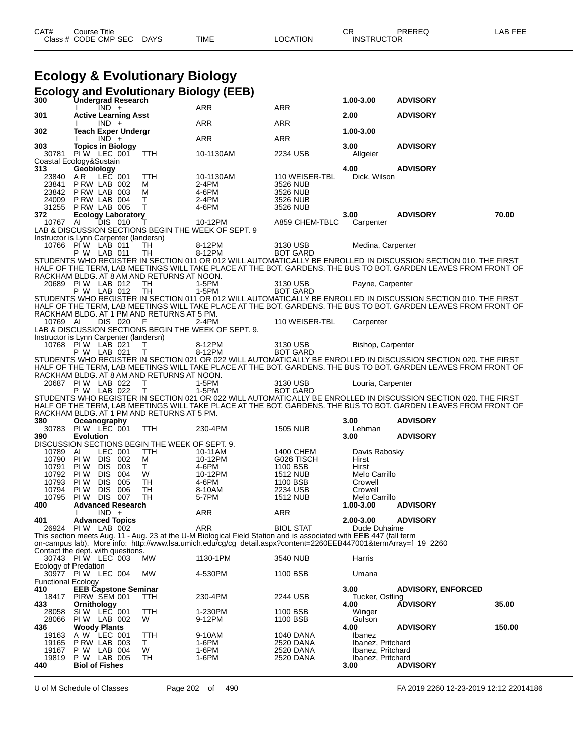# Ecology & Evolutionary Biology

## Ecology and Evolutionary Biology (EEB)

| CAT# Class # | CODE CMP SEC | DAYS | TIME | LOCATION | CR INSTRUCTOR | PREREQ | LAB FEE |
|---|---|---|---|---|---|---|---|
| **300** | **Undergrad Research** | | | | **1.00-3.00** | **ADVISORY** | |
| | I IND + | | ARR | ARR | | | |
| **301** | **Active Learning Asst** | | | | **2.00** | **ADVISORY** | |
| | I IND + | | ARR | ARR | | | |
| **302** | **Teach Exper Undergr** | | | | **1.00-3.00** | | |
| | I IND + | | ARR | ARR | | | |
| **303** | **Topics in Biology** | | | | **3.00** | **ADVISORY** | |
| 30781 | PI W LEC 001 | TTH | 10-1130AM | 2234 USB | Allgeier | | |
| Coastal Ecology&Sustain | | | | | | | |
| **313** | **Geobiology** | | | | **4.00** | **ADVISORY** | |
| 23840 | A R LEC 001 | TTH | 10-1130AM | 110 WEISER-TBL | Dick, Wilson | | |
| 23841 | P RW LAB 002 | M | 2-4PM | 3526 NUB | | | |
| 23842 | P RW LAB 003 | M | 4-6PM | 3526 NUB | | | |
| 24009 | P RW LAB 004 | T | 2-4PM | 3526 NUB | | | |
| 31255 | P RW LAB 005 | T | 4-6PM | 3526 NUB | | | |
| **372** | **Ecology Laboratory** | | | | **3.00** | **ADVISORY** | **70.00** |
| 10767 | AI DIS 010 | T | 10-12PM | A859 CHEM-TBLC | Carpenter | | |

LAB & DISCUSSION SECTIONS BEGIN THE WEEK OF SEPT. 9
Instructor is Lynn Carpenter (landersn)

| Class # | CODE CMP SEC | DAYS | TIME | LOCATION | INSTRUCTOR |
|---|---|---|---|---|---|
| 10766 | PI W LAB 011 | TH | 8-12PM | 3130 USB | Medina, Carpenter |
| | P W LAB 011 | TH | 8-12PM | BOT GARD | |

STUDENTS WHO REGISTER IN SECTION 011 OR 012 WILL AUTOMATICALLY BE ENROLLED IN DISCUSSION SECTION 010. THE FIRST HALF OF THE TERM, LAB MEETINGS WILL TAKE PLACE AT THE BOT. GARDENS. THE BUS TO BOT. GARDEN LEAVES FROM FRONT OF RACKHAM BLDG. AT 8 AM AND RETURNS AT NOON.

| Class # | CODE CMP SEC | DAYS | TIME | LOCATION | INSTRUCTOR |
|---|---|---|---|---|---|
| 20689 | PI W LAB 012 | TH | 1-5PM | 3130 USB | Payne, Carpenter |
| | P W LAB 012 | TH | 1-5PM | BOT GARD | |

STUDENTS WHO REGISTER IN SECTION 011 OR 012 WILL AUTOMATICALLY BE ENROLLED IN DISCUSSION SECTION 010. THE FIRST HALF OF THE TERM, LAB MEETINGS WILL TAKE PLACE AT THE BOT. GARDENS. THE BUS TO BOT. GARDEN LEAVES FROM FRONT OF RACKHAM BLDG. AT 1 PM AND RETURNS AT 5 PM.

| Class # | CODE CMP SEC | DAYS | TIME | LOCATION | INSTRUCTOR |
|---|---|---|---|---|---|
| 10769 | AI DIS 020 | F | 2-4PM | 110 WEISER-TBL | Carpenter |

LAB & DISCUSSION SECTIONS BEGIN THE WEEK OF SEPT. 9.
Instructor is Lynn Carpenter (landersn)

| Class # | CODE CMP SEC | DAYS | TIME | LOCATION | INSTRUCTOR |
|---|---|---|---|---|---|
| 10768 | PI W LAB 021 | T | 8-12PM | 3130 USB | Bishop, Carpenter |
| | P W LAB 021 | T | 8-12PM | BOT GARD | |

STUDENTS WHO REGISTER IN SECTION 021 OR 022 WILL AUTOMATICALLY BE ENROLLED IN DISCUSSION SECTION 020. THE FIRST HALF OF THE TERM, LAB MEETINGS WILL TAKE PLACE AT THE BOT. GARDENS. THE BUS TO BOT. GARDEN LEAVES FROM FRONT OF RACKHAM BLDG. AT 8 AM AND RETURNS AT NOON.

| Class # | CODE CMP SEC | DAYS | TIME | LOCATION | INSTRUCTOR |
|---|---|---|---|---|---|
| 20687 | PI W LAB 022 | T | 1-5PM | 3130 USB | Louria, Carpenter |
| | P W LAB 022 | T | 1-5PM | BOT GARD | |

STUDENTS WHO REGISTER IN SECTION 021 OR 022 WILL AUTOMATICALLY BE ENROLLED IN DISCUSSION SECTION 020. THE FIRST HALF OF THE TERM, LAB MEETINGS WILL TAKE PLACE AT THE BOT. GARDENS. THE BUS TO BOT. GARDEN LEAVES FROM FRONT OF RACKHAM BLDG. AT 1 PM AND RETURNS AT 5 PM.

| CAT# Class # | CODE CMP SEC | DAYS | TIME | LOCATION | CR INSTRUCTOR | PREREQ | LAB FEE |
|---|---|---|---|---|---|---|---|
| **380** | **Oceanography** | | | | **3.00** | **ADVISORY** | |
| 30783 | PI W LEC 001 | TTH | 230-4PM | 1505 NUB | Lehman | | |
| **390** | **Evolution** | | | | **3.00** | **ADVISORY** | |

DISCUSSION SECTIONS BEGIN THE WEEK OF SEPT. 9.

| Class # | CODE CMP SEC | DAYS | TIME | LOCATION | INSTRUCTOR |
|---|---|---|---|---|---|
| 10789 | AI LEC 001 | TTH | 10-11AM | 1400 CHEM | Davis Rabosky |
| 10790 | PI W DIS 002 | M | 10-12PM | G026 TISCH | Hirst |
| 10791 | PI W DIS 003 | T | 4-6PM | 1100 BSB | Hirst |
| 10792 | PI W DIS 004 | W | 10-12PM | 1512 NUB | Melo Carrillo |
| 10793 | PI W DIS 005 | TH | 4-6PM | 1100 BSB | Crowell |
| 10794 | PI W DIS 006 | TH | 8-10AM | 2234 USB | Crowell |
| 10795 | PI W DIS 007 | TH | 5-7PM | 1512 NUB | Melo Carrillo |

| CAT# Class # | CODE CMP SEC | DAYS | TIME | LOCATION | CR INSTRUCTOR | PREREQ | LAB FEE |
|---|---|---|---|---|---|---|---|
| **400** | **Advanced Research** | | | | **1.00-3.00** | **ADVISORY** | |
| | I IND + | | ARR | ARR | | | |
| **401** | **Advanced Topics** | | | | **2.00-3.00** | **ADVISORY** | |
| 26924 | PI W LAB 002 | | ARR | BIOL STAT | Dude Duhaime | | |

This section meets Aug. 11 - Aug. 23 at the U-M Biological Field Station and is associated with EEB 447 (fall term on-campus lab). More info: http://www.lsa.umich.edu/cg/cg_detail.aspx?content=2260EEB447001&termArray=f_19_2260
Contact the dept. with questions.

| CAT# Class # | CODE CMP SEC | DAYS | TIME | LOCATION | CR INSTRUCTOR | PREREQ | LAB FEE |
|---|---|---|---|---|---|---|---|
| 30743 | PI W LEC 003 | MW | 1130-1PM | 3540 NUB | Harris | | |
| Ecology of Predation | | | | | | | |
| 30977 | PI W LEC 004 | MW | 4-530PM | 1100 BSB | Umana | | |
| Functional Ecology | | | | | | | |
| **410** | **EEB Capstone Seminar** | | | | **3.00** | **ADVISORY, ENFORCED** | |
| 18417 | PIRW SEM 001 | TTH | 230-4PM | 2244 USB | Tucker, Ostling | | |
| **433** | **Ornithology** | | | | **4.00** | **ADVISORY** | **35.00** |
| 28058 | SI W LEC 001 | TTH | 1-230PM | 1100 BSB | Winger | | |
| 28066 | PI W LAB 002 | W | 9-12PM | 1100 BSB | Gulson | | |
| **436** | **Woody Plants** | | | | **4.00** | **ADVISORY** | **150.00** |
| 19163 | A W LEC 001 | TTH | 9-10AM | 1040 DANA | Ibanez | | |
| 19165 | P RW LAB 003 | T | 1-6PM | 2520 DANA | Ibanez, Pritchard | | |
| 19167 | P W LAB 004 | W | 1-6PM | 2520 DANA | Ibanez, Pritchard | | |
| 19819 | P W LAB 005 | TH | 1-6PM | 2520 DANA | Ibanez, Pritchard | | |
| **440** | **Biol of Fishes** | | | | **3.00** | **ADVISORY** | |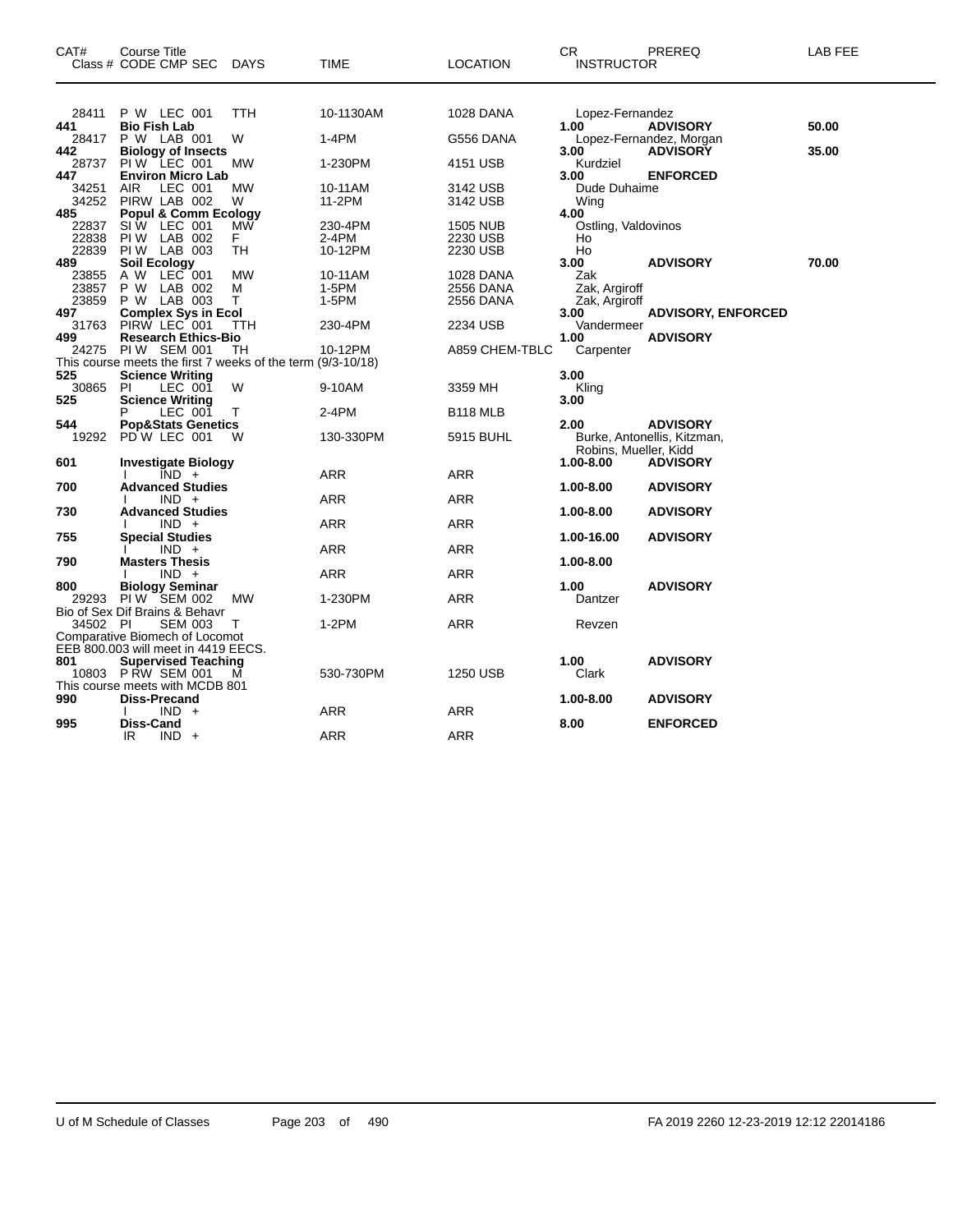| CAT# | Course Title<br>Class # CODE CMP SEC | DAYS | TIME | LOCATION | CR<br>INSTRUCTOR | PREREQ | LAB FEE |
|---|---|---|---|---|---|---|---|
| 28411 | P W LEC 001 | TTH | 10-1130AM | 1028 DANA | Lopez-Fernandez | | |
| **441** | **Bio Fish Lab** | | | | **1.00** | **ADVISORY** | **50.00** |
| 28417 | P W LAB 001 | W | 1-4PM | G556 DANA | Lopez-Fernandez, Morgan | | |
| **442** | **Biology of Insects** | | | | **3.00** | **ADVISORY** | **35.00** |
| 28737 | PI W LEC 001 | MW | 1-230PM | 4151 USB | Kurdziel | | |
| **447** | **Environ Micro Lab** | | | | **3.00** | **ENFORCED** | |
| 34251 | AIR LEC 001 | MW | 10-11AM | 3142 USB | Dude Duhaime | | |
| 34252 | PIRW LAB 002 | W | 11-2PM | 3142 USB | Wing | | |
| **485** | **Popul & Comm Ecology** | | | | **4.00** | | |
| 22837 | SI W LEC 001 | MW | 230-4PM | 1505 NUB | Ostling, Valdovinos | | |
| 22838 | PI W LAB 002 | F | 2-4PM | 2230 USB | Ho | | |
| 22839 | PI W LAB 003 | TH | 10-12PM | 2230 USB | Ho | | |
| **489** | **Soil Ecology** | | | | **3.00** | **ADVISORY** | **70.00** |
| 23855 | A W LEC 001 | MW | 10-11AM | 1028 DANA | Zak | | |
| 23857 | P W LAB 002 | M | 1-5PM | 2556 DANA | Zak, Argiroff | | |
| 23859 | P W LAB 003 | T | 1-5PM | 2556 DANA | Zak, Argiroff | | |
| **497** | **Complex Sys in Ecol** | | | | **3.00** | **ADVISORY, ENFORCED** | |
| 31763 | PIRW LEC 001 | TTH | 230-4PM | 2234 USB | Vandermeer | | |
| **499** | **Research Ethics-Bio** | | | | **1.00** | **ADVISORY** | |
| 24275 | PI W SEM 001 | TH | 10-12PM | A859 CHEM-TBLC | Carpenter | | |
| | This course meets the first 7 weeks of the term (9/3-10/18) | | | | | | |
| **525** | **Science Writing** | | | | **3.00** | | |
| 30865 | PI LEC 001 | W | 9-10AM | 3359 MH | Kling | | |
| **525** | **Science Writing** | | | | **3.00** | | |
| | P LEC 001 | T | 2-4PM | B118 MLB | | | |
| **544** | **Pop&Stats Genetics** | | | | **2.00** | **ADVISORY** | |
| 19292 | PD W LEC 001 | W | 130-330PM | 5915 BUHL | Burke, Antonellis, Kitzman, Robins, Mueller, Kidd | | |
| **601** | **Investigate Biology** | | | | **1.00-8.00** | **ADVISORY** | |
| | I IND + | | ARR | ARR | | | |
| **700** | **Advanced Studies** | | | | **1.00-8.00** | **ADVISORY** | |
| | I IND + | | ARR | ARR | | | |
| **730** | **Advanced Studies** | | | | **1.00-8.00** | **ADVISORY** | |
| | I IND + | | ARR | ARR | | | |
| **755** | **Special Studies** | | | | **1.00-16.00** | **ADVISORY** | |
| | I IND + | | ARR | ARR | | | |
| **790** | **Masters Thesis** | | | | **1.00-8.00** | | |
| | I IND + | | ARR | ARR | | | |
| **800** | **Biology Seminar** | | | | **1.00** | **ADVISORY** | |
| 29293 | PI W SEM 002 | MW | 1-230PM | ARR | Dantzer | | |
| | Bio of Sex Dif Brains & Behavr | | | | | | |
| 34502 | PI SEM 003 | T | 1-2PM | ARR | Revzen | | |
| | Comparative Biomech of Locomot<br>EEB 800.003 will meet in 4419 EECS. | | | | | | |
| **801** | **Supervised Teaching** | | | | **1.00** | **ADVISORY** | |
| 10803 | P RW SEM 001 | M | 530-730PM | 1250 USB | Clark | | |
| | This course meets with MCDB 801 | | | | | | |
| **990** | **Diss-Precand** | | | | **1.00-8.00** | **ADVISORY** | |
| | I IND + | | ARR | ARR | | | |
| **995** | **Diss-Cand** | | | | **8.00** | **ENFORCED** | |
| | IR IND + | | ARR | ARR | | | |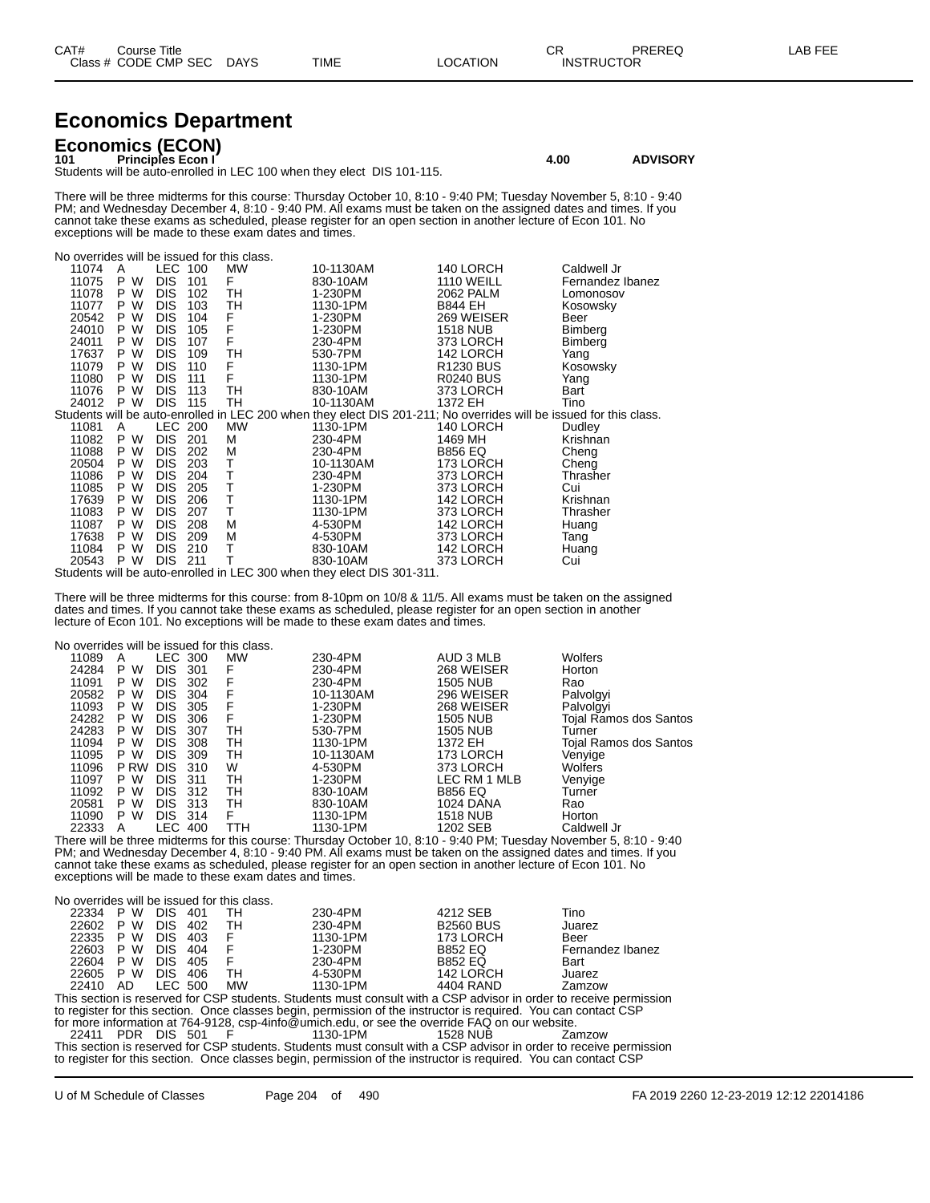# Economics Department

## Economics (ECON)

**101 Principles Econ I** **4.00** **ADVISORY**

Students will be auto-enrolled in LEC 100 when they elect DIS 101-115.

There will be three midterms for this course: Thursday October 10, 8:10 - 9:40 PM; Tuesday November 5, 8:10 - 9:40 PM; and Wednesday December 4, 8:10 - 9:40 PM. All exams must be taken on the assigned dates and times. If you cannot take these exams as scheduled, please register for an open section in another lecture of Econ 101. No exceptions will be made to these exam dates and times.

No overrides will be issued for this class.

| Class # | CODE | CMP | SEC | DAYS | TIME | LOCATION | INSTRUCTOR |
|---|---|---|---|---|---|---|---|
| 11074 | A | LEC | 100 | MW | 10-1130AM | 140 LORCH | Caldwell Jr |
| 11075 | P W | DIS | 101 | F | 830-10AM | 1110 WEILL | Fernandez Ibanez |
| 11078 | P W | DIS | 102 | TH | 1-230PM | 2062 PALM | Lomonosov |
| 11077 | P W | DIS | 103 | TH | 1130-1PM | B844 EH | Kosowsky |
| 20542 | P W | DIS | 104 | F | 1-230PM | 269 WEISER | Beer |
| 24010 | P W | DIS | 105 | F | 1-230PM | 1518 NUB | Bimberg |
| 24011 | P W | DIS | 107 | F | 230-4PM | 373 LORCH | Bimberg |
| 17637 | P W | DIS | 109 | TH | 530-7PM | 142 LORCH | Yang |
| 11079 | P W | DIS | 110 | F | 1130-1PM | R1230 BUS | Kosowsky |
| 11080 | P W | DIS | 111 | F | 1130-1PM | R0240 BUS | Yang |
| 11076 | P W | DIS | 113 | TH | 830-10AM | 373 LORCH | Bart |
| 24012 | P W | DIS | 115 | TH | 10-1130AM | 1372 EH | Tino |

Students will be auto-enrolled in LEC 200 when they elect DIS 201-211; No overrides will be issued for this class.

| Class # | CODE | CMP | SEC | DAYS | TIME | LOCATION | INSTRUCTOR |
|---|---|---|---|---|---|---|---|
| 11081 | A | LEC | 200 | MW | 1130-1PM | 140 LORCH | Dudley |
| 11082 | P W | DIS | 201 | M | 230-4PM | 1469 MH | Krishnan |
| 11088 | P W | DIS | 202 | M | 230-4PM | B856 EQ | Cheng |
| 20504 | P W | DIS | 203 | T | 10-1130AM | 173 LORCH | Cheng |
| 11086 | P W | DIS | 204 | T | 230-4PM | 373 LORCH | Thrasher |
| 11085 | P W | DIS | 205 | T | 1-230PM | 373 LORCH | Cui |
| 17639 | P W | DIS | 206 | T | 1130-1PM | 142 LORCH | Krishnan |
| 11083 | P W | DIS | 207 | T | 1130-1PM | 373 LORCH | Thrasher |
| 11087 | P W | DIS | 208 | M | 4-530PM | 142 LORCH | Huang |
| 17638 | P W | DIS | 209 | M | 4-530PM | 373 LORCH | Tang |
| 11084 | P W | DIS | 210 | T | 830-10AM | 142 LORCH | Huang |
| 20543 | P W | DIS | 211 | T | 830-10AM | 373 LORCH | Cui |

Students will be auto-enrolled in LEC 300 when they elect DIS 301-311.

There will be three midterms for this course: from 8-10pm on 10/8 & 11/5. All exams must be taken on the assigned dates and times. If you cannot take these exams as scheduled, please register for an open section in another lecture of Econ 101. No exceptions will be made to these exam dates and times.

No overrides will be issued for this class.

| Class # | CODE | CMP | SEC | DAYS | TIME | LOCATION | INSTRUCTOR |
|---|---|---|---|---|---|---|---|
| 11089 | A | LEC | 300 | MW | 230-4PM | AUD 3 MLB | Wolfers |
| 24284 | P W | DIS | 301 | F | 230-4PM | 268 WEISER | Horton |
| 11091 | P W | DIS | 302 | F | 230-4PM | 1505 NUB | Rao |
| 20582 | P W | DIS | 304 | F | 10-1130AM | 296 WEISER | Palvolgyi |
| 11093 | P W | DIS | 305 | F | 1-230PM | 268 WEISER | Palvolgyi |
| 24282 | P W | DIS | 306 | F | 1-230PM | 1505 NUB | Tojal Ramos dos Santos |
| 24283 | P W | DIS | 307 | TH | 530-7PM | 1505 NUB | Turner |
| 11094 | P W | DIS | 308 | TH | 1130-1PM | 1372 EH | Tojal Ramos dos Santos |
| 11095 | P W | DIS | 309 | TH | 10-1130AM | 173 LORCH | Venyige |
| 11096 | P RW | DIS | 310 | W | 4-530PM | 373 LORCH | Wolfers |
| 11097 | P W | DIS | 311 | TH | 1-230PM | LEC RM 1 MLB | Venyige |
| 11092 | P W | DIS | 312 | TH | 830-10AM | B856 EQ | Turner |
| 20581 | P W | DIS | 313 | TH | 830-10AM | 1024 DANA | Rao |
| 11090 | P W | DIS | 314 | F | 1130-1PM | 1518 NUB | Horton |
| 22333 | A | LEC | 400 | TTH | 1130-1PM | 1202 SEB | Caldwell Jr |

There will be three midterms for this course: Thursday October 10, 8:10 - 9:40 PM; Tuesday November 5, 8:10 - 9:40 PM; and Wednesday December 4, 8:10 - 9:40 PM. All exams must be taken on the assigned dates and times. If you cannot take these exams as scheduled, please register for an open section in another lecture of Econ 101. No exceptions will be made to these exam dates and times.

No overrides will be issued for this class.

| Class # | CODE | CMP | SEC | DAYS | TIME | LOCATION | INSTRUCTOR |
|---|---|---|---|---|---|---|---|
| 22334 | P W | DIS | 401 | TH | 230-4PM | 4212 SEB | Tino |
| 22602 | P W | DIS | 402 | TH | 230-4PM | B2560 BUS | Juarez |
| 22335 | P W | DIS | 403 | F | 1130-1PM | 173 LORCH | Beer |
| 22603 | P W | DIS | 404 | F | 1-230PM | B852 EQ | Fernandez Ibanez |
| 22604 | P W | DIS | 405 | F | 230-4PM | B852 EQ | Bart |
| 22605 | P W | DIS | 406 | TH | 4-530PM | 142 LORCH | Juarez |
| 22410 | AD | LEC | 500 | MW | 1130-1PM | 4404 RAND | Zamzow |

This section is reserved for CSP students. Students must consult with a CSP advisor in order to receive permission to register for this section. Once classes begin, permission of the instructor is required. You can contact CSP for more information at 764-9128, csp-4info@umich.edu, or see the override FAQ on our website.

| Class # | CODE | CMP | SEC | DAYS | TIME | LOCATION | INSTRUCTOR |
|---|---|---|---|---|---|---|---|
| 22411 | PDR | DIS | 501 | F | 1130-1PM | 1528 NUB | Zamzow |

This section is reserved for CSP students. Students must consult with a CSP advisor in order to receive permission to register for this section. Once classes begin, permission of the instructor is required. You can contact CSP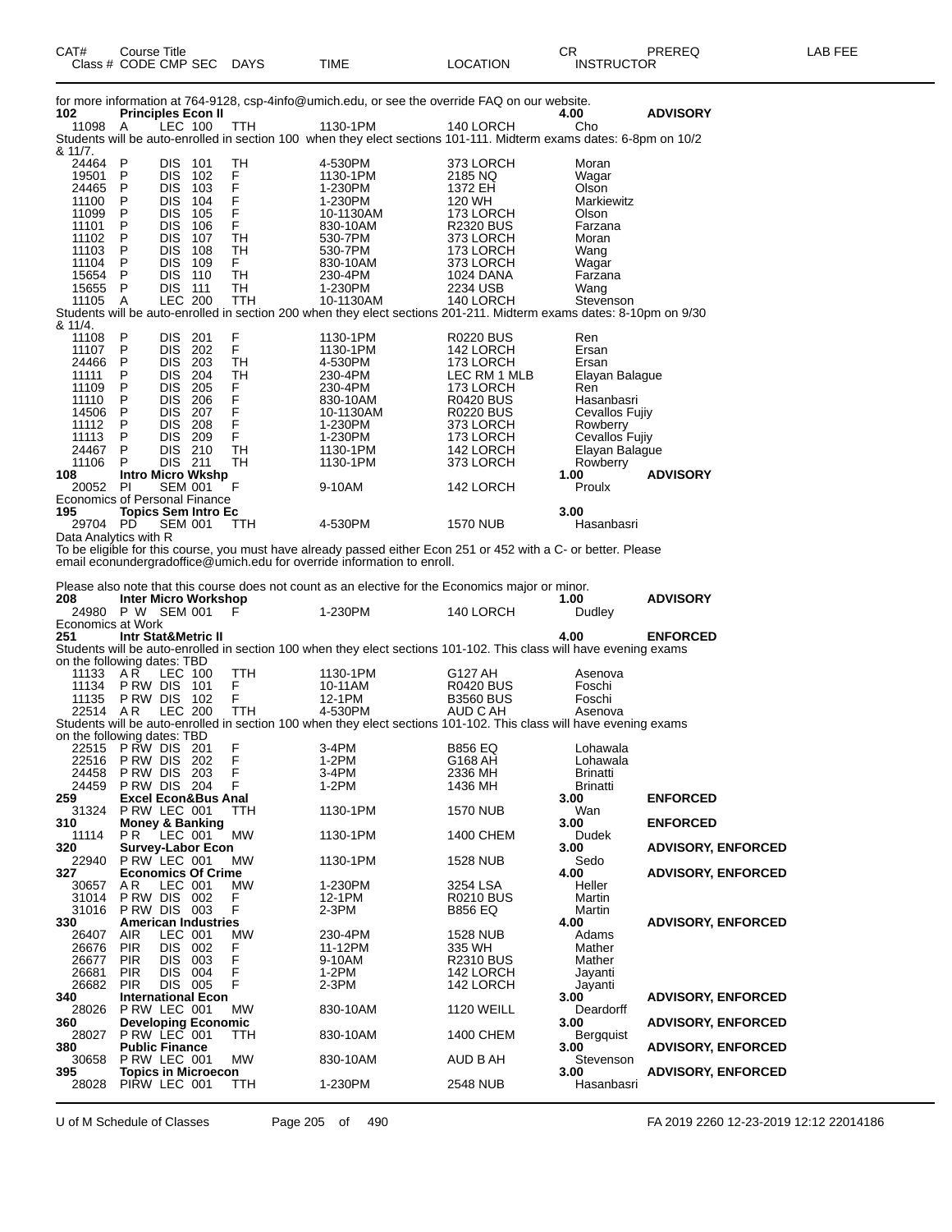| CAT# | Course Title | | | | | | CR | PREREQ | LAB FEE |
|---|---|---|---|---|---|---|---|---|---|
| Class # | CODE | CMP | SEC | DAYS | TIME | LOCATION | INSTRUCTOR | | |

for more information at 764-9128, csp-4info@umich.edu, or see the override FAQ on our website.

**102 Principles Econ II** 4.00 **ADVISORY**

| Class # | CODE | CMP | SEC | DAYS | TIME | LOCATION | INSTRUCTOR |
|---|---|---|---|---|---|---|---|
| 11098 | A | LEC | 100 | TTH | 1130-1PM | 140 LORCH | Cho |

Students will be auto-enrolled in section 100 when they elect sections 101-111. Midterm exams dates: 6-8pm on 10/2 & 11/7.

| Class # | CODE | CMP | SEC | DAYS | TIME | LOCATION | INSTRUCTOR |
|---|---|---|---|---|---|---|---|
| 24464 | P | DIS | 101 | TH | 4-530PM | 373 LORCH | Moran |
| 19501 | P | DIS | 102 | F | 1130-1PM | 2185 NQ | Wagar |
| 24465 | P | DIS | 103 | F | 1-230PM | 1372 EH | Olson |
| 11100 | P | DIS | 104 | F | 1-230PM | 120 WH | Markiewitz |
| 11099 | P | DIS | 105 | F | 10-1130AM | 173 LORCH | Olson |
| 11101 | P | DIS | 106 | F | 830-10AM | R2320 BUS | Farzana |
| 11102 | P | DIS | 107 | TH | 530-7PM | 373 LORCH | Moran |
| 11103 | P | DIS | 108 | TH | 530-7PM | 173 LORCH | Wang |
| 11104 | P | DIS | 109 | F | 830-10AM | 373 LORCH | Wagar |
| 15654 | P | DIS | 110 | TH | 230-4PM | 1024 DANA | Farzana |
| 15655 | P | DIS | 111 | TH | 1-230PM | 2234 USB | Wang |
| 11105 | A | LEC | 200 | TTH | 10-1130AM | 140 LORCH | Stevenson |

Students will be auto-enrolled in section 200 when they elect sections 201-211. Midterm exams dates: 8-10pm on 9/30 & 11/4.

| Class # | CODE | CMP | SEC | DAYS | TIME | LOCATION | INSTRUCTOR |
|---|---|---|---|---|---|---|---|
| 11108 | P | DIS | 201 | F | 1130-1PM | R0220 BUS | Ren |
| 11107 | P | DIS | 202 | F | 1130-1PM | 142 LORCH | Ersan |
| 24466 | P | DIS | 203 | TH | 4-530PM | 173 LORCH | Ersan |
| 11111 | P | DIS | 204 | TH | 230-4PM | LEC RM 1 MLB | Elayan Balague |
| 11109 | P | DIS | 205 | F | 230-4PM | 173 LORCH | Ren |
| 11110 | P | DIS | 206 | F | 830-10AM | R0420 BUS | Hasanbasri |
| 14506 | P | DIS | 207 | F | 10-1130AM | R0220 BUS | Cevallos Fujiy |
| 11112 | P | DIS | 208 | F | 1-230PM | 373 LORCH | Rowberry |
| 11113 | P | DIS | 209 | F | 1-230PM | 173 LORCH | Cevallos Fujiy |
| 24467 | P | DIS | 210 | TH | 1130-1PM | 142 LORCH | Elayan Balague |
| 11106 | P | DIS | 211 | TH | 1130-1PM | 373 LORCH | Rowberry |

**108 Intro Micro Wkshp** 1.00 **ADVISORY**

| Class # | CODE | CMP | SEC | DAYS | TIME | LOCATION | INSTRUCTOR |
|---|---|---|---|---|---|---|---|
| 20052 | PI | SEM | 001 | F | 9-10AM | 142 LORCH | Proulx |

Economics of Personal Finance

**195 Topics Sem Intro Ec** 3.00

| Class # | CODE | CMP | SEC | DAYS | TIME | LOCATION | INSTRUCTOR |
|---|---|---|---|---|---|---|---|
| 29704 | PD | SEM | 001 | TTH | 4-530PM | 1570 NUB | Hasanbasri |

Data Analytics with R

To be eligible for this course, you must have already passed either Econ 251 or 452 with a C- or better. Please email econundergradoffice@umich.edu for override information to enroll.

Please also note that this course does not count as an elective for the Economics major or minor.

**208 Inter Micro Workshop** 1.00 **ADVISORY**

| Class # | CODE | CMP | SEC | DAYS | TIME | LOCATION | INSTRUCTOR |
|---|---|---|---|---|---|---|---|
| 24980 | P W | SEM | 001 | F | 1-230PM | 140 LORCH | Dudley |

Economics at Work

**251 Intr Stat&Metric II** 4.00 **ENFORCED**

Students will be auto-enrolled in section 100 when they elect sections 101-102. This class will have evening exams on the following dates: TBD

| Class # | CODE | CMP | SEC | DAYS | TIME | LOCATION | INSTRUCTOR |
|---|---|---|---|---|---|---|---|
| 11133 | A R | LEC | 100 | TTH | 1130-1PM | G127 AH | Asenova |
| 11134 | P RW | DIS | 101 | F | 10-11AM | R0420 BUS | Foschi |
| 11135 | P RW | DIS | 102 | F | 12-1PM | B3560 BUS | Foschi |
| 22514 | A R | LEC | 200 | TTH | 4-530PM | AUD C AH | Asenova |

Students will be auto-enrolled in section 100 when they elect sections 101-102. This class will have evening exams on the following dates: TBD

| Class # | CODE | CMP | SEC | DAYS | TIME | LOCATION | INSTRUCTOR |
|---|---|---|---|---|---|---|---|
| 22515 | P RW | DIS | 201 | F | 3-4PM | B856 EQ | Lohawala |
| 22516 | P RW | DIS | 202 | F | 1-2PM | G168 AH | Lohawala |
| 24458 | P RW | DIS | 203 | F | 3-4PM | 2336 MH | Brinatti |
| 24459 | P RW | DIS | 204 | F | 1-2PM | 1436 MH | Brinatti |

**259 Excel Econ&Bus Anal** 3.00 **ENFORCED**

| Class # | CODE | CMP | SEC | DAYS | TIME | LOCATION | INSTRUCTOR |
|---|---|---|---|---|---|---|---|
| 31324 | P RW | LEC | 001 | TTH | 1130-1PM | 1570 NUB | Wan |

**310 Money & Banking** 3.00 **ENFORCED**

| Class # | CODE | CMP | SEC | DAYS | TIME | LOCATION | INSTRUCTOR |
|---|---|---|---|---|---|---|---|
| 11114 | P R | LEC | 001 | MW | 1130-1PM | 1400 CHEM | Dudek |

**320 Survey-Labor Econ** 3.00 **ADVISORY, ENFORCED**

| Class # | CODE | CMP | SEC | DAYS | TIME | LOCATION | INSTRUCTOR |
|---|---|---|---|---|---|---|---|
| 22940 | P RW | LEC | 001 | MW | 1130-1PM | 1528 NUB | Sedo |

**327 Economics Of Crime** 4.00 **ADVISORY, ENFORCED**

| Class # | CODE | CMP | SEC | DAYS | TIME | LOCATION | INSTRUCTOR |
|---|---|---|---|---|---|---|---|
| 30657 | A R | LEC | 001 | MW | 1-230PM | 3254 LSA | Heller |
| 31014 | P RW | DIS | 002 | F | 12-1PM | R0210 BUS | Martin |
| 31016 | P RW | DIS | 003 | F | 2-3PM | B856 EQ | Martin |

**330 American Industries** 4.00 **ADVISORY, ENFORCED**

| Class # | CODE | CMP | SEC | DAYS | TIME | LOCATION | INSTRUCTOR |
|---|---|---|---|---|---|---|---|
| 26407 | AIR | LEC | 001 | MW | 230-4PM | 1528 NUB | Adams |
| 26676 | PIR | DIS | 002 | F | 11-12PM | 335 WH | Mather |
| 26677 | PIR | DIS | 003 | F | 9-10AM | R2310 BUS | Mather |
| 26681 | PIR | DIS | 004 | F | 1-2PM | 142 LORCH | Jayanti |
| 26682 | PIR | DIS | 005 | F | 2-3PM | 142 LORCH | Jayanti |

**340 International Econ** 3.00 **ADVISORY, ENFORCED**

| Class # | CODE | CMP | SEC | DAYS | TIME | LOCATION | INSTRUCTOR |
|---|---|---|---|---|---|---|---|
| 28026 | P RW | LEC | 001 | MW | 830-10AM | 1120 WEILL | Deardorff |

**360 Developing Economic** 3.00 **ADVISORY, ENFORCED**

| Class # | CODE | CMP | SEC | DAYS | TIME | LOCATION | INSTRUCTOR |
|---|---|---|---|---|---|---|---|
| 28027 | P RW | LEC | 001 | TTH | 830-10AM | 1400 CHEM | Bergquist |

**380 Public Finance** 3.00 **ADVISORY, ENFORCED**

| Class # | CODE | CMP | SEC | DAYS | TIME | LOCATION | INSTRUCTOR |
|---|---|---|---|---|---|---|---|
| 30658 | P RW | LEC | 001 | MW | 830-10AM | AUD B AH | Stevenson |

**395 Topics in Microecon** 3.00 **ADVISORY, ENFORCED**

| Class # | CODE | CMP | SEC | DAYS | TIME | LOCATION | INSTRUCTOR |
|---|---|---|---|---|---|---|---|
| 28028 | PIRW | LEC | 001 | TTH | 1-230PM | 2548 NUB | Hasanbasri |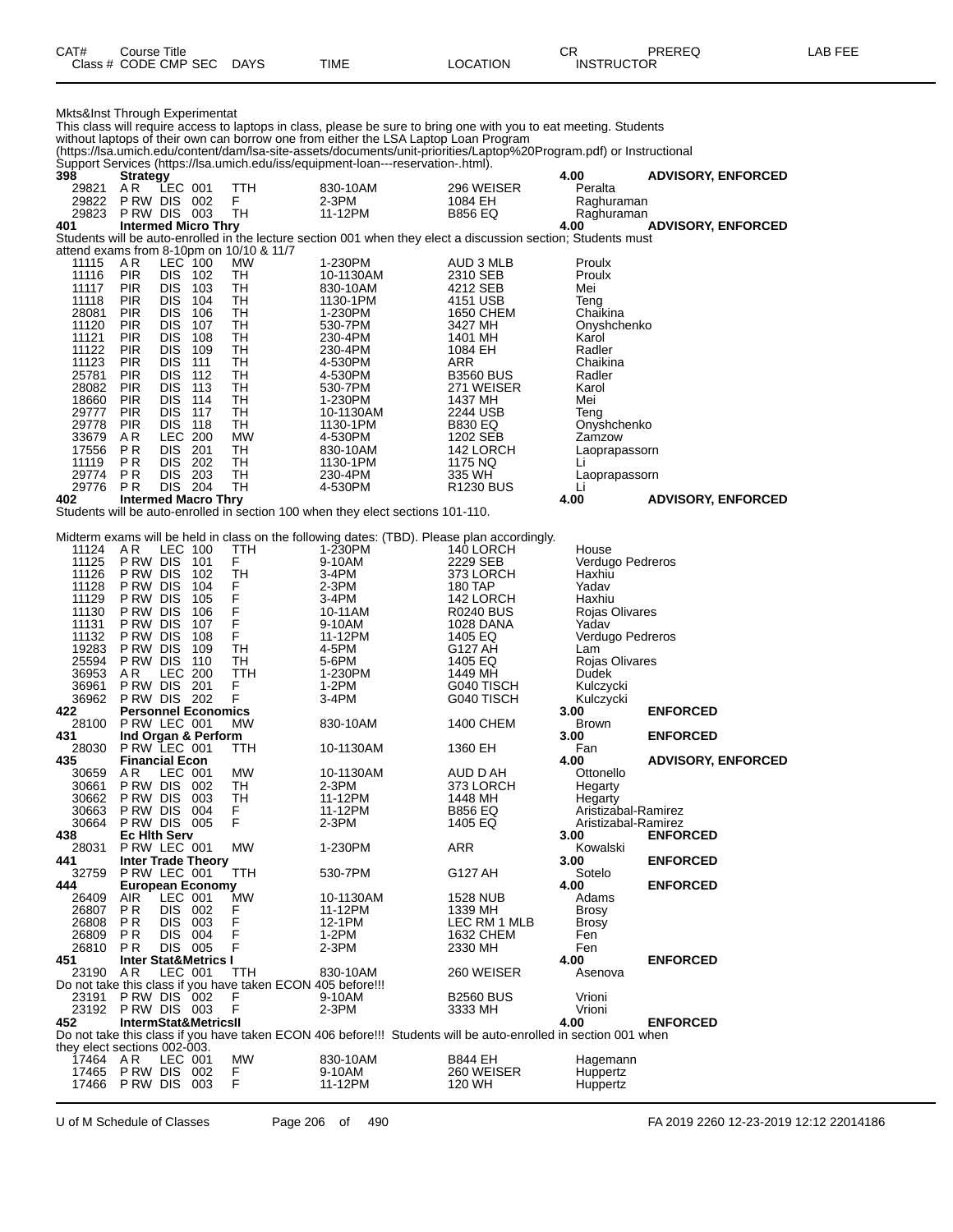| CAT# Class # | Course Title CODE | CMP | SEC | DAYS | TIME | LOCATION | CR INSTRUCTOR | PREREQ | LAB FEE |
|---|---|---|---|---|---|---|---|---|---|

Mkts&Inst Through Experimentat

This class will require access to laptops in class, please be sure to bring one with you to eat meeting. Students without laptops of their own can borrow one from either the LSA Laptop Loan Program (https://lsa.umich.edu/content/dam/lsa-site-assets/documents/unit-priorities/Laptop%20Program.pdf) or Instructional Support Services (https://lsa.umich.edu/iss/equipment-loan---reservation-.html).

| CAT# / Class # | CODE | CMP | SEC | DAYS | TIME | LOCATION | CR / INSTRUCTOR | PREREQ |
|---|---|---|---|---|---|---|---|---|
| **398** | **Strategy** | | | | | | **4.00** | **ADVISORY, ENFORCED** |
| 29821 | A R | LEC | 001 | TTH | 830-10AM | 296 WEISER | Peralta | |
| 29822 | P RW | DIS | 002 | F | 2-3PM | 1084 EH | Raghuraman | |
| 29823 | P RW | DIS | 003 | TH | 11-12PM | B856 EQ | Raghuraman | |
| **401** | **Intermed Micro Thry** | | | | | | **4.00** | **ADVISORY, ENFORCED** |

Students will be auto-enrolled in the lecture section 001 when they elect a discussion section; Students must attend exams from 8-10pm on 10/10 & 11/7

| Class # | CODE | CMP | SEC | DAYS | TIME | LOCATION | INSTRUCTOR |
|---|---|---|---|---|---|---|---|
| 11115 | A R | LEC | 100 | MW | 1-230PM | AUD 3 MLB | Proulx |
| 11116 | PIR | DIS | 102 | TH | 10-1130AM | 2310 SEB | Proulx |
| 11117 | PIR | DIS | 103 | TH | 830-10AM | 4212 SEB | Mei |
| 11118 | PIR | DIS | 104 | TH | 1130-1PM | 4151 USB | Teng |
| 28081 | PIR | DIS | 106 | TH | 1-230PM | 1650 CHEM | Chaikina |
| 11120 | PIR | DIS | 107 | TH | 530-7PM | 3427 MH | Onyshchenko |
| 11121 | PIR | DIS | 108 | TH | 230-4PM | 1401 MH | Karol |
| 11122 | PIR | DIS | 109 | TH | 230-4PM | 1084 EH | Radler |
| 11123 | PIR | DIS | 111 | TH | 4-530PM | ARR | Chaikina |
| 25781 | PIR | DIS | 112 | TH | 4-530PM | B3560 BUS | Radler |
| 28082 | PIR | DIS | 113 | TH | 530-7PM | 271 WEISER | Karol |
| 18660 | PIR | DIS | 114 | TH | 1-230PM | 1437 MH | Mei |
| 29777 | PIR | DIS | 117 | TH | 10-1130AM | 2244 USB | Teng |
| 29778 | PIR | DIS | 118 | TH | 1130-1PM | B830 EQ | Onyshchenko |
| 33679 | A R | LEC | 200 | MW | 4-530PM | 1202 SEB | Zamzow |
| 17556 | P R | DIS | 201 | TH | 830-10AM | 142 LORCH | Laoprapassorn |
| 11119 | P R | DIS | 202 | TH | 1130-1PM | 1175 NQ | Li |
| 29774 | P R | DIS | 203 | TH | 230-4PM | 335 WH | Laoprapassorn |
| 29776 | P R | DIS | 204 | TH | 4-530PM | R1230 BUS | Li |

**402 Intermed Macro Thry** — **4.00** — **ADVISORY, ENFORCED**

Students will be auto-enrolled in section 100 when they elect sections 101-110.

Midterm exams will be held in class on the following dates: (TBD). Please plan accordingly.

| Class # | CODE | CMP | SEC | DAYS | TIME | LOCATION | INSTRUCTOR |
|---|---|---|---|---|---|---|---|
| 11124 | A R | LEC | 100 | TTH | 1-230PM | 140 LORCH | House |
| 11125 | P RW | DIS | 101 | F | 9-10AM | 2229 SEB | Verdugo Pedreros |
| 11126 | P RW | DIS | 102 | TH | 3-4PM | 373 LORCH | Haxhiu |
| 11128 | P RW | DIS | 104 | F | 2-3PM | 180 TAP | Yadav |
| 11129 | P RW | DIS | 105 | F | 3-4PM | 142 LORCH | Haxhiu |
| 11130 | P RW | DIS | 106 | F | 10-11AM | R0240 BUS | Rojas Olivares |
| 11131 | P RW | DIS | 107 | F | 9-10AM | 1028 DANA | Yadav |
| 11132 | P RW | DIS | 108 | F | 11-12PM | 1405 EQ | Verdugo Pedreros |
| 19283 | P RW | DIS | 109 | TH | 4-5PM | G127 AH | Lam |
| 25594 | P RW | DIS | 110 | TH | 5-6PM | 1405 EQ | Rojas Olivares |
| 36953 | A R | LEC | 200 | TTH | 1-230PM | 1449 MH | Dudek |
| 36961 | P RW | DIS | 201 | F | 1-2PM | G040 TISCH | Kulczycki |
| 36962 | P RW | DIS | 202 | F | 3-4PM | G040 TISCH | Kulczycki |

| CAT# / Class # | CODE | CMP | SEC | DAYS | TIME | LOCATION | CR / INSTRUCTOR | PREREQ |
|---|---|---|---|---|---|---|---|---|
| **422** | **Personnel Economics** | | | | | | **3.00** | **ENFORCED** |
| 28100 | P RW | LEC | 001 | MW | 830-10AM | 1400 CHEM | Brown | |
| **431** | **Ind Organ & Perform** | | | | | | **3.00** | **ENFORCED** |
| 28030 | P RW | LEC | 001 | TTH | 10-1130AM | 1360 EH | Fan | |
| **435** | **Financial Econ** | | | | | | **4.00** | **ADVISORY, ENFORCED** |
| 30659 | A R | LEC | 001 | MW | 10-1130AM | AUD D AH | Ottonello | |
| 30661 | P RW | DIS | 002 | TH | 2-3PM | 373 LORCH | Hegarty | |
| 30662 | P RW | DIS | 003 | TH | 11-12PM | 1448 MH | Hegarty | |
| 30663 | P RW | DIS | 004 | F | 11-12PM | B856 EQ | Aristizabal-Ramirez | |
| 30664 | P RW | DIS | 005 | F | 2-3PM | 1405 EQ | Aristizabal-Ramirez | |
| **438** | **Ec Hlth Serv** | | | | | | **3.00** | **ENFORCED** |
| 28031 | P RW | LEC | 001 | MW | 1-230PM | ARR | Kowalski | |
| **441** | **Inter Trade Theory** | | | | | | **3.00** | **ENFORCED** |
| 32759 | P RW | LEC | 001 | TTH | 530-7PM | G127 AH | Sotelo | |
| **444** | **European Economy** | | | | | | **4.00** | **ENFORCED** |
| 26409 | AIR | LEC | 001 | MW | 10-1130AM | 1528 NUB | Adams | |
| 26807 | P R | DIS | 002 | F | 11-12PM | 1339 MH | Brosy | |
| 26808 | P R | DIS | 003 | F | 12-1PM | LEC RM 1 MLB | Brosy | |
| 26809 | P R | DIS | 004 | F | 1-2PM | 1632 CHEM | Fen | |
| 26810 | P R | DIS | 005 | F | 2-3PM | 2330 MH | Fen | |
| **451** | **Inter Stat&Metrics I** | | | | | | **4.00** | **ENFORCED** |
| 23190 | A R | LEC | 001 | TTH | 830-10AM | 260 WEISER | Asenova | |

Do not take this class if you have taken ECON 405 before!!!

| Class # | CODE | CMP | SEC | DAYS | TIME | LOCATION | INSTRUCTOR |
|---|---|---|---|---|---|---|---|
| 23191 | P RW | DIS | 002 | F | 9-10AM | B2560 BUS | Vrioni |
| 23192 | P RW | DIS | 003 | F | 2-3PM | 3333 MH | Vrioni |

**452 IntermStat&MetricsII** — **4.00** — **ENFORCED**

Do not take this class if you have taken ECON 406 before!!! Students will be auto-enrolled in section 001 when they elect sections 002-003.

| Class # | CODE | CMP | SEC | DAYS | TIME | LOCATION | INSTRUCTOR |
|---|---|---|---|---|---|---|---|
| 17464 | A R | LEC | 001 | MW | 830-10AM | B844 EH | Hagemann |
| 17465 | P RW | DIS | 002 | F | 9-10AM | 260 WEISER | Huppertz |
| 17466 | P RW | DIS | 003 | F | 11-12PM | 120 WH | Huppertz |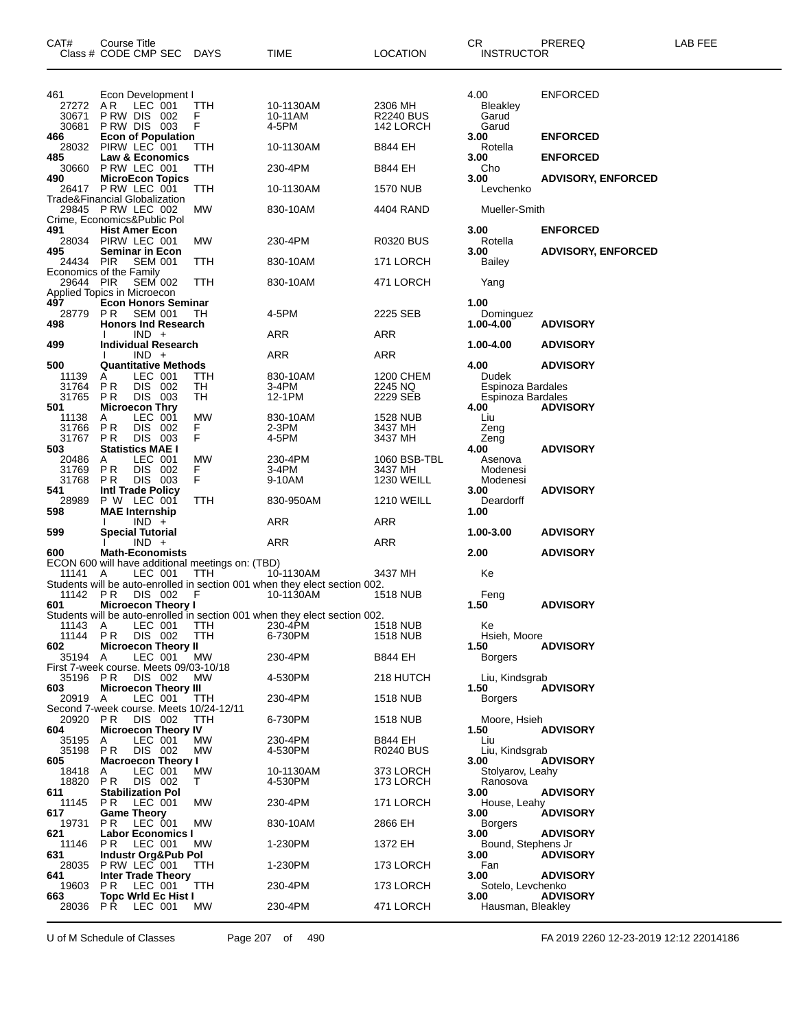| CAT# | Course Title Class # CODE CMP SEC | DAYS | TIME | LOCATION | CR INSTRUCTOR | PREREQ | LAB FEE |
|---|---|---|---|---|---|---|---|
| 461 | Econ Development I | | | | 4.00 | ENFORCED | |
| 27272 | A R LEC 001 | TTH | 10-1130AM | 2306 MH | Bleakley | | |
| 30671 | P RW DIS 002 | F | 10-11AM | R2240 BUS | Garud | | |
| 30681 | P RW DIS 003 | F | 4-5PM | 142 LORCH | Garud | | |
| **466** | **Econ of Population** | | | | **3.00** | **ENFORCED** | |
| 28032 | PIRW LEC 001 | TTH | 10-1130AM | B844 EH | Rotella | | |
| **485** | **Law & Economics** | | | | **3.00** | **ENFORCED** | |
| 30660 | P RW LEC 001 | TTH | 230-4PM | B844 EH | Cho | | |
| **490** | **MicroEcon Topics** | | | | **3.00** | **ADVISORY, ENFORCED** | |
| 26417 | P RW LEC 001 | TTH | 10-1130AM | 1570 NUB | Levchenko | | |
| | Trade&Financial Globalization | | | | | | |
| 29845 | P RW LEC 002 | MW | 830-10AM | 4404 RAND | Mueller-Smith | | |
| | Crime, Economics&Public Pol | | | | | | |
| **491** | **Hist Amer Econ** | | | | **3.00** | **ENFORCED** | |
| 28034 | PIRW LEC 001 | MW | 230-4PM | R0320 BUS | Rotella | | |
| **495** | **Seminar in Econ** | | | | **3.00** | **ADVISORY, ENFORCED** | |
| 24434 | PIR SEM 001 | TTH | 830-10AM | 171 LORCH | Bailey | | |
| | Economics of the Family | | | | | | |
| 29644 | PIR SEM 002 | TTH | 830-10AM | 471 LORCH | Yang | | |
| | Applied Topics in Microecon | | | | | | |
| **497** | **Econ Honors Seminar** | | | | **1.00** | | |
| 28779 | P R SEM 001 | TH | 4-5PM | 2225 SEB | Dominguez | | |
| **498** | **Honors Ind Research** | | | | **1.00-4.00** | **ADVISORY** | |
| | I IND + | | ARR | ARR | | | |
| **499** | **Individual Research** | | | | **1.00-4.00** | **ADVISORY** | |
| | I IND + | | ARR | ARR | | | |
| **500** | **Quantitative Methods** | | | | **4.00** | **ADVISORY** | |
| 11139 | A LEC 001 | TTH | 830-10AM | 1200 CHEM | Dudek | | |
| 31764 | P R DIS 002 | TH | 3-4PM | 2245 NQ | Espinoza Bardales | | |
| 31765 | P R DIS 003 | TH | 12-1PM | 2229 SEB | Espinoza Bardales | | |
| **501** | **Microecon Thry** | | | | **4.00** | **ADVISORY** | |
| 11138 | A LEC 001 | MW | 830-10AM | 1528 NUB | Liu | | |
| 31766 | P R DIS 002 | F | 2-3PM | 3437 MH | Zeng | | |
| 31767 | P R DIS 003 | F | 4-5PM | 3437 MH | Zeng | | |
| **503** | **Statistics MAE I** | | | | **4.00** | **ADVISORY** | |
| 20486 | A LEC 001 | MW | 230-4PM | 1060 BSB-TBL | Asenova | | |
| 31769 | P R DIS 002 | F | 3-4PM | 3437 MH | Modenesi | | |
| 31768 | P R DIS 003 | F | 9-10AM | 1230 WEILL | Modenesi | | |
| **541** | **Intl Trade Policy** | | | | **3.00** | **ADVISORY** | |
| 28989 | P W LEC 001 | TTH | 830-950AM | 1210 WEILL | Deardorff | | |
| **598** | **MAE Internship** | | | | **1.00** | | |
| | I IND + | | ARR | ARR | | | |
| **599** | **Special Tutorial** | | | | **1.00-3.00** | **ADVISORY** | |
| | I IND + | | ARR | ARR | | | |
| **600** | **Math-Economists** | | | | **2.00** | **ADVISORY** | |
| | ECON 600 will have additional meetings on: (TBD) | | | | | | |
| 11141 | A LEC 001 | TTH | 10-1130AM | 3437 MH | Ke | | |
| | Students will be auto-enrolled in section 001 when they elect section 002. | | | | | | |
| 11142 | P R DIS 002 | F | 10-1130AM | 1518 NUB | Feng | | |
| **601** | **Microecon Theory I** | | | | **1.50** | **ADVISORY** | |
| | Students will be auto-enrolled in section 001 when they elect section 002. | | | | | | |
| 11143 | A LEC 001 | TTH | 230-4PM | 1518 NUB | Ke | | |
| 11144 | P R DIS 002 | TTH | 6-730PM | 1518 NUB | Hsieh, Moore | | |
| **602** | **Microecon Theory II** | | | | **1.50** | **ADVISORY** | |
| 35194 | A LEC 001 | MW | 230-4PM | B844 EH | Borgers | | |
| | First 7-week course. Meets 09/03-10/18 | | | | | | |
| 35196 | P R DIS 002 | MW | 4-530PM | 218 HUTCH | Liu, Kindsgrab | | |
| **603** | **Microecon Theory III** | | | | **1.50** | **ADVISORY** | |
| 20919 | A LEC 001 | TTH | 230-4PM | 1518 NUB | Borgers | | |
| | Second 7-week course. Meets 10/24-12/11 | | | | | | |
| 20920 | P R DIS 002 | TTH | 6-730PM | 1518 NUB | Moore, Hsieh | | |
| **604** | **Microecon Theory IV** | | | | **1.50** | **ADVISORY** | |
| 35195 | A LEC 001 | MW | 230-4PM | B844 EH | Liu | | |
| 35198 | P R DIS 002 | MW | 4-530PM | R0210 BUS | Liu, Kindsgrab | | |
| **605** | **Macroecon Theory I** | | | | **3.00** | **ADVISORY** | |
| 18418 | A LEC 001 | MW | 10-1130AM | 373 LORCH | Stolyarov, Leahy | | |
| 18820 | P R DIS 002 | T | 4-530PM | 173 LORCH | Ranosova | | |
| **611** | **Stabilization Pol** | | | | **3.00** | **ADVISORY** | |
| 11145 | P R LEC 001 | MW | 230-4PM | 171 LORCH | House, Leahy | | |
| **617** | **Game Theory** | | | | **3.00** | **ADVISORY** | |
| 19731 | P R LEC 001 | MW | 830-10AM | 2866 EH | Borgers | | |
| **621** | **Labor Economics I** | | | | **3.00** | **ADVISORY** | |
| 11146 | P R LEC 001 | MW | 1-230PM | 1372 EH | Bound, Stephens Jr | | |
| **631** | **Industr Org&Pub Pol** | | | | **3.00** | **ADVISORY** | |
| 28035 | P RW LEC 001 | TTH | 1-230PM | 173 LORCH | Fan | | |
| **641** | **Inter Trade Theory** | | | | **3.00** | **ADVISORY** | |
| 19603 | P R LEC 001 | TTH | 230-4PM | 173 LORCH | Sotelo, Levchenko | | |
| **663** | **Topc Wrld Ec Hist I** | | | | **3.00** | **ADVISORY** | |
| 28036 | P R LEC 001 | MW | 230-4PM | 471 LORCH | Hausman, Bleakley | | |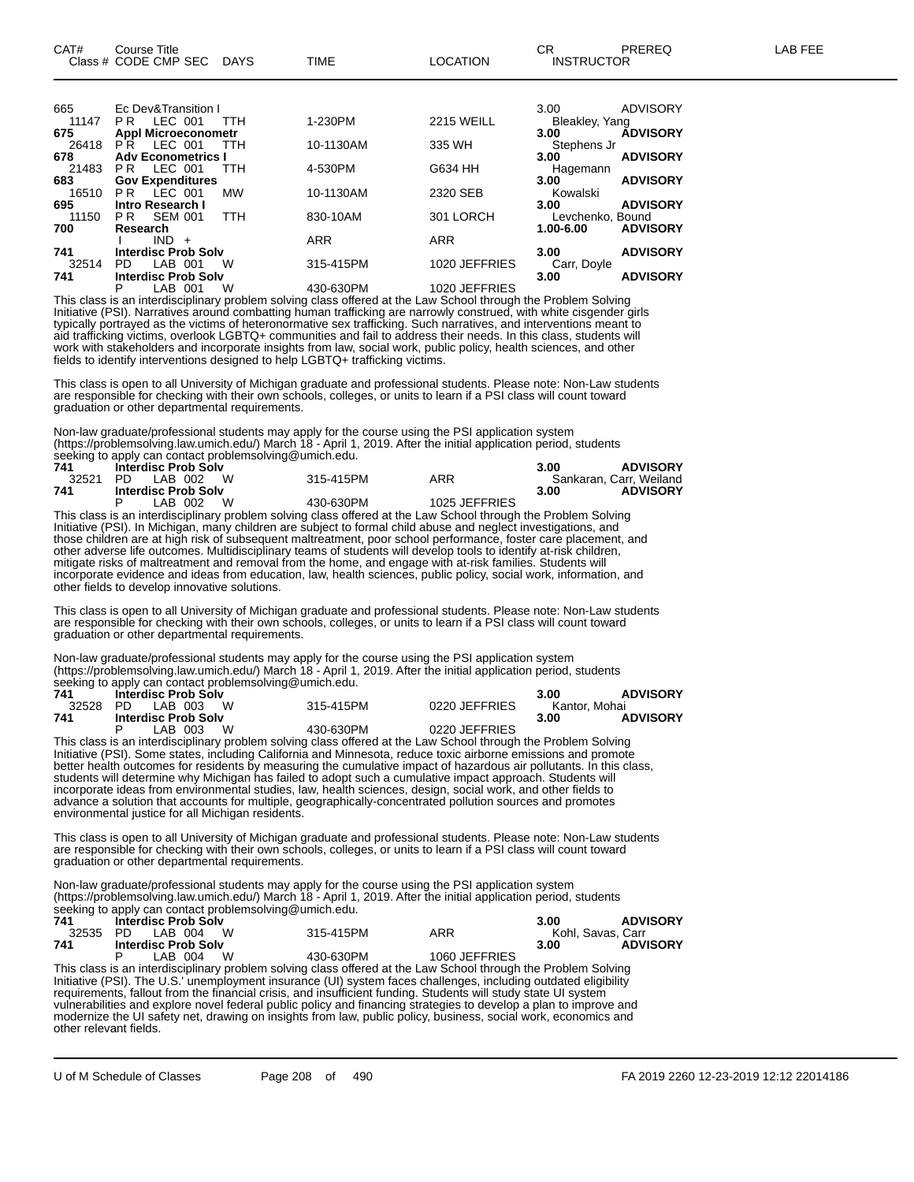| CAT# | Course Title<br>Class # CODE CMP SEC | DAYS | TIME | LOCATION | CR<br>INSTRUCTOR | PREREQ | LAB FEE |
|---|---|---|---|---|---|---|---|
| 665 | Ec Dev&Transition I | | | | 3.00 | ADVISORY | |
| 11147 | P R LEC 001 | TTH | 1-230PM | 2215 WEILL | Bleakley, Yang | | |
| **675** | **Appl Microeconometr** | | | | **3.00** | **ADVISORY** | |
| 26418 | P R LEC 001 | TTH | 10-1130AM | 335 WH | Stephens Jr | | |
| **678** | **Adv Econometrics I** | | | | **3.00** | **ADVISORY** | |
| 21483 | P R LEC 001 | TTH | 4-530PM | G634 HH | Hagemann | | |
| **683** | **Gov Expenditures** | | | | **3.00** | **ADVISORY** | |
| 16510 | P R LEC 001 | MW | 10-1130AM | 2320 SEB | Kowalski | | |
| **695** | **Intro Research I** | | | | **3.00** | **ADVISORY** | |
| 11150 | P R SEM 001 | TTH | 830-10AM | 301 LORCH | Levchenko, Bound | | |
| **700** | **Research** | | | | **1.00-6.00** | **ADVISORY** | |
| | I IND + | | ARR | ARR | | | |
| **741** | **Interdisc Prob Solv** | | | | **3.00** | **ADVISORY** | |
| 32514 | PD LAB 001 | W | 315-415PM | 1020 JEFFRIES | Carr, Doyle | | |
| **741** | **Interdisc Prob Solv** | | | | **3.00** | **ADVISORY** | |
| | P LAB 001 | W | 430-630PM | 1020 JEFFRIES | | | |

This class is an interdisciplinary problem solving class offered at the Law School through the Problem Solving Initiative (PSI). Narratives around combatting human trafficking are narrowly construed, with white cisgender girls typically portrayed as the victims of heteronormative sex trafficking. Such narratives, and interventions meant to aid trafficking victims, overlook LGBTQ+ communities and fail to address their needs. In this class, students will work with stakeholders and incorporate insights from law, social work, public policy, health sciences, and other fields to identify interventions designed to help LGBTQ+ trafficking victims.

This class is open to all University of Michigan graduate and professional students. Please note: Non-Law students are responsible for checking with their own schools, colleges, or units to learn if a PSI class will count toward graduation or other departmental requirements.

Non-law graduate/professional students may apply for the course using the PSI application system (https://problemsolving.law.umich.edu/) March 18 - April 1, 2019. After the initial application period, students seeking to apply can contact problemsolving@umich.edu.

| CAT# | Course Title | DAYS | TIME | LOCATION | CR / INSTRUCTOR | PREREQ |
|---|---|---|---|---|---|---|
| **741** | **Interdisc Prob Solv** | | | | **3.00** | **ADVISORY** |
| 32521 | PD LAB 002 | W | 315-415PM | ARR | Sankaran, Carr, Weiland | |
| **741** | **Interdisc Prob Solv** | | | | **3.00** | **ADVISORY** |
| | P LAB 002 | W | 430-630PM | 1025 JEFFRIES | | |

This class is an interdisciplinary problem solving class offered at the Law School through the Problem Solving Initiative (PSI). In Michigan, many children are subject to formal child abuse and neglect investigations, and those children are at high risk of subsequent maltreatment, poor school performance, foster care placement, and other adverse life outcomes. Multidisciplinary teams of students will develop tools to identify at-risk children, mitigate risks of maltreatment and removal from the home, and engage with at-risk families. Students will incorporate evidence and ideas from education, law, health sciences, public policy, social work, information, and other fields to develop innovative solutions.

This class is open to all University of Michigan graduate and professional students. Please note: Non-Law students are responsible for checking with their own schools, colleges, or units to learn if a PSI class will count toward graduation or other departmental requirements.

Non-law graduate/professional students may apply for the course using the PSI application system (https://problemsolving.law.umich.edu/) March 18 - April 1, 2019. After the initial application period, students seeking to apply can contact problemsolving@umich.edu.

| CAT# | Course Title | DAYS | TIME | LOCATION | CR / INSTRUCTOR | PREREQ |
|---|---|---|---|---|---|---|
| **741** | **Interdisc Prob Solv** | | | | **3.00** | **ADVISORY** |
| 32528 | PD LAB 003 | W | 315-415PM | 0220 JEFFRIES | Kantor, Mohai | |
| **741** | **Interdisc Prob Solv** | | | | **3.00** | **ADVISORY** |
| | P LAB 003 | W | 430-630PM | 0220 JEFFRIES | | |

This class is an interdisciplinary problem solving class offered at the Law School through the Problem Solving Initiative (PSI). Some states, including California and Minnesota, reduce toxic airborne emissions and promote better health outcomes for residents by measuring the cumulative impact of hazardous air pollutants. In this class, students will determine why Michigan has failed to adopt such a cumulative impact approach. Students will incorporate ideas from environmental studies, law, health sciences, design, social work, and other fields to advance a solution that accounts for multiple, geographically-concentrated pollution sources and promotes environmental justice for all Michigan residents.

This class is open to all University of Michigan graduate and professional students. Please note: Non-Law students are responsible for checking with their own schools, colleges, or units to learn if a PSI class will count toward graduation or other departmental requirements.

Non-law graduate/professional students may apply for the course using the PSI application system (https://problemsolving.law.umich.edu/) March 18 - April 1, 2019. After the initial application period, students seeking to apply can contact problemsolving@umich.edu.

| CAT# | Course Title | DAYS | TIME | LOCATION | CR / INSTRUCTOR | PREREQ |
|---|---|---|---|---|---|---|
| **741** | **Interdisc Prob Solv** | | | | **3.00** | **ADVISORY** |
| 32535 | PD LAB 004 | W | 315-415PM | ARR | Kohl, Savas, Carr | |
| **741** | **Interdisc Prob Solv** | | | | **3.00** | **ADVISORY** |
| | P LAB 004 | W | 430-630PM | 1060 JEFFRIES | | |

This class is an interdisciplinary problem solving class offered at the Law School through the Problem Solving Initiative (PSI). The U.S.' unemployment insurance (UI) system faces challenges, including outdated eligibility requirements, fallout from the financial crisis, and insufficient funding. Students will study state UI system vulnerabilities and explore novel federal public policy and financing strategies to develop a plan to improve and modernize the UI safety net, drawing on insights from law, public policy, business, social work, economics and other relevant fields.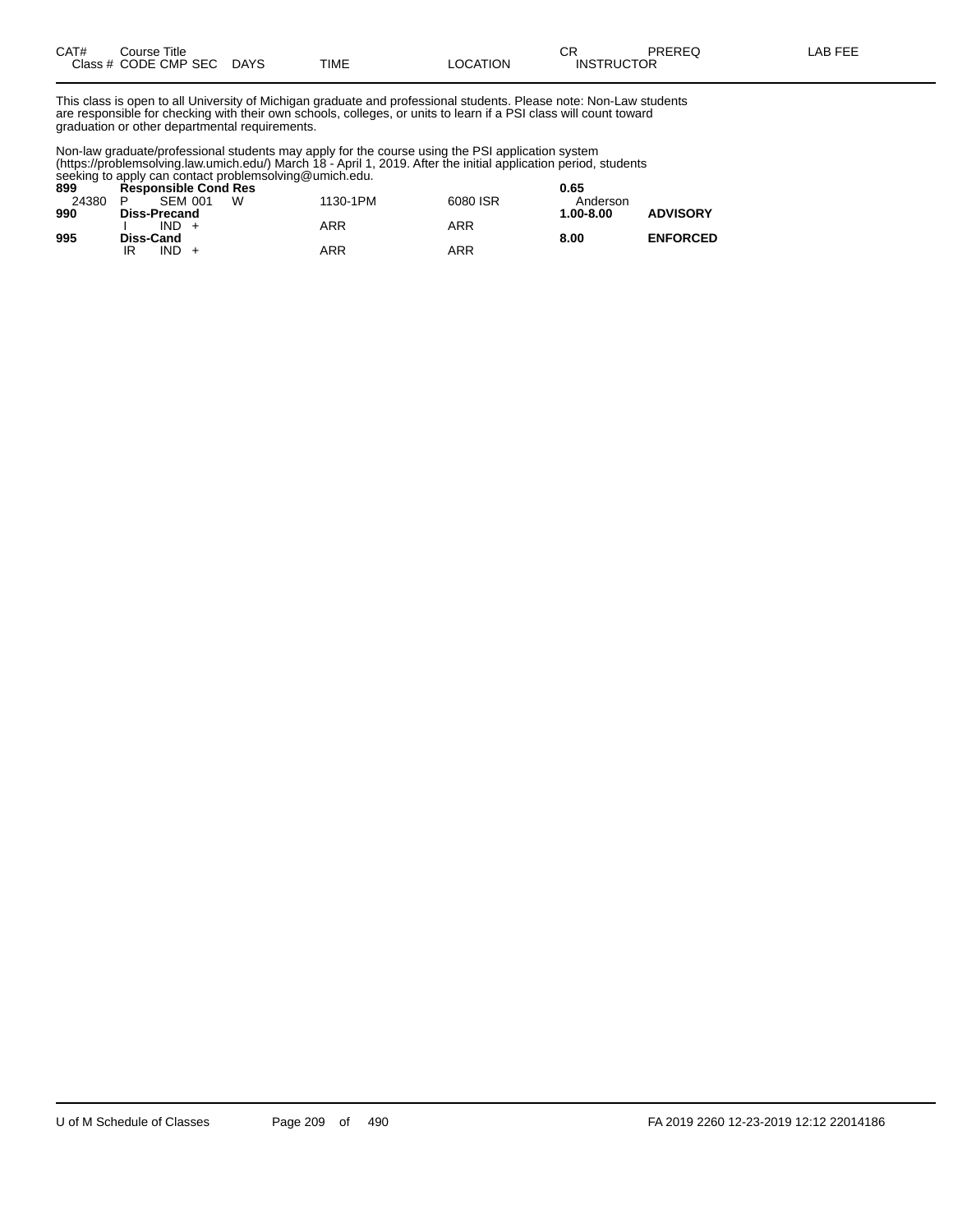| CAT# | Course Title | | | | | | | | | |
|---|---|---|---|---|---|---|---|---|---|---|
| Class # | CODE | CMP | SEC | DAYS | TIME | LOCATION | CR / INSTRUCTOR | PREREQ | LAB FEE |

This class is open to all University of Michigan graduate and professional students. Please note: Non-Law students are responsible for checking with their own schools, colleges, or units to learn if a PSI class will count toward graduation or other departmental requirements.

Non-law graduate/professional students may apply for the course using the PSI application system (https://problemsolving.law.umich.edu/) March 18 - April 1, 2019. After the initial application period, students seeking to apply can contact problemsolving@umich.edu.

| CAT# / Class # | CODE | CMP | SEC | DAYS | TIME | LOCATION | CR / INSTRUCTOR | PREREQ | LAB FEE |
|---|---|---|---|---|---|---|---|---|---|
| **899** | **Responsible Cond Res** | | | | | | **0.65** | | |
| 24380 | P | SEM | 001 | W | 1130-1PM | 6080 ISR | Anderson | | |
| **990** | **Diss-Precand** | | | | | | **1.00-8.00** | **ADVISORY** | |
| | I | IND | + | | ARR | ARR | | | |
| **995** | **Diss-Cand** | | | | | | **8.00** | **ENFORCED** | |
| | IR | IND | + | | ARR | ARR | | | |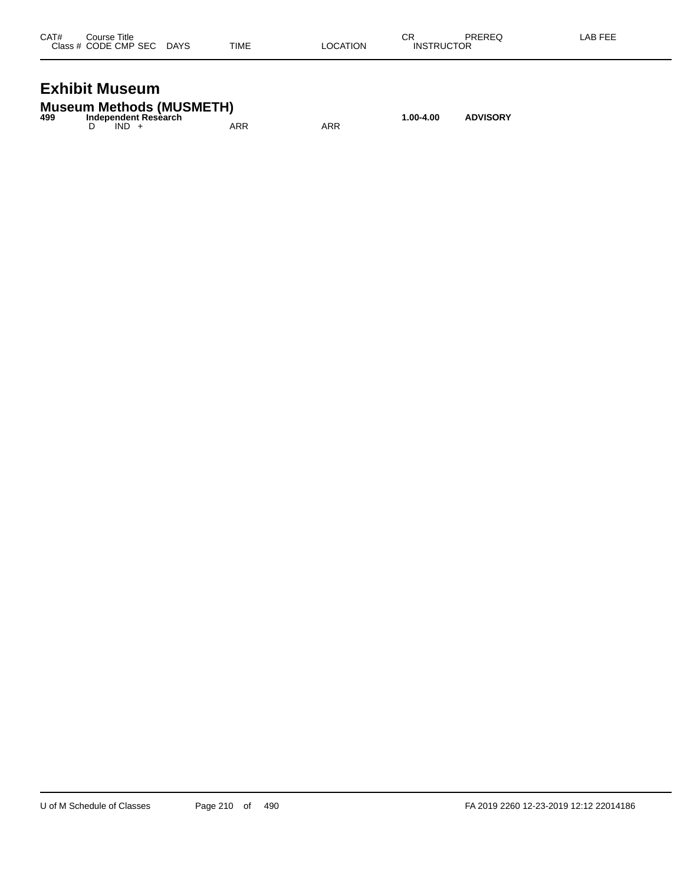| CAT# | Course Title<br>Class # CODE CMP SEC | DAYS | TIME | LOCATION | CR<br>INSTRUCTOR | PREREQ | LAB FEE |
|---|---|---|---|---|---|---|---|

# Exhibit Museum

## Museum Methods (MUSMETH)

**499** **Independent Research** **1.00-4.00** **ADVISORY**

D IND + ARR ARR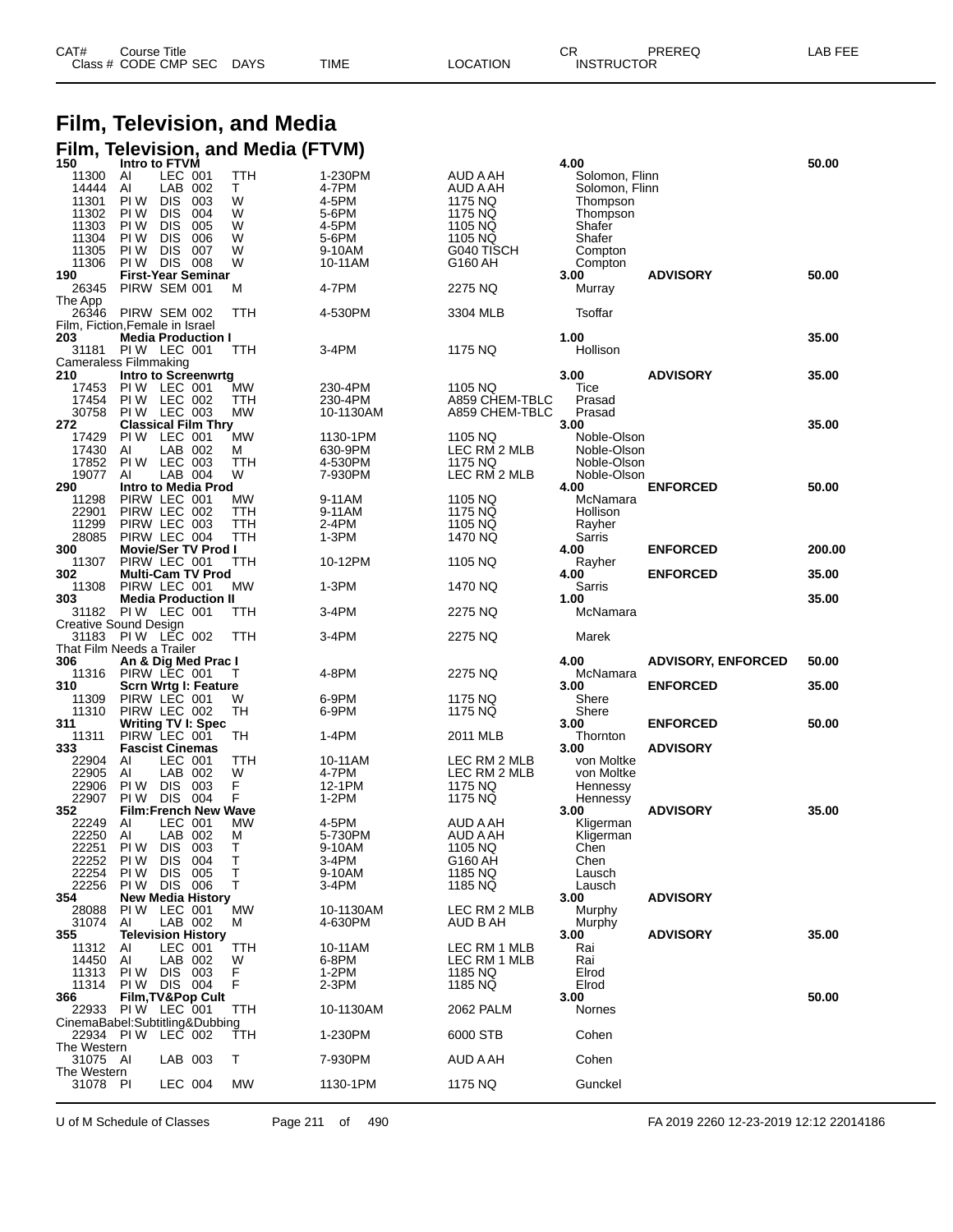# Film, Television, and Media

## Film, Television, and Media (FTVM)

| CAT# / Class # | Course Title / CODE | CMP | SEC | DAYS | TIME | LOCATION | CR / INSTRUCTOR | PREREQ | LAB FEE |
|---|---|---|---|---|---|---|---|---|---|
| **150** | **Intro to FTVM** | | | | | | **4.00** | | **50.00** |
| 11300 | AI | LEC | 001 | TTH | 1-230PM | AUD A AH | Solomon, Flinn | | |
| 14444 | AI | LAB | 002 | T | 4-7PM | AUD A AH | Solomon, Flinn | | |
| 11301 | PI W | DIS | 003 | W | 4-5PM | 1175 NQ | Thompson | | |
| 11302 | PI W | DIS | 004 | W | 5-6PM | 1175 NQ | Thompson | | |
| 11303 | PI W | DIS | 005 | W | 4-5PM | 1105 NQ | Shafer | | |
| 11304 | PI W | DIS | 006 | W | 5-6PM | 1105 NQ | Shafer | | |
| 11305 | PI W | DIS | 007 | W | 9-10AM | G040 TISCH | Compton | | |
| 11306 | PI W | DIS | 008 | W | 10-11AM | G160 AH | Compton | | |
| **190** | **First-Year Seminar** | | | | | | **3.00** | **ADVISORY** | **50.00** |
| 26345 | PIRW | SEM | 001 | M | 4-7PM | 2275 NQ | Murray | | |
| The App | | | | | | | | | |
| 26346 | PIRW | SEM | 002 | TTH | 4-530PM | 3304 MLB | Tsoffar | | |
| Film, Fiction,Female in Israel | | | | | | | | | |
| **203** | **Media Production I** | | | | | | **1.00** | | **35.00** |
| 31181 | PI W | LEC | 001 | TTH | 3-4PM | 1175 NQ | Hollison | | |
| Cameraless Filmmaking | | | | | | | | | |
| **210** | **Intro to Screenwrtg** | | | | | | **3.00** | **ADVISORY** | **35.00** |
| 17453 | PI W | LEC | 001 | MW | 230-4PM | 1105 NQ | Tice | | |
| 17454 | PI W | LEC | 002 | TTH | 230-4PM | A859 CHEM-TBLC | Prasad | | |
| 30758 | PI W | LEC | 003 | MW | 10-1130AM | A859 CHEM-TBLC | Prasad | | |
| **272** | **Classical Film Thry** | | | | | | **3.00** | | **35.00** |
| 17429 | PI W | LEC | 001 | MW | 1130-1PM | 1105 NQ | Noble-Olson | | |
| 17430 | AI | LAB | 002 | M | 630-9PM | LEC RM 2 MLB | Noble-Olson | | |
| 17852 | PI W | LEC | 003 | TTH | 4-530PM | 1175 NQ | Noble-Olson | | |
| 19077 | AI | LAB | 004 | W | 7-930PM | LEC RM 2 MLB | Noble-Olson | | |
| **290** | **Intro to Media Prod** | | | | | | **4.00** | **ENFORCED** | **50.00** |
| 11298 | PIRW | LEC | 001 | MW | 9-11AM | 1105 NQ | McNamara | | |
| 22901 | PIRW | LEC | 002 | TTH | 9-11AM | 1175 NQ | Hollison | | |
| 11299 | PIRW | LEC | 003 | TTH | 2-4PM | 1105 NQ | Rayher | | |
| 28085 | PIRW | LEC | 004 | TTH | 1-3PM | 1470 NQ | Sarris | | |
| **300** | **Movie/Ser TV Prod I** | | | | | | **4.00** | **ENFORCED** | **200.00** |
| 11307 | PIRW | LEC | 001 | TTH | 10-12PM | 1105 NQ | Rayher | | |
| **302** | **Multi-Cam TV Prod** | | | | | | **4.00** | **ENFORCED** | **35.00** |
| 11308 | PIRW | LEC | 001 | MW | 1-3PM | 1470 NQ | Sarris | | |
| **303** | **Media Production II** | | | | | | **1.00** | | **35.00** |
| 31182 | PI W | LEC | 001 | TTH | 3-4PM | 2275 NQ | McNamara | | |
| Creative Sound Design | | | | | | | | | |
| 31183 | PI W | LEC | 002 | TTH | 3-4PM | 2275 NQ | Marek | | |
| That Film Needs a Trailer | | | | | | | | | |
| **306** | **An & Dig Med Prac I** | | | | | | **4.00** | **ADVISORY, ENFORCED** | **50.00** |
| 11316 | PIRW | LEC | 001 | T | 4-8PM | 2275 NQ | McNamara | | |
| **310** | **Scrn Wrtg I: Feature** | | | | | | **3.00** | **ENFORCED** | **35.00** |
| 11309 | PIRW | LEC | 001 | W | 6-9PM | 1175 NQ | Shere | | |
| 11310 | PIRW | LEC | 002 | TH | 6-9PM | 1175 NQ | Shere | | |
| **311** | **Writing TV I: Spec** | | | | | | **3.00** | **ENFORCED** | **50.00** |
| 11311 | PIRW | LEC | 001 | TH | 1-4PM | 2011 MLB | Thornton | | |
| **333** | **Fascist Cinemas** | | | | | | **3.00** | **ADVISORY** | |
| 22904 | AI | LEC | 001 | TTH | 10-11AM | LEC RM 2 MLB | von Moltke | | |
| 22905 | AI | LAB | 002 | W | 4-7PM | LEC RM 2 MLB | von Moltke | | |
| 22906 | PI W | DIS | 003 | F | 12-1PM | 1175 NQ | Hennessy | | |
| 22907 | PI W | DIS | 004 | F | 1-2PM | 1175 NQ | Hennessy | | |
| **352** | **Film:French New Wave** | | | | | | **3.00** | **ADVISORY** | **35.00** |
| 22249 | AI | LEC | 001 | MW | 4-5PM | AUD A AH | Kligerman | | |
| 22250 | AI | LAB | 002 | M | 5-730PM | AUD A AH | Kligerman | | |
| 22251 | PI W | DIS | 003 | T | 9-10AM | 1105 NQ | Chen | | |
| 22252 | PI W | DIS | 004 | T | 3-4PM | G160 AH | Chen | | |
| 22254 | PI W | DIS | 005 | T | 9-10AM | 1185 NQ | Lausch | | |
| 22256 | PI W | DIS | 006 | T | 3-4PM | 1185 NQ | Lausch | | |
| **354** | **New Media History** | | | | | | **3.00** | **ADVISORY** | |
| 28088 | PI W | LEC | 001 | MW | 10-1130AM | LEC RM 2 MLB | Murphy | | |
| 31074 | AI | LAB | 002 | M | 4-630PM | AUD B AH | Murphy | | |
| **355** | **Television History** | | | | | | **3.00** | **ADVISORY** | **35.00** |
| 11312 | AI | LEC | 001 | TTH | 10-11AM | LEC RM 1 MLB | Rai | | |
| 14450 | AI | LAB | 002 | W | 6-8PM | LEC RM 1 MLB | Rai | | |
| 11313 | PI W | DIS | 003 | F | 1-2PM | 1185 NQ | Elrod | | |
| 11314 | PI W | DIS | 004 | F | 2-3PM | 1185 NQ | Elrod | | |
| **366** | **Film,TV&Pop Cult** | | | | | | **3.00** | | **50.00** |
| 22933 | PI W | LEC | 001 | TTH | 10-1130AM | 2062 PALM | Nornes | | |
| CinemaBabel:Subtitling&Dubbing | | | | | | | | | |
| 22934 | PI W | LEC | 002 | TTH | 1-230PM | 6000 STB | Cohen | | |
| The Western | | | | | | | | | |
| 31075 | AI | LAB | 003 | T | 7-930PM | AUD A AH | Cohen | | |
| The Western | | | | | | | | | |
| 31078 | PI | LEC | 004 | MW | 1130-1PM | 1175 NQ | Gunckel | | |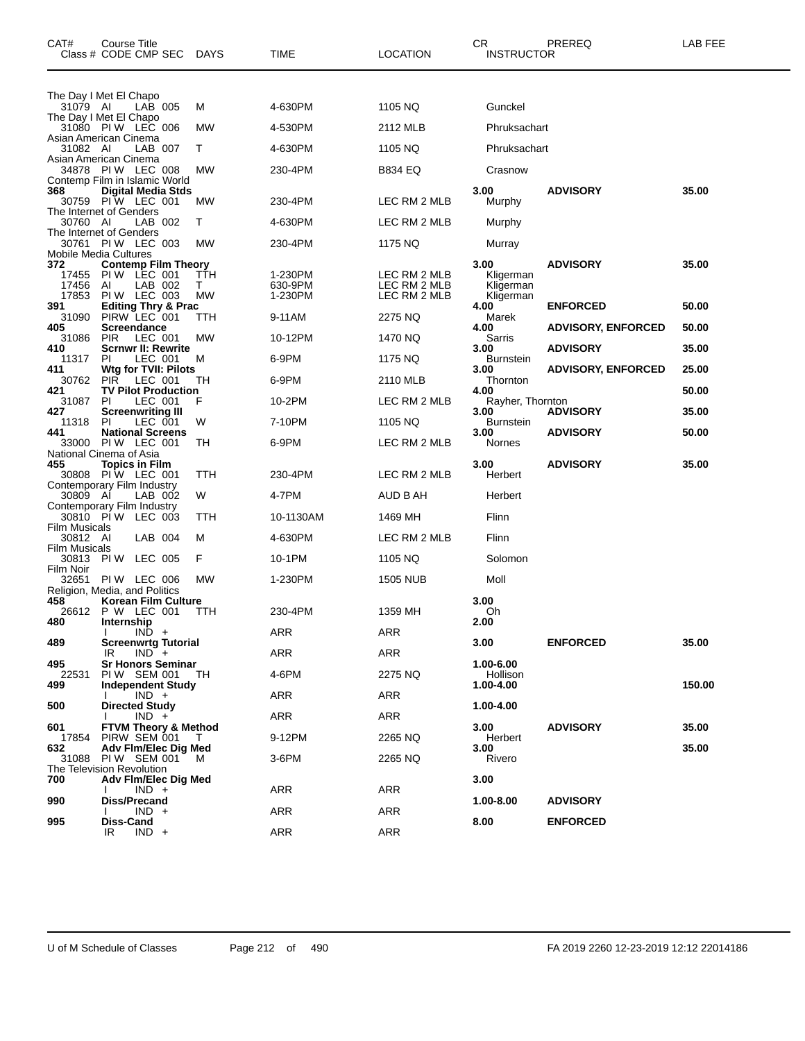| CAT# | Course Title<br>Class # CODE CMP SEC | DAYS | TIME | LOCATION | CR<br>INSTRUCTOR | PREREQ | LAB FEE |
|---|---|---|---|---|---|---|---|
| | The Day I Met El Chapo | | | | | | |
| | 31079 AI LAB 005 | M | 4-630PM | 1105 NQ | Gunckel | | |
| | The Day I Met El Chapo | | | | | | |
| | 31080 PI W LEC 006 | MW | 4-530PM | 2112 MLB | Phruksachart | | |
| | Asian American Cinema | | | | | | |
| | 31082 AI LAB 007 | T | 4-630PM | 1105 NQ | Phruksachart | | |
| | Asian American Cinema | | | | | | |
| | 34878 PI W LEC 008 | MW | 230-4PM | B834 EQ | Crasnow | | |
| | Contemp Film in Islamic World | | | | | | |
| **368** | **Digital Media Stds** | | | | **3.00** | **ADVISORY** | **35.00** |
| | 30759 PI W LEC 001 | MW | 230-4PM | LEC RM 2 MLB | Murphy | | |
| | The Internet of Genders | | | | | | |
| | 30760 AI LAB 002 | T | 4-630PM | LEC RM 2 MLB | Murphy | | |
| | The Internet of Genders | | | | | | |
| | 30761 PI W LEC 003 | MW | 230-4PM | 1175 NQ | Murray | | |
| | Mobile Media Cultures | | | | | | |
| **372** | **Contemp Film Theory** | | | | **3.00** | **ADVISORY** | **35.00** |
| | 17455 PI W LEC 001 | TTH | 1-230PM | LEC RM 2 MLB | Kligerman | | |
| | 17456 AI LAB 002 | T | 630-9PM | LEC RM 2 MLB | Kligerman | | |
| | 17853 PI W LEC 003 | MW | 1-230PM | LEC RM 2 MLB | Kligerman | | |
| **391** | **Editing Thry & Prac** | | | | **4.00** | **ENFORCED** | **50.00** |
| | 31090 PIRW LEC 001 | TTH | 9-11AM | 2275 NQ | Marek | | |
| **405** | **Screendance** | | | | **4.00** | **ADVISORY, ENFORCED** | **50.00** |
| | 31086 PIR LEC 001 | MW | 10-12PM | 1470 NQ | Sarris | | |
| **410** | **Scrnwr II: Rewrite** | | | | **3.00** | **ADVISORY** | **35.00** |
| | 11317 PI LEC 001 | M | 6-9PM | 1175 NQ | Burnstein | | |
| **411** | **Wtg for TVII: Pilots** | | | | **3.00** | **ADVISORY, ENFORCED** | **25.00** |
| | 30762 PIR LEC 001 | TH | 6-9PM | 2110 MLB | Thornton | | |
| **421** | **TV Pilot Production** | | | | **4.00** | | **50.00** |
| | 31087 PI LEC 001 | F | 10-2PM | LEC RM 2 MLB | Rayher, Thornton | | |
| **427** | **Screenwriting III** | | | | **3.00** | **ADVISORY** | **35.00** |
| | 11318 PI LEC 001 | W | 7-10PM | 1105 NQ | Burnstein | | |
| **441** | **National Screens** | | | | **3.00** | **ADVISORY** | **50.00** |
| | 33000 PI W LEC 001 | TH | 6-9PM | LEC RM 2 MLB | Nornes | | |
| | National Cinema of Asia | | | | | | |
| **455** | **Topics in Film** | | | | **3.00** | **ADVISORY** | **35.00** |
| | 30808 PI W LEC 001 | TTH | 230-4PM | LEC RM 2 MLB | Herbert | | |
| | Contemporary Film Industry | | | | | | |
| | 30809 AI LAB 002 | W | 4-7PM | AUD B AH | Herbert | | |
| | Contemporary Film Industry | | | | | | |
| | 30810 PI W LEC 003 | TTH | 10-1130AM | 1469 MH | Flinn | | |
| | Film Musicals | | | | | | |
| | 30812 AI LAB 004 | M | 4-630PM | LEC RM 2 MLB | Flinn | | |
| | Film Musicals | | | | | | |
| | 30813 PI W LEC 005 | F | 10-1PM | 1105 NQ | Solomon | | |
| | Film Noir | | | | | | |
| | 32651 PI W LEC 006 | MW | 1-230PM | 1505 NUB | Moll | | |
| | Religion, Media, and Politics | | | | | | |
| **458** | **Korean Film Culture** | | | | **3.00** | | |
| | 26612 P W LEC 001 | TTH | 230-4PM | 1359 MH | Oh | | |
| **480** | **Internship** | | | | **2.00** | | |
| | I IND + | | ARR | ARR | | | |
| **489** | **Screenwrtg Tutorial** | | | | **3.00** | **ENFORCED** | **35.00** |
| | IR IND + | | ARR | ARR | | | |
| **495** | **Sr Honors Seminar** | | | | **1.00-6.00** | | |
| | 22531 PI W SEM 001 | TH | 4-6PM | 2275 NQ | Hollison | | |
| **499** | **Independent Study** | | | | **1.00-4.00** | | **150.00** |
| | I IND + | | ARR | ARR | | | |
| **500** | **Directed Study** | | | | **1.00-4.00** | | |
| | I IND + | | ARR | ARR | | | |
| **601** | **FTVM Theory & Method** | | | | **3.00** | **ADVISORY** | **35.00** |
| | 17854 PIRW SEM 001 | T | 9-12PM | 2265 NQ | Herbert | | |
| **632** | **Adv Flm/Elec Dig Med** | | | | **3.00** | | **35.00** |
| | 31088 PI W SEM 001 | M | 3-6PM | 2265 NQ | Rivero | | |
| | The Television Revolution | | | | | | |
| **700** | **Adv Flm/Elec Dig Med** | | | | **3.00** | | |
| | I IND + | | ARR | ARR | | | |
| **990** | **Diss/Precand** | | | | **1.00-8.00** | **ADVISORY** | |
| | I IND + | | ARR | ARR | | | |
| **995** | **Diss-Cand** | | | | **8.00** | **ENFORCED** | |
| | IR IND + | | ARR | ARR | | | |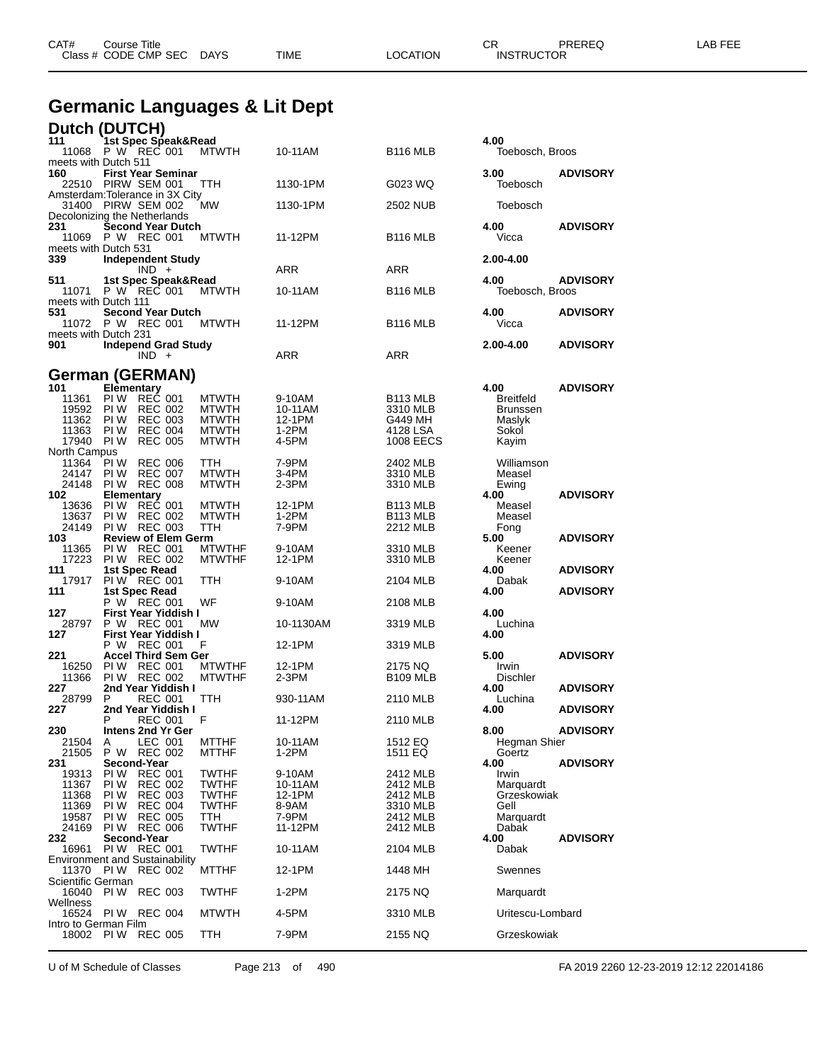# Germanic Languages & Lit Dept

## Dutch (DUTCH)

| CAT# / Class # | Course Title / CODE CMP SEC | DAYS | TIME | LOCATION | CR / INSTRUCTOR | PREREQ | LAB FEE |
|---|---|---|---|---|---|---|---|
| **111** | **1st Spec Speak&Read** | | | | **4.00** | | |
| 11068 | P W REC 001 | MTWTH | 10-11AM | B116 MLB | Toebosch, Broos | | |
| meets with Dutch 511 | | | | | | | |
| **160** | **First Year Seminar** | | | | **3.00** | **ADVISORY** | |
| 22510 | PIRW SEM 001 | TTH | 1130-1PM | G023 WQ | Toebosch | | |
| Amsterdam:Tolerance in 3X City | | | | | | | |
| 31400 | PIRW SEM 002 | MW | 1130-1PM | 2502 NUB | Toebosch | | |
| Decolonizing the Netherlands | | | | | | | |
| **231** | **Second Year Dutch** | | | | **4.00** | **ADVISORY** | |
| 11069 | P W REC 001 | MTWTH | 11-12PM | B116 MLB | Vicca | | |
| meets with Dutch 531 | | | | | | | |
| **339** | **Independent Study** | | | | **2.00-4.00** | | |
| | IND + | | ARR | ARR | | | |
| **511** | **1st Spec Speak&Read** | | | | **4.00** | **ADVISORY** | |
| 11071 | P W REC 001 | MTWTH | 10-11AM | B116 MLB | Toebosch, Broos | | |
| meets with Dutch 111 | | | | | | | |
| **531** | **Second Year Dutch** | | | | **4.00** | **ADVISORY** | |
| 11072 | P W REC 001 | MTWTH | 11-12PM | B116 MLB | Vicca | | |
| meets with Dutch 231 | | | | | | | |
| **901** | **Independ Grad Study** | | | | **2.00-4.00** | **ADVISORY** | |
| | IND + | | ARR | ARR | | | |

## German (GERMAN)

| CAT# / Class # | Course Title / CODE CMP SEC | DAYS | TIME | LOCATION | CR / INSTRUCTOR | PREREQ | LAB FEE |
|---|---|---|---|---|---|---|---|
| **101** | **Elementary** | | | | **4.00** | **ADVISORY** | |
| 11361 | PI W REC 001 | MTWTH | 9-10AM | B113 MLB | Breitfeld | | |
| 19592 | PI W REC 002 | MTWTH | 10-11AM | 3310 MLB | Brunssen | | |
| 11362 | PI W REC 003 | MTWTH | 12-1PM | G449 MH | Maslyk | | |
| 11363 | PI W REC 004 | MTWTH | 1-2PM | 4128 LSA | Sokol | | |
| 17940 | PI W REC 005 | MTWTH | 4-5PM | 1008 EECS | Kayim | | |
| North Campus | | | | | | | |
| 11364 | PI W REC 006 | TTH | 7-9PM | 2402 MLB | Williamson | | |
| 24147 | PI W REC 007 | MTWTH | 3-4PM | 3310 MLB | Measel | | |
| 24148 | PI W REC 008 | MTWTH | 2-3PM | 3310 MLB | Ewing | | |
| **102** | **Elementary** | | | | **4.00** | **ADVISORY** | |
| 13636 | PI W REC 001 | MTWTH | 12-1PM | B113 MLB | Measel | | |
| 13637 | PI W REC 002 | MTWTH | 1-2PM | B113 MLB | Measel | | |
| 24149 | PI W REC 003 | TTH | 7-9PM | 2212 MLB | Fong | | |
| **103** | **Review of Elem Germ** | | | | **5.00** | **ADVISORY** | |
| 11365 | PI W REC 001 | MTWTHF | 9-10AM | 3310 MLB | Keener | | |
| 17223 | PI W REC 002 | MTWTHF | 12-1PM | 3310 MLB | Keener | | |
| **111** | **1st Spec Read** | | | | **4.00** | **ADVISORY** | |
| 17917 | PI W REC 001 | TTH | 9-10AM | 2104 MLB | Dabak | | |
| **111** | **1st Spec Read** | | | | **4.00** | **ADVISORY** | |
| | P W REC 001 | WF | 9-10AM | 2108 MLB | | | |
| **127** | **First Year Yiddish I** | | | | **4.00** | | |
| 28797 | P W REC 001 | MW | 10-1130AM | 3319 MLB | Luchina | | |
| **127** | **First Year Yiddish I** | | | | **4.00** | | |
| | P W REC 001 | F | 12-1PM | 3319 MLB | | | |
| **221** | **Accel Third Sem Ger** | | | | **5.00** | **ADVISORY** | |
| 16250 | PI W REC 001 | MTWTHF | 12-1PM | 2175 NQ | Irwin | | |
| 11366 | PI W REC 002 | MTWTHF | 2-3PM | B109 MLB | Dischler | | |
| **227** | **2nd Year Yiddish I** | | | | **4.00** | **ADVISORY** | |
| 28799 | P REC 001 | TTH | 930-11AM | 2110 MLB | Luchina | | |
| **227** | **2nd Year Yiddish I** | | | | **4.00** | **ADVISORY** | |
| | P REC 001 | F | 11-12PM | 2110 MLB | | | |
| **230** | **Intens 2nd Yr Ger** | | | | **8.00** | **ADVISORY** | |
| 21504 | A LEC 001 | MTTHF | 10-11AM | 1512 EQ | Hegman Shier | | |
| 21505 | P W REC 002 | MTTHF | 1-2PM | 1511 EQ | Goertz | | |
| **231** | **Second-Year** | | | | **4.00** | **ADVISORY** | |
| 19313 | PI W REC 001 | TWTHF | 9-10AM | 2412 MLB | Irwin | | |
| 11367 | PI W REC 002 | TWTHF | 10-11AM | 2412 MLB | Marquardt | | |
| 11368 | PI W REC 003 | TWTHF | 12-1PM | 2412 MLB | Grzeskowiak | | |
| 11369 | PI W REC 004 | TWTHF | 8-9AM | 3310 MLB | Gell | | |
| 19587 | PI W REC 005 | TTH | 7-9PM | 2412 MLB | Marquardt | | |
| 24169 | PI W REC 006 | TWTHF | 11-12PM | 2412 MLB | Dabak | | |
| **232** | **Second-Year** | | | | **4.00** | **ADVISORY** | |
| 16961 | PI W REC 001 | TWTHF | 10-11AM | 2104 MLB | Dabak | | |
| Environment and Sustainability | | | | | | | |
| 11370 | PI W REC 002 | MTTHF | 12-1PM | 1448 MH | Swennes | | |
| Scientific German | | | | | | | |
| 16040 | PI W REC 003 | TWTHF | 1-2PM | 2175 NQ | Marquardt | | |
| Wellness | | | | | | | |
| 16524 | PI W REC 004 | MTWTH | 4-5PM | 3310 MLB | Uritescu-Lombard | | |
| Intro to German Film | | | | | | | |
| 18002 | PI W REC 005 | TTH | 7-9PM | 2155 NQ | Grzeskowiak | | |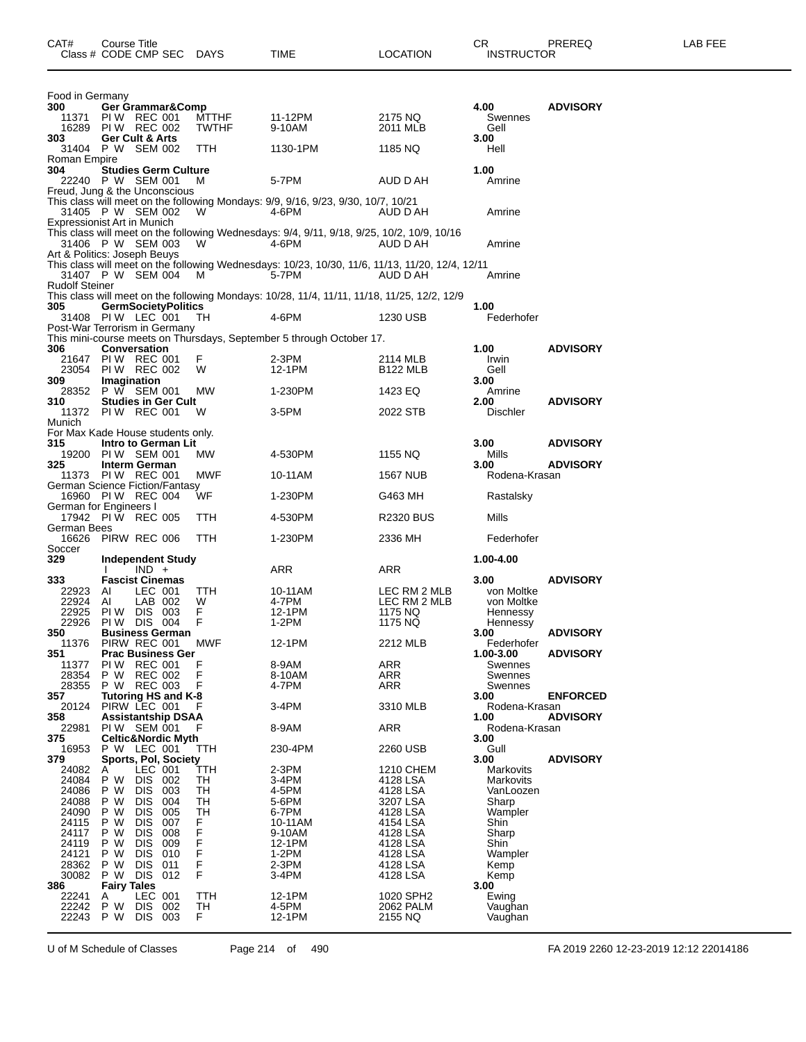| CAT# Class # | Course Title CODE CMP SEC | DAYS | TIME | LOCATION | CR INSTRUCTOR | PREREQ | LAB FEE |
|---|---|---|---|---|---|---|---|
| Food in Germany | | | | | | | |
| **300** | **Ger Grammar&Comp** | | | | **4.00** | **ADVISORY** | |
| 11371 | PI W REC 001 | MTTHF | 11-12PM | 2175 NQ | Swennes | | |
| 16289 | PI W REC 002 | TWTHF | 9-10AM | 2011 MLB | Gell | | |
| **303** | **Ger Cult & Arts** | | | | **3.00** | | |
| 31404 | P W SEM 002 | TTH | 1130-1PM | 1185 NQ | Hell | | |
| Roman Empire | | | | | | | |
| **304** | **Studies Germ Culture** | | | | **1.00** | | |
| 22240 | P W SEM 001 | M | 5-7PM | AUD D AH | Amrine | | |
| Freud, Jung & the Unconscious | | | | | | | |
| This class will meet on the following Mondays: 9/9, 9/16, 9/23, 9/30, 10/7, 10/21 | | | | | | | |
| 31405 | P W SEM 002 | W | 4-6PM | AUD D AH | Amrine | | |
| Expressionist Art in Munich | | | | | | | |
| This class will meet on the following Wednesdays: 9/4, 9/11, 9/18, 9/25, 10/2, 10/9, 10/16 | | | | | | | |
| 31406 | P W SEM 003 | W | 4-6PM | AUD D AH | Amrine | | |
| Art & Politics: Joseph Beuys | | | | | | | |
| This class will meet on the following Wednesdays: 10/23, 10/30, 11/6, 11/13, 11/20, 12/4, 12/11 | | | | | | | |
| 31407 | P W SEM 004 | M | 5-7PM | AUD D AH | Amrine | | |
| Rudolf Steiner | | | | | | | |
| This class will meet on the following Mondays: 10/28, 11/4, 11/11, 11/18, 11/25, 12/2, 12/9 | | | | | | | |
| **305** | **GermSocietyPolitics** | | | | **1.00** | | |
| 31408 | PI W LEC 001 | TH | 4-6PM | 1230 USB | Federhofer | | |
| Post-War Terrorism in Germany | | | | | | | |
| This mini-course meets on Thursdays, September 5 through October 17. | | | | | | | |
| **306** | **Conversation** | | | | **1.00** | **ADVISORY** | |
| 21647 | PI W REC 001 | F | 2-3PM | 2114 MLB | Irwin | | |
| 23054 | PI W REC 002 | W | 12-1PM | B122 MLB | Gell | | |
| **309** | **Imagination** | | | | **3.00** | | |
| 28352 | P W SEM 001 | MW | 1-230PM | 1423 EQ | Amrine | | |
| **310** | **Studies in Ger Cult** | | | | **2.00** | **ADVISORY** | |
| 11372 | PI W REC 001 | W | 3-5PM | 2022 STB | Dischler | | |
| Munich | | | | | | | |
| For Max Kade House students only. | | | | | | | |
| **315** | **Intro to German Lit** | | | | **3.00** | **ADVISORY** | |
| 19200 | PI W SEM 001 | MW | 4-530PM | 1155 NQ | Mills | | |
| **325** | **Interm German** | | | | **3.00** | **ADVISORY** | |
| 11373 | PI W REC 001 | MWF | 10-11AM | 1567 NUB | Rodena-Krasan | | |
| German Science Fiction/Fantasy | | | | | | | |
| 16960 | PI W REC 004 | WF | 1-230PM | G463 MH | Rastalsky | | |
| German for Engineers I | | | | | | | |
| 17942 | PI W REC 005 | TTH | 4-530PM | R2320 BUS | Mills | | |
| German Bees | | | | | | | |
| 16626 | PIRW REC 006 | TTH | 1-230PM | 2336 MH | Federhofer | | |
| Soccer | | | | | | | |
| **329** | **Independent Study** | | | | **1.00-4.00** | | |
| | I IND + | | ARR | ARR | | | |
| **333** | **Fascist Cinemas** | | | | **3.00** | **ADVISORY** | |
| 22923 | AI LEC 001 | TTH | 10-11AM | LEC RM 2 MLB | von Moltke | | |
| 22924 | AI LAB 002 | W | 4-7PM | LEC RM 2 MLB | von Moltke | | |
| 22925 | PI W DIS 003 | F | 12-1PM | 1175 NQ | Hennessy | | |
| 22926 | PI W DIS 004 | F | 1-2PM | 1175 NQ | Hennessy | | |
| **350** | **Business German** | | | | **3.00** | **ADVISORY** | |
| 11376 | PIRW REC 001 | MWF | 12-1PM | 2212 MLB | Federhofer | | |
| **351** | **Prac Business Ger** | | | | **1.00-3.00** | **ADVISORY** | |
| 11377 | PI W REC 001 | F | 8-9AM | ARR | Swennes | | |
| 28354 | P W REC 002 | F | 8-10AM | ARR | Swennes | | |
| 28355 | P W REC 003 | F | 4-7PM | ARR | Swennes | | |
| **357** | **Tutoring HS and K-8** | | | | **3.00** | **ENFORCED** | |
| 20124 | PIRW LEC 001 | F | 3-4PM | 3310 MLB | Rodena-Krasan | | |
| **358** | **Assistantship DSAA** | | | | **1.00** | **ADVISORY** | |
| 22981 | PI W SEM 001 | F | 8-9AM | ARR | Rodena-Krasan | | |
| **375** | **Celtic&Nordic Myth** | | | | **3.00** | | |
| 16953 | P W LEC 001 | TTH | 230-4PM | 2260 USB | Gull | | |
| **379** | **Sports, Pol, Society** | | | | **3.00** | **ADVISORY** | |
| 24082 | A LEC 001 | TTH | 2-3PM | 1210 CHEM | Markovits | | |
| 24084 | P W DIS 002 | TH | 3-4PM | 4128 LSA | Markovits | | |
| 24086 | P W DIS 003 | TH | 4-5PM | 4128 LSA | VanLoozen | | |
| 24088 | P W DIS 004 | TH | 5-6PM | 3207 LSA | Sharp | | |
| 24090 | P W DIS 005 | TH | 6-7PM | 4128 LSA | Wampler | | |
| 24115 | P W DIS 007 | F | 10-11AM | 4154 LSA | Shin | | |
| 24117 | P W DIS 008 | F | 9-10AM | 4128 LSA | Sharp | | |
| 24119 | P W DIS 009 | F | 12-1PM | 4128 LSA | Shin | | |
| 24121 | P W DIS 010 | F | 1-2PM | 4128 LSA | Wampler | | |
| 28362 | P W DIS 011 | F | 2-3PM | 4128 LSA | Kemp | | |
| 30082 | P W DIS 012 | F | 3-4PM | 4128 LSA | Kemp | | |
| **386** | **Fairy Tales** | | | | **3.00** | | |
| 22241 | A LEC 001 | TTH | 12-1PM | 1020 SPH2 | Ewing | | |
| 22242 | P W DIS 002 | TH | 4-5PM | 2062 PALM | Vaughan | | |
| 22243 | P W DIS 003 | F | 12-1PM | 2155 NQ | Vaughan | | |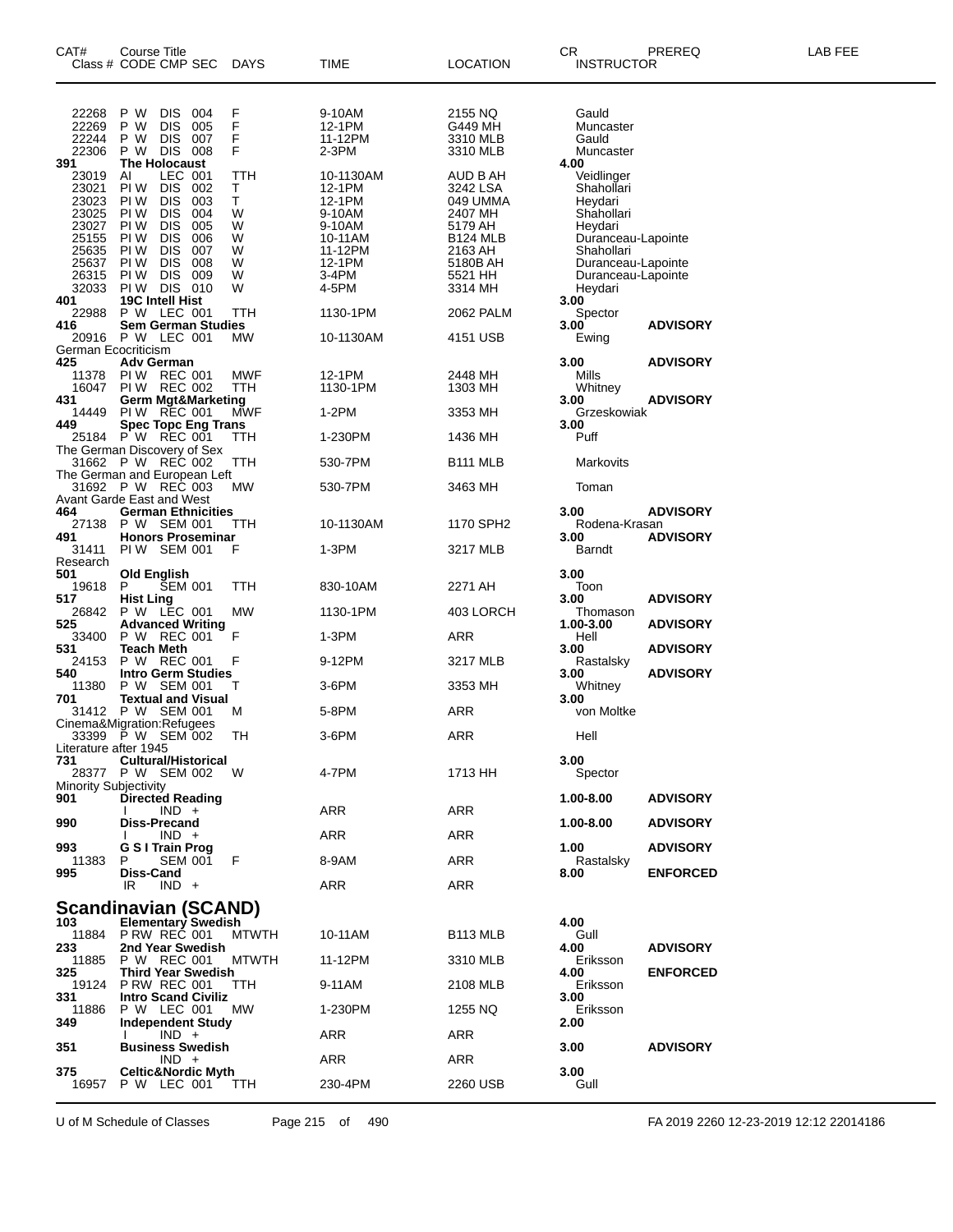| CAT# Class # | Course Title CODE CMP SEC | DAYS | TIME | LOCATION | CR INSTRUCTOR | PREREQ | LAB FEE |
|---|---|---|---|---|---|---|---|
| 22268 | P W DIS 004 | F | 9-10AM | 2155 NQ | Gauld | | |
| 22269 | P W DIS 005 | F | 12-1PM | G449 MH | Muncaster | | |
| 22244 | P W DIS 007 | F | 11-12PM | 3310 MLB | Gauld | | |
| 22306 | P W DIS 008 | F | 2-3PM | 3310 MLB | Muncaster | | |
| **391** | **The Holocaust** | | | | 4.00 | | |
| 23019 | AI LEC 001 | TTH | 10-1130AM | AUD B AH | Veidlinger | | |
| 23021 | PI W DIS 002 | T | 12-1PM | 3242 LSA | Shahollari | | |
| 23023 | PI W DIS 003 | T | 12-1PM | 049 UMMA | Heydari | | |
| 23025 | PI W DIS 004 | W | 9-10AM | 2407 MH | Shahollari | | |
| 23027 | PI W DIS 005 | W | 9-10AM | 5179 AH | Heydari | | |
| 25155 | PI W DIS 006 | W | 10-11AM | B124 MLB | Duranceau-Lapointe | | |
| 25635 | PI W DIS 007 | W | 11-12PM | 2163 AH | Shahollari | | |
| 25637 | PI W DIS 008 | W | 12-1PM | 5180B AH | Duranceau-Lapointe | | |
| 26315 | PI W DIS 009 | W | 3-4PM | 5521 HH | Duranceau-Lapointe | | |
| 32033 | PI W DIS 010 | W | 4-5PM | 3314 MH | Heydari | | |
| **401** | **19C Intell Hist** | | | | 3.00 | | |
| 22988 | P W LEC 001 | TTH | 1130-1PM | 2062 PALM | Spector | | |
| **416** | **Sem German Studies** | | | | 3.00 | **ADVISORY** | |
| 20916 | P W LEC 001 | MW | 10-1130AM | 4151 USB | Ewing | | |
| German Ecocriticism | | | | | | | |
| **425** | **Adv German** | | | | 3.00 | **ADVISORY** | |
| 11378 | PI W REC 001 | MWF | 12-1PM | 2448 MH | Mills | | |
| 16047 | PI W REC 002 | TTH | 1130-1PM | 1303 MH | Whitney | | |
| **431** | **Germ Mgt&Marketing** | | | | 3.00 | **ADVISORY** | |
| 14449 | PI W REC 001 | MWF | 1-2PM | 3353 MH | Grzeskowiak | | |
| **449** | **Spec Topc Eng Trans** | | | | 3.00 | | |
| 25184 | P W REC 001 | TTH | 1-230PM | 1436 MH | Puff | | |
| The German Discovery of Sex | | | | | | | |
| 31662 | P W REC 002 | TTH | 530-7PM | B111 MLB | Markovits | | |
| The German and European Left | | | | | | | |
| 31692 | P W REC 003 | MW | 530-7PM | 3463 MH | Toman | | |
| Avant Garde East and West | | | | | | | |
| **464** | **German Ethnicities** | | | | 3.00 | **ADVISORY** | |
| 27138 | P W SEM 001 | TTH | 10-1130AM | 1170 SPH2 | Rodena-Krasan | | |
| **491** | **Honors Proseminar** | | | | 3.00 | **ADVISORY** | |
| 31411 | PI W SEM 001 | F | 1-3PM | 3217 MLB | Barndt | | |
| Research | | | | | | | |
| **501** | **Old English** | | | | 3.00 | | |
| 19618 | P SEM 001 | TTH | 830-10AM | 2271 AH | Toon | | |
| **517** | **Hist Ling** | | | | 3.00 | **ADVISORY** | |
| 26842 | P W LEC 001 | MW | 1130-1PM | 403 LORCH | Thomason | | |
| **525** | **Advanced Writing** | | | | 1.00-3.00 | **ADVISORY** | |
| 33400 | P W REC 001 | F | 1-3PM | ARR | Hell | | |
| **531** | **Teach Meth** | | | | 3.00 | **ADVISORY** | |
| 24153 | P W REC 001 | F | 9-12PM | 3217 MLB | Rastalsky | | |
| **540** | **Intro Germ Studies** | | | | 3.00 | **ADVISORY** | |
| 11380 | P W SEM 001 | T | 3-6PM | 3353 MH | Whitney | | |
| **701** | **Textual and Visual** | | | | 3.00 | | |
| 31412 | P W SEM 001 | M | 5-8PM | ARR | von Moltke | | |
| Cinema&Migration:Refugees | | | | | | | |
| 33399 | P W SEM 002 | TH | 3-6PM | ARR | Hell | | |
| Literature after 1945 | | | | | | | |
| **731** | **Cultural/Historical** | | | | 3.00 | | |
| 28377 | P W SEM 002 | W | 4-7PM | 1713 HH | Spector | | |
| Minority Subjectivity | | | | | | | |
| **901** | **Directed Reading** | | | | 1.00-8.00 | **ADVISORY** | |
| | I IND + | | ARR | ARR | | | |
| **990** | **Diss-Precand** | | | | 1.00-8.00 | **ADVISORY** | |
| | I IND + | | ARR | ARR | | | |
| **993** | **G S I Train Prog** | | | | 1.00 | **ADVISORY** | |
| 11383 | P SEM 001 | F | 8-9AM | ARR | Rastalsky | | |
| **995** | **Diss-Cand** | | | | 8.00 | **ENFORCED** | |
| | IR IND + | | ARR | ARR | | | |

## Scandinavian (SCAND)

| CAT# Class # | Course Title CODE CMP SEC | DAYS | TIME | LOCATION | CR INSTRUCTOR | PREREQ | LAB FEE |
|---|---|---|---|---|---|---|---|
| **103** | **Elementary Swedish** | | | | 4.00 | | |
| 11884 | P RW REC 001 | MTWTH | 10-11AM | B113 MLB | Gull | | |
| **233** | **2nd Year Swedish** | | | | 4.00 | **ADVISORY** | |
| 11885 | P W REC 001 | MTWTH | 11-12PM | 3310 MLB | Eriksson | | |
| **325** | **Third Year Swedish** | | | | 4.00 | **ENFORCED** | |
| 19124 | P RW REC 001 | TTH | 9-11AM | 2108 MLB | Eriksson | | |
| **331** | **Intro Scand Civiliz** | | | | 3.00 | | |
| 11886 | P W LEC 001 | MW | 1-230PM | 1255 NQ | Eriksson | | |
| **349** | **Independent Study** | | | | 2.00 | | |
| | I IND + | | ARR | ARR | | | |
| **351** | **Business Swedish** | | | | 3.00 | **ADVISORY** | |
| | IND + | | ARR | ARR | | | |
| **375** | **Celtic&Nordic Myth** | | | | 3.00 | | |
| 16957 | P W LEC 001 | TTH | 230-4PM | 2260 USB | Gull | | |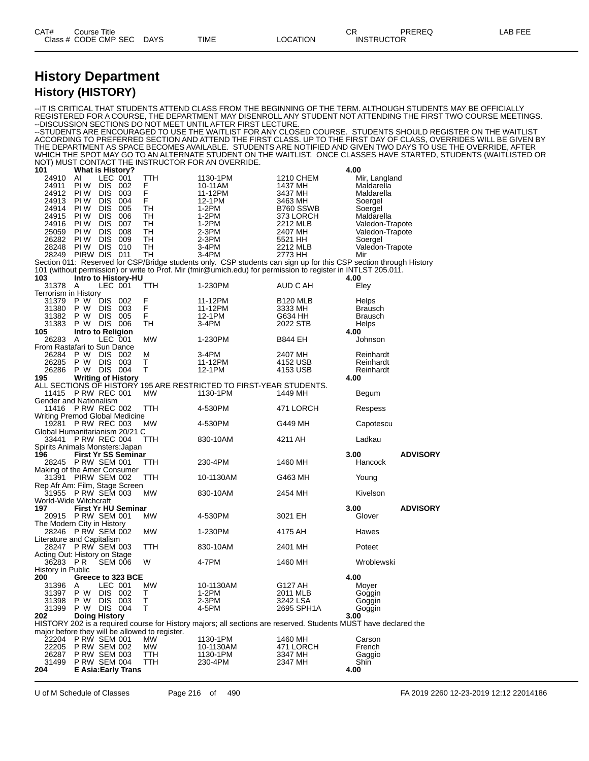# History Department

## History (HISTORY)

--IT IS CRITICAL THAT STUDENTS ATTEND CLASS FROM THE BEGINNING OF THE TERM. ALTHOUGH STUDENTS MAY BE OFFICIALLY REGISTERED FOR A COURSE, THE DEPARTMENT MAY DISENROLL ANY STUDENT NOT ATTENDING THE FIRST TWO COURSE MEETINGS.
--DISCUSSION SECTIONS DO NOT MEET UNTIL AFTER FIRST LECTURE.
--STUDENTS ARE ENCOURAGED TO USE THE WAITLIST FOR ANY CLOSED COURSE. STUDENTS SHOULD REGISTER ON THE WAITLIST ACCORDING TO PREFERRED SECTION AND ATTEND THE FIRST CLASS. UP TO THE FIRST DAY OF CLASS, OVERRIDES WILL BE GIVEN BY THE DEPARTMENT AS SPACE BECOMES AVAILABLE. STUDENTS ARE NOTIFIED AND GIVEN TWO DAYS TO USE THE OVERRIDE, AFTER WHICH THE SPOT MAY GO TO AN ALTERNATE STUDENT ON THE WAITLIST. ONCE CLASSES HAVE STARTED, STUDENTS (WAITLISTED OR NOT) MUST CONTACT THE INSTRUCTOR FOR AN OVERRIDE.

| CAT# / Class # | Course Title / CODE | CMP | SEC | DAYS | TIME | LOCATION | CR / INSTRUCTOR | PREREQ | LAB FEE |
|---|---|---|---|---|---|---|---|---|---|
| **101** | **What is History?** | | | | | | **4.00** | | |
| 24910 | AI | LEC | 001 | TTH | 1130-1PM | 1210 CHEM | Mir, Langland | | |
| 24911 | PI W | DIS | 002 | F | 10-11AM | 1437 MH | Maldarella | | |
| 24912 | PI W | DIS | 003 | F | 11-12PM | 3437 MH | Maldarella | | |
| 24913 | PI W | DIS | 004 | F | 12-1PM | 3463 MH | Soergel | | |
| 24914 | PI W | DIS | 005 | TH | 1-2PM | B760 SSWB | Soergel | | |
| 24915 | PI W | DIS | 006 | TH | 1-2PM | 373 LORCH | Maldarella | | |
| 24916 | PI W | DIS | 007 | TH | 1-2PM | 2212 MLB | Valedon-Trapote | | |
| 25059 | PI W | DIS | 008 | TH | 2-3PM | 2407 MH | Valedon-Trapote | | |
| 26282 | PI W | DIS | 009 | TH | 2-3PM | 5521 HH | Soergel | | |
| 28248 | PI W | DIS | 010 | TH | 3-4PM | 2212 MLB | Valedon-Trapote | | |
| 28249 | PIRW | DIS | 011 | TH | 3-4PM | 2773 HH | Mir | | |

Section 011: Reserved for CSP/Bridge students only. CSP students can sign up for this CSP section through History 101 (without permission) or write to Prof. Mir (fmir@umich.edu) for permission to register in INTLST 205.011.

| CAT# / Class # | Course Title / CODE | CMP | SEC | DAYS | TIME | LOCATION | CR / INSTRUCTOR | PREREQ | LAB FEE |
|---|---|---|---|---|---|---|---|---|---|
| **103** | **Intro to History-HU** | | | | | | **4.00** | | |
| 31378 | A | LEC | 001 | TTH | 1-230PM | AUD C AH | Eley | | |
| Terrorism in History | | | | | | | | | |
| 31379 | P W | DIS | 002 | F | 11-12PM | B120 MLB | Helps | | |
| 31380 | P W | DIS | 003 | F | 11-12PM | 3333 MH | Brausch | | |
| 31382 | P W | DIS | 005 | F | 12-1PM | G634 HH | Brausch | | |
| 31383 | P W | DIS | 006 | TH | 3-4PM | 2022 STB | Helps | | |
| **105** | **Intro to Religion** | | | | | | **4.00** | | |
| 26283 | A | LEC | 001 | MW | 1-230PM | B844 EH | Johnson | | |
| From Rastafari to Sun Dance | | | | | | | | | |
| 26284 | P W | DIS | 002 | M | 3-4PM | 2407 MH | Reinhardt | | |
| 26285 | P W | DIS | 003 | T | 11-12PM | 4152 USB | Reinhardt | | |
| 26286 | P W | DIS | 004 | T | 12-1PM | 4153 USB | Reinhardt | | |
| **195** | **Writing of History** | | | | | | **4.00** | | |

ALL SECTIONS OF HISTORY 195 ARE RESTRICTED TO FIRST-YEAR STUDENTS.

| CAT# / Class # | Course Title / CODE | CMP | SEC | DAYS | TIME | LOCATION | CR / INSTRUCTOR | PREREQ | LAB FEE |
|---|---|---|---|---|---|---|---|---|---|
| 11415 | P RW | REC | 001 | MW | 1130-1PM | 1449 MH | Begum | | |
| Gender and Nationalism | | | | | | | | | |
| 11416 | P RW | REC | 002 | TTH | 4-530PM | 471 LORCH | Respess | | |
| Writing Premod Global Medicine | | | | | | | | | |
| 19281 | P RW | REC | 003 | MW | 4-530PM | G449 MH | Capotescu | | |
| Global Humanitarianism 20/21 C | | | | | | | | | |
| 33441 | P RW | REC | 004 | TTH | 830-10AM | 4211 AH | Ladkau | | |
| Spirits Animals Monsters:Japan | | | | | | | | | |
| **196** | **First Yr SS Seminar** | | | | | | **3.00** | **ADVISORY** | |
| 28245 | P RW | SEM | 001 | TTH | 230-4PM | 1460 MH | Hancock | | |
| Making of the Amer Consumer | | | | | | | | | |
| 31391 | PIRW | SEM | 002 | TTH | 10-1130AM | G463 MH | Young | | |
| Rep Afr Am: Film, Stage Screen | | | | | | | | | |
| 31955 | P RW | SEM | 003 | MW | 830-10AM | 2454 MH | Kivelson | | |
| World-Wide Witchcraft | | | | | | | | | |
| **197** | **First Yr HU Seminar** | | | | | | **3.00** | **ADVISORY** | |
| 20915 | P RW | SEM | 001 | MW | 4-530PM | 3021 EH | Glover | | |
| The Modern City in History | | | | | | | | | |
| 28246 | P RW | SEM | 002 | MW | 1-230PM | 4175 AH | Hawes | | |
| Literature and Capitalism | | | | | | | | | |
| 28247 | P RW | SEM | 003 | TTH | 830-10AM | 2401 MH | Poteet | | |
| Acting Out: History on Stage | | | | | | | | | |
| 36283 | P R | SEM | 006 | W | 4-7PM | 1460 MH | Wroblewski | | |
| History in Public | | | | | | | | | |
| **200** | **Greece to 323 BCE** | | | | | | **4.00** | | |
| 31396 | A | LEC | 001 | MW | 10-1130AM | G127 AH | Moyer | | |
| 31397 | P W | DIS | 002 | T | 1-2PM | 2011 MLB | Goggin | | |
| 31398 | P W | DIS | 003 | T | 2-3PM | 3242 LSA | Goggin | | |
| 31399 | P W | DIS | 004 | T | 4-5PM | 2695 SPH1A | Goggin | | |
| **202** | **Doing History** | | | | | | **3.00** | | |

HISTORY 202 is a required course for History majors; all sections are reserved. Students MUST have declared the major before they will be allowed to register.

| CAT# / Class # | Course Title / CODE | CMP | SEC | DAYS | TIME | LOCATION | CR / INSTRUCTOR | PREREQ | LAB FEE |
|---|---|---|---|---|---|---|---|---|---|
| 22204 | P RW | SEM | 001 | MW | 1130-1PM | 1460 MH | Carson | | |
| 22205 | P RW | SEM | 002 | MW | 10-1130AM | 471 LORCH | French | | |
| 26287 | P RW | SEM | 003 | TTH | 1130-1PM | 3347 MH | Gaggio | | |
| 31499 | P RW | SEM | 004 | TTH | 230-4PM | 2347 MH | Shin | | |
| **204** | **E Asia:Early Trans** | | | | | | **4.00** | | |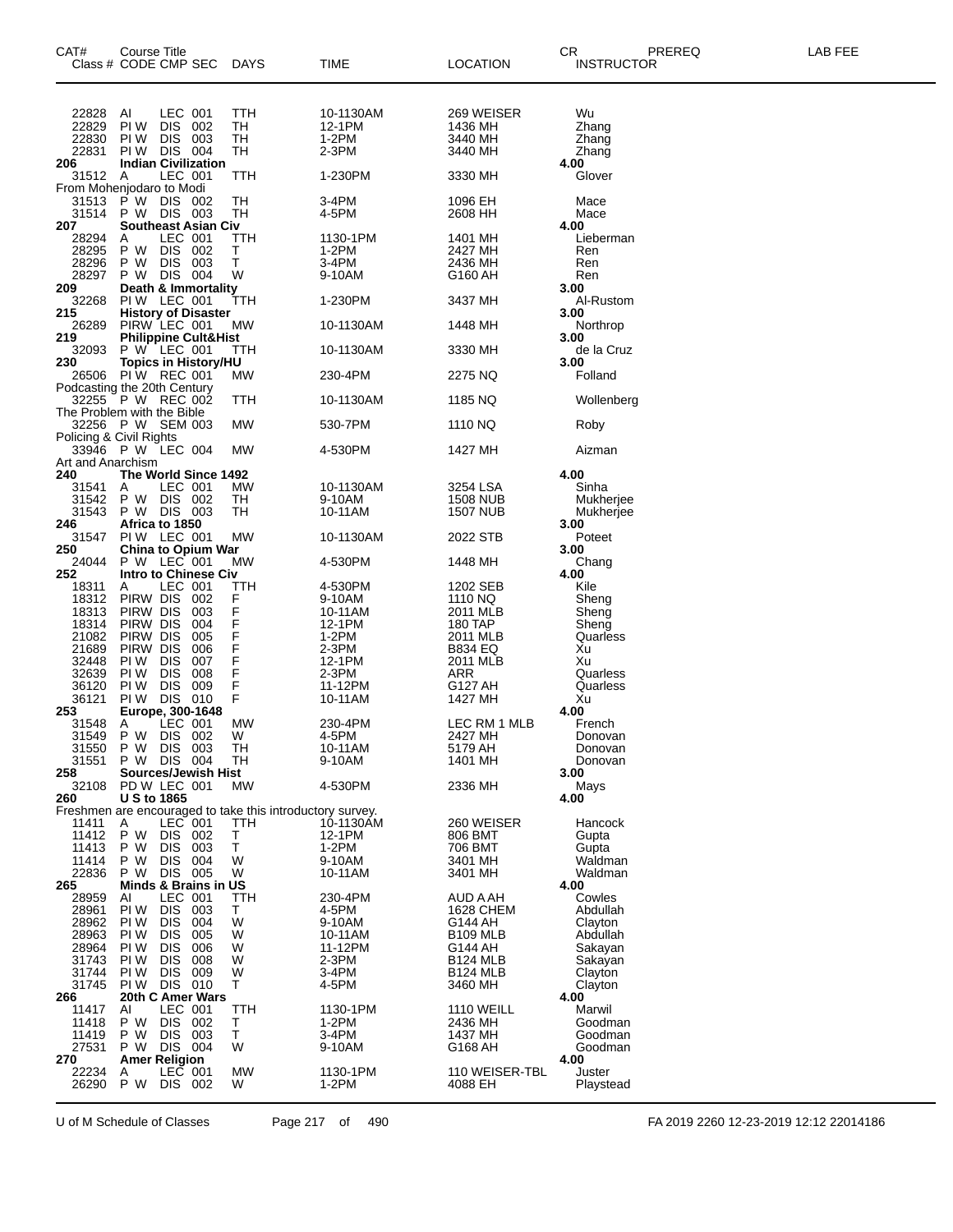| CAT# Class # | Course Title CODE | CMP | SEC | DAYS | TIME | LOCATION | CR INSTRUCTOR | PREREQ | LAB FEE |
|---|---|---|---|---|---|---|---|---|---|
| 22828 | AI | LEC | 001 | TTH | 10-1130AM | 269 WEISER | Wu | | |
| 22829 | PI W | DIS | 002 | TH | 12-1PM | 1436 MH | Zhang | | |
| 22830 | PI W | DIS | 003 | TH | 1-2PM | 3440 MH | Zhang | | |
| 22831 | PI W | DIS | 004 | TH | 2-3PM | 3440 MH | Zhang | | |
| **206** | **Indian Civilization** | | | | | | **4.00** | | |
| 31512 | A | LEC | 001 | TTH | 1-230PM | 3330 MH | Glover | | |
| From Mohenjodaro to Modi | | | | | | | | | |
| 31513 | P W | DIS | 002 | TH | 3-4PM | 1096 EH | Mace | | |
| 31514 | P W | DIS | 003 | TH | 4-5PM | 2608 HH | Mace | | |
| **207** | **Southeast Asian Civ** | | | | | | **4.00** | | |
| 28294 | A | LEC | 001 | TTH | 1130-1PM | 1401 MH | Lieberman | | |
| 28295 | P W | DIS | 002 | T | 1-2PM | 2427 MH | Ren | | |
| 28296 | P W | DIS | 003 | T | 3-4PM | 2436 MH | Ren | | |
| 28297 | P W | DIS | 004 | W | 9-10AM | G160 AH | Ren | | |
| **209** | **Death & Immortality** | | | | | | **3.00** | | |
| 32268 | PI W | LEC | 001 | TTH | 1-230PM | 3437 MH | Al-Rustom | | |
| **215** | **History of Disaster** | | | | | | **3.00** | | |
| 26289 | PIRW | LEC | 001 | MW | 10-1130AM | 1448 MH | Northrop | | |
| **219** | **Philippine Cult&Hist** | | | | | | **3.00** | | |
| 32093 | P W | LEC | 001 | TTH | 10-1130AM | 3330 MH | de la Cruz | | |
| **230** | **Topics in History/HU** | | | | | | **3.00** | | |
| 26506 | PI W | REC | 001 | MW | 230-4PM | 2275 NQ | Folland | | |
| Podcasting the 20th Century | | | | | | | | | |
| 32255 | P W | REC | 002 | TTH | 10-1130AM | 1185 NQ | Wollenberg | | |
| The Problem with the Bible | | | | | | | | | |
| 32256 | P W | SEM | 003 | MW | 530-7PM | 1110 NQ | Roby | | |
| Policing & Civil Rights | | | | | | | | | |
| 33946 | P W | LEC | 004 | MW | 4-530PM | 1427 MH | Aizman | | |
| Art and Anarchism | | | | | | | | | |
| **240** | **The World Since 1492** | | | | | | **4.00** | | |
| 31541 | A | LEC | 001 | MW | 10-1130AM | 3254 LSA | Sinha | | |
| 31542 | P W | DIS | 002 | TH | 9-10AM | 1508 NUB | Mukherjee | | |
| 31543 | P W | DIS | 003 | TH | 10-11AM | 1507 NUB | Mukherjee | | |
| **246** | **Africa to 1850** | | | | | | **3.00** | | |
| 31547 | PI W | LEC | 001 | MW | 10-1130AM | 2022 STB | Poteet | | |
| **250** | **China to Opium War** | | | | | | **3.00** | | |
| 24044 | P W | LEC | 001 | MW | 4-530PM | 1448 MH | Chang | | |
| **252** | **Intro to Chinese Civ** | | | | | | **4.00** | | |
| 18311 | A | LEC | 001 | TTH | 4-530PM | 1202 SEB | Kile | | |
| 18312 | PIRW | DIS | 002 | F | 9-10AM | 1110 NQ | Sheng | | |
| 18313 | PIRW | DIS | 003 | F | 10-11AM | 2011 MLB | Sheng | | |
| 18314 | PIRW | DIS | 004 | F | 12-1PM | 180 TAP | Sheng | | |
| 21082 | PIRW | DIS | 005 | F | 1-2PM | 2011 MLB | Quarless | | |
| 21689 | PIRW | DIS | 006 | F | 2-3PM | B834 EQ | Xu | | |
| 32448 | PI W | DIS | 007 | F | 12-1PM | 2011 MLB | Xu | | |
| 32639 | PI W | DIS | 008 | F | 2-3PM | ARR | Quarless | | |
| 36120 | PI W | DIS | 009 | F | 11-12PM | G127 AH | Quarless | | |
| 36121 | PI W | DIS | 010 | F | 10-11AM | 1427 MH | Xu | | |
| **253** | **Europe, 300-1648** | | | | | | **4.00** | | |
| 31548 | A | LEC | 001 | MW | 230-4PM | LEC RM 1 MLB | French | | |
| 31549 | P W | DIS | 002 | W | 4-5PM | 2427 MH | Donovan | | |
| 31550 | P W | DIS | 003 | TH | 10-11AM | 5179 AH | Donovan | | |
| 31551 | P W | DIS | 004 | TH | 9-10AM | 1401 MH | Donovan | | |
| **258** | **Sources/Jewish Hist** | | | | | | **3.00** | | |
| 32108 | PD W | LEC | 001 | MW | 4-530PM | 2336 MH | Mays | | |
| **260** | **U S to 1865** | | | | | | **4.00** | | |
| Freshmen are encouraged to take this introductory survey. | | | | | | | | | |
| 11411 | A | LEC | 001 | TTH | 10-1130AM | 260 WEISER | Hancock | | |
| 11412 | P W | DIS | 002 | T | 12-1PM | 806 BMT | Gupta | | |
| 11413 | P W | DIS | 003 | T | 1-2PM | 706 BMT | Gupta | | |
| 11414 | P W | DIS | 004 | W | 9-10AM | 3401 MH | Waldman | | |
| 22836 | P W | DIS | 005 | W | 10-11AM | 3401 MH | Waldman | | |
| **265** | **Minds & Brains in US** | | | | | | **4.00** | | |
| 28959 | AI | LEC | 001 | TTH | 230-4PM | AUD A AH | Cowles | | |
| 28961 | PI W | DIS | 003 | T | 4-5PM | 1628 CHEM | Abdullah | | |
| 28962 | PI W | DIS | 004 | W | 9-10AM | G144 AH | Clayton | | |
| 28963 | PI W | DIS | 005 | W | 10-11AM | B109 MLB | Abdullah | | |
| 28964 | PI W | DIS | 006 | W | 11-12PM | G144 AH | Sakayan | | |
| 31743 | PI W | DIS | 008 | W | 2-3PM | B124 MLB | Sakayan | | |
| 31744 | PI W | DIS | 009 | W | 3-4PM | B124 MLB | Clayton | | |
| 31745 | PI W | DIS | 010 | T | 4-5PM | 3460 MH | Clayton | | |
| **266** | **20th C Amer Wars** | | | | | | **4.00** | | |
| 11417 | AI | LEC | 001 | TTH | 1130-1PM | 1110 WEILL | Marwil | | |
| 11418 | P W | DIS | 002 | T | 1-2PM | 2436 MH | Goodman | | |
| 11419 | P W | DIS | 003 | T | 3-4PM | 1437 MH | Goodman | | |
| 27531 | P W | DIS | 004 | W | 9-10AM | G168 AH | Goodman | | |
| **270** | **Amer Religion** | | | | | | **4.00** | | |
| 22234 | A | LEC | 001 | MW | 1130-1PM | 110 WEISER-TBL | Juster | | |
| 26290 | P W | DIS | 002 | W | 1-2PM | 4088 EH | Playstead | | |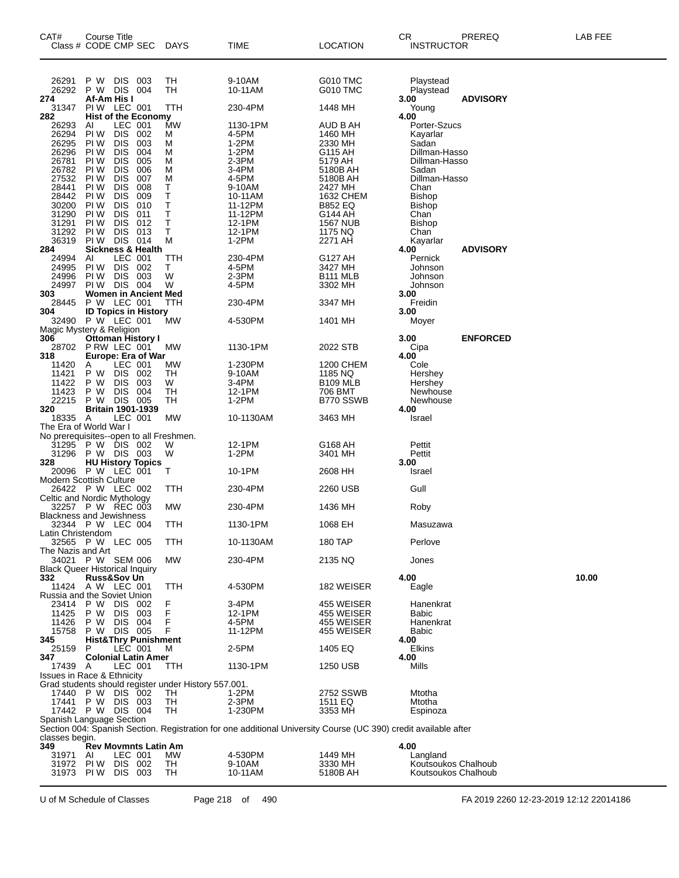| CAT# | Course Title Class # CODE CMP SEC | DAYS | TIME | LOCATION | CR INSTRUCTOR | PREREQ | LAB FEE |
|---|---|---|---|---|---|---|---|
| 26291 | P W DIS 003 | TH | 9-10AM | G010 TMC | Playstead | | |
| 26292 | P W DIS 004 | TH | 10-11AM | G010 TMC | Playstead | | |
| **274** | **Af-Am His I** | | | | **3.00** | **ADVISORY** | |
| 31347 | PI W LEC 001 | TTH | 230-4PM | 1448 MH | Young | | |
| **282** | **Hist of the Economy** | | | | **4.00** | | |
| 26293 | AI LEC 001 | MW | 1130-1PM | AUD B AH | Porter-Szucs | | |
| 26294 | PI W DIS 002 | M | 4-5PM | 1460 MH | Kayarlar | | |
| 26295 | PI W DIS 003 | M | 1-2PM | 2330 MH | Sadan | | |
| 26296 | PI W DIS 004 | M | 1-2PM | G115 AH | Dillman-Hasso | | |
| 26781 | PI W DIS 005 | M | 2-3PM | 5179 AH | Dillman-Hasso | | |
| 26782 | PI W DIS 006 | M | 3-4PM | 5180B AH | Sadan | | |
| 27532 | PI W DIS 007 | M | 4-5PM | 5180B AH | Dillman-Hasso | | |
| 28441 | PI W DIS 008 | T | 9-10AM | 2427 MH | Chan | | |
| 28442 | PI W DIS 009 | T | 10-11AM | 1632 CHEM | Bishop | | |
| 30200 | PI W DIS 010 | T | 11-12PM | B852 EQ | Bishop | | |
| 31290 | PI W DIS 011 | T | 11-12PM | G144 AH | Chan | | |
| 31291 | PI W DIS 012 | T | 12-1PM | 1567 NUB | Bishop | | |
| 31292 | PI W DIS 013 | T | 12-1PM | 1175 NQ | Chan | | |
| 36319 | PI W DIS 014 | M | 1-2PM | 2271 AH | Kayarlar | | |
| **284** | **Sickness & Health** | | | | **4.00** | **ADVISORY** | |
| 24994 | AI LEC 001 | TTH | 230-4PM | G127 AH | Pernick | | |
| 24995 | PI W DIS 002 | T | 4-5PM | 3427 MH | Johnson | | |
| 24996 | PI W DIS 003 | W | 2-3PM | B111 MLB | Johnson | | |
| 24997 | PI W DIS 004 | W | 4-5PM | 3302 MH | Johnson | | |
| **303** | **Women in Ancient Med** | | | | **3.00** | | |
| 28445 | P W LEC 001 | TTH | 230-4PM | 3347 MH | Freidin | | |
| **304** | **ID Topics in History** | | | | **3.00** | | |
| 32490 | P W LEC 001 | MW | 4-530PM | 1401 MH | Moyer | | |
| Magic Mystery & Religion | | | | | | | |
| **306** | **Ottoman History I** | | | | **3.00** | **ENFORCED** | |
| 28702 | P RW LEC 001 | MW | 1130-1PM | 2022 STB | Cipa | | |
| **318** | **Europe: Era of War** | | | | **4.00** | | |
| 11420 | A LEC 001 | MW | 1-230PM | 1200 CHEM | Cole | | |
| 11421 | P W DIS 002 | TH | 9-10AM | 1185 NQ | Hershey | | |
| 11422 | P W DIS 003 | W | 3-4PM | B109 MLB | Hershey | | |
| 11423 | P W DIS 004 | TH | 12-1PM | 706 BMT | Newhouse | | |
| 22215 | P W DIS 005 | TH | 1-2PM | B770 SSWB | Newhouse | | |
| **320** | **Britain 1901-1939** | | | | **4.00** | | |
| 18335 | A LEC 001 | MW | 10-1130AM | 3463 MH | Israel | | |
| The Era of World War I | | | | | | | |
| No prerequisites--open to all Freshmen. | | | | | | | |
| 31295 | P W DIS 002 | W | 12-1PM | G168 AH | Pettit | | |
| 31296 | P W DIS 003 | W | 1-2PM | 3401 MH | Pettit | | |
| **328** | **HU History Topics** | | | | **3.00** | | |
| 20096 | P W LEC 001 | T | 10-1PM | 2608 HH | Israel | | |
| Modern Scottish Culture | | | | | | | |
| 26422 | P W LEC 002 | TTH | 230-4PM | 2260 USB | Gull | | |
| Celtic and Nordic Mythology | | | | | | | |
| 32257 | P W REC 003 | MW | 230-4PM | 1436 MH | Roby | | |
| Blackness and Jewishness | | | | | | | |
| 32344 | P W LEC 004 | TTH | 1130-1PM | 1068 EH | Masuzawa | | |
| Latin Christendom | | | | | | | |
| 32565 | P W LEC 005 | TTH | 10-1130AM | 180 TAP | Perlove | | |
| The Nazis and Art | | | | | | | |
| 34021 | P W SEM 006 | MW | 230-4PM | 2135 NQ | Jones | | |
| Black Queer Historical Inquiry | | | | | | | |
| **332** | **Russ&Sov Un** | | | | **4.00** | | **10.00** |
| 11424 | A W LEC 001 | TTH | 4-530PM | 182 WEISER | Eagle | | |
| Russia and the Soviet Union | | | | | | | |
| 23414 | P W DIS 002 | F | 3-4PM | 455 WEISER | Hanenkrat | | |
| 11425 | P W DIS 003 | F | 12-1PM | 455 WEISER | Babic | | |
| 11426 | P W DIS 004 | F | 4-5PM | 455 WEISER | Hanenkrat | | |
| 15758 | P W DIS 005 | F | 11-12PM | 455 WEISER | Babic | | |
| **345** | **Hist&Thry Punishment** | | | | **4.00** | | |
| 25159 | P LEC 001 | M | 2-5PM | 1405 EQ | Elkins | | |
| **347** | **Colonial Latin Amer** | | | | **4.00** | | |
| 17439 | A LEC 001 | TTH | 1130-1PM | 1250 USB | Mills | | |
| Issues in Race & Ethnicity | | | | | | | |
| Grad students should register under History 557.001. | | | | | | | |
| 17440 | P W DIS 002 | TH | 1-2PM | 2752 SSWB | Mtotha | | |
| 17441 | P W DIS 003 | TH | 2-3PM | 1511 EQ | Mtotha | | |
| 17442 | P W DIS 004 | TH | 1-230PM | 3353 MH | Espinoza | | |
| Spanish Language Section | | | | | | | |
| Section 004: Spanish Section. Registration for one additional University Course (UC 390) credit available after classes begin. | | | | | | | |
| **349** | **Rev Movmnts Latin Am** | | | | **4.00** | | |
| 31971 | AI LEC 001 | MW | 4-530PM | 1449 MH | Langland | | |
| 31972 | PI W DIS 002 | TH | 9-10AM | 3330 MH | Koutsoukos Chalhoub | | |
| 31973 | PI W DIS 003 | TH | 10-11AM | 5180B AH | Koutsoukos Chalhoub | | |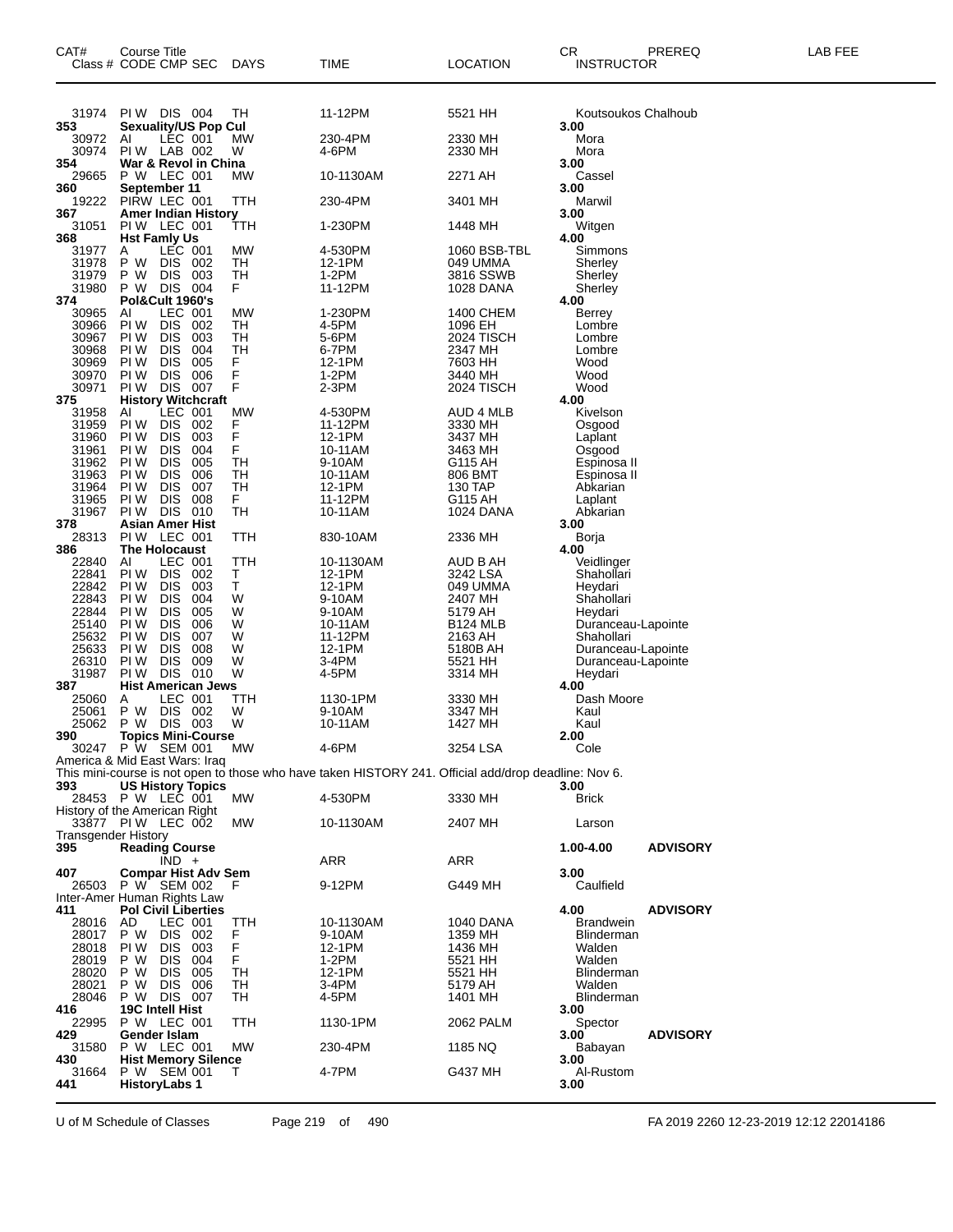| CAT# Class # | Course Title CODE CMP SEC | DAYS | TIME | LOCATION | CR INSTRUCTOR | PREREQ | LAB FEE |
|---|---|---|---|---|---|---|---|
| 31974 | PI W DIS 004 | TH | 11-12PM | 5521 HH | Koutsoukos Chalhoub | | |
| **353** | **Sexuality/US Pop Cul** | | | | **3.00** | | |
| 30972 | AI LEC 001 | MW | 230-4PM | 2330 MH | Mora | | |
| 30974 | PI W LAB 002 | W | 4-6PM | 2330 MH | Mora | | |
| **354** | **War & Revol in China** | | | | **3.00** | | |
| 29665 | P W LEC 001 | MW | 10-1130AM | 2271 AH | Cassel | | |
| **360** | **September 11** | | | | **3.00** | | |
| 19222 | PIRW LEC 001 | TTH | 230-4PM | 3401 MH | Marwil | | |
| **367** | **Amer Indian History** | | | | **3.00** | | |
| 31051 | PI W LEC 001 | TTH | 1-230PM | 1448 MH | Witgen | | |
| **368** | **Hst Famly Us** | | | | **4.00** | | |
| 31977 | A LEC 001 | MW | 4-530PM | 1060 BSB-TBL | Simmons | | |
| 31978 | P W DIS 002 | TH | 12-1PM | 049 UMMA | Sherley | | |
| 31979 | P W DIS 003 | TH | 1-2PM | 3816 SSWB | Sherley | | |
| 31980 | P W DIS 004 | F | 11-12PM | 1028 DANA | Sherley | | |
| **374** | **Pol&Cult 1960's** | | | | **4.00** | | |
| 30965 | AI LEC 001 | MW | 1-230PM | 1400 CHEM | Berrey | | |
| 30966 | PI W DIS 002 | TH | 4-5PM | 1096 EH | Lombre | | |
| 30967 | PI W DIS 003 | TH | 5-6PM | 2024 TISCH | Lombre | | |
| 30968 | PI W DIS 004 | TH | 6-7PM | 2347 MH | Lombre | | |
| 30969 | PI W DIS 005 | F | 12-1PM | 7603 HH | Wood | | |
| 30970 | PI W DIS 006 | F | 1-2PM | 3440 MH | Wood | | |
| 30971 | PI W DIS 007 | F | 2-3PM | 2024 TISCH | Wood | | |
| **375** | **History Witchcraft** | | | | **4.00** | | |
| 31958 | AI LEC 001 | MW | 4-530PM | AUD 4 MLB | Kivelson | | |
| 31959 | PI W DIS 002 | F | 11-12PM | 3330 MH | Osgood | | |
| 31960 | PI W DIS 003 | F | 12-1PM | 3437 MH | Laplant | | |
| 31961 | PI W DIS 004 | F | 10-11AM | 3463 MH | Osgood | | |
| 31962 | PI W DIS 005 | TH | 9-10AM | G115 AH | Espinosa II | | |
| 31963 | PI W DIS 006 | TH | 10-11AM | 806 BMT | Espinosa II | | |
| 31964 | PI W DIS 007 | TH | 12-1PM | 130 TAP | Abkarian | | |
| 31965 | PI W DIS 008 | F | 11-12PM | G115 AH | Laplant | | |
| 31967 | PI W DIS 010 | TH | 10-11AM | 1024 DANA | Abkarian | | |
| **378** | **Asian Amer Hist** | | | | **3.00** | | |
| 28313 | PI W LEC 001 | TTH | 830-10AM | 2336 MH | Borja | | |
| **386** | **The Holocaust** | | | | **4.00** | | |
| 22840 | AI LEC 001 | TTH | 10-1130AM | AUD B AH | Veidlinger | | |
| 22841 | PI W DIS 002 | T | 12-1PM | 3242 LSA | Shahollari | | |
| 22842 | PI W DIS 003 | T | 12-1PM | 049 UMMA | Heydari | | |
| 22843 | PI W DIS 004 | W | 9-10AM | 2407 MH | Shahollari | | |
| 22844 | PI W DIS 005 | W | 9-10AM | 5179 AH | Heydari | | |
| 25140 | PI W DIS 006 | W | 10-11AM | B124 MLB | Duranceau-Lapointe | | |
| 25632 | PI W DIS 007 | W | 11-12PM | 2163 AH | Shahollari | | |
| 25633 | PI W DIS 008 | W | 12-1PM | 5180B AH | Duranceau-Lapointe | | |
| 26310 | PI W DIS 009 | W | 3-4PM | 5521 HH | Duranceau-Lapointe | | |
| 31987 | PI W DIS 010 | W | 4-5PM | 3314 MH | Heydari | | |
| **387** | **Hist American Jews** | | | | **4.00** | | |
| 25060 | A LEC 001 | TTH | 1130-1PM | 3330 MH | Dash Moore | | |
| 25061 | P W DIS 002 | W | 9-10AM | 3347 MH | Kaul | | |
| 25062 | P W DIS 003 | W | 10-11AM | 1427 MH | Kaul | | |
| **390** | **Topics Mini-Course** | | | | **2.00** | | |
| 30247 | P W SEM 001 | MW | 4-6PM | 3254 LSA | Cole | | |
| | America & Mid East Wars: Iraq | | | | | | |
| | This mini-course is not open to those who have taken HISTORY 241. Official add/drop deadline: Nov 6. | | | | | | |
| **393** | **US History Topics** | | | | **3.00** | | |
| 28453 | P W LEC 001 | MW | 4-530PM | 3330 MH | Brick | | |
| | History of the American Right | | | | | | |
| 33877 | PI W LEC 002 | MW | 10-1130AM | 2407 MH | Larson | | |
| | Transgender History | | | | | | |
| **395** | **Reading Course** | | | | **1.00-4.00** | **ADVISORY** | |
| | IND + | | ARR | ARR | | | |
| **407** | **Compar Hist Adv Sem** | | | | **3.00** | | |
| 26503 | P W SEM 002 | F | 9-12PM | G449 MH | Caulfield | | |
| | Inter-Amer Human Rights Law | | | | | | |
| **411** | **Pol Civil Liberties** | | | | **4.00** | **ADVISORY** | |
| 28016 | AD LEC 001 | TTH | 10-1130AM | 1040 DANA | Brandwein | | |
| 28017 | P W DIS 002 | F | 9-10AM | 1359 MH | Blinderman | | |
| 28018 | PI W DIS 003 | F | 12-1PM | 1436 MH | Walden | | |
| 28019 | P W DIS 004 | F | 1-2PM | 5521 HH | Walden | | |
| 28020 | P W DIS 005 | TH | 12-1PM | 5521 HH | Blinderman | | |
| 28021 | P W DIS 006 | TH | 3-4PM | 5179 AH | Walden | | |
| 28046 | P W DIS 007 | TH | 4-5PM | 1401 MH | Blinderman | | |
| **416** | **19C Intell Hist** | | | | **3.00** | | |
| 22995 | P W LEC 001 | TTH | 1130-1PM | 2062 PALM | Spector | | |
| **429** | **Gender Islam** | | | | **3.00** | **ADVISORY** | |
| 31580 | P W LEC 001 | MW | 230-4PM | 1185 NQ | Babayan | | |
| **430** | **Hist Memory Silence** | | | | **3.00** | | |
| 31664 | P W SEM 001 | T | 4-7PM | G437 MH | Al-Rustom | | |
| **441** | **HistoryLabs 1** | | | | **3.00** | | |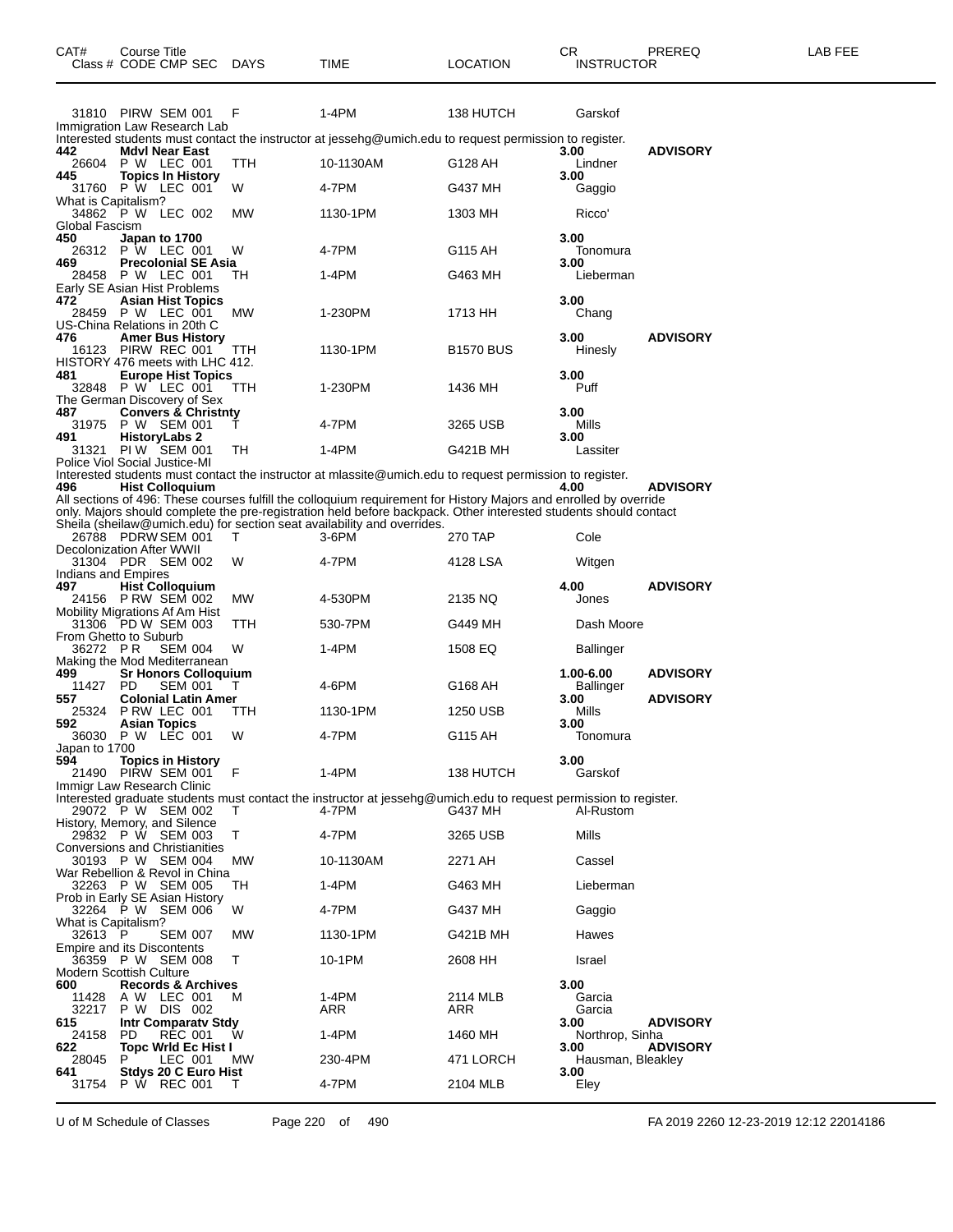| CAT# Class # | Course Title CODE CMP SEC | DAYS | TIME | LOCATION | CR INSTRUCTOR | PREREQ | LAB FEE |
|---|---|---|---|---|---|---|---|
| 31810 | PIRW SEM 001 | F | 1-4PM | 138 HUTCH | Garskof | | |
| Immigration Law Research Lab | | | | | | | |
| Interested students must contact the instructor at jessehg@umich.edu to request permission to register. | | | | | | | |
| **442** | **Mdvl Near East** | | | | **3.00** | **ADVISORY** | |
| 26604 | P W LEC 001 | TTH | 10-1130AM | G128 AH | Lindner | | |
| **445** | **Topics In History** | | | | **3.00** | | |
| 31760 | P W LEC 001 | W | 4-7PM | G437 MH | Gaggio | | |
| What is Capitalism? | | | | | | | |
| 34862 | P W LEC 002 | MW | 1130-1PM | 1303 MH | Ricco' | | |
| Global Fascism | | | | | | | |
| **450** | **Japan to 1700** | | | | **3.00** | | |
| 26312 | P W LEC 001 | W | 4-7PM | G115 AH | Tonomura | | |
| **469** | **Precolonial SE Asia** | | | | **3.00** | | |
| 28458 | P W LEC 001 | TH | 1-4PM | G463 MH | Lieberman | | |
| Early SE Asian Hist Problems | | | | | | | |
| **472** | **Asian Hist Topics** | | | | **3.00** | | |
| 28459 | P W LEC 001 | MW | 1-230PM | 1713 HH | Chang | | |
| US-China Relations in 20th C | | | | | | | |
| **476** | **Amer Bus History** | | | | **3.00** | **ADVISORY** | |
| 16123 | PIRW REC 001 | TTH | 1130-1PM | B1570 BUS | Hinesly | | |
| HISTORY 476 meets with LHC 412. | | | | | | | |
| **481** | **Europe Hist Topics** | | | | **3.00** | | |
| 32848 | P W LEC 001 | TTH | 1-230PM | 1436 MH | Puff | | |
| The German Discovery of Sex | | | | | | | |
| **487** | **Convers & Christnty** | | | | **3.00** | | |
| 31975 | P W SEM 001 | T | 4-7PM | 3265 USB | Mills | | |
| **491** | **HistoryLabs 2** | | | | **3.00** | | |
| 31321 | PI W SEM 001 | TH | 1-4PM | G421B MH | Lassiter | | |
| Police Viol Social Justice-MI | | | | | | | |
| Interested students must contact the instructor at mlassite@umich.edu to request permission to register. | | | | | | | |
| **496** | **Hist Colloquium** | | | | **4.00** | **ADVISORY** | |
| All sections of 496: These courses fulfill the colloquium requirement for History Majors and enrolled by override only. Majors should complete the pre-registration held before backpack. Other interested students should contact Sheila (sheilaw@umich.edu) for section seat availability and overrides. | | | | | | | |
| 26788 | PDRW SEM 001 | T | 3-6PM | 270 TAP | Cole | | |
| Decolonization After WWII | | | | | | | |
| 31304 | PDR SEM 002 | W | 4-7PM | 4128 LSA | Witgen | | |
| Indians and Empires | | | | | | | |
| **497** | **Hist Colloquium** | | | | **4.00** | **ADVISORY** | |
| 24156 | P RW SEM 002 | MW | 4-530PM | 2135 NQ | Jones | | |
| Mobility Migrations Af Am Hist | | | | | | | |
| 31306 | PD W SEM 003 | TTH | 530-7PM | G449 MH | Dash Moore | | |
| From Ghetto to Suburb | | | | | | | |
| 36272 | P R SEM 004 | W | 1-4PM | 1508 EQ | Ballinger | | |
| Making the Mod Mediterranean | | | | | | | |
| **499** | **Sr Honors Colloquium** | | | | **1.00-6.00** | **ADVISORY** | |
| 11427 | PD SEM 001 | T | 4-6PM | G168 AH | Ballinger | | |
| **557** | **Colonial Latin Amer** | | | | **3.00** | **ADVISORY** | |
| 25324 | P RW LEC 001 | TTH | 1130-1PM | 1250 USB | Mills | | |
| **592** | **Asian Topics** | | | | **3.00** | | |
| 36030 | P W LEC 001 | W | 4-7PM | G115 AH | Tonomura | | |
| Japan to 1700 | | | | | | | |
| **594** | **Topics in History** | | | | **3.00** | | |
| 21490 | PIRW SEM 001 | F | 1-4PM | 138 HUTCH | Garskof | | |
| Immigr Law Research Clinic | | | | | | | |
| Interested graduate students must contact the instructor at jessehg@umich.edu to request permission to register. | | | | | | | |
| 29072 | P W SEM 002 | T | 4-7PM | G437 MH | Al-Rustom | | |
| History, Memory, and Silence | | | | | | | |
| 29832 | P W SEM 003 | T | 4-7PM | 3265 USB | Mills | | |
| Conversions and Christianities | | | | | | | |
| 30193 | P W SEM 004 | MW | 10-1130AM | 2271 AH | Cassel | | |
| War Rebellion & Revol in China | | | | | | | |
| 32263 | P W SEM 005 | TH | 1-4PM | G463 MH | Lieberman | | |
| Prob in Early SE Asian History | | | | | | | |
| 32264 | P W SEM 006 | W | 4-7PM | G437 MH | Gaggio | | |
| What is Capitalism? | | | | | | | |
| 32613 | P SEM 007 | MW | 1130-1PM | G421B MH | Hawes | | |
| Empire and its Discontents | | | | | | | |
| 36359 | P W SEM 008 | T | 10-1PM | 2608 HH | Israel | | |
| Modern Scottish Culture | | | | | | | |
| **600** | **Records & Archives** | | | | **3.00** | | |
| 11428 | A W LEC 001 | M | 1-4PM | 2114 MLB | Garcia | | |
| 32217 | P W DIS 002 | | ARR | ARR | Garcia | | |
| **615** | **Intr Comparatv Stdy** | | | | **3.00** | **ADVISORY** | |
| 24158 | PD REC 001 | W | 1-4PM | 1460 MH | Northrop, Sinha | | |
| **622** | **Topc Wrld Ec Hist I** | | | | **3.00** | **ADVISORY** | |
| 28045 | P LEC 001 | MW | 230-4PM | 471 LORCH | Hausman, Bleakley | | |
| **641** | **Stdys 20 C Euro Hist** | | | | **3.00** | | |
| 31754 | P W REC 001 | T | 4-7PM | 2104 MLB | Eley | | |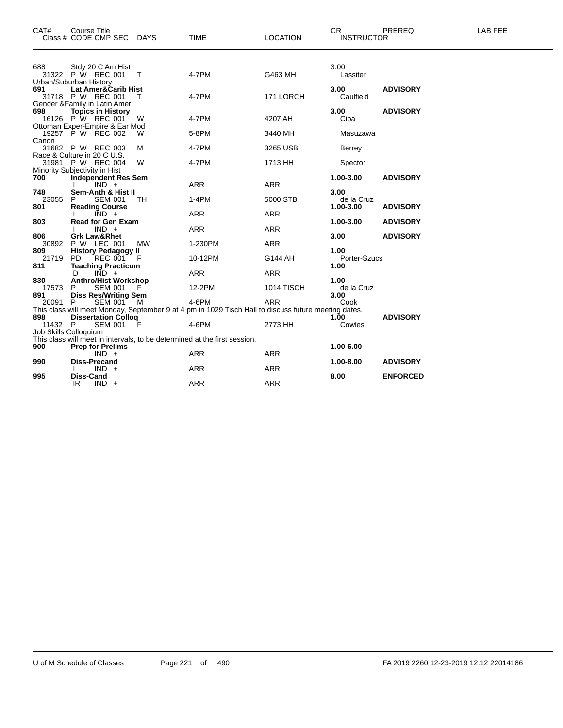| CAT# | Course Title Class # CODE CMP SEC | DAYS | TIME | LOCATION | CR INSTRUCTOR | PREREQ | LAB FEE |
|---|---|---|---|---|---|---|---|
| 688 | Stdy 20 C Am Hist | | | | 3.00 | | |
| 31322 | P W REC 001 | T | 4-7PM | G463 MH | Lassiter | | |
| Urban/Suburban History | | | | | | | |
| **691** | **Lat Amer&Carib Hist** | | | | **3.00** | **ADVISORY** | |
| 31718 | P W REC 001 | T | 4-7PM | 171 LORCH | Caulfield | | |
| Gender &Family in Latin Amer | | | | | | | |
| **698** | **Topics in History** | | | | **3.00** | **ADVISORY** | |
| 16126 | P W REC 001 | W | 4-7PM | 4207 AH | Cipa | | |
| Ottoman Exper-Empire & Ear Mod | | | | | | | |
| 19257 | P W REC 002 | W | 5-8PM | 3440 MH | Masuzawa | | |
| Canon | | | | | | | |
| 31682 | P W REC 003 | M | 4-7PM | 3265 USB | Berrey | | |
| Race & Culture in 20 C U.S. | | | | | | | |
| 31981 | P W REC 004 | W | 4-7PM | 1713 HH | Spector | | |
| Minority Subjectivity in Hist | | | | | | | |
| **700** | **Independent Res Sem** | | | | **1.00-3.00** | **ADVISORY** | |
| | I IND + | | ARR | ARR | | | |
| **748** | **Sem-Anth & Hist II** | | | | **3.00** | | |
| 23055 | P SEM 001 | TH | 1-4PM | 5000 STB | de la Cruz | | |
| **801** | **Reading Course** | | | | **1.00-3.00** | **ADVISORY** | |
| | I IND + | | ARR | ARR | | | |
| **803** | **Read for Gen Exam** | | | | **1.00-3.00** | **ADVISORY** | |
| | I IND + | | ARR | ARR | | | |
| **806** | **Grk Law&Rhet** | | | | **3.00** | **ADVISORY** | |
| 30892 | P W LEC 001 | MW | 1-230PM | ARR | | | |
| **809** | **History Pedagogy II** | | | | **1.00** | | |
| 21719 | PD REC 001 | F | 10-12PM | G144 AH | Porter-Szucs | | |
| **811** | **Teaching Practicum** | | | | **1.00** | | |
| | D IND + | | ARR | ARR | | | |
| **830** | **Anthro/Hist Workshop** | | | | **1.00** | | |
| 17573 | P SEM 001 | F | 12-2PM | 1014 TISCH | de la Cruz | | |
| **891** | **Diss Res/Writing Sem** | | | | **3.00** | | |
| 20091 | P SEM 001 | M | 4-6PM | ARR | Cook | | |
| This class will meet Monday, September 9 at 4 pm in 1029 Tisch Hall to discuss future meeting dates. | | | | | | | |
| **898** | **Dissertation Colloq** | | | | **1.00** | **ADVISORY** | |
| 11432 | P SEM 001 | F | 4-6PM | 2773 HH | Cowles | | |
| Job Skills Colloquium | | | | | | | |
| This class will meet in intervals, to be determined at the first session. | | | | | | | |
| **900** | **Prep for Prelims** | | | | **1.00-6.00** | | |
| | IND + | | ARR | ARR | | | |
| **990** | **Diss-Precand** | | | | **1.00-8.00** | **ADVISORY** | |
| | I IND + | | ARR | ARR | | | |
| **995** | **Diss-Cand** | | | | **8.00** | **ENFORCED** | |
| | IR IND + | | ARR | ARR | | | |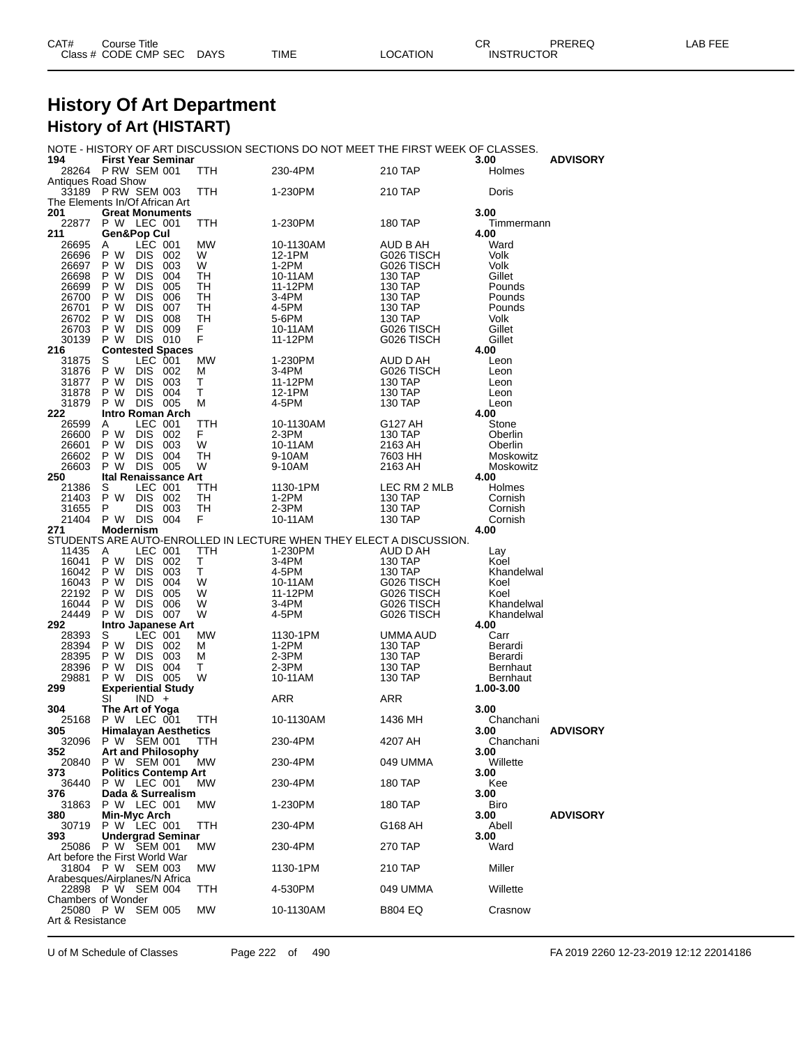# History Of Art Department

## History of Art (HISTART)

| CAT# / Class # | Course Title / CODE CMP SEC | DAYS | TIME | LOCATION | CR / INSTRUCTOR | PREREQ | LAB FEE |
|---|---|---|---|---|---|---|---|
| NOTE - HISTORY OF ART DISCUSSION SECTIONS DO NOT MEET THE FIRST WEEK OF CLASSES. | | | | | | | |
| **194** | **First Year Seminar** | | | | **3.00** | **ADVISORY** | |
| 28264 | P RW SEM 001 | TTH | 230-4PM | 210 TAP | Holmes | | |
| Antiques Road Show | | | | | | | |
| 33189 | P RW SEM 003 | TTH | 1-230PM | 210 TAP | Doris | | |
| The Elements In/Of African Art | | | | | | | |
| **201** | **Great Monuments** | | | | **3.00** | | |
| 22877 | P W LEC 001 | TTH | 1-230PM | 180 TAP | Timmermann | | |
| **211** | **Gen&Pop Cul** | | | | **4.00** | | |
| 26695 | A LEC 001 | MW | 10-1130AM | AUD B AH | Ward | | |
| 26696 | P W DIS 002 | W | 12-1PM | G026 TISCH | Volk | | |
| 26697 | P W DIS 003 | W | 1-2PM | G026 TISCH | Volk | | |
| 26698 | P W DIS 004 | TH | 10-11AM | 130 TAP | Gillet | | |
| 26699 | P W DIS 005 | TH | 11-12PM | 130 TAP | Pounds | | |
| 26700 | P W DIS 006 | TH | 3-4PM | 130 TAP | Pounds | | |
| 26701 | P W DIS 007 | TH | 4-5PM | 130 TAP | Pounds | | |
| 26702 | P W DIS 008 | TH | 5-6PM | 130 TAP | Volk | | |
| 26703 | P W DIS 009 | F | 10-11AM | G026 TISCH | Gillet | | |
| 30139 | P W DIS 010 | F | 11-12PM | G026 TISCH | Gillet | | |
| **216** | **Contested Spaces** | | | | **4.00** | | |
| 31875 | S LEC 001 | MW | 1-230PM | AUD D AH | Leon | | |
| 31876 | P W DIS 002 | M | 3-4PM | G026 TISCH | Leon | | |
| 31877 | P W DIS 003 | T | 11-12PM | 130 TAP | Leon | | |
| 31878 | P W DIS 004 | T | 12-1PM | 130 TAP | Leon | | |
| 31879 | P W DIS 005 | M | 4-5PM | 130 TAP | Leon | | |
| **222** | **Intro Roman Arch** | | | | **4.00** | | |
| 26599 | A LEC 001 | TTH | 10-1130AM | G127 AH | Stone | | |
| 26600 | P W DIS 002 | F | 2-3PM | 130 TAP | Oberlin | | |
| 26601 | P W DIS 003 | W | 10-11AM | 2163 AH | Oberlin | | |
| 26602 | P W DIS 004 | TH | 9-10AM | 7603 HH | Moskowitz | | |
| 26603 | P W DIS 005 | W | 9-10AM | 2163 AH | Moskowitz | | |
| **250** | **Ital Renaissance Art** | | | | **4.00** | | |
| 21386 | S LEC 001 | TTH | 1130-1PM | LEC RM 2 MLB | Holmes | | |
| 21403 | P W DIS 002 | TH | 1-2PM | 130 TAP | Cornish | | |
| 31655 | P DIS 003 | TH | 2-3PM | 130 TAP | Cornish | | |
| 21404 | P W DIS 004 | F | 10-11AM | 130 TAP | Cornish | | |
| **271** | **Modernism** | | | | **4.00** | | |
| STUDENTS ARE AUTO-ENROLLED IN LECTURE WHEN THEY ELECT A DISCUSSION. | | | | | | | |
| 11435 | A LEC 001 | TTH | 1-230PM | AUD D AH | Lay | | |
| 16041 | P W DIS 002 | T | 3-4PM | 130 TAP | Koel | | |
| 16042 | P W DIS 003 | T | 4-5PM | 130 TAP | Khandelwal | | |
| 16043 | P W DIS 004 | W | 10-11AM | G026 TISCH | Koel | | |
| 22192 | P W DIS 005 | W | 11-12PM | G026 TISCH | Koel | | |
| 16044 | P W DIS 006 | W | 3-4PM | G026 TISCH | Khandelwal | | |
| 24449 | P W DIS 007 | W | 4-5PM | G026 TISCH | Khandelwal | | |
| **292** | **Intro Japanese Art** | | | | **4.00** | | |
| 28393 | S LEC 001 | MW | 1130-1PM | UMMA AUD | Carr | | |
| 28394 | P W DIS 002 | M | 1-2PM | 130 TAP | Berardi | | |
| 28395 | P W DIS 003 | M | 2-3PM | 130 TAP | Berardi | | |
| 28396 | P W DIS 004 | T | 2-3PM | 130 TAP | Bernhaut | | |
| 29881 | P W DIS 005 | W | 10-11AM | 130 TAP | Bernhaut | | |
| **299** | **Experiential Study** | | | | **1.00-3.00** | | |
| | SI IND + | | ARR | ARR | | | |
| **304** | **The Art of Yoga** | | | | **3.00** | | |
| 25168 | P W LEC 001 | TTH | 10-1130AM | 1436 MH | Chanchani | | |
| **305** | **Himalayan Aesthetics** | | | | **3.00** | **ADVISORY** | |
| 32096 | P W SEM 001 | TTH | 230-4PM | 4207 AH | Chanchani | | |
| **352** | **Art and Philosophy** | | | | **3.00** | | |
| 20840 | P W SEM 001 | MW | 230-4PM | 049 UMMA | Willette | | |
| **373** | **Politics Contemp Art** | | | | **3.00** | | |
| 36440 | P W LEC 001 | MW | 230-4PM | 180 TAP | Kee | | |
| **376** | **Dada & Surrealism** | | | | **3.00** | | |
| 31863 | P W LEC 001 | MW | 1-230PM | 180 TAP | Biro | | |
| **380** | **Min-Myc Arch** | | | | **3.00** | **ADVISORY** | |
| 30719 | P W LEC 001 | TTH | 230-4PM | G168 AH | Abell | | |
| **393** | **Undergrad Seminar** | | | | **3.00** | | |
| 25086 | P W SEM 001 | MW | 230-4PM | 270 TAP | Ward | | |
| Art before the First World War | | | | | | | |
| 31804 | P W SEM 003 | MW | 1130-1PM | 210 TAP | Miller | | |
| Arabesques/Airplanes/N Africa | | | | | | | |
| 22898 | P W SEM 004 | TTH | 4-530PM | 049 UMMA | Willette | | |
| Chambers of Wonder | | | | | | | |
| 25080 | P W SEM 005 | MW | 10-1130AM | B804 EQ | Crasnow | | |
| Art & Resistance | | | | | | | |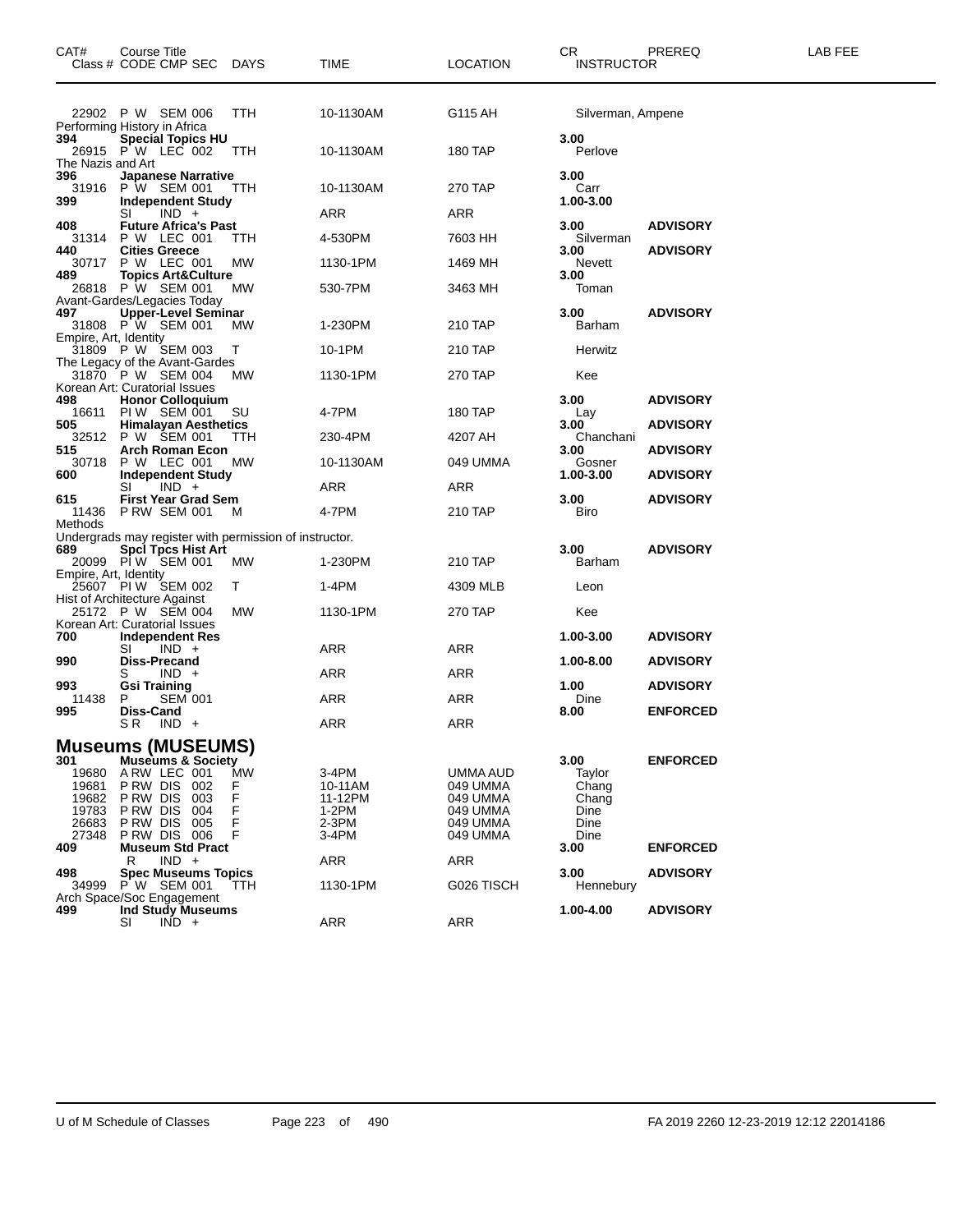| CAT# | Course Title Class # CODE CMP SEC | DAYS | TIME | LOCATION | CR INSTRUCTOR | PREREQ | LAB FEE |
|---|---|---|---|---|---|---|---|
| | 22902 P W SEM 006 | TTH | 10-1130AM | G115 AH | Silverman, Ampene | | |
| | Performing History in Africa | | | | | | |
| 394 | **Special Topics HU** | | | | **3.00** | | |
| | 26915 P W LEC 002 | TTH | 10-1130AM | 180 TAP | Perlove | | |
| | The Nazis and Art | | | | | | |
| 396 | **Japanese Narrative** | | | | **3.00** | | |
| | 31916 P W SEM 001 | TTH | 10-1130AM | 270 TAP | Carr | | |
| 399 | **Independent Study** | | | | **1.00-3.00** | | |
| | SI IND + | | ARR | ARR | | | |
| 408 | **Future Africa's Past** | | | | **3.00** | **ADVISORY** | |
| | 31314 P W LEC 001 | TTH | 4-530PM | 7603 HH | Silverman | | |
| 440 | **Cities Greece** | | | | **3.00** | **ADVISORY** | |
| | 30717 P W LEC 001 | MW | 1130-1PM | 1469 MH | Nevett | | |
| 489 | **Topics Art&Culture** | | | | **3.00** | | |
| | 26818 P W SEM 001 | MW | 530-7PM | 3463 MH | Toman | | |
| | Avant-Gardes/Legacies Today | | | | | | |
| 497 | **Upper-Level Seminar** | | | | **3.00** | **ADVISORY** | |
| | 31808 P W SEM 001 | MW | 1-230PM | 210 TAP | Barham | | |
| | Empire, Art, Identity | | | | | | |
| | 31809 P W SEM 003 | T | 10-1PM | 210 TAP | Herwitz | | |
| | The Legacy of the Avant-Gardes | | | | | | |
| | 31870 P W SEM 004 | MW | 1130-1PM | 270 TAP | Kee | | |
| | Korean Art: Curatorial Issues | | | | | | |
| 498 | **Honor Colloquium** | | | | **3.00** | **ADVISORY** | |
| | 16611 PI W SEM 001 | SU | 4-7PM | 180 TAP | Lay | | |
| 505 | **Himalayan Aesthetics** | | | | **3.00** | **ADVISORY** | |
| | 32512 P W SEM 001 | TTH | 230-4PM | 4207 AH | Chanchani | | |
| 515 | **Arch Roman Econ** | | | | **3.00** | **ADVISORY** | |
| | 30718 P W LEC 001 | MW | 10-1130AM | 049 UMMA | Gosner | | |
| 600 | **Independent Study** | | | | **1.00-3.00** | **ADVISORY** | |
| | SI IND + | | ARR | ARR | | | |
| 615 | **First Year Grad Sem** | | | | **3.00** | **ADVISORY** | |
| | 11436 P RW SEM 001 | M | 4-7PM | 210 TAP | Biro | | |
| | Methods | | | | | | |
| | Undergrads may register with permission of instructor. | | | | | | |
| 689 | **Spcl Tpcs Hist Art** | | | | **3.00** | **ADVISORY** | |
| | 20099 PI W SEM 001 | MW | 1-230PM | 210 TAP | Barham | | |
| | Empire, Art, Identity | | | | | | |
| | 25607 PI W SEM 002 | T | 1-4PM | 4309 MLB | Leon | | |
| | Hist of Architecture Against | | | | | | |
| | 25172 P W SEM 004 | MW | 1130-1PM | 270 TAP | Kee | | |
| | Korean Art: Curatorial Issues | | | | | | |
| 700 | **Independent Res** | | | | **1.00-3.00** | **ADVISORY** | |
| | SI IND + | | ARR | ARR | | | |
| 990 | **Diss-Precand** | | | | **1.00-8.00** | **ADVISORY** | |
| | S IND + | | ARR | ARR | | | |
| 993 | **Gsi Training** | | | | **1.00** | **ADVISORY** | |
| | 11438 P SEM 001 | | ARR | ARR | Dine | | |
| 995 | **Diss-Cand** | | | | **8.00** | **ENFORCED** | |
| | S R IND + | | ARR | ARR | | | |

## Museums (MUSEUMS)

| CAT# | Course Title Class # CODE CMP SEC | DAYS | TIME | LOCATION | CR INSTRUCTOR | PREREQ | LAB FEE |
|---|---|---|---|---|---|---|---|
| 301 | **Museums & Society** | | | | **3.00** | **ENFORCED** | |
| | 19680 A RW LEC 001 | MW | 3-4PM | UMMA AUD | Taylor | | |
| | 19681 P RW DIS 002 | F | 10-11AM | 049 UMMA | Chang | | |
| | 19682 P RW DIS 003 | F | 11-12PM | 049 UMMA | Chang | | |
| | 19783 P RW DIS 004 | F | 1-2PM | 049 UMMA | Dine | | |
| | 26683 P RW DIS 005 | F | 2-3PM | 049 UMMA | Dine | | |
| | 27348 P RW DIS 006 | F | 3-4PM | 049 UMMA | Dine | | |
| 409 | **Museum Std Pract** | | | | **3.00** | **ENFORCED** | |
| | R IND + | | ARR | ARR | | | |
| 498 | **Spec Museums Topics** | | | | **3.00** | **ADVISORY** | |
| | 34999 P W SEM 001 | TTH | 1130-1PM | G026 TISCH | Hennebury | | |
| | Arch Space/Soc Engagement | | | | | | |
| 499 | **Ind Study Museums** | | | | **1.00-4.00** | **ADVISORY** | |
| | SI IND + | | ARR | ARR | | | |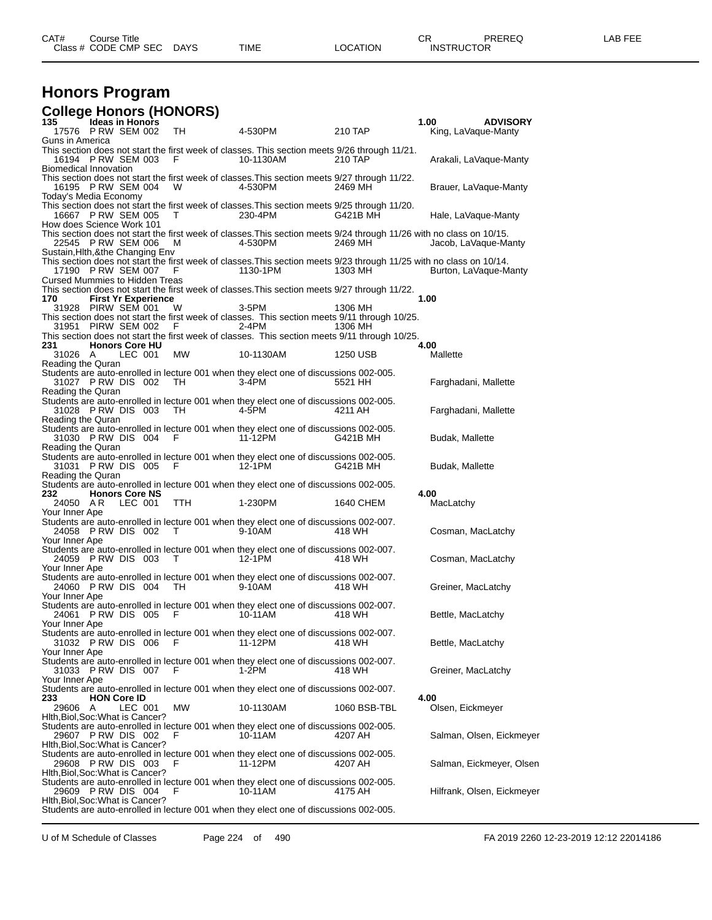# Honors Program

## College Honors (HONORS)

| CAT# | Course Title | | | | | | CR | PREREQ | LAB FEE |
|---|---|---|---|---|---|---|---|---|---|
| Class # | CODE | CMP | SEC | DAYS | TIME | LOCATION | INSTRUCTOR | | |

**135 Ideas in Honors** — 1.00 — ADVISORY

17576 P RW SEM 002 TH 4-530PM 210 TAP King, LaVaque-Manty
Guns in America
This section does not start the first week of classes. This section meets 9/26 through 11/21.

16194 P RW SEM 003 F 10-1130AM 210 TAP Arakali, LaVaque-Manty
Biomedical Innovation
This section does not start the first week of classes.This section meets 9/27 through 11/22.

16195 P RW SEM 004 W 4-530PM 2469 MH Brauer, LaVaque-Manty
Today's Media Economy
This section does not start the first week of classes.This section meets 9/25 through 11/20.

16667 P RW SEM 005 T 230-4PM G421B MH Hale, LaVaque-Manty
How does Science Work 101
This section does not start the first week of classes.This section meets 9/24 through 11/26 with no class on 10/15.

22545 P RW SEM 006 M 4-530PM 2469 MH Jacob, LaVaque-Manty
Sustain,Hlth,&the Changing Env
This section does not start the first week of classes.This section meets 9/23 through 11/25 with no class on 10/14.

17190 P RW SEM 007 F 1130-1PM 1303 MH Burton, LaVaque-Manty
Cursed Mummies to Hidden Treas
This section does not start the first week of classes.This section meets 9/27 through 11/22.

**170 First Yr Experience** — 1.00

31928 PIRW SEM 001 W 3-5PM 1306 MH
This section does not start the first week of classes. This section meets 9/11 through 10/25.

31951 PIRW SEM 002 F 2-4PM 1306 MH
This section does not start the first week of classes. This section meets 9/11 through 10/25.

**231 Honors Core HU** — 4.00

31026 A LEC 001 MW 10-1130AM 1250 USB Mallette
Reading the Quran
Students are auto-enrolled in lecture 001 when they elect one of discussions 002-005.

31027 P RW DIS 002 TH 3-4PM 5521 HH Farghadani, Mallette
Reading the Quran
Students are auto-enrolled in lecture 001 when they elect one of discussions 002-005.

31028 P RW DIS 003 TH 4-5PM 4211 AH Farghadani, Mallette
Reading the Quran
Students are auto-enrolled in lecture 001 when they elect one of discussions 002-005.

31030 P RW DIS 004 F 11-12PM G421B MH Budak, Mallette
Reading the Quran
Students are auto-enrolled in lecture 001 when they elect one of discussions 002-005.

31031 P RW DIS 005 F 12-1PM G421B MH Budak, Mallette
Reading the Quran
Students are auto-enrolled in lecture 001 when they elect one of discussions 002-005.

**232 Honors Core NS** — 4.00

24050 A R LEC 001 TTH 1-230PM 1640 CHEM MacLatchy
Your Inner Ape
Students are auto-enrolled in lecture 001 when they elect one of discussions 002-007.

24058 P RW DIS 002 T 9-10AM 418 WH Cosman, MacLatchy
Your Inner Ape
Students are auto-enrolled in lecture 001 when they elect one of discussions 002-007.

24059 P RW DIS 003 T 12-1PM 418 WH Cosman, MacLatchy
Your Inner Ape
Students are auto-enrolled in lecture 001 when they elect one of discussions 002-007.

24060 P RW DIS 004 TH 9-10AM 418 WH Greiner, MacLatchy
Your Inner Ape
Students are auto-enrolled in lecture 001 when they elect one of discussions 002-007.

24061 P RW DIS 005 F 10-11AM 418 WH Bettle, MacLatchy
Your Inner Ape
Students are auto-enrolled in lecture 001 when they elect one of discussions 002-007.

31032 P RW DIS 006 F 11-12PM 418 WH Bettle, MacLatchy
Your Inner Ape
Students are auto-enrolled in lecture 001 when they elect one of discussions 002-007.

31033 P RW DIS 007 F 1-2PM 418 WH Greiner, MacLatchy
Your Inner Ape
Students are auto-enrolled in lecture 001 when they elect one of discussions 002-007.

**233 HON Core ID** — 4.00

29606 A LEC 001 MW 10-1130AM 1060 BSB-TBL Olsen, Eickmeyer
Hlth,Biol,Soc:What is Cancer?
Students are auto-enrolled in lecture 001 when they elect one of discussions 002-005.

29607 P RW DIS 002 F 10-11AM 4207 AH Salman, Olsen, Eickmeyer
Hlth,Biol,Soc:What is Cancer?
Students are auto-enrolled in lecture 001 when they elect one of discussions 002-005.

29608 P RW DIS 003 F 11-12PM 4207 AH Salman, Eickmeyer, Olsen
Hlth,Biol,Soc:What is Cancer?
Students are auto-enrolled in lecture 001 when they elect one of discussions 002-005.

29609 P RW DIS 004 F 10-11AM 4175 AH Hilfrank, Olsen, Eickmeyer
Hlth,Biol,Soc:What is Cancer?
Students are auto-enrolled in lecture 001 when they elect one of discussions 002-005.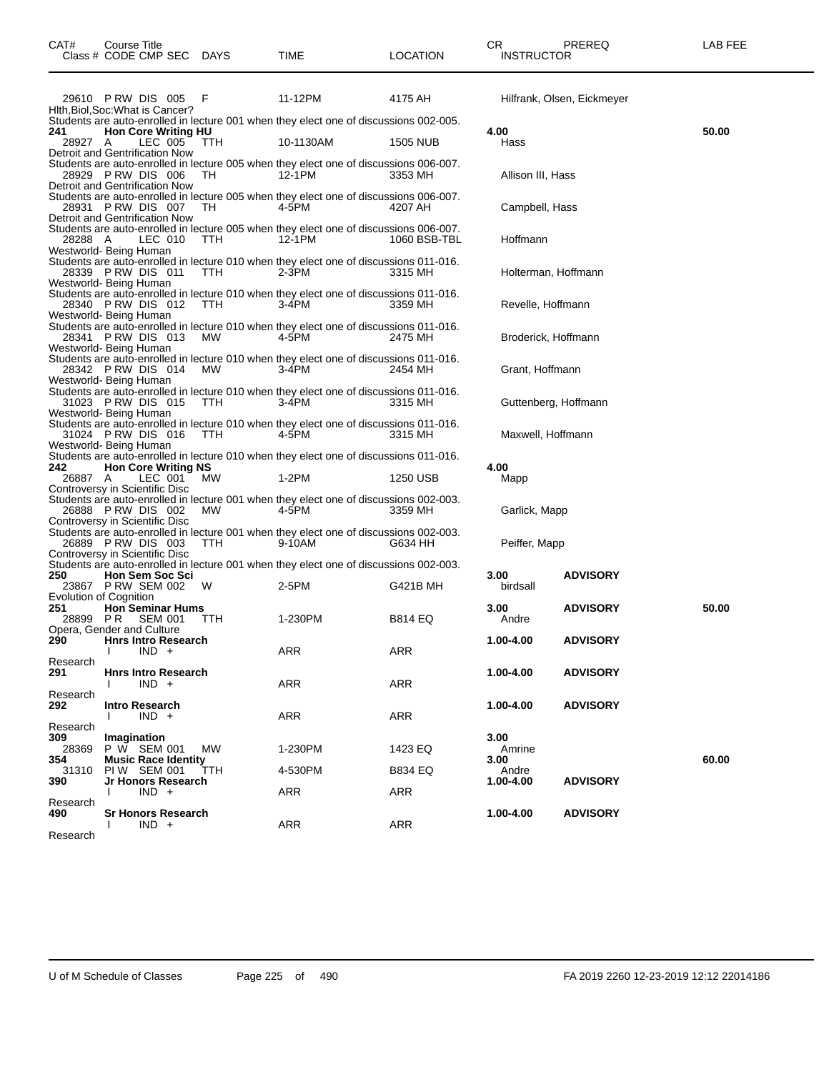| CAT# | Course Title<br>Class # CODE CMP SEC | DAYS | TIME | LOCATION | CR<br>INSTRUCTOR | PREREQ | LAB FEE |
|---|---|---|---|---|---|---|---|
| | 29610 P RW DIS 005 | F | 11-12PM | 4175 AH | Hilfrank, Olsen, Eickmeyer | | |
| | Hlth,Biol,Soc:What is Cancer? | | | | | | |
| | Students are auto-enrolled in lecture 001 when they elect one of discussions 002-005. | | | | | | |
| **241** | **Hon Core Writing HU** | | | | **4.00** | | **50.00** |
| | 28927 A LEC 005 | TTH | 10-1130AM | 1505 NUB | Hass | | |
| | Detroit and Gentrification Now | | | | | | |
| | Students are auto-enrolled in lecture 005 when they elect one of discussions 006-007. | | | | | | |
| | 28929 P RW DIS 006 | TH | 12-1PM | 3353 MH | Allison III, Hass | | |
| | Detroit and Gentrification Now | | | | | | |
| | Students are auto-enrolled in lecture 005 when they elect one of discussions 006-007. | | | | | | |
| | 28931 P RW DIS 007 | TH | 4-5PM | 4207 AH | Campbell, Hass | | |
| | Detroit and Gentrification Now | | | | | | |
| | Students are auto-enrolled in lecture 005 when they elect one of discussions 006-007. | | | | | | |
| | 28288 A LEC 010 | TTH | 12-1PM | 1060 BSB-TBL | Hoffmann | | |
| | Westworld- Being Human | | | | | | |
| | Students are auto-enrolled in lecture 010 when they elect one of discussions 011-016. | | | | | | |
| | 28339 P RW DIS 011 | TTH | 2-3PM | 3315 MH | Holterman, Hoffmann | | |
| | Westworld- Being Human | | | | | | |
| | Students are auto-enrolled in lecture 010 when they elect one of discussions 011-016. | | | | | | |
| | 28340 P RW DIS 012 | TTH | 3-4PM | 3359 MH | Revelle, Hoffmann | | |
| | Westworld- Being Human | | | | | | |
| | Students are auto-enrolled in lecture 010 when they elect one of discussions 011-016. | | | | | | |
| | 28341 P RW DIS 013 | MW | 4-5PM | 2475 MH | Broderick, Hoffmann | | |
| | Westworld- Being Human | | | | | | |
| | Students are auto-enrolled in lecture 010 when they elect one of discussions 011-016. | | | | | | |
| | 28342 P RW DIS 014 | MW | 3-4PM | 2454 MH | Grant, Hoffmann | | |
| | Westworld- Being Human | | | | | | |
| | Students are auto-enrolled in lecture 010 when they elect one of discussions 011-016. | | | | | | |
| | 31023 P RW DIS 015 | TTH | 3-4PM | 3315 MH | Guttenberg, Hoffmann | | |
| | Westworld- Being Human | | | | | | |
| | Students are auto-enrolled in lecture 010 when they elect one of discussions 011-016. | | | | | | |
| | 31024 P RW DIS 016 | TTH | 4-5PM | 3315 MH | Maxwell, Hoffmann | | |
| | Westworld- Being Human | | | | | | |
| | Students are auto-enrolled in lecture 010 when they elect one of discussions 011-016. | | | | | | |
| **242** | **Hon Core Writing NS** | | | | **4.00** | | |
| | 26887 A LEC 001 | MW | 1-2PM | 1250 USB | Mapp | | |
| | Controversy in Scientific Disc | | | | | | |
| | Students are auto-enrolled in lecture 001 when they elect one of discussions 002-003. | | | | | | |
| | 26888 P RW DIS 002 | MW | 4-5PM | 3359 MH | Garlick, Mapp | | |
| | Controversy in Scientific Disc | | | | | | |
| | Students are auto-enrolled in lecture 001 when they elect one of discussions 002-003. | | | | | | |
| | 26889 P RW DIS 003 | TTH | 9-10AM | G634 HH | Peiffer, Mapp | | |
| | Controversy in Scientific Disc | | | | | | |
| | Students are auto-enrolled in lecture 001 when they elect one of discussions 002-003. | | | | | | |
| **250** | **Hon Sem Soc Sci** | | | | **3.00** | **ADVISORY** | |
| | 23867 P RW SEM 002 | W | 2-5PM | G421B MH | birdsall | | |
| | Evolution of Cognition | | | | | | |
| **251** | **Hon Seminar Hums** | | | | **3.00** | **ADVISORY** | **50.00** |
| | 28899 P R SEM 001 | TTH | 1-230PM | B814 EQ | Andre | | |
| | Opera, Gender and Culture | | | | | | |
| **290** | **Hnrs Intro Research** | | | | **1.00-4.00** | **ADVISORY** | |
| | I IND + | | ARR | ARR | | | |
| | Research | | | | | | |
| **291** | **Hnrs Intro Research** | | | | **1.00-4.00** | **ADVISORY** | |
| | I IND + | | ARR | ARR | | | |
| | Research | | | | | | |
| **292** | **Intro Research** | | | | **1.00-4.00** | **ADVISORY** | |
| | I IND + | | ARR | ARR | | | |
| | Research | | | | | | |
| **309** | **Imagination** | | | | **3.00** | | |
| | 28369 P W SEM 001 | MW | 1-230PM | 1423 EQ | Amrine | | |
| **354** | **Music Race Identity** | | | | **3.00** | | **60.00** |
| | 31310 PI W SEM 001 | TTH | 4-530PM | B834 EQ | Andre | | |
| **390** | **Jr Honors Research** | | | | **1.00-4.00** | **ADVISORY** | |
| | I IND + | | ARR | ARR | | | |
| | Research | | | | | | |
| **490** | **Sr Honors Research** | | | | **1.00-4.00** | **ADVISORY** | |
| | I IND + | | ARR | ARR | | | |
| | Research | | | | | | |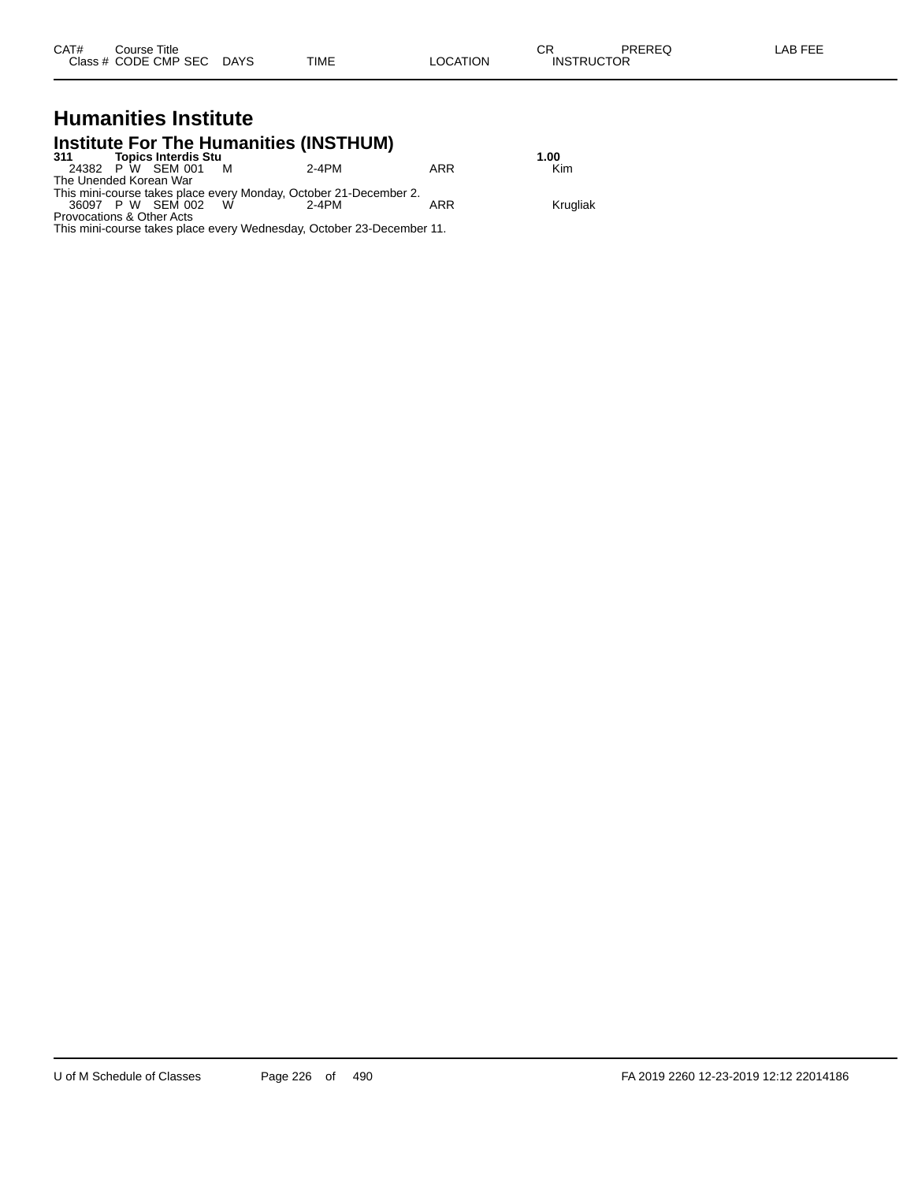| CAT# | Course Title | | | | | CR | PREREQ | LAB FEE |
|---|---|---|---|---|---|---|---|---|
| Class # | CODE CMP SEC | DAYS | TIME | LOCATION | | INSTRUCTOR | | |

# Humanities Institute

## Institute For The Humanities (INSTHUM)

**311 Topics Interdis Stu** **1.00**

| Class # | CODE | CMP | SEC | DAYS | TIME | LOCATION | INSTRUCTOR |
|---|---|---|---|---|---|---|---|
| 24382 | P W | SEM | 001 | M | 2-4PM | ARR | Kim |

The Unended Korean War
This mini-course takes place every Monday, October 21-December 2.

| Class # | CODE | CMP | SEC | DAYS | TIME | LOCATION | INSTRUCTOR |
|---|---|---|---|---|---|---|---|
| 36097 | P W | SEM | 002 | W | 2-4PM | ARR | Krugliak |

Provocations & Other Acts
This mini-course takes place every Wednesday, October 23-December 11.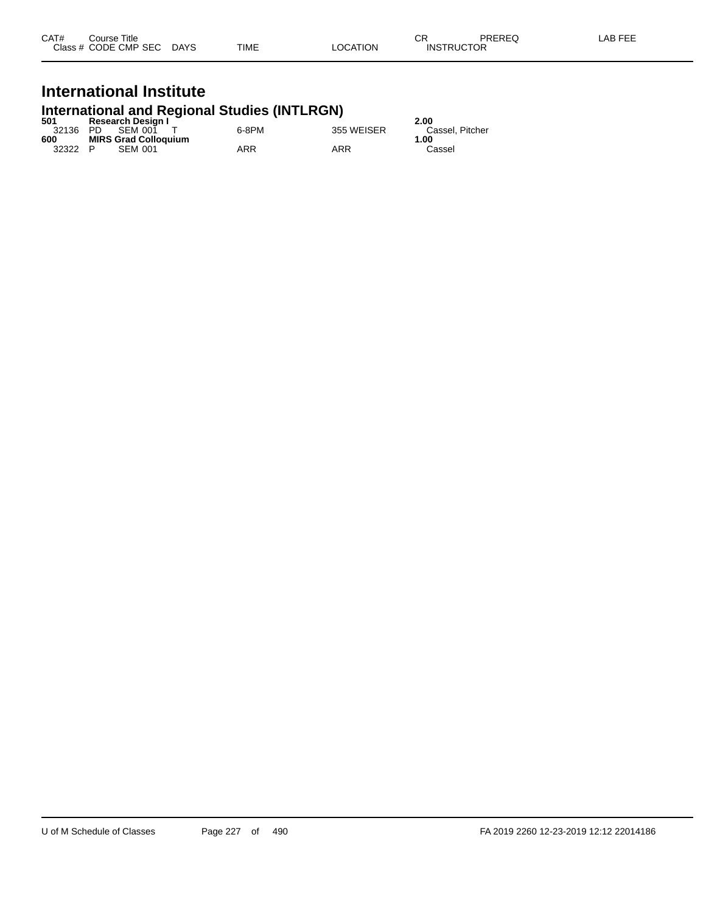| CAT# | Course Title | | | | | CR | PREREQ | LAB FEE |
|---|---|---|---|---|---|---|---|---|
| Class # | CODE | CMP SEC | DAYS | TIME | LOCATION | INSTRUCTOR | | |

# International Institute

## International and Regional Studies (INTLRGN)

| CAT# / Class # | CODE | CMP SEC | DAYS | TIME | LOCATION | CR / INSTRUCTOR |
|---|---|---|---|---|---|---|
| **501** | **Research Design I** | | | | | **2.00** |
| 32136 | PD | SEM 001 | T | 6-8PM | 355 WEISER | Cassel, Pitcher |
| **600** | **MIRS Grad Colloquium** | | | | | **1.00** |
| 32322 | P | SEM 001 | | ARR | ARR | Cassel |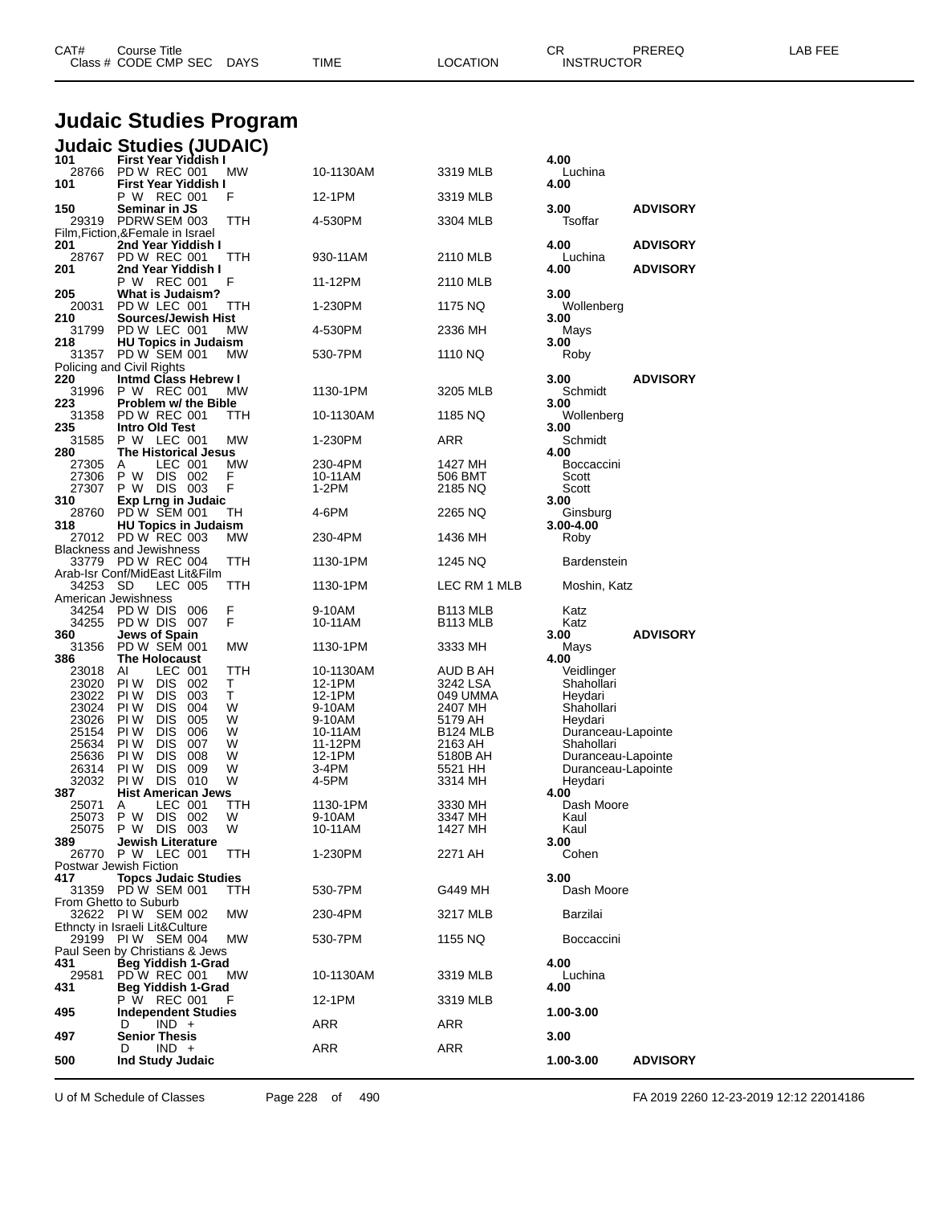# Judaic Studies Program

## Judaic Studies (JUDAIC)

| CAT# / Class # | Course Title / CODE CMP SEC | DAYS | TIME | LOCATION | CR / INSTRUCTOR | PREREQ | LAB FEE |
|---|---|---|---|---|---|---|---|
| **101** | **First Year Yiddish I** | | | | **4.00** | | |
| 28766 | PD W REC 001 | MW | 10-1130AM | 3319 MLB | Luchina | | |
| **101** | **First Year Yiddish I** | | | | **4.00** | | |
| | P W REC 001 | F | 12-1PM | 3319 MLB | | | |
| **150** | **Seminar in JS** | | | | **3.00** | **ADVISORY** | |
| 29319 | PDRW SEM 003 | TTH | 4-530PM | 3304 MLB | Tsoffar | | |
| | Film,Fiction,&Female in Israel | | | | | | |
| **201** | **2nd Year Yiddish I** | | | | **4.00** | **ADVISORY** | |
| 28767 | PD W REC 001 | TTH | 930-11AM | 2110 MLB | Luchina | | |
| **201** | **2nd Year Yiddish I** | | | | **4.00** | **ADVISORY** | |
| | P W REC 001 | F | 11-12PM | 2110 MLB | | | |
| **205** | **What is Judaism?** | | | | **3.00** | | |
| 20031 | PD W LEC 001 | TTH | 1-230PM | 1175 NQ | Wollenberg | | |
| **210** | **Sources/Jewish Hist** | | | | **3.00** | | |
| 31799 | PD W LEC 001 | MW | 4-530PM | 2336 MH | Mays | | |
| **218** | **HU Topics in Judaism** | | | | **3.00** | | |
| 31357 | PD W SEM 001 | MW | 530-7PM | 1110 NQ | Roby | | |
| | Policing and Civil Rights | | | | | | |
| **220** | **Intmd Class Hebrew I** | | | | **3.00** | **ADVISORY** | |
| 31996 | P W REC 001 | MW | 1130-1PM | 3205 MLB | Schmidt | | |
| **223** | **Problem w/ the Bible** | | | | **3.00** | | |
| 31358 | PD W REC 001 | TTH | 10-1130AM | 1185 NQ | Wollenberg | | |
| **235** | **Intro Old Test** | | | | **3.00** | | |
| 31585 | P W LEC 001 | MW | 1-230PM | ARR | Schmidt | | |
| **280** | **The Historical Jesus** | | | | **4.00** | | |
| 27305 | A LEC 001 | MW | 230-4PM | 1427 MH | Boccaccini | | |
| 27306 | P W DIS 002 | F | 10-11AM | 506 BMT | Scott | | |
| 27307 | P W DIS 003 | F | 1-2PM | 2185 NQ | Scott | | |
| **310** | **Exp Lrng in Judaic** | | | | **3.00** | | |
| 28760 | PD W SEM 001 | TH | 4-6PM | 2265 NQ | Ginsburg | | |
| **318** | **HU Topics in Judaism** | | | | **3.00-4.00** | | |
| 27012 | PD W REC 003 | MW | 230-4PM | 1436 MH | Roby | | |
| | Blackness and Jewishness | | | | | | |
| 33779 | PD W REC 004 | TTH | 1130-1PM | 1245 NQ | Bardenstein | | |
| | Arab-Isr Conf/MidEast Lit&Film | | | | | | |
| 34253 | SD LEC 005 | TTH | 1130-1PM | LEC RM 1 MLB | Moshin, Katz | | |
| | American Jewishness | | | | | | |
| 34254 | PD W DIS 006 | F | 9-10AM | B113 MLB | Katz | | |
| 34255 | PD W DIS 007 | F | 10-11AM | B113 MLB | Katz | | |
| **360** | **Jews of Spain** | | | | **3.00** | **ADVISORY** | |
| 31356 | PD W SEM 001 | MW | 1130-1PM | 3333 MH | Mays | | |
| **386** | **The Holocaust** | | | | **4.00** | | |
| 23018 | AI LEC 001 | TTH | 10-1130AM | AUD B AH | Veidlinger | | |
| 23020 | PI W DIS 002 | T | 12-1PM | 3242 LSA | Shahollari | | |
| 23022 | PI W DIS 003 | T | 12-1PM | 049 UMMA | Heydari | | |
| 23024 | PI W DIS 004 | W | 9-10AM | 2407 MH | Shahollari | | |
| 23026 | PI W DIS 005 | W | 9-10AM | 5179 AH | Heydari | | |
| 25154 | PI W DIS 006 | W | 10-11AM | B124 MLB | Duranceau-Lapointe | | |
| 25634 | PI W DIS 007 | W | 11-12PM | 2163 AH | Shahollari | | |
| 25636 | PI W DIS 008 | W | 12-1PM | 5180B AH | Duranceau-Lapointe | | |
| 26314 | PI W DIS 009 | W | 3-4PM | 5521 HH | Duranceau-Lapointe | | |
| 32032 | PI W DIS 010 | W | 4-5PM | 3314 MH | Heydari | | |
| **387** | **Hist American Jews** | | | | **4.00** | | |
| 25071 | A LEC 001 | TTH | 1130-1PM | 3330 MH | Dash Moore | | |
| 25073 | P W DIS 002 | W | 9-10AM | 3347 MH | Kaul | | |
| 25075 | P W DIS 003 | W | 10-11AM | 1427 MH | Kaul | | |
| **389** | **Jewish Literature** | | | | **3.00** | | |
| 26770 | P W LEC 001 | TTH | 1-230PM | 2271 AH | Cohen | | |
| | Postwar Jewish Fiction | | | | | | |
| **417** | **Topcs Judaic Studies** | | | | **3.00** | | |
| 31359 | PD W SEM 001 | TTH | 530-7PM | G449 MH | Dash Moore | | |
| | From Ghetto to Suburb | | | | | | |
| 32622 | PI W SEM 002 | MW | 230-4PM | 3217 MLB | Barzilai | | |
| | Ethncty in Israeli Lit&Culture | | | | | | |
| 29199 | PI W SEM 004 | MW | 530-7PM | 1155 NQ | Boccaccini | | |
| | Paul Seen by Christians & Jews | | | | | | |
| **431** | **Beg Yiddish 1-Grad** | | | | **4.00** | | |
| 29581 | PD W REC 001 | MW | 10-1130AM | 3319 MLB | Luchina | | |
| **431** | **Beg Yiddish 1-Grad** | | | | **4.00** | | |
| | P W REC 001 | F | 12-1PM | 3319 MLB | | | |
| **495** | **Independent Studies** | | | | **1.00-3.00** | | |
| | D IND + | | ARR | ARR | | | |
| **497** | **Senior Thesis** | | | | **3.00** | | |
| | D IND + | | ARR | ARR | | | |
| **500** | **Ind Study Judaic** | | | | **1.00-3.00** | **ADVISORY** | |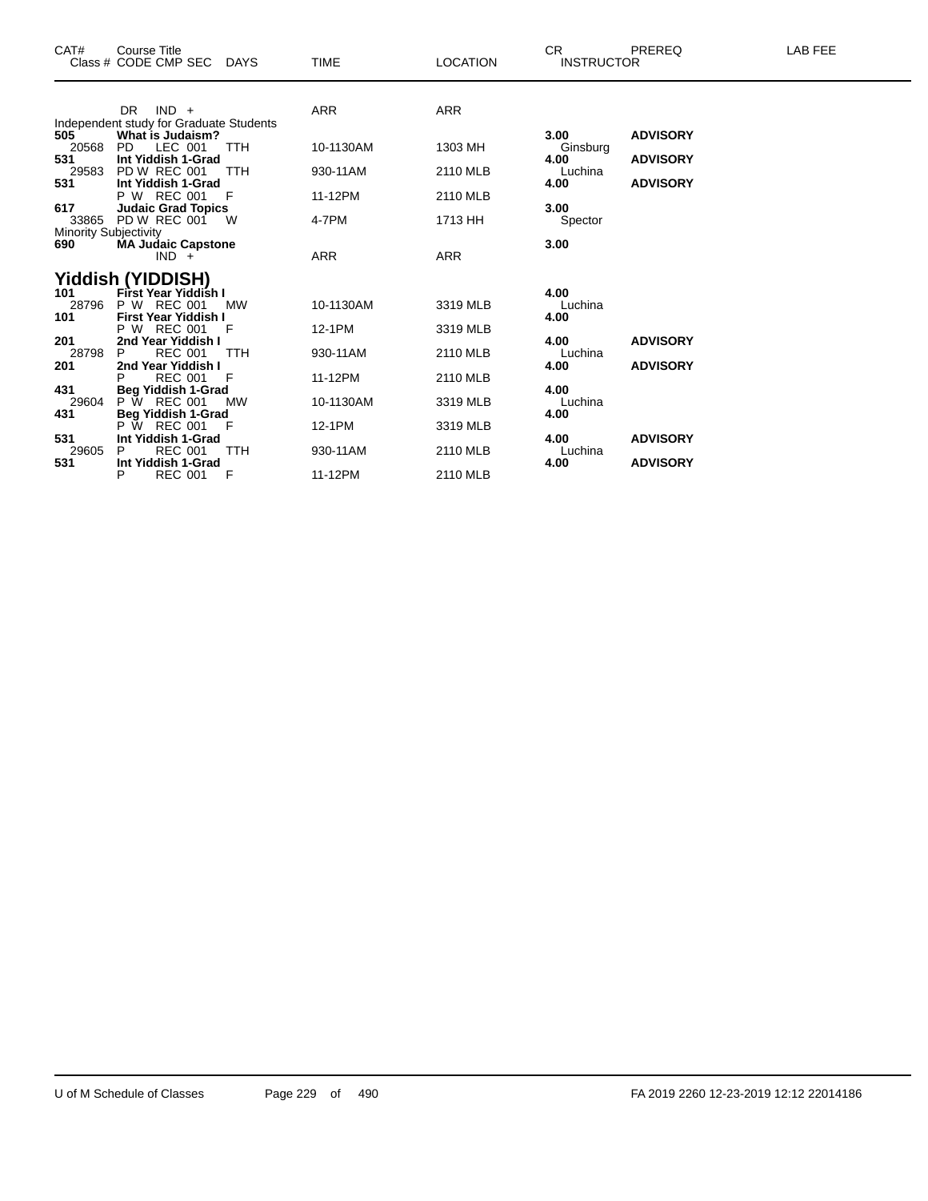| CAT# | Course Title<br>Class # CODE CMP SEC DAYS | TIME | LOCATION | CR<br>INSTRUCTOR | PREREQ | LAB FEE |
|---|---|---|---|---|---|---|
| | DR IND + | ARR | ARR | | | |
| | Independent study for Graduate Students | | | | | |
| **505** | **What is Judaism?** | | | **3.00** | **ADVISORY** | |
| 20568 | PD LEC 001 TTH | 10-1130AM | 1303 MH | Ginsburg | | |
| **531** | **Int Yiddish 1-Grad** | | | **4.00** | **ADVISORY** | |
| 29583 | PD W REC 001 TTH | 930-11AM | 2110 MLB | Luchina | | |
| **531** | **Int Yiddish 1-Grad** | | | **4.00** | **ADVISORY** | |
| | P W REC 001 F | 11-12PM | 2110 MLB | | | |
| **617** | **Judaic Grad Topics** | | | **3.00** | | |
| 33865 | PD W REC 001 W | 4-7PM | 1713 HH | Spector | | |
| | Minority Subjectivity | | | | | |
| **690** | **MA Judaic Capstone** | | | **3.00** | | |
| | IND + | ARR | ARR | | | |

## Yiddish (YIDDISH)

| CAT# | Course Title<br>Class # CODE CMP SEC DAYS | TIME | LOCATION | CR<br>INSTRUCTOR | PREREQ | LAB FEE |
|---|---|---|---|---|---|---|
| **101** | **First Year Yiddish I** | | | **4.00** | | |
| 28796 | P W REC 001 MW | 10-1130AM | 3319 MLB | Luchina | | |
| **101** | **First Year Yiddish I** | | | **4.00** | | |
| | P W REC 001 F | 12-1PM | 3319 MLB | | | |
| **201** | **2nd Year Yiddish I** | | | **4.00** | **ADVISORY** | |
| 28798 | P REC 001 TTH | 930-11AM | 2110 MLB | Luchina | | |
| **201** | **2nd Year Yiddish I** | | | **4.00** | **ADVISORY** | |
| | P REC 001 F | 11-12PM | 2110 MLB | | | |
| **431** | **Beg Yiddish 1-Grad** | | | **4.00** | | |
| 29604 | P W REC 001 MW | 10-1130AM | 3319 MLB | Luchina | | |
| **431** | **Beg Yiddish 1-Grad** | | | **4.00** | | |
| | P W REC 001 F | 12-1PM | 3319 MLB | | | |
| **531** | **Int Yiddish 1-Grad** | | | **4.00** | **ADVISORY** | |
| 29605 | P REC 001 TTH | 930-11AM | 2110 MLB | Luchina | | |
| **531** | **Int Yiddish 1-Grad** | | | **4.00** | **ADVISORY** | |
| | P REC 001 F | 11-12PM | 2110 MLB | | | |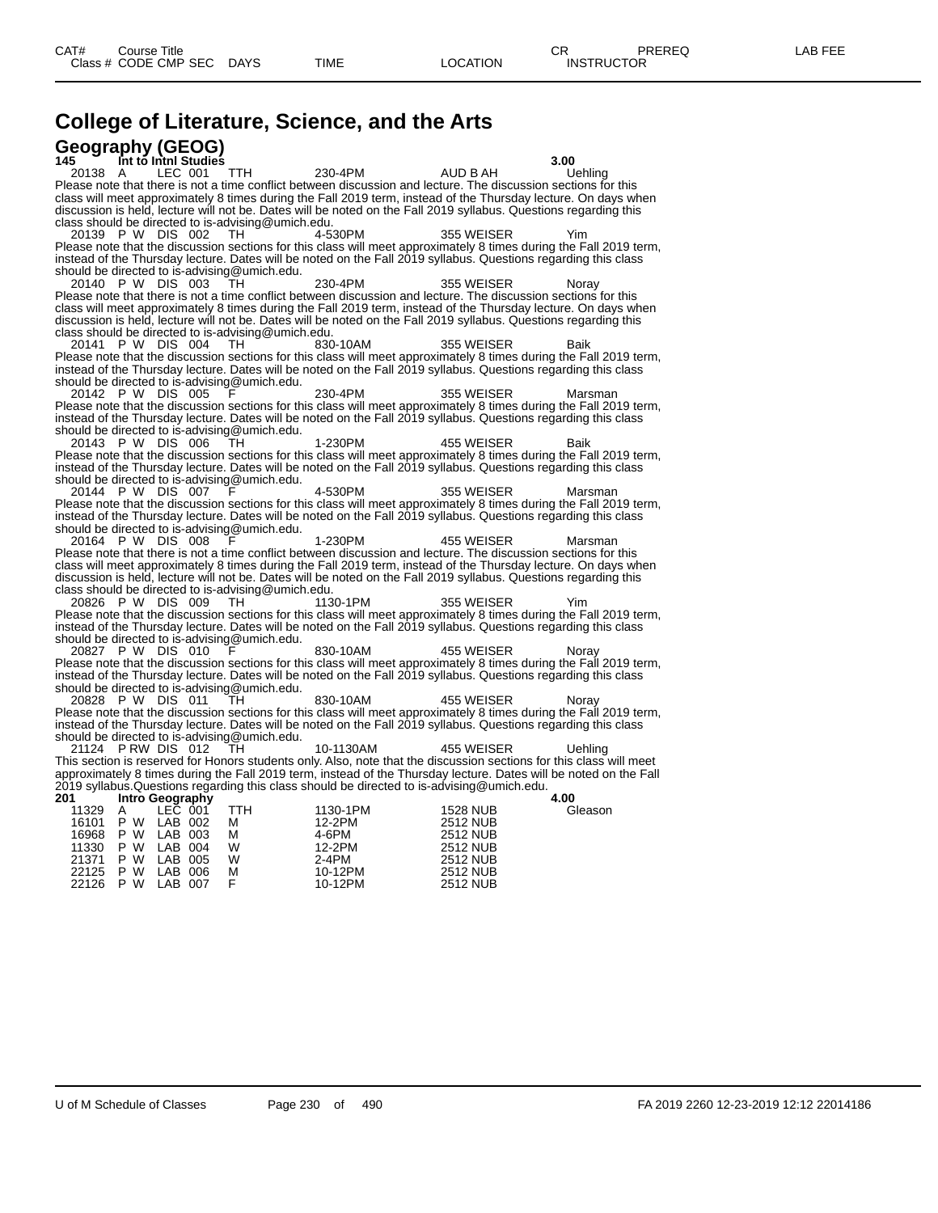# College of Literature, Science, and the Arts

## Geography (GEOG)

**145 Int to Intnl Studies** 3.00

| Class # | CODE | CMP | SEC | DAYS | TIME | LOCATION | INSTRUCTOR |
|---|---|---|---|---|---|---|---|
| 20138 | A | LEC | 001 | TTH | 230-4PM | AUD B AH | Uehling |

Please note that there is not a time conflict between discussion and lecture. The discussion sections for this class will meet approximately 8 times during the Fall 2019 term, instead of the Thursday lecture. On days when discussion is held, lecture will not be. Dates will be noted on the Fall 2019 syllabus. Questions regarding this class should be directed to is-advising@umich.edu.

| Class # | CODE | CMP | SEC | DAYS | TIME | LOCATION | INSTRUCTOR |
|---|---|---|---|---|---|---|---|
| 20139 | P W | DIS | 002 | TH | 4-530PM | 355 WEISER | Yim |

Please note that the discussion sections for this class will meet approximately 8 times during the Fall 2019 term, instead of the Thursday lecture. Dates will be noted on the Fall 2019 syllabus. Questions regarding this class should be directed to is-advising@umich.edu.

| Class # | CODE | CMP | SEC | DAYS | TIME | LOCATION | INSTRUCTOR |
|---|---|---|---|---|---|---|---|
| 20140 | P W | DIS | 003 | TH | 230-4PM | 355 WEISER | Noray |

Please note that there is not a time conflict between discussion and lecture. The discussion sections for this class will meet approximately 8 times during the Fall 2019 term, instead of the Thursday lecture. On days when discussion is held, lecture will not be. Dates will be noted on the Fall 2019 syllabus. Questions regarding this class should be directed to is-advising@umich.edu.

| Class # | CODE | CMP | SEC | DAYS | TIME | LOCATION | INSTRUCTOR |
|---|---|---|---|---|---|---|---|
| 20141 | P W | DIS | 004 | TH | 830-10AM | 355 WEISER | Baik |

Please note that the discussion sections for this class will meet approximately 8 times during the Fall 2019 term, instead of the Thursday lecture. Dates will be noted on the Fall 2019 syllabus. Questions regarding this class should be directed to is-advising@umich.edu.

| Class # | CODE | CMP | SEC | DAYS | TIME | LOCATION | INSTRUCTOR |
|---|---|---|---|---|---|---|---|
| 20142 | P W | DIS | 005 | F | 230-4PM | 355 WEISER | Marsman |

Please note that the discussion sections for this class will meet approximately 8 times during the Fall 2019 term, instead of the Thursday lecture. Dates will be noted on the Fall 2019 syllabus. Questions regarding this class should be directed to is-advising@umich.edu.

| Class # | CODE | CMP | SEC | DAYS | TIME | LOCATION | INSTRUCTOR |
|---|---|---|---|---|---|---|---|
| 20143 | P W | DIS | 006 | TH | 1-230PM | 455 WEISER | Baik |

Please note that the discussion sections for this class will meet approximately 8 times during the Fall 2019 term, instead of the Thursday lecture. Dates will be noted on the Fall 2019 syllabus. Questions regarding this class should be directed to is-advising@umich.edu.

| Class # | CODE | CMP | SEC | DAYS | TIME | LOCATION | INSTRUCTOR |
|---|---|---|---|---|---|---|---|
| 20144 | P W | DIS | 007 | F | 4-530PM | 355 WEISER | Marsman |

Please note that the discussion sections for this class will meet approximately 8 times during the Fall 2019 term, instead of the Thursday lecture. Dates will be noted on the Fall 2019 syllabus. Questions regarding this class should be directed to is-advising@umich.edu.

| Class # | CODE | CMP | SEC | DAYS | TIME | LOCATION | INSTRUCTOR |
|---|---|---|---|---|---|---|---|
| 20164 | P W | DIS | 008 | F | 1-230PM | 455 WEISER | Marsman |

Please note that there is not a time conflict between discussion and lecture. The discussion sections for this class will meet approximately 8 times during the Fall 2019 term, instead of the Thursday lecture. On days when discussion is held, lecture will not be. Dates will be noted on the Fall 2019 syllabus. Questions regarding this class should be directed to is-advising@umich.edu.

| Class # | CODE | CMP | SEC | DAYS | TIME | LOCATION | INSTRUCTOR |
|---|---|---|---|---|---|---|---|
| 20826 | P W | DIS | 009 | TH | 1130-1PM | 355 WEISER | Yim |

Please note that the discussion sections for this class will meet approximately 8 times during the Fall 2019 term, instead of the Thursday lecture. Dates will be noted on the Fall 2019 syllabus. Questions regarding this class should be directed to is-advising@umich.edu.

| Class # | CODE | CMP | SEC | DAYS | TIME | LOCATION | INSTRUCTOR |
|---|---|---|---|---|---|---|---|
| 20827 | P W | DIS | 010 | F | 830-10AM | 455 WEISER | Noray |

Please note that the discussion sections for this class will meet approximately 8 times during the Fall 2019 term, instead of the Thursday lecture. Dates will be noted on the Fall 2019 syllabus. Questions regarding this class should be directed to is-advising@umich.edu.

| Class # | CODE | CMP | SEC | DAYS | TIME | LOCATION | INSTRUCTOR |
|---|---|---|---|---|---|---|---|
| 20828 | P W | DIS | 011 | TH | 830-10AM | 455 WEISER | Noray |

Please note that the discussion sections for this class will meet approximately 8 times during the Fall 2019 term, instead of the Thursday lecture. Dates will be noted on the Fall 2019 syllabus. Questions regarding this class should be directed to is-advising@umich.edu.

| Class # | CODE | CMP | SEC | DAYS | TIME | LOCATION | INSTRUCTOR |
|---|---|---|---|---|---|---|---|
| 21124 | P RW | DIS | 012 | TH | 10-1130AM | 455 WEISER | Uehling |

This section is reserved for Honors students only. Also, note that the discussion sections for this class will meet approximately 8 times during the Fall 2019 term, instead of the Thursday lecture. Dates will be noted on the Fall 2019 syllabus.Questions regarding this class should be directed to is-advising@umich.edu.

**201 Intro Geography** 4.00

| Class # | CODE | CMP | SEC | DAYS | TIME | LOCATION | INSTRUCTOR |
|---|---|---|---|---|---|---|---|
| 11329 | A | LEC | 001 | TTH | 1130-1PM | 1528 NUB | Gleason |
| 16101 | P W | LAB | 002 | M | 12-2PM | 2512 NUB | |
| 16968 | P W | LAB | 003 | M | 4-6PM | 2512 NUB | |
| 11330 | P W | LAB | 004 | W | 12-2PM | 2512 NUB | |
| 21371 | P W | LAB | 005 | W | 2-4PM | 2512 NUB | |
| 22125 | P W | LAB | 006 | M | 10-12PM | 2512 NUB | |
| 22126 | P W | LAB | 007 | F | 10-12PM | 2512 NUB | |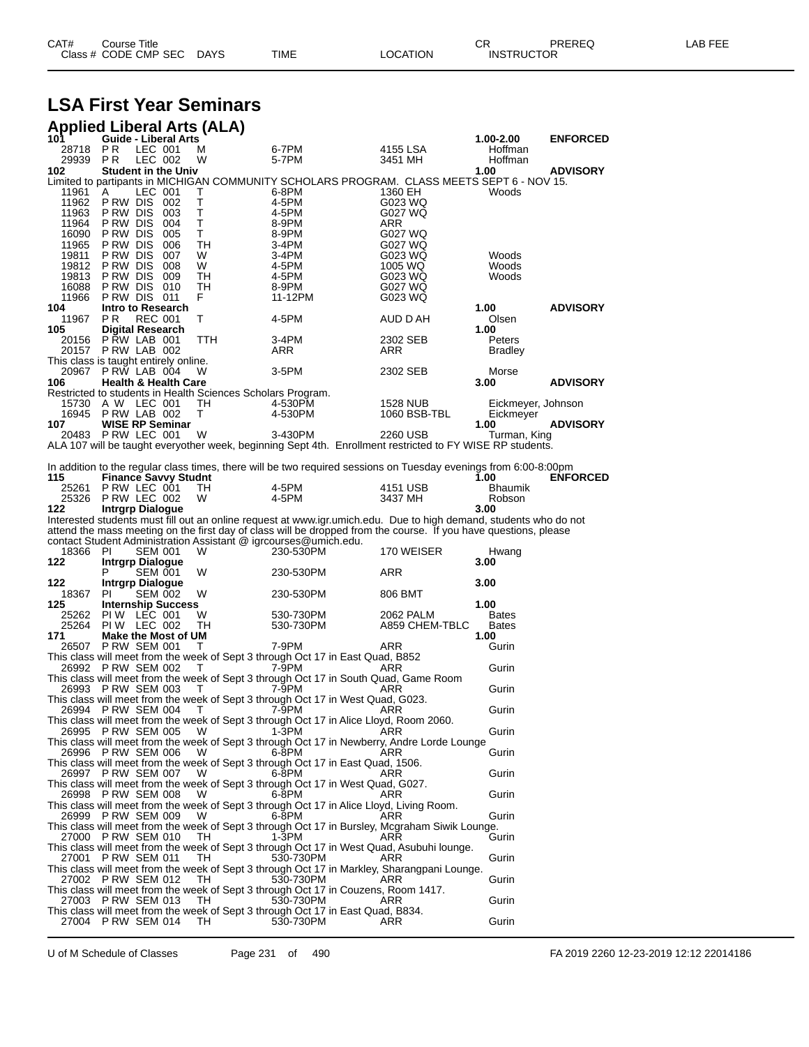| CAT# | Course Title | | | | | | CR | PREREQ | LAB FEE |
|---|---|---|---|---|---|---|---|---|---|
| Class # | CODE | CMP | SEC | DAYS | TIME | LOCATION | INSTRUCTOR | | |

# LSA First Year Seminars

## Applied Liberal Arts (ALA)

**101 Guide - Liberal Arts** — 1.00-2.00 — **ENFORCED**

| Class # | CODE | CMP | SEC | DAYS | TIME | LOCATION | INSTRUCTOR |
|---|---|---|---|---|---|---|---|
| 28718 | P R | LEC | 001 | M | 6-7PM | 4155 LSA | Hoffman |
| 29939 | P R | LEC | 002 | W | 5-7PM | 3451 MH | Hoffman |

**102 Student in the Univ** — 1.00 — **ADVISORY**

Limited to partipants in MICHIGAN COMMUNITY SCHOLARS PROGRAM. CLASS MEETS SEPT 6 - NOV 15.

| Class # | CODE | CMP | SEC | DAYS | TIME | LOCATION | INSTRUCTOR |
|---|---|---|---|---|---|---|---|
| 11961 | A | LEC | 001 | T | 6-8PM | 1360 EH | Woods |
| 11962 | P RW | DIS | 002 | T | 4-5PM | G023 WQ | |
| 11963 | P RW | DIS | 003 | T | 4-5PM | G027 WQ | |
| 11964 | P RW | DIS | 004 | T | 8-9PM | ARR | |
| 16090 | P RW | DIS | 005 | T | 8-9PM | G027 WQ | |
| 11965 | P RW | DIS | 006 | TH | 3-4PM | G027 WQ | |
| 19811 | P RW | DIS | 007 | W | 3-4PM | G023 WQ | Woods |
| 19812 | P RW | DIS | 008 | W | 4-5PM | 1005 WQ | Woods |
| 19813 | P RW | DIS | 009 | TH | 4-5PM | G023 WQ | Woods |
| 16088 | P RW | DIS | 010 | TH | 8-9PM | G027 WQ | |
| 11966 | P RW | DIS | 011 | F | 11-12PM | G023 WQ | |

**104 Intro to Research** — 1.00 — **ADVISORY**

| Class # | CODE | CMP | SEC | DAYS | TIME | LOCATION | INSTRUCTOR |
|---|---|---|---|---|---|---|---|
| 11967 | P R | REC | 001 | T | 4-5PM | AUD D AH | Olsen |

**105 Digital Research** — 1.00

| Class # | CODE | CMP | SEC | DAYS | TIME | LOCATION | INSTRUCTOR |
|---|---|---|---|---|---|---|---|
| 20156 | P RW | LAB | 001 | TTH | 3-4PM | 2302 SEB | Peters |
| 20157 | P RW | LAB | 002 | | ARR | ARR | Bradley |

This class is taught entirely online.

| Class # | CODE | CMP | SEC | DAYS | TIME | LOCATION | INSTRUCTOR |
|---|---|---|---|---|---|---|---|
| 20967 | P RW | LAB | 004 | W | 3-5PM | 2302 SEB | Morse |

**106 Health & Health Care** — 3.00 — **ADVISORY**

Restricted to students in Health Sciences Scholars Program.

| Class # | CODE | CMP | SEC | DAYS | TIME | LOCATION | INSTRUCTOR |
|---|---|---|---|---|---|---|---|
| 15730 | A W | LEC | 001 | TH | 4-530PM | 1528 NUB | Eickmeyer, Johnson |
| 16945 | P RW | LAB | 002 | T | 4-530PM | 1060 BSB-TBL | Eickmeyer |

**107 WISE RP Seminar** — 1.00 — **ADVISORY**

| Class # | CODE | CMP | SEC | DAYS | TIME | LOCATION | INSTRUCTOR |
|---|---|---|---|---|---|---|---|
| 20483 | P RW | LEC | 001 | W | 3-430PM | 2260 USB | Turman, King |

ALA 107 will be taught everyother week, beginning Sept 4th. Enrollment restricted to FY WISE RP students.

In addition to the regular class times, there will be two required sessions on Tuesday evenings from 6:00-8:00pm

**115 Finance Savvy Studnt** — 1.00 — **ENFORCED**

| Class # | CODE | CMP | SEC | DAYS | TIME | LOCATION | INSTRUCTOR |
|---|---|---|---|---|---|---|---|
| 25261 | P RW | LEC | 001 | TH | 4-5PM | 4151 USB | Bhaumik |
| 25326 | P RW | LEC | 002 | W | 4-5PM | 3437 MH | Robson |

**122 Intrgrp Dialogue** — 3.00

Interested students must fill out an online request at www.igr.umich.edu. Due to high demand, students who do not attend the mass meeting on the first day of class will be dropped from the course. If you have questions, please contact Student Administration Assistant @ igrcourses@umich.edu.

| Class # | CODE | CMP | SEC | DAYS | TIME | LOCATION | INSTRUCTOR |
|---|---|---|---|---|---|---|---|
| 18366 | PI | SEM | 001 | W | 230-530PM | 170 WEISER | Hwang |

**122 Intrgrp Dialogue** — 3.00

| Class # | CODE | CMP | SEC | DAYS | TIME | LOCATION | INSTRUCTOR |
|---|---|---|---|---|---|---|---|
| | P | SEM | 001 | W | 230-530PM | ARR | |

**122 Intrgrp Dialogue** — 3.00

| Class # | CODE | CMP | SEC | DAYS | TIME | LOCATION | INSTRUCTOR |
|---|---|---|---|---|---|---|---|
| 18367 | PI | SEM | 002 | W | 230-530PM | 806 BMT | |

**125 Internship Success** — 1.00

| Class # | CODE | CMP | SEC | DAYS | TIME | LOCATION | INSTRUCTOR |
|---|---|---|---|---|---|---|---|
| 25262 | PI W | LEC | 001 | W | 530-730PM | 2062 PALM | Bates |
| 25264 | PI W | LEC | 002 | TH | 530-730PM | A859 CHEM-TBLC | Bates |

**171 Make the Most of UM** — 1.00

| Class # | CODE | CMP | SEC | DAYS | TIME | LOCATION | INSTRUCTOR |
|---|---|---|---|---|---|---|---|
| 26507 | P RW | SEM | 001 | T | 7-9PM | ARR | Gurin |

This class will meet from the week of Sept 3 through Oct 17 in East Quad, B852

| Class # | CODE | CMP | SEC | DAYS | TIME | LOCATION | INSTRUCTOR |
|---|---|---|---|---|---|---|---|
| 26992 | P RW | SEM | 002 | T | 7-9PM | ARR | Gurin |

This class will meet from the week of Sept 3 through Oct 17 in South Quad, Game Room

| Class # | CODE | CMP | SEC | DAYS | TIME | LOCATION | INSTRUCTOR |
|---|---|---|---|---|---|---|---|
| 26993 | P RW | SEM | 003 | T | 7-9PM | ARR | Gurin |

This class will meet from the week of Sept 3 through Oct 17 in West Quad, G023.

| Class # | CODE | CMP | SEC | DAYS | TIME | LOCATION | INSTRUCTOR |
|---|---|---|---|---|---|---|---|
| 26994 | P RW | SEM | 004 | T | 7-9PM | ARR | Gurin |

This class will meet from the week of Sept 3 through Oct 17 in Alice Lloyd, Room 2060.

| Class # | CODE | CMP | SEC | DAYS | TIME | LOCATION | INSTRUCTOR |
|---|---|---|---|---|---|---|---|
| 26995 | P RW | SEM | 005 | W | 1-3PM | ARR | Gurin |

This class will meet from the week of Sept 3 through Oct 17 in Newberry, Andre Lorde Lounge

| Class # | CODE | CMP | SEC | DAYS | TIME | LOCATION | INSTRUCTOR |
|---|---|---|---|---|---|---|---|
| 26996 | P RW | SEM | 006 | W | 6-8PM | ARR | Gurin |

This class will meet from the week of Sept 3 through Oct 17 in East Quad, 1506.

| Class # | CODE | CMP | SEC | DAYS | TIME | LOCATION | INSTRUCTOR |
|---|---|---|---|---|---|---|---|
| 26997 | P RW | SEM | 007 | W | 6-8PM | ARR | Gurin |

This class will meet from the week of Sept 3 through Oct 17 in West Quad, G027.

| Class # | CODE | CMP | SEC | DAYS | TIME | LOCATION | INSTRUCTOR |
|---|---|---|---|---|---|---|---|
| 26998 | P RW | SEM | 008 | W | 6-8PM | ARR | Gurin |

This class will meet from the week of Sept 3 through Oct 17 in Alice Lloyd, Living Room.

| Class # | CODE | CMP | SEC | DAYS | TIME | LOCATION | INSTRUCTOR |
|---|---|---|---|---|---|---|---|
| 26999 | P RW | SEM | 009 | W | 6-8PM | ARR | Gurin |

This class will meet from the week of Sept 3 through Oct 17 in Bursley, Mcgraham Siwik Lounge.

| Class # | CODE | CMP | SEC | DAYS | TIME | LOCATION | INSTRUCTOR |
|---|---|---|---|---|---|---|---|
| 27000 | P RW | SEM | 010 | TH | 1-3PM | ARR | Gurin |

This class will meet from the week of Sept 3 through Oct 17 in West Quad, Asubuhi lounge.

| Class # | CODE | CMP | SEC | DAYS | TIME | LOCATION | INSTRUCTOR |
|---|---|---|---|---|---|---|---|
| 27001 | P RW | SEM | 011 | TH | 530-730PM | ARR | Gurin |

This class will meet from the week of Sept 3 through Oct 17 in Markley, Sharangpani Lounge.

| Class # | CODE | CMP | SEC | DAYS | TIME | LOCATION | INSTRUCTOR |
|---|---|---|---|---|---|---|---|
| 27002 | P RW | SEM | 012 | TH | 530-730PM | ARR | Gurin |

This class will meet from the week of Sept 3 through Oct 17 in Couzens, Room 1417.

| Class # | CODE | CMP | SEC | DAYS | TIME | LOCATION | INSTRUCTOR |
|---|---|---|---|---|---|---|---|
| 27003 | P RW | SEM | 013 | TH | 530-730PM | ARR | Gurin |

This class will meet from the week of Sept 3 through Oct 17 in East Quad, B834.

| Class # | CODE | CMP | SEC | DAYS | TIME | LOCATION | INSTRUCTOR |
|---|---|---|---|---|---|---|---|
| 27004 | P RW | SEM | 014 | TH | 530-730PM | ARR | Gurin |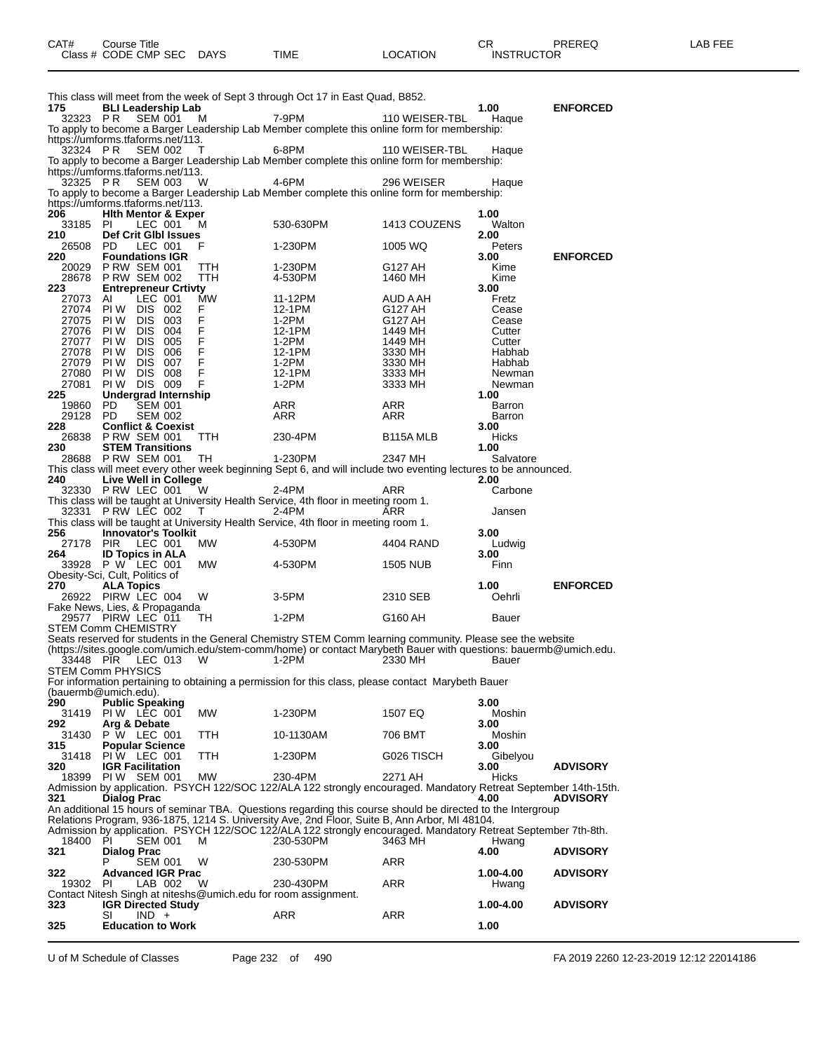| CAT# | Course Title | | | | | | CR | PREREQ | LAB FEE |
|---|---|---|---|---|---|---|---|---|---|
| Class # | CODE CMP SEC | | DAYS | TIME | LOCATION | | INSTRUCTOR | | |

This class will meet from the week of Sept 3 through Oct 17 in East Quad, B852.

| CAT# | Class # | CODE | CMP | SEC | DAYS | TIME | LOCATION | CR / INSTRUCTOR | PREREQ |
|---|---|---|---|---|---|---|---|---|---|
| 175 | BLI Leadership Lab | | | | | | | 1.00 | ENFORCED |
| | 32323 | P R | SEM | 001 | M | 7-9PM | 110 WEISER-TBL | Haque | |

To apply to become a Barger Leadership Lab Member complete this online form for membership: https://umforms.tfaforms.net/113.

| CAT# | Class # | CODE | CMP | SEC | DAYS | TIME | LOCATION | CR / INSTRUCTOR | PREREQ |
|---|---|---|---|---|---|---|---|---|---|
| | 32324 | P R | SEM | 002 | T | 6-8PM | 110 WEISER-TBL | Haque | |

To apply to become a Barger Leadership Lab Member complete this online form for membership: https://umforms.tfaforms.net/113.

| CAT# | Class # | CODE | CMP | SEC | DAYS | TIME | LOCATION | CR / INSTRUCTOR | PREREQ |
|---|---|---|---|---|---|---|---|---|---|
| | 32325 | P R | SEM | 003 | W | 4-6PM | 296 WEISER | Haque | |

To apply to become a Barger Leadership Lab Member complete this online form for membership: https://umforms.tfaforms.net/113.

| CAT# | Class # | CODE | CMP | SEC | DAYS | TIME | LOCATION | CR / INSTRUCTOR | PREREQ |
|---|---|---|---|---|---|---|---|---|---|
| 206 | Hlth Mentor & Exper | | | | | | | 1.00 | |
| | 33185 | PI | LEC | 001 | M | 530-630PM | 1413 COUZENS | Walton | |
| 210 | Def Crit Glbl Issues | | | | | | | 2.00 | |
| | 26508 | PD | LEC | 001 | F | 1-230PM | 1005 WQ | Peters | |
| 220 | Foundations IGR | | | | | | | 3.00 | ENFORCED |
| | 20029 | P RW | SEM | 001 | TTH | 1-230PM | G127 AH | Kime | |
| | 28678 | P RW | SEM | 002 | TTH | 4-530PM | 1460 MH | Kime | |
| 223 | Entrepreneur Crtivty | | | | | | | 3.00 | |
| | 27073 | AI | LEC | 001 | MW | 11-12PM | AUD A AH | Fretz | |
| | 27074 | PI W | DIS | 002 | F | 12-1PM | G127 AH | Cease | |
| | 27075 | PI W | DIS | 003 | F | 1-2PM | G127 AH | Cease | |
| | 27076 | PI W | DIS | 004 | F | 12-1PM | 1449 MH | Cutter | |
| | 27077 | PI W | DIS | 005 | F | 1-2PM | 1449 MH | Cutter | |
| | 27078 | PI W | DIS | 006 | F | 12-1PM | 3330 MH | Habhab | |
| | 27079 | PI W | DIS | 007 | F | 1-2PM | 3330 MH | Habhab | |
| | 27080 | PI W | DIS | 008 | F | 12-1PM | 3333 MH | Newman | |
| | 27081 | PI W | DIS | 009 | F | 1-2PM | 3333 MH | Newman | |
| 225 | Undergrad Internship | | | | | | | 1.00 | |
| | 19860 | PD | SEM | 001 | | ARR | ARR | Barron | |
| | 29128 | PD | SEM | 002 | | ARR | ARR | Barron | |
| 228 | Conflict & Coexist | | | | | | | 3.00 | |
| | 26838 | P RW | SEM | 001 | TTH | 230-4PM | B115A MLB | Hicks | |
| 230 | STEM Transitions | | | | | | | 1.00 | |
| | 28688 | P RW | SEM | 001 | TH | 1-230PM | 2347 MH | Salvatore | |

This class will meet every other week beginning Sept 6, and will include two eventing lectures to be announced.

| CAT# | Class # | CODE | CMP | SEC | DAYS | TIME | LOCATION | CR / INSTRUCTOR | PREREQ |
|---|---|---|---|---|---|---|---|---|---|
| 240 | Live Well in College | | | | | | | 2.00 | |
| | 32330 | P RW | LEC | 001 | W | 2-4PM | ARR | Carbone | |

This class will be taught at University Health Service, 4th floor in meeting room 1.

| CAT# | Class # | CODE | CMP | SEC | DAYS | TIME | LOCATION | CR / INSTRUCTOR | PREREQ |
|---|---|---|---|---|---|---|---|---|---|
| | 32331 | P RW | LEC | 002 | T | 2-4PM | ARR | Jansen | |

This class will be taught at University Health Service, 4th floor in meeting room 1.

| CAT# | Class # | CODE | CMP | SEC | DAYS | TIME | LOCATION | CR / INSTRUCTOR | PREREQ |
|---|---|---|---|---|---|---|---|---|---|
| 256 | Innovator's Toolkit | | | | | | | 3.00 | |
| | 27178 | PIR | LEC | 001 | MW | 4-530PM | 4404 RAND | Ludwig | |
| 264 | ID Topics in ALA | | | | | | | 3.00 | |
| | 33928 | P W | LEC | 001 | MW | 4-530PM | 1505 NUB | Finn | |

Obesity-Sci, Cult, Politics of

| CAT# | Class # | CODE | CMP | SEC | DAYS | TIME | LOCATION | CR / INSTRUCTOR | PREREQ |
|---|---|---|---|---|---|---|---|---|---|
| 270 | ALA Topics | | | | | | | 1.00 | ENFORCED |
| | 26922 | PIRW | LEC | 004 | W | 3-5PM | 2310 SEB | Oehrli | |

Fake News, Lies, & Propaganda

| CAT# | Class # | CODE | CMP | SEC | DAYS | TIME | LOCATION | CR / INSTRUCTOR | PREREQ |
|---|---|---|---|---|---|---|---|---|---|
| | 29577 | PIRW | LEC | 011 | TH | 1-2PM | G160 AH | Bauer | |

STEM Comm CHEMISTRY

Seats reserved for students in the General Chemistry STEM Comm learning community. Please see the website (https://sites.google.com/umich.edu/stem-comm/home) or contact Marybeth Bauer with questions: bauermb@umich.edu.

| CAT# | Class # | CODE | CMP | SEC | DAYS | TIME | LOCATION | CR / INSTRUCTOR | PREREQ |
|---|---|---|---|---|---|---|---|---|---|
| | 33448 | PIR | LEC | 013 | W | 1-2PM | 2330 MH | Bauer | |

STEM Comm PHYSICS

For information pertaining to obtaining a permission for this class, please contact Marybeth Bauer (bauermb@umich.edu).

| CAT# | Class # | CODE | CMP | SEC | DAYS | TIME | LOCATION | CR / INSTRUCTOR | PREREQ |
|---|---|---|---|---|---|---|---|---|---|
| 290 | Public Speaking | | | | | | | 3.00 | |
| | 31419 | PI W | LEC | 001 | MW | 1-230PM | 1507 EQ | Moshin | |
| 292 | Arg & Debate | | | | | | | 3.00 | |
| | 31430 | P W | LEC | 001 | TTH | 10-1130AM | 706 BMT | Moshin | |
| 315 | Popular Science | | | | | | | 3.00 | |
| | 31418 | PI W | LEC | 001 | TTH | 1-230PM | G026 TISCH | Gibelyou | |
| 320 | IGR Facilitation | | | | | | | 3.00 | ADVISORY |
| | 18399 | PI W | SEM | 001 | MW | 230-4PM | 2271 AH | Hicks | |

Admission by application. PSYCH 122/SOC 122/ALA 122 strongly encouraged. Mandatory Retreat September 14th-15th.

| CAT# | Class # | CODE | CMP | SEC | DAYS | TIME | LOCATION | CR / INSTRUCTOR | PREREQ |
|---|---|---|---|---|---|---|---|---|---|
| 321 | Dialog Prac | | | | | | | 4.00 | ADVISORY |

An additional 15 hours of seminar TBA. Questions regarding this course should be directed to the Intergroup Relations Program, 936-1875, 1214 S. University Ave, 2nd Floor, Suite B, Ann Arbor, MI 48104.
Admission by application. PSYCH 122/SOC 122/ALA 122 strongly encouraged. Mandatory Retreat September 7th-8th.

| CAT# | Class # | CODE | CMP | SEC | DAYS | TIME | LOCATION | CR / INSTRUCTOR | PREREQ |
|---|---|---|---|---|---|---|---|---|---|
| | 18400 | PI | SEM | 001 | M | 230-530PM | 3463 MH | Hwang | |
| 321 | Dialog Prac | | | | | | | 4.00 | ADVISORY |
| | | P | SEM | 001 | W | 230-530PM | ARR | | |
| 322 | Advanced IGR Prac | | | | | | | 1.00-4.00 | ADVISORY |
| | 19302 | PI | LAB | 002 | W | 230-430PM | ARR | Hwang | |

Contact Nitesh Singh at niteshs@umich.edu for room assignment.

| CAT# | Class # | CODE | CMP | SEC | DAYS | TIME | LOCATION | CR / INSTRUCTOR | PREREQ |
|---|---|---|---|---|---|---|---|---|---|
| 323 | IGR Directed Study | | | | | | | 1.00-4.00 | ADVISORY |
| | | SI | IND | + | | ARR | ARR | | |
| 325 | Education to Work | | | | | | | 1.00 | |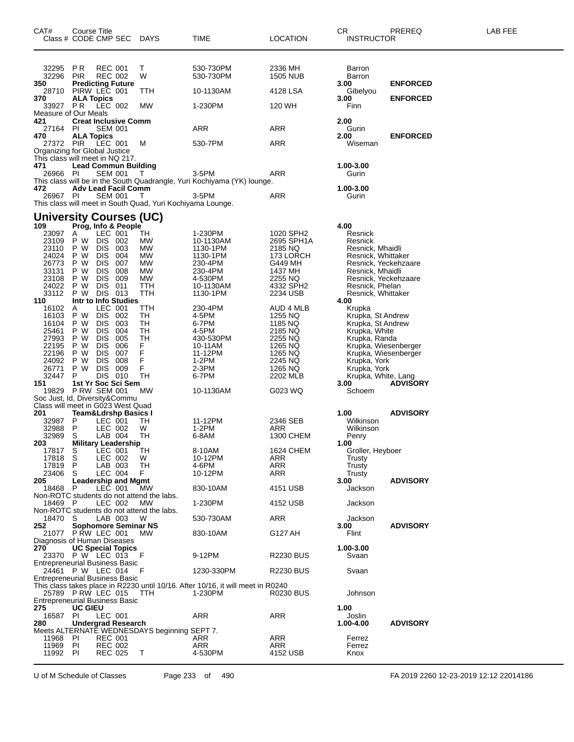| CAT# Class # | Course Title CODE | CMP | SEC | DAYS | TIME | LOCATION | CR INSTRUCTOR | PREREQ | LAB FEE |
|---|---|---|---|---|---|---|---|---|---|
| 32295 | P R | REC | 001 | T | 530-730PM | 2336 MH | Barron | | |
| 32296 | PIR | REC | 002 | W | 530-730PM | 1505 NUB | Barron | | |
| **350** | **Predicting Future** | | | | | | **3.00** | **ENFORCED** | |
| 28710 | PIRW | LEC | 001 | TTH | 10-1130AM | 4128 LSA | Gibelyou | | |
| **370** | **ALA Topics** | | | | | | **3.00** | **ENFORCED** | |
| 33927 | P R | LEC | 002 | MW | 1-230PM | 120 WH | Finn | | |
| Measure of Our Meals | | | | | | | | | |
| **421** | **Creat Inclusive Comm** | | | | | | **2.00** | | |
| 27164 | PI | SEM | 001 | | ARR | ARR | Gurin | | |
| **470** | **ALA Topics** | | | | | | **2.00** | **ENFORCED** | |
| 27372 | PIR | LEC | 001 | M | 530-7PM | ARR | Wiseman | | |
| Organizing for Global Justice | | | | | | | | | |
| This class will meet in NQ 217. | | | | | | | | | |
| **471** | **Lead Commun Building** | | | | | | **1.00-3.00** | | |
| 26966 | PI | SEM | 001 | T | 3-5PM | ARR | Gurin | | |
| This class will be in the South Quadrangle, Yuri Kochiyama (YK) lounge. | | | | | | | | | |
| **472** | **Adv Lead Facil Comm** | | | | | | **1.00-3.00** | | |
| 26967 | PI | SEM | 001 | T | 3-5PM | ARR | Gurin | | |
| This class will meet in South Quad, Yuri Kochiyama Lounge. | | | | | | | | | |

## University Courses (UC)

| CAT# Class # | Course Title CODE | CMP | SEC | DAYS | TIME | LOCATION | CR INSTRUCTOR | PREREQ | LAB FEE |
|---|---|---|---|---|---|---|---|---|---|
| **109** | **Prog, Info & People** | | | | | | **4.00** | | |
| 23097 | A | LEC | 001 | TH | 1-230PM | 1020 SPH2 | Resnick | | |
| 23109 | P W | DIS | 002 | MW | 10-1130AM | 2695 SPH1A | Resnick | | |
| 23110 | P W | DIS | 003 | MW | 1130-1PM | 2185 NQ | Resnick, Mhaidli | | |
| 24024 | P W | DIS | 004 | MW | 1130-1PM | 173 LORCH | Resnick, Whittaker | | |
| 26773 | P W | DIS | 007 | MW | 230-4PM | G449 MH | Resnick, Yeckehzaare | | |
| 33131 | P W | DIS | 008 | MW | 230-4PM | 1437 MH | Resnick, Mhaidli | | |
| 23108 | P W | DIS | 009 | MW | 4-530PM | 2255 NQ | Resnick, Yeckehzaare | | |
| 24022 | P W | DIS | 011 | TTH | 10-1130AM | 4332 SPH2 | Resnick, Phelan | | |
| 33112 | P W | DIS | 013 | TTH | 1130-1PM | 2234 USB | Resnick, Whittaker | | |
| **110** | **Intr to Info Studies** | | | | | | **4.00** | | |
| 16102 | A | LEC | 001 | TTH | 230-4PM | AUD 4 MLB | Krupka | | |
| 16103 | P W | DIS | 002 | TH | 4-5PM | 1255 NQ | Krupka, St Andrew | | |
| 16104 | P W | DIS | 003 | TH | 6-7PM | 1185 NQ | Krupka, St Andrew | | |
| 25461 | P W | DIS | 004 | TH | 4-5PM | 2185 NQ | Krupka, White | | |
| 27993 | P W | DIS | 005 | TH | 430-530PM | 2255 NQ | Krupka, Randa | | |
| 22195 | P W | DIS | 006 | F | 10-11AM | 1265 NQ | Krupka, Wiesenberger | | |
| 22196 | P W | DIS | 007 | F | 11-12PM | 1265 NQ | Krupka, Wiesenberger | | |
| 24092 | P W | DIS | 008 | F | 1-2PM | 2245 NQ | Krupka, York | | |
| 26771 | P W | DIS | 009 | F | 2-3PM | 1265 NQ | Krupka, York | | |
| 32447 | P | DIS | 010 | TH | 6-7PM | 2202 MLB | Krupka, White, Lang | | |
| **151** | **1st Yr Soc Sci Sem** | | | | | | **3.00** | **ADVISORY** | |
| 19829 | P RW | SEM | 001 | MW | 10-1130AM | G023 WQ | Schoem | | |
| Soc Just, Id, Diversity&Commu | | | | | | | | | |
| Class will meet in G023 West Quad | | | | | | | | | |
| **201** | **Team&Ldrshp Basics I** | | | | | | **1.00** | **ADVISORY** | |
| 32987 | P | LEC | 001 | TH | 11-12PM | 2346 SEB | Wilkinson | | |
| 32988 | P | LEC | 002 | W | 1-2PM | ARR | Wilkinson | | |
| 32989 | S | LAB | 004 | TH | 6-8AM | 1300 CHEM | Penry | | |
| **203** | **Military Leadership** | | | | | | **1.00** | | |
| 17817 | S | LEC | 001 | TH | 8-10AM | 1624 CHEM | Groller, Heyboer | | |
| 17818 | S | LEC | 002 | W | 10-12PM | ARR | Trusty | | |
| 17819 | P | LAB | 003 | TH | 4-6PM | ARR | Trusty | | |
| 23406 | S | LEC | 004 | F | 10-12PM | ARR | Trusty | | |
| **205** | **Leadership and Mgmt** | | | | | | **3.00** | **ADVISORY** | |
| 18468 | P | LEC | 001 | MW | 830-10AM | 4151 USB | Jackson | | |
| Non-ROTC students do not attend the labs. | | | | | | | | | |
| 18469 | P | LEC | 002 | MW | 1-230PM | 4152 USB | Jackson | | |
| Non-ROTC students do not attend the labs. | | | | | | | | | |
| 18470 | S | LAB | 003 | W | 530-730AM | ARR | Jackson | | |
| **252** | **Sophomore Seminar NS** | | | | | | **3.00** | **ADVISORY** | |
| 21077 | P RW | LEC | 001 | MW | 830-10AM | G127 AH | Flint | | |
| Diagnosis of Human Diseases | | | | | | | | | |
| **270** | **UC Special Topics** | | | | | | **1.00-3.00** | | |
| 23370 | P W | LEC | 013 | F | 9-12PM | R2230 BUS | Svaan | | |
| Entrepreneurial Business Basic | | | | | | | | | |
| 24461 | P W | LEC | 014 | F | 1230-330PM | R2230 BUS | Svaan | | |
| Entrepreneurial Business Basic | | | | | | | | | |
| This class takes place in R2230 until 10/16. After 10/16, it will meet in R0240 | | | | | | | | | |
| 25789 | P RW | LEC | 015 | TTH | 1-230PM | R0230 BUS | Johnson | | |
| Entrepreneurial Business Basic | | | | | | | | | |
| **275** | **UC GIEU** | | | | | | **1.00** | | |
| 16587 | PI | LEC | 001 | | ARR | ARR | Joslin | | |
| **280** | **Undergrad Research** | | | | | | **1.00-4.00** | **ADVISORY** | |
| Meets ALTERNATE WEDNESDAYS beginning SEPT 7. | | | | | | | | | |
| 11968 | PI | REC | 001 | | ARR | ARR | Ferrez | | |
| 11969 | PI | REC | 002 | | ARR | ARR | Ferrez | | |
| 11992 | PI | REC | 025 | T | 4-530PM | 4152 USB | Knox | | |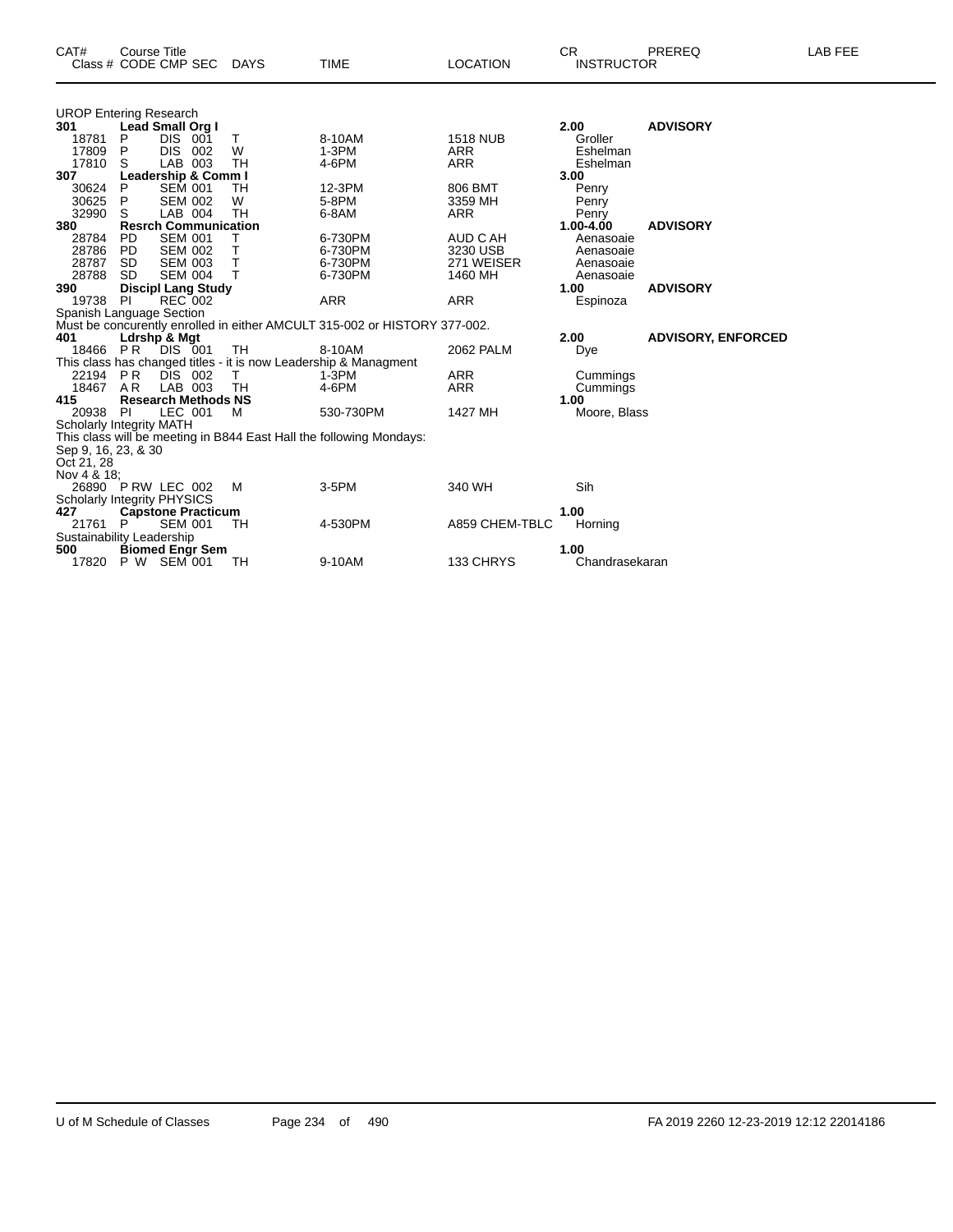| CAT# | Course Title<br>Class # CODE CMP SEC | DAYS | TIME | LOCATION | CR<br>INSTRUCTOR | PREREQ | LAB FEE |
|---|---|---|---|---|---|---|---|

**UROP Entering Research**

| CAT# / Class # | CODE | CMP SEC | DAYS | TIME | LOCATION | CR / INSTRUCTOR | PREREQ |
|---|---|---|---|---|---|---|---|
| **301** | **Lead Small Org I** | | | | | **2.00** | **ADVISORY** |
| 18781 | P | DIS 001 | T | 8-10AM | 1518 NUB | Groller | |
| 17809 | P | DIS 002 | W | 1-3PM | ARR | Eshelman | |
| 17810 | S | LAB 003 | TH | 4-6PM | ARR | Eshelman | |
| **307** | **Leadership & Comm I** | | | | | **3.00** | |
| 30624 | P | SEM 001 | TH | 12-3PM | 806 BMT | Penry | |
| 30625 | P | SEM 002 | W | 5-8PM | 3359 MH | Penry | |
| 32990 | S | LAB 004 | TH | 6-8AM | ARR | Penry | |
| **380** | **Resrch Communication** | | | | | **1.00-4.00** | **ADVISORY** |
| 28784 | PD | SEM 001 | T | 6-730PM | AUD C AH | Aenasoaie | |
| 28786 | PD | SEM 002 | T | 6-730PM | 3230 USB | Aenasoaie | |
| 28787 | SD | SEM 003 | T | 6-730PM | 271 WEISER | Aenasoaie | |
| 28788 | SD | SEM 004 | T | 6-730PM | 1460 MH | Aenasoaie | |
| **390** | **Discipl Lang Study** | | | | | **1.00** | **ADVISORY** |
| 19738 | PI | REC 002 | | ARR | ARR | Espinoza | |

Spanish Language Section
Must be concurrently enrolled in either AMCULT 315-002 or HISTORY 377-002.

| CAT# / Class # | CODE | CMP SEC | DAYS | TIME | LOCATION | CR / INSTRUCTOR | PREREQ |
|---|---|---|---|---|---|---|---|
| **401** | **Ldrshp & Mgt** | | | | | **2.00** | **ADVISORY, ENFORCED** |
| 18466 | P R | DIS 001 | TH | 8-10AM | 2062 PALM | Dye | |

This class has changed titles - it is now Leadership & Managment

| CAT# / Class # | CODE | CMP SEC | DAYS | TIME | LOCATION | CR / INSTRUCTOR | PREREQ |
|---|---|---|---|---|---|---|---|
| 22194 | P R | DIS 002 | T | 1-3PM | ARR | Cummings | |
| 18467 | A R | LAB 003 | TH | 4-6PM | ARR | Cummings | |
| **415** | **Research Methods NS** | | | | | **1.00** | |
| 20938 | PI | LEC 001 | M | 530-730PM | 1427 MH | Moore, Blass | |

Scholarly Integrity MATH
This class will be meeting in B844 East Hall the following Mondays:
Sep 9, 16, 23, & 30
Oct 21, 28
Nov 4 & 18;

| CAT# / Class # | CODE | CMP SEC | DAYS | TIME | LOCATION | CR / INSTRUCTOR | PREREQ |
|---|---|---|---|---|---|---|---|
| 26890 | P RW | LEC 002 | M | 3-5PM | 340 WH | Sih | |

Scholarly Integrity PHYSICS

| CAT# / Class # | CODE | CMP SEC | DAYS | TIME | LOCATION | CR / INSTRUCTOR | PREREQ |
|---|---|---|---|---|---|---|---|
| **427** | **Capstone Practicum** | | | | | **1.00** | |
| 21761 | P | SEM 001 | TH | 4-530PM | A859 CHEM-TBLC | Horning | |

Sustainability Leadership

| CAT# / Class # | CODE | CMP SEC | DAYS | TIME | LOCATION | CR / INSTRUCTOR | PREREQ |
|---|---|---|---|---|---|---|---|
| **500** | **Biomed Engr Sem** | | | | | **1.00** | |
| 17820 | P W | SEM 001 | TH | 9-10AM | 133 CHRYS | Chandrasekaran | |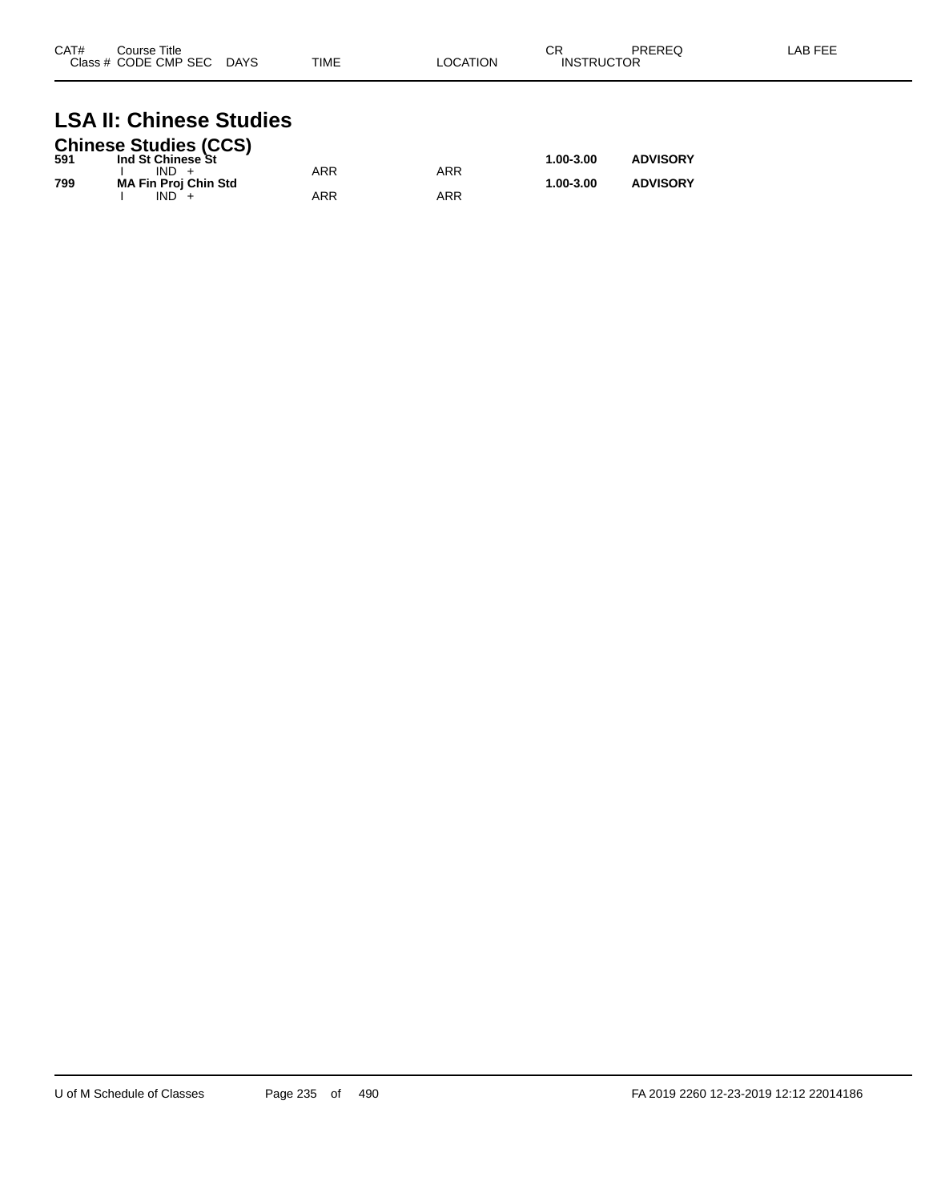| CAT# | Course Title Class # CODE CMP SEC DAYS | TIME | LOCATION | CR INSTRUCTOR | PREREQ | LAB FEE |
|---|---|---|---|---|---|---|

# LSA II: Chinese Studies

## Chinese Studies (CCS)

| CAT# | Course Title / Class # CODE CMP SEC DAYS | TIME | LOCATION | CR / INSTRUCTOR | PREREQ | LAB FEE |
|---|---|---|---|---|---|---|
| **591** | **Ind St Chinese St** | | | **1.00-3.00** | **ADVISORY** | |
| | I IND + | ARR | ARR | | | |
| **799** | **MA Fin Proj Chin Std** | | | **1.00-3.00** | **ADVISORY** | |
| | I IND + | ARR | ARR | | | |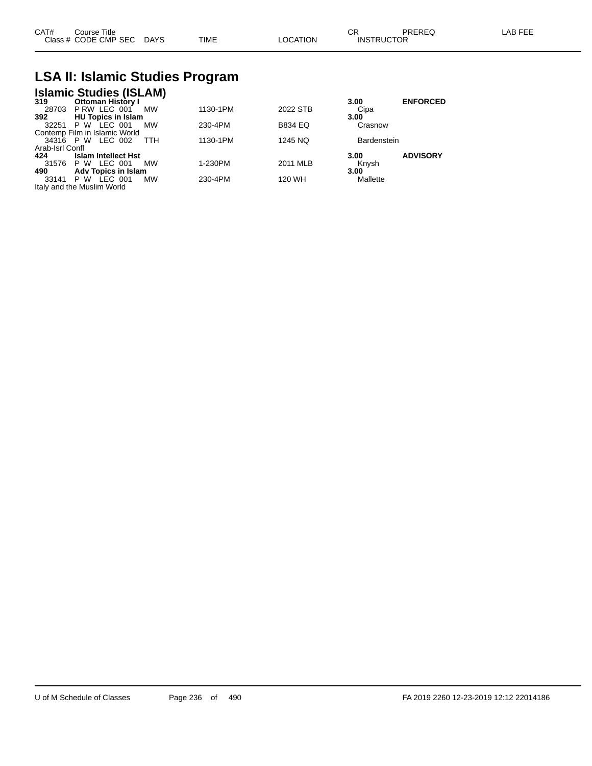# LSA II: Islamic Studies Program

## Islamic Studies (ISLAM)

| CAT# / Class # | Course Title / CODE CMP SEC | DAYS | TIME | LOCATION | CR / INSTRUCTOR | PREREQ | LAB FEE |
|---|---|---|---|---|---|---|---|
| **319** | **Ottoman History I** | | | | **3.00** | **ENFORCED** | |
| 28703 | P RW LEC 001 | MW | 1130-1PM | 2022 STB | Cipa | | |
| **392** | **HU Topics in Islam** | | | | **3.00** | | |
| 32251 | P W LEC 001 | MW | 230-4PM | B834 EQ | Crasnow | | |
| Contemp Film in Islamic World | | | | | | | |
| 34316 | P W LEC 002 | TTH | 1130-1PM | 1245 NQ | Bardenstein | | |
| Arab-Isrl Confl | | | | | | | |
| **424** | **Islam Intellect Hst** | | | | **3.00** | **ADVISORY** | |
| 31576 | P W LEC 001 | MW | 1-230PM | 2011 MLB | Knysh | | |
| **490** | **Adv Topics in Islam** | | | | **3.00** | | |
| 33141 | P W LEC 001 | MW | 230-4PM | 120 WH | Mallette | | |
| Italy and the Muslim World | | | | | | | |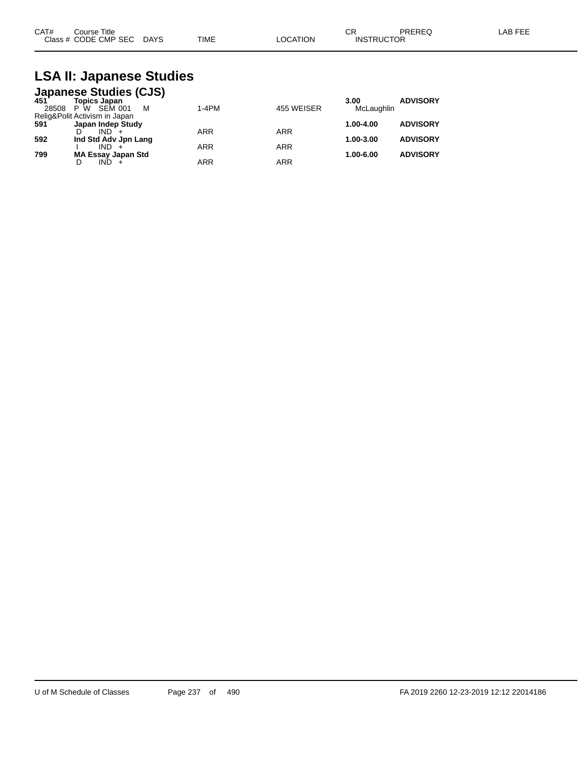| CAT# | Course Title<br>Class # CODE CMP SEC DAYS | TIME | LOCATION | CR<br>INSTRUCTOR | PREREQ | LAB FEE |
|---|---|---|---|---|---|---|

# LSA II: Japanese Studies

## Japanese Studies (CJS)

| CAT# | Course Title / Class # CODE CMP SEC DAYS | TIME | LOCATION | CR / INSTRUCTOR | PREREQ | LAB FEE |
|---|---|---|---|---|---|---|
| **451** | **Topics Japan** | | | **3.00** | **ADVISORY** | |
| 28508 | P W SEM 001 M | 1-4PM | 455 WEISER | McLaughlin | | |
| | Relig&Polit Activism in Japan | | | | | |
| **591** | **Japan Indep Study** | | | **1.00-4.00** | **ADVISORY** | |
| | D IND + | ARR | ARR | | | |
| **592** | **Ind Std Adv Jpn Lang** | | | **1.00-3.00** | **ADVISORY** | |
| | I IND + | ARR | ARR | | | |
| **799** | **MA Essay Japan Std** | | | **1.00-6.00** | **ADVISORY** | |
| | D IND + | ARR | ARR | | | |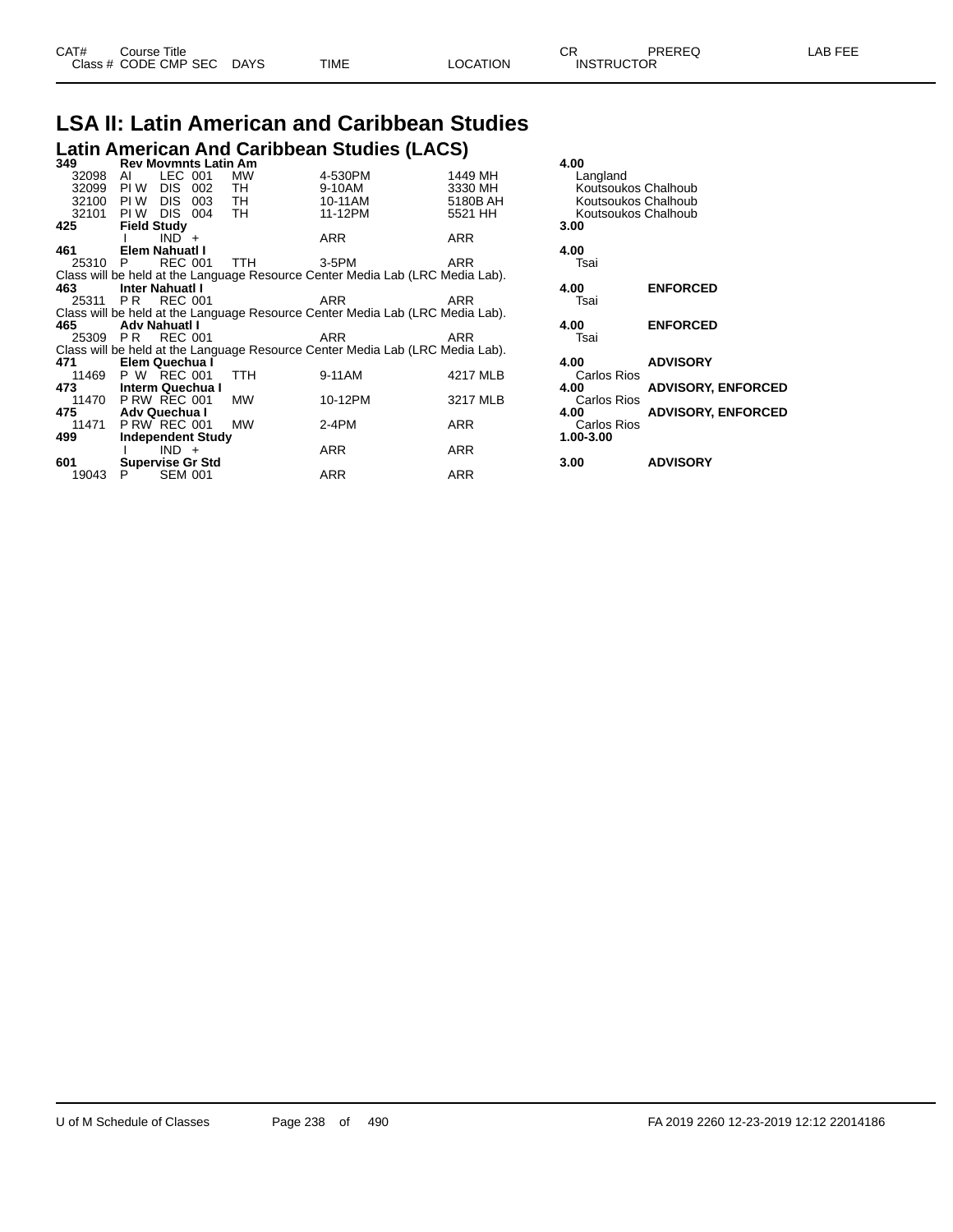# LSA II: Latin American and Caribbean Studies

## Latin American And Caribbean Studies (LACS)

| CAT# / Class # | Course Title / CODE CMP SEC | DAYS | TIME | LOCATION | CR / INSTRUCTOR | PREREQ | LAB FEE |
|---|---|---|---|---|---|---|---|
| **349** | **Rev Movmnts Latin Am** | | | | **4.00** | | |
| 32098 | AI LEC 001 | MW | 4-530PM | 1449 MH | Langland | | |
| 32099 | PI W DIS 002 | TH | 9-10AM | 3330 MH | Koutsoukos Chalhoub | | |
| 32100 | PI W DIS 003 | TH | 10-11AM | 5180B AH | Koutsoukos Chalhoub | | |
| 32101 | PI W DIS 004 | TH | 11-12PM | 5521 HH | Koutsoukos Chalhoub | | |
| **425** | **Field Study** | | | | **3.00** | | |
| | I IND + | | ARR | ARR | | | |
| **461** | **Elem Nahuatl I** | | | | **4.00** | | |
| 25310 | P REC 001 | TTH | 3-5PM | ARR | Tsai | | |
| Class will be held at the Language Resource Center Media Lab (LRC Media Lab). | | | | | | | |
| **463** | **Inter Nahuatl I** | | | | **4.00** | **ENFORCED** | |
| 25311 | P R REC 001 | | ARR | ARR | Tsai | | |
| Class will be held at the Language Resource Center Media Lab (LRC Media Lab). | | | | | | | |
| **465** | **Adv Nahuatl I** | | | | **4.00** | **ENFORCED** | |
| 25309 | P R REC 001 | | ARR | ARR | Tsai | | |
| Class will be held at the Language Resource Center Media Lab (LRC Media Lab). | | | | | | | |
| **471** | **Elem Quechua I** | | | | **4.00** | **ADVISORY** | |
| 11469 | P W REC 001 | TTH | 9-11AM | 4217 MLB | Carlos Rios | | |
| **473** | **Interm Quechua I** | | | | **4.00** | **ADVISORY, ENFORCED** | |
| 11470 | P RW REC 001 | MW | 10-12PM | 3217 MLB | Carlos Rios | | |
| **475** | **Adv Quechua I** | | | | **4.00** | **ADVISORY, ENFORCED** | |
| 11471 | P RW REC 001 | MW | 2-4PM | ARR | Carlos Rios | | |
| **499** | **Independent Study** | | | | **1.00-3.00** | | |
| | I IND + | | ARR | ARR | | | |
| **601** | **Supervise Gr Std** | | | | **3.00** | **ADVISORY** | |
| 19043 | P SEM 001 | | ARR | ARR | | | |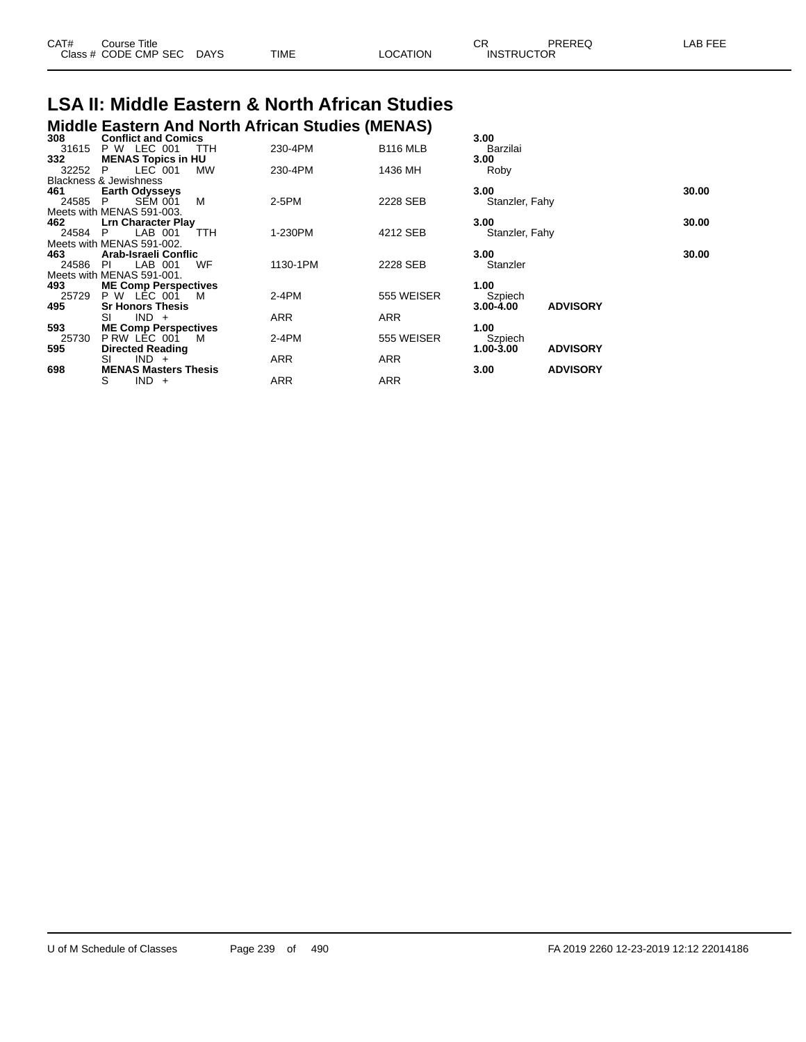| CAT# | Course Title<br>Class # CODE CMP SEC DAYS | TIME | LOCATION | CR<br>INSTRUCTOR | PREREQ | LAB FEE |
|---|---|---|---|---|---|---|

# LSA II: Middle Eastern & North African Studies

## Middle Eastern And North African Studies (MENAS)

| CAT# | Course Title / Class # CODE CMP SEC DAYS | TIME | LOCATION | CR / INSTRUCTOR | PREREQ | LAB FEE |
|---|---|---|---|---|---|---|
| **308** | **Conflict and Comics** | | | **3.00** | | |
| 31615 | P W LEC 001 TTH | 230-4PM | B116 MLB | Barzilai | | |
| **332** | **MENAS Topics in HU** | | | **3.00** | | |
| 32252 | P LEC 001 MW | 230-4PM | 1436 MH | Roby | | |
| Blackness & Jewishness | | | | | | |
| **461** | **Earth Odysseys** | | | **3.00** | | **30.00** |
| 24585 | P SEM 001 M | 2-5PM | 2228 SEB | Stanzler, Fahy | | |
| Meets with MENAS 591-003. | | | | | | |
| **462** | **Lrn Character Play** | | | **3.00** | | **30.00** |
| 24584 | P LAB 001 TTH | 1-230PM | 4212 SEB | Stanzler, Fahy | | |
| Meets with MENAS 591-002. | | | | | | |
| **463** | **Arab-Israeli Conflic** | | | **3.00** | | **30.00** |
| 24586 | PI LAB 001 WF | 1130-1PM | 2228 SEB | Stanzler | | |
| Meets with MENAS 591-001. | | | | | | |
| **493** | **ME Comp Perspectives** | | | **1.00** | | |
| 25729 | P W LEC 001 M | 2-4PM | 555 WEISER | Szpiech | | |
| **495** | **Sr Honors Thesis** | | | **3.00-4.00** | **ADVISORY** | |
| | SI IND + | ARR | ARR | | | |
| **593** | **ME Comp Perspectives** | | | **1.00** | | |
| 25730 | P RW LEC 001 M | 2-4PM | 555 WEISER | Szpiech | | |
| **595** | **Directed Reading** | | | **1.00-3.00** | **ADVISORY** | |
| | SI IND + | ARR | ARR | | | |
| **698** | **MENAS Masters Thesis** | | | **3.00** | **ADVISORY** | |
| | S IND + | ARR | ARR | | | |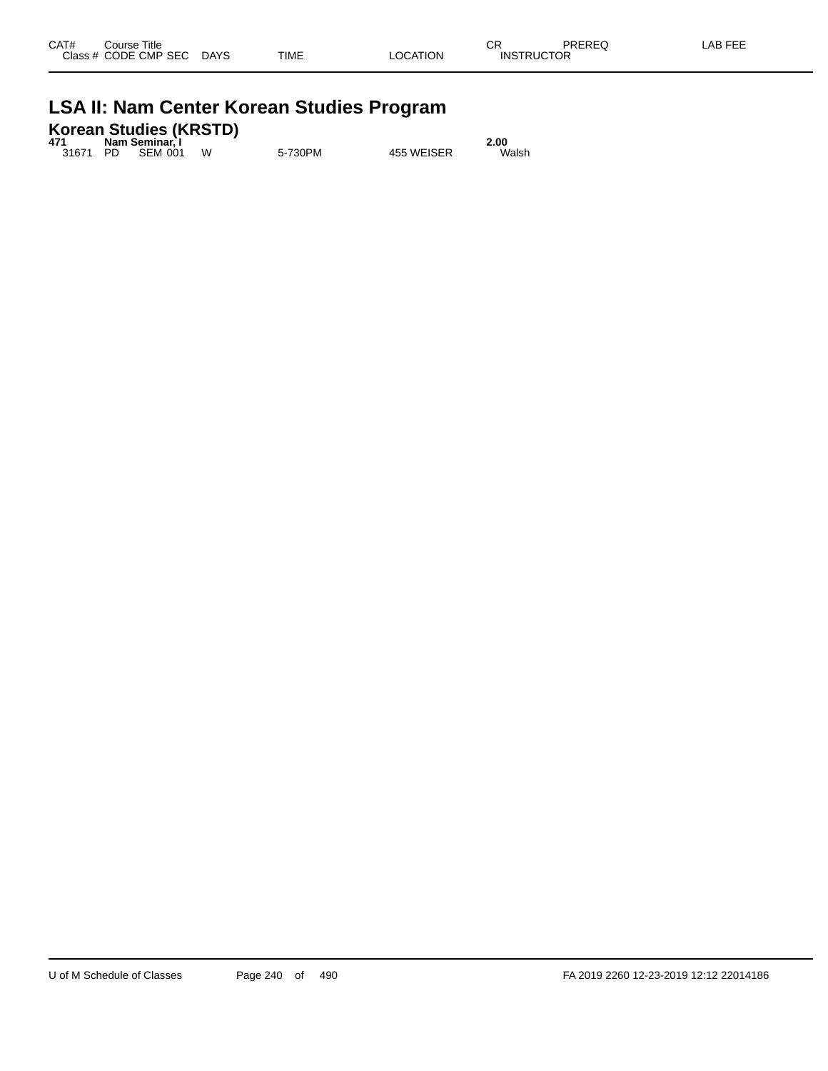| CAT# | Course Title | | | | | | CR | PREREQ | LAB FEE |
|---|---|---|---|---|---|---|---|---|---|
| Class # | CODE | CMP | SEC | DAYS | TIME | LOCATION | INSTRUCTOR | | |

# LSA II: Nam Center Korean Studies Program

## Korean Studies (KRSTD)

| CAT# | Course Title | | | | | | CR | PREREQ | LAB FEE |
|---|---|---|---|---|---|---|---|---|---|
| **471** | **Nam Seminar, I** | | | | | | **2.00** | | |
| 31671 | PD | SEM | 001 | W | 5-730PM | 455 WEISER | Walsh | | |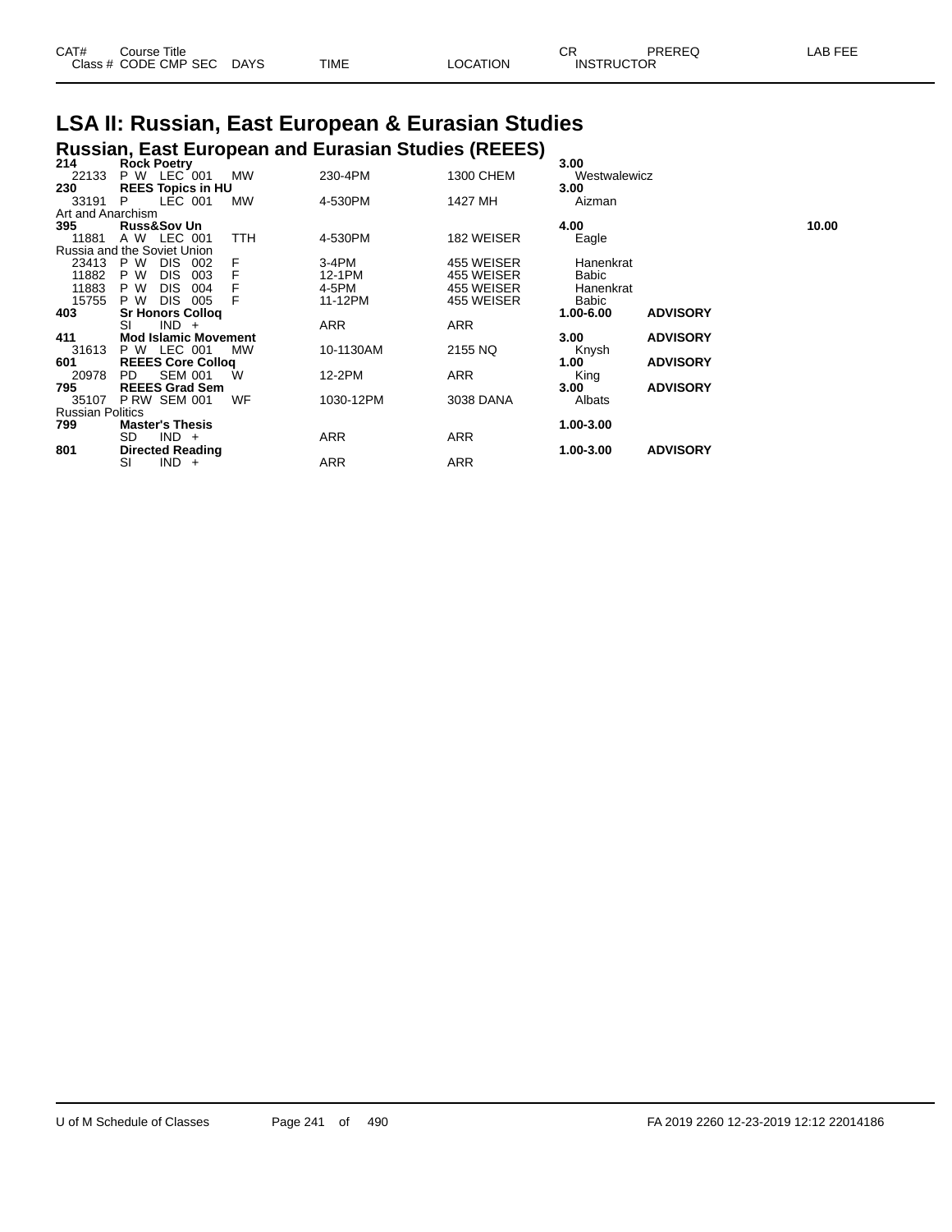# LSA II: Russian, East European & Eurasian Studies

## Russian, East European and Eurasian Studies (REEES)

| CAT# / Class # | Course Title / CODE CMP SEC | DAYS | TIME | LOCATION | CR / INSTRUCTOR | PREREQ | LAB FEE |
|---|---|---|---|---|---|---|---|
| **214** | **Rock Poetry** | | | | **3.00** | | |
| 22133 | P W LEC 001 | MW | 230-4PM | 1300 CHEM | Westwalewicz | | |
| **230** | **REES Topics in HU** | | | | **3.00** | | |
| 33191 | P LEC 001 | MW | 4-530PM | 1427 MH | Aizman | | |
| Art and Anarchism | | | | | | | |
| **395** | **Russ&Sov Un** | | | | **4.00** | | **10.00** |
| 11881 | A W LEC 001 | TTH | 4-530PM | 182 WEISER | Eagle | | |
| Russia and the Soviet Union | | | | | | | |
| 23413 | P W DIS 002 | F | 3-4PM | 455 WEISER | Hanenkrat | | |
| 11882 | P W DIS 003 | F | 12-1PM | 455 WEISER | Babic | | |
| 11883 | P W DIS 004 | F | 4-5PM | 455 WEISER | Hanenkrat | | |
| 15755 | P W DIS 005 | F | 11-12PM | 455 WEISER | Babic | | |
| **403** | **Sr Honors Colloq** | | | | **1.00-6.00** | **ADVISORY** | |
| | SI IND + | | ARR | ARR | | | |
| **411** | **Mod Islamic Movement** | | | | **3.00** | **ADVISORY** | |
| 31613 | P W LEC 001 | MW | 10-1130AM | 2155 NQ | Knysh | | |
| **601** | **REEES Core Colloq** | | | | **1.00** | **ADVISORY** | |
| 20978 | PD SEM 001 | W | 12-2PM | ARR | King | | |
| **795** | **REEES Grad Sem** | | | | **3.00** | **ADVISORY** | |
| 35107 | P RW SEM 001 | WF | 1030-12PM | 3038 DANA | Albats | | |
| Russian Politics | | | | | | | |
| **799** | **Master's Thesis** | | | | **1.00-3.00** | | |
| | SD IND + | | ARR | ARR | | | |
| **801** | **Directed Reading** | | | | **1.00-3.00** | **ADVISORY** | |
| | SI IND + | | ARR | ARR | | | |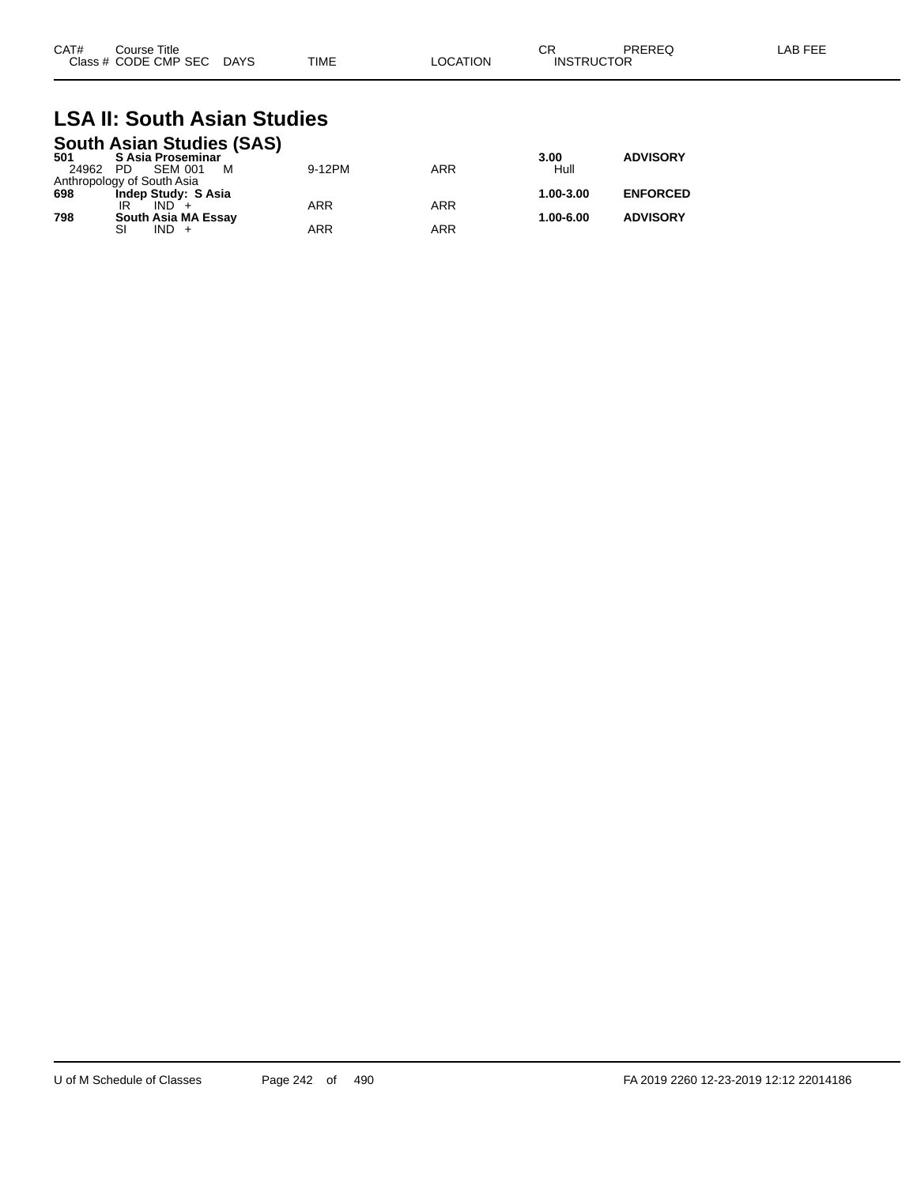| CAT# | Course Title | | | | | CR | PREREQ | LAB FEE |
|---|---|---|---|---|---|---|---|---|
| Class # | CODE CMP SEC | DAYS | TIME | LOCATION | | INSTRUCTOR | | |

# LSA II: South Asian Studies

## South Asian Studies (SAS)

| CAT# | Course Title | DAYS | TIME | LOCATION | CR / INSTRUCTOR | PREREQ |
|---|---|---|---|---|---|---|
| **501** | **S Asia Proseminar** | | | | **3.00** | **ADVISORY** |
| 24962 | PD SEM 001 | M | 9-12PM | ARR | Hull | |
| Anthropology of South Asia | | | | | | |
| **698** | **Indep Study: S Asia** | | | | **1.00-3.00** | **ENFORCED** |
| | IR IND + | | ARR | ARR | | |
| **798** | **South Asia MA Essay** | | | | **1.00-6.00** | **ADVISORY** |
| | SI IND + | | ARR | ARR | | |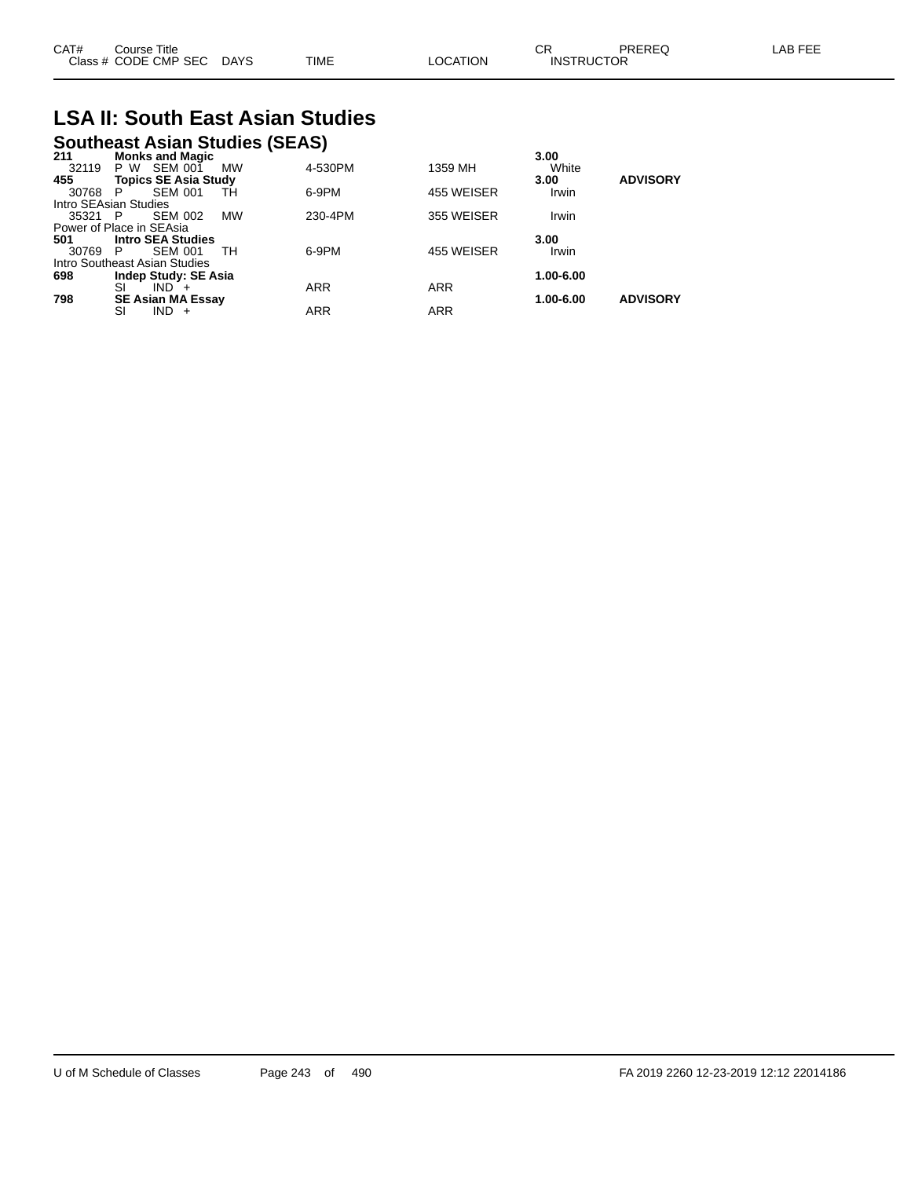# LSA II: South East Asian Studies

## Southeast Asian Studies (SEAS)

| CAT# / Class # | Course Title / CODE CMP SEC | DAYS | TIME | LOCATION | CR / INSTRUCTOR | PREREQ | LAB FEE |
|---|---|---|---|---|---|---|---|
| **211** | **Monks and Magic** | | | | **3.00** | | |
| 32119 | P W SEM 001 | MW | 4-530PM | 1359 MH | White | | |
| **455** | **Topics SE Asia Study** | | | | **3.00** | **ADVISORY** | |
| 30768 | P SEM 001 | TH | 6-9PM | 455 WEISER | Irwin | | |
| Intro SEAsian Studies | | | | | | | |
| 35321 | P SEM 002 | MW | 230-4PM | 355 WEISER | Irwin | | |
| Power of Place in SEAsia | | | | | | | |
| **501** | **Intro SEA Studies** | | | | **3.00** | | |
| 30769 | P SEM 001 | TH | 6-9PM | 455 WEISER | Irwin | | |
| Intro Southeast Asian Studies | | | | | | | |
| **698** | **Indep Study: SE Asia** | | | | **1.00-6.00** | | |
| | SI IND + | | ARR | ARR | | | |
| **798** | **SE Asian MA Essay** | | | | **1.00-6.00** | **ADVISORY** | |
| | SI IND + | | ARR | ARR | | | |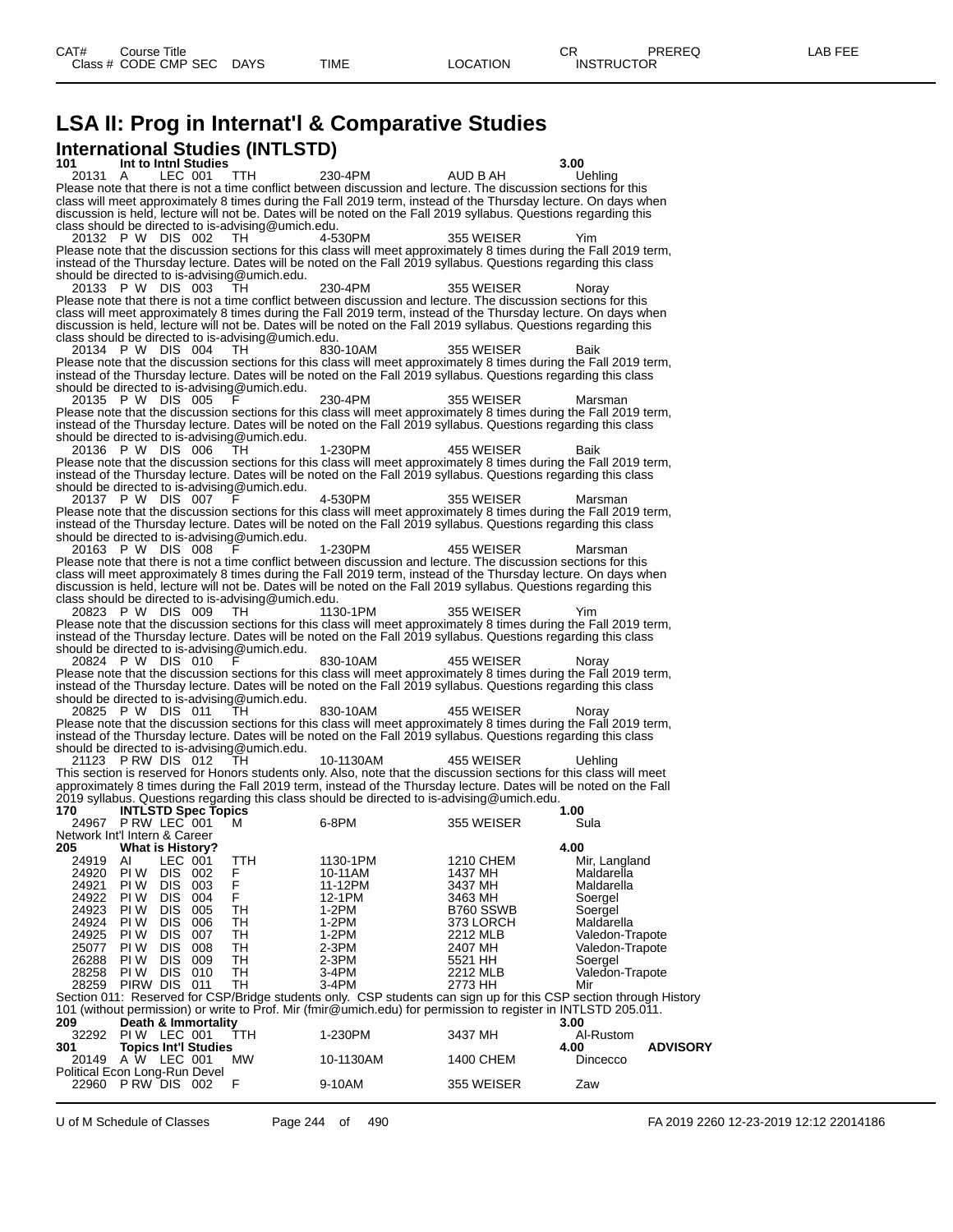# LSA II: Prog in Internat'l & Comparative Studies

## International Studies (INTLSTD)

**101 Int to Intnl Studies 3.00**

20131 A LEC 001 TTH 230-4PM AUD B AH Uehling
Please note that there is not a time conflict between discussion and lecture. The discussion sections for this class will meet approximately 8 times during the Fall 2019 term, instead of the Thursday lecture. On days when discussion is held, lecture will not be. Dates will be noted on the Fall 2019 syllabus. Questions regarding this class should be directed to is-advising@umich.edu.

20132 P W DIS 002 TH 4-530PM 355 WEISER Yim
Please note that the discussion sections for this class will meet approximately 8 times during the Fall 2019 term, instead of the Thursday lecture. Dates will be noted on the Fall 2019 syllabus. Questions regarding this class should be directed to is-advising@umich.edu.

20133 P W DIS 003 TH 230-4PM 355 WEISER Noray
Please note that there is not a time conflict between discussion and lecture. The discussion sections for this class will meet approximately 8 times during the Fall 2019 term, instead of the Thursday lecture. On days when discussion is held, lecture will not be. Dates will be noted on the Fall 2019 syllabus. Questions regarding this class should be directed to is-advising@umich.edu.

20134 P W DIS 004 TH 830-10AM 355 WEISER Baik
Please note that the discussion sections for this class will meet approximately 8 times during the Fall 2019 term, instead of the Thursday lecture. Dates will be noted on the Fall 2019 syllabus. Questions regarding this class should be directed to is-advising@umich.edu.

20135 P W DIS 005 F 230-4PM 355 WEISER Marsman
Please note that the discussion sections for this class will meet approximately 8 times during the Fall 2019 term, instead of the Thursday lecture. Dates will be noted on the Fall 2019 syllabus. Questions regarding this class should be directed to is-advising@umich.edu.

20136 P W DIS 006 TH 1-230PM 455 WEISER Baik
Please note that the discussion sections for this class will meet approximately 8 times during the Fall 2019 term, instead of the Thursday lecture. Dates will be noted on the Fall 2019 syllabus. Questions regarding this class should be directed to is-advising@umich.edu.

20137 P W DIS 007 F 4-530PM 355 WEISER Marsman
Please note that the discussion sections for this class will meet approximately 8 times during the Fall 2019 term, instead of the Thursday lecture. Dates will be noted on the Fall 2019 syllabus. Questions regarding this class should be directed to is-advising@umich.edu.

20163 P W DIS 008 F 1-230PM 455 WEISER Marsman
Please note that there is not a time conflict between discussion and lecture. The discussion sections for this class will meet approximately 8 times during the Fall 2019 term, instead of the Thursday lecture. On days when discussion is held, lecture will not be. Dates will be noted on the Fall 2019 syllabus. Questions regarding this class should be directed to is-advising@umich.edu.

20823 P W DIS 009 TH 1130-1PM 355 WEISER Yim
Please note that the discussion sections for this class will meet approximately 8 times during the Fall 2019 term, instead of the Thursday lecture. Dates will be noted on the Fall 2019 syllabus. Questions regarding this class should be directed to is-advising@umich.edu.

20824 P W DIS 010 F 830-10AM 455 WEISER Noray
Please note that the discussion sections for this class will meet approximately 8 times during the Fall 2019 term, instead of the Thursday lecture. Dates will be noted on the Fall 2019 syllabus. Questions regarding this class should be directed to is-advising@umich.edu.

20825 P W DIS 011 TH 830-10AM 455 WEISER Noray
Please note that the discussion sections for this class will meet approximately 8 times during the Fall 2019 term, instead of the Thursday lecture. Dates will be noted on the Fall 2019 syllabus. Questions regarding this class should be directed to is-advising@umich.edu.

21123 P RW DIS 012 TH 10-1130AM 455 WEISER Uehling
This section is reserved for Honors students only. Also, note that the discussion sections for this class will meet approximately 8 times during the Fall 2019 term, instead of the Thursday lecture. Dates will be noted on the Fall 2019 syllabus. Questions regarding this class should be directed to is-advising@umich.edu.

**170 INTLSTD Spec Topics 1.00**

24967 P RW LEC 001 M 6-8PM 355 WEISER Sula
Network Int'l Intern & Career

**205 What is History? 4.00**

| Class # | CODE | CMP | SEC | DAYS | TIME | LOCATION | INSTRUCTOR |
|---|---|---|---|---|---|---|---|
| 24919 | AI | LEC | 001 | TTH | 1130-1PM | 1210 CHEM | Mir, Langland |
| 24920 | PI W | DIS | 002 | F | 10-11AM | 1437 MH | Maldarella |
| 24921 | PI W | DIS | 003 | F | 11-12PM | 3437 MH | Maldarella |
| 24922 | PI W | DIS | 004 | F | 12-1PM | 3463 MH | Soergel |
| 24923 | PI W | DIS | 005 | TH | 1-2PM | B760 SSWB | Soergel |
| 24924 | PI W | DIS | 006 | TH | 1-2PM | 373 LORCH | Maldarella |
| 24925 | PI W | DIS | 007 | TH | 1-2PM | 2212 MLB | Valedon-Trapote |
| 25077 | PI W | DIS | 008 | TH | 2-3PM | 2407 MH | Valedon-Trapote |
| 26288 | PI W | DIS | 009 | TH | 2-3PM | 5521 HH | Soergel |
| 28258 | PI W | DIS | 010 | TH | 3-4PM | 2212 MLB | Valedon-Trapote |
| 28259 | PIRW | DIS | 011 | TH | 3-4PM | 2773 HH | Mir |

Section 011: Reserved for CSP/Bridge students only. CSP students can sign up for this CSP section through History 101 (without permission) or write to Prof. Mir (fmir@umich.edu) for permission to register in INTLSTD 205.011.

**209 Death & Immortality 3.00**

32292 PI W LEC 001 TTH 1-230PM 3437 MH Al-Rustom

**301 Topics Int'l Studies 4.00 ADVISORY**

20149 A W LEC 001 MW 10-1130AM 1400 CHEM Dincecco
Political Econ Long-Run Devel

22960 P RW DIS 002 F 9-10AM 355 WEISER Zaw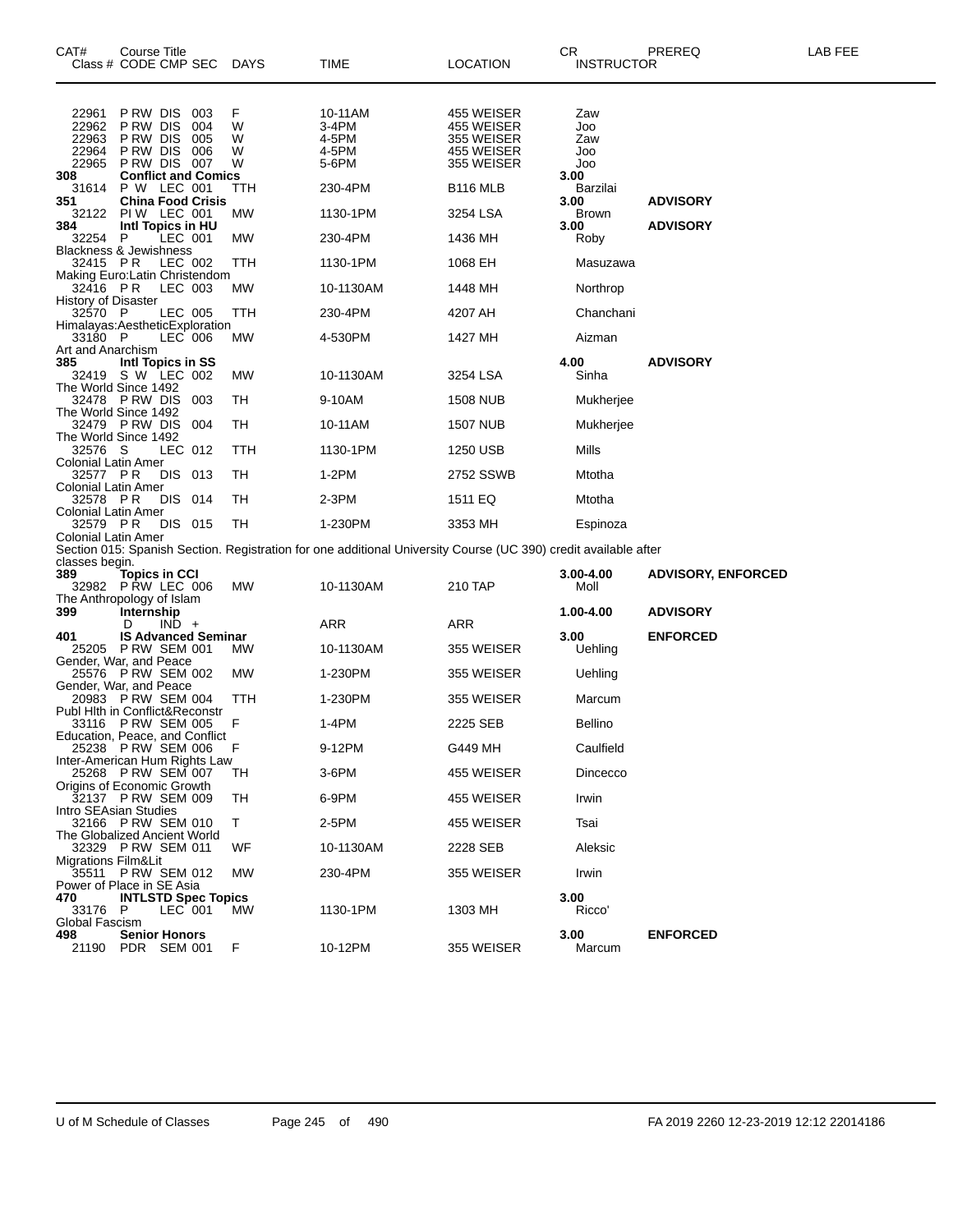| CAT# | Course Title<br>Class # CODE CMP SEC | DAYS | TIME | LOCATION | CR<br>INSTRUCTOR | PREREQ | LAB FEE |
|---|---|---|---|---|---|---|---|
| 22961 | P RW DIS 003 | F | 10-11AM | 455 WEISER | Zaw | | |
| 22962 | P RW DIS 004 | W | 3-4PM | 455 WEISER | Joo | | |
| 22963 | P RW DIS 005 | W | 4-5PM | 355 WEISER | Zaw | | |
| 22964 | P RW DIS 006 | W | 4-5PM | 455 WEISER | Joo | | |
| 22965 | P RW DIS 007 | W | 5-6PM | 355 WEISER | Joo | | |
| **308** | **Conflict and Comics** | | | | **3.00** | | |
| 31614 | P W LEC 001 | TTH | 230-4PM | B116 MLB | Barzilai | | |
| **351** | **China Food Crisis** | | | | **3.00** | **ADVISORY** | |
| 32122 | PI W LEC 001 | MW | 1130-1PM | 3254 LSA | Brown | | |
| **384** | **Intl Topics in HU** | | | | **3.00** | **ADVISORY** | |
| 32254 | P LEC 001 | MW | 230-4PM | 1436 MH | Roby | | |
| Blackness & Jewishness | | | | | | | |
| 32415 | P R LEC 002 | TTH | 1130-1PM | 1068 EH | Masuzawa | | |
| Making Euro:Latin Christendom | | | | | | | |
| 32416 | P R LEC 003 | MW | 10-1130AM | 1448 MH | Northrop | | |
| History of Disaster | | | | | | | |
| 32570 | P LEC 005 | TTH | 230-4PM | 4207 AH | Chanchani | | |
| Himalayas:AestheticExploration | | | | | | | |
| 33180 | P LEC 006 | MW | 4-530PM | 1427 MH | Aizman | | |
| Art and Anarchism | | | | | | | |
| **385** | **Intl Topics in SS** | | | | **4.00** | **ADVISORY** | |
| 32419 | S W LEC 002 | MW | 10-1130AM | 3254 LSA | Sinha | | |
| The World Since 1492 | | | | | | | |
| 32478 | P RW DIS 003 | TH | 9-10AM | 1508 NUB | Mukherjee | | |
| The World Since 1492 | | | | | | | |
| 32479 | P RW DIS 004 | TH | 10-11AM | 1507 NUB | Mukherjee | | |
| The World Since 1492 | | | | | | | |
| 32576 | S LEC 012 | TTH | 1130-1PM | 1250 USB | Mills | | |
| Colonial Latin Amer | | | | | | | |
| 32577 | P R DIS 013 | TH | 1-2PM | 2752 SSWB | Mtotha | | |
| Colonial Latin Amer | | | | | | | |
| 32578 | P R DIS 014 | TH | 2-3PM | 1511 EQ | Mtotha | | |
| Colonial Latin Amer | | | | | | | |
| 32579 | P R DIS 015 | TH | 1-230PM | 3353 MH | Espinoza | | |
| Colonial Latin Amer | | | | | | | |
| Section 015: Spanish Section. Registration for one additional University Course (UC 390) credit available after classes begin. | | | | | | | |
| **389** | **Topics in CCI** | | | | **3.00-4.00** | **ADVISORY, ENFORCED** | |
| 32982 | P RW LEC 006 | MW | 10-1130AM | 210 TAP | Moll | | |
| The Anthropology of Islam | | | | | | | |
| **399** | **Internship** | | | | **1.00-4.00** | **ADVISORY** | |
| | D IND + | | ARR | ARR | | | |
| **401** | **IS Advanced Seminar** | | | | **3.00** | **ENFORCED** | |
| 25205 | P RW SEM 001 | MW | 10-1130AM | 355 WEISER | Uehling | | |
| Gender, War, and Peace | | | | | | | |
| 25576 | P RW SEM 002 | MW | 1-230PM | 355 WEISER | Uehling | | |
| Gender, War, and Peace | | | | | | | |
| 20983 | P RW SEM 004 | TTH | 1-230PM | 355 WEISER | Marcum | | |
| Publ Hlth in Conflict&Reconstr | | | | | | | |
| 33116 | P RW SEM 005 | F | 1-4PM | 2225 SEB | Bellino | | |
| Education, Peace, and Conflict | | | | | | | |
| 25238 | P RW SEM 006 | F | 9-12PM | G449 MH | Caulfield | | |
| Inter-American Hum Rights Law | | | | | | | |
| 25268 | P RW SEM 007 | TH | 3-6PM | 455 WEISER | Dincecco | | |
| Origins of Economic Growth | | | | | | | |
| 32137 | P RW SEM 009 | TH | 6-9PM | 455 WEISER | Irwin | | |
| Intro SEAsian Studies | | | | | | | |
| 32166 | P RW SEM 010 | T | 2-5PM | 455 WEISER | Tsai | | |
| The Globalized Ancient World | | | | | | | |
| 32329 | P RW SEM 011 | WF | 10-1130AM | 2228 SEB | Aleksic | | |
| Migrations Film&Lit | | | | | | | |
| 35511 | P RW SEM 012 | MW | 230-4PM | 355 WEISER | Irwin | | |
| Power of Place in SE Asia | | | | | | | |
| **470** | **INTLSTD Spec Topics** | | | | **3.00** | | |
| 33176 | P LEC 001 | MW | 1130-1PM | 1303 MH | Ricco' | | |
| Global Fascism | | | | | | | |
| **498** | **Senior Honors** | | | | **3.00** | **ENFORCED** | |
| 21190 | PDR SEM 001 | F | 10-12PM | 355 WEISER | Marcum | | |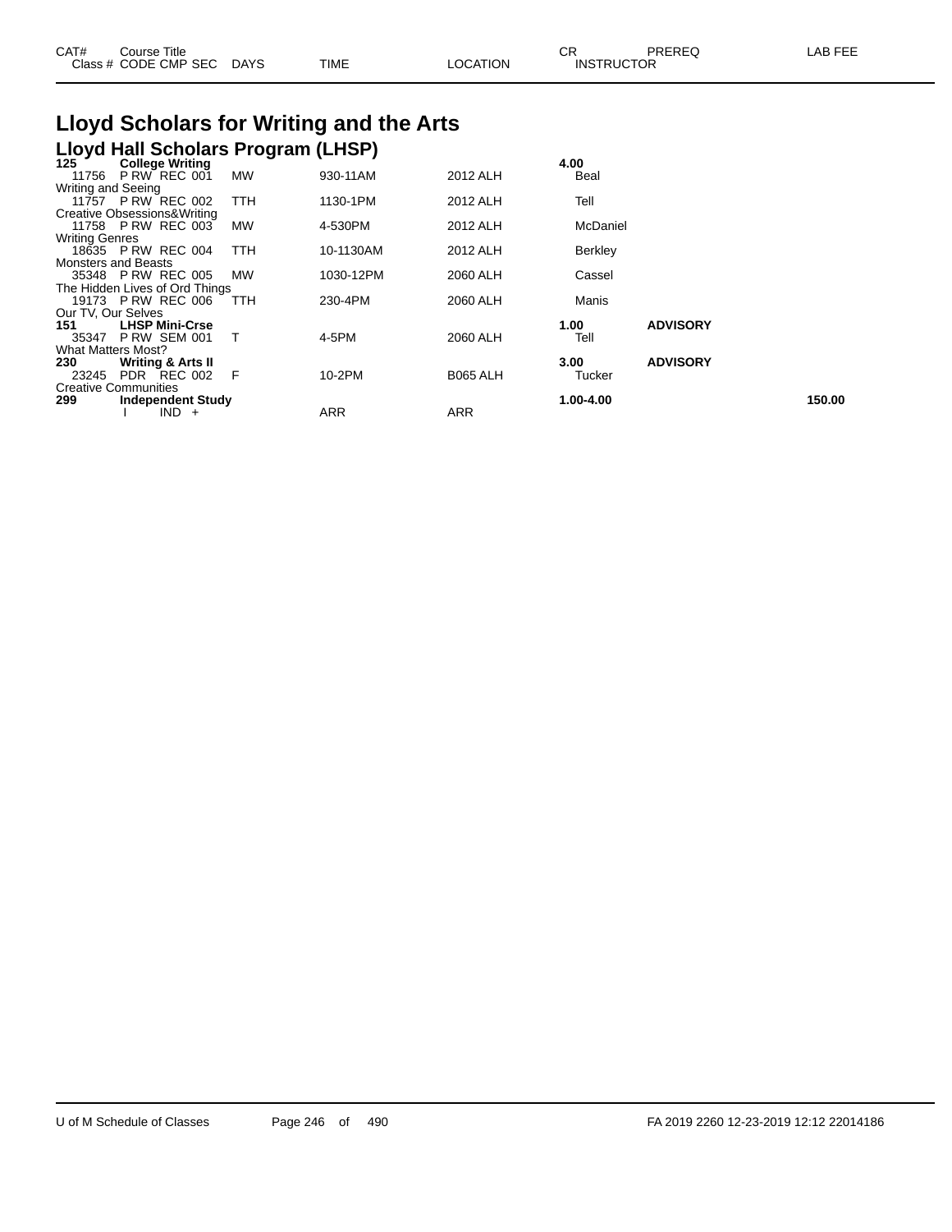| CAT# | Course Title | | | | | CR | PREREQ | LAB FEE |
|---|---|---|---|---|---|---|---|---|
| Class # | CODE CMP SEC | DAYS | TIME | LOCATION | INSTRUCTOR | | | |

# Lloyd Scholars for Writing and the Arts

## Lloyd Hall Scholars Program (LHSP)

| CAT# / Class # | Course Title / CODE CMP SEC | DAYS | TIME | LOCATION | CR / INSTRUCTOR | PREREQ | LAB FEE |
|---|---|---|---|---|---|---|---|
| **125** | **College Writing** | | | | **4.00** | | |
| 11756 | P RW REC 001 | MW | 930-11AM | 2012 ALH | Beal | | |
| Writing and Seeing | | | | | | | |
| 11757 | P RW REC 002 | TTH | 1130-1PM | 2012 ALH | Tell | | |
| Creative Obsessions&Writing | | | | | | | |
| 11758 | P RW REC 003 | MW | 4-530PM | 2012 ALH | McDaniel | | |
| Writing Genres | | | | | | | |
| 18635 | P RW REC 004 | TTH | 10-1130AM | 2012 ALH | Berkley | | |
| Monsters and Beasts | | | | | | | |
| 35348 | P RW REC 005 | MW | 1030-12PM | 2060 ALH | Cassel | | |
| The Hidden Lives of Ord Things | | | | | | | |
| 19173 | P RW REC 006 | TTH | 230-4PM | 2060 ALH | Manis | | |
| Our TV, Our Selves | | | | | | | |
| **151** | **LHSP Mini-Crse** | | | | **1.00** | **ADVISORY** | |
| 35347 | P RW SEM 001 | T | 4-5PM | 2060 ALH | Tell | | |
| What Matters Most? | | | | | | | |
| **230** | **Writing & Arts II** | | | | **3.00** | **ADVISORY** | |
| 23245 | PDR REC 002 | F | 10-2PM | B065 ALH | Tucker | | |
| Creative Communities | | | | | | | |
| **299** | **Independent Study** | | | | **1.00-4.00** | | **150.00** |
| | I IND + | | ARR | ARR | | | |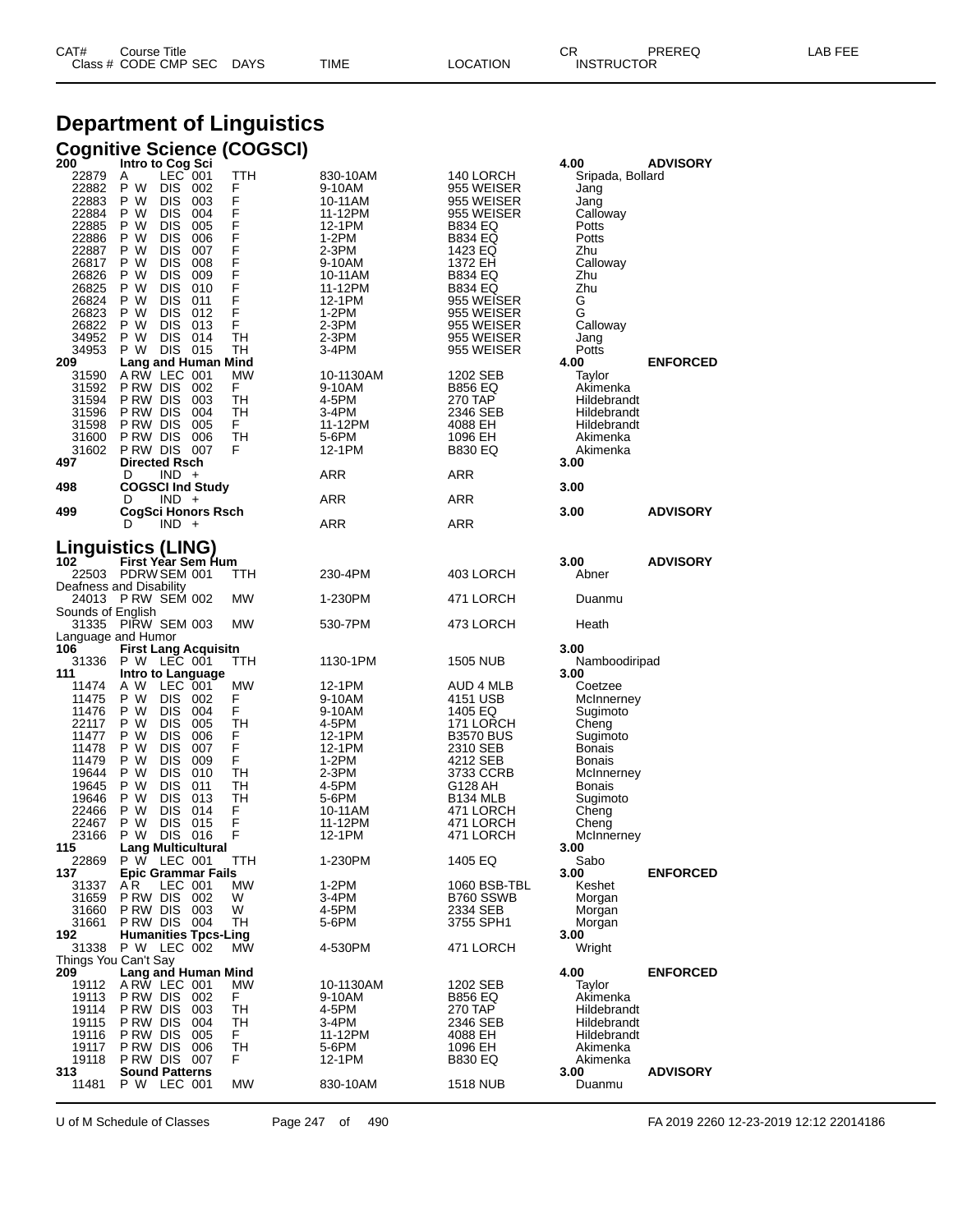# Department of Linguistics

## Cognitive Science (COGSCI)

| CAT# / Class # | Course Title / CODE CMP SEC | DAYS | TIME | LOCATION | CR / INSTRUCTOR | PREREQ | LAB FEE |
|---|---|---|---|---|---|---|---|
| **200** | **Intro to Cog Sci** | | | | **4.00** | **ADVISORY** | |
| 22879 | A LEC 001 | TTH | 830-10AM | 140 LORCH | Sripada, Bollard | | |
| 22882 | P W DIS 002 | F | 9-10AM | 955 WEISER | Jang | | |
| 22883 | P W DIS 003 | F | 10-11AM | 955 WEISER | Jang | | |
| 22884 | P W DIS 004 | F | 11-12PM | 955 WEISER | Calloway | | |
| 22885 | P W DIS 005 | F | 12-1PM | B834 EQ | Potts | | |
| 22886 | P W DIS 006 | F | 1-2PM | B834 EQ | Potts | | |
| 22887 | P W DIS 007 | F | 2-3PM | 1423 EQ | Zhu | | |
| 26817 | P W DIS 008 | F | 9-10AM | 1372 EH | Calloway | | |
| 26826 | P W DIS 009 | F | 10-11AM | B834 EQ | Zhu | | |
| 26825 | P W DIS 010 | F | 11-12PM | B834 EQ | Zhu | | |
| 26824 | P W DIS 011 | F | 12-1PM | 955 WEISER | G | | |
| 26823 | P W DIS 012 | F | 1-2PM | 955 WEISER | G | | |
| 26822 | P W DIS 013 | F | 2-3PM | 955 WEISER | Calloway | | |
| 34952 | P W DIS 014 | TH | 2-3PM | 955 WEISER | Jang | | |
| 34953 | P W DIS 015 | TH | 3-4PM | 955 WEISER | Potts | | |
| **209** | **Lang and Human Mind** | | | | **4.00** | **ENFORCED** | |
| 31590 | A RW LEC 001 | MW | 10-1130AM | 1202 SEB | Taylor | | |
| 31592 | P RW DIS 002 | F | 9-10AM | B856 EQ | Akimenka | | |
| 31594 | P RW DIS 003 | TH | 4-5PM | 270 TAP | Hildebrandt | | |
| 31596 | P RW DIS 004 | TH | 3-4PM | 2346 SEB | Hildebrandt | | |
| 31598 | P RW DIS 005 | F | 11-12PM | 4088 EH | Hildebrandt | | |
| 31600 | P RW DIS 006 | TH | 5-6PM | 1096 EH | Akimenka | | |
| 31602 | P RW DIS 007 | F | 12-1PM | B830 EQ | Akimenka | | |
| **497** | **Directed Rsch** | | | | **3.00** | | |
| | D IND + | | ARR | ARR | | | |
| **498** | **COGSCI Ind Study** | | | | **3.00** | | |
| | D IND + | | ARR | ARR | | | |
| **499** | **CogSci Honors Rsch** | | | | **3.00** | **ADVISORY** | |
| | D IND + | | ARR | ARR | | | |

## Linguistics (LING)

| CAT# / Class # | Course Title / CODE CMP SEC | DAYS | TIME | LOCATION | CR / INSTRUCTOR | PREREQ | LAB FEE |
|---|---|---|---|---|---|---|---|
| **102** | **First Year Sem Hum** | | | | **3.00** | **ADVISORY** | |
| 22503 | PDRW SEM 001 | TTH | 230-4PM | 403 LORCH | Abner | | |
| Deafness and Disability | | | | | | | |
| 24013 | P RW SEM 002 | MW | 1-230PM | 471 LORCH | Duanmu | | |
| Sounds of English | | | | | | | |
| 31335 | PIRW SEM 003 | MW | 530-7PM | 473 LORCH | Heath | | |
| Language and Humor | | | | | | | |
| **106** | **First Lang Acquisitn** | | | | **3.00** | | |
| 31336 | P W LEC 001 | TTH | 1130-1PM | 1505 NUB | Namboodiripad | | |
| **111** | **Intro to Language** | | | | **3.00** | | |
| 11474 | A W LEC 001 | MW | 12-1PM | AUD 4 MLB | Coetzee | | |
| 11475 | P W DIS 002 | F | 9-10AM | 4151 USB | McInnerney | | |
| 11476 | P W DIS 004 | F | 9-10AM | 1405 EQ | Sugimoto | | |
| 22117 | P W DIS 005 | TH | 4-5PM | 171 LORCH | Cheng | | |
| 11477 | P W DIS 006 | F | 12-1PM | B3570 BUS | Sugimoto | | |
| 11478 | P W DIS 007 | F | 12-1PM | 2310 SEB | Bonais | | |
| 11479 | P W DIS 009 | F | 1-2PM | 4212 SEB | Bonais | | |
| 19644 | P W DIS 010 | TH | 2-3PM | 3733 CCRB | McInnerney | | |
| 19645 | P W DIS 011 | TH | 4-5PM | G128 AH | Bonais | | |
| 19646 | P W DIS 013 | TH | 5-6PM | B134 MLB | Sugimoto | | |
| 22466 | P W DIS 014 | F | 10-11AM | 471 LORCH | Cheng | | |
| 22467 | P W DIS 015 | F | 11-12PM | 471 LORCH | Cheng | | |
| 23166 | P W DIS 016 | F | 12-1PM | 471 LORCH | McInnerney | | |
| **115** | **Lang Multicultural** | | | | **3.00** | | |
| 22869 | P W LEC 001 | TTH | 1-230PM | 1405 EQ | Sabo | | |
| **137** | **Epic Grammar Fails** | | | | **3.00** | **ENFORCED** | |
| 31337 | A R LEC 001 | MW | 1-2PM | 1060 BSB-TBL | Keshet | | |
| 31659 | P RW DIS 002 | W | 3-4PM | B760 SSWB | Morgan | | |
| 31660 | P RW DIS 003 | W | 4-5PM | 2334 SEB | Morgan | | |
| 31661 | P RW DIS 004 | TH | 5-6PM | 3755 SPH1 | Morgan | | |
| **192** | **Humanities Tpcs-Ling** | | | | **3.00** | | |
| 31338 | P W LEC 002 | MW | 4-530PM | 471 LORCH | Wright | | |
| Things You Can't Say | | | | | | | |
| **209** | **Lang and Human Mind** | | | | **4.00** | **ENFORCED** | |
| 19112 | A RW LEC 001 | MW | 10-1130AM | 1202 SEB | Taylor | | |
| 19113 | P RW DIS 002 | F | 9-10AM | B856 EQ | Akimenka | | |
| 19114 | P RW DIS 003 | TH | 4-5PM | 270 TAP | Hildebrandt | | |
| 19115 | P RW DIS 004 | TH | 3-4PM | 2346 SEB | Hildebrandt | | |
| 19116 | P RW DIS 005 | F | 11-12PM | 4088 EH | Hildebrandt | | |
| 19117 | P RW DIS 006 | TH | 5-6PM | 1096 EH | Akimenka | | |
| 19118 | P RW DIS 007 | F | 12-1PM | B830 EQ | Akimenka | | |
| **313** | **Sound Patterns** | | | | **3.00** | **ADVISORY** | |
| 11481 | P W LEC 001 | MW | 830-10AM | 1518 NUB | Duanmu | | |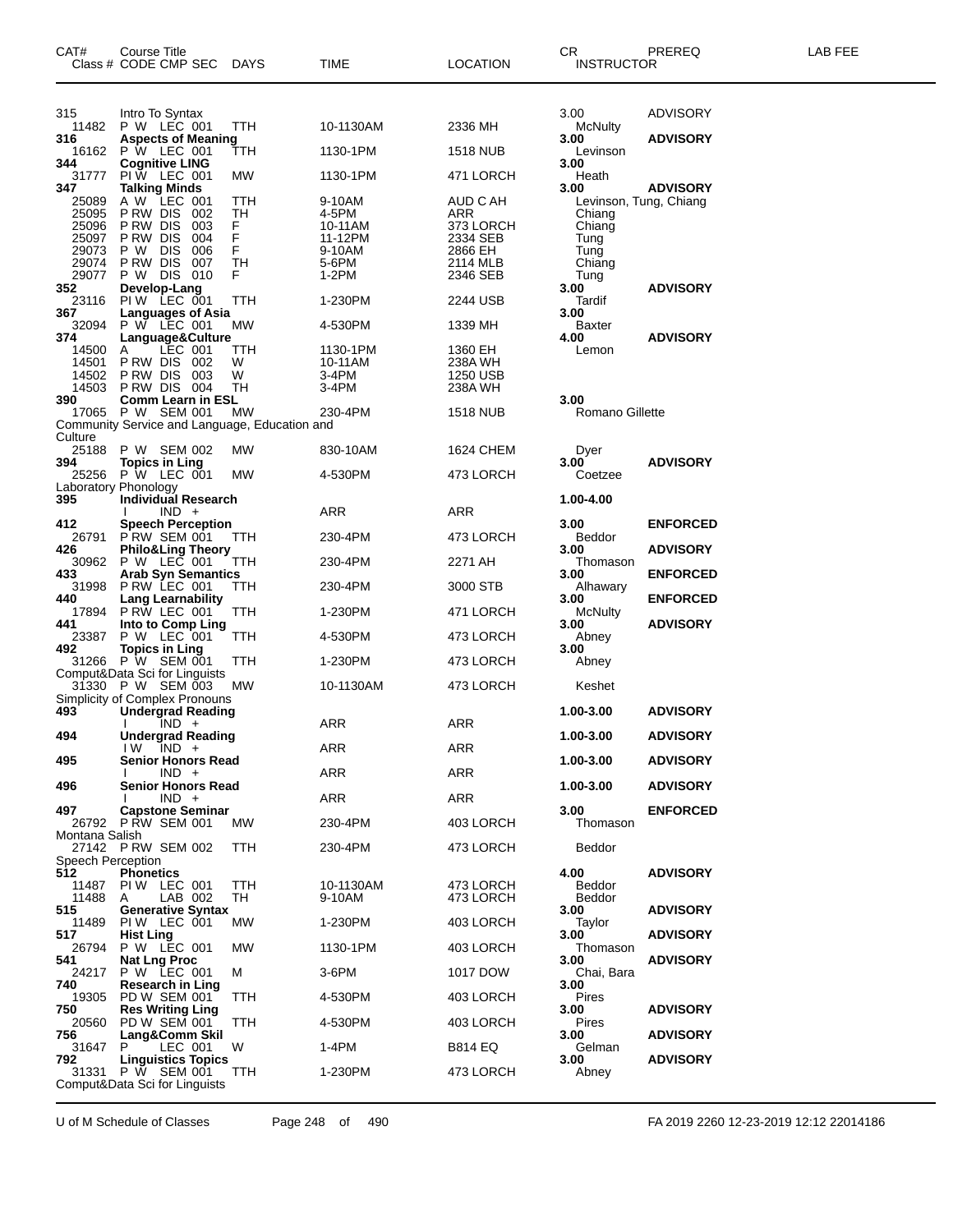| CAT# | Course Title Class # CODE CMP SEC | DAYS | TIME | LOCATION | CR INSTRUCTOR | PREREQ | LAB FEE |
|---|---|---|---|---|---|---|---|
| 315 | Intro To Syntax | | | | 3.00 | ADVISORY | |
| 11482 | P W LEC 001 | TTH | 10-1130AM | 2336 MH | McNulty | | |
| **316** | **Aspects of Meaning** | | | | **3.00** | **ADVISORY** | |
| 16162 | P W LEC 001 | TTH | 1130-1PM | 1518 NUB | Levinson | | |
| **344** | **Cognitive LING** | | | | **3.00** | | |
| 31777 | PI W LEC 001 | MW | 1130-1PM | 471 LORCH | Heath | | |
| **347** | **Talking Minds** | | | | **3.00** | **ADVISORY** | |
| 25089 | A W LEC 001 | TTH | 9-10AM | AUD C AH | Levinson, Tung, Chiang | | |
| 25095 | P RW DIS 002 | TH | 4-5PM | ARR | Chiang | | |
| 25096 | P RW DIS 003 | F | 10-11AM | 373 LORCH | Chiang | | |
| 25097 | P RW DIS 004 | F | 11-12PM | 2334 SEB | Tung | | |
| 29073 | P W DIS 006 | F | 9-10AM | 2866 EH | Tung | | |
| 29074 | P RW DIS 007 | TH | 5-6PM | 2114 MLB | Chiang | | |
| 29077 | P W DIS 010 | F | 1-2PM | 2346 SEB | Tung | | |
| **352** | **Develop-Lang** | | | | **3.00** | **ADVISORY** | |
| 23116 | PI W LEC 001 | TTH | 1-230PM | 2244 USB | Tardif | | |
| **367** | **Languages of Asia** | | | | **3.00** | | |
| 32094 | P W LEC 001 | MW | 4-530PM | 1339 MH | Baxter | | |
| **374** | **Language&Culture** | | | | **4.00** | **ADVISORY** | |
| 14500 | A LEC 001 | TTH | 1130-1PM | 1360 EH | Lemon | | |
| 14501 | P RW DIS 002 | W | 10-11AM | 238A WH | | | |
| 14502 | P RW DIS 003 | W | 3-4PM | 1250 USB | | | |
| 14503 | P RW DIS 004 | TH | 3-4PM | 238A WH | | | |
| **390** | **Comm Learn in ESL** | | | | **3.00** | | |
| 17065 | P W SEM 001 | MW | 230-4PM | 1518 NUB | Romano Gillette | | |
| | Community Service and Language, Education and Culture | | | | | | |
| 25188 | P W SEM 002 | MW | 830-10AM | 1624 CHEM | Dyer | | |
| **394** | **Topics in Ling** | | | | **3.00** | **ADVISORY** | |
| 25256 | P W LEC 001 | MW | 4-530PM | 473 LORCH | Coetzee | | |
| | Laboratory Phonology | | | | | | |
| **395** | **Individual Research** | | | | **1.00-4.00** | | |
| | I IND + | | ARR | ARR | | | |
| **412** | **Speech Perception** | | | | **3.00** | **ENFORCED** | |
| 26791 | P RW SEM 001 | TTH | 230-4PM | 473 LORCH | Beddor | | |
| **426** | **Philo&Ling Theory** | | | | **3.00** | **ADVISORY** | |
| 30962 | P W LEC 001 | TTH | 230-4PM | 2271 AH | Thomason | | |
| **433** | **Arab Syn Semantics** | | | | **3.00** | **ENFORCED** | |
| 31998 | P RW LEC 001 | TTH | 230-4PM | 3000 STB | Alhawary | | |
| **440** | **Lang Learnability** | | | | **3.00** | **ENFORCED** | |
| 17894 | P RW LEC 001 | TTH | 1-230PM | 471 LORCH | McNulty | | |
| **441** | **Into to Comp Ling** | | | | **3.00** | **ADVISORY** | |
| 23387 | P W LEC 001 | TTH | 4-530PM | 473 LORCH | Abney | | |
| **492** | **Topics in Ling** | | | | **3.00** | | |
| 31266 | P W SEM 001 | TTH | 1-230PM | 473 LORCH | Abney | | |
| | Comput&Data Sci for Linguists | | | | | | |
| 31330 | P W SEM 003 | MW | 10-1130AM | 473 LORCH | Keshet | | |
| | Simplicity of Complex Pronouns | | | | | | |
| **493** | **Undergrad Reading** | | | | **1.00-3.00** | **ADVISORY** | |
| | I IND + | | ARR | ARR | | | |
| **494** | **Undergrad Reading** | | | | **1.00-3.00** | **ADVISORY** | |
| | I W IND + | | ARR | ARR | | | |
| **495** | **Senior Honors Read** | | | | **1.00-3.00** | **ADVISORY** | |
| | I IND + | | ARR | ARR | | | |
| **496** | **Senior Honors Read** | | | | **1.00-3.00** | **ADVISORY** | |
| | I IND + | | ARR | ARR | | | |
| **497** | **Capstone Seminar** | | | | **3.00** | **ENFORCED** | |
| 26792 | P RW SEM 001 | MW | 230-4PM | 403 LORCH | Thomason | | |
| | Montana Salish | | | | | | |
| 27142 | P RW SEM 002 | TTH | 230-4PM | 473 LORCH | Beddor | | |
| | Speech Perception | | | | | | |
| **512** | **Phonetics** | | | | **4.00** | **ADVISORY** | |
| 11487 | PI W LEC 001 | TTH | 10-1130AM | 473 LORCH | Beddor | | |
| 11488 | A LAB 002 | TH | 9-10AM | 473 LORCH | Beddor | | |
| **515** | **Generative Syntax** | | | | **3.00** | **ADVISORY** | |
| 11489 | PI W LEC 001 | MW | 1-230PM | 403 LORCH | Taylor | | |
| **517** | **Hist Ling** | | | | **3.00** | **ADVISORY** | |
| 26794 | P W LEC 001 | MW | 1130-1PM | 403 LORCH | Thomason | | |
| **541** | **Nat Lng Proc** | | | | **3.00** | **ADVISORY** | |
| 24217 | P W LEC 001 | M | 3-6PM | 1017 DOW | Chai, Bara | | |
| **740** | **Research in Ling** | | | | **3.00** | | |
| 19305 | PD W SEM 001 | TTH | 4-530PM | 403 LORCH | Pires | | |
| **750** | **Res Writing Ling** | | | | **3.00** | **ADVISORY** | |
| 20560 | PD W SEM 001 | TTH | 4-530PM | 403 LORCH | Pires | | |
| **756** | **Lang&Comm Skil** | | | | **3.00** | **ADVISORY** | |
| 31647 | P LEC 001 | W | 1-4PM | B814 EQ | Gelman | | |
| **792** | **Linguistics Topics** | | | | **3.00** | **ADVISORY** | |
| 31331 | P W SEM 001 | TTH | 1-230PM | 473 LORCH | Abney | | |
| | Comput&Data Sci for Linguists | | | | | | |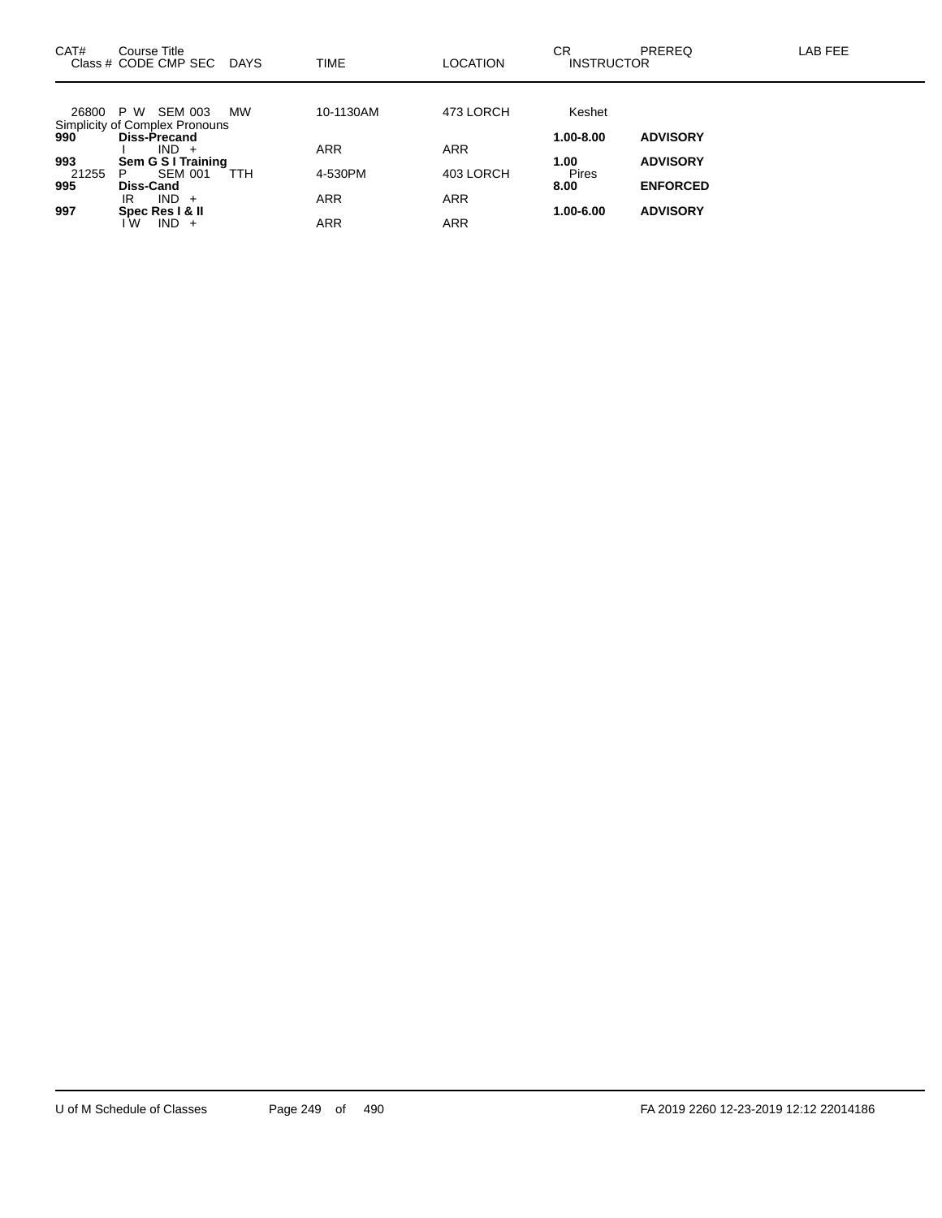| CAT# | Course Title<br>Class # CODE CMP SEC DAYS | TIME | LOCATION | CR<br>INSTRUCTOR | PREREQ | LAB FEE |
|---|---|---|---|---|---|---|
| 26800 | P W SEM 003 MW | 10-1130AM | 473 LORCH | Keshet | | |
| | Simplicity of Complex Pronouns | | | | | |
| **990** | **Diss-Precand** | | | **1.00-8.00** | **ADVISORY** | |
| | I IND + | ARR | ARR | | | |
| **993** | **Sem G S I Training** | | | **1.00** | **ADVISORY** | |
| 21255 | P SEM 001 TTH | 4-530PM | 403 LORCH | Pires | | |
| **995** | **Diss-Cand** | | | **8.00** | **ENFORCED** | |
| | IR IND + | ARR | ARR | | | |
| **997** | **Spec Res I & II** | | | **1.00-6.00** | **ADVISORY** | |
| | I W IND + | ARR | ARR | | | |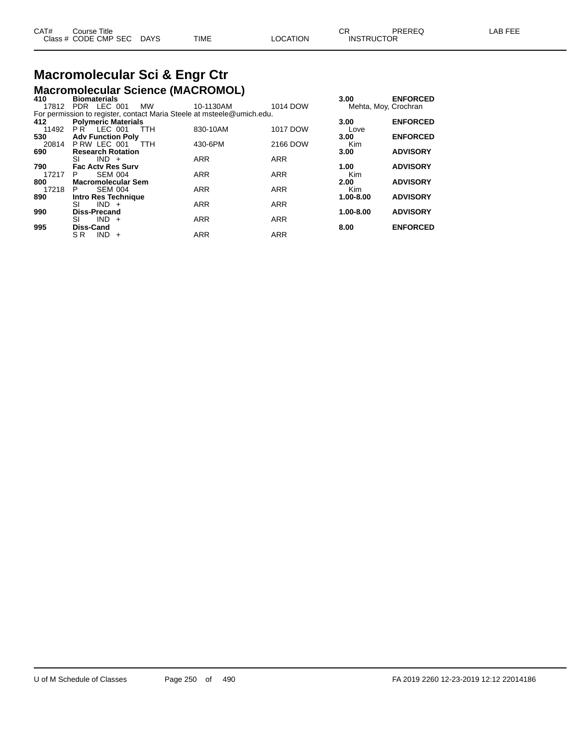# Macromolecular Sci & Engr Ctr

## Macromolecular Science (MACROMOL)

| CAT# / Class # | Course Title / CODE CMP SEC | DAYS | TIME | LOCATION | CR / INSTRUCTOR | PREREQ | LAB FEE |
|---|---|---|---|---|---|---|---|
| **410** | **Biomaterials** | | | | **3.00** | **ENFORCED** | |
| 17812 | PDR LEC 001 | MW | 10-1130AM | 1014 DOW | Mehta, Moy, Crochran | | |
| For permission to register, contact Maria Steele at msteele@umich.edu. | | | | | | | |
| **412** | **Polymeric Materials** | | | | **3.00** | **ENFORCED** | |
| 11492 | P R LEC 001 | TTH | 830-10AM | 1017 DOW | Love | | |
| **530** | **Adv Function Poly** | | | | **3.00** | **ENFORCED** | |
| 20814 | P RW LEC 001 | TTH | 430-6PM | 2166 DOW | Kim | | |
| **690** | **Research Rotation** | | | | **3.00** | **ADVISORY** | |
| | SI IND + | | ARR | ARR | | | |
| **790** | **Fac Actv Res Surv** | | | | **1.00** | **ADVISORY** | |
| 17217 | P SEM 004 | | ARR | ARR | Kim | | |
| **800** | **Macromolecular Sem** | | | | **2.00** | **ADVISORY** | |
| 17218 | P SEM 004 | | ARR | ARR | Kim | | |
| **890** | **Intro Res Technique** | | | | **1.00-8.00** | **ADVISORY** | |
| | SI IND + | | ARR | ARR | | | |
| **990** | **Diss-Precand** | | | | **1.00-8.00** | **ADVISORY** | |
| | SI IND + | | ARR | ARR | | | |
| **995** | **Diss-Cand** | | | | **8.00** | **ENFORCED** | |
| | S R IND + | | ARR | ARR | | | |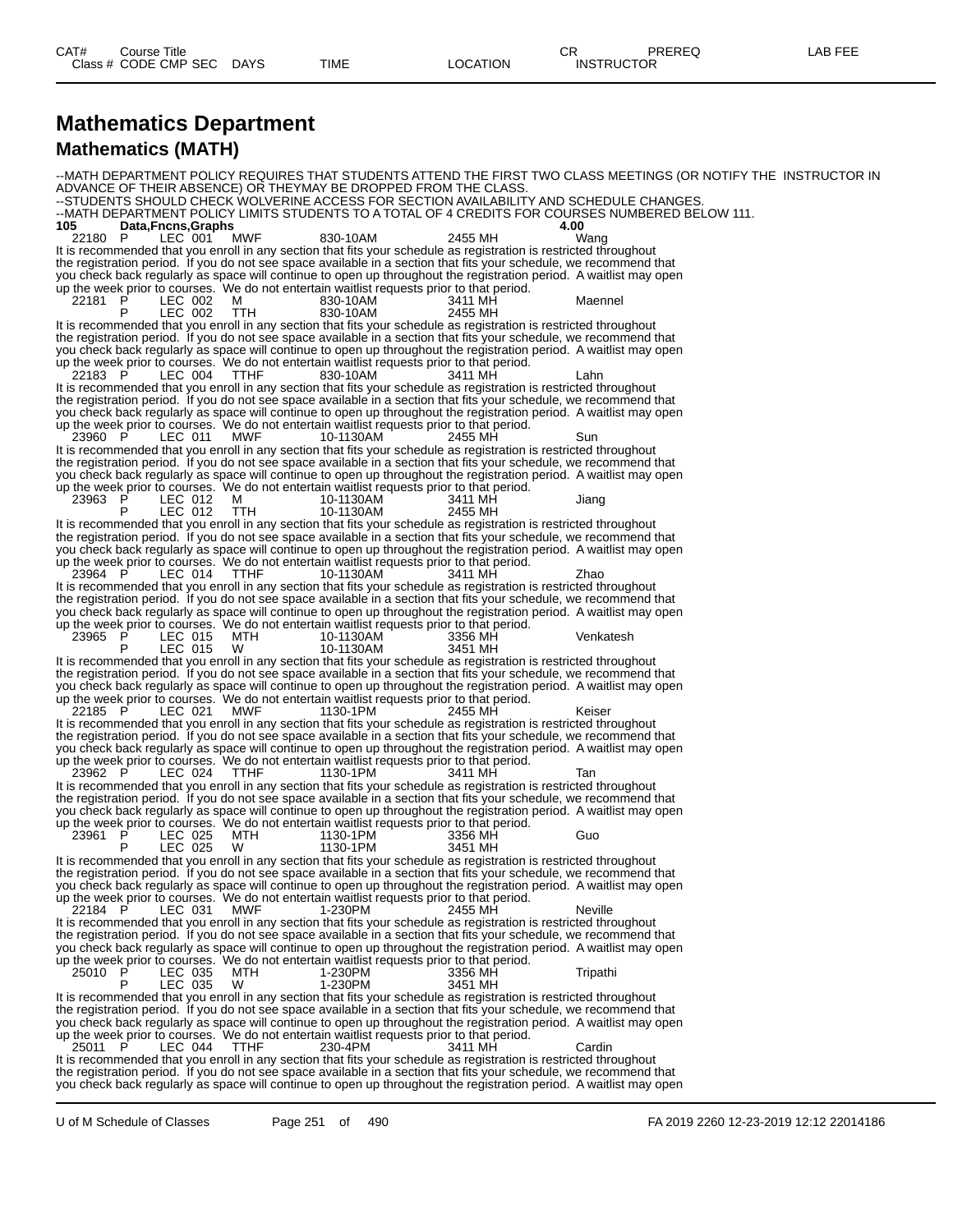# Mathematics Department

## Mathematics (MATH)

--MATH DEPARTMENT POLICY REQUIRES THAT STUDENTS ATTEND THE FIRST TWO CLASS MEETINGS (OR NOTIFY THE INSTRUCTOR IN ADVANCE OF THEIR ABSENCE) OR THEYMAY BE DROPPED FROM THE CLASS.
--STUDENTS SHOULD CHECK WOLVERINE ACCESS FOR SECTION AVAILABILITY AND SCHEDULE CHANGES.
--MATH DEPARTMENT POLICY LIMITS STUDENTS TO A TOTAL OF 4 CREDITS FOR COURSES NUMBERED BELOW 111.

**105 Data,Fncns,Graphs 4.00**

| Class # | CODE | CMP | SEC | DAYS | TIME | LOCATION | INSTRUCTOR |
|---|---|---|---|---|---|---|---|
| 22180 | P | LEC | 001 | MWF | 830-10AM | 2455 MH | Wang |

It is recommended that you enroll in any section that fits your schedule as registration is restricted throughout the registration period. If you do not see space available in a section that fits your schedule, we recommend that you check back regularly as space will continue to open up throughout the registration period. A waitlist may open up the week prior to courses. We do not entertain waitlist requests prior to that period.

| Class # | CODE | CMP | SEC | DAYS | TIME | LOCATION | INSTRUCTOR |
|---|---|---|---|---|---|---|---|
| 22181 | P | LEC | 002 | M | 830-10AM | 3411 MH | Maennel |
| | P | LEC | 002 | TTH | 830-10AM | 2455 MH | |

It is recommended that you enroll in any section that fits your schedule as registration is restricted throughout the registration period. If you do not see space available in a section that fits your schedule, we recommend that you check back regularly as space will continue to open up throughout the registration period. A waitlist may open up the week prior to courses. We do not entertain waitlist requests prior to that period.

| Class # | CODE | CMP | SEC | DAYS | TIME | LOCATION | INSTRUCTOR |
|---|---|---|---|---|---|---|---|
| 22183 | P | LEC | 004 | TTHF | 830-10AM | 3411 MH | Lahn |

It is recommended that you enroll in any section that fits your schedule as registration is restricted throughout the registration period. If you do not see space available in a section that fits your schedule, we recommend that you check back regularly as space will continue to open up throughout the registration period. A waitlist may open up the week prior to courses. We do not entertain waitlist requests prior to that period.

| Class # | CODE | CMP | SEC | DAYS | TIME | LOCATION | INSTRUCTOR |
|---|---|---|---|---|---|---|---|
| 23960 | P | LEC | 011 | MWF | 10-1130AM | 2455 MH | Sun |

It is recommended that you enroll in any section that fits your schedule as registration is restricted throughout the registration period. If you do not see space available in a section that fits your schedule, we recommend that you check back regularly as space will continue to open up throughout the registration period. A waitlist may open up the week prior to courses. We do not entertain waitlist requests prior to that period.

| Class # | CODE | CMP | SEC | DAYS | TIME | LOCATION | INSTRUCTOR |
|---|---|---|---|---|---|---|---|
| 23963 | P | LEC | 012 | M | 10-1130AM | 3411 MH | Jiang |
| | P | LEC | 012 | TTH | 10-1130AM | 2455 MH | |

It is recommended that you enroll in any section that fits your schedule as registration is restricted throughout the registration period. If you do not see space available in a section that fits your schedule, we recommend that you check back regularly as space will continue to open up throughout the registration period. A waitlist may open up the week prior to courses. We do not entertain waitlist requests prior to that period.

| Class # | CODE | CMP | SEC | DAYS | TIME | LOCATION | INSTRUCTOR |
|---|---|---|---|---|---|---|---|
| 23964 | P | LEC | 014 | TTHF | 10-1130AM | 3411 MH | Zhao |

It is recommended that you enroll in any section that fits your schedule as registration is restricted throughout the registration period. If you do not see space available in a section that fits your schedule, we recommend that you check back regularly as space will continue to open up throughout the registration period. A waitlist may open up the week prior to courses. We do not entertain waitlist requests prior to that period.

| Class # | CODE | CMP | SEC | DAYS | TIME | LOCATION | INSTRUCTOR |
|---|---|---|---|---|---|---|---|
| 23965 | P | LEC | 015 | MTH | 10-1130AM | 3356 MH | Venkatesh |
| | P | LEC | 015 | W | 10-1130AM | 3451 MH | |

It is recommended that you enroll in any section that fits your schedule as registration is restricted throughout the registration period. If you do not see space available in a section that fits your schedule, we recommend that you check back regularly as space will continue to open up throughout the registration period. A waitlist may open up the week prior to courses. We do not entertain waitlist requests prior to that period.

| Class # | CODE | CMP | SEC | DAYS | TIME | LOCATION | INSTRUCTOR |
|---|---|---|---|---|---|---|---|
| 22185 | P | LEC | 021 | MWF | 1130-1PM | 2455 MH | Keiser |

It is recommended that you enroll in any section that fits your schedule as registration is restricted throughout the registration period. If you do not see space available in a section that fits your schedule, we recommend that you check back regularly as space will continue to open up throughout the registration period. A waitlist may open up the week prior to courses. We do not entertain waitlist requests prior to that period.

| Class # | CODE | CMP | SEC | DAYS | TIME | LOCATION | INSTRUCTOR |
|---|---|---|---|---|---|---|---|
| 23962 | P | LEC | 024 | TTHF | 1130-1PM | 3411 MH | Tan |

It is recommended that you enroll in any section that fits your schedule as registration is restricted throughout the registration period. If you do not see space available in a section that fits your schedule, we recommend that you check back regularly as space will continue to open up throughout the registration period. A waitlist may open up the week prior to courses. We do not entertain waitlist requests prior to that period.

| Class # | CODE | CMP | SEC | DAYS | TIME | LOCATION | INSTRUCTOR |
|---|---|---|---|---|---|---|---|
| 23961 | P | LEC | 025 | MTH | 1130-1PM | 3356 MH | Guo |
| | P | LEC | 025 | W | 1130-1PM | 3451 MH | |

It is recommended that you enroll in any section that fits your schedule as registration is restricted throughout the registration period. If you do not see space available in a section that fits your schedule, we recommend that you check back regularly as space will continue to open up throughout the registration period. A waitlist may open up the week prior to courses. We do not entertain waitlist requests prior to that period.

| Class # | CODE | CMP | SEC | DAYS | TIME | LOCATION | INSTRUCTOR |
|---|---|---|---|---|---|---|---|
| 22184 | P | LEC | 031 | MWF | 1-230PM | 2455 MH | Neville |

It is recommended that you enroll in any section that fits your schedule as registration is restricted throughout the registration period. If you do not see space available in a section that fits your schedule, we recommend that you check back regularly as space will continue to open up throughout the registration period. A waitlist may open up the week prior to courses. We do not entertain waitlist requests prior to that period.

| Class # | CODE | CMP | SEC | DAYS | TIME | LOCATION | INSTRUCTOR |
|---|---|---|---|---|---|---|---|
| 25010 | P | LEC | 035 | MTH | 1-230PM | 3356 MH | Tripathi |
| | P | LEC | 035 | W | 1-230PM | 3451 MH | |

It is recommended that you enroll in any section that fits your schedule as registration is restricted throughout the registration period. If you do not see space available in a section that fits your schedule, we recommend that you check back regularly as space will continue to open up throughout the registration period. A waitlist may open up the week prior to courses. We do not entertain waitlist requests prior to that period.

| Class # | CODE | CMP | SEC | DAYS | TIME | LOCATION | INSTRUCTOR |
|---|---|---|---|---|---|---|---|
| 25011 | P | LEC | 044 | TTHF | 230-4PM | 3411 MH | Cardin |

It is recommended that you enroll in any section that fits your schedule as registration is restricted throughout the registration period. If you do not see space available in a section that fits your schedule, we recommend that you check back regularly as space will continue to open up throughout the registration period. A waitlist may open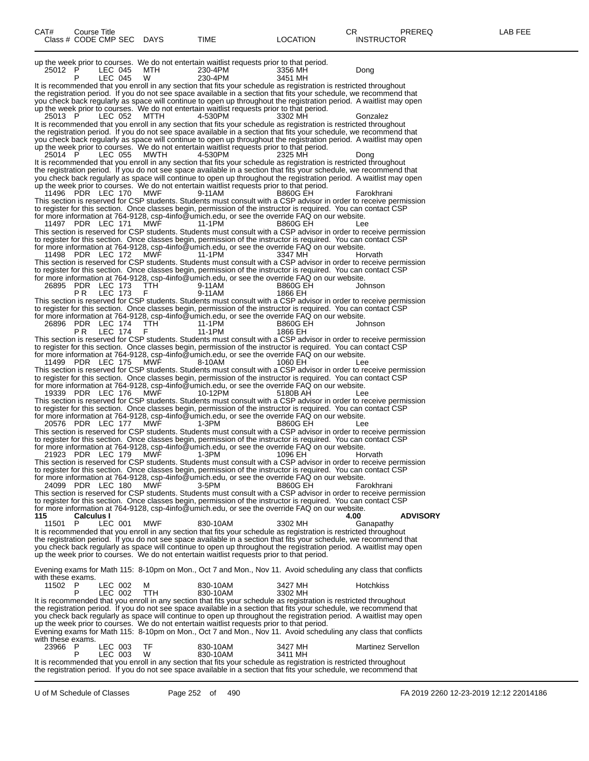| CAT# | Course Title |  |  |  |  |  | CR | PREREQ | LAB FEE |
|---|---|---|---|---|---|---|---|---|---|
| Class # | CODE | CMP | SEC | DAYS | TIME | LOCATION | INSTRUCTOR |  |  |

up the week prior to courses. We do not entertain waitlist requests prior to that period.

| 25012 | P | LEC | 045 | MTH | 230-4PM | 3356 MH | Dong |
|---|---|---|---|---|---|---|---|
|  | P | LEC | 045 | W | 230-4PM | 3451 MH |  |

It is recommended that you enroll in any section that fits your schedule as registration is restricted throughout the registration period. If you do not see space available in a section that fits your schedule, we recommend that you check back regularly as space will continue to open up throughout the registration period. A waitlist may open up the week prior to courses. We do not entertain waitlist requests prior to that period.

| 25013 | P | LEC | 052 | MTTH | 4-530PM | 3302 MH | Gonzalez |
|---|---|---|---|---|---|---|---|

It is recommended that you enroll in any section that fits your schedule as registration is restricted throughout the registration period. If you do not see space available in a section that fits your schedule, we recommend that you check back regularly as space will continue to open up throughout the registration period. A waitlist may open up the week prior to courses. We do not entertain waitlist requests prior to that period.

| 25014 | P | LEC | 055 | MWTH | 4-530PM | 2325 MH | Dong |
|---|---|---|---|---|---|---|---|

It is recommended that you enroll in any section that fits your schedule as registration is restricted throughout the registration period. If you do not see space available in a section that fits your schedule, we recommend that you check back regularly as space will continue to open up throughout the registration period. A waitlist may open up the week prior to courses. We do not entertain waitlist requests prior to that period.

| 11496 | PDR | LEC | 170 | MWF | 9-11AM | B860G EH | Farokhrani |
|---|---|---|---|---|---|---|---|

This section is reserved for CSP students. Students must consult with a CSP advisor in order to receive permission to register for this section. Once classes begin, permission of the instructor is required. You can contact CSP for more information at 764-9128, csp-4info@umich.edu, or see the override FAQ on our website.

| 11497 | PDR | LEC | 171 | MWF | 11-1PM | B860G EH | Lee |
|---|---|---|---|---|---|---|---|

This section is reserved for CSP students. Students must consult with a CSP advisor in order to receive permission to register for this section. Once classes begin, permission of the instructor is required. You can contact CSP for more information at 764-9128, csp-4info@umich.edu, or see the override FAQ on our website.

| 11498 | PDR | LEC | 172 | MWF | 11-1PM | 3347 MH | Horvath |
|---|---|---|---|---|---|---|---|

This section is reserved for CSP students. Students must consult with a CSP advisor in order to receive permission to register for this section. Once classes begin, permission of the instructor is required. You can contact CSP for more information at 764-9128, csp-4info@umich.edu, or see the override FAQ on our website.

| 26895 | PDR | LEC | 173 | TTH | 9-11AM | B860G EH | Johnson |
|---|---|---|---|---|---|---|---|
|  | P R | LEC | 173 | F | 9-11AM | 1866 EH |  |

This section is reserved for CSP students. Students must consult with a CSP advisor in order to receive permission to register for this section. Once classes begin, permission of the instructor is required. You can contact CSP for more information at 764-9128, csp-4info@umich.edu, or see the override FAQ on our website.

| 26896 | PDR | LEC | 174 | TTH | 11-1PM | B860G EH | Johnson |
|---|---|---|---|---|---|---|---|
|  | P R | LEC | 174 | F | 11-1PM | 1866 EH |  |

This section is reserved for CSP students. Students must consult with a CSP advisor in order to receive permission to register for this section. Once classes begin, permission of the instructor is required. You can contact CSP for more information at 764-9128, csp-4info@umich.edu, or see the override FAQ on our website.

| 11499 | PDR | LEC | 175 | MWF | 8-10AM | 1060 EH | Lee |
|---|---|---|---|---|---|---|---|

This section is reserved for CSP students. Students must consult with a CSP advisor in order to receive permission to register for this section. Once classes begin, permission of the instructor is required. You can contact CSP for more information at 764-9128, csp-4info@umich.edu, or see the override FAQ on our website.

| 19339 | PDR | LEC | 176 | MWF | 10-12PM | 5180B AH | Lee |
|---|---|---|---|---|---|---|---|

This section is reserved for CSP students. Students must consult with a CSP advisor in order to receive permission to register for this section. Once classes begin, permission of the instructor is required. You can contact CSP for more information at 764-9128, csp-4info@umich.edu, or see the override FAQ on our website.

| 20576 | PDR | LEC | 177 | MWF | 1-3PM | B860G EH | Lee |
|---|---|---|---|---|---|---|---|

This section is reserved for CSP students. Students must consult with a CSP advisor in order to receive permission to register for this section. Once classes begin, permission of the instructor is required. You can contact CSP for more information at 764-9128, csp-4info@umich.edu, or see the override FAQ on our website.

| 21923 | PDR | LEC | 179 | MWF | 1-3PM | 1096 EH | Horvath |
|---|---|---|---|---|---|---|---|

This section is reserved for CSP students. Students must consult with a CSP advisor in order to receive permission to register for this section. Once classes begin, permission of the instructor is required. You can contact CSP for more information at 764-9128, csp-4info@umich.edu, or see the override FAQ on our website.

| 24099 | PDR | LEC | 180 | MWF | 3-5PM | B860G EH | Farokhrani |
|---|---|---|---|---|---|---|---|

This section is reserved for CSP students. Students must consult with a CSP advisor in order to receive permission to register for this section. Once classes begin, permission of the instructor is required. You can contact CSP for more information at 764-9128, csp-4info@umich.edu, or see the override FAQ on our website.

**115 Calculus I — 4.00 — ADVISORY**

| 11501 | P | LEC | 001 | MWF | 830-10AM | 3302 MH | Ganapathy |
|---|---|---|---|---|---|---|---|

It is recommended that you enroll in any section that fits your schedule as registration is restricted throughout the registration period. If you do not see space available in a section that fits your schedule, we recommend that you check back regularly as space will continue to open up throughout the registration period. A waitlist may open up the week prior to courses. We do not entertain waitlist requests prior to that period.

Evening exams for Math 115: 8-10pm on Mon., Oct 7 and Mon., Nov 11. Avoid scheduling any class that conflicts with these exams.

| 11502 | P | LEC | 002 | M | 830-10AM | 3427 MH | Hotchkiss |
|---|---|---|---|---|---|---|---|
|  | P | LEC | 002 | TTH | 830-10AM | 3302 MH |  |

It is recommended that you enroll in any section that fits your schedule as registration is restricted throughout the registration period. If you do not see space available in a section that fits your schedule, we recommend that you check back regularly as space will continue to open up throughout the registration period. A waitlist may open up the week prior to courses. We do not entertain waitlist requests prior to that period.
Evening exams for Math 115: 8-10pm on Mon., Oct 7 and Mon., Nov 11. Avoid scheduling any class that conflicts with these exams.

| 23966 | P | LEC | 003 | TF | 830-10AM | 3427 MH | Martinez Servellon |
|---|---|---|---|---|---|---|---|
|  | P | LEC | 003 | W | 830-10AM | 3411 MH |  |

It is recommended that you enroll in any section that fits your schedule as registration is restricted throughout the registration period. If you do not see space available in a section that fits your schedule, we recommend that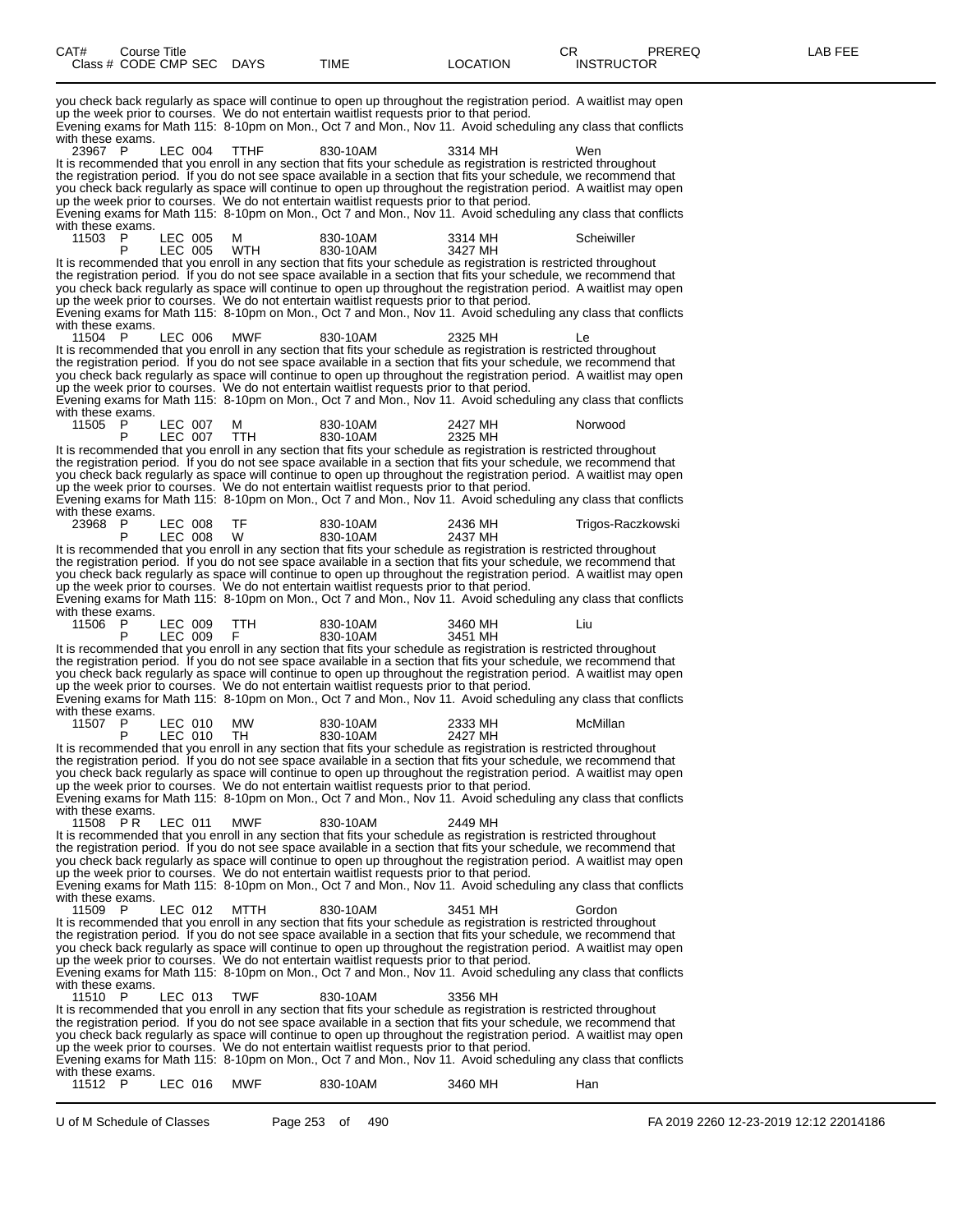| CAT# | Course Title | | | | | | CR | PREREQ | LAB FEE |
|---|---|---|---|---|---|---|---|---|---|
| Class # | CODE | CMP | SEC | DAYS | TIME | LOCATION | INSTRUCTOR | | |

you check back regularly as space will continue to open up throughout the registration period. A waitlist may open up the week prior to courses. We do not entertain waitlist requests prior to that period.
Evening exams for Math 115: 8-10pm on Mon., Oct 7 and Mon., Nov 11. Avoid scheduling any class that conflicts with these exams.

| Class # | CODE | CMP | SEC | DAYS | TIME | LOCATION | INSTRUCTOR |
|---|---|---|---|---|---|---|---|
| 23967 | P | LEC | 004 | TTHF | 830-10AM | 3314 MH | Wen |

It is recommended that you enroll in any section that fits your schedule as registration is restricted throughout the registration period. If you do not see space available in a section that fits your schedule, we recommend that you check back regularly as space will continue to open up throughout the registration period. A waitlist may open up the week prior to courses. We do not entertain waitlist requests prior to that period.
Evening exams for Math 115: 8-10pm on Mon., Oct 7 and Mon., Nov 11. Avoid scheduling any class that conflicts with these exams.

| Class # | CODE | CMP | SEC | DAYS | TIME | LOCATION | INSTRUCTOR |
|---|---|---|---|---|---|---|---|
| 11503 | P | LEC | 005 | M | 830-10AM | 3314 MH | Scheiwiller |
| | P | LEC | 005 | WTH | 830-10AM | 3427 MH | |

It is recommended that you enroll in any section that fits your schedule as registration is restricted throughout the registration period. If you do not see space available in a section that fits your schedule, we recommend that you check back regularly as space will continue to open up throughout the registration period. A waitlist may open up the week prior to courses. We do not entertain waitlist requests prior to that period.
Evening exams for Math 115: 8-10pm on Mon., Oct 7 and Mon., Nov 11. Avoid scheduling any class that conflicts with these exams.

| Class # | CODE | CMP | SEC | DAYS | TIME | LOCATION | INSTRUCTOR |
|---|---|---|---|---|---|---|---|
| 11504 | P | LEC | 006 | MWF | 830-10AM | 2325 MH | Le |

It is recommended that you enroll in any section that fits your schedule as registration is restricted throughout the registration period. If you do not see space available in a section that fits your schedule, we recommend that you check back regularly as space will continue to open up throughout the registration period. A waitlist may open up the week prior to courses. We do not entertain waitlist requests prior to that period.
Evening exams for Math 115: 8-10pm on Mon., Oct 7 and Mon., Nov 11. Avoid scheduling any class that conflicts with these exams.

| Class # | CODE | CMP | SEC | DAYS | TIME | LOCATION | INSTRUCTOR |
|---|---|---|---|---|---|---|---|
| 11505 | P | LEC | 007 | M | 830-10AM | 2427 MH | Norwood |
| | P | LEC | 007 | TTH | 830-10AM | 2325 MH | |

It is recommended that you enroll in any section that fits your schedule as registration is restricted throughout the registration period. If you do not see space available in a section that fits your schedule, we recommend that you check back regularly as space will continue to open up throughout the registration period. A waitlist may open up the week prior to courses. We do not entertain waitlist requests prior to that period.
Evening exams for Math 115: 8-10pm on Mon., Oct 7 and Mon., Nov 11. Avoid scheduling any class that conflicts with these exams.

| Class # | CODE | CMP | SEC | DAYS | TIME | LOCATION | INSTRUCTOR |
|---|---|---|---|---|---|---|---|
| 23968 | P | LEC | 008 | TF | 830-10AM | 2436 MH | Trigos-Raczkowski |
| | P | LEC | 008 | W | 830-10AM | 2437 MH | |

It is recommended that you enroll in any section that fits your schedule as registration is restricted throughout the registration period. If you do not see space available in a section that fits your schedule, we recommend that you check back regularly as space will continue to open up throughout the registration period. A waitlist may open up the week prior to courses. We do not entertain waitlist requests prior to that period.
Evening exams for Math 115: 8-10pm on Mon., Oct 7 and Mon., Nov 11. Avoid scheduling any class that conflicts with these exams.

| Class # | CODE | CMP | SEC | DAYS | TIME | LOCATION | INSTRUCTOR |
|---|---|---|---|---|---|---|---|
| 11506 | P | LEC | 009 | TTH | 830-10AM | 3460 MH | Liu |
| | P | LEC | 009 | F | 830-10AM | 3451 MH | |

It is recommended that you enroll in any section that fits your schedule as registration is restricted throughout the registration period. If you do not see space available in a section that fits your schedule, we recommend that you check back regularly as space will continue to open up throughout the registration period. A waitlist may open up the week prior to courses. We do not entertain waitlist requests prior to that period.
Evening exams for Math 115: 8-10pm on Mon., Oct 7 and Mon., Nov 11. Avoid scheduling any class that conflicts with these exams.

| Class # | CODE | CMP | SEC | DAYS | TIME | LOCATION | INSTRUCTOR |
|---|---|---|---|---|---|---|---|
| 11507 | P | LEC | 010 | MW | 830-10AM | 2333 MH | McMillan |
| | P | LEC | 010 | TH | 830-10AM | 2427 MH | |

It is recommended that you enroll in any section that fits your schedule as registration is restricted throughout the registration period. If you do not see space available in a section that fits your schedule, we recommend that you check back regularly as space will continue to open up throughout the registration period. A waitlist may open up the week prior to courses. We do not entertain waitlist requests prior to that period.
Evening exams for Math 115: 8-10pm on Mon., Oct 7 and Mon., Nov 11. Avoid scheduling any class that conflicts with these exams.

| Class # | CODE | CMP | SEC | DAYS | TIME | LOCATION | INSTRUCTOR |
|---|---|---|---|---|---|---|---|
| 11508 | P R | LEC | 011 | MWF | 830-10AM | 2449 MH | |

It is recommended that you enroll in any section that fits your schedule as registration is restricted throughout the registration period. If you do not see space available in a section that fits your schedule, we recommend that you check back regularly as space will continue to open up throughout the registration period. A waitlist may open up the week prior to courses. We do not entertain waitlist requests prior to that period.
Evening exams for Math 115: 8-10pm on Mon., Oct 7 and Mon., Nov 11. Avoid scheduling any class that conflicts with these exams.

| Class # | CODE | CMP | SEC | DAYS | TIME | LOCATION | INSTRUCTOR |
|---|---|---|---|---|---|---|---|
| 11509 | P | LEC | 012 | MTTH | 830-10AM | 3451 MH | Gordon |

It is recommended that you enroll in any section that fits your schedule as registration is restricted throughout the registration period. If you do not see space available in a section that fits your schedule, we recommend that you check back regularly as space will continue to open up throughout the registration period. A waitlist may open up the week prior to courses. We do not entertain waitlist requests prior to that period.
Evening exams for Math 115: 8-10pm on Mon., Oct 7 and Mon., Nov 11. Avoid scheduling any class that conflicts with these exams.

| Class # | CODE | CMP | SEC | DAYS | TIME | LOCATION | INSTRUCTOR |
|---|---|---|---|---|---|---|---|
| 11510 | P | LEC | 013 | TWF | 830-10AM | 3356 MH | |

It is recommended that you enroll in any section that fits your schedule as registration is restricted throughout the registration period. If you do not see space available in a section that fits your schedule, we recommend that you check back regularly as space will continue to open up throughout the registration period. A waitlist may open up the week prior to courses. We do not entertain waitlist requests prior to that period.
Evening exams for Math 115: 8-10pm on Mon., Oct 7 and Mon., Nov 11. Avoid scheduling any class that conflicts with these exams.

| Class # | CODE | CMP | SEC | DAYS | TIME | LOCATION | INSTRUCTOR |
|---|---|---|---|---|---|---|---|
| 11512 | P | LEC | 016 | MWF | 830-10AM | 3460 MH | Han |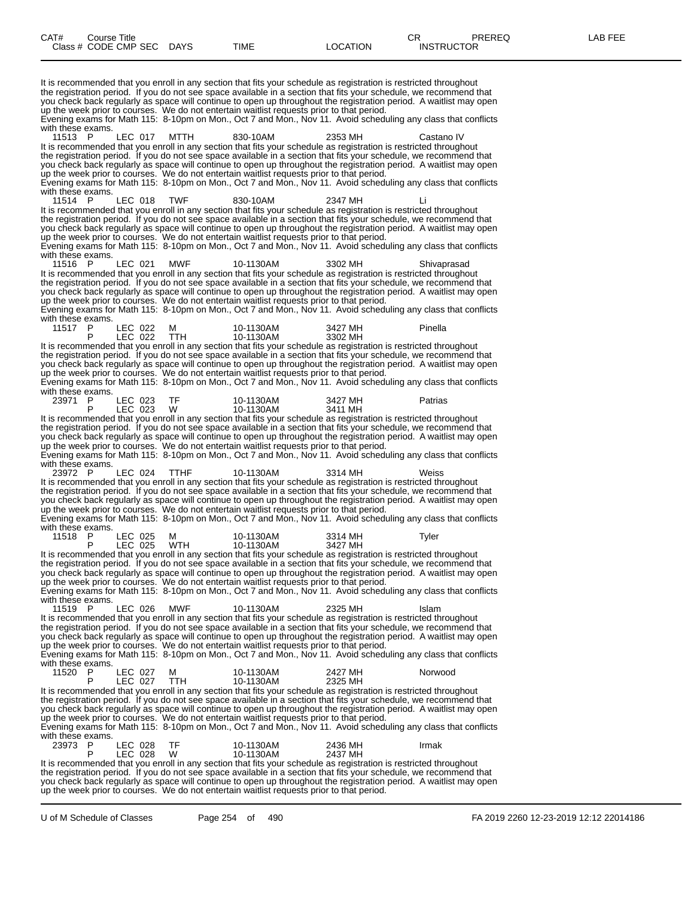| CAT# | Course Title | | | | | | CR | PREREQ | LAB FEE |
|---|---|---|---|---|---|---|---|---|---|
| Class # | CODE | CMP | SEC | DAYS | TIME | LOCATION | INSTRUCTOR | | |

It is recommended that you enroll in any section that fits your schedule as registration is restricted throughout the registration period. If you do not see space available in a section that fits your schedule, we recommend that you check back regularly as space will continue to open up throughout the registration period. A waitlist may open up the week prior to courses. We do not entertain waitlist requests prior to that period.
Evening exams for Math 115: 8-10pm on Mon., Oct 7 and Mon., Nov 11. Avoid scheduling any class that conflicts with these exams.

| 11513 | P | LEC | 017 | MTTH | 830-10AM | 2353 MH | Castano IV |
|---|---|---|---|---|---|---|---|

It is recommended that you enroll in any section that fits your schedule as registration is restricted throughout the registration period. If you do not see space available in a section that fits your schedule, we recommend that you check back regularly as space will continue to open up throughout the registration period. A waitlist may open up the week prior to courses. We do not entertain waitlist requests prior to that period.
Evening exams for Math 115: 8-10pm on Mon., Oct 7 and Mon., Nov 11. Avoid scheduling any class that conflicts with these exams.

| 11514 | P | LEC | 018 | TWF | 830-10AM | 2347 MH | Li |
|---|---|---|---|---|---|---|---|

It is recommended that you enroll in any section that fits your schedule as registration is restricted throughout the registration period. If you do not see space available in a section that fits your schedule, we recommend that you check back regularly as space will continue to open up throughout the registration period. A waitlist may open up the week prior to courses. We do not entertain waitlist requests prior to that period.
Evening exams for Math 115: 8-10pm on Mon., Oct 7 and Mon., Nov 11. Avoid scheduling any class that conflicts with these exams.

| 11516 | P | LEC | 021 | MWF | 10-1130AM | 3302 MH | Shivaprasad |
|---|---|---|---|---|---|---|---|

It is recommended that you enroll in any section that fits your schedule as registration is restricted throughout the registration period. If you do not see space available in a section that fits your schedule, we recommend that you check back regularly as space will continue to open up throughout the registration period. A waitlist may open up the week prior to courses. We do not entertain waitlist requests prior to that period.
Evening exams for Math 115: 8-10pm on Mon., Oct 7 and Mon., Nov 11. Avoid scheduling any class that conflicts with these exams.

| 11517 | P | LEC | 022 | M | 10-1130AM | 3427 MH | Pinella |
|---|---|---|---|---|---|---|---|
| | P | LEC | 022 | TTH | 10-1130AM | 3302 MH | |

It is recommended that you enroll in any section that fits your schedule as registration is restricted throughout the registration period. If you do not see space available in a section that fits your schedule, we recommend that you check back regularly as space will continue to open up throughout the registration period. A waitlist may open up the week prior to courses. We do not entertain waitlist requests prior to that period.
Evening exams for Math 115: 8-10pm on Mon., Oct 7 and Mon., Nov 11. Avoid scheduling any class that conflicts with these exams.

| 23971 | P | LEC | 023 | TF | 10-1130AM | 3427 MH | Patrias |
|---|---|---|---|---|---|---|---|
| | P | LEC | 023 | W | 10-1130AM | 3411 MH | |

It is recommended that you enroll in any section that fits your schedule as registration is restricted throughout the registration period. If you do not see space available in a section that fits your schedule, we recommend that you check back regularly as space will continue to open up throughout the registration period. A waitlist may open up the week prior to courses. We do not entertain waitlist requests prior to that period.
Evening exams for Math 115: 8-10pm on Mon., Oct 7 and Mon., Nov 11. Avoid scheduling any class that conflicts with these exams.

| 23972 | P | LEC | 024 | TTHF | 10-1130AM | 3314 MH | Weiss |
|---|---|---|---|---|---|---|---|

It is recommended that you enroll in any section that fits your schedule as registration is restricted throughout the registration period. If you do not see space available in a section that fits your schedule, we recommend that you check back regularly as space will continue to open up throughout the registration period. A waitlist may open up the week prior to courses. We do not entertain waitlist requests prior to that period.
Evening exams for Math 115: 8-10pm on Mon., Oct 7 and Mon., Nov 11. Avoid scheduling any class that conflicts with these exams.

| 11518 | P | LEC | 025 | M | 10-1130AM | 3314 MH | Tyler |
|---|---|---|---|---|---|---|---|
| | P | LEC | 025 | WTH | 10-1130AM | 3427 MH | |

It is recommended that you enroll in any section that fits your schedule as registration is restricted throughout the registration period. If you do not see space available in a section that fits your schedule, we recommend that you check back regularly as space will continue to open up throughout the registration period. A waitlist may open up the week prior to courses. We do not entertain waitlist requests prior to that period.
Evening exams for Math 115: 8-10pm on Mon., Oct 7 and Mon., Nov 11. Avoid scheduling any class that conflicts with these exams.

| 11519 | P | LEC | 026 | MWF | 10-1130AM | 2325 MH | Islam |
|---|---|---|---|---|---|---|---|

It is recommended that you enroll in any section that fits your schedule as registration is restricted throughout the registration period. If you do not see space available in a section that fits your schedule, we recommend that you check back regularly as space will continue to open up throughout the registration period. A waitlist may open up the week prior to courses. We do not entertain waitlist requests prior to that period.
Evening exams for Math 115: 8-10pm on Mon., Oct 7 and Mon., Nov 11. Avoid scheduling any class that conflicts with these exams.

| 11520 | P | LEC | 027 | M | 10-1130AM | 2427 MH | Norwood |
|---|---|---|---|---|---|---|---|
| | P | LEC | 027 | TTH | 10-1130AM | 2325 MH | |

It is recommended that you enroll in any section that fits your schedule as registration is restricted throughout the registration period. If you do not see space available in a section that fits your schedule, we recommend that you check back regularly as space will continue to open up throughout the registration period. A waitlist may open up the week prior to courses. We do not entertain waitlist requests prior to that period.
Evening exams for Math 115: 8-10pm on Mon., Oct 7 and Mon., Nov 11. Avoid scheduling any class that conflicts with these exams.

| 23973 | P | LEC | 028 | TF | 10-1130AM | 2436 MH | Irmak |
|---|---|---|---|---|---|---|---|
| | P | LEC | 028 | W | 10-1130AM | 2437 MH | |

It is recommended that you enroll in any section that fits your schedule as registration is restricted throughout the registration period. If you do not see space available in a section that fits your schedule, we recommend that you check back regularly as space will continue to open up throughout the registration period. A waitlist may open up the week prior to courses. We do not entertain waitlist requests prior to that period.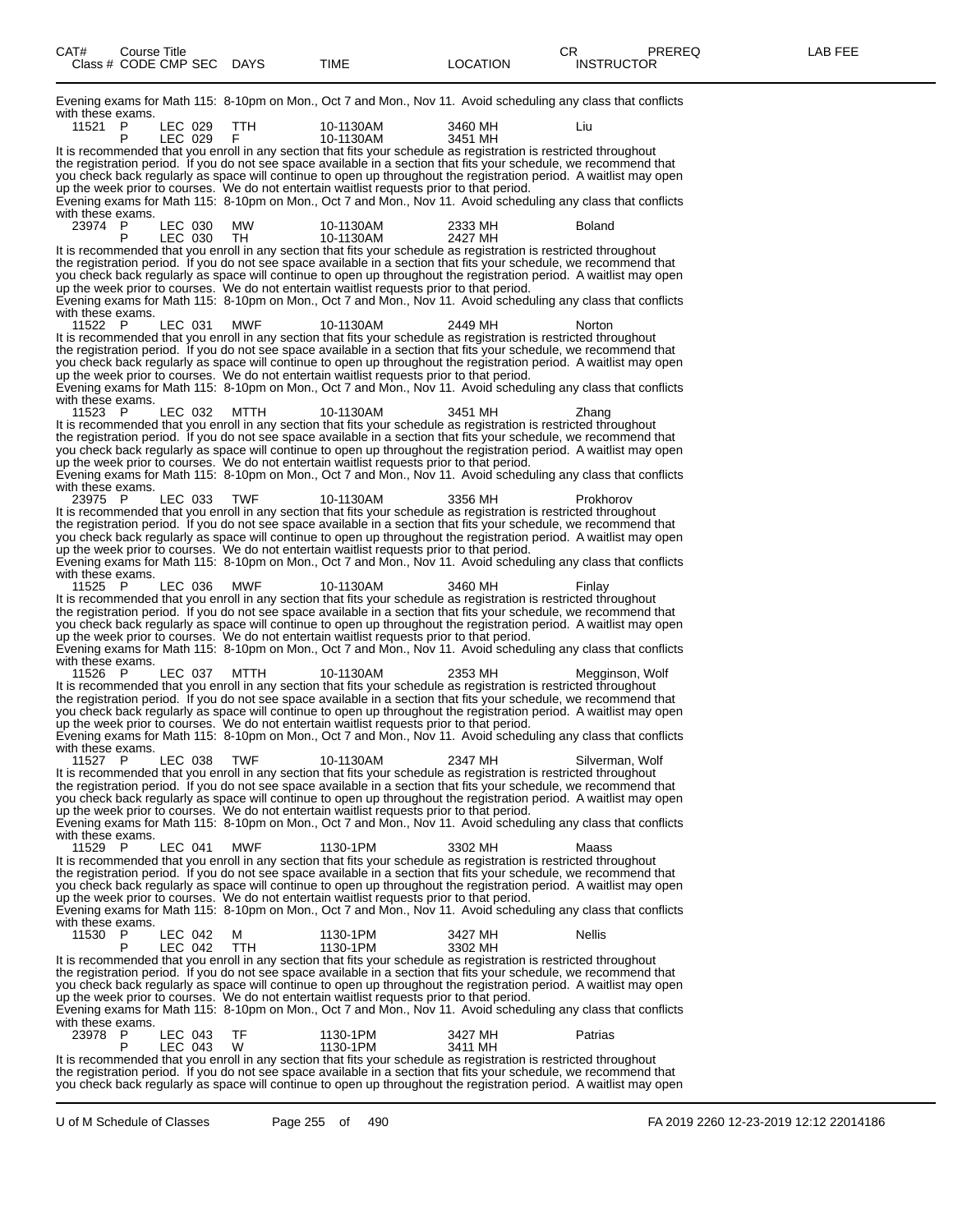| CAT# | Course Title | | | | | | CR | PREREQ | LAB FEE |
|---|---|---|---|---|---|---|---|---|---|
| Class # | CODE | CMP | SEC | DAYS | TIME | LOCATION | INSTRUCTOR | | |

Evening exams for Math 115: 8-10pm on Mon., Oct 7 and Mon., Nov 11. Avoid scheduling any class that conflicts with these exams.

| Class # | CODE | CMP | SEC | DAYS | TIME | LOCATION | INSTRUCTOR |
|---|---|---|---|---|---|---|---|
| 11521 | P | LEC | 029 | TTH | 10-1130AM | 3460 MH | Liu |
| | P | LEC | 029 | F | 10-1130AM | 3451 MH | |

It is recommended that you enroll in any section that fits your schedule as registration is restricted throughout the registration period. If you do not see space available in a section that fits your schedule, we recommend that you check back regularly as space will continue to open up throughout the registration period. A waitlist may open up the week prior to courses. We do not entertain waitlist requests prior to that period.
Evening exams for Math 115: 8-10pm on Mon., Oct 7 and Mon., Nov 11. Avoid scheduling any class that conflicts with these exams.

| Class # | CODE | CMP | SEC | DAYS | TIME | LOCATION | INSTRUCTOR |
|---|---|---|---|---|---|---|---|
| 23974 | P | LEC | 030 | MW | 10-1130AM | 2333 MH | Boland |
| | P | LEC | 030 | TH | 10-1130AM | 2427 MH | |

It is recommended that you enroll in any section that fits your schedule as registration is restricted throughout the registration period. If you do not see space available in a section that fits your schedule, we recommend that you check back regularly as space will continue to open up throughout the registration period. A waitlist may open up the week prior to courses. We do not entertain waitlist requests prior to that period.
Evening exams for Math 115: 8-10pm on Mon., Oct 7 and Mon., Nov 11. Avoid scheduling any class that conflicts with these exams.

| Class # | CODE | CMP | SEC | DAYS | TIME | LOCATION | INSTRUCTOR |
|---|---|---|---|---|---|---|---|
| 11522 | P | LEC | 031 | MWF | 10-1130AM | 2449 MH | Norton |

It is recommended that you enroll in any section that fits your schedule as registration is restricted throughout the registration period. If you do not see space available in a section that fits your schedule, we recommend that you check back regularly as space will continue to open up throughout the registration period. A waitlist may open up the week prior to courses. We do not entertain waitlist requests prior to that period.
Evening exams for Math 115: 8-10pm on Mon., Oct 7 and Mon., Nov 11. Avoid scheduling any class that conflicts with these exams.

| Class # | CODE | CMP | SEC | DAYS | TIME | LOCATION | INSTRUCTOR |
|---|---|---|---|---|---|---|---|
| 11523 | P | LEC | 032 | MTTH | 10-1130AM | 3451 MH | Zhang |

It is recommended that you enroll in any section that fits your schedule as registration is restricted throughout the registration period. If you do not see space available in a section that fits your schedule, we recommend that you check back regularly as space will continue to open up throughout the registration period. A waitlist may open up the week prior to courses. We do not entertain waitlist requests prior to that period.
Evening exams for Math 115: 8-10pm on Mon., Oct 7 and Mon., Nov 11. Avoid scheduling any class that conflicts with these exams.

| Class # | CODE | CMP | SEC | DAYS | TIME | LOCATION | INSTRUCTOR |
|---|---|---|---|---|---|---|---|
| 23975 | P | LEC | 033 | TWF | 10-1130AM | 3356 MH | Prokhorov |

It is recommended that you enroll in any section that fits your schedule as registration is restricted throughout the registration period. If you do not see space available in a section that fits your schedule, we recommend that you check back regularly as space will continue to open up throughout the registration period. A waitlist may open up the week prior to courses. We do not entertain waitlist requests prior to that period.
Evening exams for Math 115: 8-10pm on Mon., Oct 7 and Mon., Nov 11. Avoid scheduling any class that conflicts with these exams.

| Class # | CODE | CMP | SEC | DAYS | TIME | LOCATION | INSTRUCTOR |
|---|---|---|---|---|---|---|---|
| 11525 | P | LEC | 036 | MWF | 10-1130AM | 3460 MH | Finlay |

It is recommended that you enroll in any section that fits your schedule as registration is restricted throughout the registration period. If you do not see space available in a section that fits your schedule, we recommend that you check back regularly as space will continue to open up throughout the registration period. A waitlist may open up the week prior to courses. We do not entertain waitlist requests prior to that period.
Evening exams for Math 115: 8-10pm on Mon., Oct 7 and Mon., Nov 11. Avoid scheduling any class that conflicts with these exams.

| Class # | CODE | CMP | SEC | DAYS | TIME | LOCATION | INSTRUCTOR |
|---|---|---|---|---|---|---|---|
| 11526 | P | LEC | 037 | MTTH | 10-1130AM | 2353 MH | Megginson, Wolf |

It is recommended that you enroll in any section that fits your schedule as registration is restricted throughout the registration period. If you do not see space available in a section that fits your schedule, we recommend that you check back regularly as space will continue to open up throughout the registration period. A waitlist may open up the week prior to courses. We do not entertain waitlist requests prior to that period.
Evening exams for Math 115: 8-10pm on Mon., Oct 7 and Mon., Nov 11. Avoid scheduling any class that conflicts with these exams.

| Class # | CODE | CMP | SEC | DAYS | TIME | LOCATION | INSTRUCTOR |
|---|---|---|---|---|---|---|---|
| 11527 | P | LEC | 038 | TWF | 10-1130AM | 2347 MH | Silverman, Wolf |

It is recommended that you enroll in any section that fits your schedule as registration is restricted throughout the registration period. If you do not see space available in a section that fits your schedule, we recommend that you check back regularly as space will continue to open up throughout the registration period. A waitlist may open up the week prior to courses. We do not entertain waitlist requests prior to that period.
Evening exams for Math 115: 8-10pm on Mon., Oct 7 and Mon., Nov 11. Avoid scheduling any class that conflicts with these exams.

| Class # | CODE | CMP | SEC | DAYS | TIME | LOCATION | INSTRUCTOR |
|---|---|---|---|---|---|---|---|
| 11529 | P | LEC | 041 | MWF | 1130-1PM | 3302 MH | Maass |

It is recommended that you enroll in any section that fits your schedule as registration is restricted throughout the registration period. If you do not see space available in a section that fits your schedule, we recommend that you check back regularly as space will continue to open up throughout the registration period. A waitlist may open up the week prior to courses. We do not entertain waitlist requests prior to that period.
Evening exams for Math 115: 8-10pm on Mon., Oct 7 and Mon., Nov 11. Avoid scheduling any class that conflicts with these exams.

| Class # | CODE | CMP | SEC | DAYS | TIME | LOCATION | INSTRUCTOR |
|---|---|---|---|---|---|---|---|
| 11530 | P | LEC | 042 | M | 1130-1PM | 3427 MH | Nellis |
| | P | LEC | 042 | TTH | 1130-1PM | 3302 MH | |

It is recommended that you enroll in any section that fits your schedule as registration is restricted throughout the registration period. If you do not see space available in a section that fits your schedule, we recommend that you check back regularly as space will continue to open up throughout the registration period. A waitlist may open up the week prior to courses. We do not entertain waitlist requests prior to that period.
Evening exams for Math 115: 8-10pm on Mon., Oct 7 and Mon., Nov 11. Avoid scheduling any class that conflicts with these exams.

| Class # | CODE | CMP | SEC | DAYS | TIME | LOCATION | INSTRUCTOR |
|---|---|---|---|---|---|---|---|
| 23978 | P | LEC | 043 | TF | 1130-1PM | 3427 MH | Patrias |
| | P | LEC | 043 | W | 1130-1PM | 3411 MH | |

It is recommended that you enroll in any section that fits your schedule as registration is restricted throughout the registration period. If you do not see space available in a section that fits your schedule, we recommend that you check back regularly as space will continue to open up throughout the registration period. A waitlist may open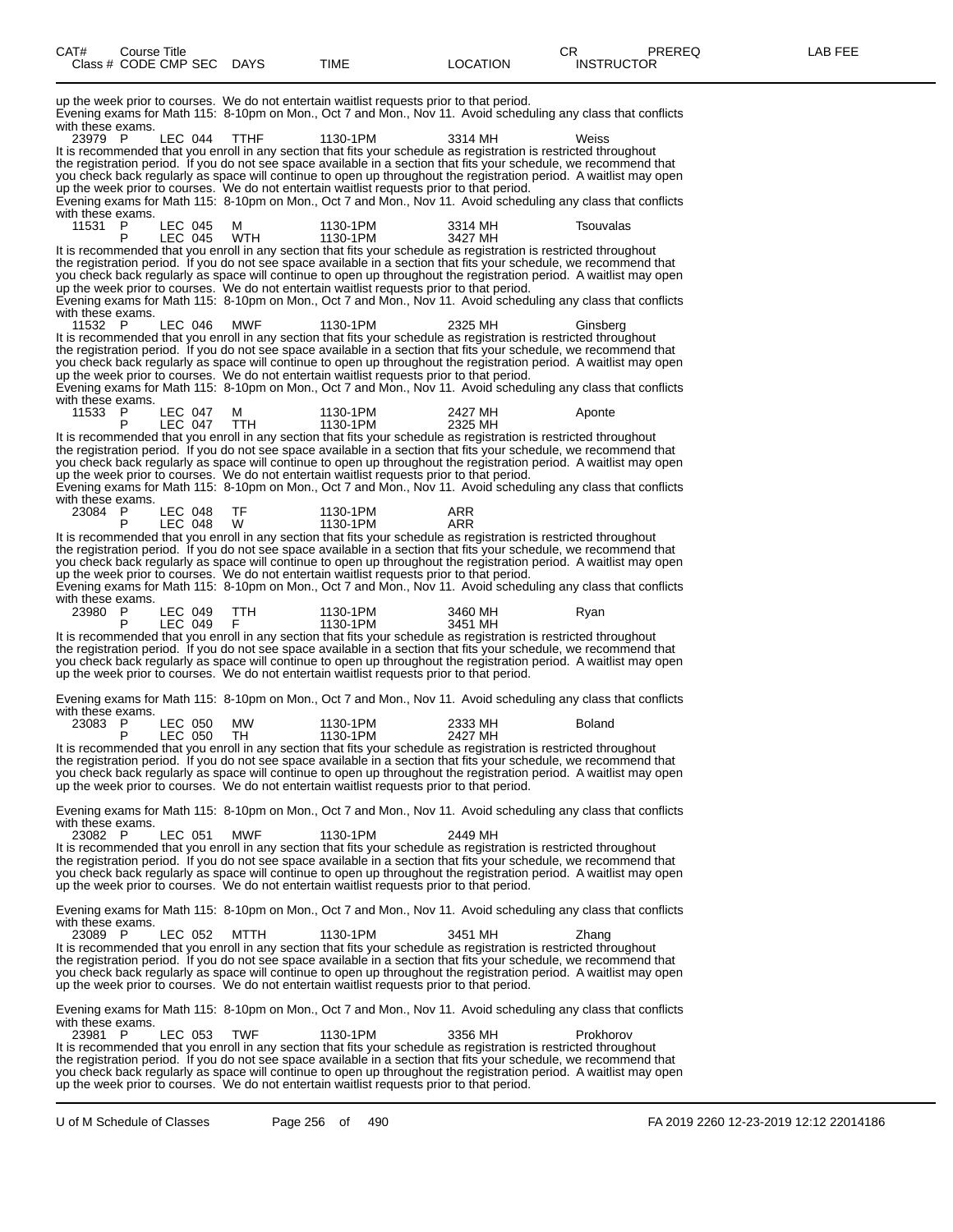| CAT# | Course Title | | | | | | CR | PREREQ | LAB FEE |
|---|---|---|---|---|---|---|---|---|---|
| Class # | CODE | CMP | SEC | DAYS | TIME | LOCATION | INSTRUCTOR | | |

up the week prior to courses. We do not entertain waitlist requests prior to that period.
Evening exams for Math 115: 8-10pm on Mon., Oct 7 and Mon., Nov 11. Avoid scheduling any class that conflicts with these exams.

| 23979 | P | LEC | 044 | TTHF | 1130-1PM | 3314 MH | Weiss |
|---|---|---|---|---|---|---|---|

It is recommended that you enroll in any section that fits your schedule as registration is restricted throughout the registration period. If you do not see space available in a section that fits your schedule, we recommend that you check back regularly as space will continue to open up throughout the registration period. A waitlist may open up the week prior to courses. We do not entertain waitlist requests prior to that period.
Evening exams for Math 115: 8-10pm on Mon., Oct 7 and Mon., Nov 11. Avoid scheduling any class that conflicts with these exams.

| 11531 | P | LEC | 045 | M | 1130-1PM | 3314 MH | Tsouvalas |
|---|---|---|---|---|---|---|---|
| | P | LEC | 045 | WTH | 1130-1PM | 3427 MH | |

It is recommended that you enroll in any section that fits your schedule as registration is restricted throughout the registration period. If you do not see space available in a section that fits your schedule, we recommend that you check back regularly as space will continue to open up throughout the registration period. A waitlist may open up the week prior to courses. We do not entertain waitlist requests prior to that period.
Evening exams for Math 115: 8-10pm on Mon., Oct 7 and Mon., Nov 11. Avoid scheduling any class that conflicts with these exams.

| 11532 | P | LEC | 046 | MWF | 1130-1PM | 2325 MH | Ginsberg |
|---|---|---|---|---|---|---|---|

It is recommended that you enroll in any section that fits your schedule as registration is restricted throughout the registration period. If you do not see space available in a section that fits your schedule, we recommend that you check back regularly as space will continue to open up throughout the registration period. A waitlist may open up the week prior to courses. We do not entertain waitlist requests prior to that period.
Evening exams for Math 115: 8-10pm on Mon., Oct 7 and Mon., Nov 11. Avoid scheduling any class that conflicts with these exams.

| 11533 | P | LEC | 047 | M | 1130-1PM | 2427 MH | Aponte |
|---|---|---|---|---|---|---|---|
| | P | LEC | 047 | TTH | 1130-1PM | 2325 MH | |

It is recommended that you enroll in any section that fits your schedule as registration is restricted throughout the registration period. If you do not see space available in a section that fits your schedule, we recommend that you check back regularly as space will continue to open up throughout the registration period. A waitlist may open up the week prior to courses. We do not entertain waitlist requests prior to that period.
Evening exams for Math 115: 8-10pm on Mon., Oct 7 and Mon., Nov 11. Avoid scheduling any class that conflicts with these exams.

| 23084 | P | LEC | 048 | TF | 1130-1PM | ARR | |
|---|---|---|---|---|---|---|---|
| | P | LEC | 048 | W | 1130-1PM | ARR | |

It is recommended that you enroll in any section that fits your schedule as registration is restricted throughout the registration period. If you do not see space available in a section that fits your schedule, we recommend that you check back regularly as space will continue to open up throughout the registration period. A waitlist may open up the week prior to courses. We do not entertain waitlist requests prior to that period.
Evening exams for Math 115: 8-10pm on Mon., Oct 7 and Mon., Nov 11. Avoid scheduling any class that conflicts with these exams.

| 23980 | P | LEC | 049 | TTH | 1130-1PM | 3460 MH | Ryan |
|---|---|---|---|---|---|---|---|
| | P | LEC | 049 | F | 1130-1PM | 3451 MH | |

It is recommended that you enroll in any section that fits your schedule as registration is restricted throughout the registration period. If you do not see space available in a section that fits your schedule, we recommend that you check back regularly as space will continue to open up throughout the registration period. A waitlist may open up the week prior to courses. We do not entertain waitlist requests prior to that period.

Evening exams for Math 115: 8-10pm on Mon., Oct 7 and Mon., Nov 11. Avoid scheduling any class that conflicts with these exams.

| 23083 | P | LEC | 050 | MW | 1130-1PM | 2333 MH | Boland |
|---|---|---|---|---|---|---|---|
| | P | LEC | 050 | TH | 1130-1PM | 2427 MH | |

It is recommended that you enroll in any section that fits your schedule as registration is restricted throughout the registration period. If you do not see space available in a section that fits your schedule, we recommend that you check back regularly as space will continue to open up throughout the registration period. A waitlist may open up the week prior to courses. We do not entertain waitlist requests prior to that period.

Evening exams for Math 115: 8-10pm on Mon., Oct 7 and Mon., Nov 11. Avoid scheduling any class that conflicts with these exams.

| 23082 | P | LEC | 051 | MWF | 1130-1PM | 2449 MH | |
|---|---|---|---|---|---|---|---|

It is recommended that you enroll in any section that fits your schedule as registration is restricted throughout the registration period. If you do not see space available in a section that fits your schedule, we recommend that you check back regularly as space will continue to open up throughout the registration period. A waitlist may open up the week prior to courses. We do not entertain waitlist requests prior to that period.

Evening exams for Math 115: 8-10pm on Mon., Oct 7 and Mon., Nov 11. Avoid scheduling any class that conflicts with these exams.

| 23089 | P | LEC | 052 | MTTH | 1130-1PM | 3451 MH | Zhang |
|---|---|---|---|---|---|---|---|

It is recommended that you enroll in any section that fits your schedule as registration is restricted throughout the registration period. If you do not see space available in a section that fits your schedule, we recommend that you check back regularly as space will continue to open up throughout the registration period. A waitlist may open up the week prior to courses. We do not entertain waitlist requests prior to that period.

Evening exams for Math 115: 8-10pm on Mon., Oct 7 and Mon., Nov 11. Avoid scheduling any class that conflicts with these exams.

| 23981 | P | LEC | 053 | TWF | 1130-1PM | 3356 MH | Prokhorov |
|---|---|---|---|---|---|---|---|

It is recommended that you enroll in any section that fits your schedule as registration is restricted throughout the registration period. If you do not see space available in a section that fits your schedule, we recommend that you check back regularly as space will continue to open up throughout the registration period. A waitlist may open up the week prior to courses. We do not entertain waitlist requests prior to that period.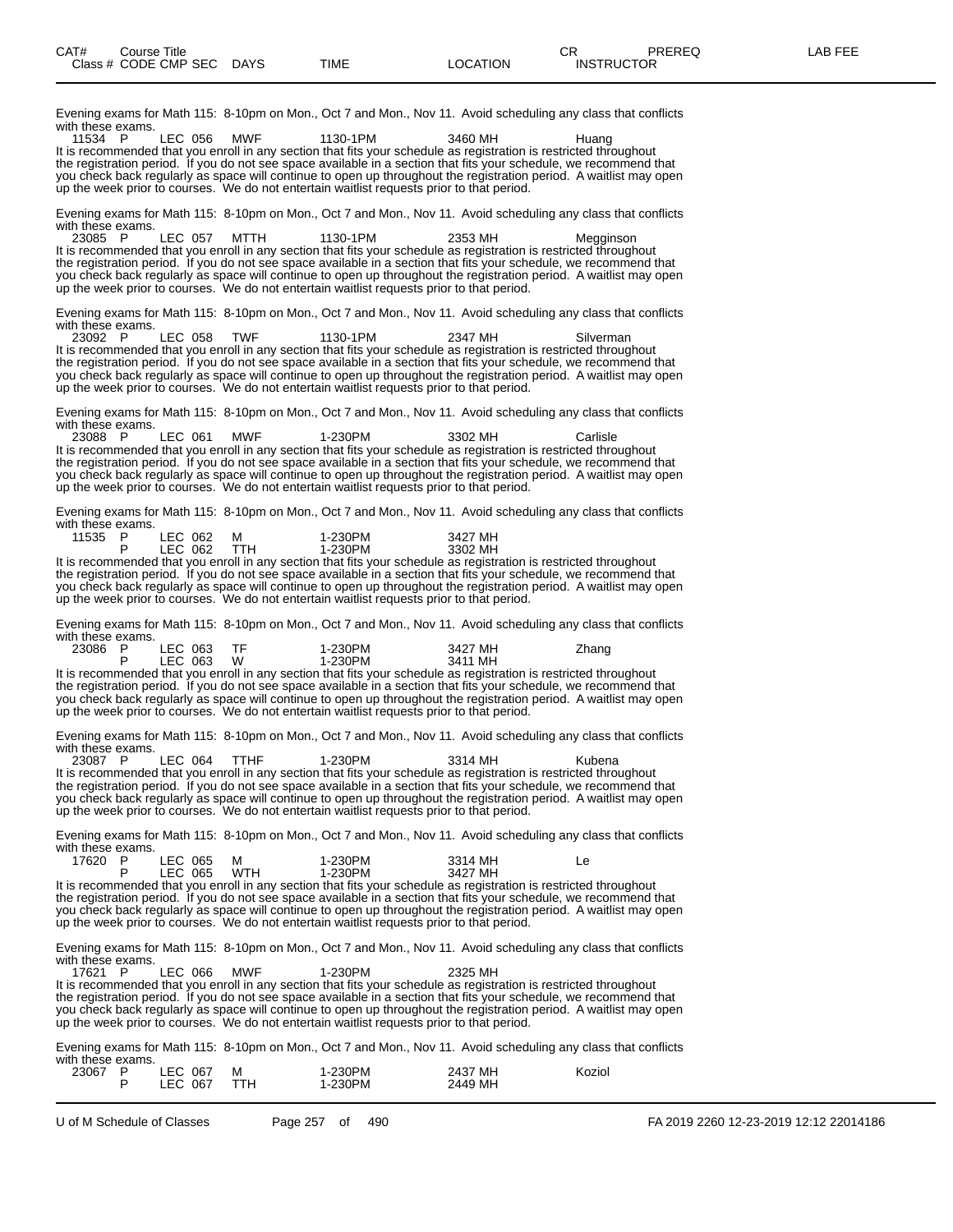| CAT# Class # | Course Title CODE CMP SEC | DAYS | TIME | LOCATION | CR INSTRUCTOR | PREREQ | LAB FEE |
|---|---|---|---|---|---|---|---|

Evening exams for Math 115: 8-10pm on Mon., Oct 7 and Mon., Nov 11. Avoid scheduling any class that conflicts with these exams.

| 11534 | P | LEC 056 | MWF | 1130-1PM | 3460 MH | Huang |
|---|---|---|---|---|---|---|

It is recommended that you enroll in any section that fits your schedule as registration is restricted throughout the registration period. If you do not see space available in a section that fits your schedule, we recommend that you check back regularly as space will continue to open up throughout the registration period. A waitlist may open up the week prior to courses. We do not entertain waitlist requests prior to that period.

Evening exams for Math 115: 8-10pm on Mon., Oct 7 and Mon., Nov 11. Avoid scheduling any class that conflicts with these exams.

| 23085 | P | LEC 057 | MTTH | 1130-1PM | 2353 MH | Megginson |
|---|---|---|---|---|---|---|

It is recommended that you enroll in any section that fits your schedule as registration is restricted throughout the registration period. If you do not see space available in a section that fits your schedule, we recommend that you check back regularly as space will continue to open up throughout the registration period. A waitlist may open up the week prior to courses. We do not entertain waitlist requests prior to that period.

Evening exams for Math 115: 8-10pm on Mon., Oct 7 and Mon., Nov 11. Avoid scheduling any class that conflicts with these exams.

| 23092 | P | LEC 058 | TWF | 1130-1PM | 2347 MH | Silverman |
|---|---|---|---|---|---|---|

It is recommended that you enroll in any section that fits your schedule as registration is restricted throughout the registration period. If you do not see space available in a section that fits your schedule, we recommend that you check back regularly as space will continue to open up throughout the registration period. A waitlist may open up the week prior to courses. We do not entertain waitlist requests prior to that period.

Evening exams for Math 115: 8-10pm on Mon., Oct 7 and Mon., Nov 11. Avoid scheduling any class that conflicts with these exams.

| 23088 | P | LEC 061 | MWF | 1-230PM | 3302 MH | Carlisle |
|---|---|---|---|---|---|---|

It is recommended that you enroll in any section that fits your schedule as registration is restricted throughout the registration period. If you do not see space available in a section that fits your schedule, we recommend that you check back regularly as space will continue to open up throughout the registration period. A waitlist may open up the week prior to courses. We do not entertain waitlist requests prior to that period.

Evening exams for Math 115: 8-10pm on Mon., Oct 7 and Mon., Nov 11. Avoid scheduling any class that conflicts with these exams.

| 11535 | P | LEC 062 | M | 1-230PM | 3427 MH | |
|---|---|---|---|---|---|---|
| | P | LEC 062 | TTH | 1-230PM | 3302 MH | |

It is recommended that you enroll in any section that fits your schedule as registration is restricted throughout the registration period. If you do not see space available in a section that fits your schedule, we recommend that you check back regularly as space will continue to open up throughout the registration period. A waitlist may open up the week prior to courses. We do not entertain waitlist requests prior to that period.

Evening exams for Math 115: 8-10pm on Mon., Oct 7 and Mon., Nov 11. Avoid scheduling any class that conflicts with these exams.

| 23086 | P | LEC 063 | TF | 1-230PM | 3427 MH | Zhang |
|---|---|---|---|---|---|---|
| | P | LEC 063 | W | 1-230PM | 3411 MH | |

It is recommended that you enroll in any section that fits your schedule as registration is restricted throughout the registration period. If you do not see space available in a section that fits your schedule, we recommend that you check back regularly as space will continue to open up throughout the registration period. A waitlist may open up the week prior to courses. We do not entertain waitlist requests prior to that period.

Evening exams for Math 115: 8-10pm on Mon., Oct 7 and Mon., Nov 11. Avoid scheduling any class that conflicts with these exams.

| 23087 | P | LEC 064 | TTHF | 1-230PM | 3314 MH | Kubena |
|---|---|---|---|---|---|---|

It is recommended that you enroll in any section that fits your schedule as registration is restricted throughout the registration period. If you do not see space available in a section that fits your schedule, we recommend that you check back regularly as space will continue to open up throughout the registration period. A waitlist may open up the week prior to courses. We do not entertain waitlist requests prior to that period.

Evening exams for Math 115: 8-10pm on Mon., Oct 7 and Mon., Nov 11. Avoid scheduling any class that conflicts with these exams.

| 17620 | P | LEC 065 | M | 1-230PM | 3314 MH | Le |
|---|---|---|---|---|---|---|
| | P | LEC 065 | WTH | 1-230PM | 3427 MH | |

It is recommended that you enroll in any section that fits your schedule as registration is restricted throughout the registration period. If you do not see space available in a section that fits your schedule, we recommend that you check back regularly as space will continue to open up throughout the registration period. A waitlist may open up the week prior to courses. We do not entertain waitlist requests prior to that period.

Evening exams for Math 115: 8-10pm on Mon., Oct 7 and Mon., Nov 11. Avoid scheduling any class that conflicts with these exams.

| 17621 | P | LEC 066 | MWF | 1-230PM | 2325 MH | |
|---|---|---|---|---|---|---|

It is recommended that you enroll in any section that fits your schedule as registration is restricted throughout the registration period. If you do not see space available in a section that fits your schedule, we recommend that you check back regularly as space will continue to open up throughout the registration period. A waitlist may open up the week prior to courses. We do not entertain waitlist requests prior to that period.

Evening exams for Math 115: 8-10pm on Mon., Oct 7 and Mon., Nov 11. Avoid scheduling any class that conflicts with these exams.

| 23067 | P | LEC 067 | M | 1-230PM | 2437 MH | Koziol |
|---|---|---|---|---|---|---|
| | P | LEC 067 | TTH | 1-230PM | 2449 MH | |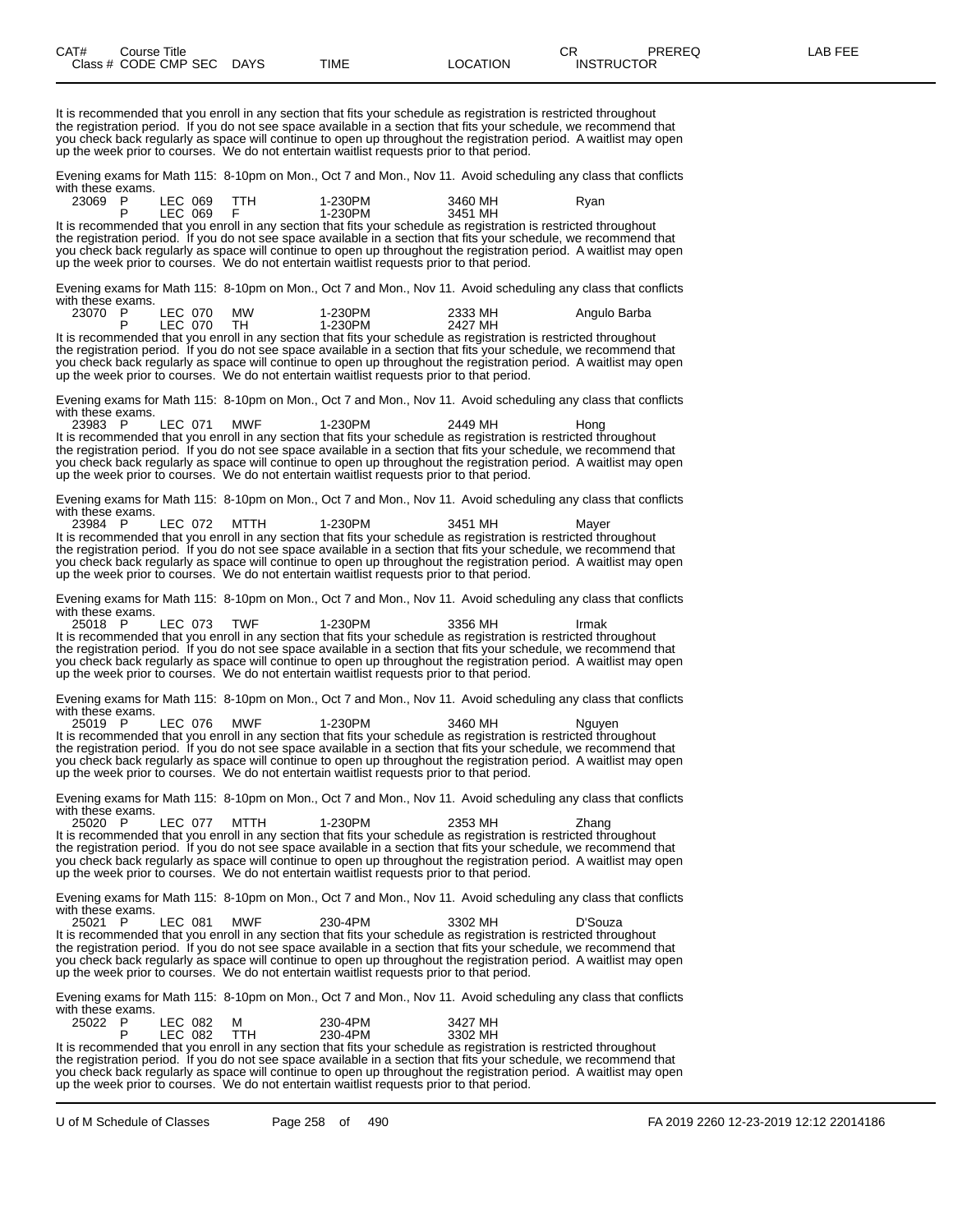| CAT# | Course Title | | | | | | CR | PREREQ | LAB FEE |
|---|---|---|---|---|---|---|---|---|---|
| Class # | CODE CMP SEC | DAYS | TIME | LOCATION | INSTRUCTOR | | | | |

It is recommended that you enroll in any section that fits your schedule as registration is restricted throughout the registration period. If you do not see space available in a section that fits your schedule, we recommend that you check back regularly as space will continue to open up throughout the registration period. A waitlist may open up the week prior to courses. We do not entertain waitlist requests prior to that period.

Evening exams for Math 115: 8-10pm on Mon., Oct 7 and Mon., Nov 11. Avoid scheduling any class that conflicts with these exams.

| Class # | CODE | CMP | SEC | DAYS | TIME | LOCATION | INSTRUCTOR |
|---|---|---|---|---|---|---|---|
| 23069 | P | LEC | 069 | TTH | 1-230PM | 3460 MH | Ryan |
| | P | LEC | 069 | F | 1-230PM | 3451 MH | |

It is recommended that you enroll in any section that fits your schedule as registration is restricted throughout the registration period. If you do not see space available in a section that fits your schedule, we recommend that you check back regularly as space will continue to open up throughout the registration period. A waitlist may open up the week prior to courses. We do not entertain waitlist requests prior to that period.

Evening exams for Math 115: 8-10pm on Mon., Oct 7 and Mon., Nov 11. Avoid scheduling any class that conflicts with these exams.

| Class # | CODE | CMP | SEC | DAYS | TIME | LOCATION | INSTRUCTOR |
|---|---|---|---|---|---|---|---|
| 23070 | P | LEC | 070 | MW | 1-230PM | 2333 MH | Angulo Barba |
| | P | LEC | 070 | TH | 1-230PM | 2427 MH | |

It is recommended that you enroll in any section that fits your schedule as registration is restricted throughout the registration period. If you do not see space available in a section that fits your schedule, we recommend that you check back regularly as space will continue to open up throughout the registration period. A waitlist may open up the week prior to courses. We do not entertain waitlist requests prior to that period.

Evening exams for Math 115: 8-10pm on Mon., Oct 7 and Mon., Nov 11. Avoid scheduling any class that conflicts with these exams.

| Class # | CODE | CMP | SEC | DAYS | TIME | LOCATION | INSTRUCTOR |
|---|---|---|---|---|---|---|---|
| 23983 | P | LEC | 071 | MWF | 1-230PM | 2449 MH | Hong |

It is recommended that you enroll in any section that fits your schedule as registration is restricted throughout the registration period. If you do not see space available in a section that fits your schedule, we recommend that you check back regularly as space will continue to open up throughout the registration period. A waitlist may open up the week prior to courses. We do not entertain waitlist requests prior to that period.

Evening exams for Math 115: 8-10pm on Mon., Oct 7 and Mon., Nov 11. Avoid scheduling any class that conflicts with these exams.

| Class # | CODE | CMP | SEC | DAYS | TIME | LOCATION | INSTRUCTOR |
|---|---|---|---|---|---|---|---|
| 23984 | P | LEC | 072 | MTTH | 1-230PM | 3451 MH | Mayer |

It is recommended that you enroll in any section that fits your schedule as registration is restricted throughout the registration period. If you do not see space available in a section that fits your schedule, we recommend that you check back regularly as space will continue to open up throughout the registration period. A waitlist may open up the week prior to courses. We do not entertain waitlist requests prior to that period.

Evening exams for Math 115: 8-10pm on Mon., Oct 7 and Mon., Nov 11. Avoid scheduling any class that conflicts with these exams.

| Class # | CODE | CMP | SEC | DAYS | TIME | LOCATION | INSTRUCTOR |
|---|---|---|---|---|---|---|---|
| 25018 | P | LEC | 073 | TWF | 1-230PM | 3356 MH | Irmak |

It is recommended that you enroll in any section that fits your schedule as registration is restricted throughout the registration period. If you do not see space available in a section that fits your schedule, we recommend that you check back regularly as space will continue to open up throughout the registration period. A waitlist may open up the week prior to courses. We do not entertain waitlist requests prior to that period.

Evening exams for Math 115: 8-10pm on Mon., Oct 7 and Mon., Nov 11. Avoid scheduling any class that conflicts with these exams.

| Class # | CODE | CMP | SEC | DAYS | TIME | LOCATION | INSTRUCTOR |
|---|---|---|---|---|---|---|---|
| 25019 | P | LEC | 076 | MWF | 1-230PM | 3460 MH | Nguyen |

It is recommended that you enroll in any section that fits your schedule as registration is restricted throughout the registration period. If you do not see space available in a section that fits your schedule, we recommend that you check back regularly as space will continue to open up throughout the registration period. A waitlist may open up the week prior to courses. We do not entertain waitlist requests prior to that period.

Evening exams for Math 115: 8-10pm on Mon., Oct 7 and Mon., Nov 11. Avoid scheduling any class that conflicts with these exams.

| Class # | CODE | CMP | SEC | DAYS | TIME | LOCATION | INSTRUCTOR |
|---|---|---|---|---|---|---|---|
| 25020 | P | LEC | 077 | MTTH | 1-230PM | 2353 MH | Zhang |

It is recommended that you enroll in any section that fits your schedule as registration is restricted throughout the registration period. If you do not see space available in a section that fits your schedule, we recommend that you check back regularly as space will continue to open up throughout the registration period. A waitlist may open up the week prior to courses. We do not entertain waitlist requests prior to that period.

Evening exams for Math 115: 8-10pm on Mon., Oct 7 and Mon., Nov 11. Avoid scheduling any class that conflicts with these exams.

| Class # | CODE | CMP | SEC | DAYS | TIME | LOCATION | INSTRUCTOR |
|---|---|---|---|---|---|---|---|
| 25021 | P | LEC | 081 | MWF | 230-4PM | 3302 MH | D'Souza |

It is recommended that you enroll in any section that fits your schedule as registration is restricted throughout the registration period. If you do not see space available in a section that fits your schedule, we recommend that you check back regularly as space will continue to open up throughout the registration period. A waitlist may open up the week prior to courses. We do not entertain waitlist requests prior to that period.

Evening exams for Math 115: 8-10pm on Mon., Oct 7 and Mon., Nov 11. Avoid scheduling any class that conflicts with these exams.

| Class # | CODE | CMP | SEC | DAYS | TIME | LOCATION | INSTRUCTOR |
|---|---|---|---|---|---|---|---|
| 25022 | P | LEC | 082 | M | 230-4PM | 3427 MH | |
| | P | LEC | 082 | TTH | 230-4PM | 3302 MH | |

It is recommended that you enroll in any section that fits your schedule as registration is restricted throughout the registration period. If you do not see space available in a section that fits your schedule, we recommend that you check back regularly as space will continue to open up throughout the registration period. A waitlist may open up the week prior to courses. We do not entertain waitlist requests prior to that period.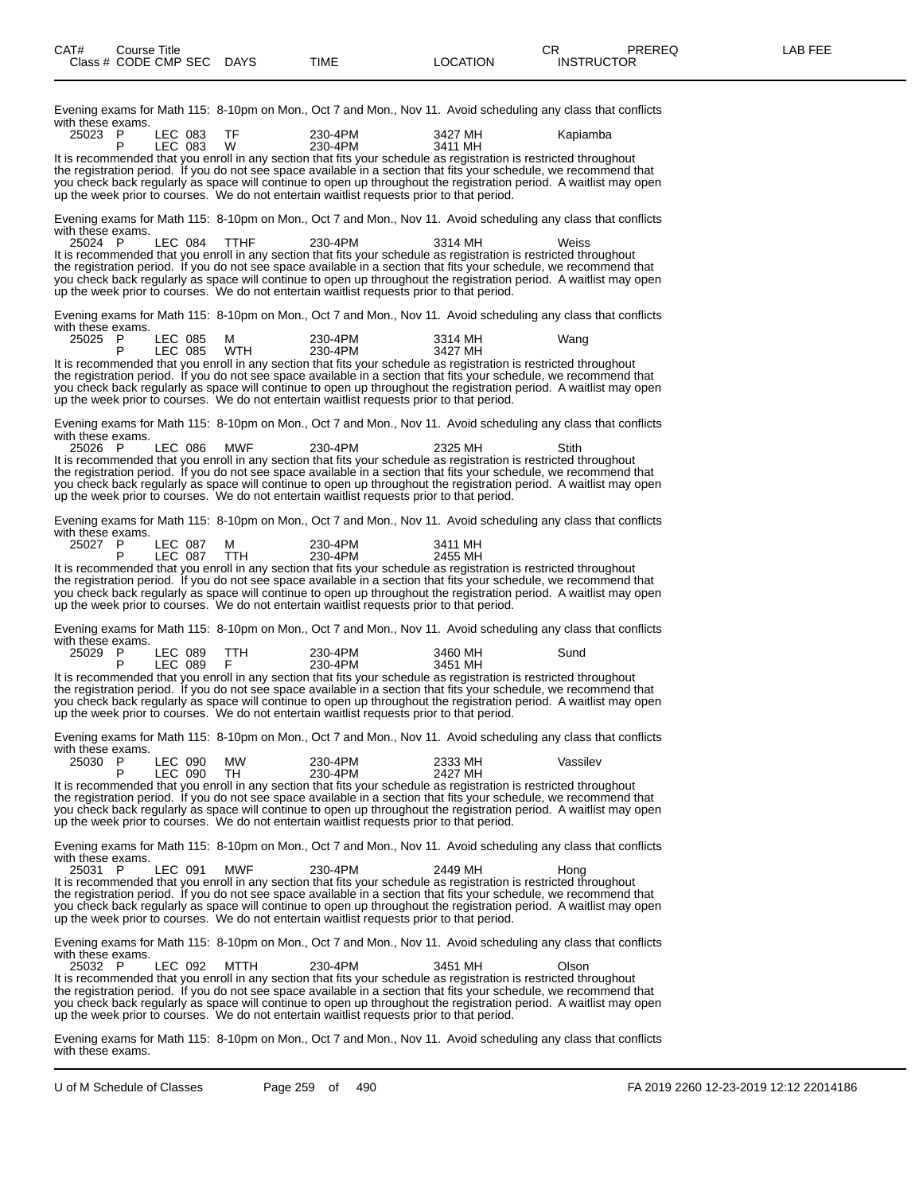| CAT# Class # | Course Title CODE | CMP | SEC | DAYS | TIME | LOCATION | CR INSTRUCTOR | PREREQ | LAB FEE |
|---|---|---|---|---|---|---|---|---|---|

Evening exams for Math 115: 8-10pm on Mon., Oct 7 and Mon., Nov 11. Avoid scheduling any class that conflicts with these exams.

| | | | | | | | |
|---|---|---|---|---|---|---|---|
| 25023 | P | LEC | 083 | TF | 230-4PM | 3427 MH | Kapiamba |
| | P | LEC | 083 | W | 230-4PM | 3411 MH | |

It is recommended that you enroll in any section that fits your schedule as registration is restricted throughout the registration period. If you do not see space available in a section that fits your schedule, we recommend that you check back regularly as space will continue to open up throughout the registration period. A waitlist may open up the week prior to courses. We do not entertain waitlist requests prior to that period.

Evening exams for Math 115: 8-10pm on Mon., Oct 7 and Mon., Nov 11. Avoid scheduling any class that conflicts with these exams.

| | | | | | | | |
|---|---|---|---|---|---|---|---|
| 25024 | P | LEC | 084 | TTHF | 230-4PM | 3314 MH | Weiss |

It is recommended that you enroll in any section that fits your schedule as registration is restricted throughout the registration period. If you do not see space available in a section that fits your schedule, we recommend that you check back regularly as space will continue to open up throughout the registration period. A waitlist may open up the week prior to courses. We do not entertain waitlist requests prior to that period.

Evening exams for Math 115: 8-10pm on Mon., Oct 7 and Mon., Nov 11. Avoid scheduling any class that conflicts with these exams.

| | | | | | | | |
|---|---|---|---|---|---|---|---|
| 25025 | P | LEC | 085 | M | 230-4PM | 3314 MH | Wang |
| | P | LEC | 085 | WTH | 230-4PM | 3427 MH | |

It is recommended that you enroll in any section that fits your schedule as registration is restricted throughout the registration period. If you do not see space available in a section that fits your schedule, we recommend that you check back regularly as space will continue to open up throughout the registration period. A waitlist may open up the week prior to courses. We do not entertain waitlist requests prior to that period.

Evening exams for Math 115: 8-10pm on Mon., Oct 7 and Mon., Nov 11. Avoid scheduling any class that conflicts with these exams.

| | | | | | | | |
|---|---|---|---|---|---|---|---|
| 25026 | P | LEC | 086 | MWF | 230-4PM | 2325 MH | Stith |

It is recommended that you enroll in any section that fits your schedule as registration is restricted throughout the registration period. If you do not see space available in a section that fits your schedule, we recommend that you check back regularly as space will continue to open up throughout the registration period. A waitlist may open up the week prior to courses. We do not entertain waitlist requests prior to that period.

Evening exams for Math 115: 8-10pm on Mon., Oct 7 and Mon., Nov 11. Avoid scheduling any class that conflicts with these exams.

| | | | | | | | |
|---|---|---|---|---|---|---|---|
| 25027 | P | LEC | 087 | M | 230-4PM | 3411 MH | |
| | P | LEC | 087 | TTH | 230-4PM | 2455 MH | |

It is recommended that you enroll in any section that fits your schedule as registration is restricted throughout the registration period. If you do not see space available in a section that fits your schedule, we recommend that you check back regularly as space will continue to open up throughout the registration period. A waitlist may open up the week prior to courses. We do not entertain waitlist requests prior to that period.

Evening exams for Math 115: 8-10pm on Mon., Oct 7 and Mon., Nov 11. Avoid scheduling any class that conflicts with these exams.

| | | | | | | | |
|---|---|---|---|---|---|---|---|
| 25029 | P | LEC | 089 | TTH | 230-4PM | 3460 MH | Sund |
| | P | LEC | 089 | F | 230-4PM | 3451 MH | |

It is recommended that you enroll in any section that fits your schedule as registration is restricted throughout the registration period. If you do not see space available in a section that fits your schedule, we recommend that you check back regularly as space will continue to open up throughout the registration period. A waitlist may open up the week prior to courses. We do not entertain waitlist requests prior to that period.

Evening exams for Math 115: 8-10pm on Mon., Oct 7 and Mon., Nov 11. Avoid scheduling any class that conflicts with these exams.

| | | | | | | | |
|---|---|---|---|---|---|---|---|
| 25030 | P | LEC | 090 | MW | 230-4PM | 2333 MH | Vassilev |
| | P | LEC | 090 | TH | 230-4PM | 2427 MH | |

It is recommended that you enroll in any section that fits your schedule as registration is restricted throughout the registration period. If you do not see space available in a section that fits your schedule, we recommend that you check back regularly as space will continue to open up throughout the registration period. A waitlist may open up the week prior to courses. We do not entertain waitlist requests prior to that period.

Evening exams for Math 115: 8-10pm on Mon., Oct 7 and Mon., Nov 11. Avoid scheduling any class that conflicts with these exams.

| | | | | | | | |
|---|---|---|---|---|---|---|---|
| 25031 | P | LEC | 091 | MWF | 230-4PM | 2449 MH | Hong |

It is recommended that you enroll in any section that fits your schedule as registration is restricted throughout the registration period. If you do not see space available in a section that fits your schedule, we recommend that you check back regularly as space will continue to open up throughout the registration period. A waitlist may open up the week prior to courses. We do not entertain waitlist requests prior to that period.

Evening exams for Math 115: 8-10pm on Mon., Oct 7 and Mon., Nov 11. Avoid scheduling any class that conflicts with these exams.

| | | | | | | | |
|---|---|---|---|---|---|---|---|
| 25032 | P | LEC | 092 | MTTH | 230-4PM | 3451 MH | Olson |

It is recommended that you enroll in any section that fits your schedule as registration is restricted throughout the registration period. If you do not see space available in a section that fits your schedule, we recommend that you check back regularly as space will continue to open up throughout the registration period. A waitlist may open up the week prior to courses. We do not entertain waitlist requests prior to that period.

Evening exams for Math 115: 8-10pm on Mon., Oct 7 and Mon., Nov 11. Avoid scheduling any class that conflicts with these exams.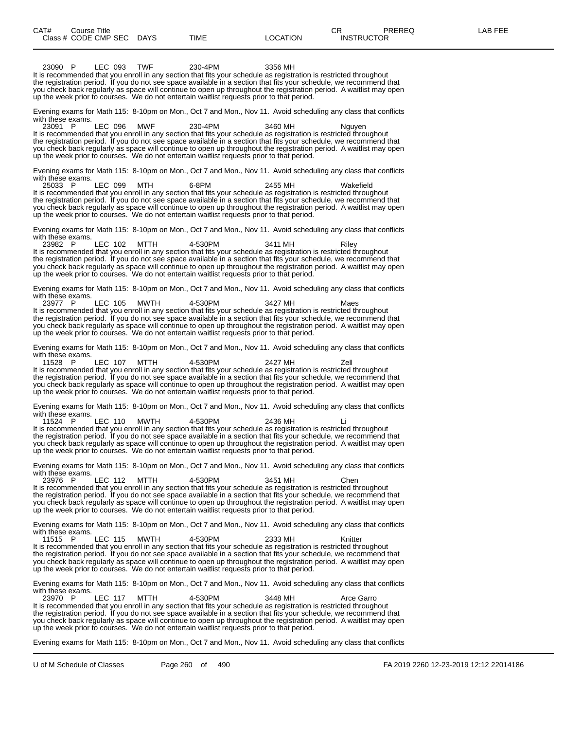| CAT# | Course Title | | | | | | CR | PREREQ | LAB FEE |
|---|---|---|---|---|---|---|---|---|---|
| Class # | CODE | CMP | SEC | DAYS | TIME | LOCATION | INSTRUCTOR | | |

23090 P LEC 093 TWF 230-4PM 3356 MH

It is recommended that you enroll in any section that fits your schedule as registration is restricted throughout the registration period. If you do not see space available in a section that fits your schedule, we recommend that you check back regularly as space will continue to open up throughout the registration period. A waitlist may open up the week prior to courses. We do not entertain waitlist requests prior to that period.

Evening exams for Math 115: 8-10pm on Mon., Oct 7 and Mon., Nov 11. Avoid scheduling any class that conflicts with these exams.

23091 P LEC 096 MWF 230-4PM 3460 MH Nguyen

It is recommended that you enroll in any section that fits your schedule as registration is restricted throughout the registration period. If you do not see space available in a section that fits your schedule, we recommend that you check back regularly as space will continue to open up throughout the registration period. A waitlist may open up the week prior to courses. We do not entertain waitlist requests prior to that period.

Evening exams for Math 115: 8-10pm on Mon., Oct 7 and Mon., Nov 11. Avoid scheduling any class that conflicts with these exams.

25033 P LEC 099 MTH 6-8PM 2455 MH Wakefield

It is recommended that you enroll in any section that fits your schedule as registration is restricted throughout the registration period. If you do not see space available in a section that fits your schedule, we recommend that you check back regularly as space will continue to open up throughout the registration period. A waitlist may open up the week prior to courses. We do not entertain waitlist requests prior to that period.

Evening exams for Math 115: 8-10pm on Mon., Oct 7 and Mon., Nov 11. Avoid scheduling any class that conflicts with these exams.

23982 P LEC 102 MTTH 4-530PM 3411 MH Riley

It is recommended that you enroll in any section that fits your schedule as registration is restricted throughout the registration period. If you do not see space available in a section that fits your schedule, we recommend that you check back regularly as space will continue to open up throughout the registration period. A waitlist may open up the week prior to courses. We do not entertain waitlist requests prior to that period.

Evening exams for Math 115: 8-10pm on Mon., Oct 7 and Mon., Nov 11. Avoid scheduling any class that conflicts with these exams.

23977 P LEC 105 MWTH 4-530PM 3427 MH Maes

It is recommended that you enroll in any section that fits your schedule as registration is restricted throughout the registration period. If you do not see space available in a section that fits your schedule, we recommend that you check back regularly as space will continue to open up throughout the registration period. A waitlist may open up the week prior to courses. We do not entertain waitlist requests prior to that period.

Evening exams for Math 115: 8-10pm on Mon., Oct 7 and Mon., Nov 11. Avoid scheduling any class that conflicts with these exams.

11528 P LEC 107 MTTH 4-530PM 2427 MH Zell

It is recommended that you enroll in any section that fits your schedule as registration is restricted throughout the registration period. If you do not see space available in a section that fits your schedule, we recommend that you check back regularly as space will continue to open up throughout the registration period. A waitlist may open up the week prior to courses. We do not entertain waitlist requests prior to that period.

Evening exams for Math 115: 8-10pm on Mon., Oct 7 and Mon., Nov 11. Avoid scheduling any class that conflicts with these exams.

11524 P LEC 110 MWTH 4-530PM 2436 MH Li

It is recommended that you enroll in any section that fits your schedule as registration is restricted throughout the registration period. If you do not see space available in a section that fits your schedule, we recommend that you check back regularly as space will continue to open up throughout the registration period. A waitlist may open up the week prior to courses. We do not entertain waitlist requests prior to that period.

Evening exams for Math 115: 8-10pm on Mon., Oct 7 and Mon., Nov 11. Avoid scheduling any class that conflicts with these exams.

23976 P LEC 112 MTTH 4-530PM 3451 MH Chen

It is recommended that you enroll in any section that fits your schedule as registration is restricted throughout the registration period. If you do not see space available in a section that fits your schedule, we recommend that you check back regularly as space will continue to open up throughout the registration period. A waitlist may open up the week prior to courses. We do not entertain waitlist requests prior to that period.

Evening exams for Math 115: 8-10pm on Mon., Oct 7 and Mon., Nov 11. Avoid scheduling any class that conflicts with these exams.

11515 P LEC 115 MWTH 4-530PM 2333 MH Knitter

It is recommended that you enroll in any section that fits your schedule as registration is restricted throughout the registration period. If you do not see space available in a section that fits your schedule, we recommend that you check back regularly as space will continue to open up throughout the registration period. A waitlist may open up the week prior to courses. We do not entertain waitlist requests prior to that period.

Evening exams for Math 115: 8-10pm on Mon., Oct 7 and Mon., Nov 11. Avoid scheduling any class that conflicts with these exams.

23970 P LEC 117 MTTH 4-530PM 3448 MH Arce Garro

It is recommended that you enroll in any section that fits your schedule as registration is restricted throughout the registration period. If you do not see space available in a section that fits your schedule, we recommend that you check back regularly as space will continue to open up throughout the registration period. A waitlist may open up the week prior to courses. We do not entertain waitlist requests prior to that period.

Evening exams for Math 115: 8-10pm on Mon., Oct 7 and Mon., Nov 11. Avoid scheduling any class that conflicts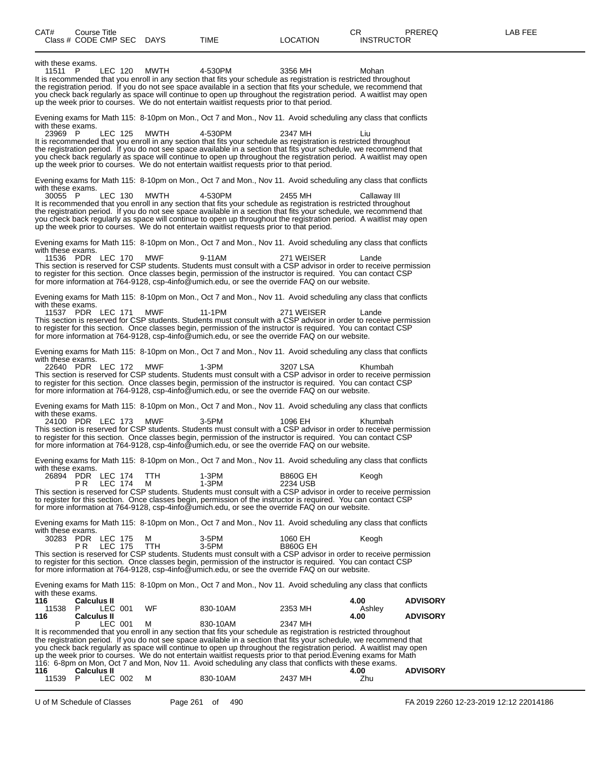| CAT# | Course Title | | | | | | CR | PREREQ | LAB FEE |
|---|---|---|---|---|---|---|---|---|---|
| Class # | CODE | CMP | SEC | DAYS | TIME | LOCATION | INSTRUCTOR | | |

with these exams.

| 11511 | P | LEC | 120 | MWTH | 4-530PM | 3356 MH | Mohan |
|---|---|---|---|---|---|---|---|

It is recommended that you enroll in any section that fits your schedule as registration is restricted throughout the registration period. If you do not see space available in a section that fits your schedule, we recommend that you check back regularly as space will continue to open up throughout the registration period. A waitlist may open up the week prior to courses. We do not entertain waitlist requests prior to that period.

Evening exams for Math 115: 8-10pm on Mon., Oct 7 and Mon., Nov 11. Avoid scheduling any class that conflicts with these exams.

| 23969 | P | LEC | 125 | MWTH | 4-530PM | 2347 MH | Liu |
|---|---|---|---|---|---|---|---|

It is recommended that you enroll in any section that fits your schedule as registration is restricted throughout the registration period. If you do not see space available in a section that fits your schedule, we recommend that you check back regularly as space will continue to open up throughout the registration period. A waitlist may open up the week prior to courses. We do not entertain waitlist requests prior to that period.

Evening exams for Math 115: 8-10pm on Mon., Oct 7 and Mon., Nov 11. Avoid scheduling any class that conflicts with these exams.

| 30055 | P | LEC | 130 | MWTH | 4-530PM | 2455 MH | Callaway III |
|---|---|---|---|---|---|---|---|

It is recommended that you enroll in any section that fits your schedule as registration is restricted throughout the registration period. If you do not see space available in a section that fits your schedule, we recommend that you check back regularly as space will continue to open up throughout the registration period. A waitlist may open up the week prior to courses. We do not entertain waitlist requests prior to that period.

Evening exams for Math 115: 8-10pm on Mon., Oct 7 and Mon., Nov 11. Avoid scheduling any class that conflicts with these exams.

| 11536 | PDR | LEC | 170 | MWF | 9-11AM | 271 WEISER | Lande |
|---|---|---|---|---|---|---|---|

This section is reserved for CSP students. Students must consult with a CSP advisor in order to receive permission to register for this section. Once classes begin, permission of the instructor is required. You can contact CSP for more information at 764-9128, csp-4info@umich.edu, or see the override FAQ on our website.

Evening exams for Math 115: 8-10pm on Mon., Oct 7 and Mon., Nov 11. Avoid scheduling any class that conflicts with these exams.

| 11537 | PDR | LEC | 171 | MWF | 11-1PM | 271 WEISER | Lande |
|---|---|---|---|---|---|---|---|

This section is reserved for CSP students. Students must consult with a CSP advisor in order to receive permission to register for this section. Once classes begin, permission of the instructor is required. You can contact CSP for more information at 764-9128, csp-4info@umich.edu, or see the override FAQ on our website.

Evening exams for Math 115: 8-10pm on Mon., Oct 7 and Mon., Nov 11. Avoid scheduling any class that conflicts with these exams.

| 22640 | PDR | LEC | 172 | MWF | 1-3PM | 3207 LSA | Khumbah |
|---|---|---|---|---|---|---|---|

This section is reserved for CSP students. Students must consult with a CSP advisor in order to receive permission to register for this section. Once classes begin, permission of the instructor is required. You can contact CSP for more information at 764-9128, csp-4info@umich.edu, or see the override FAQ on our website.

Evening exams for Math 115: 8-10pm on Mon., Oct 7 and Mon., Nov 11. Avoid scheduling any class that conflicts with these exams.

| 24100 | PDR | LEC | 173 | MWF | 3-5PM | 1096 EH | Khumbah |
|---|---|---|---|---|---|---|---|

This section is reserved for CSP students. Students must consult with a CSP advisor in order to receive permission to register for this section. Once classes begin, permission of the instructor is required. You can contact CSP for more information at 764-9128, csp-4info@umich.edu, or see the override FAQ on our website.

Evening exams for Math 115: 8-10pm on Mon., Oct 7 and Mon., Nov 11. Avoid scheduling any class that conflicts with these exams.

| 26894 | PDR | LEC | 174 | TTH | 1-3PM | B860G EH | Keogh |
|---|---|---|---|---|---|---|---|
| | P R | LEC | 174 | M | 1-3PM | 2234 USB | |

This section is reserved for CSP students. Students must consult with a CSP advisor in order to receive permission to register for this section. Once classes begin, permission of the instructor is required. You can contact CSP for more information at 764-9128, csp-4info@umich.edu, or see the override FAQ on our website.

Evening exams for Math 115: 8-10pm on Mon., Oct 7 and Mon., Nov 11. Avoid scheduling any class that conflicts with these exams.

| 30283 | PDR | LEC | 175 | M | 3-5PM | 1060 EH | Keogh |
|---|---|---|---|---|---|---|---|
| | P R | LEC | 175 | TTH | 3-5PM | B860G EH | |

This section is reserved for CSP students. Students must consult with a CSP advisor in order to receive permission to register for this section. Once classes begin, permission of the instructor is required. You can contact CSP for more information at 764-9128, csp-4info@umich.edu, or see the override FAQ on our website.

Evening exams for Math 115: 8-10pm on Mon., Oct 7 and Mon., Nov 11. Avoid scheduling any class that conflicts with these exams.

| **116** | **Calculus II** | | | | | | **4.00** | **ADVISORY** |
|---|---|---|---|---|---|---|---|---|
| 11538 | P | LEC | 001 | WF | 830-10AM | 2353 MH | Ashley | |
| **116** | **Calculus II** | | | | | | **4.00** | **ADVISORY** |
| | P | LEC | 001 | M | 830-10AM | 2347 MH | | |

It is recommended that you enroll in any section that fits your schedule as registration is restricted throughout the registration period. If you do not see space available in a section that fits your schedule, we recommend that you check back regularly as space will continue to open up throughout the registration period. A waitlist may open up the week prior to courses. We do not entertain waitlist requests prior to that period.Evening exams for Math 116: 6-8pm on Mon, Oct 7 and Mon, Nov 11. Avoid scheduling any class that conflicts with these exams.

| **116** | **Calculus II** | | | | | | **4.00** | **ADVISORY** |
|---|---|---|---|---|---|---|---|---|
| 11539 | P | LEC | 002 | M | 830-10AM | 2437 MH | Zhu | |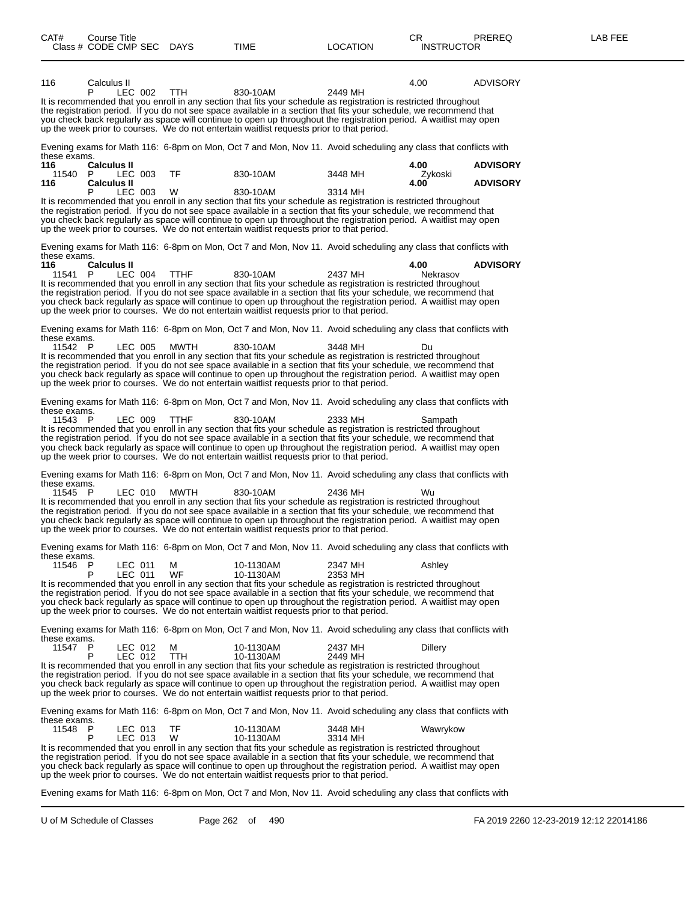| CAT# | Course Title<br>Class # CODE CMP SEC | DAYS | TIME | LOCATION | CR<br>INSTRUCTOR | PREREQ | LAB FEE |
|---|---|---|---|---|---|---|---|

116 Calculus II 4.00 ADVISORY

| | P | LEC 002 | TTH | 830-10AM | 2449 MH | | |
|---|---|---|---|---|---|---|---|

It is recommended that you enroll in any section that fits your schedule as registration is restricted throughout the registration period. If you do not see space available in a section that fits your schedule, we recommend that you check back regularly as space will continue to open up throughout the registration period. A waitlist may open up the week prior to courses. We do not entertain waitlist requests prior to that period.

Evening exams for Math 116: 6-8pm on Mon, Oct 7 and Mon, Nov 11. Avoid scheduling any class that conflicts with these exams.

**116 Calculus II 4.00 ADVISORY**

| 11540 | P | LEC 003 | TF | 830-10AM | 3448 MH | Zykoski |
|---|---|---|---|---|---|---|

**116 Calculus II 4.00 ADVISORY**

| | P | LEC 003 | W | 830-10AM | 3314 MH | |
|---|---|---|---|---|---|---|

It is recommended that you enroll in any section that fits your schedule as registration is restricted throughout the registration period. If you do not see space available in a section that fits your schedule, we recommend that you check back regularly as space will continue to open up throughout the registration period. A waitlist may open up the week prior to courses. We do not entertain waitlist requests prior to that period.

Evening exams for Math 116: 6-8pm on Mon, Oct 7 and Mon, Nov 11. Avoid scheduling any class that conflicts with these exams.

**116 Calculus II 4.00 ADVISORY**

| 11541 | P | LEC 004 | TTHF | 830-10AM | 2437 MH | Nekrasov |
|---|---|---|---|---|---|---|

It is recommended that you enroll in any section that fits your schedule as registration is restricted throughout the registration period. If you do not see space available in a section that fits your schedule, we recommend that you check back regularly as space will continue to open up throughout the registration period. A waitlist may open up the week prior to courses. We do not entertain waitlist requests prior to that period.

Evening exams for Math 116: 6-8pm on Mon, Oct 7 and Mon, Nov 11. Avoid scheduling any class that conflicts with these exams.

| 11542 | P | LEC 005 | MWTH | 830-10AM | 3448 MH | Du |
|---|---|---|---|---|---|---|

It is recommended that you enroll in any section that fits your schedule as registration is restricted throughout the registration period. If you do not see space available in a section that fits your schedule, we recommend that you check back regularly as space will continue to open up throughout the registration period. A waitlist may open up the week prior to courses. We do not entertain waitlist requests prior to that period.

Evening exams for Math 116: 6-8pm on Mon, Oct 7 and Mon, Nov 11. Avoid scheduling any class that conflicts with these exams.

| 11543 | P | LEC 009 | TTHF | 830-10AM | 2333 MH | Sampath |
|---|---|---|---|---|---|---|

It is recommended that you enroll in any section that fits your schedule as registration is restricted throughout the registration period. If you do not see space available in a section that fits your schedule, we recommend that you check back regularly as space will continue to open up throughout the registration period. A waitlist may open up the week prior to courses. We do not entertain waitlist requests prior to that period.

Evening exams for Math 116: 6-8pm on Mon, Oct 7 and Mon, Nov 11. Avoid scheduling any class that conflicts with these exams.

| 11545 | P | LEC 010 | MWTH | 830-10AM | 2436 MH | Wu |
|---|---|---|---|---|---|---|

It is recommended that you enroll in any section that fits your schedule as registration is restricted throughout the registration period. If you do not see space available in a section that fits your schedule, we recommend that you check back regularly as space will continue to open up throughout the registration period. A waitlist may open up the week prior to courses. We do not entertain waitlist requests prior to that period.

Evening exams for Math 116: 6-8pm on Mon, Oct 7 and Mon, Nov 11. Avoid scheduling any class that conflicts with these exams.

| 11546 | P | LEC 011 | M | 10-1130AM | 2347 MH | Ashley |
|---|---|---|---|---|---|---|
| | P | LEC 011 | WF | 10-1130AM | 2353 MH | |

It is recommended that you enroll in any section that fits your schedule as registration is restricted throughout the registration period. If you do not see space available in a section that fits your schedule, we recommend that you check back regularly as space will continue to open up throughout the registration period. A waitlist may open up the week prior to courses. We do not entertain waitlist requests prior to that period.

Evening exams for Math 116: 6-8pm on Mon, Oct 7 and Mon, Nov 11. Avoid scheduling any class that conflicts with these exams.

| 11547 | P | LEC 012 | M | 10-1130AM | 2437 MH | Dillery |
|---|---|---|---|---|---|---|
| | P | LEC 012 | TTH | 10-1130AM | 2449 MH | |

It is recommended that you enroll in any section that fits your schedule as registration is restricted throughout the registration period. If you do not see space available in a section that fits your schedule, we recommend that you check back regularly as space will continue to open up throughout the registration period. A waitlist may open up the week prior to courses. We do not entertain waitlist requests prior to that period.

Evening exams for Math 116: 6-8pm on Mon, Oct 7 and Mon, Nov 11. Avoid scheduling any class that conflicts with these exams.

| 11548 | P | LEC 013 | TF | 10-1130AM | 3448 MH | Wawrykow |
|---|---|---|---|---|---|---|
| | P | LEC 013 | W | 10-1130AM | 3314 MH | |

It is recommended that you enroll in any section that fits your schedule as registration is restricted throughout the registration period. If you do not see space available in a section that fits your schedule, we recommend that you check back regularly as space will continue to open up throughout the registration period. A waitlist may open up the week prior to courses. We do not entertain waitlist requests prior to that period.

Evening exams for Math 116: 6-8pm on Mon, Oct 7 and Mon, Nov 11. Avoid scheduling any class that conflicts with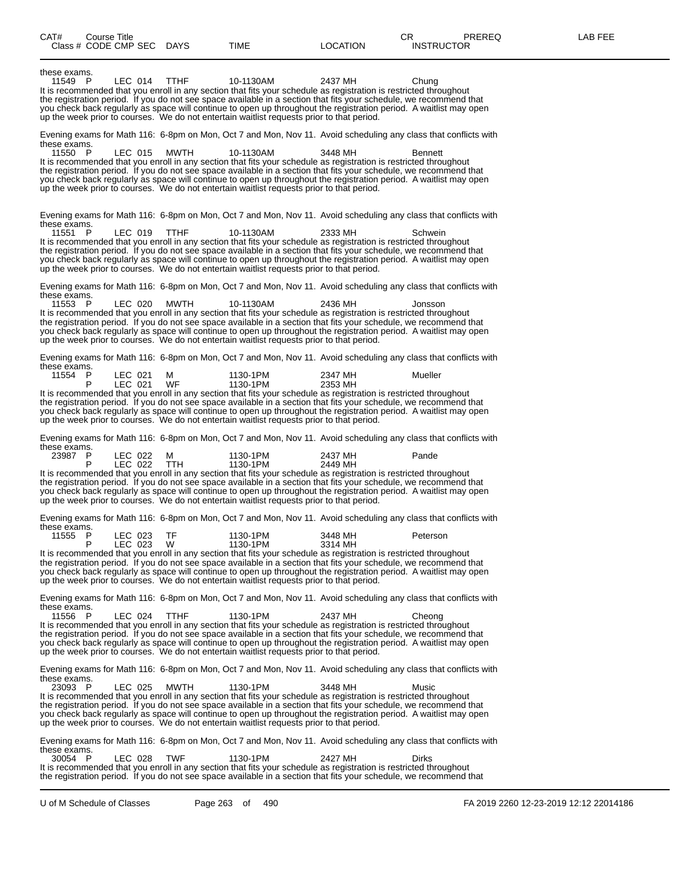| Class # | CODE | CMP | SEC | DAYS | TIME | LOCATION | INSTRUCTOR |
|---|---|---|---|---|---|---|---|

these exams.

| 11549 | P | LEC | 014 | TTHF | 10-1130AM | 2437 MH | Chung |
|---|---|---|---|---|---|---|---|

It is recommended that you enroll in any section that fits your schedule as registration is restricted throughout the registration period. If you do not see space available in a section that fits your schedule, we recommend that you check back regularly as space will continue to open up throughout the registration period. A waitlist may open up the week prior to courses. We do not entertain waitlist requests prior to that period.

Evening exams for Math 116: 6-8pm on Mon, Oct 7 and Mon, Nov 11. Avoid scheduling any class that conflicts with these exams.

| 11550 | P | LEC | 015 | MWTH | 10-1130AM | 3448 MH | Bennett |
|---|---|---|---|---|---|---|---|

It is recommended that you enroll in any section that fits your schedule as registration is restricted throughout the registration period. If you do not see space available in a section that fits your schedule, we recommend that you check back regularly as space will continue to open up throughout the registration period. A waitlist may open up the week prior to courses. We do not entertain waitlist requests prior to that period.

Evening exams for Math 116: 6-8pm on Mon, Oct 7 and Mon, Nov 11. Avoid scheduling any class that conflicts with these exams.

| 11551 | P | LEC | 019 | TTHF | 10-1130AM | 2333 MH | Schwein |
|---|---|---|---|---|---|---|---|

It is recommended that you enroll in any section that fits your schedule as registration is restricted throughout the registration period. If you do not see space available in a section that fits your schedule, we recommend that you check back regularly as space will continue to open up throughout the registration period. A waitlist may open up the week prior to courses. We do not entertain waitlist requests prior to that period.

Evening exams for Math 116: 6-8pm on Mon, Oct 7 and Mon, Nov 11. Avoid scheduling any class that conflicts with these exams.

| 11553 | P | LEC | 020 | MWTH | 10-1130AM | 2436 MH | Jonsson |
|---|---|---|---|---|---|---|---|

It is recommended that you enroll in any section that fits your schedule as registration is restricted throughout the registration period. If you do not see space available in a section that fits your schedule, we recommend that you check back regularly as space will continue to open up throughout the registration period. A waitlist may open up the week prior to courses. We do not entertain waitlist requests prior to that period.

Evening exams for Math 116: 6-8pm on Mon, Oct 7 and Mon, Nov 11. Avoid scheduling any class that conflicts with these exams.

| 11554 | P | LEC | 021 | M | 1130-1PM | 2347 MH | Mueller |
|---|---|---|---|---|---|---|---|
| | P | LEC | 021 | WF | 1130-1PM | 2353 MH | |

It is recommended that you enroll in any section that fits your schedule as registration is restricted throughout the registration period. If you do not see space available in a section that fits your schedule, we recommend that you check back regularly as space will continue to open up throughout the registration period. A waitlist may open up the week prior to courses. We do not entertain waitlist requests prior to that period.

Evening exams for Math 116: 6-8pm on Mon, Oct 7 and Mon, Nov 11. Avoid scheduling any class that conflicts with these exams.

| 23987 | P | LEC | 022 | M | 1130-1PM | 2437 MH | Pande |
|---|---|---|---|---|---|---|---|
| | P | LEC | 022 | TTH | 1130-1PM | 2449 MH | |

It is recommended that you enroll in any section that fits your schedule as registration is restricted throughout the registration period. If you do not see space available in a section that fits your schedule, we recommend that you check back regularly as space will continue to open up throughout the registration period. A waitlist may open up the week prior to courses. We do not entertain waitlist requests prior to that period.

Evening exams for Math 116: 6-8pm on Mon, Oct 7 and Mon, Nov 11. Avoid scheduling any class that conflicts with these exams.

| 11555 | P | LEC | 023 | TF | 1130-1PM | 3448 MH | Peterson |
|---|---|---|---|---|---|---|---|
| | P | LEC | 023 | W | 1130-1PM | 3314 MH | |

It is recommended that you enroll in any section that fits your schedule as registration is restricted throughout the registration period. If you do not see space available in a section that fits your schedule, we recommend that you check back regularly as space will continue to open up throughout the registration period. A waitlist may open up the week prior to courses. We do not entertain waitlist requests prior to that period.

Evening exams for Math 116: 6-8pm on Mon, Oct 7 and Mon, Nov 11. Avoid scheduling any class that conflicts with these exams.

| 11556 | P | LEC | 024 | TTHF | 1130-1PM | 2437 MH | Cheong |
|---|---|---|---|---|---|---|---|

It is recommended that you enroll in any section that fits your schedule as registration is restricted throughout the registration period. If you do not see space available in a section that fits your schedule, we recommend that you check back regularly as space will continue to open up throughout the registration period. A waitlist may open up the week prior to courses. We do not entertain waitlist requests prior to that period.

Evening exams for Math 116: 6-8pm on Mon, Oct 7 and Mon, Nov 11. Avoid scheduling any class that conflicts with these exams.

| 23093 | P | LEC | 025 | MWTH | 1130-1PM | 3448 MH | Music |
|---|---|---|---|---|---|---|---|

It is recommended that you enroll in any section that fits your schedule as registration is restricted throughout the registration period. If you do not see space available in a section that fits your schedule, we recommend that you check back regularly as space will continue to open up throughout the registration period. A waitlist may open up the week prior to courses. We do not entertain waitlist requests prior to that period.

Evening exams for Math 116: 6-8pm on Mon, Oct 7 and Mon, Nov 11. Avoid scheduling any class that conflicts with these exams.

| 30054 | P | LEC | 028 | TWF | 1130-1PM | 2427 MH | Dirks |
|---|---|---|---|---|---|---|---|

It is recommended that you enroll in any section that fits your schedule as registration is restricted throughout the registration period. If you do not see space available in a section that fits your schedule, we recommend that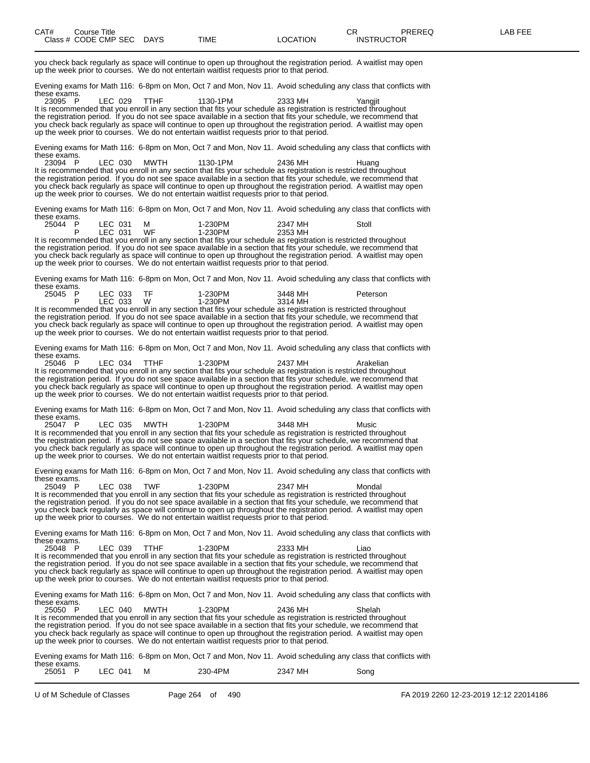you check back regularly as space will continue to open up throughout the registration period. A waitlist may open up the week prior to courses. We do not entertain waitlist requests prior to that period.

Evening exams for Math 116: 6-8pm on Mon, Oct 7 and Mon, Nov 11. Avoid scheduling any class that conflicts with these exams.

| Class # | CODE | CMP SEC | DAYS | TIME | LOCATION | INSTRUCTOR |
|---|---|---|---|---|---|---|
| 23095 | P | LEC 029 | TTHF | 1130-1PM | 2333 MH | Yangjit |

It is recommended that you enroll in any section that fits your schedule as registration is restricted throughout the registration period. If you do not see space available in a section that fits your schedule, we recommend that you check back regularly as space will continue to open up throughout the registration period. A waitlist may open up the week prior to courses. We do not entertain waitlist requests prior to that period.

Evening exams for Math 116: 6-8pm on Mon, Oct 7 and Mon, Nov 11. Avoid scheduling any class that conflicts with these exams.

| Class # | CODE | CMP SEC | DAYS | TIME | LOCATION | INSTRUCTOR |
|---|---|---|---|---|---|---|
| 23094 | P | LEC 030 | MWTH | 1130-1PM | 2436 MH | Huang |

It is recommended that you enroll in any section that fits your schedule as registration is restricted throughout the registration period. If you do not see space available in a section that fits your schedule, we recommend that you check back regularly as space will continue to open up throughout the registration period. A waitlist may open up the week prior to courses. We do not entertain waitlist requests prior to that period.

Evening exams for Math 116: 6-8pm on Mon, Oct 7 and Mon, Nov 11. Avoid scheduling any class that conflicts with these exams.

| Class # | CODE | CMP SEC | DAYS | TIME | LOCATION | INSTRUCTOR |
|---|---|---|---|---|---|---|
| 25044 | P | LEC 031 | M | 1-230PM | 2347 MH | Stoll |
| | P | LEC 031 | WF | 1-230PM | 2353 MH | |

It is recommended that you enroll in any section that fits your schedule as registration is restricted throughout the registration period. If you do not see space available in a section that fits your schedule, we recommend that you check back regularly as space will continue to open up throughout the registration period. A waitlist may open up the week prior to courses. We do not entertain waitlist requests prior to that period.

Evening exams for Math 116: 6-8pm on Mon, Oct 7 and Mon, Nov 11. Avoid scheduling any class that conflicts with these exams.

| Class # | CODE | CMP SEC | DAYS | TIME | LOCATION | INSTRUCTOR |
|---|---|---|---|---|---|---|
| 25045 | P | LEC 033 | TF | 1-230PM | 3448 MH | Peterson |
| | P | LEC 033 | W | 1-230PM | 3314 MH | |

It is recommended that you enroll in any section that fits your schedule as registration is restricted throughout the registration period. If you do not see space available in a section that fits your schedule, we recommend that you check back regularly as space will continue to open up throughout the registration period. A waitlist may open up the week prior to courses. We do not entertain waitlist requests prior to that period.

Evening exams for Math 116: 6-8pm on Mon, Oct 7 and Mon, Nov 11. Avoid scheduling any class that conflicts with these exams.

| Class # | CODE | CMP SEC | DAYS | TIME | LOCATION | INSTRUCTOR |
|---|---|---|---|---|---|---|
| 25046 | P | LEC 034 | TTHF | 1-230PM | 2437 MH | Arakelian |

It is recommended that you enroll in any section that fits your schedule as registration is restricted throughout the registration period. If you do not see space available in a section that fits your schedule, we recommend that you check back regularly as space will continue to open up throughout the registration period. A waitlist may open up the week prior to courses. We do not entertain waitlist requests prior to that period.

Evening exams for Math 116: 6-8pm on Mon, Oct 7 and Mon, Nov 11. Avoid scheduling any class that conflicts with these exams.

| Class # | CODE | CMP SEC | DAYS | TIME | LOCATION | INSTRUCTOR |
|---|---|---|---|---|---|---|
| 25047 | P | LEC 035 | MWTH | 1-230PM | 3448 MH | Music |

It is recommended that you enroll in any section that fits your schedule as registration is restricted throughout the registration period. If you do not see space available in a section that fits your schedule, we recommend that you check back regularly as space will continue to open up throughout the registration period. A waitlist may open up the week prior to courses. We do not entertain waitlist requests prior to that period.

Evening exams for Math 116: 6-8pm on Mon, Oct 7 and Mon, Nov 11. Avoid scheduling any class that conflicts with these exams.

| Class # | CODE | CMP SEC | DAYS | TIME | LOCATION | INSTRUCTOR |
|---|---|---|---|---|---|---|
| 25049 | P | LEC 038 | TWF | 1-230PM | 2347 MH | Mondal |

It is recommended that you enroll in any section that fits your schedule as registration is restricted throughout the registration period. If you do not see space available in a section that fits your schedule, we recommend that you check back regularly as space will continue to open up throughout the registration period. A waitlist may open up the week prior to courses. We do not entertain waitlist requests prior to that period.

Evening exams for Math 116: 6-8pm on Mon, Oct 7 and Mon, Nov 11. Avoid scheduling any class that conflicts with these exams.

| Class # | CODE | CMP SEC | DAYS | TIME | LOCATION | INSTRUCTOR |
|---|---|---|---|---|---|---|
| 25048 | P | LEC 039 | TTHF | 1-230PM | 2333 MH | Liao |

It is recommended that you enroll in any section that fits your schedule as registration is restricted throughout the registration period. If you do not see space available in a section that fits your schedule, we recommend that you check back regularly as space will continue to open up throughout the registration period. A waitlist may open up the week prior to courses. We do not entertain waitlist requests prior to that period.

Evening exams for Math 116: 6-8pm on Mon, Oct 7 and Mon, Nov 11. Avoid scheduling any class that conflicts with these exams.

| Class # | CODE | CMP SEC | DAYS | TIME | LOCATION | INSTRUCTOR |
|---|---|---|---|---|---|---|
| 25050 | P | LEC 040 | MWTH | 1-230PM | 2436 MH | Shelah |

It is recommended that you enroll in any section that fits your schedule as registration is restricted throughout the registration period. If you do not see space available in a section that fits your schedule, we recommend that you check back regularly as space will continue to open up throughout the registration period. A waitlist may open up the week prior to courses. We do not entertain waitlist requests prior to that period.

Evening exams for Math 116: 6-8pm on Mon, Oct 7 and Mon, Nov 11. Avoid scheduling any class that conflicts with these exams.

| Class # | CODE | CMP SEC | DAYS | TIME | LOCATION | INSTRUCTOR |
|---|---|---|---|---|---|---|
| 25051 | P | LEC 041 | M | 230-4PM | 2347 MH | Song |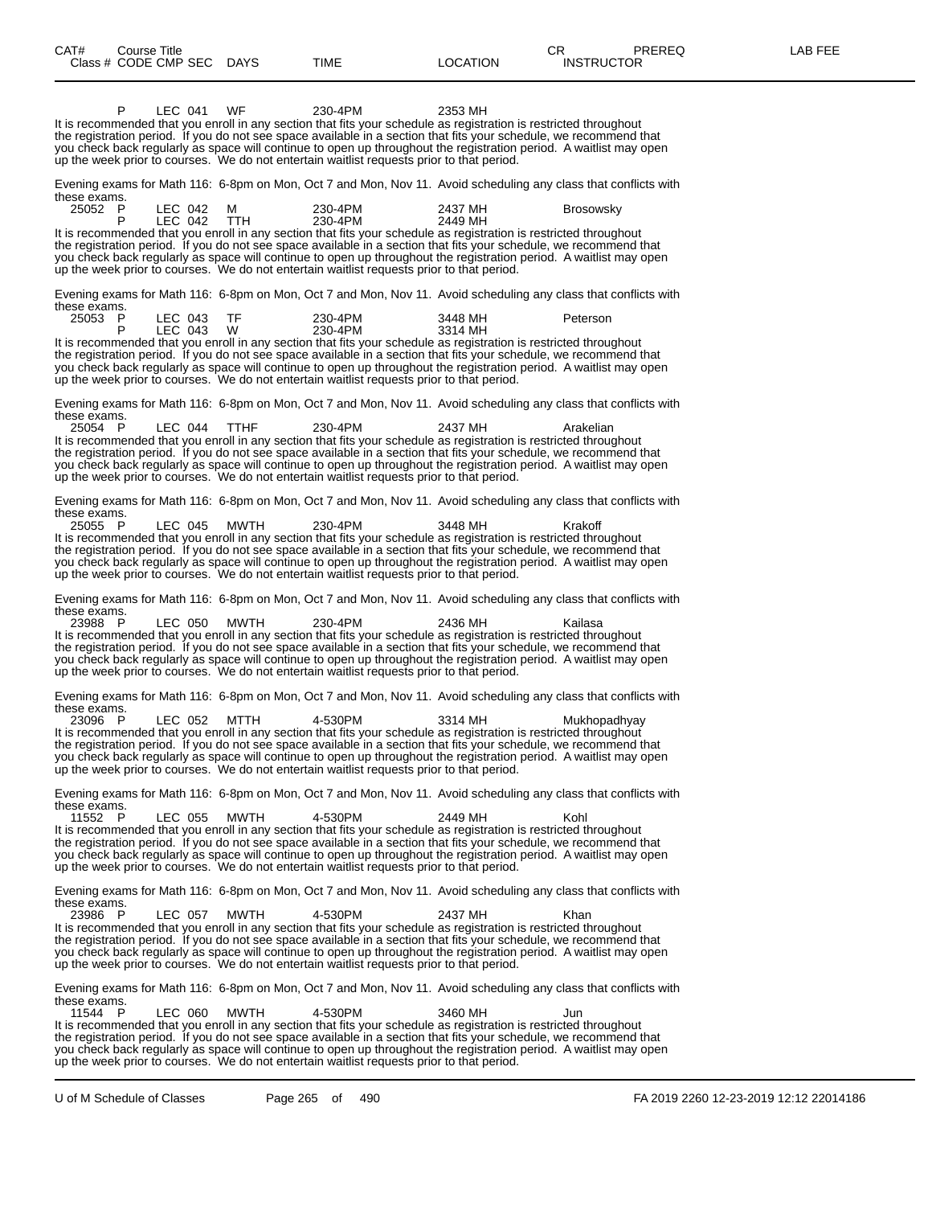| CAT# Class # | Course Title CODE | CMP | SEC | DAYS | TIME | LOCATION | CR INSTRUCTOR | PREREQ | LAB FEE |
|---|---|---|---|---|---|---|---|---|---|
| | P | LEC | 041 | WF | 230-4PM | 2353 MH | | | |

It is recommended that you enroll in any section that fits your schedule as registration is restricted throughout the registration period. If you do not see space available in a section that fits your schedule, we recommend that you check back regularly as space will continue to open up throughout the registration period. A waitlist may open up the week prior to courses. We do not entertain waitlist requests prior to that period.

Evening exams for Math 116: 6-8pm on Mon, Oct 7 and Mon, Nov 11. Avoid scheduling any class that conflicts with these exams.

| | | | | | | | |
|---|---|---|---|---|---|---|---|
| 25052 | P | LEC | 042 | M | 230-4PM | 2437 MH | Brosowsky |
| | P | LEC | 042 | TTH | 230-4PM | 2449 MH | |

It is recommended that you enroll in any section that fits your schedule as registration is restricted throughout the registration period. If you do not see space available in a section that fits your schedule, we recommend that you check back regularly as space will continue to open up throughout the registration period. A waitlist may open up the week prior to courses. We do not entertain waitlist requests prior to that period.

Evening exams for Math 116: 6-8pm on Mon, Oct 7 and Mon, Nov 11. Avoid scheduling any class that conflicts with these exams.

| | | | | | | | |
|---|---|---|---|---|---|---|---|
| 25053 | P | LEC | 043 | TF | 230-4PM | 3448 MH | Peterson |
| | P | LEC | 043 | W | 230-4PM | 3314 MH | |

It is recommended that you enroll in any section that fits your schedule as registration is restricted throughout the registration period. If you do not see space available in a section that fits your schedule, we recommend that you check back regularly as space will continue to open up throughout the registration period. A waitlist may open up the week prior to courses. We do not entertain waitlist requests prior to that period.

Evening exams for Math 116: 6-8pm on Mon, Oct 7 and Mon, Nov 11. Avoid scheduling any class that conflicts with these exams.

| | | | | | | | |
|---|---|---|---|---|---|---|---|
| 25054 | P | LEC | 044 | TTHF | 230-4PM | 2437 MH | Arakelian |

It is recommended that you enroll in any section that fits your schedule as registration is restricted throughout the registration period. If you do not see space available in a section that fits your schedule, we recommend that you check back regularly as space will continue to open up throughout the registration period. A waitlist may open up the week prior to courses. We do not entertain waitlist requests prior to that period.

Evening exams for Math 116: 6-8pm on Mon, Oct 7 and Mon, Nov 11. Avoid scheduling any class that conflicts with these exams.

| | | | | | | | |
|---|---|---|---|---|---|---|---|
| 25055 | P | LEC | 045 | MWTH | 230-4PM | 3448 MH | Krakoff |

It is recommended that you enroll in any section that fits your schedule as registration is restricted throughout the registration period. If you do not see space available in a section that fits your schedule, we recommend that you check back regularly as space will continue to open up throughout the registration period. A waitlist may open up the week prior to courses. We do not entertain waitlist requests prior to that period.

Evening exams for Math 116: 6-8pm on Mon, Oct 7 and Mon, Nov 11. Avoid scheduling any class that conflicts with these exams.

| | | | | | | | |
|---|---|---|---|---|---|---|---|
| 23988 | P | LEC | 050 | MWTH | 230-4PM | 2436 MH | Kailasa |

It is recommended that you enroll in any section that fits your schedule as registration is restricted throughout the registration period. If you do not see space available in a section that fits your schedule, we recommend that you check back regularly as space will continue to open up throughout the registration period. A waitlist may open up the week prior to courses. We do not entertain waitlist requests prior to that period.

Evening exams for Math 116: 6-8pm on Mon, Oct 7 and Mon, Nov 11. Avoid scheduling any class that conflicts with these exams.

| | | | | | | | |
|---|---|---|---|---|---|---|---|
| 23096 | P | LEC | 052 | MTTH | 4-530PM | 3314 MH | Mukhopadhyay |

It is recommended that you enroll in any section that fits your schedule as registration is restricted throughout the registration period. If you do not see space available in a section that fits your schedule, we recommend that you check back regularly as space will continue to open up throughout the registration period. A waitlist may open up the week prior to courses. We do not entertain waitlist requests prior to that period.

Evening exams for Math 116: 6-8pm on Mon, Oct 7 and Mon, Nov 11. Avoid scheduling any class that conflicts with these exams.

| | | | | | | | |
|---|---|---|---|---|---|---|---|
| 11552 | P | LEC | 055 | MWTH | 4-530PM | 2449 MH | Kohl |

It is recommended that you enroll in any section that fits your schedule as registration is restricted throughout the registration period. If you do not see space available in a section that fits your schedule, we recommend that you check back regularly as space will continue to open up throughout the registration period. A waitlist may open up the week prior to courses. We do not entertain waitlist requests prior to that period.

Evening exams for Math 116: 6-8pm on Mon, Oct 7 and Mon, Nov 11. Avoid scheduling any class that conflicts with these exams.

| | | | | | | | |
|---|---|---|---|---|---|---|---|
| 23986 | P | LEC | 057 | MWTH | 4-530PM | 2437 MH | Khan |

It is recommended that you enroll in any section that fits your schedule as registration is restricted throughout the registration period. If you do not see space available in a section that fits your schedule, we recommend that you check back regularly as space will continue to open up throughout the registration period. A waitlist may open up the week prior to courses. We do not entertain waitlist requests prior to that period.

Evening exams for Math 116: 6-8pm on Mon, Oct 7 and Mon, Nov 11. Avoid scheduling any class that conflicts with these exams.

| | | | | | | | |
|---|---|---|---|---|---|---|---|
| 11544 | P | LEC | 060 | MWTH | 4-530PM | 3460 MH | Jun |

It is recommended that you enroll in any section that fits your schedule as registration is restricted throughout the registration period. If you do not see space available in a section that fits your schedule, we recommend that you check back regularly as space will continue to open up throughout the registration period. A waitlist may open up the week prior to courses. We do not entertain waitlist requests prior to that period.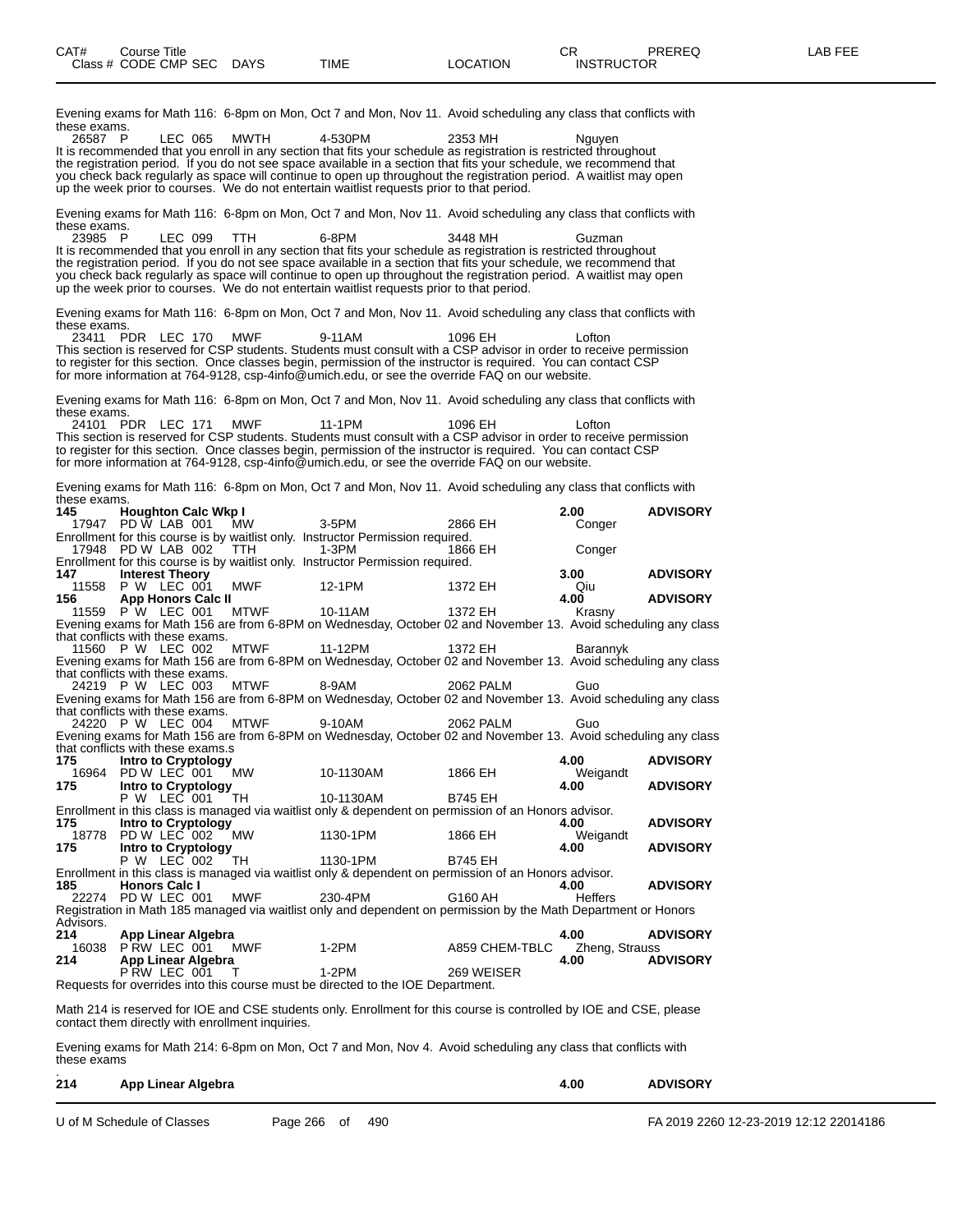| CAT# | Course Title | | | | CR | PREREQ | LAB FEE |
|---|---|---|---|---|---|---|---|
| Class # CODE CMP SEC | DAYS | TIME | LOCATION | INSTRUCTOR | | | |

Evening exams for Math 116: 6-8pm on Mon, Oct 7 and Mon, Nov 11. Avoid scheduling any class that conflicts with these exams.

26587 P LEC 065 MWTH 4-530PM 2353 MH Nguyen

It is recommended that you enroll in any section that fits your schedule as registration is restricted throughout the registration period. If you do not see space available in a section that fits your schedule, we recommend that you check back regularly as space will continue to open up throughout the registration period. A waitlist may open up the week prior to courses. We do not entertain waitlist requests prior to that period.

Evening exams for Math 116: 6-8pm on Mon, Oct 7 and Mon, Nov 11. Avoid scheduling any class that conflicts with these exams.

23985 P LEC 099 TTH 6-8PM 3448 MH Guzman

It is recommended that you enroll in any section that fits your schedule as registration is restricted throughout the registration period. If you do not see space available in a section that fits your schedule, we recommend that you check back regularly as space will continue to open up throughout the registration period. A waitlist may open up the week prior to courses. We do not entertain waitlist requests prior to that period.

Evening exams for Math 116: 6-8pm on Mon, Oct 7 and Mon, Nov 11. Avoid scheduling any class that conflicts with these exams.

23411 PDR LEC 170 MWF 9-11AM 1096 EH Lofton

This section is reserved for CSP students. Students must consult with a CSP advisor in order to receive permission to register for this section. Once classes begin, permission of the instructor is required. You can contact CSP for more information at 764-9128, csp-4info@umich.edu, or see the override FAQ on our website.

Evening exams for Math 116: 6-8pm on Mon, Oct 7 and Mon, Nov 11. Avoid scheduling any class that conflicts with these exams.

24101 PDR LEC 171 MWF 11-1PM 1096 EH Lofton

This section is reserved for CSP students. Students must consult with a CSP advisor in order to receive permission to register for this section. Once classes begin, permission of the instructor is required. You can contact CSP for more information at 764-9128, csp-4info@umich.edu, or see the override FAQ on our website.

Evening exams for Math 116: 6-8pm on Mon, Oct 7 and Mon, Nov 11. Avoid scheduling any class that conflicts with these exams.

**145 Houghton Calc Wkp I** **2.00 ADVISORY**

17947 PD W LAB 001 MW 3-5PM 2866 EH Conger

Enrollment for this course is by waitlist only. Instructor Permission required.

17948 PD W LAB 002 TTH 1-3PM 1866 EH Conger

Enrollment for this course is by waitlist only. Instructor Permission required.

**147 Interest Theory** **3.00 ADVISORY**

11558 P W LEC 001 MWF 12-1PM 1372 EH Qiu

**156 App Honors Calc II** **4.00 ADVISORY**

11559 P W LEC 001 MTWF 10-11AM 1372 EH Krasny

Evening exams for Math 156 are from 6-8PM on Wednesday, October 02 and November 13. Avoid scheduling any class that conflicts with these exams.

11560 P W LEC 002 MTWF 11-12PM 1372 EH Barannyk

Evening exams for Math 156 are from 6-8PM on Wednesday, October 02 and November 13. Avoid scheduling any class that conflicts with these exams.

24219 P W LEC 003 MTWF 8-9AM 2062 PALM Guo

Evening exams for Math 156 are from 6-8PM on Wednesday, October 02 and November 13. Avoid scheduling any class that conflicts with these exams.

24220 P W LEC 004 MTWF 9-10AM 2062 PALM Guo

Evening exams for Math 156 are from 6-8PM on Wednesday, October 02 and November 13. Avoid scheduling any class that conflicts with these exams.s

**175 Intro to Cryptology** **4.00 ADVISORY**

16964 PD W LEC 001 MW 10-1130AM 1866 EH Weigandt

**175 Intro to Cryptology** **4.00 ADVISORY**

P W LEC 001 TH 10-1130AM B745 EH

Enrollment in this class is managed via waitlist only & dependent on permission of an Honors advisor.

**175 Intro to Cryptology** **4.00 ADVISORY**

18778 PD W LEC 002 MW 1130-1PM 1866 EH Weigandt

**175 Intro to Cryptology** **4.00 ADVISORY**

P W LEC 002 TH 1130-1PM B745 EH

Enrollment in this class is managed via waitlist only & dependent on permission of an Honors advisor.

**185 Honors Calc I** **4.00 ADVISORY**

22274 PD W LEC 001 MWF 230-4PM G160 AH Heffers

Registration in Math 185 managed via waitlist only and dependent on permission by the Math Department or Honors Advisors.

**214 App Linear Algebra** **4.00 ADVISORY**

16038 P RW LEC 001 MWF 1-2PM A859 CHEM-TBLC Zheng, Strauss

**214 App Linear Algebra** **4.00 ADVISORY**

P RW LEC 001 T 1-2PM 269 WEISER

Requests for overrides into this course must be directed to the IOE Department.

Math 214 is reserved for IOE and CSE students only. Enrollment for this course is controlled by IOE and CSE, please contact them directly with enrollment inquiries.

Evening exams for Math 214: 6-8pm on Mon, Oct 7 and Mon, Nov 4. Avoid scheduling any class that conflicts with these exams

.

**214 App Linear Algebra** **4.00 ADVISORY**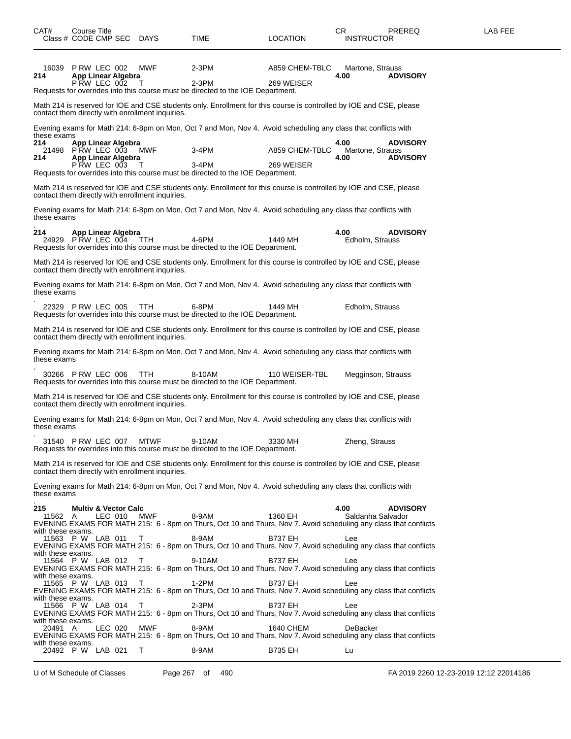| CAT# | Course Title<br>Class # CODE CMP SEC | DAYS | TIME | LOCATION | CR<br>INSTRUCTOR | PREREQ | LAB FEE |
|---|---|---|---|---|---|---|---|
| | 16039 P RW LEC 002 | MWF | 2-3PM | A859 CHEM-TBLC | Martone, Strauss | | |
| **214** | **App Linear Algebra** | | | | **4.00** | **ADVISORY** | |
| | P RW LEC 002 | T | 2-3PM | 269 WEISER | | | |

Requests for overrides into this course must be directed to the IOE Department.

Math 214 is reserved for IOE and CSE students only. Enrollment for this course is controlled by IOE and CSE, please contact them directly with enrollment inquiries.

Evening exams for Math 214: 6-8pm on Mon, Oct 7 and Mon, Nov 4. Avoid scheduling any class that conflicts with these exams

| CAT# | Course Title<br>Class # CODE CMP SEC | DAYS | TIME | LOCATION | CR<br>INSTRUCTOR | PREREQ | LAB FEE |
|---|---|---|---|---|---|---|---|
| **214** | **App Linear Algebra** | | | | **4.00** | **ADVISORY** | |
| | 21498 P RW LEC 003 | MWF | 3-4PM | A859 CHEM-TBLC | Martone, Strauss | | |
| **214** | **App Linear Algebra** | | | | **4.00** | **ADVISORY** | |
| | P RW LEC 003 | T | 3-4PM | 269 WEISER | | | |

Requests for overrides into this course must be directed to the IOE Department.

Math 214 is reserved for IOE and CSE students only. Enrollment for this course is controlled by IOE and CSE, please contact them directly with enrollment inquiries.

Evening exams for Math 214: 6-8pm on Mon, Oct 7 and Mon, Nov 4. Avoid scheduling any class that conflicts with these exams
.

| CAT# | Course Title<br>Class # CODE CMP SEC | DAYS | TIME | LOCATION | CR<br>INSTRUCTOR | PREREQ | LAB FEE |
|---|---|---|---|---|---|---|---|
| **214** | **App Linear Algebra** | | | | **4.00** | **ADVISORY** | |
| | 24929 P RW LEC 004 | TTH | 4-6PM | 1449 MH | Edholm, Strauss | | |

Requests for overrides into this course must be directed to the IOE Department.

Math 214 is reserved for IOE and CSE students only. Enrollment for this course is controlled by IOE and CSE, please contact them directly with enrollment inquiries.

Evening exams for Math 214: 6-8pm on Mon, Oct 7 and Mon, Nov 4. Avoid scheduling any class that conflicts with these exams
.

| CAT# | Course Title<br>Class # CODE CMP SEC | DAYS | TIME | LOCATION | CR<br>INSTRUCTOR | PREREQ | LAB FEE |
|---|---|---|---|---|---|---|---|
| | 22329 P RW LEC 005 | TTH | 6-8PM | 1449 MH | Edholm, Strauss | | |

Requests for overrides into this course must be directed to the IOE Department.

Math 214 is reserved for IOE and CSE students only. Enrollment for this course is controlled by IOE and CSE, please contact them directly with enrollment inquiries.

Evening exams for Math 214: 6-8pm on Mon, Oct 7 and Mon, Nov 4. Avoid scheduling any class that conflicts with these exams
.

| CAT# | Course Title<br>Class # CODE CMP SEC | DAYS | TIME | LOCATION | CR<br>INSTRUCTOR | PREREQ | LAB FEE |
|---|---|---|---|---|---|---|---|
| | 30266 P RW LEC 006 | TTH | 8-10AM | 110 WEISER-TBL | Megginson, Strauss | | |

Requests for overrides into this course must be directed to the IOE Department.

Math 214 is reserved for IOE and CSE students only. Enrollment for this course is controlled by IOE and CSE, please contact them directly with enrollment inquiries.

Evening exams for Math 214: 6-8pm on Mon, Oct 7 and Mon, Nov 4. Avoid scheduling any class that conflicts with these exams
.

| CAT# | Course Title<br>Class # CODE CMP SEC | DAYS | TIME | LOCATION | CR<br>INSTRUCTOR | PREREQ | LAB FEE |
|---|---|---|---|---|---|---|---|
| | 31540 P RW LEC 007 | MTWF | 9-10AM | 3330 MH | Zheng, Strauss | | |

Requests for overrides into this course must be directed to the IOE Department.

Math 214 is reserved for IOE and CSE students only. Enrollment for this course is controlled by IOE and CSE, please contact them directly with enrollment inquiries.

Evening exams for Math 214: 6-8pm on Mon, Oct 7 and Mon, Nov 4. Avoid scheduling any class that conflicts with these exams
.

| CAT# | Course Title<br>Class # CODE CMP SEC | DAYS | TIME | LOCATION | CR<br>INSTRUCTOR | PREREQ | LAB FEE |
|---|---|---|---|---|---|---|---|
| **215** | **Multiv & Vector Calc** | | | | **4.00** | **ADVISORY** | |
| | 11562 A LEC 010 | MWF | 8-9AM | 1360 EH | Saldanha Salvador | | |

EVENING EXAMS FOR MATH 215: 6 - 8pm on Thurs, Oct 10 and Thurs, Nov 7. Avoid scheduling any class that conflicts with these exams.

| | 11563 P W LAB 011 | T | 8-9AM | B737 EH | Lee | | |
|---|---|---|---|---|---|---|---|

EVENING EXAMS FOR MATH 215: 6 - 8pm on Thurs, Oct 10 and Thurs, Nov 7. Avoid scheduling any class that conflicts with these exams.

| | 11564 P W LAB 012 | T | 9-10AM | B737 EH | Lee | | |
|---|---|---|---|---|---|---|---|

EVENING EXAMS FOR MATH 215: 6 - 8pm on Thurs, Oct 10 and Thurs, Nov 7. Avoid scheduling any class that conflicts with these exams.

| | 11565 P W LAB 013 | T | 1-2PM | B737 EH | Lee | | |
|---|---|---|---|---|---|---|---|

EVENING EXAMS FOR MATH 215: 6 - 8pm on Thurs, Oct 10 and Thurs, Nov 7. Avoid scheduling any class that conflicts with these exams.

| | 11566 P W LAB 014 | T | 2-3PM | B737 EH | Lee | | |
|---|---|---|---|---|---|---|---|

EVENING EXAMS FOR MATH 215: 6 - 8pm on Thurs, Oct 10 and Thurs, Nov 7. Avoid scheduling any class that conflicts with these exams.

| | 20491 A LEC 020 | MWF | 8-9AM | 1640 CHEM | DeBacker | | |
|---|---|---|---|---|---|---|---|

EVENING EXAMS FOR MATH 215: 6 - 8pm on Thurs, Oct 10 and Thurs, Nov 7. Avoid scheduling any class that conflicts with these exams.

| | 20492 P W LAB 021 | T | 8-9AM | B735 EH | Lu | | |
|---|---|---|---|---|---|---|---|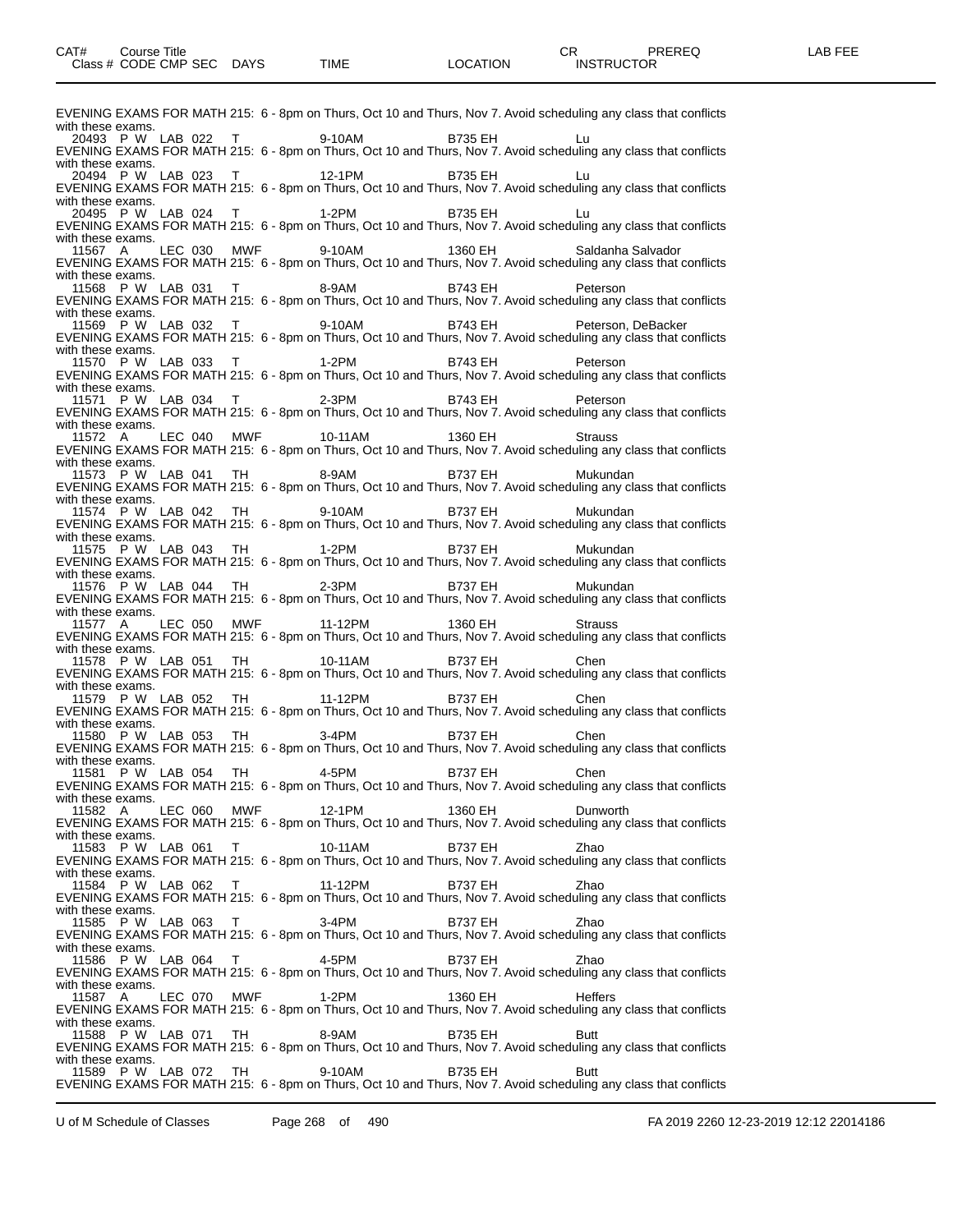| CAT# | Course Title | | | | | | CR | PREREQ | LAB FEE |
|---|---|---|---|---|---|---|---|---|---|
| Class # | CODE | CMP | SEC | DAYS | TIME | LOCATION | INSTRUCTOR | | |

EVENING EXAMS FOR MATH 215: 6 - 8pm on Thurs, Oct 10 and Thurs, Nov 7. Avoid scheduling any class that conflicts with these exams.

20493 P W LAB 022 T 9-10AM B735 EH Lu

EVENING EXAMS FOR MATH 215: 6 - 8pm on Thurs, Oct 10 and Thurs, Nov 7. Avoid scheduling any class that conflicts with these exams.

20494 P W LAB 023 T 12-1PM B735 EH Lu

EVENING EXAMS FOR MATH 215: 6 - 8pm on Thurs, Oct 10 and Thurs, Nov 7. Avoid scheduling any class that conflicts with these exams.

20495 P W LAB 024 T 1-2PM B735 EH Lu

EVENING EXAMS FOR MATH 215: 6 - 8pm on Thurs, Oct 10 and Thurs, Nov 7. Avoid scheduling any class that conflicts with these exams.

11567 A LEC 030 MWF 9-10AM 1360 EH Saldanha Salvador

EVENING EXAMS FOR MATH 215: 6 - 8pm on Thurs, Oct 10 and Thurs, Nov 7. Avoid scheduling any class that conflicts with these exams.

11568 P W LAB 031 T 8-9AM B743 EH Peterson

EVENING EXAMS FOR MATH 215: 6 - 8pm on Thurs, Oct 10 and Thurs, Nov 7. Avoid scheduling any class that conflicts with these exams.

11569 P W LAB 032 T 9-10AM B743 EH Peterson, DeBacker

EVENING EXAMS FOR MATH 215: 6 - 8pm on Thurs, Oct 10 and Thurs, Nov 7. Avoid scheduling any class that conflicts with these exams.

11570 P W LAB 033 T 1-2PM B743 EH Peterson

EVENING EXAMS FOR MATH 215: 6 - 8pm on Thurs, Oct 10 and Thurs, Nov 7. Avoid scheduling any class that conflicts with these exams.

11571 P W LAB 034 T 2-3PM B743 EH Peterson

EVENING EXAMS FOR MATH 215: 6 - 8pm on Thurs, Oct 10 and Thurs, Nov 7. Avoid scheduling any class that conflicts with these exams.

11572 A LEC 040 MWF 10-11AM 1360 EH Strauss

EVENING EXAMS FOR MATH 215: 6 - 8pm on Thurs, Oct 10 and Thurs, Nov 7. Avoid scheduling any class that conflicts with these exams.

11573 P W LAB 041 TH 8-9AM B737 EH Mukundan

EVENING EXAMS FOR MATH 215: 6 - 8pm on Thurs, Oct 10 and Thurs, Nov 7. Avoid scheduling any class that conflicts with these exams.

11574 P W LAB 042 TH 9-10AM B737 EH Mukundan

EVENING EXAMS FOR MATH 215: 6 - 8pm on Thurs, Oct 10 and Thurs, Nov 7. Avoid scheduling any class that conflicts with these exams.

11575 P W LAB 043 TH 1-2PM B737 EH Mukundan

EVENING EXAMS FOR MATH 215: 6 - 8pm on Thurs, Oct 10 and Thurs, Nov 7. Avoid scheduling any class that conflicts with these exams.

11576 P W LAB 044 TH 2-3PM B737 EH Mukundan

EVENING EXAMS FOR MATH 215: 6 - 8pm on Thurs, Oct 10 and Thurs, Nov 7. Avoid scheduling any class that conflicts with these exams.

11577 A LEC 050 MWF 11-12PM 1360 EH Strauss

EVENING EXAMS FOR MATH 215: 6 - 8pm on Thurs, Oct 10 and Thurs, Nov 7. Avoid scheduling any class that conflicts with these exams.

11578 P W LAB 051 TH 10-11AM B737 EH Chen

EVENING EXAMS FOR MATH 215: 6 - 8pm on Thurs, Oct 10 and Thurs, Nov 7. Avoid scheduling any class that conflicts with these exams.

11579 P W LAB 052 TH 11-12PM B737 EH Chen

EVENING EXAMS FOR MATH 215: 6 - 8pm on Thurs, Oct 10 and Thurs, Nov 7. Avoid scheduling any class that conflicts with these exams.

11580 P W LAB 053 TH 3-4PM B737 EH Chen

EVENING EXAMS FOR MATH 215: 6 - 8pm on Thurs, Oct 10 and Thurs, Nov 7. Avoid scheduling any class that conflicts with these exams.

11581 P W LAB 054 TH 4-5PM B737 EH Chen

EVENING EXAMS FOR MATH 215: 6 - 8pm on Thurs, Oct 10 and Thurs, Nov 7. Avoid scheduling any class that conflicts with these exams.

11582 A LEC 060 MWF 12-1PM 1360 EH Dunworth

EVENING EXAMS FOR MATH 215: 6 - 8pm on Thurs, Oct 10 and Thurs, Nov 7. Avoid scheduling any class that conflicts with these exams.

11583 P W LAB 061 T 10-11AM B737 EH Zhao

EVENING EXAMS FOR MATH 215: 6 - 8pm on Thurs, Oct 10 and Thurs, Nov 7. Avoid scheduling any class that conflicts with these exams.

11584 P W LAB 062 T 11-12PM B737 EH Zhao

EVENING EXAMS FOR MATH 215: 6 - 8pm on Thurs, Oct 10 and Thurs, Nov 7. Avoid scheduling any class that conflicts with these exams.

11585 P W LAB 063 T 3-4PM B737 EH Zhao

EVENING EXAMS FOR MATH 215: 6 - 8pm on Thurs, Oct 10 and Thurs, Nov 7. Avoid scheduling any class that conflicts with these exams.

11586 P W LAB 064 T 4-5PM B737 EH Zhao

EVENING EXAMS FOR MATH 215: 6 - 8pm on Thurs, Oct 10 and Thurs, Nov 7. Avoid scheduling any class that conflicts with these exams.

11587 A LEC 070 MWF 1-2PM 1360 EH Heffers

EVENING EXAMS FOR MATH 215: 6 - 8pm on Thurs, Oct 10 and Thurs, Nov 7. Avoid scheduling any class that conflicts with these exams.

11588 P W LAB 071 TH 8-9AM B735 EH Butt

EVENING EXAMS FOR MATH 215: 6 - 8pm on Thurs, Oct 10 and Thurs, Nov 7. Avoid scheduling any class that conflicts with these exams.

11589 P W LAB 072 TH 9-10AM B735 EH Butt

EVENING EXAMS FOR MATH 215: 6 - 8pm on Thurs, Oct 10 and Thurs, Nov 7. Avoid scheduling any class that conflicts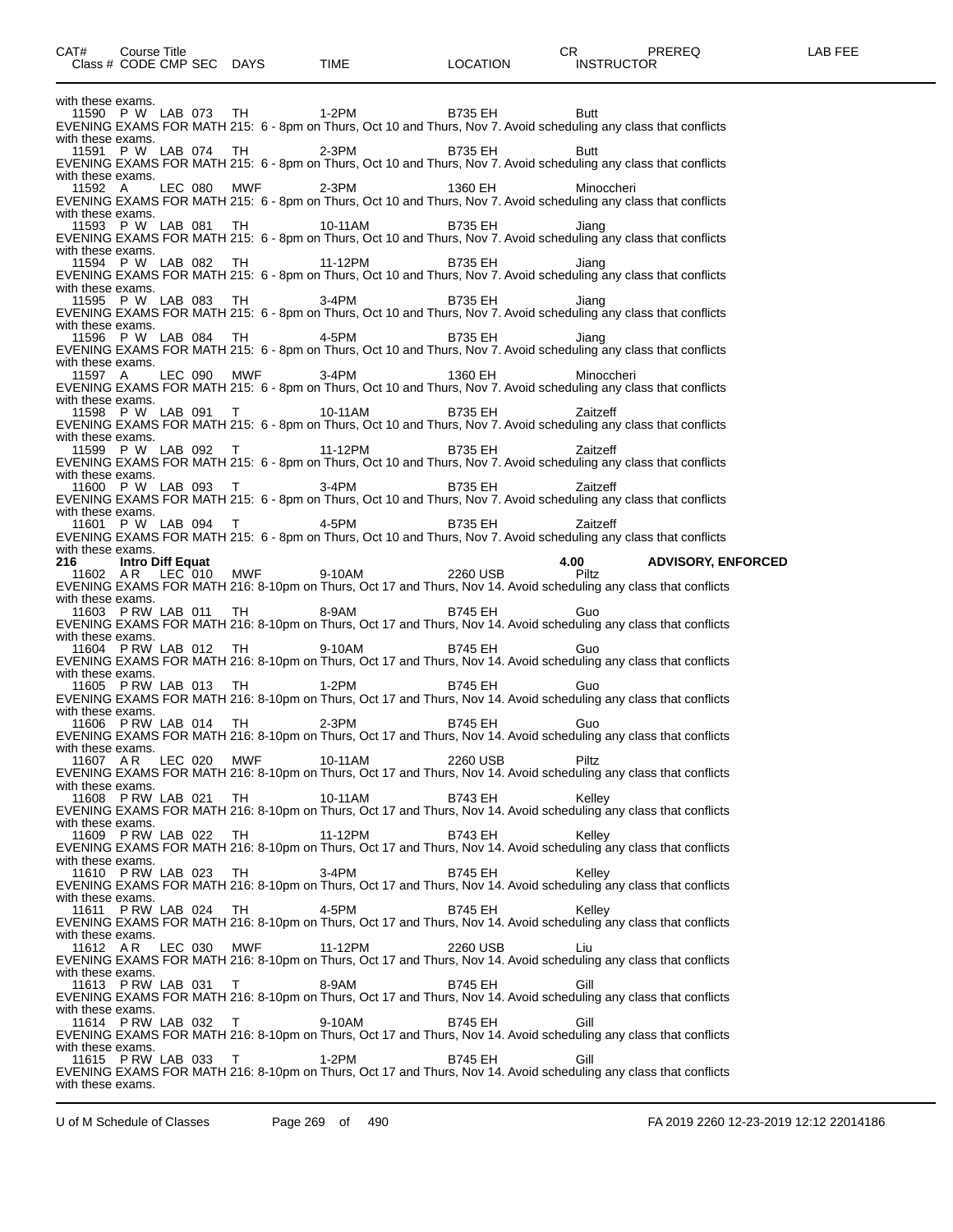| CAT# | Course Title | | | | | | CR | PREREQ | LAB FEE |
|---|---|---|---|---|---|---|---|---|---|
| Class # | CODE CMP SEC | DAYS | TIME | LOCATION | INSTRUCTOR | | | | |

with these exams.

11590 P W LAB 073 TH 1-2PM B735 EH Butt
EVENING EXAMS FOR MATH 215: 6 - 8pm on Thurs, Oct 10 and Thurs, Nov 7. Avoid scheduling any class that conflicts with these exams.

11591 P W LAB 074 TH 2-3PM B735 EH Butt
EVENING EXAMS FOR MATH 215: 6 - 8pm on Thurs, Oct 10 and Thurs, Nov 7. Avoid scheduling any class that conflicts with these exams.

11592 A LEC 080 MWF 2-3PM 1360 EH Minoccheri
EVENING EXAMS FOR MATH 215: 6 - 8pm on Thurs, Oct 10 and Thurs, Nov 7. Avoid scheduling any class that conflicts with these exams.

11593 P W LAB 081 TH 10-11AM B735 EH Jiang
EVENING EXAMS FOR MATH 215: 6 - 8pm on Thurs, Oct 10 and Thurs, Nov 7. Avoid scheduling any class that conflicts with these exams.

11594 P W LAB 082 TH 11-12PM B735 EH Jiang
EVENING EXAMS FOR MATH 215: 6 - 8pm on Thurs, Oct 10 and Thurs, Nov 7. Avoid scheduling any class that conflicts with these exams.

11595 P W LAB 083 TH 3-4PM B735 EH Jiang
EVENING EXAMS FOR MATH 215: 6 - 8pm on Thurs, Oct 10 and Thurs, Nov 7. Avoid scheduling any class that conflicts with these exams.

11596 P W LAB 084 TH 4-5PM B735 EH Jiang
EVENING EXAMS FOR MATH 215: 6 - 8pm on Thurs, Oct 10 and Thurs, Nov 7. Avoid scheduling any class that conflicts with these exams.

11597 A LEC 090 MWF 3-4PM 1360 EH Minoccheri
EVENING EXAMS FOR MATH 215: 6 - 8pm on Thurs, Oct 10 and Thurs, Nov 7. Avoid scheduling any class that conflicts with these exams.

11598 P W LAB 091 T 10-11AM B735 EH Zaitzeff
EVENING EXAMS FOR MATH 215: 6 - 8pm on Thurs, Oct 10 and Thurs, Nov 7. Avoid scheduling any class that conflicts with these exams.

11599 P W LAB 092 T 11-12PM B735 EH Zaitzeff
EVENING EXAMS FOR MATH 215: 6 - 8pm on Thurs, Oct 10 and Thurs, Nov 7. Avoid scheduling any class that conflicts with these exams.

11600 P W LAB 093 T 3-4PM B735 EH Zaitzeff
EVENING EXAMS FOR MATH 215: 6 - 8pm on Thurs, Oct 10 and Thurs, Nov 7. Avoid scheduling any class that conflicts with these exams.

11601 P W LAB 094 T 4-5PM B735 EH Zaitzeff
EVENING EXAMS FOR MATH 215: 6 - 8pm on Thurs, Oct 10 and Thurs, Nov 7. Avoid scheduling any class that conflicts with these exams.

**216 Intro Diff Equat 4.00 ADVISORY, ENFORCED**

11602 A R LEC 010 MWF 9-10AM 2260 USB Piltz
EVENING EXAMS FOR MATH 216: 8-10pm on Thurs, Oct 17 and Thurs, Nov 14. Avoid scheduling any class that conflicts with these exams.

11603 P RW LAB 011 TH 8-9AM B745 EH Guo
EVENING EXAMS FOR MATH 216: 8-10pm on Thurs, Oct 17 and Thurs, Nov 14. Avoid scheduling any class that conflicts with these exams.

11604 P RW LAB 012 TH 9-10AM B745 EH Guo
EVENING EXAMS FOR MATH 216: 8-10pm on Thurs, Oct 17 and Thurs, Nov 14. Avoid scheduling any class that conflicts with these exams.

11605 P RW LAB 013 TH 1-2PM B745 EH Guo
EVENING EXAMS FOR MATH 216: 8-10pm on Thurs, Oct 17 and Thurs, Nov 14. Avoid scheduling any class that conflicts with these exams.

11606 P RW LAB 014 TH 2-3PM B745 EH Guo
EVENING EXAMS FOR MATH 216: 8-10pm on Thurs, Oct 17 and Thurs, Nov 14. Avoid scheduling any class that conflicts with these exams.

11607 A R LEC 020 MWF 10-11AM 2260 USB Piltz
EVENING EXAMS FOR MATH 216: 8-10pm on Thurs, Oct 17 and Thurs, Nov 14. Avoid scheduling any class that conflicts with these exams.

11608 P RW LAB 021 TH 10-11AM B743 EH Kelley
EVENING EXAMS FOR MATH 216: 8-10pm on Thurs, Oct 17 and Thurs, Nov 14. Avoid scheduling any class that conflicts with these exams.

11609 P RW LAB 022 TH 11-12PM B743 EH Kelley
EVENING EXAMS FOR MATH 216: 8-10pm on Thurs, Oct 17 and Thurs, Nov 14. Avoid scheduling any class that conflicts with these exams.

11610 P RW LAB 023 TH 3-4PM B745 EH Kelley
EVENING EXAMS FOR MATH 216: 8-10pm on Thurs, Oct 17 and Thurs, Nov 14. Avoid scheduling any class that conflicts with these exams.

11611 P RW LAB 024 TH 4-5PM B745 EH Kelley
EVENING EXAMS FOR MATH 216: 8-10pm on Thurs, Oct 17 and Thurs, Nov 14. Avoid scheduling any class that conflicts with these exams.

11612 A R LEC 030 MWF 11-12PM 2260 USB Liu
EVENING EXAMS FOR MATH 216: 8-10pm on Thurs, Oct 17 and Thurs, Nov 14. Avoid scheduling any class that conflicts with these exams.

11613 P RW LAB 031 T 8-9AM B745 EH Gill
EVENING EXAMS FOR MATH 216: 8-10pm on Thurs, Oct 17 and Thurs, Nov 14. Avoid scheduling any class that conflicts with these exams.

11614 P RW LAB 032 T 9-10AM B745 EH Gill
EVENING EXAMS FOR MATH 216: 8-10pm on Thurs, Oct 17 and Thurs, Nov 14. Avoid scheduling any class that conflicts with these exams.

11615 P RW LAB 033 T 1-2PM B745 EH Gill
EVENING EXAMS FOR MATH 216: 8-10pm on Thurs, Oct 17 and Thurs, Nov 14. Avoid scheduling any class that conflicts with these exams.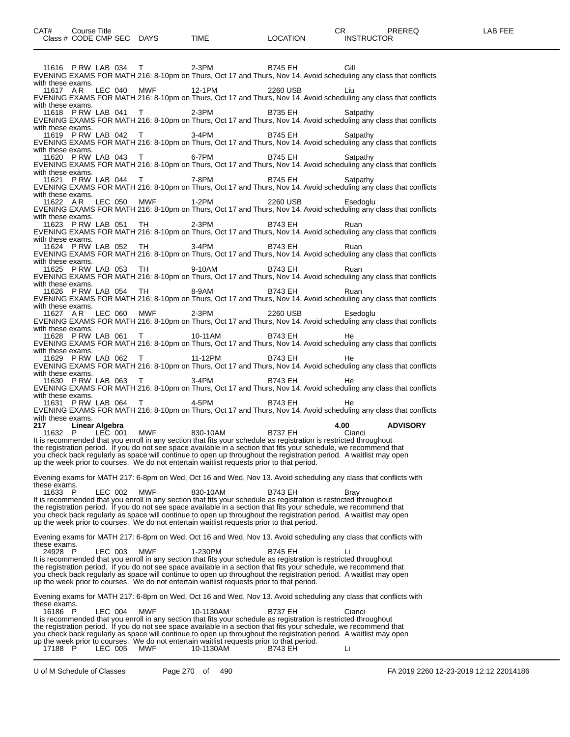| CAT# | Course Title | | | | | | CR | PREREQ | LAB FEE |
|---|---|---|---|---|---|---|---|---|---|
| Class # | CODE CMP SEC | DAYS | TIME | LOCATION | INSTRUCTOR | | | | |

11616 P RW LAB 034 T 2-3PM B745 EH Gill
EVENING EXAMS FOR MATH 216: 8-10pm on Thurs, Oct 17 and Thurs, Nov 14. Avoid scheduling any class that conflicts with these exams.

11617 A R LEC 040 MWF 12-1PM 2260 USB Liu
EVENING EXAMS FOR MATH 216: 8-10pm on Thurs, Oct 17 and Thurs, Nov 14. Avoid scheduling any class that conflicts with these exams.

11618 P RW LAB 041 T 2-3PM B735 EH Satpathy
EVENING EXAMS FOR MATH 216: 8-10pm on Thurs, Oct 17 and Thurs, Nov 14. Avoid scheduling any class that conflicts with these exams.

11619 P RW LAB 042 T 3-4PM B745 EH Satpathy
EVENING EXAMS FOR MATH 216: 8-10pm on Thurs, Oct 17 and Thurs, Nov 14. Avoid scheduling any class that conflicts with these exams.

11620 P RW LAB 043 T 6-7PM B745 EH Satpathy
EVENING EXAMS FOR MATH 216: 8-10pm on Thurs, Oct 17 and Thurs, Nov 14. Avoid scheduling any class that conflicts with these exams.

11621 P RW LAB 044 T 7-8PM B745 EH Satpathy
EVENING EXAMS FOR MATH 216: 8-10pm on Thurs, Oct 17 and Thurs, Nov 14. Avoid scheduling any class that conflicts with these exams.

11622 A R LEC 050 MWF 1-2PM 2260 USB Esedoglu
EVENING EXAMS FOR MATH 216: 8-10pm on Thurs, Oct 17 and Thurs, Nov 14. Avoid scheduling any class that conflicts with these exams.

11623 P RW LAB 051 TH 2-3PM B743 EH Ruan
EVENING EXAMS FOR MATH 216: 8-10pm on Thurs, Oct 17 and Thurs, Nov 14. Avoid scheduling any class that conflicts with these exams.

11624 P RW LAB 052 TH 3-4PM B743 EH Ruan
EVENING EXAMS FOR MATH 216: 8-10pm on Thurs, Oct 17 and Thurs, Nov 14. Avoid scheduling any class that conflicts with these exams.

11625 P RW LAB 053 TH 9-10AM B743 EH Ruan
EVENING EXAMS FOR MATH 216: 8-10pm on Thurs, Oct 17 and Thurs, Nov 14. Avoid scheduling any class that conflicts with these exams.

11626 P RW LAB 054 TH 8-9AM B743 EH Ruan
EVENING EXAMS FOR MATH 216: 8-10pm on Thurs, Oct 17 and Thurs, Nov 14. Avoid scheduling any class that conflicts with these exams.

11627 A R LEC 060 MWF 2-3PM 2260 USB Esedoglu
EVENING EXAMS FOR MATH 216: 8-10pm on Thurs, Oct 17 and Thurs, Nov 14. Avoid scheduling any class that conflicts with these exams.

11628 P RW LAB 061 T 10-11AM B743 EH He
EVENING EXAMS FOR MATH 216: 8-10pm on Thurs, Oct 17 and Thurs, Nov 14. Avoid scheduling any class that conflicts with these exams.

11629 P RW LAB 062 T 11-12PM B743 EH He
EVENING EXAMS FOR MATH 216: 8-10pm on Thurs, Oct 17 and Thurs, Nov 14. Avoid scheduling any class that conflicts with these exams.

11630 P RW LAB 063 T 3-4PM B743 EH He
EVENING EXAMS FOR MATH 216: 8-10pm on Thurs, Oct 17 and Thurs, Nov 14. Avoid scheduling any class that conflicts with these exams.

11631 P RW LAB 064 T 4-5PM B743 EH He
EVENING EXAMS FOR MATH 216: 8-10pm on Thurs, Oct 17 and Thurs, Nov 14. Avoid scheduling any class that conflicts with these exams.

**217 Linear Algebra 4.00 ADVISORY**

11632 P LEC 001 MWF 830-10AM B737 EH Cianci
It is recommended that you enroll in any section that fits your schedule as registration is restricted throughout the registration period. If you do not see space available in a section that fits your schedule, we recommend that you check back regularly as space will continue to open up throughout the registration period. A waitlist may open up the week prior to courses. We do not entertain waitlist requests prior to that period.

Evening exams for MATH 217: 6-8pm on Wed, Oct 16 and Wed, Nov 13. Avoid scheduling any class that conflicts with these exams.

11633 P LEC 002 MWF 830-10AM B743 EH Bray
It is recommended that you enroll in any section that fits your schedule as registration is restricted throughout the registration period. If you do not see space available in a section that fits your schedule, we recommend that you check back regularly as space will continue to open up throughout the registration period. A waitlist may open up the week prior to courses. We do not entertain waitlist requests prior to that period.

Evening exams for MATH 217: 6-8pm on Wed, Oct 16 and Wed, Nov 13. Avoid scheduling any class that conflicts with these exams.

24928 P LEC 003 MWF 1-230PM B745 EH Li
It is recommended that you enroll in any section that fits your schedule as registration is restricted throughout the registration period. If you do not see space available in a section that fits your schedule, we recommend that you check back regularly as space will continue to open up throughout the registration period. A waitlist may open up the week prior to courses. We do not entertain waitlist requests prior to that period.

Evening exams for MATH 217: 6-8pm on Wed, Oct 16 and Wed, Nov 13. Avoid scheduling any class that conflicts with these exams.

16186 P LEC 004 MWF 10-1130AM B737 EH Cianci
It is recommended that you enroll in any section that fits your schedule as registration is restricted throughout the registration period. If you do not see space available in a section that fits your schedule, we recommend that you check back regularly as space will continue to open up throughout the registration period. A waitlist may open up the week prior to courses. We do not entertain waitlist requests prior to that period.

17188 P LEC 005 MWF 10-1130AM B743 EH Li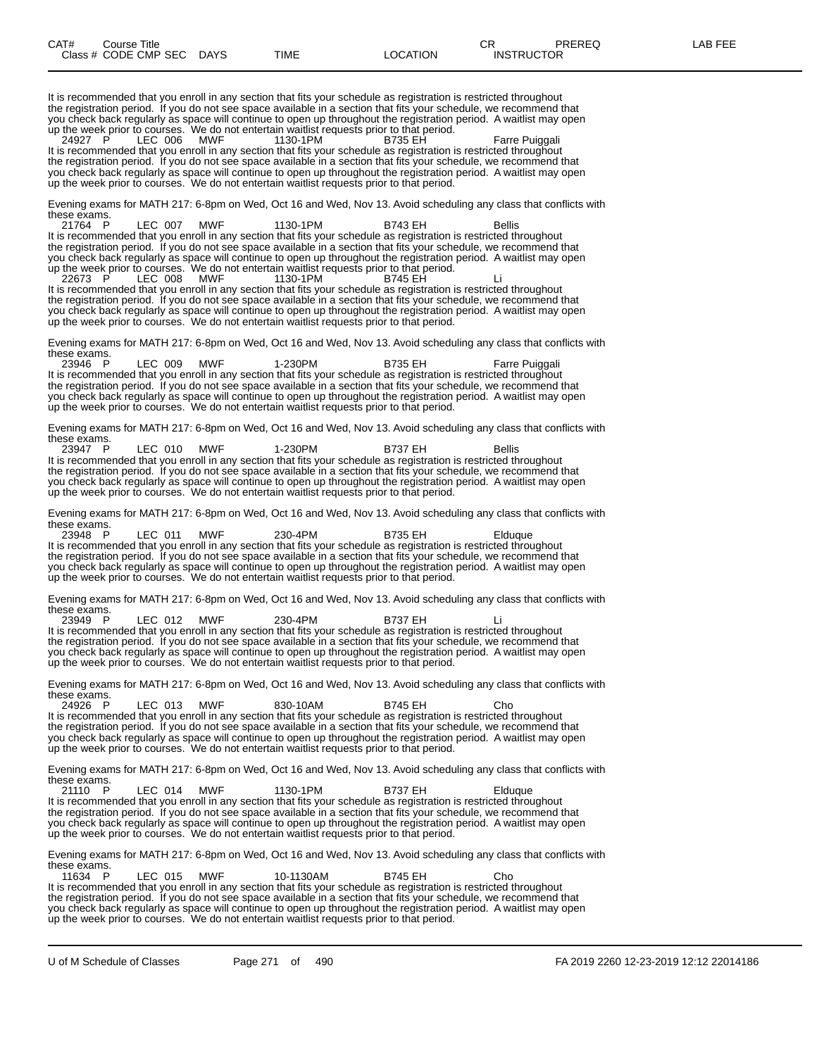| CAT# | Course Title | | | | | CR | PREREQ | LAB FEE |
|---|---|---|---|---|---|---|---|---|
| Class # | CODE CMP SEC | DAYS | TIME | LOCATION | INSTRUCTOR | | | |

It is recommended that you enroll in any section that fits your schedule as registration is restricted throughout the registration period. If you do not see space available in a section that fits your schedule, we recommend that you check back regularly as space will continue to open up throughout the registration period. A waitlist may open up the week prior to courses. We do not entertain waitlist requests prior to that period.

24927 P LEC 006 MWF 1130-1PM B735 EH Farre Puiggali

It is recommended that you enroll in any section that fits your schedule as registration is restricted throughout the registration period. If you do not see space available in a section that fits your schedule, we recommend that you check back regularly as space will continue to open up throughout the registration period. A waitlist may open up the week prior to courses. We do not entertain waitlist requests prior to that period.

Evening exams for MATH 217: 6-8pm on Wed, Oct 16 and Wed, Nov 13. Avoid scheduling any class that conflicts with these exams.

21764 P LEC 007 MWF 1130-1PM B743 EH Bellis

It is recommended that you enroll in any section that fits your schedule as registration is restricted throughout the registration period. If you do not see space available in a section that fits your schedule, we recommend that you check back regularly as space will continue to open up throughout the registration period. A waitlist may open up the week prior to courses. We do not entertain waitlist requests prior to that period.

22673 P LEC 008 MWF 1130-1PM B745 EH Li

It is recommended that you enroll in any section that fits your schedule as registration is restricted throughout the registration period. If you do not see space available in a section that fits your schedule, we recommend that you check back regularly as space will continue to open up throughout the registration period. A waitlist may open up the week prior to courses. We do not entertain waitlist requests prior to that period.

Evening exams for MATH 217: 6-8pm on Wed, Oct 16 and Wed, Nov 13. Avoid scheduling any class that conflicts with these exams.

23946 P LEC 009 MWF 1-230PM B735 EH Farre Puiggali

It is recommended that you enroll in any section that fits your schedule as registration is restricted throughout the registration period. If you do not see space available in a section that fits your schedule, we recommend that you check back regularly as space will continue to open up throughout the registration period. A waitlist may open up the week prior to courses. We do not entertain waitlist requests prior to that period.

Evening exams for MATH 217: 6-8pm on Wed, Oct 16 and Wed, Nov 13. Avoid scheduling any class that conflicts with these exams.

23947 P LEC 010 MWF 1-230PM B737 EH Bellis

It is recommended that you enroll in any section that fits your schedule as registration is restricted throughout the registration period. If you do not see space available in a section that fits your schedule, we recommend that you check back regularly as space will continue to open up throughout the registration period. A waitlist may open up the week prior to courses. We do not entertain waitlist requests prior to that period.

Evening exams for MATH 217: 6-8pm on Wed, Oct 16 and Wed, Nov 13. Avoid scheduling any class that conflicts with these exams.

23948 P LEC 011 MWF 230-4PM B735 EH Elduque

It is recommended that you enroll in any section that fits your schedule as registration is restricted throughout the registration period. If you do not see space available in a section that fits your schedule, we recommend that you check back regularly as space will continue to open up throughout the registration period. A waitlist may open up the week prior to courses. We do not entertain waitlist requests prior to that period.

Evening exams for MATH 217: 6-8pm on Wed, Oct 16 and Wed, Nov 13. Avoid scheduling any class that conflicts with these exams.

23949 P LEC 012 MWF 230-4PM B737 EH Li

It is recommended that you enroll in any section that fits your schedule as registration is restricted throughout the registration period. If you do not see space available in a section that fits your schedule, we recommend that you check back regularly as space will continue to open up throughout the registration period. A waitlist may open up the week prior to courses. We do not entertain waitlist requests prior to that period.

Evening exams for MATH 217: 6-8pm on Wed, Oct 16 and Wed, Nov 13. Avoid scheduling any class that conflicts with these exams.

24926 P LEC 013 MWF 830-10AM B745 EH Cho

It is recommended that you enroll in any section that fits your schedule as registration is restricted throughout the registration period. If you do not see space available in a section that fits your schedule, we recommend that you check back regularly as space will continue to open up throughout the registration period. A waitlist may open up the week prior to courses. We do not entertain waitlist requests prior to that period.

Evening exams for MATH 217: 6-8pm on Wed, Oct 16 and Wed, Nov 13. Avoid scheduling any class that conflicts with these exams.

21110 P LEC 014 MWF 1130-1PM B737 EH Elduque

It is recommended that you enroll in any section that fits your schedule as registration is restricted throughout the registration period. If you do not see space available in a section that fits your schedule, we recommend that you check back regularly as space will continue to open up throughout the registration period. A waitlist may open up the week prior to courses. We do not entertain waitlist requests prior to that period.

Evening exams for MATH 217: 6-8pm on Wed, Oct 16 and Wed, Nov 13. Avoid scheduling any class that conflicts with these exams.

11634 P LEC 015 MWF 10-1130AM B745 EH Cho

It is recommended that you enroll in any section that fits your schedule as registration is restricted throughout the registration period. If you do not see space available in a section that fits your schedule, we recommend that you check back regularly as space will continue to open up throughout the registration period. A waitlist may open up the week prior to courses. We do not entertain waitlist requests prior to that period.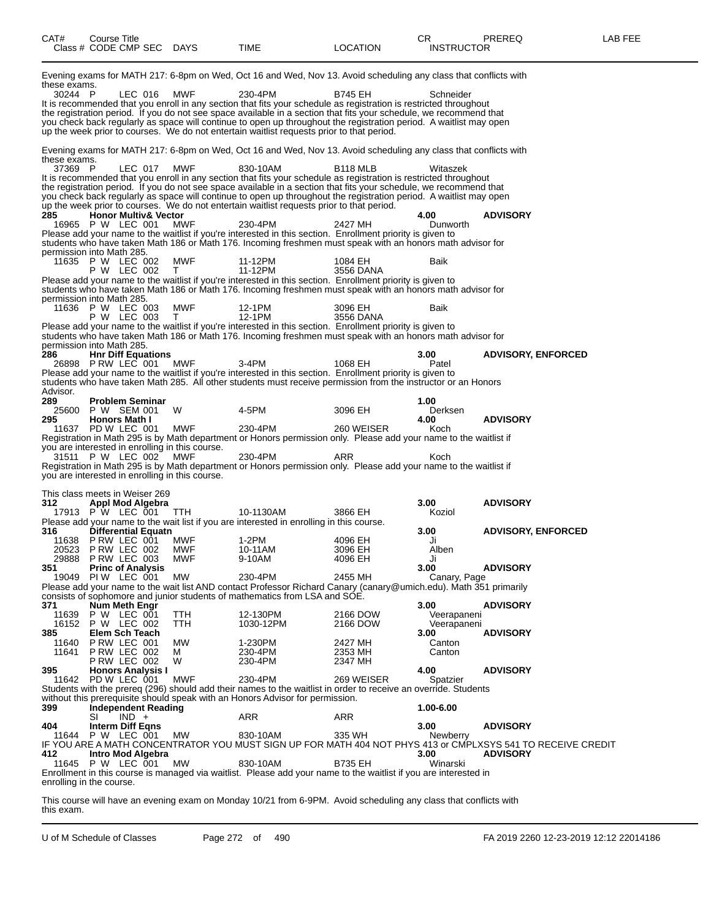| CAT# | Course Title | | | | | | CR | PREREQ | LAB FEE |
|---|---|---|---|---|---|---|---|---|---|
| Class # | CODE CMP SEC | DAYS | TIME | LOCATION | INSTRUCTOR | | | | |

Evening exams for MATH 217: 6-8pm on Wed, Oct 16 and Wed, Nov 13. Avoid scheduling any class that conflicts with these exams.

30244 P LEC 016 MWF 230-4PM B745 EH Schneider

It is recommended that you enroll in any section that fits your schedule as registration is restricted throughout the registration period. If you do not see space available in a section that fits your schedule, we recommend that you check back regularly as space will continue to open up throughout the registration period. A waitlist may open up the week prior to courses. We do not entertain waitlist requests prior to that period.

Evening exams for MATH 217: 6-8pm on Wed, Oct 16 and Wed, Nov 13. Avoid scheduling any class that conflicts with these exams.

37369 P LEC 017 MWF 830-10AM B118 MLB Witaszek

It is recommended that you enroll in any section that fits your schedule as registration is restricted throughout the registration period. If you do not see space available in a section that fits your schedule, we recommend that you check back regularly as space will continue to open up throughout the registration period. A waitlist may open up the week prior to courses. We do not entertain waitlist requests prior to that period.

**285 Honor Multiv& Vector** 4.00 **ADVISORY**

16965 P W LEC 001 MWF 230-4PM 2427 MH Dunworth

Please add your name to the waitlist if you're interested in this section. Enrollment priority is given to students who have taken Math 186 or Math 176. Incoming freshmen must speak with an honors math advisor for permission into Math 285.

11635 P W LEC 002 MWF 11-12PM 1084 EH Baik
P W LEC 002 T 11-12PM 3556 DANA

Please add your name to the waitlist if you're interested in this section. Enrollment priority is given to students who have taken Math 186 or Math 176. Incoming freshmen must speak with an honors math advisor for permission into Math 285.

11636 P W LEC 003 MWF 12-1PM 3096 EH Baik
P W LEC 003 T 12-1PM 3556 DANA

Please add your name to the waitlist if you're interested in this section. Enrollment priority is given to students who have taken Math 186 or Math 176. Incoming freshmen must speak with an honors math advisor for permission into Math 285.

**286 Hnr Diff Equations** 3.00 **ADVISORY, ENFORCED**

26898 P RW LEC 001 MWF 3-4PM 1068 EH Patel

Please add your name to the waitlist if you're interested in this section. Enrollment priority is given to students who have taken Math 285. All other students must receive permission from the instructor or an Honors Advisor.

**289 Problem Seminar** 1.00

25600 P W SEM 001 W 4-5PM 3096 EH Derksen

**295 Honors Math I** 4.00 **ADVISORY**

11637 PD W LEC 001 MWF 230-4PM 260 WEISER Koch

Registration in Math 295 is by Math department or Honors permission only. Please add your name to the waitlist if you are interested in enrolling in this course.

31511 P W LEC 002 MWF 230-4PM ARR Koch

Registration in Math 295 is by Math department or Honors permission only. Please add your name to the waitlist if you are interested in enrolling in this course.

This class meets in Weiser 269

**312 Appl Mod Algebra** 3.00 **ADVISORY**

17913 P W LEC 001 TTH 10-1130AM 3866 EH Koziol

Please add your name to the wait list if you are interested in enrolling in this course.

**316 Differential Equatn** 3.00 **ADVISORY, ENFORCED**

11638 P RW LEC 001 MWF 1-2PM 4096 EH Ji
20523 P RW LEC 002 MWF 10-11AM 3096 EH Alben
29888 P RW LEC 003 MWF 9-10AM 4096 EH Ji

**351 Princ of Analysis** 3.00 **ADVISORY**

19049 PI W LEC 001 MW 230-4PM 2455 MH Canary, Page

Please add your name to the wait list AND contact Professor Richard Canary (canary@umich.edu). Math 351 primarily consists of sophomore and junior students of mathematics from LSA and SOE.

**371 Num Meth Engr** 3.00 **ADVISORY**

11639 P W LEC 001 TTH 12-130PM 2166 DOW Veerapaneni
16152 P W LEC 002 TTH 1030-12PM 2166 DOW Veerapaneni

**385 Elem Sch Teach** 3.00 **ADVISORY**

11640 P RW LEC 001 MW 1-230PM 2427 MH Canton
11641 P RW LEC 002 M 230-4PM 2353 MH Canton
P RW LEC 002 W 230-4PM 2347 MH

**395 Honors Analysis I** 4.00 **ADVISORY**

11642 PD W LEC 001 MWF 230-4PM 269 WEISER Spatzier

Students with the prereq (296) should add their names to the waitlist in order to receive an override. Students without this prerequisite should speak with an Honors Advisor for permission.

**399 Independent Reading** 1.00-6.00

SI IND + ARR ARR

**404 Interm Diff Eqns** 3.00 **ADVISORY**

11644 P W LEC 001 MW 830-10AM 335 WH Newberry

IF YOU ARE A MATH CONCENTRATOR YOU MUST SIGN UP FOR MATH 404 NOT PHYS 413 or CMPLXSYS 541 TO RECEIVE CREDIT

**412 Intro Mod Algebra** 3.00 **ADVISORY**

11645 P W LEC 001 MW 830-10AM B735 EH Winarski

Enrollment in this course is managed via waitlist. Please add your name to the waitlist if you are interested in enrolling in the course.

This course will have an evening exam on Monday 10/21 from 6-9PM. Avoid scheduling any class that conflicts with this exam.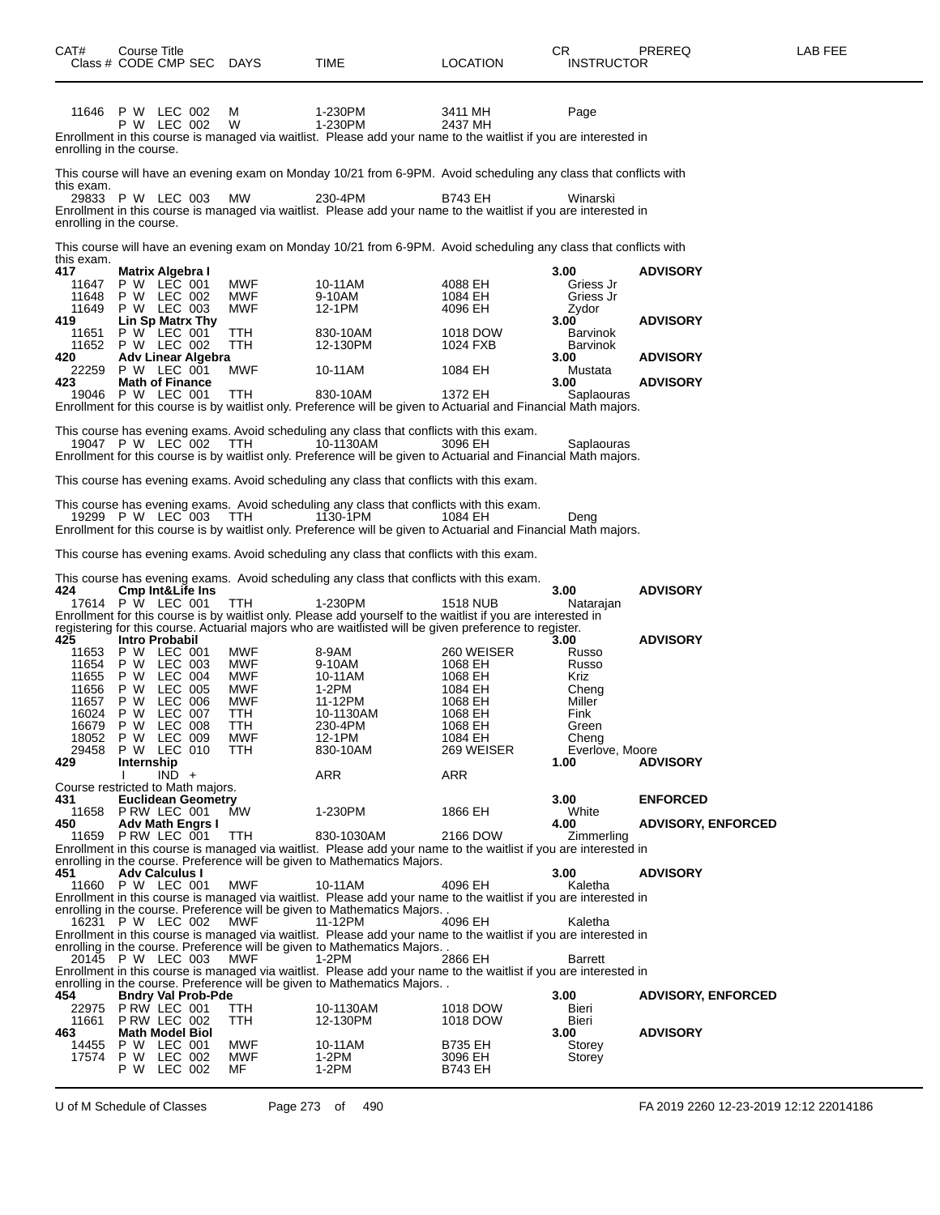| CAT# | Course Title<br>Class # CODE CMP SEC | DAYS | TIME | LOCATION | CR<br>INSTRUCTOR | PREREQ | LAB FEE |
|---|---|---|---|---|---|---|---|
| 11646 | P W LEC 002 | M | 1-230PM | 3411 MH | Page | | |
| | P W LEC 002 | W | 1-230PM | 2437 MH | | | |

Enrollment in this course is managed via waitlist. Please add your name to the waitlist if you are interested in enrolling in the course.

This course will have an evening exam on Monday 10/21 from 6-9PM. Avoid scheduling any class that conflicts with this exam.

| | | | | | | | |
|---|---|---|---|---|---|---|---|
| 29833 | P W LEC 003 | MW | 230-4PM | B743 EH | Winarski | | |

Enrollment in this course is managed via waitlist. Please add your name to the waitlist if you are interested in enrolling in the course.

This course will have an evening exam on Monday 10/21 from 6-9PM. Avoid scheduling any class that conflicts with this exam.

| | | | | | | | |
|---|---|---|---|---|---|---|---|
| **417** | **Matrix Algebra I** | | | | **3.00** | **ADVISORY** | |
| 11647 | P W LEC 001 | MWF | 10-11AM | 4088 EH | Griess Jr | | |
| 11648 | P W LEC 002 | MWF | 9-10AM | 1084 EH | Griess Jr | | |
| 11649 | P W LEC 003 | MWF | 12-1PM | 4096 EH | Zydor | | |
| **419** | **Lin Sp Matrx Thy** | | | | **3.00** | **ADVISORY** | |
| 11651 | P W LEC 001 | TTH | 830-10AM | 1018 DOW | Barvinok | | |
| 11652 | P W LEC 002 | TTH | 12-130PM | 1024 FXB | Barvinok | | |
| **420** | **Adv Linear Algebra** | | | | **3.00** | **ADVISORY** | |
| 22259 | P W LEC 001 | MWF | 10-11AM | 1084 EH | Mustata | | |
| **423** | **Math of Finance** | | | | **3.00** | **ADVISORY** | |
| 19046 | P W LEC 001 | TTH | 830-10AM | 1372 EH | Saplaouras | | |

Enrollment for this course is by waitlist only. Preference will be given to Actuarial and Financial Math majors.

This course has evening exams. Avoid scheduling any class that conflicts with this exam.

| | | | | | | | |
|---|---|---|---|---|---|---|---|
| 19047 | P W LEC 002 | TTH | 10-1130AM | 3096 EH | Saplaouras | | |

Enrollment for this course is by waitlist only. Preference will be given to Actuarial and Financial Math majors.

This course has evening exams. Avoid scheduling any class that conflicts with this exam.

This course has evening exams. Avoid scheduling any class that conflicts with this exam.

| | | | | | | | |
|---|---|---|---|---|---|---|---|
| 19299 | P W LEC 003 | TTH | 1130-1PM | 1084 EH | Deng | | |

Enrollment for this course is by waitlist only. Preference will be given to Actuarial and Financial Math majors.

This course has evening exams. Avoid scheduling any class that conflicts with this exam.

This course has evening exams. Avoid scheduling any class that conflicts with this exam.

| | | | | | | | |
|---|---|---|---|---|---|---|---|
| **424** | **Cmp Int&Life Ins** | | | | **3.00** | **ADVISORY** | |
| 17614 | P W LEC 001 | TTH | 1-230PM | 1518 NUB | Natarajan | | |

Enrollment for this course is by waitlist only. Please add yourself to the waitlist if you are interested in registering for this course. Actuarial majors who are waitlisted will be given preference to register.

| | | | | | | | |
|---|---|---|---|---|---|---|---|
| **425** | **Intro Probabil** | | | | **3.00** | **ADVISORY** | |
| 11653 | P W LEC 001 | MWF | 8-9AM | 260 WEISER | Russo | | |
| 11654 | P W LEC 003 | MWF | 9-10AM | 1068 EH | Russo | | |
| 11655 | P W LEC 004 | MWF | 10-11AM | 1068 EH | Kriz | | |
| 11656 | P W LEC 005 | MWF | 1-2PM | 1084 EH | Cheng | | |
| 11657 | P W LEC 006 | MWF | 11-12PM | 1068 EH | Miller | | |
| 16024 | P W LEC 007 | TTH | 10-1130AM | 1068 EH | Fink | | |
| 16679 | P W LEC 008 | TTH | 230-4PM | 1068 EH | Green | | |
| 18052 | P W LEC 009 | MWF | 12-1PM | 1084 EH | Cheng | | |
| 29458 | P W LEC 010 | TTH | 830-10AM | 269 WEISER | Everlove, Moore | | |
| **429** | **Internship** | | | | **1.00** | **ADVISORY** | |
| | I IND + | | ARR | ARR | | | |

Course restricted to Math majors.

| | | | | | | | |
|---|---|---|---|---|---|---|---|
| **431** | **Euclidean Geometry** | | | | **3.00** | **ENFORCED** | |
| 11658 | P RW LEC 001 | MW | 1-230PM | 1866 EH | White | | |
| **450** | **Adv Math Engrs I** | | | | **4.00** | **ADVISORY, ENFORCED** | |
| 11659 | P RW LEC 001 | TTH | 830-1030AM | 2166 DOW | Zimmerling | | |

Enrollment in this course is managed via waitlist. Please add your name to the waitlist if you are interested in enrolling in the course. Preference will be given to Mathematics Majors.

| | | | | | | | |
|---|---|---|---|---|---|---|---|
| **451** | **Adv Calculus I** | | | | **3.00** | **ADVISORY** | |
| 11660 | P W LEC 001 | MWF | 10-11AM | 4096 EH | Kaletha | | |

Enrollment in this course is managed via waitlist. Please add your name to the waitlist if you are interested in enrolling in the course. Preference will be given to Mathematics Majors. .

| | | | | | | | |
|---|---|---|---|---|---|---|---|
| 16231 | P W LEC 002 | MWF | 11-12PM | 4096 EH | Kaletha | | |

Enrollment in this course is managed via waitlist. Please add your name to the waitlist if you are interested in enrolling in the course. Preference will be given to Mathematics Majors. .

| | | | | | | | |
|---|---|---|---|---|---|---|---|
| 20145 | P W LEC 003 | MWF | 1-2PM | 2866 EH | Barrett | | |

Enrollment in this course is managed via waitlist. Please add your name to the waitlist if you are interested in enrolling in the course. Preference will be given to Mathematics Majors. .

| | | | | | | | |
|---|---|---|---|---|---|---|---|
| **454** | **Bndry Val Prob-Pde** | | | | **3.00** | **ADVISORY, ENFORCED** | |
| 22975 | P RW LEC 001 | TTH | 10-1130AM | 1018 DOW | Bieri | | |
| 11661 | P RW LEC 002 | TTH | 12-130PM | 1018 DOW | Bieri | | |
| **463** | **Math Model Biol** | | | | **3.00** | **ADVISORY** | |
| 14455 | P W LEC 001 | MWF | 10-11AM | B735 EH | Storey | | |
| 17574 | P W LEC 002 | MWF | 1-2PM | 3096 EH | Storey | | |
| | P W LEC 002 | MF | 1-2PM | B743 EH | | | |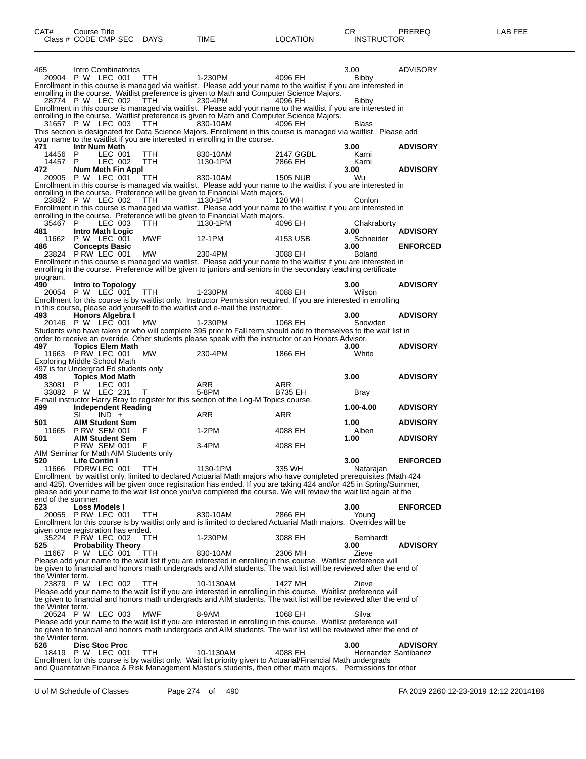| CAT# | Course Title | | | | CR | PREREQ | LAB FEE |
|---|---|---|---|---|---|---|---|
| Class # | CODE CMP SEC | DAYS | TIME | LOCATION | INSTRUCTOR | | |

**465** Intro Combinatorics — 3.00 — ADVISORY

20904 P W LEC 001 TTH 1-230PM 4096 EH Bibby

Enrollment in this course is managed via waitlist. Please add your name to the waitlist if you are interested in enrolling in the course. Waitlist preference is given to Math and Computer Science Majors.

28774 P W LEC 002 TTH 230-4PM 4096 EH Bibby

Enrollment in this course is managed via waitlist. Please add your name to the waitlist if you are interested in enrolling in the course. Waitlist preference is given to Math and Computer Science Majors.

31657 P W LEC 003 TTH 830-10AM 4096 EH Blass

This section is designated for Data Science Majors. Enrollment in this course is managed via waitlist. Please add your name to the waitlist if you are interested in enrolling in the course.

**471 Intr Num Meth** — **3.00** — **ADVISORY**

14456 P LEC 001 TTH 830-10AM 2147 GGBL Karni

14457 P LEC 002 TTH 1130-1PM 2866 EH Karni

**472 Num Meth Fin Appl** — **3.00** — **ADVISORY**

20905 P W LEC 001 TTH 830-10AM 1505 NUB Wu

Enrollment in this course is managed via waitlist. Please add your name to the waitlist if you are interested in enrolling in the course. Preference will be given to Financial Math majors.

23882 P W LEC 002 TTH 1130-1PM 120 WH Conlon

Enrollment in this course is managed via waitlist. Please add your name to the waitlist if you are interested in enrolling in the course. Preference will be given to Financial Math majors.

35467 P LEC 003 TTH 1130-1PM 4096 EH Chakraborty

**481 Intro Math Logic** — **3.00** — **ADVISORY**

11662 P W LEC 001 MWF 12-1PM 4153 USB Schneider

**486 Concepts Basic** — **3.00** — **ENFORCED**

23824 P RW LEC 001 MW 230-4PM 3088 EH Boland

Enrollment in this course is managed via waitlist. Please add your name to the waitlist if you are interested in enrolling in the course. Preference will be given to juniors and seniors in the secondary teaching certificate program.

**490 Intro to Topology** — **3.00** — **ADVISORY**

20054 P W LEC 001 TTH 1-230PM 4088 EH Wilson

Enrollment for this course is by waitlist only. Instructor Permission required. If you are interested in enrolling in this course, please add yourself to the waitlist and e-mail the instructor.

**493 Honors Algebra I** — **3.00** — **ADVISORY**

20146 P W LEC 001 MW 1-230PM 1068 EH Snowden

Students who have taken or who will complete 395 prior to Fall term should add to themselves to the wait list in order to receive an override. Other students please speak with the instructor or an Honors Advisor.

**497 Topics Elem Math** — **3.00** — **ADVISORY**

11663 P RW LEC 001 MW 230-4PM 1866 EH White

Exploring Middle School Math

497 is for Undergrad Ed students only

**498 Topics Mod Math** — **3.00** — **ADVISORY**

33081 P LEC 001 ARR ARR

33082 P W LEC 231 T 5-8PM B735 EH Bray

E-mail instructor Harry Bray to register for this section of the Log-M Topics course.

**499 Independent Reading** — **1.00-4.00** — **ADVISORY**

SI IND + ARR ARR

**501 AIM Student Sem** — **1.00** — **ADVISORY**

11665 P RW SEM 001 F 1-2PM 4088 EH Alben

**501 AIM Student Sem** — **1.00** — **ADVISORY**

P RW SEM 001 F 3-4PM 4088 EH

AIM Seminar for Math AIM Students only

**520 Life Contin I** — **3.00** — **ENFORCED**

11666 PDRW LEC 001 TTH 1130-1PM 335 WH Natarajan

Enrollment by waitlist only, limited to declared Actuarial Math majors who have completed prerequisites (Math 424 and 425). Overrides will be given once registration has ended. If you are taking 424 and/or 425 in Spring/Summer, please add your name to the wait list once you've completed the course. We will review the wait list again at the end of the summer.

**523 Loss Models I** — **3.00** — **ENFORCED**

20055 P RW LEC 001 TTH 830-10AM 2866 EH Young

Enrollment for this course is by waitlist only and is limited to declared Actuarial Math majors. Overrides will be given once registration has ended.

35224 P RW LEC 002 TTH 1-230PM 3088 EH Bernhardt

**525 Probability Theory** — **3.00** — **ADVISORY**

11667 P W LEC 001 TTH 830-10AM 2306 MH Zieve

Please add your name to the wait list if you are interested in enrolling in this course. Waitlist preference will be given to financial and honors math undergrads and AIM students. The wait list will be reviewed after the end of the Winter term.

23879 P W LEC 002 TTH 10-1130AM 1427 MH Zieve

Please add your name to the wait list if you are interested in enrolling in this course. Waitlist preference will be given to financial and honors math undergrads and AIM students. The wait list will be reviewed after the end of the Winter term.

20524 P W LEC 003 MWF 8-9AM 1068 EH Silva

Please add your name to the wait list if you are interested in enrolling in this course. Waitlist preference will be given to financial and honors math undergrads and AIM students. The wait list will be reviewed after the end of the Winter term.

**526 Disc Stoc Proc** — **3.00** — **ADVISORY**

18419 P W LEC 001 TTH 10-1130AM 4088 EH Hernandez Santibanez

Enrollment for this course is by waitlist only. Wait list priority given to Actuarial/Financial Math undergrads and Quantitative Finance & Risk Management Master's students, then other math majors. Permissions for other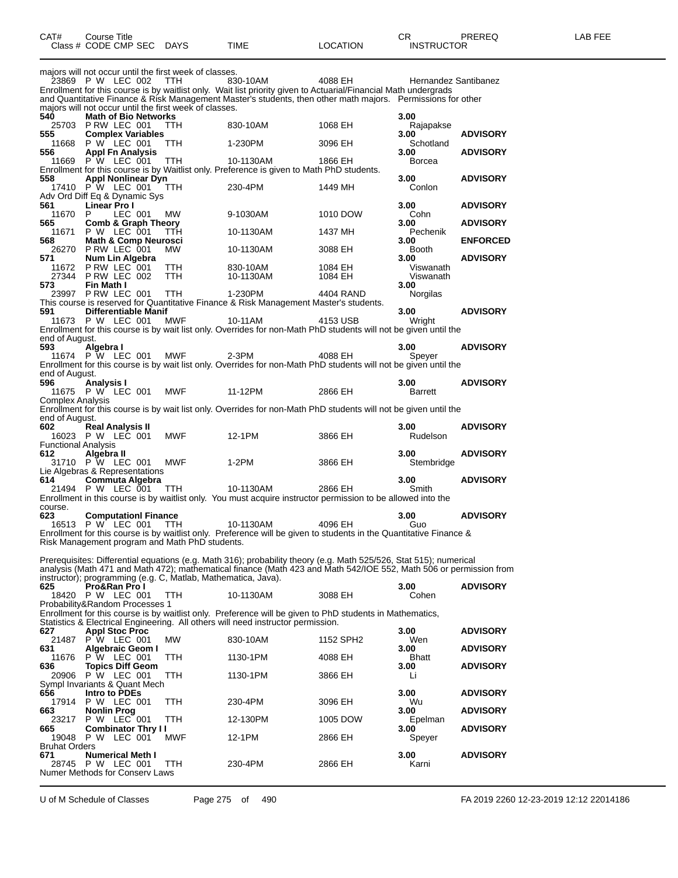| CAT# Class # | Course Title CODE CMP SEC | DAYS | TIME | LOCATION | CR INSTRUCTOR | PREREQ | LAB FEE |
|---|---|---|---|---|---|---|---|
| majors will not occur until the first week of classes. | | | | | | | |
| 23869 | P W LEC 002 | TTH | 830-10AM | 4088 EH | Hernandez Santibanez | | |
| Enrollment for this course is by waitlist only. Wait list priority given to Actuarial/Financial Math undergrads and Quantitative Finance & Risk Management Master's students, then other math majors. Permissions for other majors will not occur until the first week of classes. | | | | | | | |
| **540** | **Math of Bio Networks** | | | | **3.00** | | |
| 25703 | P RW LEC 001 | TTH | 830-10AM | 1068 EH | Rajapakse | | |
| **555** | **Complex Variables** | | | | **3.00** | **ADVISORY** | |
| 11668 | P W LEC 001 | TTH | 1-230PM | 3096 EH | Schotland | | |
| **556** | **Appl Fn Analysis** | | | | **3.00** | **ADVISORY** | |
| 11669 | P W LEC 001 | TTH | 10-1130AM | 1866 EH | Borcea | | |
| Enrollment for this course is by Waitlist only. Preference is given to Math PhD students. | | | | | | | |
| **558** | **Appl Nonlinear Dyn** | | | | **3.00** | **ADVISORY** | |
| 17410 | P W LEC 001 | TTH | 230-4PM | 1449 MH | Conlon | | |
| Adv Ord Diff Eq & Dynamic Sys | | | | | | | |
| **561** | **Linear Pro I** | | | | **3.00** | **ADVISORY** | |
| 11670 | P LEC 001 | MW | 9-1030AM | 1010 DOW | Cohn | | |
| **565** | **Comb & Graph Theory** | | | | **3.00** | **ADVISORY** | |
| 11671 | P W LEC 001 | TTH | 10-1130AM | 1437 MH | Pechenik | | |
| **568** | **Math & Comp Neurosci** | | | | **3.00** | **ENFORCED** | |
| 26270 | P RW LEC 001 | MW | 10-1130AM | 3088 EH | Booth | | |
| **571** | **Num Lin Algebra** | | | | **3.00** | **ADVISORY** | |
| 11672 | P RW LEC 001 | TTH | 830-10AM | 1084 EH | Viswanath | | |
| 27344 | P RW LEC 002 | TTH | 10-1130AM | 1084 EH | Viswanath | | |
| **573** | **Fin Math I** | | | | **3.00** | | |
| 23997 | P RW LEC 001 | TTH | 1-230PM | 4404 RAND | Norgilas | | |
| This course is reserved for Quantitative Finance & Risk Management Master's students. | | | | | | | |
| **591** | **Differentiable Manif** | | | | **3.00** | **ADVISORY** | |
| 11673 | P W LEC 001 | MWF | 10-11AM | 4153 USB | Wright | | |
| Enrollment for this course is by wait list only. Overrides for non-Math PhD students will not be given until the end of August. | | | | | | | |
| **593** | **Algebra I** | | | | **3.00** | **ADVISORY** | |
| 11674 | P W LEC 001 | MWF | 2-3PM | 4088 EH | Speyer | | |
| Enrollment for this course is by wait list only. Overrides for non-Math PhD students will not be given until the end of August. | | | | | | | |
| **596** | **Analysis I** | | | | **3.00** | **ADVISORY** | |
| 11675 | P W LEC 001 | MWF | 11-12PM | 2866 EH | Barrett | | |
| Complex Analysis | | | | | | | |
| Enrollment for this course is by wait list only. Overrides for non-Math PhD students will not be given until the end of August. | | | | | | | |
| **602** | **Real Analysis II** | | | | **3.00** | **ADVISORY** | |
| 16023 | P W LEC 001 | MWF | 12-1PM | 3866 EH | Rudelson | | |
| Functional Analysis | | | | | | | |
| **612** | **Algebra II** | | | | **3.00** | **ADVISORY** | |
| 31710 | P W LEC 001 | MWF | 1-2PM | 3866 EH | Stembridge | | |
| Lie Algebras & Representations | | | | | | | |
| **614** | **Commuta Algebra** | | | | **3.00** | **ADVISORY** | |
| 21494 | P W LEC 001 | TTH | 10-1130AM | 2866 EH | Smith | | |
| Enrollment in this course is by waitlist only. You must acquire instructor permission to be allowed into the course. | | | | | | | |
| **623** | **Computationl Finance** | | | | **3.00** | **ADVISORY** | |
| 16513 | P W LEC 001 | TTH | 10-1130AM | 4096 EH | Guo | | |
| Enrollment for this course is by waitlist only. Preference will be given to students in the Quantitative Finance & Risk Management program and Math PhD students. | | | | | | | |
| Prerequisites: Differential equations (e.g. Math 316); probability theory (e.g. Math 525/526, Stat 515); numerical analysis (Math 471 and Math 472); mathematical finance (Math 423 and Math 542/IOE 552, Math 506 or permission from instructor); programming (e.g. C, Matlab, Mathematica, Java). | | | | | | | |
| **625** | **Pro&Ran Pro I** | | | | **3.00** | **ADVISORY** | |
| 18420 | P W LEC 001 | TTH | 10-1130AM | 3088 EH | Cohen | | |
| Probability&Random Processes 1 | | | | | | | |
| Enrollment for this course is by waitlist only. Preference will be given to PhD students in Mathematics, Statistics & Electrical Engineering. All others will need instructor permission. | | | | | | | |
| **627** | **Appl Stoc Proc** | | | | **3.00** | **ADVISORY** | |
| 21487 | P W LEC 001 | MW | 830-10AM | 1152 SPH2 | Wen | | |
| **631** | **Algebraic Geom I** | | | | **3.00** | **ADVISORY** | |
| 11676 | P W LEC 001 | TTH | 1130-1PM | 4088 EH | Bhatt | | |
| **636** | **Topics Diff Geom** | | | | **3.00** | **ADVISORY** | |
| 20906 | P W LEC 001 | TTH | 1130-1PM | 3866 EH | Li | | |
| Sympl Invariants & Quant Mech | | | | | | | |
| **656** | **Intro to PDEs** | | | | **3.00** | **ADVISORY** | |
| 17914 | P W LEC 001 | TTH | 230-4PM | 3096 EH | Wu | | |
| **663** | **Nonlin Prog** | | | | **3.00** | **ADVISORY** | |
| 23217 | P W LEC 001 | TTH | 12-130PM | 1005 DOW | Epelman | | |
| **665** | **Combinator Thry I I** | | | | **3.00** | **ADVISORY** | |
| 19048 | P W LEC 001 | MWF | 12-1PM | 2866 EH | Speyer | | |
| Bruhat Orders | | | | | | | |
| **671** | **Numerical Meth I** | | | | **3.00** | **ADVISORY** | |
| 28745 | P W LEC 001 | TTH | 230-4PM | 2866 EH | Karni | | |
| Numer Methods for Conserv Laws | | | | | | | |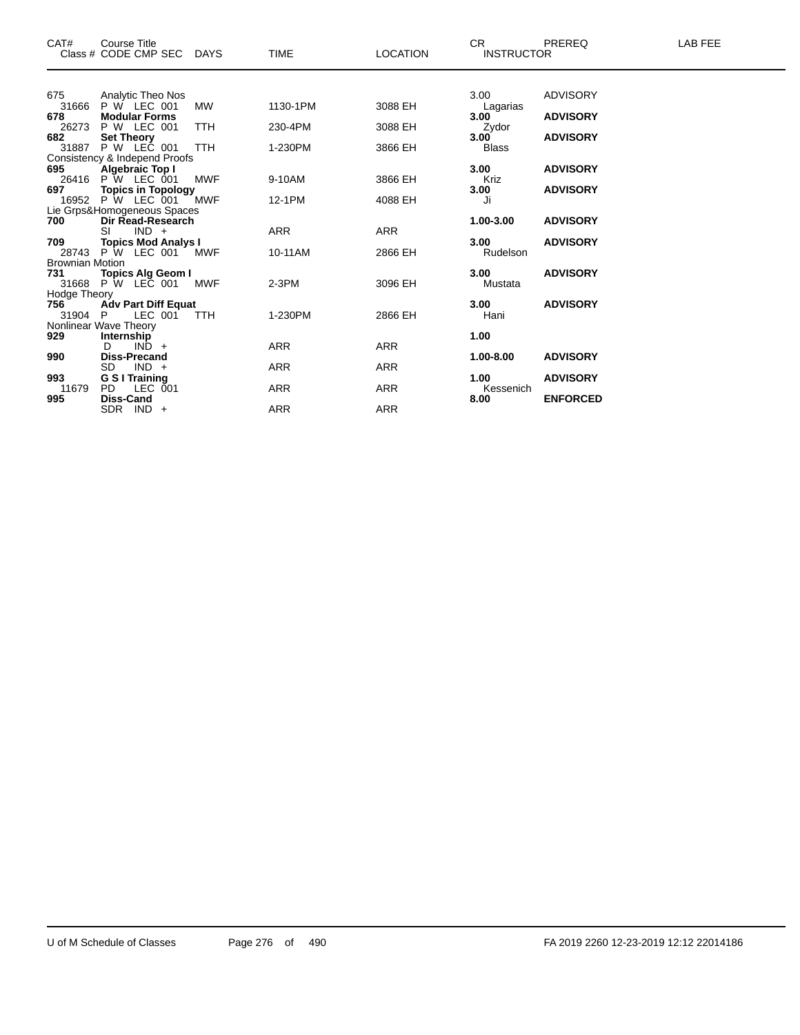| CAT# | Course Title<br>Class # CODE CMP SEC | DAYS | TIME | LOCATION | CR<br>INSTRUCTOR | PREREQ | LAB FEE |
|---|---|---|---|---|---|---|---|
| 675 | Analytic Theo Nos | | | | 3.00 | ADVISORY | |
| 31666 | P W LEC 001 | MW | 1130-1PM | 3088 EH | Lagarias | | |
| **678** | **Modular Forms** | | | | **3.00** | **ADVISORY** | |
| 26273 | P W LEC 001 | TTH | 230-4PM | 3088 EH | Zydor | | |
| **682** | **Set Theory** | | | | **3.00** | **ADVISORY** | |
| 31887 | P W LEC 001 | TTH | 1-230PM | 3866 EH | Blass | | |
| Consistency & Independ Proofs | | | | | | | |
| **695** | **Algebraic Top I** | | | | **3.00** | **ADVISORY** | |
| 26416 | P W LEC 001 | MWF | 9-10AM | 3866 EH | Kriz | | |
| **697** | **Topics in Topology** | | | | **3.00** | **ADVISORY** | |
| 16952 | P W LEC 001 | MWF | 12-1PM | 4088 EH | Ji | | |
| Lie Grps&Homogeneous Spaces | | | | | | | |
| **700** | **Dir Read-Research** | | | | **1.00-3.00** | **ADVISORY** | |
| | SI IND + | | ARR | ARR | | | |
| **709** | **Topics Mod Analys I** | | | | **3.00** | **ADVISORY** | |
| 28743 | P W LEC 001 | MWF | 10-11AM | 2866 EH | Rudelson | | |
| Brownian Motion | | | | | | | |
| **731** | **Topics Alg Geom I** | | | | **3.00** | **ADVISORY** | |
| 31668 | P W LEC 001 | MWF | 2-3PM | 3096 EH | Mustata | | |
| Hodge Theory | | | | | | | |
| **756** | **Adv Part Diff Equat** | | | | **3.00** | **ADVISORY** | |
| 31904 | P LEC 001 | TTH | 1-230PM | 2866 EH | Hani | | |
| Nonlinear Wave Theory | | | | | | | |
| **929** | **Internship** | | | | **1.00** | | |
| | D IND + | | ARR | ARR | | | |
| **990** | **Diss-Precand** | | | | **1.00-8.00** | **ADVISORY** | |
| | SD IND + | | ARR | ARR | | | |
| **993** | **G S I Training** | | | | **1.00** | **ADVISORY** | |
| 11679 | PD LEC 001 | | ARR | ARR | Kessenich | | |
| **995** | **Diss-Cand** | | | | **8.00** | **ENFORCED** | |
| | SDR IND + | | ARR | ARR | | | |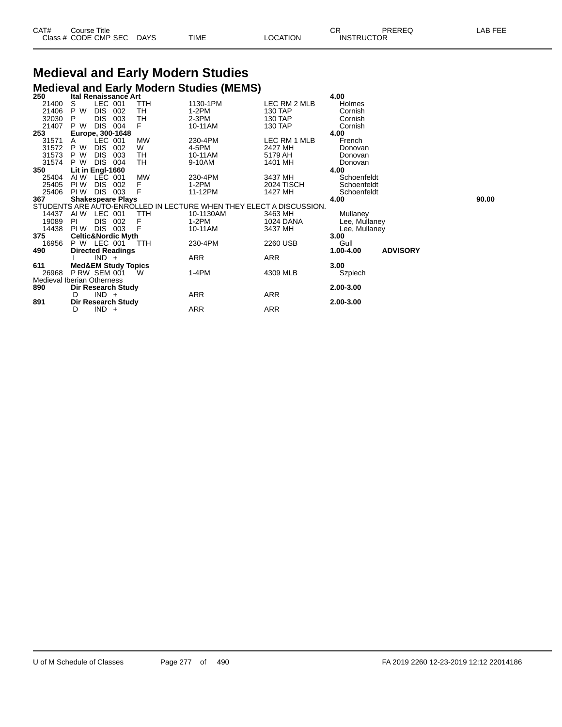# Medieval and Early Modern Studies

## Medieval and Early Modern Studies (MEMS)

| CAT# / Class # | Course Title / CODE CMP SEC | DAYS | TIME | LOCATION | CR / INSTRUCTOR | PREREQ | LAB FEE |
|---|---|---|---|---|---|---|---|
| **250** | **Ital Renaissance Art** | | | | **4.00** | | |
| 21400 | S LEC 001 | TTH | 1130-1PM | LEC RM 2 MLB | Holmes | | |
| 21406 | P W DIS 002 | TH | 1-2PM | 130 TAP | Cornish | | |
| 32030 | P DIS 003 | TH | 2-3PM | 130 TAP | Cornish | | |
| 21407 | P W DIS 004 | F | 10-11AM | 130 TAP | Cornish | | |
| **253** | **Europe, 300-1648** | | | | **4.00** | | |
| 31571 | A LEC 001 | MW | 230-4PM | LEC RM 1 MLB | French | | |
| 31572 | P W DIS 002 | W | 4-5PM | 2427 MH | Donovan | | |
| 31573 | P W DIS 003 | TH | 10-11AM | 5179 AH | Donovan | | |
| 31574 | P W DIS 004 | TH | 9-10AM | 1401 MH | Donovan | | |
| **350** | **Lit in Engl-1660** | | | | **4.00** | | |
| 25404 | AI W LEC 001 | MW | 230-4PM | 3437 MH | Schoenfeldt | | |
| 25405 | PI W DIS 002 | F | 1-2PM | 2024 TISCH | Schoenfeldt | | |
| 25406 | PI W DIS 003 | F | 11-12PM | 1427 MH | Schoenfeldt | | |
| **367** | **Shakespeare Plays** | | | | **4.00** | | **90.00** |
| STUDENTS ARE AUTO-ENROLLED IN LECTURE WHEN THEY ELECT A DISCUSSION. | | | | | | | |
| 14437 | AI W LEC 001 | TTH | 10-1130AM | 3463 MH | Mullaney | | |
| 19089 | PI DIS 002 | F | 1-2PM | 1024 DANA | Lee, Mullaney | | |
| 14438 | PI W DIS 003 | F | 10-11AM | 3437 MH | Lee, Mullaney | | |
| **375** | **Celtic&Nordic Myth** | | | | **3.00** | | |
| 16956 | P W LEC 001 | TTH | 230-4PM | 2260 USB | Gull | | |
| **490** | **Directed Readings** | | | | **1.00-4.00** | **ADVISORY** | |
| | I IND + | | ARR | ARR | | | |
| **611** | **Med&EM Study Topics** | | | | **3.00** | | |
| 26968 | P RW SEM 001 | W | 1-4PM | 4309 MLB | Szpiech | | |
| Medieval Iberian Otherness | | | | | | | |
| **890** | **Dir Research Study** | | | | **2.00-3.00** | | |
| | D IND + | | ARR | ARR | | | |
| **891** | **Dir Research Study** | | | | **2.00-3.00** | | |
| | D IND + | | ARR | ARR | | | |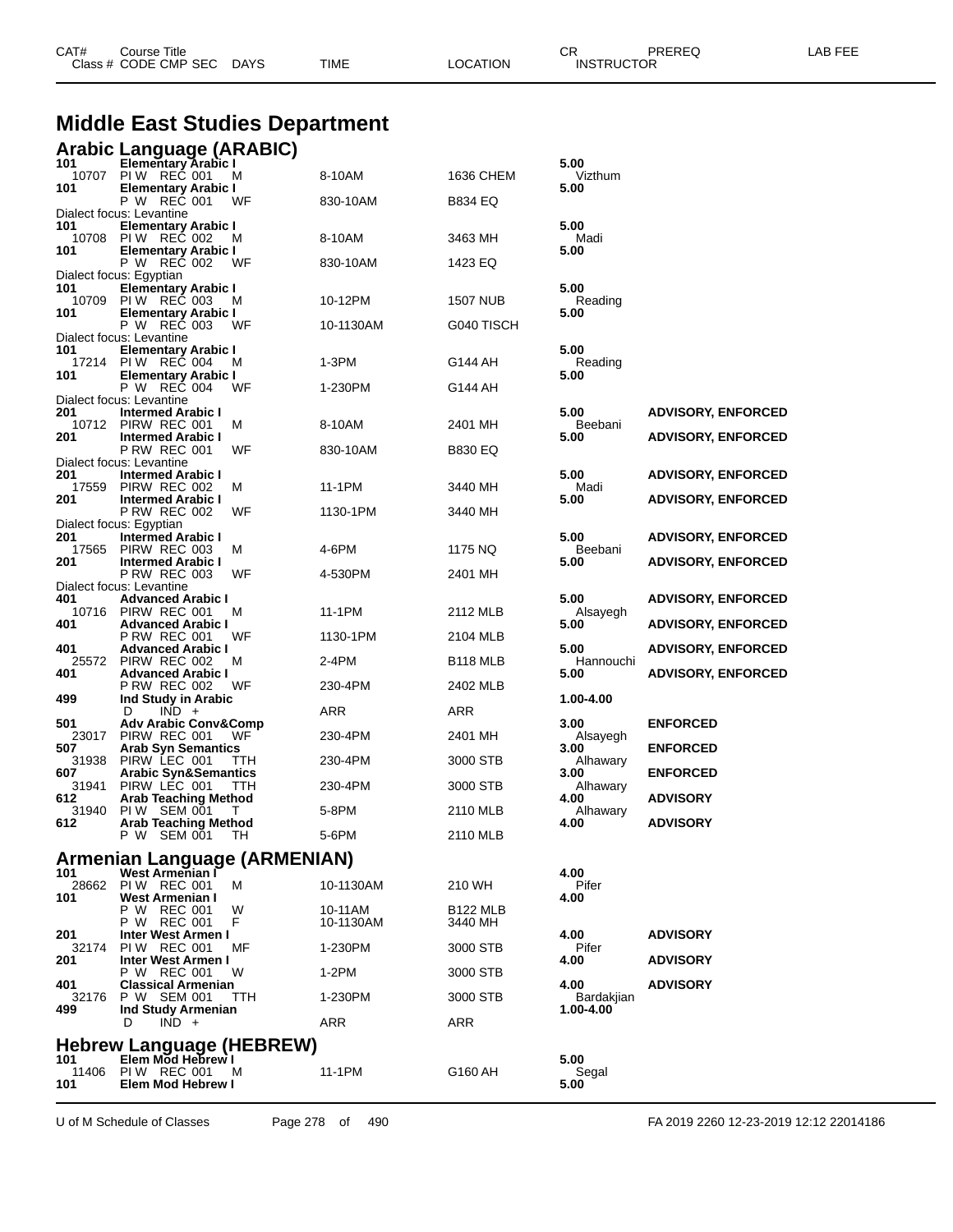| CAT# | Course Title<br>Class # CODE CMP SEC DAYS | TIME | LOCATION | CR<br>INSTRUCTOR | PREREQ | LAB FEE |
|---|---|---|---|---|---|---|

# Middle East Studies Department

## Arabic Language (ARABIC)

| CAT# | Class # / Course Title / CODE CMP SEC DAYS | TIME | LOCATION | CR / INSTRUCTOR | PREREQ | LAB FEE |
|---|---|---|---|---|---|---|
| 101 | Elementary Arabic I | | | 5.00 | | |
| | 10707 PI W REC 001 M | 8-10AM | 1636 CHEM | Vizthum | | |
| 101 | Elementary Arabic I | | | 5.00 | | |
| | P W REC 001 WF | 830-10AM | B834 EQ | | | |
| | Dialect focus: Levantine | | | | | |
| 101 | Elementary Arabic I | | | 5.00 | | |
| | 10708 PI W REC 002 M | 8-10AM | 3463 MH | Madi | | |
| 101 | Elementary Arabic I | | | 5.00 | | |
| | P W REC 002 WF | 830-10AM | 1423 EQ | | | |
| | Dialect focus: Egyptian | | | | | |
| 101 | Elementary Arabic I | | | 5.00 | | |
| | 10709 PI W REC 003 M | 10-12PM | 1507 NUB | Reading | | |
| 101 | Elementary Arabic I | | | 5.00 | | |
| | P W REC 003 WF | 10-1130AM | G040 TISCH | | | |
| | Dialect focus: Levantine | | | | | |
| 101 | Elementary Arabic I | | | 5.00 | | |
| | 17214 PI W REC 004 M | 1-3PM | G144 AH | Reading | | |
| 101 | Elementary Arabic I | | | 5.00 | | |
| | P W REC 004 WF | 1-230PM | G144 AH | | | |
| | Dialect focus: Levantine | | | | | |
| 201 | Intermed Arabic I | | | 5.00 | ADVISORY, ENFORCED | |
| | 10712 PIRW REC 001 M | 8-10AM | 2401 MH | Beebani | | |
| 201 | Intermed Arabic I | | | 5.00 | ADVISORY, ENFORCED | |
| | P RW REC 001 WF | 830-10AM | B830 EQ | | | |
| | Dialect focus: Levantine | | | | | |
| 201 | Intermed Arabic I | | | 5.00 | ADVISORY, ENFORCED | |
| | 17559 PIRW REC 002 M | 11-1PM | 3440 MH | Madi | | |
| 201 | Intermed Arabic I | | | 5.00 | ADVISORY, ENFORCED | |
| | P RW REC 002 WF | 1130-1PM | 3440 MH | | | |
| | Dialect focus: Egyptian | | | | | |
| 201 | Intermed Arabic I | | | 5.00 | ADVISORY, ENFORCED | |
| | 17565 PIRW REC 003 M | 4-6PM | 1175 NQ | Beebani | | |
| 201 | Intermed Arabic I | | | 5.00 | ADVISORY, ENFORCED | |
| | P RW REC 003 WF | 4-530PM | 2401 MH | | | |
| | Dialect focus: Levantine | | | | | |
| 401 | Advanced Arabic I | | | 5.00 | ADVISORY, ENFORCED | |
| | 10716 PIRW REC 001 M | 11-1PM | 2112 MLB | Alsayegh | | |
| 401 | Advanced Arabic I | | | 5.00 | ADVISORY, ENFORCED | |
| | P RW REC 001 WF | 1130-1PM | 2104 MLB | | | |
| 401 | Advanced Arabic I | | | 5.00 | ADVISORY, ENFORCED | |
| | 25572 PIRW REC 002 M | 2-4PM | B118 MLB | Hannouchi | | |
| 401 | Advanced Arabic I | | | 5.00 | ADVISORY, ENFORCED | |
| | P RW REC 002 WF | 230-4PM | 2402 MLB | | | |
| 499 | Ind Study in Arabic | | | 1.00-4.00 | | |
| | D IND + | ARR | ARR | | | |
| 501 | Adv Arabic Conv&Comp | | | 3.00 | ENFORCED | |
| | 23017 PIRW REC 001 WF | 230-4PM | 2401 MH | Alsayegh | | |
| 507 | Arab Syn Semantics | | | 3.00 | ENFORCED | |
| | 31938 PIRW LEC 001 TTH | 230-4PM | 3000 STB | Alhawary | | |
| 607 | Arabic Syn&Semantics | | | 3.00 | ENFORCED | |
| | 31941 PIRW LEC 001 TTH | 230-4PM | 3000 STB | Alhawary | | |
| 612 | Arab Teaching Method | | | 4.00 | ADVISORY | |
| | 31940 PI W SEM 001 T | 5-8PM | 2110 MLB | Alhawary | | |
| 612 | Arab Teaching Method | | | 4.00 | ADVISORY | |
| | P W SEM 001 TH | 5-6PM | 2110 MLB | | | |

## Armenian Language (ARMENIAN)

| CAT# | Class # / Course Title / CODE CMP SEC DAYS | TIME | LOCATION | CR / INSTRUCTOR | PREREQ | LAB FEE |
|---|---|---|---|---|---|---|
| 101 | West Armenian I | | | 4.00 | | |
| | 28662 PI W REC 001 M | 10-1130AM | 210 WH | Pifer | | |
| 101 | West Armenian I | | | 4.00 | | |
| | P W REC 001 W | 10-11AM | B122 MLB | | | |
| | P W REC 001 F | 10-1130AM | 3440 MH | | | |
| 201 | Inter West Armen I | | | 4.00 | ADVISORY | |
| | 32174 PI W REC 001 MF | 1-230PM | 3000 STB | Pifer | | |
| 201 | Inter West Armen I | | | 4.00 | ADVISORY | |
| | P W REC 001 W | 1-2PM | 3000 STB | | | |
| 401 | Classical Armenian | | | 4.00 | ADVISORY | |
| | 32176 P W SEM 001 TTH | 1-230PM | 3000 STB | Bardakjian | | |
| 499 | Ind Study Armenian | | | 1.00-4.00 | | |
| | D IND + | ARR | ARR | | | |

## Hebrew Language (HEBREW)

| CAT# | Class # / Course Title / CODE CMP SEC DAYS | TIME | LOCATION | CR / INSTRUCTOR | PREREQ | LAB FEE |
|---|---|---|---|---|---|---|
| 101 | Elem Mod Hebrew I | | | 5.00 | | |
| | 11406 PI W REC 001 M | 11-1PM | G160 AH | Segal | | |
| 101 | Elem Mod Hebrew I | | | 5.00 | | |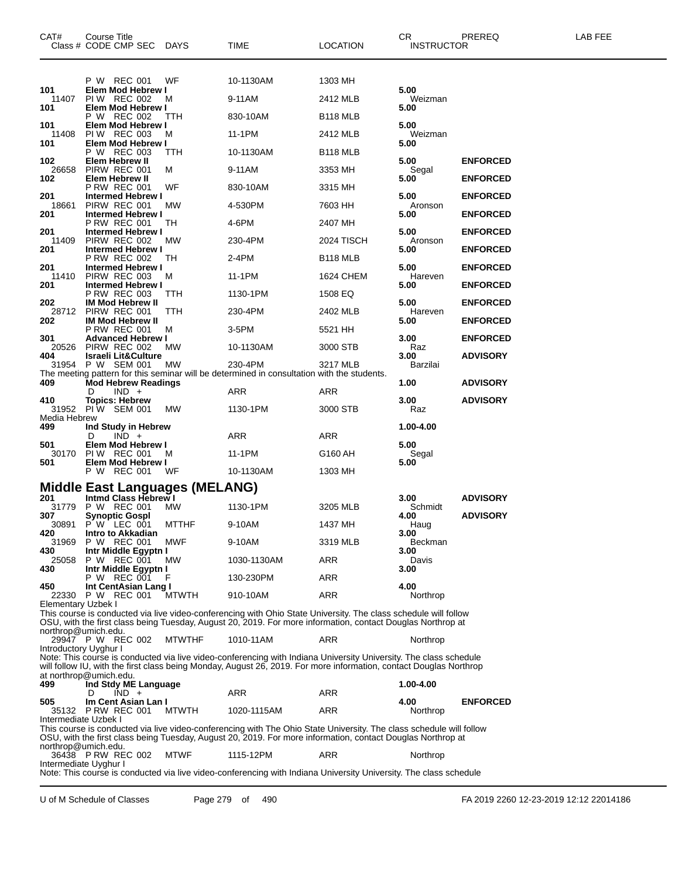| CAT# | Course Title Class # CODE CMP SEC | DAYS | TIME | LOCATION | CR INSTRUCTOR | PREREQ | LAB FEE |
|---|---|---|---|---|---|---|---|
| | P W REC 001 | WF | 10-1130AM | 1303 MH | | | |
| 101 | **Elem Mod Hebrew I** | | | | 5.00 | | |
| 11407 | PI W REC 002 | M | 9-11AM | 2412 MLB | Weizman | | |
| 101 | **Elem Mod Hebrew I** | | | | 5.00 | | |
| | P W REC 002 | TTH | 830-10AM | B118 MLB | | | |
| 101 | **Elem Mod Hebrew I** | | | | 5.00 | | |
| 11408 | PI W REC 003 | M | 11-1PM | 2412 MLB | Weizman | | |
| 101 | **Elem Mod Hebrew I** | | | | 5.00 | | |
| | P W REC 003 | TTH | 10-1130AM | B118 MLB | | | |
| 102 | **Elem Hebrew II** | | | | 5.00 | **ENFORCED** | |
| 26658 | PIRW REC 001 | M | 9-11AM | 3353 MH | Segal | | |
| 102 | **Elem Hebrew II** | | | | 5.00 | **ENFORCED** | |
| | P RW REC 001 | WF | 830-10AM | 3315 MH | | | |
| 201 | **Intermed Hebrew I** | | | | 5.00 | **ENFORCED** | |
| 18661 | PIRW REC 001 | MW | 4-530PM | 7603 HH | Aronson | | |
| 201 | **Intermed Hebrew I** | | | | 5.00 | **ENFORCED** | |
| | P RW REC 001 | TH | 4-6PM | 2407 MH | | | |
| 201 | **Intermed Hebrew I** | | | | 5.00 | **ENFORCED** | |
| 11409 | PIRW REC 002 | MW | 230-4PM | 2024 TISCH | Aronson | | |
| 201 | **Intermed Hebrew I** | | | | 5.00 | **ENFORCED** | |
| | P RW REC 002 | TH | 2-4PM | B118 MLB | | | |
| 201 | **Intermed Hebrew I** | | | | 5.00 | **ENFORCED** | |
| 11410 | PIRW REC 003 | M | 11-1PM | 1624 CHEM | Hareven | | |
| 201 | **Intermed Hebrew I** | | | | 5.00 | **ENFORCED** | |
| | P RW REC 003 | TTH | 1130-1PM | 1508 EQ | | | |
| 202 | **IM Mod Hebrew II** | | | | 5.00 | **ENFORCED** | |
| 28712 | PIRW REC 001 | TTH | 230-4PM | 2402 MLB | Hareven | | |
| 202 | **IM Mod Hebrew II** | | | | 5.00 | **ENFORCED** | |
| | P RW REC 001 | M | 3-5PM | 5521 HH | | | |
| 301 | **Advanced Hebrew I** | | | | 3.00 | **ENFORCED** | |
| 20526 | PIRW REC 002 | MW | 10-1130AM | 3000 STB | Raz | | |
| 404 | **Israeli Lit&Culture** | | | | 3.00 | **ADVISORY** | |
| 31954 | P W SEM 001 | MW | 230-4PM | 3217 MLB | Barzilai | | |

The meeting pattern for this seminar will be determined in consultation with the students.

| CAT# | Course Title Class # CODE CMP SEC | DAYS | TIME | LOCATION | CR INSTRUCTOR | PREREQ | LAB FEE |
|---|---|---|---|---|---|---|---|
| 409 | **Mod Hebrew Readings** | | | | 1.00 | **ADVISORY** | |
| | D IND + | | ARR | ARR | | | |
| 410 | **Topics: Hebrew** | | | | 3.00 | **ADVISORY** | |
| 31952 | PI W SEM 001 | MW | 1130-1PM | 3000 STB | Raz | | |
| Media Hebrew | | | | | | | |
| 499 | **Ind Study in Hebrew** | | | | 1.00-4.00 | | |
| | D IND + | | ARR | ARR | | | |
| 501 | **Elem Mod Hebrew I** | | | | 5.00 | | |
| 30170 | PI W REC 001 | M | 11-1PM | G160 AH | Segal | | |
| 501 | **Elem Mod Hebrew I** | | | | 5.00 | | |
| | P W REC 001 | WF | 10-1130AM | 1303 MH | | | |

## Middle East Languages (MELANG)

| CAT# | Course Title Class # CODE CMP SEC | DAYS | TIME | LOCATION | CR INSTRUCTOR | PREREQ | LAB FEE |
|---|---|---|---|---|---|---|---|
| 201 | **Intmd Class Hebrew I** | | | | 3.00 | **ADVISORY** | |
| 31779 | P W REC 001 | MW | 1130-1PM | 3205 MLB | Schmidt | | |
| 307 | **Synoptic Gospl** | | | | 4.00 | **ADVISORY** | |
| 30891 | P W LEC 001 | MTTHF | 9-10AM | 1437 MH | Haug | | |
| 420 | **Intro to Akkadian** | | | | 3.00 | | |
| 31969 | P W REC 001 | MWF | 9-10AM | 3319 MLB | Beckman | | |
| 430 | **Intr Middle Egyptn I** | | | | 3.00 | | |
| 25058 | P W REC 001 | MW | 1030-1130AM | ARR | Davis | | |
| 430 | **Intr Middle Egyptn I** | | | | 3.00 | | |
| | P W REC 001 | F | 130-230PM | ARR | | | |
| 450 | **Int CentAsian Lang I** | | | | 4.00 | | |
| 22330 | P W REC 001 | MTWTH | 910-10AM | ARR | Northrop | | |

Elementary Uzbek I

This course is conducted via live video-conferencing with Ohio State University. The class schedule will follow OSU, with the first class being Tuesday, August 20, 2019. For more information, contact Douglas Northrop at northrop@umich.edu.

| CAT# | Course Title Class # CODE CMP SEC | DAYS | TIME | LOCATION | CR INSTRUCTOR | PREREQ | LAB FEE |
|---|---|---|---|---|---|---|---|
| 29947 | P W REC 002 | MTWTHF | 1010-11AM | ARR | Northrop | | |

Introductory Uyghur I

Note: This course is conducted via live video-conferencing with Indiana University University. The class schedule will follow IU, with the first class being Monday, August 26, 2019. For more information, contact Douglas Northrop at northrop@umich.edu.

| CAT# | Course Title Class # CODE CMP SEC | DAYS | TIME | LOCATION | CR INSTRUCTOR | PREREQ | LAB FEE |
|---|---|---|---|---|---|---|---|
| 499 | **Ind Stdy ME Language** | | | | 1.00-4.00 | | |
| | D IND + | | ARR | ARR | | | |
| 505 | **Im Cent Asian Lan I** | | | | 4.00 | **ENFORCED** | |
| 35132 | P RW REC 001 | MTWTH | 1020-1115AM | ARR | Northrop | | |

Intermediate Uzbek I

This course is conducted via live video-conferencing with The Ohio State University. The class schedule will follow OSU, with the first class being Tuesday, August 20, 2019. For more information, contact Douglas Northrop at northrop@umich.edu.

| CAT# | Course Title Class # CODE CMP SEC | DAYS | TIME | LOCATION | CR INSTRUCTOR | PREREQ | LAB FEE |
|---|---|---|---|---|---|---|---|
| 36438 | P RW REC 002 | MTWF | 1115-12PM | ARR | Northrop | | |

Intermediate Uyghur I

Note: This course is conducted via live video-conferencing with Indiana University University. The class schedule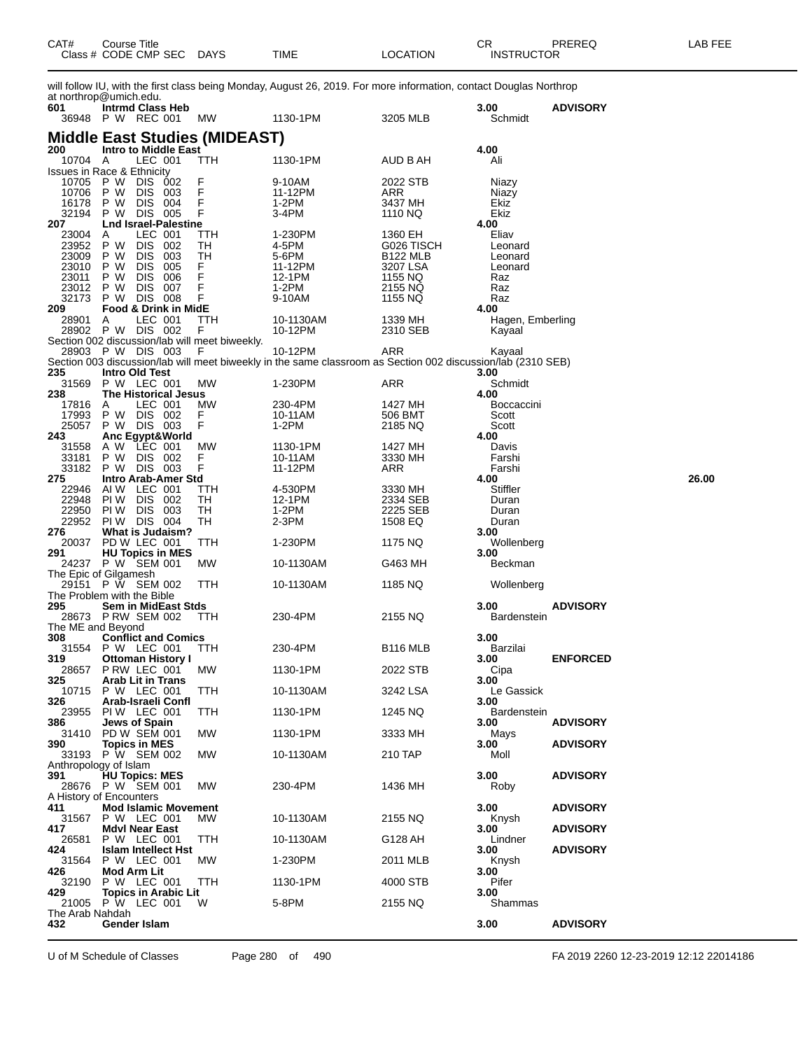| CAT# | Course Title | | | | | | CR | PREREQ | LAB FEE |
|---|---|---|---|---|---|---|---|---|---|
| Class # | CODE CMP SEC | DAYS | TIME | LOCATION | INSTRUCTOR | | | | |

will follow IU, with the first class being Monday, August 26, 2019. For more information, contact Douglas Northrop at northrop@umich.edu.

| | | | | | | | |
|---|---|---|---|---|---|---|---|
| **601** | **Intrmd Class Heb** | | | | **3.00** | **ADVISORY** | |
| 36948 | P W REC 001 | MW | 1130-1PM | 3205 MLB | Schmidt | | |

## Middle East Studies (MIDEAST)

| | | | | | | | |
|---|---|---|---|---|---|---|---|
| **200** | **Intro to Middle East** | | | | **4.00** | | |
| 10704 | A LEC 001 | TTH | 1130-1PM | AUD B AH | Ali | | |
| Issues in Race & Ethnicity | | | | | | | |
| 10705 | P W DIS 002 | F | 9-10AM | 2022 STB | Niazy | | |
| 10706 | P W DIS 003 | F | 11-12PM | ARR | Niazy | | |
| 16178 | P W DIS 004 | F | 1-2PM | 3437 MH | Ekiz | | |
| 32194 | P W DIS 005 | F | 3-4PM | 1110 NQ | Ekiz | | |
| **207** | **Lnd Israel-Palestine** | | | | **4.00** | | |
| 23004 | A LEC 001 | TTH | 1-230PM | 1360 EH | Eliav | | |
| 23952 | P W DIS 002 | TH | 4-5PM | G026 TISCH | Leonard | | |
| 23009 | P W DIS 003 | TH | 5-6PM | B122 MLB | Leonard | | |
| 23010 | P W DIS 005 | F | 11-12PM | 3207 LSA | Leonard | | |
| 23011 | P W DIS 006 | F | 12-1PM | 1155 NQ | Raz | | |
| 23012 | P W DIS 007 | F | 1-2PM | 2155 NQ | Raz | | |
| 32173 | P W DIS 008 | F | 9-10AM | 1155 NQ | Raz | | |
| **209** | **Food & Drink in MidE** | | | | **4.00** | | |
| 28901 | A LEC 001 | TTH | 10-1130AM | 1339 MH | Hagen, Emberling | | |
| 28902 | P W DIS 002 | F | 10-12PM | 2310 SEB | Kayaal | | |
| Section 002 discussion/lab will meet biweekly. | | | | | | | |
| 28903 | P W DIS 003 | F | 10-12PM | ARR | Kayaal | | |
| Section 003 discussion/lab will meet biweekly in the same classroom as Section 002 discussion/lab (2310 SEB) | | | | | | | |
| **235** | **Intro Old Test** | | | | **3.00** | | |
| 31569 | P W LEC 001 | MW | 1-230PM | ARR | Schmidt | | |
| **238** | **The Historical Jesus** | | | | **4.00** | | |
| 17816 | A LEC 001 | MW | 230-4PM | 1427 MH | Boccaccini | | |
| 17993 | P W DIS 002 | F | 10-11AM | 506 BMT | Scott | | |
| 25057 | P W DIS 003 | F | 1-2PM | 2185 NQ | Scott | | |
| **243** | **Anc Egypt&World** | | | | **4.00** | | |
| 31558 | A W LEC 001 | MW | 1130-1PM | 1427 MH | Davis | | |
| 33181 | P W DIS 002 | F | 10-11AM | 3330 MH | Farshi | | |
| 33182 | P W DIS 003 | F | 11-12PM | ARR | Farshi | | |
| **275** | **Intro Arab-Amer Std** | | | | **4.00** | | **26.00** |
| 22946 | AI W LEC 001 | TTH | 4-530PM | 3330 MH | Stiffler | | |
| 22948 | PI W DIS 002 | TH | 12-1PM | 2334 SEB | Duran | | |
| 22950 | PI W DIS 003 | TH | 1-2PM | 2225 SEB | Duran | | |
| 22952 | PI W DIS 004 | TH | 2-3PM | 1508 EQ | Duran | | |
| **276** | **What is Judaism?** | | | | **3.00** | | |
| 20037 | PD W LEC 001 | TTH | 1-230PM | 1175 NQ | Wollenberg | | |
| **291** | **HU Topics in MES** | | | | **3.00** | | |
| 24237 | P W SEM 001 | MW | 10-1130AM | G463 MH | Beckman | | |
| The Epic of Gilgamesh | | | | | | | |
| 29151 | P W SEM 002 | TTH | 10-1130AM | 1185 NQ | Wollenberg | | |
| The Problem with the Bible | | | | | | | |
| **295** | **Sem in MidEast Stds** | | | | **3.00** | **ADVISORY** | |
| 28673 | P RW SEM 002 | TTH | 230-4PM | 2155 NQ | Bardenstein | | |
| The ME and Beyond | | | | | | | |
| **308** | **Conflict and Comics** | | | | **3.00** | | |
| 31554 | P W LEC 001 | TTH | 230-4PM | B116 MLB | Barzilai | | |
| **319** | **Ottoman History I** | | | | **3.00** | **ENFORCED** | |
| 28657 | P RW LEC 001 | MW | 1130-1PM | 2022 STB | Cipa | | |
| **325** | **Arab Lit in Trans** | | | | **3.00** | | |
| 10715 | P W LEC 001 | TTH | 10-1130AM | 3242 LSA | Le Gassick | | |
| **326** | **Arab-Israeli Confl** | | | | **3.00** | | |
| 23955 | PI W LEC 001 | TTH | 1130-1PM | 1245 NQ | Bardenstein | | |
| **386** | **Jews of Spain** | | | | **3.00** | **ADVISORY** | |
| 31410 | PD W SEM 001 | MW | 1130-1PM | 3333 MH | Mays | | |
| **390** | **Topics in MES** | | | | **3.00** | **ADVISORY** | |
| 33193 | P W SEM 002 | MW | 10-1130AM | 210 TAP | Moll | | |
| Anthropology of Islam | | | | | | | |
| **391** | **HU Topics: MES** | | | | **3.00** | **ADVISORY** | |
| 28676 | P W SEM 001 | MW | 230-4PM | 1436 MH | Roby | | |
| A History of Encounters | | | | | | | |
| **411** | **Mod Islamic Movement** | | | | **3.00** | **ADVISORY** | |
| 31567 | P W LEC 001 | MW | 10-1130AM | 2155 NQ | Knysh | | |
| **417** | **Mdvl Near East** | | | | **3.00** | **ADVISORY** | |
| 26581 | P W LEC 001 | TTH | 10-1130AM | G128 AH | Lindner | | |
| **424** | **Islam Intellect Hst** | | | | **3.00** | **ADVISORY** | |
| 31564 | P W LEC 001 | MW | 1-230PM | 2011 MLB | Knysh | | |
| **426** | **Mod Arm Lit** | | | | **3.00** | | |
| 32190 | P W LEC 001 | TTH | 1130-1PM | 4000 STB | Pifer | | |
| **429** | **Topics in Arabic Lit** | | | | **3.00** | | |
| 21005 | P W LEC 001 | W | 5-8PM | 2155 NQ | Shammas | | |
| The Arab Nahdah | | | | | | | |
| **432** | **Gender Islam** | | | | **3.00** | **ADVISORY** | |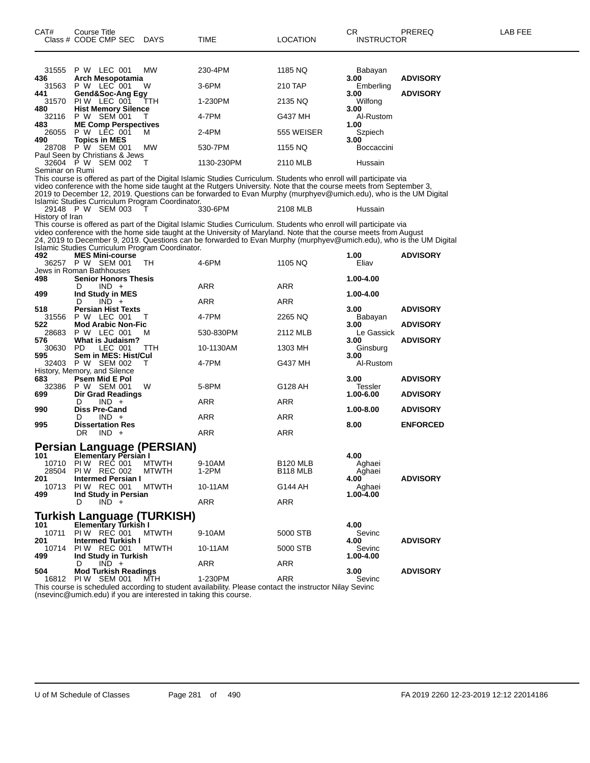| CAT# | Course Title<br>Class # CODE CMP SEC DAYS | TIME | LOCATION | CR<br>INSTRUCTOR | PREREQ | LAB FEE |
|---|---|---|---|---|---|---|
| | 31555 P W LEC 001 MW | 230-4PM | 1185 NQ | Babayan | | |
| **436** | **Arch Mesopotamia** | | | **3.00** | **ADVISORY** | |
| | 31563 P W LEC 001 W | 3-6PM | 210 TAP | Emberling | | |
| **441** | **Gend&Soc-Ang Egy** | | | **3.00** | **ADVISORY** | |
| | 31570 PI W LEC 001 TTH | 1-230PM | 2135 NQ | Wilfong | | |
| **480** | **Hist Memory Silence** | | | **3.00** | | |
| | 32116 P W SEM 001 T | 4-7PM | G437 MH | Al-Rustom | | |
| **483** | **ME Comp Perspectives** | | | **1.00** | | |
| | 26055 P W LEC 001 M | 2-4PM | 555 WEISER | Szpiech | | |
| **490** | **Topics in MES** | | | **3.00** | | |
| | 28708 P W SEM 001 MW | 530-7PM | 1155 NQ | Boccaccini | | |

Paul Seen by Christians & Jews

| | | | | | | |
|---|---|---|---|---|---|---|
| | 32604 P W SEM 002 T | 1130-230PM | 2110 MLB | Hussain | | |

Seminar on Rumi

This course is offered as part of the Digital Islamic Studies Curriculum. Students who enroll will participate via video conference with the home side taught at the Rutgers University. Note that the course meets from September 3, 2019 to December 12, 2019. Questions can be forwarded to Evan Murphy (murphyev@umich.edu), who is the UM Digital Islamic Studies Curriculum Program Coordinator.

| | | | | | | |
|---|---|---|---|---|---|---|
| | 29148 P W SEM 003 T | 330-6PM | 2108 MLB | Hussain | | |

History of Iran

This course is offered as part of the Digital Islamic Studies Curriculum. Students who enroll will participate via video conference with the home side taught at the University of Maryland. Note that the course meets from August 24, 2019 to December 9, 2019. Questions can be forwarded to Evan Murphy (murphyev@umich.edu), who is the UM Digital Islamic Studies Curriculum Program Coordinator.

| | | | | | | |
|---|---|---|---|---|---|---|
| **492** | **MES Mini-course** | | | **1.00** | **ADVISORY** | |
| | 36257 P W SEM 001 TH | 4-6PM | 1105 NQ | Eliav | | |

Jews in Roman Bathhouses

| | | | | | | |
|---|---|---|---|---|---|---|
| **498** | **Senior Honors Thesis** | | | **1.00-4.00** | | |
| | D IND + | ARR | ARR | | | |
| **499** | **Ind Study in MES** | | | **1.00-4.00** | | |
| | D IND + | ARR | ARR | | | |
| **518** | **Persian Hist Texts** | | | **3.00** | **ADVISORY** | |
| | 31556 P W LEC 001 T | 4-7PM | 2265 NQ | Babayan | | |
| **522** | **Mod Arabic Non-Fic** | | | **3.00** | **ADVISORY** | |
| | 28683 P W LEC 001 M | 530-830PM | 2112 MLB | Le Gassick | | |
| **576** | **What is Judaism?** | | | **3.00** | **ADVISORY** | |
| | 30630 PD LEC 001 TTH | 10-1130AM | 1303 MH | Ginsburg | | |
| **595** | **Sem in MES: Hist/Cul** | | | **3.00** | | |
| | 32403 P W SEM 002 T | 4-7PM | G437 MH | Al-Rustom | | |

History, Memory, and Silence

| | | | | | | |
|---|---|---|---|---|---|---|
| **683** | **Psem Mid E Pol** | | | **3.00** | **ADVISORY** | |
| | 32386 P W SEM 001 W | 5-8PM | G128 AH | Tessler | | |
| **699** | **Dir Grad Readings** | | | **1.00-6.00** | **ADVISORY** | |
| | D IND + | ARR | ARR | | | |
| **990** | **Diss Pre-Cand** | | | **1.00-8.00** | **ADVISORY** | |
| | D IND + | ARR | ARR | | | |
| **995** | **Dissertation Res** | | | **8.00** | **ENFORCED** | |
| | DR IND + | ARR | ARR | | | |

## Persian Language (PERSIAN)

| | | | | | | |
|---|---|---|---|---|---|---|
| **101** | **Elementary Persian I** | | | **4.00** | | |
| | 10710 PI W REC 001 MTWTH | 9-10AM | B120 MLB | Aghaei | | |
| | 28504 PI W REC 002 MTWTH | 1-2PM | B118 MLB | Aghaei | | |
| **201** | **Intermed Persian I** | | | **4.00** | **ADVISORY** | |
| | 10713 PI W REC 001 MTWTH | 10-11AM | G144 AH | Aghaei | | |
| **499** | **Ind Study in Persian** | | | **1.00-4.00** | | |
| | D IND + | ARR | ARR | | | |

## Turkish Language (TURKISH)

| | | | | | | |
|---|---|---|---|---|---|---|
| **101** | **Elementary Turkish I** | | | **4.00** | | |
| | 10711 PI W REC 001 MTWTH | 9-10AM | 5000 STB | Sevinc | | |
| **201** | **Intermed Turkish I** | | | **4.00** | **ADVISORY** | |
| | 10714 PI W REC 001 MTWTH | 10-11AM | 5000 STB | Sevinc | | |
| **499** | **Ind Study in Turkish** | | | **1.00-4.00** | | |
| | D IND + | ARR | ARR | | | |
| **504** | **Mod Turkish Readings** | | | **3.00** | **ADVISORY** | |
| | 16812 PI W SEM 001 MTH | 1-230PM | ARR | Sevinc | | |

This course is scheduled according to student availability. Please contact the instructor Nilay Sevinc (nsevinc@umich.edu) if you are interested in taking this course.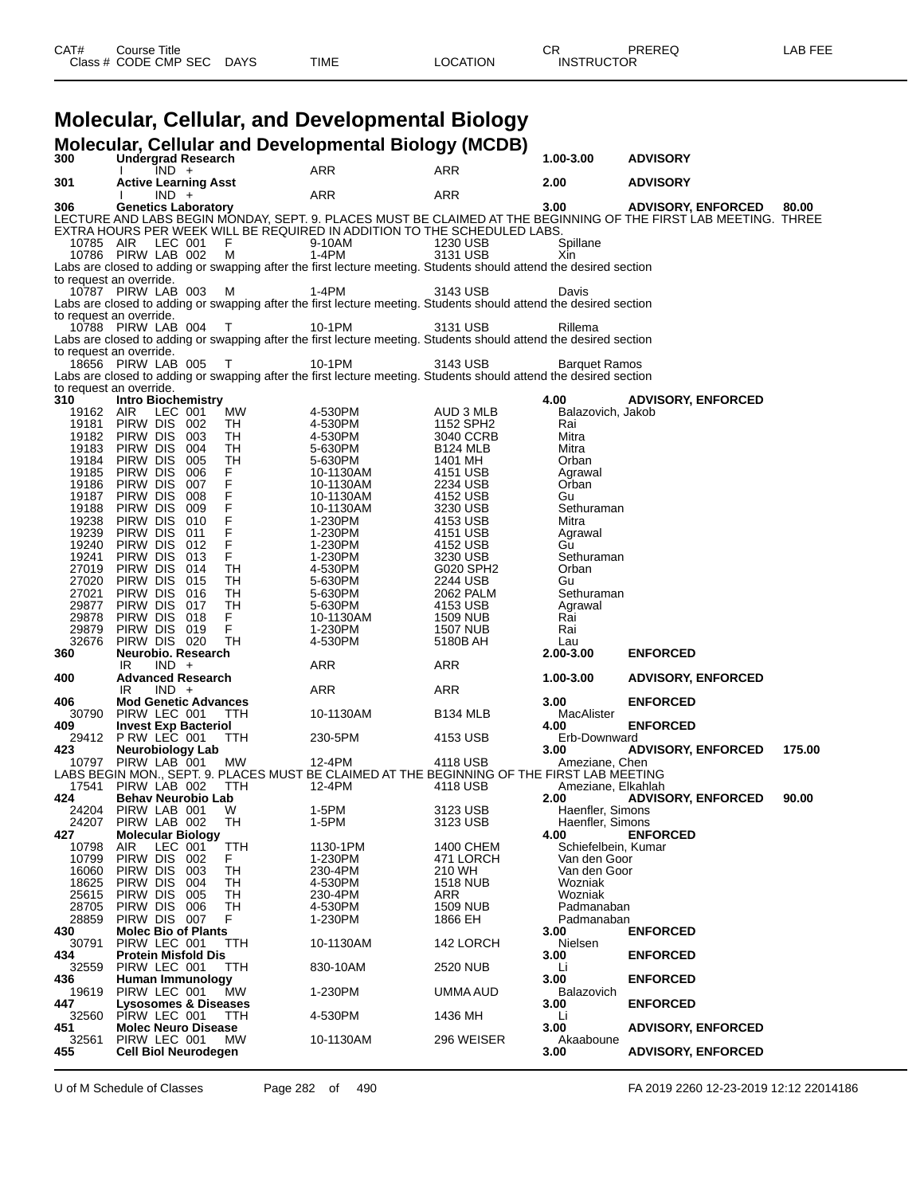# Molecular, Cellular, and Developmental Biology

## Molecular, Cellular and Developmental Biology (MCDB)

| CAT# / Class # | Course Title / CODE CMP SEC | DAYS | TIME | LOCATION | CR / INSTRUCTOR | PREREQ | LAB FEE |
|---|---|---|---|---|---|---|---|
| **300** | **Undergrad Research** | | | | **1.00-3.00** | **ADVISORY** | |
| | I IND + | | ARR | ARR | | | |
| **301** | **Active Learning Asst** | | | | **2.00** | **ADVISORY** | |
| | I IND + | | ARR | ARR | | | |
| **306** | **Genetics Laboratory** | | | | **3.00** | **ADVISORY, ENFORCED** | **80.00** |

LECTURE AND LABS BEGIN MONDAY, SEPT. 9. PLACES MUST BE CLAIMED AT THE BEGINNING OF THE FIRST LAB MEETING. THREE EXTRA HOURS PER WEEK WILL BE REQUIRED IN ADDITION TO THE SCHEDULED LABS.

| Class # | CODE CMP SEC | DAYS | TIME | LOCATION | INSTRUCTOR |
|---|---|---|---|---|---|
| 10785 | AIR LEC 001 | F | 9-10AM | 1230 USB | Spillane |
| 10786 | PIRW LAB 002 | M | 1-4PM | 3131 USB | Xin |

Labs are closed to adding or swapping after the first lecture meeting. Students should attend the desired section to request an override.

| Class # | CODE CMP SEC | DAYS | TIME | LOCATION | INSTRUCTOR |
|---|---|---|---|---|---|
| 10787 | PIRW LAB 003 | M | 1-4PM | 3143 USB | Davis |

Labs are closed to adding or swapping after the first lecture meeting. Students should attend the desired section to request an override.

| Class # | CODE CMP SEC | DAYS | TIME | LOCATION | INSTRUCTOR |
|---|---|---|---|---|---|
| 10788 | PIRW LAB 004 | T | 10-1PM | 3131 USB | Rillema |

Labs are closed to adding or swapping after the first lecture meeting. Students should attend the desired section to request an override.

| Class # | CODE CMP SEC | DAYS | TIME | LOCATION | INSTRUCTOR |
|---|---|---|---|---|---|
| 18656 | PIRW LAB 005 | T | 10-1PM | 3143 USB | Barquet Ramos |

Labs are closed to adding or swapping after the first lecture meeting. Students should attend the desired section to request an override.

| CAT# / Class # | Course Title / CODE CMP SEC | DAYS | TIME | LOCATION | CR / INSTRUCTOR | PREREQ | LAB FEE |
|---|---|---|---|---|---|---|---|
| **310** | **Intro Biochemistry** | | | | **4.00** | **ADVISORY, ENFORCED** | |
| 19162 | AIR LEC 001 | MW | 4-530PM | AUD 3 MLB | Balazovich, Jakob | | |
| 19181 | PIRW DIS 002 | TH | 4-530PM | 1152 SPH2 | Rai | | |
| 19182 | PIRW DIS 003 | TH | 4-530PM | 3040 CCRB | Mitra | | |
| 19183 | PIRW DIS 004 | TH | 5-630PM | B124 MLB | Mitra | | |
| 19184 | PIRW DIS 005 | TH | 5-630PM | 1401 MH | Orban | | |
| 19185 | PIRW DIS 006 | F | 10-1130AM | 4151 USB | Agrawal | | |
| 19186 | PIRW DIS 007 | F | 10-1130AM | 2234 USB | Orban | | |
| 19187 | PIRW DIS 008 | F | 10-1130AM | 4152 USB | Gu | | |
| 19188 | PIRW DIS 009 | F | 10-1130AM | 3230 USB | Sethuraman | | |
| 19238 | PIRW DIS 010 | F | 1-230PM | 4153 USB | Mitra | | |
| 19239 | PIRW DIS 011 | F | 1-230PM | 4151 USB | Agrawal | | |
| 19240 | PIRW DIS 012 | F | 1-230PM | 4152 USB | Gu | | |
| 19241 | PIRW DIS 013 | F | 1-230PM | 3230 USB | Sethuraman | | |
| 27019 | PIRW DIS 014 | TH | 4-530PM | G020 SPH2 | Orban | | |
| 27020 | PIRW DIS 015 | TH | 5-630PM | 2244 USB | Gu | | |
| 27021 | PIRW DIS 016 | TH | 5-630PM | 2062 PALM | Sethuraman | | |
| 29877 | PIRW DIS 017 | TH | 5-630PM | 4153 USB | Agrawal | | |
| 29878 | PIRW DIS 018 | F | 10-1130AM | 1509 NUB | Rai | | |
| 29879 | PIRW DIS 019 | F | 1-230PM | 1507 NUB | Rai | | |
| 32676 | PIRW DIS 020 | TH | 4-530PM | 5180B AH | Lau | | |
| **360** | **Neurobio. Research** | | | | **2.00-3.00** | **ENFORCED** | |
| | IR IND + | | ARR | ARR | | | |
| **400** | **Advanced Research** | | | | **1.00-3.00** | **ADVISORY, ENFORCED** | |
| | IR IND + | | ARR | ARR | | | |
| **406** | **Mod Genetic Advances** | | | | **3.00** | **ENFORCED** | |
| 30790 | PIRW LEC 001 | TTH | 10-1130AM | B134 MLB | MacAlister | | |
| **409** | **Invest Exp Bacteriol** | | | | **4.00** | **ENFORCED** | |
| 29412 | P RW LEC 001 | TTH | 230-5PM | 4153 USB | Erb-Downward | | |
| **423** | **Neurobiology Lab** | | | | **3.00** | **ADVISORY, ENFORCED** | **175.00** |
| 10797 | PIRW LAB 001 | MW | 12-4PM | 4118 USB | Ameziane, Chen | | |

LABS BEGIN MON., SEPT. 9. PLACES MUST BE CLAIMED AT THE BEGINNING OF THE FIRST LAB MEETING

| CAT# / Class # | Course Title / CODE CMP SEC | DAYS | TIME | LOCATION | CR / INSTRUCTOR | PREREQ | LAB FEE |
|---|---|---|---|---|---|---|---|
| 17541 | PIRW LAB 002 | TTH | 12-4PM | 4118 USB | Ameziane, Elkahlah | | |
| **424** | **Behav Neurobio Lab** | | | | **2.00** | **ADVISORY, ENFORCED** | **90.00** |
| 24204 | PIRW LAB 001 | W | 1-5PM | 3123 USB | Haenfler, Simons | | |
| 24207 | PIRW LAB 002 | TH | 1-5PM | 3123 USB | Haenfler, Simons | | |
| **427** | **Molecular Biology** | | | | **4.00** | **ENFORCED** | |
| 10798 | AIR LEC 001 | TTH | 1130-1PM | 1400 CHEM | Schiefelbein, Kumar | | |
| 10799 | PIRW DIS 002 | F | 1-230PM | 471 LORCH | Van den Goor | | |
| 16060 | PIRW DIS 003 | TH | 230-4PM | 210 WH | Van den Goor | | |
| 18625 | PIRW DIS 004 | TH | 4-530PM | 1518 NUB | Wozniak | | |
| 25615 | PIRW DIS 005 | TH | 230-4PM | ARR | Wozniak | | |
| 28705 | PIRW DIS 006 | TH | 4-530PM | 1509 NUB | Padmanaban | | |
| 28859 | PIRW DIS 007 | F | 1-230PM | 1866 EH | Padmanaban | | |
| **430** | **Molec Bio of Plants** | | | | **3.00** | **ENFORCED** | |
| 30791 | PIRW LEC 001 | TTH | 10-1130AM | 142 LORCH | Nielsen | | |
| **434** | **Protein Misfold Dis** | | | | **3.00** | **ENFORCED** | |
| 32559 | PIRW LEC 001 | TTH | 830-10AM | 2520 NUB | Li | | |
| **436** | **Human Immunology** | | | | **3.00** | **ENFORCED** | |
| 19619 | PIRW LEC 001 | MW | 1-230PM | UMMA AUD | Balazovich | | |
| **447** | **Lysosomes & Diseases** | | | | **3.00** | **ENFORCED** | |
| 32560 | PIRW LEC 001 | TTH | 4-530PM | 1436 MH | Li | | |
| **451** | **Molec Neuro Disease** | | | | **3.00** | **ADVISORY, ENFORCED** | |
| 32561 | PIRW LEC 001 | MW | 10-1130AM | 296 WEISER | Akaaboune | | |
| **455** | **Cell Biol Neurodegen** | | | | **3.00** | **ADVISORY, ENFORCED** | |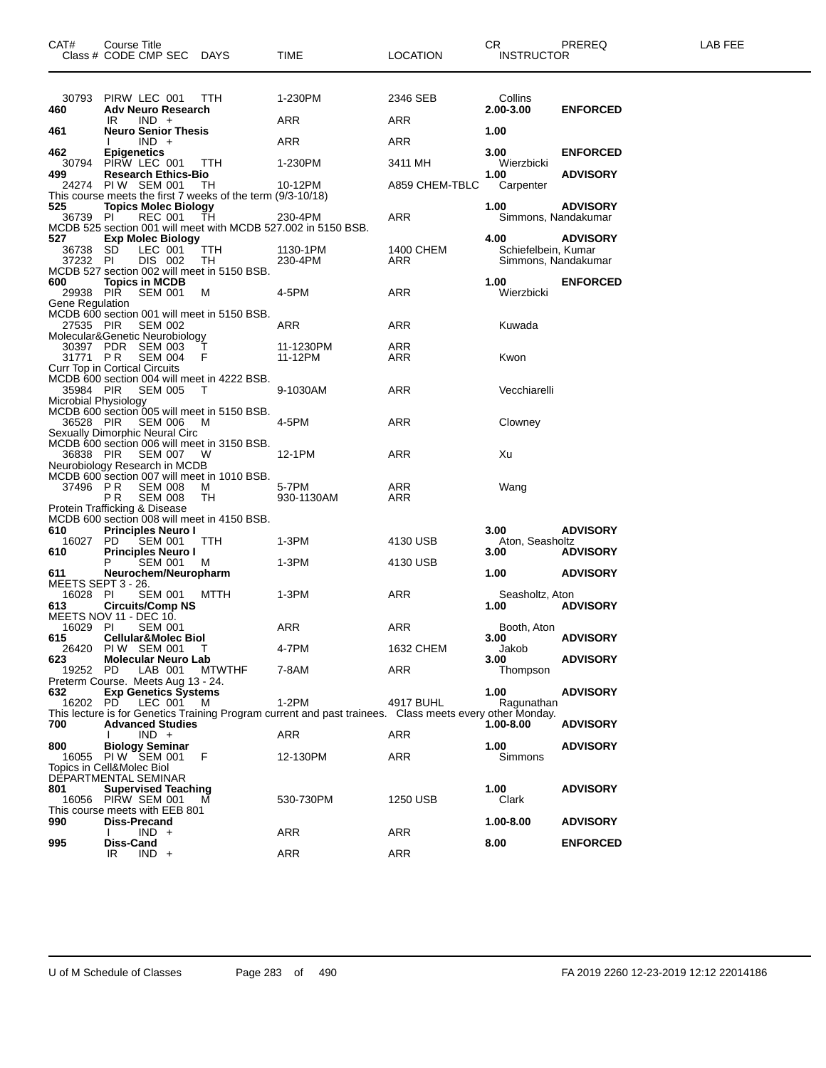| CAT# | Course Title / Class # CODE CMP SEC | DAYS | TIME | LOCATION | CR / INSTRUCTOR | PREREQ | LAB FEE |
|---|---|---|---|---|---|---|---|
| | 30793 PIRW LEC 001 | TTH | 1-230PM | 2346 SEB | Collins | | |
| 460 | Adv Neuro Research | | | | 2.00-3.00 | ENFORCED | |
| | IR IND + | | ARR | ARR | | | |
| 461 | Neuro Senior Thesis | | | | 1.00 | | |
| | I IND + | | ARR | ARR | | | |
| 462 | Epigenetics | | | | 3.00 | ENFORCED | |
| | 30794 PIRW LEC 001 | TTH | 1-230PM | 3411 MH | Wierzbicki | | |
| 499 | Research Ethics-Bio | | | | 1.00 | ADVISORY | |
| | 24274 PI W SEM 001 | TH | 10-12PM | A859 CHEM-TBLC | Carpenter | | |
| | This course meets the first 7 weeks of the term (9/3-10/18) | | | | | | |
| 525 | Topics Molec Biology | | | | 1.00 | ADVISORY | |
| | 36739 PI REC 001 | TH | 230-4PM | ARR | Simmons, Nandakumar | | |
| | MCDB 525 section 001 will meet with MCDB 527.002 in 5150 BSB. | | | | | | |
| 527 | Exp Molec Biology | | | | 4.00 | ADVISORY | |
| | 36738 SD LEC 001 | TTH | 1130-1PM | 1400 CHEM | Schiefelbein, Kumar | | |
| | 37232 PI DIS 002 | TH | 230-4PM | ARR | Simmons, Nandakumar | | |
| | MCDB 527 section 002 will meet in 5150 BSB. | | | | | | |
| 600 | Topics in MCDB | | | | 1.00 | ENFORCED | |
| | 29938 PIR SEM 001 | M | 4-5PM | ARR | Wierzbicki | | |
| | Gene Regulation | | | | | | |
| | MCDB 600 section 001 will meet in 5150 BSB. | | | | | | |
| | 27535 PIR SEM 002 | | ARR | ARR | Kuwada | | |
| | Molecular&Genetic Neurobiology | | | | | | |
| | 30397 PDR SEM 003 | T | 11-1230PM | ARR | | | |
| | 31771 P R SEM 004 | F | 11-12PM | ARR | Kwon | | |
| | Curr Top in Cortical Circuits | | | | | | |
| | MCDB 600 section 004 will meet in 4222 BSB. | | | | | | |
| | 35984 PIR SEM 005 | T | 9-1030AM | ARR | Vecchiarelli | | |
| | Microbial Physiology | | | | | | |
| | MCDB 600 section 005 will meet in 5150 BSB. | | | | | | |
| | 36528 PIR SEM 006 | M | 4-5PM | ARR | Clowney | | |
| | Sexually Dimorphic Neural Circ | | | | | | |
| | MCDB 600 section 006 will meet in 3150 BSB. | | | | | | |
| | 36838 PIR SEM 007 | W | 12-1PM | ARR | Xu | | |
| | Neurobiology Research in MCDB | | | | | | |
| | MCDB 600 section 007 will meet in 1010 BSB. | | | | | | |
| | 37496 P R SEM 008 | M | 5-7PM | ARR | Wang | | |
| | P R SEM 008 | TH | 930-1130AM | ARR | | | |
| | Protein Trafficking & Disease | | | | | | |
| | MCDB 600 section 008 will meet in 4150 BSB. | | | | | | |
| 610 | Principles Neuro I | | | | 3.00 | ADVISORY | |
| | 16027 PD SEM 001 | TTH | 1-3PM | 4130 USB | Aton, Seasholtz | | |
| 610 | Principles Neuro I | | | | 3.00 | ADVISORY | |
| | P SEM 001 | M | 1-3PM | 4130 USB | | | |
| 611 | Neurochem/Neuropharm | | | | 1.00 | ADVISORY | |
| | MEETS SEPT 3 - 26. | | | | | | |
| | 16028 PI SEM 001 | MTTH | 1-3PM | ARR | Seasholtz, Aton | | |
| 613 | Circuits/Comp NS | | | | 1.00 | ADVISORY | |
| | MEETS NOV 11 - DEC 10. | | | | | | |
| | 16029 PI SEM 001 | | ARR | ARR | Booth, Aton | | |
| 615 | Cellular&Molec Biol | | | | 3.00 | ADVISORY | |
| | 26420 PI W SEM 001 | T | 4-7PM | 1632 CHEM | Jakob | | |
| 623 | Molecular Neuro Lab | | | | 3.00 | ADVISORY | |
| | 19252 PD LAB 001 | MTWTHF | 7-8AM | ARR | Thompson | | |
| | Preterm Course. Meets Aug 13 - 24. | | | | | | |
| 632 | Exp Genetics Systems | | | | 1.00 | ADVISORY | |
| | 16202 PD LEC 001 | M | 1-2PM | 4917 BUHL | Ragunathan | | |
| | This lecture is for Genetics Training Program current and past trainees. Class meets every other Monday. | | | | | | |
| 700 | Advanced Studies | | | | 1.00-8.00 | ADVISORY | |
| | I IND + | | ARR | ARR | | | |
| 800 | Biology Seminar | | | | 1.00 | ADVISORY | |
| | 16055 PI W SEM 001 | F | 12-130PM | ARR | Simmons | | |
| | Topics in Cell&Molec Biol | | | | | | |
| | DEPARTMENTAL SEMINAR | | | | | | |
| 801 | Supervised Teaching | | | | 1.00 | ADVISORY | |
| | 16056 PIRW SEM 001 | M | 530-730PM | 1250 USB | Clark | | |
| | This course meets with EEB 801 | | | | | | |
| 990 | Diss-Precand | | | | 1.00-8.00 | ADVISORY | |
| | I IND + | | ARR | ARR | | | |
| 995 | Diss-Cand | | | | 8.00 | ENFORCED | |
| | IR IND + | | ARR | ARR | | | |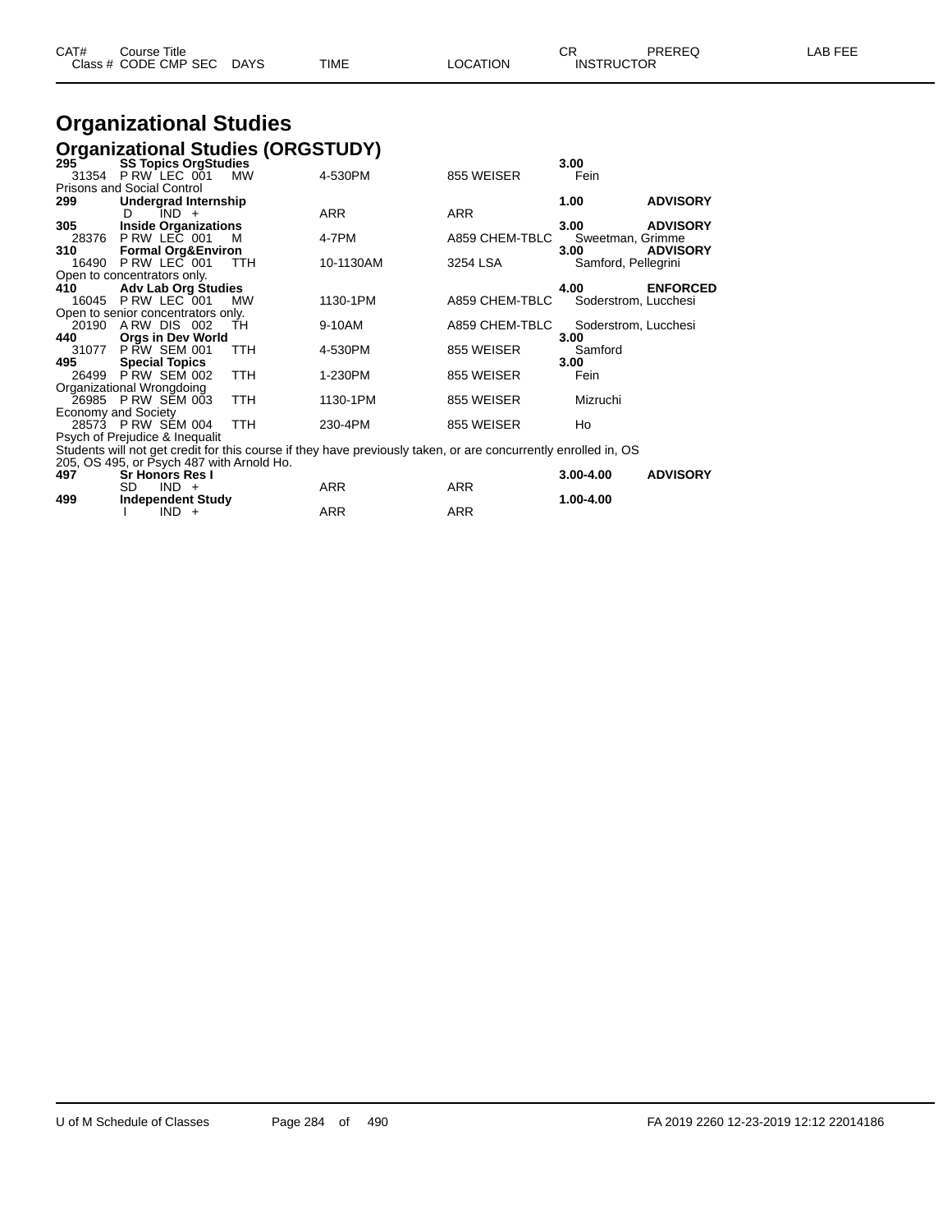| CAT# | Course Title | | | | CR | PREREQ | LAB FEE |
|---|---|---|---|---|---|---|---|
| Class # | CODE CMP SEC | DAYS | TIME | LOCATION | INSTRUCTOR | | |

# Organizational Studies

## Organizational Studies (ORGSTUDY)

| CAT# | Course Title / Class # CODE CMP SEC | DAYS | TIME | LOCATION | CR / INSTRUCTOR | PREREQ |
|---|---|---|---|---|---|---|
| **295** | **SS Topics OrgStudies** | | | | **3.00** | |
| 31354 | P RW LEC 001 | MW | 4-530PM | 855 WEISER | Fein | |
| Prisons and Social Control | | | | | | |
| **299** | **Undergrad Internship** | | | | **1.00** | **ADVISORY** |
| | D IND + | | ARR | ARR | | |
| **305** | **Inside Organizations** | | | | **3.00** | **ADVISORY** |
| 28376 | P RW LEC 001 | M | 4-7PM | A859 CHEM-TBLC | Sweetman, Grimme | |
| **310** | **Formal Org&Environ** | | | | **3.00** | **ADVISORY** |
| 16490 | P RW LEC 001 | TTH | 10-1130AM | 3254 LSA | Samford, Pellegrini | |
| Open to concentrators only. | | | | | | |
| **410** | **Adv Lab Org Studies** | | | | **4.00** | **ENFORCED** |
| 16045 | P RW LEC 001 | MW | 1130-1PM | A859 CHEM-TBLC | Soderstrom, Lucchesi | |
| Open to senior concentrators only. | | | | | | |
| 20190 | A RW DIS 002 | TH | 9-10AM | A859 CHEM-TBLC | Soderstrom, Lucchesi | |
| **440** | **Orgs in Dev World** | | | | **3.00** | |
| 31077 | P RW SEM 001 | TTH | 4-530PM | 855 WEISER | Samford | |
| **495** | **Special Topics** | | | | **3.00** | |
| 26499 | P RW SEM 002 | TTH | 1-230PM | 855 WEISER | Fein | |
| Organizational Wrongdoing | | | | | | |
| 26985 | P RW SEM 003 | TTH | 1130-1PM | 855 WEISER | Mizruchi | |
| Economy and Society | | | | | | |
| 28573 | P RW SEM 004 | TTH | 230-4PM | 855 WEISER | Ho | |
| Psych of Prejudice & Inequalit | | | | | | |
| Students will not get credit for this course if they have previously taken, or are concurrently enrolled in, OS 205, OS 495, or Psych 487 with Arnold Ho. | | | | | | |
| **497** | **Sr Honors Res I** | | | | **3.00-4.00** | **ADVISORY** |
| | SD IND + | | ARR | ARR | | |
| **499** | **Independent Study** | | | | **1.00-4.00** | |
| | I IND + | | ARR | ARR | | |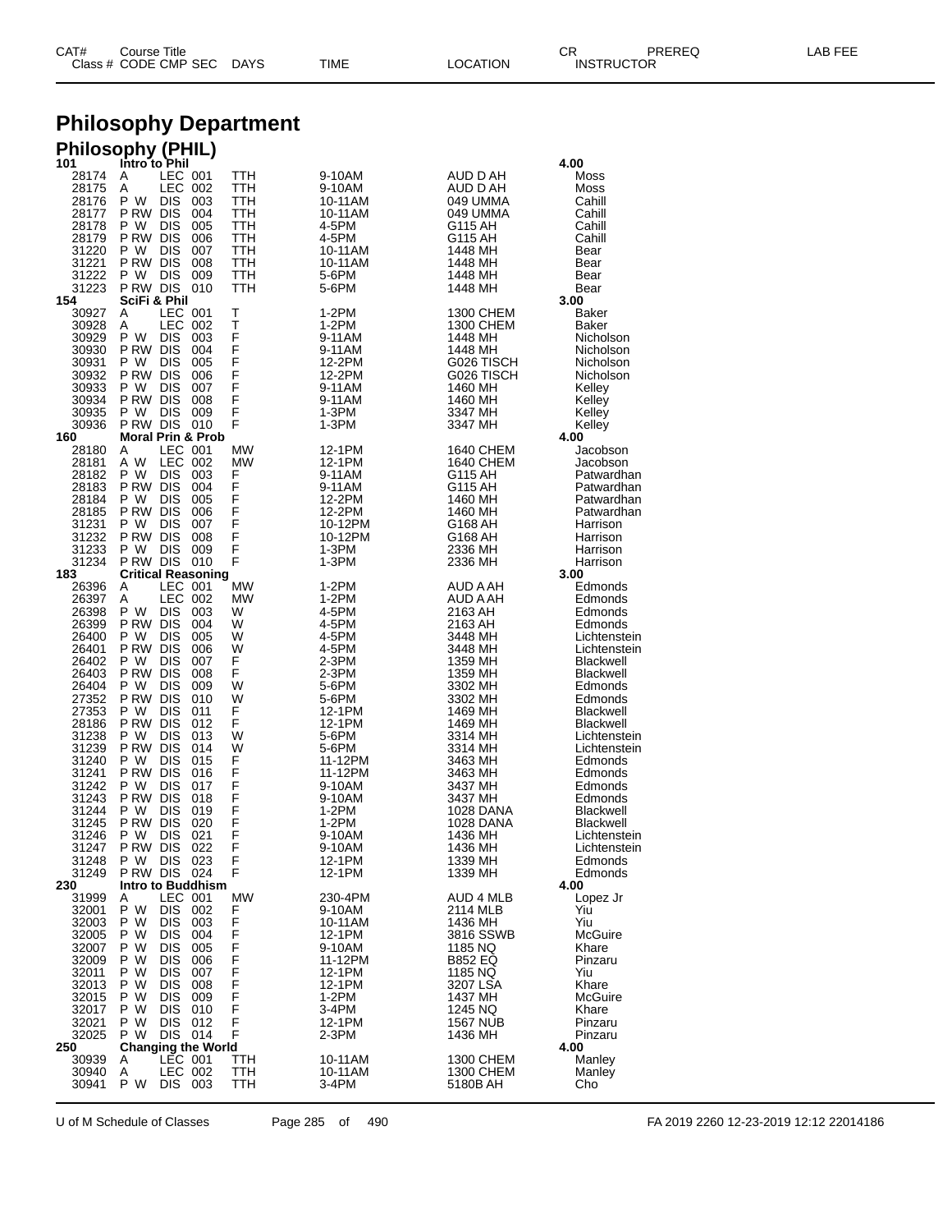# Philosophy Department

## Philosophy (PHIL)

| CAT# / Class # | Course Title / CODE | CMP | SEC | DAYS | TIME | LOCATION | CR / INSTRUCTOR | PREREQ | LAB FEE |
|---|---|---|---|---|---|---|---|---|---|
| **101** | **Intro to Phil** | | | | | | **4.00** | | |
| 28174 | A | LEC | 001 | TTH | 9-10AM | AUD D AH | Moss | | |
| 28175 | A | LEC | 002 | TTH | 9-10AM | AUD D AH | Moss | | |
| 28176 | P W | DIS | 003 | TTH | 10-11AM | 049 UMMA | Cahill | | |
| 28177 | P RW | DIS | 004 | TTH | 10-11AM | 049 UMMA | Cahill | | |
| 28178 | P W | DIS | 005 | TTH | 4-5PM | G115 AH | Cahill | | |
| 28179 | P RW | DIS | 006 | TTH | 4-5PM | G115 AH | Cahill | | |
| 31220 | P W | DIS | 007 | TTH | 10-11AM | 1448 MH | Bear | | |
| 31221 | P RW | DIS | 008 | TTH | 10-11AM | 1448 MH | Bear | | |
| 31222 | P W | DIS | 009 | TTH | 5-6PM | 1448 MH | Bear | | |
| 31223 | P RW | DIS | 010 | TTH | 5-6PM | 1448 MH | Bear | | |
| **154** | **SciFi & Phil** | | | | | | **3.00** | | |
| 30927 | A | LEC | 001 | T | 1-2PM | 1300 CHEM | Baker | | |
| 30928 | A | LEC | 002 | T | 1-2PM | 1300 CHEM | Baker | | |
| 30929 | P W | DIS | 003 | F | 9-11AM | 1448 MH | Nicholson | | |
| 30930 | P RW | DIS | 004 | F | 9-11AM | 1448 MH | Nicholson | | |
| 30931 | P W | DIS | 005 | F | 12-2PM | G026 TISCH | Nicholson | | |
| 30932 | P RW | DIS | 006 | F | 12-2PM | G026 TISCH | Nicholson | | |
| 30933 | P W | DIS | 007 | F | 9-11AM | 1460 MH | Kelley | | |
| 30934 | P RW | DIS | 008 | F | 9-11AM | 1460 MH | Kelley | | |
| 30935 | P W | DIS | 009 | F | 1-3PM | 3347 MH | Kelley | | |
| 30936 | P RW | DIS | 010 | F | 1-3PM | 3347 MH | Kelley | | |
| **160** | **Moral Prin & Prob** | | | | | | **4.00** | | |
| 28180 | A | LEC | 001 | MW | 12-1PM | 1640 CHEM | Jacobson | | |
| 28181 | A W | LEC | 002 | MW | 12-1PM | 1640 CHEM | Jacobson | | |
| 28182 | P W | DIS | 003 | F | 9-11AM | G115 AH | Patwardhan | | |
| 28183 | P RW | DIS | 004 | F | 9-11AM | G115 AH | Patwardhan | | |
| 28184 | P W | DIS | 005 | F | 12-2PM | 1460 MH | Patwardhan | | |
| 28185 | P RW | DIS | 006 | F | 12-2PM | 1460 MH | Patwardhan | | |
| 31231 | P W | DIS | 007 | F | 10-12PM | G168 AH | Harrison | | |
| 31232 | P RW | DIS | 008 | F | 10-12PM | G168 AH | Harrison | | |
| 31233 | P W | DIS | 009 | F | 1-3PM | 2336 MH | Harrison | | |
| 31234 | P RW | DIS | 010 | F | 1-3PM | 2336 MH | Harrison | | |
| **183** | **Critical Reasoning** | | | | | | **3.00** | | |
| 26396 | A | LEC | 001 | MW | 1-2PM | AUD A AH | Edmonds | | |
| 26397 | A | LEC | 002 | MW | 1-2PM | AUD A AH | Edmonds | | |
| 26398 | P W | DIS | 003 | W | 4-5PM | 2163 AH | Edmonds | | |
| 26399 | P RW | DIS | 004 | W | 4-5PM | 2163 AH | Edmonds | | |
| 26400 | P W | DIS | 005 | W | 4-5PM | 3448 MH | Lichtenstein | | |
| 26401 | P RW | DIS | 006 | W | 4-5PM | 3448 MH | Lichtenstein | | |
| 26402 | P W | DIS | 007 | F | 2-3PM | 1359 MH | Blackwell | | |
| 26403 | P RW | DIS | 008 | F | 2-3PM | 1359 MH | Blackwell | | |
| 26404 | P W | DIS | 009 | W | 5-6PM | 3302 MH | Edmonds | | |
| 27352 | P RW | DIS | 010 | W | 5-6PM | 3302 MH | Edmonds | | |
| 27353 | P W | DIS | 011 | F | 12-1PM | 1469 MH | Blackwell | | |
| 28186 | P RW | DIS | 012 | F | 12-1PM | 1469 MH | Blackwell | | |
| 31238 | P W | DIS | 013 | W | 5-6PM | 3314 MH | Lichtenstein | | |
| 31239 | P RW | DIS | 014 | W | 5-6PM | 3314 MH | Lichtenstein | | |
| 31240 | P W | DIS | 015 | F | 11-12PM | 3463 MH | Edmonds | | |
| 31241 | P RW | DIS | 016 | F | 11-12PM | 3463 MH | Edmonds | | |
| 31242 | P W | DIS | 017 | F | 9-10AM | 3437 MH | Edmonds | | |
| 31243 | P RW | DIS | 018 | F | 9-10AM | 3437 MH | Edmonds | | |
| 31244 | P W | DIS | 019 | F | 1-2PM | 1028 DANA | Blackwell | | |
| 31245 | P RW | DIS | 020 | F | 1-2PM | 1028 DANA | Blackwell | | |
| 31246 | P W | DIS | 021 | F | 9-10AM | 1436 MH | Lichtenstein | | |
| 31247 | P RW | DIS | 022 | F | 9-10AM | 1436 MH | Lichtenstein | | |
| 31248 | P W | DIS | 023 | F | 12-1PM | 1339 MH | Edmonds | | |
| 31249 | P RW | DIS | 024 | F | 12-1PM | 1339 MH | Edmonds | | |
| **230** | **Intro to Buddhism** | | | | | | **4.00** | | |
| 31999 | A | LEC | 001 | MW | 230-4PM | AUD 4 MLB | Lopez Jr | | |
| 32001 | P W | DIS | 002 | F | 9-10AM | 2114 MLB | Yiu | | |
| 32003 | P W | DIS | 003 | F | 10-11AM | 1436 MH | Yiu | | |
| 32005 | P W | DIS | 004 | F | 12-1PM | 3816 SSWB | McGuire | | |
| 32007 | P W | DIS | 005 | F | 9-10AM | 1185 NQ | Khare | | |
| 32009 | P W | DIS | 006 | F | 11-12PM | B852 EQ | Pinzaru | | |
| 32011 | P W | DIS | 007 | F | 12-1PM | 1185 NQ | Yiu | | |
| 32013 | P W | DIS | 008 | F | 12-1PM | 3207 LSA | Khare | | |
| 32015 | P W | DIS | 009 | F | 1-2PM | 1437 MH | McGuire | | |
| 32017 | P W | DIS | 010 | F | 3-4PM | 1245 NQ | Khare | | |
| 32021 | P W | DIS | 012 | F | 12-1PM | 1567 NUB | Pinzaru | | |
| 32025 | P W | DIS | 014 | F | 2-3PM | 1436 MH | Pinzaru | | |
| **250** | **Changing the World** | | | | | | **4.00** | | |
| 30939 | A | LEC | 001 | TTH | 10-11AM | 1300 CHEM | Manley | | |
| 30940 | A | LEC | 002 | TTH | 10-11AM | 1300 CHEM | Manley | | |
| 30941 | P W | DIS | 003 | TTH | 3-4PM | 5180B AH | Cho | | |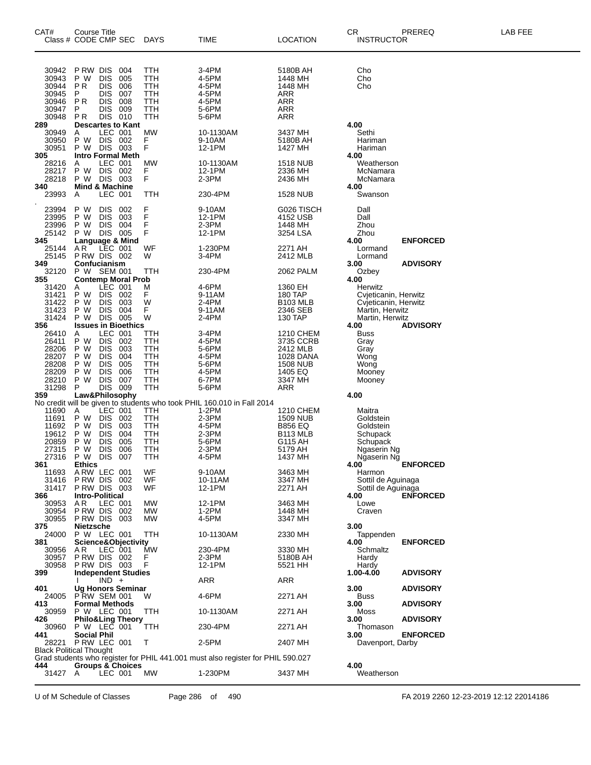| CAT# Class # | Course Title CODE CMP SEC | DAYS | TIME | LOCATION | CR INSTRUCTOR | PREREQ | LAB FEE |
|---|---|---|---|---|---|---|---|
| 30942 | P RW DIS 004 | TTH | 3-4PM | 5180B AH | Cho | | |
| 30943 | P W DIS 005 | TTH | 4-5PM | 1448 MH | Cho | | |
| 30944 | P R DIS 006 | TTH | 4-5PM | 1448 MH | Cho | | |
| 30945 | P DIS 007 | TTH | 4-5PM | ARR | | | |
| 30946 | P R DIS 008 | TTH | 4-5PM | ARR | | | |
| 30947 | P DIS 009 | TTH | 5-6PM | ARR | | | |
| 30948 | P R DIS 010 | TTH | 5-6PM | ARR | | | |
| **289** | **Descartes to Kant** | | | | **4.00** | | |
| 30949 | A LEC 001 | MW | 10-1130AM | 3437 MH | Sethi | | |
| 30950 | P W DIS 002 | F | 9-10AM | 5180B AH | Hariman | | |
| 30951 | P W DIS 003 | F | 12-1PM | 1427 MH | Hariman | | |
| **305** | **Intro Formal Meth** | | | | **4.00** | | |
| 28216 | A LEC 001 | MW | 10-1130AM | 1518 NUB | Weatherson | | |
| 28217 | P W DIS 002 | F | 12-1PM | 2336 MH | McNamara | | |
| 28218 | P W DIS 003 | F | 2-3PM | 2436 MH | McNamara | | |
| **340** | **Mind & Machine** | | | | **4.00** | | |
| 23993 | A LEC 001 | TTH | 230-4PM | 1528 NUB | Swanson | | |
| . | | | | | | | |
| 23994 | P W DIS 002 | F | 9-10AM | G026 TISCH | Dall | | |
| 23995 | P W DIS 003 | F | 12-1PM | 4152 USB | Dall | | |
| 23996 | P W DIS 004 | F | 2-3PM | 1448 MH | Zhou | | |
| 25142 | P W DIS 005 | F | 12-1PM | 3254 LSA | Zhou | | |
| **345** | **Language & Mind** | | | | **4.00** | **ENFORCED** | |
| 25144 | A R LEC 001 | WF | 1-230PM | 2271 AH | Lormand | | |
| 25145 | P RW DIS 002 | W | 3-4PM | 2412 MLB | Lormand | | |
| **349** | **Confucianism** | | | | **3.00** | **ADVISORY** | |
| 32120 | P W SEM 001 | TTH | 230-4PM | 2062 PALM | Ozbey | | |
| **355** | **Contemp Moral Prob** | | | | **4.00** | | |
| 31420 | A LEC 001 | M | 4-6PM | 1360 EH | Herwitz | | |
| 31421 | P W DIS 002 | F | 9-11AM | 180 TAP | Cvjeticanin, Herwitz | | |
| 31422 | P W DIS 003 | W | 2-4PM | B103 MLB | Cvjeticanin, Herwitz | | |
| 31423 | P W DIS 004 | F | 9-11AM | 2346 SEB | Martin, Herwitz | | |
| 31424 | P W DIS 005 | W | 2-4PM | 130 TAP | Martin, Herwitz | | |
| **356** | **Issues in Bioethics** | | | | **4.00** | **ADVISORY** | |
| 26410 | A LEC 001 | TTH | 3-4PM | 1210 CHEM | Buss | | |
| 26411 | P W DIS 002 | TTH | 4-5PM | 3735 CCRB | Gray | | |
| 28206 | P W DIS 003 | TTH | 5-6PM | 2412 MLB | Gray | | |
| 28207 | P W DIS 004 | TTH | 4-5PM | 1028 DANA | Wong | | |
| 28208 | P W DIS 005 | TTH | 5-6PM | 1508 NUB | Wong | | |
| 28209 | P W DIS 006 | TTH | 4-5PM | 1405 EQ | Mooney | | |
| 28210 | P W DIS 007 | TTH | 6-7PM | 3347 MH | Mooney | | |
| 31298 | P DIS 009 | TTH | 5-6PM | ARR | | | |
| **359** | **Law&Philosophy** | | | | **4.00** | | |
| | No credit will be given to students who took PHIL 160.010 in Fall 2014 | | | | | | |
| 11690 | A LEC 001 | TTH | 1-2PM | 1210 CHEM | Maitra | | |
| 11691 | P W DIS 002 | TTH | 2-3PM | 1509 NUB | Goldstein | | |
| 11692 | P W DIS 003 | TTH | 4-5PM | B856 EQ | Goldstein | | |
| 19612 | P W DIS 004 | TTH | 2-3PM | B113 MLB | Schupack | | |
| 20859 | P W DIS 005 | TTH | 5-6PM | G115 AH | Schupack | | |
| 27315 | P W DIS 006 | TTH | 2-3PM | 5179 AH | Ngaserin Ng | | |
| 27316 | P W DIS 007 | TTH | 4-5PM | 1437 MH | Ngaserin Ng | | |
| **361** | **Ethics** | | | | **4.00** | **ENFORCED** | |
| 11693 | A RW LEC 001 | WF | 9-10AM | 3463 MH | Harmon | | |
| 31416 | P RW DIS 002 | WF | 10-11AM | 3347 MH | Sottil de Aguinaga | | |
| 31417 | P RW DIS 003 | WF | 12-1PM | 2271 AH | Sottil de Aguinaga | | |
| **366** | **Intro-Political** | | | | **4.00** | **ENFORCED** | |
| 30953 | A R LEC 001 | MW | 12-1PM | 3463 MH | Lowe | | |
| 30954 | P RW DIS 002 | MW | 1-2PM | 1448 MH | Craven | | |
| 30955 | P RW DIS 003 | MW | 4-5PM | 3347 MH | | | |
| **375** | **Nietzsche** | | | | **3.00** | | |
| 24000 | P W LEC 001 | TTH | 10-1130AM | 2330 MH | Tappenden | | |
| **381** | **Science&Objectivity** | | | | **4.00** | **ENFORCED** | |
| 30956 | A R LEC 001 | MW | 230-4PM | 3330 MH | Schmaltz | | |
| 30957 | P RW DIS 002 | F | 2-3PM | 5180B AH | Hardy | | |
| 30958 | P RW DIS 003 | F | 12-1PM | 5521 HH | Hardy | | |
| **399** | **Independent Studies** | | | | **1.00-4.00** | **ADVISORY** | |
| | I IND + | | ARR | ARR | | | |
| **401** | **Ug Honors Seminar** | | | | **3.00** | **ADVISORY** | |
| 24005 | P RW SEM 001 | W | 4-6PM | 2271 AH | Buss | | |
| **413** | **Formal Methods** | | | | **3.00** | **ADVISORY** | |
| 30959 | P W LEC 001 | TTH | 10-1130AM | 2271 AH | Moss | | |
| **426** | **Philo&Ling Theory** | | | | **3.00** | **ADVISORY** | |
| 30960 | P W LEC 001 | TTH | 230-4PM | 2271 AH | Thomason | | |
| **441** | **Social Phil** | | | | **3.00** | **ENFORCED** | |
| 28221 | P RW LEC 001 | T | 2-5PM | 2407 MH | Davenport, Darby | | |
| | Black Political Thought | | | | | | |
| | Grad students who register for PHIL 441.001 must also register for PHIL 590.027 | | | | | | |
| **444** | **Groups & Choices** | | | | **4.00** | | |
| 31427 | A LEC 001 | MW | 1-230PM | 3437 MH | Weatherson | | |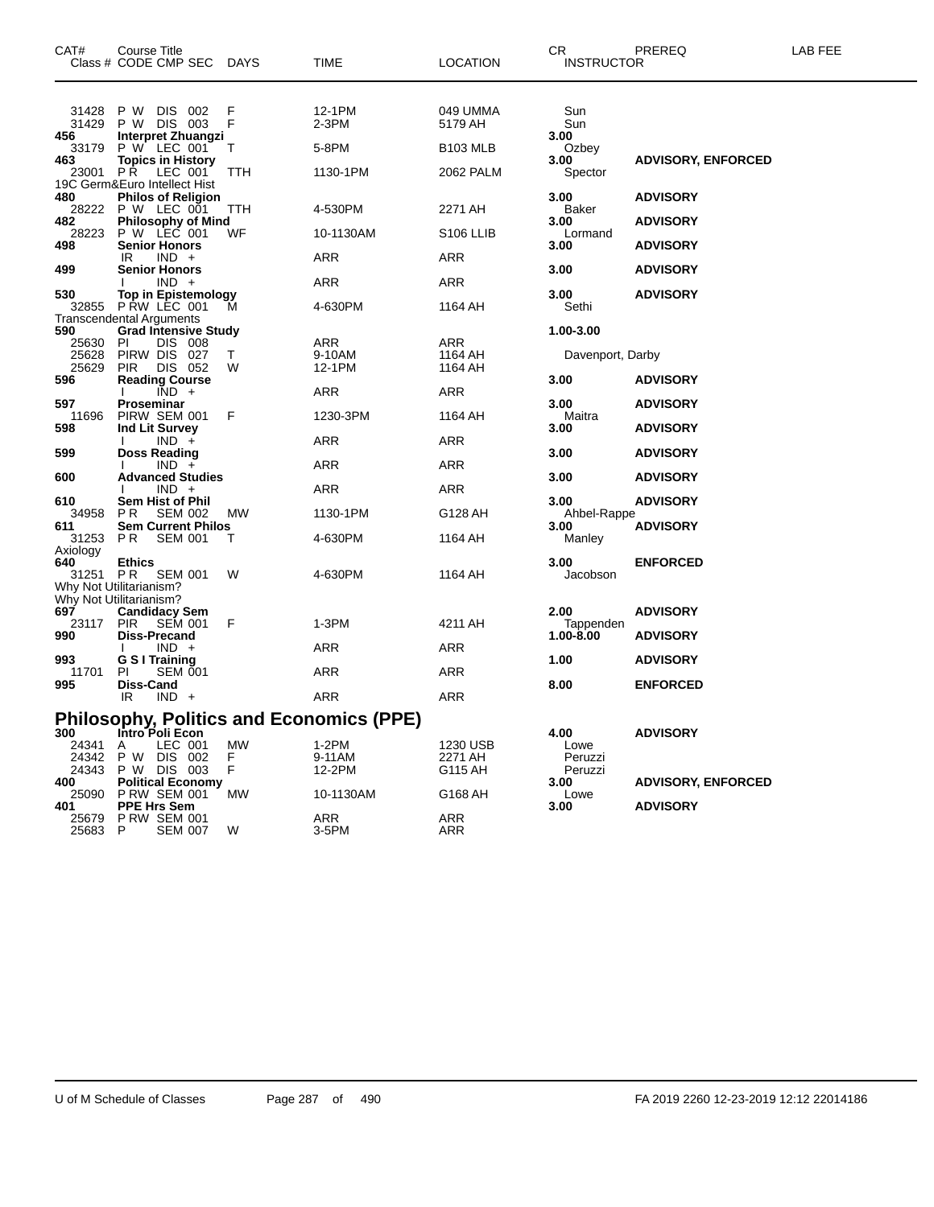| CAT# | Course Title Class # CODE CMP SEC | DAYS | TIME | LOCATION | CR INSTRUCTOR | PREREQ | LAB FEE |
|---|---|---|---|---|---|---|---|
| 31428 | P W DIS 002 | F | 12-1PM | 049 UMMA | Sun | | |
| 31429 | P W DIS 003 | F | 2-3PM | 5179 AH | Sun | | |
| **456** | **Interpret Zhuangzi** | | | | **3.00** | | |
| 33179 | P W LEC 001 | T | 5-8PM | B103 MLB | Ozbey | | |
| **463** | **Topics in History** | | | | **3.00** | **ADVISORY, ENFORCED** | |
| 23001 | P R LEC 001 | TTH | 1130-1PM | 2062 PALM | Spector | | |
| | 19C Germ&Euro Intellect Hist | | | | | | |
| **480** | **Philos of Religion** | | | | **3.00** | **ADVISORY** | |
| 28222 | P W LEC 001 | TTH | 4-530PM | 2271 AH | Baker | | |
| **482** | **Philosophy of Mind** | | | | **3.00** | **ADVISORY** | |
| 28223 | P W LEC 001 | WF | 10-1130AM | S106 LLIB | Lormand | | |
| **498** | **Senior Honors** | | | | **3.00** | **ADVISORY** | |
| | IR IND + | | ARR | ARR | | | |
| **499** | **Senior Honors** | | | | **3.00** | **ADVISORY** | |
| | I IND + | | ARR | ARR | | | |
| **530** | **Top in Epistemology** | | | | **3.00** | **ADVISORY** | |
| 32855 | P RW LEC 001 | M | 4-630PM | 1164 AH | Sethi | | |
| | Transcendental Arguments | | | | | | |
| **590** | **Grad Intensive Study** | | | | **1.00-3.00** | | |
| 25630 | PI DIS 008 | | ARR | ARR | | | |
| 25628 | PIRW DIS 027 | T | 9-10AM | 1164 AH | Davenport, Darby | | |
| 25629 | PIR DIS 052 | W | 12-1PM | 1164 AH | | | |
| **596** | **Reading Course** | | | | **3.00** | **ADVISORY** | |
| | I IND + | | ARR | ARR | | | |
| **597** | **Proseminar** | | | | **3.00** | **ADVISORY** | |
| 11696 | PIRW SEM 001 | F | 1230-3PM | 1164 AH | Maitra | | |
| **598** | **Ind Lit Survey** | | | | **3.00** | **ADVISORY** | |
| | I IND + | | ARR | ARR | | | |
| **599** | **Doss Reading** | | | | **3.00** | **ADVISORY** | |
| | I IND + | | ARR | ARR | | | |
| **600** | **Advanced Studies** | | | | **3.00** | **ADVISORY** | |
| | I IND + | | ARR | ARR | | | |
| **610** | **Sem Hist of Phil** | | | | **3.00** | **ADVISORY** | |
| 34958 | P R SEM 002 | MW | 1130-1PM | G128 AH | Ahbel-Rappe | | |
| **611** | **Sem Current Philos** | | | | **3.00** | **ADVISORY** | |
| 31253 | P R SEM 001 | T | 4-630PM | 1164 AH | Manley | | |
| | Axiology | | | | | | |
| **640** | **Ethics** | | | | **3.00** | **ENFORCED** | |
| 31251 | P R SEM 001 | W | 4-630PM | 1164 AH | Jacobson | | |
| | Why Not Utilitarianism? | | | | | | |
| | Why Not Utilitarianism? | | | | | | |
| **697** | **Candidacy Sem** | | | | **2.00** | **ADVISORY** | |
| 23117 | PIR SEM 001 | F | 1-3PM | 4211 AH | Tappenden | | |
| **990** | **Diss-Precand** | | | | **1.00-8.00** | **ADVISORY** | |
| | I IND + | | ARR | ARR | | | |
| **993** | **G S I Training** | | | | **1.00** | **ADVISORY** | |
| 11701 | PI SEM 001 | | ARR | ARR | | | |
| **995** | **Diss-Cand** | | | | **8.00** | **ENFORCED** | |
| | IR IND + | | ARR | ARR | | | |

## Philosophy, Politics and Economics (PPE)

| CAT# | Course Title Class # CODE CMP SEC | DAYS | TIME | LOCATION | CR INSTRUCTOR | PREREQ | LAB FEE |
|---|---|---|---|---|---|---|---|
| **300** | **Intro Poli Econ** | | | | **4.00** | **ADVISORY** | |
| 24341 | A LEC 001 | MW | 1-2PM | 1230 USB | Lowe | | |
| 24342 | P W DIS 002 | F | 9-11AM | 2271 AH | Peruzzi | | |
| 24343 | P W DIS 003 | F | 12-2PM | G115 AH | Peruzzi | | |
| **400** | **Political Economy** | | | | **3.00** | **ADVISORY, ENFORCED** | |
| 25090 | P RW SEM 001 | MW | 10-1130AM | G168 AH | Lowe | | |
| **401** | **PPE Hrs Sem** | | | | **3.00** | **ADVISORY** | |
| 25679 | P RW SEM 001 | | ARR | ARR | | | |
| 25683 | P SEM 007 | W | 3-5PM | ARR | | | |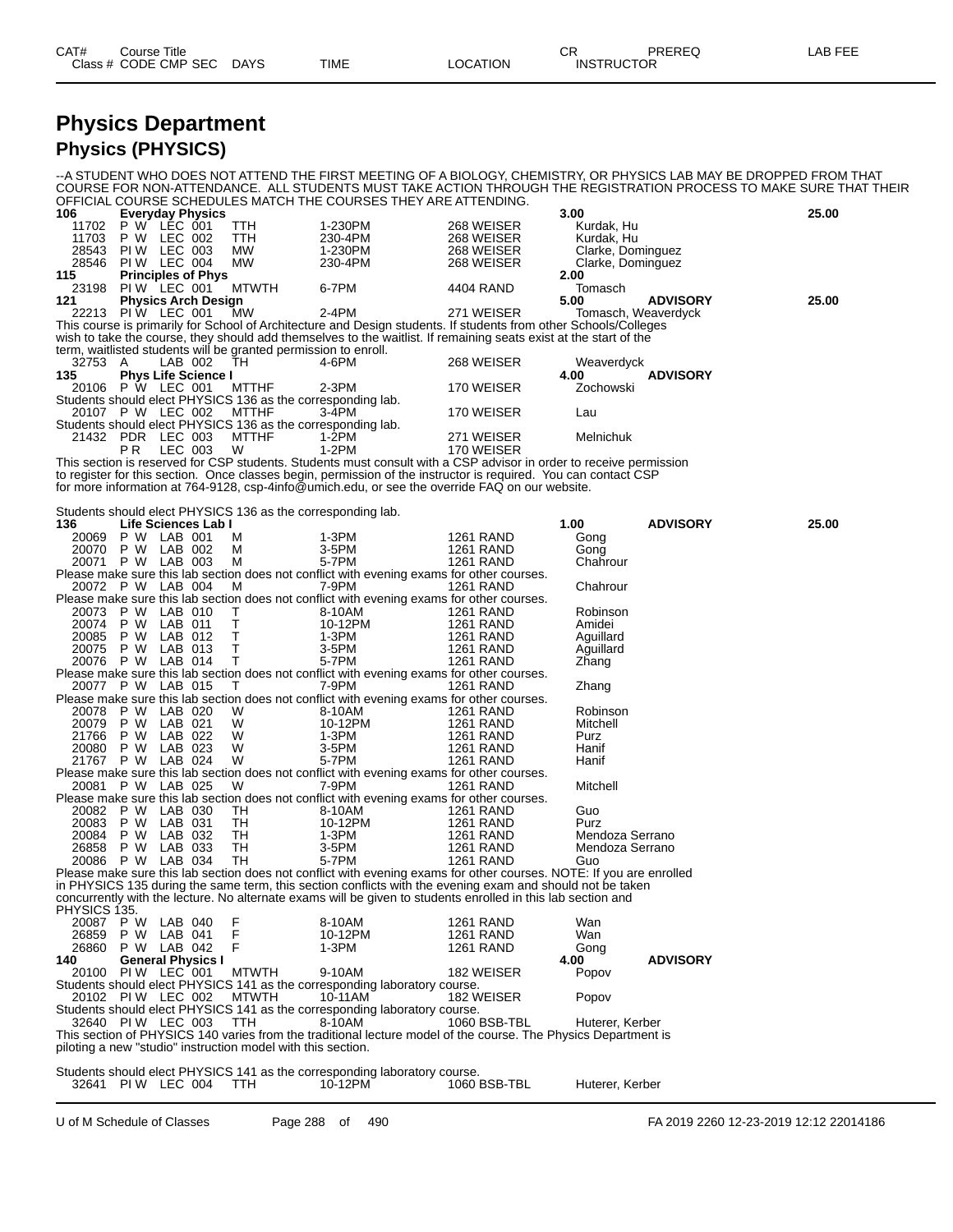# Physics Department

## Physics (PHYSICS)

--A STUDENT WHO DOES NOT ATTEND THE FIRST MEETING OF A BIOLOGY, CHEMISTRY, OR PHYSICS LAB MAY BE DROPPED FROM THAT COURSE FOR NON-ATTENDANCE. ALL STUDENTS MUST TAKE ACTION THROUGH THE REGISTRATION PROCESS TO MAKE SURE THAT THEIR OFFICIAL COURSE SCHEDULES MATCH THE COURSES THEY ARE ATTENDING.

| CAT# / Class # | Course Title / CODE | CMP | SEC | DAYS | TIME | LOCATION | CR / INSTRUCTOR | PREREQ | LAB FEE |
|---|---|---|---|---|---|---|---|---|---|
| **106** | **Everyday Physics** | | | | | | **3.00** | | **25.00** |
| 11702 | P W | LEC | 001 | TTH | 1-230PM | 268 WEISER | Kurdak, Hu | | |
| 11703 | P W | LEC | 002 | TTH | 230-4PM | 268 WEISER | Kurdak, Hu | | |
| 28543 | PI W | LEC | 003 | MW | 1-230PM | 268 WEISER | Clarke, Dominguez | | |
| 28546 | PI W | LEC | 004 | MW | 230-4PM | 268 WEISER | Clarke, Dominguez | | |
| **115** | **Principles of Phys** | | | | | | **2.00** | | |
| 23198 | PI W | LEC | 001 | MTWTH | 6-7PM | 4404 RAND | Tomasch | | |
| **121** | **Physics Arch Design** | | | | | | **5.00** | **ADVISORY** | **25.00** |
| 22213 | PI W | LEC | 001 | MW | 2-4PM | 271 WEISER | Tomasch, Weaverdyck | | |

This course is primarily for School of Architecture and Design students. If students from other Schools/Colleges wish to take the course, they should add themselves to the waitlist. If remaining seats exist at the start of the term, waitlisted students will be granted permission to enroll.

| CAT# / Class # | Course Title / CODE | CMP | SEC | DAYS | TIME | LOCATION | CR / INSTRUCTOR | PREREQ | LAB FEE |
|---|---|---|---|---|---|---|---|---|---|
| 32753 | A | LAB | 002 | TH | 4-6PM | 268 WEISER | Weaverdyck | | |
| **135** | **Phys Life Science I** | | | | | | **4.00** | **ADVISORY** | |
| 20106 | P W | LEC | 001 | MTTHF | 2-3PM | 170 WEISER | Zochowski | | |

Students should elect PHYSICS 136 as the corresponding lab.

| Class # | CODE | CMP | SEC | DAYS | TIME | LOCATION | INSTRUCTOR |
|---|---|---|---|---|---|---|---|
| 20107 | P W | LEC | 002 | MTTHF | 3-4PM | 170 WEISER | Lau |

Students should elect PHYSICS 136 as the corresponding lab.

| Class # | CODE | CMP | SEC | DAYS | TIME | LOCATION | INSTRUCTOR |
|---|---|---|---|---|---|---|---|
| 21432 | PDR | LEC | 003 | MTTHF | 1-2PM | 271 WEISER | Melnichuk |
| | P R | LEC | 003 | W | 1-2PM | 170 WEISER | |

This section is reserved for CSP students. Students must consult with a CSP advisor in order to receive permission to register for this section. Once classes begin, permission of the instructor is required. You can contact CSP for more information at 764-9128, csp-4info@umich.edu, or see the override FAQ on our website.

Students should elect PHYSICS 136 as the corresponding lab.

| CAT# / Class # | Course Title / CODE | CMP | SEC | DAYS | TIME | LOCATION | CR / INSTRUCTOR | PREREQ | LAB FEE |
|---|---|---|---|---|---|---|---|---|---|
| **136** | **Life Sciences Lab I** | | | | | | **1.00** | **ADVISORY** | **25.00** |
| 20069 | P W | LAB | 001 | M | 1-3PM | 1261 RAND | Gong | | |
| 20070 | P W | LAB | 002 | M | 3-5PM | 1261 RAND | Gong | | |
| 20071 | P W | LAB | 003 | M | 5-7PM | 1261 RAND | Chahrour | | |

Please make sure this lab section does not conflict with evening exams for other courses.

| Class # | CODE | CMP | SEC | DAYS | TIME | LOCATION | INSTRUCTOR |
|---|---|---|---|---|---|---|---|
| 20072 | P W | LAB | 004 | M | 7-9PM | 1261 RAND | Chahrour |

Please make sure this lab section does not conflict with evening exams for other courses.

| Class # | CODE | CMP | SEC | DAYS | TIME | LOCATION | INSTRUCTOR |
|---|---|---|---|---|---|---|---|
| 20073 | P W | LAB | 010 | T | 8-10AM | 1261 RAND | Robinson |
| 20074 | P W | LAB | 011 | T | 10-12PM | 1261 RAND | Amidei |
| 20085 | P W | LAB | 012 | T | 1-3PM | 1261 RAND | Aguillard |
| 20075 | P W | LAB | 013 | T | 3-5PM | 1261 RAND | Aguillard |
| 20076 | P W | LAB | 014 | T | 5-7PM | 1261 RAND | Zhang |

Please make sure this lab section does not conflict with evening exams for other courses.

| Class # | CODE | CMP | SEC | DAYS | TIME | LOCATION | INSTRUCTOR |
|---|---|---|---|---|---|---|---|
| 20077 | P W | LAB | 015 | T | 7-9PM | 1261 RAND | Zhang |

Please make sure this lab section does not conflict with evening exams for other courses.

| Class # | CODE | CMP | SEC | DAYS | TIME | LOCATION | INSTRUCTOR |
|---|---|---|---|---|---|---|---|
| 20078 | P W | LAB | 020 | W | 8-10AM | 1261 RAND | Robinson |
| 20079 | P W | LAB | 021 | W | 10-12PM | 1261 RAND | Mitchell |
| 21766 | P W | LAB | 022 | W | 1-3PM | 1261 RAND | Purz |
| 20080 | P W | LAB | 023 | W | 3-5PM | 1261 RAND | Hanif |
| 21767 | P W | LAB | 024 | W | 5-7PM | 1261 RAND | Hanif |

Please make sure this lab section does not conflict with evening exams for other courses.

| Class # | CODE | CMP | SEC | DAYS | TIME | LOCATION | INSTRUCTOR |
|---|---|---|---|---|---|---|---|
| 20081 | P W | LAB | 025 | W | 7-9PM | 1261 RAND | Mitchell |

Please make sure this lab section does not conflict with evening exams for other courses.

| Class # | CODE | CMP | SEC | DAYS | TIME | LOCATION | INSTRUCTOR |
|---|---|---|---|---|---|---|---|
| 20082 | P W | LAB | 030 | TH | 8-10AM | 1261 RAND | Guo |
| 20083 | P W | LAB | 031 | TH | 10-12PM | 1261 RAND | Purz |
| 20084 | P W | LAB | 032 | TH | 1-3PM | 1261 RAND | Mendoza Serrano |
| 26858 | P W | LAB | 033 | TH | 3-5PM | 1261 RAND | Mendoza Serrano |
| 20086 | P W | LAB | 034 | TH | 5-7PM | 1261 RAND | Guo |

Please make sure this lab section does not conflict with evening exams for other courses. NOTE: If you are enrolled in PHYSICS 135 during the same term, this section conflicts with the evening exam and should not be taken concurrently with the lecture. No alternate exams will be given to students enrolled in this lab section and PHYSICS 135.

| CAT# / Class # | Course Title / CODE | CMP | SEC | DAYS | TIME | LOCATION | CR / INSTRUCTOR | PREREQ | LAB FEE |
|---|---|---|---|---|---|---|---|---|---|
| 20087 | P W | LAB | 040 | F | 8-10AM | 1261 RAND | Wan | | |
| 26859 | P W | LAB | 041 | F | 10-12PM | 1261 RAND | Wan | | |
| 26860 | P W | LAB | 042 | F | 1-3PM | 1261 RAND | Gong | | |
| **140** | **General Physics I** | | | | | | **4.00** | **ADVISORY** | |
| 20100 | PI W | LEC | 001 | MTWTH | 9-10AM | 182 WEISER | Popov | | |

Students should elect PHYSICS 141 as the corresponding laboratory course.

| Class # | CODE | CMP | SEC | DAYS | TIME | LOCATION | INSTRUCTOR |
|---|---|---|---|---|---|---|---|
| 20102 | PI W | LEC | 002 | MTWTH | 10-11AM | 182 WEISER | Popov |

Students should elect PHYSICS 141 as the corresponding laboratory course.

| Class # | CODE | CMP | SEC | DAYS | TIME | LOCATION | INSTRUCTOR |
|---|---|---|---|---|---|---|---|
| 32640 | PI W | LEC | 003 | TTH | 8-10AM | 1060 BSB-TBL | Huterer, Kerber |

This section of PHYSICS 140 varies from the traditional lecture model of the course. The Physics Department is piloting a new "studio" instruction model with this section.

Students should elect PHYSICS 141 as the corresponding laboratory course.

| Class # | CODE | CMP | SEC | DAYS | TIME | LOCATION | INSTRUCTOR |
|---|---|---|---|---|---|---|---|
| 32641 | PI W | LEC | 004 | TTH | 10-12PM | 1060 BSB-TBL | Huterer, Kerber |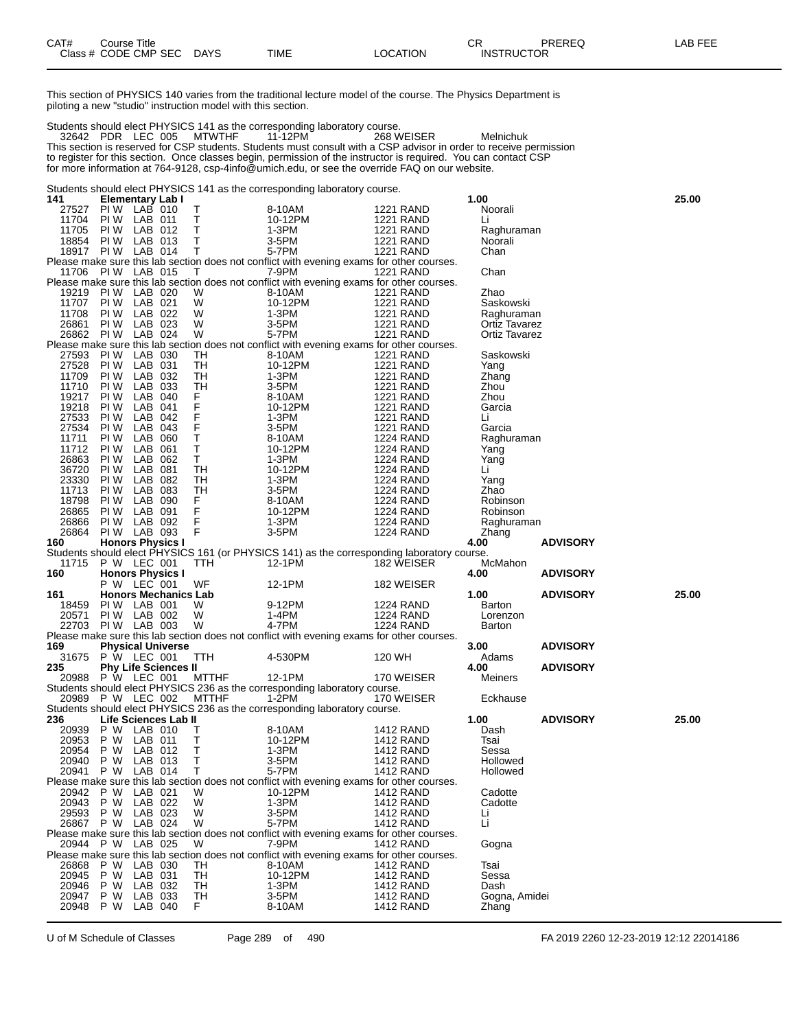| CAT# Class # | Course Title CODE CMP SEC | DAYS | TIME | LOCATION | CR INSTRUCTOR | PREREQ | LAB FEE |
|---|---|---|---|---|---|---|---|

This section of PHYSICS 140 varies from the traditional lecture model of the course. The Physics Department is piloting a new "studio" instruction model with this section.

Students should elect PHYSICS 141 as the corresponding laboratory course.

| | | | | | | | |
|---|---|---|---|---|---|---|---|
| 32642 | PDR LEC 005 | MTWTHF | 11-12PM | 268 WEISER | Melnichuk | | |

This section is reserved for CSP students. Students must consult with a CSP advisor in order to receive permission to register for this section. Once classes begin, permission of the instructor is required. You can contact CSP for more information at 764-9128, csp-4info@umich.edu, or see the override FAQ on our website.

Students should elect PHYSICS 141 as the corresponding laboratory course.

| | | | | | | | |
|---|---|---|---|---|---|---|---|
| **141** | **Elementary Lab I** | | | | **1.00** | | **25.00** |
| 27527 | PI W LAB 010 | T | 8-10AM | 1221 RAND | Noorali | | |
| 11704 | PI W LAB 011 | T | 10-12PM | 1221 RAND | Li | | |
| 11705 | PI W LAB 012 | T | 1-3PM | 1221 RAND | Raghuraman | | |
| 18854 | PI W LAB 013 | T | 3-5PM | 1221 RAND | Noorali | | |
| 18917 | PI W LAB 014 | T | 5-7PM | 1221 RAND | Chan | | |

Please make sure this lab section does not conflict with evening exams for other courses.

| | | | | | | | |
|---|---|---|---|---|---|---|---|
| 11706 | PI W LAB 015 | T | 7-9PM | 1221 RAND | Chan | | |

Please make sure this lab section does not conflict with evening exams for other courses.

| | | | | | | | |
|---|---|---|---|---|---|---|---|
| 19219 | PI W LAB 020 | W | 8-10AM | 1221 RAND | Zhao | | |
| 11707 | PI W LAB 021 | W | 10-12PM | 1221 RAND | Saskowski | | |
| 11708 | PI W LAB 022 | W | 1-3PM | 1221 RAND | Raghuraman | | |
| 26861 | PI W LAB 023 | W | 3-5PM | 1221 RAND | Ortiz Tavarez | | |
| 26862 | PI W LAB 024 | W | 5-7PM | 1221 RAND | Ortiz Tavarez | | |

Please make sure this lab section does not conflict with evening exams for other courses.

| | | | | | | | |
|---|---|---|---|---|---|---|---|
| 27593 | PI W LAB 030 | TH | 8-10AM | 1221 RAND | Saskowski | | |
| 27528 | PI W LAB 031 | TH | 10-12PM | 1221 RAND | Yang | | |
| 11709 | PI W LAB 032 | TH | 1-3PM | 1221 RAND | Zhang | | |
| 11710 | PI W LAB 033 | TH | 3-5PM | 1221 RAND | Zhou | | |
| 19217 | PI W LAB 040 | F | 8-10AM | 1221 RAND | Zhou | | |
| 19218 | PI W LAB 041 | F | 10-12PM | 1221 RAND | Garcia | | |
| 27533 | PI W LAB 042 | F | 1-3PM | 1221 RAND | Li | | |
| 27534 | PI W LAB 043 | F | 3-5PM | 1221 RAND | Garcia | | |
| 11711 | PI W LAB 060 | T | 8-10AM | 1224 RAND | Raghuraman | | |
| 11712 | PI W LAB 061 | T | 10-12PM | 1224 RAND | Yang | | |
| 26863 | PI W LAB 062 | T | 1-3PM | 1224 RAND | Yang | | |
| 36720 | PI W LAB 081 | TH | 10-12PM | 1224 RAND | Li | | |
| 23330 | PI W LAB 082 | TH | 1-3PM | 1224 RAND | Yang | | |
| 11713 | PI W LAB 083 | TH | 3-5PM | 1224 RAND | Zhao | | |
| 18798 | PI W LAB 090 | F | 8-10AM | 1224 RAND | Robinson | | |
| 26865 | PI W LAB 091 | F | 10-12PM | 1224 RAND | Robinson | | |
| 26866 | PI W LAB 092 | F | 1-3PM | 1224 RAND | Raghuraman | | |
| 26864 | PI W LAB 093 | F | 3-5PM | 1224 RAND | Zhang | | |
| **160** | **Honors Physics I** | | | | **4.00** | **ADVISORY** | |

Students should elect PHYSICS 161 (or PHYSICS 141) as the corresponding laboratory course.

| | | | | | | | |
|---|---|---|---|---|---|---|---|
| 11715 | P W LEC 001 | TTH | 12-1PM | 182 WEISER | McMahon | | |
| **160** | **Honors Physics I** | | | | **4.00** | **ADVISORY** | |
| | P W LEC 001 | WF | 12-1PM | 182 WEISER | | | |
| **161** | **Honors Mechanics Lab** | | | | **1.00** | **ADVISORY** | **25.00** |
| 18459 | PI W LAB 001 | W | 9-12PM | 1224 RAND | Barton | | |
| 20571 | PI W LAB 002 | W | 1-4PM | 1224 RAND | Lorenzon | | |
| 22703 | PI W LAB 003 | W | 4-7PM | 1224 RAND | Barton | | |

Please make sure this lab section does not conflict with evening exams for other courses.

| | | | | | | | |
|---|---|---|---|---|---|---|---|
| **169** | **Physical Universe** | | | | **3.00** | **ADVISORY** | |
| 31675 | P W LEC 001 | TTH | 4-530PM | 120 WH | Adams | | |
| **235** | **Phy Life Sciences II** | | | | **4.00** | **ADVISORY** | |
| 20988 | P W LEC 001 | MTTHF | 12-1PM | 170 WEISER | Meiners | | |

Students should elect PHYSICS 236 as the corresponding laboratory course.

| | | | | | | | |
|---|---|---|---|---|---|---|---|
| 20989 | P W LEC 002 | MTTHF | 1-2PM | 170 WEISER | Eckhause | | |

Students should elect PHYSICS 236 as the corresponding laboratory course.

| | | | | | | | |
|---|---|---|---|---|---|---|---|
| **236** | **Life Sciences Lab II** | | | | **1.00** | **ADVISORY** | **25.00** |
| 20939 | P W LAB 010 | T | 8-10AM | 1412 RAND | Dash | | |
| 20953 | P W LAB 011 | T | 10-12PM | 1412 RAND | Tsai | | |
| 20954 | P W LAB 012 | T | 1-3PM | 1412 RAND | Sessa | | |
| 20940 | P W LAB 013 | T | 3-5PM | 1412 RAND | Hollowed | | |
| 20941 | P W LAB 014 | T | 5-7PM | 1412 RAND | Hollowed | | |

Please make sure this lab section does not conflict with evening exams for other courses.

| | | | | | | | |
|---|---|---|---|---|---|---|---|
| 20942 | P W LAB 021 | W | 10-12PM | 1412 RAND | Cadotte | | |
| 20943 | P W LAB 022 | W | 1-3PM | 1412 RAND | Cadotte | | |
| 29593 | P W LAB 023 | W | 3-5PM | 1412 RAND | Li | | |
| 26867 | P W LAB 024 | W | 5-7PM | 1412 RAND | Li | | |

Please make sure this lab section does not conflict with evening exams for other courses.

| | | | | | | | |
|---|---|---|---|---|---|---|---|
| 20944 | P W LAB 025 | W | 7-9PM | 1412 RAND | Gogna | | |

Please make sure this lab section does not conflict with evening exams for other courses.

| | | | | | | | |
|---|---|---|---|---|---|---|---|
| 26868 | P W LAB 030 | TH | 8-10AM | 1412 RAND | Tsai | | |
| 20945 | P W LAB 031 | TH | 10-12PM | 1412 RAND | Sessa | | |
| 20946 | P W LAB 032 | TH | 1-3PM | 1412 RAND | Dash | | |
| 20947 | P W LAB 033 | TH | 3-5PM | 1412 RAND | Gogna, Amidei | | |
| 20948 | P W LAB 040 | F | 8-10AM | 1412 RAND | Zhang | | |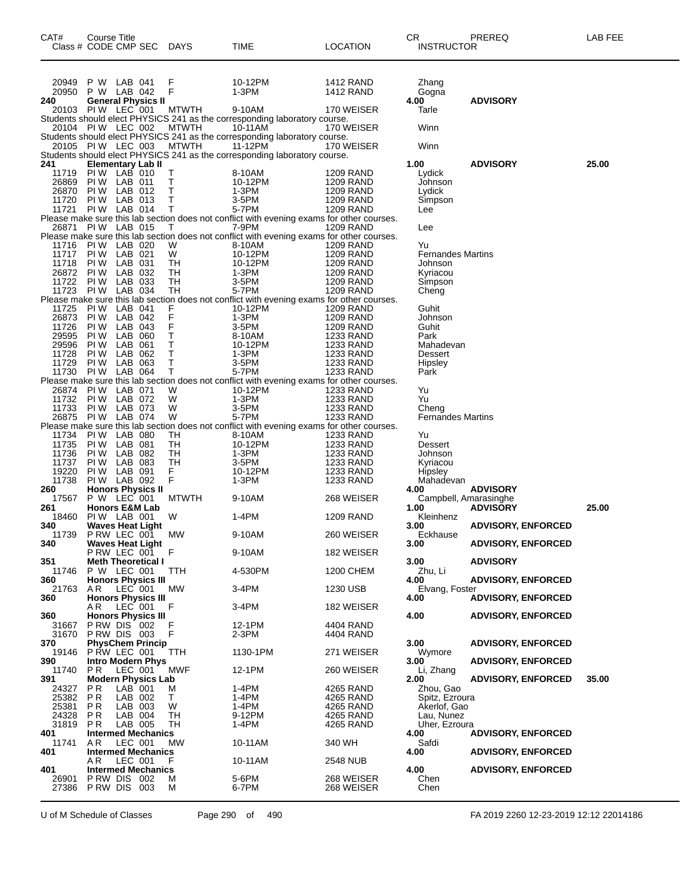| CAT# Class # | Course Title CODE CMP SEC | DAYS | TIME | LOCATION | CR INSTRUCTOR | PREREQ | LAB FEE |
|---|---|---|---|---|---|---|---|
| 20949 | P W LAB 041 | F | 10-12PM | 1412 RAND | Zhang | | |
| 20950 | P W LAB 042 | F | 1-3PM | 1412 RAND | Gogna | | |
| **240** | **General Physics II** | | | | **4.00** | **ADVISORY** | |
| 20103 | PI W LEC 001 | MTWTH | 9-10AM | 170 WEISER | Tarle | | |
| Students should elect PHYSICS 241 as the corresponding laboratory course. | | | | | | | |
| 20104 | PI W LEC 002 | MTWTH | 10-11AM | 170 WEISER | Winn | | |
| Students should elect PHYSICS 241 as the corresponding laboratory course. | | | | | | | |
| 20105 | PI W LEC 003 | MTWTH | 11-12PM | 170 WEISER | Winn | | |
| Students should elect PHYSICS 241 as the corresponding laboratory course. | | | | | | | |
| **241** | **Elementary Lab II** | | | | **1.00** | **ADVISORY** | **25.00** |
| 11719 | PI W LAB 010 | T | 8-10AM | 1209 RAND | Lydick | | |
| 26869 | PI W LAB 011 | T | 10-12PM | 1209 RAND | Johnson | | |
| 26870 | PI W LAB 012 | T | 1-3PM | 1209 RAND | Lydick | | |
| 11720 | PI W LAB 013 | T | 3-5PM | 1209 RAND | Simpson | | |
| 11721 | PI W LAB 014 | T | 5-7PM | 1209 RAND | Lee | | |
| Please make sure this lab section does not conflict with evening exams for other courses. | | | | | | | |
| 26871 | PI W LAB 015 | T | 7-9PM | 1209 RAND | Lee | | |
| Please make sure this lab section does not conflict with evening exams for other courses. | | | | | | | |
| 11716 | PI W LAB 020 | W | 8-10AM | 1209 RAND | Yu | | |
| 11717 | PI W LAB 021 | W | 10-12PM | 1209 RAND | Fernandes Martins | | |
| 11718 | PI W LAB 031 | TH | 10-12PM | 1209 RAND | Johnson | | |
| 26872 | PI W LAB 032 | TH | 1-3PM | 1209 RAND | Kyriacou | | |
| 11722 | PI W LAB 033 | TH | 3-5PM | 1209 RAND | Simpson | | |
| 11723 | PI W LAB 034 | TH | 5-7PM | 1209 RAND | Cheng | | |
| Please make sure this lab section does not conflict with evening exams for other courses. | | | | | | | |
| 11725 | PI W LAB 041 | F | 10-12PM | 1209 RAND | Guhit | | |
| 26873 | PI W LAB 042 | F | 1-3PM | 1209 RAND | Johnson | | |
| 11726 | PI W LAB 043 | F | 3-5PM | 1209 RAND | Guhit | | |
| 29595 | PI W LAB 060 | T | 8-10AM | 1233 RAND | Park | | |
| 29596 | PI W LAB 061 | T | 10-12PM | 1233 RAND | Mahadevan | | |
| 11728 | PI W LAB 062 | T | 1-3PM | 1233 RAND | Dessert | | |
| 11729 | PI W LAB 063 | T | 3-5PM | 1233 RAND | Hipsley | | |
| 11730 | PI W LAB 064 | T | 5-7PM | 1233 RAND | Park | | |
| Please make sure this lab section does not conflict with evening exams for other courses. | | | | | | | |
| 26874 | PI W LAB 071 | W | 10-12PM | 1233 RAND | Yu | | |
| 11732 | PI W LAB 072 | W | 1-3PM | 1233 RAND | Yu | | |
| 11733 | PI W LAB 073 | W | 3-5PM | 1233 RAND | Cheng | | |
| 26875 | PI W LAB 074 | W | 5-7PM | 1233 RAND | Fernandes Martins | | |
| Please make sure this lab section does not conflict with evening exams for other courses. | | | | | | | |
| 11734 | PI W LAB 080 | TH | 8-10AM | 1233 RAND | Yu | | |
| 11735 | PI W LAB 081 | TH | 10-12PM | 1233 RAND | Dessert | | |
| 11736 | PI W LAB 082 | TH | 1-3PM | 1233 RAND | Johnson | | |
| 11737 | PI W LAB 083 | TH | 3-5PM | 1233 RAND | Kyriacou | | |
| 19220 | PI W LAB 091 | F | 10-12PM | 1233 RAND | Hipsley | | |
| 11738 | PI W LAB 092 | F | 1-3PM | 1233 RAND | Mahadevan | | |
| **260** | **Honors Physics II** | | | | **4.00** | **ADVISORY** | |
| 17567 | P W LEC 001 | MTWTH | 9-10AM | 268 WEISER | Campbell, Amarasinghe | | |
| **261** | **Honors E&M Lab** | | | | **1.00** | **ADVISORY** | **25.00** |
| 18460 | PI W LAB 001 | W | 1-4PM | 1209 RAND | Kleinhenz | | |
| **340** | **Waves Heat Light** | | | | **3.00** | **ADVISORY, ENFORCED** | |
| 11739 | P RW LEC 001 | MW | 9-10AM | 260 WEISER | Eckhause | | |
| **340** | **Waves Heat Light** | | | | **3.00** | **ADVISORY, ENFORCED** | |
| | P RW LEC 001 | F | 9-10AM | 182 WEISER | | | |
| **351** | **Meth Theoretical I** | | | | **3.00** | **ADVISORY** | |
| 11746 | P W LEC 001 | TTH | 4-530PM | 1200 CHEM | Zhu, Li | | |
| **360** | **Honors Physics III** | | | | **4.00** | **ADVISORY, ENFORCED** | |
| 21763 | A R LEC 001 | MW | 3-4PM | 1230 USB | Elvang, Foster | | |
| **360** | **Honors Physics III** | | | | **4.00** | **ADVISORY, ENFORCED** | |
| | A R LEC 001 | F | 3-4PM | 182 WEISER | | | |
| **360** | **Honors Physics III** | | | | **4.00** | **ADVISORY, ENFORCED** | |
| 31667 | P RW DIS 002 | F | 12-1PM | 4404 RAND | | | |
| 31670 | P RW DIS 003 | F | 2-3PM | 4404 RAND | | | |
| **370** | **PhysChem Princip** | | | | **3.00** | **ADVISORY, ENFORCED** | |
| 19146 | P RW LEC 001 | TTH | 1130-1PM | 271 WEISER | Wymore | | |
| **390** | **Intro Modern Phys** | | | | **3.00** | **ADVISORY, ENFORCED** | |
| 11740 | P R LEC 001 | MWF | 12-1PM | 260 WEISER | Li, Zhang | | |
| **391** | **Modern Physics Lab** | | | | **2.00** | **ADVISORY, ENFORCED** | **35.00** |
| 24327 | P R LAB 001 | M | 1-4PM | 4265 RAND | Zhou, Gao | | |
| 25382 | P R LAB 002 | T | 1-4PM | 4265 RAND | Spitz, Ezroura | | |
| 25381 | P R LAB 003 | W | 1-4PM | 4265 RAND | Akerlof, Gao | | |
| 24328 | P R LAB 004 | TH | 9-12PM | 4265 RAND | Lau, Nunez | | |
| 31819 | P R LAB 005 | TH | 1-4PM | 4265 RAND | Uher, Ezroura | | |
| **401** | **Intermed Mechanics** | | | | **4.00** | **ADVISORY, ENFORCED** | |
| 11741 | A R LEC 001 | MW | 10-11AM | 340 WH | Safdi | | |
| **401** | **Intermed Mechanics** | | | | **4.00** | **ADVISORY, ENFORCED** | |
| | A R LEC 001 | F | 10-11AM | 2548 NUB | | | |
| **401** | **Intermed Mechanics** | | | | **4.00** | **ADVISORY, ENFORCED** | |
| 26901 | P RW DIS 002 | M | 5-6PM | 268 WEISER | Chen | | |
| 27386 | P RW DIS 003 | M | 6-7PM | 268 WEISER | Chen | | |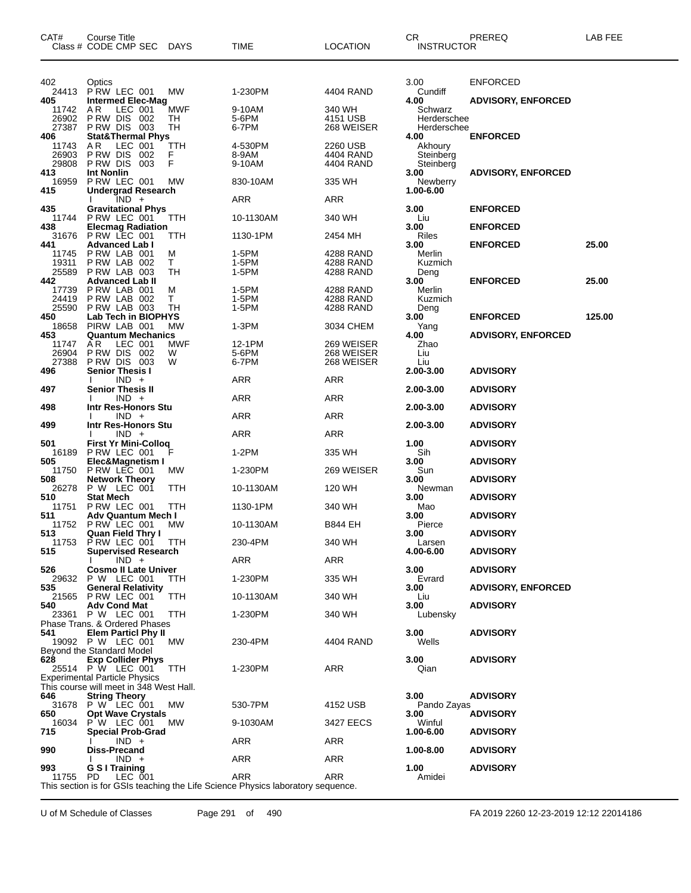| CAT# | Course Title<br>Class # CODE CMP SEC DAYS | TIME | LOCATION | CR<br>INSTRUCTOR | PREREQ | LAB FEE |
|---|---|---|---|---|---|---|
| 402 | Optics | | | 3.00 | ENFORCED | |
| 24413 | P RW LEC 001 MW | 1-230PM | 4404 RAND | Cundiff | | |
| **405** | **Intermed Elec-Mag** | | | **4.00** | **ADVISORY, ENFORCED** | |
| 11742 | A R LEC 001 MWF | 9-10AM | 340 WH | Schwarz | | |
| 26902 | P RW DIS 002 TH | 5-6PM | 4151 USB | Herderschee | | |
| 27387 | P RW DIS 003 TH | 6-7PM | 268 WEISER | Herderschee | | |
| **406** | **Stat&Thermal Phys** | | | **4.00** | **ENFORCED** | |
| 11743 | A R LEC 001 TTH | 4-530PM | 2260 USB | Akhoury | | |
| 26903 | P RW DIS 002 F | 8-9AM | 4404 RAND | Steinberg | | |
| 29808 | P RW DIS 003 F | 9-10AM | 4404 RAND | Steinberg | | |
| **413** | **Int Nonlin** | | | **3.00** | **ADVISORY, ENFORCED** | |
| 16959 | P RW LEC 001 MW | 830-10AM | 335 WH | Newberry | | |
| **415** | **Undergrad Research** | | | **1.00-6.00** | | |
| | I IND + | ARR | ARR | | | |
| **435** | **Gravitational Phys** | | | **3.00** | **ENFORCED** | |
| 11744 | P RW LEC 001 TTH | 10-1130AM | 340 WH | Liu | | |
| **438** | **Elecmag Radiation** | | | **3.00** | **ENFORCED** | |
| 31676 | P RW LEC 001 TTH | 1130-1PM | 2454 MH | Riles | | |
| **441** | **Advanced Lab I** | | | **3.00** | **ENFORCED** | **25.00** |
| 11745 | P RW LAB 001 M | 1-5PM | 4288 RAND | Merlin | | |
| 19311 | P RW LAB 002 T | 1-5PM | 4288 RAND | Kuzmich | | |
| 25589 | P RW LAB 003 TH | 1-5PM | 4288 RAND | Deng | | |
| **442** | **Advanced Lab II** | | | **3.00** | **ENFORCED** | **25.00** |
| 17739 | P RW LAB 001 M | 1-5PM | 4288 RAND | Merlin | | |
| 24419 | P RW LAB 002 T | 1-5PM | 4288 RAND | Kuzmich | | |
| 25590 | P RW LAB 003 TH | 1-5PM | 4288 RAND | Deng | | |
| **450** | **Lab Tech in BIOPHYS** | | | **3.00** | **ENFORCED** | **125.00** |
| 18658 | PIRW LAB 001 MW | 1-3PM | 3034 CHEM | Yang | | |
| **453** | **Quantum Mechanics** | | | **4.00** | **ADVISORY, ENFORCED** | |
| 11747 | A R LEC 001 MWF | 12-1PM | 269 WEISER | Zhao | | |
| 26904 | P RW DIS 002 W | 5-6PM | 268 WEISER | Liu | | |
| 27388 | P RW DIS 003 W | 6-7PM | 268 WEISER | Liu | | |
| **496** | **Senior Thesis I** | | | **2.00-3.00** | **ADVISORY** | |
| | I IND + | ARR | ARR | | | |
| **497** | **Senior Thesis II** | | | **2.00-3.00** | **ADVISORY** | |
| | I IND + | ARR | ARR | | | |
| **498** | **Intr Res-Honors Stu** | | | **2.00-3.00** | **ADVISORY** | |
| | I IND + | ARR | ARR | | | |
| **499** | **Intr Res-Honors Stu** | | | **2.00-3.00** | **ADVISORY** | |
| | I IND + | ARR | ARR | | | |
| **501** | **First Yr Mini-Colloq** | | | **1.00** | **ADVISORY** | |
| 16189 | P RW LEC 001 F | 1-2PM | 335 WH | Sih | | |
| **505** | **Elec&Magnetism I** | | | **3.00** | **ADVISORY** | |
| 11750 | P RW LEC 001 MW | 1-230PM | 269 WEISER | Sun | | |
| **508** | **Network Theory** | | | **3.00** | **ADVISORY** | |
| 26278 | P W LEC 001 TTH | 10-1130AM | 120 WH | Newman | | |
| **510** | **Stat Mech** | | | **3.00** | **ADVISORY** | |
| 11751 | P RW LEC 001 TTH | 1130-1PM | 340 WH | Mao | | |
| **511** | **Adv Quantum Mech I** | | | **3.00** | **ADVISORY** | |
| 11752 | P RW LEC 001 MW | 10-1130AM | B844 EH | Pierce | | |
| **513** | **Quan Field Thry I** | | | **3.00** | **ADVISORY** | |
| 11753 | P RW LEC 001 TTH | 230-4PM | 340 WH | Larsen | | |
| **515** | **Supervised Research** | | | **4.00-6.00** | **ADVISORY** | |
| | I IND + | ARR | ARR | | | |
| **526** | **Cosmo II Late Univer** | | | **3.00** | **ADVISORY** | |
| 29632 | P W LEC 001 TTH | 1-230PM | 335 WH | Evrard | | |
| **535** | **General Relativity** | | | **3.00** | **ADVISORY, ENFORCED** | |
| 21565 | P RW LEC 001 TTH | 10-1130AM | 340 WH | Liu | | |
| **540** | **Adv Cond Mat** | | | **3.00** | **ADVISORY** | |
| 23361 | P W LEC 001 TTH | 1-230PM | 340 WH | Lubensky | | |
| | Phase Trans. & Ordered Phases | | | | | |
| **541** | **Elem Particl Phy II** | | | **3.00** | **ADVISORY** | |
| 19092 | P W LEC 001 MW | 230-4PM | 4404 RAND | Wells | | |
| | Beyond the Standard Model | | | | | |
| **628** | **Exp Collider Phys** | | | **3.00** | **ADVISORY** | |
| 25514 | P W LEC 001 TTH | 1-230PM | ARR | Qian | | |
| | Experimental Particle Physics<br>This course will meet in 348 West Hall. | | | | | |
| **646** | **String Theory** | | | **3.00** | **ADVISORY** | |
| 31678 | P W LEC 001 MW | 530-7PM | 4152 USB | Pando Zayas | | |
| **650** | **Opt Wave Crystals** | | | **3.00** | **ADVISORY** | |
| 16034 | P W LEC 001 MW | 9-1030AM | 3427 EECS | Winful | | |
| **715** | **Special Prob-Grad** | | | **1.00-6.00** | **ADVISORY** | |
| | I IND + | ARR | ARR | | | |
| **990** | **Diss-Precand** | | | **1.00-8.00** | **ADVISORY** | |
| | I IND + | ARR | ARR | | | |
| **993** | **G S I Training** | | | **1.00** | **ADVISORY** | |
| 11755 | PD LEC 001 | ARR | ARR | Amidei | | |
| | This section is for GSIs teaching the Life Science Physics laboratory sequence. | | | | | |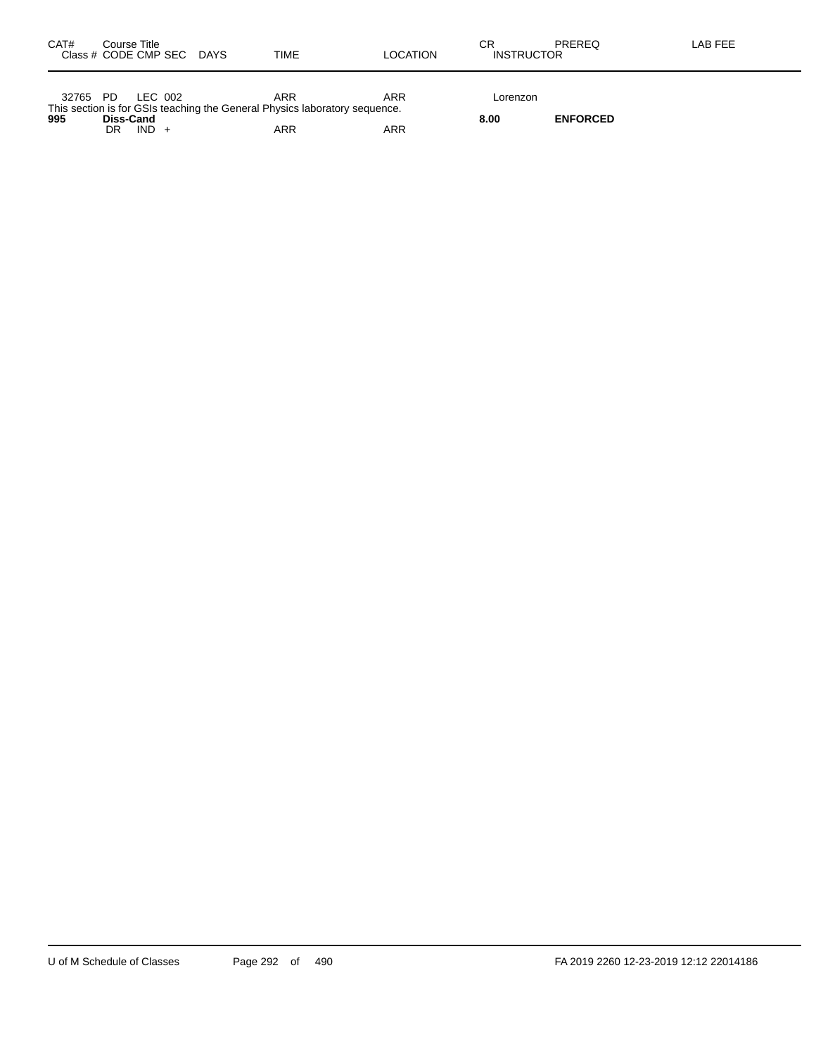| CAT# | Course Title | | | | | | CR | PREREQ | LAB FEE |
|---|---|---|---|---|---|---|---|---|---|
| Class # | CODE | CMP | SEC | DAYS | TIME | LOCATION | INSTRUCTOR | | |
| 32765 | PD | LEC | 002 | | ARR | ARR | Lorenzon | | |

This section is for GSIs teaching the General Physics laboratory sequence.

| CAT# | Course Title | | | | | | CR | PREREQ | LAB FEE |
|---|---|---|---|---|---|---|---|---|---|
| **995** | **Diss-Cand** | | | | | | **8.00** | **ENFORCED** | |
| | DR | IND | + | | ARR | ARR | | | |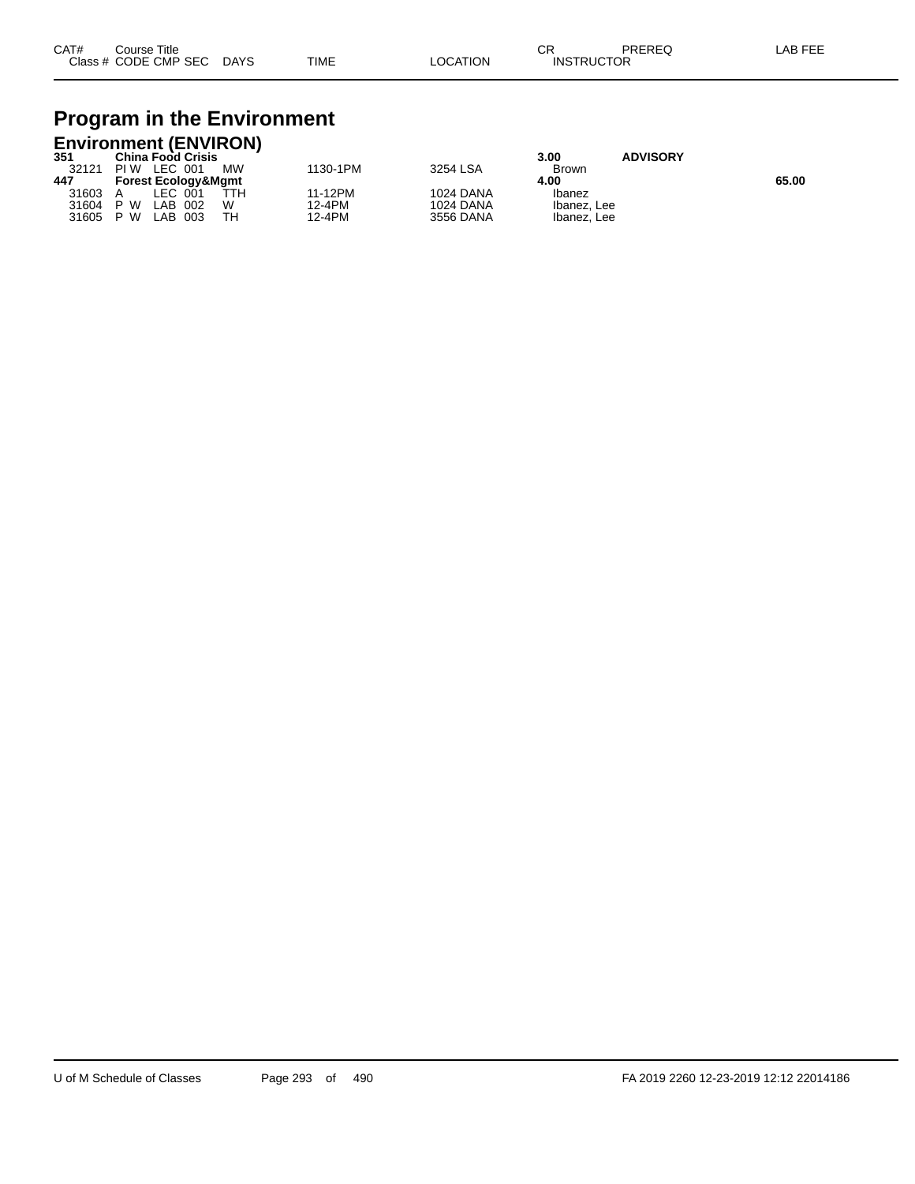# Program in the Environment

## Environment (ENVIRON)

| CAT# Class # | Course Title CODE CMP SEC | DAYS | TIME | LOCATION | CR INSTRUCTOR | PREREQ | LAB FEE |
|---|---|---|---|---|---|---|---|
| **351** | **China Food Crisis** | | | | **3.00** | **ADVISORY** | |
| 32121 | PI W LEC 001 | MW | 1130-1PM | 3254 LSA | Brown | | |
| **447** | **Forest Ecology&Mgmt** | | | | **4.00** | | **65.00** |
| 31603 | A LEC 001 | TTH | 11-12PM | 1024 DANA | Ibanez | | |
| 31604 | P W LAB 002 | W | 12-4PM | 1024 DANA | Ibanez, Lee | | |
| 31605 | P W LAB 003 | TH | 12-4PM | 3556 DANA | Ibanez, Lee | | |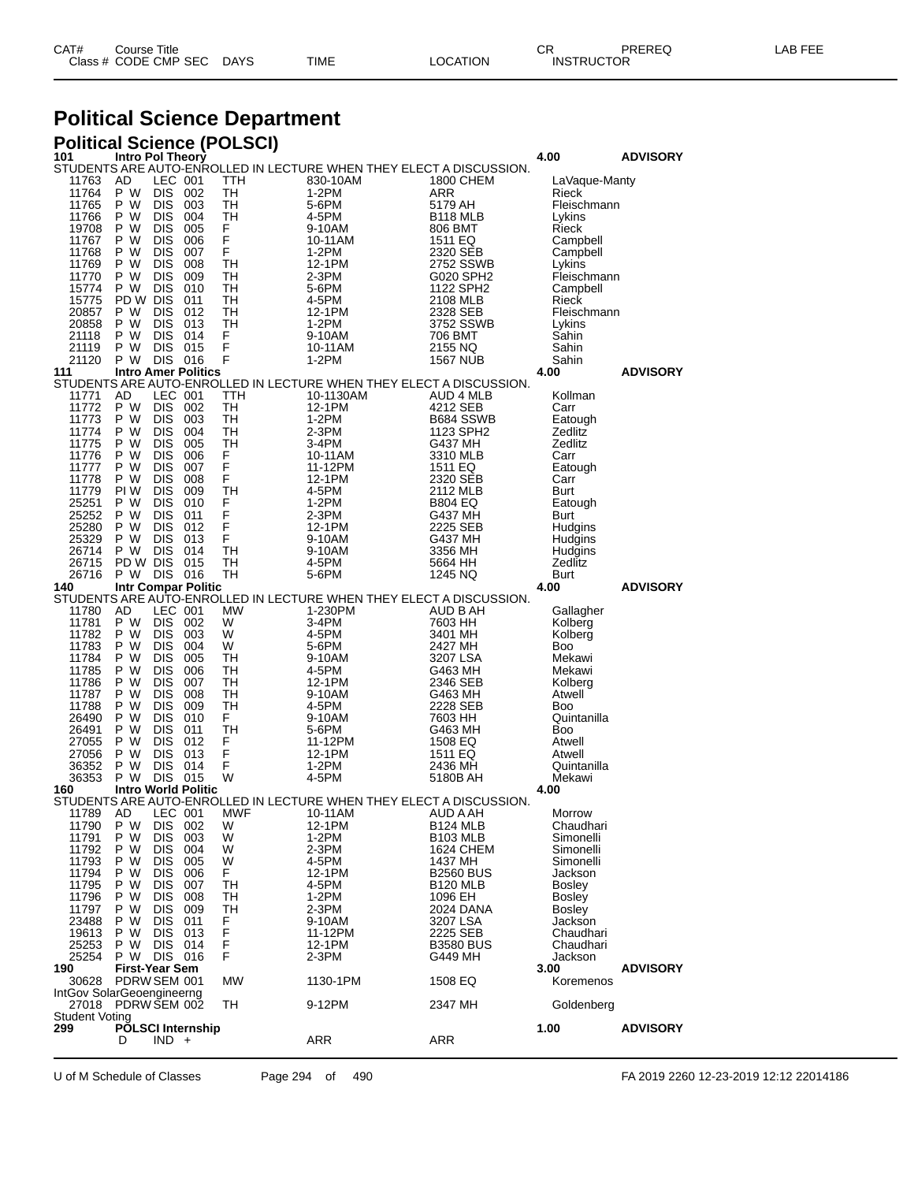# Political Science Department

## Political Science (POLSCI)

| CAT# / Class # | Course Title / CODE | CMP | SEC | DAYS | TIME | LOCATION | CR / INSTRUCTOR | PREREQ | LAB FEE |
|---|---|---|---|---|---|---|---|---|---|
| **101** | **Intro Pol Theory** | | | | | | **4.00** | **ADVISORY** | |
| STUDENTS ARE AUTO-ENROLLED IN LECTURE WHEN THEY ELECT A DISCUSSION. | | | | | | | | | |
| 11763 | AD | LEC | 001 | TTH | 830-10AM | 1800 CHEM | LaVaque-Manty | | |
| 11764 | P W | DIS | 002 | TH | 1-2PM | ARR | Rieck | | |
| 11765 | P W | DIS | 003 | TH | 5-6PM | 5179 AH | Fleischmann | | |
| 11766 | P W | DIS | 004 | TH | 4-5PM | B118 MLB | Lykins | | |
| 19708 | P W | DIS | 005 | F | 9-10AM | 806 BMT | Rieck | | |
| 11767 | P W | DIS | 006 | F | 10-11AM | 1511 EQ | Campbell | | |
| 11768 | P W | DIS | 007 | F | 1-2PM | 2320 SEB | Campbell | | |
| 11769 | P W | DIS | 008 | TH | 12-1PM | 2752 SSWB | Lykins | | |
| 11770 | P W | DIS | 009 | TH | 2-3PM | G020 SPH2 | Fleischmann | | |
| 15774 | P W | DIS | 010 | TH | 5-6PM | 1122 SPH2 | Campbell | | |
| 15775 | PD W | DIS | 011 | TH | 4-5PM | 2108 MLB | Rieck | | |
| 20857 | P W | DIS | 012 | TH | 12-1PM | 2328 SEB | Fleischmann | | |
| 20858 | P W | DIS | 013 | TH | 1-2PM | 3752 SSWB | Lykins | | |
| 21118 | P W | DIS | 014 | F | 9-10AM | 706 BMT | Sahin | | |
| 21119 | P W | DIS | 015 | F | 10-11AM | 2155 NQ | Sahin | | |
| 21120 | P W | DIS | 016 | F | 1-2PM | 1567 NUB | Sahin | | |
| **111** | **Intro Amer Politics** | | | | | | **4.00** | **ADVISORY** | |
| STUDENTS ARE AUTO-ENROLLED IN LECTURE WHEN THEY ELECT A DISCUSSION. | | | | | | | | | |
| 11771 | AD | LEC | 001 | TTH | 10-1130AM | AUD 4 MLB | Kollman | | |
| 11772 | P W | DIS | 002 | TH | 12-1PM | 4212 SEB | Carr | | |
| 11773 | P W | DIS | 003 | TH | 1-2PM | B684 SSWB | Eatough | | |
| 11774 | P W | DIS | 004 | TH | 2-3PM | 1123 SPH2 | Zedlitz | | |
| 11775 | P W | DIS | 005 | TH | 3-4PM | G437 MH | Zedlitz | | |
| 11776 | P W | DIS | 006 | F | 10-11AM | 3310 MLB | Carr | | |
| 11777 | P W | DIS | 007 | F | 11-12PM | 1511 EQ | Eatough | | |
| 11778 | P W | DIS | 008 | F | 12-1PM | 2320 SEB | Carr | | |
| 11779 | PI W | DIS | 009 | TH | 4-5PM | 2112 MLB | Burt | | |
| 25251 | P W | DIS | 010 | F | 1-2PM | B804 EQ | Eatough | | |
| 25252 | P W | DIS | 011 | F | 2-3PM | G437 MH | Burt | | |
| 25280 | P W | DIS | 012 | F | 12-1PM | 2225 SEB | Hudgins | | |
| 25329 | P W | DIS | 013 | F | 9-10AM | G437 MH | Hudgins | | |
| 26714 | P W | DIS | 014 | TH | 9-10AM | 3356 MH | Hudgins | | |
| 26715 | PD W | DIS | 015 | TH | 4-5PM | 5664 HH | Zedlitz | | |
| 26716 | P W | DIS | 016 | TH | 5-6PM | 1245 NQ | Burt | | |
| **140** | **Intr Compar Politic** | | | | | | **4.00** | **ADVISORY** | |
| STUDENTS ARE AUTO-ENROLLED IN LECTURE WHEN THEY ELECT A DISCUSSION. | | | | | | | | | |
| 11780 | AD | LEC | 001 | MW | 1-230PM | AUD B AH | Gallagher | | |
| 11781 | P W | DIS | 002 | W | 3-4PM | 7603 HH | Kolberg | | |
| 11782 | P W | DIS | 003 | W | 4-5PM | 3401 MH | Kolberg | | |
| 11783 | P W | DIS | 004 | W | 5-6PM | 2427 MH | Boo | | |
| 11784 | P W | DIS | 005 | TH | 9-10AM | 3207 LSA | Mekawi | | |
| 11785 | P W | DIS | 006 | TH | 4-5PM | G463 MH | Mekawi | | |
| 11786 | P W | DIS | 007 | TH | 12-1PM | 2346 SEB | Kolberg | | |
| 11787 | P W | DIS | 008 | TH | 9-10AM | G463 MH | Atwell | | |
| 11788 | P W | DIS | 009 | TH | 4-5PM | 2228 SEB | Boo | | |
| 26490 | P W | DIS | 010 | F | 9-10AM | 7603 HH | Quintanilla | | |
| 26491 | P W | DIS | 011 | TH | 5-6PM | G463 MH | Boo | | |
| 27055 | P W | DIS | 012 | F | 11-12PM | 1508 EQ | Atwell | | |
| 27056 | P W | DIS | 013 | F | 12-1PM | 1511 EQ | Atwell | | |
| 36352 | P W | DIS | 014 | F | 1-2PM | 2436 MH | Quintanilla | | |
| 36353 | P W | DIS | 015 | W | 4-5PM | 5180B AH | Mekawi | | |
| **160** | **Intro World Politic** | | | | | | **4.00** | | |
| STUDENTS ARE AUTO-ENROLLED IN LECTURE WHEN THEY ELECT A DISCUSSION. | | | | | | | | | |
| 11789 | AD | LEC | 001 | MWF | 10-11AM | AUD A AH | Morrow | | |
| 11790 | P W | DIS | 002 | W | 12-1PM | B124 MLB | Chaudhari | | |
| 11791 | P W | DIS | 003 | W | 1-2PM | B103 MLB | Simonelli | | |
| 11792 | P W | DIS | 004 | W | 2-3PM | 1624 CHEM | Simonelli | | |
| 11793 | P W | DIS | 005 | W | 4-5PM | 1437 MH | Simonelli | | |
| 11794 | P W | DIS | 006 | F | 12-1PM | B2560 BUS | Jackson | | |
| 11795 | P W | DIS | 007 | TH | 4-5PM | B120 MLB | Bosley | | |
| 11796 | P W | DIS | 008 | TH | 1-2PM | 1096 EH | Bosley | | |
| 11797 | P W | DIS | 009 | TH | 2-3PM | 2024 DANA | Bosley | | |
| 23488 | P W | DIS | 011 | F | 9-10AM | 3207 LSA | Jackson | | |
| 19613 | P W | DIS | 013 | F | 11-12PM | 2225 SEB | Chaudhari | | |
| 25253 | P W | DIS | 014 | F | 12-1PM | B3580 BUS | Chaudhari | | |
| 25254 | P W | DIS | 016 | F | 2-3PM | G449 MH | Jackson | | |
| **190** | **First-Year Sem** | | | | | | **3.00** | **ADVISORY** | |
| 30628 | PDRW | SEM | 001 | MW | 1130-1PM | 1508 EQ | Koremenos | | |
| IntGov SolarGeoengineerng | | | | | | | | | |
| 27018 | PDRW | SEM | 002 | TH | 9-12PM | 2347 MH | Goldenberg | | |
| Student Voting | | | | | | | | | |
| **299** | **POLSCI Internship** | | | | | | **1.00** | **ADVISORY** | |
| | D | IND | + | | ARR | ARR | | | |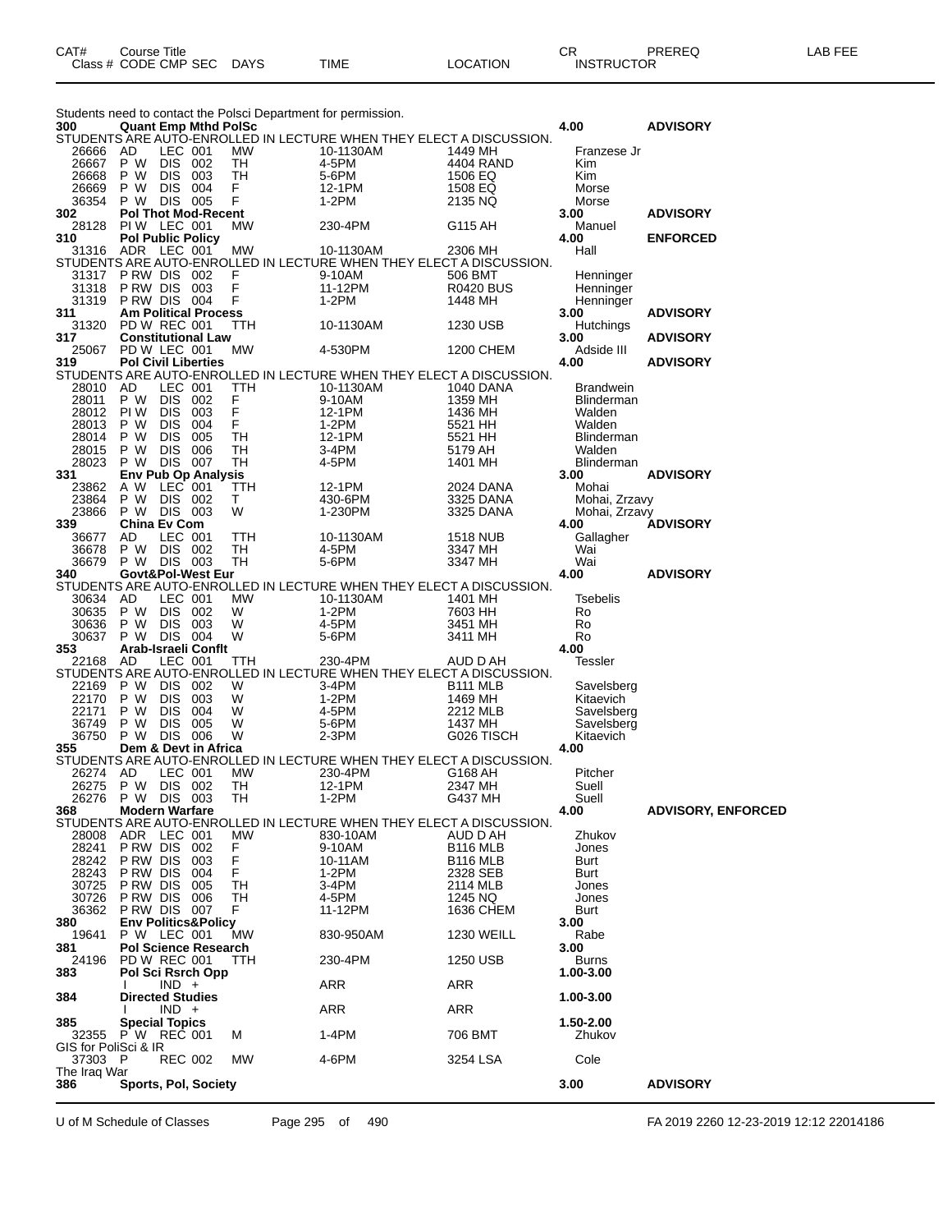| CAT# Class # | Course Title CODE CMP SEC | DAYS | TIME | LOCATION | CR INSTRUCTOR | PREREQ | LAB FEE |
|---|---|---|---|---|---|---|---|
| | Students need to contact the Polsci Department for permission. | | | | | | |
| **300** | **Quant Emp Mthd PolSc** | | | | **4.00** | **ADVISORY** | |
| | STUDENTS ARE AUTO-ENROLLED IN LECTURE WHEN THEY ELECT A DISCUSSION. | | | | | | |
| 26666 | AD LEC 001 | MW | 10-1130AM | 1449 MH | Franzese Jr | | |
| 26667 | P W DIS 002 | TH | 4-5PM | 4404 RAND | Kim | | |
| 26668 | P W DIS 003 | TH | 5-6PM | 1506 EQ | Kim | | |
| 26669 | P W DIS 004 | F | 12-1PM | 1508 EQ | Morse | | |
| 36354 | P W DIS 005 | F | 1-2PM | 2135 NQ | Morse | | |
| **302** | **Pol Thot Mod-Recent** | | | | **3.00** | **ADVISORY** | |
| 28128 | PI W LEC 001 | MW | 230-4PM | G115 AH | Manuel | | |
| **310** | **Pol Public Policy** | | | | **4.00** | **ENFORCED** | |
| 31316 | ADR LEC 001 | MW | 10-1130AM | 2306 MH | Hall | | |
| | STUDENTS ARE AUTO-ENROLLED IN LECTURE WHEN THEY ELECT A DISCUSSION. | | | | | | |
| 31317 | P RW DIS 002 | F | 9-10AM | 506 BMT | Henninger | | |
| 31318 | P RW DIS 003 | F | 11-12PM | R0420 BUS | Henninger | | |
| 31319 | P RW DIS 004 | F | 1-2PM | 1448 MH | Henninger | | |
| **311** | **Am Political Process** | | | | **3.00** | **ADVISORY** | |
| 31320 | PD W REC 001 | TTH | 10-1130AM | 1230 USB | Hutchings | | |
| **317** | **Constitutional Law** | | | | **3.00** | **ADVISORY** | |
| 25067 | PD W LEC 001 | MW | 4-530PM | 1200 CHEM | Adside III | | |
| **319** | **Pol Civil Liberties** | | | | **4.00** | **ADVISORY** | |
| | STUDENTS ARE AUTO-ENROLLED IN LECTURE WHEN THEY ELECT A DISCUSSION. | | | | | | |
| 28010 | AD LEC 001 | TTH | 10-1130AM | 1040 DANA | Brandwein | | |
| 28011 | P W DIS 002 | F | 9-10AM | 1359 MH | Blinderman | | |
| 28012 | PI W DIS 003 | F | 12-1PM | 1436 MH | Walden | | |
| 28013 | P W DIS 004 | F | 1-2PM | 5521 HH | Walden | | |
| 28014 | P W DIS 005 | TH | 12-1PM | 5521 HH | Blinderman | | |
| 28015 | P W DIS 006 | TH | 3-4PM | 5179 AH | Walden | | |
| 28023 | P W DIS 007 | TH | 4-5PM | 1401 MH | Blinderman | | |
| **331** | **Env Pub Op Analysis** | | | | **3.00** | **ADVISORY** | |
| 23862 | A W LEC 001 | TTH | 12-1PM | 2024 DANA | Mohai | | |
| 23864 | P W DIS 002 | T | 430-6PM | 3325 DANA | Mohai, Zrzavy | | |
| 23866 | P W DIS 003 | W | 1-230PM | 3325 DANA | Mohai, Zrzavy | | |
| **339** | **China Ev Com** | | | | **4.00** | **ADVISORY** | |
| 36677 | AD LEC 001 | TTH | 10-1130AM | 1518 NUB | Gallagher | | |
| 36678 | P W DIS 002 | TH | 4-5PM | 3347 MH | Wai | | |
| 36679 | P W DIS 003 | TH | 5-6PM | 3347 MH | Wai | | |
| **340** | **Govt&Pol-West Eur** | | | | **4.00** | **ADVISORY** | |
| | STUDENTS ARE AUTO-ENROLLED IN LECTURE WHEN THEY ELECT A DISCUSSION. | | | | | | |
| 30634 | AD LEC 001 | MW | 10-1130AM | 1401 MH | Tsebelis | | |
| 30635 | P W DIS 002 | W | 1-2PM | 7603 HH | Ro | | |
| 30636 | P W DIS 003 | W | 4-5PM | 3451 MH | Ro | | |
| 30637 | P W DIS 004 | W | 5-6PM | 3411 MH | Ro | | |
| **353** | **Arab-Israeli Conflt** | | | | **4.00** | | |
| 22168 | AD LEC 001 | TTH | 230-4PM | AUD D AH | Tessler | | |
| | STUDENTS ARE AUTO-ENROLLED IN LECTURE WHEN THEY ELECT A DISCUSSION. | | | | | | |
| 22169 | P W DIS 002 | W | 3-4PM | B111 MLB | Savelsberg | | |
| 22170 | P W DIS 003 | W | 1-2PM | 1469 MH | Kitaevich | | |
| 22171 | P W DIS 004 | W | 4-5PM | 2212 MLB | Savelsberg | | |
| 36749 | P W DIS 005 | W | 5-6PM | 1437 MH | Savelsberg | | |
| 36750 | P W DIS 006 | W | 2-3PM | G026 TISCH | Kitaevich | | |
| **355** | **Dem & Devt in Africa** | | | | **4.00** | | |
| | STUDENTS ARE AUTO-ENROLLED IN LECTURE WHEN THEY ELECT A DISCUSSION. | | | | | | |
| 26274 | AD LEC 001 | MW | 230-4PM | G168 AH | Pitcher | | |
| 26275 | P W DIS 002 | TH | 12-1PM | 2347 MH | Suell | | |
| 26276 | P W DIS 003 | TH | 1-2PM | G437 MH | Suell | | |
| **368** | **Modern Warfare** | | | | **4.00** | **ADVISORY, ENFORCED** | |
| | STUDENTS ARE AUTO-ENROLLED IN LECTURE WHEN THEY ELECT A DISCUSSION. | | | | | | |
| 28008 | ADR LEC 001 | MW | 830-10AM | AUD D AH | Zhukov | | |
| 28241 | P RW DIS 002 | F | 9-10AM | B116 MLB | Jones | | |
| 28242 | P RW DIS 003 | F | 10-11AM | B116 MLB | Burt | | |
| 28243 | P RW DIS 004 | F | 1-2PM | 2328 SEB | Burt | | |
| 30725 | P RW DIS 005 | TH | 3-4PM | 2114 MLB | Jones | | |
| 30726 | P RW DIS 006 | TH | 4-5PM | 1245 NQ | Jones | | |
| 36362 | P RW DIS 007 | F | 11-12PM | 1636 CHEM | Burt | | |
| **380** | **Env Politics&Policy** | | | | **3.00** | | |
| 19641 | P W LEC 001 | MW | 830-950AM | 1230 WEILL | Rabe | | |
| **381** | **Pol Science Research** | | | | **3.00** | | |
| 24196 | PD W REC 001 | TTH | 230-4PM | 1250 USB | Burns | | |
| **383** | **Pol Sci Rsrch Opp** | | | | **1.00-3.00** | | |
| | I IND + | | ARR | ARR | | | |
| **384** | **Directed Studies** | | | | **1.00-3.00** | | |
| | I IND + | | ARR | ARR | | | |
| **385** | **Special Topics** | | | | **1.50-2.00** | | |
| 32355 | P W REC 001 | M | 1-4PM | 706 BMT | Zhukov | | |
| | GIS for PoliSci & IR | | | | | | |
| 37303 | P REC 002 | MW | 4-6PM | 3254 LSA | Cole | | |
| | The Iraq War | | | | | | |
| **386** | **Sports, Pol, Society** | | | | **3.00** | **ADVISORY** | |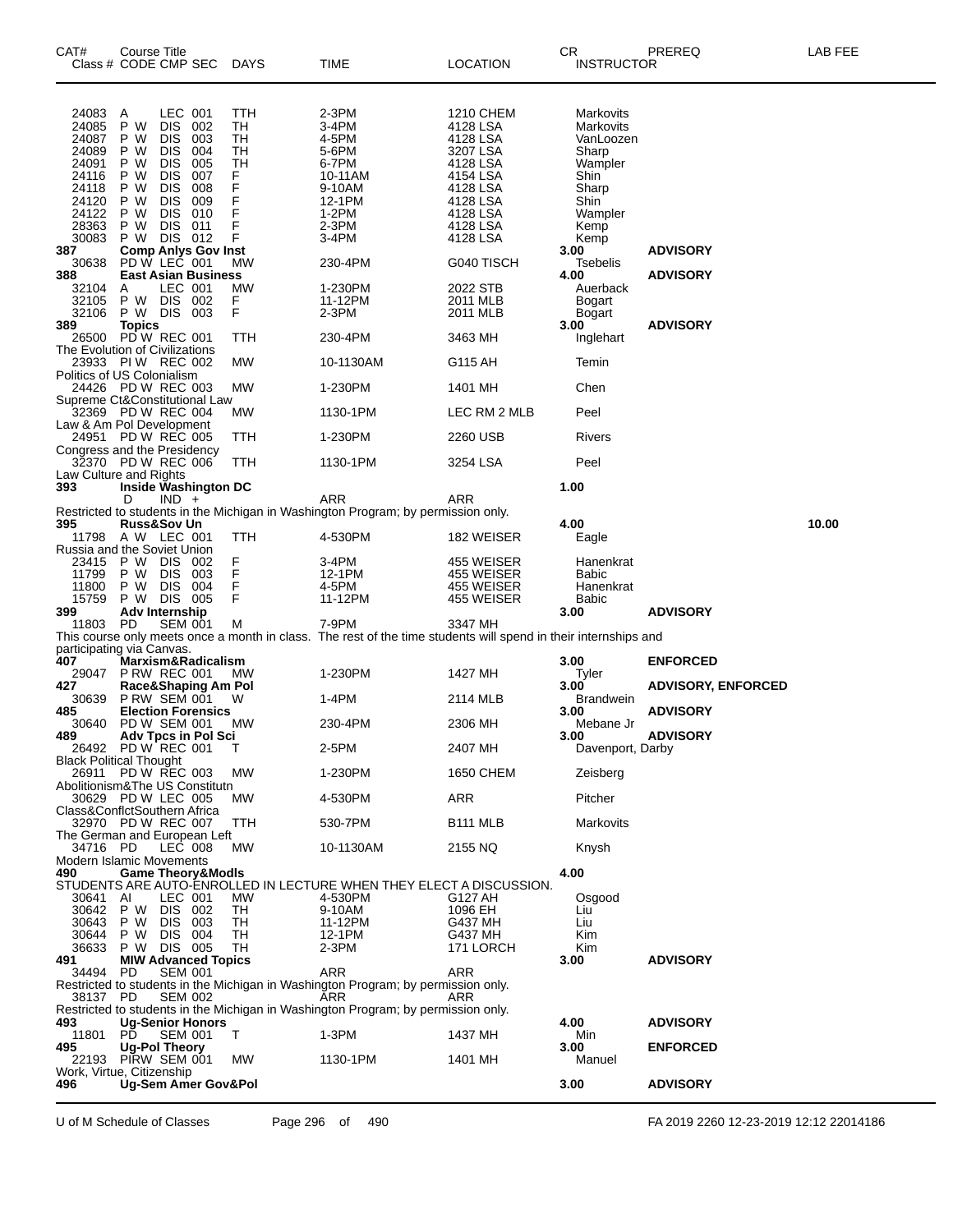| CAT# | Class # | CODE | CMP | SEC | DAYS | TIME | LOCATION | CR | INSTRUCTOR | PREREQ | LAB FEE |
|---|---|---|---|---|---|---|---|---|---|---|---|
| | 24083 | A | LEC | 001 | TTH | 2-3PM | 1210 CHEM | | Markovits | | |
| | 24085 | P W | DIS | 002 | TH | 3-4PM | 4128 LSA | | Markovits | | |
| | 24087 | P W | DIS | 003 | TH | 4-5PM | 4128 LSA | | VanLoozen | | |
| | 24089 | P W | DIS | 004 | TH | 5-6PM | 3207 LSA | | Sharp | | |
| | 24091 | P W | DIS | 005 | TH | 6-7PM | 4128 LSA | | Wampler | | |
| | 24116 | P W | DIS | 007 | F | 10-11AM | 4154 LSA | | Shin | | |
| | 24118 | P W | DIS | 008 | F | 9-10AM | 4128 LSA | | Sharp | | |
| | 24120 | P W | DIS | 009 | F | 12-1PM | 4128 LSA | | Shin | | |
| | 24122 | P W | DIS | 010 | F | 1-2PM | 4128 LSA | | Wampler | | |
| | 28363 | P W | DIS | 011 | F | 2-3PM | 4128 LSA | | Kemp | | |
| | 30083 | P W | DIS | 012 | F | 3-4PM | 4128 LSA | | Kemp | | |
| **387** | **Comp Anlys Gov Inst** | | | | | | | **3.00** | | **ADVISORY** | |
| | 30638 | PD W | LEC | 001 | MW | 230-4PM | G040 TISCH | | Tsebelis | | |
| **388** | **East Asian Business** | | | | | | | **4.00** | | **ADVISORY** | |
| | 32104 | A | LEC | 001 | MW | 1-230PM | 2022 STB | | Auerback | | |
| | 32105 | P W | DIS | 002 | F | 11-12PM | 2011 MLB | | Bogart | | |
| | 32106 | P W | DIS | 003 | F | 2-3PM | 2011 MLB | | Bogart | | |
| **389** | **Topics** | | | | | | | **3.00** | | **ADVISORY** | |
| | 26500 | PD W | REC | 001 | TTH | 230-4PM | 3463 MH | | Inglehart | | |
| The Evolution of Civilizations | | | | | | | | | | | |
| | 23933 | PI W | REC | 002 | MW | 10-1130AM | G115 AH | | Temin | | |
| Politics of US Colonialism | | | | | | | | | | | |
| | 24426 | PD W | REC | 003 | MW | 1-230PM | 1401 MH | | Chen | | |
| Supreme Ct&Constitutional Law | | | | | | | | | | | |
| | 32369 | PD W | REC | 004 | MW | 1130-1PM | LEC RM 2 MLB | | Peel | | |
| Law & Am Pol Development | | | | | | | | | | | |
| | 24951 | PD W | REC | 005 | TTH | 1-230PM | 2260 USB | | Rivers | | |
| Congress and the Presidency | | | | | | | | | | | |
| | 32370 | PD W | REC | 006 | TTH | 1130-1PM | 3254 LSA | | Peel | | |
| Law Culture and Rights | | | | | | | | | | | |
| **393** | **Inside Washington DC** | | | | | | | **1.00** | | | |
| | | D | IND | + | | ARR | ARR | | | | |
| Restricted to students in the Michigan in Washington Program; by permission only. | | | | | | | | | | | |
| **395** | **Russ&Sov Un** | | | | | | | **4.00** | | | **10.00** |
| | 11798 | A W | LEC | 001 | TTH | 4-530PM | 182 WEISER | | Eagle | | |
| Russia and the Soviet Union | | | | | | | | | | | |
| | 23415 | P W | DIS | 002 | F | 3-4PM | 455 WEISER | | Hanenkrat | | |
| | 11799 | P W | DIS | 003 | F | 12-1PM | 455 WEISER | | Babic | | |
| | 11800 | P W | DIS | 004 | F | 4-5PM | 455 WEISER | | Hanenkrat | | |
| | 15759 | P W | DIS | 005 | F | 11-12PM | 455 WEISER | | Babic | | |
| **399** | **Adv Internship** | | | | | | | **3.00** | | **ADVISORY** | |
| | 11803 | PD | SEM | 001 | M | 7-9PM | 3347 MH | | | | |
| This course only meets once a month in class. The rest of the time students will spend in their internships and participating via Canvas. | | | | | | | | | | | |
| **407** | **Marxism&Radicalism** | | | | | | | **3.00** | | **ENFORCED** | |
| | 29047 | P RW | REC | 001 | MW | 1-230PM | 1427 MH | | Tyler | | |
| **427** | **Race&Shaping Am Pol** | | | | | | | **3.00** | | **ADVISORY, ENFORCED** | |
| | 30639 | P RW | SEM | 001 | W | 1-4PM | 2114 MLB | | Brandwein | | |
| **485** | **Election Forensics** | | | | | | | **3.00** | | **ADVISORY** | |
| | 30640 | PD W | SEM | 001 | MW | 230-4PM | 2306 MH | | Mebane Jr | | |
| **489** | **Adv Tpcs in Pol Sci** | | | | | | | **3.00** | | **ADVISORY** | |
| | 26492 | PD W | REC | 001 | T | 2-5PM | 2407 MH | | Davenport, Darby | | |
| Black Political Thought | | | | | | | | | | | |
| | 26911 | PD W | REC | 003 | MW | 1-230PM | 1650 CHEM | | Zeisberg | | |
| Abolitionism&The US Constitutn | | | | | | | | | | | |
| | 30629 | PD W | LEC | 005 | MW | 4-530PM | ARR | | Pitcher | | |
| Class&ConflctSouthern Africa | | | | | | | | | | | |
| | 32970 | PD W | REC | 007 | TTH | 530-7PM | B111 MLB | | Markovits | | |
| The German and European Left | | | | | | | | | | | |
| | 34716 | PD | LEC | 008 | MW | 10-1130AM | 2155 NQ | | Knysh | | |
| Modern Islamic Movements | | | | | | | | | | | |
| **490** | **Game Theory&Modls** | | | | | | | **4.00** | | | |
| STUDENTS ARE AUTO-ENROLLED IN LECTURE WHEN THEY ELECT A DISCUSSION. | | | | | | | | | | | |
| | 30641 | AI | LEC | 001 | MW | 4-530PM | G127 AH | | Osgood | | |
| | 30642 | P W | DIS | 002 | TH | 9-10AM | 1096 EH | | Liu | | |
| | 30643 | P W | DIS | 003 | TH | 11-12PM | G437 MH | | Liu | | |
| | 30644 | P W | DIS | 004 | TH | 12-1PM | G437 MH | | Kim | | |
| | 36633 | P W | DIS | 005 | TH | 2-3PM | 171 LORCH | | Kim | | |
| **491** | **MIW Advanced Topics** | | | | | | | **3.00** | | **ADVISORY** | |
| | 34494 | PD | SEM | 001 | | ARR | ARR | | | | |
| Restricted to students in the Michigan in Washington Program; by permission only. | | | | | | | | | | | |
| | 38137 | PD | SEM | 002 | | ARR | ARR | | | | |
| Restricted to students in the Michigan in Washington Program; by permission only. | | | | | | | | | | | |
| **493** | **Ug-Senior Honors** | | | | | | | **4.00** | | **ADVISORY** | |
| | 11801 | PD | SEM | 001 | T | 1-3PM | 1437 MH | | Min | | |
| **495** | **Ug-Pol Theory** | | | | | | | **3.00** | | **ENFORCED** | |
| | 22193 | PIRW | SEM | 001 | MW | 1130-1PM | 1401 MH | | Manuel | | |
| Work, Virtue, Citizenship | | | | | | | | | | | |
| **496** | **Ug-Sem Amer Gov&Pol** | | | | | | | **3.00** | | **ADVISORY** | |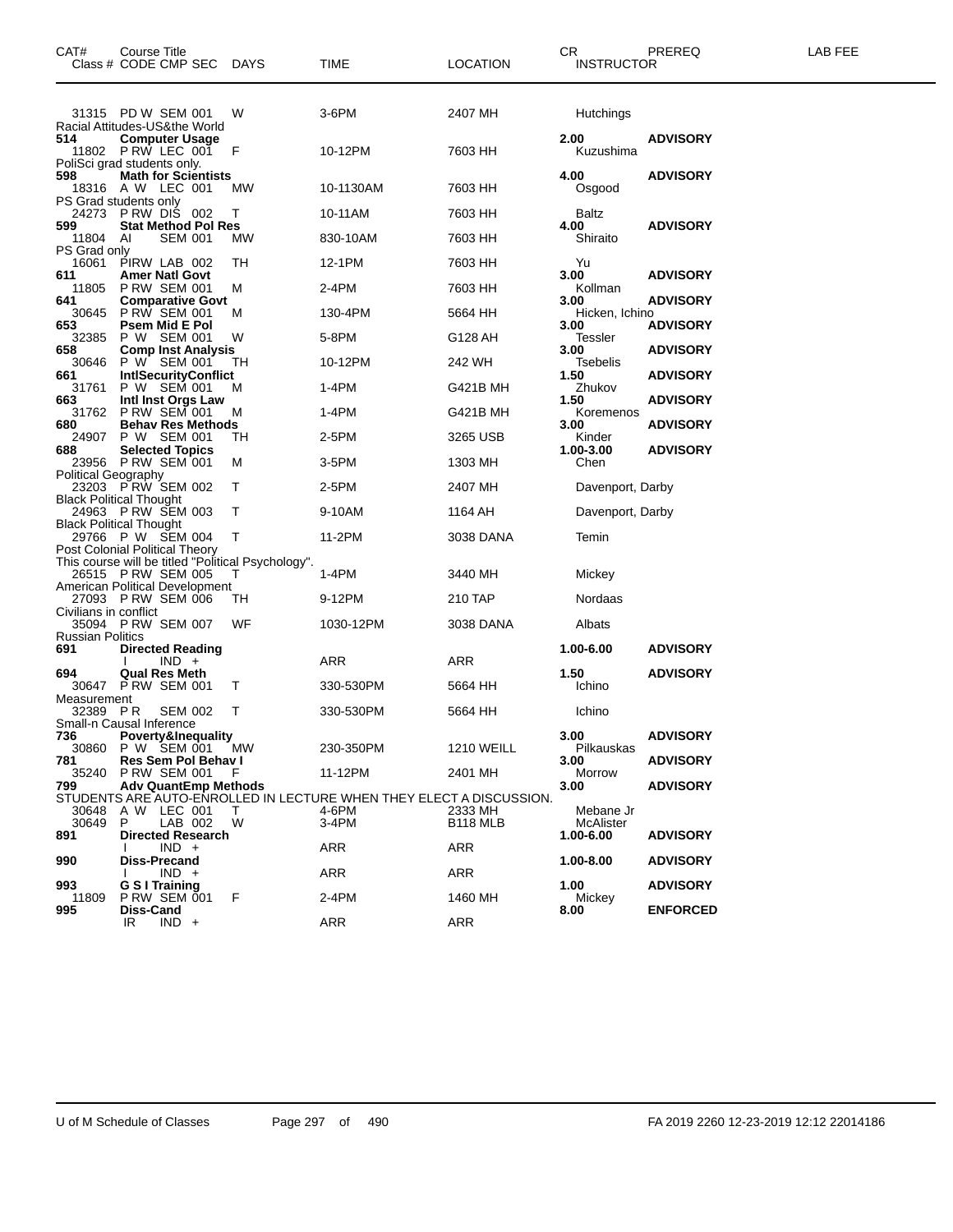| CAT# | Course Title / Class # CODE CMP SEC | DAYS | TIME | LOCATION | CR / INSTRUCTOR | PREREQ | LAB FEE |
|---|---|---|---|---|---|---|---|
| | 31315 PD W SEM 001 | W | 3-6PM | 2407 MH | Hutchings | | |
| | Racial Attitudes-US&the World | | | | | | |
| 514 | **Computer Usage** | | | | 2.00 | **ADVISORY** | |
| | 11802 P RW LEC 001 | F | 10-12PM | 7603 HH | Kuzushima | | |
| | PoliSci grad students only. | | | | | | |
| 598 | **Math for Scientists** | | | | 4.00 | **ADVISORY** | |
| | 18316 A W LEC 001 | MW | 10-1130AM | 7603 HH | Osgood | | |
| | PS Grad students only | | | | | | |
| | 24273 P RW DIS 002 | T | 10-11AM | 7603 HH | Baltz | | |
| 599 | **Stat Method Pol Res** | | | | 4.00 | **ADVISORY** | |
| | 11804 AI SEM 001 | MW | 830-10AM | 7603 HH | Shiraito | | |
| | PS Grad only | | | | | | |
| | 16061 PIRW LAB 002 | TH | 12-1PM | 7603 HH | Yu | | |
| 611 | **Amer Natl Govt** | | | | 3.00 | **ADVISORY** | |
| | 11805 P RW SEM 001 | M | 2-4PM | 7603 HH | Kollman | | |
| 641 | **Comparative Govt** | | | | 3.00 | **ADVISORY** | |
| | 30645 P RW SEM 001 | M | 130-4PM | 5664 HH | Hicken, Ichino | | |
| 653 | **Psem Mid E Pol** | | | | 3.00 | **ADVISORY** | |
| | 32385 P W SEM 001 | W | 5-8PM | G128 AH | Tessler | | |
| 658 | **Comp Inst Analysis** | | | | 3.00 | **ADVISORY** | |
| | 30646 P W SEM 001 | TH | 10-12PM | 242 WH | Tsebelis | | |
| 661 | **IntlSecurityConflict** | | | | 1.50 | **ADVISORY** | |
| | 31761 P W SEM 001 | M | 1-4PM | G421B MH | Zhukov | | |
| 663 | **Intl Inst Orgs Law** | | | | 1.50 | **ADVISORY** | |
| | 31762 P RW SEM 001 | M | 1-4PM | G421B MH | Koremenos | | |
| 680 | **Behav Res Methods** | | | | 3.00 | **ADVISORY** | |
| | 24907 P W SEM 001 | TH | 2-5PM | 3265 USB | Kinder | | |
| 688 | **Selected Topics** | | | | 1.00-3.00 | **ADVISORY** | |
| | 23956 P RW SEM 001 | M | 3-5PM | 1303 MH | Chen | | |
| | Political Geography | | | | | | |
| | 23203 P RW SEM 002 | T | 2-5PM | 2407 MH | Davenport, Darby | | |
| | Black Political Thought | | | | | | |
| | 24963 P RW SEM 003 | T | 9-10AM | 1164 AH | Davenport, Darby | | |
| | Black Political Thought | | | | | | |
| | 29766 P W SEM 004 | T | 11-2PM | 3038 DANA | Temin | | |
| | Post Colonial Political Theory | | | | | | |
| | This course will be titled "Political Psychology". | | | | | | |
| | 26515 P RW SEM 005 | T | 1-4PM | 3440 MH | Mickey | | |
| | American Political Development | | | | | | |
| | 27093 P RW SEM 006 | TH | 9-12PM | 210 TAP | Nordaas | | |
| | Civilians in conflict | | | | | | |
| | 35094 P RW SEM 007 | WF | 1030-12PM | 3038 DANA | Albats | | |
| | Russian Politics | | | | | | |
| 691 | **Directed Reading** | | | | 1.00-6.00 | **ADVISORY** | |
| | I IND + | | ARR | ARR | | | |
| 694 | **Qual Res Meth** | | | | 1.50 | **ADVISORY** | |
| | 30647 P RW SEM 001 | T | 330-530PM | 5664 HH | Ichino | | |
| | Measurement | | | | | | |
| | 32389 P R SEM 002 | T | 330-530PM | 5664 HH | Ichino | | |
| | Small-n Causal Inference | | | | | | |
| 736 | **Poverty&Inequality** | | | | 3.00 | **ADVISORY** | |
| | 30860 P W SEM 001 | MW | 230-350PM | 1210 WEILL | Pilkauskas | | |
| 781 | **Res Sem Pol Behav I** | | | | 3.00 | **ADVISORY** | |
| | 35240 P RW SEM 001 | F | 11-12PM | 2401 MH | Morrow | | |
| 799 | **Adv QuantEmp Methods** | | | | 3.00 | **ADVISORY** | |
| | STUDENTS ARE AUTO-ENROLLED IN LECTURE WHEN THEY ELECT A DISCUSSION. | | | | | | |
| | 30648 A W LEC 001 | T | 4-6PM | 2333 MH | Mebane Jr | | |
| | 30649 P LAB 002 | W | 3-4PM | B118 MLB | McAlister | | |
| 891 | **Directed Research** | | | | 1.00-6.00 | **ADVISORY** | |
| | I IND + | | ARR | ARR | | | |
| 990 | **Diss-Precand** | | | | 1.00-8.00 | **ADVISORY** | |
| | I IND + | | ARR | ARR | | | |
| 993 | **G S I Training** | | | | 1.00 | **ADVISORY** | |
| | 11809 P RW SEM 001 | F | 2-4PM | 1460 MH | Mickey | | |
| 995 | **Diss-Cand** | | | | 8.00 | **ENFORCED** | |
| | IR IND + | | ARR | ARR | | | |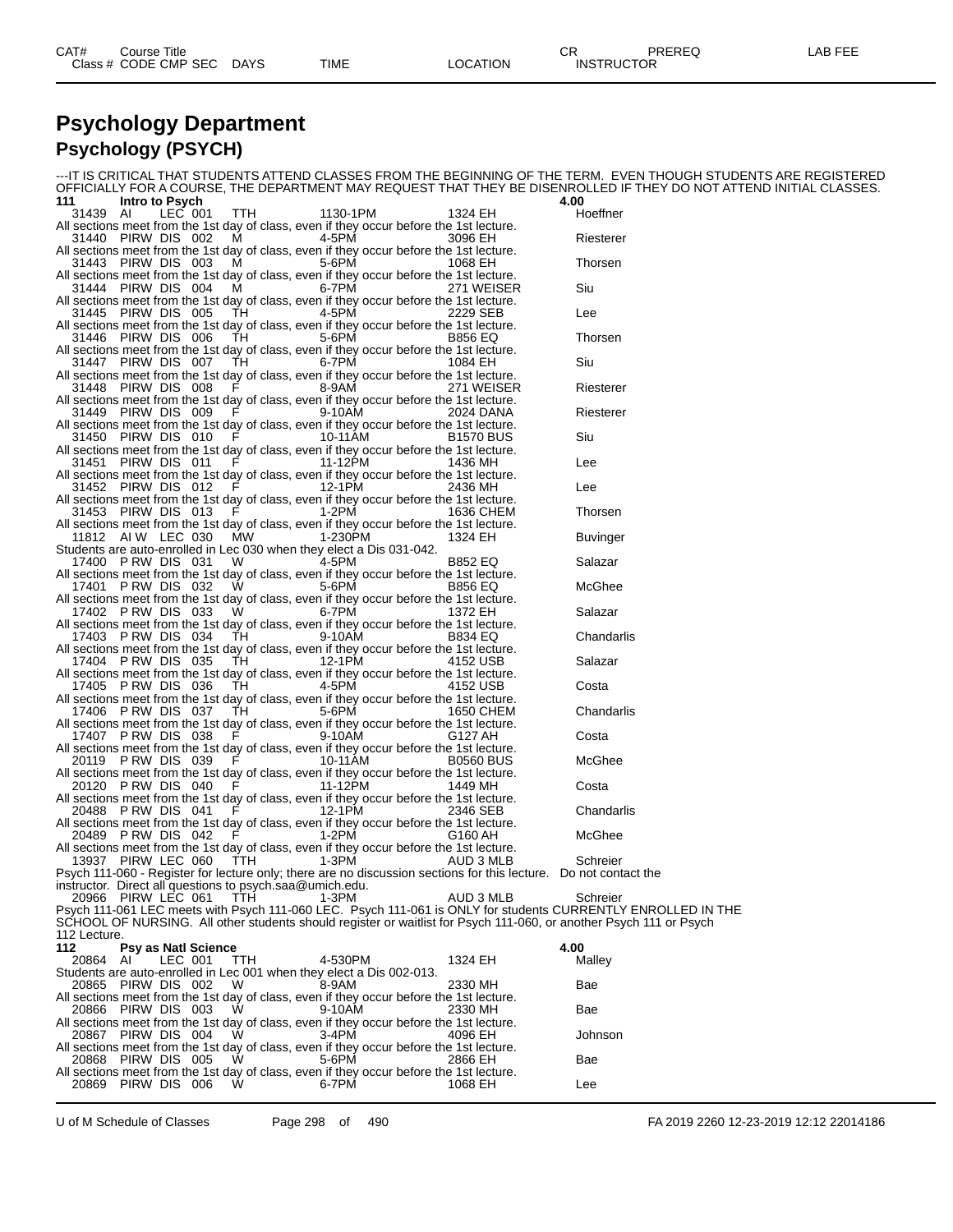# Psychology Department

## Psychology (PSYCH)

---IT IS CRITICAL THAT STUDENTS ATTEND CLASSES FROM THE BEGINNING OF THE TERM. EVEN THOUGH STUDENTS ARE REGISTERED OFFICIALLY FOR A COURSE, THE DEPARTMENT MAY REQUEST THAT THEY BE DISENROLLED IF THEY DO NOT ATTEND INITIAL CLASSES.

**111 Intro to Psych** **4.00**

| Class # | CODE | CMP | SEC | DAYS | TIME | LOCATION | INSTRUCTOR |
|---|---|---|---|---|---|---|---|
| 31439 | AI | LEC | 001 | TTH | 1130-1PM | 1324 EH | Hoeffner |

All sections meet from the 1st day of class, even if they occur before the 1st lecture.

| 31440 | PIRW | DIS | 002 | M | 4-5PM | 3096 EH | Riesterer |
|---|---|---|---|---|---|---|---|

All sections meet from the 1st day of class, even if they occur before the 1st lecture.

| 31443 | PIRW | DIS | 003 | M | 5-6PM | 1068 EH | Thorsen |
|---|---|---|---|---|---|---|---|

All sections meet from the 1st day of class, even if they occur before the 1st lecture.

| 31444 | PIRW | DIS | 004 | M | 6-7PM | 271 WEISER | Siu |
|---|---|---|---|---|---|---|---|

All sections meet from the 1st day of class, even if they occur before the 1st lecture.

| 31445 | PIRW | DIS | 005 | TH | 4-5PM | 2229 SEB | Lee |
|---|---|---|---|---|---|---|---|

All sections meet from the 1st day of class, even if they occur before the 1st lecture.

| 31446 | PIRW | DIS | 006 | TH | 5-6PM | B856 EQ | Thorsen |
|---|---|---|---|---|---|---|---|

All sections meet from the 1st day of class, even if they occur before the 1st lecture.

| 31447 | PIRW | DIS | 007 | TH | 6-7PM | 1084 EH | Siu |
|---|---|---|---|---|---|---|---|

All sections meet from the 1st day of class, even if they occur before the 1st lecture.

| 31448 | PIRW | DIS | 008 | F | 8-9AM | 271 WEISER | Riesterer |
|---|---|---|---|---|---|---|---|

All sections meet from the 1st day of class, even if they occur before the 1st lecture.

| 31449 | PIRW | DIS | 009 | F | 9-10AM | 2024 DANA | Riesterer |
|---|---|---|---|---|---|---|---|

All sections meet from the 1st day of class, even if they occur before the 1st lecture.

| 31450 | PIRW | DIS | 010 | F | 10-11AM | B1570 BUS | Siu |
|---|---|---|---|---|---|---|---|

All sections meet from the 1st day of class, even if they occur before the 1st lecture.

| 31451 | PIRW | DIS | 011 | F | 11-12PM | 1436 MH | Lee |
|---|---|---|---|---|---|---|---|

All sections meet from the 1st day of class, even if they occur before the 1st lecture.

| 31452 | PIRW | DIS | 012 | F | 12-1PM | 2436 MH | Lee |
|---|---|---|---|---|---|---|---|

All sections meet from the 1st day of class, even if they occur before the 1st lecture.

| 31453 | PIRW | DIS | 013 | F | 1-2PM | 1636 CHEM | Thorsen |
|---|---|---|---|---|---|---|---|

All sections meet from the 1st day of class, even if they occur before the 1st lecture.

| 11812 | AI W | LEC | 030 | MW | 1-230PM | 1324 EH | Buvinger |
|---|---|---|---|---|---|---|---|

Students are auto-enrolled in Lec 030 when they elect a Dis 031-042.

| 17400 | P RW | DIS | 031 | W | 4-5PM | B852 EQ | Salazar |
|---|---|---|---|---|---|---|---|

All sections meet from the 1st day of class, even if they occur before the 1st lecture.

| 17401 | P RW | DIS | 032 | W | 5-6PM | B856 EQ | McGhee |
|---|---|---|---|---|---|---|---|

All sections meet from the 1st day of class, even if they occur before the 1st lecture.

| 17402 | P RW | DIS | 033 | W | 6-7PM | 1372 EH | Salazar |
|---|---|---|---|---|---|---|---|

All sections meet from the 1st day of class, even if they occur before the 1st lecture.

| 17403 | P RW | DIS | 034 | TH | 9-10AM | B834 EQ | Chandarlis |
|---|---|---|---|---|---|---|---|

All sections meet from the 1st day of class, even if they occur before the 1st lecture.

| 17404 | P RW | DIS | 035 | TH | 12-1PM | 4152 USB | Salazar |
|---|---|---|---|---|---|---|---|

All sections meet from the 1st day of class, even if they occur before the 1st lecture.

| 17405 | P RW | DIS | 036 | TH | 4-5PM | 4152 USB | Costa |
|---|---|---|---|---|---|---|---|

All sections meet from the 1st day of class, even if they occur before the 1st lecture.

| 17406 | P RW | DIS | 037 | TH | 5-6PM | 1650 CHEM | Chandarlis |
|---|---|---|---|---|---|---|---|

All sections meet from the 1st day of class, even if they occur before the 1st lecture.

| 17407 | P RW | DIS | 038 | F | 9-10AM | G127 AH | Costa |
|---|---|---|---|---|---|---|---|

All sections meet from the 1st day of class, even if they occur before the 1st lecture.

| 20119 | P RW | DIS | 039 | F | 10-11AM | B0560 BUS | McGhee |
|---|---|---|---|---|---|---|---|

All sections meet from the 1st day of class, even if they occur before the 1st lecture.

| 20120 | P RW | DIS | 040 | F | 11-12PM | 1449 MH | Costa |
|---|---|---|---|---|---|---|---|

All sections meet from the 1st day of class, even if they occur before the 1st lecture.

| 20488 | P RW | DIS | 041 | F | 12-1PM | 2346 SEB | Chandarlis |
|---|---|---|---|---|---|---|---|

All sections meet from the 1st day of class, even if they occur before the 1st lecture.

| 20489 | P RW | DIS | 042 | F | 1-2PM | G160 AH | McGhee |
|---|---|---|---|---|---|---|---|

All sections meet from the 1st day of class, even if they occur before the 1st lecture.

| 13937 | PIRW | LEC | 060 | TTH | 1-3PM | AUD 3 MLB | Schreier |
|---|---|---|---|---|---|---|---|

Psych 111-060 - Register for lecture only; there are no discussion sections for this lecture. Do not contact the instructor. Direct all questions to psych.saa@umich.edu.

| 20966 | PIRW | LEC | 061 | TTH | 1-3PM | AUD 3 MLB | Schreier |
|---|---|---|---|---|---|---|---|

Psych 111-061 LEC meets with Psych 111-060 LEC. Psych 111-061 is ONLY for students CURRENTLY ENROLLED IN THE SCHOOL OF NURSING. All other students should register or waitlist for Psych 111-060, or another Psych 111 or Psych 112 Lecture.

**112 Psy as Natl Science** **4.00**

| Class # | CODE | CMP | SEC | DAYS | TIME | LOCATION | INSTRUCTOR |
|---|---|---|---|---|---|---|---|
| 20864 | AI | LEC | 001 | TTH | 4-530PM | 1324 EH | Malley |

Students are auto-enrolled in Lec 001 when they elect a Dis 002-013.

| 20865 | PIRW | DIS | 002 | W | 8-9AM | 2330 MH | Bae |
|---|---|---|---|---|---|---|---|

All sections meet from the 1st day of class, even if they occur before the 1st lecture.

| 20866 | PIRW | DIS | 003 | W | 9-10AM | 2330 MH | Bae |
|---|---|---|---|---|---|---|---|

All sections meet from the 1st day of class, even if they occur before the 1st lecture.

| 20867 | PIRW | DIS | 004 | W | 3-4PM | 4096 EH | Johnson |
|---|---|---|---|---|---|---|---|

All sections meet from the 1st day of class, even if they occur before the 1st lecture.

| 20868 | PIRW | DIS | 005 | W | 5-6PM | 2866 EH | Bae |
|---|---|---|---|---|---|---|---|

All sections meet from the 1st day of class, even if they occur before the 1st lecture.

| 20869 | PIRW | DIS | 006 | W | 6-7PM | 1068 EH | Lee |
|---|---|---|---|---|---|---|---|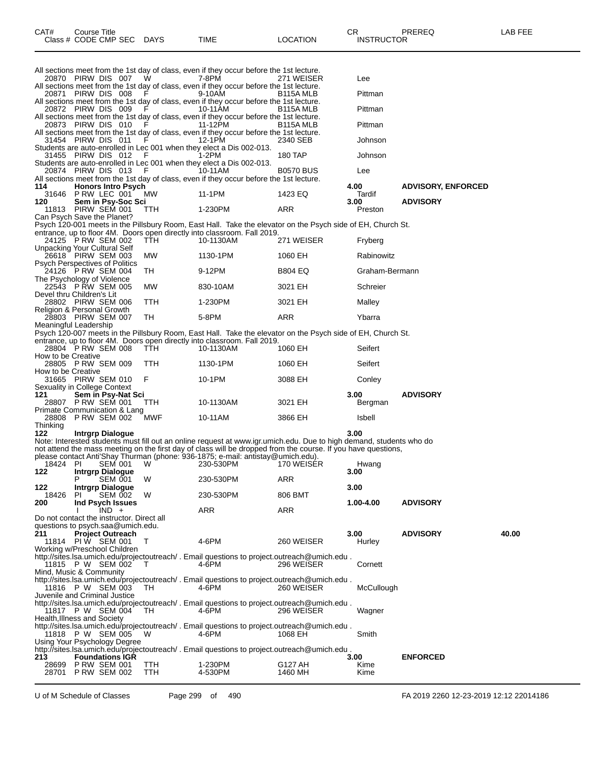| CAT# | Course Title | | | | | CR | PREREQ | LAB FEE |
|---|---|---|---|---|---|---|---|---|
| Class # | CODE CMP SEC | DAYS | TIME | LOCATION | | INSTRUCTOR | | |

All sections meet from the 1st day of class, even if they occur before the 1st lecture.

| Class # | CODE CMP SEC | DAYS | TIME | LOCATION | INSTRUCTOR |
|---|---|---|---|---|---|
| 20870 | PIRW DIS 007 | W | 7-8PM | 271 WEISER | Lee |

All sections meet from the 1st day of class, even if they occur before the 1st lecture.

| 20871 | PIRW DIS 008 | F | 9-10AM | B115A MLB | Pittman |
|---|---|---|---|---|---|

All sections meet from the 1st day of class, even if they occur before the 1st lecture.

| 20872 | PIRW DIS 009 | F | 10-11AM | B115A MLB | Pittman |
|---|---|---|---|---|---|

All sections meet from the 1st day of class, even if they occur before the 1st lecture.

| 20873 | PIRW DIS 010 | F | 11-12PM | B115A MLB | Pittman |
|---|---|---|---|---|---|

All sections meet from the 1st day of class, even if they occur before the 1st lecture.

| 31454 | PIRW DIS 011 | F | 12-1PM | 2340 SEB | Johnson |
|---|---|---|---|---|---|

Students are auto-enrolled in Lec 001 when they elect a Dis 002-013.

| 31455 | PIRW DIS 012 | F | 1-2PM | 180 TAP | Johnson |
|---|---|---|---|---|---|

Students are auto-enrolled in Lec 001 when they elect a Dis 002-013.

| 20874 | PIRW DIS 013 | F | 10-11AM | B0570 BUS | Lee |
|---|---|---|---|---|---|

All sections meet from the 1st day of class, even if they occur before the 1st lecture.

**114 Honors Intro Psych** — 4.00 — ADVISORY, ENFORCED

| 31646 | P RW LEC 001 | MW | 11-1PM | 1423 EQ | Tardif |
|---|---|---|---|---|---|

**120 Sem in Psy-Soc Sci** — 3.00 — ADVISORY

| 11813 | PIRW SEM 001 | TTH | 1-230PM | ARR | Preston |
|---|---|---|---|---|---|

Can Psych Save the Planet?
Psych 120-001 meets in the Pillsbury Room, East Hall. Take the elevator on the Psych side of EH, Church St. entrance, up to floor 4M. Doors open directly into classroom. Fall 2019.

| 24125 | P RW SEM 002 | TTH | 10-1130AM | 271 WEISER | Fryberg |
|---|---|---|---|---|---|

Unpacking Your Cultural Self

| 26618 | PIRW SEM 003 | MW | 1130-1PM | 1060 EH | Rabinowitz |
|---|---|---|---|---|---|

Psych Perspectives of Politics

| 24126 | P RW SEM 004 | TH | 9-12PM | B804 EQ | Graham-Bermann |
|---|---|---|---|---|---|

The Psychology of Violence

| 22543 | P RW SEM 005 | MW | 830-10AM | 3021 EH | Schreier |
|---|---|---|---|---|---|

Devel thru Children's Lit

| 28802 | PIRW SEM 006 | TTH | 1-230PM | 3021 EH | Malley |
|---|---|---|---|---|---|

Religion & Personal Growth

| 28803 | PIRW SEM 007 | TH | 5-8PM | ARR | Ybarra |
|---|---|---|---|---|---|

Meaningful Leadership
Psych 120-007 meets in the Pillsbury Room, East Hall. Take the elevator on the Psych side of EH, Church St. entrance, up to floor 4M. Doors open directly into classroom. Fall 2019.

| 28804 | P RW SEM 008 | TTH | 10-1130AM | 1060 EH | Seifert |
|---|---|---|---|---|---|

How to be Creative

| 28805 | P RW SEM 009 | TTH | 1130-1PM | 1060 EH | Seifert |
|---|---|---|---|---|---|

How to be Creative

| 31665 | PIRW SEM 010 | F | 10-1PM | 3088 EH | Conley |
|---|---|---|---|---|---|

Sexuality in College Context

**121 Sem in Psy-Nat Sci** — 3.00 — ADVISORY

| 28807 | P RW SEM 001 | TTH | 10-1130AM | 3021 EH | Bergman |
|---|---|---|---|---|---|

Primate Communication & Lang

| 28808 | P RW SEM 002 | MWF | 10-11AM | 3866 EH | Isbell |
|---|---|---|---|---|---|

Thinking

**122 Intrgrp Dialogue** — 3.00

Note: Interested students must fill out an online request at www.igr.umich.edu. Due to high demand, students who do not attend the mass meeting on the first day of class will be dropped from the course. If you have questions, please contact Anti'Shay Thurman (phone: 936-1875; e-mail: antistay@umich.edu).

| 18424 | PI SEM 001 | W | 230-530PM | 170 WEISER | Hwang |
|---|---|---|---|---|---|

**122 Intrgrp Dialogue** — 3.00

| | P SEM 001 | W | 230-530PM | ARR | |
|---|---|---|---|---|---|

**122 Intrgrp Dialogue** — 3.00

| 18426 | PI SEM 002 | W | 230-530PM | 806 BMT | |
|---|---|---|---|---|---|

**200 Ind Psych Issues** — 1.00-4.00 — ADVISORY

| | I IND + | | ARR | ARR | |
|---|---|---|---|---|---|

Do not contact the instructor. Direct all questions to psych.saa@umich.edu.

**211 Project Outreach** — 3.00 — ADVISORY — LAB FEE 40.00

| 11814 | PI W SEM 001 | T | 4-6PM | 260 WEISER | Hurley |
|---|---|---|---|---|---|

Working w/Preschool Children
http://sites.lsa.umich.edu/projectoutreach/ . Email questions to project.outreach@umich.edu .

| 11815 | P W SEM 002 | T | 4-6PM | 296 WEISER | Cornett |
|---|---|---|---|---|---|

Mind, Music & Community
http://sites.lsa.umich.edu/projectoutreach/ . Email questions to project.outreach@umich.edu .

| 11816 | P W SEM 003 | TH | 4-6PM | 260 WEISER | McCullough |
|---|---|---|---|---|---|

Juvenile and Criminal Justice
http://sites.lsa.umich.edu/projectoutreach/ . Email questions to project.outreach@umich.edu .

| 11817 | P W SEM 004 | TH | 4-6PM | 296 WEISER | Wagner |
|---|---|---|---|---|---|

Health,Illness and Society
http://sites.lsa.umich.edu/projectoutreach/ . Email questions to project.outreach@umich.edu .

| 11818 | P W SEM 005 | W | 4-6PM | 1068 EH | Smith |
|---|---|---|---|---|---|

Using Your Psychology Degree
http://sites.lsa.umich.edu/projectoutreach/ . Email questions to project.outreach@umich.edu .

**213 Foundations IGR** — 3.00 — ENFORCED

| 28699 | P RW SEM 001 | TTH | 1-230PM | G127 AH | Kime |
|---|---|---|---|---|---|
| 28701 | P RW SEM 002 | TTH | 4-530PM | 1460 MH | Kime |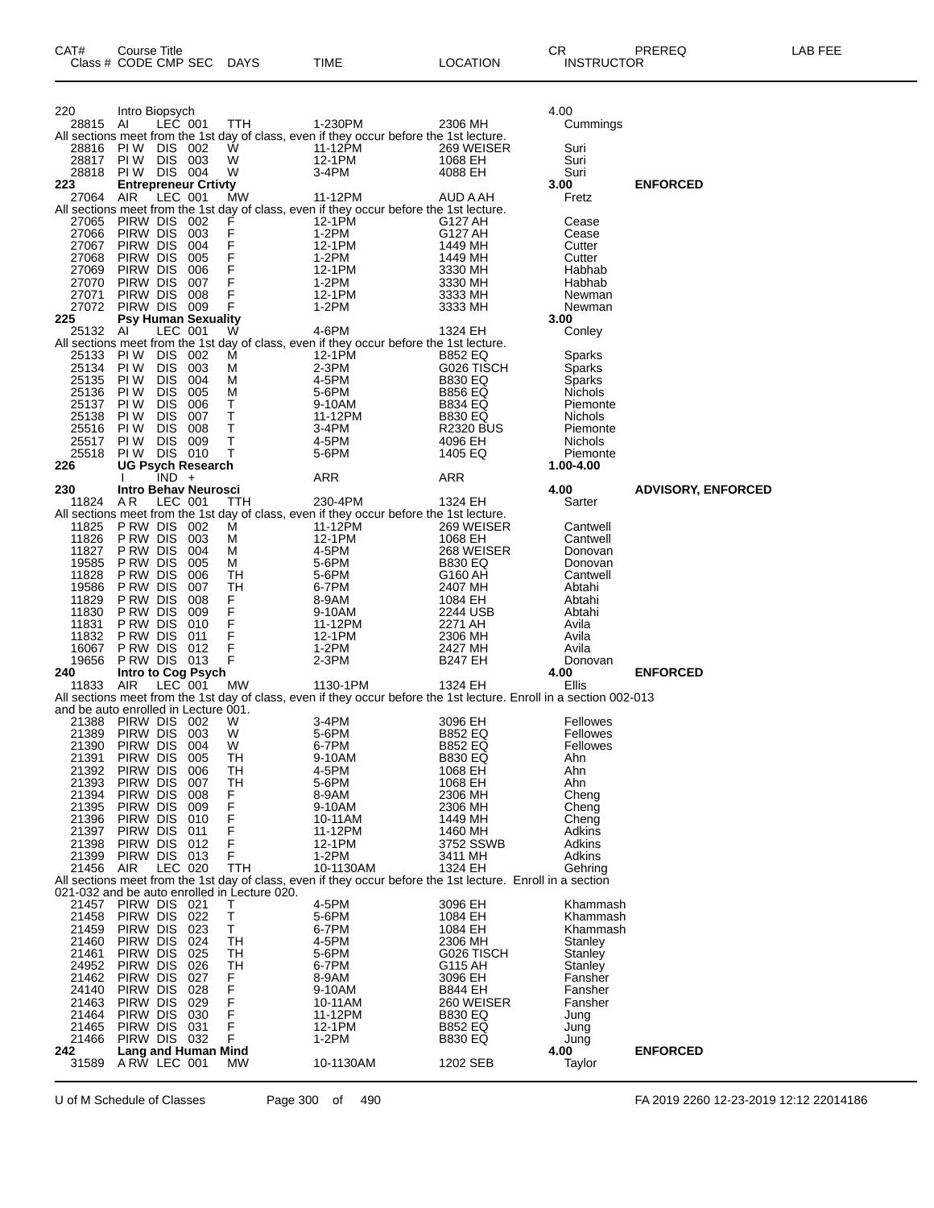| CAT# Class # | Course Title CODE | CMP | SEC | DAYS | TIME | LOCATION | CR INSTRUCTOR | PREREQ | LAB FEE |
|---|---|---|---|---|---|---|---|---|---|
| 220 | Intro Biopsych | | | | | | 4.00 | | |
| 28815 | AI | LEC | 001 | TTH | 1-230PM | 2306 MH | Cummings | | |
| All sections meet from the 1st day of class, even if they occur before the 1st lecture. | | | | | | | | | |
| 28816 | PI W | DIS | 002 | W | 11-12PM | 269 WEISER | Suri | | |
| 28817 | PI W | DIS | 003 | W | 12-1PM | 1068 EH | Suri | | |
| 28818 | PI W | DIS | 004 | W | 3-4PM | 4088 EH | Suri | | |
| 223 | Entrepreneur Crtivty | | | | | | 3.00 | ENFORCED | |
| 27064 | AIR | LEC | 001 | MW | 11-12PM | AUD A AH | Fretz | | |
| All sections meet from the 1st day of class, even if they occur before the 1st lecture. | | | | | | | | | |
| 27065 | PIRW | DIS | 002 | F | 12-1PM | G127 AH | Cease | | |
| 27066 | PIRW | DIS | 003 | F | 1-2PM | G127 AH | Cease | | |
| 27067 | PIRW | DIS | 004 | F | 12-1PM | 1449 MH | Cutter | | |
| 27068 | PIRW | DIS | 005 | F | 1-2PM | 1449 MH | Cutter | | |
| 27069 | PIRW | DIS | 006 | F | 12-1PM | 3330 MH | Habhab | | |
| 27070 | PIRW | DIS | 007 | F | 1-2PM | 3330 MH | Habhab | | |
| 27071 | PIRW | DIS | 008 | F | 12-1PM | 3333 MH | Newman | | |
| 27072 | PIRW | DIS | 009 | F | 1-2PM | 3333 MH | Newman | | |
| 225 | Psy Human Sexuality | | | | | | 3.00 | | |
| 25132 | AI | LEC | 001 | W | 4-6PM | 1324 EH | Conley | | |
| All sections meet from the 1st day of class, even if they occur before the 1st lecture. | | | | | | | | | |
| 25133 | PI W | DIS | 002 | M | 12-1PM | B852 EQ | Sparks | | |
| 25134 | PI W | DIS | 003 | M | 2-3PM | G026 TISCH | Sparks | | |
| 25135 | PI W | DIS | 004 | M | 4-5PM | B830 EQ | Sparks | | |
| 25136 | PI W | DIS | 005 | M | 5-6PM | B856 EQ | Nichols | | |
| 25137 | PI W | DIS | 006 | T | 9-10AM | B834 EQ | Piemonte | | |
| 25138 | PI W | DIS | 007 | T | 11-12PM | B830 EQ | Nichols | | |
| 25516 | PI W | DIS | 008 | T | 3-4PM | R2320 BUS | Piemonte | | |
| 25517 | PI W | DIS | 009 | T | 4-5PM | 4096 EH | Nichols | | |
| 25518 | PI W | DIS | 010 | T | 5-6PM | 1405 EQ | Piemonte | | |
| 226 | UG Psych Research | | | | | | 1.00-4.00 | | |
| | I | IND | + | | ARR | ARR | | | |
| 230 | Intro Behav Neurosci | | | | | | 4.00 | ADVISORY, ENFORCED | |
| 11824 | A R | LEC | 001 | TTH | 230-4PM | 1324 EH | Sarter | | |
| All sections meet from the 1st day of class, even if they occur before the 1st lecture. | | | | | | | | | |
| 11825 | P RW | DIS | 002 | M | 11-12PM | 269 WEISER | Cantwell | | |
| 11826 | P RW | DIS | 003 | M | 12-1PM | 1068 EH | Cantwell | | |
| 11827 | P RW | DIS | 004 | M | 4-5PM | 268 WEISER | Donovan | | |
| 19585 | P RW | DIS | 005 | M | 5-6PM | B830 EQ | Donovan | | |
| 11828 | P RW | DIS | 006 | TH | 5-6PM | G160 AH | Cantwell | | |
| 19586 | P RW | DIS | 007 | TH | 6-7PM | 2407 MH | Abtahi | | |
| 11829 | P RW | DIS | 008 | F | 8-9AM | 1084 EH | Abtahi | | |
| 11830 | P RW | DIS | 009 | F | 9-10AM | 2244 USB | Abtahi | | |
| 11831 | P RW | DIS | 010 | F | 11-12PM | 2271 AH | Avila | | |
| 11832 | P RW | DIS | 011 | F | 12-1PM | 2306 MH | Avila | | |
| 16067 | P RW | DIS | 012 | F | 1-2PM | 2427 MH | Avila | | |
| 19656 | P RW | DIS | 013 | F | 2-3PM | B247 EH | Donovan | | |
| 240 | Intro to Cog Psych | | | | | | 4.00 | ENFORCED | |
| 11833 | AIR | LEC | 001 | MW | 1130-1PM | 1324 EH | Ellis | | |
| All sections meet from the 1st day of class, even if they occur before the 1st lecture. Enroll in a section 002-013 and be auto enrolled in Lecture 001. | | | | | | | | | |
| 21388 | PIRW | DIS | 002 | W | 3-4PM | 3096 EH | Fellowes | | |
| 21389 | PIRW | DIS | 003 | W | 5-6PM | B852 EQ | Fellowes | | |
| 21390 | PIRW | DIS | 004 | W | 6-7PM | B852 EQ | Fellowes | | |
| 21391 | PIRW | DIS | 005 | TH | 9-10AM | B830 EQ | Ahn | | |
| 21392 | PIRW | DIS | 006 | TH | 4-5PM | 1068 EH | Ahn | | |
| 21393 | PIRW | DIS | 007 | TH | 5-6PM | 1068 EH | Ahn | | |
| 21394 | PIRW | DIS | 008 | F | 8-9AM | 2306 MH | Cheng | | |
| 21395 | PIRW | DIS | 009 | F | 9-10AM | 2306 MH | Cheng | | |
| 21396 | PIRW | DIS | 010 | F | 10-11AM | 1449 MH | Cheng | | |
| 21397 | PIRW | DIS | 011 | F | 11-12PM | 1460 MH | Adkins | | |
| 21398 | PIRW | DIS | 012 | F | 12-1PM | 3752 SSWB | Adkins | | |
| 21399 | PIRW | DIS | 013 | F | 1-2PM | 3411 MH | Adkins | | |
| 21456 | AIR | LEC | 020 | TTH | 10-1130AM | 1324 EH | Gehring | | |
| All sections meet from the 1st day of class, even if they occur before the 1st lecture. Enroll in a section 021-032 and be auto enrolled in Lecture 020. | | | | | | | | | |
| 21457 | PIRW | DIS | 021 | T | 4-5PM | 3096 EH | Khammash | | |
| 21458 | PIRW | DIS | 022 | T | 5-6PM | 1084 EH | Khammash | | |
| 21459 | PIRW | DIS | 023 | T | 6-7PM | 1084 EH | Khammash | | |
| 21460 | PIRW | DIS | 024 | TH | 4-5PM | 2306 MH | Stanley | | |
| 21461 | PIRW | DIS | 025 | TH | 5-6PM | G026 TISCH | Stanley | | |
| 24952 | PIRW | DIS | 026 | TH | 6-7PM | G115 AH | Stanley | | |
| 21462 | PIRW | DIS | 027 | F | 8-9AM | 3096 EH | Fansher | | |
| 24140 | PIRW | DIS | 028 | F | 9-10AM | B844 EH | Fansher | | |
| 21463 | PIRW | DIS | 029 | F | 10-11AM | 260 WEISER | Fansher | | |
| 21464 | PIRW | DIS | 030 | F | 11-12PM | B830 EQ | Jung | | |
| 21465 | PIRW | DIS | 031 | F | 12-1PM | B852 EQ | Jung | | |
| 21466 | PIRW | DIS | 032 | F | 1-2PM | B830 EQ | Jung | | |
| 242 | Lang and Human Mind | | | | | | 4.00 | ENFORCED | |
| 31589 | A RW | LEC | 001 | MW | 10-1130AM | 1202 SEB | Taylor | | |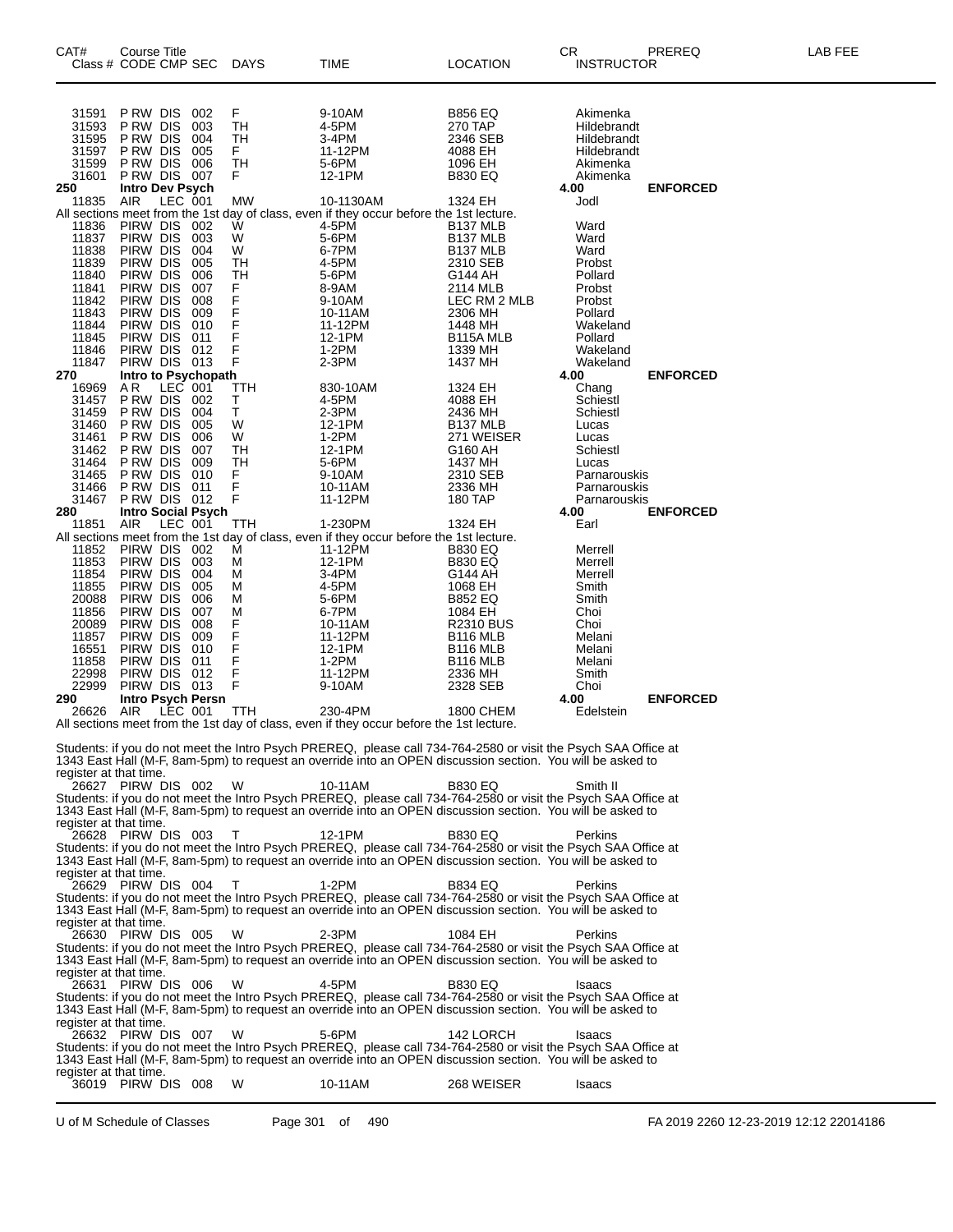| CAT# Class # | Course Title CODE CMP SEC | DAYS | TIME | LOCATION | CR INSTRUCTOR | PREREQ | LAB FEE |
|---|---|---|---|---|---|---|---|
| 31591 | P RW DIS 002 | F | 9-10AM | B856 EQ | Akimenka | | |
| 31593 | P RW DIS 003 | TH | 4-5PM | 270 TAP | Hildebrandt | | |
| 31595 | P RW DIS 004 | TH | 3-4PM | 2346 SEB | Hildebrandt | | |
| 31597 | P RW DIS 005 | F | 11-12PM | 4088 EH | Hildebrandt | | |
| 31599 | P RW DIS 006 | TH | 5-6PM | 1096 EH | Akimenka | | |
| 31601 | P RW DIS 007 | F | 12-1PM | B830 EQ | Akimenka | | |
| **250** | **Intro Dev Psych** | | | | **4.00** | **ENFORCED** | |
| 11835 | AIR LEC 001 | MW | 10-1130AM | 1324 EH | Jodl | | |
| All sections meet from the 1st day of class, even if they occur before the 1st lecture. | | | | | | | |
| 11836 | PIRW DIS 002 | W | 4-5PM | B137 MLB | Ward | | |
| 11837 | PIRW DIS 003 | W | 5-6PM | B137 MLB | Ward | | |
| 11838 | PIRW DIS 004 | W | 6-7PM | B137 MLB | Ward | | |
| 11839 | PIRW DIS 005 | TH | 4-5PM | 2310 SEB | Probst | | |
| 11840 | PIRW DIS 006 | TH | 5-6PM | G144 AH | Pollard | | |
| 11841 | PIRW DIS 007 | F | 8-9AM | 2114 MLB | Probst | | |
| 11842 | PIRW DIS 008 | F | 9-10AM | LEC RM 2 MLB | Probst | | |
| 11843 | PIRW DIS 009 | F | 10-11AM | 2306 MH | Pollard | | |
| 11844 | PIRW DIS 010 | F | 11-12PM | 1448 MH | Wakeland | | |
| 11845 | PIRW DIS 011 | F | 12-1PM | B115A MLB | Pollard | | |
| 11846 | PIRW DIS 012 | F | 1-2PM | 1339 MH | Wakeland | | |
| 11847 | PIRW DIS 013 | F | 2-3PM | 1437 MH | Wakeland | | |
| **270** | **Intro to Psychopath** | | | | **4.00** | **ENFORCED** | |
| 16969 | A R LEC 001 | TTH | 830-10AM | 1324 EH | Chang | | |
| 31457 | P RW DIS 002 | T | 4-5PM | 4088 EH | Schiestl | | |
| 31459 | P RW DIS 004 | T | 2-3PM | 2436 MH | Schiestl | | |
| 31460 | P RW DIS 005 | W | 12-1PM | B137 MLB | Lucas | | |
| 31461 | P RW DIS 006 | W | 1-2PM | 271 WEISER | Lucas | | |
| 31462 | P RW DIS 007 | TH | 12-1PM | G160 AH | Schiestl | | |
| 31464 | P RW DIS 009 | TH | 5-6PM | 1437 MH | Lucas | | |
| 31465 | P RW DIS 010 | F | 9-10AM | 2310 SEB | Parnarouskis | | |
| 31466 | P RW DIS 011 | F | 10-11AM | 2336 MH | Parnarouskis | | |
| 31467 | P RW DIS 012 | F | 11-12PM | 180 TAP | Parnarouskis | | |
| **280** | **Intro Social Psych** | | | | **4.00** | **ENFORCED** | |
| 11851 | AIR LEC 001 | TTH | 1-230PM | 1324 EH | Earl | | |
| All sections meet from the 1st day of class, even if they occur before the 1st lecture. | | | | | | | |
| 11852 | PIRW DIS 002 | M | 11-12PM | B830 EQ | Merrell | | |
| 11853 | PIRW DIS 003 | M | 12-1PM | B830 EQ | Merrell | | |
| 11854 | PIRW DIS 004 | M | 3-4PM | G144 AH | Merrell | | |
| 11855 | PIRW DIS 005 | M | 4-5PM | 1068 EH | Smith | | |
| 20088 | PIRW DIS 006 | M | 5-6PM | B852 EQ | Smith | | |
| 11856 | PIRW DIS 007 | M | 6-7PM | 1084 EH | Choi | | |
| 20089 | PIRW DIS 008 | F | 10-11AM | R2310 BUS | Choi | | |
| 11857 | PIRW DIS 009 | F | 11-12PM | B116 MLB | Melani | | |
| 16551 | PIRW DIS 010 | F | 12-1PM | B116 MLB | Melani | | |
| 11858 | PIRW DIS 011 | F | 1-2PM | B116 MLB | Melani | | |
| 22998 | PIRW DIS 012 | F | 11-12PM | 2336 MH | Smith | | |
| 22999 | PIRW DIS 013 | F | 9-10AM | 2328 SEB | Choi | | |
| **290** | **Intro Psych Persn** | | | | **4.00** | **ENFORCED** | |
| 26626 | AIR LEC 001 | TTH | 230-4PM | 1800 CHEM | Edelstein | | |
| All sections meet from the 1st day of class, even if they occur before the 1st lecture. | | | | | | | |
| Students: if you do not meet the Intro Psych PREREQ, please call 734-764-2580 or visit the Psych SAA Office at 1343 East Hall (M-F, 8am-5pm) to request an override into an OPEN discussion section. You will be asked to register at that time. | | | | | | | |
| 26627 | PIRW DIS 002 | W | 10-11AM | B830 EQ | Smith II | | |
| Students: if you do not meet the Intro Psych PREREQ, please call 734-764-2580 or visit the Psych SAA Office at 1343 East Hall (M-F, 8am-5pm) to request an override into an OPEN discussion section. You will be asked to register at that time. | | | | | | | |
| 26628 | PIRW DIS 003 | T | 12-1PM | B830 EQ | Perkins | | |
| Students: if you do not meet the Intro Psych PREREQ, please call 734-764-2580 or visit the Psych SAA Office at 1343 East Hall (M-F, 8am-5pm) to request an override into an OPEN discussion section. You will be asked to register at that time. | | | | | | | |
| 26629 | PIRW DIS 004 | T | 1-2PM | B834 EQ | Perkins | | |
| Students: if you do not meet the Intro Psych PREREQ, please call 734-764-2580 or visit the Psych SAA Office at 1343 East Hall (M-F, 8am-5pm) to request an override into an OPEN discussion section. You will be asked to register at that time. | | | | | | | |
| 26630 | PIRW DIS 005 | W | 2-3PM | 1084 EH | Perkins | | |
| Students: if you do not meet the Intro Psych PREREQ, please call 734-764-2580 or visit the Psych SAA Office at 1343 East Hall (M-F, 8am-5pm) to request an override into an OPEN discussion section. You will be asked to register at that time. | | | | | | | |
| 26631 | PIRW DIS 006 | W | 4-5PM | B830 EQ | Isaacs | | |
| Students: if you do not meet the Intro Psych PREREQ, please call 734-764-2580 or visit the Psych SAA Office at 1343 East Hall (M-F, 8am-5pm) to request an override into an OPEN discussion section. You will be asked to register at that time. | | | | | | | |
| 26632 | PIRW DIS 007 | W | 5-6PM | 142 LORCH | Isaacs | | |
| Students: if you do not meet the Intro Psych PREREQ, please call 734-764-2580 or visit the Psych SAA Office at 1343 East Hall (M-F, 8am-5pm) to request an override into an OPEN discussion section. You will be asked to register at that time. | | | | | | | |
| 36019 | PIRW DIS 008 | W | 10-11AM | 268 WEISER | Isaacs | | |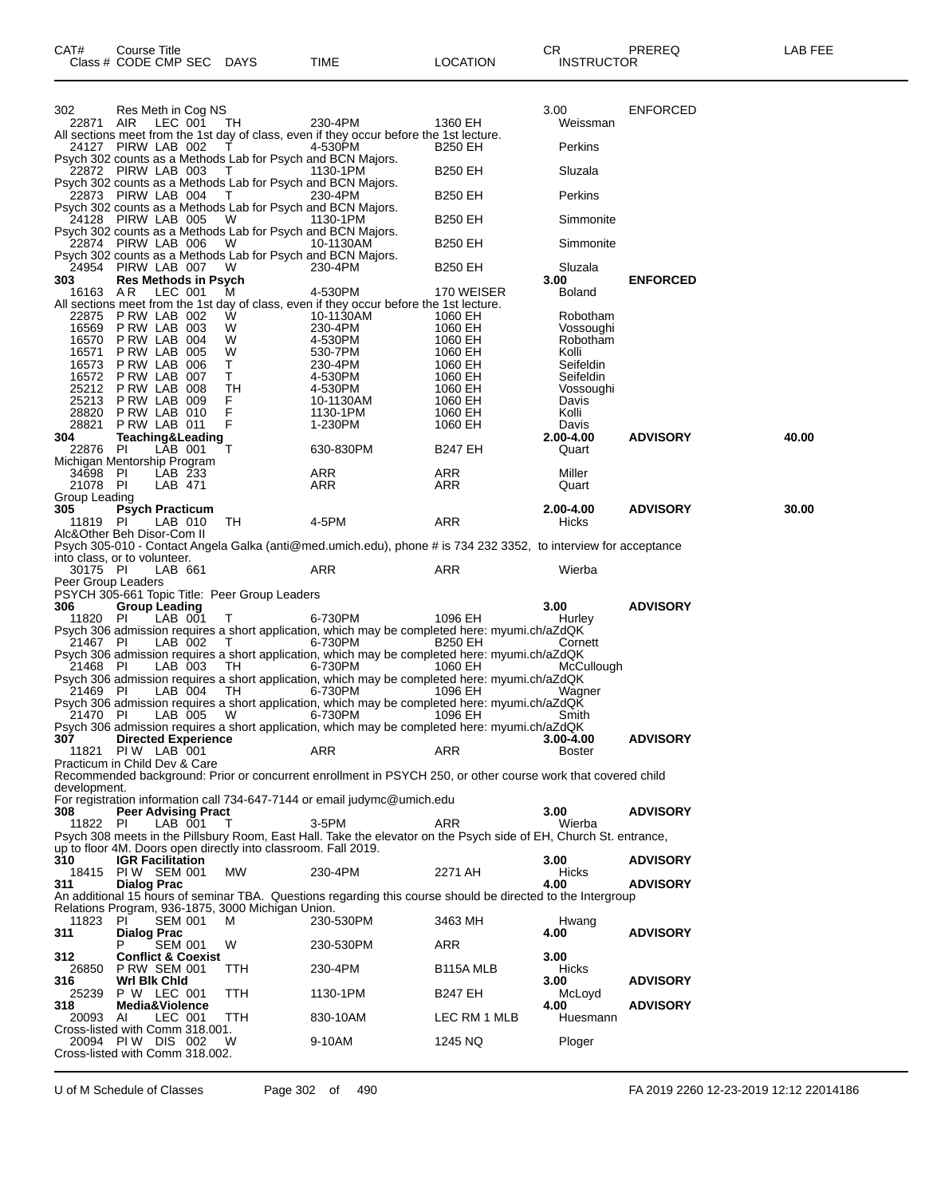| CAT# Class # | Course Title CODE CMP SEC | DAYS | TIME | LOCATION | CR INSTRUCTOR | PREREQ | LAB FEE |
|---|---|---|---|---|---|---|---|
| **302** | **Res Meth in Cog NS** | | | | 3.00 | ENFORCED | |
| 22871 | AIR LEC 001 | TH | 230-4PM | 1360 EH | Weissman | | |

All sections meet from the 1st day of class, even if they occur before the 1st lecture.

| | | | | | | | |
|---|---|---|---|---|---|---|---|
| 24127 | PIRW LAB 002 | T | 4-530PM | B250 EH | Perkins | | |

Psych 302 counts as a Methods Lab for Psych and BCN Majors.

| | | | | | | | |
|---|---|---|---|---|---|---|---|
| 22872 | PIRW LAB 003 | T | 1130-1PM | B250 EH | Sluzala | | |

Psych 302 counts as a Methods Lab for Psych and BCN Majors.

| | | | | | | | |
|---|---|---|---|---|---|---|---|
| 22873 | PIRW LAB 004 | T | 230-4PM | B250 EH | Perkins | | |

Psych 302 counts as a Methods Lab for Psych and BCN Majors.

| | | | | | | | |
|---|---|---|---|---|---|---|---|
| 24128 | PIRW LAB 005 | W | 1130-1PM | B250 EH | Simmonite | | |

Psych 302 counts as a Methods Lab for Psych and BCN Majors.

| | | | | | | | |
|---|---|---|---|---|---|---|---|
| 22874 | PIRW LAB 006 | W | 10-1130AM | B250 EH | Simmonite | | |

Psych 302 counts as a Methods Lab for Psych and BCN Majors.

| | | | | | | | |
|---|---|---|---|---|---|---|---|
| 24954 | PIRW LAB 007 | W | 230-4PM | B250 EH | Sluzala | | |
| **303** | **Res Methods in Psych** | | | | **3.00** | **ENFORCED** | |
| 16163 | A R LEC 001 | M | 4-530PM | 170 WEISER | Boland | | |

All sections meet from the 1st day of class, even if they occur before the 1st lecture.

| | | | | | | | |
|---|---|---|---|---|---|---|---|
| 22875 | P RW LAB 002 | W | 10-1130AM | 1060 EH | Robotham | | |
| 16569 | P RW LAB 003 | W | 230-4PM | 1060 EH | Vossoughi | | |
| 16570 | P RW LAB 004 | W | 4-530PM | 1060 EH | Robotham | | |
| 16571 | P RW LAB 005 | W | 530-7PM | 1060 EH | Kolli | | |
| 16573 | P RW LAB 006 | T | 230-4PM | 1060 EH | Seifeldin | | |
| 16572 | P RW LAB 007 | T | 4-530PM | 1060 EH | Seifeldin | | |
| 25212 | P RW LAB 008 | TH | 4-530PM | 1060 EH | Vossoughi | | |
| 25213 | P RW LAB 009 | F | 10-1130AM | 1060 EH | Davis | | |
| 28820 | P RW LAB 010 | F | 1130-1PM | 1060 EH | Kolli | | |
| 28821 | P RW LAB 011 | F | 1-230PM | 1060 EH | Davis | | |
| **304** | **Teaching&Leading** | | | | **2.00-4.00** | **ADVISORY** | **40.00** |
| 22876 | PI LAB 001 | T | 630-830PM | B247 EH | Quart | | |

Michigan Mentorship Program

| | | | | | | | |
|---|---|---|---|---|---|---|---|
| 34698 | PI LAB 233 | | ARR | ARR | Miller | | |
| 21078 | PI LAB 471 | | ARR | ARR | Quart | | |

Group Leading

| | | | | | | | |
|---|---|---|---|---|---|---|---|
| **305** | **Psych Practicum** | | | | **2.00-4.00** | **ADVISORY** | **30.00** |
| 11819 | PI LAB 010 | TH | 4-5PM | ARR | Hicks | | |

Alc&Other Beh Disor-Com II

Psych 305-010 - Contact Angela Galka (anti@med.umich.edu), phone # is 734 232 3352, to interview for acceptance into class, or to volunteer.

| | | | | | | | |
|---|---|---|---|---|---|---|---|
| 30175 | PI LAB 661 | | ARR | ARR | Wierba | | |

Peer Group Leaders

PSYCH 305-661 Topic Title: Peer Group Leaders

| | | | | | | | |
|---|---|---|---|---|---|---|---|
| **306** | **Group Leading** | | | | **3.00** | **ADVISORY** | |
| 11820 | PI LAB 001 | T | 6-730PM | 1096 EH | Hurley | | |

Psych 306 admission requires a short application, which may be completed here: myumi.ch/aZdQK

| | | | | | | | |
|---|---|---|---|---|---|---|---|
| 21467 | PI LAB 002 | T | 6-730PM | B250 EH | Cornett | | |

Psych 306 admission requires a short application, which may be completed here: myumi.ch/aZdQK

| | | | | | | | |
|---|---|---|---|---|---|---|---|
| 21468 | PI LAB 003 | TH | 6-730PM | 1060 EH | McCullough | | |

Psych 306 admission requires a short application, which may be completed here: myumi.ch/aZdQK

| | | | | | | | |
|---|---|---|---|---|---|---|---|
| 21469 | PI LAB 004 | TH | 6-730PM | 1096 EH | Wagner | | |

Psych 306 admission requires a short application, which may be completed here: myumi.ch/aZdQK

| | | | | | | | |
|---|---|---|---|---|---|---|---|
| 21470 | PI LAB 005 | W | 6-730PM | 1096 EH | Smith | | |

Psych 306 admission requires a short application, which may be completed here: myumi.ch/aZdQK

| | | | | | | | |
|---|---|---|---|---|---|---|---|
| **307** | **Directed Experience** | | | | **3.00-4.00** | **ADVISORY** | |
| 11821 | PI W LAB 001 | | ARR | ARR | Boster | | |

Practicum in Child Dev & Care

Recommended background: Prior or concurrent enrollment in PSYCH 250, or other course work that covered child development.

For registration information call 734-647-7144 or email judymc@umich.edu

| | | | | | | | |
|---|---|---|---|---|---|---|---|
| **308** | **Peer Advising Pract** | | | | **3.00** | **ADVISORY** | |
| 11822 | PI LAB 001 | T | 3-5PM | ARR | Wierba | | |

Psych 308 meets in the Pillsbury Room, East Hall. Take the elevator on the Psych side of EH, Church St. entrance, up to floor 4M. Doors open directly into classroom. Fall 2019.

| | | | | | | | |
|---|---|---|---|---|---|---|---|
| **310** | **IGR Facilitation** | | | | **3.00** | **ADVISORY** | |
| 18415 | PI W SEM 001 | MW | 230-4PM | 2271 AH | Hicks | | |
| **311** | **Dialog Prac** | | | | **4.00** | **ADVISORY** | |

An additional 15 hours of seminar TBA. Questions regarding this course should be directed to the Intergroup Relations Program, 936-1875, 3000 Michigan Union.

| | | | | | | | |
|---|---|---|---|---|---|---|---|
| 11823 | PI SEM 001 | M | 230-530PM | 3463 MH | Hwang | | |
| **311** | **Dialog Prac** | | | | **4.00** | **ADVISORY** | |
| | P SEM 001 | W | 230-530PM | ARR | | | |
| **312** | **Conflict & Coexist** | | | | **3.00** | | |
| 26850 | P RW SEM 001 | TTH | 230-4PM | B115A MLB | Hicks | | |
| **316** | **Wrl Blk Chld** | | | | **3.00** | **ADVISORY** | |
| 25239 | P W LEC 001 | TTH | 1130-1PM | B247 EH | McLoyd | | |
| **318** | **Media&Violence** | | | | **4.00** | **ADVISORY** | |
| 20093 | AI LEC 001 | TTH | 830-10AM | LEC RM 1 MLB | Huesmann | | |

Cross-listed with Comm 318.001.

| | | | | | | | |
|---|---|---|---|---|---|---|---|
| 20094 | PI W DIS 002 | W | 9-10AM | 1245 NQ | Ploger | | |

Cross-listed with Comm 318.002.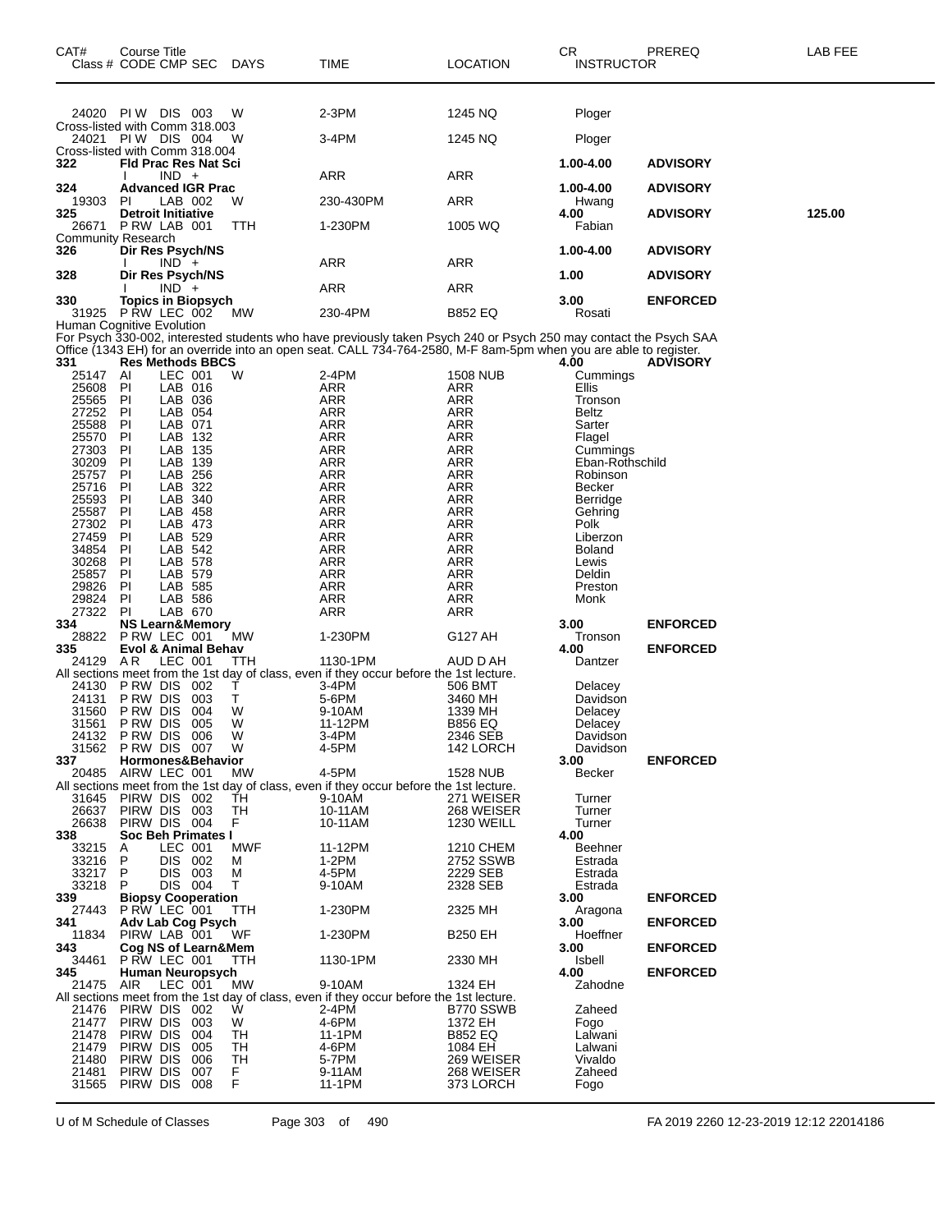| CAT# | Course Title Class # CODE CMP SEC | DAYS | TIME | LOCATION | CR INSTRUCTOR | PREREQ | LAB FEE |
|---|---|---|---|---|---|---|---|
| 24020 | PI W DIS 003 | W | 2-3PM | 1245 NQ | Ploger | | |
| Cross-listed with Comm 318.003 | | | | | | | |
| 24021 | PI W DIS 004 | W | 3-4PM | 1245 NQ | Ploger | | |
| Cross-listed with Comm 318.004 | | | | | | | |
| **322** | **Fld Prac Res Nat Sci** | | | | **1.00-4.00** | **ADVISORY** | |
| | I IND + | | ARR | ARR | | | |
| **324** | **Advanced IGR Prac** | | | | **1.00-4.00** | **ADVISORY** | |
| 19303 | PI LAB 002 | W | 230-430PM | ARR | Hwang | | |
| **325** | **Detroit Initiative** | | | | **4.00** | **ADVISORY** | **125.00** |
| 26671 | P RW LAB 001 | TTH | 1-230PM | 1005 WQ | Fabian | | |
| Community Research | | | | | | | |
| **326** | **Dir Res Psych/NS** | | | | **1.00-4.00** | **ADVISORY** | |
| | I IND + | | ARR | ARR | | | |
| **328** | **Dir Res Psych/NS** | | | | **1.00** | **ADVISORY** | |
| | I IND + | | ARR | ARR | | | |
| **330** | **Topics in Biopsych** | | | | **3.00** | **ENFORCED** | |
| 31925 | P RW LEC 002 | MW | 230-4PM | B852 EQ | Rosati | | |
| Human Cognitive Evolution | | | | | | | |

For Psych 330-002, interested students who have previously taken Psych 240 or Psych 250 may contact the Psych SAA Office (1343 EH) for an override into an open seat. CALL 734-764-2580, M-F 8am-5pm when you are able to register.

| CAT# | Course Title Class # CODE CMP SEC | DAYS | TIME | LOCATION | CR INSTRUCTOR | PREREQ | LAB FEE |
|---|---|---|---|---|---|---|---|
| **331** | **Res Methods BBCS** | | | | **4.00** | **ADVISORY** | |
| 25147 | AI LEC 001 | W | 2-4PM | 1508 NUB | Cummings | | |
| 25608 | PI LAB 016 | | ARR | ARR | Ellis | | |
| 25565 | PI LAB 036 | | ARR | ARR | Tronson | | |
| 27252 | PI LAB 054 | | ARR | ARR | Beltz | | |
| 25588 | PI LAB 071 | | ARR | ARR | Sarter | | |
| 25570 | PI LAB 132 | | ARR | ARR | Flagel | | |
| 27303 | PI LAB 135 | | ARR | ARR | Cummings | | |
| 30209 | PI LAB 139 | | ARR | ARR | Eban-Rothschild | | |
| 25757 | PI LAB 256 | | ARR | ARR | Robinson | | |
| 25716 | PI LAB 322 | | ARR | ARR | Becker | | |
| 25593 | PI LAB 340 | | ARR | ARR | Berridge | | |
| 25587 | PI LAB 458 | | ARR | ARR | Gehring | | |
| 27302 | PI LAB 473 | | ARR | ARR | Polk | | |
| 27459 | PI LAB 529 | | ARR | ARR | Liberzon | | |
| 34854 | PI LAB 542 | | ARR | ARR | Boland | | |
| 30268 | PI LAB 578 | | ARR | ARR | Lewis | | |
| 25857 | PI LAB 579 | | ARR | ARR | Deldin | | |
| 29826 | PI LAB 585 | | ARR | ARR | Preston | | |
| 29824 | PI LAB 586 | | ARR | ARR | Monk | | |
| 27322 | PI LAB 670 | | ARR | ARR | | | |
| **334** | **NS Learn&Memory** | | | | **3.00** | **ENFORCED** | |
| 28822 | P RW LEC 001 | MW | 1-230PM | G127 AH | Tronson | | |
| **335** | **Evol & Animal Behav** | | | | **4.00** | **ENFORCED** | |
| 24129 | A R LEC 001 | TTH | 1130-1PM | AUD D AH | Dantzer | | |
| All sections meet from the 1st day of class, even if they occur before the 1st lecture. | | | | | | | |
| 24130 | P RW DIS 002 | T | 3-4PM | 506 BMT | Delacey | | |
| 24131 | P RW DIS 003 | T | 5-6PM | 3460 MH | Davidson | | |
| 31560 | P RW DIS 004 | W | 9-10AM | 1339 MH | Delacey | | |
| 31561 | P RW DIS 005 | W | 11-12PM | B856 EQ | Delacey | | |
| 24132 | P RW DIS 006 | W | 3-4PM | 2346 SEB | Davidson | | |
| 31562 | P RW DIS 007 | W | 4-5PM | 142 LORCH | Davidson | | |
| **337** | **Hormones&Behavior** | | | | **3.00** | **ENFORCED** | |
| 20485 | AIRW LEC 001 | MW | 4-5PM | 1528 NUB | Becker | | |
| All sections meet from the 1st day of class, even if they occur before the 1st lecture. | | | | | | | |
| 31645 | PIRW DIS 002 | TH | 9-10AM | 271 WEISER | Turner | | |
| 26637 | PIRW DIS 003 | TH | 10-11AM | 268 WEISER | Turner | | |
| 26638 | PIRW DIS 004 | F | 10-11AM | 1230 WEILL | Turner | | |
| **338** | **Soc Beh Primates I** | | | | **4.00** | | |
| 33215 | A LEC 001 | MWF | 11-12PM | 1210 CHEM | Beehner | | |
| 33216 | P DIS 002 | M | 1-2PM | 2752 SSWB | Estrada | | |
| 33217 | P DIS 003 | M | 4-5PM | 2229 SEB | Estrada | | |
| 33218 | P DIS 004 | T | 9-10AM | 2328 SEB | Estrada | | |
| **339** | **Biopsy Cooperation** | | | | **3.00** | **ENFORCED** | |
| 27443 | P RW LEC 001 | TTH | 1-230PM | 2325 MH | Aragona | | |
| **341** | **Adv Lab Cog Psych** | | | | **3.00** | **ENFORCED** | |
| 11834 | PIRW LAB 001 | WF | 1-230PM | B250 EH | Hoeffner | | |
| **343** | **Cog NS of Learn&Mem** | | | | **3.00** | **ENFORCED** | |
| 34461 | P RW LEC 001 | TTH | 1130-1PM | 2330 MH | Isbell | | |
| **345** | **Human Neuropsych** | | | | **4.00** | **ENFORCED** | |
| 21475 | AIR LEC 001 | MW | 9-10AM | 1324 EH | Zahodne | | |
| All sections meet from the 1st day of class, even if they occur before the 1st lecture. | | | | | | | |
| 21476 | PIRW DIS 002 | W | 2-4PM | B770 SSWB | Zaheed | | |
| 21477 | PIRW DIS 003 | W | 4-6PM | 1372 EH | Fogo | | |
| 21478 | PIRW DIS 004 | TH | 11-1PM | B852 EQ | Lalwani | | |
| 21479 | PIRW DIS 005 | TH | 4-6PM | 1084 EH | Lalwani | | |
| 21480 | PIRW DIS 006 | TH | 5-7PM | 269 WEISER | Vivaldo | | |
| 21481 | PIRW DIS 007 | F | 9-11AM | 268 WEISER | Zaheed | | |
| 31565 | PIRW DIS 008 | F | 11-1PM | 373 LORCH | Fogo | | |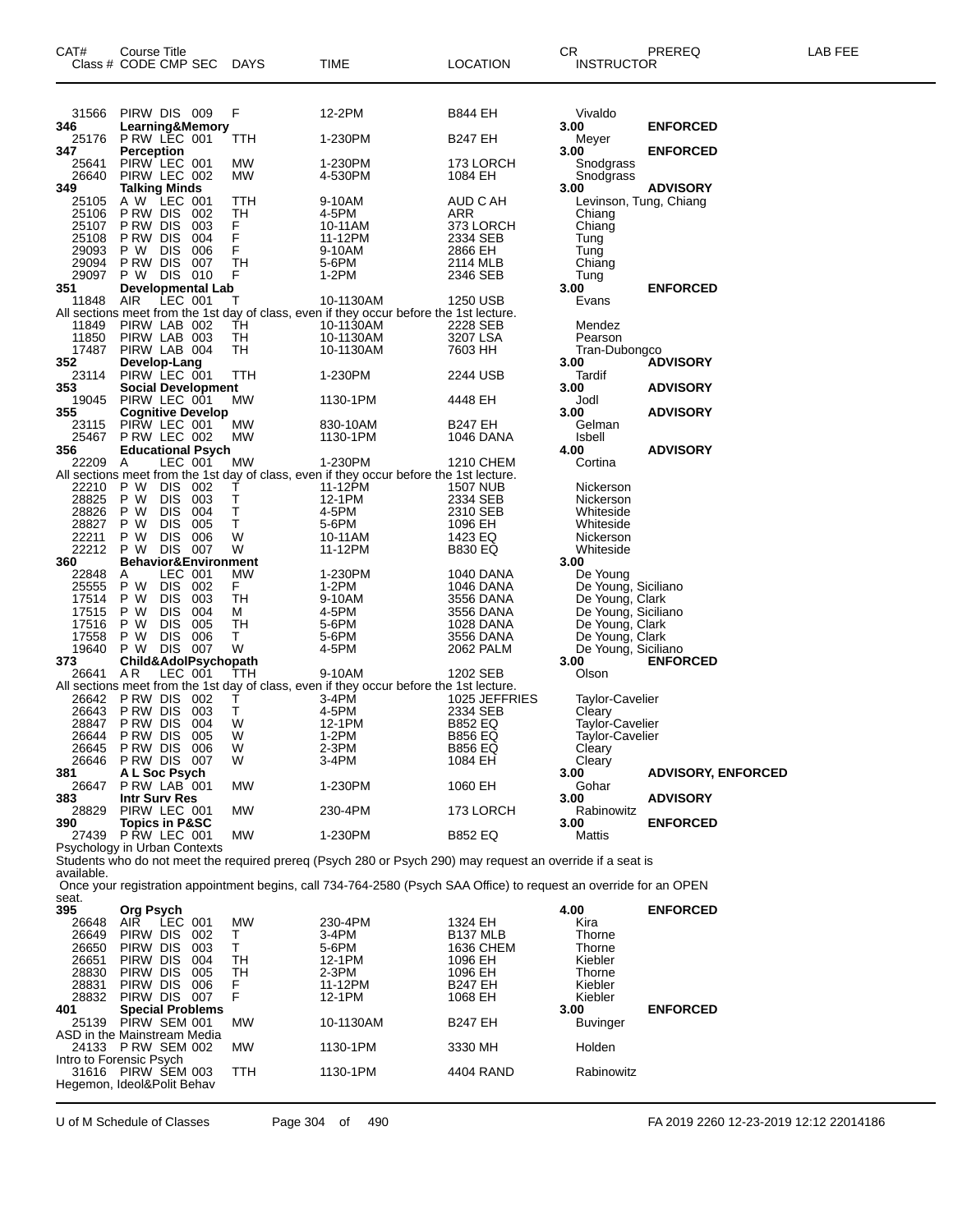| CAT# Class # | Course Title CODE CMP SEC | DAYS | TIME | LOCATION | CR INSTRUCTOR | PREREQ | LAB FEE |
|---|---|---|---|---|---|---|---|
| 31566 | PIRW DIS 009 | F | 12-2PM | B844 EH | Vivaldo | | |
| **346** | **Learning&Memory** | | | | **3.00** | **ENFORCED** | |
| 25176 | P RW LEC 001 | TTH | 1-230PM | B247 EH | Meyer | | |
| **347** | **Perception** | | | | **3.00** | **ENFORCED** | |
| 25641 | PIRW LEC 001 | MW | 1-230PM | 173 LORCH | Snodgrass | | |
| 26640 | PIRW LEC 002 | MW | 4-530PM | 1084 EH | Snodgrass | | |
| **349** | **Talking Minds** | | | | **3.00** | **ADVISORY** | |
| 25105 | A W LEC 001 | TTH | 9-10AM | AUD C AH | Levinson, Tung, Chiang | | |
| 25106 | P RW DIS 002 | TH | 4-5PM | ARR | Chiang | | |
| 25107 | P RW DIS 003 | F | 10-11AM | 373 LORCH | Chiang | | |
| 25108 | P RW DIS 004 | F | 11-12PM | 2334 SEB | Tung | | |
| 29093 | P W DIS 006 | F | 9-10AM | 2866 EH | Tung | | |
| 29094 | P RW DIS 007 | TH | 5-6PM | 2114 MLB | Chiang | | |
| 29097 | P W DIS 010 | F | 1-2PM | 2346 SEB | Tung | | |
| **351** | **Developmental Lab** | | | | **3.00** | **ENFORCED** | |
| 11848 | AIR LEC 001 | T | 10-1130AM | 1250 USB | Evans | | |
| All sections meet from the 1st day of class, even if they occur before the 1st lecture. | | | | | | | |
| 11849 | PIRW LAB 002 | TH | 10-1130AM | 2228 SEB | Mendez | | |
| 11850 | PIRW LAB 003 | TH | 10-1130AM | 3207 LSA | Pearson | | |
| 17487 | PIRW LAB 004 | TH | 10-1130AM | 7603 HH | Tran-Dubongco | | |
| **352** | **Develop-Lang** | | | | **3.00** | **ADVISORY** | |
| 23114 | PIRW LEC 001 | TTH | 1-230PM | 2244 USB | Tardif | | |
| **353** | **Social Development** | | | | **3.00** | **ADVISORY** | |
| 19045 | PIRW LEC 001 | MW | 1130-1PM | 4448 EH | Jodl | | |
| **355** | **Cognitive Develop** | | | | **3.00** | **ADVISORY** | |
| 23115 | PIRW LEC 001 | MW | 830-10AM | B247 EH | Gelman | | |
| 25467 | P RW LEC 002 | MW | 1130-1PM | 1046 DANA | Isbell | | |
| **356** | **Educational Psych** | | | | **4.00** | **ADVISORY** | |
| 22209 | A LEC 001 | MW | 1-230PM | 1210 CHEM | Cortina | | |
| All sections meet from the 1st day of class, even if they occur before the 1st lecture. | | | | | | | |
| 22210 | P W DIS 002 | T | 11-12PM | 1507 NUB | Nickerson | | |
| 28825 | P W DIS 003 | T | 12-1PM | 2334 SEB | Nickerson | | |
| 28826 | P W DIS 004 | T | 4-5PM | 2310 SEB | Whiteside | | |
| 28827 | P W DIS 005 | T | 5-6PM | 1096 EH | Whiteside | | |
| 22211 | P W DIS 006 | W | 10-11AM | 1423 EQ | Nickerson | | |
| 22212 | P W DIS 007 | W | 11-12PM | B830 EQ | Whiteside | | |
| **360** | **Behavior&Environment** | | | | **3.00** | | |
| 22848 | A LEC 001 | MW | 1-230PM | 1040 DANA | De Young | | |
| 25555 | P W DIS 002 | F | 1-2PM | 1046 DANA | De Young, Siciliano | | |
| 17514 | P W DIS 003 | TH | 9-10AM | 3556 DANA | De Young, Clark | | |
| 17515 | P W DIS 004 | M | 4-5PM | 3556 DANA | De Young, Siciliano | | |
| 17516 | P W DIS 005 | TH | 5-6PM | 1028 DANA | De Young, Clark | | |
| 17558 | P W DIS 006 | T | 5-6PM | 3556 DANA | De Young, Clark | | |
| 19640 | P W DIS 007 | W | 4-5PM | 2062 PALM | De Young, Siciliano | | |
| **373** | **Child&AdolPsychopath** | | | | **3.00** | **ENFORCED** | |
| 26641 | A R LEC 001 | TTH | 9-10AM | 1202 SEB | Olson | | |
| All sections meet from the 1st day of class, even if they occur before the 1st lecture. | | | | | | | |
| 26642 | P RW DIS 002 | T | 3-4PM | 1025 JEFFRIES | Taylor-Cavelier | | |
| 26643 | P RW DIS 003 | T | 4-5PM | 2334 SEB | Cleary | | |
| 28847 | P RW DIS 004 | W | 12-1PM | B852 EQ | Taylor-Cavelier | | |
| 26644 | P RW DIS 005 | W | 1-2PM | B856 EQ | Taylor-Cavelier | | |
| 26645 | P RW DIS 006 | W | 2-3PM | B856 EQ | Cleary | | |
| 26646 | P RW DIS 007 | W | 3-4PM | 1084 EH | Cleary | | |
| **381** | **A L Soc Psych** | | | | **3.00** | **ADVISORY, ENFORCED** | |
| 26647 | P RW LAB 001 | MW | 1-230PM | 1060 EH | Gohar | | |
| **383** | **Intr Surv Res** | | | | **3.00** | **ADVISORY** | |
| 28829 | PIRW LEC 001 | MW | 230-4PM | 173 LORCH | Rabinowitz | | |
| **390** | **Topics in P&SC** | | | | **3.00** | **ENFORCED** | |
| 27439 | P RW LEC 001 | MW | 1-230PM | B852 EQ | Mattis | | |
| Psychology in Urban Contexts | | | | | | | |
| Students who do not meet the required prereq (Psych 280 or Psych 290) may request an override if a seat is available. | | | | | | | |
| Once your registration appointment begins, call 734-764-2580 (Psych SAA Office) to request an override for an OPEN seat. | | | | | | | |
| **395** | **Org Psych** | | | | **4.00** | **ENFORCED** | |
| 26648 | AIR LEC 001 | MW | 230-4PM | 1324 EH | Kira | | |
| 26649 | PIRW DIS 002 | T | 3-4PM | B137 MLB | Thorne | | |
| 26650 | PIRW DIS 003 | T | 5-6PM | 1636 CHEM | Thorne | | |
| 26651 | PIRW DIS 004 | TH | 12-1PM | 1096 EH | Kiebler | | |
| 28830 | PIRW DIS 005 | TH | 2-3PM | 1096 EH | Thorne | | |
| 28831 | PIRW DIS 006 | F | 11-12PM | B247 EH | Kiebler | | |
| 28832 | PIRW DIS 007 | F | 12-1PM | 1068 EH | Kiebler | | |
| **401** | **Special Problems** | | | | **3.00** | **ENFORCED** | |
| 25139 | PIRW SEM 001 | MW | 10-1130AM | B247 EH | Buvinger | | |
| ASD in the Mainstream Media | | | | | | | |
| 24133 | P RW SEM 002 | MW | 1130-1PM | 3330 MH | Holden | | |
| Intro to Forensic Psych | | | | | | | |
| 31616 | PIRW SEM 003 | TTH | 1130-1PM | 4404 RAND | Rabinowitz | | |
| Hegemon, Ideol&Polit Behav | | | | | | | |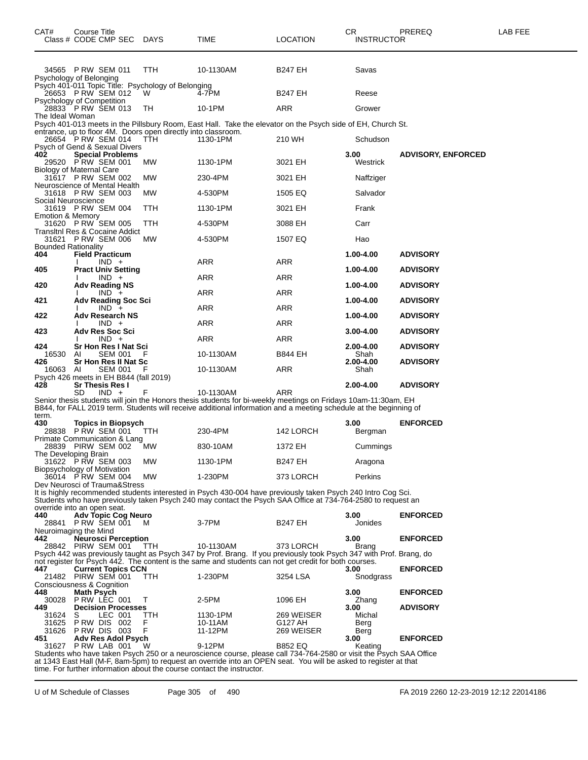| CAT# | Course Title<br>Class # CODE CMP SEC | DAYS | TIME | LOCATION | CR<br>INSTRUCTOR | PREREQ | LAB FEE |
|---|---|---|---|---|---|---|---|
| | 34565 P RW SEM 011 | TTH | 10-1130AM | B247 EH | Savas | | |
| Psychology of Belonging | | | | | | | |
| Psych 401-011 Topic Title: Psychology of Belonging | | | | | | | |
| | 26653 P RW SEM 012 | W | 4-7PM | B247 EH | Reese | | |
| Psychology of Competition | | | | | | | |
| | 28833 P RW SEM 013 | TH | 10-1PM | ARR | Grower | | |
| The Ideal Woman | | | | | | | |
| Psych 401-013 meets in the Pillsbury Room, East Hall. Take the elevator on the Psych side of EH, Church St. entrance, up to floor 4M. Doors open directly into classroom. | | | | | | | |
| | 26654 P RW SEM 014 | TTH | 1130-1PM | 210 WH | Schudson | | |
| Psych of Gend & Sexual Divers | | | | | | | |
| **402** | **Special Problems** | | | | **3.00** | **ADVISORY, ENFORCED** | |
| | 29520 P RW SEM 001 | MW | 1130-1PM | 3021 EH | Westrick | | |
| Biology of Maternal Care | | | | | | | |
| | 31617 P RW SEM 002 | MW | 230-4PM | 3021 EH | Naffziger | | |
| Neuroscience of Mental Health | | | | | | | |
| | 31618 P RW SEM 003 | MW | 4-530PM | 1505 EQ | Salvador | | |
| Social Neuroscience | | | | | | | |
| | 31619 P RW SEM 004 | TTH | 1130-1PM | 3021 EH | Frank | | |
| Emotion & Memory | | | | | | | |
| | 31620 P RW SEM 005 | TTH | 4-530PM | 3088 EH | Carr | | |
| Transltnl Res & Cocaine Addict | | | | | | | |
| | 31621 P RW SEM 006 | MW | 4-530PM | 1507 EQ | Hao | | |
| Bounded Rationality | | | | | | | |
| **404** | **Field Practicum** | | | | **1.00-4.00** | **ADVISORY** | |
| | I IND + | | ARR | ARR | | | |
| **405** | **Pract Univ Setting** | | | | **1.00-4.00** | **ADVISORY** | |
| | I IND + | | ARR | ARR | | | |
| **420** | **Adv Reading NS** | | | | **1.00-4.00** | **ADVISORY** | |
| | I IND + | | ARR | ARR | | | |
| **421** | **Adv Reading Soc Sci** | | | | **1.00-4.00** | **ADVISORY** | |
| | I IND + | | ARR | ARR | | | |
| **422** | **Adv Research NS** | | | | **1.00-4.00** | **ADVISORY** | |
| | I IND + | | ARR | ARR | | | |
| **423** | **Adv Res Soc Sci** | | | | **3.00-4.00** | **ADVISORY** | |
| | I IND + | | ARR | ARR | | | |
| **424** | **Sr Hon Res I Nat Sci** | | | | **2.00-4.00** | **ADVISORY** | |
| | 16530 AI SEM 001 | F | 10-1130AM | B844 EH | Shah | | |
| **426** | **Sr Hon Res II Nat Sc** | | | | **2.00-4.00** | **ADVISORY** | |
| | 16063 AI SEM 001 | F | 10-1130AM | ARR | Shah | | |
| Psych 426 meets in EH B844 (fall 2019) | | | | | | | |
| **428** | **Sr Thesis Res I** | | | | **2.00-4.00** | **ADVISORY** | |
| | SD IND + | F | 10-1130AM | ARR | | | |
| Senior thesis students will join the Honors thesis students for bi-weekly meetings on Fridays 10am-11:30am, EH B844, for FALL 2019 term. Students will receive additional information and a meeting schedule at the beginning of term. | | | | | | | |
| **430** | **Topics in Biopsych** | | | | **3.00** | **ENFORCED** | |
| | 28838 P RW SEM 001 | TTH | 230-4PM | 142 LORCH | Bergman | | |
| Primate Communication & Lang | | | | | | | |
| | 28839 PIRW SEM 002 | MW | 830-10AM | 1372 EH | Cummings | | |
| The Developing Brain | | | | | | | |
| | 31622 P RW SEM 003 | MW | 1130-1PM | B247 EH | Aragona | | |
| Biopsychology of Motivation | | | | | | | |
| | 36014 P RW SEM 004 | MW | 1-230PM | 373 LORCH | Perkins | | |
| Dev Neurosci of Trauma&Stress | | | | | | | |
| It is highly recommended students interested in Psych 430-004 have previously taken Psych 240 Intro Cog Sci. Students who have previously taken Psych 240 may contact the Psych SAA Office at 734-764-2580 to request an override into an open seat. | | | | | | | |
| **440** | **Adv Topic Cog Neuro** | | | | **3.00** | **ENFORCED** | |
| | 28841 P RW SEM 001 | M | 3-7PM | B247 EH | Jonides | | |
| Neuroimaging the Mind | | | | | | | |
| **442** | **Neurosci Perception** | | | | **3.00** | **ENFORCED** | |
| | 28842 PIRW SEM 001 | TTH | 10-1130AM | 373 LORCH | Brang | | |
| Psych 442 was previously taught as Psych 347 by Prof. Brang. If you previously took Psych 347 with Prof. Brang, do not register for Psych 442. The content is the same and students can not get credit for both courses. | | | | | | | |
| **447** | **Current Topics CCN** | | | | **3.00** | **ENFORCED** | |
| | 21482 PIRW SEM 001 | TTH | 1-230PM | 3254 LSA | Snodgrass | | |
| Consciousness & Cognition | | | | | | | |
| **448** | **Math Psych** | | | | **3.00** | **ENFORCED** | |
| | 30028 P RW LEC 001 | T | 2-5PM | 1096 EH | Zhang | | |
| **449** | **Decision Processes** | | | | **3.00** | **ADVISORY** | |
| | 31624 S LEC 001 | TTH | 1130-1PM | 269 WEISER | Michal | | |
| | 31625 P RW DIS 002 | F | 10-11AM | G127 AH | Berg | | |
| | 31626 P RW DIS 003 | F | 11-12PM | 269 WEISER | Berg | | |
| **451** | **Adv Res Adol Psych** | | | | **3.00** | **ENFORCED** | |
| | 31627 P RW LAB 001 | W | 9-12PM | B852 EQ | Keating | | |
| Students who have taken Psych 250 or a neuroscience course, please call 734-764-2580 or visit the Psych SAA Office at 1343 East Hall (M-F, 8am-5pm) to request an override into an OPEN seat. You will be asked to register at that time. For further information about the course contact the instructor. | | | | | | | |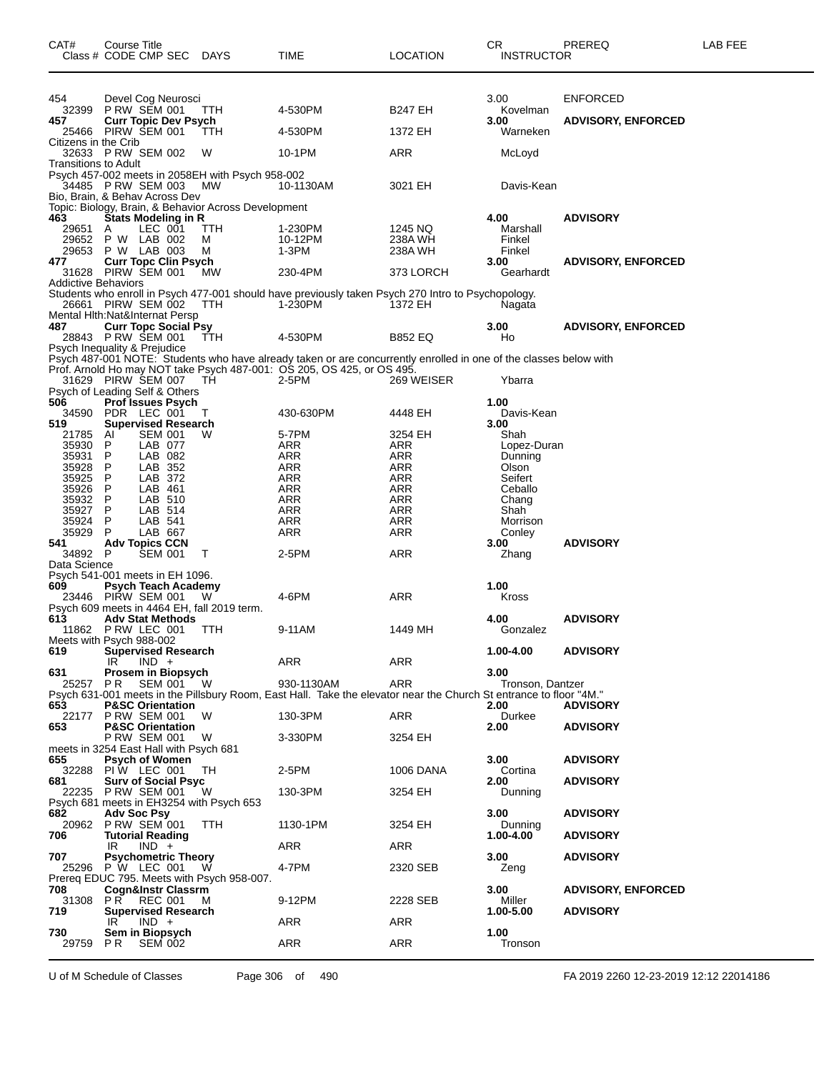| CAT# | Course Title<br>Class # CODE CMP SEC DAYS | TIME | LOCATION | CR<br>INSTRUCTOR | PREREQ | LAB FEE |
|---|---|---|---|---|---|---|
| 454 | Devel Cog Neurosci | | | 3.00 | ENFORCED | |
| 32399 | P RW SEM 001 TTH | 4-530PM | B247 EH | Kovelman | | |
| **457** | **Curr Topic Dev Psych** | | | **3.00** | **ADVISORY, ENFORCED** | |
| 25466 | PIRW SEM 001 TTH | 4-530PM | 1372 EH | Warneken | | |
| Citizens in the Crib | | | | | | |
| 32633 | P RW SEM 002 W | 10-1PM | ARR | McLoyd | | |
| Transitions to Adult | | | | | | |
| Psych 457-002 meets in 2058EH with Psych 958-002 | | | | | | |
| 34485 | P RW SEM 003 MW | 10-1130AM | 3021 EH | Davis-Kean | | |
| Bio, Brain, & Behav Across Dev | | | | | | |
| Topic: Biology, Brain, & Behavior Across Development | | | | | | |
| **463** | **Stats Modeling in R** | | | **4.00** | **ADVISORY** | |
| 29651 | A LEC 001 TTH | 1-230PM | 1245 NQ | Marshall | | |
| 29652 | P W LAB 002 M | 10-12PM | 238A WH | Finkel | | |
| 29653 | P W LAB 003 M | 1-3PM | 238A WH | Finkel | | |
| **477** | **Curr Topc Clin Psych** | | | **3.00** | **ADVISORY, ENFORCED** | |
| 31628 | PIRW SEM 001 MW | 230-4PM | 373 LORCH | Gearhardt | | |
| Addictive Behaviors | | | | | | |
| Students who enroll in Psych 477-001 should have previously taken Psych 270 Intro to Psychopology. | | | | | | |
| 26661 | PIRW SEM 002 TTH | 1-230PM | 1372 EH | Nagata | | |
| Mental Hlth:Nat&Internat Persp | | | | | | |
| **487** | **Curr Topc Social Psy** | | | **3.00** | **ADVISORY, ENFORCED** | |
| 28843 | P RW SEM 001 TTH | 4-530PM | B852 EQ | Ho | | |
| Psych Inequality & Prejudice | | | | | | |
| Psych 487-001 NOTE: Students who have already taken or are concurrently enrolled in one of the classes below with Prof. Arnold Ho may NOT take Psych 487-001: OS 205, OS 425, or OS 495. | | | | | | |
| 31629 | PIRW SEM 007 TH | 2-5PM | 269 WEISER | Ybarra | | |
| Psych of Leading Self & Others | | | | | | |
| **506** | **Prof Issues Psych** | | | **1.00** | | |
| 34590 | PDR LEC 001 T | 430-630PM | 4448 EH | Davis-Kean | | |
| **519** | **Supervised Research** | | | **3.00** | | |
| 21785 | AI SEM 001 W | 5-7PM | 3254 EH | Shah | | |
| 35930 | P LAB 077 | ARR | ARR | Lopez-Duran | | |
| 35931 | P LAB 082 | ARR | ARR | Dunning | | |
| 35928 | P LAB 352 | ARR | ARR | Olson | | |
| 35925 | P LAB 372 | ARR | ARR | Seifert | | |
| 35926 | P LAB 461 | ARR | ARR | Ceballo | | |
| 35932 | P LAB 510 | ARR | ARR | Chang | | |
| 35927 | P LAB 514 | ARR | ARR | Shah | | |
| 35924 | P LAB 541 | ARR | ARR | Morrison | | |
| 35929 | P LAB 667 | ARR | ARR | Conley | | |
| **541** | **Adv Topics CCN** | | | **3.00** | **ADVISORY** | |
| 34892 | P SEM 001 T | 2-5PM | ARR | Zhang | | |
| Data Science | | | | | | |
| Psych 541-001 meets in EH 1096. | | | | | | |
| **609** | **Psych Teach Academy** | | | **1.00** | | |
| 23446 | PIRW SEM 001 W | 4-6PM | ARR | Kross | | |
| Psych 609 meets in 4464 EH, fall 2019 term. | | | | | | |
| **613** | **Adv Stat Methods** | | | **4.00** | **ADVISORY** | |
| 11862 | P RW LEC 001 TTH | 9-11AM | 1449 MH | Gonzalez | | |
| Meets with Psych 988-002 | | | | | | |
| **619** | **Supervised Research** | | | **1.00-4.00** | **ADVISORY** | |
| | IR IND + | ARR | ARR | | | |
| **631** | **Prosem in Biopsych** | | | **3.00** | | |
| 25257 | P R SEM 001 W | 930-1130AM | ARR | Tronson, Dantzer | | |
| Psych 631-001 meets in the Pillsbury Room, East Hall. Take the elevator near the Church St entrance to floor "4M." | | | | | | |
| **653** | **P&SC Orientation** | | | **2.00** | **ADVISORY** | |
| 22177 | P RW SEM 001 W | 130-3PM | ARR | Durkee | | |
| **653** | **P&SC Orientation** | | | **2.00** | **ADVISORY** | |
| | P RW SEM 001 W | 3-330PM | 3254 EH | | | |
| meets in 3254 East Hall with Psych 681 | | | | | | |
| **655** | **Psych of Women** | | | **3.00** | **ADVISORY** | |
| 32288 | PI W LEC 001 TH | 2-5PM | 1006 DANA | Cortina | | |
| **681** | **Surv of Social Psyc** | | | **2.00** | **ADVISORY** | |
| 22235 | P RW SEM 001 W | 130-3PM | 3254 EH | Dunning | | |
| Psych 681 meets in EH3254 with Psych 653 | | | | | | |
| **682** | **Adv Soc Psy** | | | **3.00** | **ADVISORY** | |
| 20962 | P RW SEM 001 TTH | 1130-1PM | 3254 EH | Dunning | | |
| **706** | **Tutorial Reading** | | | **1.00-4.00** | **ADVISORY** | |
| | IR IND + | ARR | ARR | | | |
| **707** | **Psychometric Theory** | | | **3.00** | **ADVISORY** | |
| 25296 | P W LEC 001 W | 4-7PM | 2320 SEB | Zeng | | |
| Prereq EDUC 795. Meets with Psych 958-007. | | | | | | |
| **708** | **Cogn&Instr Classrm** | | | **3.00** | **ADVISORY, ENFORCED** | |
| 31308 | P R REC 001 M | 9-12PM | 2228 SEB | Miller | | |
| **719** | **Supervised Research** | | | **1.00-5.00** | **ADVISORY** | |
| | IR IND + | ARR | ARR | | | |
| **730** | **Sem in Biopsych** | | | **1.00** | | |
| 29759 | P R SEM 002 | ARR | ARR | Tronson | | |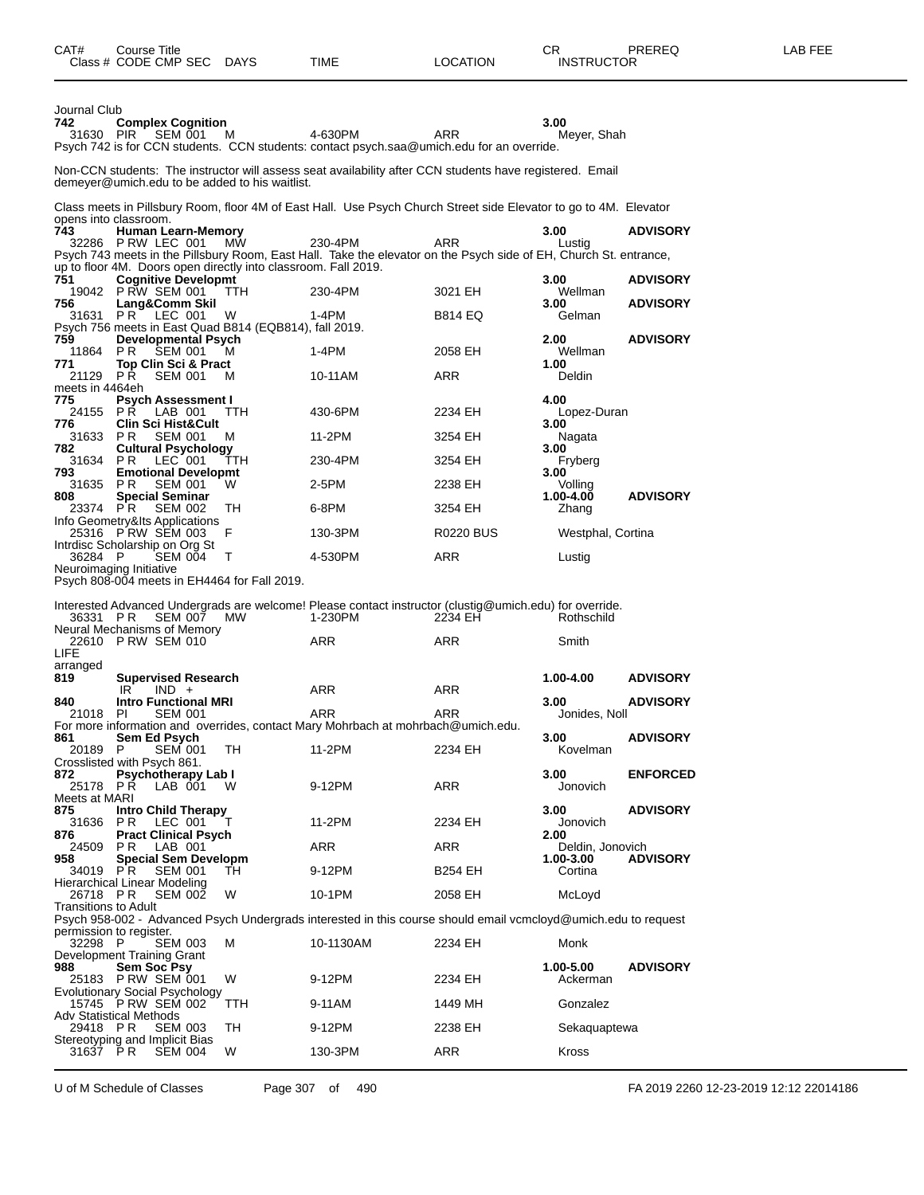| CAT# Class # | Course Title CODE CMP SEC | DAYS | TIME | LOCATION | CR INSTRUCTOR | PREREQ | LAB FEE |
|---|---|---|---|---|---|---|---|

Journal Club

**742 Complex Cognition** 3.00
31630 PIR SEM 001 M 4-630PM ARR Meyer, Shah
Psych 742 is for CCN students. CCN students: contact psych.saa@umich.edu for an override.

Non-CCN students: The instructor will assess seat availability after CCN students have registered. Email demeyer@umich.edu to be added to his waitlist.

Class meets in Pillsbury Room, floor 4M of East Hall. Use Psych Church Street side Elevator to go to 4M. Elevator opens into classroom.

**743 Human Learn-Memory** 3.00 **ADVISORY**
32286 P RW LEC 001 MW 230-4PM ARR Lustig
Psych 743 meets in the Pillsbury Room, East Hall. Take the elevator on the Psych side of EH, Church St. entrance, up to floor 4M. Doors open directly into classroom. Fall 2019.

**751 Cognitive Developmt** 3.00 **ADVISORY**
19042 P RW SEM 001 TTH 230-4PM 3021 EH Wellman

**756 Lang&Comm Skil** 3.00 **ADVISORY**
31631 P R LEC 001 W 1-4PM B814 EQ Gelman
Psych 756 meets in East Quad B814 (EQB814), fall 2019.

**759 Developmental Psych** 2.00 **ADVISORY**
11864 P R SEM 001 M 1-4PM 2058 EH Wellman

**771 Top Clin Sci & Pract** 1.00
21129 P R SEM 001 M 10-11AM ARR Deldin
meets in 4464eh

**775 Psych Assessment I** 4.00
24155 P R LAB 001 TTH 430-6PM 2234 EH Lopez-Duran

**776 Clin Sci Hist&Cult** 3.00
31633 P R SEM 001 M 11-2PM 3254 EH Nagata

**782 Cultural Psychology** 3.00
31634 P R LEC 001 TTH 230-4PM 3254 EH Fryberg

**793 Emotional Developmt** 3.00
31635 P R SEM 001 W 2-5PM 2238 EH Volling

**808 Special Seminar** 1.00-4.00 **ADVISORY**
23374 P R SEM 002 TH 6-8PM 3254 EH Zhang
Info Geometry&Its Applications
25316 P RW SEM 003 F 130-3PM R0220 BUS Westphal, Cortina
Intrdisc Scholarship on Org St
36284 P SEM 004 T 4-530PM ARR Lustig
Neuroimaging Initiative
Psych 808-004 meets in EH4464 for Fall 2019.

Interested Advanced Undergrads are welcome! Please contact instructor (clustig@umich.edu) for override.
36331 P R SEM 007 MW 1-230PM 2234 EH Rothschild
Neural Mechanisms of Memory
22610 P RW SEM 010 ARR ARR Smith
LIFE arranged

**819 Supervised Research** 1.00-4.00 **ADVISORY**
IR IND + ARR ARR

**840 Intro Functional MRI** 3.00 **ADVISORY**
21018 PI SEM 001 ARR ARR Jonides, Noll
For more information and overrides, contact Mary Mohrbach at mohrbach@umich.edu.

**861 Sem Ed Psych** 3.00 **ADVISORY**
20189 P SEM 001 TH 11-2PM 2234 EH Kovelman
Crosslisted with Psych 861.

**872 Psychotherapy Lab I** 3.00 **ENFORCED**
25178 P R LAB 001 W 9-12PM ARR Jonovich
Meets at MARI

**875 Intro Child Therapy** 3.00 **ADVISORY**
31636 P R LEC 001 T 11-2PM 2234 EH Jonovich

**876 Pract Clinical Psych** 2.00
24509 P R LAB 001 ARR ARR Deldin, Jonovich

**958 Special Sem Developm** 1.00-3.00 **ADVISORY**
34019 P R SEM 001 TH 9-12PM B254 EH Cortina
Hierarchical Linear Modeling
26718 P R SEM 002 W 10-1PM 2058 EH McLoyd
Transitions to Adult
Psych 958-002 - Advanced Psych Undergrads interested in this course should email vcmcloyd@umich.edu to request permission to register.
32298 P SEM 003 M 10-1130AM 2234 EH Monk
Development Training Grant

**988 Sem Soc Psy** 1.00-5.00 **ADVISORY**
25183 P RW SEM 001 W 9-12PM 2234 EH Ackerman
Evolutionary Social Psychology
15745 P RW SEM 002 TTH 9-11AM 1449 MH Gonzalez
Adv Statistical Methods
29418 P R SEM 003 TH 9-12PM 2238 EH Sekaquaptewa
Stereotyping and Implicit Bias
31637 P R SEM 004 W 130-3PM ARR Kross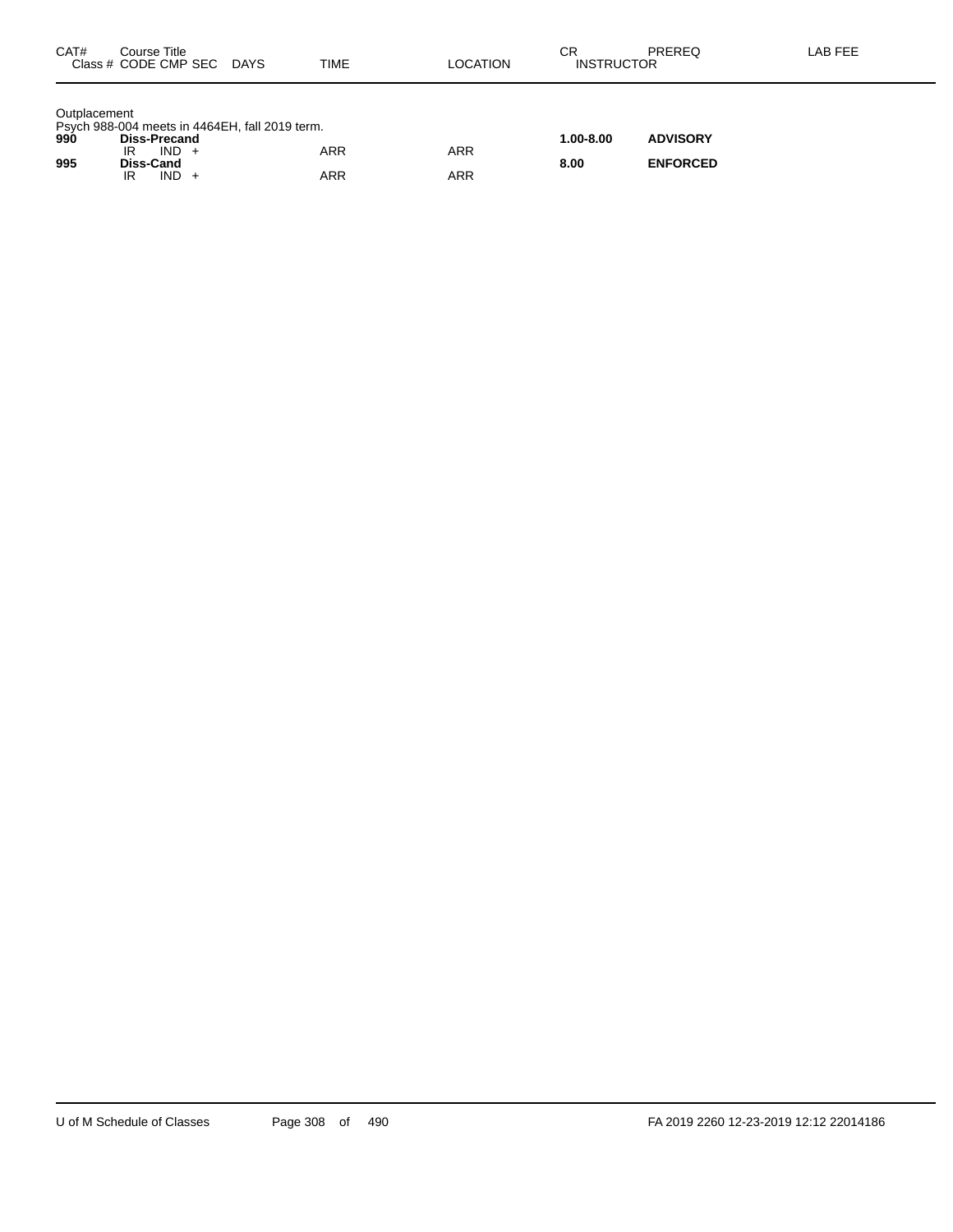| CAT# | Course Title<br>Class # CODE CMP SEC DAYS | TIME | LOCATION | CR<br>INSTRUCTOR | PREREQ | LAB FEE |
|---|---|---|---|---|---|---|

Outplacement
Psych 988-004 meets in 4464EH, fall 2019 term.

| CAT# | Course Title<br>Class # CODE CMP SEC DAYS | TIME | LOCATION | CR<br>INSTRUCTOR | PREREQ | LAB FEE |
|---|---|---|---|---|---|---|
| **990** | **Diss-Precand** | | | **1.00-8.00** | **ADVISORY** | |
| | IR IND + | ARR | ARR | | | |
| **995** | **Diss-Cand** | | | **8.00** | **ENFORCED** | |
| | IR IND + | ARR | ARR | | | |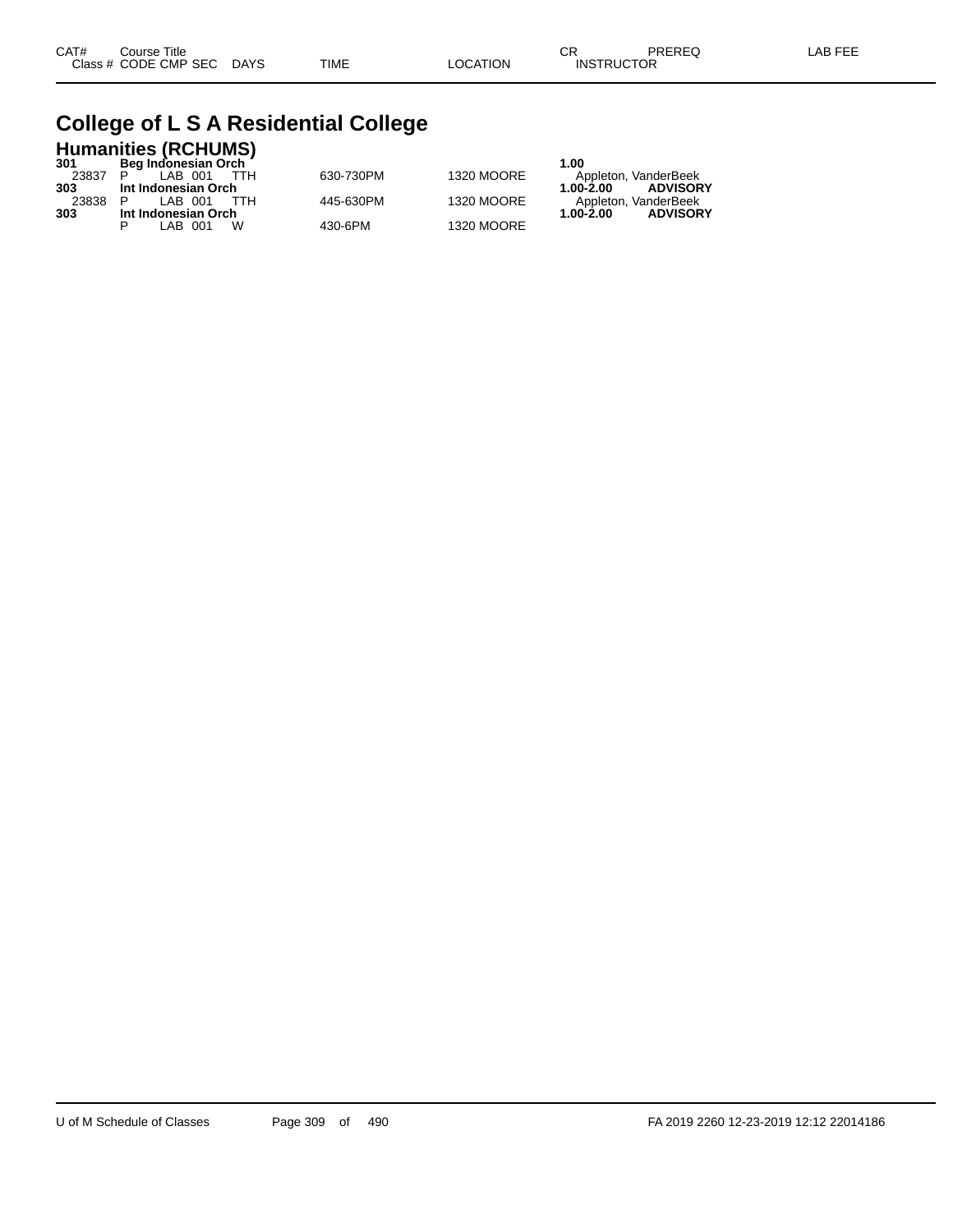| CAT# Class # | Course Title CODE CMP SEC | DAYS | TIME | LOCATION | CR INSTRUCTOR | PREREQ | LAB FEE |
|---|---|---|---|---|---|---|---|

# College of L S A Residential College

## Humanities (RCHUMS)

| CAT# Class # | Course Title CODE CMP SEC | DAYS | TIME | LOCATION | CR INSTRUCTOR | PREREQ | LAB FEE |
|---|---|---|---|---|---|---|---|
| **301** | **Beg Indonesian Orch** | | | | **1.00** | | |
| 23837 | P LAB 001 | TTH | 630-730PM | 1320 MOORE | Appleton, VanderBeek | | |
| **303** | **Int Indonesian Orch** | | | | **1.00-2.00** | **ADVISORY** | |
| 23838 | P LAB 001 | TTH | 445-630PM | 1320 MOORE | Appleton, VanderBeek | | |
| **303** | **Int Indonesian Orch** | | | | **1.00-2.00** | **ADVISORY** | |
| | P LAB 001 | W | 430-6PM | 1320 MOORE | | | |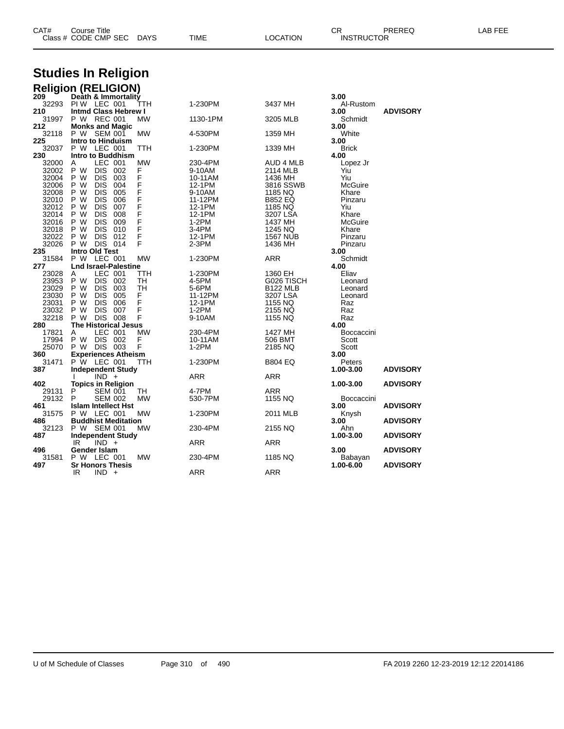| CAT# | Course Title Class # CODE CMP SEC | DAYS | TIME | LOCATION | CR INSTRUCTOR | PREREQ | LAB FEE |
|---|---|---|---|---|---|---|---|

# Studies In Religion

## Religion (RELIGION)

| CAT# / Class # | Course Title / CODE CMP SEC | DAYS | TIME | LOCATION | CR / INSTRUCTOR | PREREQ | LAB FEE |
|---|---|---|---|---|---|---|---|
| **209** | **Death & Immortality** | | | | **3.00** | | |
| 32293 | PI W LEC 001 | TTH | 1-230PM | 3437 MH | Al-Rustom | | |
| **210** | **Intmd Class Hebrew I** | | | | **3.00** | **ADVISORY** | |
| 31997 | P W REC 001 | MW | 1130-1PM | 3205 MLB | Schmidt | | |
| **212** | **Monks and Magic** | | | | **3.00** | | |
| 32118 | P W SEM 001 | MW | 4-530PM | 1359 MH | White | | |
| **225** | **Intro to Hinduism** | | | | **3.00** | | |
| 32037 | P W LEC 001 | TTH | 1-230PM | 1339 MH | Brick | | |
| **230** | **Intro to Buddhism** | | | | **4.00** | | |
| 32000 | A LEC 001 | MW | 230-4PM | AUD 4 MLB | Lopez Jr | | |
| 32002 | P W DIS 002 | F | 9-10AM | 2114 MLB | Yiu | | |
| 32004 | P W DIS 003 | F | 10-11AM | 1436 MH | Yiu | | |
| 32006 | P W DIS 004 | F | 12-1PM | 3816 SSWB | McGuire | | |
| 32008 | P W DIS 005 | F | 9-10AM | 1185 NQ | Khare | | |
| 32010 | P W DIS 006 | F | 11-12PM | B852 EQ | Pinzaru | | |
| 32012 | P W DIS 007 | F | 12-1PM | 1185 NQ | Yiu | | |
| 32014 | P W DIS 008 | F | 12-1PM | 3207 LSA | Khare | | |
| 32016 | P W DIS 009 | F | 1-2PM | 1437 MH | McGuire | | |
| 32018 | P W DIS 010 | F | 3-4PM | 1245 NQ | Khare | | |
| 32022 | P W DIS 012 | F | 12-1PM | 1567 NUB | Pinzaru | | |
| 32026 | P W DIS 014 | F | 2-3PM | 1436 MH | Pinzaru | | |
| **235** | **Intro Old Test** | | | | **3.00** | | |
| 31584 | P W LEC 001 | MW | 1-230PM | ARR | Schmidt | | |
| **277** | **Lnd Israel-Palestine** | | | | **4.00** | | |
| 23028 | A LEC 001 | TTH | 1-230PM | 1360 EH | Eliav | | |
| 23953 | P W DIS 002 | TH | 4-5PM | G026 TISCH | Leonard | | |
| 23029 | P W DIS 003 | TH | 5-6PM | B122 MLB | Leonard | | |
| 23030 | P W DIS 005 | F | 11-12PM | 3207 LSA | Leonard | | |
| 23031 | P W DIS 006 | F | 12-1PM | 1155 NQ | Raz | | |
| 23032 | P W DIS 007 | F | 1-2PM | 2155 NQ | Raz | | |
| 32218 | P W DIS 008 | F | 9-10AM | 1155 NQ | Raz | | |
| **280** | **The Historical Jesus** | | | | **4.00** | | |
| 17821 | A LEC 001 | MW | 230-4PM | 1427 MH | Boccaccini | | |
| 17994 | P W DIS 002 | F | 10-11AM | 506 BMT | Scott | | |
| 25070 | P W DIS 003 | F | 1-2PM | 2185 NQ | Scott | | |
| **360** | **Experiences Atheism** | | | | **3.00** | | |
| 31471 | P W LEC 001 | TTH | 1-230PM | B804 EQ | Peters | | |
| **387** | **Independent Study** | | | | **1.00-3.00** | **ADVISORY** | |
| | I IND + | | ARR | ARR | | | |
| **402** | **Topics in Religion** | | | | **1.00-3.00** | **ADVISORY** | |
| 29131 | P SEM 001 | TH | 4-7PM | ARR | | | |
| 29132 | P SEM 002 | MW | 530-7PM | 1155 NQ | Boccaccini | | |
| **461** | **Islam Intellect Hst** | | | | **3.00** | **ADVISORY** | |
| 31575 | P W LEC 001 | MW | 1-230PM | 2011 MLB | Knysh | | |
| **486** | **Buddhist Meditation** | | | | **3.00** | **ADVISORY** | |
| 32123 | P W SEM 001 | MW | 230-4PM | 2155 NQ | Ahn | | |
| **487** | **Independent Study** | | | | **1.00-3.00** | **ADVISORY** | |
| | IR IND + | | ARR | ARR | | | |
| **496** | **Gender Islam** | | | | **3.00** | **ADVISORY** | |
| 31581 | P W LEC 001 | MW | 230-4PM | 1185 NQ | Babayan | | |
| **497** | **Sr Honors Thesis** | | | | **1.00-6.00** | **ADVISORY** | |
| | IR IND + | | ARR | ARR | | | |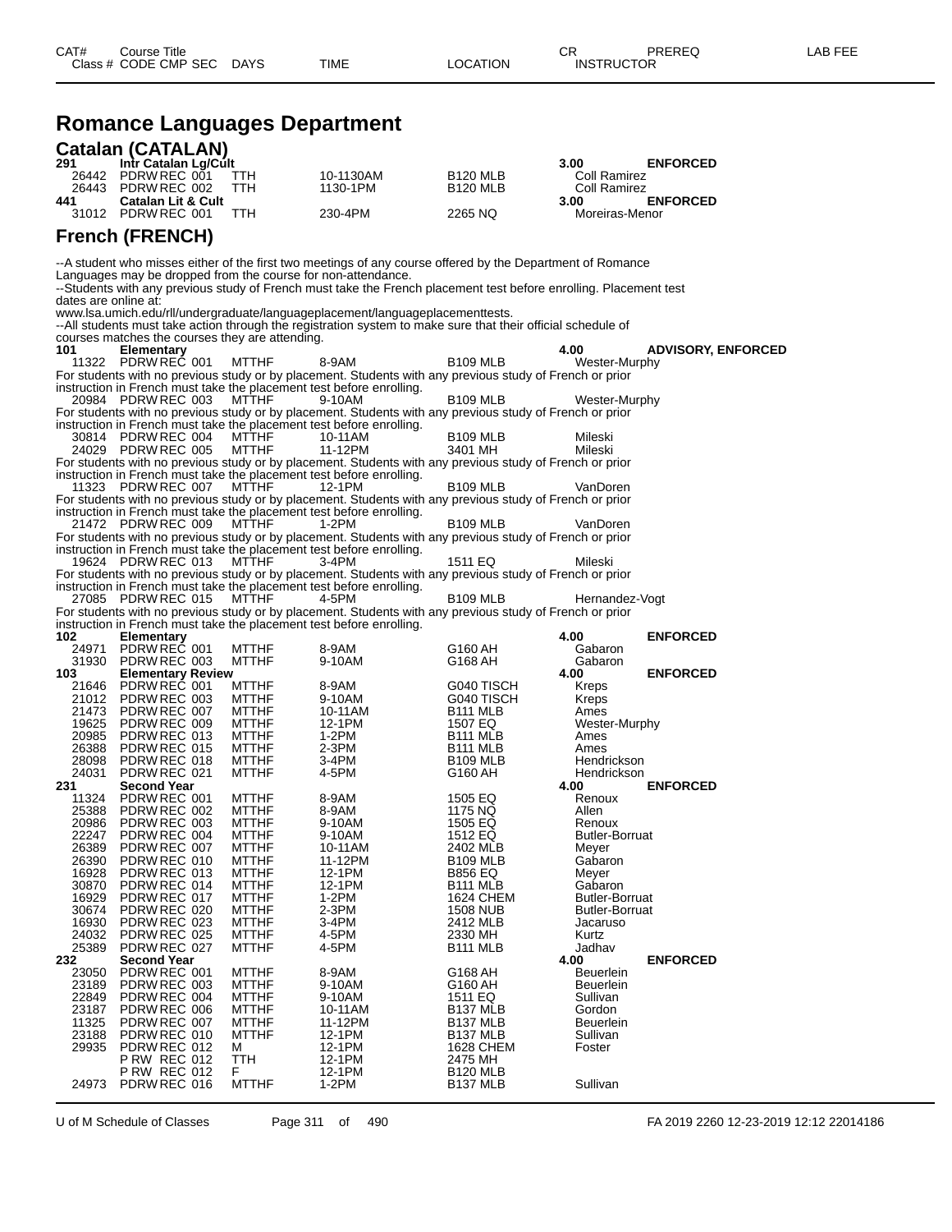# Romance Languages Department

## Catalan (CATALAN)

| CAT# Class # | Course Title CODE CMP SEC | DAYS | TIME | LOCATION | CR INSTRUCTOR | PREREQ | LAB FEE |
|---|---|---|---|---|---|---|---|
| **291** | **Intr Catalan Lg/Cult** | | | | **3.00** | **ENFORCED** | |
| 26442 | PDRW REC 001 | TTH | 10-1130AM | B120 MLB | Coll Ramirez | | |
| 26443 | PDRW REC 002 | TTH | 1130-1PM | B120 MLB | Coll Ramirez | | |
| **441** | **Catalan Lit & Cult** | | | | **3.00** | **ENFORCED** | |
| 31012 | PDRW REC 001 | TTH | 230-4PM | 2265 NQ | Moreiras-Menor | | |

## French (FRENCH)

--A student who misses either of the first two meetings of any course offered by the Department of Romance Languages may be dropped from the course for non-attendance.
--Students with any previous study of French must take the French placement test before enrolling. Placement test dates are online at:
www.lsa.umich.edu/rll/undergraduate/languageplacement/languageplacementtests.
--All students must take action through the registration system to make sure that their official schedule of courses matches the courses they are attending.

| CAT# Class # | Course Title CODE CMP SEC | DAYS | TIME | LOCATION | CR INSTRUCTOR | PREREQ | LAB FEE |
|---|---|---|---|---|---|---|---|
| **101** | **Elementary** | | | | **4.00** | **ADVISORY, ENFORCED** | |
| 11322 | PDRW REC 001 | MTTHF | 8-9AM | B109 MLB | Wester-Murphy | | |
| | For students with no previous study or by placement. Students with any previous study of French or prior instruction in French must take the placement test before enrolling. | | | | | | |
| 20984 | PDRW REC 003 | MTTHF | 9-10AM | B109 MLB | Wester-Murphy | | |
| | For students with no previous study or by placement. Students with any previous study of French or prior instruction in French must take the placement test before enrolling. | | | | | | |
| 30814 | PDRW REC 004 | MTTHF | 10-11AM | B109 MLB | Mileski | | |
| 24029 | PDRW REC 005 | MTTHF | 11-12PM | 3401 MH | Mileski | | |
| | For students with no previous study or by placement. Students with any previous study of French or prior instruction in French must take the placement test before enrolling. | | | | | | |
| 11323 | PDRW REC 007 | MTTHF | 12-1PM | B109 MLB | VanDoren | | |
| | For students with no previous study or by placement. Students with any previous study of French or prior instruction in French must take the placement test before enrolling. | | | | | | |
| 21472 | PDRW REC 009 | MTTHF | 1-2PM | B109 MLB | VanDoren | | |
| | For students with no previous study or by placement. Students with any previous study of French or prior instruction in French must take the placement test before enrolling. | | | | | | |
| 19624 | PDRW REC 013 | MTTHF | 3-4PM | 1511 EQ | Mileski | | |
| | For students with no previous study or by placement. Students with any previous study of French or prior instruction in French must take the placement test before enrolling. | | | | | | |
| 27085 | PDRW REC 015 | MTTHF | 4-5PM | B109 MLB | Hernandez-Vogt | | |
| | For students with no previous study or by placement. Students with any previous study of French or prior instruction in French must take the placement test before enrolling. | | | | | | |
| **102** | **Elementary** | | | | **4.00** | **ENFORCED** | |
| 24971 | PDRW REC 001 | MTTHF | 8-9AM | G160 AH | Gabaron | | |
| 31930 | PDRW REC 003 | MTTHF | 9-10AM | G168 AH | Gabaron | | |
| **103** | **Elementary Review** | | | | **4.00** | **ENFORCED** | |
| 21646 | PDRW REC 001 | MTTHF | 8-9AM | G040 TISCH | Kreps | | |
| 21012 | PDRW REC 003 | MTTHF | 9-10AM | G040 TISCH | Kreps | | |
| 21473 | PDRW REC 007 | MTTHF | 10-11AM | B111 MLB | Ames | | |
| 19625 | PDRW REC 009 | MTTHF | 12-1PM | 1507 EQ | Wester-Murphy | | |
| 20985 | PDRW REC 013 | MTTHF | 1-2PM | B111 MLB | Ames | | |
| 26388 | PDRW REC 015 | MTTHF | 2-3PM | B111 MLB | Ames | | |
| 28098 | PDRW REC 018 | MTTHF | 3-4PM | B109 MLB | Hendrickson | | |
| 24031 | PDRW REC 021 | MTTHF | 4-5PM | G160 AH | Hendrickson | | |
| **231** | **Second Year** | | | | **4.00** | **ENFORCED** | |
| 11324 | PDRW REC 001 | MTTHF | 8-9AM | 1505 EQ | Renoux | | |
| 25388 | PDRW REC 002 | MTTHF | 8-9AM | 1175 NQ | Allen | | |
| 20986 | PDRW REC 003 | MTTHF | 9-10AM | 1505 EQ | Renoux | | |
| 22247 | PDRW REC 004 | MTTHF | 9-10AM | 1512 EQ | Butler-Borruat | | |
| 26389 | PDRW REC 007 | MTTHF | 10-11AM | 2402 MLB | Meyer | | |
| 26390 | PDRW REC 010 | MTTHF | 11-12PM | B109 MLB | Gabaron | | |
| 16928 | PDRW REC 013 | MTTHF | 12-1PM | B856 EQ | Meyer | | |
| 30870 | PDRW REC 014 | MTTHF | 12-1PM | B111 MLB | Gabaron | | |
| 16929 | PDRW REC 017 | MTTHF | 1-2PM | 1624 CHEM | Butler-Borruat | | |
| 30674 | PDRW REC 020 | MTTHF | 2-3PM | 1508 NUB | Butler-Borruat | | |
| 16930 | PDRW REC 023 | MTTHF | 3-4PM | 2412 MLB | Jacaruso | | |
| 24032 | PDRW REC 025 | MTTHF | 4-5PM | 2330 MH | Kurtz | | |
| 25389 | PDRW REC 027 | MTTHF | 4-5PM | B111 MLB | Jadhav | | |
| **232** | **Second Year** | | | | **4.00** | **ENFORCED** | |
| 23050 | PDRW REC 001 | MTTHF | 8-9AM | G168 AH | Beuerlein | | |
| 23189 | PDRW REC 003 | MTTHF | 9-10AM | G160 AH | Beuerlein | | |
| 22849 | PDRW REC 004 | MTTHF | 9-10AM | 1511 EQ | Sullivan | | |
| 23187 | PDRW REC 006 | MTTHF | 10-11AM | B137 MLB | Gordon | | |
| 11325 | PDRW REC 007 | MTTHF | 11-12PM | B137 MLB | Beuerlein | | |
| 23188 | PDRW REC 010 | MTTHF | 12-1PM | B137 MLB | Sullivan | | |
| 29935 | PDRW REC 012 | M | 12-1PM | 1628 CHEM | Foster | | |
| | P RW REC 012 | TTH | 12-1PM | 2475 MH | | | |
| | P RW REC 012 | F | 12-1PM | B120 MLB | | | |
| 24973 | PDRW REC 016 | MTTHF | 1-2PM | B137 MLB | Sullivan | | |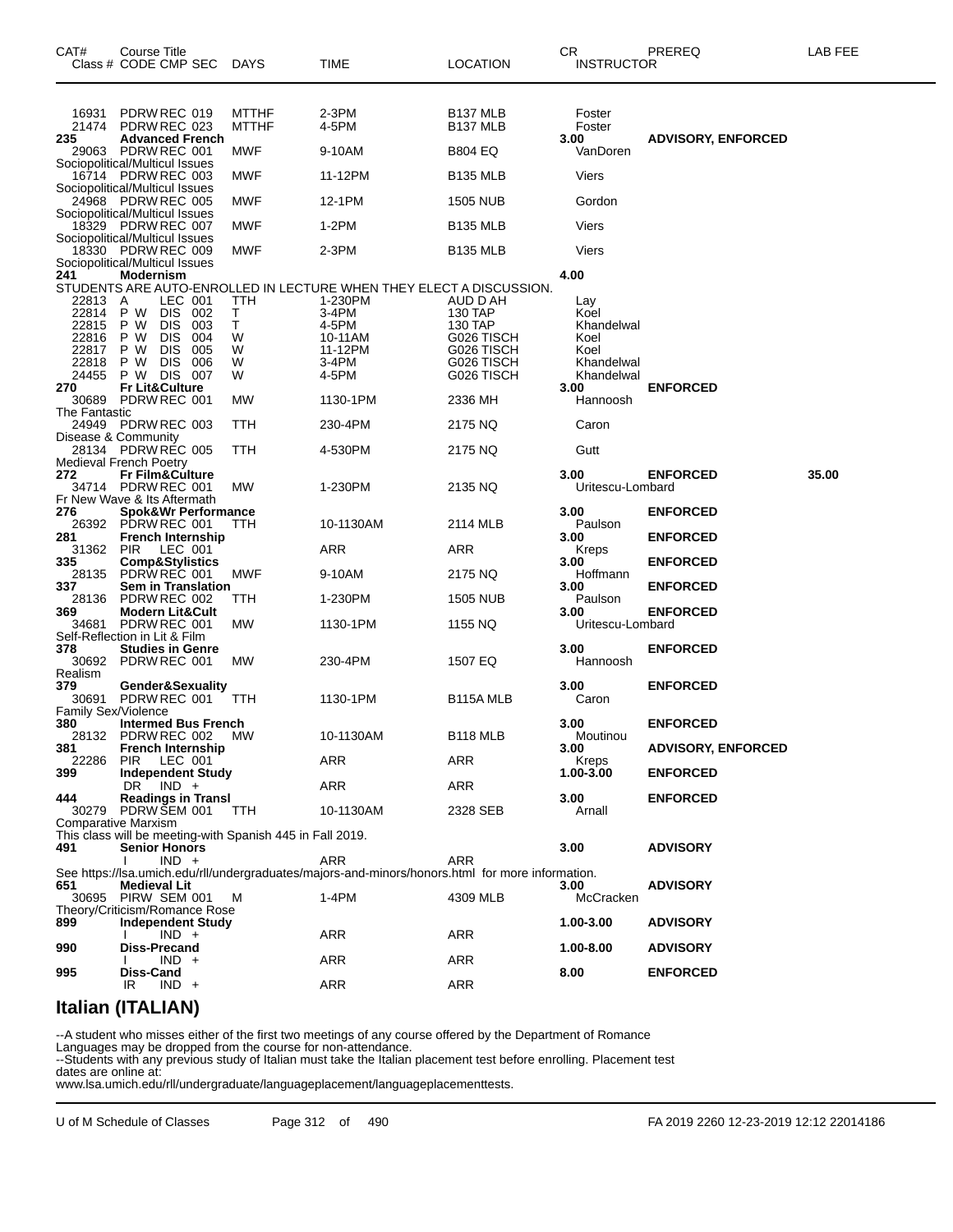| CAT# | Course Title<br>Class # CODE CMP SEC | DAYS | TIME | LOCATION | CR<br>INSTRUCTOR | PREREQ | LAB FEE |
|---|---|---|---|---|---|---|---|
| | 16931 PDRW REC 019 | MTTHF | 2-3PM | B137 MLB | Foster | | |
| | 21474 PDRW REC 023 | MTTHF | 4-5PM | B137 MLB | Foster | | |
| **235** | **Advanced French** | | | | **3.00** | **ADVISORY, ENFORCED** | |
| | 29063 PDRW REC 001 | MWF | 9-10AM | B804 EQ | VanDoren | | |
| | Sociopolitical/Multicul Issues | | | | | | |
| | 16714 PDRW REC 003 | MWF | 11-12PM | B135 MLB | Viers | | |
| | Sociopolitical/Multicul Issues | | | | | | |
| | 24968 PDRW REC 005 | MWF | 12-1PM | 1505 NUB | Gordon | | |
| | Sociopolitical/Multicul Issues | | | | | | |
| | 18329 PDRW REC 007 | MWF | 1-2PM | B135 MLB | Viers | | |
| | Sociopolitical/Multicul Issues | | | | | | |
| | 18330 PDRW REC 009 | MWF | 2-3PM | B135 MLB | Viers | | |
| | Sociopolitical/Multicul Issues | | | | | | |
| **241** | **Modernism** | | | | **4.00** | | |
| | STUDENTS ARE AUTO-ENROLLED IN LECTURE WHEN THEY ELECT A DISCUSSION. | | | | | | |
| | 22813 A LEC 001 | TTH | 1-230PM | AUD D AH | Lay | | |
| | 22814 P W DIS 002 | T | 3-4PM | 130 TAP | Koel | | |
| | 22815 P W DIS 003 | T | 4-5PM | 130 TAP | Khandelwal | | |
| | 22816 P W DIS 004 | W | 10-11AM | G026 TISCH | Koel | | |
| | 22817 P W DIS 005 | W | 11-12PM | G026 TISCH | Koel | | |
| | 22818 P W DIS 006 | W | 3-4PM | G026 TISCH | Khandelwal | | |
| | 24455 P W DIS 007 | W | 4-5PM | G026 TISCH | Khandelwal | | |
| **270** | **Fr Lit&Culture** | | | | **3.00** | **ENFORCED** | |
| | 30689 PDRW REC 001 | MW | 1130-1PM | 2336 MH | Hannoosh | | |
| | The Fantastic | | | | | | |
| | 24949 PDRW REC 003 | TTH | 230-4PM | 2175 NQ | Caron | | |
| | Disease & Community | | | | | | |
| | 28134 PDRW REC 005 | TTH | 4-530PM | 2175 NQ | Gutt | | |
| | Medieval French Poetry | | | | | | |
| **272** | **Fr Film&Culture** | | | | **3.00** | **ENFORCED** | **35.00** |
| | 34714 PDRW REC 001 | MW | 1-230PM | 2135 NQ | Uritescu-Lombard | | |
| | Fr New Wave & Its Aftermath | | | | | | |
| **276** | **Spok&Wr Performance** | | | | **3.00** | **ENFORCED** | |
| | 26392 PDRW REC 001 | TTH | 10-1130AM | 2114 MLB | Paulson | | |
| **281** | **French Internship** | | | | **3.00** | **ENFORCED** | |
| | 31362 PIR LEC 001 | | ARR | ARR | Kreps | | |
| **335** | **Comp&Stylistics** | | | | **3.00** | **ENFORCED** | |
| | 28135 PDRW REC 001 | MWF | 9-10AM | 2175 NQ | Hoffmann | | |
| **337** | **Sem in Translation** | | | | **3.00** | **ENFORCED** | |
| | 28136 PDRW REC 002 | TTH | 1-230PM | 1505 NUB | Paulson | | |
| **369** | **Modern Lit&Cult** | | | | **3.00** | **ENFORCED** | |
| | 34681 PDRW REC 001 | MW | 1130-1PM | 1155 NQ | Uritescu-Lombard | | |
| | Self-Reflection in Lit & Film | | | | | | |
| **378** | **Studies in Genre** | | | | **3.00** | **ENFORCED** | |
| | 30692 PDRW REC 001 | MW | 230-4PM | 1507 EQ | Hannoosh | | |
| | Realism | | | | | | |
| **379** | **Gender&Sexuality** | | | | **3.00** | **ENFORCED** | |
| | 30691 PDRW REC 001 | TTH | 1130-1PM | B115A MLB | Caron | | |
| | Family Sex/Violence | | | | | | |
| **380** | **Intermed Bus French** | | | | **3.00** | **ENFORCED** | |
| | 28132 PDRW REC 002 | MW | 10-1130AM | B118 MLB | Moutinou | | |
| **381** | **French Internship** | | | | **3.00** | **ADVISORY, ENFORCED** | |
| | 22286 PIR LEC 001 | | ARR | ARR | Kreps | | |
| **399** | **Independent Study** | | | | **1.00-3.00** | **ENFORCED** | |
| | DR IND + | | ARR | ARR | | | |
| **444** | **Readings in Transl** | | | | **3.00** | **ENFORCED** | |
| | 30279 PDRW SEM 001 | TTH | 10-1130AM | 2328 SEB | Arnall | | |
| | Comparative Marxism | | | | | | |
| | This class will be meeting-with Spanish 445 in Fall 2019. | | | | | | |
| **491** | **Senior Honors** | | | | **3.00** | **ADVISORY** | |
| | I IND + | | ARR | ARR | | | |
| | See https://lsa.umich.edu/rll/undergraduates/majors-and-minors/honors.html for more information. | | | | | | |
| **651** | **Medieval Lit** | | | | **3.00** | **ADVISORY** | |
| | 30695 PIRW SEM 001 | M | 1-4PM | 4309 MLB | McCracken | | |
| | Theory/Criticism/Romance Rose | | | | | | |
| **899** | **Independent Study** | | | | **1.00-3.00** | **ADVISORY** | |
| | I IND + | | ARR | ARR | | | |
| **990** | **Diss-Precand** | | | | **1.00-8.00** | **ADVISORY** | |
| | I IND + | | ARR | ARR | | | |
| **995** | **Diss-Cand** | | | | **8.00** | **ENFORCED** | |
| | IR IND + | | ARR | ARR | | | |

## Italian (ITALIAN)

--A student who misses either of the first two meetings of any course offered by the Department of Romance Languages may be dropped from the course for non-attendance.
--Students with any previous study of Italian must take the Italian placement test before enrolling. Placement test dates are online at:
www.lsa.umich.edu/rll/undergraduate/languageplacement/languageplacementtests.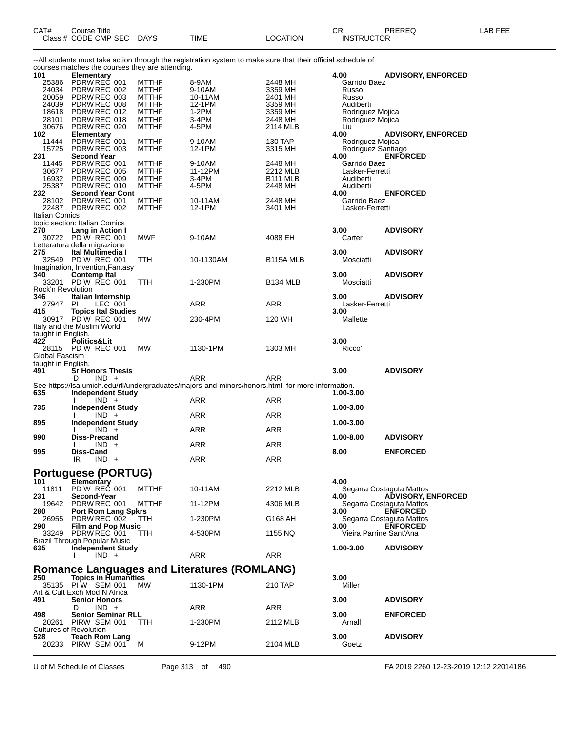| CAT# | Course Title Class # CODE CMP SEC | DAYS | TIME | LOCATION | CR INSTRUCTOR | PREREQ | LAB FEE |
|---|---|---|---|---|---|---|---|

--All students must take action through the registration system to make sure that their official schedule of courses matches the courses they are attending.

| CAT# | Course Title / Class # CODE CMP SEC | DAYS | TIME | LOCATION | CR / INSTRUCTOR | PREREQ |
|---|---|---|---|---|---|---|
| 101 | **Elementary** | | | | 4.00 | **ADVISORY, ENFORCED** |
| 25386 | PDRW REC 001 | MTTHF | 8-9AM | 2448 MH | Garrido Baez | |
| 24034 | PDRW REC 002 | MTTHF | 9-10AM | 3359 MH | Russo | |
| 20059 | PDRW REC 003 | MTTHF | 10-11AM | 2401 MH | Russo | |
| 24039 | PDRW REC 008 | MTTHF | 12-1PM | 3359 MH | Audiberti | |
| 18618 | PDRW REC 012 | MTTHF | 1-2PM | 3359 MH | Rodriguez Mojica | |
| 28101 | PDRW REC 018 | MTTHF | 3-4PM | 2448 MH | Rodriguez Mojica | |
| 30676 | PDRW REC 020 | MTTHF | 4-5PM | 2114 MLB | Liu | |
| 102 | **Elementary** | | | | 4.00 | **ADVISORY, ENFORCED** |
| 11444 | PDRW REC 001 | MTTHF | 9-10AM | 130 TAP | Rodriguez Mojica | |
| 15725 | PDRW REC 003 | MTTHF | 12-1PM | 3315 MH | Rodriguez Santiago | |
| 231 | **Second Year** | | | | 4.00 | **ENFORCED** |
| 11445 | PDRW REC 001 | MTTHF | 9-10AM | 2448 MH | Garrido Baez | |
| 30677 | PDRW REC 005 | MTTHF | 11-12PM | 2212 MLB | Lasker-Ferretti | |
| 16932 | PDRW REC 009 | MTTHF | 3-4PM | B111 MLB | Audiberti | |
| 25387 | PDRW REC 010 | MTTHF | 4-5PM | 2448 MH | Audiberti | |
| 232 | **Second Year Cont** | | | | 4.00 | **ENFORCED** |
| 28102 | PDRW REC 001 | MTTHF | 10-11AM | 2448 MH | Garrido Baez | |
| 22487 | PDRW REC 002 | MTTHF | 12-1PM | 3401 MH | Lasker-Ferretti | |

Italian Comics
topic section: Italian Comics

| CAT# | Course Title / Class # CODE CMP SEC | DAYS | TIME | LOCATION | CR / INSTRUCTOR | PREREQ |
|---|---|---|---|---|---|---|
| 270 | **Lang in Action I** | | | | 3.00 | **ADVISORY** |
| 30722 | PD W REC 001 | MWF | 9-10AM | 4088 EH | Carter | |

Letteratura della migrazione

| CAT# | Course Title / Class # CODE CMP SEC | DAYS | TIME | LOCATION | CR / INSTRUCTOR | PREREQ |
|---|---|---|---|---|---|---|
| 275 | **Ital Multimedia I** | | | | 3.00 | **ADVISORY** |
| 32549 | PD W REC 001 | TTH | 10-1130AM | B115A MLB | Mosciatti | |

Imagination, Invention,Fantasy

| CAT# | Course Title / Class # CODE CMP SEC | DAYS | TIME | LOCATION | CR / INSTRUCTOR | PREREQ |
|---|---|---|---|---|---|---|
| 340 | **Contemp Ital** | | | | 3.00 | **ADVISORY** |
| 33201 | PD W REC 001 | TTH | 1-230PM | B134 MLB | Mosciatti | |

Rock'n Revolution

| CAT# | Course Title / Class # CODE CMP SEC | DAYS | TIME | LOCATION | CR / INSTRUCTOR | PREREQ |
|---|---|---|---|---|---|---|
| 346 | **Italian Internship** | | | | 3.00 | **ADVISORY** |
| 27947 | PI LEC 001 | | ARR | ARR | Lasker-Ferretti | |
| 415 | **Topics Ital Studies** | | | | 3.00 | |
| 30917 | PD W REC 001 | MW | 230-4PM | 120 WH | Mallette | |

Italy and the Muslim World
taught in English.

| CAT# | Course Title / Class # CODE CMP SEC | DAYS | TIME | LOCATION | CR / INSTRUCTOR | PREREQ |
|---|---|---|---|---|---|---|
| 422 | **Politics&Lit** | | | | 3.00 | |
| 28115 | PD W REC 001 | MW | 1130-1PM | 1303 MH | Ricco' | |

Global Fascism
taught in English.

| CAT# | Course Title / Class # CODE CMP SEC | DAYS | TIME | LOCATION | CR / INSTRUCTOR | PREREQ |
|---|---|---|---|---|---|---|
| 491 | **Sr Honors Thesis** | | | | 3.00 | **ADVISORY** |
| | D IND + | | ARR | ARR | | |

See https://lsa.umich.edu/rll/undergraduates/majors-and-minors/honors.html for more information.

| CAT# | Course Title / Class # CODE CMP SEC | DAYS | TIME | LOCATION | CR / INSTRUCTOR | PREREQ |
|---|---|---|---|---|---|---|
| 635 | **Independent Study** | | | | 1.00-3.00 | |
| | I IND + | | ARR | ARR | | |
| 735 | **Independent Study** | | | | 1.00-3.00 | |
| | I IND + | | ARR | ARR | | |
| 895 | **Independent Study** | | | | 1.00-3.00 | |
| | I IND + | | ARR | ARR | | |
| 990 | **Diss-Precand** | | | | 1.00-8.00 | **ADVISORY** |
| | I IND + | | ARR | ARR | | |
| 995 | **Diss-Cand** | | | | 8.00 | **ENFORCED** |
| | IR IND + | | ARR | ARR | | |

## Portuguese (PORTUG)

| CAT# | Course Title / Class # CODE CMP SEC | DAYS | TIME | LOCATION | CR / INSTRUCTOR | PREREQ |
|---|---|---|---|---|---|---|
| 101 | **Elementary** | | | | 4.00 | |
| 11811 | PD W REC 001 | MTTHF | 10-11AM | 2212 MLB | Segarra Costaguta Mattos | |
| 231 | **Second-Year** | | | | 4.00 | **ADVISORY, ENFORCED** |
| 19642 | PDRW REC 001 | MTTHF | 11-12PM | 4306 MLB | Segarra Costaguta Mattos | |
| 280 | **Port Rom Lang Spkrs** | | | | 3.00 | **ENFORCED** |
| 26955 | PDRW REC 002 | TTH | 1-230PM | G168 AH | Segarra Costaguta Mattos | |
| 290 | **Film and Pop Music** | | | | 3.00 | **ENFORCED** |
| 33249 | PDRW REC 001 | TTH | 4-530PM | 1155 NQ | Vieira Parrine Sant'Ana | |

Brazil Through Popular Music

| CAT# | Course Title / Class # CODE CMP SEC | DAYS | TIME | LOCATION | CR / INSTRUCTOR | PREREQ |
|---|---|---|---|---|---|---|
| 635 | **Independent Study** | | | | 1.00-3.00 | **ADVISORY** |
| | I IND + | | ARR | ARR | | |

## Romance Languages and Literatures (ROMLANG)

| CAT# | Course Title / Class # CODE CMP SEC | DAYS | TIME | LOCATION | CR / INSTRUCTOR | PREREQ |
|---|---|---|---|---|---|---|
| 250 | **Topics in Humanities** | | | | 3.00 | |
| 35135 | PI W SEM 001 | MW | 1130-1PM | 210 TAP | Miller | |

Art & Cult Exch Mod N Africa

| CAT# | Course Title / Class # CODE CMP SEC | DAYS | TIME | LOCATION | CR / INSTRUCTOR | PREREQ |
|---|---|---|---|---|---|---|
| 491 | **Senior Honors** | | | | 3.00 | **ADVISORY** |
| | D IND + | | ARR | ARR | | |
| 498 | **Senior Seminar RLL** | | | | 3.00 | **ENFORCED** |
| 20261 | PIRW SEM 001 | TTH | 1-230PM | 2112 MLB | Arnall | |

Cultures of Revolution

| CAT# | Course Title / Class # CODE CMP SEC | DAYS | TIME | LOCATION | CR / INSTRUCTOR | PREREQ |
|---|---|---|---|---|---|---|
| 528 | **Teach Rom Lang** | | | | 3.00 | **ADVISORY** |
| 20233 | PIRW SEM 001 | M | 9-12PM | 2104 MLB | Goetz | |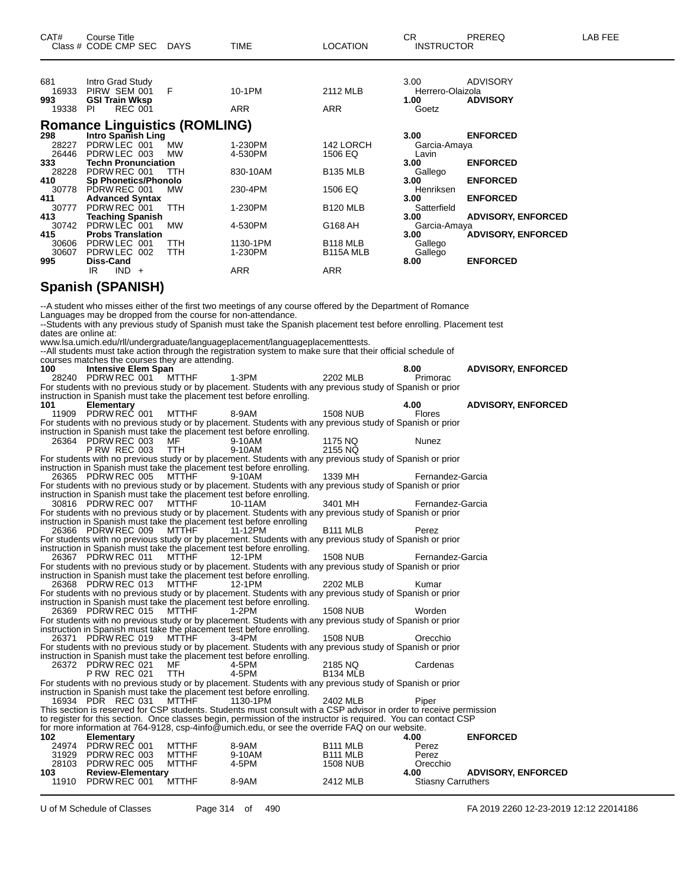| CAT# Class # | Course Title CODE CMP SEC | DAYS | TIME | LOCATION | CR INSTRUCTOR | PREREQ | LAB FEE |
|---|---|---|---|---|---|---|---|
| 681 | Intro Grad Study | | | | 3.00 | ADVISORY | |
| 16933 | PIRW SEM 001 | F | 10-1PM | 2112 MLB | Herrero-Olaizola | | |
| 993 | GSI Train Wksp | | | | 1.00 | ADVISORY | |
| 19338 | PI REC 001 | | ARR | ARR | Goetz | | |

## Romance Linguistics (ROMLING)

| CAT# Class # | Course Title CODE CMP SEC | DAYS | TIME | LOCATION | CR INSTRUCTOR | PREREQ | LAB FEE |
|---|---|---|---|---|---|---|---|
| 298 | **Intro Spanish Ling** | | | | **3.00** | **ENFORCED** | |
| 28227 | PDRW LEC 001 | MW | 1-230PM | 142 LORCH | Garcia-Amaya | | |
| 26446 | PDRW LEC 003 | MW | 4-530PM | 1506 EQ | Lavin | | |
| 333 | **Techn Pronunciation** | | | | **3.00** | **ENFORCED** | |
| 28228 | PDRW REC 001 | TTH | 830-10AM | B135 MLB | Gallego | | |
| 410 | **Sp Phonetics/Phonolo** | | | | **3.00** | **ENFORCED** | |
| 30778 | PDRW REC 001 | MW | 230-4PM | 1506 EQ | Henriksen | | |
| 411 | **Advanced Syntax** | | | | **3.00** | **ENFORCED** | |
| 30777 | PDRW REC 001 | TTH | 1-230PM | B120 MLB | Satterfield | | |
| 413 | **Teaching Spanish** | | | | **3.00** | **ADVISORY, ENFORCED** | |
| 30742 | PDRW LEC 001 | MW | 4-530PM | G168 AH | Garcia-Amaya | | |
| 415 | **Probs Translation** | | | | **3.00** | **ADVISORY, ENFORCED** | |
| 30606 | PDRW LEC 001 | TTH | 1130-1PM | B118 MLB | Gallego | | |
| 30607 | PDRW LEC 002 | TTH | 1-230PM | B115A MLB | Gallego | | |
| 995 | **Diss-Cand** | | | | **8.00** | **ENFORCED** | |
| | IR IND + | | ARR | ARR | | | |

## Spanish (SPANISH)

--A student who misses either of the first two meetings of any course offered by the Department of Romance Languages may be dropped from the course for non-attendance.
--Students with any previous study of Spanish must take the Spanish placement test before enrolling. Placement test dates are online at:
www.lsa.umich.edu/rll/undergraduate/languageplacement/languageplacementtests.
--All students must take action through the registration system to make sure that their official schedule of courses matches the courses they are attending.

| CAT# Class # | Course Title CODE CMP SEC | DAYS | TIME | LOCATION | CR INSTRUCTOR | PREREQ | LAB FEE |
|---|---|---|---|---|---|---|---|
| 100 | **Intensive Elem Span** | | | | **8.00** | **ADVISORY, ENFORCED** | |
| 28240 | PDRW REC 001 | MTTHF | 1-3PM | 2202 MLB | Primorac | | |
| | For students with no previous study or by placement. Students with any previous study of Spanish or prior instruction in Spanish must take the placement test before enrolling. | | | | | | |
| 101 | **Elementary** | | | | **4.00** | **ADVISORY, ENFORCED** | |
| 11909 | PDRW REC 001 | MTTHF | 8-9AM | 1508 NUB | Flores | | |
| | For students with no previous study or by placement. Students with any previous study of Spanish or prior instruction in Spanish must take the placement test before enrolling. | | | | | | |
| 26364 | PDRW REC 003 | MF | 9-10AM | 1175 NQ | Nunez | | |
| | P RW REC 003 | TTH | 9-10AM | 2155 NQ | | | |
| | For students with no previous study or by placement. Students with any previous study of Spanish or prior instruction in Spanish must take the placement test before enrolling. | | | | | | |
| 26365 | PDRW REC 005 | MTTHF | 9-10AM | 1339 MH | Fernandez-Garcia | | |
| | For students with no previous study or by placement. Students with any previous study of Spanish or prior instruction in Spanish must take the placement test before enrolling. | | | | | | |
| 30816 | PDRW REC 007 | MTTHF | 10-11AM | 3401 MH | Fernandez-Garcia | | |
| | For students with no previous study or by placement. Students with any previous study of Spanish or prior instruction in Spanish must take the placement test before enrolling | | | | | | |
| 26366 | PDRW REC 009 | MTTHF | 11-12PM | B111 MLB | Perez | | |
| | For students with no previous study or by placement. Students with any previous study of Spanish or prior instruction in Spanish must take the placement test before enrolling. | | | | | | |
| 26367 | PDRW REC 011 | MTTHF | 12-1PM | 1508 NUB | Fernandez-Garcia | | |
| | For students with no previous study or by placement. Students with any previous study of Spanish or prior instruction in Spanish must take the placement test before enrolling. | | | | | | |
| 26368 | PDRW REC 013 | MTTHF | 12-1PM | 2202 MLB | Kumar | | |
| | For students with no previous study or by placement. Students with any previous study of Spanish or prior instruction in Spanish must take the placement test before enrolling. | | | | | | |
| 26369 | PDRW REC 015 | MTTHF | 1-2PM | 1508 NUB | Worden | | |
| | For students with no previous study or by placement. Students with any previous study of Spanish or prior instruction in Spanish must take the placement test before enrolling. | | | | | | |
| 26371 | PDRW REC 019 | MTTHF | 3-4PM | 1508 NUB | Orecchio | | |
| | For students with no previous study or by placement. Students with any previous study of Spanish or prior instruction in Spanish must take the placement test before enrolling. | | | | | | |
| 26372 | PDRW REC 021 | MF | 4-5PM | 2185 NQ | Cardenas | | |
| | P RW REC 021 | TTH | 4-5PM | B134 MLB | | | |
| | For students with no previous study or by placement. Students with any previous study of Spanish or prior instruction in Spanish must take the placement test before enrolling. | | | | | | |
| 16934 | PDR REC 031 | MTTHF | 1130-1PM | 2402 MLB | Piper | | |
| | This section is reserved for CSP students. Students must consult with a CSP advisor in order to receive permission to register for this section. Once classes begin, permission of the instructor is required. You can contact CSP for more information at 764-9128, csp-4info@umich.edu, or see the override FAQ on our website. | | | | | | |
| 102 | **Elementary** | | | | **4.00** | **ENFORCED** | |
| 24974 | PDRW REC 001 | MTTHF | 8-9AM | B111 MLB | Perez | | |
| 31929 | PDRW REC 003 | MTTHF | 9-10AM | B111 MLB | Perez | | |
| 28103 | PDRW REC 005 | MTTHF | 4-5PM | 1508 NUB | Orecchio | | |
| 103 | **Review-Elementary** | | | | **4.00** | **ADVISORY, ENFORCED** | |
| 11910 | PDRW REC 001 | MTTHF | 8-9AM | 2412 MLB | Stiasny Carruthers | | |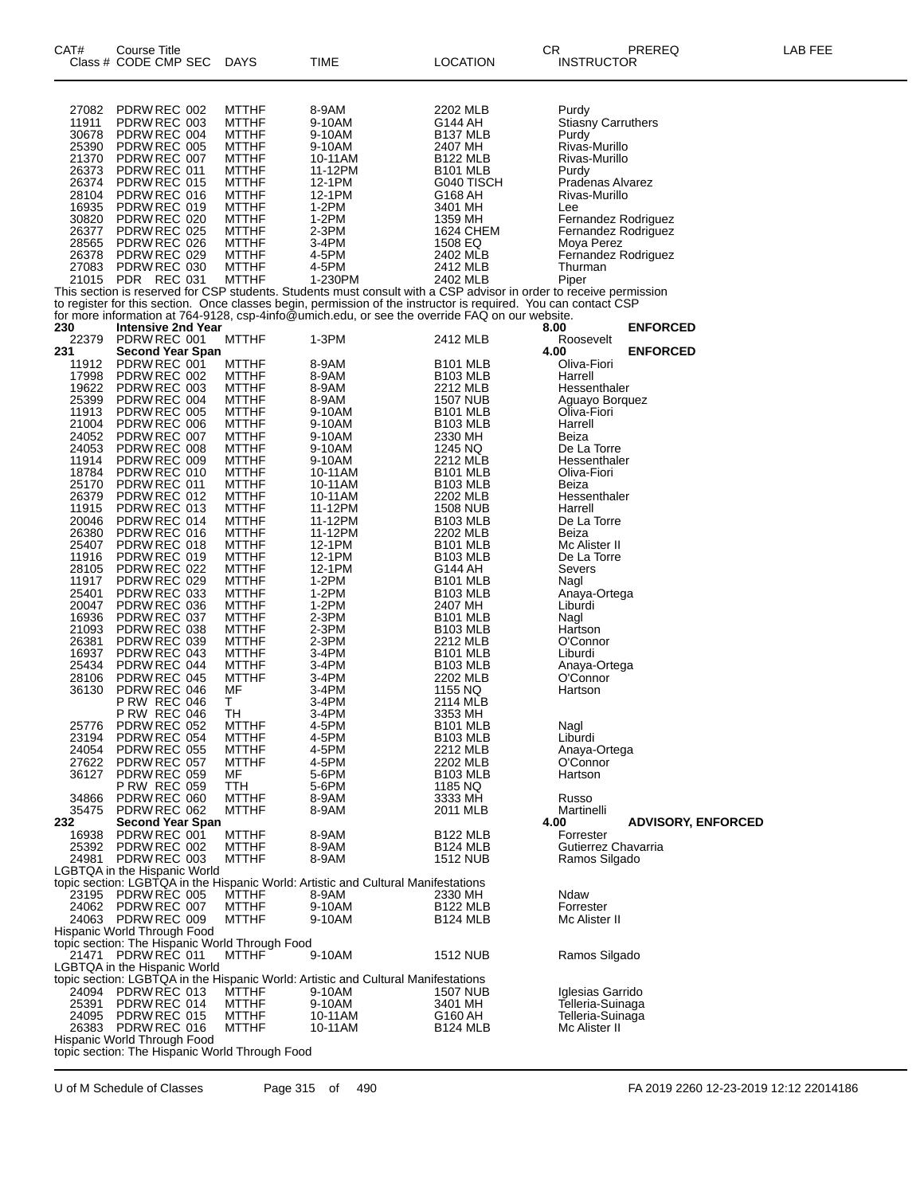| CAT# | Course Title Class # CODE CMP SEC | DAYS | TIME | LOCATION | CR INSTRUCTOR | PREREQ | LAB FEE |
|---|---|---|---|---|---|---|---|
| 27082 | PDRW REC 002 | MTTHF | 8-9AM | 2202 MLB | Purdy | | |
| 11911 | PDRW REC 003 | MTTHF | 9-10AM | G144 AH | Stiasny Carruthers | | |
| 30678 | PDRW REC 004 | MTTHF | 9-10AM | B137 MLB | Purdy | | |
| 25390 | PDRW REC 005 | MTTHF | 9-10AM | 2407 MH | Rivas-Murillo | | |
| 21370 | PDRW REC 007 | MTTHF | 10-11AM | B122 MLB | Rivas-Murillo | | |
| 26373 | PDRW REC 011 | MTTHF | 11-12PM | B101 MLB | Purdy | | |
| 26374 | PDRW REC 015 | MTTHF | 12-1PM | G040 TISCH | Pradenas Alvarez | | |
| 28104 | PDRW REC 016 | MTTHF | 12-1PM | G168 AH | Rivas-Murillo | | |
| 16935 | PDRW REC 019 | MTTHF | 1-2PM | 3401 MH | Lee | | |
| 30820 | PDRW REC 020 | MTTHF | 1-2PM | 1359 MH | Fernandez Rodriguez | | |
| 26377 | PDRW REC 025 | MTTHF | 2-3PM | 1624 CHEM | Fernandez Rodriguez | | |
| 28565 | PDRW REC 026 | MTTHF | 3-4PM | 1508 EQ | Moya Perez | | |
| 26378 | PDRW REC 029 | MTTHF | 4-5PM | 2402 MLB | Fernandez Rodriguez | | |
| 27083 | PDRW REC 030 | MTTHF | 4-5PM | 2412 MLB | Thurman | | |
| 21015 | PDR REC 031 | MTTHF | 1-230PM | 2402 MLB | Piper | | |

This section is reserved for CSP students. Students must consult with a CSP advisor in order to receive permission to register for this section. Once classes begin, permission of the instructor is required. You can contact CSP for more information at 764-9128, csp-4info@umich.edu, or see the override FAQ on our website.

| CAT# | Course Title Class # CODE CMP SEC | DAYS | TIME | LOCATION | CR INSTRUCTOR | PREREQ | LAB FEE |
|---|---|---|---|---|---|---|---|
| **230** | **Intensive 2nd Year** | | | | **8.00** | **ENFORCED** | |
| 22379 | PDRW REC 001 | MTTHF | 1-3PM | 2412 MLB | Roosevelt | | |
| **231** | **Second Year Span** | | | | **4.00** | **ENFORCED** | |
| 11912 | PDRW REC 001 | MTTHF | 8-9AM | B101 MLB | Oliva-Fiori | | |
| 17998 | PDRW REC 002 | MTTHF | 8-9AM | B103 MLB | Harrell | | |
| 19622 | PDRW REC 003 | MTTHF | 8-9AM | 2212 MLB | Hessenthaler | | |
| 25399 | PDRW REC 004 | MTTHF | 8-9AM | 1507 NUB | Aguayo Borquez | | |
| 11913 | PDRW REC 005 | MTTHF | 9-10AM | B101 MLB | Oliva-Fiori | | |
| 21004 | PDRW REC 006 | MTTHF | 9-10AM | B103 MLB | Harrell | | |
| 24052 | PDRW REC 007 | MTTHF | 9-10AM | 2330 MH | Beiza | | |
| 24053 | PDRW REC 008 | MTTHF | 9-10AM | 1245 NQ | De La Torre | | |
| 11914 | PDRW REC 009 | MTTHF | 9-10AM | 2212 MLB | Hessenthaler | | |
| 18784 | PDRW REC 010 | MTTHF | 10-11AM | B101 MLB | Oliva-Fiori | | |
| 25170 | PDRW REC 011 | MTTHF | 10-11AM | B103 MLB | Beiza | | |
| 26379 | PDRW REC 012 | MTTHF | 10-11AM | 2202 MLB | Hessenthaler | | |
| 11915 | PDRW REC 013 | MTTHF | 11-12PM | 1508 NUB | Harrell | | |
| 20046 | PDRW REC 014 | MTTHF | 11-12PM | B103 MLB | De La Torre | | |
| 26380 | PDRW REC 016 | MTTHF | 11-12PM | 2202 MLB | Beiza | | |
| 25407 | PDRW REC 018 | MTTHF | 12-1PM | B101 MLB | Mc Alister II | | |
| 11916 | PDRW REC 019 | MTTHF | 12-1PM | B103 MLB | De La Torre | | |
| 28105 | PDRW REC 022 | MTTHF | 12-1PM | G144 AH | Severs | | |
| 11917 | PDRW REC 029 | MTTHF | 1-2PM | B101 MLB | Nagl | | |
| 25401 | PDRW REC 033 | MTTHF | 1-2PM | B103 MLB | Anaya-Ortega | | |
| 20047 | PDRW REC 036 | MTTHF | 1-2PM | 2407 MH | Liburdi | | |
| 16936 | PDRW REC 037 | MTTHF | 2-3PM | B101 MLB | Nagl | | |
| 21093 | PDRW REC 038 | MTTHF | 2-3PM | B103 MLB | Hartson | | |
| 26381 | PDRW REC 039 | MTTHF | 2-3PM | 2212 MLB | O'Connor | | |
| 16937 | PDRW REC 043 | MTTHF | 3-4PM | B101 MLB | Liburdi | | |
| 25434 | PDRW REC 044 | MTTHF | 3-4PM | B103 MLB | Anaya-Ortega | | |
| 28106 | PDRW REC 045 | MTTHF | 3-4PM | 2202 MLB | O'Connor | | |
| 36130 | PDRW REC 046 | MF | 3-4PM | 1155 NQ | Hartson | | |
| | P RW REC 046 | T | 3-4PM | 2114 MLB | | | |
| | P RW REC 046 | TH | 3-4PM | 3353 MH | | | |
| 25776 | PDRW REC 052 | MTTHF | 4-5PM | B101 MLB | Nagl | | |
| 23194 | PDRW REC 054 | MTTHF | 4-5PM | B103 MLB | Liburdi | | |
| 24054 | PDRW REC 055 | MTTHF | 4-5PM | 2212 MLB | Anaya-Ortega | | |
| 27622 | PDRW REC 057 | MTTHF | 4-5PM | 2202 MLB | O'Connor | | |
| 36127 | PDRW REC 059 | MF | 5-6PM | B103 MLB | Hartson | | |
| | P RW REC 059 | TTH | 5-6PM | 1185 NQ | | | |
| 34866 | PDRW REC 060 | MTTHF | 8-9AM | 3333 MH | Russo | | |
| 35475 | PDRW REC 062 | MTTHF | 8-9AM | 2011 MLB | Martinelli | | |
| **232** | **Second Year Span** | | | | **4.00** | **ADVISORY, ENFORCED** | |
| 16938 | PDRW REC 001 | MTTHF | 8-9AM | B122 MLB | Forrester | | |
| 25392 | PDRW REC 002 | MTTHF | 8-9AM | B124 MLB | Gutierrez Chavarria | | |
| 24981 | PDRW REC 003 | MTTHF | 8-9AM | 1512 NUB | Ramos Silgado | | |

LGBTQA in the Hispanic World
topic section: LGBTQA in the Hispanic World: Artistic and Cultural Manifestations

| CAT# | Course Title Class # CODE CMP SEC | DAYS | TIME | LOCATION | CR INSTRUCTOR | PREREQ | LAB FEE |
|---|---|---|---|---|---|---|---|
| 23195 | PDRW REC 005 | MTTHF | 8-9AM | 2330 MH | Ndaw | | |
| 24062 | PDRW REC 007 | MTTHF | 9-10AM | B122 MLB | Forrester | | |
| 24063 | PDRW REC 009 | MTTHF | 9-10AM | B124 MLB | Mc Alister II | | |

Hispanic World Through Food
topic section: The Hispanic World Through Food

| CAT# | Course Title Class # CODE CMP SEC | DAYS | TIME | LOCATION | CR INSTRUCTOR | PREREQ | LAB FEE |
|---|---|---|---|---|---|---|---|
| 21471 | PDRW REC 011 | MTTHF | 9-10AM | 1512 NUB | Ramos Silgado | | |

LGBTQA in the Hispanic World
topic section: LGBTQA in the Hispanic World: Artistic and Cultural Manifestations

| CAT# | Course Title Class # CODE CMP SEC | DAYS | TIME | LOCATION | CR INSTRUCTOR | PREREQ | LAB FEE |
|---|---|---|---|---|---|---|---|
| 24094 | PDRW REC 013 | MTTHF | 9-10AM | 1507 NUB | Iglesias Garrido | | |
| 25391 | PDRW REC 014 | MTTHF | 9-10AM | 3401 MH | Telleria-Suinaga | | |
| 24095 | PDRW REC 015 | MTTHF | 10-11AM | G160 AH | Telleria-Suinaga | | |
| 26383 | PDRW REC 016 | MTTHF | 10-11AM | B124 MLB | Mc Alister II | | |

Hispanic World Through Food
topic section: The Hispanic World Through Food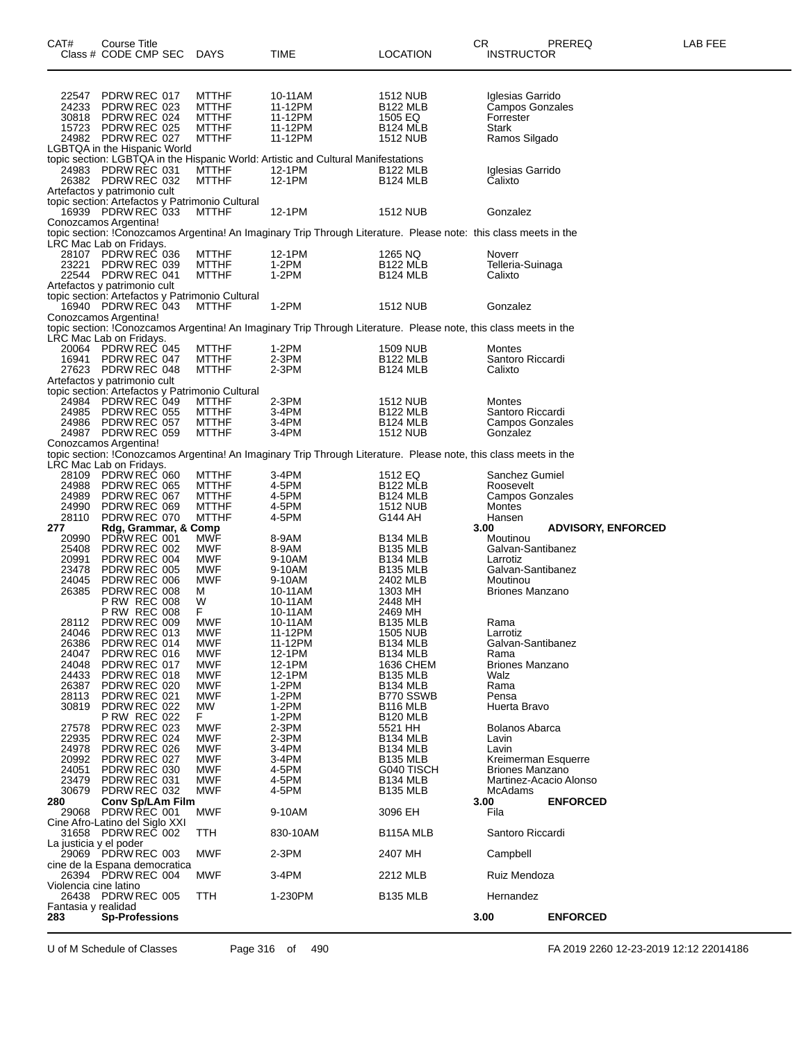| CAT# | Course Title Class # CODE CMP SEC | DAYS | TIME | LOCATION | CR INSTRUCTOR | PREREQ | LAB FEE |
|---|---|---|---|---|---|---|---|
| 22547 | PDRW REC 017 | MTTHF | 10-11AM | 1512 NUB | Iglesias Garrido | | |
| 24233 | PDRW REC 023 | MTTHF | 11-12PM | B122 MLB | Campos Gonzales | | |
| 30818 | PDRW REC 024 | MTTHF | 11-12PM | 1505 EQ | Forrester | | |
| 15723 | PDRW REC 025 | MTTHF | 11-12PM | B124 MLB | Stark | | |
| 24982 | PDRW REC 027 | MTTHF | 11-12PM | 1512 NUB | Ramos Silgado | | |
| LGBTQA in the Hispanic World | | | | | | | |
| topic section: LGBTQA in the Hispanic World: Artistic and Cultural Manifestations | | | | | | | |
| 24983 | PDRW REC 031 | MTTHF | 12-1PM | B122 MLB | Iglesias Garrido | | |
| 26382 | PDRW REC 032 | MTTHF | 12-1PM | B124 MLB | Calixto | | |
| Artefactos y patrimonio cult | | | | | | | |
| topic section: Artefactos y Patrimonio Cultural | | | | | | | |
| 16939 | PDRW REC 033 | MTTHF | 12-1PM | 1512 NUB | Gonzalez | | |
| Conozcamos Argentina! | | | | | | | |
| topic section: !Conozcamos Argentina! An Imaginary Trip Through Literature. Please note: this class meets in the LRC Mac Lab on Fridays. | | | | | | | |
| 28107 | PDRW REC 036 | MTTHF | 12-1PM | 1265 NQ | Noverr | | |
| 23221 | PDRW REC 039 | MTTHF | 1-2PM | B122 MLB | Telleria-Suinaga | | |
| 22544 | PDRW REC 041 | MTTHF | 1-2PM | B124 MLB | Calixto | | |
| Artefactos y patrimonio cult | | | | | | | |
| topic section: Artefactos y Patrimonio Cultural | | | | | | | |
| 16940 | PDRW REC 043 | MTTHF | 1-2PM | 1512 NUB | Gonzalez | | |
| Conozcamos Argentina! | | | | | | | |
| topic section: !Conozcamos Argentina! An Imaginary Trip Through Literature. Please note, this class meets in the LRC Mac Lab on Fridays. | | | | | | | |
| 20064 | PDRW REC 045 | MTTHF | 1-2PM | 1509 NUB | Montes | | |
| 16941 | PDRW REC 047 | MTTHF | 2-3PM | B122 MLB | Santoro Riccardi | | |
| 27623 | PDRW REC 048 | MTTHF | 2-3PM | B124 MLB | Calixto | | |
| Artefactos y patrimonio cult | | | | | | | |
| topic section: Artefactos y Patrimonio Cultural | | | | | | | |
| 24984 | PDRW REC 049 | MTTHF | 2-3PM | 1512 NUB | Montes | | |
| 24985 | PDRW REC 055 | MTTHF | 3-4PM | B122 MLB | Santoro Riccardi | | |
| 24986 | PDRW REC 057 | MTTHF | 3-4PM | B124 MLB | Campos Gonzales | | |
| 24987 | PDRW REC 059 | MTTHF | 3-4PM | 1512 NUB | Gonzalez | | |
| Conozcamos Argentina! | | | | | | | |
| topic section: !Conozcamos Argentina! An Imaginary Trip Through Literature. Please note, this class meets in the LRC Mac Lab on Fridays. | | | | | | | |
| 28109 | PDRW REC 060 | MTTHF | 3-4PM | 1512 EQ | Sanchez Gumiel | | |
| 24988 | PDRW REC 065 | MTTHF | 4-5PM | B122 MLB | Roosevelt | | |
| 24989 | PDRW REC 067 | MTTHF | 4-5PM | B124 MLB | Campos Gonzales | | |
| 24990 | PDRW REC 069 | MTTHF | 4-5PM | 1512 NUB | Montes | | |
| 28110 | PDRW REC 070 | MTTHF | 4-5PM | G144 AH | Hansen | | |
| **277** | **Rdg, Grammar, & Comp** | | | | **3.00** | **ADVISORY, ENFORCED** | |
| 20990 | PDRW REC 001 | MWF | 8-9AM | B134 MLB | Moutinou | | |
| 25408 | PDRW REC 002 | MWF | 8-9AM | B135 MLB | Galvan-Santibanez | | |
| 20991 | PDRW REC 004 | MWF | 9-10AM | B134 MLB | Larrotiz | | |
| 23478 | PDRW REC 005 | MWF | 9-10AM | B135 MLB | Galvan-Santibanez | | |
| 24045 | PDRW REC 006 | MWF | 9-10AM | 2402 MLB | Moutinou | | |
| 26385 | PDRW REC 008 | M | 10-11AM | 1303 MH | Briones Manzano | | |
| | P RW REC 008 | W | 10-11AM | 2448 MH | | | |
| | P RW REC 008 | F | 10-11AM | 2469 MH | | | |
| 28112 | PDRW REC 009 | MWF | 10-11AM | B135 MLB | Rama | | |
| 24046 | PDRW REC 013 | MWF | 11-12PM | 1505 NUB | Larrotiz | | |
| 26386 | PDRW REC 014 | MWF | 11-12PM | B134 MLB | Galvan-Santibanez | | |
| 24047 | PDRW REC 016 | MWF | 12-1PM | B134 MLB | Rama | | |
| 24048 | PDRW REC 017 | MWF | 12-1PM | 1636 CHEM | Briones Manzano | | |
| 24433 | PDRW REC 018 | MWF | 12-1PM | B135 MLB | Walz | | |
| 26387 | PDRW REC 020 | MWF | 1-2PM | B134 MLB | Rama | | |
| 28113 | PDRW REC 021 | MWF | 1-2PM | B770 SSWB | Pensa | | |
| 30819 | PDRW REC 022 | MW | 1-2PM | B116 MLB | Huerta Bravo | | |
| | P RW REC 022 | F | 1-2PM | B120 MLB | | | |
| 27578 | PDRW REC 023 | MWF | 2-3PM | 5521 HH | Bolanos Abarca | | |
| 22935 | PDRW REC 024 | MWF | 2-3PM | B134 MLB | Lavin | | |
| 24978 | PDRW REC 026 | MWF | 3-4PM | B134 MLB | Lavin | | |
| 20992 | PDRW REC 027 | MWF | 3-4PM | B135 MLB | Kreimerman Esquerre | | |
| 24051 | PDRW REC 030 | MWF | 4-5PM | G040 TISCH | Briones Manzano | | |
| 23479 | PDRW REC 031 | MWF | 4-5PM | B134 MLB | Martinez-Acacio Alonso | | |
| 30679 | PDRW REC 032 | MWF | 4-5PM | B135 MLB | McAdams | | |
| **280** | **Conv Sp/LAm Film** | | | | **3.00** | **ENFORCED** | |
| 29068 | PDRW REC 001 | MWF | 9-10AM | 3096 EH | Fila | | |
| Cine Afro-Latino del Siglo XXI | | | | | | | |
| 31658 | PDRW REC 002 | TTH | 830-10AM | B115A MLB | Santoro Riccardi | | |
| La justicia y el poder | | | | | | | |
| 29069 | PDRW REC 003 | MWF | 2-3PM | 2407 MH | Campbell | | |
| cine de la Espana democratica | | | | | | | |
| 26394 | PDRW REC 004 | MWF | 3-4PM | 2212 MLB | Ruiz Mendoza | | |
| Violencia cine latino | | | | | | | |
| 26438 | PDRW REC 005 | TTH | 1-230PM | B135 MLB | Hernandez | | |
| Fantasia y realidad | | | | | | | |
| **283** | **Sp-Professions** | | | | **3.00** | **ENFORCED** | |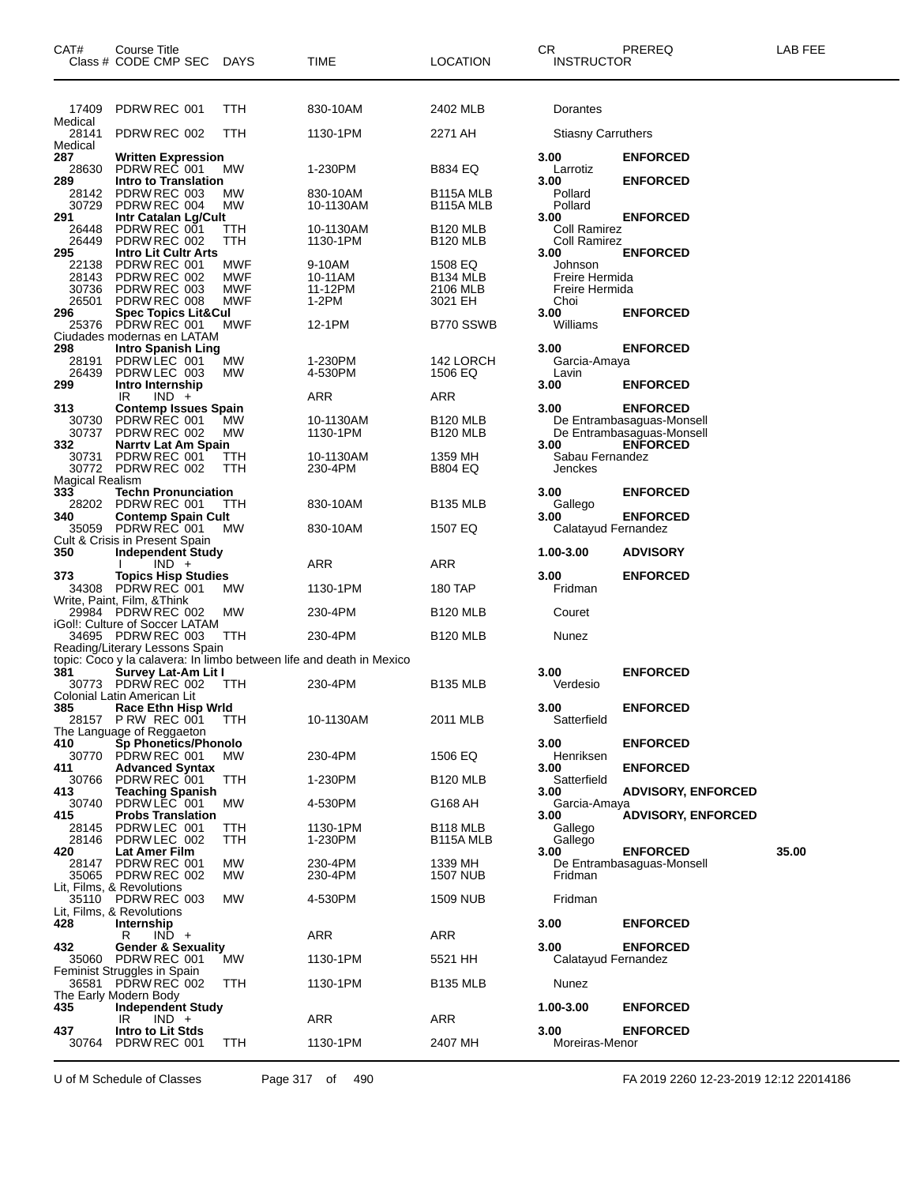| CAT# | Course Title<br>Class # CODE CMP SEC | DAYS | TIME | LOCATION | CR<br>INSTRUCTOR | PREREQ | LAB FEE |
|---|---|---|---|---|---|---|---|
| 17409 | PDRW REC 001 | TTH | 830-10AM | 2402 MLB | Dorantes | | |
| Medical | | | | | | | |
| 28141 | PDRW REC 002 | TTH | 1130-1PM | 2271 AH | Stiasny Carruthers | | |
| Medical | | | | | | | |
| **287** | **Written Expression** | | | | **3.00** | **ENFORCED** | |
| 28630 | PDRW REC 001 | MW | 1-230PM | B834 EQ | Larrotiz | | |
| **289** | **Intro to Translation** | | | | **3.00** | **ENFORCED** | |
| 28142 | PDRW REC 003 | MW | 830-10AM | B115A MLB | Pollard | | |
| 30729 | PDRW REC 004 | MW | 10-1130AM | B115A MLB | Pollard | | |
| **291** | **Intr Catalan Lg/Cult** | | | | **3.00** | **ENFORCED** | |
| 26448 | PDRW REC 001 | TTH | 10-1130AM | B120 MLB | Coll Ramirez | | |
| 26449 | PDRW REC 002 | TTH | 1130-1PM | B120 MLB | Coll Ramirez | | |
| **295** | **Intro Lit Cultr Arts** | | | | **3.00** | **ENFORCED** | |
| 22138 | PDRW REC 001 | MWF | 9-10AM | 1508 EQ | Johnson | | |
| 28143 | PDRW REC 002 | MWF | 10-11AM | B134 MLB | Freire Hermida | | |
| 30736 | PDRW REC 003 | MWF | 11-12PM | 2106 MLB | Freire Hermida | | |
| 26501 | PDRW REC 008 | MWF | 1-2PM | 3021 EH | Choi | | |
| **296** | **Spec Topics Lit&Cul** | | | | **3.00** | **ENFORCED** | |
| 25376 | PDRW REC 001 | MWF | 12-1PM | B770 SSWB | Williams | | |
| Ciudades modernas en LATAM | | | | | | | |
| **298** | **Intro Spanish Ling** | | | | **3.00** | **ENFORCED** | |
| 28191 | PDRW LEC 001 | MW | 1-230PM | 142 LORCH | Garcia-Amaya | | |
| 26439 | PDRW LEC 003 | MW | 4-530PM | 1506 EQ | Lavin | | |
| **299** | **Intro Internship** | | | | **3.00** | **ENFORCED** | |
| | IR IND + | | ARR | ARR | | | |
| **313** | **Contemp Issues Spain** | | | | **3.00** | **ENFORCED** | |
| 30730 | PDRW REC 001 | MW | 10-1130AM | B120 MLB | De Entrambasaguas-Monsell | | |
| 30737 | PDRW REC 002 | MW | 1130-1PM | B120 MLB | De Entrambasaguas-Monsell | | |
| **332** | **Narrtv Lat Am Spain** | | | | **3.00** | **ENFORCED** | |
| 30731 | PDRW REC 001 | TTH | 10-1130AM | 1359 MH | Sabau Fernandez | | |
| 30772 | PDRW REC 002 | TTH | 230-4PM | B804 EQ | Jenckes | | |
| Magical Realism | | | | | | | |
| **333** | **Techn Pronunciation** | | | | **3.00** | **ENFORCED** | |
| 28202 | PDRW REC 001 | TTH | 830-10AM | B135 MLB | Gallego | | |
| **340** | **Contemp Spain Cult** | | | | **3.00** | **ENFORCED** | |
| 35059 | PDRW REC 001 | MW | 830-10AM | 1507 EQ | Calatayud Fernandez | | |
| Cult & Crisis in Present Spain | | | | | | | |
| **350** | **Independent Study** | | | | **1.00-3.00** | **ADVISORY** | |
| | I IND + | | ARR | ARR | | | |
| **373** | **Topics Hisp Studies** | | | | **3.00** | **ENFORCED** | |
| 34308 | PDRW REC 001 | MW | 1130-1PM | 180 TAP | Fridman | | |
| Write, Paint, Film, &Think | | | | | | | |
| 29984 | PDRW REC 002 | MW | 230-4PM | B120 MLB | Couret | | |
| iGol!: Culture of Soccer LATAM | | | | | | | |
| 34695 | PDRW REC 003 | TTH | 230-4PM | B120 MLB | Nunez | | |
| Reading/Literary Lessons Spain | | | | | | | |
| topic: Coco y la calavera: In limbo between life and death in Mexico | | | | | | | |
| **381** | **Survey Lat-Am Lit I** | | | | **3.00** | **ENFORCED** | |
| 30773 | PDRW REC 002 | TTH | 230-4PM | B135 MLB | Verdesio | | |
| Colonial Latin American Lit | | | | | | | |
| **385** | **Race Ethn Hisp Wrld** | | | | **3.00** | **ENFORCED** | |
| 28157 | P RW REC 001 | TTH | 10-1130AM | 2011 MLB | Satterfield | | |
| The Language of Reggaeton | | | | | | | |
| **410** | **Sp Phonetics/Phonolo** | | | | **3.00** | **ENFORCED** | |
| 30770 | PDRW REC 001 | MW | 230-4PM | 1506 EQ | Henriksen | | |
| **411** | **Advanced Syntax** | | | | **3.00** | **ENFORCED** | |
| 30766 | PDRW REC 001 | TTH | 1-230PM | B120 MLB | Satterfield | | |
| **413** | **Teaching Spanish** | | | | **3.00** | **ADVISORY, ENFORCED** | |
| 30740 | PDRW LEC 001 | MW | 4-530PM | G168 AH | Garcia-Amaya | | |
| **415** | **Probs Translation** | | | | **3.00** | **ADVISORY, ENFORCED** | |
| 28145 | PDRW LEC 001 | TTH | 1130-1PM | B118 MLB | Gallego | | |
| 28146 | PDRW LEC 002 | TTH | 1-230PM | B115A MLB | Gallego | | |
| **420** | **Lat Amer Film** | | | | **3.00** | **ENFORCED** | **35.00** |
| 28147 | PDRW REC 001 | MW | 230-4PM | 1339 MH | De Entrambasaguas-Monsell | | |
| 35065 | PDRW REC 002 | MW | 230-4PM | 1507 NUB | Fridman | | |
| Lit, Films, & Revolutions | | | | | | | |
| 35110 | PDRW REC 003 | MW | 4-530PM | 1509 NUB | Fridman | | |
| Lit, Films, & Revolutions | | | | | | | |
| **428** | **Internship** | | | | **3.00** | **ENFORCED** | |
| | R IND + | | ARR | ARR | | | |
| **432** | **Gender & Sexuality** | | | | **3.00** | **ENFORCED** | |
| 35060 | PDRW REC 001 | MW | 1130-1PM | 5521 HH | Calatayud Fernandez | | |
| Feminist Struggles in Spain | | | | | | | |
| 36581 | PDRW REC 002 | TTH | 1130-1PM | B135 MLB | Nunez | | |
| The Early Modern Body | | | | | | | |
| **435** | **Independent Study** | | | | **1.00-3.00** | **ENFORCED** | |
| | IR IND + | | ARR | ARR | | | |
| **437** | **Intro to Lit Stds** | | | | **3.00** | **ENFORCED** | |
| 30764 | PDRW REC 001 | TTH | 1130-1PM | 2407 MH | Moreiras-Menor | | |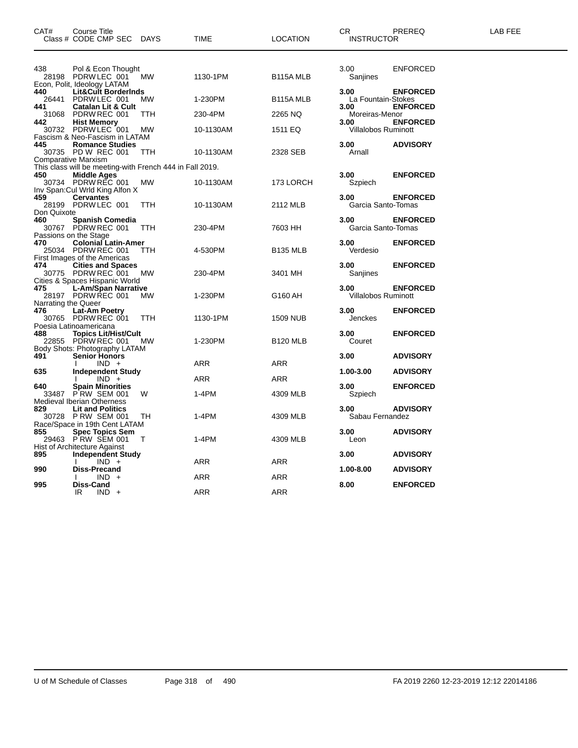| CAT# | Course Title<br>Class # CODE CMP SEC | DAYS | TIME | LOCATION | CR<br>INSTRUCTOR | PREREQ | LAB FEE |
|---|---|---|---|---|---|---|---|
| 438 | Pol & Econ Thought | | | | 3.00 | ENFORCED | |
| | 28198 PDRW LEC 001 | MW | 1130-1PM | B115A MLB | Sanjines | | |
| | Econ, Polit, Ideology LATAM | | | | | | |
| **440** | **Lit&Cult Borderlnds** | | | | **3.00** | **ENFORCED** | |
| | 26441 PDRW LEC 001 | MW | 1-230PM | B115A MLB | La Fountain-Stokes | | |
| **441** | **Catalan Lit & Cult** | | | | **3.00** | **ENFORCED** | |
| | 31068 PDRW REC 001 | TTH | 230-4PM | 2265 NQ | Moreiras-Menor | | |
| **442** | **Hist Memory** | | | | **3.00** | **ENFORCED** | |
| | 30732 PDRW LEC 001 | MW | 10-1130AM | 1511 EQ | Villalobos Ruminott | | |
| | Fascism & Neo-Fascism in LATAM | | | | | | |
| **445** | **Romance Studies** | | | | **3.00** | **ADVISORY** | |
| | 30735 PD W REC 001 | TTH | 10-1130AM | 2328 SEB | Arnall | | |
| | Comparative Marxism | | | | | | |
| | This class will be meeting-with French 444 in Fall 2019. | | | | | | |
| **450** | **Middle Ages** | | | | **3.00** | **ENFORCED** | |
| | 30734 PDRW REC 001 | MW | 10-1130AM | 173 LORCH | Szpiech | | |
| | Inv Span:Cul Wrld King Alfon X | | | | | | |
| **459** | **Cervantes** | | | | **3.00** | **ENFORCED** | |
| | 28199 PDRW LEC 001 | TTH | 10-1130AM | 2112 MLB | Garcia Santo-Tomas | | |
| | Don Quixote | | | | | | |
| **460** | **Spanish Comedia** | | | | **3.00** | **ENFORCED** | |
| | 30767 PDRW REC 001 | TTH | 230-4PM | 7603 HH | Garcia Santo-Tomas | | |
| | Passions on the Stage | | | | | | |
| **470** | **Colonial Latin-Amer** | | | | **3.00** | **ENFORCED** | |
| | 25034 PDRW REC 001 | TTH | 4-530PM | B135 MLB | Verdesio | | |
| | First Images of the Americas | | | | | | |
| **474** | **Cities and Spaces** | | | | **3.00** | **ENFORCED** | |
| | 30775 PDRW REC 001 | MW | 230-4PM | 3401 MH | Sanjines | | |
| | Cities & Spaces Hispanic World | | | | | | |
| **475** | **L-Am/Span Narrative** | | | | **3.00** | **ENFORCED** | |
| | 28197 PDRW REC 001 | MW | 1-230PM | G160 AH | Villalobos Ruminott | | |
| | Narrating the Queer | | | | | | |
| **476** | **Lat-Am Poetry** | | | | **3.00** | **ENFORCED** | |
| | 30765 PDRW REC 001 | TTH | 1130-1PM | 1509 NUB | Jenckes | | |
| | Poesia Latinoamericana | | | | | | |
| **488** | **Topics Lit/Hist/Cult** | | | | **3.00** | **ENFORCED** | |
| | 22855 PDRW REC 001 | MW | 1-230PM | B120 MLB | Couret | | |
| | Body Shots: Photography LATAM | | | | | | |
| **491** | **Senior Honors** | | | | **3.00** | **ADVISORY** | |
| | I IND + | | ARR | ARR | | | |
| **635** | **Independent Study** | | | | **1.00-3.00** | **ADVISORY** | |
| | I IND + | | ARR | ARR | | | |
| **640** | **Spain Minorities** | | | | **3.00** | **ENFORCED** | |
| | 33487 P RW SEM 001 | W | 1-4PM | 4309 MLB | Szpiech | | |
| | Medieval Iberian Otherness | | | | | | |
| **829** | **Lit and Politics** | | | | **3.00** | **ADVISORY** | |
| | 30728 P RW SEM 001 | TH | 1-4PM | 4309 MLB | Sabau Fernandez | | |
| | Race/Space in 19th Cent LATAM | | | | | | |
| **855** | **Spec Topics Sem** | | | | **3.00** | **ADVISORY** | |
| | 29463 P RW SEM 001 | T | 1-4PM | 4309 MLB | Leon | | |
| | Hist of Architecture Against | | | | | | |
| **895** | **Independent Study** | | | | **3.00** | **ADVISORY** | |
| | I IND + | | ARR | ARR | | | |
| **990** | **Diss-Precand** | | | | **1.00-8.00** | **ADVISORY** | |
| | I IND + | | ARR | ARR | | | |
| **995** | **Diss-Cand** | | | | **8.00** | **ENFORCED** | |
| | IR IND + | | ARR | ARR | | | |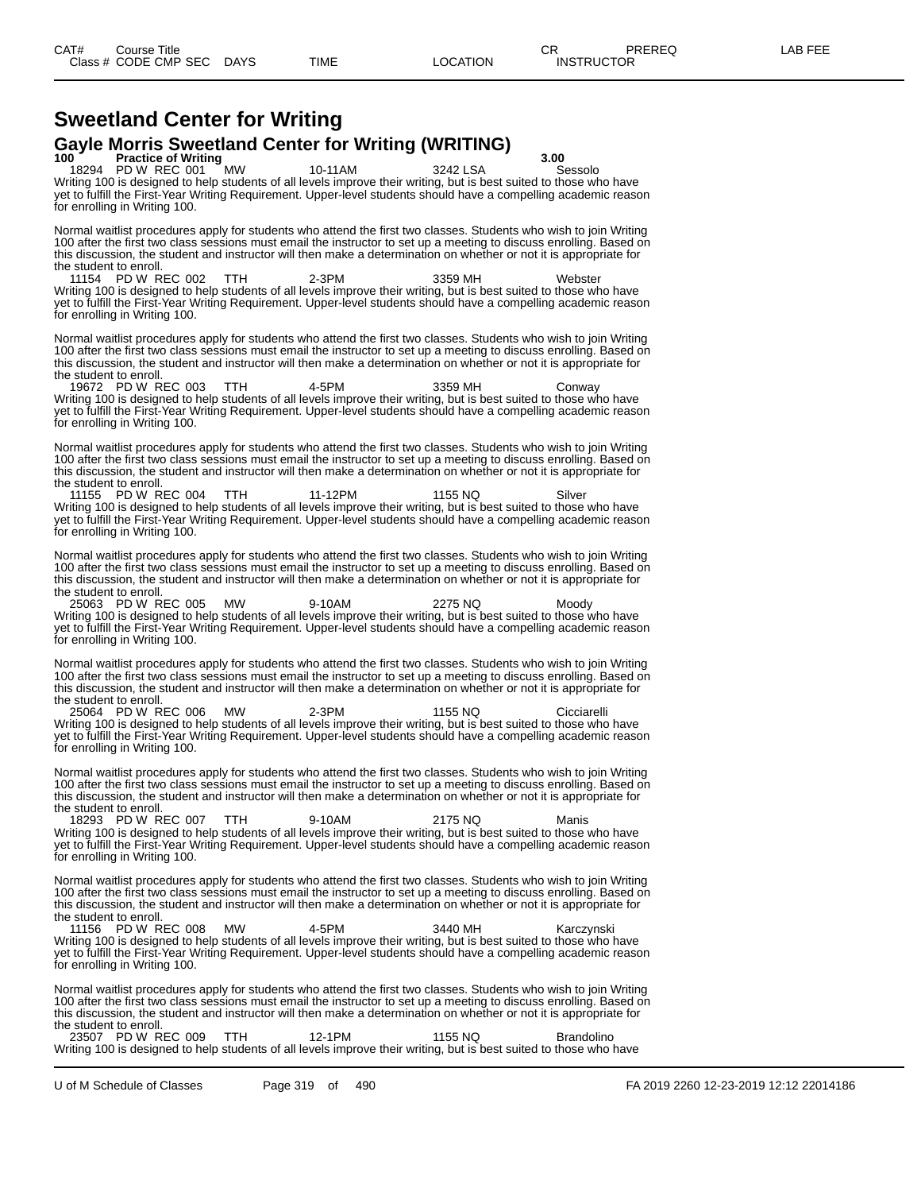# Sweetland Center for Writing

## Gayle Morris Sweetland Center for Writing (WRITING)

**100 Practice of Writing** **3.00**

18294 PD W REC 001 MW 10-11AM 3242 LSA Sessolo

Writing 100 is designed to help students of all levels improve their writing, but is best suited to those who have yet to fulfill the First-Year Writing Requirement. Upper-level students should have a compelling academic reason for enrolling in Writing 100.

Normal waitlist procedures apply for students who attend the first two classes. Students who wish to join Writing 100 after the first two class sessions must email the instructor to set up a meeting to discuss enrolling. Based on this discussion, the student and instructor will then make a determination on whether or not it is appropriate for the student to enroll.

11154 PD W REC 002 TTH 2-3PM 3359 MH Webster

Writing 100 is designed to help students of all levels improve their writing, but is best suited to those who have yet to fulfill the First-Year Writing Requirement. Upper-level students should have a compelling academic reason for enrolling in Writing 100.

Normal waitlist procedures apply for students who attend the first two classes. Students who wish to join Writing 100 after the first two class sessions must email the instructor to set up a meeting to discuss enrolling. Based on this discussion, the student and instructor will then make a determination on whether or not it is appropriate for the student to enroll.

19672 PD W REC 003 TTH 4-5PM 3359 MH Conway

Writing 100 is designed to help students of all levels improve their writing, but is best suited to those who have yet to fulfill the First-Year Writing Requirement. Upper-level students should have a compelling academic reason for enrolling in Writing 100.

Normal waitlist procedures apply for students who attend the first two classes. Students who wish to join Writing 100 after the first two class sessions must email the instructor to set up a meeting to discuss enrolling. Based on this discussion, the student and instructor will then make a determination on whether or not it is appropriate for the student to enroll.

11155 PD W REC 004 TTH 11-12PM 1155 NQ Silver

Writing 100 is designed to help students of all levels improve their writing, but is best suited to those who have yet to fulfill the First-Year Writing Requirement. Upper-level students should have a compelling academic reason for enrolling in Writing 100.

Normal waitlist procedures apply for students who attend the first two classes. Students who wish to join Writing 100 after the first two class sessions must email the instructor to set up a meeting to discuss enrolling. Based on this discussion, the student and instructor will then make a determination on whether or not it is appropriate for the student to enroll.

25063 PD W REC 005 MW 9-10AM 2275 NQ Moody

Writing 100 is designed to help students of all levels improve their writing, but is best suited to those who have yet to fulfill the First-Year Writing Requirement. Upper-level students should have a compelling academic reason for enrolling in Writing 100.

Normal waitlist procedures apply for students who attend the first two classes. Students who wish to join Writing 100 after the first two class sessions must email the instructor to set up a meeting to discuss enrolling. Based on this discussion, the student and instructor will then make a determination on whether or not it is appropriate for the student to enroll.

25064 PD W REC 006 MW 2-3PM 1155 NQ Cicciarelli

Writing 100 is designed to help students of all levels improve their writing, but is best suited to those who have yet to fulfill the First-Year Writing Requirement. Upper-level students should have a compelling academic reason for enrolling in Writing 100.

Normal waitlist procedures apply for students who attend the first two classes. Students who wish to join Writing 100 after the first two class sessions must email the instructor to set up a meeting to discuss enrolling. Based on this discussion, the student and instructor will then make a determination on whether or not it is appropriate for the student to enroll.

18293 PD W REC 007 TTH 9-10AM 2175 NQ Manis

Writing 100 is designed to help students of all levels improve their writing, but is best suited to those who have yet to fulfill the First-Year Writing Requirement. Upper-level students should have a compelling academic reason for enrolling in Writing 100.

Normal waitlist procedures apply for students who attend the first two classes. Students who wish to join Writing 100 after the first two class sessions must email the instructor to set up a meeting to discuss enrolling. Based on this discussion, the student and instructor will then make a determination on whether or not it is appropriate for the student to enroll.

11156 PD W REC 008 MW 4-5PM 3440 MH Karczynski

Writing 100 is designed to help students of all levels improve their writing, but is best suited to those who have yet to fulfill the First-Year Writing Requirement. Upper-level students should have a compelling academic reason for enrolling in Writing 100.

Normal waitlist procedures apply for students who attend the first two classes. Students who wish to join Writing 100 after the first two class sessions must email the instructor to set up a meeting to discuss enrolling. Based on this discussion, the student and instructor will then make a determination on whether or not it is appropriate for the student to enroll.

23507 PD W REC 009 TTH 12-1PM 1155 NQ Brandolino

Writing 100 is designed to help students of all levels improve their writing, but is best suited to those who have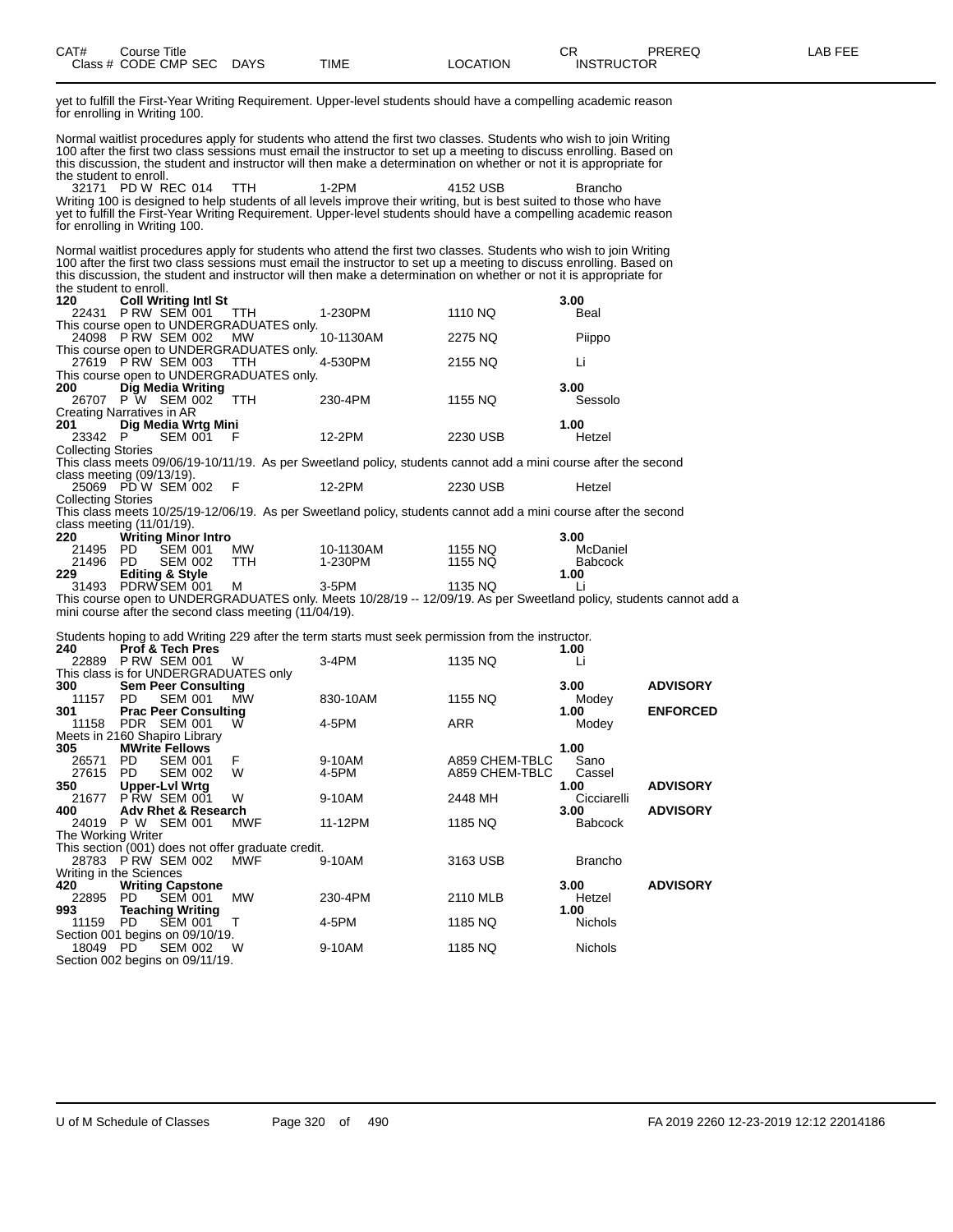| CAT# Class # | Course Title CODE CMP SEC | DAYS | TIME | LOCATION | CR INSTRUCTOR | PREREQ | LAB FEE |
|---|---|---|---|---|---|---|---|

yet to fulfill the First-Year Writing Requirement. Upper-level students should have a compelling academic reason for enrolling in Writing 100.

Normal waitlist procedures apply for students who attend the first two classes. Students who wish to join Writing 100 after the first two class sessions must email the instructor to set up a meeting to discuss enrolling. Based on this discussion, the student and instructor will then make a determination on whether or not it is appropriate for the student to enroll.

| | | | | | | | |
|---|---|---|---|---|---|---|---|
| 32171 | PD W REC 014 | TTH | 1-2PM | 4152 USB | Brancho | | |

Writing 100 is designed to help students of all levels improve their writing, but is best suited to those who have yet to fulfill the First-Year Writing Requirement. Upper-level students should have a compelling academic reason for enrolling in Writing 100.

Normal waitlist procedures apply for students who attend the first two classes. Students who wish to join Writing 100 after the first two class sessions must email the instructor to set up a meeting to discuss enrolling. Based on this discussion, the student and instructor will then make a determination on whether or not it is appropriate for the student to enroll.

**120 Coll Writing Intl St** — 3.00

| | | | | | |
|---|---|---|---|---|---|
| 22431 | P RW SEM 001 | TTH | 1-230PM | 1110 NQ | Beal |

This course open to UNDERGRADUATES only.

| | | | | | |
|---|---|---|---|---|---|
| 24098 | P RW SEM 002 | MW | 10-1130AM | 2275 NQ | Piippo |

This course open to UNDERGRADUATES only.

| | | | | | |
|---|---|---|---|---|---|
| 27619 | P RW SEM 003 | TTH | 4-530PM | 2155 NQ | Li |

This course open to UNDERGRADUATES only.

**200 Dig Media Writing** — 3.00

| | | | | | |
|---|---|---|---|---|---|
| 26707 | P W SEM 002 | TTH | 230-4PM | 1155 NQ | Sessolo |

Creating Narratives in AR

**201 Dig Media Wrtg Mini** — 1.00

| | | | | | |
|---|---|---|---|---|---|
| 23342 | P SEM 001 | F | 12-2PM | 2230 USB | Hetzel |

Collecting Stories

This class meets 09/06/19-10/11/19. As per Sweetland policy, students cannot add a mini course after the second class meeting (09/13/19).

| | | | | | |
|---|---|---|---|---|---|
| 25069 | PD W SEM 002 | F | 12-2PM | 2230 USB | Hetzel |

Collecting Stories

This class meets 10/25/19-12/06/19. As per Sweetland policy, students cannot add a mini course after the second class meeting (11/01/19).

**220 Writing Minor Intro** — 3.00

| | | | | | |
|---|---|---|---|---|---|
| 21495 | PD SEM 001 | MW | 10-1130AM | 1155 NQ | McDaniel |
| 21496 | PD SEM 002 | TTH | 1-230PM | 1155 NQ | Babcock |

**229 Editing & Style** — 1.00

| | | | | | |
|---|---|---|---|---|---|
| 31493 | PDRW SEM 001 | M | 3-5PM | 1135 NQ | Li |

This course open to UNDERGRADUATES only. Meets 10/28/19 -- 12/09/19. As per Sweetland policy, students cannot add a mini course after the second class meeting (11/04/19).

Students hoping to add Writing 229 after the term starts must seek permission from the instructor.

**240 Prof & Tech Pres** — 1.00

| | | | | | |
|---|---|---|---|---|---|
| 22889 | P RW SEM 001 | W | 3-4PM | 1135 NQ | Li |

This class is for UNDERGRADUATES only

**300 Sem Peer Consulting** — 3.00 — **ADVISORY**

| | | | | | |
|---|---|---|---|---|---|
| 11157 | PD SEM 001 | MW | 830-10AM | 1155 NQ | Modey |

**301 Prac Peer Consulting** — 1.00 — **ENFORCED**

| | | | | | |
|---|---|---|---|---|---|
| 11158 | PDR SEM 001 | W | 4-5PM | ARR | Modey |

Meets in 2160 Shapiro Library

**305 MWrite Fellows** — 1.00

| | | | | | |
|---|---|---|---|---|---|
| 26571 | PD SEM 001 | F | 9-10AM | A859 CHEM-TBLC | Sano |
| 27615 | PD SEM 002 | W | 4-5PM | A859 CHEM-TBLC | Cassel |

**350 Upper-Lvl Wrtg** — 1.00 — **ADVISORY**

| | | | | | |
|---|---|---|---|---|---|
| 21677 | P RW SEM 001 | W | 9-10AM | 2448 MH | Cicciarelli |

**400 Adv Rhet & Research** — 3.00 — **ADVISORY**

| | | | | | |
|---|---|---|---|---|---|
| 24019 | P W SEM 001 | MWF | 11-12PM | 1185 NQ | Babcock |

The Working Writer

This section (001) does not offer graduate credit.

| | | | | | |
|---|---|---|---|---|---|
| 28783 | P RW SEM 002 | MWF | 9-10AM | 3163 USB | Brancho |

Writing in the Sciences

**420 Writing Capstone** — 3.00 — **ADVISORY**

| | | | | | |
|---|---|---|---|---|---|
| 22895 | PD SEM 001 | MW | 230-4PM | 2110 MLB | Hetzel |

**993 Teaching Writing** — 1.00

| | | | | | |
|---|---|---|---|---|---|
| 11159 | PD SEM 001 | T | 4-5PM | 1185 NQ | Nichols |

Section 001 begins on 09/10/19.

| | | | | | |
|---|---|---|---|---|---|
| 18049 | PD SEM 002 | W | 9-10AM | 1185 NQ | Nichols |

Section 002 begins on 09/11/19.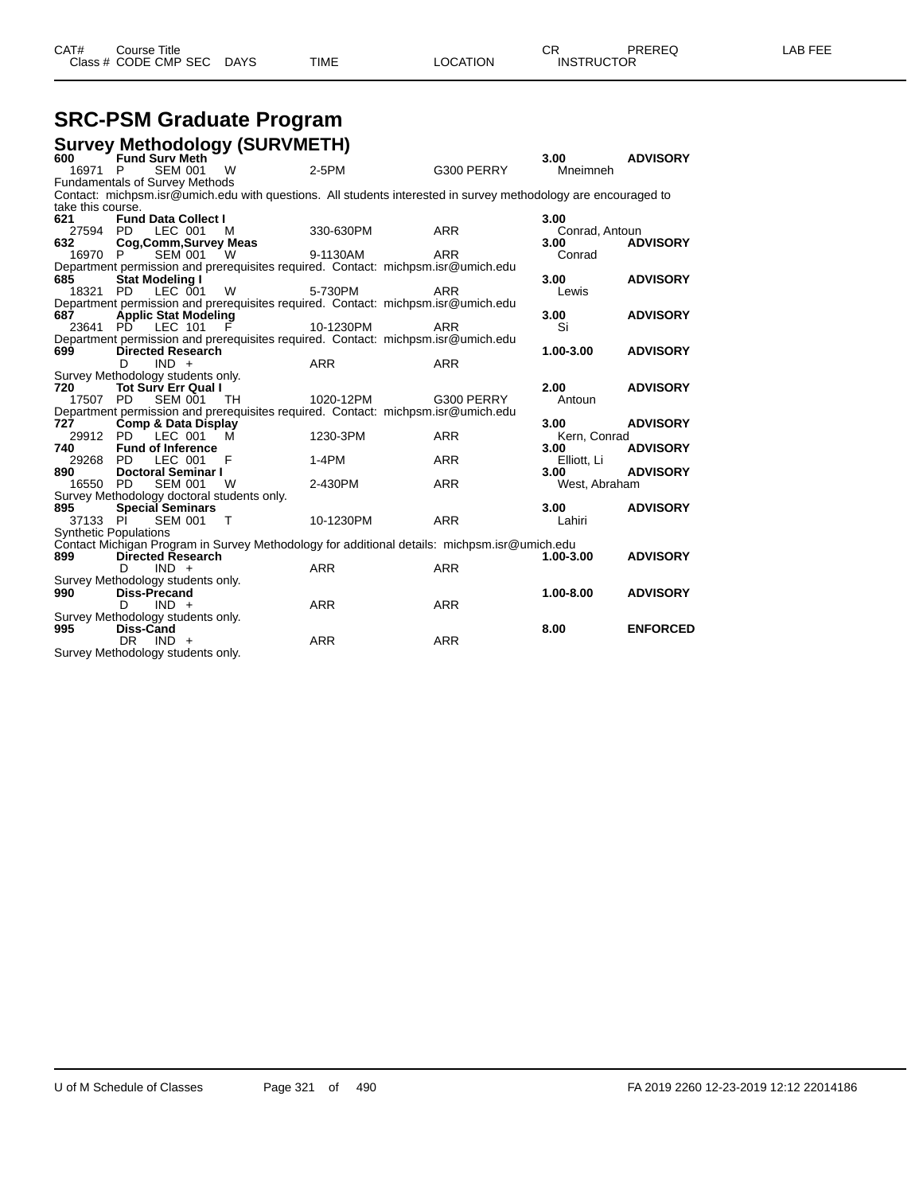# SRC-PSM Graduate Program

## Survey Methodology (SURVMETH)

| CAT# / Class # | Course Title / CODE CMP SEC | DAYS | TIME | LOCATION | CR / INSTRUCTOR | PREREQ | LAB FEE |
|---|---|---|---|---|---|---|---|
| **600** | **Fund Surv Meth** | | | | **3.00** | **ADVISORY** | |
| 16971 | P SEM 001 | W | 2-5PM | G300 PERRY | Mneimneh | | |

Fundamentals of Survey Methods
Contact: michpsm.isr@umich.edu with questions. All students interested in survey methodology are encouraged to take this course.

| CAT# / Class # | Course Title / CODE CMP SEC | DAYS | TIME | LOCATION | CR / INSTRUCTOR | PREREQ | LAB FEE |
|---|---|---|---|---|---|---|---|
| **621** | **Fund Data Collect I** | | | | **3.00** | | |
| 27594 | PD LEC 001 | M | 330-630PM | ARR | Conrad, Antoun | | |
| **632** | **Cog,Comm,Survey Meas** | | | | **3.00** | **ADVISORY** | |
| 16970 | P SEM 001 | W | 9-1130AM | ARR | Conrad | | |

Department permission and prerequisites required. Contact: michpsm.isr@umich.edu

| CAT# / Class # | Course Title / CODE CMP SEC | DAYS | TIME | LOCATION | CR / INSTRUCTOR | PREREQ | LAB FEE |
|---|---|---|---|---|---|---|---|
| **685** | **Stat Modeling I** | | | | **3.00** | **ADVISORY** | |
| 18321 | PD LEC 001 | W | 5-730PM | ARR | Lewis | | |

Department permission and prerequisites required. Contact: michpsm.isr@umich.edu

| CAT# / Class # | Course Title / CODE CMP SEC | DAYS | TIME | LOCATION | CR / INSTRUCTOR | PREREQ | LAB FEE |
|---|---|---|---|---|---|---|---|
| **687** | **Applic Stat Modeling** | | | | **3.00** | **ADVISORY** | |
| 23641 | PD LEC 101 | F | 10-1230PM | ARR | Si | | |

Department permission and prerequisites required. Contact: michpsm.isr@umich.edu

| CAT# / Class # | Course Title / CODE CMP SEC | DAYS | TIME | LOCATION | CR / INSTRUCTOR | PREREQ | LAB FEE |
|---|---|---|---|---|---|---|---|
| **699** | **Directed Research** | | | | **1.00-3.00** | **ADVISORY** | |
| | D IND + | | ARR | ARR | | | |

Survey Methodology students only.

| CAT# / Class # | Course Title / CODE CMP SEC | DAYS | TIME | LOCATION | CR / INSTRUCTOR | PREREQ | LAB FEE |
|---|---|---|---|---|---|---|---|
| **720** | **Tot Surv Err Qual I** | | | | **2.00** | **ADVISORY** | |
| 17507 | PD SEM 001 | TH | 1020-12PM | G300 PERRY | Antoun | | |

Department permission and prerequisites required. Contact: michpsm.isr@umich.edu

| CAT# / Class # | Course Title / CODE CMP SEC | DAYS | TIME | LOCATION | CR / INSTRUCTOR | PREREQ | LAB FEE |
|---|---|---|---|---|---|---|---|
| **727** | **Comp & Data Display** | | | | **3.00** | **ADVISORY** | |
| 29912 | PD LEC 001 | M | 1230-3PM | ARR | Kern, Conrad | | |
| **740** | **Fund of Inference** | | | | **3.00** | **ADVISORY** | |
| 29268 | PD LEC 001 | F | 1-4PM | ARR | Elliott, Li | | |
| **890** | **Doctoral Seminar I** | | | | **3.00** | **ADVISORY** | |
| 16550 | PD SEM 001 | W | 2-430PM | ARR | West, Abraham | | |

Survey Methodology doctoral students only.

| CAT# / Class # | Course Title / CODE CMP SEC | DAYS | TIME | LOCATION | CR / INSTRUCTOR | PREREQ | LAB FEE |
|---|---|---|---|---|---|---|---|
| **895** | **Special Seminars** | | | | **3.00** | **ADVISORY** | |
| 37133 | PI SEM 001 | T | 10-1230PM | ARR | Lahiri | | |

Synthetic Populations
Contact Michigan Program in Survey Methodology for additional details: michpsm.isr@umich.edu

| CAT# / Class # | Course Title / CODE CMP SEC | DAYS | TIME | LOCATION | CR / INSTRUCTOR | PREREQ | LAB FEE |
|---|---|---|---|---|---|---|---|
| **899** | **Directed Research** | | | | **1.00-3.00** | **ADVISORY** | |
| | D IND + | | ARR | ARR | | | |

Survey Methodology students only.

| CAT# / Class # | Course Title / CODE CMP SEC | DAYS | TIME | LOCATION | CR / INSTRUCTOR | PREREQ | LAB FEE |
|---|---|---|---|---|---|---|---|
| **990** | **Diss-Precand** | | | | **1.00-8.00** | **ADVISORY** | |
| | D IND + | | ARR | ARR | | | |

Survey Methodology students only.

| CAT# / Class # | Course Title / CODE CMP SEC | DAYS | TIME | LOCATION | CR / INSTRUCTOR | PREREQ | LAB FEE |
|---|---|---|---|---|---|---|---|
| **995** | **Diss-Cand** | | | | **8.00** | **ENFORCED** | |
| | DR IND + | | ARR | ARR | | | |

Survey Methodology students only.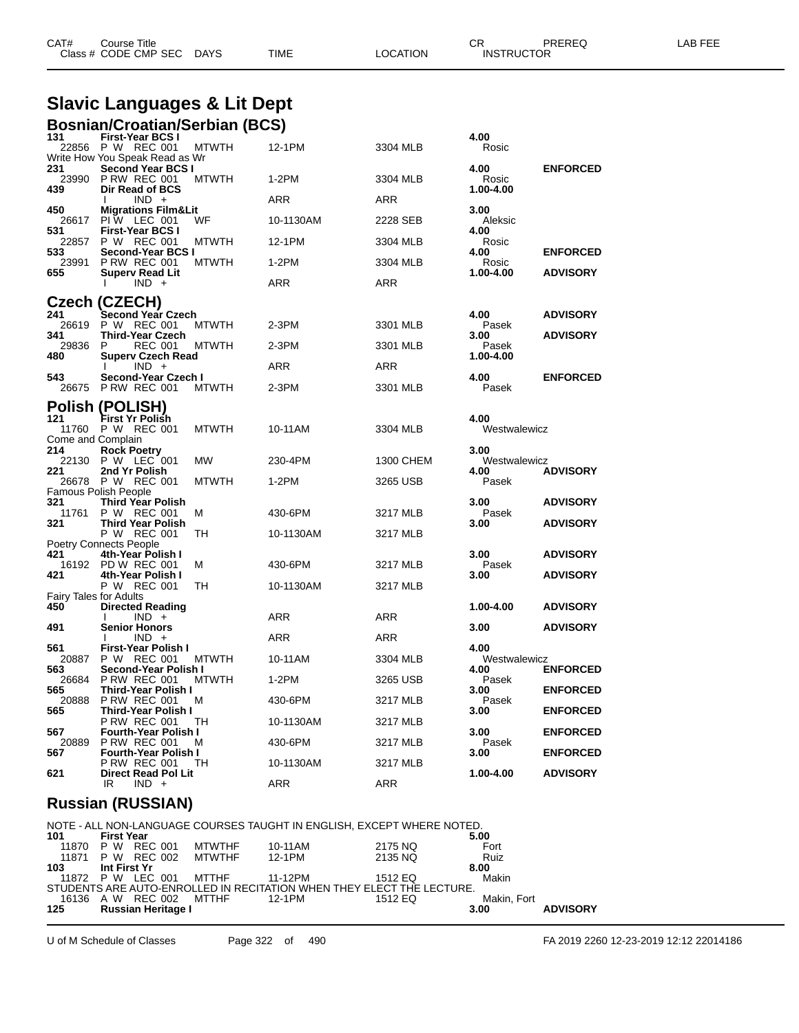| CAT# | Course Title | | | | CR | PREREQ | LAB FEE |
|---|---|---|---|---|---|---|---|
| Class # | CODE CMP SEC | DAYS | TIME | LOCATION | INSTRUCTOR | | |

# Slavic Languages & Lit Dept

## Bosnian/Croatian/Serbian (BCS)

| CAT# / Class # | Course Title / CODE CMP SEC | DAYS | TIME | LOCATION | CR / INSTRUCTOR | PREREQ |
|---|---|---|---|---|---|---|
| 131 | **First-Year BCS I** | | | | **4.00** | |
| 22856 | P W REC 001 | MTWTH | 12-1PM | 3304 MLB | Rosic | |
| Write How You Speak Read as Wr | | | | | | |
| 231 | **Second Year BCS I** | | | | **4.00** | **ENFORCED** |
| 23990 | P RW REC 001 | MTWTH | 1-2PM | 3304 MLB | Rosic | |
| 439 | **Dir Read of BCS** | | | | **1.00-4.00** | |
| | I IND + | | ARR | ARR | | |
| 450 | **Migrations Film&Lit** | | | | **3.00** | |
| 26617 | PI W LEC 001 | WF | 10-1130AM | 2228 SEB | Aleksic | |
| 531 | **First-Year BCS I** | | | | **4.00** | |
| 22857 | P W REC 001 | MTWTH | 12-1PM | 3304 MLB | Rosic | |
| 533 | **Second-Year BCS I** | | | | **4.00** | **ENFORCED** |
| 23991 | P RW REC 001 | MTWTH | 1-2PM | 3304 MLB | Rosic | |
| 655 | **Superv Read Lit** | | | | **1.00-4.00** | **ADVISORY** |
| | I IND + | | ARR | ARR | | |

## Czech (CZECH)

| CAT# / Class # | Course Title / CODE CMP SEC | DAYS | TIME | LOCATION | CR / INSTRUCTOR | PREREQ |
|---|---|---|---|---|---|---|
| 241 | **Second Year Czech** | | | | **4.00** | **ADVISORY** |
| 26619 | P W REC 001 | MTWTH | 2-3PM | 3301 MLB | Pasek | |
| 341 | **Third-Year Czech** | | | | **3.00** | **ADVISORY** |
| 29836 | P REC 001 | MTWTH | 2-3PM | 3301 MLB | Pasek | |
| 480 | **Superv Czech Read** | | | | **1.00-4.00** | |
| | I IND + | | ARR | ARR | | |
| 543 | **Second-Year Czech I** | | | | **4.00** | **ENFORCED** |
| 26675 | P RW REC 001 | MTWTH | 2-3PM | 3301 MLB | Pasek | |

## Polish (POLISH)

| CAT# / Class # | Course Title / CODE CMP SEC | DAYS | TIME | LOCATION | CR / INSTRUCTOR | PREREQ |
|---|---|---|---|---|---|---|
| 121 | **First Yr Polish** | | | | **4.00** | |
| 11760 | P W REC 001 | MTWTH | 10-11AM | 3304 MLB | Westwalewicz | |
| Come and Complain | | | | | | |
| 214 | **Rock Poetry** | | | | **3.00** | |
| 22130 | P W LEC 001 | MW | 230-4PM | 1300 CHEM | Westwalewicz | |
| 221 | **2nd Yr Polish** | | | | **4.00** | **ADVISORY** |
| 26678 | P W REC 001 | MTWTH | 1-2PM | 3265 USB | Pasek | |
| Famous Polish People | | | | | | |
| 321 | **Third Year Polish** | | | | **3.00** | **ADVISORY** |
| 11761 | P W REC 001 | M | 430-6PM | 3217 MLB | Pasek | |
| 321 | **Third Year Polish** | | | | **3.00** | **ADVISORY** |
| | P W REC 001 | TH | 10-1130AM | 3217 MLB | | |
| Poetry Connects People | | | | | | |
| 421 | **4th-Year Polish I** | | | | **3.00** | **ADVISORY** |
| 16192 | PD W REC 001 | M | 430-6PM | 3217 MLB | Pasek | |
| 421 | **4th-Year Polish I** | | | | **3.00** | **ADVISORY** |
| | P W REC 001 | TH | 10-1130AM | 3217 MLB | | |
| Fairy Tales for Adults | | | | | | |
| 450 | **Directed Reading** | | | | **1.00-4.00** | **ADVISORY** |
| | I IND + | | ARR | ARR | | |
| 491 | **Senior Honors** | | | | **3.00** | **ADVISORY** |
| | I IND + | | ARR | ARR | | |
| 561 | **First-Year Polish I** | | | | **4.00** | |
| 20887 | P W REC 001 | MTWTH | 10-11AM | 3304 MLB | Westwalewicz | |
| 563 | **Second-Year Polish I** | | | | **4.00** | **ENFORCED** |
| 26684 | P RW REC 001 | MTWTH | 1-2PM | 3265 USB | Pasek | |
| 565 | **Third-Year Polish I** | | | | **3.00** | **ENFORCED** |
| 20888 | P RW REC 001 | M | 430-6PM | 3217 MLB | Pasek | |
| 565 | **Third-Year Polish I** | | | | **3.00** | **ENFORCED** |
| | P RW REC 001 | TH | 10-1130AM | 3217 MLB | | |
| 567 | **Fourth-Year Polish I** | | | | **3.00** | **ENFORCED** |
| 20889 | P RW REC 001 | M | 430-6PM | 3217 MLB | Pasek | |
| 567 | **Fourth-Year Polish I** | | | | **3.00** | **ENFORCED** |
| | P RW REC 001 | TH | 10-1130AM | 3217 MLB | | |
| 621 | **Direct Read Pol Lit** | | | | **1.00-4.00** | **ADVISORY** |
| | IR IND + | | ARR | ARR | | |

## Russian (RUSSIAN)

NOTE - ALL NON-LANGUAGE COURSES TAUGHT IN ENGLISH, EXCEPT WHERE NOTED.

| CAT# / Class # | Course Title / CODE CMP SEC | DAYS | TIME | LOCATION | CR / INSTRUCTOR | PREREQ |
|---|---|---|---|---|---|---|
| 101 | **First Year** | | | | **5.00** | |
| 11870 | P W REC 001 | MTWTHF | 10-11AM | 2175 NQ | Fort | |
| 11871 | P W REC 002 | MTWTHF | 12-1PM | 2135 NQ | Ruiz | |
| 103 | **Int First Yr** | | | | **8.00** | |
| 11872 | P W LEC 001 | MTTHF | 11-12PM | 1512 EQ | Makin | |
| STUDENTS ARE AUTO-ENROLLED IN RECITATION WHEN THEY ELECT THE LECTURE. | | | | | | |
| 16136 | A W REC 002 | MTTHF | 12-1PM | 1512 EQ | Makin, Fort | |
| 125 | **Russian Heritage I** | | | | **3.00** | **ADVISORY** |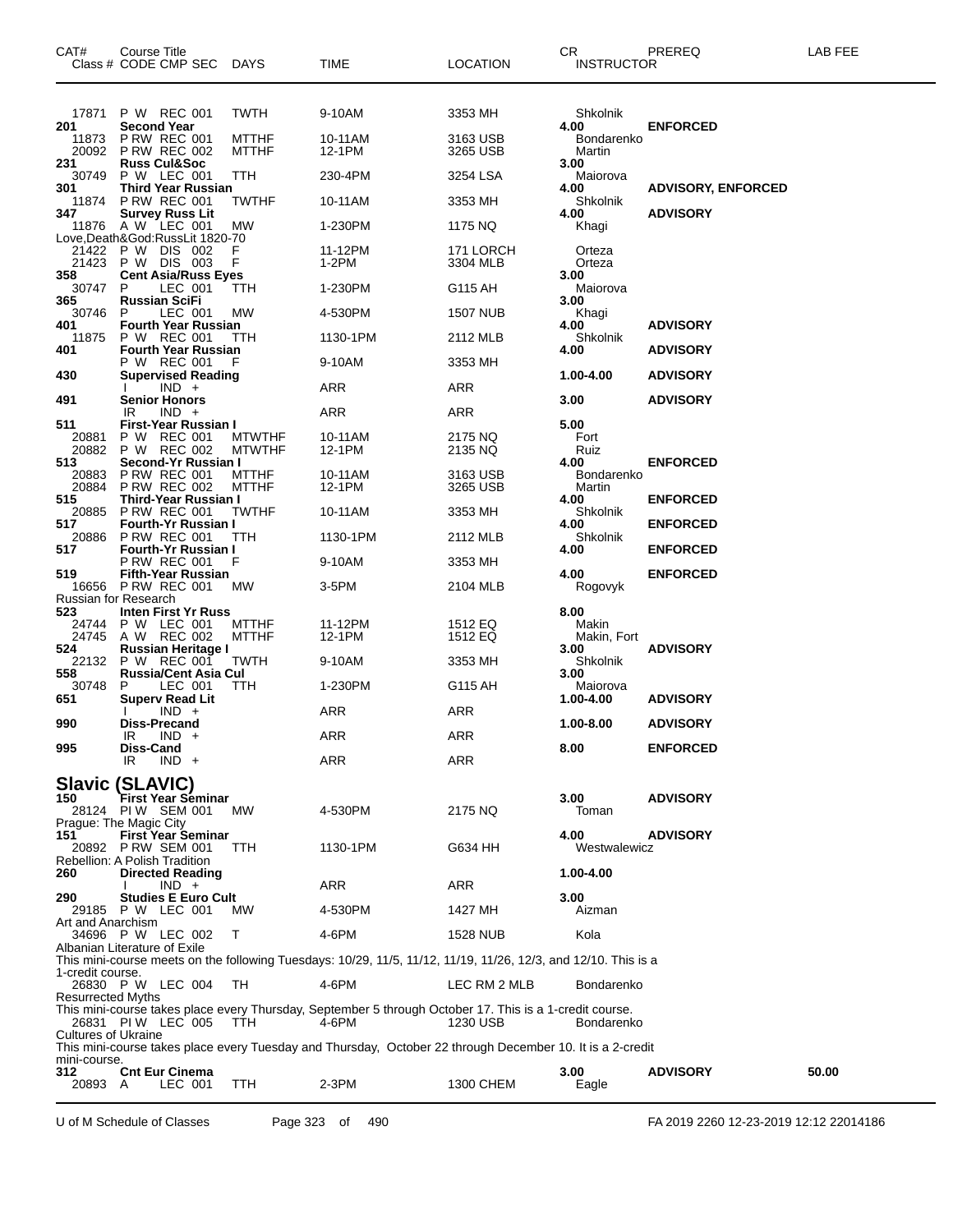| CAT# | Course Title Class # CODE CMP SEC | DAYS | TIME | LOCATION | CR INSTRUCTOR | PREREQ | LAB FEE |
|---|---|---|---|---|---|---|---|
| 17871 | P W REC 001 | TWTH | 9-10AM | 3353 MH | Shkolnik | | |
| **201** | **Second Year** | | | | **4.00** | **ENFORCED** | |
| 11873 | P RW REC 001 | MTTHF | 10-11AM | 3163 USB | Bondarenko | | |
| 20092 | P RW REC 002 | MTTHF | 12-1PM | 3265 USB | Martin | | |
| **231** | **Russ Cul&Soc** | | | | **3.00** | | |
| 30749 | P W LEC 001 | TTH | 230-4PM | 3254 LSA | Maiorova | | |
| **301** | **Third Year Russian** | | | | **4.00** | **ADVISORY, ENFORCED** | |
| 11874 | P RW REC 001 | TWTHF | 10-11AM | 3353 MH | Shkolnik | | |
| **347** | **Survey Russ Lit** | | | | **4.00** | **ADVISORY** | |
| 11876 | A W LEC 001 | MW | 1-230PM | 1175 NQ | Khagi | | |
| Love,Death&God:RussLit 1820-70 | | | | | | | |
| 21422 | P W DIS 002 | F | 11-12PM | 171 LORCH | Orteza | | |
| 21423 | P W DIS 003 | F | 1-2PM | 3304 MLB | Orteza | | |
| **358** | **Cent Asia/Russ Eyes** | | | | **3.00** | | |
| 30747 | P LEC 001 | TTH | 1-230PM | G115 AH | Maiorova | | |
| **365** | **Russian SciFi** | | | | **3.00** | | |
| 30746 | P LEC 001 | MW | 4-530PM | 1507 NUB | Khagi | | |
| **401** | **Fourth Year Russian** | | | | **4.00** | **ADVISORY** | |
| 11875 | P W REC 001 | TTH | 1130-1PM | 2112 MLB | Shkolnik | | |
| **401** | **Fourth Year Russian** | | | | **4.00** | **ADVISORY** | |
| | P W REC 001 | F | 9-10AM | 3353 MH | | | |
| **430** | **Supervised Reading** | | | | **1.00-4.00** | **ADVISORY** | |
| | I IND + | | ARR | ARR | | | |
| **491** | **Senior Honors** | | | | **3.00** | **ADVISORY** | |
| | IR IND + | | ARR | ARR | | | |
| **511** | **First-Year Russian I** | | | | **5.00** | | |
| 20881 | P W REC 001 | MTWTHF | 10-11AM | 2175 NQ | Fort | | |
| 20882 | P W REC 002 | MTWTHF | 12-1PM | 2135 NQ | Ruiz | | |
| **513** | **Second-Yr Russian I** | | | | **4.00** | **ENFORCED** | |
| 20883 | P RW REC 001 | MTTHF | 10-11AM | 3163 USB | Bondarenko | | |
| 20884 | P RW REC 002 | MTTHF | 12-1PM | 3265 USB | Martin | | |
| **515** | **Third-Year Russian I** | | | | **4.00** | **ENFORCED** | |
| 20885 | P RW REC 001 | TWTHF | 10-11AM | 3353 MH | Shkolnik | | |
| **517** | **Fourth-Yr Russian I** | | | | **4.00** | **ENFORCED** | |
| 20886 | P RW REC 001 | TTH | 1130-1PM | 2112 MLB | Shkolnik | | |
| **517** | **Fourth-Yr Russian I** | | | | **4.00** | **ENFORCED** | |
| | P RW REC 001 | F | 9-10AM | 3353 MH | | | |
| **519** | **Fifth-Year Russian** | | | | **4.00** | **ENFORCED** | |
| 16656 | P RW REC 001 | MW | 3-5PM | 2104 MLB | Rogovyk | | |
| Russian for Research | | | | | | | |
| **523** | **Inten First Yr Russ** | | | | **8.00** | | |
| 24744 | P W LEC 001 | MTTHF | 11-12PM | 1512 EQ | Makin | | |
| 24745 | A W REC 002 | MTTHF | 12-1PM | 1512 EQ | Makin, Fort | | |
| **524** | **Russian Heritage I** | | | | **3.00** | **ADVISORY** | |
| 22132 | P W REC 001 | TWTH | 9-10AM | 3353 MH | Shkolnik | | |
| **558** | **Russia/Cent Asia Cul** | | | | **3.00** | | |
| 30748 | P LEC 001 | TTH | 1-230PM | G115 AH | Maiorova | | |
| **651** | **Superv Read Lit** | | | | **1.00-4.00** | **ADVISORY** | |
| | I IND + | | ARR | ARR | | | |
| **990** | **Diss-Precand** | | | | **1.00-8.00** | **ADVISORY** | |
| | IR IND + | | ARR | ARR | | | |
| **995** | **Diss-Cand** | | | | **8.00** | **ENFORCED** | |
| | IR IND + | | ARR | ARR | | | |

## Slavic (SLAVIC)

| CAT# | Course Title Class # CODE CMP SEC | DAYS | TIME | LOCATION | CR INSTRUCTOR | PREREQ | LAB FEE |
|---|---|---|---|---|---|---|---|
| **150** | **First Year Seminar** | | | | **3.00** | **ADVISORY** | |
| 28124 | PI W SEM 001 | MW | 4-530PM | 2175 NQ | Toman | | |
| Prague: The Magic City | | | | | | | |
| **151** | **First Year Seminar** | | | | **4.00** | **ADVISORY** | |
| 20892 | P RW SEM 001 | TTH | 1130-1PM | G634 HH | Westwalewicz | | |
| Rebellion: A Polish Tradition | | | | | | | |
| **260** | **Directed Reading** | | | | **1.00-4.00** | | |
| | I IND + | | ARR | ARR | | | |
| **290** | **Studies E Euro Cult** | | | | **3.00** | | |
| 29185 | P W LEC 001 | MW | 4-530PM | 1427 MH | Aizman | | |
| Art and Anarchism | | | | | | | |
| 34696 | P W LEC 002 | T | 4-6PM | 1528 NUB | Kola | | |
| Albanian Literature of Exile | | | | | | | |
| This mini-course meets on the following Tuesdays: 10/29, 11/5, 11/12, 11/19, 11/26, 12/3, and 12/10. This is a 1-credit course. | | | | | | | |
| 26830 | P W LEC 004 | TH | 4-6PM | LEC RM 2 MLB | Bondarenko | | |
| Resurrected Myths | | | | | | | |
| This mini-course takes place every Thursday, September 5 through October 17. This is a 1-credit course. | | | | | | | |
| 26831 | PI W LEC 005 | TTH | 4-6PM | 1230 USB | Bondarenko | | |
| Cultures of Ukraine | | | | | | | |
| This mini-course takes place every Tuesday and Thursday, October 22 through December 10. It is a 2-credit mini-course. | | | | | | | |
| **312** | **Cnt Eur Cinema** | | | | **3.00** | **ADVISORY** | **50.00** |
| 20893 | A LEC 001 | TTH | 2-3PM | 1300 CHEM | Eagle | | |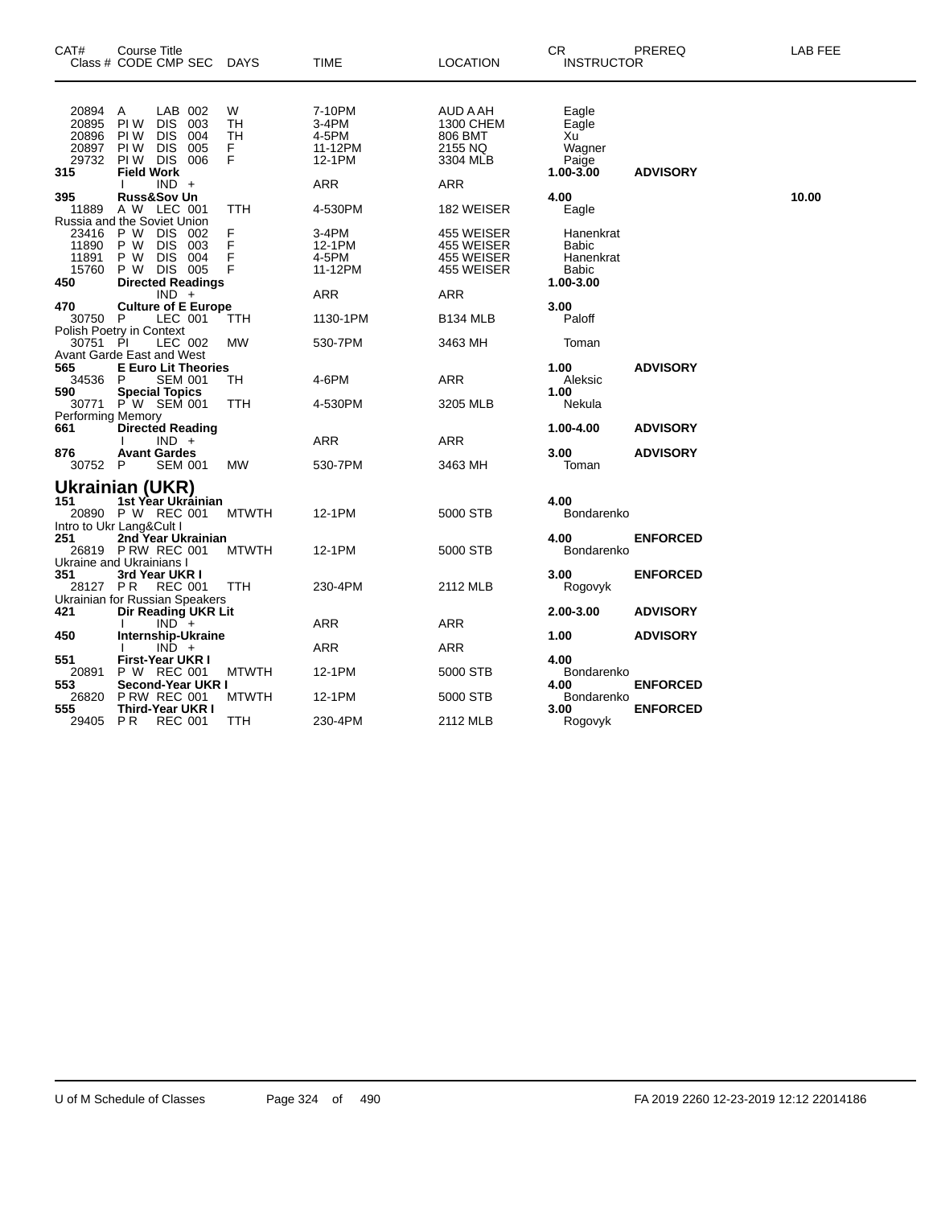| CAT# Class # | Course Title CODE CMP SEC | DAYS | TIME | LOCATION | CR INSTRUCTOR | PREREQ | LAB FEE |
|---|---|---|---|---|---|---|---|
| 20894 | A LAB 002 | W | 7-10PM | AUD A AH | Eagle | | |
| 20895 | PI W DIS 003 | TH | 3-4PM | 1300 CHEM | Eagle | | |
| 20896 | PI W DIS 004 | TH | 4-5PM | 806 BMT | Xu | | |
| 20897 | PI W DIS 005 | F | 11-12PM | 2155 NQ | Wagner | | |
| 29732 | PI W DIS 006 | F | 12-1PM | 3304 MLB | Paige | | |
| **315** | **Field Work** | | | | **1.00-3.00** | **ADVISORY** | |
| | I IND + | | ARR | ARR | | | |
| **395** | **Russ&Sov Un** | | | | **4.00** | | **10.00** |
| 11889 | A W LEC 001 | TTH | 4-530PM | 182 WEISER | Eagle | | |
| Russia and the Soviet Union | | | | | | | |
| 23416 | P W DIS 002 | F | 3-4PM | 455 WEISER | Hanenkrat | | |
| 11890 | P W DIS 003 | F | 12-1PM | 455 WEISER | Babic | | |
| 11891 | P W DIS 004 | F | 4-5PM | 455 WEISER | Hanenkrat | | |
| 15760 | P W DIS 005 | F | 11-12PM | 455 WEISER | Babic | | |
| **450** | **Directed Readings** | | | | **1.00-3.00** | | |
| | IND + | | ARR | ARR | | | |
| **470** | **Culture of E Europe** | | | | **3.00** | | |
| 30750 | P LEC 001 | TTH | 1130-1PM | B134 MLB | Paloff | | |
| Polish Poetry in Context | | | | | | | |
| 30751 | PI LEC 002 | MW | 530-7PM | 3463 MH | Toman | | |
| Avant Garde East and West | | | | | | | |
| **565** | **E Euro Lit Theories** | | | | **1.00** | **ADVISORY** | |
| 34536 | P SEM 001 | TH | 4-6PM | ARR | Aleksic | | |
| **590** | **Special Topics** | | | | **1.00** | | |
| 30771 | P W SEM 001 | TTH | 4-530PM | 3205 MLB | Nekula | | |
| Performing Memory | | | | | | | |
| **661** | **Directed Reading** | | | | **1.00-4.00** | **ADVISORY** | |
| | I IND + | | ARR | ARR | | | |
| **876** | **Avant Gardes** | | | | **3.00** | **ADVISORY** | |
| 30752 | P SEM 001 | MW | 530-7PM | 3463 MH | Toman | | |

## Ukrainian (UKR)

| CAT# Class # | Course Title CODE CMP SEC | DAYS | TIME | LOCATION | CR INSTRUCTOR | PREREQ | LAB FEE |
|---|---|---|---|---|---|---|---|
| **151** | **1st Year Ukrainian** | | | | **4.00** | | |
| 20890 | P W REC 001 | MTWTH | 12-1PM | 5000 STB | Bondarenko | | |
| Intro to Ukr Lang&Cult I | | | | | | | |
| **251** | **2nd Year Ukrainian** | | | | **4.00** | **ENFORCED** | |
| 26819 | P RW REC 001 | MTWTH | 12-1PM | 5000 STB | Bondarenko | | |
| Ukraine and Ukrainians I | | | | | | | |
| **351** | **3rd Year UKR I** | | | | **3.00** | **ENFORCED** | |
| 28127 | P R REC 001 | TTH | 230-4PM | 2112 MLB | Rogovyk | | |
| Ukrainian for Russian Speakers | | | | | | | |
| **421** | **Dir Reading UKR Lit** | | | | **2.00-3.00** | **ADVISORY** | |
| | I IND + | | ARR | ARR | | | |
| **450** | **Internship-Ukraine** | | | | **1.00** | **ADVISORY** | |
| | I IND + | | ARR | ARR | | | |
| **551** | **First-Year UKR I** | | | | **4.00** | | |
| 20891 | P W REC 001 | MTWTH | 12-1PM | 5000 STB | Bondarenko | | |
| **553** | **Second-Year UKR I** | | | | **4.00** | **ENFORCED** | |
| 26820 | P RW REC 001 | MTWTH | 12-1PM | 5000 STB | Bondarenko | | |
| **555** | **Third-Year UKR I** | | | | **3.00** | **ENFORCED** | |
| 29405 | P R REC 001 | TTH | 230-4PM | 2112 MLB | Rogovyk | | |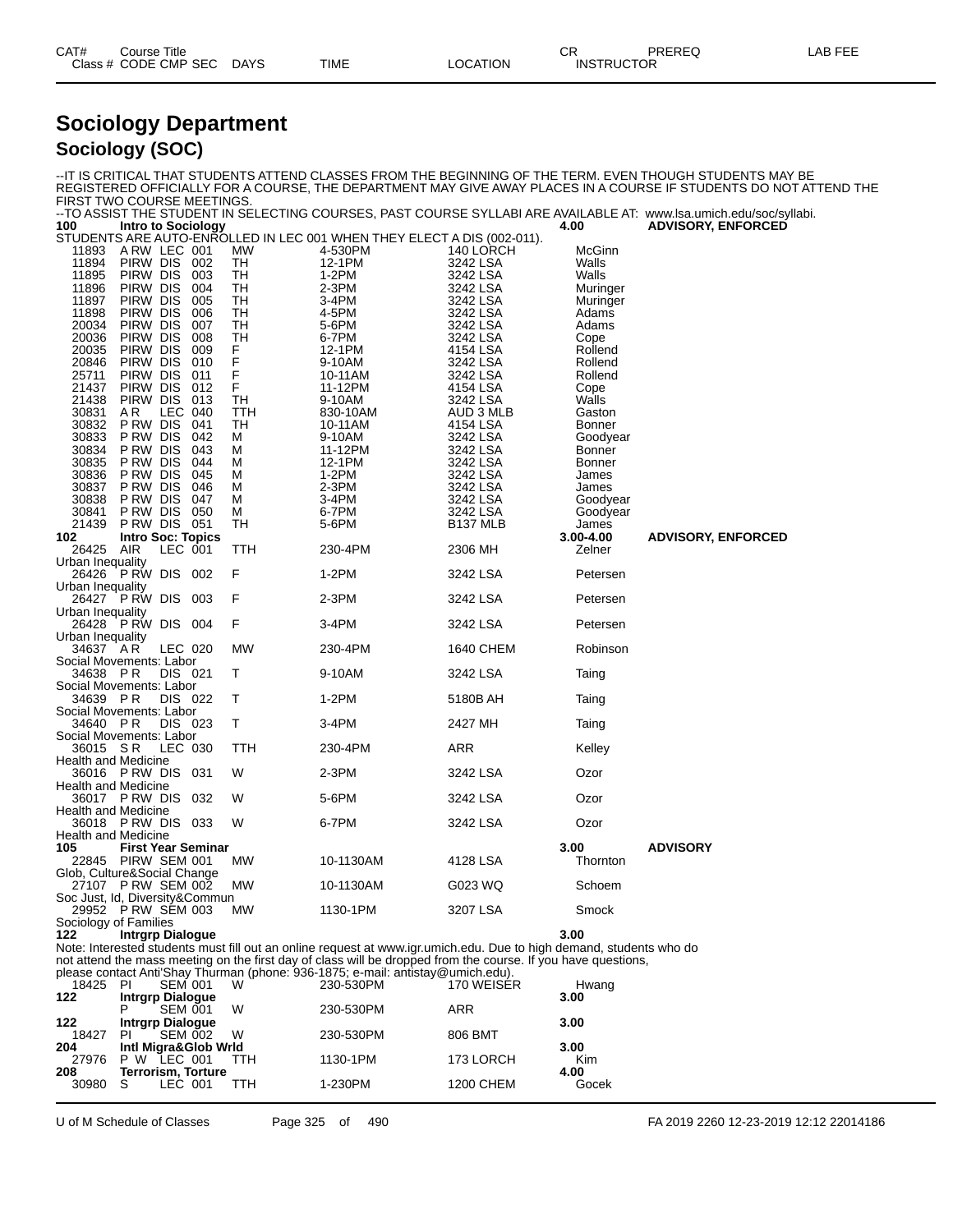# Sociology Department

## Sociology (SOC)

--IT IS CRITICAL THAT STUDENTS ATTEND CLASSES FROM THE BEGINNING OF THE TERM. EVEN THOUGH STUDENTS MAY BE REGISTERED OFFICIALLY FOR A COURSE, THE DEPARTMENT MAY GIVE AWAY PLACES IN A COURSE IF STUDENTS DO NOT ATTEND THE FIRST TWO COURSE MEETINGS.

--TO ASSIST THE STUDENT IN SELECTING COURSES, PAST COURSE SYLLABI ARE AVAILABLE AT: www.lsa.umich.edu/soc/syllabi.

| CAT# / Class # | Course Title / CODE CMP SEC | DAYS | TIME | LOCATION | CR / INSTRUCTOR | PREREQ | LAB FEE |
|---|---|---|---|---|---|---|---|
| **100** | **Intro to Sociology** | | | | **4.00** | **ADVISORY, ENFORCED** | |
| | STUDENTS ARE AUTO-ENROLLED IN LEC 001 WHEN THEY ELECT A DIS (002-011). | | | | | | |
| 11893 | A RW LEC 001 | MW | 4-530PM | 140 LORCH | McGinn | | |
| 11894 | PIRW DIS 002 | TH | 12-1PM | 3242 LSA | Walls | | |
| 11895 | PIRW DIS 003 | TH | 1-2PM | 3242 LSA | Walls | | |
| 11896 | PIRW DIS 004 | TH | 2-3PM | 3242 LSA | Muringer | | |
| 11897 | PIRW DIS 005 | TH | 3-4PM | 3242 LSA | Muringer | | |
| 11898 | PIRW DIS 006 | TH | 4-5PM | 3242 LSA | Adams | | |
| 20034 | PIRW DIS 007 | TH | 5-6PM | 3242 LSA | Adams | | |
| 20036 | PIRW DIS 008 | TH | 6-7PM | 3242 LSA | Cope | | |
| 20035 | PIRW DIS 009 | F | 12-1PM | 4154 LSA | Rollend | | |
| 20846 | PIRW DIS 010 | F | 9-10AM | 3242 LSA | Rollend | | |
| 25711 | PIRW DIS 011 | F | 10-11AM | 3242 LSA | Rollend | | |
| 21437 | PIRW DIS 012 | F | 11-12PM | 4154 LSA | Cope | | |
| 21438 | PIRW DIS 013 | TH | 9-10AM | 3242 LSA | Walls | | |
| 30831 | A R LEC 040 | TTH | 830-10AM | AUD 3 MLB | Gaston | | |
| 30832 | P RW DIS 041 | TH | 10-11AM | 4154 LSA | Bonner | | |
| 30833 | P RW DIS 042 | M | 9-10AM | 3242 LSA | Goodyear | | |
| 30834 | P RW DIS 043 | M | 11-12PM | 3242 LSA | Bonner | | |
| 30835 | P RW DIS 044 | M | 12-1PM | 3242 LSA | Bonner | | |
| 30836 | P RW DIS 045 | M | 1-2PM | 3242 LSA | James | | |
| 30837 | P RW DIS 046 | M | 2-3PM | 3242 LSA | James | | |
| 30838 | P RW DIS 047 | M | 3-4PM | 3242 LSA | Goodyear | | |
| 30841 | P RW DIS 050 | M | 6-7PM | 3242 LSA | Goodyear | | |
| 21439 | P RW DIS 051 | TH | 5-6PM | B137 MLB | James | | |
| **102** | **Intro Soc: Topics** | | | | **3.00-4.00** | **ADVISORY, ENFORCED** | |
| 26425 | AIR LEC 001 | TTH | 230-4PM | 2306 MH | Zelner | | |
| | Urban Inequality | | | | | | |
| 26426 | P RW DIS 002 | F | 1-2PM | 3242 LSA | Petersen | | |
| | Urban Inequality | | | | | | |
| 26427 | P RW DIS 003 | F | 2-3PM | 3242 LSA | Petersen | | |
| | Urban Inequality | | | | | | |
| 26428 | P RW DIS 004 | F | 3-4PM | 3242 LSA | Petersen | | |
| | Urban Inequality | | | | | | |
| 34637 | A R LEC 020 | MW | 230-4PM | 1640 CHEM | Robinson | | |
| | Social Movements: Labor | | | | | | |
| 34638 | P R DIS 021 | T | 9-10AM | 3242 LSA | Taing | | |
| | Social Movements: Labor | | | | | | |
| 34639 | P R DIS 022 | T | 1-2PM | 5180B AH | Taing | | |
| | Social Movements: Labor | | | | | | |
| 34640 | P R DIS 023 | T | 3-4PM | 2427 MH | Taing | | |
| | Social Movements: Labor | | | | | | |
| 36015 | S R LEC 030 | TTH | 230-4PM | ARR | Kelley | | |
| | Health and Medicine | | | | | | |
| 36016 | P RW DIS 031 | W | 2-3PM | 3242 LSA | Ozor | | |
| | Health and Medicine | | | | | | |
| 36017 | P RW DIS 032 | W | 5-6PM | 3242 LSA | Ozor | | |
| | Health and Medicine | | | | | | |
| 36018 | P RW DIS 033 | W | 6-7PM | 3242 LSA | Ozor | | |
| | Health and Medicine | | | | | | |
| **105** | **First Year Seminar** | | | | **3.00** | **ADVISORY** | |
| 22845 | PIRW SEM 001 | MW | 10-1130AM | 4128 LSA | Thornton | | |
| | Glob, Culture&Social Change | | | | | | |
| 27107 | P RW SEM 002 | MW | 10-1130AM | G023 WQ | Schoem | | |
| | Soc Just, Id, Diversity&Commun | | | | | | |
| 29952 | P RW SEM 003 | MW | 1130-1PM | 3207 LSA | Smock | | |
| | Sociology of Families | | | | | | |
| **122** | **Intrgrp Dialogue** | | | | **3.00** | | |
| | Note: Interested students must fill out an online request at www.igr.umich.edu. Due to high demand, students who do not attend the mass meeting on the first day of class will be dropped from the course. If you have questions, please contact Anti'Shay Thurman (phone: 936-1875; e-mail: antistay@umich.edu). | | | | | | |
| 18425 | PI SEM 001 | W | 230-530PM | 170 WEISER | Hwang | | |
| **122** | **Intrgrp Dialogue** | | | | **3.00** | | |
| | P SEM 001 | W | 230-530PM | ARR | | | |
| **122** | **Intrgrp Dialogue** | | | | **3.00** | | |
| 18427 | PI SEM 002 | W | 230-530PM | 806 BMT | | | |
| **204** | **Intl Migra&Glob Wrld** | | | | **3.00** | | |
| 27976 | P W LEC 001 | TTH | 1130-1PM | 173 LORCH | Kim | | |
| **208** | **Terrorism, Torture** | | | | **4.00** | | |
| 30980 | S LEC 001 | TTH | 1-230PM | 1200 CHEM | Gocek | | |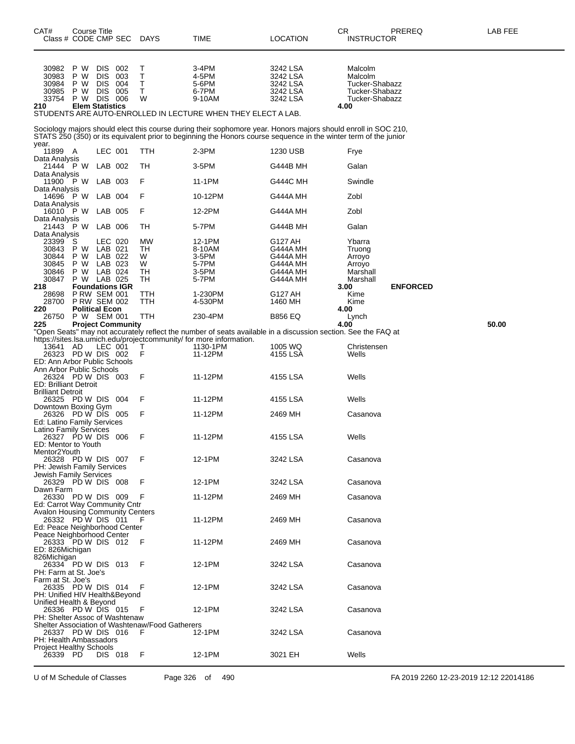| CAT# Class # | Course Title CODE CMP SEC | DAYS | TIME | LOCATION | CR INSTRUCTOR | PREREQ | LAB FEE |
|---|---|---|---|---|---|---|---|
| 30982 | P W DIS 002 | T | 3-4PM | 3242 LSA | Malcolm | | |
| 30983 | P W DIS 003 | T | 4-5PM | 3242 LSA | Malcolm | | |
| 30984 | P W DIS 004 | T | 5-6PM | 3242 LSA | Tucker-Shabazz | | |
| 30985 | P W DIS 005 | T | 6-7PM | 3242 LSA | Tucker-Shabazz | | |
| 33754 | P W DIS 006 | W | 9-10AM | 3242 LSA | Tucker-Shabazz | | |
| **210** | **Elem Statistics** | | | | **4.00** | | |

STUDENTS ARE AUTO-ENROLLED IN LECTURE WHEN THEY ELECT A LAB.

Sociology majors should elect this course during their sophomore year. Honors majors should enroll in SOC 210, STATS 250 (350) or its equivalent prior to beginning the Honors course sequence in the winter term of the junior year.

| CAT# Class # | Course Title CODE CMP SEC | DAYS | TIME | LOCATION | CR INSTRUCTOR | PREREQ | LAB FEE |
|---|---|---|---|---|---|---|---|
| 11899 | A LEC 001 | TTH | 2-3PM | 1230 USB | Frye | | |
| Data Analysis | | | | | | | |
| 21444 | P W LAB 002 | TH | 3-5PM | G444B MH | Galan | | |
| Data Analysis | | | | | | | |
| 11900 | P W LAB 003 | F | 11-1PM | G444C MH | Swindle | | |
| Data Analysis | | | | | | | |
| 14696 | P W LAB 004 | F | 10-12PM | G444A MH | Zobl | | |
| Data Analysis | | | | | | | |
| 16010 | P W LAB 005 | F | 12-2PM | G444A MH | Zobl | | |
| Data Analysis | | | | | | | |
| 21443 | P W LAB 006 | TH | 5-7PM | G444B MH | Galan | | |
| Data Analysis | | | | | | | |
| 23399 | S LEC 020 | MW | 12-1PM | G127 AH | Ybarra | | |
| 30843 | P W LAB 021 | TH | 8-10AM | G444A MH | Truong | | |
| 30844 | P W LAB 022 | W | 3-5PM | G444A MH | Arroyo | | |
| 30845 | P W LAB 023 | W | 5-7PM | G444A MH | Arroyo | | |
| 30846 | P W LAB 024 | TH | 3-5PM | G444A MH | Marshall | | |
| 30847 | P W LAB 025 | TH | 5-7PM | G444A MH | Marshall | | |
| **218** | **Foundations IGR** | | | | **3.00** | **ENFORCED** | |
| 28698 | P RW SEM 001 | TTH | 1-230PM | G127 AH | Kime | | |
| 28700 | P RW SEM 002 | TTH | 4-530PM | 1460 MH | Kime | | |
| **220** | **Political Econ** | | | | **4.00** | | |
| 26750 | P W SEM 001 | TTH | 230-4PM | B856 EQ | Lynch | | |
| **225** | **Project Community** | | | | **4.00** | | **50.00** |

"Open Seats" may not accurately reflect the number of seats available in a discussion section. See the FAQ at https://sites.lsa.umich.edu/projectcommunity/ for more information.

| CAT# Class # | Course Title CODE CMP SEC | DAYS | TIME | LOCATION | CR INSTRUCTOR | PREREQ | LAB FEE |
|---|---|---|---|---|---|---|---|
| 13641 | AD LEC 001 | T | 1130-1PM | 1005 WQ | Christensen | | |
| 26323 | PD W DIS 002 | F | 11-12PM | 4155 LSA | Wells | | |
| ED: Ann Arbor Public Schools | | | | | | | |
| Ann Arbor Public Schools | | | | | | | |
| 26324 | PD W DIS 003 | F | 11-12PM | 4155 LSA | Wells | | |
| ED: Brilliant Detroit | | | | | | | |
| Brilliant Detroit | | | | | | | |
| 26325 | PD W DIS 004 | F | 11-12PM | 4155 LSA | Wells | | |
| Downtown Boxing Gym | | | | | | | |
| 26326 | PD W DIS 005 | F | 11-12PM | 2469 MH | Casanova | | |
| Ed: Latino Family Services | | | | | | | |
| Latino Family Services | | | | | | | |
| 26327 | PD W DIS 006 | F | 11-12PM | 4155 LSA | Wells | | |
| ED: Mentor to Youth | | | | | | | |
| Mentor2Youth | | | | | | | |
| 26328 | PD W DIS 007 | F | 12-1PM | 3242 LSA | Casanova | | |
| PH: Jewish Family Services | | | | | | | |
| Jewish Family Services | | | | | | | |
| 26329 | PD W DIS 008 | F | 12-1PM | 3242 LSA | Casanova | | |
| Dawn Farm | | | | | | | |
| 26330 | PD W DIS 009 | F | 11-12PM | 2469 MH | Casanova | | |
| Ed: Carrot Way Community Cntr | | | | | | | |
| Avalon Housing Community Centers | | | | | | | |
| 26332 | PD W DIS 011 | F | 11-12PM | 2469 MH | Casanova | | |
| Ed: Peace Neighborhood Center | | | | | | | |
| Peace Neighborhood Center | | | | | | | |
| 26333 | PD W DIS 012 | F | 11-12PM | 2469 MH | Casanova | | |
| ED: 826Michigan | | | | | | | |
| 826Michigan | | | | | | | |
| 26334 | PD W DIS 013 | F | 12-1PM | 3242 LSA | Casanova | | |
| PH: Farm at St. Joe's | | | | | | | |
| Farm at St. Joe's | | | | | | | |
| 26335 | PD W DIS 014 | F | 12-1PM | 3242 LSA | Casanova | | |
| PH: Unified HIV Health&Beyond | | | | | | | |
| Unified Health & Beyond | | | | | | | |
| 26336 | PD W DIS 015 | F | 12-1PM | 3242 LSA | Casanova | | |
| PH: Shelter Assoc of Washtenaw | | | | | | | |
| Shelter Association of Washtenaw/Food Gatherers | | | | | | | |
| 26337 | PD W DIS 016 | F | 12-1PM | 3242 LSA | Casanova | | |
| PH: Health Ambassadors | | | | | | | |
| Project Healthy Schools | | | | | | | |
| 26339 | PD DIS 018 | F | 12-1PM | 3021 EH | Wells | | |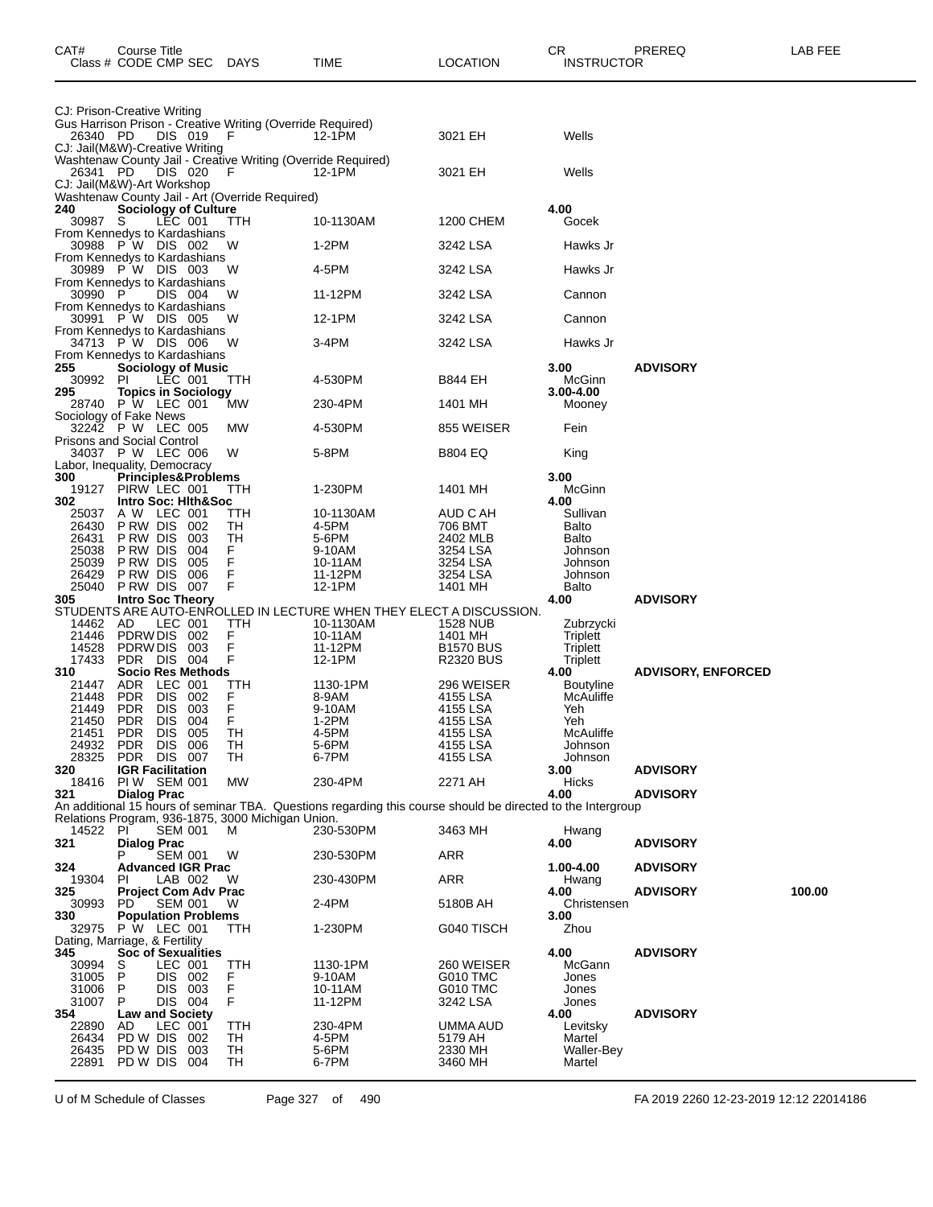| CAT# Class # | Course Title CODE CMP SEC | DAYS | TIME | LOCATION | CR INSTRUCTOR | PREREQ | LAB FEE |
|---|---|---|---|---|---|---|---|
| CJ: Prison-Creative Writing | | | | | | | |
| Gus Harrison Prison - Creative Writing (Override Required) | | | | | | | |
| 26340 | PD DIS 019 | F | 12-1PM | 3021 EH | Wells | | |
| CJ: Jail(M&W)-Creative Writing | | | | | | | |
| Washtenaw County Jail - Creative Writing (Override Required) | | | | | | | |
| 26341 | PD DIS 020 | F | 12-1PM | 3021 EH | Wells | | |
| CJ: Jail(M&W)-Art Workshop | | | | | | | |
| Washtenaw County Jail - Art (Override Required) | | | | | | | |
| **240** | **Sociology of Culture** | | | | **4.00** | | |
| 30987 | S LEC 001 | TTH | 10-1130AM | 1200 CHEM | Gocek | | |
| From Kennedys to Kardashians | | | | | | | |
| 30988 | P W DIS 002 | W | 1-2PM | 3242 LSA | Hawks Jr | | |
| From Kennedys to Kardashians | | | | | | | |
| 30989 | P W DIS 003 | W | 4-5PM | 3242 LSA | Hawks Jr | | |
| From Kennedys to Kardashians | | | | | | | |
| 30990 | P DIS 004 | W | 11-12PM | 3242 LSA | Cannon | | |
| From Kennedys to Kardashians | | | | | | | |
| 30991 | P W DIS 005 | W | 12-1PM | 3242 LSA | Cannon | | |
| From Kennedys to Kardashians | | | | | | | |
| 34713 | P W DIS 006 | W | 3-4PM | 3242 LSA | Hawks Jr | | |
| From Kennedys to Kardashians | | | | | | | |
| **255** | **Sociology of Music** | | | | **3.00** | **ADVISORY** | |
| 30992 | PI LEC 001 | TTH | 4-530PM | B844 EH | McGinn | | |
| **295** | **Topics in Sociology** | | | | **3.00-4.00** | | |
| 28740 | P W LEC 001 | MW | 230-4PM | 1401 MH | Mooney | | |
| Sociology of Fake News | | | | | | | |
| 32242 | P W LEC 005 | MW | 4-530PM | 855 WEISER | Fein | | |
| Prisons and Social Control | | | | | | | |
| 34037 | P W LEC 006 | W | 5-8PM | B804 EQ | King | | |
| Labor, Inequality, Democracy | | | | | | | |
| **300** | **Principles&Problems** | | | | **3.00** | | |
| 19127 | PIRW LEC 001 | TTH | 1-230PM | 1401 MH | McGinn | | |
| **302** | **Intro Soc: Hlth&Soc** | | | | **4.00** | | |
| 25037 | A W LEC 001 | TTH | 10-1130AM | AUD C AH | Sullivan | | |
| 26430 | P RW DIS 002 | TH | 4-5PM | 706 BMT | Balto | | |
| 26431 | P RW DIS 003 | TH | 5-6PM | 2402 MLB | Balto | | |
| 25038 | P RW DIS 004 | F | 9-10AM | 3254 LSA | Johnson | | |
| 25039 | P RW DIS 005 | F | 10-11AM | 3254 LSA | Johnson | | |
| 26429 | P RW DIS 006 | F | 11-12PM | 3254 LSA | Johnson | | |
| 25040 | P RW DIS 007 | F | 12-1PM | 1401 MH | Balto | | |
| **305** | **Intro Soc Theory** | | | | **4.00** | **ADVISORY** | |
| STUDENTS ARE AUTO-ENROLLED IN LECTURE WHEN THEY ELECT A DISCUSSION. | | | | | | | |
| 14462 | AD LEC 001 | TTH | 10-1130AM | 1528 NUB | Zubrzycki | | |
| 21446 | PDRW DIS 002 | F | 10-11AM | 1401 MH | Triplett | | |
| 14528 | PDRW DIS 003 | F | 11-12PM | B1570 BUS | Triplett | | |
| 17433 | PDR DIS 004 | F | 12-1PM | R2320 BUS | Triplett | | |
| **310** | **Socio Res Methods** | | | | **4.00** | **ADVISORY, ENFORCED** | |
| 21447 | ADR LEC 001 | TTH | 1130-1PM | 296 WEISER | Boutyline | | |
| 21448 | PDR DIS 002 | F | 8-9AM | 4155 LSA | McAuliffe | | |
| 21449 | PDR DIS 003 | F | 9-10AM | 4155 LSA | Yeh | | |
| 21450 | PDR DIS 004 | F | 1-2PM | 4155 LSA | Yeh | | |
| 21451 | PDR DIS 005 | TH | 4-5PM | 4155 LSA | McAuliffe | | |
| 24932 | PDR DIS 006 | TH | 5-6PM | 4155 LSA | Johnson | | |
| 28325 | PDR DIS 007 | TH | 6-7PM | 4155 LSA | Johnson | | |
| **320** | **IGR Facilitation** | | | | **3.00** | **ADVISORY** | |
| 18416 | PI W SEM 001 | MW | 230-4PM | 2271 AH | Hicks | | |
| **321** | **Dialog Prac** | | | | **4.00** | **ADVISORY** | |
| An additional 15 hours of seminar TBA. Questions regarding this course should be directed to the Intergroup Relations Program, 936-1875, 3000 Michigan Union. | | | | | | | |
| 14522 | PI SEM 001 | M | 230-530PM | 3463 MH | Hwang | | |
| **321** | **Dialog Prac** | | | | **4.00** | **ADVISORY** | |
| | P SEM 001 | W | 230-530PM | ARR | | | |
| **324** | **Advanced IGR Prac** | | | | **1.00-4.00** | **ADVISORY** | |
| 19304 | PI LAB 002 | W | 230-430PM | ARR | Hwang | | |
| **325** | **Project Com Adv Prac** | | | | **4.00** | **ADVISORY** | **100.00** |
| 30993 | PD SEM 001 | W | 2-4PM | 5180B AH | Christensen | | |
| **330** | **Population Problems** | | | | **3.00** | | |
| 32975 | P W LEC 001 | TTH | 1-230PM | G040 TISCH | Zhou | | |
| Dating, Marriage, & Fertility | | | | | | | |
| **345** | **Soc of Sexualities** | | | | **4.00** | **ADVISORY** | |
| 30994 | S LEC 001 | TTH | 1130-1PM | 260 WEISER | McGann | | |
| 31005 | P DIS 002 | F | 9-10AM | G010 TMC | Jones | | |
| 31006 | P DIS 003 | F | 10-11AM | G010 TMC | Jones | | |
| 31007 | P DIS 004 | F | 11-12PM | 3242 LSA | Jones | | |
| **354** | **Law and Society** | | | | **4.00** | **ADVISORY** | |
| 22890 | AD LEC 001 | TTH | 230-4PM | UMMA AUD | Levitsky | | |
| 26434 | PD W DIS 002 | TH | 4-5PM | 5179 AH | Martel | | |
| 26435 | PD W DIS 003 | TH | 5-6PM | 2330 MH | Waller-Bey | | |
| 22891 | PD W DIS 004 | TH | 6-7PM | 3460 MH | Martel | | |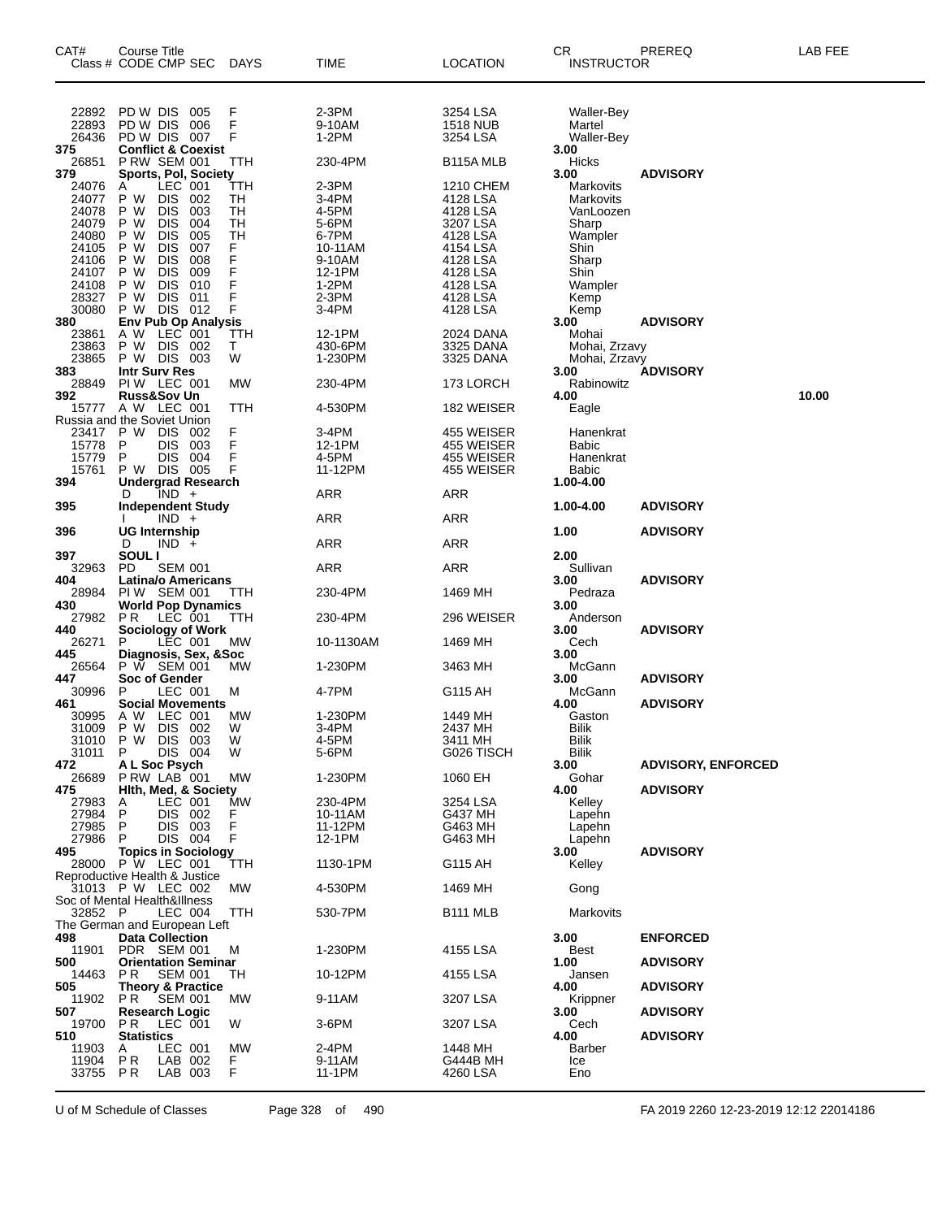| CAT# | Course Title<br>Class # CODE CMP SEC | DAYS | TIME | LOCATION | CR<br>INSTRUCTOR | PREREQ | LAB FEE |
|---|---|---|---|---|---|---|---|
| 22892 | PD W DIS 005 | F | 2-3PM | 3254 LSA | Waller-Bey | | |
| 22893 | PD W DIS 006 | F | 9-10AM | 1518 NUB | Martel | | |
| 26436 | PD W DIS 007 | F | 1-2PM | 3254 LSA | Waller-Bey | | |
| **375** | **Conflict & Coexist** | | | | **3.00** | | |
| 26851 | P RW SEM 001 | TTH | 230-4PM | B115A MLB | Hicks | | |
| **379** | **Sports, Pol, Society** | | | | **3.00** | **ADVISORY** | |
| 24076 | A LEC 001 | TTH | 2-3PM | 1210 CHEM | Markovits | | |
| 24077 | P W DIS 002 | TH | 3-4PM | 4128 LSA | Markovits | | |
| 24078 | P W DIS 003 | TH | 4-5PM | 4128 LSA | VanLoozen | | |
| 24079 | P W DIS 004 | TH | 5-6PM | 3207 LSA | Sharp | | |
| 24080 | P W DIS 005 | TH | 6-7PM | 4128 LSA | Wampler | | |
| 24105 | P W DIS 007 | F | 10-11AM | 4154 LSA | Shin | | |
| 24106 | P W DIS 008 | F | 9-10AM | 4128 LSA | Sharp | | |
| 24107 | P W DIS 009 | F | 12-1PM | 4128 LSA | Shin | | |
| 24108 | P W DIS 010 | F | 1-2PM | 4128 LSA | Wampler | | |
| 28327 | P W DIS 011 | F | 2-3PM | 4128 LSA | Kemp | | |
| 30080 | P W DIS 012 | F | 3-4PM | 4128 LSA | Kemp | | |
| **380** | **Env Pub Op Analysis** | | | | **3.00** | **ADVISORY** | |
| 23861 | A W LEC 001 | TTH | 12-1PM | 2024 DANA | Mohai | | |
| 23863 | P W DIS 002 | T | 430-6PM | 3325 DANA | Mohai, Zrzavy | | |
| 23865 | P W DIS 003 | W | 1-230PM | 3325 DANA | Mohai, Zrzavy | | |
| **383** | **Intr Surv Res** | | | | **3.00** | **ADVISORY** | |
| 28849 | PI W LEC 001 | MW | 230-4PM | 173 LORCH | Rabinowitz | | |
| **392** | **Russ&Sov Un** | | | | **4.00** | | **10.00** |
| 15777 | A W LEC 001 | TTH | 4-530PM | 182 WEISER | Eagle | | |
| | Russia and the Soviet Union | | | | | | |
| 23417 | P W DIS 002 | F | 3-4PM | 455 WEISER | Hanenkrat | | |
| 15778 | P DIS 003 | F | 12-1PM | 455 WEISER | Babic | | |
| 15779 | P DIS 004 | F | 4-5PM | 455 WEISER | Hanenkrat | | |
| 15761 | P W DIS 005 | F | 11-12PM | 455 WEISER | Babic | | |
| **394** | **Undergrad Research** | | | | **1.00-4.00** | | |
| | D IND + | | ARR | ARR | | | |
| **395** | **Independent Study** | | | | **1.00-4.00** | **ADVISORY** | |
| | I IND + | | ARR | ARR | | | |
| **396** | **UG Internship** | | | | **1.00** | **ADVISORY** | |
| | D IND + | | ARR | ARR | | | |
| **397** | **SOUL I** | | | | **2.00** | | |
| 32963 | PD SEM 001 | | ARR | ARR | Sullivan | | |
| **404** | **Latina/o Americans** | | | | **3.00** | **ADVISORY** | |
| 28984 | PI W SEM 001 | TTH | 230-4PM | 1469 MH | Pedraza | | |
| **430** | **World Pop Dynamics** | | | | **3.00** | | |
| 27982 | P R LEC 001 | TTH | 230-4PM | 296 WEISER | Anderson | | |
| **440** | **Sociology of Work** | | | | **3.00** | **ADVISORY** | |
| 26271 | P LEC 001 | MW | 10-1130AM | 1469 MH | Cech | | |
| **445** | **Diagnosis, Sex, &Soc** | | | | **3.00** | | |
| 26564 | P W SEM 001 | MW | 1-230PM | 3463 MH | McGann | | |
| **447** | **Soc of Gender** | | | | **3.00** | **ADVISORY** | |
| 30996 | P LEC 001 | M | 4-7PM | G115 AH | McGann | | |
| **461** | **Social Movements** | | | | **4.00** | **ADVISORY** | |
| 30995 | A W LEC 001 | MW | 1-230PM | 1449 MH | Gaston | | |
| 31009 | P W DIS 002 | W | 3-4PM | 2437 MH | Bilik | | |
| 31010 | P W DIS 003 | W | 4-5PM | 3411 MH | Bilik | | |
| 31011 | P DIS 004 | W | 5-6PM | G026 TISCH | Bilik | | |
| **472** | **A L Soc Psych** | | | | **3.00** | **ADVISORY, ENFORCED** | |
| 26689 | P RW LAB 001 | MW | 1-230PM | 1060 EH | Gohar | | |
| **475** | **Hlth, Med, & Society** | | | | **4.00** | **ADVISORY** | |
| 27983 | A LEC 001 | MW | 230-4PM | 3254 LSA | Kelley | | |
| 27984 | P DIS 002 | F | 10-11AM | G437 MH | Lapehn | | |
| 27985 | P DIS 003 | F | 11-12PM | G463 MH | Lapehn | | |
| 27986 | P DIS 004 | F | 12-1PM | G463 MH | Lapehn | | |
| **495** | **Topics in Sociology** | | | | **3.00** | **ADVISORY** | |
| 28000 | P W LEC 001 | TTH | 1130-1PM | G115 AH | Kelley | | |
| | Reproductive Health & Justice | | | | | | |
| 31013 | P W LEC 002 | MW | 4-530PM | 1469 MH | Gong | | |
| | Soc of Mental Health&Illness | | | | | | |
| 32852 | P LEC 004 | TTH | 530-7PM | B111 MLB | Markovits | | |
| | The German and European Left | | | | | | |
| **498** | **Data Collection** | | | | **3.00** | **ENFORCED** | |
| 11901 | PDR SEM 001 | M | 1-230PM | 4155 LSA | Best | | |
| **500** | **Orientation Seminar** | | | | **1.00** | **ADVISORY** | |
| 14463 | P R SEM 001 | TH | 10-12PM | 4155 LSA | Jansen | | |
| **505** | **Theory & Practice** | | | | **4.00** | **ADVISORY** | |
| 11902 | P R SEM 001 | MW | 9-11AM | 3207 LSA | Krippner | | |
| **507** | **Research Logic** | | | | **3.00** | **ADVISORY** | |
| 19700 | P R LEC 001 | W | 3-6PM | 3207 LSA | Cech | | |
| **510** | **Statistics** | | | | **4.00** | **ADVISORY** | |
| 11903 | A LEC 001 | MW | 2-4PM | 1448 MH | Barber | | |
| 11904 | P R LAB 002 | F | 9-11AM | G444B MH | Ice | | |
| 33755 | P R LAB 003 | F | 11-1PM | 4260 LSA | Eno | | |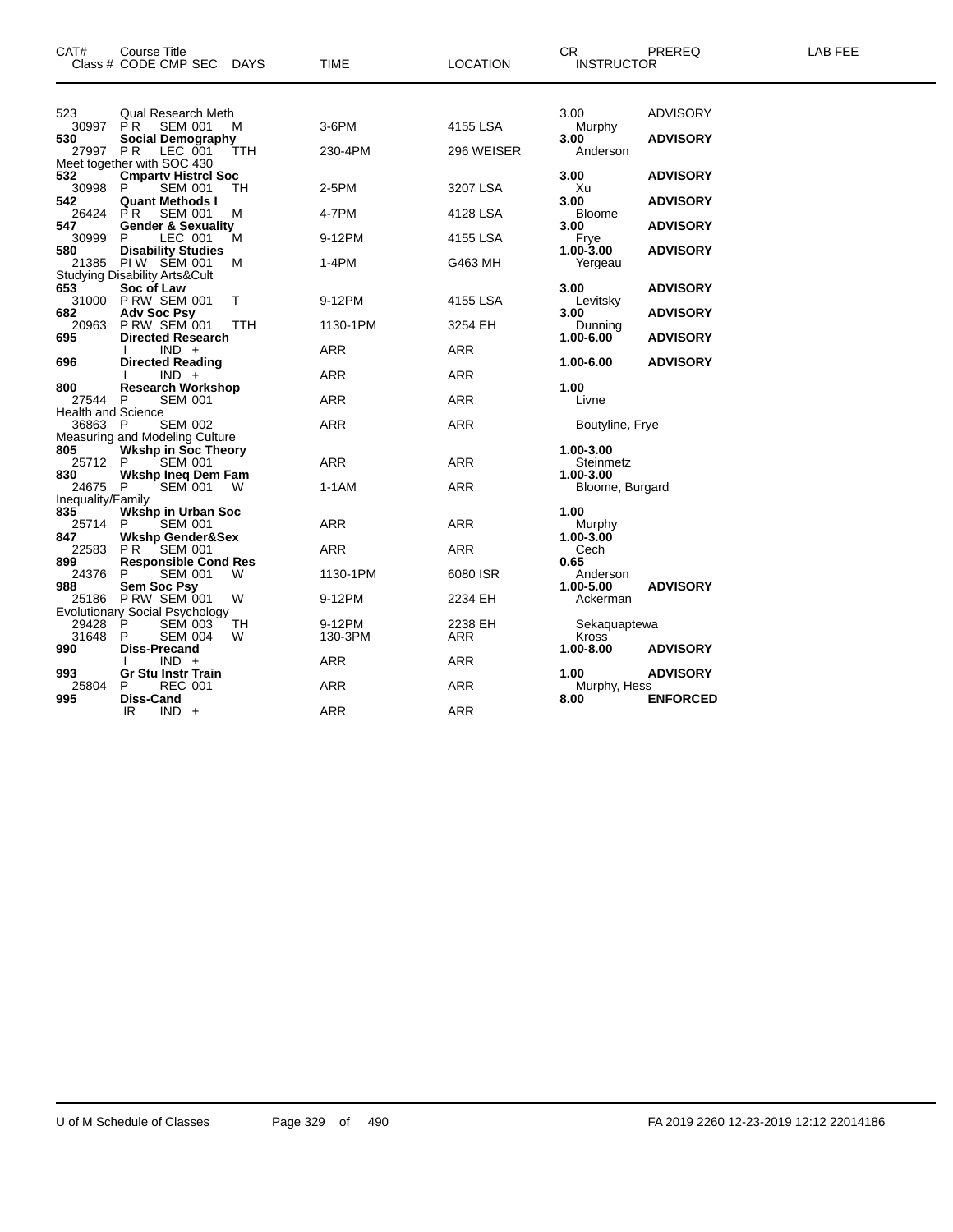| CAT# | Course Title<br>Class # CODE CMP SEC DAYS | TIME | LOCATION | CR<br>INSTRUCTOR | PREREQ | LAB FEE |
|---|---|---|---|---|---|---|
| 523 | Qual Research Meth | | | 3.00 | ADVISORY | |
| 30997 | P R SEM 001 M | 3-6PM | 4155 LSA | Murphy | | |
| **530** | **Social Demography** | | | **3.00** | **ADVISORY** | |
| 27997 | P R LEC 001 TTH | 230-4PM | 296 WEISER | Anderson | | |
| | Meet together with SOC 430 | | | | | |
| **532** | **Cmprtv Histrcl Soc** | | | **3.00** | **ADVISORY** | |
| 30998 | P SEM 001 TH | 2-5PM | 3207 LSA | Xu | | |
| **542** | **Quant Methods I** | | | **3.00** | **ADVISORY** | |
| 26424 | P R SEM 001 M | 4-7PM | 4128 LSA | Bloome | | |
| **547** | **Gender & Sexuality** | | | **3.00** | **ADVISORY** | |
| 30999 | P LEC 001 M | 9-12PM | 4155 LSA | Frye | | |
| **580** | **Disability Studies** | | | **1.00-3.00** | **ADVISORY** | |
| 21385 | PI W SEM 001 M | 1-4PM | G463 MH | Yergeau | | |
| | Studying Disability Arts&Cult | | | | | |
| **653** | **Soc of Law** | | | **3.00** | **ADVISORY** | |
| 31000 | P RW SEM 001 T | 9-12PM | 4155 LSA | Levitsky | | |
| **682** | **Adv Soc Psy** | | | **3.00** | **ADVISORY** | |
| 20963 | P RW SEM 001 TTH | 1130-1PM | 3254 EH | Dunning | | |
| **695** | **Directed Research** | | | **1.00-6.00** | **ADVISORY** | |
| | I IND + | ARR | ARR | | | |
| **696** | **Directed Reading** | | | **1.00-6.00** | **ADVISORY** | |
| | I IND + | ARR | ARR | | | |
| **800** | **Research Workshop** | | | **1.00** | | |
| 27544 | P SEM 001 | ARR | ARR | Livne | | |
| | Health and Science | | | | | |
| 36863 | P SEM 002 | ARR | ARR | Boutyline, Frye | | |
| | Measuring and Modeling Culture | | | | | |
| **805** | **Wkshp in Soc Theory** | | | **1.00-3.00** | | |
| 25712 | P SEM 001 | ARR | ARR | Steinmetz | | |
| **830** | **Wkshp Ineq Dem Fam** | | | **1.00-3.00** | | |
| 24675 | P SEM 001 W | 1-1AM | ARR | Bloome, Burgard | | |
| | Inequality/Family | | | | | |
| **835** | **Wkshp in Urban Soc** | | | **1.00** | | |
| 25714 | P SEM 001 | ARR | ARR | Murphy | | |
| **847** | **Wkshp Gender&Sex** | | | **1.00-3.00** | | |
| 22583 | P R SEM 001 | ARR | ARR | Cech | | |
| **899** | **Responsible Cond Res** | | | **0.65** | | |
| 24376 | P SEM 001 W | 1130-1PM | 6080 ISR | Anderson | | |
| **988** | **Sem Soc Psy** | | | **1.00-5.00** | **ADVISORY** | |
| 25186 | P RW SEM 001 W | 9-12PM | 2234 EH | Ackerman | | |
| | Evolutionary Social Psychology | | | | | |
| 29428 | P SEM 003 TH | 9-12PM | 2238 EH | Sekaquaptewa | | |
| 31648 | P SEM 004 W | 130-3PM | ARR | Kross | | |
| **990** | **Diss-Precand** | | | **1.00-8.00** | **ADVISORY** | |
| | I IND + | ARR | ARR | | | |
| **993** | **Gr Stu Instr Train** | | | **1.00** | **ADVISORY** | |
| 25804 | P REC 001 | ARR | ARR | Murphy, Hess | | |
| **995** | **Diss-Cand** | | | **8.00** | **ENFORCED** | |
| | IR IND + | ARR | ARR | | | |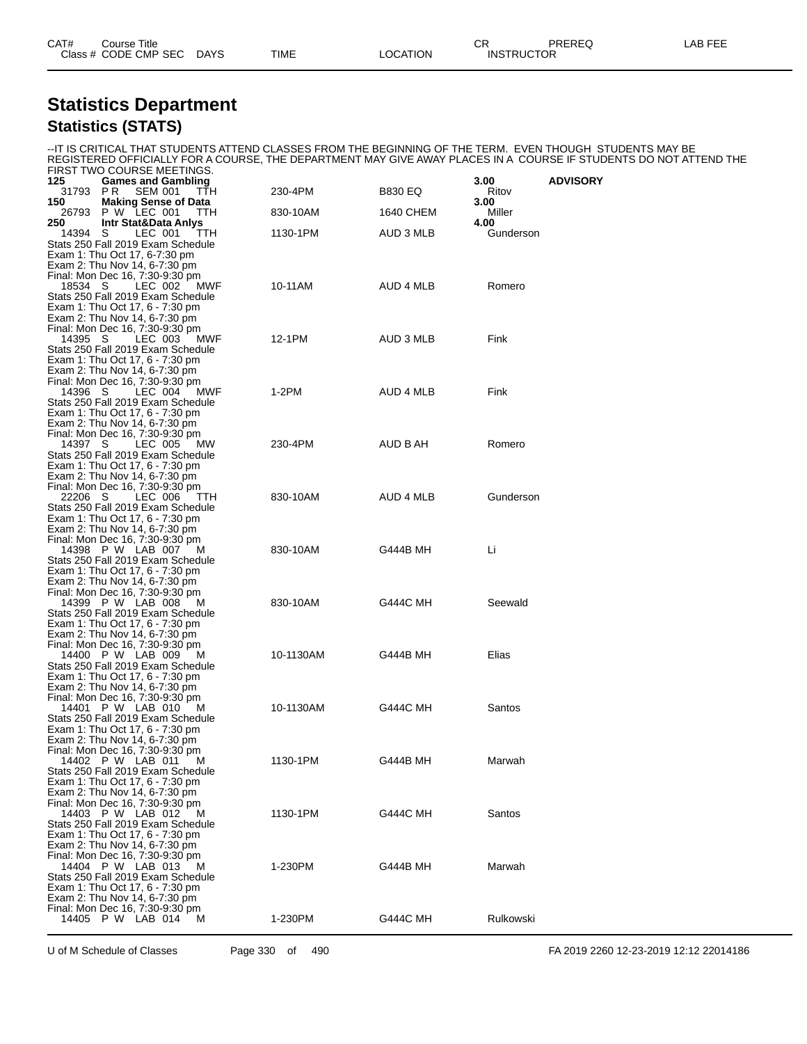| CAT# | Course Title | | | | | CR | PREREQ | LAB FEE |
|---|---|---|---|---|---|---|---|---|
| Class # | CODE CMP SEC | DAYS | TIME | LOCATION | | INSTRUCTOR | | |

# Statistics Department

## Statistics (STATS)

--IT IS CRITICAL THAT STUDENTS ATTEND CLASSES FROM THE BEGINNING OF THE TERM. EVEN THOUGH STUDENTS MAY BE REGISTERED OFFICIALLY FOR A COURSE, THE DEPARTMENT MAY GIVE AWAY PLACES IN A COURSE IF STUDENTS DO NOT ATTEND THE FIRST TWO COURSE MEETINGS.

**125 Games and Gambling** **3.00** **ADVISORY**

| Class # | CODE | CMP SEC | DAYS | TIME | LOCATION | INSTRUCTOR |
|---|---|---|---|---|---|---|
| 31793 | P R | SEM 001 | TTH | 230-4PM | B830 EQ | Ritov |

**150 Making Sense of Data** **3.00**

| Class # | CODE | CMP SEC | DAYS | TIME | LOCATION | INSTRUCTOR |
|---|---|---|---|---|---|---|
| 26793 | P W | LEC 001 | TTH | 830-10AM | 1640 CHEM | Miller |

**250 Intr Stat&Data Anlys** **4.00**

| Class # | CODE | CMP SEC | DAYS | TIME | LOCATION | INSTRUCTOR |
|---|---|---|---|---|---|---|
| 14394 | S | LEC 001 | TTH | 1130-1PM | AUD 3 MLB | Gunderson |

Stats 250 Fall 2019 Exam Schedule
Exam 1: Thu Oct 17, 6-7:30 pm
Exam 2: Thu Nov 14, 6-7:30 pm
Final: Mon Dec 16, 7:30-9:30 pm

| Class # | CODE | CMP SEC | DAYS | TIME | LOCATION | INSTRUCTOR |
|---|---|---|---|---|---|---|
| 18534 | S | LEC 002 | MWF | 10-11AM | AUD 4 MLB | Romero |

Stats 250 Fall 2019 Exam Schedule
Exam 1: Thu Oct 17, 6 - 7:30 pm
Exam 2: Thu Nov 14, 6-7:30 pm
Final: Mon Dec 16, 7:30-9:30 pm

| Class # | CODE | CMP SEC | DAYS | TIME | LOCATION | INSTRUCTOR |
|---|---|---|---|---|---|---|
| 14395 | S | LEC 003 | MWF | 12-1PM | AUD 3 MLB | Fink |

Stats 250 Fall 2019 Exam Schedule
Exam 1: Thu Oct 17, 6 - 7:30 pm
Exam 2: Thu Nov 14, 6-7:30 pm
Final: Mon Dec 16, 7:30-9:30 pm

| Class # | CODE | CMP SEC | DAYS | TIME | LOCATION | INSTRUCTOR |
|---|---|---|---|---|---|---|
| 14396 | S | LEC 004 | MWF | 1-2PM | AUD 4 MLB | Fink |

Stats 250 Fall 2019 Exam Schedule
Exam 1: Thu Oct 17, 6 - 7:30 pm
Exam 2: Thu Nov 14, 6-7:30 pm
Final: Mon Dec 16, 7:30-9:30 pm

| Class # | CODE | CMP SEC | DAYS | TIME | LOCATION | INSTRUCTOR |
|---|---|---|---|---|---|---|
| 14397 | S | LEC 005 | MW | 230-4PM | AUD B AH | Romero |

Stats 250 Fall 2019 Exam Schedule
Exam 1: Thu Oct 17, 6 - 7:30 pm
Exam 2: Thu Nov 14, 6-7:30 pm
Final: Mon Dec 16, 7:30-9:30 pm

| Class # | CODE | CMP SEC | DAYS | TIME | LOCATION | INSTRUCTOR |
|---|---|---|---|---|---|---|
| 22206 | S | LEC 006 | TTH | 830-10AM | AUD 4 MLB | Gunderson |

Stats 250 Fall 2019 Exam Schedule
Exam 1: Thu Oct 17, 6 - 7:30 pm
Exam 2: Thu Nov 14, 6-7:30 pm
Final: Mon Dec 16, 7:30-9:30 pm

| Class # | CODE | CMP SEC | DAYS | TIME | LOCATION | INSTRUCTOR |
|---|---|---|---|---|---|---|
| 14398 | P W | LAB 007 | M | 830-10AM | G444B MH | Li |

Stats 250 Fall 2019 Exam Schedule
Exam 1: Thu Oct 17, 6 - 7:30 pm
Exam 2: Thu Nov 14, 6-7:30 pm
Final: Mon Dec 16, 7:30-9:30 pm

| Class # | CODE | CMP SEC | DAYS | TIME | LOCATION | INSTRUCTOR |
|---|---|---|---|---|---|---|
| 14399 | P W | LAB 008 | M | 830-10AM | G444C MH | Seewald |

Stats 250 Fall 2019 Exam Schedule
Exam 1: Thu Oct 17, 6 - 7:30 pm
Exam 2: Thu Nov 14, 6-7:30 pm
Final: Mon Dec 16, 7:30-9:30 pm

| Class # | CODE | CMP SEC | DAYS | TIME | LOCATION | INSTRUCTOR |
|---|---|---|---|---|---|---|
| 14400 | P W | LAB 009 | M | 10-1130AM | G444B MH | Elias |

Stats 250 Fall 2019 Exam Schedule
Exam 1: Thu Oct 17, 6 - 7:30 pm
Exam 2: Thu Nov 14, 6-7:30 pm
Final: Mon Dec 16, 7:30-9:30 pm

| Class # | CODE | CMP SEC | DAYS | TIME | LOCATION | INSTRUCTOR |
|---|---|---|---|---|---|---|
| 14401 | P W | LAB 010 | M | 10-1130AM | G444C MH | Santos |

Stats 250 Fall 2019 Exam Schedule
Exam 1: Thu Oct 17, 6 - 7:30 pm
Exam 2: Thu Nov 14, 6-7:30 pm
Final: Mon Dec 16, 7:30-9:30 pm

| Class # | CODE | CMP SEC | DAYS | TIME | LOCATION | INSTRUCTOR |
|---|---|---|---|---|---|---|
| 14402 | P W | LAB 011 | M | 1130-1PM | G444B MH | Marwah |

Stats 250 Fall 2019 Exam Schedule
Exam 1: Thu Oct 17, 6 - 7:30 pm
Exam 2: Thu Nov 14, 6-7:30 pm
Final: Mon Dec 16, 7:30-9:30 pm

| Class # | CODE | CMP SEC | DAYS | TIME | LOCATION | INSTRUCTOR |
|---|---|---|---|---|---|---|
| 14403 | P W | LAB 012 | M | 1130-1PM | G444C MH | Santos |

Stats 250 Fall 2019 Exam Schedule
Exam 1: Thu Oct 17, 6 - 7:30 pm
Exam 2: Thu Nov 14, 6-7:30 pm
Final: Mon Dec 16, 7:30-9:30 pm

| Class # | CODE | CMP SEC | DAYS | TIME | LOCATION | INSTRUCTOR |
|---|---|---|---|---|---|---|
| 14404 | P W | LAB 013 | M | 1-230PM | G444B MH | Marwah |

Stats 250 Fall 2019 Exam Schedule
Exam 1: Thu Oct 17, 6 - 7:30 pm
Exam 2: Thu Nov 14, 6-7:30 pm
Final: Mon Dec 16, 7:30-9:30 pm

| Class # | CODE | CMP SEC | DAYS | TIME | LOCATION | INSTRUCTOR |
|---|---|---|---|---|---|---|
| 14405 | P W | LAB 014 | M | 1-230PM | G444C MH | Rulkowski |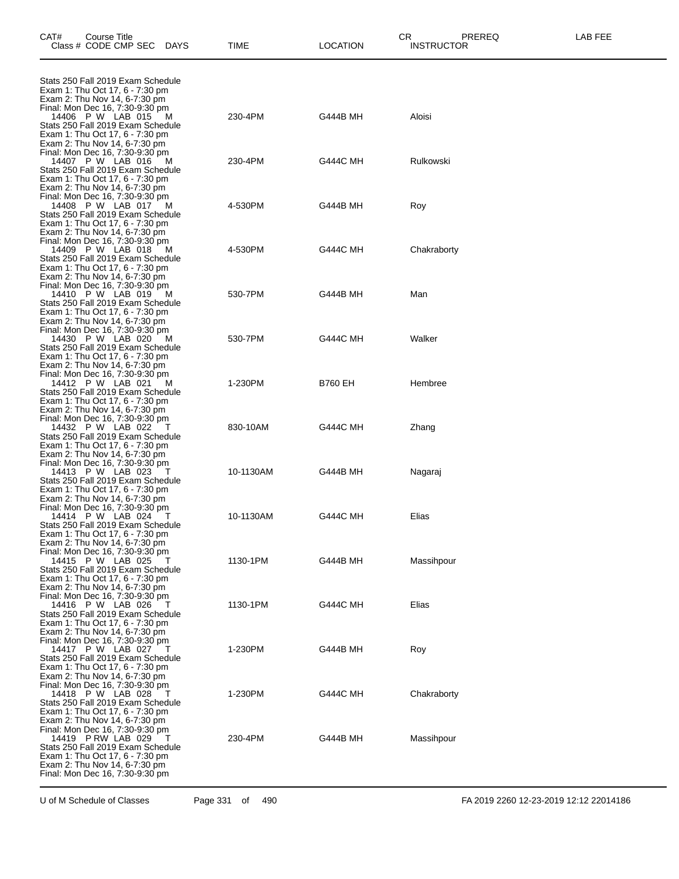| CAT# | Course Title Class # CODE CMP SEC DAYS | TIME | LOCATION | CR INSTRUCTOR | PREREQ | LAB FEE |
|---|---|---|---|---|---|---|
| | Stats 250 Fall 2019 Exam Schedule Exam 1: Thu Oct 17, 6 - 7:30 pm Exam 2: Thu Nov 14, 6-7:30 pm Final: Mon Dec 16, 7:30-9:30 pm | | | | | |
| | 14406 P W LAB 015 M | 230-4PM | G444B MH | Aloisi | | |
| | Stats 250 Fall 2019 Exam Schedule Exam 1: Thu Oct 17, 6 - 7:30 pm Exam 2: Thu Nov 14, 6-7:30 pm Final: Mon Dec 16, 7:30-9:30 pm | | | | | |
| | 14407 P W LAB 016 M | 230-4PM | G444C MH | Rulkowski | | |
| | Stats 250 Fall 2019 Exam Schedule Exam 1: Thu Oct 17, 6 - 7:30 pm Exam 2: Thu Nov 14, 6-7:30 pm Final: Mon Dec 16, 7:30-9:30 pm | | | | | |
| | 14408 P W LAB 017 M | 4-530PM | G444B MH | Roy | | |
| | Stats 250 Fall 2019 Exam Schedule Exam 1: Thu Oct 17, 6 - 7:30 pm Exam 2: Thu Nov 14, 6-7:30 pm Final: Mon Dec 16, 7:30-9:30 pm | | | | | |
| | 14409 P W LAB 018 M | 4-530PM | G444C MH | Chakraborty | | |
| | Stats 250 Fall 2019 Exam Schedule Exam 1: Thu Oct 17, 6 - 7:30 pm Exam 2: Thu Nov 14, 6-7:30 pm Final: Mon Dec 16, 7:30-9:30 pm | | | | | |
| | 14410 P W LAB 019 M | 530-7PM | G444B MH | Man | | |
| | Stats 250 Fall 2019 Exam Schedule Exam 1: Thu Oct 17, 6 - 7:30 pm Exam 2: Thu Nov 14, 6-7:30 pm Final: Mon Dec 16, 7:30-9:30 pm | | | | | |
| | 14430 P W LAB 020 M | 530-7PM | G444C MH | Walker | | |
| | Stats 250 Fall 2019 Exam Schedule Exam 1: Thu Oct 17, 6 - 7:30 pm Exam 2: Thu Nov 14, 6-7:30 pm Final: Mon Dec 16, 7:30-9:30 pm | | | | | |
| | 14412 P W LAB 021 M | 1-230PM | B760 EH | Hembree | | |
| | Stats 250 Fall 2019 Exam Schedule Exam 1: Thu Oct 17, 6 - 7:30 pm Exam 2: Thu Nov 14, 6-7:30 pm Final: Mon Dec 16, 7:30-9:30 pm | | | | | |
| | 14432 P W LAB 022 T | 830-10AM | G444C MH | Zhang | | |
| | Stats 250 Fall 2019 Exam Schedule Exam 1: Thu Oct 17, 6 - 7:30 pm Exam 2: Thu Nov 14, 6-7:30 pm Final: Mon Dec 16, 7:30-9:30 pm | | | | | |
| | 14413 P W LAB 023 T | 10-1130AM | G444B MH | Nagaraj | | |
| | Stats 250 Fall 2019 Exam Schedule Exam 1: Thu Oct 17, 6 - 7:30 pm Exam 2: Thu Nov 14, 6-7:30 pm Final: Mon Dec 16, 7:30-9:30 pm | | | | | |
| | 14414 P W LAB 024 T | 10-1130AM | G444C MH | Elias | | |
| | Stats 250 Fall 2019 Exam Schedule Exam 1: Thu Oct 17, 6 - 7:30 pm Exam 2: Thu Nov 14, 6-7:30 pm Final: Mon Dec 16, 7:30-9:30 pm | | | | | |
| | 14415 P W LAB 025 T | 1130-1PM | G444B MH | Massihpour | | |
| | Stats 250 Fall 2019 Exam Schedule Exam 1: Thu Oct 17, 6 - 7:30 pm Exam 2: Thu Nov 14, 6-7:30 pm Final: Mon Dec 16, 7:30-9:30 pm | | | | | |
| | 14416 P W LAB 026 T | 1130-1PM | G444C MH | Elias | | |
| | Stats 250 Fall 2019 Exam Schedule Exam 1: Thu Oct 17, 6 - 7:30 pm Exam 2: Thu Nov 14, 6-7:30 pm Final: Mon Dec 16, 7:30-9:30 pm | | | | | |
| | 14417 P W LAB 027 T | 1-230PM | G444B MH | Roy | | |
| | Stats 250 Fall 2019 Exam Schedule Exam 1: Thu Oct 17, 6 - 7:30 pm Exam 2: Thu Nov 14, 6-7:30 pm Final: Mon Dec 16, 7:30-9:30 pm | | | | | |
| | 14418 P W LAB 028 T | 1-230PM | G444C MH | Chakraborty | | |
| | Stats 250 Fall 2019 Exam Schedule Exam 1: Thu Oct 17, 6 - 7:30 pm Exam 2: Thu Nov 14, 6-7:30 pm Final: Mon Dec 16, 7:30-9:30 pm | | | | | |
| | 14419 P RW LAB 029 T | 230-4PM | G444B MH | Massihpour | | |
| | Stats 250 Fall 2019 Exam Schedule Exam 1: Thu Oct 17, 6 - 7:30 pm Exam 2: Thu Nov 14, 6-7:30 pm Final: Mon Dec 16, 7:30-9:30 pm | | | | | |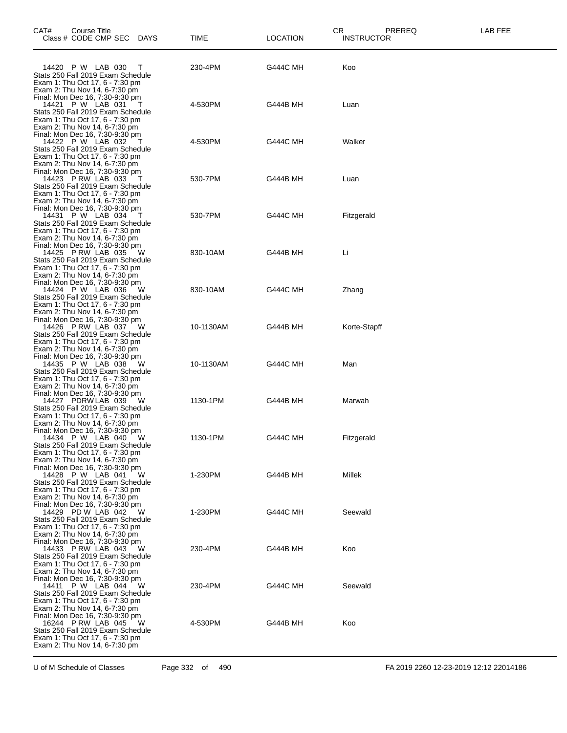| CAT# Course Title Class # CODE CMP SEC DAYS | TIME | LOCATION | CR INSTRUCTOR | PREREQ | LAB FEE |
|---|---|---|---|---|---|
| 14420 P W LAB 030 T | 230-4PM | G444C MH | Koo | | |
| Stats 250 Fall 2019 Exam Schedule<br>Exam 1: Thu Oct 17, 6 - 7:30 pm<br>Exam 2: Thu Nov 14, 6-7:30 pm<br>Final: Mon Dec 16, 7:30-9:30 pm | | | | | |
| 14421 P W LAB 031 T | 4-530PM | G444B MH | Luan | | |
| Stats 250 Fall 2019 Exam Schedule<br>Exam 1: Thu Oct 17, 6 - 7:30 pm<br>Exam 2: Thu Nov 14, 6-7:30 pm<br>Final: Mon Dec 16, 7:30-9:30 pm | | | | | |
| 14422 P W LAB 032 T | 4-530PM | G444C MH | Walker | | |
| Stats 250 Fall 2019 Exam Schedule<br>Exam 1: Thu Oct 17, 6 - 7:30 pm<br>Exam 2: Thu Nov 14, 6-7:30 pm<br>Final: Mon Dec 16, 7:30-9:30 pm | | | | | |
| 14423 P RW LAB 033 T | 530-7PM | G444B MH | Luan | | |
| Stats 250 Fall 2019 Exam Schedule<br>Exam 1: Thu Oct 17, 6 - 7:30 pm<br>Exam 2: Thu Nov 14, 6-7:30 pm<br>Final: Mon Dec 16, 7:30-9:30 pm | | | | | |
| 14431 P W LAB 034 T | 530-7PM | G444C MH | Fitzgerald | | |
| Stats 250 Fall 2019 Exam Schedule<br>Exam 1: Thu Oct 17, 6 - 7:30 pm<br>Exam 2: Thu Nov 14, 6-7:30 pm<br>Final: Mon Dec 16, 7:30-9:30 pm | | | | | |
| 14425 P RW LAB 035 W | 830-10AM | G444B MH | Li | | |
| Stats 250 Fall 2019 Exam Schedule<br>Exam 1: Thu Oct 17, 6 - 7:30 pm<br>Exam 2: Thu Nov 14, 6-7:30 pm<br>Final: Mon Dec 16, 7:30-9:30 pm | | | | | |
| 14424 P W LAB 036 W | 830-10AM | G444C MH | Zhang | | |
| Stats 250 Fall 2019 Exam Schedule<br>Exam 1: Thu Oct 17, 6 - 7:30 pm<br>Exam 2: Thu Nov 14, 6-7:30 pm<br>Final: Mon Dec 16, 7:30-9:30 pm | | | | | |
| 14426 P RW LAB 037 W | 10-1130AM | G444B MH | Korte-Stapff | | |
| Stats 250 Fall 2019 Exam Schedule<br>Exam 1: Thu Oct 17, 6 - 7:30 pm<br>Exam 2: Thu Nov 14, 6-7:30 pm<br>Final: Mon Dec 16, 7:30-9:30 pm | | | | | |
| 14435 P W LAB 038 W | 10-1130AM | G444C MH | Man | | |
| Stats 250 Fall 2019 Exam Schedule<br>Exam 1: Thu Oct 17, 6 - 7:30 pm<br>Exam 2: Thu Nov 14, 6-7:30 pm<br>Final: Mon Dec 16, 7:30-9:30 pm | | | | | |
| 14427 PDRW LAB 039 W | 1130-1PM | G444B MH | Marwah | | |
| Stats 250 Fall 2019 Exam Schedule<br>Exam 1: Thu Oct 17, 6 - 7:30 pm<br>Exam 2: Thu Nov 14, 6-7:30 pm<br>Final: Mon Dec 16, 7:30-9:30 pm | | | | | |
| 14434 P W LAB 040 W | 1130-1PM | G444C MH | Fitzgerald | | |
| Stats 250 Fall 2019 Exam Schedule<br>Exam 1: Thu Oct 17, 6 - 7:30 pm<br>Exam 2: Thu Nov 14, 6-7:30 pm<br>Final: Mon Dec 16, 7:30-9:30 pm | | | | | |
| 14428 P W LAB 041 W | 1-230PM | G444B MH | Millek | | |
| Stats 250 Fall 2019 Exam Schedule<br>Exam 1: Thu Oct 17, 6 - 7:30 pm<br>Exam 2: Thu Nov 14, 6-7:30 pm<br>Final: Mon Dec 16, 7:30-9:30 pm | | | | | |
| 14429 PD W LAB 042 W | 1-230PM | G444C MH | Seewald | | |
| Stats 250 Fall 2019 Exam Schedule<br>Exam 1: Thu Oct 17, 6 - 7:30 pm<br>Exam 2: Thu Nov 14, 6-7:30 pm<br>Final: Mon Dec 16, 7:30-9:30 pm | | | | | |
| 14433 P RW LAB 043 W | 230-4PM | G444B MH | Koo | | |
| Stats 250 Fall 2019 Exam Schedule<br>Exam 1: Thu Oct 17, 6 - 7:30 pm<br>Exam 2: Thu Nov 14, 6-7:30 pm<br>Final: Mon Dec 16, 7:30-9:30 pm | | | | | |
| 14411 P W LAB 044 W | 230-4PM | G444C MH | Seewald | | |
| Stats 250 Fall 2019 Exam Schedule<br>Exam 1: Thu Oct 17, 6 - 7:30 pm<br>Exam 2: Thu Nov 14, 6-7:30 pm<br>Final: Mon Dec 16, 7:30-9:30 pm | | | | | |
| 16244 P RW LAB 045 W | 4-530PM | G444B MH | Koo | | |
| Stats 250 Fall 2019 Exam Schedule<br>Exam 1: Thu Oct 17, 6 - 7:30 pm<br>Exam 2: Thu Nov 14, 6-7:30 pm | | | | | |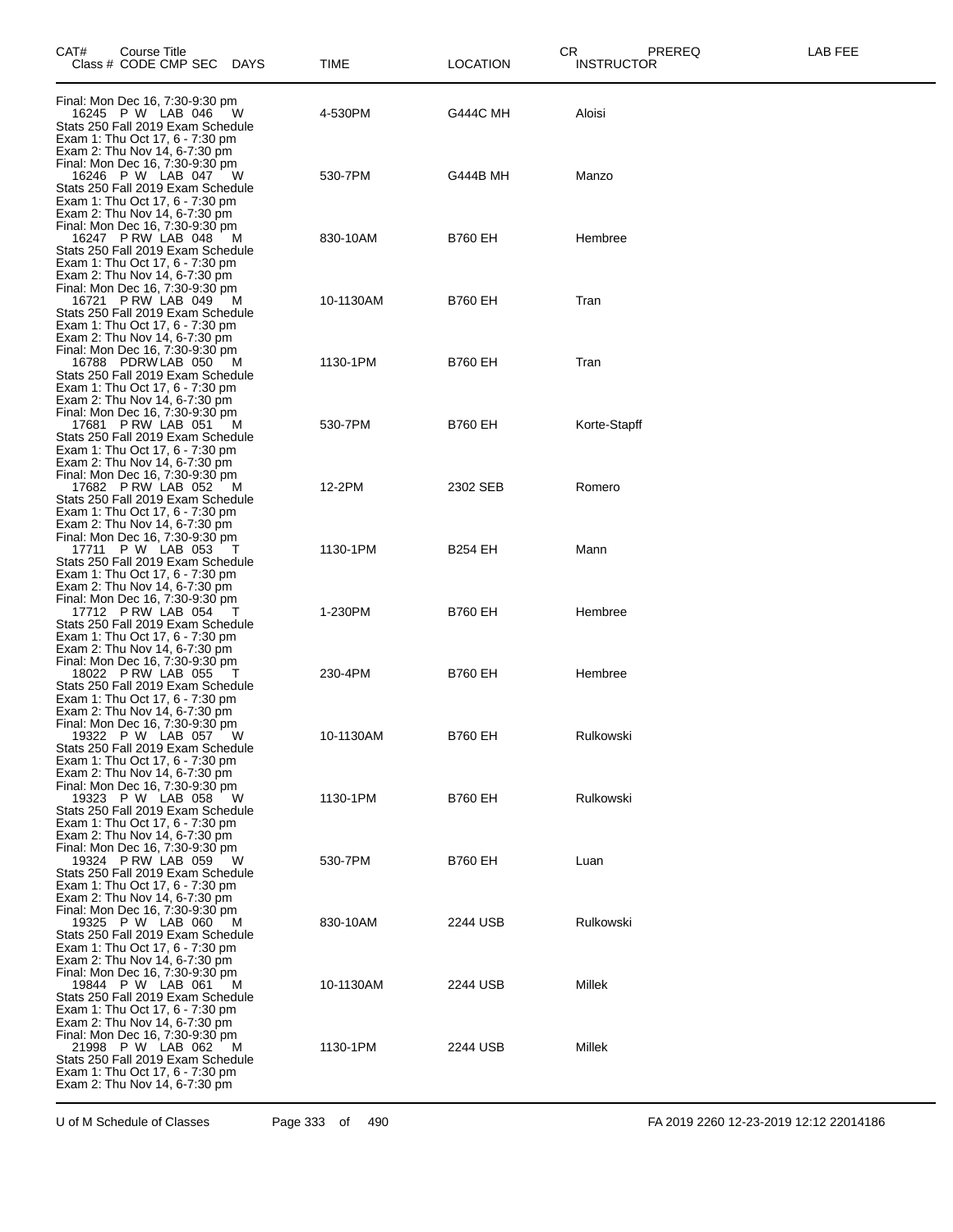| CAT# Course Title Class # CODE CMP SEC DAYS | TIME | LOCATION | CR INSTRUCTOR | PREREQ | LAB FEE |
|---|---|---|---|---|---|
| Final: Mon Dec 16, 7:30-9:30 pm | | | | | |
| 16245 P W LAB 046 W | 4-530PM | G444C MH | Aloisi | | |
| Stats 250 Fall 2019 Exam Schedule<br>Exam 1: Thu Oct 17, 6 - 7:30 pm<br>Exam 2: Thu Nov 14, 6-7:30 pm<br>Final: Mon Dec 16, 7:30-9:30 pm | | | | | |
| 16246 P W LAB 047 W | 530-7PM | G444B MH | Manzo | | |
| Stats 250 Fall 2019 Exam Schedule<br>Exam 1: Thu Oct 17, 6 - 7:30 pm<br>Exam 2: Thu Nov 14, 6-7:30 pm<br>Final: Mon Dec 16, 7:30-9:30 pm | | | | | |
| 16247 P RW LAB 048 M | 830-10AM | B760 EH | Hembree | | |
| Stats 250 Fall 2019 Exam Schedule<br>Exam 1: Thu Oct 17, 6 - 7:30 pm<br>Exam 2: Thu Nov 14, 6-7:30 pm<br>Final: Mon Dec 16, 7:30-9:30 pm | | | | | |
| 16721 P RW LAB 049 M | 10-1130AM | B760 EH | Tran | | |
| Stats 250 Fall 2019 Exam Schedule<br>Exam 1: Thu Oct 17, 6 - 7:30 pm<br>Exam 2: Thu Nov 14, 6-7:30 pm<br>Final: Mon Dec 16, 7:30-9:30 pm | | | | | |
| 16788 PDRW LAB 050 M | 1130-1PM | B760 EH | Tran | | |
| Stats 250 Fall 2019 Exam Schedule<br>Exam 1: Thu Oct 17, 6 - 7:30 pm<br>Exam 2: Thu Nov 14, 6-7:30 pm<br>Final: Mon Dec 16, 7:30-9:30 pm | | | | | |
| 17681 P RW LAB 051 M | 530-7PM | B760 EH | Korte-Stapff | | |
| Stats 250 Fall 2019 Exam Schedule<br>Exam 1: Thu Oct 17, 6 - 7:30 pm<br>Exam 2: Thu Nov 14, 6-7:30 pm<br>Final: Mon Dec 16, 7:30-9:30 pm | | | | | |
| 17682 P RW LAB 052 M | 12-2PM | 2302 SEB | Romero | | |
| Stats 250 Fall 2019 Exam Schedule<br>Exam 1: Thu Oct 17, 6 - 7:30 pm<br>Exam 2: Thu Nov 14, 6-7:30 pm<br>Final: Mon Dec 16, 7:30-9:30 pm | | | | | |
| 17711 P W LAB 053 T | 1130-1PM | B254 EH | Mann | | |
| Stats 250 Fall 2019 Exam Schedule<br>Exam 1: Thu Oct 17, 6 - 7:30 pm<br>Exam 2: Thu Nov 14, 6-7:30 pm<br>Final: Mon Dec 16, 7:30-9:30 pm | | | | | |
| 17712 P RW LAB 054 T | 1-230PM | B760 EH | Hembree | | |
| Stats 250 Fall 2019 Exam Schedule<br>Exam 1: Thu Oct 17, 6 - 7:30 pm<br>Exam 2: Thu Nov 14, 6-7:30 pm<br>Final: Mon Dec 16, 7:30-9:30 pm | | | | | |
| 18022 P RW LAB 055 T | 230-4PM | B760 EH | Hembree | | |
| Stats 250 Fall 2019 Exam Schedule<br>Exam 1: Thu Oct 17, 6 - 7:30 pm<br>Exam 2: Thu Nov 14, 6-7:30 pm<br>Final: Mon Dec 16, 7:30-9:30 pm | | | | | |
| 19322 P W LAB 057 W | 10-1130AM | B760 EH | Rulkowski | | |
| Stats 250 Fall 2019 Exam Schedule<br>Exam 1: Thu Oct 17, 6 - 7:30 pm<br>Exam 2: Thu Nov 14, 6-7:30 pm<br>Final: Mon Dec 16, 7:30-9:30 pm | | | | | |
| 19323 P W LAB 058 W | 1130-1PM | B760 EH | Rulkowski | | |
| Stats 250 Fall 2019 Exam Schedule<br>Exam 1: Thu Oct 17, 6 - 7:30 pm<br>Exam 2: Thu Nov 14, 6-7:30 pm<br>Final: Mon Dec 16, 7:30-9:30 pm | | | | | |
| 19324 P RW LAB 059 W | 530-7PM | B760 EH | Luan | | |
| Stats 250 Fall 2019 Exam Schedule<br>Exam 1: Thu Oct 17, 6 - 7:30 pm<br>Exam 2: Thu Nov 14, 6-7:30 pm<br>Final: Mon Dec 16, 7:30-9:30 pm | | | | | |
| 19325 P W LAB 060 M | 830-10AM | 2244 USB | Rulkowski | | |
| Stats 250 Fall 2019 Exam Schedule<br>Exam 1: Thu Oct 17, 6 - 7:30 pm<br>Exam 2: Thu Nov 14, 6-7:30 pm<br>Final: Mon Dec 16, 7:30-9:30 pm | | | | | |
| 19844 P W LAB 061 M | 10-1130AM | 2244 USB | Millek | | |
| Stats 250 Fall 2019 Exam Schedule<br>Exam 1: Thu Oct 17, 6 - 7:30 pm<br>Exam 2: Thu Nov 14, 6-7:30 pm<br>Final: Mon Dec 16, 7:30-9:30 pm | | | | | |
| 21998 P W LAB 062 M | 1130-1PM | 2244 USB | Millek | | |
| Stats 250 Fall 2019 Exam Schedule<br>Exam 1: Thu Oct 17, 6 - 7:30 pm<br>Exam 2: Thu Nov 14, 6-7:30 pm | | | | | |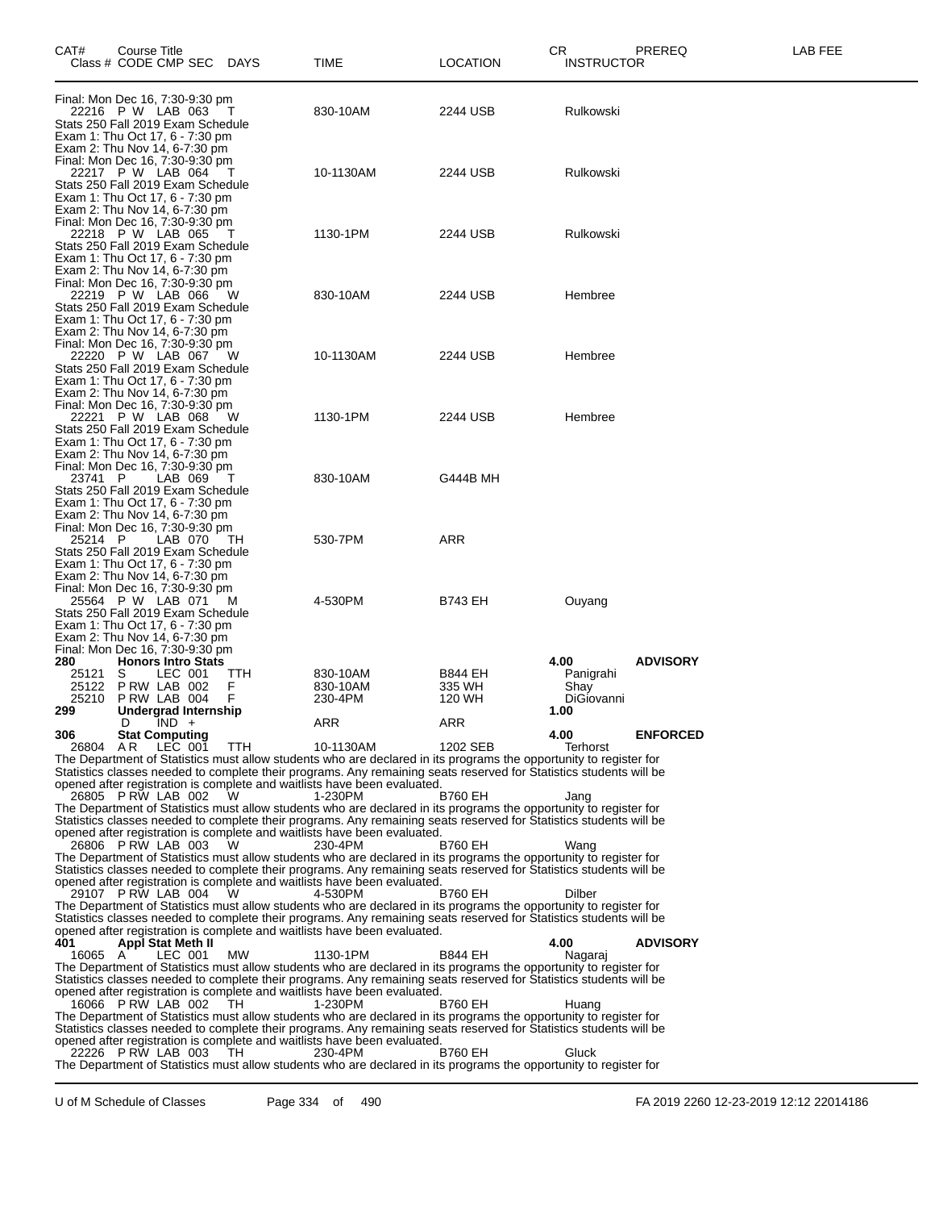| CAT# | Course Title / Class # CODE CMP SEC | DAYS | TIME | LOCATION | CR / INSTRUCTOR | PREREQ | LAB FEE |
|---|---|---|---|---|---|---|---|
| | Final: Mon Dec 16, 7:30-9:30 pm | | | | | | |
| | 22216 P W LAB 063 | T | 830-10AM | 2244 USB | Rulkowski | | |
| | Stats 250 Fall 2019 Exam Schedule<br>Exam 1: Thu Oct 17, 6 - 7:30 pm<br>Exam 2: Thu Nov 14, 6-7:30 pm<br>Final: Mon Dec 16, 7:30-9:30 pm | | | | | | |
| | 22217 P W LAB 064 | T | 10-1130AM | 2244 USB | Rulkowski | | |
| | Stats 250 Fall 2019 Exam Schedule<br>Exam 1: Thu Oct 17, 6 - 7:30 pm<br>Exam 2: Thu Nov 14, 6-7:30 pm<br>Final: Mon Dec 16, 7:30-9:30 pm | | | | | | |
| | 22218 P W LAB 065 | T | 1130-1PM | 2244 USB | Rulkowski | | |
| | Stats 250 Fall 2019 Exam Schedule<br>Exam 1: Thu Oct 17, 6 - 7:30 pm<br>Exam 2: Thu Nov 14, 6-7:30 pm<br>Final: Mon Dec 16, 7:30-9:30 pm | | | | | | |
| | 22219 P W LAB 066 | W | 830-10AM | 2244 USB | Hembree | | |
| | Stats 250 Fall 2019 Exam Schedule<br>Exam 1: Thu Oct 17, 6 - 7:30 pm<br>Exam 2: Thu Nov 14, 6-7:30 pm<br>Final: Mon Dec 16, 7:30-9:30 pm | | | | | | |
| | 22220 P W LAB 067 | W | 10-1130AM | 2244 USB | Hembree | | |
| | Stats 250 Fall 2019 Exam Schedule<br>Exam 1: Thu Oct 17, 6 - 7:30 pm<br>Exam 2: Thu Nov 14, 6-7:30 pm<br>Final: Mon Dec 16, 7:30-9:30 pm | | | | | | |
| | 22221 P W LAB 068 | W | 1130-1PM | 2244 USB | Hembree | | |
| | Stats 250 Fall 2019 Exam Schedule<br>Exam 1: Thu Oct 17, 6 - 7:30 pm<br>Exam 2: Thu Nov 14, 6-7:30 pm<br>Final: Mon Dec 16, 7:30-9:30 pm | | | | | | |
| | 23741 P LAB 069 | T | 830-10AM | G444B MH | | | |
| | Stats 250 Fall 2019 Exam Schedule<br>Exam 1: Thu Oct 17, 6 - 7:30 pm<br>Exam 2: Thu Nov 14, 6-7:30 pm<br>Final: Mon Dec 16, 7:30-9:30 pm | | | | | | |
| | 25214 P LAB 070 | TH | 530-7PM | ARR | | | |
| | Stats 250 Fall 2019 Exam Schedule<br>Exam 1: Thu Oct 17, 6 - 7:30 pm<br>Exam 2: Thu Nov 14, 6-7:30 pm<br>Final: Mon Dec 16, 7:30-9:30 pm | | | | | | |
| | 25564 P W LAB 071 | M | 4-530PM | B743 EH | Ouyang | | |
| | Stats 250 Fall 2019 Exam Schedule<br>Exam 1: Thu Oct 17, 6 - 7:30 pm<br>Exam 2: Thu Nov 14, 6-7:30 pm<br>Final: Mon Dec 16, 7:30-9:30 pm | | | | | | |
| **280** | **Honors Intro Stats** | | | | **4.00** | **ADVISORY** | |
| | 25121 S LEC 001 | TTH | 830-10AM | B844 EH | Panigrahi | | |
| | 25122 P RW LAB 002 | F | 830-10AM | 335 WH | Shay | | |
| | 25210 P RW LAB 004 | F | 230-4PM | 120 WH | DiGiovanni | | |
| **299** | **Undergrad Internship** | | | | **1.00** | | |
| | D IND + | | ARR | ARR | | | |
| **306** | **Stat Computing** | | | | **4.00** | **ENFORCED** | |
| | 26804 A R LEC 001 | TTH | 10-1130AM | 1202 SEB | Terhorst | | |
| | The Department of Statistics must allow students who are declared in its programs the opportunity to register for Statistics classes needed to complete their programs. Any remaining seats reserved for Statistics students will be opened after registration is complete and waitlists have been evaluated. | | | | | | |
| | 26805 P RW LAB 002 | W | 1-230PM | B760 EH | Jang | | |
| | The Department of Statistics must allow students who are declared in its programs the opportunity to register for Statistics classes needed to complete their programs. Any remaining seats reserved for Statistics students will be opened after registration is complete and waitlists have been evaluated. | | | | | | |
| | 26806 P RW LAB 003 | W | 230-4PM | B760 EH | Wang | | |
| | The Department of Statistics must allow students who are declared in its programs the opportunity to register for Statistics classes needed to complete their programs. Any remaining seats reserved for Statistics students will be opened after registration is complete and waitlists have been evaluated. | | | | | | |
| | 29107 P RW LAB 004 | W | 4-530PM | B760 EH | Dilber | | |
| | The Department of Statistics must allow students who are declared in its programs the opportunity to register for Statistics classes needed to complete their programs. Any remaining seats reserved for Statistics students will be opened after registration is complete and waitlists have been evaluated. | | | | | | |
| **401** | **Appl Stat Meth II** | | | | **4.00** | **ADVISORY** | |
| | 16065 A LEC 001 | MW | 1130-1PM | B844 EH | Nagaraj | | |
| | The Department of Statistics must allow students who are declared in its programs the opportunity to register for Statistics classes needed to complete their programs. Any remaining seats reserved for Statistics students will be opened after registration is complete and waitlists have been evaluated. | | | | | | |
| | 16066 P RW LAB 002 | TH | 1-230PM | B760 EH | Huang | | |
| | The Department of Statistics must allow students who are declared in its programs the opportunity to register for Statistics classes needed to complete their programs. Any remaining seats reserved for Statistics students will be opened after registration is complete and waitlists have been evaluated. | | | | | | |
| | 22226 P RW LAB 003 | TH | 230-4PM | B760 EH | Gluck | | |
| | The Department of Statistics must allow students who are declared in its programs the opportunity to register for | | | | | | |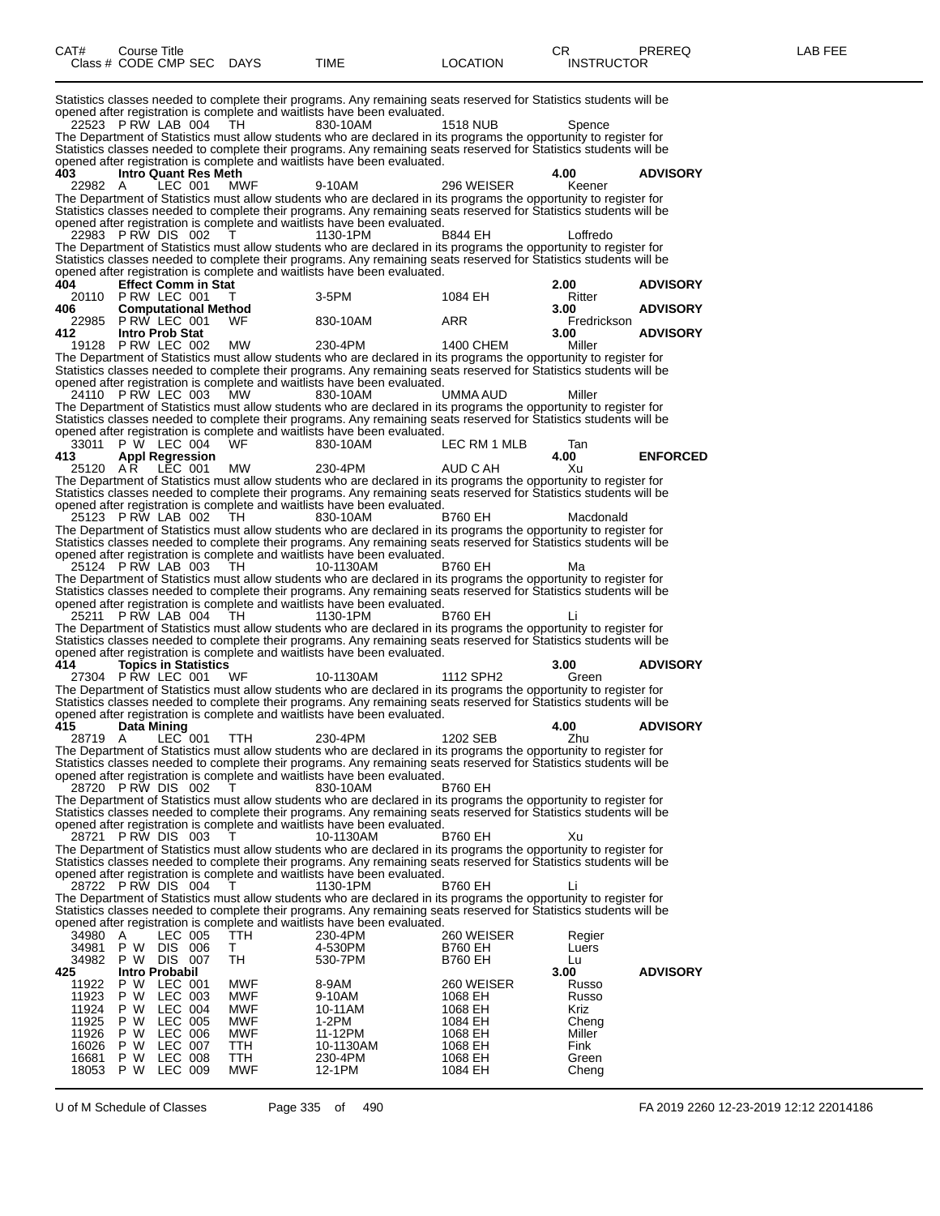| CAT# | Course Title | | | | | | | CR | PREREQ | LAB FEE |
|---|---|---|---|---|---|---|---|---|---|---|
| Class # | CODE | CMP | SEC | DAYS | TIME | LOCATION | INSTRUCTOR | | | |

Statistics classes needed to complete their programs. Any remaining seats reserved for Statistics students will be opened after registration is complete and waitlists have been evaluated.

| | | | | | | | | | |
|---|---|---|---|---|---|---|---|---|---|
| 22523 | P RW | LAB | 004 | TH | 830-10AM | 1518 NUB | Spence | | |

The Department of Statistics must allow students who are declared in its programs the opportunity to register for Statistics classes needed to complete their programs. Any remaining seats reserved for Statistics students will be opened after registration is complete and waitlists have been evaluated.

**403 Intro Quant Res Meth** — 4.00 — **ADVISORY**

| | | | | | | | |
|---|---|---|---|---|---|---|---|
| 22982 | A | LEC | 001 | MWF | 9-10AM | 296 WEISER | Keener |

The Department of Statistics must allow students who are declared in its programs the opportunity to register for Statistics classes needed to complete their programs. Any remaining seats reserved for Statistics students will be opened after registration is complete and waitlists have been evaluated.

| | | | | | | | |
|---|---|---|---|---|---|---|---|
| 22983 | P RW | DIS | 002 | T | 1130-1PM | B844 EH | Loffredo |

The Department of Statistics must allow students who are declared in its programs the opportunity to register for Statistics classes needed to complete their programs. Any remaining seats reserved for Statistics students will be opened after registration is complete and waitlists have been evaluated.

**404 Effect Comm in Stat** — 2.00 — **ADVISORY**

| | | | | | | | |
|---|---|---|---|---|---|---|---|
| 20110 | P RW | LEC | 001 | T | 3-5PM | 1084 EH | Ritter |

**406 Computational Method** — 3.00 — **ADVISORY**

| | | | | | | | |
|---|---|---|---|---|---|---|---|
| 22985 | P RW | LEC | 001 | WF | 830-10AM | ARR | Fredrickson |

**412 Intro Prob Stat** — 3.00 — **ADVISORY**

| | | | | | | | |
|---|---|---|---|---|---|---|---|
| 19128 | P RW | LEC | 002 | MW | 230-4PM | 1400 CHEM | Miller |

The Department of Statistics must allow students who are declared in its programs the opportunity to register for Statistics classes needed to complete their programs. Any remaining seats reserved for Statistics students will be opened after registration is complete and waitlists have been evaluated.

| | | | | | | | |
|---|---|---|---|---|---|---|---|
| 24110 | P RW | LEC | 003 | MW | 830-10AM | UMMA AUD | Miller |

The Department of Statistics must allow students who are declared in its programs the opportunity to register for Statistics classes needed to complete their programs. Any remaining seats reserved for Statistics students will be opened after registration is complete and waitlists have been evaluated.

| | | | | | | | |
|---|---|---|---|---|---|---|---|
| 33011 | P W | LEC | 004 | WF | 830-10AM | LEC RM 1 MLB | Tan |

**413 Appl Regression** — 4.00 — **ENFORCED**

| | | | | | | | |
|---|---|---|---|---|---|---|---|
| 25120 | A R | LEC | 001 | MW | 230-4PM | AUD C AH | Xu |

The Department of Statistics must allow students who are declared in its programs the opportunity to register for Statistics classes needed to complete their programs. Any remaining seats reserved for Statistics students will be opened after registration is complete and waitlists have been evaluated.

| | | | | | | | |
|---|---|---|---|---|---|---|---|
| 25123 | P RW | LAB | 002 | TH | 830-10AM | B760 EH | Macdonald |

The Department of Statistics must allow students who are declared in its programs the opportunity to register for Statistics classes needed to complete their programs. Any remaining seats reserved for Statistics students will be opened after registration is complete and waitlists have been evaluated.

| | | | | | | | |
|---|---|---|---|---|---|---|---|
| 25124 | P RW | LAB | 003 | TH | 10-1130AM | B760 EH | Ma |

The Department of Statistics must allow students who are declared in its programs the opportunity to register for Statistics classes needed to complete their programs. Any remaining seats reserved for Statistics students will be opened after registration is complete and waitlists have been evaluated.

| | | | | | | | |
|---|---|---|---|---|---|---|---|
| 25211 | P RW | LAB | 004 | TH | 1130-1PM | B760 EH | Li |

The Department of Statistics must allow students who are declared in its programs the opportunity to register for Statistics classes needed to complete their programs. Any remaining seats reserved for Statistics students will be opened after registration is complete and waitlists have been evaluated.

**414 Topics in Statistics** — 3.00 — **ADVISORY**

| | | | | | | | |
|---|---|---|---|---|---|---|---|
| 27304 | P RW | LEC | 001 | WF | 10-1130AM | 1112 SPH2 | Green |

The Department of Statistics must allow students who are declared in its programs the opportunity to register for Statistics classes needed to complete their programs. Any remaining seats reserved for Statistics students will be opened after registration is complete and waitlists have been evaluated.

**415 Data Mining** — 4.00 — **ADVISORY**

| | | | | | | | |
|---|---|---|---|---|---|---|---|
| 28719 | A | LEC | 001 | TTH | 230-4PM | 1202 SEB | Zhu |

The Department of Statistics must allow students who are declared in its programs the opportunity to register for Statistics classes needed to complete their programs. Any remaining seats reserved for Statistics students will be opened after registration is complete and waitlists have been evaluated.

| | | | | | | | |
|---|---|---|---|---|---|---|---|
| 28720 | P RW | DIS | 002 | T | 830-10AM | B760 EH | |

The Department of Statistics must allow students who are declared in its programs the opportunity to register for Statistics classes needed to complete their programs. Any remaining seats reserved for Statistics students will be opened after registration is complete and waitlists have been evaluated.

| | | | | | | | |
|---|---|---|---|---|---|---|---|
| 28721 | P RW | DIS | 003 | T | 10-1130AM | B760 EH | Xu |

The Department of Statistics must allow students who are declared in its programs the opportunity to register for Statistics classes needed to complete their programs. Any remaining seats reserved for Statistics students will be opened after registration is complete and waitlists have been evaluated.

| | | | | | | | |
|---|---|---|---|---|---|---|---|
| 28722 | P RW | DIS | 004 | T | 1130-1PM | B760 EH | Li |

The Department of Statistics must allow students who are declared in its programs the opportunity to register for Statistics classes needed to complete their programs. Any remaining seats reserved for Statistics students will be opened after registration is complete and waitlists have been evaluated.

| | | | | | | | |
|---|---|---|---|---|---|---|---|
| 34980 | A | LEC | 005 | TTH | 230-4PM | 260 WEISER | Regier |
| 34981 | P W | DIS | 006 | T | 4-530PM | B760 EH | Luers |
| 34982 | P W | DIS | 007 | TH | 530-7PM | B760 EH | Lu |

**425 Intro Probabil** — 3.00 — **ADVISORY**

| | | | | | | | |
|---|---|---|---|---|---|---|---|
| 11922 | P W | LEC | 001 | MWF | 8-9AM | 260 WEISER | Russo |
| 11923 | P W | LEC | 003 | MWF | 9-10AM | 1068 EH | Russo |
| 11924 | P W | LEC | 004 | MWF | 10-11AM | 1068 EH | Kriz |
| 11925 | P W | LEC | 005 | MWF | 1-2PM | 1084 EH | Cheng |
| 11926 | P W | LEC | 006 | MWF | 11-12PM | 1068 EH | Miller |
| 16026 | P W | LEC | 007 | TTH | 10-1130AM | 1068 EH | Fink |
| 16681 | P W | LEC | 008 | TTH | 230-4PM | 1068 EH | Green |
| 18053 | P W | LEC | 009 | MWF | 12-1PM | 1084 EH | Cheng |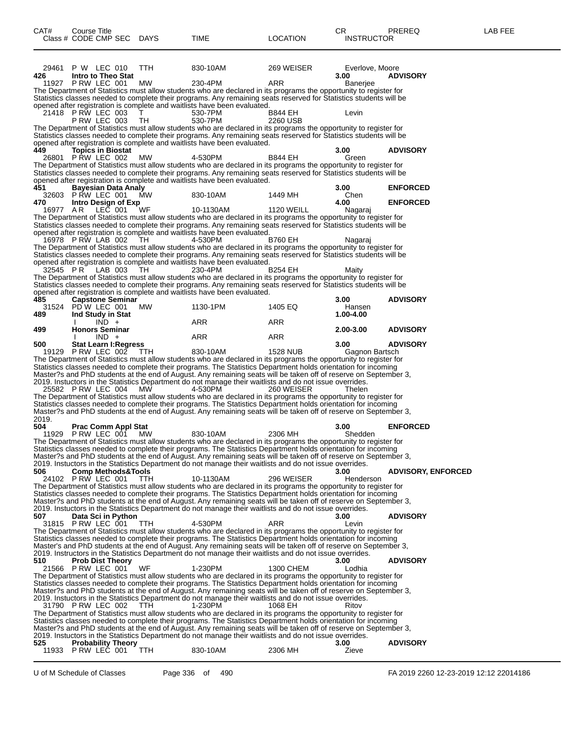| CAT# | Course Title<br>Class # CODE CMP SEC | DAYS | TIME | LOCATION | CR<br>INSTRUCTOR | PREREQ | LAB FEE |
|---|---|---|---|---|---|---|---|
| | 29461 P W LEC 010 | TTH | 830-10AM | 269 WEISER | Everlove, Moore | | |
| **426** | **Intro to Theo Stat** | | | | **3.00** | **ADVISORY** | |
| | 11927 P RW LEC 001 | MW | 230-4PM | ARR | Banerjee | | |

The Department of Statistics must allow students who are declared in its programs the opportunity to register for Statistics classes needed to complete their programs. Any remaining seats reserved for Statistics students will be opened after registration is complete and waitlists have been evaluated.

| | | | | | | | |
|---|---|---|---|---|---|---|---|
| | 21418 P RW LEC 003 | T | 530-7PM | B844 EH | Levin | | |
| | P RW LEC 003 | TH | 530-7PM | 2260 USB | | | |

The Department of Statistics must allow students who are declared in its programs the opportunity to register for Statistics classes needed to complete their programs. Any remaining seats reserved for Statistics students will be opened after registration is complete and waitlists have been evaluated.

| | | | | | | | |
|---|---|---|---|---|---|---|---|
| **449** | **Topics in Biostat** | | | | **3.00** | **ADVISORY** | |
| | 26801 P RW LEC 002 | MW | 4-530PM | B844 EH | Green | | |

The Department of Statistics must allow students who are declared in its programs the opportunity to register for Statistics classes needed to complete their programs. Any remaining seats reserved for Statistics students will be opened after registration is complete and waitlists have been evaluated.

| | | | | | | | |
|---|---|---|---|---|---|---|---|
| **451** | **Bayesian Data Analy** | | | | **3.00** | **ENFORCED** | |
| | 32603 P RW LEC 001 | MW | 830-10AM | 1449 MH | Chen | | |
| **470** | **Intro Design of Exp** | | | | **4.00** | **ENFORCED** | |
| | 16977 A R LEC 001 | WF | 10-1130AM | 1120 WEILL | Nagaraj | | |

The Department of Statistics must allow students who are declared in its programs the opportunity to register for Statistics classes needed to complete their programs. Any remaining seats reserved for Statistics students will be opened after registration is complete and waitlists have been evaluated.

| | | | | | | | |
|---|---|---|---|---|---|---|---|
| | 16978 P RW LAB 002 | TH | 4-530PM | B760 EH | Nagaraj | | |

The Department of Statistics must allow students who are declared in its programs the opportunity to register for Statistics classes needed to complete their programs. Any remaining seats reserved for Statistics students will be opened after registration is complete and waitlists have been evaluated.

| | | | | | | | |
|---|---|---|---|---|---|---|---|
| | 32545 P R LAB 003 | TH | 230-4PM | B254 EH | Maity | | |

The Department of Statistics must allow students who are declared in its programs the opportunity to register for Statistics classes needed to complete their programs. Any remaining seats reserved for Statistics students will be opened after registration is complete and waitlists have been evaluated.

| | | | | | | | |
|---|---|---|---|---|---|---|---|
| **485** | **Capstone Seminar** | | | | **3.00** | **ADVISORY** | |
| | 31524 PD W LEC 001 | MW | 1130-1PM | 1405 EQ | Hansen | | |
| **489** | **Ind Study in Stat** | | | | **1.00-4.00** | | |
| | I IND + | | ARR | ARR | | | |
| **499** | **Honors Seminar** | | | | **2.00-3.00** | **ADVISORY** | |
| | I IND + | | ARR | ARR | | | |
| **500** | **Stat Learn I:Regress** | | | | **3.00** | **ADVISORY** | |
| | 19129 P RW LEC 002 | TTH | 830-10AM | 1528 NUB | Gagnon Bartsch | | |

The Department of Statistics must allow students who are declared in its programs the opportunity to register for Statistics classes needed to complete their programs. The Statistics Department holds orientation for incoming Master?s and PhD students at the end of August. Any remaining seats will be taken off of reserve on September 3, 2019. Instuctors in the Statistics Department do not manage their waitlists and do not issue overrides.

| | | | | | | | |
|---|---|---|---|---|---|---|---|
| | 25582 P RW LEC 004 | MW | 4-530PM | 260 WEISER | Thelen | | |

The Department of Statistics must allow students who are declared in its programs the opportunity to register for Statistics classes needed to complete their programs. The Statistics Department holds orientation for incoming Master?s and PhD students at the end of August. Any remaining seats will be taken off of reserve on September 3, 2019.

| | | | | | | | |
|---|---|---|---|---|---|---|---|
| **504** | **Prac Comm Appl Stat** | | | | **3.00** | **ENFORCED** | |
| | 11929 P RW LEC 001 | MW | 830-10AM | 2306 MH | Shedden | | |

The Department of Statistics must allow students who are declared in its programs the opportunity to register for Statistics classes needed to complete their programs. The Statistics Department holds orientation for incoming Master?s and PhD students at the end of August. Any remaining seats will be taken off of reserve on September 3, 2019. Instuctors in the Statistics Department do not manage their waitlists and do not issue overrides.

| | | | | | | | |
|---|---|---|---|---|---|---|---|
| **506** | **Comp Methods&Tools** | | | | **3.00** | **ADVISORY, ENFORCED** | |
| | 24102 P RW LEC 001 | TTH | 10-1130AM | 296 WEISER | Henderson | | |

The Department of Statistics must allow students who are declared in its programs the opportunity to register for Statistics classes needed to complete their programs. The Statistics Department holds orientation for incoming Master?s and PhD students at the end of August. Any remaining seats will be taken off of reserve on September 3, 2019. Instuctors in the Statistics Department do not manage their waitlists and do not issue overrides.

| | | | | | | | |
|---|---|---|---|---|---|---|---|
| **507** | **Data Sci in Python** | | | | **3.00** | **ADVISORY** | |
| | 31815 P RW LEC 001 | TTH | 4-530PM | ARR | Levin | | |

The Department of Statistics must allow students who are declared in its programs the opportunity to register for Statistics classes needed to complete their programs. The Statistics Department holds orientation for incoming Master's and PhD students at the end of August. Any remaining seats will be taken off of reserve on September 3, 2019. Instuctors in the Statistics Department do not manage their waitlists and do not issue overrides.

| | | | | | | | |
|---|---|---|---|---|---|---|---|
| **510** | **Prob Dist Theory** | | | | **3.00** | **ADVISORY** | |
| | 21566 P RW LEC 001 | WF | 1-230PM | 1300 CHEM | Lodhia | | |

The Department of Statistics must allow students who are declared in its programs the opportunity to register for Statistics classes needed to complete their programs. The Statistics Department holds orientation for incoming Master?s and PhD students at the end of August. Any remaining seats will be taken off of reserve on September 3, 2019. Instuctors in the Statistics Department do not manage their waitlists and do not issue overrides.

| | | | | | | | |
|---|---|---|---|---|---|---|---|
| | 31790 P RW LEC 002 | TTH | 1-230PM | 1068 EH | Ritov | | |

The Department of Statistics must allow students who are declared in its programs the opportunity to register for Statistics classes needed to complete their programs. The Statistics Department holds orientation for incoming Master?s and PhD students at the end of August. Any remaining seats will be taken off of reserve on September 3, 2019. Instuctors in the Statistics Department do not manage their waitlists and do not issue overrides.

| | | | | | | | |
|---|---|---|---|---|---|---|---|
| **525** | **Probability Theory** | | | | **3.00** | **ADVISORY** | |
| | 11933 P RW LEC 001 | TTH | 830-10AM | 2306 MH | Zieve | | |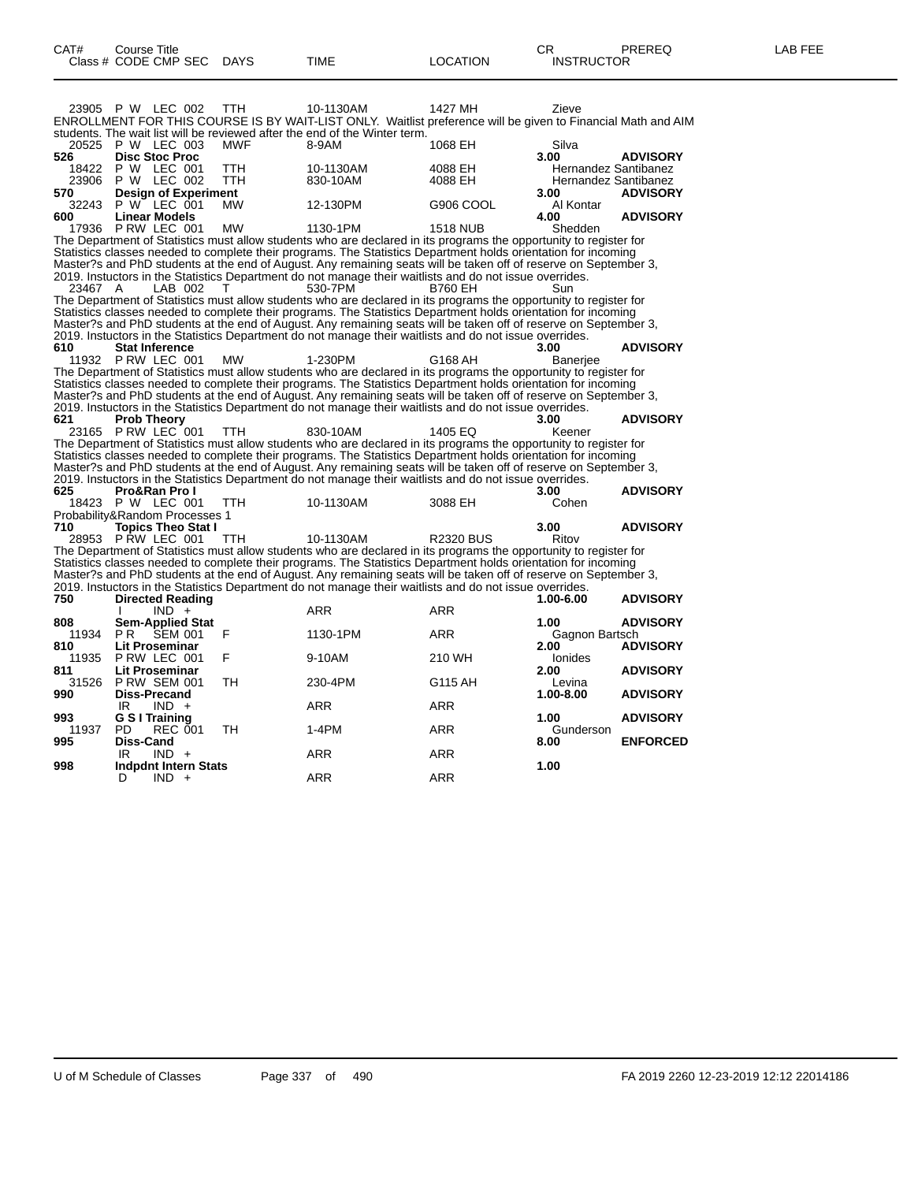| CAT# | Course Title<br>Class # CODE CMP SEC | DAYS | TIME | LOCATION | CR<br>INSTRUCTOR | PREREQ | LAB FEE |
|---|---|---|---|---|---|---|---|
| | 23905 P W LEC 002 | TTH | 10-1130AM | 1427 MH | Zieve | | |

ENROLLMENT FOR THIS COURSE IS BY WAIT-LIST ONLY. Waitlist preference will be given to Financial Math and AIM students. The wait list will be reviewed after the end of the Winter term.

| CAT# | Course Title<br>Class # CODE CMP SEC | DAYS | TIME | LOCATION | CR<br>INSTRUCTOR | PREREQ | LAB FEE |
|---|---|---|---|---|---|---|---|
| | 20525 P W LEC 003 | MWF | 8-9AM | 1068 EH | Silva | | |
| 526 | **Disc Stoc Proc** | | | | **3.00** | **ADVISORY** | |
| | 18422 P W LEC 001 | TTH | 10-1130AM | 4088 EH | Hernandez Santibanez | | |
| | 23906 P W LEC 002 | TTH | 830-10AM | 4088 EH | Hernandez Santibanez | | |
| 570 | **Design of Experiment** | | | | **3.00** | **ADVISORY** | |
| | 32243 P W LEC 001 | MW | 12-130PM | G906 COOL | Al Kontar | | |
| 600 | **Linear Models** | | | | **4.00** | **ADVISORY** | |
| | 17936 P RW LEC 001 | MW | 1130-1PM | 1518 NUB | Shedden | | |

The Department of Statistics must allow students who are declared in its programs the opportunity to register for Statistics classes needed to complete their programs. The Statistics Department holds orientation for incoming Master?s and PhD students at the end of August. Any remaining seats will be taken off of reserve on September 3, 2019. Instuctors in the Statistics Department do not manage their waitlists and do not issue overrides.

| CAT# | Course Title<br>Class # CODE CMP SEC | DAYS | TIME | LOCATION | CR<br>INSTRUCTOR | PREREQ | LAB FEE |
|---|---|---|---|---|---|---|---|
| | 23467 A LAB 002 | T | 530-7PM | B760 EH | Sun | | |

The Department of Statistics must allow students who are declared in its programs the opportunity to register for Statistics classes needed to complete their programs. The Statistics Department holds orientation for incoming Master?s and PhD students at the end of August. Any remaining seats will be taken off of reserve on September 3, 2019. Instuctors in the Statistics Department do not manage their waitlists and do not issue overrides.

| CAT# | Course Title<br>Class # CODE CMP SEC | DAYS | TIME | LOCATION | CR<br>INSTRUCTOR | PREREQ | LAB FEE |
|---|---|---|---|---|---|---|---|
| 610 | **Stat Inference** | | | | **3.00** | **ADVISORY** | |
| | 11932 P RW LEC 001 | MW | 1-230PM | G168 AH | Banerjee | | |

The Department of Statistics must allow students who are declared in its programs the opportunity to register for Statistics classes needed to complete their programs. The Statistics Department holds orientation for incoming Master?s and PhD students at the end of August. Any remaining seats will be taken off of reserve on September 3, 2019. Instuctors in the Statistics Department do not manage their waitlists and do not issue overrides.

| CAT# | Course Title<br>Class # CODE CMP SEC | DAYS | TIME | LOCATION | CR<br>INSTRUCTOR | PREREQ | LAB FEE |
|---|---|---|---|---|---|---|---|
| 621 | **Prob Theory** | | | | **3.00** | **ADVISORY** | |
| | 23165 P RW LEC 001 | TTH | 830-10AM | 1405 EQ | Keener | | |

The Department of Statistics must allow students who are declared in its programs the opportunity to register for Statistics classes needed to complete their programs. The Statistics Department holds orientation for incoming Master?s and PhD students at the end of August. Any remaining seats will be taken off of reserve on September 3, 2019. Instuctors in the Statistics Department do not manage their waitlists and do not issue overrides.

| CAT# | Course Title<br>Class # CODE CMP SEC | DAYS | TIME | LOCATION | CR<br>INSTRUCTOR | PREREQ | LAB FEE |
|---|---|---|---|---|---|---|---|
| 625 | **Pro&Ran Pro I** | | | | **3.00** | **ADVISORY** | |
| | 18423 P W LEC 001 | TTH | 10-1130AM | 3088 EH | Cohen | | |

Probability&Random Processes 1

| CAT# | Course Title<br>Class # CODE CMP SEC | DAYS | TIME | LOCATION | CR<br>INSTRUCTOR | PREREQ | LAB FEE |
|---|---|---|---|---|---|---|---|
| 710 | **Topics Theo Stat I** | | | | **3.00** | **ADVISORY** | |
| | 28953 P RW LEC 001 | TTH | 10-1130AM | R2320 BUS | Ritov | | |

The Department of Statistics must allow students who are declared in its programs the opportunity to register for Statistics classes needed to complete their programs. The Statistics Department holds orientation for incoming Master?s and PhD students at the end of August. Any remaining seats will be taken off of reserve on September 3, 2019. Instuctors in the Statistics Department do not manage their waitlists and do not issue overrides.

| CAT# | Course Title<br>Class # CODE CMP SEC | DAYS | TIME | LOCATION | CR<br>INSTRUCTOR | PREREQ | LAB FEE |
|---|---|---|---|---|---|---|---|
| 750 | **Directed Reading** | | | | **1.00-6.00** | **ADVISORY** | |
| | I IND + | | ARR | ARR | | | |
| 808 | **Sem-Applied Stat** | | | | **1.00** | **ADVISORY** | |
| | 11934 P R SEM 001 | F | 1130-1PM | ARR | Gagnon Bartsch | | |
| 810 | **Lit Proseminar** | | | | **2.00** | **ADVISORY** | |
| | 11935 P RW LEC 001 | F | 9-10AM | 210 WH | Ionides | | |
| 811 | **Lit Proseminar** | | | | **2.00** | **ADVISORY** | |
| | 31526 P RW SEM 001 | TH | 230-4PM | G115 AH | Levina | | |
| 990 | **Diss-Precand** | | | | **1.00-8.00** | **ADVISORY** | |
| | IR IND + | | ARR | ARR | | | |
| 993 | **G S I Training** | | | | **1.00** | **ADVISORY** | |
| | 11937 PD REC 001 | TH | 1-4PM | ARR | Gunderson | | |
| 995 | **Diss-Cand** | | | | **8.00** | **ENFORCED** | |
| | IR IND + | | ARR | ARR | | | |
| 998 | **Indpdnt Intern Stats** | | | | **1.00** | | |
| | D IND + | | ARR | ARR | | | |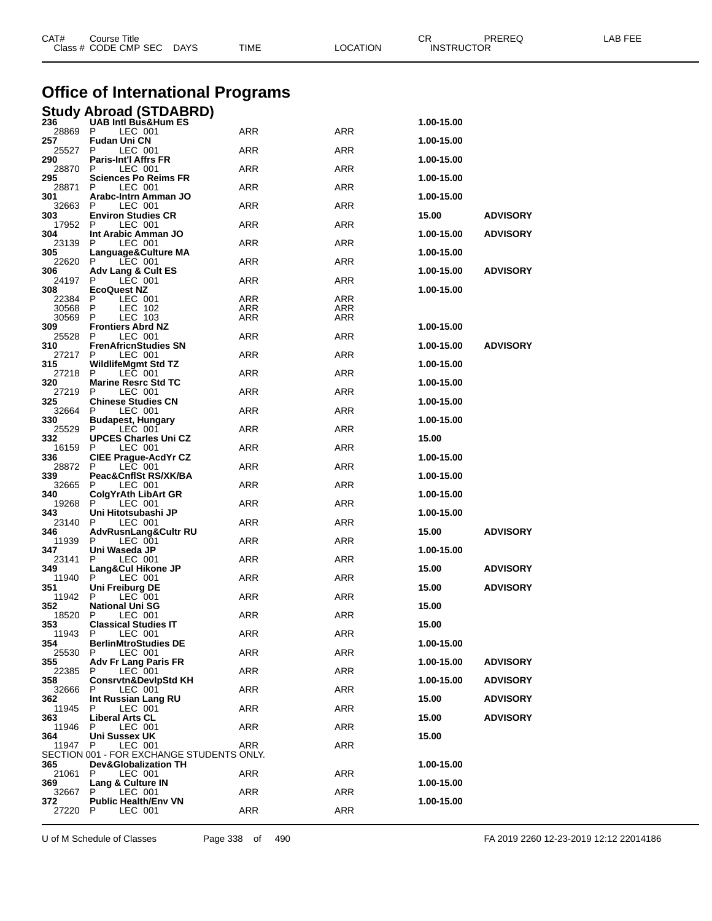| CAT# | Course Title | | | | | CR | PREREQ | LAB FEE |
|---|---|---|---|---|---|---|---|---|
| Class # | CODE CMP SEC | DAYS | TIME | LOCATION | | INSTRUCTOR | | |

# Office of International Programs

## Study Abroad (STDABRD)

| CAT# / Class # | Course Title / CODE CMP SEC | TIME | LOCATION | CR | PREREQ |
|---|---|---|---|---|---|
| **236** | **UAB Intl Bus&Hum ES** | | | **1.00-15.00** | |
| 28869 | P LEC 001 | ARR | ARR | | |
| **257** | **Fudan Uni CN** | | | **1.00-15.00** | |
| 25527 | P LEC 001 | ARR | ARR | | |
| **290** | **Paris-Int'l Affrs FR** | | | **1.00-15.00** | |
| 28870 | P LEC 001 | ARR | ARR | | |
| **295** | **Sciences Po Reims FR** | | | **1.00-15.00** | |
| 28871 | P LEC 001 | ARR | ARR | | |
| **301** | **Arabc-Intrn Amman JO** | | | **1.00-15.00** | |
| 32663 | P LEC 001 | ARR | ARR | | |
| **303** | **Environ Studies CR** | | | **15.00** | **ADVISORY** |
| 17952 | P LEC 001 | ARR | ARR | | |
| **304** | **Int Arabic Amman JO** | | | **1.00-15.00** | **ADVISORY** |
| 23139 | P LEC 001 | ARR | ARR | | |
| **305** | **Language&Culture MA** | | | **1.00-15.00** | |
| 22620 | P LEC 001 | ARR | ARR | | |
| **306** | **Adv Lang & Cult ES** | | | **1.00-15.00** | **ADVISORY** |
| 24197 | P LEC 001 | ARR | ARR | | |
| **308** | **EcoQuest NZ** | | | **1.00-15.00** | |
| 22384 | P LEC 001 | ARR | ARR | | |
| 30568 | P LEC 102 | ARR | ARR | | |
| 30569 | P LEC 103 | ARR | ARR | | |
| **309** | **Frontiers Abrd NZ** | | | **1.00-15.00** | |
| 25528 | P LEC 001 | ARR | ARR | | |
| **310** | **FrenAfricnStudies SN** | | | **1.00-15.00** | **ADVISORY** |
| 27217 | P LEC 001 | ARR | ARR | | |
| **315** | **WildlifeMgmt Std TZ** | | | **1.00-15.00** | |
| 27218 | P LEC 001 | ARR | ARR | | |
| **320** | **Marine Resrc Std TC** | | | **1.00-15.00** | |
| 27219 | P LEC 001 | ARR | ARR | | |
| **325** | **Chinese Studies CN** | | | **1.00-15.00** | |
| 32664 | P LEC 001 | ARR | ARR | | |
| **330** | **Budapest, Hungary** | | | **1.00-15.00** | |
| 25529 | P LEC 001 | ARR | ARR | | |
| **332** | **UPCES Charles Uni CZ** | | | **15.00** | |
| 16159 | P LEC 001 | ARR | ARR | | |
| **336** | **CIEE Prague-AcdYr CZ** | | | **1.00-15.00** | |
| 28872 | P LEC 001 | ARR | ARR | | |
| **339** | **Peac&CnflSt RS/XK/BA** | | | **1.00-15.00** | |
| 32665 | P LEC 001 | ARR | ARR | | |
| **340** | **ColgYrAth LibArt GR** | | | **1.00-15.00** | |
| 19268 | P LEC 001 | ARR | ARR | | |
| **343** | **Uni Hitotsubashi JP** | | | **1.00-15.00** | |
| 23140 | P LEC 001 | ARR | ARR | | |
| **346** | **AdvRusnLang&Cultr RU** | | | **15.00** | **ADVISORY** |
| 11939 | P LEC 001 | ARR | ARR | | |
| **347** | **Uni Waseda JP** | | | **1.00-15.00** | |
| 23141 | P LEC 001 | ARR | ARR | | |
| **349** | **Lang&Cul Hikone JP** | | | **15.00** | **ADVISORY** |
| 11940 | P LEC 001 | ARR | ARR | | |
| **351** | **Uni Freiburg DE** | | | **15.00** | **ADVISORY** |
| 11942 | P LEC 001 | ARR | ARR | | |
| **352** | **National Uni SG** | | | **15.00** | |
| 18520 | P LEC 001 | ARR | ARR | | |
| **353** | **Classical Studies IT** | | | **15.00** | |
| 11943 | P LEC 001 | ARR | ARR | | |
| **354** | **BerlinMtroStudies DE** | | | **1.00-15.00** | |
| 25530 | P LEC 001 | ARR | ARR | | |
| **355** | **Adv Fr Lang Paris FR** | | | **1.00-15.00** | **ADVISORY** |
| 22385 | P LEC 001 | ARR | ARR | | |
| **358** | **Consrvtn&DevlpStd KH** | | | **1.00-15.00** | **ADVISORY** |
| 32666 | P LEC 001 | ARR | ARR | | |
| **362** | **Int Russian Lang RU** | | | **15.00** | **ADVISORY** |
| 11945 | P LEC 001 | ARR | ARR | | |
| **363** | **Liberal Arts CL** | | | **15.00** | **ADVISORY** |
| 11946 | P LEC 001 | ARR | ARR | | |
| **364** | **Uni Sussex UK** | | | **15.00** | |
| 11947 | P LEC 001 | ARR | ARR | | |
| | SECTION 001 - FOR EXCHANGE STUDENTS ONLY. | | | | |
| **365** | **Dev&Globalization TH** | | | **1.00-15.00** | |
| 21061 | P LEC 001 | ARR | ARR | | |
| **369** | **Lang & Culture IN** | | | **1.00-15.00** | |
| 32667 | P LEC 001 | ARR | ARR | | |
| **372** | **Public Health/Env VN** | | | **1.00-15.00** | |
| 27220 | P LEC 001 | ARR | ARR | | |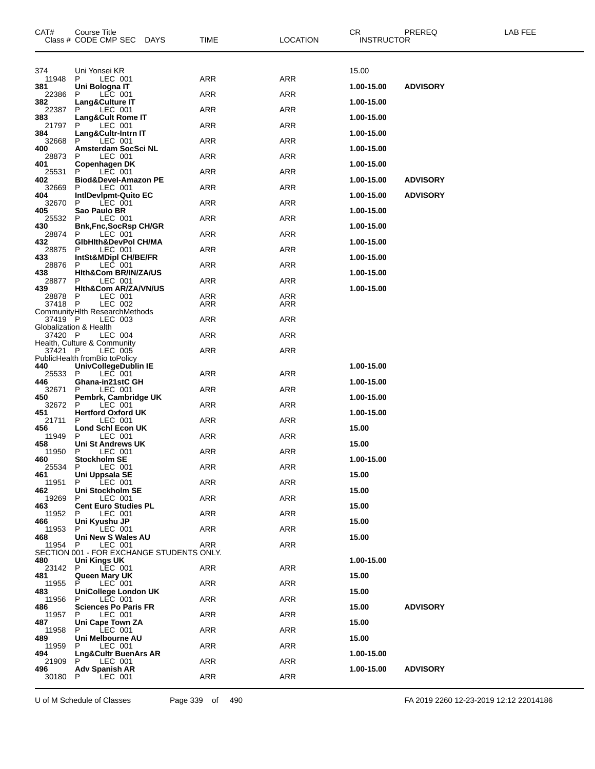| CAT# | Course Title / Class # CODE CMP SEC DAYS | TIME | LOCATION | CR / INSTRUCTOR | PREREQ | LAB FEE |
|---|---|---|---|---|---|---|
| 374 | Uni Yonsei KR | | | 15.00 | | |
| 11948 | P LEC 001 | ARR | ARR | | | |
| **381** | **Uni Bologna IT** | | | **1.00-15.00** | **ADVISORY** | |
| 22386 | P LEC 001 | ARR | ARR | | | |
| **382** | **Lang&Culture IT** | | | **1.00-15.00** | | |
| 22387 | P LEC 001 | ARR | ARR | | | |
| **383** | **Lang&Cult Rome IT** | | | **1.00-15.00** | | |
| 21797 | P LEC 001 | ARR | ARR | | | |
| **384** | **Lang&Cultr-Intrn IT** | | | **1.00-15.00** | | |
| 32668 | P LEC 001 | ARR | ARR | | | |
| **400** | **Amsterdam SocSci NL** | | | **1.00-15.00** | | |
| 28873 | P LEC 001 | ARR | ARR | | | |
| **401** | **Copenhagen DK** | | | **1.00-15.00** | | |
| 25531 | P LEC 001 | ARR | ARR | | | |
| **402** | **Biod&Devel-Amazon PE** | | | **1.00-15.00** | **ADVISORY** | |
| 32669 | P LEC 001 | ARR | ARR | | | |
| **404** | **IntlDevlpmt-Quito EC** | | | **1.00-15.00** | **ADVISORY** | |
| 32670 | P LEC 001 | ARR | ARR | | | |
| **405** | **Sao Paulo BR** | | | **1.00-15.00** | | |
| 25532 | P LEC 001 | ARR | ARR | | | |
| **430** | **Bnk,Fnc,SocRsp CH/GR** | | | **1.00-15.00** | | |
| 28874 | P LEC 001 | ARR | ARR | | | |
| **432** | **GlbHlth&DevPol CH/MA** | | | **1.00-15.00** | | |
| 28875 | P LEC 001 | ARR | ARR | | | |
| **433** | **IntSt&MDipl CH/BE/FR** | | | **1.00-15.00** | | |
| 28876 | P LEC 001 | ARR | ARR | | | |
| **438** | **Hlth&Com BR/IN/ZA/US** | | | **1.00-15.00** | | |
| 28877 | P LEC 001 | ARR | ARR | | | |
| **439** | **Hlth&Com AR/ZA/VN/US** | | | **1.00-15.00** | | |
| 28878 | P LEC 001 | ARR | ARR | | | |
| 37418 | P LEC 002 | ARR | ARR | | | |
| | CommunityHlth ResearchMethods | | | | | |
| 37419 | P LEC 003 | ARR | ARR | | | |
| | Globalization & Health | | | | | |
| 37420 | P LEC 004 | ARR | ARR | | | |
| | Health, Culture & Community | | | | | |
| 37421 | P LEC 005 | ARR | ARR | | | |
| | PublicHealth fromBio toPolicy | | | | | |
| **440** | **UnivCollegeDublin IE** | | | **1.00-15.00** | | |
| 25533 | P LEC 001 | ARR | ARR | | | |
| **446** | **Ghana-in21stC GH** | | | **1.00-15.00** | | |
| 32671 | P LEC 001 | ARR | ARR | | | |
| **450** | **Pembrk, Cambridge UK** | | | **1.00-15.00** | | |
| 32672 | P LEC 001 | ARR | ARR | | | |
| **451** | **Hertford Oxford UK** | | | **1.00-15.00** | | |
| 21711 | P LEC 001 | ARR | ARR | | | |
| **456** | **Lond Schl Econ UK** | | | **15.00** | | |
| 11949 | P LEC 001 | ARR | ARR | | | |
| **458** | **Uni St Andrews UK** | | | **15.00** | | |
| 11950 | P LEC 001 | ARR | ARR | | | |
| **460** | **Stockholm SE** | | | **1.00-15.00** | | |
| 25534 | P LEC 001 | ARR | ARR | | | |
| **461** | **Uni Uppsala SE** | | | **15.00** | | |
| 11951 | P LEC 001 | ARR | ARR | | | |
| **462** | **Uni Stockholm SE** | | | **15.00** | | |
| 19269 | P LEC 001 | ARR | ARR | | | |
| **463** | **Cent Euro Studies PL** | | | **15.00** | | |
| 11952 | P LEC 001 | ARR | ARR | | | |
| **466** | **Uni Kyushu JP** | | | **15.00** | | |
| 11953 | P LEC 001 | ARR | ARR | | | |
| **468** | **Uni New S Wales AU** | | | **15.00** | | |
| 11954 | P LEC 001 | ARR | ARR | | | |
| | SECTION 001 - FOR EXCHANGE STUDENTS ONLY. | | | | | |
| **480** | **Uni Kings UK** | | | **1.00-15.00** | | |
| 23142 | P LEC 001 | ARR | ARR | | | |
| **481** | **Queen Mary UK** | | | **15.00** | | |
| 11955 | P LEC 001 | ARR | ARR | | | |
| **483** | **UniCollege London UK** | | | **15.00** | | |
| 11956 | P LEC 001 | ARR | ARR | | | |
| **486** | **Sciences Po Paris FR** | | | **15.00** | **ADVISORY** | |
| 11957 | P LEC 001 | ARR | ARR | | | |
| **487** | **Uni Cape Town ZA** | | | **15.00** | | |
| 11958 | P LEC 001 | ARR | ARR | | | |
| **489** | **Uni Melbourne AU** | | | **15.00** | | |
| 11959 | P LEC 001 | ARR | ARR | | | |
| **494** | **Lng&Cultr BuenArs AR** | | | **1.00-15.00** | | |
| 21909 | P LEC 001 | ARR | ARR | | | |
| **496** | **Adv Spanish AR** | | | **1.00-15.00** | **ADVISORY** | |
| 30180 | P LEC 001 | ARR | ARR | | | |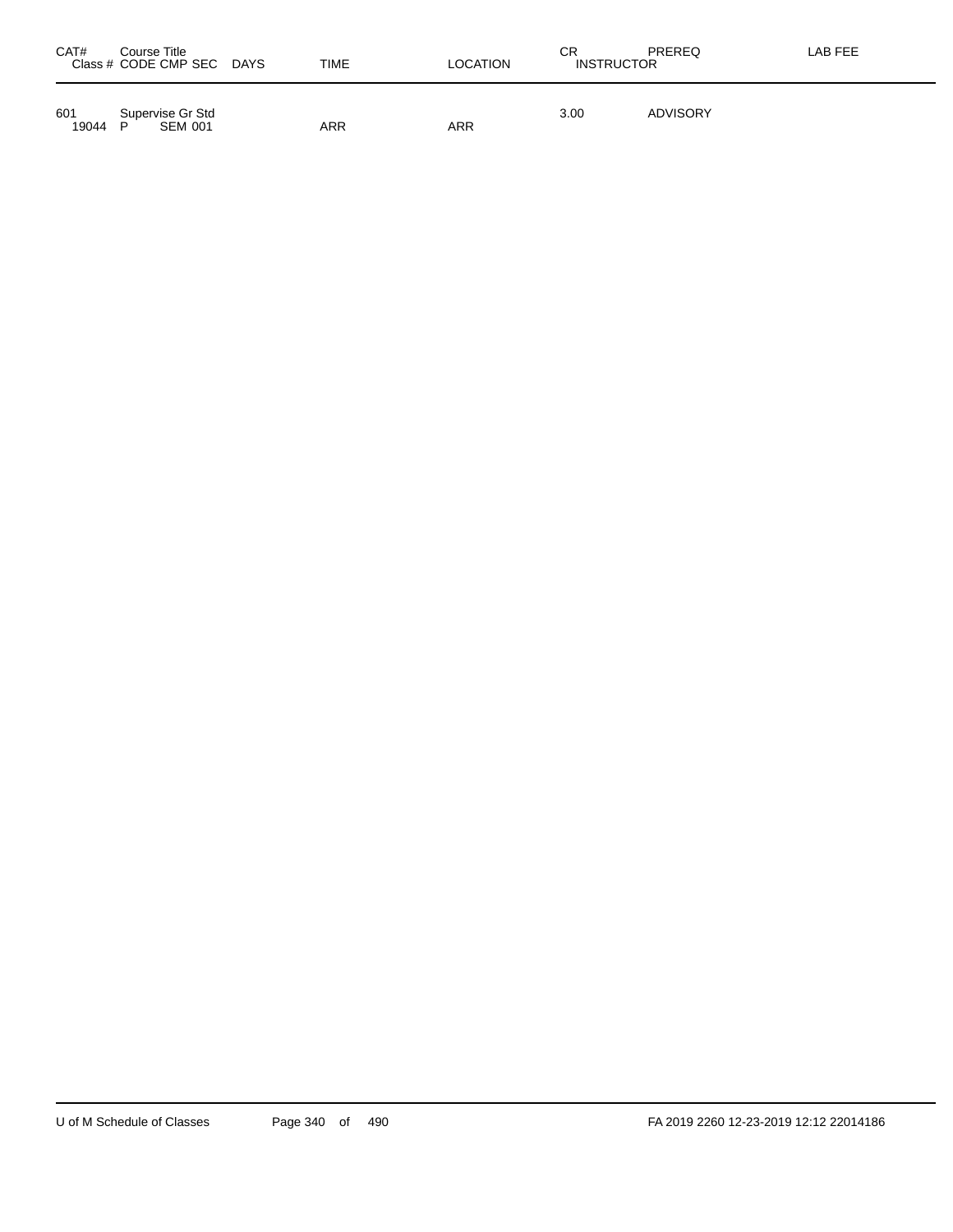| CAT# Class # | Course Title CODE CMP SEC | DAYS | TIME | LOCATION | CR INSTRUCTOR | PREREQ | LAB FEE |
|---|---|---|---|---|---|---|---|
| 601 | Supervise Gr Std | | | | 3.00 | ADVISORY | |
| 19044 | P SEM 001 | | ARR | ARR | | | |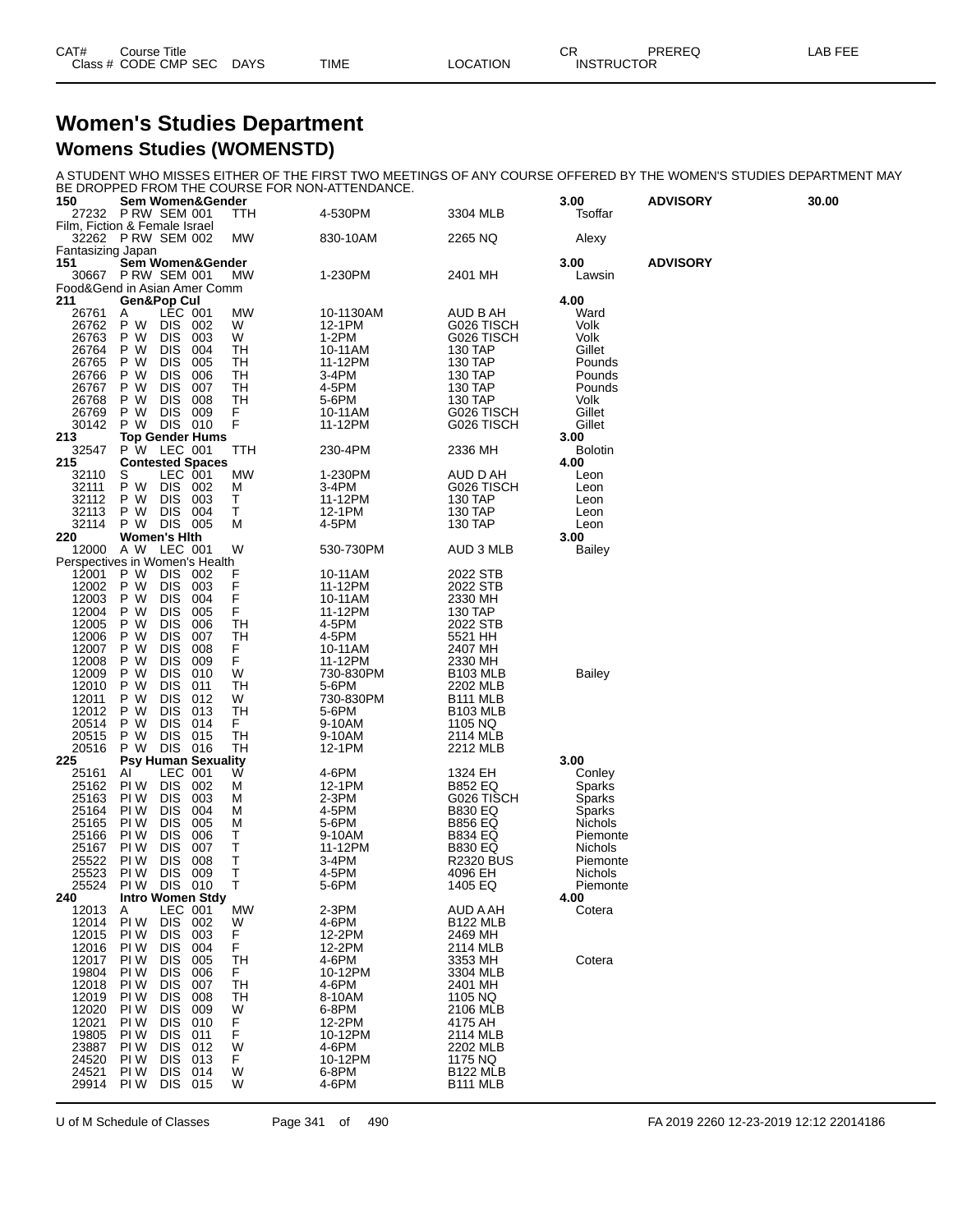| CAT# Class # | Course Title CODE CMP SEC | DAYS | TIME | LOCATION | CR INSTRUCTOR | PREREQ | LAB FEE |
|---|---|---|---|---|---|---|---|

# Women's Studies Department

## Womens Studies (WOMENSTD)

A STUDENT WHO MISSES EITHER OF THE FIRST TWO MEETINGS OF ANY COURSE OFFERED BY THE WOMEN'S STUDIES DEPARTMENT MAY BE DROPPED FROM THE COURSE FOR NON-ATTENDANCE.

| CAT# / Class # | Course Title / CODE CMP SEC | DAYS | TIME | LOCATION | CR / INSTRUCTOR | PREREQ | LAB FEE |
|---|---|---|---|---|---|---|---|
| **150** | **Sem Women&Gender** | | | | **3.00** | **ADVISORY** | **30.00** |
| 27232 | P RW SEM 001 | TTH | 4-530PM | 3304 MLB | Tsoffar | | |
| Film, Fiction & Female Israel | | | | | | | |
| 32262 | P RW SEM 002 | MW | 830-10AM | 2265 NQ | Alexy | | |
| Fantasizing Japan | | | | | | | |
| **151** | **Sem Women&Gender** | | | | **3.00** | **ADVISORY** | |
| 30667 | P RW SEM 001 | MW | 1-230PM | 2401 MH | Lawsin | | |
| Food&Gend in Asian Amer Comm | | | | | | | |
| **211** | **Gen&Pop Cul** | | | | **4.00** | | |
| 26761 | A LEC 001 | MW | 10-1130AM | AUD B AH | Ward | | |
| 26762 | P W DIS 002 | W | 12-1PM | G026 TISCH | Volk | | |
| 26763 | P W DIS 003 | W | 1-2PM | G026 TISCH | Volk | | |
| 26764 | P W DIS 004 | TH | 10-11AM | 130 TAP | Gillet | | |
| 26765 | P W DIS 005 | TH | 11-12PM | 130 TAP | Pounds | | |
| 26766 | P W DIS 006 | TH | 3-4PM | 130 TAP | Pounds | | |
| 26767 | P W DIS 007 | TH | 4-5PM | 130 TAP | Pounds | | |
| 26768 | P W DIS 008 | TH | 5-6PM | 130 TAP | Volk | | |
| 26769 | P W DIS 009 | F | 10-11AM | G026 TISCH | Gillet | | |
| 30142 | P W DIS 010 | F | 11-12PM | G026 TISCH | Gillet | | |
| **213** | **Top Gender Hums** | | | | **3.00** | | |
| 32547 | P W LEC 001 | TTH | 230-4PM | 2336 MH | Bolotin | | |
| **215** | **Contested Spaces** | | | | **4.00** | | |
| 32110 | S LEC 001 | MW | 1-230PM | AUD D AH | Leon | | |
| 32111 | P W DIS 002 | M | 3-4PM | G026 TISCH | Leon | | |
| 32112 | P W DIS 003 | T | 11-12PM | 130 TAP | Leon | | |
| 32113 | P W DIS 004 | T | 12-1PM | 130 TAP | Leon | | |
| 32114 | P W DIS 005 | M | 4-5PM | 130 TAP | Leon | | |
| **220** | **Women's Hlth** | | | | **3.00** | | |
| 12000 | A W LEC 001 | W | 530-730PM | AUD 3 MLB | Bailey | | |
| Perspectives in Women's Health | | | | | | | |
| 12001 | P W DIS 002 | F | 10-11AM | 2022 STB | | | |
| 12002 | P W DIS 003 | F | 11-12PM | 2022 STB | | | |
| 12003 | P W DIS 004 | F | 10-11AM | 2330 MH | | | |
| 12004 | P W DIS 005 | F | 11-12PM | 130 TAP | | | |
| 12005 | P W DIS 006 | TH | 4-5PM | 2022 STB | | | |
| 12006 | P W DIS 007 | TH | 4-5PM | 5521 HH | | | |
| 12007 | P W DIS 008 | F | 10-11AM | 2407 MH | | | |
| 12008 | P W DIS 009 | F | 11-12PM | 2330 MH | | | |
| 12009 | P W DIS 010 | W | 730-830PM | B103 MLB | Bailey | | |
| 12010 | P W DIS 011 | TH | 5-6PM | 2202 MLB | | | |
| 12011 | P W DIS 012 | W | 730-830PM | B111 MLB | | | |
| 12012 | P W DIS 013 | TH | 5-6PM | B103 MLB | | | |
| 20514 | P W DIS 014 | F | 9-10AM | 1105 NQ | | | |
| 20515 | P W DIS 015 | TH | 9-10AM | 2114 MLB | | | |
| 20516 | P W DIS 016 | TH | 12-1PM | 2212 MLB | | | |
| **225** | **Psy Human Sexuality** | | | | **3.00** | | |
| 25161 | AI LEC 001 | W | 4-6PM | 1324 EH | Conley | | |
| 25162 | PI W DIS 002 | M | 12-1PM | B852 EQ | Sparks | | |
| 25163 | PI W DIS 003 | M | 2-3PM | G026 TISCH | Sparks | | |
| 25164 | PI W DIS 004 | M | 4-5PM | B830 EQ | Sparks | | |
| 25165 | PI W DIS 005 | M | 5-6PM | B856 EQ | Nichols | | |
| 25166 | PI W DIS 006 | T | 9-10AM | B834 EQ | Piemonte | | |
| 25167 | PI W DIS 007 | T | 11-12PM | B830 EQ | Nichols | | |
| 25522 | PI W DIS 008 | T | 3-4PM | R2320 BUS | Piemonte | | |
| 25523 | PI W DIS 009 | T | 4-5PM | 4096 EH | Nichols | | |
| 25524 | PI W DIS 010 | T | 5-6PM | 1405 EQ | Piemonte | | |
| **240** | **Intro Women Stdy** | | | | **4.00** | | |
| 12013 | A LEC 001 | MW | 2-3PM | AUD A AH | Cotera | | |
| 12014 | PI W DIS 002 | W | 4-6PM | B122 MLB | | | |
| 12015 | PI W DIS 003 | F | 12-2PM | 2469 MH | | | |
| 12016 | PI W DIS 004 | F | 12-2PM | 2114 MLB | | | |
| 12017 | PI W DIS 005 | TH | 4-6PM | 3353 MH | Cotera | | |
| 19804 | PI W DIS 006 | F | 10-12PM | 3304 MLB | | | |
| 12018 | PI W DIS 007 | TH | 4-6PM | 2401 MH | | | |
| 12019 | PI W DIS 008 | TH | 8-10AM | 1105 NQ | | | |
| 12020 | PI W DIS 009 | W | 6-8PM | 2106 MLB | | | |
| 12021 | PI W DIS 010 | F | 12-2PM | 4175 AH | | | |
| 19805 | PI W DIS 011 | F | 10-12PM | 2114 MLB | | | |
| 23887 | PI W DIS 012 | W | 4-6PM | 2202 MLB | | | |
| 24520 | PI W DIS 013 | F | 10-12PM | 1175 NQ | | | |
| 24521 | PI W DIS 014 | W | 6-8PM | B122 MLB | | | |
| 29914 | PI W DIS 015 | W | 4-6PM | B111 MLB | | | |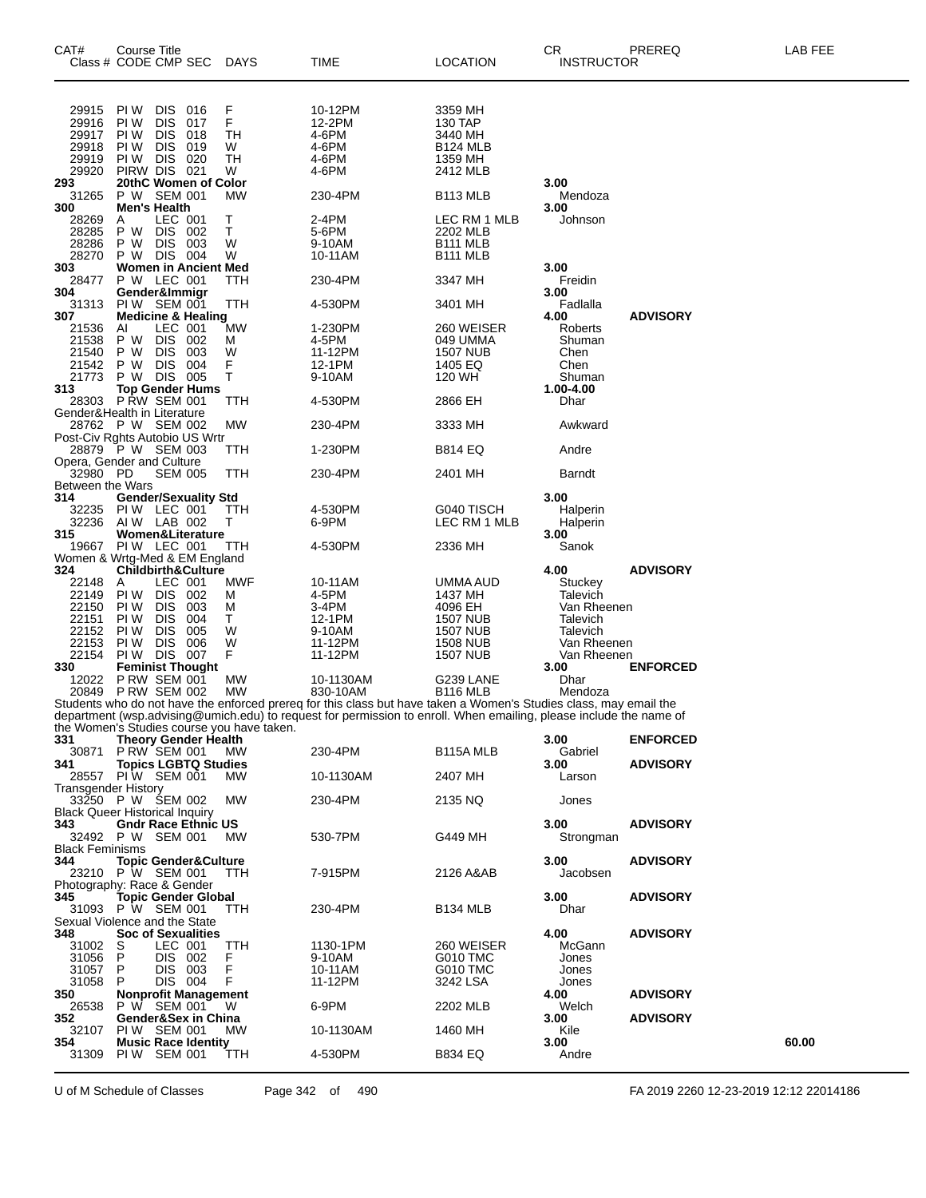| CAT# | Course Title Class # CODE CMP SEC | DAYS | TIME | LOCATION | CR INSTRUCTOR | PREREQ | LAB FEE |
|---|---|---|---|---|---|---|---|
| 29915 | PI W DIS 016 | F | 10-12PM | 3359 MH | | | |
| 29916 | PI W DIS 017 | F | 12-2PM | 130 TAP | | | |
| 29917 | PI W DIS 018 | TH | 4-6PM | 3440 MH | | | |
| 29918 | PI W DIS 019 | W | 4-6PM | B124 MLB | | | |
| 29919 | PI W DIS 020 | TH | 4-6PM | 1359 MH | | | |
| 29920 | PIRW DIS 021 | W | 4-6PM | 2412 MLB | | | |
| **293** | **20thC Women of Color** | | | | **3.00** | | |
| 31265 | P W SEM 001 | MW | 230-4PM | B113 MLB | Mendoza | | |
| **300** | **Men's Health** | | | | **3.00** | | |
| 28269 | A LEC 001 | T | 2-4PM | LEC RM 1 MLB | Johnson | | |
| 28285 | P W DIS 002 | T | 5-6PM | 2202 MLB | | | |
| 28286 | P W DIS 003 | W | 9-10AM | B111 MLB | | | |
| 28270 | P W DIS 004 | W | 10-11AM | B111 MLB | | | |
| **303** | **Women in Ancient Med** | | | | **3.00** | | |
| 28477 | P W LEC 001 | TTH | 230-4PM | 3347 MH | Freidin | | |
| **304** | **Gender&Immigr** | | | | **3.00** | | |
| 31313 | PI W SEM 001 | TTH | 4-530PM | 3401 MH | Fadlalla | | |
| **307** | **Medicine & Healing** | | | | **4.00** | **ADVISORY** | |
| 21536 | AI LEC 001 | MW | 1-230PM | 260 WEISER | Roberts | | |
| 21538 | P W DIS 002 | M | 4-5PM | 049 UMMA | Shuman | | |
| 21540 | P W DIS 003 | W | 11-12PM | 1507 NUB | Chen | | |
| 21542 | P W DIS 004 | F | 12-1PM | 1405 EQ | Chen | | |
| 21773 | P W DIS 005 | T | 9-10AM | 120 WH | Shuman | | |
| **313** | **Top Gender Hums** | | | | **1.00-4.00** | | |
| 28303 | P RW SEM 001 | TTH | 4-530PM | 2866 EH | Dhar | | |
| Gender&Health in Literature | | | | | | | |
| 28762 | P W SEM 002 | MW | 230-4PM | 3333 MH | Awkward | | |
| Post-Civ Rghts Autobio US Wrtr | | | | | | | |
| 28879 | P W SEM 003 | TTH | 1-230PM | B814 EQ | Andre | | |
| Opera, Gender and Culture | | | | | | | |
| 32980 | PD SEM 005 | TTH | 230-4PM | 2401 MH | Barndt | | |
| Between the Wars | | | | | | | |
| **314** | **Gender/Sexuality Std** | | | | **3.00** | | |
| 32235 | PI W LEC 001 | TTH | 4-530PM | G040 TISCH | Halperin | | |
| 32236 | AI W LAB 002 | T | 6-9PM | LEC RM 1 MLB | Halperin | | |
| **315** | **Women&Literature** | | | | **3.00** | | |
| 19667 | PI W LEC 001 | TTH | 4-530PM | 2336 MH | Sanok | | |
| Women & Wrtg-Med & EM England | | | | | | | |
| **324** | **Childbirth&Culture** | | | | **4.00** | **ADVISORY** | |
| 22148 | A LEC 001 | MWF | 10-11AM | UMMA AUD | Stuckey | | |
| 22149 | PI W DIS 002 | M | 4-5PM | 1437 MH | Talevich | | |
| 22150 | PI W DIS 003 | M | 3-4PM | 4096 EH | Van Rheenen | | |
| 22151 | PI W DIS 004 | T | 12-1PM | 1507 NUB | Talevich | | |
| 22152 | PI W DIS 005 | W | 9-10AM | 1507 NUB | Talevich | | |
| 22153 | PI W DIS 006 | W | 11-12PM | 1508 NUB | Van Rheenen | | |
| 22154 | PI W DIS 007 | F | 11-12PM | 1507 NUB | Van Rheenen | | |
| **330** | **Feminist Thought** | | | | **3.00** | **ENFORCED** | |
| 12022 | P RW SEM 001 | MW | 10-1130AM | G239 LANE | Dhar | | |
| 20849 | P RW SEM 002 | MW | 830-10AM | B116 MLB | Mendoza | | |

Students who do not have the enforced prereq for this class but have taken a Women's Studies class, may email the department (wsp.advising@umich.edu) to request for permission to enroll. When emailing, please include the name of the Women's Studies course you have taken.

| CAT# | Course Title Class # CODE CMP SEC | DAYS | TIME | LOCATION | CR INSTRUCTOR | PREREQ | LAB FEE |
|---|---|---|---|---|---|---|---|
| **331** | **Theory Gender Health** | | | | **3.00** | **ENFORCED** | |
| 30871 | P RW SEM 001 | MW | 230-4PM | B115A MLB | Gabriel | | |
| **341** | **Topics LGBTQ Studies** | | | | **3.00** | **ADVISORY** | |
| 28557 | PI W SEM 001 | MW | 10-1130AM | 2407 MH | Larson | | |
| Transgender History | | | | | | | |
| 33250 | P W SEM 002 | MW | 230-4PM | 2135 NQ | Jones | | |
| Black Queer Historical Inquiry | | | | | | | |
| **343** | **Gndr Race Ethnic US** | | | | **3.00** | **ADVISORY** | |
| 32492 | P W SEM 001 | MW | 530-7PM | G449 MH | Strongman | | |
| Black Feminisms | | | | | | | |
| **344** | **Topic Gender&Culture** | | | | **3.00** | **ADVISORY** | |
| 23210 | P W SEM 001 | TTH | 7-915PM | 2126 A&AB | Jacobsen | | |
| Photography: Race & Gender | | | | | | | |
| **345** | **Topic Gender Global** | | | | **3.00** | **ADVISORY** | |
| 31093 | P W SEM 001 | TTH | 230-4PM | B134 MLB | Dhar | | |
| Sexual Violence and the State | | | | | | | |
| **348** | **Soc of Sexualities** | | | | **4.00** | **ADVISORY** | |
| 31002 | S LEC 001 | TTH | 1130-1PM | 260 WEISER | McGann | | |
| 31056 | P DIS 002 | F | 9-10AM | G010 TMC | Jones | | |
| 31057 | P DIS 003 | F | 10-11AM | G010 TMC | Jones | | |
| 31058 | P DIS 004 | F | 11-12PM | 3242 LSA | Jones | | |
| **350** | **Nonprofit Management** | | | | **4.00** | **ADVISORY** | |
| 26538 | P W SEM 001 | W | 6-9PM | 2202 MLB | Welch | | |
| **352** | **Gender&Sex in China** | | | | **3.00** | **ADVISORY** | |
| 32107 | PI W SEM 001 | MW | 10-1130AM | 1460 MH | Kile | | |
| **354** | **Music Race Identity** | | | | **3.00** | | **60.00** |
| 31309 | PI W SEM 001 | TTH | 4-530PM | B834 EQ | Andre | | |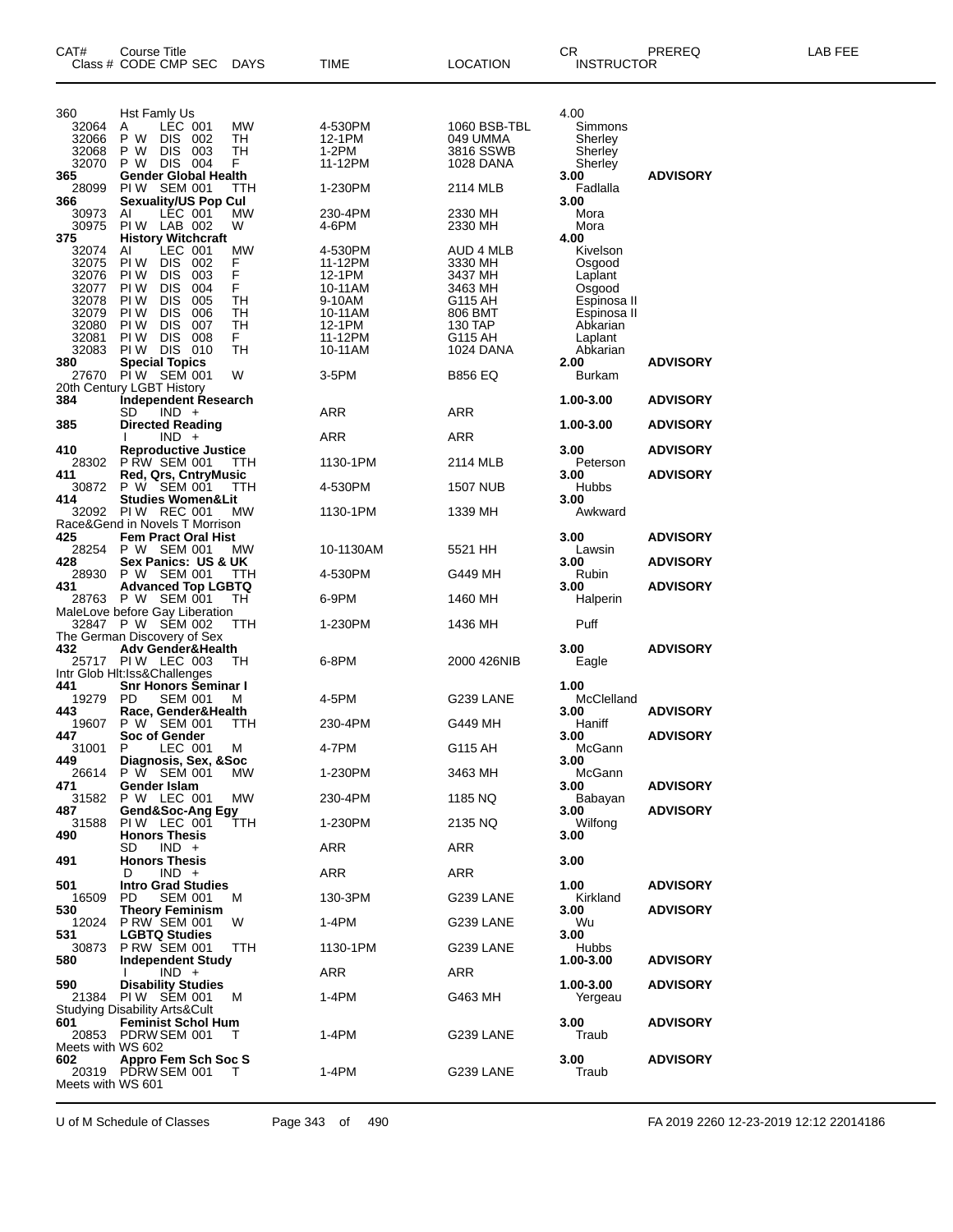| CAT# | Course Title Class # CODE CMP SEC | DAYS | TIME | LOCATION | CR INSTRUCTOR | PREREQ | LAB FEE |
|---|---|---|---|---|---|---|---|
| 360 | Hst Famly Us | | | | 4.00 | | |
| 32064 | A LEC 001 | MW | 4-530PM | 1060 BSB-TBL | Simmons | | |
| 32066 | P W DIS 002 | TH | 12-1PM | 049 UMMA | Sherley | | |
| 32068 | P W DIS 003 | TH | 1-2PM | 3816 SSWB | Sherley | | |
| 32070 | P W DIS 004 | F | 11-12PM | 1028 DANA | Sherley | | |
| **365** | **Gender Global Health** | | | | **3.00** | **ADVISORY** | |
| 28099 | PI W SEM 001 | TTH | 1-230PM | 2114 MLB | Fadlalla | | |
| **366** | **Sexuality/US Pop Cul** | | | | **3.00** | | |
| 30973 | AI LEC 001 | MW | 230-4PM | 2330 MH | Mora | | |
| 30975 | PI W LAB 002 | W | 4-6PM | 2330 MH | Mora | | |
| **375** | **History Witchcraft** | | | | **4.00** | | |
| 32074 | AI LEC 001 | MW | 4-530PM | AUD 4 MLB | Kivelson | | |
| 32075 | PI W DIS 002 | F | 11-12PM | 3330 MH | Osgood | | |
| 32076 | PI W DIS 003 | F | 12-1PM | 3437 MH | Laplant | | |
| 32077 | PI W DIS 004 | F | 10-11AM | 3463 MH | Osgood | | |
| 32078 | PI W DIS 005 | TH | 9-10AM | G115 AH | Espinosa II | | |
| 32079 | PI W DIS 006 | TH | 10-11AM | 806 BMT | Espinosa II | | |
| 32080 | PI W DIS 007 | TH | 12-1PM | 130 TAP | Abkarian | | |
| 32081 | PI W DIS 008 | F | 11-12PM | G115 AH | Laplant | | |
| 32083 | PI W DIS 010 | TH | 10-11AM | 1024 DANA | Abkarian | | |
| **380** | **Special Topics** | | | | **2.00** | **ADVISORY** | |
| 27670 | PI W SEM 001 | W | 3-5PM | B856 EQ | Burkam | | |
| | 20th Century LGBT History | | | | | | |
| **384** | **Independent Research** | | | | **1.00-3.00** | **ADVISORY** | |
| | SD IND + | | ARR | ARR | | | |
| **385** | **Directed Reading** | | | | **1.00-3.00** | **ADVISORY** | |
| | I IND + | | ARR | ARR | | | |
| **410** | **Reproductive Justice** | | | | **3.00** | **ADVISORY** | |
| 28302 | P RW SEM 001 | TTH | 1130-1PM | 2114 MLB | Peterson | | |
| **411** | **Red, Qrs, CntryMusic** | | | | **3.00** | **ADVISORY** | |
| 30872 | P W SEM 001 | TTH | 4-530PM | 1507 NUB | Hubbs | | |
| **414** | **Studies Women&Lit** | | | | **3.00** | | |
| 32092 | PI W REC 001 | MW | 1130-1PM | 1339 MH | Awkward | | |
| | Race&Gend in Novels T Morrison | | | | | | |
| **425** | **Fem Pract Oral Hist** | | | | **3.00** | **ADVISORY** | |
| 28254 | P W SEM 001 | MW | 10-1130AM | 5521 HH | Lawsin | | |
| **428** | **Sex Panics: US & UK** | | | | **3.00** | **ADVISORY** | |
| 28930 | P W SEM 001 | TTH | 4-530PM | G449 MH | Rubin | | |
| **431** | **Advanced Top LGBTQ** | | | | **3.00** | **ADVISORY** | |
| 28763 | P W SEM 001 | TH | 6-9PM | 1460 MH | Halperin | | |
| | MaleLove before Gay Liberation | | | | | | |
| 32847 | P W SEM 002 | TTH | 1-230PM | 1436 MH | Puff | | |
| | The German Discovery of Sex | | | | | | |
| **432** | **Adv Gender&Health** | | | | **3.00** | **ADVISORY** | |
| 25717 | PI W LEC 003 | TH | 6-8PM | 2000 426NIB | Eagle | | |
| | Intr Glob Hlt:Iss&Challenges | | | | | | |
| **441** | **Snr Honors Seminar I** | | | | **1.00** | | |
| 19279 | PD SEM 001 | M | 4-5PM | G239 LANE | McClelland | | |
| **443** | **Race, Gender&Health** | | | | **3.00** | **ADVISORY** | |
| 19607 | P W SEM 001 | TTH | 230-4PM | G449 MH | Haniff | | |
| **447** | **Soc of Gender** | | | | **3.00** | **ADVISORY** | |
| 31001 | P LEC 001 | M | 4-7PM | G115 AH | McGann | | |
| **449** | **Diagnosis, Sex, &Soc** | | | | **3.00** | | |
| 26614 | P W SEM 001 | MW | 1-230PM | 3463 MH | McGann | | |
| **471** | **Gender Islam** | | | | **3.00** | **ADVISORY** | |
| 31582 | P W LEC 001 | MW | 230-4PM | 1185 NQ | Babayan | | |
| **487** | **Gend&Soc-Ang Egy** | | | | **3.00** | **ADVISORY** | |
| 31588 | PI W LEC 001 | TTH | 1-230PM | 2135 NQ | Wilfong | | |
| **490** | **Honors Thesis** | | | | **3.00** | | |
| | SD IND + | | ARR | ARR | | | |
| **491** | **Honors Thesis** | | | | **3.00** | | |
| | D IND + | | ARR | ARR | | | |
| **501** | **Intro Grad Studies** | | | | **1.00** | **ADVISORY** | |
| 16509 | PD SEM 001 | M | 130-3PM | G239 LANE | Kirkland | | |
| **530** | **Theory Feminism** | | | | **3.00** | **ADVISORY** | |
| 12024 | P RW SEM 001 | W | 1-4PM | G239 LANE | Wu | | |
| **531** | **LGBTQ Studies** | | | | **3.00** | | |
| 30873 | P RW SEM 001 | TTH | 1130-1PM | G239 LANE | Hubbs | | |
| **580** | **Independent Study** | | | | **1.00-3.00** | **ADVISORY** | |
| | I IND + | | ARR | ARR | | | |
| **590** | **Disability Studies** | | | | **1.00-3.00** | **ADVISORY** | |
| 21384 | PI W SEM 001 | M | 1-4PM | G463 MH | Yergeau | | |
| | Studying Disability Arts&Cult | | | | | | |
| **601** | **Feminist Schol Hum** | | | | **3.00** | **ADVISORY** | |
| 20853 | PDRW SEM 001 | T | 1-4PM | G239 LANE | Traub | | |
| | Meets with WS 602 | | | | | | |
| **602** | **Appro Fem Sch Soc S** | | | | **3.00** | **ADVISORY** | |
| 20319 | PDRW SEM 001 | T | 1-4PM | G239 LANE | Traub | | |
| | Meets with WS 601 | | | | | | |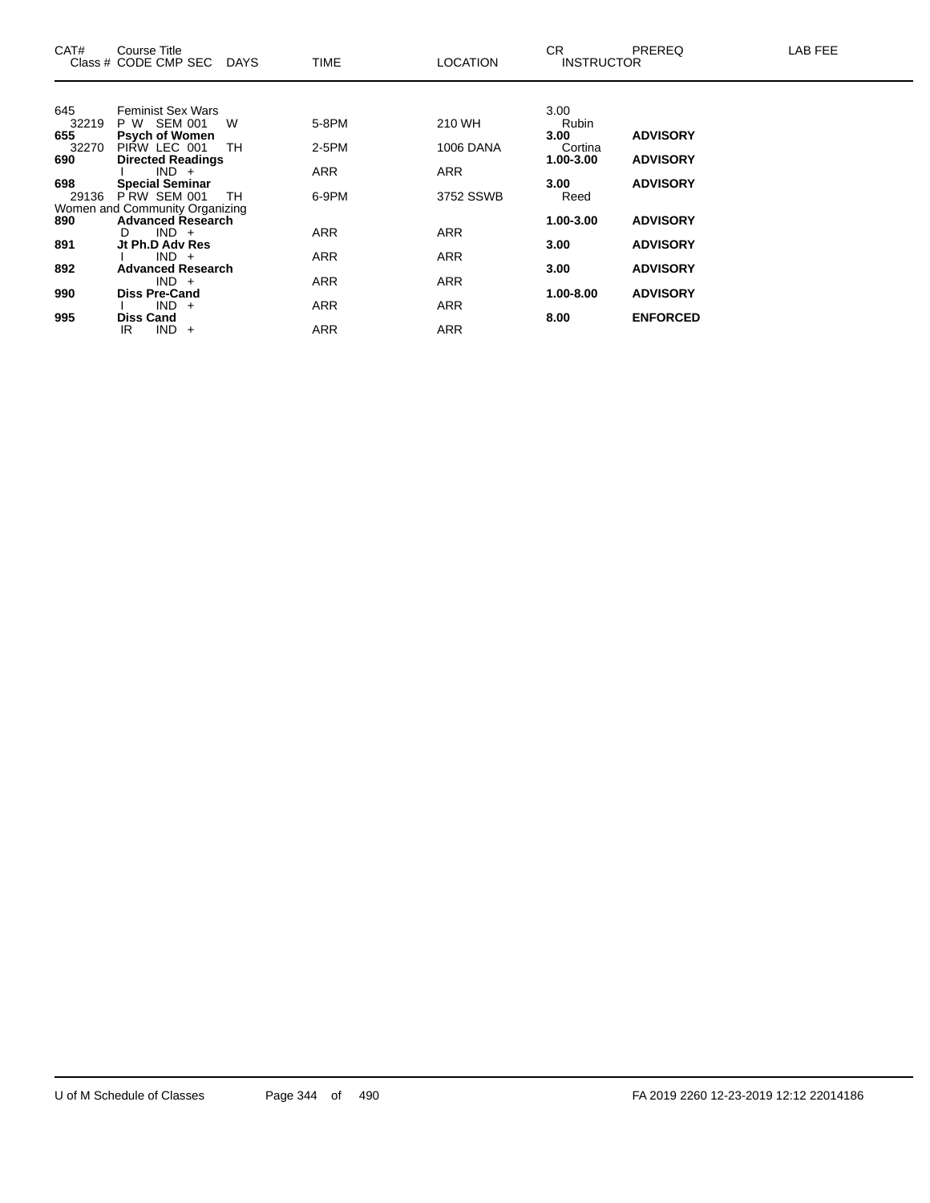| CAT# | Course Title<br>Class # CODE CMP SEC DAYS | TIME | LOCATION | CR<br>INSTRUCTOR | PREREQ | LAB FEE |
|---|---|---|---|---|---|---|
| 645 | Feminist Sex Wars | | | 3.00 | | |
| 32219 | P W SEM 001 W | 5-8PM | 210 WH | Rubin | | |
| **655** | **Psych of Women** | | | **3.00** | **ADVISORY** | |
| 32270 | PIRW LEC 001 TH | 2-5PM | 1006 DANA | Cortina | | |
| **690** | **Directed Readings** | | | **1.00-3.00** | **ADVISORY** | |
| | I IND + | ARR | ARR | | | |
| **698** | **Special Seminar** | | | **3.00** | **ADVISORY** | |
| 29136 | P RW SEM 001 TH | 6-9PM | 3752 SSWB | Reed | | |
| | Women and Community Organizing | | | | | |
| **890** | **Advanced Research** | | | **1.00-3.00** | **ADVISORY** | |
| | D IND + | ARR | ARR | | | |
| **891** | **Jt Ph.D Adv Res** | | | **3.00** | **ADVISORY** | |
| | I IND + | ARR | ARR | | | |
| **892** | **Advanced Research** | | | **3.00** | **ADVISORY** | |
| | IND + | ARR | ARR | | | |
| **990** | **Diss Pre-Cand** | | | **1.00-8.00** | **ADVISORY** | |
| | I IND + | ARR | ARR | | | |
| **995** | **Diss Cand** | | | **8.00** | **ENFORCED** | |
| | IR IND + | ARR | ARR | | | |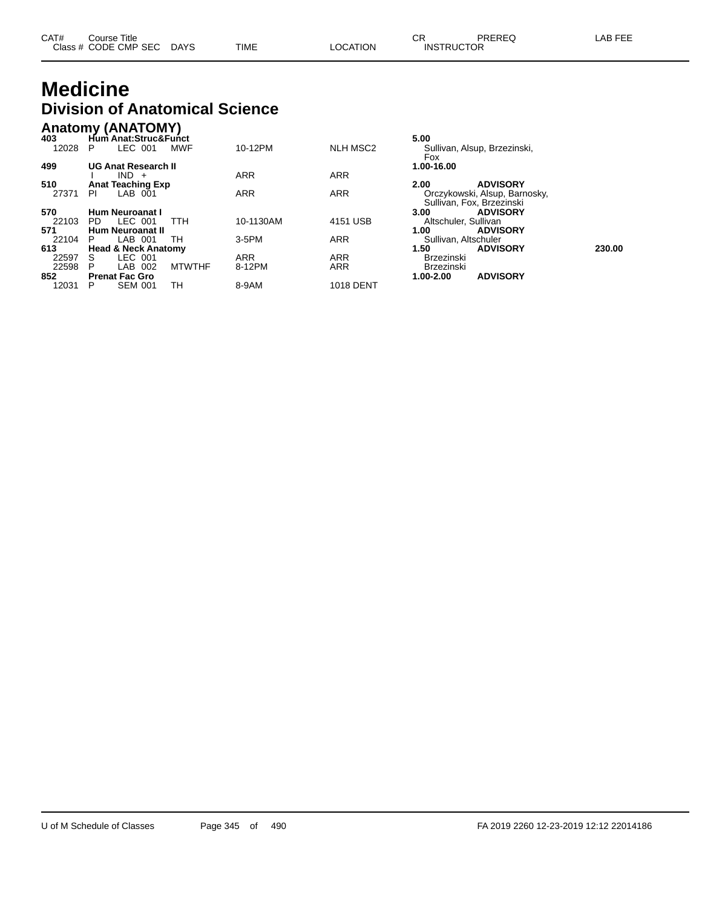# Medicine

## Division of Anatomical Science

### Anatomy (ANATOMY)

| CAT# Class # | Course Title CODE CMP SEC | DAYS | TIME | LOCATION | CR INSTRUCTOR | PREREQ | LAB FEE |
|---|---|---|---|---|---|---|---|
| **403** | **Hum Anat:Struc&Funct** | | | | **5.00** | | |
| 12028 | P LEC 001 | MWF | 10-12PM | NLH MSC2 | Sullivan, Alsup, Brzezinski, Fox | | |
| **499** | **UG Anat Research II** | | | | **1.00-16.00** | | |
| | I IND + | | ARR | ARR | | | |
| **510** | **Anat Teaching Exp** | | | | **2.00** | **ADVISORY** | |
| 27371 | PI LAB 001 | | ARR | ARR | Orczykowski, Alsup, Barnosky, Sullivan, Fox, Brzezinski | | |
| **570** | **Hum Neuroanat I** | | | | **3.00** | **ADVISORY** | |
| 22103 | PD LEC 001 | TTH | 10-1130AM | 4151 USB | Altschuler, Sullivan | | |
| **571** | **Hum Neuroanat II** | | | | **1.00** | **ADVISORY** | |
| 22104 | P LAB 001 | TH | 3-5PM | ARR | Sullivan, Altschuler | | |
| **613** | **Head & Neck Anatomy** | | | | **1.50** | **ADVISORY** | **230.00** |
| 22597 | S LEC 001 | | ARR | ARR | Brzezinski | | |
| 22598 | P LAB 002 | MTWTHF | 8-12PM | ARR | Brzezinski | | |
| **852** | **Prenat Fac Gro** | | | | **1.00-2.00** | **ADVISORY** | |
| 12031 | P SEM 001 | TH | 8-9AM | 1018 DENT | | | |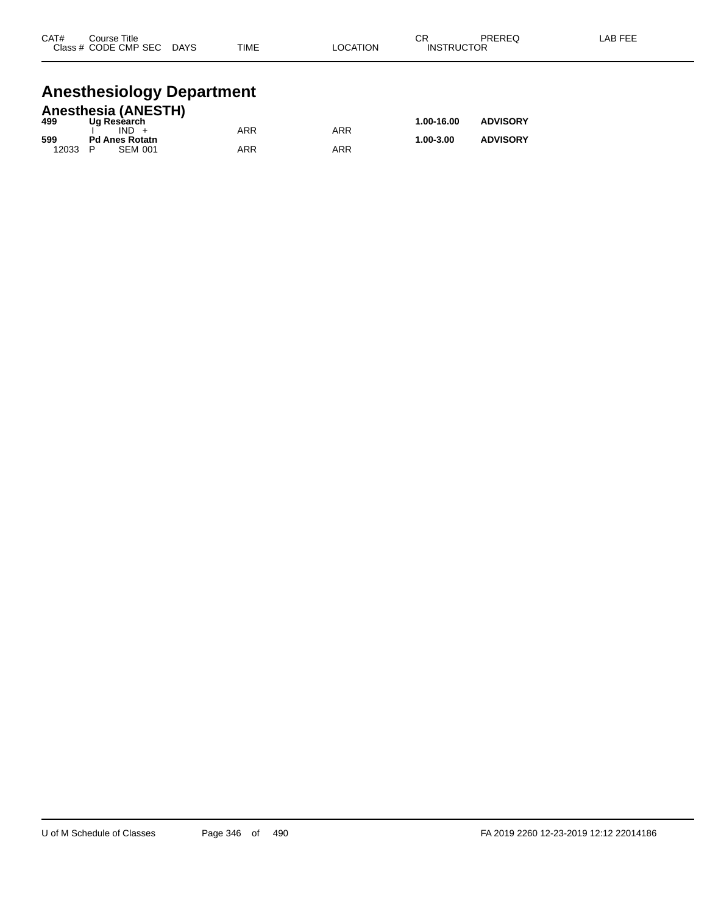| CAT# | Course Title | | | | | | | |
|---|---|---|---|---|---|---|---|---|
| Class # | CODE CMP SEC | DAYS | TIME | LOCATION | CR | INSTRUCTOR | PREREQ | LAB FEE |

# Anesthesiology Department

## Anesthesia (ANESTH)

| CAT# / Class # | Course Title / CODE CMP SEC | DAYS | TIME | LOCATION | CR / INSTRUCTOR | PREREQ | LAB FEE |
|---|---|---|---|---|---|---|---|
| **499** | **Ug Research** | | | | **1.00-16.00** | **ADVISORY** | |
| | I IND + | | ARR | ARR | | | |
| **599** | **Pd Anes Rotatn** | | | | **1.00-3.00** | **ADVISORY** | |
| 12033 | P SEM 001 | | ARR | ARR | | | |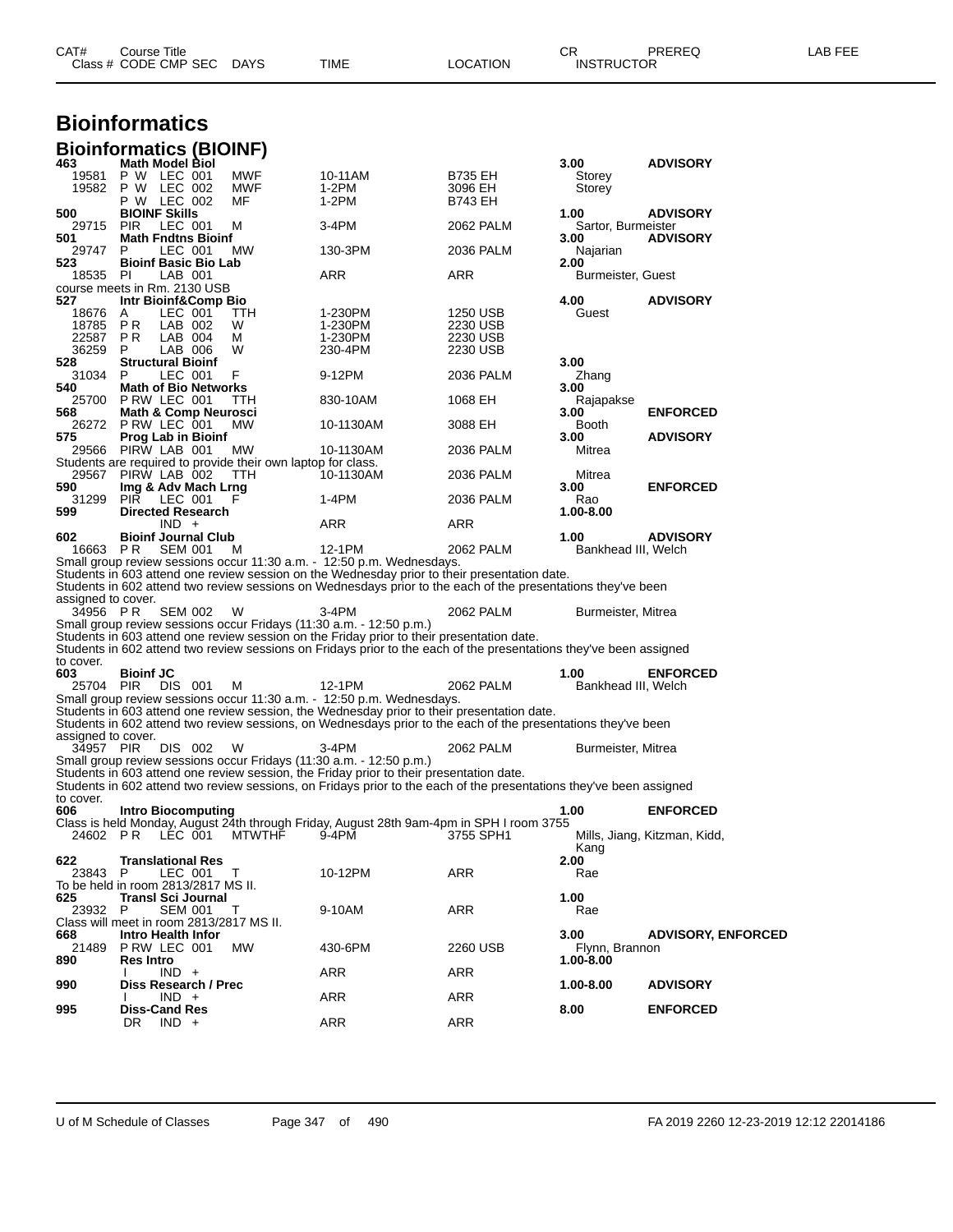# Bioinformatics

## Bioinformatics (BIOINF)

| CAT# Class # | Course Title CODE CMP SEC | DAYS | TIME | LOCATION | CR INSTRUCTOR | PREREQ | LAB FEE |
|---|---|---|---|---|---|---|---|
| **463** | **Math Model Biol** | | | | **3.00** | **ADVISORY** | |
| 19581 | P W LEC 001 | MWF | 10-11AM | B735 EH | Storey | | |
| 19582 | P W LEC 002 | MWF | 1-2PM | 3096 EH | Storey | | |
| | P W LEC 002 | MF | 1-2PM | B743 EH | | | |
| **500** | **BIOINF Skills** | | | | **1.00** | **ADVISORY** | |
| 29715 | PIR LEC 001 | M | 3-4PM | 2062 PALM | Sartor, Burmeister | | |
| **501** | **Math Fndtns Bioinf** | | | | **3.00** | **ADVISORY** | |
| 29747 | P LEC 001 | MW | 130-3PM | 2036 PALM | Najarian | | |
| **523** | **Bioinf Basic Bio Lab** | | | | **2.00** | | |
| 18535 | PI LAB 001 | | ARR | ARR | Burmeister, Guest | | |
| course meets in Rm. 2130 USB | | | | | | | |
| **527** | **Intr Bioinf&Comp Bio** | | | | **4.00** | **ADVISORY** | |
| 18676 | A LEC 001 | TTH | 1-230PM | 1250 USB | Guest | | |
| 18785 | P R LAB 002 | W | 1-230PM | 2230 USB | | | |
| 22587 | P R LAB 004 | M | 1-230PM | 2230 USB | | | |
| 36259 | P LAB 006 | W | 230-4PM | 2230 USB | | | |
| **528** | **Structural Bioinf** | | | | **3.00** | | |
| 31034 | P LEC 001 | F | 9-12PM | 2036 PALM | Zhang | | |
| **540** | **Math of Bio Networks** | | | | **3.00** | | |
| 25700 | P RW LEC 001 | TTH | 830-10AM | 1068 EH | Rajapakse | | |
| **568** | **Math & Comp Neurosci** | | | | **3.00** | **ENFORCED** | |
| 26272 | P RW LEC 001 | MW | 10-1130AM | 3088 EH | Booth | | |
| **575** | **Prog Lab in Bioinf** | | | | **3.00** | **ADVISORY** | |
| 29566 | PIRW LAB 001 | MW | 10-1130AM | 2036 PALM | Mitrea | | |
| Students are required to provide their own laptop for class. | | | | | | | |
| 29567 | PIRW LAB 002 | TTH | 10-1130AM | 2036 PALM | Mitrea | | |
| **590** | **Img & Adv Mach Lrng** | | | | **3.00** | **ENFORCED** | |
| 31299 | PIR LEC 001 | F | 1-4PM | 2036 PALM | Rao | | |
| **599** | **Directed Research** | | | | **1.00-8.00** | | |
| | IND + | | ARR | ARR | | | |
| **602** | **Bioinf Journal Club** | | | | **1.00** | **ADVISORY** | |
| 16663 | P R SEM 001 | M | 12-1PM | 2062 PALM | Bankhead III, Welch | | |
| Small group review sessions occur 11:30 a.m. - 12:50 p.m. Wednesdays. Students in 603 attend one review session on the Wednesday prior to their presentation date. Students in 602 attend two review sessions on Wednesdays prior to the each of the presentations they've been assigned to cover. | | | | | | | |
| 34956 | P R SEM 002 | W | 3-4PM | 2062 PALM | Burmeister, Mitrea | | |
| Small group review sessions occur Fridays (11:30 a.m. - 12:50 p.m.) Students in 603 attend one review session on the Friday prior to their presentation date. Students in 602 attend two review sessions on Fridays prior to the each of the presentations they've been assigned to cover. | | | | | | | |
| **603** | **Bioinf JC** | | | | **1.00** | **ENFORCED** | |
| 25704 | PIR DIS 001 | M | 12-1PM | 2062 PALM | Bankhead III, Welch | | |
| Small group review sessions occur 11:30 a.m. - 12:50 p.m. Wednesdays. Students in 603 attend one review session, the Wednesday prior to their presentation date. Students in 602 attend two review sessions, on Wednesdays prior to the each of the presentations they've been assigned to cover. | | | | | | | |
| 34957 | PIR DIS 002 | W | 3-4PM | 2062 PALM | Burmeister, Mitrea | | |
| Small group review sessions occur Fridays (11:30 a.m. - 12:50 p.m.) Students in 603 attend one review session, the Friday prior to their presentation date. Students in 602 attend two review sessions, on Fridays prior to the each of the presentations they've been assigned to cover. | | | | | | | |
| **606** | **Intro Biocomputing** | | | | **1.00** | **ENFORCED** | |
| Class is held Monday, August 24th through Friday, August 28th 9am-4pm in SPH I room 3755 | | | | | | | |
| 24602 | P R LEC 001 | MTWTHF | 9-4PM | 3755 SPH1 | Mills, Jiang, Kitzman, Kidd, Kang | | |
| **622** | **Translational Res** | | | | **2.00** | | |
| 23843 | P LEC 001 | T | 10-12PM | ARR | Rae | | |
| To be held in room 2813/2817 MS II. | | | | | | | |
| **625** | **Transl Sci Journal** | | | | **1.00** | | |
| 23932 | P SEM 001 | T | 9-10AM | ARR | Rae | | |
| Class will meet in room 2813/2817 MS II. | | | | | | | |
| **668** | **Intro Health Infor** | | | | **3.00** | **ADVISORY, ENFORCED** | |
| 21489 | P RW LEC 001 | MW | 430-6PM | 2260 USB | Flynn, Brannon | | |
| **890** | **Res Intro** | | | | **1.00-8.00** | | |
| | I IND + | | ARR | ARR | | | |
| **990** | **Diss Research / Prec** | | | | **1.00-8.00** | **ADVISORY** | |
| | I IND + | | ARR | ARR | | | |
| **995** | **Diss-Cand Res** | | | | **8.00** | **ENFORCED** | |
| | DR IND + | | ARR | ARR | | | |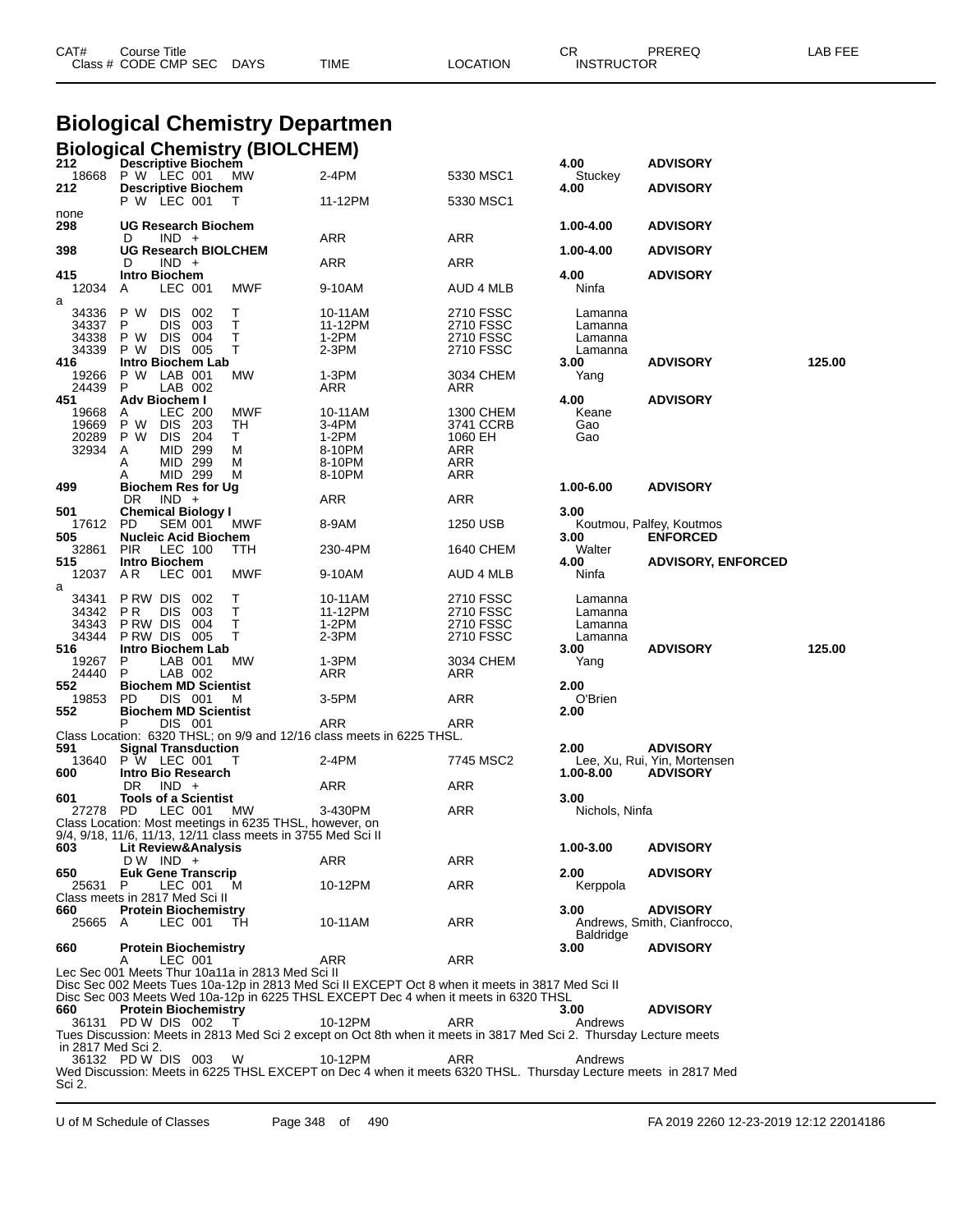# Biological Chemistry Departmen

## Biological Chemistry (BIOLCHEM)

| CAT# | Course Title | | | | | | CR | PREREQ | LAB FEE |
|---|---|---|---|---|---|---|---|---|---|
| Class # | CODE | CMP SEC | DAYS | TIME | LOCATION | INSTRUCTOR | | | |
| **212** | **Descriptive Biochem** | | | | | | **4.00** | **ADVISORY** | |
| 18668 | P W | LEC 001 | MW | 2-4PM | 5330 MSC1 | Stuckey | | | |
| **212** | **Descriptive Biochem** | | | | | | **4.00** | **ADVISORY** | |
| | P W | LEC 001 | T | 11-12PM | 5330 MSC1 | | | | |
| none | | | | | | | | | |
| **298** | **UG Research Biochem** | | | | | | **1.00-4.00** | **ADVISORY** | |
| | D | IND + | | ARR | ARR | | | | |
| **398** | **UG Research BIOLCHEM** | | | | | | **1.00-4.00** | **ADVISORY** | |
| | D | IND + | | ARR | ARR | | | | |
| **415** | **Intro Biochem** | | | | | | **4.00** | **ADVISORY** | |
| 12034 | A | LEC 001 | MWF | 9-10AM | AUD 4 MLB | Ninfa | | | |
| a | | | | | | | | | |
| 34336 | P W | DIS 002 | T | 10-11AM | 2710 FSSC | Lamanna | | | |
| 34337 | P | DIS 003 | T | 11-12PM | 2710 FSSC | Lamanna | | | |
| 34338 | P W | DIS 004 | T | 1-2PM | 2710 FSSC | Lamanna | | | |
| 34339 | P W | DIS 005 | T | 2-3PM | 2710 FSSC | Lamanna | | | |
| **416** | **Intro Biochem Lab** | | | | | | **3.00** | **ADVISORY** | **125.00** |
| 19266 | P W | LAB 001 | MW | 1-3PM | 3034 CHEM | Yang | | | |
| 24439 | P | LAB 002 | | ARR | ARR | | | | |
| **451** | **Adv Biochem I** | | | | | | **4.00** | **ADVISORY** | |
| 19668 | A | LEC 200 | MWF | 10-11AM | 1300 CHEM | Keane | | | |
| 19669 | P W | DIS 203 | TH | 3-4PM | 3741 CCRB | Gao | | | |
| 20289 | P W | DIS 204 | T | 1-2PM | 1060 EH | Gao | | | |
| 32934 | A | MID 299 | M | 8-10PM | ARR | | | | |
| | A | MID 299 | M | 8-10PM | ARR | | | | |
| | A | MID 299 | M | 8-10PM | ARR | | | | |
| **499** | **Biochem Res for Ug** | | | | | | **1.00-6.00** | **ADVISORY** | |
| | DR | IND + | | ARR | ARR | | | | |
| **501** | **Chemical Biology I** | | | | | | **3.00** | | |
| 17612 | PD | SEM 001 | MWF | 8-9AM | 1250 USB | Koutmou, Palfey, Koutmos | | | |
| **505** | **Nucleic Acid Biochem** | | | | | | **3.00** | **ENFORCED** | |
| 32861 | PIR | LEC 100 | TTH | 230-4PM | 1640 CHEM | Walter | | | |
| **515** | **Intro Biochem** | | | | | | **4.00** | **ADVISORY, ENFORCED** | |
| 12037 | A R | LEC 001 | MWF | 9-10AM | AUD 4 MLB | Ninfa | | | |
| a | | | | | | | | | |
| 34341 | P RW | DIS 002 | T | 10-11AM | 2710 FSSC | Lamanna | | | |
| 34342 | P R | DIS 003 | T | 11-12PM | 2710 FSSC | Lamanna | | | |
| 34343 | P RW | DIS 004 | T | 1-2PM | 2710 FSSC | Lamanna | | | |
| 34344 | P RW | DIS 005 | T | 2-3PM | 2710 FSSC | Lamanna | | | |
| **516** | **Intro Biochem Lab** | | | | | | **3.00** | **ADVISORY** | **125.00** |
| 19267 | P | LAB 001 | MW | 1-3PM | 3034 CHEM | Yang | | | |
| 24440 | P | LAB 002 | | ARR | ARR | | | | |
| **552** | **Biochem MD Scientist** | | | | | | **2.00** | | |
| 19853 | PD | DIS 001 | M | 3-5PM | ARR | O'Brien | | | |
| **552** | **Biochem MD Scientist** | | | | | | **2.00** | | |
| | P | DIS 001 | | ARR | ARR | | | | |

Class Location: 6320 THSL; on 9/9 and 12/16 class meets in 6225 THSL.

| CAT# | Course Title | | | | | | CR | PREREQ | LAB FEE |
|---|---|---|---|---|---|---|---|---|---|
| **591** | **Signal Transduction** | | | | | | **2.00** | **ADVISORY** | |
| 13640 | P W | LEC 001 | T | 2-4PM | 7745 MSC2 | Lee, Xu, Rui, Yin, Mortensen | | | |
| **600** | **Intro Bio Research** | | | | | | **1.00-8.00** | **ADVISORY** | |
| | DR | IND + | | ARR | ARR | | | | |
| **601** | **Tools of a Scientist** | | | | | | **3.00** | | |
| 27278 | PD | LEC 001 | MW | 3-430PM | ARR | Nichols, Ninfa | | | |

Class Location: Most meetings in 6235 THSL, however, on 9/4, 9/18, 11/6, 11/13, 12/11 class meets in 3755 Med Sci II

| CAT# | Course Title | | | | | | CR | PREREQ | LAB FEE |
|---|---|---|---|---|---|---|---|---|---|
| **603** | **Lit Review&Analysis** | | | | | | **1.00-3.00** | **ADVISORY** | |
| | D W | IND + | | ARR | ARR | | | | |
| **650** | **Euk Gene Transcrip** | | | | | | **2.00** | **ADVISORY** | |
| 25631 | P | LEC 001 | M | 10-12PM | ARR | Kerppola | | | |

Class meets in 2817 Med Sci II

| CAT# | Course Title | | | | | | CR | PREREQ | LAB FEE |
|---|---|---|---|---|---|---|---|---|---|
| **660** | **Protein Biochemistry** | | | | | | **3.00** | **ADVISORY** | |
| 25665 | A | LEC 001 | TH | 10-11AM | ARR | Andrews, Smith, Cianfrocco, Baldridge | | | |
| **660** | **Protein Biochemistry** | | | | | | **3.00** | **ADVISORY** | |
| | A | LEC 001 | | ARR | ARR | | | | |

Lec Sec 001 Meets Thur 10a11a in 2813 Med Sci II
Disc Sec 002 Meets Tues 10a-12p in 2813 Med Sci II EXCEPT Oct 8 when it meets in 3817 Med Sci II
Disc Sec 003 Meets Wed 10a-12p in 6225 THSL EXCEPT Dec 4 when it meets in 6320 THSL

| CAT# | Course Title | | | | | | CR | PREREQ | LAB FEE |
|---|---|---|---|---|---|---|---|---|---|
| **660** | **Protein Biochemistry** | | | | | | **3.00** | **ADVISORY** | |
| 36131 | PD W | DIS 002 | T | 10-12PM | ARR | Andrews | | | |

Tues Discussion: Meets in 2813 Med Sci 2 except on Oct 8th when it meets in 3817 Med Sci 2. Thursday Lecture meets in 2817 Med Sci 2.

| CAT# | Course Title | | | | | | CR | PREREQ | LAB FEE |
|---|---|---|---|---|---|---|---|---|---|
| 36132 | PD W | DIS 003 | W | 10-12PM | ARR | Andrews | | | |

Wed Discussion: Meets in 6225 THSL EXCEPT on Dec 4 when it meets 6320 THSL. Thursday Lecture meets in 2817 Med Sci 2.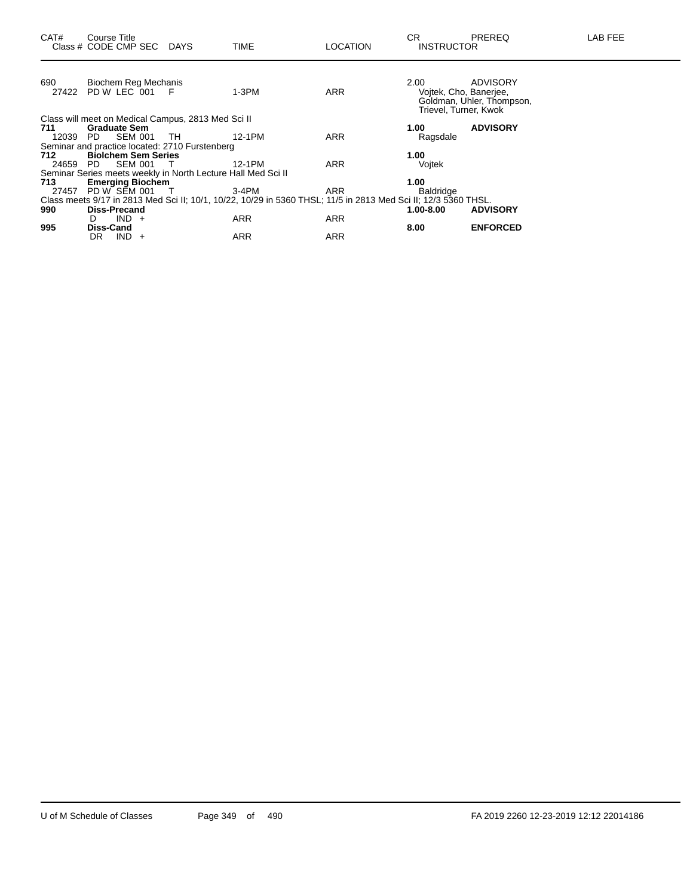| CAT# | Course Title<br>Class # CODE CMP SEC | DAYS | TIME | LOCATION | CR<br>INSTRUCTOR | PREREQ | LAB FEE |
|---|---|---|---|---|---|---|---|
| 690 | Biochem Reg Mechanis | | | | 2.00 | ADVISORY | |
| 27422 | PD W LEC 001 | F | 1-3PM | ARR | Vojtek, Cho, Banerjee, Goldman, Uhler, Thompson, Trievel, Turner, Kwok | | |
| Class will meet on Medical Campus, 2813 Med Sci II | | | | | | | |
| **711** | **Graduate Sem** | | | | **1.00** | **ADVISORY** | |
| 12039 | PD SEM 001 | TH | 12-1PM | ARR | Ragsdale | | |
| Seminar and practice located: 2710 Furstenberg | | | | | | | |
| **712** | **Biolchem Sem Series** | | | | **1.00** | | |
| 24659 | PD SEM 001 | T | 12-1PM | ARR | Vojtek | | |
| Seminar Series meets weekly in North Lecture Hall Med Sci II | | | | | | | |
| **713** | **Emerging Biochem** | | | | **1.00** | | |
| 27457 | PD W SEM 001 | T | 3-4PM | ARR | Baldridge | | |
| Class meets 9/17 in 2813 Med Sci II; 10/1, 10/22, 10/29 in 5360 THSL; 11/5 in 2813 Med Sci II; 12/3 5360 THSL. | | | | | | | |
| **990** | **Diss-Precand** | | | | **1.00-8.00** | **ADVISORY** | |
| | D IND + | | ARR | ARR | | | |
| **995** | **Diss-Cand** | | | | **8.00** | **ENFORCED** | |
| | DR IND + | | ARR | ARR | | | |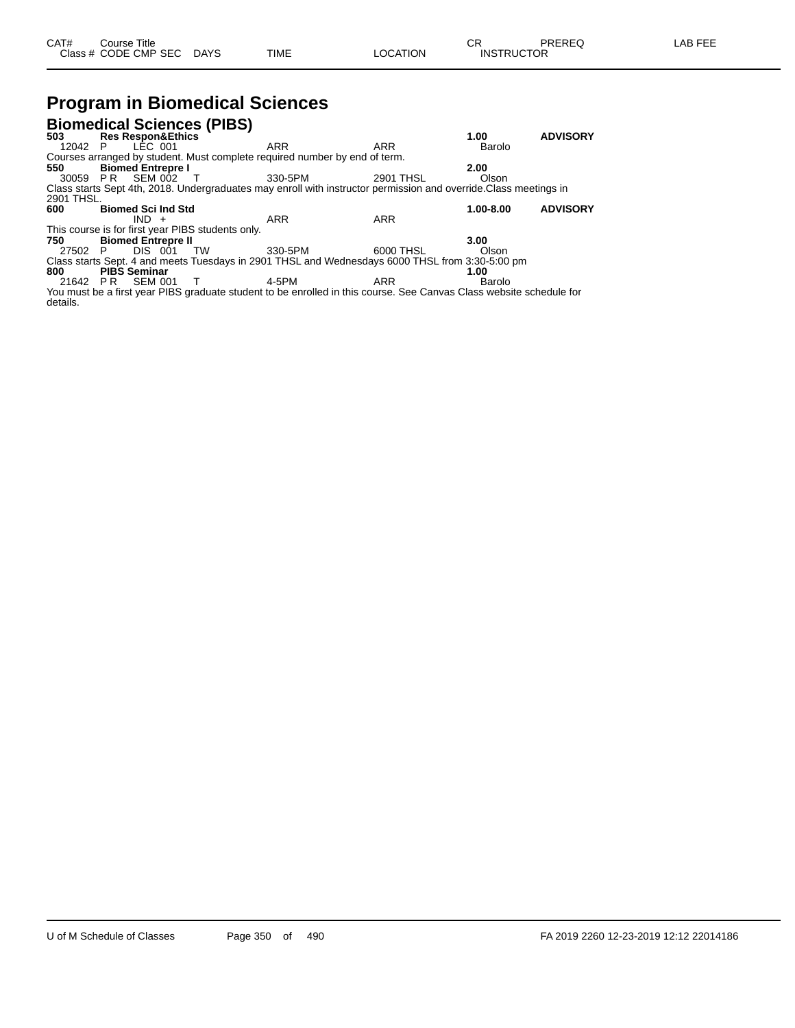| CAT# | Course Title | | | | | | CR | PREREQ | LAB FEE |
|---|---|---|---|---|---|---|---|---|---|
| Class # | CODE | CMP | SEC | DAYS | TIME | LOCATION | INSTRUCTOR | | |

# Program in Biomedical Sciences

## Biomedical Sciences (PIBS)

**503 Res Respon&Ethics** **1.00** **ADVISORY**

| Class # | CODE | CMP | SEC | DAYS | TIME | LOCATION | INSTRUCTOR |
|---|---|---|---|---|---|---|---|
| 12042 | P | LEC | 001 | | ARR | ARR | Barolo |

Courses arranged by student. Must complete required number by end of term.

**550 Biomed Entrepre I** **2.00**

| Class # | CODE | CMP | SEC | DAYS | TIME | LOCATION | INSTRUCTOR |
|---|---|---|---|---|---|---|---|
| 30059 | P R | SEM | 002 | T | 330-5PM | 2901 THSL | Olson |

Class starts Sept 4th, 2018. Undergraduates may enroll with instructor permission and override.Class meetings in 2901 THSL.

**600 Biomed Sci Ind Std** **1.00-8.00** **ADVISORY**

| Class # | CODE | CMP | SEC | DAYS | TIME | LOCATION | INSTRUCTOR |
|---|---|---|---|---|---|---|---|
| | | IND | + | | ARR | ARR | |

This course is for first year PIBS students only.

**750 Biomed Entrepre II** **3.00**

| Class # | CODE | CMP | SEC | DAYS | TIME | LOCATION | INSTRUCTOR |
|---|---|---|---|---|---|---|---|
| 27502 | P | DIS | 001 | TW | 330-5PM | 6000 THSL | Olson |

Class starts Sept. 4 and meets Tuesdays in 2901 THSL and Wednesdays 6000 THSL from 3:30-5:00 pm

**800 PIBS Seminar** **1.00**

| Class # | CODE | CMP | SEC | DAYS | TIME | LOCATION | INSTRUCTOR |
|---|---|---|---|---|---|---|---|
| 21642 | P R | SEM | 001 | T | 4-5PM | ARR | Barolo |

You must be a first year PIBS graduate student to be enrolled in this course. See Canvas Class website schedule for details.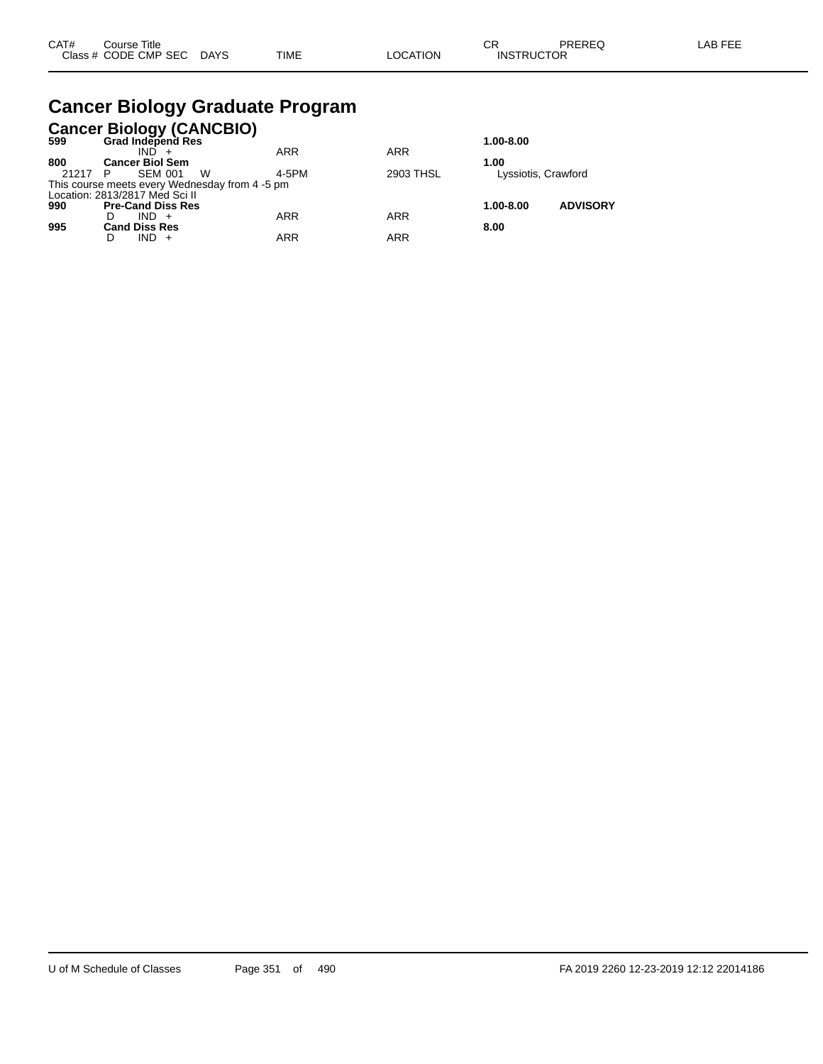# Cancer Biology Graduate Program

## Cancer Biology (CANCBIO)

| CAT# / Class # | Course Title / CODE CMP SEC | DAYS | TIME | LOCATION | CR / INSTRUCTOR | PREREQ | LAB FEE |
|---|---|---|---|---|---|---|---|
| **599** | **Grad Independ Res** | | | | **1.00-8.00** | | |
| | IND + | | ARR | ARR | | | |
| **800** | **Cancer Biol Sem** | | | | **1.00** | | |
| 21217 | P SEM 001 | W | 4-5PM | 2903 THSL | Lyssiotis, Crawford | | |

This course meets every Wednesday from 4 -5 pm
Location: 2813/2817 Med Sci II

| CAT# / Class # | Course Title / CODE CMP SEC | DAYS | TIME | LOCATION | CR / INSTRUCTOR | PREREQ | LAB FEE |
|---|---|---|---|---|---|---|---|
| **990** | **Pre-Cand Diss Res** | | | | **1.00-8.00** | **ADVISORY** | |
| | D IND + | | ARR | ARR | | | |
| **995** | **Cand Diss Res** | | | | **8.00** | | |
| | D IND + | | ARR | ARR | | | |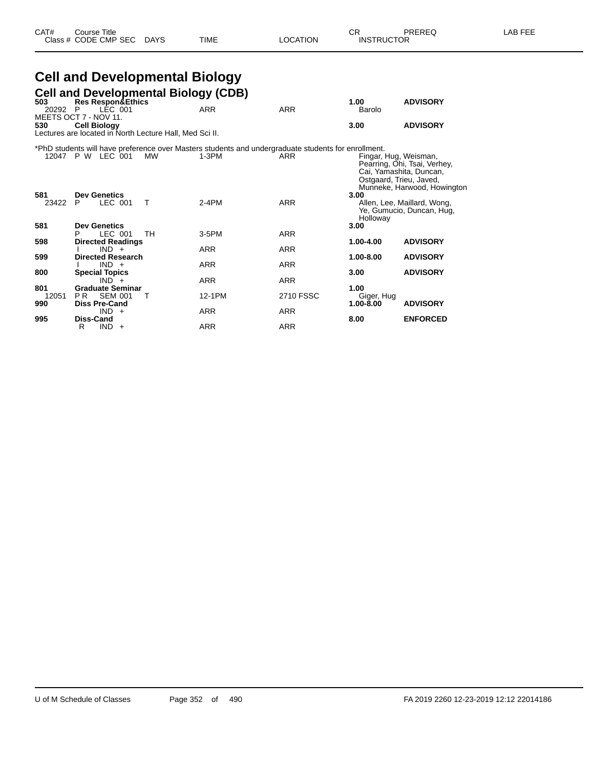# Cell and Developmental Biology

## Cell and Developmental Biology (CDB)

| CAT# / Class # | Course Title / CODE CMP SEC | DAYS | TIME | LOCATION | CR / INSTRUCTOR | PREREQ | LAB FEE |
|---|---|---|---|---|---|---|---|
| **503** | **Res Respon&Ethics** | | | | **1.00** | **ADVISORY** | |
| 20292 | P LEC 001 | | ARR | ARR | Barolo | | |
| MEETS OCT 7 - NOV 11. | | | | | | | |
| **530** | **Cell Biology** | | | | **3.00** | **ADVISORY** | |
| Lectures are located in North Lecture Hall, Med Sci II. | | | | | | | |
| *PhD students will have preference over Masters students and undergraduate students for enrollment. | | | | | | | |
| 12047 | P W LEC 001 | MW | 1-3PM | ARR | Fingar, Hug, Weisman, Pearring, Ohi, Tsai, Verhey, Cai, Yamashita, Duncan, Ostgaard, Trieu, Javed, Munneke, Harwood, Howington | | |
| **581** | **Dev Genetics** | | | | **3.00** | | |
| 23422 | P LEC 001 | T | 2-4PM | ARR | Allen, Lee, Maillard, Wong, Ye, Gumucio, Duncan, Hug, Holloway | | |
| **581** | **Dev Genetics** | | | | **3.00** | | |
| | P LEC 001 | TH | 3-5PM | ARR | | | |
| **598** | **Directed Readings** | | | | **1.00-4.00** | **ADVISORY** | |
| | I IND + | | ARR | ARR | | | |
| **599** | **Directed Research** | | | | **1.00-8.00** | **ADVISORY** | |
| | I IND + | | ARR | ARR | | | |
| **800** | **Special Topics** | | | | **3.00** | **ADVISORY** | |
| | IND + | | ARR | ARR | | | |
| **801** | **Graduate Seminar** | | | | **1.00** | | |
| 12051 | P R SEM 001 | T | 12-1PM | 2710 FSSC | Giger, Hug | | |
| **990** | **Diss Pre-Cand** | | | | **1.00-8.00** | **ADVISORY** | |
| | IND + | | ARR | ARR | | | |
| **995** | **Diss-Cand** | | | | **8.00** | **ENFORCED** | |
| | R IND + | | ARR | ARR | | | |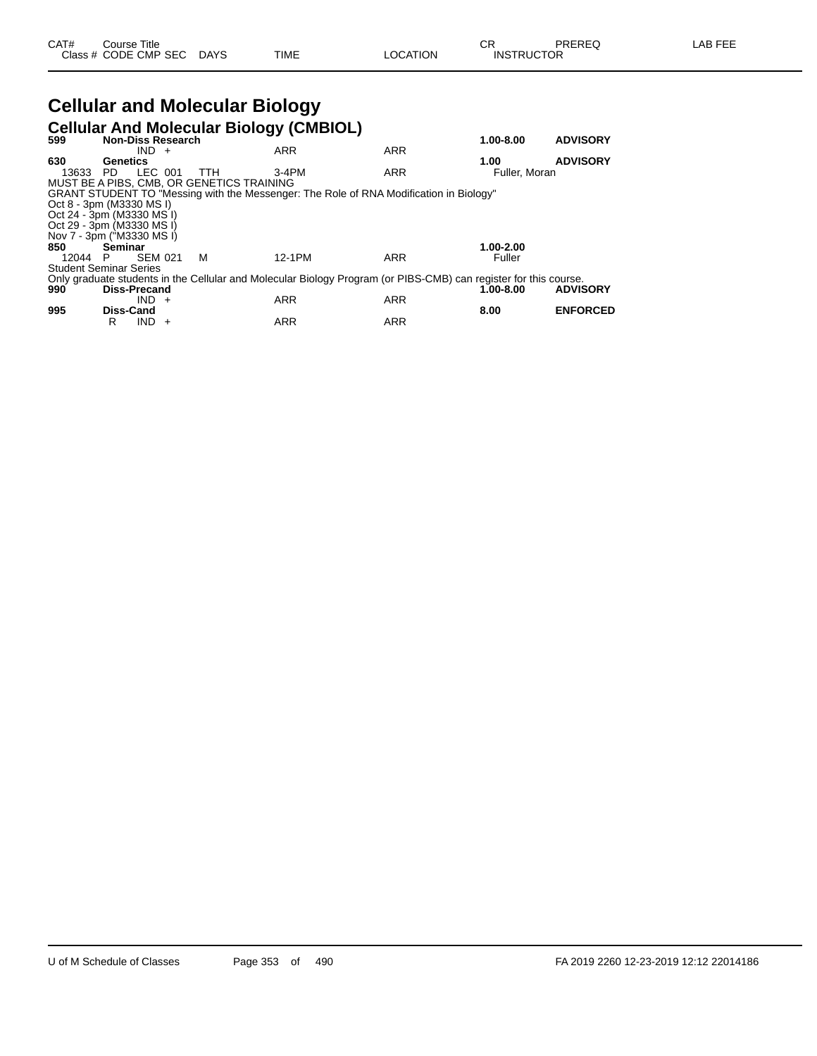| CAT# | Course Title | | | | | CR | PREREQ | LAB FEE |
|---|---|---|---|---|---|---|---|---|
| Class # | CODE | CMP SEC | DAYS | TIME | LOCATION | INSTRUCTOR | | |

# Cellular and Molecular Biology

## Cellular And Molecular Biology (CMBIOL)

| CAT# | Course Title | | | | | CR | PREREQ |
|---|---|---|---|---|---|---|---|
| **599** | **Non-Diss Research** | | | | | **1.00-8.00** | **ADVISORY** |
| | | IND + | | ARR | ARR | | |
| **630** | **Genetics** | | | | | **1.00** | **ADVISORY** |
| 13633 | PD | LEC 001 | TTH | 3-4PM | ARR | Fuller, Moran | |

MUST BE A PIBS, CMB, OR GENETICS TRAINING
GRANT STUDENT TO "Messing with the Messenger: The Role of RNA Modification in Biology"
Oct 8 - 3pm (M3330 MS I)
Oct 24 - 3pm (M3330 MS I)
Oct 29 - 3pm (M3330 MS I)
Nov 7 - 3pm ("M3330 MS I)

| CAT# | Course Title | | | | | CR | PREREQ |
|---|---|---|---|---|---|---|---|
| **850** | **Seminar** | | | | | **1.00-2.00** | |
| 12044 | P | SEM 021 | M | 12-1PM | ARR | Fuller | |

Student Seminar Series
Only graduate students in the Cellular and Molecular Biology Program (or PIBS-CMB) can register for this course.

| CAT# | Course Title | | | | | CR | PREREQ |
|---|---|---|---|---|---|---|---|
| **990** | **Diss-Precand** | | | | | **1.00-8.00** | **ADVISORY** |
| | | IND + | | ARR | ARR | | |
| **995** | **Diss-Cand** | | | | | **8.00** | **ENFORCED** |
| | R | IND + | | ARR | ARR | | |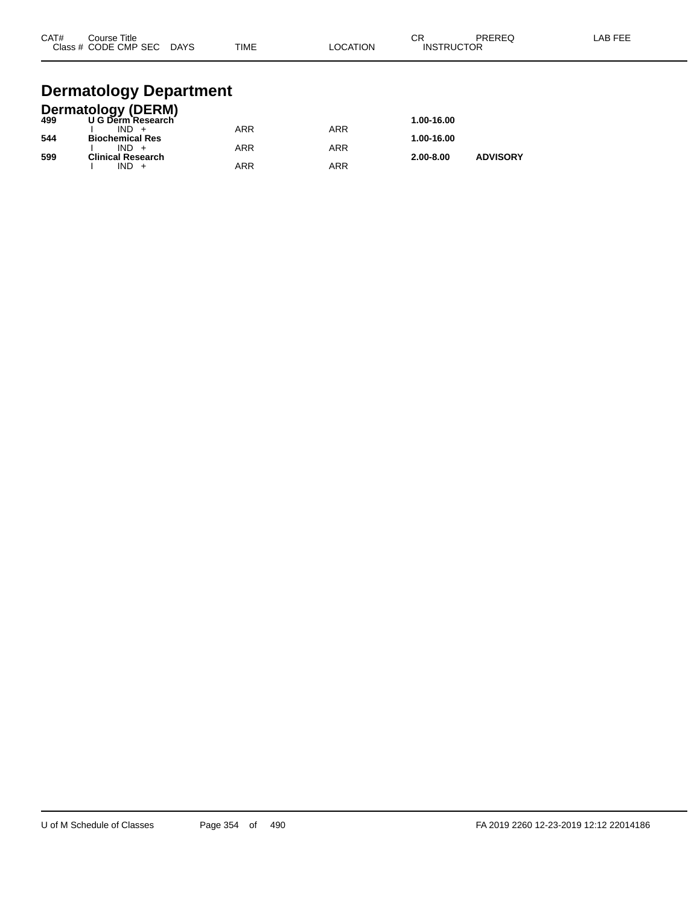| CAT# | Course Title / Class # CODE CMP SEC | DAYS | TIME | LOCATION | CR / INSTRUCTOR | PREREQ | LAB FEE |
|---|---|---|---|---|---|---|---|

# Dermatology Department

## Dermatology (DERM)

| CAT# | Course Title / Class # CODE CMP SEC | DAYS | TIME | LOCATION | CR / INSTRUCTOR | PREREQ | LAB FEE |
|---|---|---|---|---|---|---|---|
| **499** | **U G Derm Research** | | | | **1.00-16.00** | | |
| | I IND + | | ARR | ARR | | | |
| **544** | **Biochemical Res** | | | | **1.00-16.00** | | |
| | I IND + | | ARR | ARR | | | |
| **599** | **Clinical Research** | | | | **2.00-8.00** | **ADVISORY** | |
| | I IND + | | ARR | ARR | | | |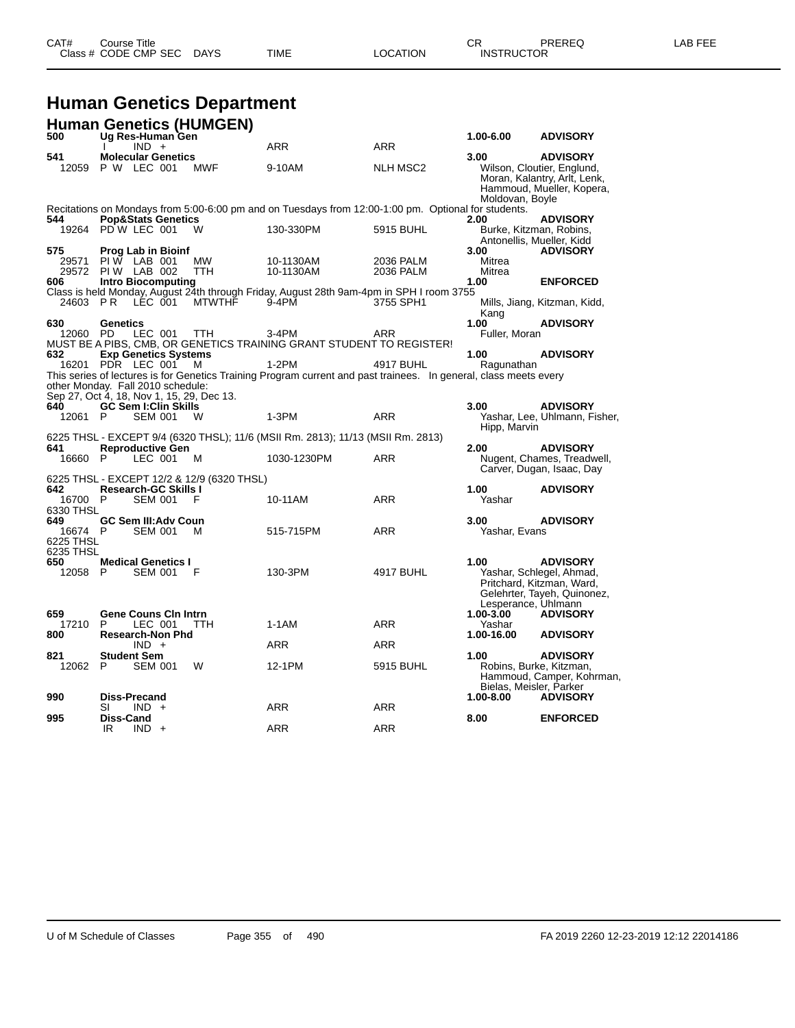# Human Genetics Department

## Human Genetics (HUMGEN)

| CAT# / Class # | Course Title / CODE CMP SEC | DAYS | TIME | LOCATION | CR / INSTRUCTOR | PREREQ | LAB FEE |
|---|---|---|---|---|---|---|---|
| 500 | Ug Res-Human Gen | | | | 1.00-6.00 | ADVISORY | |
| | I IND + | | ARR | ARR | | | |
| 541 | Molecular Genetics | | | | 3.00 | ADVISORY | |
| 12059 | P W LEC 001 | MWF | 9-10AM | NLH MSC2 | Wilson, Cloutier, Englund, Moran, Kalantry, Arlt, Lenk, Hammoud, Mueller, Kopera, Moldovan, Boyle | | |

Recitations on Mondays from 5:00-6:00 pm and on Tuesdays from 12:00-1:00 pm. Optional for students.

| CAT# / Class # | Course Title / CODE CMP SEC | DAYS | TIME | LOCATION | CR / INSTRUCTOR | PREREQ | LAB FEE |
|---|---|---|---|---|---|---|---|
| 544 | Pop&Stats Genetics | | | | 2.00 | ADVISORY | |
| 19264 | PD W LEC 001 | W | 130-330PM | 5915 BUHL | Burke, Kitzman, Robins, Antonellis, Mueller, Kidd | | |
| 575 | Prog Lab in Bioinf | | | | 3.00 | ADVISORY | |
| 29571 | PI W LAB 001 | MW | 10-1130AM | 2036 PALM | Mitrea | | |
| 29572 | PI W LAB 002 | TTH | 10-1130AM | 2036 PALM | Mitrea | | |
| 606 | Intro Biocomputing | | | | 1.00 | ENFORCED | |

Class is held Monday, August 24th through Friday, August 28th 9am-4pm in SPH I room 3755

| CAT# / Class # | Course Title / CODE CMP SEC | DAYS | TIME | LOCATION | CR / INSTRUCTOR | PREREQ | LAB FEE |
|---|---|---|---|---|---|---|---|
| 24603 | P R LEC 001 | MTWTHF | 9-4PM | 3755 SPH1 | Mills, Jiang, Kitzman, Kidd, Kang | | |
| 630 | Genetics | | | | 1.00 | ADVISORY | |
| 12060 | PD LEC 001 | TTH | 3-4PM | ARR | Fuller, Moran | | |

MUST BE A PIBS, CMB, OR GENETICS TRAINING GRANT STUDENT TO REGISTER!

| CAT# / Class # | Course Title / CODE CMP SEC | DAYS | TIME | LOCATION | CR / INSTRUCTOR | PREREQ | LAB FEE |
|---|---|---|---|---|---|---|---|
| 632 | Exp Genetics Systems | | | | 1.00 | ADVISORY | |
| 16201 | PDR LEC 001 | M | 1-2PM | 4917 BUHL | Ragunathan | | |

This series of lectures is for Genetics Training Program current and past trainees. In general, class meets every other Monday. Fall 2010 schedule:
Sep 27, Oct 4, 18, Nov 1, 15, 29, Dec 13.

| CAT# / Class # | Course Title / CODE CMP SEC | DAYS | TIME | LOCATION | CR / INSTRUCTOR | PREREQ | LAB FEE |
|---|---|---|---|---|---|---|---|
| 640 | GC Sem I:Clin Skills | | | | 3.00 | ADVISORY | |
| 12061 | P SEM 001 | W | 1-3PM | ARR | Yashar, Lee, Uhlmann, Fisher, Hipp, Marvin | | |

6225 THSL - EXCEPT 9/4 (6320 THSL); 11/6 (MSII Rm. 2813); 11/13 (MSII Rm. 2813)

| CAT# / Class # | Course Title / CODE CMP SEC | DAYS | TIME | LOCATION | CR / INSTRUCTOR | PREREQ | LAB FEE |
|---|---|---|---|---|---|---|---|
| 641 | Reproductive Gen | | | | 2.00 | ADVISORY | |
| 16660 | P LEC 001 | M | 1030-1230PM | ARR | Nugent, Chames, Treadwell, Carver, Dugan, Isaac, Day | | |

6225 THSL - EXCEPT 12/2 & 12/9 (6320 THSL)

| CAT# / Class # | Course Title / CODE CMP SEC | DAYS | TIME | LOCATION | CR / INSTRUCTOR | PREREQ | LAB FEE |
|---|---|---|---|---|---|---|---|
| 642 | Research-GC Skills I | | | | 1.00 | ADVISORY | |
| 16700 | P SEM 001 | F | 10-11AM | ARR | Yashar | | |

6330 THSL

| CAT# / Class # | Course Title / CODE CMP SEC | DAYS | TIME | LOCATION | CR / INSTRUCTOR | PREREQ | LAB FEE |
|---|---|---|---|---|---|---|---|
| 649 | GC Sem III:Adv Coun | | | | 3.00 | ADVISORY | |
| 16674 | P SEM 001 | M | 515-715PM | ARR | Yashar, Evans | | |

6225 THSL
6235 THSL

| CAT# / Class # | Course Title / CODE CMP SEC | DAYS | TIME | LOCATION | CR / INSTRUCTOR | PREREQ | LAB FEE |
|---|---|---|---|---|---|---|---|
| 650 | Medical Genetics I | | | | 1.00 | ADVISORY | |
| 12058 | P SEM 001 | F | 130-3PM | 4917 BUHL | Yashar, Schlegel, Ahmad, Pritchard, Kitzman, Ward, Gelehrter, Tayeh, Quinonez, Lesperance, Uhlmann | | |
| 659 | Gene Couns Cln Intrn | | | | 1.00-3.00 | ADVISORY | |
| 17210 | P LEC 001 | TTH | 1-1AM | ARR | Yashar | | |
| 800 | Research-Non Phd | | | | 1.00-16.00 | ADVISORY | |
| | IND + | | ARR | ARR | | | |
| 821 | Student Sem | | | | 1.00 | ADVISORY | |
| 12062 | P SEM 001 | W | 12-1PM | 5915 BUHL | Robins, Burke, Kitzman, Hammoud, Camper, Kohrman, Bielas, Meisler, Parker | | |
| 990 | Diss-Precand | | | | 1.00-8.00 | ADVISORY | |
| | SI IND + | | ARR | ARR | | | |
| 995 | Diss-Cand | | | | 8.00 | ENFORCED | |
| | IR IND + | | ARR | ARR | | | |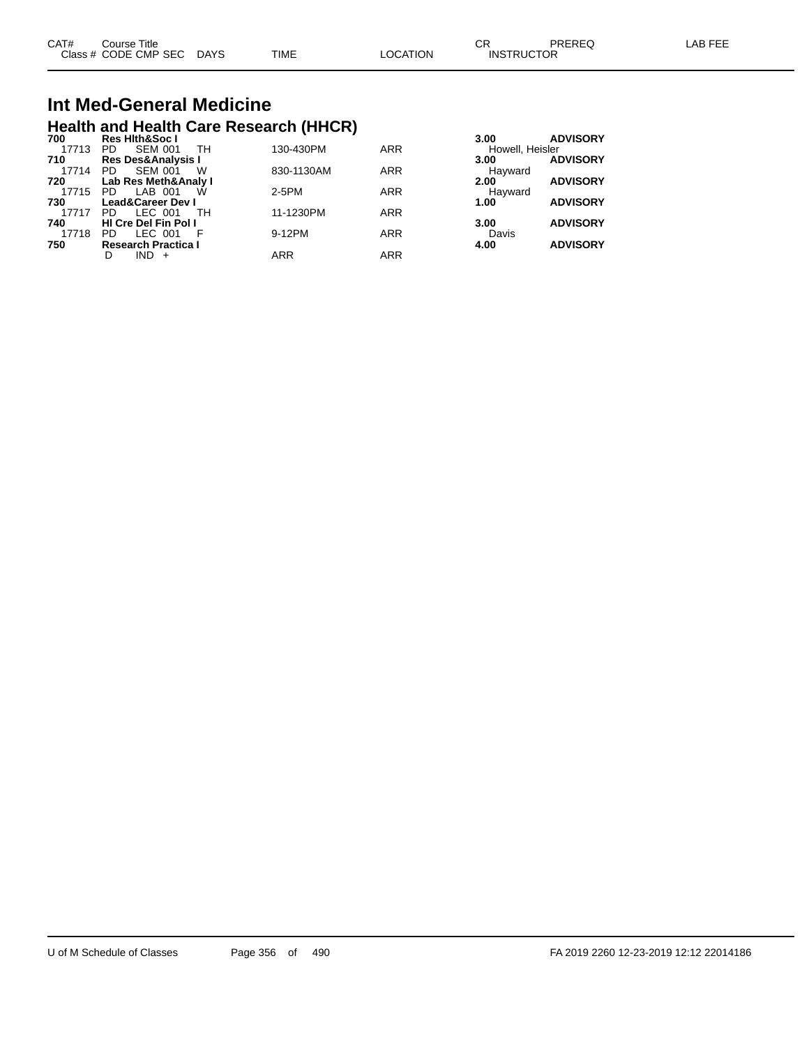## Int Med-General Medicine

### Health and Health Care Research (HHCR)

| CAT# | Course Title | | | | TIME | LOCATION | CR | PREREQ | LAB FEE |
|---|---|---|---|---|---|---|---|---|---|
| Class # | CODE | CMP | SEC | DAYS | | | INSTRUCTOR | | |
| **700** | **Res Hlth&Soc I** | | | | | | **3.00** | **ADVISORY** | |
| 17713 | PD | SEM | 001 | TH | 130-430PM | ARR | Howell, Heisler | | |
| **710** | **Res Des&Analysis I** | | | | | | **3.00** | **ADVISORY** | |
| 17714 | PD | SEM | 001 | W | 830-1130AM | ARR | Hayward | | |
| **720** | **Lab Res Meth&Analy I** | | | | | | **2.00** | **ADVISORY** | |
| 17715 | PD | LAB | 001 | W | 2-5PM | ARR | Hayward | | |
| **730** | **Lead&Career Dev I** | | | | | | **1.00** | **ADVISORY** | |
| 17717 | PD | LEC | 001 | TH | 11-1230PM | ARR | | | |
| **740** | **Hl Cre Del Fin Pol I** | | | | | | **3.00** | **ADVISORY** | |
| 17718 | PD | LEC | 001 | F | 9-12PM | ARR | Davis | | |
| **750** | **Research Practica I** | | | | | | **4.00** | **ADVISORY** | |
| | D | IND | + | | ARR | ARR | | | |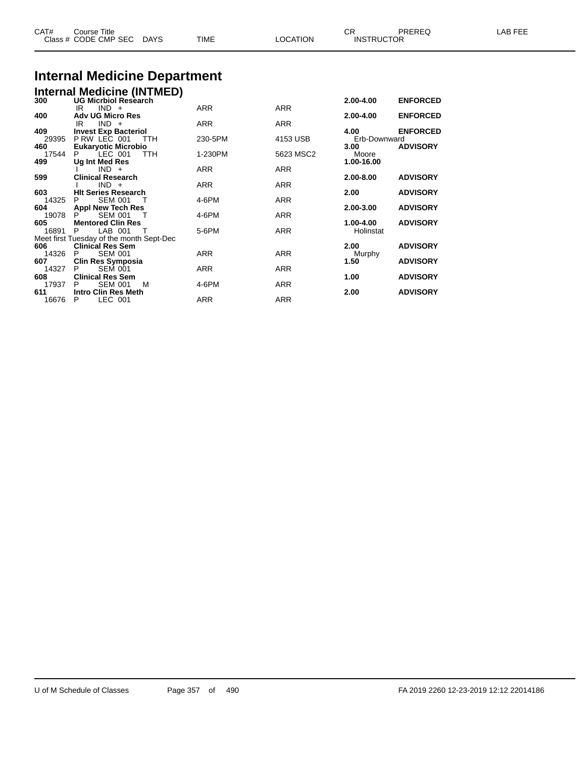# Internal Medicine Department

## Internal Medicine (INTMED)

| CAT# / Class # | Course Title / CODE CMP SEC | DAYS | TIME | LOCATION | CR / INSTRUCTOR | PREREQ | LAB FEE |
|---|---|---|---|---|---|---|---|
| **300** | **UG Micrbiol Research** | | | | **2.00-4.00** | **ENFORCED** | |
| | IR IND + | | ARR | ARR | | | |
| **400** | **Adv UG Micro Res** | | | | **2.00-4.00** | **ENFORCED** | |
| | IR IND + | | ARR | ARR | | | |
| **409** | **Invest Exp Bacteriol** | | | | **4.00** | **ENFORCED** | |
| 29395 | P RW LEC 001 | TTH | 230-5PM | 4153 USB | Erb-Downward | | |
| **460** | **Eukaryotic Microbio** | | | | **3.00** | **ADVISORY** | |
| 17544 | P LEC 001 | TTH | 1-230PM | 5623 MSC2 | Moore | | |
| **499** | **Ug Int Med Res** | | | | **1.00-16.00** | | |
| | I IND + | | ARR | ARR | | | |
| **599** | **Clinical Research** | | | | **2.00-8.00** | **ADVISORY** | |
| | I IND + | | ARR | ARR | | | |
| **603** | **Hlt Series Research** | | | | **2.00** | **ADVISORY** | |
| 14325 | P SEM 001 | T | 4-6PM | ARR | | | |
| **604** | **Appl New Tech Res** | | | | **2.00-3.00** | **ADVISORY** | |
| 19078 | P SEM 001 | T | 4-6PM | ARR | | | |
| **605** | **Mentored Clin Res** | | | | **1.00-4.00** | **ADVISORY** | |
| 16891 | P LAB 001 | T | 5-6PM | ARR | Holinstat | | |
| | Meet first Tuesday of the month Sept-Dec | | | | | | |
| **606** | **Clinical Res Sem** | | | | **2.00** | **ADVISORY** | |
| 14326 | P SEM 001 | | ARR | ARR | Murphy | | |
| **607** | **Clin Res Symposia** | | | | **1.50** | **ADVISORY** | |
| 14327 | P SEM 001 | | ARR | ARR | | | |
| **608** | **Clinical Res Sem** | | | | **1.00** | **ADVISORY** | |
| 17937 | P SEM 001 | M | 4-6PM | ARR | | | |
| **611** | **Intro Clin Res Meth** | | | | **2.00** | **ADVISORY** | |
| 16676 | P LEC 001 | | ARR | ARR | | | |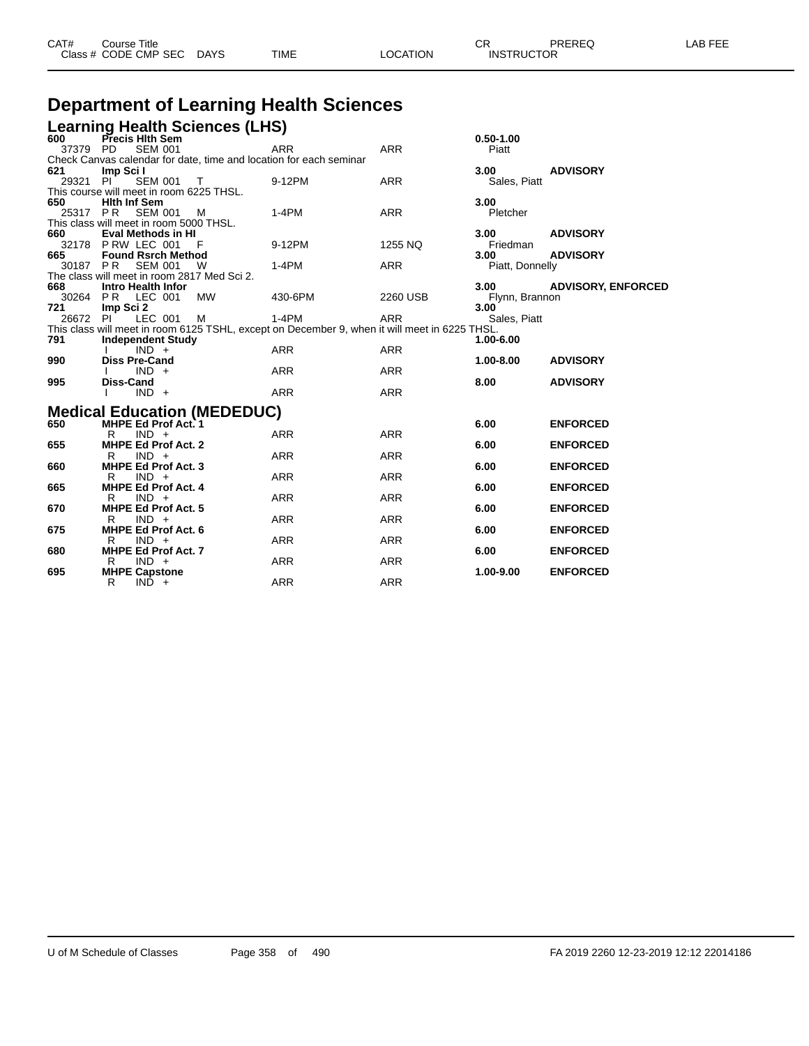# Department of Learning Health Sciences

## Learning Health Sciences (LHS)

| CAT# | Class # | CODE | CMP | SEC | DAYS | TIME | LOCATION | CR | INSTRUCTOR | PREREQ | LAB FEE |
|---|---|---|---|---|---|---|---|---|---|---|---|
| 600 | **Precis Hlth Sem** | | | | | | | 0.50-1.00 | | | |
| | 37379 | PD | SEM | 001 | | ARR | ARR | | Piatt | | |
| | Check Canvas calendar for date, time and location for each seminar | | | | | | | | | | |
| 621 | **Imp Sci I** | | | | | | | 3.00 | | ADVISORY | |
| | 29321 | PI | SEM | 001 | T | 9-12PM | ARR | | Sales, Piatt | | |
| | This course will meet in room 6225 THSL. | | | | | | | | | | |
| 650 | **Hlth Inf Sem** | | | | | | | 3.00 | | | |
| | 25317 | P R | SEM | 001 | M | 1-4PM | ARR | | Pletcher | | |
| | This class will meet in room 5000 THSL. | | | | | | | | | | |
| 660 | **Eval Methods in HI** | | | | | | | 3.00 | | ADVISORY | |
| | 32178 | P RW | LEC | 001 | F | 9-12PM | 1255 NQ | | Friedman | | |
| 665 | **Found Rsrch Method** | | | | | | | 3.00 | | ADVISORY | |
| | 30187 | P R | SEM | 001 | W | 1-4PM | ARR | | Piatt, Donnelly | | |
| | The class will meet in room 2817 Med Sci 2. | | | | | | | | | | |
| 668 | **Intro Health Infor** | | | | | | | 3.00 | | ADVISORY, ENFORCED | |
| | 30264 | P R | LEC | 001 | MW | 430-6PM | 2260 USB | | Flynn, Brannon | | |
| 721 | **Imp Sci 2** | | | | | | | 3.00 | | | |
| | 26672 | PI | LEC | 001 | M | 1-4PM | ARR | | Sales, Piatt | | |
| | This class will meet in room 6125 TSHL, except on December 9, when it will meet in 6225 THSL. | | | | | | | | | | |
| 791 | **Independent Study** | | | | | | | 1.00-6.00 | | | |
| | | I | IND | + | | ARR | ARR | | | | |
| 990 | **Diss Pre-Cand** | | | | | | | 1.00-8.00 | | ADVISORY | |
| | | I | IND | + | | ARR | ARR | | | | |
| 995 | **Diss-Cand** | | | | | | | 8.00 | | ADVISORY | |
| | | I | IND | + | | ARR | ARR | | | | |

## Medical Education (MEDEDUC)

| CAT# | Class # | CODE | CMP | SEC | DAYS | TIME | LOCATION | CR | INSTRUCTOR | PREREQ | LAB FEE |
|---|---|---|---|---|---|---|---|---|---|---|---|
| 650 | **MHPE Ed Prof Act. 1** | | | | | | | 6.00 | | ENFORCED | |
| | | R | IND | + | | ARR | ARR | | | | |
| 655 | **MHPE Ed Prof Act. 2** | | | | | | | 6.00 | | ENFORCED | |
| | | R | IND | + | | ARR | ARR | | | | |
| 660 | **MHPE Ed Prof Act. 3** | | | | | | | 6.00 | | ENFORCED | |
| | | R | IND | + | | ARR | ARR | | | | |
| 665 | **MHPE Ed Prof Act. 4** | | | | | | | 6.00 | | ENFORCED | |
| | | R | IND | + | | ARR | ARR | | | | |
| 670 | **MHPE Ed Prof Act. 5** | | | | | | | 6.00 | | ENFORCED | |
| | | R | IND | + | | ARR | ARR | | | | |
| 675 | **MHPE Ed Prof Act. 6** | | | | | | | 6.00 | | ENFORCED | |
| | | R | IND | + | | ARR | ARR | | | | |
| 680 | **MHPE Ed Prof Act. 7** | | | | | | | 6.00 | | ENFORCED | |
| | | R | IND | + | | ARR | ARR | | | | |
| 695 | **MHPE Capstone** | | | | | | | 1.00-9.00 | | ENFORCED | |
| | | R | IND | + | | ARR | ARR | | | | |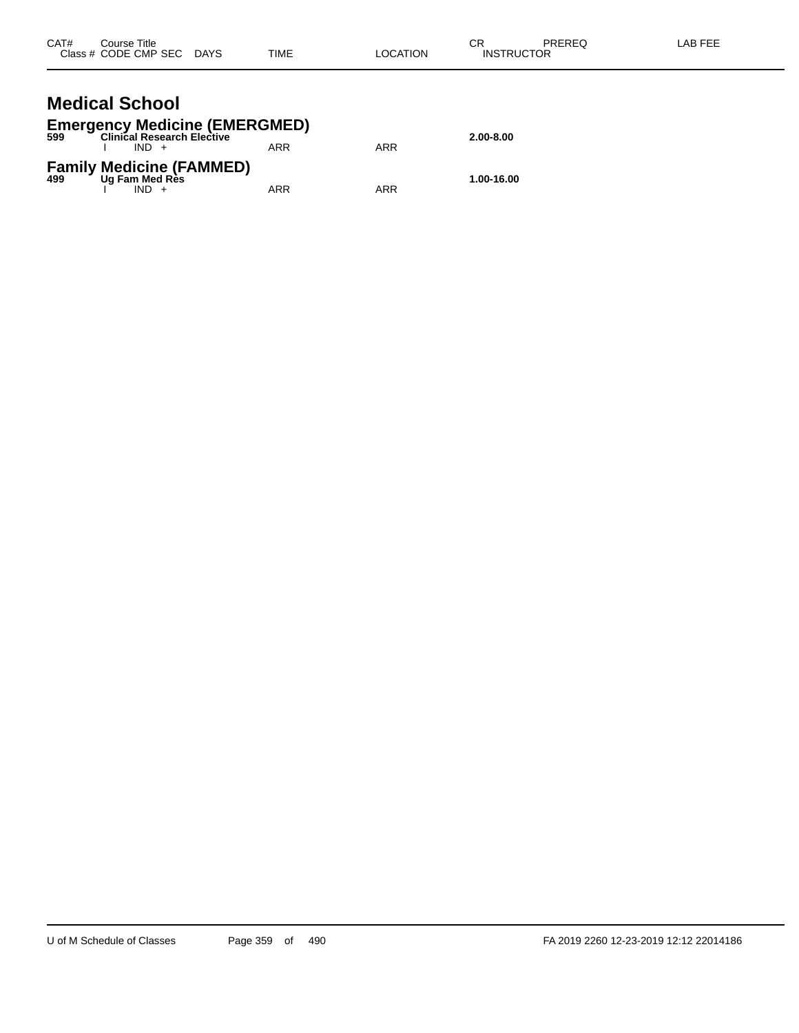| CAT# | Course Title | | | | | CR | PREREQ | LAB FEE |
|---|---|---|---|---|---|---|---|---|
| Class # | CODE CMP SEC | DAYS | TIME | LOCATION | | INSTRUCTOR | | |

# Medical School

## Emergency Medicine (EMERGMED)

| CAT# | Course Title | | | | CR | PREREQ | LAB FEE |
|---|---|---|---|---|---|---|---|
| **599** | **Clinical Research Elective** | | | | **2.00-8.00** | | |
| | I IND + | | ARR | ARR | | | |

## Family Medicine (FAMMED)

| CAT# | Course Title | | | | CR | PREREQ | LAB FEE |
|---|---|---|---|---|---|---|---|
| **499** | **Ug Fam Med Res** | | | | **1.00-16.00** | | |
| | I IND + | | ARR | ARR | | | |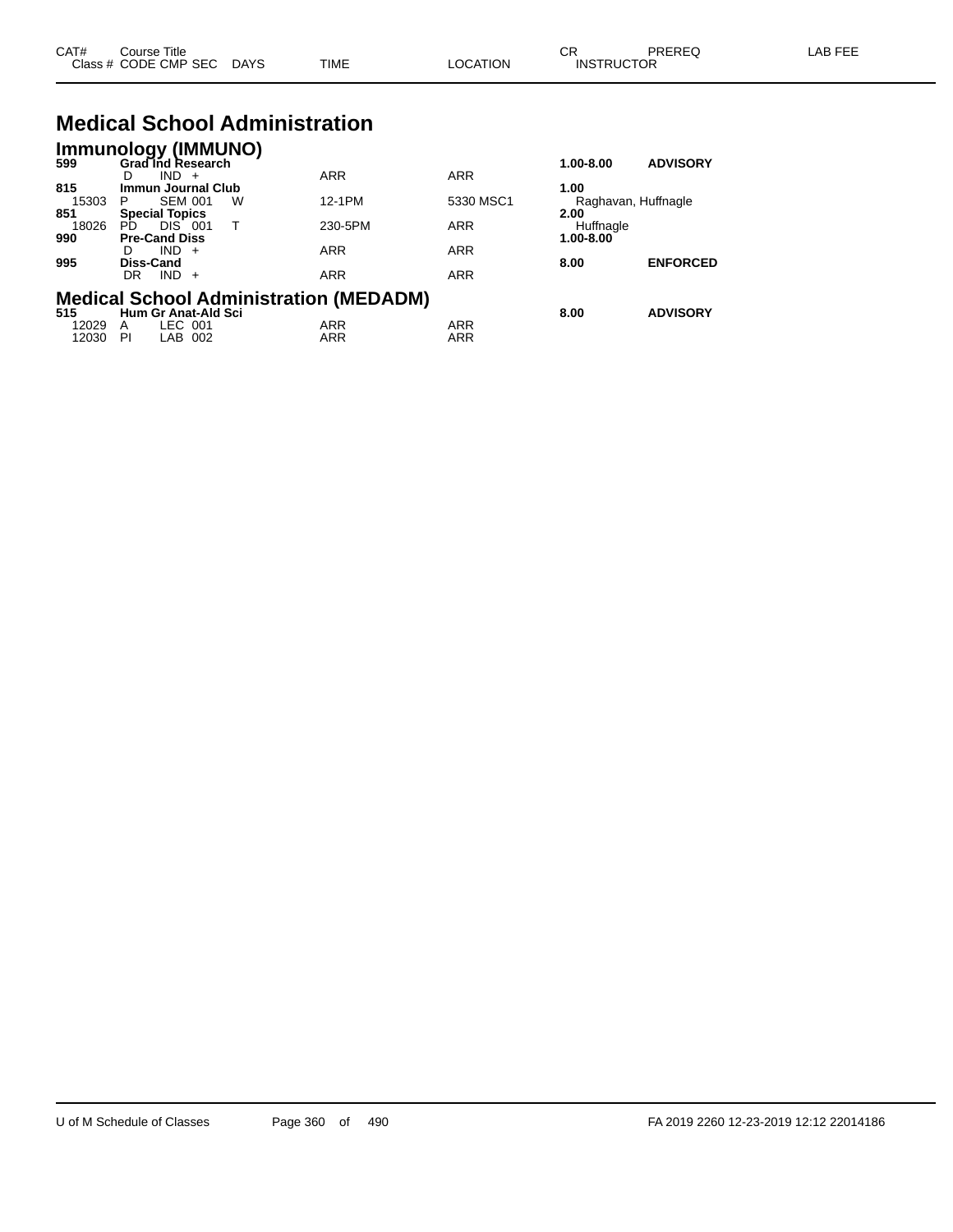| CAT# Class # | Course Title CODE | CMP | SEC | DAYS | TIME | LOCATION | CR INSTRUCTOR | PREREQ | LAB FEE |
|---|---|---|---|---|---|---|---|---|---|

# Medical School Administration

## Immunology (IMMUNO)

| CAT# Class # | Course Title CODE | CMP | SEC | DAYS | TIME | LOCATION | CR INSTRUCTOR | PREREQ | LAB FEE |
|---|---|---|---|---|---|---|---|---|---|
| **599** | **Grad Ind Research** | | | | | | **1.00-8.00** | **ADVISORY** | |
| | D | IND | + | | ARR | ARR | | | |
| **815** | **Immun Journal Club** | | | | | | **1.00** | | |
| 15303 | P | SEM | 001 | W | 12-1PM | 5330 MSC1 | Raghavan, Huffnagle | | |
| **851** | **Special Topics** | | | | | | **2.00** | | |
| 18026 | PD | DIS | 001 | T | 230-5PM | ARR | Huffnagle | | |
| **990** | **Pre-Cand Diss** | | | | | | **1.00-8.00** | | |
| | D | IND | + | | ARR | ARR | | | |
| **995** | **Diss-Cand** | | | | | | **8.00** | **ENFORCED** | |
| | DR | IND | + | | ARR | ARR | | | |

## Medical School Administration (MEDADM)

| CAT# Class # | Course Title CODE | CMP | SEC | DAYS | TIME | LOCATION | CR INSTRUCTOR | PREREQ | LAB FEE |
|---|---|---|---|---|---|---|---|---|---|
| **515** | **Hum Gr Anat-Ald Sci** | | | | | | **8.00** | **ADVISORY** | |
| 12029 | A | LEC | 001 | | ARR | ARR | | | |
| 12030 | PI | LAB | 002 | | ARR | ARR | | | |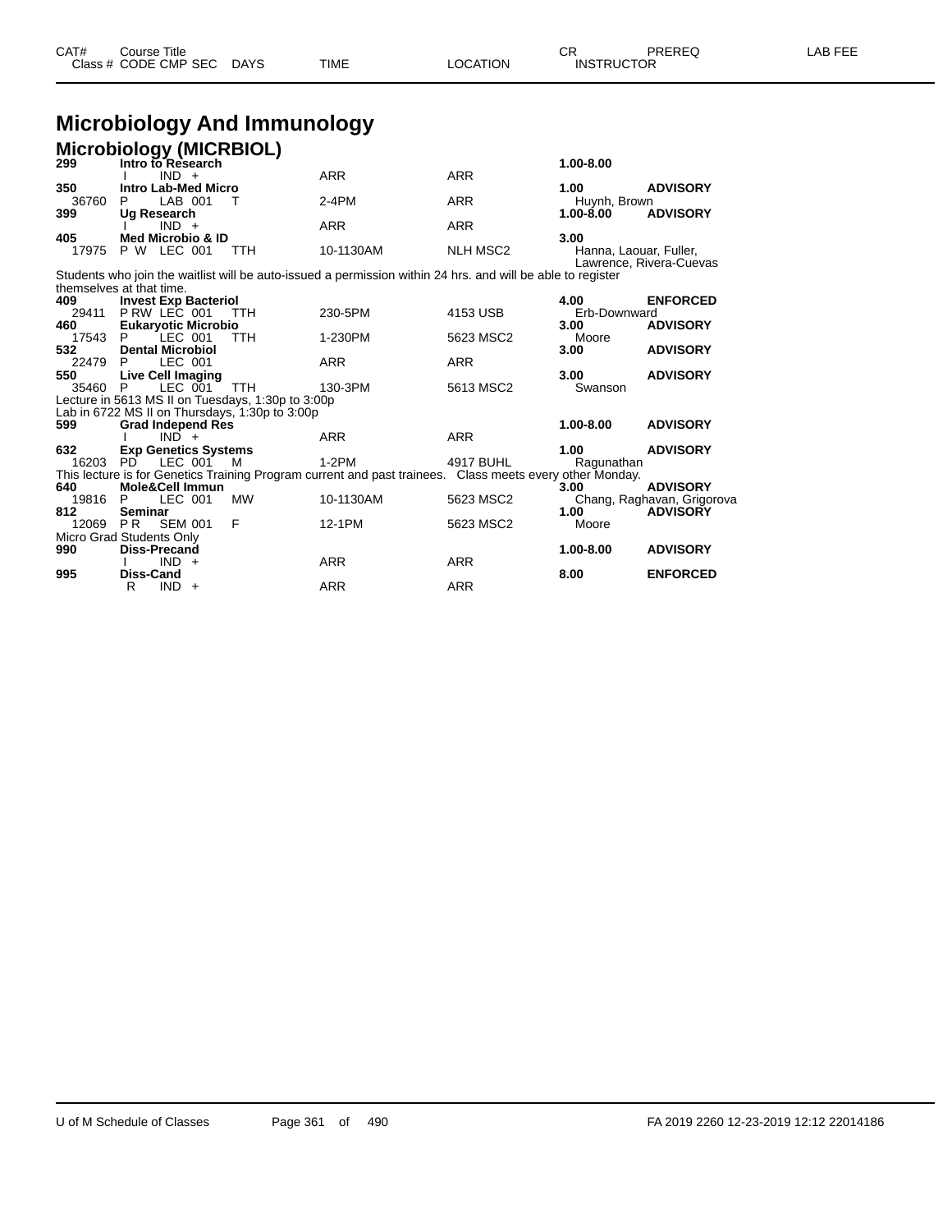# Microbiology And Immunology

## Microbiology (MICRBIOL)

| CAT# / Class # | Course Title / CODE CMP SEC | DAYS | TIME | LOCATION | CR / INSTRUCTOR | PREREQ | LAB FEE |
|---|---|---|---|---|---|---|---|
| **299** | **Intro to Research** | | | | **1.00-8.00** | | |
| | I IND + | | ARR | ARR | | | |
| **350** | **Intro Lab-Med Micro** | | | | **1.00** | **ADVISORY** | |
| 36760 | P LAB 001 | T | 2-4PM | ARR | Huynh, Brown | | |
| **399** | **Ug Research** | | | | **1.00-8.00** | **ADVISORY** | |
| | I IND + | | ARR | ARR | | | |
| **405** | **Med Microbio & ID** | | | | **3.00** | | |
| 17975 | P W LEC 001 | TTH | 10-1130AM | NLH MSC2 | Hanna, Laouar, Fuller, Lawrence, Rivera-Cuevas | | |

Students who join the waitlist will be auto-issued a permission within 24 hrs. and will be able to register themselves at that time.

| CAT# / Class # | Course Title / CODE CMP SEC | DAYS | TIME | LOCATION | CR / INSTRUCTOR | PREREQ | LAB FEE |
|---|---|---|---|---|---|---|---|
| **409** | **Invest Exp Bacteriol** | | | | **4.00** | **ENFORCED** | |
| 29411 | P RW LEC 001 | TTH | 230-5PM | 4153 USB | Erb-Downward | | |
| **460** | **Eukaryotic Microbio** | | | | **3.00** | **ADVISORY** | |
| 17543 | P LEC 001 | TTH | 1-230PM | 5623 MSC2 | Moore | | |
| **532** | **Dental Microbiol** | | | | **3.00** | **ADVISORY** | |
| 22479 | P LEC 001 | | ARR | ARR | | | |
| **550** | **Live Cell Imaging** | | | | **3.00** | **ADVISORY** | |
| 35460 | P LEC 001 | TTH | 130-3PM | 5613 MSC2 | Swanson | | |

Lecture in 5613 MS II on Tuesdays, 1:30p to 3:00p
Lab in 6722 MS II on Thursdays, 1:30p to 3:00p

| CAT# / Class # | Course Title / CODE CMP SEC | DAYS | TIME | LOCATION | CR / INSTRUCTOR | PREREQ | LAB FEE |
|---|---|---|---|---|---|---|---|
| **599** | **Grad Independ Res** | | | | **1.00-8.00** | **ADVISORY** | |
| | I IND + | | ARR | ARR | | | |
| **632** | **Exp Genetics Systems** | | | | **1.00** | **ADVISORY** | |
| 16203 | PD LEC 001 | M | 1-2PM | 4917 BUHL | Ragunathan | | |

This lecture is for Genetics Training Program current and past trainees. Class meets every other Monday.

| CAT# / Class # | Course Title / CODE CMP SEC | DAYS | TIME | LOCATION | CR / INSTRUCTOR | PREREQ | LAB FEE |
|---|---|---|---|---|---|---|---|
| **640** | **Mole&Cell Immun** | | | | **3.00** | **ADVISORY** | |
| 19816 | P LEC 001 | MW | 10-1130AM | 5623 MSC2 | Chang, Raghavan, Grigorova | | |
| **812** | **Seminar** | | | | **1.00** | **ADVISORY** | |
| 12069 | P R SEM 001 | F | 12-1PM | 5623 MSC2 | Moore | | |

Micro Grad Students Only

| CAT# / Class # | Course Title / CODE CMP SEC | DAYS | TIME | LOCATION | CR / INSTRUCTOR | PREREQ | LAB FEE |
|---|---|---|---|---|---|---|---|
| **990** | **Diss-Precand** | | | | **1.00-8.00** | **ADVISORY** | |
| | I IND + | | ARR | ARR | | | |
| **995** | **Diss-Cand** | | | | **8.00** | **ENFORCED** | |
| | R IND + | | ARR | ARR | | | |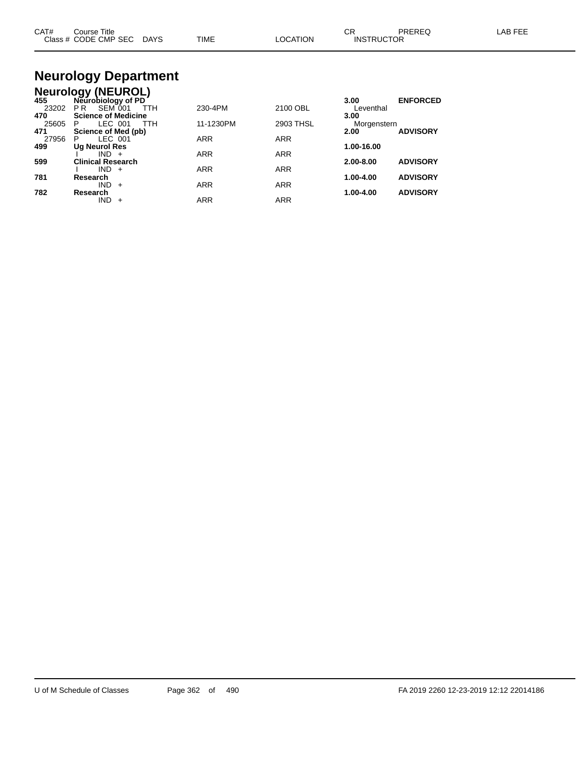# Neurology Department

## Neurology (NEUROL)

| CAT# / Class # | Course Title / CODE CMP SEC | DAYS | TIME | LOCATION | CR / INSTRUCTOR | PREREQ | LAB FEE |
|---|---|---|---|---|---|---|---|
| **455** | **Neurobiology of PD** | | | | **3.00** | **ENFORCED** | |
| 23202 | P R SEM 001 | TTH | 230-4PM | 2100 OBL | Leventhal | | |
| **470** | **Science of Medicine** | | | | **3.00** | | |
| 25605 | P LEC 001 | TTH | 11-1230PM | 2903 THSL | Morgenstern | | |
| **471** | **Science of Med (pb)** | | | | **2.00** | **ADVISORY** | |
| 27956 | P LEC 001 | | ARR | ARR | | | |
| **499** | **Ug Neurol Res** | | | | **1.00-16.00** | | |
| | I IND + | | ARR | ARR | | | |
| **599** | **Clinical Research** | | | | **2.00-8.00** | **ADVISORY** | |
| | I IND + | | ARR | ARR | | | |
| **781** | **Research** | | | | **1.00-4.00** | **ADVISORY** | |
| | IND + | | ARR | ARR | | | |
| **782** | **Research** | | | | **1.00-4.00** | **ADVISORY** | |
| | IND + | | ARR | ARR | | | |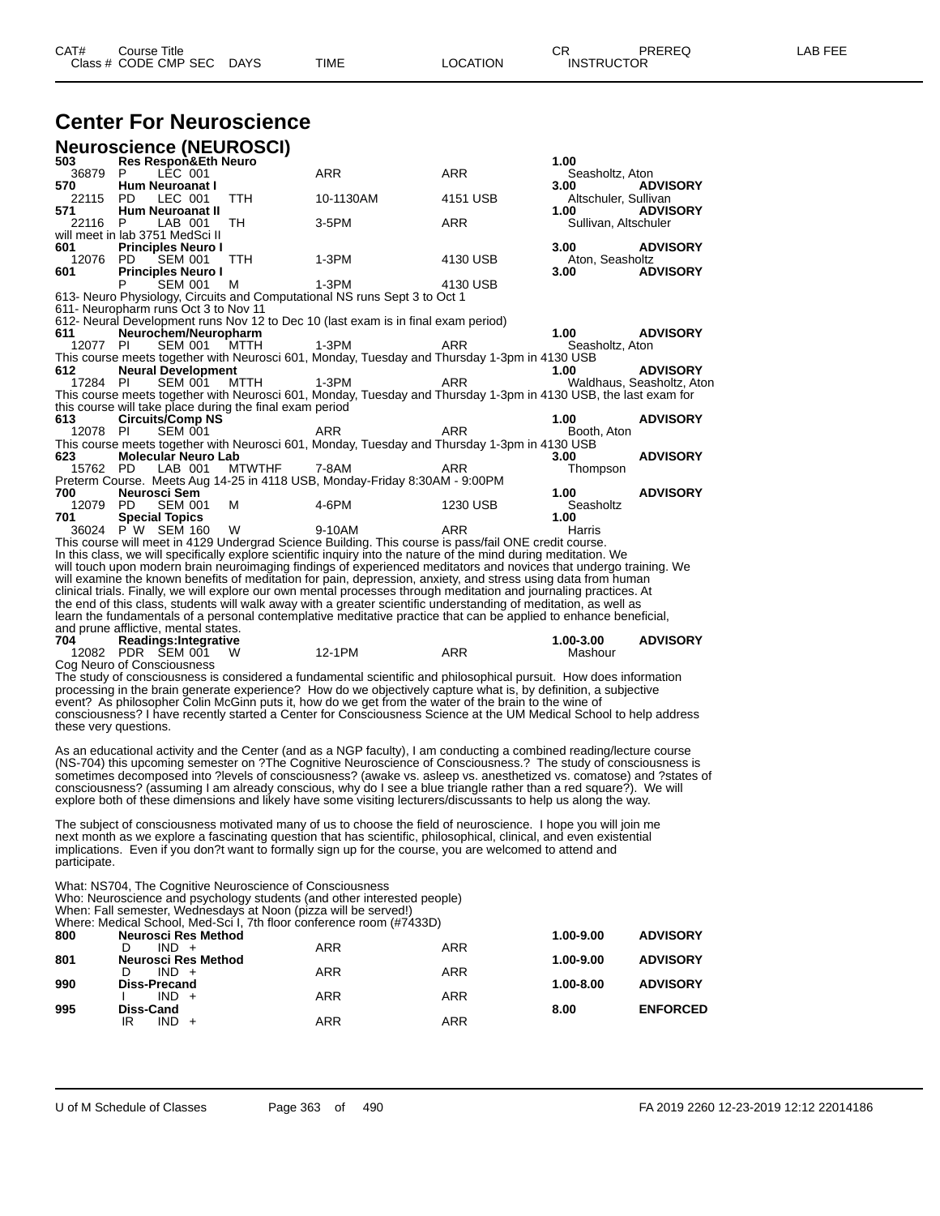# Center For Neuroscience

## Neuroscience (NEUROSCI)

| CAT# / Class # | Course Title / CODE CMP SEC | DAYS | TIME | LOCATION | CR / INSTRUCTOR | PREREQ | LAB FEE |
|---|---|---|---|---|---|---|---|
| **503** | **Res Respon&Eth Neuro** | | | | **1.00** | | |
| 36879 | P LEC 001 | | ARR | ARR | Seasholtz, Aton | | |
| **570** | **Hum Neuroanat I** | | | | **3.00** | **ADVISORY** | |
| 22115 | PD LEC 001 | TTH | 10-1130AM | 4151 USB | Altschuler, Sullivan | | |
| **571** | **Hum Neuroanat II** | | | | **1.00** | **ADVISORY** | |
| 22116 | P LAB 001 | TH | 3-5PM | ARR | Sullivan, Altschuler | | |

will meet in lab 3751 MedSci II

| CAT# / Class # | Course Title / CODE CMP SEC | DAYS | TIME | LOCATION | CR / INSTRUCTOR | PREREQ | LAB FEE |
|---|---|---|---|---|---|---|---|
| **601** | **Principles Neuro I** | | | | **3.00** | **ADVISORY** | |
| 12076 | PD SEM 001 | TTH | 1-3PM | 4130 USB | Aton, Seasholtz | | |
| **601** | **Principles Neuro I** | | | | **3.00** | **ADVISORY** | |
| | P SEM 001 | M | 1-3PM | 4130 USB | | | |

613- Neuro Physiology, Circuits and Computational NS runs Sept 3 to Oct 1
611- Neuropharm runs Oct 3 to Nov 11
612- Neural Development runs Nov 12 to Dec 10 (last exam is in final exam period)

| CAT# / Class # | Course Title / CODE CMP SEC | DAYS | TIME | LOCATION | CR / INSTRUCTOR | PREREQ | LAB FEE |
|---|---|---|---|---|---|---|---|
| **611** | **Neurochem/Neuropharm** | | | | **1.00** | **ADVISORY** | |
| 12077 | PI SEM 001 | MTTH | 1-3PM | ARR | Seasholtz, Aton | | |

This course meets together with Neurosci 601, Monday, Tuesday and Thursday 1-3pm in 4130 USB

| CAT# / Class # | Course Title / CODE CMP SEC | DAYS | TIME | LOCATION | CR / INSTRUCTOR | PREREQ | LAB FEE |
|---|---|---|---|---|---|---|---|
| **612** | **Neural Development** | | | | **1.00** | **ADVISORY** | |
| 17284 | PI SEM 001 | MTTH | 1-3PM | ARR | Waldhaus, Seasholtz, Aton | | |

This course meets together with Neurosci 601, Monday, Tuesday and Thursday 1-3pm in 4130 USB, the last exam for this course will take place during the final exam period

| CAT# / Class # | Course Title / CODE CMP SEC | DAYS | TIME | LOCATION | CR / INSTRUCTOR | PREREQ | LAB FEE |
|---|---|---|---|---|---|---|---|
| **613** | **Circuits/Comp NS** | | | | **1.00** | **ADVISORY** | |
| 12078 | PI SEM 001 | | ARR | ARR | Booth, Aton | | |

This course meets together with Neurosci 601, Monday, Tuesday and Thursday 1-3pm in 4130 USB

| CAT# / Class # | Course Title / CODE CMP SEC | DAYS | TIME | LOCATION | CR / INSTRUCTOR | PREREQ | LAB FEE |
|---|---|---|---|---|---|---|---|
| **623** | **Molecular Neuro Lab** | | | | **3.00** | **ADVISORY** | |
| 15762 | PD LAB 001 | MTWTHF | 7-8AM | ARR | Thompson | | |

Preterm Course. Meets Aug 14-25 in 4118 USB, Monday-Friday 8:30AM - 9:00PM

| CAT# / Class # | Course Title / CODE CMP SEC | DAYS | TIME | LOCATION | CR / INSTRUCTOR | PREREQ | LAB FEE |
|---|---|---|---|---|---|---|---|
| **700** | **Neurosci Sem** | | | | **1.00** | **ADVISORY** | |
| 12079 | PD SEM 001 | M | 4-6PM | 1230 USB | Seasholtz | | |
| **701** | **Special Topics** | | | | **1.00** | | |
| 36024 | P W SEM 160 | W | 9-10AM | ARR | Harris | | |

This course will meet in 4129 Undergrad Science Building. This course is pass/fail ONE credit course.
In this class, we will specifically explore scientific inquiry into the nature of the mind during meditation. We will touch upon modern brain neuroimaging findings of experienced meditators and novices that undergo training. We will examine the known benefits of meditation for pain, depression, anxiety, and stress using data from human clinical trials. Finally, we will explore our own mental processes through meditation and journaling practices. At the end of this class, students will walk away with a greater scientific understanding of meditation, as well as learn the fundamentals of a personal contemplative meditative practice that can be applied to enhance beneficial, and prune afflictive, mental states.

| CAT# / Class # | Course Title / CODE CMP SEC | DAYS | TIME | LOCATION | CR / INSTRUCTOR | PREREQ | LAB FEE |
|---|---|---|---|---|---|---|---|
| **704** | **Readings:Integrative** | | | | **1.00-3.00** | **ADVISORY** | |
| 12082 | PDR SEM 001 | W | 12-1PM | ARR | Mashour | | |

Cog Neuro of Consciousness
The study of consciousness is considered a fundamental scientific and philosophical pursuit. How does information processing in the brain generate experience? How do we objectively capture what is, by definition, a subjective event? As philosopher Colin McGinn puts it, how do we get from the water of the brain to the wine of consciousness? I have recently started a Center for Consciousness Science at the UM Medical School to help address these very questions.

As an educational activity and the Center (and as a NGP faculty), I am conducting a combined reading/lecture course (NS-704) this upcoming semester on ?The Cognitive Neuroscience of Consciousness.? The study of consciousness is sometimes decomposed into ?levels of consciousness? (awake vs. asleep vs. anesthetized vs. comatose) and ?states of consciousness? (assuming I am already conscious, why do I see a blue triangle rather than a red square?). We will explore both of these dimensions and likely have some visiting lecturers/discussants to help us along the way.

The subject of consciousness motivated many of us to choose the field of neuroscience. I hope you will join me next month as we explore a fascinating question that has scientific, philosophical, clinical, and even existential implications. Even if you don?t want to formally sign up for the course, you are welcomed to attend and participate.

What: NS704, The Cognitive Neuroscience of Consciousness
Who: Neuroscience and psychology students (and other interested people)
When: Fall semester, Wednesdays at Noon (pizza will be served!)
Where: Medical School, Med-Sci I, 7th floor conference room (#7433D)

| CAT# / Class # | Course Title / CODE CMP SEC | DAYS | TIME | LOCATION | CR / INSTRUCTOR | PREREQ | LAB FEE |
|---|---|---|---|---|---|---|---|
| **800** | **Neurosci Res Method** | | | | **1.00-9.00** | **ADVISORY** | |
| | D IND + | | ARR | ARR | | | |
| **801** | **Neurosci Res Method** | | | | **1.00-9.00** | **ADVISORY** | |
| | D IND + | | ARR | ARR | | | |
| **990** | **Diss-Precand** | | | | **1.00-8.00** | **ADVISORY** | |
| | I IND + | | ARR | ARR | | | |
| **995** | **Diss-Cand** | | | | **8.00** | **ENFORCED** | |
| | IR IND + | | ARR | ARR | | | |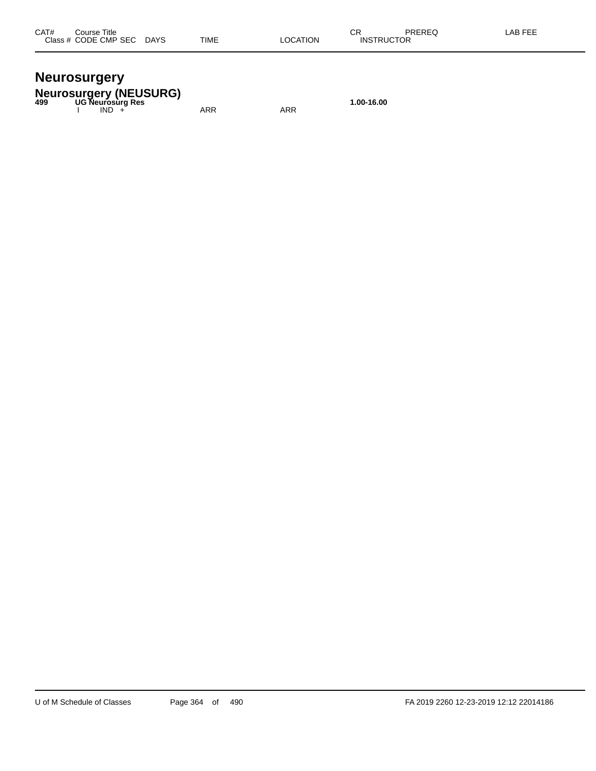| CAT# | Course Title | | | | | | CR | PREREQ | LAB FEE |
|---|---|---|---|---|---|---|---|---|---|
| Class # | CODE | CMP | SEC | DAYS | TIME | LOCATION | INSTRUCTOR | | |

# Neurosurgery

## Neurosurgery (NEUSURG)

| CAT# | Course Title | | | | | | CR | PREREQ | LAB FEE |
|---|---|---|---|---|---|---|---|---|---|
| **499** | **UG Neurosurg Res** | | | | | | **1.00-16.00** | | |
| | I | IND | + | | ARR | ARR | | | |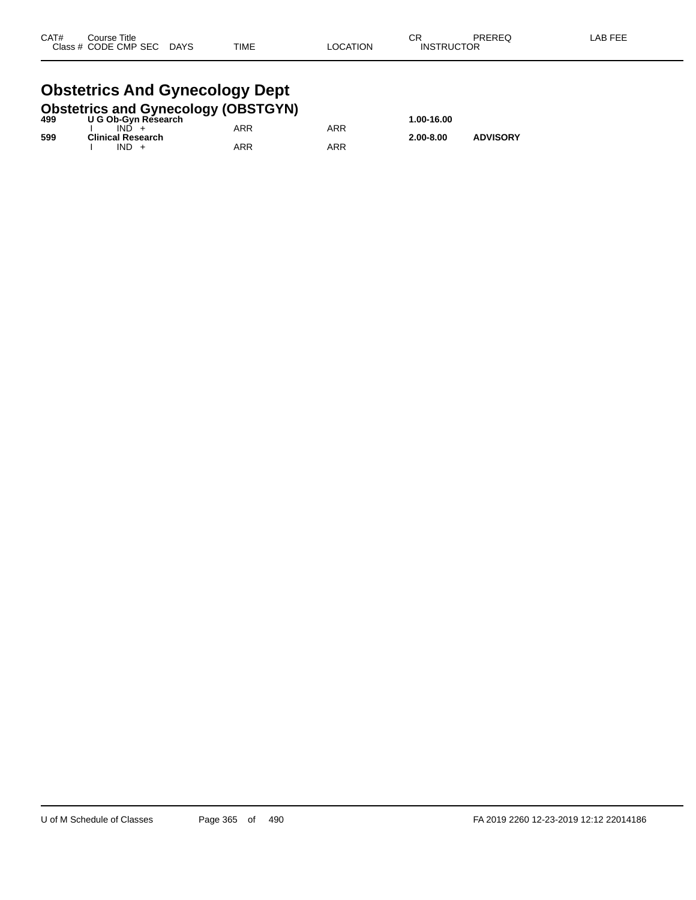| CAT# | Course Title | | | | | CR | PREREQ | LAB FEE |
|---|---|---|---|---|---|---|---|---|
| Class # | CODE | CMP SEC | DAYS | TIME | LOCATION | INSTRUCTOR | | |

# Obstetrics And Gynecology Dept

## Obstetrics and Gynecology (OBSTGYN)

| CAT# | Course Title | | | TIME | LOCATION | CR | PREREQ | LAB FEE |
|---|---|---|---|---|---|---|---|---|
| **499** | **U G Ob-Gyn Research** | | | | | **1.00-16.00** | | |
| | I | IND + | | ARR | ARR | | | |
| **599** | **Clinical Research** | | | | | **2.00-8.00** | **ADVISORY** | |
| | I | IND + | | ARR | ARR | | | |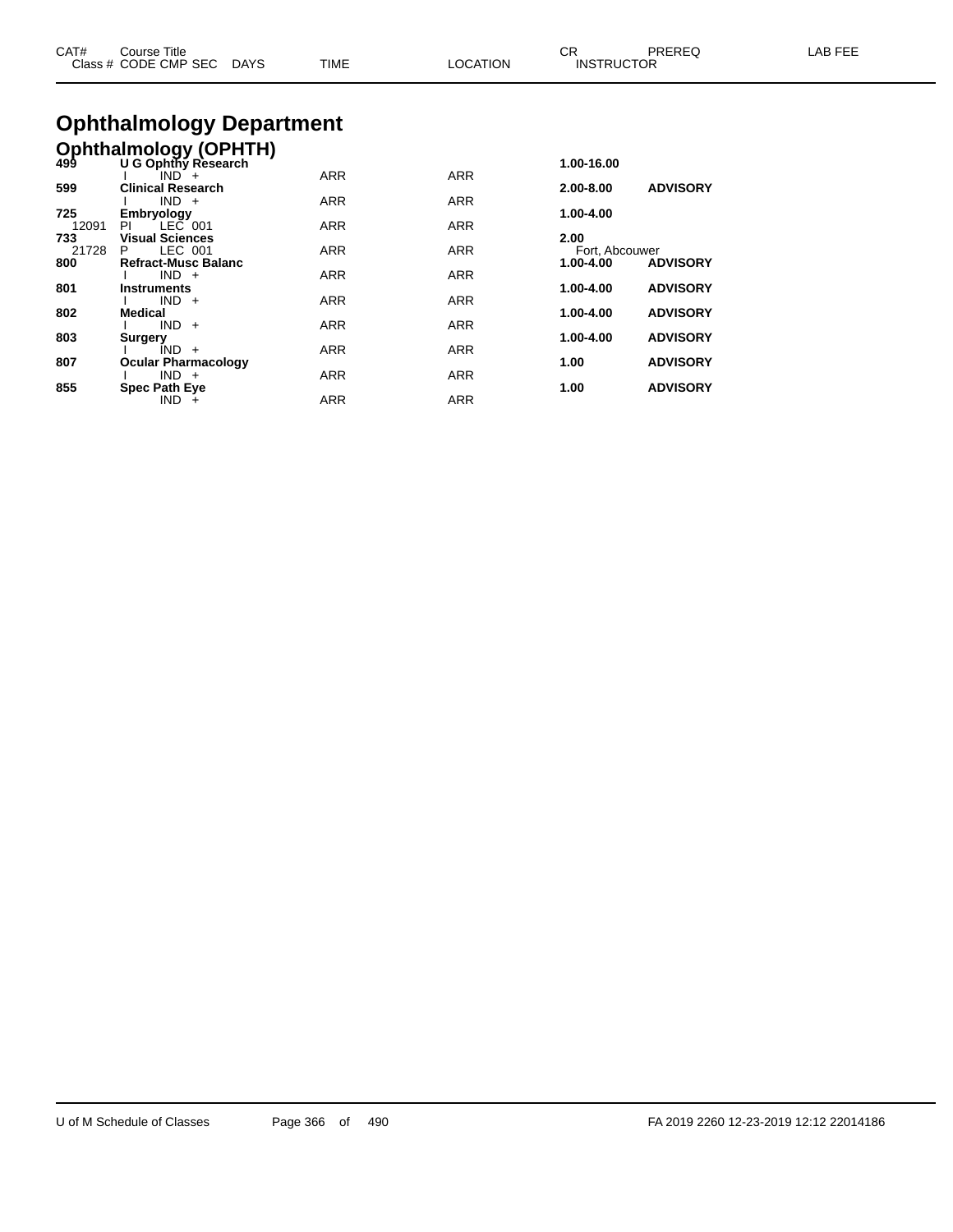| CAT# | Course Title<br>Class # CODE CMP SEC DAYS | TIME | LOCATION | CR<br>INSTRUCTOR | PREREQ | LAB FEE |
|---|---|---|---|---|---|---|

# Ophthalmology Department

## Ophthalmology (OPHTH)

| CAT# | Course Title / Class # CODE CMP SEC DAYS | TIME | LOCATION | CR / INSTRUCTOR | PREREQ | LAB FEE |
|---|---|---|---|---|---|---|
| **499** | **U G Ophthy Research** | | | **1.00-16.00** | | |
| | I IND + | ARR | ARR | | | |
| **599** | **Clinical Research** | | | **2.00-8.00** | **ADVISORY** | |
| | I IND + | ARR | ARR | | | |
| **725** | **Embryology** | | | **1.00-4.00** | | |
| 12091 | PI LEC 001 | ARR | ARR | | | |
| **733** | **Visual Sciences** | | | **2.00** | | |
| 21728 | P LEC 001 | ARR | ARR | Fort, Abcouwer | | |
| **800** | **Refract-Musc Balanc** | | | **1.00-4.00** | **ADVISORY** | |
| | I IND + | ARR | ARR | | | |
| **801** | **Instruments** | | | **1.00-4.00** | **ADVISORY** | |
| | I IND + | ARR | ARR | | | |
| **802** | **Medical** | | | **1.00-4.00** | **ADVISORY** | |
| | I IND + | ARR | ARR | | | |
| **803** | **Surgery** | | | **1.00-4.00** | **ADVISORY** | |
| | I IND + | ARR | ARR | | | |
| **807** | **Ocular Pharmacology** | | | **1.00** | **ADVISORY** | |
| | I IND + | ARR | ARR | | | |
| **855** | **Spec Path Eye** | | | **1.00** | **ADVISORY** | |
| | IND + | ARR | ARR | | | |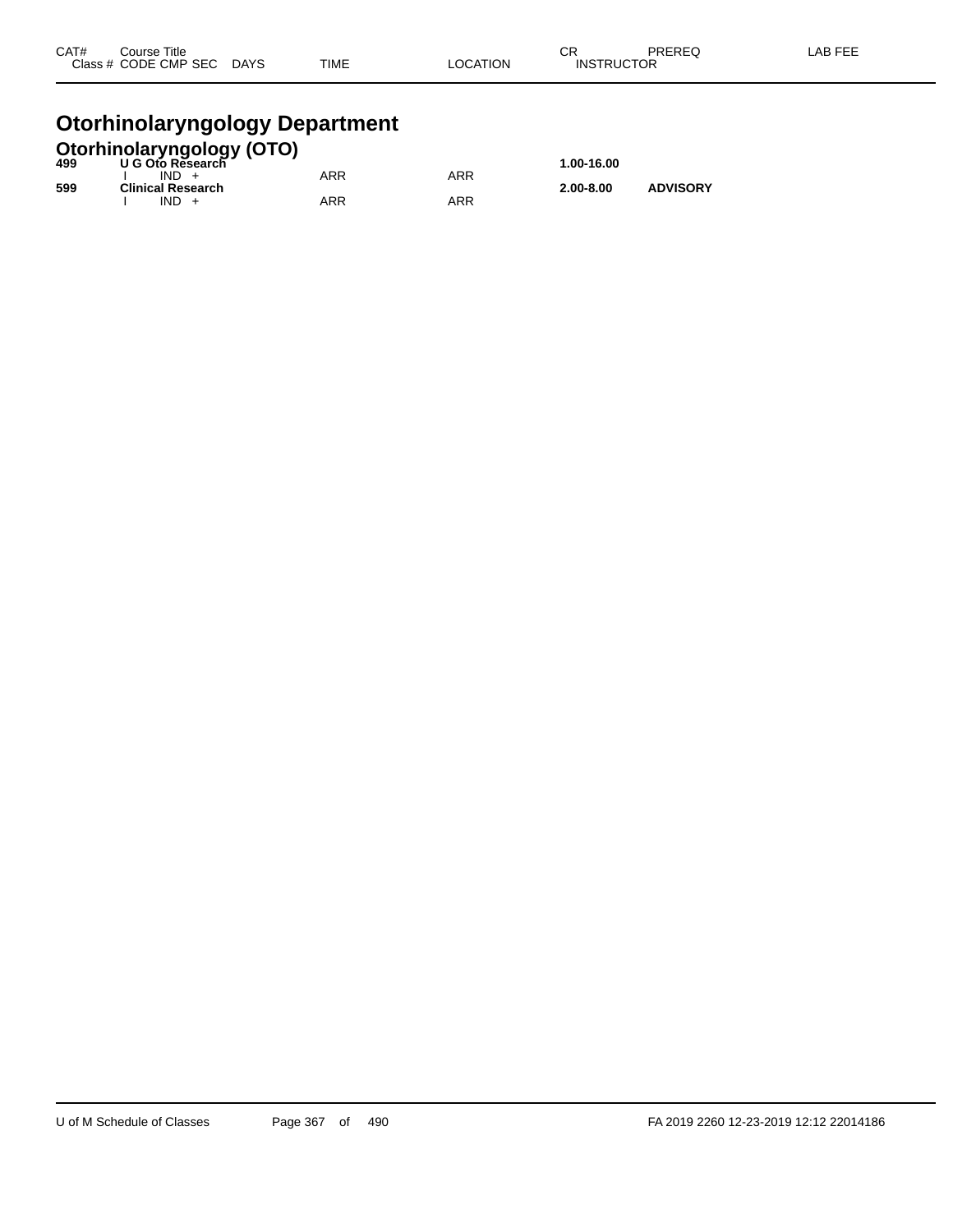| CAT# Class # | Course Title CODE CMP SEC | DAYS | TIME | LOCATION | CR INSTRUCTOR | PREREQ | LAB FEE |
|---|---|---|---|---|---|---|---|

# Otorhinolaryngology Department

## Otorhinolaryngology (OTO)

| CAT# Class # | Course Title CODE CMP SEC | DAYS | TIME | LOCATION | CR INSTRUCTOR | PREREQ | LAB FEE |
|---|---|---|---|---|---|---|---|
| **499** | **U G Oto Research** | | | | **1.00-16.00** | | |
| | I IND + | | ARR | ARR | | | |
| **599** | **Clinical Research** | | | | **2.00-8.00** | **ADVISORY** | |
| | I IND + | | ARR | ARR | | | |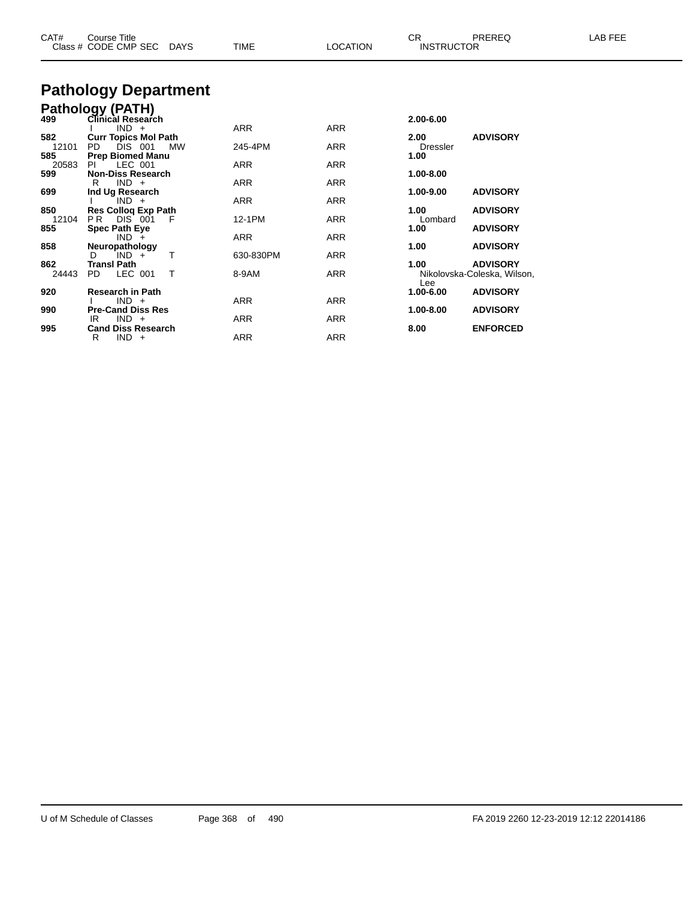# Pathology Department

## Pathology (PATH)

| CAT# / Class # | Course Title / CODE CMP SEC | DAYS | TIME | LOCATION | CR / INSTRUCTOR | PREREQ | LAB FEE |
|---|---|---|---|---|---|---|---|
| **499** | **Clinical Research** | | | | **2.00-6.00** | | |
| | I IND + | | ARR | ARR | | | |
| **582** | **Curr Topics Mol Path** | | | | **2.00** | **ADVISORY** | |
| 12101 | PD DIS 001 | MW | 245-4PM | ARR | Dressler | | |
| **585** | **Prep Biomed Manu** | | | | **1.00** | | |
| 20583 | PI LEC 001 | | ARR | ARR | | | |
| **599** | **Non-Diss Research** | | | | **1.00-8.00** | | |
| | R IND + | | ARR | ARR | | | |
| **699** | **Ind Ug Research** | | | | **1.00-9.00** | **ADVISORY** | |
| | I IND + | | ARR | ARR | | | |
| **850** | **Res Colloq Exp Path** | | | | **1.00** | **ADVISORY** | |
| 12104 | P R DIS 001 | F | 12-1PM | ARR | Lombard | | |
| **855** | **Spec Path Eye** | | | | **1.00** | **ADVISORY** | |
| | IND + | | ARR | ARR | | | |
| **858** | **Neuropathology** | | | | **1.00** | **ADVISORY** | |
| | D IND + | T | 630-830PM | ARR | | | |
| **862** | **Transl Path** | | | | **1.00** | **ADVISORY** | |
| 24443 | PD LEC 001 | T | 8-9AM | ARR | Nikolovska-Coleska, Wilson, Lee | | |
| **920** | **Research in Path** | | | | **1.00-6.00** | **ADVISORY** | |
| | I IND + | | ARR | ARR | | | |
| **990** | **Pre-Cand Diss Res** | | | | **1.00-8.00** | **ADVISORY** | |
| | IR IND + | | ARR | ARR | | | |
| **995** | **Cand Diss Research** | | | | **8.00** | **ENFORCED** | |
| | R IND + | | ARR | ARR | | | |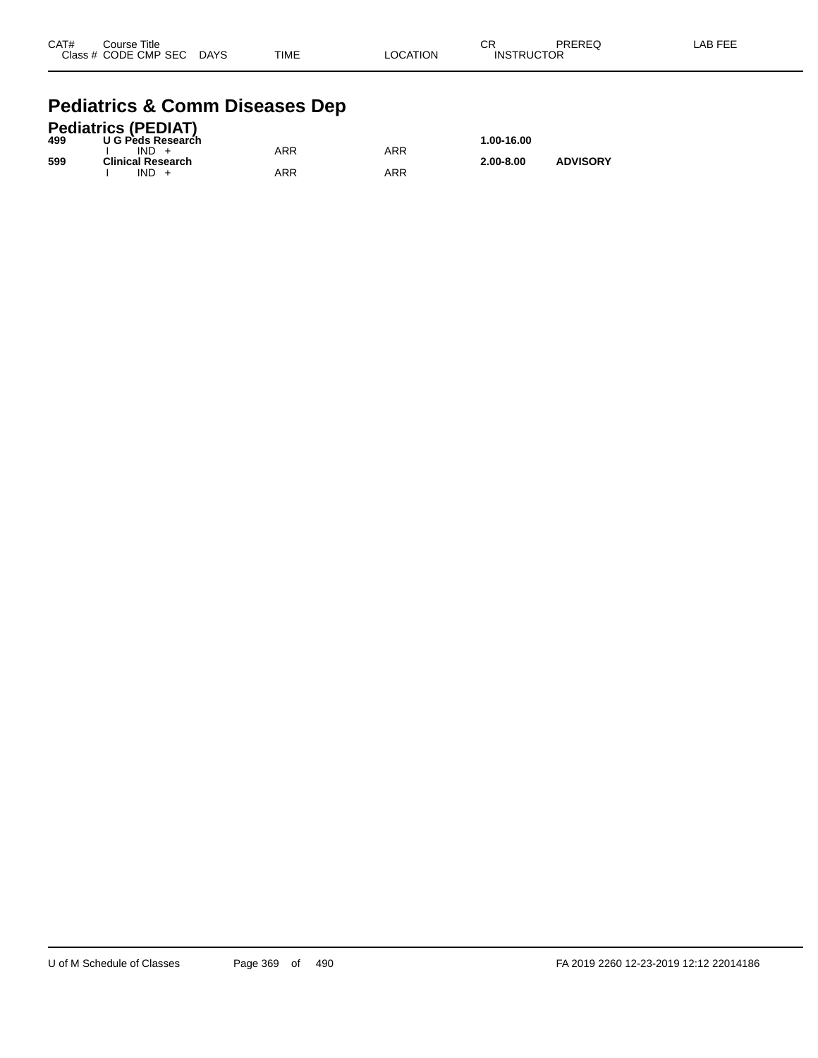| CAT# | Course Title<br>Class # CODE CMP SEC DAYS | TIME | LOCATION | CR<br>INSTRUCTOR | PREREQ | LAB FEE |
|---|---|---|---|---|---|---|

# Pediatrics & Comm Diseases Dep

## Pediatrics (PEDIAT)

| CAT# | Course Title / Class # CODE CMP SEC DAYS | TIME | LOCATION | CR / INSTRUCTOR | PREREQ | LAB FEE |
|---|---|---|---|---|---|---|
| **499** | **U G Peds Research** | | | **1.00-16.00** | | |
| | I IND + | ARR | ARR | | | |
| **599** | **Clinical Research** | | | **2.00-8.00** | **ADVISORY** | |
| | I IND + | ARR | ARR | | | |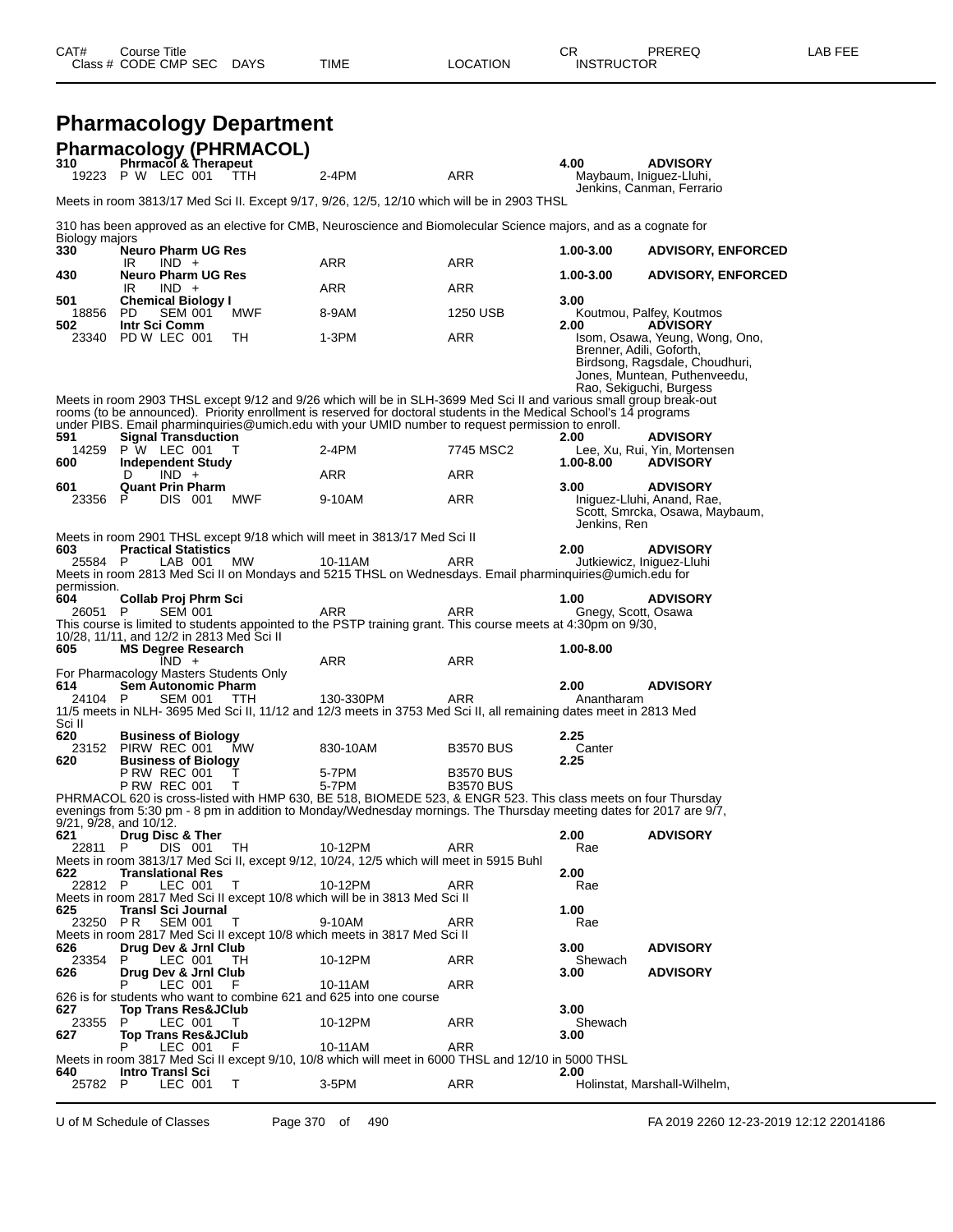# Pharmacology Department

## Pharmacology (PHRMACOL)

| CAT# Class # | Course Title CODE CMP SEC | DAYS | TIME | LOCATION | CR INSTRUCTOR | PREREQ | LAB FEE |
|---|---|---|---|---|---|---|---|
| **310** | **Phrmacol & Therapeut** | | | | **4.00** | **ADVISORY** | |
| 19223 | P W LEC 001 | TTH | 2-4PM | ARR | Maybaum, Iniguez-Lluhi, Jenkins, Canman, Ferrario | | |

Meets in room 3813/17 Med Sci II. Except 9/17, 9/26, 12/5, 12/10 which will be in 2903 THSL

310 has been approved as an elective for CMB, Neuroscience and Biomolecular Science majors, and as a cognate for Biology majors

| CAT# Class # | Course Title CODE CMP SEC | DAYS | TIME | LOCATION | CR INSTRUCTOR | PREREQ |
|---|---|---|---|---|---|---|
| **330** | **Neuro Pharm UG Res** | | | | **1.00-3.00** | **ADVISORY, ENFORCED** |
| | IR IND + | | ARR | ARR | | |
| **430** | **Neuro Pharm UG Res** | | | | **1.00-3.00** | **ADVISORY, ENFORCED** |
| | IR IND + | | ARR | ARR | | |
| **501** | **Chemical Biology I** | | | | **3.00** | |
| 18856 | PD SEM 001 | MWF | 8-9AM | 1250 USB | Koutmou, Palfey, Koutmos | |
| **502** | **Intr Sci Comm** | | | | **2.00** | **ADVISORY** |
| 23340 | PD W LEC 001 | TH | 1-3PM | ARR | Isom, Osawa, Yeung, Wong, Ono, Brenner, Adili, Goforth, Birdsong, Ragsdale, Choudhuri, Jones, Muntean, Puthenveedu, Rao, Sekiguchi, Burgess | |

Meets in room 2903 THSL except 9/12 and 9/26 which will be in SLH-3699 Med Sci II and various small group break-out rooms (to be announced). Priority enrollment is reserved for doctoral students in the Medical School's 14 programs under PIBS. Email pharminquiries@umich.edu with your UMID number to request permission to enroll.

| CAT# Class # | Course Title CODE CMP SEC | DAYS | TIME | LOCATION | CR INSTRUCTOR | PREREQ |
|---|---|---|---|---|---|---|
| **591** | **Signal Transduction** | | | | **2.00** | **ADVISORY** |
| 14259 | P W LEC 001 | T | 2-4PM | 7745 MSC2 | Lee, Xu, Rui, Yin, Mortensen | |
| **600** | **Independent Study** | | | | **1.00-8.00** | **ADVISORY** |
| | D IND + | | ARR | ARR | | |
| **601** | **Quant Prin Pharm** | | | | **3.00** | **ADVISORY** |
| 23356 | P DIS 001 | MWF | 9-10AM | ARR | Iniguez-Lluhi, Anand, Rae, Scott, Smrcka, Osawa, Maybaum, Jenkins, Ren | |

Meets in room 2901 THSL except 9/18 which will meet in 3813/17 Med Sci II

| CAT# Class # | Course Title CODE CMP SEC | DAYS | TIME | LOCATION | CR INSTRUCTOR | PREREQ |
|---|---|---|---|---|---|---|
| **603** | **Practical Statistics** | | | | **2.00** | **ADVISORY** |
| 25584 | P LAB 001 | MW | 10-11AM | ARR | Jutkiewicz, Iniguez-Lluhi | |

Meets in room 2813 Med Sci II on Mondays and 5215 THSL on Wednesdays. Email pharminquiries@umich.edu for permission.

| CAT# Class # | Course Title CODE CMP SEC | DAYS | TIME | LOCATION | CR INSTRUCTOR | PREREQ |
|---|---|---|---|---|---|---|
| **604** | **Collab Proj Phrm Sci** | | | | **1.00** | **ADVISORY** |
| 26051 | P SEM 001 | | ARR | ARR | Gnegy, Scott, Osawa | |

This course is limited to students appointed to the PSTP training grant. This course meets at 4:30pm on 9/30, 10/28, 11/11, and 12/2 in 2813 Med Sci II

| CAT# Class # | Course Title CODE CMP SEC | DAYS | TIME | LOCATION | CR INSTRUCTOR | PREREQ |
|---|---|---|---|---|---|---|
| **605** | **MS Degree Research** | | | | **1.00-8.00** | |
| | IND + | | ARR | ARR | | |

For Pharmacology Masters Students Only

| CAT# Class # | Course Title CODE CMP SEC | DAYS | TIME | LOCATION | CR INSTRUCTOR | PREREQ |
|---|---|---|---|---|---|---|
| **614** | **Sem Autonomic Pharm** | | | | **2.00** | **ADVISORY** |
| 24104 | P SEM 001 | TTH | 130-330PM | ARR | Anantharam | |

11/5 meets in NLH- 3695 Med Sci II, 11/12 and 12/3 meets in 3753 Med Sci II, all remaining dates meet in 2813 Med Sci II

| CAT# Class # | Course Title CODE CMP SEC | DAYS | TIME | LOCATION | CR INSTRUCTOR | PREREQ |
|---|---|---|---|---|---|---|
| **620** | **Business of Biology** | | | | **2.25** | |
| 23152 | PIRW REC 001 | MW | 830-10AM | B3570 BUS | Canter | |
| **620** | **Business of Biology** | | | | **2.25** | |
| | P RW REC 001 | T | 5-7PM | B3570 BUS | | |
| | P RW REC 001 | T | 5-7PM | B3570 BUS | | |

PHRMACOL 620 is cross-listed with HMP 630, BE 518, BIOMEDE 523, & ENGR 523. This class meets on four Thursday evenings from 5:30 pm - 8 pm in addition to Monday/Wednesday mornings. The Thursday meeting dates for 2017 are 9/7, 9/21, 9/28, and 10/12.

| CAT# Class # | Course Title CODE CMP SEC | DAYS | TIME | LOCATION | CR INSTRUCTOR | PREREQ |
|---|---|---|---|---|---|---|
| **621** | **Drug Disc & Ther** | | | | **2.00** | **ADVISORY** |
| 22811 | P DIS 001 | TH | 10-12PM | ARR | Rae | |

Meets in room 3813/17 Med Sci II, except 9/12, 10/24, 12/5 which will meet in 5915 Buhl

| CAT# Class # | Course Title CODE CMP SEC | DAYS | TIME | LOCATION | CR INSTRUCTOR | PREREQ |
|---|---|---|---|---|---|---|
| **622** | **Translational Res** | | | | **2.00** | |
| 22812 | P LEC 001 | T | 10-12PM | ARR | Rae | |

Meets in room 2817 Med Sci II except 10/8 which will be in 3813 Med Sci II

| CAT# Class # | Course Title CODE CMP SEC | DAYS | TIME | LOCATION | CR INSTRUCTOR | PREREQ |
|---|---|---|---|---|---|---|
| **625** | **Transl Sci Journal** | | | | **1.00** | |
| 23250 | P R SEM 001 | T | 9-10AM | ARR | Rae | |

Meets in room 2817 Med Sci II except 10/8 which meets in 3817 Med Sci II

| CAT# Class # | Course Title CODE CMP SEC | DAYS | TIME | LOCATION | CR INSTRUCTOR | PREREQ |
|---|---|---|---|---|---|---|
| **626** | **Drug Dev & Jrnl Club** | | | | **3.00** | **ADVISORY** |
| 23354 | P LEC 001 | TH | 10-12PM | ARR | Shewach | |
| **626** | **Drug Dev & Jrnl Club** | | | | **3.00** | **ADVISORY** |
| | P LEC 001 | F | 10-11AM | ARR | | |

626 is for students who want to combine 621 and 625 into one course

| CAT# Class # | Course Title CODE CMP SEC | DAYS | TIME | LOCATION | CR INSTRUCTOR | PREREQ |
|---|---|---|---|---|---|---|
| **627** | **Top Trans Res&JClub** | | | | **3.00** | |
| 23355 | P LEC 001 | T | 10-12PM | ARR | Shewach | |
| **627** | **Top Trans Res&JClub** | | | | **3.00** | |
| | P LEC 001 | F | 10-11AM | ARR | | |

Meets in room 3817 Med Sci II except 9/10, 10/8 which will meet in 6000 THSL and 12/10 in 5000 THSL

| CAT# Class # | Course Title CODE CMP SEC | DAYS | TIME | LOCATION | CR INSTRUCTOR | PREREQ |
|---|---|---|---|---|---|---|
| **640** | **Intro Transl Sci** | | | | **2.00** | |
| 25782 | P LEC 001 | T | 3-5PM | ARR | Holinstat, Marshall-Wilhelm, | |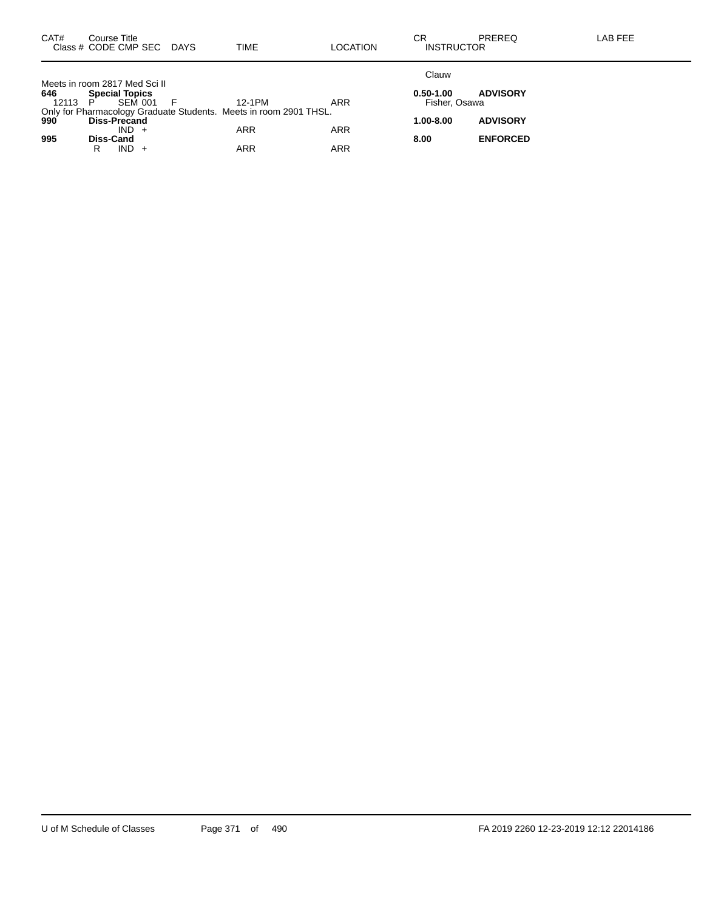| CAT# | Course Title<br>Class # CODE CMP SEC DAYS | TIME | LOCATION | CR<br>INSTRUCTOR | PREREQ | LAB FEE |
|---|---|---|---|---|---|---|
| | | | | Clauw | | |
| Meets in room 2817 Med Sci II | | | | | | |
| **646** | **Special Topics** | | | **0.50-1.00** | **ADVISORY** | |
| 12113 | P SEM 001 F | 12-1PM | ARR | Fisher, Osawa | | |
| Only for Pharmacology Graduate Students. Meets in room 2901 THSL. | | | | | | |
| **990** | **Diss-Precand** | | | **1.00-8.00** | **ADVISORY** | |
| | IND + | ARR | ARR | | | |
| **995** | **Diss-Cand** | | | **8.00** | **ENFORCED** | |
| | R IND + | ARR | ARR | | | |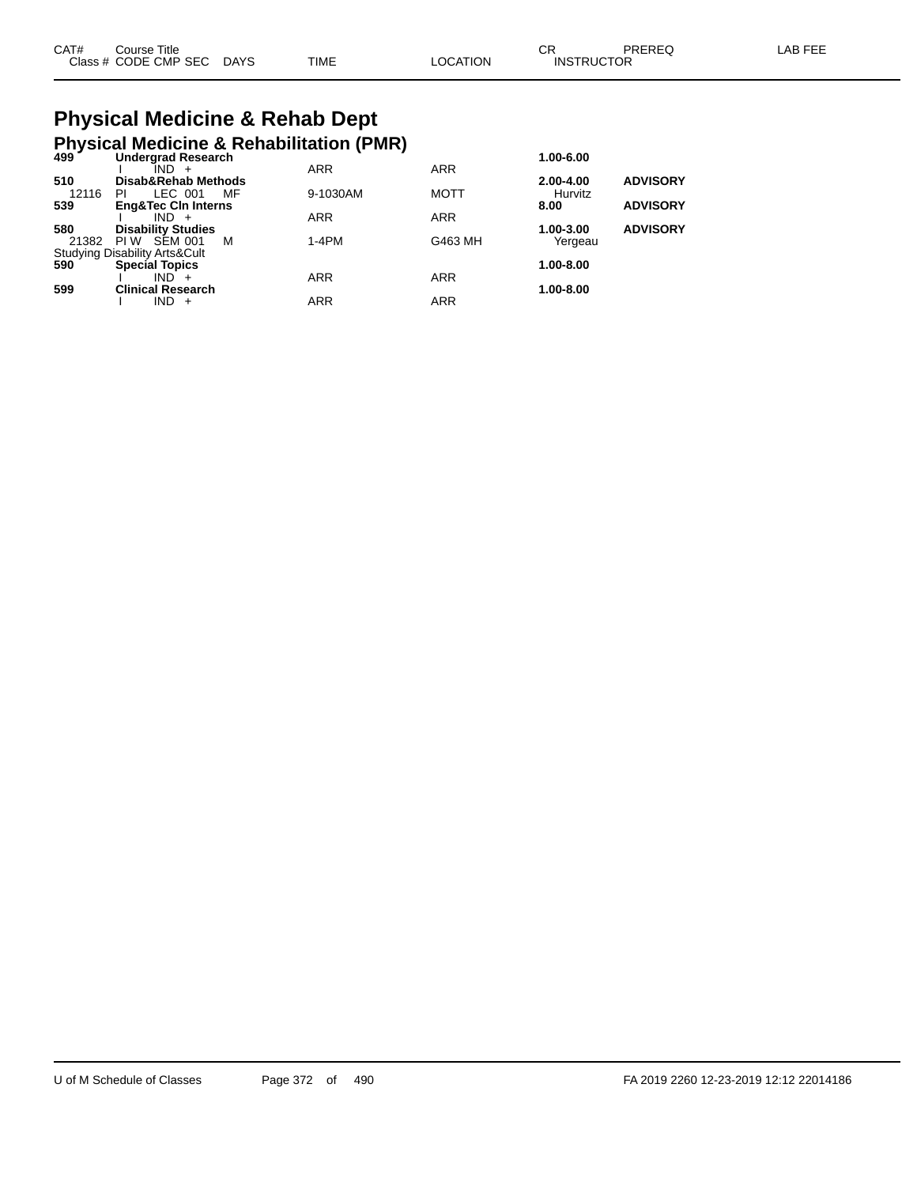| CAT# | Course Title | | | | | CR | PREREQ | LAB FEE |
|---|---|---|---|---|---|---|---|---|
| Class # | CODE CMP SEC | DAYS | TIME | LOCATION | | INSTRUCTOR | | |

# Physical Medicine & Rehab Dept

## Physical Medicine & Rehabilitation (PMR)

| CAT# / Class # | Course Title / CODE CMP SEC | DAYS | TIME | LOCATION | CR / INSTRUCTOR | PREREQ |
|---|---|---|---|---|---|---|
| **499** | **Undergrad Research** | | | | **1.00-6.00** | |
| | I IND + | | ARR | ARR | | |
| **510** | **Disab&Rehab Methods** | | | | **2.00-4.00** | **ADVISORY** |
| 12116 | PI LEC 001 | MF | 9-1030AM | MOTT | Hurvitz | |
| **539** | **Eng&Tec Cln Interns** | | | | **8.00** | **ADVISORY** |
| | I IND + | | ARR | ARR | | |
| **580** | **Disability Studies** | | | | **1.00-3.00** | **ADVISORY** |
| 21382 | PI W SEM 001 | M | 1-4PM | G463 MH | Yergeau | |
| Studying Disability Arts&Cult | | | | | | |
| **590** | **Special Topics** | | | | **1.00-8.00** | |
| | I IND + | | ARR | ARR | | |
| **599** | **Clinical Research** | | | | **1.00-8.00** | |
| | I IND + | | ARR | ARR | | |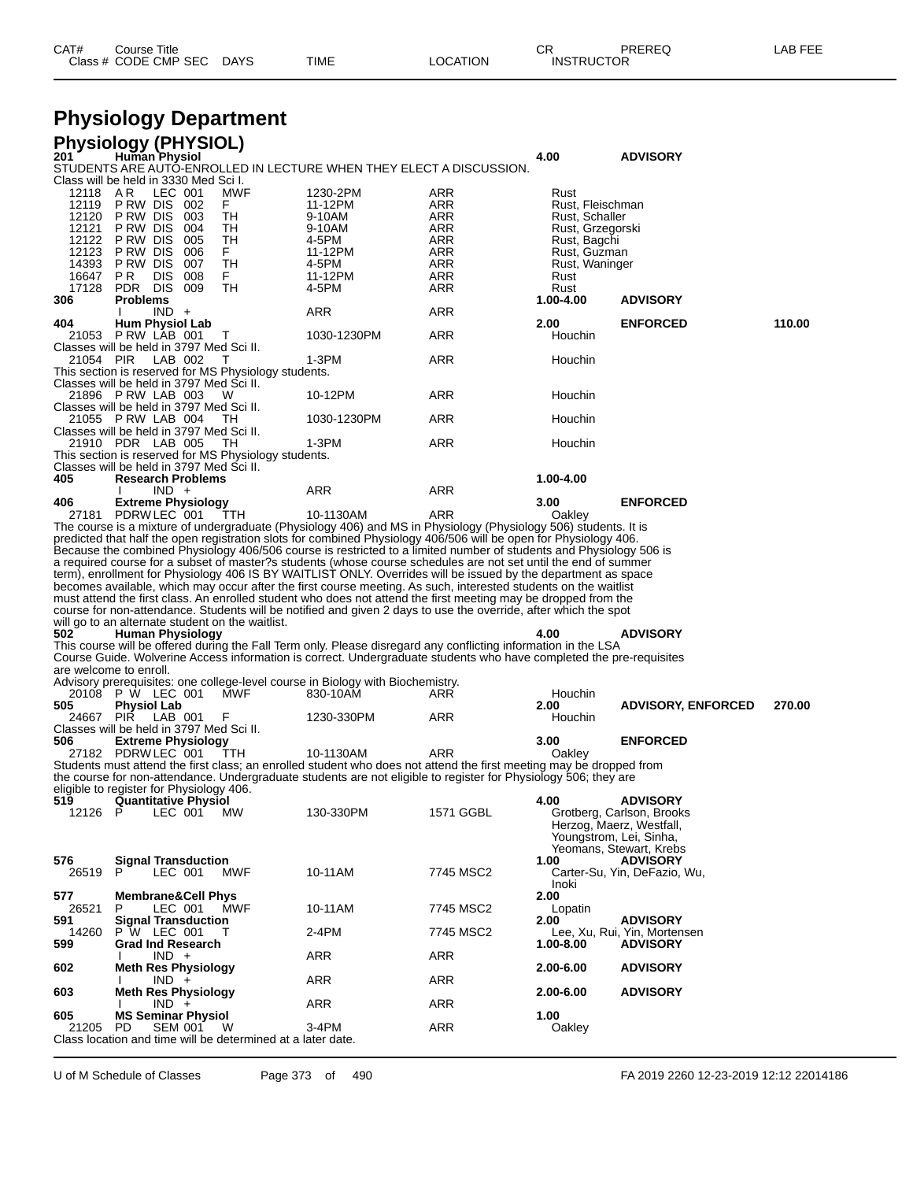# Physiology Department

## Physiology (PHYSIOL)

| CAT# Class # | Course Title CODE | CMP | SEC | DAYS | TIME | LOCATION | CR INSTRUCTOR | PREREQ | LAB FEE |
|---|---|---|---|---|---|---|---|---|---|
| **201** | **Human Physiol** | | | | | | **4.00** | **ADVISORY** | |

STUDENTS ARE AUTO-ENROLLED IN LECTURE WHEN THEY ELECT A DISCUSSION.
Class will be held in 3330 Med Sci I.

| Class # | CODE | CMP | SEC | DAYS | TIME | LOCATION | INSTRUCTOR |
|---|---|---|---|---|---|---|---|
| 12118 | A R | LEC | 001 | MWF | 1230-2PM | ARR | Rust |
| 12119 | P RW | DIS | 002 | F | 11-12PM | ARR | Rust, Fleischman |
| 12120 | P RW | DIS | 003 | TH | 9-10AM | ARR | Rust, Schaller |
| 12121 | P RW | DIS | 004 | TH | 9-10AM | ARR | Rust, Grzegorski |
| 12122 | P RW | DIS | 005 | TH | 4-5PM | ARR | Rust, Bagchi |
| 12123 | P RW | DIS | 006 | F | 11-12PM | ARR | Rust, Guzman |
| 14393 | P RW | DIS | 007 | TH | 4-5PM | ARR | Rust, Waninger |
| 16647 | P R | DIS | 008 | F | 11-12PM | ARR | Rust |
| 17128 | PDR | DIS | 009 | TH | 4-5PM | ARR | Rust |

**306 Problems** — **1.00-4.00** — **ADVISORY**

| Class # | CODE | CMP | SEC | DAYS | TIME | LOCATION | INSTRUCTOR |
|---|---|---|---|---|---|---|---|
| | I | IND | + | | ARR | ARR | |

**404 Hum Physiol Lab** — **2.00** — **ENFORCED** — **110.00**

| Class # | CODE | CMP | SEC | DAYS | TIME | LOCATION | INSTRUCTOR |
|---|---|---|---|---|---|---|---|
| 21053 | P RW | LAB | 001 | T | 1030-1230PM | ARR | Houchin |

Classes will be held in 3797 Med Sci II.

| Class # | CODE | CMP | SEC | DAYS | TIME | LOCATION | INSTRUCTOR |
|---|---|---|---|---|---|---|---|
| 21054 | PIR | LAB | 002 | T | 1-3PM | ARR | Houchin |

This section is reserved for MS Physiology students.
Classes will be held in 3797 Med Sci II.

| Class # | CODE | CMP | SEC | DAYS | TIME | LOCATION | INSTRUCTOR |
|---|---|---|---|---|---|---|---|
| 21896 | P RW | LAB | 003 | W | 10-12PM | ARR | Houchin |

Classes will be held in 3797 Med Sci II.

| Class # | CODE | CMP | SEC | DAYS | TIME | LOCATION | INSTRUCTOR |
|---|---|---|---|---|---|---|---|
| 21055 | P RW | LAB | 004 | TH | 1030-1230PM | ARR | Houchin |

Classes will be held in 3797 Med Sci II.

| Class # | CODE | CMP | SEC | DAYS | TIME | LOCATION | INSTRUCTOR |
|---|---|---|---|---|---|---|---|
| 21910 | PDR | LAB | 005 | TH | 1-3PM | ARR | Houchin |

This section is reserved for MS Physiology students.
Classes will be held in 3797 Med Sci II.

**405 Research Problems** — **1.00-4.00**

| Class # | CODE | CMP | SEC | DAYS | TIME | LOCATION | INSTRUCTOR |
|---|---|---|---|---|---|---|---|
| | I | IND | + | | ARR | ARR | |

**406 Extreme Physiology** — **3.00** — **ENFORCED**

| Class # | CODE | CMP | SEC | DAYS | TIME | LOCATION | INSTRUCTOR |
|---|---|---|---|---|---|---|---|
| 27181 | PDRW | LEC | 001 | TTH | 10-1130AM | ARR | Oakley |

The course is a mixture of undergraduate (Physiology 406) and MS in Physiology (Physiology 506) students. It is predicted that half the open registration slots for combined Physiology 406/506 will be open for Physiology 406. Because the combined Physiology 406/506 course is restricted to a limited number of students and Physiology 506 is a required course for a subset of master?s students (whose course schedules are not set until the end of summer term), enrollment for Physiology 406 IS BY WAITLIST ONLY. Overrides will be issued by the department as space becomes available, which may occur after the first course meeting. As such, interested students on the waitlist must attend the first class. An enrolled student who does not attend the first meeting may be dropped from the course for non-attendance. Students will be notified and given 2 days to use the override, after which the spot will go to an alternate student on the waitlist.

**502 Human Physiology** — **4.00** — **ADVISORY**

This course will be offered during the Fall Term only. Please disregard any conflicting information in the LSA Course Guide. Wolverine Access information is correct. Undergraduate students who have completed the pre-requisites are welcome to enroll.
Advisory prerequisites: one college-level course in Biology with Biochemistry.

| Class # | CODE | CMP | SEC | DAYS | TIME | LOCATION | INSTRUCTOR |
|---|---|---|---|---|---|---|---|
| 20108 | P W | LEC | 001 | MWF | 830-10AM | ARR | Houchin |

**505 Physiol Lab** — **2.00** — **ADVISORY, ENFORCED** — **270.00**

| Class # | CODE | CMP | SEC | DAYS | TIME | LOCATION | INSTRUCTOR |
|---|---|---|---|---|---|---|---|
| 24667 | PIR | LAB | 001 | F | 1230-330PM | ARR | Houchin |

Classes will be held in 3797 Med Sci II.

**506 Extreme Physiology** — **3.00** — **ENFORCED**

| Class # | CODE | CMP | SEC | DAYS | TIME | LOCATION | INSTRUCTOR |
|---|---|---|---|---|---|---|---|
| 27182 | PDRW | LEC | 001 | TTH | 10-1130AM | ARR | Oakley |

Students must attend the first class; an enrolled student who does not attend the first meeting may be dropped from the course for non-attendance. Undergraduate students are not eligible to register for Physiology 506; they are eligible to register for Physiology 406.

**519 Quantitative Physiol** — **4.00** — **ADVISORY**

| Class # | CODE | CMP | SEC | DAYS | TIME | LOCATION | INSTRUCTOR |
|---|---|---|---|---|---|---|---|
| 12126 | P | LEC | 001 | MW | 130-330PM | 1571 GGBL | Grotberg, Carlson, Brooks Herzog, Maerz, Westfall, Youngstrom, Lei, Sinha, Yeomans, Stewart, Krebs |

**576 Signal Transduction** — **1.00** — **ADVISORY**

| Class # | CODE | CMP | SEC | DAYS | TIME | LOCATION | INSTRUCTOR |
|---|---|---|---|---|---|---|---|
| 26519 | P | LEC | 001 | MWF | 10-11AM | 7745 MSC2 | Carter-Su, Yin, DeFazio, Wu, Inoki |

**577 Membrane&Cell Phys** — **2.00**

| Class # | CODE | CMP | SEC | DAYS | TIME | LOCATION | INSTRUCTOR |
|---|---|---|---|---|---|---|---|
| 26521 | P | LEC | 001 | MWF | 10-11AM | 7745 MSC2 | Lopatin |

**591 Signal Transduction** — **2.00** — **ADVISORY**

| Class # | CODE | CMP | SEC | DAYS | TIME | LOCATION | INSTRUCTOR |
|---|---|---|---|---|---|---|---|
| 14260 | P W | LEC | 001 | T | 2-4PM | 7745 MSC2 | Lee, Xu, Rui, Yin, Mortensen |

**599 Grad Ind Research** — **1.00-8.00** — **ADVISORY**

| Class # | CODE | CMP | SEC | DAYS | TIME | LOCATION | INSTRUCTOR |
|---|---|---|---|---|---|---|---|
| | I | IND | + | | ARR | ARR | |

**602 Meth Res Physiology** — **2.00-6.00** — **ADVISORY**

| Class # | CODE | CMP | SEC | DAYS | TIME | LOCATION | INSTRUCTOR |
|---|---|---|---|---|---|---|---|
| | I | IND | + | | ARR | ARR | |

**603 Meth Res Physiology** — **2.00-6.00** — **ADVISORY**

| Class # | CODE | CMP | SEC | DAYS | TIME | LOCATION | INSTRUCTOR |
|---|---|---|---|---|---|---|---|
| | I | IND | + | | ARR | ARR | |

**605 MS Seminar Physiol** — **1.00**

| Class # | CODE | CMP | SEC | DAYS | TIME | LOCATION | INSTRUCTOR |
|---|---|---|---|---|---|---|---|
| 21205 | PD | SEM | 001 | W | 3-4PM | ARR | Oakley |

Class location and time will be determined at a later date.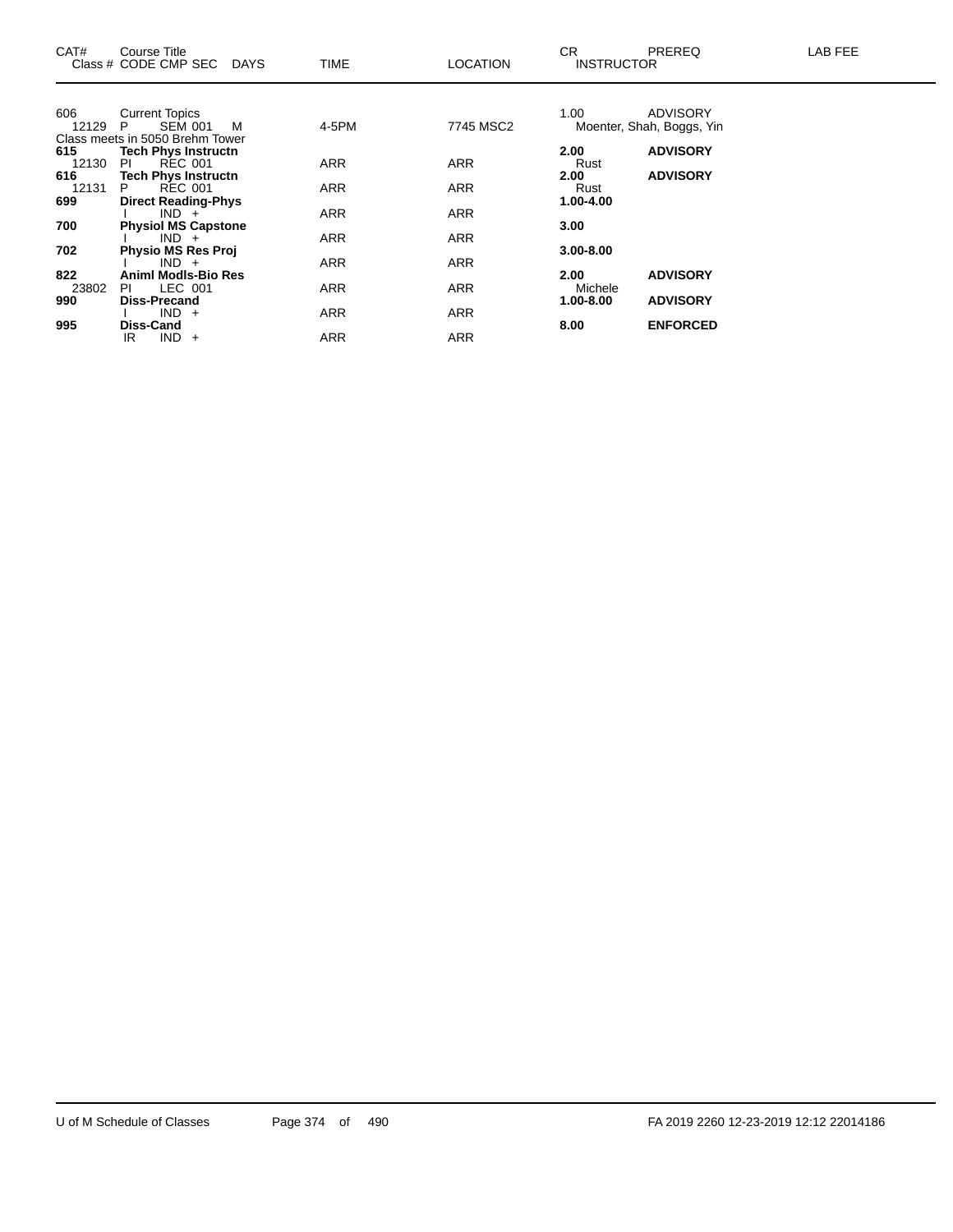| CAT# | Course Title<br>Class # CODE CMP SEC DAYS | TIME | LOCATION | CR<br>INSTRUCTOR | PREREQ | LAB FEE |
|---|---|---|---|---|---|---|
| 606 | Current Topics | | | 1.00 | ADVISORY | |
| 12129 | P SEM 001 M | 4-5PM | 7745 MSC2 | Moenter, Shah, Boggs, Yin | | |
| | Class meets in 5050 Brehm Tower | | | | | |
| **615** | **Tech Phys Instructn** | | | **2.00** | **ADVISORY** | |
| 12130 | PI REC 001 | ARR | ARR | Rust | | |
| **616** | **Tech Phys Instructn** | | | **2.00** | **ADVISORY** | |
| 12131 | P REC 001 | ARR | ARR | Rust | | |
| **699** | **Direct Reading-Phys** | | | **1.00-4.00** | | |
| | I IND + | ARR | ARR | | | |
| **700** | **Physiol MS Capstone** | | | **3.00** | | |
| | I IND + | ARR | ARR | | | |
| **702** | **Physio MS Res Proj** | | | **3.00-8.00** | | |
| | I IND + | ARR | ARR | | | |
| **822** | **Animl Modls-Bio Res** | | | **2.00** | **ADVISORY** | |
| 23802 | PI LEC 001 | ARR | ARR | Michele | | |
| **990** | **Diss-Precand** | | | **1.00-8.00** | **ADVISORY** | |
| | I IND + | ARR | ARR | | | |
| **995** | **Diss-Cand** | | | **8.00** | **ENFORCED** | |
| | IR IND + | ARR | ARR | | | |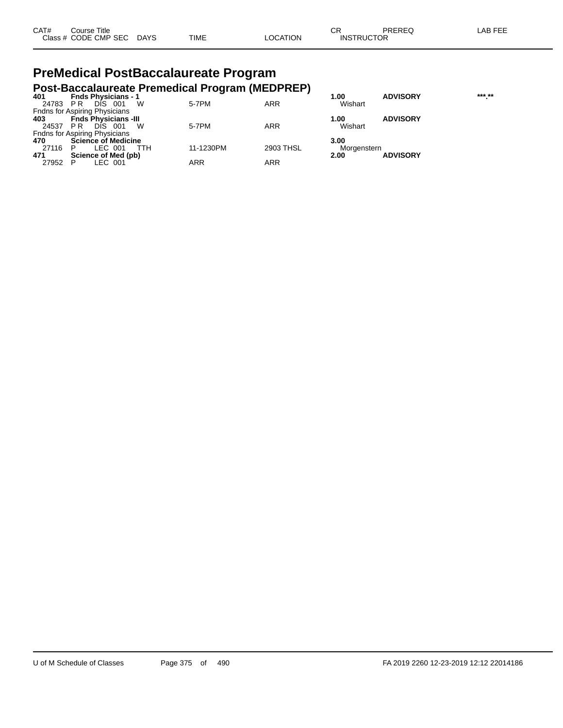# PreMedical PostBaccalaureate Program

## Post-Baccalaureate Premedical Program (MEDPREP)

| CAT# / Class # | Course Title / CODE CMP SEC | DAYS | TIME | LOCATION | CR / INSTRUCTOR | PREREQ | LAB FEE |
|---|---|---|---|---|---|---|---|
| **401** | **Fnds Physicians - 1** | | | | **1.00** | **ADVISORY** | ***.** |
| 24783 | P R DIS 001 | W | 5-7PM | ARR | Wishart | | |
| | Fndns for Aspiring Physicians | | | | | | |
| **403** | **Fnds Physicians -III** | | | | **1.00** | **ADVISORY** | |
| 24537 | P R DIS 001 | W | 5-7PM | ARR | Wishart | | |
| | Fndns for Aspiring Physicians | | | | | | |
| **470** | **Science of Medicine** | | | | **3.00** | | |
| 27116 | P LEC 001 | TTH | 11-1230PM | 2903 THSL | Morgenstern | | |
| **471** | **Science of Med (pb)** | | | | **2.00** | **ADVISORY** | |
| 27952 | P LEC 001 | | ARR | ARR | | | |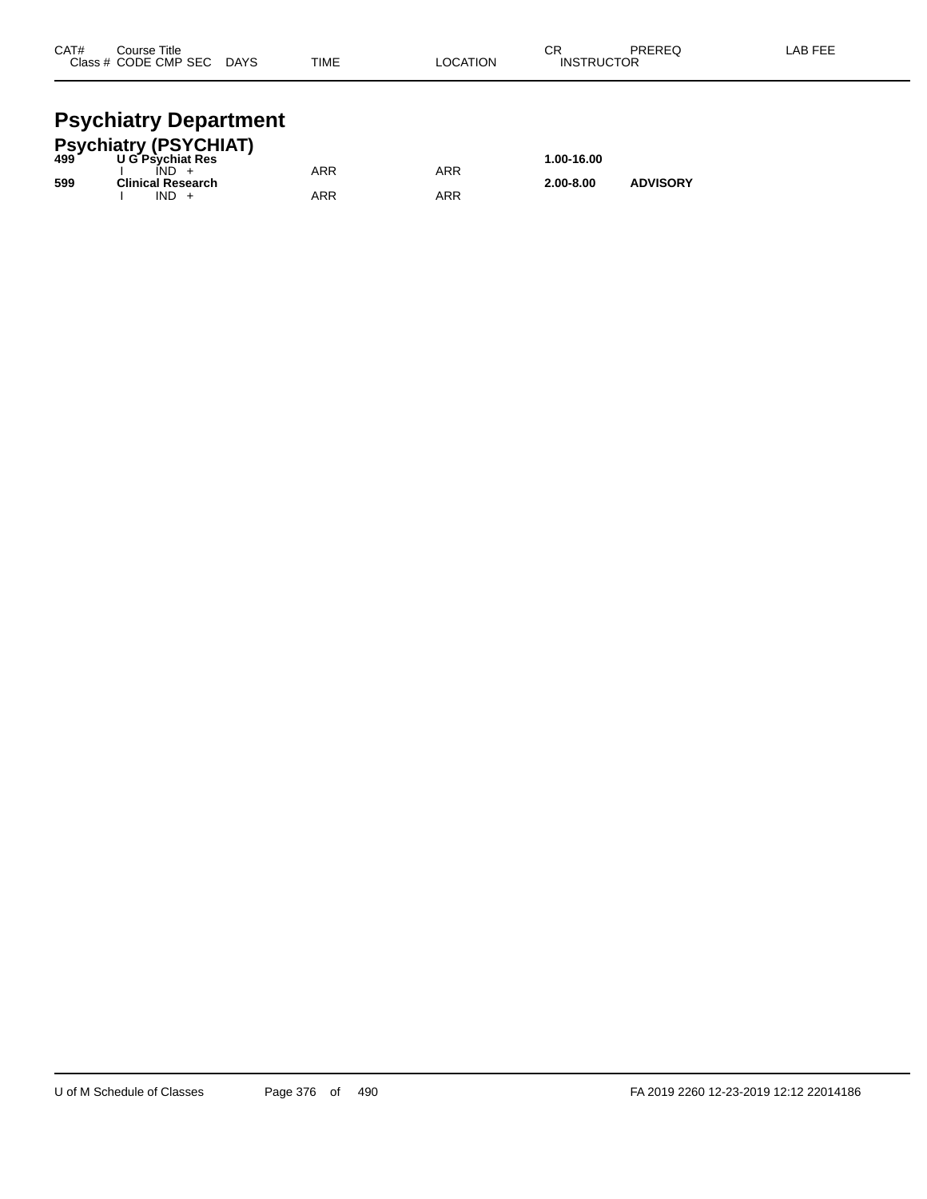| CAT# Class # | Course Title CODE CMP SEC | DAYS | TIME | LOCATION | CR INSTRUCTOR | PREREQ | LAB FEE |
|---|---|---|---|---|---|---|---|

# Psychiatry Department

## Psychiatry (PSYCHIAT)

| CAT# Class # | Course Title CODE CMP SEC | DAYS | TIME | LOCATION | CR INSTRUCTOR | PREREQ | LAB FEE |
|---|---|---|---|---|---|---|---|
| **499** | **U G Psychiat Res** | | | | **1.00-16.00** | | |
| | I IND + | | ARR | ARR | | | |
| **599** | **Clinical Research** | | | | **2.00-8.00** | **ADVISORY** | |
| | I IND + | | ARR | ARR | | | |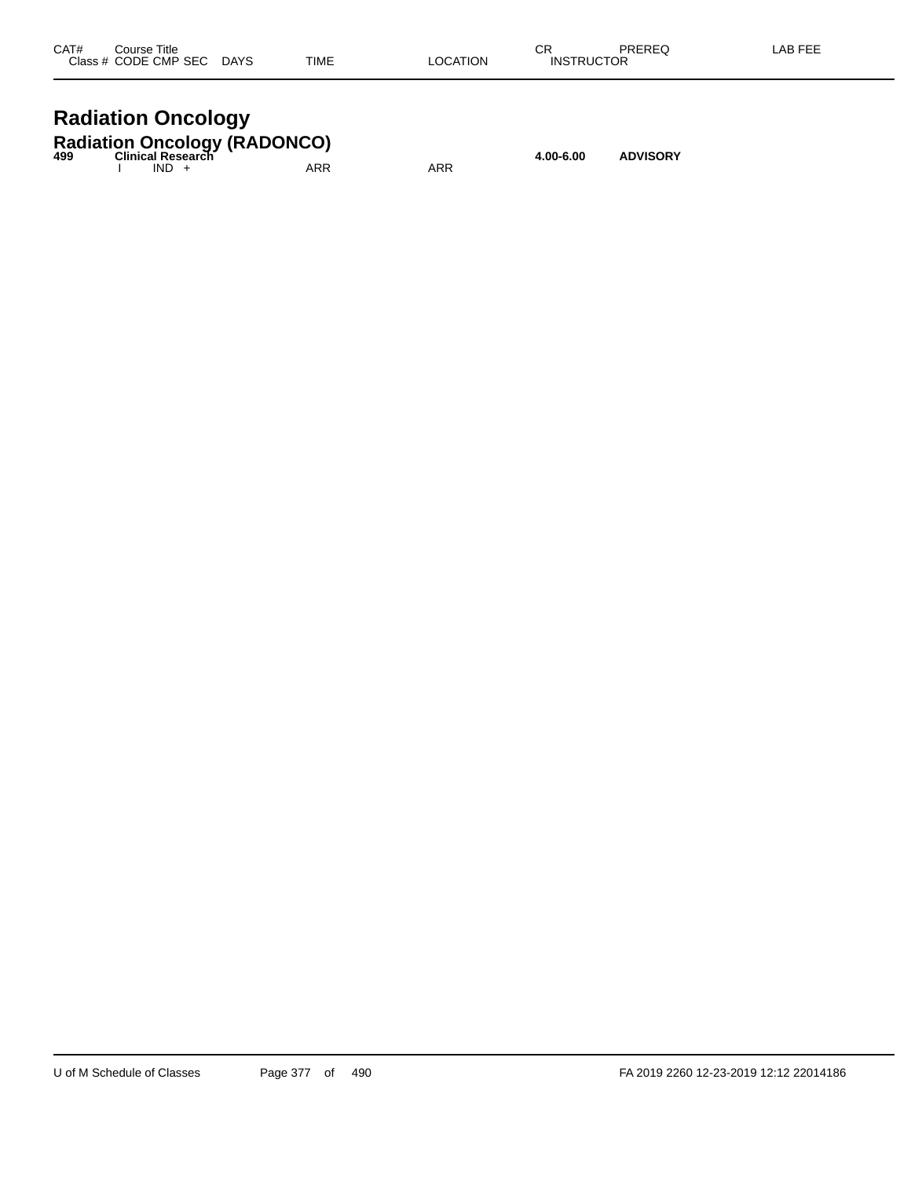| CAT# | Course Title Class # CODE CMP SEC DAYS | TIME | LOCATION | CR INSTRUCTOR | PREREQ | LAB FEE |
|---|---|---|---|---|---|---|

# Radiation Oncology

## Radiation Oncology (RADONCO)

**499** **Clinical Research** **4.00-6.00** **ADVISORY**

I IND + ARR ARR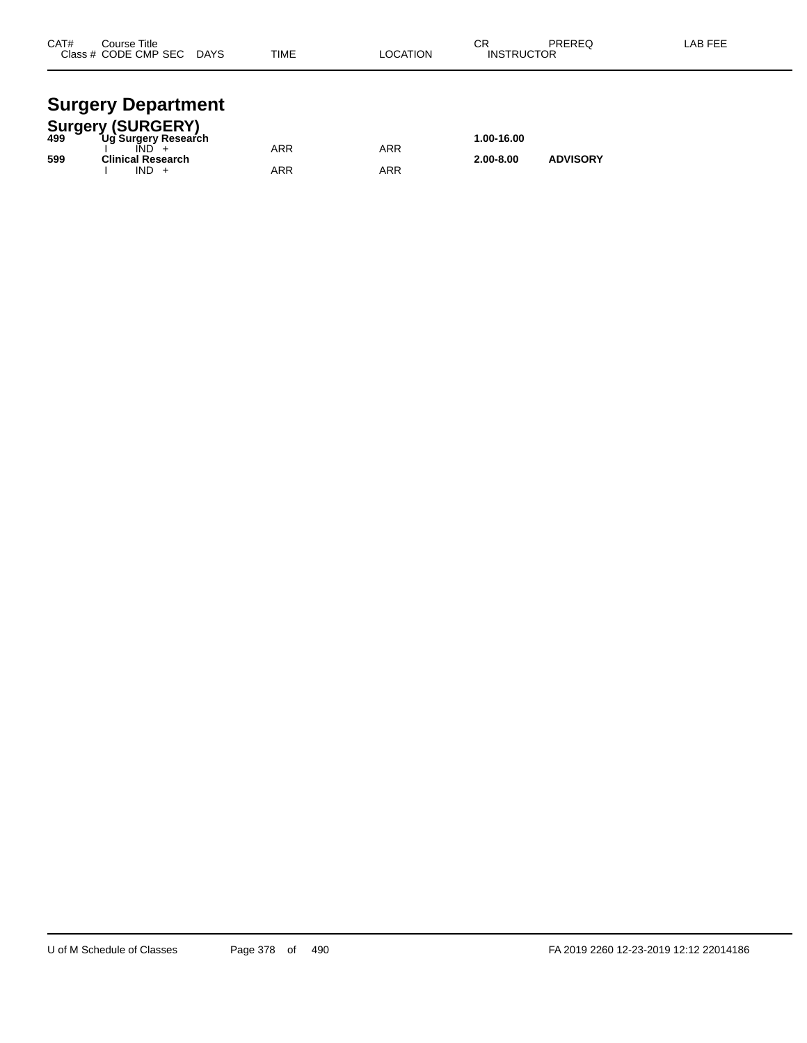| CAT# | Course Title<br>Class # CODE CMP SEC DAYS | TIME | LOCATION | CR<br>INSTRUCTOR | PREREQ | LAB FEE |
|---|---|---|---|---|---|---|

# Surgery Department

## Surgery (SURGERY)

| CAT# | Course Title / Class # CODE CMP SEC DAYS | TIME | LOCATION | CR / INSTRUCTOR | PREREQ | LAB FEE |
|---|---|---|---|---|---|---|
| **499** | **Ug Surgery Research** | | | **1.00-16.00** | | |
| | I IND + | ARR | ARR | | | |
| **599** | **Clinical Research** | | | **2.00-8.00** | **ADVISORY** | |
| | I IND + | ARR | ARR | | | |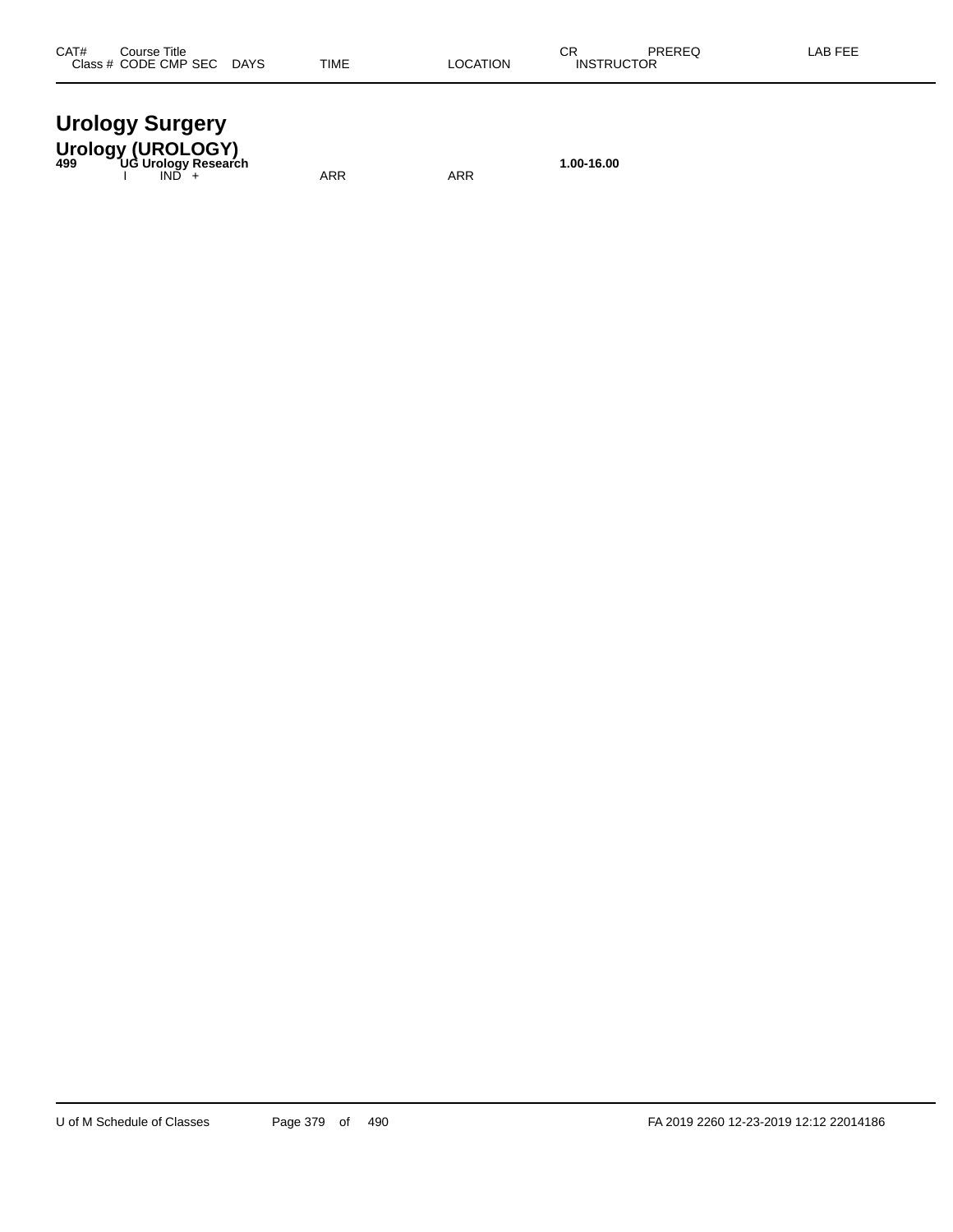| CAT# | Course Title<br>Class # CODE CMP SEC DAYS | TIME | LOCATION | CR<br>INSTRUCTOR | PREREQ | LAB FEE |
|---|---|---|---|---|---|---|

# Urology Surgery

## Urology (UROLOGY)

**499 UG Urology Research** **1.00-16.00**

| | | | | | | |
|---|---|---|---|---|---|---|
| | I IND + | ARR | ARR | | | |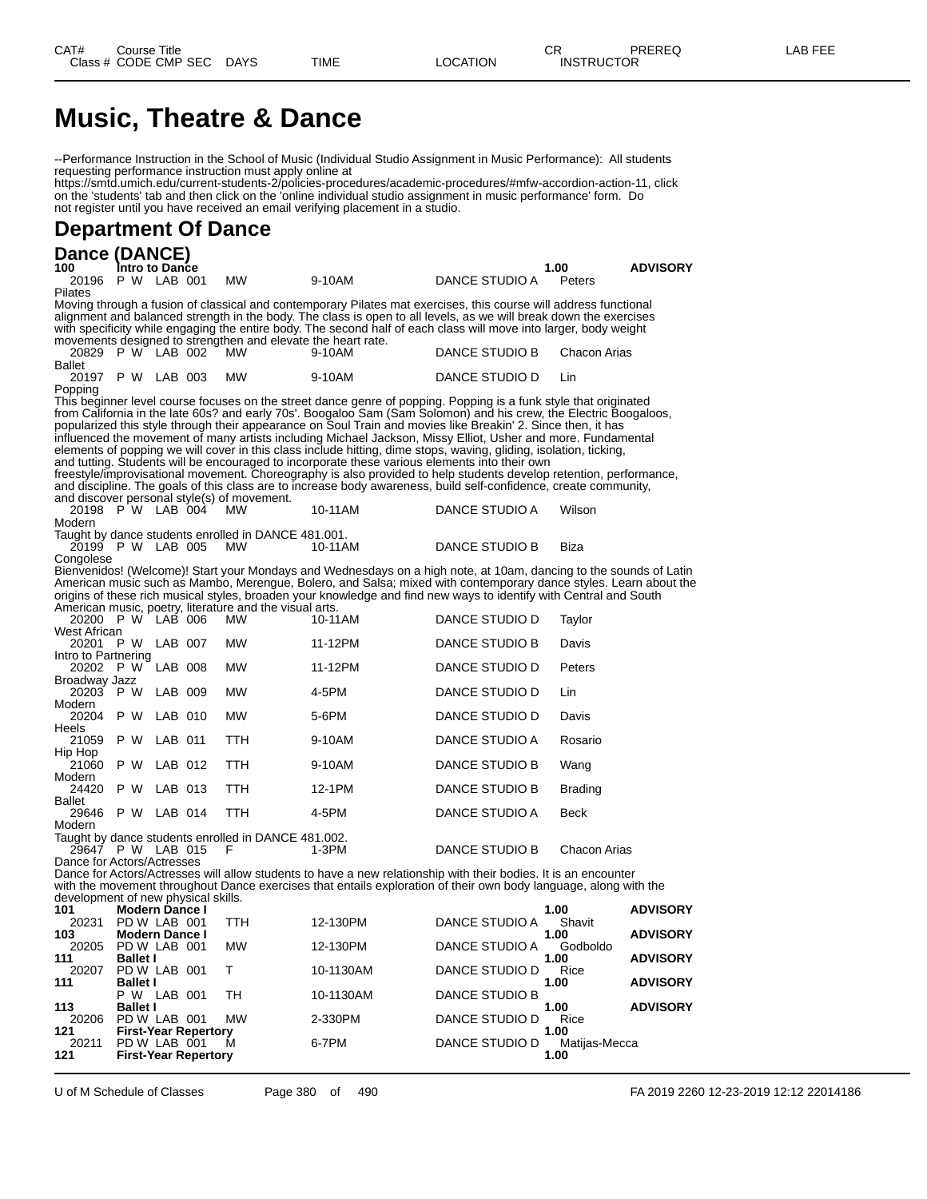# Music, Theatre & Dance

--Performance Instruction in the School of Music (Individual Studio Assignment in Music Performance): All students requesting performance instruction must apply online at https://smtd.umich.edu/current-students-2/policies-procedures/academic-procedures/#mfw-accordion-action-11, click on the 'students' tab and then click on the 'online individual studio assignment in music performance' form. Do not register until you have received an email verifying placement in a studio.

## Department Of Dance

### Dance (DANCE)

**100 Intro to Dance** — 1.00 — ADVISORY

| Class # | CODE | CMP | SEC | DAYS | TIME | LOCATION | INSTRUCTOR |
|---|---|---|---|---|---|---|---|
| 20196 | P W | LAB | 001 | MW | 9-10AM | DANCE STUDIO A | Peters |

Pilates

Moving through a fusion of classical and contemporary Pilates mat exercises, this course will address functional alignment and balanced strength in the body. The class is open to all levels, as we will break down the exercises with specificity while engaging the entire body. The second half of each class will move into larger, body weight movements designed to strengthen and elevate the heart rate.

| Class # | CODE | CMP | SEC | DAYS | TIME | LOCATION | INSTRUCTOR |
|---|---|---|---|---|---|---|---|
| 20829 | P W | LAB | 002 | MW | 9-10AM | DANCE STUDIO B | Chacon Arias |

Ballet

| Class # | CODE | CMP | SEC | DAYS | TIME | LOCATION | INSTRUCTOR |
|---|---|---|---|---|---|---|---|
| 20197 | P W | LAB | 003 | MW | 9-10AM | DANCE STUDIO D | Lin |

Popping

This beginner level course focuses on the street dance genre of popping. Popping is a funk style that originated from California in the late 60s? and early 70s'. Boogaloo Sam (Sam Solomon) and his crew, the Electric Boogaloos, popularized this style through their appearance on Soul Train and movies like Breakin' 2. Since then, it has influenced the movement of many artists including Michael Jackson, Missy Elliot, Usher and more. Fundamental elements of popping we will cover in this class include hitting, dime stops, waving, gliding, isolation, ticking, and tutting. Students will be encouraged to incorporate these various elements into their own freestyle/improvisational movement. Choreography is also provided to help students develop retention, performance, and discipline. The goals of this class are to increase body awareness, build self-confidence, create community, and discover personal style(s) of movement.

| Class # | CODE | CMP | SEC | DAYS | TIME | LOCATION | INSTRUCTOR |
|---|---|---|---|---|---|---|---|
| 20198 | P W | LAB | 004 | MW | 10-11AM | DANCE STUDIO A | Wilson |

Modern

Taught by dance students enrolled in DANCE 481.001.

| Class # | CODE | CMP | SEC | DAYS | TIME | LOCATION | INSTRUCTOR |
|---|---|---|---|---|---|---|---|
| 20199 | P W | LAB | 005 | MW | 10-11AM | DANCE STUDIO B | Biza |

Congolese

Bienvenidos! (Welcome)! Start your Mondays and Wednesdays on a high note, at 10am, dancing to the sounds of Latin American music such as Mambo, Merengue, Bolero, and Salsa; mixed with contemporary dance styles. Learn about the origins of these rich musical styles, broaden your knowledge and find new ways to identify with Central and South American music, poetry, literature and the visual arts.

| Class # | CODE | CMP | SEC | DAYS | TIME | LOCATION | INSTRUCTOR |
|---|---|---|---|---|---|---|---|
| 20200 | P W | LAB | 006 | MW | 10-11AM | DANCE STUDIO D | Taylor |

West African

| Class # | CODE | CMP | SEC | DAYS | TIME | LOCATION | INSTRUCTOR |
|---|---|---|---|---|---|---|---|
| 20201 | P W | LAB | 007 | MW | 11-12PM | DANCE STUDIO B | Davis |

Intro to Partnering

| Class # | CODE | CMP | SEC | DAYS | TIME | LOCATION | INSTRUCTOR |
|---|---|---|---|---|---|---|---|
| 20202 | P W | LAB | 008 | MW | 11-12PM | DANCE STUDIO D | Peters |

Broadway Jazz

| Class # | CODE | CMP | SEC | DAYS | TIME | LOCATION | INSTRUCTOR |
|---|---|---|---|---|---|---|---|
| 20203 | P W | LAB | 009 | MW | 4-5PM | DANCE STUDIO D | Lin |

Modern

| Class # | CODE | CMP | SEC | DAYS | TIME | LOCATION | INSTRUCTOR |
|---|---|---|---|---|---|---|---|
| 20204 | P W | LAB | 010 | MW | 5-6PM | DANCE STUDIO D | Davis |

Heels

| Class # | CODE | CMP | SEC | DAYS | TIME | LOCATION | INSTRUCTOR |
|---|---|---|---|---|---|---|---|
| 21059 | P W | LAB | 011 | TTH | 9-10AM | DANCE STUDIO A | Rosario |

Hip Hop

| Class # | CODE | CMP | SEC | DAYS | TIME | LOCATION | INSTRUCTOR |
|---|---|---|---|---|---|---|---|
| 21060 | P W | LAB | 012 | TTH | 9-10AM | DANCE STUDIO B | Wang |

Modern

| Class # | CODE | CMP | SEC | DAYS | TIME | LOCATION | INSTRUCTOR |
|---|---|---|---|---|---|---|---|
| 24420 | P W | LAB | 013 | TTH | 12-1PM | DANCE STUDIO B | Brading |

Ballet

| Class # | CODE | CMP | SEC | DAYS | TIME | LOCATION | INSTRUCTOR |
|---|---|---|---|---|---|---|---|
| 29646 | P W | LAB | 014 | TTH | 4-5PM | DANCE STUDIO A | Beck |

Modern

Taught by dance students enrolled in DANCE 481.002.

| Class # | CODE | CMP | SEC | DAYS | TIME | LOCATION | INSTRUCTOR |
|---|---|---|---|---|---|---|---|
| 29647 | P W | LAB | 015 | F | 1-3PM | DANCE STUDIO B | Chacon Arias |

Dance for Actors/Actresses

Dance for Actors/Actresses will allow students to have a new relationship with their bodies. It is an encounter with the movement throughout Dance exercises that entails exploration of their own body language, along with the development of new physical skills.

**101 Modern Dance I** — 1.00 — ADVISORY

| Class # | CODE | CMP | SEC | DAYS | TIME | LOCATION | INSTRUCTOR |
|---|---|---|---|---|---|---|---|
| 20231 | PD W | LAB | 001 | TTH | 12-130PM | DANCE STUDIO A | Shavit |

**103 Modern Dance I** — 1.00 — ADVISORY

| Class # | CODE | CMP | SEC | DAYS | TIME | LOCATION | INSTRUCTOR |
|---|---|---|---|---|---|---|---|
| 20205 | PD W | LAB | 001 | MW | 12-130PM | DANCE STUDIO A | Godboldo |

**111 Ballet I** — 1.00 — ADVISORY

| Class # | CODE | CMP | SEC | DAYS | TIME | LOCATION | INSTRUCTOR |
|---|---|---|---|---|---|---|---|
| 20207 | PD W | LAB | 001 | T | 10-1130AM | DANCE STUDIO D | Rice |

**111 Ballet I** — 1.00 — ADVISORY

| Class # | CODE | CMP | SEC | DAYS | TIME | LOCATION | INSTRUCTOR |
|---|---|---|---|---|---|---|---|
| | P W | LAB | 001 | TH | 10-1130AM | DANCE STUDIO B | |

**113 Ballet I** — 1.00 — ADVISORY

| Class # | CODE | CMP | SEC | DAYS | TIME | LOCATION | INSTRUCTOR |
|---|---|---|---|---|---|---|---|
| 20206 | PD W | LAB | 001 | MW | 2-330PM | DANCE STUDIO D | Rice |

**121 First-Year Repertory** — 1.00

| Class # | CODE | CMP | SEC | DAYS | TIME | LOCATION | INSTRUCTOR |
|---|---|---|---|---|---|---|---|
| 20211 | PD W | LAB | 001 | M | 6-7PM | DANCE STUDIO D | Matijas-Mecca |

**121 First-Year Repertory** — 1.00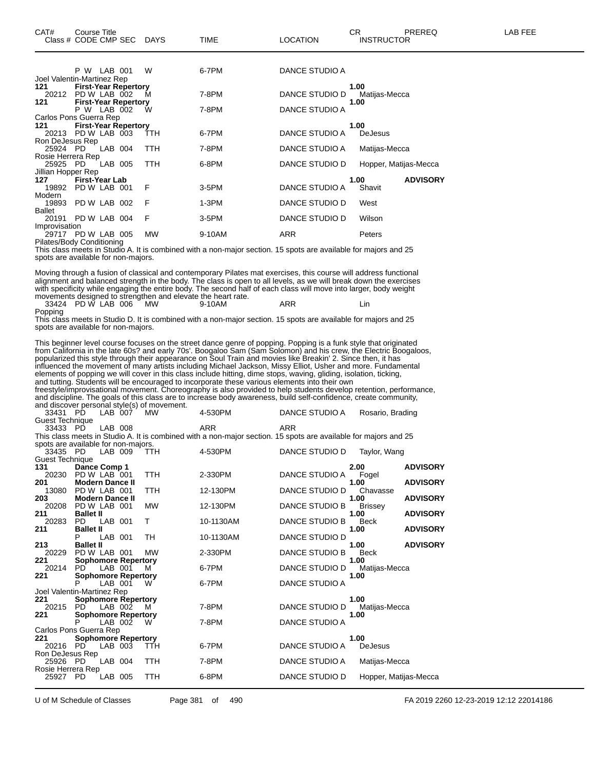| CAT# | Course Title<br>Class # CODE CMP SEC | DAYS | TIME | LOCATION | CR<br>INSTRUCTOR | PREREQ | LAB FEE |
|---|---|---|---|---|---|---|---|
| | P W LAB 001 | W | 6-7PM | DANCE STUDIO A | | | |

Joel Valentin-Martinez Rep

| CAT# | Course Title<br>Class # CODE CMP SEC | DAYS | TIME | LOCATION | CR<br>INSTRUCTOR | PREREQ | LAB FEE |
|---|---|---|---|---|---|---|---|
| **121** | **First-Year Repertory** | | | | **1.00** | | |
| 20212 | PD W LAB 002 | M | 7-8PM | DANCE STUDIO D | Matijas-Mecca | | |
| **121** | **First-Year Repertory** | | | | **1.00** | | |
| | P W LAB 002 | W | 7-8PM | DANCE STUDIO A | | | |

Carlos Pons Guerra Rep

| CAT# | Course Title<br>Class # CODE CMP SEC | DAYS | TIME | LOCATION | CR<br>INSTRUCTOR | PREREQ | LAB FEE |
|---|---|---|---|---|---|---|---|
| **121** | **First-Year Repertory** | | | | **1.00** | | |
| 20213 | PD W LAB 003 | TTH | 6-7PM | DANCE STUDIO A | DeJesus | | |

Ron DeJesus Rep

| CAT# | Course Title<br>Class # CODE CMP SEC | DAYS | TIME | LOCATION | CR<br>INSTRUCTOR | PREREQ | LAB FEE |
|---|---|---|---|---|---|---|---|
| 25924 | PD LAB 004 | TTH | 7-8PM | DANCE STUDIO A | Matijas-Mecca | | |

Rosie Herrera Rep

| CAT# | Course Title<br>Class # CODE CMP SEC | DAYS | TIME | LOCATION | CR<br>INSTRUCTOR | PREREQ | LAB FEE |
|---|---|---|---|---|---|---|---|
| 25925 | PD LAB 005 | TTH | 6-8PM | DANCE STUDIO D | Hopper, Matijas-Mecca | | |

Jillian Hopper Rep

| CAT# | Course Title<br>Class # CODE CMP SEC | DAYS | TIME | LOCATION | CR<br>INSTRUCTOR | PREREQ | LAB FEE |
|---|---|---|---|---|---|---|---|
| **127** | **First-Year Lab** | | | | **1.00** | **ADVISORY** | |
| 19892 | PD W LAB 001 | F | 3-5PM | DANCE STUDIO A | Shavit | | |

Modern

| CAT# | Course Title<br>Class # CODE CMP SEC | DAYS | TIME | LOCATION | CR<br>INSTRUCTOR | PREREQ | LAB FEE |
|---|---|---|---|---|---|---|---|
| 19893 | PD W LAB 002 | F | 1-3PM | DANCE STUDIO D | West | | |

Ballet

| CAT# | Course Title<br>Class # CODE CMP SEC | DAYS | TIME | LOCATION | CR<br>INSTRUCTOR | PREREQ | LAB FEE |
|---|---|---|---|---|---|---|---|
| 20191 | PD W LAB 004 | F | 3-5PM | DANCE STUDIO D | Wilson | | |

Improvisation

| CAT# | Course Title<br>Class # CODE CMP SEC | DAYS | TIME | LOCATION | CR<br>INSTRUCTOR | PREREQ | LAB FEE |
|---|---|---|---|---|---|---|---|
| 29717 | PD W LAB 005 | MW | 9-10AM | ARR | Peters | | |

Pilates/Body Conditioning

This class meets in Studio A. It is combined with a non-major section. 15 spots are available for majors and 25 spots are available for non-majors.

Moving through a fusion of classical and contemporary Pilates mat exercises, this course will address functional alignment and balanced strength in the body. The class is open to all levels, as we will break down the exercises with specificity while engaging the entire body. The second half of each class will move into larger, body weight movements designed to strengthen and elevate the heart rate.

| CAT# | Course Title<br>Class # CODE CMP SEC | DAYS | TIME | LOCATION | CR<br>INSTRUCTOR | PREREQ | LAB FEE |
|---|---|---|---|---|---|---|---|
| 33424 | PD W LAB 006 | MW | 9-10AM | ARR | Lin | | |

Popping

This class meets in Studio D. It is combined with a non-major section. 15 spots are available for majors and 25 spots are available for non-majors.

This beginner level course focuses on the street dance genre of popping. Popping is a funk style that originated from California in the late 60s? and early 70s'. Boogaloo Sam (Sam Solomon) and his crew, the Electric Boogaloos, popularized this style through their appearance on Soul Train and movies like Breakin' 2. Since then, it has influenced the movement of many artists including Michael Jackson, Missy Elliot, Usher and more. Fundamental elements of popping we will cover in this class include hitting, dime stops, waving, gliding, isolation, ticking, and tutting. Students will be encouraged to incorporate these various elements into their own freestyle/improvisational movement. Choreography is also provided to help students develop retention, performance, and discipline. The goals of this class are to increase body awareness, build self-confidence, create community, and discover personal style(s) of movement.

| CAT# | Course Title<br>Class # CODE CMP SEC | DAYS | TIME | LOCATION | CR<br>INSTRUCTOR | PREREQ | LAB FEE |
|---|---|---|---|---|---|---|---|
| 33431 | PD LAB 007 | MW | 4-530PM | DANCE STUDIO A | Rosario, Brading | | |

Guest Technique

| CAT# | Course Title<br>Class # CODE CMP SEC | DAYS | TIME | LOCATION | CR<br>INSTRUCTOR | PREREQ | LAB FEE |
|---|---|---|---|---|---|---|---|
| 33433 | PD LAB 008 | | ARR | ARR | | | |

This class meets in Studio A. It is combined with a non-major section. 15 spots are available for majors and 25 spots are available for non-majors.

| CAT# | Course Title<br>Class # CODE CMP SEC | DAYS | TIME | LOCATION | CR<br>INSTRUCTOR | PREREQ | LAB FEE |
|---|---|---|---|---|---|---|---|
| 33435 | PD LAB 009 | TTH | 4-530PM | DANCE STUDIO D | Taylor, Wang | | |

Guest Technique

| CAT# | Course Title<br>Class # CODE CMP SEC | DAYS | TIME | LOCATION | CR<br>INSTRUCTOR | PREREQ | LAB FEE |
|---|---|---|---|---|---|---|---|
| **131** | **Dance Comp 1** | | | | **2.00** | **ADVISORY** | |
| 20230 | PD W LAB 001 | TTH | 2-330PM | DANCE STUDIO A | Fogel | | |
| **201** | **Modern Dance II** | | | | **1.00** | **ADVISORY** | |
| 13080 | PD W LAB 001 | TTH | 12-130PM | DANCE STUDIO D | Chavasse | | |
| **203** | **Modern Dance II** | | | | **1.00** | **ADVISORY** | |
| 20208 | PD W LAB 001 | MW | 12-130PM | DANCE STUDIO B | Brissey | | |
| **211** | **Ballet II** | | | | **1.00** | **ADVISORY** | |
| 20283 | PD LAB 001 | T | 10-1130AM | DANCE STUDIO B | Beck | | |
| **211** | **Ballet II** | | | | **1.00** | **ADVISORY** | |
| | P LAB 001 | TH | 10-1130AM | DANCE STUDIO D | | | |
| **213** | **Ballet II** | | | | **1.00** | **ADVISORY** | |
| 20229 | PD W LAB 001 | MW | 2-330PM | DANCE STUDIO B | Beck | | |
| **221** | **Sophomore Repertory** | | | | **1.00** | | |
| 20214 | PD LAB 001 | M | 6-7PM | DANCE STUDIO D | Matijas-Mecca | | |
| **221** | **Sophomore Repertory** | | | | **1.00** | | |
| | P LAB 001 | W | 6-7PM | DANCE STUDIO A | | | |

Joel Valentin-Martinez Rep

| CAT# | Course Title<br>Class # CODE CMP SEC | DAYS | TIME | LOCATION | CR<br>INSTRUCTOR | PREREQ | LAB FEE |
|---|---|---|---|---|---|---|---|
| **221** | **Sophomore Repertory** | | | | **1.00** | | |
| 20215 | PD LAB 002 | M | 7-8PM | DANCE STUDIO D | Matijas-Mecca | | |
| **221** | **Sophomore Repertory** | | | | **1.00** | | |
| | P LAB 002 | W | 7-8PM | DANCE STUDIO A | | | |

Carlos Pons Guerra Rep

| CAT# | Course Title<br>Class # CODE CMP SEC | DAYS | TIME | LOCATION | CR<br>INSTRUCTOR | PREREQ | LAB FEE |
|---|---|---|---|---|---|---|---|
| **221** | **Sophomore Repertory** | | | | **1.00** | | |
| 20216 | PD LAB 003 | TTH | 6-7PM | DANCE STUDIO A | DeJesus | | |

Ron DeJesus Rep

| CAT# | Course Title<br>Class # CODE CMP SEC | DAYS | TIME | LOCATION | CR<br>INSTRUCTOR | PREREQ | LAB FEE |
|---|---|---|---|---|---|---|---|
| 25926 | PD LAB 004 | TTH | 7-8PM | DANCE STUDIO A | Matijas-Mecca | | |

Rosie Herrera Rep

| CAT# | Course Title<br>Class # CODE CMP SEC | DAYS | TIME | LOCATION | CR<br>INSTRUCTOR | PREREQ | LAB FEE |
|---|---|---|---|---|---|---|---|
| 25927 | PD LAB 005 | TTH | 6-8PM | DANCE STUDIO D | Hopper, Matijas-Mecca | | |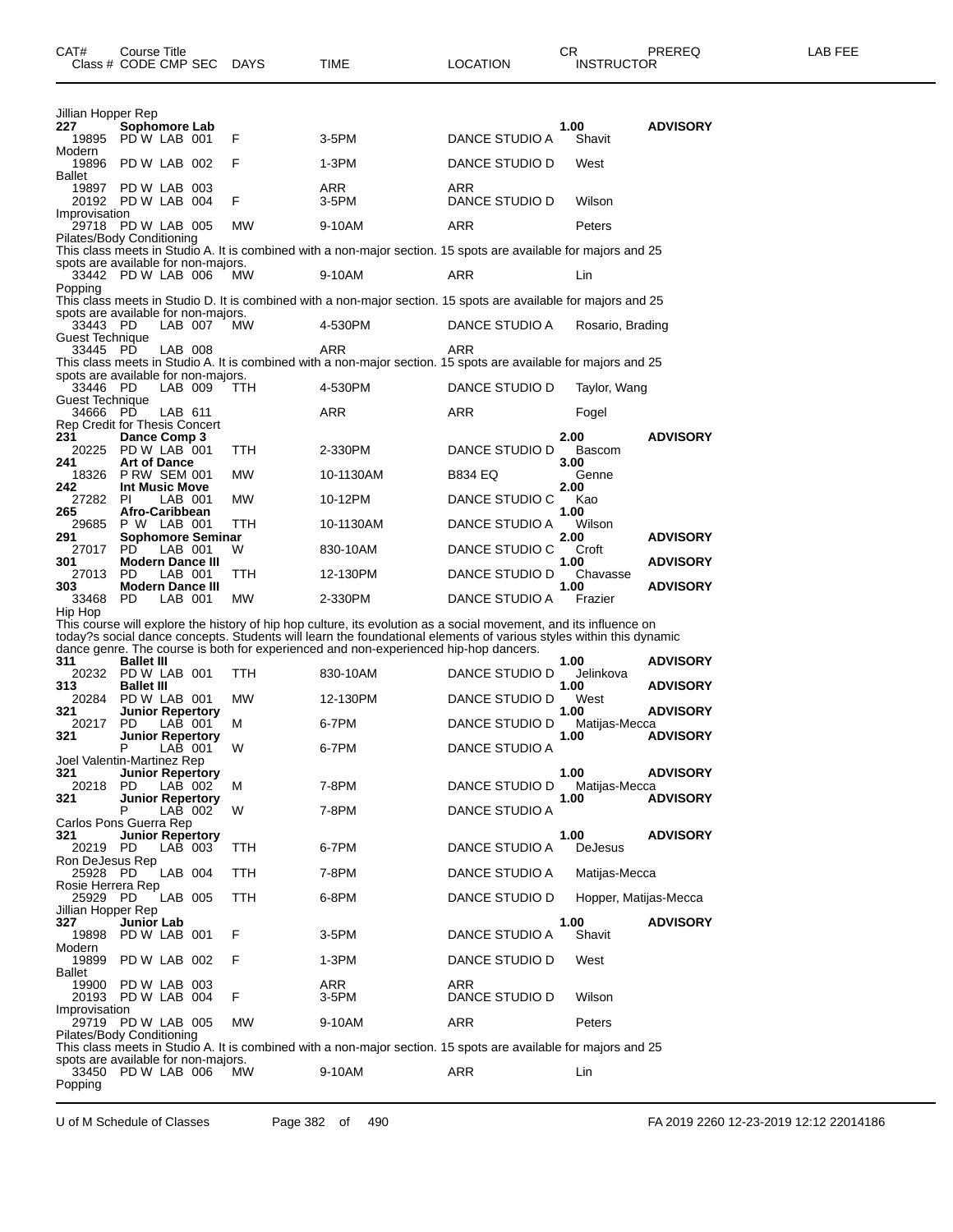| CAT# | Course Title<br>Class # CODE CMP SEC | DAYS | TIME | LOCATION | CR<br>INSTRUCTOR | PREREQ | LAB FEE |
|---|---|---|---|---|---|---|---|
| Jillian Hopper Rep | | | | | | | |
| **227** | **Sophomore Lab** | | | | **1.00** | **ADVISORY** | |
| 19895 | PD W LAB 001 | F | 3-5PM | DANCE STUDIO A | Shavit | | |
| Modern | | | | | | | |
| 19896 | PD W LAB 002 | F | 1-3PM | DANCE STUDIO D | West | | |
| Ballet | | | | | | | |
| 19897 | PD W LAB 003 | | ARR | ARR | | | |
| 20192 | PD W LAB 004 | F | 3-5PM | DANCE STUDIO D | Wilson | | |
| Improvisation | | | | | | | |
| 29718 | PD W LAB 005 | MW | 9-10AM | ARR | Peters | | |
| Pilates/Body Conditioning<br>This class meets in Studio A. It is combined with a non-major section. 15 spots are available for majors and 25 spots are available for non-majors. | | | | | | | |
| 33442 | PD W LAB 006 | MW | 9-10AM | ARR | Lin | | |
| Popping<br>This class meets in Studio D. It is combined with a non-major section. 15 spots are available for majors and 25 spots are available for non-majors. | | | | | | | |
| 33443 | PD LAB 007 | MW | 4-530PM | DANCE STUDIO A | Rosario, Brading | | |
| Guest Technique | | | | | | | |
| 33445 | PD LAB 008 | | ARR | ARR | | | |
| This class meets in Studio A. It is combined with a non-major section. 15 spots are available for majors and 25 spots are available for non-majors. | | | | | | | |
| 33446 | PD LAB 009 | TTH | 4-530PM | DANCE STUDIO D | Taylor, Wang | | |
| Guest Technique | | | | | | | |
| 34666 | PD LAB 611 | | ARR | ARR | Fogel | | |
| Rep Credit for Thesis Concert | | | | | | | |
| **231** | **Dance Comp 3** | | | | **2.00** | **ADVISORY** | |
| 20225 | PD W LAB 001 | TTH | 2-330PM | DANCE STUDIO D | Bascom | | |
| **241** | **Art of Dance** | | | | **3.00** | | |
| 18326 | P RW SEM 001 | MW | 10-1130AM | B834 EQ | Genne | | |
| **242** | **Int Music Move** | | | | **2.00** | | |
| 27282 | PI LAB 001 | MW | 10-12PM | DANCE STUDIO C | Kao | | |
| **265** | **Afro-Caribbean** | | | | **1.00** | | |
| 29685 | P W LAB 001 | TTH | 10-1130AM | DANCE STUDIO A | Wilson | | |
| **291** | **Sophomore Seminar** | | | | **2.00** | **ADVISORY** | |
| 27017 | PD LAB 001 | W | 830-10AM | DANCE STUDIO C | Croft | | |
| **301** | **Modern Dance III** | | | | **1.00** | **ADVISORY** | |
| 27013 | PD LAB 001 | TTH | 12-130PM | DANCE STUDIO D | Chavasse | | |
| **303** | **Modern Dance III** | | | | **1.00** | **ADVISORY** | |
| 33468 | PD LAB 001 | MW | 2-330PM | DANCE STUDIO A | Frazier | | |
| Hip Hop<br>This course will explore the history of hip hop culture, its evolution as a social movement, and its influence on today?s social dance concepts. Students will learn the foundational elements of various styles within this dynamic dance genre. The course is both for experienced and non-experienced hip-hop dancers. | | | | | | | |
| **311** | **Ballet III** | | | | **1.00** | **ADVISORY** | |
| 20232 | PD W LAB 001 | TTH | 830-10AM | DANCE STUDIO D | Jelinkova | | |
| **313** | **Ballet III** | | | | **1.00** | **ADVISORY** | |
| 20284 | PD W LAB 001 | MW | 12-130PM | DANCE STUDIO D | West | | |
| **321** | **Junior Repertory** | | | | **1.00** | **ADVISORY** | |
| 20217 | PD LAB 001 | M | 6-7PM | DANCE STUDIO D | Matijas-Mecca | | |
| **321** | **Junior Repertory** | | | | **1.00** | **ADVISORY** | |
| | P LAB 001 | W | 6-7PM | DANCE STUDIO A | | | |
| Joel Valentin-Martinez Rep | | | | | | | |
| **321** | **Junior Repertory** | | | | **1.00** | **ADVISORY** | |
| 20218 | PD LAB 002 | M | 7-8PM | DANCE STUDIO D | Matijas-Mecca | | |
| **321** | **Junior Repertory** | | | | **1.00** | **ADVISORY** | |
| | P LAB 002 | W | 7-8PM | DANCE STUDIO A | | | |
| Carlos Pons Guerra Rep | | | | | | | |
| **321** | **Junior Repertory** | | | | **1.00** | **ADVISORY** | |
| 20219 | PD LAB 003 | TTH | 6-7PM | DANCE STUDIO A | DeJesus | | |
| Ron DeJesus Rep | | | | | | | |
| 25928 | PD LAB 004 | TTH | 7-8PM | DANCE STUDIO A | Matijas-Mecca | | |
| Rosie Herrera Rep | | | | | | | |
| 25929 | PD LAB 005 | TTH | 6-8PM | DANCE STUDIO D | Hopper, Matijas-Mecca | | |
| Jillian Hopper Rep | | | | | | | |
| **327** | **Junior Lab** | | | | **1.00** | **ADVISORY** | |
| 19898 | PD W LAB 001 | F | 3-5PM | DANCE STUDIO A | Shavit | | |
| Modern | | | | | | | |
| 19899 | PD W LAB 002 | F | 1-3PM | DANCE STUDIO D | West | | |
| Ballet | | | | | | | |
| 19900 | PD W LAB 003 | | ARR | ARR | | | |
| 20193 | PD W LAB 004 | F | 3-5PM | DANCE STUDIO D | Wilson | | |
| Improvisation | | | | | | | |
| 29719 | PD W LAB 005 | MW | 9-10AM | ARR | Peters | | |
| Pilates/Body Conditioning<br>This class meets in Studio A. It is combined with a non-major section. 15 spots are available for majors and 25 spots are available for non-majors. | | | | | | | |
| 33450 | PD W LAB 006 | MW | 9-10AM | ARR | Lin | | |
| Popping | | | | | | | |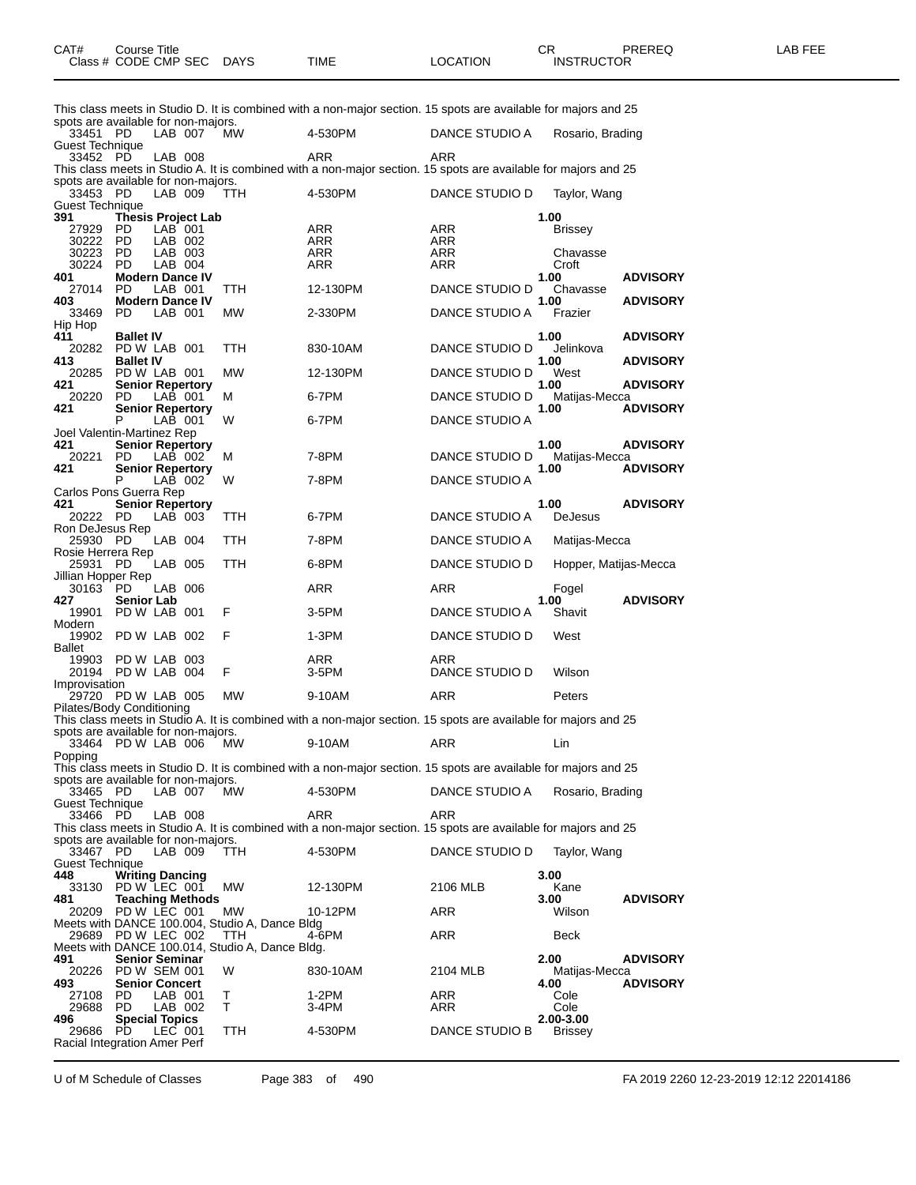| CAT# Class # | Course Title CODE | CMP | SEC | DAYS | TIME | LOCATION | CR INSTRUCTOR | PREREQ | LAB FEE |
|---|---|---|---|---|---|---|---|---|---|

This class meets in Studio D. It is combined with a non-major section. 15 spots are available for majors and 25 spots are available for non-majors.

| CAT# Class # | CODE | CMP | SEC | DAYS | TIME | LOCATION | CR INSTRUCTOR | PREREQ |
|---|---|---|---|---|---|---|---|---|
| 33451 | PD | LAB | 007 | MW | 4-530PM | DANCE STUDIO A | Rosario, Brading | |

Guest Technique

| CAT# Class # | CODE | CMP | SEC | DAYS | TIME | LOCATION | CR INSTRUCTOR | PREREQ |
|---|---|---|---|---|---|---|---|---|
| 33452 | PD | LAB | 008 | | ARR | ARR | | |

This class meets in Studio A. It is combined with a non-major section. 15 spots are available for majors and 25 spots are available for non-majors.

| CAT# Class # | CODE | CMP | SEC | DAYS | TIME | LOCATION | CR INSTRUCTOR | PREREQ |
|---|---|---|---|---|---|---|---|---|
| 33453 | PD | LAB | 009 | TTH | 4-530PM | DANCE STUDIO D | Taylor, Wang | |

Guest Technique

| CAT# Class # | CODE | CMP | SEC | DAYS | TIME | LOCATION | CR INSTRUCTOR | PREREQ |
|---|---|---|---|---|---|---|---|---|
| **391** | **Thesis Project Lab** | | | | | | **1.00** | |
| 27929 | PD | LAB | 001 | | ARR | ARR | Brissey | |
| 30222 | PD | LAB | 002 | | ARR | ARR | | |
| 30223 | PD | LAB | 003 | | ARR | ARR | Chavasse | |
| 30224 | PD | LAB | 004 | | ARR | ARR | Croft | |
| **401** | **Modern Dance IV** | | | | | | **1.00** | **ADVISORY** |
| 27014 | PD | LAB | 001 | TTH | 12-130PM | DANCE STUDIO D | Chavasse | |
| **403** | **Modern Dance IV** | | | | | | **1.00** | **ADVISORY** |
| 33469 | PD | LAB | 001 | MW | 2-330PM | DANCE STUDIO A | Frazier | |

Hip Hop

| CAT# Class # | CODE | CMP | SEC | DAYS | TIME | LOCATION | CR INSTRUCTOR | PREREQ |
|---|---|---|---|---|---|---|---|---|
| **411** | **Ballet IV** | | | | | | **1.00** | **ADVISORY** |
| 20282 | PD W | LAB | 001 | TTH | 830-10AM | DANCE STUDIO D | Jelinkova | |
| **413** | **Ballet IV** | | | | | | **1.00** | **ADVISORY** |
| 20285 | PD W | LAB | 001 | MW | 12-130PM | DANCE STUDIO D | West | |
| **421** | **Senior Repertory** | | | | | | **1.00** | **ADVISORY** |
| 20220 | PD | LAB | 001 | M | 6-7PM | DANCE STUDIO D | Matijas-Mecca | |
| **421** | **Senior Repertory** | | | | | | **1.00** | **ADVISORY** |
| | P | LAB | 001 | W | 6-7PM | DANCE STUDIO A | | |

Joel Valentin-Martinez Rep

| CAT# Class # | CODE | CMP | SEC | DAYS | TIME | LOCATION | CR INSTRUCTOR | PREREQ |
|---|---|---|---|---|---|---|---|---|
| **421** | **Senior Repertory** | | | | | | **1.00** | **ADVISORY** |
| 20221 | PD | LAB | 002 | M | 7-8PM | DANCE STUDIO D | Matijas-Mecca | |
| **421** | **Senior Repertory** | | | | | | **1.00** | **ADVISORY** |
| | P | LAB | 002 | W | 7-8PM | DANCE STUDIO A | | |

Carlos Pons Guerra Rep

| CAT# Class # | CODE | CMP | SEC | DAYS | TIME | LOCATION | CR INSTRUCTOR | PREREQ |
|---|---|---|---|---|---|---|---|---|
| **421** | **Senior Repertory** | | | | | | **1.00** | **ADVISORY** |
| 20222 | PD | LAB | 003 | TTH | 6-7PM | DANCE STUDIO A | DeJesus | |

Ron DeJesus Rep

| CAT# Class # | CODE | CMP | SEC | DAYS | TIME | LOCATION | CR INSTRUCTOR | PREREQ |
|---|---|---|---|---|---|---|---|---|
| 25930 | PD | LAB | 004 | TTH | 7-8PM | DANCE STUDIO A | Matijas-Mecca | |

Rosie Herrera Rep

| CAT# Class # | CODE | CMP | SEC | DAYS | TIME | LOCATION | CR INSTRUCTOR | PREREQ |
|---|---|---|---|---|---|---|---|---|
| 25931 | PD | LAB | 005 | TTH | 6-8PM | DANCE STUDIO D | Hopper, Matijas-Mecca | |

Jillian Hopper Rep

| CAT# Class # | CODE | CMP | SEC | DAYS | TIME | LOCATION | CR INSTRUCTOR | PREREQ |
|---|---|---|---|---|---|---|---|---|
| 30163 | PD | LAB | 006 | | ARR | ARR | Fogel | |
| **427** | **Senior Lab** | | | | | | **1.00** | **ADVISORY** |
| 19901 | PD W | LAB | 001 | F | 3-5PM | DANCE STUDIO A | Shavit | |

Modern

| CAT# Class # | CODE | CMP | SEC | DAYS | TIME | LOCATION | CR INSTRUCTOR | PREREQ |
|---|---|---|---|---|---|---|---|---|
| 19902 | PD W | LAB | 002 | F | 1-3PM | DANCE STUDIO D | West | |

Ballet

| CAT# Class # | CODE | CMP | SEC | DAYS | TIME | LOCATION | CR INSTRUCTOR | PREREQ |
|---|---|---|---|---|---|---|---|---|
| 19903 | PD W | LAB | 003 | | ARR | ARR | | |
| 20194 | PD W | LAB | 004 | F | 3-5PM | DANCE STUDIO D | Wilson | |

Improvisation

| CAT# Class # | CODE | CMP | SEC | DAYS | TIME | LOCATION | CR INSTRUCTOR | PREREQ |
|---|---|---|---|---|---|---|---|---|
| 29720 | PD W | LAB | 005 | MW | 9-10AM | ARR | Peters | |

Pilates/Body Conditioning

This class meets in Studio A. It is combined with a non-major section. 15 spots are available for majors and 25 spots are available for non-majors.

| CAT# Class # | CODE | CMP | SEC | DAYS | TIME | LOCATION | CR INSTRUCTOR | PREREQ |
|---|---|---|---|---|---|---|---|---|
| 33464 | PD W | LAB | 006 | MW | 9-10AM | ARR | Lin | |

Popping

This class meets in Studio D. It is combined with a non-major section. 15 spots are available for majors and 25 spots are available for non-majors.

| CAT# Class # | CODE | CMP | SEC | DAYS | TIME | LOCATION | CR INSTRUCTOR | PREREQ |
|---|---|---|---|---|---|---|---|---|
| 33465 | PD | LAB | 007 | MW | 4-530PM | DANCE STUDIO A | Rosario, Brading | |

Guest Technique

| CAT# Class # | CODE | CMP | SEC | DAYS | TIME | LOCATION | CR INSTRUCTOR | PREREQ |
|---|---|---|---|---|---|---|---|---|
| 33466 | PD | LAB | 008 | | ARR | ARR | | |

This class meets in Studio A. It is combined with a non-major section. 15 spots are available for majors and 25 spots are available for non-majors.

| CAT# Class # | CODE | CMP | SEC | DAYS | TIME | LOCATION | CR INSTRUCTOR | PREREQ |
|---|---|---|---|---|---|---|---|---|
| 33467 | PD | LAB | 009 | TTH | 4-530PM | DANCE STUDIO D | Taylor, Wang | |

Guest Technique

| CAT# Class # | CODE | CMP | SEC | DAYS | TIME | LOCATION | CR INSTRUCTOR | PREREQ |
|---|---|---|---|---|---|---|---|---|
| **448** | **Writing Dancing** | | | | | | **3.00** | |
| 33130 | PD W | LEC | 001 | MW | 12-130PM | 2106 MLB | Kane | |
| **481** | **Teaching Methods** | | | | | | **3.00** | **ADVISORY** |
| 20209 | PD W | LEC | 001 | MW | 10-12PM | ARR | Wilson | |

Meets with DANCE 100.004, Studio A, Dance Bldg

| CAT# Class # | CODE | CMP | SEC | DAYS | TIME | LOCATION | CR INSTRUCTOR | PREREQ |
|---|---|---|---|---|---|---|---|---|
| 29689 | PD W | LEC | 002 | TTH | 4-6PM | ARR | Beck | |

Meets with DANCE 100.014, Studio A, Dance Bldg.

| CAT# Class # | CODE | CMP | SEC | DAYS | TIME | LOCATION | CR INSTRUCTOR | PREREQ |
|---|---|---|---|---|---|---|---|---|
| **491** | **Senior Seminar** | | | | | | **2.00** | **ADVISORY** |
| 20226 | PD W | SEM | 001 | W | 830-10AM | 2104 MLB | Matijas-Mecca | |
| **493** | **Senior Concert** | | | | | | **4.00** | **ADVISORY** |
| 27108 | PD | LAB | 001 | T | 1-2PM | ARR | Cole | |
| 29688 | PD | LAB | 002 | T | 3-4PM | ARR | Cole | |
| **496** | **Special Topics** | | | | | | **2.00-3.00** | |
| 29686 | PD | LEC | 001 | TTH | 4-530PM | DANCE STUDIO B | Brissey | |

Racial Integration Amer Perf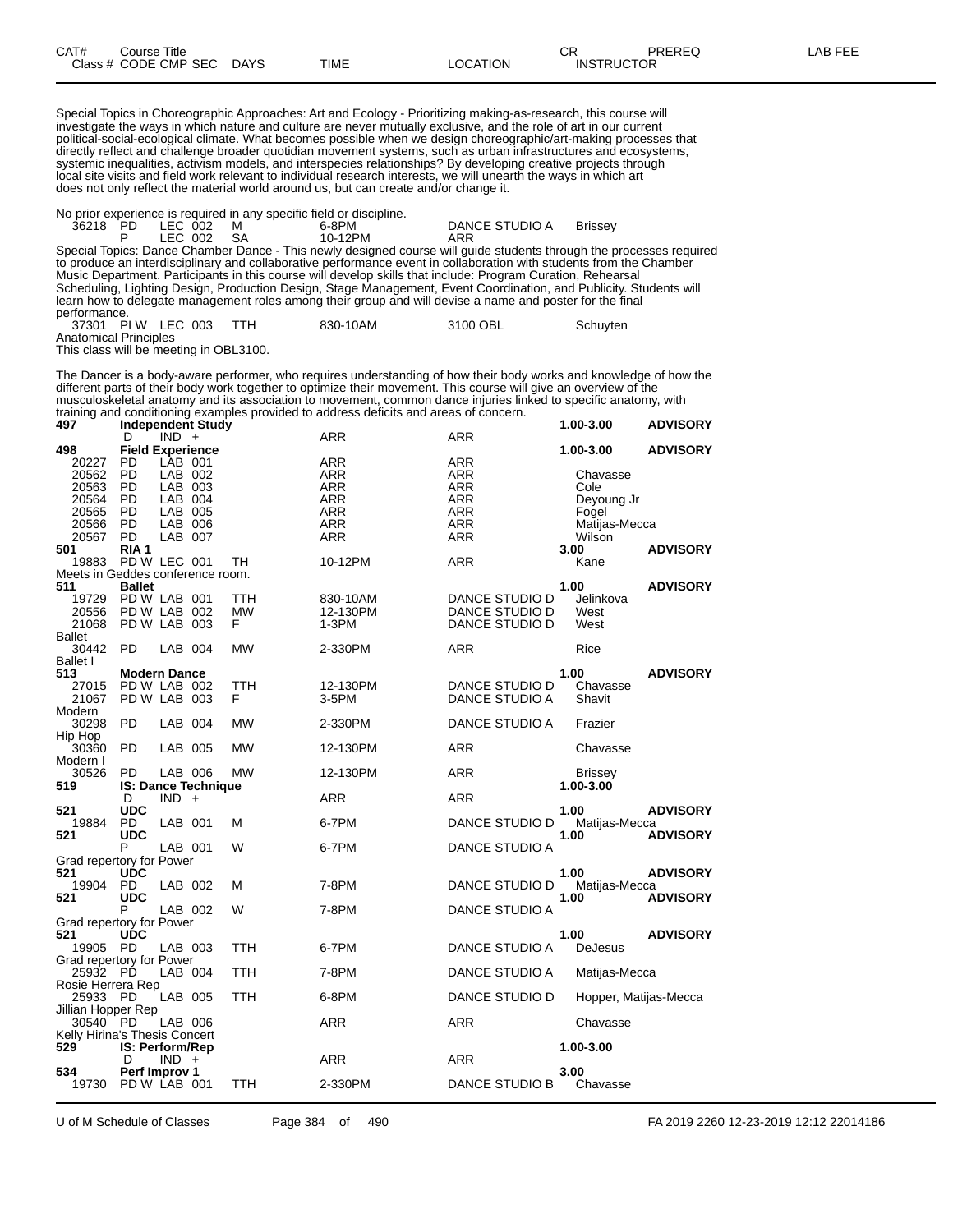| CAT# | Course Title | | | | | | CR | PREREQ | LAB FEE |
|---|---|---|---|---|---|---|---|---|---|
| Class # | CODE | CMP | SEC | DAYS | TIME | LOCATION | INSTRUCTOR | | |

Special Topics in Choreographic Approaches: Art and Ecology - Prioritizing making-as-research, this course will investigate the ways in which nature and culture are never mutually exclusive, and the role of art in our current political-social-ecological climate. What becomes possible when we design choreographic/art-making processes that directly reflect and challenge broader quotidian movement systems, such as urban infrastructures and ecosystems, systemic inequalities, activism models, and interspecies relationships? By developing creative projects through local site visits and field work relevant to individual research interests, we will unearth the ways in which art does not only reflect the material world around us, but can create and/or change it.

No prior experience is required in any specific field or discipline.

| | | | | | | | |
|---|---|---|---|---|---|---|---|
| 36218 | PD | LEC 002 | M | 6-8PM | DANCE STUDIO A | Brissey | |
| | P | LEC 002 | SA | 10-12PM | ARR | | |

Special Topics: Dance Chamber Dance - This newly designed course will guide students through the processes required to produce an interdisciplinary and collaborative performance event in collaboration with students from the Chamber Music Department. Participants in this course will develop skills that include: Program Curation, Rehearsal Scheduling, Lighting Design, Production Design, Stage Management, Event Coordination, and Publicity. Students will learn how to delegate management roles among their group and will devise a name and poster for the final performance.

| | | | | | | |
|---|---|---|---|---|---|---|
| 37301 | PI W | LEC 003 | TTH | 830-10AM | 3100 OBL | Schuyten |

Anatomical Principles
This class will be meeting in OBL3100.

The Dancer is a body-aware performer, who requires understanding of how their body works and knowledge of how the different parts of their body work together to optimize their movement. This course will give an overview of the musculoskeletal anatomy and its association to movement, common dance injuries linked to specific anatomy, with training and conditioning examples provided to address deficits and areas of concern.

| | | | | | | | | |
|---|---|---|---|---|---|---|---|---|
| **497** | **Independent Study** | | | | | | **1.00-3.00** | **ADVISORY** |
| | D | IND + | | ARR | ARR | | | |
| **498** | **Field Experience** | | | | | | **1.00-3.00** | **ADVISORY** |
| 20227 | PD | LAB 001 | | ARR | ARR | | | |
| 20562 | PD | LAB 002 | | ARR | ARR | Chavasse | | |
| 20563 | PD | LAB 003 | | ARR | ARR | Cole | | |
| 20564 | PD | LAB 004 | | ARR | ARR | Deyoung Jr | | |
| 20565 | PD | LAB 005 | | ARR | ARR | Fogel | | |
| 20566 | PD | LAB 006 | | ARR | ARR | Matijas-Mecca | | |
| 20567 | PD | LAB 007 | | ARR | ARR | Wilson | | |
| **501** | **RIA 1** | | | | | | **3.00** | **ADVISORY** |
| 19883 | PD W | LEC 001 | TH | 10-12PM | ARR | Kane | | |
| Meets in Geddes conference room. | | | | | | | | |
| **511** | **Ballet** | | | | | | **1.00** | **ADVISORY** |
| 19729 | PD W | LAB 001 | TTH | 830-10AM | DANCE STUDIO D | Jelinkova | | |
| 20556 | PD W | LAB 002 | MW | 12-130PM | DANCE STUDIO D | West | | |
| 21068 | PD W | LAB 003 | F | 1-3PM | DANCE STUDIO D | West | | |
| Ballet | | | | | | | | |
| 30442 | PD | LAB 004 | MW | 2-330PM | ARR | Rice | | |
| Ballet I | | | | | | | | |
| **513** | **Modern Dance** | | | | | | **1.00** | **ADVISORY** |
| 27015 | PD W | LAB 002 | TTH | 12-130PM | DANCE STUDIO D | Chavasse | | |
| 21067 | PD W | LAB 003 | F | 3-5PM | DANCE STUDIO A | Shavit | | |
| Modern | | | | | | | | |
| 30298 | PD | LAB 004 | MW | 2-330PM | DANCE STUDIO A | Frazier | | |
| Hip Hop | | | | | | | | |
| 30360 | PD | LAB 005 | MW | 12-130PM | ARR | Chavasse | | |
| Modern I | | | | | | | | |
| 30526 | PD | LAB 006 | MW | 12-130PM | ARR | Brissey | | |
| **519** | **IS: Dance Technique** | | | | | | **1.00-3.00** | |
| | D | IND + | | ARR | ARR | | | |
| **521** | **UDC** | | | | | | **1.00** | **ADVISORY** |
| 19884 | PD | LAB 001 | M | 6-7PM | DANCE STUDIO D | Matijas-Mecca | | |
| **521** | **UDC** | | | | | | **1.00** | **ADVISORY** |
| | P | LAB 001 | W | 6-7PM | DANCE STUDIO A | | | |
| Grad repertory for Power | | | | | | | | |
| **521** | **UDC** | | | | | | **1.00** | **ADVISORY** |
| 19904 | PD | LAB 002 | M | 7-8PM | DANCE STUDIO D | Matijas-Mecca | | |
| **521** | **UDC** | | | | | | **1.00** | **ADVISORY** |
| | P | LAB 002 | W | 7-8PM | DANCE STUDIO A | | | |
| Grad repertory for Power | | | | | | | | |
| **521** | **UDC** | | | | | | **1.00** | **ADVISORY** |
| 19905 | PD | LAB 003 | TTH | 6-7PM | DANCE STUDIO A | DeJesus | | |
| Grad repertory for Power | | | | | | | | |
| 25932 | PD | LAB 004 | TTH | 7-8PM | DANCE STUDIO A | Matijas-Mecca | | |
| Rosie Herrera Rep | | | | | | | | |
| 25933 | PD | LAB 005 | TTH | 6-8PM | DANCE STUDIO D | Hopper, Matijas-Mecca | | |
| Jillian Hopper Rep | | | | | | | | |
| 30540 | PD | LAB 006 | | ARR | ARR | Chavasse | | |
| Kelly Hirina's Thesis Concert | | | | | | | | |
| **529** | **IS: Perform/Rep** | | | | | | **1.00-3.00** | |
| | D | IND + | | ARR | ARR | | | |
| **534** | **Perf Improv 1** | | | | | | **3.00** | |
| 19730 | PD W | LAB 001 | TTH | 2-330PM | DANCE STUDIO B | Chavasse | | |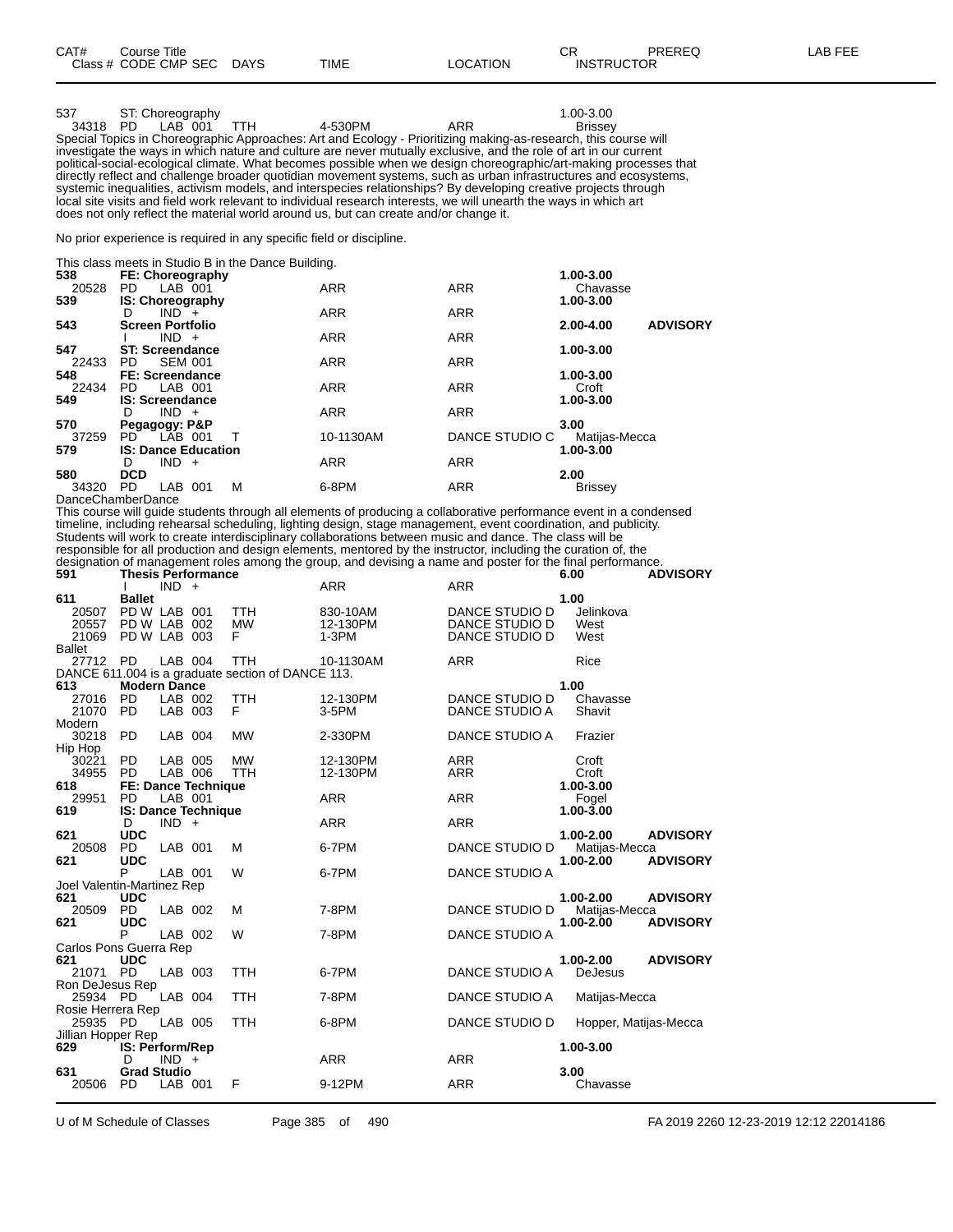| CAT# | Course Title Class # CODE CMP SEC | DAYS | TIME | LOCATION | CR INSTRUCTOR | PREREQ | LAB FEE |
|---|---|---|---|---|---|---|---|
| 537 | ST: Choreography | | | | 1.00-3.00 | | |
| 34318 | PD LAB 001 | TTH | 4-530PM | ARR | Brissey | | |

Special Topics in Choreographic Approaches: Art and Ecology - Prioritizing making-as-research, this course will investigate the ways in which nature and culture are never mutually exclusive, and the role of art in our current political-social-ecological climate. What becomes possible when we design choreographic/art-making processes that directly reflect and challenge broader quotidian movement systems, such as urban infrastructures and ecosystems, systemic inequalities, activism models, and interspecies relationships? By developing creative projects through local site visits and field work relevant to individual research interests, we will unearth the ways in which art does not only reflect the material world around us, but can create and/or change it.

No prior experience is required in any specific field or discipline.

This class meets in Studio B in the Dance Building.

| CAT# | Course Title Class # CODE CMP SEC | DAYS | TIME | LOCATION | CR INSTRUCTOR | PREREQ | LAB FEE |
|---|---|---|---|---|---|---|---|
| **538** | **FE: Choreography** | | | | **1.00-3.00** | | |
| 20528 | PD LAB 001 | | ARR | ARR | Chavasse | | |
| **539** | **IS: Choreography** | | | | **1.00-3.00** | | |
| | D IND + | | ARR | ARR | | | |
| **543** | **Screen Portfolio** | | | | **2.00-4.00** | **ADVISORY** | |
| | I IND + | | ARR | ARR | | | |
| **547** | **ST: Screendance** | | | | **1.00-3.00** | | |
| 22433 | PD SEM 001 | | ARR | ARR | | | |
| **548** | **FE: Screendance** | | | | **1.00-3.00** | | |
| 22434 | PD LAB 001 | | ARR | ARR | Croft | | |
| **549** | **IS: Screendance** | | | | **1.00-3.00** | | |
| | D IND + | | ARR | ARR | | | |
| **570** | **Pegagogy: P&P** | | | | **3.00** | | |
| 37259 | PD LAB 001 | T | 10-1130AM | DANCE STUDIO C | Matijas-Mecca | | |
| **579** | **IS: Dance Education** | | | | **1.00-3.00** | | |
| | D IND + | | ARR | ARR | | | |
| **580** | **DCD** | | | | **2.00** | | |
| 34320 | PD LAB 001 | M | 6-8PM | ARR | Brissey | | |

DanceChamberDance

This course will guide students through all elements of producing a collaborative performance event in a condensed timeline, including rehearsal scheduling, lighting design, stage management, event coordination, and publicity. Students will work to create interdisciplinary collaborations between music and dance. The class will be responsible for all production and design elements, mentored by the instructor, including the curation of, the designation of management roles among the group, and devising a name and poster for the final performance.

| CAT# | Course Title Class # CODE CMP SEC | DAYS | TIME | LOCATION | CR INSTRUCTOR | PREREQ | LAB FEE |
|---|---|---|---|---|---|---|---|
| **591** | **Thesis Performance** | | | | **6.00** | **ADVISORY** | |
| | I IND + | | ARR | ARR | | | |
| **611** | **Ballet** | | | | **1.00** | | |
| 20507 | PD W LAB 001 | TTH | 830-10AM | DANCE STUDIO D | Jelinkova | | |
| 20557 | PD W LAB 002 | MW | 12-130PM | DANCE STUDIO D | West | | |
| 21069 | PD W LAB 003 | F | 1-3PM | DANCE STUDIO D | West | | |
| Ballet | | | | | | | |
| 27712 | PD LAB 004 | TTH | 10-1130AM | ARR | Rice | | |
| DANCE 611.004 is a graduate section of DANCE 113. | | | | | | | |
| **613** | **Modern Dance** | | | | **1.00** | | |
| 27016 | PD LAB 002 | TTH | 12-130PM | DANCE STUDIO D | Chavasse | | |
| 21070 | PD LAB 003 | F | 3-5PM | DANCE STUDIO A | Shavit | | |
| Modern | | | | | | | |
| 30218 | PD LAB 004 | MW | 2-330PM | DANCE STUDIO A | Frazier | | |
| Hip Hop | | | | | | | |
| 30221 | PD LAB 005 | MW | 12-130PM | ARR | Croft | | |
| 34955 | PD LAB 006 | TTH | 12-130PM | ARR | Croft | | |
| **618** | **FE: Dance Technique** | | | | **1.00-3.00** | | |
| 29951 | PD LAB 001 | | ARR | ARR | Fogel | | |
| **619** | **IS: Dance Technique** | | | | **1.00-3.00** | | |
| | D IND + | | ARR | ARR | | | |
| **621** | **UDC** | | | | **1.00-2.00** | **ADVISORY** | |
| 20508 | PD LAB 001 | M | 6-7PM | DANCE STUDIO D | Matijas-Mecca | | |
| **621** | **UDC** | | | | **1.00-2.00** | **ADVISORY** | |
| | P LAB 001 | W | 6-7PM | DANCE STUDIO A | | | |
| Joel Valentin-Martinez Rep | | | | | | | |
| **621** | **UDC** | | | | **1.00-2.00** | **ADVISORY** | |
| 20509 | PD LAB 002 | M | 7-8PM | DANCE STUDIO D | Matijas-Mecca | | |
| **621** | **UDC** | | | | **1.00-2.00** | **ADVISORY** | |
| | P LAB 002 | W | 7-8PM | DANCE STUDIO A | | | |
| Carlos Pons Guerra Rep | | | | | | | |
| **621** | **UDC** | | | | **1.00-2.00** | **ADVISORY** | |
| 21071 | PD LAB 003 | TTH | 6-7PM | DANCE STUDIO A | DeJesus | | |
| Ron DeJesus Rep | | | | | | | |
| 25934 | PD LAB 004 | TTH | 7-8PM | DANCE STUDIO A | Matijas-Mecca | | |
| Rosie Herrera Rep | | | | | | | |
| 25935 | PD LAB 005 | TTH | 6-8PM | DANCE STUDIO D | Hopper, Matijas-Mecca | | |
| Jillian Hopper Rep | | | | | | | |
| **629** | **IS: Perform/Rep** | | | | **1.00-3.00** | | |
| | D IND + | | ARR | ARR | | | |
| **631** | **Grad Studio** | | | | **3.00** | | |
| 20506 | PD LAB 001 | F | 9-12PM | ARR | Chavasse | | |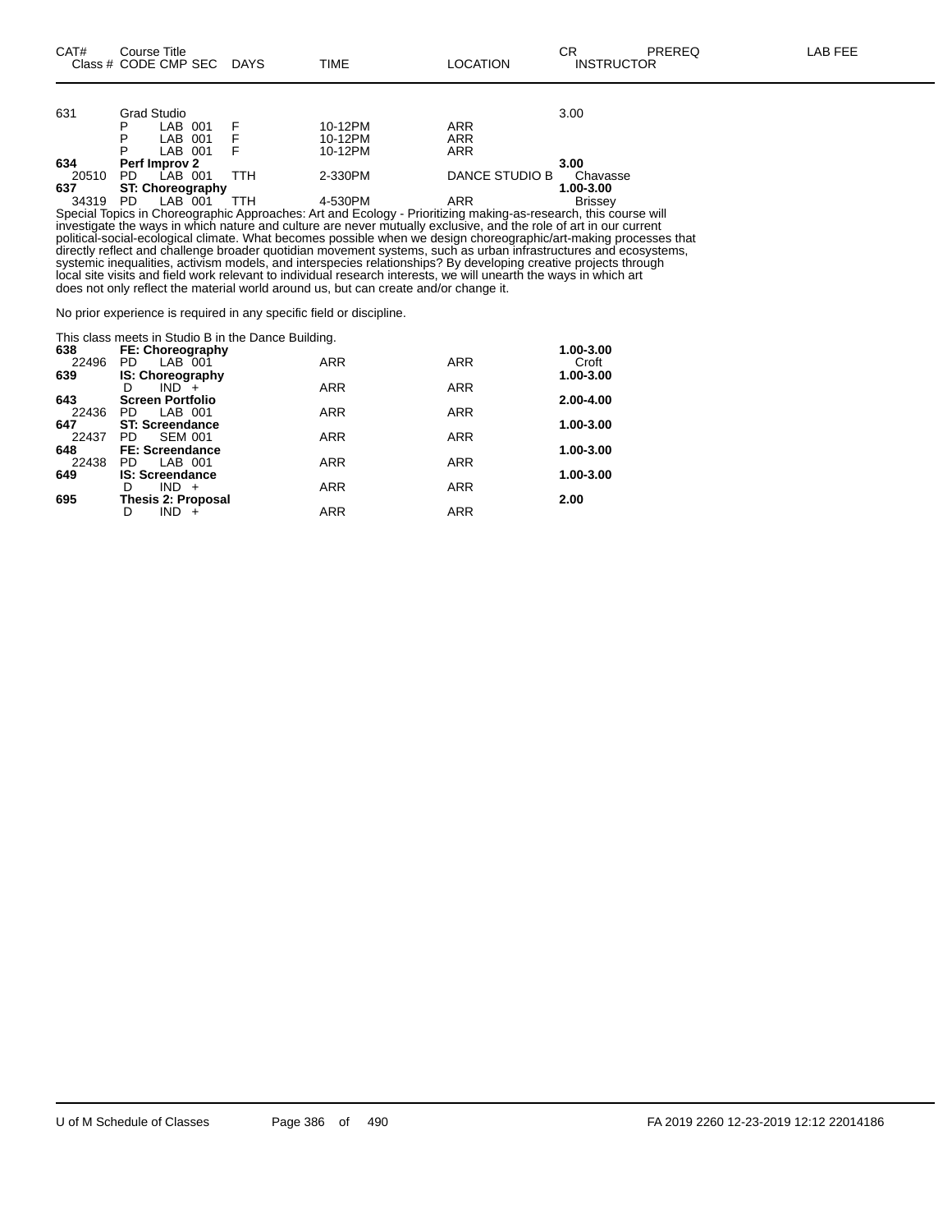| CAT# Class # | Course Title CODE CMP SEC | DAYS | TIME | LOCATION | CR INSTRUCTOR | PREREQ | LAB FEE |
|---|---|---|---|---|---|---|---|
| 631 | Grad Studio | | | | 3.00 | | |
| | P LAB 001 | F | 10-12PM | ARR | | | |
| | P LAB 001 | F | 10-12PM | ARR | | | |
| | P LAB 001 | F | 10-12PM | ARR | | | |
| **634** | **Perf Improv 2** | | | | **3.00** | | |
| 20510 | PD LAB 001 | TTH | 2-330PM | DANCE STUDIO B | Chavasse | | |
| **637** | **ST: Choreography** | | | | **1.00-3.00** | | |
| 34319 | PD LAB 001 | TTH | 4-530PM | ARR | Brissey | | |

Special Topics in Choreographic Approaches: Art and Ecology - Prioritizing making-as-research, this course will investigate the ways in which nature and culture are never mutually exclusive, and the role of art in our current political-social-ecological climate. What becomes possible when we design choreographic/art-making processes that directly reflect and challenge broader quotidian movement systems, such as urban infrastructures and ecosystems, systemic inequalities, activism models, and interspecies relationships? By developing creative projects through local site visits and field work relevant to individual research interests, we will unearth the ways in which art does not only reflect the material world around us, but can create and/or change it.

No prior experience is required in any specific field or discipline.

This class meets in Studio B in the Dance Building.

| CAT# Class # | Course Title CODE CMP SEC | DAYS | TIME | LOCATION | CR INSTRUCTOR |
|---|---|---|---|---|---|
| **638** | **FE: Choreography** | | | | **1.00-3.00** |
| 22496 | PD LAB 001 | | ARR | ARR | Croft |
| **639** | **IS: Choreography** | | | | **1.00-3.00** |
| | D IND + | | ARR | ARR | |
| **643** | **Screen Portfolio** | | | | **2.00-4.00** |
| 22436 | PD LAB 001 | | ARR | ARR | |
| **647** | **ST: Screendance** | | | | **1.00-3.00** |
| 22437 | PD SEM 001 | | ARR | ARR | |
| **648** | **FE: Screendance** | | | | **1.00-3.00** |
| 22438 | PD LAB 001 | | ARR | ARR | |
| **649** | **IS: Screendance** | | | | **1.00-3.00** |
| | D IND + | | ARR | ARR | |
| **695** | **Thesis 2: Proposal** | | | | **2.00** |
| | D IND + | | ARR | ARR | |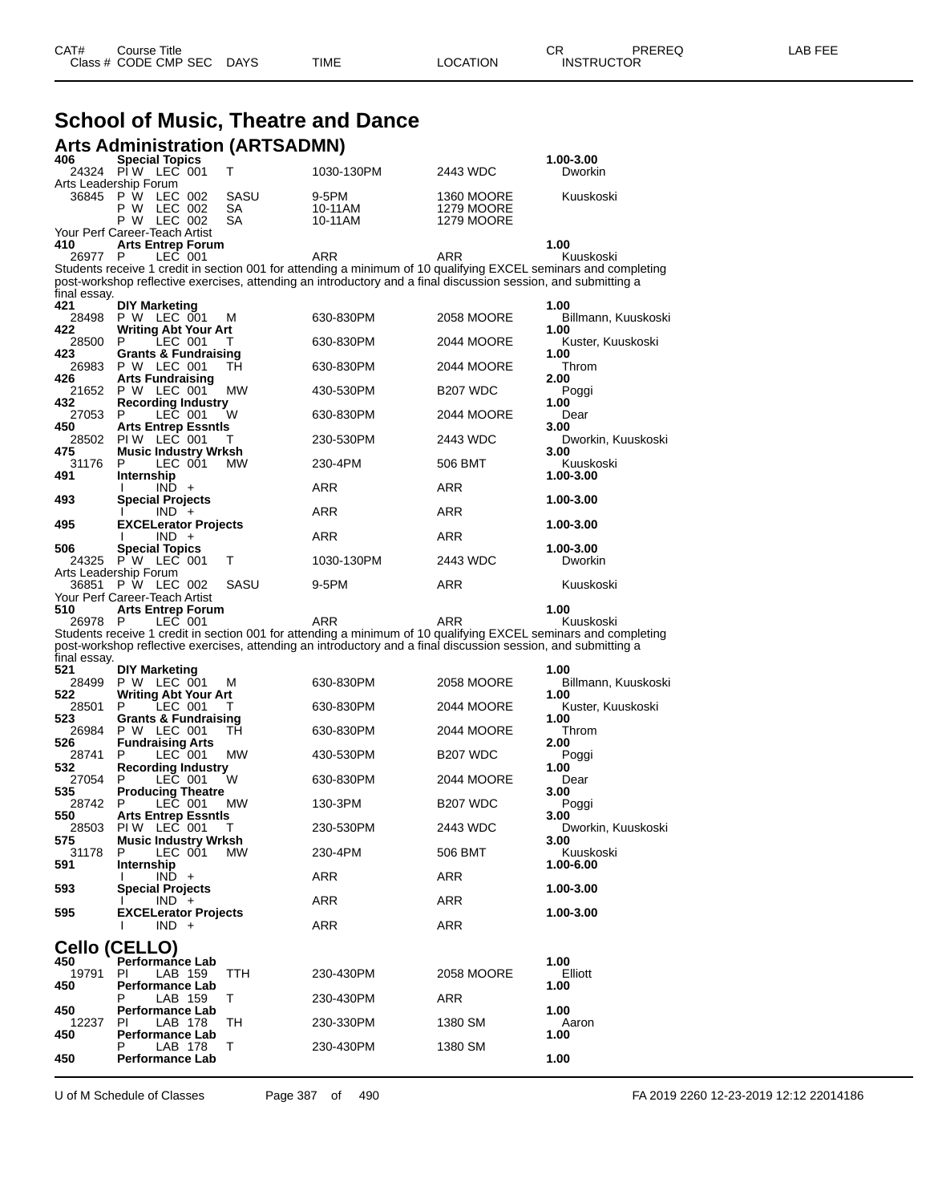# School of Music, Theatre and Dance

## Arts Administration (ARTSADMN)

| CAT# / Class # | Course Title / CODE CMP SEC | DAYS | TIME | LOCATION | CR / INSTRUCTOR |
|---|---|---|---|---|---|
| **406** | **Special Topics** | | | | **1.00-3.00** |
| 24324 | PI W LEC 001 | T | 1030-130PM | 2443 WDC | Dworkin |
| Arts Leadership Forum | | | | | |
| 36845 | P W LEC 002 | SASU | 9-5PM | 1360 MOORE | Kuuskoski |
| | P W LEC 002 | SA | 10-11AM | 1279 MOORE | |
| | P W LEC 002 | SA | 10-11AM | 1279 MOORE | |
| Your Perf Career-Teach Artist | | | | | |
| **410** | **Arts Entrep Forum** | | | | **1.00** |
| 26977 | P LEC 001 | | ARR | ARR | Kuuskoski |
| Students receive 1 credit in section 001 for attending a minimum of 10 qualifying EXCEL seminars and completing post-workshop reflective exercises, attending an introductory and a final discussion session, and submitting a final essay. | | | | | |
| **421** | **DIY Marketing** | | | | **1.00** |
| 28498 | P W LEC 001 | M | 630-830PM | 2058 MOORE | Billmann, Kuuskoski |
| **422** | **Writing Abt Your Art** | | | | **1.00** |
| 28500 | P LEC 001 | T | 630-830PM | 2044 MOORE | Kuster, Kuuskoski |
| **423** | **Grants & Fundraising** | | | | **1.00** |
| 26983 | P W LEC 001 | TH | 630-830PM | 2044 MOORE | Throm |
| **426** | **Arts Fundraising** | | | | **2.00** |
| 21652 | P W LEC 001 | MW | 430-530PM | B207 WDC | Poggi |
| **432** | **Recording Industry** | | | | **1.00** |
| 27053 | P LEC 001 | W | 630-830PM | 2044 MOORE | Dear |
| **450** | **Arts Entrep Essntls** | | | | **3.00** |
| 28502 | PI W LEC 001 | T | 230-530PM | 2443 WDC | Dworkin, Kuuskoski |
| **475** | **Music Industry Wrksh** | | | | **3.00** |
| 31176 | P LEC 001 | MW | 230-4PM | 506 BMT | Kuuskoski |
| **491** | **Internship** | | | | **1.00-3.00** |
| | I IND + | | ARR | ARR | |
| **493** | **Special Projects** | | | | **1.00-3.00** |
| | I IND + | | ARR | ARR | |
| **495** | **EXCELerator Projects** | | | | **1.00-3.00** |
| | I IND + | | ARR | ARR | |
| **506** | **Special Topics** | | | | **1.00-3.00** |
| 24325 | P W LEC 001 | T | 1030-130PM | 2443 WDC | Dworkin |
| Arts Leadership Forum | | | | | |
| 36851 | P W LEC 002 | SASU | 9-5PM | ARR | Kuuskoski |
| Your Perf Career-Teach Artist | | | | | |
| **510** | **Arts Entrep Forum** | | | | **1.00** |
| 26978 | P LEC 001 | | ARR | ARR | Kuuskoski |
| Students receive 1 credit in section 001 for attending a minimum of 10 qualifying EXCEL seminars and completing post-workshop reflective exercises, attending an introductory and a final discussion session, and submitting a final essay. | | | | | |
| **521** | **DIY Marketing** | | | | **1.00** |
| 28499 | P W LEC 001 | M | 630-830PM | 2058 MOORE | Billmann, Kuuskoski |
| **522** | **Writing Abt Your Art** | | | | **1.00** |
| 28501 | P LEC 001 | T | 630-830PM | 2044 MOORE | Kuster, Kuuskoski |
| **523** | **Grants & Fundraising** | | | | **1.00** |
| 26984 | P W LEC 001 | TH | 630-830PM | 2044 MOORE | Throm |
| **526** | **Fundraising Arts** | | | | **2.00** |
| 28741 | P LEC 001 | MW | 430-530PM | B207 WDC | Poggi |
| **532** | **Recording Industry** | | | | **1.00** |
| 27054 | P LEC 001 | W | 630-830PM | 2044 MOORE | Dear |
| **535** | **Producing Theatre** | | | | **3.00** |
| 28742 | P LEC 001 | MW | 130-3PM | B207 WDC | Poggi |
| **550** | **Arts Entrep Essntls** | | | | **3.00** |
| 28503 | PI W LEC 001 | T | 230-530PM | 2443 WDC | Dworkin, Kuuskoski |
| **575** | **Music Industry Wrksh** | | | | **3.00** |
| 31178 | P LEC 001 | MW | 230-4PM | 506 BMT | Kuuskoski |
| **591** | **Internship** | | | | **1.00-6.00** |
| | I IND + | | ARR | ARR | |
| **593** | **Special Projects** | | | | **1.00-3.00** |
| | I IND + | | ARR | ARR | |
| **595** | **EXCELerator Projects** | | | | **1.00-3.00** |
| | I IND + | | ARR | ARR | |

## Cello (CELLO)

| CAT# / Class # | Course Title / CODE CMP SEC | DAYS | TIME | LOCATION | CR / INSTRUCTOR |
|---|---|---|---|---|---|
| **450** | **Performance Lab** | | | | **1.00** |
| 19791 | PI LAB 159 | TTH | 230-430PM | 2058 MOORE | Elliott |
| **450** | **Performance Lab** | | | | **1.00** |
| | P LAB 159 | T | 230-430PM | ARR | |
| **450** | **Performance Lab** | | | | **1.00** |
| 12237 | PI LAB 178 | TH | 230-330PM | 1380 SM | Aaron |
| **450** | **Performance Lab** | | | | **1.00** |
| | P LAB 178 | T | 230-430PM | 1380 SM | |
| **450** | **Performance Lab** | | | | **1.00** |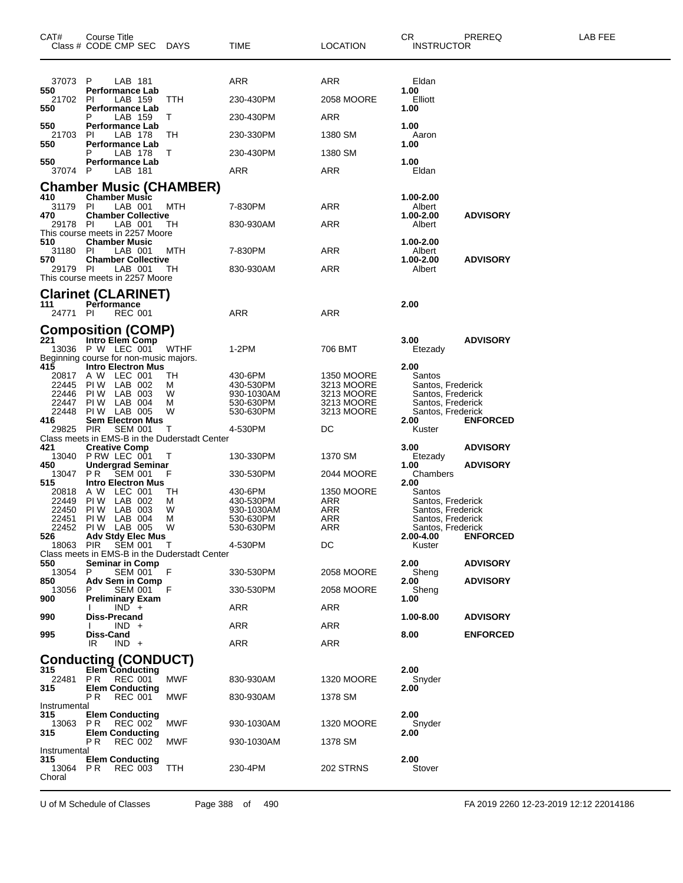| CAT# | Course Title<br>Class # CODE CMP SEC | DAYS | TIME | LOCATION | CR<br>INSTRUCTOR | PREREQ | LAB FEE |
|---|---|---|---|---|---|---|---|
| 37073 | P LAB 181 | | ARR | ARR | Eldan | | |
| 550 | Performance Lab | | | | 1.00 | | |
| 21702 | PI LAB 159 | TTH | 230-430PM | 2058 MOORE | Elliott | | |
| 550 | Performance Lab | | | | 1.00 | | |
| | P LAB 159 | T | 230-430PM | ARR | | | |
| 550 | Performance Lab | | | | 1.00 | | |
| 21703 | PI LAB 178 | TH | 230-330PM | 1380 SM | Aaron | | |
| 550 | Performance Lab | | | | 1.00 | | |
| | P LAB 178 | T | 230-430PM | 1380 SM | | | |
| 550 | Performance Lab | | | | 1.00 | | |
| 37074 | P LAB 181 | | ARR | ARR | Eldan | | |

## Chamber Music (CHAMBER)

| CAT# | Course Title<br>Class # CODE CMP SEC | DAYS | TIME | LOCATION | CR<br>INSTRUCTOR | PREREQ | LAB FEE |
|---|---|---|---|---|---|---|---|
| 410 | Chamber Music | | | | 1.00-2.00 | | |
| 31179 | PI LAB 001 | MTH | 7-830PM | ARR | Albert | | |
| 470 | Chamber Collective | | | | 1.00-2.00 | ADVISORY | |
| 29178 | PI LAB 001 | TH | 830-930AM | ARR | Albert | | |
| | This course meets in 2257 Moore | | | | | | |
| 510 | Chamber Music | | | | 1.00-2.00 | | |
| 31180 | PI LAB 001 | MTH | 7-830PM | ARR | Albert | | |
| 570 | Chamber Collective | | | | 1.00-2.00 | ADVISORY | |
| 29179 | PI LAB 001 | TH | 830-930AM | ARR | Albert | | |
| | This course meets in 2257 Moore | | | | | | |

## Clarinet (CLARINET)

| CAT# | Course Title<br>Class # CODE CMP SEC | DAYS | TIME | LOCATION | CR<br>INSTRUCTOR | PREREQ | LAB FEE |
|---|---|---|---|---|---|---|---|
| 111 | Performance | | | | 2.00 | | |
| 24771 | PI REC 001 | | ARR | ARR | | | |

## Composition (COMP)

| CAT# | Course Title<br>Class # CODE CMP SEC | DAYS | TIME | LOCATION | CR<br>INSTRUCTOR | PREREQ | LAB FEE |
|---|---|---|---|---|---|---|---|
| 221 | Intro Elem Comp | | | | 3.00 | ADVISORY | |
| 13036 | P W LEC 001 | WTHF | 1-2PM | 706 BMT | Etezady | | |
| | Beginning course for non-music majors. | | | | | | |
| 415 | Intro Electron Mus | | | | 2.00 | | |
| 20817 | A W LEC 001 | TH | 430-6PM | 1350 MOORE | Santos | | |
| 22445 | PI W LAB 002 | M | 430-530PM | 3213 MOORE | Santos, Frederick | | |
| 22446 | PI W LAB 003 | W | 930-1030AM | 3213 MOORE | Santos, Frederick | | |
| 22447 | PI W LAB 004 | M | 530-630PM | 3213 MOORE | Santos, Frederick | | |
| 22448 | PI W LAB 005 | W | 530-630PM | 3213 MOORE | Santos, Frederick | | |
| 416 | Sem Electron Mus | | | | 2.00 | ENFORCED | |
| 29825 | PIR SEM 001 | T | 4-530PM | DC | Kuster | | |
| | Class meets in EMS-B in the Duderstadt Center | | | | | | |
| 421 | Creative Comp | | | | 3.00 | ADVISORY | |
| 13040 | P RW LEC 001 | T | 130-330PM | 1370 SM | Etezady | | |
| 450 | Undergrad Seminar | | | | 1.00 | ADVISORY | |
| 13047 | P R SEM 001 | F | 330-530PM | 2044 MOORE | Chambers | | |
| 515 | Intro Electron Mus | | | | 2.00 | | |
| 20818 | A W LEC 001 | TH | 430-6PM | 1350 MOORE | Santos | | |
| 22449 | PI W LAB 002 | M | 430-530PM | ARR | Santos, Frederick | | |
| 22450 | PI W LAB 003 | W | 930-1030AM | ARR | Santos, Frederick | | |
| 22451 | PI W LAB 004 | M | 530-630PM | ARR | Santos, Frederick | | |
| 22452 | PI W LAB 005 | W | 530-630PM | ARR | Santos, Frederick | | |
| 526 | Adv Stdy Elec Mus | | | | 2.00-4.00 | ENFORCED | |
| 18063 | PIR SEM 001 | T | 4-530PM | DC | Kuster | | |
| | Class meets in EMS-B in the Duderstadt Center | | | | | | |
| 550 | Seminar in Comp | | | | 2.00 | ADVISORY | |
| 13054 | P SEM 001 | F | 330-530PM | 2058 MOORE | Sheng | | |
| 850 | Adv Sem in Comp | | | | 2.00 | ADVISORY | |
| 13056 | P SEM 001 | F | 330-530PM | 2058 MOORE | Sheng | | |
| 900 | Preliminary Exam | | | | 1.00 | | |
| | I IND + | | ARR | ARR | | | |
| 990 | Diss-Precand | | | | 1.00-8.00 | ADVISORY | |
| | I IND + | | ARR | ARR | | | |
| 995 | Diss-Cand | | | | 8.00 | ENFORCED | |
| | IR IND + | | ARR | ARR | | | |

## Conducting (CONDUCT)

| CAT# | Course Title<br>Class # CODE CMP SEC | DAYS | TIME | LOCATION | CR<br>INSTRUCTOR | PREREQ | LAB FEE |
|---|---|---|---|---|---|---|---|
| 315 | Elem Conducting | | | | 2.00 | | |
| 22481 | P R REC 001 | MWF | 830-930AM | 1320 MOORE | Snyder | | |
| 315 | Elem Conducting | | | | 2.00 | | |
| | P R REC 001 | MWF | 830-930AM | 1378 SM | | | |
| | Instrumental | | | | | | |
| 315 | Elem Conducting | | | | 2.00 | | |
| 13063 | P R REC 002 | MWF | 930-1030AM | 1320 MOORE | Snyder | | |
| 315 | Elem Conducting | | | | 2.00 | | |
| | P R REC 002 | MWF | 930-1030AM | 1378 SM | | | |
| | Instrumental | | | | | | |
| 315 | Elem Conducting | | | | 2.00 | | |
| 13064 | P R REC 003 | TTH | 230-4PM | 202 STRNS | Stover | | |
| | Choral | | | | | | |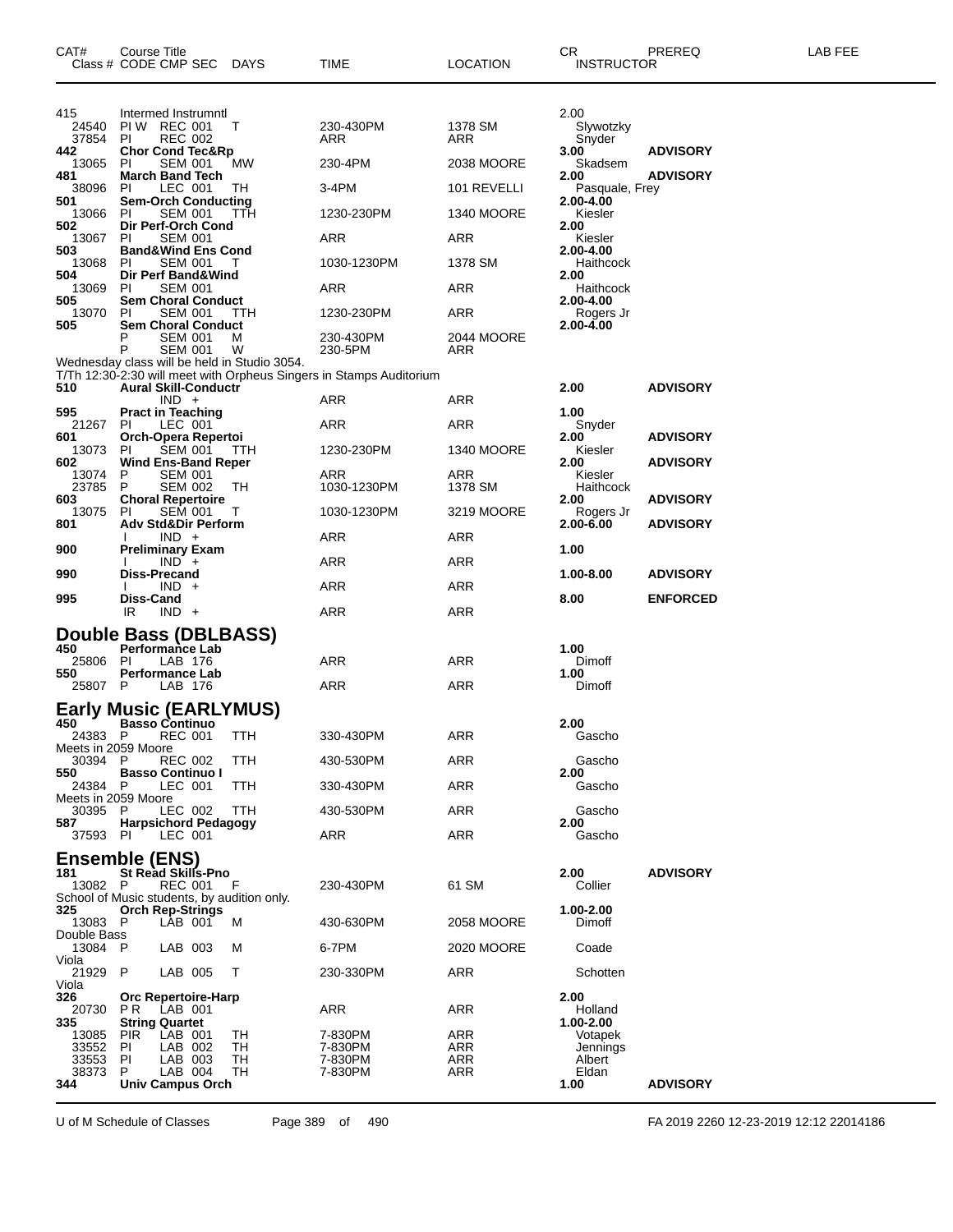| CAT# | Course Title Class # CODE CMP SEC | DAYS | TIME | LOCATION | CR INSTRUCTOR | PREREQ | LAB FEE |
|---|---|---|---|---|---|---|---|
| 415 | Intermed Instrumntl | | | | 2.00 | | |
| 24540 | PI W REC 001 | T | 230-430PM | 1378 SM | Slywotzky | | |
| 37854 | PI REC 002 | | ARR | ARR | Snyder | | |
| **442** | **Chor Cond Tec&Rp** | | | | **3.00** | **ADVISORY** | |
| 13065 | PI SEM 001 | MW | 230-4PM | 2038 MOORE | Skadsem | | |
| **481** | **March Band Tech** | | | | **2.00** | **ADVISORY** | |
| 38096 | PI LEC 001 | TH | 3-4PM | 101 REVELLI | Pasquale, Frey | | |
| **501** | **Sem-Orch Conducting** | | | | **2.00-4.00** | | |
| 13066 | PI SEM 001 | TTH | 1230-230PM | 1340 MOORE | Kiesler | | |
| **502** | **Dir Perf-Orch Cond** | | | | **2.00** | | |
| 13067 | PI SEM 001 | | ARR | ARR | Kiesler | | |
| **503** | **Band&Wind Ens Cond** | | | | **2.00-4.00** | | |
| 13068 | PI SEM 001 | T | 1030-1230PM | 1378 SM | Haithcock | | |
| **504** | **Dir Perf Band&Wind** | | | | **2.00** | | |
| 13069 | PI SEM 001 | | ARR | ARR | Haithcock | | |
| **505** | **Sem Choral Conduct** | | | | **2.00-4.00** | | |
| 13070 | PI SEM 001 | TTH | 1230-230PM | ARR | Rogers Jr | | |
| **505** | **Sem Choral Conduct** | | | | **2.00-4.00** | | |
| | P SEM 001 | M | 230-430PM | 2044 MOORE | | | |
| | P SEM 001 | W | 230-5PM | ARR | | | |
| Wednesday class will be held in Studio 3054. | | | | | | | |
| T/Th 12:30-2:30 will meet with Orpheus Singers in Stamps Auditorium | | | | | | | |
| **510** | **Aural Skill-Conductr** | | | | **2.00** | **ADVISORY** | |
| | IND + | | ARR | ARR | | | |
| **595** | **Pract in Teaching** | | | | **1.00** | | |
| 21267 | PI LEC 001 | | ARR | ARR | Snyder | | |
| **601** | **Orch-Opera Repertoi** | | | | **2.00** | **ADVISORY** | |
| 13073 | PI SEM 001 | TTH | 1230-230PM | 1340 MOORE | Kiesler | | |
| **602** | **Wind Ens-Band Reper** | | | | **2.00** | **ADVISORY** | |
| 13074 | P SEM 001 | | ARR | ARR | Kiesler | | |
| 23785 | P SEM 002 | TH | 1030-1230PM | 1378 SM | Haithcock | | |
| **603** | **Choral Repertoire** | | | | **2.00** | **ADVISORY** | |
| 13075 | PI SEM 001 | T | 1030-1230PM | 3219 MOORE | Rogers Jr | | |
| **801** | **Adv Std&Dir Perform** | | | | **2.00-6.00** | **ADVISORY** | |
| | I IND + | | ARR | ARR | | | |
| **900** | **Preliminary Exam** | | | | **1.00** | | |
| | I IND + | | ARR | ARR | | | |
| **990** | **Diss-Precand** | | | | **1.00-8.00** | **ADVISORY** | |
| | I IND + | | ARR | ARR | | | |
| **995** | **Diss-Cand** | | | | **8.00** | **ENFORCED** | |
| | IR IND + | | ARR | ARR | | | |

## Double Bass (DBLBASS)

| CAT# | Course Title Class # CODE CMP SEC | DAYS | TIME | LOCATION | CR INSTRUCTOR | PREREQ | LAB FEE |
|---|---|---|---|---|---|---|---|
| **450** | **Performance Lab** | | | | **1.00** | | |
| 25806 | PI LAB 176 | | ARR | ARR | Dimoff | | |
| **550** | **Performance Lab** | | | | **1.00** | | |
| 25807 | P LAB 176 | | ARR | ARR | Dimoff | | |

## Early Music (EARLYMUS)

| CAT# | Course Title Class # CODE CMP SEC | DAYS | TIME | LOCATION | CR INSTRUCTOR | PREREQ | LAB FEE |
|---|---|---|---|---|---|---|---|
| **450** | **Basso Continuo** | | | | **2.00** | | |
| 24383 | P REC 001 | TTH | 330-430PM | ARR | Gascho | | |
| Meets in 2059 Moore | | | | | | | |
| 30394 | P REC 002 | TTH | 430-530PM | ARR | Gascho | | |
| **550** | **Basso Continuo I** | | | | **2.00** | | |
| 24384 | P LEC 001 | TTH | 330-430PM | ARR | Gascho | | |
| Meets in 2059 Moore | | | | | | | |
| 30395 | P LEC 002 | TTH | 430-530PM | ARR | Gascho | | |
| **587** | **Harpsichord Pedagogy** | | | | **2.00** | | |
| 37593 | PI LEC 001 | | ARR | ARR | Gascho | | |

## Ensemble (ENS)

| CAT# | Course Title Class # CODE CMP SEC | DAYS | TIME | LOCATION | CR INSTRUCTOR | PREREQ | LAB FEE |
|---|---|---|---|---|---|---|---|
| **181** | **St Read Skills-Pno** | | | | **2.00** | **ADVISORY** | |
| 13082 | P REC 001 | F | 230-430PM | 61 SM | Collier | | |
| School of Music students, by audition only. | | | | | | | |
| **325** | **Orch Rep-Strings** | | | | **1.00-2.00** | | |
| 13083 | P LAB 001 | M | 430-630PM | 2058 MOORE | Dimoff | | |
| Double Bass | | | | | | | |
| 13084 | P LAB 003 | M | 6-7PM | 2020 MOORE | Coade | | |
| Viola | | | | | | | |
| 21929 | P LAB 005 | T | 230-330PM | ARR | Schotten | | |
| Viola | | | | | | | |
| **326** | **Orc Repertoire-Harp** | | | | **2.00** | | |
| 20730 | P R LAB 001 | | ARR | ARR | Holland | | |
| **335** | **String Quartet** | | | | **1.00-2.00** | | |
| 13085 | PIR LAB 001 | TH | 7-830PM | ARR | Votapek | | |
| 33552 | PI LAB 002 | TH | 7-830PM | ARR | Jennings | | |
| 33553 | PI LAB 003 | TH | 7-830PM | ARR | Albert | | |
| 38373 | P LAB 004 | TH | 7-830PM | ARR | Eldan | | |
| **344** | **Univ Campus Orch** | | | | **1.00** | **ADVISORY** | |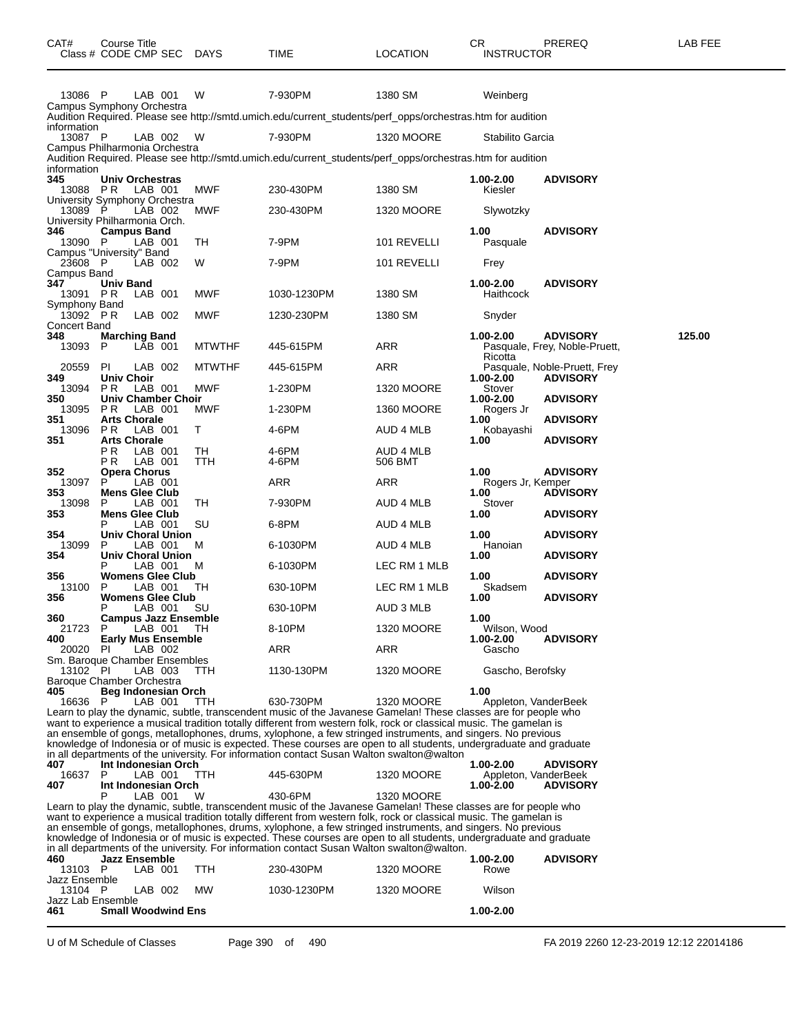| CAT# | Course Title Class # CODE CMP SEC | DAYS | TIME | LOCATION | CR INSTRUCTOR | PREREQ | LAB FEE |
|---|---|---|---|---|---|---|---|
| 13086 | P LAB 001 | W | 7-930PM | 1380 SM | Weinberg | | |
| | Campus Symphony Orchestra | | | | | | |
| | Audition Required. Please see http://smtd.umich.edu/current_students/perf_opps/orchestras.htm for audition information | | | | | | |
| 13087 | P LAB 002 | W | 7-930PM | 1320 MOORE | Stabilito Garcia | | |
| | Campus Philharmonia Orchestra | | | | | | |
| | Audition Required. Please see http://smtd.umich.edu/current_students/perf_opps/orchestras.htm for audition information | | | | | | |
| **345** | **Univ Orchestras** | | | | **1.00-2.00** | **ADVISORY** | |
| 13088 | PR LAB 001 | MWF | 230-430PM | 1380 SM | Kiesler | | |
| | University Symphony Orchestra | | | | | | |
| 13089 | P LAB 002 | MWF | 230-430PM | 1320 MOORE | Slywotzky | | |
| | University Philharmonia Orch. | | | | | | |
| **346** | **Campus Band** | | | | **1.00** | **ADVISORY** | |
| 13090 | P LAB 001 | TH | 7-9PM | 101 REVELLI | Pasquale | | |
| | Campus "University" Band | | | | | | |
| 23608 | P LAB 002 | W | 7-9PM | 101 REVELLI | Frey | | |
| | Campus Band | | | | | | |
| **347** | **Univ Band** | | | | **1.00-2.00** | **ADVISORY** | |
| 13091 | PR LAB 001 | MWF | 1030-1230PM | 1380 SM | Haithcock | | |
| | Symphony Band | | | | | | |
| 13092 | PR LAB 002 | MWF | 1230-230PM | 1380 SM | Snyder | | |
| | Concert Band | | | | | | |
| **348** | **Marching Band** | | | | **1.00-2.00** | **ADVISORY** | **125.00** |
| 13093 | P LAB 001 | MTWTHF | 445-615PM | ARR | Pasquale, Frey, Noble-Pruett, Ricotta | | |
| 20559 | PI LAB 002 | MTWTHF | 445-615PM | ARR | Pasquale, Noble-Pruett, Frey | | |
| **349** | **Univ Choir** | | | | **1.00-2.00** | **ADVISORY** | |
| 13094 | PR LAB 001 | MWF | 1-230PM | 1320 MOORE | Stover | | |
| **350** | **Univ Chamber Choir** | | | | **1.00-2.00** | **ADVISORY** | |
| 13095 | PR LAB 001 | MWF | 1-230PM | 1360 MOORE | Rogers Jr | | |
| **351** | **Arts Chorale** | | | | **1.00** | **ADVISORY** | |
| 13096 | PR LAB 001 | T | 4-6PM | AUD 4 MLB | Kobayashi | | |
| **351** | **Arts Chorale** | | | | **1.00** | **ADVISORY** | |
| | PR LAB 001 | TH | 4-6PM | AUD 4 MLB | | | |
| | PR LAB 001 | TTH | 4-6PM | 506 BMT | | | |
| **352** | **Opera Chorus** | | | | **1.00** | **ADVISORY** | |
| 13097 | P LAB 001 | | ARR | ARR | Rogers Jr, Kemper | | |
| **353** | **Mens Glee Club** | | | | **1.00** | **ADVISORY** | |
| 13098 | P LAB 001 | TH | 7-930PM | AUD 4 MLB | Stover | | |
| **353** | **Mens Glee Club** | | | | **1.00** | **ADVISORY** | |
| | P LAB 001 | SU | 6-8PM | AUD 4 MLB | | | |
| **354** | **Univ Choral Union** | | | | **1.00** | **ADVISORY** | |
| 13099 | P LAB 001 | M | 6-1030PM | AUD 4 MLB | Hanoian | | |
| **354** | **Univ Choral Union** | | | | **1.00** | **ADVISORY** | |
| | P LAB 001 | M | 6-1030PM | LEC RM 1 MLB | | | |
| **356** | **Womens Glee Club** | | | | **1.00** | **ADVISORY** | |
| 13100 | P LAB 001 | TH | 630-10PM | LEC RM 1 MLB | Skadsem | | |
| **356** | **Womens Glee Club** | | | | **1.00** | **ADVISORY** | |
| | P LAB 001 | SU | 630-10PM | AUD 3 MLB | | | |
| **360** | **Campus Jazz Ensemble** | | | | **1.00** | | |
| 21723 | P LAB 001 | TH | 8-10PM | 1320 MOORE | Wilson, Wood | | |
| **400** | **Early Mus Ensemble** | | | | **1.00-2.00** | **ADVISORY** | |
| 20020 | PI LAB 002 | | ARR | ARR | Gascho | | |
| | Sm. Baroque Chamber Ensembles | | | | | | |
| 13102 | PI LAB 003 | TTH | 1130-130PM | 1320 MOORE | Gascho, Berofsky | | |
| | Baroque Chamber Orchestra | | | | | | |
| **405** | **Beg Indonesian Orch** | | | | **1.00** | | |
| 16636 | P LAB 001 | TTH | 630-730PM | 1320 MOORE | Appleton, VanderBeek | | |
| | Learn to play the dynamic, subtle, transcendent music of the Javanese Gamelan! These classes are for people who want to experience a musical tradition totally different from western folk, rock or classical music. The gamelan is an ensemble of gongs, metallophones, drums, xylophone, a few stringed instruments, and singers. No previous knowledge of Indonesia or of music is expected. These courses are open to all students, undergraduate and graduate in all departments of the university. For information contact Susan Walton swalton@walton | | | | | | |
| **407** | **Int Indonesian Orch** | | | | **1.00-2.00** | **ADVISORY** | |
| 16637 | P LAB 001 | TTH | 445-630PM | 1320 MOORE | Appleton, VanderBeek | | |
| **407** | **Int Indonesian Orch** | | | | **1.00-2.00** | **ADVISORY** | |
| | P LAB 001 | W | 430-6PM | 1320 MOORE | | | |
| | Learn to play the dynamic, subtle, transcendent music of the Javanese Gamelan! These classes are for people who want to experience a musical tradition totally different from western folk, rock or classical music. The gamelan is an ensemble of gongs, metallophones, drums, xylophone, a few stringed instruments, and singers. No previous knowledge of Indonesia or of music is expected. These courses are open to all students, undergraduate and graduate in all departments of the university. For information contact Susan Walton swalton@walton. | | | | | | |
| **460** | **Jazz Ensemble** | | | | **1.00-2.00** | **ADVISORY** | |
| 13103 | P LAB 001 | TTH | 230-430PM | 1320 MOORE | Rowe | | |
| | Jazz Ensemble | | | | | | |
| 13104 | P LAB 002 | MW | 1030-1230PM | 1320 MOORE | Wilson | | |
| | Jazz Lab Ensemble | | | | | | |
| **461** | **Small Woodwind Ens** | | | | **1.00-2.00** | | |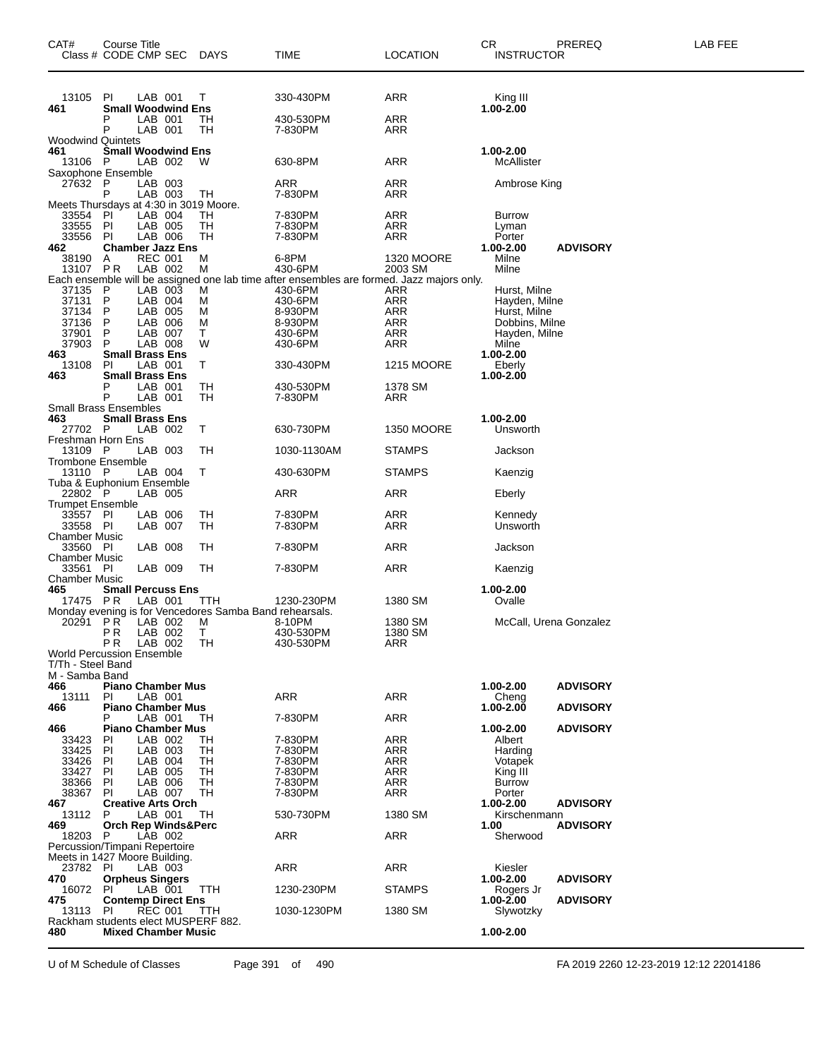| CAT# Class # | Course Title CODE | CMP | SEC | DAYS | TIME | LOCATION | CR INSTRUCTOR | PREREQ | LAB FEE |
|---|---|---|---|---|---|---|---|---|---|
| 13105 | PI | LAB | 001 | T | 330-430PM | ARR | King III | | |
| **461** | **Small Woodwind Ens** | | | | | | **1.00-2.00** | | |
| | P | LAB | 001 | TH | 430-530PM | ARR | | | |
| | P | LAB | 001 | TH | 7-830PM | ARR | | | |
| Woodwind Quintets | | | | | | | | | |
| **461** | **Small Woodwind Ens** | | | | | | **1.00-2.00** | | |
| 13106 | P | LAB | 002 | W | 630-8PM | ARR | McAllister | | |
| Saxophone Ensemble | | | | | | | | | |
| 27632 | P | LAB | 003 | | ARR | ARR | Ambrose King | | |
| | P | LAB | 003 | TH | 7-830PM | ARR | | | |
| Meets Thursdays at 4:30 in 3019 Moore. | | | | | | | | | |
| 33554 | PI | LAB | 004 | TH | 7-830PM | ARR | Burrow | | |
| 33555 | PI | LAB | 005 | TH | 7-830PM | ARR | Lyman | | |
| 33556 | PI | LAB | 006 | TH | 7-830PM | ARR | Porter | | |
| **462** | **Chamber Jazz Ens** | | | | | | **1.00-2.00** | **ADVISORY** | |
| 38190 | A | REC | 001 | M | 6-8PM | 1320 MOORE | Milne | | |
| 13107 | P R | LAB | 002 | M | 430-6PM | 2003 SM | Milne | | |
| Each ensemble will be assigned one lab time after ensembles are formed. Jazz majors only. | | | | | | | | | |
| 37135 | P | LAB | 003 | M | 430-6PM | ARR | Hurst, Milne | | |
| 37131 | P | LAB | 004 | M | 430-6PM | ARR | Hayden, Milne | | |
| 37134 | P | LAB | 005 | M | 8-930PM | ARR | Hurst, Milne | | |
| 37136 | P | LAB | 006 | M | 8-930PM | ARR | Dobbins, Milne | | |
| 37901 | P | LAB | 007 | T | 430-6PM | ARR | Hayden, Milne | | |
| 37903 | P | LAB | 008 | W | 430-6PM | ARR | Milne | | |
| **463** | **Small Brass Ens** | | | | | | **1.00-2.00** | | |
| 13108 | PI | LAB | 001 | T | 330-430PM | 1215 MOORE | Eberly | | |
| **463** | **Small Brass Ens** | | | | | | **1.00-2.00** | | |
| | P | LAB | 001 | TH | 430-530PM | 1378 SM | | | |
| | P | LAB | 001 | TH | 7-830PM | ARR | | | |
| Small Brass Ensembles | | | | | | | | | |
| **463** | **Small Brass Ens** | | | | | | **1.00-2.00** | | |
| 27702 | P | LAB | 002 | T | 630-730PM | 1350 MOORE | Unsworth | | |
| Freshman Horn Ens | | | | | | | | | |
| 13109 | P | LAB | 003 | TH | 1030-1130AM | STAMPS | Jackson | | |
| Trombone Ensemble | | | | | | | | | |
| 13110 | P | LAB | 004 | T | 430-630PM | STAMPS | Kaenzig | | |
| Tuba & Euphonium Ensemble | | | | | | | | | |
| 22802 | P | LAB | 005 | | ARR | ARR | Eberly | | |
| Trumpet Ensemble | | | | | | | | | |
| 33557 | PI | LAB | 006 | TH | 7-830PM | ARR | Kennedy | | |
| 33558 | PI | LAB | 007 | TH | 7-830PM | ARR | Unsworth | | |
| Chamber Music | | | | | | | | | |
| 33560 | PI | LAB | 008 | TH | 7-830PM | ARR | Jackson | | |
| Chamber Music | | | | | | | | | |
| 33561 | PI | LAB | 009 | TH | 7-830PM | ARR | Kaenzig | | |
| Chamber Music | | | | | | | | | |
| **465** | **Small Percuss Ens** | | | | | | **1.00-2.00** | | |
| 17475 | P R | LAB | 001 | TTH | 1230-230PM | 1380 SM | Ovalle | | |
| Monday evening is for Vencedores Samba Band rehearsals. | | | | | | | | | |
| 20291 | P R | LAB | 002 | M | 8-10PM | 1380 SM | McCall, Urena Gonzalez | | |
| | P R | LAB | 002 | T | 430-530PM | 1380 SM | | | |
| | P R | LAB | 002 | TH | 430-530PM | ARR | | | |
| World Percussion Ensemble | | | | | | | | | |
| T/Th - Steel Band | | | | | | | | | |
| M - Samba Band | | | | | | | | | |
| **466** | **Piano Chamber Mus** | | | | | | **1.00-2.00** | **ADVISORY** | |
| 13111 | PI | LAB | 001 | | ARR | ARR | Cheng | | |
| **466** | **Piano Chamber Mus** | | | | | | **1.00-2.00** | **ADVISORY** | |
| | P | LAB | 001 | TH | 7-830PM | ARR | | | |
| **466** | **Piano Chamber Mus** | | | | | | **1.00-2.00** | **ADVISORY** | |
| 33423 | PI | LAB | 002 | TH | 7-830PM | ARR | Albert | | |
| 33425 | PI | LAB | 003 | TH | 7-830PM | ARR | Harding | | |
| 33426 | PI | LAB | 004 | TH | 7-830PM | ARR | Votapek | | |
| 33427 | PI | LAB | 005 | TH | 7-830PM | ARR | King III | | |
| 38366 | PI | LAB | 006 | TH | 7-830PM | ARR | Burrow | | |
| 38367 | PI | LAB | 007 | TH | 7-830PM | ARR | Porter | | |
| **467** | **Creative Arts Orch** | | | | | | **1.00-2.00** | **ADVISORY** | |
| 13112 | P | LAB | 001 | TH | 530-730PM | 1380 SM | Kirschenmann | | |
| **469** | **Orch Rep Winds&Perc** | | | | | | **1.00** | **ADVISORY** | |
| 18203 | P | LAB | 002 | | ARR | ARR | Sherwood | | |
| Percussion/Timpani Repertoire | | | | | | | | | |
| Meets in 1427 Moore Building. | | | | | | | | | |
| 23782 | PI | LAB | 003 | | ARR | ARR | Kiesler | | |
| **470** | **Orpheus Singers** | | | | | | **1.00-2.00** | **ADVISORY** | |
| 16072 | PI | LAB | 001 | TTH | 1230-230PM | STAMPS | Rogers Jr | | |
| **475** | **Contemp Direct Ens** | | | | | | **1.00-2.00** | **ADVISORY** | |
| 13113 | PI | REC | 001 | TTH | 1030-1230PM | 1380 SM | Slywotzky | | |
| Rackham students elect MUSPERF 882. | | | | | | | | | |
| **480** | **Mixed Chamber Music** | | | | | | **1.00-2.00** | | |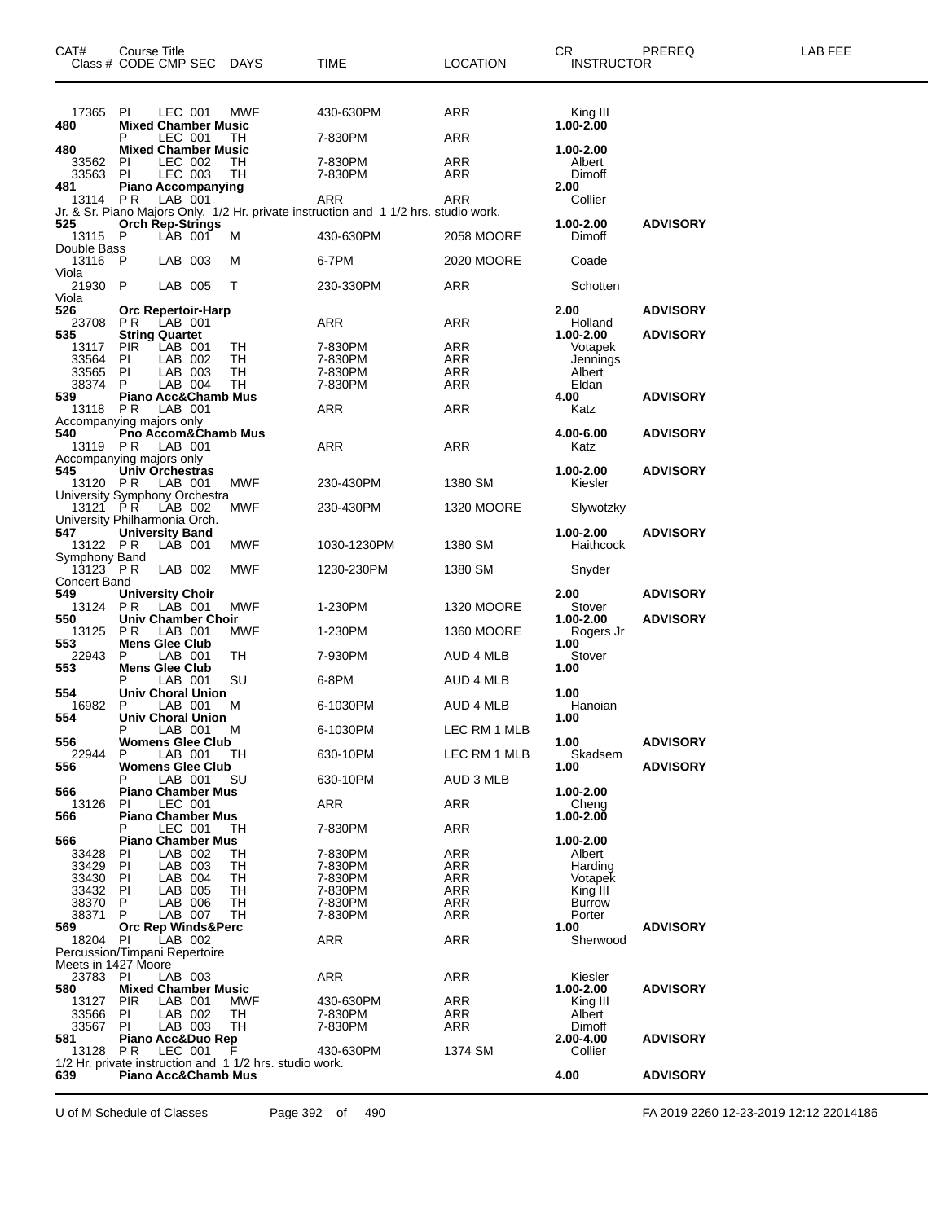| CAT# | Course Title Class # CODE CMP SEC | DAYS | TIME | LOCATION | CR INSTRUCTOR | PREREQ | LAB FEE |
|---|---|---|---|---|---|---|---|
| 17365 | PI LEC 001 | MWF | 430-630PM | ARR | King III | | |
| **480** | **Mixed Chamber Music** | | | | **1.00-2.00** | | |
| | P LEC 001 | TH | 7-830PM | ARR | | | |
| **480** | **Mixed Chamber Music** | | | | **1.00-2.00** | | |
| 33562 | PI LEC 002 | TH | 7-830PM | ARR | Albert | | |
| 33563 | PI LEC 003 | TH | 7-830PM | ARR | Dimoff | | |
| **481** | **Piano Accompanying** | | | | **2.00** | | |
| 13114 | P R LAB 001 | | ARR | ARR | Collier | | |
| Jr. & Sr. Piano Majors Only. 1/2 Hr. private instruction and 1 1/2 hrs. studio work. | | | | | | | |
| **525** | **Orch Rep-Strings** | | | | **1.00-2.00** | **ADVISORY** | |
| 13115 | P LAB 001 | M | 430-630PM | 2058 MOORE | Dimoff | | |
| Double Bass | | | | | | | |
| 13116 | P LAB 003 | M | 6-7PM | 2020 MOORE | Coade | | |
| Viola | | | | | | | |
| 21930 | P LAB 005 | T | 230-330PM | ARR | Schotten | | |
| Viola | | | | | | | |
| **526** | **Orc Repertoir-Harp** | | | | **2.00** | **ADVISORY** | |
| 23708 | P R LAB 001 | | ARR | ARR | Holland | | |
| **535** | **String Quartet** | | | | **1.00-2.00** | **ADVISORY** | |
| 13117 | PIR LAB 001 | TH | 7-830PM | ARR | Votapek | | |
| 33564 | PI LAB 002 | TH | 7-830PM | ARR | Jennings | | |
| 33565 | PI LAB 003 | TH | 7-830PM | ARR | Albert | | |
| 38374 | P LAB 004 | TH | 7-830PM | ARR | Eldan | | |
| **539** | **Piano Acc&Chamb Mus** | | | | **4.00** | **ADVISORY** | |
| 13118 | P R LAB 001 | | ARR | ARR | Katz | | |
| Accompanying majors only | | | | | | | |
| **540** | **Pno Accom&Chamb Mus** | | | | **4.00-6.00** | **ADVISORY** | |
| 13119 | P R LAB 001 | | ARR | ARR | Katz | | |
| Accompanying majors only | | | | | | | |
| **545** | **Univ Orchestras** | | | | **1.00-2.00** | **ADVISORY** | |
| 13120 | P R LAB 001 | MWF | 230-430PM | 1380 SM | Kiesler | | |
| University Symphony Orchestra | | | | | | | |
| 13121 | P R LAB 002 | MWF | 230-430PM | 1320 MOORE | Slywotzky | | |
| University Philharmonia Orch. | | | | | | | |
| **547** | **University Band** | | | | **1.00-2.00** | **ADVISORY** | |
| 13122 | P R LAB 001 | MWF | 1030-1230PM | 1380 SM | Haithcock | | |
| Symphony Band | | | | | | | |
| 13123 | P R LAB 002 | MWF | 1230-230PM | 1380 SM | Snyder | | |
| Concert Band | | | | | | | |
| **549** | **University Choir** | | | | **2.00** | **ADVISORY** | |
| 13124 | P R LAB 001 | MWF | 1-230PM | 1320 MOORE | Stover | | |
| **550** | **Univ Chamber Choir** | | | | **1.00-2.00** | **ADVISORY** | |
| 13125 | P R LAB 001 | MWF | 1-230PM | 1360 MOORE | Rogers Jr | | |
| **553** | **Mens Glee Club** | | | | **1.00** | | |
| 22943 | P LAB 001 | TH | 7-930PM | AUD 4 MLB | Stover | | |
| **553** | **Mens Glee Club** | | | | **1.00** | | |
| | P LAB 001 | SU | 6-8PM | AUD 4 MLB | | | |
| **554** | **Univ Choral Union** | | | | **1.00** | | |
| 16982 | P LAB 001 | M | 6-1030PM | AUD 4 MLB | Hanoian | | |
| **554** | **Univ Choral Union** | | | | **1.00** | | |
| | P LAB 001 | M | 6-1030PM | LEC RM 1 MLB | | | |
| **556** | **Womens Glee Club** | | | | **1.00** | **ADVISORY** | |
| 22944 | P LAB 001 | TH | 630-10PM | LEC RM 1 MLB | Skadsem | | |
| **556** | **Womens Glee Club** | | | | **1.00** | **ADVISORY** | |
| | P LAB 001 | SU | 630-10PM | AUD 3 MLB | | | |
| **566** | **Piano Chamber Mus** | | | | **1.00-2.00** | | |
| 13126 | PI LEC 001 | | ARR | ARR | Cheng | | |
| **566** | **Piano Chamber Mus** | | | | **1.00-2.00** | | |
| | P LEC 001 | TH | 7-830PM | ARR | | | |
| **566** | **Piano Chamber Mus** | | | | **1.00-2.00** | | |
| 33428 | PI LAB 002 | TH | 7-830PM | ARR | Albert | | |
| 33429 | PI LAB 003 | TH | 7-830PM | ARR | Harding | | |
| 33430 | PI LAB 004 | TH | 7-830PM | ARR | Votapek | | |
| 33432 | PI LAB 005 | TH | 7-830PM | ARR | King III | | |
| 38370 | P LAB 006 | TH | 7-830PM | ARR | Burrow | | |
| 38371 | P LAB 007 | TH | 7-830PM | ARR | Porter | | |
| **569** | **Orc Rep Winds&Perc** | | | | **1.00** | **ADVISORY** | |
| 18204 | PI LAB 002 | | ARR | ARR | Sherwood | | |
| Percussion/Timpani Repertoire | | | | | | | |
| Meets in 1427 Moore | | | | | | | |
| 23783 | PI LAB 003 | | ARR | ARR | Kiesler | | |
| **580** | **Mixed Chamber Music** | | | | **1.00-2.00** | **ADVISORY** | |
| 13127 | PIR LAB 001 | MWF | 430-630PM | ARR | King III | | |
| 33566 | PI LAB 002 | TH | 7-830PM | ARR | Albert | | |
| 33567 | PI LAB 003 | TH | 7-830PM | ARR | Dimoff | | |
| **581** | **Piano Acc&Duo Rep** | | | | **2.00-4.00** | **ADVISORY** | |
| 13128 | P R LEC 001 | F | 430-630PM | 1374 SM | Collier | | |
| 1/2 Hr. private instruction and 1 1/2 hrs. studio work. | | | | | | | |
| **639** | **Piano Acc&Chamb Mus** | | | | **4.00** | **ADVISORY** | |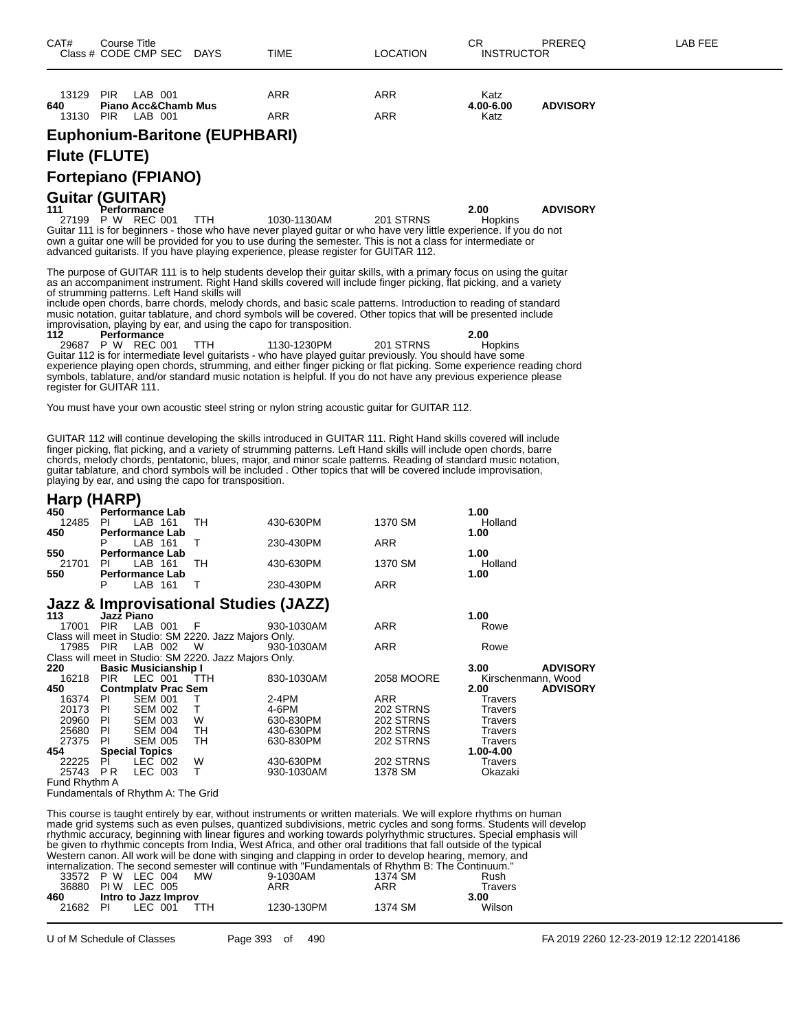| CAT# | Course Title Class # CODE CMP SEC | DAYS | TIME | LOCATION | CR INSTRUCTOR | PREREQ | LAB FEE |
|---|---|---|---|---|---|---|---|
| 13129 | PIR LAB 001 | | ARR | ARR | Katz | | |
| 640 | Piano Acc&Chamb Mus | | | | 4.00-6.00 | ADVISORY | |
| 13130 | PIR LAB 001 | | ARR | ARR | Katz | | |

## Euphonium-Baritone (EUPHBARI)

## Flute (FLUTE)

## Fortepiano (FPIANO)

## Guitar (GUITAR)

| CAT# | Course Title Class # CODE CMP SEC | DAYS | TIME | LOCATION | CR INSTRUCTOR | PREREQ |
|---|---|---|---|---|---|---|
| 111 | Performance | | | | 2.00 | ADVISORY |
| 27199 | P W REC 001 | TTH | 1030-1130AM | 201 STRNS | Hopkins | |

Guitar 111 is for beginners - those who have never played guitar or who have very little experience. If you do not own a guitar one will be provided for you to use during the semester. This is not a class for intermediate or advanced guitarists. If you have playing experience, please register for GUITAR 112.

The purpose of GUITAR 111 is to help students develop their guitar skills, with a primary focus on using the guitar as an accompaniment instrument. Right Hand skills covered will include finger picking, flat picking, and a variety of strumming patterns. Left Hand skills will
include open chords, barre chords, melody chords, and basic scale patterns. Introduction to reading of standard music notation, guitar tablature, and chord symbols will be covered. Other topics that will be presented include improvisation, playing by ear, and using the capo for transposition.

| CAT# | Course Title Class # CODE CMP SEC | DAYS | TIME | LOCATION | CR INSTRUCTOR |
|---|---|---|---|---|---|
| 112 | Performance | | | | 2.00 |
| 29687 | P W REC 001 | TTH | 1130-1230PM | 201 STRNS | Hopkins |

Guitar 112 is for intermediate level guitarists - who have played guitar previously. You should have some experience playing open chords, strumming, and either finger picking or flat picking. Some experience reading chord symbols, tablature, and/or standard music notation is helpful. If you do not have any previous experience please register for GUITAR 111.

You must have your own acoustic steel string or nylon string acoustic guitar for GUITAR 112.

GUITAR 112 will continue developing the skills introduced in GUITAR 111. Right Hand skills covered will include finger picking, flat picking, and a variety of strumming patterns. Left Hand skills will include open chords, barre chords, melody chords, pentatonic, blues, major, and minor scale patterns. Reading of standard music notation, guitar tablature, and chord symbols will be included . Other topics that will be covered include improvisation, playing by ear, and using the capo for transposition.

## Harp (HARP)

| CAT# | Course Title Class # CODE CMP SEC | DAYS | TIME | LOCATION | CR INSTRUCTOR |
|---|---|---|---|---|---|
| 450 | Performance Lab | | | | 1.00 |
| 12485 | PI LAB 161 | TH | 430-630PM | 1370 SM | Holland |
| 450 | Performance Lab | | | | 1.00 |
| | P LAB 161 | T | 230-430PM | ARR | |
| 550 | Performance Lab | | | | 1.00 |
| 21701 | PI LAB 161 | TH | 430-630PM | 1370 SM | Holland |
| 550 | Performance Lab | | | | 1.00 |
| | P LAB 161 | T | 230-430PM | ARR | |

## Jazz & Improvisational Studies (JAZZ)

| CAT# | Course Title Class # CODE CMP SEC | DAYS | TIME | LOCATION | CR INSTRUCTOR | PREREQ |
|---|---|---|---|---|---|---|
| 113 | Jazz Piano | | | | 1.00 | |
| 17001 | PIR LAB 001 | F | 930-1030AM | ARR | Rowe | |
| | Class will meet in Studio: SM 2220. Jazz Majors Only. | | | | | |
| 17985 | PIR LAB 002 | W | 930-1030AM | ARR | Rowe | |
| | Class will meet in Studio: SM 2220. Jazz Majors Only. | | | | | |
| 220 | Basic Musicianship I | | | | 3.00 | ADVISORY |
| 16218 | PIR LEC 001 | TTH | 830-1030AM | 2058 MOORE | Kirschenmann, Wood | |
| 450 | Contmplatv Prac Sem | | | | 2.00 | ADVISORY |
| 16374 | PI SEM 001 | T | 2-4PM | ARR | Travers | |
| 20173 | PI SEM 002 | T | 4-6PM | 202 STRNS | Travers | |
| 20960 | PI SEM 003 | W | 630-830PM | 202 STRNS | Travers | |
| 25680 | PI SEM 004 | TH | 430-630PM | 202 STRNS | Travers | |
| 27375 | PI SEM 005 | TH | 630-830PM | 202 STRNS | Travers | |
| 454 | Special Topics | | | | 1.00-4.00 | |
| 22225 | PI LEC 002 | W | 430-630PM | 202 STRNS | Travers | |
| 25743 | P R LEC 003 | T | 930-1030AM | 1378 SM | Okazaki | |

Fund Rhythm A
Fundamentals of Rhythm A: The Grid

This course is taught entirely by ear, without instruments or written materials. We will explore rhythms on human made grid systems such as even pulses, quantized subdivisions, metric cycles and song forms. Students will develop rhythmic accuracy, beginning with linear figures and working towards polyrhythmic structures. Special emphasis will be given to rhythmic concepts from India, West Africa, and other oral traditions that fall outside of the typical Western canon. All work will be done with singing and clapping in order to develop hearing, memory, and internalization. The second semester will continue with "Fundamentals of Rhythm B: The Continuum."

| CAT# | Course Title Class # CODE CMP SEC | DAYS | TIME | LOCATION | CR INSTRUCTOR |
|---|---|---|---|---|---|
| 33572 | P W LEC 004 | MW | 9-1030AM | 1374 SM | Rush |
| 36880 | PI W LEC 005 | | ARR | ARR | Travers |
| 460 | Intro to Jazz Improv | | | | 3.00 |
| 21682 | PI LEC 001 | TTH | 1230-130PM | 1374 SM | Wilson |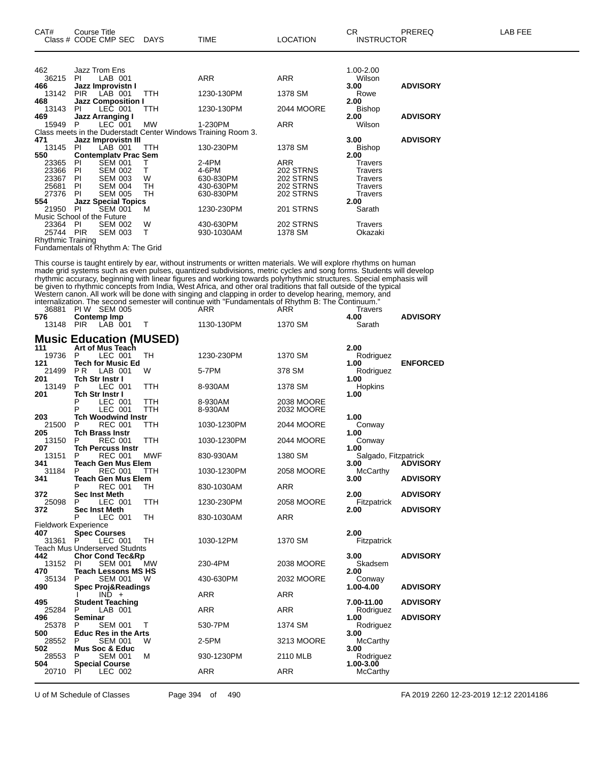| CAT# Class # | Course Title CODE | CMP SEC | DAYS | TIME | LOCATION | CR INSTRUCTOR | PREREQ | LAB FEE |
|---|---|---|---|---|---|---|---|---|
| 462 | Jazz Trom Ens | | | | | 1.00-2.00 | | |
| 36215 | PI | LAB 001 | | ARR | ARR | Wilson | | |
| 466 | Jazz Improvistn I | | | | | 3.00 | ADVISORY | |
| 13142 | PIR | LAB 001 | TTH | 1230-130PM | 1378 SM | Rowe | | |
| 468 | Jazz Composition I | | | | | 2.00 | | |
| 13143 | PI | LEC 001 | TTH | 1230-130PM | 2044 MOORE | Bishop | | |
| 469 | Jazz Arranging I | | | | | 2.00 | ADVISORY | |
| 15949 | P | LEC 001 | MW | 1-230PM | ARR | Wilson | | |

Class meets in the Duderstadt Center Windows Training Room 3.

| CAT# Class # | Course Title CODE | CMP SEC | DAYS | TIME | LOCATION | CR INSTRUCTOR | PREREQ | LAB FEE |
|---|---|---|---|---|---|---|---|---|
| 471 | Jazz Improvistn III | | | | | 3.00 | ADVISORY | |
| 13145 | PI | LAB 001 | TTH | 130-230PM | 1378 SM | Bishop | | |
| 550 | Contemplatv Prac Sem | | | | | 2.00 | | |
| 23365 | PI | SEM 001 | T | 2-4PM | ARR | Travers | | |
| 23366 | PI | SEM 002 | T | 4-6PM | 202 STRNS | Travers | | |
| 23367 | PI | SEM 003 | W | 630-830PM | 202 STRNS | Travers | | |
| 25681 | PI | SEM 004 | TH | 430-630PM | 202 STRNS | Travers | | |
| 27376 | PI | SEM 005 | TH | 630-830PM | 202 STRNS | Travers | | |
| 554 | Jazz Special Topics | | | | | 2.00 | | |
| 21950 | PI | SEM 001 | M | 1230-230PM | 201 STRNS | Sarath | | |

Music School of the Future

| CAT# Class # | Course Title CODE | CMP SEC | DAYS | TIME | LOCATION | CR INSTRUCTOR | PREREQ | LAB FEE |
|---|---|---|---|---|---|---|---|---|
| 23364 | PI | SEM 002 | W | 430-630PM | 202 STRNS | Travers | | |
| 25744 | PIR | SEM 003 | T | 930-1030AM | 1378 SM | Okazaki | | |

Rhythmic Training
Fundamentals of Rhythm A: The Grid

This course is taught entirely by ear, without instruments or written materials. We will explore rhythms on human made grid systems such as even pulses, quantized subdivisions, metric cycles and song forms. Students will develop rhythmic accuracy, beginning with linear figures and working towards polyrhythmic structures. Special emphasis will be given to rhythmic concepts from India, West Africa, and other oral traditions that fall outside of the typical Western canon. All work will be done with singing and clapping in order to develop hearing, memory, and internalization. The second semester will continue with "Fundamentals of Rhythm B: The Continuum."

| CAT# Class # | Course Title CODE | CMP SEC | DAYS | TIME | LOCATION | CR INSTRUCTOR | PREREQ | LAB FEE |
|---|---|---|---|---|---|---|---|---|
| 36881 | PI W | SEM 005 | | ARR | ARR | Travers | | |
| 576 | Contemp Imp | | | | | 4.00 | ADVISORY | |
| 13148 | PIR | LAB 001 | T | 1130-130PM | 1370 SM | Sarath | | |

## Music Education (MUSED)

| CAT# Class # | Course Title CODE | CMP SEC | DAYS | TIME | LOCATION | CR INSTRUCTOR | PREREQ | LAB FEE |
|---|---|---|---|---|---|---|---|---|
| 111 | Art of Mus Teach | | | | | 2.00 | | |
| 19736 | P | LEC 001 | TH | 1230-230PM | 1370 SM | Rodriguez | | |
| 121 | Tech for Music Ed | | | | | 1.00 | ENFORCED | |
| 21499 | P R | LAB 001 | W | 5-7PM | 378 SM | Rodriguez | | |
| 201 | Tch Str Instr I | | | | | 1.00 | | |
| 13149 | P | LEC 001 | TTH | 8-930AM | 1378 SM | Hopkins | | |
| 201 | Tch Str Instr I | | | | | 1.00 | | |
| | P | LEC 001 | TTH | 8-930AM | 2038 MOORE | | | |
| | P | LEC 001 | TTH | 8-930AM | 2032 MOORE | | | |
| 203 | Tch Woodwind Instr | | | | | 1.00 | | |
| 21500 | P | REC 001 | TTH | 1030-1230PM | 2044 MOORE | Conway | | |
| 205 | Tch Brass Instr | | | | | 1.00 | | |
| 13150 | P | REC 001 | TTH | 1030-1230PM | 2044 MOORE | Conway | | |
| 207 | Tch Percuss Instr | | | | | 1.00 | | |
| 13151 | P | REC 001 | MWF | 830-930AM | 1380 SM | Salgado, Fitzpatrick | | |
| 341 | Teach Gen Mus Elem | | | | | 3.00 | ADVISORY | |
| 31184 | P | REC 001 | TTH | 1030-1230PM | 2058 MOORE | McCarthy | | |
| 341 | Teach Gen Mus Elem | | | | | 3.00 | ADVISORY | |
| | P | REC 001 | TH | 830-1030AM | ARR | | | |
| 372 | Sec Inst Meth | | | | | 2.00 | ADVISORY | |
| 25098 | P | LEC 001 | TTH | 1230-230PM | 2058 MOORE | Fitzpatrick | | |
| 372 | Sec Inst Meth | | | | | 2.00 | ADVISORY | |
| | P | LEC 001 | TH | 830-1030AM | ARR | | | |

Fieldwork Experience

| CAT# Class # | Course Title CODE | CMP SEC | DAYS | TIME | LOCATION | CR INSTRUCTOR | PREREQ | LAB FEE |
|---|---|---|---|---|---|---|---|---|
| 407 | Spec Courses | | | | | 2.00 | | |
| 31361 | P | LEC 001 | TH | 1030-12PM | 1370 SM | Fitzpatrick | | |

Teach Mus Underserved Studnts

| CAT# Class # | Course Title CODE | CMP SEC | DAYS | TIME | LOCATION | CR INSTRUCTOR | PREREQ | LAB FEE |
|---|---|---|---|---|---|---|---|---|
| 442 | Chor Cond Tec&Rp | | | | | 3.00 | ADVISORY | |
| 13152 | PI | SEM 001 | MW | 230-4PM | 2038 MOORE | Skadsem | | |
| 470 | Teach Lessons MS HS | | | | | 2.00 | | |
| 35134 | P | SEM 001 | W | 430-630PM | 2032 MOORE | Conway | | |
| 490 | Spec Proj&Readings | | | | | 1.00-4.00 | ADVISORY | |
| | I | IND + | | ARR | ARR | | | |
| 495 | Student Teaching | | | | | 7.00-11.00 | ADVISORY | |
| 25284 | P | LAB 001 | | ARR | ARR | Rodriguez | | |
| 496 | Seminar | | | | | 1.00 | ADVISORY | |
| 25378 | P | SEM 001 | T | 530-7PM | 1374 SM | Rodriguez | | |
| 500 | Educ Res in the Arts | | | | | 3.00 | | |
| 28552 | P | SEM 001 | W | 2-5PM | 3213 MOORE | McCarthy | | |
| 502 | Mus Soc & Educ | | | | | 3.00 | | |
| 28553 | P | SEM 001 | M | 930-1230PM | 2110 MLB | Rodriguez | | |
| 504 | Special Course | | | | | 1.00-3.00 | | |
| 20710 | PI | LEC 002 | | ARR | ARR | McCarthy | | |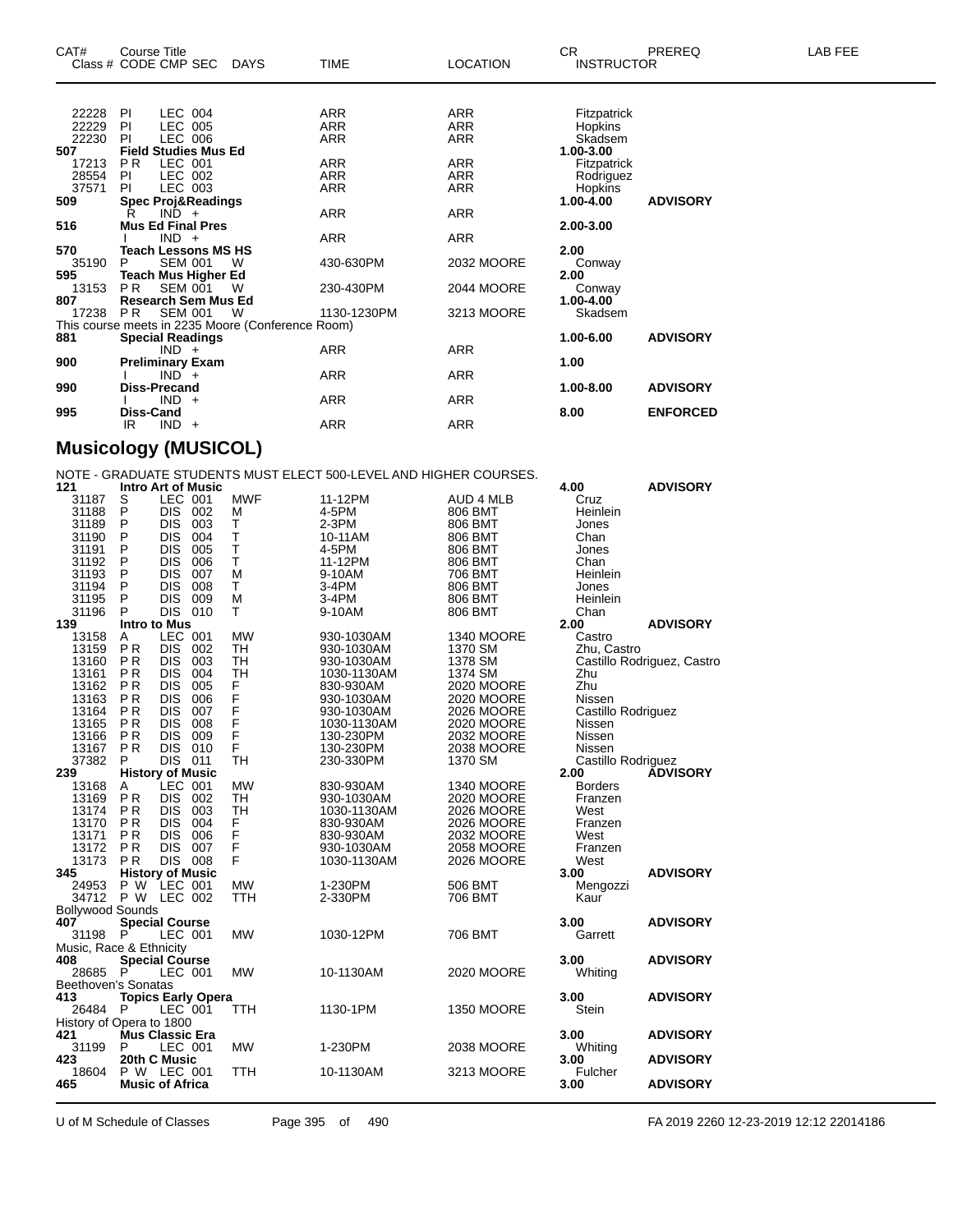| CAT# Class # | Course Title CODE CMP SEC | DAYS | TIME | LOCATION | CR INSTRUCTOR | PREREQ | LAB FEE |
|---|---|---|---|---|---|---|---|
| 22228 | PI LEC 004 | | ARR | ARR | Fitzpatrick | | |
| 22229 | PI LEC 005 | | ARR | ARR | Hopkins | | |
| 22230 | PI LEC 006 | | ARR | ARR | Skadsem | | |
| **507** | **Field Studies Mus Ed** | | | | **1.00-3.00** | | |
| 17213 | P R LEC 001 | | ARR | ARR | Fitzpatrick | | |
| 28554 | PI LEC 002 | | ARR | ARR | Rodriguez | | |
| 37571 | PI LEC 003 | | ARR | ARR | Hopkins | | |
| **509** | **Spec Proj&Readings** | | | | **1.00-4.00** | **ADVISORY** | |
| | R IND + | | ARR | ARR | | | |
| **516** | **Mus Ed Final Pres** | | | | **2.00-3.00** | | |
| | I IND + | | ARR | ARR | | | |
| **570** | **Teach Lessons MS HS** | | | | **2.00** | | |
| 35190 | P SEM 001 | W | 430-630PM | 2032 MOORE | Conway | | |
| **595** | **Teach Mus Higher Ed** | | | | **2.00** | | |
| 13153 | P R SEM 001 | W | 230-430PM | 2044 MOORE | Conway | | |
| **807** | **Research Sem Mus Ed** | | | | **1.00-4.00** | | |
| 17238 | P R SEM 001 | W | 1130-1230PM | 3213 MOORE | Skadsem | | |
| This course meets in 2235 Moore (Conference Room) | | | | | | | |
| **881** | **Special Readings** | | | | **1.00-6.00** | **ADVISORY** | |
| | IND + | | ARR | ARR | | | |
| **900** | **Preliminary Exam** | | | | **1.00** | | |
| | I IND + | | ARR | ARR | | | |
| **990** | **Diss-Precand** | | | | **1.00-8.00** | **ADVISORY** | |
| | I IND + | | ARR | ARR | | | |
| **995** | **Diss-Cand** | | | | **8.00** | **ENFORCED** | |
| | IR IND + | | ARR | ARR | | | |

## Musicology (MUSICOL)

NOTE - GRADUATE STUDENTS MUST ELECT 500-LEVEL AND HIGHER COURSES.

| CAT# Class # | Course Title CODE CMP SEC | DAYS | TIME | LOCATION | CR INSTRUCTOR | PREREQ | LAB FEE |
|---|---|---|---|---|---|---|---|
| **121** | **Intro Art of Music** | | | | **4.00** | **ADVISORY** | |
| 31187 | S LEC 001 | MWF | 11-12PM | AUD 4 MLB | Cruz | | |
| 31188 | P DIS 002 | M | 4-5PM | 806 BMT | Heinlein | | |
| 31189 | P DIS 003 | T | 2-3PM | 806 BMT | Jones | | |
| 31190 | P DIS 004 | T | 10-11AM | 806 BMT | Chan | | |
| 31191 | P DIS 005 | T | 4-5PM | 806 BMT | Jones | | |
| 31192 | P DIS 006 | T | 11-12PM | 806 BMT | Chan | | |
| 31193 | P DIS 007 | M | 9-10AM | 706 BMT | Heinlein | | |
| 31194 | P DIS 008 | T | 3-4PM | 806 BMT | Jones | | |
| 31195 | P DIS 009 | M | 3-4PM | 806 BMT | Heinlein | | |
| 31196 | P DIS 010 | T | 9-10AM | 806 BMT | Chan | | |
| **139** | **Intro to Mus** | | | | **2.00** | **ADVISORY** | |
| 13158 | A LEC 001 | MW | 930-1030AM | 1340 MOORE | Castro | | |
| 13159 | P R DIS 002 | TH | 930-1030AM | 1370 SM | Zhu, Castro | | |
| 13160 | P R DIS 003 | TH | 930-1030AM | 1378 SM | Castillo Rodriguez, Castro | | |
| 13161 | P R DIS 004 | TH | 1030-1130AM | 1374 SM | Zhu | | |
| 13162 | P R DIS 005 | F | 830-930AM | 2020 MOORE | Zhu | | |
| 13163 | P R DIS 006 | F | 930-1030AM | 2020 MOORE | Nissen | | |
| 13164 | P R DIS 007 | F | 930-1030AM | 2026 MOORE | Castillo Rodriguez | | |
| 13165 | P R DIS 008 | F | 1030-1130AM | 2020 MOORE | Nissen | | |
| 13166 | P R DIS 009 | F | 130-230PM | 2032 MOORE | Nissen | | |
| 13167 | P R DIS 010 | F | 130-230PM | 2038 MOORE | Nissen | | |
| 37382 | P DIS 011 | TH | 230-330PM | 1370 SM | Castillo Rodriguez | | |
| **239** | **History of Music** | | | | **2.00** | **ADVISORY** | |
| 13168 | A LEC 001 | MW | 830-930AM | 1340 MOORE | Borders | | |
| 13169 | P R DIS 002 | TH | 930-1030AM | 2020 MOORE | Franzen | | |
| 13174 | P R DIS 003 | TH | 1030-1130AM | 2026 MOORE | West | | |
| 13170 | P R DIS 004 | F | 830-930AM | 2026 MOORE | Franzen | | |
| 13171 | P R DIS 006 | F | 830-930AM | 2032 MOORE | West | | |
| 13172 | P R DIS 007 | F | 930-1030AM | 2058 MOORE | Franzen | | |
| 13173 | P R DIS 008 | F | 1030-1130AM | 2026 MOORE | West | | |
| **345** | **History of Music** | | | | **3.00** | **ADVISORY** | |
| 24953 | P W LEC 001 | MW | 1-230PM | 506 BMT | Mengozzi | | |
| 34712 | P W LEC 002 | TTH | 2-330PM | 706 BMT | Kaur | | |
| Bollywood Sounds | | | | | | | |
| **407** | **Special Course** | | | | **3.00** | **ADVISORY** | |
| 31198 | P LEC 001 | MW | 1030-12PM | 706 BMT | Garrett | | |
| Music, Race & Ethnicity | | | | | | | |
| **408** | **Special Course** | | | | **3.00** | **ADVISORY** | |
| 28685 | P LEC 001 | MW | 10-1130AM | 2020 MOORE | Whiting | | |
| Beethoven's Sonatas | | | | | | | |
| **413** | **Topics Early Opera** | | | | **3.00** | **ADVISORY** | |
| 26484 | P LEC 001 | TTH | 1130-1PM | 1350 MOORE | Stein | | |
| History of Opera to 1800 | | | | | | | |
| **421** | **Mus Classic Era** | | | | **3.00** | **ADVISORY** | |
| 31199 | P LEC 001 | MW | 1-230PM | 2038 MOORE | Whiting | | |
| **423** | **20th C Music** | | | | **3.00** | **ADVISORY** | |
| 18604 | P W LEC 001 | TTH | 10-1130AM | 3213 MOORE | Fulcher | | |
| **465** | **Music of Africa** | | | | **3.00** | **ADVISORY** | |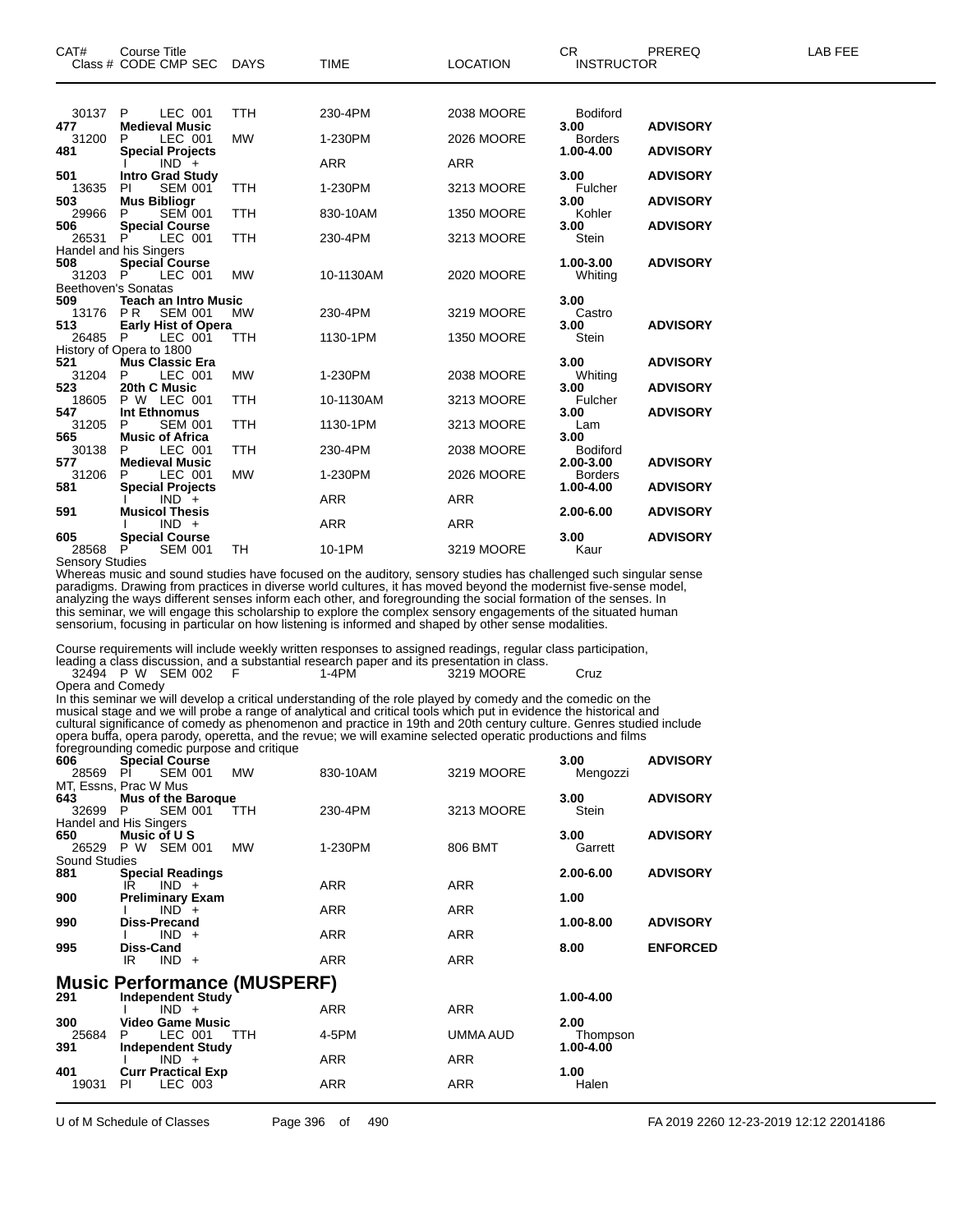| CAT# Class # | Course Title CODE CMP SEC | DAYS | TIME | LOCATION | CR INSTRUCTOR | PREREQ | LAB FEE |
|---|---|---|---|---|---|---|---|
| 30137 | P LEC 001 | TTH | 230-4PM | 2038 MOORE | Bodiford | | |
| **477** | **Medieval Music** | | | | 3.00 | **ADVISORY** | |
| 31200 | P LEC 001 | MW | 1-230PM | 2026 MOORE | Borders | | |
| **481** | **Special Projects** | | | | 1.00-4.00 | **ADVISORY** | |
| | I IND + | | ARR | ARR | | | |
| **501** | **Intro Grad Study** | | | | 3.00 | **ADVISORY** | |
| 13635 | PI SEM 001 | TTH | 1-230PM | 3213 MOORE | Fulcher | | |
| **503** | **Mus Bibliogr** | | | | 3.00 | **ADVISORY** | |
| 29966 | P SEM 001 | TTH | 830-10AM | 1350 MOORE | Kohler | | |
| **506** | **Special Course** | | | | 3.00 | **ADVISORY** | |
| 26531 | P LEC 001 | TTH | 230-4PM | 3213 MOORE | Stein | | |
| Handel and his Singers | | | | | | | |
| **508** | **Special Course** | | | | 1.00-3.00 | **ADVISORY** | |
| 31203 | P LEC 001 | MW | 10-1130AM | 2020 MOORE | Whiting | | |
| Beethoven's Sonatas | | | | | | | |
| **509** | **Teach an Intro Music** | | | | 3.00 | | |
| 13176 | P R SEM 001 | MW | 230-4PM | 3219 MOORE | Castro | | |
| **513** | **Early Hist of Opera** | | | | 3.00 | **ADVISORY** | |
| 26485 | P LEC 001 | TTH | 1130-1PM | 1350 MOORE | Stein | | |
| History of Opera to 1800 | | | | | | | |
| **521** | **Mus Classic Era** | | | | 3.00 | **ADVISORY** | |
| 31204 | P LEC 001 | MW | 1-230PM | 2038 MOORE | Whiting | | |
| **523** | **20th C Music** | | | | 3.00 | **ADVISORY** | |
| 18605 | P W LEC 001 | TTH | 10-1130AM | 3213 MOORE | Fulcher | | |
| **547** | **Int Ethnomus** | | | | 3.00 | **ADVISORY** | |
| 31205 | P SEM 001 | TTH | 1130-1PM | 3213 MOORE | Lam | | |
| **565** | **Music of Africa** | | | | 3.00 | | |
| 30138 | P LEC 001 | TTH | 230-4PM | 2038 MOORE | Bodiford | | |
| **577** | **Medieval Music** | | | | 2.00-3.00 | **ADVISORY** | |
| 31206 | P LEC 001 | MW | 1-230PM | 2026 MOORE | Borders | | |
| **581** | **Special Projects** | | | | 1.00-4.00 | **ADVISORY** | |
| | I IND + | | ARR | ARR | | | |
| **591** | **Musicol Thesis** | | | | 2.00-6.00 | **ADVISORY** | |
| | I IND + | | ARR | ARR | | | |
| **605** | **Special Course** | | | | 3.00 | **ADVISORY** | |
| 28568 | P SEM 001 | TH | 10-1PM | 3219 MOORE | Kaur | | |

Sensory Studies

Whereas music and sound studies have focused on the auditory, sensory studies has challenged such singular sense paradigms. Drawing from practices in diverse world cultures, it has moved beyond the modernist five-sense model, analyzing the ways different senses inform each other, and foregrounding the social formation of the senses. In this seminar, we will engage this scholarship to explore the complex sensory engagements of the situated human sensorium, focusing in particular on how listening is informed and shaped by other sense modalities.

Course requirements will include weekly written responses to assigned readings, regular class participation, leading a class discussion, and a substantial research paper and its presentation in class.

| | | | | | | | |
|---|---|---|---|---|---|---|---|
| 32494 | P W SEM 002 | F | 1-4PM | 3219 MOORE | Cruz | | |

Opera and Comedy

In this seminar we will develop a critical understanding of the role played by comedy and the comedic on the musical stage and we will probe a range of analytical and critical tools which put in evidence the historical and cultural significance of comedy as phenomenon and practice in 19th and 20th century culture. Genres studied include opera buffa, opera parody, operetta, and the revue; we will examine selected operatic productions and films foregrounding comedic purpose and critique

| | | | | | | | |
|---|---|---|---|---|---|---|---|
| **606** | **Special Course** | | | | 3.00 | **ADVISORY** | |
| 28569 | PI SEM 001 | MW | 830-10AM | 3219 MOORE | Mengozzi | | |
| MT, Essns, Prac W Mus | | | | | | | |
| **643** | **Mus of the Baroque** | | | | 3.00 | **ADVISORY** | |
| 32699 | P SEM 001 | TTH | 230-4PM | 3213 MOORE | Stein | | |
| Handel and His Singers | | | | | | | |
| **650** | **Music of U S** | | | | 3.00 | **ADVISORY** | |
| 26529 | P W SEM 001 | MW | 1-230PM | 806 BMT | Garrett | | |
| Sound Studies | | | | | | | |
| **881** | **Special Readings** | | | | 2.00-6.00 | **ADVISORY** | |
| | IR IND + | | ARR | ARR | | | |
| **900** | **Preliminary Exam** | | | | 1.00 | | |
| | I IND + | | ARR | ARR | | | |
| **990** | **Diss-Precand** | | | | 1.00-8.00 | **ADVISORY** | |
| | I IND + | | ARR | ARR | | | |
| **995** | **Diss-Cand** | | | | 8.00 | **ENFORCED** | |
| | IR IND + | | ARR | ARR | | | |

## Music Performance (MUSPERF)

| | | | | | | | |
|---|---|---|---|---|---|---|---|
| **291** | **Independent Study** | | | | 1.00-4.00 | | |
| | I IND + | | ARR | ARR | | | |
| **300** | **Video Game Music** | | | | 2.00 | | |
| 25684 | P LEC 001 | TTH | 4-5PM | UMMA AUD | Thompson | | |
| **391** | **Independent Study** | | | | 1.00-4.00 | | |
| | I IND + | | ARR | ARR | | | |
| **401** | **Curr Practical Exp** | | | | 1.00 | | |
| 19031 | PI LEC 003 | | ARR | ARR | Halen | | |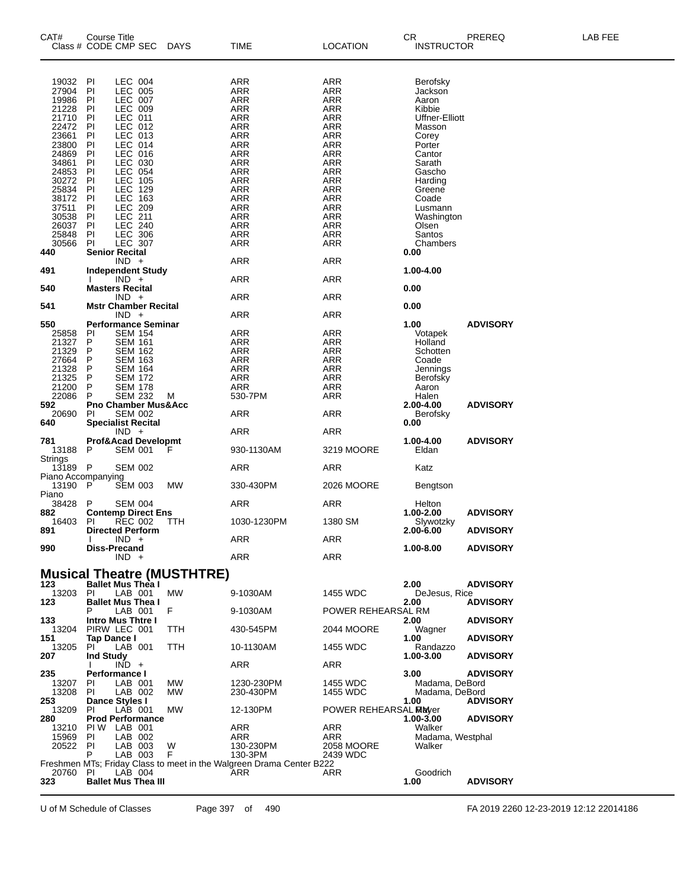| CAT# | Class # | CODE | CMP | SEC | DAYS | TIME | LOCATION | CR | INSTRUCTOR | PREREQ | LAB FEE |
|---|---|---|---|---|---|---|---|---|---|---|---|
| | 19032 | PI | LEC | 004 | | ARR | ARR | | Berofsky | | |
| | 27904 | PI | LEC | 005 | | ARR | ARR | | Jackson | | |
| | 19986 | PI | LEC | 007 | | ARR | ARR | | Aaron | | |
| | 21228 | PI | LEC | 009 | | ARR | ARR | | Kibbie | | |
| | 21710 | PI | LEC | 011 | | ARR | ARR | | Uffner-Elliott | | |
| | 22472 | PI | LEC | 012 | | ARR | ARR | | Masson | | |
| | 23661 | PI | LEC | 013 | | ARR | ARR | | Corey | | |
| | 23800 | PI | LEC | 014 | | ARR | ARR | | Porter | | |
| | 24869 | PI | LEC | 016 | | ARR | ARR | | Cantor | | |
| | 34861 | PI | LEC | 030 | | ARR | ARR | | Sarath | | |
| | 24853 | PI | LEC | 054 | | ARR | ARR | | Gascho | | |
| | 30272 | PI | LEC | 105 | | ARR | ARR | | Harding | | |
| | 25834 | PI | LEC | 129 | | ARR | ARR | | Greene | | |
| | 38172 | PI | LEC | 163 | | ARR | ARR | | Coade | | |
| | 37511 | PI | LEC | 209 | | ARR | ARR | | Lusmann | | |
| | 30538 | PI | LEC | 211 | | ARR | ARR | | Washington | | |
| | 26037 | PI | LEC | 240 | | ARR | ARR | | Olsen | | |
| | 25848 | PI | LEC | 306 | | ARR | ARR | | Santos | | |
| | 30566 | PI | LEC | 307 | | ARR | ARR | | Chambers | | |
| **440** | **Senior Recital** | | | | | | | **0.00** | | | |
| | | | IND | + | | ARR | ARR | | | | |
| **491** | **Independent Study** | | | | | | | **1.00-4.00** | | | |
| | | I | IND | + | | ARR | ARR | | | | |
| **540** | **Masters Recital** | | | | | | | **0.00** | | | |
| | | | IND | + | | ARR | ARR | | | | |
| **541** | **Mstr Chamber Recital** | | | | | | | **0.00** | | | |
| | | | IND | + | | ARR | ARR | | | | |
| **550** | **Performance Seminar** | | | | | | | **1.00** | | **ADVISORY** | |
| | 25858 | PI | SEM | 154 | | ARR | ARR | | Votapek | | |
| | 21327 | P | SEM | 161 | | ARR | ARR | | Holland | | |
| | 21329 | P | SEM | 162 | | ARR | ARR | | Schotten | | |
| | 27664 | P | SEM | 163 | | ARR | ARR | | Coade | | |
| | 21328 | P | SEM | 164 | | ARR | ARR | | Jennings | | |
| | 21325 | P | SEM | 172 | | ARR | ARR | | Berofsky | | |
| | 21200 | P | SEM | 178 | | ARR | ARR | | Aaron | | |
| | 22086 | P | SEM | 232 | M | 530-7PM | ARR | | Halen | | |
| **592** | **Pno Chamber Mus&Acc** | | | | | | | **2.00-4.00** | | **ADVISORY** | |
| | 20690 | PI | SEM | 002 | | ARR | ARR | | Berofsky | | |
| **640** | **Specialist Recital** | | | | | | | **0.00** | | | |
| | | | IND | + | | ARR | ARR | | | | |
| **781** | **Prof&Acad Developmt** | | | | | | | **1.00-4.00** | | **ADVISORY** | |
| | 13188 | P | SEM | 001 | F | 930-1130AM | 3219 MOORE | | Eldan | | |
| Strings | | | | | | | | | | | |
| | 13189 | P | SEM | 002 | | ARR | ARR | | Katz | | |
| Piano Accompanying | | | | | | | | | | | |
| | 13190 | P | SEM | 003 | MW | 330-430PM | 2026 MOORE | | Bengtson | | |
| Piano | | | | | | | | | | | |
| | 38428 | P | SEM | 004 | | ARR | ARR | | Helton | | |
| **882** | **Contemp Direct Ens** | | | | | | | **1.00-2.00** | | **ADVISORY** | |
| | 16403 | PI | REC | 002 | TTH | 1030-1230PM | 1380 SM | | Slywotzky | | |
| **891** | **Directed Perform** | | | | | | | **2.00-6.00** | | **ADVISORY** | |
| | | I | IND | + | | ARR | ARR | | | | |
| **990** | **Diss-Precand** | | | | | | | **1.00-8.00** | | **ADVISORY** | |
| | | | IND | + | | ARR | ARR | | | | |

## Musical Theatre (MUSTHTRE)

| CAT# | Class # | CODE | CMP | SEC | DAYS | TIME | LOCATION | CR | INSTRUCTOR | PREREQ | LAB FEE |
|---|---|---|---|---|---|---|---|---|---|---|---|
| **123** | **Ballet Mus Thea I** | | | | | | | **2.00** | | **ADVISORY** | |
| | 13203 | PI | LAB | 001 | MW | 9-1030AM | 1455 WDC | | DeJesus, Rice | | |
| **123** | **Ballet Mus Thea I** | | | | | | | **2.00** | | **ADVISORY** | |
| | | P | LAB | 001 | F | 9-1030AM | POWER REHEARSAL RM | | | | |
| **133** | **Intro Mus Thtre I** | | | | | | | **2.00** | | **ADVISORY** | |
| | 13204 | PIRW | LEC | 001 | TTH | 430-545PM | 2044 MOORE | | Wagner | | |
| **151** | **Tap Dance I** | | | | | | | **1.00** | | **ADVISORY** | |
| | 13205 | PI | LAB | 001 | TTH | 10-1130AM | 1455 WDC | | Randazzo | | |
| **207** | **Ind Study** | | | | | | | **1.00-3.00** | | **ADVISORY** | |
| | | I | IND | + | | ARR | ARR | | | | |
| **235** | **Performance I** | | | | | | | **3.00** | | **ADVISORY** | |
| | 13207 | PI | LAB | 001 | MW | 1230-230PM | 1455 WDC | | Madama, DeBord | | |
| | 13208 | PI | LAB | 002 | MW | 230-430PM | 1455 WDC | | Madama, DeBord | | |
| **253** | **Dance Styles I** | | | | | | | **1.00** | | **ADVISORY** | |
| | 13209 | PI | LAB | 001 | MW | 12-130PM | POWER REHEARSAL RM | | Mayer | | |
| **280** | **Prod Performance** | | | | | | | **1.00-3.00** | | **ADVISORY** | |
| | 13210 | PI W | LAB | 001 | | ARR | ARR | | Walker | | |
| | 15969 | PI | LAB | 002 | | ARR | ARR | | Madama, Westphal | | |
| | 20522 | PI | LAB | 003 | W | 130-230PM | 2058 MOORE | | Walker | | |
| | | P | LAB | 003 | F | 130-3PM | 2439 WDC | | | | |
| Freshmen MTs; Friday Class to meet in the Walgreen Drama Center B222 | | | | | | | | | | | |
| | 20760 | PI | LAB | 004 | | ARR | ARR | | Goodrich | | |
| **323** | **Ballet Mus Thea III** | | | | | | | **1.00** | | **ADVISORY** | |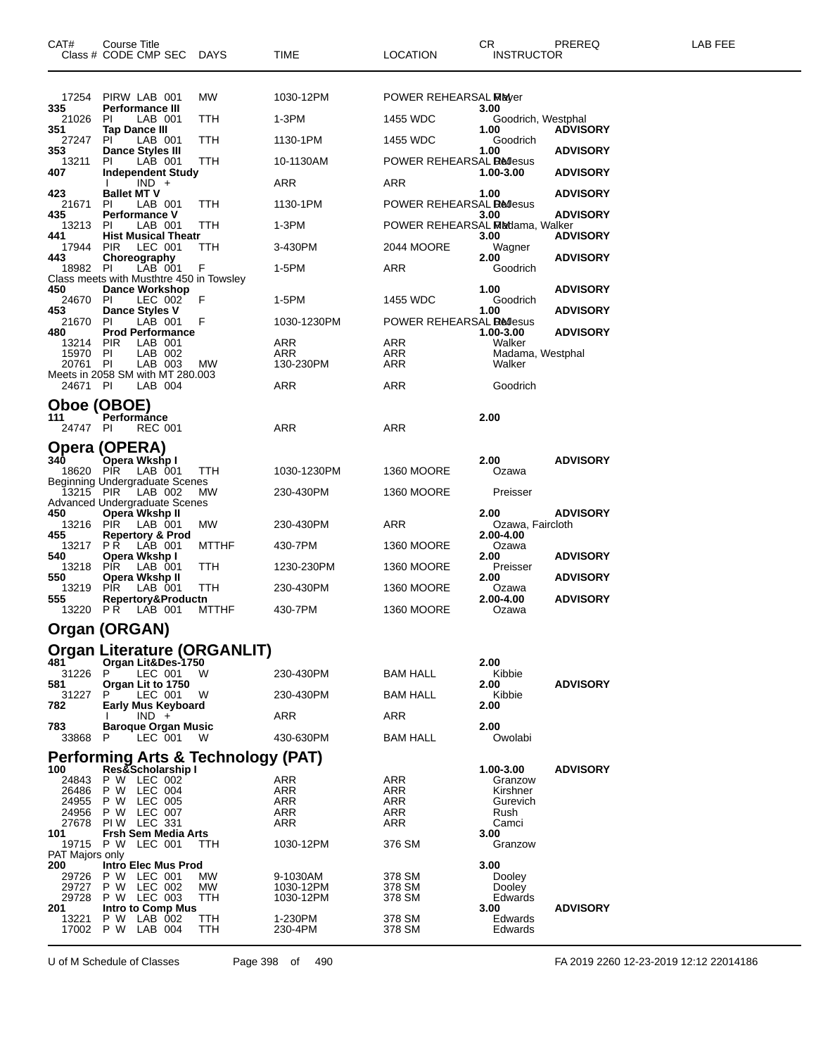| CAT# | Course Title Class # CODE CMP SEC | DAYS | TIME | LOCATION | CR INSTRUCTOR | PREREQ | LAB FEE |
|---|---|---|---|---|---|---|---|
| 17254 | PIRW LAB 001 | MW | 1030-12PM | POWER REHEARSAL RM | Mayer | | |
| **335** | **Performance III** | | | | **3.00** | | |
| 21026 | PI LAB 001 | TTH | 1-3PM | 1455 WDC | Goodrich, Westphal | | |
| **351** | **Tap Dance III** | | | | **1.00** | **ADVISORY** | |
| 27247 | PI LAB 001 | TTH | 1130-1PM | 1455 WDC | Goodrich | | |
| **353** | **Dance Styles III** | | | | **1.00** | **ADVISORY** | |
| 13211 | PI LAB 001 | TTH | 10-1130AM | POWER REHEARSAL RM | DeJesus | | |
| **407** | **Independent Study** | | | | **1.00-3.00** | **ADVISORY** | |
| | I IND + | | ARR | ARR | | | |
| **423** | **Ballet MT V** | | | | **1.00** | **ADVISORY** | |
| 21671 | PI LAB 001 | TTH | 1130-1PM | POWER REHEARSAL RM | DeJesus | | |
| **435** | **Performance V** | | | | **3.00** | **ADVISORY** | |
| 13213 | PI LAB 001 | TTH | 1-3PM | POWER REHEARSAL RM | Madama, Walker | | |
| **441** | **Hist Musical Theatr** | | | | **3.00** | **ADVISORY** | |
| 17944 | PIR LEC 001 | TTH | 3-430PM | 2044 MOORE | Wagner | | |
| **443** | **Choreography** | | | | **2.00** | **ADVISORY** | |
| 18982 | PI LAB 001 | F | 1-5PM | ARR | Goodrich | | |
| Class meets with Musthtre 450 in Towsley | | | | | | | |
| **450** | **Dance Workshop** | | | | **1.00** | **ADVISORY** | |
| 24670 | PI LEC 002 | F | 1-5PM | 1455 WDC | Goodrich | | |
| **453** | **Dance Styles V** | | | | **1.00** | **ADVISORY** | |
| 21670 | PI LAB 001 | F | 1030-1230PM | POWER REHEARSAL RM | DeJesus | | |
| **480** | **Prod Performance** | | | | **1.00-3.00** | **ADVISORY** | |
| 13214 | PIR LAB 001 | | ARR | ARR | Walker | | |
| 15970 | PI LAB 002 | | ARR | ARR | Madama, Westphal | | |
| 20761 | PI LAB 003 | MW | 130-230PM | ARR | Walker | | |
| Meets in 2058 SM with MT 280.003 | | | | | | | |
| 24671 | PI LAB 004 | | ARR | ARR | Goodrich | | |

## Oboe (OBOE)

| CAT# | Course Title Class # CODE CMP SEC | DAYS | TIME | LOCATION | CR INSTRUCTOR | PREREQ | LAB FEE |
|---|---|---|---|---|---|---|---|
| **111** | **Performance** | | | | **2.00** | | |
| 24747 | PI REC 001 | | ARR | ARR | | | |

## Opera (OPERA)

| CAT# | Course Title Class # CODE CMP SEC | DAYS | TIME | LOCATION | CR INSTRUCTOR | PREREQ | LAB FEE |
|---|---|---|---|---|---|---|---|
| **340** | **Opera Wkshp I** | | | | **2.00** | **ADVISORY** | |
| 18620 | PIR LAB 001 | TTH | 1030-1230PM | 1360 MOORE | Ozawa | | |
| Beginning Undergraduate Scenes | | | | | | | |
| 13215 | PIR LAB 002 | MW | 230-430PM | 1360 MOORE | Preisser | | |
| Advanced Undergraduate Scenes | | | | | | | |
| **450** | **Opera Wkshp II** | | | | **2.00** | **ADVISORY** | |
| 13216 | PIR LAB 001 | MW | 230-430PM | ARR | Ozawa, Faircloth | | |
| **455** | **Repertory & Prod** | | | | **2.00-4.00** | | |
| 13217 | P R LAB 001 | MTTHF | 430-7PM | 1360 MOORE | Ozawa | | |
| **540** | **Opera Wkshp I** | | | | **2.00** | **ADVISORY** | |
| 13218 | PIR LAB 001 | TTH | 1230-230PM | 1360 MOORE | Preisser | | |
| **550** | **Opera Wkshp II** | | | | **2.00** | **ADVISORY** | |
| 13219 | PIR LAB 001 | TTH | 230-430PM | 1360 MOORE | Ozawa | | |
| **555** | **Repertory&Productn** | | | | **2.00-4.00** | **ADVISORY** | |
| 13220 | P R LAB 001 | MTTHF | 430-7PM | 1360 MOORE | Ozawa | | |

## Organ (ORGAN)

## Organ Literature (ORGANLIT)

| CAT# | Course Title Class # CODE CMP SEC | DAYS | TIME | LOCATION | CR INSTRUCTOR | PREREQ | LAB FEE |
|---|---|---|---|---|---|---|---|
| **481** | **Organ Lit&Des-1750** | | | | **2.00** | | |
| 31226 | P LEC 001 | W | 230-430PM | BAM HALL | Kibbie | | |
| **581** | **Organ Lit to 1750** | | | | **2.00** | **ADVISORY** | |
| 31227 | P LEC 001 | W | 230-430PM | BAM HALL | Kibbie | | |
| **782** | **Early Mus Keyboard** | | | | **2.00** | | |
| | I IND + | | ARR | ARR | | | |
| **783** | **Baroque Organ Music** | | | | **2.00** | | |
| 33868 | P LEC 001 | W | 430-630PM | BAM HALL | Owolabi | | |

## Performing Arts & Technology (PAT)

| CAT# | Course Title Class # CODE CMP SEC | DAYS | TIME | LOCATION | CR INSTRUCTOR | PREREQ | LAB FEE |
|---|---|---|---|---|---|---|---|
| **100** | **Res&Scholarship I** | | | | **1.00-3.00** | **ADVISORY** | |
| 24843 | P W LEC 002 | | ARR | ARR | Granzow | | |
| 26486 | P W LEC 004 | | ARR | ARR | Kirshner | | |
| 24955 | P W LEC 005 | | ARR | ARR | Gurevich | | |
| 24956 | P W LEC 007 | | ARR | ARR | Rush | | |
| 27678 | PI W LEC 331 | | ARR | ARR | Camci | | |
| **101** | **Frsh Sem Media Arts** | | | | **3.00** | | |
| 19715 | P W LEC 001 | TTH | 1030-12PM | 376 SM | Granzow | | |
| PAT Majors only | | | | | | | |
| **200** | **Intro Elec Mus Prod** | | | | **3.00** | | |
| 29726 | P W LEC 001 | MW | 9-1030AM | 378 SM | Dooley | | |
| 29727 | P W LEC 002 | MW | 1030-12PM | 378 SM | Dooley | | |
| 29728 | P W LEC 003 | TTH | 1030-12PM | 378 SM | Edwards | | |
| **201** | **Intro to Comp Mus** | | | | **3.00** | **ADVISORY** | |
| 13221 | P W LAB 002 | TTH | 1-230PM | 378 SM | Edwards | | |
| 17002 | P W LAB 004 | TTH | 230-4PM | 378 SM | Edwards | | |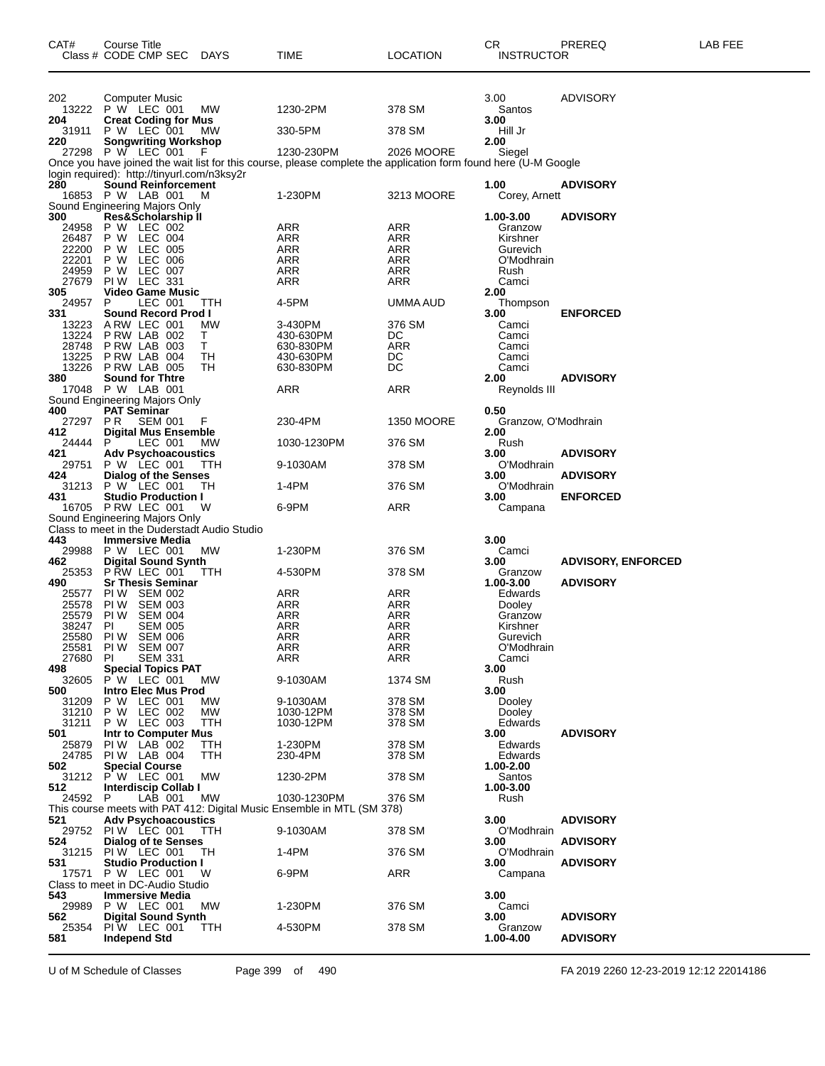| CAT# | Course Title Class # CODE CMP SEC | DAYS | TIME | LOCATION | CR INSTRUCTOR | PREREQ | LAB FEE |
|---|---|---|---|---|---|---|---|
| 202 | Computer Music | | | | 3.00 | ADVISORY | |
| 13222 | P W LEC 001 | MW | 1230-2PM | 378 SM | Santos | | |
| **204** | **Creat Coding for Mus** | | | | **3.00** | | |
| 31911 | P W LEC 001 | MW | 330-5PM | 378 SM | Hill Jr | | |
| **220** | **Songwriting Workshop** | | | | **2.00** | | |
| 27298 | P W LEC 001 | F | 1230-230PM | 2026 MOORE | Siegel | | |
| Once you have joined the wait list for this course, please complete the application form found here (U-M Google login required): http://tinyurl.com/n3ksy2r | | | | | | | |
| **280** | **Sound Reinforcement** | | | | **1.00** | **ADVISORY** | |
| 16853 | P W LAB 001 | M | 1-230PM | 3213 MOORE | Corey, Arnett | | |
| Sound Engineering Majors Only | | | | | | | |
| **300** | **Res&Scholarship II** | | | | **1.00-3.00** | **ADVISORY** | |
| 24958 | P W LEC 002 | | ARR | ARR | Granzow | | |
| 26487 | P W LEC 004 | | ARR | ARR | Kirshner | | |
| 22200 | P W LEC 005 | | ARR | ARR | Gurevich | | |
| 22201 | P W LEC 006 | | ARR | ARR | O'Modhrain | | |
| 24959 | P W LEC 007 | | ARR | ARR | Rush | | |
| 27679 | PI W LEC 331 | | ARR | ARR | Camci | | |
| **305** | **Video Game Music** | | | | **2.00** | | |
| 24957 | P LEC 001 | TTH | 4-5PM | UMMA AUD | Thompson | | |
| **331** | **Sound Record Prod I** | | | | **3.00** | **ENFORCED** | |
| 13223 | A RW LEC 001 | MW | 3-430PM | 376 SM | Camci | | |
| 13224 | P RW LAB 002 | T | 430-630PM | DC | Camci | | |
| 28748 | P RW LAB 003 | T | 630-830PM | ARR | Camci | | |
| 13225 | P RW LAB 004 | TH | 430-630PM | DC | Camci | | |
| 13226 | P RW LAB 005 | TH | 630-830PM | DC | Camci | | |
| **380** | **Sound for Thtre** | | | | **2.00** | **ADVISORY** | |
| 17048 | P W LAB 001 | | ARR | ARR | Reynolds III | | |
| Sound Engineering Majors Only | | | | | | | |
| **400** | **PAT Seminar** | | | | **0.50** | | |
| 27297 | P R SEM 001 | F | 230-4PM | 1350 MOORE | Granzow, O'Modhrain | | |
| **412** | **Digital Mus Ensemble** | | | | **2.00** | | |
| 24444 | P LEC 001 | MW | 1030-1230PM | 376 SM | Rush | | |
| **421** | **Adv Psychoacoustics** | | | | **3.00** | **ADVISORY** | |
| 29751 | P W LEC 001 | TTH | 9-1030AM | 378 SM | O'Modhrain | | |
| **424** | **Dialog of the Senses** | | | | **3.00** | **ADVISORY** | |
| 31213 | P W LEC 001 | TH | 1-4PM | 376 SM | O'Modhrain | | |
| **431** | **Studio Production I** | | | | **3.00** | **ENFORCED** | |
| 16705 | P RW LEC 001 | W | 6-9PM | ARR | Campana | | |
| Sound Engineering Majors Only | | | | | | | |
| Class to meet in the Duderstadt Audio Studio | | | | | | | |
| **443** | **Immersive Media** | | | | **3.00** | | |
| 29988 | P W LEC 001 | MW | 1-230PM | 376 SM | Camci | | |
| **462** | **Digital Sound Synth** | | | | **3.00** | **ADVISORY, ENFORCED** | |
| 25353 | P RW LEC 001 | TTH | 4-530PM | 378 SM | Granzow | | |
| **490** | **Sr Thesis Seminar** | | | | **1.00-3.00** | **ADVISORY** | |
| 25577 | PI W SEM 002 | | ARR | ARR | Edwards | | |
| 25578 | PI W SEM 003 | | ARR | ARR | Dooley | | |
| 25579 | PI W SEM 004 | | ARR | ARR | Granzow | | |
| 38247 | PI SEM 005 | | ARR | ARR | Kirshner | | |
| 25580 | PI W SEM 006 | | ARR | ARR | Gurevich | | |
| 25581 | PI W SEM 007 | | ARR | ARR | O'Modhrain | | |
| 27680 | PI SEM 331 | | ARR | ARR | Camci | | |
| **498** | **Special Topics PAT** | | | | **3.00** | | |
| 32605 | P W LEC 001 | MW | 9-1030AM | 1374 SM | Rush | | |
| **500** | **Intro Elec Mus Prod** | | | | **3.00** | | |
| 31209 | P W LEC 001 | MW | 9-1030AM | 378 SM | Dooley | | |
| 31210 | P W LEC 002 | MW | 1030-12PM | 378 SM | Dooley | | |
| 31211 | P W LEC 003 | TTH | 1030-12PM | 378 SM | Edwards | | |
| **501** | **Intr to Computer Mus** | | | | **3.00** | **ADVISORY** | |
| 25879 | PI W LAB 002 | TTH | 1-230PM | 378 SM | Edwards | | |
| 24785 | PI W LAB 004 | TTH | 230-4PM | 378 SM | Edwards | | |
| **502** | **Special Course** | | | | **1.00-2.00** | | |
| 31212 | P W LEC 001 | MW | 1230-2PM | 378 SM | Santos | | |
| **512** | **Interdiscip Collab I** | | | | **1.00-3.00** | | |
| 24592 | P LAB 001 | MW | 1030-1230PM | 376 SM | Rush | | |
| This course meets with PAT 412: Digital Music Ensemble in MTL (SM 378) | | | | | | | |
| **521** | **Adv Psychoacoustics** | | | | **3.00** | **ADVISORY** | |
| 29752 | PI W LEC 001 | TTH | 9-1030AM | 378 SM | O'Modhrain | | |
| **524** | **Dialog of te Senses** | | | | **3.00** | **ADVISORY** | |
| 31215 | PI W LEC 001 | TH | 1-4PM | 376 SM | O'Modhrain | | |
| **531** | **Studio Production I** | | | | **3.00** | **ADVISORY** | |
| 17571 | P W LEC 001 | W | 6-9PM | ARR | Campana | | |
| Class to meet in DC-Audio Studio | | | | | | | |
| **543** | **Immersive Media** | | | | **3.00** | | |
| 29989 | P W LEC 001 | MW | 1-230PM | 376 SM | Camci | | |
| **562** | **Digital Sound Synth** | | | | **3.00** | **ADVISORY** | |
| 25354 | PI W LEC 001 | TTH | 4-530PM | 378 SM | Granzow | | |
| **581** | **Independ Std** | | | | **1.00-4.00** | **ADVISORY** | |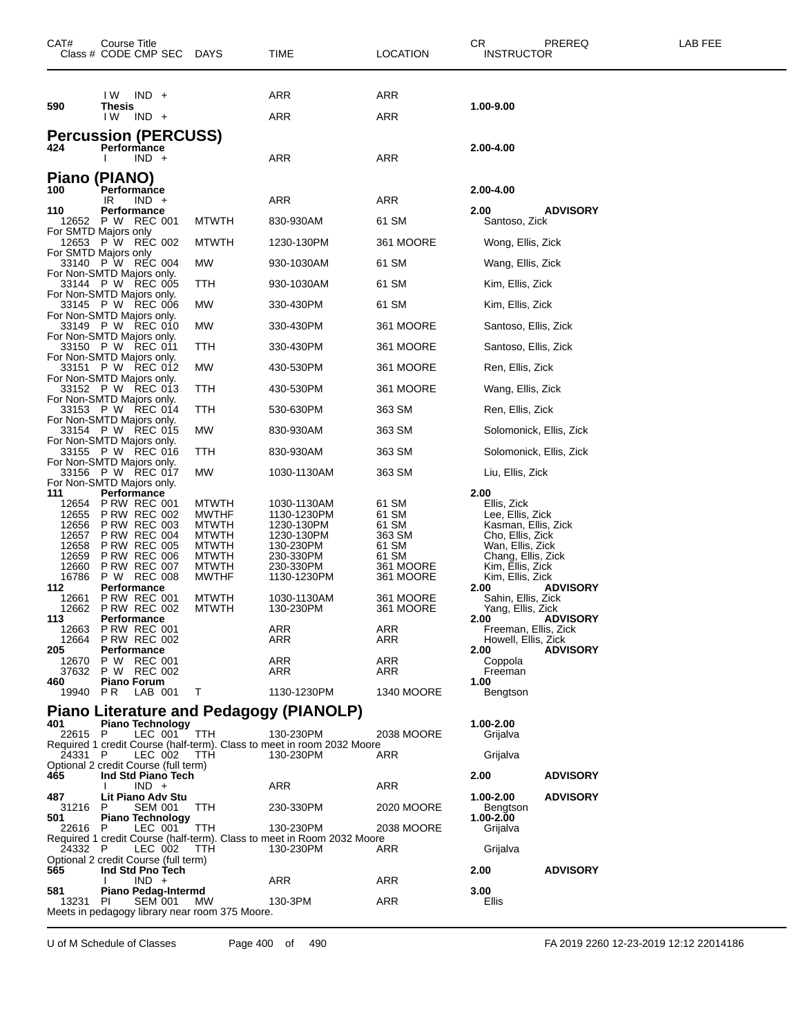| CAT# | Course Title<br>Class # CODE CMP SEC | DAYS | TIME | LOCATION | CR<br>INSTRUCTOR | PREREQ | LAB FEE |
|---|---|---|---|---|---|---|---|
| | I W IND + | | ARR | ARR | | | |
| 590 | **Thesis** | | | | **1.00-9.00** | | |
| | I W IND + | | ARR | ARR | | | |

## Percussion (PERCUSS)

| CAT# | Course Title<br>Class # CODE CMP SEC | DAYS | TIME | LOCATION | CR<br>INSTRUCTOR | PREREQ | LAB FEE |
|---|---|---|---|---|---|---|---|
| 424 | **Performance** | | | | **2.00-4.00** | | |
| | I IND + | | ARR | ARR | | | |

## Piano (PIANO)

| CAT# | Course Title<br>Class # CODE CMP SEC | DAYS | TIME | LOCATION | CR<br>INSTRUCTOR | PREREQ | LAB FEE |
|---|---|---|---|---|---|---|---|
| 100 | **Performance** | | | | **2.00-4.00** | | |
| | IR IND + | | ARR | ARR | | | |
| 110 | **Performance** | | | | **2.00** | **ADVISORY** | |
| 12652 | P W REC 001 | MTWTH | 830-930AM | 61 SM | Santoso, Zick | | |
| For SMTD Majors only | | | | | | | |
| 12653 | P W REC 002 | MTWTH | 1230-130PM | 361 MOORE | Wong, Ellis, Zick | | |
| For SMTD Majors only | | | | | | | |
| 33140 | P W REC 004 | MW | 930-1030AM | 61 SM | Wang, Ellis, Zick | | |
| For Non-SMTD Majors only. | | | | | | | |
| 33144 | P W REC 005 | TTH | 930-1030AM | 61 SM | Kim, Ellis, Zick | | |
| For Non-SMTD Majors only. | | | | | | | |
| 33145 | P W REC 006 | MW | 330-430PM | 61 SM | Kim, Ellis, Zick | | |
| For Non-SMTD Majors only. | | | | | | | |
| 33149 | P W REC 010 | MW | 330-430PM | 361 MOORE | Santoso, Ellis, Zick | | |
| For Non-SMTD Majors only. | | | | | | | |
| 33150 | P W REC 011 | TTH | 330-430PM | 361 MOORE | Santoso, Ellis, Zick | | |
| For Non-SMTD Majors only. | | | | | | | |
| 33151 | P W REC 012 | MW | 430-530PM | 361 MOORE | Ren, Ellis, Zick | | |
| For Non-SMTD Majors only. | | | | | | | |
| 33152 | P W REC 013 | TTH | 430-530PM | 361 MOORE | Wang, Ellis, Zick | | |
| For Non-SMTD Majors only. | | | | | | | |
| 33153 | P W REC 014 | TTH | 530-630PM | 363 SM | Ren, Ellis, Zick | | |
| For Non-SMTD Majors only. | | | | | | | |
| 33154 | P W REC 015 | MW | 830-930AM | 363 SM | Solomonick, Ellis, Zick | | |
| For Non-SMTD Majors only. | | | | | | | |
| 33155 | P W REC 016 | TTH | 830-930AM | 363 SM | Solomonick, Ellis, Zick | | |
| For Non-SMTD Majors only. | | | | | | | |
| 33156 | P W REC 017 | MW | 1030-1130AM | 363 SM | Liu, Ellis, Zick | | |
| For Non-SMTD Majors only. | | | | | | | |
| 111 | **Performance** | | | | **2.00** | | |
| 12654 | P RW REC 001 | MTWTH | 1030-1130AM | 61 SM | Ellis, Zick | | |
| 12655 | P RW REC 002 | MWTHF | 1130-1230PM | 61 SM | Lee, Ellis, Zick | | |
| 12656 | P RW REC 003 | MTWTH | 1230-130PM | 61 SM | Kasman, Ellis, Zick | | |
| 12657 | P RW REC 004 | MTWTH | 1230-130PM | 363 SM | Cho, Ellis, Zick | | |
| 12658 | P RW REC 005 | MTWTH | 130-230PM | 61 SM | Wan, Ellis, Zick | | |
| 12659 | P RW REC 006 | MTWTH | 230-330PM | 61 SM | Chang, Ellis, Zick | | |
| 12660 | P RW REC 007 | MTWTH | 230-330PM | 361 MOORE | Kim, Ellis, Zick | | |
| 16786 | P W REC 008 | MWTHF | 1130-1230PM | 361 MOORE | Kim, Ellis, Zick | | |
| 112 | **Performance** | | | | **2.00** | **ADVISORY** | |
| 12661 | P RW REC 001 | MTWTH | 1030-1130AM | 361 MOORE | Sahin, Ellis, Zick | | |
| 12662 | P RW REC 002 | MTWTH | 130-230PM | 361 MOORE | Yang, Ellis, Zick | | |
| 113 | **Performance** | | | | **2.00** | **ADVISORY** | |
| 12663 | P RW REC 001 | | ARR | ARR | Freeman, Ellis, Zick | | |
| 12664 | P RW REC 002 | | ARR | ARR | Howell, Ellis, Zick | | |
| 205 | **Performance** | | | | **2.00** | **ADVISORY** | |
| 12670 | P W REC 001 | | ARR | ARR | Coppola | | |
| 37632 | P W REC 002 | | ARR | ARR | Freeman | | |
| 460 | **Piano Forum** | | | | **1.00** | | |
| 19940 | P R LAB 001 | T | 1130-1230PM | 1340 MOORE | Bengtson | | |

## Piano Literature and Pedagogy (PIANOLP)

| CAT# | Course Title<br>Class # CODE CMP SEC | DAYS | TIME | LOCATION | CR<br>INSTRUCTOR | PREREQ | LAB FEE |
|---|---|---|---|---|---|---|---|
| 401 | **Piano Technology** | | | | **1.00-2.00** | | |
| 22615 | P LEC 001 | TTH | 130-230PM | 2038 MOORE | Grijalva | | |
| Required 1 credit Course (half-term). Class to meet in room 2032 Moore | | | | | | | |
| 24331 | P LEC 002 | TTH | 130-230PM | ARR | Grijalva | | |
| Optional 2 credit Course (full term) | | | | | | | |
| 465 | **Ind Std Piano Tech** | | | | **2.00** | **ADVISORY** | |
| | I IND + | | ARR | ARR | | | |
| 487 | **Lit Piano Adv Stu** | | | | **1.00-2.00** | **ADVISORY** | |
| 31216 | P SEM 001 | TTH | 230-330PM | 2020 MOORE | Bengtson | | |
| 501 | **Piano Technology** | | | | **1.00-2.00** | | |
| 22616 | P LEC 001 | TTH | 130-230PM | 2038 MOORE | Grijalva | | |
| Required 1 credit Course (half-term). Class to meet in Room 2032 Moore | | | | | | | |
| 24332 | P LEC 002 | TTH | 130-230PM | ARR | Grijalva | | |
| Optional 2 credit Course (full term) | | | | | | | |
| 565 | **Ind Std Pno Tech** | | | | **2.00** | **ADVISORY** | |
| | I IND + | | ARR | ARR | | | |
| 581 | **Piano Pedag-Intermd** | | | | **3.00** | | |
| 13231 | PI SEM 001 | MW | 130-3PM | ARR | Ellis | | |
| Meets in pedagogy library near room 375 Moore. | | | | | | | |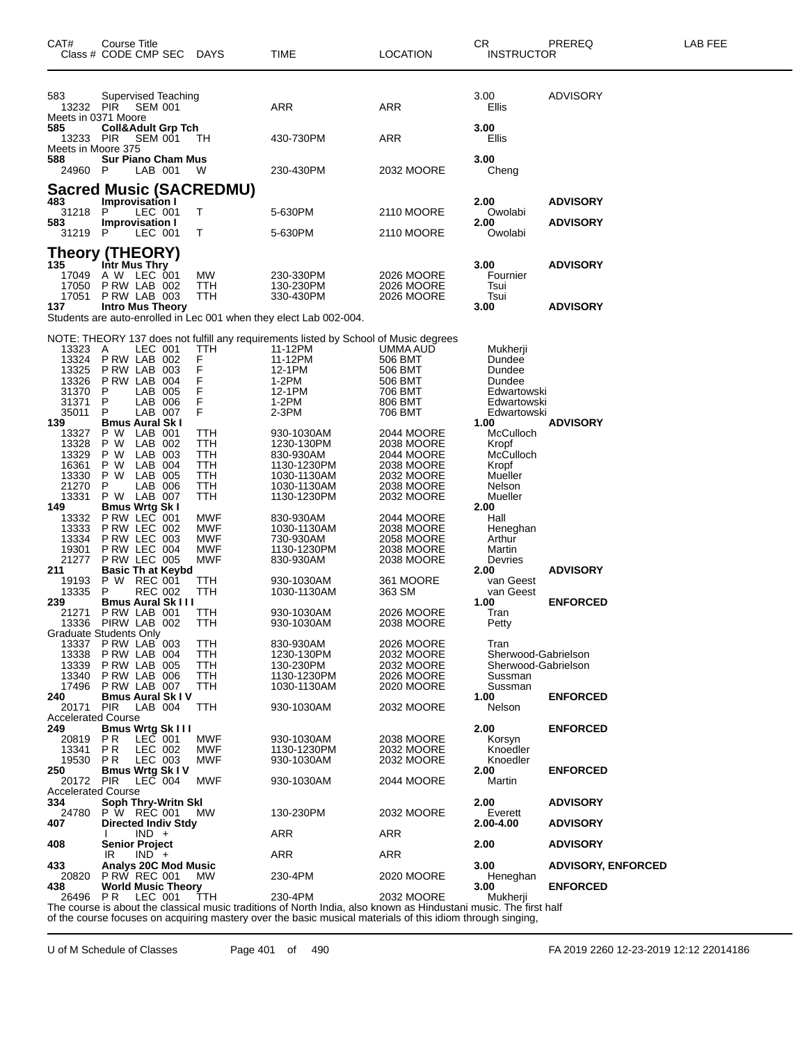| CAT# | Course Title Class # CODE CMP SEC | DAYS | TIME | LOCATION | CR INSTRUCTOR | PREREQ | LAB FEE |
|---|---|---|---|---|---|---|---|
| 583 | Supervised Teaching | | | | 3.00 | ADVISORY | |
| 13232 | PIR SEM 001 | | ARR | ARR | Ellis | | |
| Meets in 0371 Moore | | | | | | | |
| **585** | **Coll&Adult Grp Tch** | | | | **3.00** | | |
| 13233 | PIR SEM 001 | TH | 430-730PM | ARR | Ellis | | |
| Meets in Moore 375 | | | | | | | |
| **588** | **Sur Piano Cham Mus** | | | | **3.00** | | |
| 24960 | P LAB 001 | W | 230-430PM | 2032 MOORE | Cheng | | |

## Sacred Music (SACREDMU)

| CAT# | Course Title Class # CODE CMP SEC | DAYS | TIME | LOCATION | CR INSTRUCTOR | PREREQ | LAB FEE |
|---|---|---|---|---|---|---|---|
| **483** | **Improvisation I** | | | | **2.00** | **ADVISORY** | |
| 31218 | P LEC 001 | T | 5-630PM | 2110 MOORE | Owolabi | | |
| **583** | **Improvisation I** | | | | **2.00** | **ADVISORY** | |
| 31219 | P LEC 001 | T | 5-630PM | 2110 MOORE | Owolabi | | |

## Theory (THEORY)

| CAT# | Course Title Class # CODE CMP SEC | DAYS | TIME | LOCATION | CR INSTRUCTOR | PREREQ | LAB FEE |
|---|---|---|---|---|---|---|---|
| **135** | **Intr Mus Thry** | | | | **3.00** | **ADVISORY** | |
| 17049 | A W LEC 001 | MW | 230-330PM | 2026 MOORE | Fournier | | |
| 17050 | P RW LAB 002 | TTH | 130-230PM | 2026 MOORE | Tsui | | |
| 17051 | P RW LAB 003 | TTH | 330-430PM | 2026 MOORE | Tsui | | |
| **137** | **Intro Mus Theory** | | | | **3.00** | **ADVISORY** | |
| Students are auto-enrolled in Lec 001 when they elect Lab 002-004. | | | | | | | |
| NOTE: THEORY 137 does not fulfill any requirements listed by School of Music degrees | | | | | | | |
| 13323 | A LEC 001 | TTH | 11-12PM | UMMA AUD | Mukherji | | |
| 13324 | P RW LAB 002 | F | 11-12PM | 506 BMT | Dundee | | |
| 13325 | P RW LAB 003 | F | 12-1PM | 506 BMT | Dundee | | |
| 13326 | P RW LAB 004 | F | 1-2PM | 506 BMT | Dundee | | |
| 31370 | P LAB 005 | F | 12-1PM | 706 BMT | Edwartowski | | |
| 31371 | P LAB 006 | F | 1-2PM | 806 BMT | Edwartowski | | |
| 35011 | P LAB 007 | F | 2-3PM | 706 BMT | Edwartowski | | |
| **139** | **Bmus Aural Sk I** | | | | **1.00** | **ADVISORY** | |
| 13327 | P W LAB 001 | TTH | 930-1030AM | 2044 MOORE | McCulloch | | |
| 13328 | P W LAB 002 | TTH | 1230-130PM | 2038 MOORE | Kropf | | |
| 13329 | P W LAB 003 | TTH | 830-930AM | 2044 MOORE | McCulloch | | |
| 16361 | P W LAB 004 | TTH | 1130-1230PM | 2038 MOORE | Kropf | | |
| 13330 | P W LAB 005 | TTH | 1030-1130AM | 2032 MOORE | Mueller | | |
| 21270 | P LAB 006 | TTH | 1030-1130AM | 2038 MOORE | Nelson | | |
| 13331 | P W LAB 007 | TTH | 1130-1230PM | 2032 MOORE | Mueller | | |
| **149** | **Bmus Wrtg Sk I** | | | | **2.00** | | |
| 13332 | P RW LEC 001 | MWF | 830-930AM | 2044 MOORE | Hall | | |
| 13333 | P RW LEC 002 | MWF | 1030-1130AM | 2038 MOORE | Heneghan | | |
| 13334 | P RW LEC 003 | MWF | 730-930AM | 2058 MOORE | Arthur | | |
| 19301 | P RW LEC 004 | MWF | 1130-1230PM | 2038 MOORE | Martin | | |
| 21277 | P RW LEC 005 | MWF | 830-930AM | 2038 MOORE | Devries | | |
| **211** | **Basic Th at Keybd** | | | | **2.00** | **ADVISORY** | |
| 19193 | P W REC 001 | TTH | 930-1030AM | 361 MOORE | van Geest | | |
| 13335 | P REC 002 | TTH | 1030-1130AM | 363 SM | van Geest | | |
| **239** | **Bmus Aural Sk I I I** | | | | **1.00** | **ENFORCED** | |
| 21271 | P RW LAB 001 | TTH | 930-1030AM | 2026 MOORE | Tran | | |
| 13336 | PIRW LAB 002 | TTH | 930-1030AM | 2038 MOORE | Petty | | |
| Graduate Students Only | | | | | | | |
| 13337 | P RW LAB 003 | TTH | 830-930AM | 2026 MOORE | Tran | | |
| 13338 | P RW LAB 004 | TTH | 1230-130PM | 2032 MOORE | Sherwood-Gabrielson | | |
| 13339 | P RW LAB 005 | TTH | 130-230PM | 2032 MOORE | Sherwood-Gabrielson | | |
| 13340 | P RW LAB 006 | TTH | 1130-1230PM | 2026 MOORE | Sussman | | |
| 17496 | P RW LAB 007 | TTH | 1030-1130AM | 2020 MOORE | Sussman | | |
| **240** | **Bmus Aural Sk I V** | | | | **1.00** | **ENFORCED** | |
| 20171 | PIR LAB 004 | TTH | 930-1030AM | 2032 MOORE | Nelson | | |
| Accelerated Course | | | | | | | |
| **249** | **Bmus Wrtg Sk I I I** | | | | **2.00** | **ENFORCED** | |
| 20819 | P R LEC 001 | MWF | 930-1030AM | 2038 MOORE | Korsyn | | |
| 13341 | P R LEC 002 | MWF | 1130-1230PM | 2032 MOORE | Knoedler | | |
| 19530 | P R LEC 003 | MWF | 930-1030AM | 2032 MOORE | Knoedler | | |
| **250** | **Bmus Wrtg Sk I V** | | | | **2.00** | **ENFORCED** | |
| 20172 | PIR LEC 004 | MWF | 930-1030AM | 2044 MOORE | Martin | | |
| Accelerated Course | | | | | | | |
| **334** | **Soph Thry-Writn Skl** | | | | **2.00** | **ADVISORY** | |
| 24780 | P W REC 001 | MW | 130-230PM | 2032 MOORE | Everett | | |
| **407** | **Directed Indiv Stdy** | | | | **2.00-4.00** | **ADVISORY** | |
| | I IND + | | ARR | ARR | | | |
| **408** | **Senior Project** | | | | **2.00** | **ADVISORY** | |
| | IR IND + | | ARR | ARR | | | |
| **433** | **Analys 20C Mod Music** | | | | **3.00** | **ADVISORY, ENFORCED** | |
| 20820 | P RW REC 001 | MW | 230-4PM | 2020 MOORE | Heneghan | | |
| **438** | **World Music Theory** | | | | **3.00** | **ENFORCED** | |
| 26496 | P R LEC 001 | TTH | 230-4PM | 2032 MOORE | Mukherji | | |

The course is about the classical music traditions of North India, also known as Hindustani music. The first half of the course focuses on acquiring mastery over the basic musical materials of this idiom through singing,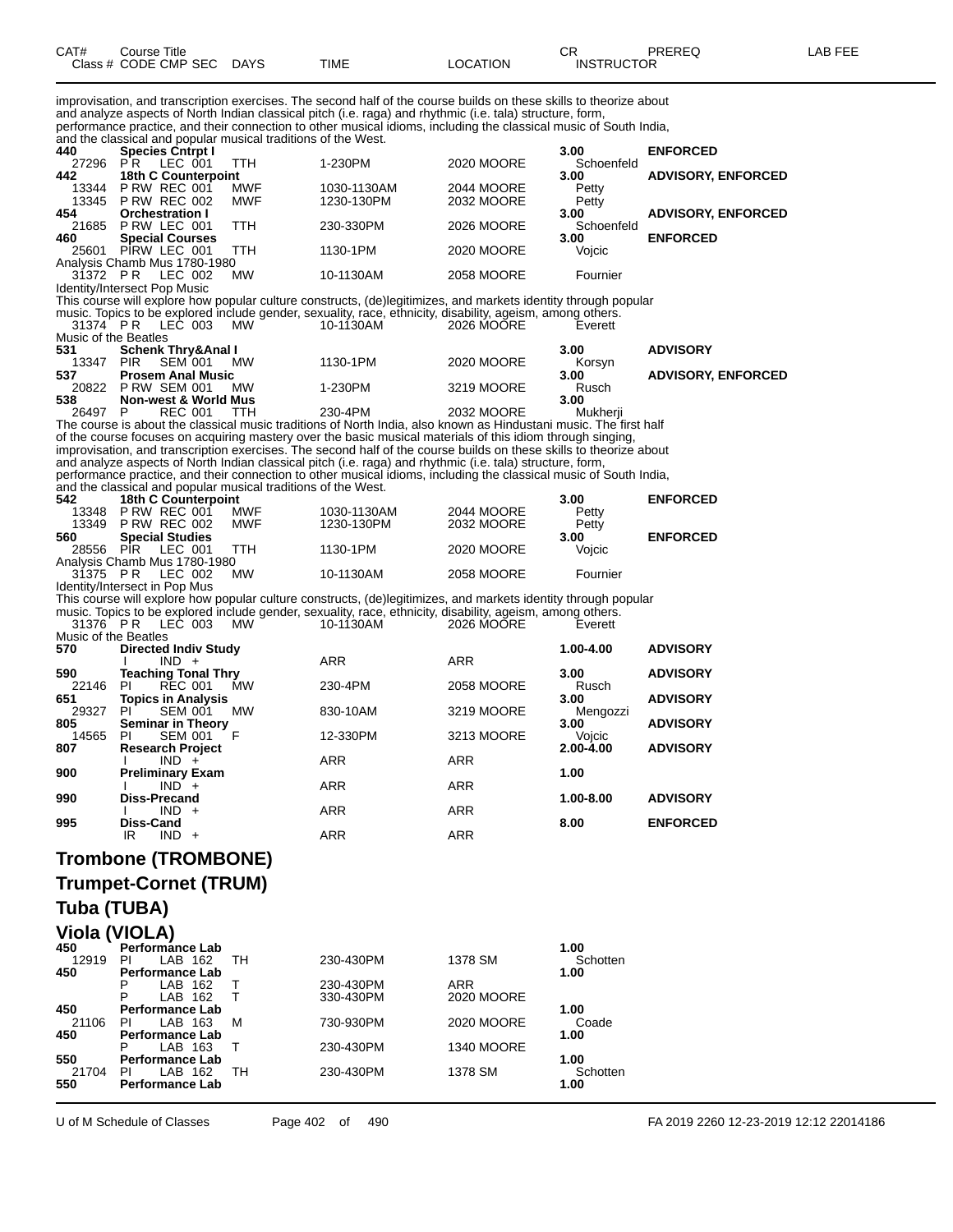| CAT# | Course Title | | | | CR | PREREQ | LAB FEE |
|---|---|---|---|---|---|---|---|
| Class # | CODE CMP SEC | DAYS | TIME | LOCATION | INSTRUCTOR | | |

improvisation, and transcription exercises. The second half of the course builds on these skills to theorize about and analyze aspects of North Indian classical pitch (i.e. raga) and rhythmic (i.e. tala) structure, form, performance practice, and their connection to other musical idioms, including the classical music of South India, and the classical and popular musical traditions of the West.

| CAT# | Course Title / Class # CODE CMP SEC | DAYS | TIME | LOCATION | CR / INSTRUCTOR | PREREQ |
|---|---|---|---|---|---|---|
| **440** | **Species Cntrpt I** | | | | **3.00** | **ENFORCED** |
| 27296 | P R LEC 001 | TTH | 1-230PM | 2020 MOORE | Schoenfeld | |
| **442** | **18th C Counterpoint** | | | | **3.00** | **ADVISORY, ENFORCED** |
| 13344 | P RW REC 001 | MWF | 1030-1130AM | 2044 MOORE | Petty | |
| 13345 | P RW REC 002 | MWF | 1230-130PM | 2032 MOORE | Petty | |
| **454** | **Orchestration I** | | | | **3.00** | **ADVISORY, ENFORCED** |
| 21685 | P RW LEC 001 | TTH | 230-330PM | 2026 MOORE | Schoenfeld | |
| **460** | **Special Courses** | | | | **3.00** | **ENFORCED** |
| 25601 | PIRW LEC 001 | TTH | 1130-1PM | 2020 MOORE | Vojcic | |

Analysis Chamb Mus 1780-1980

| | | | | | |
|---|---|---|---|---|---|
| 31372 | P R LEC 002 | MW | 10-1130AM | 2058 MOORE | Fournier |

Identity/Intersect Pop Music

This course will explore how popular culture constructs, (de)legitimizes, and markets identity through popular music. Topics to be explored include gender, sexuality, race, ethnicity, disability, ageism, among others.

| | | | | | |
|---|---|---|---|---|---|
| 31374 | P R LEC 003 | MW | 10-1130AM | 2026 MOORE | Everett |

Music of the Beatles

| CAT# | Course Title / Class # CODE CMP SEC | DAYS | TIME | LOCATION | CR / INSTRUCTOR | PREREQ |
|---|---|---|---|---|---|---|
| **531** | **Schenk Thry&Anal I** | | | | **3.00** | **ADVISORY** |
| 13347 | PIR SEM 001 | MW | 1130-1PM | 2020 MOORE | Korsyn | |
| **537** | **Prosem Anal Music** | | | | **3.00** | **ADVISORY, ENFORCED** |
| 20822 | P RW SEM 001 | MW | 1-230PM | 3219 MOORE | Rusch | |
| **538** | **Non-west & World Mus** | | | | **3.00** | |
| 26497 | P REC 001 | TTH | 230-4PM | 2032 MOORE | Mukherji | |

The course is about the classical music traditions of North India, also known as Hindustani music. The first half of the course focuses on acquiring mastery over the basic musical materials of this idiom through singing, improvisation, and transcription exercises. The second half of the course builds on these skills to theorize about and analyze aspects of North Indian classical pitch (i.e. raga) and rhythmic (i.e. tala) structure, form, performance practice, and their connection to other musical idioms, including the classical music of South India, and the classical and popular musical traditions of the West.

| CAT# | Course Title / Class # CODE CMP SEC | DAYS | TIME | LOCATION | CR / INSTRUCTOR | PREREQ |
|---|---|---|---|---|---|---|
| **542** | **18th C Counterpoint** | | | | **3.00** | **ENFORCED** |
| 13348 | P RW REC 001 | MWF | 1030-1130AM | 2044 MOORE | Petty | |
| 13349 | P RW REC 002 | MWF | 1230-130PM | 2032 MOORE | Petty | |
| **560** | **Special Studies** | | | | **3.00** | **ENFORCED** |
| 28556 | PIR LEC 001 | TTH | 1130-1PM | 2020 MOORE | Vojcic | |

Analysis Chamb Mus 1780-1980

| | | | | | |
|---|---|---|---|---|---|
| 31375 | P R LEC 002 | MW | 10-1130AM | 2058 MOORE | Fournier |

Identity/Intersect in Pop Mus

This course will explore how popular culture constructs, (de)legitimizes, and markets identity through popular music. Topics to be explored include gender, sexuality, race, ethnicity, disability, ageism, among others.

| | | | | | |
|---|---|---|---|---|---|
| 31376 | P R LEC 003 | MW | 10-1130AM | 2026 MOORE | Everett |

Music of the Beatles

| CAT# | Course Title / Class # CODE CMP SEC | DAYS | TIME | LOCATION | CR / INSTRUCTOR | PREREQ |
|---|---|---|---|---|---|---|
| **570** | **Directed Indiv Study** | | | | **1.00-4.00** | **ADVISORY** |
| | I IND + | | ARR | ARR | | |
| **590** | **Teaching Tonal Thry** | | | | **3.00** | **ADVISORY** |
| 22146 | PI REC 001 | MW | 230-4PM | 2058 MOORE | Rusch | |
| **651** | **Topics in Analysis** | | | | **3.00** | **ADVISORY** |
| 29327 | PI SEM 001 | MW | 830-10AM | 3219 MOORE | Mengozzi | |
| **805** | **Seminar in Theory** | | | | **3.00** | **ADVISORY** |
| 14565 | PI SEM 001 | F | 12-330PM | 3213 MOORE | Vojcic | |
| **807** | **Research Project** | | | | **2.00-4.00** | **ADVISORY** |
| | I IND + | | ARR | ARR | | |
| **900** | **Preliminary Exam** | | | | **1.00** | |
| | I IND + | | ARR | ARR | | |
| **990** | **Diss-Precand** | | | | **1.00-8.00** | **ADVISORY** |
| | I IND + | | ARR | ARR | | |
| **995** | **Diss-Cand** | | | | **8.00** | **ENFORCED** |
| | IR IND + | | ARR | ARR | | |

# Trombone (TROMBONE)

# Trumpet-Cornet (TRUM)

# Tuba (TUBA)

# Viola (VIOLA)

| CAT# | Course Title / Class # CODE CMP SEC | DAYS | TIME | LOCATION | CR / INSTRUCTOR |
|---|---|---|---|---|---|
| **450** | **Performance Lab** | | | | **1.00** |
| 12919 | PI LAB 162 | TH | 230-430PM | 1378 SM | Schotten |
| **450** | **Performance Lab** | | | | **1.00** |
| | P LAB 162 | T | 230-430PM | ARR | |
| | P LAB 162 | T | 330-430PM | 2020 MOORE | |
| **450** | **Performance Lab** | | | | **1.00** |
| 21106 | PI LAB 163 | M | 730-930PM | 2020 MOORE | Coade |
| **450** | **Performance Lab** | | | | **1.00** |
| | P LAB 163 | T | 230-430PM | 1340 MOORE | |
| **550** | **Performance Lab** | | | | **1.00** |
| 21704 | PI LAB 162 | TH | 230-430PM | 1378 SM | Schotten |
| **550** | **Performance Lab** | | | | **1.00** |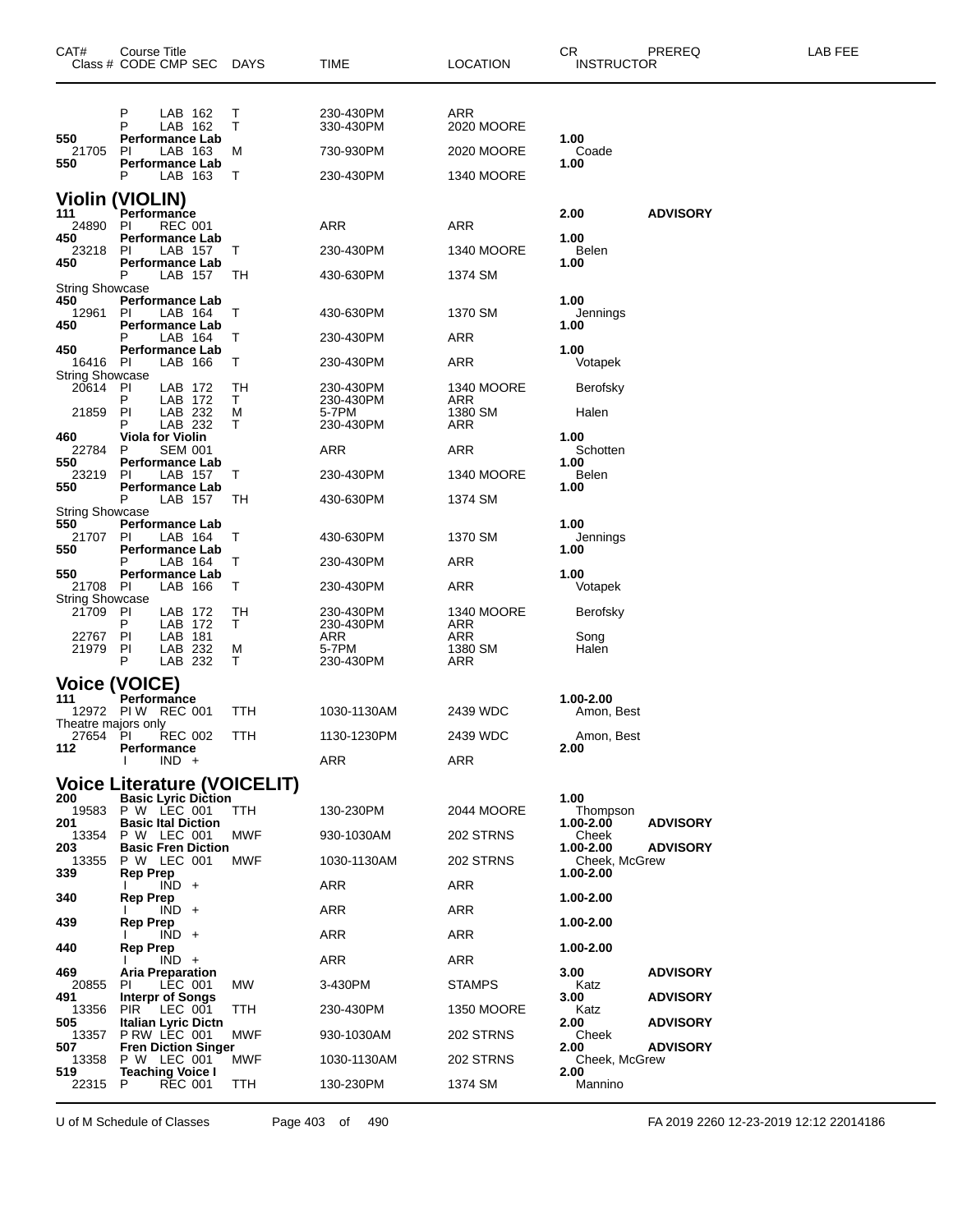| CAT# | Class # | CODE | CMP | SEC | DAYS | TIME | LOCATION | CR | INSTRUCTOR | PREREQ | LAB FEE |
|---|---|---|---|---|---|---|---|---|---|---|---|
| | | P | LAB | 162 | T | 230-430PM | ARR | | | | |
| | | P | LAB | 162 | T | 330-430PM | 2020 MOORE | | | | |
| **550** | **Performance Lab** | | | | | | | **1.00** | | | |
| | 21705 | PI | LAB | 163 | M | 730-930PM | 2020 MOORE | | Coade | | |
| **550** | **Performance Lab** | | | | | | | **1.00** | | | |
| | | P | LAB | 163 | T | 230-430PM | 1340 MOORE | | | | |

## Violin (VIOLIN)

| CAT# | Class # | CODE | CMP | SEC | DAYS | TIME | LOCATION | CR | INSTRUCTOR | PREREQ | LAB FEE |
|---|---|---|---|---|---|---|---|---|---|---|---|
| **111** | **Performance** | | | | | | | **2.00** | | **ADVISORY** | |
| | 24890 | PI | REC | 001 | | ARR | ARR | | | | |
| **450** | **Performance Lab** | | | | | | | **1.00** | | | |
| | 23218 | PI | LAB | 157 | T | 230-430PM | 1340 MOORE | | Belen | | |
| **450** | **Performance Lab** | | | | | | | **1.00** | | | |
| | | P | LAB | 157 | TH | 430-630PM | 1374 SM | | | | |
| String Showcase | | | | | | | | | | | |
| **450** | **Performance Lab** | | | | | | | **1.00** | | | |
| | 12961 | PI | LAB | 164 | T | 430-630PM | 1370 SM | | Jennings | | |
| **450** | **Performance Lab** | | | | | | | **1.00** | | | |
| | | P | LAB | 164 | T | 230-430PM | ARR | | | | |
| **450** | **Performance Lab** | | | | | | | **1.00** | | | |
| | 16416 | PI | LAB | 166 | T | 230-430PM | ARR | | Votapek | | |
| String Showcase | | | | | | | | | | | |
| | 20614 | PI | LAB | 172 | TH | 230-430PM | 1340 MOORE | | Berofsky | | |
| | | P | LAB | 172 | T | 230-430PM | ARR | | | | |
| | 21859 | PI | LAB | 232 | M | 5-7PM | 1380 SM | | Halen | | |
| | | P | LAB | 232 | T | 230-430PM | ARR | | | | |
| **460** | **Viola for Violin** | | | | | | | **1.00** | | | |
| | 22784 | P | SEM | 001 | | ARR | ARR | | Schotten | | |
| **550** | **Performance Lab** | | | | | | | **1.00** | | | |
| | 23219 | PI | LAB | 157 | T | 230-430PM | 1340 MOORE | | Belen | | |
| **550** | **Performance Lab** | | | | | | | **1.00** | | | |
| | | P | LAB | 157 | TH | 430-630PM | 1374 SM | | | | |
| String Showcase | | | | | | | | | | | |
| **550** | **Performance Lab** | | | | | | | **1.00** | | | |
| | 21707 | PI | LAB | 164 | T | 430-630PM | 1370 SM | | Jennings | | |
| **550** | **Performance Lab** | | | | | | | **1.00** | | | |
| | | P | LAB | 164 | T | 230-430PM | ARR | | | | |
| **550** | **Performance Lab** | | | | | | | **1.00** | | | |
| | 21708 | PI | LAB | 166 | T | 230-430PM | ARR | | Votapek | | |
| String Showcase | | | | | | | | | | | |
| | 21709 | PI | LAB | 172 | TH | 230-430PM | 1340 MOORE | | Berofsky | | |
| | | P | LAB | 172 | T | 230-430PM | ARR | | | | |
| | 22767 | PI | LAB | 181 | | ARR | ARR | | Song | | |
| | 21979 | PI | LAB | 232 | M | 5-7PM | 1380 SM | | Halen | | |
| | | P | LAB | 232 | T | 230-430PM | ARR | | | | |

## Voice (VOICE)

| CAT# | Class # | CODE | CMP | SEC | DAYS | TIME | LOCATION | CR | INSTRUCTOR | PREREQ | LAB FEE |
|---|---|---|---|---|---|---|---|---|---|---|---|
| **111** | **Performance** | | | | | | | **1.00-2.00** | | | |
| | 12972 | PI W | REC | 001 | TTH | 1030-1130AM | 2439 WDC | | Amon, Best | | |
| Theatre majors only | | | | | | | | | | | |
| | 27654 | PI | REC | 002 | TTH | 1130-1230PM | 2439 WDC | | Amon, Best | | |
| **112** | **Performance** | | | | | | | **2.00** | | | |
| | | I | IND | + | | ARR | ARR | | | | |

## Voice Literature (VOICELIT)

| CAT# | Class # | CODE | CMP | SEC | DAYS | TIME | LOCATION | CR | INSTRUCTOR | PREREQ | LAB FEE |
|---|---|---|---|---|---|---|---|---|---|---|---|
| **200** | **Basic Lyric Diction** | | | | | | | **1.00** | | | |
| | 19583 | P W | LEC | 001 | TTH | 130-230PM | 2044 MOORE | | Thompson | | |
| **201** | **Basic Ital Diction** | | | | | | | **1.00-2.00** | | **ADVISORY** | |
| | 13354 | P W | LEC | 001 | MWF | 930-1030AM | 202 STRNS | | Cheek | | |
| **203** | **Basic Fren Diction** | | | | | | | **1.00-2.00** | | **ADVISORY** | |
| | 13355 | P W | LEC | 001 | MWF | 1030-1130AM | 202 STRNS | | Cheek, McGrew | | |
| **339** | **Rep Prep** | | | | | | | **1.00-2.00** | | | |
| | | I | IND | + | | ARR | ARR | | | | |
| **340** | **Rep Prep** | | | | | | | **1.00-2.00** | | | |
| | | I | IND | + | | ARR | ARR | | | | |
| **439** | **Rep Prep** | | | | | | | **1.00-2.00** | | | |
| | | I | IND | + | | ARR | ARR | | | | |
| **440** | **Rep Prep** | | | | | | | **1.00-2.00** | | | |
| | | I | IND | + | | ARR | ARR | | | | |
| **469** | **Aria Preparation** | | | | | | | **3.00** | | **ADVISORY** | |
| | 20855 | PI | LEC | 001 | MW | 3-430PM | STAMPS | | Katz | | |
| **491** | **Interpr of Songs** | | | | | | | **3.00** | | **ADVISORY** | |
| | 13356 | PIR | LEC | 001 | TTH | 230-430PM | 1350 MOORE | | Katz | | |
| **505** | **Italian Lyric Dictn** | | | | | | | **2.00** | | **ADVISORY** | |
| | 13357 | P RW | LEC | 001 | MWF | 930-1030AM | 202 STRNS | | Cheek | | |
| **507** | **Fren Diction Singer** | | | | | | | **2.00** | | **ADVISORY** | |
| | 13358 | P W | LEC | 001 | MWF | 1030-1130AM | 202 STRNS | | Cheek, McGrew | | |
| **519** | **Teaching Voice I** | | | | | | | **2.00** | | | |
| | 22315 | P | REC | 001 | TTH | 130-230PM | 1374 SM | | Mannino | | |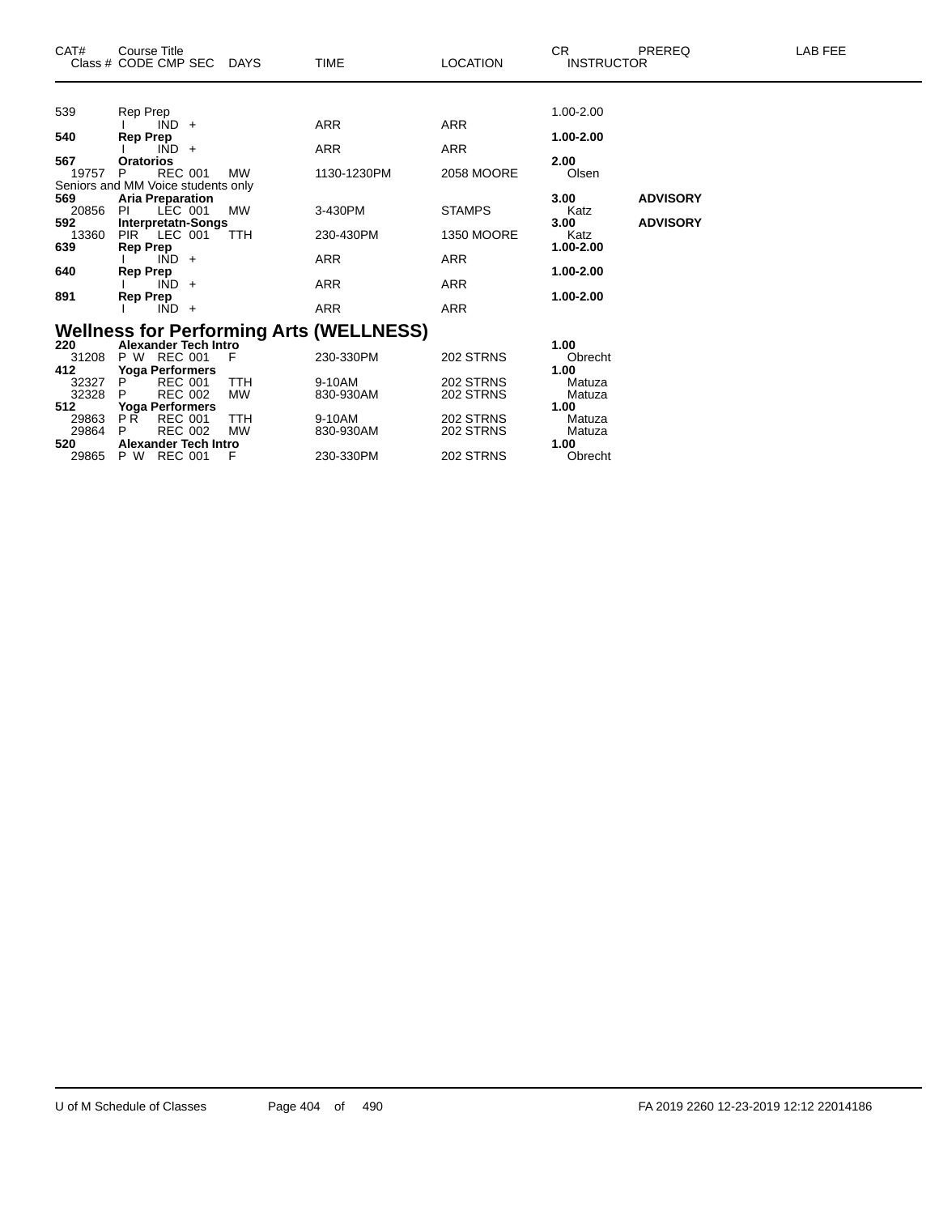| CAT# | Course Title Class # CODE CMP SEC | DAYS | TIME | LOCATION | CR INSTRUCTOR | PREREQ | LAB FEE |
|---|---|---|---|---|---|---|---|
| 539 | Rep Prep | | | | 1.00-2.00 | | |
| | I IND + | | ARR | ARR | | | |
| **540** | **Rep Prep** | | | | **1.00-2.00** | | |
| | I IND + | | ARR | ARR | | | |
| **567** | **Oratorios** | | | | **2.00** | | |
| 19757 | P REC 001 | MW | 1130-1230PM | 2058 MOORE | Olsen | | |
| | Seniors and MM Voice students only | | | | | | |
| **569** | **Aria Preparation** | | | | **3.00** | **ADVISORY** | |
| 20856 | PI LEC 001 | MW | 3-430PM | STAMPS | Katz | | |
| **592** | **Interpretatn-Songs** | | | | **3.00** | **ADVISORY** | |
| 13360 | PIR LEC 001 | TTH | 230-430PM | 1350 MOORE | Katz | | |
| **639** | **Rep Prep** | | | | **1.00-2.00** | | |
| | I IND + | | ARR | ARR | | | |
| **640** | **Rep Prep** | | | | **1.00-2.00** | | |
| | I IND + | | ARR | ARR | | | |
| **891** | **Rep Prep** | | | | **1.00-2.00** | | |
| | I IND + | | ARR | ARR | | | |

## Wellness for Performing Arts (WELLNESS)

| CAT# | Course Title Class # CODE CMP SEC | DAYS | TIME | LOCATION | CR INSTRUCTOR | PREREQ | LAB FEE |
|---|---|---|---|---|---|---|---|
| **220** | **Alexander Tech Intro** | | | | **1.00** | | |
| 31208 | P W REC 001 | F | 230-330PM | 202 STRNS | Obrecht | | |
| **412** | **Yoga Performers** | | | | **1.00** | | |
| 32327 | P REC 001 | TTH | 9-10AM | 202 STRNS | Matuza | | |
| 32328 | P REC 002 | MW | 830-930AM | 202 STRNS | Matuza | | |
| **512** | **Yoga Performers** | | | | **1.00** | | |
| 29863 | P R REC 001 | TTH | 9-10AM | 202 STRNS | Matuza | | |
| 29864 | P REC 002 | MW | 830-930AM | 202 STRNS | Matuza | | |
| **520** | **Alexander Tech Intro** | | | | **1.00** | | |
| 29865 | P W REC 001 | F | 230-330PM | 202 STRNS | Obrecht | | |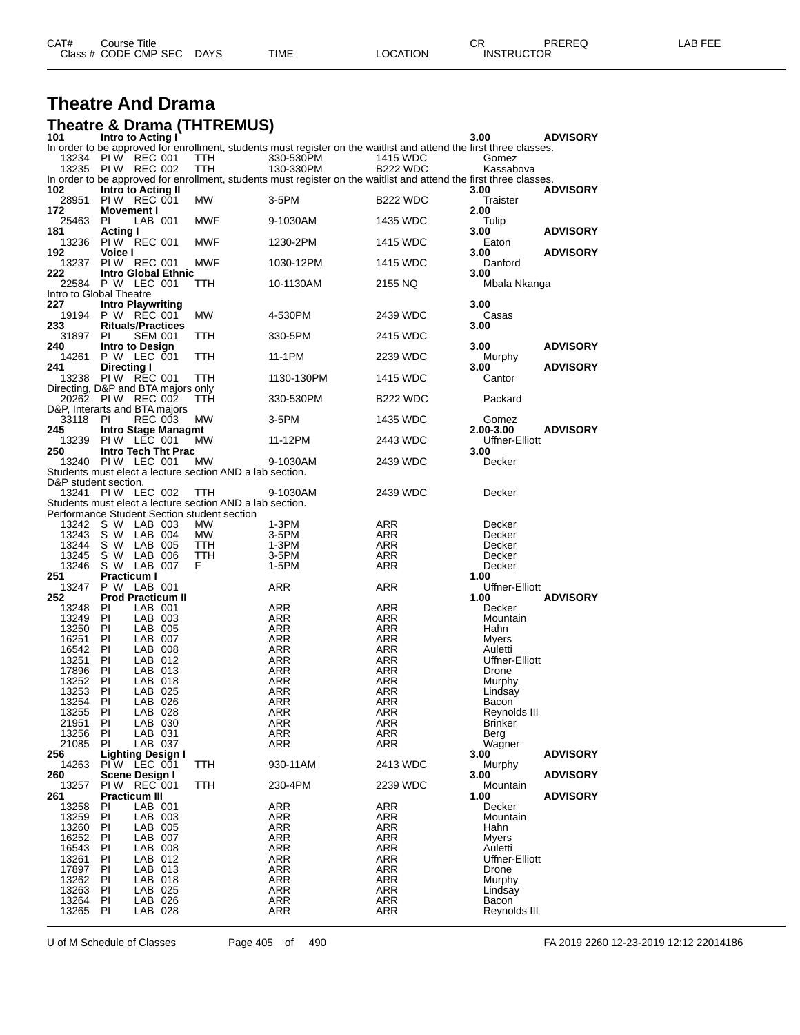# Theatre And Drama

## Theatre & Drama (THTREMUS)

| CAT# / Class # | Course Title / CODE CMP SEC | DAYS | TIME | LOCATION | CR / INSTRUCTOR | PREREQ | LAB FEE |
|---|---|---|---|---|---|---|---|
| **101** | **Intro to Acting I** | | | | **3.00** | **ADVISORY** | |
| In order to be approved for enrollment, students must register on the waitlist and attend the first three classes. | | | | | | | |
| 13234 | PI W REC 001 | TTH | 330-530PM | 1415 WDC | Gomez | | |
| 13235 | PI W REC 002 | TTH | 130-330PM | B222 WDC | Kassabova | | |
| In order to be approved for enrollment, students must register on the waitlist and attend the first three classes. | | | | | | | |
| **102** | **Intro to Acting II** | | | | **3.00** | **ADVISORY** | |
| 28951 | PI W REC 001 | MW | 3-5PM | B222 WDC | Traister | | |
| **172** | **Movement I** | | | | **2.00** | | |
| 25463 | PI LAB 001 | MWF | 9-1030AM | 1435 WDC | Tulip | | |
| **181** | **Acting I** | | | | **3.00** | **ADVISORY** | |
| 13236 | PI W REC 001 | MWF | 1230-2PM | 1415 WDC | Eaton | | |
| **192** | **Voice I** | | | | **3.00** | **ADVISORY** | |
| 13237 | PI W REC 001 | MWF | 1030-12PM | 1415 WDC | Danford | | |
| **222** | **Intro Global Ethnic** | | | | **3.00** | | |
| 22584 | P W LEC 001 | TTH | 10-1130AM | 2155 NQ | Mbala Nkanga | | |
| Intro to Global Theatre | | | | | | | |
| **227** | **Intro Playwriting** | | | | **3.00** | | |
| 19194 | P W REC 001 | MW | 4-530PM | 2439 WDC | Casas | | |
| **233** | **Rituals/Practices** | | | | **3.00** | | |
| 31897 | PI SEM 001 | TTH | 330-5PM | 2415 WDC | | | |
| **240** | **Intro to Design** | | | | **3.00** | **ADVISORY** | |
| 14261 | P W LEC 001 | TTH | 11-1PM | 2239 WDC | Murphy | | |
| **241** | **Directing I** | | | | **3.00** | **ADVISORY** | |
| 13238 | PI W REC 001 | TTH | 1130-130PM | 1415 WDC | Cantor | | |
| Directing, D&P and BTA majors only | | | | | | | |
| 20262 | PI W REC 002 | TTH | 330-530PM | B222 WDC | Packard | | |
| D&P, Interarts and BTA majors | | | | | | | |
| 33118 | PI REC 003 | MW | 3-5PM | 1435 WDC | Gomez | | |
| **245** | **Intro Stage Managmt** | | | | **2.00-3.00** | **ADVISORY** | |
| 13239 | PI W LEC 001 | MW | 11-12PM | 2443 WDC | Uffner-Elliott | | |
| **250** | **Intro Tech Tht Prac** | | | | **3.00** | | |
| 13240 | PI W LEC 001 | MW | 9-1030AM | 2439 WDC | Decker | | |
| Students must elect a lecture section AND a lab section. D&P student section. | | | | | | | |
| 13241 | PI W LEC 002 | TTH | 9-1030AM | 2439 WDC | Decker | | |
| Students must elect a lecture section AND a lab section. Performance Student Section student section | | | | | | | |
| 13242 | S W LAB 003 | MW | 1-3PM | ARR | Decker | | |
| 13243 | S W LAB 004 | MW | 3-5PM | ARR | Decker | | |
| 13244 | S W LAB 005 | TTH | 1-3PM | ARR | Decker | | |
| 13245 | S W LAB 006 | TTH | 3-5PM | ARR | Decker | | |
| 13246 | S W LAB 007 | F | 1-5PM | ARR | Decker | | |
| **251** | **Practicum I** | | | | **1.00** | | |
| 13247 | P W LAB 001 | | ARR | ARR | Uffner-Elliott | | |
| **252** | **Prod Practicum II** | | | | **1.00** | **ADVISORY** | |
| 13248 | PI LAB 001 | | ARR | ARR | Decker | | |
| 13249 | PI LAB 003 | | ARR | ARR | Mountain | | |
| 13250 | PI LAB 005 | | ARR | ARR | Hahn | | |
| 16251 | PI LAB 007 | | ARR | ARR | Myers | | |
| 16542 | PI LAB 008 | | ARR | ARR | Auletti | | |
| 13251 | PI LAB 012 | | ARR | ARR | Uffner-Elliott | | |
| 17896 | PI LAB 013 | | ARR | ARR | Drone | | |
| 13252 | PI LAB 018 | | ARR | ARR | Murphy | | |
| 13253 | PI LAB 025 | | ARR | ARR | Lindsay | | |
| 13254 | PI LAB 026 | | ARR | ARR | Bacon | | |
| 13255 | PI LAB 028 | | ARR | ARR | Reynolds III | | |
| 21951 | PI LAB 030 | | ARR | ARR | Brinker | | |
| 13256 | PI LAB 031 | | ARR | ARR | Berg | | |
| 21085 | PI LAB 037 | | ARR | ARR | Wagner | | |
| **256** | **Lighting Design I** | | | | **3.00** | **ADVISORY** | |
| 14263 | PI W LEC 001 | TTH | 930-11AM | 2413 WDC | Murphy | | |
| **260** | **Scene Design I** | | | | **3.00** | **ADVISORY** | |
| 13257 | PI W REC 001 | TTH | 230-4PM | 2239 WDC | Mountain | | |
| **261** | **Practicum III** | | | | **1.00** | **ADVISORY** | |
| 13258 | PI LAB 001 | | ARR | ARR | Decker | | |
| 13259 | PI LAB 003 | | ARR | ARR | Mountain | | |
| 13260 | PI LAB 005 | | ARR | ARR | Hahn | | |
| 16252 | PI LAB 007 | | ARR | ARR | Myers | | |
| 16543 | PI LAB 008 | | ARR | ARR | Auletti | | |
| 13261 | PI LAB 012 | | ARR | ARR | Uffner-Elliott | | |
| 17897 | PI LAB 013 | | ARR | ARR | Drone | | |
| 13262 | PI LAB 018 | | ARR | ARR | Murphy | | |
| 13263 | PI LAB 025 | | ARR | ARR | Lindsay | | |
| 13264 | PI LAB 026 | | ARR | ARR | Bacon | | |
| 13265 | PI LAB 028 | | ARR | ARR | Reynolds III | | |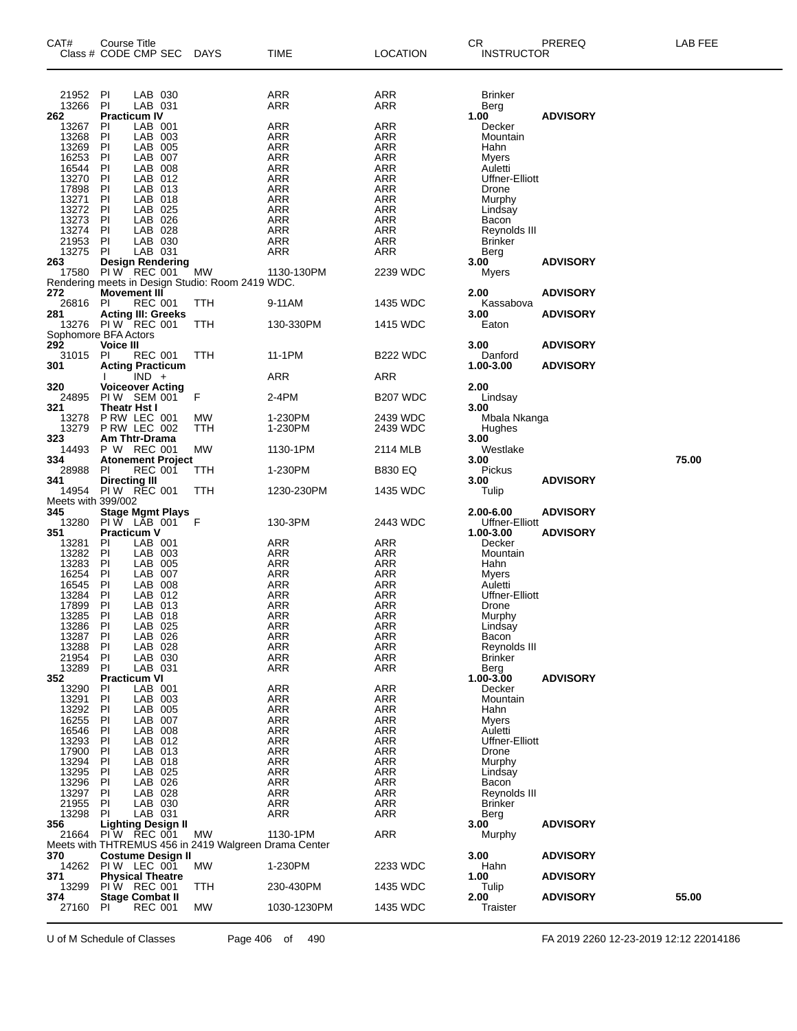| CAT# Class # | Course Title CODE CMP SEC | DAYS | TIME | LOCATION | CR INSTRUCTOR | PREREQ | LAB FEE |
|---|---|---|---|---|---|---|---|
| 21952 | PI LAB 030 | | ARR | ARR | Brinker | | |
| 13266 | PI LAB 031 | | ARR | ARR | Berg | | |
| **262** | **Practicum IV** | | | | **1.00** | **ADVISORY** | |
| 13267 | PI LAB 001 | | ARR | ARR | Decker | | |
| 13268 | PI LAB 003 | | ARR | ARR | Mountain | | |
| 13269 | PI LAB 005 | | ARR | ARR | Hahn | | |
| 16253 | PI LAB 007 | | ARR | ARR | Myers | | |
| 16544 | PI LAB 008 | | ARR | ARR | Auletti | | |
| 13270 | PI LAB 012 | | ARR | ARR | Uffner-Elliott | | |
| 17898 | PI LAB 013 | | ARR | ARR | Drone | | |
| 13271 | PI LAB 018 | | ARR | ARR | Murphy | | |
| 13272 | PI LAB 025 | | ARR | ARR | Lindsay | | |
| 13273 | PI LAB 026 | | ARR | ARR | Bacon | | |
| 13274 | PI LAB 028 | | ARR | ARR | Reynolds III | | |
| 21953 | PI LAB 030 | | ARR | ARR | Brinker | | |
| 13275 | PI LAB 031 | | ARR | ARR | Berg | | |
| **263** | **Design Rendering** | | | | **3.00** | **ADVISORY** | |
| 17580 | PI W REC 001 | MW | 1130-130PM | 2239 WDC | Myers | | |
| Rendering meets in Design Studio: Room 2419 WDC. | | | | | | | |
| **272** | **Movement III** | | | | **2.00** | **ADVISORY** | |
| 26816 | PI REC 001 | TTH | 9-11AM | 1435 WDC | Kassabova | | |
| **281** | **Acting III: Greeks** | | | | **3.00** | **ADVISORY** | |
| 13276 | PI W REC 001 | TTH | 130-330PM | 1415 WDC | Eaton | | |
| Sophomore BFA Actors | | | | | | | |
| **292** | **Voice III** | | | | **3.00** | **ADVISORY** | |
| 31015 | PI REC 001 | TTH | 11-1PM | B222 WDC | Danford | | |
| **301** | **Acting Practicum** | | | | **1.00-3.00** | **ADVISORY** | |
| | I IND + | | ARR | ARR | | | |
| **320** | **Voiceover Acting** | | | | **2.00** | | |
| 24895 | PI W SEM 001 | F | 2-4PM | B207 WDC | Lindsay | | |
| **321** | **Theatr Hst I** | | | | **3.00** | | |
| 13278 | P RW LEC 001 | MW | 1-230PM | 2439 WDC | Mbala Nkanga | | |
| 13279 | P RW LEC 002 | TTH | 1-230PM | 2439 WDC | Hughes | | |
| **323** | **Am Thtr-Drama** | | | | **3.00** | | |
| 14493 | P W REC 001 | MW | 1130-1PM | 2114 MLB | Westlake | | |
| **334** | **Atonement Project** | | | | **3.00** | | **75.00** |
| 28988 | PI REC 001 | TTH | 1-230PM | B830 EQ | Pickus | | |
| **341** | **Directing III** | | | | **3.00** | **ADVISORY** | |
| 14954 | PI W REC 001 | TTH | 1230-230PM | 1435 WDC | Tulip | | |
| Meets with 399/002 | | | | | | | |
| **345** | **Stage Mgmt Plays** | | | | **2.00-6.00** | **ADVISORY** | |
| 13280 | PI W LAB 001 | F | 130-3PM | 2443 WDC | Uffner-Elliott | | |
| **351** | **Practicum V** | | | | **1.00-3.00** | **ADVISORY** | |
| 13281 | PI LAB 001 | | ARR | ARR | Decker | | |
| 13282 | PI LAB 003 | | ARR | ARR | Mountain | | |
| 13283 | PI LAB 005 | | ARR | ARR | Hahn | | |
| 16254 | PI LAB 007 | | ARR | ARR | Myers | | |
| 16545 | PI LAB 008 | | ARR | ARR | Auletti | | |
| 13284 | PI LAB 012 | | ARR | ARR | Uffner-Elliott | | |
| 17899 | PI LAB 013 | | ARR | ARR | Drone | | |
| 13285 | PI LAB 018 | | ARR | ARR | Murphy | | |
| 13286 | PI LAB 025 | | ARR | ARR | Lindsay | | |
| 13287 | PI LAB 026 | | ARR | ARR | Bacon | | |
| 13288 | PI LAB 028 | | ARR | ARR | Reynolds III | | |
| 21954 | PI LAB 030 | | ARR | ARR | Brinker | | |
| 13289 | PI LAB 031 | | ARR | ARR | Berg | | |
| **352** | **Practicum VI** | | | | **1.00-3.00** | **ADVISORY** | |
| 13290 | PI LAB 001 | | ARR | ARR | Decker | | |
| 13291 | PI LAB 003 | | ARR | ARR | Mountain | | |
| 13292 | PI LAB 005 | | ARR | ARR | Hahn | | |
| 16255 | PI LAB 007 | | ARR | ARR | Myers | | |
| 16546 | PI LAB 008 | | ARR | ARR | Auletti | | |
| 13293 | PI LAB 012 | | ARR | ARR | Uffner-Elliott | | |
| 17900 | PI LAB 013 | | ARR | ARR | Drone | | |
| 13294 | PI LAB 018 | | ARR | ARR | Murphy | | |
| 13295 | PI LAB 025 | | ARR | ARR | Lindsay | | |
| 13296 | PI LAB 026 | | ARR | ARR | Bacon | | |
| 13297 | PI LAB 028 | | ARR | ARR | Reynolds III | | |
| 21955 | PI LAB 030 | | ARR | ARR | Brinker | | |
| 13298 | PI LAB 031 | | ARR | ARR | Berg | | |
| **356** | **Lighting Design II** | | | | **3.00** | **ADVISORY** | |
| 21664 | PI W REC 001 | MW | 1130-1PM | ARR | Murphy | | |
| Meets with THTREMUS 456 in 2419 Walgreen Drama Center | | | | | | | |
| **370** | **Costume Design II** | | | | **3.00** | **ADVISORY** | |
| 14262 | PI W LEC 001 | MW | 1-230PM | 2233 WDC | Hahn | | |
| **371** | **Physical Theatre** | | | | **1.00** | **ADVISORY** | |
| 13299 | PI W REC 001 | TTH | 230-430PM | 1435 WDC | Tulip | | |
| **374** | **Stage Combat II** | | | | **2.00** | **ADVISORY** | **55.00** |
| 27160 | PI REC 001 | MW | 1030-1230PM | 1435 WDC | Traister | | |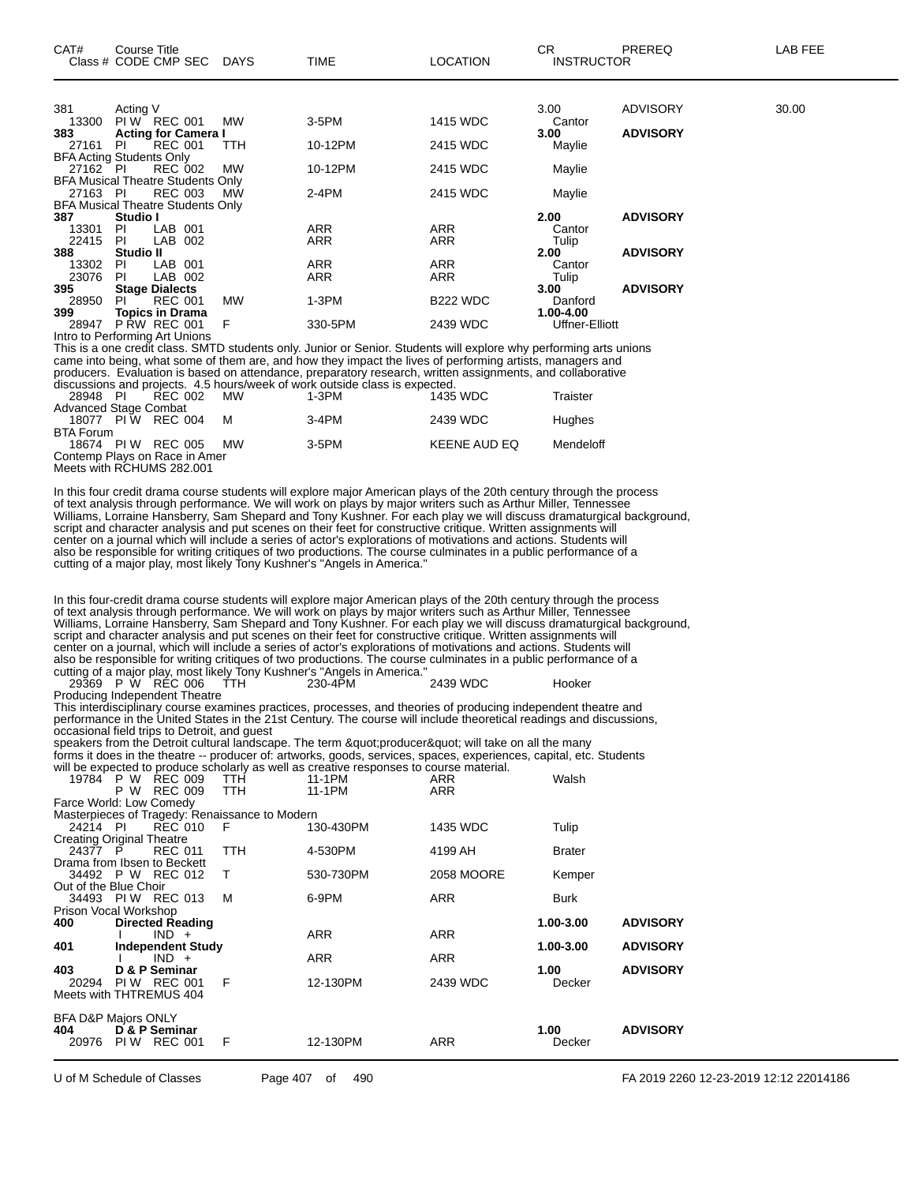| CAT# | Course Title Class # CODE CMP SEC | DAYS | TIME | LOCATION | CR INSTRUCTOR | PREREQ | LAB FEE |
|---|---|---|---|---|---|---|---|
| 381 | Acting V | | | | 3.00 | ADVISORY | 30.00 |
| 13300 | PI W REC 001 | MW | 3-5PM | 1415 WDC | Cantor | | |
| **383** | **Acting for Camera I** | | | | **3.00** | **ADVISORY** | |
| 27161 | PI REC 001 | TTH | 10-12PM | 2415 WDC | Maylie | | |
| | BFA Acting Students Only | | | | | | |
| 27162 | PI REC 002 | MW | 10-12PM | 2415 WDC | Maylie | | |
| | BFA Musical Theatre Students Only | | | | | | |
| 27163 | PI REC 003 | MW | 2-4PM | 2415 WDC | Maylie | | |
| | BFA Musical Theatre Students Only | | | | | | |
| **387** | **Studio I** | | | | **2.00** | **ADVISORY** | |
| 13301 | PI LAB 001 | | ARR | ARR | Cantor | | |
| 22415 | PI LAB 002 | | ARR | ARR | Tulip | | |
| **388** | **Studio II** | | | | **2.00** | **ADVISORY** | |
| 13302 | PI LAB 001 | | ARR | ARR | Cantor | | |
| 23076 | PI LAB 002 | | ARR | ARR | Tulip | | |
| **395** | **Stage Dialects** | | | | **3.00** | **ADVISORY** | |
| 28950 | PI REC 001 | MW | 1-3PM | B222 WDC | Danford | | |
| **399** | **Topics in Drama** | | | | **1.00-4.00** | | |
| 28947 | P RW REC 001 | F | 330-5PM | 2439 WDC | Uffner-Elliott | | |

Intro to Performing Art Unions

This is a one credit class. SMTD students only. Junior or Senior. Students will explore why performing arts unions came into being, what some of them are, and how they impact the lives of performing artists, managers and producers. Evaluation is based on attendance, preparatory research, written assignments, and collaborative discussions and projects. 4.5 hours/week of work outside class is expected.

| Class # | CODE CMP SEC | DAYS | TIME | LOCATION | INSTRUCTOR |
|---|---|---|---|---|---|
| 28948 | PI REC 002 | MW | 1-3PM | 1435 WDC | Traister |

Advanced Stage Combat

| Class # | CODE CMP SEC | DAYS | TIME | LOCATION | INSTRUCTOR |
|---|---|---|---|---|---|
| 18077 | PI W REC 004 | M | 3-4PM | 2439 WDC | Hughes |

BTA Forum

| Class # | CODE CMP SEC | DAYS | TIME | LOCATION | INSTRUCTOR |
|---|---|---|---|---|---|
| 18674 | PI W REC 005 | MW | 3-5PM | KEENE AUD EQ | Mendeloff |

Contemp Plays on Race in Amer
Meets with RCHUMS 282.001

In this four credit drama course students will explore major American plays of the 20th century through the process of text analysis through performance. We will work on plays by major writers such as Arthur Miller, Tennessee Williams, Lorraine Hansberry, Sam Shepard and Tony Kushner. For each play we will discuss dramaturgical background, script and character analysis and put scenes on their feet for constructive critique. Written assignments will center on a journal which will include a series of actor's explorations of motivations and actions. Students will also be responsible for writing critiques of two productions. The course culminates in a public performance of a cutting of a major play, most likely Tony Kushner's "Angels in America."

In this four-credit drama course students will explore major American plays of the 20th century through the process of text analysis through performance. We will work on plays by major writers such as Arthur Miller, Tennessee Williams, Lorraine Hansberry, Sam Shepard and Tony Kushner. For each play we will discuss dramaturgical background, script and character analysis and put scenes on their feet for constructive critique. Written assignments will center on a journal, which will include a series of actor's explorations of motivations and actions. Students will also be responsible for writing critiques of two productions. The course culminates in a public performance of a cutting of a major play, most likely Tony Kushner's "Angels in America."

| Class # | CODE CMP SEC | DAYS | TIME | LOCATION | INSTRUCTOR |
|---|---|---|---|---|---|
| 29369 | P W REC 006 | TTH | 230-4PM | 2439 WDC | Hooker |

Producing Independent Theatre

This interdisciplinary course examines practices, processes, and theories of producing independent theatre and performance in the United States in the 21st Century. The course will include theoretical readings and discussions, occasional field trips to Detroit, and guest speakers from the Detroit cultural landscape. The term &quot;producer&quot; will take on all the many forms it does in the theatre -- producer of: artworks, goods, services, spaces, experiences, capital, etc. Students will be expected to produce scholarly as well as creative responses to course material.

| Class # | CODE CMP SEC | DAYS | TIME | LOCATION | INSTRUCTOR |
|---|---|---|---|---|---|
| 19784 | P W REC 009 | TTH | 11-1PM | ARR | Walsh |
| | P W REC 009 | TTH | 11-1PM | ARR | |

Farce World: Low Comedy
Masterpieces of Tragedy: Renaissance to Modern

| Class # | CODE CMP SEC | DAYS | TIME | LOCATION | INSTRUCTOR |
|---|---|---|---|---|---|
| 24214 | PI REC 010 | F | 130-430PM | 1435 WDC | Tulip |

Creating Original Theatre

| Class # | CODE CMP SEC | DAYS | TIME | LOCATION | INSTRUCTOR |
|---|---|---|---|---|---|
| 24377 | P REC 011 | TTH | 4-530PM | 4199 AH | Brater |

Drama from Ibsen to Beckett

| Class # | CODE CMP SEC | DAYS | TIME | LOCATION | INSTRUCTOR |
|---|---|---|---|---|---|
| 34492 | P W REC 012 | T | 530-730PM | 2058 MOORE | Kemper |

Out of the Blue Choir

| Class # | CODE CMP SEC | DAYS | TIME | LOCATION | INSTRUCTOR |
|---|---|---|---|---|---|
| 34493 | PI W REC 013 | M | 6-9PM | ARR | Burk |

Prison Vocal Workshop

| CAT# | Course Title Class # CODE CMP SEC | DAYS | TIME | LOCATION | CR INSTRUCTOR | PREREQ |
|---|---|---|---|---|---|---|
| **400** | **Directed Reading** | | | | **1.00-3.00** | **ADVISORY** |
| | I IND + | | ARR | ARR | | |
| **401** | **Independent Study** | | | | **1.00-3.00** | **ADVISORY** |
| | I IND + | | ARR | ARR | | |
| **403** | **D & P Seminar** | | | | **1.00** | **ADVISORY** |
| 20294 | PI W REC 001 | F | 12-130PM | 2439 WDC | Decker | |

Meets with THTREMUS 404

BFA D&P Majors ONLY

| CAT# | Course Title Class # CODE CMP SEC | DAYS | TIME | LOCATION | CR INSTRUCTOR | PREREQ |
|---|---|---|---|---|---|---|
| **404** | **D & P Seminar** | | | | **1.00** | **ADVISORY** |
| 20976 | PI W REC 001 | F | 12-130PM | ARR | Decker | |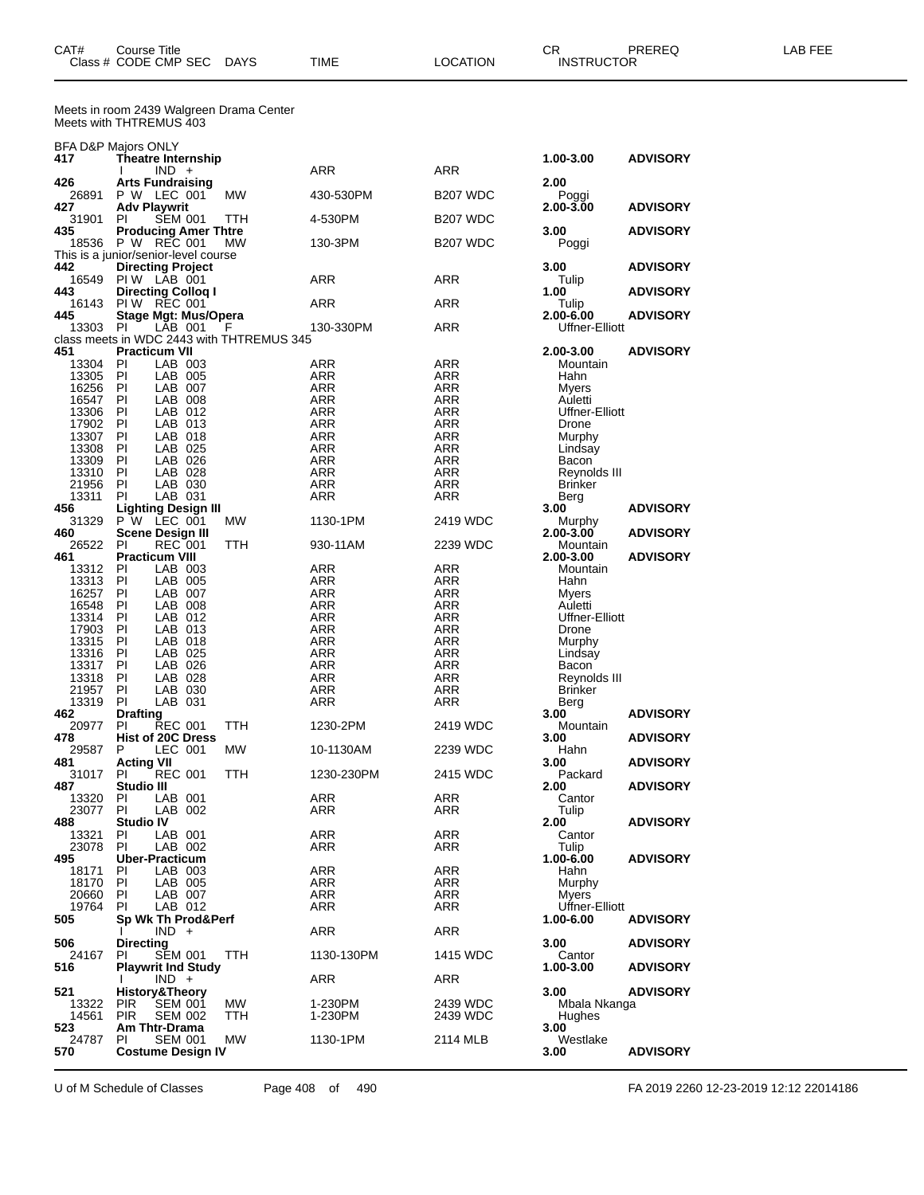| CAT# Class # | Course Title CODE CMP SEC | DAYS | TIME | LOCATION | CR INSTRUCTOR | PREREQ | LAB FEE |
|---|---|---|---|---|---|---|---|

Meets in room 2439 Walgreen Drama Center
Meets with THTREMUS 403

BFA D&P Majors ONLY

| CAT# Class # | Course Title CODE CMP SEC | DAYS | TIME | LOCATION | CR INSTRUCTOR | PREREQ |
|---|---|---|---|---|---|---|
| **417** | **Theatre Internship** | | | | **1.00-3.00** | **ADVISORY** |
| | I IND + | | ARR | ARR | | |
| **426** | **Arts Fundraising** | | | | **2.00** | |
| 26891 | P W LEC 001 | MW | 430-530PM | B207 WDC | Poggi | |
| **427** | **Adv Playwrit** | | | | **2.00-3.00** | **ADVISORY** |
| 31901 | PI SEM 001 | TTH | 4-530PM | B207 WDC | | |
| **435** | **Producing Amer Thtre** | | | | **3.00** | **ADVISORY** |
| 18536 | P W REC 001 | MW | 130-3PM | B207 WDC | Poggi | |

This is a junior/senior-level course

| CAT# Class # | Course Title CODE CMP SEC | DAYS | TIME | LOCATION | CR INSTRUCTOR | PREREQ |
|---|---|---|---|---|---|---|
| **442** | **Directing Project** | | | | **3.00** | **ADVISORY** |
| 16549 | PI W LAB 001 | | ARR | ARR | Tulip | |
| **443** | **Directing Colloq I** | | | | **1.00** | **ADVISORY** |
| 16143 | PI W REC 001 | | ARR | ARR | Tulip | |
| **445** | **Stage Mgt: Mus/Opera** | | | | **2.00-6.00** | **ADVISORY** |
| 13303 | PI LAB 001 | F | 130-330PM | ARR | Uffner-Elliott | |

class meets in WDC 2443 with THTREMUS 345

| CAT# Class # | Course Title CODE CMP SEC | DAYS | TIME | LOCATION | CR INSTRUCTOR | PREREQ |
|---|---|---|---|---|---|---|
| **451** | **Practicum VII** | | | | **2.00-3.00** | **ADVISORY** |
| 13304 | PI LAB 003 | | ARR | ARR | Mountain | |
| 13305 | PI LAB 005 | | ARR | ARR | Hahn | |
| 16256 | PI LAB 007 | | ARR | ARR | Myers | |
| 16547 | PI LAB 008 | | ARR | ARR | Auletti | |
| 13306 | PI LAB 012 | | ARR | ARR | Uffner-Elliott | |
| 17902 | PI LAB 013 | | ARR | ARR | Drone | |
| 13307 | PI LAB 018 | | ARR | ARR | Murphy | |
| 13308 | PI LAB 025 | | ARR | ARR | Lindsay | |
| 13309 | PI LAB 026 | | ARR | ARR | Bacon | |
| 13310 | PI LAB 028 | | ARR | ARR | Reynolds III | |
| 21956 | PI LAB 030 | | ARR | ARR | Brinker | |
| 13311 | PI LAB 031 | | ARR | ARR | Berg | |
| **456** | **Lighting Design III** | | | | **3.00** | **ADVISORY** |
| 31329 | P W LEC 001 | MW | 1130-1PM | 2419 WDC | Murphy | |
| **460** | **Scene Design III** | | | | **2.00-3.00** | **ADVISORY** |
| 26522 | PI REC 001 | TTH | 930-11AM | 2239 WDC | Mountain | |
| **461** | **Practicum VIII** | | | | **2.00-3.00** | **ADVISORY** |
| 13312 | PI LAB 003 | | ARR | ARR | Mountain | |
| 13313 | PI LAB 005 | | ARR | ARR | Hahn | |
| 16257 | PI LAB 007 | | ARR | ARR | Myers | |
| 16548 | PI LAB 008 | | ARR | ARR | Auletti | |
| 13314 | PI LAB 012 | | ARR | ARR | Uffner-Elliott | |
| 17903 | PI LAB 013 | | ARR | ARR | Drone | |
| 13315 | PI LAB 018 | | ARR | ARR | Murphy | |
| 13316 | PI LAB 025 | | ARR | ARR | Lindsay | |
| 13317 | PI LAB 026 | | ARR | ARR | Bacon | |
| 13318 | PI LAB 028 | | ARR | ARR | Reynolds III | |
| 21957 | PI LAB 030 | | ARR | ARR | Brinker | |
| 13319 | PI LAB 031 | | ARR | ARR | Berg | |
| **462** | **Drafting** | | | | **3.00** | **ADVISORY** |
| 20977 | PI REC 001 | TTH | 1230-2PM | 2419 WDC | Mountain | |
| **478** | **Hist of 20C Dress** | | | | **3.00** | **ADVISORY** |
| 29587 | P LEC 001 | MW | 10-1130AM | 2239 WDC | Hahn | |
| **481** | **Acting VII** | | | | **3.00** | **ADVISORY** |
| 31017 | PI REC 001 | TTH | 1230-230PM | 2415 WDC | Packard | |
| **487** | **Studio III** | | | | **2.00** | **ADVISORY** |
| 13320 | PI LAB 001 | | ARR | ARR | Cantor | |
| 23077 | PI LAB 002 | | ARR | ARR | Tulip | |
| **488** | **Studio IV** | | | | **2.00** | **ADVISORY** |
| 13321 | PI LAB 001 | | ARR | ARR | Cantor | |
| 23078 | PI LAB 002 | | ARR | ARR | Tulip | |
| **495** | **Uber-Practicum** | | | | **1.00-6.00** | **ADVISORY** |
| 18171 | PI LAB 003 | | ARR | ARR | Hahn | |
| 18170 | PI LAB 005 | | ARR | ARR | Murphy | |
| 20660 | PI LAB 007 | | ARR | ARR | Myers | |
| 19764 | PI LAB 012 | | ARR | ARR | Uffner-Elliott | |
| **505** | **Sp Wk Th Prod&Perf** | | | | **1.00-6.00** | **ADVISORY** |
| | I IND + | | ARR | ARR | | |
| **506** | **Directing** | | | | **3.00** | **ADVISORY** |
| 24167 | PI SEM 001 | TTH | 1130-130PM | 1415 WDC | Cantor | |
| **516** | **Playwrit Ind Study** | | | | **1.00-3.00** | **ADVISORY** |
| | I IND + | | ARR | ARR | | |
| **521** | **History&Theory** | | | | **3.00** | **ADVISORY** |
| 13322 | PIR SEM 001 | MW | 1-230PM | 2439 WDC | Mbala Nkanga | |
| 14561 | PIR SEM 002 | TTH | 1-230PM | 2439 WDC | Hughes | |
| **523** | **Am Thtr-Drama** | | | | **3.00** | |
| 24787 | PI SEM 001 | MW | 1130-1PM | 2114 MLB | Westlake | |
| **570** | **Costume Design IV** | | | | **3.00** | **ADVISORY** |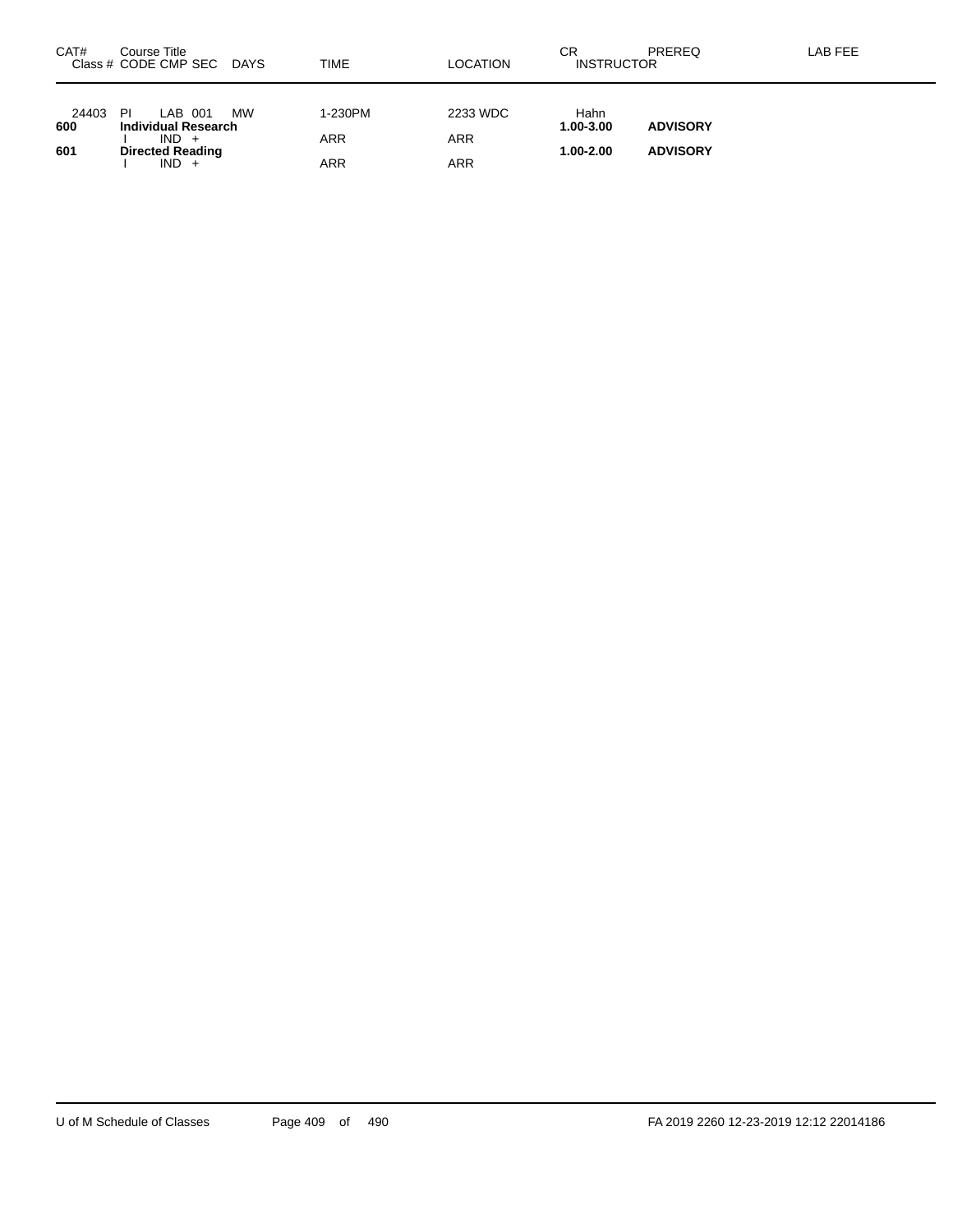| CAT# | Course Title<br>Class # CODE CMP SEC DAYS | TIME | LOCATION | CR<br>INSTRUCTOR | PREREQ | LAB FEE |
|---|---|---|---|---|---|---|
| 24403 | PI LAB 001 MW | 1-230PM | 2233 WDC | Hahn | | |
| **600** | **Individual Research** | | | **1.00-3.00** | **ADVISORY** | |
| | I IND + | ARR | ARR | | | |
| **601** | **Directed Reading** | | | **1.00-2.00** | **ADVISORY** | |
| | I IND + | ARR | ARR | | | |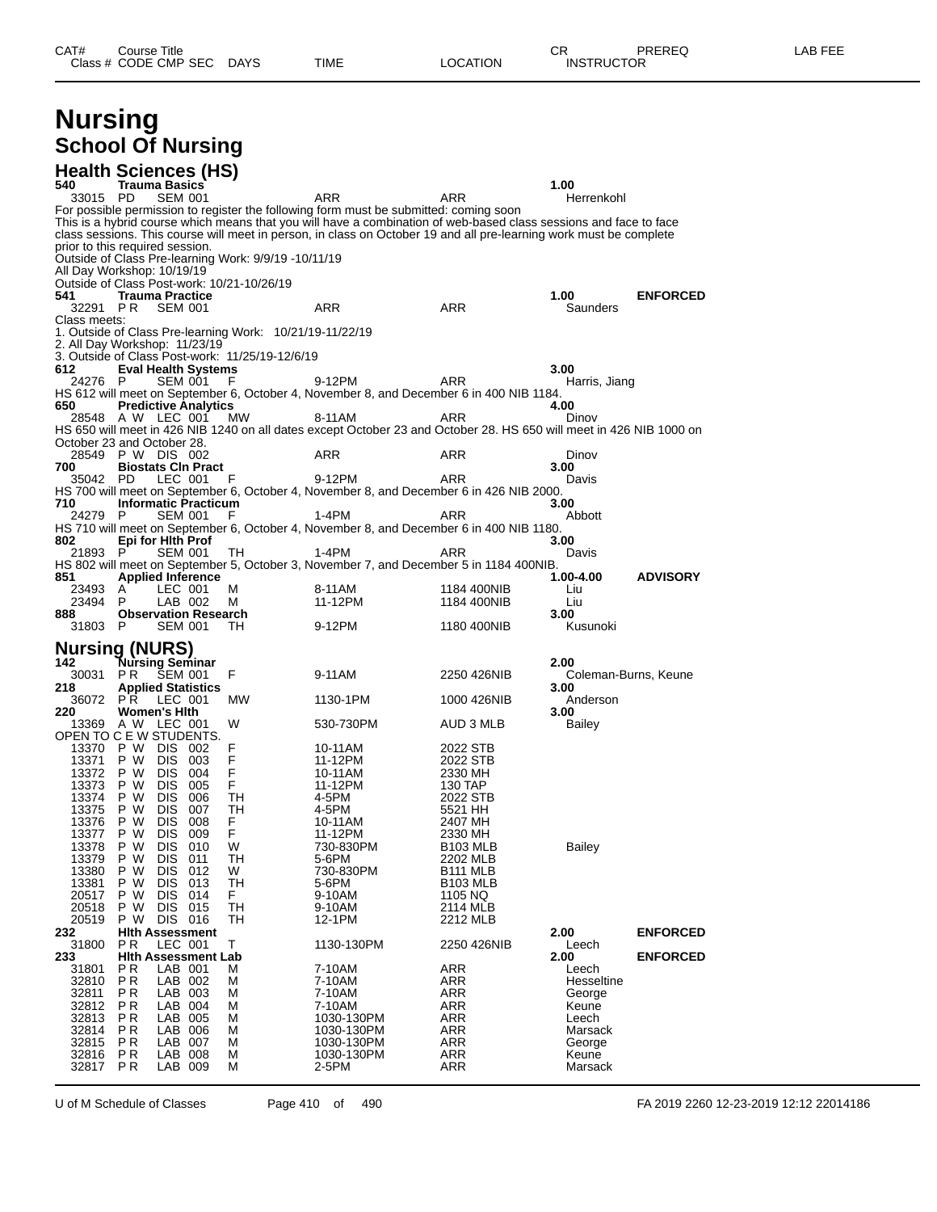| CAT# | Course Title | | | | | | CR | PREREQ | LAB FEE |
|---|---|---|---|---|---|---|---|---|---|
| Class # | CODE | CMP SEC | DAYS | TIME | LOCATION | INSTRUCTOR | | | |

# Nursing

## School Of Nursing

### Health Sciences (HS)

**540 Trauma Basics** — 1.00

| Class # | CODE | CMP SEC | DAYS | TIME | LOCATION | INSTRUCTOR |
|---|---|---|---|---|---|---|
| 33015 | PD | SEM 001 | | ARR | ARR | Herrenkohl |

For possible permission to register the following form must be submitted: coming soon
This is a hybrid course which means that you will have a combination of web-based class sessions and face to face class sessions. This course will meet in person, in class on October 19 and all pre-learning work must be complete prior to this required session.
Outside of Class Pre-learning Work: 9/9/19 -10/11/19
All Day Workshop: 10/19/19
Outside of Class Post-work: 10/21-10/26/19

**541 Trauma Practice** — 1.00 — **ENFORCED**

| Class # | CODE | CMP SEC | DAYS | TIME | LOCATION | INSTRUCTOR |
|---|---|---|---|---|---|---|
| 32291 | P R | SEM 001 | | ARR | ARR | Saunders |

Class meets:
1. Outside of Class Pre-learning Work: 10/21/19-11/22/19
2. All Day Workshop: 11/23/19
3. Outside of Class Post-work: 11/25/19-12/6/19

**612 Eval Health Systems** — 3.00

| Class # | CODE | CMP SEC | DAYS | TIME | LOCATION | INSTRUCTOR |
|---|---|---|---|---|---|---|
| 24276 | P | SEM 001 | F | 9-12PM | ARR | Harris, Jiang |

HS 612 will meet on September 6, October 4, November 8, and December 6 in 400 NIB 1184.

**650 Predictive Analytics** — 4.00

| Class # | CODE | CMP SEC | DAYS | TIME | LOCATION | INSTRUCTOR |
|---|---|---|---|---|---|---|
| 28548 | A W | LEC 001 | MW | 8-11AM | ARR | Dinov |

HS 650 will meet in 426 NIB 1240 on all dates except October 23 and October 28. HS 650 will meet in 426 NIB 1000 on October 23 and October 28.

| Class # | CODE | CMP SEC | DAYS | TIME | LOCATION | INSTRUCTOR |
|---|---|---|---|---|---|---|
| 28549 | P W | DIS 002 | | ARR | ARR | Dinov |

**700 Biostats Cln Pract** — 3.00

| Class # | CODE | CMP SEC | DAYS | TIME | LOCATION | INSTRUCTOR |
|---|---|---|---|---|---|---|
| 35042 | PD | LEC 001 | F | 9-12PM | ARR | Davis |

HS 700 will meet on September 6, October 4, November 8, and December 6 in 426 NIB 2000.

**710 Informatic Practicum** — 3.00

| Class # | CODE | CMP SEC | DAYS | TIME | LOCATION | INSTRUCTOR |
|---|---|---|---|---|---|---|
| 24279 | P | SEM 001 | F | 1-4PM | ARR | Abbott |

HS 710 will meet on September 6, October 4, November 8, and December 6 in 400 NIB 1180.

**802 Epi for Hlth Prof** — 3.00

| Class # | CODE | CMP SEC | DAYS | TIME | LOCATION | INSTRUCTOR |
|---|---|---|---|---|---|---|
| 21893 | P | SEM 001 | TH | 1-4PM | ARR | Davis |

HS 802 will meet on September 5, October 3, November 7, and December 5 in 1184 400NIB.

**851 Applied Inference** — 1.00-4.00 — **ADVISORY**

| Class # | CODE | CMP SEC | DAYS | TIME | LOCATION | INSTRUCTOR |
|---|---|---|---|---|---|---|
| 23493 | A | LEC 001 | M | 8-11AM | 1184 400NIB | Liu |
| 23494 | P | LAB 002 | M | 11-12PM | 1184 400NIB | Liu |

**888 Observation Research** — 3.00

| Class # | CODE | CMP SEC | DAYS | TIME | LOCATION | INSTRUCTOR |
|---|---|---|---|---|---|---|
| 31803 | P | SEM 001 | TH | 9-12PM | 1180 400NIB | Kusunoki |

### Nursing (NURS)

**142 Nursing Seminar** — 2.00

| Class # | CODE | CMP SEC | DAYS | TIME | LOCATION | INSTRUCTOR |
|---|---|---|---|---|---|---|
| 30031 | P R | SEM 001 | F | 9-11AM | 2250 426NIB | Coleman-Burns, Keune |

**218 Applied Statistics** — 3.00

| Class # | CODE | CMP SEC | DAYS | TIME | LOCATION | INSTRUCTOR |
|---|---|---|---|---|---|---|
| 36072 | P R | LEC 001 | MW | 1130-1PM | 1000 426NIB | Anderson |

**220 Women's Hlth** — 3.00

| Class # | CODE | CMP SEC | DAYS | TIME | LOCATION | INSTRUCTOR |
|---|---|---|---|---|---|---|
| 13369 | A W | LEC 001 | W | 530-730PM | AUD 3 MLB | Bailey |

OPEN TO C E W STUDENTS.

| Class # | CODE | CMP SEC | DAYS | TIME | LOCATION | INSTRUCTOR |
|---|---|---|---|---|---|---|
| 13370 | P W | DIS 002 | F | 10-11AM | 2022 STB | |
| 13371 | P W | DIS 003 | F | 11-12PM | 2022 STB | |
| 13372 | P W | DIS 004 | F | 10-11AM | 2330 MH | |
| 13373 | P W | DIS 005 | F | 11-12PM | 130 TAP | |
| 13374 | P W | DIS 006 | TH | 4-5PM | 2022 STB | |
| 13375 | P W | DIS 007 | TH | 4-5PM | 5521 HH | |
| 13376 | P W | DIS 008 | F | 10-11AM | 2407 MH | |
| 13377 | P W | DIS 009 | F | 11-12PM | 2330 MH | |
| 13378 | P W | DIS 010 | W | 730-830PM | B103 MLB | Bailey |
| 13379 | P W | DIS 011 | TH | 5-6PM | 2202 MLB | |
| 13380 | P W | DIS 012 | W | 730-830PM | B111 MLB | |
| 13381 | P W | DIS 013 | TH | 5-6PM | B103 MLB | |
| 20517 | P W | DIS 014 | F | 9-10AM | 1105 NQ | |
| 20518 | P W | DIS 015 | TH | 9-10AM | 2114 MLB | |
| 20519 | P W | DIS 016 | TH | 12-1PM | 2212 MLB | |

**232 Hlth Assessment** — 2.00 — **ENFORCED**

| Class # | CODE | CMP SEC | DAYS | TIME | LOCATION | INSTRUCTOR |
|---|---|---|---|---|---|---|
| 31800 | P R | LEC 001 | T | 1130-130PM | 2250 426NIB | Leech |

**233 Hlth Assessment Lab** — 2.00 — **ENFORCED**

| Class # | CODE | CMP SEC | DAYS | TIME | LOCATION | INSTRUCTOR |
|---|---|---|---|---|---|---|
| 31801 | P R | LAB 001 | M | 7-10AM | ARR | Leech |
| 32810 | P R | LAB 002 | M | 7-10AM | ARR | Hesseltine |
| 32811 | P R | LAB 003 | M | 7-10AM | ARR | George |
| 32812 | P R | LAB 004 | M | 7-10AM | ARR | Keune |
| 32813 | P R | LAB 005 | M | 1030-130PM | ARR | Leech |
| 32814 | P R | LAB 006 | M | 1030-130PM | ARR | Marsack |
| 32815 | P R | LAB 007 | M | 1030-130PM | ARR | George |
| 32816 | P R | LAB 008 | M | 1030-130PM | ARR | Keune |
| 32817 | P R | LAB 009 | M | 2-5PM | ARR | Marsack |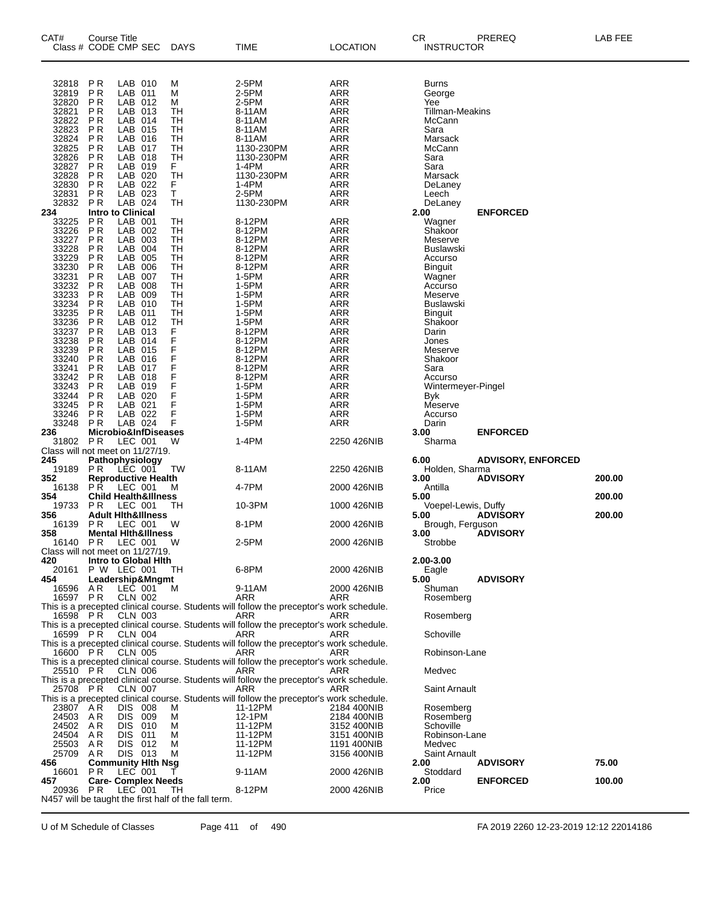| CAT# Class # | Course Title CODE CMP SEC | DAYS | TIME | LOCATION | CR INSTRUCTOR | PREREQ | LAB FEE |
|---|---|---|---|---|---|---|---|
| 32818 | P R LAB 010 | M | 2-5PM | ARR | Burns | | |
| 32819 | P R LAB 011 | M | 2-5PM | ARR | George | | |
| 32820 | P R LAB 012 | M | 2-5PM | ARR | Yee | | |
| 32821 | P R LAB 013 | TH | 8-11AM | ARR | Tillman-Meakins | | |
| 32822 | P R LAB 014 | TH | 8-11AM | ARR | McCann | | |
| 32823 | P R LAB 015 | TH | 8-11AM | ARR | Sara | | |
| 32824 | P R LAB 016 | TH | 8-11AM | ARR | Marsack | | |
| 32825 | P R LAB 017 | TH | 1130-230PM | ARR | McCann | | |
| 32826 | P R LAB 018 | TH | 1130-230PM | ARR | Sara | | |
| 32827 | P R LAB 019 | F | 1-4PM | ARR | Sara | | |
| 32828 | P R LAB 020 | TH | 1130-230PM | ARR | Marsack | | |
| 32830 | P R LAB 022 | F | 1-4PM | ARR | DeLaney | | |
| 32831 | P R LAB 023 | T | 2-5PM | ARR | Leech | | |
| 32832 | P R LAB 024 | TH | 1130-230PM | ARR | DeLaney | | |
| **234** | **Intro to Clinical** | | | | **2.00** | **ENFORCED** | |
| 33225 | P R LAB 001 | TH | 8-12PM | ARR | Wagner | | |
| 33226 | P R LAB 002 | TH | 8-12PM | ARR | Shakoor | | |
| 33227 | P R LAB 003 | TH | 8-12PM | ARR | Meserve | | |
| 33228 | P R LAB 004 | TH | 8-12PM | ARR | Buslawski | | |
| 33229 | P R LAB 005 | TH | 8-12PM | ARR | Accurso | | |
| 33230 | P R LAB 006 | TH | 8-12PM | ARR | Binguit | | |
| 33231 | P R LAB 007 | TH | 1-5PM | ARR | Wagner | | |
| 33232 | P R LAB 008 | TH | 1-5PM | ARR | Accurso | | |
| 33233 | P R LAB 009 | TH | 1-5PM | ARR | Meserve | | |
| 33234 | P R LAB 010 | TH | 1-5PM | ARR | Buslawski | | |
| 33235 | P R LAB 011 | TH | 1-5PM | ARR | Binguit | | |
| 33236 | P R LAB 012 | TH | 1-5PM | ARR | Shakoor | | |
| 33237 | P R LAB 013 | F | 8-12PM | ARR | Darin | | |
| 33238 | P R LAB 014 | F | 8-12PM | ARR | Jones | | |
| 33239 | P R LAB 015 | F | 8-12PM | ARR | Meserve | | |
| 33240 | P R LAB 016 | F | 8-12PM | ARR | Shakoor | | |
| 33241 | P R LAB 017 | F | 8-12PM | ARR | Sara | | |
| 33242 | P R LAB 018 | F | 8-12PM | ARR | Accurso | | |
| 33243 | P R LAB 019 | F | 1-5PM | ARR | Wintermeyer-Pingel | | |
| 33244 | P R LAB 020 | F | 1-5PM | ARR | Byk | | |
| 33245 | P R LAB 021 | F | 1-5PM | ARR | Meserve | | |
| 33246 | P R LAB 022 | F | 1-5PM | ARR | Accurso | | |
| 33248 | P R LAB 024 | F | 1-5PM | ARR | Darin | | |
| **236** | **Microbio&InfDiseases** | | | | **3.00** | **ENFORCED** | |
| 31802 | P R LEC 001 | W | 1-4PM | 2250 426NIB | Sharma | | |
| Class will not meet on 11/27/19. | | | | | | | |
| **245** | **Pathophysiology** | | | | **6.00** | **ADVISORY, ENFORCED** | |
| 19189 | P R LEC 001 | TW | 8-11AM | 2250 426NIB | Holden, Sharma | | |
| **352** | **Reproductive Health** | | | | **3.00** | **ADVISORY** | **200.00** |
| 16138 | P R LEC 001 | M | 4-7PM | 2000 426NIB | Antilla | | |
| **354** | **Child Health&Illness** | | | | **5.00** | | **200.00** |
| 19733 | P R LEC 001 | TH | 10-3PM | 1000 426NIB | Voepel-Lewis, Duffy | | |
| **356** | **Adult Hlth&Illness** | | | | **5.00** | **ADVISORY** | **200.00** |
| 16139 | P R LEC 001 | W | 8-1PM | 2000 426NIB | Brough, Ferguson | | |
| **358** | **Mental Hlth&Illness** | | | | **3.00** | **ADVISORY** | |
| 16140 | P R LEC 001 | W | 2-5PM | 2000 426NIB | Strobbe | | |
| Class will not meet on 11/27/19. | | | | | | | |
| **420** | **Intro to Global Hlth** | | | | **2.00-3.00** | | |
| 20161 | P W LEC 001 | TH | 6-8PM | 2000 426NIB | Eagle | | |
| **454** | **Leadership&Mngmt** | | | | **5.00** | **ADVISORY** | |
| 16596 | A R LEC 001 | M | 9-11AM | 2000 426NIB | Shuman | | |
| 16597 | P R CLN 002 | | ARR | ARR | Rosemberg | | |
| This is a precepted clinical course. Students will follow the preceptor's work schedule. | | | | | | | |
| 16598 | P R CLN 003 | | ARR | ARR | Rosemberg | | |
| This is a precepted clinical course. Students will follow the preceptor's work schedule. | | | | | | | |
| 16599 | P R CLN 004 | | ARR | ARR | Schoville | | |
| This is a precepted clinical course. Students will follow the preceptor's work schedule. | | | | | | | |
| 16600 | P R CLN 005 | | ARR | ARR | Robinson-Lane | | |
| This is a precepted clinical course. Students will follow the preceptor's work schedule. | | | | | | | |
| 25510 | P R CLN 006 | | ARR | ARR | Medvec | | |
| This is a precepted clinical course. Students will follow the preceptor's work schedule. | | | | | | | |
| 25708 | P R CLN 007 | | ARR | ARR | Saint Arnault | | |
| This is a precepted clinical course. Students will follow the preceptor's work schedule. | | | | | | | |
| 23807 | A R DIS 008 | M | 11-12PM | 2184 400NIB | Rosemberg | | |
| 24503 | A R DIS 009 | M | 12-1PM | 2184 400NIB | Rosemberg | | |
| 24502 | A R DIS 010 | M | 11-12PM | 3152 400NIB | Schoville | | |
| 24504 | A R DIS 011 | M | 11-12PM | 3151 400NIB | Robinson-Lane | | |
| 25503 | A R DIS 012 | M | 11-12PM | 1191 400NIB | Medvec | | |
| 25709 | A R DIS 013 | M | 11-12PM | 3156 400NIB | Saint Arnault | | |
| **456** | **Community Hlth Nsg** | | | | **2.00** | **ADVISORY** | **75.00** |
| 16601 | P R LEC 001 | T | 9-11AM | 2000 426NIB | Stoddard | | |
| **457** | **Care- Complex Needs** | | | | **2.00** | **ENFORCED** | **100.00** |
| 20936 | P R LEC 001 | TH | 8-12PM | 2000 426NIB | Price | | |
| N457 will be taught the first half of the fall term. | | | | | | | |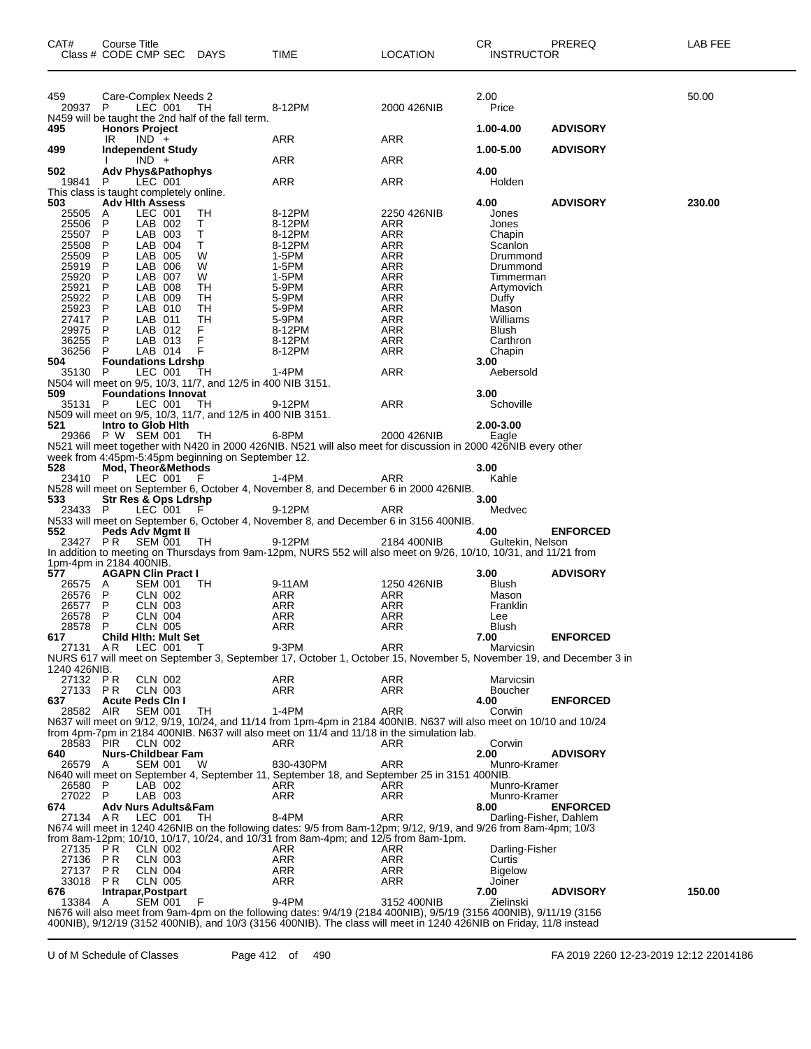| CAT# | Course Title Class # CODE CMP SEC | DAYS | TIME | LOCATION | CR INSTRUCTOR | PREREQ | LAB FEE |
|---|---|---|---|---|---|---|---|
| 459 | Care-Complex Needs 2 | | | | 2.00 | | 50.00 |
| 20937 | P LEC 001 | TH | 8-12PM | 2000 426NIB | Price | | |
| N459 will be taught the 2nd half of the fall term. | | | | | | | |
| 495 | **Honors Project** | | | | 1.00-4.00 | ADVISORY | |
| | IR IND + | | ARR | ARR | | | |
| 499 | **Independent Study** | | | | 1.00-5.00 | ADVISORY | |
| | I IND + | | ARR | ARR | | | |
| 502 | **Adv Phys&Pathophys** | | | | 4.00 | | |
| 19841 | P LEC 001 | | ARR | ARR | Holden | | |
| This class is taught completely online. | | | | | | | |
| 503 | **Adv Hlth Assess** | | | | 4.00 | ADVISORY | 230.00 |
| 25505 | A LEC 001 | TH | 8-12PM | 2250 426NIB | Jones | | |
| 25506 | P LAB 002 | T | 8-12PM | ARR | Jones | | |
| 25507 | P LAB 003 | T | 8-12PM | ARR | Chapin | | |
| 25508 | P LAB 004 | T | 8-12PM | ARR | Scanlon | | |
| 25509 | P LAB 005 | W | 1-5PM | ARR | Drummond | | |
| 25919 | P LAB 006 | W | 1-5PM | ARR | Drummond | | |
| 25920 | P LAB 007 | W | 1-5PM | ARR | Timmerman | | |
| 25921 | P LAB 008 | TH | 5-9PM | ARR | Artymovich | | |
| 25922 | P LAB 009 | TH | 5-9PM | ARR | Duffy | | |
| 25923 | P LAB 010 | TH | 5-9PM | ARR | Mason | | |
| 27417 | P LAB 011 | TH | 5-9PM | ARR | Williams | | |
| 29975 | P LAB 012 | F | 8-12PM | ARR | Blush | | |
| 36255 | P LAB 013 | F | 8-12PM | ARR | Carthron | | |
| 36256 | P LAB 014 | F | 8-12PM | ARR | Chapin | | |
| 504 | **Foundations Ldrshp** | | | | 3.00 | | |
| 35130 | P LEC 001 | TH | 1-4PM | ARR | Aebersold | | |
| N504 will meet on 9/5, 10/3, 11/7, and 12/5 in 400 NIB 3151. | | | | | | | |
| 509 | **Foundations Innovat** | | | | 3.00 | | |
| 35131 | P LEC 001 | TH | 9-12PM | ARR | Schoville | | |
| N509 will meet on 9/5, 10/3, 11/7, and 12/5 in 400 NIB 3151. | | | | | | | |
| 521 | **Intro to Glob Hlth** | | | | 2.00-3.00 | | |
| 29366 | P W SEM 001 | TH | 6-8PM | 2000 426NIB | Eagle | | |
| N521 will meet together with N420 in 2000 426NIB. N521 will also meet for discussion in 2000 426NIB every other week from 4:45pm-5:45pm beginning on September 12. | | | | | | | |
| 528 | **Mod, Theor&Methods** | | | | 3.00 | | |
| 23410 | P LEC 001 | F | 1-4PM | ARR | Kahle | | |
| N528 will meet on September 6, October 4, November 8, and December 6 in 2000 426NIB. | | | | | | | |
| 533 | **Str Res & Ops Ldrshp** | | | | 3.00 | | |
| 23433 | P LEC 001 | F | 9-12PM | ARR | Medvec | | |
| N533 will meet on September 6, October 4, November 8, and December 6 in 3156 400NIB. | | | | | | | |
| 552 | **Peds Adv Mgmt II** | | | | 4.00 | ENFORCED | |
| 23427 | P R SEM 001 | TH | 9-12PM | 2184 400NIB | Gultekin, Nelson | | |
| In addition to meeting on Thursdays from 9am-12pm, NURS 552 will also meet on 9/26, 10/10, 10/31, and 11/21 from 1pm-4pm in 2184 400NIB. | | | | | | | |
| 577 | **AGAPN Clin Pract I** | | | | 3.00 | ADVISORY | |
| 26575 | A SEM 001 | TH | 9-11AM | 1250 426NIB | Blush | | |
| 26576 | P CLN 002 | | ARR | ARR | Mason | | |
| 26577 | P CLN 003 | | ARR | ARR | Franklin | | |
| 26578 | P CLN 004 | | ARR | ARR | Lee | | |
| 28578 | P CLN 005 | | ARR | ARR | Blush | | |
| 617 | **Child Hlth: Mult Set** | | | | 7.00 | ENFORCED | |
| 27131 | A R LEC 001 | T | 9-3PM | ARR | Marvicsin | | |
| NURS 617 will meet on September 3, September 17, October 1, October 15, November 5, November 19, and December 3 in 1240 426NIB. | | | | | | | |
| 27132 | P R CLN 002 | | ARR | ARR | Marvicsin | | |
| 27133 | P R CLN 003 | | ARR | ARR | Boucher | | |
| 637 | **Acute Peds Cln I** | | | | 4.00 | ENFORCED | |
| 28582 | AIR SEM 001 | TH | 1-4PM | ARR | Corwin | | |
| N637 will meet on 9/12, 9/19, 10/24, and 11/14 from 1pm-4pm in 2184 400NIB. N637 will also meet on 10/10 and 10/24 from 4pm-7pm in 2184 400NIB. N637 will also meet on 11/4 and 11/18 in the simulation lab. | | | | | | | |
| 28583 | PIR CLN 002 | | ARR | ARR | Corwin | | |
| 640 | **Nurs-Childbear Fam** | | | | 2.00 | ADVISORY | |
| 26579 | A SEM 001 | W | 830-430PM | ARR | Munro-Kramer | | |
| N640 will meet on September 4, September 11, September 18, and September 25 in 3151 400NIB. | | | | | | | |
| 26580 | P LAB 002 | | ARR | ARR | Munro-Kramer | | |
| 27022 | P LAB 003 | | ARR | ARR | Munro-Kramer | | |
| 674 | **Adv Nurs Adults&Fam** | | | | 8.00 | ENFORCED | |
| 27134 | A R LEC 001 | TH | 8-4PM | ARR | Darling-Fisher, Dahlem | | |
| N674 will meet in 1240 426NIB on the following dates: 9/5 from 8am-12pm; 9/12, 9/19, and 9/26 from 8am-4pm; 10/3 from 8am-12pm; 10/10, 10/17, 10/24, and 10/31 from 8am-4pm; and 12/5 from 8am-1pm. | | | | | | | |
| 27135 | P R CLN 002 | | ARR | ARR | Darling-Fisher | | |
| 27136 | P R CLN 003 | | ARR | ARR | Curtis | | |
| 27137 | P R CLN 004 | | ARR | ARR | Bigelow | | |
| 33018 | P R CLN 005 | | ARR | ARR | Joiner | | |
| 676 | **Intrapar,Postpart** | | | | 7.00 | ADVISORY | 150.00 |
| 13384 | A SEM 001 | F | 9-4PM | 3152 400NIB | Zielinski | | |
| N676 will also meet from 9am-4pm on the following dates: 9/4/19 (2184 400NIB), 9/5/19 (3156 400NIB), 9/11/19 (3156 400NIB), 9/12/19 (3152 400NIB), and 10/3 (3156 400NIB). The class will meet in 1240 426NIB on Friday, 11/8 instead | | | | | | | |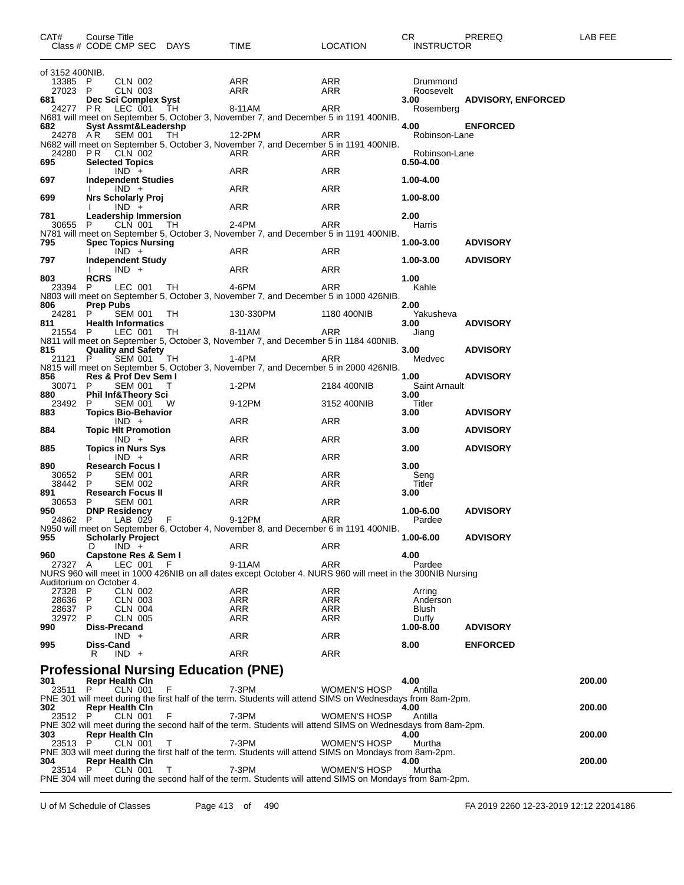| CAT# | Course Title<br>Class # CODE CMP SEC | DAYS | TIME | LOCATION | CR<br>INSTRUCTOR | PREREQ | LAB FEE |
|---|---|---|---|---|---|---|---|
| of 3152 400NIB. | | | | | | | |
| 13385 P | CLN 002 | | ARR | ARR | Drummond | | |
| 27023 P | CLN 003 | | ARR | ARR | Roosevelt | | |
| **681** | **Dec Sci Complex Syst** | | | | **3.00** | **ADVISORY, ENFORCED** | |
| 24277 PR | LEC 001 | TH | 8-11AM | ARR | Rosemberg | | |
| N681 will meet on September 5, October 3, November 7, and December 5 in 1191 400NIB. | | | | | | | |
| **682** | **Syst Assmt&Leadershp** | | | | **4.00** | **ENFORCED** | |
| 24278 AR | SEM 001 | TH | 12-2PM | ARR | Robinson-Lane | | |
| N682 will meet on September 5, October 3, November 7, and December 5 in 1191 400NIB. | | | | | | | |
| 24280 PR | CLN 002 | | ARR | ARR | Robinson-Lane | | |
| **695** | **Selected Topics** | | | | **0.50-4.00** | | |
| I | IND + | | ARR | ARR | | | |
| **697** | **Independent Studies** | | | | **1.00-4.00** | | |
| I | IND + | | ARR | ARR | | | |
| **699** | **Nrs Scholarly Proj** | | | | **1.00-8.00** | | |
| I | IND + | | ARR | ARR | | | |
| **781** | **Leadership Immersion** | | | | **2.00** | | |
| 30655 P | CLN 001 | TH | 2-4PM | ARR | Harris | | |
| N781 will meet on September 5, October 3, November 7, and December 5 in 1191 400NIB. | | | | | | | |
| **795** | **Spec Topics Nursing** | | | | **1.00-3.00** | **ADVISORY** | |
| I | IND + | | ARR | ARR | | | |
| **797** | **Independent Study** | | | | **1.00-3.00** | **ADVISORY** | |
| I | IND + | | ARR | ARR | | | |
| **803** | **RCRS** | | | | **1.00** | | |
| 23394 P | LEC 001 | TH | 4-6PM | ARR | Kahle | | |
| N803 will meet on September 5, October 3, November 7, and December 5 in 1000 426NIB. | | | | | | | |
| **806** | **Prep Pubs** | | | | **2.00** | | |
| 24281 P | SEM 001 | TH | 130-330PM | 1180 400NIB | Yakusheva | | |
| **811** | **Health Informatics** | | | | **3.00** | **ADVISORY** | |
| 21554 P | LEC 001 | TH | 8-11AM | ARR | Jiang | | |
| N811 will meet on September 5, October 3, November 7, and December 5 in 1184 400NIB. | | | | | | | |
| **815** | **Quality and Safety** | | | | **3.00** | **ADVISORY** | |
| 21121 P | SEM 001 | TH | 1-4PM | ARR | Medvec | | |
| N815 will meet on September 5, October 3, November 7, and December 5 in 2000 426NIB. | | | | | | | |
| **856** | **Res & Prof Dev Sem I** | | | | **1.00** | **ADVISORY** | |
| 30071 P | SEM 001 | T | 1-2PM | 2184 400NIB | Saint Arnault | | |
| **880** | **Phil Inf&Theory Sci** | | | | **3.00** | | |
| 23492 P | SEM 001 | W | 9-12PM | 3152 400NIB | Titler | | |
| **883** | **Topics Bio-Behavior** | | | | **3.00** | **ADVISORY** | |
| | IND + | | ARR | ARR | | | |
| **884** | **Topic Hlt Promotion** | | | | **3.00** | **ADVISORY** | |
| | IND + | | ARR | ARR | | | |
| **885** | **Topics in Nurs Sys** | | | | **3.00** | **ADVISORY** | |
| I | IND + | | ARR | ARR | | | |
| **890** | **Research Focus I** | | | | **3.00** | | |
| 30652 P | SEM 001 | | ARR | ARR | Seng | | |
| 38442 P | SEM 002 | | ARR | ARR | Titler | | |
| **891** | **Research Focus II** | | | | **3.00** | | |
| 30653 P | SEM 001 | | ARR | ARR | | | |
| **950** | **DNP Residency** | | | | **1.00-6.00** | **ADVISORY** | |
| 24862 P | LAB 029 | F | 9-12PM | ARR | Pardee | | |
| N950 will meet on September 6, October 4, November 8, and December 6 in 1191 400NIB. | | | | | | | |
| **955** | **Scholarly Project** | | | | **1.00-6.00** | **ADVISORY** | |
| D | IND + | | ARR | ARR | | | |
| **960** | **Capstone Res & Sem I** | | | | **4.00** | | |
| 27327 A | LEC 001 | F | 9-11AM | ARR | Pardee | | |
| NURS 960 will meet in 1000 426NIB on all dates except October 4. NURS 960 will meet in the 300NIB Nursing Auditorium on October 4. | | | | | | | |
| 27328 P | CLN 002 | | ARR | ARR | Arring | | |
| 28636 P | CLN 003 | | ARR | ARR | Anderson | | |
| 28637 P | CLN 004 | | ARR | ARR | Blush | | |
| 32972 P | CLN 005 | | ARR | ARR | Duffy | | |
| **990** | **Diss-Precand** | | | | **1.00-8.00** | **ADVISORY** | |
| | IND + | | ARR | ARR | | | |
| **995** | **Diss-Cand** | | | | **8.00** | **ENFORCED** | |
| R | IND + | | ARR | ARR | | | |

## Professional Nursing Education (PNE)

| CAT# | Course Title<br>Class # CODE CMP SEC | DAYS | TIME | LOCATION | CR<br>INSTRUCTOR | PREREQ | LAB FEE |
|---|---|---|---|---|---|---|---|
| **301** | **Repr Health Cln** | | | | **4.00** | | **200.00** |
| 23511 P | CLN 001 | F | 7-3PM | WOMEN'S HOSP | Antilla | | |
| PNE 301 will meet during the first half of the term. Students will attend SIMS on Wednesdays from 8am-2pm. | | | | | | | |
| **302** | **Repr Health Cln** | | | | **4.00** | | **200.00** |
| 23512 P | CLN 001 | F | 7-3PM | WOMEN'S HOSP | Antilla | | |
| PNE 302 will meet during the second half of the term. Students will attend SIMS on Wednesdays from 8am-2pm. | | | | | | | |
| **303** | **Repr Health Cln** | | | | **4.00** | | **200.00** |
| 23513 P | CLN 001 | T | 7-3PM | WOMEN'S HOSP | Murtha | | |
| PNE 303 will meet during the first half of the term. Students will attend SIMS on Mondays from 8am-2pm. | | | | | | | |
| **304** | **Repr Health Cln** | | | | **4.00** | | **200.00** |
| 23514 P | CLN 001 | T | 7-3PM | WOMEN'S HOSP | Murtha | | |
| PNE 304 will meet during the second half of the term. Students will attend SIMS on Mondays from 8am-2pm. | | | | | | | |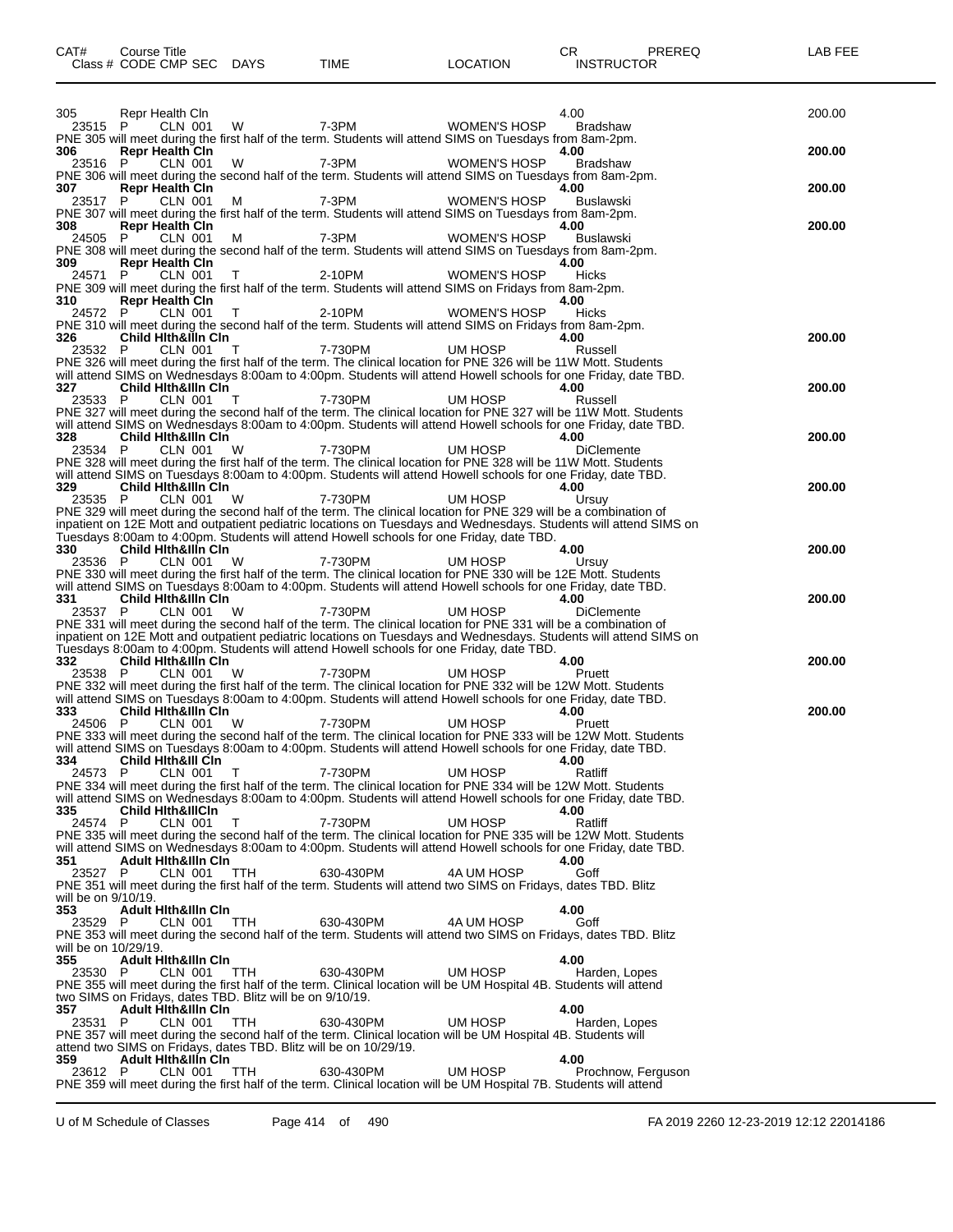| CAT# | Course Title | | | | | | CR | PREREQ | LAB FEE |
|---|---|---|---|---|---|---|---|---|---|
| Class # | CODE | CMP | SEC | DAYS | TIME | LOCATION | INSTRUCTOR | | |
| 305 | Repr Health Cln | | | | | | 4.00 | | 200.00 |
| 23515 | P | CLN | 001 | W | 7-3PM | WOMEN'S HOSP | Bradshaw | | |

PNE 305 will meet during the first half of the term. Students will attend SIMS on Tuesdays from 8am-2pm.

| | | | | | | | | | |
|---|---|---|---|---|---|---|---|---|---|
| **306** | **Repr Health Cln** | | | | | | **4.00** | | **200.00** |
| 23516 | P | CLN | 001 | W | 7-3PM | WOMEN'S HOSP | Bradshaw | | |

PNE 306 will meet during the second half of the term. Students will attend SIMS on Tuesdays from 8am-2pm.

| | | | | | | | | | |
|---|---|---|---|---|---|---|---|---|---|
| **307** | **Repr Health Cln** | | | | | | **4.00** | | **200.00** |
| 23517 | P | CLN | 001 | M | 7-3PM | WOMEN'S HOSP | Buslawski | | |

PNE 307 will meet during the first half of the term. Students will attend SIMS on Tuesdays from 8am-2pm.

| | | | | | | | | | |
|---|---|---|---|---|---|---|---|---|---|
| **308** | **Repr Health Cln** | | | | | | **4.00** | | **200.00** |
| 24505 | P | CLN | 001 | M | 7-3PM | WOMEN'S HOSP | Buslawski | | |

PNE 308 will meet during the second half of the term. Students will attend SIMS on Tuesdays from 8am-2pm.

| | | | | | | | | | |
|---|---|---|---|---|---|---|---|---|---|
| **309** | **Repr Health Cln** | | | | | | **4.00** | | |
| 24571 | P | CLN | 001 | T | 2-10PM | WOMEN'S HOSP | Hicks | | |

PNE 309 will meet during the first half of the term. Students will attend SIMS on Fridays from 8am-2pm.

| | | | | | | | | | |
|---|---|---|---|---|---|---|---|---|---|
| **310** | **Repr Health Cln** | | | | | | **4.00** | | |
| 24572 | P | CLN | 001 | T | 2-10PM | WOMEN'S HOSP | Hicks | | |

PNE 310 will meet during the second half of the term. Students will attend SIMS on Fridays from 8am-2pm.

| | | | | | | | | | |
|---|---|---|---|---|---|---|---|---|---|
| **326** | **Child Hlth&Illn Cln** | | | | | | **4.00** | | **200.00** |
| 23532 | P | CLN | 001 | T | 7-730PM | UM HOSP | Russell | | |

PNE 326 will meet during the first half of the term. The clinical location for PNE 326 will be 11W Mott. Students will attend SIMS on Wednesdays 8:00am to 4:00pm. Students will attend Howell schools for one Friday, date TBD.

| | | | | | | | | | |
|---|---|---|---|---|---|---|---|---|---|
| **327** | **Child Hlth&Illn Cln** | | | | | | **4.00** | | **200.00** |
| 23533 | P | CLN | 001 | T | 7-730PM | UM HOSP | Russell | | |

PNE 327 will meet during the second half of the term. The clinical location for PNE 327 will be 11W Mott. Students will attend SIMS on Wednesdays 8:00am to 4:00pm. Students will attend Howell schools for one Friday, date TBD.

| | | | | | | | | | |
|---|---|---|---|---|---|---|---|---|---|
| **328** | **Child Hlth&Illn Cln** | | | | | | **4.00** | | **200.00** |
| 23534 | P | CLN | 001 | W | 7-730PM | UM HOSP | DiClemente | | |

PNE 328 will meet during the first half of the term. The clinical location for PNE 328 will be 11W Mott. Students will attend SIMS on Tuesdays 8:00am to 4:00pm. Students will attend Howell schools for one Friday, date TBD.

| | | | | | | | | | |
|---|---|---|---|---|---|---|---|---|---|
| **329** | **Child Hlth&Illn Cln** | | | | | | **4.00** | | **200.00** |
| 23535 | P | CLN | 001 | W | 7-730PM | UM HOSP | Ursuy | | |

PNE 329 will meet during the second half of the term. The clinical location for PNE 329 will be a combination of inpatient on 12E Mott and outpatient pediatric locations on Tuesdays and Wednesdays. Students will attend SIMS on Tuesdays 8:00am to 4:00pm. Students will attend Howell schools for one Friday, date TBD.

| | | | | | | | | | |
|---|---|---|---|---|---|---|---|---|---|
| **330** | **Child Hlth&Illn Cln** | | | | | | **4.00** | | **200.00** |
| 23536 | P | CLN | 001 | W | 7-730PM | UM HOSP | Ursuy | | |

PNE 330 will meet during the first half of the term. The clinical location for PNE 330 will be 12E Mott. Students will attend SIMS on Tuesdays 8:00am to 4:00pm. Students will attend Howell schools for one Friday, date TBD.

| | | | | | | | | | |
|---|---|---|---|---|---|---|---|---|---|
| **331** | **Child Hlth&Illn Cln** | | | | | | **4.00** | | **200.00** |
| 23537 | P | CLN | 001 | W | 7-730PM | UM HOSP | DiClemente | | |

PNE 331 will meet during the second half of the term. The clinical location for PNE 331 will be a combination of inpatient on 12E Mott and outpatient pediatric locations on Tuesdays and Wednesdays. Students will attend SIMS on Tuesdays 8:00am to 4:00pm. Students will attend Howell schools for one Friday, date TBD.

| | | | | | | | | | |
|---|---|---|---|---|---|---|---|---|---|
| **332** | **Child Hlth&Illn Cln** | | | | | | **4.00** | | **200.00** |
| 23538 | P | CLN | 001 | W | 7-730PM | UM HOSP | Pruett | | |

PNE 332 will meet during the first half of the term. The clinical location for PNE 332 will be 12W Mott. Students will attend SIMS on Tuesdays 8:00am to 4:00pm. Students will attend Howell schools for one Friday, date TBD.

| | | | | | | | | | |
|---|---|---|---|---|---|---|---|---|---|
| **333** | **Child Hlth&Illn Cln** | | | | | | **4.00** | | **200.00** |
| 24506 | P | CLN | 001 | W | 7-730PM | UM HOSP | Pruett | | |

PNE 333 will meet during the second half of the term. The clinical location for PNE 333 will be 12W Mott. Students will attend SIMS on Tuesdays 8:00am to 4:00pm. Students will attend Howell schools for one Friday, date TBD.

| | | | | | | | | | |
|---|---|---|---|---|---|---|---|---|---|
| **334** | **Child Hlth&Ill Cln** | | | | | | **4.00** | | |
| 24573 | P | CLN | 001 | T | 7-730PM | UM HOSP | Ratliff | | |

PNE 334 will meet during the first half of the term. The clinical location for PNE 334 will be 12W Mott. Students will attend SIMS on Wednesdays 8:00am to 4:00pm. Students will attend Howell schools for one Friday, date TBD.

| | | | | | | | | | |
|---|---|---|---|---|---|---|---|---|---|
| **335** | **Child Hlth&IllCln** | | | | | | **4.00** | | |
| 24574 | P | CLN | 001 | T | 7-730PM | UM HOSP | Ratliff | | |

PNE 335 will meet during the second half of the term. The clinical location for PNE 335 will be 12W Mott. Students will attend SIMS on Wednesdays 8:00am to 4:00pm. Students will attend Howell schools for one Friday, date TBD.

| | | | | | | | | | |
|---|---|---|---|---|---|---|---|---|---|
| **351** | **Adult Hlth&Illn Cln** | | | | | | **4.00** | | |
| 23527 | P | CLN | 001 | TTH | 630-430PM | 4A UM HOSP | Goff | | |

PNE 351 will meet during the first half of the term. Students will attend two SIMS on Fridays, dates TBD. Blitz will be on 9/10/19.

| | | | | | | | | | |
|---|---|---|---|---|---|---|---|---|---|
| **353** | **Adult Hlth&Illn Cln** | | | | | | **4.00** | | |
| 23529 | P | CLN | 001 | TTH | 630-430PM | 4A UM HOSP | Goff | | |

PNE 353 will meet during the second half of the term. Students will attend two SIMS on Fridays, dates TBD. Blitz will be on 10/29/19.

| | | | | | | | | | |
|---|---|---|---|---|---|---|---|---|---|
| **355** | **Adult Hlth&Illn Cln** | | | | | | **4.00** | | |
| 23530 | P | CLN | 001 | TTH | 630-430PM | UM HOSP | Harden, Lopes | | |

PNE 355 will meet during the first half of the term. Clinical location will be UM Hospital 4B. Students will attend two SIMS on Fridays, dates TBD. Blitz will be on 9/10/19.

| | | | | | | | | | |
|---|---|---|---|---|---|---|---|---|---|
| **357** | **Adult Hlth&Illn Cln** | | | | | | **4.00** | | |
| 23531 | P | CLN | 001 | TTH | 630-430PM | UM HOSP | Harden, Lopes | | |

PNE 357 will meet during the second half of the term. Clinical location will be UM Hospital 4B. Students will attend two SIMS on Fridays, dates TBD. Blitz will be on 10/29/19.

| | | | | | | | | | |
|---|---|---|---|---|---|---|---|---|---|
| **359** | **Adult Hlth&Illn Cln** | | | | | | **4.00** | | |
| 23612 | P | CLN | 001 | TTH | 630-430PM | UM HOSP | Prochnow, Ferguson | | |

PNE 359 will meet during the first half of the term. Clinical location will be UM Hospital 7B. Students will attend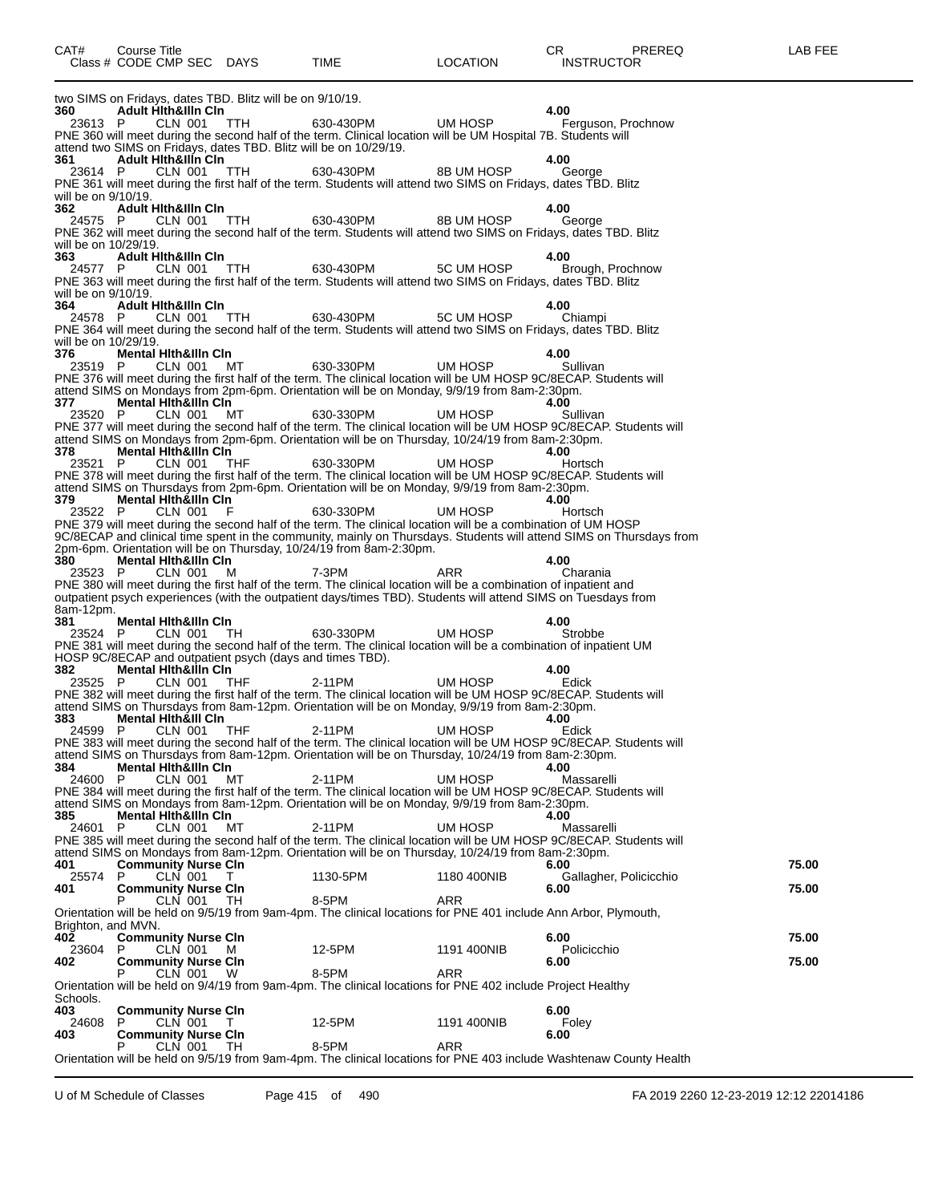| CAT# | Course Title | | | | | | CR | PREREQ | LAB FEE |
|---|---|---|---|---|---|---|---|---|---|
| Class # | CODE CMP SEC | DAYS | TIME | LOCATION | INSTRUCTOR | | | | |

two SIMS on Fridays, dates TBD. Blitz will be on 9/10/19.

**360 Adult Hlth&Illn Cln** 4.00
23613 P CLN 001 TTH 630-430PM UM HOSP Ferguson, Prochnow
PNE 360 will meet during the second half of the term. Clinical location will be UM Hospital 7B. Students will attend two SIMS on Fridays, dates TBD. Blitz will be on 10/29/19.

**361 Adult Hlth&Illn Cln** 4.00
23614 P CLN 001 TTH 630-430PM 8B UM HOSP George
PNE 361 will meet during the first half of the term. Students will attend two SIMS on Fridays, dates TBD. Blitz will be on 9/10/19.

**362 Adult Hlth&Illn Cln** 4.00
24575 P CLN 001 TTH 630-430PM 8B UM HOSP George
PNE 362 will meet during the second half of the term. Students will attend two SIMS on Fridays, dates TBD. Blitz will be on 10/29/19.

**363 Adult Hlth&Illn Cln** 4.00
24577 P CLN 001 TTH 630-430PM 5C UM HOSP Brough, Prochnow
PNE 363 will meet during the first half of the term. Students will attend two SIMS on Fridays, dates TBD. Blitz will be on 9/10/19.

**364 Adult Hlth&Illn Cln** 4.00
24578 P CLN 001 TTH 630-430PM 5C UM HOSP Chiampi
PNE 364 will meet during the second half of the term. Students will attend two SIMS on Fridays, dates TBD. Blitz will be on 10/29/19.

**376 Mental Hlth&Illn Cln** 4.00
23519 P CLN 001 MT 630-330PM UM HOSP Sullivan
PNE 376 will meet during the first half of the term. The clinical location will be UM HOSP 9C/8ECAP. Students will attend SIMS on Mondays from 2pm-6pm. Orientation will be on Monday, 9/9/19 from 8am-2:30pm.

**377 Mental Hlth&Illn Cln** 4.00
23520 P CLN 001 MT 630-330PM UM HOSP Sullivan
PNE 377 will meet during the second half of the term. The clinical location will be UM HOSP 9C/8ECAP. Students will attend SIMS on Mondays from 2pm-6pm. Orientation will be on Thursday, 10/24/19 from 8am-2:30pm.

**378 Mental Hlth&Illn Cln** 4.00
23521 P CLN 001 THF 630-330PM UM HOSP Hortsch
PNE 378 will meet during the first half of the term. The clinical location will be UM HOSP 9C/8ECAP. Students will attend SIMS on Thursdays from 2pm-6pm. Orientation will be on Monday, 9/9/19 from 8am-2:30pm.

**379 Mental Hlth&Illn Cln** 4.00
23522 P CLN 001 F 630-330PM UM HOSP Hortsch
PNE 379 will meet during the second half of the term. The clinical location will be a combination of UM HOSP 9C/8ECAP and clinical time spent in the community, mainly on Thursdays. Students will attend SIMS on Thursdays from 2pm-6pm. Orientation will be on Thursday, 10/24/19 from 8am-2:30pm.

**380 Mental Hlth&Illn Cln** 4.00
23523 P CLN 001 M 7-3PM ARR Charania
PNE 380 will meet during the first half of the term. The clinical location will be a combination of inpatient and outpatient psych experiences (with the outpatient days/times TBD). Students will attend SIMS on Tuesdays from 8am-12pm.

**381 Mental Hlth&Illn Cln** 4.00
23524 P CLN 001 TH 630-330PM UM HOSP Strobbe
PNE 381 will meet during the second half of the term. The clinical location will be a combination of inpatient UM HOSP 9C/8ECAP and outpatient psych (days and times TBD).

**382 Mental Hlth&Illn Cln** 4.00
23525 P CLN 001 THF 2-11PM UM HOSP Edick
PNE 382 will meet during the first half of the term. The clinical location will be UM HOSP 9C/8ECAP. Students will attend SIMS on Thursdays from 8am-12pm. Orientation will be on Monday, 9/9/19 from 8am-2:30pm.

**383 Mental Hlth&Ill Cln** 4.00
24599 P CLN 001 THF 2-11PM UM HOSP Edick
PNE 383 will meet during the second half of the term. The clinical location will be UM HOSP 9C/8ECAP. Students will attend SIMS on Thursdays from 8am-12pm. Orientation will be on Thursday, 10/24/19 from 8am-2:30pm.

**384 Mental Hlth&Illn Cln** 4.00
24600 P CLN 001 MT 2-11PM UM HOSP Massarelli
PNE 384 will meet during the first half of the term. The clinical location will be UM HOSP 9C/8ECAP. Students will attend SIMS on Mondays from 8am-12pm. Orientation will be on Monday, 9/9/19 from 8am-2:30pm.

**385 Mental Hlth&Illn Cln** 4.00
24601 P CLN 001 MT 2-11PM UM HOSP Massarelli
PNE 385 will meet during the second half of the term. The clinical location will be UM HOSP 9C/8ECAP. Students will attend SIMS on Mondays from 8am-12pm. Orientation will be on Thursday, 10/24/19 from 8am-2:30pm.

**401 Community Nurse Cln** 6.00 — 75.00
25574 P CLN 001 T 1130-5PM 1180 400NIB Gallagher, Policicchio

**401 Community Nurse Cln** 6.00 — 75.00
P CLN 001 TH 8-5PM ARR
Orientation will be held on 9/5/19 from 9am-4pm. The clinical locations for PNE 401 include Ann Arbor, Plymouth, Brighton, and MVN.

**402 Community Nurse Cln** 6.00 — 75.00
23604 P CLN 001 M 12-5PM 1191 400NIB Policicchio

**402 Community Nurse Cln** 6.00 — 75.00
P CLN 001 W 8-5PM ARR
Orientation will be held on 9/4/19 from 9am-4pm. The clinical locations for PNE 402 include Project Healthy Schools.

**403 Community Nurse Cln** 6.00
24608 P CLN 001 T 12-5PM 1191 400NIB Foley

**403 Community Nurse Cln** 6.00
P CLN 001 TH 8-5PM ARR
Orientation will be held on 9/5/19 from 9am-4pm. The clinical locations for PNE 403 include Washtenaw County Health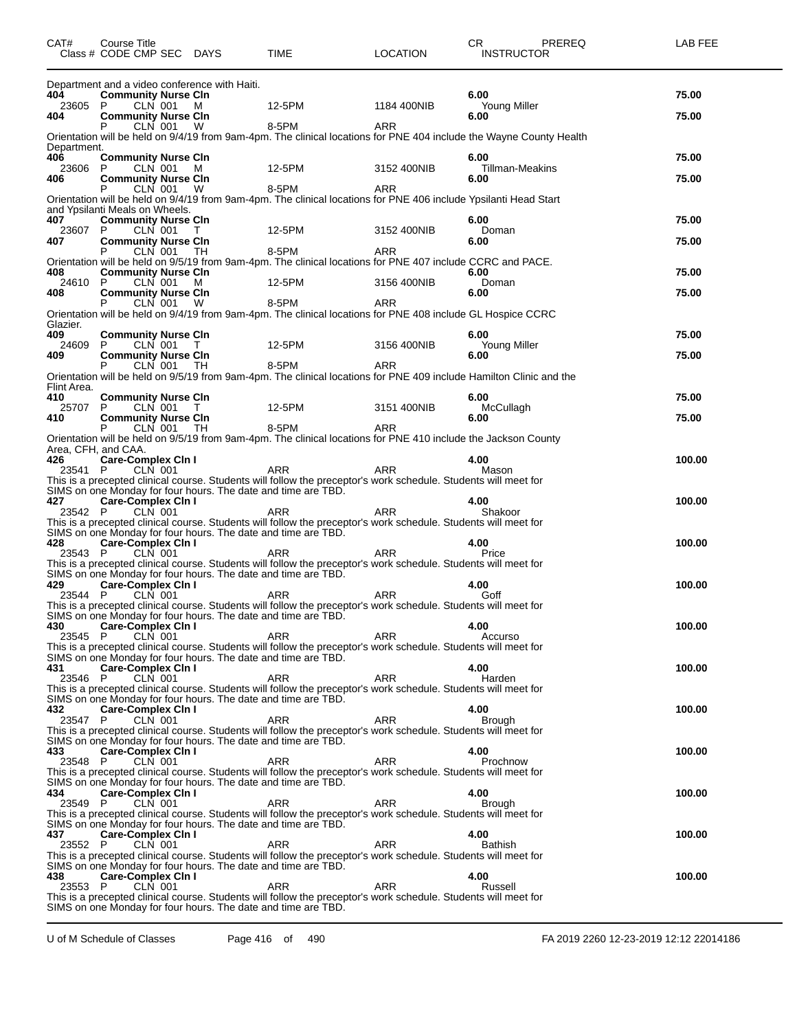| CAT# | Course Title Class # CODE CMP SEC | DAYS | TIME | LOCATION | CR INSTRUCTOR | PREREQ | LAB FEE |
|---|---|---|---|---|---|---|---|

Department and a video conference with Haiti.

| CAT# | Course Title Class # CODE CMP SEC | DAYS | TIME | LOCATION | CR INSTRUCTOR | LAB FEE |
|---|---|---|---|---|---|---|
| **404** | **Community Nurse Cln** | | | | **6.00** | **75.00** |
| 23605 | P CLN 001 | M | 12-5PM | 1184 400NIB | Young Miller | |
| **404** | **Community Nurse Cln** | | | | **6.00** | **75.00** |
| | P CLN 001 | W | 8-5PM | ARR | | |

Orientation will be held on 9/4/19 from 9am-4pm. The clinical locations for PNE 404 include the Wayne County Health Department.

| CAT# | Course Title Class # CODE CMP SEC | DAYS | TIME | LOCATION | CR INSTRUCTOR | LAB FEE |
|---|---|---|---|---|---|---|
| **406** | **Community Nurse Cln** | | | | **6.00** | **75.00** |
| 23606 | P CLN 001 | M | 12-5PM | 3152 400NIB | Tillman-Meakins | |
| **406** | **Community Nurse Cln** | | | | **6.00** | **75.00** |
| | P CLN 001 | W | 8-5PM | ARR | | |

Orientation will be held on 9/4/19 from 9am-4pm. The clinical locations for PNE 406 include Ypsilanti Head Start and Ypsilanti Meals on Wheels.

| CAT# | Course Title Class # CODE CMP SEC | DAYS | TIME | LOCATION | CR INSTRUCTOR | LAB FEE |
|---|---|---|---|---|---|---|
| **407** | **Community Nurse Cln** | | | | **6.00** | **75.00** |
| 23607 | P CLN 001 | T | 12-5PM | 3152 400NIB | Doman | |
| **407** | **Community Nurse Cln** | | | | **6.00** | **75.00** |
| | P CLN 001 | TH | 8-5PM | ARR | | |

Orientation will be held on 9/5/19 from 9am-4pm. The clinical locations for PNE 407 include CCRC and PACE.

| CAT# | Course Title Class # CODE CMP SEC | DAYS | TIME | LOCATION | CR INSTRUCTOR | LAB FEE |
|---|---|---|---|---|---|---|
| **408** | **Community Nurse Cln** | | | | **6.00** | **75.00** |
| 24610 | P CLN 001 | M | 12-5PM | 3156 400NIB | Doman | |
| **408** | **Community Nurse Cln** | | | | **6.00** | **75.00** |
| | P CLN 001 | W | 8-5PM | ARR | | |

Orientation will be held on 9/4/19 from 9am-4pm. The clinical locations for PNE 408 include GL Hospice CCRC Glazier.

| CAT# | Course Title Class # CODE CMP SEC | DAYS | TIME | LOCATION | CR INSTRUCTOR | LAB FEE |
|---|---|---|---|---|---|---|
| **409** | **Community Nurse Cln** | | | | **6.00** | **75.00** |
| 24609 | P CLN 001 | T | 12-5PM | 3156 400NIB | Young Miller | |
| **409** | **Community Nurse Cln** | | | | **6.00** | **75.00** |
| | P CLN 001 | TH | 8-5PM | ARR | | |

Orientation will be held on 9/5/19 from 9am-4pm. The clinical locations for PNE 409 include Hamilton Clinic and the Flint Area.

| CAT# | Course Title Class # CODE CMP SEC | DAYS | TIME | LOCATION | CR INSTRUCTOR | LAB FEE |
|---|---|---|---|---|---|---|
| **410** | **Community Nurse Cln** | | | | **6.00** | **75.00** |
| 25707 | P CLN 001 | T | 12-5PM | 3151 400NIB | McCullagh | |
| **410** | **Community Nurse Cln** | | | | **6.00** | **75.00** |
| | P CLN 001 | TH | 8-5PM | ARR | | |

Orientation will be held on 9/5/19 from 9am-4pm. The clinical locations for PNE 410 include the Jackson County Area, CFH, and CAA.

| CAT# | Course Title Class # CODE CMP SEC | DAYS | TIME | LOCATION | CR INSTRUCTOR | LAB FEE |
|---|---|---|---|---|---|---|
| **426** | **Care-Complex Cln I** | | | | **4.00** | **100.00** |
| 23541 | P CLN 001 | | ARR | ARR | Mason | |

This is a precepted clinical course. Students will follow the preceptor's work schedule. Students will meet for SIMS on one Monday for four hours. The date and time are TBD.

| CAT# | Course Title Class # CODE CMP SEC | DAYS | TIME | LOCATION | CR INSTRUCTOR | LAB FEE |
|---|---|---|---|---|---|---|
| **427** | **Care-Complex Cln I** | | | | **4.00** | **100.00** |
| 23542 | P CLN 001 | | ARR | ARR | Shakoor | |

This is a precepted clinical course. Students will follow the preceptor's work schedule. Students will meet for SIMS on one Monday for four hours. The date and time are TBD.

| CAT# | Course Title Class # CODE CMP SEC | DAYS | TIME | LOCATION | CR INSTRUCTOR | LAB FEE |
|---|---|---|---|---|---|---|
| **428** | **Care-Complex Cln I** | | | | **4.00** | **100.00** |
| 23543 | P CLN 001 | | ARR | ARR | Price | |

This is a precepted clinical course. Students will follow the preceptor's work schedule. Students will meet for SIMS on one Monday for four hours. The date and time are TBD.

| CAT# | Course Title Class # CODE CMP SEC | DAYS | TIME | LOCATION | CR INSTRUCTOR | LAB FEE |
|---|---|---|---|---|---|---|
| **429** | **Care-Complex Cln I** | | | | **4.00** | **100.00** |
| 23544 | P CLN 001 | | ARR | ARR | Goff | |

This is a precepted clinical course. Students will follow the preceptor's work schedule. Students will meet for SIMS on one Monday for four hours. The date and time are TBD.

| CAT# | Course Title Class # CODE CMP SEC | DAYS | TIME | LOCATION | CR INSTRUCTOR | LAB FEE |
|---|---|---|---|---|---|---|
| **430** | **Care-Complex Cln I** | | | | **4.00** | **100.00** |
| 23545 | P CLN 001 | | ARR | ARR | Accurso | |

This is a precepted clinical course. Students will follow the preceptor's work schedule. Students will meet for SIMS on one Monday for four hours. The date and time are TBD.

| CAT# | Course Title Class # CODE CMP SEC | DAYS | TIME | LOCATION | CR INSTRUCTOR | LAB FEE |
|---|---|---|---|---|---|---|
| **431** | **Care-Complex Cln I** | | | | **4.00** | **100.00** |
| 23546 | P CLN 001 | | ARR | ARR | Harden | |

This is a precepted clinical course. Students will follow the preceptor's work schedule. Students will meet for SIMS on one Monday for four hours. The date and time are TBD.

| CAT# | Course Title Class # CODE CMP SEC | DAYS | TIME | LOCATION | CR INSTRUCTOR | LAB FEE |
|---|---|---|---|---|---|---|
| **432** | **Care-Complex Cln I** | | | | **4.00** | **100.00** |
| 23547 | P CLN 001 | | ARR | ARR | Brough | |

This is a precepted clinical course. Students will follow the preceptor's work schedule. Students will meet for SIMS on one Monday for four hours. The date and time are TBD.

| CAT# | Course Title Class # CODE CMP SEC | DAYS | TIME | LOCATION | CR INSTRUCTOR | LAB FEE |
|---|---|---|---|---|---|---|
| **433** | **Care-Complex Cln I** | | | | **4.00** | **100.00** |
| 23548 | P CLN 001 | | ARR | ARR | Prochnow | |

This is a precepted clinical course. Students will follow the preceptor's work schedule. Students will meet for SIMS on one Monday for four hours. The date and time are TBD.

| CAT# | Course Title Class # CODE CMP SEC | DAYS | TIME | LOCATION | CR INSTRUCTOR | LAB FEE |
|---|---|---|---|---|---|---|
| **434** | **Care-Complex Cln I** | | | | **4.00** | **100.00** |
| 23549 | P CLN 001 | | ARR | ARR | Brough | |

This is a precepted clinical course. Students will follow the preceptor's work schedule. Students will meet for SIMS on one Monday for four hours. The date and time are TBD.

| CAT# | Course Title Class # CODE CMP SEC | DAYS | TIME | LOCATION | CR INSTRUCTOR | LAB FEE |
|---|---|---|---|---|---|---|
| **437** | **Care-Complex Cln I** | | | | **4.00** | **100.00** |
| 23552 | P CLN 001 | | ARR | ARR | Bathish | |

This is a precepted clinical course. Students will follow the preceptor's work schedule. Students will meet for SIMS on one Monday for four hours. The date and time are TBD.

| CAT# | Course Title Class # CODE CMP SEC | DAYS | TIME | LOCATION | CR INSTRUCTOR | LAB FEE |
|---|---|---|---|---|---|---|
| **438** | **Care-Complex Cln I** | | | | **4.00** | **100.00** |
| 23553 | P CLN 001 | | ARR | ARR | Russell | |

This is a precepted clinical course. Students will follow the preceptor's work schedule. Students will meet for SIMS on one Monday for four hours. The date and time are TBD.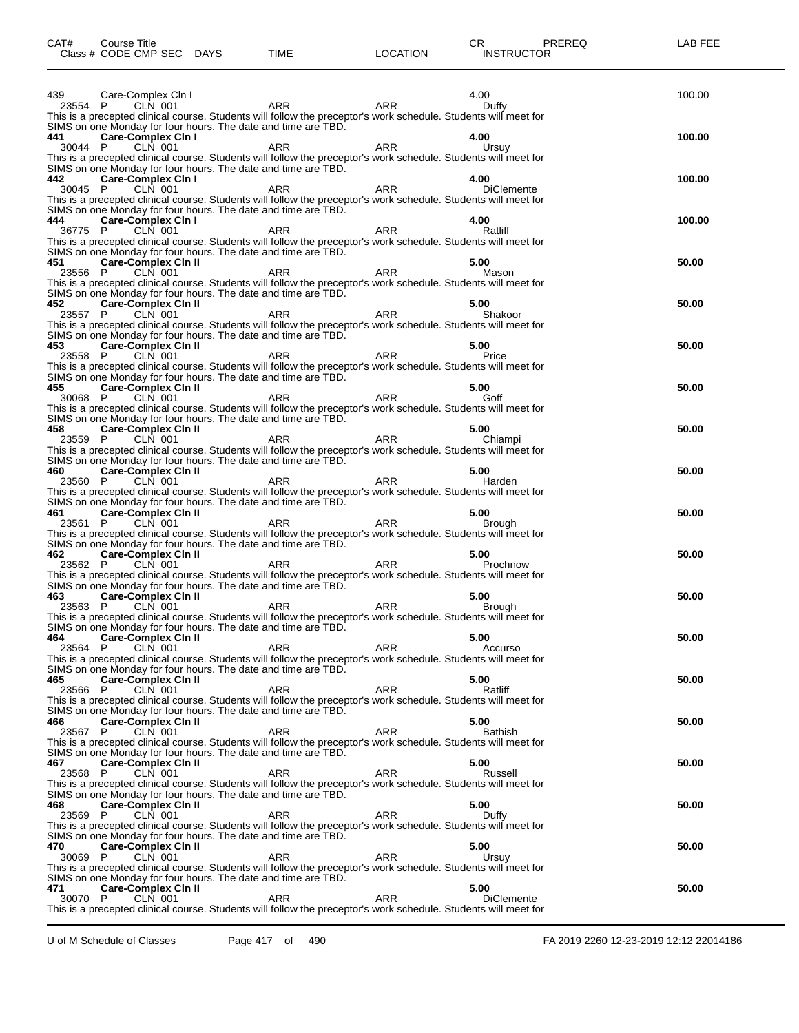| CAT# | Course Title | | | | | | CR | PREREQ | LAB FEE |
|---|---|---|---|---|---|---|---|---|---|
| Class # | CODE | CMP | SEC | DAYS | TIME | LOCATION | INSTRUCTOR | | |

**439 Care-Complex Cln I** — 4.00 — LAB FEE 100.00
23554 P CLN 001 ARR ARR Duffy
This is a precepted clinical course. Students will follow the preceptor's work schedule. Students will meet for SIMS on one Monday for four hours. The date and time are TBD.

**441 Care-Complex Cln I** — **4.00** — LAB FEE **100.00**
30044 P CLN 001 ARR ARR Ursuy
This is a precepted clinical course. Students will follow the preceptor's work schedule. Students will meet for SIMS on one Monday for four hours. The date and time are TBD.

**442 Care-Complex Cln I** — **4.00** — LAB FEE **100.00**
30045 P CLN 001 ARR ARR DiClemente
This is a precepted clinical course. Students will follow the preceptor's work schedule. Students will meet for SIMS on one Monday for four hours. The date and time are TBD.

**444 Care-Complex Cln I** — **4.00** — LAB FEE **100.00**
36775 P CLN 001 ARR ARR Ratliff
This is a precepted clinical course. Students will follow the preceptor's work schedule. Students will meet for SIMS on one Monday for four hours. The date and time are TBD.

**451 Care-Complex Cln II** — **5.00** — LAB FEE **50.00**
23556 P CLN 001 ARR ARR Mason
This is a precepted clinical course. Students will follow the preceptor's work schedule. Students will meet for SIMS on one Monday for four hours. The date and time are TBD.

**452 Care-Complex Cln II** — **5.00** — LAB FEE **50.00**
23557 P CLN 001 ARR ARR Shakoor
This is a precepted clinical course. Students will follow the preceptor's work schedule. Students will meet for SIMS on one Monday for four hours. The date and time are TBD.

**453 Care-Complex Cln II** — **5.00** — LAB FEE **50.00**
23558 P CLN 001 ARR ARR Price
This is a precepted clinical course. Students will follow the preceptor's work schedule. Students will meet for SIMS on one Monday for four hours. The date and time are TBD.

**455 Care-Complex Cln II** — **5.00** — LAB FEE **50.00**
30068 P CLN 001 ARR ARR Goff
This is a precepted clinical course. Students will follow the preceptor's work schedule. Students will meet for SIMS on one Monday for four hours. The date and time are TBD.

**458 Care-Complex Cln II** — **5.00** — LAB FEE **50.00**
23559 P CLN 001 ARR ARR Chiampi
This is a precepted clinical course. Students will follow the preceptor's work schedule. Students will meet for SIMS on one Monday for four hours. The date and time are TBD.

**460 Care-Complex Cln II** — **5.00** — LAB FEE **50.00**
23560 P CLN 001 ARR ARR Harden
This is a precepted clinical course. Students will follow the preceptor's work schedule. Students will meet for SIMS on one Monday for four hours. The date and time are TBD.

**461 Care-Complex Cln II** — **5.00** — LAB FEE **50.00**
23561 P CLN 001 ARR ARR Brough
This is a precepted clinical course. Students will follow the preceptor's work schedule. Students will meet for SIMS on one Monday for four hours. The date and time are TBD.

**462 Care-Complex Cln II** — **5.00** — LAB FEE **50.00**
23562 P CLN 001 ARR ARR Prochnow
This is a precepted clinical course. Students will follow the preceptor's work schedule. Students will meet for SIMS on one Monday for four hours. The date and time are TBD.

**463 Care-Complex Cln II** — **5.00** — LAB FEE **50.00**
23563 P CLN 001 ARR ARR Brough
This is a precepted clinical course. Students will follow the preceptor's work schedule. Students will meet for SIMS on one Monday for four hours. The date and time are TBD.

**464 Care-Complex Cln II** — **5.00** — LAB FEE **50.00**
23564 P CLN 001 ARR ARR Accurso
This is a precepted clinical course. Students will follow the preceptor's work schedule. Students will meet for SIMS on one Monday for four hours. The date and time are TBD.

**465 Care-Complex Cln II** — **5.00** — LAB FEE **50.00**
23566 P CLN 001 ARR ARR Ratliff
This is a precepted clinical course. Students will follow the preceptor's work schedule. Students will meet for SIMS on one Monday for four hours. The date and time are TBD.

**466 Care-Complex Cln II** — **5.00** — LAB FEE **50.00**
23567 P CLN 001 ARR ARR Bathish
This is a precepted clinical course. Students will follow the preceptor's work schedule. Students will meet for SIMS on one Monday for four hours. The date and time are TBD.

**467 Care-Complex Cln II** — **5.00** — LAB FEE **50.00**
23568 P CLN 001 ARR ARR Russell
This is a precepted clinical course. Students will follow the preceptor's work schedule. Students will meet for SIMS on one Monday for four hours. The date and time are TBD.

**468 Care-Complex Cln II** — **5.00** — LAB FEE **50.00**
23569 P CLN 001 ARR ARR Duffy
This is a precepted clinical course. Students will follow the preceptor's work schedule. Students will meet for SIMS on one Monday for four hours. The date and time are TBD.

**470 Care-Complex Cln II** — **5.00** — LAB FEE **50.00**
30069 P CLN 001 ARR ARR Ursuy
This is a precepted clinical course. Students will follow the preceptor's work schedule. Students will meet for SIMS on one Monday for four hours. The date and time are TBD.

**471 Care-Complex Cln II** — **5.00** — LAB FEE **50.00**
30070 P CLN 001 ARR ARR DiClemente
This is a precepted clinical course. Students will follow the preceptor's work schedule. Students will meet for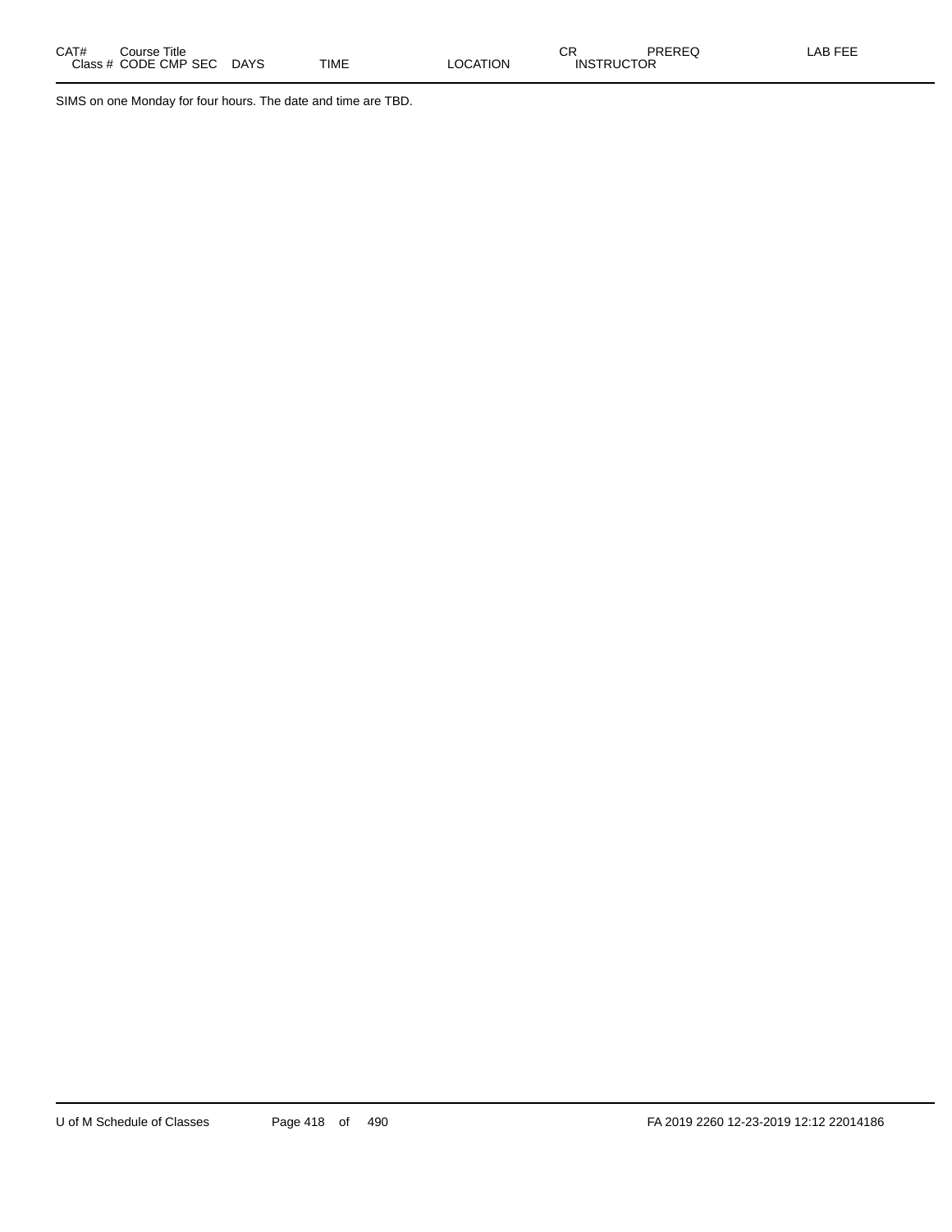SIMS on one Monday for four hours. The date and time are TBD.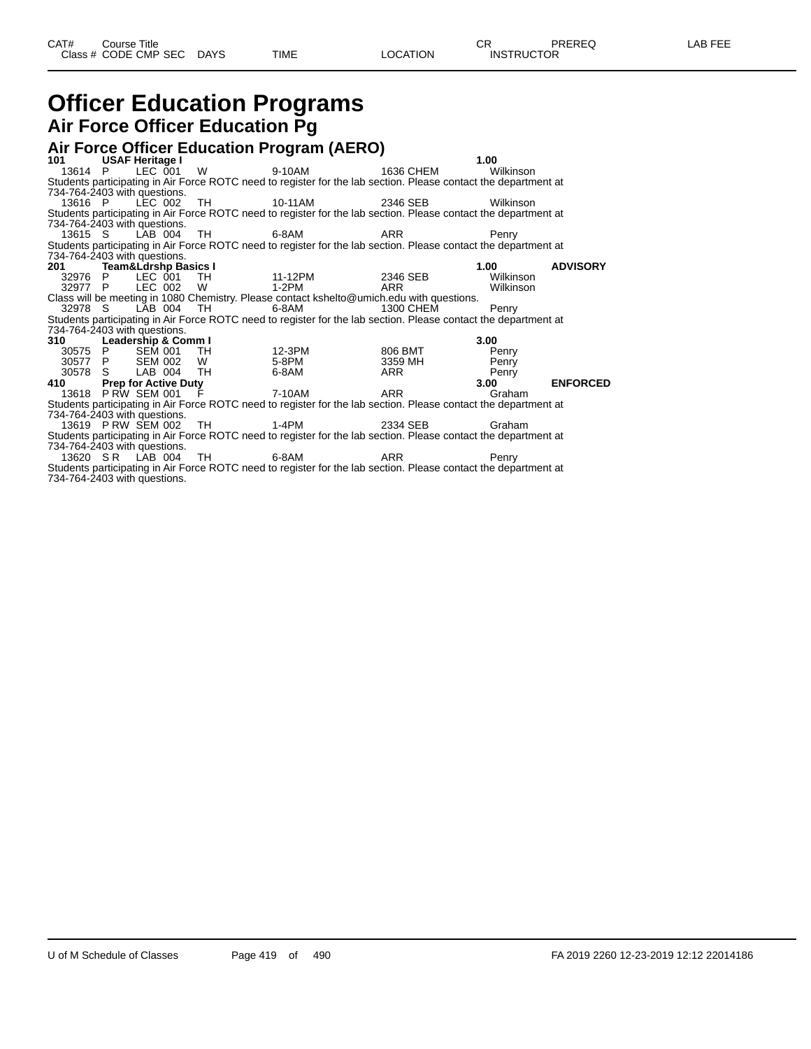# Officer Education Programs

## Air Force Officer Education Pg

### Air Force Officer Education Program (AERO)

| CAT# | Course Title | | | | | | CR | PREREQ | LAB FEE |
|---|---|---|---|---|---|---|---|---|---|
| Class # | CODE | CMP SEC | DAYS | TIME | LOCATION | INSTRUCTOR | | | |
| **101** | **USAF Heritage I** | | | | | | **1.00** | | |
| 13614 | P | LEC 001 | W | 9-10AM | 1636 CHEM | Wilkinson | | | |

Students participating in Air Force ROTC need to register for the lab section. Please contact the department at 734-764-2403 with questions.

| Class # | CODE | CMP SEC | DAYS | TIME | LOCATION | INSTRUCTOR |
|---|---|---|---|---|---|---|
| 13616 | P | LEC 002 | TH | 10-11AM | 2346 SEB | Wilkinson |

Students participating in Air Force ROTC need to register for the lab section. Please contact the department at 734-764-2403 with questions.

| Class # | CODE | CMP SEC | DAYS | TIME | LOCATION | INSTRUCTOR |
|---|---|---|---|---|---|---|
| 13615 | S | LAB 004 | TH | 6-8AM | ARR | Penry |

Students participating in Air Force ROTC need to register for the lab section. Please contact the department at 734-764-2403 with questions.

| CAT# | Course Title | | | | | | CR | PREREQ |
|---|---|---|---|---|---|---|---|---|
| **201** | **Team&Ldrshp Basics I** | | | | | | **1.00** | **ADVISORY** |
| 32976 | P | LEC 001 | TH | 11-12PM | 2346 SEB | Wilkinson | | |
| 32977 | P | LEC 002 | W | 1-2PM | ARR | Wilkinson | | |

Class will be meeting in 1080 Chemistry. Please contact kshelto@umich.edu with questions.

| Class # | CODE | CMP SEC | DAYS | TIME | LOCATION | INSTRUCTOR |
|---|---|---|---|---|---|---|
| 32978 | S | LAB 004 | TH | 6-8AM | 1300 CHEM | Penry |

Students participating in Air Force ROTC need to register for the lab section. Please contact the department at 734-764-2403 with questions.

| CAT# | Course Title | | | | | | CR | PREREQ |
|---|---|---|---|---|---|---|---|---|
| **310** | **Leadership & Comm I** | | | | | | **3.00** | |
| 30575 | P | SEM 001 | TH | 12-3PM | 806 BMT | Penry | | |
| 30577 | P | SEM 002 | W | 5-8PM | 3359 MH | Penry | | |
| 30578 | S | LAB 004 | TH | 6-8AM | ARR | Penry | | |
| **410** | **Prep for Active Duty** | | | | | | **3.00** | **ENFORCED** |
| 13618 | P RW | SEM 001 | F | 7-10AM | ARR | Graham | | |

Students participating in Air Force ROTC need to register for the lab section. Please contact the department at 734-764-2403 with questions.

| Class # | CODE | CMP SEC | DAYS | TIME | LOCATION | INSTRUCTOR |
|---|---|---|---|---|---|---|
| 13619 | P RW | SEM 002 | TH | 1-4PM | 2334 SEB | Graham |

Students participating in Air Force ROTC need to register for the lab section. Please contact the department at 734-764-2403 with questions.

| Class # | CODE | CMP SEC | DAYS | TIME | LOCATION | INSTRUCTOR |
|---|---|---|---|---|---|---|
| 13620 | S R | LAB 004 | TH | 6-8AM | ARR | Penry |

Students participating in Air Force ROTC need to register for the lab section. Please contact the department at 734-764-2403 with questions.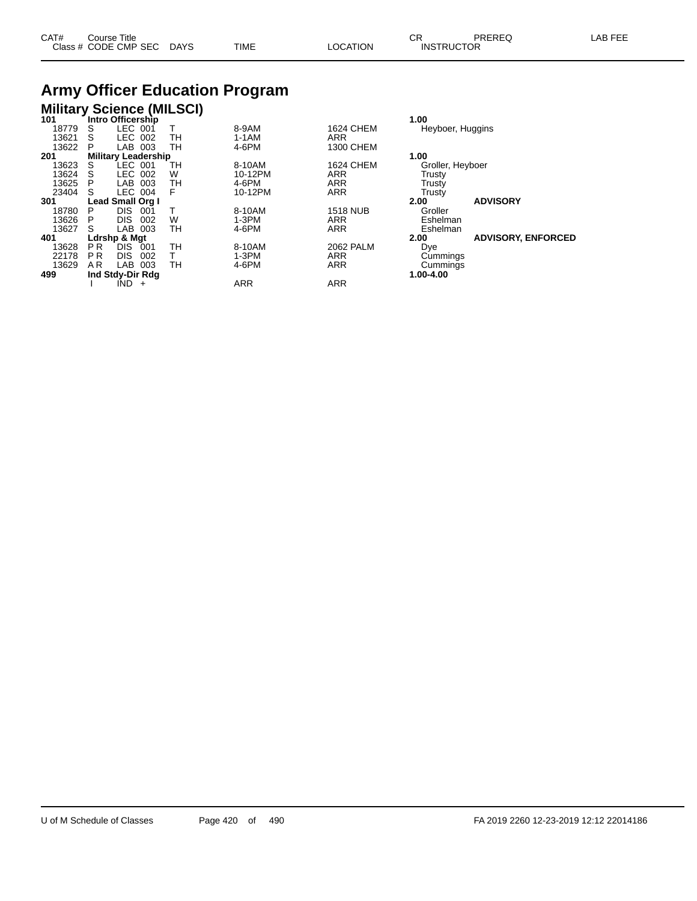# Army Officer Education Program

## Military Science (MILSCI)

| CAT# / Class # | Course Title / CODE | CMP | SEC | DAYS | TIME | LOCATION | CR / INSTRUCTOR | PREREQ | LAB FEE |
|---|---|---|---|---|---|---|---|---|---|
| **101** | **Intro Officership** | | | | | | **1.00** | | |
| 18779 | S | LEC | 001 | T | 8-9AM | 1624 CHEM | Heyboer, Huggins | | |
| 13621 | S | LEC | 002 | TH | 1-1AM | ARR | | | |
| 13622 | P | LAB | 003 | TH | 4-6PM | 1300 CHEM | | | |
| **201** | **Military Leadership** | | | | | | **1.00** | | |
| 13623 | S | LEC | 001 | TH | 8-10AM | 1624 CHEM | Groller, Heyboer | | |
| 13624 | S | LEC | 002 | W | 10-12PM | ARR | Trusty | | |
| 13625 | P | LAB | 003 | TH | 4-6PM | ARR | Trusty | | |
| 23404 | S | LEC | 004 | F | 10-12PM | ARR | Trusty | | |
| **301** | **Lead Small Org I** | | | | | | **2.00** | **ADVISORY** | |
| 18780 | P | DIS | 001 | T | 8-10AM | 1518 NUB | Groller | | |
| 13626 | P | DIS | 002 | W | 1-3PM | ARR | Eshelman | | |
| 13627 | S | LAB | 003 | TH | 4-6PM | ARR | Eshelman | | |
| **401** | **Ldrshp & Mgt** | | | | | | **2.00** | **ADVISORY, ENFORCED** | |
| 13628 | P R | DIS | 001 | TH | 8-10AM | 2062 PALM | Dye | | |
| 22178 | P R | DIS | 002 | T | 1-3PM | ARR | Cummings | | |
| 13629 | A R | LAB | 003 | TH | 4-6PM | ARR | Cummings | | |
| **499** | **Ind Stdy-Dir Rdg** | | | | | | **1.00-4.00** | | |
| | I | IND | + | | ARR | ARR | | | |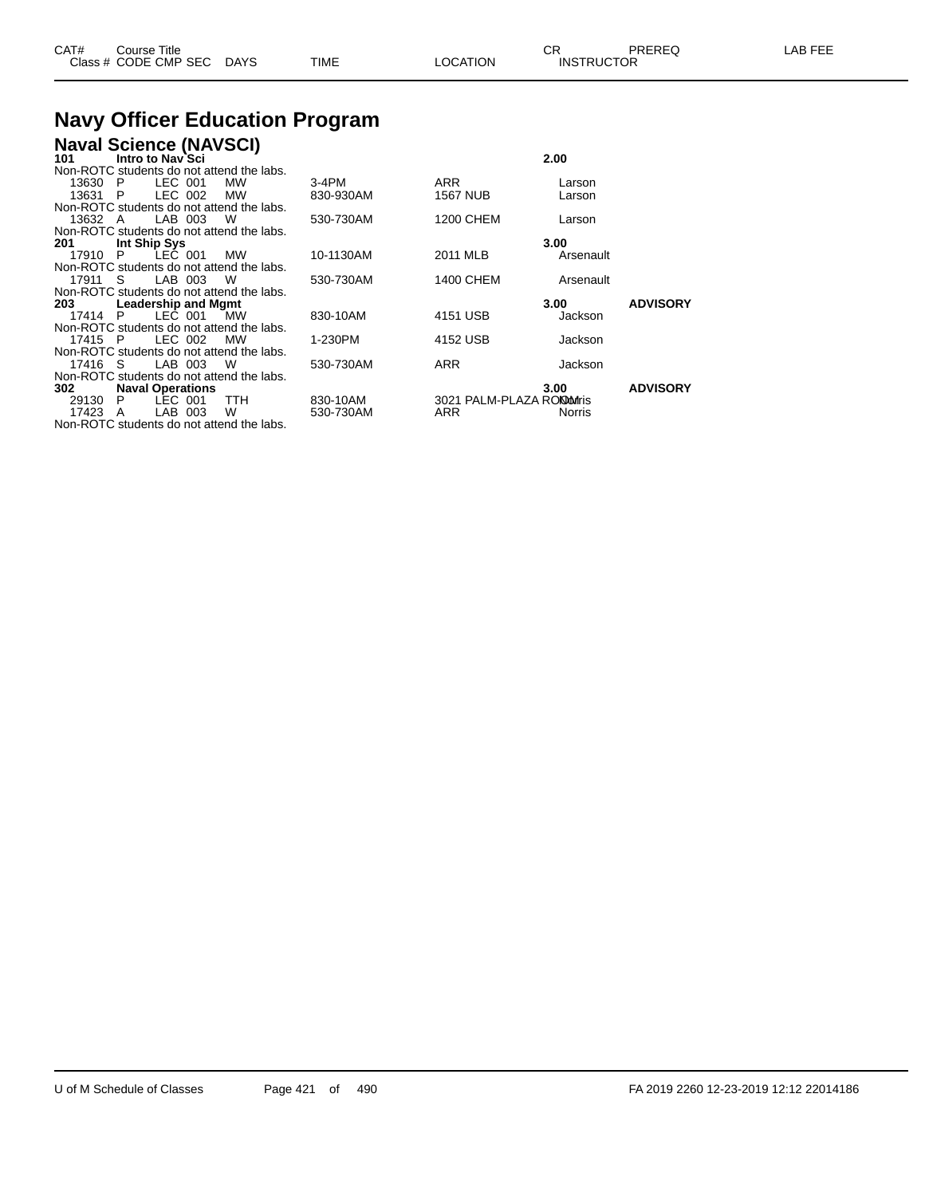| CAT# | Course Title | | | | | | CR | PREREQ | LAB FEE |
|---|---|---|---|---|---|---|---|---|---|
| Class # | CODE | CMP | SEC | DAYS | TIME | LOCATION | INSTRUCTOR | | |

# Navy Officer Education Program

## Naval Science (NAVSCI)

**101 Intro to Nav Sci** — **2.00**

Non-ROTC students do not attend the labs.

| Class # | CODE | CMP | SEC | DAYS | TIME | LOCATION | INSTRUCTOR |
|---|---|---|---|---|---|---|---|
| 13630 | P | LEC | 001 | MW | 3-4PM | ARR | Larson |
| 13631 | P | LEC | 002 | MW | 830-930AM | 1567 NUB | Larson |

Non-ROTC students do not attend the labs.

| Class # | CODE | CMP | SEC | DAYS | TIME | LOCATION | INSTRUCTOR |
|---|---|---|---|---|---|---|---|
| 13632 | A | LAB | 003 | W | 530-730AM | 1200 CHEM | Larson |

Non-ROTC students do not attend the labs.

**201 Int Ship Sys** — **3.00**

| Class # | CODE | CMP | SEC | DAYS | TIME | LOCATION | INSTRUCTOR |
|---|---|---|---|---|---|---|---|
| 17910 | P | LEC | 001 | MW | 10-1130AM | 2011 MLB | Arsenault |

Non-ROTC students do not attend the labs.

| Class # | CODE | CMP | SEC | DAYS | TIME | LOCATION | INSTRUCTOR |
|---|---|---|---|---|---|---|---|
| 17911 | S | LAB | 003 | W | 530-730AM | 1400 CHEM | Arsenault |

Non-ROTC students do not attend the labs.

**203 Leadership and Mgmt** — **3.00** — **ADVISORY**

| Class # | CODE | CMP | SEC | DAYS | TIME | LOCATION | INSTRUCTOR |
|---|---|---|---|---|---|---|---|
| 17414 | P | LEC | 001 | MW | 830-10AM | 4151 USB | Jackson |

Non-ROTC students do not attend the labs.

| Class # | CODE | CMP | SEC | DAYS | TIME | LOCATION | INSTRUCTOR |
|---|---|---|---|---|---|---|---|
| 17415 | P | LEC | 002 | MW | 1-230PM | 4152 USB | Jackson |

Non-ROTC students do not attend the labs.

| Class # | CODE | CMP | SEC | DAYS | TIME | LOCATION | INSTRUCTOR |
|---|---|---|---|---|---|---|---|
| 17416 | S | LAB | 003 | W | 530-730AM | ARR | Jackson |

Non-ROTC students do not attend the labs.

**302 Naval Operations** — **3.00** — **ADVISORY**

| Class # | CODE | CMP | SEC | DAYS | TIME | LOCATION | INSTRUCTOR |
|---|---|---|---|---|---|---|---|
| 29130 | P | LEC | 001 | TTH | 830-10AM | 3021 PALM-PLAZA ROOM | Norris |
| 17423 | A | LAB | 003 | W | 530-730AM | ARR | Norris |

Non-ROTC students do not attend the labs.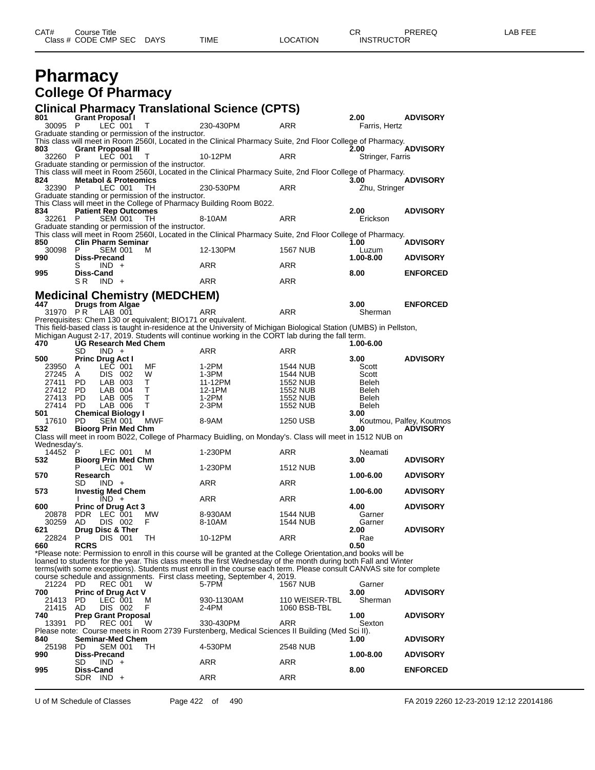# Pharmacy

## College Of Pharmacy

### Clinical Pharmacy Translational Science (CPTS)

| CAT# / Class # | Course Title / CODE CMP SEC | DAYS | TIME | LOCATION | CR / INSTRUCTOR | PREREQ | LAB FEE |
|---|---|---|---|---|---|---|---|
| **801** | **Grant Proposal I** | | | | **2.00** | **ADVISORY** | |
| 30095 | P LEC 001 | T | 230-430PM | ARR | Farris, Hertz | | |

Graduate standing or permission of the instructor.
This class will meet in Room 2560I, Located in the Clinical Pharmacy Suite, 2nd Floor College of Pharmacy.

| CAT# / Class # | Course Title / CODE CMP SEC | DAYS | TIME | LOCATION | CR / INSTRUCTOR | PREREQ | LAB FEE |
|---|---|---|---|---|---|---|---|
| **803** | **Grant Proposal III** | | | | **2.00** | **ADVISORY** | |
| 32260 | P LEC 001 | T | 10-12PM | ARR | Stringer, Farris | | |

Graduate standing or permission of the instructor.
This class will meet in Room 2560I, Located in the Clinical Pharmacy Suite, 2nd Floor College of Pharmacy.

| CAT# / Class # | Course Title / CODE CMP SEC | DAYS | TIME | LOCATION | CR / INSTRUCTOR | PREREQ | LAB FEE |
|---|---|---|---|---|---|---|---|
| **824** | **Metabol & Proteomics** | | | | **3.00** | **ADVISORY** | |
| 32390 | P LEC 001 | TH | 230-530PM | ARR | Zhu, Stringer | | |

Graduate standing or permission of the instructor.
This Class will meet in the College of Pharmacy Building Room B022.

| CAT# / Class # | Course Title / CODE CMP SEC | DAYS | TIME | LOCATION | CR / INSTRUCTOR | PREREQ | LAB FEE |
|---|---|---|---|---|---|---|---|
| **834** | **Patient Rep Outcomes** | | | | **2.00** | **ADVISORY** | |
| 32261 | P SEM 001 | TH | 8-10AM | ARR | Erickson | | |

Graduate standing or permission of the instructor.
This class will meet in Room 2560I, Located in the Clinical Pharmacy Suite, 2nd Floor College of Pharmacy.

| CAT# / Class # | Course Title / CODE CMP SEC | DAYS | TIME | LOCATION | CR / INSTRUCTOR | PREREQ | LAB FEE |
|---|---|---|---|---|---|---|---|
| **850** | **Clin Pharm Seminar** | | | | **1.00** | **ADVISORY** | |
| 30098 | P SEM 001 | M | 12-130PM | 1567 NUB | Luzum | | |
| **990** | **Diss-Precand** | | | | **1.00-8.00** | **ADVISORY** | |
| | S IND + | | ARR | ARR | | | |
| **995** | **Diss-Cand** | | | | **8.00** | **ENFORCED** | |
| | S R IND + | | ARR | ARR | | | |

### Medicinal Chemistry (MEDCHEM)

| CAT# / Class # | Course Title / CODE CMP SEC | DAYS | TIME | LOCATION | CR / INSTRUCTOR | PREREQ | LAB FEE |
|---|---|---|---|---|---|---|---|
| **447** | **Drugs from Algae** | | | | **3.00** | **ENFORCED** | |
| 31970 | P R LAB 001 | | ARR | ARR | Sherman | | |

Prerequisites: Chem 130 or equivalent; BIO171 or equivalent.
This field-based class is taught in-residence at the University of Michigan Biological Station (UMBS) in Pellston, Michigan August 2-17, 2019. Students will continue working in the CORT lab during the fall term.

| CAT# / Class # | Course Title / CODE CMP SEC | DAYS | TIME | LOCATION | CR / INSTRUCTOR | PREREQ | LAB FEE |
|---|---|---|---|---|---|---|---|
| **470** | **UG Research Med Chem** | | | | **1.00-6.00** | | |
| | SD IND + | | ARR | ARR | | | |
| **500** | **Princ Drug Act I** | | | | **3.00** | **ADVISORY** | |
| 23950 | A LEC 001 | MF | 1-2PM | 1544 NUB | Scott | | |
| 27245 | A DIS 002 | W | 1-3PM | 1544 NUB | Scott | | |
| 27411 | PD LAB 003 | T | 11-12PM | 1552 NUB | Beleh | | |
| 27412 | PD LAB 004 | T | 12-1PM | 1552 NUB | Beleh | | |
| 27413 | PD LAB 005 | T | 1-2PM | 1552 NUB | Beleh | | |
| 27414 | PD LAB 006 | T | 2-3PM | 1552 NUB | Beleh | | |
| **501** | **Chemical Biology I** | | | | **3.00** | | |
| 17610 | PD SEM 001 | MWF | 8-9AM | 1250 USB | Koutmou, Palfey, Koutmos | | |
| **532** | **Bioorg Prin Med Chm** | | | | **3.00** | **ADVISORY** | |

Class will meet in room B022, College of Pharmacy Buidling, on Monday's. Class will meet in 1512 NUB on Wednesday's.

| CAT# / Class # | Course Title / CODE CMP SEC | DAYS | TIME | LOCATION | CR / INSTRUCTOR | PREREQ | LAB FEE |
|---|---|---|---|---|---|---|---|
| 14452 | P LEC 001 | M | 1-230PM | ARR | Neamati | | |
| **532** | **Bioorg Prin Med Chm** | | | | **3.00** | **ADVISORY** | |
| | P LEC 001 | W | 1-230PM | 1512 NUB | | | |
| **570** | **Research** | | | | **1.00-6.00** | **ADVISORY** | |
| | SD IND + | | ARR | ARR | | | |
| **573** | **Investig Med Chem** | | | | **1.00-6.00** | **ADVISORY** | |
| | I IND + | | ARR | ARR | | | |
| **600** | **Princ of Drug Act 3** | | | | **4.00** | **ADVISORY** | |
| 20878 | PDR LEC 001 | MW | 8-930AM | 1544 NUB | Garner | | |
| 30259 | AD DIS 002 | F | 8-10AM | 1544 NUB | Garner | | |
| **621** | **Drug Disc & Ther** | | | | **2.00** | **ADVISORY** | |
| 22824 | P DIS 001 | TH | 10-12PM | ARR | Rae | | |
| **660** | **RCRS** | | | | **0.50** | | |

*Please note: Permission to enroll in this course will be granted at the College Orientation,and books will be loaned to students for the year. This class meets the first Wednesday of the month during both Fall and Winter terms(with some exceptions). Students must enroll in the course each term. Please consult CANVAS site for complete course schedule and assignments. First class meeting, September 4, 2019.

| CAT# / Class # | Course Title / CODE CMP SEC | DAYS | TIME | LOCATION | CR / INSTRUCTOR | PREREQ | LAB FEE |
|---|---|---|---|---|---|---|---|
| 21224 | PD REC 001 | W | 5-7PM | 1567 NUB | Garner | | |
| **700** | **Princ of Drug Act V** | | | | **3.00** | **ADVISORY** | |
| 21413 | PD LEC 001 | M | 930-1130AM | 110 WEISER-TBL | Sherman | | |
| 21415 | AD DIS 002 | F | 2-4PM | 1060 BSB-TBL | | | |
| **740** | **Prep Grant Proposal** | | | | **1.00** | **ADVISORY** | |
| 13391 | PD REC 001 | W | 330-430PM | ARR | Sexton | | |

Please note: Course meets in Room 2739 Furstenberg, Medical Sciences II Building (Med Sci II).

| CAT# / Class # | Course Title / CODE CMP SEC | DAYS | TIME | LOCATION | CR / INSTRUCTOR | PREREQ | LAB FEE |
|---|---|---|---|---|---|---|---|
| **840** | **Seminar-Med Chem** | | | | **1.00** | **ADVISORY** | |
| 25198 | PD SEM 001 | TH | 4-530PM | 2548 NUB | | | |
| **990** | **Diss-Precand** | | | | **1.00-8.00** | **ADVISORY** | |
| | SD IND + | | ARR | ARR | | | |
| **995** | **Diss-Cand** | | | | **8.00** | **ENFORCED** | |
| | SDR IND + | | ARR | ARR | | | |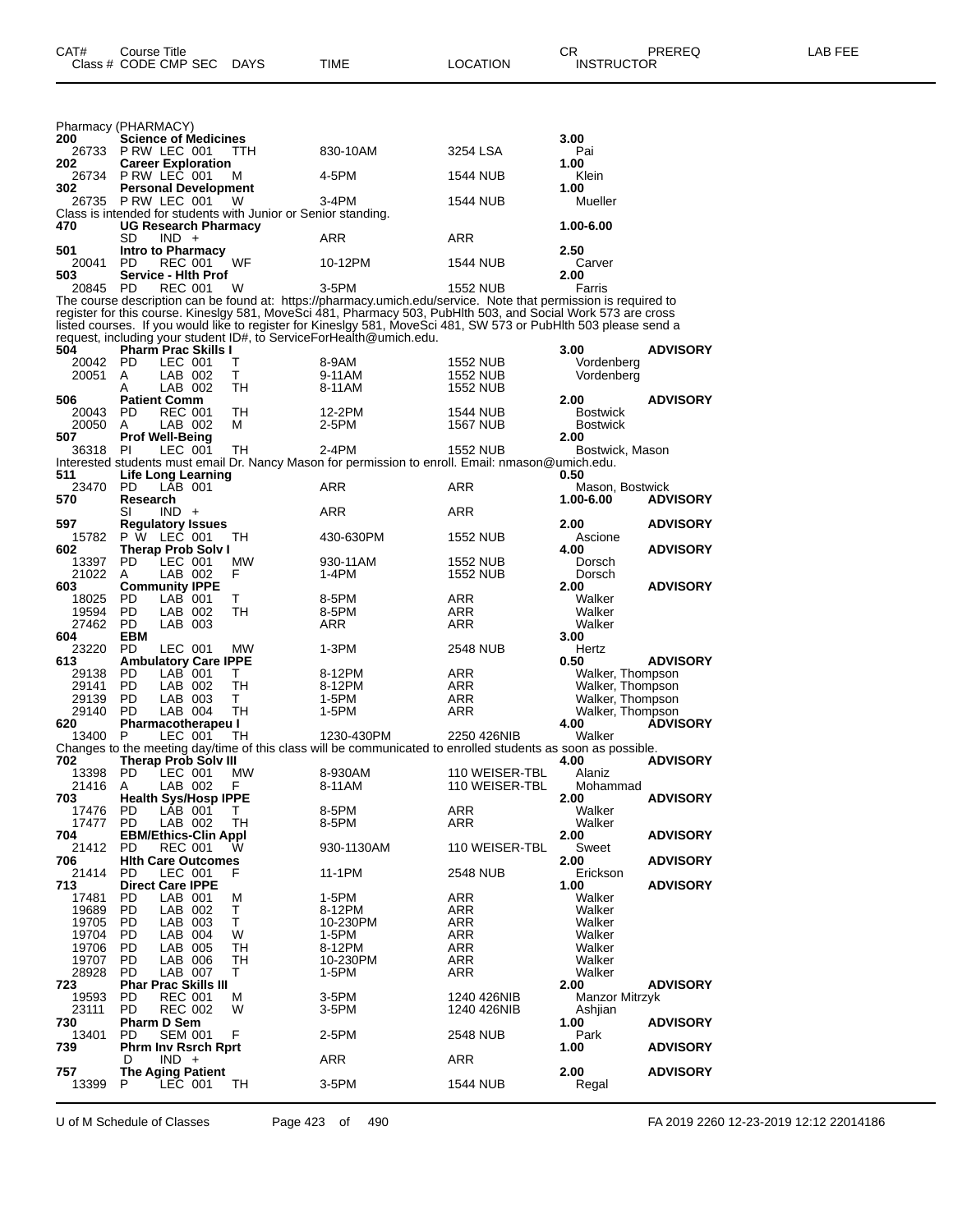| CAT# Class # | Course Title CODE CMP SEC | DAYS | TIME | LOCATION | CR INSTRUCTOR | PREREQ | LAB FEE |
|---|---|---|---|---|---|---|---|

## Pharmacy (PHARMACY)

| CAT# Class # | Course Title CODE CMP SEC | DAYS | TIME | LOCATION | CR INSTRUCTOR | PREREQ |
|---|---|---|---|---|---|---|
| **200** | **Science of Medicines** | | | | **3.00** | |
| 26733 | P RW LEC 001 | TTH | 830-10AM | 3254 LSA | Pai | |
| **202** | **Career Exploration** | | | | **1.00** | |
| 26734 | P RW LEC 001 | M | 4-5PM | 1544 NUB | Klein | |
| **302** | **Personal Development** | | | | **1.00** | |
| 26735 | P RW LEC 001 | W | 3-4PM | 1544 NUB | Mueller | |

Class is intended for students with Junior or Senior standing.

| CAT# Class # | Course Title CODE CMP SEC | DAYS | TIME | LOCATION | CR INSTRUCTOR | PREREQ |
|---|---|---|---|---|---|---|
| **470** | **UG Research Pharmacy** | | | | **1.00-6.00** | |
| | SD IND + | | ARR | ARR | | |
| **501** | **Intro to Pharmacy** | | | | **2.50** | |
| 20041 | PD REC 001 | WF | 10-12PM | 1544 NUB | Carver | |
| **503** | **Service - Hlth Prof** | | | | **2.00** | |
| 20845 | PD REC 001 | W | 3-5PM | 1552 NUB | Farris | |

The course description can be found at: https://pharmacy.umich.edu/service. Note that permission is required to register for this course. Kineslgy 581, MoveSci 481, Pharmacy 503, PubHlth 503, and Social Work 573 are cross listed courses. If you would like to register for Kineslgy 581, MoveSci 481, SW 573 or PubHlth 503 please send a request, including your student ID#, to ServiceForHealth@umich.edu.

| CAT# Class # | Course Title CODE CMP SEC | DAYS | TIME | LOCATION | CR INSTRUCTOR | PREREQ |
|---|---|---|---|---|---|---|
| **504** | **Pharm Prac Skills I** | | | | **3.00** | **ADVISORY** |
| 20042 | PD LEC 001 | T | 8-9AM | 1552 NUB | Vordenberg | |
| 20051 | A LAB 002 | T | 9-11AM | 1552 NUB | Vordenberg | |
| | A LAB 002 | TH | 8-11AM | 1552 NUB | | |
| **506** | **Patient Comm** | | | | **2.00** | **ADVISORY** |
| 20043 | PD REC 001 | TH | 12-2PM | 1544 NUB | Bostwick | |
| 20050 | A LAB 002 | M | 2-5PM | 1567 NUB | Bostwick | |
| **507** | **Prof Well-Being** | | | | **2.00** | |
| 36318 | PI LEC 001 | TH | 2-4PM | 1552 NUB | Bostwick, Mason | |

Interested students must email Dr. Nancy Mason for permission to enroll. Email: nmason@umich.edu.

| CAT# Class # | Course Title CODE CMP SEC | DAYS | TIME | LOCATION | CR INSTRUCTOR | PREREQ |
|---|---|---|---|---|---|---|
| **511** | **Life Long Learning** | | | | **0.50** | |
| 23470 | PD LAB 001 | | ARR | ARR | Mason, Bostwick | |
| **570** | **Research** | | | | **1.00-6.00** | **ADVISORY** |
| | SI IND + | | ARR | ARR | | |
| **597** | **Regulatory Issues** | | | | **2.00** | **ADVISORY** |
| 15782 | P W LEC 001 | TH | 430-630PM | 1552 NUB | Ascione | |
| **602** | **Therap Prob Solv I** | | | | **4.00** | **ADVISORY** |
| 13397 | PD LEC 001 | MW | 930-11AM | 1552 NUB | Dorsch | |
| 21022 | A LAB 002 | F | 1-4PM | 1552 NUB | Dorsch | |
| **603** | **Community IPPE** | | | | **2.00** | **ADVISORY** |
| 18025 | PD LAB 001 | T | 8-5PM | ARR | Walker | |
| 19594 | PD LAB 002 | TH | 8-5PM | ARR | Walker | |
| 27462 | PD LAB 003 | | ARR | ARR | Walker | |
| **604** | **EBM** | | | | **3.00** | |
| 23220 | PD LEC 001 | MW | 1-3PM | 2548 NUB | Hertz | |
| **613** | **Ambulatory Care IPPE** | | | | **0.50** | **ADVISORY** |
| 29138 | PD LAB 001 | T | 8-12PM | ARR | Walker, Thompson | |
| 29141 | PD LAB 002 | TH | 8-12PM | ARR | Walker, Thompson | |
| 29139 | PD LAB 003 | T | 1-5PM | ARR | Walker, Thompson | |
| 29140 | PD LAB 004 | TH | 1-5PM | ARR | Walker, Thompson | |
| **620** | **Pharmacotherapeu I** | | | | **4.00** | **ADVISORY** |
| 13400 | P LEC 001 | TH | 1230-430PM | 2250 426NIB | Walker | |

Changes to the meeting day/time of this class will be communicated to enrolled students as soon as possible.

| CAT# Class # | Course Title CODE CMP SEC | DAYS | TIME | LOCATION | CR INSTRUCTOR | PREREQ |
|---|---|---|---|---|---|---|
| **702** | **Therap Prob Solv III** | | | | **4.00** | **ADVISORY** |
| 13398 | PD LEC 001 | MW | 8-930AM | 110 WEISER-TBL | Alaniz | |
| 21416 | A LAB 002 | F | 8-11AM | 110 WEISER-TBL | Mohammad | |
| **703** | **Health Sys/Hosp IPPE** | | | | **2.00** | **ADVISORY** |
| 17476 | PD LAB 001 | T | 8-5PM | ARR | Walker | |
| 17477 | PD LAB 002 | TH | 8-5PM | ARR | Walker | |
| **704** | **EBM/Ethics-Clin Appl** | | | | **2.00** | **ADVISORY** |
| 21412 | PD REC 001 | W | 930-1130AM | 110 WEISER-TBL | Sweet | |
| **706** | **Hlth Care Outcomes** | | | | **2.00** | **ADVISORY** |
| 21414 | PD LEC 001 | F | 11-1PM | 2548 NUB | Erickson | |
| **713** | **Direct Care IPPE** | | | | **1.00** | **ADVISORY** |
| 17481 | PD LAB 001 | M | 1-5PM | ARR | Walker | |
| 19689 | PD LAB 002 | T | 8-12PM | ARR | Walker | |
| 19705 | PD LAB 003 | T | 10-230PM | ARR | Walker | |
| 19704 | PD LAB 004 | W | 1-5PM | ARR | Walker | |
| 19706 | PD LAB 005 | TH | 8-12PM | ARR | Walker | |
| 19707 | PD LAB 006 | TH | 10-230PM | ARR | Walker | |
| 28928 | PD LAB 007 | T | 1-5PM | ARR | Walker | |
| **723** | **Phar Prac Skills III** | | | | **2.00** | **ADVISORY** |
| 19593 | PD REC 001 | M | 3-5PM | 1240 426NIB | Manzor Mitrzyk | |
| 23111 | PD REC 002 | W | 3-5PM | 1240 426NIB | Ashjian | |
| **730** | **Pharm D Sem** | | | | **1.00** | **ADVISORY** |
| 13401 | PD SEM 001 | F | 2-5PM | 2548 NUB | Park | |
| **739** | **Phrm Inv Rsrch Rprt** | | | | **1.00** | **ADVISORY** |
| | D IND + | | ARR | ARR | | |
| **757** | **The Aging Patient** | | | | **2.00** | **ADVISORY** |
| 13399 | P LEC 001 | TH | 3-5PM | 1544 NUB | Regal | |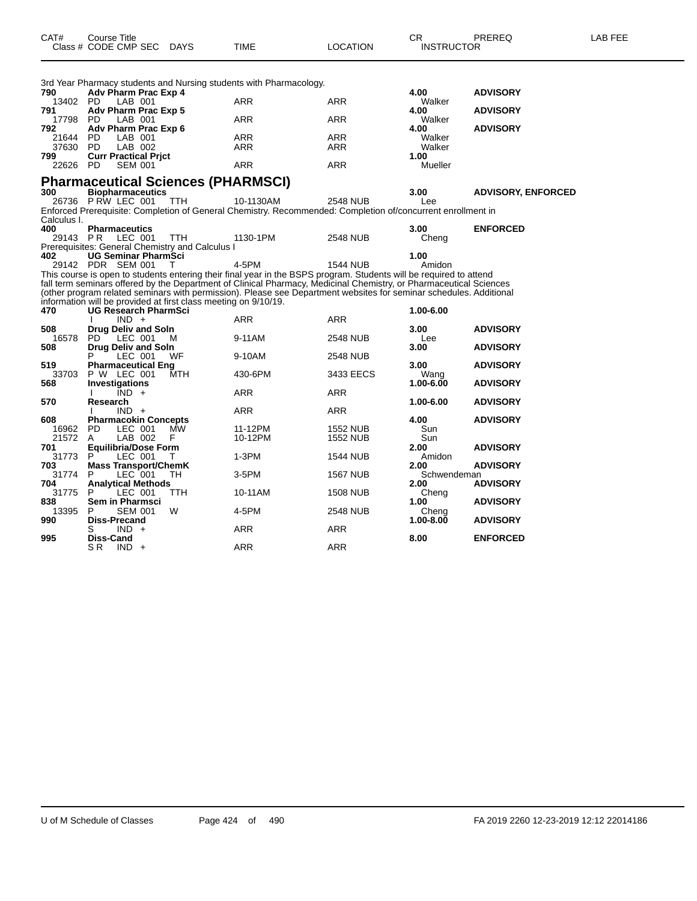| CAT# | Course Title Class # CODE CMP SEC | DAYS | TIME | LOCATION | CR INSTRUCTOR | PREREQ | LAB FEE |
|---|---|---|---|---|---|---|---|

3rd Year Pharmacy students and Nursing students with Pharmacology.

| CAT# | Course Title Class # CODE CMP SEC | DAYS | TIME | LOCATION | CR INSTRUCTOR | PREREQ | LAB FEE |
|---|---|---|---|---|---|---|---|
| **790** | **Adv Pharm Prac Exp 4** | | | | **4.00** | **ADVISORY** | |
| 13402 | PD LAB 001 | | ARR | ARR | Walker | | |
| **791** | **Adv Pharm Prac Exp 5** | | | | **4.00** | **ADVISORY** | |
| 17798 | PD LAB 001 | | ARR | ARR | Walker | | |
| **792** | **Adv Pharm Prac Exp 6** | | | | **4.00** | **ADVISORY** | |
| 21644 | PD LAB 001 | | ARR | ARR | Walker | | |
| 37630 | PD LAB 002 | | ARR | ARR | Walker | | |
| **799** | **Curr Practical Prjct** | | | | **1.00** | | |
| 22626 | PD SEM 001 | | ARR | ARR | Mueller | | |

## Pharmaceutical Sciences (PHARMSCI)

| CAT# | Course Title Class # CODE CMP SEC | DAYS | TIME | LOCATION | CR INSTRUCTOR | PREREQ | LAB FEE |
|---|---|---|---|---|---|---|---|
| **300** | **Biopharmaceutics** | | | | **3.00** | **ADVISORY, ENFORCED** | |
| 26736 | P RW LEC 001 | TTH | 10-1130AM | 2548 NUB | Lee | | |

Enforced Prerequisite: Completion of General Chemistry. Recommended: Completion of/concurrent enrollment in Calculus I.

| CAT# | Course Title Class # CODE CMP SEC | DAYS | TIME | LOCATION | CR INSTRUCTOR | PREREQ | LAB FEE |
|---|---|---|---|---|---|---|---|
| **400** | **Pharmaceutics** | | | | **3.00** | **ENFORCED** | |
| 29143 | P R LEC 001 | TTH | 1130-1PM | 2548 NUB | Cheng | | |

Prerequisites: General Chemistry and Calculus I

| CAT# | Course Title Class # CODE CMP SEC | DAYS | TIME | LOCATION | CR INSTRUCTOR | PREREQ | LAB FEE |
|---|---|---|---|---|---|---|---|
| **402** | **UG Seminar PharmSci** | | | | **1.00** | | |
| 29142 | PDR SEM 001 | T | 4-5PM | 1544 NUB | Amidon | | |

This course is open to students entering their final year in the BSPS program. Students will be required to attend fall term seminars offered by the Department of Clinical Pharmacy, Medicinal Chemistry, or Pharmaceutical Sciences (other program related seminars with permission). Please see Department websites for seminar schedules. Additional information will be provided at first class meeting on 9/10/19.

| CAT# | Course Title Class # CODE CMP SEC | DAYS | TIME | LOCATION | CR INSTRUCTOR | PREREQ | LAB FEE |
|---|---|---|---|---|---|---|---|
| **470** | **UG Research PharmSci** | | | | **1.00-6.00** | | |
| | I IND + | | ARR | ARR | | | |
| **508** | **Drug Deliv and Soln** | | | | **3.00** | **ADVISORY** | |
| 16578 | PD LEC 001 | M | 9-11AM | 2548 NUB | Lee | | |
| **508** | **Drug Deliv and Soln** | | | | **3.00** | **ADVISORY** | |
| | P LEC 001 | WF | 9-10AM | 2548 NUB | | | |
| **519** | **Pharmaceutical Eng** | | | | **3.00** | **ADVISORY** | |
| 33703 | P W LEC 001 | MTH | 430-6PM | 3433 EECS | Wang | | |
| **568** | **Investigations** | | | | **1.00-6.00** | **ADVISORY** | |
| | I IND + | | ARR | ARR | | | |
| **570** | **Research** | | | | **1.00-6.00** | **ADVISORY** | |
| | I IND + | | ARR | ARR | | | |
| **608** | **Pharmacokin Concepts** | | | | **4.00** | **ADVISORY** | |
| 16962 | PD LEC 001 | MW | 11-12PM | 1552 NUB | Sun | | |
| 21572 | A LAB 002 | F | 10-12PM | 1552 NUB | Sun | | |
| **701** | **Equilibria/Dose Form** | | | | **2.00** | **ADVISORY** | |
| 31773 | P LEC 001 | T | 1-3PM | 1544 NUB | Amidon | | |
| **703** | **Mass Transport/ChemK** | | | | **2.00** | **ADVISORY** | |
| 31774 | P LEC 001 | TH | 3-5PM | 1567 NUB | Schwendeman | | |
| **704** | **Analytical Methods** | | | | **2.00** | **ADVISORY** | |
| 31775 | P LEC 001 | TTH | 10-11AM | 1508 NUB | Cheng | | |
| **838** | **Sem in Pharmsci** | | | | **1.00** | **ADVISORY** | |
| 13395 | P SEM 001 | W | 4-5PM | 2548 NUB | Cheng | | |
| **990** | **Diss-Precand** | | | | **1.00-8.00** | **ADVISORY** | |
| | S IND + | | ARR | ARR | | | |
| **995** | **Diss-Cand** | | | | **8.00** | **ENFORCED** | |
| | S R IND + | | ARR | ARR | | | |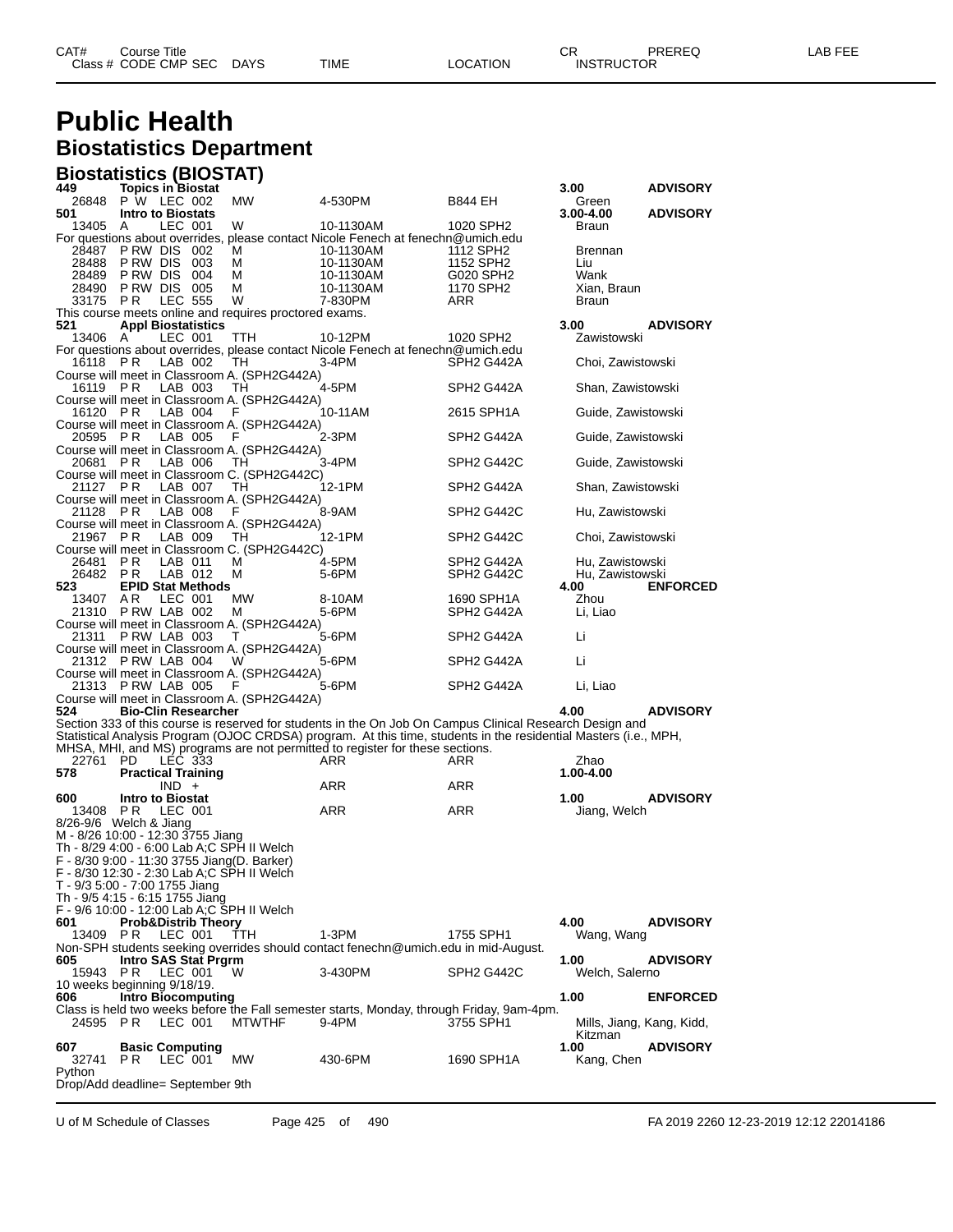# Public Health

## Biostatistics Department

### Biostatistics (BIOSTAT)

| CAT# / Class # | Course Title / CODE CMP SEC | DAYS | TIME | LOCATION | CR / INSTRUCTOR | PREREQ | LAB FEE |
|---|---|---|---|---|---|---|---|
| **449** | **Topics in Biostat** | | | | **3.00** | **ADVISORY** | |
| 26848 | P W LEC 002 | MW | 4-530PM | B844 EH | Green | | |
| **501** | **Intro to Biostats** | | | | **3.00-4.00** | **ADVISORY** | |
| 13405 | A LEC 001 | W | 10-1130AM | 1020 SPH2 | Braun | | |
| For questions about overrides, please contact Nicole Fenech at fenechn@umich.edu | | | | | | | |
| 28487 | P RW DIS 002 | M | 10-1130AM | 1112 SPH2 | Brennan | | |
| 28488 | P RW DIS 003 | M | 10-1130AM | 1152 SPH2 | Liu | | |
| 28489 | P RW DIS 004 | M | 10-1130AM | G020 SPH2 | Wank | | |
| 28490 | P RW DIS 005 | M | 10-1130AM | 1170 SPH2 | Xian, Braun | | |
| 33175 | P R LEC 555 | W | 7-830PM | ARR | Braun | | |
| This course meets online and requires proctored exams. | | | | | | | |
| **521** | **Appl Biostatistics** | | | | **3.00** | **ADVISORY** | |
| 13406 | A LEC 001 | TTH | 10-12PM | 1020 SPH2 | Zawistowski | | |
| For questions about overrides, please contact Nicole Fenech at fenechn@umich.edu | | | | | | | |
| 16118 | P R LAB 002 | TH | 3-4PM | SPH2 G442A | Choi, Zawistowski | | |
| Course will meet in Classroom A. (SPH2G442A) | | | | | | | |
| 16119 | P R LAB 003 | TH | 4-5PM | SPH2 G442A | Shan, Zawistowski | | |
| Course will meet in Classroom A. (SPH2G442A) | | | | | | | |
| 16120 | P R LAB 004 | F | 10-11AM | 2615 SPH1A | Guide, Zawistowski | | |
| Course will meet in Classroom A. (SPH2G442A) | | | | | | | |
| 20595 | P R LAB 005 | F | 2-3PM | SPH2 G442A | Guide, Zawistowski | | |
| Course will meet in Classroom A. (SPH2G442A) | | | | | | | |
| 20681 | P R LAB 006 | TH | 3-4PM | SPH2 G442C | Guide, Zawistowski | | |
| Course will meet in Classroom C. (SPH2G442C) | | | | | | | |
| 21127 | P R LAB 007 | TH | 12-1PM | SPH2 G442A | Shan, Zawistowski | | |
| Course will meet in Classroom A. (SPH2G442A) | | | | | | | |
| 21128 | P R LAB 008 | F | 8-9AM | SPH2 G442C | Hu, Zawistowski | | |
| Course will meet in Classroom A. (SPH2G442A) | | | | | | | |
| 21967 | P R LAB 009 | TH | 12-1PM | SPH2 G442C | Choi, Zawistowski | | |
| Course will meet in Classroom C. (SPH2G442C) | | | | | | | |
| 26481 | P R LAB 011 | M | 4-5PM | SPH2 G442A | Hu, Zawistowski | | |
| 26482 | P R LAB 012 | M | 5-6PM | SPH2 G442C | Hu, Zawistowski | | |
| **523** | **EPID Stat Methods** | | | | **4.00** | **ENFORCED** | |
| 13407 | A R LEC 001 | MW | 8-10AM | 1690 SPH1A | Zhou | | |
| 21310 | P RW LAB 002 | M | 5-6PM | SPH2 G442A | Li, Liao | | |
| Course will meet in Classroom A. (SPH2G442A) | | | | | | | |
| 21311 | P RW LAB 003 | T | 5-6PM | SPH2 G442A | Li | | |
| Course will meet in Classroom A. (SPH2G442A) | | | | | | | |
| 21312 | P RW LAB 004 | W | 5-6PM | SPH2 G442A | Li | | |
| Course will meet in Classroom A. (SPH2G442A) | | | | | | | |
| 21313 | P RW LAB 005 | F | 5-6PM | SPH2 G442A | Li, Liao | | |
| Course will meet in Classroom A. (SPH2G442A) | | | | | | | |
| **524** | **Bio-Clin Researcher** | | | | **4.00** | **ADVISORY** | |
| Section 333 of this course is reserved for students in the On Job On Campus Clinical Research Design and Statistical Analysis Program (OJOC CRDSA) program. At this time, students in the residential Masters (i.e., MPH, MHSA, MHI, and MS) programs are not permitted to register for these sections. | | | | | | | |
| 22761 | PD LEC 333 | | ARR | ARR | Zhao | | |
| **578** | **Practical Training** | | | | **1.00-4.00** | | |
| | IND + | | ARR | ARR | | | |
| **600** | **Intro to Biostat** | | | | **1.00** | **ADVISORY** | |
| 13408 | P R LEC 001 | | ARR | ARR | Jiang, Welch | | |
| 8/26-9/6 Welch & Jiang | | | | | | | |
| M - 8/26 10:00 - 12:30 3755 Jiang | | | | | | | |
| Th - 8/29 4:00 - 6:00 Lab A;C SPH II Welch | | | | | | | |
| F - 8/30 9:00 - 11:30 3755 Jiang(D. Barker) | | | | | | | |
| F - 8/30 12:30 - 2:30 Lab A;C SPH II Welch | | | | | | | |
| T - 9/3 5:00 - 7:00 1755 Jiang | | | | | | | |
| Th - 9/5 4:15 - 6:15 1755 Jiang | | | | | | | |
| F - 9/6 10:00 - 12:00 Lab A;C SPH II Welch | | | | | | | |
| **601** | **Prob&Distrib Theory** | | | | **4.00** | **ADVISORY** | |
| 13409 | P R LEC 001 | TTH | 1-3PM | 1755 SPH1 | Wang, Wang | | |
| Non-SPH students seeking overrides should contact fenechn@umich.edu in mid-August. | | | | | | | |
| **605** | **Intro SAS Stat Prgrm** | | | | **1.00** | **ADVISORY** | |
| 15943 | P R LEC 001 | W | 3-430PM | SPH2 G442C | Welch, Salerno | | |
| 10 weeks beginning 9/18/19. | | | | | | | |
| **606** | **Intro Biocomputing** | | | | **1.00** | **ENFORCED** | |
| Class is held two weeks before the Fall semester starts, Monday, through Friday, 9am-4pm. | | | | | | | |
| 24595 | P R LEC 001 | MTWTHF | 9-4PM | 3755 SPH1 | Mills, Jiang, Kang, Kidd, Kitzman | | |
| **607** | **Basic Computing** | | | | **1.00** | **ADVISORY** | |
| 32741 | P R LEC 001 | MW | 430-6PM | 1690 SPH1A | Kang, Chen | | |
| Python | | | | | | | |
| Drop/Add deadline= September 9th | | | | | | | |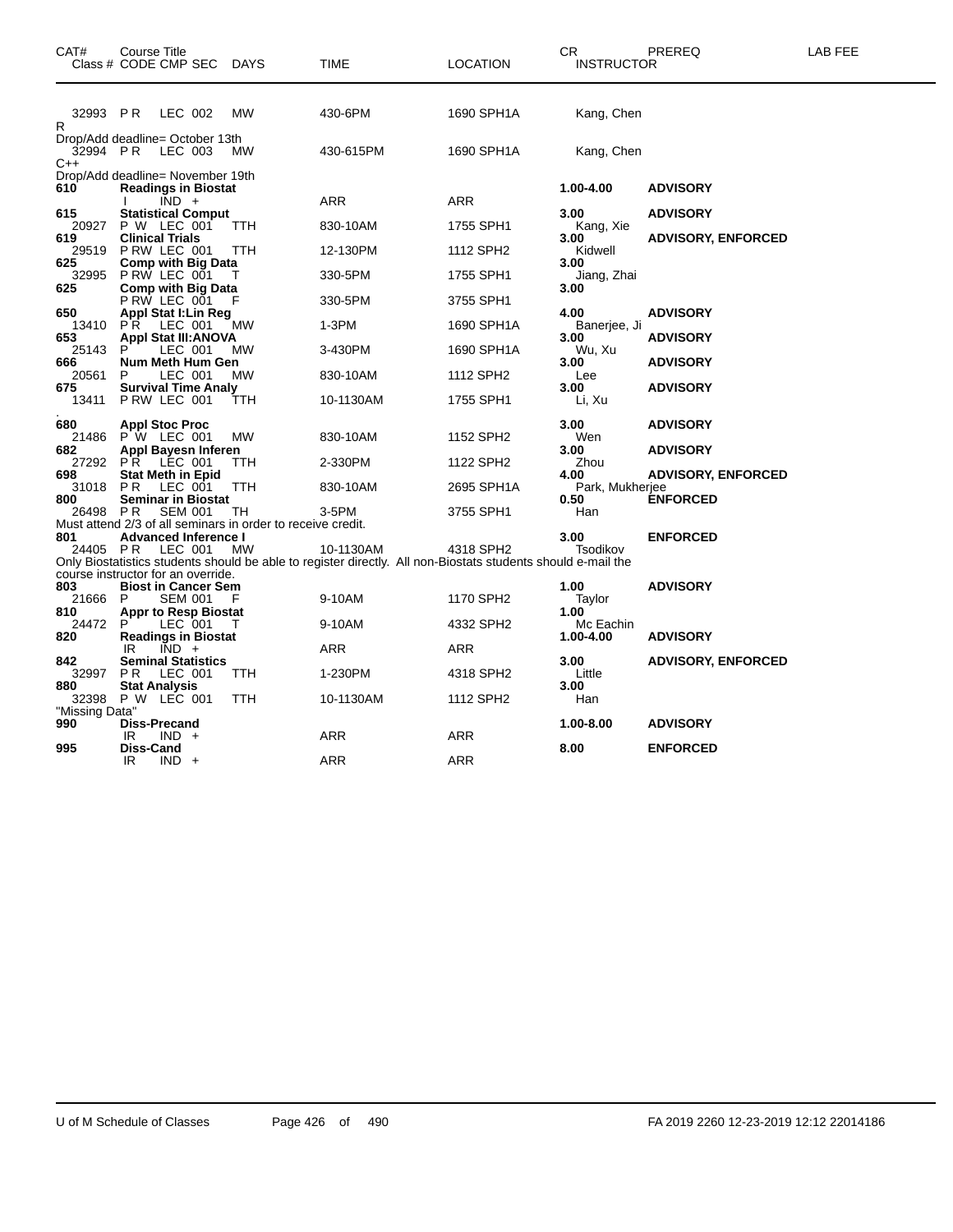| CAT# | Course Title<br>Class # CODE CMP SEC | DAYS | TIME | LOCATION | CR<br>INSTRUCTOR | PREREQ | LAB FEE |
|---|---|---|---|---|---|---|---|
| | 32993 P R LEC 002 | MW | 430-6PM | 1690 SPH1A | Kang, Chen | | |
| R | | | | | | | |
| Drop/Add deadline= October 13th | | | | | | | |
| | 32994 P R LEC 003 | MW | 430-615PM | 1690 SPH1A | Kang, Chen | | |
| C++ | | | | | | | |
| Drop/Add deadline= November 19th | | | | | | | |
| **610** | **Readings in Biostat** | | | | **1.00-4.00** | **ADVISORY** | |
| | I IND + | | ARR | ARR | | | |
| **615** | **Statistical Comput** | | | | **3.00** | **ADVISORY** | |
| | 20927 P W LEC 001 | TTH | 830-10AM | 1755 SPH1 | Kang, Xie | | |
| **619** | **Clinical Trials** | | | | **3.00** | **ADVISORY, ENFORCED** | |
| | 29519 P RW LEC 001 | TTH | 12-130PM | 1112 SPH2 | Kidwell | | |
| **625** | **Comp with Big Data** | | | | **3.00** | | |
| | 32995 P RW LEC 001 | T | 330-5PM | 1755 SPH1 | Jiang, Zhai | | |
| **625** | **Comp with Big Data** | | | | **3.00** | | |
| | P RW LEC 001 | F | 330-5PM | 3755 SPH1 | | | |
| **650** | **Appl Stat I:Lin Reg** | | | | **4.00** | **ADVISORY** | |
| | 13410 P R LEC 001 | MW | 1-3PM | 1690 SPH1A | Banerjee, Ji | | |
| **653** | **Appl Stat III:ANOVA** | | | | **3.00** | **ADVISORY** | |
| | 25143 P LEC 001 | MW | 3-430PM | 1690 SPH1A | Wu, Xu | | |
| **666** | **Num Meth Hum Gen** | | | | **3.00** | **ADVISORY** | |
| | 20561 P LEC 001 | MW | 830-10AM | 1112 SPH2 | Lee | | |
| **675** | **Survival Time Analy** | | | | **3.00** | **ADVISORY** | |
| | 13411 P RW LEC 001 | TTH | 10-1130AM | 1755 SPH1 | Li, Xu | | |
| . | | | | | | | |
| **680** | **Appl Stoc Proc** | | | | **3.00** | **ADVISORY** | |
| | 21486 P W LEC 001 | MW | 830-10AM | 1152 SPH2 | Wen | | |
| **682** | **Appl Bayesn Inferen** | | | | **3.00** | **ADVISORY** | |
| | 27292 P R LEC 001 | TTH | 2-330PM | 1122 SPH2 | Zhou | | |
| **698** | **Stat Meth in Epid** | | | | **4.00** | **ADVISORY, ENFORCED** | |
| | 31018 P R LEC 001 | TTH | 830-10AM | 2695 SPH1A | Park, Mukherjee | | |
| **800** | **Seminar in Biostat** | | | | **0.50** | **ENFORCED** | |
| | 26498 P R SEM 001 | TH | 3-5PM | 3755 SPH1 | Han | | |
| Must attend 2/3 of all seminars in order to receive credit. | | | | | | | |
| **801** | **Advanced Inference I** | | | | **3.00** | **ENFORCED** | |
| | 24405 P R LEC 001 | MW | 10-1130AM | 4318 SPH2 | Tsodikov | | |
| Only Biostatistics students should be able to register directly. All non-Biostats students should e-mail the course instructor for an override. | | | | | | | |
| **803** | **Biost in Cancer Sem** | | | | **1.00** | **ADVISORY** | |
| | 21666 P SEM 001 | F | 9-10AM | 1170 SPH2 | Taylor | | |
| **810** | **Appr to Resp Biostat** | | | | **1.00** | | |
| | 24472 P LEC 001 | T | 9-10AM | 4332 SPH2 | Mc Eachin | | |
| **820** | **Readings in Biostat** | | | | **1.00-4.00** | **ADVISORY** | |
| | IR IND + | | ARR | ARR | | | |
| **842** | **Seminal Statistics** | | | | **3.00** | **ADVISORY, ENFORCED** | |
| | 32997 P R LEC 001 | TTH | 1-230PM | 4318 SPH2 | Little | | |
| **880** | **Stat Analysis** | | | | **3.00** | | |
| | 32398 P W LEC 001 | TTH | 10-1130AM | 1112 SPH2 | Han | | |
| "Missing Data" | | | | | | | |
| **990** | **Diss-Precand** | | | | **1.00-8.00** | **ADVISORY** | |
| | IR IND + | | ARR | ARR | | | |
| **995** | **Diss-Cand** | | | | **8.00** | **ENFORCED** | |
| | IR IND + | | ARR | ARR | | | |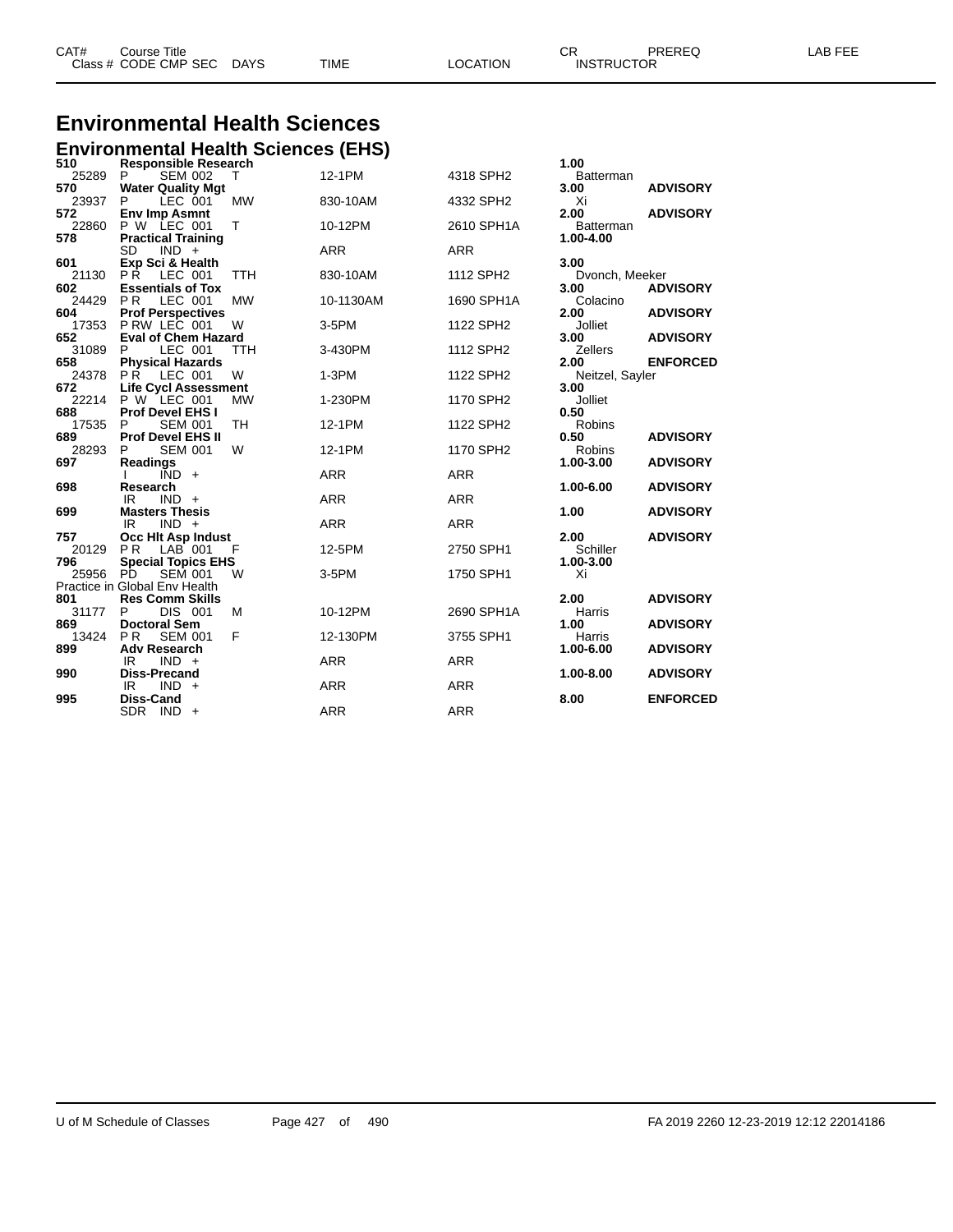# Environmental Health Sciences

## Environmental Health Sciences (EHS)

| CAT# / Class # | Course Title / CODE CMP SEC | DAYS | TIME | LOCATION | CR / INSTRUCTOR | PREREQ | LAB FEE |
|---|---|---|---|---|---|---|---|
| **510** | **Responsible Research** | | | | **1.00** | | |
| 25289 | P SEM 002 | T | 12-1PM | 4318 SPH2 | Batterman | | |
| **570** | **Water Quality Mgt** | | | | **3.00** | **ADVISORY** | |
| 23937 | P LEC 001 | MW | 830-10AM | 4332 SPH2 | Xi | | |
| **572** | **Env Imp Asmnt** | | | | **2.00** | **ADVISORY** | |
| 22860 | P W LEC 001 | T | 10-12PM | 2610 SPH1A | Batterman | | |
| **578** | **Practical Training** | | | | **1.00-4.00** | | |
| | SD IND + | | ARR | ARR | | | |
| **601** | **Exp Sci & Health** | | | | **3.00** | | |
| 21130 | P R LEC 001 | TTH | 830-10AM | 1112 SPH2 | Dvonch, Meeker | | |
| **602** | **Essentials of Tox** | | | | **3.00** | **ADVISORY** | |
| 24429 | P R LEC 001 | MW | 10-1130AM | 1690 SPH1A | Colacino | | |
| **604** | **Prof Perspectives** | | | | **2.00** | **ADVISORY** | |
| 17353 | P RW LEC 001 | W | 3-5PM | 1122 SPH2 | Jolliet | | |
| **652** | **Eval of Chem Hazard** | | | | **3.00** | **ADVISORY** | |
| 31089 | P LEC 001 | TTH | 3-430PM | 1112 SPH2 | Zellers | | |
| **658** | **Physical Hazards** | | | | **2.00** | **ENFORCED** | |
| 24378 | P R LEC 001 | W | 1-3PM | 1122 SPH2 | Neitzel, Sayler | | |
| **672** | **Life Cycl Assessment** | | | | **3.00** | | |
| 22214 | P W LEC 001 | MW | 1-230PM | 1170 SPH2 | Jolliet | | |
| **688** | **Prof Devel EHS I** | | | | **0.50** | | |
| 17535 | P SEM 001 | TH | 12-1PM | 1122 SPH2 | Robins | | |
| **689** | **Prof Devel EHS II** | | | | **0.50** | **ADVISORY** | |
| 28293 | P SEM 001 | W | 12-1PM | 1170 SPH2 | Robins | | |
| **697** | **Readings** | | | | **1.00-3.00** | **ADVISORY** | |
| | I IND + | | ARR | ARR | | | |
| **698** | **Research** | | | | **1.00-6.00** | **ADVISORY** | |
| | IR IND + | | ARR | ARR | | | |
| **699** | **Masters Thesis** | | | | **1.00** | **ADVISORY** | |
| | IR IND + | | ARR | ARR | | | |
| **757** | **Occ Hlt Asp Indust** | | | | **2.00** | **ADVISORY** | |
| 20129 | P R LAB 001 | F | 12-5PM | 2750 SPH1 | Schiller | | |
| **796** | **Special Topics EHS** | | | | **1.00-3.00** | | |
| 25956 | PD SEM 001 | W | 3-5PM | 1750 SPH1 | Xi | | |
| | Practice in Global Env Health | | | | | | |
| **801** | **Res Comm Skills** | | | | **2.00** | **ADVISORY** | |
| 31177 | P DIS 001 | M | 10-12PM | 2690 SPH1A | Harris | | |
| **869** | **Doctoral Sem** | | | | **1.00** | **ADVISORY** | |
| 13424 | P R SEM 001 | F | 12-130PM | 3755 SPH1 | Harris | | |
| **899** | **Adv Research** | | | | **1.00-6.00** | **ADVISORY** | |
| | IR IND + | | ARR | ARR | | | |
| **990** | **Diss-Precand** | | | | **1.00-8.00** | **ADVISORY** | |
| | IR IND + | | ARR | ARR | | | |
| **995** | **Diss-Cand** | | | | **8.00** | **ENFORCED** | |
| | SDR IND + | | ARR | ARR | | | |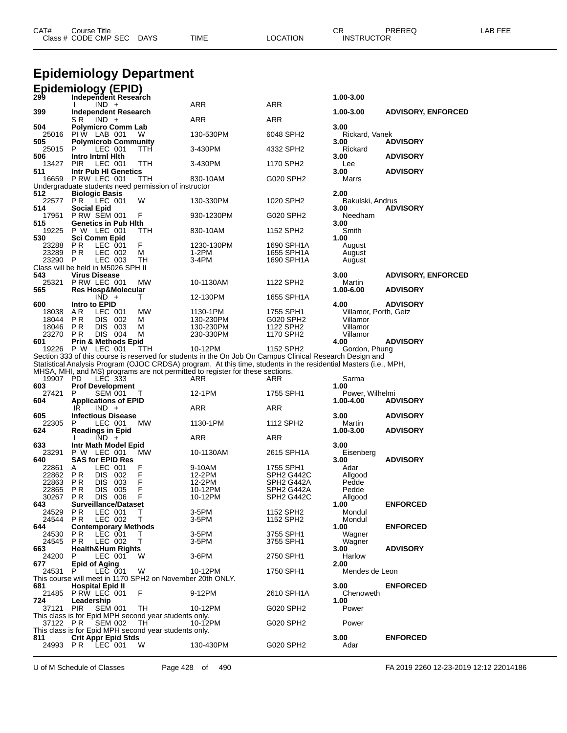# Epidemiology Department

## Epidemiology (EPID)

| CAT# / Class # | Course Title / CODE CMP SEC | DAYS | TIME | LOCATION | CR / INSTRUCTOR | PREREQ | LAB FEE |
|---|---|---|---|---|---|---|---|
| 299 | Independent Research | | | | 1.00-3.00 | | |
| | I IND + | | ARR | ARR | | | |
| 399 | Independent Research | | | | 1.00-3.00 | ADVISORY, ENFORCED | |
| | S R IND + | | ARR | ARR | | | |
| 504 | Polymicro Comm Lab | | | | 3.00 | | |
| 25016 | PI W LAB 001 | W | 130-530PM | 6048 SPH2 | Rickard, Vanek | | |
| 505 | Polymicrob Community | | | | 3.00 | ADVISORY | |
| 25015 | P LEC 001 | TTH | 3-430PM | 4332 SPH2 | Rickard | | |
| 506 | Intro Intrnl Hlth | | | | 3.00 | ADVISORY | |
| 13427 | PIR LEC 001 | TTH | 3-430PM | 1170 SPH2 | Lee | | |
| 511 | Intr Pub Hl Genetics | | | | 3.00 | ADVISORY | |
| 16659 | P RW LEC 001 | TTH | 830-10AM | G020 SPH2 | Marrs | | |
| | Undergraduate students need permission of instructor | | | | | | |
| 512 | Biologic Basis | | | | 2.00 | | |
| 22577 | P R LEC 001 | W | 130-330PM | 1020 SPH2 | Bakulski, Andrus | | |
| 514 | Social Epid | | | | 3.00 | ADVISORY | |
| 17951 | P RW SEM 001 | F | 930-1230PM | G020 SPH2 | Needham | | |
| 515 | Genetics in Pub Hlth | | | | 3.00 | | |
| 19225 | P W LEC 001 | TTH | 830-10AM | 1152 SPH2 | Smith | | |
| 530 | Sci Comm Epid | | | | 1.00 | | |
| 23288 | P R LEC 001 | F | 1230-130PM | 1690 SPH1A | August | | |
| 23289 | P R LEC 002 | M | 1-2PM | 1655 SPH1A | August | | |
| 23290 | P LEC 003 | TH | 3-4PM | 1690 SPH1A | August | | |
| | Class will be held in M5026 SPH II | | | | | | |
| 543 | Virus Disease | | | | 3.00 | ADVISORY, ENFORCED | |
| 25321 | P RW LEC 001 | MW | 10-1130AM | 1122 SPH2 | Martin | | |
| 565 | Res Hosp&Molecular | | | | 1.00-6.00 | ADVISORY | |
| | IND + | T | 12-130PM | 1655 SPH1A | | | |
| 600 | Intro to EPID | | | | 4.00 | ADVISORY | |
| 18038 | A R LEC 001 | MW | 1130-1PM | 1755 SPH1 | Villamor, Porth, Getz | | |
| 18044 | P R DIS 002 | M | 130-230PM | G020 SPH2 | Villamor | | |
| 18046 | P R DIS 003 | M | 130-230PM | 1122 SPH2 | Villamor | | |
| 23270 | P R DIS 004 | M | 230-330PM | 1170 SPH2 | Villamor | | |
| 601 | Prin & Methods Epid | | | | 4.00 | ADVISORY | |
| 19226 | P W LEC 001 | TTH | 10-12PM | 1152 SPH2 | Gordon, Phung | | |
| | Section 333 of this course is reserved for students in the On Job On Campus Clinical Research Design and Statistical Analysis Program (OJOC CRDSA) program. At this time, students in the residential Masters (i.e., MPH, MHSA, MHI, and MS) programs are not permitted to register for these sections. | | | | | | |
| 19907 | PD LEC 333 | | ARR | ARR | Sarma | | |
| 603 | Prof Development | | | | 1.00 | | |
| 27421 | P SEM 001 | T | 12-1PM | 1755 SPH1 | Power, Wilhelmi | | |
| 604 | Applications of EPID | | | | 1.00-4.00 | ADVISORY | |
| | IR IND + | | ARR | ARR | | | |
| 605 | Infectious Disease | | | | 3.00 | ADVISORY | |
| 22305 | P LEC 001 | MW | 1130-1PM | 1112 SPH2 | Martin | | |
| 624 | Readings in Epid | | | | 1.00-3.00 | ADVISORY | |
| | I IND + | | ARR | ARR | | | |
| 633 | Intr Math Model Epid | | | | 3.00 | | |
| 23291 | P W LEC 001 | MW | 10-1130AM | 2615 SPH1A | Eisenberg | | |
| 640 | SAS for EPID Res | | | | 3.00 | ADVISORY | |
| 22861 | A LEC 001 | F | 9-10AM | 1755 SPH1 | Adar | | |
| 22862 | P R DIS 002 | F | 12-2PM | SPH2 G442C | Allgood | | |
| 22863 | P R DIS 003 | F | 12-2PM | SPH2 G442A | Pedde | | |
| 22865 | P R DIS 005 | F | 10-12PM | SPH2 G442A | Pedde | | |
| 30267 | P R DIS 006 | F | 10-12PM | SPH2 G442C | Allgood | | |
| 643 | Surveillance/Dataset | | | | 1.00 | ENFORCED | |
| 24529 | P R LEC 001 | T | 3-5PM | 1152 SPH2 | Mondul | | |
| 24544 | P R LEC 002 | T | 3-5PM | 1152 SPH2 | Mondul | | |
| 644 | Contemporary Methods | | | | 1.00 | ENFORCED | |
| 24530 | P R LEC 001 | T | 3-5PM | 3755 SPH1 | Wagner | | |
| 24545 | P R LEC 002 | T | 3-5PM | 3755 SPH1 | Wagner | | |
| 663 | Health&Hum Rights | | | | 3.00 | ADVISORY | |
| 24200 | P LEC 001 | W | 3-6PM | 2750 SPH1 | Harlow | | |
| 677 | Epid of Aging | | | | 2.00 | | |
| 24531 | P LEC 001 | W | 10-12PM | 1750 SPH1 | Mendes de Leon | | |
| | This course will meet in 1170 SPH2 on November 20th ONLY. | | | | | | |
| 681 | Hospital Epid II | | | | 3.00 | ENFORCED | |
| 21485 | P RW LEC 001 | F | 9-12PM | 2610 SPH1A | Chenoweth | | |
| 724 | Leadership | | | | 1.00 | | |
| 37121 | PIR SEM 001 | TH | 10-12PM | G020 SPH2 | Power | | |
| | This class is for Epid MPH second year students only. | | | | | | |
| 37122 | P R SEM 002 | TH | 10-12PM | G020 SPH2 | Power | | |
| | This class is for Epid MPH second year students only. | | | | | | |
| 811 | Crit Appr Epid Stds | | | | 3.00 | ENFORCED | |
| 24993 | P R LEC 001 | W | 130-430PM | G020 SPH2 | Adar | | |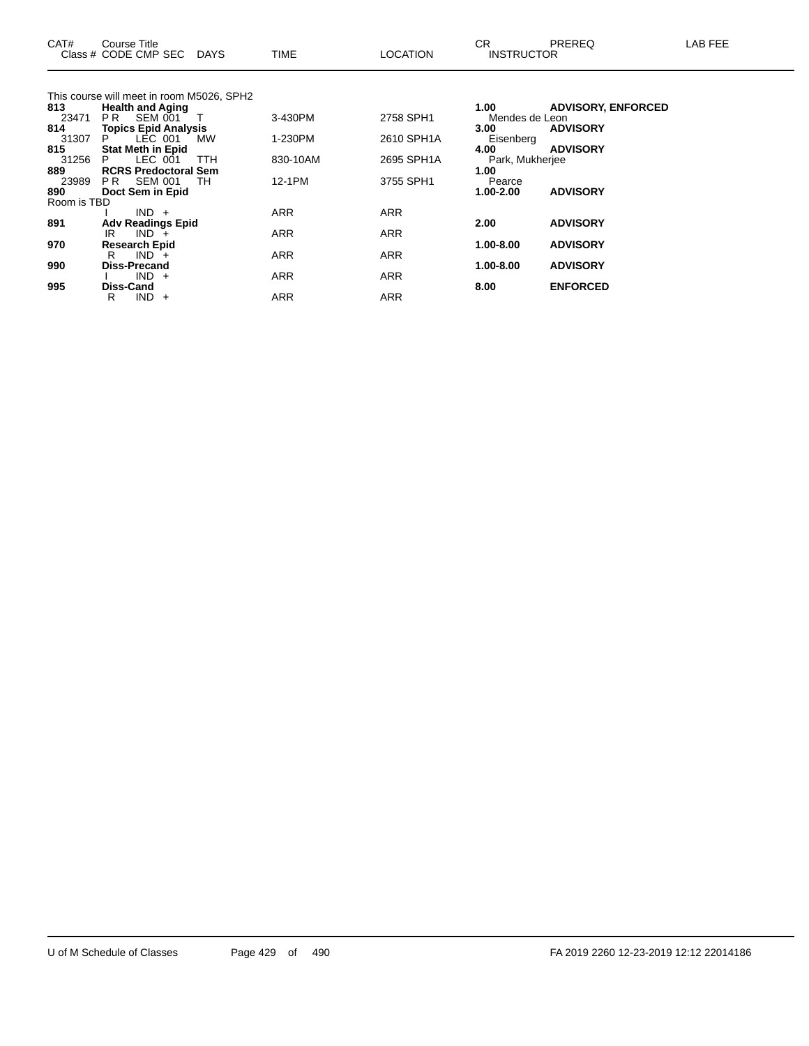| CAT# | Course Title<br>Class # CODE CMP SEC DAYS | TIME | LOCATION | CR<br>INSTRUCTOR | PREREQ | LAB FEE |
|---|---|---|---|---|---|---|
| | This course will meet in room M5026, SPH2 | | | | | |
| **813** | **Health and Aging** | | | **1.00** | **ADVISORY, ENFORCED** | |
| 23471 | P R SEM 001 T | 3-430PM | 2758 SPH1 | Mendes de Leon | | |
| **814** | **Topics Epid Analysis** | | | **3.00** | **ADVISORY** | |
| 31307 | P LEC 001 MW | 1-230PM | 2610 SPH1A | Eisenberg | | |
| **815** | **Stat Meth in Epid** | | | **4.00** | **ADVISORY** | |
| 31256 | P LEC 001 TTH | 830-10AM | 2695 SPH1A | Park, Mukherjee | | |
| **889** | **RCRS Predoctoral Sem** | | | **1.00** | | |
| 23989 | P R SEM 001 TH | 12-1PM | 3755 SPH1 | Pearce | | |
| **890** | **Doct Sem in Epid** | | | **1.00-2.00** | **ADVISORY** | |
| Room is TBD | | | | | | |
| | I IND + | ARR | ARR | | | |
| **891** | **Adv Readings Epid** | | | **2.00** | **ADVISORY** | |
| | IR IND + | ARR | ARR | | | |
| **970** | **Research Epid** | | | **1.00-8.00** | **ADVISORY** | |
| | R IND + | ARR | ARR | | | |
| **990** | **Diss-Precand** | | | **1.00-8.00** | **ADVISORY** | |
| | I IND + | ARR | ARR | | | |
| **995** | **Diss-Cand** | | | **8.00** | **ENFORCED** | |
| | R IND + | ARR | ARR | | | |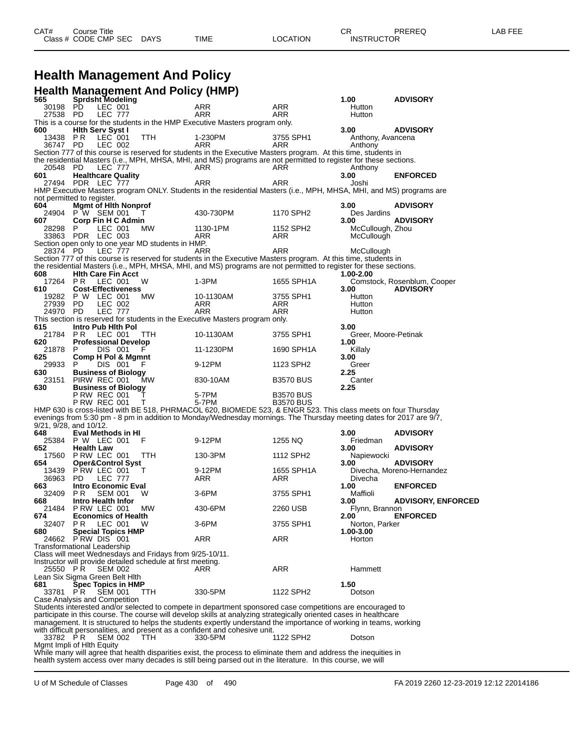# Health Management And Policy

## Health Management And Policy (HMP)

| CAT# | Course Title | | | | | CR | PREREQ | LAB FEE |
|---|---|---|---|---|---|---|---|---|
| Class # | CODE CMP SEC | DAYS | TIME | LOCATION | | INSTRUCTOR | | |
| **565** | **Sprdsht Modeling** | | | | | **1.00** | **ADVISORY** | |
| 30198 | PD LEC 001 | | ARR | ARR | | Hutton | | |
| 27538 | PD LEC 777 | | ARR | ARR | | Hutton | | |

This is a course for the students in the HMP Executive Masters program only.

| | | | | | CR | PREREQ |
|---|---|---|---|---|---|---|
| **600** | **Hlth Serv Syst I** | | | | **3.00** | **ADVISORY** |
| 13438 | P R LEC 001 | TTH | 1-230PM | 3755 SPH1 | Anthony, Avancena | |
| 36747 | PD LEC 002 | | ARR | ARR | Anthony | |

Section 777 of this course is reserved for students in the Executive Masters program. At this time, students in the residential Masters (i.e., MPH, MHSA, MHI, and MS) programs are not permitted to register for these sections.

| | | | | | | |
|---|---|---|---|---|---|---|
| 20548 | PD LEC 777 | | ARR | ARR | Anthony | |
| **601** | **Healthcare Quality** | | | | **3.00** | **ENFORCED** |
| 27494 | PDR LEC 777 | | ARR | ARR | Joshi | |

HMP Executive Masters program ONLY. Students in the residential Masters (i.e., MPH, MHSA, MHI, and MS) programs are not permitted to register.

| | | | | | | |
|---|---|---|---|---|---|---|
| **604** | **Mgmt of Hlth Nonprof** | | | | **3.00** | **ADVISORY** |
| 24904 | P W SEM 001 | T | 430-730PM | 1170 SPH2 | Des Jardins | |
| **607** | **Corp Fin H C Admin** | | | | **3.00** | **ADVISORY** |
| 28298 | P LEC 001 | MW | 1130-1PM | 1152 SPH2 | McCullough, Zhou | |
| 33863 | PDR LEC 003 | | ARR | ARR | McCullough | |

Section open only to one year MD students in HMP.

| | | | | | | |
|---|---|---|---|---|---|---|
| 28374 | PD LEC 777 | | ARR | ARR | McCullough | |

Section 777 of this course is reserved for students in the Executive Masters program. At this time, students in the residential Masters (i.e., MPH, MHSA, MHI, and MS) programs are not permitted to register for these sections.

| | | | | | | |
|---|---|---|---|---|---|---|
| **608** | **Hlth Care Fin Acct** | | | | **1.00-2.00** | |
| 17264 | P R LEC 001 | W | 1-3PM | 1655 SPH1A | Comstock, Rosenblum, Cooper | |
| **610** | **Cost-Effectiveness** | | | | **3.00** | **ADVISORY** |
| 19282 | P W LEC 001 | MW | 10-1130AM | 3755 SPH1 | Hutton | |
| 27939 | PD LEC 002 | | ARR | ARR | Hutton | |
| 24970 | PD LEC 777 | | ARR | ARR | Hutton | |

This section is reserved for students in the Executive Masters program only.

| | | | | | | |
|---|---|---|---|---|---|---|
| **615** | **Intro Pub Hlth Pol** | | | | **3.00** | |
| 21784 | P R LEC 001 | TTH | 10-1130AM | 3755 SPH1 | Greer, Moore-Petinak | |
| **620** | **Professional Develop** | | | | **1.00** | |
| 21878 | P DIS 001 | F | 11-1230PM | 1690 SPH1A | Killaly | |
| **625** | **Comp H Pol & Mgmnt** | | | | **3.00** | |
| 29933 | P DIS 001 | F | 9-12PM | 1123 SPH2 | Greer | |
| **630** | **Business of Biology** | | | | **2.25** | |
| 23151 | PIRW REC 001 | MW | 830-10AM | B3570 BUS | Canter | |
| **630** | **Business of Biology** | | | | **2.25** | |
| | P RW REC 001 | T | 5-7PM | B3570 BUS | | |
| | P RW REC 001 | T | 5-7PM | B3570 BUS | | |

HMP 630 is cross-listed with BE 518, PHRMACOL 620, BIOMEDE 523, & ENGR 523. This class meets on four Thursday evenings from 5:30 pm - 8 pm in addition to Monday/Wednesday mornings. The Thursday meeting dates for 2017 are 9/7, 9/21, 9/28, and 10/12.

| | | | | | | |
|---|---|---|---|---|---|---|
| **648** | **Eval Methods in Hl** | | | | **3.00** | **ADVISORY** |
| 25384 | P W LEC 001 | F | 9-12PM | 1255 NQ | Friedman | |
| **652** | **Health Law** | | | | **3.00** | **ADVISORY** |
| 17560 | P RW LEC 001 | TTH | 130-3PM | 1112 SPH2 | Napiewocki | |
| **654** | **Oper&Control Syst** | | | | **3.00** | **ADVISORY** |
| 13439 | P RW LEC 001 | T | 9-12PM | 1655 SPH1A | Divecha, Moreno-Hernandez | |
| 36963 | PD LEC 777 | | ARR | ARR | Divecha | |
| **663** | **Intro Economic Eval** | | | | **1.00** | **ENFORCED** |
| 32409 | P R SEM 001 | W | 3-6PM | 3755 SPH1 | Maffioli | |
| **668** | **Intro Health Infor** | | | | **3.00** | **ADVISORY, ENFORCED** |
| 21484 | P RW LEC 001 | MW | 430-6PM | 2260 USB | Flynn, Brannon | |
| **674** | **Economics of Health** | | | | **2.00** | **ENFORCED** |
| 32407 | P R LEC 001 | W | 3-6PM | 3755 SPH1 | Norton, Parker | |
| **680** | **Special Topics HMP** | | | | **1.00-3.00** | |
| 24662 | P RW DIS 001 | | ARR | ARR | Horton | |

Transformational Leadership
Class will meet Wednesdays and Fridays from 9/25-10/11.
Instructor will provide detailed schedule at first meeting.

| | | | | | | |
|---|---|---|---|---|---|---|
| 25550 | P R SEM 002 | | ARR | ARR | Hammett | |

Lean Six Sigma Green Belt Hlth

| | | | | | | |
|---|---|---|---|---|---|---|
| **681** | **Spec Topics in HMP** | | | | **1.50** | |
| 33781 | P R SEM 001 | TTH | 330-5PM | 1122 SPH2 | Dotson | |

Case Analysis and Competition
Students interested and/or selected to compete in department sponsored case competitions are encouraged to participate in this course. The course will develop skills at analyzing strategically oriented cases in healthcare management. It is structured to helps the students expertly understand the importance of working in teams, working with difficult personalities, and present as a confident and cohesive unit.

| | | | | | | |
|---|---|---|---|---|---|---|
| 33782 | P R SEM 002 | TTH | 330-5PM | 1122 SPH2 | Dotson | |

Mgmt Impli of Hlth Equity
While many will agree that health disparities exist, the process to eliminate them and address the inequities in health system access over many decades is still being parsed out in the literature. In this course, we will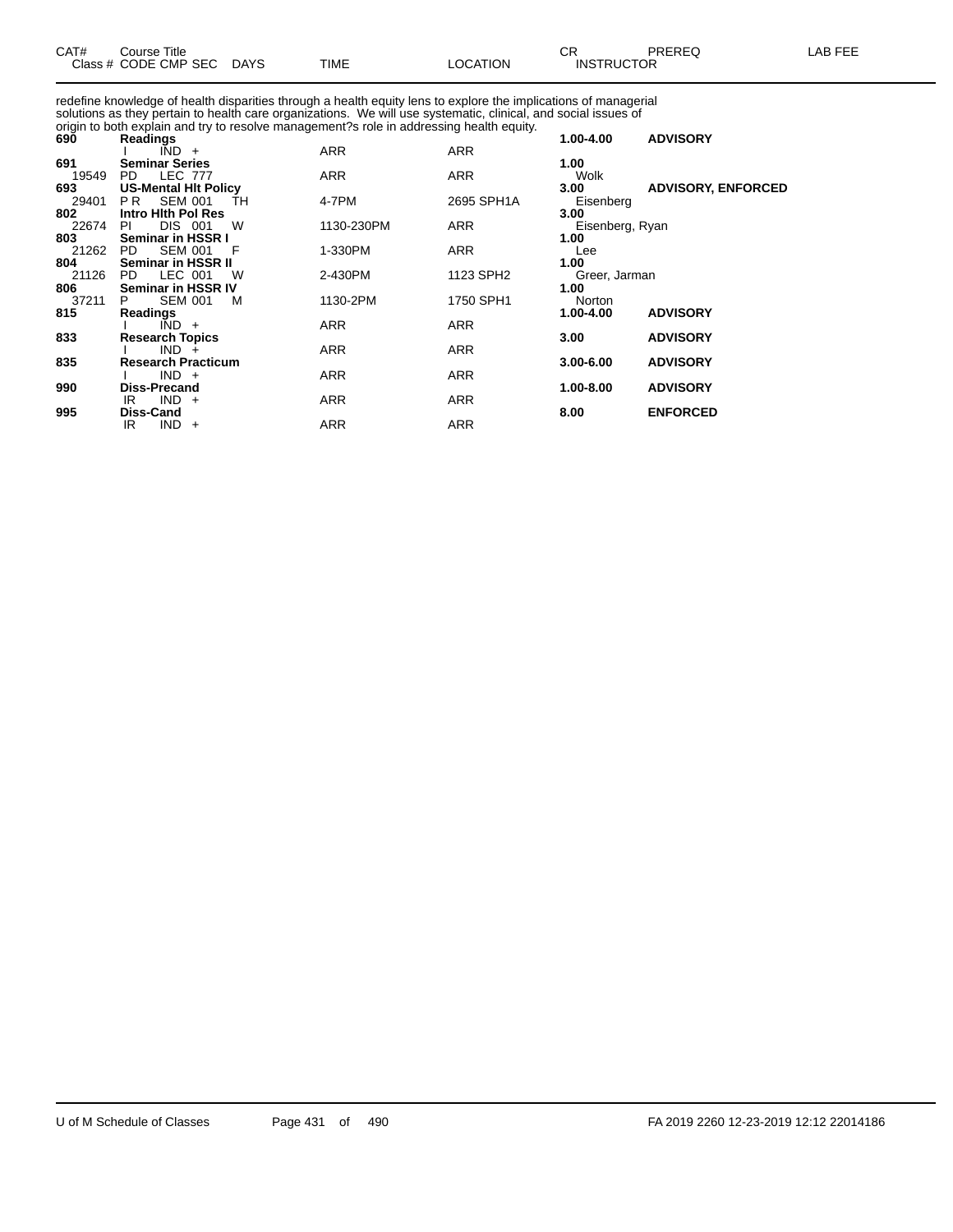| CAT# | Course Title | | | | | CR | PREREQ | LAB FEE |
|---|---|---|---|---|---|---|---|---|
| Class # | CODE CMP SEC | DAYS | TIME | LOCATION | INSTRUCTOR | | | |

redefine knowledge of health disparities through a health equity lens to explore the implications of managerial solutions as they pertain to health care organizations. We will use systematic, clinical, and social issues of origin to both explain and try to resolve management?s role in addressing health equity.

| CAT# / Class # | Course Title / CODE CMP SEC | DAYS | TIME | LOCATION | CR / INSTRUCTOR | PREREQ |
|---|---|---|---|---|---|---|
| **690** | **Readings** | | | | **1.00-4.00** | **ADVISORY** |
| | I IND + | | ARR | ARR | | |
| **691** | **Seminar Series** | | | | **1.00** | |
| 19549 | PD LEC 777 | | ARR | ARR | Wolk | |
| **693** | **US-Mental Hlt Policy** | | | | **3.00** | **ADVISORY, ENFORCED** |
| 29401 | P R SEM 001 | TH | 4-7PM | 2695 SPH1A | Eisenberg | |
| **802** | **Intro Hlth Pol Res** | | | | **3.00** | |
| 22674 | PI DIS 001 | W | 1130-230PM | ARR | Eisenberg, Ryan | |
| **803** | **Seminar in HSSR I** | | | | **1.00** | |
| 21262 | PD SEM 001 | F | 1-330PM | ARR | Lee | |
| **804** | **Seminar in HSSR II** | | | | **1.00** | |
| 21126 | PD LEC 001 | W | 2-430PM | 1123 SPH2 | Greer, Jarman | |
| **806** | **Seminar in HSSR IV** | | | | **1.00** | |
| 37211 | P SEM 001 | M | 1130-2PM | 1750 SPH1 | Norton | |
| **815** | **Readings** | | | | **1.00-4.00** | **ADVISORY** |
| | I IND + | | ARR | ARR | | |
| **833** | **Research Topics** | | | | **3.00** | **ADVISORY** |
| | I IND + | | ARR | ARR | | |
| **835** | **Research Practicum** | | | | **3.00-6.00** | **ADVISORY** |
| | I IND + | | ARR | ARR | | |
| **990** | **Diss-Precand** | | | | **1.00-8.00** | **ADVISORY** |
| | IR IND + | | ARR | ARR | | |
| **995** | **Diss-Cand** | | | | **8.00** | **ENFORCED** |
| | IR IND + | | ARR | ARR | | |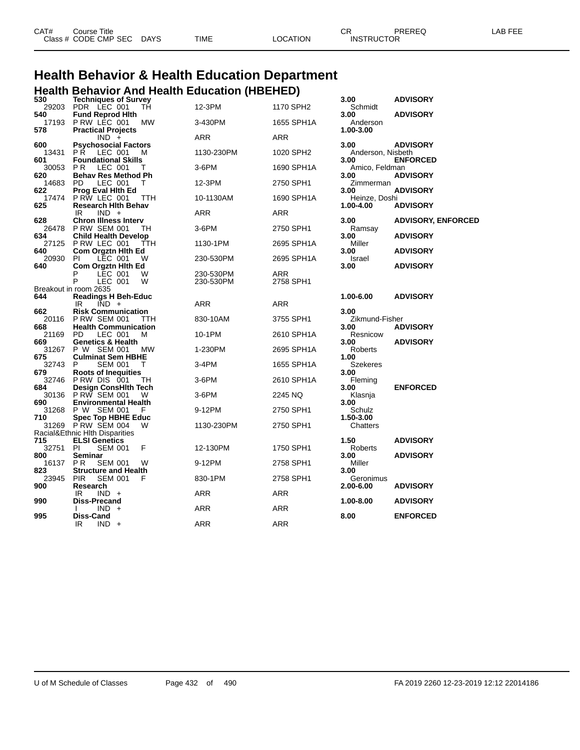| CAT# | Course Title | | | | CR | PREREQ | LAB FEE |
|---|---|---|---|---|---|---|---|
| Class # | CODE CMP SEC | DAYS | TIME | LOCATION | INSTRUCTOR | | |

# Health Behavior & Health Education Department

## Health Behavior And Health Education (HBEHED)

| CAT# | Course Title / Class # CODE CMP SEC | DAYS | TIME | LOCATION | CR / INSTRUCTOR | PREREQ |
|---|---|---|---|---|---|---|
| **530** | **Techniques of Survey** | | | | **3.00** | **ADVISORY** |
| 29203 | PDR LEC 001 | TH | 12-3PM | 1170 SPH2 | Schmidt | |
| **540** | **Fund Reprod Hlth** | | | | **3.00** | **ADVISORY** |
| 17193 | P RW LEC 001 | MW | 3-430PM | 1655 SPH1A | Anderson | |
| **578** | **Practical Projects** | | | | **1.00-3.00** | |
| | IND + | | ARR | ARR | | |
| **600** | **Psychosocial Factors** | | | | **3.00** | **ADVISORY** |
| 13431 | P R LEC 001 | M | 1130-230PM | 1020 SPH2 | Anderson, Nisbeth | |
| **601** | **Foundational Skills** | | | | **3.00** | **ENFORCED** |
| 30053 | P R LEC 001 | T | 3-6PM | 1690 SPH1A | Amico, Feldman | |
| **620** | **Behav Res Method Ph** | | | | **3.00** | **ADVISORY** |
| 14683 | PD LEC 001 | T | 12-3PM | 2750 SPH1 | Zimmerman | |
| **622** | **Prog Eval Hlth Ed** | | | | **3.00** | **ADVISORY** |
| 17474 | P RW LEC 001 | TTH | 10-1130AM | 1690 SPH1A | Heinze, Doshi | |
| **625** | **Research Hlth Behav** | | | | **1.00-4.00** | **ADVISORY** |
| | IR IND + | | ARR | ARR | | |
| **628** | **Chron Illness Interv** | | | | **3.00** | **ADVISORY, ENFORCED** |
| 26478 | P RW SEM 001 | TH | 3-6PM | 2750 SPH1 | Ramsay | |
| **634** | **Child Health Develop** | | | | **3.00** | **ADVISORY** |
| 27125 | P RW LEC 001 | TTH | 1130-1PM | 2695 SPH1A | Miller | |
| **640** | **Com Orgztn Hlth Ed** | | | | **3.00** | **ADVISORY** |
| 20930 | PI LEC 001 | W | 230-530PM | 2695 SPH1A | Israel | |
| **640** | **Com Orgztn Hlth Ed** | | | | **3.00** | **ADVISORY** |
| | P LEC 001 | W | 230-530PM | ARR | | |
| | P LEC 001 | W | 230-530PM | 2758 SPH1 | | |
| Breakout in room 2635 | | | | | | |
| **644** | **Readings H Beh-Educ** | | | | **1.00-6.00** | **ADVISORY** |
| | IR IND + | | ARR | ARR | | |
| **662** | **Risk Communication** | | | | **3.00** | |
| 20116 | P RW SEM 001 | TTH | 830-10AM | 3755 SPH1 | Zikmund-Fisher | |
| **668** | **Health Communication** | | | | **3.00** | **ADVISORY** |
| 21169 | PD LEC 001 | M | 10-1PM | 2610 SPH1A | Resnicow | |
| **669** | **Genetics & Health** | | | | **3.00** | **ADVISORY** |
| 31267 | P W SEM 001 | MW | 1-230PM | 2695 SPH1A | Roberts | |
| **675** | **Culminat Sem HBHE** | | | | **1.00** | |
| 32743 | P SEM 001 | T | 3-4PM | 1655 SPH1A | Szekeres | |
| **679** | **Roots of Inequities** | | | | **3.00** | |
| 32746 | P RW DIS 001 | TH | 3-6PM | 2610 SPH1A | Fleming | |
| **684** | **Design ConsHlth Tech** | | | | **3.00** | **ENFORCED** |
| 30136 | P RW SEM 001 | W | 3-6PM | 2245 NQ | Klasnja | |
| **690** | **Environmental Health** | | | | **3.00** | |
| 31268 | P W SEM 001 | F | 9-12PM | 2750 SPH1 | Schulz | |
| **710** | **Spec Top HBHE Educ** | | | | **1.50-3.00** | |
| 31269 | P RW SEM 004 | W | 1130-230PM | 2750 SPH1 | Chatters | |
| Racial&Ethnic Hlth Disparities | | | | | | |
| **715** | **ELSI Genetics** | | | | **1.50** | **ADVISORY** |
| 32751 | PI SEM 001 | F | 12-130PM | 1750 SPH1 | Roberts | |
| **800** | **Seminar** | | | | **3.00** | **ADVISORY** |
| 16137 | P R SEM 001 | W | 9-12PM | 2758 SPH1 | Miller | |
| **823** | **Structure and Health** | | | | **3.00** | |
| 23945 | PIR SEM 001 | F | 830-1PM | 2758 SPH1 | Geronimus | |
| **900** | **Research** | | | | **2.00-6.00** | **ADVISORY** |
| | IR IND + | | ARR | ARR | | |
| **990** | **Diss-Precand** | | | | **1.00-8.00** | **ADVISORY** |
| | I IND + | | ARR | ARR | | |
| **995** | **Diss-Cand** | | | | **8.00** | **ENFORCED** |
| | IR IND + | | ARR | ARR | | |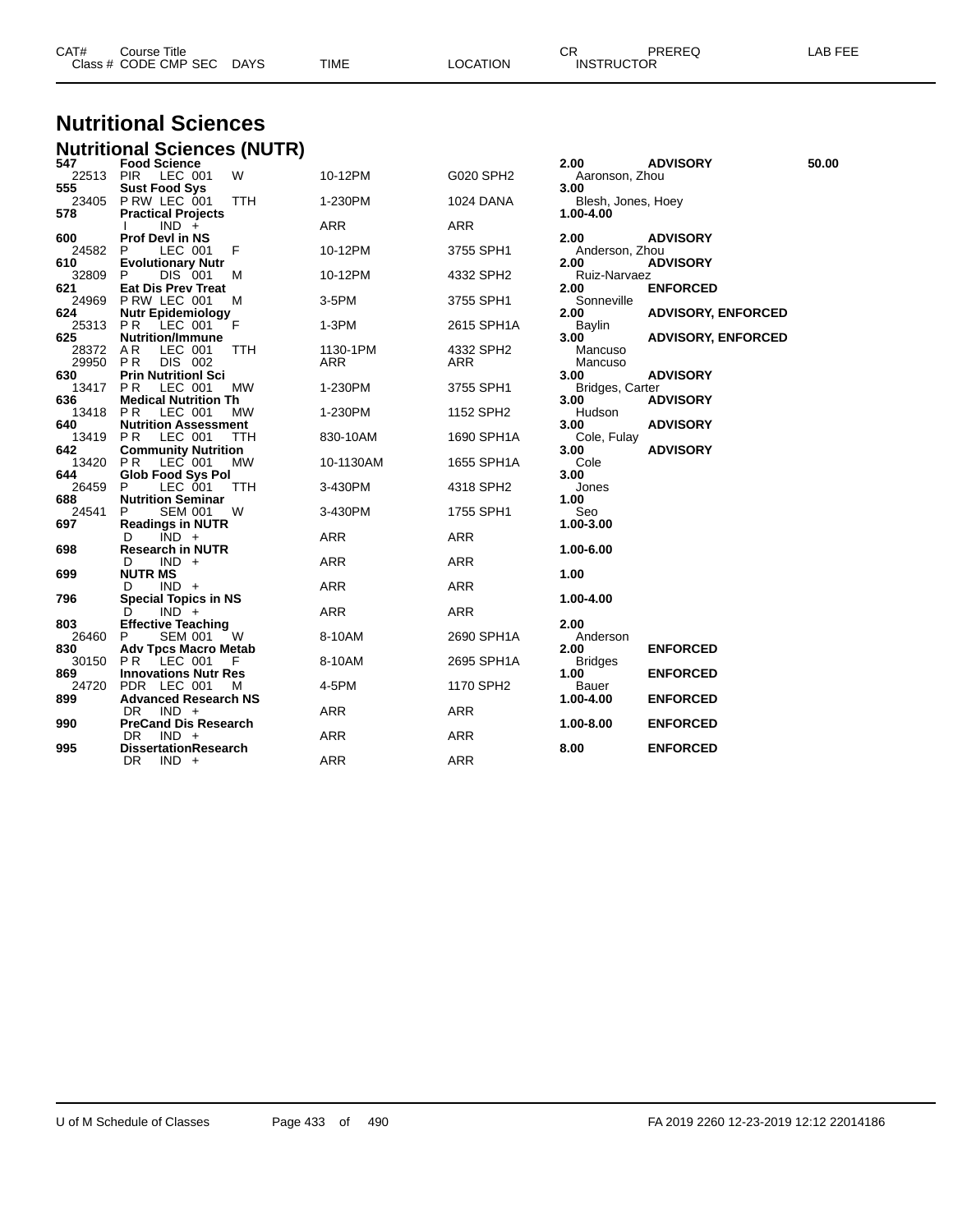# Nutritional Sciences

## Nutritional Sciences (NUTR)

| CAT# / Class # | Course Title / CODE CMP SEC | DAYS | TIME | LOCATION | CR / INSTRUCTOR | PREREQ | LAB FEE |
|---|---|---|---|---|---|---|---|
| **547** | **Food Science** | | | | **2.00** | **ADVISORY** | **50.00** |
| 22513 | PIR LEC 001 | W | 10-12PM | G020 SPH2 | Aaronson, Zhou | | |
| **555** | **Sust Food Sys** | | | | **3.00** | | |
| 23405 | P RW LEC 001 | TTH | 1-230PM | 1024 DANA | Blesh, Jones, Hoey | | |
| **578** | **Practical Projects** | | | | **1.00-4.00** | | |
| | I IND + | | ARR | ARR | | | |
| **600** | **Prof Devl in NS** | | | | **2.00** | **ADVISORY** | |
| 24582 | P LEC 001 | F | 10-12PM | 3755 SPH1 | Anderson, Zhou | | |
| **610** | **Evolutionary Nutr** | | | | **2.00** | **ADVISORY** | |
| 32809 | P DIS 001 | M | 10-12PM | 4332 SPH2 | Ruiz-Narvaez | | |
| **621** | **Eat Dis Prev Treat** | | | | **2.00** | **ENFORCED** | |
| 24969 | P RW LEC 001 | M | 3-5PM | 3755 SPH1 | Sonneville | | |
| **624** | **Nutr Epidemiology** | | | | **2.00** | **ADVISORY, ENFORCED** | |
| 25313 | P R LEC 001 | F | 1-3PM | 2615 SPH1A | Baylin | | |
| **625** | **Nutrition/Immune** | | | | **3.00** | **ADVISORY, ENFORCED** | |
| 28372 | A R LEC 001 | TTH | 1130-1PM | 4332 SPH2 | Mancuso | | |
| 29950 | P R DIS 002 | | ARR | ARR | Mancuso | | |
| **630** | **Prin Nutritionl Sci** | | | | **3.00** | **ADVISORY** | |
| 13417 | P R LEC 001 | MW | 1-230PM | 3755 SPH1 | Bridges, Carter | | |
| **636** | **Medical Nutrition Th** | | | | **3.00** | **ADVISORY** | |
| 13418 | P R LEC 001 | MW | 1-230PM | 1152 SPH2 | Hudson | | |
| **640** | **Nutrition Assessment** | | | | **3.00** | **ADVISORY** | |
| 13419 | P R LEC 001 | TTH | 830-10AM | 1690 SPH1A | Cole, Fulay | | |
| **642** | **Community Nutrition** | | | | **3.00** | **ADVISORY** | |
| 13420 | P R LEC 001 | MW | 10-1130AM | 1655 SPH1A | Cole | | |
| **644** | **Glob Food Sys Pol** | | | | **3.00** | | |
| 26459 | P LEC 001 | TTH | 3-430PM | 4318 SPH2 | Jones | | |
| **688** | **Nutrition Seminar** | | | | **1.00** | | |
| 24541 | P SEM 001 | W | 3-430PM | 1755 SPH1 | Seo | | |
| **697** | **Readings in NUTR** | | | | **1.00-3.00** | | |
| | D IND + | | ARR | ARR | | | |
| **698** | **Research in NUTR** | | | | **1.00-6.00** | | |
| | D IND + | | ARR | ARR | | | |
| **699** | **NUTR MS** | | | | **1.00** | | |
| | D IND + | | ARR | ARR | | | |
| **796** | **Special Topics in NS** | | | | **1.00-4.00** | | |
| | D IND + | | ARR | ARR | | | |
| **803** | **Effective Teaching** | | | | **2.00** | | |
| 26460 | P SEM 001 | W | 8-10AM | 2690 SPH1A | Anderson | | |
| **830** | **Adv Tpcs Macro Metab** | | | | **2.00** | **ENFORCED** | |
| 30150 | P R LEC 001 | F | 8-10AM | 2695 SPH1A | Bridges | | |
| **869** | **Innovations Nutr Res** | | | | **1.00** | **ENFORCED** | |
| 24720 | PDR LEC 001 | M | 4-5PM | 1170 SPH2 | Bauer | | |
| **899** | **Advanced Research NS** | | | | **1.00-4.00** | **ENFORCED** | |
| | DR IND + | | ARR | ARR | | | |
| **990** | **PreCand Dis Research** | | | | **1.00-8.00** | **ENFORCED** | |
| | DR IND + | | ARR | ARR | | | |
| **995** | **DissertationResearch** | | | | **8.00** | **ENFORCED** | |
| | DR IND + | | ARR | ARR | | | |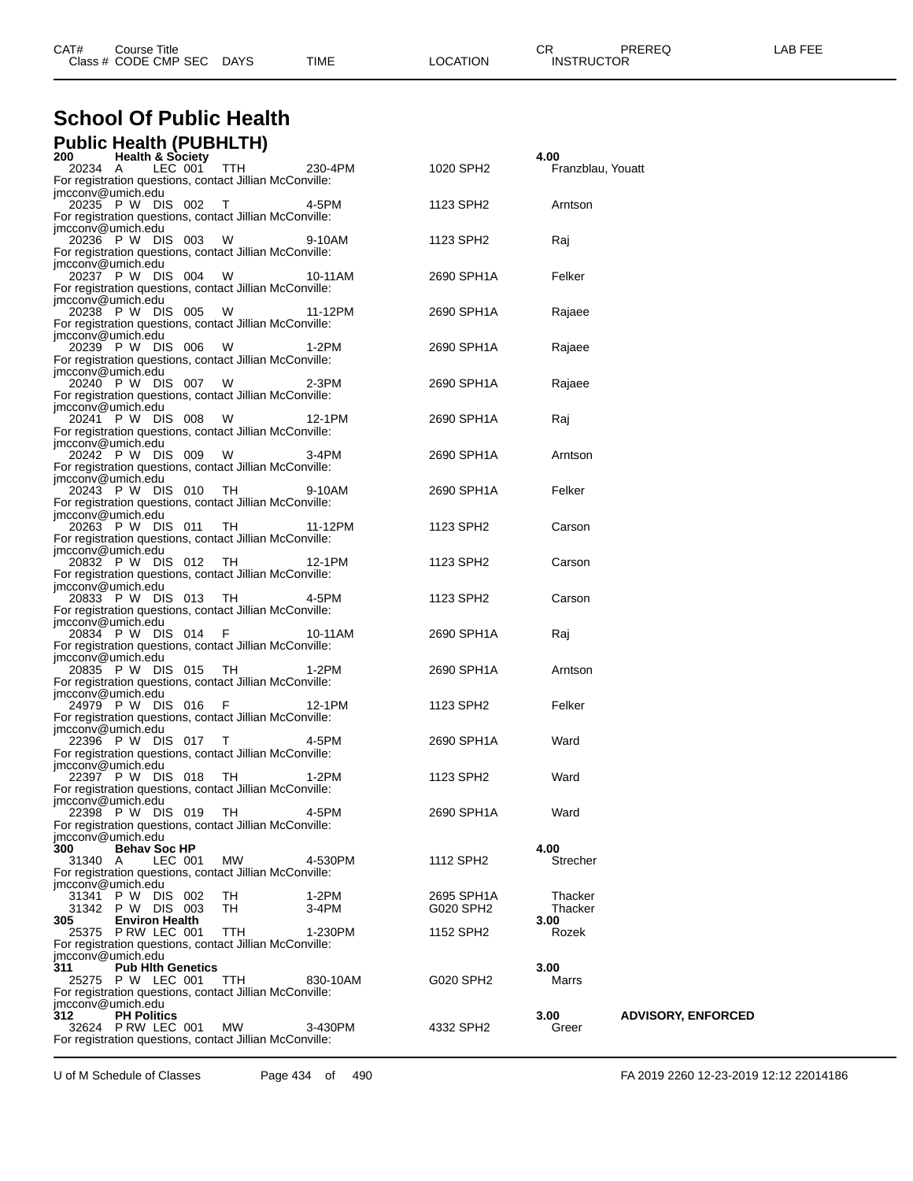# School Of Public Health

## Public Health (PUBHLTH)

| CAT# / Class # | Course Title / CODE | CMP | SEC | DAYS | TIME | LOCATION | CR / INSTRUCTOR | PREREQ | LAB FEE |
|---|---|---|---|---|---|---|---|---|---|
| **200** | **Health & Society** | | | | | | **4.00** | | |
| 20234 | A | LEC | 001 | TTH | 230-4PM | 1020 SPH2 | Franzblau, Youatt | | |
| For registration questions, contact Jillian McConville: jmcconv@umich.edu | | | | | | | | | |
| 20235 | P W | DIS | 002 | T | 4-5PM | 1123 SPH2 | Arntson | | |
| For registration questions, contact Jillian McConville: jmcconv@umich.edu | | | | | | | | | |
| 20236 | P W | DIS | 003 | W | 9-10AM | 1123 SPH2 | Raj | | |
| For registration questions, contact Jillian McConville: jmcconv@umich.edu | | | | | | | | | |
| 20237 | P W | DIS | 004 | W | 10-11AM | 2690 SPH1A | Felker | | |
| For registration questions, contact Jillian McConville: jmcconv@umich.edu | | | | | | | | | |
| 20238 | P W | DIS | 005 | W | 11-12PM | 2690 SPH1A | Rajaee | | |
| For registration questions, contact Jillian McConville: jmcconv@umich.edu | | | | | | | | | |
| 20239 | P W | DIS | 006 | W | 1-2PM | 2690 SPH1A | Rajaee | | |
| For registration questions, contact Jillian McConville: jmcconv@umich.edu | | | | | | | | | |
| 20240 | P W | DIS | 007 | W | 2-3PM | 2690 SPH1A | Rajaee | | |
| For registration questions, contact Jillian McConville: jmcconv@umich.edu | | | | | | | | | |
| 20241 | P W | DIS | 008 | W | 12-1PM | 2690 SPH1A | Raj | | |
| For registration questions, contact Jillian McConville: jmcconv@umich.edu | | | | | | | | | |
| 20242 | P W | DIS | 009 | W | 3-4PM | 2690 SPH1A | Arntson | | |
| For registration questions, contact Jillian McConville: jmcconv@umich.edu | | | | | | | | | |
| 20243 | P W | DIS | 010 | TH | 9-10AM | 2690 SPH1A | Felker | | |
| For registration questions, contact Jillian McConville: jmcconv@umich.edu | | | | | | | | | |
| 20263 | P W | DIS | 011 | TH | 11-12PM | 1123 SPH2 | Carson | | |
| For registration questions, contact Jillian McConville: jmcconv@umich.edu | | | | | | | | | |
| 20832 | P W | DIS | 012 | TH | 12-1PM | 1123 SPH2 | Carson | | |
| For registration questions, contact Jillian McConville: jmcconv@umich.edu | | | | | | | | | |
| 20833 | P W | DIS | 013 | TH | 4-5PM | 1123 SPH2 | Carson | | |
| For registration questions, contact Jillian McConville: jmcconv@umich.edu | | | | | | | | | |
| 20834 | P W | DIS | 014 | F | 10-11AM | 2690 SPH1A | Raj | | |
| For registration questions, contact Jillian McConville: jmcconv@umich.edu | | | | | | | | | |
| 20835 | P W | DIS | 015 | TH | 1-2PM | 2690 SPH1A | Arntson | | |
| For registration questions, contact Jillian McConville: jmcconv@umich.edu | | | | | | | | | |
| 24979 | P W | DIS | 016 | F | 12-1PM | 1123 SPH2 | Felker | | |
| For registration questions, contact Jillian McConville: jmcconv@umich.edu | | | | | | | | | |
| 22396 | P W | DIS | 017 | T | 4-5PM | 2690 SPH1A | Ward | | |
| For registration questions, contact Jillian McConville: jmcconv@umich.edu | | | | | | | | | |
| 22397 | P W | DIS | 018 | TH | 1-2PM | 1123 SPH2 | Ward | | |
| For registration questions, contact Jillian McConville: jmcconv@umich.edu | | | | | | | | | |
| 22398 | P W | DIS | 019 | TH | 4-5PM | 2690 SPH1A | Ward | | |
| For registration questions, contact Jillian McConville: jmcconv@umich.edu | | | | | | | | | |
| **300** | **Behav Soc HP** | | | | | | **4.00** | | |
| 31340 | A | LEC | 001 | MW | 4-530PM | 1112 SPH2 | Strecher | | |
| For registration questions, contact Jillian McConville: jmcconv@umich.edu | | | | | | | | | |
| 31341 | P W | DIS | 002 | TH | 1-2PM | 2695 SPH1A | Thacker | | |
| 31342 | P W | DIS | 003 | TH | 3-4PM | G020 SPH2 | Thacker | | |
| **305** | **Environ Health** | | | | | | **3.00** | | |
| 25375 | P RW | LEC | 001 | TTH | 1-230PM | 1152 SPH2 | Rozek | | |
| For registration questions, contact Jillian McConville: jmcconv@umich.edu | | | | | | | | | |
| **311** | **Pub Hlth Genetics** | | | | | | **3.00** | | |
| 25275 | P W | LEC | 001 | TTH | 830-10AM | G020 SPH2 | Marrs | | |
| For registration questions, contact Jillian McConville: jmcconv@umich.edu | | | | | | | | | |
| **312** | **PH Politics** | | | | | | **3.00** | **ADVISORY, ENFORCED** | |
| 32624 | P RW | LEC | 001 | MW | 3-430PM | 4332 SPH2 | Greer | | |
| For registration questions, contact Jillian McConville: | | | | | | | | | |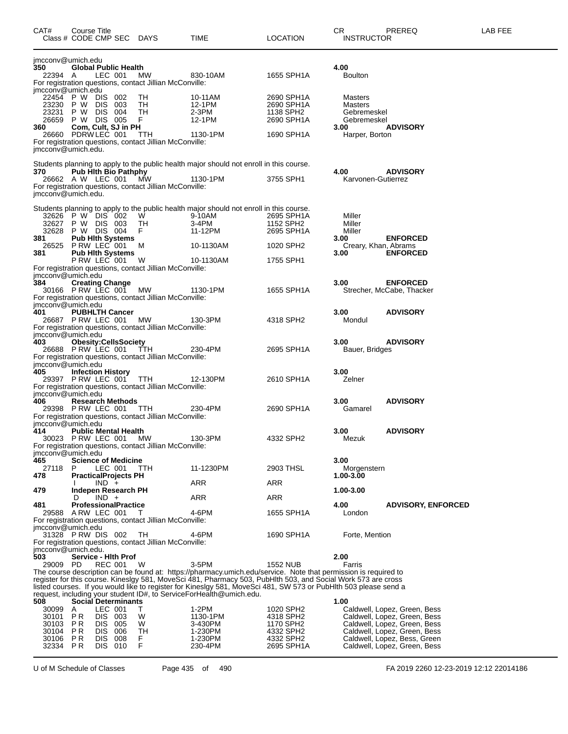| CAT# | Course Title Class # CODE CMP SEC | DAYS | TIME | LOCATION | CR INSTRUCTOR | PREREQ | LAB FEE |
|---|---|---|---|---|---|---|---|
| jmcconv@umich.edu | | | | | | | |
| **350** | **Global Public Health** | | | | **4.00** | | |
| 22394 | A LEC 001 | MW | 830-10AM | 1655 SPH1A | Boulton | | |
| For registration questions, contact Jillian McConville: jmcconv@umich.edu | | | | | | | |
| 22454 | P W DIS 002 | TH | 10-11AM | 2690 SPH1A | Masters | | |
| 23230 | P W DIS 003 | TH | 12-1PM | 2690 SPH1A | Masters | | |
| 23231 | P W DIS 004 | TH | 2-3PM | 1138 SPH2 | Gebremeskel | | |
| 26659 | P W DIS 005 | F | 12-1PM | 2690 SPH1A | Gebremeskel | | |
| **360** | **Com, Cult, SJ in PH** | | | | **3.00** | **ADVISORY** | |
| 26660 | PDRW LEC 001 | TTH | 1130-1PM | 1690 SPH1A | Harper, Borton | | |
| For registration questions, contact Jillian McConville: jmcconv@umich.edu. | | | | | | | |
| Students planning to apply to the public health major should not enroll in this course. | | | | | | | |
| **370** | **Pub Hlth Bio Pathphy** | | | | **4.00** | **ADVISORY** | |
| 26662 | A W LEC 001 | MW | 1130-1PM | 3755 SPH1 | Karvonen-Gutierrez | | |
| For registration questions, contact Jillian McConville: jmcconv@umich.edu. | | | | | | | |
| Students planning to apply to the public health major should not enroll in this course. | | | | | | | |
| 32626 | P W DIS 002 | W | 9-10AM | 2695 SPH1A | Miller | | |
| 32627 | P W DIS 003 | TH | 3-4PM | 1152 SPH2 | Miller | | |
| 32628 | P W DIS 004 | F | 11-12PM | 2695 SPH1A | Miller | | |
| **381** | **Pub Hlth Systems** | | | | **3.00** | **ENFORCED** | |
| 26525 | P RW LEC 001 | M | 10-1130AM | 1020 SPH2 | Creary, Khan, Abrams | | |
| **381** | **Pub Hlth Systems** | | | | **3.00** | **ENFORCED** | |
| | P RW LEC 001 | W | 10-1130AM | 1755 SPH1 | | | |
| For registration questions, contact Jillian McConville: jmcconv@umich.edu | | | | | | | |
| **384** | **Creating Change** | | | | **3.00** | **ENFORCED** | |
| 30166 | P RW LEC 001 | MW | 1130-1PM | 1655 SPH1A | Strecher, McCabe, Thacker | | |
| For registration questions, contact Jillian McConville: jmcconv@umich.edu | | | | | | | |
| **401** | **PUBHLTH Cancer** | | | | **3.00** | **ADVISORY** | |
| 26687 | P RW LEC 001 | MW | 130-3PM | 4318 SPH2 | Mondul | | |
| For registration questions, contact Jillian McConville: jmcconv@umich.edu | | | | | | | |
| **403** | **Obesity:CellsSociety** | | | | **3.00** | **ADVISORY** | |
| 26688 | P RW LEC 001 | TTH | 230-4PM | 2695 SPH1A | Bauer, Bridges | | |
| For registration questions, contact Jillian McConville: jmcconv@umich.edu | | | | | | | |
| **405** | **Infection History** | | | | **3.00** | | |
| 29397 | P RW LEC 001 | TTH | 12-130PM | 2610 SPH1A | Zelner | | |
| For registration questions, contact Jillian McConville: jmcconv@umich.edu | | | | | | | |
| **406** | **Research Methods** | | | | **3.00** | **ADVISORY** | |
| 29398 | P RW LEC 001 | TTH | 230-4PM | 2690 SPH1A | Gamarel | | |
| For registration questions, contact Jillian McConville: jmcconv@umich.edu | | | | | | | |
| **414** | **Public Mental Health** | | | | **3.00** | **ADVISORY** | |
| 30023 | P RW LEC 001 | MW | 130-3PM | 4332 SPH2 | Mezuk | | |
| For registration questions, contact Jillian McConville: jmcconv@umich.edu | | | | | | | |
| **465** | **Science of Medicine** | | | | **3.00** | | |
| 27118 | P LEC 001 | TTH | 11-1230PM | 2903 THSL | Morgenstern | | |
| **478** | **PracticalProjects PH** | | | | **1.00-3.00** | | |
| | I IND + | | ARR | ARR | | | |
| **479** | **Indepen Research PH** | | | | **1.00-3.00** | | |
| | D IND + | | ARR | ARR | | | |
| **481** | **ProfessionalPractice** | | | | **4.00** | **ADVISORY, ENFORCED** | |
| 29588 | A RW LEC 001 | T | 4-6PM | 1655 SPH1A | London | | |
| For registration questions, contact Jillian McConville: jmcconv@umich.edu | | | | | | | |
| 31328 | P RW DIS 002 | TH | 4-6PM | 1690 SPH1A | Forte, Mention | | |
| For registration questions, contact Jillian McConville: jmcconv@umich.edu. | | | | | | | |
| **503** | **Service - Hlth Prof** | | | | **2.00** | | |
| 29009 | PD REC 001 | W | 3-5PM | 1552 NUB | Farris | | |
| The course description can be found at: https://pharmacy.umich.edu/service. Note that permission is required to register for this course. Kineslgy 581, MoveSci 481, Pharmacy 503, PubHlth 503, and Social Work 573 are cross listed courses. If you would like to register for Kineslgy 581, MoveSci 481, SW 573 or PubHlth 503 please send a request, including your student ID#, to ServiceForHealth@umich.edu. | | | | | | | |
| **508** | **Social Determinants** | | | | **1.00** | | |
| 30099 | A LEC 001 | T | 1-2PM | 1020 SPH2 | Caldwell, Lopez, Green, Bess | | |
| 30101 | P R DIS 003 | W | 1130-1PM | 4318 SPH2 | Caldwell, Lopez, Green, Bess | | |
| 30103 | P R DIS 005 | W | 3-430PM | 1170 SPH2 | Caldwell, Lopez, Green, Bess | | |
| 30104 | P R DIS 006 | TH | 1-230PM | 4332 SPH2 | Caldwell, Lopez, Green, Bess | | |
| 30106 | P R DIS 008 | F | 1-230PM | 4332 SPH2 | Caldwell, Lopez, Bess, Green | | |
| 32334 | P R DIS 010 | F | 230-4PM | 2695 SPH1A | Caldwell, Lopez, Green, Bess | | |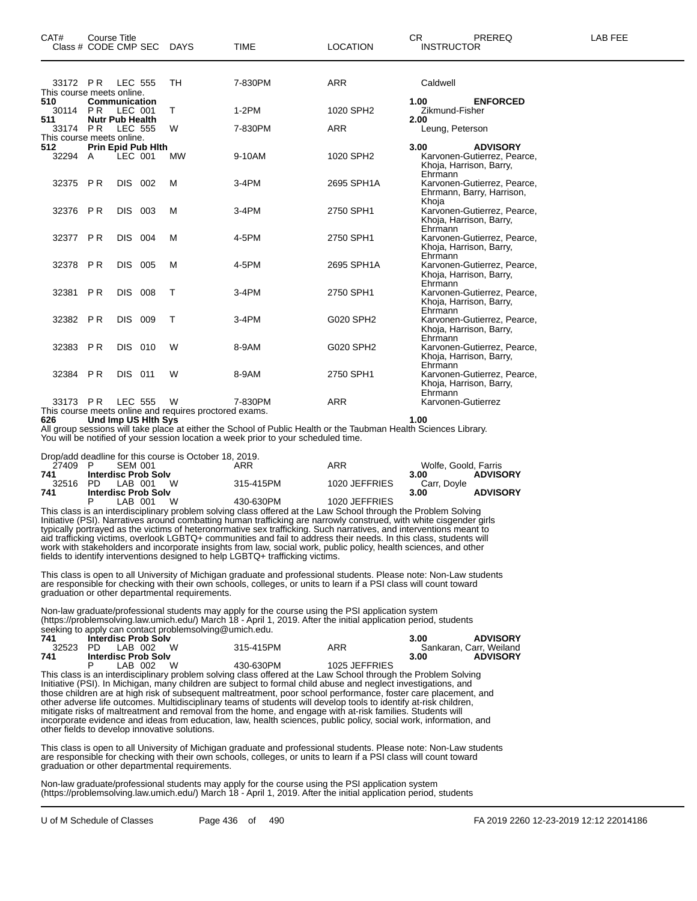| CAT# Class # | Course Title CODE | CMP | SEC | DAYS | TIME | LOCATION | CR INSTRUCTOR | PREREQ | LAB FEE |
|---|---|---|---|---|---|---|---|---|---|
| 33172 | P R | LEC | 555 | TH | 7-830PM | ARR | Caldwell | | |

This course meets online.

| CAT# Class # | Course Title CODE | CMP | SEC | DAYS | TIME | LOCATION | CR INSTRUCTOR | PREREQ | LAB FEE |
|---|---|---|---|---|---|---|---|---|---|
| **510** | **Communication** | | | | | | **1.00** | **ENFORCED** | |
| 30114 | P R | LEC | 001 | T | 1-2PM | 1020 SPH2 | Zikmund-Fisher | | |
| **511** | **Nutr Pub Health** | | | | | | **2.00** | | |
| 33174 | P R | LEC | 555 | W | 7-830PM | ARR | Leung, Peterson | | |

This course meets online.

| CAT# Class # | Course Title CODE | CMP | SEC | DAYS | TIME | LOCATION | CR INSTRUCTOR | PREREQ | LAB FEE |
|---|---|---|---|---|---|---|---|---|---|
| **512** | **Prin Epid Pub Hlth** | | | | | | **3.00** | **ADVISORY** | |
| 32294 | A | LEC | 001 | MW | 9-10AM | 1020 SPH2 | Karvonen-Gutierrez, Pearce, Khoja, Harrison, Barry, Ehrmann | | |
| 32375 | P R | DIS | 002 | M | 3-4PM | 2695 SPH1A | Karvonen-Gutierrez, Pearce, Ehrmann, Barry, Harrison, Khoja | | |
| 32376 | P R | DIS | 003 | M | 3-4PM | 2750 SPH1 | Karvonen-Gutierrez, Pearce, Khoja, Harrison, Barry, Ehrmann | | |
| 32377 | P R | DIS | 004 | M | 4-5PM | 2750 SPH1 | Karvonen-Gutierrez, Pearce, Khoja, Harrison, Barry, Ehrmann | | |
| 32378 | P R | DIS | 005 | M | 4-5PM | 2695 SPH1A | Karvonen-Gutierrez, Pearce, Khoja, Harrison, Barry, Ehrmann | | |
| 32381 | P R | DIS | 008 | T | 3-4PM | 2750 SPH1 | Karvonen-Gutierrez, Pearce, Khoja, Harrison, Barry, Ehrmann | | |
| 32382 | P R | DIS | 009 | T | 3-4PM | G020 SPH2 | Karvonen-Gutierrez, Pearce, Khoja, Harrison, Barry, Ehrmann | | |
| 32383 | P R | DIS | 010 | W | 8-9AM | G020 SPH2 | Karvonen-Gutierrez, Pearce, Khoja, Harrison, Barry, Ehrmann | | |
| 32384 | P R | DIS | 011 | W | 8-9AM | 2750 SPH1 | Karvonen-Gutierrez, Pearce, Khoja, Harrison, Barry, Ehrmann | | |
| 33173 | P R | LEC | 555 | W | 7-830PM | ARR | Karvonen-Gutierrez | | |

This course meets online and requires proctored exams.

**626 Und Imp US Hlth Sys** **1.00**

All group sessions will take place at either the School of Public Health or the Taubman Health Sciences Library. You will be notified of your session location a week prior to your scheduled time.

Drop/add deadline for this course is October 18, 2019.

| CAT# Class # | Course Title CODE | CMP | SEC | DAYS | TIME | LOCATION | CR INSTRUCTOR | PREREQ | LAB FEE |
|---|---|---|---|---|---|---|---|---|---|
| 27409 | P | SEM | 001 | | ARR | ARR | Wolfe, Goold, Farris | | |
| **741** | **Interdisc Prob Solv** | | | | | | **3.00** | **ADVISORY** | |
| 32516 | PD | LAB | 001 | W | 315-415PM | 1020 JEFFRIES | Carr, Doyle | | |
| **741** | **Interdisc Prob Solv** | | | | | | **3.00** | **ADVISORY** | |
| | P | LAB | 001 | W | 430-630PM | 1020 JEFFRIES | | | |

This class is an interdisciplinary problem solving class offered at the Law School through the Problem Solving Initiative (PSI). Narratives around combatting human trafficking are narrowly construed, with white cisgender girls typically portrayed as the victims of heteronormative sex trafficking. Such narratives, and interventions meant to aid trafficking victims, overlook LGBTQ+ communities and fail to address their needs. In this class, students will work with stakeholders and incorporate insights from law, social work, public policy, health sciences, and other fields to identify interventions designed to help LGBTQ+ trafficking victims.

This class is open to all University of Michigan graduate and professional students. Please note: Non-Law students are responsible for checking with their own schools, colleges, or units to learn if a PSI class will count toward graduation or other departmental requirements.

Non-law graduate/professional students may apply for the course using the PSI application system (https://problemsolving.law.umich.edu/) March 18 - April 1, 2019. After the initial application period, students seeking to apply can contact problemsolving@umich.edu.

| CAT# Class # | Course Title CODE | CMP | SEC | DAYS | TIME | LOCATION | CR INSTRUCTOR | PREREQ | LAB FEE |
|---|---|---|---|---|---|---|---|---|---|
| **741** | **Interdisc Prob Solv** | | | | | | **3.00** | **ADVISORY** | |
| 32523 | PD | LAB | 002 | W | 315-415PM | ARR | Sankaran, Carr, Weiland | | |
| **741** | **Interdisc Prob Solv** | | | | | | **3.00** | **ADVISORY** | |
| | P | LAB | 002 | W | 430-630PM | 1025 JEFFRIES | | | |

This class is an interdisciplinary problem solving class offered at the Law School through the Problem Solving Initiative (PSI). In Michigan, many children are subject to formal child abuse and neglect investigations, and those children are at high risk of subsequent maltreatment, poor school performance, foster care placement, and other adverse life outcomes. Multidisciplinary teams of students will develop tools to identify at-risk children, mitigate risks of maltreatment and removal from the home, and engage with at-risk families. Students will incorporate evidence and ideas from education, law, health sciences, public policy, social work, information, and other fields to develop innovative solutions.

This class is open to all University of Michigan graduate and professional students. Please note: Non-Law students are responsible for checking with their own schools, colleges, or units to learn if a PSI class will count toward graduation or other departmental requirements.

Non-law graduate/professional students may apply for the course using the PSI application system (https://problemsolving.law.umich.edu/) March 18 - April 1, 2019. After the initial application period, students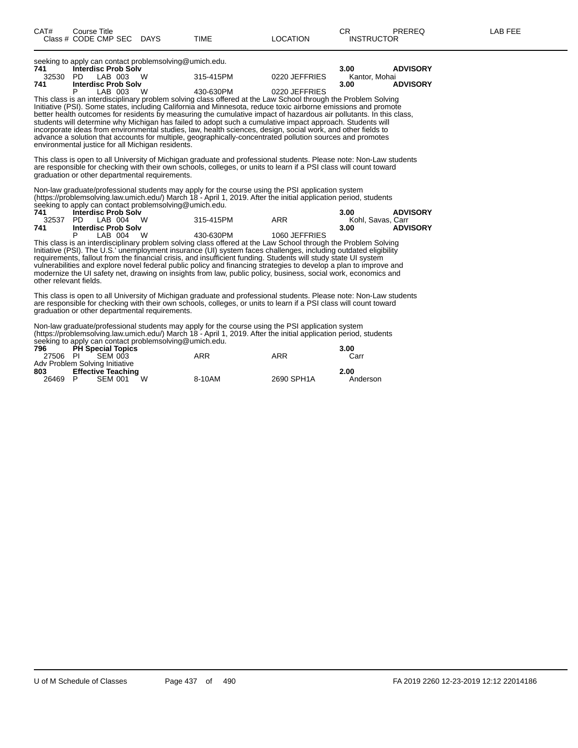| CAT# | Course Title | | | | | | CR | PREREQ | LAB FEE |
|---|---|---|---|---|---|---|---|---|---|
| Class # | CODE | CMP | SEC | DAYS | TIME | LOCATION | INSTRUCTOR | | |

seeking to apply can contact problemsolving@umich.edu.

| | | | | | | | | |
|---|---|---|---|---|---|---|---|---|
| **741** | **Interdisc Prob Solv** | | | | | | **3.00** | **ADVISORY** |
| 32530 | PD | LAB | 003 | W | 315-415PM | 0220 JEFFRIES | Kantor, Mohai | |
| **741** | **Interdisc Prob Solv** | | | | | | **3.00** | **ADVISORY** |
| | P | LAB | 003 | W | 430-630PM | 0220 JEFFRIES | | |

This class is an interdisciplinary problem solving class offered at the Law School through the Problem Solving Initiative (PSI). Some states, including California and Minnesota, reduce toxic airborne emissions and promote better health outcomes for residents by measuring the cumulative impact of hazardous air pollutants. In this class, students will determine why Michigan has failed to adopt such a cumulative impact approach. Students will incorporate ideas from environmental studies, law, health sciences, design, social work, and other fields to advance a solution that accounts for multiple, geographically-concentrated pollution sources and promotes environmental justice for all Michigan residents.

This class is open to all University of Michigan graduate and professional students. Please note: Non-Law students are responsible for checking with their own schools, colleges, or units to learn if a PSI class will count toward graduation or other departmental requirements.

Non-law graduate/professional students may apply for the course using the PSI application system (https://problemsolving.law.umich.edu/) March 18 - April 1, 2019. After the initial application period, students seeking to apply can contact problemsolving@umich.edu.

| | | | | | | | | |
|---|---|---|---|---|---|---|---|---|
| **741** | **Interdisc Prob Solv** | | | | | | **3.00** | **ADVISORY** |
| 32537 | PD | LAB | 004 | W | 315-415PM | ARR | Kohl, Savas, Carr | |
| **741** | **Interdisc Prob Solv** | | | | | | **3.00** | **ADVISORY** |
| | P | LAB | 004 | W | 430-630PM | 1060 JEFFRIES | | |

This class is an interdisciplinary problem solving class offered at the Law School through the Problem Solving Initiative (PSI). The U.S.' unemployment insurance (UI) system faces challenges, including outdated eligibility requirements, fallout from the financial crisis, and insufficient funding. Students will study state UI system vulnerabilities and explore novel federal public policy and financing strategies to develop a plan to improve and modernize the UI safety net, drawing on insights from law, public policy, business, social work, economics and other relevant fields.

This class is open to all University of Michigan graduate and professional students. Please note: Non-Law students are responsible for checking with their own schools, colleges, or units to learn if a PSI class will count toward graduation or other departmental requirements.

Non-law graduate/professional students may apply for the course using the PSI application system (https://problemsolving.law.umich.edu/) March 18 - April 1, 2019. After the initial application period, students seeking to apply can contact problemsolving@umich.edu.

| | | | | | | | | |
|---|---|---|---|---|---|---|---|---|
| **796** | **PH Special Topics** | | | | | | **3.00** | |
| 27506 | PI | SEM | 003 | | ARR | ARR | Carr | |

Adv Problem Solving Initiative

| | | | | | | | | |
|---|---|---|---|---|---|---|---|---|
| **803** | **Effective Teaching** | | | | | | **2.00** | |
| 26469 | P | SEM | 001 | W | 8-10AM | 2690 SPH1A | Anderson | |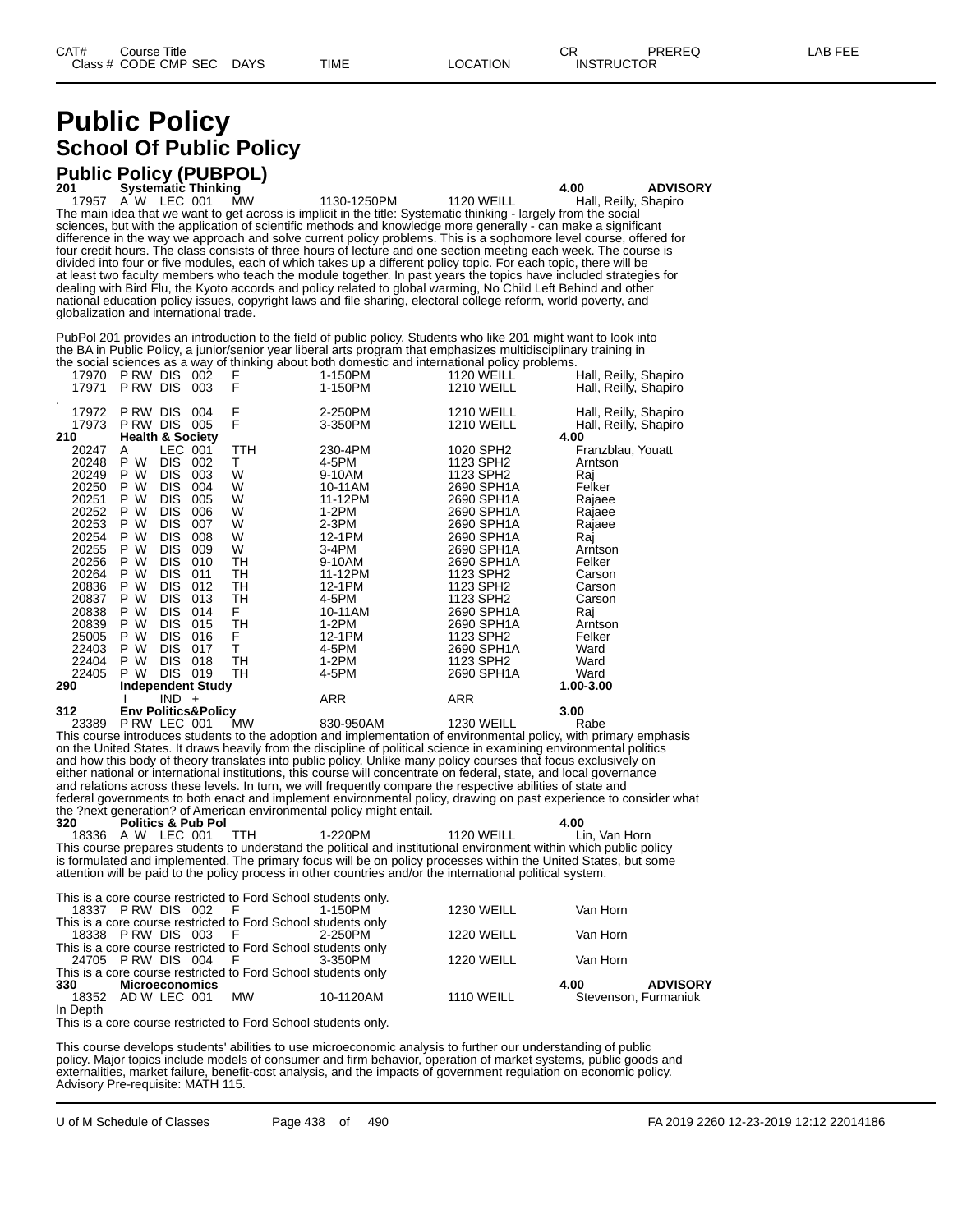# Public Policy

## School Of Public Policy

### Public Policy (PUBPOL)

| CAT# / Class # | Course Title / CODE CMP SEC | DAYS | TIME | LOCATION | CR / INSTRUCTOR | PREREQ | LAB FEE |
|---|---|---|---|---|---|---|---|
| **201** | **Systematic Thinking** | | | | **4.00** | **ADVISORY** | |
| 17957 | A W LEC 001 | MW | 1130-1250PM | 1120 WEILL | Hall, Reilly, Shapiro | | |

The main idea that we want to get across is implicit in the title: Systematic thinking - largely from the social sciences, but with the application of scientific methods and knowledge more generally - can make a significant difference in the way we approach and solve current policy problems. This is a sophomore level course, offered for four credit hours. The class consists of three hours of lecture and one section meeting each week. The course is divided into four or five modules, each of which takes up a different policy topic. For each topic, there will be at least two faculty members who teach the module together. In past years the topics have included strategies for dealing with Bird Flu, the Kyoto accords and policy related to global warming, No Child Left Behind and other national education policy issues, copyright laws and file sharing, electoral college reform, world poverty, and globalization and international trade.

PubPol 201 provides an introduction to the field of public policy. Students who like 201 might want to look into the BA in Public Policy, a junior/senior year liberal arts program that emphasizes multidisciplinary training in the social sciences as a way of thinking about both domestic and international policy problems.

| Class # | CODE CMP SEC | DAYS | TIME | LOCATION | INSTRUCTOR |
|---|---|---|---|---|---|
| 17970 | P RW DIS 002 | F | 1-150PM | 1120 WEILL | Hall, Reilly, Shapiro |
| 17971 | P RW DIS 003 | F | 1-150PM | 1210 WEILL | Hall, Reilly, Shapiro |

.

| Class # | CODE CMP SEC | DAYS | TIME | LOCATION | CR / INSTRUCTOR |
|---|---|---|---|---|---|
| 17972 | P RW DIS 004 | F | 2-250PM | 1210 WEILL | Hall, Reilly, Shapiro |
| 17973 | P RW DIS 005 | F | 3-350PM | 1210 WEILL | Hall, Reilly, Shapiro |
| **210** | **Health & Society** | | | | **4.00** |
| 20247 | A LEC 001 | TTH | 230-4PM | 1020 SPH2 | Franzblau, Youatt |
| 20248 | P W DIS 002 | T | 4-5PM | 1123 SPH2 | Arntson |
| 20249 | P W DIS 003 | W | 9-10AM | 1123 SPH2 | Raj |
| 20250 | P W DIS 004 | W | 10-11AM | 2690 SPH1A | Felker |
| 20251 | P W DIS 005 | W | 11-12PM | 2690 SPH1A | Rajaee |
| 20252 | P W DIS 006 | W | 1-2PM | 2690 SPH1A | Rajaee |
| 20253 | P W DIS 007 | W | 2-3PM | 2690 SPH1A | Rajaee |
| 20254 | P W DIS 008 | W | 12-1PM | 2690 SPH1A | Raj |
| 20255 | P W DIS 009 | W | 3-4PM | 2690 SPH1A | Arntson |
| 20256 | P W DIS 010 | TH | 9-10AM | 2690 SPH1A | Felker |
| 20264 | P W DIS 011 | TH | 11-12PM | 1123 SPH2 | Carson |
| 20836 | P W DIS 012 | TH | 12-1PM | 1123 SPH2 | Carson |
| 20837 | P W DIS 013 | TH | 4-5PM | 1123 SPH2 | Carson |
| 20838 | P W DIS 014 | F | 10-11AM | 2690 SPH1A | Raj |
| 20839 | P W DIS 015 | TH | 1-2PM | 2690 SPH1A | Arntson |
| 25005 | P W DIS 016 | F | 12-1PM | 1123 SPH2 | Felker |
| 22403 | P W DIS 017 | T | 4-5PM | 2690 SPH1A | Ward |
| 22404 | P W DIS 018 | TH | 1-2PM | 1123 SPH2 | Ward |
| 22405 | P W DIS 019 | TH | 4-5PM | 2690 SPH1A | Ward |
| **290** | **Independent Study** | | | | **1.00-3.00** |
| | I IND + | | ARR | ARR | |
| **312** | **Env Politics&Policy** | | | | **3.00** |
| 23389 | P RW LEC 001 | MW | 830-950AM | 1230 WEILL | Rabe |

This course introduces students to the adoption and implementation of environmental policy, with primary emphasis on the United States. It draws heavily from the discipline of political science in examining environmental politics and how this body of theory translates into public policy. Unlike many policy courses that focus exclusively on either national or international institutions, this course will concentrate on federal, state, and local governance and relations across these levels. In turn, we will frequently compare the respective abilities of state and federal governments to both enact and implement environmental policy, drawing on past experience to consider what the ?next generation? of American environmental policy might entail.

| Class # | CODE CMP SEC | DAYS | TIME | LOCATION | CR / INSTRUCTOR |
|---|---|---|---|---|---|
| **320** | **Politics & Pub Pol** | | | | **4.00** |
| 18336 | A W LEC 001 | TTH | 1-220PM | 1120 WEILL | Lin, Van Horn |

This course prepares students to understand the political and institutional environment within which public policy is formulated and implemented. The primary focus will be on policy processes within the United States, but some attention will be paid to the policy process in other countries and/or the international political system.

This is a core course restricted to Ford School students only.

| Class # | CODE CMP SEC | DAYS | TIME | LOCATION | INSTRUCTOR |
|---|---|---|---|---|---|
| 18337 | P RW DIS 002 | F | 1-150PM | 1230 WEILL | Van Horn |

This is a core course restricted to Ford School students only

| Class # | CODE CMP SEC | DAYS | TIME | LOCATION | INSTRUCTOR |
|---|---|---|---|---|---|
| 18338 | P RW DIS 003 | F | 2-250PM | 1220 WEILL | Van Horn |

This is a core course restricted to Ford School students only

| Class # | CODE CMP SEC | DAYS | TIME | LOCATION | INSTRUCTOR |
|---|---|---|---|---|---|
| 24705 | P RW DIS 004 | F | 3-350PM | 1220 WEILL | Van Horn |

This is a core course restricted to Ford School students only

| CAT# / Class # | Course Title / CODE CMP SEC | DAYS | TIME | LOCATION | CR / INSTRUCTOR | PREREQ |
|---|---|---|---|---|---|---|
| **330** | **Microeconomics** | | | | **4.00** | **ADVISORY** |
| 18352 | AD W LEC 001 | MW | 10-1120AM | 1110 WEILL | Stevenson, Furmaniuk | |

In Depth

This is a core course restricted to Ford School students only.

This course develops students' abilities to use microeconomic analysis to further our understanding of public policy. Major topics include models of consumer and firm behavior, operation of market systems, public goods and externalities, market failure, benefit-cost analysis, and the impacts of government regulation on economic policy. Advisory Pre-requisite: MATH 115.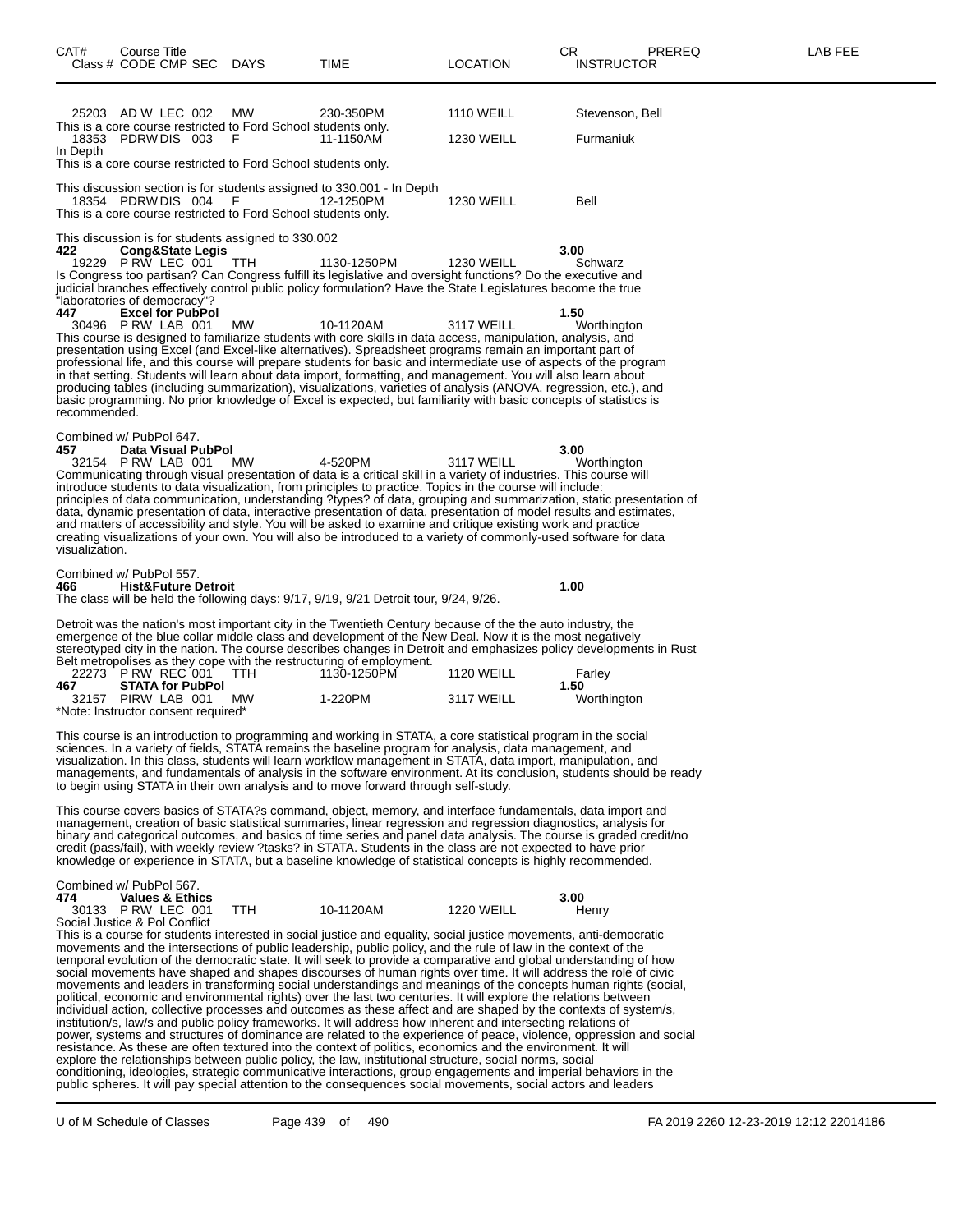| CAT# | Course Title Class # CODE CMP SEC | DAYS | TIME | LOCATION | CR INSTRUCTOR | PREREQ | LAB FEE |
|---|---|---|---|---|---|---|---|

25203 AD W LEC 002 MW 230-350PM 1110 WEILL Stevenson, Bell
This is a core course restricted to Ford School students only.
18353 PDRW DIS 003 F 11-1150AM 1230 WEILL Furmaniuk
In Depth
This is a core course restricted to Ford School students only.

This discussion section is for students assigned to 330.001 - In Depth
18354 PDRW DIS 004 F 12-1250PM 1230 WEILL Bell
This is a core course restricted to Ford School students only.

This discussion is for students assigned to 330.002

**422 Cong&State Legis** **3.00**
19229 P RW LEC 001 TTH 1130-1250PM 1230 WEILL Schwarz
Is Congress too partisan? Can Congress fulfill its legislative and oversight functions? Do the executive and judicial branches effectively control public policy formulation? Have the State Legislatures become the true "laboratories of democracy"?

**447 Excel for PubPol** **1.50**
30496 P RW LAB 001 MW 10-1120AM 3117 WEILL Worthington
This course is designed to familiarize students with core skills in data access, manipulation, analysis, and presentation using Excel (and Excel-like alternatives). Spreadsheet programs remain an important part of professional life, and this course will prepare students for basic and intermediate use of aspects of the program in that setting. Students will learn about data import, formatting, and management. You will also learn about producing tables (including summarization), visualizations, varieties of analysis (ANOVA, regression, etc.), and basic programming. No prior knowledge of Excel is expected, but familiarity with basic concepts of statistics is recommended.

Combined w/ PubPol 647.

**457 Data Visual PubPol** **3.00**
32154 P RW LAB 001 MW 4-520PM 3117 WEILL Worthington
Communicating through visual presentation of data is a critical skill in a variety of industries. This course will introduce students to data visualization, from principles to practice. Topics in the course will include: principles of data communication, understanding ?types? of data, grouping and summarization, static presentation of data, dynamic presentation of data, interactive presentation of data, presentation of model results and estimates, and matters of accessibility and style. You will be asked to examine and critique existing work and practice creating visualizations of your own. You will also be introduced to a variety of commonly-used software for data visualization.

Combined w/ PubPol 557.

**466 Hist&Future Detroit** **1.00**
The class will be held the following days: 9/17, 9/19, 9/21 Detroit tour, 9/24, 9/26.

Detroit was the nation's most important city in the Twentieth Century because of the the auto industry, the emergence of the blue collar middle class and development of the New Deal. Now it is the most negatively stereotyped city in the nation. The course describes changes in Detroit and emphasizes policy developments in Rust Belt metropolises as they cope with the restructuring of employment.
22273 P RW REC 001 TTH 1130-1250PM 1120 WEILL Farley

**467 STATA for PubPol** **1.50**
32157 PIRW LAB 001 MW 1-220PM 3117 WEILL Worthington
*Note: Instructor consent required*

This course is an introduction to programming and working in STATA, a core statistical program in the social sciences. In a variety of fields, STATA remains the baseline program for analysis, data management, and visualization. In this class, students will learn workflow management in STATA, data import, manipulation, and managements, and fundamentals of analysis in the software environment. At its conclusion, students should be ready to begin using STATA in their own analysis and to move forward through self-study.

This course covers basics of STATA?s command, object, memory, and interface fundamentals, data import and management, creation of basic statistical summaries, linear regression and regression diagnostics, analysis for binary and categorical outcomes, and basics of time series and panel data analysis. The course is graded credit/no credit (pass/fail), with weekly review ?tasks? in STATA. Students in the class are not expected to have prior knowledge or experience in STATA, but a baseline knowledge of statistical concepts is highly recommended.

Combined w/ PubPol 567.

**474 Values & Ethics** **3.00**
30133 P RW LEC 001 TTH 10-1120AM 1220 WEILL Henry
Social Justice & Pol Conflict
This is a course for students interested in social justice and equality, social justice movements, anti-democratic movements and the intersections of public leadership, public policy, and the rule of law in the context of the temporal evolution of the democratic state. It will seek to provide a comparative and global understanding of how social movements have shaped and shapes discourses of human rights over time. It will address the role of civic movements and leaders in transforming social understandings and meanings of the concepts human rights (social, political, economic and environmental rights) over the last two centuries. It will explore the relations between individual action, collective processes and outcomes as these affect and are shaped by the contexts of system/s, institution/s, law/s and public policy frameworks. It will address how inherent and intersecting relations of power, systems and structures of dominance are related to the experience of peace, violence, oppression and social resistance. As these are often textured into the context of politics, economics and the environment. It will explore the relationships between public policy, the law, institutional structure, social norms, social conditioning, ideologies, strategic communicative interactions, group engagements and imperial behaviors in the public spheres. It will pay special attention to the consequences social movements, social actors and leaders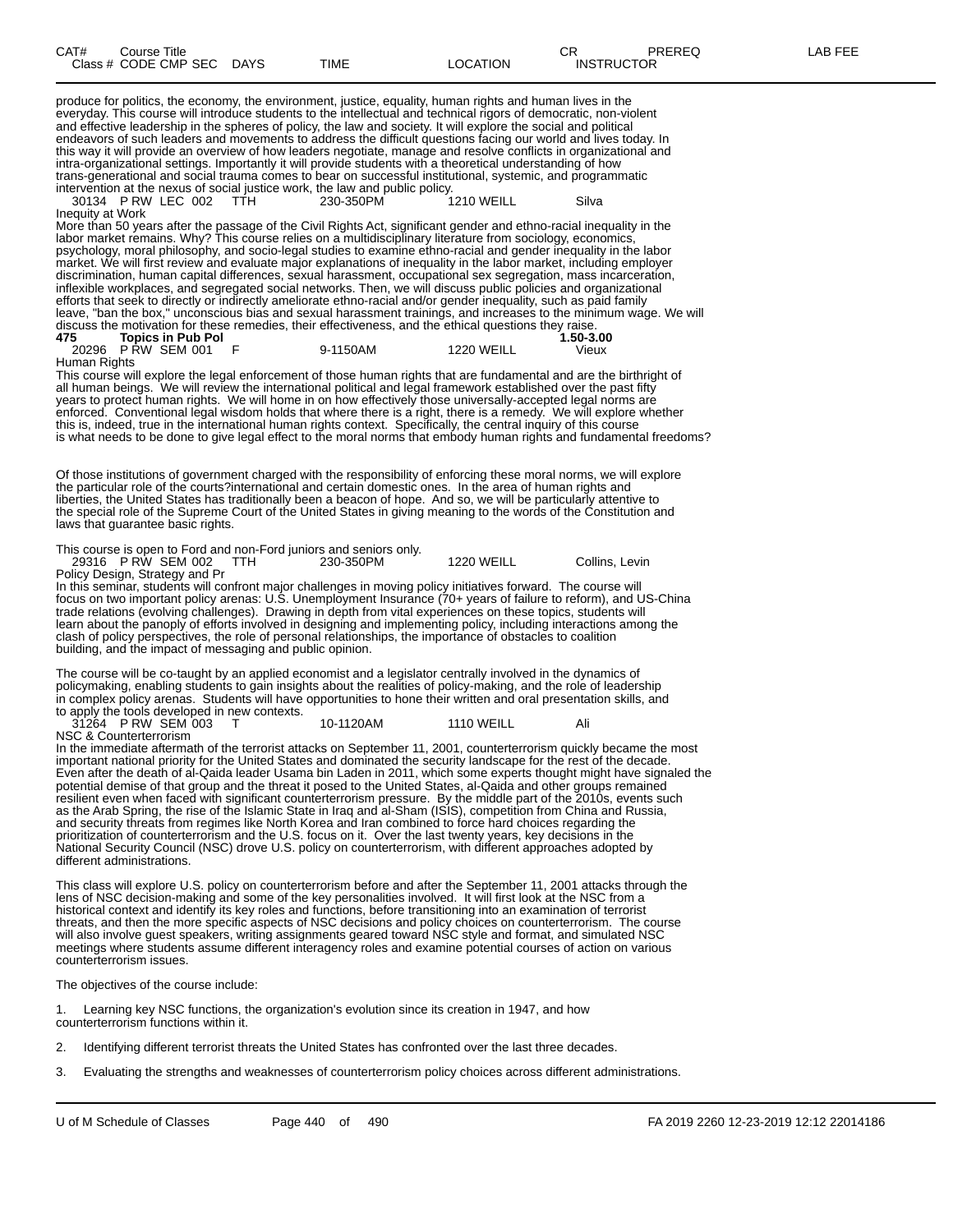produce for politics, the economy, the environment, justice, equality, human rights and human lives in the everyday. This course will introduce students to the intellectual and technical rigors of democratic, non-violent and effective leadership in the spheres of policy, the law and society. It will explore the social and political endeavors of such leaders and movements to address the difficult questions facing our world and lives today. In this way it will provide an overview of how leaders negotiate, manage and resolve conflicts in organizational and intra-organizational settings. Importantly it will provide students with a theoretical understanding of how trans-generational and social trauma comes to bear on successful institutional, systemic, and programmatic intervention at the nexus of social justice work, the law and public policy.

| Class # | CODE | CMP | SEC | DAYS | TIME | LOCATION | INSTRUCTOR |
|---|---|---|---|---|---|---|---|
| 30134 | P RW | LEC | 002 | TTH | 230-350PM | 1210 WEILL | Silva |

Inequity at Work

More than 50 years after the passage of the Civil Rights Act, significant gender and ethno-racial inequality in the labor market remains. Why? This course relies on a multidisciplinary literature from sociology, economics, psychology, moral philosophy, and socio-legal studies to examine ethno-racial and gender inequality in the labor market. We will first review and evaluate major explanations of inequality in the labor market, including employer discrimination, human capital differences, sexual harassment, occupational sex segregation, mass incarceration, inflexible workplaces, and segregated social networks. Then, we will discuss public policies and organizational efforts that seek to directly or indirectly ameliorate ethno-racial and/or gender inequality, such as paid family leave, "ban the box," unconscious bias and sexual harassment trainings, and increases to the minimum wage. We will discuss the motivation for these remedies, their effectiveness, and the ethical questions they raise.

**475 Topics in Pub Pol — 1.50-3.00**

| Class # | CODE | CMP | SEC | DAYS | TIME | LOCATION | INSTRUCTOR |
|---|---|---|---|---|---|---|---|
| 20296 | P RW | SEM | 001 | F | 9-1150AM | 1220 WEILL | Vieux |

Human Rights

This course will explore the legal enforcement of those human rights that are fundamental and are the birthright of all human beings. We will review the international political and legal framework established over the past fifty years to protect human rights. We will home in on how effectively those universally-accepted legal norms are enforced. Conventional legal wisdom holds that where there is a right, there is a remedy. We will explore whether this is, indeed, true in the international human rights context. Specifically, the central inquiry of this course is what needs to be done to give legal effect to the moral norms that embody human rights and fundamental freedoms?

Of those institutions of government charged with the responsibility of enforcing these moral norms, we will explore the particular role of the courts?international and certain domestic ones. In the area of human rights and liberties, the United States has traditionally been a beacon of hope. And so, we will be particularly attentive to the special role of the Supreme Court of the United States in giving meaning to the words of the Constitution and laws that guarantee basic rights.

This course is open to Ford and non-Ford juniors and seniors only.

| Class # | CODE | CMP | SEC | DAYS | TIME | LOCATION | INSTRUCTOR |
|---|---|---|---|---|---|---|---|
| 29316 | P RW | SEM | 002 | TTH | 230-350PM | 1220 WEILL | Collins, Levin |

Policy Design, Strategy and Pr

In this seminar, students will confront major challenges in moving policy initiatives forward. The course will focus on two important policy arenas: U.S. Unemployment Insurance (70+ years of failure to reform), and US-China trade relations (evolving challenges). Drawing in depth from vital experiences on these topics, students will learn about the panoply of efforts involved in designing and implementing policy, including interactions among the clash of policy perspectives, the role of personal relationships, the importance of obstacles to coalition building, and the impact of messaging and public opinion.

The course will be co-taught by an applied economist and a legislator centrally involved in the dynamics of policymaking, enabling students to gain insights about the realities of policy-making, and the role of leadership in complex policy arenas. Students will have opportunities to hone their written and oral presentation skills, and to apply the tools developed in new contexts.

| Class # | CODE | CMP | SEC | DAYS | TIME | LOCATION | INSTRUCTOR |
|---|---|---|---|---|---|---|---|
| 31264 | P RW | SEM | 003 | T | 10-1120AM | 1110 WEILL | Ali |

NSC & Counterterrorism

In the immediate aftermath of the terrorist attacks on September 11, 2001, counterterrorism quickly became the most important national priority for the United States and dominated the security landscape for the rest of the decade. Even after the death of al-Qaida leader Usama bin Laden in 2011, which some experts thought might have signaled the potential demise of that group and the threat it posed to the United States, al-Qaida and other groups remained resilient even when faced with significant counterterrorism pressure. By the middle part of the 2010s, events such as the Arab Spring, the rise of the Islamic State in Iraq and al-Sham (ISIS), competition from China and Russia, and security threats from regimes like North Korea and Iran combined to force hard choices regarding the prioritization of counterterrorism and the U.S. focus on it. Over the last twenty years, key decisions in the National Security Council (NSC) drove U.S. policy on counterterrorism, with different approaches adopted by different administrations.

This class will explore U.S. policy on counterterrorism before and after the September 11, 2001 attacks through the lens of NSC decision-making and some of the key personalities involved. It will first look at the NSC from a historical context and identify its key roles and functions, before transitioning into an examination of terrorist threats, and then the more specific aspects of NSC decisions and policy choices on counterterrorism. The course will also involve guest speakers, writing assignments geared toward NSC style and format, and simulated NSC meetings where students assume different interagency roles and examine potential courses of action on various counterterrorism issues.

The objectives of the course include:

1. Learning key NSC functions, the organization's evolution since its creation in 1947, and how counterterrorism functions within it.
2. Identifying different terrorist threats the United States has confronted over the last three decades.
3. Evaluating the strengths and weaknesses of counterterrorism policy choices across different administrations.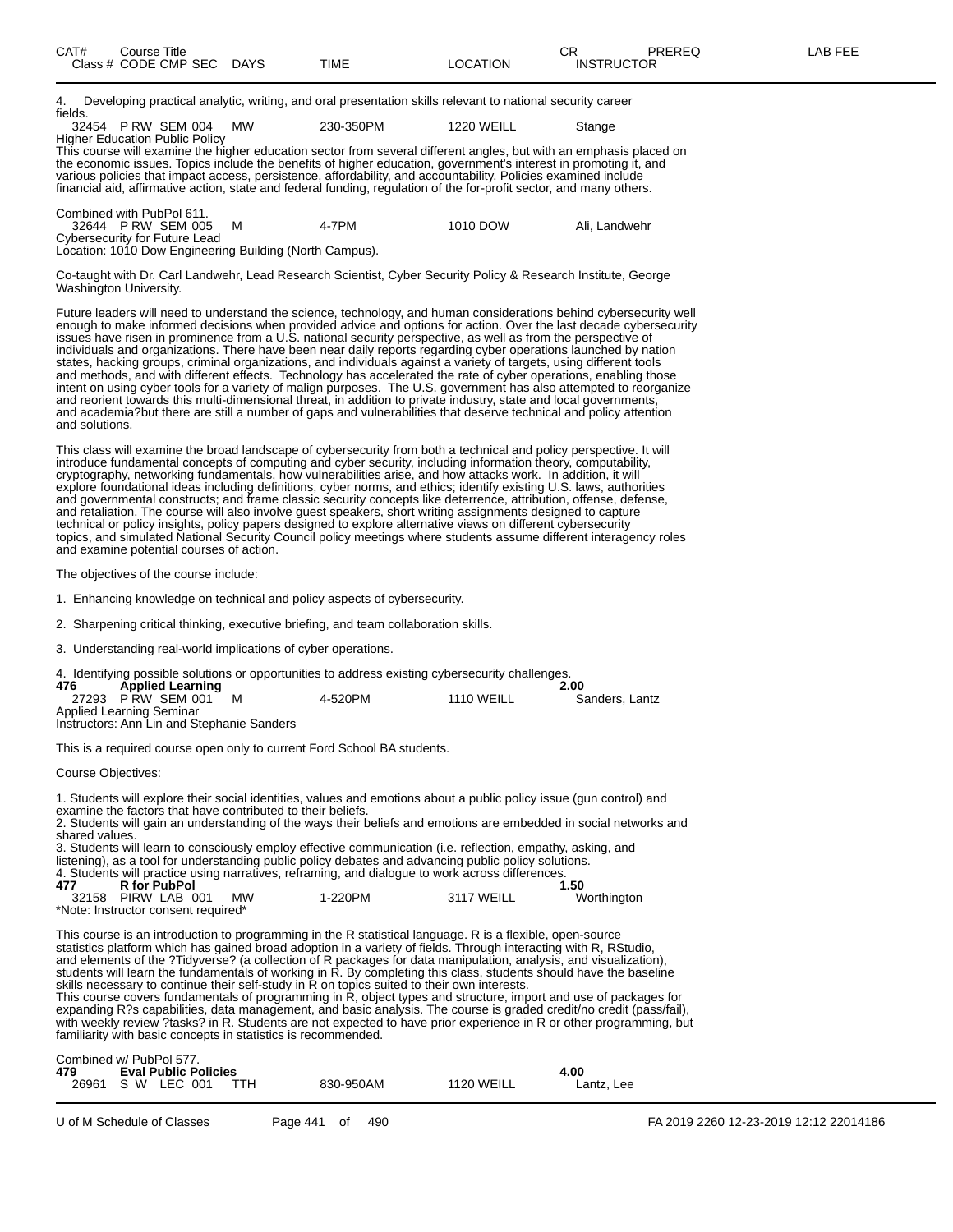4. Developing practical analytic, writing, and oral presentation skills relevant to national security career fields.

32454 P RW SEM 004 MW 230-350PM 1220 WEILL Stange

Higher Education Public Policy

This course will examine the higher education sector from several different angles, but with an emphasis placed on the economic issues. Topics include the benefits of higher education, government's interest in promoting it, and various policies that impact access, persistence, affordability, and accountability. Policies examined include financial aid, affirmative action, state and federal funding, regulation of the for-profit sector, and many others.

Combined with PubPol 611.

32644 P RW SEM 005 M 4-7PM 1010 DOW Ali, Landwehr

Cybersecurity for Future Lead

Location: 1010 Dow Engineering Building (North Campus).

Co-taught with Dr. Carl Landwehr, Lead Research Scientist, Cyber Security Policy & Research Institute, George Washington University.

Future leaders will need to understand the science, technology, and human considerations behind cybersecurity well enough to make informed decisions when provided advice and options for action. Over the last decade cybersecurity issues have risen in prominence from a U.S. national security perspective, as well as from the perspective of individuals and organizations. There have been near daily reports regarding cyber operations launched by nation states, hacking groups, criminal organizations, and individuals against a variety of targets, using different tools and methods, and with different effects. Technology has accelerated the rate of cyber operations, enabling those intent on using cyber tools for a variety of malign purposes. The U.S. government has also attempted to reorganize and reorient towards this multi-dimensional threat, in addition to private industry, state and local governments, and academia?but there are still a number of gaps and vulnerabilities that deserve technical and policy attention and solutions.

This class will examine the broad landscape of cybersecurity from both a technical and policy perspective. It will introduce fundamental concepts of computing and cyber security, including information theory, computability, cryptography, networking fundamentals, how vulnerabilities arise, and how attacks work. In addition, it will explore foundational ideas including definitions, cyber norms, and ethics; identify existing U.S. laws, authorities and governmental constructs; and frame classic security concepts like deterrence, attribution, offense, defense, and retaliation. The course will also involve guest speakers, short writing assignments designed to capture technical or policy insights, policy papers designed to explore alternative views on different cybersecurity topics, and simulated National Security Council policy meetings where students assume different interagency roles and examine potential courses of action.

The objectives of the course include:

1. Enhancing knowledge on technical and policy aspects of cybersecurity.

2. Sharpening critical thinking, executive briefing, and team collaboration skills.

3. Understanding real-world implications of cyber operations.

4. Identifying possible solutions or opportunities to address existing cybersecurity challenges.

**476 Applied Learning 2.00**

27293 P RW SEM 001 M 4-520PM 1110 WEILL Sanders, Lantz

Applied Learning Seminar

Instructors: Ann Lin and Stephanie Sanders

This is a required course open only to current Ford School BA students.

Course Objectives:

1. Students will explore their social identities, values and emotions about a public policy issue (gun control) and examine the factors that have contributed to their beliefs.
2. Students will gain an understanding of the ways their beliefs and emotions are embedded in social networks and shared values.
3. Students will learn to consciously employ effective communication (i.e. reflection, empathy, asking, and listening), as a tool for understanding public policy debates and advancing public policy solutions.
4. Students will practice using narratives, reframing, and dialogue to work across differences.

**477 R for PubPol 1.50**

32158 PIRW LAB 001 MW 1-220PM 3117 WEILL Worthington

*Note: Instructor consent required*

This course is an introduction to programming in the R statistical language. R is a flexible, open-source statistics platform which has gained broad adoption in a variety of fields. Through interacting with R, RStudio, and elements of the ?Tidyverse? (a collection of R packages for data manipulation, analysis, and visualization), students will learn the fundamentals of working in R. By completing this class, students should have the baseline skills necessary to continue their self-study in R on topics suited to their own interests.
This course covers fundamentals of programming in R, object types and structure, import and use of packages for expanding R?s capabilities, data management, and basic analysis. The course is graded credit/no credit (pass/fail), with weekly review ?tasks? in R. Students are not expected to have prior experience in R or other programming, but familiarity with basic concepts in statistics is recommended.

Combined w/ PubPol 577.

**479 Eval Public Policies 4.00**

26961 S W LEC 001 TTH 830-950AM 1120 WEILL Lantz, Lee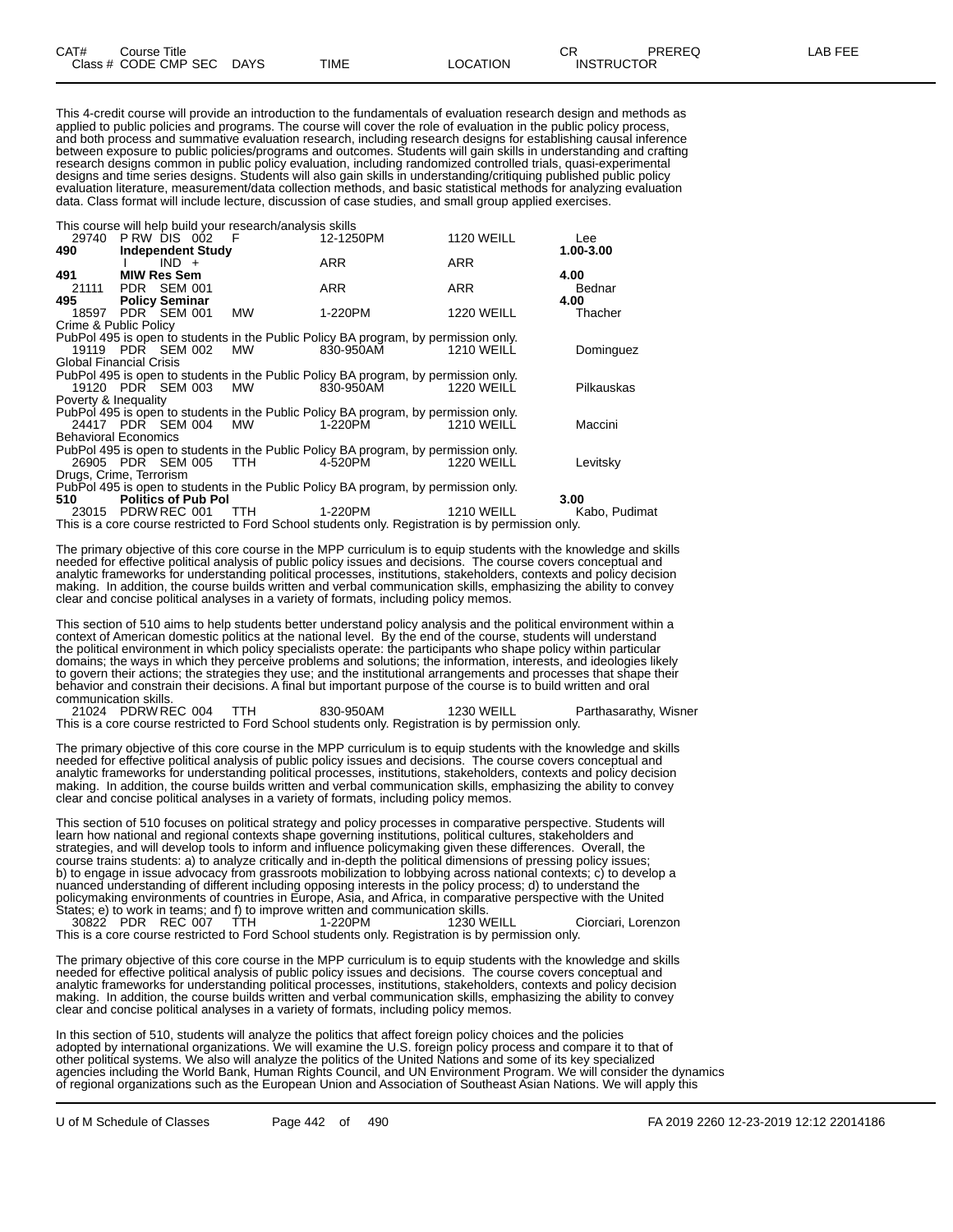| CAT# | Course Title | | | | CR | PREREQ | LAB FEE |
|---|---|---|---|---|---|---|---|
| Class # | CODE CMP SEC | DAYS | TIME | LOCATION | INSTRUCTOR | | |

This 4-credit course will provide an introduction to the fundamentals of evaluation research design and methods as applied to public policies and programs. The course will cover the role of evaluation in the public policy process, and both process and summative evaluation research, including research designs for establishing causal inference between exposure to public policies/programs and outcomes. Students will gain skills in understanding and crafting research designs common in public policy evaluation, including randomized controlled trials, quasi-experimental designs and time series designs. Students will also gain skills in understanding/critiquing published public policy evaluation literature, measurement/data collection methods, and basic statistical methods for analyzing evaluation data. Class format will include lecture, discussion of case studies, and small group applied exercises.

This course will help build your research/analysis skills

| | | | | | |
|---|---|---|---|---|---|
| 29740 | P RW DIS 002 | F | 12-1250PM | 1120 WEILL | Lee |

**490 Independent Study** 1.00-3.00

| | | | | | |
|---|---|---|---|---|---|
| | I IND + | | ARR | ARR | |

**491 MIW Res Sem** 4.00

| | | | | | |
|---|---|---|---|---|---|
| 21111 | PDR SEM 001 | | ARR | ARR | Bednar |

**495 Policy Seminar** 4.00

| | | | | | |
|---|---|---|---|---|---|
| 18597 | PDR SEM 001 | MW | 1-220PM | 1220 WEILL | Thacher |

Crime & Public Policy

PubPol 495 is open to students in the Public Policy BA program, by permission only.

| | | | | | |
|---|---|---|---|---|---|
| 19119 | PDR SEM 002 | MW | 830-950AM | 1210 WEILL | Dominguez |

Global Financial Crisis

PubPol 495 is open to students in the Public Policy BA program, by permission only.

| | | | | | |
|---|---|---|---|---|---|
| 19120 | PDR SEM 003 | MW | 830-950AM | 1220 WEILL | Pilkauskas |

Poverty & Inequality

PubPol 495 is open to students in the Public Policy BA program, by permission only.

| | | | | | |
|---|---|---|---|---|---|
| 24417 | PDR SEM 004 | MW | 1-220PM | 1210 WEILL | Maccini |

Behavioral Economics

PubPol 495 is open to students in the Public Policy BA program, by permission only.

| | | | | | |
|---|---|---|---|---|---|
| 26905 | PDR SEM 005 | TTH | 4-520PM | 1220 WEILL | Levitsky |

Drugs, Crime, Terrorism

PubPol 495 is open to students in the Public Policy BA program, by permission only.

**510 Politics of Pub Pol** 3.00

| | | | | | |
|---|---|---|---|---|---|
| 23015 | PDRW REC 001 | TTH | 1-220PM | 1210 WEILL | Kabo, Pudimat |

This is a core course restricted to Ford School students only. Registration is by permission only.

The primary objective of this core course in the MPP curriculum is to equip students with the knowledge and skills needed for effective political analysis of public policy issues and decisions. The course covers conceptual and analytic frameworks for understanding political processes, institutions, stakeholders, contexts and policy decision making. In addition, the course builds written and verbal communication skills, emphasizing the ability to convey clear and concise political analyses in a variety of formats, including policy memos.

This section of 510 aims to help students better understand policy analysis and the political environment within a context of American domestic politics at the national level. By the end of the course, students will understand the political environment in which policy specialists operate: the participants who shape policy within particular domains; the ways in which they perceive problems and solutions; the information, interests, and ideologies likely to govern their actions; the strategies they use; and the institutional arrangements and processes that shape their behavior and constrain their decisions. A final but important purpose of the course is to build written and oral communication skills.

| | | | | | |
|---|---|---|---|---|---|
| 21024 | PDRW REC 004 | TTH | 830-950AM | 1230 WEILL | Parthasarathy, Wisner |

This is a core course restricted to Ford School students only. Registration is by permission only.

The primary objective of this core course in the MPP curriculum is to equip students with the knowledge and skills needed for effective political analysis of public policy issues and decisions. The course covers conceptual and analytic frameworks for understanding political processes, institutions, stakeholders, contexts and policy decision making. In addition, the course builds written and verbal communication skills, emphasizing the ability to convey clear and concise political analyses in a variety of formats, including policy memos.

This section of 510 focuses on political strategy and policy processes in comparative perspective. Students will learn how national and regional contexts shape governing institutions, political cultures, stakeholders and strategies, and will develop tools to inform and influence policymaking given these differences. Overall, the course trains students: a) to analyze critically and in-depth the political dimensions of pressing policy issues; b) to engage in issue advocacy from grassroots mobilization to lobbying across national contexts; c) to develop a nuanced understanding of different including opposing interests in the policy process; d) to understand the policymaking environments of countries in Europe, Asia, and Africa, in comparative perspective with the United States; e) to work in teams; and f) to improve written and communication skills.

| | | | | | |
|---|---|---|---|---|---|
| 30822 | PDR REC 007 | TTH | 1-220PM | 1230 WEILL | Ciorciari, Lorenzon |

This is a core course restricted to Ford School students only. Registration is by permission only.

The primary objective of this core course in the MPP curriculum is to equip students with the knowledge and skills needed for effective political analysis of public policy issues and decisions. The course covers conceptual and analytic frameworks for understanding political processes, institutions, stakeholders, contexts and policy decision making. In addition, the course builds written and verbal communication skills, emphasizing the ability to convey clear and concise political analyses in a variety of formats, including policy memos.

In this section of 510, students will analyze the politics that affect foreign policy choices and the policies adopted by international organizations. We will examine the U.S. foreign policy process and compare it to that of other political systems. We also will analyze the politics of the United Nations and some of its key specialized agencies including the World Bank, Human Rights Council, and UN Environment Program. We will consider the dynamics of regional organizations such as the European Union and Association of Southeast Asian Nations. We will apply this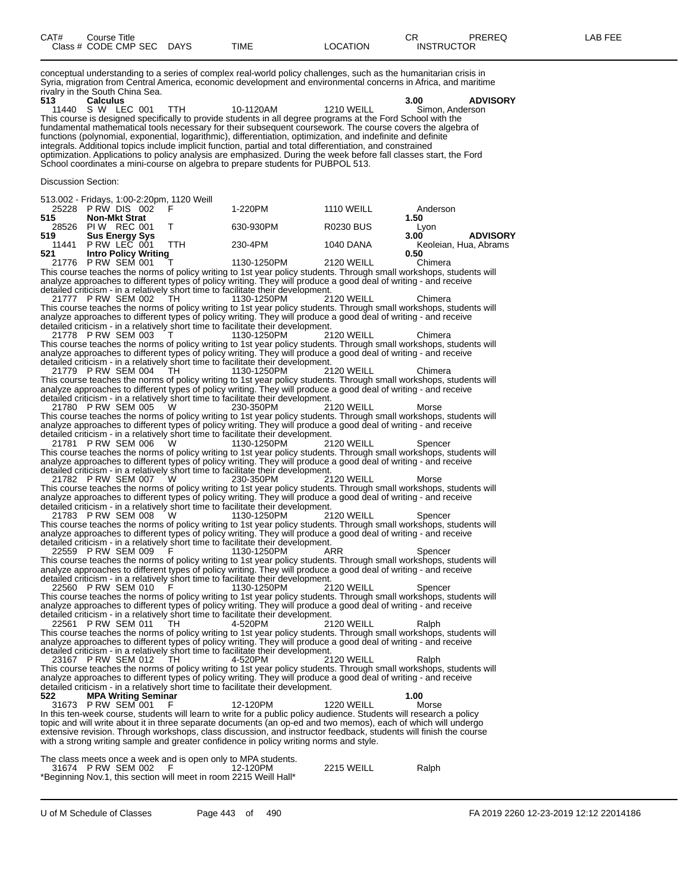| CAT# | Course Title | | | CR | PREREQ | LAB FEE |
|---|---|---|---|---|---|---|
| Class # CODE CMP SEC | DAYS | TIME | LOCATION | INSTRUCTOR | | |

conceptual understanding to a series of complex real-world policy challenges, such as the humanitarian crisis in Syria, migration from Central America, economic development and environmental concerns in Africa, and maritime rivalry in the South China Sea.

**513 Calculus** **3.00** **ADVISORY**

11440 S W LEC 001 TTH 10-1120AM 1210 WEILL Simon, Anderson

This course is designed specifically to provide students in all degree programs at the Ford School with the fundamental mathematical tools necessary for their subsequent coursework. The course covers the algebra of functions (polynomial, exponential, logarithmic), differentiation, optimization, and indefinite and definite integrals. Additional topics include implicit function, partial and total differentiation, and constrained optimization. Applications to policy analysis are emphasized. During the week before fall classes start, the Ford School coordinates a mini-course on algebra to prepare students for PUBPOL 513.

Discussion Section:

513.002 - Fridays, 1:00-2:20pm, 1120 Weill

25228 P RW DIS 002 F 1-220PM 1110 WEILL Anderson

**515 Non-Mkt Strat** **1.50**

28526 PI W REC 001 T 630-930PM R0230 BUS Lyon

**519 Sus Energy Sys** **3.00** **ADVISORY**

11441 P RW LEC 001 TTH 230-4PM 1040 DANA Keoleian, Hua, Abrams

**521 Intro Policy Writing** **0.50**

21776 P RW SEM 001 T 1130-1250PM 2120 WEILL Chimera

This course teaches the norms of policy writing to 1st year policy students. Through small workshops, students will analyze approaches to different types of policy writing. They will produce a good deal of writing - and receive detailed criticism - in a relatively short time to facilitate their development.

21777 P RW SEM 002 TH 1130-1250PM 2120 WEILL Chimera

This course teaches the norms of policy writing to 1st year policy students. Through small workshops, students will analyze approaches to different types of policy writing. They will produce a good deal of writing - and receive detailed criticism - in a relatively short time to facilitate their development.

21778 P RW SEM 003 T 1130-1250PM 2120 WEILL Chimera

This course teaches the norms of policy writing to 1st year policy students. Through small workshops, students will analyze approaches to different types of policy writing. They will produce a good deal of writing - and receive detailed criticism - in a relatively short time to facilitate their development.

21779 P RW SEM 004 TH 1130-1250PM 2120 WEILL Chimera

This course teaches the norms of policy writing to 1st year policy students. Through small workshops, students will analyze approaches to different types of policy writing. They will produce a good deal of writing - and receive detailed criticism - in a relatively short time to facilitate their development.

21780 P RW SEM 005 W 230-350PM 2120 WEILL Morse

This course teaches the norms of policy writing to 1st year policy students. Through small workshops, students will analyze approaches to different types of policy writing. They will produce a good deal of writing - and receive detailed criticism - in a relatively short time to facilitate their development.

21781 P RW SEM 006 W 1130-1250PM 2120 WEILL Spencer

This course teaches the norms of policy writing to 1st year policy students. Through small workshops, students will analyze approaches to different types of policy writing. They will produce a good deal of writing - and receive detailed criticism - in a relatively short time to facilitate their development.

21782 P RW SEM 007 W 230-350PM 2120 WEILL Morse

This course teaches the norms of policy writing to 1st year policy students. Through small workshops, students will analyze approaches to different types of policy writing. They will produce a good deal of writing - and receive detailed criticism - in a relatively short time to facilitate their development.

21783 P RW SEM 008 W 1130-1250PM 2120 WEILL Spencer

This course teaches the norms of policy writing to 1st year policy students. Through small workshops, students will analyze approaches to different types of policy writing. They will produce a good deal of writing - and receive detailed criticism - in a relatively short time to facilitate their development.

22559 P RW SEM 009 F 1130-1250PM ARR Spencer

This course teaches the norms of policy writing to 1st year policy students. Through small workshops, students will analyze approaches to different types of policy writing. They will produce a good deal of writing - and receive detailed criticism - in a relatively short time to facilitate their development.

22560 P RW SEM 010 F 1130-1250PM 2120 WEILL Spencer

This course teaches the norms of policy writing to 1st year policy students. Through small workshops, students will analyze approaches to different types of policy writing. They will produce a good deal of writing - and receive detailed criticism - in a relatively short time to facilitate their development.

22561 P RW SEM 011 TH 4-520PM 2120 WEILL Ralph

This course teaches the norms of policy writing to 1st year policy students. Through small workshops, students will analyze approaches to different types of policy writing. They will produce a good deal of writing - and receive detailed criticism - in a relatively short time to facilitate their development.

23167 P RW SEM 012 TH 4-520PM 2120 WEILL Ralph

This course teaches the norms of policy writing to 1st year policy students. Through small workshops, students will analyze approaches to different types of policy writing. They will produce a good deal of writing - and receive detailed criticism - in a relatively short time to facilitate their development.

**522 MPA Writing Seminar** **1.00**

31673 P RW SEM 001 F 12-120PM 1220 WEILL Morse

In this ten-week course, students will learn to write for a public policy audience. Students will research a policy topic and will write about it in three separate documents (an op-ed and two memos), each of which will undergo extensive revision. Through workshops, class discussion, and instructor feedback, students will finish the course with a strong writing sample and greater confidence in policy writing norms and style.

The class meets once a week and is open only to MPA students.

31674 P RW SEM 002 F 12-120PM 2215 WEILL Ralph

*Beginning Nov.1, this section will meet in room 2215 Weill Hall*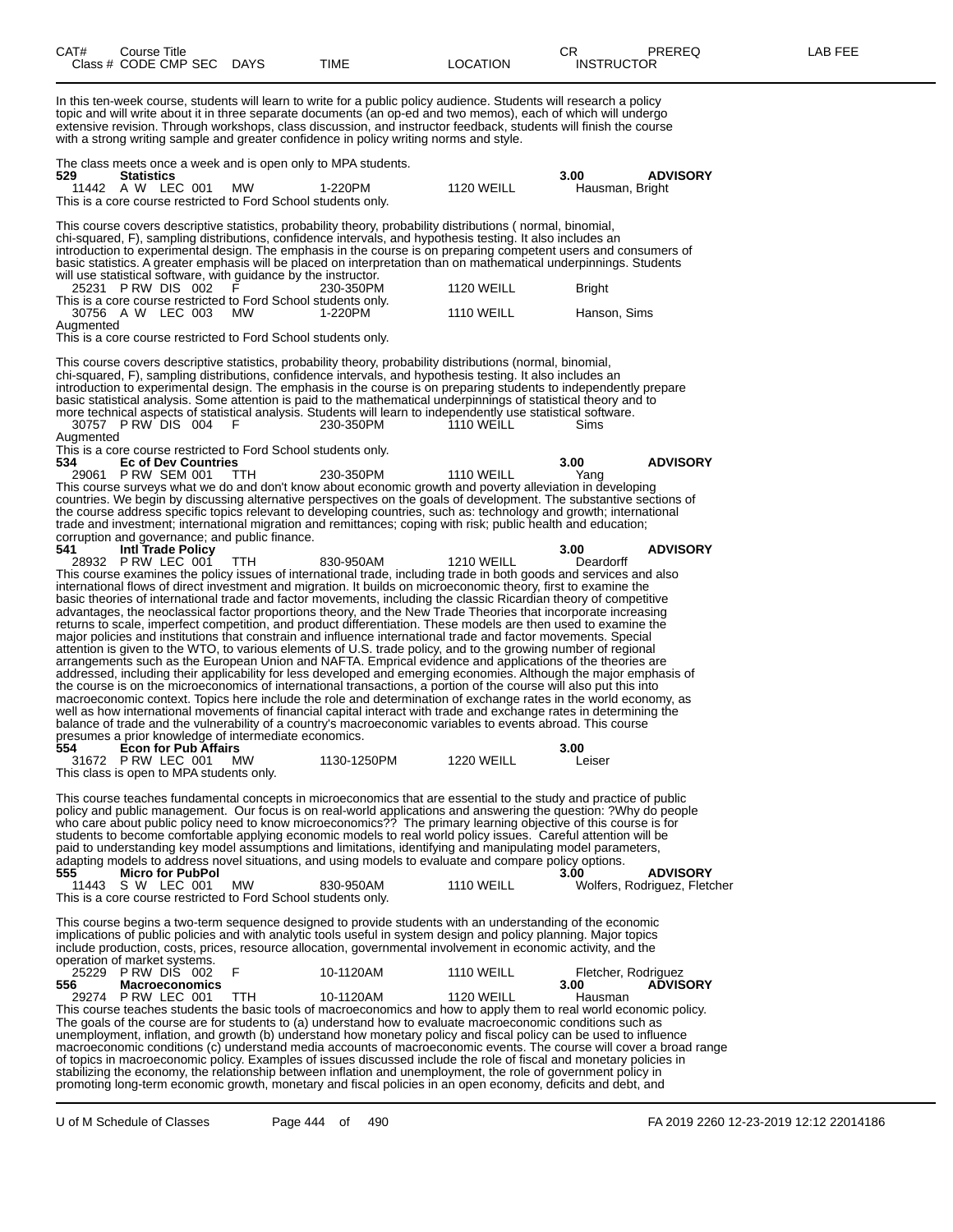| CAT# | Course Title |  |  |  |  | CR | PREREQ | LAB FEE |
|---|---|---|---|---|---|---|---|---|
| Class # | CODE CMP SEC | DAYS | TIME | LOCATION | INSTRUCTOR |  |  |  |

In this ten-week course, students will learn to write for a public policy audience. Students will research a policy topic and will write about it in three separate documents (an op-ed and two memos), each of which will undergo extensive revision. Through workshops, class discussion, and instructor feedback, students will finish the course with a strong writing sample and greater confidence in policy writing norms and style.

The class meets once a week and is open only to MPA students.

**529 Statistics** 3.00 **ADVISORY**

11442 A W LEC 001 MW 1-220PM 1120 WEILL Hausman, Bright

This is a core course restricted to Ford School students only.

This course covers descriptive statistics, probability theory, probability distributions ( normal, binomial, chi-squared, F), sampling distributions, confidence intervals, and hypothesis testing. It also includes an introduction to experimental design. The emphasis in the course is on preparing competent users and consumers of basic statistics. A greater emphasis will be placed on interpretation than on mathematical underpinnings. Students will use statistical software, with guidance by the instructor.

25231 P RW DIS 002 F 230-350PM 1120 WEILL Bright

This is a core course restricted to Ford School students only.

30756 A W LEC 003 MW 1-220PM 1110 WEILL Hanson, Sims

Augmented

This is a core course restricted to Ford School students only.

This course covers descriptive statistics, probability theory, probability distributions (normal, binomial, chi-squared, F), sampling distributions, confidence intervals, and hypothesis testing. It also includes an introduction to experimental design. The emphasis in the course is on preparing students to independently prepare basic statistical analysis. Some attention is paid to the mathematical underpinnings of statistical theory and to more technical aspects of statistical analysis. Students will learn to independently use statistical software.

30757 P RW DIS 004 F 230-350PM 1110 WEILL Sims

Augmented

This is a core course restricted to Ford School students only.

**534 Ec of Dev Countries** 3.00 **ADVISORY**

29061 P RW SEM 001 TTH 230-350PM 1110 WEILL Yang

This course surveys what we do and don't know about economic growth and poverty alleviation in developing countries. We begin by discussing alternative perspectives on the goals of development. The substantive sections of the course address specific topics relevant to developing countries, such as: technology and growth; international trade and investment; international migration and remittances; coping with risk; public health and education; corruption and governance; and public finance.

**541 Intl Trade Policy** 3.00 **ADVISORY**

28932 P RW LEC 001 TTH 830-950AM 1210 WEILL Deardorff

This course examines the policy issues of international trade, including trade in both goods and services and also international flows of direct investment and migration. It builds on microeconomic theory, first to examine the basic theories of international trade and factor movements, including the classic Ricardian theory of competitive advantages, the neoclassical factor proportions theory, and the New Trade Theories that incorporate increasing returns to scale, imperfect competition, and product differentiation. These models are then used to examine the major policies and institutions that constrain and influence international trade and factor movements. Special attention is given to the WTO, to various elements of U.S. trade policy, and to the growing number of regional arrangements such as the European Union and NAFTA. Emprical evidence and applications of the theories are addressed, including their applicability for less developed and emerging economies. Although the major emphasis of the course is on the microeconomics of international transactions, a portion of the course will also put this into macroeconomic context. Topics here include the role and determination of exchange rates in the world economy, as well as how international movements of financial capital interact with trade and exchange rates in determining the balance of trade and the vulnerability of a country's macroeconomic variables to events abroad. This course presumes a prior knowledge of intermediate economics.

**554 Econ for Pub Affairs** 3.00

31672 P RW LEC 001 MW 1130-1250PM 1220 WEILL Leiser

This class is open to MPA students only.

This course teaches fundamental concepts in microeconomics that are essential to the study and practice of public policy and public management. Our focus is on real-world applications and answering the question: ?Why do people who care about public policy need to know microeconomics?? The primary learning objective of this course is for students to become comfortable applying economic models to real world policy issues. Careful attention will be paid to understanding key model assumptions and limitations, identifying and manipulating model parameters, adapting models to address novel situations, and using models to evaluate and compare policy options.

**555 Micro for PubPol** 3.00 **ADVISORY**

11443 S W LEC 001 MW 830-950AM 1110 WEILL Wolfers, Rodriguez, Fletcher

This is a core course restricted to Ford School students only.

This course begins a two-term sequence designed to provide students with an understanding of the economic implications of public policies and with analytic tools useful in system design and policy planning. Major topics include production, costs, prices, resource allocation, governmental involvement in economic activity, and the operation of market systems.

25229 P RW DIS 002 F 10-1120AM 1110 WEILL Fletcher, Rodriguez

**556 Macroeconomics** 3.00 **ADVISORY**

29274 P RW LEC 001 TTH 10-1120AM 1120 WEILL Hausman

This course teaches students the basic tools of macroeconomics and how to apply them to real world economic policy. The goals of the course are for students to (a) understand how to evaluate macroeconomic conditions such as unemployment, inflation, and growth (b) understand how monetary policy and fiscal policy can be used to influence macroeconomic conditions (c) understand media accounts of macroeconomic events. The course will cover a broad range of topics in macroeconomic policy. Examples of issues discussed include the role of fiscal and monetary policies in stabilizing the economy, the relationship between inflation and unemployment, the role of government policy in promoting long-term economic growth, monetary and fiscal policies in an open economy, deficits and debt, and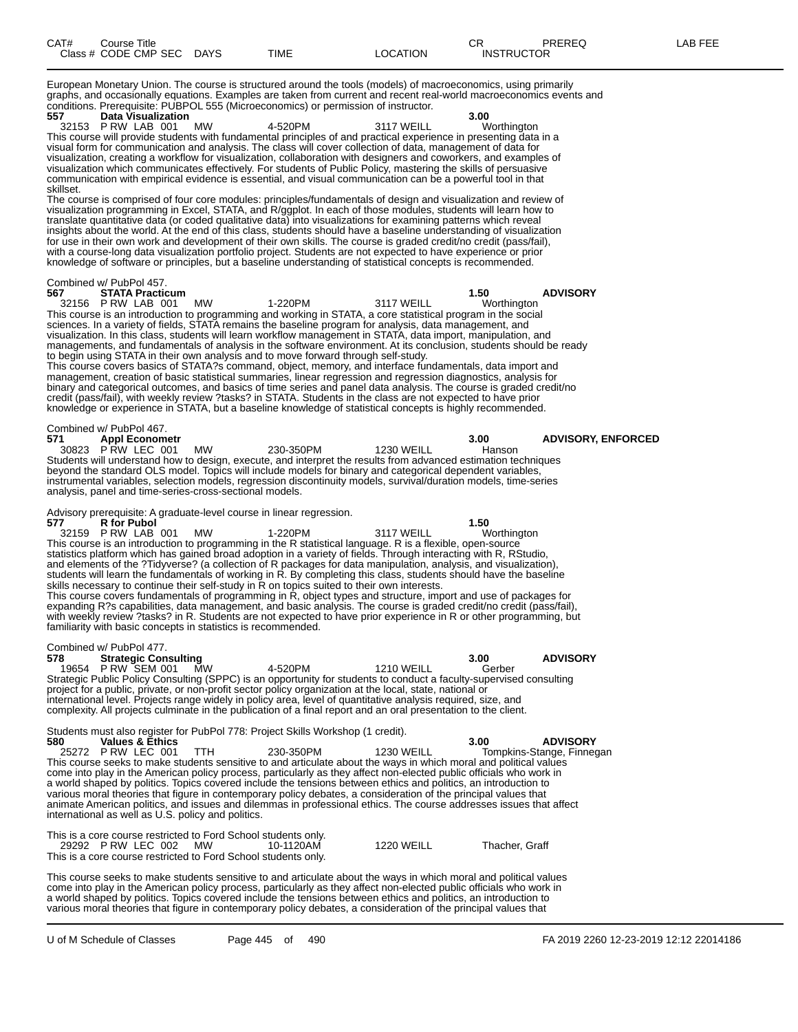European Monetary Union. The course is structured around the tools (models) of macroeconomics, using primarily graphs, and occasionally equations. Examples are taken from current and recent real-world macroeconomics events and conditions. Prerequisite: PUBPOL 555 (Microeconomics) or permission of instructor.

**557 Data Visualization** **3.00**
32153 P RW LAB 001 MW 4-520PM 3117 WEILL Worthington

This course will provide students with fundamental principles of and practical experience in presenting data in a visual form for communication and analysis. The class will cover collection of data, management of data for visualization, creating a workflow for visualization, collaboration with designers and coworkers, and examples of visualization which communicates effectively. For students of Public Policy, mastering the skills of persuasive communication with empirical evidence is essential, and visual communication can be a powerful tool in that skillset.
The course is comprised of four core modules: principles/fundamentals of design and visualization and review of visualization programming in Excel, STATA, and R/ggplot. In each of those modules, students will learn how to translate quantitative data (or coded qualitative data) into visualizations for examining patterns which reveal insights about the world. At the end of this class, students should have a baseline understanding of visualization for use in their own work and development of their own skills. The course is graded credit/no credit (pass/fail), with a course-long data visualization portfolio project. Students are not expected to have experience or prior knowledge of software or principles, but a baseline understanding of statistical concepts is recommended.

Combined w/ PubPol 457.

**567 STATA Practicum** **1.50** **ADVISORY**
32156 P RW LAB 001 MW 1-220PM 3117 WEILL Worthington

This course is an introduction to programming and working in STATA, a core statistical program in the social sciences. In a variety of fields, STATA remains the baseline program for analysis, data management, and visualization. In this class, students will learn workflow management in STATA, data import, manipulation, and managements, and fundamentals of analysis in the software environment. At its conclusion, students should be ready to begin using STATA in their own analysis and to move forward through self-study.
This course covers basics of STATA?s command, object, memory, and interface fundamentals, data import and management, creation of basic statistical summaries, linear regression and regression diagnostics, analysis for binary and categorical outcomes, and basics of time series and panel data analysis. The course is graded credit/no credit (pass/fail), with weekly review ?tasks? in STATA. Students in the class are not expected to have prior knowledge or experience in STATA, but a baseline knowledge of statistical concepts is highly recommended.

Combined w/ PubPol 467.

**571 Appl Econometr** **3.00** **ADVISORY, ENFORCED**
30823 P RW LEC 001 MW 230-350PM 1230 WEILL Hanson

Students will understand how to design, execute, and interpret the results from advanced estimation techniques beyond the standard OLS model. Topics will include models for binary and categorical dependent variables, instrumental variables, selection models, regression discontinuity models, survival/duration models, time-series analysis, panel and time-series-cross-sectional models.

Advisory prerequisite: A graduate-level course in linear regression.

**577 R for Pubol** **1.50**
32159 P RW LAB 001 MW 1-220PM 3117 WEILL Worthington

This course is an introduction to programming in the R statistical language. R is a flexible, open-source statistics platform which has gained broad adoption in a variety of fields. Through interacting with R, RStudio, and elements of the ?Tidyverse? (a collection of R packages for data manipulation, analysis, and visualization), students will learn the fundamentals of working in R. By completing this class, students should have the baseline skills necessary to continue their self-study in R on topics suited to their own interests.
This course covers fundamentals of programming in R, object types and structure, import and use of packages for expanding R?s capabilities, data management, and basic analysis. The course is graded credit/no credit (pass/fail), with weekly review ?tasks? in R. Students are not expected to have prior experience in R or other programming, but familiarity with basic concepts in statistics is recommended.

Combined w/ PubPol 477.

**578 Strategic Consulting** **3.00** **ADVISORY**
19654 P RW SEM 001 MW 4-520PM 1210 WEILL Gerber

Strategic Public Policy Consulting (SPPC) is an opportunity for students to conduct a faculty-supervised consulting project for a public, private, or non-profit sector policy organization at the local, state, national or international level. Projects range widely in policy area, level of quantitative analysis required, size, and complexity. All projects culminate in the publication of a final report and an oral presentation to the client.

Students must also register for PubPol 778: Project Skills Workshop (1 credit).

**580 Values & Ethics** **3.00** **ADVISORY**
25272 P RW LEC 001 TTH 230-350PM 1230 WEILL Tompkins-Stange, Finnegan

This course seeks to make students sensitive to and articulate about the ways in which moral and political values come into play in the American policy process, particularly as they affect non-elected public officials who work in a world shaped by politics. Topics covered include the tensions between ethics and politics, an introduction to various moral theories that figure in contemporary policy debates, a consideration of the principal values that animate American politics, and issues and dilemmas in professional ethics. The course addresses issues that affect international as well as U.S. policy and politics.

This is a core course restricted to Ford School students only.

29292 P RW LEC 002 MW 10-1120AM 1220 WEILL Thacher, Graff

This is a core course restricted to Ford School students only.

This course seeks to make students sensitive to and articulate about the ways in which moral and political values come into play in the American policy process, particularly as they affect non-elected public officials who work in a world shaped by politics. Topics covered include the tensions between ethics and politics, an introduction to various moral theories that figure in contemporary policy debates, a consideration of the principal values that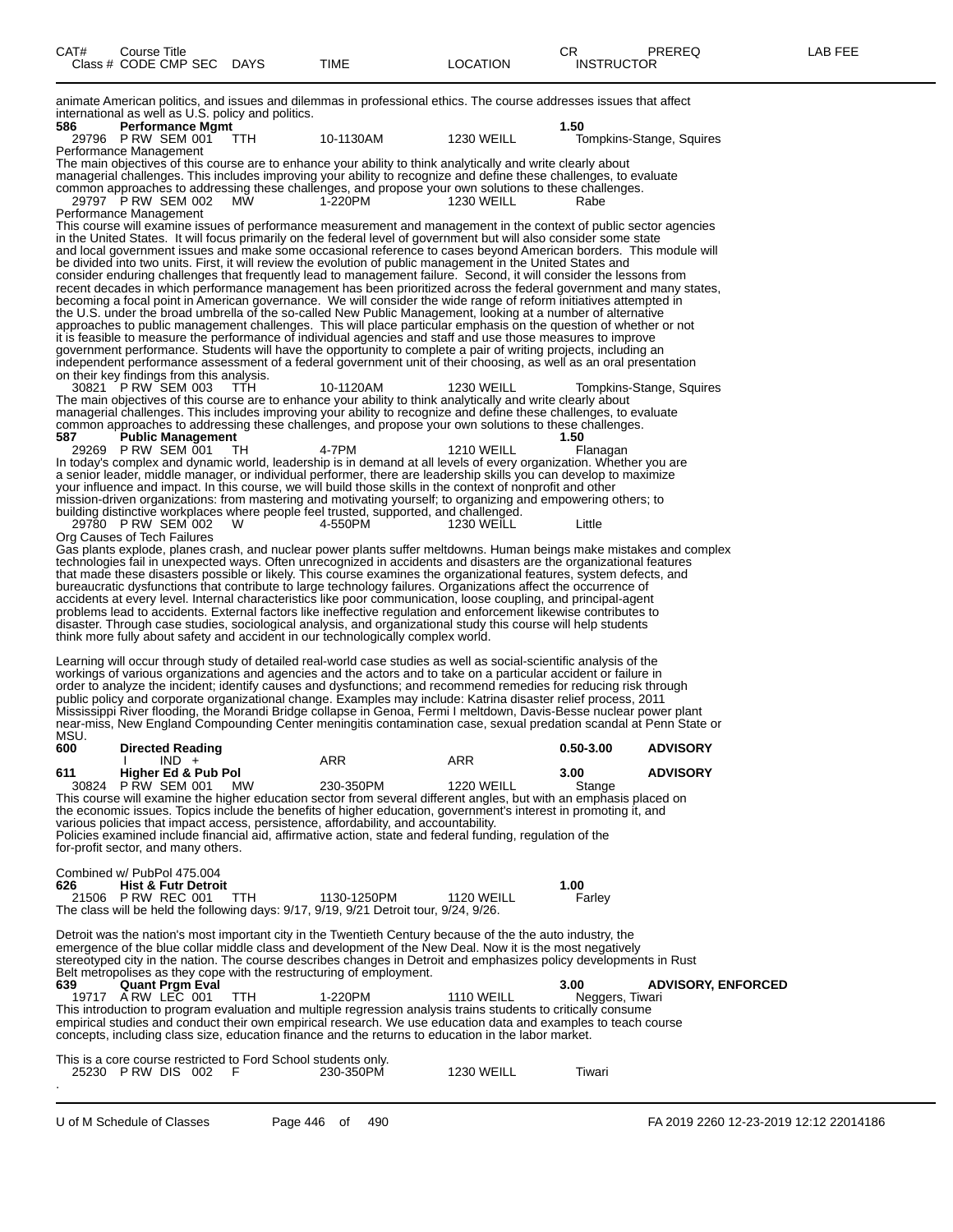animate American politics, and issues and dilemmas in professional ethics. The course addresses issues that affect international as well as U.S. policy and politics.

**586 Performance Mgmt** 1.50

29796 P RW SEM 001 TTH 10-1130AM 1230 WEILL Tompkins-Stange, Squires

Performance Management

The main objectives of this course are to enhance your ability to think analytically and write clearly about managerial challenges. This includes improving your ability to recognize and define these challenges, to evaluate common approaches to addressing these challenges, and propose your own solutions to these challenges.

29797 P RW SEM 002 MW 1-220PM 1230 WEILL Rabe

Performance Management

This course will examine issues of performance measurement and management in the context of public sector agencies in the United States. It will focus primarily on the federal level of government but will also consider some state and local government issues and make some occasional reference to cases beyond American borders. This module will be divided into two units. First, it will review the evolution of public management in the United States and consider enduring challenges that frequently lead to management failure. Second, it will consider the lessons from recent decades in which performance management has been prioritized across the federal government and many states, becoming a focal point in American governance. We will consider the wide range of reform initiatives attempted in the U.S. under the broad umbrella of the so-called New Public Management, looking at a number of alternative approaches to public management challenges. This will place particular emphasis on the question of whether or not it is feasible to measure the performance of individual agencies and staff and use those measures to improve government performance. Students will have the opportunity to complete a pair of writing projects, including an independent performance assessment of a federal government unit of their choosing, as well as an oral presentation on their key findings from this analysis.

30821 P RW SEM 003 TTH 10-1120AM 1230 WEILL Tompkins-Stange, Squires

The main objectives of this course are to enhance your ability to think analytically and write clearly about managerial challenges. This includes improving your ability to recognize and define these challenges, to evaluate common approaches to addressing these challenges, and propose your own solutions to these challenges.

**587 Public Management** 1.50

29269 P RW SEM 001 TH 4-7PM 1210 WEILL Flanagan

In today's complex and dynamic world, leadership is in demand at all levels of every organization. Whether you are a senior leader, middle manager, or individual performer, there are leadership skills you can develop to maximize your influence and impact. In this course, we will build those skills in the context of nonprofit and other mission-driven organizations: from mastering and motivating yourself; to organizing and empowering others; to building distinctive workplaces where people feel trusted, supported, and challenged.

29780 P RW SEM 002 W 4-550PM 1230 WEILL Little

Org Causes of Tech Failures

Gas plants explode, planes crash, and nuclear power plants suffer meltdowns. Human beings make mistakes and complex technologies fail in unexpected ways. Often unrecognized in accidents and disasters are the organizational features that made these disasters possible or likely. This course examines the organizational features, system defects, and bureaucratic dysfunctions that contribute to large technology failures. Organizations affect the occurrence of accidents at every level. Internal characteristics like poor communication, loose coupling, and principal-agent problems lead to accidents. External factors like ineffective regulation and enforcement likewise contributes to disaster. Through case studies, sociological analysis, and organizational study this course will help students think more fully about safety and accident in our technologically complex world.

Learning will occur through study of detailed real-world case studies as well as social-scientific analysis of the workings of various organizations and agencies and the actors and to take on a particular accident or failure in order to analyze the incident; identify causes and dysfunctions; and recommend remedies for reducing risk through public policy and corporate organizational change. Examples may include: Katrina disaster relief process, 2011 Mississippi River flooding, the Morandi Bridge collapse in Genoa, Fermi I meltdown, Davis-Besse nuclear power plant near-miss, New England Compounding Center meningitis contamination case, sexual predation scandal at Penn State or MSU.

**600 Directed Reading** 0.50-3.00 **ADVISORY**

I IND + ARR ARR

**611 Higher Ed & Pub Pol** 3.00 **ADVISORY**

30824 P RW SEM 001 MW 230-350PM 1220 WEILL Stange

This course will examine the higher education sector from several different angles, but with an emphasis placed on the economic issues. Topics include the benefits of higher education, government's interest in promoting it, and various policies that impact access, persistence, affordability, and accountability.
Policies examined include financial aid, affirmative action, state and federal funding, regulation of the for-profit sector, and many others.

Combined w/ PubPol 475.004

**626 Hist & Futr Detroit** 1.00

21506 P RW REC 001 TTH 1130-1250PM 1120 WEILL Farley

The class will be held the following days: 9/17, 9/19, 9/21 Detroit tour, 9/24, 9/26.

Detroit was the nation's most important city in the Twentieth Century because of the the auto industry, the emergence of the blue collar middle class and development of the New Deal. Now it is the most negatively stereotyped city in the nation. The course describes changes in Detroit and emphasizes policy developments in Rust Belt metropolises as they cope with the restructuring of employment.

**639 Quant Prgm Eval** 3.00 **ADVISORY, ENFORCED**

19717 A RW LEC 001 TTH 1-220PM 1110 WEILL Neggers, Tiwari

This introduction to program evaluation and multiple regression analysis trains students to critically consume empirical studies and conduct their own empirical research. We use education data and examples to teach course concepts, including class size, education finance and the returns to education in the labor market.

This is a core course restricted to Ford School students only.

25230 P RW DIS 002 F 230-350PM 1230 WEILL Tiwari

.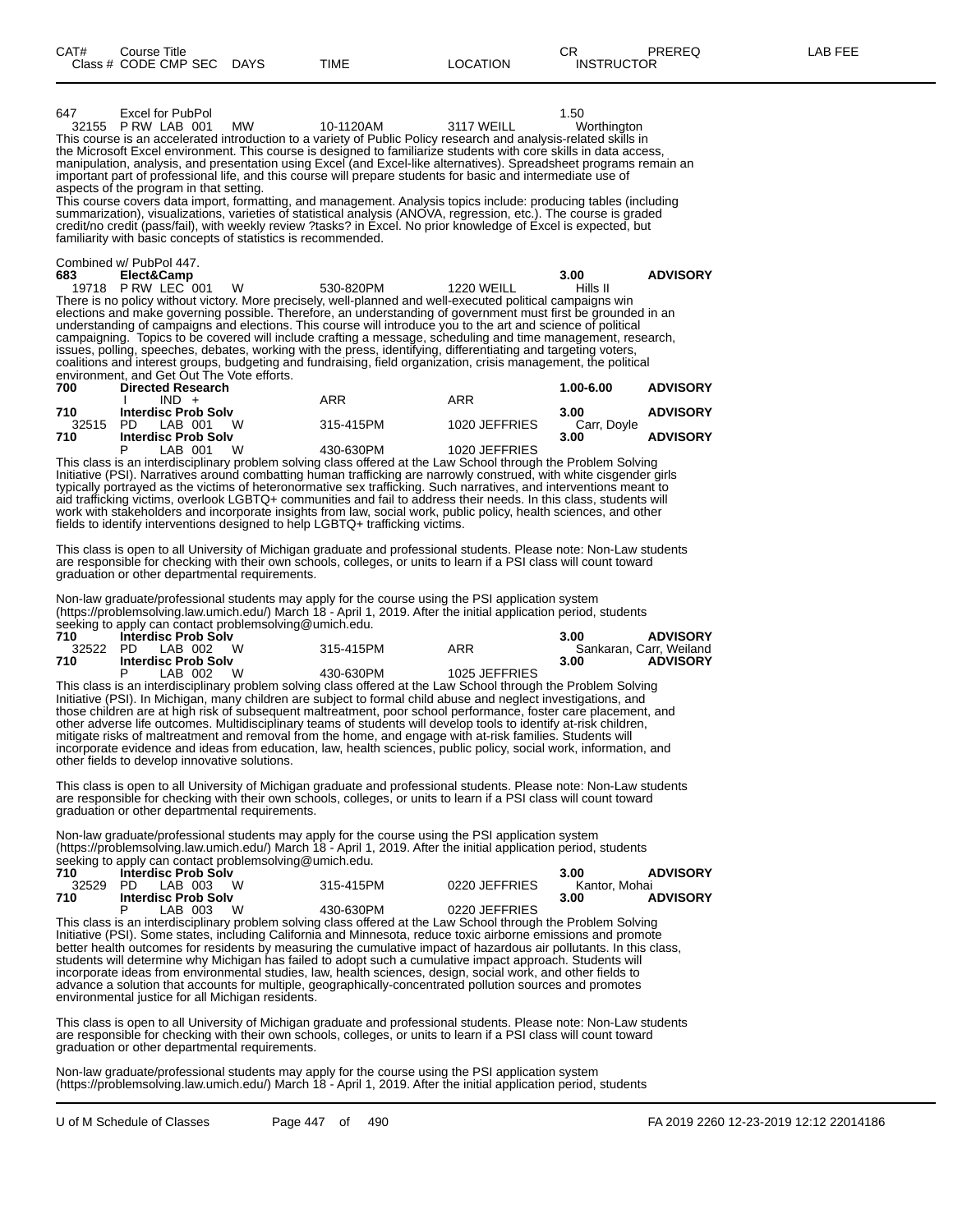| CAT# | Course Title | | | | CR | PREREQ | LAB FEE |
|---|---|---|---|---|---|---|---|
| Class # | CODE CMP SEC | DAYS | TIME | LOCATION | INSTRUCTOR | | |

**647** Excel for PubPol 1.50
32155 P RW LAB 001 MW 10-1120AM 3117 WEILL Worthington

This course is an accelerated introduction to a variety of Public Policy research and analysis-related skills in the Microsoft Excel environment. This course is designed to familiarize students with core skills in data access, manipulation, analysis, and presentation using Excel (and Excel-like alternatives). Spreadsheet programs remain an important part of professional life, and this course will prepare students for basic and intermediate use of aspects of the program in that setting.
This course covers data import, formatting, and management. Analysis topics include: producing tables (including summarization), visualizations, varieties of statistical analysis (ANOVA, regression, etc.). The course is graded credit/no credit (pass/fail), with weekly review ?tasks? in Excel. No prior knowledge of Excel is expected, but familiarity with basic concepts of statistics is recommended.

Combined w/ PubPol 447.

**683 Elect&Camp** **3.00** **ADVISORY**
19718 P RW LEC 001 W 530-820PM 1220 WEILL Hills II

There is no policy without victory. More precisely, well-planned and well-executed political campaigns win elections and make governing possible. Therefore, an understanding of government must first be grounded in an understanding of campaigns and elections. This course will introduce you to the art and science of political campaigning. Topics to be covered will include crafting a message, scheduling and time management, research, issues, polling, speeches, debates, working with the press, identifying, differentiating and targeting voters, coalitions and interest groups, budgeting and fundraising, field organization, crisis management, the political environment, and Get Out The Vote efforts.

**700 Directed Research** **1.00-6.00** **ADVISORY**
I IND + ARR ARR

**710 Interdisc Prob Solv** **3.00** **ADVISORY**
32515 PD LAB 001 W 315-415PM 1020 JEFFRIES Carr, Doyle

**710 Interdisc Prob Solv** **3.00** **ADVISORY**
P LAB 001 W 430-630PM 1020 JEFFRIES

This class is an interdisciplinary problem solving class offered at the Law School through the Problem Solving Initiative (PSI). Narratives around combatting human trafficking are narrowly construed, with white cisgender girls typically portrayed as the victims of heteronormative sex trafficking. Such narratives, and interventions meant to aid trafficking victims, overlook LGBTQ+ communities and fail to address their needs. In this class, students will work with stakeholders and incorporate insights from law, social work, public policy, health sciences, and other fields to identify interventions designed to help LGBTQ+ trafficking victims.

This class is open to all University of Michigan graduate and professional students. Please note: Non-Law students are responsible for checking with their own schools, colleges, or units to learn if a PSI class will count toward graduation or other departmental requirements.

Non-law graduate/professional students may apply for the course using the PSI application system (https://problemsolving.law.umich.edu/) March 18 - April 1, 2019. After the initial application period, students seeking to apply can contact problemsolving@umich.edu.

**710 Interdisc Prob Solv** **3.00** **ADVISORY**
32522 PD LAB 002 W 315-415PM ARR Sankaran, Carr, Weiland

**710 Interdisc Prob Solv** **3.00** **ADVISORY**
P LAB 002 W 430-630PM 1025 JEFFRIES

This class is an interdisciplinary problem solving class offered at the Law School through the Problem Solving Initiative (PSI). In Michigan, many children are subject to formal child abuse and neglect investigations, and those children are at high risk of subsequent maltreatment, poor school performance, foster care placement, and other adverse life outcomes. Multidisciplinary teams of students will develop tools to identify at-risk children, mitigate risks of maltreatment and removal from the home, and engage with at-risk families. Students will incorporate evidence and ideas from education, law, health sciences, public policy, social work, information, and other fields to develop innovative solutions.

This class is open to all University of Michigan graduate and professional students. Please note: Non-Law students are responsible for checking with their own schools, colleges, or units to learn if a PSI class will count toward graduation or other departmental requirements.

Non-law graduate/professional students may apply for the course using the PSI application system (https://problemsolving.law.umich.edu/) March 18 - April 1, 2019. After the initial application period, students seeking to apply can contact problemsolving@umich.edu.

**710 Interdisc Prob Solv** **3.00** **ADVISORY**
32529 PD LAB 003 W 315-415PM 0220 JEFFRIES Kantor, Mohai

**710 Interdisc Prob Solv** **3.00** **ADVISORY**
P LAB 003 W 430-630PM 0220 JEFFRIES

This class is an interdisciplinary problem solving class offered at the Law School through the Problem Solving Initiative (PSI). Some states, including California and Minnesota, reduce toxic airborne emissions and promote better health outcomes for residents by measuring the cumulative impact of hazardous air pollutants. In this class, students will determine why Michigan has failed to adopt such a cumulative impact approach. Students will incorporate ideas from environmental studies, law, health sciences, design, social work, and other fields to advance a solution that accounts for multiple, geographically-concentrated pollution sources and promotes environmental justice for all Michigan residents.

This class is open to all University of Michigan graduate and professional students. Please note: Non-Law students are responsible for checking with their own schools, colleges, or units to learn if a PSI class will count toward graduation or other departmental requirements.

Non-law graduate/professional students may apply for the course using the PSI application system (https://problemsolving.law.umich.edu/) March 18 - April 1, 2019. After the initial application period, students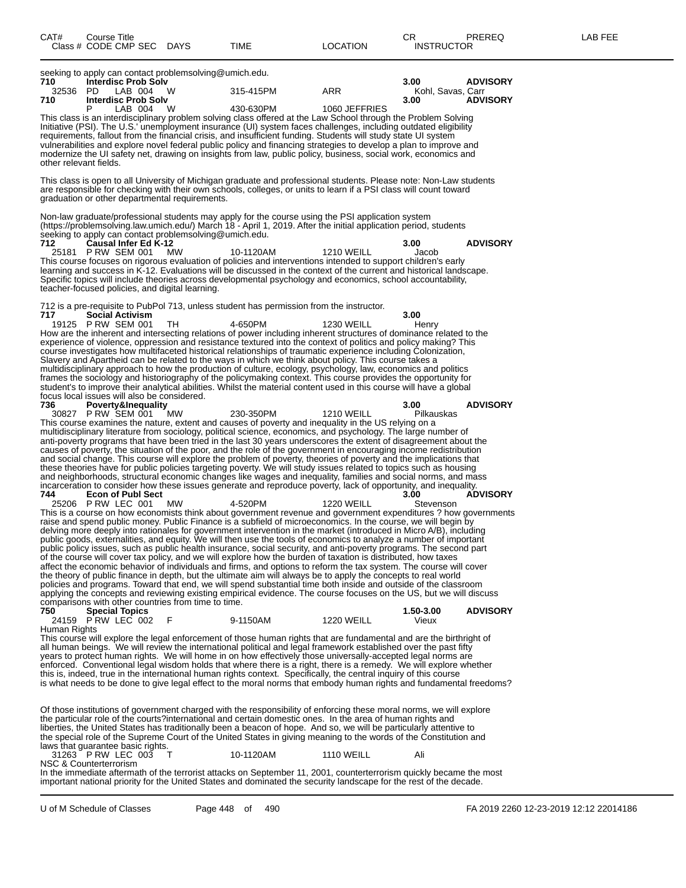| CAT# | Course Title | | | | | | CR | PREREQ | LAB FEE |
|---|---|---|---|---|---|---|---|---|---|
| Class # | CODE CMP SEC | DAYS | TIME | LOCATION | INSTRUCTOR | | | | |

seeking to apply can contact problemsolving@umich.edu.

**710 Interdisc Prob Solv** 3.00 **ADVISORY**
32536 PD LAB 004 W 315-415PM ARR Kohl, Savas, Carr

**710 Interdisc Prob Solv** 3.00 **ADVISORY**
P LAB 004 W 430-630PM 1060 JEFFRIES

This class is an interdisciplinary problem solving class offered at the Law School through the Problem Solving Initiative (PSI). The U.S.' unemployment insurance (UI) system faces challenges, including outdated eligibility requirements, fallout from the financial crisis, and insufficient funding. Students will study state UI system vulnerabilities and explore novel federal public policy and financing strategies to develop a plan to improve and modernize the UI safety net, drawing on insights from law, public policy, business, social work, economics and other relevant fields.

This class is open to all University of Michigan graduate and professional students. Please note: Non-Law students are responsible for checking with their own schools, colleges, or units to learn if a PSI class will count toward graduation or other departmental requirements.

Non-law graduate/professional students may apply for the course using the PSI application system (https://problemsolving.law.umich.edu/) March 18 - April 1, 2019. After the initial application period, students seeking to apply can contact problemsolving@umich.edu.

**712 Causal Infer Ed K-12** 3.00 **ADVISORY**
25181 P RW SEM 001 MW 10-1120AM 1210 WEILL Jacob

This course focuses on rigorous evaluation of policies and interventions intended to support children's early learning and success in K-12. Evaluations will be discussed in the context of the current and historical landscape. Specific topics will include theories across developmental psychology and economics, school accountability, teacher-focused policies, and digital learning.

712 is a pre-requisite to PubPol 713, unless student has permission from the instructor.

**717 Social Activism** 3.00
19125 P RW SEM 001 TH 4-650PM 1230 WEILL Henry

How are the inherent and intersecting relations of power including inherent structures of dominance related to the experience of violence, oppression and resistance textured into the context of politics and policy making? This course investigates how multifaceted historical relationships of traumatic experience including Colonization, Slavery and Apartheid can be related to the ways in which we think about policy. This course takes a multidisciplinary approach to how the production of culture, ecology, psychology, law, economics and politics frames the sociology and historiography of the policymaking context. This course provides the opportunity for student's to improve their analytical abilities. Whilst the material content used in this course will have a global focus local issues will also be considered.

**736 Poverty&Inequality** 3.00 **ADVISORY**
30827 P RW SEM 001 MW 230-350PM 1210 WEILL Pilkauskas

This course examines the nature, extent and causes of poverty and inequality in the US relying on a multidisciplinary literature from sociology, political science, economics, and psychology. The large number of anti-poverty programs that have been tried in the last 30 years underscores the extent of disagreement about the causes of poverty, the situation of the poor, and the role of the government in encouraging income redistribution and social change. This course will explore the problem of poverty, theories of poverty and the implications that these theories have for public policies targeting poverty. We will study issues related to topics such as housing and neighborhoods, structural economic changes like wages and inequality, families and social norms, and mass incarceration to consider how these issues generate and reproduce poverty, lack of opportunity, and inequality.

**744 Econ of Publ Sect** 3.00 **ADVISORY**
25206 P RW LEC 001 MW 4-520PM 1220 WEILL Stevenson

This is a course on how economists think about government revenue and government expenditures ? how governments raise and spend public money. Public Finance is a subfield of microeconomics. In the course, we will begin by delving more deeply into rationales for government intervention in the market (introduced in Micro A/B), including public goods, externalities, and equity. We will then use the tools of economics to analyze a number of important public policy issues, such as public health insurance, social security, and anti-poverty programs. The second part of the course will cover tax policy, and we will explore how the burden of taxation is distributed, how taxes affect the economic behavior of individuals and firms, and options to reform the tax system. The course will cover the theory of public finance in depth, but the ultimate aim will always be to apply the concepts to real world policies and programs. Toward that end, we will spend substantial time both inside and outside of the classroom applying the concepts and reviewing existing empirical evidence. The course focuses on the US, but we will discuss comparisons with other countries from time to time.

**750 Special Topics** 1.50-3.00 **ADVISORY**
24159 P RW LEC 002 F 9-1150AM 1220 WEILL Vieux
Human Rights

This course will explore the legal enforcement of those human rights that are fundamental and are the birthright of all human beings. We will review the international political and legal framework established over the past fifty years to protect human rights. We will home in on how effectively those universally-accepted legal norms are enforced. Conventional legal wisdom holds that where there is a right, there is a remedy. We will explore whether this is, indeed, true in the international human rights context. Specifically, the central inquiry of this course is what needs to be done to give legal effect to the moral norms that embody human rights and fundamental freedoms?

Of those institutions of government charged with the responsibility of enforcing these moral norms, we will explore the particular role of the courts?international and certain domestic ones. In the area of human rights and liberties, the United States has traditionally been a beacon of hope. And so, we will be particularly attentive to the special role of the Supreme Court of the United States in giving meaning to the words of the Constitution and laws that guarantee basic rights.

31263 P RW LEC 003 T 10-1120AM 1110 WEILL Ali
NSC & Counterterrorism

In the immediate aftermath of the terrorist attacks on September 11, 2001, counterterrorism quickly became the most important national priority for the United States and dominated the security landscape for the rest of the decade.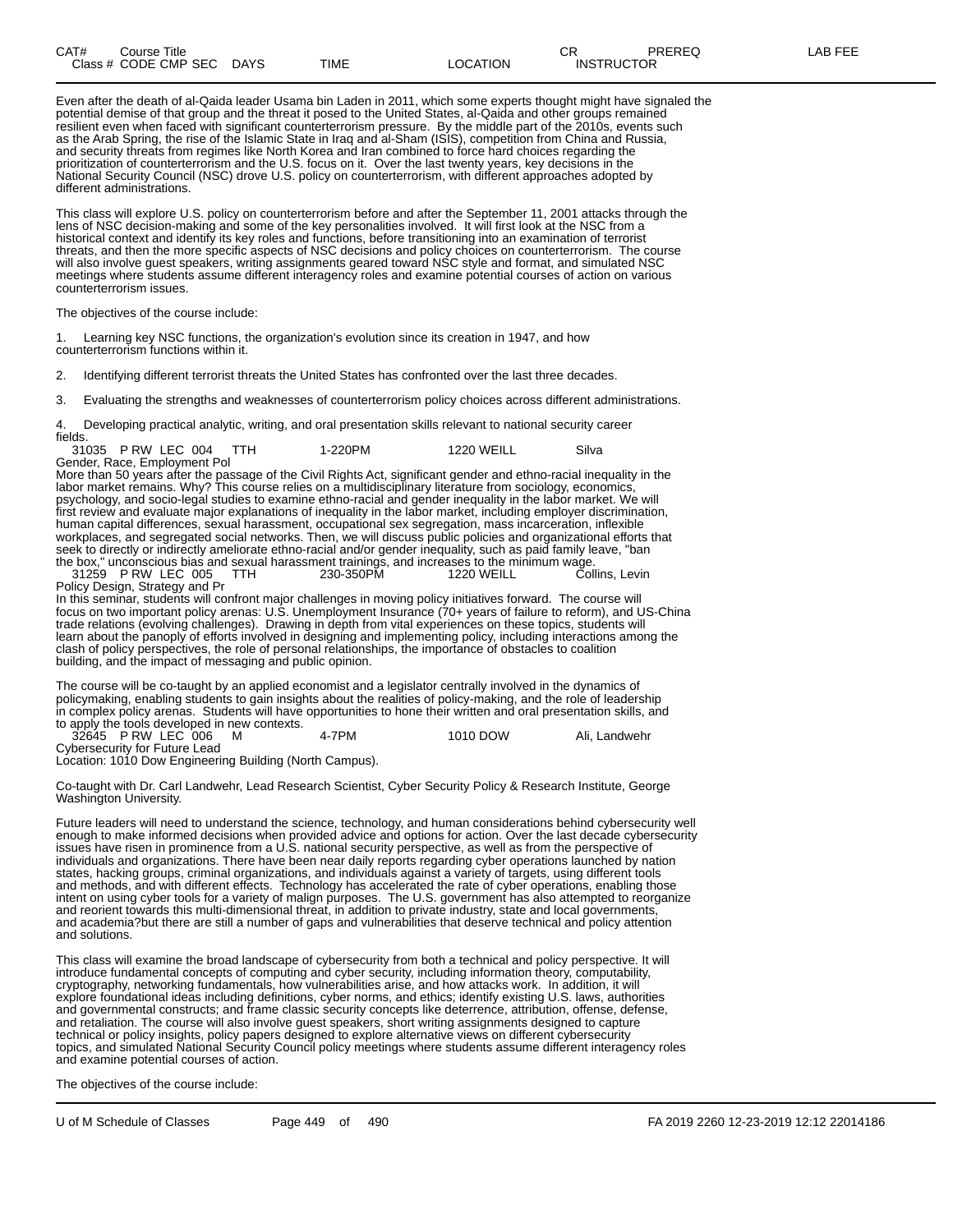| CAT# | Course Title |  |  |  | CR | PREREQ | LAB FEE |
|---|---|---|---|---|---|---|---|
| Class # | CODE CMP SEC | DAYS | TIME | LOCATION | INSTRUCTOR |  |  |

Even after the death of al-Qaida leader Usama bin Laden in 2011, which some experts thought might have signaled the potential demise of that group and the threat it posed to the United States, al-Qaida and other groups remained resilient even when faced with significant counterterrorism pressure. By the middle part of the 2010s, events such as the Arab Spring, the rise of the Islamic State in Iraq and al-Sham (ISIS), competition from China and Russia, and security threats from regimes like North Korea and Iran combined to force hard choices regarding the prioritization of counterterrorism and the U.S. focus on it. Over the last twenty years, key decisions in the National Security Council (NSC) drove U.S. policy on counterterrorism, with different approaches adopted by different administrations.

This class will explore U.S. policy on counterterrorism before and after the September 11, 2001 attacks through the lens of NSC decision-making and some of the key personalities involved. It will first look at the NSC from a historical context and identify its key roles and functions, before transitioning into an examination of terrorist threats, and then the more specific aspects of NSC decisions and policy choices on counterterrorism. The course will also involve guest speakers, writing assignments geared toward NSC style and format, and simulated NSC meetings where students assume different interagency roles and examine potential courses of action on various counterterrorism issues.

The objectives of the course include:

1. Learning key NSC functions, the organization's evolution since its creation in 1947, and how counterterrorism functions within it.

2. Identifying different terrorist threats the United States has confronted over the last three decades.

3. Evaluating the strengths and weaknesses of counterterrorism policy choices across different administrations.

4. Developing practical analytic, writing, and oral presentation skills relevant to national security career fields.

31035 P RW LEC 004 TTH 1-220PM 1220 WEILL Silva

Gender, Race, Employment Pol

More than 50 years after the passage of the Civil Rights Act, significant gender and ethno-racial inequality in the labor market remains. Why? This course relies on a multidisciplinary literature from sociology, economics, psychology, and socio-legal studies to examine ethno-racial and gender inequality in the labor market. We will first review and evaluate major explanations of inequality in the labor market, including employer discrimination, human capital differences, sexual harassment, occupational sex segregation, mass incarceration, inflexible workplaces, and segregated social networks. Then, we will discuss public policies and organizational efforts that seek to directly or indirectly ameliorate ethno-racial and/or gender inequality, such as paid family leave, "ban the box," unconscious bias and sexual harassment trainings, and increases to the minimum wage.

31259 P RW LEC 005 TTH 230-350PM 1220 WEILL Collins, Levin

Policy Design, Strategy and Pr

In this seminar, students will confront major challenges in moving policy initiatives forward. The course will focus on two important policy arenas: U.S. Unemployment Insurance (70+ years of failure to reform), and US-China trade relations (evolving challenges). Drawing in depth from vital experiences on these topics, students will learn about the panoply of efforts involved in designing and implementing policy, including interactions among the clash of policy perspectives, the role of personal relationships, the importance of obstacles to coalition building, and the impact of messaging and public opinion.

The course will be co-taught by an applied economist and a legislator centrally involved in the dynamics of policymaking, enabling students to gain insights about the realities of policy-making, and the role of leadership in complex policy arenas. Students will have opportunities to hone their written and oral presentation skills, and to apply the tools developed in new contexts.

32645 P RW LEC 006 M 4-7PM 1010 DOW Ali, Landwehr

Cybersecurity for Future Lead

Location: 1010 Dow Engineering Building (North Campus).

Co-taught with Dr. Carl Landwehr, Lead Research Scientist, Cyber Security Policy & Research Institute, George Washington University.

Future leaders will need to understand the science, technology, and human considerations behind cybersecurity well enough to make informed decisions when provided advice and options for action. Over the last decade cybersecurity issues have risen in prominence from a U.S. national security perspective, as well as from the perspective of individuals and organizations. There have been near daily reports regarding cyber operations launched by nation states, hacking groups, criminal organizations, and individuals against a variety of targets, using different tools and methods, and with different effects. Technology has accelerated the rate of cyber operations, enabling those intent on using cyber tools for a variety of malign purposes. The U.S. government has also attempted to reorganize and reorient towards this multi-dimensional threat, in addition to private industry, state and local governments, and academia?but there are still a number of gaps and vulnerabilities that deserve technical and policy attention and solutions.

This class will examine the broad landscape of cybersecurity from both a technical and policy perspective. It will introduce fundamental concepts of computing and cyber security, including information theory, computability, cryptography, networking fundamentals, how vulnerabilities arise, and how attacks work. In addition, it will explore foundational ideas including definitions, cyber norms, and ethics; identify existing U.S. laws, authorities and governmental constructs; and frame classic security concepts like deterrence, attribution, offense, defense, and retaliation. The course will also involve guest speakers, short writing assignments designed to capture technical or policy insights, policy papers designed to explore alternative views on different cybersecurity topics, and simulated National Security Council policy meetings where students assume different interagency roles and examine potential courses of action.

The objectives of the course include: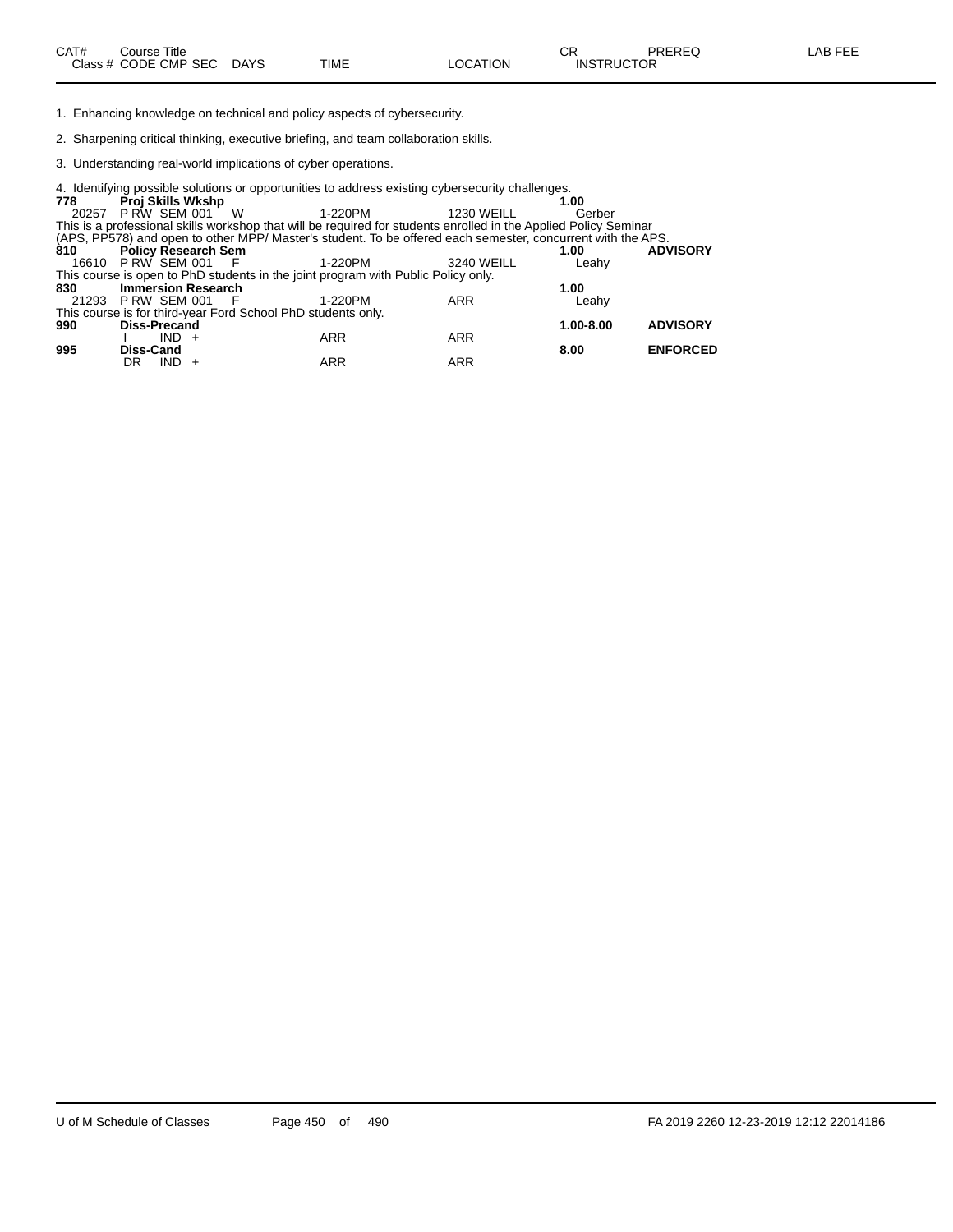| CAT# | Course Title | | | | | | CR | PREREQ | LAB FEE |
|---|---|---|---|---|---|---|---|---|---|
| Class # | CODE | CMP | SEC | DAYS | TIME | LOCATION | INSTRUCTOR | | |

1. Enhancing knowledge on technical and policy aspects of cybersecurity.

2. Sharpening critical thinking, executive briefing, and team collaboration skills.

3. Understanding real-world implications of cyber operations.

4. Identifying possible solutions or opportunities to address existing cybersecurity challenges.

| CAT# | Course Title | | | | | | CR | PREREQ | LAB FEE |
|---|---|---|---|---|---|---|---|---|---|
| **778** | **Proj Skills Wkshp** | | | | | | **1.00** | | |
| 20257 | P RW | SEM | 001 | W | 1-220PM | 1230 WEILL | Gerber | | |

This is a professional skills workshop that will be required for students enrolled in the Applied Policy Seminar (APS, PP578) and open to other MPP/ Master's student. To be offered each semester, concurrent with the APS.

| CAT# | Course Title | | | | | | CR | PREREQ | LAB FEE |
|---|---|---|---|---|---|---|---|---|---|
| **810** | **Policy Research Sem** | | | | | | **1.00** | **ADVISORY** | |
| 16610 | P RW | SEM | 001 | F | 1-220PM | 3240 WEILL | Leahy | | |

This course is open to PhD students in the joint program with Public Policy only.

| CAT# | Course Title | | | | | | CR | PREREQ | LAB FEE |
|---|---|---|---|---|---|---|---|---|---|
| **830** | **Immersion Research** | | | | | | **1.00** | | |
| 21293 | P RW | SEM | 001 | F | 1-220PM | ARR | Leahy | | |

This course is for third-year Ford School PhD students only.

| CAT# | Course Title | | | | | | CR | PREREQ | LAB FEE |
|---|---|---|---|---|---|---|---|---|---|
| **990** | **Diss-Precand** | | | | | | **1.00-8.00** | **ADVISORY** | |
| | I | IND | + | | ARR | ARR | | | |
| **995** | **Diss-Cand** | | | | | | **8.00** | **ENFORCED** | |
| | DR | IND | + | | ARR | ARR | | | |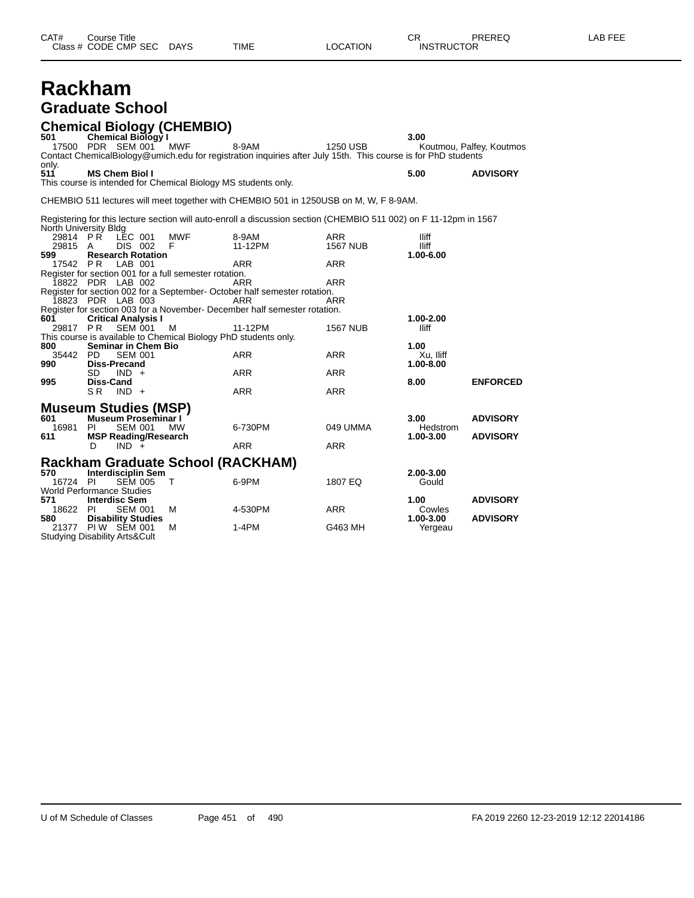# Rackham

## Graduate School

### Chemical Biology (CHEMBIO)

| CAT# / Class # | Course Title / CODE CMP SEC | DAYS | TIME | LOCATION | CR / INSTRUCTOR | PREREQ | LAB FEE |
|---|---|---|---|---|---|---|---|
| **501** | **Chemical Biology I** | | | | **3.00** | | |
| 17500 | PDR SEM 001 | MWF | 8-9AM | 1250 USB | Koutmou, Palfey, Koutmos | | |

Contact ChemicalBiology@umich.edu for registration inquiries after July 15th. This course is for PhD students only.

| CAT# / Class # | Course Title / CODE CMP SEC | DAYS | TIME | LOCATION | CR / INSTRUCTOR | PREREQ | LAB FEE |
|---|---|---|---|---|---|---|---|
| **511** | **MS Chem Biol I** | | | | **5.00** | **ADVISORY** | |

This course is intended for Chemical Biology MS students only.

CHEMBIO 511 lectures will meet together with CHEMBIO 501 in 1250USB on M, W, F 8-9AM.

Registering for this lecture section will auto-enroll a discussion section (CHEMBIO 511 002) on F 11-12pm in 1567 North University Bldg

| CAT# / Class # | Course Title / CODE CMP SEC | DAYS | TIME | LOCATION | CR / INSTRUCTOR | PREREQ | LAB FEE |
|---|---|---|---|---|---|---|---|
| 29814 | P R LEC 001 | MWF | 8-9AM | ARR | Iliff | | |
| 29815 | A DIS 002 | F | 11-12PM | 1567 NUB | Iliff | | |
| **599** | **Research Rotation** | | | | **1.00-6.00** | | |
| 17542 | P R LAB 001 | | ARR | ARR | | | |

Register for section 001 for a full semester rotation.

| CAT# / Class # | Course Title / CODE CMP SEC | DAYS | TIME | LOCATION | CR / INSTRUCTOR | PREREQ | LAB FEE |
|---|---|---|---|---|---|---|---|
| 18822 | PDR LAB 002 | | ARR | ARR | | | |

Register for section 002 for a September- October half semester rotation.

| CAT# / Class # | Course Title / CODE CMP SEC | DAYS | TIME | LOCATION | CR / INSTRUCTOR | PREREQ | LAB FEE |
|---|---|---|---|---|---|---|---|
| 18823 | PDR LAB 003 | | ARR | ARR | | | |

Register for section 003 for a November- December half semester rotation.

| CAT# / Class # | Course Title / CODE CMP SEC | DAYS | TIME | LOCATION | CR / INSTRUCTOR | PREREQ | LAB FEE |
|---|---|---|---|---|---|---|---|
| **601** | **Critical Analysis I** | | | | **1.00-2.00** | | |
| 29817 | P R SEM 001 | M | 11-12PM | 1567 NUB | Iliff | | |

This course is available to Chemical Biology PhD students only.

| CAT# / Class # | Course Title / CODE CMP SEC | DAYS | TIME | LOCATION | CR / INSTRUCTOR | PREREQ | LAB FEE |
|---|---|---|---|---|---|---|---|
| **800** | **Seminar in Chem Bio** | | | | **1.00** | | |
| 35442 | PD SEM 001 | | ARR | ARR | Xu, Iliff | | |
| **990** | **Diss-Precand** | | | | **1.00-8.00** | | |
| | SD IND + | | ARR | ARR | | | |
| **995** | **Diss-Cand** | | | | **8.00** | **ENFORCED** | |
| | S R IND + | | ARR | ARR | | | |

### Museum Studies (MSP)

| CAT# / Class # | Course Title / CODE CMP SEC | DAYS | TIME | LOCATION | CR / INSTRUCTOR | PREREQ | LAB FEE |
|---|---|---|---|---|---|---|---|
| **601** | **Museum Proseminar I** | | | | **3.00** | **ADVISORY** | |
| 16981 | PI SEM 001 | MW | 6-730PM | 049 UMMA | Hedstrom | | |
| **611** | **MSP Reading/Research** | | | | **1.00-3.00** | **ADVISORY** | |
| | D IND + | | ARR | ARR | | | |

### Rackham Graduate School (RACKHAM)

| CAT# / Class # | Course Title / CODE CMP SEC | DAYS | TIME | LOCATION | CR / INSTRUCTOR | PREREQ | LAB FEE |
|---|---|---|---|---|---|---|---|
| **570** | **Interdisciplin Sem** | | | | **2.00-3.00** | | |
| 16724 | PI SEM 005 | T | 6-9PM | 1807 EQ | Gould | | |

World Performance Studies

| CAT# / Class # | Course Title / CODE CMP SEC | DAYS | TIME | LOCATION | CR / INSTRUCTOR | PREREQ | LAB FEE |
|---|---|---|---|---|---|---|---|
| **571** | **Interdisc Sem** | | | | **1.00** | **ADVISORY** | |
| 18622 | PI SEM 001 | M | 4-530PM | ARR | Cowles | | |
| **580** | **Disability Studies** | | | | **1.00-3.00** | **ADVISORY** | |
| 21377 | PI W SEM 001 | M | 1-4PM | G463 MH | Yergeau | | |

Studying Disability Arts&Cult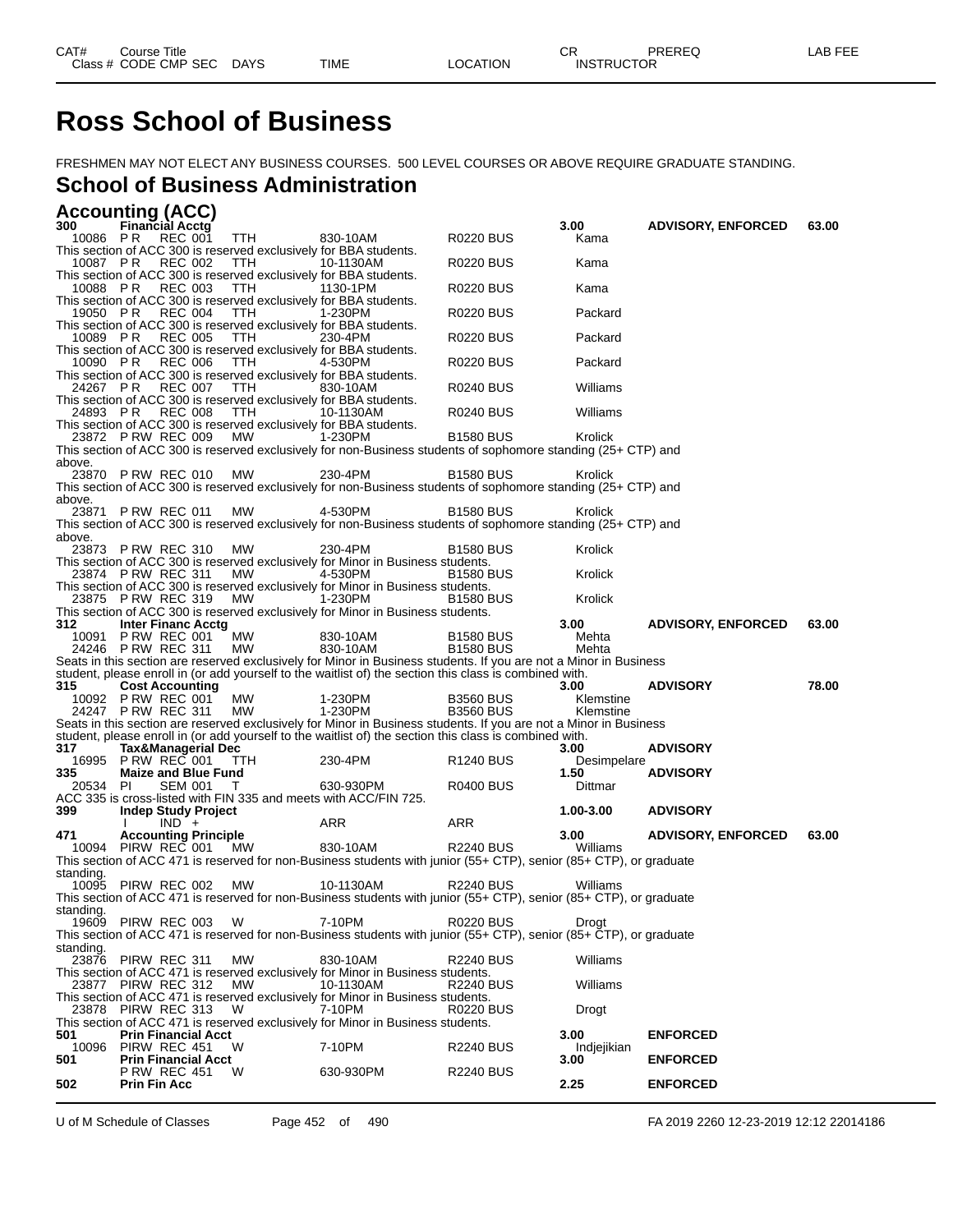# Ross School of Business

FRESHMEN MAY NOT ELECT ANY BUSINESS COURSES. 500 LEVEL COURSES OR ABOVE REQUIRE GRADUATE STANDING.

## School of Business Administration

### Accounting (ACC)

| CAT# Class # | Course Title CODE CMP SEC | DAYS | TIME | LOCATION | CR INSTRUCTOR | PREREQ | LAB FEE |
|---|---|---|---|---|---|---|---|
| **300** | **Financial Acctg** | | | | **3.00** | **ADVISORY, ENFORCED** | **63.00** |
| 10086 | P R REC 001 | TTH | 830-10AM | R0220 BUS | Kama | | |
| This section of ACC 300 is reserved exclusively for BBA students. | | | | | | | |
| 10087 | P R REC 002 | TTH | 10-1130AM | R0220 BUS | Kama | | |
| This section of ACC 300 is reserved exclusively for BBA students. | | | | | | | |
| 10088 | P R REC 003 | TTH | 1130-1PM | R0220 BUS | Kama | | |
| This section of ACC 300 is reserved exclusively for BBA students. | | | | | | | |
| 19050 | P R REC 004 | TTH | 1-230PM | R0220 BUS | Packard | | |
| This section of ACC 300 is reserved exclusively for BBA students. | | | | | | | |
| 10089 | P R REC 005 | TTH | 230-4PM | R0220 BUS | Packard | | |
| This section of ACC 300 is reserved exclusively for BBA students. | | | | | | | |
| 10090 | P R REC 006 | TTH | 4-530PM | R0220 BUS | Packard | | |
| This section of ACC 300 is reserved exclusively for BBA students. | | | | | | | |
| 24267 | P R REC 007 | TTH | 830-10AM | R0240 BUS | Williams | | |
| This section of ACC 300 is reserved exclusively for BBA students. | | | | | | | |
| 24893 | P R REC 008 | TTH | 10-1130AM | R0240 BUS | Williams | | |
| This section of ACC 300 is reserved exclusively for BBA students. | | | | | | | |
| 23872 | P RW REC 009 | MW | 1-230PM | B1580 BUS | Krolick | | |
| This section of ACC 300 is reserved exclusively for non-Business students of sophomore standing (25+ CTP) and above. | | | | | | | |
| 23870 | P RW REC 010 | MW | 230-4PM | B1580 BUS | Krolick | | |
| This section of ACC 300 is reserved exclusively for non-Business students of sophomore standing (25+ CTP) and above. | | | | | | | |
| 23871 | P RW REC 011 | MW | 4-530PM | B1580 BUS | Krolick | | |
| This section of ACC 300 is reserved exclusively for non-Business students of sophomore standing (25+ CTP) and above. | | | | | | | |
| 23873 | P RW REC 310 | MW | 230-4PM | B1580 BUS | Krolick | | |
| This section of ACC 300 is reserved exclusively for Minor in Business students. | | | | | | | |
| 23874 | P RW REC 311 | MW | 4-530PM | B1580 BUS | Krolick | | |
| This section of ACC 300 is reserved exclusively for Minor in Business students. | | | | | | | |
| 23875 | P RW REC 319 | MW | 1-230PM | B1580 BUS | Krolick | | |
| This section of ACC 300 is reserved exclusively for Minor in Business students. | | | | | | | |
| **312** | **Inter Financ Acctg** | | | | **3.00** | **ADVISORY, ENFORCED** | **63.00** |
| 10091 | P RW REC 001 | MW | 830-10AM | B1580 BUS | Mehta | | |
| 24246 | P RW REC 311 | MW | 830-10AM | B1580 BUS | Mehta | | |
| Seats in this section are reserved exclusively for Minor in Business students. If you are not a Minor in Business student, please enroll in (or add yourself to the waitlist of) the section this class is combined with. | | | | | | | |
| **315** | **Cost Accounting** | | | | **3.00** | **ADVISORY** | **78.00** |
| 10092 | P RW REC 001 | MW | 1-230PM | B3560 BUS | Klemstine | | |
| 24247 | P RW REC 311 | MW | 1-230PM | B3560 BUS | Klemstine | | |
| Seats in this section are reserved exclusively for Minor in Business students. If you are not a Minor in Business student, please enroll in (or add yourself to the waitlist of) the section this class is combined with. | | | | | | | |
| **317** | **Tax&Managerial Dec** | | | | **3.00** | **ADVISORY** | |
| 16995 | P RW REC 001 | TTH | 230-4PM | R1240 BUS | Desimpelare | | |
| **335** | **Maize and Blue Fund** | | | | **1.50** | **ADVISORY** | |
| 20534 | PI SEM 001 | T | 630-930PM | R0400 BUS | Dittmar | | |
| ACC 335 is cross-listed with FIN 335 and meets with ACC/FIN 725. | | | | | | | |
| **399** | **Indep Study Project** | | | | **1.00-3.00** | **ADVISORY** | |
| | I IND + | | ARR | ARR | | | |
| **471** | **Accounting Principle** | | | | **3.00** | **ADVISORY, ENFORCED** | **63.00** |
| 10094 | PIRW REC 001 | MW | 830-10AM | R2240 BUS | Williams | | |
| This section of ACC 471 is reserved for non-Business students with junior (55+ CTP), senior (85+ CTP), or graduate standing. | | | | | | | |
| 10095 | PIRW REC 002 | MW | 10-1130AM | R2240 BUS | Williams | | |
| This section of ACC 471 is reserved for non-Business students with junior (55+ CTP), senior (85+ CTP), or graduate standing. | | | | | | | |
| 19609 | PIRW REC 003 | W | 7-10PM | R0220 BUS | Drogt | | |
| This section of ACC 471 is reserved for non-Business students with junior (55+ CTP), senior (85+ CTP), or graduate standing. | | | | | | | |
| 23876 | PIRW REC 311 | MW | 830-10AM | R2240 BUS | Williams | | |
| This section of ACC 471 is reserved exclusively for Minor in Business students. | | | | | | | |
| 23877 | PIRW REC 312 | MW | 10-1130AM | R2240 BUS | Williams | | |
| This section of ACC 471 is reserved exclusively for Minor in Business students. | | | | | | | |
| 23878 | PIRW REC 313 | W | 7-10PM | R0220 BUS | Drogt | | |
| This section of ACC 471 is reserved exclusively for Minor in Business students. | | | | | | | |
| **501** | **Prin Financial Acct** | | | | **3.00** | **ENFORCED** | |
| 10096 | PIRW REC 451 | W | 7-10PM | R2240 BUS | Indjejikian | | |
| **501** | **Prin Financial Acct** | | | | **3.00** | **ENFORCED** | |
| | P RW REC 451 | W | 630-930PM | R2240 BUS | | | |
| **502** | **Prin Fin Acc** | | | | **2.25** | **ENFORCED** | |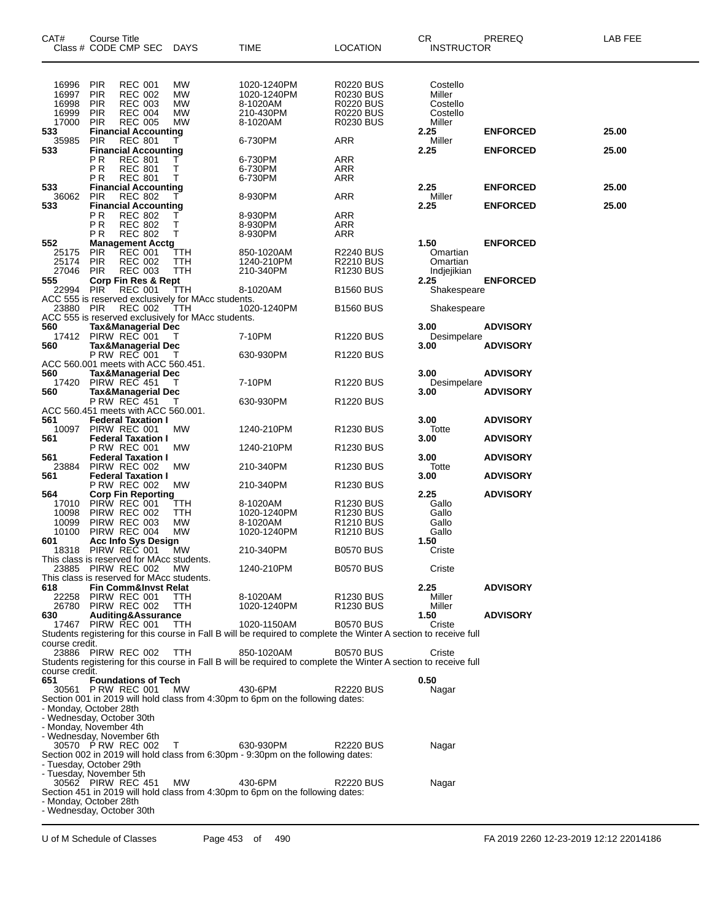| CAT# | Course Title<br>Class # CODE CMP SEC | DAYS | TIME | LOCATION | CR<br>INSTRUCTOR | PREREQ | LAB FEE |
|---|---|---|---|---|---|---|---|
| 16996 | PIR REC 001 | MW | 1020-1240PM | R0220 BUS | Costello | | |
| 16997 | PIR REC 002 | MW | 1020-1240PM | R0230 BUS | Miller | | |
| 16998 | PIR REC 003 | MW | 8-1020AM | R0220 BUS | Costello | | |
| 16999 | PIR REC 004 | MW | 210-430PM | R0220 BUS | Costello | | |
| 17000 | PIR REC 005 | MW | 8-1020AM | R0230 BUS | Miller | | |
| **533** | **Financial Accounting** | | | | **2.25** | **ENFORCED** | **25.00** |
| 35985 | PIR REC 801 | T | 6-730PM | ARR | Miller | | |
| **533** | **Financial Accounting** | | | | **2.25** | **ENFORCED** | **25.00** |
| | P R REC 801 | T | 6-730PM | ARR | | | |
| | P R REC 801 | T | 6-730PM | ARR | | | |
| | P R REC 801 | T | 6-730PM | ARR | | | |
| **533** | **Financial Accounting** | | | | **2.25** | **ENFORCED** | **25.00** |
| 36062 | PIR REC 802 | T | 8-930PM | ARR | Miller | | |
| **533** | **Financial Accounting** | | | | **2.25** | **ENFORCED** | **25.00** |
| | P R REC 802 | T | 8-930PM | ARR | | | |
| | P R REC 802 | T | 8-930PM | ARR | | | |
| | P R REC 802 | T | 8-930PM | ARR | | | |
| **552** | **Management Acctg** | | | | **1.50** | **ENFORCED** | |
| 25175 | PIR REC 001 | TTH | 850-1020AM | R2240 BUS | Omartian | | |
| 25174 | PIR REC 002 | TTH | 1240-210PM | R2210 BUS | Omartian | | |
| 27046 | PIR REC 003 | TTH | 210-340PM | R1230 BUS | Indjejikian | | |
| **555** | **Corp Fin Res & Rept** | | | | **2.25** | **ENFORCED** | |
| 22994 | PIR REC 001 | TTH | 8-1020AM | B1560 BUS | Shakespeare | | |
| | ACC 555 is reserved exclusively for MAcc students. | | | | | | |
| 23880 | PIR REC 002 | TTH | 1020-1240PM | B1560 BUS | Shakespeare | | |
| | ACC 555 is reserved exclusively for MAcc students. | | | | | | |
| **560** | **Tax&Managerial Dec** | | | | **3.00** | **ADVISORY** | |
| 17412 | PIRW REC 001 | T | 7-10PM | R1220 BUS | Desimpelare | | |
| **560** | **Tax&Managerial Dec** | | | | **3.00** | **ADVISORY** | |
| | P RW REC 001 | T | 630-930PM | R1220 BUS | | | |
| | ACC 560.001 meets with ACC 560.451. | | | | | | |
| **560** | **Tax&Managerial Dec** | | | | **3.00** | **ADVISORY** | |
| 17420 | PIRW REC 451 | T | 7-10PM | R1220 BUS | Desimpelare | | |
| **560** | **Tax&Managerial Dec** | | | | **3.00** | **ADVISORY** | |
| | P RW REC 451 | T | 630-930PM | R1220 BUS | | | |
| | ACC 560.451 meets with ACC 560.001. | | | | | | |
| **561** | **Federal Taxation I** | | | | **3.00** | **ADVISORY** | |
| 10097 | PIRW REC 001 | MW | 1240-210PM | R1230 BUS | Totte | | |
| **561** | **Federal Taxation I** | | | | **3.00** | **ADVISORY** | |
| | P RW REC 001 | MW | 1240-210PM | R1230 BUS | | | |
| **561** | **Federal Taxation I** | | | | **3.00** | **ADVISORY** | |
| 23884 | PIRW REC 002 | MW | 210-340PM | R1230 BUS | Totte | | |
| **561** | **Federal Taxation I** | | | | **3.00** | **ADVISORY** | |
| | P RW REC 002 | MW | 210-340PM | R1230 BUS | | | |
| **564** | **Corp Fin Reporting** | | | | **2.25** | **ADVISORY** | |
| 17010 | PIRW REC 001 | TTH | 8-1020AM | R1230 BUS | Gallo | | |
| 10098 | PIRW REC 002 | TTH | 1020-1240PM | R1230 BUS | Gallo | | |
| 10099 | PIRW REC 003 | MW | 8-1020AM | R1210 BUS | Gallo | | |
| 10100 | PIRW REC 004 | MW | 1020-1240PM | R1210 BUS | Gallo | | |
| **601** | **Acc Info Sys Design** | | | | **1.50** | | |
| 18318 | PIRW REC 001 | MW | 210-340PM | B0570 BUS | Criste | | |
| | This class is reserved for MAcc students. | | | | | | |
| 23885 | PIRW REC 002 | MW | 1240-210PM | B0570 BUS | Criste | | |
| | This class is reserved for MAcc students. | | | | | | |
| **618** | **Fin Comm&Invst Relat** | | | | **2.25** | **ADVISORY** | |
| 22258 | PIRW REC 001 | TTH | 8-1020AM | R1230 BUS | Miller | | |
| 26780 | PIRW REC 002 | TTH | 1020-1240PM | R1230 BUS | Miller | | |
| **630** | **Auditing&Assurance** | | | | **1.50** | **ADVISORY** | |
| 17467 | PIRW REC 001 | TTH | 1020-1150AM | B0570 BUS | Criste | | |
| | Students registering for this course in Fall B will be required to complete the Winter A section to receive full course credit. | | | | | | |
| 23886 | PIRW REC 002 | TTH | 850-1020AM | B0570 BUS | Criste | | |
| | Students registering for this course in Fall B will be required to complete the Winter A section to receive full course credit. | | | | | | |
| **651** | **Foundations of Tech** | | | | **0.50** | | |
| 30561 | P RW REC 001 | MW | 430-6PM | R2220 BUS | Nagar | | |
| | Section 001 in 2019 will hold class from 4:30pm to 6pm on the following dates:<br>- Monday, October 28th<br>- Wednesday, October 30th<br>- Monday, November 4th<br>- Wednesday, November 6th | | | | | | |
| 30570 | P RW REC 002 | T | 630-930PM | R2220 BUS | Nagar | | |
| | Section 002 in 2019 will hold class from 6:30pm - 9:30pm on the following dates:<br>- Tuesday, October 29th<br>- Tuesday, November 5th | | | | | | |
| 30562 | PIRW REC 451 | MW | 430-6PM | R2220 BUS | Nagar | | |
| | Section 451 in 2019 will hold class from 4:30pm to 6pm on the following dates:<br>- Monday, October 28th<br>- Wednesday, October 30th | | | | | | |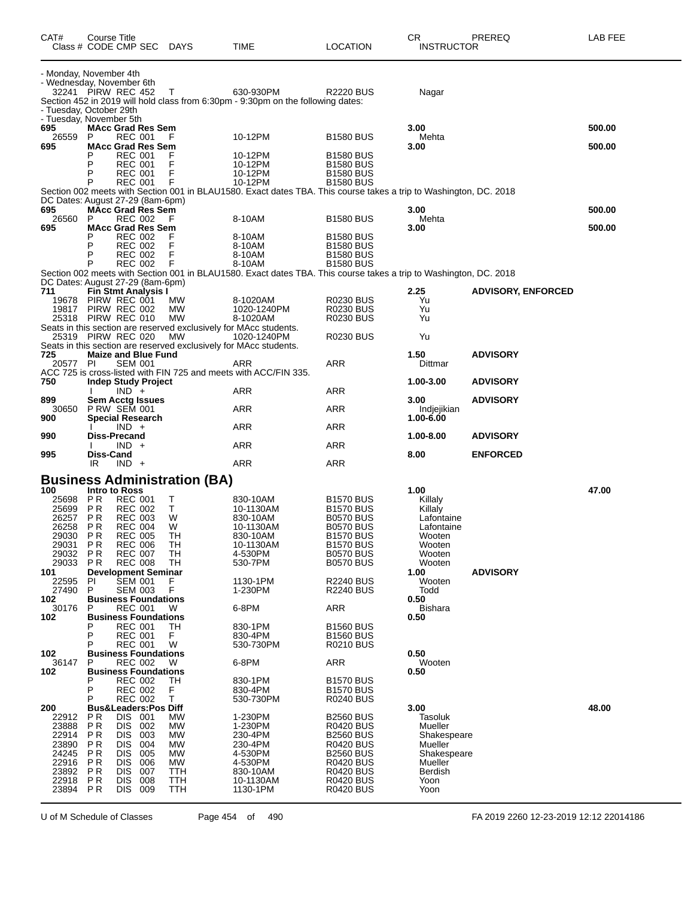| CAT# | Course Title / Class # CODE CMP SEC | DAYS | TIME | LOCATION | CR / INSTRUCTOR | PREREQ | LAB FEE |
|---|---|---|---|---|---|---|---|
| - Monday, November 4th | | | | | | | |
| - Wednesday, November 6th | | | | | | | |
| 32241 | PIRW REC 452 | T | 630-930PM | R2220 BUS | Nagar | | |
| Section 452 in 2019 will hold class from 6:30pm - 9:30pm on the following dates: | | | | | | | |
| - Tuesday, October 29th | | | | | | | |
| - Tuesday, November 5th | | | | | | | |
| **695** | **MAcc Grad Res Sem** | | | | **3.00** | | **500.00** |
| 26559 | P REC 001 | F | 10-12PM | B1580 BUS | Mehta | | |
| **695** | **MAcc Grad Res Sem** | | | | **3.00** | | **500.00** |
| | P REC 001 | F | 10-12PM | B1580 BUS | | | |
| | P REC 001 | F | 10-12PM | B1580 BUS | | | |
| | P REC 001 | F | 10-12PM | B1580 BUS | | | |
| | P REC 001 | F | 10-12PM | B1580 BUS | | | |
| Section 002 meets with Section 001 in BLAU1580. Exact dates TBA. This course takes a trip to Washington, DC. 2018 DC Dates: August 27-29 (8am-6pm) | | | | | | | |
| **695** | **MAcc Grad Res Sem** | | | | **3.00** | | **500.00** |
| 26560 | P REC 002 | F | 8-10AM | B1580 BUS | Mehta | | |
| **695** | **MAcc Grad Res Sem** | | | | **3.00** | | **500.00** |
| | P REC 002 | F | 8-10AM | B1580 BUS | | | |
| | P REC 002 | F | 8-10AM | B1580 BUS | | | |
| | P REC 002 | F | 8-10AM | B1580 BUS | | | |
| | P REC 002 | F | 8-10AM | B1580 BUS | | | |
| Section 002 meets with Section 001 in BLAU1580. Exact dates TBA. This course takes a trip to Washington, DC. 2018 DC Dates: August 27-29 (8am-6pm) | | | | | | | |
| **711** | **Fin Stmt Analysis I** | | | | **2.25** | **ADVISORY, ENFORCED** | |
| 19678 | PIRW REC 001 | MW | 8-1020AM | R0230 BUS | Yu | | |
| 19817 | PIRW REC 002 | MW | 1020-1240PM | R0230 BUS | Yu | | |
| 25318 | PIRW REC 010 | MW | 8-1020AM | R0230 BUS | Yu | | |
| Seats in this section are reserved exclusively for MAcc students. | | | | | | | |
| 25319 | PIRW REC 020 | MW | 1020-1240PM | R0230 BUS | Yu | | |
| Seats in this section are reserved exclusively for MAcc students. | | | | | | | |
| **725** | **Maize and Blue Fund** | | | | **1.50** | **ADVISORY** | |
| 20577 | PI SEM 001 | | ARR | ARR | Dittmar | | |
| ACC 725 is cross-listed with FIN 725 and meets with ACC/FIN 335. | | | | | | | |
| **750** | **Indep Study Project** | | | | **1.00-3.00** | **ADVISORY** | |
| | I IND + | | ARR | ARR | | | |
| **899** | **Sem Acctg Issues** | | | | **3.00** | **ADVISORY** | |
| 30650 | P RW SEM 001 | | ARR | ARR | Indjejikian | | |
| **900** | **Special Research** | | | | **1.00-6.00** | | |
| | I IND + | | ARR | ARR | | | |
| **990** | **Diss-Precand** | | | | **1.00-8.00** | **ADVISORY** | |
| | I IND + | | ARR | ARR | | | |
| **995** | **Diss-Cand** | | | | **8.00** | **ENFORCED** | |
| | IR IND + | | ARR | ARR | | | |

## Business Administration (BA)

| CAT# | Course Title / Class # CODE CMP SEC | DAYS | TIME | LOCATION | CR / INSTRUCTOR | PREREQ | LAB FEE |
|---|---|---|---|---|---|---|---|
| **100** | **Intro to Ross** | | | | **1.00** | | **47.00** |
| 25698 | P R REC 001 | T | 830-10AM | B1570 BUS | Killaly | | |
| 25699 | P R REC 002 | T | 10-1130AM | B1570 BUS | Killaly | | |
| 26257 | P R REC 003 | W | 830-10AM | B0570 BUS | Lafontaine | | |
| 26258 | P R REC 004 | W | 10-1130AM | B0570 BUS | Lafontaine | | |
| 29030 | P R REC 005 | TH | 830-10AM | B1570 BUS | Wooten | | |
| 29031 | P R REC 006 | TH | 10-1130AM | B1570 BUS | Wooten | | |
| 29032 | P R REC 007 | TH | 4-530PM | B0570 BUS | Wooten | | |
| 29033 | P R REC 008 | TH | 530-7PM | B0570 BUS | Wooten | | |
| **101** | **Development Seminar** | | | | **1.00** | **ADVISORY** | |
| 22595 | PI SEM 001 | F | 1130-1PM | R2240 BUS | Wooten | | |
| 27490 | P SEM 003 | F | 1-230PM | R2240 BUS | Todd | | |
| **102** | **Business Foundations** | | | | **0.50** | | |
| 30176 | P REC 001 | W | 6-8PM | ARR | Bishara | | |
| **102** | **Business Foundations** | | | | **0.50** | | |
| | P REC 001 | TH | 830-1PM | B1560 BUS | | | |
| | P REC 001 | F | 830-4PM | B1560 BUS | | | |
| | P REC 001 | W | 530-730PM | R0210 BUS | | | |
| **102** | **Business Foundations** | | | | **0.50** | | |
| 36147 | P REC 002 | W | 6-8PM | ARR | Wooten | | |
| **102** | **Business Foundations** | | | | **0.50** | | |
| | P REC 002 | TH | 830-1PM | B1570 BUS | | | |
| | P REC 002 | F | 830-4PM | B1570 BUS | | | |
| | P REC 002 | T | 530-730PM | R0240 BUS | | | |
| **200** | **Bus&Leaders:Pos Diff** | | | | **3.00** | | **48.00** |
| 22912 | P R DIS 001 | MW | 1-230PM | B2560 BUS | Tasoluk | | |
| 23888 | P R DIS 002 | MW | 1-230PM | R0420 BUS | Mueller | | |
| 22914 | P R DIS 003 | MW | 230-4PM | B2560 BUS | Shakespeare | | |
| 23890 | P R DIS 004 | MW | 230-4PM | R0420 BUS | Mueller | | |
| 24245 | P R DIS 005 | MW | 4-530PM | B2560 BUS | Shakespeare | | |
| 22916 | P R DIS 006 | MW | 4-530PM | R0420 BUS | Mueller | | |
| 23892 | P R DIS 007 | TTH | 830-10AM | R0420 BUS | Berdish | | |
| 22918 | P R DIS 008 | TTH | 10-1130AM | R0420 BUS | Yoon | | |
| 23894 | P R DIS 009 | TTH | 1130-1PM | R0420 BUS | Yoon | | |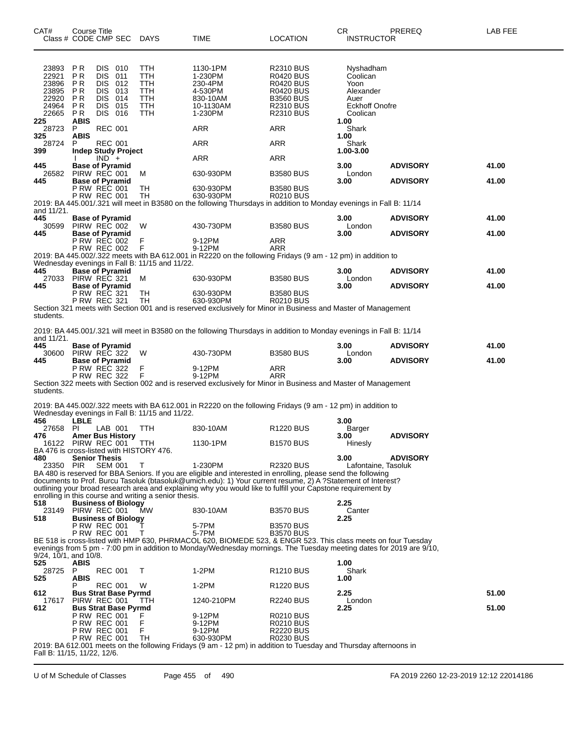| CAT# | Course Title Class # CODE CMP SEC | DAYS | TIME | LOCATION | CR INSTRUCTOR | PREREQ | LAB FEE |
|---|---|---|---|---|---|---|---|
| 23893 | P R DIS 010 | TTH | 1130-1PM | R2310 BUS | Nyshadham | | |
| 22921 | P R DIS 011 | TTH | 1-230PM | R0420 BUS | Coolican | | |
| 23896 | P R DIS 012 | TTH | 230-4PM | R0420 BUS | Yoon | | |
| 23895 | P R DIS 013 | TTH | 4-530PM | R0420 BUS | Alexander | | |
| 22920 | P R DIS 014 | TTH | 830-10AM | B3560 BUS | Auer | | |
| 24964 | P R DIS 015 | TTH | 10-1130AM | R2310 BUS | Eckhoff Onofre | | |
| 22665 | P R DIS 016 | TTH | 1-230PM | R2310 BUS | Coolican | | |
| **225** | **ABIS** | | | | **1.00** | | |
| 28723 | P REC 001 | | ARR | ARR | Shark | | |
| **325** | **ABIS** | | | | **1.00** | | |
| 28724 | P REC 001 | | ARR | ARR | Shark | | |
| **399** | **Indep Study Project** | | | | **1.00-3.00** | | |
| | I IND + | | ARR | ARR | | | |
| **445** | **Base of Pyramid** | | | | **3.00** | **ADVISORY** | **41.00** |
| 26582 | PIRW REC 001 | M | 630-930PM | B3580 BUS | London | | |
| **445** | **Base of Pyramid** | | | | **3.00** | **ADVISORY** | **41.00** |
| | P RW REC 001 | TH | 630-930PM | B3580 BUS | | | |
| | P RW REC 001 | TH | 630-930PM | R0210 BUS | | | |

2019: BA 445.001/.321 will meet in B3580 on the following Thursdays in addition to Monday evenings in Fall B: 11/14 and 11/21.

| CAT# | Course Title Class # CODE CMP SEC | DAYS | TIME | LOCATION | CR INSTRUCTOR | PREREQ | LAB FEE |
|---|---|---|---|---|---|---|---|
| **445** | **Base of Pyramid** | | | | **3.00** | **ADVISORY** | **41.00** |
| 30599 | PIRW REC 002 | W | 430-730PM | B3580 BUS | London | | |
| **445** | **Base of Pyramid** | | | | **3.00** | **ADVISORY** | **41.00** |
| | P RW REC 002 | F | 9-12PM | ARR | | | |
| | P RW REC 002 | F | 9-12PM | ARR | | | |

2019: BA 445.002/.322 meets with BA 612.001 in R2220 on the following Fridays (9 am - 12 pm) in addition to Wednesday evenings in Fall B: 11/15 and 11/22.

| CAT# | Course Title Class # CODE CMP SEC | DAYS | TIME | LOCATION | CR INSTRUCTOR | PREREQ | LAB FEE |
|---|---|---|---|---|---|---|---|
| **445** | **Base of Pyramid** | | | | **3.00** | **ADVISORY** | **41.00** |
| 27033 | PIRW REC 321 | M | 630-930PM | B3580 BUS | London | | |
| **445** | **Base of Pyramid** | | | | **3.00** | **ADVISORY** | **41.00** |
| | P RW REC 321 | TH | 630-930PM | B3580 BUS | | | |
| | P RW REC 321 | TH | 630-930PM | R0210 BUS | | | |

Section 321 meets with Section 001 and is reserved exclusively for Minor in Business and Master of Management students.

2019: BA 445.001/.321 will meet in B3580 on the following Thursdays in addition to Monday evenings in Fall B: 11/14 and 11/21.

| CAT# | Course Title Class # CODE CMP SEC | DAYS | TIME | LOCATION | CR INSTRUCTOR | PREREQ | LAB FEE |
|---|---|---|---|---|---|---|---|
| **445** | **Base of Pyramid** | | | | **3.00** | **ADVISORY** | **41.00** |
| 30600 | PIRW REC 322 | W | 430-730PM | B3580 BUS | London | | |
| **445** | **Base of Pyramid** | | | | **3.00** | **ADVISORY** | **41.00** |
| | P RW REC 322 | F | 9-12PM | ARR | | | |
| | P RW REC 322 | F | 9-12PM | ARR | | | |

Section 322 meets with Section 002 and is reserved exclusively for Minor in Business and Master of Management students.

2019: BA 445.002/.322 meets with BA 612.001 in R2220 on the following Fridays (9 am - 12 pm) in addition to Wednesday evenings in Fall B: 11/15 and 11/22.

| CAT# | Course Title Class # CODE CMP SEC | DAYS | TIME | LOCATION | CR INSTRUCTOR | PREREQ | LAB FEE |
|---|---|---|---|---|---|---|---|
| **456** | **LBLE** | | | | **3.00** | | |
| 27658 | PI LAB 001 | TTH | 830-10AM | R1220 BUS | Barger | | |
| **476** | **Amer Bus History** | | | | **3.00** | **ADVISORY** | |
| 16122 | PIRW REC 001 | TTH | 1130-1PM | B1570 BUS | Hinesly | | |

BA 476 is cross-listed with HISTORY 476.

| CAT# | Course Title Class # CODE CMP SEC | DAYS | TIME | LOCATION | CR INSTRUCTOR | PREREQ | LAB FEE |
|---|---|---|---|---|---|---|---|
| **480** | **Senior Thesis** | | | | **3.00** | **ADVISORY** | |
| 23350 | PIR SEM 001 | T | 1-230PM | R2320 BUS | Lafontaine, Tasoluk | | |

BA 480 is reserved for BBA Seniors. If you are eligible and interested in enrolling, please send the following documents to Prof. Burcu Tasoluk (btasoluk@umich.edu): 1) Your current resume, 2) A ?Statement of Interest? outlining your broad research area and explaining why you would like to fulfill your Capstone requirement by enrolling in this course and writing a senior thesis.

| CAT# | Course Title Class # CODE CMP SEC | DAYS | TIME | LOCATION | CR INSTRUCTOR | PREREQ | LAB FEE |
|---|---|---|---|---|---|---|---|
| **518** | **Business of Biology** | | | | **2.25** | | |
| 23149 | PIRW REC 001 | MW | 830-10AM | B3570 BUS | Canter | | |
| **518** | **Business of Biology** | | | | **2.25** | | |
| | P RW REC 001 | T | 5-7PM | B3570 BUS | | | |
| | P RW REC 001 | T | 5-7PM | B3570 BUS | | | |

BE 518 is cross-listed with HMP 630, PHRMACOL 620, BIOMEDE 523, & ENGR 523. This class meets on four Tuesday evenings from 5 pm - 7:00 pm in addition to Monday/Wednesday mornings. The Tuesday meeting dates for 2019 are 9/10, 9/24, 10/1, and 10/8.

| CAT# | Course Title Class # CODE CMP SEC | DAYS | TIME | LOCATION | CR INSTRUCTOR | PREREQ | LAB FEE |
|---|---|---|---|---|---|---|---|
| **525** | **ABIS** | | | | **1.00** | | |
| 28725 | P REC 001 | T | 1-2PM | R1210 BUS | Shark | | |
| **525** | **ABIS** | | | | **1.00** | | |
| | P REC 001 | W | 1-2PM | R1220 BUS | | | |
| **612** | **Bus Strat Base Pyrmd** | | | | **2.25** | | **51.00** |
| 17617 | PIRW REC 001 | TTH | 1240-210PM | R2240 BUS | London | | |
| **612** | **Bus Strat Base Pyrmd** | | | | **2.25** | | **51.00** |
| | P RW REC 001 | F | 9-12PM | R0210 BUS | | | |
| | P RW REC 001 | F | 9-12PM | R0210 BUS | | | |
| | P RW REC 001 | F | 9-12PM | R2220 BUS | | | |
| | P RW REC 001 | TH | 630-930PM | R0230 BUS | | | |

2019: BA 612.001 meets on the following Fridays (9 am - 12 pm) in addition to Tuesday and Thursday afternoons in Fall B: 11/15, 11/22, 12/6.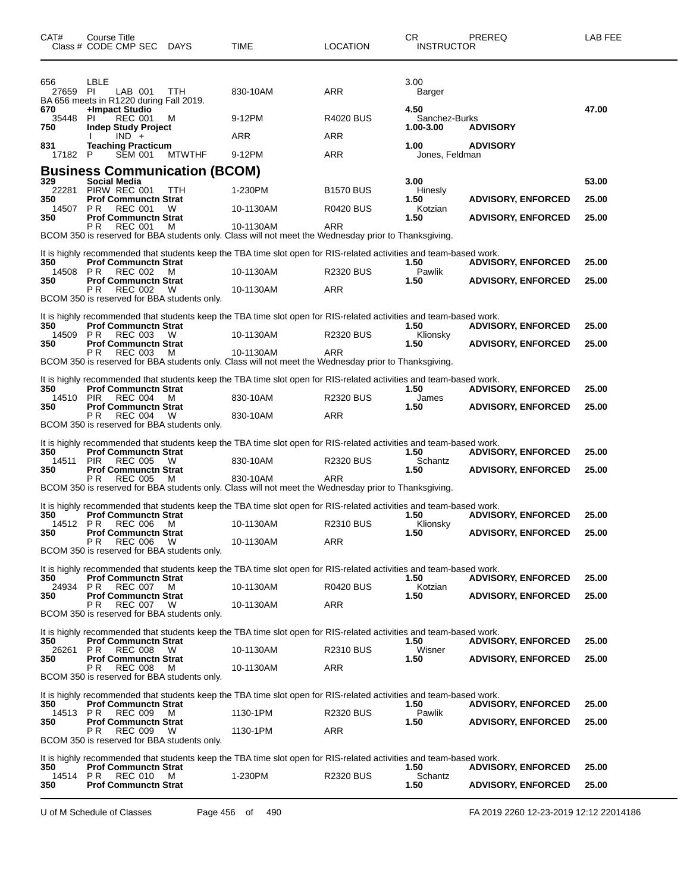| CAT# | Course Title<br>Class # CODE CMP SEC DAYS | TIME | LOCATION | CR<br>INSTRUCTOR | PREREQ | LAB FEE |
|---|---|---|---|---|---|---|
| 656 | LBLE | | | 3.00 | | |
| 27659 | PI LAB 001 TTH | 830-10AM | ARR | Barger | | |

BA 656 meets in R1220 during Fall 2019.

| CAT# | Course Title<br>Class # CODE CMP SEC DAYS | TIME | LOCATION | CR<br>INSTRUCTOR | PREREQ | LAB FEE |
|---|---|---|---|---|---|---|
| 670 | +Impact Studio | | | 4.50 | | 47.00 |
| 35448 | PI REC 001 M | 9-12PM | R4020 BUS | Sanchez-Burks | | |
| 750 | Indep Study Project | | | 1.00-3.00 | ADVISORY | |
| | I IND + | ARR | ARR | | | |
| 831 | Teaching Practicum | | | 1.00 | ADVISORY | |
| 17182 | P SEM 001 MTWTHF | 9-12PM | ARR | Jones, Feldman | | |

## Business Communication (BCOM)

| CAT# | Course Title<br>Class # CODE CMP SEC DAYS | TIME | LOCATION | CR<br>INSTRUCTOR | PREREQ | LAB FEE |
|---|---|---|---|---|---|---|
| 329 | Social Media | | | 3.00 | | 53.00 |
| 22281 | PIRW REC 001 TTH | 1-230PM | B1570 BUS | Hinesly | | |
| 350 | Prof Communctn Strat | | | 1.50 | ADVISORY, ENFORCED | 25.00 |
| 14507 | P R REC 001 W | 10-1130AM | R0420 BUS | Kotzian | | |
| 350 | Prof Communctn Strat | | | 1.50 | ADVISORY, ENFORCED | 25.00 |
| | P R REC 001 M | 10-1130AM | ARR | | | |

BCOM 350 is reserved for BBA students only. Class will not meet the Wednesday prior to Thanksgiving.

It is highly recommended that students keep the TBA time slot open for RIS-related activities and team-based work.

| CAT# | Course Title<br>Class # CODE CMP SEC DAYS | TIME | LOCATION | CR<br>INSTRUCTOR | PREREQ | LAB FEE |
|---|---|---|---|---|---|---|
| 350 | Prof Communctn Strat | | | 1.50 | ADVISORY, ENFORCED | 25.00 |
| 14508 | P R REC 002 M | 10-1130AM | R2320 BUS | Pawlik | | |
| 350 | Prof Communctn Strat | | | 1.50 | ADVISORY, ENFORCED | 25.00 |
| | P R REC 002 W | 10-1130AM | ARR | | | |

BCOM 350 is reserved for BBA students only.

It is highly recommended that students keep the TBA time slot open for RIS-related activities and team-based work.

| CAT# | Course Title<br>Class # CODE CMP SEC DAYS | TIME | LOCATION | CR<br>INSTRUCTOR | PREREQ | LAB FEE |
|---|---|---|---|---|---|---|
| 350 | Prof Communctn Strat | | | 1.50 | ADVISORY, ENFORCED | 25.00 |
| 14509 | P R REC 003 W | 10-1130AM | R2320 BUS | Klionsky | | |
| 350 | Prof Communctn Strat | | | 1.50 | ADVISORY, ENFORCED | 25.00 |
| | P R REC 003 M | 10-1130AM | ARR | | | |

BCOM 350 is reserved for BBA students only. Class will not meet the Wednesday prior to Thanksgiving.

It is highly recommended that students keep the TBA time slot open for RIS-related activities and team-based work.

| CAT# | Course Title<br>Class # CODE CMP SEC DAYS | TIME | LOCATION | CR<br>INSTRUCTOR | PREREQ | LAB FEE |
|---|---|---|---|---|---|---|
| 350 | Prof Communctn Strat | | | 1.50 | ADVISORY, ENFORCED | 25.00 |
| 14510 | PIR REC 004 M | 830-10AM | R2320 BUS | James | | |
| 350 | Prof Communctn Strat | | | 1.50 | ADVISORY, ENFORCED | 25.00 |
| | P R REC 004 W | 830-10AM | ARR | | | |

BCOM 350 is reserved for BBA students only.

It is highly recommended that students keep the TBA time slot open for RIS-related activities and team-based work.

| CAT# | Course Title<br>Class # CODE CMP SEC DAYS | TIME | LOCATION | CR<br>INSTRUCTOR | PREREQ | LAB FEE |
|---|---|---|---|---|---|---|
| 350 | Prof Communctn Strat | | | 1.50 | ADVISORY, ENFORCED | 25.00 |
| 14511 | PIR REC 005 W | 830-10AM | R2320 BUS | Schantz | | |
| 350 | Prof Communctn Strat | | | 1.50 | ADVISORY, ENFORCED | 25.00 |
| | P R REC 005 M | 830-10AM | ARR | | | |

BCOM 350 is reserved for BBA students only. Class will not meet the Wednesday prior to Thanksgiving.

It is highly recommended that students keep the TBA time slot open for RIS-related activities and team-based work.

| CAT# | Course Title<br>Class # CODE CMP SEC DAYS | TIME | LOCATION | CR<br>INSTRUCTOR | PREREQ | LAB FEE |
|---|---|---|---|---|---|---|
| 350 | Prof Communctn Strat | | | 1.50 | ADVISORY, ENFORCED | 25.00 |
| 14512 | P R REC 006 M | 10-1130AM | R2310 BUS | Klionsky | | |
| 350 | Prof Communctn Strat | | | 1.50 | ADVISORY, ENFORCED | 25.00 |
| | P R REC 006 W | 10-1130AM | ARR | | | |

BCOM 350 is reserved for BBA students only.

It is highly recommended that students keep the TBA time slot open for RIS-related activities and team-based work.

| CAT# | Course Title<br>Class # CODE CMP SEC DAYS | TIME | LOCATION | CR<br>INSTRUCTOR | PREREQ | LAB FEE |
|---|---|---|---|---|---|---|
| 350 | Prof Communctn Strat | | | 1.50 | ADVISORY, ENFORCED | 25.00 |
| 24934 | P R REC 007 M | 10-1130AM | R0420 BUS | Kotzian | | |
| 350 | Prof Communctn Strat | | | 1.50 | ADVISORY, ENFORCED | 25.00 |
| | P R REC 007 W | 10-1130AM | ARR | | | |

BCOM 350 is reserved for BBA students only.

It is highly recommended that students keep the TBA time slot open for RIS-related activities and team-based work.

| CAT# | Course Title<br>Class # CODE CMP SEC DAYS | TIME | LOCATION | CR<br>INSTRUCTOR | PREREQ | LAB FEE |
|---|---|---|---|---|---|---|
| 350 | Prof Communctn Strat | | | 1.50 | ADVISORY, ENFORCED | 25.00 |
| 26261 | P R REC 008 W | 10-1130AM | R2310 BUS | Wisner | | |
| 350 | Prof Communctn Strat | | | 1.50 | ADVISORY, ENFORCED | 25.00 |
| | P R REC 008 M | 10-1130AM | ARR | | | |

BCOM 350 is reserved for BBA students only.

It is highly recommended that students keep the TBA time slot open for RIS-related activities and team-based work.

| CAT# | Course Title<br>Class # CODE CMP SEC DAYS | TIME | LOCATION | CR<br>INSTRUCTOR | PREREQ | LAB FEE |
|---|---|---|---|---|---|---|
| 350 | Prof Communctn Strat | | | 1.50 | ADVISORY, ENFORCED | 25.00 |
| 14513 | P R REC 009 M | 1130-1PM | R2320 BUS | Pawlik | | |
| 350 | Prof Communctn Strat | | | 1.50 | ADVISORY, ENFORCED | 25.00 |
| | P R REC 009 W | 1130-1PM | ARR | | | |

BCOM 350 is reserved for BBA students only.

It is highly recommended that students keep the TBA time slot open for RIS-related activities and team-based work.

| CAT# | Course Title<br>Class # CODE CMP SEC DAYS | TIME | LOCATION | CR<br>INSTRUCTOR | PREREQ | LAB FEE |
|---|---|---|---|---|---|---|
| 350 | Prof Communctn Strat | | | 1.50 | ADVISORY, ENFORCED | 25.00 |
| 14514 | P R REC 010 M | 1-230PM | R2320 BUS | Schantz | | |
| 350 | Prof Communctn Strat | | | 1.50 | ADVISORY, ENFORCED | 25.00 |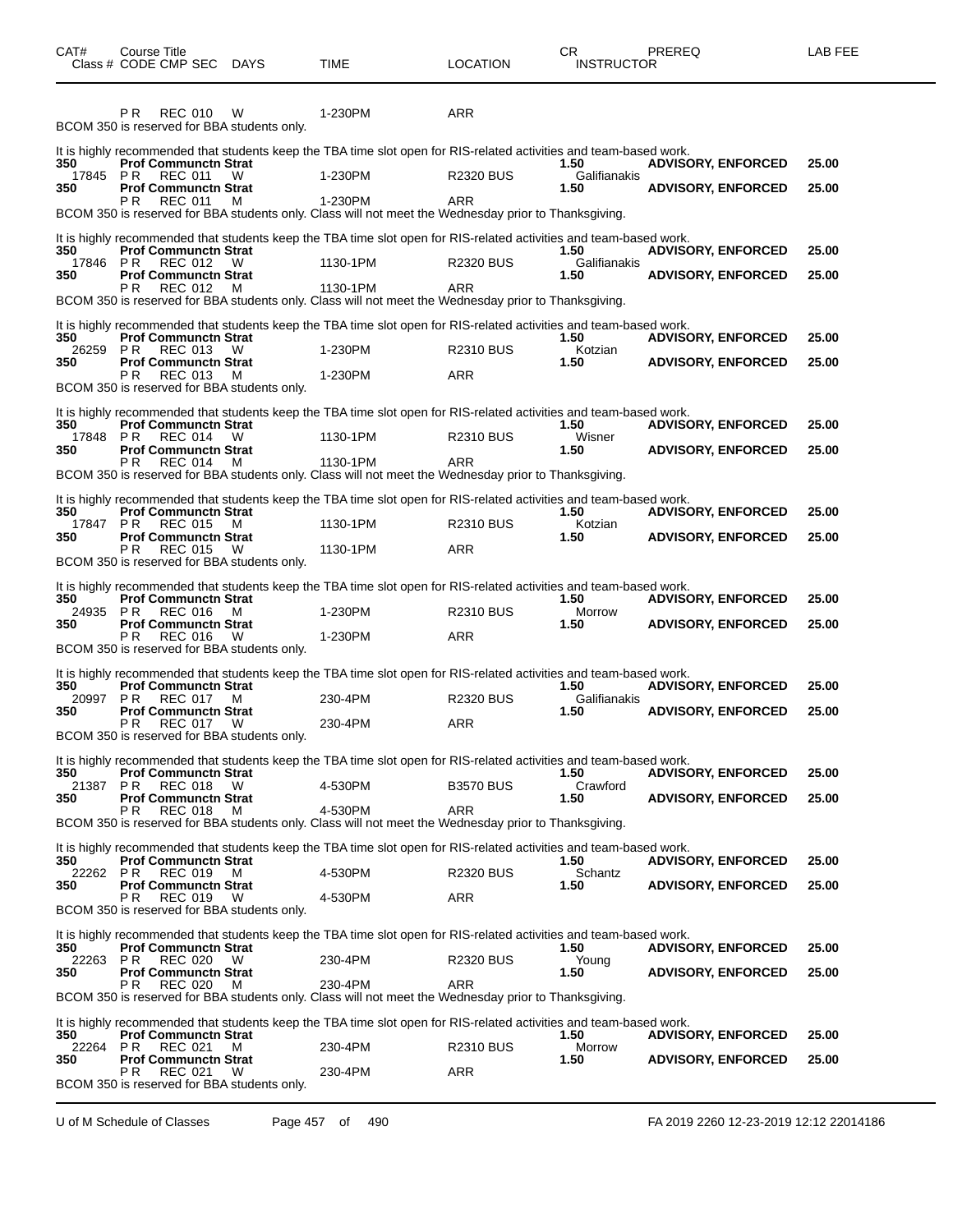| CAT# | Course Title<br>Class # CODE CMP SEC | DAYS | TIME | LOCATION | CR<br>INSTRUCTOR | PREREQ | LAB FEE |
|---|---|---|---|---|---|---|---|
| | P R REC 010 | W | 1-230PM | ARR | | | |

BCOM 350 is reserved for BBA students only.

It is highly recommended that students keep the TBA time slot open for RIS-related activities and team-based work.

| CAT# | Course Title / Class # CODE CMP SEC | DAYS | TIME | LOCATION | CR / INSTRUCTOR | PREREQ | LAB FEE |
|---|---|---|---|---|---|---|---|
| 350 | **Prof Communctn Strat** | | | | **1.50** | **ADVISORY, ENFORCED** | **25.00** |
| 17845 | P R REC 011 | W | 1-230PM | R2320 BUS | Galifianakis | | |
| 350 | **Prof Communctn Strat** | | | | **1.50** | **ADVISORY, ENFORCED** | **25.00** |
| | P R REC 011 | M | 1-230PM | ARR | | | |

BCOM 350 is reserved for BBA students only. Class will not meet the Wednesday prior to Thanksgiving.

It is highly recommended that students keep the TBA time slot open for RIS-related activities and team-based work.

| CAT# | Course Title / Class # CODE CMP SEC | DAYS | TIME | LOCATION | CR / INSTRUCTOR | PREREQ | LAB FEE |
|---|---|---|---|---|---|---|---|
| 350 | **Prof Communctn Strat** | | | | **1.50** | **ADVISORY, ENFORCED** | **25.00** |
| 17846 | P R REC 012 | W | 1130-1PM | R2320 BUS | Galifianakis | | |
| 350 | **Prof Communctn Strat** | | | | **1.50** | **ADVISORY, ENFORCED** | **25.00** |
| | P R REC 012 | M | 1130-1PM | ARR | | | |

BCOM 350 is reserved for BBA students only. Class will not meet the Wednesday prior to Thanksgiving.

It is highly recommended that students keep the TBA time slot open for RIS-related activities and team-based work.

| CAT# | Course Title / Class # CODE CMP SEC | DAYS | TIME | LOCATION | CR / INSTRUCTOR | PREREQ | LAB FEE |
|---|---|---|---|---|---|---|---|
| 350 | **Prof Communctn Strat** | | | | **1.50** | **ADVISORY, ENFORCED** | **25.00** |
| 26259 | P R REC 013 | W | 1-230PM | R2310 BUS | Kotzian | | |
| 350 | **Prof Communctn Strat** | | | | **1.50** | **ADVISORY, ENFORCED** | **25.00** |
| | P R REC 013 | M | 1-230PM | ARR | | | |

BCOM 350 is reserved for BBA students only.

It is highly recommended that students keep the TBA time slot open for RIS-related activities and team-based work.

| CAT# | Course Title / Class # CODE CMP SEC | DAYS | TIME | LOCATION | CR / INSTRUCTOR | PREREQ | LAB FEE |
|---|---|---|---|---|---|---|---|
| 350 | **Prof Communctn Strat** | | | | **1.50** | **ADVISORY, ENFORCED** | **25.00** |
| 17848 | P R REC 014 | W | 1130-1PM | R2310 BUS | Wisner | | |
| 350 | **Prof Communctn Strat** | | | | **1.50** | **ADVISORY, ENFORCED** | **25.00** |
| | P R REC 014 | M | 1130-1PM | ARR | | | |

BCOM 350 is reserved for BBA students only. Class will not meet the Wednesday prior to Thanksgiving.

It is highly recommended that students keep the TBA time slot open for RIS-related activities and team-based work.

| CAT# | Course Title / Class # CODE CMP SEC | DAYS | TIME | LOCATION | CR / INSTRUCTOR | PREREQ | LAB FEE |
|---|---|---|---|---|---|---|---|
| 350 | **Prof Communctn Strat** | | | | **1.50** | **ADVISORY, ENFORCED** | **25.00** |
| 17847 | P R REC 015 | M | 1130-1PM | R2310 BUS | Kotzian | | |
| 350 | **Prof Communctn Strat** | | | | **1.50** | **ADVISORY, ENFORCED** | **25.00** |
| | P R REC 015 | W | 1130-1PM | ARR | | | |

BCOM 350 is reserved for BBA students only.

It is highly recommended that students keep the TBA time slot open for RIS-related activities and team-based work.

| CAT# | Course Title / Class # CODE CMP SEC | DAYS | TIME | LOCATION | CR / INSTRUCTOR | PREREQ | LAB FEE |
|---|---|---|---|---|---|---|---|
| 350 | **Prof Communctn Strat** | | | | **1.50** | **ADVISORY, ENFORCED** | **25.00** |
| 24935 | P R REC 016 | M | 1-230PM | R2310 BUS | Morrow | | |
| 350 | **Prof Communctn Strat** | | | | **1.50** | **ADVISORY, ENFORCED** | **25.00** |
| | P R REC 016 | W | 1-230PM | ARR | | | |

BCOM 350 is reserved for BBA students only.

It is highly recommended that students keep the TBA time slot open for RIS-related activities and team-based work.

| CAT# | Course Title / Class # CODE CMP SEC | DAYS | TIME | LOCATION | CR / INSTRUCTOR | PREREQ | LAB FEE |
|---|---|---|---|---|---|---|---|
| 350 | **Prof Communctn Strat** | | | | **1.50** | **ADVISORY, ENFORCED** | **25.00** |
| 20997 | P R REC 017 | M | 230-4PM | R2320 BUS | Galifianakis | | |
| 350 | **Prof Communctn Strat** | | | | **1.50** | **ADVISORY, ENFORCED** | **25.00** |
| | P R REC 017 | W | 230-4PM | ARR | | | |

BCOM 350 is reserved for BBA students only.

It is highly recommended that students keep the TBA time slot open for RIS-related activities and team-based work.

| CAT# | Course Title / Class # CODE CMP SEC | DAYS | TIME | LOCATION | CR / INSTRUCTOR | PREREQ | LAB FEE |
|---|---|---|---|---|---|---|---|
| 350 | **Prof Communctn Strat** | | | | **1.50** | **ADVISORY, ENFORCED** | **25.00** |
| 21387 | P R REC 018 | W | 4-530PM | B3570 BUS | Crawford | | |
| 350 | **Prof Communctn Strat** | | | | **1.50** | **ADVISORY, ENFORCED** | **25.00** |
| | P R REC 018 | M | 4-530PM | ARR | | | |

BCOM 350 is reserved for BBA students only. Class will not meet the Wednesday prior to Thanksgiving.

It is highly recommended that students keep the TBA time slot open for RIS-related activities and team-based work.

| CAT# | Course Title / Class # CODE CMP SEC | DAYS | TIME | LOCATION | CR / INSTRUCTOR | PREREQ | LAB FEE |
|---|---|---|---|---|---|---|---|
| 350 | **Prof Communctn Strat** | | | | **1.50** | **ADVISORY, ENFORCED** | **25.00** |
| 22262 | P R REC 019 | M | 4-530PM | R2320 BUS | Schantz | | |
| 350 | **Prof Communctn Strat** | | | | **1.50** | **ADVISORY, ENFORCED** | **25.00** |
| | P R REC 019 | W | 4-530PM | ARR | | | |

BCOM 350 is reserved for BBA students only.

It is highly recommended that students keep the TBA time slot open for RIS-related activities and team-based work.

| CAT# | Course Title / Class # CODE CMP SEC | DAYS | TIME | LOCATION | CR / INSTRUCTOR | PREREQ | LAB FEE |
|---|---|---|---|---|---|---|---|
| 350 | **Prof Communctn Strat** | | | | **1.50** | **ADVISORY, ENFORCED** | **25.00** |
| 22263 | P R REC 020 | W | 230-4PM | R2320 BUS | Young | | |
| 350 | **Prof Communctn Strat** | | | | **1.50** | **ADVISORY, ENFORCED** | **25.00** |
| | P R REC 020 | M | 230-4PM | ARR | | | |

BCOM 350 is reserved for BBA students only. Class will not meet the Wednesday prior to Thanksgiving.

It is highly recommended that students keep the TBA time slot open for RIS-related activities and team-based work.

| CAT# | Course Title / Class # CODE CMP SEC | DAYS | TIME | LOCATION | CR / INSTRUCTOR | PREREQ | LAB FEE |
|---|---|---|---|---|---|---|---|
| 350 | **Prof Communctn Strat** | | | | **1.50** | **ADVISORY, ENFORCED** | **25.00** |
| 22264 | P R REC 021 | M | 230-4PM | R2310 BUS | Morrow | | |
| 350 | **Prof Communctn Strat** | | | | **1.50** | **ADVISORY, ENFORCED** | **25.00** |
| | P R REC 021 | W | 230-4PM | ARR | | | |

BCOM 350 is reserved for BBA students only.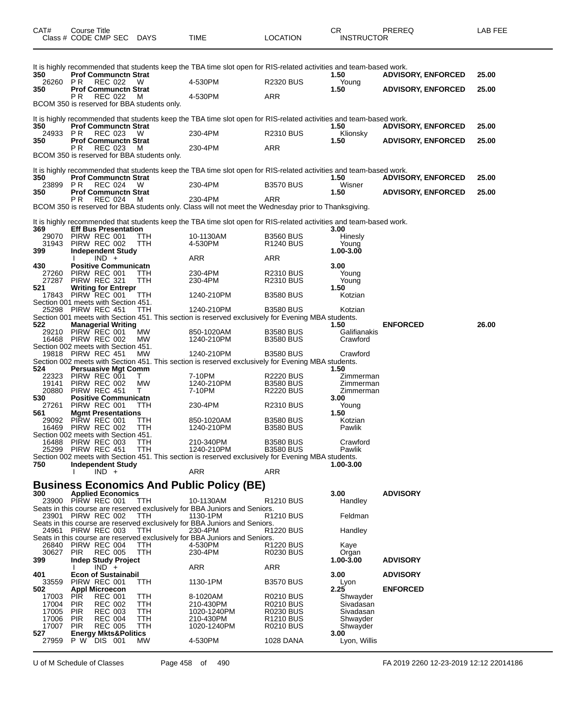| CAT# | Course Title Class # CODE CMP SEC | DAYS | TIME | LOCATION | CR INSTRUCTOR | PREREQ | LAB FEE |
|---|---|---|---|---|---|---|---|

It is highly recommended that students keep the TBA time slot open for RIS-related activities and team-based work.

| | | | | | | | |
|---|---|---|---|---|---|---|---|
| **350** | **Prof Communctn Strat** | | | | **1.50** | **ADVISORY, ENFORCED** | **25.00** |
| 26260 | P R REC 022 | W | 4-530PM | R2320 BUS | Young | | |
| **350** | **Prof Communctn Strat** | | | | **1.50** | **ADVISORY, ENFORCED** | **25.00** |
| | P R REC 022 | M | 4-530PM | ARR | | | |

BCOM 350 is reserved for BBA students only.

It is highly recommended that students keep the TBA time slot open for RIS-related activities and team-based work.

| | | | | | | | |
|---|---|---|---|---|---|---|---|
| **350** | **Prof Communctn Strat** | | | | **1.50** | **ADVISORY, ENFORCED** | **25.00** |
| 24933 | P R REC 023 | W | 230-4PM | R2310 BUS | Klionsky | | |
| **350** | **Prof Communctn Strat** | | | | **1.50** | **ADVISORY, ENFORCED** | **25.00** |
| | P R REC 023 | M | 230-4PM | ARR | | | |

BCOM 350 is reserved for BBA students only.

It is highly recommended that students keep the TBA time slot open for RIS-related activities and team-based work.

| | | | | | | | |
|---|---|---|---|---|---|---|---|
| **350** | **Prof Communctn Strat** | | | | **1.50** | **ADVISORY, ENFORCED** | **25.00** |
| 23899 | P R REC 024 | W | 230-4PM | B3570 BUS | Wisner | | |
| **350** | **Prof Communctn Strat** | | | | **1.50** | **ADVISORY, ENFORCED** | **25.00** |
| | P R REC 024 | M | 230-4PM | ARR | | | |

BCOM 350 is reserved for BBA students only. Class will not meet the Wednesday prior to Thanksgiving.

It is highly recommended that students keep the TBA time slot open for RIS-related activities and team-based work.

| | | | | | | | |
|---|---|---|---|---|---|---|---|
| **369** | **Eff Bus Presentation** | | | | **3.00** | | |
| 29070 | PIRW REC 001 | TTH | 10-1130AM | B3560 BUS | Hinesly | | |
| 31943 | PIRW REC 002 | TTH | 4-530PM | R1240 BUS | Young | | |
| **399** | **Independent Study** | | | | **1.00-3.00** | | |
| | I IND + | | ARR | ARR | | | |
| **430** | **Positive Communicatn** | | | | **3.00** | | |
| 27260 | PIRW REC 001 | TTH | 230-4PM | R2310 BUS | Young | | |
| 27287 | PIRW REC 321 | TTH | 230-4PM | R2310 BUS | Young | | |
| **521** | **Writing for Entrepr** | | | | **1.50** | | |
| 17843 | PIRW REC 001 | TTH | 1240-210PM | B3580 BUS | Kotzian | | |

Section 001 meets with Section 451.

| | | | | | | | |
|---|---|---|---|---|---|---|---|
| 25298 | PIRW REC 451 | TTH | 1240-210PM | B3580 BUS | Kotzian | | |

Section 001 meets with Section 451. This section is reserved exclusively for Evening MBA students.

| | | | | | | | |
|---|---|---|---|---|---|---|---|
| **522** | **Managerial Writing** | | | | **1.50** | **ENFORCED** | **26.00** |
| 29210 | PIRW REC 001 | MW | 850-1020AM | B3580 BUS | Galifianakis | | |
| 16468 | PIRW REC 002 | MW | 1240-210PM | B3580 BUS | Crawford | | |

Section 002 meets with Section 451.

| | | | | | | | |
|---|---|---|---|---|---|---|---|
| 19818 | PIRW REC 451 | MW | 1240-210PM | B3580 BUS | Crawford | | |

Section 002 meets with Section 451. This section is reserved exclusively for Evening MBA students.

| | | | | | | | |
|---|---|---|---|---|---|---|---|
| **524** | **Persuasive Mgt Comm** | | | | **1.50** | | |
| 22323 | PIRW REC 001 | T | 7-10PM | R2220 BUS | Zimmerman | | |
| 19141 | PIRW REC 002 | MW | 1240-210PM | B3580 BUS | Zimmerman | | |
| 20880 | PIRW REC 451 | T | 7-10PM | R2220 BUS | Zimmerman | | |
| **530** | **Positive Communicatn** | | | | **3.00** | | |
| 27261 | PIRW REC 001 | TTH | 230-4PM | R2310 BUS | Young | | |
| **561** | **Mgmt Presentations** | | | | **1.50** | | |
| 29092 | PIRW REC 001 | TTH | 850-1020AM | B3580 BUS | Kotzian | | |
| 16469 | PIRW REC 002 | TTH | 1240-210PM | B3580 BUS | Pawlik | | |

Section 002 meets with Section 451.

| | | | | | | | |
|---|---|---|---|---|---|---|---|
| 16488 | PIRW REC 003 | TTH | 210-340PM | B3580 BUS | Crawford | | |
| 25299 | PIRW REC 451 | TTH | 1240-210PM | B3580 BUS | Pawlik | | |

Section 002 meets with Section 451. This section is reserved exclusively for Evening MBA students.

| | | | | | | | |
|---|---|---|---|---|---|---|---|
| **750** | **Independent Study** | | | | **1.00-3.00** | | |
| | I IND + | | ARR | ARR | | | |

## Business Economics And Public Policy (BE)

| | | | | | | | |
|---|---|---|---|---|---|---|---|
| **300** | **Applied Economics** | | | | **3.00** | **ADVISORY** | |
| 23900 | PIRW REC 001 | TTH | 10-1130AM | R1210 BUS | Handley | | |

Seats in this course are reserved exclusively for BBA Juniors and Seniors.

| | | | | | | | |
|---|---|---|---|---|---|---|---|
| 23901 | PIRW REC 002 | TTH | 1130-1PM | R1210 BUS | Feldman | | |

Seats in this course are reserved exclusively for BBA Juniors and Seniors.

| | | | | | | | |
|---|---|---|---|---|---|---|---|
| 24961 | PIRW REC 003 | TTH | 230-4PM | R1220 BUS | Handley | | |

Seats in this course are reserved exclusively for BBA Juniors and Seniors.

| | | | | | | | |
|---|---|---|---|---|---|---|---|
| 26840 | PIRW REC 004 | TTH | 4-530PM | R1220 BUS | Kaye | | |
| 30627 | PIR REC 005 | TTH | 230-4PM | R0230 BUS | Organ | | |
| **399** | **Indep Study Project** | | | | **1.00-3.00** | **ADVISORY** | |
| | I IND + | | ARR | ARR | | | |
| **401** | **Econ of Sustainabil** | | | | **3.00** | **ADVISORY** | |
| 33559 | PIRW REC 001 | TTH | 1130-1PM | B3570 BUS | Lyon | | |
| **502** | **Appl Microecon** | | | | **2.25** | **ENFORCED** | |
| 17003 | PIR REC 001 | TTH | 8-1020AM | R0210 BUS | Shwayder | | |
| 17004 | PIR REC 002 | TTH | 210-430PM | R0210 BUS | Sivadasan | | |
| 17005 | PIR REC 003 | TTH | 1020-1240PM | R0230 BUS | Sivadasan | | |
| 17006 | PIR REC 004 | TTH | 210-430PM | R1210 BUS | Shwayder | | |
| 17007 | PIR REC 005 | TTH | 1020-1240PM | R0210 BUS | Shwayder | | |
| **527** | **Energy Mkts&Politics** | | | | **3.00** | | |
| 27959 | P W DIS 001 | MW | 4-530PM | 1028 DANA | Lyon, Willis | | |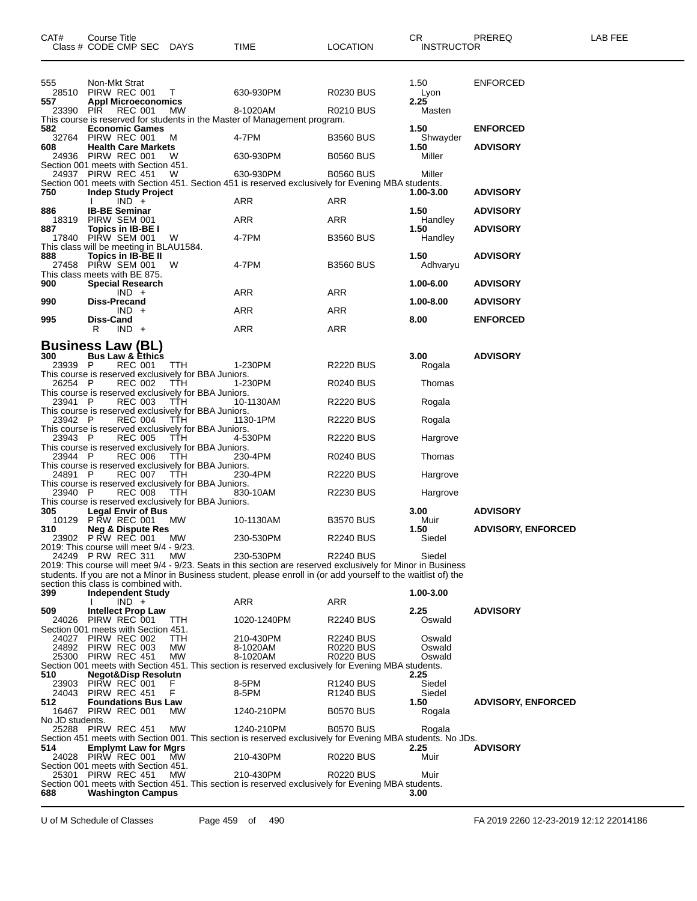| CAT# | Course Title<br>Class # CODE CMP SEC DAYS | TIME | LOCATION | CR<br>INSTRUCTOR | PREREQ | LAB FEE |
|---|---|---|---|---|---|---|
| 555 | Non-Mkt Strat | | | 1.50 | ENFORCED | |
| 28510 | PIRW REC 001 T | 630-930PM | R0230 BUS | Lyon | | |
| **557** | **Appl Microeconomics** | | | **2.25** | | |
| 23390 | PIR REC 001 MW | 8-1020AM | R0210 BUS | Masten | | |

This course is reserved for students in the Master of Management program.

| CAT# | Course Title<br>Class # CODE CMP SEC DAYS | TIME | LOCATION | CR<br>INSTRUCTOR | PREREQ | LAB FEE |
|---|---|---|---|---|---|---|
| **582** | **Economic Games** | | | **1.50** | **ENFORCED** | |
| 32764 | PIRW REC 001 M | 4-7PM | B3560 BUS | Shwayder | | |
| **608** | **Health Care Markets** | | | **1.50** | **ADVISORY** | |
| 24936 | PIRW REC 001 W | 630-930PM | B0560 BUS | Miller | | |

Section 001 meets with Section 451.

| | | | | | | |
|---|---|---|---|---|---|---|
| 24937 | PIRW REC 451 W | 630-930PM | B0560 BUS | Miller | | |

Section 001 meets with Section 451. Section 451 is reserved exclusively for Evening MBA students.

| | | | | | | |
|---|---|---|---|---|---|---|
| **750** | **Indep Study Project** | | | **1.00-3.00** | **ADVISORY** | |
| | I IND + | ARR | ARR | | | |
| **886** | **IB-BE Seminar** | | | **1.50** | **ADVISORY** | |
| 18319 | PIRW SEM 001 | ARR | ARR | Handley | | |
| **887** | **Topics in IB-BE I** | | | **1.50** | **ADVISORY** | |
| 17840 | PIRW SEM 001 W | 4-7PM | B3560 BUS | Handley | | |

This class will be meeting in BLAU1584.

| | | | | | | |
|---|---|---|---|---|---|---|
| **888** | **Topics in IB-BE II** | | | **1.50** | **ADVISORY** | |
| 27458 | PIRW SEM 001 W | 4-7PM | B3560 BUS | Adhvaryu | | |

This class meets with BE 875.

| | | | | | | |
|---|---|---|---|---|---|---|
| **900** | **Special Research** | | | **1.00-6.00** | **ADVISORY** | |
| | IND + | ARR | ARR | | | |
| **990** | **Diss-Precand** | | | **1.00-8.00** | **ADVISORY** | |
| | IND + | ARR | ARR | | | |
| **995** | **Diss-Cand** | | | **8.00** | **ENFORCED** | |
| | R IND + | ARR | ARR | | | |

## Business Law (BL)

| | | | | | | |
|---|---|---|---|---|---|---|
| **300** | **Bus Law & Ethics** | | | **3.00** | **ADVISORY** | |
| 23939 | P REC 001 TTH | 1-230PM | R2220 BUS | Rogala | | |

This course is reserved exclusively for BBA Juniors.

| | | | | | | |
|---|---|---|---|---|---|---|
| 26254 | P REC 002 TTH | 1-230PM | R0240 BUS | Thomas | | |

This course is reserved exclusively for BBA Juniors.

| | | | | | | |
|---|---|---|---|---|---|---|
| 23941 | P REC 003 TTH | 10-1130AM | R2220 BUS | Rogala | | |

This course is reserved exclusively for BBA Juniors.

| | | | | | | |
|---|---|---|---|---|---|---|
| 23942 | P REC 004 TTH | 1130-1PM | R2220 BUS | Rogala | | |

This course is reserved exclusively for BBA Juniors.

| | | | | | | |
|---|---|---|---|---|---|---|
| 23943 | P REC 005 TTH | 4-530PM | R2220 BUS | Hargrove | | |

This course is reserved exclusively for BBA Juniors.

| | | | | | | |
|---|---|---|---|---|---|---|
| 23944 | P REC 006 TTH | 230-4PM | R0240 BUS | Thomas | | |

This course is reserved exclusively for BBA Juniors.

| | | | | | | |
|---|---|---|---|---|---|---|
| 24891 | P REC 007 TTH | 230-4PM | R2220 BUS | Hargrove | | |

This course is reserved exclusively for BBA Juniors.

| | | | | | | |
|---|---|---|---|---|---|---|
| 23940 | P REC 008 TTH | 830-10AM | R2230 BUS | Hargrove | | |

This course is reserved exclusively for BBA Juniors.

| | | | | | | |
|---|---|---|---|---|---|---|
| **305** | **Legal Envir of Bus** | | | **3.00** | **ADVISORY** | |
| 10129 | P RW REC 001 MW | 10-1130AM | B3570 BUS | Muir | | |
| **310** | **Neg & Dispute Res** | | | **1.50** | **ADVISORY, ENFORCED** | |
| 23902 | P RW REC 001 MW | 230-530PM | R2240 BUS | Siedel | | |

2019: This course will meet 9/4 - 9/23.

| | | | | | | |
|---|---|---|---|---|---|---|
| 24249 | P RW REC 311 MW | 230-530PM | R2240 BUS | Siedel | | |

2019: This course will meet 9/4 - 9/23. Seats in this section are reserved exclusively for Minor in Business students. If you are not a Minor in Business student, please enroll in (or add yourself to the waitlist of) the section this class is combined with.

| | | | | | | |
|---|---|---|---|---|---|---|
| **399** | **Independent Study** | | | **1.00-3.00** | | |
| | I IND + | ARR | ARR | | | |
| **509** | **Intellect Prop Law** | | | **2.25** | **ADVISORY** | |
| 24026 | PIRW REC 001 TTH | 1020-1240PM | R2240 BUS | Oswald | | |

Section 001 meets with Section 451.

| | | | | | | |
|---|---|---|---|---|---|---|
| 24027 | PIRW REC 002 TTH | 210-430PM | R2240 BUS | Oswald | | |
| 24892 | PIRW REC 003 MW | 8-1020AM | R0220 BUS | Oswald | | |
| 25300 | PIRW REC 451 MW | 8-1020AM | R0220 BUS | Oswald | | |

Section 001 meets with Section 451. This section is reserved exclusively for Evening MBA students.

| | | | | | | |
|---|---|---|---|---|---|---|
| **510** | **Negot&Disp Resolutn** | | | **2.25** | | |
| 23903 | PIRW REC 001 F | 8-5PM | R1240 BUS | Siedel | | |
| 24043 | PIRW REC 451 F | 8-5PM | R1240 BUS | Siedel | | |
| **512** | **Foundations Bus Law** | | | **1.50** | **ADVISORY, ENFORCED** | |
| 16467 | PIRW REC 001 MW | 1240-210PM | B0570 BUS | Rogala | | |

No JD students.

| | | | | | | |
|---|---|---|---|---|---|---|
| 25288 | PIRW REC 451 MW | 1240-210PM | B0570 BUS | Rogala | | |

Section 451 meets with Section 001. This section is reserved exclusively for Evening MBA students. No JDs.

| | | | | | | |
|---|---|---|---|---|---|---|
| **514** | **Emplymt Law for Mgrs** | | | **2.25** | **ADVISORY** | |
| 24028 | PIRW REC 001 MW | 210-430PM | R0220 BUS | Muir | | |

Section 001 meets with Section 451.

| | | | | | | |
|---|---|---|---|---|---|---|
| 25301 | PIRW REC 451 MW | 210-430PM | R0220 BUS | Muir | | |

Section 001 meets with Section 451. This section is reserved exclusively for Evening MBA students.

| | | | | | | |
|---|---|---|---|---|---|---|
| **688** | **Washington Campus** | | | **3.00** | | |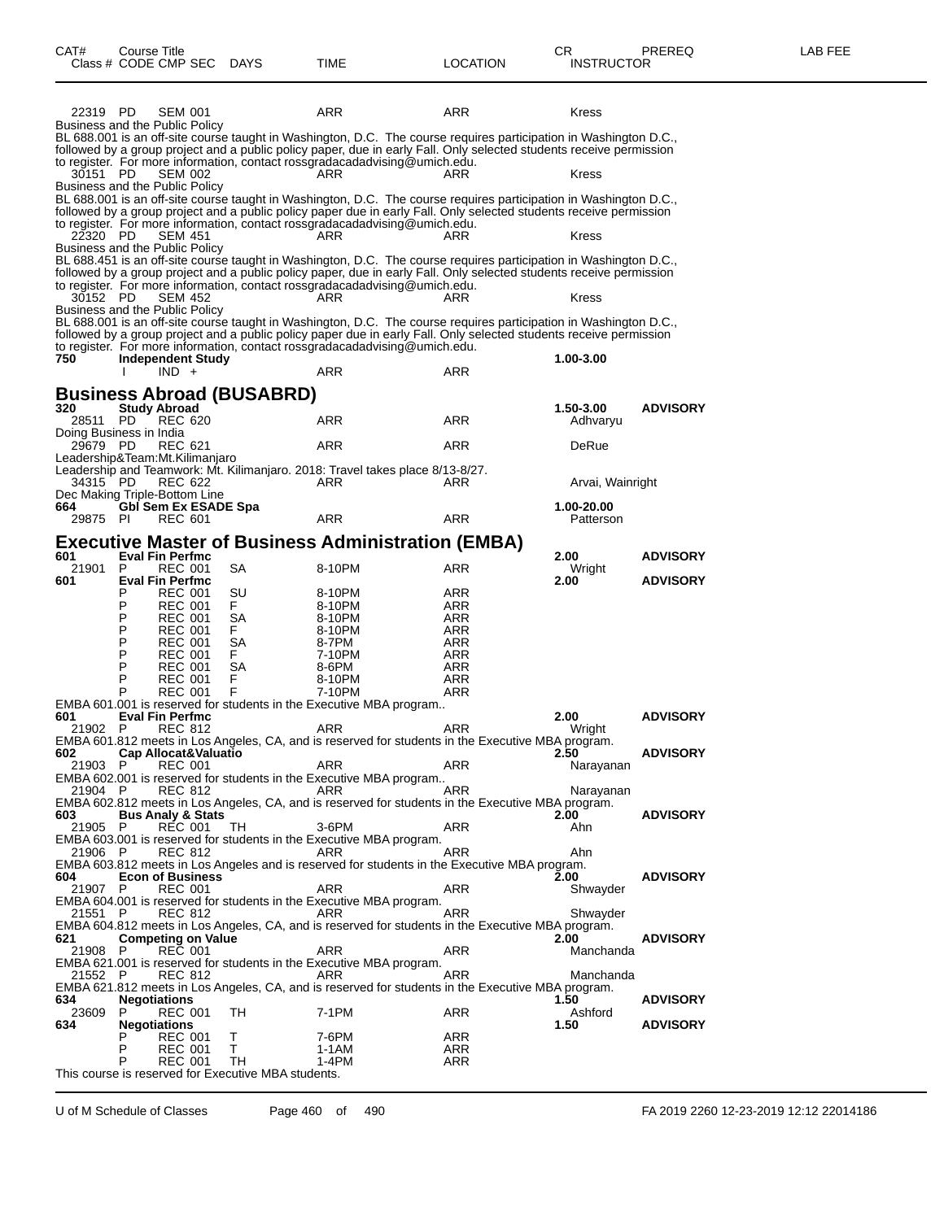| CAT# | Course Title Class # CODE CMP SEC | DAYS | TIME | LOCATION | CR INSTRUCTOR | PREREQ | LAB FEE |
|---|---|---|---|---|---|---|---|
| 22319 | PD SEM 001 | | ARR | ARR | Kress | | |

Business and the Public Policy
BL 688.001 is an off-site course taught in Washington, D.C. The course requires participation in Washington D.C., followed by a group project and a public policy paper, due in early Fall. Only selected students receive permission to register. For more information, contact rossgradacadadvising@umich.edu.

| | | | | | | | |
|---|---|---|---|---|---|---|---|
| 30151 | PD SEM 002 | | ARR | ARR | Kress | | |

Business and the Public Policy
BL 688.001 is an off-site course taught in Washington, D.C. The course requires participation in Washington D.C., followed by a group project and a public policy paper due in early Fall. Only selected students receive permission to register. For more information, contact rossgradacadadvising@umich.edu.

| | | | | | | | |
|---|---|---|---|---|---|---|---|
| 22320 | PD SEM 451 | | ARR | ARR | Kress | | |

Business and the Public Policy
BL 688.451 is an off-site course taught in Washington, D.C. The course requires participation in Washington D.C., followed by a group project and a public policy paper, due in early Fall. Only selected students receive permission to register. For more information, contact rossgradacadadvising@umich.edu.

| | | | | | | | |
|---|---|---|---|---|---|---|---|
| 30152 | PD SEM 452 | | ARR | ARR | Kress | | |

Business and the Public Policy
BL 688.001 is an off-site course taught in Washington, D.C. The course requires participation in Washington D.C., followed by a group project and a public policy paper due in early Fall. Only selected students receive permission to register. For more information, contact rossgradacadadvising@umich.edu.

| | | | | | | | |
|---|---|---|---|---|---|---|---|
| **750** | **Independent Study** | | | | **1.00-3.00** | | |
| | I IND + | | ARR | ARR | | | |

## Business Abroad (BUSABRD)

| | | | | | | | |
|---|---|---|---|---|---|---|---|
| **320** | **Study Abroad** | | | | **1.50-3.00** | **ADVISORY** | |
| 28511 | PD REC 620 | | ARR | ARR | Adhvaryu | | |

Doing Business in India

| | | | | | | | |
|---|---|---|---|---|---|---|---|
| 29679 | PD REC 621 | | ARR | ARR | DeRue | | |

Leadership&Team:Mt.Kilimanjaro
Leadership and Teamwork: Mt. Kilimanjaro. 2018: Travel takes place 8/13-8/27.

| | | | | | | | |
|---|---|---|---|---|---|---|---|
| 34315 | PD REC 622 | | ARR | ARR | Arvai, Wainright | | |

Dec Making Triple-Bottom Line

| | | | | | | | |
|---|---|---|---|---|---|---|---|
| **664** | **Gbl Sem Ex ESADE Spa** | | | | **1.00-20.00** | | |
| 29875 | PI REC 601 | | ARR | ARR | Patterson | | |

## Executive Master of Business Administration (EMBA)

| | | | | | | | |
|---|---|---|---|---|---|---|---|
| **601** | **Eval Fin Perfmc** | | | | **2.00** | **ADVISORY** | |
| 21901 | P REC 001 | SA | 8-10PM | ARR | Wright | | |
| **601** | **Eval Fin Perfmc** | | | | **2.00** | **ADVISORY** | |
| | P REC 001 | SU | 8-10PM | ARR | | | |
| | P REC 001 | F | 8-10PM | ARR | | | |
| | P REC 001 | SA | 8-10PM | ARR | | | |
| | P REC 001 | F | 8-10PM | ARR | | | |
| | P REC 001 | SA | 8-7PM | ARR | | | |
| | P REC 001 | F | 7-10PM | ARR | | | |
| | P REC 001 | SA | 8-6PM | ARR | | | |
| | P REC 001 | F | 8-10PM | ARR | | | |
| | P REC 001 | F | 7-10PM | ARR | | | |

EMBA 601.001 is reserved for students in the Executive MBA program..

| | | | | | | | |
|---|---|---|---|---|---|---|---|
| **601** | **Eval Fin Perfmc** | | | | **2.00** | **ADVISORY** | |
| 21902 | P REC 812 | | ARR | ARR | Wright | | |

EMBA 601.812 meets in Los Angeles, CA, and is reserved for students in the Executive MBA program.

| | | | | | | | |
|---|---|---|---|---|---|---|---|
| **602** | **Cap Allocat&Valuatio** | | | | **2.50** | **ADVISORY** | |
| 21903 | P REC 001 | | ARR | ARR | Narayanan | | |

EMBA 602.001 is reserved for students in the Executive MBA program..

| | | | | | | | |
|---|---|---|---|---|---|---|---|
| 21904 | P REC 812 | | ARR | ARR | Narayanan | | |

EMBA 602.812 meets in Los Angeles, CA, and is reserved for students in the Executive MBA program.

| | | | | | | | |
|---|---|---|---|---|---|---|---|
| **603** | **Bus Analy & Stats** | | | | **2.00** | **ADVISORY** | |
| 21905 | P REC 001 | TH | 3-6PM | ARR | Ahn | | |

EMBA 603.001 is reserved for students in the Executive MBA program.

| | | | | | | | |
|---|---|---|---|---|---|---|---|
| 21906 | P REC 812 | | ARR | ARR | Ahn | | |

EMBA 603.812 meets in Los Angeles and is reserved for students in the Executive MBA program.

| | | | | | | | |
|---|---|---|---|---|---|---|---|
| **604** | **Econ of Business** | | | | **2.00** | **ADVISORY** | |
| 21907 | P REC 001 | | ARR | ARR | Shwayder | | |

EMBA 604.001 is reserved for students in the Executive MBA program.

| | | | | | | | |
|---|---|---|---|---|---|---|---|
| 21551 | P REC 812 | | ARR | ARR | Shwayder | | |

EMBA 604.812 meets in Los Angeles, CA, and is reserved for students in the Executive MBA program.

| | | | | | | | |
|---|---|---|---|---|---|---|---|
| **621** | **Competing on Value** | | | | **2.00** | **ADVISORY** | |
| 21908 | P REC 001 | | ARR | ARR | Manchanda | | |

EMBA 621.001 is reserved for students in the Executive MBA program.

| | | | | | | | |
|---|---|---|---|---|---|---|---|
| 21552 | P REC 812 | | ARR | ARR | Manchanda | | |

EMBA 621.812 meets in Los Angeles, CA, and is reserved for students in the Executive MBA program.

| | | | | | | | |
|---|---|---|---|---|---|---|---|
| **634** | **Negotiations** | | | | **1.50** | **ADVISORY** | |
| 23609 | P REC 001 | TH | 7-1PM | ARR | Ashford | | |
| **634** | **Negotiations** | | | | **1.50** | **ADVISORY** | |
| | P REC 001 | T | 7-6PM | ARR | | | |
| | P REC 001 | T | 1-1AM | ARR | | | |
| | P REC 001 | TH | 1-4PM | ARR | | | |

This course is reserved for Executive MBA students.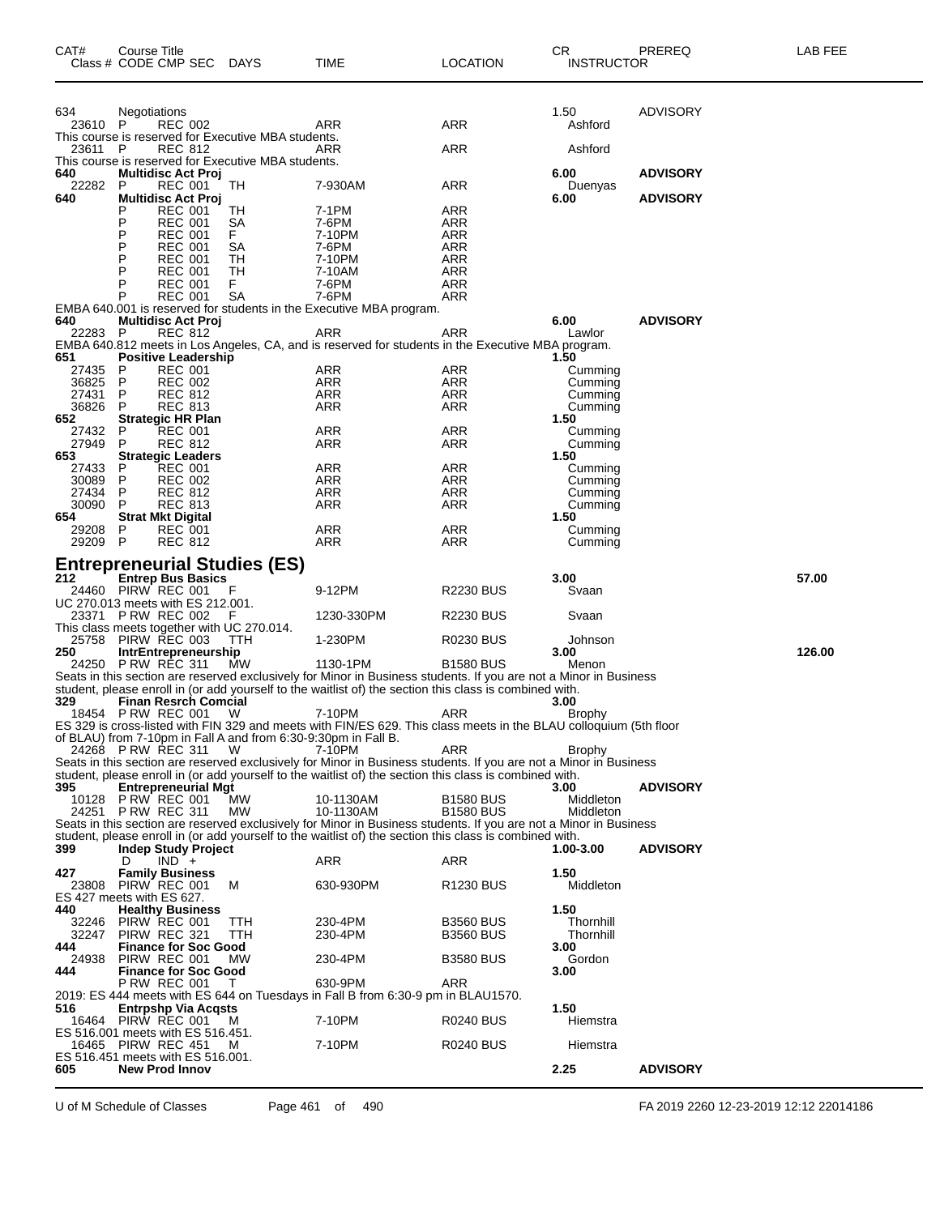| CAT# | Course Title Class # CODE CMP SEC | DAYS | TIME | LOCATION | CR INSTRUCTOR | PREREQ | LAB FEE |
|---|---|---|---|---|---|---|---|
| 634 | Negotiations | | | | 1.50 | ADVISORY | |
| 23610 | P REC 002 | | ARR | ARR | Ashford | | |
| This course is reserved for Executive MBA students. | | | | | | | |
| 23611 | P REC 812 | | ARR | ARR | Ashford | | |
| This course is reserved for Executive MBA students. | | | | | | | |
| **640** | **Multidisc Act Proj** | | | | **6.00** | **ADVISORY** | |
| 22282 | P REC 001 | TH | 7-930AM | ARR | Duenyas | | |
| **640** | **Multidisc Act Proj** | | | | **6.00** | **ADVISORY** | |
| | P REC 001 | TH | 7-1PM | ARR | | | |
| | P REC 001 | SA | 7-6PM | ARR | | | |
| | P REC 001 | F | 7-10PM | ARR | | | |
| | P REC 001 | SA | 7-6PM | ARR | | | |
| | P REC 001 | TH | 7-10PM | ARR | | | |
| | P REC 001 | TH | 7-10AM | ARR | | | |
| | P REC 001 | F | 7-6PM | ARR | | | |
| | P REC 001 | SA | 7-6PM | ARR | | | |
| EMBA 640.001 is reserved for students in the Executive MBA program. | | | | | | | |
| **640** | **Multidisc Act Proj** | | | | **6.00** | **ADVISORY** | |
| 22283 | P REC 812 | | ARR | ARR | Lawlor | | |
| EMBA 640.812 meets in Los Angeles, CA, and is reserved for students in the Executive MBA program. | | | | | | | |
| **651** | **Positive Leadership** | | | | **1.50** | | |
| 27435 | P REC 001 | | ARR | ARR | Cumming | | |
| 36825 | P REC 002 | | ARR | ARR | Cumming | | |
| 27431 | P REC 812 | | ARR | ARR | Cumming | | |
| 36826 | P REC 813 | | ARR | ARR | Cumming | | |
| **652** | **Strategic HR Plan** | | | | **1.50** | | |
| 27432 | P REC 001 | | ARR | ARR | Cumming | | |
| 27949 | P REC 812 | | ARR | ARR | Cumming | | |
| **653** | **Strategic Leaders** | | | | **1.50** | | |
| 27433 | P REC 001 | | ARR | ARR | Cumming | | |
| 30089 | P REC 002 | | ARR | ARR | Cumming | | |
| 27434 | P REC 812 | | ARR | ARR | Cumming | | |
| 30090 | P REC 813 | | ARR | ARR | Cumming | | |
| **654** | **Strat Mkt Digital** | | | | **1.50** | | |
| 29208 | P REC 001 | | ARR | ARR | Cumming | | |
| 29209 | P REC 812 | | ARR | ARR | Cumming | | |

## Entrepreneurial Studies (ES)

| CAT# | Course Title Class # CODE CMP SEC | DAYS | TIME | LOCATION | CR INSTRUCTOR | PREREQ | LAB FEE |
|---|---|---|---|---|---|---|---|
| **212** | **Entrep Bus Basics** | | | | **3.00** | | **57.00** |
| 24460 | PIRW REC 001 | F | 9-12PM | R2230 BUS | Svaan | | |
| UC 270.013 meets with ES 212.001. | | | | | | | |
| 23371 | P RW REC 002 | F | 1230-330PM | R2230 BUS | Svaan | | |
| This class meets together with UC 270.014. | | | | | | | |
| 25758 | PIRW REC 003 | TTH | 1-230PM | R0230 BUS | Johnson | | |
| **250** | **IntrEntrepreneurship** | | | | **3.00** | | **126.00** |
| 24250 | P RW REC 311 | MW | 1130-1PM | B1580 BUS | Menon | | |
| Seats in this section are reserved exclusively for Minor in Business students. If you are not a Minor in Business student, please enroll in (or add yourself to the waitlist of) the section this class is combined with. | | | | | | | |
| **329** | **Finan Resrch Comcial** | | | | **3.00** | | |
| 18454 | P RW REC 001 | W | 7-10PM | ARR | Brophy | | |
| ES 329 is cross-listed with FIN 329 and meets with FIN/ES 629. This class meets in the BLAU colloquium (5th floor of BLAU) from 7-10pm in Fall A and from 6:30-9:30pm in Fall B. | | | | | | | |
| 24268 | P RW REC 311 | W | 7-10PM | ARR | Brophy | | |
| Seats in this section are reserved exclusively for Minor in Business students. If you are not a Minor in Business student, please enroll in (or add yourself to the waitlist of) the section this class is combined with. | | | | | | | |
| **395** | **Entrepreneurial Mgt** | | | | **3.00** | **ADVISORY** | |
| 10128 | P RW REC 001 | MW | 10-1130AM | B1580 BUS | Middleton | | |
| 24251 | P RW REC 311 | MW | 10-1130AM | B1580 BUS | Middleton | | |
| Seats in this section are reserved exclusively for Minor in Business students. If you are not a Minor in Business student, please enroll in (or add yourself to the waitlist of) the section this class is combined with. | | | | | | | |
| **399** | **Indep Study Project** | | | | **1.00-3.00** | **ADVISORY** | |
| | D IND + | | ARR | ARR | | | |
| **427** | **Family Business** | | | | **1.50** | | |
| 23808 | PIRW REC 001 | M | 630-930PM | R1230 BUS | Middleton | | |
| ES 427 meets with ES 627. | | | | | | | |
| **440** | **Healthy Business** | | | | **1.50** | | |
| 32246 | PIRW REC 001 | TTH | 230-4PM | B3560 BUS | Thornhill | | |
| 32247 | PIRW REC 321 | TTH | 230-4PM | B3560 BUS | Thornhill | | |
| **444** | **Finance for Soc Good** | | | | **3.00** | | |
| 24938 | PIRW REC 001 | MW | 230-4PM | B3580 BUS | Gordon | | |
| **444** | **Finance for Soc Good** | | | | **3.00** | | |
| | P RW REC 001 | T | 630-9PM | ARR | | | |
| 2019: ES 444 meets with ES 644 on Tuesdays in Fall B from 6:30-9 pm in BLAU1570. | | | | | | | |
| **516** | **Entrpshp Via Acqsts** | | | | **1.50** | | |
| 16464 | PIRW REC 001 | M | 7-10PM | R0240 BUS | Hiemstra | | |
| ES 516.001 meets with ES 516.451. | | | | | | | |
| 16465 | PIRW REC 451 | M | 7-10PM | R0240 BUS | Hiemstra | | |
| ES 516.451 meets with ES 516.001. | | | | | | | |
| **605** | **New Prod Innov** | | | | **2.25** | **ADVISORY** | |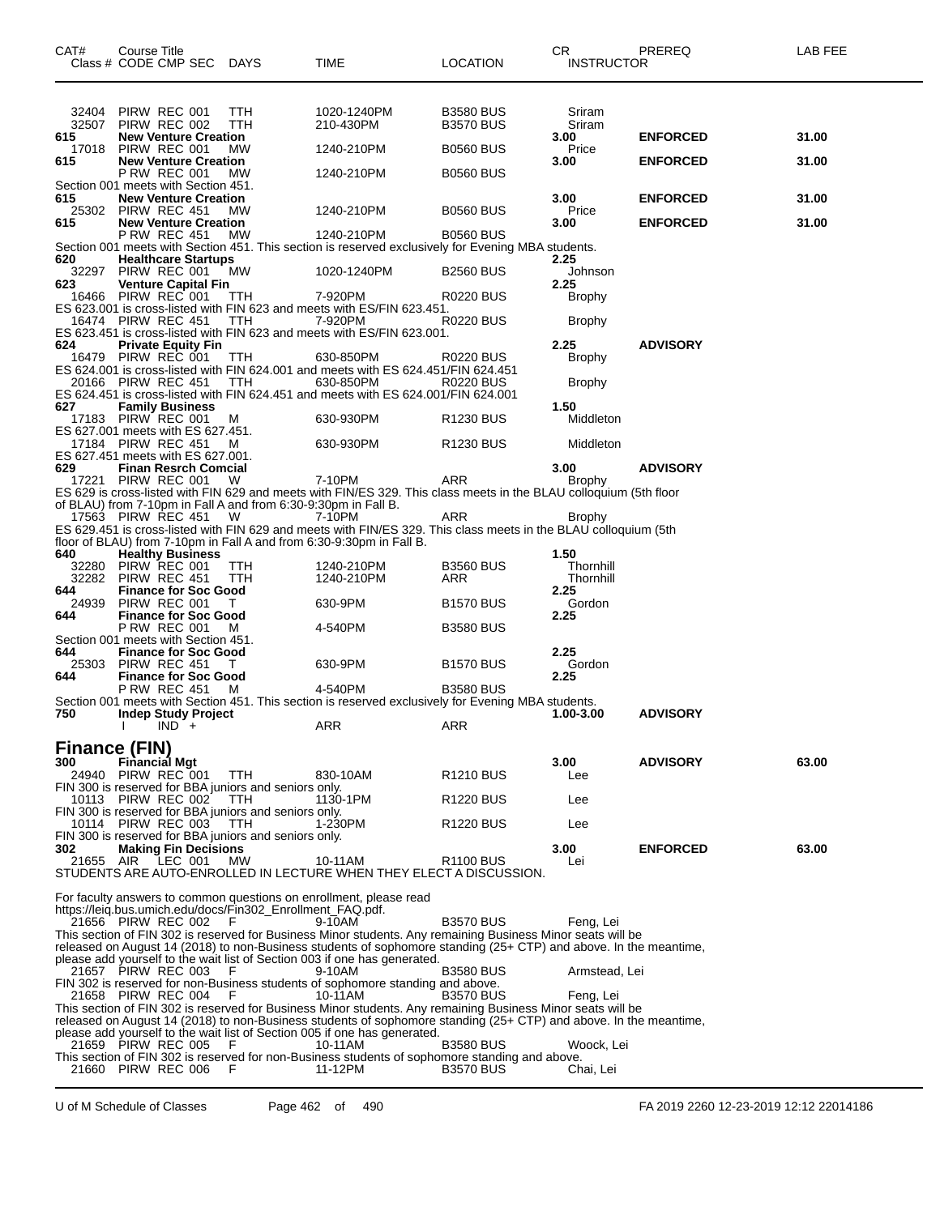| CAT# | Course Title / Class # CODE CMP SEC | DAYS | TIME | LOCATION | CR / INSTRUCTOR | PREREQ | LAB FEE |
|---|---|---|---|---|---|---|---|
| | 32404 PIRW REC 001 | TTH | 1020-1240PM | B3580 BUS | Sriram | | |
| | 32507 PIRW REC 002 | TTH | 210-430PM | B3570 BUS | Sriram | | |
| **615** | **New Venture Creation** | | | | **3.00** | **ENFORCED** | **31.00** |
| | 17018 PIRW REC 001 | MW | 1240-210PM | B0560 BUS | Price | | |
| **615** | **New Venture Creation** | | | | **3.00** | **ENFORCED** | **31.00** |
| | P RW REC 001 | MW | 1240-210PM | B0560 BUS | | | |
| | Section 001 meets with Section 451. | | | | | | |
| **615** | **New Venture Creation** | | | | **3.00** | **ENFORCED** | **31.00** |
| | 25302 PIRW REC 451 | MW | 1240-210PM | B0560 BUS | Price | | |
| **615** | **New Venture Creation** | | | | **3.00** | **ENFORCED** | **31.00** |
| | P RW REC 451 | MW | 1240-210PM | B0560 BUS | | | |
| | Section 001 meets with Section 451. This section is reserved exclusively for Evening MBA students. | | | | | | |
| **620** | **Healthcare Startups** | | | | **2.25** | | |
| | 32297 PIRW REC 001 | MW | 1020-1240PM | B2560 BUS | Johnson | | |
| **623** | **Venture Capital Fin** | | | | **2.25** | | |
| | 16466 PIRW REC 001 | TTH | 7-920PM | R0220 BUS | Brophy | | |
| | ES 623.001 is cross-listed with FIN 623 and meets with ES/FIN 623.451. | | | | | | |
| | 16474 PIRW REC 451 | TTH | 7-920PM | R0220 BUS | Brophy | | |
| | ES 623.451 is cross-listed with FIN 623 and meets with ES/FIN 623.001. | | | | | | |
| **624** | **Private Equity Fin** | | | | **2.25** | **ADVISORY** | |
| | 16479 PIRW REC 001 | TTH | 630-850PM | R0220 BUS | Brophy | | |
| | ES 624.001 is cross-listed with FIN 624.001 and meets with ES 624.451/FIN 624.451 | | | | | | |
| | 20166 PIRW REC 451 | TTH | 630-850PM | R0220 BUS | Brophy | | |
| | ES 624.451 is cross-listed with FIN 624.451 and meets with ES 624.001/FIN 624.001 | | | | | | |
| **627** | **Family Business** | | | | **1.50** | | |
| | 17183 PIRW REC 001 | M | 630-930PM | R1230 BUS | Middleton | | |
| | ES 627.001 meets with ES 627.451. | | | | | | |
| | 17184 PIRW REC 451 | M | 630-930PM | R1230 BUS | Middleton | | |
| | ES 627.451 meets with ES 627.001. | | | | | | |
| **629** | **Finan Resrch Comcial** | | | | **3.00** | **ADVISORY** | |
| | 17221 PIRW REC 001 | W | 7-10PM | ARR | Brophy | | |
| | ES 629 is cross-listed with FIN 629 and meets with FIN/ES 329. This class meets in the BLAU colloquium (5th floor of BLAU) from 7-10pm in Fall A and from 6:30-9:30pm in Fall B. | | | | | | |
| | 17563 PIRW REC 451 | W | 7-10PM | ARR | Brophy | | |
| | ES 629.451 is cross-listed with FIN 629 and meets with FIN/ES 329. This class meets in the BLAU colloquium (5th floor of BLAU) from 7-10pm in Fall A and from 6:30-9:30pm in Fall B. | | | | | | |
| **640** | **Healthy Business** | | | | **1.50** | | |
| | 32280 PIRW REC 001 | TTH | 1240-210PM | B3560 BUS | Thornhill | | |
| | 32282 PIRW REC 451 | TTH | 1240-210PM | ARR | Thornhill | | |
| **644** | **Finance for Soc Good** | | | | **2.25** | | |
| | 24939 PIRW REC 001 | T | 630-9PM | B1570 BUS | Gordon | | |
| **644** | **Finance for Soc Good** | | | | **2.25** | | |
| | P RW REC 001 | M | 4-540PM | B3580 BUS | | | |
| | Section 001 meets with Section 451. | | | | | | |
| **644** | **Finance for Soc Good** | | | | **2.25** | | |
| | 25303 PIRW REC 451 | T | 630-9PM | B1570 BUS | Gordon | | |
| **644** | **Finance for Soc Good** | | | | **2.25** | | |
| | P RW REC 451 | M | 4-540PM | B3580 BUS | | | |
| | Section 001 meets with Section 451. This section is reserved exclusively for Evening MBA students. | | | | | | |
| **750** | **Indep Study Project** | | | | **1.00-3.00** | **ADVISORY** | |
| | I IND + | | ARR | ARR | | | |

## Finance (FIN)

| CAT# | Course Title / Class # CODE CMP SEC | DAYS | TIME | LOCATION | CR / INSTRUCTOR | PREREQ | LAB FEE |
|---|---|---|---|---|---|---|---|
| **300** | **Financial Mgt** | | | | **3.00** | **ADVISORY** | **63.00** |
| | 24940 PIRW REC 001 | TTH | 830-10AM | R1210 BUS | Lee | | |
| | FIN 300 is reserved for BBA juniors and seniors only. | | | | | | |
| | 10113 PIRW REC 002 | TTH | 1130-1PM | R1220 BUS | Lee | | |
| | FIN 300 is reserved for BBA juniors and seniors only. | | | | | | |
| | 10114 PIRW REC 003 | TTH | 1-230PM | R1220 BUS | Lee | | |
| | FIN 300 is reserved for BBA juniors and seniors only. | | | | | | |
| **302** | **Making Fin Decisions** | | | | **3.00** | **ENFORCED** | **63.00** |
| | 21655 AIR LEC 001 | MW | 10-11AM | R1100 BUS | Lei | | |
| | STUDENTS ARE AUTO-ENROLLED IN LECTURE WHEN THEY ELECT A DISCUSSION. For faculty answers to common questions on enrollment, please read https://leiq.bus.umich.edu/docs/Fin302_Enrollment_FAQ.pdf. | | | | | | |
| | 21656 PIRW REC 002 | F | 9-10AM | B3570 BUS | Feng, Lei | | |
| | This section of FIN 302 is reserved for Business Minor students. Any remaining Business Minor seats will be released on August 14 (2018) to non-Business students of sophomore standing (25+ CTP) and above. In the meantime, please add yourself to the wait list of Section 003 if one has generated. | | | | | | |
| | 21657 PIRW REC 003 | F | 9-10AM | B3580 BUS | Armstead, Lei | | |
| | FIN 302 is reserved for non-Business students of sophomore standing and above. | | | | | | |
| | 21658 PIRW REC 004 | F | 10-11AM | B3570 BUS | Feng, Lei | | |
| | This section of FIN 302 is reserved for Business Minor students. Any remaining Business Minor seats will be released on August 14 (2018) to non-Business students of sophomore standing (25+ CTP) and above. In the meantime, please add yourself to the wait list of Section 005 if one has generated. | | | | | | |
| | 21659 PIRW REC 005 | F | 10-11AM | B3580 BUS | Woock, Lei | | |
| | This section of FIN 302 is reserved for non-Business students of sophomore standing and above. | | | | | | |
| | 21660 PIRW REC 006 | F | 11-12PM | B3570 BUS | Chai, Lei | | |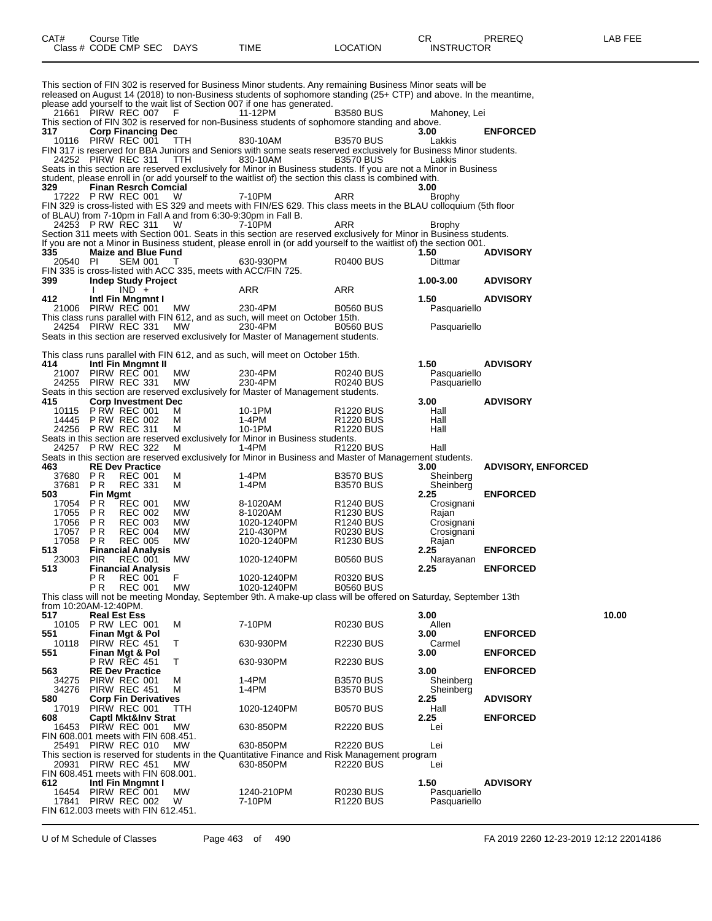| CAT# Class # | Course Title CODE CMP SEC | DAYS | TIME | LOCATION | CR INSTRUCTOR | PREREQ | LAB FEE |
|---|---|---|---|---|---|---|---|

This section of FIN 302 is reserved for Business Minor students. Any remaining Business Minor seats will be released on August 14 (2018) to non-Business students of sophomore standing (25+ CTP) and above. In the meantime, please add yourself to the wait list of Section 007 if one has generated.

| CAT# Class # | Course Title CODE CMP SEC | DAYS | TIME | LOCATION | CR INSTRUCTOR | PREREQ | LAB FEE |
|---|---|---|---|---|---|---|---|
| 21661 | PIRW REC 007 | F | 11-12PM | B3580 BUS | Mahoney, Lei | | |

This section of FIN 302 is reserved for non-Business students of sophomore standing and above.

| CAT# Class # | Course Title CODE CMP SEC | DAYS | TIME | LOCATION | CR INSTRUCTOR | PREREQ | LAB FEE |
|---|---|---|---|---|---|---|---|
| 317 | Corp Financing Dec | | | | 3.00 | ENFORCED | |
| 10116 | PIRW REC 001 | TTH | 830-10AM | B3570 BUS | Lakkis | | |

FIN 317 is reserved for BBA Juniors and Seniors with some seats reserved exclusively for Business Minor students.

| CAT# Class # | Course Title CODE CMP SEC | DAYS | TIME | LOCATION | CR INSTRUCTOR | PREREQ | LAB FEE |
|---|---|---|---|---|---|---|---|
| 24252 | PIRW REC 311 | TTH | 830-10AM | B3570 BUS | Lakkis | | |

Seats in this section are reserved exclusively for Minor in Business students. If you are not a Minor in Business student, please enroll in (or add yourself to the waitlist of) the section this class is combined with.

| CAT# Class # | Course Title CODE CMP SEC | DAYS | TIME | LOCATION | CR INSTRUCTOR | PREREQ | LAB FEE |
|---|---|---|---|---|---|---|---|
| 329 | Finan Resrch Comcial | | | | 3.00 | | |
| 17222 | P RW REC 001 | W | 7-10PM | ARR | Brophy | | |

FIN 329 is cross-listed with ES 329 and meets with FIN/ES 629. This class meets in the BLAU colloquium (5th floor of BLAU) from 7-10pm in Fall A and from 6:30-9:30pm in Fall B.

| CAT# Class # | Course Title CODE CMP SEC | DAYS | TIME | LOCATION | CR INSTRUCTOR | PREREQ | LAB FEE |
|---|---|---|---|---|---|---|---|
| 24253 | P RW REC 311 | W | 7-10PM | ARR | Brophy | | |

Section 311 meets with Section 001. Seats in this section are reserved exclusively for Minor in Business students. If you are not a Minor in Business student, please enroll in (or add yourself to the waitlist of) the section 001.

| CAT# Class # | Course Title CODE CMP SEC | DAYS | TIME | LOCATION | CR INSTRUCTOR | PREREQ | LAB FEE |
|---|---|---|---|---|---|---|---|
| 335 | Maize and Blue Fund | | | | 1.50 | ADVISORY | |
| 20540 | PI SEM 001 | T | 630-930PM | R0400 BUS | Dittmar | | |

FIN 335 is cross-listed with ACC 335, meets with ACC/FIN 725.

| CAT# Class # | Course Title CODE CMP SEC | DAYS | TIME | LOCATION | CR INSTRUCTOR | PREREQ | LAB FEE |
|---|---|---|---|---|---|---|---|
| 399 | Indep Study Project | | | | 1.00-3.00 | ADVISORY | |
| | I IND + | | ARR | ARR | | | |
| 412 | Intl Fin Mngmnt I | | | | 1.50 | ADVISORY | |
| 21006 | PIRW REC 001 | MW | 230-4PM | B0560 BUS | Pasquariello | | |

This class runs parallel with FIN 612, and as such, will meet on October 15th.

| CAT# Class # | Course Title CODE CMP SEC | DAYS | TIME | LOCATION | CR INSTRUCTOR | PREREQ | LAB FEE |
|---|---|---|---|---|---|---|---|
| 24254 | PIRW REC 331 | MW | 230-4PM | B0560 BUS | Pasquariello | | |

Seats in this section are reserved exclusively for Master of Management students.

This class runs parallel with FIN 612, and as such, will meet on October 15th.

| CAT# Class # | Course Title CODE CMP SEC | DAYS | TIME | LOCATION | CR INSTRUCTOR | PREREQ | LAB FEE |
|---|---|---|---|---|---|---|---|
| 414 | Intl Fin Mngmnt II | | | | 1.50 | ADVISORY | |
| 21007 | PIRW REC 001 | MW | 230-4PM | R0240 BUS | Pasquariello | | |
| 24255 | PIRW REC 331 | MW | 230-4PM | R0240 BUS | Pasquariello | | |

Seats in this section are reserved exclusively for Master of Management students.

| CAT# Class # | Course Title CODE CMP SEC | DAYS | TIME | LOCATION | CR INSTRUCTOR | PREREQ | LAB FEE |
|---|---|---|---|---|---|---|---|
| 415 | Corp Investment Dec | | | | 3.00 | ADVISORY | |
| 10115 | P RW REC 001 | M | 10-1PM | R1220 BUS | Hall | | |
| 14445 | P RW REC 002 | M | 1-4PM | R1220 BUS | Hall | | |
| 24256 | P RW REC 311 | M | 10-1PM | R1220 BUS | Hall | | |

Seats in this section are reserved exclusively for Minor in Business students.

| CAT# Class # | Course Title CODE CMP SEC | DAYS | TIME | LOCATION | CR INSTRUCTOR | PREREQ | LAB FEE |
|---|---|---|---|---|---|---|---|
| 24257 | P RW REC 322 | M | 1-4PM | R1220 BUS | Hall | | |

Seats in this section are reserved exclusively for Minor in Business and Master of Management students.

| CAT# Class # | Course Title CODE CMP SEC | DAYS | TIME | LOCATION | CR INSTRUCTOR | PREREQ | LAB FEE |
|---|---|---|---|---|---|---|---|
| 463 | RE Dev Practice | | | | 3.00 | ADVISORY, ENFORCED | |
| 37680 | P R REC 001 | M | 1-4PM | B3570 BUS | Sheinberg | | |
| 37681 | P R REC 331 | M | 1-4PM | B3570 BUS | Sheinberg | | |
| 503 | Fin Mgmt | | | | 2.25 | ENFORCED | |
| 17054 | P R REC 001 | MW | 8-1020AM | R1240 BUS | Crosignani | | |
| 17055 | P R REC 002 | MW | 8-1020AM | R1230 BUS | Rajan | | |
| 17056 | P R REC 003 | MW | 1020-1240PM | R1240 BUS | Crosignani | | |
| 17057 | P R REC 004 | MW | 210-430PM | R0230 BUS | Crosignani | | |
| 17058 | P R REC 005 | MW | 1020-1240PM | R1230 BUS | Rajan | | |
| 513 | Financial Analysis | | | | 2.25 | ENFORCED | |
| 23003 | PIR REC 001 | MW | 1020-1240PM | B0560 BUS | Narayanan | | |
| 513 | Financial Analysis | | | | 2.25 | ENFORCED | |
| | P R REC 001 | F | 1020-1240PM | R0320 BUS | | | |
| | P R REC 001 | MW | 1020-1240PM | B0560 BUS | | | |

This class will not be meeting Monday, September 9th. A make-up class will be offered on Saturday, September 13th from 10:20AM-12:40PM.

| CAT# Class # | Course Title CODE CMP SEC | DAYS | TIME | LOCATION | CR INSTRUCTOR | PREREQ | LAB FEE |
|---|---|---|---|---|---|---|---|
| 517 | Real Est Ess | | | | 3.00 | | 10.00 |
| 10105 | P RW LEC 001 | M | 7-10PM | R0230 BUS | Allen | | |
| 551 | Finan Mgt & Pol | | | | 3.00 | ENFORCED | |
| 10118 | PIRW REC 451 | T | 630-930PM | R2230 BUS | Carmel | | |
| 551 | Finan Mgt & Pol | | | | 3.00 | ENFORCED | |
| | P RW REC 451 | T | 630-930PM | R2230 BUS | | | |
| 563 | RE Dev Practice | | | | 3.00 | ENFORCED | |
| 34275 | PIRW REC 001 | M | 1-4PM | B3570 BUS | Sheinberg | | |
| 34276 | PIRW REC 451 | M | 1-4PM | B3570 BUS | Sheinberg | | |
| 580 | Corp Fin Derivatives | | | | 2.25 | ADVISORY | |
| 17019 | PIRW REC 001 | TTH | 1020-1240PM | B0570 BUS | Hall | | |
| 608 | Captl Mkt&Inv Strat | | | | 2.25 | ENFORCED | |
| 16453 | PIRW REC 001 | MW | 630-850PM | R2220 BUS | Lei | | |

FIN 608.001 meets with FIN 608.451.

| CAT# Class # | Course Title CODE CMP SEC | DAYS | TIME | LOCATION | CR INSTRUCTOR | PREREQ | LAB FEE |
|---|---|---|---|---|---|---|---|
| 25491 | PIRW REC 010 | MW | 630-850PM | R2220 BUS | Lei | | |

This section is reserved for students in the Quantitative Finance and Risk Management program

| CAT# Class # | Course Title CODE CMP SEC | DAYS | TIME | LOCATION | CR INSTRUCTOR | PREREQ | LAB FEE |
|---|---|---|---|---|---|---|---|
| 20931 | PIRW REC 451 | MW | 630-850PM | R2220 BUS | Lei | | |

FIN 608.451 meets with FIN 608.001.

| CAT# Class # | Course Title CODE CMP SEC | DAYS | TIME | LOCATION | CR INSTRUCTOR | PREREQ | LAB FEE |
|---|---|---|---|---|---|---|---|
| 612 | Intl Fin Mngmnt I | | | | 1.50 | ADVISORY | |
| 16454 | PIRW REC 001 | MW | 1240-210PM | R0230 BUS | Pasquariello | | |
| 17841 | PIRW REC 002 | W | 7-10PM | R1220 BUS | Pasquariello | | |

FIN 612.003 meets with FIN 612.451.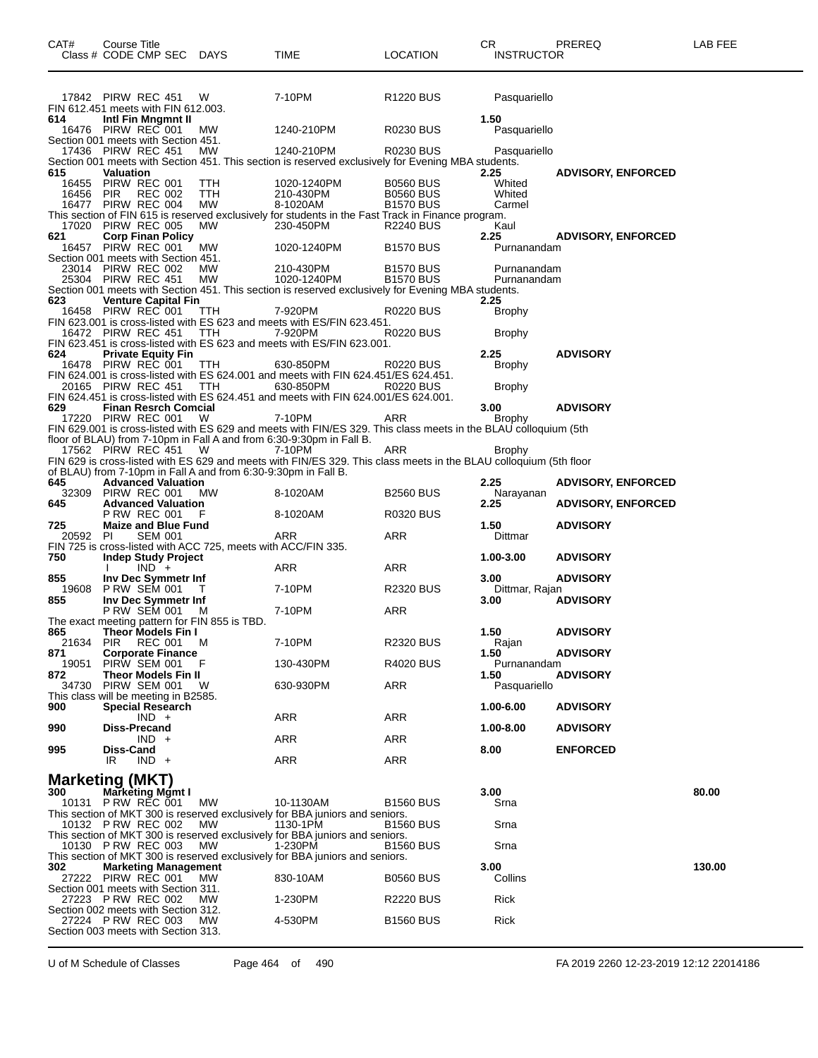| CAT# | Course Title<br>Class # CODE CMP SEC | DAYS | TIME | LOCATION | CR<br>INSTRUCTOR | PREREQ | LAB FEE |
|---|---|---|---|---|---|---|---|
| | 17842 PIRW REC 451 | W | 7-10PM | R1220 BUS | Pasquariello | | |
| | FIN 612.451 meets with FIN 612.003. | | | | | | |
| **614** | **Intl Fin Mngmnt II** | | | | **1.50** | | |
| | 16476 PIRW REC 001 | MW | 1240-210PM | R0230 BUS | Pasquariello | | |
| | Section 001 meets with Section 451. | | | | | | |
| | 17436 PIRW REC 451 | MW | 1240-210PM | R0230 BUS | Pasquariello | | |
| | Section 001 meets with Section 451. This section is reserved exclusively for Evening MBA students. | | | | | | |
| **615** | **Valuation** | | | | **2.25** | **ADVISORY, ENFORCED** | |
| | 16455 PIRW REC 001 | TTH | 1020-1240PM | B0560 BUS | Whited | | |
| | 16456 PIR REC 002 | TTH | 210-430PM | B0560 BUS | Whited | | |
| | 16477 PIRW REC 004 | MW | 8-1020AM | B1570 BUS | Carmel | | |
| | This section of FIN 615 is reserved exclusively for students in the Fast Track in Finance program. | | | | | | |
| | 17020 PIRW REC 005 | MW | 230-450PM | R2240 BUS | Kaul | | |
| **621** | **Corp Finan Policy** | | | | **2.25** | **ADVISORY, ENFORCED** | |
| | 16457 PIRW REC 001 | MW | 1020-1240PM | B1570 BUS | Purnanandam | | |
| | Section 001 meets with Section 451. | | | | | | |
| | 23014 PIRW REC 002 | MW | 210-430PM | B1570 BUS | Purnanandam | | |
| | 25304 PIRW REC 451 | MW | 1020-1240PM | B1570 BUS | Purnanandam | | |
| | Section 001 meets with Section 451. This section is reserved exclusively for Evening MBA students. | | | | | | |
| **623** | **Venture Capital Fin** | | | | **2.25** | | |
| | 16458 PIRW REC 001 | TTH | 7-920PM | R0220 BUS | Brophy | | |
| | FIN 623.001 is cross-listed with ES 623 and meets with ES/FIN 623.451. | | | | | | |
| | 16472 PIRW REC 451 | TTH | 7-920PM | R0220 BUS | Brophy | | |
| | FIN 623.451 is cross-listed with ES 623 and meets with ES/FIN 623.001. | | | | | | |
| **624** | **Private Equity Fin** | | | | **2.25** | **ADVISORY** | |
| | 16478 PIRW REC 001 | TTH | 630-850PM | R0220 BUS | Brophy | | |
| | FIN 624.001 is cross-listed with ES 624.001 and meets with FIN 624.451/ES 624.451. | | | | | | |
| | 20165 PIRW REC 451 | TTH | 630-850PM | R0220 BUS | Brophy | | |
| | FIN 624.451 is cross-listed with ES 624.451 and meets with FIN 624.001/ES 624.001. | | | | | | |
| **629** | **Finan Resrch Comcial** | | | | **3.00** | **ADVISORY** | |
| | 17220 PIRW REC 001 | W | 7-10PM | ARR | Brophy | | |
| | FIN 629.001 is cross-listed with ES 629 and meets with FIN/ES 329. This class meets in the BLAU colloquium (5th floor of BLAU) from 7-10pm in Fall A and from 6:30-9:30pm in Fall B. | | | | | | |
| | 17562 PIRW REC 451 | W | 7-10PM | ARR | Brophy | | |
| | FIN 629 is cross-listed with ES 629 and meets with FIN/ES 329. This class meets in the BLAU colloquium (5th floor of BLAU) from 7-10pm in Fall A and from 6:30-9:30pm in Fall B. | | | | | | |
| **645** | **Advanced Valuation** | | | | **2.25** | **ADVISORY, ENFORCED** | |
| | 32309 PIRW REC 001 | MW | 8-1020AM | B2560 BUS | Narayanan | | |
| **645** | **Advanced Valuation** | | | | **2.25** | **ADVISORY, ENFORCED** | |
| | P RW REC 001 | F | 8-1020AM | R0320 BUS | | | |
| **725** | **Maize and Blue Fund** | | | | **1.50** | **ADVISORY** | |
| | 20592 PI SEM 001 | | ARR | ARR | Dittmar | | |
| | FIN 725 is cross-listed with ACC 725, meets with ACC/FIN 335. | | | | | | |
| **750** | **Indep Study Project** | | | | **1.00-3.00** | **ADVISORY** | |
| | I IND + | | ARR | ARR | | | |
| **855** | **Inv Dec Symmetr Inf** | | | | **3.00** | **ADVISORY** | |
| | 19608 P RW SEM 001 | T | 7-10PM | R2320 BUS | Dittmar, Rajan | | |
| **855** | **Inv Dec Symmetr Inf** | | | | **3.00** | **ADVISORY** | |
| | P RW SEM 001 | M | 7-10PM | ARR | | | |
| | The exact meeting pattern for FIN 855 is TBD. | | | | | | |
| **865** | **Theor Models Fin I** | | | | **1.50** | **ADVISORY** | |
| | 21634 PIR REC 001 | M | 7-10PM | R2320 BUS | Rajan | | |
| **871** | **Corporate Finance** | | | | **1.50** | **ADVISORY** | |
| | 19051 PIRW SEM 001 | F | 130-430PM | R4020 BUS | Purnanandam | | |
| **872** | **Theor Models Fin II** | | | | **1.50** | **ADVISORY** | |
| | 34730 PIRW SEM 001 | W | 630-930PM | ARR | Pasquariello | | |
| | This class will be meeting in B2585. | | | | | | |
| **900** | **Special Research** | | | | **1.00-6.00** | **ADVISORY** | |
| | IND + | | ARR | ARR | | | |
| **990** | **Diss-Precand** | | | | **1.00-8.00** | **ADVISORY** | |
| | IND + | | ARR | ARR | | | |
| **995** | **Diss-Cand** | | | | **8.00** | **ENFORCED** | |
| | IR IND + | | ARR | ARR | | | |

## Marketing (MKT)

| CAT# | Course Title<br>Class # CODE CMP SEC | DAYS | TIME | LOCATION | CR<br>INSTRUCTOR | PREREQ | LAB FEE |
|---|---|---|---|---|---|---|---|
| **300** | **Marketing Mgmt I** | | | | **3.00** | | **80.00** |
| | 10131 P RW REC 001 | MW | 10-1130AM | B1560 BUS | Srna | | |
| | This section of MKT 300 is reserved exclusively for BBA juniors and seniors. | | | | | | |
| | 10132 P RW REC 002 | MW | 1130-1PM | B1560 BUS | Srna | | |
| | This section of MKT 300 is reserved exclusively for BBA juniors and seniors. | | | | | | |
| | 10130 P RW REC 003 | MW | 1-230PM | B1560 BUS | Srna | | |
| | This section of MKT 300 is reserved exclusively for BBA juniors and seniors. | | | | | | |
| **302** | **Marketing Management** | | | | **3.00** | | **130.00** |
| | 27222 PIRW REC 001 | MW | 830-10AM | B0560 BUS | Collins | | |
| | Section 001 meets with Section 311. | | | | | | |
| | 27223 P RW REC 002 | MW | 1-230PM | R2220 BUS | Rick | | |
| | Section 002 meets with Section 312. | | | | | | |
| | 27224 P RW REC 003 | MW | 4-530PM | B1560 BUS | Rick | | |
| | Section 003 meets with Section 313. | | | | | | |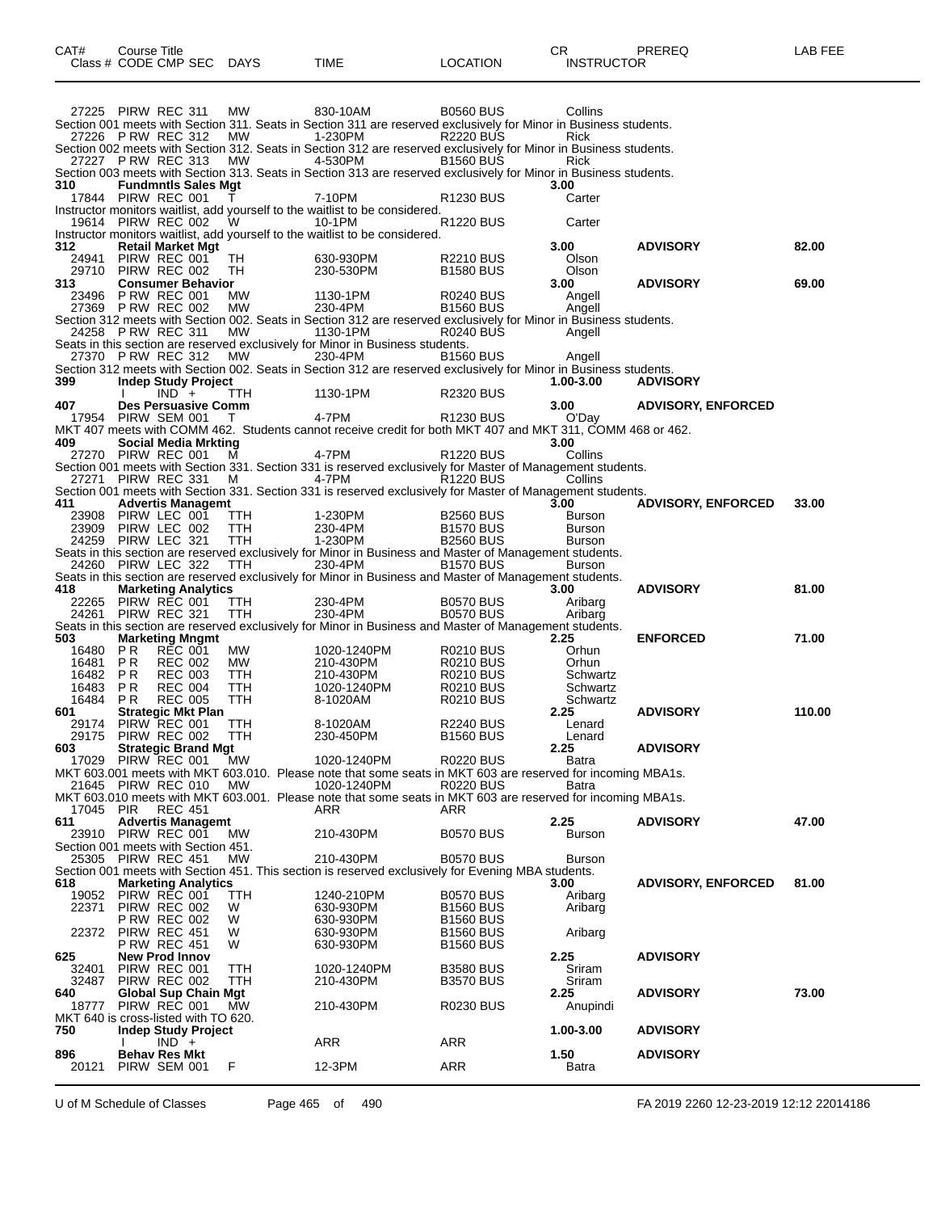| CAT# | Course Title Class # CODE CMP SEC | DAYS | TIME | LOCATION | CR INSTRUCTOR | PREREQ | LAB FEE |
|---|---|---|---|---|---|---|---|
| | 27225 PIRW REC 311 | MW | 830-10AM | B0560 BUS | Collins | | |
| Section 001 meets with Section 311. Seats in Section 311 are reserved exclusively for Minor in Business students. | | | | | | | |
| | 27226 P RW REC 312 | MW | 1-230PM | R2220 BUS | Rick | | |
| Section 002 meets with Section 312. Seats in Section 312 are reserved exclusively for Minor in Business students. | | | | | | | |
| | 27227 P RW REC 313 | MW | 4-530PM | B1560 BUS | Rick | | |
| Section 003 meets with Section 313. Seats in Section 313 are reserved exclusively for Minor in Business students. | | | | | | | |
| **310** | **Fundmntls Sales Mgt** | | | | **3.00** | | |
| | 17844 PIRW REC 001 | T | 7-10PM | R1230 BUS | Carter | | |
| Instructor monitors waitlist, add yourself to the waitlist to be considered. | | | | | | | |
| | 19614 PIRW REC 002 | W | 10-1PM | R1220 BUS | Carter | | |
| Instructor monitors waitlist, add yourself to the waitlist to be considered. | | | | | | | |
| **312** | **Retail Market Mgt** | | | | **3.00** | **ADVISORY** | **82.00** |
| | 24941 PIRW REC 001 | TH | 630-930PM | R2210 BUS | Olson | | |
| | 29710 PIRW REC 002 | TH | 230-530PM | B1580 BUS | Olson | | |
| **313** | **Consumer Behavior** | | | | **3.00** | **ADVISORY** | **69.00** |
| | 23496 P RW REC 001 | MW | 1130-1PM | R0240 BUS | Angell | | |
| | 27369 P RW REC 002 | MW | 230-4PM | B1560 BUS | Angell | | |
| Section 312 meets with Section 002. Seats in Section 312 are reserved exclusively for Minor in Business students. | | | | | | | |
| | 24258 P RW REC 311 | MW | 1130-1PM | R0240 BUS | Angell | | |
| Seats in this section are reserved exclusively for Minor in Business students. | | | | | | | |
| | 27370 P RW REC 312 | MW | 230-4PM | B1560 BUS | Angell | | |
| Section 312 meets with Section 002. Seats in Section 312 are reserved exclusively for Minor in Business students. | | | | | | | |
| **399** | **Indep Study Project** | | | | **1.00-3.00** | **ADVISORY** | |
| | I IND + | TTH | 1130-1PM | R2320 BUS | | | |
| **407** | **Des Persuasive Comm** | | | | **3.00** | **ADVISORY, ENFORCED** | |
| | 17954 PIRW SEM 001 | T | 4-7PM | R1230 BUS | O'Day | | |
| MKT 407 meets with COMM 462. Students cannot receive credit for both MKT 407 and MKT 311, COMM 468 or 462. | | | | | | | |
| **409** | **Social Media Mrkting** | | | | **3.00** | | |
| | 27270 PIRW REC 001 | M | 4-7PM | R1220 BUS | Collins | | |
| Section 001 meets with Section 331. Section 331 is reserved exclusively for Master of Management students. | | | | | | | |
| | 27271 PIRW REC 331 | M | 4-7PM | R1220 BUS | Collins | | |
| Section 001 meets with Section 331. Section 331 is reserved exclusively for Master of Management students. | | | | | | | |
| **411** | **Advertis Managemt** | | | | **3.00** | **ADVISORY, ENFORCED** | **33.00** |
| | 23908 PIRW LEC 001 | TTH | 1-230PM | B2560 BUS | Burson | | |
| | 23909 PIRW LEC 002 | TTH | 230-4PM | B1570 BUS | Burson | | |
| | 24259 PIRW LEC 321 | TTH | 1-230PM | B2560 BUS | Burson | | |
| Seats in this section are reserved exclusively for Minor in Business and Master of Management students. | | | | | | | |
| | 24260 PIRW LEC 322 | TTH | 230-4PM | B1570 BUS | Burson | | |
| Seats in this section are reserved exclusively for Minor in Business and Master of Management students. | | | | | | | |
| **418** | **Marketing Analytics** | | | | **3.00** | **ADVISORY** | **81.00** |
| | 22265 PIRW REC 001 | TTH | 230-4PM | B0570 BUS | Aribarg | | |
| | 24261 PIRW REC 321 | TTH | 230-4PM | B0570 BUS | Aribarg | | |
| Seats in this section are reserved exclusively for Minor in Business and Master of Management students. | | | | | | | |
| **503** | **Marketing Mngmt** | | | | **2.25** | **ENFORCED** | **71.00** |
| | 16480 P R REC 001 | MW | 1020-1240PM | R0210 BUS | Orhun | | |
| | 16481 P R REC 002 | MW | 210-430PM | R0210 BUS | Orhun | | |
| | 16482 P R REC 003 | TTH | 210-430PM | R0210 BUS | Schwartz | | |
| | 16483 P R REC 004 | TTH | 1020-1240PM | R0210 BUS | Schwartz | | |
| | 16484 P R REC 005 | TTH | 8-1020AM | R0210 BUS | Schwartz | | |
| **601** | **Strategic Mkt Plan** | | | | **2.25** | **ADVISORY** | **110.00** |
| | 29174 PIRW REC 001 | TTH | 8-1020AM | R2240 BUS | Lenard | | |
| | 29175 PIRW REC 002 | TTH | 230-450PM | B1560 BUS | Lenard | | |
| **603** | **Strategic Brand Mgt** | | | | **2.25** | **ADVISORY** | |
| | 17029 PIRW REC 001 | MW | 1020-1240PM | R0220 BUS | Batra | | |
| MKT 603.001 meets with MKT 603.010. Please note that some seats in MKT 603 are reserved for incoming MBA1s. | | | | | | | |
| | 21645 PIRW REC 010 | MW | 1020-1240PM | R0220 BUS | Batra | | |
| MKT 603.010 meets with MKT 603.001. Please note that some seats in MKT 603 are reserved for incoming MBA1s. | | | | | | | |
| | 17045 PIR REC 451 | | ARR | ARR | | | |
| **611** | **Advertis Managemt** | | | | **2.25** | **ADVISORY** | **47.00** |
| | 23910 PIRW REC 001 | MW | 210-430PM | B0570 BUS | Burson | | |
| Section 001 meets with Section 451. | | | | | | | |
| | 25305 PIRW REC 451 | MW | 210-430PM | B0570 BUS | Burson | | |
| Section 001 meets with Section 451. This section is reserved exclusively for Evening MBA students. | | | | | | | |
| **618** | **Marketing Analytics** | | | | **3.00** | **ADVISORY, ENFORCED** | **81.00** |
| | 19052 PIRW REC 001 | TTH | 1240-210PM | B0570 BUS | Aribarg | | |
| | 22371 PIRW REC 002 | W | 630-930PM | B1560 BUS | Aribarg | | |
| | P RW REC 002 | W | 630-930PM | B1560 BUS | | | |
| | 22372 PIRW REC 451 | W | 630-930PM | B1560 BUS | Aribarg | | |
| | P RW REC 451 | W | 630-930PM | B1560 BUS | | | |
| **625** | **New Prod Innov** | | | | **2.25** | **ADVISORY** | |
| | 32401 PIRW REC 001 | TTH | 1020-1240PM | B3580 BUS | Sriram | | |
| | 32487 PIRW REC 002 | TTH | 210-430PM | B3570 BUS | Sriram | | |
| **640** | **Global Sup Chain Mgt** | | | | **2.25** | **ADVISORY** | **73.00** |
| | 18777 PIRW REC 001 | MW | 210-430PM | R0230 BUS | Anupindi | | |
| MKT 640 is cross-listed with TO 620. | | | | | | | |
| **750** | **Indep Study Project** | | | | **1.00-3.00** | **ADVISORY** | |
| | I IND + | | ARR | ARR | | | |
| **896** | **Behav Res Mkt** | | | | **1.50** | **ADVISORY** | |
| | 20121 PIRW SEM 001 | F | 12-3PM | ARR | Batra | | |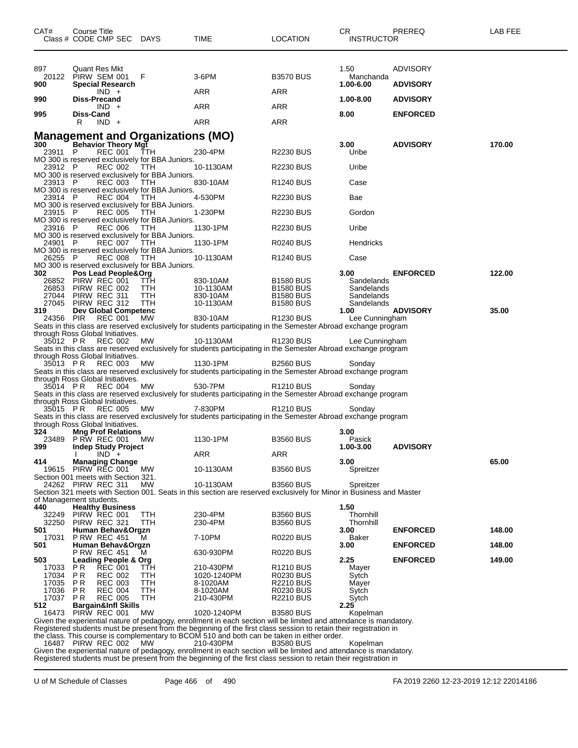| CAT# | Course Title Class # CODE CMP SEC | DAYS | TIME | LOCATION | CR INSTRUCTOR | PREREQ | LAB FEE |
|---|---|---|---|---|---|---|---|
| 897 | Quant Res Mkt | | | | 1.50 | ADVISORY | |
| 20122 | PIRW SEM 001 | F | 3-6PM | B3570 BUS | Manchanda | | |
| **900** | **Special Research** | | | | **1.00-6.00** | **ADVISORY** | |
| | IND + | | ARR | ARR | | | |
| **990** | **Diss-Precand** | | | | **1.00-8.00** | **ADVISORY** | |
| | IND + | | ARR | ARR | | | |
| **995** | **Diss-Cand** | | | | **8.00** | **ENFORCED** | |
| | R IND + | | ARR | ARR | | | |

## Management and Organizations (MO)

| CAT# | Course Title Class # CODE CMP SEC | DAYS | TIME | LOCATION | CR INSTRUCTOR | PREREQ | LAB FEE |
|---|---|---|---|---|---|---|---|
| **300** | **Behavior Theory Mgt** | | | | **3.00** | **ADVISORY** | **170.00** |
| 23911 | P REC 001 | TTH | 230-4PM | R2230 BUS | Uribe | | |
| MO 300 is reserved exclusively for BBA Juniors. | | | | | | | |
| 23912 | P REC 002 | TTH | 10-1130AM | R2230 BUS | Uribe | | |
| MO 300 is reserved exclusively for BBA Juniors. | | | | | | | |
| 23913 | P REC 003 | TTH | 830-10AM | R1240 BUS | Case | | |
| MO 300 is reserved exclusively for BBA Juniors. | | | | | | | |
| 23914 | P REC 004 | TTH | 4-530PM | R2230 BUS | Bae | | |
| MO 300 is reserved exclusively for BBA Juniors. | | | | | | | |
| 23915 | P REC 005 | TTH | 1-230PM | R2230 BUS | Gordon | | |
| MO 300 is reserved exclusively for BBA Juniors. | | | | | | | |
| 23916 | P REC 006 | TTH | 1130-1PM | R2230 BUS | Uribe | | |
| MO 300 is reserved exclusively for BBA Juniors. | | | | | | | |
| 24901 | P REC 007 | TTH | 1130-1PM | R0240 BUS | Hendricks | | |
| MO 300 is reserved exclusively for BBA Juniors. | | | | | | | |
| 26255 | P REC 008 | TTH | 10-1130AM | R1240 BUS | Case | | |
| MO 300 is reserved exclusively for BBA Juniors. | | | | | | | |
| **302** | **Pos Lead People&Org** | | | | **3.00** | **ENFORCED** | **122.00** |
| 26852 | PIRW REC 001 | TTH | 830-10AM | B1580 BUS | Sandelands | | |
| 26853 | PIRW REC 002 | TTH | 10-1130AM | B1580 BUS | Sandelands | | |
| 27044 | PIRW REC 311 | TTH | 830-10AM | B1580 BUS | Sandelands | | |
| 27045 | PIRW REC 312 | TTH | 10-1130AM | B1580 BUS | Sandelands | | |
| **319** | **Dev Global Competenc** | | | | **1.00** | **ADVISORY** | **35.00** |
| 24356 | PIR REC 001 | MW | 830-10AM | R1230 BUS | Lee Cunningham | | |
| Seats in this class are reserved exclusively for students participating in the Semester Abroad exchange program through Ross Global Initiatives. | | | | | | | |
| 35012 | P R REC 002 | MW | 10-1130AM | R1230 BUS | Lee Cunningham | | |
| Seats in this class are reserved exclusively for students participating in the Semester Abroad exchange program through Ross Global Initiatives. | | | | | | | |
| 35013 | P R REC 003 | MW | 1130-1PM | B2560 BUS | Sonday | | |
| Seats in this class are reserved exclusively for students participating in the Semester Abroad exchange program through Ross Global Initiatives. | | | | | | | |
| 35014 | P R REC 004 | MW | 530-7PM | R1210 BUS | Sonday | | |
| Seats in this class are reserved exclusively for students participating in the Semester Abroad exchange program through Ross Global Initiatives. | | | | | | | |
| 35015 | P R REC 005 | MW | 7-830PM | R1210 BUS | Sonday | | |
| Seats in this class are reserved exclusively for students participating in the Semester Abroad exchange program through Ross Global Initiatives. | | | | | | | |
| **324** | **Mng Prof Relations** | | | | **3.00** | | |
| 23489 | P RW REC 001 | MW | 1130-1PM | B3560 BUS | Pasick | | |
| **399** | **Indep Study Project** | | | | **1.00-3.00** | **ADVISORY** | |
| | I IND + | | ARR | ARR | | | |
| **414** | **Managing Change** | | | | **3.00** | | **65.00** |
| 19615 | PIRW REC 001 | MW | 10-1130AM | B3560 BUS | Spreitzer | | |
| Section 001 meets with Section 321. | | | | | | | |
| 24262 | PIRW REC 311 | MW | 10-1130AM | B3560 BUS | Spreitzer | | |
| Section 321 meets with Section 001. Seats in this section are reserved exclusively for Minor in Business and Master of Management students. | | | | | | | |
| **440** | **Healthy Business** | | | | **1.50** | | |
| 32249 | PIRW REC 001 | TTH | 230-4PM | B3560 BUS | Thornhill | | |
| 32250 | PIRW REC 321 | TTH | 230-4PM | B3560 BUS | Thornhill | | |
| **501** | **Human Behav&Orgzn** | | | | **3.00** | **ENFORCED** | **148.00** |
| 17031 | P RW REC 451 | M | 7-10PM | R0220 BUS | Baker | | |
| **501** | **Human Behav&Orgzn** | | | | **3.00** | **ENFORCED** | **148.00** |
| | P RW REC 451 | M | 630-930PM | R0220 BUS | | | |
| **503** | **Leading People & Org** | | | | **2.25** | **ENFORCED** | **149.00** |
| 17033 | P R REC 001 | TTH | 210-430PM | R1210 BUS | Mayer | | |
| 17034 | P R REC 002 | TTH | 1020-1240PM | R0230 BUS | Sytch | | |
| 17035 | P R REC 003 | TTH | 8-1020AM | R2210 BUS | Mayer | | |
| 17036 | P R REC 004 | TTH | 8-1020AM | R0230 BUS | Sytch | | |
| 17037 | P R REC 005 | TTH | 210-430PM | R2210 BUS | Sytch | | |
| **512** | **Bargain&Infl Skills** | | | | **2.25** | | |
| 16473 | PIRW REC 001 | MW | 1020-1240PM | B3580 BUS | Kopelman | | |
| Given the experiential nature of pedagogy, enrollment in each section will be limited and attendance is mandatory. Registered students must be present from the beginning of the first class session to retain their registration in the class. This course is complementary to BCOM 510 and both can be taken in either order. | | | | | | | |
| 16487 | PIRW REC 002 | MW | 210-430PM | B3580 BUS | Kopelman | | |
| Given the experiential nature of pedagogy, enrollment in each section will be limited and attendance is mandatory. Registered students must be present from the beginning of the first class session to retain their registration in | | | | | | | |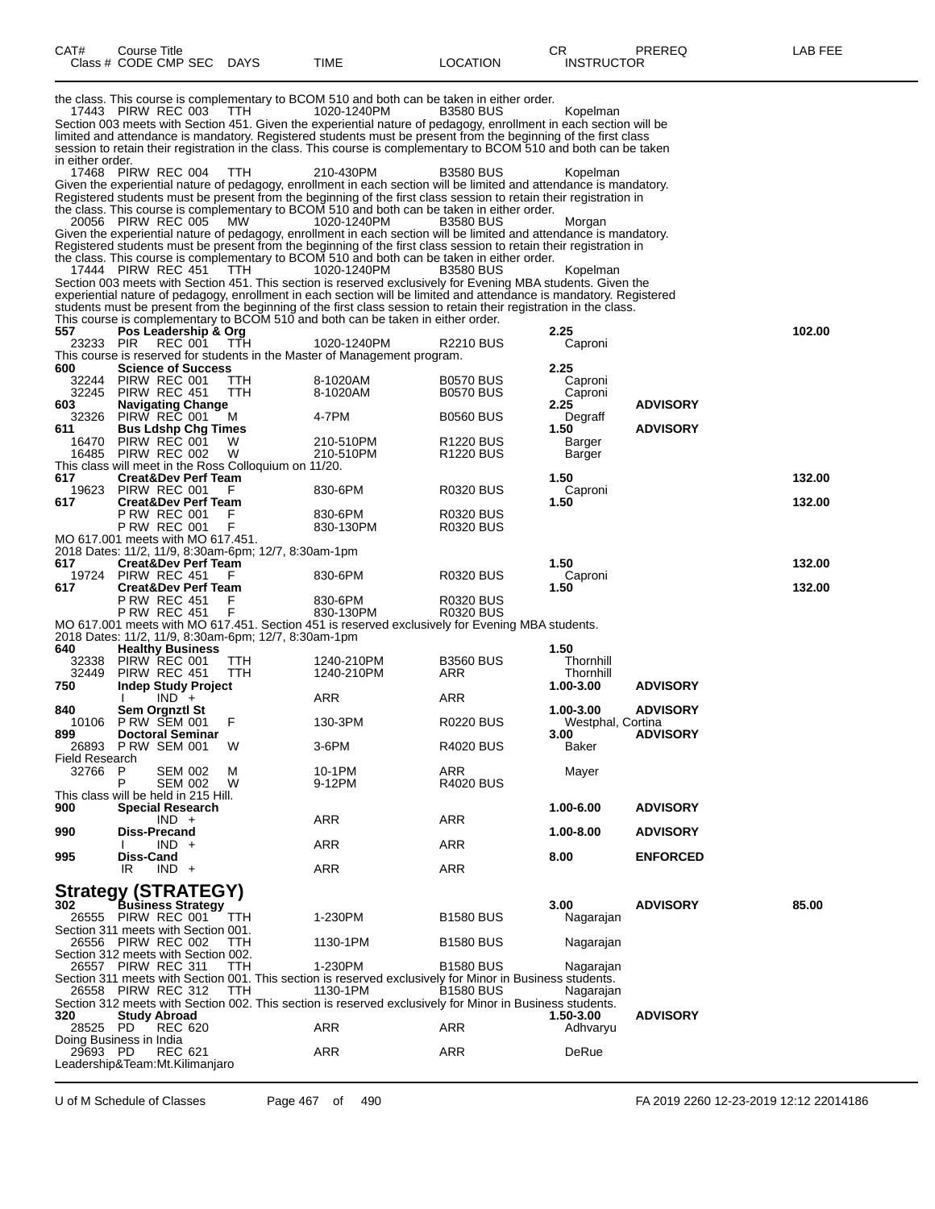| CAT# | Course Title<br>Class # CODE CMP SEC | DAYS | TIME | LOCATION | CR<br>INSTRUCTOR | PREREQ | LAB FEE |
|---|---|---|---|---|---|---|---|

the class. This course is complementary to BCOM 510 and both can be taken in either order.

| | | | | | | | |
|---|---|---|---|---|---|---|---|
| 17443 | PIRW REC 003 | TTH | 1020-1240PM | B3580 BUS | Kopelman | | |

Section 003 meets with Section 451. Given the experiential nature of pedagogy, enrollment in each section will be limited and attendance is mandatory. Registered students must be present from the beginning of the first class session to retain their registration in the class. This course is complementary to BCOM 510 and both can be taken in either order.

| | | | | | | | |
|---|---|---|---|---|---|---|---|
| 17468 | PIRW REC 004 | TTH | 210-430PM | B3580 BUS | Kopelman | | |

Given the experiential nature of pedagogy, enrollment in each section will be limited and attendance is mandatory. Registered students must be present from the beginning of the first class session to retain their registration in the class. This course is complementary to BCOM 510 and both can be taken in either order.

| | | | | | | | |
|---|---|---|---|---|---|---|---|
| 20056 | PIRW REC 005 | MW | 1020-1240PM | B3580 BUS | Morgan | | |

Given the experiential nature of pedagogy, enrollment in each section will be limited and attendance is mandatory. Registered students must be present from the beginning of the first class session to retain their registration in the class. This course is complementary to BCOM 510 and both can be taken in either order.

| | | | | | | | |
|---|---|---|---|---|---|---|---|
| 17444 | PIRW REC 451 | TTH | 1020-1240PM | B3580 BUS | Kopelman | | |

Section 003 meets with Section 451. This section is reserved exclusively for Evening MBA students. Given the experiential nature of pedagogy, enrollment in each section will be limited and attendance is mandatory. Registered students must be present from the beginning of the first class session to retain their registration in the class. This course is complementary to BCOM 510 and both can be taken in either order.

| | | | | | | | |
|---|---|---|---|---|---|---|---|
| **557** | **Pos Leadership & Org** | | | | **2.25** | | **102.00** |
| 23233 | PIR REC 001 | TTH | 1020-1240PM | R2210 BUS | Caproni | | |

This course is reserved for students in the Master of Management program.

| | | | | | | | |
|---|---|---|---|---|---|---|---|
| **600** | **Science of Success** | | | | **2.25** | | |
| 32244 | PIRW REC 001 | TTH | 8-1020AM | B0570 BUS | Caproni | | |
| 32245 | PIRW REC 451 | TTH | 8-1020AM | B0570 BUS | Caproni | | |
| **603** | **Navigating Change** | | | | **2.25** | **ADVISORY** | |
| 32326 | PIRW REC 001 | M | 4-7PM | B0560 BUS | Degraff | | |
| **611** | **Bus Ldshp Chg Times** | | | | **1.50** | **ADVISORY** | |
| 16470 | PIRW REC 001 | W | 210-510PM | R1220 BUS | Barger | | |
| 16485 | PIRW REC 002 | W | 210-510PM | R1220 BUS | Barger | | |

This class will meet in the Ross Colloquium on 11/20.

| | | | | | | | |
|---|---|---|---|---|---|---|---|
| **617** | **Creat&Dev Perf Team** | | | | **1.50** | | **132.00** |
| 19623 | PIRW REC 001 | F | 830-6PM | R0320 BUS | Caproni | | |
| **617** | **Creat&Dev Perf Team** | | | | **1.50** | | **132.00** |
| | P RW REC 001 | F | 830-6PM | R0320 BUS | | | |
| | P RW REC 001 | F | 830-130PM | R0320 BUS | | | |

MO 617.001 meets with MO 617.451.
2018 Dates: 11/2, 11/9, 8:30am-6pm; 12/7, 8:30am-1pm

| | | | | | | | |
|---|---|---|---|---|---|---|---|
| **617** | **Creat&Dev Perf Team** | | | | **1.50** | | **132.00** |
| 19724 | PIRW REC 451 | F | 830-6PM | R0320 BUS | Caproni | | |
| **617** | **Creat&Dev Perf Team** | | | | **1.50** | | **132.00** |
| | P RW REC 451 | F | 830-6PM | R0320 BUS | | | |
| | P RW REC 451 | F | 830-130PM | R0320 BUS | | | |

MO 617.001 meets with MO 617.451. Section 451 is reserved exclusively for Evening MBA students.
2018 Dates: 11/2, 11/9, 8:30am-6pm; 12/7, 8:30am-1pm

| | | | | | | | |
|---|---|---|---|---|---|---|---|
| **640** | **Healthy Business** | | | | **1.50** | | |
| 32338 | PIRW REC 001 | TTH | 1240-210PM | B3560 BUS | Thornhill | | |
| 32449 | PIRW REC 451 | TTH | 1240-210PM | ARR | Thornhill | | |
| **750** | **Indep Study Project** | | | | **1.00-3.00** | **ADVISORY** | |
| | I IND + | | ARR | ARR | | | |
| **840** | **Sem Orgnztl St** | | | | **1.00-3.00** | **ADVISORY** | |
| 10106 | P RW SEM 001 | F | 130-3PM | R0220 BUS | Westphal, Cortina | | |
| **899** | **Doctoral Seminar** | | | | **3.00** | **ADVISORY** | |
| 26893 | P RW SEM 001 | W | 3-6PM | R4020 BUS | Baker | | |

Field Research

| | | | | | | | |
|---|---|---|---|---|---|---|---|
| 32766 | P SEM 002 | M | 10-1PM | ARR | Mayer | | |
| | P SEM 002 | W | 9-12PM | R4020 BUS | | | |

This class will be held in 215 Hill.

| | | | | | | | |
|---|---|---|---|---|---|---|---|
| **900** | **Special Research** | | | | **1.00-6.00** | **ADVISORY** | |
| | IND + | | ARR | ARR | | | |
| **990** | **Diss-Precand** | | | | **1.00-8.00** | **ADVISORY** | |
| | I IND + | | ARR | ARR | | | |
| **995** | **Diss-Cand** | | | | **8.00** | **ENFORCED** | |
| | IR IND + | | ARR | ARR | | | |

## Strategy (STRATEGY)

| | | | | | | | |
|---|---|---|---|---|---|---|---|
| **302** | **Business Strategy** | | | | **3.00** | **ADVISORY** | **85.00** |
| 26555 | PIRW REC 001 | TTH | 1-230PM | B1580 BUS | Nagarajan | | |

Section 311 meets with Section 001.

| | | | | | | | |
|---|---|---|---|---|---|---|---|
| 26556 | PIRW REC 002 | TTH | 1130-1PM | B1580 BUS | Nagarajan | | |

Section 312 meets with Section 002.

| | | | | | | | |
|---|---|---|---|---|---|---|---|
| 26557 | PIRW REC 311 | TTH | 1-230PM | B1580 BUS | Nagarajan | | |

Section 311 meets with Section 001. This section is reserved exclusively for Minor in Business students.

| | | | | | | | |
|---|---|---|---|---|---|---|---|
| 26558 | PIRW REC 312 | TTH | 1130-1PM | B1580 BUS | Nagarajan | | |

Section 312 meets with Section 002. This section is reserved exclusively for Minor in Business students.

| | | | | | | | |
|---|---|---|---|---|---|---|---|
| **320** | **Study Abroad** | | | | **1.50-3.00** | **ADVISORY** | |
| 28525 | PD REC 620 | | ARR | ARR | Adhvaryu | | |

Doing Business in India

| | | | | | | | |
|---|---|---|---|---|---|---|---|
| 29693 | PD REC 621 | | ARR | ARR | DeRue | | |

Leadership&Team:Mt.Kilimanjaro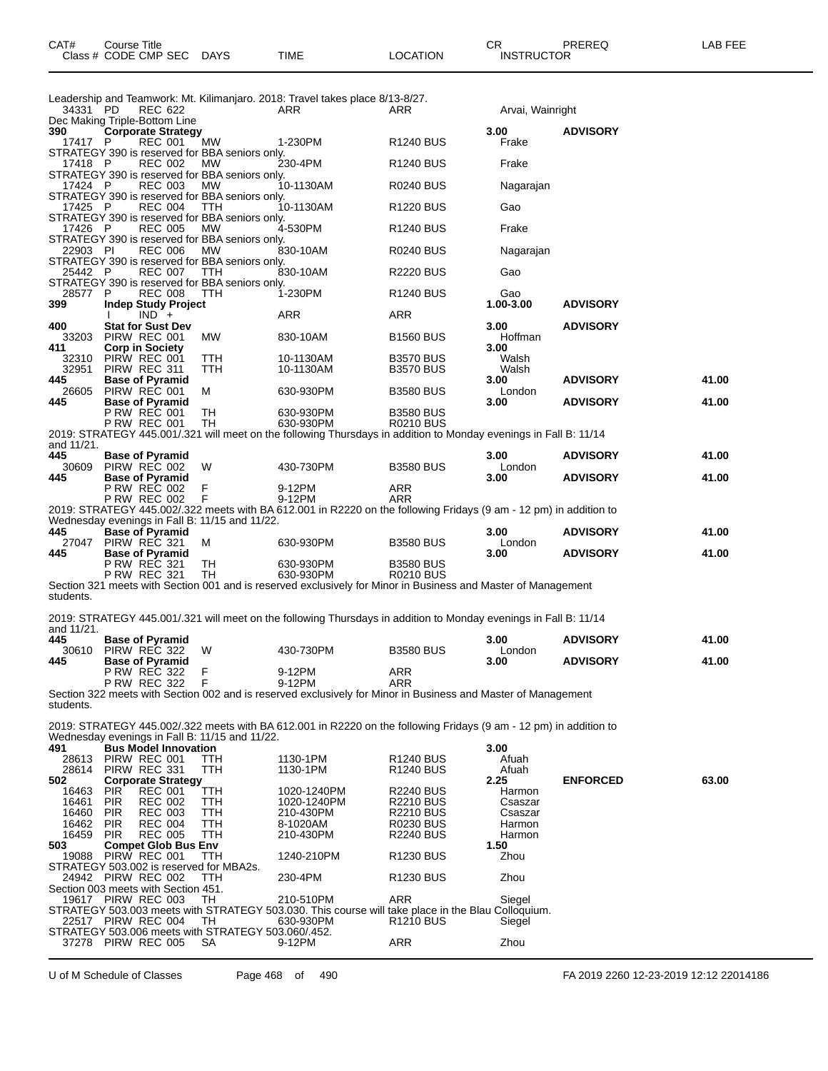| CAT# Class # | Course Title CODE CMP SEC | DAYS | TIME | LOCATION | CR INSTRUCTOR | PREREQ | LAB FEE |
|---|---|---|---|---|---|---|---|
| Leadership and Teamwork: Mt. Kilimanjaro. 2018: Travel takes place 8/13-8/27. | | | | | | | |
| 34331 | PD REC 622 | | ARR | ARR | Arvai, Wainright | | |
| Dec Making Triple-Bottom Line | | | | | | | |
| 390 | **Corporate Strategy** | | | | 3.00 | **ADVISORY** | |
| 17417 | P REC 001 | MW | 1-230PM | R1240 BUS | Frake | | |
| STRATEGY 390 is reserved for BBA seniors only. | | | | | | | |
| 17418 | P REC 002 | MW | 230-4PM | R1240 BUS | Frake | | |
| STRATEGY 390 is reserved for BBA seniors only. | | | | | | | |
| 17424 | P REC 003 | MW | 10-1130AM | R0240 BUS | Nagarajan | | |
| STRATEGY 390 is reserved for BBA seniors only. | | | | | | | |
| 17425 | P REC 004 | TTH | 10-1130AM | R1220 BUS | Gao | | |
| STRATEGY 390 is reserved for BBA seniors only. | | | | | | | |
| 17426 | P REC 005 | MW | 4-530PM | R1240 BUS | Frake | | |
| STRATEGY 390 is reserved for BBA seniors only. | | | | | | | |
| 22903 | PI REC 006 | MW | 830-10AM | R0240 BUS | Nagarajan | | |
| STRATEGY 390 is reserved for BBA seniors only. | | | | | | | |
| 25442 | P REC 007 | TTH | 830-10AM | R2220 BUS | Gao | | |
| STRATEGY 390 is reserved for BBA seniors only. | | | | | | | |
| 28577 | P REC 008 | TTH | 1-230PM | R1240 BUS | Gao | | |
| 399 | **Indep Study Project** | | | | 1.00-3.00 | **ADVISORY** | |
| | I IND + | | ARR | ARR | | | |
| 400 | **Stat for Sust Dev** | | | | 3.00 | **ADVISORY** | |
| 33203 | PIRW REC 001 | MW | 830-10AM | B1560 BUS | Hoffman | | |
| 411 | **Corp in Society** | | | | 3.00 | | |
| 32310 | PIRW REC 001 | TTH | 10-1130AM | B3570 BUS | Walsh | | |
| 32951 | PIRW REC 311 | TTH | 10-1130AM | B3570 BUS | Walsh | | |
| 445 | **Base of Pyramid** | | | | 3.00 | **ADVISORY** | 41.00 |
| 26605 | PIRW REC 001 | M | 630-930PM | B3580 BUS | London | | |
| 445 | **Base of Pyramid** | | | | 3.00 | **ADVISORY** | 41.00 |
| | P RW REC 001 | TH | 630-930PM | B3580 BUS | | | |
| | P RW REC 001 | TH | 630-930PM | R0210 BUS | | | |
| 2019: STRATEGY 445.001/.321 will meet on the following Thursdays in addition to Monday evenings in Fall B: 11/14 and 11/21. | | | | | | | |
| 445 | **Base of Pyramid** | | | | 3.00 | **ADVISORY** | 41.00 |
| 30609 | PIRW REC 002 | W | 430-730PM | B3580 BUS | London | | |
| 445 | **Base of Pyramid** | | | | 3.00 | **ADVISORY** | 41.00 |
| | P RW REC 002 | F | 9-12PM | ARR | | | |
| | P RW REC 002 | F | 9-12PM | ARR | | | |
| 2019: STRATEGY 445.002/.322 meets with BA 612.001 in R2220 on the following Fridays (9 am - 12 pm) in addition to Wednesday evenings in Fall B: 11/15 and 11/22. | | | | | | | |
| 445 | **Base of Pyramid** | | | | 3.00 | **ADVISORY** | 41.00 |
| 27047 | PIRW REC 321 | M | 630-930PM | B3580 BUS | London | | |
| 445 | **Base of Pyramid** | | | | 3.00 | **ADVISORY** | 41.00 |
| | P RW REC 321 | TH | 630-930PM | B3580 BUS | | | |
| | P RW REC 321 | TH | 630-930PM | R0210 BUS | | | |
| Section 321 meets with Section 001 and is reserved exclusively for Minor in Business and Master of Management students. | | | | | | | |
| 2019: STRATEGY 445.001/.321 will meet on the following Thursdays in addition to Monday evenings in Fall B: 11/14 and 11/21. | | | | | | | |
| 445 | **Base of Pyramid** | | | | 3.00 | **ADVISORY** | 41.00 |
| 30610 | PIRW REC 322 | W | 430-730PM | B3580 BUS | London | | |
| 445 | **Base of Pyramid** | | | | 3.00 | **ADVISORY** | 41.00 |
| | P RW REC 322 | F | 9-12PM | ARR | | | |
| | P RW REC 322 | F | 9-12PM | ARR | | | |
| Section 322 meets with Section 002 and is reserved exclusively for Minor in Business and Master of Management students. | | | | | | | |
| 2019: STRATEGY 445.002/.322 meets with BA 612.001 in R2220 on the following Fridays (9 am - 12 pm) in addition to Wednesday evenings in Fall B: 11/15 and 11/22. | | | | | | | |
| 491 | **Bus Model Innovation** | | | | 3.00 | | |
| 28613 | PIRW REC 001 | TTH | 1130-1PM | R1240 BUS | Afuah | | |
| 28614 | PIRW REC 331 | TTH | 1130-1PM | R1240 BUS | Afuah | | |
| 502 | **Corporate Strategy** | | | | 2.25 | **ENFORCED** | 63.00 |
| 16463 | PIR REC 001 | TTH | 1020-1240PM | R2240 BUS | Harmon | | |
| 16461 | PIR REC 002 | TTH | 1020-1240PM | R2210 BUS | Csaszar | | |
| 16460 | PIR REC 003 | TTH | 210-430PM | R2210 BUS | Csaszar | | |
| 16462 | PIR REC 004 | TTH | 8-1020AM | R0230 BUS | Harmon | | |
| 16459 | PIR REC 005 | TTH | 210-430PM | R2240 BUS | Harmon | | |
| 503 | **Compet Glob Bus Env** | | | | 1.50 | | |
| 19088 | PIRW REC 001 | TTH | 1240-210PM | R1230 BUS | Zhou | | |
| STRATEGY 503.002 is reserved for MBA2s. | | | | | | | |
| 24942 | PIRW REC 002 | TTH | 230-4PM | R1230 BUS | Zhou | | |
| Section 003 meets with Section 451. | | | | | | | |
| 19617 | PIRW REC 003 | TH | 210-510PM | ARR | Siegel | | |
| STRATEGY 503.003 meets with STRATEGY 503.030. This course will take place in the Blau Colloquium. | | | | | | | |
| 22517 | PIRW REC 004 | TH | 630-930PM | R1210 BUS | Siegel | | |
| STRATEGY 503.006 meets with STRATEGY 503.060/.452. | | | | | | | |
| 37278 | PIRW REC 005 | SA | 9-12PM | ARR | Zhou | | |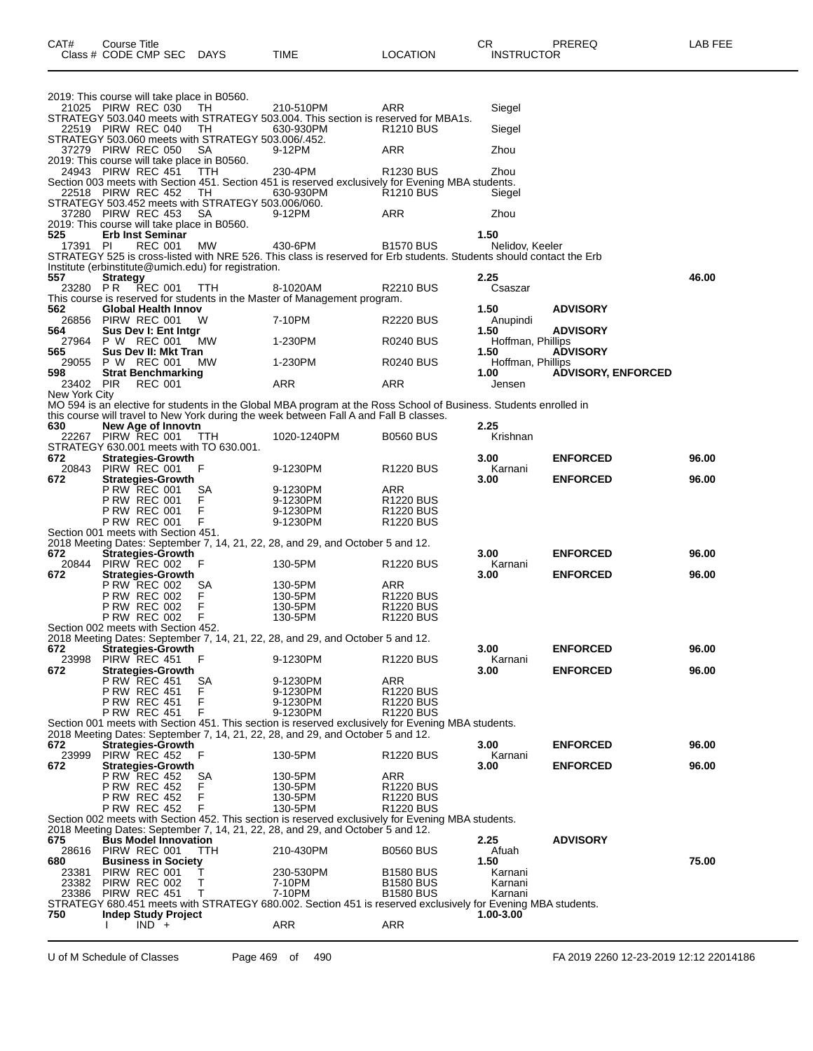| CAT# | Course Title / Class # CODE CMP SEC | DAYS | TIME | LOCATION | CR / INSTRUCTOR | PREREQ | LAB FEE |
|---|---|---|---|---|---|---|---|
| | 2019: This course will take place in B0560. | | | | | | |
| | 21025 PIRW REC 030 | TH | 210-510PM | ARR | Siegel | | |
| | STRATEGY 503.040 meets with STRATEGY 503.004. This section is reserved for MBA1s. | | | | | | |
| | 22519 PIRW REC 040 | TH | 630-930PM | R1210 BUS | Siegel | | |
| | STRATEGY 503.060 meets with STRATEGY 503.006/.452. | | | | | | |
| | 37279 PIRW REC 050 | SA | 9-12PM | ARR | Zhou | | |
| | 2019: This course will take place in B0560. | | | | | | |
| | 24943 PIRW REC 451 | TTH | 230-4PM | R1230 BUS | Zhou | | |
| | Section 003 meets with Section 451. Section 451 is reserved exclusively for Evening MBA students. | | | | | | |
| | 22518 PIRW REC 452 | TH | 630-930PM | R1210 BUS | Siegel | | |
| | STRATEGY 503.452 meets with STRATEGY 503.006/060. | | | | | | |
| | 37280 PIRW REC 453 | SA | 9-12PM | ARR | Zhou | | |
| | 2019: This course will take place in B0560. | | | | | | |
| **525** | **Erb Inst Seminar** | | | | **1.50** | | |
| | 17391 PI REC 001 | MW | 430-6PM | B1570 BUS | Nelidov, Keeler | | |
| | STRATEGY 525 is cross-listed with NRE 526. This class is reserved for Erb students. Students should contact the Erb Institute (erbinstitute@umich.edu) for registration. | | | | | | |
| **557** | **Strategy** | | | | **2.25** | | **46.00** |
| | 23280 PR REC 001 | TTH | 8-1020AM | R2210 BUS | Csaszar | | |
| | This course is reserved for students in the Master of Management program. | | | | | | |
| **562** | **Global Health Innov** | | | | **1.50** | **ADVISORY** | |
| | 26856 PIRW REC 001 | W | 7-10PM | R2220 BUS | Anupindi | | |
| **564** | **Sus Dev I: Ent Intgr** | | | | **1.50** | **ADVISORY** | |
| | 27964 P W REC 001 | MW | 1-230PM | R0240 BUS | Hoffman, Phillips | | |
| **565** | **Sus Dev II: Mkt Tran** | | | | **1.50** | **ADVISORY** | |
| | 29055 P W REC 001 | MW | 1-230PM | R0240 BUS | Hoffman, Phillips | | |
| **598** | **Strat Benchmarking** | | | | **1.00** | **ADVISORY, ENFORCED** | |
| | 23402 PIR REC 001 | | ARR | ARR | Jensen | | |
| | New York City | | | | | | |
| | MO 594 is an elective for students in the Global MBA program at the Ross School of Business. Students enrolled in this course will travel to New York during the week between Fall A and Fall B classes. | | | | | | |
| **630** | **New Age of Innovtn** | | | | **2.25** | | |
| | 22267 PIRW REC 001 | TTH | 1020-1240PM | B0560 BUS | Krishnan | | |
| | STRATEGY 630.001 meets with TO 630.001. | | | | | | |
| **672** | **Strategies-Growth** | | | | **3.00** | **ENFORCED** | **96.00** |
| | 20843 PIRW REC 001 | F | 9-1230PM | R1220 BUS | Karnani | | |
| **672** | **Strategies-Growth** | | | | **3.00** | **ENFORCED** | **96.00** |
| | P RW REC 001 | SA | 9-1230PM | ARR | | | |
| | P RW REC 001 | F | 9-1230PM | R1220 BUS | | | |
| | P RW REC 001 | F | 9-1230PM | R1220 BUS | | | |
| | P RW REC 001 | F | 9-1230PM | R1220 BUS | | | |
| | Section 001 meets with Section 451. | | | | | | |
| | 2018 Meeting Dates: September 7, 14, 21, 22, 28, and 29, and October 5 and 12. | | | | | | |
| **672** | **Strategies-Growth** | | | | **3.00** | **ENFORCED** | **96.00** |
| | 20844 PIRW REC 002 | F | 130-5PM | R1220 BUS | Karnani | | |
| **672** | **Strategies-Growth** | | | | **3.00** | **ENFORCED** | **96.00** |
| | P RW REC 002 | SA | 130-5PM | ARR | | | |
| | P RW REC 002 | F | 130-5PM | R1220 BUS | | | |
| | P RW REC 002 | F | 130-5PM | R1220 BUS | | | |
| | P RW REC 002 | F | 130-5PM | R1220 BUS | | | |
| | Section 002 meets with Section 452. | | | | | | |
| | 2018 Meeting Dates: September 7, 14, 21, 22, 28, and 29, and October 5 and 12. | | | | | | |
| **672** | **Strategies-Growth** | | | | **3.00** | **ENFORCED** | **96.00** |
| | 23998 PIRW REC 451 | F | 9-1230PM | R1220 BUS | Karnani | | |
| **672** | **Strategies-Growth** | | | | **3.00** | **ENFORCED** | **96.00** |
| | P RW REC 451 | SA | 9-1230PM | ARR | | | |
| | P RW REC 451 | F | 9-1230PM | R1220 BUS | | | |
| | P RW REC 451 | F | 9-1230PM | R1220 BUS | | | |
| | P RW REC 451 | F | 9-1230PM | R1220 BUS | | | |
| | Section 001 meets with Section 451. This section is reserved exclusively for Evening MBA students. | | | | | | |
| | 2018 Meeting Dates: September 7, 14, 21, 22, 28, and 29, and October 5 and 12. | | | | | | |
| **672** | **Strategies-Growth** | | | | **3.00** | **ENFORCED** | **96.00** |
| | 23999 PIRW REC 452 | F | 130-5PM | R1220 BUS | Karnani | | |
| **672** | **Strategies-Growth** | | | | **3.00** | **ENFORCED** | **96.00** |
| | P RW REC 452 | SA | 130-5PM | ARR | | | |
| | P RW REC 452 | F | 130-5PM | R1220 BUS | | | |
| | P RW REC 452 | F | 130-5PM | R1220 BUS | | | |
| | P RW REC 452 | F | 130-5PM | R1220 BUS | | | |
| | Section 002 meets with Section 452. This section is reserved exclusively for Evening MBA students. | | | | | | |
| | 2018 Meeting Dates: September 7, 14, 21, 22, 28, and 29, and October 5 and 12. | | | | | | |
| **675** | **Bus Model Innovation** | | | | **2.25** | **ADVISORY** | |
| | 28616 PIRW REC 001 | TTH | 210-430PM | B0560 BUS | Afuah | | |
| **680** | **Business in Society** | | | | **1.50** | | **75.00** |
| | 23381 PIRW REC 001 | T | 230-530PM | B1580 BUS | Karnani | | |
| | 23382 PIRW REC 002 | T | 7-10PM | B1580 BUS | Karnani | | |
| | 23386 PIRW REC 451 | T | 7-10PM | B1580 BUS | Karnani | | |
| | STRATEGY 680.451 meets with STRATEGY 680.002. Section 451 is reserved exclusively for Evening MBA students. | | | | | | |
| **750** | **Indep Study Project** | | | | **1.00-3.00** | | |
| | I IND + | | ARR | ARR | | | |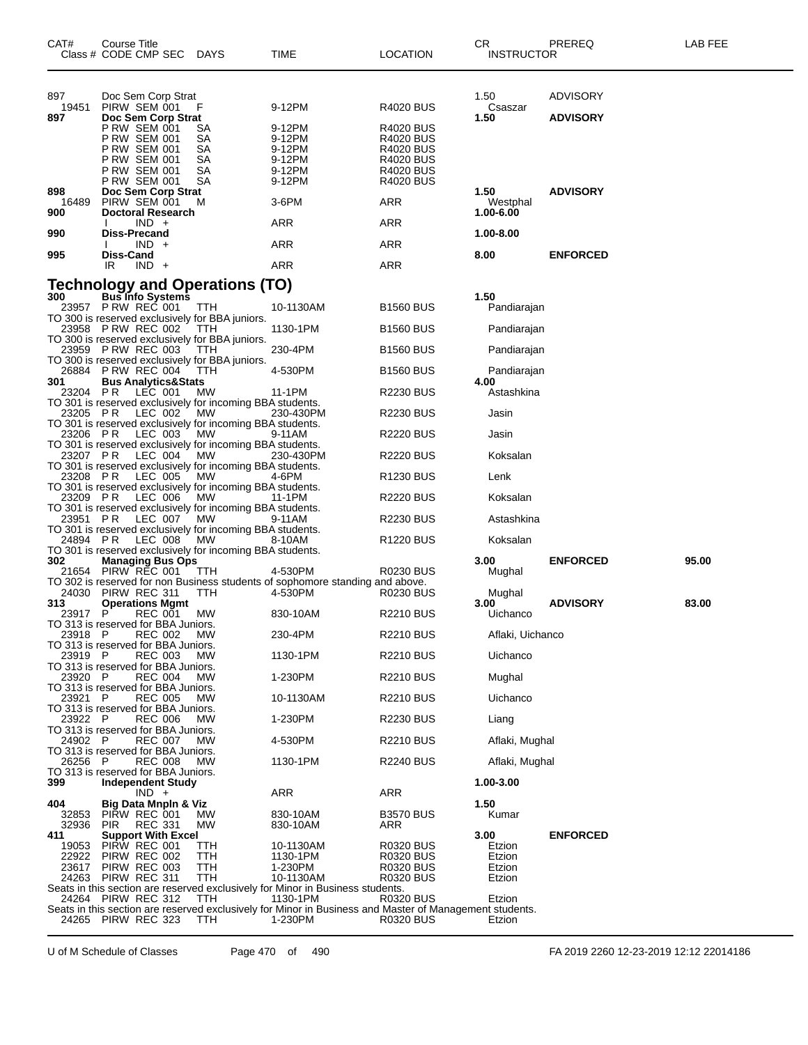| CAT# | Course Title Class # CODE CMP SEC | DAYS | TIME | LOCATION | CR INSTRUCTOR | PREREQ | LAB FEE |
|---|---|---|---|---|---|---|---|
| 897 | Doc Sem Corp Strat | | | | 1.50 | ADVISORY | |
| 19451 | PIRW SEM 001 | F | 9-12PM | R4020 BUS | Csaszar | | |
| **897** | **Doc Sem Corp Strat** | | | | **1.50** | **ADVISORY** | |
| | P RW SEM 001 | SA | 9-12PM | R4020 BUS | | | |
| | P RW SEM 001 | SA | 9-12PM | R4020 BUS | | | |
| | P RW SEM 001 | SA | 9-12PM | R4020 BUS | | | |
| | P RW SEM 001 | SA | 9-12PM | R4020 BUS | | | |
| | P RW SEM 001 | SA | 9-12PM | R4020 BUS | | | |
| | P RW SEM 001 | SA | 9-12PM | R4020 BUS | | | |
| **898** | **Doc Sem Corp Strat** | | | | **1.50** | **ADVISORY** | |
| 16489 | PIRW SEM 001 | M | 3-6PM | ARR | Westphal | | |
| **900** | **Doctoral Research** | | | | **1.00-6.00** | | |
| | I IND + | | ARR | ARR | | | |
| **990** | **Diss-Precand** | | | | **1.00-8.00** | | |
| | I IND + | | ARR | ARR | | | |
| **995** | **Diss-Cand** | | | | **8.00** | **ENFORCED** | |
| | IR IND + | | ARR | ARR | | | |

## Technology and Operations (TO)

| CAT# | Course Title Class # CODE CMP SEC | DAYS | TIME | LOCATION | CR INSTRUCTOR | PREREQ | LAB FEE |
|---|---|---|---|---|---|---|---|
| **300** | **Bus Info Systems** | | | | **1.50** | | |
| 23957 | P RW REC 001 | TTH | 10-1130AM | B1560 BUS | Pandiarajan | | |
| | TO 300 is reserved exclusively for BBA juniors. | | | | | | |
| 23958 | P RW REC 002 | TTH | 1130-1PM | B1560 BUS | Pandiarajan | | |
| | TO 300 is reserved exclusively for BBA juniors. | | | | | | |
| 23959 | P RW REC 003 | TTH | 230-4PM | B1560 BUS | Pandiarajan | | |
| | TO 300 is reserved exclusively for BBA juniors. | | | | | | |
| 26884 | P RW REC 004 | TTH | 4-530PM | B1560 BUS | Pandiarajan | | |
| **301** | **Bus Analytics&Stats** | | | | **4.00** | | |
| 23204 | P R LEC 001 | MW | 11-1PM | R2230 BUS | Astashkina | | |
| | TO 301 is reserved exclusively for incoming BBA students. | | | | | | |
| 23205 | P R LEC 002 | MW | 230-430PM | R2230 BUS | Jasin | | |
| | TO 301 is reserved exclusively for incoming BBA students. | | | | | | |
| 23206 | P R LEC 003 | MW | 9-11AM | R2220 BUS | Jasin | | |
| | TO 301 is reserved exclusively for incoming BBA students. | | | | | | |
| 23207 | P R LEC 004 | MW | 230-430PM | R2220 BUS | Koksalan | | |
| | TO 301 is reserved exclusively for incoming BBA students. | | | | | | |
| 23208 | P R LEC 005 | MW | 4-6PM | R1230 BUS | Lenk | | |
| | TO 301 is reserved exclusively for incoming BBA students. | | | | | | |
| 23209 | P R LEC 006 | MW | 11-1PM | R2220 BUS | Koksalan | | |
| | TO 301 is reserved exclusively for incoming BBA students. | | | | | | |
| 23951 | P R LEC 007 | MW | 9-11AM | R2230 BUS | Astashkina | | |
| | TO 301 is reserved exclusively for incoming BBA students. | | | | | | |
| 24894 | P R LEC 008 | MW | 8-10AM | R1220 BUS | Koksalan | | |
| | TO 301 is reserved exclusively for incoming BBA students. | | | | | | |
| **302** | **Managing Bus Ops** | | | | **3.00** | **ENFORCED** | **95.00** |
| 21654 | PIRW REC 001 | TTH | 4-530PM | R0230 BUS | Mughal | | |
| | TO 302 is reserved for non Business students of sophomore standing and above. | | | | | | |
| 24030 | PIRW REC 311 | TTH | 4-530PM | R0230 BUS | Mughal | | |
| **313** | **Operations Mgmt** | | | | **3.00** | **ADVISORY** | **83.00** |
| 23917 | P REC 001 | MW | 830-10AM | R2210 BUS | Uichanco | | |
| | TO 313 is reserved for BBA Juniors. | | | | | | |
| 23918 | P REC 002 | MW | 230-4PM | R2210 BUS | Aflaki, Uichanco | | |
| | TO 313 is reserved for BBA Juniors. | | | | | | |
| 23919 | P REC 003 | MW | 1130-1PM | R2210 BUS | Uichanco | | |
| | TO 313 is reserved for BBA Juniors. | | | | | | |
| 23920 | P REC 004 | MW | 1-230PM | R2210 BUS | Mughal | | |
| | TO 313 is reserved for BBA Juniors. | | | | | | |
| 23921 | P REC 005 | MW | 10-1130AM | R2210 BUS | Uichanco | | |
| | TO 313 is reserved for BBA Juniors. | | | | | | |
| 23922 | P REC 006 | MW | 1-230PM | R2230 BUS | Liang | | |
| | TO 313 is reserved for BBA Juniors. | | | | | | |
| 24902 | P REC 007 | MW | 4-530PM | R2210 BUS | Aflaki, Mughal | | |
| | TO 313 is reserved for BBA Juniors. | | | | | | |
| 26256 | P REC 008 | MW | 1130-1PM | R2240 BUS | Aflaki, Mughal | | |
| | TO 313 is reserved for BBA Juniors. | | | | | | |
| **399** | **Independent Study** | | | | **1.00-3.00** | | |
| | IND + | | ARR | ARR | | | |
| **404** | **Big Data Mnpln & Viz** | | | | **1.50** | | |
| 32853 | PIRW REC 001 | MW | 830-10AM | B3570 BUS | Kumar | | |
| 32936 | PIR REC 331 | MW | 830-10AM | ARR | | | |
| **411** | **Support With Excel** | | | | **3.00** | **ENFORCED** | |
| 19053 | PIRW REC 001 | TTH | 10-1130AM | R0320 BUS | Etzion | | |
| 22922 | PIRW REC 002 | TTH | 1130-1PM | R0320 BUS | Etzion | | |
| 23617 | PIRW REC 003 | TTH | 1-230PM | R0320 BUS | Etzion | | |
| 24263 | PIRW REC 311 | TTH | 10-1130AM | R0320 BUS | Etzion | | |
| | Seats in this section are reserved exclusively for Minor in Business students. | | | | | | |
| 24264 | PIRW REC 312 | TTH | 1130-1PM | R0320 BUS | Etzion | | |
| | Seats in this section are reserved exclusively for Minor in Business and Master of Management students. | | | | | | |
| 24265 | PIRW REC 323 | TTH | 1-230PM | R0320 BUS | Etzion | | |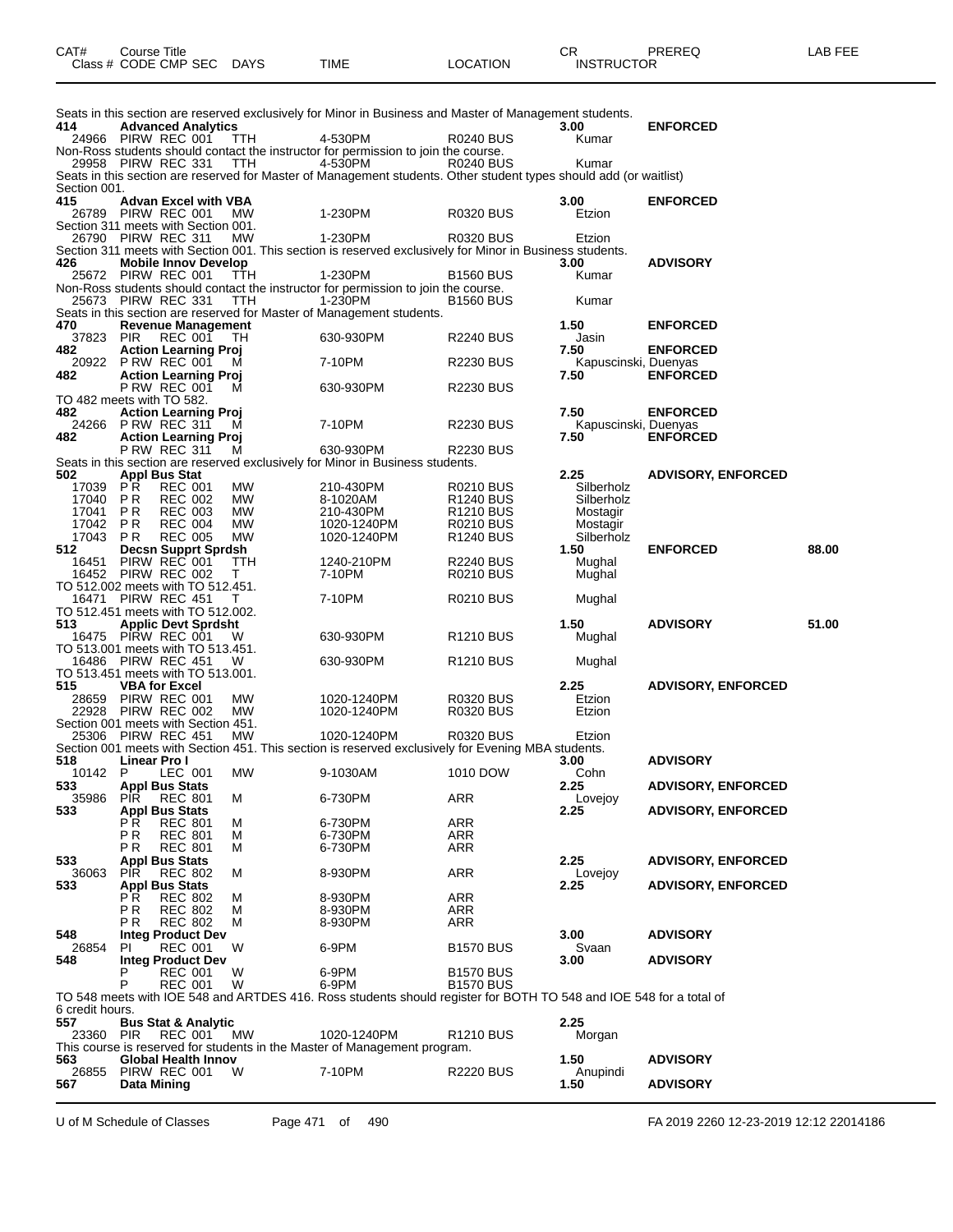| CAT# | Course Title<br>Class # CODE CMP SEC | DAYS | TIME | LOCATION | CR<br>INSTRUCTOR | PREREQ | LAB FEE |
|---|---|---|---|---|---|---|---|

Seats in this section are reserved exclusively for Minor in Business and Master of Management students.

| CAT# | Course Title / Class # CODE CMP SEC | DAYS | TIME | LOCATION | CR / INSTRUCTOR | PREREQ | LAB FEE |
|---|---|---|---|---|---|---|---|
| **414** | **Advanced Analytics** | | | | 3.00 | **ENFORCED** | |
| 24966 | PIRW REC 001 | TTH | 4-530PM | R0240 BUS | Kumar | | |

Non-Ross students should contact the instructor for permission to join the course.

| | | | | | | | |
|---|---|---|---|---|---|---|---|
| 29958 | PIRW REC 331 | TTH | 4-530PM | R0240 BUS | Kumar | | |

Seats in this section are reserved for Master of Management students. Other student types should add (or waitlist) Section 001.

| | | | | | | | |
|---|---|---|---|---|---|---|---|
| **415** | **Advan Excel with VBA** | | | | 3.00 | **ENFORCED** | |
| 26789 | PIRW REC 001 | MW | 1-230PM | R0320 BUS | Etzion | | |

Section 311 meets with Section 001.

| | | | | | | | |
|---|---|---|---|---|---|---|---|
| 26790 | PIRW REC 311 | MW | 1-230PM | R0320 BUS | Etzion | | |

Section 311 meets with Section 001. This section is reserved exclusively for Minor in Business students.

| | | | | | | | |
|---|---|---|---|---|---|---|---|
| **426** | **Mobile Innov Develop** | | | | 3.00 | **ADVISORY** | |
| 25672 | PIRW REC 001 | TTH | 1-230PM | B1560 BUS | Kumar | | |

Non-Ross students should contact the instructor for permission to join the course.

| | | | | | | | |
|---|---|---|---|---|---|---|---|
| 25673 | PIRW REC 331 | TTH | 1-230PM | B1560 BUS | Kumar | | |

Seats in this section are reserved for Master of Management students.

| | | | | | | | |
|---|---|---|---|---|---|---|---|
| **470** | **Revenue Management** | | | | 1.50 | **ENFORCED** | |
| 37823 | PIR REC 001 | TH | 630-930PM | R2240 BUS | Jasin | | |
| **482** | **Action Learning Proj** | | | | 7.50 | **ENFORCED** | |
| 20922 | P RW REC 001 | M | 7-10PM | R2230 BUS | Kapuscinski, Duenyas | | |
| **482** | **Action Learning Proj** | | | | 7.50 | **ENFORCED** | |
| | P RW REC 001 | M | 630-930PM | R2230 BUS | | | |

TO 482 meets with TO 582.

| | | | | | | | |
|---|---|---|---|---|---|---|---|
| **482** | **Action Learning Proj** | | | | 7.50 | **ENFORCED** | |
| 24266 | P RW REC 311 | M | 7-10PM | R2230 BUS | Kapuscinski, Duenyas | | |
| **482** | **Action Learning Proj** | | | | 7.50 | **ENFORCED** | |
| | P RW REC 311 | M | 630-930PM | R2230 BUS | | | |

Seats in this section are reserved exclusively for Minor in Business students.

| | | | | | | | |
|---|---|---|---|---|---|---|---|
| **502** | **Appl Bus Stat** | | | | 2.25 | **ADVISORY, ENFORCED** | |
| 17039 | P R REC 001 | MW | 210-430PM | R0210 BUS | Silberholz | | |
| 17040 | P R REC 002 | MW | 8-1020AM | R1240 BUS | Silberholz | | |
| 17041 | P R REC 003 | MW | 210-430PM | R1210 BUS | Mostagir | | |
| 17042 | P R REC 004 | MW | 1020-1240PM | R0210 BUS | Mostagir | | |
| 17043 | P R REC 005 | MW | 1020-1240PM | R1240 BUS | Silberholz | | |
| **512** | **Decsn Supprt Sprdsh** | | | | 1.50 | **ENFORCED** | 88.00 |
| 16451 | PIRW REC 001 | TTH | 1240-210PM | R2240 BUS | Mughal | | |
| 16452 | PIRW REC 002 | T | 7-10PM | R0210 BUS | Mughal | | |

TO 512.002 meets with TO 512.451.

| | | | | | | | |
|---|---|---|---|---|---|---|---|
| 16471 | PIRW REC 451 | T | 7-10PM | R0210 BUS | Mughal | | |

TO 512.451 meets with TO 512.002.

| | | | | | | | |
|---|---|---|---|---|---|---|---|
| **513** | **Applic Devt Sprdsht** | | | | 1.50 | **ADVISORY** | 51.00 |
| 16475 | PIRW REC 001 | W | 630-930PM | R1210 BUS | Mughal | | |

TO 513.001 meets with TO 513.451.

| | | | | | | | |
|---|---|---|---|---|---|---|---|
| 16486 | PIRW REC 451 | W | 630-930PM | R1210 BUS | Mughal | | |

TO 513.451 meets with TO 513.001.

| | | | | | | | |
|---|---|---|---|---|---|---|---|
| **515** | **VBA for Excel** | | | | 2.25 | **ADVISORY, ENFORCED** | |
| 28659 | PIRW REC 001 | MW | 1020-1240PM | R0320 BUS | Etzion | | |
| 22928 | PIRW REC 002 | MW | 1020-1240PM | R0320 BUS | Etzion | | |

Section 001 meets with Section 451.

| | | | | | | | |
|---|---|---|---|---|---|---|---|
| 25306 | PIRW REC 451 | MW | 1020-1240PM | R0320 BUS | Etzion | | |

Section 001 meets with Section 451. This section is reserved exclusively for Evening MBA students.

| | | | | | | | |
|---|---|---|---|---|---|---|---|
| **518** | **Linear Pro I** | | | | 3.00 | **ADVISORY** | |
| 10142 | P LEC 001 | MW | 9-1030AM | 1010 DOW | Cohn | | |
| **533** | **Appl Bus Stats** | | | | 2.25 | **ADVISORY, ENFORCED** | |
| 35986 | PIR REC 801 | M | 6-730PM | ARR | Lovejoy | | |
| **533** | **Appl Bus Stats** | | | | 2.25 | **ADVISORY, ENFORCED** | |
| | P R REC 801 | M | 6-730PM | ARR | | | |
| | P R REC 801 | M | 6-730PM | ARR | | | |
| | P R REC 801 | M | 6-730PM | ARR | | | |
| **533** | **Appl Bus Stats** | | | | 2.25 | **ADVISORY, ENFORCED** | |
| 36063 | PIR REC 802 | M | 8-930PM | ARR | Lovejoy | | |
| **533** | **Appl Bus Stats** | | | | 2.25 | **ADVISORY, ENFORCED** | |
| | P R REC 802 | M | 8-930PM | ARR | | | |
| | P R REC 802 | M | 8-930PM | ARR | | | |
| | P R REC 802 | M | 8-930PM | ARR | | | |
| **548** | **Integ Product Dev** | | | | 3.00 | **ADVISORY** | |
| 26854 | PI REC 001 | W | 6-9PM | B1570 BUS | Svaan | | |
| **548** | **Integ Product Dev** | | | | 3.00 | **ADVISORY** | |
| | P REC 001 | W | 6-9PM | B1570 BUS | | | |
| | P REC 001 | W | 6-9PM | B1570 BUS | | | |

TO 548 meets with IOE 548 and ARTDES 416. Ross students should register for BOTH TO 548 and IOE 548 for a total of 6 credit hours.

| | | | | | | | |
|---|---|---|---|---|---|---|---|
| **557** | **Bus Stat & Analytic** | | | | 2.25 | | |
| 23360 | PIR REC 001 | MW | 1020-1240PM | R1210 BUS | Morgan | | |

This course is reserved for students in the Master of Management program.

| | | | | | | | |
|---|---|---|---|---|---|---|---|
| **563** | **Global Health Innov** | | | | 1.50 | **ADVISORY** | |
| 26855 | PIRW REC 001 | W | 7-10PM | R2220 BUS | Anupindi | | |
| **567** | **Data Mining** | | | | 1.50 | **ADVISORY** | |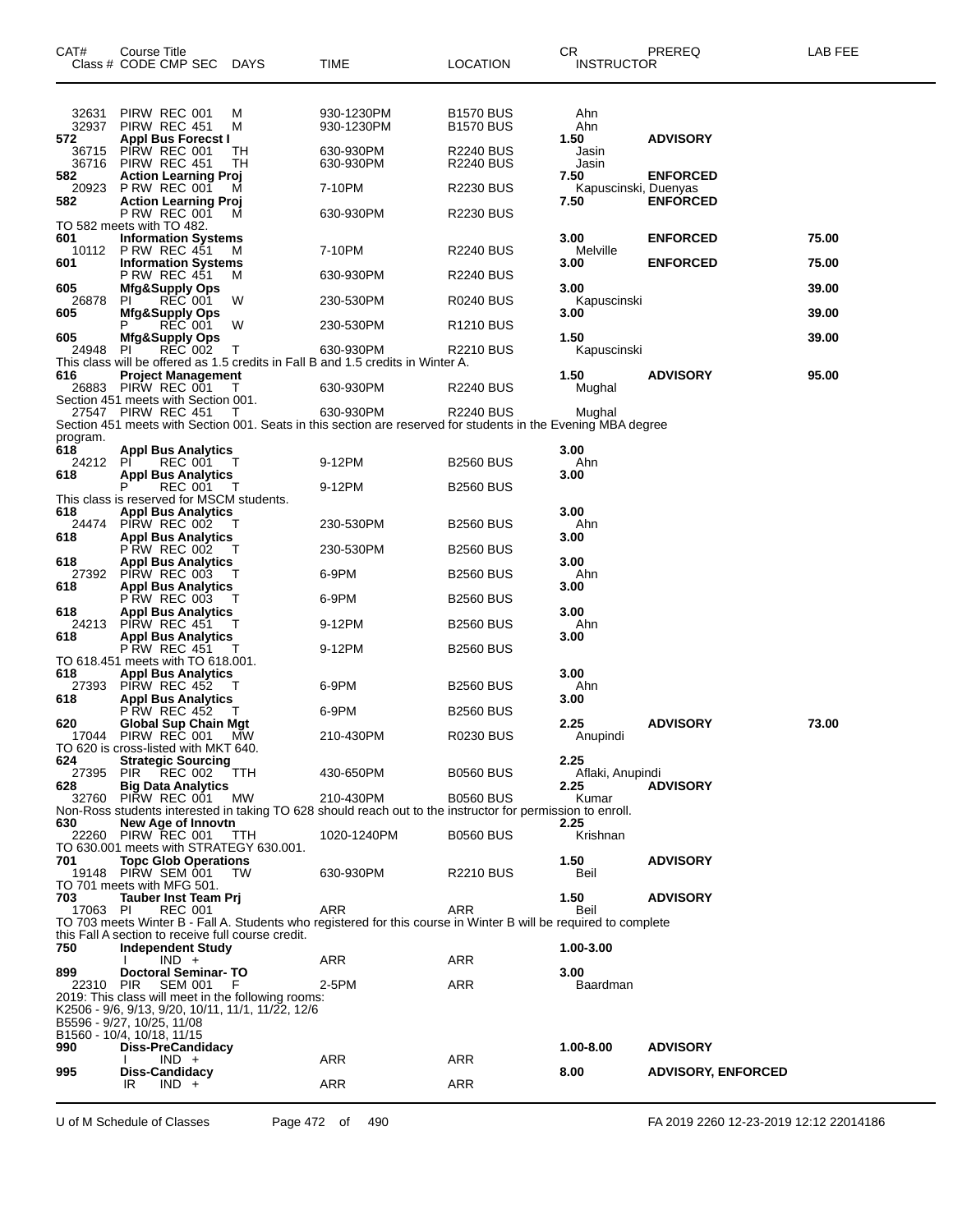| CAT# | Course Title Class # CODE CMP SEC | DAYS | TIME | LOCATION | CR INSTRUCTOR | PREREQ | LAB FEE |
|---|---|---|---|---|---|---|---|
| 32631 | PIRW REC 001 | M | 930-1230PM | B1570 BUS | Ahn | | |
| 32937 | PIRW REC 451 | M | 930-1230PM | B1570 BUS | Ahn | | |
| **572** | **Appl Bus Forecst I** | | | | **1.50** | **ADVISORY** | |
| 36715 | PIRW REC 001 | TH | 630-930PM | R2240 BUS | Jasin | | |
| 36716 | PIRW REC 451 | TH | 630-930PM | R2240 BUS | Jasin | | |
| **582** | **Action Learning Proj** | | | | **7.50** | **ENFORCED** | |
| 20923 | P RW REC 001 | M | 7-10PM | R2230 BUS | Kapuscinski, Duenyas | | |
| **582** | **Action Learning Proj** | | | | **7.50** | **ENFORCED** | |
| | P RW REC 001 | M | 630-930PM | R2230 BUS | | | |
| TO 582 meets with TO 482. | | | | | | | |
| **601** | **Information Systems** | | | | **3.00** | **ENFORCED** | **75.00** |
| 10112 | P RW REC 451 | M | 7-10PM | R2240 BUS | Melville | | |
| **601** | **Information Systems** | | | | **3.00** | **ENFORCED** | **75.00** |
| | P RW REC 451 | M | 630-930PM | R2240 BUS | | | |
| **605** | **Mfg&Supply Ops** | | | | **3.00** | | **39.00** |
| 26878 | PI REC 001 | W | 230-530PM | R0240 BUS | Kapuscinski | | |
| **605** | **Mfg&Supply Ops** | | | | **3.00** | | **39.00** |
| | P REC 001 | W | 230-530PM | R1210 BUS | | | |
| **605** | **Mfg&Supply Ops** | | | | **1.50** | | **39.00** |
| 24948 | PI REC 002 | T | 630-930PM | R2210 BUS | Kapuscinski | | |
| This class will be offered as 1.5 credits in Fall B and 1.5 credits in Winter A. | | | | | | | |
| **616** | **Project Management** | | | | **1.50** | **ADVISORY** | **95.00** |
| 26883 | PIRW REC 001 | T | 630-930PM | R2240 BUS | Mughal | | |
| Section 451 meets with Section 001. | | | | | | | |
| 27547 | PIRW REC 451 | T | 630-930PM | R2240 BUS | Mughal | | |
| Section 451 meets with Section 001. Seats in this section are reserved for students in the Evening MBA degree program. | | | | | | | |
| **618** | **Appl Bus Analytics** | | | | **3.00** | | |
| 24212 | PI REC 001 | T | 9-12PM | B2560 BUS | Ahn | | |
| **618** | **Appl Bus Analytics** | | | | **3.00** | | |
| | P REC 001 | T | 9-12PM | B2560 BUS | | | |
| This class is reserved for MSCM students. | | | | | | | |
| **618** | **Appl Bus Analytics** | | | | **3.00** | | |
| 24474 | PIRW REC 002 | T | 230-530PM | B2560 BUS | Ahn | | |
| **618** | **Appl Bus Analytics** | | | | **3.00** | | |
| | P RW REC 002 | T | 230-530PM | B2560 BUS | | | |
| **618** | **Appl Bus Analytics** | | | | **3.00** | | |
| 27392 | PIRW REC 003 | T | 6-9PM | B2560 BUS | Ahn | | |
| **618** | **Appl Bus Analytics** | | | | **3.00** | | |
| | P RW REC 003 | T | 6-9PM | B2560 BUS | | | |
| **618** | **Appl Bus Analytics** | | | | **3.00** | | |
| 24213 | PIRW REC 451 | T | 9-12PM | B2560 BUS | Ahn | | |
| **618** | **Appl Bus Analytics** | | | | **3.00** | | |
| | P RW REC 451 | T | 9-12PM | B2560 BUS | | | |
| TO 618.451 meets with TO 618.001. | | | | | | | |
| **618** | **Appl Bus Analytics** | | | | **3.00** | | |
| 27393 | PIRW REC 452 | T | 6-9PM | B2560 BUS | Ahn | | |
| **618** | **Appl Bus Analytics** | | | | **3.00** | | |
| | P RW REC 452 | T | 6-9PM | B2560 BUS | | | |
| **620** | **Global Sup Chain Mgt** | | | | **2.25** | **ADVISORY** | **73.00** |
| 17044 | PIRW REC 001 | MW | 210-430PM | R0230 BUS | Anupindi | | |
| TO 620 is cross-listed with MKT 640. | | | | | | | |
| **624** | **Strategic Sourcing** | | | | **2.25** | | |
| 27395 | PIR REC 002 | TTH | 430-650PM | B0560 BUS | Aflaki, Anupindi | | |
| **628** | **Big Data Analytics** | | | | **2.25** | **ADVISORY** | |
| 32760 | PIRW REC 001 | MW | 210-430PM | B0560 BUS | Kumar | | |
| Non-Ross students interested in taking TO 628 should reach out to the instructor for permission to enroll. | | | | | | | |
| **630** | **New Age of Innovtn** | | | | **2.25** | | |
| 22260 | PIRW REC 001 | TTH | 1020-1240PM | B0560 BUS | Krishnan | | |
| TO 630.001 meets with STRATEGY 630.001. | | | | | | | |
| **701** | **Topc Glob Operations** | | | | **1.50** | **ADVISORY** | |
| 19148 | PIRW SEM 001 | TW | 630-930PM | R2210 BUS | Beil | | |
| TO 701 meets with MFG 501. | | | | | | | |
| **703** | **Tauber Inst Team Prj** | | | | **1.50** | **ADVISORY** | |
| 17063 | PI REC 001 | | ARR | ARR | Beil | | |
| TO 703 meets Winter B - Fall A. Students who registered for this course in Winter B will be required to complete this Fall A section to receive full course credit. | | | | | | | |
| **750** | **Independent Study** | | | | **1.00-3.00** | | |
| | I IND + | | ARR | ARR | | | |
| **899** | **Doctoral Seminar- TO** | | | | **3.00** | | |
| 22310 | PIR SEM 001 | F | 2-5PM | ARR | Baardman | | |
| 2019: This class will meet in the following rooms: K2506 - 9/6, 9/13, 9/20, 10/11, 11/1, 11/22, 12/6 B5596 - 9/27, 10/25, 11/08 B1560 - 10/4, 10/18, 11/15 | | | | | | | |
| **990** | **Diss-PreCandidacy** | | | | **1.00-8.00** | **ADVISORY** | |
| | I IND + | | ARR | ARR | | | |
| **995** | **Diss-Candidacy** | | | | **8.00** | **ADVISORY, ENFORCED** | |
| | IR IND + | | ARR | ARR | | | |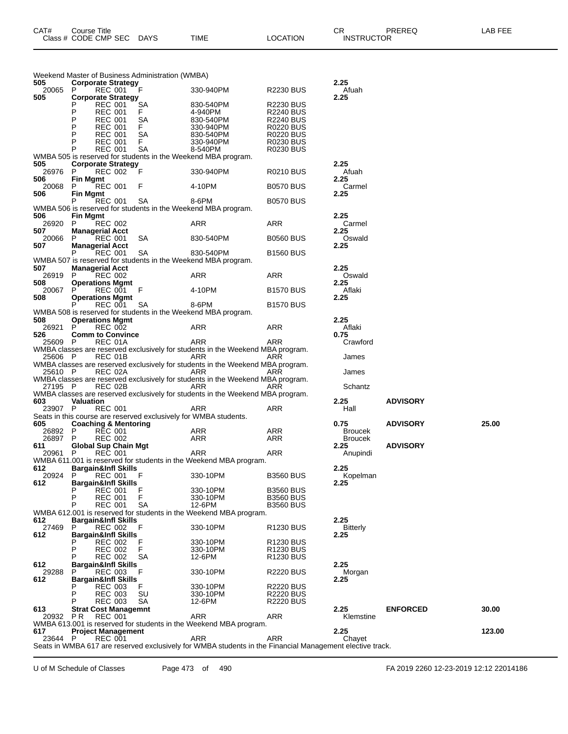| CAT# | Course Title<br>Class # CODE CMP SEC | DAYS | TIME | LOCATION | CR<br>INSTRUCTOR | PREREQ | LAB FEE |
|---|---|---|---|---|---|---|---|

Weekend Master of Business Administration (WMBA)

| CAT# / Class # | Course Title / CODE CMP SEC | DAYS | TIME | LOCATION | CR / INSTRUCTOR | PREREQ | LAB FEE |
|---|---|---|---|---|---|---|---|
| **505** | **Corporate Strategy** | | | | **2.25** | | |
| 20065 | P REC 001 | F | 330-940PM | R2230 BUS | Afuah | | |
| **505** | **Corporate Strategy** | | | | **2.25** | | |
| | P REC 001 | SA | 830-540PM | R2230 BUS | | | |
| | P REC 001 | F | 4-940PM | R2240 BUS | | | |
| | P REC 001 | SA | 830-540PM | R2240 BUS | | | |
| | P REC 001 | F | 330-940PM | R0220 BUS | | | |
| | P REC 001 | SA | 830-540PM | R0220 BUS | | | |
| | P REC 001 | F | 330-940PM | R0230 BUS | | | |
| | P REC 001 | SA | 8-540PM | R0230 BUS | | | |
| | WMBA 505 is reserved for students in the Weekend MBA program. | | | | | | |
| **505** | **Corporate Strategy** | | | | **2.25** | | |
| 26976 | P REC 002 | F | 330-940PM | R0210 BUS | Afuah | | |
| **506** | **Fin Mgmt** | | | | **2.25** | | |
| 20068 | P REC 001 | F | 4-10PM | B0570 BUS | Carmel | | |
| **506** | **Fin Mgmt** | | | | **2.25** | | |
| | P REC 001 | SA | 8-6PM | B0570 BUS | | | |
| | WMBA 506 is reserved for students in the Weekend MBA program. | | | | | | |
| **506** | **Fin Mgmt** | | | | **2.25** | | |
| 26920 | P REC 002 | | ARR | ARR | Carmel | | |
| **507** | **Managerial Acct** | | | | **2.25** | | |
| 20066 | P REC 001 | SA | 830-540PM | B0560 BUS | Oswald | | |
| **507** | **Managerial Acct** | | | | **2.25** | | |
| | P REC 001 | SA | 830-540PM | B1560 BUS | | | |
| | WMBA 507 is reserved for students in the Weekend MBA program. | | | | | | |
| **507** | **Managerial Acct** | | | | **2.25** | | |
| 26919 | P REC 002 | | ARR | ARR | Oswald | | |
| **508** | **Operations Mgmt** | | | | **2.25** | | |
| 20067 | P REC 001 | F | 4-10PM | B1570 BUS | Aflaki | | |
| **508** | **Operations Mgmt** | | | | **2.25** | | |
| | P REC 001 | SA | 8-6PM | B1570 BUS | | | |
| | WMBA 508 is reserved for students in the Weekend MBA program. | | | | | | |
| **508** | **Operations Mgmt** | | | | **2.25** | | |
| 26921 | P REC 002 | | ARR | ARR | Aflaki | | |
| **526** | **Comm to Convince** | | | | **0.75** | | |
| 25609 | P REC 01A | | ARR | ARR | Crawford | | |
| | WMBA classes are reserved exclusively for students in the Weekend MBA program. | | | | | | |
| 25606 | P REC 01B | | ARR | ARR | James | | |
| | WMBA classes are reserved exclusively for students in the Weekend MBA program. | | | | | | |
| 25610 | P REC 02A | | ARR | ARR | James | | |
| | WMBA classes are reserved exclusively for students in the Weekend MBA program. | | | | | | |
| 27195 | P REC 02B | | ARR | ARR | Schantz | | |
| | WMBA classes are reserved exclusively for students in the Weekend MBA program. | | | | | | |
| **603** | **Valuation** | | | | **2.25** | **ADVISORY** | |
| 23907 | P REC 001 | | ARR | ARR | Hall | | |
| | Seats in this course are reserved exclusively for WMBA students. | | | | | | |
| **605** | **Coaching & Mentoring** | | | | **0.75** | **ADVISORY** | **25.00** |
| 26892 | P REC 001 | | ARR | ARR | Broucek | | |
| 26897 | P REC 002 | | ARR | ARR | Broucek | | |
| **611** | **Global Sup Chain Mgt** | | | | **2.25** | **ADVISORY** | |
| 20961 | P REC 001 | | ARR | ARR | Anupindi | | |
| | WMBA 611.001 is reserved for students in the Weekend MBA program. | | | | | | |
| **612** | **Bargain&Infl Skills** | | | | **2.25** | | |
| 20924 | P REC 001 | F | 330-10PM | B3560 BUS | Kopelman | | |
| **612** | **Bargain&Infl Skills** | | | | **2.25** | | |
| | P REC 001 | F | 330-10PM | B3560 BUS | | | |
| | P REC 001 | F | 330-10PM | B3560 BUS | | | |
| | P REC 001 | SA | 12-6PM | B3560 BUS | | | |
| | WMBA 612.001 is reserved for students in the Weekend MBA program. | | | | | | |
| **612** | **Bargain&Infl Skills** | | | | **2.25** | | |
| 27469 | P REC 002 | F | 330-10PM | R1230 BUS | Bitterly | | |
| **612** | **Bargain&Infl Skills** | | | | **2.25** | | |
| | P REC 002 | F | 330-10PM | R1230 BUS | | | |
| | P REC 002 | F | 330-10PM | R1230 BUS | | | |
| | P REC 002 | SA | 12-6PM | R1230 BUS | | | |
| **612** | **Bargain&Infl Skills** | | | | **2.25** | | |
| 29288 | P REC 003 | F | 330-10PM | R2220 BUS | Morgan | | |
| **612** | **Bargain&Infl Skills** | | | | **2.25** | | |
| | P REC 003 | F | 330-10PM | R2220 BUS | | | |
| | P REC 003 | SU | 330-10PM | R2220 BUS | | | |
| | P REC 003 | SA | 12-6PM | R2220 BUS | | | |
| **613** | **Strat Cost Managemnt** | | | | **2.25** | **ENFORCED** | **30.00** |
| 20932 | P R REC 001 | | ARR | ARR | Klemstine | | |
| | WMBA 613.001 is reserved for students in the Weekend MBA program. | | | | | | |
| **617** | **Project Management** | | | | **2.25** | | **123.00** |
| 23644 | P REC 001 | | ARR | ARR | Chayet | | |
| | Seats in WMBA 617 are reserved exclusively for WMBA students in the Financial Management elective track. | | | | | | |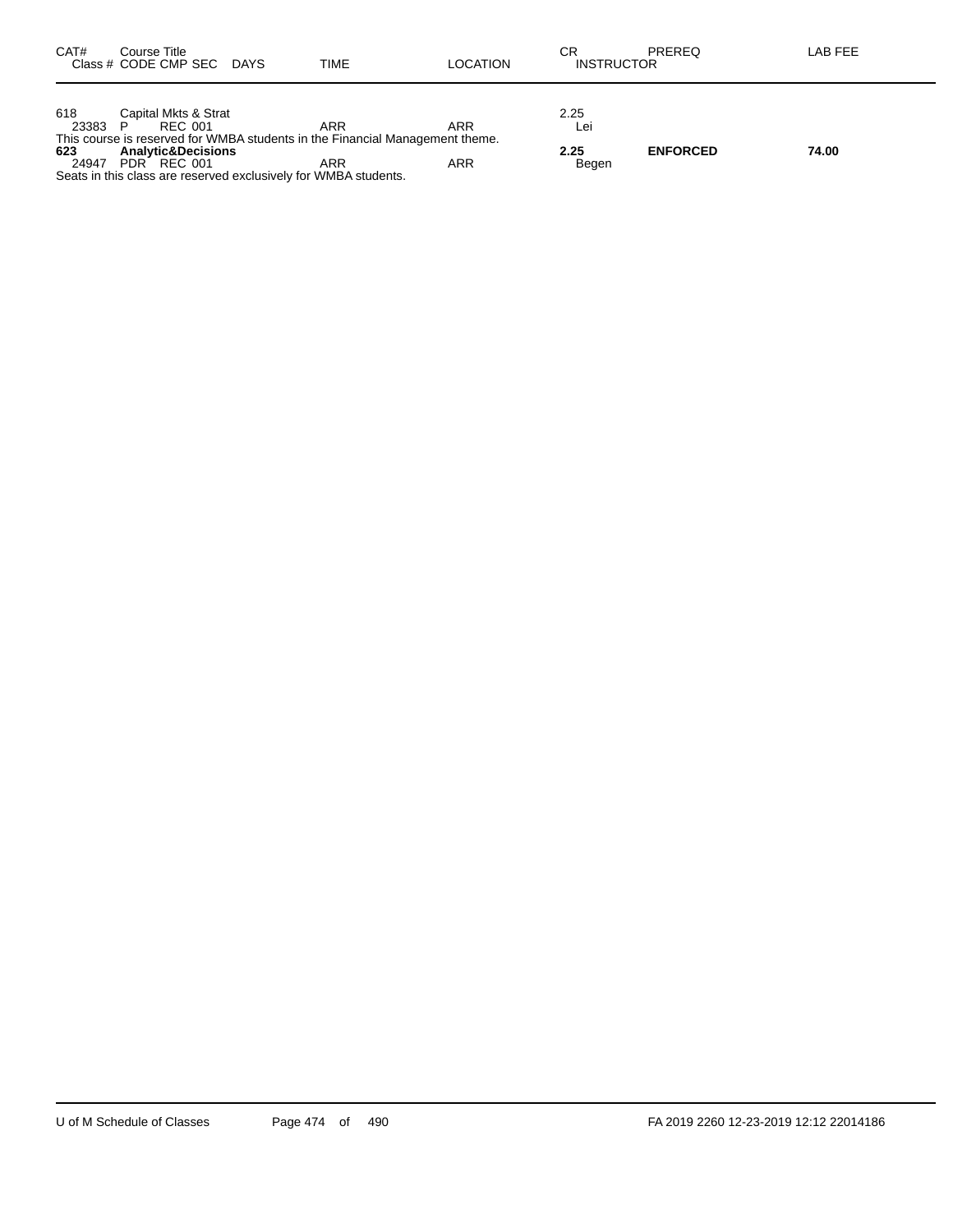| CAT# | Course Title<br>Class # CODE CMP SEC DAYS | TIME | LOCATION | CR<br>INSTRUCTOR | PREREQ | LAB FEE |
|---|---|---|---|---|---|---|
| 618 | Capital Mkts & Strat | | | 2.25 | | |
| 23383 | P REC 001 | ARR | ARR | Lei | | |
| This course is reserved for WMBA students in the Financial Management theme. | | | | | | |
| **623** | **Analytic&Decisions** | | | **2.25** | **ENFORCED** | **74.00** |
| 24947 | PDR REC 001 | ARR | ARR | Begen | | |
| Seats in this class are reserved exclusively for WMBA students. | | | | | | |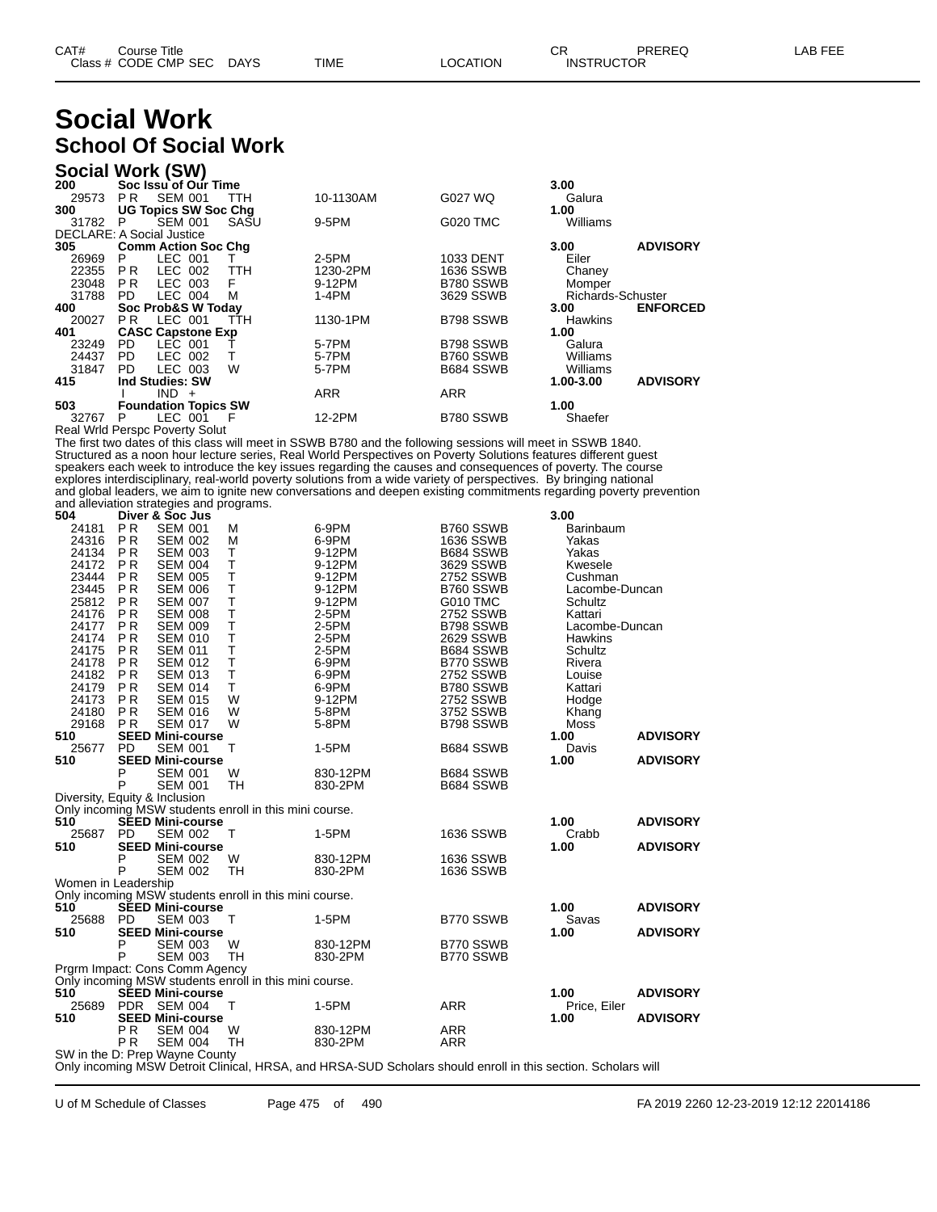# Social Work

## School Of Social Work

### Social Work (SW)

| CAT# | Course Title | | | | | | CR | PREREQ |
|---|---|---|---|---|---|---|---|---|
| Class # | CODE CMP SEC | | DAYS | TIME | LOCATION | INSTRUCTOR | | |
| **200** | **Soc Issu of Our Time** | | | | | | **3.00** | |
| 29573 | P R | SEM 001 | TTH | 10-1130AM | G027 WQ | Galura | | |
| **300** | **UG Topics SW Soc Chg** | | | | | | **1.00** | |
| 31782 | P | SEM 001 | SASU | 9-5PM | G020 TMC | Williams | | |

DECLARE: A Social Justice

| CAT# | Course Title | | | | | | CR | PREREQ |
|---|---|---|---|---|---|---|---|---|
| **305** | **Comm Action Soc Chg** | | | | | | **3.00** | **ADVISORY** |
| 26969 | P | LEC 001 | T | 2-5PM | 1033 DENT | Eiler | | |
| 22355 | P R | LEC 002 | TTH | 1230-2PM | 1636 SSWB | Chaney | | |
| 23048 | P R | LEC 003 | F | 9-12PM | B780 SSWB | Momper | | |
| 31788 | PD | LEC 004 | M | 1-4PM | 3629 SSWB | Richards-Schuster | | |
| **400** | **Soc Prob&S W Today** | | | | | | **3.00** | **ENFORCED** |
| 20027 | P R | LEC 001 | TTH | 1130-1PM | B798 SSWB | Hawkins | | |
| **401** | **CASC Capstone Exp** | | | | | | **1.00** | |
| 23249 | PD | LEC 001 | T | 5-7PM | B798 SSWB | Galura | | |
| 24437 | PD | LEC 002 | T | 5-7PM | B760 SSWB | Williams | | |
| 31847 | PD | LEC 003 | W | 5-7PM | B684 SSWB | Williams | | |
| **415** | **Ind Studies: SW** | | | | | | **1.00-3.00** | **ADVISORY** |
| | I | IND + | | ARR | ARR | | | |
| **503** | **Foundation Topics SW** | | | | | | **1.00** | |
| 32767 | P | LEC 001 | F | 12-2PM | B780 SSWB | Shaefer | | |

Real Wrld Perspc Poverty Solut

The first two dates of this class will meet in SSWB B780 and the following sessions will meet in SSWB 1840. Structured as a noon hour lecture series, Real World Perspectives on Poverty Solutions features different guest speakers each week to introduce the key issues regarding the causes and consequences of poverty. The course explores interdisciplinary, real-world poverty solutions from a wide variety of perspectives. By bringing national and global leaders, we aim to ignite new conversations and deepen existing commitments regarding poverty prevention and alleviation strategies and programs.

| CAT# | Course Title | | | | | | CR | PREREQ |
|---|---|---|---|---|---|---|---|---|
| **504** | **Diver & Soc Jus** | | | | | | **3.00** | |
| 24181 | P R | SEM 001 | M | 6-9PM | B760 SSWB | Barinbaum | | |
| 24316 | P R | SEM 002 | M | 6-9PM | 1636 SSWB | Yakas | | |
| 24134 | P R | SEM 003 | T | 9-12PM | B684 SSWB | Yakas | | |
| 24172 | P R | SEM 004 | T | 9-12PM | 3629 SSWB | Kwesele | | |
| 23444 | P R | SEM 005 | T | 9-12PM | 2752 SSWB | Cushman | | |
| 23445 | P R | SEM 006 | T | 9-12PM | B760 SSWB | Lacombe-Duncan | | |
| 25812 | P R | SEM 007 | T | 9-12PM | G010 TMC | Schultz | | |
| 24176 | P R | SEM 008 | T | 2-5PM | 2752 SSWB | Kattari | | |
| 24177 | P R | SEM 009 | T | 2-5PM | B798 SSWB | Lacombe-Duncan | | |
| 24174 | P R | SEM 010 | T | 2-5PM | 2629 SSWB | Hawkins | | |
| 24175 | P R | SEM 011 | T | 2-5PM | B684 SSWB | Schultz | | |
| 24178 | P R | SEM 012 | T | 6-9PM | B770 SSWB | Rivera | | |
| 24182 | P R | SEM 013 | T | 6-9PM | 2752 SSWB | Louise | | |
| 24179 | P R | SEM 014 | T | 6-9PM | B780 SSWB | Kattari | | |
| 24173 | P R | SEM 015 | W | 9-12PM | 2752 SSWB | Hodge | | |
| 24180 | P R | SEM 016 | W | 5-8PM | 3752 SSWB | Khang | | |
| 29168 | P R | SEM 017 | W | 5-8PM | B798 SSWB | Moss | | |
| **510** | **SEED Mini-course** | | | | | | **1.00** | **ADVISORY** |
| 25677 | PD | SEM 001 | T | 1-5PM | B684 SSWB | Davis | | |
| **510** | **SEED Mini-course** | | | | | | **1.00** | **ADVISORY** |
| | P | SEM 001 | W | 830-12PM | B684 SSWB | | | |
| | P | SEM 001 | TH | 830-2PM | B684 SSWB | | | |

Diversity, Equity & Inclusion

Only incoming MSW students enroll in this mini course.

| CAT# | Course Title | | | | | | CR | PREREQ |
|---|---|---|---|---|---|---|---|---|
| **510** | **SEED Mini-course** | | | | | | **1.00** | **ADVISORY** |
| 25687 | PD | SEM 002 | T | 1-5PM | 1636 SSWB | Crabb | | |
| **510** | **SEED Mini-course** | | | | | | **1.00** | **ADVISORY** |
| | P | SEM 002 | W | 830-12PM | 1636 SSWB | | | |
| | P | SEM 002 | TH | 830-2PM | 1636 SSWB | | | |

Women in Leadership

Only incoming MSW students enroll in this mini course.

| CAT# | Course Title | | | | | | CR | PREREQ |
|---|---|---|---|---|---|---|---|---|
| **510** | **SEED Mini-course** | | | | | | **1.00** | **ADVISORY** |
| 25688 | PD | SEM 003 | T | 1-5PM | B770 SSWB | Savas | | |
| **510** | **SEED Mini-course** | | | | | | **1.00** | **ADVISORY** |
| | P | SEM 003 | W | 830-12PM | B770 SSWB | | | |
| | P | SEM 003 | TH | 830-2PM | B770 SSWB | | | |

Prgrm Impact: Cons Comm Agency

Only incoming MSW students enroll in this mini course.

| CAT# | Course Title | | | | | | CR | PREREQ |
|---|---|---|---|---|---|---|---|---|
| **510** | **SEED Mini-course** | | | | | | **1.00** | **ADVISORY** |
| 25689 | PDR | SEM 004 | T | 1-5PM | ARR | Price, Eiler | | |
| **510** | **SEED Mini-course** | | | | | | **1.00** | **ADVISORY** |
| | P R | SEM 004 | W | 830-12PM | ARR | | | |
| | P R | SEM 004 | TH | 830-2PM | ARR | | | |

SW in the D: Prep Wayne County

Only incoming MSW Detroit Clinical, HRSA, and HRSA-SUD Scholars should enroll in this section. Scholars will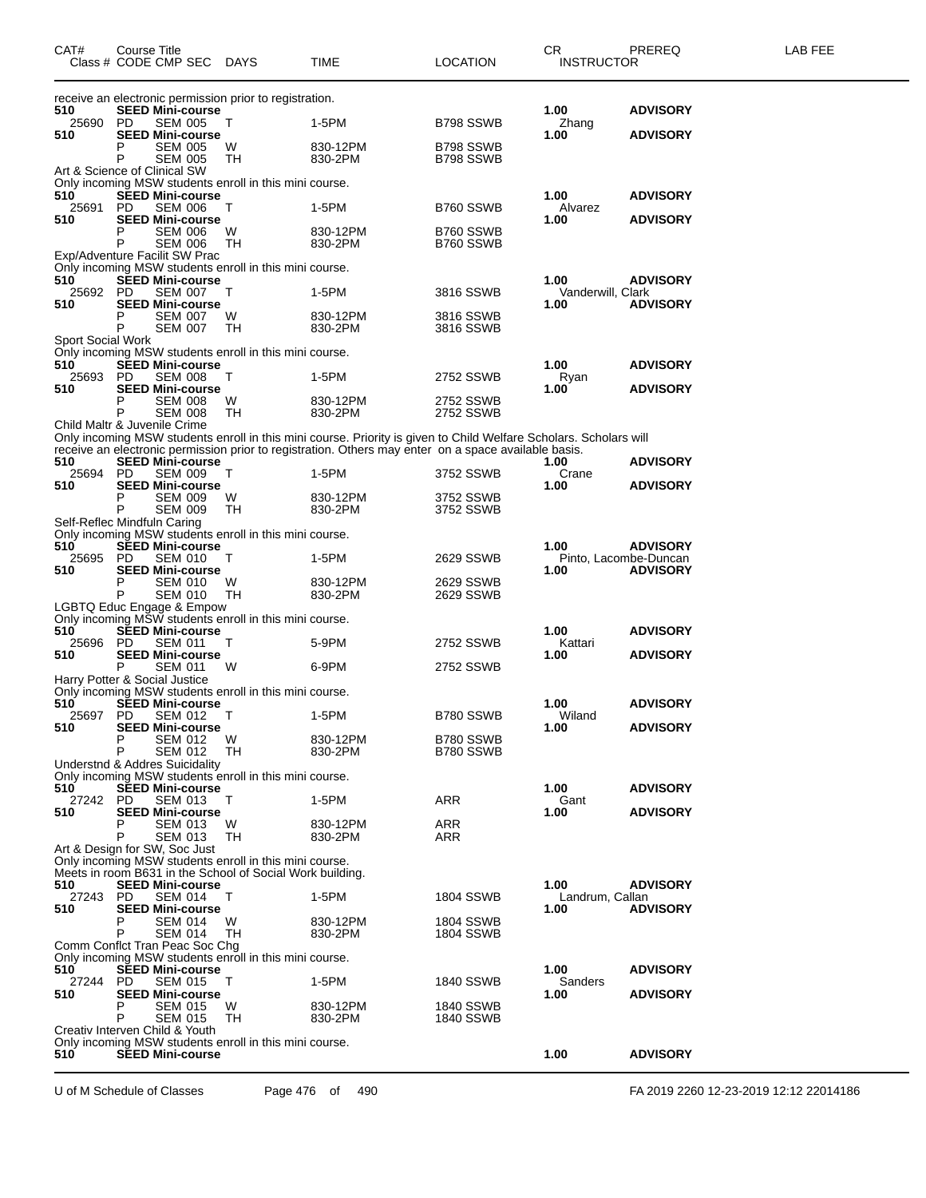| CAT# | Course Title Class # CODE CMP SEC | DAYS | TIME | LOCATION | CR INSTRUCTOR | PREREQ | LAB FEE |
|---|---|---|---|---|---|---|---|
| receive an electronic permission prior to registration. | | | | | | | |
| 510 | **SEED Mini-course** | | | | **1.00** | **ADVISORY** | |
| 25690 | PD SEM 005 | T | 1-5PM | B798 SSWB | Zhang | | |
| 510 | **SEED Mini-course** | | | | **1.00** | **ADVISORY** | |
| | P SEM 005 | W | 830-12PM | B798 SSWB | | | |
| | P SEM 005 | TH | 830-2PM | B798 SSWB | | | |
| Art & Science of Clinical SW | | | | | | | |
| Only incoming MSW students enroll in this mini course. | | | | | | | |
| 510 | **SEED Mini-course** | | | | **1.00** | **ADVISORY** | |
| 25691 | PD SEM 006 | T | 1-5PM | B760 SSWB | Alvarez | | |
| 510 | **SEED Mini-course** | | | | **1.00** | **ADVISORY** | |
| | P SEM 006 | W | 830-12PM | B760 SSWB | | | |
| | P SEM 006 | TH | 830-2PM | B760 SSWB | | | |
| Exp/Adventure Facilit SW Prac | | | | | | | |
| Only incoming MSW students enroll in this mini course. | | | | | | | |
| 510 | **SEED Mini-course** | | | | **1.00** | **ADVISORY** | |
| 25692 | PD SEM 007 | T | 1-5PM | 3816 SSWB | Vanderwill, Clark | | |
| 510 | **SEED Mini-course** | | | | **1.00** | **ADVISORY** | |
| | P SEM 007 | W | 830-12PM | 3816 SSWB | | | |
| | P SEM 007 | TH | 830-2PM | 3816 SSWB | | | |
| Sport Social Work | | | | | | | |
| Only incoming MSW students enroll in this mini course. | | | | | | | |
| 510 | **SEED Mini-course** | | | | **1.00** | **ADVISORY** | |
| 25693 | PD SEM 008 | T | 1-5PM | 2752 SSWB | Ryan | | |
| 510 | **SEED Mini-course** | | | | **1.00** | **ADVISORY** | |
| | P SEM 008 | W | 830-12PM | 2752 SSWB | | | |
| | P SEM 008 | TH | 830-2PM | 2752 SSWB | | | |
| Child Maltr & Juvenile Crime | | | | | | | |
| Only incoming MSW students enroll in this mini course. Priority is given to Child Welfare Scholars. Scholars will receive an electronic permission prior to registration. Others may enter on a space available basis. | | | | | | | |
| 510 | **SEED Mini-course** | | | | **1.00** | **ADVISORY** | |
| 25694 | PD SEM 009 | T | 1-5PM | 3752 SSWB | Crane | | |
| 510 | **SEED Mini-course** | | | | **1.00** | **ADVISORY** | |
| | P SEM 009 | W | 830-12PM | 3752 SSWB | | | |
| | P SEM 009 | TH | 830-2PM | 3752 SSWB | | | |
| Self-Reflec Mindfuln Caring | | | | | | | |
| Only incoming MSW students enroll in this mini course. | | | | | | | |
| 510 | **SEED Mini-course** | | | | **1.00** | **ADVISORY** | |
| 25695 | PD SEM 010 | T | 1-5PM | 2629 SSWB | Pinto, Lacombe-Duncan | | |
| 510 | **SEED Mini-course** | | | | **1.00** | **ADVISORY** | |
| | P SEM 010 | W | 830-12PM | 2629 SSWB | | | |
| | P SEM 010 | TH | 830-2PM | 2629 SSWB | | | |
| LGBTQ Educ Engage & Empow | | | | | | | |
| Only incoming MSW students enroll in this mini course. | | | | | | | |
| 510 | **SEED Mini-course** | | | | **1.00** | **ADVISORY** | |
| 25696 | PD SEM 011 | T | 5-9PM | 2752 SSWB | Kattari | | |
| 510 | **SEED Mini-course** | | | | **1.00** | **ADVISORY** | |
| | P SEM 011 | W | 6-9PM | 2752 SSWB | | | |
| Harry Potter & Social Justice | | | | | | | |
| Only incoming MSW students enroll in this mini course. | | | | | | | |
| 510 | **SEED Mini-course** | | | | **1.00** | **ADVISORY** | |
| 25697 | PD SEM 012 | T | 1-5PM | B780 SSWB | Wiland | | |
| 510 | **SEED Mini-course** | | | | **1.00** | **ADVISORY** | |
| | P SEM 012 | W | 830-12PM | B780 SSWB | | | |
| | P SEM 012 | TH | 830-2PM | B780 SSWB | | | |
| Understnd & Addres Suicidality | | | | | | | |
| Only incoming MSW students enroll in this mini course. | | | | | | | |
| 510 | **SEED Mini-course** | | | | **1.00** | **ADVISORY** | |
| 27242 | PD SEM 013 | T | 1-5PM | ARR | Gant | | |
| 510 | **SEED Mini-course** | | | | **1.00** | **ADVISORY** | |
| | P SEM 013 | W | 830-12PM | ARR | | | |
| | P SEM 013 | TH | 830-2PM | ARR | | | |
| Art & Design for SW, Soc Just | | | | | | | |
| Only incoming MSW students enroll in this mini course. Meets in room B631 in the School of Social Work building. | | | | | | | |
| 510 | **SEED Mini-course** | | | | **1.00** | **ADVISORY** | |
| 27243 | PD SEM 014 | T | 1-5PM | 1804 SSWB | Landrum, Callan | | |
| 510 | **SEED Mini-course** | | | | **1.00** | **ADVISORY** | |
| | P SEM 014 | W | 830-12PM | 1804 SSWB | | | |
| | P SEM 014 | TH | 830-2PM | 1804 SSWB | | | |
| Comm Conflct Tran Peac Soc Chg | | | | | | | |
| Only incoming MSW students enroll in this mini course. | | | | | | | |
| 510 | **SEED Mini-course** | | | | **1.00** | **ADVISORY** | |
| 27244 | PD SEM 015 | T | 1-5PM | 1840 SSWB | Sanders | | |
| 510 | **SEED Mini-course** | | | | **1.00** | **ADVISORY** | |
| | P SEM 015 | W | 830-12PM | 1840 SSWB | | | |
| | P SEM 015 | TH | 830-2PM | 1840 SSWB | | | |
| Creativ Interven Child & Youth | | | | | | | |
| Only incoming MSW students enroll in this mini course. | | | | | | | |
| 510 | **SEED Mini-course** | | | | **1.00** | **ADVISORY** | |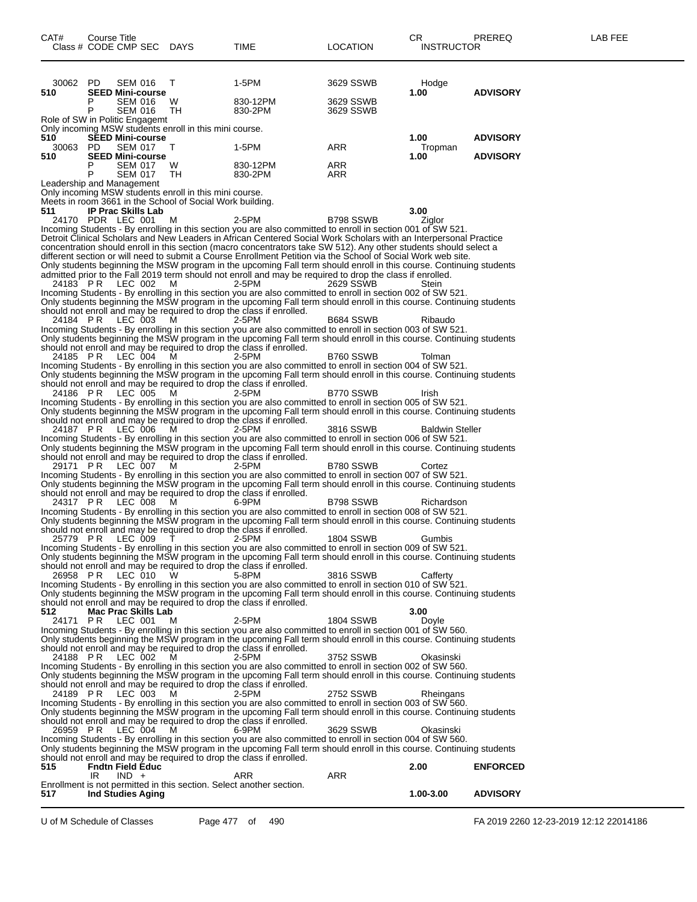| CAT# Class # | Course Title CODE CMP SEC | DAYS | TIME | LOCATION | CR INSTRUCTOR | PREREQ | LAB FEE |
|---|---|---|---|---|---|---|---|
| 30062 | PD SEM 016 | T | 1-5PM | 3629 SSWB | Hodge | | |
| **510** | **SEED Mini-course** | | | | **1.00** | **ADVISORY** | |
| | P SEM 016 | W | 830-12PM | 3629 SSWB | | | |
| | P SEM 016 | TH | 830-2PM | 3629 SSWB | | | |

Role of SW in Politic Engagemt
Only incoming MSW students enroll in this mini course.

| CAT# Class # | Course Title CODE CMP SEC | DAYS | TIME | LOCATION | CR INSTRUCTOR | PREREQ | LAB FEE |
|---|---|---|---|---|---|---|---|
| **510** | **SEED Mini-course** | | | | **1.00** | **ADVISORY** | |
| 30063 | PD SEM 017 | T | 1-5PM | ARR | Tropman | | |
| **510** | **SEED Mini-course** | | | | **1.00** | **ADVISORY** | |
| | P SEM 017 | W | 830-12PM | ARR | | | |
| | P SEM 017 | TH | 830-2PM | ARR | | | |

Leadership and Management
Only incoming MSW students enroll in this mini course.
Meets in room 3661 in the School of Social Work building.

**511 IP Prac Skills Lab** — **3.00**

| Class # | CODE CMP SEC | DAYS | TIME | LOCATION | INSTRUCTOR |
|---|---|---|---|---|---|
| 24170 | PDR LEC 001 | M | 2-5PM | B798 SSWB | Ziglor |

Incoming Students - By enrolling in this section you are also committed to enroll in section 001 of SW 521.
Detroit Clinical Scholars and New Leaders in African Centered Social Work Scholars with an Interpersonal Practice concentration should enroll in this section (macro concentrators take SW 512). Any other students should select a different section or will need to submit a Course Enrollment Petition via the School of Social Work web site.
Only students beginning the MSW program in the upcoming Fall term should enroll in this course. Continuing students admitted prior to the Fall 2019 term should not enroll and may be required to drop the class if enrolled.

| Class # | CODE CMP SEC | DAYS | TIME | LOCATION | INSTRUCTOR |
|---|---|---|---|---|---|
| 24183 | P R LEC 002 | M | 2-5PM | 2629 SSWB | Stein |

Incoming Students - By enrolling in this section you are also committed to enroll in section 002 of SW 521.
Only students beginning the MSW program in the upcoming Fall term should enroll in this course. Continuing students should not enroll and may be required to drop the class if enrolled.

| Class # | CODE CMP SEC | DAYS | TIME | LOCATION | INSTRUCTOR |
|---|---|---|---|---|---|
| 24184 | P R LEC 003 | M | 2-5PM | B684 SSWB | Ribaudo |

Incoming Students - By enrolling in this section you are also committed to enroll in section 003 of SW 521.
Only students beginning the MSW program in the upcoming Fall term should enroll in this course. Continuing students should not enroll and may be required to drop the class if enrolled.

| Class # | CODE CMP SEC | DAYS | TIME | LOCATION | INSTRUCTOR |
|---|---|---|---|---|---|
| 24185 | P R LEC 004 | M | 2-5PM | B760 SSWB | Tolman |

Incoming Students - By enrolling in this section you are also committed to enroll in section 004 of SW 521.
Only students beginning the MSW program in the upcoming Fall term should enroll in this course. Continuing students should not enroll and may be required to drop the class if enrolled.

| Class # | CODE CMP SEC | DAYS | TIME | LOCATION | INSTRUCTOR |
|---|---|---|---|---|---|
| 24186 | P R LEC 005 | M | 2-5PM | B770 SSWB | Irish |

Incoming Students - By enrolling in this section you are also committed to enroll in section 005 of SW 521.
Only students beginning the MSW program in the upcoming Fall term should enroll in this course. Continuing students should not enroll and may be required to drop the class if enrolled.

| Class # | CODE CMP SEC | DAYS | TIME | LOCATION | INSTRUCTOR |
|---|---|---|---|---|---|
| 24187 | P R LEC 006 | M | 2-5PM | 3816 SSWB | Baldwin Steller |

Incoming Students - By enrolling in this section you are also committed to enroll in section 006 of SW 521.
Only students beginning the MSW program in the upcoming Fall term should enroll in this course. Continuing students should not enroll and may be required to drop the class if enrolled.

| Class # | CODE CMP SEC | DAYS | TIME | LOCATION | INSTRUCTOR |
|---|---|---|---|---|---|
| 29171 | P R LEC 007 | M | 2-5PM | B780 SSWB | Cortez |

Incoming Students - By enrolling in this section you are also committed to enroll in section 007 of SW 521.
Only students beginning the MSW program in the upcoming Fall term should enroll in this course. Continuing students should not enroll and may be required to drop the class if enrolled.

| Class # | CODE CMP SEC | DAYS | TIME | LOCATION | INSTRUCTOR |
|---|---|---|---|---|---|
| 24317 | P R LEC 008 | M | 6-9PM | B798 SSWB | Richardson |

Incoming Students - By enrolling in this section you are also committed to enroll in section 008 of SW 521.
Only students beginning the MSW program in the upcoming Fall term should enroll in this course. Continuing students should not enroll and may be required to drop the class if enrolled.

| Class # | CODE CMP SEC | DAYS | TIME | LOCATION | INSTRUCTOR |
|---|---|---|---|---|---|
| 25779 | P R LEC 009 | T | 2-5PM | 1804 SSWB | Gumbis |

Incoming Students - By enrolling in this section you are also committed to enroll in section 009 of SW 521.
Only students beginning the MSW program in the upcoming Fall term should enroll in this course. Continuing students should not enroll and may be required to drop the class if enrolled.

| Class # | CODE CMP SEC | DAYS | TIME | LOCATION | INSTRUCTOR |
|---|---|---|---|---|---|
| 26958 | P R LEC 010 | W | 5-8PM | 3816 SSWB | Cafferty |

Incoming Students - By enrolling in this section you are also committed to enroll in section 010 of SW 521.
Only students beginning the MSW program in the upcoming Fall term should enroll in this course. Continuing students should not enroll and may be required to drop the class if enrolled.

**512 Mac Prac Skills Lab** — **3.00**

| Class # | CODE CMP SEC | DAYS | TIME | LOCATION | INSTRUCTOR |
|---|---|---|---|---|---|
| 24171 | P R LEC 001 | M | 2-5PM | 1804 SSWB | Doyle |

Incoming Students - By enrolling in this section you are also committed to enroll in section 001 of SW 560.
Only students beginning the MSW program in the upcoming Fall term should enroll in this course. Continuing students should not enroll and may be required to drop the class if enrolled.

| Class # | CODE CMP SEC | DAYS | TIME | LOCATION | INSTRUCTOR |
|---|---|---|---|---|---|
| 24188 | P R LEC 002 | M | 2-5PM | 3752 SSWB | Okasinski |

Incoming Students - By enrolling in this section you are also committed to enroll in section 002 of SW 560.
Only students beginning the MSW program in the upcoming Fall term should enroll in this course. Continuing students should not enroll and may be required to drop the class if enrolled.

| Class # | CODE CMP SEC | DAYS | TIME | LOCATION | INSTRUCTOR |
|---|---|---|---|---|---|
| 24189 | P R LEC 003 | M | 2-5PM | 2752 SSWB | Rheingans |

Incoming Students - By enrolling in this section you are also committed to enroll in section 003 of SW 560.
Only students beginning the MSW program in the upcoming Fall term should enroll in this course. Continuing students should not enroll and may be required to drop the class if enrolled.

| Class # | CODE CMP SEC | DAYS | TIME | LOCATION | INSTRUCTOR |
|---|---|---|---|---|---|
| 26959 | P R LEC 004 | M | 6-9PM | 3629 SSWB | Okasinski |

Incoming Students - By enrolling in this section you are also committed to enroll in section 004 of SW 560.
Only students beginning the MSW program in the upcoming Fall term should enroll in this course. Continuing students should not enroll and may be required to drop the class if enrolled.

**515 Fndtn Field Educ** — **2.00** — **ENFORCED**

| Class # | CODE CMP SEC | DAYS | TIME | LOCATION | INSTRUCTOR |
|---|---|---|---|---|---|
| | IR IND + | | ARR | ARR | |

Enrollment is not permitted in this section. Select another section.

**517 Ind Studies Aging** — **1.00-3.00** — **ADVISORY**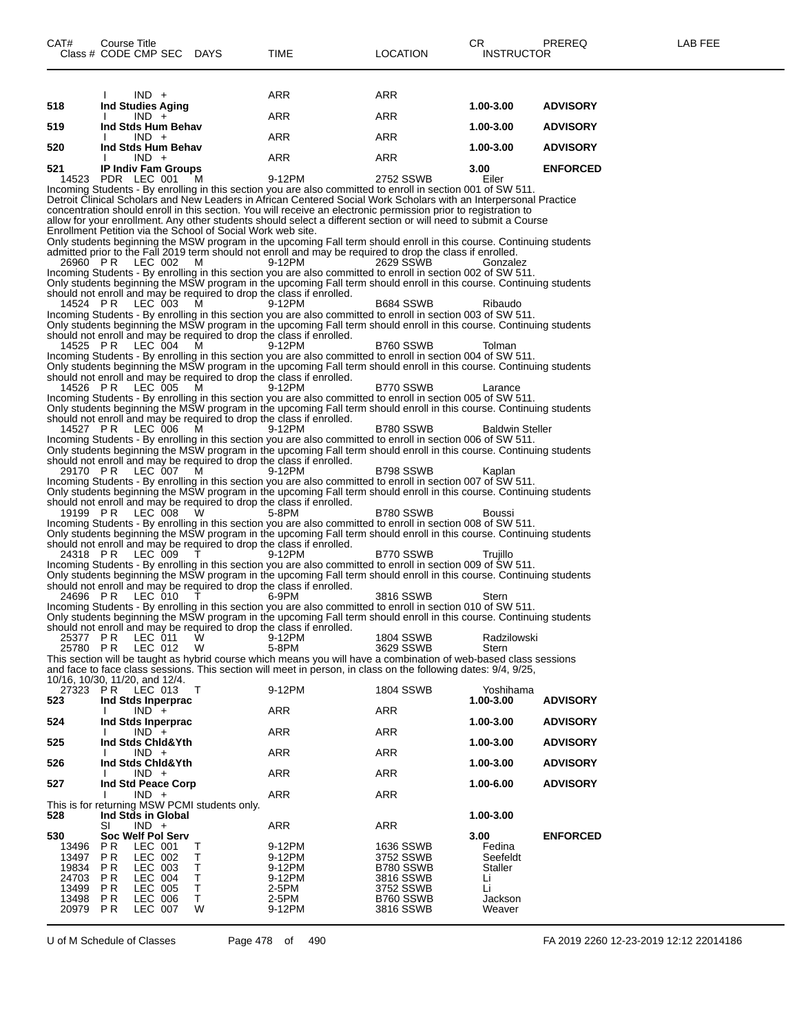| CAT# | Course Title Class # CODE CMP SEC | DAYS | TIME | LOCATION | CR INSTRUCTOR | PREREQ | LAB FEE |
|---|---|---|---|---|---|---|---|
| | I IND + | | ARR | ARR | | | |
| 518 | Ind Studies Aging | | | | 1.00-3.00 | ADVISORY | |
| | I IND + | | ARR | ARR | | | |
| 519 | Ind Stds Hum Behav | | | | 1.00-3.00 | ADVISORY | |
| | I IND + | | ARR | ARR | | | |
| 520 | Ind Stds Hum Behav | | | | 1.00-3.00 | ADVISORY | |
| | I IND + | | ARR | ARR | | | |
| 521 | IP Indiv Fam Groups | | | | 3.00 | ENFORCED | |
| 14523 | PDR LEC 001 | M | 9-12PM | 2752 SSWB | Eiler | | |

Incoming Students - By enrolling in this section you are also committed to enroll in section 001 of SW 511. Detroit Clinical Scholars and New Leaders in African Centered Social Work Scholars with an Interpersonal Practice concentration should enroll in this section. You will receive an electronic permission prior to registration to allow for your enrollment. Any other students should select a different section or will need to submit a Course Enrollment Petition via the School of Social Work web site.
Only students beginning the MSW program in the upcoming Fall term should enroll in this course. Continuing students admitted prior to the Fall 2019 term should not enroll and may be required to drop the class if enrolled.

| 26960 | P R LEC 002 | M | 9-12PM | 2629 SSWB | Gonzalez |
|---|---|---|---|---|---|

Incoming Students - By enrolling in this section you are also committed to enroll in section 002 of SW 511.
Only students beginning the MSW program in the upcoming Fall term should enroll in this course. Continuing students should not enroll and may be required to drop the class if enrolled.

| 14524 | P R LEC 003 | M | 9-12PM | B684 SSWB | Ribaudo |
|---|---|---|---|---|---|

Incoming Students - By enrolling in this section you are also committed to enroll in section 003 of SW 511.
Only students beginning the MSW program in the upcoming Fall term should enroll in this course. Continuing students should not enroll and may be required to drop the class if enrolled.

| 14525 | P R LEC 004 | M | 9-12PM | B760 SSWB | Tolman |
|---|---|---|---|---|---|

Incoming Students - By enrolling in this section you are also committed to enroll in section 004 of SW 511.
Only students beginning the MSW program in the upcoming Fall term should enroll in this course. Continuing students should not enroll and may be required to drop the class if enrolled.

| 14526 | P R LEC 005 | M | 9-12PM | B770 SSWB | Larance |
|---|---|---|---|---|---|

Incoming Students - By enrolling in this section you are also committed to enroll in section 005 of SW 511.
Only students beginning the MSW program in the upcoming Fall term should enroll in this course. Continuing students should not enroll and may be required to drop the class if enrolled.

| 14527 | P R LEC 006 | M | 9-12PM | B780 SSWB | Baldwin Steller |
|---|---|---|---|---|---|

Incoming Students - By enrolling in this section you are also committed to enroll in section 006 of SW 511.
Only students beginning the MSW program in the upcoming Fall term should enroll in this course. Continuing students should not enroll and may be required to drop the class if enrolled.

| 29170 | P R LEC 007 | M | 9-12PM | B798 SSWB | Kaplan |
|---|---|---|---|---|---|

Incoming Students - By enrolling in this section you are also committed to enroll in section 007 of SW 511.
Only students beginning the MSW program in the upcoming Fall term should enroll in this course. Continuing students should not enroll and may be required to drop the class if enrolled.

| 19199 | P R LEC 008 | W | 5-8PM | B780 SSWB | Boussi |
|---|---|---|---|---|---|

Incoming Students - By enrolling in this section you are also committed to enroll in section 008 of SW 511.
Only students beginning the MSW program in the upcoming Fall term should enroll in this course. Continuing students should not enroll and may be required to drop the class if enrolled.

| 24318 | P R LEC 009 | T | 9-12PM | B770 SSWB | Trujillo |
|---|---|---|---|---|---|

Incoming Students - By enrolling in this section you are also committed to enroll in section 009 of SW 511.
Only students beginning the MSW program in the upcoming Fall term should enroll in this course. Continuing students should not enroll and may be required to drop the class if enrolled.

| 24696 | P R LEC 010 | T | 6-9PM | 3816 SSWB | Stern |
|---|---|---|---|---|---|

Incoming Students - By enrolling in this section you are also committed to enroll in section 010 of SW 511.
Only students beginning the MSW program in the upcoming Fall term should enroll in this course. Continuing students should not enroll and may be required to drop the class if enrolled.

| 25377 | P R LEC 011 | W | 9-12PM | 1804 SSWB | Radzilowski |
|---|---|---|---|---|---|
| 25780 | P R LEC 012 | W | 5-8PM | 3629 SSWB | Stern |

This section will be taught as hybrid course which means you will have a combination of web-based class sessions and face to face class sessions. This section will meet in person, in class on the following dates: 9/4, 9/25, 10/16, 10/30, 11/20, and 12/4.

| CAT# | Course Title Class # CODE CMP SEC | DAYS | TIME | LOCATION | CR INSTRUCTOR | PREREQ |
|---|---|---|---|---|---|---|
| 27323 | P R LEC 013 | T | 9-12PM | 1804 SSWB | Yoshihama | |
| 523 | Ind Stds Inperprac | | | | 1.00-3.00 | ADVISORY |
| | I IND + | | ARR | ARR | | |
| 524 | Ind Stds Inperprac | | | | 1.00-3.00 | ADVISORY |
| | I IND + | | ARR | ARR | | |
| 525 | Ind Stds Chld&Yth | | | | 1.00-3.00 | ADVISORY |
| | I IND + | | ARR | ARR | | |
| 526 | Ind Stds Chld&Yth | | | | 1.00-3.00 | ADVISORY |
| | I IND + | | ARR | ARR | | |
| 527 | Ind Std Peace Corp | | | | 1.00-6.00 | ADVISORY |
| | I IND + | | ARR | ARR | | |

This is for returning MSW PCMI students only.

| CAT# | Course Title Class # CODE CMP SEC | DAYS | TIME | LOCATION | CR INSTRUCTOR | PREREQ |
|---|---|---|---|---|---|---|
| 528 | Ind Stds in Global | | | | 1.00-3.00 | |
| | SI IND + | | ARR | ARR | | |
| 530 | Soc Welf Pol Serv | | | | 3.00 | ENFORCED |
| 13496 | P R LEC 001 | T | 9-12PM | 1636 SSWB | Fedina | |
| 13497 | P R LEC 002 | T | 9-12PM | 3752 SSWB | Seefeldt | |
| 19834 | P R LEC 003 | T | 9-12PM | B780 SSWB | Staller | |
| 24703 | P R LEC 004 | T | 9-12PM | 3816 SSWB | Li | |
| 13499 | P R LEC 005 | T | 2-5PM | 3752 SSWB | Li | |
| 13498 | P R LEC 006 | T | 2-5PM | B760 SSWB | Jackson | |
| 20979 | P R LEC 007 | W | 9-12PM | 3816 SSWB | Weaver | |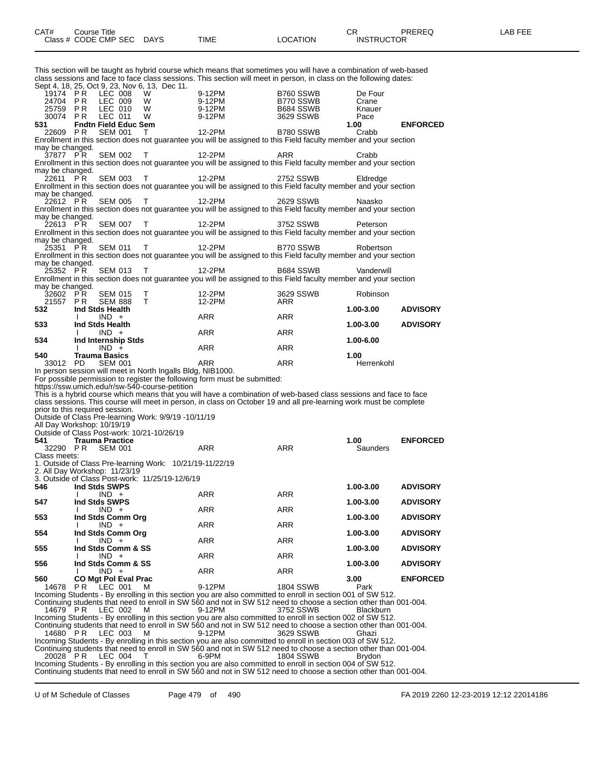| CAT# | Course Title | | | | | | CR | PREREQ | LAB FEE |
|---|---|---|---|---|---|---|---|---|---|
| Class # | CODE CMP SEC | DAYS | TIME | LOCATION | INSTRUCTOR | | | | |

This section will be taught as hybrid course which means that sometimes you will have a combination of web-based class sessions and face to face class sessions. This section will meet in person, in class on the following dates: Sept 4, 18, 25, Oct 9, 23, Nov 6, 13, Dec 11.

| | | | | | | | |
|---|---|---|---|---|---|---|---|
| 19174 | P R | LEC 008 | W | 9-12PM | B760 SSWB | De Four | |
| 24704 | P R | LEC 009 | W | 9-12PM | B770 SSWB | Crane | |
| 25759 | P R | LEC 010 | W | 9-12PM | B684 SSWB | Knauer | |
| 30074 | P R | LEC 011 | W | 9-12PM | 3629 SSWB | Pace | |

**531 Fndtn Field Educ Sem** — 1.00 — **ENFORCED**

22609 P R SEM 001 T 12-2PM B780 SSWB Crabb
Enrollment in this section does not guarantee you will be assigned to this Field faculty member and your section may be changed.

37877 P R SEM 002 T 12-2PM ARR Crabb
Enrollment in this section does not guarantee you will be assigned to this Field faculty member and your section may be changed.

22611 P R SEM 003 T 12-2PM 2752 SSWB Eldredge
Enrollment in this section does not guarantee you will be assigned to this Field faculty member and your section may be changed.

22612 P R SEM 005 T 12-2PM 2629 SSWB Naasko
Enrollment in this section does not guarantee you will be assigned to this Field faculty member and your section may be changed.

22613 P R SEM 007 T 12-2PM 3752 SSWB Peterson
Enrollment in this section does not guarantee you will be assigned to this Field faculty member and your section may be changed.

25351 P R SEM 011 T 12-2PM B770 SSWB Robertson
Enrollment in this section does not guarantee you will be assigned to this Field faculty member and your section may be changed.

25352 P R SEM 013 T 12-2PM B684 SSWB Vanderwill
Enrollment in this section does not guarantee you will be assigned to this Field faculty member and your section may be changed.

32602 P R SEM 015 T 12-2PM 3629 SSWB Robinson
21557 P R SEM 888 T 12-2PM ARR

**532 Ind Stds Health** — 1.00-3.00 — **ADVISORY**
I IND + ARR ARR

**533 Ind Stds Health** — 1.00-3.00 — **ADVISORY**
I IND + ARR ARR

**534 Ind Internship Stds** — 1.00-6.00
I IND + ARR ARR

**540 Trauma Basics** — 1.00
33012 PD SEM 001 ARR ARR Herrenkohl
In person session will meet in North Ingalls Bldg, NIB1000.
For possible permission to register the following form must be submitted:
https://ssw.umich.edu/r/sw-540-course-petition
This is a hybrid course which means that you will have a combination of web-based class sessions and face to face class sessions. This course will meet in person, in class on October 19 and all pre-learning work must be complete prior to this required session.
Outside of Class Pre-learning Work: 9/9/19 -10/11/19
All Day Workshop: 10/19/19
Outside of Class Post-work: 10/21-10/26/19

**541 Trauma Practice** — 1.00 — **ENFORCED**
32290 P R SEM 001 ARR ARR Saunders
Class meets:
1. Outside of Class Pre-learning Work: 10/21/19-11/22/19
2. All Day Workshop: 11/23/19
3. Outside of Class Post-work: 11/25/19-12/6/19

**546 Ind Stds SWPS** — 1.00-3.00 — **ADVISORY**
I IND + ARR ARR

**547 Ind Stds SWPS** — 1.00-3.00 — **ADVISORY**
I IND + ARR ARR

**553 Ind Stds Comm Org** — 1.00-3.00 — **ADVISORY**
I IND + ARR ARR

**554 Ind Stds Comm Org** — 1.00-3.00 — **ADVISORY**
I IND + ARR ARR

**555 Ind Stds Comm & SS** — 1.00-3.00 — **ADVISORY**
I IND + ARR ARR

**556 Ind Stds Comm & SS** — 1.00-3.00 — **ADVISORY**
I IND + ARR ARR

**560 CO Mgt Pol Eval Prac** — 3.00 — **ENFORCED**

14678 P R LEC 001 M 9-12PM 1804 SSWB Park
Incoming Students - By enrolling in this section you are also committed to enroll in section 001 of SW 512.
Continuing students that need to enroll in SW 560 and not in SW 512 need to choose a section other than 001-004.

14679 P R LEC 002 M 9-12PM 3752 SSWB Blackburn
Incoming Students - By enrolling in this section you are also committed to enroll in section 002 of SW 512.
Continuing students that need to enroll in SW 560 and not in SW 512 need to choose a section other than 001-004.

14680 P R LEC 003 M 9-12PM 3629 SSWB Ghazi
Incoming Students - By enrolling in this section you are also committed to enroll in section 003 of SW 512.
Continuing students that need to enroll in SW 560 and not in SW 512 need to choose a section other than 001-004.

20028 P R LEC 004 T 6-9PM 1804 SSWB Brydon
Incoming Students - By enrolling in this section you are also committed to enroll in section 004 of SW 512.
Continuing students that need to enroll in SW 560 and not in SW 512 need to choose a section other than 001-004.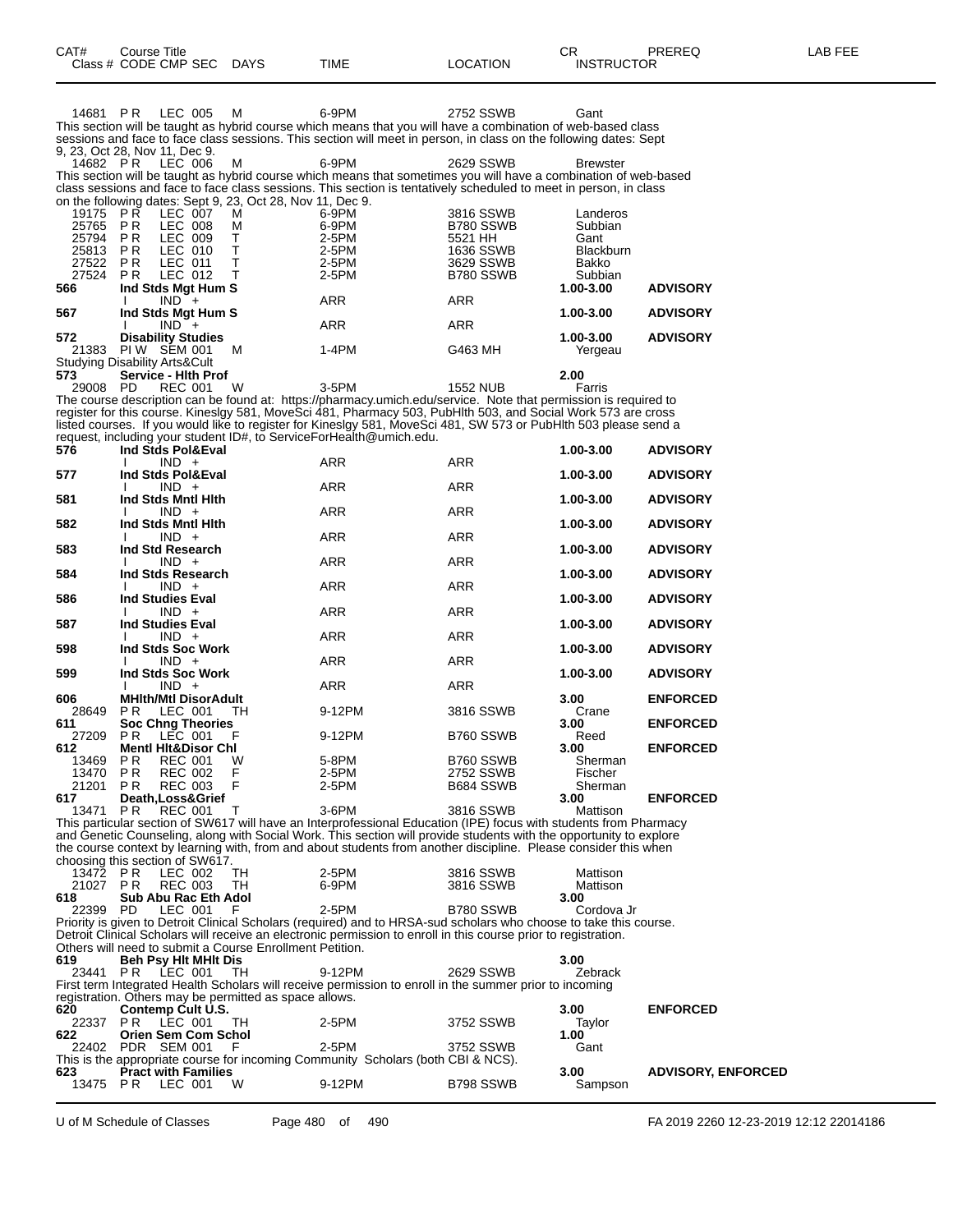| CAT# | Course Title<br>Class # CODE CMP SEC DAYS | TIME | LOCATION | CR<br>INSTRUCTOR | PREREQ | LAB FEE |
|---|---|---|---|---|---|---|
| 14681 | PR LEC 005 M | 6-9PM | 2752 SSWB | Gant | | |

This section will be taught as hybrid course which means that you will have a combination of web-based class sessions and face to face class sessions. This section will meet in person, in class on the following dates: Sept 9, 23, Oct 28, Nov 11, Dec 9.

| | | | | | | |
|---|---|---|---|---|---|---|
| 14682 | PR LEC 006 M | 6-9PM | 2629 SSWB | Brewster | | |

This section will be taught as hybrid course which means that sometimes you will have a combination of web-based class sessions and face to face class sessions. This section is tentatively scheduled to meet in person, in class on the following dates: Sept 9, 23, Oct 28, Nov 11, Dec 9.

| | | | | | | |
|---|---|---|---|---|---|---|
| 19175 | PR LEC 007 M | 6-9PM | 3816 SSWB | Landeros | | |
| 25765 | PR LEC 008 M | 6-9PM | B780 SSWB | Subbian | | |
| 25794 | PR LEC 009 T | 2-5PM | 5521 HH | Gant | | |
| 25813 | PR LEC 010 T | 2-5PM | 1636 SSWB | Blackburn | | |
| 27522 | PR LEC 011 T | 2-5PM | 3629 SSWB | Bakko | | |
| 27524 | PR LEC 012 T | 2-5PM | B780 SSWB | Subbian | | |
| **566** | **Ind Stds Mgt Hum S** | | | **1.00-3.00** | **ADVISORY** | |
| | I IND + | ARR | ARR | | | |
| **567** | **Ind Stds Mgt Hum S** | | | **1.00-3.00** | **ADVISORY** | |
| | I IND + | ARR | ARR | | | |
| **572** | **Disability Studies** | | | **1.00-3.00** | **ADVISORY** | |
| 21383 | PIW SEM 001 M | 1-4PM | G463 MH | Yergeau | | |

Studying Disability Arts&Cult

| | | | | | | |
|---|---|---|---|---|---|---|
| **573** | **Service - Hlth Prof** | | | **2.00** | | |
| 29008 | PD REC 001 W | 3-5PM | 1552 NUB | Farris | | |

The course description can be found at: https://pharmacy.umich.edu/service. Note that permission is required to register for this course. Kineslgy 581, MoveSci 481, Pharmacy 503, PubHlth 503, and Social Work 573 are cross listed courses. If you would like to register for Kineslgy 581, MoveSci 481, SW 573 or PubHlth 503 please send a request, including your student ID#, to ServiceForHealth@umich.edu.

| | | | | | | |
|---|---|---|---|---|---|---|
| **576** | **Ind Stds Pol&Eval** | | | **1.00-3.00** | **ADVISORY** | |
| | I IND + | ARR | ARR | | | |
| **577** | **Ind Stds Pol&Eval** | | | **1.00-3.00** | **ADVISORY** | |
| | I IND + | ARR | ARR | | | |
| **581** | **Ind Stds Mntl Hlth** | | | **1.00-3.00** | **ADVISORY** | |
| | I IND + | ARR | ARR | | | |
| **582** | **Ind Stds Mntl Hlth** | | | **1.00-3.00** | **ADVISORY** | |
| | I IND + | ARR | ARR | | | |
| **583** | **Ind Std Research** | | | **1.00-3.00** | **ADVISORY** | |
| | I IND + | ARR | ARR | | | |
| **584** | **Ind Stds Research** | | | **1.00-3.00** | **ADVISORY** | |
| | I IND + | ARR | ARR | | | |
| **586** | **Ind Studies Eval** | | | **1.00-3.00** | **ADVISORY** | |
| | I IND + | ARR | ARR | | | |
| **587** | **Ind Studies Eval** | | | **1.00-3.00** | **ADVISORY** | |
| | I IND + | ARR | ARR | | | |
| **598** | **Ind Stds Soc Work** | | | **1.00-3.00** | **ADVISORY** | |
| | I IND + | ARR | ARR | | | |
| **599** | **Ind Stds Soc Work** | | | **1.00-3.00** | **ADVISORY** | |
| | I IND + | ARR | ARR | | | |
| **606** | **MHlth/Mtl DisorAdult** | | | **3.00** | **ENFORCED** | |
| 28649 | PR LEC 001 TH | 9-12PM | 3816 SSWB | Crane | | |
| **611** | **Soc Chng Theories** | | | **3.00** | **ENFORCED** | |
| 27209 | PR LEC 001 F | 9-12PM | B760 SSWB | Reed | | |
| **612** | **Mentl Hlt&Disor Chl** | | | **3.00** | **ENFORCED** | |
| 13469 | PR REC 001 W | 5-8PM | B760 SSWB | Sherman | | |
| 13470 | PR REC 002 F | 2-5PM | 2752 SSWB | Fischer | | |
| 21201 | PR REC 003 F | 2-5PM | B684 SSWB | Sherman | | |
| **617** | **Death,Loss&Grief** | | | **3.00** | **ENFORCED** | |
| 13471 | PR REC 001 T | 3-6PM | 3816 SSWB | Mattison | | |

This particular section of SW617 will have an Interprofessional Education (IPE) focus with students from Pharmacy and Genetic Counseling, along with Social Work. This section will provide students with the opportunity to explore the course context by learning with, from and about students from another discipline. Please consider this when choosing this section of SW617.

| | | | | | | |
|---|---|---|---|---|---|---|
| 13472 | PR LEC 002 TH | 2-5PM | 3816 SSWB | Mattison | | |
| 21027 | PR REC 003 TH | 6-9PM | 3816 SSWB | Mattison | | |
| **618** | **Sub Abu Rac Eth Adol** | | | **3.00** | | |
| 22399 | PD LEC 001 F | 2-5PM | B780 SSWB | Cordova Jr | | |

Priority is given to Detroit Clinical Scholars (required) and to HRSA-sud scholars who choose to take this course. Detroit Clinical Scholars will receive an electronic permission to enroll in this course prior to registration. Others will need to submit a Course Enrollment Petition.

| | | | | | | |
|---|---|---|---|---|---|---|
| **619** | **Beh Psy Hlt MHlt Dis** | | | **3.00** | | |
| 23441 | PR LEC 001 TH | 9-12PM | 2629 SSWB | Zebrack | | |

First term Integrated Health Scholars will receive permission to enroll in the summer prior to incoming registration. Others may be permitted as space allows.

| | | | | | | |
|---|---|---|---|---|---|---|
| **620** | **Contemp Cult U.S.** | | | **3.00** | **ENFORCED** | |
| 22337 | PR LEC 001 TH | 2-5PM | 3752 SSWB | Taylor | | |
| **622** | **Orien Sem Com Schol** | | | **1.00** | | |
| 22402 | PDR SEM 001 F | 2-5PM | 3752 SSWB | Gant | | |

This is the appropriate course for incoming Community Scholars (both CBI & NCS).

| | | | | | | |
|---|---|---|---|---|---|---|
| **623** | **Pract with Families** | | | **3.00** | **ADVISORY, ENFORCED** | |
| 13475 | PR LEC 001 W | 9-12PM | B798 SSWB | Sampson | | |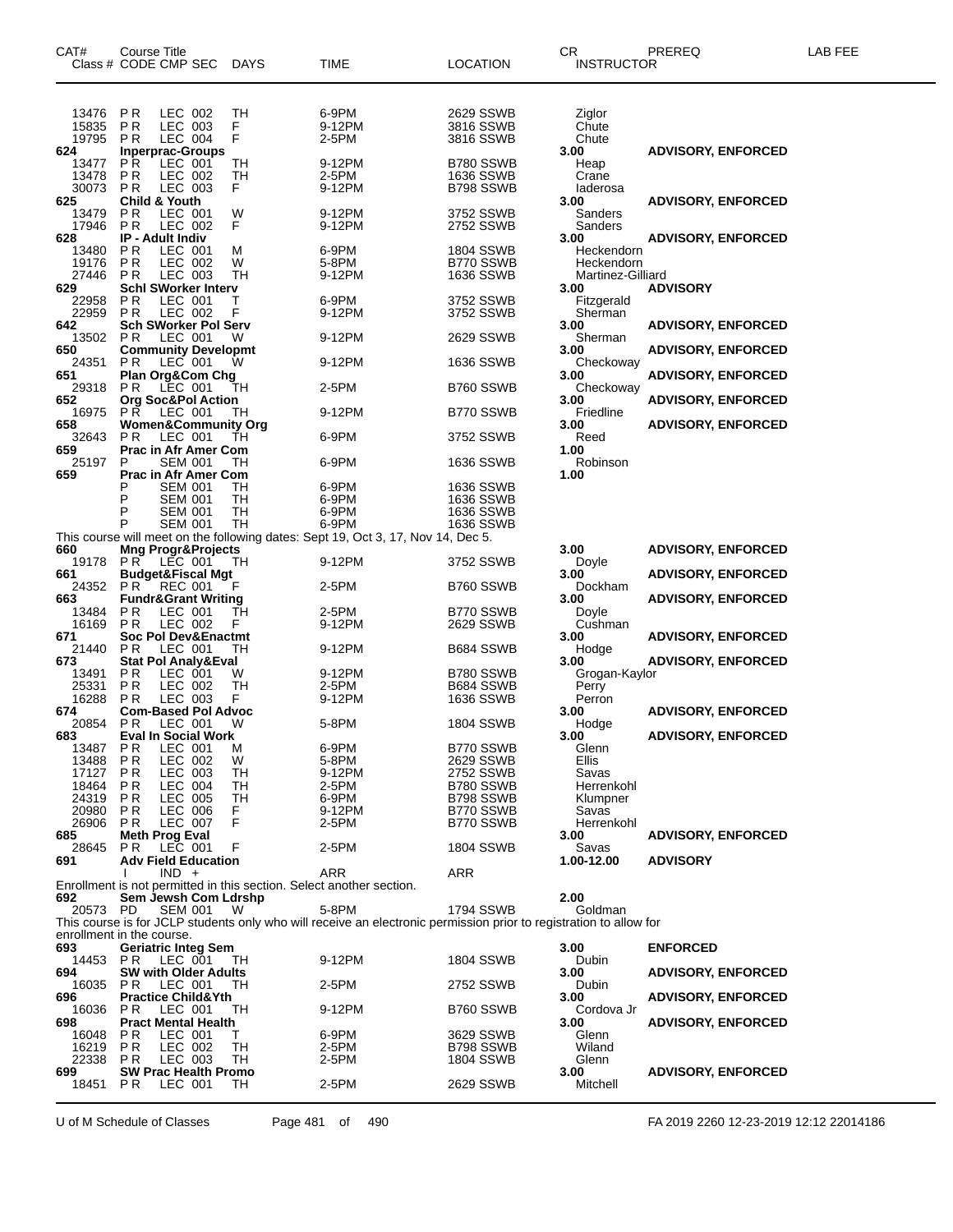| CAT# Class # | Course Title CODE CMP SEC | DAYS | TIME | LOCATION | CR INSTRUCTOR | PREREQ | LAB FEE |
|---|---|---|---|---|---|---|---|
| 13476 | P R LEC 002 | TH | 6-9PM | 2629 SSWB | Ziglor | | |
| 15835 | P R LEC 003 | F | 9-12PM | 3816 SSWB | Chute | | |
| 19795 | P R LEC 004 | F | 2-5PM | 3816 SSWB | Chute | | |
| **624** | **Inperprac-Groups** | | | | **3.00** | **ADVISORY, ENFORCED** | |
| 13477 | P R LEC 001 | TH | 9-12PM | B780 SSWB | Heap | | |
| 13478 | P R LEC 002 | TH | 2-5PM | 1636 SSWB | Crane | | |
| 30073 | P R LEC 003 | F | 9-12PM | B798 SSWB | Iaderosa | | |
| **625** | **Child & Youth** | | | | **3.00** | **ADVISORY, ENFORCED** | |
| 13479 | P R LEC 001 | W | 9-12PM | 3752 SSWB | Sanders | | |
| 17946 | P R LEC 002 | F | 9-12PM | 2752 SSWB | Sanders | | |
| **628** | **IP - Adult Indiv** | | | | **3.00** | **ADVISORY, ENFORCED** | |
| 13480 | P R LEC 001 | M | 6-9PM | 1804 SSWB | Heckendorn | | |
| 19176 | P R LEC 002 | W | 5-8PM | B770 SSWB | Heckendorn | | |
| 27446 | P R LEC 003 | TH | 9-12PM | 1636 SSWB | Martinez-Gilliard | | |
| **629** | **Schl SWorker Interv** | | | | **3.00** | **ADVISORY** | |
| 22958 | P R LEC 001 | T | 6-9PM | 3752 SSWB | Fitzgerald | | |
| 22959 | P R LEC 002 | F | 9-12PM | 3752 SSWB | Sherman | | |
| **642** | **Sch SWorker Pol Serv** | | | | **3.00** | **ADVISORY, ENFORCED** | |
| 13502 | P R LEC 001 | W | 9-12PM | 2629 SSWB | Sherman | | |
| **650** | **Community Developmt** | | | | **3.00** | **ADVISORY, ENFORCED** | |
| 24351 | P R LEC 001 | W | 9-12PM | 1636 SSWB | Checkoway | | |
| **651** | **Plan Org&Com Chg** | | | | **3.00** | **ADVISORY, ENFORCED** | |
| 29318 | P R LEC 001 | TH | 2-5PM | B760 SSWB | Checkoway | | |
| **652** | **Org Soc&Pol Action** | | | | **3.00** | **ADVISORY, ENFORCED** | |
| 16975 | P R LEC 001 | TH | 9-12PM | B770 SSWB | Friedline | | |
| **658** | **Women&Community Org** | | | | **3.00** | **ADVISORY, ENFORCED** | |
| 32643 | P R LEC 001 | TH | 6-9PM | 3752 SSWB | Reed | | |
| **659** | **Prac in Afr Amer Com** | | | | **1.00** | | |
| 25197 | P SEM 001 | TH | 6-9PM | 1636 SSWB | Robinson | | |
| **659** | **Prac in Afr Amer Com** | | | | **1.00** | | |
| | P SEM 001 | TH | 6-9PM | 1636 SSWB | | | |
| | P SEM 001 | TH | 6-9PM | 1636 SSWB | | | |
| | P SEM 001 | TH | 6-9PM | 1636 SSWB | | | |
| | P SEM 001 | TH | 6-9PM | 1636 SSWB | | | |

This course will meet on the following dates: Sept 19, Oct 3, 17, Nov 14, Dec 5.

| CAT# Class # | Course Title CODE CMP SEC | DAYS | TIME | LOCATION | CR INSTRUCTOR | PREREQ | LAB FEE |
|---|---|---|---|---|---|---|---|
| **660** | **Mng Progr&Projects** | | | | **3.00** | **ADVISORY, ENFORCED** | |
| 19178 | P R LEC 001 | TH | 9-12PM | 3752 SSWB | Doyle | | |
| **661** | **Budget&Fiscal Mgt** | | | | **3.00** | **ADVISORY, ENFORCED** | |
| 24352 | P R REC 001 | F | 2-5PM | B760 SSWB | Dockham | | |
| **663** | **Fundr&Grant Writing** | | | | **3.00** | **ADVISORY, ENFORCED** | |
| 13484 | P R LEC 001 | TH | 2-5PM | B770 SSWB | Doyle | | |
| 16169 | P R LEC 002 | F | 9-12PM | 2629 SSWB | Cushman | | |
| **671** | **Soc Pol Dev&Enactmt** | | | | **3.00** | **ADVISORY, ENFORCED** | |
| 21440 | P R LEC 001 | TH | 9-12PM | B684 SSWB | Hodge | | |
| **673** | **Stat Pol Analy&Eval** | | | | **3.00** | **ADVISORY, ENFORCED** | |
| 13491 | P R LEC 001 | W | 9-12PM | B780 SSWB | Grogan-Kaylor | | |
| 25331 | P R LEC 002 | TH | 2-5PM | B684 SSWB | Perry | | |
| 16288 | P R LEC 003 | F | 9-12PM | 1636 SSWB | Perron | | |
| **674** | **Com-Based Pol Advoc** | | | | **3.00** | **ADVISORY, ENFORCED** | |
| 20854 | P R LEC 001 | W | 5-8PM | 1804 SSWB | Hodge | | |
| **683** | **Eval In Social Work** | | | | **3.00** | **ADVISORY, ENFORCED** | |
| 13487 | P R LEC 001 | M | 6-9PM | B770 SSWB | Glenn | | |
| 13488 | P R LEC 002 | W | 5-8PM | 2629 SSWB | Ellis | | |
| 17127 | P R LEC 003 | TH | 9-12PM | 2752 SSWB | Savas | | |
| 18464 | P R LEC 004 | TH | 2-5PM | B780 SSWB | Herrenkohl | | |
| 24319 | P R LEC 005 | TH | 6-9PM | B798 SSWB | Klumpner | | |
| 20980 | P R LEC 006 | F | 9-12PM | B770 SSWB | Savas | | |
| 26906 | P R LEC 007 | F | 2-5PM | B770 SSWB | Herrenkohl | | |
| **685** | **Meth Prog Eval** | | | | **3.00** | **ADVISORY, ENFORCED** | |
| 28645 | P R LEC 001 | F | 2-5PM | 1804 SSWB | Savas | | |
| **691** | **Adv Field Education** | | | | **1.00-12.00** | **ADVISORY** | |
| | I IND + | | ARR | ARR | | | |

Enrollment is not permitted in this section. Select another section.

| CAT# Class # | Course Title CODE CMP SEC | DAYS | TIME | LOCATION | CR INSTRUCTOR | PREREQ | LAB FEE |
|---|---|---|---|---|---|---|---|
| **692** | **Sem Jewsh Com Ldrshp** | | | | **2.00** | | |
| 20573 | PD SEM 001 | W | 5-8PM | 1794 SSWB | Goldman | | |

This course is for JCLP students only who will receive an electronic permission prior to registration to allow for enrollment in the course.

| CAT# Class # | Course Title CODE CMP SEC | DAYS | TIME | LOCATION | CR INSTRUCTOR | PREREQ | LAB FEE |
|---|---|---|---|---|---|---|---|
| **693** | **Geriatric Integ Sem** | | | | **3.00** | **ENFORCED** | |
| 14453 | P R LEC 001 | TH | 9-12PM | 1804 SSWB | Dubin | | |
| **694** | **SW with Older Adults** | | | | **3.00** | **ADVISORY, ENFORCED** | |
| 16035 | P R LEC 001 | TH | 2-5PM | 2752 SSWB | Dubin | | |
| **696** | **Practice Child&Yth** | | | | **3.00** | **ADVISORY, ENFORCED** | |
| 16036 | P R LEC 001 | TH | 9-12PM | B760 SSWB | Cordova Jr | | |
| **698** | **Pract Mental Health** | | | | **3.00** | **ADVISORY, ENFORCED** | |
| 16048 | P R LEC 001 | T | 6-9PM | 3629 SSWB | Glenn | | |
| 16219 | P R LEC 002 | TH | 2-5PM | B798 SSWB | Wiland | | |
| 22338 | P R LEC 003 | TH | 2-5PM | 1804 SSWB | Glenn | | |
| **699** | **SW Prac Health Promo** | | | | **3.00** | **ADVISORY, ENFORCED** | |
| 18451 | P R LEC 001 | TH | 2-5PM | 2629 SSWB | Mitchell | | |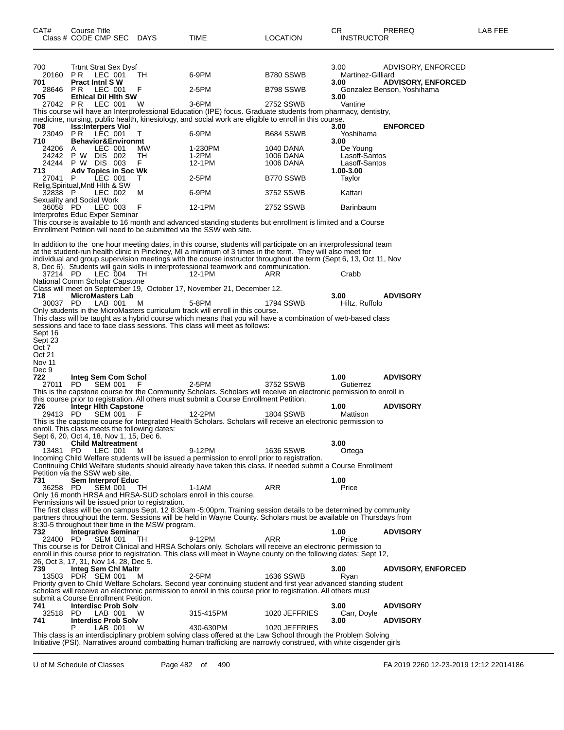| CAT# | Course Title<br>Class # CODE CMP SEC | DAYS | TIME | LOCATION | CR<br>INSTRUCTOR | PREREQ | LAB FEE |
|---|---|---|---|---|---|---|---|
| 700 | Trtmt Strat Sex Dysf | | | | 3.00 | ADVISORY, ENFORCED | |
| 20160 | P R LEC 001 | TH | 6-9PM | B780 SSWB | Martinez-Gilliard | | |
| **701** | **Pract Intnl S W** | | | | **3.00** | **ADVISORY, ENFORCED** | |
| 28646 | P R LEC 001 | F | 2-5PM | B798 SSWB | Gonzalez Benson, Yoshihama | | |
| **705** | **Ethical Dil Hlth SW** | | | | **3.00** | | |
| 27042 | P R LEC 001 | W | 3-6PM | 2752 SSWB | Vantine | | |

This course will have an Interprofessional Education (IPE) focus. Graduate students from pharmacy, dentistry, medicine, nursing, public health, kinesiology, and social work are eligible to enroll in this course.

| CAT# | Course Title<br>Class # CODE CMP SEC | DAYS | TIME | LOCATION | CR<br>INSTRUCTOR | PREREQ |
|---|---|---|---|---|---|---|
| **708** | **Iss:Interpers Viol** | | | | **3.00** | **ENFORCED** |
| 23049 | P R LEC 001 | T | 6-9PM | B684 SSWB | Yoshihama | |
| **710** | **Behavior&Environmt** | | | | **3.00** | |
| 24206 | A LEC 001 | MW | 1-230PM | 1040 DANA | De Young | |
| 24242 | P W DIS 002 | TH | 1-2PM | 1006 DANA | Lasoff-Santos | |
| 24244 | P W DIS 003 | F | 12-1PM | 1006 DANA | Lasoff-Santos | |
| **713** | **Adv Topics in Soc Wk** | | | | **1.00-3.00** | |
| 27041 | P LEC 001 | T | 2-5PM | B770 SSWB | Taylor | |

Relig,Spiritual,Mntl Hlth & SW

| | | | | | |
|---|---|---|---|---|---|
| 32838 | P LEC 002 | M | 6-9PM | 3752 SSWB | Kattari |

Sexuality and Social Work

| | | | | | |
|---|---|---|---|---|---|
| 36058 | PD LEC 003 | F | 12-1PM | 2752 SSWB | Barinbaum |

Interprofes Educ Exper Seminar

This course is available to 16 month and advanced standing students but enrollment is limited and a Course Enrollment Petition will need to be submitted via the SSW web site.

In addition to the one hour meeting dates, in this course, students will participate on an interprofessional team at the student-run health clinic in Pinckney, MI a minimum of 3 times in the term. They will also meet for individual and group supervision meetings with the course instructor throughout the term (Sept 6, 13, Oct 11, Nov 8, Dec 6). Students will gain skills in interprofessional teamwork and communication.

| | | | | | |
|---|---|---|---|---|---|
| 37214 | PD LEC 004 | TH | 12-1PM | ARR | Crabb |

National Comm Scholar Capstone

Class will meet on September 19, October 17, November 21, December 12.

| CAT# | Course Title<br>Class # CODE CMP SEC | DAYS | TIME | LOCATION | CR<br>INSTRUCTOR | PREREQ |
|---|---|---|---|---|---|---|
| **718** | **MicroMasters Lab** | | | | **3.00** | **ADVISORY** |
| 30037 | PD LAB 001 | M | 5-8PM | 1794 SSWB | Hiltz, Ruffolo | |

Only students in the MicroMasters curriculum track will enroll in this course.

This class will be taught as a hybrid course which means that you will have a combination of web-based class sessions and face to face class sessions. This class will meet as follows:

Sept 16
Sept 23
Oct 7
Oct 21
Nov 11
Dec 9

| CAT# | Course Title<br>Class # CODE CMP SEC | DAYS | TIME | LOCATION | CR<br>INSTRUCTOR | PREREQ |
|---|---|---|---|---|---|---|
| **722** | **Integ Sem Com Schol** | | | | **1.00** | **ADVISORY** |
| 27011 | PD SEM 001 | F | 2-5PM | 3752 SSWB | Gutierrez | |

This is the capstone course for the Community Scholars. Scholars will receive an electronic permission to enroll in this course prior to registration. All others must submit a Course Enrollment Petition.

| CAT# | Course Title<br>Class # CODE CMP SEC | DAYS | TIME | LOCATION | CR<br>INSTRUCTOR | PREREQ |
|---|---|---|---|---|---|---|
| **726** | **Integr Hlth Capstone** | | | | **1.00** | **ADVISORY** |
| 29413 | PD SEM 001 | F | 12-2PM | 1804 SSWB | Mattison | |

This is the capstone course for Integrated Health Scholars. Scholars will receive an electronic permission to enroll. This class meets the following dates:
Sept 6, 20, Oct 4, 18, Nov 1, 15, Dec 6.

| CAT# | Course Title<br>Class # CODE CMP SEC | DAYS | TIME | LOCATION | CR<br>INSTRUCTOR | PREREQ |
|---|---|---|---|---|---|---|
| **730** | **Child Maltreatment** | | | | **3.00** | |
| 13481 | PD LEC 001 | M | 9-12PM | 1636 SSWB | Ortega | |

Incoming Child Welfare students will be issued a permission to enroll prior to registration.
Continuing Child Welfare students should already have taken this class. If needed submit a Course Enrollment Petition via the SSW web site.

| CAT# | Course Title<br>Class # CODE CMP SEC | DAYS | TIME | LOCATION | CR<br>INSTRUCTOR | PREREQ |
|---|---|---|---|---|---|---|
| **731** | **Sem Interprof Educ** | | | | **1.00** | |
| 36258 | PD SEM 001 | TH | 1-1AM | ARR | Price | |

Only 16 month HRSA and HRSA-SUD scholars enroll in this course.
Permissions will be issued prior to registration.
The first class will be on campus Sept. 12 8:30am -5:00pm. Training session details to be determined by community partners throughout the term. Sessions will be held in Wayne County. Scholars must be available on Thursdays from 8:30-5 throughout their time in the MSW program.

| CAT# | Course Title<br>Class # CODE CMP SEC | DAYS | TIME | LOCATION | CR<br>INSTRUCTOR | PREREQ |
|---|---|---|---|---|---|---|
| **732** | **Integrative Seminar** | | | | **1.00** | **ADVISORY** |
| 22400 | PD SEM 001 | TH | 9-12PM | ARR | Price | |

This course is for Detroit Clinical and HRSA Scholars only. Scholars will receive an electronic permission to enroll in this course prior to registration. This class will meet in Wayne county on the following dates: Sept 12, 26, Oct 3, 17, 31, Nov 14, 28, Dec 5.

| CAT# | Course Title<br>Class # CODE CMP SEC | DAYS | TIME | LOCATION | CR<br>INSTRUCTOR | PREREQ |
|---|---|---|---|---|---|---|
| **739** | **Integ Sem Chl Maltr** | | | | **3.00** | **ADVISORY, ENFORCED** |
| 13503 | PDR SEM 001 | M | 2-5PM | 1636 SSWB | Ryan | |

Priority given to Child Welfare Scholars. Second year continuing student and first year advanced standing student scholars will receive an electronic permission to enroll in this course prior to registration. All others must submit a Course Enrollment Petition.

| CAT# | Course Title<br>Class # CODE CMP SEC | DAYS | TIME | LOCATION | CR<br>INSTRUCTOR | PREREQ |
|---|---|---|---|---|---|---|
| **741** | **Interdisc Prob Solv** | | | | **3.00** | **ADVISORY** |
| 32518 | PD LAB 001 | W | 315-415PM | 1020 JEFFRIES | Carr, Doyle | |
| **741** | **Interdisc Prob Solv** | | | | **3.00** | **ADVISORY** |
| | P LAB 001 | W | 430-630PM | 1020 JEFFRIES | | |

This class is an interdisciplinary problem solving class offered at the Law School through the Problem Solving Initiative (PSI). Narratives around combatting human trafficking are narrowly construed, with white cisgender girls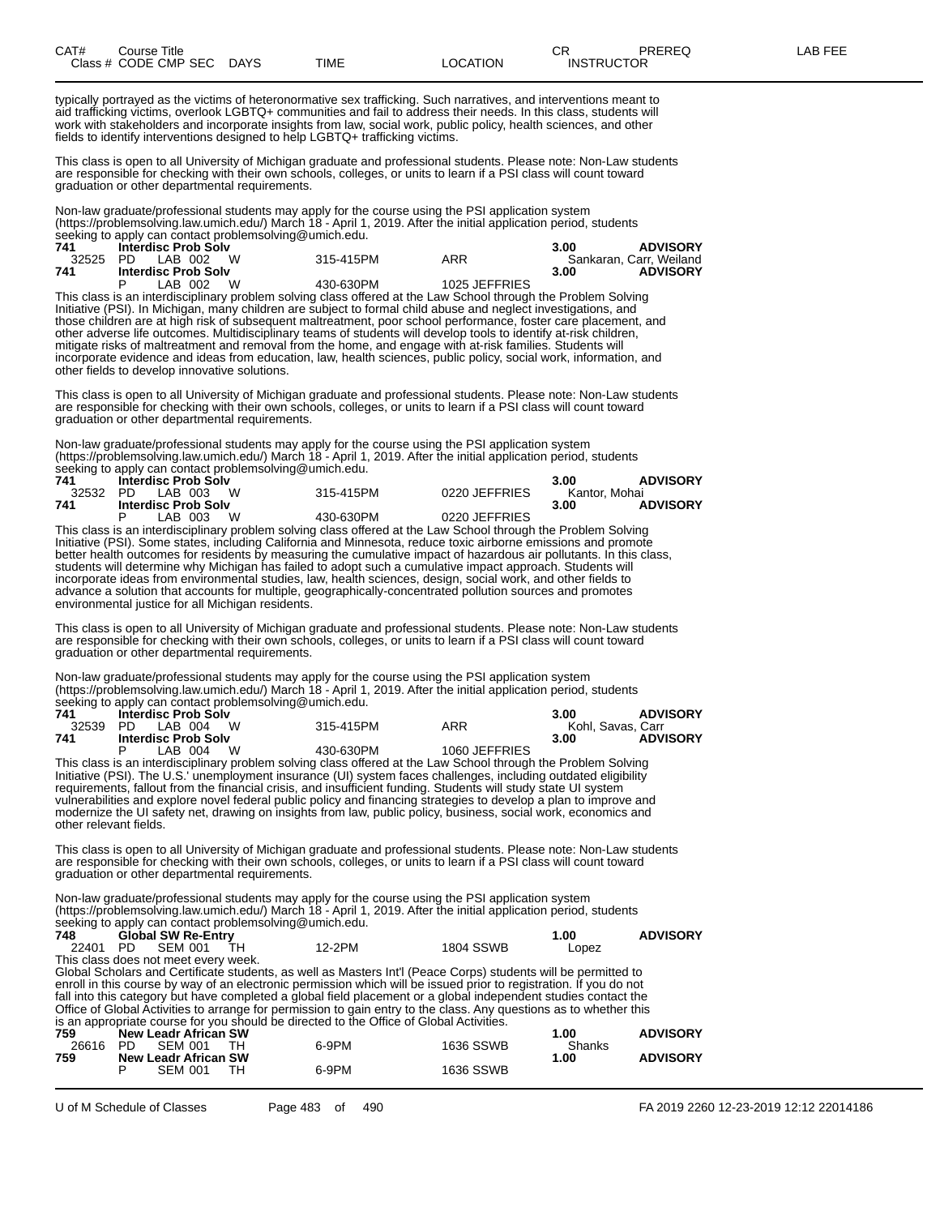| CAT# | Course Title | | | | | CR | PREREQ | LAB FEE |
|---|---|---|---|---|---|---|---|---|
| Class # | CODE CMP SEC | DAYS | TIME | LOCATION | INSTRUCTOR | | | |

typically portrayed as the victims of heteronormative sex trafficking. Such narratives, and interventions meant to aid trafficking victims, overlook LGBTQ+ communities and fail to address their needs. In this class, students will work with stakeholders and incorporate insights from law, social work, public policy, health sciences, and other fields to identify interventions designed to help LGBTQ+ trafficking victims.

This class is open to all University of Michigan graduate and professional students. Please note: Non-Law students are responsible for checking with their own schools, colleges, or units to learn if a PSI class will count toward graduation or other departmental requirements.

Non-law graduate/professional students may apply for the course using the PSI application system (https://problemsolving.law.umich.edu/) March 18 - April 1, 2019. After the initial application period, students seeking to apply can contact problemsolving@umich.edu.

| | | | | | | |
|---|---|---|---|---|---|---|
| **741** | **Interdisc Prob Solv** | | | | **3.00** | **ADVISORY** |
| 32525 | PD LAB 002 | W | 315-415PM | ARR | Sankaran, Carr, Weiland | |
| **741** | **Interdisc Prob Solv** | | | | **3.00** | **ADVISORY** |
| | P LAB 002 | W | 430-630PM | 1025 JEFFRIES | | |

This class is an interdisciplinary problem solving class offered at the Law School through the Problem Solving Initiative (PSI). In Michigan, many children are subject to formal child abuse and neglect investigations, and those children are at high risk of subsequent maltreatment, poor school performance, foster care placement, and other adverse life outcomes. Multidisciplinary teams of students will develop tools to identify at-risk children, mitigate risks of maltreatment and removal from the home, and engage with at-risk families. Students will incorporate evidence and ideas from education, law, health sciences, public policy, social work, information, and other fields to develop innovative solutions.

This class is open to all University of Michigan graduate and professional students. Please note: Non-Law students are responsible for checking with their own schools, colleges, or units to learn if a PSI class will count toward graduation or other departmental requirements.

Non-law graduate/professional students may apply for the course using the PSI application system (https://problemsolving.law.umich.edu/) March 18 - April 1, 2019. After the initial application period, students seeking to apply can contact problemsolving@umich.edu.

| | | | | | | |
|---|---|---|---|---|---|---|
| **741** | **Interdisc Prob Solv** | | | | **3.00** | **ADVISORY** |
| 32532 | PD LAB 003 | W | 315-415PM | 0220 JEFFRIES | Kantor, Mohai | |
| **741** | **Interdisc Prob Solv** | | | | **3.00** | **ADVISORY** |
| | P LAB 003 | W | 430-630PM | 0220 JEFFRIES | | |

This class is an interdisciplinary problem solving class offered at the Law School through the Problem Solving Initiative (PSI). Some states, including California and Minnesota, reduce toxic airborne emissions and promote better health outcomes for residents by measuring the cumulative impact of hazardous air pollutants. In this class, students will determine why Michigan has failed to adopt such a cumulative impact approach. Students will incorporate ideas from environmental studies, law, health sciences, design, social work, and other fields to advance a solution that accounts for multiple, geographically-concentrated pollution sources and promotes environmental justice for all Michigan residents.

This class is open to all University of Michigan graduate and professional students. Please note: Non-Law students are responsible for checking with their own schools, colleges, or units to learn if a PSI class will count toward graduation or other departmental requirements.

Non-law graduate/professional students may apply for the course using the PSI application system (https://problemsolving.law.umich.edu/) March 18 - April 1, 2019. After the initial application period, students seeking to apply can contact problemsolving@umich.edu.

| | | | | | | |
|---|---|---|---|---|---|---|
| **741** | **Interdisc Prob Solv** | | | | **3.00** | **ADVISORY** |
| 32539 | PD LAB 004 | W | 315-415PM | ARR | Kohl, Savas, Carr | |
| **741** | **Interdisc Prob Solv** | | | | **3.00** | **ADVISORY** |
| | P LAB 004 | W | 430-630PM | 1060 JEFFRIES | | |

This class is an interdisciplinary problem solving class offered at the Law School through the Problem Solving Initiative (PSI). The U.S.' unemployment insurance (UI) system faces challenges, including outdated eligibility requirements, fallout from the financial crisis, and insufficient funding. Students will study state UI system vulnerabilities and explore novel federal public policy and financing strategies to develop a plan to improve and modernize the UI safety net, drawing on insights from law, public policy, business, social work, economics and other relevant fields.

This class is open to all University of Michigan graduate and professional students. Please note: Non-Law students are responsible for checking with their own schools, colleges, or units to learn if a PSI class will count toward graduation or other departmental requirements.

Non-law graduate/professional students may apply for the course using the PSI application system (https://problemsolving.law.umich.edu/) March 18 - April 1, 2019. After the initial application period, students seeking to apply can contact problemsolving@umich.edu.

| | | | | | | |
|---|---|---|---|---|---|---|
| **748** | **Global SW Re-Entry** | | | | **1.00** | **ADVISORY** |
| 22401 | PD SEM 001 | TH | 12-2PM | 1804 SSWB | Lopez | |

This class does not meet every week.
Global Scholars and Certificate students, as well as Masters Int'l (Peace Corps) students will be permitted to enroll in this course by way of an electronic permission which will be issued prior to registration. If you do not fall into this category but have completed a global field placement or a global independent studies contact the Office of Global Activities to arrange for permission to gain entry to the class. Any questions as to whether this is an appropriate course for you should be directed to the Office of Global Activities.

| | | | | | | |
|---|---|---|---|---|---|---|
| **759** | **New Leadr African SW** | | | | **1.00** | **ADVISORY** |
| 26616 | PD SEM 001 | TH | 6-9PM | 1636 SSWB | Shanks | |
| **759** | **New Leadr African SW** | | | | **1.00** | **ADVISORY** |
| | P SEM 001 | TH | 6-9PM | 1636 SSWB | | |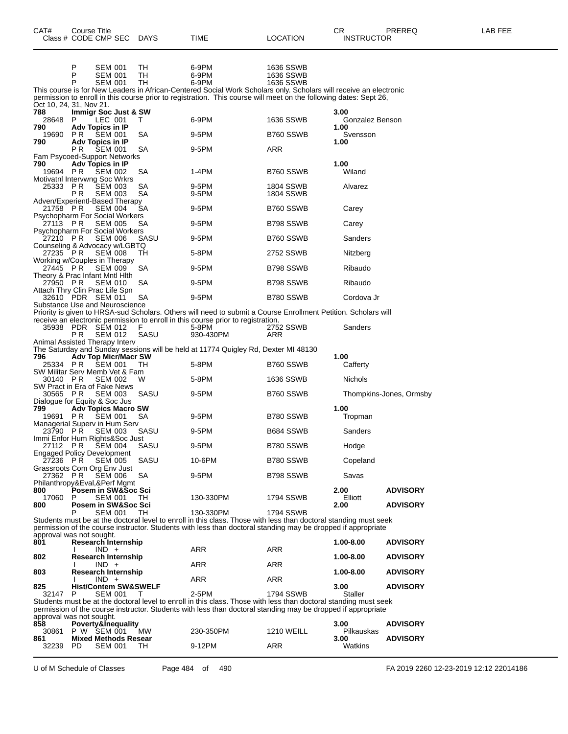| CAT# Class # | Course Title CODE CMP SEC | DAYS | TIME | LOCATION | CR INSTRUCTOR | PREREQ | LAB FEE |
|---|---|---|---|---|---|---|---|
| | P SEM 001 | TH | 6-9PM | 1636 SSWB | | | |
| | P SEM 001 | TH | 6-9PM | 1636 SSWB | | | |
| | P SEM 001 | TH | 6-9PM | 1636 SSWB | | | |

This course is for New Leaders in African-Centered Social Work Scholars only. Scholars will receive an electronic permission to enroll in this course prior to registration. This course will meet on the following dates: Sept 26, Oct 10, 24, 31, Nov 21.

| CAT# Class # | Course Title CODE CMP SEC | DAYS | TIME | LOCATION | CR INSTRUCTOR | PREREQ | LAB FEE |
|---|---|---|---|---|---|---|---|
| **788** | **Immigr Soc Just & SW** | | | | **3.00** | | |
| 28648 | P LEC 001 | T | 6-9PM | 1636 SSWB | Gonzalez Benson | | |
| **790** | **Adv Topics in IP** | | | | **1.00** | | |
| 19690 | P R SEM 001 | SA | 9-5PM | B760 SSWB | Svensson | | |
| **790** | **Adv Topics in IP** | | | | **1.00** | | |
| | P R SEM 001 | SA | 9-5PM | ARR | | | |
| | Fam Psycoed-Support Networks | | | | | | |
| **790** | **Adv Topics in IP** | | | | **1.00** | | |
| 19694 | P R SEM 002 | SA | 1-4PM | B760 SSWB | Wiland | | |
| | Motivatnl Intervwng Soc Wrkrs | | | | | | |
| 25333 | P R SEM 003 | SA | 9-5PM | 1804 SSWB | Alvarez | | |
| | P R SEM 003 | SA | 9-5PM | 1804 SSWB | | | |
| | Adven/Experientl-Based Therapy | | | | | | |
| 21758 | P R SEM 004 | SA | 9-5PM | B760 SSWB | Carey | | |
| | Psychopharm For Social Workers | | | | | | |
| 27113 | P R SEM 005 | SA | 9-5PM | B798 SSWB | Carey | | |
| | Psychopharm For Social Workers | | | | | | |
| 27210 | P R SEM 006 | SASU | 9-5PM | B760 SSWB | Sanders | | |
| | Counseling & Advocacy w/LGBTQ | | | | | | |
| 27235 | P R SEM 008 | TH | 5-8PM | 2752 SSWB | Nitzberg | | |
| | Working w/Couples in Therapy | | | | | | |
| 27445 | P R SEM 009 | SA | 9-5PM | B798 SSWB | Ribaudo | | |
| | Theory & Prac Infant Mntl Hlth | | | | | | |
| 27950 | P R SEM 010 | SA | 9-5PM | B798 SSWB | Ribaudo | | |
| | Attach Thry Clin Prac Life Spn | | | | | | |
| 32610 | PDR SEM 011 | SA | 9-5PM | B780 SSWB | Cordova Jr | | |
| | Substance Use and Neuroscience | | | | | | |

Priority is given to HRSA-sud Scholars. Others will need to submit a Course Enrollment Petition. Scholars will receive an electronic permission to enroll in this course prior to registration.

| CAT# Class # | Course Title CODE CMP SEC | DAYS | TIME | LOCATION | CR INSTRUCTOR | PREREQ | LAB FEE |
|---|---|---|---|---|---|---|---|
| 35938 | PDR SEM 012 | F | 5-8PM | 2752 SSWB | Sanders | | |
| | P R SEM 012 | SASU | 930-430PM | ARR | | | |
| | Animal Assisted Therapy Interv | | | | | | |

The Saturday and Sunday sessions will be held at 11774 Quigley Rd, Dexter MI 48130

| CAT# Class # | Course Title CODE CMP SEC | DAYS | TIME | LOCATION | CR INSTRUCTOR | PREREQ | LAB FEE |
|---|---|---|---|---|---|---|---|
| **796** | **Adv Top Micr/Macr SW** | | | | **1.00** | | |
| 25334 | P R SEM 001 | TH | 5-8PM | B760 SSWB | Cafferty | | |
| | SW Militar Serv Memb Vet & Fam | | | | | | |
| 30140 | P R SEM 002 | W | 5-8PM | 1636 SSWB | Nichols | | |
| | SW Pract in Era of Fake News | | | | | | |
| 30565 | P R SEM 003 | SASU | 9-5PM | B760 SSWB | Thompkins-Jones, Ormsby | | |
| | Dialogue for Equity & Soc Jus | | | | | | |
| **799** | **Adv Topics Macro SW** | | | | **1.00** | | |
| 19691 | P R SEM 001 | SA | 9-5PM | B780 SSWB | Tropman | | |
| | Managerial Superv in Hum Serv | | | | | | |
| 23790 | P R SEM 003 | SASU | 9-5PM | B684 SSWB | Sanders | | |
| | Immi Enfor Hum Rights&Soc Just | | | | | | |
| 27112 | P R SEM 004 | SASU | 9-5PM | B780 SSWB | Hodge | | |
| | Engaged Policy Development | | | | | | |
| 27236 | P R SEM 005 | SASU | 10-6PM | B780 SSWB | Copeland | | |
| | Grassroots Com Org Env Just | | | | | | |
| 27362 | P R SEM 006 | SA | 9-5PM | B798 SSWB | Savas | | |
| | Philanthropy&Eval,&Perf Mgmt | | | | | | |
| **800** | **Posem in SW&Soc Sci** | | | | **2.00** | **ADVISORY** | |
| 17060 | P SEM 001 | TH | 130-330PM | 1794 SSWB | Elliott | | |
| **800** | **Posem in SW&Soc Sci** | | | | **2.00** | **ADVISORY** | |
| | P SEM 001 | TH | 130-330PM | 1794 SSWB | | | |

Students must be at the doctoral level to enroll in this class. Those with less than doctoral standing must seek permission of the course instructor. Students with less than doctoral standing may be dropped if appropriate approval was not sought.

| CAT# Class # | Course Title CODE CMP SEC | DAYS | TIME | LOCATION | CR INSTRUCTOR | PREREQ | LAB FEE |
|---|---|---|---|---|---|---|---|
| **801** | **Research Internship** | | | | **1.00-8.00** | **ADVISORY** | |
| | I IND + | | ARR | ARR | | | |
| **802** | **Research Internship** | | | | **1.00-8.00** | **ADVISORY** | |
| | I IND + | | ARR | ARR | | | |
| **803** | **Research Internship** | | | | **1.00-8.00** | **ADVISORY** | |
| | I IND + | | ARR | ARR | | | |
| **825** | **Hist/Contem SW&SWELF** | | | | **3.00** | **ADVISORY** | |
| 32147 | P SEM 001 | T | 2-5PM | 1794 SSWB | Staller | | |

Students must be at the doctoral level to enroll in this class. Those with less than doctoral standing must seek permission of the course instructor. Students with less than doctoral standing may be dropped if appropriate approval was not sought.

| CAT# Class # | Course Title CODE CMP SEC | DAYS | TIME | LOCATION | CR INSTRUCTOR | PREREQ | LAB FEE |
|---|---|---|---|---|---|---|---|
| **858** | **Poverty&Inequality** | | | | **3.00** | **ADVISORY** | |
| 30861 | P W SEM 001 | MW | 230-350PM | 1210 WEILL | Pilkauskas | | |
| **861** | **Mixed Methods Resear** | | | | **3.00** | **ADVISORY** | |
| 32239 | PD SEM 001 | TH | 9-12PM | ARR | Watkins | | |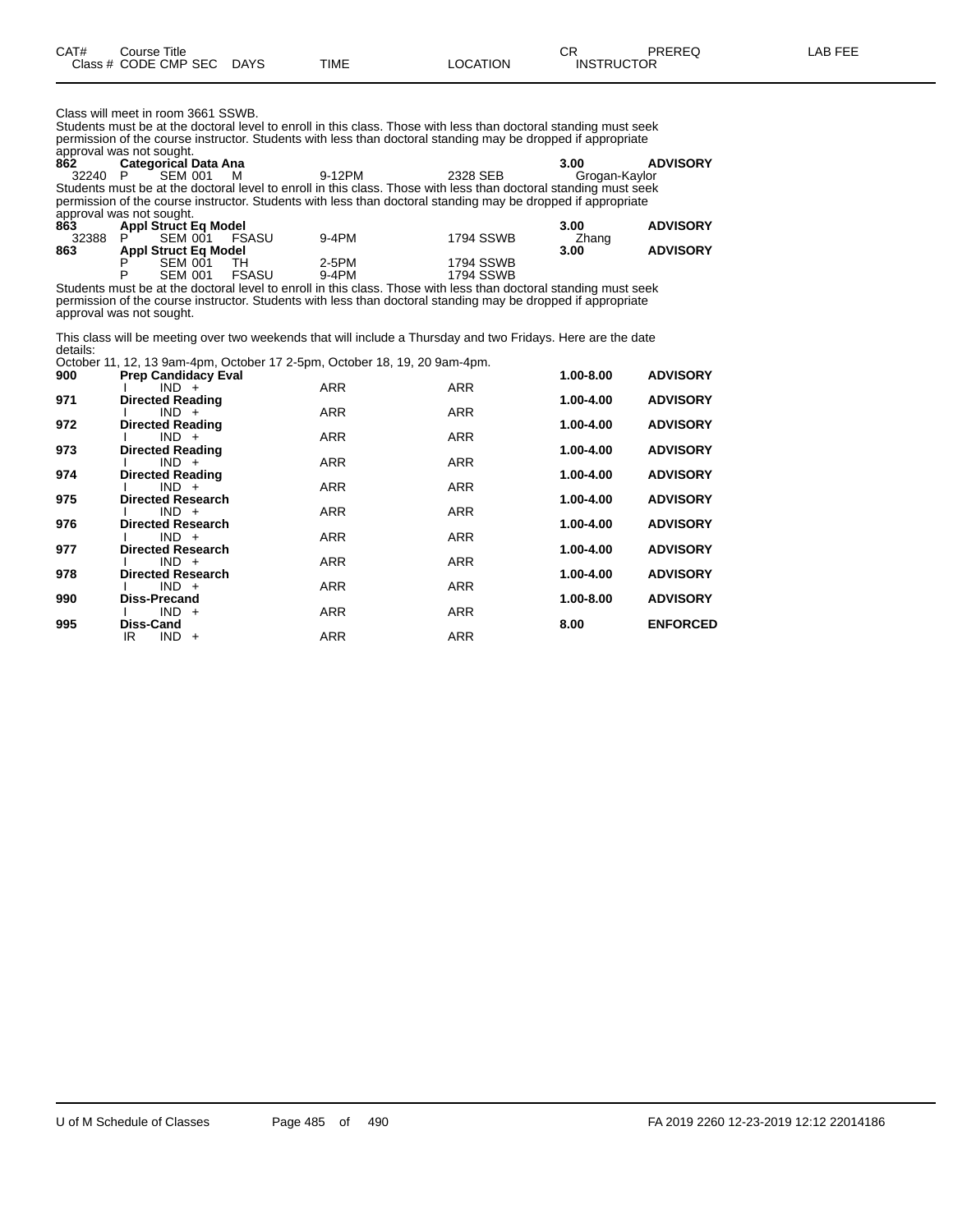| CAT# Class # | Course Title CODE CMP SEC | DAYS | TIME | LOCATION | CR INSTRUCTOR | PREREQ | LAB FEE |
|---|---|---|---|---|---|---|---|

Class will meet in room 3661 SSWB.
Students must be at the doctoral level to enroll in this class. Those with less than doctoral standing must seek permission of the course instructor. Students with less than doctoral standing may be dropped if appropriate approval was not sought.

| CAT# Class # | Course Title CODE CMP SEC | DAYS | TIME | LOCATION | CR INSTRUCTOR | PREREQ |
|---|---|---|---|---|---|---|
| **862** | **Categorical Data Ana** | | | | **3.00** | **ADVISORY** |
| 32240 | P SEM 001 | M | 9-12PM | 2328 SEB | Grogan-Kaylor | |

Students must be at the doctoral level to enroll in this class. Those with less than doctoral standing must seek permission of the course instructor. Students with less than doctoral standing may be dropped if appropriate approval was not sought.

| CAT# Class # | Course Title CODE CMP SEC | DAYS | TIME | LOCATION | CR INSTRUCTOR | PREREQ |
|---|---|---|---|---|---|---|
| **863** | **Appl Struct Eq Model** | | | | **3.00** | **ADVISORY** |
| 32388 | P SEM 001 | FSASU | 9-4PM | 1794 SSWB | Zhang | |
| **863** | **Appl Struct Eq Model** | | | | **3.00** | **ADVISORY** |
| | P SEM 001 | TH | 2-5PM | 1794 SSWB | | |
| | P SEM 001 | FSASU | 9-4PM | 1794 SSWB | | |

Students must be at the doctoral level to enroll in this class. Those with less than doctoral standing must seek permission of the course instructor. Students with less than doctoral standing may be dropped if appropriate approval was not sought.

This class will be meeting over two weekends that will include a Thursday and two Fridays. Here are the date details:
October 11, 12, 13 9am-4pm, October 17 2-5pm, October 18, 19, 20 9am-4pm.

| CAT# Class # | Course Title CODE CMP SEC | DAYS | TIME | LOCATION | CR INSTRUCTOR | PREREQ |
|---|---|---|---|---|---|---|
| **900** | **Prep Candidacy Eval** | | | | **1.00-8.00** | **ADVISORY** |
| | I IND + | | ARR | ARR | | |
| **971** | **Directed Reading** | | | | **1.00-4.00** | **ADVISORY** |
| | I IND + | | ARR | ARR | | |
| **972** | **Directed Reading** | | | | **1.00-4.00** | **ADVISORY** |
| | I IND + | | ARR | ARR | | |
| **973** | **Directed Reading** | | | | **1.00-4.00** | **ADVISORY** |
| | I IND + | | ARR | ARR | | |
| **974** | **Directed Reading** | | | | **1.00-4.00** | **ADVISORY** |
| | I IND + | | ARR | ARR | | |
| **975** | **Directed Research** | | | | **1.00-4.00** | **ADVISORY** |
| | I IND + | | ARR | ARR | | |
| **976** | **Directed Research** | | | | **1.00-4.00** | **ADVISORY** |
| | I IND + | | ARR | ARR | | |
| **977** | **Directed Research** | | | | **1.00-4.00** | **ADVISORY** |
| | I IND + | | ARR | ARR | | |
| **978** | **Directed Research** | | | | **1.00-4.00** | **ADVISORY** |
| | I IND + | | ARR | ARR | | |
| **990** | **Diss-Precand** | | | | **1.00-8.00** | **ADVISORY** |
| | I IND + | | ARR | ARR | | |
| **995** | **Diss-Cand** | | | | **8.00** | **ENFORCED** |
| | IR IND + | | ARR | ARR | | |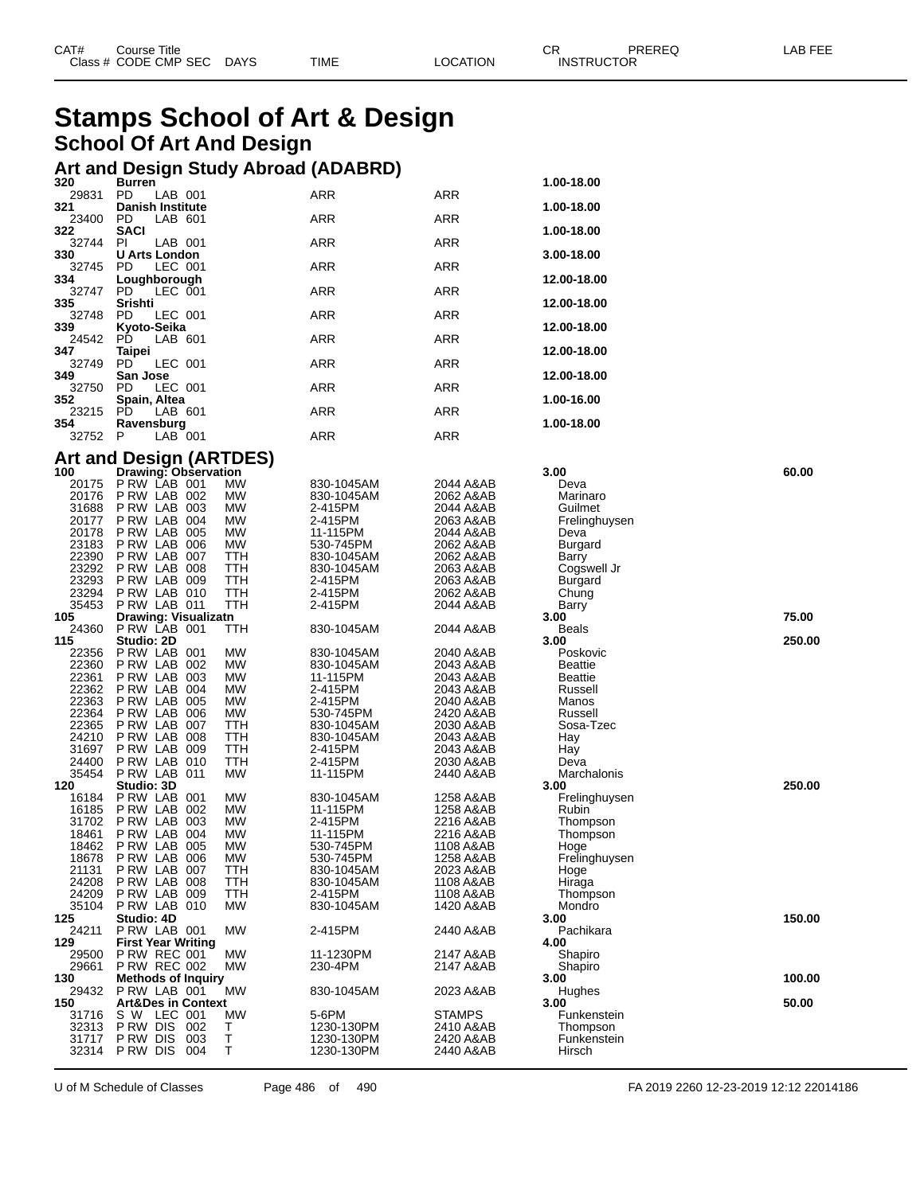# Stamps School of Art & Design

## School Of Art And Design

### Art and Design Study Abroad (ADABRD)

| CAT# Class # | Course Title CODE CMP SEC | DAYS | TIME | LOCATION | CR INSTRUCTOR | PREREQ | LAB FEE |
|---|---|---|---|---|---|---|---|
| **320** | **Burren** | | | | **1.00-18.00** | | |
| 29831 | PD LAB 001 | | ARR | ARR | | | |
| **321** | **Danish Institute** | | | | **1.00-18.00** | | |
| 23400 | PD LAB 601 | | ARR | ARR | | | |
| **322** | **SACI** | | | | **1.00-18.00** | | |
| 32744 | PI LAB 001 | | ARR | ARR | | | |
| **330** | **U Arts London** | | | | **3.00-18.00** | | |
| 32745 | PD LEC 001 | | ARR | ARR | | | |
| **334** | **Loughborough** | | | | **12.00-18.00** | | |
| 32747 | PD LEC 001 | | ARR | ARR | | | |
| **335** | **Srishti** | | | | **12.00-18.00** | | |
| 32748 | PD LEC 001 | | ARR | ARR | | | |
| **339** | **Kyoto-Seika** | | | | **12.00-18.00** | | |
| 24542 | PD LAB 601 | | ARR | ARR | | | |
| **347** | **Taipei** | | | | **12.00-18.00** | | |
| 32749 | PD LEC 001 | | ARR | ARR | | | |
| **349** | **San Jose** | | | | **12.00-18.00** | | |
| 32750 | PD LEC 001 | | ARR | ARR | | | |
| **352** | **Spain, Altea** | | | | **1.00-16.00** | | |
| 23215 | PD LAB 601 | | ARR | ARR | | | |
| **354** | **Ravensburg** | | | | **1.00-18.00** | | |
| 32752 | P LAB 001 | | ARR | ARR | | | |

### Art and Design (ARTDES)

| CAT# Class # | Course Title CODE CMP SEC | DAYS | TIME | LOCATION | CR INSTRUCTOR | PREREQ | LAB FEE |
|---|---|---|---|---|---|---|---|
| **100** | **Drawing: Observation** | | | | **3.00** | | **60.00** |
| 20175 | P RW LAB 001 | MW | 830-1045AM | 2044 A&AB | Deva | | |
| 20176 | P RW LAB 002 | MW | 830-1045AM | 2062 A&AB | Marinaro | | |
| 31688 | P RW LAB 003 | MW | 2-415PM | 2044 A&AB | Guilmet | | |
| 20177 | P RW LAB 004 | MW | 2-415PM | 2063 A&AB | Frelinghuysen | | |
| 20178 | P RW LAB 005 | MW | 11-115PM | 2044 A&AB | Deva | | |
| 23183 | P RW LAB 006 | MW | 530-745PM | 2062 A&AB | Burgard | | |
| 22390 | P RW LAB 007 | TTH | 830-1045AM | 2062 A&AB | Barry | | |
| 23292 | P RW LAB 008 | TTH | 830-1045AM | 2063 A&AB | Cogswell Jr | | |
| 23293 | P RW LAB 009 | TTH | 2-415PM | 2063 A&AB | Burgard | | |
| 23294 | P RW LAB 010 | TTH | 2-415PM | 2062 A&AB | Chung | | |
| 35453 | P RW LAB 011 | TTH | 2-415PM | 2044 A&AB | Barry | | |
| **105** | **Drawing: Visualizatn** | | | | **3.00** | | **75.00** |
| 24360 | P RW LAB 001 | TTH | 830-1045AM | 2044 A&AB | Beals | | |
| **115** | **Studio: 2D** | | | | **3.00** | | **250.00** |
| 22356 | P RW LAB 001 | MW | 830-1045AM | 2040 A&AB | Poskovic | | |
| 22360 | P RW LAB 002 | MW | 830-1045AM | 2043 A&AB | Beattie | | |
| 22361 | P RW LAB 003 | MW | 11-115PM | 2043 A&AB | Beattie | | |
| 22362 | P RW LAB 004 | MW | 2-415PM | 2043 A&AB | Russell | | |
| 22363 | P RW LAB 005 | MW | 2-415PM | 2040 A&AB | Manos | | |
| 22364 | P RW LAB 006 | MW | 530-745PM | 2420 A&AB | Russell | | |
| 22365 | P RW LAB 007 | TTH | 830-1045AM | 2030 A&AB | Sosa-Tzec | | |
| 24210 | P RW LAB 008 | TTH | 830-1045AM | 2043 A&AB | Hay | | |
| 31697 | P RW LAB 009 | TTH | 2-415PM | 2043 A&AB | Hay | | |
| 24400 | P RW LAB 010 | TTH | 2-415PM | 2030 A&AB | Deva | | |
| 35454 | P RW LAB 011 | MW | 11-115PM | 2440 A&AB | Marchalonis | | |
| **120** | **Studio: 3D** | | | | **3.00** | | **250.00** |
| 16184 | P RW LAB 001 | MW | 830-1045AM | 1258 A&AB | Frelinghuysen | | |
| 16185 | P RW LAB 002 | MW | 11-115PM | 1258 A&AB | Rubin | | |
| 31702 | P RW LAB 003 | MW | 2-415PM | 2216 A&AB | Thompson | | |
| 18461 | P RW LAB 004 | MW | 11-115PM | 2216 A&AB | Thompson | | |
| 18462 | P RW LAB 005 | MW | 530-745PM | 1108 A&AB | Hoge | | |
| 18678 | P RW LAB 006 | MW | 530-745PM | 1258 A&AB | Frelinghuysen | | |
| 21131 | P RW LAB 007 | TTH | 830-1045AM | 2023 A&AB | Hoge | | |
| 24208 | P RW LAB 008 | TTH | 830-1045AM | 1108 A&AB | Hiraga | | |
| 24209 | P RW LAB 009 | TTH | 2-415PM | 1108 A&AB | Thompson | | |
| 35104 | P RW LAB 010 | MW | 830-1045AM | 1420 A&AB | Mondro | | |
| **125** | **Studio: 4D** | | | | **3.00** | | **150.00** |
| 24211 | P RW LAB 001 | MW | 2-415PM | 2440 A&AB | Pachikara | | |
| **129** | **First Year Writing** | | | | **4.00** | | |
| 29500 | P RW REC 001 | MW | 11-1230PM | 2147 A&AB | Shapiro | | |
| 29661 | P RW REC 002 | MW | 230-4PM | 2147 A&AB | Shapiro | | |
| **130** | **Methods of Inquiry** | | | | **3.00** | | **100.00** |
| 29432 | P RW LAB 001 | MW | 830-1045AM | 2023 A&AB | Hughes | | |
| **150** | **Art&Des in Context** | | | | **3.00** | | **50.00** |
| 31716 | S W LEC 001 | MW | 5-6PM | STAMPS | Funkenstein | | |
| 32313 | P RW DIS 002 | T | 1230-130PM | 2410 A&AB | Thompson | | |
| 31717 | P RW DIS 003 | T | 1230-130PM | 2420 A&AB | Funkenstein | | |
| 32314 | P RW DIS 004 | T | 1230-130PM | 2440 A&AB | Hirsch | | |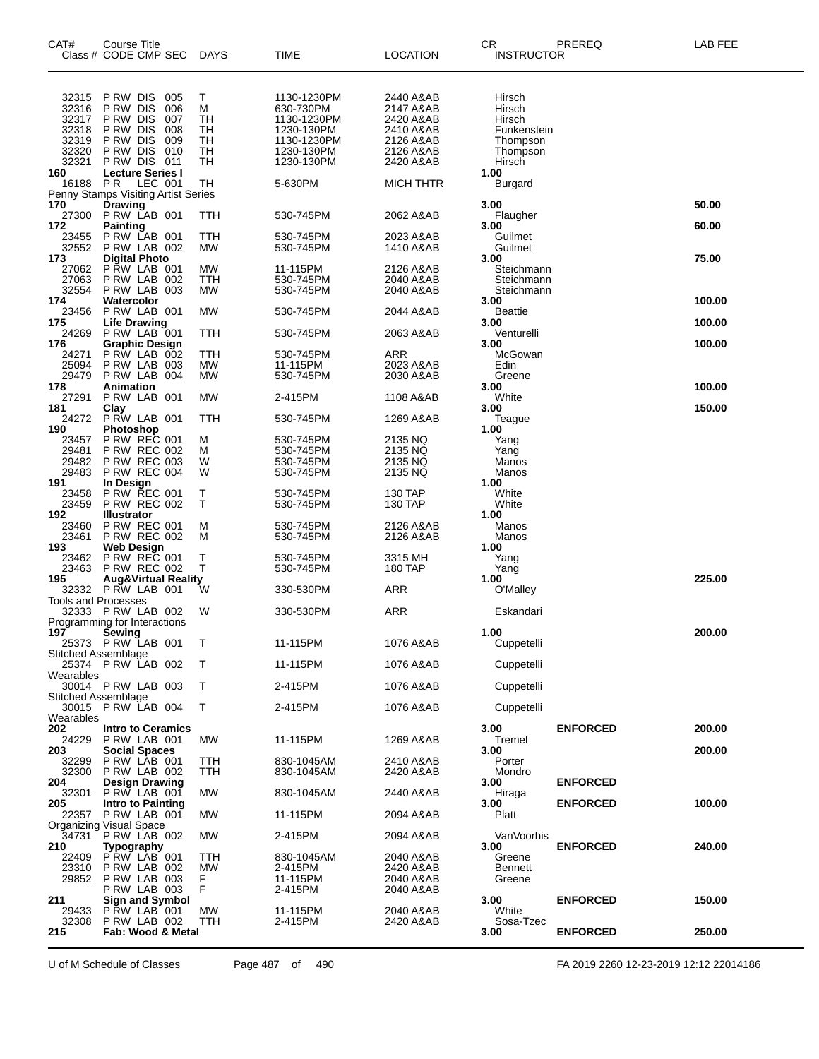| CAT# Class # | Course Title CODE CMP SEC | DAYS | TIME | LOCATION | CR INSTRUCTOR | PREREQ | LAB FEE |
|---|---|---|---|---|---|---|---|
| 32315 | P RW DIS 005 | T | 1130-1230PM | 2440 A&AB | Hirsch | | |
| 32316 | P RW DIS 006 | M | 630-730PM | 2147 A&AB | Hirsch | | |
| 32317 | P RW DIS 007 | TH | 1130-1230PM | 2420 A&AB | Hirsch | | |
| 32318 | P RW DIS 008 | TH | 1230-130PM | 2410 A&AB | Funkenstein | | |
| 32319 | P RW DIS 009 | TH | 1130-1230PM | 2126 A&AB | Thompson | | |
| 32320 | P RW DIS 010 | TH | 1230-130PM | 2126 A&AB | Thompson | | |
| 32321 | P RW DIS 011 | TH | 1230-130PM | 2420 A&AB | Hirsch | | |
| **160** | **Lecture Series I** | | | | **1.00** | | |
| 16188 | P R LEC 001 | TH | 5-630PM | MICH THTR | Burgard | | |
| Penny Stamps Visiting Artist Series | | | | | | | |
| **170** | **Drawing** | | | | **3.00** | | **50.00** |
| 27300 | P RW LAB 001 | TTH | 530-745PM | 2062 A&AB | Flaugher | | |
| **172** | **Painting** | | | | **3.00** | | **60.00** |
| 23455 | P RW LAB 001 | TTH | 530-745PM | 2023 A&AB | Guilmet | | |
| 32552 | P RW LAB 002 | MW | 530-745PM | 1410 A&AB | Guilmet | | |
| **173** | **Digital Photo** | | | | **3.00** | | **75.00** |
| 27062 | P RW LAB 001 | MW | 11-115PM | 2126 A&AB | Steichmann | | |
| 27063 | P RW LAB 002 | TTH | 530-745PM | 2040 A&AB | Steichmann | | |
| 32554 | P RW LAB 003 | MW | 530-745PM | 2040 A&AB | Steichmann | | |
| **174** | **Watercolor** | | | | **3.00** | | **100.00** |
| 23456 | P RW LAB 001 | MW | 530-745PM | 2044 A&AB | Beattie | | |
| **175** | **Life Drawing** | | | | **3.00** | | **100.00** |
| 24269 | P RW LAB 001 | TTH | 530-745PM | 2063 A&AB | Venturelli | | |
| **176** | **Graphic Design** | | | | **3.00** | | **100.00** |
| 24271 | P RW LAB 002 | TTH | 530-745PM | ARR | McGowan | | |
| 25094 | P RW LAB 003 | MW | 11-115PM | 2023 A&AB | Edin | | |
| 29479 | P RW LAB 004 | MW | 530-745PM | 2030 A&AB | Greene | | |
| **178** | **Animation** | | | | **3.00** | | **100.00** |
| 27291 | P RW LAB 001 | MW | 2-415PM | 1108 A&AB | White | | |
| **181** | **Clay** | | | | **3.00** | | **150.00** |
| 24272 | P RW LAB 001 | TTH | 530-745PM | 1269 A&AB | Teague | | |
| **190** | **Photoshop** | | | | **1.00** | | |
| 23457 | P RW REC 001 | M | 530-745PM | 2135 NQ | Yang | | |
| 29481 | P RW REC 002 | M | 530-745PM | 2135 NQ | Yang | | |
| 29482 | P RW REC 003 | W | 530-745PM | 2135 NQ | Manos | | |
| 29483 | P RW REC 004 | W | 530-745PM | 2135 NQ | Manos | | |
| **191** | **In Design** | | | | **1.00** | | |
| 23458 | P RW REC 001 | T | 530-745PM | 130 TAP | White | | |
| 23459 | P RW REC 002 | T | 530-745PM | 130 TAP | White | | |
| **192** | **Illustrator** | | | | **1.00** | | |
| 23460 | P RW REC 001 | M | 530-745PM | 2126 A&AB | Manos | | |
| 23461 | P RW REC 002 | M | 530-745PM | 2126 A&AB | Manos | | |
| **193** | **Web Design** | | | | **1.00** | | |
| 23462 | P RW REC 001 | T | 530-745PM | 3315 MH | Yang | | |
| 23463 | P RW REC 002 | T | 530-745PM | 180 TAP | Yang | | |
| **195** | **Aug&Virtual Reality** | | | | **1.00** | | **225.00** |
| 32332 | P RW LAB 001 | W | 330-530PM | ARR | O'Malley | | |
| Tools and Processes | | | | | | | |
| 32333 | P RW LAB 002 | W | 330-530PM | ARR | Eskandari | | |
| Programming for Interactions | | | | | | | |
| **197** | **Sewing** | | | | **1.00** | | **200.00** |
| 25373 | P RW LAB 001 | T | 11-115PM | 1076 A&AB | Cuppetelli | | |
| Stitched Assemblage | | | | | | | |
| 25374 | P RW LAB 002 | T | 11-115PM | 1076 A&AB | Cuppetelli | | |
| Wearables | | | | | | | |
| 30014 | P RW LAB 003 | T | 2-415PM | 1076 A&AB | Cuppetelli | | |
| Stitched Assemblage | | | | | | | |
| 30015 | P RW LAB 004 | T | 2-415PM | 1076 A&AB | Cuppetelli | | |
| Wearables | | | | | | | |
| **202** | **Intro to Ceramics** | | | | **3.00** | **ENFORCED** | **200.00** |
| 24229 | P RW LAB 001 | MW | 11-115PM | 1269 A&AB | Tremel | | |
| **203** | **Social Spaces** | | | | **3.00** | | **200.00** |
| 32299 | P RW LAB 001 | TTH | 830-1045AM | 2410 A&AB | Porter | | |
| 32300 | P RW LAB 002 | TTH | 830-1045AM | 2420 A&AB | Mondro | | |
| **204** | **Design Drawing** | | | | **3.00** | **ENFORCED** | |
| 32301 | P RW LAB 001 | MW | 830-1045AM | 2440 A&AB | Hiraga | | |
| **205** | **Intro to Painting** | | | | **3.00** | **ENFORCED** | **100.00** |
| 22357 | P RW LAB 001 | MW | 11-115PM | 2094 A&AB | Platt | | |
| Organizing Visual Space | | | | | | | |
| 34731 | P RW LAB 002 | MW | 2-415PM | 2094 A&AB | VanVoorhis | | |
| **210** | **Typography** | | | | **3.00** | **ENFORCED** | **240.00** |
| 22409 | P RW LAB 001 | TTH | 830-1045AM | 2040 A&AB | Greene | | |
| 23310 | P RW LAB 002 | MW | 2-415PM | 2420 A&AB | Bennett | | |
| 29852 | P RW LAB 003 | F | 11-115PM | 2040 A&AB | Greene | | |
| | P RW LAB 003 | F | 2-415PM | 2040 A&AB | | | |
| **211** | **Sign and Symbol** | | | | **3.00** | **ENFORCED** | **150.00** |
| 29433 | P RW LAB 001 | MW | 11-115PM | 2040 A&AB | White | | |
| 32308 | P RW LAB 002 | TTH | 2-415PM | 2420 A&AB | Sosa-Tzec | | |
| **215** | **Fab: Wood & Metal** | | | | **3.00** | **ENFORCED** | **250.00** |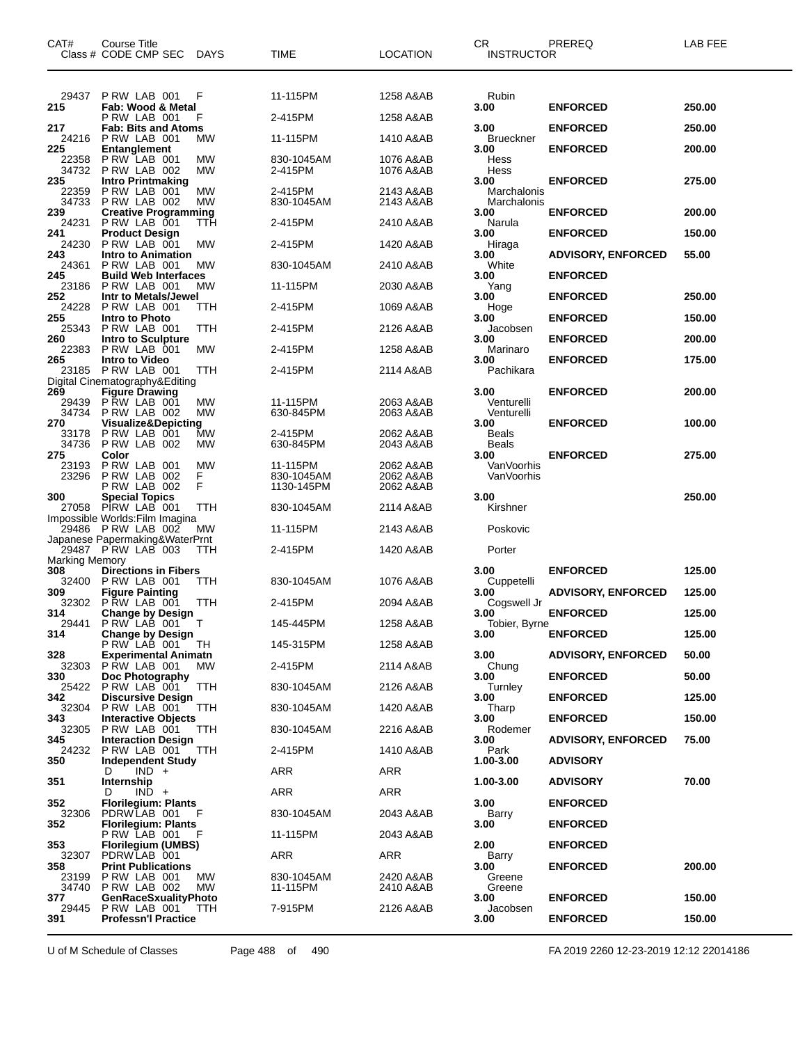| CAT# | Course Title<br>Class # CODE CMP SEC DAYS | TIME | LOCATION | CR<br>INSTRUCTOR | PREREQ | LAB FEE |
|---|---|---|---|---|---|---|
| 29437 | P RW LAB 001 F | 11-115PM | 1258 A&AB | Rubin | | |
| **215** | **Fab: Wood & Metal** | | | **3.00** | **ENFORCED** | **250.00** |
| | P RW LAB 001 F | 2-415PM | 1258 A&AB | | | |
| **217** | **Fab: Bits and Atoms** | | | **3.00** | **ENFORCED** | **250.00** |
| 24216 | P RW LAB 001 MW | 11-115PM | 1410 A&AB | Brueckner | | |
| **225** | **Entanglement** | | | **3.00** | **ENFORCED** | **200.00** |
| 22358 | P RW LAB 001 MW | 830-1045AM | 1076 A&AB | Hess | | |
| 34732 | P RW LAB 002 MW | 2-415PM | 1076 A&AB | Hess | | |
| **235** | **Intro Printmaking** | | | **3.00** | **ENFORCED** | **275.00** |
| 22359 | P RW LAB 001 MW | 2-415PM | 2143 A&AB | Marchalonis | | |
| 34733 | P RW LAB 002 MW | 830-1045AM | 2143 A&AB | Marchalonis | | |
| **239** | **Creative Programming** | | | **3.00** | **ENFORCED** | **200.00** |
| 24231 | P RW LAB 001 TTH | 2-415PM | 2410 A&AB | Narula | | |
| **241** | **Product Design** | | | **3.00** | **ENFORCED** | **150.00** |
| 24230 | P RW LAB 001 MW | 2-415PM | 1420 A&AB | Hiraga | | |
| **243** | **Intro to Animation** | | | **3.00** | **ADVISORY, ENFORCED** | **55.00** |
| 24361 | P RW LAB 001 MW | 830-1045AM | 2410 A&AB | White | | |
| **245** | **Build Web Interfaces** | | | **3.00** | **ENFORCED** | |
| 23186 | P RW LAB 001 MW | 11-115PM | 2030 A&AB | Yang | | |
| **252** | **Intr to Metals/Jewel** | | | **3.00** | **ENFORCED** | **250.00** |
| 24228 | P RW LAB 001 TTH | 2-415PM | 1069 A&AB | Hoge | | |
| **255** | **Intro to Photo** | | | **3.00** | **ENFORCED** | **150.00** |
| 25343 | P RW LAB 001 TTH | 2-415PM | 2126 A&AB | Jacobsen | | |
| **260** | **Intro to Sculpture** | | | **3.00** | **ENFORCED** | **200.00** |
| 22383 | P RW LAB 001 MW | 2-415PM | 1258 A&AB | Marinaro | | |
| **265** | **Intro to Video** | | | **3.00** | **ENFORCED** | **175.00** |
| 23185 | P RW LAB 001 TTH | 2-415PM | 2114 A&AB | Pachikara | | |
| | Digital Cinematography&Editing | | | | | |
| **269** | **Figure Drawing** | | | **3.00** | **ENFORCED** | **200.00** |
| 29439 | P RW LAB 001 MW | 11-115PM | 2063 A&AB | Venturelli | | |
| 34734 | P RW LAB 002 MW | 630-845PM | 2063 A&AB | Venturelli | | |
| **270** | **Visualize&Depicting** | | | **3.00** | **ENFORCED** | **100.00** |
| 33178 | P RW LAB 001 MW | 2-415PM | 2062 A&AB | Beals | | |
| 34736 | P RW LAB 002 MW | 630-845PM | 2043 A&AB | Beals | | |
| **275** | **Color** | | | **3.00** | **ENFORCED** | **275.00** |
| 23193 | P RW LAB 001 MW | 11-115PM | 2062 A&AB | VanVoorhis | | |
| 23296 | P RW LAB 002 F | 830-1045AM | 2062 A&AB | VanVoorhis | | |
| | P RW LAB 002 F | 1130-145PM | 2062 A&AB | | | |
| **300** | **Special Topics** | | | **3.00** | | **250.00** |
| 27058 | PIRW LAB 001 TTH | 830-1045AM | 2114 A&AB | Kirshner | | |
| | Impossible Worlds:Film Imagina | | | | | |
| 29486 | P RW LAB 002 MW | 11-115PM | 2143 A&AB | Poskovic | | |
| | Japanese Papermaking&WaterPrnt | | | | | |
| 29487 | P RW LAB 003 TTH | 2-415PM | 1420 A&AB | Porter | | |
| | Marking Memory | | | | | |
| **308** | **Directions in Fibers** | | | **3.00** | **ENFORCED** | **125.00** |
| 32400 | P RW LAB 001 TTH | 830-1045AM | 1076 A&AB | Cuppetelli | | |
| **309** | **Figure Painting** | | | **3.00** | **ADVISORY, ENFORCED** | **125.00** |
| 32302 | P RW LAB 001 TTH | 2-415PM | 2094 A&AB | Cogswell Jr | | |
| **314** | **Change by Design** | | | **3.00** | **ENFORCED** | **125.00** |
| 29441 | P RW LAB 001 T | 145-445PM | 1258 A&AB | Tobier, Byrne | | |
| **314** | **Change by Design** | | | **3.00** | **ENFORCED** | **125.00** |
| | P RW LAB 001 TH | 145-315PM | 1258 A&AB | | | |
| **328** | **Experimental Animatn** | | | **3.00** | **ADVISORY, ENFORCED** | **50.00** |
| 32303 | P RW LAB 001 MW | 2-415PM | 2114 A&AB | Chung | | |
| **330** | **Doc Photography** | | | **3.00** | **ENFORCED** | **50.00** |
| 25422 | P RW LAB 001 TTH | 830-1045AM | 2126 A&AB | Turnley | | |
| **342** | **Discursive Design** | | | **3.00** | **ENFORCED** | **125.00** |
| 32304 | P RW LAB 001 TTH | 830-1045AM | 1420 A&AB | Tharp | | |
| **343** | **Interactive Objects** | | | **3.00** | **ENFORCED** | **150.00** |
| 32305 | P RW LAB 001 TTH | 830-1045AM | 2216 A&AB | Rodemer | | |
| **345** | **Interaction Design** | | | **3.00** | **ADVISORY, ENFORCED** | **75.00** |
| 24232 | P RW LAB 001 TTH | 2-415PM | 1410 A&AB | Park | | |
| **350** | **Independent Study** | | | **1.00-3.00** | **ADVISORY** | |
| | D IND + | ARR | ARR | | | |
| **351** | **Internship** | | | **1.00-3.00** | **ADVISORY** | **70.00** |
| | D IND + | ARR | ARR | | | |
| **352** | **Florilegium: Plants** | | | **3.00** | **ENFORCED** | |
| 32306 | PDRW LAB 001 F | 830-1045AM | 2043 A&AB | Barry | | |
| **352** | **Florilegium: Plants** | | | **3.00** | **ENFORCED** | |
| | P RW LAB 001 F | 11-115PM | 2043 A&AB | | | |
| **353** | **Florilegium (UMBS)** | | | **2.00** | **ENFORCED** | |
| 32307 | PDRW LAB 001 | ARR | ARR | Barry | | |
| **358** | **Print Publications** | | | **3.00** | **ENFORCED** | **200.00** |
| 23199 | P RW LAB 001 MW | 830-1045AM | 2420 A&AB | Greene | | |
| 34740 | P RW LAB 002 MW | 11-115PM | 2410 A&AB | Greene | | |
| **377** | **GenRaceSxualityPhoto** | | | **3.00** | **ENFORCED** | **150.00** |
| 29445 | P RW LAB 001 TTH | 7-915PM | 2126 A&AB | Jacobsen | | |
| **391** | **Professn'l Practice** | | | **3.00** | **ENFORCED** | **150.00** |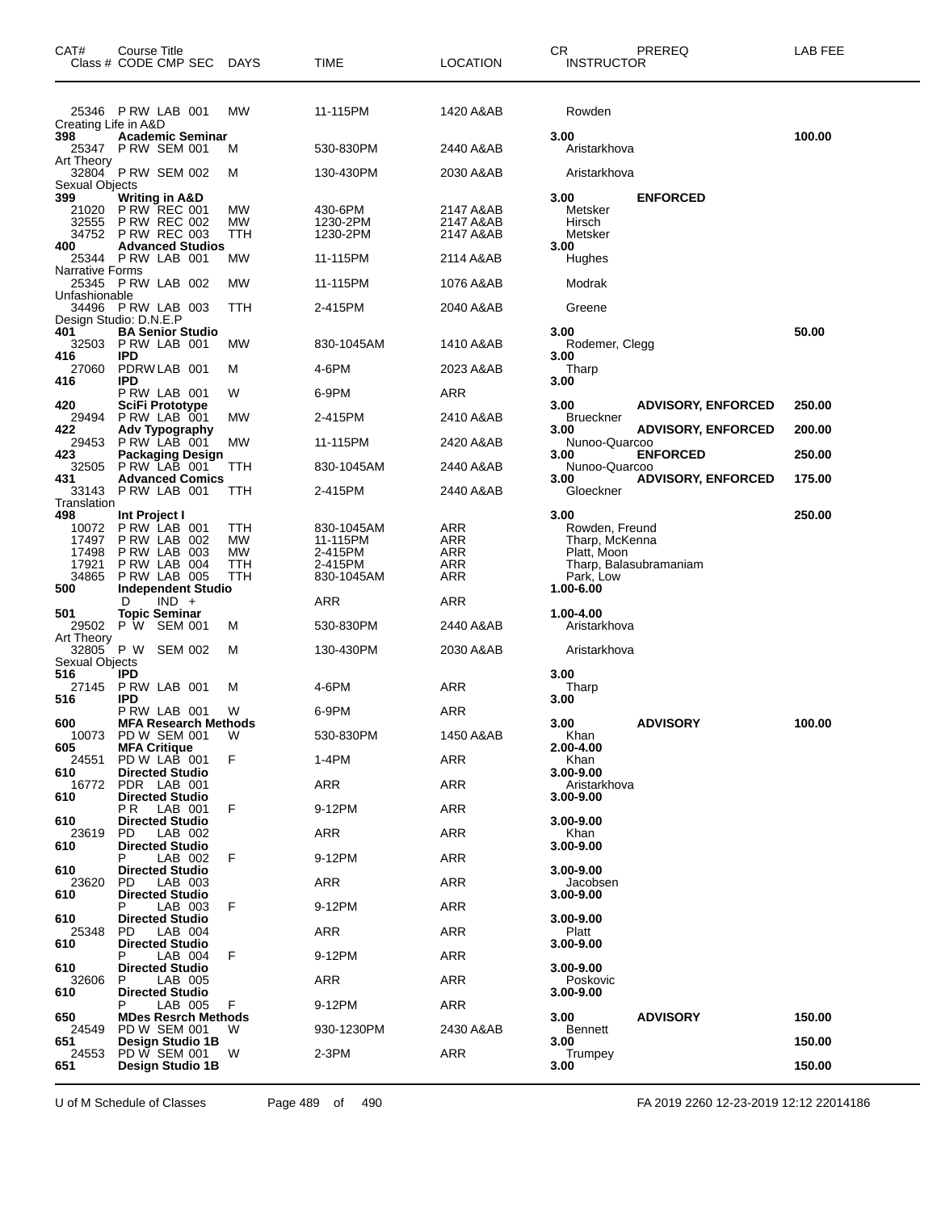| CAT# | Course Title<br>Class # CODE CMP SEC | DAYS | TIME | LOCATION | CR<br>INSTRUCTOR | PREREQ | LAB FEE |
|---|---|---|---|---|---|---|---|
| | 25346 P RW LAB 001 | MW | 11-115PM | 1420 A&AB | Rowden | | |
| | Creating Life in A&D | | | | | | |
| **398** | **Academic Seminar** | | | | **3.00** | | **100.00** |
| | 25347 P RW SEM 001 | M | 530-830PM | 2440 A&AB | Aristarkhova | | |
| | Art Theory | | | | | | |
| | 32804 P RW SEM 002 | M | 130-430PM | 2030 A&AB | Aristarkhova | | |
| | Sexual Objects | | | | | | |
| **399** | **Writing in A&D** | | | | **3.00** | **ENFORCED** | |
| | 21020 P RW REC 001 | MW | 430-6PM | 2147 A&AB | Metsker | | |
| | 32555 P RW REC 002 | MW | 1230-2PM | 2147 A&AB | Hirsch | | |
| | 34752 P RW REC 003 | TTH | 1230-2PM | 2147 A&AB | Metsker | | |
| **400** | **Advanced Studios** | | | | **3.00** | | |
| | 25344 P RW LAB 001 | MW | 11-115PM | 2114 A&AB | Hughes | | |
| | Narrative Forms | | | | | | |
| | 25345 P RW LAB 002 | MW | 11-115PM | 1076 A&AB | Modrak | | |
| | Unfashionable | | | | | | |
| | 34496 P RW LAB 003 | TTH | 2-415PM | 2040 A&AB | Greene | | |
| | Design Studio: D.N.E.P | | | | | | |
| **401** | **BA Senior Studio** | | | | **3.00** | | **50.00** |
| | 32503 P RW LAB 001 | MW | 830-1045AM | 1410 A&AB | Rodemer, Clegg | | |
| **416** | **IPD** | | | | **3.00** | | |
| | 27060 PDRW LAB 001 | M | 4-6PM | 2023 A&AB | Tharp | | |
| **416** | **IPD** | | | | **3.00** | | |
| | P RW LAB 001 | W | 6-9PM | ARR | | | |
| **420** | **SciFi Prototype** | | | | **3.00** | **ADVISORY, ENFORCED** | **250.00** |
| | 29494 P RW LAB 001 | MW | 2-415PM | 2410 A&AB | Brueckner | | |
| **422** | **Adv Typography** | | | | **3.00** | **ADVISORY, ENFORCED** | **200.00** |
| | 29453 P RW LAB 001 | MW | 11-115PM | 2420 A&AB | Nunoo-Quarcoo | | |
| **423** | **Packaging Design** | | | | **3.00** | **ENFORCED** | **250.00** |
| | 32505 P RW LAB 001 | TTH | 830-1045AM | 2440 A&AB | Nunoo-Quarcoo | | |
| **431** | **Advanced Comics** | | | | **3.00** | **ADVISORY, ENFORCED** | **175.00** |
| | 33143 P RW LAB 001 | TTH | 2-415PM | 2440 A&AB | Gloeckner | | |
| | Translation | | | | | | |
| **498** | **Int Project I** | | | | **3.00** | | **250.00** |
| | 10072 P RW LAB 001 | TTH | 830-1045AM | ARR | Rowden, Freund | | |
| | 17497 P RW LAB 002 | MW | 11-115PM | ARR | Tharp, McKenna | | |
| | 17498 P RW LAB 003 | MW | 2-415PM | ARR | Platt, Moon | | |
| | 17921 P RW LAB 004 | TTH | 2-415PM | ARR | Tharp, Balasubramaniam | | |
| | 34865 P RW LAB 005 | TTH | 830-1045AM | ARR | Park, Low | | |
| **500** | **Independent Studio** | | | | **1.00-6.00** | | |
| | D IND + | | ARR | ARR | | | |
| **501** | **Topic Seminar** | | | | **1.00-4.00** | | |
| | 29502 P W SEM 001 | M | 530-830PM | 2440 A&AB | Aristarkhova | | |
| | Art Theory | | | | | | |
| | 32805 P W SEM 002 | M | 130-430PM | 2030 A&AB | Aristarkhova | | |
| | Sexual Objects | | | | | | |
| **516** | **IPD** | | | | **3.00** | | |
| | 27145 P RW LAB 001 | M | 4-6PM | ARR | Tharp | | |
| **516** | **IPD** | | | | **3.00** | | |
| | P RW LAB 001 | W | 6-9PM | ARR | | | |
| **600** | **MFA Research Methods** | | | | **3.00** | **ADVISORY** | **100.00** |
| | 10073 PD W SEM 001 | W | 530-830PM | 1450 A&AB | Khan | | |
| **605** | **MFA Critique** | | | | **2.00-4.00** | | |
| | 24551 PD W LAB 001 | F | 1-4PM | ARR | Khan | | |
| **610** | **Directed Studio** | | | | **3.00-9.00** | | |
| | 16772 PDR LAB 001 | | ARR | ARR | Aristarkhova | | |
| **610** | **Directed Studio** | | | | **3.00-9.00** | | |
| | P R LAB 001 | F | 9-12PM | ARR | | | |
| **610** | **Directed Studio** | | | | **3.00-9.00** | | |
| | 23619 PD LAB 002 | | ARR | ARR | Khan | | |
| **610** | **Directed Studio** | | | | **3.00-9.00** | | |
| | P LAB 002 | F | 9-12PM | ARR | | | |
| **610** | **Directed Studio** | | | | **3.00-9.00** | | |
| | 23620 PD LAB 003 | | ARR | ARR | Jacobsen | | |
| **610** | **Directed Studio** | | | | **3.00-9.00** | | |
| | P LAB 003 | F | 9-12PM | ARR | | | |
| **610** | **Directed Studio** | | | | **3.00-9.00** | | |
| | 25348 PD LAB 004 | | ARR | ARR | Platt | | |
| **610** | **Directed Studio** | | | | **3.00-9.00** | | |
| | P LAB 004 | F | 9-12PM | ARR | | | |
| **610** | **Directed Studio** | | | | **3.00-9.00** | | |
| | 32606 P LAB 005 | | ARR | ARR | Poskovic | | |
| **610** | **Directed Studio** | | | | **3.00-9.00** | | |
| | P LAB 005 | F | 9-12PM | ARR | | | |
| **650** | **MDes Resrch Methods** | | | | **3.00** | **ADVISORY** | **150.00** |
| | 24549 PD W SEM 001 | W | 930-1230PM | 2430 A&AB | Bennett | | |
| **651** | **Design Studio 1B** | | | | **3.00** | | **150.00** |
| | 24553 PD W SEM 001 | W | 2-3PM | ARR | Trumpey | | |
| **651** | **Design Studio 1B** | | | | **3.00** | | **150.00** |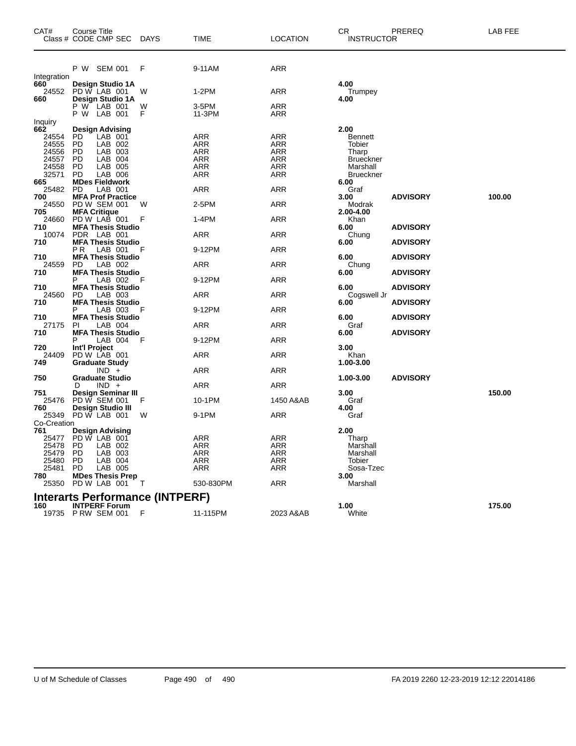| CAT# Class # | Course Title CODE CMP SEC | DAYS | TIME | LOCATION | CR INSTRUCTOR | PREREQ | LAB FEE |
|---|---|---|---|---|---|---|---|
| | P W SEM 001 | F | 9-11AM | ARR | | | |
| Integration | | | | | | | |
| **660** | **Design Studio 1A** | | | | **4.00** | | |
| 24552 | PD W LAB 001 | W | 1-2PM | ARR | Trumpey | | |
| **660** | **Design Studio 1A** | | | | **4.00** | | |
| | P W LAB 001 | W | 3-5PM | ARR | | | |
| | P W LAB 001 | F | 11-3PM | ARR | | | |
| Inquiry | | | | | | | |
| **662** | **Design Advising** | | | | **2.00** | | |
| 24554 | PD LAB 001 | | ARR | ARR | Bennett | | |
| 24555 | PD LAB 002 | | ARR | ARR | Tobier | | |
| 24556 | PD LAB 003 | | ARR | ARR | Tharp | | |
| 24557 | PD LAB 004 | | ARR | ARR | Brueckner | | |
| 24558 | PD LAB 005 | | ARR | ARR | Marshall | | |
| 32571 | PD LAB 006 | | ARR | ARR | Brueckner | | |
| **665** | **MDes Fieldwork** | | | | **6.00** | | |
| 25482 | PD LAB 001 | | ARR | ARR | Graf | | |
| **700** | **MFA Prof Practice** | | | | **3.00** | **ADVISORY** | **100.00** |
| 24550 | PD W SEM 001 | W | 2-5PM | ARR | Modrak | | |
| **705** | **MFA Critique** | | | | **2.00-4.00** | | |
| 24660 | PD W LAB 001 | F | 1-4PM | ARR | Khan | | |
| **710** | **MFA Thesis Studio** | | | | **6.00** | **ADVISORY** | |
| 10074 | PDR LAB 001 | | ARR | ARR | Chung | | |
| **710** | **MFA Thesis Studio** | | | | **6.00** | **ADVISORY** | |
| | P R LAB 001 | F | 9-12PM | ARR | | | |
| **710** | **MFA Thesis Studio** | | | | **6.00** | **ADVISORY** | |
| 24559 | PD LAB 002 | | ARR | ARR | Chung | | |
| **710** | **MFA Thesis Studio** | | | | **6.00** | **ADVISORY** | |
| | P LAB 002 | F | 9-12PM | ARR | | | |
| **710** | **MFA Thesis Studio** | | | | **6.00** | **ADVISORY** | |
| 24560 | PD LAB 003 | | ARR | ARR | Cogswell Jr | | |
| **710** | **MFA Thesis Studio** | | | | **6.00** | **ADVISORY** | |
| | P LAB 003 | F | 9-12PM | ARR | | | |
| **710** | **MFA Thesis Studio** | | | | **6.00** | **ADVISORY** | |
| 27175 | PI LAB 004 | | ARR | ARR | Graf | | |
| **710** | **MFA Thesis Studio** | | | | **6.00** | **ADVISORY** | |
| | P LAB 004 | F | 9-12PM | ARR | | | |
| **720** | **Int'l Project** | | | | **3.00** | | |
| 24409 | PD W LAB 001 | | ARR | ARR | Khan | | |
| **749** | **Graduate Study** | | | | **1.00-3.00** | | |
| | IND + | | ARR | ARR | | | |
| **750** | **Graduate Studio** | | | | **1.00-3.00** | **ADVISORY** | |
| | D IND + | | ARR | ARR | | | |
| **751** | **Design Seminar III** | | | | **3.00** | | **150.00** |
| 25476 | PD W SEM 001 | F | 10-1PM | 1450 A&AB | Graf | | |
| **760** | **Design Studio III** | | | | **4.00** | | |
| 25349 | PD W LAB 001 | W | 9-1PM | ARR | Graf | | |
| Co-Creation | | | | | | | |
| **761** | **Design Advising** | | | | **2.00** | | |
| 25477 | PD W LAB 001 | | ARR | ARR | Tharp | | |
| 25478 | PD LAB 002 | | ARR | ARR | Marshall | | |
| 25479 | PD LAB 003 | | ARR | ARR | Marshall | | |
| 25480 | PD LAB 004 | | ARR | ARR | Tobier | | |
| 25481 | PD LAB 005 | | ARR | ARR | Sosa-Tzec | | |
| **780** | **MDes Thesis Prep** | | | | **3.00** | | |
| 25350 | PD W LAB 001 | T | 530-830PM | ARR | Marshall | | |

## Interarts Performance (INTPERF)

| CAT# Class # | Course Title CODE CMP SEC | DAYS | TIME | LOCATION | CR INSTRUCTOR | PREREQ | LAB FEE |
|---|---|---|---|---|---|---|---|
| **160** | **INTPERF Forum** | | | | **1.00** | | **175.00** |
| 19735 | P RW SEM 001 | F | 11-115PM | 2023 A&AB | White | | |